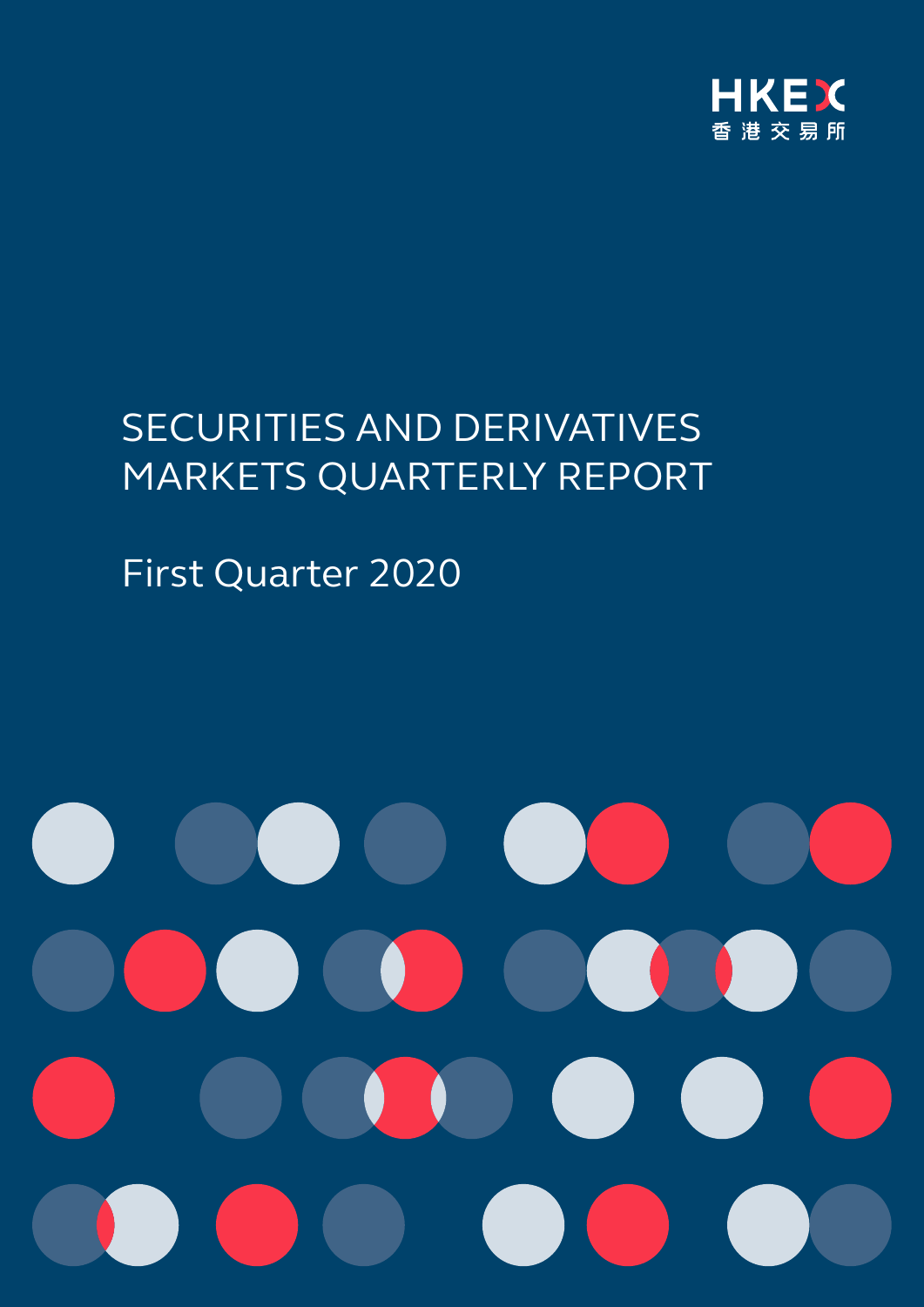HKEX

香港交易所

# SECURITIES AND DERIVATIVES MARKETS QUARTERLY REPORT

## First Quarter 2020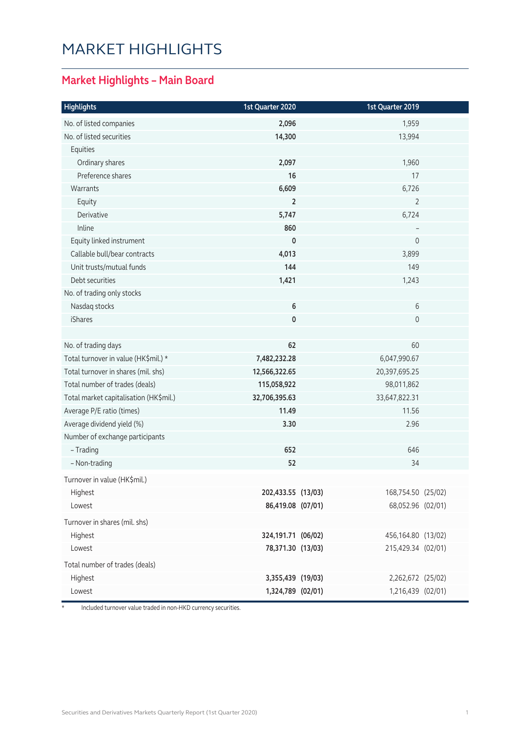# MARKET HIGHLIGHTS

## Market Highlights – Main Board

| Highlights | 1st Quarter 2020 | | 1st Quarter 2019 | |
|---|---|---|---|---|
| No. of listed companies | **2,096** | | 1,959 | |
| No. of listed securities | **14,300** | | 13,994 | |
| Equities | | | | |
| Ordinary shares | **2,097** | | 1,960 | |
| Preference shares | **16** | | 17 | |
| Warrants | **6,609** | | 6,726 | |
| Equity | **2** | | 2 | |
| Derivative | **5,747** | | 6,724 | |
| Inline | **860** | | – | |
| Equity linked instrument | **0** | | 0 | |
| Callable bull/bear contracts | **4,013** | | 3,899 | |
| Unit trusts/mutual funds | **144** | | 149 | |
| Debt securities | **1,421** | | 1,243 | |
| No. of trading only stocks | | | | |
| Nasdaq stocks | **6** | | 6 | |
| iShares | **0** | | 0 | |
| | | | | |
| No. of trading days | **62** | | 60 | |
| Total turnover in value (HK$mil.) * | **7,482,232.28** | | 6,047,990.67 | |
| Total turnover in shares (mil. shs) | **12,566,322.65** | | 20,397,695.25 | |
| Total number of trades (deals) | **115,058,922** | | 98,011,862 | |
| Total market capitalisation (HK$mil.) | **32,706,395.63** | | 33,647,822.31 | |
| Average P/E ratio (times) | **11.49** | | 11.56 | |
| Average dividend yield (%) | **3.30** | | 2.96 | |
| Number of exchange participants | | | | |
| – Trading | **652** | | 646 | |
| – Non-trading | **52** | | 34 | |
| Turnover in value (HK$mil.) | | | | |
| Highest | **202,433.55** | **(13/03)** | 168,754.50 | (25/02) |
| Lowest | **86,419.08** | **(07/01)** | 68,052.96 | (02/01) |
| Turnover in shares (mil. shs) | | | | |
| Highest | **324,191.71** | **(06/02)** | 456,164.80 | (13/02) |
| Lowest | **78,371.30** | **(13/03)** | 215,429.34 | (02/01) |
| Total number of trades (deals) | | | | |
| Highest | **3,355,439** | **(19/03)** | 2,262,672 | (25/02) |
| Lowest | **1,324,789** | **(02/01)** | 1,216,439 | (02/01) |

\* Included turnover value traded in non-HKD currency securities.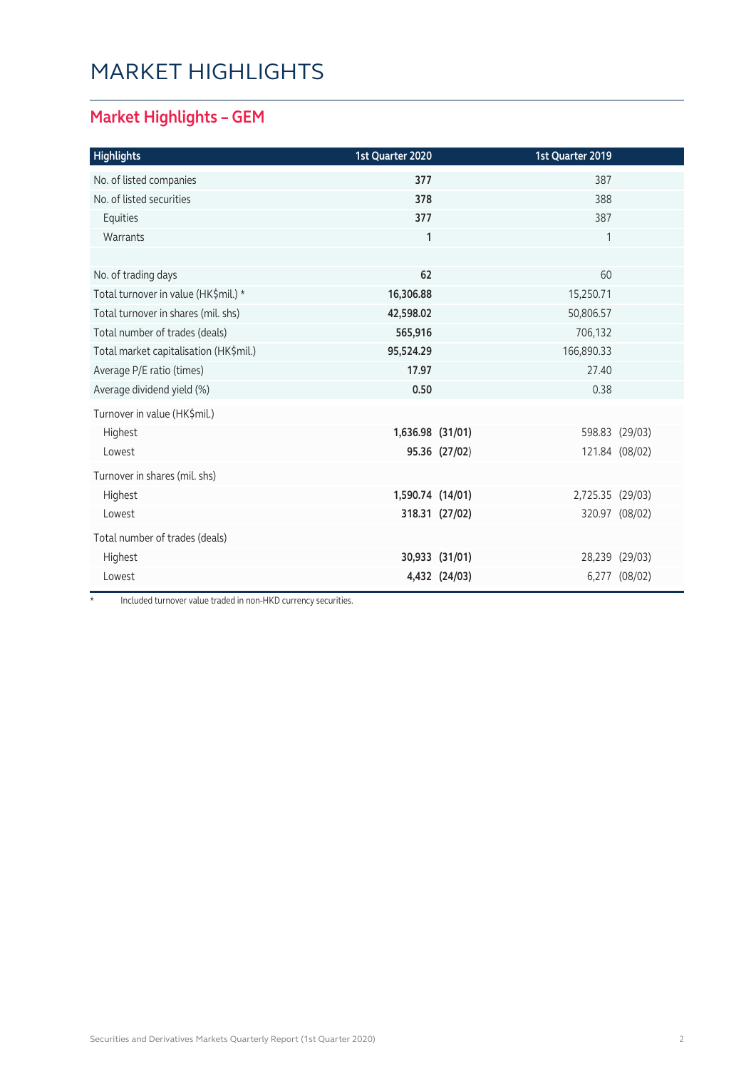# MARKET HIGHLIGHTS

## Market Highlights – GEM

| Highlights | 1st Quarter 2020 | | 1st Quarter 2019 | |
|---|---|---|---|---|
| No. of listed companies | **377** | | 387 | |
| No. of listed securities | **378** | | 388 | |
| Equities | **377** | | 387 | |
| Warrants | **1** | | 1 | |
| | | | | |
| No. of trading days | **62** | | 60 | |
| Total turnover in value (HK$mil.) * | **16,306.88** | | 15,250.71 | |
| Total turnover in shares (mil. shs) | **42,598.02** | | 50,806.57 | |
| Total number of trades (deals) | **565,916** | | 706,132 | |
| Total market capitalisation (HK$mil.) | **95,524.29** | | 166,890.33 | |
| Average P/E ratio (times) | **17.97** | | 27.40 | |
| Average dividend yield (%) | **0.50** | | 0.38 | |
| Turnover in value (HK$mil.) | | | | |
| Highest | **1,636.98** | **(31/01)** | 598.83 | (29/03) |
| Lowest | **95.36** | **(27/02)** | 121.84 | (08/02) |
| Turnover in shares (mil. shs) | | | | |
| Highest | **1,590.74** | **(14/01)** | 2,725.35 | (29/03) |
| Lowest | **318.31** | **(27/02)** | 320.97 | (08/02) |
| Total number of trades (deals) | | | | |
| Highest | **30,933** | **(31/01)** | 28,239 | (29/03) |
| Lowest | **4,432** | **(24/03)** | 6,277 | (08/02) |

\* Included turnover value traded in non-HKD currency securities.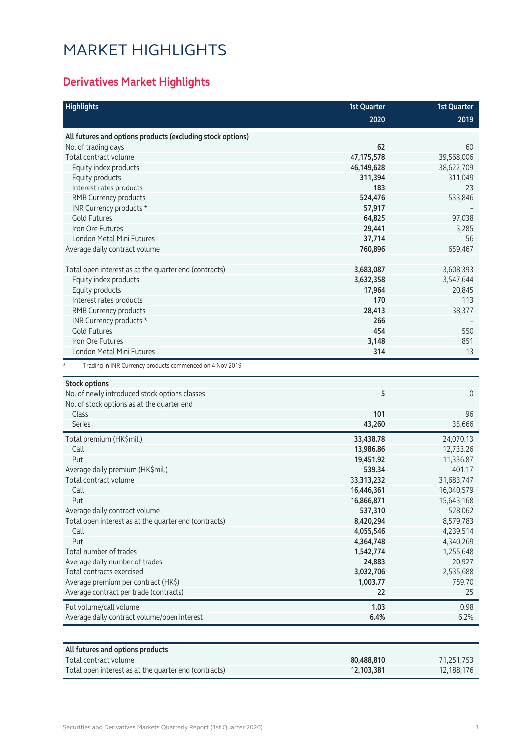# MARKET HIGHLIGHTS

## Derivatives Market Highlights

| Highlights | 1st Quarter 2020 | 1st Quarter 2019 |
|---|---|---|
| **All futures and options products (excluding stock options)** | | |
| No. of trading days | **62** | 60 |
| Total contract volume | **47,175,578** | 39,568,006 |
| Equity index products | **46,149,628** | 38,622,709 |
| Equity products | **311,394** | 311,049 |
| Interest rates products | **183** | 23 |
| RMB Currency products | **524,476** | 533,846 |
| INR Currency products * | **57,917** | – |
| Gold Futures | **64,825** | 97,038 |
| Iron Ore Futures | **29,441** | 3,285 |
| London Metal Mini Futures | **37,714** | 56 |
| Average daily contract volume | **760,896** | 659,467 |
| | | |
| Total open interest as at the quarter end (contracts) | **3,683,087** | 3,608,393 |
| Equity index products | **3,632,358** | 3,547,644 |
| Equity products | **17,964** | 20,845 |
| Interest rates products | **170** | 113 |
| RMB Currency products | **28,413** | 38,377 |
| INR Currency products * | **266** | – |
| Gold Futures | **454** | 550 |
| Iron Ore Futures | **3,148** | 851 |
| London Metal Mini Futures | **314** | 13 |

\* Trading in INR Currency products commenced on 4 Nov 2019

| Stock options | 1st Quarter 2020 | 1st Quarter 2019 |
|---|---|---|
| No. of newly introduced stock options classes | **5** | 0 |
| No. of stock options as at the quarter end | | |
| Class | **101** | 96 |
| Series | **43,260** | 35,666 |
| Total premium (HK$mil.) | **33,438.78** | 24,070.13 |
| Call | **13,986.86** | 12,733.26 |
| Put | **19,451.92** | 11,336.87 |
| Average daily premium (HK$mil.) | **539.34** | 401.17 |
| Total contract volume | **33,313,232** | 31,683,747 |
| Call | **16,446,361** | 16,040,579 |
| Put | **16,866,871** | 15,643,168 |
| Average daily contract volume | **537,310** | 528,062 |
| Total open interest as at the quarter end (contracts) | **8,420,294** | 8,579,783 |
| Call | **4,055,546** | 4,239,514 |
| Put | **4,364,748** | 4,340,269 |
| Total number of trades | **1,542,774** | 1,255,648 |
| Average daily number of trades | **24,883** | 20,927 |
| Total contracts exercised | **3,032,706** | 2,535,688 |
| Average premium per contract (HK$) | **1,003.77** | 759.70 |
| Average contract per trade (contracts) | **22** | 25 |
| Put volume/call volume | **1.03** | 0.98 |
| Average daily contract volume/open interest | **6.4%** | 6.2% |

| All futures and options products | 1st Quarter 2020 | 1st Quarter 2019 |
|---|---|---|
| Total contract volume | **80,488,810** | 71,251,753 |
| Total open interest as at the quarter end (contracts) | **12,103,381** | 12,188,176 |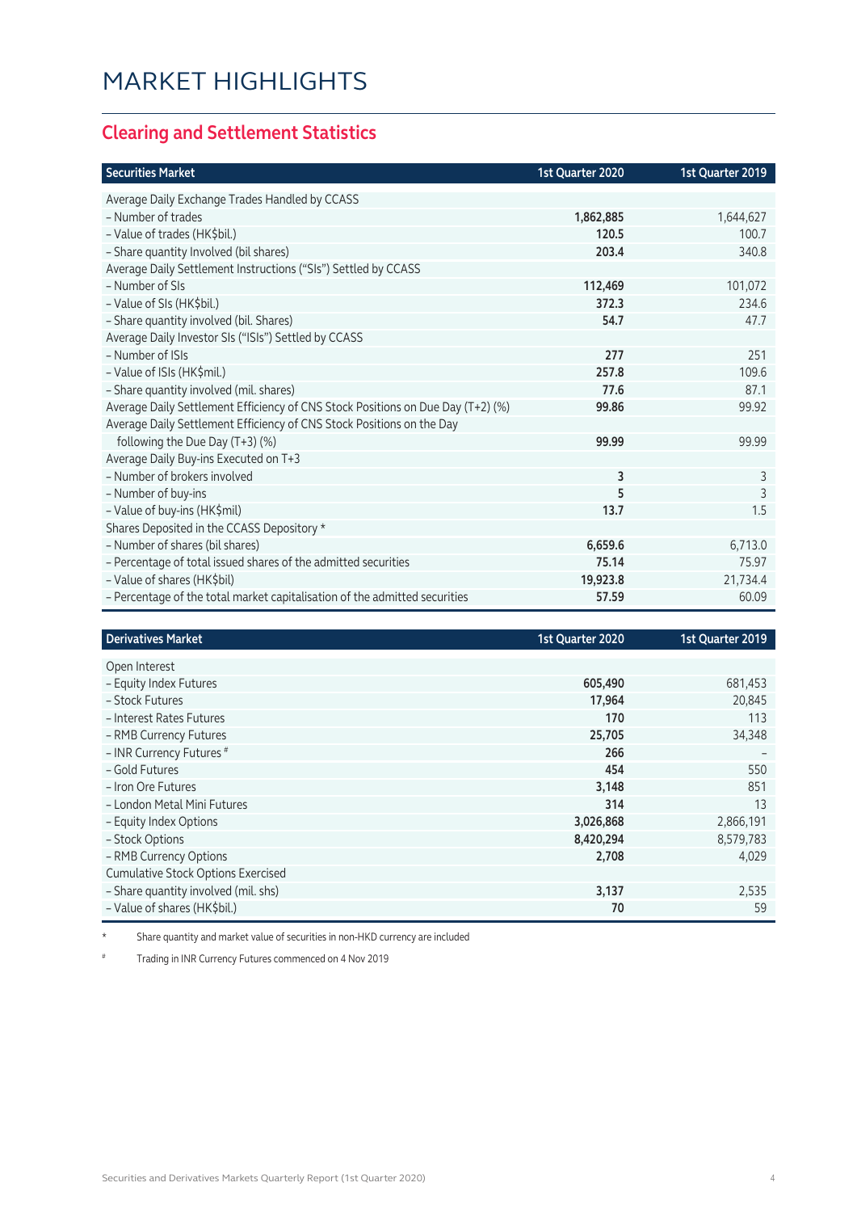# MARKET HIGHLIGHTS

## Clearing and Settlement Statistics

| Securities Market | 1st Quarter 2020 | 1st Quarter 2019 |
|---|---|---|
| Average Daily Exchange Trades Handled by CCASS | | |
| – Number of trades | **1,862,885** | 1,644,627 |
| – Value of trades (HK$bil.) | **120.5** | 100.7 |
| – Share quantity Involved (bil shares) | **203.4** | 340.8 |
| Average Daily Settlement Instructions ("SIs") Settled by CCASS | | |
| – Number of SIs | **112,469** | 101,072 |
| – Value of SIs (HK$bil.) | **372.3** | 234.6 |
| – Share quantity involved (bil. Shares) | **54.7** | 47.7 |
| Average Daily Investor SIs ("ISIs") Settled by CCASS | | |
| – Number of ISIs | **277** | 251 |
| – Value of ISIs (HK$mil.) | **257.8** | 109.6 |
| – Share quantity involved (mil. shares) | **77.6** | 87.1 |
| Average Daily Settlement Efficiency of CNS Stock Positions on Due Day (T+2) (%) | **99.86** | 99.92 |
| Average Daily Settlement Efficiency of CNS Stock Positions on the Day following the Due Day (T+3) (%) | **99.99** | 99.99 |
| Average Daily Buy-ins Executed on T+3 | | |
| – Number of brokers involved | **3** | 3 |
| – Number of buy-ins | **5** | 3 |
| – Value of buy-ins (HK$mil) | **13.7** | 1.5 |
| Shares Deposited in the CCASS Depository * | | |
| – Number of shares (bil shares) | **6,659.6** | 6,713.0 |
| – Percentage of total issued shares of the admitted securities | **75.14** | 75.97 |
| – Value of shares (HK$bil) | **19,923.8** | 21,734.4 |
| – Percentage of the total market capitalisation of the admitted securities | **57.59** | 60.09 |

| Derivatives Market | 1st Quarter 2020 | 1st Quarter 2019 |
|---|---|---|
| Open Interest | | |
| – Equity Index Futures | **605,490** | 681,453 |
| – Stock Futures | **17,964** | 20,845 |
| – Interest Rates Futures | **170** | 113 |
| – RMB Currency Futures | **25,705** | 34,348 |
| – INR Currency Futures # | **266** | – |
| – Gold Futures | **454** | 550 |
| – Iron Ore Futures | **3,148** | 851 |
| – London Metal Mini Futures | **314** | 13 |
| – Equity Index Options | **3,026,868** | 2,866,191 |
| – Stock Options | **8,420,294** | 8,579,783 |
| – RMB Currency Options | **2,708** | 4,029 |
| Cumulative Stock Options Exercised | | |
| – Share quantity involved (mil. shs) | **3,137** | 2,535 |
| – Value of shares (HK$bil.) | **70** | 59 |

\* Share quantity and market value of securities in non-HKD currency are included

# Trading in INR Currency Futures commenced on 4 Nov 2019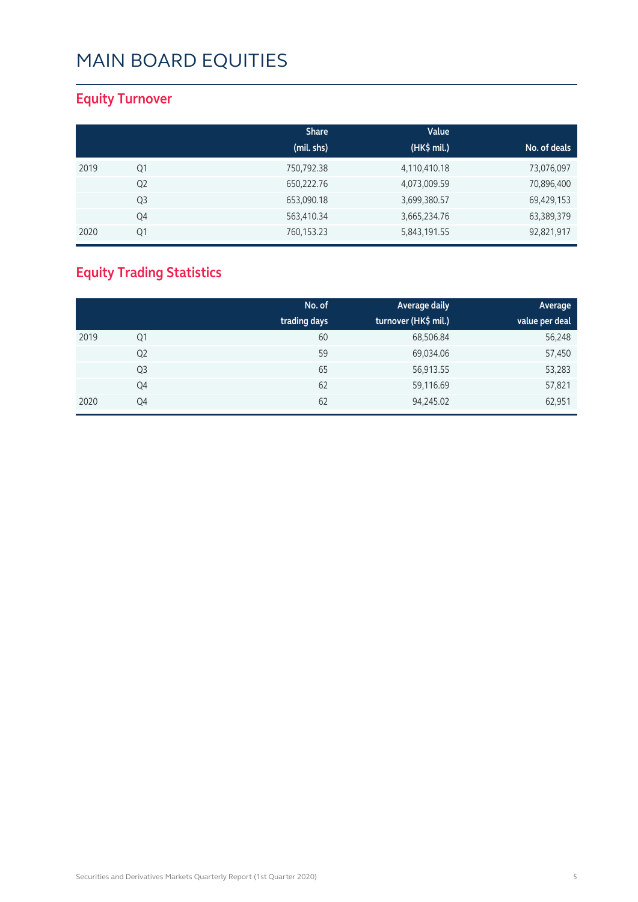# MAIN BOARD EQUITIES

## Equity Turnover

| | | Share (mil. shs) | Value (HK$ mil.) | No. of deals |
|---|---|---|---|---|
| 2019 | Q1 | 750,792.38 | 4,110,410.18 | 73,076,097 |
| | Q2 | 650,222.76 | 4,073,009.59 | 70,896,400 |
| | Q3 | 653,090.18 | 3,699,380.57 | 69,429,153 |
| | Q4 | 563,410.34 | 3,665,234.76 | 63,389,379 |
| 2020 | Q1 | 760,153.23 | 5,843,191.55 | 92,821,917 |

## Equity Trading Statistics

| | | No. of trading days | Average daily turnover (HK$ mil.) | Average value per deal |
|---|---|---|---|---|
| 2019 | Q1 | 60 | 68,506.84 | 56,248 |
| | Q2 | 59 | 69,034.06 | 57,450 |
| | Q3 | 65 | 56,913.55 | 53,283 |
| | Q4 | 62 | 59,116.69 | 57,821 |
| 2020 | Q4 | 62 | 94,245.02 | 62,951 |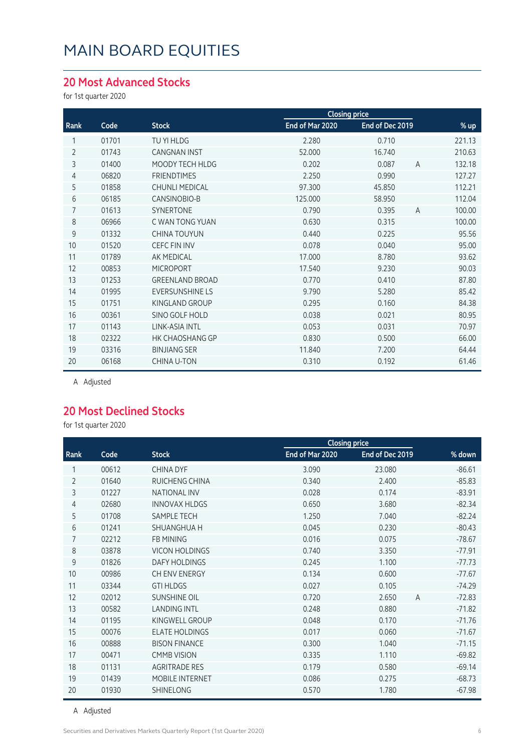# MAIN BOARD EQUITIES

## 20 Most Advanced Stocks

for 1st quarter 2020

| Rank | Code | Stock | Closing price End of Mar 2020 | Closing price End of Dec 2019 | | % up |
|---|---|---|---|---|---|---|
| 1 | 01701 | TU YI HLDG | 2.280 | 0.710 | | 221.13 |
| 2 | 01743 | CANGNAN INST | 52.000 | 16.740 | | 210.63 |
| 3 | 01400 | MOODY TECH HLDG | 0.202 | 0.087 | A | 132.18 |
| 4 | 06820 | FRIENDTIMES | 2.250 | 0.990 | | 127.27 |
| 5 | 01858 | CHUNLI MEDICAL | 97.300 | 45.850 | | 112.21 |
| 6 | 06185 | CANSINOBIO-B | 125.000 | 58.950 | | 112.04 |
| 7 | 01613 | SYNERTONE | 0.790 | 0.395 | A | 100.00 |
| 8 | 06966 | C WAN TONG YUAN | 0.630 | 0.315 | | 100.00 |
| 9 | 01332 | CHINA TOUYUN | 0.440 | 0.225 | | 95.56 |
| 10 | 01520 | CEFC FIN INV | 0.078 | 0.040 | | 95.00 |
| 11 | 01789 | AK MEDICAL | 17.000 | 8.780 | | 93.62 |
| 12 | 00853 | MICROPORT | 17.540 | 9.230 | | 90.03 |
| 13 | 01253 | GREENLAND BROAD | 0.770 | 0.410 | | 87.80 |
| 14 | 01995 | EVERSUNSHINE LS | 9.790 | 5.280 | | 85.42 |
| 15 | 01751 | KINGLAND GROUP | 0.295 | 0.160 | | 84.38 |
| 16 | 00361 | SINO GOLF HOLD | 0.038 | 0.021 | | 80.95 |
| 17 | 01143 | LINK-ASIA INTL | 0.053 | 0.031 | | 70.97 |
| 18 | 02322 | HK CHAOSHANG GP | 0.830 | 0.500 | | 66.00 |
| 19 | 03316 | BINJIANG SER | 11.840 | 7.200 | | 64.44 |
| 20 | 06168 | CHINA U-TON | 0.310 | 0.192 | | 61.46 |

A Adjusted

## 20 Most Declined Stocks

for 1st quarter 2020

| Rank | Code | Stock | Closing price End of Mar 2020 | Closing price End of Dec 2019 | | % down |
|---|---|---|---|---|---|---|
| 1 | 00612 | CHINA DYF | 3.090 | 23.080 | | -86.61 |
| 2 | 01640 | RUICHENG CHINA | 0.340 | 2.400 | | -85.83 |
| 3 | 01227 | NATIONAL INV | 0.028 | 0.174 | | -83.91 |
| 4 | 02680 | INNOVAX HLDGS | 0.650 | 3.680 | | -82.34 |
| 5 | 01708 | SAMPLE TECH | 1.250 | 7.040 | | -82.24 |
| 6 | 01241 | SHUANGHUA H | 0.045 | 0.230 | | -80.43 |
| 7 | 02212 | FB MINING | 0.016 | 0.075 | | -78.67 |
| 8 | 03878 | VICON HOLDINGS | 0.740 | 3.350 | | -77.91 |
| 9 | 01826 | DAFY HOLDINGS | 0.245 | 1.100 | | -77.73 |
| 10 | 00986 | CH ENV ENERGY | 0.134 | 0.600 | | -77.67 |
| 11 | 03344 | GTI HLDGS | 0.027 | 0.105 | | -74.29 |
| 12 | 02012 | SUNSHINE OIL | 0.720 | 2.650 | A | -72.83 |
| 13 | 00582 | LANDING INTL | 0.248 | 0.880 | | -71.82 |
| 14 | 01195 | KINGWELL GROUP | 0.048 | 0.170 | | -71.76 |
| 15 | 00076 | ELATE HOLDINGS | 0.017 | 0.060 | | -71.67 |
| 16 | 00888 | BISON FINANCE | 0.300 | 1.040 | | -71.15 |
| 17 | 00471 | CMMB VISION | 0.335 | 1.110 | | -69.82 |
| 18 | 01131 | AGRITRADE RES | 0.179 | 0.580 | | -69.14 |
| 19 | 01439 | MOBILE INTERNET | 0.086 | 0.275 | | -68.73 |
| 20 | 01930 | SHINELONG | 0.570 | 1.780 | | -67.98 |

A Adjusted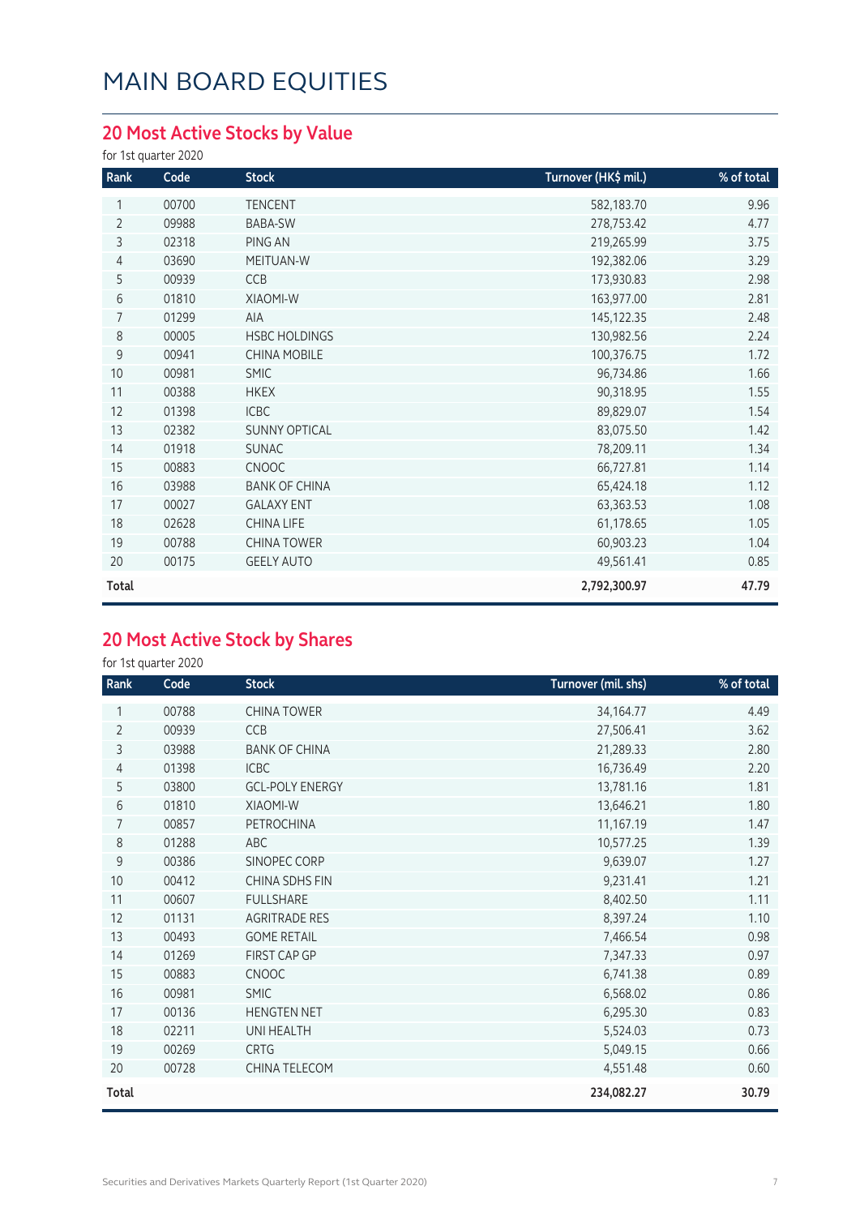# MAIN BOARD EQUITIES

## 20 Most Active Stocks by Value

for 1st quarter 2020

| Rank | Code | Stock | Turnover (HK$ mil.) | % of total |
|---|---|---|---|---|
| 1 | 00700 | TENCENT | 582,183.70 | 9.96 |
| 2 | 09988 | BABA-SW | 278,753.42 | 4.77 |
| 3 | 02318 | PING AN | 219,265.99 | 3.75 |
| 4 | 03690 | MEITUAN-W | 192,382.06 | 3.29 |
| 5 | 00939 | CCB | 173,930.83 | 2.98 |
| 6 | 01810 | XIAOMI-W | 163,977.00 | 2.81 |
| 7 | 01299 | AIA | 145,122.35 | 2.48 |
| 8 | 00005 | HSBC HOLDINGS | 130,982.56 | 2.24 |
| 9 | 00941 | CHINA MOBILE | 100,376.75 | 1.72 |
| 10 | 00981 | SMIC | 96,734.86 | 1.66 |
| 11 | 00388 | HKEX | 90,318.95 | 1.55 |
| 12 | 01398 | ICBC | 89,829.07 | 1.54 |
| 13 | 02382 | SUNNY OPTICAL | 83,075.50 | 1.42 |
| 14 | 01918 | SUNAC | 78,209.11 | 1.34 |
| 15 | 00883 | CNOOC | 66,727.81 | 1.14 |
| 16 | 03988 | BANK OF CHINA | 65,424.18 | 1.12 |
| 17 | 00027 | GALAXY ENT | 63,363.53 | 1.08 |
| 18 | 02628 | CHINA LIFE | 61,178.65 | 1.05 |
| 19 | 00788 | CHINA TOWER | 60,903.23 | 1.04 |
| 20 | 00175 | GEELY AUTO | 49,561.41 | 0.85 |
| **Total** | | | **2,792,300.97** | **47.79** |

## 20 Most Active Stock by Shares

for 1st quarter 2020

| Rank | Code | Stock | Turnover (mil. shs) | % of total |
|---|---|---|---|---|
| 1 | 00788 | CHINA TOWER | 34,164.77 | 4.49 |
| 2 | 00939 | CCB | 27,506.41 | 3.62 |
| 3 | 03988 | BANK OF CHINA | 21,289.33 | 2.80 |
| 4 | 01398 | ICBC | 16,736.49 | 2.20 |
| 5 | 03800 | GCL-POLY ENERGY | 13,781.16 | 1.81 |
| 6 | 01810 | XIAOMI-W | 13,646.21 | 1.80 |
| 7 | 00857 | PETROCHINA | 11,167.19 | 1.47 |
| 8 | 01288 | ABC | 10,577.25 | 1.39 |
| 9 | 00386 | SINOPEC CORP | 9,639.07 | 1.27 |
| 10 | 00412 | CHINA SDHS FIN | 9,231.41 | 1.21 |
| 11 | 00607 | FULLSHARE | 8,402.50 | 1.11 |
| 12 | 01131 | AGRITRADE RES | 8,397.24 | 1.10 |
| 13 | 00493 | GOME RETAIL | 7,466.54 | 0.98 |
| 14 | 01269 | FIRST CAP GP | 7,347.33 | 0.97 |
| 15 | 00883 | CNOOC | 6,741.38 | 0.89 |
| 16 | 00981 | SMIC | 6,568.02 | 0.86 |
| 17 | 00136 | HENGTEN NET | 6,295.30 | 0.83 |
| 18 | 02211 | UNI HEALTH | 5,524.03 | 0.73 |
| 19 | 00269 | CRTG | 5,049.15 | 0.66 |
| 20 | 00728 | CHINA TELECOM | 4,551.48 | 0.60 |
| **Total** | | | **234,082.27** | **30.79** |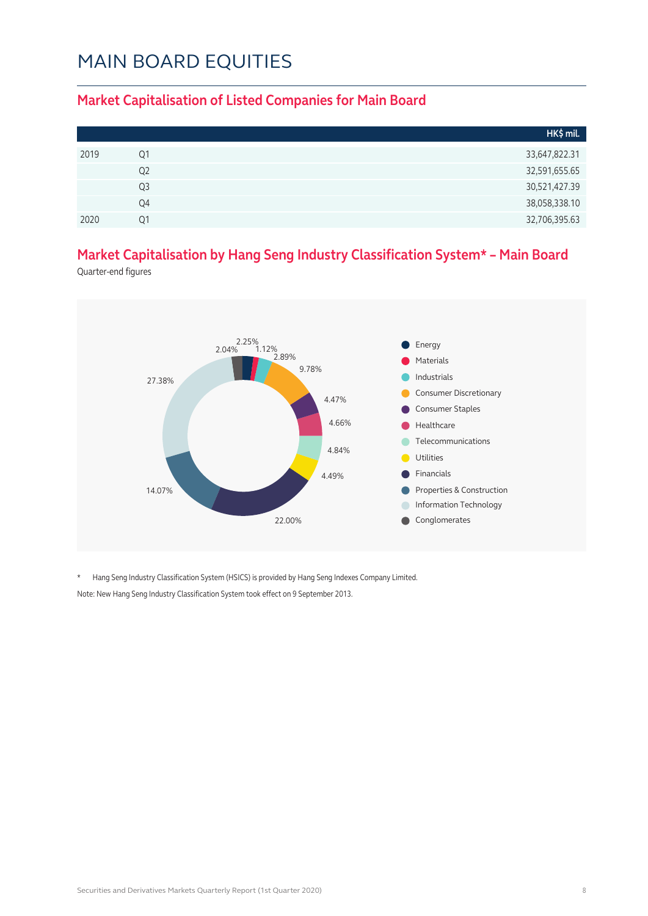# MAIN BOARD EQUITIES

## Market Capitalisation of Listed Companies for Main Board

| | | HK$ mil. |
|---|---|---|
| 2019 | Q1 | 33,647,822.31 |
| | Q2 | 32,591,655.65 |
| | Q3 | 30,521,427.39 |
| | Q4 | 38,058,338.10 |
| 2020 | Q1 | 32,706,395.63 |

## Market Capitalisation by Hang Seng Industry Classification System* – Main Board

Quarter-end figures

| Industry | % |
|---|---|
| Energy | 2.25% |
| Materials | 1.12% |
| Industrials | 2.89% |
| Consumer Discretionary | 9.78% |
| Consumer Staples | 4.47% |
| Healthcare | 4.66% |
| Telecommunications | 4.84% |
| Utilities | 4.49% |
| Financials | 22.00% |
| Properties & Construction | 14.07% |
| Information Technology | 27.38% |
| Conglomerates | 2.04% |

\* Hang Seng Industry Classification System (HSICS) is provided by Hang Seng Indexes Company Limited.

Note: New Hang Seng Industry Classification System took effect on 9 September 2013.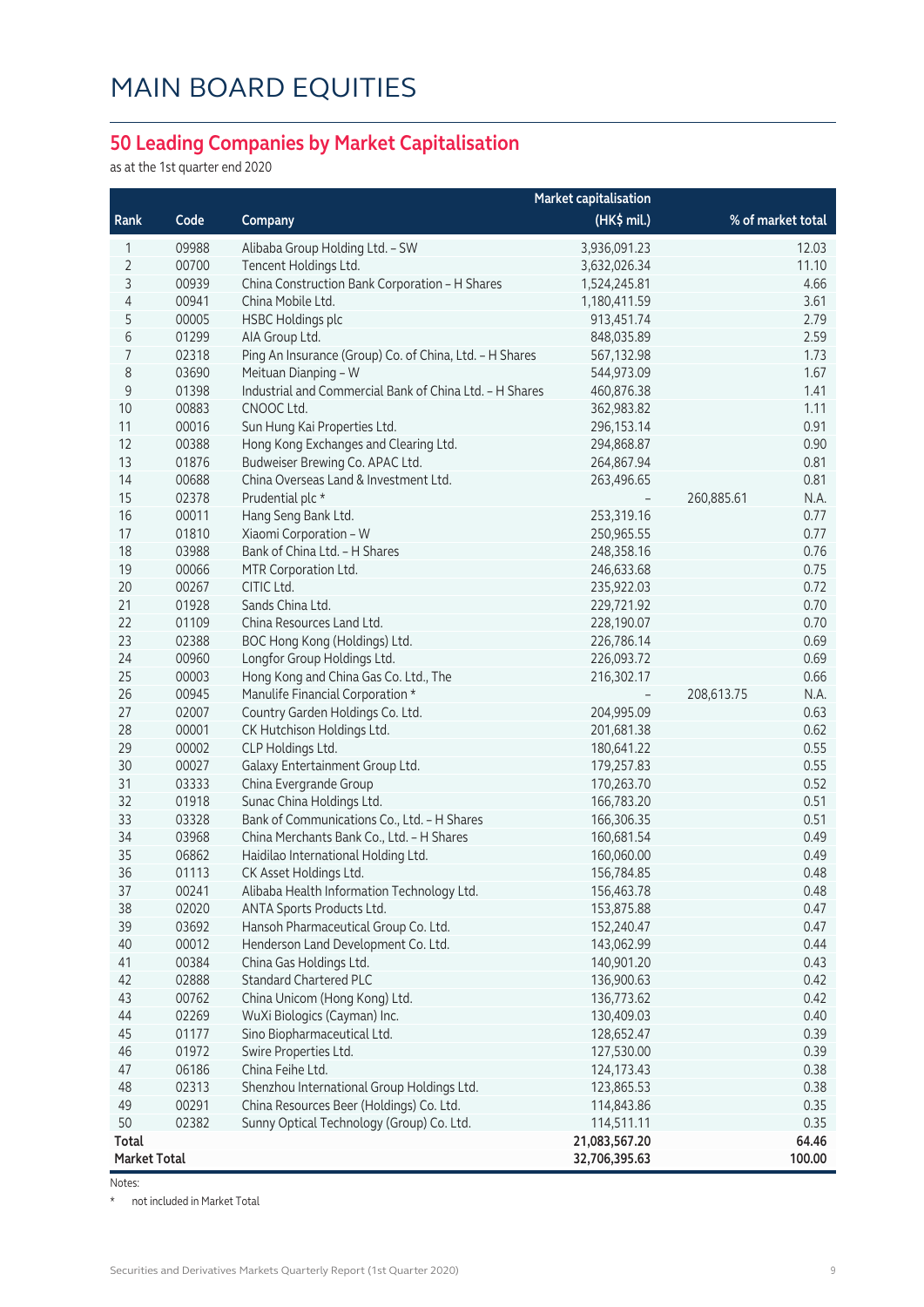# MAIN BOARD EQUITIES

## 50 Leading Companies by Market Capitalisation

as at the 1st quarter end 2020

| Rank | Code | Company | Market capitalisation (HK$ mil.) | | % of market total |
|---|---|---|---|---|---|
| 1 | 09988 | Alibaba Group Holding Ltd. - SW | 3,936,091.23 | | 12.03 |
| 2 | 00700 | Tencent Holdings Ltd. | 3,632,026.34 | | 11.10 |
| 3 | 00939 | China Construction Bank Corporation - H Shares | 1,524,245.81 | | 4.66 |
| 4 | 00941 | China Mobile Ltd. | 1,180,411.59 | | 3.61 |
| 5 | 00005 | HSBC Holdings plc | 913,451.74 | | 2.79 |
| 6 | 01299 | AIA Group Ltd. | 848,035.89 | | 2.59 |
| 7 | 02318 | Ping An Insurance (Group) Co. of China, Ltd. - H Shares | 567,132.98 | | 1.73 |
| 8 | 03690 | Meituan Dianping - W | 544,973.09 | | 1.67 |
| 9 | 01398 | Industrial and Commercial Bank of China Ltd. - H Shares | 460,876.38 | | 1.41 |
| 10 | 00883 | CNOOC Ltd. | 362,983.82 | | 1.11 |
| 11 | 00016 | Sun Hung Kai Properties Ltd. | 296,153.14 | | 0.91 |
| 12 | 00388 | Hong Kong Exchanges and Clearing Ltd. | 294,868.87 | | 0.90 |
| 13 | 01876 | Budweiser Brewing Co. APAC Ltd. | 264,867.94 | | 0.81 |
| 14 | 00688 | China Overseas Land & Investment Ltd. | 263,496.65 | | 0.81 |
| 15 | 02378 | Prudential plc * | - | 260,885.61 | N.A. |
| 16 | 00011 | Hang Seng Bank Ltd. | 253,319.16 | | 0.77 |
| 17 | 01810 | Xiaomi Corporation - W | 250,965.55 | | 0.77 |
| 18 | 03988 | Bank of China Ltd. - H Shares | 248,358.16 | | 0.76 |
| 19 | 00066 | MTR Corporation Ltd. | 246,633.68 | | 0.75 |
| 20 | 00267 | CITIC Ltd. | 235,922.03 | | 0.72 |
| 21 | 01928 | Sands China Ltd. | 229,721.92 | | 0.70 |
| 22 | 01109 | China Resources Land Ltd. | 228,190.07 | | 0.70 |
| 23 | 02388 | BOC Hong Kong (Holdings) Ltd. | 226,786.14 | | 0.69 |
| 24 | 00960 | Longfor Group Holdings Ltd. | 226,093.72 | | 0.69 |
| 25 | 00003 | Hong Kong and China Gas Co. Ltd., The | 216,302.17 | | 0.66 |
| 26 | 00945 | Manulife Financial Corporation * | - | 208,613.75 | N.A. |
| 27 | 02007 | Country Garden Holdings Co. Ltd. | 204,995.09 | | 0.63 |
| 28 | 00001 | CK Hutchison Holdings Ltd. | 201,681.38 | | 0.62 |
| 29 | 00002 | CLP Holdings Ltd. | 180,641.22 | | 0.55 |
| 30 | 00027 | Galaxy Entertainment Group Ltd. | 179,257.83 | | 0.55 |
| 31 | 03333 | China Evergrande Group | 170,263.70 | | 0.52 |
| 32 | 01918 | Sunac China Holdings Ltd. | 166,783.20 | | 0.51 |
| 33 | 03328 | Bank of Communications Co., Ltd. - H Shares | 166,306.35 | | 0.51 |
| 34 | 03968 | China Merchants Bank Co., Ltd. - H Shares | 160,681.54 | | 0.49 |
| 35 | 06862 | Haidilao International Holding Ltd. | 160,060.00 | | 0.49 |
| 36 | 01113 | CK Asset Holdings Ltd. | 156,784.85 | | 0.48 |
| 37 | 00241 | Alibaba Health Information Technology Ltd. | 156,463.78 | | 0.48 |
| 38 | 02020 | ANTA Sports Products Ltd. | 153,875.88 | | 0.47 |
| 39 | 03692 | Hansoh Pharmaceutical Group Co. Ltd. | 152,240.47 | | 0.47 |
| 40 | 00012 | Henderson Land Development Co. Ltd. | 143,062.99 | | 0.44 |
| 41 | 00384 | China Gas Holdings Ltd. | 140,901.20 | | 0.43 |
| 42 | 02888 | Standard Chartered PLC | 136,900.63 | | 0.42 |
| 43 | 00762 | China Unicom (Hong Kong) Ltd. | 136,773.62 | | 0.42 |
| 44 | 02269 | WuXi Biologics (Cayman) Inc. | 130,409.03 | | 0.40 |
| 45 | 01177 | Sino Biopharmaceutical Ltd. | 128,652.47 | | 0.39 |
| 46 | 01972 | Swire Properties Ltd. | 127,530.00 | | 0.39 |
| 47 | 06186 | China Feihe Ltd. | 124,173.43 | | 0.38 |
| 48 | 02313 | Shenzhou International Group Holdings Ltd. | 123,865.53 | | 0.38 |
| 49 | 00291 | China Resources Beer (Holdings) Co. Ltd. | 114,843.86 | | 0.35 |
| 50 | 02382 | Sunny Optical Technology (Group) Co. Ltd. | 114,511.11 | | 0.35 |
| **Total** | | | **21,083,567.20** | | **64.46** |
| **Market Total** | | | **32,706,395.63** | | **100.00** |

Notes:

\* not included in Market Total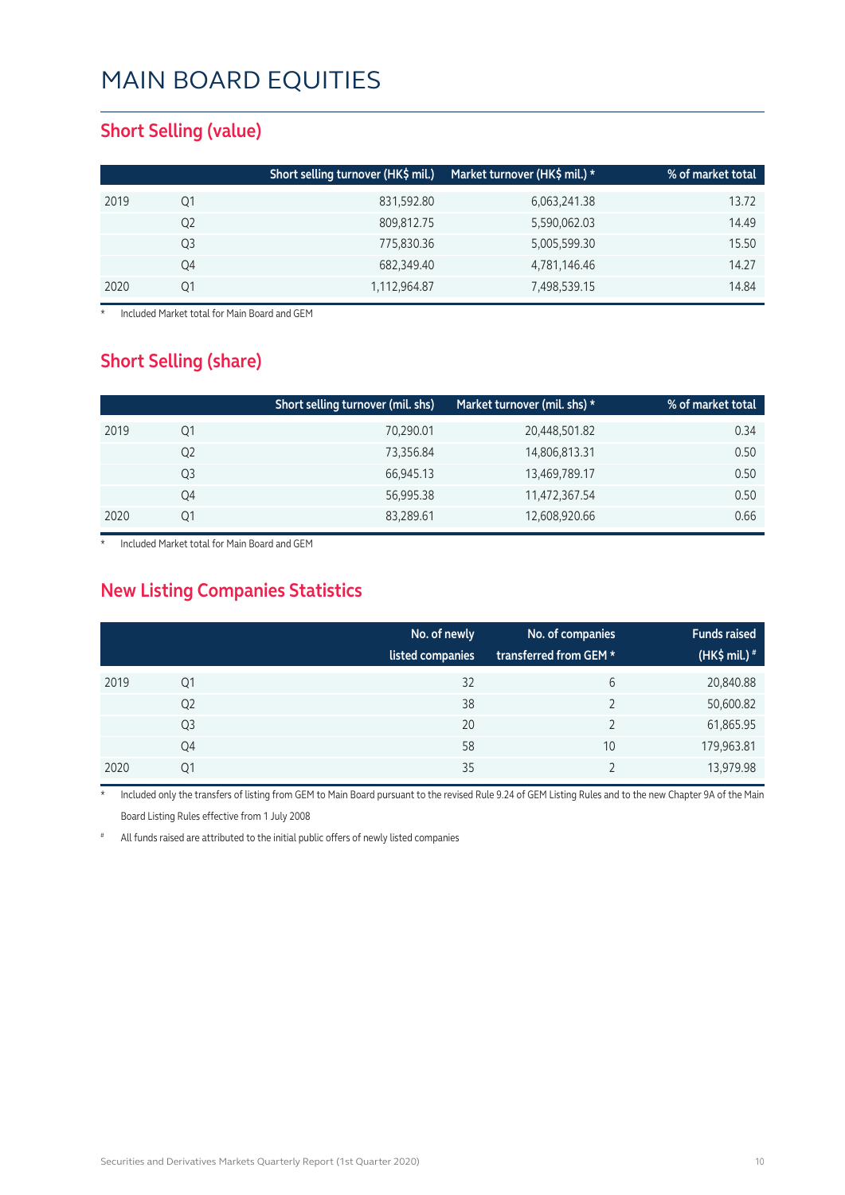# MAIN BOARD EQUITIES

## Short Selling (value)

| | | Short selling turnover (HK$ mil.) | Market turnover (HK$ mil.) * | % of market total |
|---|---|---|---|---|
| 2019 | Q1 | 831,592.80 | 6,063,241.38 | 13.72 |
| | Q2 | 809,812.75 | 5,590,062.03 | 14.49 |
| | Q3 | 775,830.36 | 5,005,599.30 | 15.50 |
| | Q4 | 682,349.40 | 4,781,146.46 | 14.27 |
| 2020 | Q1 | 1,112,964.87 | 7,498,539.15 | 14.84 |

\* Included Market total for Main Board and GEM

## Short Selling (share)

| | | Short selling turnover (mil. shs) | Market turnover (mil. shs) * | % of market total |
|---|---|---|---|---|
| 2019 | Q1 | 70,290.01 | 20,448,501.82 | 0.34 |
| | Q2 | 73,356.84 | 14,806,813.31 | 0.50 |
| | Q3 | 66,945.13 | 13,469,789.17 | 0.50 |
| | Q4 | 56,995.38 | 11,472,367.54 | 0.50 |
| 2020 | Q1 | 83,289.61 | 12,608,920.66 | 0.66 |

\* Included Market total for Main Board and GEM

## New Listing Companies Statistics

| | | No. of newly listed companies | No. of companies transferred from GEM * | Funds raised (HK$ mil.) # |
|---|---|---|---|---|
| 2019 | Q1 | 32 | 6 | 20,840.88 |
| | Q2 | 38 | 2 | 50,600.82 |
| | Q3 | 20 | 2 | 61,865.95 |
| | Q4 | 58 | 10 | 179,963.81 |
| 2020 | Q1 | 35 | 2 | 13,979.98 |

\* Included only the transfers of listing from GEM to Main Board pursuant to the revised Rule 9.24 of GEM Listing Rules and to the new Chapter 9A of the Main Board Listing Rules effective from 1 July 2008

\# All funds raised are attributed to the initial public offers of newly listed companies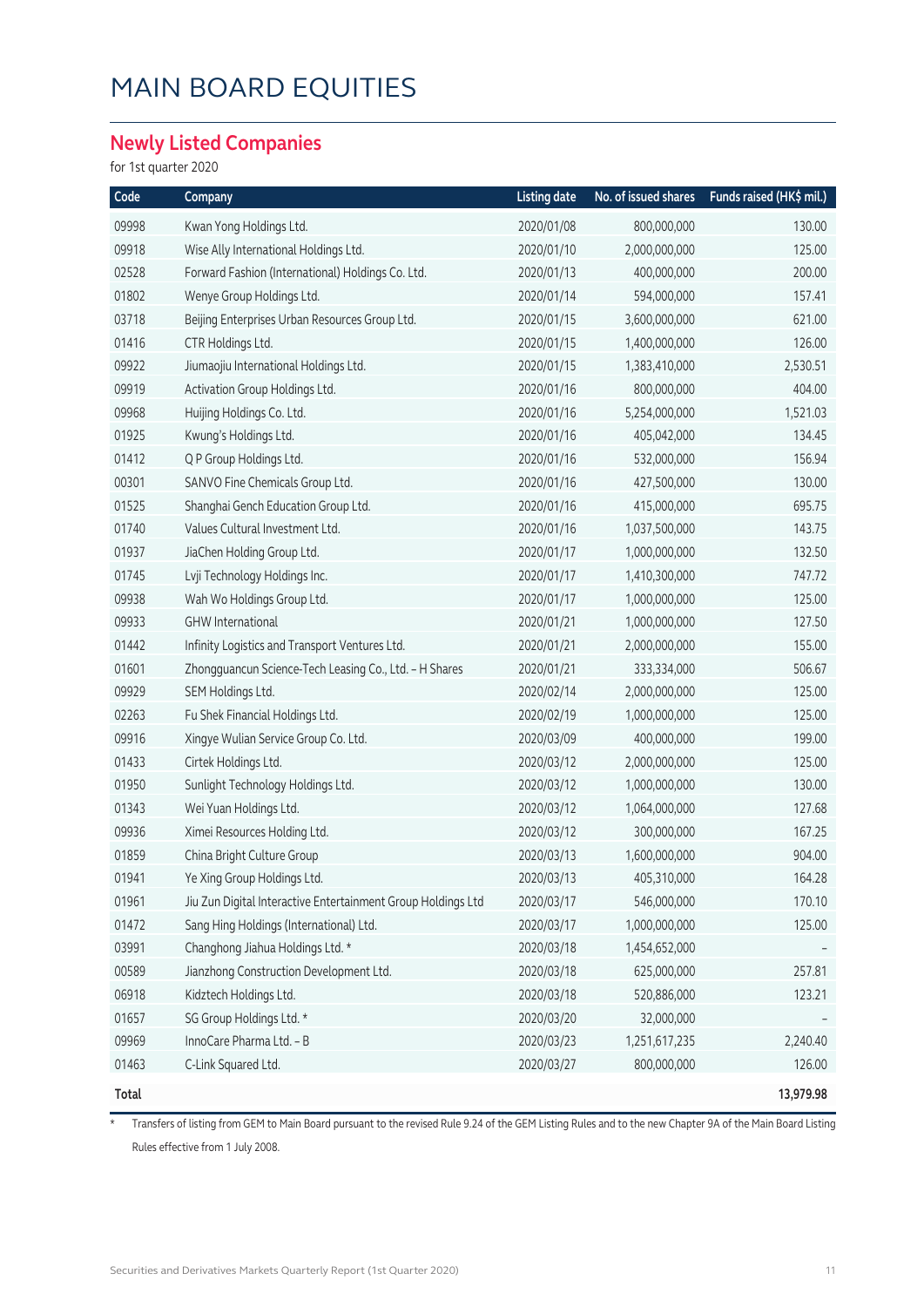# MAIN BOARD EQUITIES

## Newly Listed Companies

for 1st quarter 2020

| Code | Company | Listing date | No. of issued shares | Funds raised (HK$ mil.) |
|---|---|---|---|---|
| 09998 | Kwan Yong Holdings Ltd. | 2020/01/08 | 800,000,000 | 130.00 |
| 09918 | Wise Ally International Holdings Ltd. | 2020/01/10 | 2,000,000,000 | 125.00 |
| 02528 | Forward Fashion (International) Holdings Co. Ltd. | 2020/01/13 | 400,000,000 | 200.00 |
| 01802 | Wenye Group Holdings Ltd. | 2020/01/14 | 594,000,000 | 157.41 |
| 03718 | Beijing Enterprises Urban Resources Group Ltd. | 2020/01/15 | 3,600,000,000 | 621.00 |
| 01416 | CTR Holdings Ltd. | 2020/01/15 | 1,400,000,000 | 126.00 |
| 09922 | Jiumaojiu International Holdings Ltd. | 2020/01/15 | 1,383,410,000 | 2,530.51 |
| 09919 | Activation Group Holdings Ltd. | 2020/01/16 | 800,000,000 | 404.00 |
| 09968 | Huijing Holdings Co. Ltd. | 2020/01/16 | 5,254,000,000 | 1,521.03 |
| 01925 | Kwung's Holdings Ltd. | 2020/01/16 | 405,042,000 | 134.45 |
| 01412 | Q P Group Holdings Ltd. | 2020/01/16 | 532,000,000 | 156.94 |
| 00301 | SANVO Fine Chemicals Group Ltd. | 2020/01/16 | 427,500,000 | 130.00 |
| 01525 | Shanghai Gench Education Group Ltd. | 2020/01/16 | 415,000,000 | 695.75 |
| 01740 | Values Cultural Investment Ltd. | 2020/01/16 | 1,037,500,000 | 143.75 |
| 01937 | JiaChen Holding Group Ltd. | 2020/01/17 | 1,000,000,000 | 132.50 |
| 01745 | Lvji Technology Holdings Inc. | 2020/01/17 | 1,410,300,000 | 747.72 |
| 09938 | Wah Wo Holdings Group Ltd. | 2020/01/17 | 1,000,000,000 | 125.00 |
| 09933 | GHW International | 2020/01/21 | 1,000,000,000 | 127.50 |
| 01442 | Infinity Logistics and Transport Ventures Ltd. | 2020/01/21 | 2,000,000,000 | 155.00 |
| 01601 | Zhongguancun Science-Tech Leasing Co., Ltd. - H Shares | 2020/01/21 | 333,334,000 | 506.67 |
| 09929 | SEM Holdings Ltd. | 2020/02/14 | 2,000,000,000 | 125.00 |
| 02263 | Fu Shek Financial Holdings Ltd. | 2020/02/19 | 1,000,000,000 | 125.00 |
| 09916 | Xingye Wulian Service Group Co. Ltd. | 2020/03/09 | 400,000,000 | 199.00 |
| 01433 | Cirtek Holdings Ltd. | 2020/03/12 | 2,000,000,000 | 125.00 |
| 01950 | Sunlight Technology Holdings Ltd. | 2020/03/12 | 1,000,000,000 | 130.00 |
| 01343 | Wei Yuan Holdings Ltd. | 2020/03/12 | 1,064,000,000 | 127.68 |
| 09936 | Ximei Resources Holding Ltd. | 2020/03/12 | 300,000,000 | 167.25 |
| 01859 | China Bright Culture Group | 2020/03/13 | 1,600,000,000 | 904.00 |
| 01941 | Ye Xing Group Holdings Ltd. | 2020/03/13 | 405,310,000 | 164.28 |
| 01961 | Jiu Zun Digital Interactive Entertainment Group Holdings Ltd | 2020/03/17 | 546,000,000 | 170.10 |
| 01472 | Sang Hing Holdings (International) Ltd. | 2020/03/17 | 1,000,000,000 | 125.00 |
| 03991 | Changhong Jiahua Holdings Ltd. * | 2020/03/18 | 1,454,652,000 | - |
| 00589 | Jianzhong Construction Development Ltd. | 2020/03/18 | 625,000,000 | 257.81 |
| 06918 | Kidztech Holdings Ltd. | 2020/03/18 | 520,886,000 | 123.21 |
| 01657 | SG Group Holdings Ltd. * | 2020/03/20 | 32,000,000 | - |
| 09969 | InnoCare Pharma Ltd. - B | 2020/03/23 | 1,251,617,235 | 2,240.40 |
| 01463 | C-Link Squared Ltd. | 2020/03/27 | 800,000,000 | 126.00 |
| **Total** | | | | **13,979.98** |

\* Transfers of listing from GEM to Main Board pursuant to the revised Rule 9.24 of the GEM Listing Rules and to the new Chapter 9A of the Main Board Listing Rules effective from 1 July 2008.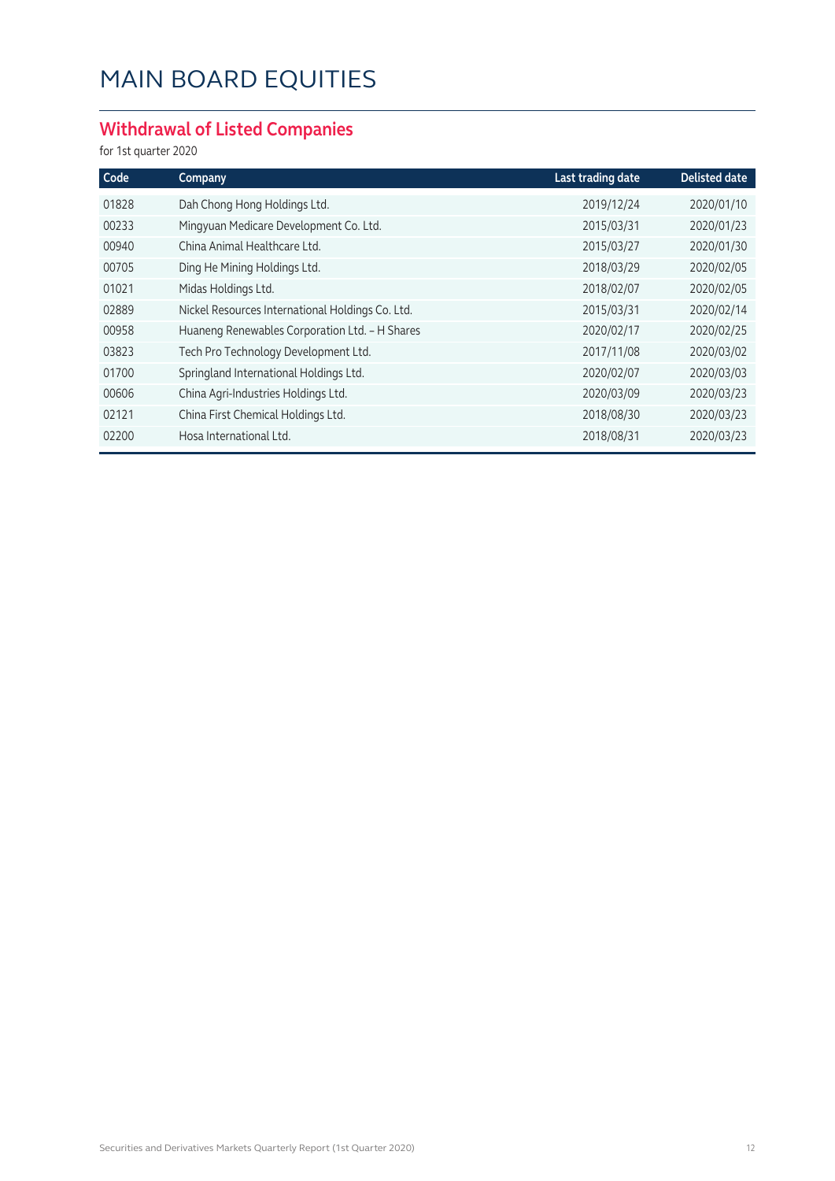# MAIN BOARD EQUITIES

## Withdrawal of Listed Companies

for 1st quarter 2020

| Code | Company | Last trading date | Delisted date |
|---|---|---|---|
| 01828 | Dah Chong Hong Holdings Ltd. | 2019/12/24 | 2020/01/10 |
| 00233 | Mingyuan Medicare Development Co. Ltd. | 2015/03/31 | 2020/01/23 |
| 00940 | China Animal Healthcare Ltd. | 2015/03/27 | 2020/01/30 |
| 00705 | Ding He Mining Holdings Ltd. | 2018/03/29 | 2020/02/05 |
| 01021 | Midas Holdings Ltd. | 2018/02/07 | 2020/02/05 |
| 02889 | Nickel Resources International Holdings Co. Ltd. | 2015/03/31 | 2020/02/14 |
| 00958 | Huaneng Renewables Corporation Ltd. - H Shares | 2020/02/17 | 2020/02/25 |
| 03823 | Tech Pro Technology Development Ltd. | 2017/11/08 | 2020/03/02 |
| 01700 | Springland International Holdings Ltd. | 2020/02/07 | 2020/03/03 |
| 00606 | China Agri-Industries Holdings Ltd. | 2020/03/09 | 2020/03/23 |
| 02121 | China First Chemical Holdings Ltd. | 2018/08/30 | 2020/03/23 |
| 02200 | Hosa International Ltd. | 2018/08/31 | 2020/03/23 |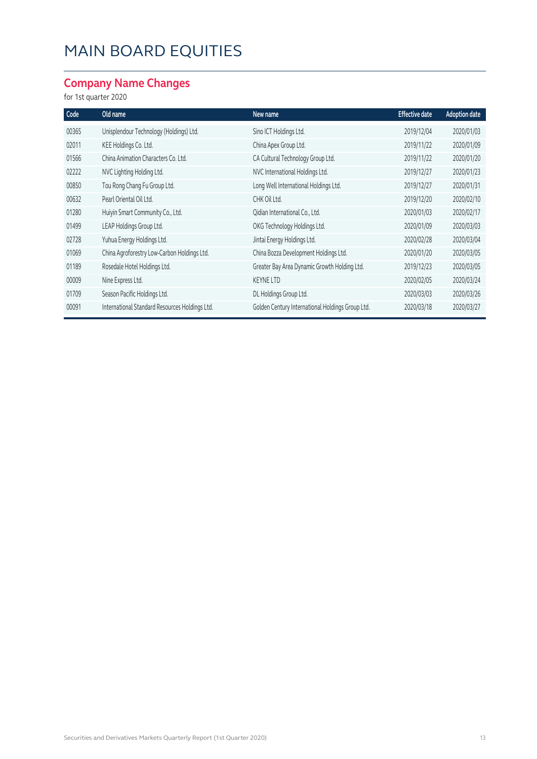# MAIN BOARD EQUITIES

## Company Name Changes

for 1st quarter 2020

| Code | Old name | New name | Effective date | Adoption date |
|---|---|---|---|---|
| 00365 | Unisplendour Technology (Holdings) Ltd. | Sino ICT Holdings Ltd. | 2019/12/04 | 2020/01/03 |
| 02011 | KEE Holdings Co. Ltd. | China Apex Group Ltd. | 2019/11/22 | 2020/01/09 |
| 01566 | China Animation Characters Co. Ltd. | CA Cultural Technology Group Ltd. | 2019/11/22 | 2020/01/20 |
| 02222 | NVC Lighting Holding Ltd. | NVC International Holdings Ltd. | 2019/12/27 | 2020/01/23 |
| 00850 | Tou Rong Chang Fu Group Ltd. | Long Well International Holdings Ltd. | 2019/12/27 | 2020/01/31 |
| 00632 | Pearl Oriental Oil Ltd. | CHK Oil Ltd. | 2019/12/20 | 2020/02/10 |
| 01280 | Huiyin Smart Community Co., Ltd. | Qidian International Co., Ltd. | 2020/01/03 | 2020/02/17 |
| 01499 | LEAP Holdings Group Ltd. | OKG Technology Holdings Ltd. | 2020/01/09 | 2020/03/03 |
| 02728 | Yuhua Energy Holdings Ltd. | Jintai Energy Holdings Ltd. | 2020/02/28 | 2020/03/04 |
| 01069 | China Agroforestry Low-Carbon Holdings Ltd. | China Bozza Development Holdings Ltd. | 2020/01/20 | 2020/03/05 |
| 01189 | Rosedale Hotel Holdings Ltd. | Greater Bay Area Dynamic Growth Holding Ltd. | 2019/12/23 | 2020/03/05 |
| 00009 | Nine Express Ltd. | KEYNE LTD | 2020/02/05 | 2020/03/24 |
| 01709 | Season Pacific Holdings Ltd. | DL Holdings Group Ltd. | 2020/03/03 | 2020/03/26 |
| 00091 | International Standard Resources Holdings Ltd. | Golden Century International Holdings Group Ltd. | 2020/03/18 | 2020/03/27 |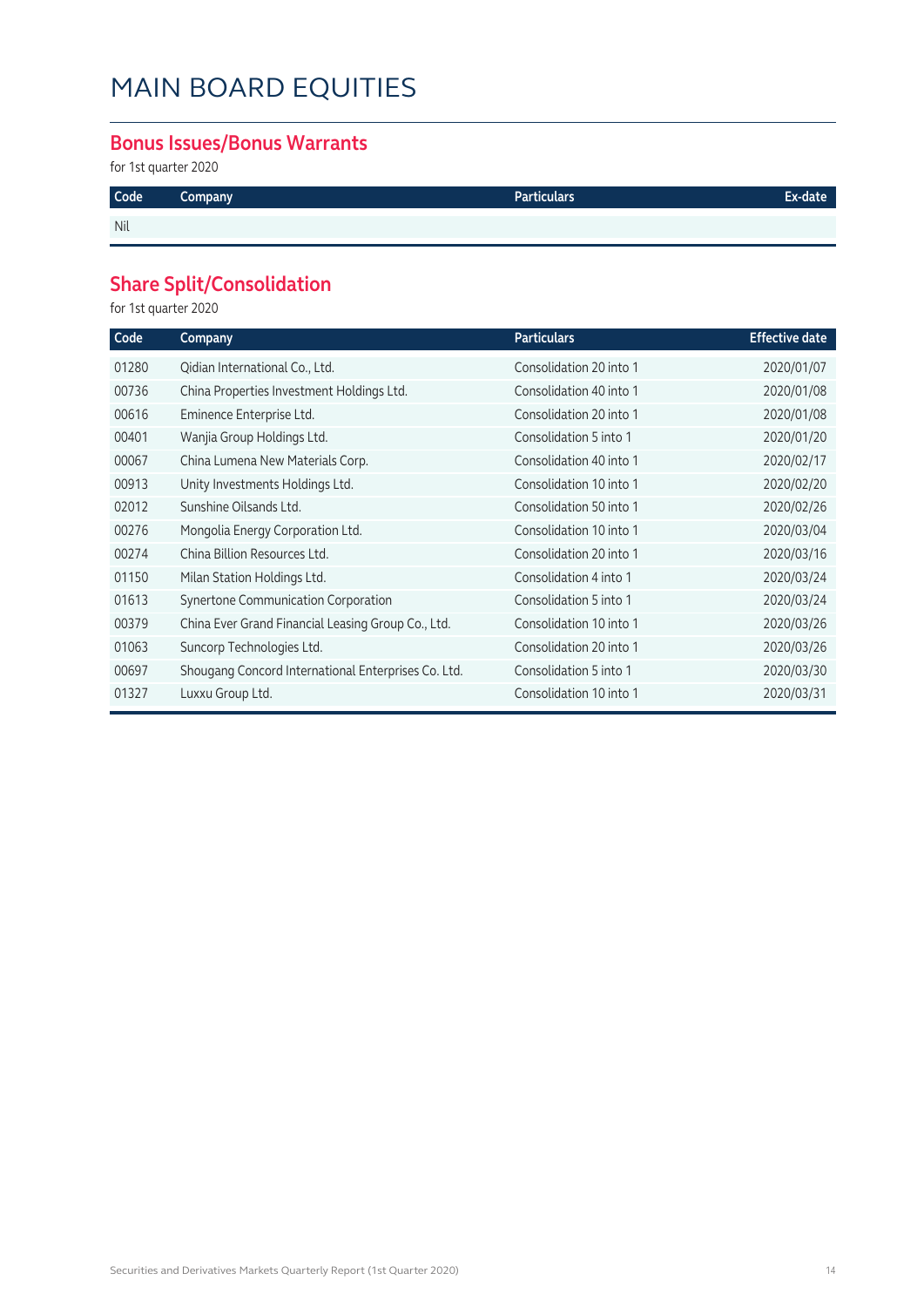# MAIN BOARD EQUITIES

## Bonus Issues/Bonus Warrants

for 1st quarter 2020

| Code | Company | Particulars | Ex-date |
|---|---|---|---|
| Nil | | | |

## Share Split/Consolidation

for 1st quarter 2020

| Code | Company | Particulars | Effective date |
|---|---|---|---|
| 01280 | Qidian International Co., Ltd. | Consolidation 20 into 1 | 2020/01/07 |
| 00736 | China Properties Investment Holdings Ltd. | Consolidation 40 into 1 | 2020/01/08 |
| 00616 | Eminence Enterprise Ltd. | Consolidation 20 into 1 | 2020/01/08 |
| 00401 | Wanjia Group Holdings Ltd. | Consolidation 5 into 1 | 2020/01/20 |
| 00067 | China Lumena New Materials Corp. | Consolidation 40 into 1 | 2020/02/17 |
| 00913 | Unity Investments Holdings Ltd. | Consolidation 10 into 1 | 2020/02/20 |
| 02012 | Sunshine Oilsands Ltd. | Consolidation 50 into 1 | 2020/02/26 |
| 00276 | Mongolia Energy Corporation Ltd. | Consolidation 10 into 1 | 2020/03/04 |
| 00274 | China Billion Resources Ltd. | Consolidation 20 into 1 | 2020/03/16 |
| 01150 | Milan Station Holdings Ltd. | Consolidation 4 into 1 | 2020/03/24 |
| 01613 | Synertone Communication Corporation | Consolidation 5 into 1 | 2020/03/24 |
| 00379 | China Ever Grand Financial Leasing Group Co., Ltd. | Consolidation 10 into 1 | 2020/03/26 |
| 01063 | Suncorp Technologies Ltd. | Consolidation 20 into 1 | 2020/03/26 |
| 00697 | Shougang Concord International Enterprises Co. Ltd. | Consolidation 5 into 1 | 2020/03/30 |
| 01327 | Luxxu Group Ltd. | Consolidation 10 into 1 | 2020/03/31 |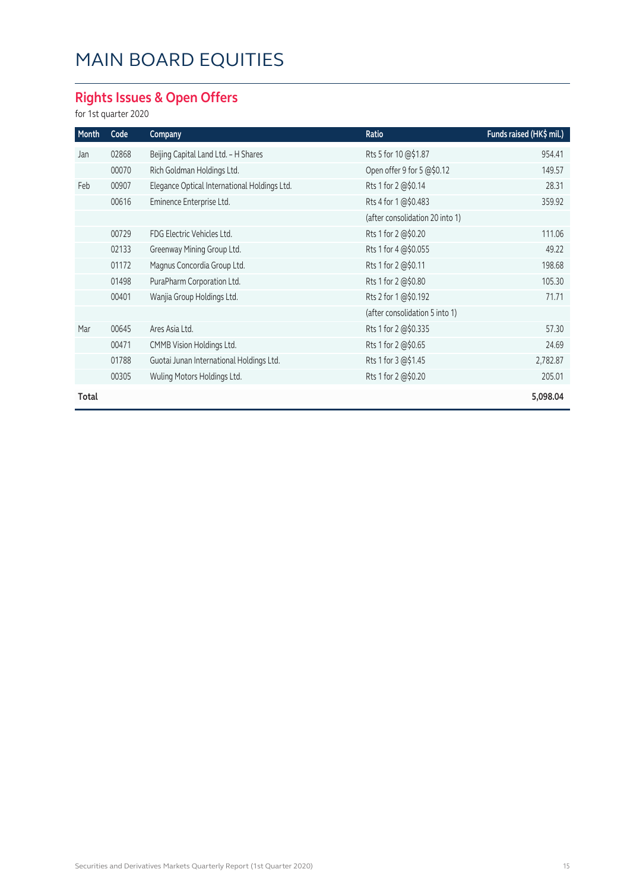# MAIN BOARD EQUITIES

## Rights Issues & Open Offers

for 1st quarter 2020

| Month | Code | Company | Ratio | Funds raised (HK$ mil.) |
|---|---|---|---|---|
| Jan | 02868 | Beijing Capital Land Ltd. – H Shares | Rts 5 for 10 @$1.87 | 954.41 |
| | 00070 | Rich Goldman Holdings Ltd. | Open offer 9 for 5 @$0.12 | 149.57 |
| Feb | 00907 | Elegance Optical International Holdings Ltd. | Rts 1 for 2 @$0.14 | 28.31 |
| | 00616 | Eminence Enterprise Ltd. | Rts 4 for 1 @$0.483 | 359.92 |
| | | | (after consolidation 20 into 1) | |
| | 00729 | FDG Electric Vehicles Ltd. | Rts 1 for 2 @$0.20 | 111.06 |
| | 02133 | Greenway Mining Group Ltd. | Rts 1 for 4 @$0.055 | 49.22 |
| | 01172 | Magnus Concordia Group Ltd. | Rts 1 for 2 @$0.11 | 198.68 |
| | 01498 | PuraPharm Corporation Ltd. | Rts 1 for 2 @$0.80 | 105.30 |
| | 00401 | Wanjia Group Holdings Ltd. | Rts 2 for 1 @$0.192 | 71.71 |
| | | | (after consolidation 5 into 1) | |
| Mar | 00645 | Ares Asia Ltd. | Rts 1 for 2 @$0.335 | 57.30 |
| | 00471 | CMMB Vision Holdings Ltd. | Rts 1 for 2 @$0.65 | 24.69 |
| | 01788 | Guotai Junan International Holdings Ltd. | Rts 1 for 3 @$1.45 | 2,782.87 |
| | 00305 | Wuling Motors Holdings Ltd. | Rts 1 for 2 @$0.20 | 205.01 |
| **Total** | | | | **5,098.04** |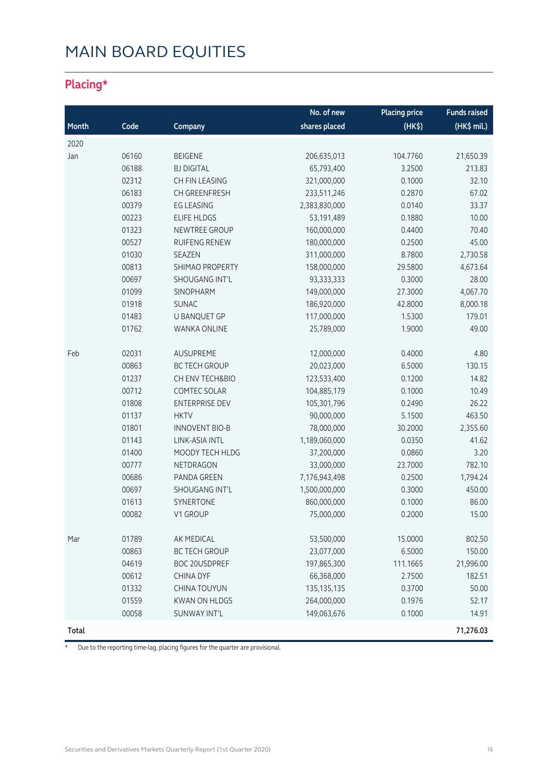# MAIN BOARD EQUITIES

## Placing*

| Month | Code | Company | No. of new shares placed | Placing price (HK$) | Funds raised (HK$ mil.) |
|---|---|---|---|---|---|
| 2020 | | | | | |
| Jan | 06160 | BEIGENE | 206,635,013 | 104.7760 | 21,650.39 |
| | 06188 | BJ DIGITAL | 65,793,400 | 3.2500 | 213.83 |
| | 02312 | CH FIN LEASING | 321,000,000 | 0.1000 | 32.10 |
| | 06183 | CH GREENFRESH | 233,511,246 | 0.2870 | 67.02 |
| | 00379 | EG LEASING | 2,383,830,000 | 0.0140 | 33.37 |
| | 00223 | ELIFE HLDGS | 53,191,489 | 0.1880 | 10.00 |
| | 01323 | NEWTREE GROUP | 160,000,000 | 0.4400 | 70.40 |
| | 00527 | RUIFENG RENEW | 180,000,000 | 0.2500 | 45.00 |
| | 01030 | SEAZEN | 311,000,000 | 8.7800 | 2,730.58 |
| | 00813 | SHIMAO PROPERTY | 158,000,000 | 29.5800 | 4,673.64 |
| | 00697 | SHOUGANG INT'L | 93,333,333 | 0.3000 | 28.00 |
| | 01099 | SINOPHARM | 149,000,000 | 27.3000 | 4,067.70 |
| | 01918 | SUNAC | 186,920,000 | 42.8000 | 8,000.18 |
| | 01483 | U BANQUET GP | 117,000,000 | 1.5300 | 179.01 |
| | 01762 | WANKA ONLINE | 25,789,000 | 1.9000 | 49.00 |
| Feb | 02031 | AUSUPREME | 12,000,000 | 0.4000 | 4.80 |
| | 00863 | BC TECH GROUP | 20,023,000 | 6.5000 | 130.15 |
| | 01237 | CH ENV TECH&BIO | 123,533,400 | 0.1200 | 14.82 |
| | 00712 | COMTEC SOLAR | 104,885,179 | 0.1000 | 10.49 |
| | 01808 | ENTERPRISE DEV | 105,301,796 | 0.2490 | 26.22 |
| | 01137 | HKTV | 90,000,000 | 5.1500 | 463.50 |
| | 01801 | INNOVENT BIO-B | 78,000,000 | 30.2000 | 2,355.60 |
| | 01143 | LINK-ASIA INTL | 1,189,060,000 | 0.0350 | 41.62 |
| | 01400 | MOODY TECH HLDG | 37,200,000 | 0.0860 | 3.20 |
| | 00777 | NETDRAGON | 33,000,000 | 23.7000 | 782.10 |
| | 00686 | PANDA GREEN | 7,176,943,498 | 0.2500 | 1,794.24 |
| | 00697 | SHOUGANG INT'L | 1,500,000,000 | 0.3000 | 450.00 |
| | 01613 | SYNERTONE | 860,000,000 | 0.1000 | 86.00 |
| | 00082 | V1 GROUP | 75,000,000 | 0.2000 | 15.00 |
| Mar | 01789 | AK MEDICAL | 53,500,000 | 15.0000 | 802.50 |
| | 00863 | BC TECH GROUP | 23,077,000 | 6.5000 | 150.00 |
| | 04619 | BOC 20USDPREF | 197,865,300 | 111.1665 | 21,996.00 |
| | 00612 | CHINA DYF | 66,368,000 | 2.7500 | 182.51 |
| | 01332 | CHINA TOUYUN | 135,135,135 | 0.3700 | 50.00 |
| | 01559 | KWAN ON HLDGS | 264,000,000 | 0.1976 | 52.17 |
| | 00058 | SUNWAY INT'L | 149,063,676 | 0.1000 | 14.91 |
| **Total** | | | | | **71,276.03** |

* Due to the reporting time-lag, placing figures for the quarter are provisional.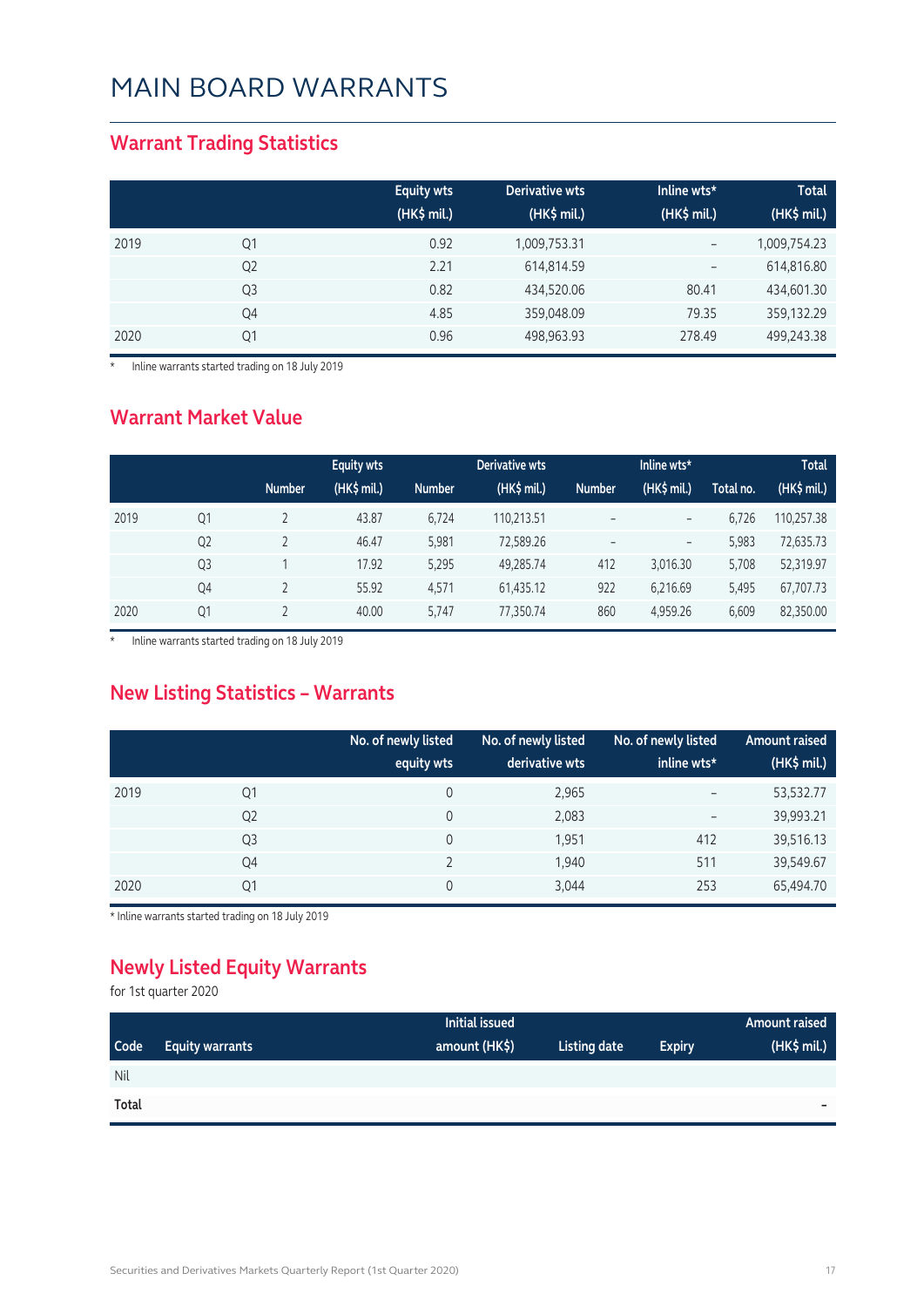# MAIN BOARD WARRANTS

## Warrant Trading Statistics

| | | Equity wts (HK$ mil.) | Derivative wts (HK$ mil.) | Inline wts* (HK$ mil.) | Total (HK$ mil.) |
|---|---|---|---|---|---|
| 2019 | Q1 | 0.92 | 1,009,753.31 | – | 1,009,754.23 |
| | Q2 | 2.21 | 614,814.59 | – | 614,816.80 |
| | Q3 | 0.82 | 434,520.06 | 80.41 | 434,601.30 |
| | Q4 | 4.85 | 359,048.09 | 79.35 | 359,132.29 |
| 2020 | Q1 | 0.96 | 498,963.93 | 278.49 | 499,243.38 |

\* Inline warrants started trading on 18 July 2019

## Warrant Market Value

| | | Equity wts | | Derivative wts | | Inline wts* | | | Total |
|---|---|---|---|---|---|---|---|---|---|
| | | Number | (HK$ mil.) | Number | (HK$ mil.) | Number | (HK$ mil.) | Total no. | (HK$ mil.) |
| 2019 | Q1 | 2 | 43.87 | 6,724 | 110,213.51 | – | – | 6,726 | 110,257.38 |
| | Q2 | 2 | 46.47 | 5,981 | 72,589.26 | – | – | 5,983 | 72,635.73 |
| | Q3 | 1 | 17.92 | 5,295 | 49,285.74 | 412 | 3,016.30 | 5,708 | 52,319.97 |
| | Q4 | 2 | 55.92 | 4,571 | 61,435.12 | 922 | 6,216.69 | 5,495 | 67,707.73 |
| 2020 | Q1 | 2 | 40.00 | 5,747 | 77,350.74 | 860 | 4,959.26 | 6,609 | 82,350.00 |

\* Inline warrants started trading on 18 July 2019

## New Listing Statistics – Warrants

| | | No. of newly listed equity wts | No. of newly listed derivative wts | No. of newly listed inline wts* | Amount raised (HK$ mil.) |
|---|---|---|---|---|---|
| 2019 | Q1 | 0 | 2,965 | – | 53,532.77 |
| | Q2 | 0 | 2,083 | – | 39,993.21 |
| | Q3 | 0 | 1,951 | 412 | 39,516.13 |
| | Q4 | 2 | 1,940 | 511 | 39,549.67 |
| 2020 | Q1 | 0 | 3,044 | 253 | 65,494.70 |

\* Inline warrants started trading on 18 July 2019

## Newly Listed Equity Warrants

for 1st quarter 2020

| Code | Equity warrants | Initial issued amount (HK$) | Listing date | Expiry | Amount raised (HK$ mil.) |
|---|---|---|---|---|---|
| Nil | | | | | |
| **Total** | | | | | – |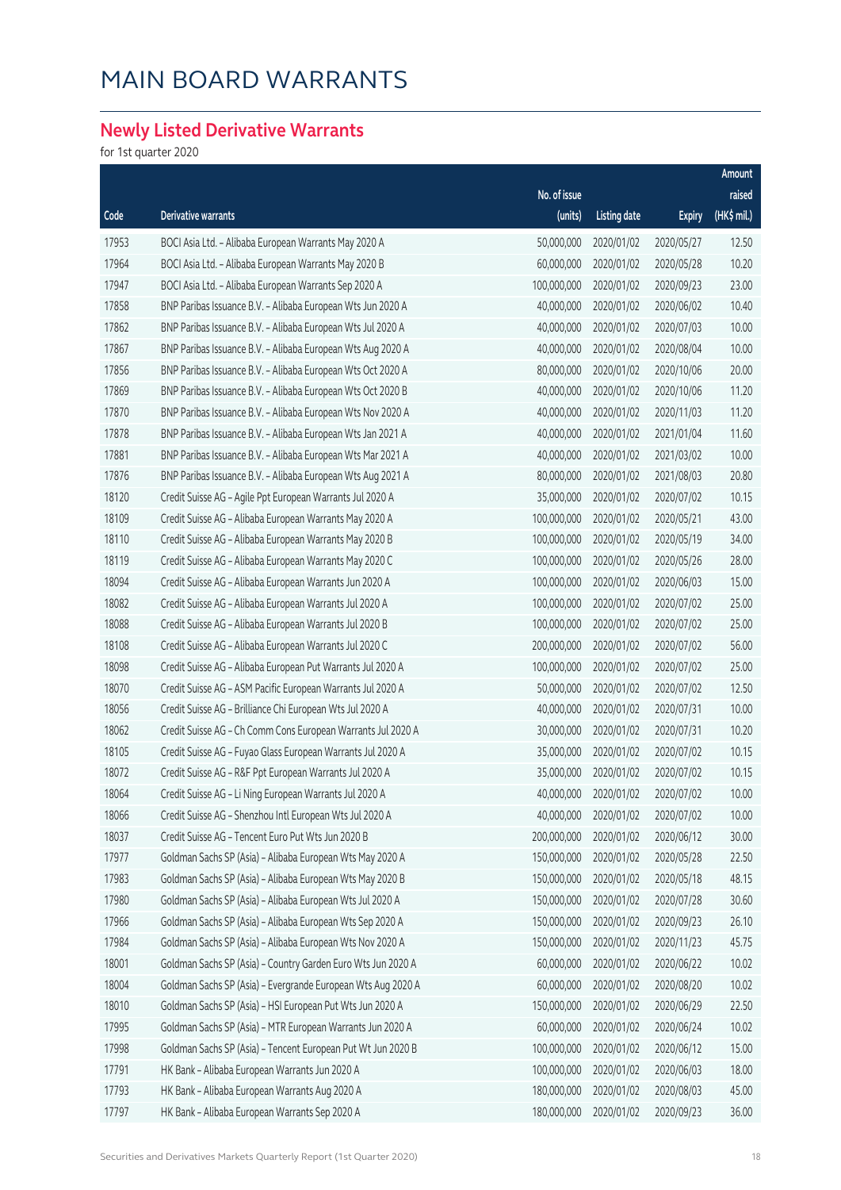# MAIN BOARD WARRANTS

## Newly Listed Derivative Warrants

for 1st quarter 2020

| Code | Derivative warrants | No. of issue (units) | Listing date | Expiry | Amount raised (HK$ mil.) |
|---|---|---|---|---|---|
| 17953 | BOCI Asia Ltd. – Alibaba European Warrants May 2020 A | 50,000,000 | 2020/01/02 | 2020/05/27 | 12.50 |
| 17964 | BOCI Asia Ltd. – Alibaba European Warrants May 2020 B | 60,000,000 | 2020/01/02 | 2020/05/28 | 10.20 |
| 17947 | BOCI Asia Ltd. – Alibaba European Warrants Sep 2020 A | 100,000,000 | 2020/01/02 | 2020/09/23 | 23.00 |
| 17858 | BNP Paribas Issuance B.V. – Alibaba European Wts Jun 2020 A | 40,000,000 | 2020/01/02 | 2020/06/02 | 10.40 |
| 17862 | BNP Paribas Issuance B.V. – Alibaba European Wts Jul 2020 A | 40,000,000 | 2020/01/02 | 2020/07/03 | 10.00 |
| 17867 | BNP Paribas Issuance B.V. – Alibaba European Wts Aug 2020 A | 40,000,000 | 2020/01/02 | 2020/08/04 | 10.00 |
| 17856 | BNP Paribas Issuance B.V. – Alibaba European Wts Oct 2020 A | 80,000,000 | 2020/01/02 | 2020/10/06 | 20.00 |
| 17869 | BNP Paribas Issuance B.V. – Alibaba European Wts Oct 2020 B | 40,000,000 | 2020/01/02 | 2020/10/06 | 11.20 |
| 17870 | BNP Paribas Issuance B.V. – Alibaba European Wts Nov 2020 A | 40,000,000 | 2020/01/02 | 2020/11/03 | 11.20 |
| 17878 | BNP Paribas Issuance B.V. – Alibaba European Wts Jan 2021 A | 40,000,000 | 2020/01/02 | 2021/01/04 | 11.60 |
| 17881 | BNP Paribas Issuance B.V. – Alibaba European Wts Mar 2021 A | 40,000,000 | 2020/01/02 | 2021/03/02 | 10.00 |
| 17876 | BNP Paribas Issuance B.V. – Alibaba European Wts Aug 2021 A | 80,000,000 | 2020/01/02 | 2021/08/03 | 20.80 |
| 18120 | Credit Suisse AG – Agile Ppt European Warrants Jul 2020 A | 35,000,000 | 2020/01/02 | 2020/07/02 | 10.15 |
| 18109 | Credit Suisse AG – Alibaba European Warrants May 2020 A | 100,000,000 | 2020/01/02 | 2020/05/21 | 43.00 |
| 18110 | Credit Suisse AG – Alibaba European Warrants May 2020 B | 100,000,000 | 2020/01/02 | 2020/05/19 | 34.00 |
| 18119 | Credit Suisse AG – Alibaba European Warrants May 2020 C | 100,000,000 | 2020/01/02 | 2020/05/26 | 28.00 |
| 18094 | Credit Suisse AG – Alibaba European Warrants Jun 2020 A | 100,000,000 | 2020/01/02 | 2020/06/03 | 15.00 |
| 18082 | Credit Suisse AG – Alibaba European Warrants Jul 2020 A | 100,000,000 | 2020/01/02 | 2020/07/02 | 25.00 |
| 18088 | Credit Suisse AG – Alibaba European Warrants Jul 2020 B | 100,000,000 | 2020/01/02 | 2020/07/02 | 25.00 |
| 18108 | Credit Suisse AG – Alibaba European Warrants Jul 2020 C | 200,000,000 | 2020/01/02 | 2020/07/02 | 56.00 |
| 18098 | Credit Suisse AG – Alibaba European Put Warrants Jul 2020 A | 100,000,000 | 2020/01/02 | 2020/07/02 | 25.00 |
| 18070 | Credit Suisse AG – ASM Pacific European Warrants Jul 2020 A | 50,000,000 | 2020/01/02 | 2020/07/02 | 12.50 |
| 18056 | Credit Suisse AG – Brilliance Chi European Wts Jul 2020 A | 40,000,000 | 2020/01/02 | 2020/07/31 | 10.00 |
| 18062 | Credit Suisse AG – Ch Comm Cons European Warrants Jul 2020 A | 30,000,000 | 2020/01/02 | 2020/07/31 | 10.20 |
| 18105 | Credit Suisse AG – Fuyao Glass European Warrants Jul 2020 A | 35,000,000 | 2020/01/02 | 2020/07/02 | 10.15 |
| 18072 | Credit Suisse AG – R&F Ppt European Warrants Jul 2020 A | 35,000,000 | 2020/01/02 | 2020/07/02 | 10.15 |
| 18064 | Credit Suisse AG – Li Ning European Warrants Jul 2020 A | 40,000,000 | 2020/01/02 | 2020/07/02 | 10.00 |
| 18066 | Credit Suisse AG – Shenzhou Intl European Wts Jul 2020 A | 40,000,000 | 2020/01/02 | 2020/07/02 | 10.00 |
| 18037 | Credit Suisse AG – Tencent Euro Put Wts Jun 2020 B | 200,000,000 | 2020/01/02 | 2020/06/12 | 30.00 |
| 17977 | Goldman Sachs SP (Asia) – Alibaba European Wts May 2020 A | 150,000,000 | 2020/01/02 | 2020/05/28 | 22.50 |
| 17983 | Goldman Sachs SP (Asia) – Alibaba European Wts May 2020 B | 150,000,000 | 2020/01/02 | 2020/05/18 | 48.15 |
| 17980 | Goldman Sachs SP (Asia) – Alibaba European Wts Jul 2020 A | 150,000,000 | 2020/01/02 | 2020/07/28 | 30.60 |
| 17966 | Goldman Sachs SP (Asia) – Alibaba European Wts Sep 2020 A | 150,000,000 | 2020/01/02 | 2020/09/23 | 26.10 |
| 17984 | Goldman Sachs SP (Asia) – Alibaba European Wts Nov 2020 A | 150,000,000 | 2020/01/02 | 2020/11/23 | 45.75 |
| 18001 | Goldman Sachs SP (Asia) – Country Garden Euro Wts Jun 2020 A | 60,000,000 | 2020/01/02 | 2020/06/22 | 10.02 |
| 18004 | Goldman Sachs SP (Asia) – Evergrande European Wts Aug 2020 A | 60,000,000 | 2020/01/02 | 2020/08/20 | 10.02 |
| 18010 | Goldman Sachs SP (Asia) – HSI European Put Wts Jun 2020 A | 150,000,000 | 2020/01/02 | 2020/06/29 | 22.50 |
| 17995 | Goldman Sachs SP (Asia) – MTR European Warrants Jun 2020 A | 60,000,000 | 2020/01/02 | 2020/06/24 | 10.02 |
| 17998 | Goldman Sachs SP (Asia) – Tencent European Put Wt Jun 2020 B | 100,000,000 | 2020/01/02 | 2020/06/12 | 15.00 |
| 17791 | HK Bank – Alibaba European Warrants Jun 2020 A | 100,000,000 | 2020/01/02 | 2020/06/03 | 18.00 |
| 17793 | HK Bank – Alibaba European Warrants Aug 2020 A | 180,000,000 | 2020/01/02 | 2020/08/03 | 45.00 |
| 17797 | HK Bank – Alibaba European Warrants Sep 2020 A | 180,000,000 | 2020/01/02 | 2020/09/23 | 36.00 |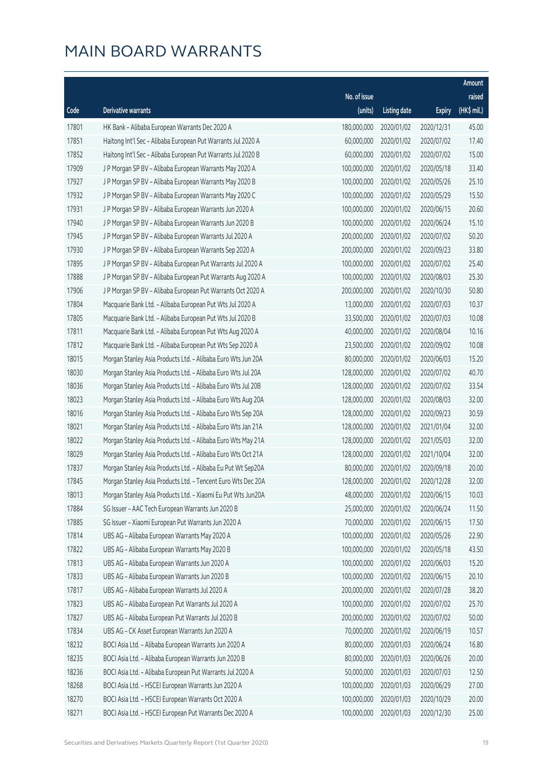# MAIN BOARD WARRANTS

| Code | Derivative warrants | No. of issue (units) | Listing date | Expiry | Amount raised (HK$ mil.) |
|---|---|---|---|---|---|
| 17801 | HK Bank – Alibaba European Warrants Dec 2020 A | 180,000,000 | 2020/01/02 | 2020/12/31 | 45.00 |
| 17851 | Haitong Int'l Sec – Alibaba European Put Warrants Jul 2020 A | 60,000,000 | 2020/01/02 | 2020/07/02 | 17.40 |
| 17852 | Haitong Int'l Sec – Alibaba European Put Warrants Jul 2020 B | 60,000,000 | 2020/01/02 | 2020/07/02 | 15.00 |
| 17909 | J P Morgan SP BV – Alibaba European Warrants May 2020 A | 100,000,000 | 2020/01/02 | 2020/05/18 | 33.40 |
| 17927 | J P Morgan SP BV – Alibaba European Warrants May 2020 B | 100,000,000 | 2020/01/02 | 2020/05/26 | 25.10 |
| 17932 | J P Morgan SP BV – Alibaba European Warrants May 2020 C | 100,000,000 | 2020/01/02 | 2020/05/29 | 15.50 |
| 17931 | J P Morgan SP BV – Alibaba European Warrants Jun 2020 A | 100,000,000 | 2020/01/02 | 2020/06/15 | 20.60 |
| 17940 | J P Morgan SP BV – Alibaba European Warrants Jun 2020 B | 100,000,000 | 2020/01/02 | 2020/06/24 | 15.10 |
| 17945 | J P Morgan SP BV – Alibaba European Warrants Jul 2020 A | 200,000,000 | 2020/01/02 | 2020/07/02 | 50.20 |
| 17930 | J P Morgan SP BV – Alibaba European Warrants Sep 2020 A | 200,000,000 | 2020/01/02 | 2020/09/23 | 33.80 |
| 17895 | J P Morgan SP BV – Alibaba European Put Warrants Jul 2020 A | 100,000,000 | 2020/01/02 | 2020/07/02 | 25.40 |
| 17888 | J P Morgan SP BV – Alibaba European Put Warrants Aug 2020 A | 100,000,000 | 2020/01/02 | 2020/08/03 | 25.30 |
| 17906 | J P Morgan SP BV – Alibaba European Put Warrants Oct 2020 A | 200,000,000 | 2020/01/02 | 2020/10/30 | 50.80 |
| 17804 | Macquarie Bank Ltd. – Alibaba European Put Wts Jul 2020 A | 13,000,000 | 2020/01/02 | 2020/07/03 | 10.37 |
| 17805 | Macquarie Bank Ltd. – Alibaba European Put Wts Jul 2020 B | 33,500,000 | 2020/01/02 | 2020/07/03 | 10.08 |
| 17811 | Macquarie Bank Ltd. – Alibaba European Put Wts Aug 2020 A | 40,000,000 | 2020/01/02 | 2020/08/04 | 10.16 |
| 17812 | Macquarie Bank Ltd. – Alibaba European Put Wts Sep 2020 A | 23,500,000 | 2020/01/02 | 2020/09/02 | 10.08 |
| 18015 | Morgan Stanley Asia Products Ltd. – Alibaba Euro Wts Jun 20A | 80,000,000 | 2020/01/02 | 2020/06/03 | 15.20 |
| 18030 | Morgan Stanley Asia Products Ltd. – Alibaba Euro Wts Jul 20A | 128,000,000 | 2020/01/02 | 2020/07/02 | 40.70 |
| 18036 | Morgan Stanley Asia Products Ltd. – Alibaba Euro Wts Jul 20B | 128,000,000 | 2020/01/02 | 2020/07/02 | 33.54 |
| 18023 | Morgan Stanley Asia Products Ltd. – Alibaba Euro Wts Aug 20A | 128,000,000 | 2020/01/02 | 2020/08/03 | 32.00 |
| 18016 | Morgan Stanley Asia Products Ltd. – Alibaba Euro Wts Sep 20A | 128,000,000 | 2020/01/02 | 2020/09/23 | 30.59 |
| 18021 | Morgan Stanley Asia Products Ltd. – Alibaba Euro Wts Jan 21A | 128,000,000 | 2020/01/02 | 2021/01/04 | 32.00 |
| 18022 | Morgan Stanley Asia Products Ltd. – Alibaba Euro Wts May 21A | 128,000,000 | 2020/01/02 | 2021/05/03 | 32.00 |
| 18029 | Morgan Stanley Asia Products Ltd. – Alibaba Euro Wts Oct 21A | 128,000,000 | 2020/01/02 | 2021/10/04 | 32.00 |
| 17837 | Morgan Stanley Asia Products Ltd. – Alibaba Eu Put Wt Sep20A | 80,000,000 | 2020/01/02 | 2020/09/18 | 20.00 |
| 17845 | Morgan Stanley Asia Products Ltd. – Tencent Euro Wts Dec 20A | 128,000,000 | 2020/01/02 | 2020/12/28 | 32.00 |
| 18013 | Morgan Stanley Asia Products Ltd. – Xiaomi Eu Put Wts Jun20A | 48,000,000 | 2020/01/02 | 2020/06/15 | 10.03 |
| 17884 | SG Issuer – AAC Tech European Warrants Jun 2020 B | 25,000,000 | 2020/01/02 | 2020/06/24 | 11.50 |
| 17885 | SG Issuer – Xiaomi European Put Warrants Jun 2020 A | 70,000,000 | 2020/01/02 | 2020/06/15 | 17.50 |
| 17814 | UBS AG – Alibaba European Warrants May 2020 A | 100,000,000 | 2020/01/02 | 2020/05/26 | 22.90 |
| 17822 | UBS AG – Alibaba European Warrants May 2020 B | 100,000,000 | 2020/01/02 | 2020/05/18 | 43.50 |
| 17813 | UBS AG – Alibaba European Warrants Jun 2020 A | 100,000,000 | 2020/01/02 | 2020/06/03 | 15.20 |
| 17833 | UBS AG – Alibaba European Warrants Jun 2020 B | 100,000,000 | 2020/01/02 | 2020/06/15 | 20.10 |
| 17817 | UBS AG – Alibaba European Warrants Jul 2020 A | 200,000,000 | 2020/01/02 | 2020/07/28 | 38.20 |
| 17823 | UBS AG – Alibaba European Put Warrants Jul 2020 A | 100,000,000 | 2020/01/02 | 2020/07/02 | 25.70 |
| 17827 | UBS AG – Alibaba European Put Warrants Jul 2020 B | 200,000,000 | 2020/01/02 | 2020/07/02 | 50.00 |
| 17834 | UBS AG – CK Asset European Warrants Jun 2020 A | 70,000,000 | 2020/01/02 | 2020/06/19 | 10.57 |
| 18232 | BOCI Asia Ltd. – Alibaba European Warrants Jun 2020 A | 80,000,000 | 2020/01/03 | 2020/06/24 | 16.80 |
| 18235 | BOCI Asia Ltd. – Alibaba European Warrants Jun 2020 B | 80,000,000 | 2020/01/03 | 2020/06/26 | 20.00 |
| 18236 | BOCI Asia Ltd. – Alibaba European Put Warrants Jul 2020 A | 50,000,000 | 2020/01/03 | 2020/07/03 | 12.50 |
| 18268 | BOCI Asia Ltd. – HSCEI European Warrants Jun 2020 A | 100,000,000 | 2020/01/03 | 2020/06/29 | 27.00 |
| 18270 | BOCI Asia Ltd. – HSCEI European Warrants Oct 2020 A | 100,000,000 | 2020/01/03 | 2020/10/29 | 20.00 |
| 18271 | BOCI Asia Ltd. – HSCEI European Put Warrants Dec 2020 A | 100,000,000 | 2020/01/03 | 2020/12/30 | 25.00 |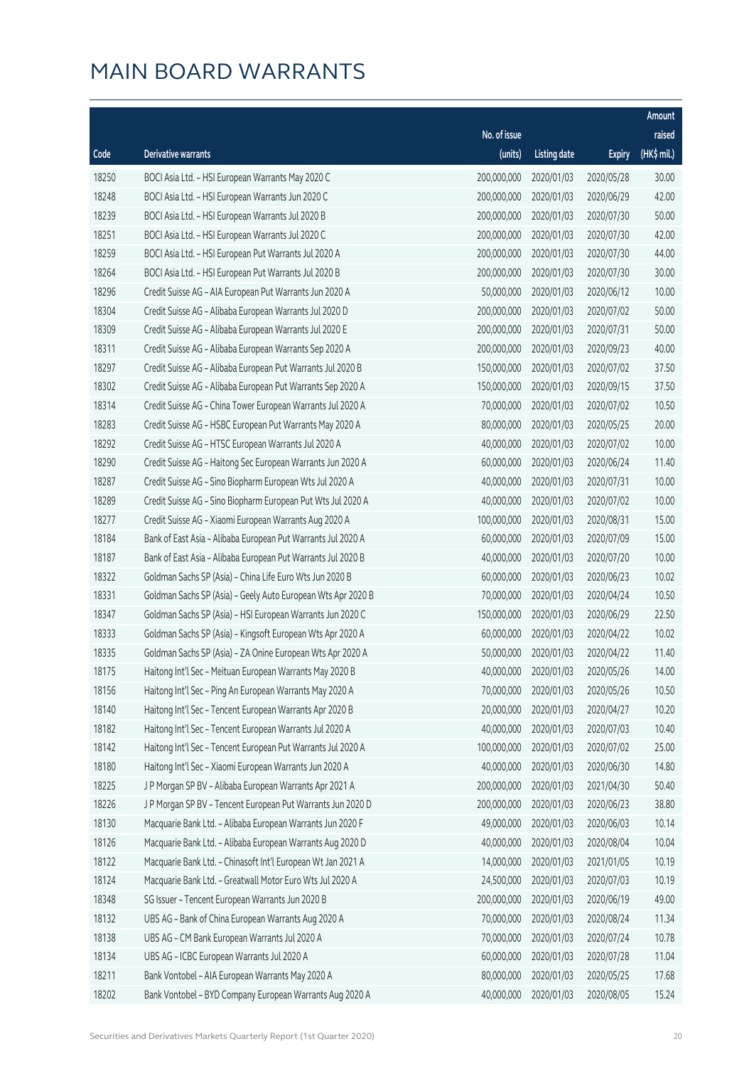# MAIN BOARD WARRANTS

| Code | Derivative warrants | No. of issue (units) | Listing date | Expiry | Amount raised (HK$ mil.) |
|---|---|---|---|---|---|
| 18250 | BOCI Asia Ltd. - HSI European Warrants May 2020 C | 200,000,000 | 2020/01/03 | 2020/05/28 | 30.00 |
| 18248 | BOCI Asia Ltd. - HSI European Warrants Jun 2020 C | 200,000,000 | 2020/01/03 | 2020/06/29 | 42.00 |
| 18239 | BOCI Asia Ltd. - HSI European Warrants Jul 2020 B | 200,000,000 | 2020/01/03 | 2020/07/30 | 50.00 |
| 18251 | BOCI Asia Ltd. - HSI European Warrants Jul 2020 C | 200,000,000 | 2020/01/03 | 2020/07/30 | 42.00 |
| 18259 | BOCI Asia Ltd. - HSI European Put Warrants Jul 2020 A | 200,000,000 | 2020/01/03 | 2020/07/30 | 44.00 |
| 18264 | BOCI Asia Ltd. - HSI European Put Warrants Jul 2020 B | 200,000,000 | 2020/01/03 | 2020/07/30 | 30.00 |
| 18296 | Credit Suisse AG - AIA European Put Warrants Jun 2020 A | 50,000,000 | 2020/01/03 | 2020/06/12 | 10.00 |
| 18304 | Credit Suisse AG - Alibaba European Warrants Jul 2020 D | 200,000,000 | 2020/01/03 | 2020/07/02 | 50.00 |
| 18309 | Credit Suisse AG - Alibaba European Warrants Jul 2020 E | 200,000,000 | 2020/01/03 | 2020/07/31 | 50.00 |
| 18311 | Credit Suisse AG - Alibaba European Warrants Sep 2020 A | 200,000,000 | 2020/01/03 | 2020/09/23 | 40.00 |
| 18297 | Credit Suisse AG - Alibaba European Put Warrants Jul 2020 B | 150,000,000 | 2020/01/03 | 2020/07/02 | 37.50 |
| 18302 | Credit Suisse AG - Alibaba European Put Warrants Sep 2020 A | 150,000,000 | 2020/01/03 | 2020/09/15 | 37.50 |
| 18314 | Credit Suisse AG - China Tower European Warrants Jul 2020 A | 70,000,000 | 2020/01/03 | 2020/07/02 | 10.50 |
| 18283 | Credit Suisse AG - HSBC European Put Warrants May 2020 A | 80,000,000 | 2020/01/03 | 2020/05/25 | 20.00 |
| 18292 | Credit Suisse AG - HTSC European Warrants Jul 2020 A | 40,000,000 | 2020/01/03 | 2020/07/02 | 10.00 |
| 18290 | Credit Suisse AG - Haitong Sec European Warrants Jun 2020 A | 60,000,000 | 2020/01/03 | 2020/06/24 | 11.40 |
| 18287 | Credit Suisse AG - Sino Biopharm European Wts Jul 2020 A | 40,000,000 | 2020/01/03 | 2020/07/31 | 10.00 |
| 18289 | Credit Suisse AG - Sino Biopharm European Put Wts Jul 2020 A | 40,000,000 | 2020/01/03 | 2020/07/02 | 10.00 |
| 18277 | Credit Suisse AG - Xiaomi European Warrants Aug 2020 A | 100,000,000 | 2020/01/03 | 2020/08/31 | 15.00 |
| 18184 | Bank of East Asia - Alibaba European Put Warrants Jul 2020 A | 60,000,000 | 2020/01/03 | 2020/07/09 | 15.00 |
| 18187 | Bank of East Asia - Alibaba European Put Warrants Jul 2020 B | 40,000,000 | 2020/01/03 | 2020/07/20 | 10.00 |
| 18322 | Goldman Sachs SP (Asia) - China Life Euro Wts Jun 2020 B | 60,000,000 | 2020/01/03 | 2020/06/23 | 10.02 |
| 18331 | Goldman Sachs SP (Asia) - Geely Auto European Wts Apr 2020 B | 70,000,000 | 2020/01/03 | 2020/04/24 | 10.50 |
| 18347 | Goldman Sachs SP (Asia) - HSI European Warrants Jun 2020 C | 150,000,000 | 2020/01/03 | 2020/06/29 | 22.50 |
| 18333 | Goldman Sachs SP (Asia) - Kingsoft European Wts Apr 2020 A | 60,000,000 | 2020/01/03 | 2020/04/22 | 10.02 |
| 18335 | Goldman Sachs SP (Asia) - ZA Onine European Wts Apr 2020 A | 50,000,000 | 2020/01/03 | 2020/04/22 | 11.40 |
| 18175 | Haitong Int'l Sec - Meituan European Warrants May 2020 B | 40,000,000 | 2020/01/03 | 2020/05/26 | 14.00 |
| 18156 | Haitong Int'l Sec - Ping An European Warrants May 2020 A | 70,000,000 | 2020/01/03 | 2020/05/26 | 10.50 |
| 18140 | Haitong Int'l Sec - Tencent European Warrants Apr 2020 B | 20,000,000 | 2020/01/03 | 2020/04/27 | 10.20 |
| 18182 | Haitong Int'l Sec - Tencent European Warrants Jul 2020 A | 40,000,000 | 2020/01/03 | 2020/07/03 | 10.40 |
| 18142 | Haitong Int'l Sec - Tencent European Put Warrants Jul 2020 A | 100,000,000 | 2020/01/03 | 2020/07/02 | 25.00 |
| 18180 | Haitong Int'l Sec - Xiaomi European Warrants Jun 2020 A | 40,000,000 | 2020/01/03 | 2020/06/30 | 14.80 |
| 18225 | J P Morgan SP BV - Alibaba European Warrants Apr 2021 A | 200,000,000 | 2020/01/03 | 2021/04/30 | 50.40 |
| 18226 | J P Morgan SP BV - Tencent European Put Warrants Jun 2020 D | 200,000,000 | 2020/01/03 | 2020/06/23 | 38.80 |
| 18130 | Macquarie Bank Ltd. - Alibaba European Warrants Jun 2020 F | 49,000,000 | 2020/01/03 | 2020/06/03 | 10.14 |
| 18126 | Macquarie Bank Ltd. - Alibaba European Warrants Aug 2020 D | 40,000,000 | 2020/01/03 | 2020/08/04 | 10.04 |
| 18122 | Macquarie Bank Ltd. - Chinasoft Int'l European Wt Jan 2021 A | 14,000,000 | 2020/01/03 | 2021/01/05 | 10.19 |
| 18124 | Macquarie Bank Ltd. - Greatwall Motor Euro Wts Jul 2020 A | 24,500,000 | 2020/01/03 | 2020/07/03 | 10.19 |
| 18348 | SG Issuer - Tencent European Warrants Jun 2020 B | 200,000,000 | 2020/01/03 | 2020/06/19 | 49.00 |
| 18132 | UBS AG - Bank of China European Warrants Aug 2020 A | 70,000,000 | 2020/01/03 | 2020/08/24 | 11.34 |
| 18138 | UBS AG - CM Bank European Warrants Jul 2020 A | 70,000,000 | 2020/01/03 | 2020/07/24 | 10.78 |
| 18134 | UBS AG - ICBC European Warrants Jul 2020 A | 60,000,000 | 2020/01/03 | 2020/07/28 | 11.04 |
| 18211 | Bank Vontobel - AIA European Warrants May 2020 A | 80,000,000 | 2020/01/03 | 2020/05/25 | 17.68 |
| 18202 | Bank Vontobel - BYD Company European Warrants Aug 2020 A | 40,000,000 | 2020/01/03 | 2020/08/05 | 15.24 |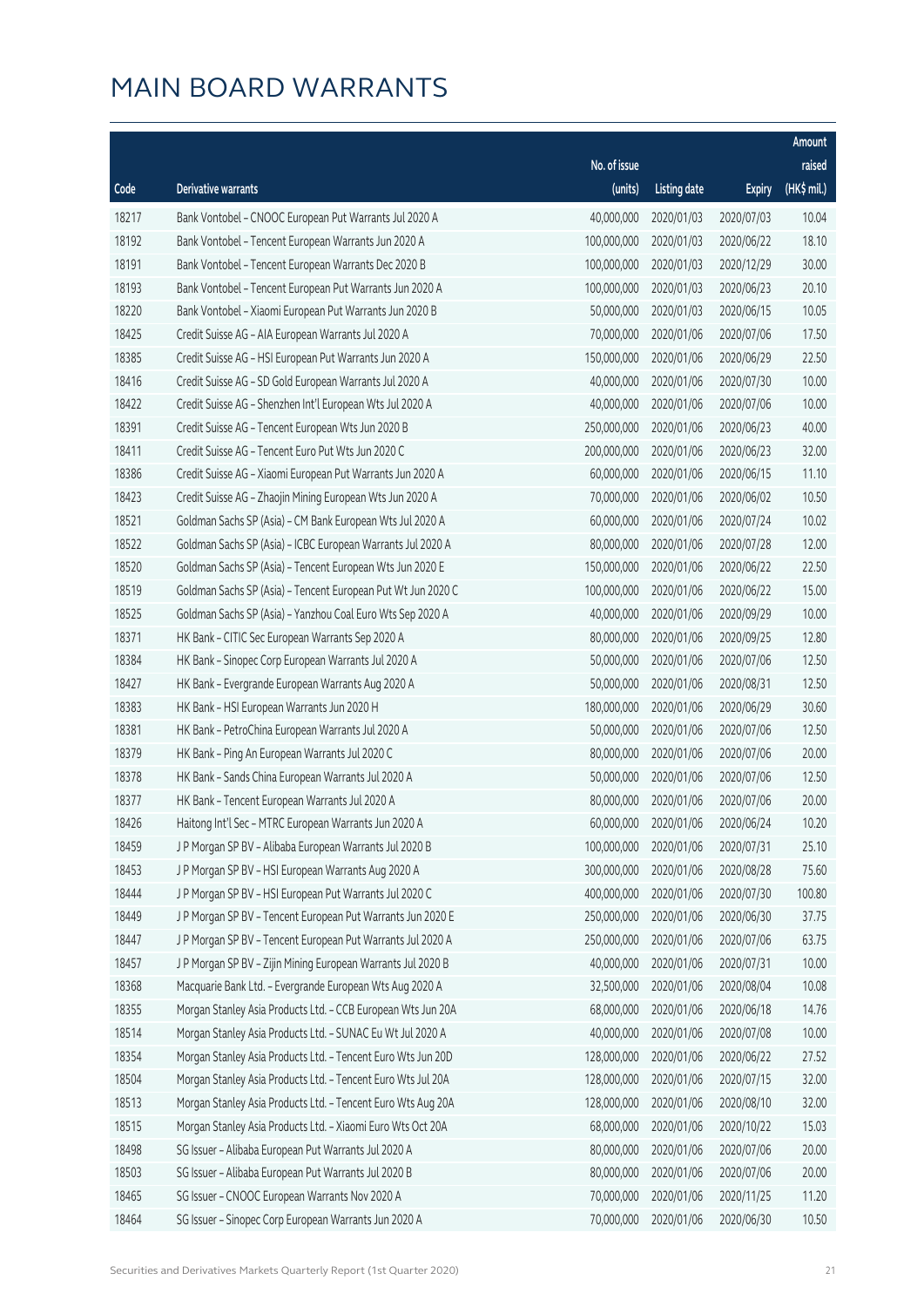# MAIN BOARD WARRANTS

| Code | Derivative warrants | No. of issue (units) | Listing date | Expiry | Amount raised (HK$ mil.) |
|---|---|---|---|---|---|
| 18217 | Bank Vontobel – CNOOC European Put Warrants Jul 2020 A | 40,000,000 | 2020/01/03 | 2020/07/03 | 10.04 |
| 18192 | Bank Vontobel – Tencent European Warrants Jun 2020 A | 100,000,000 | 2020/01/03 | 2020/06/22 | 18.10 |
| 18191 | Bank Vontobel – Tencent European Warrants Dec 2020 B | 100,000,000 | 2020/01/03 | 2020/12/29 | 30.00 |
| 18193 | Bank Vontobel – Tencent European Put Warrants Jun 2020 A | 100,000,000 | 2020/01/03 | 2020/06/23 | 20.10 |
| 18220 | Bank Vontobel – Xiaomi European Put Warrants Jun 2020 B | 50,000,000 | 2020/01/03 | 2020/06/15 | 10.05 |
| 18425 | Credit Suisse AG – AIA European Warrants Jul 2020 A | 70,000,000 | 2020/01/06 | 2020/07/06 | 17.50 |
| 18385 | Credit Suisse AG – HSI European Put Warrants Jun 2020 A | 150,000,000 | 2020/01/06 | 2020/06/29 | 22.50 |
| 18416 | Credit Suisse AG – SD Gold European Warrants Jul 2020 A | 40,000,000 | 2020/01/06 | 2020/07/30 | 10.00 |
| 18422 | Credit Suisse AG – Shenzhen Int'l European Wts Jul 2020 A | 40,000,000 | 2020/01/06 | 2020/07/06 | 10.00 |
| 18391 | Credit Suisse AG – Tencent European Wts Jun 2020 B | 250,000,000 | 2020/01/06 | 2020/06/23 | 40.00 |
| 18411 | Credit Suisse AG – Tencent Euro Put Wts Jun 2020 C | 200,000,000 | 2020/01/06 | 2020/06/23 | 32.00 |
| 18386 | Credit Suisse AG – Xiaomi European Put Warrants Jun 2020 A | 60,000,000 | 2020/01/06 | 2020/06/15 | 11.10 |
| 18423 | Credit Suisse AG – Zhaojin Mining European Wts Jun 2020 A | 70,000,000 | 2020/01/06 | 2020/06/02 | 10.50 |
| 18521 | Goldman Sachs SP (Asia) – CM Bank European Wts Jul 2020 A | 60,000,000 | 2020/01/06 | 2020/07/24 | 10.02 |
| 18522 | Goldman Sachs SP (Asia) – ICBC European Warrants Jul 2020 A | 80,000,000 | 2020/01/06 | 2020/07/28 | 12.00 |
| 18520 | Goldman Sachs SP (Asia) – Tencent European Wts Jun 2020 E | 150,000,000 | 2020/01/06 | 2020/06/22 | 22.50 |
| 18519 | Goldman Sachs SP (Asia) – Tencent European Put Wt Jun 2020 C | 100,000,000 | 2020/01/06 | 2020/06/22 | 15.00 |
| 18525 | Goldman Sachs SP (Asia) – Yanzhou Coal Euro Wts Sep 2020 A | 40,000,000 | 2020/01/06 | 2020/09/29 | 10.00 |
| 18371 | HK Bank – CITIC Sec European Warrants Sep 2020 A | 80,000,000 | 2020/01/06 | 2020/09/25 | 12.80 |
| 18384 | HK Bank – Sinopec Corp European Warrants Jul 2020 A | 50,000,000 | 2020/01/06 | 2020/07/06 | 12.50 |
| 18427 | HK Bank – Evergrande European Warrants Aug 2020 A | 50,000,000 | 2020/01/06 | 2020/08/31 | 12.50 |
| 18383 | HK Bank – HSI European Warrants Jun 2020 H | 180,000,000 | 2020/01/06 | 2020/06/29 | 30.60 |
| 18381 | HK Bank – PetroChina European Warrants Jul 2020 A | 50,000,000 | 2020/01/06 | 2020/07/06 | 12.50 |
| 18379 | HK Bank – Ping An European Warrants Jul 2020 C | 80,000,000 | 2020/01/06 | 2020/07/06 | 20.00 |
| 18378 | HK Bank – Sands China European Warrants Jul 2020 A | 50,000,000 | 2020/01/06 | 2020/07/06 | 12.50 |
| 18377 | HK Bank – Tencent European Warrants Jul 2020 A | 80,000,000 | 2020/01/06 | 2020/07/06 | 20.00 |
| 18426 | Haitong Int'l Sec – MTRC European Warrants Jun 2020 A | 60,000,000 | 2020/01/06 | 2020/06/24 | 10.20 |
| 18459 | J P Morgan SP BV – Alibaba European Warrants Jul 2020 B | 100,000,000 | 2020/01/06 | 2020/07/31 | 25.10 |
| 18453 | J P Morgan SP BV – HSI European Warrants Aug 2020 A | 300,000,000 | 2020/01/06 | 2020/08/28 | 75.60 |
| 18444 | J P Morgan SP BV – HSI European Put Warrants Jul 2020 C | 400,000,000 | 2020/01/06 | 2020/07/30 | 100.80 |
| 18449 | J P Morgan SP BV – Tencent European Put Warrants Jun 2020 E | 250,000,000 | 2020/01/06 | 2020/06/30 | 37.75 |
| 18447 | J P Morgan SP BV – Tencent European Put Warrants Jul 2020 A | 250,000,000 | 2020/01/06 | 2020/07/06 | 63.75 |
| 18457 | J P Morgan SP BV – Zijin Mining European Warrants Jul 2020 B | 40,000,000 | 2020/01/06 | 2020/07/31 | 10.00 |
| 18368 | Macquarie Bank Ltd. – Evergrande European Wts Aug 2020 A | 32,500,000 | 2020/01/06 | 2020/08/04 | 10.08 |
| 18355 | Morgan Stanley Asia Products Ltd. – CCB European Wts Jun 20A | 68,000,000 | 2020/01/06 | 2020/06/18 | 14.76 |
| 18514 | Morgan Stanley Asia Products Ltd. – SUNAC Eu Wt Jul 2020 A | 40,000,000 | 2020/01/06 | 2020/07/08 | 10.00 |
| 18354 | Morgan Stanley Asia Products Ltd. – Tencent Euro Wts Jun 20D | 128,000,000 | 2020/01/06 | 2020/06/22 | 27.52 |
| 18504 | Morgan Stanley Asia Products Ltd. – Tencent Euro Wts Jul 20A | 128,000,000 | 2020/01/06 | 2020/07/15 | 32.00 |
| 18513 | Morgan Stanley Asia Products Ltd. – Tencent Euro Wts Aug 20A | 128,000,000 | 2020/01/06 | 2020/08/10 | 32.00 |
| 18515 | Morgan Stanley Asia Products Ltd. – Xiaomi Euro Wts Oct 20A | 68,000,000 | 2020/01/06 | 2020/10/22 | 15.03 |
| 18498 | SG Issuer – Alibaba European Put Warrants Jul 2020 A | 80,000,000 | 2020/01/06 | 2020/07/06 | 20.00 |
| 18503 | SG Issuer – Alibaba European Put Warrants Jul 2020 B | 80,000,000 | 2020/01/06 | 2020/07/06 | 20.00 |
| 18465 | SG Issuer – CNOOC European Warrants Nov 2020 A | 70,000,000 | 2020/01/06 | 2020/11/25 | 11.20 |
| 18464 | SG Issuer – Sinopec Corp European Warrants Jun 2020 A | 70,000,000 | 2020/01/06 | 2020/06/30 | 10.50 |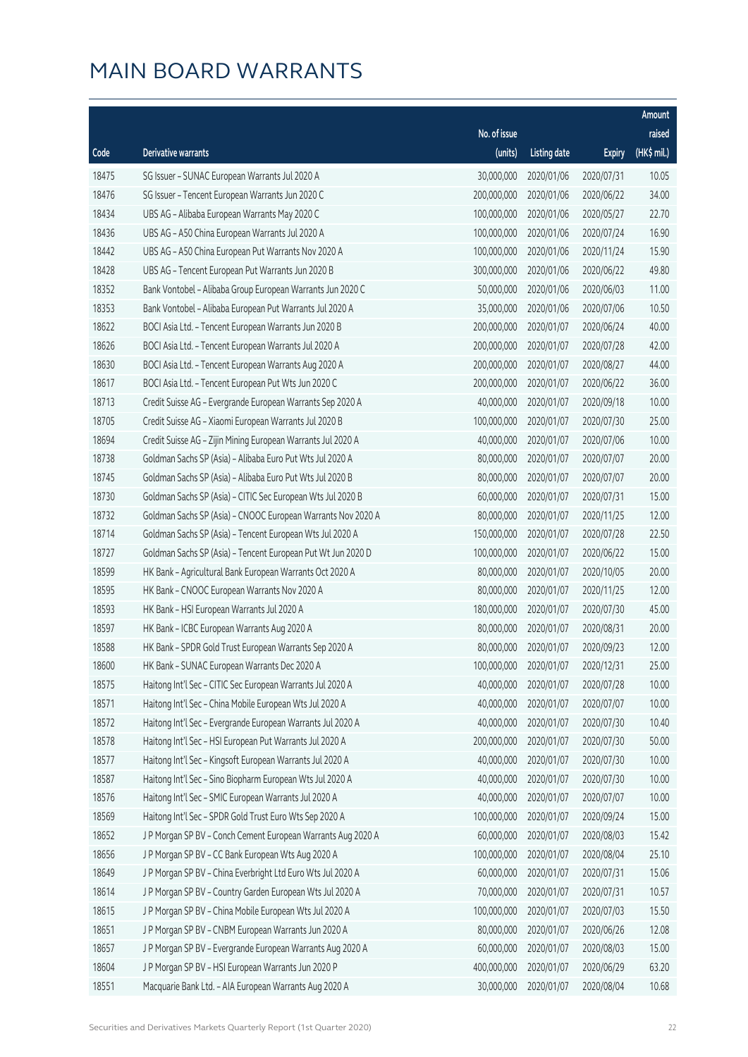# MAIN BOARD WARRANTS

| Code | Derivative warrants | No. of issue (units) | Listing date | Expiry | Amount raised (HK$ mil.) |
|---|---|---|---|---|---|
| 18475 | SG Issuer – SUNAC European Warrants Jul 2020 A | 30,000,000 | 2020/01/06 | 2020/07/31 | 10.05 |
| 18476 | SG Issuer – Tencent European Warrants Jun 2020 C | 200,000,000 | 2020/01/06 | 2020/06/22 | 34.00 |
| 18434 | UBS AG – Alibaba European Warrants May 2020 C | 100,000,000 | 2020/01/06 | 2020/05/27 | 22.70 |
| 18436 | UBS AG – A50 China European Warrants Jul 2020 A | 100,000,000 | 2020/01/06 | 2020/07/24 | 16.90 |
| 18442 | UBS AG – A50 China European Put Warrants Nov 2020 A | 100,000,000 | 2020/01/06 | 2020/11/24 | 15.90 |
| 18428 | UBS AG – Tencent European Put Warrants Jun 2020 B | 300,000,000 | 2020/01/06 | 2020/06/22 | 49.80 |
| 18352 | Bank Vontobel – Alibaba Group European Warrants Jun 2020 C | 50,000,000 | 2020/01/06 | 2020/06/03 | 11.00 |
| 18353 | Bank Vontobel – Alibaba European Put Warrants Jul 2020 A | 35,000,000 | 2020/01/06 | 2020/07/06 | 10.50 |
| 18622 | BOCI Asia Ltd. – Tencent European Warrants Jun 2020 B | 200,000,000 | 2020/01/07 | 2020/06/24 | 40.00 |
| 18626 | BOCI Asia Ltd. – Tencent European Warrants Jul 2020 A | 200,000,000 | 2020/01/07 | 2020/07/28 | 42.00 |
| 18630 | BOCI Asia Ltd. – Tencent European Warrants Aug 2020 A | 200,000,000 | 2020/01/07 | 2020/08/27 | 44.00 |
| 18617 | BOCI Asia Ltd. – Tencent European Put Wts Jun 2020 C | 200,000,000 | 2020/01/07 | 2020/06/22 | 36.00 |
| 18713 | Credit Suisse AG – Evergrande European Warrants Sep 2020 A | 40,000,000 | 2020/01/07 | 2020/09/18 | 10.00 |
| 18705 | Credit Suisse AG – Xiaomi European Warrants Jul 2020 B | 100,000,000 | 2020/01/07 | 2020/07/30 | 25.00 |
| 18694 | Credit Suisse AG – Zijin Mining European Warrants Jul 2020 A | 40,000,000 | 2020/01/07 | 2020/07/06 | 10.00 |
| 18738 | Goldman Sachs SP (Asia) – Alibaba Euro Put Wts Jul 2020 A | 80,000,000 | 2020/01/07 | 2020/07/07 | 20.00 |
| 18745 | Goldman Sachs SP (Asia) – Alibaba Euro Put Wts Jul 2020 B | 80,000,000 | 2020/01/07 | 2020/07/07 | 20.00 |
| 18730 | Goldman Sachs SP (Asia) – CITIC Sec European Wts Jul 2020 B | 60,000,000 | 2020/01/07 | 2020/07/31 | 15.00 |
| 18732 | Goldman Sachs SP (Asia) – CNOOC European Warrants Nov 2020 A | 80,000,000 | 2020/01/07 | 2020/11/25 | 12.00 |
| 18714 | Goldman Sachs SP (Asia) – Tencent European Wts Jul 2020 A | 150,000,000 | 2020/01/07 | 2020/07/28 | 22.50 |
| 18727 | Goldman Sachs SP (Asia) – Tencent European Put Wt Jun 2020 D | 100,000,000 | 2020/01/07 | 2020/06/22 | 15.00 |
| 18599 | HK Bank – Agricultural Bank European Warrants Oct 2020 A | 80,000,000 | 2020/01/07 | 2020/10/05 | 20.00 |
| 18595 | HK Bank – CNOOC European Warrants Nov 2020 A | 80,000,000 | 2020/01/07 | 2020/11/25 | 12.00 |
| 18593 | HK Bank – HSI European Warrants Jul 2020 A | 180,000,000 | 2020/01/07 | 2020/07/30 | 45.00 |
| 18597 | HK Bank – ICBC European Warrants Aug 2020 A | 80,000,000 | 2020/01/07 | 2020/08/31 | 20.00 |
| 18588 | HK Bank – SPDR Gold Trust European Warrants Sep 2020 A | 80,000,000 | 2020/01/07 | 2020/09/23 | 12.00 |
| 18600 | HK Bank – SUNAC European Warrants Dec 2020 A | 100,000,000 | 2020/01/07 | 2020/12/31 | 25.00 |
| 18575 | Haitong Int'l Sec – CITIC Sec European Warrants Jul 2020 A | 40,000,000 | 2020/01/07 | 2020/07/28 | 10.00 |
| 18571 | Haitong Int'l Sec – China Mobile European Wts Jul 2020 A | 40,000,000 | 2020/01/07 | 2020/07/07 | 10.00 |
| 18572 | Haitong Int'l Sec – Evergrande European Warrants Jul 2020 A | 40,000,000 | 2020/01/07 | 2020/07/30 | 10.40 |
| 18578 | Haitong Int'l Sec – HSI European Put Warrants Jul 2020 A | 200,000,000 | 2020/01/07 | 2020/07/30 | 50.00 |
| 18577 | Haitong Int'l Sec – Kingsoft European Warrants Jul 2020 A | 40,000,000 | 2020/01/07 | 2020/07/30 | 10.00 |
| 18587 | Haitong Int'l Sec – Sino Biopharm European Wts Jul 2020 A | 40,000,000 | 2020/01/07 | 2020/07/30 | 10.00 |
| 18576 | Haitong Int'l Sec – SMIC European Warrants Jul 2020 A | 40,000,000 | 2020/01/07 | 2020/07/07 | 10.00 |
| 18569 | Haitong Int'l Sec – SPDR Gold Trust Euro Wts Sep 2020 A | 100,000,000 | 2020/01/07 | 2020/09/24 | 15.00 |
| 18652 | J P Morgan SP BV – Conch Cement European Warrants Aug 2020 A | 60,000,000 | 2020/01/07 | 2020/08/03 | 15.42 |
| 18656 | J P Morgan SP BV – CC Bank European Wts Aug 2020 A | 100,000,000 | 2020/01/07 | 2020/08/04 | 25.10 |
| 18649 | J P Morgan SP BV – China Everbright Ltd Euro Wts Jul 2020 A | 60,000,000 | 2020/01/07 | 2020/07/31 | 15.06 |
| 18614 | J P Morgan SP BV – Country Garden European Wts Jul 2020 A | 70,000,000 | 2020/01/07 | 2020/07/31 | 10.57 |
| 18615 | J P Morgan SP BV – China Mobile European Wts Jul 2020 A | 100,000,000 | 2020/01/07 | 2020/07/03 | 15.50 |
| 18651 | J P Morgan SP BV – CNBM European Warrants Jun 2020 A | 80,000,000 | 2020/01/07 | 2020/06/26 | 12.08 |
| 18657 | J P Morgan SP BV – Evergrande European Warrants Aug 2020 A | 60,000,000 | 2020/01/07 | 2020/08/03 | 15.00 |
| 18604 | J P Morgan SP BV – HSI European Warrants Jun 2020 P | 400,000,000 | 2020/01/07 | 2020/06/29 | 63.20 |
| 18551 | Macquarie Bank Ltd. – AIA European Warrants Aug 2020 A | 30,000,000 | 2020/01/07 | 2020/08/04 | 10.68 |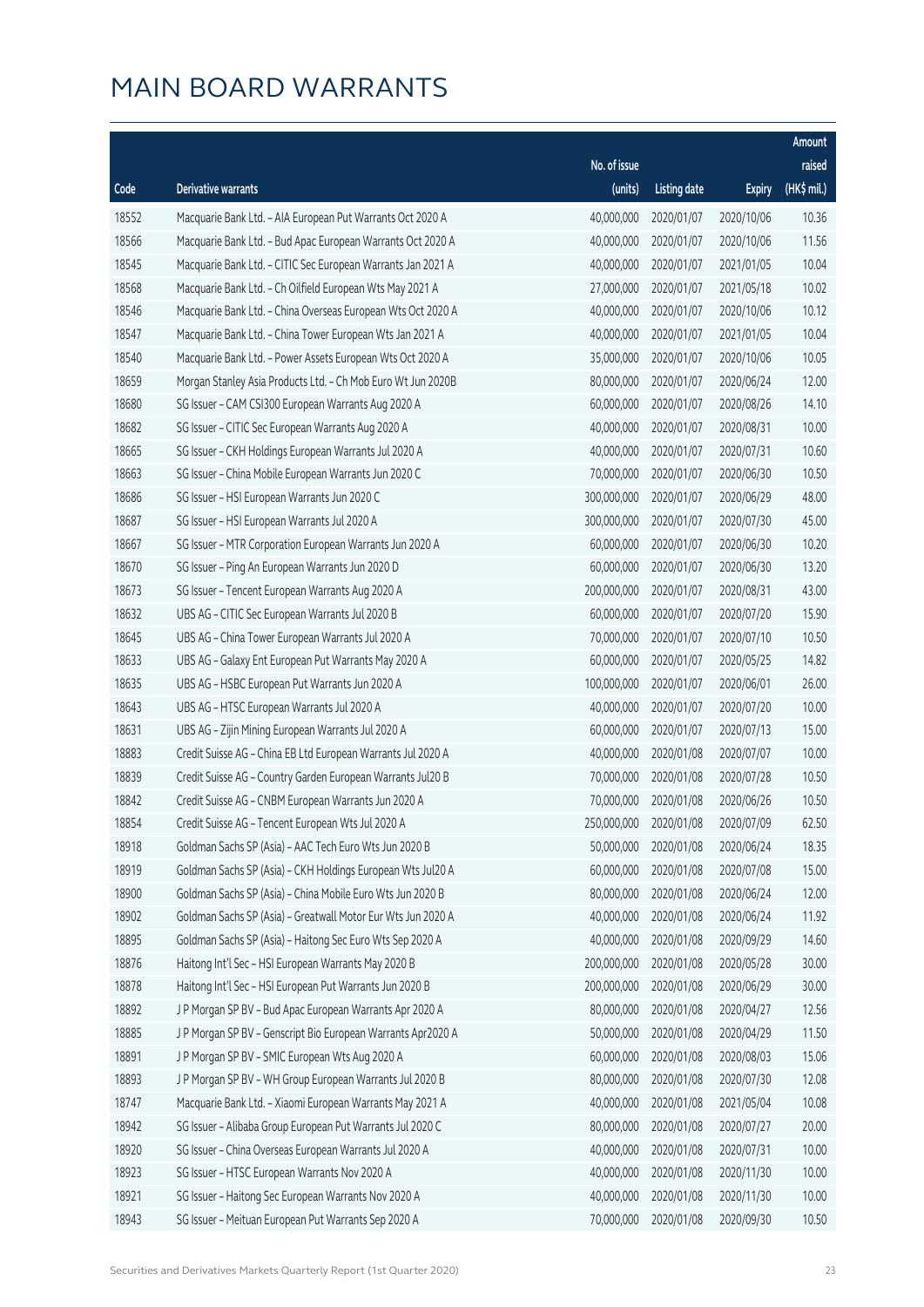# MAIN BOARD WARRANTS

| Code | Derivative warrants | No. of issue (units) | Listing date | Expiry | Amount raised (HK$ mil.) |
|---|---|---|---|---|---|
| 18552 | Macquarie Bank Ltd. – AIA European Put Warrants Oct 2020 A | 40,000,000 | 2020/01/07 | 2020/10/06 | 10.36 |
| 18566 | Macquarie Bank Ltd. – Bud Apac European Warrants Oct 2020 A | 40,000,000 | 2020/01/07 | 2020/10/06 | 11.56 |
| 18545 | Macquarie Bank Ltd. – CITIC Sec European Warrants Jan 2021 A | 40,000,000 | 2020/01/07 | 2021/01/05 | 10.04 |
| 18568 | Macquarie Bank Ltd. – Ch Oilfield European Wts May 2021 A | 27,000,000 | 2020/01/07 | 2021/05/18 | 10.02 |
| 18546 | Macquarie Bank Ltd. – China Overseas European Wts Oct 2020 A | 40,000,000 | 2020/01/07 | 2020/10/06 | 10.12 |
| 18547 | Macquarie Bank Ltd. – China Tower European Wts Jan 2021 A | 40,000,000 | 2020/01/07 | 2021/01/05 | 10.04 |
| 18540 | Macquarie Bank Ltd. – Power Assets European Wts Oct 2020 A | 35,000,000 | 2020/01/07 | 2020/10/06 | 10.05 |
| 18659 | Morgan Stanley Asia Products Ltd. – Ch Mob Euro Wt Jun 2020B | 80,000,000 | 2020/01/07 | 2020/06/24 | 12.00 |
| 18680 | SG Issuer – CAM CSI300 European Warrants Aug 2020 A | 60,000,000 | 2020/01/07 | 2020/08/26 | 14.10 |
| 18682 | SG Issuer – CITIC Sec European Warrants Aug 2020 A | 40,000,000 | 2020/01/07 | 2020/08/31 | 10.00 |
| 18665 | SG Issuer – CKH Holdings European Warrants Jul 2020 A | 40,000,000 | 2020/01/07 | 2020/07/31 | 10.60 |
| 18663 | SG Issuer – China Mobile European Warrants Jun 2020 C | 70,000,000 | 2020/01/07 | 2020/06/30 | 10.50 |
| 18686 | SG Issuer – HSI European Warrants Jun 2020 C | 300,000,000 | 2020/01/07 | 2020/06/29 | 48.00 |
| 18687 | SG Issuer – HSI European Warrants Jul 2020 A | 300,000,000 | 2020/01/07 | 2020/07/30 | 45.00 |
| 18667 | SG Issuer – MTR Corporation European Warrants Jun 2020 A | 60,000,000 | 2020/01/07 | 2020/06/30 | 10.20 |
| 18670 | SG Issuer – Ping An European Warrants Jun 2020 D | 60,000,000 | 2020/01/07 | 2020/06/30 | 13.20 |
| 18673 | SG Issuer – Tencent European Warrants Aug 2020 A | 200,000,000 | 2020/01/07 | 2020/08/31 | 43.00 |
| 18632 | UBS AG – CITIC Sec European Warrants Jul 2020 B | 60,000,000 | 2020/01/07 | 2020/07/20 | 15.90 |
| 18645 | UBS AG – China Tower European Warrants Jul 2020 A | 70,000,000 | 2020/01/07 | 2020/07/10 | 10.50 |
| 18633 | UBS AG – Galaxy Ent European Put Warrants May 2020 A | 60,000,000 | 2020/01/07 | 2020/05/25 | 14.82 |
| 18635 | UBS AG – HSBC European Put Warrants Jun 2020 A | 100,000,000 | 2020/01/07 | 2020/06/01 | 26.00 |
| 18643 | UBS AG – HTSC European Warrants Jul 2020 A | 40,000,000 | 2020/01/07 | 2020/07/20 | 10.00 |
| 18631 | UBS AG – Zijin Mining European Warrants Jul 2020 A | 60,000,000 | 2020/01/07 | 2020/07/13 | 15.00 |
| 18883 | Credit Suisse AG – China EB Ltd European Warrants Jul 2020 A | 40,000,000 | 2020/01/08 | 2020/07/07 | 10.00 |
| 18839 | Credit Suisse AG – Country Garden European Warrants Jul20 B | 70,000,000 | 2020/01/08 | 2020/07/28 | 10.50 |
| 18842 | Credit Suisse AG – CNBM European Warrants Jun 2020 A | 70,000,000 | 2020/01/08 | 2020/06/26 | 10.50 |
| 18854 | Credit Suisse AG – Tencent European Wts Jul 2020 A | 250,000,000 | 2020/01/08 | 2020/07/09 | 62.50 |
| 18918 | Goldman Sachs SP (Asia) – AAC Tech Euro Wts Jun 2020 B | 50,000,000 | 2020/01/08 | 2020/06/24 | 18.35 |
| 18919 | Goldman Sachs SP (Asia) – CKH Holdings European Wts Jul20 A | 60,000,000 | 2020/01/08 | 2020/07/08 | 15.00 |
| 18900 | Goldman Sachs SP (Asia) – China Mobile Euro Wts Jun 2020 B | 80,000,000 | 2020/01/08 | 2020/06/24 | 12.00 |
| 18902 | Goldman Sachs SP (Asia) – Greatwall Motor Eur Wts Jun 2020 A | 40,000,000 | 2020/01/08 | 2020/06/24 | 11.92 |
| 18895 | Goldman Sachs SP (Asia) – Haitong Sec Euro Wts Sep 2020 A | 40,000,000 | 2020/01/08 | 2020/09/29 | 14.60 |
| 18876 | Haitong Int'l Sec – HSI European Warrants May 2020 B | 200,000,000 | 2020/01/08 | 2020/05/28 | 30.00 |
| 18878 | Haitong Int'l Sec – HSI European Put Warrants Jun 2020 B | 200,000,000 | 2020/01/08 | 2020/06/29 | 30.00 |
| 18892 | J P Morgan SP BV – Bud Apac European Warrants Apr 2020 A | 80,000,000 | 2020/01/08 | 2020/04/27 | 12.56 |
| 18885 | J P Morgan SP BV – Genscript Bio European Warrants Apr2020 A | 50,000,000 | 2020/01/08 | 2020/04/29 | 11.50 |
| 18891 | J P Morgan SP BV – SMIC European Wts Aug 2020 A | 60,000,000 | 2020/01/08 | 2020/08/03 | 15.06 |
| 18893 | J P Morgan SP BV – WH Group European Warrants Jul 2020 B | 80,000,000 | 2020/01/08 | 2020/07/30 | 12.08 |
| 18747 | Macquarie Bank Ltd. – Xiaomi European Warrants May 2021 A | 40,000,000 | 2020/01/08 | 2021/05/04 | 10.08 |
| 18942 | SG Issuer – Alibaba Group European Put Warrants Jul 2020 C | 80,000,000 | 2020/01/08 | 2020/07/27 | 20.00 |
| 18920 | SG Issuer – China Overseas European Warrants Jul 2020 A | 40,000,000 | 2020/01/08 | 2020/07/31 | 10.00 |
| 18923 | SG Issuer – HTSC European Warrants Nov 2020 A | 40,000,000 | 2020/01/08 | 2020/11/30 | 10.00 |
| 18921 | SG Issuer – Haitong Sec European Warrants Nov 2020 A | 40,000,000 | 2020/01/08 | 2020/11/30 | 10.00 |
| 18943 | SG Issuer – Meituan European Put Warrants Sep 2020 A | 70,000,000 | 2020/01/08 | 2020/09/30 | 10.50 |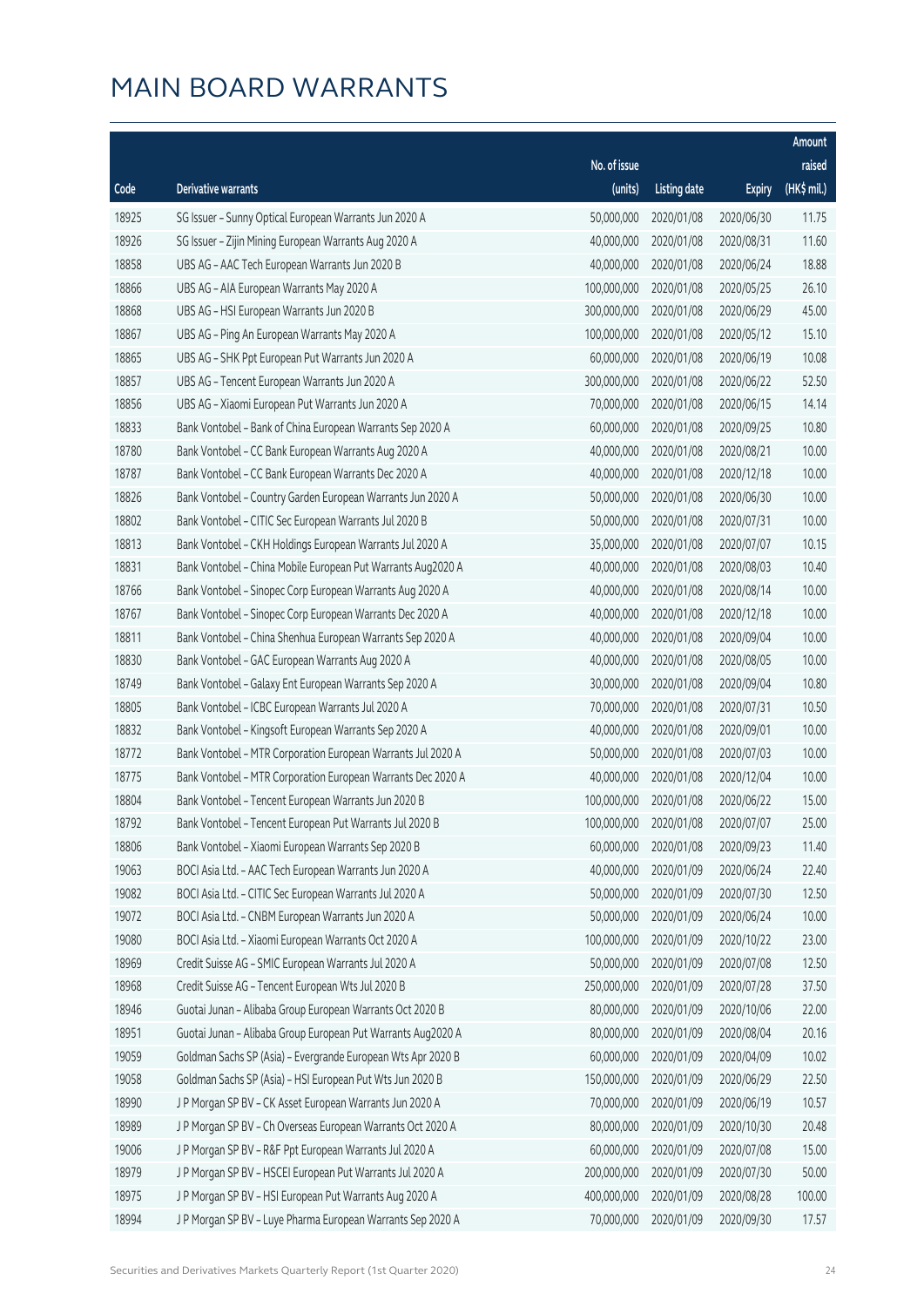# MAIN BOARD WARRANTS

| Code | Derivative warrants | No. of issue (units) | Listing date | Expiry | Amount raised (HK$ mil.) |
|---|---|---|---|---|---|
| 18925 | SG Issuer - Sunny Optical European Warrants Jun 2020 A | 50,000,000 | 2020/01/08 | 2020/06/30 | 11.75 |
| 18926 | SG Issuer - Zijin Mining European Warrants Aug 2020 A | 40,000,000 | 2020/01/08 | 2020/08/31 | 11.60 |
| 18858 | UBS AG - AAC Tech European Warrants Jun 2020 B | 40,000,000 | 2020/01/08 | 2020/06/24 | 18.88 |
| 18866 | UBS AG - AIA European Warrants May 2020 A | 100,000,000 | 2020/01/08 | 2020/05/25 | 26.10 |
| 18868 | UBS AG - HSI European Warrants Jun 2020 B | 300,000,000 | 2020/01/08 | 2020/06/29 | 45.00 |
| 18867 | UBS AG - Ping An European Warrants May 2020 A | 100,000,000 | 2020/01/08 | 2020/05/12 | 15.10 |
| 18865 | UBS AG - SHK Ppt European Put Warrants Jun 2020 A | 60,000,000 | 2020/01/08 | 2020/06/19 | 10.08 |
| 18857 | UBS AG - Tencent European Warrants Jun 2020 A | 300,000,000 | 2020/01/08 | 2020/06/22 | 52.50 |
| 18856 | UBS AG - Xiaomi European Put Warrants Jun 2020 A | 70,000,000 | 2020/01/08 | 2020/06/15 | 14.14 |
| 18833 | Bank Vontobel - Bank of China European Warrants Sep 2020 A | 60,000,000 | 2020/01/08 | 2020/09/25 | 10.80 |
| 18780 | Bank Vontobel - CC Bank European Warrants Aug 2020 A | 40,000,000 | 2020/01/08 | 2020/08/21 | 10.00 |
| 18787 | Bank Vontobel - CC Bank European Warrants Dec 2020 A | 40,000,000 | 2020/01/08 | 2020/12/18 | 10.00 |
| 18826 | Bank Vontobel - Country Garden European Warrants Jun 2020 A | 50,000,000 | 2020/01/08 | 2020/06/30 | 10.00 |
| 18802 | Bank Vontobel - CITIC Sec European Warrants Jul 2020 B | 50,000,000 | 2020/01/08 | 2020/07/31 | 10.00 |
| 18813 | Bank Vontobel - CKH Holdings European Warrants Jul 2020 A | 35,000,000 | 2020/01/08 | 2020/07/07 | 10.15 |
| 18831 | Bank Vontobel - China Mobile European Put Warrants Aug2020 A | 40,000,000 | 2020/01/08 | 2020/08/03 | 10.40 |
| 18766 | Bank Vontobel - Sinopec Corp European Warrants Aug 2020 A | 40,000,000 | 2020/01/08 | 2020/08/14 | 10.00 |
| 18767 | Bank Vontobel - Sinopec Corp European Warrants Dec 2020 A | 40,000,000 | 2020/01/08 | 2020/12/18 | 10.00 |
| 18811 | Bank Vontobel - China Shenhua European Warrants Sep 2020 A | 40,000,000 | 2020/01/08 | 2020/09/04 | 10.00 |
| 18830 | Bank Vontobel - GAC European Warrants Aug 2020 A | 40,000,000 | 2020/01/08 | 2020/08/05 | 10.00 |
| 18749 | Bank Vontobel - Galaxy Ent European Warrants Sep 2020 A | 30,000,000 | 2020/01/08 | 2020/09/04 | 10.80 |
| 18805 | Bank Vontobel - ICBC European Warrants Jul 2020 A | 70,000,000 | 2020/01/08 | 2020/07/31 | 10.50 |
| 18832 | Bank Vontobel - Kingsoft European Warrants Sep 2020 A | 40,000,000 | 2020/01/08 | 2020/09/01 | 10.00 |
| 18772 | Bank Vontobel - MTR Corporation European Warrants Jul 2020 A | 50,000,000 | 2020/01/08 | 2020/07/03 | 10.00 |
| 18775 | Bank Vontobel - MTR Corporation European Warrants Dec 2020 A | 40,000,000 | 2020/01/08 | 2020/12/04 | 10.00 |
| 18804 | Bank Vontobel - Tencent European Warrants Jun 2020 B | 100,000,000 | 2020/01/08 | 2020/06/22 | 15.00 |
| 18792 | Bank Vontobel - Tencent European Put Warrants Jul 2020 B | 100,000,000 | 2020/01/08 | 2020/07/07 | 25.00 |
| 18806 | Bank Vontobel - Xiaomi European Warrants Sep 2020 B | 60,000,000 | 2020/01/08 | 2020/09/23 | 11.40 |
| 19063 | BOCI Asia Ltd. - AAC Tech European Warrants Jun 2020 A | 40,000,000 | 2020/01/09 | 2020/06/24 | 22.40 |
| 19082 | BOCI Asia Ltd. - CITIC Sec European Warrants Jul 2020 A | 50,000,000 | 2020/01/09 | 2020/07/30 | 12.50 |
| 19072 | BOCI Asia Ltd. - CNBM European Warrants Jun 2020 A | 50,000,000 | 2020/01/09 | 2020/06/24 | 10.00 |
| 19080 | BOCI Asia Ltd. - Xiaomi European Warrants Oct 2020 A | 100,000,000 | 2020/01/09 | 2020/10/22 | 23.00 |
| 18969 | Credit Suisse AG - SMIC European Warrants Jul 2020 A | 50,000,000 | 2020/01/09 | 2020/07/08 | 12.50 |
| 18968 | Credit Suisse AG - Tencent European Wts Jul 2020 B | 250,000,000 | 2020/01/09 | 2020/07/28 | 37.50 |
| 18946 | Guotai Junan - Alibaba Group European Warrants Oct 2020 B | 80,000,000 | 2020/01/09 | 2020/10/06 | 22.00 |
| 18951 | Guotai Junan - Alibaba Group European Put Warrants Aug2020 A | 80,000,000 | 2020/01/09 | 2020/08/04 | 20.16 |
| 19059 | Goldman Sachs SP (Asia) - Evergrande European Wts Apr 2020 B | 60,000,000 | 2020/01/09 | 2020/04/09 | 10.02 |
| 19058 | Goldman Sachs SP (Asia) - HSI European Put Wts Jun 2020 B | 150,000,000 | 2020/01/09 | 2020/06/29 | 22.50 |
| 18990 | J P Morgan SP BV - CK Asset European Warrants Jun 2020 A | 70,000,000 | 2020/01/09 | 2020/06/19 | 10.57 |
| 18989 | J P Morgan SP BV - Ch Overseas European Warrants Oct 2020 A | 80,000,000 | 2020/01/09 | 2020/10/30 | 20.48 |
| 19006 | J P Morgan SP BV - R&F Ppt European Warrants Jul 2020 A | 60,000,000 | 2020/01/09 | 2020/07/08 | 15.00 |
| 18979 | J P Morgan SP BV - HSCEI European Put Warrants Jul 2020 A | 200,000,000 | 2020/01/09 | 2020/07/30 | 50.00 |
| 18975 | J P Morgan SP BV - HSI European Put Warrants Aug 2020 A | 400,000,000 | 2020/01/09 | 2020/08/28 | 100.00 |
| 18994 | J P Morgan SP BV - Luye Pharma European Warrants Sep 2020 A | 70,000,000 | 2020/01/09 | 2020/09/30 | 17.57 |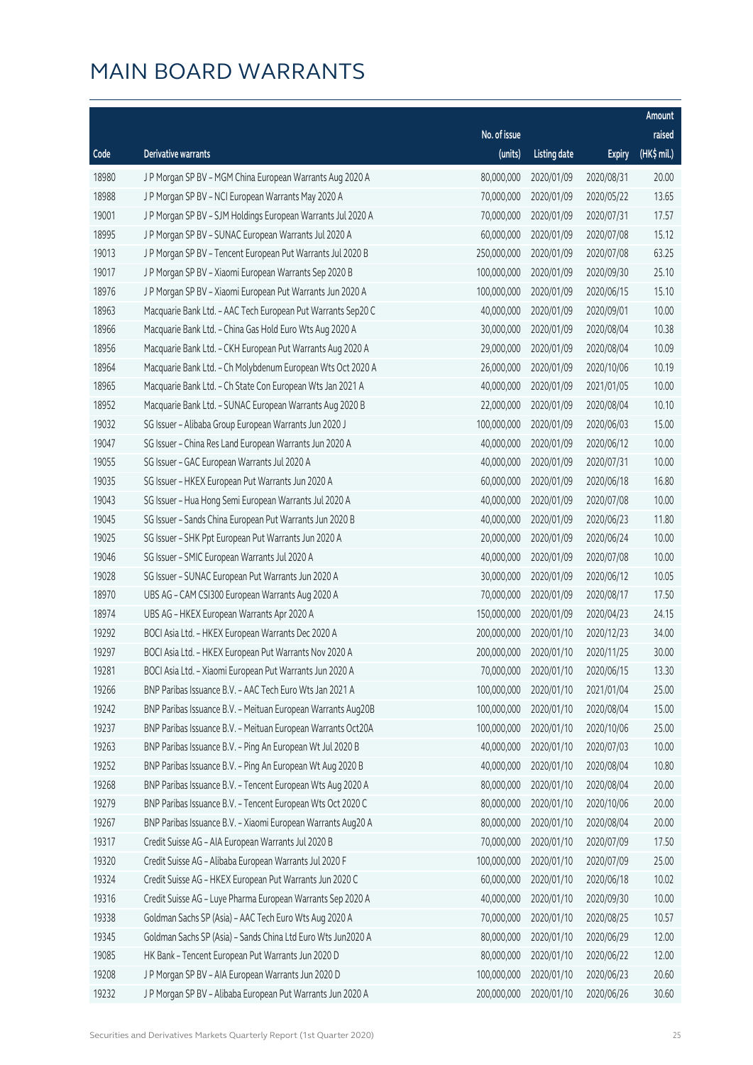# MAIN BOARD WARRANTS

| Code | Derivative warrants | No. of issue (units) | Listing date | Expiry | Amount raised (HK$ mil.) |
|---|---|---|---|---|---|
| 18980 | J P Morgan SP BV - MGM China European Warrants Aug 2020 A | 80,000,000 | 2020/01/09 | 2020/08/31 | 20.00 |
| 18988 | J P Morgan SP BV - NCI European Warrants May 2020 A | 70,000,000 | 2020/01/09 | 2020/05/22 | 13.65 |
| 19001 | J P Morgan SP BV - SJM Holdings European Warrants Jul 2020 A | 70,000,000 | 2020/01/09 | 2020/07/31 | 17.57 |
| 18995 | J P Morgan SP BV - SUNAC European Warrants Jul 2020 A | 60,000,000 | 2020/01/09 | 2020/07/08 | 15.12 |
| 19013 | J P Morgan SP BV - Tencent European Put Warrants Jul 2020 B | 250,000,000 | 2020/01/09 | 2020/07/08 | 63.25 |
| 19017 | J P Morgan SP BV - Xiaomi European Warrants Sep 2020 B | 100,000,000 | 2020/01/09 | 2020/09/30 | 25.10 |
| 18976 | J P Morgan SP BV - Xiaomi European Put Warrants Jun 2020 A | 100,000,000 | 2020/01/09 | 2020/06/15 | 15.10 |
| 18963 | Macquarie Bank Ltd. - AAC Tech European Put Warrants Sep20 C | 40,000,000 | 2020/01/09 | 2020/09/01 | 10.00 |
| 18966 | Macquarie Bank Ltd. - China Gas Hold Euro Wts Aug 2020 A | 30,000,000 | 2020/01/09 | 2020/08/04 | 10.38 |
| 18956 | Macquarie Bank Ltd. - CKH European Put Warrants Aug 2020 A | 29,000,000 | 2020/01/09 | 2020/08/04 | 10.09 |
| 18964 | Macquarie Bank Ltd. - Ch Molybdenum European Wts Oct 2020 A | 26,000,000 | 2020/01/09 | 2020/10/06 | 10.19 |
| 18965 | Macquarie Bank Ltd. - Ch State Con European Wts Jan 2021 A | 40,000,000 | 2020/01/09 | 2021/01/05 | 10.00 |
| 18952 | Macquarie Bank Ltd. - SUNAC European Warrants Aug 2020 B | 22,000,000 | 2020/01/09 | 2020/08/04 | 10.10 |
| 19032 | SG Issuer - Alibaba Group European Warrants Jun 2020 J | 100,000,000 | 2020/01/09 | 2020/06/03 | 15.00 |
| 19047 | SG Issuer - China Res Land European Warrants Jun 2020 A | 40,000,000 | 2020/01/09 | 2020/06/12 | 10.00 |
| 19055 | SG Issuer - GAC European Warrants Jul 2020 A | 40,000,000 | 2020/01/09 | 2020/07/31 | 10.00 |
| 19035 | SG Issuer - HKEX European Put Warrants Jun 2020 A | 60,000,000 | 2020/01/09 | 2020/06/18 | 16.80 |
| 19043 | SG Issuer - Hua Hong Semi European Warrants Jul 2020 A | 40,000,000 | 2020/01/09 | 2020/07/08 | 10.00 |
| 19045 | SG Issuer - Sands China European Put Warrants Jun 2020 B | 40,000,000 | 2020/01/09 | 2020/06/23 | 11.80 |
| 19025 | SG Issuer - SHK Ppt European Put Warrants Jun 2020 A | 20,000,000 | 2020/01/09 | 2020/06/24 | 10.00 |
| 19046 | SG Issuer - SMIC European Warrants Jul 2020 A | 40,000,000 | 2020/01/09 | 2020/07/08 | 10.00 |
| 19028 | SG Issuer - SUNAC European Put Warrants Jun 2020 A | 30,000,000 | 2020/01/09 | 2020/06/12 | 10.05 |
| 18970 | UBS AG - CAM CSI300 European Warrants Aug 2020 A | 70,000,000 | 2020/01/09 | 2020/08/17 | 17.50 |
| 18974 | UBS AG - HKEX European Warrants Apr 2020 A | 150,000,000 | 2020/01/09 | 2020/04/23 | 24.15 |
| 19292 | BOCI Asia Ltd. - HKEX European Warrants Dec 2020 A | 200,000,000 | 2020/01/10 | 2020/12/23 | 34.00 |
| 19297 | BOCI Asia Ltd. - HKEX European Put Warrants Nov 2020 A | 200,000,000 | 2020/01/10 | 2020/11/25 | 30.00 |
| 19281 | BOCI Asia Ltd. - Xiaomi European Put Warrants Jun 2020 A | 70,000,000 | 2020/01/10 | 2020/06/15 | 13.30 |
| 19266 | BNP Paribas Issuance B.V. - AAC Tech Euro Wts Jan 2021 A | 100,000,000 | 2020/01/10 | 2021/01/04 | 25.00 |
| 19242 | BNP Paribas Issuance B.V. - Meituan European Warrants Aug20B | 100,000,000 | 2020/01/10 | 2020/08/04 | 15.00 |
| 19237 | BNP Paribas Issuance B.V. - Meituan European Warrants Oct20A | 100,000,000 | 2020/01/10 | 2020/10/06 | 25.00 |
| 19263 | BNP Paribas Issuance B.V. - Ping An European Wt Jul 2020 B | 40,000,000 | 2020/01/10 | 2020/07/03 | 10.00 |
| 19252 | BNP Paribas Issuance B.V. - Ping An European Wt Aug 2020 B | 40,000,000 | 2020/01/10 | 2020/08/04 | 10.80 |
| 19268 | BNP Paribas Issuance B.V. - Tencent European Wts Aug 2020 A | 80,000,000 | 2020/01/10 | 2020/08/04 | 20.00 |
| 19279 | BNP Paribas Issuance B.V. - Tencent European Wts Oct 2020 C | 80,000,000 | 2020/01/10 | 2020/10/06 | 20.00 |
| 19267 | BNP Paribas Issuance B.V. - Xiaomi European Warrants Aug20 A | 80,000,000 | 2020/01/10 | 2020/08/04 | 20.00 |
| 19317 | Credit Suisse AG - AIA European Warrants Jul 2020 B | 70,000,000 | 2020/01/10 | 2020/07/09 | 17.50 |
| 19320 | Credit Suisse AG - Alibaba European Warrants Jul 2020 F | 100,000,000 | 2020/01/10 | 2020/07/09 | 25.00 |
| 19324 | Credit Suisse AG - HKEX European Put Warrants Jun 2020 C | 60,000,000 | 2020/01/10 | 2020/06/18 | 10.02 |
| 19316 | Credit Suisse AG - Luye Pharma European Warrants Sep 2020 A | 40,000,000 | 2020/01/10 | 2020/09/30 | 10.00 |
| 19338 | Goldman Sachs SP (Asia) - AAC Tech Euro Wts Aug 2020 A | 70,000,000 | 2020/01/10 | 2020/08/25 | 10.57 |
| 19345 | Goldman Sachs SP (Asia) - Sands China Ltd Euro Wts Jun2020 A | 80,000,000 | 2020/01/10 | 2020/06/29 | 12.00 |
| 19085 | HK Bank - Tencent European Put Warrants Jun 2020 D | 80,000,000 | 2020/01/10 | 2020/06/22 | 12.00 |
| 19208 | J P Morgan SP BV - AIA European Warrants Jun 2020 D | 100,000,000 | 2020/01/10 | 2020/06/23 | 20.60 |
| 19232 | J P Morgan SP BV - Alibaba European Put Warrants Jun 2020 A | 200,000,000 | 2020/01/10 | 2020/06/26 | 30.60 |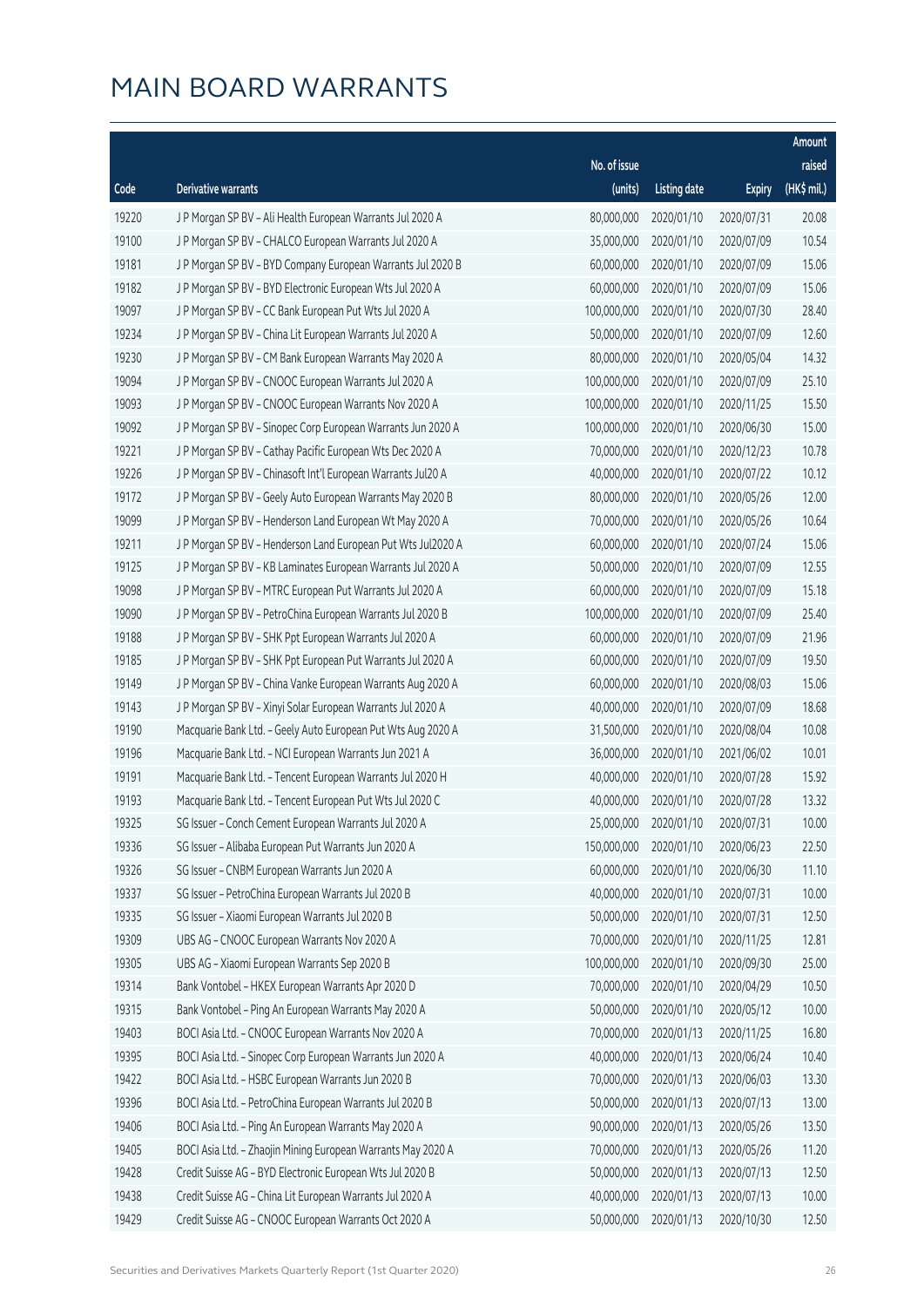# MAIN BOARD WARRANTS

| Code | Derivative warrants | No. of issue (units) | Listing date | Expiry | Amount raised (HK$ mil.) |
|---|---|---|---|---|---|
| 19220 | J P Morgan SP BV - Ali Health European Warrants Jul 2020 A | 80,000,000 | 2020/01/10 | 2020/07/31 | 20.08 |
| 19100 | J P Morgan SP BV - CHALCO European Warrants Jul 2020 A | 35,000,000 | 2020/01/10 | 2020/07/09 | 10.54 |
| 19181 | J P Morgan SP BV - BYD Company European Warrants Jul 2020 B | 60,000,000 | 2020/01/10 | 2020/07/09 | 15.06 |
| 19182 | J P Morgan SP BV - BYD Electronic European Wts Jul 2020 A | 60,000,000 | 2020/01/10 | 2020/07/09 | 15.06 |
| 19097 | J P Morgan SP BV - CC Bank European Put Wts Jul 2020 A | 100,000,000 | 2020/01/10 | 2020/07/30 | 28.40 |
| 19234 | J P Morgan SP BV - China Lit European Warrants Jul 2020 A | 50,000,000 | 2020/01/10 | 2020/07/09 | 12.60 |
| 19230 | J P Morgan SP BV - CM Bank European Warrants May 2020 A | 80,000,000 | 2020/01/10 | 2020/05/04 | 14.32 |
| 19094 | J P Morgan SP BV - CNOOC European Warrants Jul 2020 A | 100,000,000 | 2020/01/10 | 2020/07/09 | 25.10 |
| 19093 | J P Morgan SP BV - CNOOC European Warrants Nov 2020 A | 100,000,000 | 2020/01/10 | 2020/11/25 | 15.50 |
| 19092 | J P Morgan SP BV - Sinopec Corp European Warrants Jun 2020 A | 100,000,000 | 2020/01/10 | 2020/06/30 | 15.00 |
| 19221 | J P Morgan SP BV - Cathay Pacific European Wts Dec 2020 A | 70,000,000 | 2020/01/10 | 2020/12/23 | 10.78 |
| 19226 | J P Morgan SP BV - Chinasoft Int'l European Warrants Jul20 A | 40,000,000 | 2020/01/10 | 2020/07/22 | 10.12 |
| 19172 | J P Morgan SP BV - Geely Auto European Warrants May 2020 B | 80,000,000 | 2020/01/10 | 2020/05/26 | 12.00 |
| 19099 | J P Morgan SP BV - Henderson Land European Wt May 2020 A | 70,000,000 | 2020/01/10 | 2020/05/26 | 10.64 |
| 19211 | J P Morgan SP BV - Henderson Land European Put Wts Jul2020 A | 60,000,000 | 2020/01/10 | 2020/07/24 | 15.06 |
| 19125 | J P Morgan SP BV - KB Laminates European Warrants Jul 2020 A | 50,000,000 | 2020/01/10 | 2020/07/09 | 12.55 |
| 19098 | J P Morgan SP BV - MTRC European Put Warrants Jul 2020 A | 60,000,000 | 2020/01/10 | 2020/07/09 | 15.18 |
| 19090 | J P Morgan SP BV - PetroChina European Warrants Jul 2020 B | 100,000,000 | 2020/01/10 | 2020/07/09 | 25.40 |
| 19188 | J P Morgan SP BV - SHK Ppt European Warrants Jul 2020 A | 60,000,000 | 2020/01/10 | 2020/07/09 | 21.96 |
| 19185 | J P Morgan SP BV - SHK Ppt European Put Warrants Jul 2020 A | 60,000,000 | 2020/01/10 | 2020/07/09 | 19.50 |
| 19149 | J P Morgan SP BV - China Vanke European Warrants Aug 2020 A | 60,000,000 | 2020/01/10 | 2020/08/03 | 15.06 |
| 19143 | J P Morgan SP BV - Xinyi Solar European Warrants Jul 2020 A | 40,000,000 | 2020/01/10 | 2020/07/09 | 18.68 |
| 19190 | Macquarie Bank Ltd. - Geely Auto European Put Wts Aug 2020 A | 31,500,000 | 2020/01/10 | 2020/08/04 | 10.08 |
| 19196 | Macquarie Bank Ltd. - NCI European Warrants Jun 2021 A | 36,000,000 | 2020/01/10 | 2021/06/02 | 10.01 |
| 19191 | Macquarie Bank Ltd. - Tencent European Warrants Jul 2020 H | 40,000,000 | 2020/01/10 | 2020/07/28 | 15.92 |
| 19193 | Macquarie Bank Ltd. - Tencent European Put Wts Jul 2020 C | 40,000,000 | 2020/01/10 | 2020/07/28 | 13.32 |
| 19325 | SG Issuer - Conch Cement European Warrants Jul 2020 A | 25,000,000 | 2020/01/10 | 2020/07/31 | 10.00 |
| 19336 | SG Issuer - Alibaba European Put Warrants Jun 2020 A | 150,000,000 | 2020/01/10 | 2020/06/23 | 22.50 |
| 19326 | SG Issuer - CNBM European Warrants Jun 2020 A | 60,000,000 | 2020/01/10 | 2020/06/30 | 11.10 |
| 19337 | SG Issuer - PetroChina European Warrants Jul 2020 B | 40,000,000 | 2020/01/10 | 2020/07/31 | 10.00 |
| 19335 | SG Issuer - Xiaomi European Warrants Jul 2020 B | 50,000,000 | 2020/01/10 | 2020/07/31 | 12.50 |
| 19309 | UBS AG - CNOOC European Warrants Nov 2020 A | 70,000,000 | 2020/01/10 | 2020/11/25 | 12.81 |
| 19305 | UBS AG - Xiaomi European Warrants Sep 2020 B | 100,000,000 | 2020/01/10 | 2020/09/30 | 25.00 |
| 19314 | Bank Vontobel - HKEX European Warrants Apr 2020 D | 70,000,000 | 2020/01/10 | 2020/04/29 | 10.50 |
| 19315 | Bank Vontobel - Ping An European Warrants May 2020 A | 50,000,000 | 2020/01/10 | 2020/05/12 | 10.00 |
| 19403 | BOCI Asia Ltd. - CNOOC European Warrants Nov 2020 A | 70,000,000 | 2020/01/13 | 2020/11/25 | 16.80 |
| 19395 | BOCI Asia Ltd. - Sinopec Corp European Warrants Jun 2020 A | 40,000,000 | 2020/01/13 | 2020/06/24 | 10.40 |
| 19422 | BOCI Asia Ltd. - HSBC European Warrants Jun 2020 B | 70,000,000 | 2020/01/13 | 2020/06/03 | 13.30 |
| 19396 | BOCI Asia Ltd. - PetroChina European Warrants Jul 2020 B | 50,000,000 | 2020/01/13 | 2020/07/13 | 13.00 |
| 19406 | BOCI Asia Ltd. - Ping An European Warrants May 2020 A | 90,000,000 | 2020/01/13 | 2020/05/26 | 13.50 |
| 19405 | BOCI Asia Ltd. - Zhaojin Mining European Warrants May 2020 A | 70,000,000 | 2020/01/13 | 2020/05/26 | 11.20 |
| 19428 | Credit Suisse AG - BYD Electronic European Wts Jul 2020 B | 50,000,000 | 2020/01/13 | 2020/07/13 | 12.50 |
| 19438 | Credit Suisse AG - China Lit European Warrants Jul 2020 A | 40,000,000 | 2020/01/13 | 2020/07/13 | 10.00 |
| 19429 | Credit Suisse AG - CNOOC European Warrants Oct 2020 A | 50,000,000 | 2020/01/13 | 2020/10/30 | 12.50 |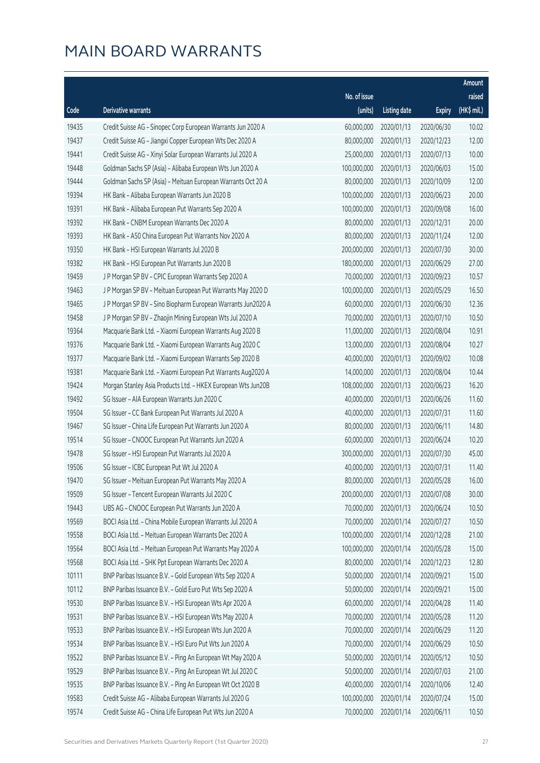# MAIN BOARD WARRANTS

| Code | Derivative warrants | No. of issue (units) | Listing date | Expiry | Amount raised (HK$ mil.) |
|---|---|---|---|---|---|
| 19435 | Credit Suisse AG - Sinopec Corp European Warrants Jun 2020 A | 60,000,000 | 2020/01/13 | 2020/06/30 | 10.02 |
| 19437 | Credit Suisse AG - Jiangxi Copper European Wts Dec 2020 A | 80,000,000 | 2020/01/13 | 2020/12/23 | 12.00 |
| 19441 | Credit Suisse AG - Xinyi Solar European Warrants Jul 2020 A | 25,000,000 | 2020/01/13 | 2020/07/13 | 10.00 |
| 19448 | Goldman Sachs SP (Asia) - Alibaba European Wts Jun 2020 A | 100,000,000 | 2020/01/13 | 2020/06/03 | 15.00 |
| 19444 | Goldman Sachs SP (Asia) - Meituan European Warrants Oct 20 A | 80,000,000 | 2020/01/13 | 2020/10/09 | 12.00 |
| 19394 | HK Bank - Alibaba European Warrants Jun 2020 B | 100,000,000 | 2020/01/13 | 2020/06/23 | 20.00 |
| 19391 | HK Bank - Alibaba European Put Warrants Sep 2020 A | 100,000,000 | 2020/01/13 | 2020/09/08 | 16.00 |
| 19392 | HK Bank - CNBM European Warrants Dec 2020 A | 80,000,000 | 2020/01/13 | 2020/12/31 | 20.00 |
| 19393 | HK Bank - A50 China European Put Warrants Nov 2020 A | 80,000,000 | 2020/01/13 | 2020/11/24 | 12.00 |
| 19350 | HK Bank - HSI European Warrants Jul 2020 B | 200,000,000 | 2020/01/13 | 2020/07/30 | 30.00 |
| 19382 | HK Bank - HSI European Put Warrants Jun 2020 B | 180,000,000 | 2020/01/13 | 2020/06/29 | 27.00 |
| 19459 | J P Morgan SP BV - CPIC European Warrants Sep 2020 A | 70,000,000 | 2020/01/13 | 2020/09/23 | 10.57 |
| 19463 | J P Morgan SP BV - Meituan European Put Warrants May 2020 D | 100,000,000 | 2020/01/13 | 2020/05/29 | 16.50 |
| 19465 | J P Morgan SP BV - Sino Biopharm European Warrants Jun2020 A | 60,000,000 | 2020/01/13 | 2020/06/30 | 12.36 |
| 19458 | J P Morgan SP BV - Zhaojin Mining European Wts Jul 2020 A | 70,000,000 | 2020/01/13 | 2020/07/10 | 10.50 |
| 19364 | Macquarie Bank Ltd. - Xiaomi European Warrants Aug 2020 B | 11,000,000 | 2020/01/13 | 2020/08/04 | 10.91 |
| 19376 | Macquarie Bank Ltd. - Xiaomi European Warrants Aug 2020 C | 13,000,000 | 2020/01/13 | 2020/08/04 | 10.27 |
| 19377 | Macquarie Bank Ltd. - Xiaomi European Warrants Sep 2020 B | 40,000,000 | 2020/01/13 | 2020/09/02 | 10.08 |
| 19381 | Macquarie Bank Ltd. - Xiaomi European Put Warrants Aug2020 A | 14,000,000 | 2020/01/13 | 2020/08/04 | 10.44 |
| 19424 | Morgan Stanley Asia Products Ltd. - HKEX European Wts Jun20B | 108,000,000 | 2020/01/13 | 2020/06/23 | 16.20 |
| 19492 | SG Issuer - AIA European Warrants Jun 2020 C | 40,000,000 | 2020/01/13 | 2020/06/26 | 11.60 |
| 19504 | SG Issuer - CC Bank European Put Warrants Jul 2020 A | 40,000,000 | 2020/01/13 | 2020/07/31 | 11.60 |
| 19467 | SG Issuer - China Life European Put Warrants Jun 2020 A | 80,000,000 | 2020/01/13 | 2020/06/11 | 14.80 |
| 19514 | SG Issuer - CNOOC European Put Warrants Jun 2020 A | 60,000,000 | 2020/01/13 | 2020/06/24 | 10.20 |
| 19478 | SG Issuer - HSI European Put Warrants Jul 2020 A | 300,000,000 | 2020/01/13 | 2020/07/30 | 45.00 |
| 19506 | SG Issuer - ICBC European Put Wt Jul 2020 A | 40,000,000 | 2020/01/13 | 2020/07/31 | 11.40 |
| 19470 | SG Issuer - Meituan European Put Warrants May 2020 A | 80,000,000 | 2020/01/13 | 2020/05/28 | 16.00 |
| 19509 | SG Issuer - Tencent European Warrants Jul 2020 C | 200,000,000 | 2020/01/13 | 2020/07/08 | 30.00 |
| 19443 | UBS AG - CNOOC European Put Warrants Jun 2020 A | 70,000,000 | 2020/01/13 | 2020/06/24 | 10.50 |
| 19569 | BOCI Asia Ltd. - China Mobile European Warrants Jul 2020 A | 70,000,000 | 2020/01/14 | 2020/07/27 | 10.50 |
| 19558 | BOCI Asia Ltd. - Meituan European Warrants Dec 2020 A | 100,000,000 | 2020/01/14 | 2020/12/28 | 21.00 |
| 19564 | BOCI Asia Ltd. - Meituan European Put Warrants May 2020 A | 100,000,000 | 2020/01/14 | 2020/05/28 | 15.00 |
| 19568 | BOCI Asia Ltd. - SHK Ppt European Warrants Dec 2020 A | 80,000,000 | 2020/01/14 | 2020/12/23 | 12.80 |
| 10111 | BNP Paribas Issuance B.V. - Gold European Wts Sep 2020 A | 50,000,000 | 2020/01/14 | 2020/09/21 | 15.00 |
| 10112 | BNP Paribas Issuance B.V. - Gold Euro Put Wts Sep 2020 A | 50,000,000 | 2020/01/14 | 2020/09/21 | 15.00 |
| 19530 | BNP Paribas Issuance B.V. - HSI European Wts Apr 2020 A | 60,000,000 | 2020/01/14 | 2020/04/28 | 11.40 |
| 19531 | BNP Paribas Issuance B.V. - HSI European Wts May 2020 A | 70,000,000 | 2020/01/14 | 2020/05/28 | 11.20 |
| 19533 | BNP Paribas Issuance B.V. - HSI European Wts Jun 2020 A | 70,000,000 | 2020/01/14 | 2020/06/29 | 11.20 |
| 19534 | BNP Paribas Issuance B.V. - HSI Euro Put Wts Jun 2020 A | 70,000,000 | 2020/01/14 | 2020/06/29 | 10.50 |
| 19522 | BNP Paribas Issuance B.V. - Ping An European Wt May 2020 A | 50,000,000 | 2020/01/14 | 2020/05/12 | 10.50 |
| 19529 | BNP Paribas Issuance B.V. - Ping An European Wt Jul 2020 C | 50,000,000 | 2020/01/14 | 2020/07/03 | 21.00 |
| 19535 | BNP Paribas Issuance B.V. - Ping An European Wt Oct 2020 B | 40,000,000 | 2020/01/14 | 2020/10/06 | 12.40 |
| 19583 | Credit Suisse AG - Alibaba European Warrants Jul 2020 G | 100,000,000 | 2020/01/14 | 2020/07/24 | 15.00 |
| 19574 | Credit Suisse AG - China Life European Put Wts Jun 2020 A | 70,000,000 | 2020/01/14 | 2020/06/11 | 10.50 |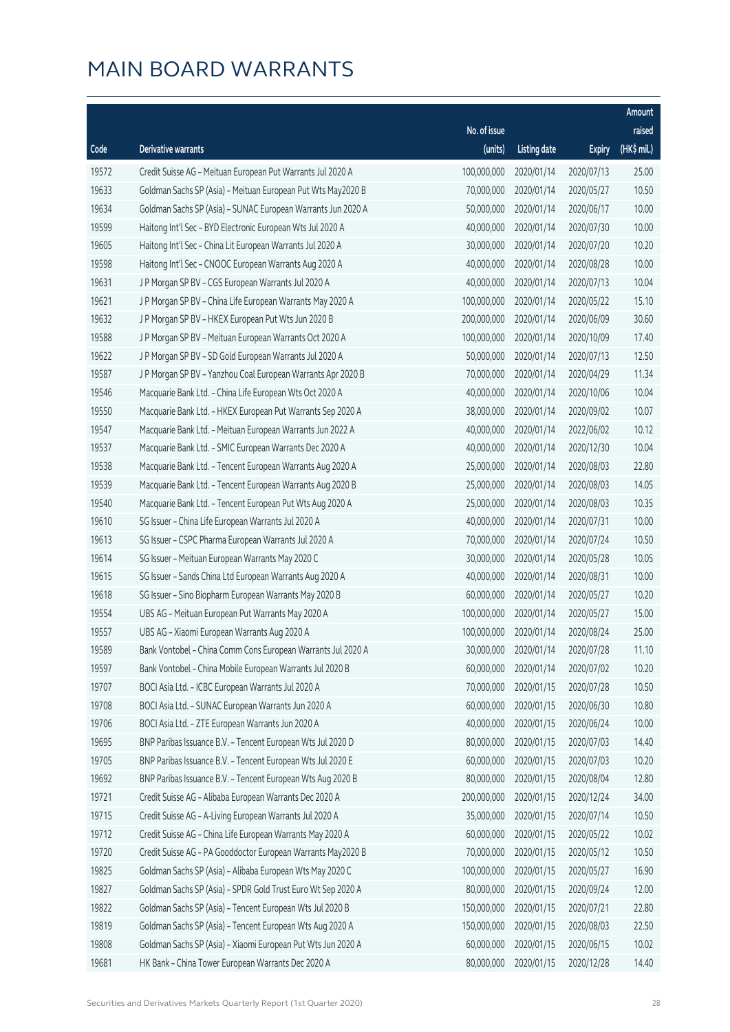# MAIN BOARD WARRANTS

| Code | Derivative warrants | No. of issue (units) | Listing date | Expiry | Amount raised (HK$ mil.) |
|---|---|---|---|---|---|
| 19572 | Credit Suisse AG – Meituan European Put Warrants Jul 2020 A | 100,000,000 | 2020/01/14 | 2020/07/13 | 25.00 |
| 19633 | Goldman Sachs SP (Asia) – Meituan European Put Wts May2020 B | 70,000,000 | 2020/01/14 | 2020/05/27 | 10.50 |
| 19634 | Goldman Sachs SP (Asia) – SUNAC European Warrants Jun 2020 A | 50,000,000 | 2020/01/14 | 2020/06/17 | 10.00 |
| 19599 | Haitong Int'l Sec – BYD Electronic European Wts Jul 2020 A | 40,000,000 | 2020/01/14 | 2020/07/30 | 10.00 |
| 19605 | Haitong Int'l Sec – China Lit European Warrants Jul 2020 A | 30,000,000 | 2020/01/14 | 2020/07/20 | 10.20 |
| 19598 | Haitong Int'l Sec – CNOOC European Warrants Aug 2020 A | 40,000,000 | 2020/01/14 | 2020/08/28 | 10.00 |
| 19631 | J P Morgan SP BV – CGS European Warrants Jul 2020 A | 40,000,000 | 2020/01/14 | 2020/07/13 | 10.04 |
| 19621 | J P Morgan SP BV – China Life European Warrants May 2020 A | 100,000,000 | 2020/01/14 | 2020/05/22 | 15.10 |
| 19632 | J P Morgan SP BV – HKEX European Put Wts Jun 2020 B | 200,000,000 | 2020/01/14 | 2020/06/09 | 30.60 |
| 19588 | J P Morgan SP BV – Meituan European Warrants Oct 2020 A | 100,000,000 | 2020/01/14 | 2020/10/09 | 17.40 |
| 19622 | J P Morgan SP BV – SD Gold European Warrants Jul 2020 A | 50,000,000 | 2020/01/14 | 2020/07/13 | 12.50 |
| 19587 | J P Morgan SP BV – Yanzhou Coal European Warrants Apr 2020 B | 70,000,000 | 2020/01/14 | 2020/04/29 | 11.34 |
| 19546 | Macquarie Bank Ltd. – China Life European Wts Oct 2020 A | 40,000,000 | 2020/01/14 | 2020/10/06 | 10.04 |
| 19550 | Macquarie Bank Ltd. – HKEX European Put Warrants Sep 2020 A | 38,000,000 | 2020/01/14 | 2020/09/02 | 10.07 |
| 19547 | Macquarie Bank Ltd. – Meituan European Warrants Jun 2022 A | 40,000,000 | 2020/01/14 | 2022/06/02 | 10.12 |
| 19537 | Macquarie Bank Ltd. – SMIC European Warrants Dec 2020 A | 40,000,000 | 2020/01/14 | 2020/12/30 | 10.04 |
| 19538 | Macquarie Bank Ltd. – Tencent European Warrants Aug 2020 A | 25,000,000 | 2020/01/14 | 2020/08/03 | 22.80 |
| 19539 | Macquarie Bank Ltd. – Tencent European Warrants Aug 2020 B | 25,000,000 | 2020/01/14 | 2020/08/03 | 14.05 |
| 19540 | Macquarie Bank Ltd. – Tencent European Put Wts Aug 2020 A | 25,000,000 | 2020/01/14 | 2020/08/03 | 10.35 |
| 19610 | SG Issuer – China Life European Warrants Jul 2020 A | 40,000,000 | 2020/01/14 | 2020/07/31 | 10.00 |
| 19613 | SG Issuer – CSPC Pharma European Warrants Jul 2020 A | 70,000,000 | 2020/01/14 | 2020/07/24 | 10.50 |
| 19614 | SG Issuer – Meituan European Warrants May 2020 C | 30,000,000 | 2020/01/14 | 2020/05/28 | 10.05 |
| 19615 | SG Issuer – Sands China Ltd European Warrants Aug 2020 A | 40,000,000 | 2020/01/14 | 2020/08/31 | 10.00 |
| 19618 | SG Issuer – Sino Biopharm European Warrants May 2020 B | 60,000,000 | 2020/01/14 | 2020/05/27 | 10.20 |
| 19554 | UBS AG – Meituan European Put Warrants May 2020 A | 100,000,000 | 2020/01/14 | 2020/05/27 | 15.00 |
| 19557 | UBS AG – Xiaomi European Warrants Aug 2020 A | 100,000,000 | 2020/01/14 | 2020/08/24 | 25.00 |
| 19589 | Bank Vontobel – China Comm Cons European Warrants Jul 2020 A | 30,000,000 | 2020/01/14 | 2020/07/28 | 11.10 |
| 19597 | Bank Vontobel – China Mobile European Warrants Jul 2020 B | 60,000,000 | 2020/01/14 | 2020/07/02 | 10.20 |
| 19707 | BOCI Asia Ltd. – ICBC European Warrants Jul 2020 A | 70,000,000 | 2020/01/15 | 2020/07/28 | 10.50 |
| 19708 | BOCI Asia Ltd. – SUNAC European Warrants Jun 2020 A | 60,000,000 | 2020/01/15 | 2020/06/30 | 10.80 |
| 19706 | BOCI Asia Ltd. – ZTE European Warrants Jun 2020 A | 40,000,000 | 2020/01/15 | 2020/06/24 | 10.00 |
| 19695 | BNP Paribas Issuance B.V. – Tencent European Wts Jul 2020 D | 80,000,000 | 2020/01/15 | 2020/07/03 | 14.40 |
| 19705 | BNP Paribas Issuance B.V. – Tencent European Wts Jul 2020 E | 60,000,000 | 2020/01/15 | 2020/07/03 | 10.20 |
| 19692 | BNP Paribas Issuance B.V. – Tencent European Wts Aug 2020 B | 80,000,000 | 2020/01/15 | 2020/08/04 | 12.80 |
| 19721 | Credit Suisse AG – Alibaba European Warrants Dec 2020 A | 200,000,000 | 2020/01/15 | 2020/12/24 | 34.00 |
| 19715 | Credit Suisse AG – A-Living European Warrants Jul 2020 A | 35,000,000 | 2020/01/15 | 2020/07/14 | 10.50 |
| 19712 | Credit Suisse AG – China Life European Warrants May 2020 A | 60,000,000 | 2020/01/15 | 2020/05/22 | 10.02 |
| 19720 | Credit Suisse AG – PA Gooddoctor European Warrants May2020 B | 70,000,000 | 2020/01/15 | 2020/05/12 | 10.50 |
| 19825 | Goldman Sachs SP (Asia) – Alibaba European Wts May 2020 C | 100,000,000 | 2020/01/15 | 2020/05/27 | 16.90 |
| 19827 | Goldman Sachs SP (Asia) – SPDR Gold Trust Euro Wt Sep 2020 A | 80,000,000 | 2020/01/15 | 2020/09/24 | 12.00 |
| 19822 | Goldman Sachs SP (Asia) – Tencent European Wts Jul 2020 B | 150,000,000 | 2020/01/15 | 2020/07/21 | 22.80 |
| 19819 | Goldman Sachs SP (Asia) – Tencent European Wts Aug 2020 A | 150,000,000 | 2020/01/15 | 2020/08/03 | 22.50 |
| 19808 | Goldman Sachs SP (Asia) – Xiaomi European Put Wts Jun 2020 A | 60,000,000 | 2020/01/15 | 2020/06/15 | 10.02 |
| 19681 | HK Bank – China Tower European Warrants Dec 2020 A | 80,000,000 | 2020/01/15 | 2020/12/28 | 14.40 |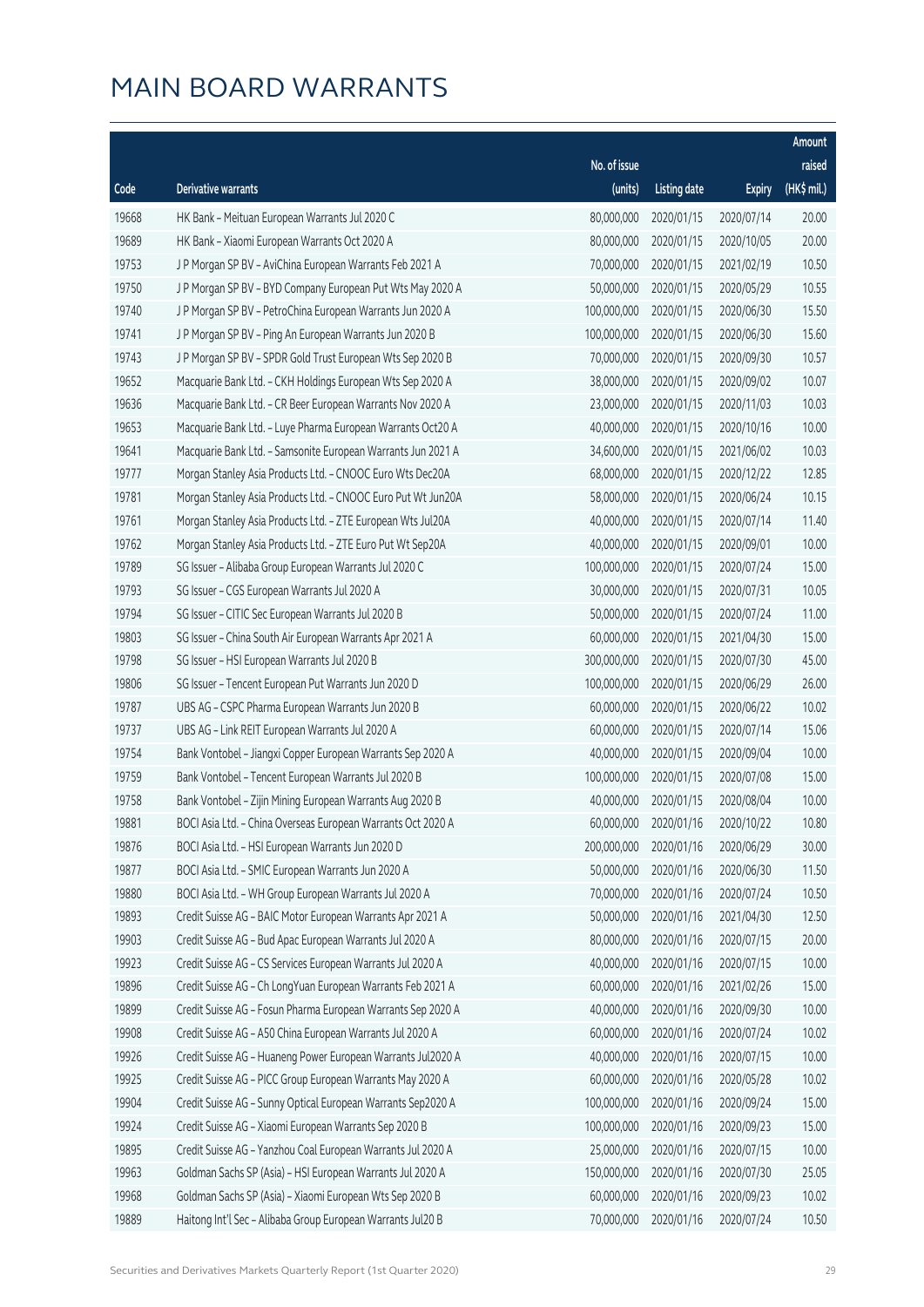# MAIN BOARD WARRANTS

| Code | Derivative warrants | No. of issue (units) | Listing date | Expiry | Amount raised (HK$ mil.) |
|---|---|---|---|---|---|
| 19668 | HK Bank – Meituan European Warrants Jul 2020 C | 80,000,000 | 2020/01/15 | 2020/07/14 | 20.00 |
| 19689 | HK Bank – Xiaomi European Warrants Oct 2020 A | 80,000,000 | 2020/01/15 | 2020/10/05 | 20.00 |
| 19753 | J P Morgan SP BV – AviChina European Warrants Feb 2021 A | 70,000,000 | 2020/01/15 | 2021/02/19 | 10.50 |
| 19750 | J P Morgan SP BV – BYD Company European Put Wts May 2020 A | 50,000,000 | 2020/01/15 | 2020/05/29 | 10.55 |
| 19740 | J P Morgan SP BV – PetroChina European Warrants Jun 2020 A | 100,000,000 | 2020/01/15 | 2020/06/30 | 15.50 |
| 19741 | J P Morgan SP BV – Ping An European Warrants Jun 2020 B | 100,000,000 | 2020/01/15 | 2020/06/30 | 15.60 |
| 19743 | J P Morgan SP BV – SPDR Gold Trust European Wts Sep 2020 B | 70,000,000 | 2020/01/15 | 2020/09/30 | 10.57 |
| 19652 | Macquarie Bank Ltd. – CKH Holdings European Wts Sep 2020 A | 38,000,000 | 2020/01/15 | 2020/09/02 | 10.07 |
| 19636 | Macquarie Bank Ltd. – CR Beer European Warrants Nov 2020 A | 23,000,000 | 2020/01/15 | 2020/11/03 | 10.03 |
| 19653 | Macquarie Bank Ltd. – Luye Pharma European Warrants Oct20 A | 40,000,000 | 2020/01/15 | 2020/10/16 | 10.00 |
| 19641 | Macquarie Bank Ltd. – Samsonite European Warrants Jun 2021 A | 34,600,000 | 2020/01/15 | 2021/06/02 | 10.03 |
| 19777 | Morgan Stanley Asia Products Ltd. – CNOOC Euro Wts Dec20A | 68,000,000 | 2020/01/15 | 2020/12/22 | 12.85 |
| 19781 | Morgan Stanley Asia Products Ltd. – CNOOC Euro Put Wt Jun20A | 58,000,000 | 2020/01/15 | 2020/06/24 | 10.15 |
| 19761 | Morgan Stanley Asia Products Ltd. – ZTE European Wts Jul20A | 40,000,000 | 2020/01/15 | 2020/07/14 | 11.40 |
| 19762 | Morgan Stanley Asia Products Ltd. – ZTE Euro Put Wt Sep20A | 40,000,000 | 2020/01/15 | 2020/09/01 | 10.00 |
| 19789 | SG Issuer – Alibaba Group European Warrants Jul 2020 C | 100,000,000 | 2020/01/15 | 2020/07/24 | 15.00 |
| 19793 | SG Issuer – CGS European Warrants Jul 2020 A | 30,000,000 | 2020/01/15 | 2020/07/31 | 10.05 |
| 19794 | SG Issuer – CITIC Sec European Warrants Jul 2020 B | 50,000,000 | 2020/01/15 | 2020/07/24 | 11.00 |
| 19803 | SG Issuer – China South Air European Warrants Apr 2021 A | 60,000,000 | 2020/01/15 | 2021/04/30 | 15.00 |
| 19798 | SG Issuer – HSI European Warrants Jul 2020 B | 300,000,000 | 2020/01/15 | 2020/07/30 | 45.00 |
| 19806 | SG Issuer – Tencent European Put Warrants Jun 2020 D | 100,000,000 | 2020/01/15 | 2020/06/29 | 26.00 |
| 19787 | UBS AG – CSPC Pharma European Warrants Jun 2020 B | 60,000,000 | 2020/01/15 | 2020/06/22 | 10.02 |
| 19737 | UBS AG – Link REIT European Warrants Jul 2020 A | 60,000,000 | 2020/01/15 | 2020/07/14 | 15.06 |
| 19754 | Bank Vontobel – Jiangxi Copper European Warrants Sep 2020 A | 40,000,000 | 2020/01/15 | 2020/09/04 | 10.00 |
| 19759 | Bank Vontobel – Tencent European Warrants Jul 2020 B | 100,000,000 | 2020/01/15 | 2020/07/08 | 15.00 |
| 19758 | Bank Vontobel – Zijin Mining European Warrants Aug 2020 B | 40,000,000 | 2020/01/15 | 2020/08/04 | 10.00 |
| 19881 | BOCI Asia Ltd. – China Overseas European Warrants Oct 2020 A | 60,000,000 | 2020/01/16 | 2020/10/22 | 10.80 |
| 19876 | BOCI Asia Ltd. – HSI European Warrants Jun 2020 D | 200,000,000 | 2020/01/16 | 2020/06/29 | 30.00 |
| 19877 | BOCI Asia Ltd. – SMIC European Warrants Jun 2020 A | 50,000,000 | 2020/01/16 | 2020/06/30 | 11.50 |
| 19880 | BOCI Asia Ltd. – WH Group European Warrants Jul 2020 A | 70,000,000 | 2020/01/16 | 2020/07/24 | 10.50 |
| 19893 | Credit Suisse AG – BAIC Motor European Warrants Apr 2021 A | 50,000,000 | 2020/01/16 | 2021/04/30 | 12.50 |
| 19903 | Credit Suisse AG – Bud Apac European Warrants Jul 2020 A | 80,000,000 | 2020/01/16 | 2020/07/15 | 20.00 |
| 19923 | Credit Suisse AG – CS Services European Warrants Jul 2020 A | 40,000,000 | 2020/01/16 | 2020/07/15 | 10.00 |
| 19896 | Credit Suisse AG – Ch LongYuan European Warrants Feb 2021 A | 60,000,000 | 2020/01/16 | 2021/02/26 | 15.00 |
| 19899 | Credit Suisse AG – Fosun Pharma European Warrants Sep 2020 A | 40,000,000 | 2020/01/16 | 2020/09/30 | 10.00 |
| 19908 | Credit Suisse AG – A50 China European Warrants Jul 2020 A | 60,000,000 | 2020/01/16 | 2020/07/24 | 10.02 |
| 19926 | Credit Suisse AG – Huaneng Power European Warrants Jul2020 A | 40,000,000 | 2020/01/16 | 2020/07/15 | 10.00 |
| 19925 | Credit Suisse AG – PICC Group European Warrants May 2020 A | 60,000,000 | 2020/01/16 | 2020/05/28 | 10.02 |
| 19904 | Credit Suisse AG – Sunny Optical European Warrants Sep2020 A | 100,000,000 | 2020/01/16 | 2020/09/24 | 15.00 |
| 19924 | Credit Suisse AG – Xiaomi European Warrants Sep 2020 B | 100,000,000 | 2020/01/16 | 2020/09/23 | 15.00 |
| 19895 | Credit Suisse AG – Yanzhou Coal European Warrants Jul 2020 A | 25,000,000 | 2020/01/16 | 2020/07/15 | 10.00 |
| 19963 | Goldman Sachs SP (Asia) – HSI European Warrants Jul 2020 A | 150,000,000 | 2020/01/16 | 2020/07/30 | 25.05 |
| 19968 | Goldman Sachs SP (Asia) – Xiaomi European Wts Sep 2020 B | 60,000,000 | 2020/01/16 | 2020/09/23 | 10.02 |
| 19889 | Haitong Int'l Sec – Alibaba Group European Warrants Jul20 B | 70,000,000 | 2020/01/16 | 2020/07/24 | 10.50 |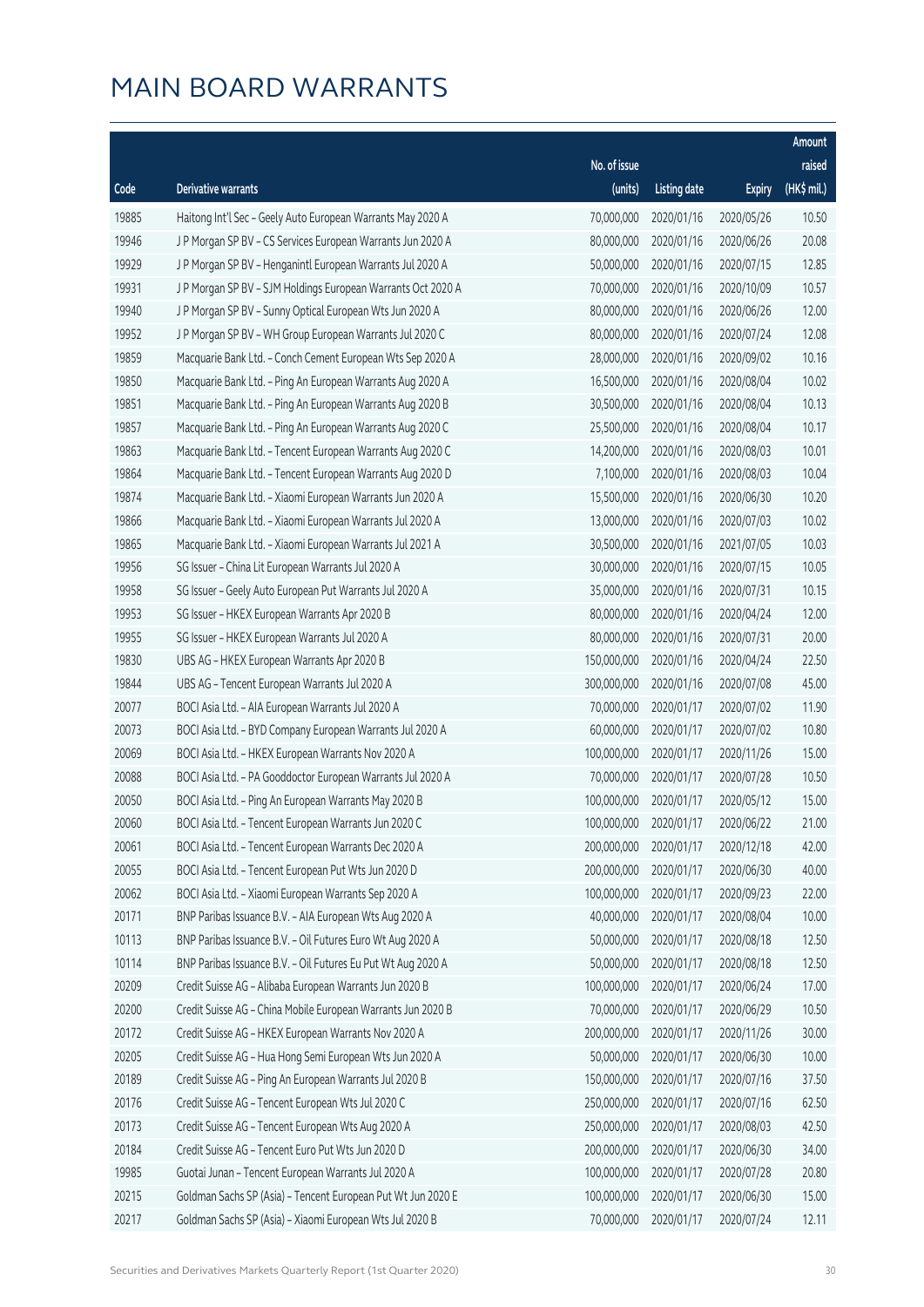# MAIN BOARD WARRANTS

| Code | Derivative warrants | No. of issue (units) | Listing date | Expiry | Amount raised (HK$ mil.) |
|---|---|---|---|---|---|
| 19885 | Haitong Int'l Sec - Geely Auto European Warrants May 2020 A | 70,000,000 | 2020/01/16 | 2020/05/26 | 10.50 |
| 19946 | J P Morgan SP BV - CS Services European Warrants Jun 2020 A | 80,000,000 | 2020/01/16 | 2020/06/26 | 20.08 |
| 19929 | J P Morgan SP BV - Henganintl European Warrants Jul 2020 A | 50,000,000 | 2020/01/16 | 2020/07/15 | 12.85 |
| 19931 | J P Morgan SP BV - SJM Holdings European Warrants Oct 2020 A | 70,000,000 | 2020/01/16 | 2020/10/09 | 10.57 |
| 19940 | J P Morgan SP BV - Sunny Optical European Wts Jun 2020 A | 80,000,000 | 2020/01/16 | 2020/06/26 | 12.00 |
| 19952 | J P Morgan SP BV - WH Group European Warrants Jul 2020 C | 80,000,000 | 2020/01/16 | 2020/07/24 | 12.08 |
| 19859 | Macquarie Bank Ltd. - Conch Cement European Wts Sep 2020 A | 28,000,000 | 2020/01/16 | 2020/09/02 | 10.16 |
| 19850 | Macquarie Bank Ltd. - Ping An European Warrants Aug 2020 A | 16,500,000 | 2020/01/16 | 2020/08/04 | 10.02 |
| 19851 | Macquarie Bank Ltd. - Ping An European Warrants Aug 2020 B | 30,500,000 | 2020/01/16 | 2020/08/04 | 10.13 |
| 19857 | Macquarie Bank Ltd. - Ping An European Warrants Aug 2020 C | 25,500,000 | 2020/01/16 | 2020/08/04 | 10.17 |
| 19863 | Macquarie Bank Ltd. - Tencent European Warrants Aug 2020 C | 14,200,000 | 2020/01/16 | 2020/08/03 | 10.01 |
| 19864 | Macquarie Bank Ltd. - Tencent European Warrants Aug 2020 D | 7,100,000 | 2020/01/16 | 2020/08/03 | 10.04 |
| 19874 | Macquarie Bank Ltd. - Xiaomi European Warrants Jun 2020 A | 15,500,000 | 2020/01/16 | 2020/06/30 | 10.20 |
| 19866 | Macquarie Bank Ltd. - Xiaomi European Warrants Jul 2020 A | 13,000,000 | 2020/01/16 | 2020/07/03 | 10.02 |
| 19865 | Macquarie Bank Ltd. - Xiaomi European Warrants Jul 2021 A | 30,500,000 | 2020/01/16 | 2021/07/05 | 10.03 |
| 19956 | SG Issuer - China Lit European Warrants Jul 2020 A | 30,000,000 | 2020/01/16 | 2020/07/15 | 10.05 |
| 19958 | SG Issuer - Geely Auto European Put Warrants Jul 2020 A | 35,000,000 | 2020/01/16 | 2020/07/31 | 10.15 |
| 19953 | SG Issuer - HKEX European Warrants Apr 2020 B | 80,000,000 | 2020/01/16 | 2020/04/24 | 12.00 |
| 19955 | SG Issuer - HKEX European Warrants Jul 2020 A | 80,000,000 | 2020/01/16 | 2020/07/31 | 20.00 |
| 19830 | UBS AG - HKEX European Warrants Apr 2020 B | 150,000,000 | 2020/01/16 | 2020/04/24 | 22.50 |
| 19844 | UBS AG - Tencent European Warrants Jul 2020 A | 300,000,000 | 2020/01/16 | 2020/07/08 | 45.00 |
| 20077 | BOCI Asia Ltd. - AIA European Warrants Jul 2020 A | 70,000,000 | 2020/01/17 | 2020/07/02 | 11.90 |
| 20073 | BOCI Asia Ltd. - BYD Company European Warrants Jul 2020 A | 60,000,000 | 2020/01/17 | 2020/07/02 | 10.80 |
| 20069 | BOCI Asia Ltd. - HKEX European Warrants Nov 2020 A | 100,000,000 | 2020/01/17 | 2020/11/26 | 15.00 |
| 20088 | BOCI Asia Ltd. - PA Gooddoctor European Warrants Jul 2020 A | 70,000,000 | 2020/01/17 | 2020/07/28 | 10.50 |
| 20050 | BOCI Asia Ltd. - Ping An European Warrants May 2020 B | 100,000,000 | 2020/01/17 | 2020/05/12 | 15.00 |
| 20060 | BOCI Asia Ltd. - Tencent European Warrants Jun 2020 C | 100,000,000 | 2020/01/17 | 2020/06/22 | 21.00 |
| 20061 | BOCI Asia Ltd. - Tencent European Warrants Dec 2020 A | 200,000,000 | 2020/01/17 | 2020/12/18 | 42.00 |
| 20055 | BOCI Asia Ltd. - Tencent European Put Wts Jun 2020 D | 200,000,000 | 2020/01/17 | 2020/06/30 | 40.00 |
| 20062 | BOCI Asia Ltd. - Xiaomi European Warrants Sep 2020 A | 100,000,000 | 2020/01/17 | 2020/09/23 | 22.00 |
| 20171 | BNP Paribas Issuance B.V. - AIA European Wts Aug 2020 A | 40,000,000 | 2020/01/17 | 2020/08/04 | 10.00 |
| 10113 | BNP Paribas Issuance B.V. - Oil Futures Euro Wt Aug 2020 A | 50,000,000 | 2020/01/17 | 2020/08/18 | 12.50 |
| 10114 | BNP Paribas Issuance B.V. - Oil Futures Eu Put Wt Aug 2020 A | 50,000,000 | 2020/01/17 | 2020/08/18 | 12.50 |
| 20209 | Credit Suisse AG - Alibaba European Warrants Jun 2020 B | 100,000,000 | 2020/01/17 | 2020/06/24 | 17.00 |
| 20200 | Credit Suisse AG - China Mobile European Warrants Jun 2020 B | 70,000,000 | 2020/01/17 | 2020/06/29 | 10.50 |
| 20172 | Credit Suisse AG - HKEX European Warrants Nov 2020 A | 200,000,000 | 2020/01/17 | 2020/11/26 | 30.00 |
| 20205 | Credit Suisse AG - Hua Hong Semi European Wts Jun 2020 A | 50,000,000 | 2020/01/17 | 2020/06/30 | 10.00 |
| 20189 | Credit Suisse AG - Ping An European Warrants Jul 2020 B | 150,000,000 | 2020/01/17 | 2020/07/16 | 37.50 |
| 20176 | Credit Suisse AG - Tencent European Wts Jul 2020 C | 250,000,000 | 2020/01/17 | 2020/07/16 | 62.50 |
| 20173 | Credit Suisse AG - Tencent European Wts Aug 2020 A | 250,000,000 | 2020/01/17 | 2020/08/03 | 42.50 |
| 20184 | Credit Suisse AG - Tencent Euro Put Wts Jun 2020 D | 200,000,000 | 2020/01/17 | 2020/06/30 | 34.00 |
| 19985 | Guotai Junan - Tencent European Warrants Jul 2020 A | 100,000,000 | 2020/01/17 | 2020/07/28 | 20.80 |
| 20215 | Goldman Sachs SP (Asia) - Tencent European Put Wt Jun 2020 E | 100,000,000 | 2020/01/17 | 2020/06/30 | 15.00 |
| 20217 | Goldman Sachs SP (Asia) - Xiaomi European Wts Jul 2020 B | 70,000,000 | 2020/01/17 | 2020/07/24 | 12.11 |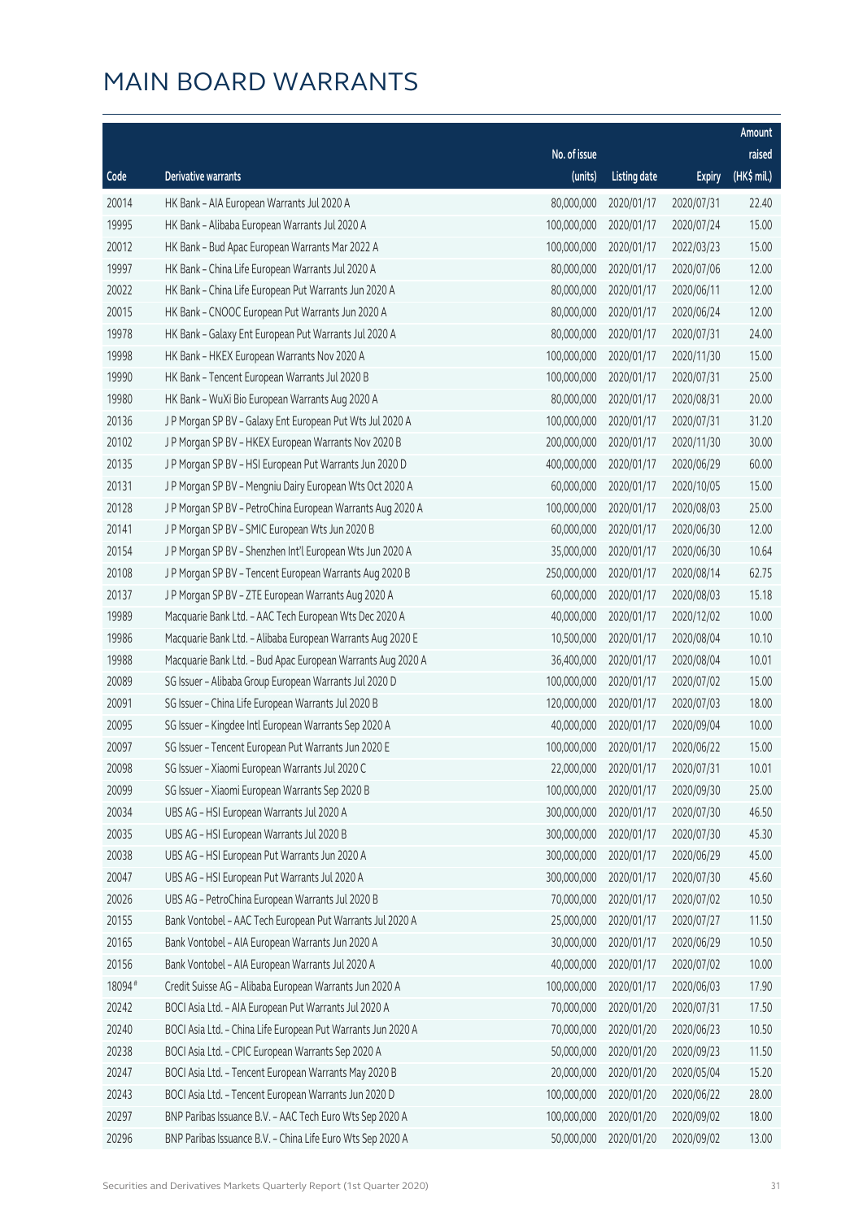# MAIN BOARD WARRANTS

| Code | Derivative warrants | No. of issue (units) | Listing date | Expiry | Amount raised (HK$ mil.) |
|---|---|---|---|---|---|
| 20014 | HK Bank – AIA European Warrants Jul 2020 A | 80,000,000 | 2020/01/17 | 2020/07/31 | 22.40 |
| 19995 | HK Bank – Alibaba European Warrants Jul 2020 A | 100,000,000 | 2020/01/17 | 2020/07/24 | 15.00 |
| 20012 | HK Bank – Bud Apac European Warrants Mar 2022 A | 100,000,000 | 2020/01/17 | 2022/03/23 | 15.00 |
| 19997 | HK Bank – China Life European Warrants Jul 2020 A | 80,000,000 | 2020/01/17 | 2020/07/06 | 12.00 |
| 20022 | HK Bank – China Life European Put Warrants Jun 2020 A | 80,000,000 | 2020/01/17 | 2020/06/11 | 12.00 |
| 20015 | HK Bank – CNOOC European Put Warrants Jun 2020 A | 80,000,000 | 2020/01/17 | 2020/06/24 | 12.00 |
| 19978 | HK Bank – Galaxy Ent European Put Warrants Jul 2020 A | 80,000,000 | 2020/01/17 | 2020/07/31 | 24.00 |
| 19998 | HK Bank – HKEX European Warrants Nov 2020 A | 100,000,000 | 2020/01/17 | 2020/11/30 | 15.00 |
| 19990 | HK Bank – Tencent European Warrants Jul 2020 B | 100,000,000 | 2020/01/17 | 2020/07/31 | 25.00 |
| 19980 | HK Bank – WuXi Bio European Warrants Aug 2020 A | 80,000,000 | 2020/01/17 | 2020/08/31 | 20.00 |
| 20136 | J P Morgan SP BV – Galaxy Ent European Put Wts Jul 2020 A | 100,000,000 | 2020/01/17 | 2020/07/31 | 31.20 |
| 20102 | J P Morgan SP BV – HKEX European Warrants Nov 2020 B | 200,000,000 | 2020/01/17 | 2020/11/30 | 30.00 |
| 20135 | J P Morgan SP BV – HSI European Put Warrants Jun 2020 D | 400,000,000 | 2020/01/17 | 2020/06/29 | 60.00 |
| 20131 | J P Morgan SP BV – Mengniu Dairy European Wts Oct 2020 A | 60,000,000 | 2020/01/17 | 2020/10/05 | 15.00 |
| 20128 | J P Morgan SP BV – PetroChina European Warrants Aug 2020 A | 100,000,000 | 2020/01/17 | 2020/08/03 | 25.00 |
| 20141 | J P Morgan SP BV – SMIC European Wts Jun 2020 B | 60,000,000 | 2020/01/17 | 2020/06/30 | 12.00 |
| 20154 | J P Morgan SP BV – Shenzhen Int'l European Wts Jun 2020 A | 35,000,000 | 2020/01/17 | 2020/06/30 | 10.64 |
| 20108 | J P Morgan SP BV – Tencent European Warrants Aug 2020 B | 250,000,000 | 2020/01/17 | 2020/08/14 | 62.75 |
| 20137 | J P Morgan SP BV – ZTE European Warrants Aug 2020 A | 60,000,000 | 2020/01/17 | 2020/08/03 | 15.18 |
| 19989 | Macquarie Bank Ltd. – AAC Tech European Wts Dec 2020 A | 40,000,000 | 2020/01/17 | 2020/12/02 | 10.00 |
| 19986 | Macquarie Bank Ltd. – Alibaba European Warrants Aug 2020 E | 10,500,000 | 2020/01/17 | 2020/08/04 | 10.10 |
| 19988 | Macquarie Bank Ltd. – Bud Apac European Warrants Aug 2020 A | 36,400,000 | 2020/01/17 | 2020/08/04 | 10.01 |
| 20089 | SG Issuer – Alibaba Group European Warrants Jul 2020 D | 100,000,000 | 2020/01/17 | 2020/07/02 | 15.00 |
| 20091 | SG Issuer – China Life European Warrants Jul 2020 B | 120,000,000 | 2020/01/17 | 2020/07/03 | 18.00 |
| 20095 | SG Issuer – Kingdee Intl European Warrants Sep 2020 A | 40,000,000 | 2020/01/17 | 2020/09/04 | 10.00 |
| 20097 | SG Issuer – Tencent European Put Warrants Jun 2020 E | 100,000,000 | 2020/01/17 | 2020/06/22 | 15.00 |
| 20098 | SG Issuer – Xiaomi European Warrants Jul 2020 C | 22,000,000 | 2020/01/17 | 2020/07/31 | 10.01 |
| 20099 | SG Issuer – Xiaomi European Warrants Sep 2020 B | 100,000,000 | 2020/01/17 | 2020/09/30 | 25.00 |
| 20034 | UBS AG – HSI European Warrants Jul 2020 A | 300,000,000 | 2020/01/17 | 2020/07/30 | 46.50 |
| 20035 | UBS AG – HSI European Warrants Jul 2020 B | 300,000,000 | 2020/01/17 | 2020/07/30 | 45.30 |
| 20038 | UBS AG – HSI European Put Warrants Jun 2020 A | 300,000,000 | 2020/01/17 | 2020/06/29 | 45.00 |
| 20047 | UBS AG – HSI European Put Warrants Jul 2020 A | 300,000,000 | 2020/01/17 | 2020/07/30 | 45.60 |
| 20026 | UBS AG – PetroChina European Warrants Jul 2020 B | 70,000,000 | 2020/01/17 | 2020/07/02 | 10.50 |
| 20155 | Bank Vontobel – AAC Tech European Put Warrants Jul 2020 A | 25,000,000 | 2020/01/17 | 2020/07/27 | 11.50 |
| 20165 | Bank Vontobel – AIA European Warrants Jun 2020 A | 30,000,000 | 2020/01/17 | 2020/06/29 | 10.50 |
| 20156 | Bank Vontobel – AIA European Warrants Jul 2020 A | 40,000,000 | 2020/01/17 | 2020/07/02 | 10.00 |
| 18094# | Credit Suisse AG – Alibaba European Warrants Jun 2020 A | 100,000,000 | 2020/01/17 | 2020/06/03 | 17.90 |
| 20242 | BOCI Asia Ltd. – AIA European Put Warrants Jul 2020 A | 70,000,000 | 2020/01/17 | 2020/07/31 | 17.50 |
| 20240 | BOCI Asia Ltd. – China Life European Put Warrants Jun 2020 A | 70,000,000 | 2020/01/20 | 2020/06/23 | 10.50 |
| 20238 | BOCI Asia Ltd. – CPIC European Warrants Sep 2020 A | 50,000,000 | 2020/01/20 | 2020/09/23 | 11.50 |
| 20247 | BOCI Asia Ltd. – Tencent European Warrants May 2020 B | 20,000,000 | 2020/01/20 | 2020/05/04 | 15.20 |
| 20243 | BOCI Asia Ltd. – Tencent European Warrants Jun 2020 D | 100,000,000 | 2020/01/20 | 2020/06/22 | 28.00 |
| 20297 | BNP Paribas Issuance B.V. – AAC Tech Euro Wts Sep 2020 A | 100,000,000 | 2020/01/20 | 2020/09/02 | 18.00 |
| 20296 | BNP Paribas Issuance B.V. – China Life Euro Wts Sep 2020 A | 50,000,000 | 2020/01/20 | 2020/09/02 | 13.00 |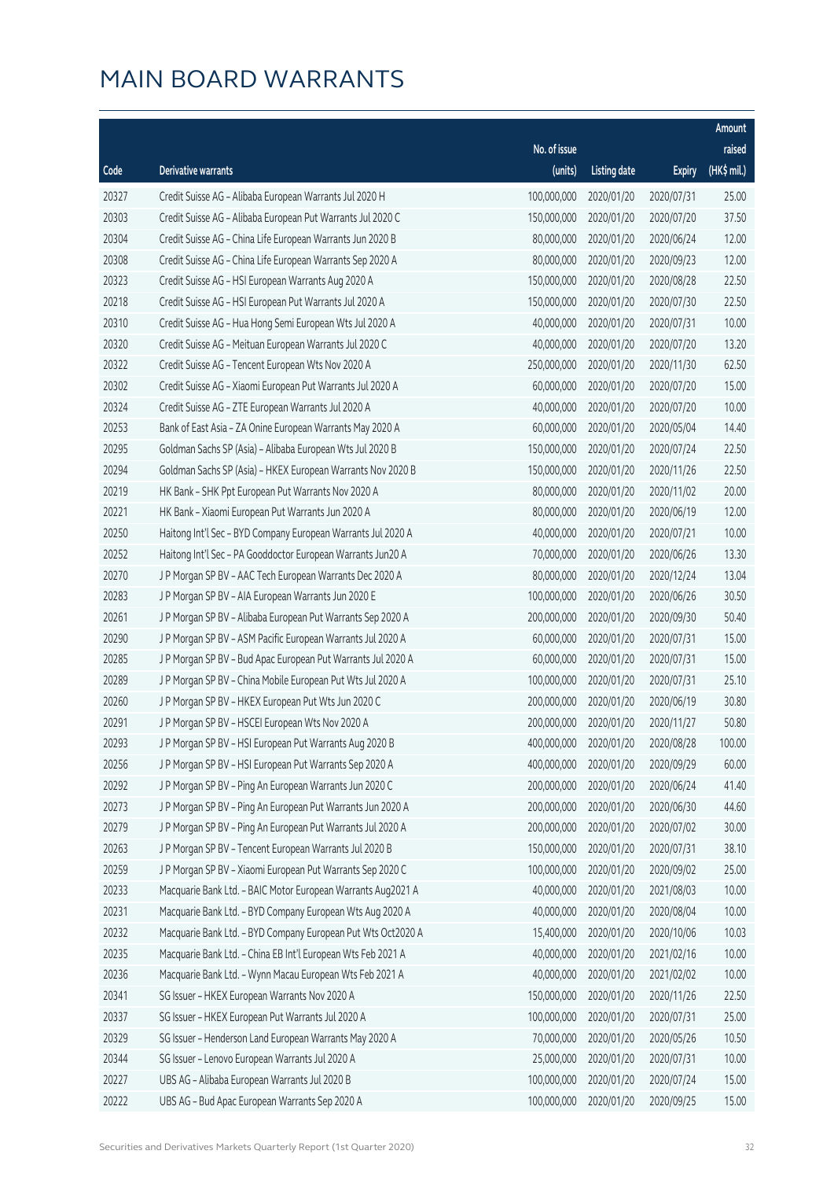# MAIN BOARD WARRANTS

| Code | Derivative warrants | No. of issue (units) | Listing date | Expiry | Amount raised (HK$ mil.) |
|---|---|---|---|---|---|
| 20327 | Credit Suisse AG – Alibaba European Warrants Jul 2020 H | 100,000,000 | 2020/01/20 | 2020/07/31 | 25.00 |
| 20303 | Credit Suisse AG – Alibaba European Put Warrants Jul 2020 C | 150,000,000 | 2020/01/20 | 2020/07/20 | 37.50 |
| 20304 | Credit Suisse AG – China Life European Warrants Jun 2020 B | 80,000,000 | 2020/01/20 | 2020/06/24 | 12.00 |
| 20308 | Credit Suisse AG – China Life European Warrants Sep 2020 A | 80,000,000 | 2020/01/20 | 2020/09/23 | 12.00 |
| 20323 | Credit Suisse AG – HSI European Warrants Aug 2020 A | 150,000,000 | 2020/01/20 | 2020/08/28 | 22.50 |
| 20218 | Credit Suisse AG – HSI European Put Warrants Jul 2020 A | 150,000,000 | 2020/01/20 | 2020/07/30 | 22.50 |
| 20310 | Credit Suisse AG – Hua Hong Semi European Wts Jul 2020 A | 40,000,000 | 2020/01/20 | 2020/07/31 | 10.00 |
| 20320 | Credit Suisse AG – Meituan European Warrants Jul 2020 C | 40,000,000 | 2020/01/20 | 2020/07/20 | 13.20 |
| 20322 | Credit Suisse AG – Tencent European Wts Nov 2020 A | 250,000,000 | 2020/01/20 | 2020/11/30 | 62.50 |
| 20302 | Credit Suisse AG – Xiaomi European Put Warrants Jul 2020 A | 60,000,000 | 2020/01/20 | 2020/07/20 | 15.00 |
| 20324 | Credit Suisse AG – ZTE European Warrants Jul 2020 A | 40,000,000 | 2020/01/20 | 2020/07/20 | 10.00 |
| 20253 | Bank of East Asia – ZA Onine European Warrants May 2020 A | 60,000,000 | 2020/01/20 | 2020/05/04 | 14.40 |
| 20295 | Goldman Sachs SP (Asia) – Alibaba European Wts Jul 2020 B | 150,000,000 | 2020/01/20 | 2020/07/24 | 22.50 |
| 20294 | Goldman Sachs SP (Asia) – HKEX European Warrants Nov 2020 B | 150,000,000 | 2020/01/20 | 2020/11/26 | 22.50 |
| 20219 | HK Bank – SHK Ppt European Put Warrants Nov 2020 A | 80,000,000 | 2020/01/20 | 2020/11/02 | 20.00 |
| 20221 | HK Bank – Xiaomi European Put Warrants Jun 2020 A | 80,000,000 | 2020/01/20 | 2020/06/19 | 12.00 |
| 20250 | Haitong Int'l Sec – BYD Company European Warrants Jul 2020 A | 40,000,000 | 2020/01/20 | 2020/07/21 | 10.00 |
| 20252 | Haitong Int'l Sec – PA Gooddoctor European Warrants Jun20 A | 70,000,000 | 2020/01/20 | 2020/06/26 | 13.30 |
| 20270 | J P Morgan SP BV – AAC Tech European Warrants Dec 2020 A | 80,000,000 | 2020/01/20 | 2020/12/24 | 13.04 |
| 20283 | J P Morgan SP BV – AIA European Warrants Jun 2020 E | 100,000,000 | 2020/01/20 | 2020/06/26 | 30.50 |
| 20261 | J P Morgan SP BV – Alibaba European Put Warrants Sep 2020 A | 200,000,000 | 2020/01/20 | 2020/09/30 | 50.40 |
| 20290 | J P Morgan SP BV – ASM Pacific European Warrants Jul 2020 A | 60,000,000 | 2020/01/20 | 2020/07/31 | 15.00 |
| 20285 | J P Morgan SP BV – Bud Apac European Put Warrants Jul 2020 A | 60,000,000 | 2020/01/20 | 2020/07/31 | 15.00 |
| 20289 | J P Morgan SP BV – China Mobile European Put Wts Jul 2020 A | 100,000,000 | 2020/01/20 | 2020/07/31 | 25.10 |
| 20260 | J P Morgan SP BV – HKEX European Put Wts Jun 2020 C | 200,000,000 | 2020/01/20 | 2020/06/19 | 30.80 |
| 20291 | J P Morgan SP BV – HSCEI European Wts Nov 2020 A | 200,000,000 | 2020/01/20 | 2020/11/27 | 50.80 |
| 20293 | J P Morgan SP BV – HSI European Put Warrants Aug 2020 B | 400,000,000 | 2020/01/20 | 2020/08/28 | 100.00 |
| 20256 | J P Morgan SP BV – HSI European Put Warrants Sep 2020 A | 400,000,000 | 2020/01/20 | 2020/09/29 | 60.00 |
| 20292 | J P Morgan SP BV – Ping An European Warrants Jun 2020 C | 200,000,000 | 2020/01/20 | 2020/06/24 | 41.40 |
| 20273 | J P Morgan SP BV – Ping An European Put Warrants Jun 2020 A | 200,000,000 | 2020/01/20 | 2020/06/30 | 44.60 |
| 20279 | J P Morgan SP BV – Ping An European Put Warrants Jul 2020 A | 200,000,000 | 2020/01/20 | 2020/07/02 | 30.00 |
| 20263 | J P Morgan SP BV – Tencent European Warrants Jul 2020 B | 150,000,000 | 2020/01/20 | 2020/07/31 | 38.10 |
| 20259 | J P Morgan SP BV – Xiaomi European Put Warrants Sep 2020 C | 100,000,000 | 2020/01/20 | 2020/09/02 | 25.00 |
| 20233 | Macquarie Bank Ltd. – BAIC Motor European Warrants Aug2021 A | 40,000,000 | 2020/01/20 | 2021/08/03 | 10.00 |
| 20231 | Macquarie Bank Ltd. – BYD Company European Wts Aug 2020 A | 40,000,000 | 2020/01/20 | 2020/08/04 | 10.00 |
| 20232 | Macquarie Bank Ltd. – BYD Company European Put Wts Oct2020 A | 15,400,000 | 2020/01/20 | 2020/10/06 | 10.03 |
| 20235 | Macquarie Bank Ltd. – China EB Int'l European Wts Feb 2021 A | 40,000,000 | 2020/01/20 | 2021/02/16 | 10.00 |
| 20236 | Macquarie Bank Ltd. – Wynn Macau European Wts Feb 2021 A | 40,000,000 | 2020/01/20 | 2021/02/02 | 10.00 |
| 20341 | SG Issuer – HKEX European Warrants Nov 2020 A | 150,000,000 | 2020/01/20 | 2020/11/26 | 22.50 |
| 20337 | SG Issuer – HKEX European Put Warrants Jul 2020 A | 100,000,000 | 2020/01/20 | 2020/07/31 | 25.00 |
| 20329 | SG Issuer – Henderson Land European Warrants May 2020 A | 70,000,000 | 2020/01/20 | 2020/05/26 | 10.50 |
| 20344 | SG Issuer – Lenovo European Warrants Jul 2020 A | 25,000,000 | 2020/01/20 | 2020/07/31 | 10.00 |
| 20227 | UBS AG – Alibaba European Warrants Jul 2020 B | 100,000,000 | 2020/01/20 | 2020/07/24 | 15.00 |
| 20222 | UBS AG – Bud Apac European Warrants Sep 2020 A | 100,000,000 | 2020/01/20 | 2020/09/25 | 15.00 |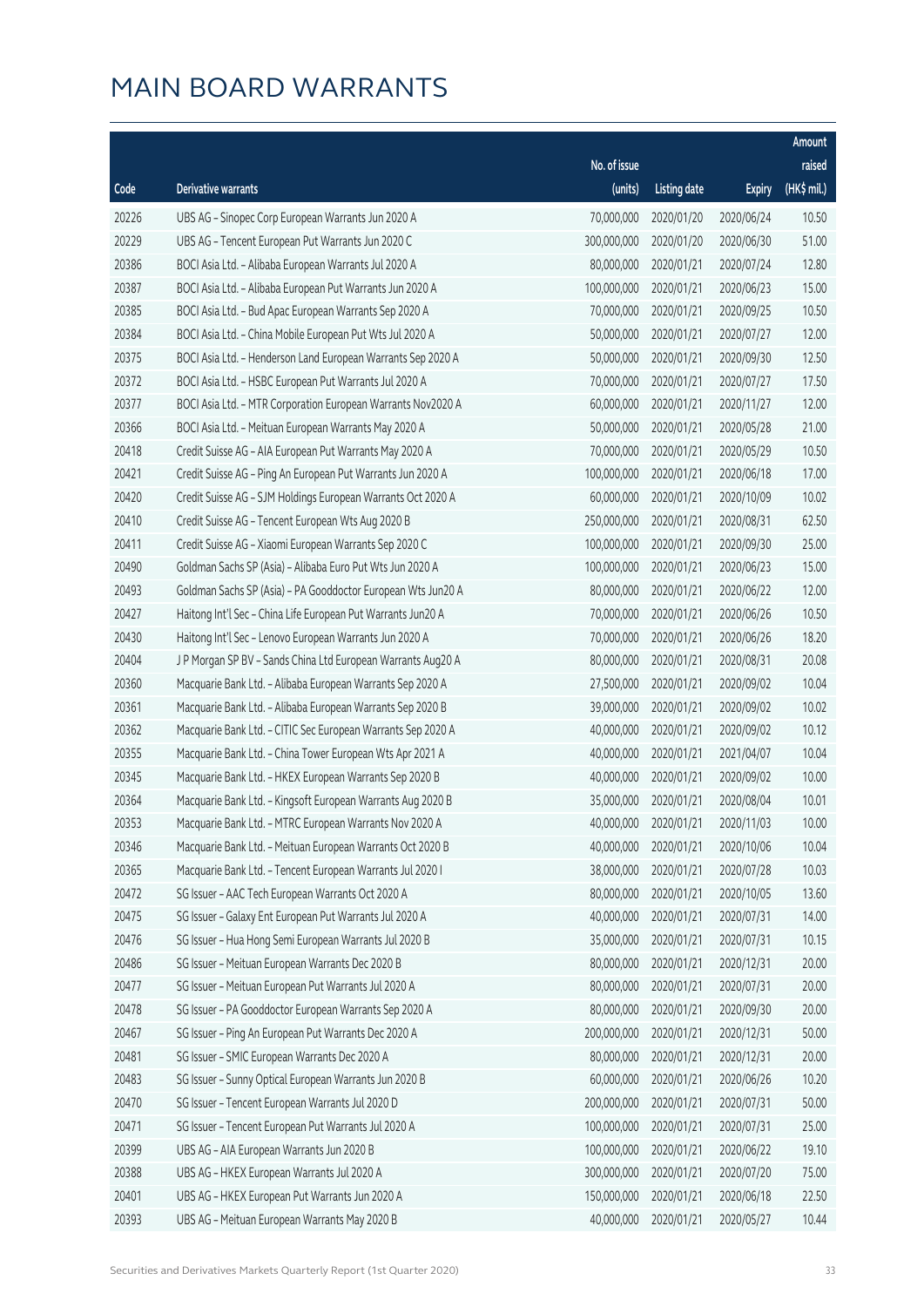# MAIN BOARD WARRANTS

| Code | Derivative warrants | No. of issue (units) | Listing date | Expiry | Amount raised (HK$ mil.) |
|---|---|---|---|---|---|
| 20226 | UBS AG - Sinopec Corp European Warrants Jun 2020 A | 70,000,000 | 2020/01/20 | 2020/06/24 | 10.50 |
| 20229 | UBS AG - Tencent European Put Warrants Jun 2020 C | 300,000,000 | 2020/01/20 | 2020/06/30 | 51.00 |
| 20386 | BOCI Asia Ltd. - Alibaba European Warrants Jul 2020 A | 80,000,000 | 2020/01/21 | 2020/07/24 | 12.80 |
| 20387 | BOCI Asia Ltd. - Alibaba European Put Warrants Jun 2020 A | 100,000,000 | 2020/01/21 | 2020/06/23 | 15.00 |
| 20385 | BOCI Asia Ltd. - Bud Apac European Warrants Sep 2020 A | 70,000,000 | 2020/01/21 | 2020/09/25 | 10.50 |
| 20384 | BOCI Asia Ltd. - China Mobile European Put Wts Jul 2020 A | 50,000,000 | 2020/01/21 | 2020/07/27 | 12.00 |
| 20375 | BOCI Asia Ltd. - Henderson Land European Warrants Sep 2020 A | 50,000,000 | 2020/01/21 | 2020/09/30 | 12.50 |
| 20372 | BOCI Asia Ltd. - HSBC European Put Warrants Jul 2020 A | 70,000,000 | 2020/01/21 | 2020/07/27 | 17.50 |
| 20377 | BOCI Asia Ltd. - MTR Corporation European Warrants Nov2020 A | 60,000,000 | 2020/01/21 | 2020/11/27 | 12.00 |
| 20366 | BOCI Asia Ltd. - Meituan European Warrants May 2020 A | 50,000,000 | 2020/01/21 | 2020/05/28 | 21.00 |
| 20418 | Credit Suisse AG - AIA European Put Warrants May 2020 A | 70,000,000 | 2020/01/21 | 2020/05/29 | 10.50 |
| 20421 | Credit Suisse AG - Ping An European Put Warrants Jun 2020 A | 100,000,000 | 2020/01/21 | 2020/06/18 | 17.00 |
| 20420 | Credit Suisse AG - SJM Holdings European Warrants Oct 2020 A | 60,000,000 | 2020/01/21 | 2020/10/09 | 10.02 |
| 20410 | Credit Suisse AG - Tencent European Wts Aug 2020 B | 250,000,000 | 2020/01/21 | 2020/08/31 | 62.50 |
| 20411 | Credit Suisse AG - Xiaomi European Warrants Sep 2020 C | 100,000,000 | 2020/01/21 | 2020/09/30 | 25.00 |
| 20490 | Goldman Sachs SP (Asia) - Alibaba Euro Put Wts Jun 2020 A | 100,000,000 | 2020/01/21 | 2020/06/23 | 15.00 |
| 20493 | Goldman Sachs SP (Asia) - PA Gooddoctor European Wts Jun20 A | 80,000,000 | 2020/01/21 | 2020/06/22 | 12.00 |
| 20427 | Haitong Int'l Sec - China Life European Put Warrants Jun20 A | 70,000,000 | 2020/01/21 | 2020/06/26 | 10.50 |
| 20430 | Haitong Int'l Sec - Lenovo European Warrants Jun 2020 A | 70,000,000 | 2020/01/21 | 2020/06/26 | 18.20 |
| 20404 | J P Morgan SP BV - Sands China Ltd European Warrants Aug20 A | 80,000,000 | 2020/01/21 | 2020/08/31 | 20.08 |
| 20360 | Macquarie Bank Ltd. - Alibaba European Warrants Sep 2020 A | 27,500,000 | 2020/01/21 | 2020/09/02 | 10.04 |
| 20361 | Macquarie Bank Ltd. - Alibaba European Warrants Sep 2020 B | 39,000,000 | 2020/01/21 | 2020/09/02 | 10.02 |
| 20362 | Macquarie Bank Ltd. - CITIC Sec European Warrants Sep 2020 A | 40,000,000 | 2020/01/21 | 2020/09/02 | 10.12 |
| 20355 | Macquarie Bank Ltd. - China Tower European Wts Apr 2021 A | 40,000,000 | 2020/01/21 | 2021/04/07 | 10.04 |
| 20345 | Macquarie Bank Ltd. - HKEX European Warrants Sep 2020 B | 40,000,000 | 2020/01/21 | 2020/09/02 | 10.00 |
| 20364 | Macquarie Bank Ltd. - Kingsoft European Warrants Aug 2020 B | 35,000,000 | 2020/01/21 | 2020/08/04 | 10.01 |
| 20353 | Macquarie Bank Ltd. - MTRC European Warrants Nov 2020 A | 40,000,000 | 2020/01/21 | 2020/11/03 | 10.00 |
| 20346 | Macquarie Bank Ltd. - Meituan European Warrants Oct 2020 B | 40,000,000 | 2020/01/21 | 2020/10/06 | 10.04 |
| 20365 | Macquarie Bank Ltd. - Tencent European Warrants Jul 2020 I | 38,000,000 | 2020/01/21 | 2020/07/28 | 10.03 |
| 20472 | SG Issuer - AAC Tech European Warrants Oct 2020 A | 80,000,000 | 2020/01/21 | 2020/10/05 | 13.60 |
| 20475 | SG Issuer - Galaxy Ent European Put Warrants Jul 2020 A | 40,000,000 | 2020/01/21 | 2020/07/31 | 14.00 |
| 20476 | SG Issuer - Hua Hong Semi European Warrants Jul 2020 B | 35,000,000 | 2020/01/21 | 2020/07/31 | 10.15 |
| 20486 | SG Issuer - Meituan European Warrants Dec 2020 B | 80,000,000 | 2020/01/21 | 2020/12/31 | 20.00 |
| 20477 | SG Issuer - Meituan European Put Warrants Jul 2020 A | 80,000,000 | 2020/01/21 | 2020/07/31 | 20.00 |
| 20478 | SG Issuer - PA Gooddoctor European Warrants Sep 2020 A | 80,000,000 | 2020/01/21 | 2020/09/30 | 20.00 |
| 20467 | SG Issuer - Ping An European Put Warrants Dec 2020 A | 200,000,000 | 2020/01/21 | 2020/12/31 | 50.00 |
| 20481 | SG Issuer - SMIC European Warrants Dec 2020 A | 80,000,000 | 2020/01/21 | 2020/12/31 | 20.00 |
| 20483 | SG Issuer - Sunny Optical European Warrants Jun 2020 B | 60,000,000 | 2020/01/21 | 2020/06/26 | 10.20 |
| 20470 | SG Issuer - Tencent European Warrants Jul 2020 D | 200,000,000 | 2020/01/21 | 2020/07/31 | 50.00 |
| 20471 | SG Issuer - Tencent European Put Warrants Jul 2020 A | 100,000,000 | 2020/01/21 | 2020/07/31 | 25.00 |
| 20399 | UBS AG - AIA European Warrants Jun 2020 B | 100,000,000 | 2020/01/21 | 2020/06/22 | 19.10 |
| 20388 | UBS AG - HKEX European Warrants Jul 2020 A | 300,000,000 | 2020/01/21 | 2020/07/20 | 75.00 |
| 20401 | UBS AG - HKEX European Put Warrants Jun 2020 A | 150,000,000 | 2020/01/21 | 2020/06/18 | 22.50 |
| 20393 | UBS AG - Meituan European Warrants May 2020 B | 40,000,000 | 2020/01/21 | 2020/05/27 | 10.44 |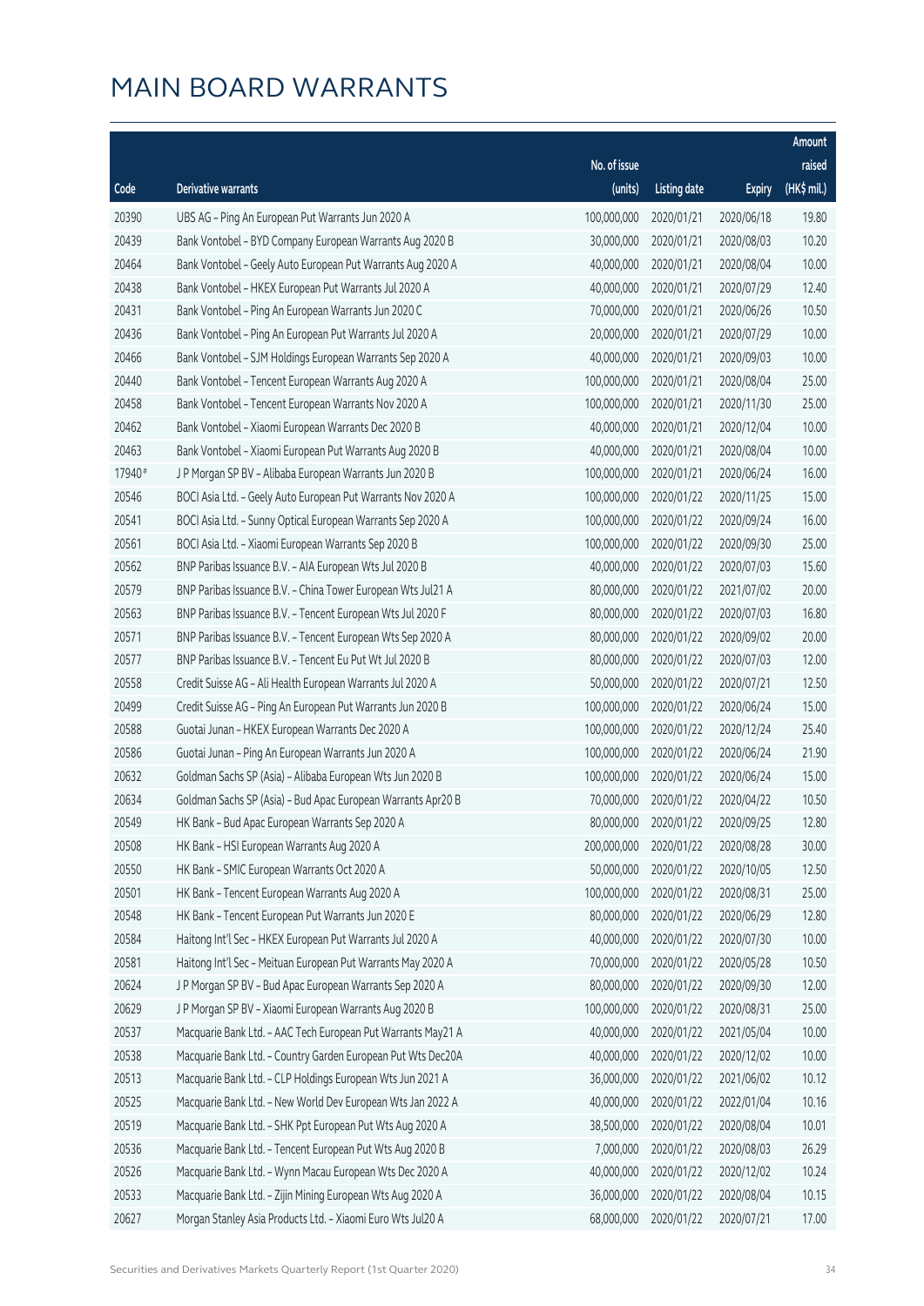# MAIN BOARD WARRANTS

| Code | Derivative warrants | No. of issue (units) | Listing date | Expiry | Amount raised (HK$ mil.) |
|---|---|---|---|---|---|
| 20390 | UBS AG - Ping An European Put Warrants Jun 2020 A | 100,000,000 | 2020/01/21 | 2020/06/18 | 19.80 |
| 20439 | Bank Vontobel - BYD Company European Warrants Aug 2020 B | 30,000,000 | 2020/01/21 | 2020/08/03 | 10.20 |
| 20464 | Bank Vontobel - Geely Auto European Put Warrants Aug 2020 A | 40,000,000 | 2020/01/21 | 2020/08/04 | 10.00 |
| 20438 | Bank Vontobel - HKEX European Put Warrants Jul 2020 A | 40,000,000 | 2020/01/21 | 2020/07/29 | 12.40 |
| 20431 | Bank Vontobel - Ping An European Warrants Jun 2020 C | 70,000,000 | 2020/01/21 | 2020/06/26 | 10.50 |
| 20436 | Bank Vontobel - Ping An European Put Warrants Jul 2020 A | 20,000,000 | 2020/01/21 | 2020/07/29 | 10.00 |
| 20466 | Bank Vontobel - SJM Holdings European Warrants Sep 2020 A | 40,000,000 | 2020/01/21 | 2020/09/03 | 10.00 |
| 20440 | Bank Vontobel - Tencent European Warrants Aug 2020 A | 100,000,000 | 2020/01/21 | 2020/08/04 | 25.00 |
| 20458 | Bank Vontobel - Tencent European Warrants Nov 2020 A | 100,000,000 | 2020/01/21 | 2020/11/30 | 25.00 |
| 20462 | Bank Vontobel - Xiaomi European Warrants Dec 2020 B | 40,000,000 | 2020/01/21 | 2020/12/04 | 10.00 |
| 20463 | Bank Vontobel - Xiaomi European Put Warrants Aug 2020 B | 40,000,000 | 2020/01/21 | 2020/08/04 | 10.00 |
| 17940# | J P Morgan SP BV - Alibaba European Warrants Jun 2020 B | 100,000,000 | 2020/01/21 | 2020/06/24 | 16.00 |
| 20546 | BOCI Asia Ltd. - Geely Auto European Put Warrants Nov 2020 A | 100,000,000 | 2020/01/22 | 2020/11/25 | 15.00 |
| 20541 | BOCI Asia Ltd. - Sunny Optical European Warrants Sep 2020 A | 100,000,000 | 2020/01/22 | 2020/09/24 | 16.00 |
| 20561 | BOCI Asia Ltd. - Xiaomi European Warrants Sep 2020 B | 100,000,000 | 2020/01/22 | 2020/09/30 | 25.00 |
| 20562 | BNP Paribas Issuance B.V. - AIA European Wts Jul 2020 B | 40,000,000 | 2020/01/22 | 2020/07/03 | 15.60 |
| 20579 | BNP Paribas Issuance B.V. - China Tower European Wts Jul21 A | 80,000,000 | 2020/01/22 | 2021/07/02 | 20.00 |
| 20563 | BNP Paribas Issuance B.V. - Tencent European Wts Jul 2020 F | 80,000,000 | 2020/01/22 | 2020/07/03 | 16.80 |
| 20571 | BNP Paribas Issuance B.V. - Tencent European Wts Sep 2020 A | 80,000,000 | 2020/01/22 | 2020/09/02 | 20.00 |
| 20577 | BNP Paribas Issuance B.V. - Tencent Eu Put Wt Jul 2020 B | 80,000,000 | 2020/01/22 | 2020/07/03 | 12.00 |
| 20558 | Credit Suisse AG - Ali Health European Warrants Jul 2020 A | 50,000,000 | 2020/01/22 | 2020/07/21 | 12.50 |
| 20499 | Credit Suisse AG - Ping An European Put Warrants Jun 2020 B | 100,000,000 | 2020/01/22 | 2020/06/24 | 15.00 |
| 20588 | Guotai Junan - HKEX European Warrants Dec 2020 A | 100,000,000 | 2020/01/22 | 2020/12/24 | 25.40 |
| 20586 | Guotai Junan - Ping An European Warrants Jun 2020 A | 100,000,000 | 2020/01/22 | 2020/06/24 | 21.90 |
| 20632 | Goldman Sachs SP (Asia) - Alibaba European Wts Jun 2020 B | 100,000,000 | 2020/01/22 | 2020/06/24 | 15.00 |
| 20634 | Goldman Sachs SP (Asia) - Bud Apac European Warrants Apr20 B | 70,000,000 | 2020/01/22 | 2020/04/22 | 10.50 |
| 20549 | HK Bank - Bud Apac European Warrants Sep 2020 A | 80,000,000 | 2020/01/22 | 2020/09/25 | 12.80 |
| 20508 | HK Bank - HSI European Warrants Aug 2020 A | 200,000,000 | 2020/01/22 | 2020/08/28 | 30.00 |
| 20550 | HK Bank - SMIC European Warrants Oct 2020 A | 50,000,000 | 2020/01/22 | 2020/10/05 | 12.50 |
| 20501 | HK Bank - Tencent European Warrants Aug 2020 A | 100,000,000 | 2020/01/22 | 2020/08/31 | 25.00 |
| 20548 | HK Bank - Tencent European Put Warrants Jun 2020 E | 80,000,000 | 2020/01/22 | 2020/06/29 | 12.80 |
| 20584 | Haitong Int'l Sec - HKEX European Put Warrants Jul 2020 A | 40,000,000 | 2020/01/22 | 2020/07/30 | 10.00 |
| 20581 | Haitong Int'l Sec - Meituan European Put Warrants May 2020 A | 70,000,000 | 2020/01/22 | 2020/05/28 | 10.50 |
| 20624 | J P Morgan SP BV - Bud Apac European Warrants Sep 2020 A | 80,000,000 | 2020/01/22 | 2020/09/30 | 12.00 |
| 20629 | J P Morgan SP BV - Xiaomi European Warrants Aug 2020 B | 100,000,000 | 2020/01/22 | 2020/08/31 | 25.00 |
| 20537 | Macquarie Bank Ltd. - AAC Tech European Put Warrants May21 A | 40,000,000 | 2020/01/22 | 2021/05/04 | 10.00 |
| 20538 | Macquarie Bank Ltd. - Country Garden European Put Wts Dec20A | 40,000,000 | 2020/01/22 | 2020/12/02 | 10.00 |
| 20513 | Macquarie Bank Ltd. - CLP Holdings European Wts Jun 2021 A | 36,000,000 | 2020/01/22 | 2021/06/02 | 10.12 |
| 20525 | Macquarie Bank Ltd. - New World Dev European Wts Jan 2022 A | 40,000,000 | 2020/01/22 | 2022/01/04 | 10.16 |
| 20519 | Macquarie Bank Ltd. - SHK Ppt European Put Wts Aug 2020 A | 38,500,000 | 2020/01/22 | 2020/08/04 | 10.01 |
| 20536 | Macquarie Bank Ltd. - Tencent European Put Wts Aug 2020 B | 7,000,000 | 2020/01/22 | 2020/08/03 | 26.29 |
| 20526 | Macquarie Bank Ltd. - Wynn Macau European Wts Dec 2020 A | 40,000,000 | 2020/01/22 | 2020/12/02 | 10.24 |
| 20533 | Macquarie Bank Ltd. - Zijin Mining European Wts Aug 2020 A | 36,000,000 | 2020/01/22 | 2020/08/04 | 10.15 |
| 20627 | Morgan Stanley Asia Products Ltd. - Xiaomi Euro Wts Jul20 A | 68,000,000 | 2020/01/22 | 2020/07/21 | 17.00 |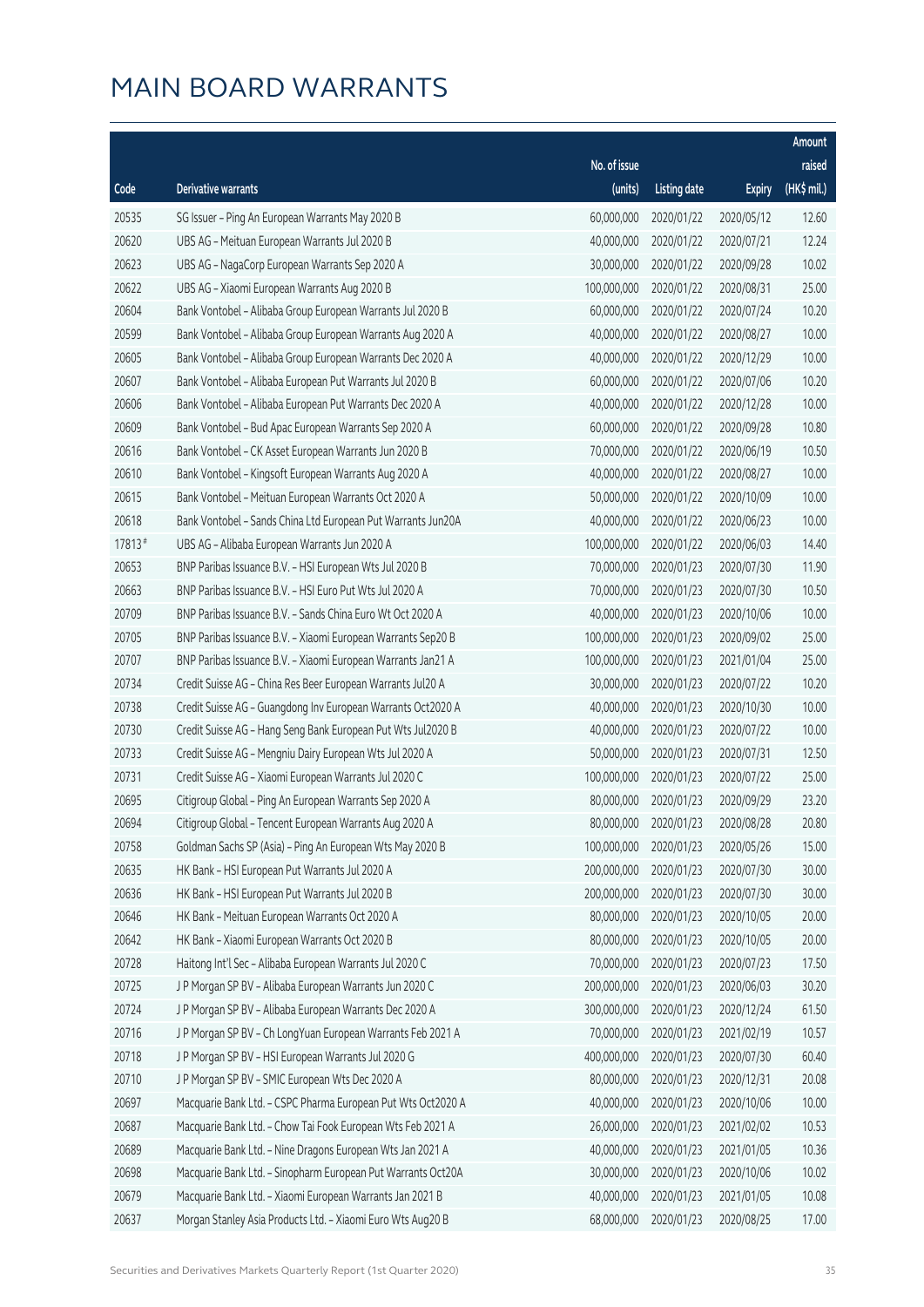# MAIN BOARD WARRANTS

| Code | Derivative warrants | No. of issue (units) | Listing date | Expiry | Amount raised (HK$ mil.) |
|---|---|---|---|---|---|
| 20535 | SG Issuer – Ping An European Warrants May 2020 B | 60,000,000 | 2020/01/22 | 2020/05/12 | 12.60 |
| 20620 | UBS AG – Meituan European Warrants Jul 2020 B | 40,000,000 | 2020/01/22 | 2020/07/21 | 12.24 |
| 20623 | UBS AG – NagaCorp European Warrants Sep 2020 A | 30,000,000 | 2020/01/22 | 2020/09/28 | 10.02 |
| 20622 | UBS AG – Xiaomi European Warrants Aug 2020 B | 100,000,000 | 2020/01/22 | 2020/08/31 | 25.00 |
| 20604 | Bank Vontobel – Alibaba Group European Warrants Jul 2020 B | 60,000,000 | 2020/01/22 | 2020/07/24 | 10.20 |
| 20599 | Bank Vontobel – Alibaba Group European Warrants Aug 2020 A | 40,000,000 | 2020/01/22 | 2020/08/27 | 10.00 |
| 20605 | Bank Vontobel – Alibaba Group European Warrants Dec 2020 A | 40,000,000 | 2020/01/22 | 2020/12/29 | 10.00 |
| 20607 | Bank Vontobel – Alibaba European Put Warrants Jul 2020 B | 60,000,000 | 2020/01/22 | 2020/07/06 | 10.20 |
| 20606 | Bank Vontobel – Alibaba European Put Warrants Dec 2020 A | 40,000,000 | 2020/01/22 | 2020/12/28 | 10.00 |
| 20609 | Bank Vontobel – Bud Apac European Warrants Sep 2020 A | 60,000,000 | 2020/01/22 | 2020/09/28 | 10.80 |
| 20616 | Bank Vontobel – CK Asset European Warrants Jun 2020 B | 70,000,000 | 2020/01/22 | 2020/06/19 | 10.50 |
| 20610 | Bank Vontobel – Kingsoft European Warrants Aug 2020 A | 40,000,000 | 2020/01/22 | 2020/08/27 | 10.00 |
| 20615 | Bank Vontobel – Meituan European Warrants Oct 2020 A | 50,000,000 | 2020/01/22 | 2020/10/09 | 10.00 |
| 20618 | Bank Vontobel – Sands China Ltd European Put Warrants Jun20A | 40,000,000 | 2020/01/22 | 2020/06/23 | 10.00 |
| 17813# | UBS AG – Alibaba European Warrants Jun 2020 A | 100,000,000 | 2020/01/22 | 2020/06/03 | 14.40 |
| 20653 | BNP Paribas Issuance B.V. – HSI European Wts Jul 2020 B | 70,000,000 | 2020/01/23 | 2020/07/30 | 11.90 |
| 20663 | BNP Paribas Issuance B.V. – HSI Euro Put Wts Jul 2020 A | 70,000,000 | 2020/01/23 | 2020/07/30 | 10.50 |
| 20709 | BNP Paribas Issuance B.V. – Sands China Euro Wt Oct 2020 A | 40,000,000 | 2020/01/23 | 2020/10/06 | 10.00 |
| 20705 | BNP Paribas Issuance B.V. – Xiaomi European Warrants Sep20 B | 100,000,000 | 2020/01/23 | 2020/09/02 | 25.00 |
| 20707 | BNP Paribas Issuance B.V. – Xiaomi European Warrants Jan21 A | 100,000,000 | 2020/01/23 | 2021/01/04 | 25.00 |
| 20734 | Credit Suisse AG – China Res Beer European Warrants Jul20 A | 30,000,000 | 2020/01/23 | 2020/07/22 | 10.20 |
| 20738 | Credit Suisse AG – Guangdong Inv European Warrants Oct2020 A | 40,000,000 | 2020/01/23 | 2020/10/30 | 10.00 |
| 20730 | Credit Suisse AG – Hang Seng Bank European Put Wts Jul2020 B | 40,000,000 | 2020/01/23 | 2020/07/22 | 10.00 |
| 20733 | Credit Suisse AG – Mengniu Dairy European Wts Jul 2020 A | 50,000,000 | 2020/01/23 | 2020/07/31 | 12.50 |
| 20731 | Credit Suisse AG – Xiaomi European Warrants Jul 2020 C | 100,000,000 | 2020/01/23 | 2020/07/22 | 25.00 |
| 20695 | Citigroup Global – Ping An European Warrants Sep 2020 A | 80,000,000 | 2020/01/23 | 2020/09/29 | 23.20 |
| 20694 | Citigroup Global – Tencent European Warrants Aug 2020 A | 80,000,000 | 2020/01/23 | 2020/08/28 | 20.80 |
| 20758 | Goldman Sachs SP (Asia) – Ping An European Wts May 2020 B | 100,000,000 | 2020/01/23 | 2020/05/26 | 15.00 |
| 20635 | HK Bank – HSI European Put Warrants Jul 2020 A | 200,000,000 | 2020/01/23 | 2020/07/30 | 30.00 |
| 20636 | HK Bank – HSI European Put Warrants Jul 2020 B | 200,000,000 | 2020/01/23 | 2020/07/30 | 30.00 |
| 20646 | HK Bank – Meituan European Warrants Oct 2020 A | 80,000,000 | 2020/01/23 | 2020/10/05 | 20.00 |
| 20642 | HK Bank – Xiaomi European Warrants Oct 2020 B | 80,000,000 | 2020/01/23 | 2020/10/05 | 20.00 |
| 20728 | Haitong Int'l Sec – Alibaba European Warrants Jul 2020 C | 70,000,000 | 2020/01/23 | 2020/07/23 | 17.50 |
| 20725 | J P Morgan SP BV – Alibaba European Warrants Jun 2020 C | 200,000,000 | 2020/01/23 | 2020/06/03 | 30.20 |
| 20724 | J P Morgan SP BV – Alibaba European Warrants Dec 2020 A | 300,000,000 | 2020/01/23 | 2020/12/24 | 61.50 |
| 20716 | J P Morgan SP BV – Ch LongYuan European Warrants Feb 2021 A | 70,000,000 | 2020/01/23 | 2021/02/19 | 10.57 |
| 20718 | J P Morgan SP BV – HSI European Warrants Jul 2020 G | 400,000,000 | 2020/01/23 | 2020/07/30 | 60.40 |
| 20710 | J P Morgan SP BV – SMIC European Wts Dec 2020 A | 80,000,000 | 2020/01/23 | 2020/12/31 | 20.08 |
| 20697 | Macquarie Bank Ltd. – CSPC Pharma European Put Wts Oct2020 A | 40,000,000 | 2020/01/23 | 2020/10/06 | 10.00 |
| 20687 | Macquarie Bank Ltd. – Chow Tai Fook European Wts Feb 2021 A | 26,000,000 | 2020/01/23 | 2021/02/02 | 10.53 |
| 20689 | Macquarie Bank Ltd. – Nine Dragons European Wts Jan 2021 A | 40,000,000 | 2020/01/23 | 2021/01/05 | 10.36 |
| 20698 | Macquarie Bank Ltd. – Sinopharm European Put Warrants Oct20A | 30,000,000 | 2020/01/23 | 2020/10/06 | 10.02 |
| 20679 | Macquarie Bank Ltd. – Xiaomi European Warrants Jan 2021 B | 40,000,000 | 2020/01/23 | 2021/01/05 | 10.08 |
| 20637 | Morgan Stanley Asia Products Ltd. – Xiaomi Euro Wts Aug20 B | 68,000,000 | 2020/01/23 | 2020/08/25 | 17.00 |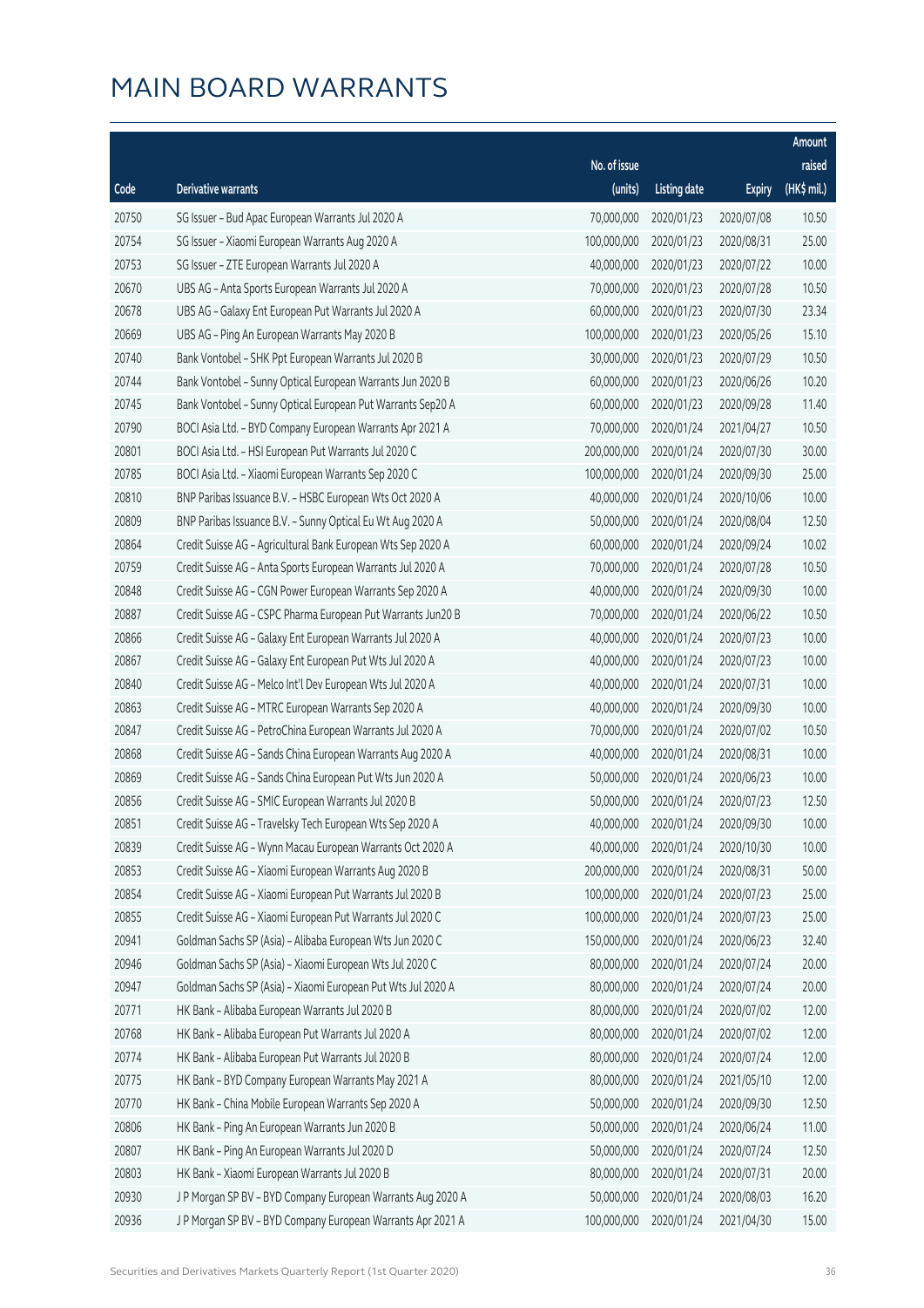# MAIN BOARD WARRANTS

| Code | Derivative warrants | No. of issue (units) | Listing date | Expiry | Amount raised (HK$ mil.) |
|---|---|---|---|---|---|
| 20750 | SG Issuer – Bud Apac European Warrants Jul 2020 A | 70,000,000 | 2020/01/23 | 2020/07/08 | 10.50 |
| 20754 | SG Issuer – Xiaomi European Warrants Aug 2020 A | 100,000,000 | 2020/01/23 | 2020/08/31 | 25.00 |
| 20753 | SG Issuer – ZTE European Warrants Jul 2020 A | 40,000,000 | 2020/01/23 | 2020/07/22 | 10.00 |
| 20670 | UBS AG – Anta Sports European Warrants Jul 2020 A | 70,000,000 | 2020/01/23 | 2020/07/28 | 10.50 |
| 20678 | UBS AG – Galaxy Ent European Put Warrants Jul 2020 A | 60,000,000 | 2020/01/23 | 2020/07/30 | 23.34 |
| 20669 | UBS AG – Ping An European Warrants May 2020 B | 100,000,000 | 2020/01/23 | 2020/05/26 | 15.10 |
| 20740 | Bank Vontobel – SHK Ppt European Warrants Jul 2020 B | 30,000,000 | 2020/01/23 | 2020/07/29 | 10.50 |
| 20744 | Bank Vontobel – Sunny Optical European Warrants Jun 2020 B | 60,000,000 | 2020/01/23 | 2020/06/26 | 10.20 |
| 20745 | Bank Vontobel – Sunny Optical European Put Warrants Sep20 A | 60,000,000 | 2020/01/23 | 2020/09/28 | 11.40 |
| 20790 | BOCI Asia Ltd. – BYD Company European Warrants Apr 2021 A | 70,000,000 | 2020/01/24 | 2021/04/27 | 10.50 |
| 20801 | BOCI Asia Ltd. – HSI European Put Warrants Jul 2020 C | 200,000,000 | 2020/01/24 | 2020/07/30 | 30.00 |
| 20785 | BOCI Asia Ltd. – Xiaomi European Warrants Sep 2020 C | 100,000,000 | 2020/01/24 | 2020/09/30 | 25.00 |
| 20810 | BNP Paribas Issuance B.V. – HSBC European Wts Oct 2020 A | 40,000,000 | 2020/01/24 | 2020/10/06 | 10.00 |
| 20809 | BNP Paribas Issuance B.V. – Sunny Optical Eu Wt Aug 2020 A | 50,000,000 | 2020/01/24 | 2020/08/04 | 12.50 |
| 20864 | Credit Suisse AG – Agricultural Bank European Wts Sep 2020 A | 60,000,000 | 2020/01/24 | 2020/09/24 | 10.02 |
| 20759 | Credit Suisse AG – Anta Sports European Warrants Jul 2020 A | 70,000,000 | 2020/01/24 | 2020/07/28 | 10.50 |
| 20848 | Credit Suisse AG – CGN Power European Warrants Sep 2020 A | 40,000,000 | 2020/01/24 | 2020/09/30 | 10.00 |
| 20887 | Credit Suisse AG – CSPC Pharma European Put Warrants Jun20 B | 70,000,000 | 2020/01/24 | 2020/06/22 | 10.50 |
| 20866 | Credit Suisse AG – Galaxy Ent European Warrants Jul 2020 A | 40,000,000 | 2020/01/24 | 2020/07/23 | 10.00 |
| 20867 | Credit Suisse AG – Galaxy Ent European Put Wts Jul 2020 A | 40,000,000 | 2020/01/24 | 2020/07/23 | 10.00 |
| 20840 | Credit Suisse AG – Melco Int'l Dev European Wts Jul 2020 A | 40,000,000 | 2020/01/24 | 2020/07/31 | 10.00 |
| 20863 | Credit Suisse AG – MTRC European Warrants Sep 2020 A | 40,000,000 | 2020/01/24 | 2020/09/30 | 10.00 |
| 20847 | Credit Suisse AG – PetroChina European Warrants Jul 2020 A | 70,000,000 | 2020/01/24 | 2020/07/02 | 10.50 |
| 20868 | Credit Suisse AG – Sands China European Warrants Aug 2020 A | 40,000,000 | 2020/01/24 | 2020/08/31 | 10.00 |
| 20869 | Credit Suisse AG – Sands China European Put Wts Jun 2020 A | 50,000,000 | 2020/01/24 | 2020/06/23 | 10.00 |
| 20856 | Credit Suisse AG – SMIC European Warrants Jul 2020 B | 50,000,000 | 2020/01/24 | 2020/07/23 | 12.50 |
| 20851 | Credit Suisse AG – Travelsky Tech European Wts Sep 2020 A | 40,000,000 | 2020/01/24 | 2020/09/30 | 10.00 |
| 20839 | Credit Suisse AG – Wynn Macau European Warrants Oct 2020 A | 40,000,000 | 2020/01/24 | 2020/10/30 | 10.00 |
| 20853 | Credit Suisse AG – Xiaomi European Warrants Aug 2020 B | 200,000,000 | 2020/01/24 | 2020/08/31 | 50.00 |
| 20854 | Credit Suisse AG – Xiaomi European Put Warrants Jul 2020 B | 100,000,000 | 2020/01/24 | 2020/07/23 | 25.00 |
| 20855 | Credit Suisse AG – Xiaomi European Put Warrants Jul 2020 C | 100,000,000 | 2020/01/24 | 2020/07/23 | 25.00 |
| 20941 | Goldman Sachs SP (Asia) – Alibaba European Wts Jun 2020 C | 150,000,000 | 2020/01/24 | 2020/06/23 | 32.40 |
| 20946 | Goldman Sachs SP (Asia) – Xiaomi European Wts Jul 2020 C | 80,000,000 | 2020/01/24 | 2020/07/24 | 20.00 |
| 20947 | Goldman Sachs SP (Asia) – Xiaomi European Put Wts Jul 2020 A | 80,000,000 | 2020/01/24 | 2020/07/24 | 20.00 |
| 20771 | HK Bank – Alibaba European Warrants Jul 2020 B | 80,000,000 | 2020/01/24 | 2020/07/02 | 12.00 |
| 20768 | HK Bank – Alibaba European Put Warrants Jul 2020 A | 80,000,000 | 2020/01/24 | 2020/07/02 | 12.00 |
| 20774 | HK Bank – Alibaba European Put Warrants Jul 2020 B | 80,000,000 | 2020/01/24 | 2020/07/24 | 12.00 |
| 20775 | HK Bank – BYD Company European Warrants May 2021 A | 80,000,000 | 2020/01/24 | 2021/05/10 | 12.00 |
| 20770 | HK Bank – China Mobile European Warrants Sep 2020 A | 50,000,000 | 2020/01/24 | 2020/09/30 | 12.50 |
| 20806 | HK Bank – Ping An European Warrants Jun 2020 B | 50,000,000 | 2020/01/24 | 2020/06/24 | 11.00 |
| 20807 | HK Bank – Ping An European Warrants Jul 2020 D | 50,000,000 | 2020/01/24 | 2020/07/24 | 12.50 |
| 20803 | HK Bank – Xiaomi European Warrants Jul 2020 B | 80,000,000 | 2020/01/24 | 2020/07/31 | 20.00 |
| 20930 | J P Morgan SP BV – BYD Company European Warrants Aug 2020 A | 50,000,000 | 2020/01/24 | 2020/08/03 | 16.20 |
| 20936 | J P Morgan SP BV – BYD Company European Warrants Apr 2021 A | 100,000,000 | 2020/01/24 | 2021/04/30 | 15.00 |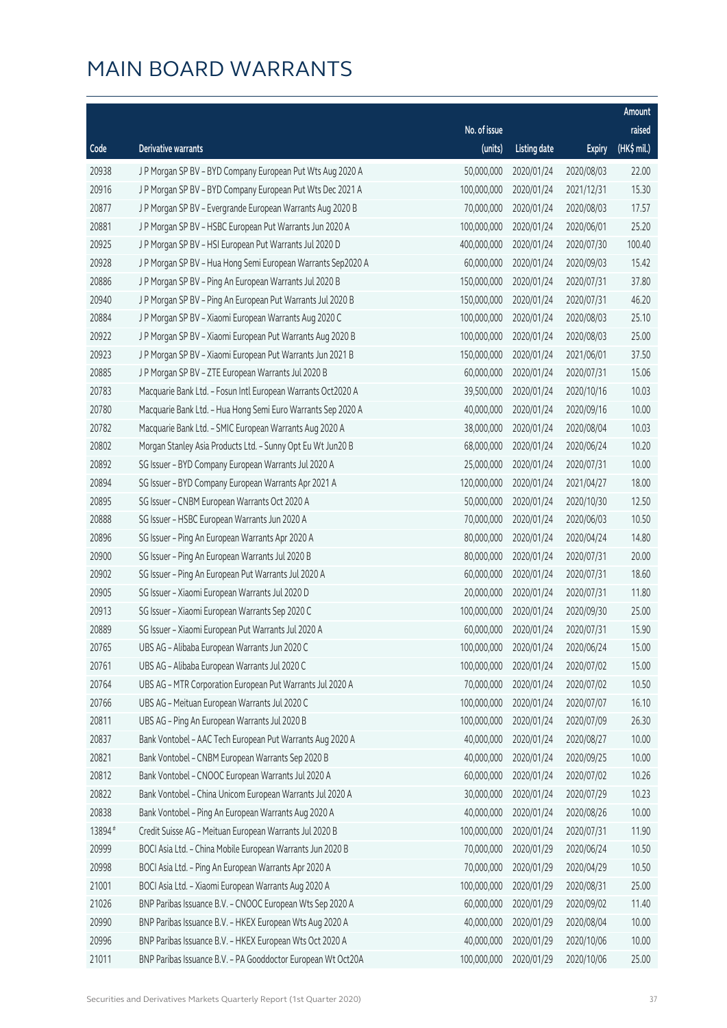# MAIN BOARD WARRANTS

| Code | Derivative warrants | No. of issue (units) | Listing date | Expiry | Amount raised (HK$ mil.) |
|---|---|---|---|---|---|
| 20938 | J P Morgan SP BV - BYD Company European Put Wts Aug 2020 A | 50,000,000 | 2020/01/24 | 2020/08/03 | 22.00 |
| 20916 | J P Morgan SP BV - BYD Company European Put Wts Dec 2021 A | 100,000,000 | 2020/01/24 | 2021/12/31 | 15.30 |
| 20877 | J P Morgan SP BV - Evergrande European Warrants Aug 2020 B | 70,000,000 | 2020/01/24 | 2020/08/03 | 17.57 |
| 20881 | J P Morgan SP BV - HSBC European Put Warrants Jun 2020 A | 100,000,000 | 2020/01/24 | 2020/06/01 | 25.20 |
| 20925 | J P Morgan SP BV - HSI European Put Warrants Jul 2020 D | 400,000,000 | 2020/01/24 | 2020/07/30 | 100.40 |
| 20928 | J P Morgan SP BV - Hua Hong Semi European Warrants Sep2020 A | 60,000,000 | 2020/01/24 | 2020/09/03 | 15.42 |
| 20886 | J P Morgan SP BV - Ping An European Warrants Jul 2020 B | 150,000,000 | 2020/01/24 | 2020/07/31 | 37.80 |
| 20940 | J P Morgan SP BV - Ping An European Put Warrants Jul 2020 B | 150,000,000 | 2020/01/24 | 2020/07/31 | 46.20 |
| 20884 | J P Morgan SP BV - Xiaomi European Warrants Aug 2020 C | 100,000,000 | 2020/01/24 | 2020/08/03 | 25.10 |
| 20922 | J P Morgan SP BV - Xiaomi European Put Warrants Aug 2020 B | 100,000,000 | 2020/01/24 | 2020/08/03 | 25.00 |
| 20923 | J P Morgan SP BV - Xiaomi European Put Warrants Jun 2021 B | 150,000,000 | 2020/01/24 | 2021/06/01 | 37.50 |
| 20885 | J P Morgan SP BV - ZTE European Warrants Jul 2020 B | 60,000,000 | 2020/01/24 | 2020/07/31 | 15.06 |
| 20783 | Macquarie Bank Ltd. - Fosun Intl European Warrants Oct2020 A | 39,500,000 | 2020/01/24 | 2020/10/16 | 10.03 |
| 20780 | Macquarie Bank Ltd. - Hua Hong Semi Euro Warrants Sep 2020 A | 40,000,000 | 2020/01/24 | 2020/09/16 | 10.00 |
| 20782 | Macquarie Bank Ltd. - SMIC European Warrants Aug 2020 A | 38,000,000 | 2020/01/24 | 2020/08/04 | 10.03 |
| 20802 | Morgan Stanley Asia Products Ltd. - Sunny Opt Eu Wt Jun20 B | 68,000,000 | 2020/01/24 | 2020/06/24 | 10.20 |
| 20892 | SG Issuer - BYD Company European Warrants Jul 2020 A | 25,000,000 | 2020/01/24 | 2020/07/31 | 10.00 |
| 20894 | SG Issuer - BYD Company European Warrants Apr 2021 A | 120,000,000 | 2020/01/24 | 2021/04/27 | 18.00 |
| 20895 | SG Issuer - CNBM European Warrants Oct 2020 A | 50,000,000 | 2020/01/24 | 2020/10/30 | 12.50 |
| 20888 | SG Issuer - HSBC European Warrants Jun 2020 A | 70,000,000 | 2020/01/24 | 2020/06/03 | 10.50 |
| 20896 | SG Issuer - Ping An European Warrants Apr 2020 A | 80,000,000 | 2020/01/24 | 2020/04/24 | 14.80 |
| 20900 | SG Issuer - Ping An European Warrants Jul 2020 B | 80,000,000 | 2020/01/24 | 2020/07/31 | 20.00 |
| 20902 | SG Issuer - Ping An European Put Warrants Jul 2020 A | 60,000,000 | 2020/01/24 | 2020/07/31 | 18.60 |
| 20905 | SG Issuer - Xiaomi European Warrants Jul 2020 D | 20,000,000 | 2020/01/24 | 2020/07/31 | 11.80 |
| 20913 | SG Issuer - Xiaomi European Warrants Sep 2020 C | 100,000,000 | 2020/01/24 | 2020/09/30 | 25.00 |
| 20889 | SG Issuer - Xiaomi European Put Warrants Jul 2020 A | 60,000,000 | 2020/01/24 | 2020/07/31 | 15.90 |
| 20765 | UBS AG - Alibaba European Warrants Jun 2020 C | 100,000,000 | 2020/01/24 | 2020/06/24 | 15.00 |
| 20761 | UBS AG - Alibaba European Warrants Jul 2020 C | 100,000,000 | 2020/01/24 | 2020/07/02 | 15.00 |
| 20764 | UBS AG - MTR Corporation European Put Warrants Jul 2020 A | 70,000,000 | 2020/01/24 | 2020/07/02 | 10.50 |
| 20766 | UBS AG - Meituan European Warrants Jul 2020 C | 100,000,000 | 2020/01/24 | 2020/07/07 | 16.10 |
| 20811 | UBS AG - Ping An European Warrants Jul 2020 B | 100,000,000 | 2020/01/24 | 2020/07/09 | 26.30 |
| 20837 | Bank Vontobel - AAC Tech European Put Warrants Aug 2020 A | 40,000,000 | 2020/01/24 | 2020/08/27 | 10.00 |
| 20821 | Bank Vontobel - CNBM European Warrants Sep 2020 B | 40,000,000 | 2020/01/24 | 2020/09/25 | 10.00 |
| 20812 | Bank Vontobel - CNOOC European Warrants Jul 2020 A | 60,000,000 | 2020/01/24 | 2020/07/02 | 10.26 |
| 20822 | Bank Vontobel - China Unicom European Warrants Jul 2020 A | 30,000,000 | 2020/01/24 | 2020/07/29 | 10.23 |
| 20838 | Bank Vontobel - Ping An European Warrants Aug 2020 A | 40,000,000 | 2020/01/24 | 2020/08/26 | 10.00 |
| 13894# | Credit Suisse AG - Meituan European Warrants Jul 2020 B | 100,000,000 | 2020/01/24 | 2020/07/31 | 11.90 |
| 20999 | BOCI Asia Ltd. - China Mobile European Warrants Jun 2020 B | 70,000,000 | 2020/01/29 | 2020/06/24 | 10.50 |
| 20998 | BOCI Asia Ltd. - Ping An European Warrants Apr 2020 A | 70,000,000 | 2020/01/29 | 2020/04/29 | 10.50 |
| 21001 | BOCI Asia Ltd. - Xiaomi European Warrants Aug 2020 A | 100,000,000 | 2020/01/29 | 2020/08/31 | 25.00 |
| 21026 | BNP Paribas Issuance B.V. - CNOOC European Wts Sep 2020 A | 60,000,000 | 2020/01/29 | 2020/09/02 | 11.40 |
| 20990 | BNP Paribas Issuance B.V. - HKEX European Wts Aug 2020 A | 40,000,000 | 2020/01/29 | 2020/08/04 | 10.00 |
| 20996 | BNP Paribas Issuance B.V. - HKEX European Wts Oct 2020 A | 40,000,000 | 2020/01/29 | 2020/10/06 | 10.00 |
| 21011 | BNP Paribas Issuance B.V. - PA Gooddoctor European Wt Oct20A | 100,000,000 | 2020/01/29 | 2020/10/06 | 25.00 |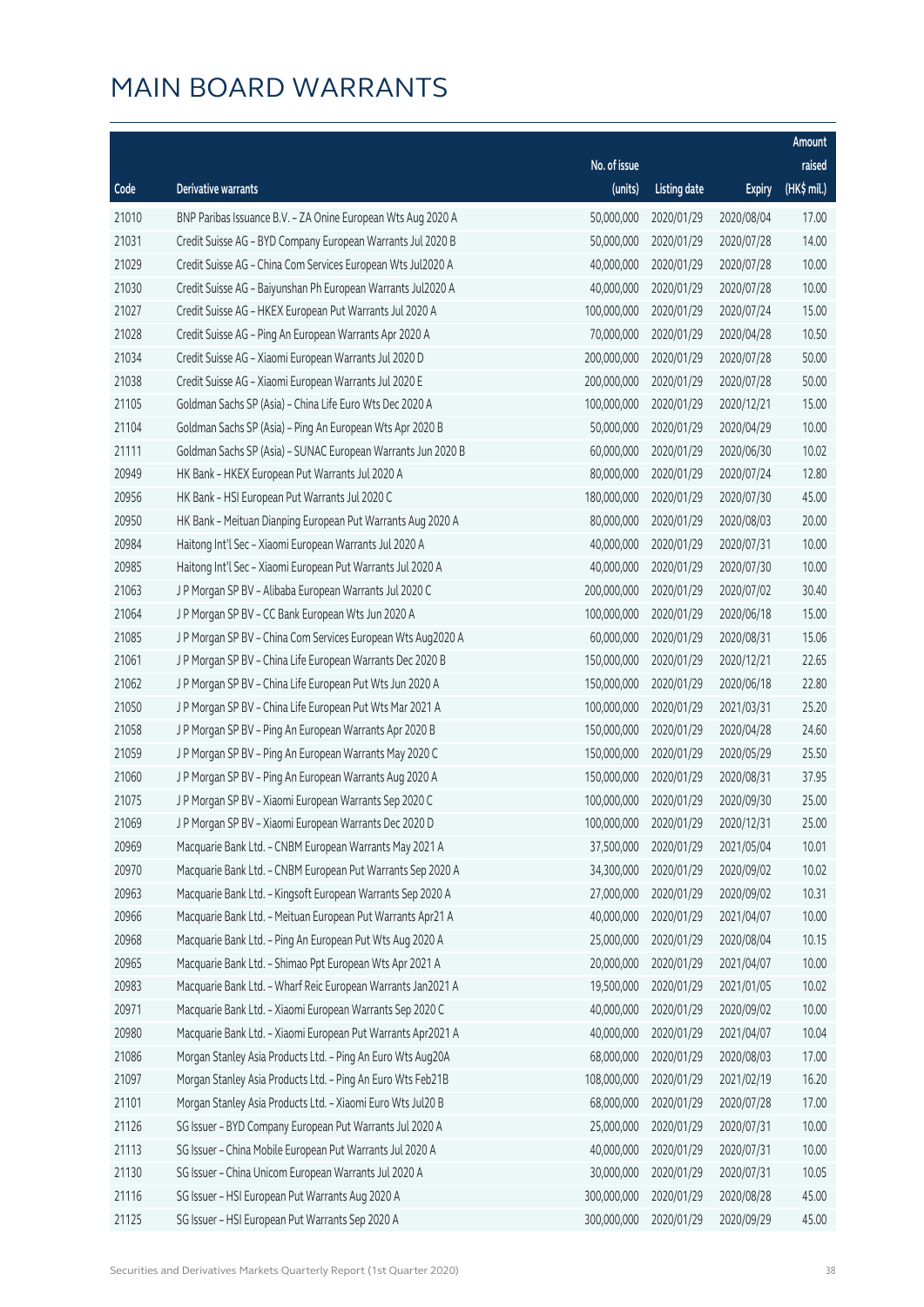# MAIN BOARD WARRANTS

| Code | Derivative warrants | No. of issue (units) | Listing date | Expiry | Amount raised (HK$ mil.) |
|---|---|---|---|---|---|
| 21010 | BNP Paribas Issuance B.V. - ZA Onine European Wts Aug 2020 A | 50,000,000 | 2020/01/29 | 2020/08/04 | 17.00 |
| 21031 | Credit Suisse AG - BYD Company European Warrants Jul 2020 B | 50,000,000 | 2020/01/29 | 2020/07/28 | 14.00 |
| 21029 | Credit Suisse AG - China Com Services European Wts Jul2020 A | 40,000,000 | 2020/01/29 | 2020/07/28 | 10.00 |
| 21030 | Credit Suisse AG - Baiyunshan Ph European Warrants Jul2020 A | 40,000,000 | 2020/01/29 | 2020/07/28 | 10.00 |
| 21027 | Credit Suisse AG - HKEX European Put Warrants Jul 2020 A | 100,000,000 | 2020/01/29 | 2020/07/24 | 15.00 |
| 21028 | Credit Suisse AG - Ping An European Warrants Apr 2020 A | 70,000,000 | 2020/01/29 | 2020/04/28 | 10.50 |
| 21034 | Credit Suisse AG - Xiaomi European Warrants Jul 2020 D | 200,000,000 | 2020/01/29 | 2020/07/28 | 50.00 |
| 21038 | Credit Suisse AG - Xiaomi European Warrants Jul 2020 E | 200,000,000 | 2020/01/29 | 2020/07/28 | 50.00 |
| 21105 | Goldman Sachs SP (Asia) - China Life Euro Wts Dec 2020 A | 100,000,000 | 2020/01/29 | 2020/12/21 | 15.00 |
| 21104 | Goldman Sachs SP (Asia) - Ping An European Wts Apr 2020 B | 50,000,000 | 2020/01/29 | 2020/04/29 | 10.00 |
| 21111 | Goldman Sachs SP (Asia) - SUNAC European Warrants Jun 2020 B | 60,000,000 | 2020/01/29 | 2020/06/30 | 10.02 |
| 20949 | HK Bank - HKEX European Put Warrants Jul 2020 A | 80,000,000 | 2020/01/29 | 2020/07/24 | 12.80 |
| 20956 | HK Bank - HSI European Put Warrants Jul 2020 C | 180,000,000 | 2020/01/29 | 2020/07/30 | 45.00 |
| 20950 | HK Bank - Meituan Dianping European Put Warrants Aug 2020 A | 80,000,000 | 2020/01/29 | 2020/08/03 | 20.00 |
| 20984 | Haitong Int'l Sec - Xiaomi European Warrants Jul 2020 A | 40,000,000 | 2020/01/29 | 2020/07/31 | 10.00 |
| 20985 | Haitong Int'l Sec - Xiaomi European Put Warrants Jul 2020 A | 40,000,000 | 2020/01/29 | 2020/07/30 | 10.00 |
| 21063 | J P Morgan SP BV - Alibaba European Warrants Jul 2020 C | 200,000,000 | 2020/01/29 | 2020/07/02 | 30.40 |
| 21064 | J P Morgan SP BV - CC Bank European Wts Jun 2020 A | 100,000,000 | 2020/01/29 | 2020/06/18 | 15.00 |
| 21085 | J P Morgan SP BV - China Com Services European Wts Aug2020 A | 60,000,000 | 2020/01/29 | 2020/08/31 | 15.06 |
| 21061 | J P Morgan SP BV - China Life European Warrants Dec 2020 B | 150,000,000 | 2020/01/29 | 2020/12/21 | 22.65 |
| 21062 | J P Morgan SP BV - China Life European Put Wts Jun 2020 A | 150,000,000 | 2020/01/29 | 2020/06/18 | 22.80 |
| 21050 | J P Morgan SP BV - China Life European Put Wts Mar 2021 A | 100,000,000 | 2020/01/29 | 2021/03/31 | 25.20 |
| 21058 | J P Morgan SP BV - Ping An European Warrants Apr 2020 B | 150,000,000 | 2020/01/29 | 2020/04/28 | 24.60 |
| 21059 | J P Morgan SP BV - Ping An European Warrants May 2020 C | 150,000,000 | 2020/01/29 | 2020/05/29 | 25.50 |
| 21060 | J P Morgan SP BV - Ping An European Warrants Aug 2020 A | 150,000,000 | 2020/01/29 | 2020/08/31 | 37.95 |
| 21075 | J P Morgan SP BV - Xiaomi European Warrants Sep 2020 C | 100,000,000 | 2020/01/29 | 2020/09/30 | 25.00 |
| 21069 | J P Morgan SP BV - Xiaomi European Warrants Dec 2020 D | 100,000,000 | 2020/01/29 | 2020/12/31 | 25.00 |
| 20969 | Macquarie Bank Ltd. - CNBM European Warrants May 2021 A | 37,500,000 | 2020/01/29 | 2021/05/04 | 10.01 |
| 20970 | Macquarie Bank Ltd. - CNBM European Put Warrants Sep 2020 A | 34,300,000 | 2020/01/29 | 2020/09/02 | 10.02 |
| 20963 | Macquarie Bank Ltd. - Kingsoft European Warrants Sep 2020 A | 27,000,000 | 2020/01/29 | 2020/09/02 | 10.31 |
| 20966 | Macquarie Bank Ltd. - Meituan European Put Warrants Apr21 A | 40,000,000 | 2020/01/29 | 2021/04/07 | 10.00 |
| 20968 | Macquarie Bank Ltd. - Ping An European Put Wts Aug 2020 A | 25,000,000 | 2020/01/29 | 2020/08/04 | 10.15 |
| 20965 | Macquarie Bank Ltd. - Shimao Ppt European Wts Apr 2021 A | 20,000,000 | 2020/01/29 | 2021/04/07 | 10.00 |
| 20983 | Macquarie Bank Ltd. - Wharf Reic European Warrants Jan2021 A | 19,500,000 | 2020/01/29 | 2021/01/05 | 10.02 |
| 20971 | Macquarie Bank Ltd. - Xiaomi European Warrants Sep 2020 C | 40,000,000 | 2020/01/29 | 2020/09/02 | 10.00 |
| 20980 | Macquarie Bank Ltd. - Xiaomi European Put Warrants Apr2021 A | 40,000,000 | 2020/01/29 | 2021/04/07 | 10.04 |
| 21086 | Morgan Stanley Asia Products Ltd. - Ping An Euro Wts Aug20A | 68,000,000 | 2020/01/29 | 2020/08/03 | 17.00 |
| 21097 | Morgan Stanley Asia Products Ltd. - Ping An Euro Wts Feb21B | 108,000,000 | 2020/01/29 | 2021/02/19 | 16.20 |
| 21101 | Morgan Stanley Asia Products Ltd. - Xiaomi Euro Wts Jul20 B | 68,000,000 | 2020/01/29 | 2020/07/28 | 17.00 |
| 21126 | SG Issuer - BYD Company European Put Warrants Jul 2020 A | 25,000,000 | 2020/01/29 | 2020/07/31 | 10.00 |
| 21113 | SG Issuer - China Mobile European Put Warrants Jul 2020 A | 40,000,000 | 2020/01/29 | 2020/07/31 | 10.00 |
| 21130 | SG Issuer - China Unicom European Warrants Jul 2020 A | 30,000,000 | 2020/01/29 | 2020/07/31 | 10.05 |
| 21116 | SG Issuer - HSI European Put Warrants Aug 2020 A | 300,000,000 | 2020/01/29 | 2020/08/28 | 45.00 |
| 21125 | SG Issuer - HSI European Put Warrants Sep 2020 A | 300,000,000 | 2020/01/29 | 2020/09/29 | 45.00 |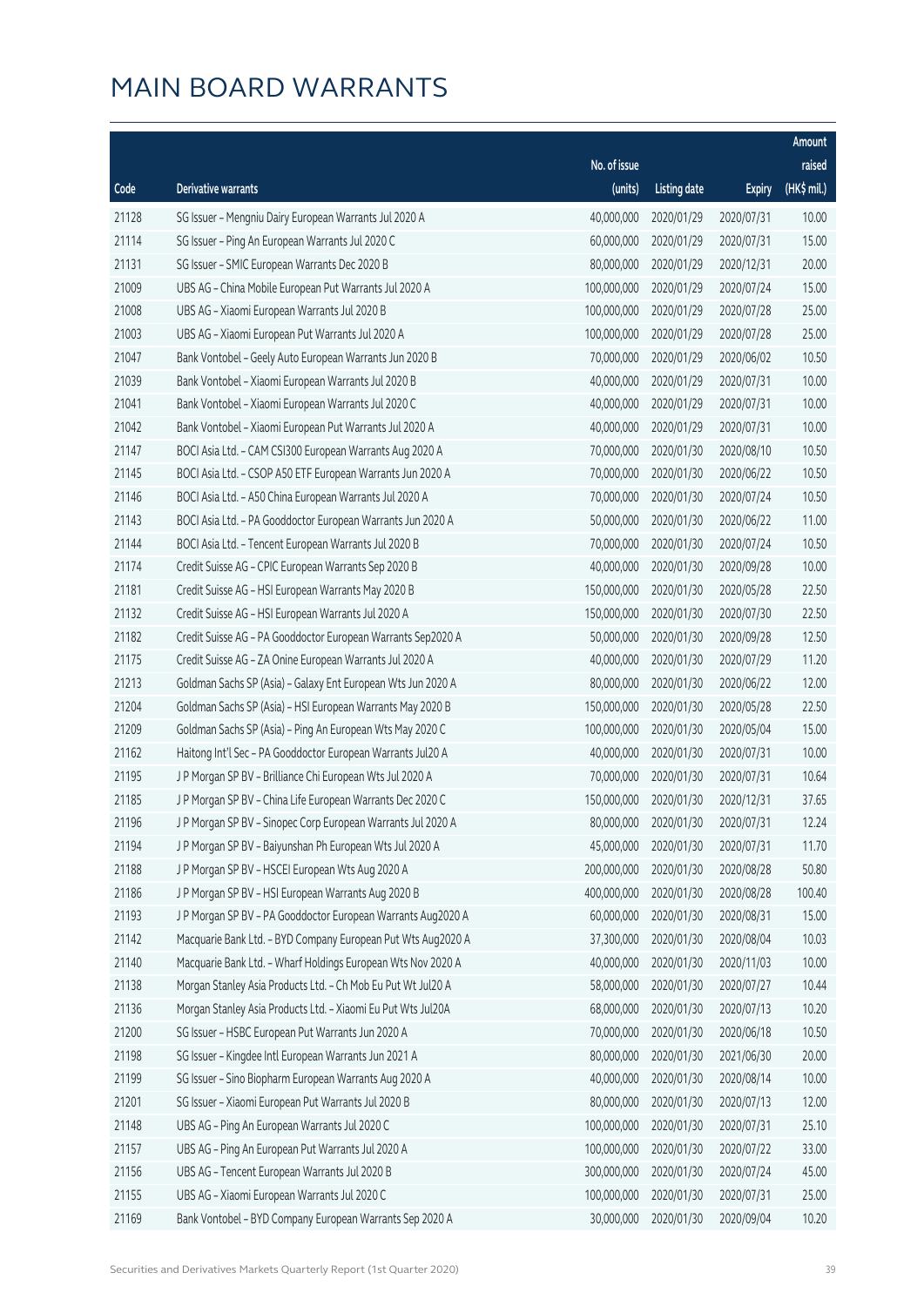# MAIN BOARD WARRANTS

| Code | Derivative warrants | No. of issue (units) | Listing date | Expiry | Amount raised (HK$ mil.) |
|---|---|---|---|---|---|
| 21128 | SG Issuer – Mengniu Dairy European Warrants Jul 2020 A | 40,000,000 | 2020/01/29 | 2020/07/31 | 10.00 |
| 21114 | SG Issuer – Ping An European Warrants Jul 2020 C | 60,000,000 | 2020/01/29 | 2020/07/31 | 15.00 |
| 21131 | SG Issuer – SMIC European Warrants Dec 2020 B | 80,000,000 | 2020/01/29 | 2020/12/31 | 20.00 |
| 21009 | UBS AG – China Mobile European Put Warrants Jul 2020 A | 100,000,000 | 2020/01/29 | 2020/07/24 | 15.00 |
| 21008 | UBS AG – Xiaomi European Warrants Jul 2020 B | 100,000,000 | 2020/01/29 | 2020/07/28 | 25.00 |
| 21003 | UBS AG – Xiaomi European Put Warrants Jul 2020 A | 100,000,000 | 2020/01/29 | 2020/07/28 | 25.00 |
| 21047 | Bank Vontobel – Geely Auto European Warrants Jun 2020 B | 70,000,000 | 2020/01/29 | 2020/06/02 | 10.50 |
| 21039 | Bank Vontobel – Xiaomi European Warrants Jul 2020 B | 40,000,000 | 2020/01/29 | 2020/07/31 | 10.00 |
| 21041 | Bank Vontobel – Xiaomi European Warrants Jul 2020 C | 40,000,000 | 2020/01/29 | 2020/07/31 | 10.00 |
| 21042 | Bank Vontobel – Xiaomi European Put Warrants Jul 2020 A | 40,000,000 | 2020/01/29 | 2020/07/31 | 10.00 |
| 21147 | BOCI Asia Ltd. – CAM CSI300 European Warrants Aug 2020 A | 70,000,000 | 2020/01/30 | 2020/08/10 | 10.50 |
| 21145 | BOCI Asia Ltd. – CSOP A50 ETF European Warrants Jun 2020 A | 70,000,000 | 2020/01/30 | 2020/06/22 | 10.50 |
| 21146 | BOCI Asia Ltd. – A50 China European Warrants Jul 2020 A | 70,000,000 | 2020/01/30 | 2020/07/24 | 10.50 |
| 21143 | BOCI Asia Ltd. – PA Gooddoctor European Warrants Jun 2020 A | 50,000,000 | 2020/01/30 | 2020/06/22 | 11.00 |
| 21144 | BOCI Asia Ltd. – Tencent European Warrants Jul 2020 B | 70,000,000 | 2020/01/30 | 2020/07/24 | 10.50 |
| 21174 | Credit Suisse AG – CPIC European Warrants Sep 2020 B | 40,000,000 | 2020/01/30 | 2020/09/28 | 10.00 |
| 21181 | Credit Suisse AG – HSI European Warrants May 2020 B | 150,000,000 | 2020/01/30 | 2020/05/28 | 22.50 |
| 21132 | Credit Suisse AG – HSI European Warrants Jul 2020 A | 150,000,000 | 2020/01/30 | 2020/07/30 | 22.50 |
| 21182 | Credit Suisse AG – PA Gooddoctor European Warrants Sep2020 A | 50,000,000 | 2020/01/30 | 2020/09/28 | 12.50 |
| 21175 | Credit Suisse AG – ZA Onine European Warrants Jul 2020 A | 40,000,000 | 2020/01/30 | 2020/07/29 | 11.20 |
| 21213 | Goldman Sachs SP (Asia) – Galaxy Ent European Wts Jun 2020 A | 80,000,000 | 2020/01/30 | 2020/06/22 | 12.00 |
| 21204 | Goldman Sachs SP (Asia) – HSI European Warrants May 2020 B | 150,000,000 | 2020/01/30 | 2020/05/28 | 22.50 |
| 21209 | Goldman Sachs SP (Asia) – Ping An European Wts May 2020 C | 100,000,000 | 2020/01/30 | 2020/05/04 | 15.00 |
| 21162 | Haitong Int'l Sec – PA Gooddoctor European Warrants Jul20 A | 40,000,000 | 2020/01/30 | 2020/07/31 | 10.00 |
| 21195 | J P Morgan SP BV – Brilliance Chi European Wts Jul 2020 A | 70,000,000 | 2020/01/30 | 2020/07/31 | 10.64 |
| 21185 | J P Morgan SP BV – China Life European Warrants Dec 2020 C | 150,000,000 | 2020/01/30 | 2020/12/31 | 37.65 |
| 21196 | J P Morgan SP BV – Sinopec Corp European Warrants Jul 2020 A | 80,000,000 | 2020/01/30 | 2020/07/31 | 12.24 |
| 21194 | J P Morgan SP BV – Baiyunshan Ph European Wts Jul 2020 A | 45,000,000 | 2020/01/30 | 2020/07/31 | 11.70 |
| 21188 | J P Morgan SP BV – HSCEI European Wts Aug 2020 A | 200,000,000 | 2020/01/30 | 2020/08/28 | 50.80 |
| 21186 | J P Morgan SP BV – HSI European Warrants Aug 2020 B | 400,000,000 | 2020/01/30 | 2020/08/28 | 100.40 |
| 21193 | J P Morgan SP BV – PA Gooddoctor European Warrants Aug2020 A | 60,000,000 | 2020/01/30 | 2020/08/31 | 15.00 |
| 21142 | Macquarie Bank Ltd. – BYD Company European Put Wts Aug2020 A | 37,300,000 | 2020/01/30 | 2020/08/04 | 10.03 |
| 21140 | Macquarie Bank Ltd. – Wharf Holdings European Wts Nov 2020 A | 40,000,000 | 2020/01/30 | 2020/11/03 | 10.00 |
| 21138 | Morgan Stanley Asia Products Ltd. – Ch Mob Eu Put Wt Jul20 A | 58,000,000 | 2020/01/30 | 2020/07/27 | 10.44 |
| 21136 | Morgan Stanley Asia Products Ltd. – Xiaomi Eu Put Wts Jul20A | 68,000,000 | 2020/01/30 | 2020/07/13 | 10.20 |
| 21200 | SG Issuer – HSBC European Put Warrants Jun 2020 A | 70,000,000 | 2020/01/30 | 2020/06/18 | 10.50 |
| 21198 | SG Issuer – Kingdee Intl European Warrants Jun 2021 A | 80,000,000 | 2020/01/30 | 2021/06/30 | 20.00 |
| 21199 | SG Issuer – Sino Biopharm European Warrants Aug 2020 A | 40,000,000 | 2020/01/30 | 2020/08/14 | 10.00 |
| 21201 | SG Issuer – Xiaomi European Put Warrants Jul 2020 B | 80,000,000 | 2020/01/30 | 2020/07/13 | 12.00 |
| 21148 | UBS AG – Ping An European Warrants Jul 2020 C | 100,000,000 | 2020/01/30 | 2020/07/31 | 25.10 |
| 21157 | UBS AG – Ping An European Put Warrants Jul 2020 A | 100,000,000 | 2020/01/30 | 2020/07/22 | 33.00 |
| 21156 | UBS AG – Tencent European Warrants Jul 2020 B | 300,000,000 | 2020/01/30 | 2020/07/24 | 45.00 |
| 21155 | UBS AG – Xiaomi European Warrants Jul 2020 C | 100,000,000 | 2020/01/30 | 2020/07/31 | 25.00 |
| 21169 | Bank Vontobel – BYD Company European Warrants Sep 2020 A | 30,000,000 | 2020/01/30 | 2020/09/04 | 10.20 |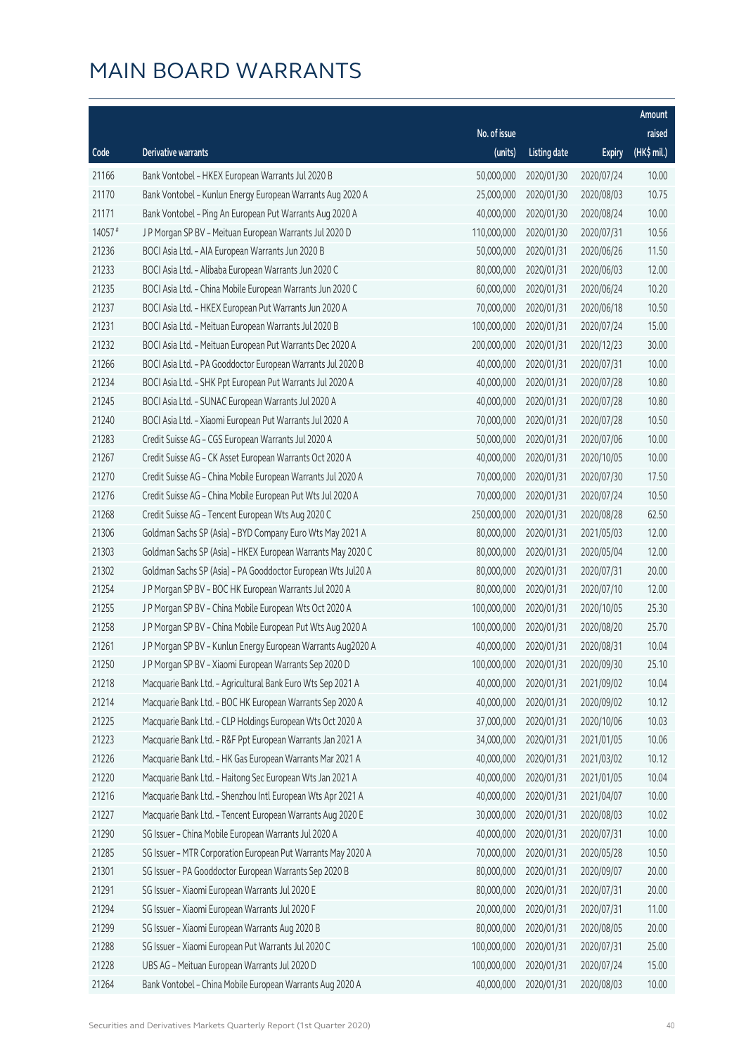# MAIN BOARD WARRANTS

| Code | Derivative warrants | No. of issue (units) | Listing date | Expiry | Amount raised (HK$ mil.) |
|---|---|---|---|---|---|
| 21166 | Bank Vontobel – HKEX European Warrants Jul 2020 B | 50,000,000 | 2020/01/30 | 2020/07/24 | 10.00 |
| 21170 | Bank Vontobel – Kunlun Energy European Warrants Aug 2020 A | 25,000,000 | 2020/01/30 | 2020/08/03 | 10.75 |
| 21171 | Bank Vontobel – Ping An European Put Warrants Aug 2020 A | 40,000,000 | 2020/01/30 | 2020/08/24 | 10.00 |
| 14057# | J P Morgan SP BV – Meituan European Warrants Jul 2020 D | 110,000,000 | 2020/01/30 | 2020/07/31 | 10.56 |
| 21236 | BOCI Asia Ltd. – AIA European Warrants Jun 2020 B | 50,000,000 | 2020/01/31 | 2020/06/26 | 11.50 |
| 21233 | BOCI Asia Ltd. – Alibaba European Warrants Jun 2020 C | 80,000,000 | 2020/01/31 | 2020/06/03 | 12.00 |
| 21235 | BOCI Asia Ltd. – China Mobile European Warrants Jun 2020 C | 60,000,000 | 2020/01/31 | 2020/06/24 | 10.20 |
| 21237 | BOCI Asia Ltd. – HKEX European Put Warrants Jun 2020 A | 70,000,000 | 2020/01/31 | 2020/06/18 | 10.50 |
| 21231 | BOCI Asia Ltd. – Meituan European Warrants Jul 2020 B | 100,000,000 | 2020/01/31 | 2020/07/24 | 15.00 |
| 21232 | BOCI Asia Ltd. – Meituan European Put Warrants Dec 2020 A | 200,000,000 | 2020/01/31 | 2020/12/23 | 30.00 |
| 21266 | BOCI Asia Ltd. – PA Gooddoctor European Warrants Jul 2020 B | 40,000,000 | 2020/01/31 | 2020/07/31 | 10.00 |
| 21234 | BOCI Asia Ltd. – SHK Ppt European Put Warrants Jul 2020 A | 40,000,000 | 2020/01/31 | 2020/07/28 | 10.80 |
| 21245 | BOCI Asia Ltd. – SUNAC European Warrants Jul 2020 A | 40,000,000 | 2020/01/31 | 2020/07/28 | 10.80 |
| 21240 | BOCI Asia Ltd. – Xiaomi European Put Warrants Jul 2020 A | 70,000,000 | 2020/01/31 | 2020/07/28 | 10.50 |
| 21283 | Credit Suisse AG – CGS European Warrants Jul 2020 A | 50,000,000 | 2020/01/31 | 2020/07/06 | 10.00 |
| 21267 | Credit Suisse AG – CK Asset European Warrants Oct 2020 A | 40,000,000 | 2020/01/31 | 2020/10/05 | 10.00 |
| 21270 | Credit Suisse AG – China Mobile European Warrants Jul 2020 A | 70,000,000 | 2020/01/31 | 2020/07/30 | 17.50 |
| 21276 | Credit Suisse AG – China Mobile European Put Wts Jul 2020 A | 70,000,000 | 2020/01/31 | 2020/07/24 | 10.50 |
| 21268 | Credit Suisse AG – Tencent European Wts Aug 2020 C | 250,000,000 | 2020/01/31 | 2020/08/28 | 62.50 |
| 21306 | Goldman Sachs SP (Asia) – BYD Company Euro Wts May 2021 A | 80,000,000 | 2020/01/31 | 2021/05/03 | 12.00 |
| 21303 | Goldman Sachs SP (Asia) – HKEX European Warrants May 2020 C | 80,000,000 | 2020/01/31 | 2020/05/04 | 12.00 |
| 21302 | Goldman Sachs SP (Asia) – PA Gooddoctor European Wts Jul20 A | 80,000,000 | 2020/01/31 | 2020/07/31 | 20.00 |
| 21254 | J P Morgan SP BV – BOC HK European Warrants Jul 2020 A | 80,000,000 | 2020/01/31 | 2020/07/10 | 12.00 |
| 21255 | J P Morgan SP BV – China Mobile European Wts Oct 2020 A | 100,000,000 | 2020/01/31 | 2020/10/05 | 25.30 |
| 21258 | J P Morgan SP BV – China Mobile European Put Wts Aug 2020 A | 100,000,000 | 2020/01/31 | 2020/08/20 | 25.70 |
| 21261 | J P Morgan SP BV – Kunlun Energy European Warrants Aug2020 A | 40,000,000 | 2020/01/31 | 2020/08/31 | 10.04 |
| 21250 | J P Morgan SP BV – Xiaomi European Warrants Sep 2020 D | 100,000,000 | 2020/01/31 | 2020/09/30 | 25.10 |
| 21218 | Macquarie Bank Ltd. – Agricultural Bank Euro Wts Sep 2021 A | 40,000,000 | 2020/01/31 | 2021/09/02 | 10.04 |
| 21214 | Macquarie Bank Ltd. – BOC HK European Warrants Sep 2020 A | 40,000,000 | 2020/01/31 | 2020/09/02 | 10.12 |
| 21225 | Macquarie Bank Ltd. – CLP Holdings European Wts Oct 2020 A | 37,000,000 | 2020/01/31 | 2020/10/06 | 10.03 |
| 21223 | Macquarie Bank Ltd. – R&F Ppt European Warrants Jan 2021 A | 34,000,000 | 2020/01/31 | 2021/01/05 | 10.06 |
| 21226 | Macquarie Bank Ltd. – HK Gas European Warrants Mar 2021 A | 40,000,000 | 2020/01/31 | 2021/03/02 | 10.12 |
| 21220 | Macquarie Bank Ltd. – Haitong Sec European Wts Jan 2021 A | 40,000,000 | 2020/01/31 | 2021/01/05 | 10.04 |
| 21216 | Macquarie Bank Ltd. – Shenzhou Intl European Wts Apr 2021 A | 40,000,000 | 2020/01/31 | 2021/04/07 | 10.00 |
| 21227 | Macquarie Bank Ltd. – Tencent European Warrants Aug 2020 E | 30,000,000 | 2020/01/31 | 2020/08/03 | 10.02 |
| 21290 | SG Issuer – China Mobile European Warrants Jul 2020 A | 40,000,000 | 2020/01/31 | 2020/07/31 | 10.00 |
| 21285 | SG Issuer – MTR Corporation European Put Warrants May 2020 A | 70,000,000 | 2020/01/31 | 2020/05/28 | 10.50 |
| 21301 | SG Issuer – PA Gooddoctor European Warrants Sep 2020 B | 80,000,000 | 2020/01/31 | 2020/09/07 | 20.00 |
| 21291 | SG Issuer – Xiaomi European Warrants Jul 2020 E | 80,000,000 | 2020/01/31 | 2020/07/31 | 20.00 |
| 21294 | SG Issuer – Xiaomi European Warrants Jul 2020 F | 20,000,000 | 2020/01/31 | 2020/07/31 | 11.00 |
| 21299 | SG Issuer – Xiaomi European Warrants Aug 2020 B | 80,000,000 | 2020/01/31 | 2020/08/05 | 20.00 |
| 21288 | SG Issuer – Xiaomi European Put Warrants Jul 2020 C | 100,000,000 | 2020/01/31 | 2020/07/31 | 25.00 |
| 21228 | UBS AG – Meituan European Warrants Jul 2020 D | 100,000,000 | 2020/01/31 | 2020/07/24 | 15.00 |
| 21264 | Bank Vontobel – China Mobile European Warrants Aug 2020 A | 40,000,000 | 2020/01/31 | 2020/08/03 | 10.00 |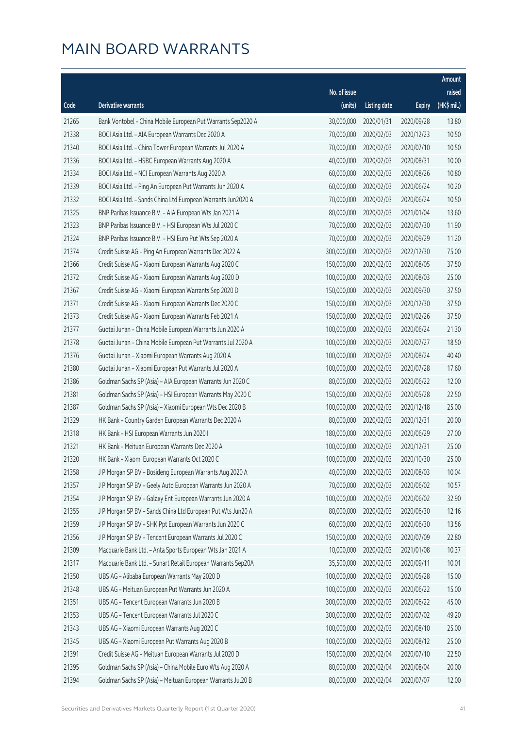# MAIN BOARD WARRANTS

| Code | Derivative warrants | No. of issue (units) | Listing date | Expiry | Amount raised (HK$ mil.) |
|---|---|---|---|---|---|
| 21265 | Bank Vontobel – China Mobile European Put Warrants Sep2020 A | 30,000,000 | 2020/01/31 | 2020/09/28 | 13.80 |
| 21338 | BOCI Asia Ltd. – AIA European Warrants Dec 2020 A | 70,000,000 | 2020/02/03 | 2020/12/23 | 10.50 |
| 21340 | BOCI Asia Ltd. – China Tower European Warrants Jul 2020 A | 70,000,000 | 2020/02/03 | 2020/07/10 | 10.50 |
| 21336 | BOCI Asia Ltd. – HSBC European Warrants Aug 2020 A | 40,000,000 | 2020/02/03 | 2020/08/31 | 10.00 |
| 21334 | BOCI Asia Ltd. – NCI European Warrants Aug 2020 A | 60,000,000 | 2020/02/03 | 2020/08/26 | 10.80 |
| 21339 | BOCI Asia Ltd. – Ping An European Put Warrants Jun 2020 A | 60,000,000 | 2020/02/03 | 2020/06/24 | 10.20 |
| 21332 | BOCI Asia Ltd. – Sands China Ltd European Warrants Jun2020 A | 70,000,000 | 2020/02/03 | 2020/06/24 | 10.50 |
| 21325 | BNP Paribas Issuance B.V. – AIA European Wts Jan 2021 A | 80,000,000 | 2020/02/03 | 2021/01/04 | 13.60 |
| 21323 | BNP Paribas Issuance B.V. – HSI European Wts Jul 2020 C | 70,000,000 | 2020/02/03 | 2020/07/30 | 11.90 |
| 21324 | BNP Paribas Issuance B.V. – HSI Euro Put Wts Sep 2020 A | 70,000,000 | 2020/02/03 | 2020/09/29 | 11.20 |
| 21374 | Credit Suisse AG – Ping An European Warrants Dec 2022 A | 300,000,000 | 2020/02/03 | 2022/12/30 | 75.00 |
| 21366 | Credit Suisse AG – Xiaomi European Warrants Aug 2020 C | 150,000,000 | 2020/02/03 | 2020/08/05 | 37.50 |
| 21372 | Credit Suisse AG – Xiaomi European Warrants Aug 2020 D | 100,000,000 | 2020/02/03 | 2020/08/03 | 25.00 |
| 21367 | Credit Suisse AG – Xiaomi European Warrants Sep 2020 D | 150,000,000 | 2020/02/03 | 2020/09/30 | 37.50 |
| 21371 | Credit Suisse AG – Xiaomi European Warrants Dec 2020 C | 150,000,000 | 2020/02/03 | 2020/12/30 | 37.50 |
| 21373 | Credit Suisse AG – Xiaomi European Warrants Feb 2021 A | 150,000,000 | 2020/02/03 | 2021/02/26 | 37.50 |
| 21377 | Guotai Junan – China Mobile European Warrants Jun 2020 A | 100,000,000 | 2020/02/03 | 2020/06/24 | 21.30 |
| 21378 | Guotai Junan – China Mobile European Put Warrants Jul 2020 A | 100,000,000 | 2020/02/03 | 2020/07/27 | 18.50 |
| 21376 | Guotai Junan – Xiaomi European Warrants Aug 2020 A | 100,000,000 | 2020/02/03 | 2020/08/24 | 40.40 |
| 21380 | Guotai Junan – Xiaomi European Put Warrants Jul 2020 A | 100,000,000 | 2020/02/03 | 2020/07/28 | 17.60 |
| 21386 | Goldman Sachs SP (Asia) – AIA European Warrants Jun 2020 C | 80,000,000 | 2020/02/03 | 2020/06/22 | 12.00 |
| 21381 | Goldman Sachs SP (Asia) – HSI European Warrants May 2020 C | 150,000,000 | 2020/02/03 | 2020/05/28 | 22.50 |
| 21387 | Goldman Sachs SP (Asia) – Xiaomi European Wts Dec 2020 B | 100,000,000 | 2020/02/03 | 2020/12/18 | 25.00 |
| 21329 | HK Bank – Country Garden European Warrants Dec 2020 A | 80,000,000 | 2020/02/03 | 2020/12/31 | 20.00 |
| 21318 | HK Bank – HSI European Warrants Jun 2020 I | 180,000,000 | 2020/02/03 | 2020/06/29 | 27.00 |
| 21321 | HK Bank – Meituan European Warrants Dec 2020 A | 100,000,000 | 2020/02/03 | 2020/12/31 | 25.00 |
| 21320 | HK Bank – Xiaomi European Warrants Oct 2020 C | 100,000,000 | 2020/02/03 | 2020/10/30 | 25.00 |
| 21358 | J P Morgan SP BV – Bosideng European Warrants Aug 2020 A | 40,000,000 | 2020/02/03 | 2020/08/03 | 10.04 |
| 21357 | J P Morgan SP BV – Geely Auto European Warrants Jun 2020 A | 70,000,000 | 2020/02/03 | 2020/06/02 | 10.57 |
| 21354 | J P Morgan SP BV – Galaxy Ent European Warrants Jun 2020 A | 100,000,000 | 2020/02/03 | 2020/06/02 | 32.90 |
| 21355 | J P Morgan SP BV – Sands China Ltd European Put Wts Jun20 A | 80,000,000 | 2020/02/03 | 2020/06/30 | 12.16 |
| 21359 | J P Morgan SP BV – SHK Ppt European Warrants Jun 2020 C | 60,000,000 | 2020/02/03 | 2020/06/30 | 13.56 |
| 21356 | J P Morgan SP BV – Tencent European Warrants Jul 2020 C | 150,000,000 | 2020/02/03 | 2020/07/09 | 22.80 |
| 21309 | Macquarie Bank Ltd. – Anta Sports European Wts Jan 2021 A | 10,000,000 | 2020/02/03 | 2021/01/08 | 10.37 |
| 21317 | Macquarie Bank Ltd. – Sunart Retail European Warrants Sep20A | 35,500,000 | 2020/02/03 | 2020/09/11 | 10.01 |
| 21350 | UBS AG – Alibaba European Warrants May 2020 D | 100,000,000 | 2020/02/03 | 2020/05/28 | 15.00 |
| 21348 | UBS AG – Meituan European Put Warrants Jun 2020 A | 100,000,000 | 2020/02/03 | 2020/06/22 | 15.00 |
| 21351 | UBS AG – Tencent European Warrants Jun 2020 B | 300,000,000 | 2020/02/03 | 2020/06/22 | 45.00 |
| 21353 | UBS AG – Tencent European Warrants Jul 2020 C | 300,000,000 | 2020/02/03 | 2020/07/02 | 49.20 |
| 21343 | UBS AG – Xiaomi European Warrants Aug 2020 C | 100,000,000 | 2020/02/03 | 2020/08/10 | 25.00 |
| 21345 | UBS AG – Xiaomi European Put Warrants Aug 2020 B | 100,000,000 | 2020/02/03 | 2020/08/12 | 25.00 |
| 21391 | Credit Suisse AG – Meituan European Warrants Jul 2020 D | 150,000,000 | 2020/02/04 | 2020/07/10 | 22.50 |
| 21395 | Goldman Sachs SP (Asia) – China Mobile Euro Wts Aug 2020 A | 80,000,000 | 2020/02/04 | 2020/08/04 | 20.00 |
| 21394 | Goldman Sachs SP (Asia) – Meituan European Warrants Jul20 B | 80,000,000 | 2020/02/04 | 2020/07/07 | 12.00 |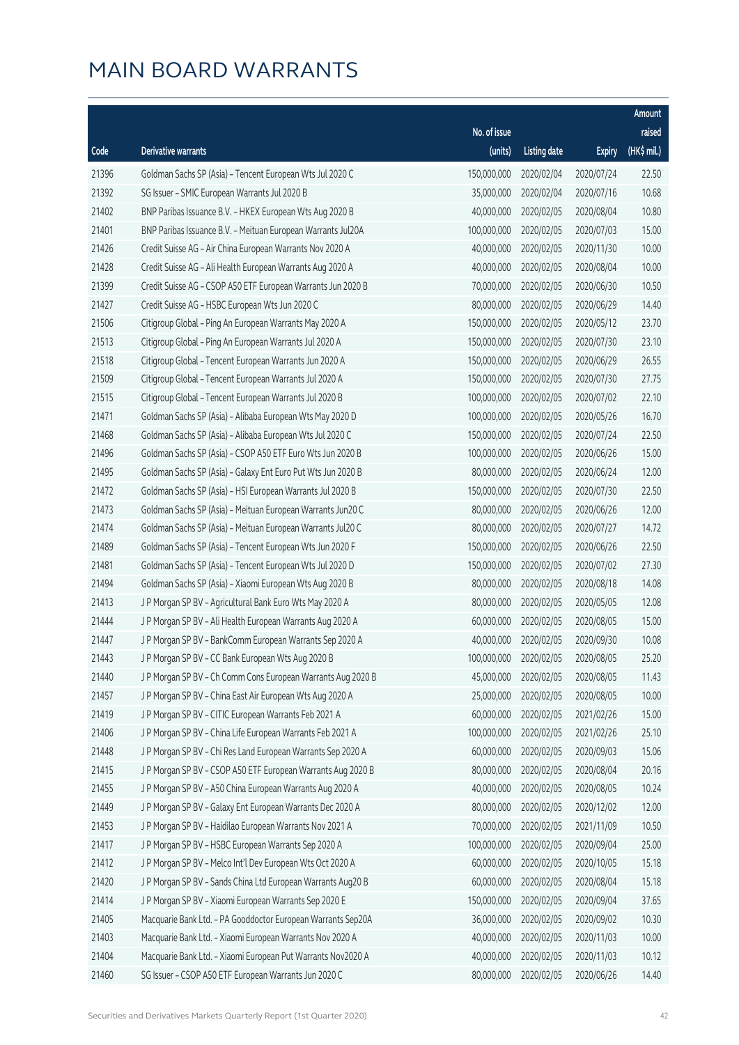# MAIN BOARD WARRANTS

| Code | Derivative warrants | No. of issue (units) | Listing date | Expiry | Amount raised (HK$ mil.) |
|---|---|---|---|---|---|
| 21396 | Goldman Sachs SP (Asia) - Tencent European Wts Jul 2020 C | 150,000,000 | 2020/02/04 | 2020/07/24 | 22.50 |
| 21392 | SG Issuer - SMIC European Warrants Jul 2020 B | 35,000,000 | 2020/02/04 | 2020/07/16 | 10.68 |
| 21402 | BNP Paribas Issuance B.V. - HKEX European Wts Aug 2020 B | 40,000,000 | 2020/02/05 | 2020/08/04 | 10.80 |
| 21401 | BNP Paribas Issuance B.V. - Meituan European Warrants Jul20A | 100,000,000 | 2020/02/05 | 2020/07/03 | 15.00 |
| 21426 | Credit Suisse AG - Air China European Warrants Nov 2020 A | 40,000,000 | 2020/02/05 | 2020/11/30 | 10.00 |
| 21428 | Credit Suisse AG - Ali Health European Warrants Aug 2020 A | 40,000,000 | 2020/02/05 | 2020/08/04 | 10.00 |
| 21399 | Credit Suisse AG - CSOP A50 ETF European Warrants Jun 2020 B | 70,000,000 | 2020/02/05 | 2020/06/30 | 10.50 |
| 21427 | Credit Suisse AG - HSBC European Wts Jun 2020 C | 80,000,000 | 2020/02/05 | 2020/06/29 | 14.40 |
| 21506 | Citigroup Global - Ping An European Warrants May 2020 A | 150,000,000 | 2020/02/05 | 2020/05/12 | 23.70 |
| 21513 | Citigroup Global - Ping An European Warrants Jul 2020 A | 150,000,000 | 2020/02/05 | 2020/07/30 | 23.10 |
| 21518 | Citigroup Global - Tencent European Warrants Jun 2020 A | 150,000,000 | 2020/02/05 | 2020/06/29 | 26.55 |
| 21509 | Citigroup Global - Tencent European Warrants Jul 2020 A | 150,000,000 | 2020/02/05 | 2020/07/30 | 27.75 |
| 21515 | Citigroup Global - Tencent European Warrants Jul 2020 B | 100,000,000 | 2020/02/05 | 2020/07/02 | 22.10 |
| 21471 | Goldman Sachs SP (Asia) - Alibaba European Wts May 2020 D | 100,000,000 | 2020/02/05 | 2020/05/26 | 16.70 |
| 21468 | Goldman Sachs SP (Asia) - Alibaba European Wts Jul 2020 C | 150,000,000 | 2020/02/05 | 2020/07/24 | 22.50 |
| 21496 | Goldman Sachs SP (Asia) - CSOP A50 ETF Euro Wts Jun 2020 B | 100,000,000 | 2020/02/05 | 2020/06/26 | 15.00 |
| 21495 | Goldman Sachs SP (Asia) - Galaxy Ent Euro Put Wts Jun 2020 B | 80,000,000 | 2020/02/05 | 2020/06/24 | 12.00 |
| 21472 | Goldman Sachs SP (Asia) - HSI European Warrants Jul 2020 B | 150,000,000 | 2020/02/05 | 2020/07/30 | 22.50 |
| 21473 | Goldman Sachs SP (Asia) - Meituan European Warrants Jun20 C | 80,000,000 | 2020/02/05 | 2020/06/26 | 12.00 |
| 21474 | Goldman Sachs SP (Asia) - Meituan European Warrants Jul20 C | 80,000,000 | 2020/02/05 | 2020/07/27 | 14.72 |
| 21489 | Goldman Sachs SP (Asia) - Tencent European Wts Jun 2020 F | 150,000,000 | 2020/02/05 | 2020/06/26 | 22.50 |
| 21481 | Goldman Sachs SP (Asia) - Tencent European Wts Jul 2020 D | 150,000,000 | 2020/02/05 | 2020/07/02 | 27.30 |
| 21494 | Goldman Sachs SP (Asia) - Xiaomi European Wts Aug 2020 B | 80,000,000 | 2020/02/05 | 2020/08/18 | 14.08 |
| 21413 | J P Morgan SP BV - Agricultural Bank Euro Wts May 2020 A | 80,000,000 | 2020/02/05 | 2020/05/05 | 12.08 |
| 21444 | J P Morgan SP BV - Ali Health European Warrants Aug 2020 A | 60,000,000 | 2020/02/05 | 2020/08/05 | 15.00 |
| 21447 | J P Morgan SP BV - BankComm European Warrants Sep 2020 A | 40,000,000 | 2020/02/05 | 2020/09/30 | 10.08 |
| 21443 | J P Morgan SP BV - CC Bank European Wts Aug 2020 B | 100,000,000 | 2020/02/05 | 2020/08/05 | 25.20 |
| 21440 | J P Morgan SP BV - Ch Comm Cons European Warrants Aug 2020 B | 45,000,000 | 2020/02/05 | 2020/08/05 | 11.43 |
| 21457 | J P Morgan SP BV - China East Air European Wts Aug 2020 A | 25,000,000 | 2020/02/05 | 2020/08/05 | 10.00 |
| 21419 | J P Morgan SP BV - CITIC European Warrants Feb 2021 A | 60,000,000 | 2020/02/05 | 2021/02/26 | 15.00 |
| 21406 | J P Morgan SP BV - China Life European Warrants Feb 2021 A | 100,000,000 | 2020/02/05 | 2021/02/26 | 25.10 |
| 21448 | J P Morgan SP BV - Chi Res Land European Warrants Sep 2020 A | 60,000,000 | 2020/02/05 | 2020/09/03 | 15.06 |
| 21415 | J P Morgan SP BV - CSOP A50 ETF European Warrants Aug 2020 B | 80,000,000 | 2020/02/05 | 2020/08/04 | 20.16 |
| 21455 | J P Morgan SP BV - A50 China European Warrants Aug 2020 A | 40,000,000 | 2020/02/05 | 2020/08/05 | 10.24 |
| 21449 | J P Morgan SP BV - Galaxy Ent European Warrants Dec 2020 A | 80,000,000 | 2020/02/05 | 2020/12/02 | 12.00 |
| 21453 | J P Morgan SP BV - Haidilao European Warrants Nov 2021 A | 70,000,000 | 2020/02/05 | 2021/11/09 | 10.50 |
| 21417 | J P Morgan SP BV - HSBC European Warrants Sep 2020 A | 100,000,000 | 2020/02/05 | 2020/09/04 | 25.00 |
| 21412 | J P Morgan SP BV - Melco Int'l Dev European Wts Oct 2020 A | 60,000,000 | 2020/02/05 | 2020/10/05 | 15.18 |
| 21420 | J P Morgan SP BV - Sands China Ltd European Warrants Aug20 B | 60,000,000 | 2020/02/05 | 2020/08/04 | 15.18 |
| 21414 | J P Morgan SP BV - Xiaomi European Warrants Sep 2020 E | 150,000,000 | 2020/02/05 | 2020/09/04 | 37.65 |
| 21405 | Macquarie Bank Ltd. - PA Gooddoctor European Warrants Sep20A | 36,000,000 | 2020/02/05 | 2020/09/02 | 10.30 |
| 21403 | Macquarie Bank Ltd. - Xiaomi European Warrants Nov 2020 A | 40,000,000 | 2020/02/05 | 2020/11/03 | 10.00 |
| 21404 | Macquarie Bank Ltd. - Xiaomi European Put Warrants Nov2020 A | 40,000,000 | 2020/02/05 | 2020/11/03 | 10.12 |
| 21460 | SG Issuer - CSOP A50 ETF European Warrants Jun 2020 C | 80,000,000 | 2020/02/05 | 2020/06/26 | 14.40 |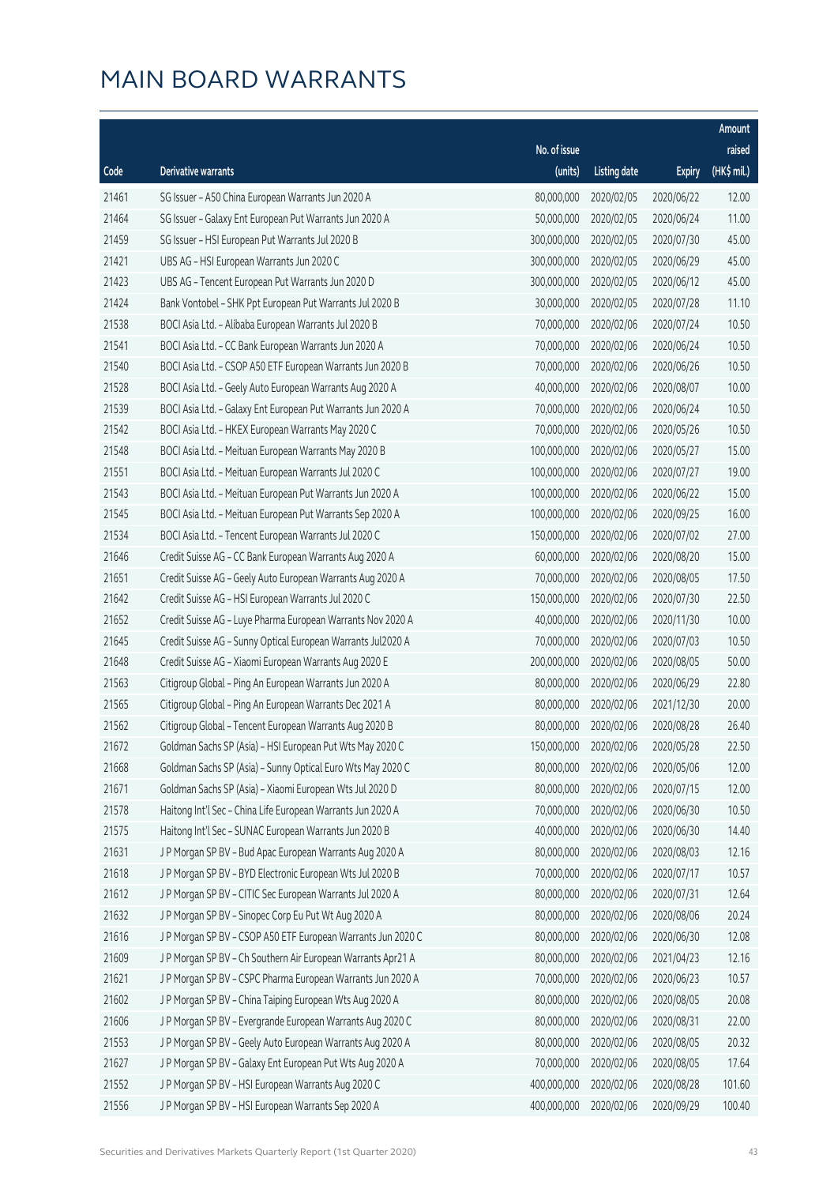# MAIN BOARD WARRANTS

| Code | Derivative warrants | No. of issue (units) | Listing date | Expiry | Amount raised (HK$ mil.) |
|---|---|---|---|---|---|
| 21461 | SG Issuer – A50 China European Warrants Jun 2020 A | 80,000,000 | 2020/02/05 | 2020/06/22 | 12.00 |
| 21464 | SG Issuer – Galaxy Ent European Put Warrants Jun 2020 A | 50,000,000 | 2020/02/05 | 2020/06/24 | 11.00 |
| 21459 | SG Issuer – HSI European Put Warrants Jul 2020 B | 300,000,000 | 2020/02/05 | 2020/07/30 | 45.00 |
| 21421 | UBS AG – HSI European Warrants Jun 2020 C | 300,000,000 | 2020/02/05 | 2020/06/29 | 45.00 |
| 21423 | UBS AG – Tencent European Put Warrants Jun 2020 D | 300,000,000 | 2020/02/05 | 2020/06/12 | 45.00 |
| 21424 | Bank Vontobel – SHK Ppt European Put Warrants Jul 2020 B | 30,000,000 | 2020/02/05 | 2020/07/28 | 11.10 |
| 21538 | BOCI Asia Ltd. – Alibaba European Warrants Jul 2020 B | 70,000,000 | 2020/02/06 | 2020/07/24 | 10.50 |
| 21541 | BOCI Asia Ltd. – CC Bank European Warrants Jun 2020 A | 70,000,000 | 2020/02/06 | 2020/06/24 | 10.50 |
| 21540 | BOCI Asia Ltd. – CSOP A50 ETF European Warrants Jun 2020 B | 70,000,000 | 2020/02/06 | 2020/06/26 | 10.50 |
| 21528 | BOCI Asia Ltd. – Geely Auto European Warrants Aug 2020 A | 40,000,000 | 2020/02/06 | 2020/08/07 | 10.00 |
| 21539 | BOCI Asia Ltd. – Galaxy Ent European Put Warrants Jun 2020 A | 70,000,000 | 2020/02/06 | 2020/06/24 | 10.50 |
| 21542 | BOCI Asia Ltd. – HKEX European Warrants May 2020 C | 70,000,000 | 2020/02/06 | 2020/05/26 | 10.50 |
| 21548 | BOCI Asia Ltd. – Meituan European Warrants May 2020 B | 100,000,000 | 2020/02/06 | 2020/05/27 | 15.00 |
| 21551 | BOCI Asia Ltd. – Meituan European Warrants Jul 2020 C | 100,000,000 | 2020/02/06 | 2020/07/27 | 19.00 |
| 21543 | BOCI Asia Ltd. – Meituan European Put Warrants Jun 2020 A | 100,000,000 | 2020/02/06 | 2020/06/22 | 15.00 |
| 21545 | BOCI Asia Ltd. – Meituan European Put Warrants Sep 2020 A | 100,000,000 | 2020/02/06 | 2020/09/25 | 16.00 |
| 21534 | BOCI Asia Ltd. – Tencent European Warrants Jul 2020 C | 150,000,000 | 2020/02/06 | 2020/07/02 | 27.00 |
| 21646 | Credit Suisse AG – CC Bank European Warrants Aug 2020 A | 60,000,000 | 2020/02/06 | 2020/08/20 | 15.00 |
| 21651 | Credit Suisse AG – Geely Auto European Warrants Aug 2020 A | 70,000,000 | 2020/02/06 | 2020/08/05 | 17.50 |
| 21642 | Credit Suisse AG – HSI European Warrants Jul 2020 C | 150,000,000 | 2020/02/06 | 2020/07/30 | 22.50 |
| 21652 | Credit Suisse AG – Luye Pharma European Warrants Nov 2020 A | 40,000,000 | 2020/02/06 | 2020/11/30 | 10.00 |
| 21645 | Credit Suisse AG – Sunny Optical European Warrants Jul2020 A | 70,000,000 | 2020/02/06 | 2020/07/03 | 10.50 |
| 21648 | Credit Suisse AG – Xiaomi European Warrants Aug 2020 E | 200,000,000 | 2020/02/06 | 2020/08/05 | 50.00 |
| 21563 | Citigroup Global – Ping An European Warrants Jun 2020 A | 80,000,000 | 2020/02/06 | 2020/06/29 | 22.80 |
| 21565 | Citigroup Global – Ping An European Warrants Dec 2021 A | 80,000,000 | 2020/02/06 | 2021/12/30 | 20.00 |
| 21562 | Citigroup Global – Tencent European Warrants Aug 2020 B | 80,000,000 | 2020/02/06 | 2020/08/28 | 26.40 |
| 21672 | Goldman Sachs SP (Asia) – HSI European Put Wts May 2020 C | 150,000,000 | 2020/02/06 | 2020/05/28 | 22.50 |
| 21668 | Goldman Sachs SP (Asia) – Sunny Optical Euro Wts May 2020 C | 80,000,000 | 2020/02/06 | 2020/05/06 | 12.00 |
| 21671 | Goldman Sachs SP (Asia) – Xiaomi European Wts Jul 2020 D | 80,000,000 | 2020/02/06 | 2020/07/15 | 12.00 |
| 21578 | Haitong Int'l Sec – China Life European Warrants Jun 2020 A | 70,000,000 | 2020/02/06 | 2020/06/30 | 10.50 |
| 21575 | Haitong Int'l Sec – SUNAC European Warrants Jun 2020 B | 40,000,000 | 2020/02/06 | 2020/06/30 | 14.40 |
| 21631 | J P Morgan SP BV – Bud Apac European Warrants Aug 2020 A | 80,000,000 | 2020/02/06 | 2020/08/03 | 12.16 |
| 21618 | J P Morgan SP BV – BYD Electronic European Wts Jul 2020 B | 70,000,000 | 2020/02/06 | 2020/07/17 | 10.57 |
| 21612 | J P Morgan SP BV – CITIC Sec European Warrants Jul 2020 A | 80,000,000 | 2020/02/06 | 2020/07/31 | 12.64 |
| 21632 | J P Morgan SP BV – Sinopec Corp Eu Put Wt Aug 2020 A | 80,000,000 | 2020/02/06 | 2020/08/06 | 20.24 |
| 21616 | J P Morgan SP BV – CSOP A50 ETF European Warrants Jun 2020 C | 80,000,000 | 2020/02/06 | 2020/06/30 | 12.08 |
| 21609 | J P Morgan SP BV – Ch Southern Air European Warrants Apr21 A | 80,000,000 | 2020/02/06 | 2021/04/23 | 12.16 |
| 21621 | J P Morgan SP BV – CSPC Pharma European Warrants Jun 2020 A | 70,000,000 | 2020/02/06 | 2020/06/23 | 10.57 |
| 21602 | J P Morgan SP BV – China Taiping European Wts Aug 2020 A | 80,000,000 | 2020/02/06 | 2020/08/05 | 20.08 |
| 21606 | J P Morgan SP BV – Evergrande European Warrants Aug 2020 C | 80,000,000 | 2020/02/06 | 2020/08/31 | 22.00 |
| 21553 | J P Morgan SP BV – Geely Auto European Warrants Aug 2020 A | 80,000,000 | 2020/02/06 | 2020/08/05 | 20.32 |
| 21627 | J P Morgan SP BV – Galaxy Ent European Put Wts Aug 2020 A | 70,000,000 | 2020/02/06 | 2020/08/05 | 17.64 |
| 21552 | J P Morgan SP BV – HSI European Warrants Aug 2020 C | 400,000,000 | 2020/02/06 | 2020/08/28 | 101.60 |
| 21556 | J P Morgan SP BV – HSI European Warrants Sep 2020 A | 400,000,000 | 2020/02/06 | 2020/09/29 | 100.40 |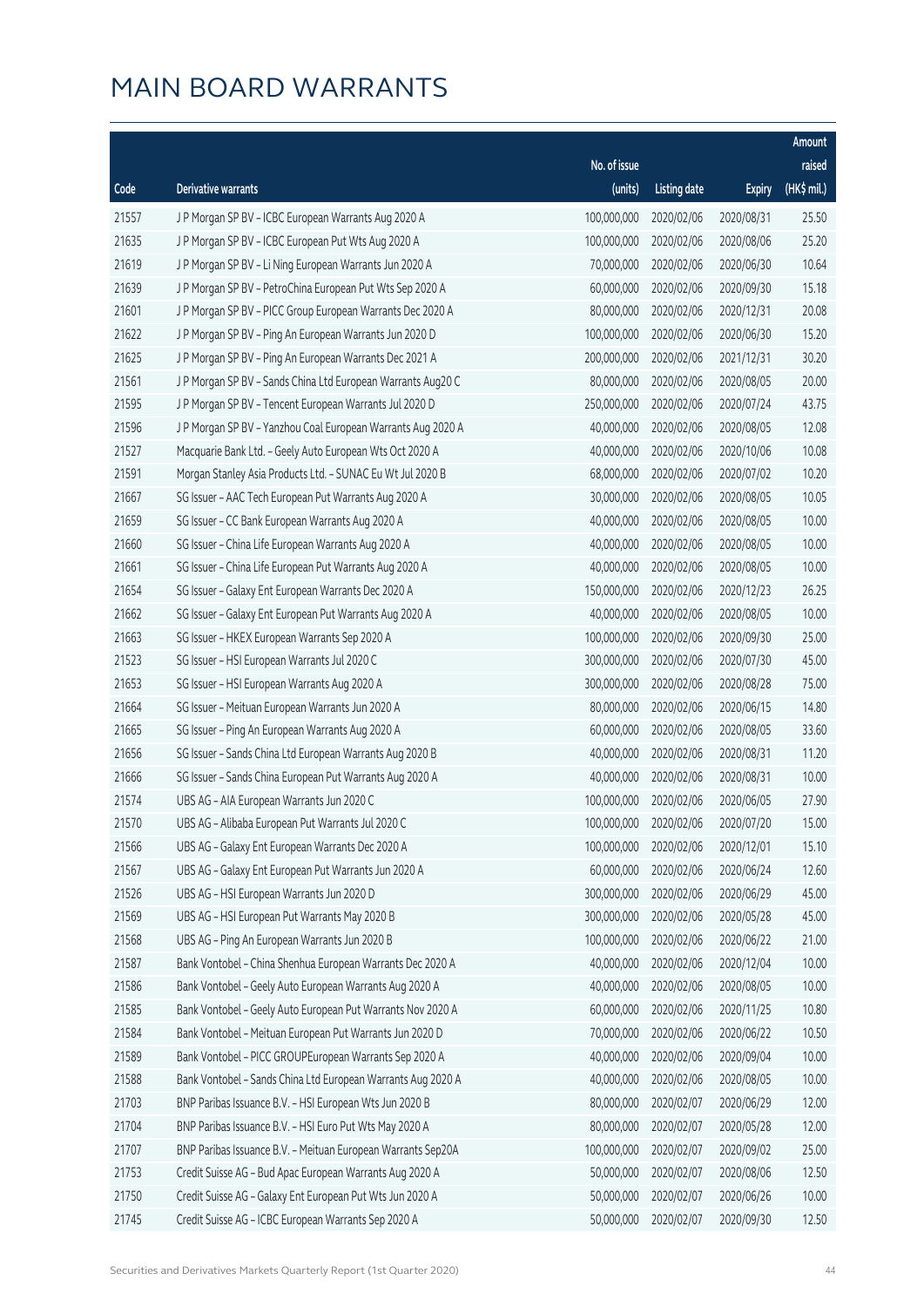# MAIN BOARD WARRANTS

| Code | Derivative warrants | No. of issue (units) | Listing date | Expiry | Amount raised (HK$ mil.) |
|---|---|---|---|---|---|
| 21557 | J P Morgan SP BV - ICBC European Warrants Aug 2020 A | 100,000,000 | 2020/02/06 | 2020/08/31 | 25.50 |
| 21635 | J P Morgan SP BV - ICBC European Put Wts Aug 2020 A | 100,000,000 | 2020/02/06 | 2020/08/06 | 25.20 |
| 21619 | J P Morgan SP BV - Li Ning European Warrants Jun 2020 A | 70,000,000 | 2020/02/06 | 2020/06/30 | 10.64 |
| 21639 | J P Morgan SP BV - PetroChina European Put Wts Sep 2020 A | 60,000,000 | 2020/02/06 | 2020/09/30 | 15.18 |
| 21601 | J P Morgan SP BV - PICC Group European Warrants Dec 2020 A | 80,000,000 | 2020/02/06 | 2020/12/31 | 20.08 |
| 21622 | J P Morgan SP BV - Ping An European Warrants Jun 2020 D | 100,000,000 | 2020/02/06 | 2020/06/30 | 15.20 |
| 21625 | J P Morgan SP BV - Ping An European Warrants Dec 2021 A | 200,000,000 | 2020/02/06 | 2021/12/31 | 30.20 |
| 21561 | J P Morgan SP BV - Sands China Ltd European Warrants Aug20 C | 80,000,000 | 2020/02/06 | 2020/08/05 | 20.00 |
| 21595 | J P Morgan SP BV - Tencent European Warrants Jul 2020 D | 250,000,000 | 2020/02/06 | 2020/07/24 | 43.75 |
| 21596 | J P Morgan SP BV - Yanzhou Coal European Warrants Aug 2020 A | 40,000,000 | 2020/02/06 | 2020/08/05 | 12.08 |
| 21527 | Macquarie Bank Ltd. - Geely Auto European Wts Oct 2020 A | 40,000,000 | 2020/02/06 | 2020/10/06 | 10.08 |
| 21591 | Morgan Stanley Asia Products Ltd. - SUNAC Eu Wt Jul 2020 B | 68,000,000 | 2020/02/06 | 2020/07/02 | 10.20 |
| 21667 | SG Issuer - AAC Tech European Put Warrants Aug 2020 A | 30,000,000 | 2020/02/06 | 2020/08/05 | 10.05 |
| 21659 | SG Issuer - CC Bank European Warrants Aug 2020 A | 40,000,000 | 2020/02/06 | 2020/08/05 | 10.00 |
| 21660 | SG Issuer - China Life European Warrants Aug 2020 A | 40,000,000 | 2020/02/06 | 2020/08/05 | 10.00 |
| 21661 | SG Issuer - China Life European Put Warrants Aug 2020 A | 40,000,000 | 2020/02/06 | 2020/08/05 | 10.00 |
| 21654 | SG Issuer - Galaxy Ent European Warrants Dec 2020 A | 150,000,000 | 2020/02/06 | 2020/12/23 | 26.25 |
| 21662 | SG Issuer - Galaxy Ent European Put Warrants Aug 2020 A | 40,000,000 | 2020/02/06 | 2020/08/05 | 10.00 |
| 21663 | SG Issuer - HKEX European Warrants Sep 2020 A | 100,000,000 | 2020/02/06 | 2020/09/30 | 25.00 |
| 21523 | SG Issuer - HSI European Warrants Jul 2020 C | 300,000,000 | 2020/02/06 | 2020/07/30 | 45.00 |
| 21653 | SG Issuer - HSI European Warrants Aug 2020 A | 300,000,000 | 2020/02/06 | 2020/08/28 | 75.00 |
| 21664 | SG Issuer - Meituan European Warrants Jun 2020 A | 80,000,000 | 2020/02/06 | 2020/06/15 | 14.80 |
| 21665 | SG Issuer - Ping An European Warrants Aug 2020 A | 60,000,000 | 2020/02/06 | 2020/08/05 | 33.60 |
| 21656 | SG Issuer - Sands China Ltd European Warrants Aug 2020 B | 40,000,000 | 2020/02/06 | 2020/08/31 | 11.20 |
| 21666 | SG Issuer - Sands China European Put Warrants Aug 2020 A | 40,000,000 | 2020/02/06 | 2020/08/31 | 10.00 |
| 21574 | UBS AG - AIA European Warrants Jun 2020 C | 100,000,000 | 2020/02/06 | 2020/06/05 | 27.90 |
| 21570 | UBS AG - Alibaba European Put Warrants Jul 2020 C | 100,000,000 | 2020/02/06 | 2020/07/20 | 15.00 |
| 21566 | UBS AG - Galaxy Ent European Warrants Dec 2020 A | 100,000,000 | 2020/02/06 | 2020/12/01 | 15.10 |
| 21567 | UBS AG - Galaxy Ent European Put Warrants Jun 2020 A | 60,000,000 | 2020/02/06 | 2020/06/24 | 12.60 |
| 21526 | UBS AG - HSI European Warrants Jun 2020 D | 300,000,000 | 2020/02/06 | 2020/06/29 | 45.00 |
| 21569 | UBS AG - HSI European Put Warrants May 2020 B | 300,000,000 | 2020/02/06 | 2020/05/28 | 45.00 |
| 21568 | UBS AG - Ping An European Warrants Jun 2020 B | 100,000,000 | 2020/02/06 | 2020/06/22 | 21.00 |
| 21587 | Bank Vontobel - China Shenhua European Warrants Dec 2020 A | 40,000,000 | 2020/02/06 | 2020/12/04 | 10.00 |
| 21586 | Bank Vontobel - Geely Auto European Warrants Aug 2020 A | 40,000,000 | 2020/02/06 | 2020/08/05 | 10.00 |
| 21585 | Bank Vontobel - Geely Auto European Put Warrants Nov 2020 A | 60,000,000 | 2020/02/06 | 2020/11/25 | 10.80 |
| 21584 | Bank Vontobel - Meituan European Put Warrants Jun 2020 D | 70,000,000 | 2020/02/06 | 2020/06/22 | 10.50 |
| 21589 | Bank Vontobel - PICC GROUPEuropean Warrants Sep 2020 A | 40,000,000 | 2020/02/06 | 2020/09/04 | 10.00 |
| 21588 | Bank Vontobel - Sands China Ltd European Warrants Aug 2020 A | 40,000,000 | 2020/02/06 | 2020/08/05 | 10.00 |
| 21703 | BNP Paribas Issuance B.V. - HSI European Wts Jun 2020 B | 80,000,000 | 2020/02/07 | 2020/06/29 | 12.00 |
| 21704 | BNP Paribas Issuance B.V. - HSI Euro Put Wts May 2020 A | 80,000,000 | 2020/02/07 | 2020/05/28 | 12.00 |
| 21707 | BNP Paribas Issuance B.V. - Meituan European Warrants Sep20A | 100,000,000 | 2020/02/07 | 2020/09/02 | 25.00 |
| 21753 | Credit Suisse AG - Bud Apac European Warrants Aug 2020 A | 50,000,000 | 2020/02/07 | 2020/08/06 | 12.50 |
| 21750 | Credit Suisse AG - Galaxy Ent European Put Wts Jun 2020 A | 50,000,000 | 2020/02/07 | 2020/06/26 | 10.00 |
| 21745 | Credit Suisse AG - ICBC European Warrants Sep 2020 A | 50,000,000 | 2020/02/07 | 2020/09/30 | 12.50 |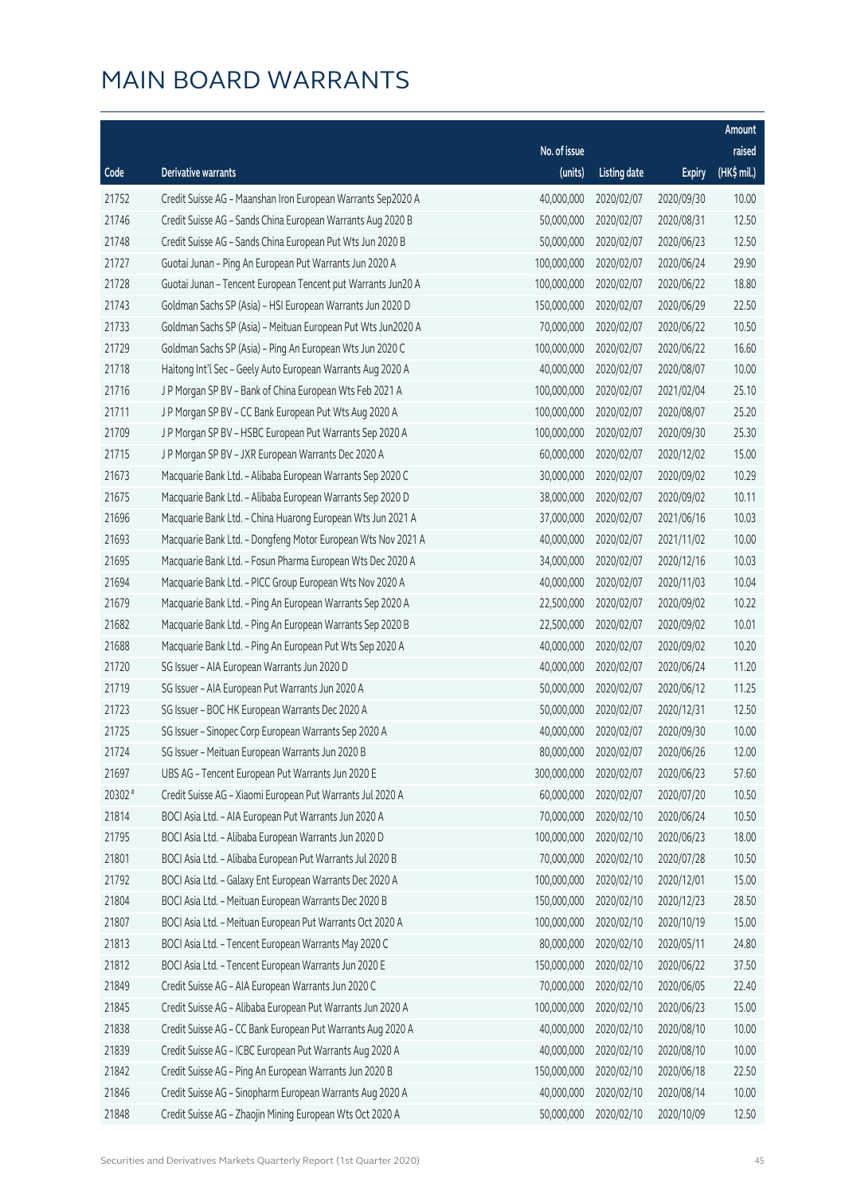# MAIN BOARD WARRANTS

| Code | Derivative warrants | No. of issue (units) | Listing date | Expiry | Amount raised (HK$ mil.) |
|---|---|---|---|---|---|
| 21752 | Credit Suisse AG - Maanshan Iron European Warrants Sep2020 A | 40,000,000 | 2020/02/07 | 2020/09/30 | 10.00 |
| 21746 | Credit Suisse AG - Sands China European Warrants Aug 2020 B | 50,000,000 | 2020/02/07 | 2020/08/31 | 12.50 |
| 21748 | Credit Suisse AG - Sands China European Put Wts Jun 2020 B | 50,000,000 | 2020/02/07 | 2020/06/23 | 12.50 |
| 21727 | Guotai Junan - Ping An European Put Warrants Jun 2020 A | 100,000,000 | 2020/02/07 | 2020/06/24 | 29.90 |
| 21728 | Guotai Junan - Tencent European Tencent put Warrants Jun20 A | 100,000,000 | 2020/02/07 | 2020/06/22 | 18.80 |
| 21743 | Goldman Sachs SP (Asia) - HSI European Warrants Jun 2020 D | 150,000,000 | 2020/02/07 | 2020/06/29 | 22.50 |
| 21733 | Goldman Sachs SP (Asia) - Meituan European Put Wts Jun2020 A | 70,000,000 | 2020/02/07 | 2020/06/22 | 10.50 |
| 21729 | Goldman Sachs SP (Asia) - Ping An European Wts Jun 2020 C | 100,000,000 | 2020/02/07 | 2020/06/22 | 16.60 |
| 21718 | Haitong Int'l Sec - Geely Auto European Warrants Aug 2020 A | 40,000,000 | 2020/02/07 | 2020/08/07 | 10.00 |
| 21716 | J P Morgan SP BV - Bank of China European Wts Feb 2021 A | 100,000,000 | 2020/02/07 | 2021/02/04 | 25.10 |
| 21711 | J P Morgan SP BV - CC Bank European Put Wts Aug 2020 A | 100,000,000 | 2020/02/07 | 2020/08/07 | 25.20 |
| 21709 | J P Morgan SP BV - HSBC European Put Warrants Sep 2020 A | 100,000,000 | 2020/02/07 | 2020/09/30 | 25.30 |
| 21715 | J P Morgan SP BV - JXR European Warrants Dec 2020 A | 60,000,000 | 2020/02/07 | 2020/12/02 | 15.00 |
| 21673 | Macquarie Bank Ltd. - Alibaba European Warrants Sep 2020 C | 30,000,000 | 2020/02/07 | 2020/09/02 | 10.29 |
| 21675 | Macquarie Bank Ltd. - Alibaba European Warrants Sep 2020 D | 38,000,000 | 2020/02/07 | 2020/09/02 | 10.11 |
| 21696 | Macquarie Bank Ltd. - China Huarong European Wts Jun 2021 A | 37,000,000 | 2020/02/07 | 2021/06/16 | 10.03 |
| 21693 | Macquarie Bank Ltd. - Dongfeng Motor European Wts Nov 2021 A | 40,000,000 | 2020/02/07 | 2021/11/02 | 10.00 |
| 21695 | Macquarie Bank Ltd. - Fosun Pharma European Wts Dec 2020 A | 34,000,000 | 2020/02/07 | 2020/12/16 | 10.03 |
| 21694 | Macquarie Bank Ltd. - PICC Group European Wts Nov 2020 A | 40,000,000 | 2020/02/07 | 2020/11/03 | 10.04 |
| 21679 | Macquarie Bank Ltd. - Ping An European Warrants Sep 2020 A | 22,500,000 | 2020/02/07 | 2020/09/02 | 10.22 |
| 21682 | Macquarie Bank Ltd. - Ping An European Warrants Sep 2020 B | 22,500,000 | 2020/02/07 | 2020/09/02 | 10.01 |
| 21688 | Macquarie Bank Ltd. - Ping An European Put Wts Sep 2020 A | 40,000,000 | 2020/02/07 | 2020/09/02 | 10.20 |
| 21720 | SG Issuer - AIA European Warrants Jun 2020 D | 40,000,000 | 2020/02/07 | 2020/06/24 | 11.20 |
| 21719 | SG Issuer - AIA European Put Warrants Jun 2020 A | 50,000,000 | 2020/02/07 | 2020/06/12 | 11.25 |
| 21723 | SG Issuer - BOC HK European Warrants Dec 2020 A | 50,000,000 | 2020/02/07 | 2020/12/31 | 12.50 |
| 21725 | SG Issuer - Sinopec Corp European Warrants Sep 2020 A | 40,000,000 | 2020/02/07 | 2020/09/30 | 10.00 |
| 21724 | SG Issuer - Meituan European Warrants Jun 2020 B | 80,000,000 | 2020/02/07 | 2020/06/26 | 12.00 |
| 21697 | UBS AG - Tencent European Put Warrants Jun 2020 E | 300,000,000 | 2020/02/07 | 2020/06/23 | 57.60 |
| 20302 # | Credit Suisse AG - Xiaomi European Put Warrants Jul 2020 A | 60,000,000 | 2020/02/07 | 2020/07/20 | 10.50 |
| 21814 | BOCI Asia Ltd. - AIA European Put Warrants Jun 2020 A | 70,000,000 | 2020/02/10 | 2020/06/24 | 10.50 |
| 21795 | BOCI Asia Ltd. - Alibaba European Warrants Jun 2020 D | 100,000,000 | 2020/02/10 | 2020/06/23 | 18.00 |
| 21801 | BOCI Asia Ltd. - Alibaba European Put Warrants Jul 2020 B | 70,000,000 | 2020/02/10 | 2020/07/28 | 10.50 |
| 21792 | BOCI Asia Ltd. - Galaxy Ent European Warrants Dec 2020 A | 100,000,000 | 2020/02/10 | 2020/12/01 | 15.00 |
| 21804 | BOCI Asia Ltd. - Meituan European Warrants Dec 2020 B | 150,000,000 | 2020/02/10 | 2020/12/23 | 28.50 |
| 21807 | BOCI Asia Ltd. - Meituan European Put Warrants Oct 2020 A | 100,000,000 | 2020/02/10 | 2020/10/19 | 15.00 |
| 21813 | BOCI Asia Ltd. - Tencent European Warrants May 2020 C | 80,000,000 | 2020/02/10 | 2020/05/11 | 24.80 |
| 21812 | BOCI Asia Ltd. - Tencent European Warrants Jun 2020 E | 150,000,000 | 2020/02/10 | 2020/06/22 | 37.50 |
| 21849 | Credit Suisse AG - AIA European Warrants Jun 2020 C | 70,000,000 | 2020/02/10 | 2020/06/05 | 22.40 |
| 21845 | Credit Suisse AG - Alibaba European Put Warrants Jun 2020 A | 100,000,000 | 2020/02/10 | 2020/06/23 | 15.00 |
| 21838 | Credit Suisse AG - CC Bank European Put Warrants Aug 2020 A | 40,000,000 | 2020/02/10 | 2020/08/10 | 10.00 |
| 21839 | Credit Suisse AG - ICBC European Put Warrants Aug 2020 A | 40,000,000 | 2020/02/10 | 2020/08/10 | 10.00 |
| 21842 | Credit Suisse AG - Ping An European Warrants Jun 2020 B | 150,000,000 | 2020/02/10 | 2020/06/18 | 22.50 |
| 21846 | Credit Suisse AG - Sinopharm European Warrants Aug 2020 A | 40,000,000 | 2020/02/10 | 2020/08/14 | 10.00 |
| 21848 | Credit Suisse AG - Zhaojin Mining European Wts Oct 2020 A | 50,000,000 | 2020/02/10 | 2020/10/09 | 12.50 |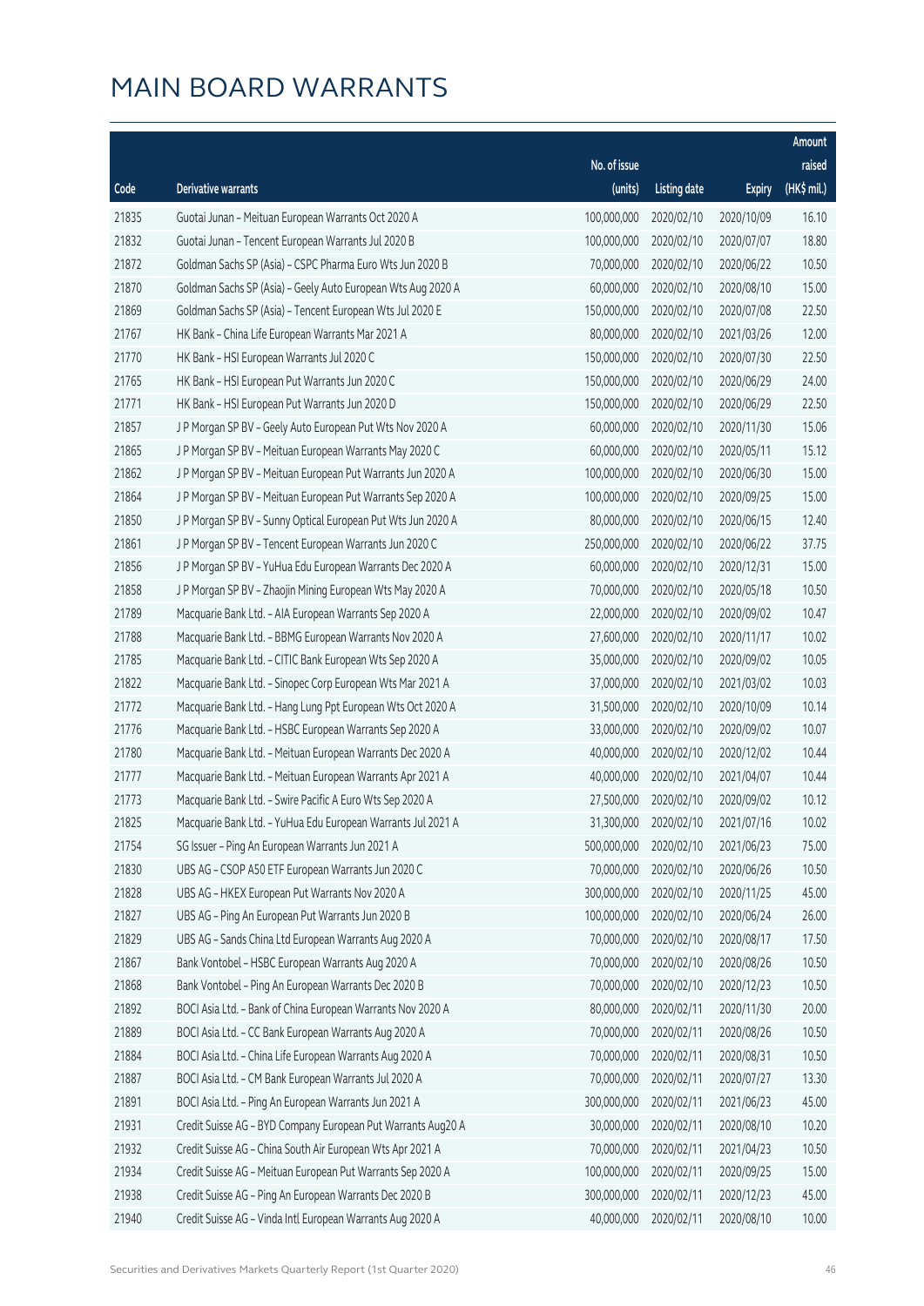# MAIN BOARD WARRANTS

| Code | Derivative warrants | No. of issue (units) | Listing date | Expiry | Amount raised (HK$ mil.) |
|---|---|---|---|---|---|
| 21835 | Guotai Junan - Meituan European Warrants Oct 2020 A | 100,000,000 | 2020/02/10 | 2020/10/09 | 16.10 |
| 21832 | Guotai Junan - Tencent European Warrants Jul 2020 B | 100,000,000 | 2020/02/10 | 2020/07/07 | 18.80 |
| 21872 | Goldman Sachs SP (Asia) - CSPC Pharma Euro Wts Jun 2020 B | 70,000,000 | 2020/02/10 | 2020/06/22 | 10.50 |
| 21870 | Goldman Sachs SP (Asia) - Geely Auto European Wts Aug 2020 A | 60,000,000 | 2020/02/10 | 2020/08/10 | 15.00 |
| 21869 | Goldman Sachs SP (Asia) - Tencent European Wts Jul 2020 E | 150,000,000 | 2020/02/10 | 2020/07/08 | 22.50 |
| 21767 | HK Bank - China Life European Warrants Mar 2021 A | 80,000,000 | 2020/02/10 | 2021/03/26 | 12.00 |
| 21770 | HK Bank - HSI European Warrants Jul 2020 C | 150,000,000 | 2020/02/10 | 2020/07/30 | 22.50 |
| 21765 | HK Bank - HSI European Put Warrants Jun 2020 C | 150,000,000 | 2020/02/10 | 2020/06/29 | 24.00 |
| 21771 | HK Bank - HSI European Put Warrants Jun 2020 D | 150,000,000 | 2020/02/10 | 2020/06/29 | 22.50 |
| 21857 | J P Morgan SP BV - Geely Auto European Put Wts Nov 2020 A | 60,000,000 | 2020/02/10 | 2020/11/30 | 15.06 |
| 21865 | J P Morgan SP BV - Meituan European Warrants May 2020 C | 60,000,000 | 2020/02/10 | 2020/05/11 | 15.12 |
| 21862 | J P Morgan SP BV - Meituan European Put Warrants Jun 2020 A | 100,000,000 | 2020/02/10 | 2020/06/30 | 15.00 |
| 21864 | J P Morgan SP BV - Meituan European Put Warrants Sep 2020 A | 100,000,000 | 2020/02/10 | 2020/09/25 | 15.00 |
| 21850 | J P Morgan SP BV - Sunny Optical European Put Wts Jun 2020 A | 80,000,000 | 2020/02/10 | 2020/06/15 | 12.40 |
| 21861 | J P Morgan SP BV - Tencent European Warrants Jun 2020 C | 250,000,000 | 2020/02/10 | 2020/06/22 | 37.75 |
| 21856 | J P Morgan SP BV - YuHua Edu European Warrants Dec 2020 A | 60,000,000 | 2020/02/10 | 2020/12/31 | 15.00 |
| 21858 | J P Morgan SP BV - Zhaojin Mining European Wts May 2020 A | 70,000,000 | 2020/02/10 | 2020/05/18 | 10.50 |
| 21789 | Macquarie Bank Ltd. - AIA European Warrants Sep 2020 A | 22,000,000 | 2020/02/10 | 2020/09/02 | 10.47 |
| 21788 | Macquarie Bank Ltd. - BBMG European Warrants Nov 2020 A | 27,600,000 | 2020/02/10 | 2020/11/17 | 10.02 |
| 21785 | Macquarie Bank Ltd. - CITIC Bank European Wts Sep 2020 A | 35,000,000 | 2020/02/10 | 2020/09/02 | 10.05 |
| 21822 | Macquarie Bank Ltd. - Sinopec Corp European Wts Mar 2021 A | 37,000,000 | 2020/02/10 | 2021/03/02 | 10.03 |
| 21772 | Macquarie Bank Ltd. - Hang Lung Ppt European Wts Oct 2020 A | 31,500,000 | 2020/02/10 | 2020/10/09 | 10.14 |
| 21776 | Macquarie Bank Ltd. - HSBC European Warrants Sep 2020 A | 33,000,000 | 2020/02/10 | 2020/09/02 | 10.07 |
| 21780 | Macquarie Bank Ltd. - Meituan European Warrants Dec 2020 A | 40,000,000 | 2020/02/10 | 2020/12/02 | 10.44 |
| 21777 | Macquarie Bank Ltd. - Meituan European Warrants Apr 2021 A | 40,000,000 | 2020/02/10 | 2021/04/07 | 10.44 |
| 21773 | Macquarie Bank Ltd. - Swire Pacific A Euro Wts Sep 2020 A | 27,500,000 | 2020/02/10 | 2020/09/02 | 10.12 |
| 21825 | Macquarie Bank Ltd. - YuHua Edu European Warrants Jul 2021 A | 31,300,000 | 2020/02/10 | 2021/07/16 | 10.02 |
| 21754 | SG Issuer - Ping An European Warrants Jun 2021 A | 500,000,000 | 2020/02/10 | 2021/06/23 | 75.00 |
| 21830 | UBS AG - CSOP A50 ETF European Warrants Jun 2020 C | 70,000,000 | 2020/02/10 | 2020/06/26 | 10.50 |
| 21828 | UBS AG - HKEX European Put Warrants Nov 2020 A | 300,000,000 | 2020/02/10 | 2020/11/25 | 45.00 |
| 21827 | UBS AG - Ping An European Put Warrants Jun 2020 B | 100,000,000 | 2020/02/10 | 2020/06/24 | 26.00 |
| 21829 | UBS AG - Sands China Ltd European Warrants Aug 2020 A | 70,000,000 | 2020/02/10 | 2020/08/17 | 17.50 |
| 21867 | Bank Vontobel - HSBC European Warrants Aug 2020 A | 70,000,000 | 2020/02/10 | 2020/08/26 | 10.50 |
| 21868 | Bank Vontobel - Ping An European Warrants Dec 2020 B | 70,000,000 | 2020/02/10 | 2020/12/23 | 10.50 |
| 21892 | BOCI Asia Ltd. - Bank of China European Warrants Nov 2020 A | 80,000,000 | 2020/02/11 | 2020/11/30 | 20.00 |
| 21889 | BOCI Asia Ltd. - CC Bank European Warrants Aug 2020 A | 70,000,000 | 2020/02/11 | 2020/08/26 | 10.50 |
| 21884 | BOCI Asia Ltd. - China Life European Warrants Aug 2020 A | 70,000,000 | 2020/02/11 | 2020/08/31 | 10.50 |
| 21887 | BOCI Asia Ltd. - CM Bank European Warrants Jul 2020 A | 70,000,000 | 2020/02/11 | 2020/07/27 | 13.30 |
| 21891 | BOCI Asia Ltd. - Ping An European Warrants Jun 2021 A | 300,000,000 | 2020/02/11 | 2021/06/23 | 45.00 |
| 21931 | Credit Suisse AG - BYD Company European Put Warrants Aug20 A | 30,000,000 | 2020/02/11 | 2020/08/10 | 10.20 |
| 21932 | Credit Suisse AG - China South Air European Wts Apr 2021 A | 70,000,000 | 2020/02/11 | 2021/04/23 | 10.50 |
| 21934 | Credit Suisse AG - Meituan European Put Warrants Sep 2020 A | 100,000,000 | 2020/02/11 | 2020/09/25 | 15.00 |
| 21938 | Credit Suisse AG - Ping An European Warrants Dec 2020 B | 300,000,000 | 2020/02/11 | 2020/12/23 | 45.00 |
| 21940 | Credit Suisse AG - Vinda Intl European Warrants Aug 2020 A | 40,000,000 | 2020/02/11 | 2020/08/10 | 10.00 |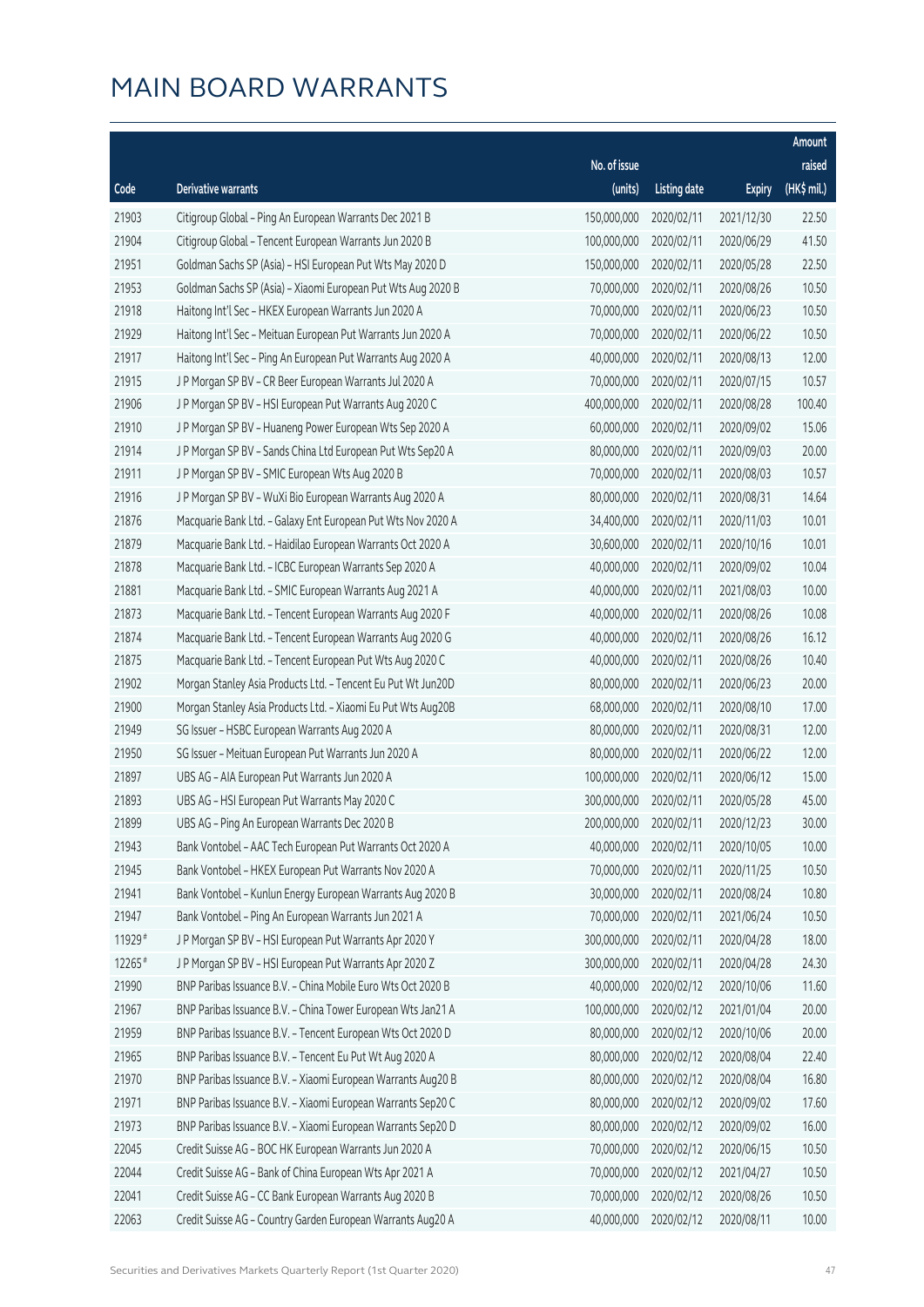# MAIN BOARD WARRANTS

| Code | Derivative warrants | No. of issue (units) | Listing date | Expiry | Amount raised (HK$ mil.) |
|---|---|---|---|---|---|
| 21903 | Citigroup Global – Ping An European Warrants Dec 2021 B | 150,000,000 | 2020/02/11 | 2021/12/30 | 22.50 |
| 21904 | Citigroup Global – Tencent European Warrants Jun 2020 B | 100,000,000 | 2020/02/11 | 2020/06/29 | 41.50 |
| 21951 | Goldman Sachs SP (Asia) – HSI European Put Wts May 2020 D | 150,000,000 | 2020/02/11 | 2020/05/28 | 22.50 |
| 21953 | Goldman Sachs SP (Asia) – Xiaomi European Put Wts Aug 2020 B | 70,000,000 | 2020/02/11 | 2020/08/26 | 10.50 |
| 21918 | Haitong Int'l Sec – HKEX European Warrants Jun 2020 A | 70,000,000 | 2020/02/11 | 2020/06/23 | 10.50 |
| 21929 | Haitong Int'l Sec – Meituan European Put Warrants Jun 2020 A | 70,000,000 | 2020/02/11 | 2020/06/22 | 10.50 |
| 21917 | Haitong Int'l Sec – Ping An European Put Warrants Aug 2020 A | 40,000,000 | 2020/02/11 | 2020/08/13 | 12.00 |
| 21915 | J P Morgan SP BV – CR Beer European Warrants Jul 2020 A | 70,000,000 | 2020/02/11 | 2020/07/15 | 10.57 |
| 21906 | J P Morgan SP BV – HSI European Put Warrants Aug 2020 C | 400,000,000 | 2020/02/11 | 2020/08/28 | 100.40 |
| 21910 | J P Morgan SP BV – Huaneng Power European Wts Sep 2020 A | 60,000,000 | 2020/02/11 | 2020/09/02 | 15.06 |
| 21914 | J P Morgan SP BV – Sands China Ltd European Put Wts Sep20 A | 80,000,000 | 2020/02/11 | 2020/09/03 | 20.00 |
| 21911 | J P Morgan SP BV – SMIC European Wts Aug 2020 B | 70,000,000 | 2020/02/11 | 2020/08/03 | 10.57 |
| 21916 | J P Morgan SP BV – WuXi Bio European Warrants Aug 2020 A | 80,000,000 | 2020/02/11 | 2020/08/31 | 14.64 |
| 21876 | Macquarie Bank Ltd. – Galaxy Ent European Put Wts Nov 2020 A | 34,400,000 | 2020/02/11 | 2020/11/03 | 10.01 |
| 21879 | Macquarie Bank Ltd. – Haidilao European Warrants Oct 2020 A | 30,600,000 | 2020/02/11 | 2020/10/16 | 10.01 |
| 21878 | Macquarie Bank Ltd. – ICBC European Warrants Sep 2020 A | 40,000,000 | 2020/02/11 | 2020/09/02 | 10.04 |
| 21881 | Macquarie Bank Ltd. – SMIC European Warrants Aug 2021 A | 40,000,000 | 2020/02/11 | 2021/08/03 | 10.00 |
| 21873 | Macquarie Bank Ltd. – Tencent European Warrants Aug 2020 F | 40,000,000 | 2020/02/11 | 2020/08/26 | 10.08 |
| 21874 | Macquarie Bank Ltd. – Tencent European Warrants Aug 2020 G | 40,000,000 | 2020/02/11 | 2020/08/26 | 16.12 |
| 21875 | Macquarie Bank Ltd. – Tencent European Put Wts Aug 2020 C | 40,000,000 | 2020/02/11 | 2020/08/26 | 10.40 |
| 21902 | Morgan Stanley Asia Products Ltd. – Tencent Eu Put Wt Jun20D | 80,000,000 | 2020/02/11 | 2020/06/23 | 20.00 |
| 21900 | Morgan Stanley Asia Products Ltd. – Xiaomi Eu Put Wts Aug20B | 68,000,000 | 2020/02/11 | 2020/08/10 | 17.00 |
| 21949 | SG Issuer – HSBC European Warrants Aug 2020 A | 80,000,000 | 2020/02/11 | 2020/08/31 | 12.00 |
| 21950 | SG Issuer – Meituan European Put Warrants Jun 2020 A | 80,000,000 | 2020/02/11 | 2020/06/22 | 12.00 |
| 21897 | UBS AG – AIA European Put Warrants Jun 2020 A | 100,000,000 | 2020/02/11 | 2020/06/12 | 15.00 |
| 21893 | UBS AG – HSI European Put Warrants May 2020 C | 300,000,000 | 2020/02/11 | 2020/05/28 | 45.00 |
| 21899 | UBS AG – Ping An European Warrants Dec 2020 B | 200,000,000 | 2020/02/11 | 2020/12/23 | 30.00 |
| 21943 | Bank Vontobel – AAC Tech European Put Warrants Oct 2020 A | 40,000,000 | 2020/02/11 | 2020/10/05 | 10.00 |
| 21945 | Bank Vontobel – HKEX European Put Warrants Nov 2020 A | 70,000,000 | 2020/02/11 | 2020/11/25 | 10.50 |
| 21941 | Bank Vontobel – Kunlun Energy European Warrants Aug 2020 B | 30,000,000 | 2020/02/11 | 2020/08/24 | 10.80 |
| 21947 | Bank Vontobel – Ping An European Warrants Jun 2021 A | 70,000,000 | 2020/02/11 | 2021/06/24 | 10.50 |
| 11929# | J P Morgan SP BV – HSI European Put Warrants Apr 2020 Y | 300,000,000 | 2020/02/11 | 2020/04/28 | 18.00 |
| 12265# | J P Morgan SP BV – HSI European Put Warrants Apr 2020 Z | 300,000,000 | 2020/02/11 | 2020/04/28 | 24.30 |
| 21990 | BNP Paribas Issuance B.V. – China Mobile Euro Wts Oct 2020 B | 40,000,000 | 2020/02/12 | 2020/10/06 | 11.60 |
| 21967 | BNP Paribas Issuance B.V. – China Tower European Wts Jan21 A | 100,000,000 | 2020/02/12 | 2021/01/04 | 20.00 |
| 21959 | BNP Paribas Issuance B.V. – Tencent European Wts Oct 2020 D | 80,000,000 | 2020/02/12 | 2020/10/06 | 20.00 |
| 21965 | BNP Paribas Issuance B.V. – Tencent Eu Put Wt Aug 2020 A | 80,000,000 | 2020/02/12 | 2020/08/04 | 22.40 |
| 21970 | BNP Paribas Issuance B.V. – Xiaomi European Warrants Aug20 B | 80,000,000 | 2020/02/12 | 2020/08/04 | 16.80 |
| 21971 | BNP Paribas Issuance B.V. – Xiaomi European Warrants Sep20 C | 80,000,000 | 2020/02/12 | 2020/09/02 | 17.60 |
| 21973 | BNP Paribas Issuance B.V. – Xiaomi European Warrants Sep20 D | 80,000,000 | 2020/02/12 | 2020/09/02 | 16.00 |
| 22045 | Credit Suisse AG – BOC HK European Warrants Jun 2020 A | 70,000,000 | 2020/02/12 | 2020/06/15 | 10.50 |
| 22044 | Credit Suisse AG – Bank of China European Wts Apr 2021 A | 70,000,000 | 2020/02/12 | 2021/04/27 | 10.50 |
| 22041 | Credit Suisse AG – CC Bank European Warrants Aug 2020 B | 70,000,000 | 2020/02/12 | 2020/08/26 | 10.50 |
| 22063 | Credit Suisse AG – Country Garden European Warrants Aug20 A | 40,000,000 | 2020/02/12 | 2020/08/11 | 10.00 |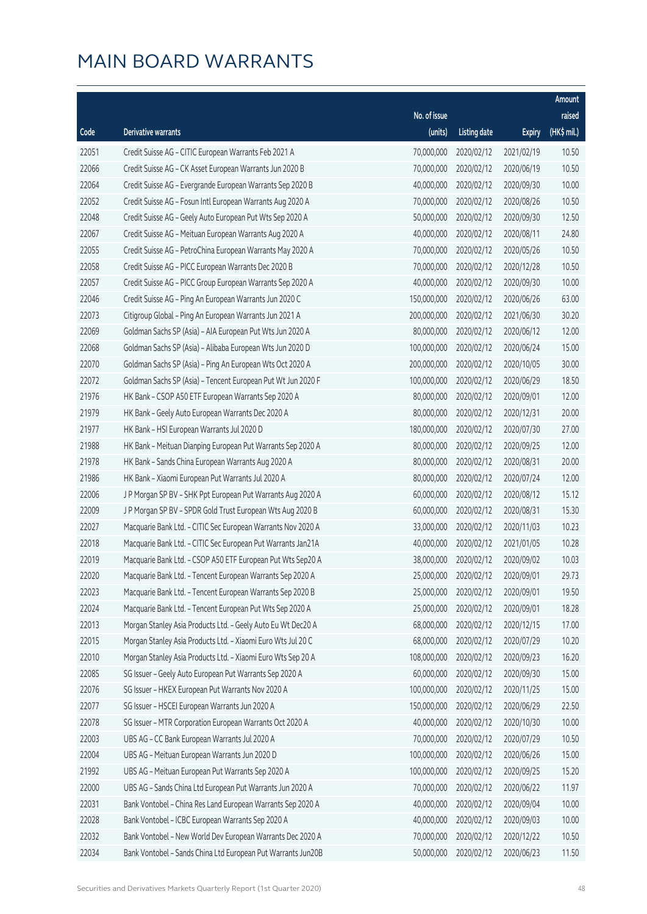# MAIN BOARD WARRANTS

| Code | Derivative warrants | No. of issue (units) | Listing date | Expiry | Amount raised (HK$ mil.) |
|---|---|---|---|---|---|
| 22051 | Credit Suisse AG - CITIC European Warrants Feb 2021 A | 70,000,000 | 2020/02/12 | 2021/02/19 | 10.50 |
| 22066 | Credit Suisse AG - CK Asset European Warrants Jun 2020 B | 70,000,000 | 2020/02/12 | 2020/06/19 | 10.50 |
| 22064 | Credit Suisse AG - Evergrande European Warrants Sep 2020 B | 40,000,000 | 2020/02/12 | 2020/09/30 | 10.00 |
| 22052 | Credit Suisse AG - Fosun Intl European Warrants Aug 2020 A | 70,000,000 | 2020/02/12 | 2020/08/26 | 10.50 |
| 22048 | Credit Suisse AG - Geely Auto European Put Wts Sep 2020 A | 50,000,000 | 2020/02/12 | 2020/09/30 | 12.50 |
| 22067 | Credit Suisse AG - Meituan European Warrants Aug 2020 A | 40,000,000 | 2020/02/12 | 2020/08/11 | 24.80 |
| 22055 | Credit Suisse AG - PetroChina European Warrants May 2020 A | 70,000,000 | 2020/02/12 | 2020/05/26 | 10.50 |
| 22058 | Credit Suisse AG - PICC European Warrants Dec 2020 B | 70,000,000 | 2020/02/12 | 2020/12/28 | 10.50 |
| 22057 | Credit Suisse AG - PICC Group European Warrants Sep 2020 A | 40,000,000 | 2020/02/12 | 2020/09/30 | 10.00 |
| 22046 | Credit Suisse AG - Ping An European Warrants Jun 2020 C | 150,000,000 | 2020/02/12 | 2020/06/26 | 63.00 |
| 22073 | Citigroup Global - Ping An European Warrants Jun 2021 A | 200,000,000 | 2020/02/12 | 2021/06/30 | 30.20 |
| 22069 | Goldman Sachs SP (Asia) - AIA European Put Wts Jun 2020 A | 80,000,000 | 2020/02/12 | 2020/06/12 | 12.00 |
| 22068 | Goldman Sachs SP (Asia) - Alibaba European Wts Jun 2020 D | 100,000,000 | 2020/02/12 | 2020/06/24 | 15.00 |
| 22070 | Goldman Sachs SP (Asia) - Ping An European Wts Oct 2020 A | 200,000,000 | 2020/02/12 | 2020/10/05 | 30.00 |
| 22072 | Goldman Sachs SP (Asia) - Tencent European Put Wt Jun 2020 F | 100,000,000 | 2020/02/12 | 2020/06/29 | 18.50 |
| 21976 | HK Bank - CSOP A50 ETF European Warrants Sep 2020 A | 80,000,000 | 2020/02/12 | 2020/09/01 | 12.00 |
| 21979 | HK Bank - Geely Auto European Warrants Dec 2020 A | 80,000,000 | 2020/02/12 | 2020/12/31 | 20.00 |
| 21977 | HK Bank - HSI European Warrants Jul 2020 D | 180,000,000 | 2020/02/12 | 2020/07/30 | 27.00 |
| 21988 | HK Bank - Meituan Dianping European Put Warrants Sep 2020 A | 80,000,000 | 2020/02/12 | 2020/09/25 | 12.00 |
| 21978 | HK Bank - Sands China European Warrants Aug 2020 A | 80,000,000 | 2020/02/12 | 2020/08/31 | 20.00 |
| 21986 | HK Bank - Xiaomi European Put Warrants Jul 2020 A | 80,000,000 | 2020/02/12 | 2020/07/24 | 12.00 |
| 22006 | J P Morgan SP BV - SHK Ppt European Put Warrants Aug 2020 A | 60,000,000 | 2020/02/12 | 2020/08/12 | 15.12 |
| 22009 | J P Morgan SP BV - SPDR Gold Trust European Wts Aug 2020 B | 60,000,000 | 2020/02/12 | 2020/08/31 | 15.30 |
| 22027 | Macquarie Bank Ltd. - CITIC Sec European Warrants Nov 2020 A | 33,000,000 | 2020/02/12 | 2020/11/03 | 10.23 |
| 22018 | Macquarie Bank Ltd. - CITIC Sec European Put Warrants Jan21A | 40,000,000 | 2020/02/12 | 2021/01/05 | 10.28 |
| 22019 | Macquarie Bank Ltd. - CSOP A50 ETF European Put Wts Sep20 A | 38,000,000 | 2020/02/12 | 2020/09/02 | 10.03 |
| 22020 | Macquarie Bank Ltd. - Tencent European Warrants Sep 2020 A | 25,000,000 | 2020/02/12 | 2020/09/01 | 29.73 |
| 22023 | Macquarie Bank Ltd. - Tencent European Warrants Sep 2020 B | 25,000,000 | 2020/02/12 | 2020/09/01 | 19.50 |
| 22024 | Macquarie Bank Ltd. - Tencent European Put Wts Sep 2020 A | 25,000,000 | 2020/02/12 | 2020/09/01 | 18.28 |
| 22013 | Morgan Stanley Asia Products Ltd. - Geely Auto Eu Wt Dec20 A | 68,000,000 | 2020/02/12 | 2020/12/15 | 17.00 |
| 22015 | Morgan Stanley Asia Products Ltd. - Xiaomi Euro Wts Jul 20 C | 68,000,000 | 2020/02/12 | 2020/07/29 | 10.20 |
| 22010 | Morgan Stanley Asia Products Ltd. - Xiaomi Euro Wts Sep 20 A | 108,000,000 | 2020/02/12 | 2020/09/23 | 16.20 |
| 22085 | SG Issuer - Geely Auto European Put Warrants Sep 2020 A | 60,000,000 | 2020/02/12 | 2020/09/30 | 15.00 |
| 22076 | SG Issuer - HKEX European Put Warrants Nov 2020 A | 100,000,000 | 2020/02/12 | 2020/11/25 | 15.00 |
| 22077 | SG Issuer - HSCEI European Warrants Jun 2020 A | 150,000,000 | 2020/02/12 | 2020/06/29 | 22.50 |
| 22078 | SG Issuer - MTR Corporation European Warrants Oct 2020 A | 40,000,000 | 2020/02/12 | 2020/10/30 | 10.00 |
| 22003 | UBS AG - CC Bank European Warrants Jul 2020 A | 70,000,000 | 2020/02/12 | 2020/07/29 | 10.50 |
| 22004 | UBS AG - Meituan European Warrants Jun 2020 D | 100,000,000 | 2020/02/12 | 2020/06/26 | 15.00 |
| 21992 | UBS AG - Meituan European Put Warrants Sep 2020 A | 100,000,000 | 2020/02/12 | 2020/09/25 | 15.20 |
| 22000 | UBS AG - Sands China Ltd European Put Warrants Jun 2020 A | 70,000,000 | 2020/02/12 | 2020/06/22 | 11.97 |
| 22031 | Bank Vontobel - China Res Land European Warrants Sep 2020 A | 40,000,000 | 2020/02/12 | 2020/09/04 | 10.00 |
| 22028 | Bank Vontobel - ICBC European Warrants Sep 2020 A | 40,000,000 | 2020/02/12 | 2020/09/03 | 10.00 |
| 22032 | Bank Vontobel - New World Dev European Warrants Dec 2020 A | 70,000,000 | 2020/02/12 | 2020/12/22 | 10.50 |
| 22034 | Bank Vontobel - Sands China Ltd European Put Warrants Jun20B | 50,000,000 | 2020/02/12 | 2020/06/23 | 11.50 |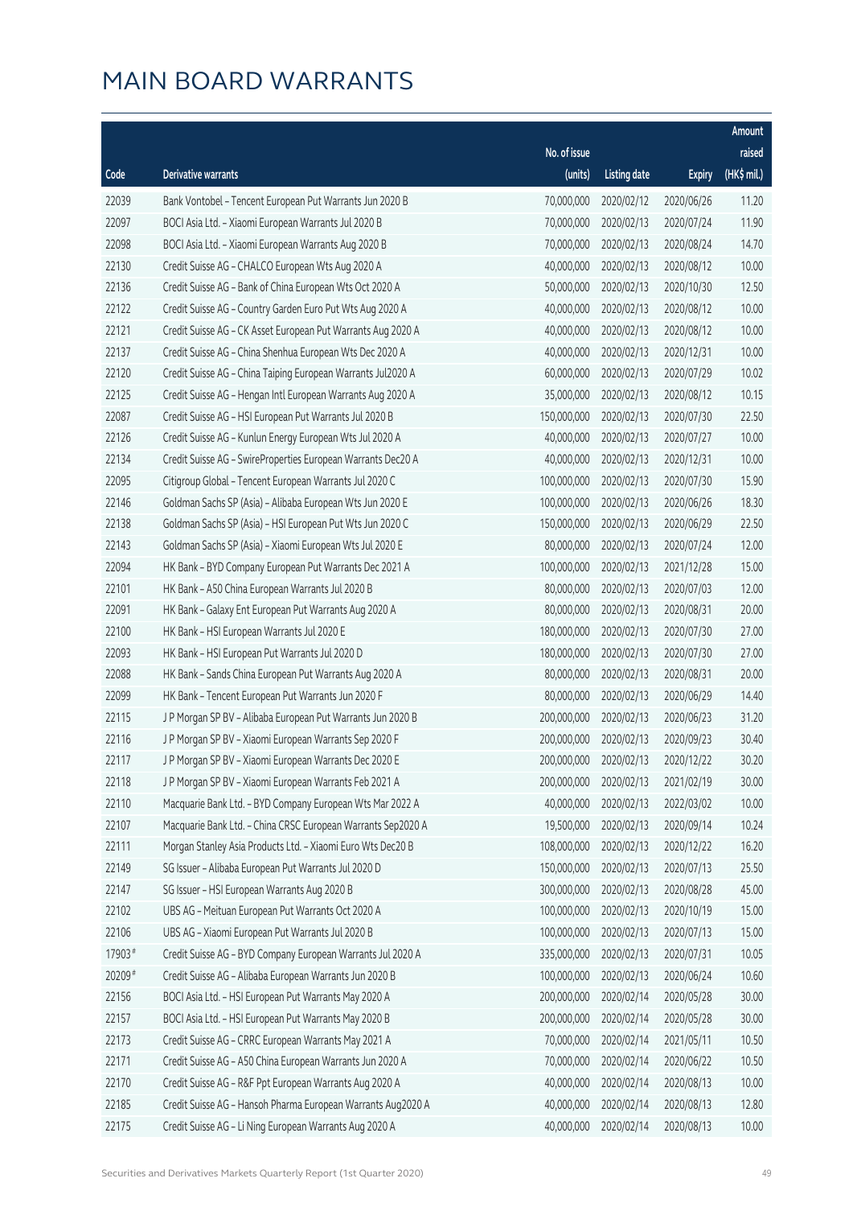# MAIN BOARD WARRANTS

| Code | Derivative warrants | No. of issue (units) | Listing date | Expiry | Amount raised (HK$ mil.) |
|---|---|---|---|---|---|
| 22039 | Bank Vontobel - Tencent European Put Warrants Jun 2020 B | 70,000,000 | 2020/02/12 | 2020/06/26 | 11.20 |
| 22097 | BOCI Asia Ltd. - Xiaomi European Warrants Jul 2020 B | 70,000,000 | 2020/02/13 | 2020/07/24 | 11.90 |
| 22098 | BOCI Asia Ltd. - Xiaomi European Warrants Aug 2020 B | 70,000,000 | 2020/02/13 | 2020/08/24 | 14.70 |
| 22130 | Credit Suisse AG - CHALCO European Wts Aug 2020 A | 40,000,000 | 2020/02/13 | 2020/08/12 | 10.00 |
| 22136 | Credit Suisse AG - Bank of China European Wts Oct 2020 A | 50,000,000 | 2020/02/13 | 2020/10/30 | 12.50 |
| 22122 | Credit Suisse AG - Country Garden Euro Put Wts Aug 2020 A | 40,000,000 | 2020/02/13 | 2020/08/12 | 10.00 |
| 22121 | Credit Suisse AG - CK Asset European Put Warrants Aug 2020 A | 40,000,000 | 2020/02/13 | 2020/08/12 | 10.00 |
| 22137 | Credit Suisse AG - China Shenhua European Wts Dec 2020 A | 40,000,000 | 2020/02/13 | 2020/12/31 | 10.00 |
| 22120 | Credit Suisse AG - China Taiping European Warrants Jul2020 A | 60,000,000 | 2020/02/13 | 2020/07/29 | 10.02 |
| 22125 | Credit Suisse AG - Hengan Intl European Warrants Aug 2020 A | 35,000,000 | 2020/02/13 | 2020/08/12 | 10.15 |
| 22087 | Credit Suisse AG - HSI European Put Warrants Jul 2020 B | 150,000,000 | 2020/02/13 | 2020/07/30 | 22.50 |
| 22126 | Credit Suisse AG - Kunlun Energy European Wts Jul 2020 A | 40,000,000 | 2020/02/13 | 2020/07/27 | 10.00 |
| 22134 | Credit Suisse AG - SwireProperties European Warrants Dec20 A | 40,000,000 | 2020/02/13 | 2020/12/31 | 10.00 |
| 22095 | Citigroup Global - Tencent European Warrants Jul 2020 C | 100,000,000 | 2020/02/13 | 2020/07/30 | 15.90 |
| 22146 | Goldman Sachs SP (Asia) - Alibaba European Wts Jun 2020 E | 100,000,000 | 2020/02/13 | 2020/06/26 | 18.30 |
| 22138 | Goldman Sachs SP (Asia) - HSI European Put Wts Jun 2020 C | 150,000,000 | 2020/02/13 | 2020/06/29 | 22.50 |
| 22143 | Goldman Sachs SP (Asia) - Xiaomi European Wts Jul 2020 E | 80,000,000 | 2020/02/13 | 2020/07/24 | 12.00 |
| 22094 | HK Bank - BYD Company European Put Warrants Dec 2021 A | 100,000,000 | 2020/02/13 | 2021/12/28 | 15.00 |
| 22101 | HK Bank - A50 China European Warrants Jul 2020 B | 80,000,000 | 2020/02/13 | 2020/07/03 | 12.00 |
| 22091 | HK Bank - Galaxy Ent European Put Warrants Aug 2020 A | 80,000,000 | 2020/02/13 | 2020/08/31 | 20.00 |
| 22100 | HK Bank - HSI European Warrants Jul 2020 E | 180,000,000 | 2020/02/13 | 2020/07/30 | 27.00 |
| 22093 | HK Bank - HSI European Put Warrants Jul 2020 D | 180,000,000 | 2020/02/13 | 2020/07/30 | 27.00 |
| 22088 | HK Bank - Sands China European Put Warrants Aug 2020 A | 80,000,000 | 2020/02/13 | 2020/08/31 | 20.00 |
| 22099 | HK Bank - Tencent European Put Warrants Jun 2020 F | 80,000,000 | 2020/02/13 | 2020/06/29 | 14.40 |
| 22115 | J P Morgan SP BV - Alibaba European Put Warrants Jun 2020 B | 200,000,000 | 2020/02/13 | 2020/06/23 | 31.20 |
| 22116 | J P Morgan SP BV - Xiaomi European Warrants Sep 2020 F | 200,000,000 | 2020/02/13 | 2020/09/23 | 30.40 |
| 22117 | J P Morgan SP BV - Xiaomi European Warrants Dec 2020 E | 200,000,000 | 2020/02/13 | 2020/12/22 | 30.20 |
| 22118 | J P Morgan SP BV - Xiaomi European Warrants Feb 2021 A | 200,000,000 | 2020/02/13 | 2021/02/19 | 30.00 |
| 22110 | Macquarie Bank Ltd. - BYD Company European Wts Mar 2022 A | 40,000,000 | 2020/02/13 | 2022/03/02 | 10.00 |
| 22107 | Macquarie Bank Ltd. - China CRSC European Warrants Sep2020 A | 19,500,000 | 2020/02/13 | 2020/09/14 | 10.24 |
| 22111 | Morgan Stanley Asia Products Ltd. - Xiaomi Euro Wts Dec20 B | 108,000,000 | 2020/02/13 | 2020/12/22 | 16.20 |
| 22149 | SG Issuer - Alibaba European Put Warrants Jul 2020 D | 150,000,000 | 2020/02/13 | 2020/07/13 | 25.50 |
| 22147 | SG Issuer - HSI European Warrants Aug 2020 B | 300,000,000 | 2020/02/13 | 2020/08/28 | 45.00 |
| 22102 | UBS AG - Meituan European Put Warrants Oct 2020 A | 100,000,000 | 2020/02/13 | 2020/10/19 | 15.00 |
| 22106 | UBS AG - Xiaomi European Put Warrants Jul 2020 B | 100,000,000 | 2020/02/13 | 2020/07/13 | 15.00 |
| 17903 # | Credit Suisse AG - BYD Company European Warrants Jul 2020 A | 335,000,000 | 2020/02/13 | 2020/07/31 | 10.05 |
| 20209 # | Credit Suisse AG - Alibaba European Warrants Jun 2020 B | 100,000,000 | 2020/02/13 | 2020/06/24 | 10.60 |
| 22156 | BOCI Asia Ltd. - HSI European Put Warrants May 2020 A | 200,000,000 | 2020/02/14 | 2020/05/28 | 30.00 |
| 22157 | BOCI Asia Ltd. - HSI European Put Warrants May 2020 B | 200,000,000 | 2020/02/14 | 2020/05/28 | 30.00 |
| 22173 | Credit Suisse AG - CRRC European Warrants May 2021 A | 70,000,000 | 2020/02/14 | 2021/05/11 | 10.50 |
| 22171 | Credit Suisse AG - A50 China European Warrants Jun 2020 A | 70,000,000 | 2020/02/14 | 2020/06/22 | 10.50 |
| 22170 | Credit Suisse AG - R&F Ppt European Warrants Aug 2020 A | 40,000,000 | 2020/02/14 | 2020/08/13 | 10.00 |
| 22185 | Credit Suisse AG - Hansoh Pharma European Warrants Aug2020 A | 40,000,000 | 2020/02/14 | 2020/08/13 | 12.80 |
| 22175 | Credit Suisse AG - Li Ning European Warrants Aug 2020 A | 40,000,000 | 2020/02/14 | 2020/08/13 | 10.00 |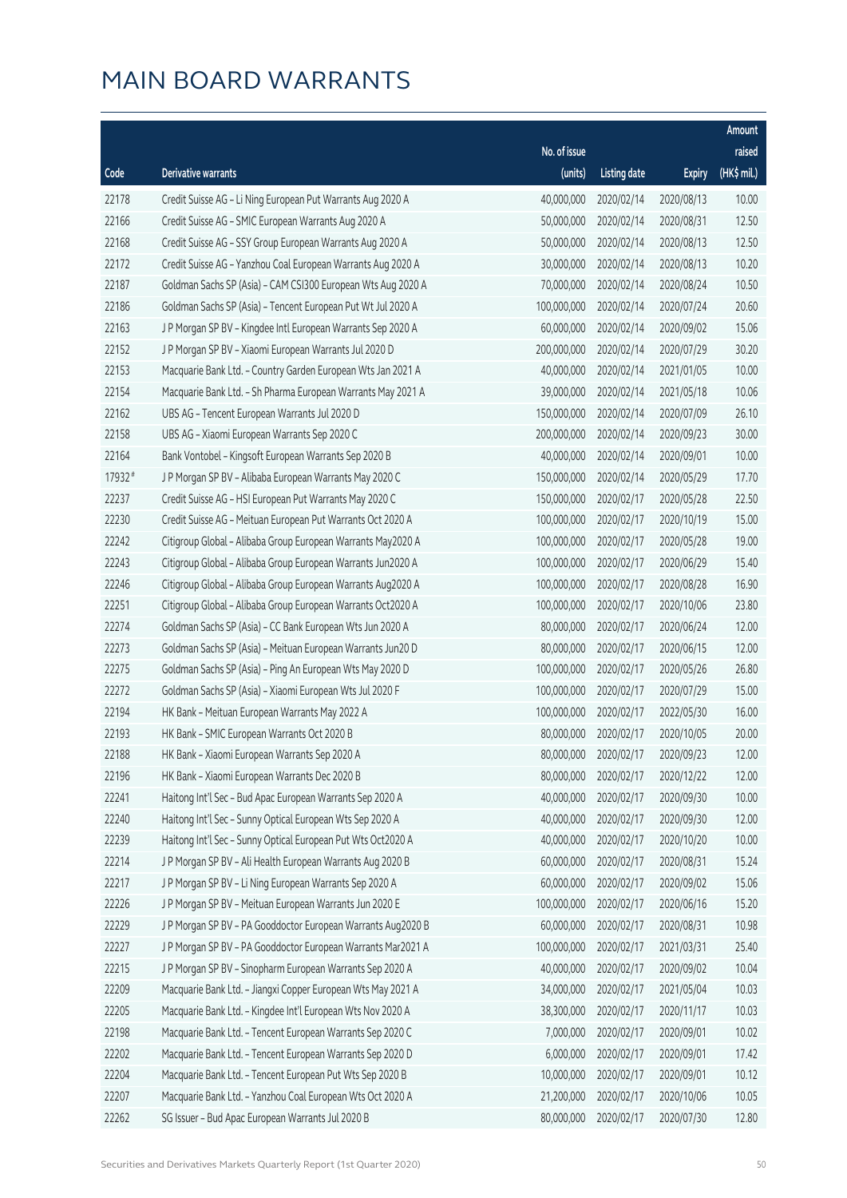# MAIN BOARD WARRANTS

| Code | Derivative warrants | No. of issue (units) | Listing date | Expiry | Amount raised (HK$ mil.) |
|---|---|---|---|---|---|
| 22178 | Credit Suisse AG - Li Ning European Put Warrants Aug 2020 A | 40,000,000 | 2020/02/14 | 2020/08/13 | 10.00 |
| 22166 | Credit Suisse AG - SMIC European Warrants Aug 2020 A | 50,000,000 | 2020/02/14 | 2020/08/31 | 12.50 |
| 22168 | Credit Suisse AG - SSY Group European Warrants Aug 2020 A | 50,000,000 | 2020/02/14 | 2020/08/13 | 12.50 |
| 22172 | Credit Suisse AG - Yanzhou Coal European Warrants Aug 2020 A | 30,000,000 | 2020/02/14 | 2020/08/13 | 10.20 |
| 22187 | Goldman Sachs SP (Asia) - CAM CSI300 European Wts Aug 2020 A | 70,000,000 | 2020/02/14 | 2020/08/24 | 10.50 |
| 22186 | Goldman Sachs SP (Asia) - Tencent European Put Wt Jul 2020 A | 100,000,000 | 2020/02/14 | 2020/07/24 | 20.60 |
| 22163 | J P Morgan SP BV - Kingdee Intl European Warrants Sep 2020 A | 60,000,000 | 2020/02/14 | 2020/09/02 | 15.06 |
| 22152 | J P Morgan SP BV - Xiaomi European Warrants Jul 2020 D | 200,000,000 | 2020/02/14 | 2020/07/29 | 30.20 |
| 22153 | Macquarie Bank Ltd. - Country Garden European Wts Jan 2021 A | 40,000,000 | 2020/02/14 | 2021/01/05 | 10.00 |
| 22154 | Macquarie Bank Ltd. - Sh Pharma European Warrants May 2021 A | 39,000,000 | 2020/02/14 | 2021/05/18 | 10.06 |
| 22162 | UBS AG - Tencent European Warrants Jul 2020 D | 150,000,000 | 2020/02/14 | 2020/07/09 | 26.10 |
| 22158 | UBS AG - Xiaomi European Warrants Sep 2020 C | 200,000,000 | 2020/02/14 | 2020/09/23 | 30.00 |
| 22164 | Bank Vontobel - Kingsoft European Warrants Sep 2020 B | 40,000,000 | 2020/02/14 | 2020/09/01 | 10.00 |
| 17932 # | J P Morgan SP BV - Alibaba European Warrants May 2020 C | 150,000,000 | 2020/02/14 | 2020/05/29 | 17.70 |
| 22237 | Credit Suisse AG - HSI European Put Warrants May 2020 C | 150,000,000 | 2020/02/17 | 2020/05/28 | 22.50 |
| 22230 | Credit Suisse AG - Meituan European Put Warrants Oct 2020 A | 100,000,000 | 2020/02/17 | 2020/10/19 | 15.00 |
| 22242 | Citigroup Global - Alibaba Group European Warrants May2020 A | 100,000,000 | 2020/02/17 | 2020/05/28 | 19.00 |
| 22243 | Citigroup Global - Alibaba Group European Warrants Jun2020 A | 100,000,000 | 2020/02/17 | 2020/06/29 | 15.40 |
| 22246 | Citigroup Global - Alibaba Group European Warrants Aug2020 A | 100,000,000 | 2020/02/17 | 2020/08/28 | 16.90 |
| 22251 | Citigroup Global - Alibaba Group European Warrants Oct2020 A | 100,000,000 | 2020/02/17 | 2020/10/06 | 23.80 |
| 22274 | Goldman Sachs SP (Asia) - CC Bank European Wts Jun 2020 A | 80,000,000 | 2020/02/17 | 2020/06/24 | 12.00 |
| 22273 | Goldman Sachs SP (Asia) - Meituan European Warrants Jun20 D | 80,000,000 | 2020/02/17 | 2020/06/15 | 12.00 |
| 22275 | Goldman Sachs SP (Asia) - Ping An European Wts May 2020 D | 100,000,000 | 2020/02/17 | 2020/05/26 | 26.80 |
| 22272 | Goldman Sachs SP (Asia) - Xiaomi European Wts Jul 2020 F | 100,000,000 | 2020/02/17 | 2020/07/29 | 15.00 |
| 22194 | HK Bank - Meituan European Warrants May 2022 A | 100,000,000 | 2020/02/17 | 2022/05/30 | 16.00 |
| 22193 | HK Bank - SMIC European Warrants Oct 2020 B | 80,000,000 | 2020/02/17 | 2020/10/05 | 20.00 |
| 22188 | HK Bank - Xiaomi European Warrants Sep 2020 A | 80,000,000 | 2020/02/17 | 2020/09/23 | 12.00 |
| 22196 | HK Bank - Xiaomi European Warrants Dec 2020 B | 80,000,000 | 2020/02/17 | 2020/12/22 | 12.00 |
| 22241 | Haitong Int'l Sec - Bud Apac European Warrants Sep 2020 A | 40,000,000 | 2020/02/17 | 2020/09/30 | 10.00 |
| 22240 | Haitong Int'l Sec - Sunny Optical European Wts Sep 2020 A | 40,000,000 | 2020/02/17 | 2020/09/30 | 12.00 |
| 22239 | Haitong Int'l Sec - Sunny Optical European Put Wts Oct2020 A | 40,000,000 | 2020/02/17 | 2020/10/20 | 10.00 |
| 22214 | J P Morgan SP BV - Ali Health European Warrants Aug 2020 B | 60,000,000 | 2020/02/17 | 2020/08/31 | 15.24 |
| 22217 | J P Morgan SP BV - Li Ning European Warrants Sep 2020 A | 60,000,000 | 2020/02/17 | 2020/09/02 | 15.06 |
| 22226 | J P Morgan SP BV - Meituan European Warrants Jun 2020 E | 100,000,000 | 2020/02/17 | 2020/06/16 | 15.20 |
| 22229 | J P Morgan SP BV - PA Gooddoctor European Warrants Aug2020 B | 60,000,000 | 2020/02/17 | 2020/08/31 | 10.98 |
| 22227 | J P Morgan SP BV - PA Gooddoctor European Warrants Mar2021 A | 100,000,000 | 2020/02/17 | 2021/03/31 | 25.40 |
| 22215 | J P Morgan SP BV - Sinopharm European Warrants Sep 2020 A | 40,000,000 | 2020/02/17 | 2020/09/02 | 10.04 |
| 22209 | Macquarie Bank Ltd. - Jiangxi Copper European Wts May 2021 A | 34,000,000 | 2020/02/17 | 2021/05/04 | 10.03 |
| 22205 | Macquarie Bank Ltd. - Kingdee Int'l European Wts Nov 2020 A | 38,300,000 | 2020/02/17 | 2020/11/17 | 10.03 |
| 22198 | Macquarie Bank Ltd. - Tencent European Warrants Sep 2020 C | 7,000,000 | 2020/02/17 | 2020/09/01 | 10.02 |
| 22202 | Macquarie Bank Ltd. - Tencent European Warrants Sep 2020 D | 6,000,000 | 2020/02/17 | 2020/09/01 | 17.42 |
| 22204 | Macquarie Bank Ltd. - Tencent European Put Wts Sep 2020 B | 10,000,000 | 2020/02/17 | 2020/09/01 | 10.12 |
| 22207 | Macquarie Bank Ltd. - Yanzhou Coal European Wts Oct 2020 A | 21,200,000 | 2020/02/17 | 2020/10/06 | 10.05 |
| 22262 | SG Issuer - Bud Apac European Warrants Jul 2020 B | 80,000,000 | 2020/02/17 | 2020/07/30 | 12.80 |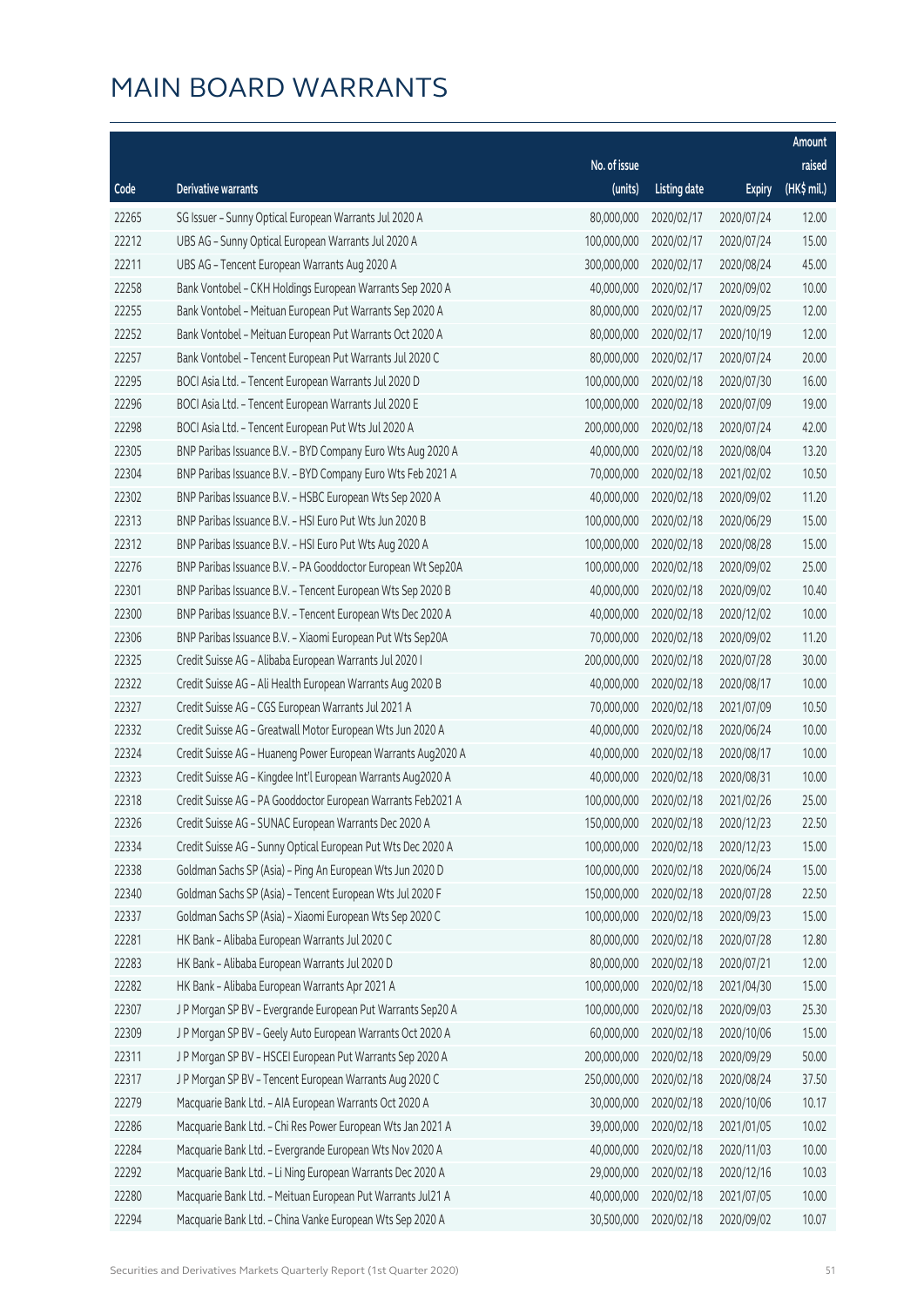# MAIN BOARD WARRANTS

| Code | Derivative warrants | No. of issue (units) | Listing date | Expiry | Amount raised (HK$ mil.) |
|---|---|---|---|---|---|
| 22265 | SG Issuer - Sunny Optical European Warrants Jul 2020 A | 80,000,000 | 2020/02/17 | 2020/07/24 | 12.00 |
| 22212 | UBS AG - Sunny Optical European Warrants Jul 2020 A | 100,000,000 | 2020/02/17 | 2020/07/24 | 15.00 |
| 22211 | UBS AG - Tencent European Warrants Aug 2020 A | 300,000,000 | 2020/02/17 | 2020/08/24 | 45.00 |
| 22258 | Bank Vontobel - CKH Holdings European Warrants Sep 2020 A | 40,000,000 | 2020/02/17 | 2020/09/02 | 10.00 |
| 22255 | Bank Vontobel - Meituan European Put Warrants Sep 2020 A | 80,000,000 | 2020/02/17 | 2020/09/25 | 12.00 |
| 22252 | Bank Vontobel - Meituan European Put Warrants Oct 2020 A | 80,000,000 | 2020/02/17 | 2020/10/19 | 12.00 |
| 22257 | Bank Vontobel - Tencent European Put Warrants Jul 2020 C | 80,000,000 | 2020/02/17 | 2020/07/24 | 20.00 |
| 22295 | BOCI Asia Ltd. - Tencent European Warrants Jul 2020 D | 100,000,000 | 2020/02/18 | 2020/07/30 | 16.00 |
| 22296 | BOCI Asia Ltd. - Tencent European Warrants Jul 2020 E | 100,000,000 | 2020/02/18 | 2020/07/09 | 19.00 |
| 22298 | BOCI Asia Ltd. - Tencent European Put Wts Jul 2020 A | 200,000,000 | 2020/02/18 | 2020/07/24 | 42.00 |
| 22305 | BNP Paribas Issuance B.V. - BYD Company Euro Wts Aug 2020 A | 40,000,000 | 2020/02/18 | 2020/08/04 | 13.20 |
| 22304 | BNP Paribas Issuance B.V. - BYD Company Euro Wts Feb 2021 A | 70,000,000 | 2020/02/18 | 2021/02/02 | 10.50 |
| 22302 | BNP Paribas Issuance B.V. - HSBC European Wts Sep 2020 A | 40,000,000 | 2020/02/18 | 2020/09/02 | 11.20 |
| 22313 | BNP Paribas Issuance B.V. - HSI Euro Put Wts Jun 2020 B | 100,000,000 | 2020/02/18 | 2020/06/29 | 15.00 |
| 22312 | BNP Paribas Issuance B.V. - HSI Euro Put Wts Aug 2020 A | 100,000,000 | 2020/02/18 | 2020/08/28 | 15.00 |
| 22276 | BNP Paribas Issuance B.V. - PA Gooddoctor European Wt Sep20A | 100,000,000 | 2020/02/18 | 2020/09/02 | 25.00 |
| 22301 | BNP Paribas Issuance B.V. - Tencent European Wts Sep 2020 B | 40,000,000 | 2020/02/18 | 2020/09/02 | 10.40 |
| 22300 | BNP Paribas Issuance B.V. - Tencent European Wts Dec 2020 A | 40,000,000 | 2020/02/18 | 2020/12/02 | 10.00 |
| 22306 | BNP Paribas Issuance B.V. - Xiaomi European Put Wts Sep20A | 70,000,000 | 2020/02/18 | 2020/09/02 | 11.20 |
| 22325 | Credit Suisse AG - Alibaba European Warrants Jul 2020 I | 200,000,000 | 2020/02/18 | 2020/07/28 | 30.00 |
| 22322 | Credit Suisse AG - Ali Health European Warrants Aug 2020 B | 40,000,000 | 2020/02/18 | 2020/08/17 | 10.00 |
| 22327 | Credit Suisse AG - CGS European Warrants Jul 2021 A | 70,000,000 | 2020/02/18 | 2021/07/09 | 10.50 |
| 22332 | Credit Suisse AG - Greatwall Motor European Wts Jun 2020 A | 40,000,000 | 2020/02/18 | 2020/06/24 | 10.00 |
| 22324 | Credit Suisse AG - Huaneng Power European Warrants Aug2020 A | 40,000,000 | 2020/02/18 | 2020/08/17 | 10.00 |
| 22323 | Credit Suisse AG - Kingdee Int'l European Warrants Aug2020 A | 40,000,000 | 2020/02/18 | 2020/08/31 | 10.00 |
| 22318 | Credit Suisse AG - PA Gooddoctor European Warrants Feb2021 A | 100,000,000 | 2020/02/18 | 2021/02/26 | 25.00 |
| 22326 | Credit Suisse AG - SUNAC European Warrants Dec 2020 A | 150,000,000 | 2020/02/18 | 2020/12/23 | 22.50 |
| 22334 | Credit Suisse AG - Sunny Optical European Put Wts Dec 2020 A | 100,000,000 | 2020/02/18 | 2020/12/23 | 15.00 |
| 22338 | Goldman Sachs SP (Asia) - Ping An European Wts Jun 2020 D | 100,000,000 | 2020/02/18 | 2020/06/24 | 15.00 |
| 22340 | Goldman Sachs SP (Asia) - Tencent European Wts Jul 2020 F | 150,000,000 | 2020/02/18 | 2020/07/28 | 22.50 |
| 22337 | Goldman Sachs SP (Asia) - Xiaomi European Wts Sep 2020 C | 100,000,000 | 2020/02/18 | 2020/09/23 | 15.00 |
| 22281 | HK Bank - Alibaba European Warrants Jul 2020 C | 80,000,000 | 2020/02/18 | 2020/07/28 | 12.80 |
| 22283 | HK Bank - Alibaba European Warrants Jul 2020 D | 80,000,000 | 2020/02/18 | 2020/07/21 | 12.00 |
| 22282 | HK Bank - Alibaba European Warrants Apr 2021 A | 100,000,000 | 2020/02/18 | 2021/04/30 | 15.00 |
| 22307 | J P Morgan SP BV - Evergrande European Put Warrants Sep20 A | 100,000,000 | 2020/02/18 | 2020/09/03 | 25.30 |
| 22309 | J P Morgan SP BV - Geely Auto European Warrants Oct 2020 A | 60,000,000 | 2020/02/18 | 2020/10/06 | 15.00 |
| 22311 | J P Morgan SP BV - HSCEI European Put Warrants Sep 2020 A | 200,000,000 | 2020/02/18 | 2020/09/29 | 50.00 |
| 22317 | J P Morgan SP BV - Tencent European Warrants Aug 2020 C | 250,000,000 | 2020/02/18 | 2020/08/24 | 37.50 |
| 22279 | Macquarie Bank Ltd. - AIA European Warrants Oct 2020 A | 30,000,000 | 2020/02/18 | 2020/10/06 | 10.17 |
| 22286 | Macquarie Bank Ltd. - Chi Res Power European Wts Jan 2021 A | 39,000,000 | 2020/02/18 | 2021/01/05 | 10.02 |
| 22284 | Macquarie Bank Ltd. - Evergrande European Wts Nov 2020 A | 40,000,000 | 2020/02/18 | 2020/11/03 | 10.00 |
| 22292 | Macquarie Bank Ltd. - Li Ning European Warrants Dec 2020 A | 29,000,000 | 2020/02/18 | 2020/12/16 | 10.03 |
| 22280 | Macquarie Bank Ltd. - Meituan European Put Warrants Jul21 A | 40,000,000 | 2020/02/18 | 2021/07/05 | 10.00 |
| 22294 | Macquarie Bank Ltd. - China Vanke European Wts Sep 2020 A | 30,500,000 | 2020/02/18 | 2020/09/02 | 10.07 |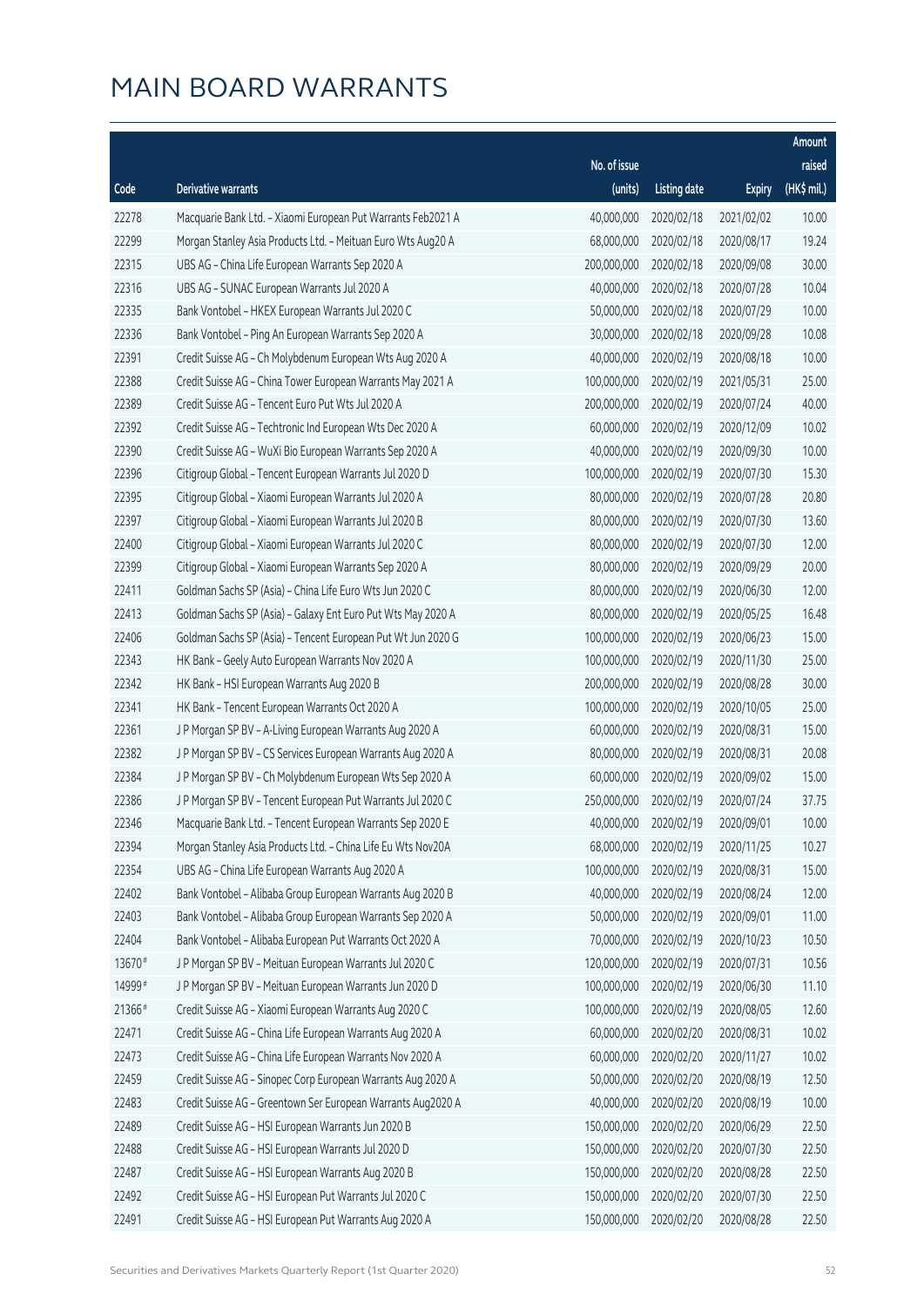# MAIN BOARD WARRANTS

| Code | Derivative warrants | No. of issue (units) | Listing date | Expiry | Amount raised (HK$ mil.) |
|---|---|---|---|---|---|
| 22278 | Macquarie Bank Ltd. - Xiaomi European Put Warrants Feb2021 A | 40,000,000 | 2020/02/18 | 2021/02/02 | 10.00 |
| 22299 | Morgan Stanley Asia Products Ltd. - Meituan Euro Wts Aug20 A | 68,000,000 | 2020/02/18 | 2020/08/17 | 19.24 |
| 22315 | UBS AG - China Life European Warrants Sep 2020 A | 200,000,000 | 2020/02/18 | 2020/09/08 | 30.00 |
| 22316 | UBS AG - SUNAC European Warrants Jul 2020 A | 40,000,000 | 2020/02/18 | 2020/07/28 | 10.04 |
| 22335 | Bank Vontobel - HKEX European Warrants Jul 2020 C | 50,000,000 | 2020/02/18 | 2020/07/29 | 10.00 |
| 22336 | Bank Vontobel - Ping An European Warrants Sep 2020 A | 30,000,000 | 2020/02/18 | 2020/09/28 | 10.08 |
| 22391 | Credit Suisse AG - Ch Molybdenum European Wts Aug 2020 A | 40,000,000 | 2020/02/19 | 2020/08/18 | 10.00 |
| 22388 | Credit Suisse AG - China Tower European Warrants May 2021 A | 100,000,000 | 2020/02/19 | 2021/05/31 | 25.00 |
| 22389 | Credit Suisse AG - Tencent Euro Put Wts Jul 2020 A | 200,000,000 | 2020/02/19 | 2020/07/24 | 40.00 |
| 22392 | Credit Suisse AG - Techtronic Ind European Wts Dec 2020 A | 60,000,000 | 2020/02/19 | 2020/12/09 | 10.02 |
| 22390 | Credit Suisse AG - WuXi Bio European Warrants Sep 2020 A | 40,000,000 | 2020/02/19 | 2020/09/30 | 10.00 |
| 22396 | Citigroup Global - Tencent European Warrants Jul 2020 D | 100,000,000 | 2020/02/19 | 2020/07/30 | 15.30 |
| 22395 | Citigroup Global - Xiaomi European Warrants Jul 2020 A | 80,000,000 | 2020/02/19 | 2020/07/28 | 20.80 |
| 22397 | Citigroup Global - Xiaomi European Warrants Jul 2020 B | 80,000,000 | 2020/02/19 | 2020/07/30 | 13.60 |
| 22400 | Citigroup Global - Xiaomi European Warrants Jul 2020 C | 80,000,000 | 2020/02/19 | 2020/07/30 | 12.00 |
| 22399 | Citigroup Global - Xiaomi European Warrants Sep 2020 A | 80,000,000 | 2020/02/19 | 2020/09/29 | 20.00 |
| 22411 | Goldman Sachs SP (Asia) - China Life Euro Wts Jun 2020 C | 80,000,000 | 2020/02/19 | 2020/06/30 | 12.00 |
| 22413 | Goldman Sachs SP (Asia) - Galaxy Ent Euro Put Wts May 2020 A | 80,000,000 | 2020/02/19 | 2020/05/25 | 16.48 |
| 22406 | Goldman Sachs SP (Asia) - Tencent European Put Wt Jun 2020 G | 100,000,000 | 2020/02/19 | 2020/06/23 | 15.00 |
| 22343 | HK Bank - Geely Auto European Warrants Nov 2020 A | 100,000,000 | 2020/02/19 | 2020/11/30 | 25.00 |
| 22342 | HK Bank - HSI European Warrants Aug 2020 B | 200,000,000 | 2020/02/19 | 2020/08/28 | 30.00 |
| 22341 | HK Bank - Tencent European Warrants Oct 2020 A | 100,000,000 | 2020/02/19 | 2020/10/05 | 25.00 |
| 22361 | J P Morgan SP BV - A-Living European Warrants Aug 2020 A | 60,000,000 | 2020/02/19 | 2020/08/31 | 15.00 |
| 22382 | J P Morgan SP BV - CS Services European Warrants Aug 2020 A | 80,000,000 | 2020/02/19 | 2020/08/31 | 20.08 |
| 22384 | J P Morgan SP BV - Ch Molybdenum European Wts Sep 2020 A | 60,000,000 | 2020/02/19 | 2020/09/02 | 15.00 |
| 22386 | J P Morgan SP BV - Tencent European Put Warrants Jul 2020 C | 250,000,000 | 2020/02/19 | 2020/07/24 | 37.75 |
| 22346 | Macquarie Bank Ltd. - Tencent European Warrants Sep 2020 E | 40,000,000 | 2020/02/19 | 2020/09/01 | 10.00 |
| 22394 | Morgan Stanley Asia Products Ltd. - China Life Eu Wts Nov20A | 68,000,000 | 2020/02/19 | 2020/11/25 | 10.27 |
| 22354 | UBS AG - China Life European Warrants Aug 2020 A | 100,000,000 | 2020/02/19 | 2020/08/31 | 15.00 |
| 22402 | Bank Vontobel - Alibaba Group European Warrants Aug 2020 B | 40,000,000 | 2020/02/19 | 2020/08/24 | 12.00 |
| 22403 | Bank Vontobel - Alibaba Group European Warrants Sep 2020 A | 50,000,000 | 2020/02/19 | 2020/09/01 | 11.00 |
| 22404 | Bank Vontobel - Alibaba European Put Warrants Oct 2020 A | 70,000,000 | 2020/02/19 | 2020/10/23 | 10.50 |
| 13670# | J P Morgan SP BV - Meituan European Warrants Jul 2020 C | 120,000,000 | 2020/02/19 | 2020/07/31 | 10.56 |
| 14999# | J P Morgan SP BV - Meituan European Warrants Jun 2020 D | 100,000,000 | 2020/02/19 | 2020/06/30 | 11.10 |
| 21366# | Credit Suisse AG - Xiaomi European Warrants Aug 2020 C | 100,000,000 | 2020/02/19 | 2020/08/05 | 12.60 |
| 22471 | Credit Suisse AG - China Life European Warrants Aug 2020 A | 60,000,000 | 2020/02/20 | 2020/08/31 | 10.02 |
| 22473 | Credit Suisse AG - China Life European Warrants Nov 2020 A | 60,000,000 | 2020/02/20 | 2020/11/27 | 10.02 |
| 22459 | Credit Suisse AG - Sinopec Corp European Warrants Aug 2020 A | 50,000,000 | 2020/02/20 | 2020/08/19 | 12.50 |
| 22483 | Credit Suisse AG - Greentown Ser European Warrants Aug2020 A | 40,000,000 | 2020/02/20 | 2020/08/19 | 10.00 |
| 22489 | Credit Suisse AG - HSI European Warrants Jun 2020 B | 150,000,000 | 2020/02/20 | 2020/06/29 | 22.50 |
| 22488 | Credit Suisse AG - HSI European Warrants Jul 2020 D | 150,000,000 | 2020/02/20 | 2020/07/30 | 22.50 |
| 22487 | Credit Suisse AG - HSI European Warrants Aug 2020 B | 150,000,000 | 2020/02/20 | 2020/08/28 | 22.50 |
| 22492 | Credit Suisse AG - HSI European Put Warrants Jul 2020 C | 150,000,000 | 2020/02/20 | 2020/07/30 | 22.50 |
| 22491 | Credit Suisse AG - HSI European Put Warrants Aug 2020 A | 150,000,000 | 2020/02/20 | 2020/08/28 | 22.50 |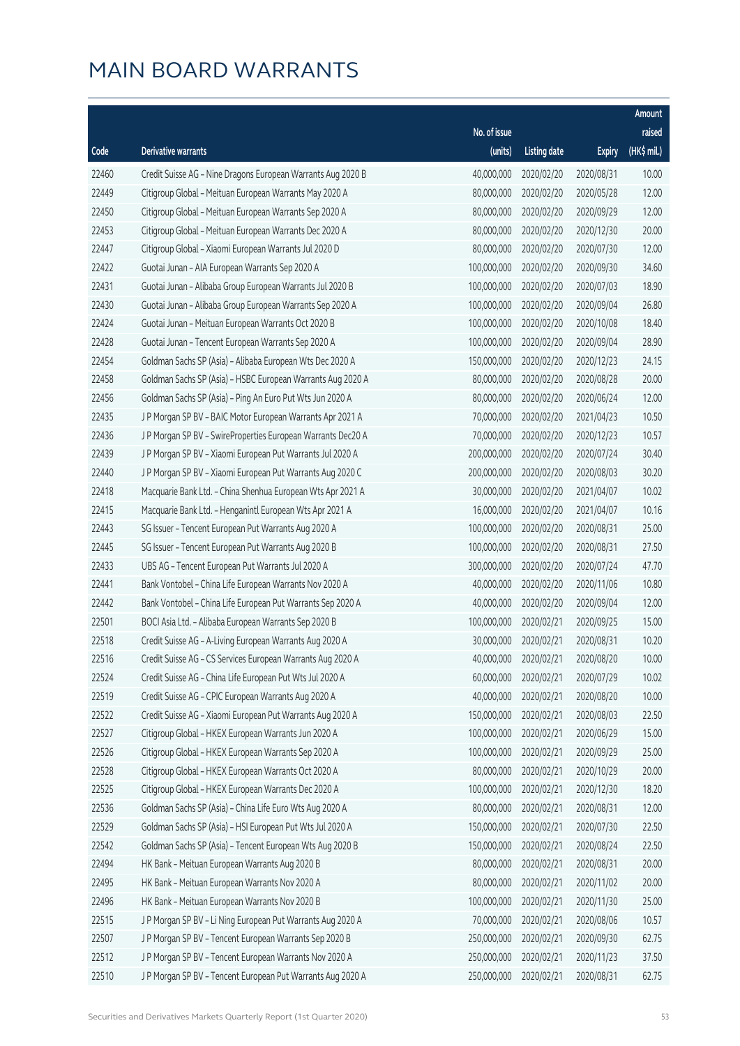# MAIN BOARD WARRANTS

| Code | Derivative warrants | No. of issue (units) | Listing date | Expiry | Amount raised (HK$ mil.) |
|---|---|---|---|---|---|
| 22460 | Credit Suisse AG - Nine Dragons European Warrants Aug 2020 B | 40,000,000 | 2020/02/20 | 2020/08/31 | 10.00 |
| 22449 | Citigroup Global - Meituan European Warrants May 2020 A | 80,000,000 | 2020/02/20 | 2020/05/28 | 12.00 |
| 22450 | Citigroup Global - Meituan European Warrants Sep 2020 A | 80,000,000 | 2020/02/20 | 2020/09/29 | 12.00 |
| 22453 | Citigroup Global - Meituan European Warrants Dec 2020 A | 80,000,000 | 2020/02/20 | 2020/12/30 | 20.00 |
| 22447 | Citigroup Global - Xiaomi European Warrants Jul 2020 D | 80,000,000 | 2020/02/20 | 2020/07/30 | 12.00 |
| 22422 | Guotai Junan - AIA European Warrants Sep 2020 A | 100,000,000 | 2020/02/20 | 2020/09/30 | 34.60 |
| 22431 | Guotai Junan - Alibaba Group European Warrants Jul 2020 B | 100,000,000 | 2020/02/20 | 2020/07/03 | 18.90 |
| 22430 | Guotai Junan - Alibaba Group European Warrants Sep 2020 A | 100,000,000 | 2020/02/20 | 2020/09/04 | 26.80 |
| 22424 | Guotai Junan - Meituan European Warrants Oct 2020 B | 100,000,000 | 2020/02/20 | 2020/10/08 | 18.40 |
| 22428 | Guotai Junan - Tencent European Warrants Sep 2020 A | 100,000,000 | 2020/02/20 | 2020/09/04 | 28.90 |
| 22454 | Goldman Sachs SP (Asia) - Alibaba European Wts Dec 2020 A | 150,000,000 | 2020/02/20 | 2020/12/23 | 24.15 |
| 22458 | Goldman Sachs SP (Asia) - HSBC European Warrants Aug 2020 A | 80,000,000 | 2020/02/20 | 2020/08/28 | 20.00 |
| 22456 | Goldman Sachs SP (Asia) - Ping An Euro Put Wts Jun 2020 A | 80,000,000 | 2020/02/20 | 2020/06/24 | 12.00 |
| 22435 | J P Morgan SP BV - BAIC Motor European Warrants Apr 2021 A | 70,000,000 | 2020/02/20 | 2021/04/23 | 10.50 |
| 22436 | J P Morgan SP BV - SwireProperties European Warrants Dec20 A | 70,000,000 | 2020/02/20 | 2020/12/23 | 10.57 |
| 22439 | J P Morgan SP BV - Xiaomi European Put Warrants Jul 2020 A | 200,000,000 | 2020/02/20 | 2020/07/24 | 30.40 |
| 22440 | J P Morgan SP BV - Xiaomi European Put Warrants Aug 2020 C | 200,000,000 | 2020/02/20 | 2020/08/03 | 30.20 |
| 22418 | Macquarie Bank Ltd. - China Shenhua European Wts Apr 2021 A | 30,000,000 | 2020/02/20 | 2021/04/07 | 10.02 |
| 22415 | Macquarie Bank Ltd. - Hengantintl European Wts Apr 2021 A | 16,000,000 | 2020/02/20 | 2021/04/07 | 10.16 |
| 22443 | SG Issuer - Tencent European Put Warrants Aug 2020 A | 100,000,000 | 2020/02/20 | 2020/08/31 | 25.00 |
| 22445 | SG Issuer - Tencent European Put Warrants Aug 2020 B | 100,000,000 | 2020/02/20 | 2020/08/31 | 27.50 |
| 22433 | UBS AG - Tencent European Put Warrants Jul 2020 A | 300,000,000 | 2020/02/20 | 2020/07/24 | 47.70 |
| 22441 | Bank Vontobel - China Life European Warrants Nov 2020 A | 40,000,000 | 2020/02/20 | 2020/11/06 | 10.80 |
| 22442 | Bank Vontobel - China Life European Put Warrants Sep 2020 A | 40,000,000 | 2020/02/20 | 2020/09/04 | 12.00 |
| 22501 | BOCI Asia Ltd. - Alibaba European Warrants Sep 2020 B | 100,000,000 | 2020/02/21 | 2020/09/25 | 15.00 |
| 22518 | Credit Suisse AG - A-Living European Warrants Aug 2020 A | 30,000,000 | 2020/02/21 | 2020/08/31 | 10.20 |
| 22516 | Credit Suisse AG - CS Services European Warrants Aug 2020 A | 40,000,000 | 2020/02/21 | 2020/08/20 | 10.00 |
| 22524 | Credit Suisse AG - China Life European Put Wts Jul 2020 A | 60,000,000 | 2020/02/21 | 2020/07/29 | 10.02 |
| 22519 | Credit Suisse AG - CPIC European Warrants Aug 2020 A | 40,000,000 | 2020/02/21 | 2020/08/20 | 10.00 |
| 22522 | Credit Suisse AG - Xiaomi European Put Warrants Aug 2020 A | 150,000,000 | 2020/02/21 | 2020/08/03 | 22.50 |
| 22527 | Citigroup Global - HKEX European Warrants Jun 2020 A | 100,000,000 | 2020/02/21 | 2020/06/29 | 15.00 |
| 22526 | Citigroup Global - HKEX European Warrants Sep 2020 A | 100,000,000 | 2020/02/21 | 2020/09/29 | 25.00 |
| 22528 | Citigroup Global - HKEX European Warrants Oct 2020 A | 80,000,000 | 2020/02/21 | 2020/10/29 | 20.00 |
| 22525 | Citigroup Global - HKEX European Warrants Dec 2020 A | 100,000,000 | 2020/02/21 | 2020/12/30 | 18.20 |
| 22536 | Goldman Sachs SP (Asia) - China Life Euro Wts Aug 2020 A | 80,000,000 | 2020/02/21 | 2020/08/31 | 12.00 |
| 22529 | Goldman Sachs SP (Asia) - HSI European Put Wts Jul 2020 A | 150,000,000 | 2020/02/21 | 2020/07/30 | 22.50 |
| 22542 | Goldman Sachs SP (Asia) - Tencent European Wts Aug 2020 B | 150,000,000 | 2020/02/21 | 2020/08/24 | 22.50 |
| 22494 | HK Bank - Meituan European Warrants Aug 2020 B | 80,000,000 | 2020/02/21 | 2020/08/31 | 20.00 |
| 22495 | HK Bank - Meituan European Warrants Nov 2020 A | 80,000,000 | 2020/02/21 | 2020/11/02 | 20.00 |
| 22496 | HK Bank - Meituan European Warrants Nov 2020 B | 100,000,000 | 2020/02/21 | 2020/11/30 | 25.00 |
| 22515 | J P Morgan SP BV - Li Ning European Put Warrants Aug 2020 A | 70,000,000 | 2020/02/21 | 2020/08/06 | 10.57 |
| 22507 | J P Morgan SP BV - Tencent European Warrants Sep 2020 B | 250,000,000 | 2020/02/21 | 2020/09/30 | 62.75 |
| 22512 | J P Morgan SP BV - Tencent European Warrants Nov 2020 A | 250,000,000 | 2020/02/21 | 2020/11/23 | 37.50 |
| 22510 | J P Morgan SP BV - Tencent European Put Warrants Aug 2020 A | 250,000,000 | 2020/02/21 | 2020/08/31 | 62.75 |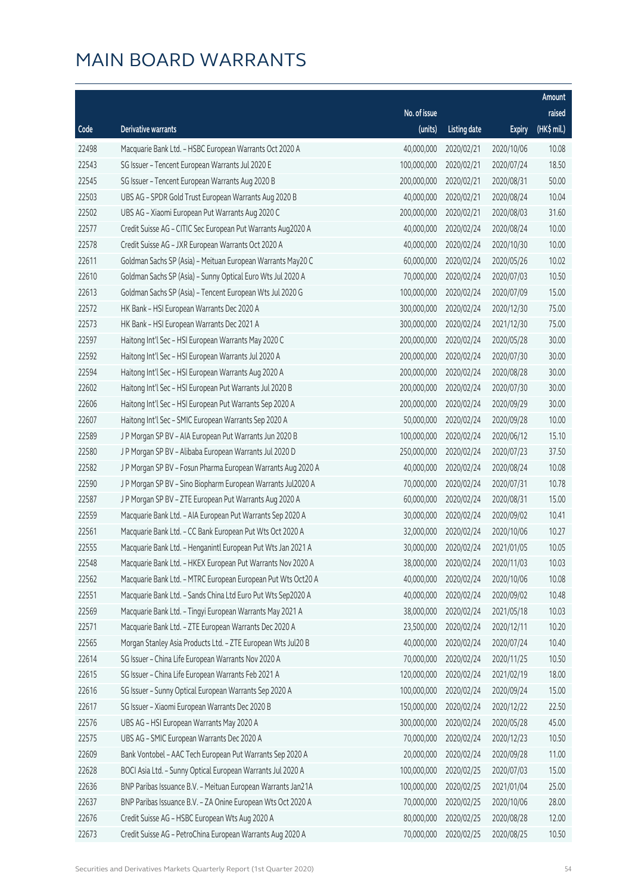# MAIN BOARD WARRANTS

| Code | Derivative warrants | No. of issue (units) | Listing date | Expiry | Amount raised (HK$ mil.) |
|---|---|---|---|---|---|
| 22498 | Macquarie Bank Ltd. - HSBC European Warrants Oct 2020 A | 40,000,000 | 2020/02/21 | 2020/10/06 | 10.08 |
| 22543 | SG Issuer - Tencent European Warrants Jul 2020 E | 100,000,000 | 2020/02/21 | 2020/07/24 | 18.50 |
| 22545 | SG Issuer - Tencent European Warrants Aug 2020 B | 200,000,000 | 2020/02/21 | 2020/08/31 | 50.00 |
| 22503 | UBS AG - SPDR Gold Trust European Warrants Aug 2020 B | 40,000,000 | 2020/02/21 | 2020/08/24 | 10.04 |
| 22502 | UBS AG - Xiaomi European Put Warrants Aug 2020 C | 200,000,000 | 2020/02/21 | 2020/08/03 | 31.60 |
| 22577 | Credit Suisse AG - CITIC Sec European Put Warrants Aug2020 A | 40,000,000 | 2020/02/24 | 2020/08/24 | 10.00 |
| 22578 | Credit Suisse AG - JXR European Warrants Oct 2020 A | 40,000,000 | 2020/02/24 | 2020/10/30 | 10.00 |
| 22611 | Goldman Sachs SP (Asia) - Meituan European Warrants May20 C | 60,000,000 | 2020/02/24 | 2020/05/26 | 10.02 |
| 22610 | Goldman Sachs SP (Asia) - Sunny Optical Euro Wts Jul 2020 A | 70,000,000 | 2020/02/24 | 2020/07/03 | 10.50 |
| 22613 | Goldman Sachs SP (Asia) - Tencent European Wts Jul 2020 G | 100,000,000 | 2020/02/24 | 2020/07/09 | 15.00 |
| 22572 | HK Bank - HSI European Warrants Dec 2020 A | 300,000,000 | 2020/02/24 | 2020/12/30 | 75.00 |
| 22573 | HK Bank - HSI European Warrants Dec 2021 A | 300,000,000 | 2020/02/24 | 2021/12/30 | 75.00 |
| 22597 | Haitong Int'l Sec - HSI European Warrants May 2020 C | 200,000,000 | 2020/02/24 | 2020/05/28 | 30.00 |
| 22592 | Haitong Int'l Sec - HSI European Warrants Jul 2020 A | 200,000,000 | 2020/02/24 | 2020/07/30 | 30.00 |
| 22594 | Haitong Int'l Sec - HSI European Warrants Aug 2020 A | 200,000,000 | 2020/02/24 | 2020/08/28 | 30.00 |
| 22602 | Haitong Int'l Sec - HSI European Put Warrants Jul 2020 B | 200,000,000 | 2020/02/24 | 2020/07/30 | 30.00 |
| 22606 | Haitong Int'l Sec - HSI European Put Warrants Sep 2020 A | 200,000,000 | 2020/02/24 | 2020/09/29 | 30.00 |
| 22607 | Haitong Int'l Sec - SMIC European Warrants Sep 2020 A | 50,000,000 | 2020/02/24 | 2020/09/28 | 10.00 |
| 22589 | J P Morgan SP BV - AIA European Put Warrants Jun 2020 B | 100,000,000 | 2020/02/24 | 2020/06/12 | 15.10 |
| 22580 | J P Morgan SP BV - Alibaba European Warrants Jul 2020 D | 250,000,000 | 2020/02/24 | 2020/07/23 | 37.50 |
| 22582 | J P Morgan SP BV - Fosun Pharma European Warrants Aug 2020 A | 40,000,000 | 2020/02/24 | 2020/08/24 | 10.08 |
| 22590 | J P Morgan SP BV - Sino Biopharm European Warrants Jul2020 A | 70,000,000 | 2020/02/24 | 2020/07/31 | 10.78 |
| 22587 | J P Morgan SP BV - ZTE European Put Warrants Aug 2020 A | 60,000,000 | 2020/02/24 | 2020/08/31 | 15.00 |
| 22559 | Macquarie Bank Ltd. - AIA European Put Warrants Sep 2020 A | 30,000,000 | 2020/02/24 | 2020/09/02 | 10.41 |
| 22561 | Macquarie Bank Ltd. - CC Bank European Put Wts Oct 2020 A | 32,000,000 | 2020/02/24 | 2020/10/06 | 10.27 |
| 22555 | Macquarie Bank Ltd. - Henganintl European Put Wts Jan 2021 A | 30,000,000 | 2020/02/24 | 2021/01/05 | 10.05 |
| 22548 | Macquarie Bank Ltd. - HKEX European Put Warrants Nov 2020 A | 38,000,000 | 2020/02/24 | 2020/11/03 | 10.03 |
| 22562 | Macquarie Bank Ltd. - MTRC European European Put Wts Oct20 A | 40,000,000 | 2020/02/24 | 2020/10/06 | 10.08 |
| 22551 | Macquarie Bank Ltd. - Sands China Ltd Euro Put Wts Sep2020 A | 40,000,000 | 2020/02/24 | 2020/09/02 | 10.48 |
| 22569 | Macquarie Bank Ltd. - Tingyi European Warrants May 2021 A | 38,000,000 | 2020/02/24 | 2021/05/18 | 10.03 |
| 22571 | Macquarie Bank Ltd. - ZTE European Warrants Dec 2020 A | 23,500,000 | 2020/02/24 | 2020/12/11 | 10.20 |
| 22565 | Morgan Stanley Asia Products Ltd. - ZTE European Wts Jul20 B | 40,000,000 | 2020/02/24 | 2020/07/24 | 10.40 |
| 22614 | SG Issuer - China Life European Warrants Nov 2020 A | 70,000,000 | 2020/02/24 | 2020/11/25 | 10.50 |
| 22615 | SG Issuer - China Life European Warrants Feb 2021 A | 120,000,000 | 2020/02/24 | 2021/02/19 | 18.00 |
| 22616 | SG Issuer - Sunny Optical European Warrants Sep 2020 A | 100,000,000 | 2020/02/24 | 2020/09/24 | 15.00 |
| 22617 | SG Issuer - Xiaomi European Warrants Dec 2020 B | 150,000,000 | 2020/02/24 | 2020/12/22 | 22.50 |
| 22576 | UBS AG - HSI European Warrants May 2020 A | 300,000,000 | 2020/02/24 | 2020/05/28 | 45.00 |
| 22575 | UBS AG - SMIC European Warrants Dec 2020 A | 70,000,000 | 2020/02/24 | 2020/12/23 | 10.50 |
| 22609 | Bank Vontobel - AAC Tech European Put Warrants Sep 2020 A | 20,000,000 | 2020/02/24 | 2020/09/28 | 11.00 |
| 22628 | BOCI Asia Ltd. - Sunny Optical European Warrants Jul 2020 A | 100,000,000 | 2020/02/25 | 2020/07/03 | 15.00 |
| 22636 | BNP Paribas Issuance B.V. - Meituan European Warrants Jan21A | 100,000,000 | 2020/02/25 | 2021/01/04 | 25.00 |
| 22637 | BNP Paribas Issuance B.V. - ZA Onine European Wts Oct 2020 A | 70,000,000 | 2020/02/25 | 2020/10/06 | 28.00 |
| 22676 | Credit Suisse AG - HSBC European Wts Aug 2020 A | 80,000,000 | 2020/02/25 | 2020/08/28 | 12.00 |
| 22673 | Credit Suisse AG - PetroChina European Warrants Aug 2020 A | 70,000,000 | 2020/02/25 | 2020/08/25 | 10.50 |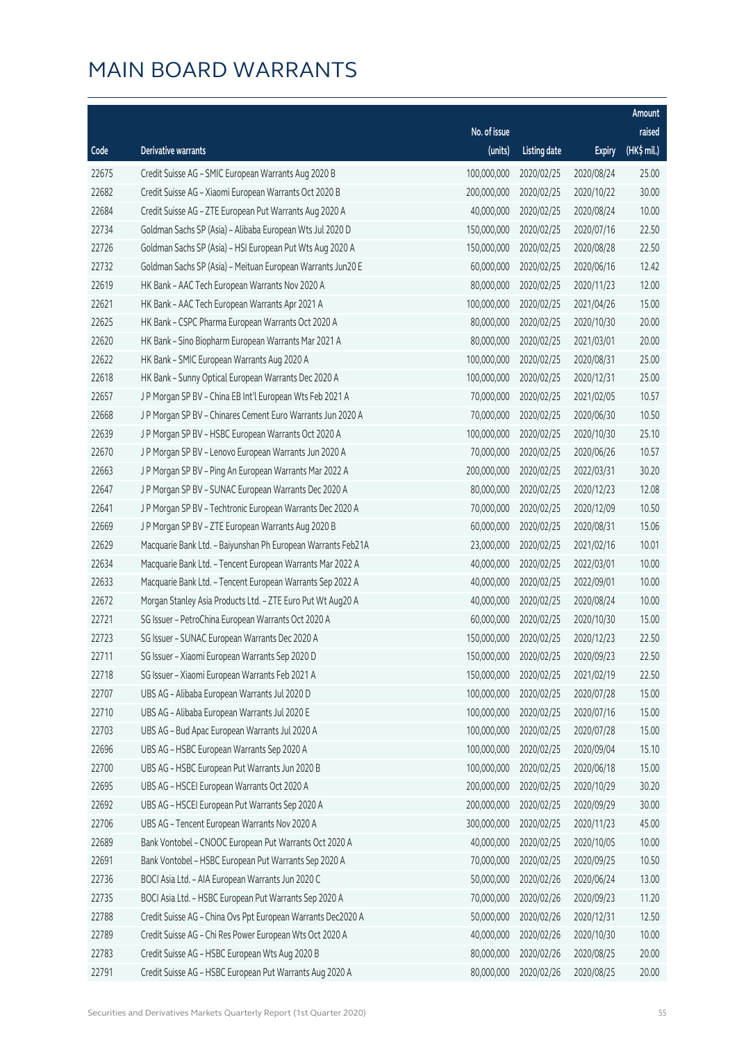# MAIN BOARD WARRANTS

| Code | Derivative warrants | No. of issue (units) | Listing date | Expiry | Amount raised (HK$ mil.) |
|---|---|---|---|---|---|
| 22675 | Credit Suisse AG – SMIC European Warrants Aug 2020 B | 100,000,000 | 2020/02/25 | 2020/08/24 | 25.00 |
| 22682 | Credit Suisse AG – Xiaomi European Warrants Oct 2020 B | 200,000,000 | 2020/02/25 | 2020/10/22 | 30.00 |
| 22684 | Credit Suisse AG – ZTE European Put Warrants Aug 2020 A | 40,000,000 | 2020/02/25 | 2020/08/24 | 10.00 |
| 22734 | Goldman Sachs SP (Asia) – Alibaba European Wts Jul 2020 D | 150,000,000 | 2020/02/25 | 2020/07/16 | 22.50 |
| 22726 | Goldman Sachs SP (Asia) – HSI European Put Wts Aug 2020 A | 150,000,000 | 2020/02/25 | 2020/08/28 | 22.50 |
| 22732 | Goldman Sachs SP (Asia) – Meituan European Warrants Jun20 E | 60,000,000 | 2020/02/25 | 2020/06/16 | 12.42 |
| 22619 | HK Bank – AAC Tech European Warrants Nov 2020 A | 80,000,000 | 2020/02/25 | 2020/11/23 | 12.00 |
| 22621 | HK Bank – AAC Tech European Warrants Apr 2021 A | 100,000,000 | 2020/02/25 | 2021/04/26 | 15.00 |
| 22625 | HK Bank – CSPC Pharma European Warrants Oct 2020 A | 80,000,000 | 2020/02/25 | 2020/10/30 | 20.00 |
| 22620 | HK Bank – Sino Biopharm European Warrants Mar 2021 A | 80,000,000 | 2020/02/25 | 2021/03/01 | 20.00 |
| 22622 | HK Bank – SMIC European Warrants Aug 2020 A | 100,000,000 | 2020/02/25 | 2020/08/31 | 25.00 |
| 22618 | HK Bank – Sunny Optical European Warrants Dec 2020 A | 100,000,000 | 2020/02/25 | 2020/12/31 | 25.00 |
| 22657 | J P Morgan SP BV – China EB Int'l European Wts Feb 2021 A | 70,000,000 | 2020/02/25 | 2021/02/05 | 10.57 |
| 22668 | J P Morgan SP BV – Chinares Cement Euro Warrants Jun 2020 A | 70,000,000 | 2020/02/25 | 2020/06/30 | 10.50 |
| 22639 | J P Morgan SP BV – HSBC European Warrants Oct 2020 A | 100,000,000 | 2020/02/25 | 2020/10/30 | 25.10 |
| 22670 | J P Morgan SP BV – Lenovo European Warrants Jun 2020 A | 70,000,000 | 2020/02/25 | 2020/06/26 | 10.57 |
| 22663 | J P Morgan SP BV – Ping An European Warrants Mar 2022 A | 200,000,000 | 2020/02/25 | 2022/03/31 | 30.20 |
| 22647 | J P Morgan SP BV – SUNAC European Warrants Dec 2020 A | 80,000,000 | 2020/02/25 | 2020/12/23 | 12.08 |
| 22641 | J P Morgan SP BV – Techtronic European Warrants Dec 2020 A | 70,000,000 | 2020/02/25 | 2020/12/09 | 10.50 |
| 22669 | J P Morgan SP BV – ZTE European Warrants Aug 2020 B | 60,000,000 | 2020/02/25 | 2020/08/31 | 15.06 |
| 22629 | Macquarie Bank Ltd. – Baiyunshan Ph European Warrants Feb21A | 23,000,000 | 2020/02/25 | 2021/02/16 | 10.01 |
| 22634 | Macquarie Bank Ltd. – Tencent European Warrants Mar 2022 A | 40,000,000 | 2020/02/25 | 2022/03/01 | 10.00 |
| 22633 | Macquarie Bank Ltd. – Tencent European Warrants Sep 2022 A | 40,000,000 | 2020/02/25 | 2022/09/01 | 10.00 |
| 22672 | Morgan Stanley Asia Products Ltd. – ZTE Euro Put Wt Aug20 A | 40,000,000 | 2020/02/25 | 2020/08/24 | 10.00 |
| 22721 | SG Issuer – PetroChina European Warrants Oct 2020 A | 60,000,000 | 2020/02/25 | 2020/10/30 | 15.00 |
| 22723 | SG Issuer – SUNAC European Warrants Dec 2020 A | 150,000,000 | 2020/02/25 | 2020/12/23 | 22.50 |
| 22711 | SG Issuer – Xiaomi European Warrants Sep 2020 D | 150,000,000 | 2020/02/25 | 2020/09/23 | 22.50 |
| 22718 | SG Issuer – Xiaomi European Warrants Feb 2021 A | 150,000,000 | 2020/02/25 | 2021/02/19 | 22.50 |
| 22707 | UBS AG – Alibaba European Warrants Jul 2020 D | 100,000,000 | 2020/02/25 | 2020/07/28 | 15.00 |
| 22710 | UBS AG – Alibaba European Warrants Jul 2020 E | 100,000,000 | 2020/02/25 | 2020/07/16 | 15.00 |
| 22703 | UBS AG – Bud Apac European Warrants Jul 2020 A | 100,000,000 | 2020/02/25 | 2020/07/28 | 15.00 |
| 22696 | UBS AG – HSBC European Warrants Sep 2020 A | 100,000,000 | 2020/02/25 | 2020/09/04 | 15.10 |
| 22700 | UBS AG – HSBC European Put Warrants Jun 2020 B | 100,000,000 | 2020/02/25 | 2020/06/18 | 15.00 |
| 22695 | UBS AG – HSCEI European Warrants Oct 2020 A | 200,000,000 | 2020/02/25 | 2020/10/29 | 30.20 |
| 22692 | UBS AG – HSCEI European Put Warrants Sep 2020 A | 200,000,000 | 2020/02/25 | 2020/09/29 | 30.00 |
| 22706 | UBS AG – Tencent European Warrants Nov 2020 A | 300,000,000 | 2020/02/25 | 2020/11/23 | 45.00 |
| 22689 | Bank Vontobel – CNOOC European Put Warrants Oct 2020 A | 40,000,000 | 2020/02/25 | 2020/10/05 | 10.00 |
| 22691 | Bank Vontobel – HSBC European Put Warrants Sep 2020 A | 70,000,000 | 2020/02/25 | 2020/09/25 | 10.50 |
| 22736 | BOCI Asia Ltd. – AIA European Warrants Jun 2020 C | 50,000,000 | 2020/02/26 | 2020/06/24 | 13.00 |
| 22735 | BOCI Asia Ltd. – HSBC European Put Warrants Sep 2020 A | 70,000,000 | 2020/02/26 | 2020/09/23 | 11.20 |
| 22788 | Credit Suisse AG – China Ovs Ppt European Warrants Dec2020 A | 50,000,000 | 2020/02/26 | 2020/12/31 | 12.50 |
| 22789 | Credit Suisse AG – Chi Res Power European Wts Oct 2020 A | 40,000,000 | 2020/02/26 | 2020/10/30 | 10.00 |
| 22783 | Credit Suisse AG – HSBC European Wts Aug 2020 B | 80,000,000 | 2020/02/26 | 2020/08/25 | 20.00 |
| 22791 | Credit Suisse AG – HSBC European Put Warrants Aug 2020 A | 80,000,000 | 2020/02/26 | 2020/08/25 | 20.00 |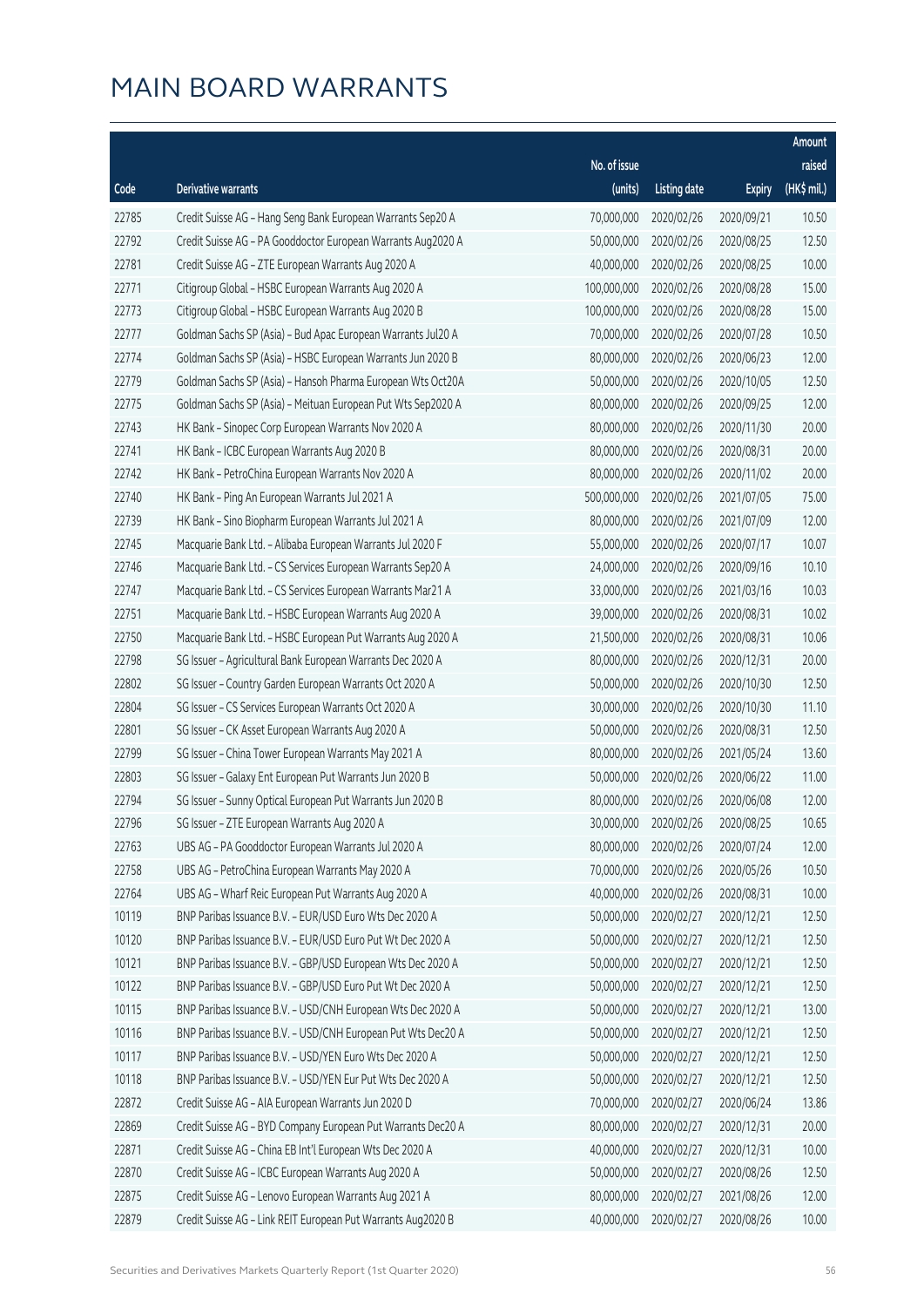# MAIN BOARD WARRANTS

| Code | Derivative warrants | No. of issue (units) | Listing date | Expiry | Amount raised (HK$ mil.) |
|---|---|---|---|---|---|
| 22785 | Credit Suisse AG - Hang Seng Bank European Warrants Sep20 A | 70,000,000 | 2020/02/26 | 2020/09/21 | 10.50 |
| 22792 | Credit Suisse AG - PA Gooddoctor European Warrants Aug2020 A | 50,000,000 | 2020/02/26 | 2020/08/25 | 12.50 |
| 22781 | Credit Suisse AG - ZTE European Warrants Aug 2020 A | 40,000,000 | 2020/02/26 | 2020/08/25 | 10.00 |
| 22771 | Citigroup Global - HSBC European Warrants Aug 2020 A | 100,000,000 | 2020/02/26 | 2020/08/28 | 15.00 |
| 22773 | Citigroup Global - HSBC European Warrants Aug 2020 B | 100,000,000 | 2020/02/26 | 2020/08/28 | 15.00 |
| 22777 | Goldman Sachs SP (Asia) - Bud Apac European Warrants Jul20 A | 70,000,000 | 2020/02/26 | 2020/07/28 | 10.50 |
| 22774 | Goldman Sachs SP (Asia) - HSBC European Warrants Jun 2020 B | 80,000,000 | 2020/02/26 | 2020/06/23 | 12.00 |
| 22779 | Goldman Sachs SP (Asia) - Hansoh Pharma European Wts Oct20A | 50,000,000 | 2020/02/26 | 2020/10/05 | 12.50 |
| 22775 | Goldman Sachs SP (Asia) - Meituan European Put Wts Sep2020 A | 80,000,000 | 2020/02/26 | 2020/09/25 | 12.00 |
| 22743 | HK Bank - Sinopec Corp European Warrants Nov 2020 A | 80,000,000 | 2020/02/26 | 2020/11/30 | 20.00 |
| 22741 | HK Bank - ICBC European Warrants Aug 2020 B | 80,000,000 | 2020/02/26 | 2020/08/31 | 20.00 |
| 22742 | HK Bank - PetroChina European Warrants Nov 2020 A | 80,000,000 | 2020/02/26 | 2020/11/02 | 20.00 |
| 22740 | HK Bank - Ping An European Warrants Jul 2021 A | 500,000,000 | 2020/02/26 | 2021/07/05 | 75.00 |
| 22739 | HK Bank - Sino Biopharm European Warrants Jul 2021 A | 80,000,000 | 2020/02/26 | 2021/07/09 | 12.00 |
| 22745 | Macquarie Bank Ltd. - Alibaba European Warrants Jul 2020 F | 55,000,000 | 2020/02/26 | 2020/07/17 | 10.07 |
| 22746 | Macquarie Bank Ltd. - CS Services European Warrants Sep20 A | 24,000,000 | 2020/02/26 | 2020/09/16 | 10.10 |
| 22747 | Macquarie Bank Ltd. - CS Services European Warrants Mar21 A | 33,000,000 | 2020/02/26 | 2021/03/16 | 10.03 |
| 22751 | Macquarie Bank Ltd. - HSBC European Warrants Aug 2020 A | 39,000,000 | 2020/02/26 | 2020/08/31 | 10.02 |
| 22750 | Macquarie Bank Ltd. - HSBC European Put Warrants Aug 2020 A | 21,500,000 | 2020/02/26 | 2020/08/31 | 10.06 |
| 22798 | SG Issuer - Agricultural Bank European Warrants Dec 2020 A | 80,000,000 | 2020/02/26 | 2020/12/31 | 20.00 |
| 22802 | SG Issuer - Country Garden European Warrants Oct 2020 A | 50,000,000 | 2020/02/26 | 2020/10/30 | 12.50 |
| 22804 | SG Issuer - CS Services European Warrants Oct 2020 A | 30,000,000 | 2020/02/26 | 2020/10/30 | 11.10 |
| 22801 | SG Issuer - CK Asset European Warrants Aug 2020 A | 50,000,000 | 2020/02/26 | 2020/08/31 | 12.50 |
| 22799 | SG Issuer - China Tower European Warrants May 2021 A | 80,000,000 | 2020/02/26 | 2021/05/24 | 13.60 |
| 22803 | SG Issuer - Galaxy Ent European Put Warrants Jun 2020 B | 50,000,000 | 2020/02/26 | 2020/06/22 | 11.00 |
| 22794 | SG Issuer - Sunny Optical European Put Warrants Jun 2020 B | 80,000,000 | 2020/02/26 | 2020/06/08 | 12.00 |
| 22796 | SG Issuer - ZTE European Warrants Aug 2020 A | 30,000,000 | 2020/02/26 | 2020/08/25 | 10.65 |
| 22763 | UBS AG - PA Gooddoctor European Warrants Jul 2020 A | 80,000,000 | 2020/02/26 | 2020/07/24 | 12.00 |
| 22758 | UBS AG - PetroChina European Warrants May 2020 A | 70,000,000 | 2020/02/26 | 2020/05/26 | 10.50 |
| 22764 | UBS AG - Wharf Reic European Put Warrants Aug 2020 A | 40,000,000 | 2020/02/26 | 2020/08/31 | 10.00 |
| 10119 | BNP Paribas Issuance B.V. - EUR/USD Euro Wts Dec 2020 A | 50,000,000 | 2020/02/27 | 2020/12/21 | 12.50 |
| 10120 | BNP Paribas Issuance B.V. - EUR/USD Euro Put Wt Dec 2020 A | 50,000,000 | 2020/02/27 | 2020/12/21 | 12.50 |
| 10121 | BNP Paribas Issuance B.V. - GBP/USD European Wts Dec 2020 A | 50,000,000 | 2020/02/27 | 2020/12/21 | 12.50 |
| 10122 | BNP Paribas Issuance B.V. - GBP/USD Euro Put Wt Dec 2020 A | 50,000,000 | 2020/02/27 | 2020/12/21 | 12.50 |
| 10115 | BNP Paribas Issuance B.V. - USD/CNH European Wts Dec 2020 A | 50,000,000 | 2020/02/27 | 2020/12/21 | 13.00 |
| 10116 | BNP Paribas Issuance B.V. - USD/CNH European Put Wts Dec20 A | 50,000,000 | 2020/02/27 | 2020/12/21 | 12.50 |
| 10117 | BNP Paribas Issuance B.V. - USD/YEN Euro Wts Dec 2020 A | 50,000,000 | 2020/02/27 | 2020/12/21 | 12.50 |
| 10118 | BNP Paribas Issuance B.V. - USD/YEN Eur Put Wts Dec 2020 A | 50,000,000 | 2020/02/27 | 2020/12/21 | 12.50 |
| 22872 | Credit Suisse AG - AIA European Warrants Jun 2020 D | 70,000,000 | 2020/02/27 | 2020/06/24 | 13.86 |
| 22869 | Credit Suisse AG - BYD Company European Put Warrants Dec20 A | 80,000,000 | 2020/02/27 | 2020/12/31 | 20.00 |
| 22871 | Credit Suisse AG - China EB Int'l European Wts Dec 2020 A | 40,000,000 | 2020/02/27 | 2020/12/31 | 10.00 |
| 22870 | Credit Suisse AG - ICBC European Warrants Aug 2020 A | 50,000,000 | 2020/02/27 | 2020/08/26 | 12.50 |
| 22875 | Credit Suisse AG - Lenovo European Warrants Aug 2021 A | 80,000,000 | 2020/02/27 | 2021/08/26 | 12.00 |
| 22879 | Credit Suisse AG - Link REIT European Put Warrants Aug2020 B | 40,000,000 | 2020/02/27 | 2020/08/26 | 10.00 |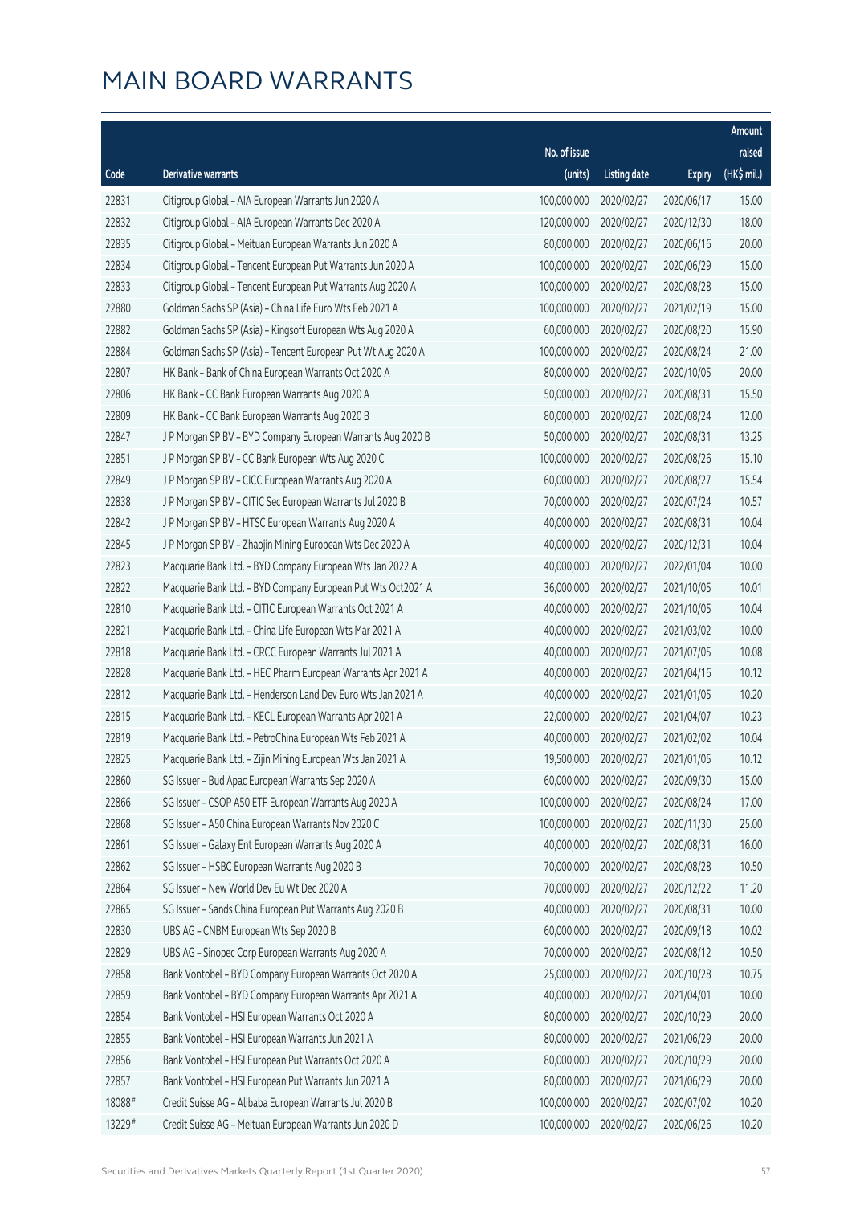# MAIN BOARD WARRANTS

| Code | Derivative warrants | No. of issue (units) | Listing date | Expiry | Amount raised (HK$ mil.) |
|---|---|---|---|---|---|
| 22831 | Citigroup Global – AIA European Warrants Jun 2020 A | 100,000,000 | 2020/02/27 | 2020/06/17 | 15.00 |
| 22832 | Citigroup Global – AIA European Warrants Dec 2020 A | 120,000,000 | 2020/02/27 | 2020/12/30 | 18.00 |
| 22835 | Citigroup Global – Meituan European Warrants Jun 2020 A | 80,000,000 | 2020/02/27 | 2020/06/16 | 20.00 |
| 22834 | Citigroup Global – Tencent European Put Warrants Jun 2020 A | 100,000,000 | 2020/02/27 | 2020/06/29 | 15.00 |
| 22833 | Citigroup Global – Tencent European Put Warrants Aug 2020 A | 100,000,000 | 2020/02/27 | 2020/08/28 | 15.00 |
| 22880 | Goldman Sachs SP (Asia) – China Life Euro Wts Feb 2021 A | 100,000,000 | 2020/02/27 | 2021/02/19 | 15.00 |
| 22882 | Goldman Sachs SP (Asia) – Kingsoft European Wts Aug 2020 A | 60,000,000 | 2020/02/27 | 2020/08/20 | 15.90 |
| 22884 | Goldman Sachs SP (Asia) – Tencent European Put Wt Aug 2020 A | 100,000,000 | 2020/02/27 | 2020/08/24 | 21.00 |
| 22807 | HK Bank – Bank of China European Warrants Oct 2020 A | 80,000,000 | 2020/02/27 | 2020/10/05 | 20.00 |
| 22806 | HK Bank – CC Bank European Warrants Aug 2020 A | 50,000,000 | 2020/02/27 | 2020/08/31 | 15.50 |
| 22809 | HK Bank – CC Bank European Warrants Aug 2020 B | 80,000,000 | 2020/02/27 | 2020/08/24 | 12.00 |
| 22847 | J P Morgan SP BV – BYD Company European Warrants Aug 2020 B | 50,000,000 | 2020/02/27 | 2020/08/31 | 13.25 |
| 22851 | J P Morgan SP BV – CC Bank European Wts Aug 2020 C | 100,000,000 | 2020/02/27 | 2020/08/26 | 15.10 |
| 22849 | J P Morgan SP BV – CICC European Warrants Aug 2020 A | 60,000,000 | 2020/02/27 | 2020/08/27 | 15.54 |
| 22838 | J P Morgan SP BV – CITIC Sec European Warrants Jul 2020 B | 70,000,000 | 2020/02/27 | 2020/07/24 | 10.57 |
| 22842 | J P Morgan SP BV – HTSC European Warrants Aug 2020 A | 40,000,000 | 2020/02/27 | 2020/08/31 | 10.04 |
| 22845 | J P Morgan SP BV – Zhaojin Mining European Wts Dec 2020 A | 40,000,000 | 2020/02/27 | 2020/12/31 | 10.04 |
| 22823 | Macquarie Bank Ltd. – BYD Company European Wts Jan 2022 A | 40,000,000 | 2020/02/27 | 2022/01/04 | 10.00 |
| 22822 | Macquarie Bank Ltd. – BYD Company European Put Wts Oct2021 A | 36,000,000 | 2020/02/27 | 2021/10/05 | 10.01 |
| 22810 | Macquarie Bank Ltd. – CITIC European Warrants Oct 2021 A | 40,000,000 | 2020/02/27 | 2021/10/05 | 10.04 |
| 22821 | Macquarie Bank Ltd. – China Life European Wts Mar 2021 A | 40,000,000 | 2020/02/27 | 2021/03/02 | 10.00 |
| 22818 | Macquarie Bank Ltd. – CRCC European Warrants Jul 2021 A | 40,000,000 | 2020/02/27 | 2021/07/05 | 10.08 |
| 22828 | Macquarie Bank Ltd. – HEC Pharm European Warrants Apr 2021 A | 40,000,000 | 2020/02/27 | 2021/04/16 | 10.12 |
| 22812 | Macquarie Bank Ltd. – Henderson Land Dev Euro Wts Jan 2021 A | 40,000,000 | 2020/02/27 | 2021/01/05 | 10.20 |
| 22815 | Macquarie Bank Ltd. – KECL European Warrants Apr 2021 A | 22,000,000 | 2020/02/27 | 2021/04/07 | 10.23 |
| 22819 | Macquarie Bank Ltd. – PetroChina European Wts Feb 2021 A | 40,000,000 | 2020/02/27 | 2021/02/02 | 10.04 |
| 22825 | Macquarie Bank Ltd. – Zijin Mining European Wts Jan 2021 A | 19,500,000 | 2020/02/27 | 2021/01/05 | 10.12 |
| 22860 | SG Issuer – Bud Apac European Warrants Sep 2020 A | 60,000,000 | 2020/02/27 | 2020/09/30 | 15.00 |
| 22866 | SG Issuer – CSOP A50 ETF European Warrants Aug 2020 A | 100,000,000 | 2020/02/27 | 2020/08/24 | 17.00 |
| 22868 | SG Issuer – A50 China European Warrants Nov 2020 C | 100,000,000 | 2020/02/27 | 2020/11/30 | 25.00 |
| 22861 | SG Issuer – Galaxy Ent European Warrants Aug 2020 A | 40,000,000 | 2020/02/27 | 2020/08/31 | 16.00 |
| 22862 | SG Issuer – HSBC European Warrants Aug 2020 B | 70,000,000 | 2020/02/27 | 2020/08/28 | 10.50 |
| 22864 | SG Issuer – New World Dev Eu Wt Dec 2020 A | 70,000,000 | 2020/02/27 | 2020/12/22 | 11.20 |
| 22865 | SG Issuer – Sands China European Put Warrants Aug 2020 B | 40,000,000 | 2020/02/27 | 2020/08/31 | 10.00 |
| 22830 | UBS AG – CNBM European Wts Sep 2020 B | 60,000,000 | 2020/02/27 | 2020/09/18 | 10.02 |
| 22829 | UBS AG – Sinopec Corp European Warrants Aug 2020 A | 70,000,000 | 2020/02/27 | 2020/08/12 | 10.50 |
| 22858 | Bank Vontobel – BYD Company European Warrants Oct 2020 A | 25,000,000 | 2020/02/27 | 2020/10/28 | 10.75 |
| 22859 | Bank Vontobel – BYD Company European Warrants Apr 2021 A | 40,000,000 | 2020/02/27 | 2021/04/01 | 10.00 |
| 22854 | Bank Vontobel – HSI European Warrants Oct 2020 A | 80,000,000 | 2020/02/27 | 2020/10/29 | 20.00 |
| 22855 | Bank Vontobel – HSI European Warrants Jun 2021 A | 80,000,000 | 2020/02/27 | 2021/06/29 | 20.00 |
| 22856 | Bank Vontobel – HSI European Put Warrants Oct 2020 A | 80,000,000 | 2020/02/27 | 2020/10/29 | 20.00 |
| 22857 | Bank Vontobel – HSI European Put Warrants Jun 2021 A | 80,000,000 | 2020/02/27 | 2021/06/29 | 20.00 |
| 18088# | Credit Suisse AG – Alibaba European Warrants Jul 2020 B | 100,000,000 | 2020/02/27 | 2020/07/02 | 10.20 |
| 13229# | Credit Suisse AG – Meituan European Warrants Jun 2020 D | 100,000,000 | 2020/02/27 | 2020/06/26 | 10.20 |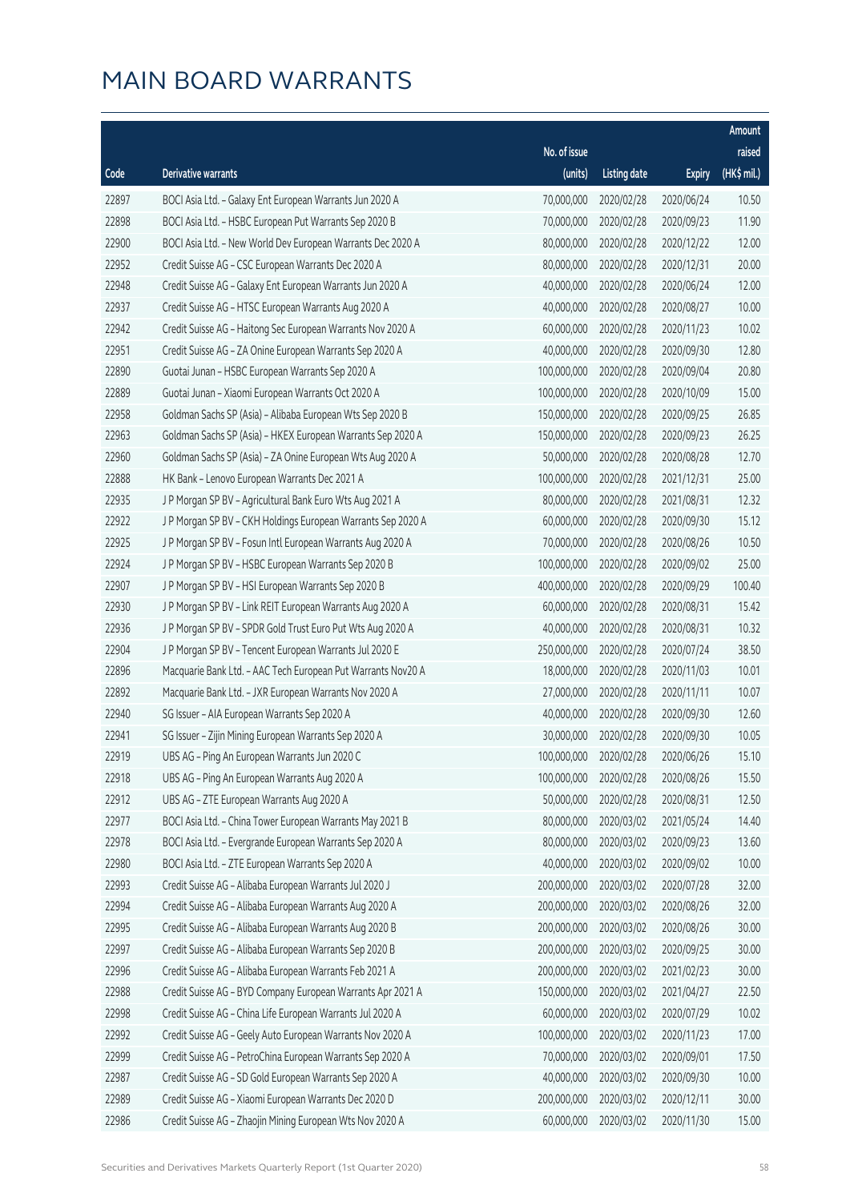# MAIN BOARD WARRANTS

| Code | Derivative warrants | No. of issue (units) | Listing date | Expiry | Amount raised (HK$ mil.) |
|---|---|---|---|---|---|
| 22897 | BOCI Asia Ltd. – Galaxy Ent European Warrants Jun 2020 A | 70,000,000 | 2020/02/28 | 2020/06/24 | 10.50 |
| 22898 | BOCI Asia Ltd. – HSBC European Put Warrants Sep 2020 B | 70,000,000 | 2020/02/28 | 2020/09/23 | 11.90 |
| 22900 | BOCI Asia Ltd. – New World Dev European Warrants Dec 2020 A | 80,000,000 | 2020/02/28 | 2020/12/22 | 12.00 |
| 22952 | Credit Suisse AG – CSC European Warrants Dec 2020 A | 80,000,000 | 2020/02/28 | 2020/12/31 | 20.00 |
| 22948 | Credit Suisse AG – Galaxy Ent European Warrants Jun 2020 A | 40,000,000 | 2020/02/28 | 2020/06/24 | 12.00 |
| 22937 | Credit Suisse AG – HTSC European Warrants Aug 2020 A | 40,000,000 | 2020/02/28 | 2020/08/27 | 10.00 |
| 22942 | Credit Suisse AG – Haitong Sec European Warrants Nov 2020 A | 60,000,000 | 2020/02/28 | 2020/11/23 | 10.02 |
| 22951 | Credit Suisse AG – ZA Onine European Warrants Sep 2020 A | 40,000,000 | 2020/02/28 | 2020/09/30 | 12.80 |
| 22890 | Guotai Junan – HSBC European Warrants Sep 2020 A | 100,000,000 | 2020/02/28 | 2020/09/04 | 20.80 |
| 22889 | Guotai Junan – Xiaomi European Warrants Oct 2020 A | 100,000,000 | 2020/02/28 | 2020/10/09 | 15.00 |
| 22958 | Goldman Sachs SP (Asia) – Alibaba European Wts Sep 2020 B | 150,000,000 | 2020/02/28 | 2020/09/25 | 26.85 |
| 22963 | Goldman Sachs SP (Asia) – HKEX European Warrants Sep 2020 A | 150,000,000 | 2020/02/28 | 2020/09/23 | 26.25 |
| 22960 | Goldman Sachs SP (Asia) – ZA Onine European Wts Aug 2020 A | 50,000,000 | 2020/02/28 | 2020/08/28 | 12.70 |
| 22888 | HK Bank – Lenovo European Warrants Dec 2021 A | 100,000,000 | 2020/02/28 | 2021/12/31 | 25.00 |
| 22935 | J P Morgan SP BV – Agricultural Bank Euro Wts Aug 2021 A | 80,000,000 | 2020/02/28 | 2021/08/31 | 12.32 |
| 22922 | J P Morgan SP BV – CKH Holdings European Warrants Sep 2020 A | 60,000,000 | 2020/02/28 | 2020/09/30 | 15.12 |
| 22925 | J P Morgan SP BV – Fosun Intl European Warrants Aug 2020 A | 70,000,000 | 2020/02/28 | 2020/08/26 | 10.50 |
| 22924 | J P Morgan SP BV – HSBC European Warrants Sep 2020 B | 100,000,000 | 2020/02/28 | 2020/09/02 | 25.00 |
| 22907 | J P Morgan SP BV – HSI European Warrants Sep 2020 B | 400,000,000 | 2020/02/28 | 2020/09/29 | 100.40 |
| 22930 | J P Morgan SP BV – Link REIT European Warrants Aug 2020 A | 60,000,000 | 2020/02/28 | 2020/08/31 | 15.42 |
| 22936 | J P Morgan SP BV – SPDR Gold Trust Euro Put Wts Aug 2020 A | 40,000,000 | 2020/02/28 | 2020/08/31 | 10.32 |
| 22904 | J P Morgan SP BV – Tencent European Warrants Jul 2020 E | 250,000,000 | 2020/02/28 | 2020/07/24 | 38.50 |
| 22896 | Macquarie Bank Ltd. – AAC Tech European Put Warrants Nov20 A | 18,000,000 | 2020/02/28 | 2020/11/03 | 10.01 |
| 22892 | Macquarie Bank Ltd. – JXR European Warrants Nov 2020 A | 27,000,000 | 2020/02/28 | 2020/11/11 | 10.07 |
| 22940 | SG Issuer – AIA European Warrants Sep 2020 A | 40,000,000 | 2020/02/28 | 2020/09/30 | 12.60 |
| 22941 | SG Issuer – Zijin Mining European Warrants Sep 2020 A | 30,000,000 | 2020/02/28 | 2020/09/30 | 10.05 |
| 22919 | UBS AG – Ping An European Warrants Jun 2020 C | 100,000,000 | 2020/02/28 | 2020/06/26 | 15.10 |
| 22918 | UBS AG – Ping An European Warrants Aug 2020 A | 100,000,000 | 2020/02/28 | 2020/08/26 | 15.50 |
| 22912 | UBS AG – ZTE European Warrants Aug 2020 A | 50,000,000 | 2020/02/28 | 2020/08/31 | 12.50 |
| 22977 | BOCI Asia Ltd. – China Tower European Warrants May 2021 B | 80,000,000 | 2020/03/02 | 2021/05/24 | 14.40 |
| 22978 | BOCI Asia Ltd. – Evergrande European Warrants Sep 2020 A | 80,000,000 | 2020/03/02 | 2020/09/23 | 13.60 |
| 22980 | BOCI Asia Ltd. – ZTE European Warrants Sep 2020 A | 40,000,000 | 2020/03/02 | 2020/09/02 | 10.00 |
| 22993 | Credit Suisse AG – Alibaba European Warrants Jul 2020 J | 200,000,000 | 2020/03/02 | 2020/07/28 | 32.00 |
| 22994 | Credit Suisse AG – Alibaba European Warrants Aug 2020 A | 200,000,000 | 2020/03/02 | 2020/08/26 | 32.00 |
| 22995 | Credit Suisse AG – Alibaba European Warrants Aug 2020 B | 200,000,000 | 2020/03/02 | 2020/08/26 | 30.00 |
| 22997 | Credit Suisse AG – Alibaba European Warrants Sep 2020 B | 200,000,000 | 2020/03/02 | 2020/09/25 | 30.00 |
| 22996 | Credit Suisse AG – Alibaba European Warrants Feb 2021 A | 200,000,000 | 2020/03/02 | 2021/02/23 | 30.00 |
| 22988 | Credit Suisse AG – BYD Company European Warrants Apr 2021 A | 150,000,000 | 2020/03/02 | 2021/04/27 | 22.50 |
| 22998 | Credit Suisse AG – China Life European Warrants Jul 2020 A | 60,000,000 | 2020/03/02 | 2020/07/29 | 10.02 |
| 22992 | Credit Suisse AG – Geely Auto European Warrants Nov 2020 A | 100,000,000 | 2020/03/02 | 2020/11/23 | 17.00 |
| 22999 | Credit Suisse AG – PetroChina European Warrants Sep 2020 A | 70,000,000 | 2020/03/02 | 2020/09/01 | 17.50 |
| 22987 | Credit Suisse AG – SD Gold European Warrants Sep 2020 A | 40,000,000 | 2020/03/02 | 2020/09/30 | 10.00 |
| 22989 | Credit Suisse AG – Xiaomi European Warrants Dec 2020 D | 200,000,000 | 2020/03/02 | 2020/12/11 | 30.00 |
| 22986 | Credit Suisse AG – Zhaojin Mining European Wts Nov 2020 A | 60,000,000 | 2020/03/02 | 2020/11/30 | 15.00 |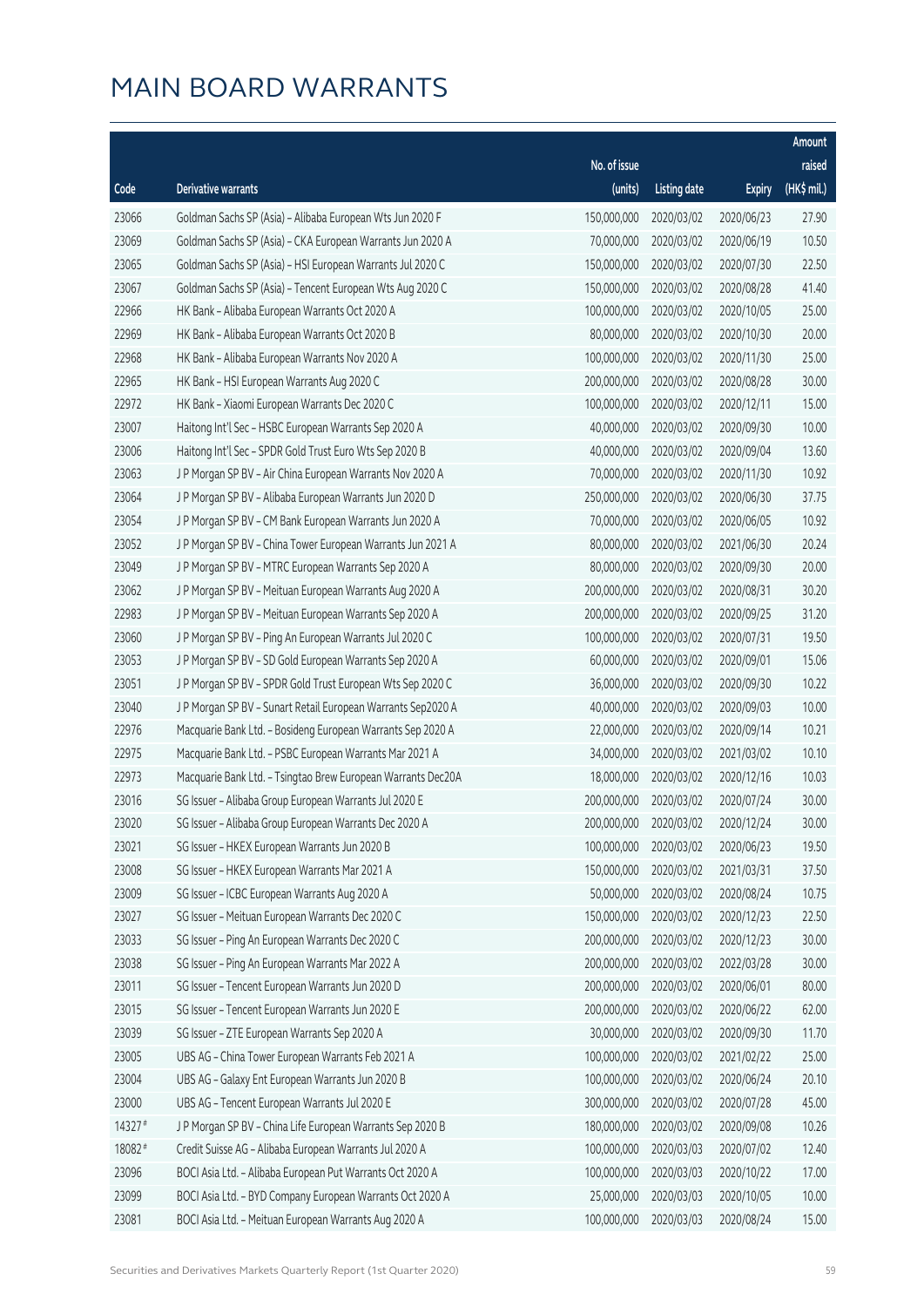# MAIN BOARD WARRANTS

| Code | Derivative warrants | No. of issue (units) | Listing date | Expiry | Amount raised (HK$ mil.) |
|---|---|---|---|---|---|
| 23066 | Goldman Sachs SP (Asia) - Alibaba European Wts Jun 2020 F | 150,000,000 | 2020/03/02 | 2020/06/23 | 27.90 |
| 23069 | Goldman Sachs SP (Asia) - CKA European Warrants Jun 2020 A | 70,000,000 | 2020/03/02 | 2020/06/19 | 10.50 |
| 23065 | Goldman Sachs SP (Asia) - HSI European Warrants Jul 2020 C | 150,000,000 | 2020/03/02 | 2020/07/30 | 22.50 |
| 23067 | Goldman Sachs SP (Asia) - Tencent European Wts Aug 2020 C | 150,000,000 | 2020/03/02 | 2020/08/28 | 41.40 |
| 22966 | HK Bank - Alibaba European Warrants Oct 2020 A | 100,000,000 | 2020/03/02 | 2020/10/05 | 25.00 |
| 22969 | HK Bank - Alibaba European Warrants Oct 2020 B | 80,000,000 | 2020/03/02 | 2020/10/30 | 20.00 |
| 22968 | HK Bank - Alibaba European Warrants Nov 2020 A | 100,000,000 | 2020/03/02 | 2020/11/30 | 25.00 |
| 22965 | HK Bank - HSI European Warrants Aug 2020 C | 200,000,000 | 2020/03/02 | 2020/08/28 | 30.00 |
| 22972 | HK Bank - Xiaomi European Warrants Dec 2020 C | 100,000,000 | 2020/03/02 | 2020/12/11 | 15.00 |
| 23007 | Haitong Int'l Sec - HSBC European Warrants Sep 2020 A | 40,000,000 | 2020/03/02 | 2020/09/30 | 10.00 |
| 23006 | Haitong Int'l Sec - SPDR Gold Trust Euro Wts Sep 2020 B | 40,000,000 | 2020/03/02 | 2020/09/04 | 13.60 |
| 23063 | J P Morgan SP BV - Air China European Warrants Nov 2020 A | 70,000,000 | 2020/03/02 | 2020/11/30 | 10.92 |
| 23064 | J P Morgan SP BV - Alibaba European Warrants Jun 2020 D | 250,000,000 | 2020/03/02 | 2020/06/30 | 37.75 |
| 23054 | J P Morgan SP BV - CM Bank European Warrants Jun 2020 A | 70,000,000 | 2020/03/02 | 2020/06/05 | 10.92 |
| 23052 | J P Morgan SP BV - China Tower European Warrants Jun 2021 A | 80,000,000 | 2020/03/02 | 2021/06/30 | 20.24 |
| 23049 | J P Morgan SP BV - MTRC European Warrants Sep 2020 A | 80,000,000 | 2020/03/02 | 2020/09/30 | 20.00 |
| 23062 | J P Morgan SP BV - Meituan European Warrants Aug 2020 A | 200,000,000 | 2020/03/02 | 2020/08/31 | 30.20 |
| 22983 | J P Morgan SP BV - Meituan European Warrants Sep 2020 A | 200,000,000 | 2020/03/02 | 2020/09/25 | 31.20 |
| 23060 | J P Morgan SP BV - Ping An European Warrants Jul 2020 C | 100,000,000 | 2020/03/02 | 2020/07/31 | 19.50 |
| 23053 | J P Morgan SP BV - SD Gold European Warrants Sep 2020 A | 60,000,000 | 2020/03/02 | 2020/09/01 | 15.06 |
| 23051 | J P Morgan SP BV - SPDR Gold Trust European Wts Sep 2020 C | 36,000,000 | 2020/03/02 | 2020/09/30 | 10.22 |
| 23040 | J P Morgan SP BV - Sunart Retail European Warrants Sep2020 A | 40,000,000 | 2020/03/02 | 2020/09/03 | 10.00 |
| 22976 | Macquarie Bank Ltd. - Bosideng European Warrants Sep 2020 A | 22,000,000 | 2020/03/02 | 2020/09/14 | 10.21 |
| 22975 | Macquarie Bank Ltd. - PSBC European Warrants Mar 2021 A | 34,000,000 | 2020/03/02 | 2021/03/02 | 10.10 |
| 22973 | Macquarie Bank Ltd. - Tsingtao Brew European Warrants Dec20A | 18,000,000 | 2020/03/02 | 2020/12/16 | 10.03 |
| 23016 | SG Issuer - Alibaba Group European Warrants Jul 2020 E | 200,000,000 | 2020/03/02 | 2020/07/24 | 30.00 |
| 23020 | SG Issuer - Alibaba Group European Warrants Dec 2020 A | 200,000,000 | 2020/03/02 | 2020/12/24 | 30.00 |
| 23021 | SG Issuer - HKEX European Warrants Jun 2020 B | 100,000,000 | 2020/03/02 | 2020/06/23 | 19.50 |
| 23008 | SG Issuer - HKEX European Warrants Mar 2021 A | 150,000,000 | 2020/03/02 | 2021/03/31 | 37.50 |
| 23009 | SG Issuer - ICBC European Warrants Aug 2020 A | 50,000,000 | 2020/03/02 | 2020/08/24 | 10.75 |
| 23027 | SG Issuer - Meituan European Warrants Dec 2020 C | 150,000,000 | 2020/03/02 | 2020/12/23 | 22.50 |
| 23033 | SG Issuer - Ping An European Warrants Dec 2020 C | 200,000,000 | 2020/03/02 | 2020/12/23 | 30.00 |
| 23038 | SG Issuer - Ping An European Warrants Mar 2022 A | 200,000,000 | 2020/03/02 | 2022/03/28 | 30.00 |
| 23011 | SG Issuer - Tencent European Warrants Jun 2020 D | 200,000,000 | 2020/03/02 | 2020/06/01 | 80.00 |
| 23015 | SG Issuer - Tencent European Warrants Jun 2020 E | 200,000,000 | 2020/03/02 | 2020/06/22 | 62.00 |
| 23039 | SG Issuer - ZTE European Warrants Sep 2020 A | 30,000,000 | 2020/03/02 | 2020/09/30 | 11.70 |
| 23005 | UBS AG - China Tower European Warrants Feb 2021 A | 100,000,000 | 2020/03/02 | 2021/02/22 | 25.00 |
| 23004 | UBS AG - Galaxy Ent European Warrants Jun 2020 B | 100,000,000 | 2020/03/02 | 2020/06/24 | 20.10 |
| 23000 | UBS AG - Tencent European Warrants Jul 2020 E | 300,000,000 | 2020/03/02 | 2020/07/28 | 45.00 |
| 14327 # | J P Morgan SP BV - China Life European Warrants Sep 2020 B | 180,000,000 | 2020/03/02 | 2020/09/08 | 10.26 |
| 18082 # | Credit Suisse AG - Alibaba European Warrants Jul 2020 A | 100,000,000 | 2020/03/03 | 2020/07/02 | 12.40 |
| 23096 | BOCI Asia Ltd. - Alibaba European Put Warrants Oct 2020 A | 100,000,000 | 2020/03/03 | 2020/10/22 | 17.00 |
| 23099 | BOCI Asia Ltd. - BYD Company European Warrants Oct 2020 A | 25,000,000 | 2020/03/03 | 2020/10/05 | 10.00 |
| 23081 | BOCI Asia Ltd. - Meituan European Warrants Aug 2020 A | 100,000,000 | 2020/03/03 | 2020/08/24 | 15.00 |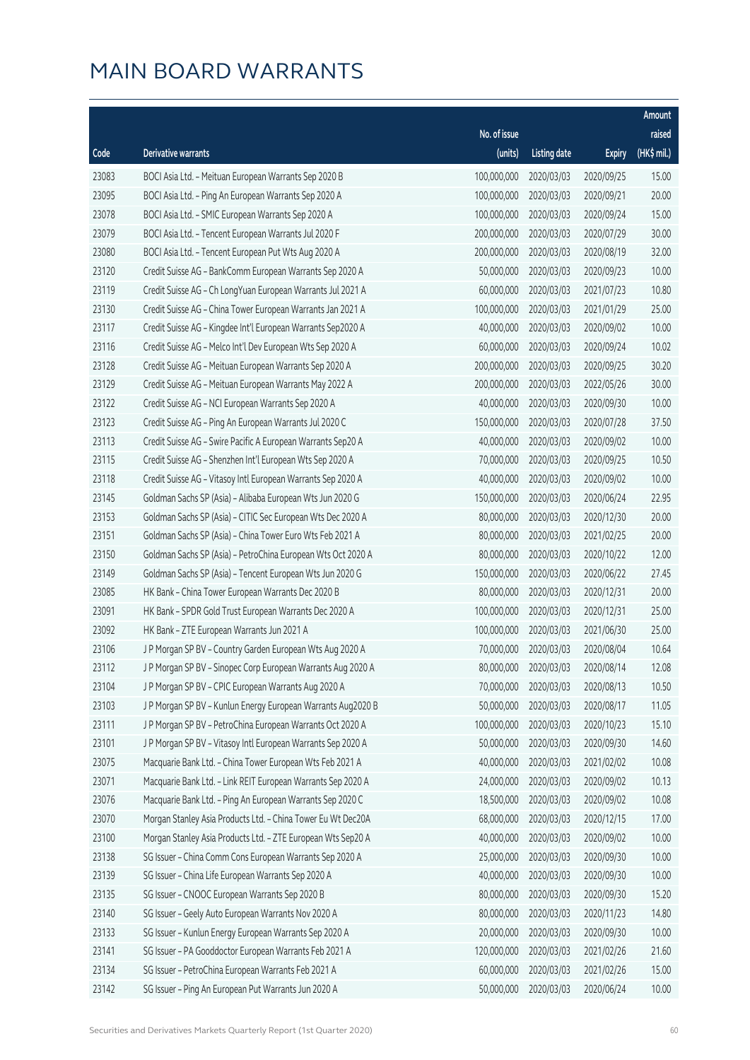# MAIN BOARD WARRANTS

| Code | Derivative warrants | No. of issue (units) | Listing date | Expiry | Amount raised (HK$ mil.) |
|---|---|---|---|---|---|
| 23083 | BOCI Asia Ltd. - Meituan European Warrants Sep 2020 B | 100,000,000 | 2020/03/03 | 2020/09/25 | 15.00 |
| 23095 | BOCI Asia Ltd. - Ping An European Warrants Sep 2020 A | 100,000,000 | 2020/03/03 | 2020/09/21 | 20.00 |
| 23078 | BOCI Asia Ltd. - SMIC European Warrants Sep 2020 A | 100,000,000 | 2020/03/03 | 2020/09/24 | 15.00 |
| 23079 | BOCI Asia Ltd. - Tencent European Warrants Jul 2020 F | 200,000,000 | 2020/03/03 | 2020/07/29 | 30.00 |
| 23080 | BOCI Asia Ltd. - Tencent European Put Wts Aug 2020 A | 200,000,000 | 2020/03/03 | 2020/08/19 | 32.00 |
| 23120 | Credit Suisse AG - BankComm European Warrants Sep 2020 A | 50,000,000 | 2020/03/03 | 2020/09/23 | 10.00 |
| 23119 | Credit Suisse AG - Ch LongYuan European Warrants Jul 2021 A | 60,000,000 | 2020/03/03 | 2021/07/23 | 10.80 |
| 23130 | Credit Suisse AG - China Tower European Warrants Jan 2021 A | 100,000,000 | 2020/03/03 | 2021/01/29 | 25.00 |
| 23117 | Credit Suisse AG - Kingdee Int'l European Warrants Sep2020 A | 40,000,000 | 2020/03/03 | 2020/09/02 | 10.00 |
| 23116 | Credit Suisse AG - Melco Int'l Dev European Wts Sep 2020 A | 60,000,000 | 2020/03/03 | 2020/09/24 | 10.02 |
| 23128 | Credit Suisse AG - Meituan European Warrants Sep 2020 A | 200,000,000 | 2020/03/03 | 2020/09/25 | 30.20 |
| 23129 | Credit Suisse AG - Meituan European Warrants May 2022 A | 200,000,000 | 2020/03/03 | 2022/05/26 | 30.00 |
| 23122 | Credit Suisse AG - NCI European Warrants Sep 2020 A | 40,000,000 | 2020/03/03 | 2020/09/30 | 10.00 |
| 23123 | Credit Suisse AG - Ping An European Warrants Jul 2020 C | 150,000,000 | 2020/03/03 | 2020/07/28 | 37.50 |
| 23113 | Credit Suisse AG - Swire Pacific A European Warrants Sep20 A | 40,000,000 | 2020/03/03 | 2020/09/02 | 10.00 |
| 23115 | Credit Suisse AG - Shenzhen Int'l European Wts Sep 2020 A | 70,000,000 | 2020/03/03 | 2020/09/25 | 10.50 |
| 23118 | Credit Suisse AG - Vitasoy Intl European Warrants Sep 2020 A | 40,000,000 | 2020/03/03 | 2020/09/02 | 10.00 |
| 23145 | Goldman Sachs SP (Asia) - Alibaba European Wts Jun 2020 G | 150,000,000 | 2020/03/03 | 2020/06/24 | 22.95 |
| 23153 | Goldman Sachs SP (Asia) - CITIC Sec European Wts Dec 2020 A | 80,000,000 | 2020/03/03 | 2020/12/30 | 20.00 |
| 23151 | Goldman Sachs SP (Asia) - China Tower Euro Wts Feb 2021 A | 80,000,000 | 2020/03/03 | 2021/02/25 | 20.00 |
| 23150 | Goldman Sachs SP (Asia) - PetroChina European Wts Oct 2020 A | 80,000,000 | 2020/03/03 | 2020/10/22 | 12.00 |
| 23149 | Goldman Sachs SP (Asia) - Tencent European Wts Jun 2020 G | 150,000,000 | 2020/03/03 | 2020/06/22 | 27.45 |
| 23085 | HK Bank - China Tower European Warrants Dec 2020 B | 80,000,000 | 2020/03/03 | 2020/12/31 | 20.00 |
| 23091 | HK Bank - SPDR Gold Trust European Warrants Dec 2020 A | 100,000,000 | 2020/03/03 | 2020/12/31 | 25.00 |
| 23092 | HK Bank - ZTE European Warrants Jun 2021 A | 100,000,000 | 2020/03/03 | 2021/06/30 | 25.00 |
| 23106 | J P Morgan SP BV - Country Garden European Wts Aug 2020 A | 70,000,000 | 2020/03/03 | 2020/08/04 | 10.64 |
| 23112 | J P Morgan SP BV - Sinopec Corp European Warrants Aug 2020 A | 80,000,000 | 2020/03/03 | 2020/08/14 | 12.08 |
| 23104 | J P Morgan SP BV - CPIC European Warrants Aug 2020 A | 70,000,000 | 2020/03/03 | 2020/08/13 | 10.50 |
| 23103 | J P Morgan SP BV - Kunlun Energy European Warrants Aug2020 B | 50,000,000 | 2020/03/03 | 2020/08/17 | 11.05 |
| 23111 | J P Morgan SP BV - PetroChina European Warrants Oct 2020 A | 100,000,000 | 2020/03/03 | 2020/10/23 | 15.10 |
| 23101 | J P Morgan SP BV - Vitasoy Intl European Warrants Sep 2020 A | 50,000,000 | 2020/03/03 | 2020/09/30 | 14.60 |
| 23075 | Macquarie Bank Ltd. - China Tower European Wts Feb 2021 A | 40,000,000 | 2020/03/03 | 2021/02/02 | 10.08 |
| 23071 | Macquarie Bank Ltd. - Link REIT European Warrants Sep 2020 A | 24,000,000 | 2020/03/03 | 2020/09/02 | 10.13 |
| 23076 | Macquarie Bank Ltd. - Ping An European Warrants Sep 2020 C | 18,500,000 | 2020/03/03 | 2020/09/02 | 10.08 |
| 23070 | Morgan Stanley Asia Products Ltd. - China Tower Eu Wt Dec20A | 68,000,000 | 2020/03/03 | 2020/12/15 | 17.00 |
| 23100 | Morgan Stanley Asia Products Ltd. - ZTE European Wts Sep20 A | 40,000,000 | 2020/03/03 | 2020/09/02 | 10.00 |
| 23138 | SG Issuer - China Comm Cons European Warrants Sep 2020 A | 25,000,000 | 2020/03/03 | 2020/09/30 | 10.00 |
| 23139 | SG Issuer - China Life European Warrants Sep 2020 A | 40,000,000 | 2020/03/03 | 2020/09/30 | 10.00 |
| 23135 | SG Issuer - CNOOC European Warrants Sep 2020 B | 80,000,000 | 2020/03/03 | 2020/09/30 | 15.20 |
| 23140 | SG Issuer - Geely Auto European Warrants Nov 2020 A | 80,000,000 | 2020/03/03 | 2020/11/23 | 14.80 |
| 23133 | SG Issuer - Kunlun Energy European Warrants Sep 2020 A | 20,000,000 | 2020/03/03 | 2020/09/30 | 10.00 |
| 23141 | SG Issuer - PA Gooddoctor European Warrants Feb 2021 A | 120,000,000 | 2020/03/03 | 2021/02/26 | 21.60 |
| 23134 | SG Issuer - PetroChina European Warrants Feb 2021 A | 60,000,000 | 2020/03/03 | 2021/02/26 | 15.00 |
| 23142 | SG Issuer - Ping An European Put Warrants Jun 2020 A | 50,000,000 | 2020/03/03 | 2020/06/24 | 10.00 |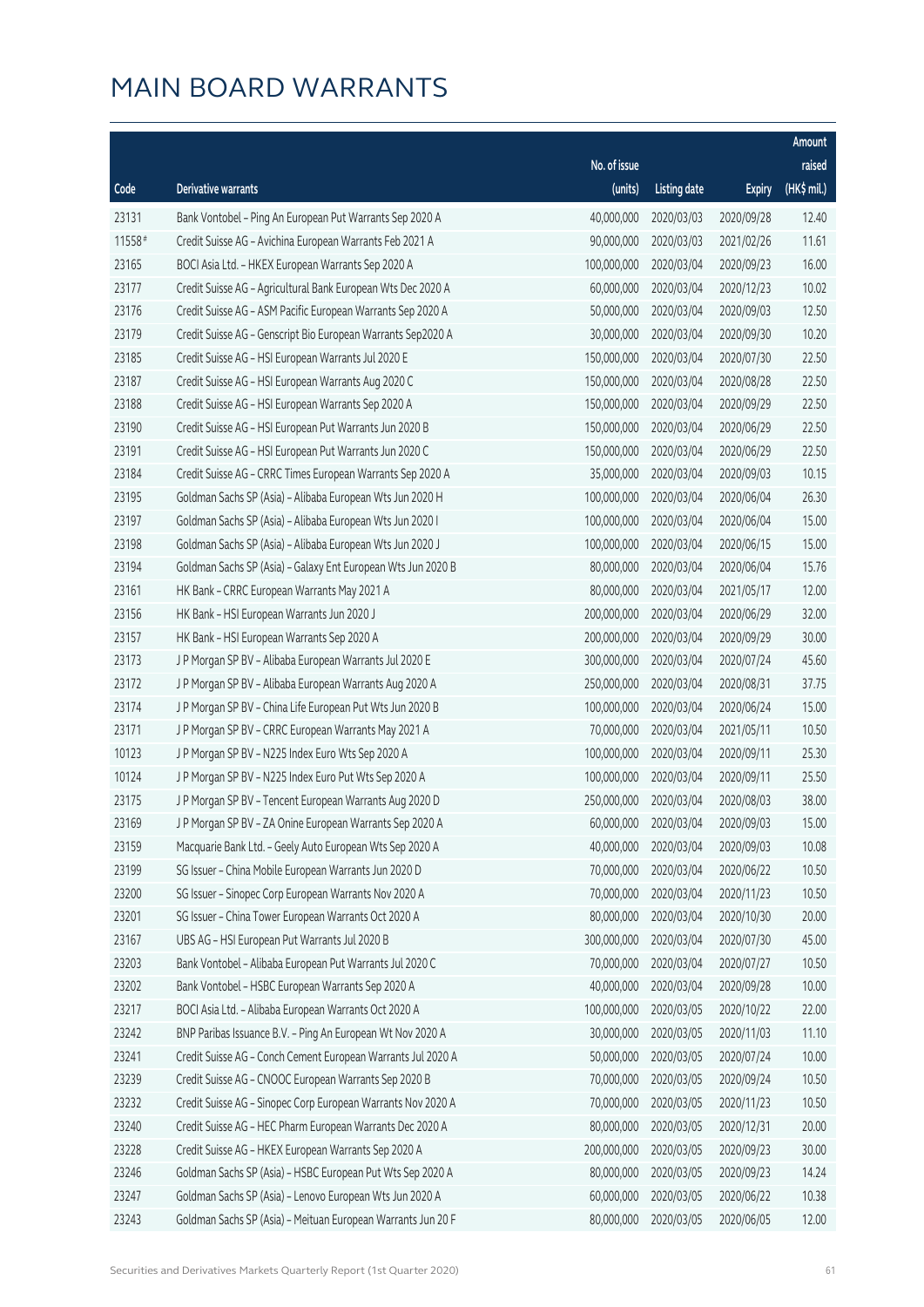# MAIN BOARD WARRANTS

| Code | Derivative warrants | No. of issue (units) | Listing date | Expiry | Amount raised (HK$ mil.) |
|---|---|---|---|---|---|
| 23131 | Bank Vontobel - Ping An European Put Warrants Sep 2020 A | 40,000,000 | 2020/03/03 | 2020/09/28 | 12.40 |
| 11558# | Credit Suisse AG - Avichina European Warrants Feb 2021 A | 90,000,000 | 2020/03/03 | 2021/02/26 | 11.61 |
| 23165 | BOCI Asia Ltd. - HKEX European Warrants Sep 2020 A | 100,000,000 | 2020/03/04 | 2020/09/23 | 16.00 |
| 23177 | Credit Suisse AG - Agricultural Bank European Wts Dec 2020 A | 60,000,000 | 2020/03/04 | 2020/12/23 | 10.02 |
| 23176 | Credit Suisse AG - ASM Pacific European Warrants Sep 2020 A | 50,000,000 | 2020/03/04 | 2020/09/03 | 12.50 |
| 23179 | Credit Suisse AG - Genscript Bio European Warrants Sep2020 A | 30,000,000 | 2020/03/04 | 2020/09/30 | 10.20 |
| 23185 | Credit Suisse AG - HSI European Warrants Jul 2020 E | 150,000,000 | 2020/03/04 | 2020/07/30 | 22.50 |
| 23187 | Credit Suisse AG - HSI European Warrants Aug 2020 C | 150,000,000 | 2020/03/04 | 2020/08/28 | 22.50 |
| 23188 | Credit Suisse AG - HSI European Warrants Sep 2020 A | 150,000,000 | 2020/03/04 | 2020/09/29 | 22.50 |
| 23190 | Credit Suisse AG - HSI European Put Warrants Jun 2020 B | 150,000,000 | 2020/03/04 | 2020/06/29 | 22.50 |
| 23191 | Credit Suisse AG - HSI European Put Warrants Jun 2020 C | 150,000,000 | 2020/03/04 | 2020/06/29 | 22.50 |
| 23184 | Credit Suisse AG - CRRC Times European Warrants Sep 2020 A | 35,000,000 | 2020/03/04 | 2020/09/03 | 10.15 |
| 23195 | Goldman Sachs SP (Asia) - Alibaba European Wts Jun 2020 H | 100,000,000 | 2020/03/04 | 2020/06/04 | 26.30 |
| 23197 | Goldman Sachs SP (Asia) - Alibaba European Wts Jun 2020 I | 100,000,000 | 2020/03/04 | 2020/06/04 | 15.00 |
| 23198 | Goldman Sachs SP (Asia) - Alibaba European Wts Jun 2020 J | 100,000,000 | 2020/03/04 | 2020/06/15 | 15.00 |
| 23194 | Goldman Sachs SP (Asia) - Galaxy Ent European Wts Jun 2020 B | 80,000,000 | 2020/03/04 | 2020/06/04 | 15.76 |
| 23161 | HK Bank - CRRC European Warrants May 2021 A | 80,000,000 | 2020/03/04 | 2021/05/17 | 12.00 |
| 23156 | HK Bank - HSI European Warrants Jun 2020 J | 200,000,000 | 2020/03/04 | 2020/06/29 | 32.00 |
| 23157 | HK Bank - HSI European Warrants Sep 2020 A | 200,000,000 | 2020/03/04 | 2020/09/29 | 30.00 |
| 23173 | J P Morgan SP BV - Alibaba European Warrants Jul 2020 E | 300,000,000 | 2020/03/04 | 2020/07/24 | 45.60 |
| 23172 | J P Morgan SP BV - Alibaba European Warrants Aug 2020 A | 250,000,000 | 2020/03/04 | 2020/08/31 | 37.75 |
| 23174 | J P Morgan SP BV - China Life European Put Wts Jun 2020 B | 100,000,000 | 2020/03/04 | 2020/06/24 | 15.00 |
| 23171 | J P Morgan SP BV - CRRC European Warrants May 2021 A | 70,000,000 | 2020/03/04 | 2021/05/11 | 10.50 |
| 10123 | J P Morgan SP BV - N225 Index Euro Wts Sep 2020 A | 100,000,000 | 2020/03/04 | 2020/09/11 | 25.30 |
| 10124 | J P Morgan SP BV - N225 Index Euro Put Wts Sep 2020 A | 100,000,000 | 2020/03/04 | 2020/09/11 | 25.50 |
| 23175 | J P Morgan SP BV - Tencent European Warrants Aug 2020 D | 250,000,000 | 2020/03/04 | 2020/08/03 | 38.00 |
| 23169 | J P Morgan SP BV - ZA Onine European Warrants Sep 2020 A | 60,000,000 | 2020/03/04 | 2020/09/03 | 15.00 |
| 23159 | Macquarie Bank Ltd. - Geely Auto European Wts Sep 2020 A | 40,000,000 | 2020/03/04 | 2020/09/03 | 10.08 |
| 23199 | SG Issuer - China Mobile European Warrants Jun 2020 D | 70,000,000 | 2020/03/04 | 2020/06/22 | 10.50 |
| 23200 | SG Issuer - Sinopec Corp European Warrants Nov 2020 A | 70,000,000 | 2020/03/04 | 2020/11/23 | 10.50 |
| 23201 | SG Issuer - China Tower European Warrants Oct 2020 A | 80,000,000 | 2020/03/04 | 2020/10/30 | 20.00 |
| 23167 | UBS AG - HSI European Put Warrants Jul 2020 B | 300,000,000 | 2020/03/04 | 2020/07/30 | 45.00 |
| 23203 | Bank Vontobel - Alibaba European Put Warrants Jul 2020 C | 70,000,000 | 2020/03/04 | 2020/07/27 | 10.50 |
| 23202 | Bank Vontobel - HSBC European Warrants Sep 2020 A | 40,000,000 | 2020/03/04 | 2020/09/28 | 10.00 |
| 23217 | BOCI Asia Ltd. - Alibaba European Warrants Oct 2020 A | 100,000,000 | 2020/03/05 | 2020/10/22 | 22.00 |
| 23242 | BNP Paribas Issuance B.V. - Ping An European Wt Nov 2020 A | 30,000,000 | 2020/03/05 | 2020/11/03 | 11.10 |
| 23241 | Credit Suisse AG - Conch Cement European Warrants Jul 2020 A | 50,000,000 | 2020/03/05 | 2020/07/24 | 10.00 |
| 23239 | Credit Suisse AG - CNOOC European Warrants Sep 2020 B | 70,000,000 | 2020/03/05 | 2020/09/24 | 10.50 |
| 23232 | Credit Suisse AG - Sinopec Corp European Warrants Nov 2020 A | 70,000,000 | 2020/03/05 | 2020/11/23 | 10.50 |
| 23240 | Credit Suisse AG - HEC Pharm European Warrants Dec 2020 A | 80,000,000 | 2020/03/05 | 2020/12/31 | 20.00 |
| 23228 | Credit Suisse AG - HKEX European Warrants Sep 2020 A | 200,000,000 | 2020/03/05 | 2020/09/23 | 30.00 |
| 23246 | Goldman Sachs SP (Asia) - HSBC European Put Wts Sep 2020 A | 80,000,000 | 2020/03/05 | 2020/09/23 | 14.24 |
| 23247 | Goldman Sachs SP (Asia) - Lenovo European Wts Jun 2020 A | 60,000,000 | 2020/03/05 | 2020/06/22 | 10.38 |
| 23243 | Goldman Sachs SP (Asia) - Meituan European Warrants Jun 20 F | 80,000,000 | 2020/03/05 | 2020/06/05 | 12.00 |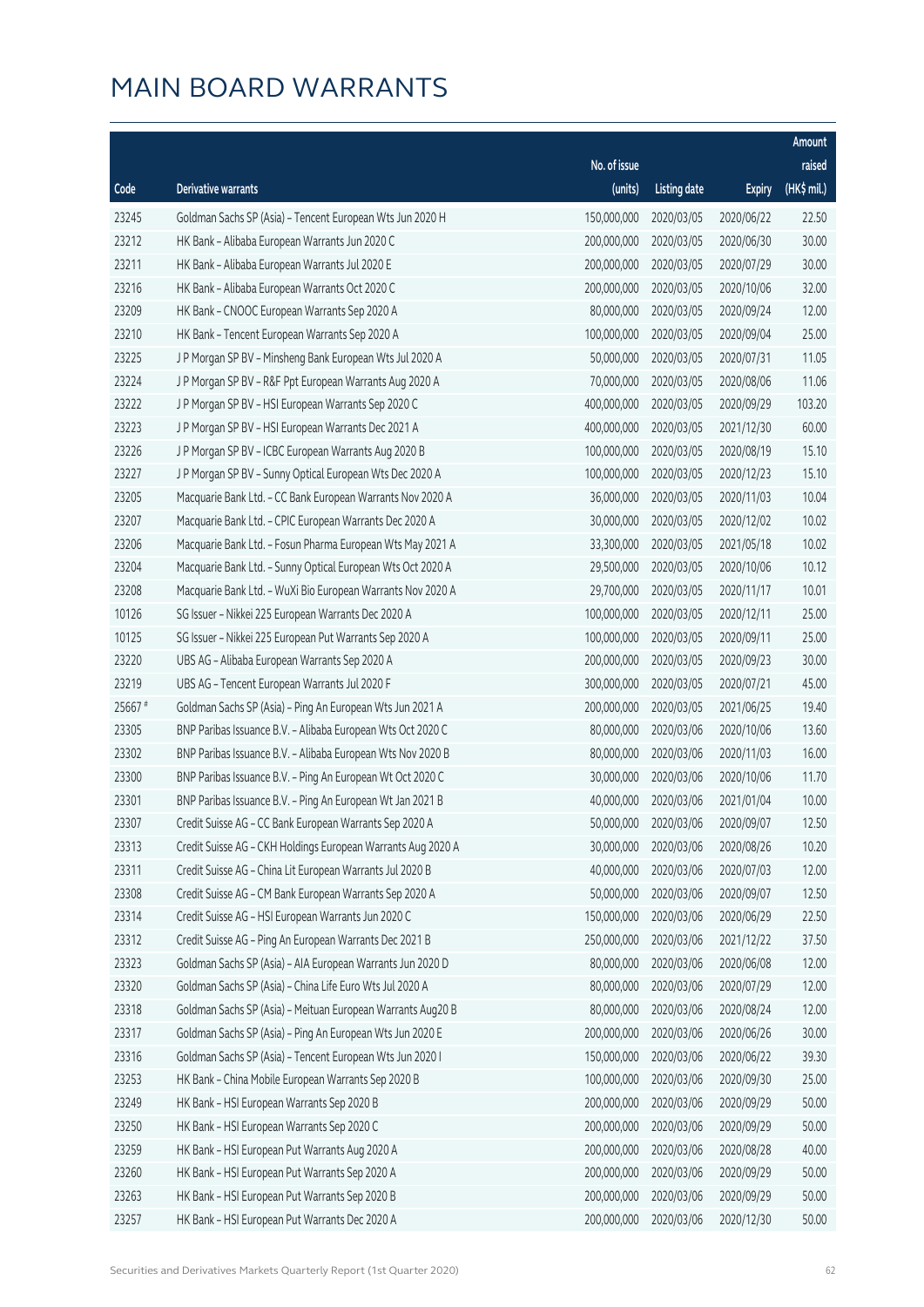# MAIN BOARD WARRANTS

| Code | Derivative warrants | No. of issue (units) | Listing date | Expiry | Amount raised (HK$ mil.) |
|---|---|---|---|---|---|
| 23245 | Goldman Sachs SP (Asia) - Tencent European Wts Jun 2020 H | 150,000,000 | 2020/03/05 | 2020/06/22 | 22.50 |
| 23212 | HK Bank - Alibaba European Warrants Jun 2020 C | 200,000,000 | 2020/03/05 | 2020/06/30 | 30.00 |
| 23211 | HK Bank - Alibaba European Warrants Jul 2020 E | 200,000,000 | 2020/03/05 | 2020/07/29 | 30.00 |
| 23216 | HK Bank - Alibaba European Warrants Oct 2020 C | 200,000,000 | 2020/03/05 | 2020/10/06 | 32.00 |
| 23209 | HK Bank - CNOOC European Warrants Sep 2020 A | 80,000,000 | 2020/03/05 | 2020/09/24 | 12.00 |
| 23210 | HK Bank - Tencent European Warrants Sep 2020 A | 100,000,000 | 2020/03/05 | 2020/09/04 | 25.00 |
| 23225 | J P Morgan SP BV - Minsheng Bank European Wts Jul 2020 A | 50,000,000 | 2020/03/05 | 2020/07/31 | 11.05 |
| 23224 | J P Morgan SP BV - R&F Ppt European Warrants Aug 2020 A | 70,000,000 | 2020/03/05 | 2020/08/06 | 11.06 |
| 23222 | J P Morgan SP BV - HSI European Warrants Sep 2020 C | 400,000,000 | 2020/03/05 | 2020/09/29 | 103.20 |
| 23223 | J P Morgan SP BV - HSI European Warrants Dec 2021 A | 400,000,000 | 2020/03/05 | 2021/12/30 | 60.00 |
| 23226 | J P Morgan SP BV - ICBC European Warrants Aug 2020 B | 100,000,000 | 2020/03/05 | 2020/08/19 | 15.10 |
| 23227 | J P Morgan SP BV - Sunny Optical European Wts Dec 2020 A | 100,000,000 | 2020/03/05 | 2020/12/23 | 15.10 |
| 23205 | Macquarie Bank Ltd. - CC Bank European Warrants Nov 2020 A | 36,000,000 | 2020/03/05 | 2020/11/03 | 10.04 |
| 23207 | Macquarie Bank Ltd. - CPIC European Warrants Dec 2020 A | 30,000,000 | 2020/03/05 | 2020/12/02 | 10.02 |
| 23206 | Macquarie Bank Ltd. - Fosun Pharma European Wts May 2021 A | 33,300,000 | 2020/03/05 | 2021/05/18 | 10.02 |
| 23204 | Macquarie Bank Ltd. - Sunny Optical European Wts Oct 2020 A | 29,500,000 | 2020/03/05 | 2020/10/06 | 10.12 |
| 23208 | Macquarie Bank Ltd. - WuXi Bio European Warrants Nov 2020 A | 29,700,000 | 2020/03/05 | 2020/11/17 | 10.01 |
| 10126 | SG Issuer - Nikkei 225 European Warrants Dec 2020 A | 100,000,000 | 2020/03/05 | 2020/12/11 | 25.00 |
| 10125 | SG Issuer - Nikkei 225 European Put Warrants Sep 2020 A | 100,000,000 | 2020/03/05 | 2020/09/11 | 25.00 |
| 23220 | UBS AG - Alibaba European Warrants Sep 2020 A | 200,000,000 | 2020/03/05 | 2020/09/23 | 30.00 |
| 23219 | UBS AG - Tencent European Warrants Jul 2020 F | 300,000,000 | 2020/03/05 | 2020/07/21 | 45.00 |
| 25667 # | Goldman Sachs SP (Asia) - Ping An European Wts Jun 2021 A | 200,000,000 | 2020/03/05 | 2021/06/25 | 19.40 |
| 23305 | BNP Paribas Issuance B.V. - Alibaba European Wts Oct 2020 C | 80,000,000 | 2020/03/06 | 2020/10/06 | 13.60 |
| 23302 | BNP Paribas Issuance B.V. - Alibaba European Wts Nov 2020 B | 80,000,000 | 2020/03/06 | 2020/11/03 | 16.00 |
| 23300 | BNP Paribas Issuance B.V. - Ping An European Wt Oct 2020 C | 30,000,000 | 2020/03/06 | 2020/10/06 | 11.70 |
| 23301 | BNP Paribas Issuance B.V. - Ping An European Wt Jan 2021 B | 40,000,000 | 2020/03/06 | 2021/01/04 | 10.00 |
| 23307 | Credit Suisse AG - CC Bank European Warrants Sep 2020 A | 50,000,000 | 2020/03/06 | 2020/09/07 | 12.50 |
| 23313 | Credit Suisse AG - CKH Holdings European Warrants Aug 2020 A | 30,000,000 | 2020/03/06 | 2020/08/26 | 10.20 |
| 23311 | Credit Suisse AG - China Lit European Warrants Jul 2020 B | 40,000,000 | 2020/03/06 | 2020/07/03 | 12.00 |
| 23308 | Credit Suisse AG - CM Bank European Warrants Sep 2020 A | 50,000,000 | 2020/03/06 | 2020/09/07 | 12.50 |
| 23314 | Credit Suisse AG - HSI European Warrants Jun 2020 C | 150,000,000 | 2020/03/06 | 2020/06/29 | 22.50 |
| 23312 | Credit Suisse AG - Ping An European Warrants Dec 2021 B | 250,000,000 | 2020/03/06 | 2021/12/22 | 37.50 |
| 23323 | Goldman Sachs SP (Asia) - AIA European Warrants Jun 2020 D | 80,000,000 | 2020/03/06 | 2020/06/08 | 12.00 |
| 23320 | Goldman Sachs SP (Asia) - China Life Euro Wts Jul 2020 A | 80,000,000 | 2020/03/06 | 2020/07/29 | 12.00 |
| 23318 | Goldman Sachs SP (Asia) - Meituan European Warrants Aug20 B | 80,000,000 | 2020/03/06 | 2020/08/24 | 12.00 |
| 23317 | Goldman Sachs SP (Asia) - Ping An European Wts Jun 2020 E | 200,000,000 | 2020/03/06 | 2020/06/26 | 30.00 |
| 23316 | Goldman Sachs SP (Asia) - Tencent European Wts Jun 2020 I | 150,000,000 | 2020/03/06 | 2020/06/22 | 39.30 |
| 23253 | HK Bank - China Mobile European Warrants Sep 2020 B | 100,000,000 | 2020/03/06 | 2020/09/30 | 25.00 |
| 23249 | HK Bank - HSI European Warrants Sep 2020 B | 200,000,000 | 2020/03/06 | 2020/09/29 | 50.00 |
| 23250 | HK Bank - HSI European Warrants Sep 2020 C | 200,000,000 | 2020/03/06 | 2020/09/29 | 50.00 |
| 23259 | HK Bank - HSI European Put Warrants Aug 2020 A | 200,000,000 | 2020/03/06 | 2020/08/28 | 40.00 |
| 23260 | HK Bank - HSI European Put Warrants Sep 2020 A | 200,000,000 | 2020/03/06 | 2020/09/29 | 50.00 |
| 23263 | HK Bank - HSI European Put Warrants Sep 2020 B | 200,000,000 | 2020/03/06 | 2020/09/29 | 50.00 |
| 23257 | HK Bank - HSI European Put Warrants Dec 2020 A | 200,000,000 | 2020/03/06 | 2020/12/30 | 50.00 |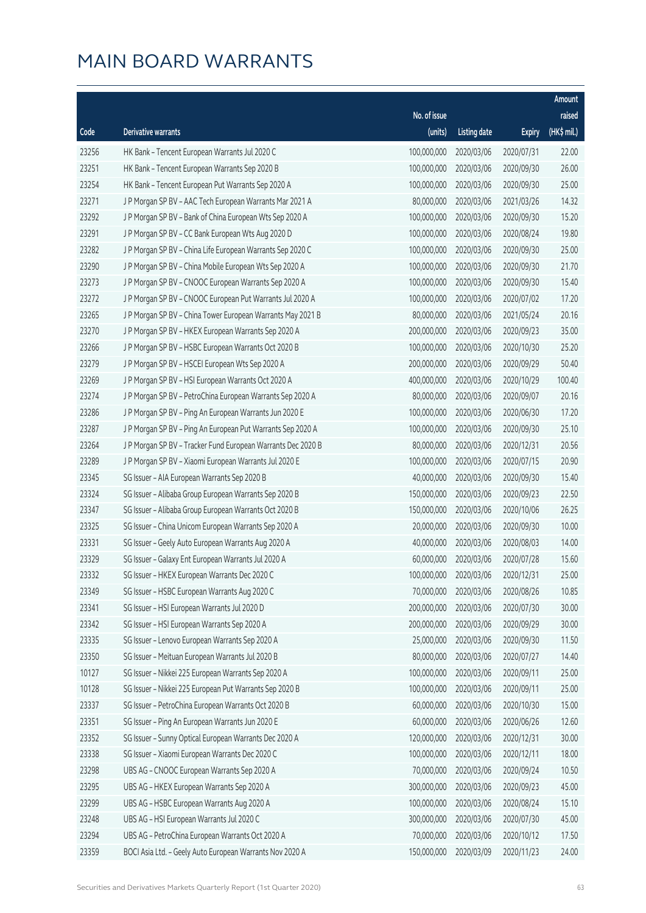# MAIN BOARD WARRANTS

| Code | Derivative warrants | No. of issue (units) | Listing date | Expiry | Amount raised (HK$ mil.) |
|---|---|---|---|---|---|
| 23256 | HK Bank – Tencent European Warrants Jul 2020 C | 100,000,000 | 2020/03/06 | 2020/07/31 | 22.00 |
| 23251 | HK Bank – Tencent European Warrants Sep 2020 B | 100,000,000 | 2020/03/06 | 2020/09/30 | 26.00 |
| 23254 | HK Bank – Tencent European Put Warrants Sep 2020 A | 100,000,000 | 2020/03/06 | 2020/09/30 | 25.00 |
| 23271 | J P Morgan SP BV – AAC Tech European Warrants Mar 2021 A | 80,000,000 | 2020/03/06 | 2021/03/26 | 14.32 |
| 23292 | J P Morgan SP BV – Bank of China European Wts Sep 2020 A | 100,000,000 | 2020/03/06 | 2020/09/30 | 15.20 |
| 23291 | J P Morgan SP BV – CC Bank European Wts Aug 2020 D | 100,000,000 | 2020/03/06 | 2020/08/24 | 19.80 |
| 23282 | J P Morgan SP BV – China Life European Warrants Sep 2020 C | 100,000,000 | 2020/03/06 | 2020/09/30 | 25.00 |
| 23290 | J P Morgan SP BV – China Mobile European Wts Sep 2020 A | 100,000,000 | 2020/03/06 | 2020/09/30 | 21.70 |
| 23273 | J P Morgan SP BV – CNOOC European Warrants Sep 2020 A | 100,000,000 | 2020/03/06 | 2020/09/30 | 15.40 |
| 23272 | J P Morgan SP BV – CNOOC European Put Warrants Jul 2020 A | 100,000,000 | 2020/03/06 | 2020/07/02 | 17.20 |
| 23265 | J P Morgan SP BV – China Tower European Warrants May 2021 B | 80,000,000 | 2020/03/06 | 2021/05/24 | 20.16 |
| 23270 | J P Morgan SP BV – HKEX European Warrants Sep 2020 A | 200,000,000 | 2020/03/06 | 2020/09/23 | 35.00 |
| 23266 | J P Morgan SP BV – HSBC European Warrants Oct 2020 B | 100,000,000 | 2020/03/06 | 2020/10/30 | 25.20 |
| 23279 | J P Morgan SP BV – HSCEI European Wts Sep 2020 A | 200,000,000 | 2020/03/06 | 2020/09/29 | 50.40 |
| 23269 | J P Morgan SP BV – HSI European Warrants Oct 2020 A | 400,000,000 | 2020/03/06 | 2020/10/29 | 100.40 |
| 23274 | J P Morgan SP BV – PetroChina European Warrants Sep 2020 A | 80,000,000 | 2020/03/06 | 2020/09/07 | 20.16 |
| 23286 | J P Morgan SP BV – Ping An European Warrants Jun 2020 E | 100,000,000 | 2020/03/06 | 2020/06/30 | 17.20 |
| 23287 | J P Morgan SP BV – Ping An European Put Warrants Sep 2020 A | 100,000,000 | 2020/03/06 | 2020/09/30 | 25.10 |
| 23264 | J P Morgan SP BV – Tracker Fund European Warrants Dec 2020 B | 80,000,000 | 2020/03/06 | 2020/12/31 | 20.56 |
| 23289 | J P Morgan SP BV – Xiaomi European Warrants Jul 2020 E | 100,000,000 | 2020/03/06 | 2020/07/15 | 20.90 |
| 23345 | SG Issuer – AIA European Warrants Sep 2020 B | 40,000,000 | 2020/03/06 | 2020/09/30 | 15.40 |
| 23324 | SG Issuer – Alibaba Group European Warrants Sep 2020 B | 150,000,000 | 2020/03/06 | 2020/09/23 | 22.50 |
| 23347 | SG Issuer – Alibaba Group European Warrants Oct 2020 B | 150,000,000 | 2020/03/06 | 2020/10/06 | 26.25 |
| 23325 | SG Issuer – China Unicom European Warrants Sep 2020 A | 20,000,000 | 2020/03/06 | 2020/09/30 | 10.00 |
| 23331 | SG Issuer – Geely Auto European Warrants Aug 2020 A | 40,000,000 | 2020/03/06 | 2020/08/03 | 14.00 |
| 23329 | SG Issuer – Galaxy Ent European Warrants Jul 2020 A | 60,000,000 | 2020/03/06 | 2020/07/28 | 15.60 |
| 23332 | SG Issuer – HKEX European Warrants Dec 2020 C | 100,000,000 | 2020/03/06 | 2020/12/31 | 25.00 |
| 23349 | SG Issuer – HSBC European Warrants Aug 2020 C | 70,000,000 | 2020/03/06 | 2020/08/26 | 10.85 |
| 23341 | SG Issuer – HSI European Warrants Jul 2020 D | 200,000,000 | 2020/03/06 | 2020/07/30 | 30.00 |
| 23342 | SG Issuer – HSI European Warrants Sep 2020 A | 200,000,000 | 2020/03/06 | 2020/09/29 | 30.00 |
| 23335 | SG Issuer – Lenovo European Warrants Sep 2020 A | 25,000,000 | 2020/03/06 | 2020/09/30 | 11.50 |
| 23350 | SG Issuer – Meituan European Warrants Jul 2020 B | 80,000,000 | 2020/03/06 | 2020/07/27 | 14.40 |
| 10127 | SG Issuer – Nikkei 225 European Warrants Sep 2020 A | 100,000,000 | 2020/03/06 | 2020/09/11 | 25.00 |
| 10128 | SG Issuer – Nikkei 225 European Put Warrants Sep 2020 B | 100,000,000 | 2020/03/06 | 2020/09/11 | 25.00 |
| 23337 | SG Issuer – PetroChina European Warrants Oct 2020 B | 60,000,000 | 2020/03/06 | 2020/10/30 | 15.00 |
| 23351 | SG Issuer – Ping An European Warrants Jun 2020 E | 60,000,000 | 2020/03/06 | 2020/06/26 | 12.60 |
| 23352 | SG Issuer – Sunny Optical European Warrants Dec 2020 A | 120,000,000 | 2020/03/06 | 2020/12/31 | 30.00 |
| 23338 | SG Issuer – Xiaomi European Warrants Dec 2020 C | 100,000,000 | 2020/03/06 | 2020/12/11 | 18.00 |
| 23298 | UBS AG – CNOOC European Warrants Sep 2020 A | 70,000,000 | 2020/03/06 | 2020/09/24 | 10.50 |
| 23295 | UBS AG – HKEX European Warrants Sep 2020 A | 300,000,000 | 2020/03/06 | 2020/09/23 | 45.00 |
| 23299 | UBS AG – HSBC European Warrants Aug 2020 A | 100,000,000 | 2020/03/06 | 2020/08/24 | 15.10 |
| 23248 | UBS AG – HSI European Warrants Jul 2020 C | 300,000,000 | 2020/03/06 | 2020/07/30 | 45.00 |
| 23294 | UBS AG – PetroChina European Warrants Oct 2020 A | 70,000,000 | 2020/03/06 | 2020/10/12 | 17.50 |
| 23359 | BOCI Asia Ltd. – Geely Auto European Warrants Nov 2020 A | 150,000,000 | 2020/03/09 | 2020/11/23 | 24.00 |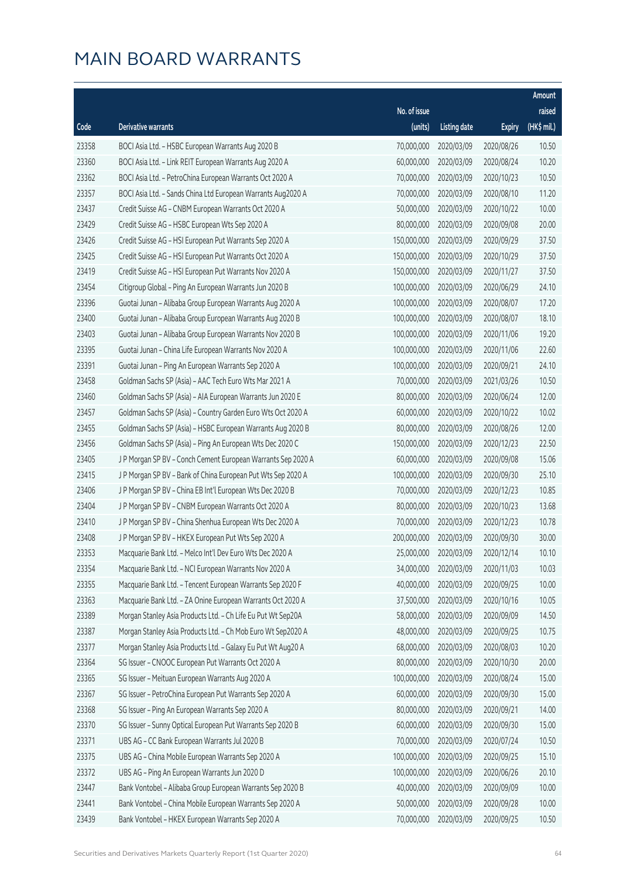# MAIN BOARD WARRANTS

| Code | Derivative warrants | No. of issue (units) | Listing date | Expiry | Amount raised (HK$ mil.) |
|---|---|---|---|---|---|
| 23358 | BOCI Asia Ltd. - HSBC European Warrants Aug 2020 B | 70,000,000 | 2020/03/09 | 2020/08/26 | 10.50 |
| 23360 | BOCI Asia Ltd. - Link REIT European Warrants Aug 2020 A | 60,000,000 | 2020/03/09 | 2020/08/24 | 10.20 |
| 23362 | BOCI Asia Ltd. - PetroChina European Warrants Oct 2020 A | 70,000,000 | 2020/03/09 | 2020/10/23 | 10.50 |
| 23357 | BOCI Asia Ltd. - Sands China Ltd European Warrants Aug2020 A | 70,000,000 | 2020/03/09 | 2020/08/10 | 11.20 |
| 23437 | Credit Suisse AG - CNBM European Warrants Oct 2020 A | 50,000,000 | 2020/03/09 | 2020/10/22 | 10.00 |
| 23429 | Credit Suisse AG - HSBC European Wts Sep 2020 A | 80,000,000 | 2020/03/09 | 2020/09/08 | 20.00 |
| 23426 | Credit Suisse AG - HSI European Put Warrants Sep 2020 A | 150,000,000 | 2020/03/09 | 2020/09/29 | 37.50 |
| 23425 | Credit Suisse AG - HSI European Put Warrants Oct 2020 A | 150,000,000 | 2020/03/09 | 2020/10/29 | 37.50 |
| 23419 | Credit Suisse AG - HSI European Put Warrants Nov 2020 A | 150,000,000 | 2020/03/09 | 2020/11/27 | 37.50 |
| 23454 | Citigroup Global - Ping An European Warrants Jun 2020 B | 100,000,000 | 2020/03/09 | 2020/06/29 | 24.10 |
| 23396 | Guotai Junan - Alibaba Group European Warrants Aug 2020 A | 100,000,000 | 2020/03/09 | 2020/08/07 | 17.20 |
| 23400 | Guotai Junan - Alibaba Group European Warrants Aug 2020 B | 100,000,000 | 2020/03/09 | 2020/08/07 | 18.10 |
| 23403 | Guotai Junan - Alibaba Group European Warrants Nov 2020 B | 100,000,000 | 2020/03/09 | 2020/11/06 | 19.20 |
| 23395 | Guotai Junan - China Life European Warrants Nov 2020 A | 100,000,000 | 2020/03/09 | 2020/11/06 | 22.60 |
| 23391 | Guotai Junan - Ping An European Warrants Sep 2020 A | 100,000,000 | 2020/03/09 | 2020/09/21 | 24.10 |
| 23458 | Goldman Sachs SP (Asia) - AAC Tech Euro Wts Mar 2021 A | 70,000,000 | 2020/03/09 | 2021/03/26 | 10.50 |
| 23460 | Goldman Sachs SP (Asia) - AIA European Warrants Jun 2020 E | 80,000,000 | 2020/03/09 | 2020/06/24 | 12.00 |
| 23457 | Goldman Sachs SP (Asia) - Country Garden Euro Wts Oct 2020 A | 60,000,000 | 2020/03/09 | 2020/10/22 | 10.02 |
| 23455 | Goldman Sachs SP (Asia) - HSBC European Warrants Aug 2020 B | 80,000,000 | 2020/03/09 | 2020/08/26 | 12.00 |
| 23456 | Goldman Sachs SP (Asia) - Ping An European Wts Dec 2020 C | 150,000,000 | 2020/03/09 | 2020/12/23 | 22.50 |
| 23405 | J P Morgan SP BV - Conch Cement European Warrants Sep 2020 A | 60,000,000 | 2020/03/09 | 2020/09/08 | 15.06 |
| 23415 | J P Morgan SP BV - Bank of China European Put Wts Sep 2020 A | 100,000,000 | 2020/03/09 | 2020/09/30 | 25.10 |
| 23406 | J P Morgan SP BV - China EB Int'l European Wts Dec 2020 B | 70,000,000 | 2020/03/09 | 2020/12/23 | 10.85 |
| 23404 | J P Morgan SP BV - CNBM European Warrants Oct 2020 A | 80,000,000 | 2020/03/09 | 2020/10/23 | 13.68 |
| 23410 | J P Morgan SP BV - China Shenhua European Wts Dec 2020 A | 70,000,000 | 2020/03/09 | 2020/12/23 | 10.78 |
| 23408 | J P Morgan SP BV - HKEX European Put Wts Sep 2020 A | 200,000,000 | 2020/03/09 | 2020/09/30 | 30.00 |
| 23353 | Macquarie Bank Ltd. - Melco Int'l Dev Euro Wts Dec 2020 A | 25,000,000 | 2020/03/09 | 2020/12/14 | 10.10 |
| 23354 | Macquarie Bank Ltd. - NCI European Warrants Nov 2020 A | 34,000,000 | 2020/03/09 | 2020/11/03 | 10.03 |
| 23355 | Macquarie Bank Ltd. - Tencent European Warrants Sep 2020 F | 40,000,000 | 2020/03/09 | 2020/09/25 | 10.00 |
| 23363 | Macquarie Bank Ltd. - ZA Onine European Warrants Oct 2020 A | 37,500,000 | 2020/03/09 | 2020/10/16 | 10.05 |
| 23389 | Morgan Stanley Asia Products Ltd. - Ch Life Eu Put Wt Sep20A | 58,000,000 | 2020/03/09 | 2020/09/09 | 14.50 |
| 23387 | Morgan Stanley Asia Products Ltd. - Ch Mob Euro Wt Sep2020 A | 48,000,000 | 2020/03/09 | 2020/09/25 | 10.75 |
| 23377 | Morgan Stanley Asia Products Ltd. - Galaxy Eu Put Wt Aug20 A | 68,000,000 | 2020/03/09 | 2020/08/03 | 10.20 |
| 23364 | SG Issuer - CNOOC European Put Warrants Oct 2020 A | 80,000,000 | 2020/03/09 | 2020/10/30 | 20.00 |
| 23365 | SG Issuer - Meituan European Warrants Aug 2020 A | 100,000,000 | 2020/03/09 | 2020/08/24 | 15.00 |
| 23367 | SG Issuer - PetroChina European Put Warrants Sep 2020 A | 60,000,000 | 2020/03/09 | 2020/09/30 | 15.00 |
| 23368 | SG Issuer - Ping An European Warrants Sep 2020 A | 80,000,000 | 2020/03/09 | 2020/09/21 | 14.00 |
| 23370 | SG Issuer - Sunny Optical European Put Warrants Sep 2020 B | 60,000,000 | 2020/03/09 | 2020/09/30 | 15.00 |
| 23371 | UBS AG - CC Bank European Warrants Jul 2020 B | 70,000,000 | 2020/03/09 | 2020/07/24 | 10.50 |
| 23375 | UBS AG - China Mobile European Warrants Sep 2020 A | 100,000,000 | 2020/03/09 | 2020/09/25 | 15.10 |
| 23372 | UBS AG - Ping An European Warrants Jun 2020 D | 100,000,000 | 2020/03/09 | 2020/06/26 | 20.10 |
| 23447 | Bank Vontobel - Alibaba Group European Warrants Sep 2020 B | 40,000,000 | 2020/03/09 | 2020/09/09 | 10.00 |
| 23441 | Bank Vontobel - China Mobile European Warrants Sep 2020 A | 50,000,000 | 2020/03/09 | 2020/09/28 | 10.00 |
| 23439 | Bank Vontobel - HKEX European Warrants Sep 2020 A | 70,000,000 | 2020/03/09 | 2020/09/25 | 10.50 |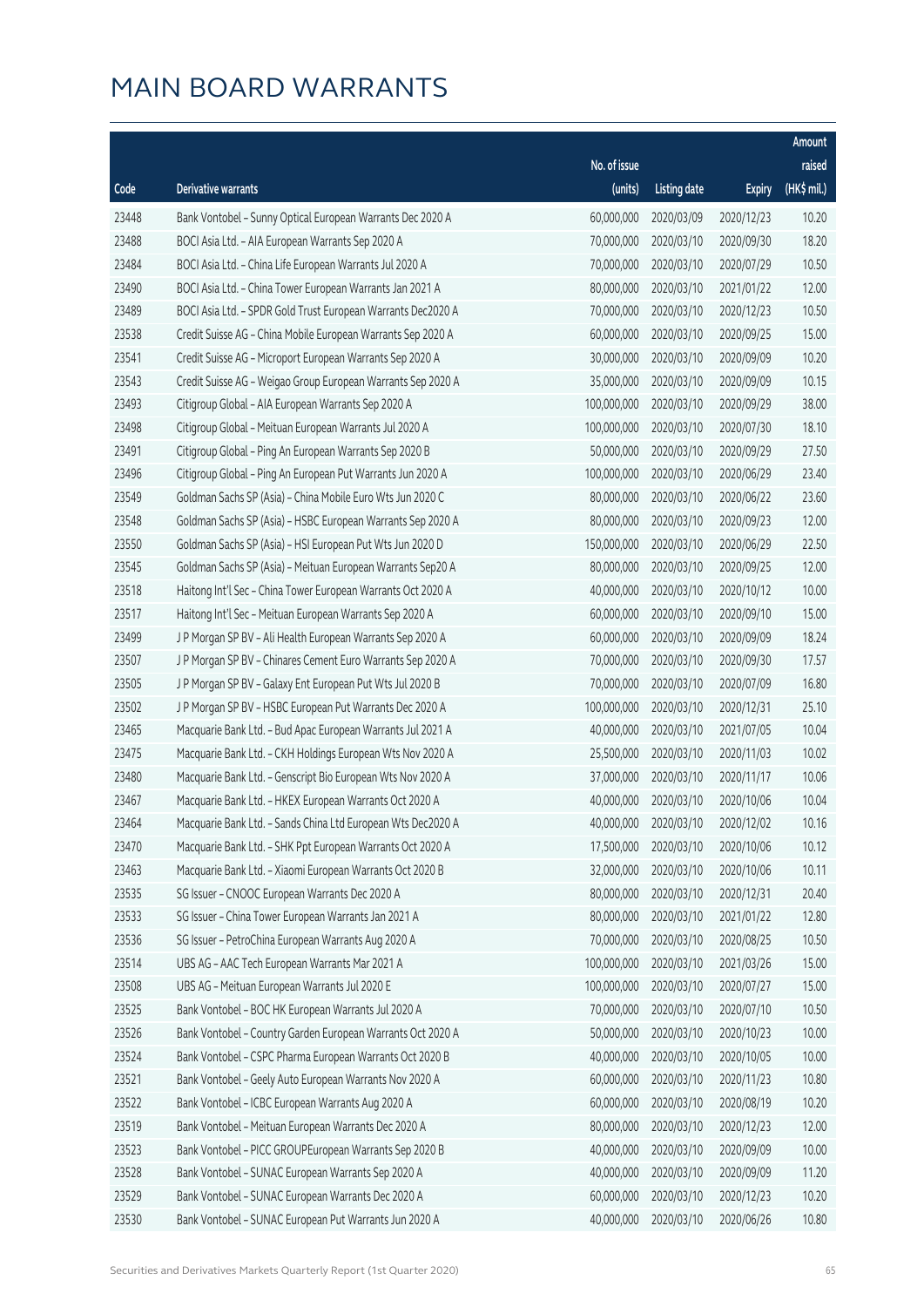# MAIN BOARD WARRANTS

| Code | Derivative warrants | No. of issue (units) | Listing date | Expiry | Amount raised (HK$ mil.) |
|---|---|---|---|---|---|
| 23448 | Bank Vontobel - Sunny Optical European Warrants Dec 2020 A | 60,000,000 | 2020/03/09 | 2020/12/23 | 10.20 |
| 23488 | BOCI Asia Ltd. - AIA European Warrants Sep 2020 A | 70,000,000 | 2020/03/10 | 2020/09/30 | 18.20 |
| 23484 | BOCI Asia Ltd. - China Life European Warrants Jul 2020 A | 70,000,000 | 2020/03/10 | 2020/07/29 | 10.50 |
| 23490 | BOCI Asia Ltd. - China Tower European Warrants Jan 2021 A | 80,000,000 | 2020/03/10 | 2021/01/22 | 12.00 |
| 23489 | BOCI Asia Ltd. - SPDR Gold Trust European Warrants Dec2020 A | 70,000,000 | 2020/03/10 | 2020/12/23 | 10.50 |
| 23538 | Credit Suisse AG - China Mobile European Warrants Sep 2020 A | 60,000,000 | 2020/03/10 | 2020/09/25 | 15.00 |
| 23541 | Credit Suisse AG - Microport European Warrants Sep 2020 A | 30,000,000 | 2020/03/10 | 2020/09/09 | 10.20 |
| 23543 | Credit Suisse AG - Weigao Group European Warrants Sep 2020 A | 35,000,000 | 2020/03/10 | 2020/09/09 | 10.15 |
| 23493 | Citigroup Global - AIA European Warrants Sep 2020 A | 100,000,000 | 2020/03/10 | 2020/09/29 | 38.00 |
| 23498 | Citigroup Global - Meituan European Warrants Jul 2020 A | 100,000,000 | 2020/03/10 | 2020/07/30 | 18.10 |
| 23491 | Citigroup Global - Ping An European Warrants Sep 2020 B | 50,000,000 | 2020/03/10 | 2020/09/29 | 27.50 |
| 23496 | Citigroup Global - Ping An European Put Warrants Jun 2020 A | 100,000,000 | 2020/03/10 | 2020/06/29 | 23.40 |
| 23549 | Goldman Sachs SP (Asia) - China Mobile Euro Wts Jun 2020 C | 80,000,000 | 2020/03/10 | 2020/06/22 | 23.60 |
| 23548 | Goldman Sachs SP (Asia) - HSBC European Warrants Sep 2020 A | 80,000,000 | 2020/03/10 | 2020/09/23 | 12.00 |
| 23550 | Goldman Sachs SP (Asia) - HSI European Put Wts Jun 2020 D | 150,000,000 | 2020/03/10 | 2020/06/29 | 22.50 |
| 23545 | Goldman Sachs SP (Asia) - Meituan European Warrants Sep20 A | 80,000,000 | 2020/03/10 | 2020/09/25 | 12.00 |
| 23518 | Haitong Int'l Sec - China Tower European Warrants Oct 2020 A | 40,000,000 | 2020/03/10 | 2020/10/12 | 10.00 |
| 23517 | Haitong Int'l Sec - Meituan European Warrants Sep 2020 A | 60,000,000 | 2020/03/10 | 2020/09/10 | 15.00 |
| 23499 | J P Morgan SP BV - Ali Health European Warrants Sep 2020 A | 60,000,000 | 2020/03/10 | 2020/09/09 | 18.24 |
| 23507 | J P Morgan SP BV - Chinares Cement Euro Warrants Sep 2020 A | 70,000,000 | 2020/03/10 | 2020/09/30 | 17.57 |
| 23505 | J P Morgan SP BV - Galaxy Ent European Put Wts Jul 2020 B | 70,000,000 | 2020/03/10 | 2020/07/09 | 16.80 |
| 23502 | J P Morgan SP BV - HSBC European Put Warrants Dec 2020 A | 100,000,000 | 2020/03/10 | 2020/12/31 | 25.10 |
| 23465 | Macquarie Bank Ltd. - Bud Apac European Warrants Jul 2021 A | 40,000,000 | 2020/03/10 | 2021/07/05 | 10.04 |
| 23475 | Macquarie Bank Ltd. - CKH Holdings European Wts Nov 2020 A | 25,500,000 | 2020/03/10 | 2020/11/03 | 10.02 |
| 23480 | Macquarie Bank Ltd. - Genscript Bio European Wts Nov 2020 A | 37,000,000 | 2020/03/10 | 2020/11/17 | 10.06 |
| 23467 | Macquarie Bank Ltd. - HKEX European Warrants Oct 2020 A | 40,000,000 | 2020/03/10 | 2020/10/06 | 10.04 |
| 23464 | Macquarie Bank Ltd. - Sands China Ltd European Wts Dec2020 A | 40,000,000 | 2020/03/10 | 2020/12/02 | 10.16 |
| 23470 | Macquarie Bank Ltd. - SHK Ppt European Warrants Oct 2020 A | 17,500,000 | 2020/03/10 | 2020/10/06 | 10.12 |
| 23463 | Macquarie Bank Ltd. - Xiaomi European Warrants Oct 2020 B | 32,000,000 | 2020/03/10 | 2020/10/06 | 10.11 |
| 23535 | SG Issuer - CNOOC European Warrants Dec 2020 A | 80,000,000 | 2020/03/10 | 2020/12/31 | 20.40 |
| 23533 | SG Issuer - China Tower European Warrants Jan 2021 A | 80,000,000 | 2020/03/10 | 2021/01/22 | 12.80 |
| 23536 | SG Issuer - PetroChina European Warrants Aug 2020 A | 70,000,000 | 2020/03/10 | 2020/08/25 | 10.50 |
| 23514 | UBS AG - AAC Tech European Warrants Mar 2021 A | 100,000,000 | 2020/03/10 | 2021/03/26 | 15.00 |
| 23508 | UBS AG - Meituan European Warrants Jul 2020 E | 100,000,000 | 2020/03/10 | 2020/07/27 | 15.00 |
| 23525 | Bank Vontobel - BOC HK European Warrants Jul 2020 A | 70,000,000 | 2020/03/10 | 2020/07/10 | 10.50 |
| 23526 | Bank Vontobel - Country Garden European Warrants Oct 2020 A | 50,000,000 | 2020/03/10 | 2020/10/23 | 10.00 |
| 23524 | Bank Vontobel - CSPC Pharma European Warrants Oct 2020 B | 40,000,000 | 2020/03/10 | 2020/10/05 | 10.00 |
| 23521 | Bank Vontobel - Geely Auto European Warrants Nov 2020 A | 60,000,000 | 2020/03/10 | 2020/11/23 | 10.80 |
| 23522 | Bank Vontobel - ICBC European Warrants Aug 2020 A | 60,000,000 | 2020/03/10 | 2020/08/19 | 10.20 |
| 23519 | Bank Vontobel - Meituan European Warrants Dec 2020 A | 80,000,000 | 2020/03/10 | 2020/12/23 | 12.00 |
| 23523 | Bank Vontobel - PICC GROUPEuropean Warrants Sep 2020 B | 40,000,000 | 2020/03/10 | 2020/09/09 | 10.00 |
| 23528 | Bank Vontobel - SUNAC European Warrants Sep 2020 A | 40,000,000 | 2020/03/10 | 2020/09/09 | 11.20 |
| 23529 | Bank Vontobel - SUNAC European Warrants Dec 2020 A | 60,000,000 | 2020/03/10 | 2020/12/23 | 10.20 |
| 23530 | Bank Vontobel - SUNAC European Put Warrants Jun 2020 A | 40,000,000 | 2020/03/10 | 2020/06/26 | 10.80 |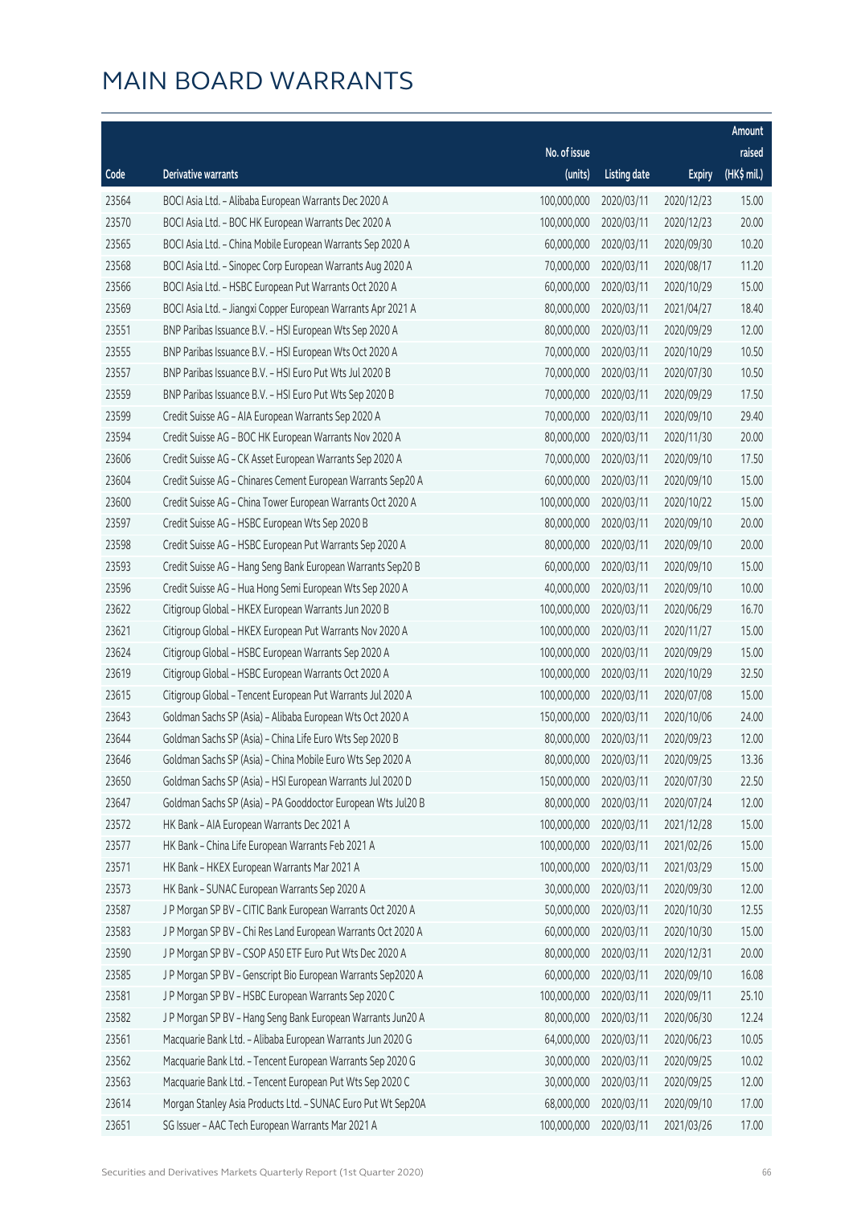# MAIN BOARD WARRANTS

| Code | Derivative warrants | No. of issue (units) | Listing date | Expiry | Amount raised (HK$ mil.) |
|---|---|---|---|---|---|
| 23564 | BOCI Asia Ltd. - Alibaba European Warrants Dec 2020 A | 100,000,000 | 2020/03/11 | 2020/12/23 | 15.00 |
| 23570 | BOCI Asia Ltd. - BOC HK European Warrants Dec 2020 A | 100,000,000 | 2020/03/11 | 2020/12/23 | 20.00 |
| 23565 | BOCI Asia Ltd. - China Mobile European Warrants Sep 2020 A | 60,000,000 | 2020/03/11 | 2020/09/30 | 10.20 |
| 23568 | BOCI Asia Ltd. - Sinopec Corp European Warrants Aug 2020 A | 70,000,000 | 2020/03/11 | 2020/08/17 | 11.20 |
| 23566 | BOCI Asia Ltd. - HSBC European Put Warrants Oct 2020 A | 60,000,000 | 2020/03/11 | 2020/10/29 | 15.00 |
| 23569 | BOCI Asia Ltd. - Jiangxi Copper European Warrants Apr 2021 A | 80,000,000 | 2020/03/11 | 2021/04/27 | 18.40 |
| 23551 | BNP Paribas Issuance B.V. - HSI European Wts Sep 2020 A | 80,000,000 | 2020/03/11 | 2020/09/29 | 12.00 |
| 23555 | BNP Paribas Issuance B.V. - HSI European Wts Oct 2020 A | 70,000,000 | 2020/03/11 | 2020/10/29 | 10.50 |
| 23557 | BNP Paribas Issuance B.V. - HSI Euro Put Wts Jul 2020 B | 70,000,000 | 2020/03/11 | 2020/07/30 | 10.50 |
| 23559 | BNP Paribas Issuance B.V. - HSI Euro Put Wts Sep 2020 B | 70,000,000 | 2020/03/11 | 2020/09/29 | 17.50 |
| 23599 | Credit Suisse AG - AIA European Warrants Sep 2020 A | 70,000,000 | 2020/03/11 | 2020/09/10 | 29.40 |
| 23594 | Credit Suisse AG - BOC HK European Warrants Nov 2020 A | 80,000,000 | 2020/03/11 | 2020/11/30 | 20.00 |
| 23606 | Credit Suisse AG - CK Asset European Warrants Sep 2020 A | 70,000,000 | 2020/03/11 | 2020/09/10 | 17.50 |
| 23604 | Credit Suisse AG - Chinares Cement European Warrants Sep20 A | 60,000,000 | 2020/03/11 | 2020/09/10 | 15.00 |
| 23600 | Credit Suisse AG - China Tower European Warrants Oct 2020 A | 100,000,000 | 2020/03/11 | 2020/10/22 | 15.00 |
| 23597 | Credit Suisse AG - HSBC European Wts Sep 2020 B | 80,000,000 | 2020/03/11 | 2020/09/10 | 20.00 |
| 23598 | Credit Suisse AG - HSBC European Put Warrants Sep 2020 A | 80,000,000 | 2020/03/11 | 2020/09/10 | 20.00 |
| 23593 | Credit Suisse AG - Hang Seng Bank European Warrants Sep20 B | 60,000,000 | 2020/03/11 | 2020/09/10 | 15.00 |
| 23596 | Credit Suisse AG - Hua Hong Semi European Wts Sep 2020 A | 40,000,000 | 2020/03/11 | 2020/09/10 | 10.00 |
| 23622 | Citigroup Global - HKEX European Warrants Jun 2020 B | 100,000,000 | 2020/03/11 | 2020/06/29 | 16.70 |
| 23621 | Citigroup Global - HKEX European Put Warrants Nov 2020 A | 100,000,000 | 2020/03/11 | 2020/11/27 | 15.00 |
| 23624 | Citigroup Global - HSBC European Warrants Sep 2020 A | 100,000,000 | 2020/03/11 | 2020/09/29 | 15.00 |
| 23619 | Citigroup Global - HSBC European Warrants Oct 2020 A | 100,000,000 | 2020/03/11 | 2020/10/29 | 32.50 |
| 23615 | Citigroup Global - Tencent European Put Warrants Jul 2020 A | 100,000,000 | 2020/03/11 | 2020/07/08 | 15.00 |
| 23643 | Goldman Sachs SP (Asia) - Alibaba European Wts Oct 2020 A | 150,000,000 | 2020/03/11 | 2020/10/06 | 24.00 |
| 23644 | Goldman Sachs SP (Asia) - China Life Euro Wts Sep 2020 B | 80,000,000 | 2020/03/11 | 2020/09/23 | 12.00 |
| 23646 | Goldman Sachs SP (Asia) - China Mobile Euro Wts Sep 2020 A | 80,000,000 | 2020/03/11 | 2020/09/25 | 13.36 |
| 23650 | Goldman Sachs SP (Asia) - HSI European Warrants Jul 2020 D | 150,000,000 | 2020/03/11 | 2020/07/30 | 22.50 |
| 23647 | Goldman Sachs SP (Asia) - PA Gooddoctor European Wts Jul20 B | 80,000,000 | 2020/03/11 | 2020/07/24 | 12.00 |
| 23572 | HK Bank - AIA European Warrants Dec 2021 A | 100,000,000 | 2020/03/11 | 2021/12/28 | 15.00 |
| 23577 | HK Bank - China Life European Warrants Feb 2021 A | 100,000,000 | 2020/03/11 | 2021/02/26 | 15.00 |
| 23571 | HK Bank - HKEX European Warrants Mar 2021 A | 100,000,000 | 2020/03/11 | 2021/03/29 | 15.00 |
| 23573 | HK Bank - SUNAC European Warrants Sep 2020 A | 30,000,000 | 2020/03/11 | 2020/09/30 | 12.00 |
| 23587 | J P Morgan SP BV - CITIC Bank European Warrants Oct 2020 A | 50,000,000 | 2020/03/11 | 2020/10/30 | 12.55 |
| 23583 | J P Morgan SP BV - Chi Res Land European Warrants Oct 2020 A | 60,000,000 | 2020/03/11 | 2020/10/30 | 15.00 |
| 23590 | J P Morgan SP BV - CSOP A50 ETF Euro Put Wts Dec 2020 A | 80,000,000 | 2020/03/11 | 2020/12/31 | 20.00 |
| 23585 | J P Morgan SP BV - Genscript Bio European Warrants Sep2020 A | 60,000,000 | 2020/03/11 | 2020/09/10 | 16.08 |
| 23581 | J P Morgan SP BV - HSBC European Warrants Sep 2020 C | 100,000,000 | 2020/03/11 | 2020/09/11 | 25.10 |
| 23582 | J P Morgan SP BV - Hang Seng Bank European Warrants Jun20 A | 80,000,000 | 2020/03/11 | 2020/06/30 | 12.24 |
| 23561 | Macquarie Bank Ltd. - Alibaba European Warrants Jun 2020 G | 64,000,000 | 2020/03/11 | 2020/06/23 | 10.05 |
| 23562 | Macquarie Bank Ltd. - Tencent European Warrants Sep 2020 G | 30,000,000 | 2020/03/11 | 2020/09/25 | 10.02 |
| 23563 | Macquarie Bank Ltd. - Tencent European Put Wts Sep 2020 C | 30,000,000 | 2020/03/11 | 2020/09/25 | 12.00 |
| 23614 | Morgan Stanley Asia Products Ltd. - SUNAC Euro Put Wt Sep20A | 68,000,000 | 2020/03/11 | 2020/09/10 | 17.00 |
| 23651 | SG Issuer - AAC Tech European Warrants Mar 2021 A | 100,000,000 | 2020/03/11 | 2021/03/26 | 17.00 |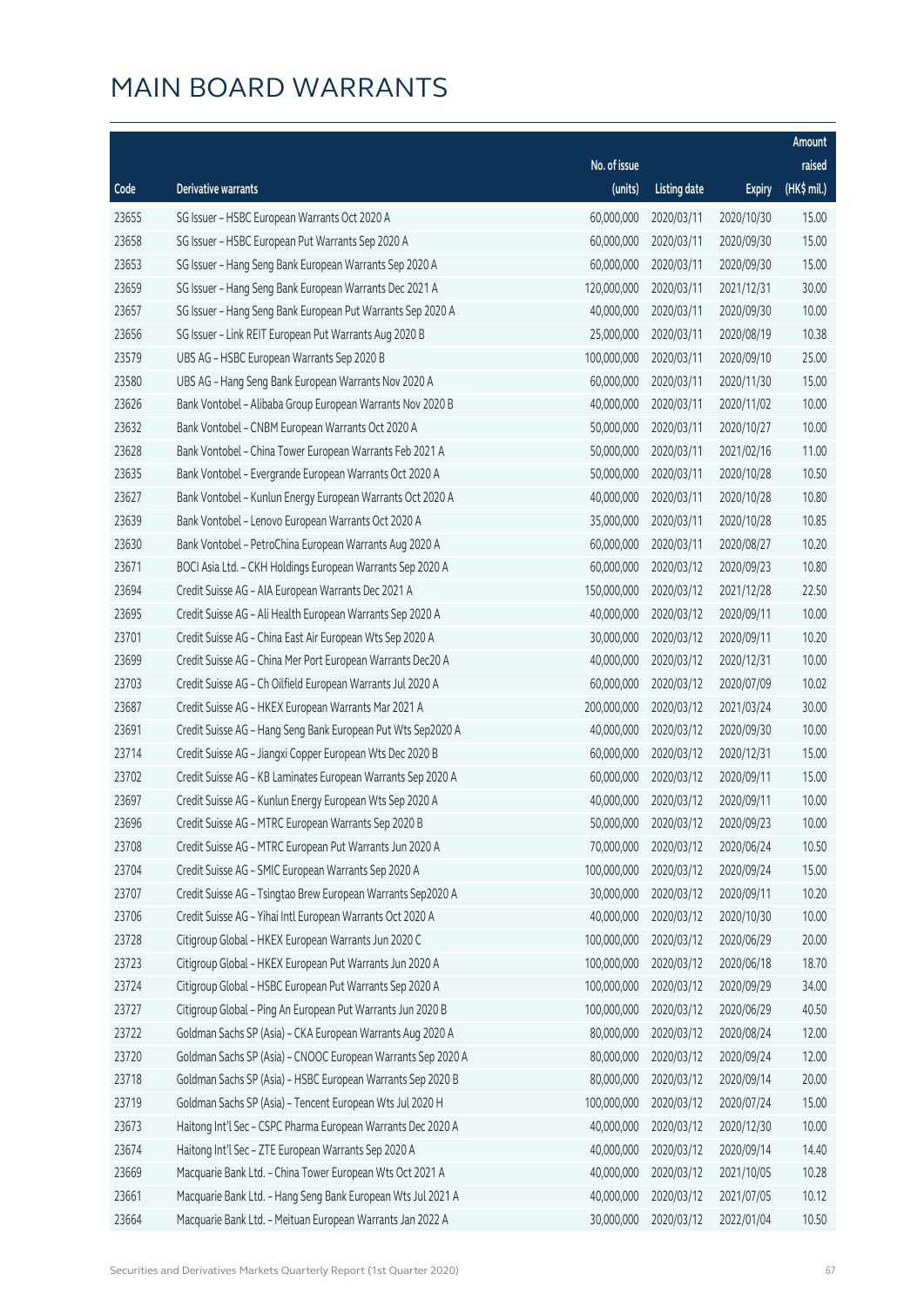# MAIN BOARD WARRANTS

| Code | Derivative warrants | No. of issue (units) | Listing date | Expiry | Amount raised (HK$ mil.) |
|---|---|---|---|---|---|
| 23655 | SG Issuer – HSBC European Warrants Oct 2020 A | 60,000,000 | 2020/03/11 | 2020/10/30 | 15.00 |
| 23658 | SG Issuer – HSBC European Put Warrants Sep 2020 A | 60,000,000 | 2020/03/11 | 2020/09/30 | 15.00 |
| 23653 | SG Issuer – Hang Seng Bank European Warrants Sep 2020 A | 60,000,000 | 2020/03/11 | 2020/09/30 | 15.00 |
| 23659 | SG Issuer – Hang Seng Bank European Warrants Dec 2021 A | 120,000,000 | 2020/03/11 | 2021/12/31 | 30.00 |
| 23657 | SG Issuer – Hang Seng Bank European Put Warrants Sep 2020 A | 40,000,000 | 2020/03/11 | 2020/09/30 | 10.00 |
| 23656 | SG Issuer – Link REIT European Put Warrants Aug 2020 B | 25,000,000 | 2020/03/11 | 2020/08/19 | 10.38 |
| 23579 | UBS AG – HSBC European Warrants Sep 2020 B | 100,000,000 | 2020/03/11 | 2020/09/10 | 25.00 |
| 23580 | UBS AG – Hang Seng Bank European Warrants Nov 2020 A | 60,000,000 | 2020/03/11 | 2020/11/30 | 15.00 |
| 23626 | Bank Vontobel – Alibaba Group European Warrants Nov 2020 B | 40,000,000 | 2020/03/11 | 2020/11/02 | 10.00 |
| 23632 | Bank Vontobel – CNBM European Warrants Oct 2020 A | 50,000,000 | 2020/03/11 | 2020/10/27 | 10.00 |
| 23628 | Bank Vontobel – China Tower European Warrants Feb 2021 A | 50,000,000 | 2020/03/11 | 2021/02/16 | 11.00 |
| 23635 | Bank Vontobel – Evergrande European Warrants Oct 2020 A | 50,000,000 | 2020/03/11 | 2020/10/28 | 10.50 |
| 23627 | Bank Vontobel – Kunlun Energy European Warrants Oct 2020 A | 40,000,000 | 2020/03/11 | 2020/10/28 | 10.80 |
| 23639 | Bank Vontobel – Lenovo European Warrants Oct 2020 A | 35,000,000 | 2020/03/11 | 2020/10/28 | 10.85 |
| 23630 | Bank Vontobel – PetroChina European Warrants Aug 2020 A | 60,000,000 | 2020/03/11 | 2020/08/27 | 10.20 |
| 23671 | BOCI Asia Ltd. – CKH Holdings European Warrants Sep 2020 A | 60,000,000 | 2020/03/12 | 2020/09/23 | 10.80 |
| 23694 | Credit Suisse AG – AIA European Warrants Dec 2021 A | 150,000,000 | 2020/03/12 | 2021/12/28 | 22.50 |
| 23695 | Credit Suisse AG – Ali Health European Warrants Sep 2020 A | 40,000,000 | 2020/03/12 | 2020/09/11 | 10.00 |
| 23701 | Credit Suisse AG – China East Air European Wts Sep 2020 A | 30,000,000 | 2020/03/12 | 2020/09/11 | 10.20 |
| 23699 | Credit Suisse AG – China Mer Port European Warrants Dec20 A | 40,000,000 | 2020/03/12 | 2020/12/31 | 10.00 |
| 23703 | Credit Suisse AG – Ch Oilfield European Warrants Jul 2020 A | 60,000,000 | 2020/03/12 | 2020/07/09 | 10.02 |
| 23687 | Credit Suisse AG – HKEX European Warrants Mar 2021 A | 200,000,000 | 2020/03/12 | 2021/03/24 | 30.00 |
| 23691 | Credit Suisse AG – Hang Seng Bank European Put Wts Sep2020 A | 40,000,000 | 2020/03/12 | 2020/09/30 | 10.00 |
| 23714 | Credit Suisse AG – Jiangxi Copper European Wts Dec 2020 B | 60,000,000 | 2020/03/12 | 2020/12/31 | 15.00 |
| 23702 | Credit Suisse AG – KB Laminates European Warrants Sep 2020 A | 60,000,000 | 2020/03/12 | 2020/09/11 | 15.00 |
| 23697 | Credit Suisse AG – Kunlun Energy European Wts Sep 2020 A | 40,000,000 | 2020/03/12 | 2020/09/11 | 10.00 |
| 23696 | Credit Suisse AG – MTRC European Warrants Sep 2020 B | 50,000,000 | 2020/03/12 | 2020/09/23 | 10.00 |
| 23708 | Credit Suisse AG – MTRC European Put Warrants Jun 2020 A | 70,000,000 | 2020/03/12 | 2020/06/24 | 10.50 |
| 23704 | Credit Suisse AG – SMIC European Warrants Sep 2020 A | 100,000,000 | 2020/03/12 | 2020/09/24 | 15.00 |
| 23707 | Credit Suisse AG – Tsingtao Brew European Warrants Sep2020 A | 30,000,000 | 2020/03/12 | 2020/09/11 | 10.20 |
| 23706 | Credit Suisse AG – Yihai Intl European Warrants Oct 2020 A | 40,000,000 | 2020/03/12 | 2020/10/30 | 10.00 |
| 23728 | Citigroup Global – HKEX European Warrants Jun 2020 C | 100,000,000 | 2020/03/12 | 2020/06/29 | 20.00 |
| 23723 | Citigroup Global – HKEX European Put Warrants Jun 2020 A | 100,000,000 | 2020/03/12 | 2020/06/18 | 18.70 |
| 23724 | Citigroup Global – HSBC European Put Warrants Sep 2020 A | 100,000,000 | 2020/03/12 | 2020/09/29 | 34.00 |
| 23727 | Citigroup Global – Ping An European Put Warrants Jun 2020 B | 100,000,000 | 2020/03/12 | 2020/06/29 | 40.50 |
| 23722 | Goldman Sachs SP (Asia) – CKA European Warrants Aug 2020 A | 80,000,000 | 2020/03/12 | 2020/08/24 | 12.00 |
| 23720 | Goldman Sachs SP (Asia) – CNOOC European Warrants Sep 2020 A | 80,000,000 | 2020/03/12 | 2020/09/24 | 12.00 |
| 23718 | Goldman Sachs SP (Asia) – HSBC European Warrants Sep 2020 B | 80,000,000 | 2020/03/12 | 2020/09/14 | 20.00 |
| 23719 | Goldman Sachs SP (Asia) – Tencent European Wts Jul 2020 H | 100,000,000 | 2020/03/12 | 2020/07/24 | 15.00 |
| 23673 | Haitong Int'l Sec – CSPC Pharma European Warrants Dec 2020 A | 40,000,000 | 2020/03/12 | 2020/12/30 | 10.00 |
| 23674 | Haitong Int'l Sec – ZTE European Warrants Sep 2020 A | 40,000,000 | 2020/03/12 | 2020/09/14 | 14.40 |
| 23669 | Macquarie Bank Ltd. – China Tower European Wts Oct 2021 A | 40,000,000 | 2020/03/12 | 2021/10/05 | 10.28 |
| 23661 | Macquarie Bank Ltd. – Hang Seng Bank European Wts Jul 2021 A | 40,000,000 | 2020/03/12 | 2021/07/05 | 10.12 |
| 23664 | Macquarie Bank Ltd. – Meituan European Warrants Jan 2022 A | 30,000,000 | 2020/03/12 | 2022/01/04 | 10.50 |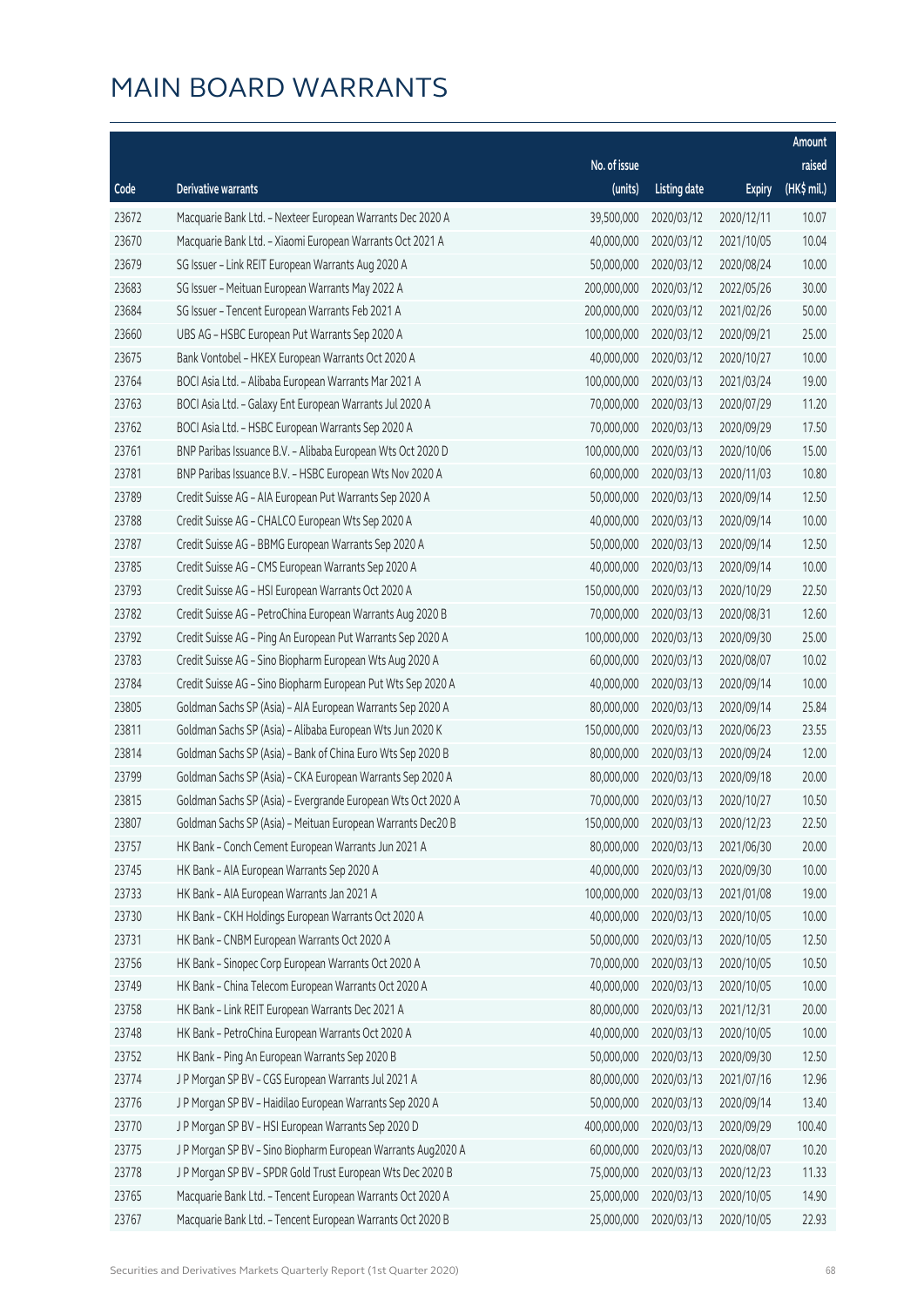# MAIN BOARD WARRANTS

| Code | Derivative warrants | No. of issue (units) | Listing date | Expiry | Amount raised (HK$ mil.) |
|---|---|---|---|---|---|
| 23672 | Macquarie Bank Ltd. - Nexteer European Warrants Dec 2020 A | 39,500,000 | 2020/03/12 | 2020/12/11 | 10.07 |
| 23670 | Macquarie Bank Ltd. - Xiaomi European Warrants Oct 2021 A | 40,000,000 | 2020/03/12 | 2021/10/05 | 10.04 |
| 23679 | SG Issuer - Link REIT European Warrants Aug 2020 A | 50,000,000 | 2020/03/12 | 2020/08/24 | 10.00 |
| 23683 | SG Issuer - Meituan European Warrants May 2022 A | 200,000,000 | 2020/03/12 | 2022/05/26 | 30.00 |
| 23684 | SG Issuer - Tencent European Warrants Feb 2021 A | 200,000,000 | 2020/03/12 | 2021/02/26 | 50.00 |
| 23660 | UBS AG - HSBC European Put Warrants Sep 2020 A | 100,000,000 | 2020/03/12 | 2020/09/21 | 25.00 |
| 23675 | Bank Vontobel - HKEX European Warrants Oct 2020 A | 40,000,000 | 2020/03/12 | 2020/10/27 | 10.00 |
| 23764 | BOCI Asia Ltd. - Alibaba European Warrants Mar 2021 A | 100,000,000 | 2020/03/13 | 2021/03/24 | 19.00 |
| 23763 | BOCI Asia Ltd. - Galaxy Ent European Warrants Jul 2020 A | 70,000,000 | 2020/03/13 | 2020/07/29 | 11.20 |
| 23762 | BOCI Asia Ltd. - HSBC European Warrants Sep 2020 A | 70,000,000 | 2020/03/13 | 2020/09/29 | 17.50 |
| 23761 | BNP Paribas Issuance B.V. - Alibaba European Wts Oct 2020 D | 100,000,000 | 2020/03/13 | 2020/10/06 | 15.00 |
| 23781 | BNP Paribas Issuance B.V. - HSBC European Wts Nov 2020 A | 60,000,000 | 2020/03/13 | 2020/11/03 | 10.80 |
| 23789 | Credit Suisse AG - AIA European Put Warrants Sep 2020 A | 50,000,000 | 2020/03/13 | 2020/09/14 | 12.50 |
| 23788 | Credit Suisse AG - CHALCO European Wts Sep 2020 A | 40,000,000 | 2020/03/13 | 2020/09/14 | 10.00 |
| 23787 | Credit Suisse AG - BBMG European Warrants Sep 2020 A | 50,000,000 | 2020/03/13 | 2020/09/14 | 12.50 |
| 23785 | Credit Suisse AG - CMS European Warrants Sep 2020 A | 40,000,000 | 2020/03/13 | 2020/09/14 | 10.00 |
| 23793 | Credit Suisse AG - HSI European Warrants Oct 2020 A | 150,000,000 | 2020/03/13 | 2020/10/29 | 22.50 |
| 23782 | Credit Suisse AG - PetroChina European Warrants Aug 2020 B | 70,000,000 | 2020/03/13 | 2020/08/31 | 12.60 |
| 23792 | Credit Suisse AG - Ping An European Put Warrants Sep 2020 A | 100,000,000 | 2020/03/13 | 2020/09/30 | 25.00 |
| 23783 | Credit Suisse AG - Sino Biopharm European Wts Aug 2020 A | 60,000,000 | 2020/03/13 | 2020/08/07 | 10.02 |
| 23784 | Credit Suisse AG - Sino Biopharm European Put Wts Sep 2020 A | 40,000,000 | 2020/03/13 | 2020/09/14 | 10.00 |
| 23805 | Goldman Sachs SP (Asia) - AIA European Warrants Sep 2020 A | 80,000,000 | 2020/03/13 | 2020/09/14 | 25.84 |
| 23811 | Goldman Sachs SP (Asia) - Alibaba European Wts Jun 2020 K | 150,000,000 | 2020/03/13 | 2020/06/23 | 23.55 |
| 23814 | Goldman Sachs SP (Asia) - Bank of China Euro Wts Sep 2020 B | 80,000,000 | 2020/03/13 | 2020/09/24 | 12.00 |
| 23799 | Goldman Sachs SP (Asia) - CKA European Warrants Sep 2020 A | 80,000,000 | 2020/03/13 | 2020/09/18 | 20.00 |
| 23815 | Goldman Sachs SP (Asia) - Evergrande European Wts Oct 2020 A | 70,000,000 | 2020/03/13 | 2020/10/27 | 10.50 |
| 23807 | Goldman Sachs SP (Asia) - Meituan European Warrants Dec20 B | 150,000,000 | 2020/03/13 | 2020/12/23 | 22.50 |
| 23757 | HK Bank - Conch Cement European Warrants Jun 2021 A | 80,000,000 | 2020/03/13 | 2021/06/30 | 20.00 |
| 23745 | HK Bank - AIA European Warrants Sep 2020 A | 40,000,000 | 2020/03/13 | 2020/09/30 | 10.00 |
| 23733 | HK Bank - AIA European Warrants Jan 2021 A | 100,000,000 | 2020/03/13 | 2021/01/08 | 19.00 |
| 23730 | HK Bank - CKH Holdings European Warrants Oct 2020 A | 40,000,000 | 2020/03/13 | 2020/10/05 | 10.00 |
| 23731 | HK Bank - CNBM European Warrants Oct 2020 A | 50,000,000 | 2020/03/13 | 2020/10/05 | 12.50 |
| 23756 | HK Bank - Sinopec Corp European Warrants Oct 2020 A | 70,000,000 | 2020/03/13 | 2020/10/05 | 10.50 |
| 23749 | HK Bank - China Telecom European Warrants Oct 2020 A | 40,000,000 | 2020/03/13 | 2020/10/05 | 10.00 |
| 23758 | HK Bank - Link REIT European Warrants Dec 2021 A | 80,000,000 | 2020/03/13 | 2021/12/31 | 20.00 |
| 23748 | HK Bank - PetroChina European Warrants Oct 2020 A | 40,000,000 | 2020/03/13 | 2020/10/05 | 10.00 |
| 23752 | HK Bank - Ping An European Warrants Sep 2020 B | 50,000,000 | 2020/03/13 | 2020/09/30 | 12.50 |
| 23774 | J P Morgan SP BV - CGS European Warrants Jul 2021 A | 80,000,000 | 2020/03/13 | 2021/07/16 | 12.96 |
| 23776 | J P Morgan SP BV - Haidilao European Warrants Sep 2020 A | 50,000,000 | 2020/03/13 | 2020/09/14 | 13.40 |
| 23770 | J P Morgan SP BV - HSI European Warrants Sep 2020 D | 400,000,000 | 2020/03/13 | 2020/09/29 | 100.40 |
| 23775 | J P Morgan SP BV - Sino Biopharm European Warrants Aug2020 A | 60,000,000 | 2020/03/13 | 2020/08/07 | 10.20 |
| 23778 | J P Morgan SP BV - SPDR Gold Trust European Wts Dec 2020 B | 75,000,000 | 2020/03/13 | 2020/12/23 | 11.33 |
| 23765 | Macquarie Bank Ltd. - Tencent European Warrants Oct 2020 A | 25,000,000 | 2020/03/13 | 2020/10/05 | 14.90 |
| 23767 | Macquarie Bank Ltd. - Tencent European Warrants Oct 2020 B | 25,000,000 | 2020/03/13 | 2020/10/05 | 22.93 |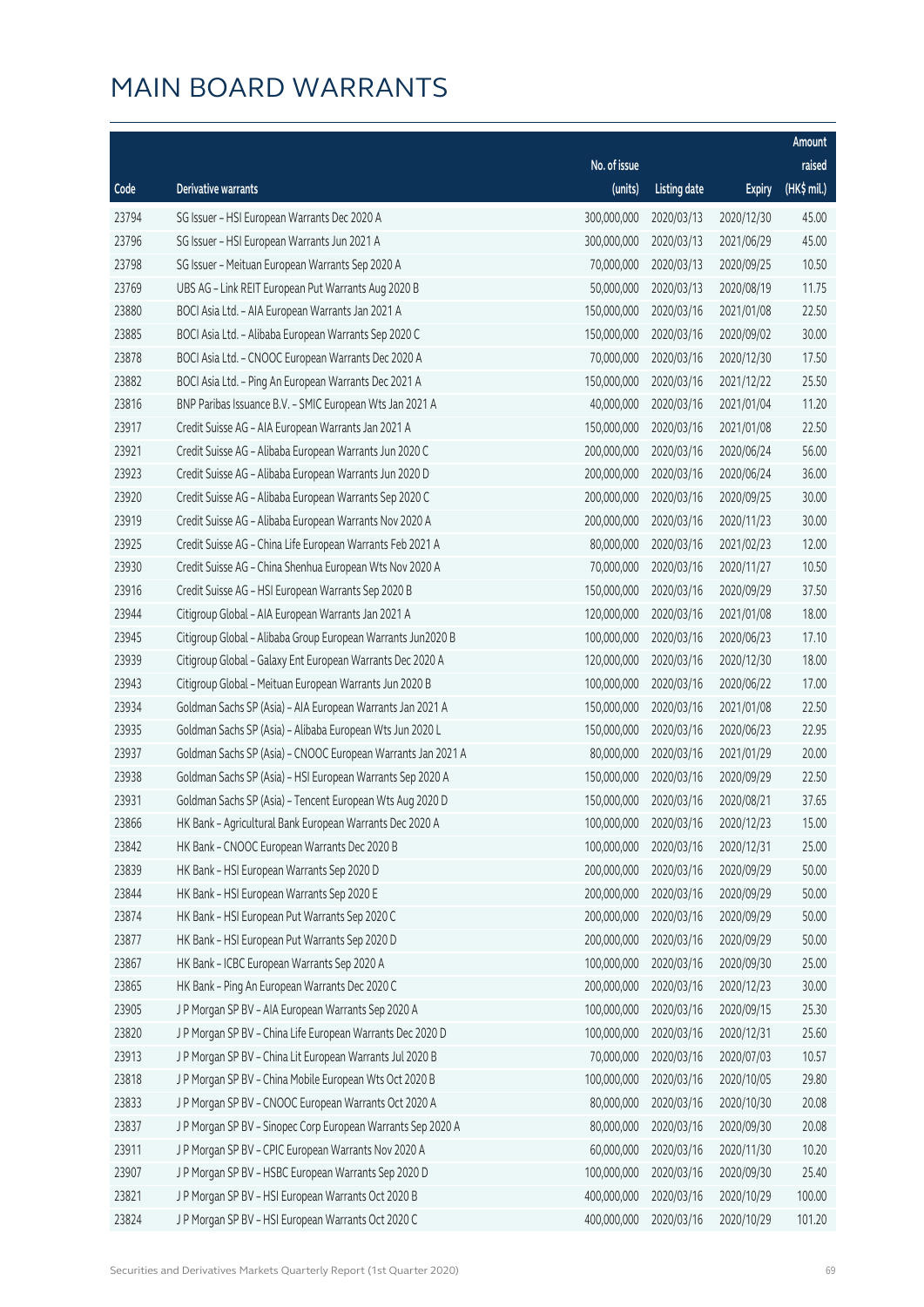# MAIN BOARD WARRANTS

| Code | Derivative warrants | No. of issue (units) | Listing date | Expiry | Amount raised (HK$ mil.) |
|---|---|---|---|---|---|
| 23794 | SG Issuer – HSI European Warrants Dec 2020 A | 300,000,000 | 2020/03/13 | 2020/12/30 | 45.00 |
| 23796 | SG Issuer – HSI European Warrants Jun 2021 A | 300,000,000 | 2020/03/13 | 2021/06/29 | 45.00 |
| 23798 | SG Issuer – Meituan European Warrants Sep 2020 A | 70,000,000 | 2020/03/13 | 2020/09/25 | 10.50 |
| 23769 | UBS AG – Link REIT European Put Warrants Aug 2020 B | 50,000,000 | 2020/03/13 | 2020/08/19 | 11.75 |
| 23880 | BOCI Asia Ltd. – AIA European Warrants Jan 2021 A | 150,000,000 | 2020/03/16 | 2021/01/08 | 22.50 |
| 23885 | BOCI Asia Ltd. – Alibaba European Warrants Sep 2020 C | 150,000,000 | 2020/03/16 | 2020/09/02 | 30.00 |
| 23878 | BOCI Asia Ltd. – CNOOC European Warrants Dec 2020 A | 70,000,000 | 2020/03/16 | 2020/12/30 | 17.50 |
| 23882 | BOCI Asia Ltd. – Ping An European Warrants Dec 2021 A | 150,000,000 | 2020/03/16 | 2021/12/22 | 25.50 |
| 23816 | BNP Paribas Issuance B.V. – SMIC European Wts Jan 2021 A | 40,000,000 | 2020/03/16 | 2021/01/04 | 11.20 |
| 23917 | Credit Suisse AG – AIA European Warrants Jan 2021 A | 150,000,000 | 2020/03/16 | 2021/01/08 | 22.50 |
| 23921 | Credit Suisse AG – Alibaba European Warrants Jun 2020 C | 200,000,000 | 2020/03/16 | 2020/06/24 | 56.00 |
| 23923 | Credit Suisse AG – Alibaba European Warrants Jun 2020 D | 200,000,000 | 2020/03/16 | 2020/06/24 | 36.00 |
| 23920 | Credit Suisse AG – Alibaba European Warrants Sep 2020 C | 200,000,000 | 2020/03/16 | 2020/09/25 | 30.00 |
| 23919 | Credit Suisse AG – Alibaba European Warrants Nov 2020 A | 200,000,000 | 2020/03/16 | 2020/11/23 | 30.00 |
| 23925 | Credit Suisse AG – China Life European Warrants Feb 2021 A | 80,000,000 | 2020/03/16 | 2021/02/23 | 12.00 |
| 23930 | Credit Suisse AG – China Shenhua European Wts Nov 2020 A | 70,000,000 | 2020/03/16 | 2020/11/27 | 10.50 |
| 23916 | Credit Suisse AG – HSI European Warrants Sep 2020 B | 150,000,000 | 2020/03/16 | 2020/09/29 | 37.50 |
| 23944 | Citigroup Global – AIA European Warrants Jan 2021 A | 120,000,000 | 2020/03/16 | 2021/01/08 | 18.00 |
| 23945 | Citigroup Global – Alibaba Group European Warrants Jun2020 B | 100,000,000 | 2020/03/16 | 2020/06/23 | 17.10 |
| 23939 | Citigroup Global – Galaxy Ent European Warrants Dec 2020 A | 120,000,000 | 2020/03/16 | 2020/12/30 | 18.00 |
| 23943 | Citigroup Global – Meituan European Warrants Jun 2020 B | 100,000,000 | 2020/03/16 | 2020/06/22 | 17.00 |
| 23934 | Goldman Sachs SP (Asia) – AIA European Warrants Jan 2021 A | 150,000,000 | 2020/03/16 | 2021/01/08 | 22.50 |
| 23935 | Goldman Sachs SP (Asia) – Alibaba European Wts Jun 2020 L | 150,000,000 | 2020/03/16 | 2020/06/23 | 22.95 |
| 23937 | Goldman Sachs SP (Asia) – CNOOC European Warrants Jan 2021 A | 80,000,000 | 2020/03/16 | 2021/01/29 | 20.00 |
| 23938 | Goldman Sachs SP (Asia) – HSI European Warrants Sep 2020 A | 150,000,000 | 2020/03/16 | 2020/09/29 | 22.50 |
| 23931 | Goldman Sachs SP (Asia) – Tencent European Wts Aug 2020 D | 150,000,000 | 2020/03/16 | 2020/08/21 | 37.65 |
| 23866 | HK Bank – Agricultural Bank European Warrants Dec 2020 A | 100,000,000 | 2020/03/16 | 2020/12/23 | 15.00 |
| 23842 | HK Bank – CNOOC European Warrants Dec 2020 B | 100,000,000 | 2020/03/16 | 2020/12/31 | 25.00 |
| 23839 | HK Bank – HSI European Warrants Sep 2020 D | 200,000,000 | 2020/03/16 | 2020/09/29 | 50.00 |
| 23844 | HK Bank – HSI European Warrants Sep 2020 E | 200,000,000 | 2020/03/16 | 2020/09/29 | 50.00 |
| 23874 | HK Bank – HSI European Put Warrants Sep 2020 C | 200,000,000 | 2020/03/16 | 2020/09/29 | 50.00 |
| 23877 | HK Bank – HSI European Put Warrants Sep 2020 D | 200,000,000 | 2020/03/16 | 2020/09/29 | 50.00 |
| 23867 | HK Bank – ICBC European Warrants Sep 2020 A | 100,000,000 | 2020/03/16 | 2020/09/30 | 25.00 |
| 23865 | HK Bank – Ping An European Warrants Dec 2020 C | 200,000,000 | 2020/03/16 | 2020/12/23 | 30.00 |
| 23905 | J P Morgan SP BV – AIA European Warrants Sep 2020 A | 100,000,000 | 2020/03/16 | 2020/09/15 | 25.30 |
| 23820 | J P Morgan SP BV – China Life European Warrants Dec 2020 D | 100,000,000 | 2020/03/16 | 2020/12/31 | 25.60 |
| 23913 | J P Morgan SP BV – China Lit European Warrants Jul 2020 B | 70,000,000 | 2020/03/16 | 2020/07/03 | 10.57 |
| 23818 | J P Morgan SP BV – China Mobile European Wts Oct 2020 B | 100,000,000 | 2020/03/16 | 2020/10/05 | 29.80 |
| 23833 | J P Morgan SP BV – CNOOC European Warrants Oct 2020 A | 80,000,000 | 2020/03/16 | 2020/10/30 | 20.08 |
| 23837 | J P Morgan SP BV – Sinopec Corp European Warrants Sep 2020 A | 80,000,000 | 2020/03/16 | 2020/09/30 | 20.08 |
| 23911 | J P Morgan SP BV – CPIC European Warrants Nov 2020 A | 60,000,000 | 2020/03/16 | 2020/11/30 | 10.20 |
| 23907 | J P Morgan SP BV – HSBC European Warrants Sep 2020 D | 100,000,000 | 2020/03/16 | 2020/09/30 | 25.40 |
| 23821 | J P Morgan SP BV – HSI European Warrants Oct 2020 B | 400,000,000 | 2020/03/16 | 2020/10/29 | 100.00 |
| 23824 | J P Morgan SP BV – HSI European Warrants Oct 2020 C | 400,000,000 | 2020/03/16 | 2020/10/29 | 101.20 |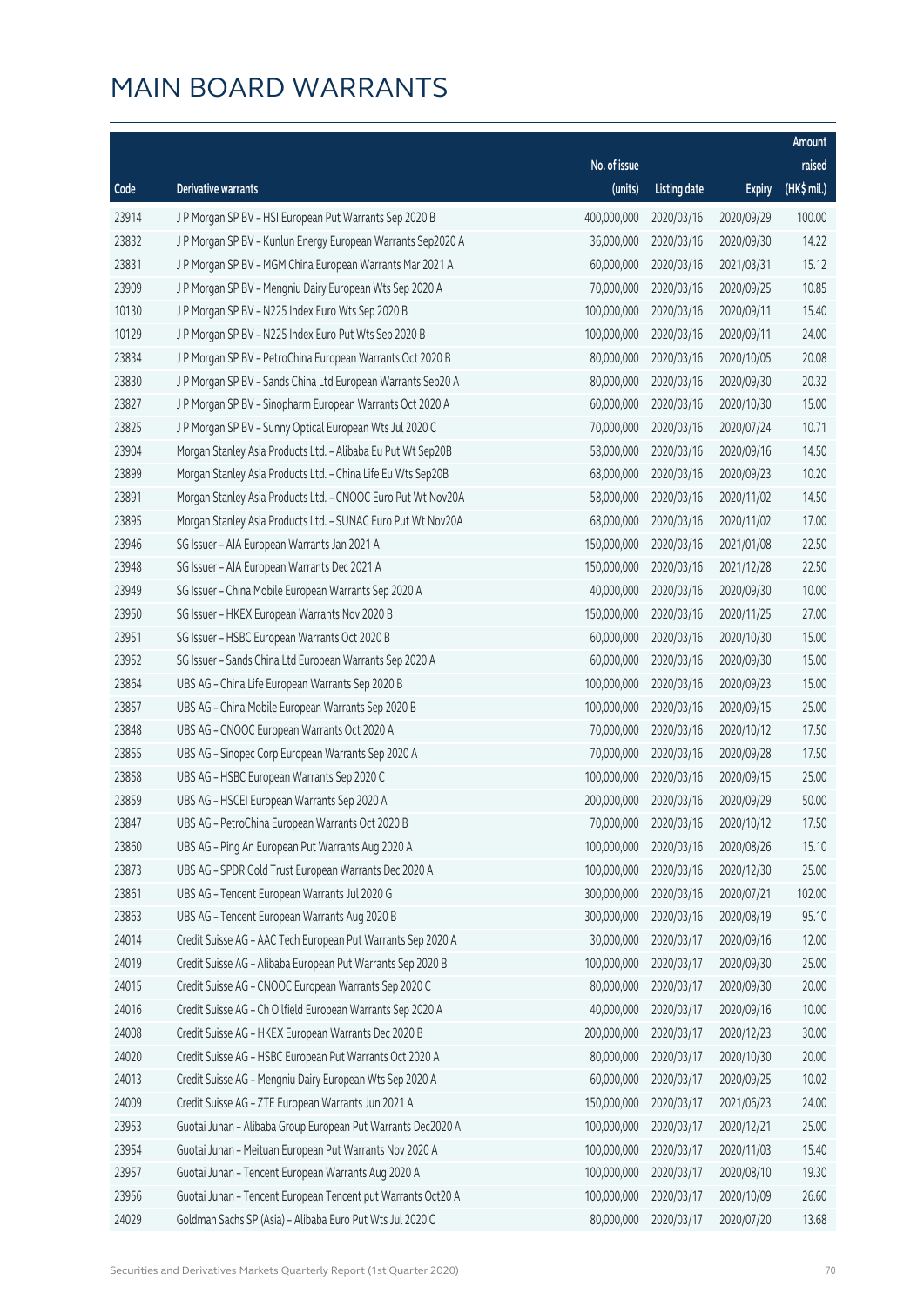# MAIN BOARD WARRANTS

| Code | Derivative warrants | No. of issue (units) | Listing date | Expiry | Amount raised (HK$ mil.) |
|---|---|---|---|---|---|
| 23914 | J P Morgan SP BV – HSI European Put Warrants Sep 2020 B | 400,000,000 | 2020/03/16 | 2020/09/29 | 100.00 |
| 23832 | J P Morgan SP BV – Kunlun Energy European Warrants Sep2020 A | 36,000,000 | 2020/03/16 | 2020/09/30 | 14.22 |
| 23831 | J P Morgan SP BV – MGM China European Warrants Mar 2021 A | 60,000,000 | 2020/03/16 | 2021/03/31 | 15.12 |
| 23909 | J P Morgan SP BV – Mengniu Dairy European Wts Sep 2020 A | 70,000,000 | 2020/03/16 | 2020/09/25 | 10.85 |
| 10130 | J P Morgan SP BV – N225 Index Euro Wts Sep 2020 B | 100,000,000 | 2020/03/16 | 2020/09/11 | 15.40 |
| 10129 | J P Morgan SP BV – N225 Index Euro Put Wts Sep 2020 B | 100,000,000 | 2020/03/16 | 2020/09/11 | 24.00 |
| 23834 | J P Morgan SP BV – PetroChina European Warrants Oct 2020 B | 80,000,000 | 2020/03/16 | 2020/10/05 | 20.08 |
| 23830 | J P Morgan SP BV – Sands China Ltd European Warrants Sep20 A | 80,000,000 | 2020/03/16 | 2020/09/30 | 20.32 |
| 23827 | J P Morgan SP BV – Sinopharm European Warrants Oct 2020 A | 60,000,000 | 2020/03/16 | 2020/10/30 | 15.00 |
| 23825 | J P Morgan SP BV – Sunny Optical European Wts Jul 2020 C | 70,000,000 | 2020/03/16 | 2020/07/24 | 10.71 |
| 23904 | Morgan Stanley Asia Products Ltd. – Alibaba Eu Put Wt Sep20B | 58,000,000 | 2020/03/16 | 2020/09/16 | 14.50 |
| 23899 | Morgan Stanley Asia Products Ltd. – China Life Eu Wts Sep20B | 68,000,000 | 2020/03/16 | 2020/09/23 | 10.20 |
| 23891 | Morgan Stanley Asia Products Ltd. – CNOOC Euro Put Wt Nov20A | 58,000,000 | 2020/03/16 | 2020/11/02 | 14.50 |
| 23895 | Morgan Stanley Asia Products Ltd. – SUNAC Euro Put Wt Nov20A | 68,000,000 | 2020/03/16 | 2020/11/02 | 17.00 |
| 23946 | SG Issuer – AIA European Warrants Jan 2021 A | 150,000,000 | 2020/03/16 | 2021/01/08 | 22.50 |
| 23948 | SG Issuer – AIA European Warrants Dec 2021 A | 150,000,000 | 2020/03/16 | 2021/12/28 | 22.50 |
| 23949 | SG Issuer – China Mobile European Warrants Sep 2020 A | 40,000,000 | 2020/03/16 | 2020/09/30 | 10.00 |
| 23950 | SG Issuer – HKEX European Warrants Nov 2020 B | 150,000,000 | 2020/03/16 | 2020/11/25 | 27.00 |
| 23951 | SG Issuer – HSBC European Warrants Oct 2020 B | 60,000,000 | 2020/03/16 | 2020/10/30 | 15.00 |
| 23952 | SG Issuer – Sands China Ltd European Warrants Sep 2020 A | 60,000,000 | 2020/03/16 | 2020/09/30 | 15.00 |
| 23864 | UBS AG – China Life European Warrants Sep 2020 B | 100,000,000 | 2020/03/16 | 2020/09/23 | 15.00 |
| 23857 | UBS AG – China Mobile European Warrants Sep 2020 B | 100,000,000 | 2020/03/16 | 2020/09/15 | 25.00 |
| 23848 | UBS AG – CNOOC European Warrants Oct 2020 A | 70,000,000 | 2020/03/16 | 2020/10/12 | 17.50 |
| 23855 | UBS AG – Sinopec Corp European Warrants Sep 2020 A | 70,000,000 | 2020/03/16 | 2020/09/28 | 17.50 |
| 23858 | UBS AG – HSBC European Warrants Sep 2020 C | 100,000,000 | 2020/03/16 | 2020/09/15 | 25.00 |
| 23859 | UBS AG – HSCEI European Warrants Sep 2020 A | 200,000,000 | 2020/03/16 | 2020/09/29 | 50.00 |
| 23847 | UBS AG – PetroChina European Warrants Oct 2020 B | 70,000,000 | 2020/03/16 | 2020/10/12 | 17.50 |
| 23860 | UBS AG – Ping An European Put Warrants Aug 2020 A | 100,000,000 | 2020/03/16 | 2020/08/26 | 15.10 |
| 23873 | UBS AG – SPDR Gold Trust European Warrants Dec 2020 A | 100,000,000 | 2020/03/16 | 2020/12/30 | 25.00 |
| 23861 | UBS AG – Tencent European Warrants Jul 2020 G | 300,000,000 | 2020/03/16 | 2020/07/21 | 102.00 |
| 23863 | UBS AG – Tencent European Warrants Aug 2020 B | 300,000,000 | 2020/03/16 | 2020/08/19 | 95.10 |
| 24014 | Credit Suisse AG – AAC Tech European Put Warrants Sep 2020 A | 30,000,000 | 2020/03/17 | 2020/09/16 | 12.00 |
| 24019 | Credit Suisse AG – Alibaba European Put Warrants Sep 2020 B | 100,000,000 | 2020/03/17 | 2020/09/30 | 25.00 |
| 24015 | Credit Suisse AG – CNOOC European Warrants Sep 2020 C | 80,000,000 | 2020/03/17 | 2020/09/30 | 20.00 |
| 24016 | Credit Suisse AG – Ch Oilfield European Warrants Sep 2020 A | 40,000,000 | 2020/03/17 | 2020/09/16 | 10.00 |
| 24008 | Credit Suisse AG – HKEX European Warrants Dec 2020 B | 200,000,000 | 2020/03/17 | 2020/12/23 | 30.00 |
| 24020 | Credit Suisse AG – HSBC European Put Warrants Oct 2020 A | 80,000,000 | 2020/03/17 | 2020/10/30 | 20.00 |
| 24013 | Credit Suisse AG – Mengniu Dairy European Wts Sep 2020 A | 60,000,000 | 2020/03/17 | 2020/09/25 | 10.02 |
| 24009 | Credit Suisse AG – ZTE European Warrants Jun 2021 A | 150,000,000 | 2020/03/17 | 2021/06/23 | 24.00 |
| 23953 | Guotai Junan – Alibaba Group European Put Warrants Dec2020 A | 100,000,000 | 2020/03/17 | 2020/12/21 | 25.00 |
| 23954 | Guotai Junan – Meituan European Put Warrants Nov 2020 A | 100,000,000 | 2020/03/17 | 2020/11/03 | 15.40 |
| 23957 | Guotai Junan – Tencent European Warrants Aug 2020 A | 100,000,000 | 2020/03/17 | 2020/08/10 | 19.30 |
| 23956 | Guotai Junan – Tencent European Tencent put Warrants Oct20 A | 100,000,000 | 2020/03/17 | 2020/10/09 | 26.60 |
| 24029 | Goldman Sachs SP (Asia) – Alibaba Euro Put Wts Jul 2020 C | 80,000,000 | 2020/03/17 | 2020/07/20 | 13.68 |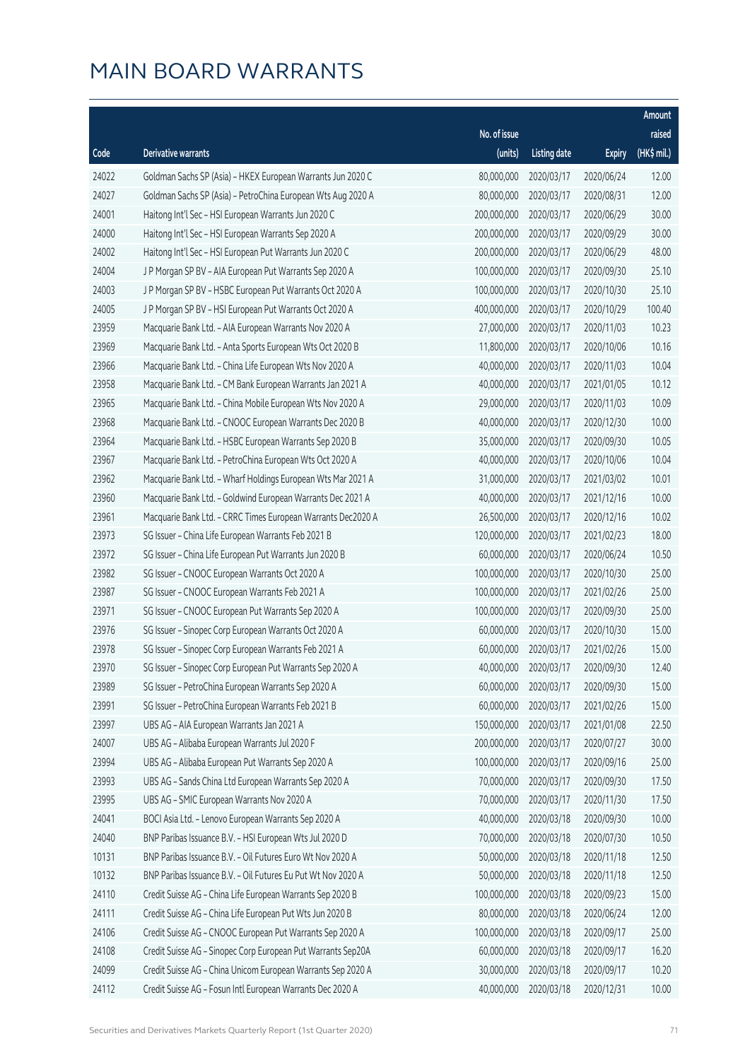# MAIN BOARD WARRANTS

| Code | Derivative warrants | No. of issue (units) | Listing date | Expiry | Amount raised (HK$ mil.) |
|---|---|---|---|---|---|
| 24022 | Goldman Sachs SP (Asia) – HKEX European Warrants Jun 2020 C | 80,000,000 | 2020/03/17 | 2020/06/24 | 12.00 |
| 24027 | Goldman Sachs SP (Asia) – PetroChina European Wts Aug 2020 A | 80,000,000 | 2020/03/17 | 2020/08/31 | 12.00 |
| 24001 | Haitong Int'l Sec – HSI European Warrants Jun 2020 C | 200,000,000 | 2020/03/17 | 2020/06/29 | 30.00 |
| 24000 | Haitong Int'l Sec – HSI European Warrants Sep 2020 A | 200,000,000 | 2020/03/17 | 2020/09/29 | 30.00 |
| 24002 | Haitong Int'l Sec – HSI European Put Warrants Jun 2020 C | 200,000,000 | 2020/03/17 | 2020/06/29 | 48.00 |
| 24004 | J P Morgan SP BV – AIA European Put Warrants Sep 2020 A | 100,000,000 | 2020/03/17 | 2020/09/30 | 25.10 |
| 24003 | J P Morgan SP BV – HSBC European Put Warrants Oct 2020 A | 100,000,000 | 2020/03/17 | 2020/10/30 | 25.10 |
| 24005 | J P Morgan SP BV – HSI European Put Warrants Oct 2020 A | 400,000,000 | 2020/03/17 | 2020/10/29 | 100.40 |
| 23959 | Macquarie Bank Ltd. – AIA European Warrants Nov 2020 A | 27,000,000 | 2020/03/17 | 2020/11/03 | 10.23 |
| 23969 | Macquarie Bank Ltd. – Anta Sports European Wts Oct 2020 B | 11,800,000 | 2020/03/17 | 2020/10/06 | 10.16 |
| 23966 | Macquarie Bank Ltd. – China Life European Wts Nov 2020 A | 40,000,000 | 2020/03/17 | 2020/11/03 | 10.04 |
| 23958 | Macquarie Bank Ltd. – CM Bank European Warrants Jan 2021 A | 40,000,000 | 2020/03/17 | 2021/01/05 | 10.12 |
| 23965 | Macquarie Bank Ltd. – China Mobile European Wts Nov 2020 A | 29,000,000 | 2020/03/17 | 2020/11/03 | 10.09 |
| 23968 | Macquarie Bank Ltd. – CNOOC European Warrants Dec 2020 B | 40,000,000 | 2020/03/17 | 2020/12/30 | 10.00 |
| 23964 | Macquarie Bank Ltd. – HSBC European Warrants Sep 2020 B | 35,000,000 | 2020/03/17 | 2020/09/30 | 10.05 |
| 23967 | Macquarie Bank Ltd. – PetroChina European Wts Oct 2020 A | 40,000,000 | 2020/03/17 | 2020/10/06 | 10.04 |
| 23962 | Macquarie Bank Ltd. – Wharf Holdings European Wts Mar 2021 A | 31,000,000 | 2020/03/17 | 2021/03/02 | 10.01 |
| 23960 | Macquarie Bank Ltd. – Goldwind European Warrants Dec 2021 A | 40,000,000 | 2020/03/17 | 2021/12/16 | 10.00 |
| 23961 | Macquarie Bank Ltd. – CRRC Times European Warrants Dec2020 A | 26,500,000 | 2020/03/17 | 2020/12/16 | 10.02 |
| 23973 | SG Issuer – China Life European Warrants Feb 2021 B | 120,000,000 | 2020/03/17 | 2021/02/23 | 18.00 |
| 23972 | SG Issuer – China Life European Put Warrants Jun 2020 B | 60,000,000 | 2020/03/17 | 2020/06/24 | 10.50 |
| 23982 | SG Issuer – CNOOC European Warrants Oct 2020 A | 100,000,000 | 2020/03/17 | 2020/10/30 | 25.00 |
| 23987 | SG Issuer – CNOOC European Warrants Feb 2021 A | 100,000,000 | 2020/03/17 | 2021/02/26 | 25.00 |
| 23971 | SG Issuer – CNOOC European Put Warrants Sep 2020 A | 100,000,000 | 2020/03/17 | 2020/09/30 | 25.00 |
| 23976 | SG Issuer – Sinopec Corp European Warrants Oct 2020 A | 60,000,000 | 2020/03/17 | 2020/10/30 | 15.00 |
| 23978 | SG Issuer – Sinopec Corp European Warrants Feb 2021 A | 60,000,000 | 2020/03/17 | 2021/02/26 | 15.00 |
| 23970 | SG Issuer – Sinopec Corp European Put Warrants Sep 2020 A | 40,000,000 | 2020/03/17 | 2020/09/30 | 12.40 |
| 23989 | SG Issuer – PetroChina European Warrants Sep 2020 A | 60,000,000 | 2020/03/17 | 2020/09/30 | 15.00 |
| 23991 | SG Issuer – PetroChina European Warrants Feb 2021 B | 60,000,000 | 2020/03/17 | 2021/02/26 | 15.00 |
| 23997 | UBS AG – AIA European Warrants Jan 2021 A | 150,000,000 | 2020/03/17 | 2021/01/08 | 22.50 |
| 24007 | UBS AG – Alibaba European Warrants Jul 2020 F | 200,000,000 | 2020/03/17 | 2020/07/27 | 30.00 |
| 23994 | UBS AG – Alibaba European Put Warrants Sep 2020 A | 100,000,000 | 2020/03/17 | 2020/09/16 | 25.00 |
| 23993 | UBS AG – Sands China Ltd European Warrants Sep 2020 A | 70,000,000 | 2020/03/17 | 2020/09/30 | 17.50 |
| 23995 | UBS AG – SMIC European Warrants Nov 2020 A | 70,000,000 | 2020/03/17 | 2020/11/30 | 17.50 |
| 24041 | BOCI Asia Ltd. – Lenovo European Warrants Sep 2020 A | 40,000,000 | 2020/03/18 | 2020/09/30 | 10.00 |
| 24040 | BNP Paribas Issuance B.V. – HSI European Wts Jul 2020 D | 70,000,000 | 2020/03/18 | 2020/07/30 | 10.50 |
| 10131 | BNP Paribas Issuance B.V. – Oil Futures Euro Wt Nov 2020 A | 50,000,000 | 2020/03/18 | 2020/11/18 | 12.50 |
| 10132 | BNP Paribas Issuance B.V. – Oil Futures Eu Put Wt Nov 2020 A | 50,000,000 | 2020/03/18 | 2020/11/18 | 12.50 |
| 24110 | Credit Suisse AG – China Life European Warrants Sep 2020 B | 100,000,000 | 2020/03/18 | 2020/09/23 | 15.00 |
| 24111 | Credit Suisse AG – China Life European Put Wts Jun 2020 B | 80,000,000 | 2020/03/18 | 2020/06/24 | 12.00 |
| 24106 | Credit Suisse AG – CNOOC European Put Warrants Sep 2020 A | 100,000,000 | 2020/03/18 | 2020/09/17 | 25.00 |
| 24108 | Credit Suisse AG – Sinopec Corp European Put Warrants Sep20A | 60,000,000 | 2020/03/18 | 2020/09/17 | 16.20 |
| 24099 | Credit Suisse AG – China Unicom European Warrants Sep 2020 A | 30,000,000 | 2020/03/18 | 2020/09/17 | 10.20 |
| 24112 | Credit Suisse AG – Fosun Intl European Warrants Dec 2020 A | 40,000,000 | 2020/03/18 | 2020/12/31 | 10.00 |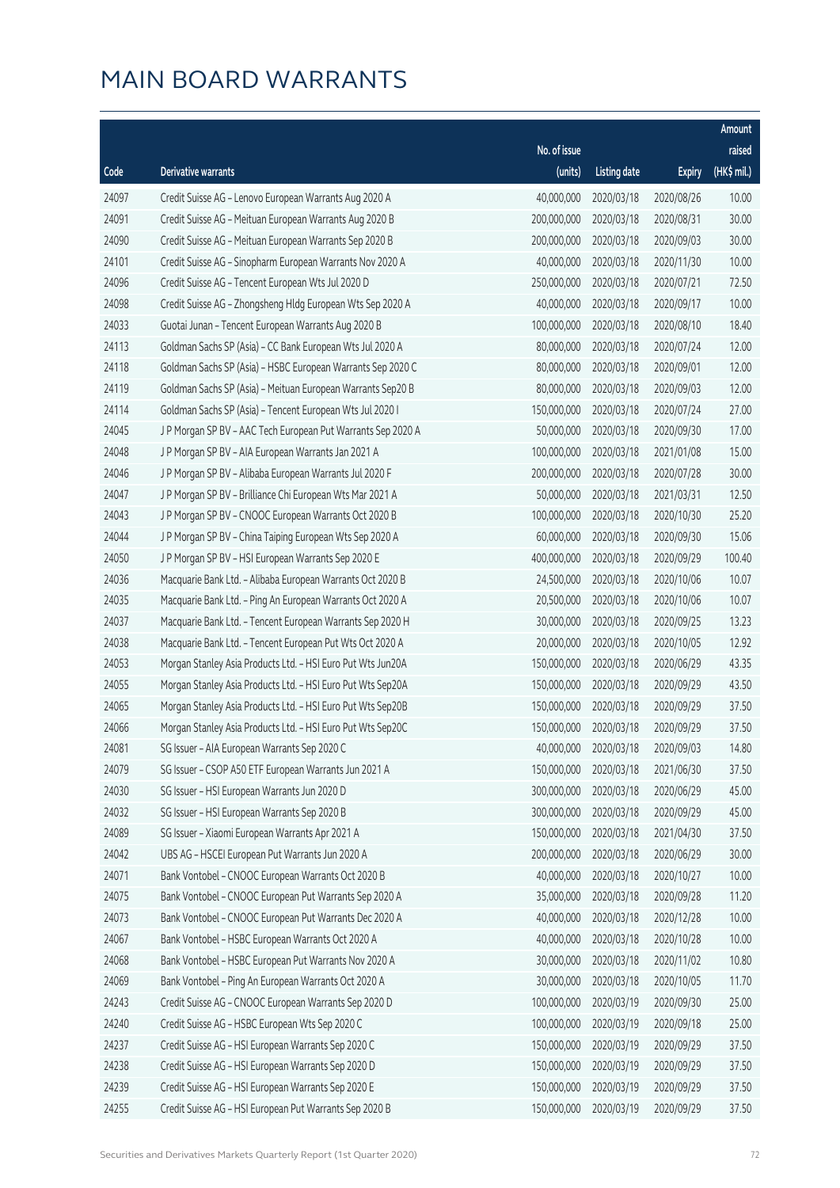# MAIN BOARD WARRANTS

| Code | Derivative warrants | No. of issue (units) | Listing date | Expiry | Amount raised (HK$ mil.) |
|---|---|---|---|---|---|
| 24097 | Credit Suisse AG - Lenovo European Warrants Aug 2020 A | 40,000,000 | 2020/03/18 | 2020/08/26 | 10.00 |
| 24091 | Credit Suisse AG - Meituan European Warrants Aug 2020 B | 200,000,000 | 2020/03/18 | 2020/08/31 | 30.00 |
| 24090 | Credit Suisse AG - Meituan European Warrants Sep 2020 B | 200,000,000 | 2020/03/18 | 2020/09/03 | 30.00 |
| 24101 | Credit Suisse AG - Sinopharm European Warrants Nov 2020 A | 40,000,000 | 2020/03/18 | 2020/11/30 | 10.00 |
| 24096 | Credit Suisse AG - Tencent European Wts Jul 2020 D | 250,000,000 | 2020/03/18 | 2020/07/21 | 72.50 |
| 24098 | Credit Suisse AG - Zhongsheng Hldg European Wts Sep 2020 A | 40,000,000 | 2020/03/18 | 2020/09/17 | 10.00 |
| 24033 | Guotai Junan - Tencent European Warrants Aug 2020 B | 100,000,000 | 2020/03/18 | 2020/08/10 | 18.40 |
| 24113 | Goldman Sachs SP (Asia) - CC Bank European Wts Jul 2020 A | 80,000,000 | 2020/03/18 | 2020/07/24 | 12.00 |
| 24118 | Goldman Sachs SP (Asia) - HSBC European Warrants Sep 2020 C | 80,000,000 | 2020/03/18 | 2020/09/01 | 12.00 |
| 24119 | Goldman Sachs SP (Asia) - Meituan European Warrants Sep20 B | 80,000,000 | 2020/03/18 | 2020/09/03 | 12.00 |
| 24114 | Goldman Sachs SP (Asia) - Tencent European Wts Jul 2020 I | 150,000,000 | 2020/03/18 | 2020/07/24 | 27.00 |
| 24045 | J P Morgan SP BV - AAC Tech European Put Warrants Sep 2020 A | 50,000,000 | 2020/03/18 | 2020/09/30 | 17.00 |
| 24048 | J P Morgan SP BV - AIA European Warrants Jan 2021 A | 100,000,000 | 2020/03/18 | 2021/01/08 | 15.00 |
| 24046 | J P Morgan SP BV - Alibaba European Warrants Jul 2020 F | 200,000,000 | 2020/03/18 | 2020/07/28 | 30.00 |
| 24047 | J P Morgan SP BV - Brilliance Chi European Wts Mar 2021 A | 50,000,000 | 2020/03/18 | 2021/03/31 | 12.50 |
| 24043 | J P Morgan SP BV - CNOOC European Warrants Oct 2020 B | 100,000,000 | 2020/03/18 | 2020/10/30 | 25.20 |
| 24044 | J P Morgan SP BV - China Taiping European Wts Sep 2020 A | 60,000,000 | 2020/03/18 | 2020/09/30 | 15.06 |
| 24050 | J P Morgan SP BV - HSI European Warrants Sep 2020 E | 400,000,000 | 2020/03/18 | 2020/09/29 | 100.40 |
| 24036 | Macquarie Bank Ltd. - Alibaba European Warrants Oct 2020 B | 24,500,000 | 2020/03/18 | 2020/10/06 | 10.07 |
| 24035 | Macquarie Bank Ltd. - Ping An European Warrants Oct 2020 A | 20,500,000 | 2020/03/18 | 2020/10/06 | 10.07 |
| 24037 | Macquarie Bank Ltd. - Tencent European Warrants Sep 2020 H | 30,000,000 | 2020/03/18 | 2020/09/25 | 13.23 |
| 24038 | Macquarie Bank Ltd. - Tencent European Put Wts Oct 2020 A | 20,000,000 | 2020/03/18 | 2020/10/05 | 12.92 |
| 24053 | Morgan Stanley Asia Products Ltd. - HSI Euro Put Wts Jun20A | 150,000,000 | 2020/03/18 | 2020/06/29 | 43.35 |
| 24055 | Morgan Stanley Asia Products Ltd. - HSI Euro Put Wts Sep20A | 150,000,000 | 2020/03/18 | 2020/09/29 | 43.50 |
| 24065 | Morgan Stanley Asia Products Ltd. - HSI Euro Put Wts Sep20B | 150,000,000 | 2020/03/18 | 2020/09/29 | 37.50 |
| 24066 | Morgan Stanley Asia Products Ltd. - HSI Euro Put Wts Sep20C | 150,000,000 | 2020/03/18 | 2020/09/29 | 37.50 |
| 24081 | SG Issuer - AIA European Warrants Sep 2020 C | 40,000,000 | 2020/03/18 | 2020/09/03 | 14.80 |
| 24079 | SG Issuer - CSOP A50 ETF European Warrants Jun 2021 A | 150,000,000 | 2020/03/18 | 2021/06/30 | 37.50 |
| 24030 | SG Issuer - HSI European Warrants Jun 2020 D | 300,000,000 | 2020/03/18 | 2020/06/29 | 45.00 |
| 24032 | SG Issuer - HSI European Warrants Sep 2020 B | 300,000,000 | 2020/03/18 | 2020/09/29 | 45.00 |
| 24089 | SG Issuer - Xiaomi European Warrants Apr 2021 A | 150,000,000 | 2020/03/18 | 2021/04/30 | 37.50 |
| 24042 | UBS AG - HSCEI European Put Warrants Jun 2020 A | 200,000,000 | 2020/03/18 | 2020/06/29 | 30.00 |
| 24071 | Bank Vontobel - CNOOC European Warrants Oct 2020 B | 40,000,000 | 2020/03/18 | 2020/10/27 | 10.00 |
| 24075 | Bank Vontobel - CNOOC European Put Warrants Sep 2020 A | 35,000,000 | 2020/03/18 | 2020/09/28 | 11.20 |
| 24073 | Bank Vontobel - CNOOC European Put Warrants Dec 2020 A | 40,000,000 | 2020/03/18 | 2020/12/28 | 10.00 |
| 24067 | Bank Vontobel - HSBC European Warrants Oct 2020 A | 40,000,000 | 2020/03/18 | 2020/10/28 | 10.00 |
| 24068 | Bank Vontobel - HSBC European Put Warrants Nov 2020 A | 30,000,000 | 2020/03/18 | 2020/11/02 | 10.80 |
| 24069 | Bank Vontobel - Ping An European Warrants Oct 2020 A | 30,000,000 | 2020/03/18 | 2020/10/05 | 11.70 |
| 24243 | Credit Suisse AG - CNOOC European Warrants Sep 2020 D | 100,000,000 | 2020/03/19 | 2020/09/30 | 25.00 |
| 24240 | Credit Suisse AG - HSBC European Wts Sep 2020 C | 100,000,000 | 2020/03/19 | 2020/09/18 | 25.00 |
| 24237 | Credit Suisse AG - HSI European Warrants Sep 2020 C | 150,000,000 | 2020/03/19 | 2020/09/29 | 37.50 |
| 24238 | Credit Suisse AG - HSI European Warrants Sep 2020 D | 150,000,000 | 2020/03/19 | 2020/09/29 | 37.50 |
| 24239 | Credit Suisse AG - HSI European Warrants Sep 2020 E | 150,000,000 | 2020/03/19 | 2020/09/29 | 37.50 |
| 24255 | Credit Suisse AG - HSI European Put Warrants Sep 2020 B | 150,000,000 | 2020/03/19 | 2020/09/29 | 37.50 |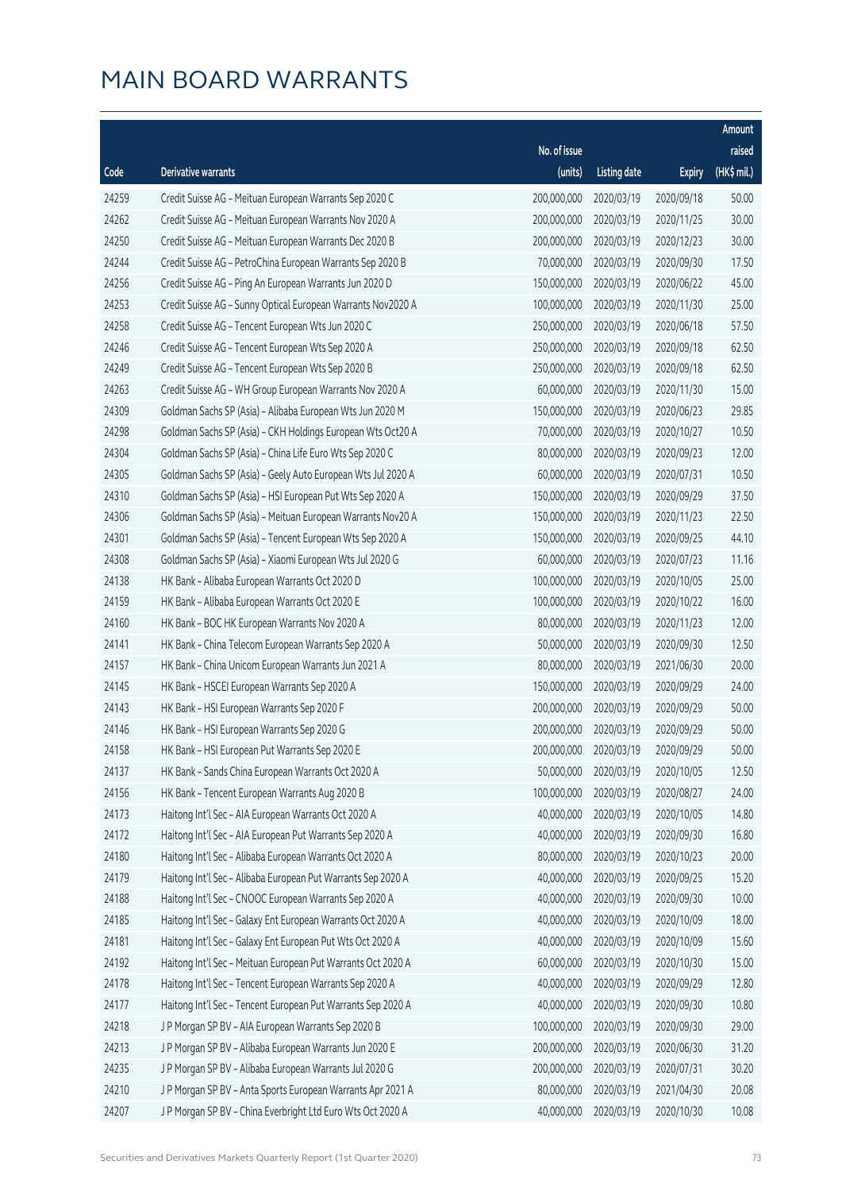# MAIN BOARD WARRANTS

| Code | Derivative warrants | No. of issue (units) | Listing date | Expiry | Amount raised (HK$ mil.) |
|---|---|---|---|---|---|
| 24259 | Credit Suisse AG - Meituan European Warrants Sep 2020 C | 200,000,000 | 2020/03/19 | 2020/09/18 | 50.00 |
| 24262 | Credit Suisse AG - Meituan European Warrants Nov 2020 A | 200,000,000 | 2020/03/19 | 2020/11/25 | 30.00 |
| 24250 | Credit Suisse AG - Meituan European Warrants Dec 2020 B | 200,000,000 | 2020/03/19 | 2020/12/23 | 30.00 |
| 24244 | Credit Suisse AG - PetroChina European Warrants Sep 2020 B | 70,000,000 | 2020/03/19 | 2020/09/30 | 17.50 |
| 24256 | Credit Suisse AG - Ping An European Warrants Jun 2020 D | 150,000,000 | 2020/03/19 | 2020/06/22 | 45.00 |
| 24253 | Credit Suisse AG - Sunny Optical European Warrants Nov2020 A | 100,000,000 | 2020/03/19 | 2020/11/30 | 25.00 |
| 24258 | Credit Suisse AG - Tencent European Wts Jun 2020 C | 250,000,000 | 2020/03/19 | 2020/06/18 | 57.50 |
| 24246 | Credit Suisse AG - Tencent European Wts Sep 2020 A | 250,000,000 | 2020/03/19 | 2020/09/18 | 62.50 |
| 24249 | Credit Suisse AG - Tencent European Wts Sep 2020 B | 250,000,000 | 2020/03/19 | 2020/09/18 | 62.50 |
| 24263 | Credit Suisse AG - WH Group European Warrants Nov 2020 A | 60,000,000 | 2020/03/19 | 2020/11/30 | 15.00 |
| 24309 | Goldman Sachs SP (Asia) - Alibaba European Wts Jun 2020 M | 150,000,000 | 2020/03/19 | 2020/06/23 | 29.85 |
| 24298 | Goldman Sachs SP (Asia) - CKH Holdings European Wts Oct20 A | 70,000,000 | 2020/03/19 | 2020/10/27 | 10.50 |
| 24304 | Goldman Sachs SP (Asia) - China Life Euro Wts Sep 2020 C | 80,000,000 | 2020/03/19 | 2020/09/23 | 12.00 |
| 24305 | Goldman Sachs SP (Asia) - Geely Auto European Wts Jul 2020 A | 60,000,000 | 2020/03/19 | 2020/07/31 | 10.50 |
| 24310 | Goldman Sachs SP (Asia) - HSI European Put Wts Sep 2020 A | 150,000,000 | 2020/03/19 | 2020/09/29 | 37.50 |
| 24306 | Goldman Sachs SP (Asia) - Meituan European Warrants Nov20 A | 150,000,000 | 2020/03/19 | 2020/11/23 | 22.50 |
| 24301 | Goldman Sachs SP (Asia) - Tencent European Wts Sep 2020 A | 150,000,000 | 2020/03/19 | 2020/09/25 | 44.10 |
| 24308 | Goldman Sachs SP (Asia) - Xiaomi European Wts Jul 2020 G | 60,000,000 | 2020/03/19 | 2020/07/23 | 11.16 |
| 24138 | HK Bank - Alibaba European Warrants Oct 2020 D | 100,000,000 | 2020/03/19 | 2020/10/05 | 25.00 |
| 24159 | HK Bank - Alibaba European Warrants Oct 2020 E | 100,000,000 | 2020/03/19 | 2020/10/22 | 16.00 |
| 24160 | HK Bank - BOC HK European Warrants Nov 2020 A | 80,000,000 | 2020/03/19 | 2020/11/23 | 12.00 |
| 24141 | HK Bank - China Telecom European Warrants Sep 2020 A | 50,000,000 | 2020/03/19 | 2020/09/30 | 12.50 |
| 24157 | HK Bank - China Unicom European Warrants Jun 2021 A | 80,000,000 | 2020/03/19 | 2021/06/30 | 20.00 |
| 24145 | HK Bank - HSCEI European Warrants Sep 2020 A | 150,000,000 | 2020/03/19 | 2020/09/29 | 24.00 |
| 24143 | HK Bank - HSI European Warrants Sep 2020 F | 200,000,000 | 2020/03/19 | 2020/09/29 | 50.00 |
| 24146 | HK Bank - HSI European Warrants Sep 2020 G | 200,000,000 | 2020/03/19 | 2020/09/29 | 50.00 |
| 24158 | HK Bank - HSI European Put Warrants Sep 2020 E | 200,000,000 | 2020/03/19 | 2020/09/29 | 50.00 |
| 24137 | HK Bank - Sands China European Warrants Oct 2020 A | 50,000,000 | 2020/03/19 | 2020/10/05 | 12.50 |
| 24156 | HK Bank - Tencent European Warrants Aug 2020 B | 100,000,000 | 2020/03/19 | 2020/08/27 | 24.00 |
| 24173 | Haitong Int'l Sec - AIA European Warrants Oct 2020 A | 40,000,000 | 2020/03/19 | 2020/10/05 | 14.80 |
| 24172 | Haitong Int'l Sec - AIA European Put Warrants Sep 2020 A | 40,000,000 | 2020/03/19 | 2020/09/30 | 16.80 |
| 24180 | Haitong Int'l Sec - Alibaba European Warrants Oct 2020 A | 80,000,000 | 2020/03/19 | 2020/10/23 | 20.00 |
| 24179 | Haitong Int'l Sec - Alibaba European Put Warrants Sep 2020 A | 40,000,000 | 2020/03/19 | 2020/09/25 | 15.20 |
| 24188 | Haitong Int'l Sec - CNOOC European Warrants Sep 2020 A | 40,000,000 | 2020/03/19 | 2020/09/30 | 10.00 |
| 24185 | Haitong Int'l Sec - Galaxy Ent European Warrants Oct 2020 A | 40,000,000 | 2020/03/19 | 2020/10/09 | 18.00 |
| 24181 | Haitong Int'l Sec - Galaxy Ent European Put Wts Oct 2020 A | 40,000,000 | 2020/03/19 | 2020/10/09 | 15.60 |
| 24192 | Haitong Int'l Sec - Meituan European Put Warrants Oct 2020 A | 60,000,000 | 2020/03/19 | 2020/10/30 | 15.00 |
| 24178 | Haitong Int'l Sec - Tencent European Warrants Sep 2020 A | 40,000,000 | 2020/03/19 | 2020/09/29 | 12.80 |
| 24177 | Haitong Int'l Sec - Tencent European Put Warrants Sep 2020 A | 40,000,000 | 2020/03/19 | 2020/09/30 | 10.80 |
| 24218 | J P Morgan SP BV - AIA European Warrants Sep 2020 B | 100,000,000 | 2020/03/19 | 2020/09/30 | 29.00 |
| 24213 | J P Morgan SP BV - Alibaba European Warrants Jun 2020 E | 200,000,000 | 2020/03/19 | 2020/06/30 | 31.20 |
| 24235 | J P Morgan SP BV - Alibaba European Warrants Jul 2020 G | 200,000,000 | 2020/03/19 | 2020/07/31 | 30.20 |
| 24210 | J P Morgan SP BV - Anta Sports European Warrants Apr 2021 A | 80,000,000 | 2020/03/19 | 2021/04/30 | 20.08 |
| 24207 | J P Morgan SP BV - China Everbright Ltd Euro Wts Oct 2020 A | 40,000,000 | 2020/03/19 | 2020/10/30 | 10.08 |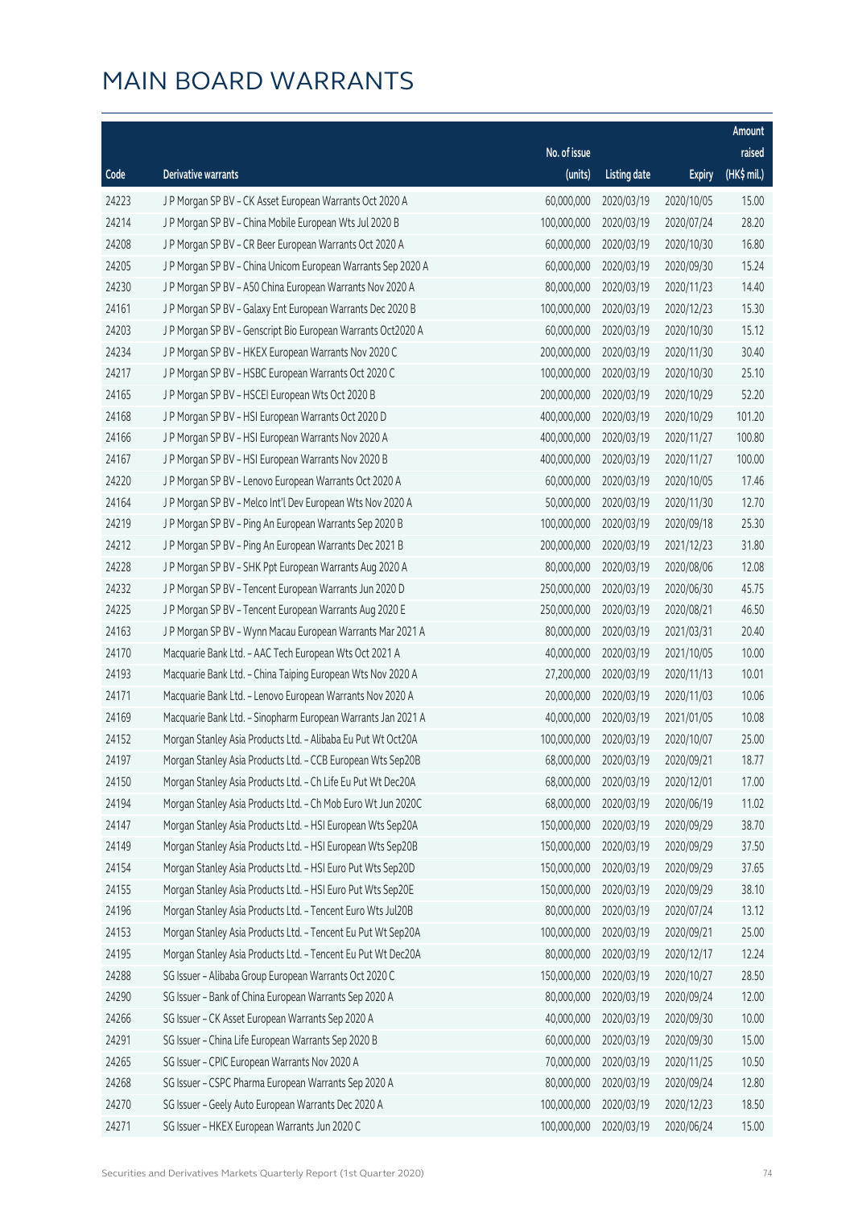# MAIN BOARD WARRANTS

| Code | Derivative warrants | No. of issue (units) | Listing date | Expiry | Amount raised (HK$ mil.) |
|---|---|---|---|---|---|
| 24223 | J P Morgan SP BV – CK Asset European Warrants Oct 2020 A | 60,000,000 | 2020/03/19 | 2020/10/05 | 15.00 |
| 24214 | J P Morgan SP BV – China Mobile European Wts Jul 2020 B | 100,000,000 | 2020/03/19 | 2020/07/24 | 28.20 |
| 24208 | J P Morgan SP BV – CR Beer European Warrants Oct 2020 A | 60,000,000 | 2020/03/19 | 2020/10/30 | 16.80 |
| 24205 | J P Morgan SP BV – China Unicom European Warrants Sep 2020 A | 60,000,000 | 2020/03/19 | 2020/09/30 | 15.24 |
| 24230 | J P Morgan SP BV – A50 China European Warrants Nov 2020 A | 80,000,000 | 2020/03/19 | 2020/11/23 | 14.40 |
| 24161 | J P Morgan SP BV – Galaxy Ent European Warrants Dec 2020 B | 100,000,000 | 2020/03/19 | 2020/12/23 | 15.30 |
| 24203 | J P Morgan SP BV – Genscript Bio European Warrants Oct2020 A | 60,000,000 | 2020/03/19 | 2020/10/30 | 15.12 |
| 24234 | J P Morgan SP BV – HKEX European Warrants Nov 2020 C | 200,000,000 | 2020/03/19 | 2020/11/30 | 30.40 |
| 24217 | J P Morgan SP BV – HSBC European Warrants Oct 2020 C | 100,000,000 | 2020/03/19 | 2020/10/30 | 25.10 |
| 24165 | J P Morgan SP BV – HSCEI European Wts Oct 2020 B | 200,000,000 | 2020/03/19 | 2020/10/29 | 52.20 |
| 24168 | J P Morgan SP BV – HSI European Warrants Oct 2020 D | 400,000,000 | 2020/03/19 | 2020/10/29 | 101.20 |
| 24166 | J P Morgan SP BV – HSI European Warrants Nov 2020 A | 400,000,000 | 2020/03/19 | 2020/11/27 | 100.80 |
| 24167 | J P Morgan SP BV – HSI European Warrants Nov 2020 B | 400,000,000 | 2020/03/19 | 2020/11/27 | 100.00 |
| 24220 | J P Morgan SP BV – Lenovo European Warrants Oct 2020 A | 60,000,000 | 2020/03/19 | 2020/10/05 | 17.46 |
| 24164 | J P Morgan SP BV – Melco Int'l Dev European Wts Nov 2020 A | 50,000,000 | 2020/03/19 | 2020/11/30 | 12.70 |
| 24219 | J P Morgan SP BV – Ping An European Warrants Sep 2020 B | 100,000,000 | 2020/03/19 | 2020/09/18 | 25.30 |
| 24212 | J P Morgan SP BV – Ping An European Warrants Dec 2021 B | 200,000,000 | 2020/03/19 | 2021/12/23 | 31.80 |
| 24228 | J P Morgan SP BV – SHK Ppt European Warrants Aug 2020 A | 80,000,000 | 2020/03/19 | 2020/08/06 | 12.08 |
| 24232 | J P Morgan SP BV – Tencent European Warrants Jun 2020 D | 250,000,000 | 2020/03/19 | 2020/06/30 | 45.75 |
| 24225 | J P Morgan SP BV – Tencent European Warrants Aug 2020 E | 250,000,000 | 2020/03/19 | 2020/08/21 | 46.50 |
| 24163 | J P Morgan SP BV – Wynn Macau European Warrants Mar 2021 A | 80,000,000 | 2020/03/19 | 2021/03/31 | 20.40 |
| 24170 | Macquarie Bank Ltd. – AAC Tech European Wts Oct 2021 A | 40,000,000 | 2020/03/19 | 2021/10/05 | 10.00 |
| 24193 | Macquarie Bank Ltd. – China Taiping European Wts Nov 2020 A | 27,200,000 | 2020/03/19 | 2020/11/13 | 10.01 |
| 24171 | Macquarie Bank Ltd. – Lenovo European Warrants Nov 2020 A | 20,000,000 | 2020/03/19 | 2020/11/03 | 10.06 |
| 24169 | Macquarie Bank Ltd. – Sinopharm European Warrants Jan 2021 A | 40,000,000 | 2020/03/19 | 2021/01/05 | 10.08 |
| 24152 | Morgan Stanley Asia Products Ltd. – Alibaba Eu Put Wt Oct20A | 100,000,000 | 2020/03/19 | 2020/10/07 | 25.00 |
| 24197 | Morgan Stanley Asia Products Ltd. – CCB European Wts Sep20B | 68,000,000 | 2020/03/19 | 2020/09/21 | 18.77 |
| 24150 | Morgan Stanley Asia Products Ltd. – Ch Life Eu Put Wt Dec20A | 68,000,000 | 2020/03/19 | 2020/12/01 | 17.00 |
| 24194 | Morgan Stanley Asia Products Ltd. – Ch Mob Euro Wt Jun 2020C | 68,000,000 | 2020/03/19 | 2020/06/19 | 11.02 |
| 24147 | Morgan Stanley Asia Products Ltd. – HSI European Wts Sep20A | 150,000,000 | 2020/03/19 | 2020/09/29 | 38.70 |
| 24149 | Morgan Stanley Asia Products Ltd. – HSI European Wts Sep20B | 150,000,000 | 2020/03/19 | 2020/09/29 | 37.50 |
| 24154 | Morgan Stanley Asia Products Ltd. – HSI Euro Put Wts Sep20D | 150,000,000 | 2020/03/19 | 2020/09/29 | 37.65 |
| 24155 | Morgan Stanley Asia Products Ltd. – HSI Euro Put Wts Sep20E | 150,000,000 | 2020/03/19 | 2020/09/29 | 38.10 |
| 24196 | Morgan Stanley Asia Products Ltd. – Tencent Euro Wts Jul20B | 80,000,000 | 2020/03/19 | 2020/07/24 | 13.12 |
| 24153 | Morgan Stanley Asia Products Ltd. – Tencent Eu Put Wt Sep20A | 100,000,000 | 2020/03/19 | 2020/09/21 | 25.00 |
| 24195 | Morgan Stanley Asia Products Ltd. – Tencent Eu Put Wt Dec20A | 80,000,000 | 2020/03/19 | 2020/12/17 | 12.24 |
| 24288 | SG Issuer – Alibaba Group European Warrants Oct 2020 C | 150,000,000 | 2020/03/19 | 2020/10/27 | 28.50 |
| 24290 | SG Issuer – Bank of China European Warrants Sep 2020 A | 80,000,000 | 2020/03/19 | 2020/09/24 | 12.00 |
| 24266 | SG Issuer – CK Asset European Warrants Sep 2020 A | 40,000,000 | 2020/03/19 | 2020/09/30 | 10.00 |
| 24291 | SG Issuer – China Life European Warrants Sep 2020 B | 60,000,000 | 2020/03/19 | 2020/09/30 | 15.00 |
| 24265 | SG Issuer – CPIC European Warrants Nov 2020 A | 70,000,000 | 2020/03/19 | 2020/11/25 | 10.50 |
| 24268 | SG Issuer – CSPC Pharma European Warrants Sep 2020 A | 80,000,000 | 2020/03/19 | 2020/09/24 | 12.80 |
| 24270 | SG Issuer – Geely Auto European Warrants Dec 2020 A | 100,000,000 | 2020/03/19 | 2020/12/23 | 18.50 |
| 24271 | SG Issuer – HKEX European Warrants Jun 2020 C | 100,000,000 | 2020/03/19 | 2020/06/24 | 15.00 |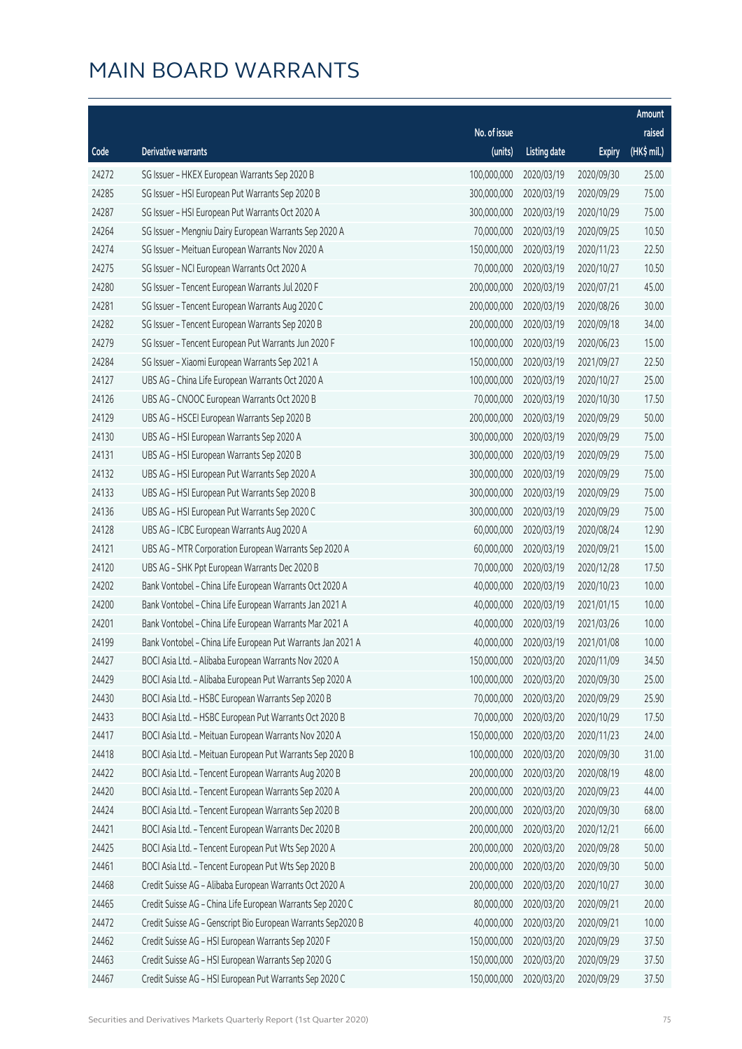# MAIN BOARD WARRANTS

| Code | Derivative warrants | No. of issue (units) | Listing date | Expiry | Amount raised (HK$ mil.) |
|---|---|---|---|---|---|
| 24272 | SG Issuer – HKEX European Warrants Sep 2020 B | 100,000,000 | 2020/03/19 | 2020/09/30 | 25.00 |
| 24285 | SG Issuer – HSI European Put Warrants Sep 2020 B | 300,000,000 | 2020/03/19 | 2020/09/29 | 75.00 |
| 24287 | SG Issuer – HSI European Put Warrants Oct 2020 A | 300,000,000 | 2020/03/19 | 2020/10/29 | 75.00 |
| 24264 | SG Issuer – Mengniu Dairy European Warrants Sep 2020 A | 70,000,000 | 2020/03/19 | 2020/09/25 | 10.50 |
| 24274 | SG Issuer – Meituan European Warrants Nov 2020 A | 150,000,000 | 2020/03/19 | 2020/11/23 | 22.50 |
| 24275 | SG Issuer – NCI European Warrants Oct 2020 A | 70,000,000 | 2020/03/19 | 2020/10/27 | 10.50 |
| 24280 | SG Issuer – Tencent European Warrants Jul 2020 F | 200,000,000 | 2020/03/19 | 2020/07/21 | 45.00 |
| 24281 | SG Issuer – Tencent European Warrants Aug 2020 C | 200,000,000 | 2020/03/19 | 2020/08/26 | 30.00 |
| 24282 | SG Issuer – Tencent European Warrants Sep 2020 B | 200,000,000 | 2020/03/19 | 2020/09/18 | 34.00 |
| 24279 | SG Issuer – Tencent European Put Warrants Jun 2020 F | 100,000,000 | 2020/03/19 | 2020/06/23 | 15.00 |
| 24284 | SG Issuer – Xiaomi European Warrants Sep 2021 A | 150,000,000 | 2020/03/19 | 2021/09/27 | 22.50 |
| 24127 | UBS AG – China Life European Warrants Oct 2020 A | 100,000,000 | 2020/03/19 | 2020/10/27 | 25.00 |
| 24126 | UBS AG – CNOOC European Warrants Oct 2020 B | 70,000,000 | 2020/03/19 | 2020/10/30 | 17.50 |
| 24129 | UBS AG – HSCEI European Warrants Sep 2020 B | 200,000,000 | 2020/03/19 | 2020/09/29 | 50.00 |
| 24130 | UBS AG – HSI European Warrants Sep 2020 A | 300,000,000 | 2020/03/19 | 2020/09/29 | 75.00 |
| 24131 | UBS AG – HSI European Warrants Sep 2020 B | 300,000,000 | 2020/03/19 | 2020/09/29 | 75.00 |
| 24132 | UBS AG – HSI European Put Warrants Sep 2020 A | 300,000,000 | 2020/03/19 | 2020/09/29 | 75.00 |
| 24133 | UBS AG – HSI European Put Warrants Sep 2020 B | 300,000,000 | 2020/03/19 | 2020/09/29 | 75.00 |
| 24136 | UBS AG – HSI European Put Warrants Sep 2020 C | 300,000,000 | 2020/03/19 | 2020/09/29 | 75.00 |
| 24128 | UBS AG – ICBC European Warrants Aug 2020 A | 60,000,000 | 2020/03/19 | 2020/08/24 | 12.90 |
| 24121 | UBS AG – MTR Corporation European Warrants Sep 2020 A | 60,000,000 | 2020/03/19 | 2020/09/21 | 15.00 |
| 24120 | UBS AG – SHK Ppt European Warrants Dec 2020 B | 70,000,000 | 2020/03/19 | 2020/12/28 | 17.50 |
| 24202 | Bank Vontobel – China Life European Warrants Oct 2020 A | 40,000,000 | 2020/03/19 | 2020/10/23 | 10.00 |
| 24200 | Bank Vontobel – China Life European Warrants Jan 2021 A | 40,000,000 | 2020/03/19 | 2021/01/15 | 10.00 |
| 24201 | Bank Vontobel – China Life European Warrants Mar 2021 A | 40,000,000 | 2020/03/19 | 2021/03/26 | 10.00 |
| 24199 | Bank Vontobel – China Life European Put Warrants Jan 2021 A | 40,000,000 | 2020/03/19 | 2021/01/08 | 10.00 |
| 24427 | BOCI Asia Ltd. – Alibaba European Warrants Nov 2020 A | 150,000,000 | 2020/03/20 | 2020/11/09 | 34.50 |
| 24429 | BOCI Asia Ltd. – Alibaba European Put Warrants Sep 2020 A | 100,000,000 | 2020/03/20 | 2020/09/30 | 25.00 |
| 24430 | BOCI Asia Ltd. – HSBC European Warrants Sep 2020 B | 70,000,000 | 2020/03/20 | 2020/09/29 | 25.90 |
| 24433 | BOCI Asia Ltd. – HSBC European Put Warrants Oct 2020 B | 70,000,000 | 2020/03/20 | 2020/10/29 | 17.50 |
| 24417 | BOCI Asia Ltd. – Meituan European Warrants Nov 2020 A | 150,000,000 | 2020/03/20 | 2020/11/23 | 24.00 |
| 24418 | BOCI Asia Ltd. – Meituan European Put Warrants Sep 2020 B | 100,000,000 | 2020/03/20 | 2020/09/30 | 31.00 |
| 24422 | BOCI Asia Ltd. – Tencent European Warrants Aug 2020 B | 200,000,000 | 2020/03/20 | 2020/08/19 | 48.00 |
| 24420 | BOCI Asia Ltd. – Tencent European Warrants Sep 2020 A | 200,000,000 | 2020/03/20 | 2020/09/23 | 44.00 |
| 24424 | BOCI Asia Ltd. – Tencent European Warrants Sep 2020 B | 200,000,000 | 2020/03/20 | 2020/09/30 | 68.00 |
| 24421 | BOCI Asia Ltd. – Tencent European Warrants Dec 2020 B | 200,000,000 | 2020/03/20 | 2020/12/21 | 66.00 |
| 24425 | BOCI Asia Ltd. – Tencent European Put Wts Sep 2020 A | 200,000,000 | 2020/03/20 | 2020/09/28 | 50.00 |
| 24461 | BOCI Asia Ltd. – Tencent European Put Wts Sep 2020 B | 200,000,000 | 2020/03/20 | 2020/09/30 | 50.00 |
| 24468 | Credit Suisse AG – Alibaba European Warrants Oct 2020 A | 200,000,000 | 2020/03/20 | 2020/10/27 | 30.00 |
| 24465 | Credit Suisse AG – China Life European Warrants Sep 2020 C | 80,000,000 | 2020/03/20 | 2020/09/21 | 20.00 |
| 24472 | Credit Suisse AG – Genscript Bio European Warrants Sep2020 B | 40,000,000 | 2020/03/20 | 2020/09/21 | 10.00 |
| 24462 | Credit Suisse AG – HSI European Warrants Sep 2020 F | 150,000,000 | 2020/03/20 | 2020/09/29 | 37.50 |
| 24463 | Credit Suisse AG – HSI European Warrants Sep 2020 G | 150,000,000 | 2020/03/20 | 2020/09/29 | 37.50 |
| 24467 | Credit Suisse AG – HSI European Put Warrants Sep 2020 C | 150,000,000 | 2020/03/20 | 2020/09/29 | 37.50 |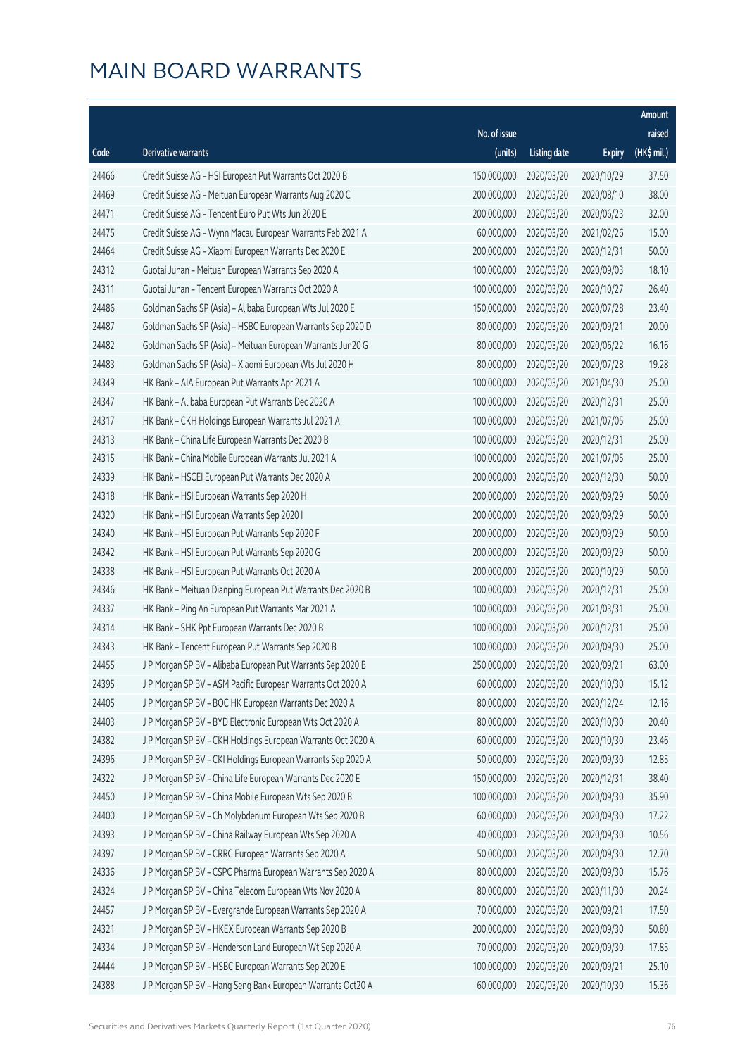# MAIN BOARD WARRANTS

| Code | Derivative warrants | No. of issue (units) | Listing date | Expiry | Amount raised (HK$ mil.) |
|---|---|---|---|---|---|
| 24466 | Credit Suisse AG – HSI European Put Warrants Oct 2020 B | 150,000,000 | 2020/03/20 | 2020/10/29 | 37.50 |
| 24469 | Credit Suisse AG – Meituan European Warrants Aug 2020 C | 200,000,000 | 2020/03/20 | 2020/08/10 | 38.00 |
| 24471 | Credit Suisse AG – Tencent Euro Put Wts Jun 2020 E | 200,000,000 | 2020/03/20 | 2020/06/23 | 32.00 |
| 24475 | Credit Suisse AG – Wynn Macau European Warrants Feb 2021 A | 60,000,000 | 2020/03/20 | 2021/02/26 | 15.00 |
| 24464 | Credit Suisse AG – Xiaomi European Warrants Dec 2020 E | 200,000,000 | 2020/03/20 | 2020/12/31 | 50.00 |
| 24312 | Guotai Junan – Meituan European Warrants Sep 2020 A | 100,000,000 | 2020/03/20 | 2020/09/03 | 18.10 |
| 24311 | Guotai Junan – Tencent European Warrants Oct 2020 A | 100,000,000 | 2020/03/20 | 2020/10/27 | 26.40 |
| 24486 | Goldman Sachs SP (Asia) – Alibaba European Wts Jul 2020 E | 150,000,000 | 2020/03/20 | 2020/07/28 | 23.40 |
| 24487 | Goldman Sachs SP (Asia) – HSBC European Warrants Sep 2020 D | 80,000,000 | 2020/03/20 | 2020/09/21 | 20.00 |
| 24482 | Goldman Sachs SP (Asia) – Meituan European Warrants Jun20 G | 80,000,000 | 2020/03/20 | 2020/06/22 | 16.16 |
| 24483 | Goldman Sachs SP (Asia) – Xiaomi European Wts Jul 2020 H | 80,000,000 | 2020/03/20 | 2020/07/28 | 19.28 |
| 24349 | HK Bank – AIA European Put Warrants Apr 2021 A | 100,000,000 | 2020/03/20 | 2021/04/30 | 25.00 |
| 24347 | HK Bank – Alibaba European Put Warrants Dec 2020 A | 100,000,000 | 2020/03/20 | 2020/12/31 | 25.00 |
| 24317 | HK Bank – CKH Holdings European Warrants Jul 2021 A | 100,000,000 | 2020/03/20 | 2021/07/05 | 25.00 |
| 24313 | HK Bank – China Life European Warrants Dec 2020 B | 100,000,000 | 2020/03/20 | 2020/12/31 | 25.00 |
| 24315 | HK Bank – China Mobile European Warrants Jul 2021 A | 100,000,000 | 2020/03/20 | 2021/07/05 | 25.00 |
| 24339 | HK Bank – HSCEI European Put Warrants Dec 2020 A | 200,000,000 | 2020/03/20 | 2020/12/30 | 50.00 |
| 24318 | HK Bank – HSI European Warrants Sep 2020 H | 200,000,000 | 2020/03/20 | 2020/09/29 | 50.00 |
| 24320 | HK Bank – HSI European Warrants Sep 2020 I | 200,000,000 | 2020/03/20 | 2020/09/29 | 50.00 |
| 24340 | HK Bank – HSI European Put Warrants Sep 2020 F | 200,000,000 | 2020/03/20 | 2020/09/29 | 50.00 |
| 24342 | HK Bank – HSI European Put Warrants Sep 2020 G | 200,000,000 | 2020/03/20 | 2020/09/29 | 50.00 |
| 24338 | HK Bank – HSI European Put Warrants Oct 2020 A | 200,000,000 | 2020/03/20 | 2020/10/29 | 50.00 |
| 24346 | HK Bank – Meituan Dianping European Put Warrants Dec 2020 B | 100,000,000 | 2020/03/20 | 2020/12/31 | 25.00 |
| 24337 | HK Bank – Ping An European Put Warrants Mar 2021 A | 100,000,000 | 2020/03/20 | 2021/03/31 | 25.00 |
| 24314 | HK Bank – SHK Ppt European Warrants Dec 2020 B | 100,000,000 | 2020/03/20 | 2020/12/31 | 25.00 |
| 24343 | HK Bank – Tencent European Put Warrants Sep 2020 B | 100,000,000 | 2020/03/20 | 2020/09/30 | 25.00 |
| 24455 | J P Morgan SP BV – Alibaba European Put Warrants Sep 2020 B | 250,000,000 | 2020/03/20 | 2020/09/21 | 63.00 |
| 24395 | J P Morgan SP BV – ASM Pacific European Warrants Oct 2020 A | 60,000,000 | 2020/03/20 | 2020/10/30 | 15.12 |
| 24405 | J P Morgan SP BV – BOC HK European Warrants Dec 2020 A | 80,000,000 | 2020/03/20 | 2020/12/24 | 12.16 |
| 24403 | J P Morgan SP BV – BYD Electronic European Wts Oct 2020 A | 80,000,000 | 2020/03/20 | 2020/10/30 | 20.40 |
| 24382 | J P Morgan SP BV – CKH Holdings European Warrants Oct 2020 A | 60,000,000 | 2020/03/20 | 2020/10/30 | 23.46 |
| 24396 | J P Morgan SP BV – CKI Holdings European Warrants Sep 2020 A | 50,000,000 | 2020/03/20 | 2020/09/30 | 12.85 |
| 24322 | J P Morgan SP BV – China Life European Warrants Dec 2020 E | 150,000,000 | 2020/03/20 | 2020/12/31 | 38.40 |
| 24450 | J P Morgan SP BV – China Mobile European Wts Sep 2020 B | 100,000,000 | 2020/03/20 | 2020/09/30 | 35.90 |
| 24400 | J P Morgan SP BV – Ch Molybdenum European Wts Sep 2020 B | 60,000,000 | 2020/03/20 | 2020/09/30 | 17.22 |
| 24393 | J P Morgan SP BV – China Railway European Wts Sep 2020 A | 40,000,000 | 2020/03/20 | 2020/09/30 | 10.56 |
| 24397 | J P Morgan SP BV – CRRC European Warrants Sep 2020 A | 50,000,000 | 2020/03/20 | 2020/09/30 | 12.70 |
| 24336 | J P Morgan SP BV – CSPC Pharma European Warrants Sep 2020 A | 80,000,000 | 2020/03/20 | 2020/09/30 | 15.76 |
| 24324 | J P Morgan SP BV – China Telecom European Wts Nov 2020 A | 80,000,000 | 2020/03/20 | 2020/11/30 | 20.24 |
| 24457 | J P Morgan SP BV – Evergrande European Warrants Sep 2020 A | 70,000,000 | 2020/03/20 | 2020/09/21 | 17.50 |
| 24321 | J P Morgan SP BV – HKEX European Warrants Sep 2020 B | 200,000,000 | 2020/03/20 | 2020/09/30 | 50.80 |
| 24334 | J P Morgan SP BV – Henderson Land European Wt Sep 2020 A | 70,000,000 | 2020/03/20 | 2020/09/30 | 17.85 |
| 24444 | J P Morgan SP BV – HSBC European Warrants Sep 2020 E | 100,000,000 | 2020/03/20 | 2020/09/21 | 25.10 |
| 24388 | J P Morgan SP BV – Hang Seng Bank European Warrants Oct20 A | 60,000,000 | 2020/03/20 | 2020/10/30 | 15.36 |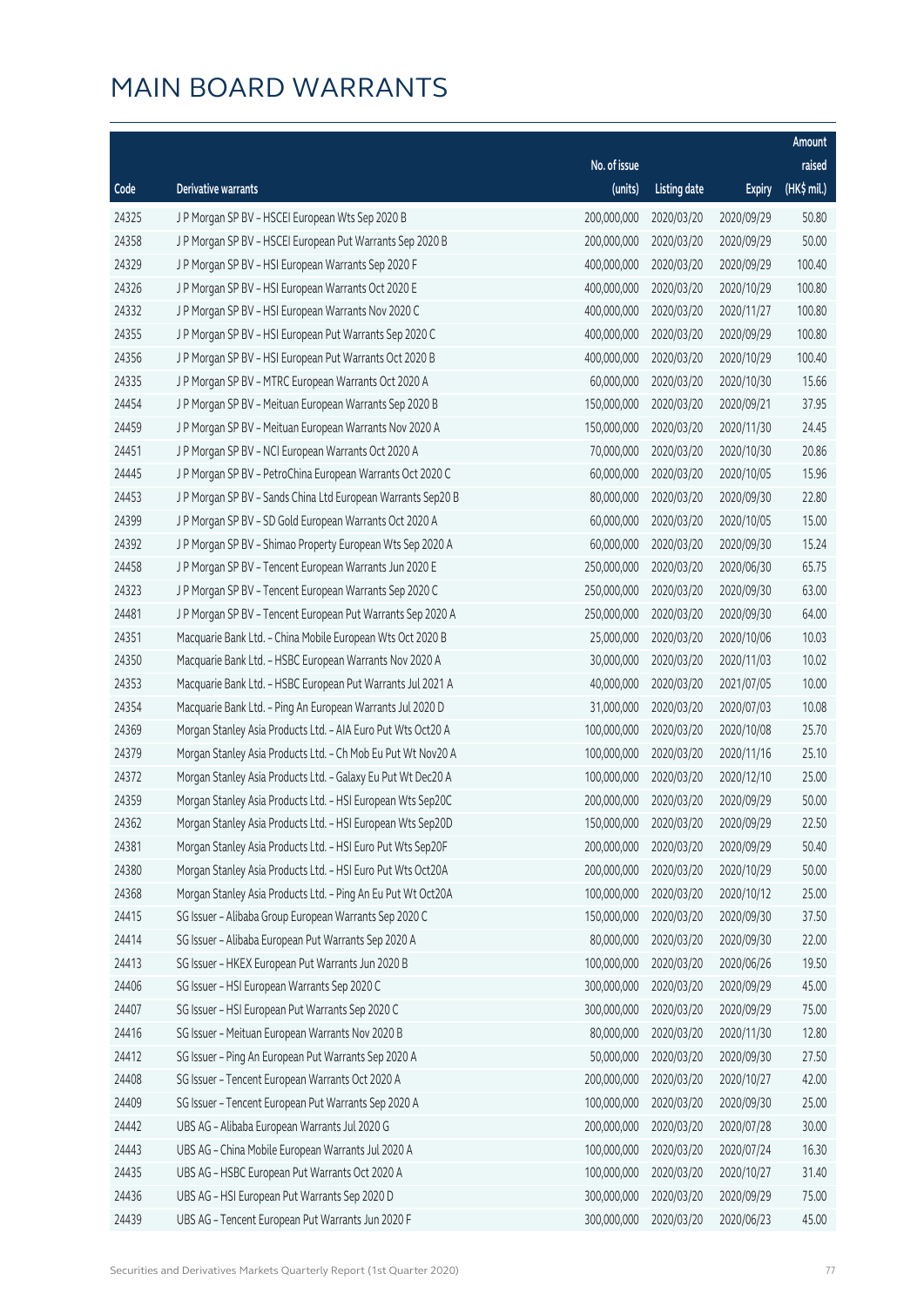# MAIN BOARD WARRANTS

| Code | Derivative warrants | No. of issue (units) | Listing date | Expiry | Amount raised (HK$ mil.) |
|---|---|---|---|---|---|
| 24325 | J P Morgan SP BV - HSCEI European Wts Sep 2020 B | 200,000,000 | 2020/03/20 | 2020/09/29 | 50.80 |
| 24358 | J P Morgan SP BV - HSCEI European Put Warrants Sep 2020 B | 200,000,000 | 2020/03/20 | 2020/09/29 | 50.00 |
| 24329 | J P Morgan SP BV - HSI European Warrants Sep 2020 F | 400,000,000 | 2020/03/20 | 2020/09/29 | 100.40 |
| 24326 | J P Morgan SP BV - HSI European Warrants Oct 2020 E | 400,000,000 | 2020/03/20 | 2020/10/29 | 100.80 |
| 24332 | J P Morgan SP BV - HSI European Warrants Nov 2020 C | 400,000,000 | 2020/03/20 | 2020/11/27 | 100.80 |
| 24355 | J P Morgan SP BV - HSI European Put Warrants Sep 2020 C | 400,000,000 | 2020/03/20 | 2020/09/29 | 100.80 |
| 24356 | J P Morgan SP BV - HSI European Put Warrants Oct 2020 B | 400,000,000 | 2020/03/20 | 2020/10/29 | 100.40 |
| 24335 | J P Morgan SP BV - MTRC European Warrants Oct 2020 A | 60,000,000 | 2020/03/20 | 2020/10/30 | 15.66 |
| 24454 | J P Morgan SP BV - Meituan European Warrants Sep 2020 B | 150,000,000 | 2020/03/20 | 2020/09/21 | 37.95 |
| 24459 | J P Morgan SP BV - Meituan European Warrants Nov 2020 A | 150,000,000 | 2020/03/20 | 2020/11/30 | 24.45 |
| 24451 | J P Morgan SP BV - NCI European Warrants Oct 2020 A | 70,000,000 | 2020/03/20 | 2020/10/30 | 20.86 |
| 24445 | J P Morgan SP BV - PetroChina European Warrants Oct 2020 C | 60,000,000 | 2020/03/20 | 2020/10/05 | 15.96 |
| 24453 | J P Morgan SP BV - Sands China Ltd European Warrants Sep20 B | 80,000,000 | 2020/03/20 | 2020/09/30 | 22.80 |
| 24399 | J P Morgan SP BV - SD Gold European Warrants Oct 2020 A | 60,000,000 | 2020/03/20 | 2020/10/05 | 15.00 |
| 24392 | J P Morgan SP BV - Shimao Property European Wts Sep 2020 A | 60,000,000 | 2020/03/20 | 2020/09/30 | 15.24 |
| 24458 | J P Morgan SP BV - Tencent European Warrants Jun 2020 E | 250,000,000 | 2020/03/20 | 2020/06/30 | 65.75 |
| 24323 | J P Morgan SP BV - Tencent European Warrants Sep 2020 C | 250,000,000 | 2020/03/20 | 2020/09/30 | 63.00 |
| 24481 | J P Morgan SP BV - Tencent European Put Warrants Sep 2020 A | 250,000,000 | 2020/03/20 | 2020/09/30 | 64.00 |
| 24351 | Macquarie Bank Ltd. - China Mobile European Wts Oct 2020 B | 25,000,000 | 2020/03/20 | 2020/10/06 | 10.03 |
| 24350 | Macquarie Bank Ltd. - HSBC European Warrants Nov 2020 A | 30,000,000 | 2020/03/20 | 2020/11/03 | 10.02 |
| 24353 | Macquarie Bank Ltd. - HSBC European Put Warrants Jul 2021 A | 40,000,000 | 2020/03/20 | 2021/07/05 | 10.00 |
| 24354 | Macquarie Bank Ltd. - Ping An European Warrants Jul 2020 D | 31,000,000 | 2020/03/20 | 2020/07/03 | 10.08 |
| 24369 | Morgan Stanley Asia Products Ltd. - AIA Euro Put Wts Oct20 A | 100,000,000 | 2020/03/20 | 2020/10/08 | 25.70 |
| 24379 | Morgan Stanley Asia Products Ltd. - Ch Mob Eu Put Wt Nov20 A | 100,000,000 | 2020/03/20 | 2020/11/16 | 25.10 |
| 24372 | Morgan Stanley Asia Products Ltd. - Galaxy Eu Put Wt Dec20 A | 100,000,000 | 2020/03/20 | 2020/12/10 | 25.00 |
| 24359 | Morgan Stanley Asia Products Ltd. - HSI European Wts Sep20C | 200,000,000 | 2020/03/20 | 2020/09/29 | 50.00 |
| 24362 | Morgan Stanley Asia Products Ltd. - HSI European Wts Sep20D | 150,000,000 | 2020/03/20 | 2020/09/29 | 22.50 |
| 24381 | Morgan Stanley Asia Products Ltd. - HSI Euro Put Wts Sep20F | 200,000,000 | 2020/03/20 | 2020/09/29 | 50.40 |
| 24380 | Morgan Stanley Asia Products Ltd. - HSI Euro Put Wts Oct20A | 200,000,000 | 2020/03/20 | 2020/10/29 | 50.00 |
| 24368 | Morgan Stanley Asia Products Ltd. - Ping An Eu Put Wt Oct20A | 100,000,000 | 2020/03/20 | 2020/10/12 | 25.00 |
| 24415 | SG Issuer - Alibaba Group European Warrants Sep 2020 C | 150,000,000 | 2020/03/20 | 2020/09/30 | 37.50 |
| 24414 | SG Issuer - Alibaba European Put Warrants Sep 2020 A | 80,000,000 | 2020/03/20 | 2020/09/30 | 22.00 |
| 24413 | SG Issuer - HKEX European Put Warrants Jun 2020 B | 100,000,000 | 2020/03/20 | 2020/06/26 | 19.50 |
| 24406 | SG Issuer - HSI European Warrants Sep 2020 C | 300,000,000 | 2020/03/20 | 2020/09/29 | 45.00 |
| 24407 | SG Issuer - HSI European Put Warrants Sep 2020 C | 300,000,000 | 2020/03/20 | 2020/09/29 | 75.00 |
| 24416 | SG Issuer - Meituan European Warrants Nov 2020 B | 80,000,000 | 2020/03/20 | 2020/11/30 | 12.80 |
| 24412 | SG Issuer - Ping An European Put Warrants Sep 2020 A | 50,000,000 | 2020/03/20 | 2020/09/30 | 27.50 |
| 24408 | SG Issuer - Tencent European Warrants Oct 2020 A | 200,000,000 | 2020/03/20 | 2020/10/27 | 42.00 |
| 24409 | SG Issuer - Tencent European Put Warrants Sep 2020 A | 100,000,000 | 2020/03/20 | 2020/09/30 | 25.00 |
| 24442 | UBS AG - Alibaba European Warrants Jul 2020 G | 200,000,000 | 2020/03/20 | 2020/07/28 | 30.00 |
| 24443 | UBS AG - China Mobile European Warrants Jul 2020 A | 100,000,000 | 2020/03/20 | 2020/07/24 | 16.30 |
| 24435 | UBS AG - HSBC European Put Warrants Oct 2020 A | 100,000,000 | 2020/03/20 | 2020/10/27 | 31.40 |
| 24436 | UBS AG - HSI European Put Warrants Sep 2020 D | 300,000,000 | 2020/03/20 | 2020/09/29 | 75.00 |
| 24439 | UBS AG - Tencent European Put Warrants Jun 2020 F | 300,000,000 | 2020/03/20 | 2020/06/23 | 45.00 |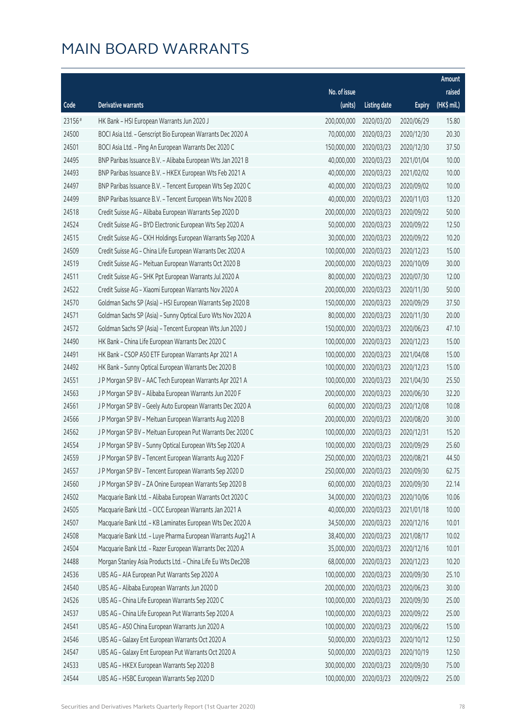# MAIN BOARD WARRANTS

| Code | Derivative warrants | No. of issue (units) | Listing date | Expiry | Amount raised (HK$ mil.) |
|---|---|---|---|---|---|
| 23156# | HK Bank – HSI European Warrants Jun 2020 J | 200,000,000 | 2020/03/20 | 2020/06/29 | 15.80 |
| 24500 | BOCI Asia Ltd. – Genscript Bio European Warrants Dec 2020 A | 70,000,000 | 2020/03/23 | 2020/12/30 | 20.30 |
| 24501 | BOCI Asia Ltd. – Ping An European Warrants Dec 2020 C | 150,000,000 | 2020/03/23 | 2020/12/30 | 37.50 |
| 24495 | BNP Paribas Issuance B.V. – Alibaba European Wts Jan 2021 B | 40,000,000 | 2020/03/23 | 2021/01/04 | 10.00 |
| 24493 | BNP Paribas Issuance B.V. – HKEX European Wts Feb 2021 A | 40,000,000 | 2020/03/23 | 2021/02/02 | 10.00 |
| 24497 | BNP Paribas Issuance B.V. – Tencent European Wts Sep 2020 C | 40,000,000 | 2020/03/23 | 2020/09/02 | 10.00 |
| 24499 | BNP Paribas Issuance B.V. – Tencent European Wts Nov 2020 B | 40,000,000 | 2020/03/23 | 2020/11/03 | 13.20 |
| 24518 | Credit Suisse AG – Alibaba European Warrants Sep 2020 D | 200,000,000 | 2020/03/23 | 2020/09/22 | 50.00 |
| 24524 | Credit Suisse AG – BYD Electronic European Wts Sep 2020 A | 50,000,000 | 2020/03/23 | 2020/09/22 | 12.50 |
| 24515 | Credit Suisse AG – CKH Holdings European Warrants Sep 2020 A | 30,000,000 | 2020/03/23 | 2020/09/22 | 10.20 |
| 24509 | Credit Suisse AG – China Life European Warrants Dec 2020 A | 100,000,000 | 2020/03/23 | 2020/12/23 | 15.00 |
| 24519 | Credit Suisse AG – Meituan European Warrants Oct 2020 B | 200,000,000 | 2020/03/23 | 2020/10/09 | 30.00 |
| 24511 | Credit Suisse AG – SHK Ppt European Warrants Jul 2020 A | 80,000,000 | 2020/03/23 | 2020/07/30 | 12.00 |
| 24522 | Credit Suisse AG – Xiaomi European Warrants Nov 2020 A | 200,000,000 | 2020/03/23 | 2020/11/30 | 50.00 |
| 24570 | Goldman Sachs SP (Asia) – HSI European Warrants Sep 2020 B | 150,000,000 | 2020/03/23 | 2020/09/29 | 37.50 |
| 24571 | Goldman Sachs SP (Asia) – Sunny Optical Euro Wts Nov 2020 A | 80,000,000 | 2020/03/23 | 2020/11/30 | 20.00 |
| 24572 | Goldman Sachs SP (Asia) – Tencent European Wts Jun 2020 J | 150,000,000 | 2020/03/23 | 2020/06/23 | 47.10 |
| 24490 | HK Bank – China Life European Warrants Dec 2020 C | 100,000,000 | 2020/03/23 | 2020/12/23 | 15.00 |
| 24491 | HK Bank – CSOP A50 ETF European Warrants Apr 2021 A | 100,000,000 | 2020/03/23 | 2021/04/08 | 15.00 |
| 24492 | HK Bank – Sunny Optical European Warrants Dec 2020 B | 100,000,000 | 2020/03/23 | 2020/12/23 | 15.00 |
| 24551 | J P Morgan SP BV – AAC Tech European Warrants Apr 2021 A | 100,000,000 | 2020/03/23 | 2021/04/30 | 25.50 |
| 24563 | J P Morgan SP BV – Alibaba European Warrants Jun 2020 F | 200,000,000 | 2020/03/23 | 2020/06/30 | 32.20 |
| 24561 | J P Morgan SP BV – Geely Auto European Warrants Dec 2020 A | 60,000,000 | 2020/03/23 | 2020/12/08 | 10.08 |
| 24566 | J P Morgan SP BV – Meituan European Warrants Aug 2020 B | 200,000,000 | 2020/03/23 | 2020/08/20 | 30.00 |
| 24562 | J P Morgan SP BV – Meituan European Put Warrants Dec 2020 C | 100,000,000 | 2020/03/23 | 2020/12/31 | 15.20 |
| 24554 | J P Morgan SP BV – Sunny Optical European Wts Sep 2020 A | 100,000,000 | 2020/03/23 | 2020/09/29 | 25.60 |
| 24559 | J P Morgan SP BV – Tencent European Warrants Aug 2020 F | 250,000,000 | 2020/03/23 | 2020/08/21 | 44.50 |
| 24557 | J P Morgan SP BV – Tencent European Warrants Sep 2020 D | 250,000,000 | 2020/03/23 | 2020/09/30 | 62.75 |
| 24560 | J P Morgan SP BV – ZA Onine European Warrants Sep 2020 B | 60,000,000 | 2020/03/23 | 2020/09/30 | 22.14 |
| 24502 | Macquarie Bank Ltd. – Alibaba European Warrants Oct 2020 C | 34,000,000 | 2020/03/23 | 2020/10/06 | 10.06 |
| 24505 | Macquarie Bank Ltd. – CICC European Warrants Jan 2021 A | 40,000,000 | 2020/03/23 | 2021/01/18 | 10.00 |
| 24507 | Macquarie Bank Ltd. – KB Laminates European Wts Dec 2020 A | 34,500,000 | 2020/03/23 | 2020/12/16 | 10.01 |
| 24508 | Macquarie Bank Ltd. – Luye Pharma European Warrants Aug21 A | 38,400,000 | 2020/03/23 | 2021/08/17 | 10.02 |
| 24504 | Macquarie Bank Ltd. – Razer European Warrants Dec 2020 A | 35,000,000 | 2020/03/23 | 2020/12/16 | 10.01 |
| 24488 | Morgan Stanley Asia Products Ltd. – China Life Eu Wts Dec20B | 68,000,000 | 2020/03/23 | 2020/12/23 | 10.20 |
| 24536 | UBS AG – AIA European Put Warrants Sep 2020 A | 100,000,000 | 2020/03/23 | 2020/09/30 | 25.10 |
| 24540 | UBS AG – Alibaba European Warrants Jun 2020 D | 200,000,000 | 2020/03/23 | 2020/06/23 | 30.00 |
| 24526 | UBS AG – China Life European Warrants Sep 2020 C | 100,000,000 | 2020/03/23 | 2020/09/30 | 25.00 |
| 24537 | UBS AG – China Life European Put Warrants Sep 2020 A | 100,000,000 | 2020/03/23 | 2020/09/22 | 25.00 |
| 24541 | UBS AG – A50 China European Warrants Jun 2020 A | 100,000,000 | 2020/03/23 | 2020/06/22 | 15.00 |
| 24546 | UBS AG – Galaxy Ent European Warrants Oct 2020 A | 50,000,000 | 2020/03/23 | 2020/10/12 | 12.50 |
| 24547 | UBS AG – Galaxy Ent European Put Warrants Oct 2020 A | 50,000,000 | 2020/03/23 | 2020/10/19 | 12.50 |
| 24533 | UBS AG – HKEX European Warrants Sep 2020 B | 300,000,000 | 2020/03/23 | 2020/09/30 | 75.00 |
| 24544 | UBS AG – HSBC European Warrants Sep 2020 D | 100,000,000 | 2020/03/23 | 2020/09/22 | 25.00 |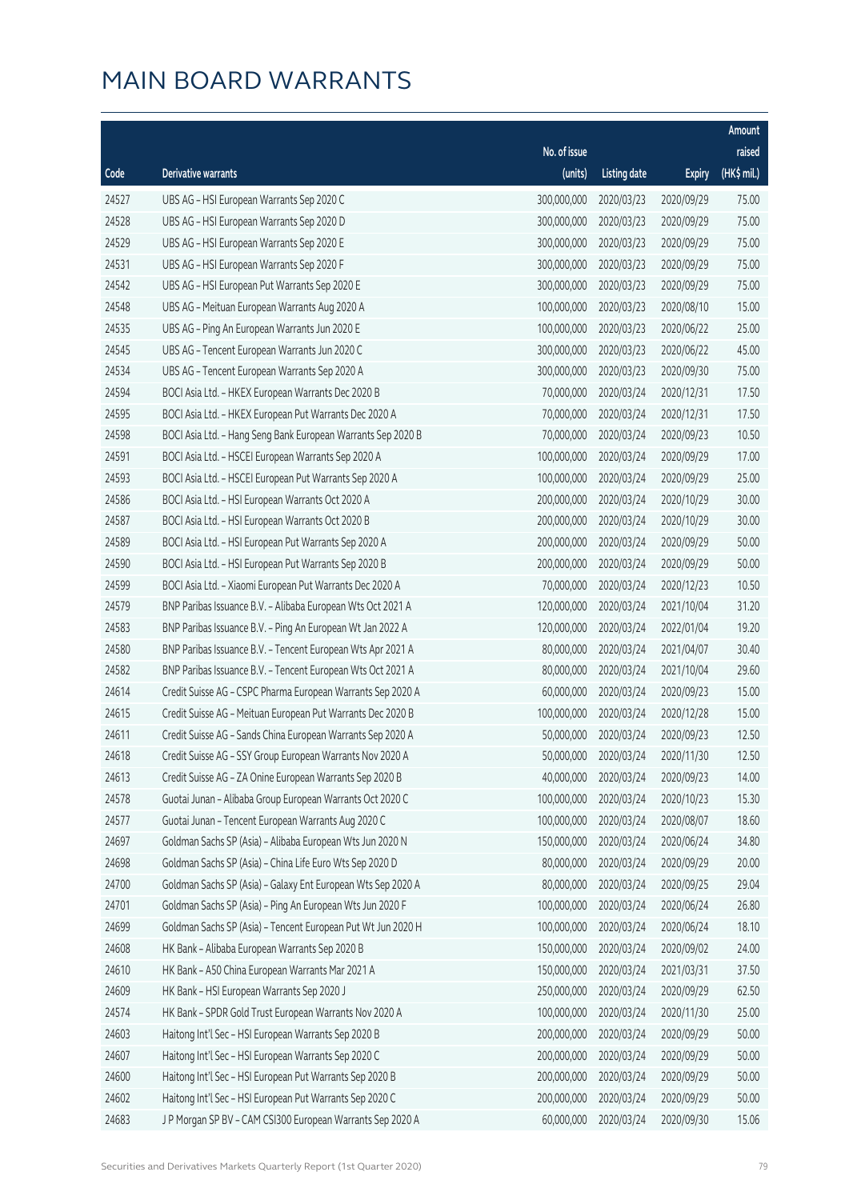# MAIN BOARD WARRANTS

| Code | Derivative warrants | No. of issue (units) | Listing date | Expiry | Amount raised (HK$ mil.) |
|---|---|---|---|---|---|
| 24527 | UBS AG - HSI European Warrants Sep 2020 C | 300,000,000 | 2020/03/23 | 2020/09/29 | 75.00 |
| 24528 | UBS AG - HSI European Warrants Sep 2020 D | 300,000,000 | 2020/03/23 | 2020/09/29 | 75.00 |
| 24529 | UBS AG - HSI European Warrants Sep 2020 E | 300,000,000 | 2020/03/23 | 2020/09/29 | 75.00 |
| 24531 | UBS AG - HSI European Warrants Sep 2020 F | 300,000,000 | 2020/03/23 | 2020/09/29 | 75.00 |
| 24542 | UBS AG - HSI European Put Warrants Sep 2020 E | 300,000,000 | 2020/03/23 | 2020/09/29 | 75.00 |
| 24548 | UBS AG - Meituan European Warrants Aug 2020 A | 100,000,000 | 2020/03/23 | 2020/08/10 | 15.00 |
| 24535 | UBS AG - Ping An European Warrants Jun 2020 E | 100,000,000 | 2020/03/23 | 2020/06/22 | 25.00 |
| 24545 | UBS AG - Tencent European Warrants Jun 2020 C | 300,000,000 | 2020/03/23 | 2020/06/22 | 45.00 |
| 24534 | UBS AG - Tencent European Warrants Sep 2020 A | 300,000,000 | 2020/03/23 | 2020/09/30 | 75.00 |
| 24594 | BOCI Asia Ltd. - HKEX European Warrants Dec 2020 B | 70,000,000 | 2020/03/24 | 2020/12/31 | 17.50 |
| 24595 | BOCI Asia Ltd. - HKEX European Put Warrants Dec 2020 A | 70,000,000 | 2020/03/24 | 2020/12/31 | 17.50 |
| 24598 | BOCI Asia Ltd. - Hang Seng Bank European Warrants Sep 2020 B | 70,000,000 | 2020/03/24 | 2020/09/23 | 10.50 |
| 24591 | BOCI Asia Ltd. - HSCEI European Warrants Sep 2020 A | 100,000,000 | 2020/03/24 | 2020/09/29 | 17.00 |
| 24593 | BOCI Asia Ltd. - HSCEI European Put Warrants Sep 2020 A | 100,000,000 | 2020/03/24 | 2020/09/29 | 25.00 |
| 24586 | BOCI Asia Ltd. - HSI European Warrants Oct 2020 A | 200,000,000 | 2020/03/24 | 2020/10/29 | 30.00 |
| 24587 | BOCI Asia Ltd. - HSI European Warrants Oct 2020 B | 200,000,000 | 2020/03/24 | 2020/10/29 | 30.00 |
| 24589 | BOCI Asia Ltd. - HSI European Put Warrants Sep 2020 A | 200,000,000 | 2020/03/24 | 2020/09/29 | 50.00 |
| 24590 | BOCI Asia Ltd. - HSI European Put Warrants Sep 2020 B | 200,000,000 | 2020/03/24 | 2020/09/29 | 50.00 |
| 24599 | BOCI Asia Ltd. - Xiaomi European Put Warrants Dec 2020 A | 70,000,000 | 2020/03/24 | 2020/12/23 | 10.50 |
| 24579 | BNP Paribas Issuance B.V. - Alibaba European Wts Oct 2021 A | 120,000,000 | 2020/03/24 | 2021/10/04 | 31.20 |
| 24583 | BNP Paribas Issuance B.V. - Ping An European Wt Jan 2022 A | 120,000,000 | 2020/03/24 | 2022/01/04 | 19.20 |
| 24580 | BNP Paribas Issuance B.V. - Tencent European Wts Apr 2021 A | 80,000,000 | 2020/03/24 | 2021/04/07 | 30.40 |
| 24582 | BNP Paribas Issuance B.V. - Tencent European Wts Oct 2021 A | 80,000,000 | 2020/03/24 | 2021/10/04 | 29.60 |
| 24614 | Credit Suisse AG - CSPC Pharma European Warrants Sep 2020 A | 60,000,000 | 2020/03/24 | 2020/09/23 | 15.00 |
| 24615 | Credit Suisse AG - Meituan European Put Warrants Dec 2020 B | 100,000,000 | 2020/03/24 | 2020/12/28 | 15.00 |
| 24611 | Credit Suisse AG - Sands China European Warrants Sep 2020 A | 50,000,000 | 2020/03/24 | 2020/09/23 | 12.50 |
| 24618 | Credit Suisse AG - SSY Group European Warrants Nov 2020 A | 50,000,000 | 2020/03/24 | 2020/11/30 | 12.50 |
| 24613 | Credit Suisse AG - ZA Onine European Warrants Sep 2020 B | 40,000,000 | 2020/03/24 | 2020/09/23 | 14.00 |
| 24578 | Guotai Junan - Alibaba Group European Warrants Oct 2020 C | 100,000,000 | 2020/03/24 | 2020/10/23 | 15.30 |
| 24577 | Guotai Junan - Tencent European Warrants Aug 2020 C | 100,000,000 | 2020/03/24 | 2020/08/07 | 18.60 |
| 24697 | Goldman Sachs SP (Asia) - Alibaba European Wts Jun 2020 N | 150,000,000 | 2020/03/24 | 2020/06/24 | 34.80 |
| 24698 | Goldman Sachs SP (Asia) - China Life Euro Wts Sep 2020 D | 80,000,000 | 2020/03/24 | 2020/09/29 | 20.00 |
| 24700 | Goldman Sachs SP (Asia) - Galaxy Ent European Wts Sep 2020 A | 80,000,000 | 2020/03/24 | 2020/09/25 | 29.04 |
| 24701 | Goldman Sachs SP (Asia) - Ping An European Wts Jun 2020 F | 100,000,000 | 2020/03/24 | 2020/06/24 | 26.80 |
| 24699 | Goldman Sachs SP (Asia) - Tencent European Put Wt Jun 2020 H | 100,000,000 | 2020/03/24 | 2020/06/24 | 18.10 |
| 24608 | HK Bank - Alibaba European Warrants Sep 2020 B | 150,000,000 | 2020/03/24 | 2020/09/02 | 24.00 |
| 24610 | HK Bank - A50 China European Warrants Mar 2021 A | 150,000,000 | 2020/03/24 | 2021/03/31 | 37.50 |
| 24609 | HK Bank - HSI European Warrants Sep 2020 J | 250,000,000 | 2020/03/24 | 2020/09/29 | 62.50 |
| 24574 | HK Bank - SPDR Gold Trust European Warrants Nov 2020 A | 100,000,000 | 2020/03/24 | 2020/11/30 | 25.00 |
| 24603 | Haitong Int'l Sec - HSI European Warrants Sep 2020 B | 200,000,000 | 2020/03/24 | 2020/09/29 | 50.00 |
| 24607 | Haitong Int'l Sec - HSI European Warrants Sep 2020 C | 200,000,000 | 2020/03/24 | 2020/09/29 | 50.00 |
| 24600 | Haitong Int'l Sec - HSI European Put Warrants Sep 2020 B | 200,000,000 | 2020/03/24 | 2020/09/29 | 50.00 |
| 24602 | Haitong Int'l Sec - HSI European Put Warrants Sep 2020 C | 200,000,000 | 2020/03/24 | 2020/09/29 | 50.00 |
| 24683 | J P Morgan SP BV - CAM CSI300 European Warrants Sep 2020 A | 60,000,000 | 2020/03/24 | 2020/09/30 | 15.06 |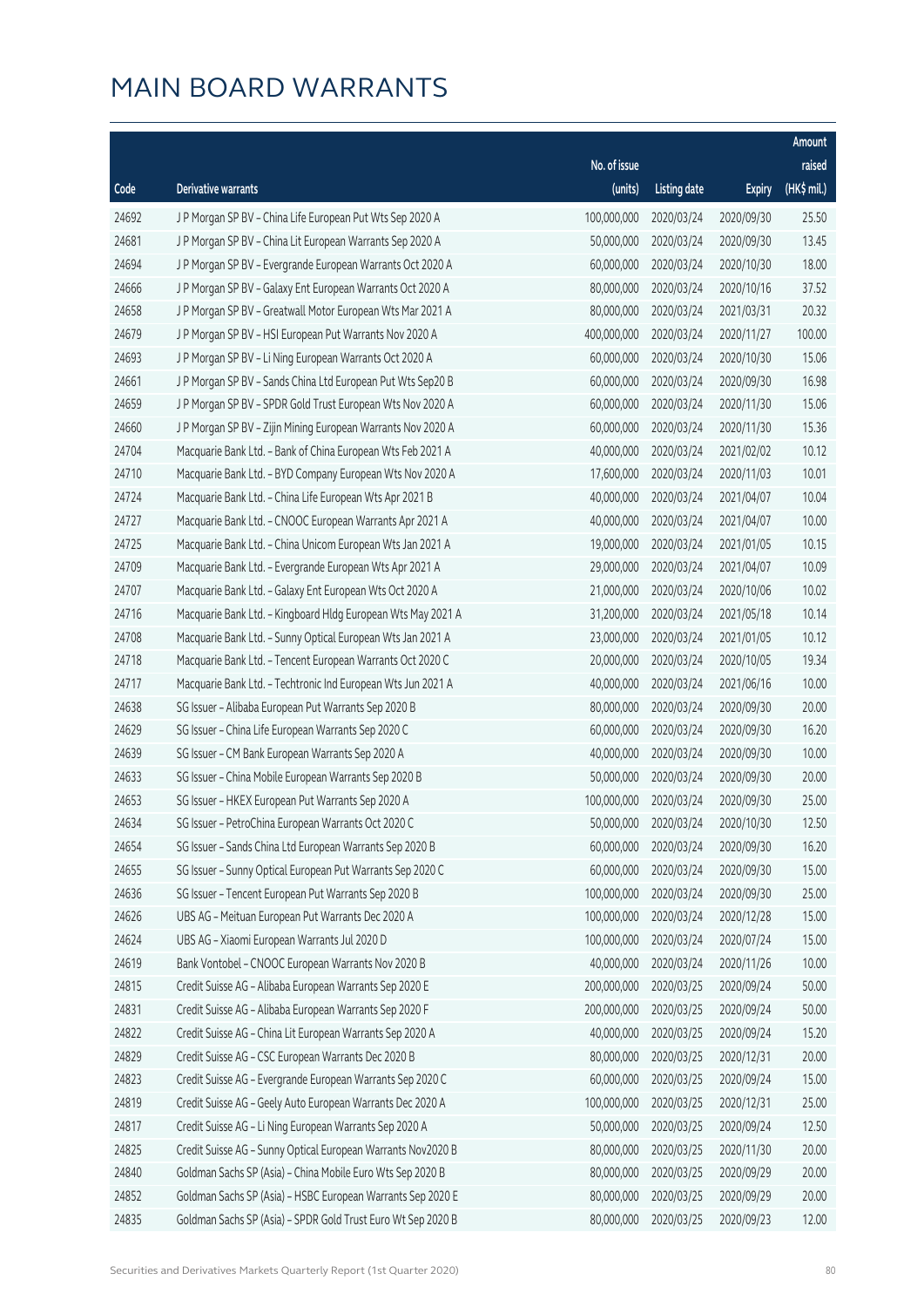# MAIN BOARD WARRANTS

| Code | Derivative warrants | No. of issue (units) | Listing date | Expiry | Amount raised (HK$ mil.) |
|---|---|---|---|---|---|
| 24692 | J P Morgan SP BV – China Life European Put Wts Sep 2020 A | 100,000,000 | 2020/03/24 | 2020/09/30 | 25.50 |
| 24681 | J P Morgan SP BV – China Lit European Warrants Sep 2020 A | 50,000,000 | 2020/03/24 | 2020/09/30 | 13.45 |
| 24694 | J P Morgan SP BV – Evergrande European Warrants Oct 2020 A | 60,000,000 | 2020/03/24 | 2020/10/30 | 18.00 |
| 24666 | J P Morgan SP BV – Galaxy Ent European Warrants Oct 2020 A | 80,000,000 | 2020/03/24 | 2020/10/16 | 37.52 |
| 24658 | J P Morgan SP BV – Greatwall Motor European Wts Mar 2021 A | 80,000,000 | 2020/03/24 | 2021/03/31 | 20.32 |
| 24679 | J P Morgan SP BV – HSI European Put Warrants Nov 2020 A | 400,000,000 | 2020/03/24 | 2020/11/27 | 100.00 |
| 24693 | J P Morgan SP BV – Li Ning European Warrants Oct 2020 A | 60,000,000 | 2020/03/24 | 2020/10/30 | 15.06 |
| 24661 | J P Morgan SP BV – Sands China Ltd European Put Wts Sep20 B | 60,000,000 | 2020/03/24 | 2020/09/30 | 16.98 |
| 24659 | J P Morgan SP BV – SPDR Gold Trust European Wts Nov 2020 A | 60,000,000 | 2020/03/24 | 2020/11/30 | 15.06 |
| 24660 | J P Morgan SP BV – Zijin Mining European Warrants Nov 2020 A | 60,000,000 | 2020/03/24 | 2020/11/30 | 15.36 |
| 24704 | Macquarie Bank Ltd. – Bank of China European Wts Feb 2021 A | 40,000,000 | 2020/03/24 | 2021/02/02 | 10.12 |
| 24710 | Macquarie Bank Ltd. – BYD Company European Wts Nov 2020 A | 17,600,000 | 2020/03/24 | 2020/11/03 | 10.01 |
| 24724 | Macquarie Bank Ltd. – China Life European Wts Apr 2021 B | 40,000,000 | 2020/03/24 | 2021/04/07 | 10.04 |
| 24727 | Macquarie Bank Ltd. – CNOOC European Warrants Apr 2021 A | 40,000,000 | 2020/03/24 | 2021/04/07 | 10.00 |
| 24725 | Macquarie Bank Ltd. – China Unicom European Wts Jan 2021 A | 19,000,000 | 2020/03/24 | 2021/01/05 | 10.15 |
| 24709 | Macquarie Bank Ltd. – Evergrande European Wts Apr 2021 A | 29,000,000 | 2020/03/24 | 2021/04/07 | 10.09 |
| 24707 | Macquarie Bank Ltd. – Galaxy Ent European Wts Oct 2020 A | 21,000,000 | 2020/03/24 | 2020/10/06 | 10.02 |
| 24716 | Macquarie Bank Ltd. – Kingboard Hldg European Wts May 2021 A | 31,200,000 | 2020/03/24 | 2021/05/18 | 10.14 |
| 24708 | Macquarie Bank Ltd. – Sunny Optical European Wts Jan 2021 A | 23,000,000 | 2020/03/24 | 2021/01/05 | 10.12 |
| 24718 | Macquarie Bank Ltd. – Tencent European Warrants Oct 2020 C | 20,000,000 | 2020/03/24 | 2020/10/05 | 19.34 |
| 24717 | Macquarie Bank Ltd. – Techtronic Ind European Wts Jun 2021 A | 40,000,000 | 2020/03/24 | 2021/06/16 | 10.00 |
| 24638 | SG Issuer – Alibaba European Put Warrants Sep 2020 B | 80,000,000 | 2020/03/24 | 2020/09/30 | 20.00 |
| 24629 | SG Issuer – China Life European Warrants Sep 2020 C | 60,000,000 | 2020/03/24 | 2020/09/30 | 16.20 |
| 24639 | SG Issuer – CM Bank European Warrants Sep 2020 A | 40,000,000 | 2020/03/24 | 2020/09/30 | 10.00 |
| 24633 | SG Issuer – China Mobile European Warrants Sep 2020 B | 50,000,000 | 2020/03/24 | 2020/09/30 | 20.00 |
| 24653 | SG Issuer – HKEX European Put Warrants Sep 2020 A | 100,000,000 | 2020/03/24 | 2020/09/30 | 25.00 |
| 24634 | SG Issuer – PetroChina European Warrants Oct 2020 C | 50,000,000 | 2020/03/24 | 2020/10/30 | 12.50 |
| 24654 | SG Issuer – Sands China Ltd European Warrants Sep 2020 B | 60,000,000 | 2020/03/24 | 2020/09/30 | 16.20 |
| 24655 | SG Issuer – Sunny Optical European Put Warrants Sep 2020 C | 60,000,000 | 2020/03/24 | 2020/09/30 | 15.00 |
| 24636 | SG Issuer – Tencent European Put Warrants Sep 2020 B | 100,000,000 | 2020/03/24 | 2020/09/30 | 25.00 |
| 24626 | UBS AG – Meituan European Put Warrants Dec 2020 A | 100,000,000 | 2020/03/24 | 2020/12/28 | 15.00 |
| 24624 | UBS AG – Xiaomi European Warrants Jul 2020 D | 100,000,000 | 2020/03/24 | 2020/07/24 | 15.00 |
| 24619 | Bank Vontobel – CNOOC European Warrants Nov 2020 B | 40,000,000 | 2020/03/24 | 2020/11/26 | 10.00 |
| 24815 | Credit Suisse AG – Alibaba European Warrants Sep 2020 E | 200,000,000 | 2020/03/25 | 2020/09/24 | 50.00 |
| 24831 | Credit Suisse AG – Alibaba European Warrants Sep 2020 F | 200,000,000 | 2020/03/25 | 2020/09/24 | 50.00 |
| 24822 | Credit Suisse AG – China Lit European Warrants Sep 2020 A | 40,000,000 | 2020/03/25 | 2020/09/24 | 15.20 |
| 24829 | Credit Suisse AG – CSC European Warrants Dec 2020 B | 80,000,000 | 2020/03/25 | 2020/12/31 | 20.00 |
| 24823 | Credit Suisse AG – Evergrande European Warrants Sep 2020 C | 60,000,000 | 2020/03/25 | 2020/09/24 | 15.00 |
| 24819 | Credit Suisse AG – Geely Auto European Warrants Dec 2020 A | 100,000,000 | 2020/03/25 | 2020/12/31 | 25.00 |
| 24817 | Credit Suisse AG – Li Ning European Warrants Sep 2020 A | 50,000,000 | 2020/03/25 | 2020/09/24 | 12.50 |
| 24825 | Credit Suisse AG – Sunny Optical European Warrants Nov2020 B | 80,000,000 | 2020/03/25 | 2020/11/30 | 20.00 |
| 24840 | Goldman Sachs SP (Asia) – China Mobile Euro Wts Sep 2020 B | 80,000,000 | 2020/03/25 | 2020/09/29 | 20.00 |
| 24852 | Goldman Sachs SP (Asia) – HSBC European Warrants Sep 2020 E | 80,000,000 | 2020/03/25 | 2020/09/29 | 20.00 |
| 24835 | Goldman Sachs SP (Asia) – SPDR Gold Trust Euro Wt Sep 2020 B | 80,000,000 | 2020/03/25 | 2020/09/23 | 12.00 |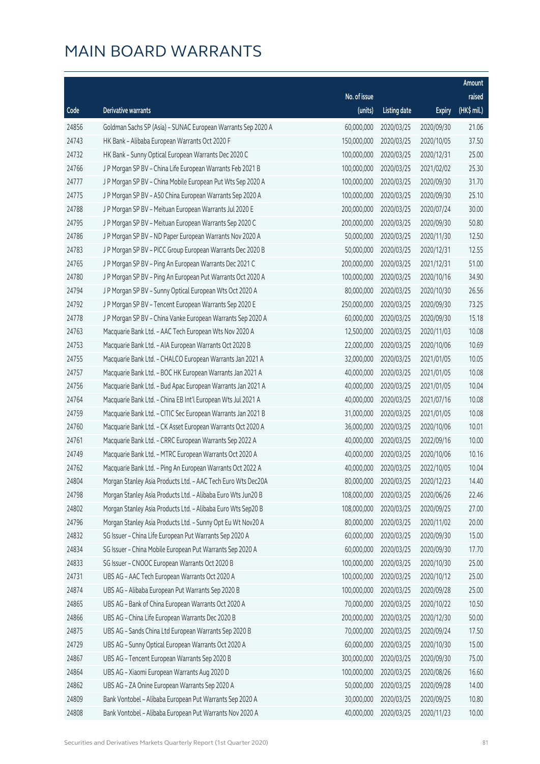# MAIN BOARD WARRANTS

| Code | Derivative warrants | No. of issue (units) | Listing date | Expiry | Amount raised (HK$ mil.) |
|---|---|---|---|---|---|
| 24856 | Goldman Sachs SP (Asia) – SUNAC European Warrants Sep 2020 A | 60,000,000 | 2020/03/25 | 2020/09/30 | 21.06 |
| 24743 | HK Bank – Alibaba European Warrants Oct 2020 F | 150,000,000 | 2020/03/25 | 2020/10/05 | 37.50 |
| 24732 | HK Bank – Sunny Optical European Warrants Dec 2020 C | 100,000,000 | 2020/03/25 | 2020/12/31 | 25.00 |
| 24766 | J P Morgan SP BV – China Life European Warrants Feb 2021 B | 100,000,000 | 2020/03/25 | 2021/02/02 | 25.30 |
| 24777 | J P Morgan SP BV – China Mobile European Put Wts Sep 2020 A | 100,000,000 | 2020/03/25 | 2020/09/30 | 31.70 |
| 24775 | J P Morgan SP BV – A50 China European Warrants Sep 2020 A | 100,000,000 | 2020/03/25 | 2020/09/30 | 25.10 |
| 24788 | J P Morgan SP BV – Meituan European Warrants Jul 2020 E | 200,000,000 | 2020/03/25 | 2020/07/24 | 30.00 |
| 24795 | J P Morgan SP BV – Meituan European Warrants Sep 2020 C | 200,000,000 | 2020/03/25 | 2020/09/30 | 50.80 |
| 24786 | J P Morgan SP BV – ND Paper European Warrants Nov 2020 A | 50,000,000 | 2020/03/25 | 2020/11/30 | 12.50 |
| 24783 | J P Morgan SP BV – PICC Group European Warrants Dec 2020 B | 50,000,000 | 2020/03/25 | 2020/12/31 | 12.55 |
| 24765 | J P Morgan SP BV – Ping An European Warrants Dec 2021 C | 200,000,000 | 2020/03/25 | 2021/12/31 | 51.00 |
| 24780 | J P Morgan SP BV – Ping An European Put Warrants Oct 2020 A | 100,000,000 | 2020/03/25 | 2020/10/16 | 34.90 |
| 24794 | J P Morgan SP BV – Sunny Optical European Wts Oct 2020 A | 80,000,000 | 2020/03/25 | 2020/10/30 | 26.56 |
| 24792 | J P Morgan SP BV – Tencent European Warrants Sep 2020 E | 250,000,000 | 2020/03/25 | 2020/09/30 | 73.25 |
| 24778 | J P Morgan SP BV – China Vanke European Warrants Sep 2020 A | 60,000,000 | 2020/03/25 | 2020/09/30 | 15.18 |
| 24763 | Macquarie Bank Ltd. – AAC Tech European Wts Nov 2020 A | 12,500,000 | 2020/03/25 | 2020/11/03 | 10.08 |
| 24753 | Macquarie Bank Ltd. – AIA European Warrants Oct 2020 B | 22,000,000 | 2020/03/25 | 2020/10/06 | 10.69 |
| 24755 | Macquarie Bank Ltd. – CHALCO European Warrants Jan 2021 A | 32,000,000 | 2020/03/25 | 2021/01/05 | 10.05 |
| 24757 | Macquarie Bank Ltd. – BOC HK European Warrants Jan 2021 A | 40,000,000 | 2020/03/25 | 2021/01/05 | 10.08 |
| 24756 | Macquarie Bank Ltd. – Bud Apac European Warrants Jan 2021 A | 40,000,000 | 2020/03/25 | 2021/01/05 | 10.04 |
| 24764 | Macquarie Bank Ltd. – China EB Int'l European Wts Jul 2021 A | 40,000,000 | 2020/03/25 | 2021/07/16 | 10.08 |
| 24759 | Macquarie Bank Ltd. – CITIC Sec European Warrants Jan 2021 B | 31,000,000 | 2020/03/25 | 2021/01/05 | 10.08 |
| 24760 | Macquarie Bank Ltd. – CK Asset European Warrants Oct 2020 A | 36,000,000 | 2020/03/25 | 2020/10/06 | 10.01 |
| 24761 | Macquarie Bank Ltd. – CRRC European Warrants Sep 2022 A | 40,000,000 | 2020/03/25 | 2022/09/16 | 10.00 |
| 24749 | Macquarie Bank Ltd. – MTRC European Warrants Oct 2020 A | 40,000,000 | 2020/03/25 | 2020/10/06 | 10.16 |
| 24762 | Macquarie Bank Ltd. – Ping An European Warrants Oct 2022 A | 40,000,000 | 2020/03/25 | 2022/10/05 | 10.04 |
| 24804 | Morgan Stanley Asia Products Ltd. – AAC Tech Euro Wts Dec20A | 80,000,000 | 2020/03/25 | 2020/12/23 | 14.40 |
| 24798 | Morgan Stanley Asia Products Ltd. – Alibaba Euro Wts Jun20 B | 108,000,000 | 2020/03/25 | 2020/06/26 | 22.46 |
| 24802 | Morgan Stanley Asia Products Ltd. – Alibaba Euro Wts Sep20 B | 108,000,000 | 2020/03/25 | 2020/09/25 | 27.00 |
| 24796 | Morgan Stanley Asia Products Ltd. – Sunny Opt Eu Wt Nov20 A | 80,000,000 | 2020/03/25 | 2020/11/02 | 20.00 |
| 24832 | SG Issuer – China Life European Put Warrants Sep 2020 A | 60,000,000 | 2020/03/25 | 2020/09/30 | 15.00 |
| 24834 | SG Issuer – China Mobile European Put Warrants Sep 2020 A | 60,000,000 | 2020/03/25 | 2020/09/30 | 17.70 |
| 24833 | SG Issuer – CNOOC European Warrants Oct 2020 B | 100,000,000 | 2020/03/25 | 2020/10/30 | 25.00 |
| 24731 | UBS AG – AAC Tech European Warrants Oct 2020 A | 100,000,000 | 2020/03/25 | 2020/10/12 | 25.00 |
| 24874 | UBS AG – Alibaba European Put Warrants Sep 2020 B | 100,000,000 | 2020/03/25 | 2020/09/28 | 25.00 |
| 24865 | UBS AG – Bank of China European Warrants Oct 2020 A | 70,000,000 | 2020/03/25 | 2020/10/22 | 10.50 |
| 24866 | UBS AG – China Life European Warrants Dec 2020 B | 200,000,000 | 2020/03/25 | 2020/12/30 | 50.00 |
| 24875 | UBS AG – Sands China Ltd European Warrants Sep 2020 B | 70,000,000 | 2020/03/25 | 2020/09/24 | 17.50 |
| 24729 | UBS AG – Sunny Optical European Warrants Oct 2020 A | 60,000,000 | 2020/03/25 | 2020/10/30 | 15.00 |
| 24867 | UBS AG – Tencent European Warrants Sep 2020 B | 300,000,000 | 2020/03/25 | 2020/09/30 | 75.00 |
| 24864 | UBS AG – Xiaomi European Warrants Aug 2020 D | 100,000,000 | 2020/03/25 | 2020/08/26 | 16.60 |
| 24862 | UBS AG – ZA Onine European Warrants Sep 2020 A | 50,000,000 | 2020/03/25 | 2020/09/28 | 14.00 |
| 24809 | Bank Vontobel – Alibaba European Put Warrants Sep 2020 A | 30,000,000 | 2020/03/25 | 2020/09/25 | 10.80 |
| 24808 | Bank Vontobel – Alibaba European Put Warrants Nov 2020 A | 40,000,000 | 2020/03/25 | 2020/11/23 | 10.00 |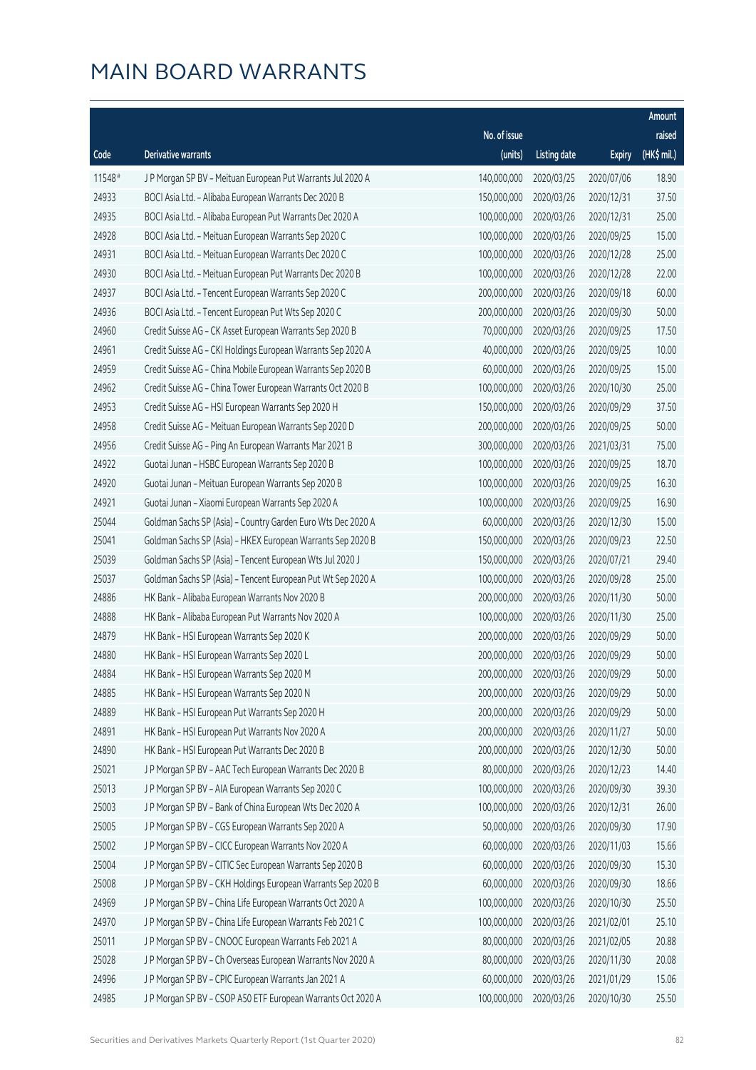# MAIN BOARD WARRANTS

| Code | Derivative warrants | No. of issue (units) | Listing date | Expiry | Amount raised (HK$ mil.) |
|---|---|---|---|---|---|
| 11548# | J P Morgan SP BV – Meituan European Put Warrants Jul 2020 A | 140,000,000 | 2020/03/25 | 2020/07/06 | 18.90 |
| 24933 | BOCI Asia Ltd. – Alibaba European Warrants Dec 2020 B | 150,000,000 | 2020/03/26 | 2020/12/31 | 37.50 |
| 24935 | BOCI Asia Ltd. – Alibaba European Put Warrants Dec 2020 A | 100,000,000 | 2020/03/26 | 2020/12/31 | 25.00 |
| 24928 | BOCI Asia Ltd. – Meituan European Warrants Sep 2020 C | 100,000,000 | 2020/03/26 | 2020/09/25 | 15.00 |
| 24931 | BOCI Asia Ltd. – Meituan European Warrants Dec 2020 C | 100,000,000 | 2020/03/26 | 2020/12/28 | 25.00 |
| 24930 | BOCI Asia Ltd. – Meituan European Put Warrants Dec 2020 B | 100,000,000 | 2020/03/26 | 2020/12/28 | 22.00 |
| 24937 | BOCI Asia Ltd. – Tencent European Warrants Sep 2020 C | 200,000,000 | 2020/03/26 | 2020/09/18 | 60.00 |
| 24936 | BOCI Asia Ltd. – Tencent European Put Wts Sep 2020 C | 200,000,000 | 2020/03/26 | 2020/09/30 | 50.00 |
| 24960 | Credit Suisse AG – CK Asset European Warrants Sep 2020 B | 70,000,000 | 2020/03/26 | 2020/09/25 | 17.50 |
| 24961 | Credit Suisse AG – CKI Holdings European Warrants Sep 2020 A | 40,000,000 | 2020/03/26 | 2020/09/25 | 10.00 |
| 24959 | Credit Suisse AG – China Mobile European Warrants Sep 2020 B | 60,000,000 | 2020/03/26 | 2020/09/25 | 15.00 |
| 24962 | Credit Suisse AG – China Tower European Warrants Oct 2020 B | 100,000,000 | 2020/03/26 | 2020/10/30 | 25.00 |
| 24953 | Credit Suisse AG – HSI European Warrants Sep 2020 H | 150,000,000 | 2020/03/26 | 2020/09/29 | 37.50 |
| 24958 | Credit Suisse AG – Meituan European Warrants Sep 2020 D | 200,000,000 | 2020/03/26 | 2020/09/25 | 50.00 |
| 24956 | Credit Suisse AG – Ping An European Warrants Mar 2021 B | 300,000,000 | 2020/03/26 | 2021/03/31 | 75.00 |
| 24922 | Guotai Junan – HSBC European Warrants Sep 2020 B | 100,000,000 | 2020/03/26 | 2020/09/25 | 18.70 |
| 24920 | Guotai Junan – Meituan European Warrants Sep 2020 B | 100,000,000 | 2020/03/26 | 2020/09/25 | 16.30 |
| 24921 | Guotai Junan – Xiaomi European Warrants Sep 2020 A | 100,000,000 | 2020/03/26 | 2020/09/25 | 16.90 |
| 25044 | Goldman Sachs SP (Asia) – Country Garden Euro Wts Dec 2020 A | 60,000,000 | 2020/03/26 | 2020/12/30 | 15.00 |
| 25041 | Goldman Sachs SP (Asia) – HKEX European Warrants Sep 2020 B | 150,000,000 | 2020/03/26 | 2020/09/23 | 22.50 |
| 25039 | Goldman Sachs SP (Asia) – Tencent European Wts Jul 2020 J | 150,000,000 | 2020/03/26 | 2020/07/21 | 29.40 |
| 25037 | Goldman Sachs SP (Asia) – Tencent European Put Wt Sep 2020 A | 100,000,000 | 2020/03/26 | 2020/09/28 | 25.00 |
| 24886 | HK Bank – Alibaba European Warrants Nov 2020 B | 200,000,000 | 2020/03/26 | 2020/11/30 | 50.00 |
| 24888 | HK Bank – Alibaba European Put Warrants Nov 2020 A | 100,000,000 | 2020/03/26 | 2020/11/30 | 25.00 |
| 24879 | HK Bank – HSI European Warrants Sep 2020 K | 200,000,000 | 2020/03/26 | 2020/09/29 | 50.00 |
| 24880 | HK Bank – HSI European Warrants Sep 2020 L | 200,000,000 | 2020/03/26 | 2020/09/29 | 50.00 |
| 24884 | HK Bank – HSI European Warrants Sep 2020 M | 200,000,000 | 2020/03/26 | 2020/09/29 | 50.00 |
| 24885 | HK Bank – HSI European Warrants Sep 2020 N | 200,000,000 | 2020/03/26 | 2020/09/29 | 50.00 |
| 24889 | HK Bank – HSI European Put Warrants Sep 2020 H | 200,000,000 | 2020/03/26 | 2020/09/29 | 50.00 |
| 24891 | HK Bank – HSI European Put Warrants Nov 2020 A | 200,000,000 | 2020/03/26 | 2020/11/27 | 50.00 |
| 24890 | HK Bank – HSI European Put Warrants Dec 2020 B | 200,000,000 | 2020/03/26 | 2020/12/30 | 50.00 |
| 25021 | J P Morgan SP BV – AAC Tech European Warrants Dec 2020 B | 80,000,000 | 2020/03/26 | 2020/12/23 | 14.40 |
| 25013 | J P Morgan SP BV – AIA European Warrants Sep 2020 C | 100,000,000 | 2020/03/26 | 2020/09/30 | 39.30 |
| 25003 | J P Morgan SP BV – Bank of China European Wts Dec 2020 A | 100,000,000 | 2020/03/26 | 2020/12/31 | 26.00 |
| 25005 | J P Morgan SP BV – CGS European Warrants Sep 2020 A | 50,000,000 | 2020/03/26 | 2020/09/30 | 17.90 |
| 25002 | J P Morgan SP BV – CICC European Warrants Nov 2020 A | 60,000,000 | 2020/03/26 | 2020/11/03 | 15.66 |
| 25004 | J P Morgan SP BV – CITIC Sec European Warrants Sep 2020 B | 60,000,000 | 2020/03/26 | 2020/09/30 | 15.30 |
| 25008 | J P Morgan SP BV – CKH Holdings European Warrants Sep 2020 B | 60,000,000 | 2020/03/26 | 2020/09/30 | 18.66 |
| 24969 | J P Morgan SP BV – China Life European Warrants Oct 2020 A | 100,000,000 | 2020/03/26 | 2020/10/30 | 25.50 |
| 24970 | J P Morgan SP BV – China Life European Warrants Feb 2021 C | 100,000,000 | 2020/03/26 | 2021/02/01 | 25.10 |
| 25011 | J P Morgan SP BV – CNOOC European Warrants Feb 2021 A | 80,000,000 | 2020/03/26 | 2021/02/05 | 20.88 |
| 25028 | J P Morgan SP BV – Ch Overseas European Warrants Nov 2020 A | 80,000,000 | 2020/03/26 | 2020/11/30 | 20.08 |
| 24996 | J P Morgan SP BV – CPIC European Warrants Jan 2021 A | 60,000,000 | 2020/03/26 | 2021/01/29 | 15.06 |
| 24985 | J P Morgan SP BV – CSOP A50 ETF European Warrants Oct 2020 A | 100,000,000 | 2020/03/26 | 2020/10/30 | 25.50 |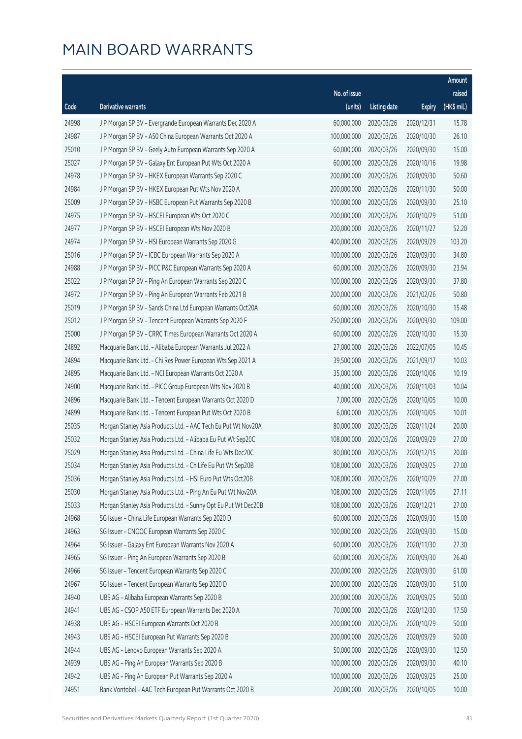# MAIN BOARD WARRANTS

| Code | Derivative warrants | No. of issue (units) | Listing date | Expiry | Amount raised (HK$ mil.) |
|---|---|---|---|---|---|
| 24998 | J P Morgan SP BV – Evergrande European Warrants Dec 2020 A | 60,000,000 | 2020/03/26 | 2020/12/31 | 15.78 |
| 24987 | J P Morgan SP BV – A50 China European Warrants Oct 2020 A | 100,000,000 | 2020/03/26 | 2020/10/30 | 26.10 |
| 25010 | J P Morgan SP BV – Geely Auto European Warrants Sep 2020 A | 60,000,000 | 2020/03/26 | 2020/09/30 | 15.00 |
| 25027 | J P Morgan SP BV – Galaxy Ent European Put Wts Oct 2020 A | 60,000,000 | 2020/03/26 | 2020/10/16 | 19.98 |
| 24978 | J P Morgan SP BV – HKEX European Warrants Sep 2020 C | 200,000,000 | 2020/03/26 | 2020/09/30 | 50.60 |
| 24984 | J P Morgan SP BV – HKEX European Put Wts Nov 2020 A | 200,000,000 | 2020/03/26 | 2020/11/30 | 50.00 |
| 25009 | J P Morgan SP BV – HSBC European Put Warrants Sep 2020 B | 100,000,000 | 2020/03/26 | 2020/09/30 | 25.10 |
| 24975 | J P Morgan SP BV – HSCEI European Wts Oct 2020 C | 200,000,000 | 2020/03/26 | 2020/10/29 | 51.00 |
| 24977 | J P Morgan SP BV – HSCEI European Wts Nov 2020 B | 200,000,000 | 2020/03/26 | 2020/11/27 | 52.20 |
| 24974 | J P Morgan SP BV – HSI European Warrants Sep 2020 G | 400,000,000 | 2020/03/26 | 2020/09/29 | 103.20 |
| 25016 | J P Morgan SP BV – ICBC European Warrants Sep 2020 A | 100,000,000 | 2020/03/26 | 2020/09/30 | 34.80 |
| 24988 | J P Morgan SP BV – PICC P&C European Warrants Sep 2020 A | 60,000,000 | 2020/03/26 | 2020/09/30 | 23.94 |
| 25022 | J P Morgan SP BV – Ping An European Warrants Sep 2020 C | 100,000,000 | 2020/03/26 | 2020/09/30 | 37.80 |
| 24972 | J P Morgan SP BV – Ping An European Warrants Feb 2021 B | 200,000,000 | 2020/03/26 | 2021/02/26 | 50.80 |
| 25019 | J P Morgan SP BV – Sands China Ltd European Warrants Oct20A | 60,000,000 | 2020/03/26 | 2020/10/30 | 15.48 |
| 25012 | J P Morgan SP BV – Tencent European Warrants Sep 2020 F | 250,000,000 | 2020/03/26 | 2020/09/30 | 109.00 |
| 25000 | J P Morgan SP BV – CRRC Times European Warrants Oct 2020 A | 60,000,000 | 2020/03/26 | 2020/10/30 | 15.30 |
| 24892 | Macquarie Bank Ltd. – Alibaba European Warrants Jul 2022 A | 27,000,000 | 2020/03/26 | 2022/07/05 | 10.45 |
| 24894 | Macquarie Bank Ltd. – Chi Res Power European Wts Sep 2021 A | 39,500,000 | 2020/03/26 | 2021/09/17 | 10.03 |
| 24895 | Macquarie Bank Ltd. – NCI European Warrants Oct 2020 A | 35,000,000 | 2020/03/26 | 2020/10/06 | 10.19 |
| 24900 | Macquarie Bank Ltd. – PICC Group European Wts Nov 2020 B | 40,000,000 | 2020/03/26 | 2020/11/03 | 10.04 |
| 24896 | Macquarie Bank Ltd. – Tencent European Warrants Oct 2020 D | 7,000,000 | 2020/03/26 | 2020/10/05 | 10.00 |
| 24899 | Macquarie Bank Ltd. – Tencent European Put Wts Oct 2020 B | 6,000,000 | 2020/03/26 | 2020/10/05 | 10.01 |
| 25035 | Morgan Stanley Asia Products Ltd. – AAC Tech Eu Put Wt Nov20A | 80,000,000 | 2020/03/26 | 2020/11/24 | 20.00 |
| 25032 | Morgan Stanley Asia Products Ltd. – Alibaba Eu Put Wt Sep20C | 108,000,000 | 2020/03/26 | 2020/09/29 | 27.00 |
| 25029 | Morgan Stanley Asia Products Ltd. – China Life Eu Wts Dec20C | 80,000,000 | 2020/03/26 | 2020/12/15 | 20.00 |
| 25034 | Morgan Stanley Asia Products Ltd. – Ch Life Eu Put Wt Sep20B | 108,000,000 | 2020/03/26 | 2020/09/25 | 27.00 |
| 25036 | Morgan Stanley Asia Products Ltd. – HSI Euro Put Wts Oct20B | 108,000,000 | 2020/03/26 | 2020/10/29 | 27.00 |
| 25030 | Morgan Stanley Asia Products Ltd. – Ping An Eu Put Wt Nov20A | 108,000,000 | 2020/03/26 | 2020/11/05 | 27.11 |
| 25033 | Morgan Stanley Asia Products Ltd. – Sunny Opt Eu Put Wt Dec20B | 108,000,000 | 2020/03/26 | 2020/12/21 | 27.00 |
| 24968 | SG Issuer – China Life European Warrants Sep 2020 D | 60,000,000 | 2020/03/26 | 2020/09/30 | 15.00 |
| 24963 | SG Issuer – CNOOC European Warrants Sep 2020 C | 100,000,000 | 2020/03/26 | 2020/09/30 | 15.00 |
| 24964 | SG Issuer – Galaxy Ent European Warrants Nov 2020 A | 60,000,000 | 2020/03/26 | 2020/11/30 | 27.30 |
| 24965 | SG Issuer – Ping An European Warrants Sep 2020 B | 60,000,000 | 2020/03/26 | 2020/09/30 | 26.40 |
| 24966 | SG Issuer – Tencent European Warrants Sep 2020 C | 200,000,000 | 2020/03/26 | 2020/09/30 | 61.00 |
| 24967 | SG Issuer – Tencent European Warrants Sep 2020 D | 200,000,000 | 2020/03/26 | 2020/09/30 | 51.00 |
| 24940 | UBS AG – Alibaba European Warrants Sep 2020 B | 200,000,000 | 2020/03/26 | 2020/09/25 | 50.00 |
| 24941 | UBS AG – CSOP A50 ETF European Warrants Dec 2020 A | 70,000,000 | 2020/03/26 | 2020/12/30 | 17.50 |
| 24938 | UBS AG – HSCEI European Warrants Oct 2020 B | 200,000,000 | 2020/03/26 | 2020/10/29 | 50.00 |
| 24943 | UBS AG – HSCEI European Put Warrants Sep 2020 B | 200,000,000 | 2020/03/26 | 2020/09/29 | 50.00 |
| 24944 | UBS AG – Lenovo European Warrants Sep 2020 A | 50,000,000 | 2020/03/26 | 2020/09/30 | 12.50 |
| 24939 | UBS AG – Ping An European Warrants Sep 2020 B | 100,000,000 | 2020/03/26 | 2020/09/30 | 40.10 |
| 24942 | UBS AG – Ping An European Put Warrants Sep 2020 A | 100,000,000 | 2020/03/26 | 2020/09/25 | 25.00 |
| 24951 | Bank Vontobel – AAC Tech European Put Warrants Oct 2020 B | 20,000,000 | 2020/03/26 | 2020/10/05 | 10.00 |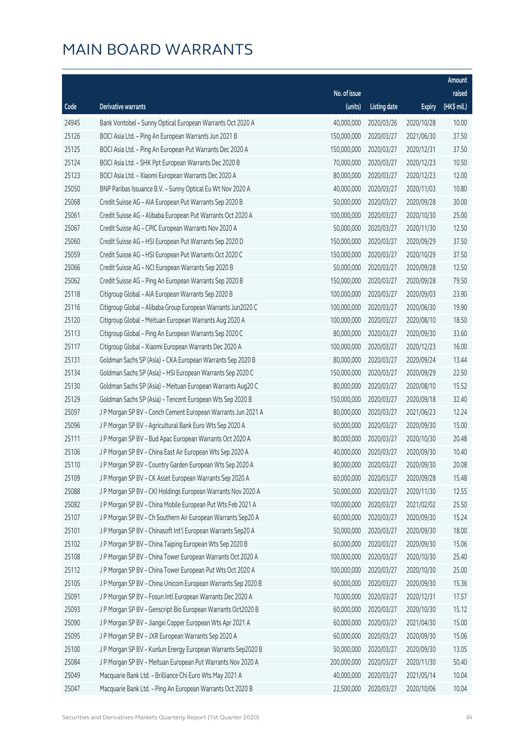# MAIN BOARD WARRANTS

| Code | Derivative warrants | No. of issue (units) | Listing date | Expiry | Amount raised (HK$ mil.) |
|---|---|---|---|---|---|
| 24945 | Bank Vontobel - Sunny Optical European Warrants Oct 2020 A | 40,000,000 | 2020/03/26 | 2020/10/28 | 10.00 |
| 25126 | BOCI Asia Ltd. - Ping An European Warrants Jun 2021 B | 150,000,000 | 2020/03/27 | 2021/06/30 | 37.50 |
| 25125 | BOCI Asia Ltd. - Ping An European Put Warrants Dec 2020 A | 150,000,000 | 2020/03/27 | 2020/12/31 | 37.50 |
| 25124 | BOCI Asia Ltd. - SHK Ppt European Warrants Dec 2020 B | 70,000,000 | 2020/03/27 | 2020/12/23 | 10.50 |
| 25123 | BOCI Asia Ltd. - Xiaomi European Warrants Dec 2020 A | 80,000,000 | 2020/03/27 | 2020/12/23 | 12.00 |
| 25050 | BNP Paribas Issuance B.V. - Sunny Optical Eu Wt Nov 2020 A | 40,000,000 | 2020/03/27 | 2020/11/03 | 10.80 |
| 25068 | Credit Suisse AG - AIA European Put Warrants Sep 2020 B | 50,000,000 | 2020/03/27 | 2020/09/28 | 30.00 |
| 25061 | Credit Suisse AG - Alibaba European Put Warrants Oct 2020 A | 100,000,000 | 2020/03/27 | 2020/10/30 | 25.00 |
| 25067 | Credit Suisse AG - CPIC European Warrants Nov 2020 A | 50,000,000 | 2020/03/27 | 2020/11/30 | 12.50 |
| 25060 | Credit Suisse AG - HSI European Put Warrants Sep 2020 D | 150,000,000 | 2020/03/27 | 2020/09/29 | 37.50 |
| 25059 | Credit Suisse AG - HSI European Put Warrants Oct 2020 C | 150,000,000 | 2020/03/27 | 2020/10/29 | 37.50 |
| 25066 | Credit Suisse AG - NCI European Warrants Sep 2020 B | 50,000,000 | 2020/03/27 | 2020/09/28 | 12.50 |
| 25062 | Credit Suisse AG - Ping An European Warrants Sep 2020 B | 150,000,000 | 2020/03/27 | 2020/09/28 | 79.50 |
| 25118 | Citigroup Global - AIA European Warrants Sep 2020 B | 100,000,000 | 2020/03/27 | 2020/09/03 | 23.90 |
| 25116 | Citigroup Global - Alibaba Group European Warrants Jun2020 C | 100,000,000 | 2020/03/27 | 2020/06/30 | 19.90 |
| 25120 | Citigroup Global - Meituan European Warrants Aug 2020 A | 100,000,000 | 2020/03/27 | 2020/08/10 | 18.50 |
| 25113 | Citigroup Global - Ping An European Warrants Sep 2020 C | 80,000,000 | 2020/03/27 | 2020/09/30 | 33.60 |
| 25117 | Citigroup Global - Xiaomi European Warrants Dec 2020 A | 100,000,000 | 2020/03/27 | 2020/12/23 | 16.00 |
| 25131 | Goldman Sachs SP (Asia) - CKA European Warrants Sep 2020 B | 80,000,000 | 2020/03/27 | 2020/09/24 | 13.44 |
| 25134 | Goldman Sachs SP (Asia) - HSI European Warrants Sep 2020 C | 150,000,000 | 2020/03/27 | 2020/09/29 | 22.50 |
| 25130 | Goldman Sachs SP (Asia) - Meituan European Warrants Aug20 C | 80,000,000 | 2020/03/27 | 2020/08/10 | 15.52 |
| 25129 | Goldman Sachs SP (Asia) - Tencent European Wts Sep 2020 B | 150,000,000 | 2020/03/27 | 2020/09/18 | 32.40 |
| 25097 | J P Morgan SP BV - Conch Cement European Warrants Jun 2021 A | 80,000,000 | 2020/03/27 | 2021/06/23 | 12.24 |
| 25096 | J P Morgan SP BV - Agricultural Bank Euro Wts Sep 2020 A | 60,000,000 | 2020/03/27 | 2020/09/30 | 15.00 |
| 25111 | J P Morgan SP BV - Bud Apac European Warrants Oct 2020 A | 80,000,000 | 2020/03/27 | 2020/10/30 | 20.48 |
| 25106 | J P Morgan SP BV - China East Air European Wts Sep 2020 A | 40,000,000 | 2020/03/27 | 2020/09/30 | 10.40 |
| 25110 | J P Morgan SP BV - Country Garden European Wts Sep 2020 A | 80,000,000 | 2020/03/27 | 2020/09/30 | 20.08 |
| 25109 | J P Morgan SP BV - CK Asset European Warrants Sep 2020 A | 60,000,000 | 2020/03/27 | 2020/09/28 | 15.48 |
| 25088 | J P Morgan SP BV - CKI Holdings European Warrants Nov 2020 A | 50,000,000 | 2020/03/27 | 2020/11/30 | 12.55 |
| 25082 | J P Morgan SP BV - China Mobile European Put Wts Feb 2021 A | 100,000,000 | 2020/03/27 | 2021/02/02 | 25.50 |
| 25107 | J P Morgan SP BV - Ch Southern Air European Warrants Sep20 A | 60,000,000 | 2020/03/27 | 2020/09/30 | 15.24 |
| 25101 | J P Morgan SP BV - Chinasoft Int'l European Warrants Sep20 A | 50,000,000 | 2020/03/27 | 2020/09/30 | 18.00 |
| 25102 | J P Morgan SP BV - China Taiping European Wts Sep 2020 B | 60,000,000 | 2020/03/27 | 2020/09/30 | 15.06 |
| 25108 | J P Morgan SP BV - China Tower European Warrants Oct 2020 A | 100,000,000 | 2020/03/27 | 2020/10/30 | 25.40 |
| 25112 | J P Morgan SP BV - China Tower European Put Wts Oct 2020 A | 100,000,000 | 2020/03/27 | 2020/10/30 | 25.00 |
| 25105 | J P Morgan SP BV - China Unicom European Warrants Sep 2020 B | 60,000,000 | 2020/03/27 | 2020/09/30 | 15.36 |
| 25091 | J P Morgan SP BV - Fosun Intl European Warrants Dec 2020 A | 70,000,000 | 2020/03/27 | 2020/12/31 | 17.57 |
| 25093 | J P Morgan SP BV - Genscript Bio European Warrants Oct2020 B | 60,000,000 | 2020/03/27 | 2020/10/30 | 15.12 |
| 25090 | J P Morgan SP BV - Jiangxi Copper European Wts Apr 2021 A | 60,000,000 | 2020/03/27 | 2021/04/30 | 15.00 |
| 25095 | J P Morgan SP BV - JXR European Warrants Sep 2020 A | 60,000,000 | 2020/03/27 | 2020/09/30 | 15.06 |
| 25100 | J P Morgan SP BV - Kunlun Energy European Warrants Sep2020 B | 50,000,000 | 2020/03/27 | 2020/09/30 | 13.05 |
| 25084 | J P Morgan SP BV - Meituan European Put Warrants Nov 2020 A | 200,000,000 | 2020/03/27 | 2020/11/30 | 50.40 |
| 25049 | Macquarie Bank Ltd. - Brilliance Chi Euro Wts May 2021 A | 40,000,000 | 2020/03/27 | 2021/05/14 | 10.04 |
| 25047 | Macquarie Bank Ltd. - Ping An European Warrants Oct 2020 B | 22,500,000 | 2020/03/27 | 2020/10/06 | 10.04 |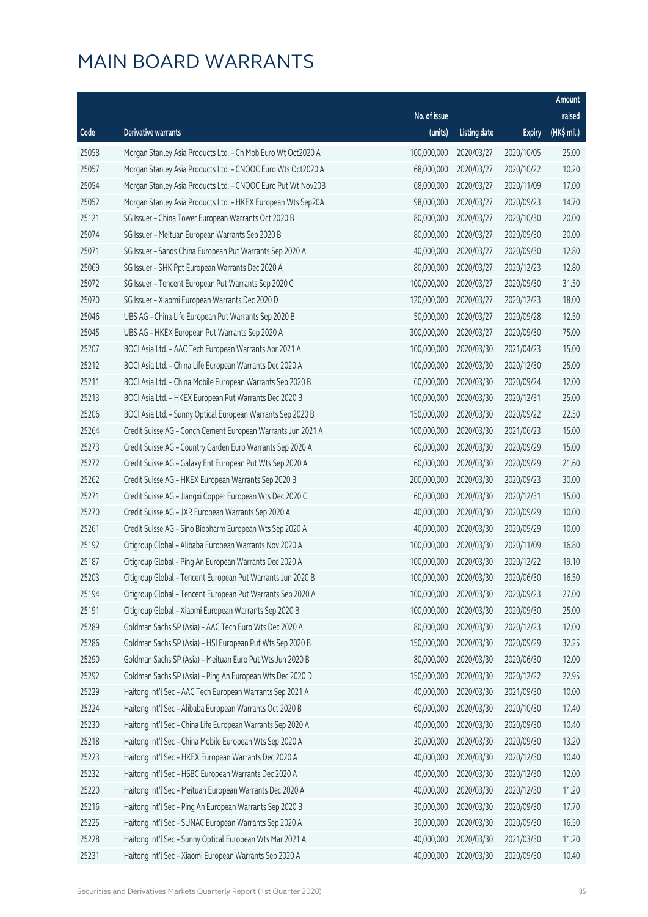# MAIN BOARD WARRANTS

| Code | Derivative warrants | No. of issue (units) | Listing date | Expiry | Amount raised (HK$ mil.) |
|---|---|---|---|---|---|
| 25058 | Morgan Stanley Asia Products Ltd. - Ch Mob Euro Wt Oct2020 A | 100,000,000 | 2020/03/27 | 2020/10/05 | 25.00 |
| 25057 | Morgan Stanley Asia Products Ltd. - CNOOC Euro Wts Oct2020 A | 68,000,000 | 2020/03/27 | 2020/10/22 | 10.20 |
| 25054 | Morgan Stanley Asia Products Ltd. - CNOOC Euro Put Wt Nov20B | 68,000,000 | 2020/03/27 | 2020/11/09 | 17.00 |
| 25052 | Morgan Stanley Asia Products Ltd. - HKEX European Wts Sep20A | 98,000,000 | 2020/03/27 | 2020/09/23 | 14.70 |
| 25121 | SG Issuer - China Tower European Warrants Oct 2020 B | 80,000,000 | 2020/03/27 | 2020/10/30 | 20.00 |
| 25074 | SG Issuer - Meituan European Warrants Sep 2020 B | 80,000,000 | 2020/03/27 | 2020/09/30 | 20.00 |
| 25071 | SG Issuer - Sands China European Put Warrants Sep 2020 A | 40,000,000 | 2020/03/27 | 2020/09/30 | 12.80 |
| 25069 | SG Issuer - SHK Ppt European Warrants Dec 2020 A | 80,000,000 | 2020/03/27 | 2020/12/23 | 12.80 |
| 25072 | SG Issuer - Tencent European Put Warrants Sep 2020 C | 100,000,000 | 2020/03/27 | 2020/09/30 | 31.50 |
| 25070 | SG Issuer - Xiaomi European Warrants Dec 2020 D | 120,000,000 | 2020/03/27 | 2020/12/23 | 18.00 |
| 25046 | UBS AG - China Life European Put Warrants Sep 2020 B | 50,000,000 | 2020/03/27 | 2020/09/28 | 12.50 |
| 25045 | UBS AG - HKEX European Put Warrants Sep 2020 A | 300,000,000 | 2020/03/27 | 2020/09/30 | 75.00 |
| 25207 | BOCI Asia Ltd. - AAC Tech European Warrants Apr 2021 A | 100,000,000 | 2020/03/30 | 2021/04/23 | 15.00 |
| 25212 | BOCI Asia Ltd. - China Life European Warrants Dec 2020 A | 100,000,000 | 2020/03/30 | 2020/12/30 | 25.00 |
| 25211 | BOCI Asia Ltd. - China Mobile European Warrants Sep 2020 B | 60,000,000 | 2020/03/30 | 2020/09/24 | 12.00 |
| 25213 | BOCI Asia Ltd. - HKEX European Put Warrants Dec 2020 B | 100,000,000 | 2020/03/30 | 2020/12/31 | 25.00 |
| 25206 | BOCI Asia Ltd. - Sunny Optical European Warrants Sep 2020 B | 150,000,000 | 2020/03/30 | 2020/09/22 | 22.50 |
| 25264 | Credit Suisse AG - Conch Cement European Warrants Jun 2021 A | 100,000,000 | 2020/03/30 | 2021/06/23 | 15.00 |
| 25273 | Credit Suisse AG - Country Garden Euro Warrants Sep 2020 A | 60,000,000 | 2020/03/30 | 2020/09/29 | 15.00 |
| 25272 | Credit Suisse AG - Galaxy Ent European Put Wts Sep 2020 A | 60,000,000 | 2020/03/30 | 2020/09/29 | 21.60 |
| 25262 | Credit Suisse AG - HKEX European Warrants Sep 2020 B | 200,000,000 | 2020/03/30 | 2020/09/23 | 30.00 |
| 25271 | Credit Suisse AG - Jiangxi Copper European Wts Dec 2020 C | 60,000,000 | 2020/03/30 | 2020/12/31 | 15.00 |
| 25270 | Credit Suisse AG - JXR European Warrants Sep 2020 A | 40,000,000 | 2020/03/30 | 2020/09/29 | 10.00 |
| 25261 | Credit Suisse AG - Sino Biopharm European Wts Sep 2020 A | 40,000,000 | 2020/03/30 | 2020/09/29 | 10.00 |
| 25192 | Citigroup Global - Alibaba European Warrants Nov 2020 A | 100,000,000 | 2020/03/30 | 2020/11/09 | 16.80 |
| 25187 | Citigroup Global - Ping An European Warrants Dec 2020 A | 100,000,000 | 2020/03/30 | 2020/12/22 | 19.10 |
| 25203 | Citigroup Global - Tencent European Put Warrants Jun 2020 B | 100,000,000 | 2020/03/30 | 2020/06/30 | 16.50 |
| 25194 | Citigroup Global - Tencent European Put Warrants Sep 2020 A | 100,000,000 | 2020/03/30 | 2020/09/23 | 27.00 |
| 25191 | Citigroup Global - Xiaomi European Warrants Sep 2020 B | 100,000,000 | 2020/03/30 | 2020/09/30 | 25.00 |
| 25289 | Goldman Sachs SP (Asia) - AAC Tech Euro Wts Dec 2020 A | 80,000,000 | 2020/03/30 | 2020/12/23 | 12.00 |
| 25286 | Goldman Sachs SP (Asia) - HSI European Put Wts Sep 2020 B | 150,000,000 | 2020/03/30 | 2020/09/29 | 32.25 |
| 25290 | Goldman Sachs SP (Asia) - Meituan Euro Put Wts Jun 2020 B | 80,000,000 | 2020/03/30 | 2020/06/30 | 12.00 |
| 25292 | Goldman Sachs SP (Asia) - Ping An European Wts Dec 2020 D | 150,000,000 | 2020/03/30 | 2020/12/22 | 22.95 |
| 25229 | Haitong Int'l Sec - AAC Tech European Warrants Sep 2021 A | 40,000,000 | 2020/03/30 | 2021/09/30 | 10.00 |
| 25224 | Haitong Int'l Sec - Alibaba European Warrants Oct 2020 B | 60,000,000 | 2020/03/30 | 2020/10/30 | 17.40 |
| 25230 | Haitong Int'l Sec - China Life European Warrants Sep 2020 A | 40,000,000 | 2020/03/30 | 2020/09/30 | 10.40 |
| 25218 | Haitong Int'l Sec - China Mobile European Wts Sep 2020 A | 30,000,000 | 2020/03/30 | 2020/09/30 | 13.20 |
| 25223 | Haitong Int'l Sec - HKEX European Warrants Dec 2020 A | 40,000,000 | 2020/03/30 | 2020/12/30 | 10.40 |
| 25232 | Haitong Int'l Sec - HSBC European Warrants Dec 2020 A | 40,000,000 | 2020/03/30 | 2020/12/30 | 12.00 |
| 25220 | Haitong Int'l Sec - Meituan European Warrants Dec 2020 A | 40,000,000 | 2020/03/30 | 2020/12/30 | 11.20 |
| 25216 | Haitong Int'l Sec - Ping An European Warrants Sep 2020 B | 30,000,000 | 2020/03/30 | 2020/09/30 | 17.70 |
| 25225 | Haitong Int'l Sec - SUNAC European Warrants Sep 2020 A | 30,000,000 | 2020/03/30 | 2020/09/30 | 16.50 |
| 25228 | Haitong Int'l Sec - Sunny Optical European Wts Mar 2021 A | 40,000,000 | 2020/03/30 | 2021/03/30 | 11.20 |
| 25231 | Haitong Int'l Sec - Xiaomi European Warrants Sep 2020 A | 40,000,000 | 2020/03/30 | 2020/09/30 | 10.40 |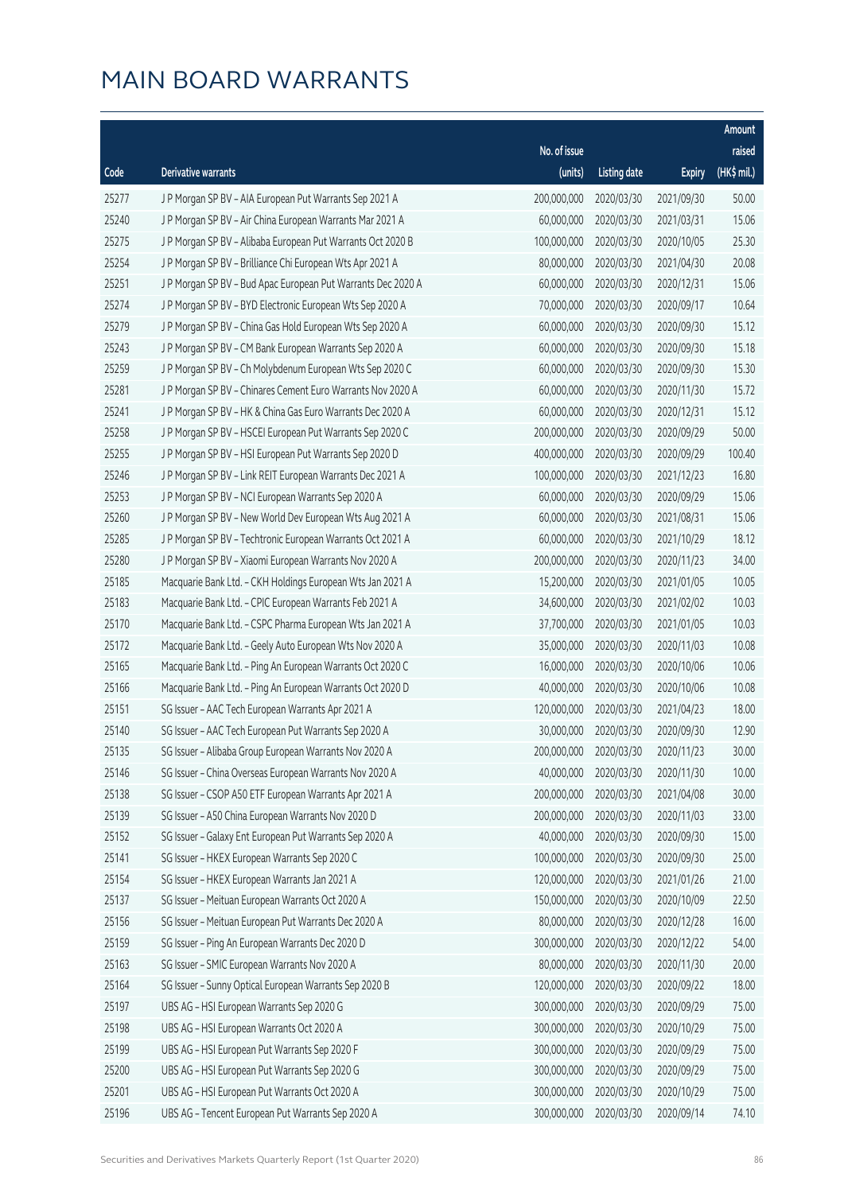# MAIN BOARD WARRANTS

| Code | Derivative warrants | No. of issue (units) | Listing date | Expiry | Amount raised (HK$ mil.) |
|---|---|---|---|---|---|
| 25277 | J P Morgan SP BV - AIA European Put Warrants Sep 2021 A | 200,000,000 | 2020/03/30 | 2021/09/30 | 50.00 |
| 25240 | J P Morgan SP BV - Air China European Warrants Mar 2021 A | 60,000,000 | 2020/03/30 | 2021/03/31 | 15.06 |
| 25275 | J P Morgan SP BV - Alibaba European Put Warrants Oct 2020 B | 100,000,000 | 2020/03/30 | 2020/10/05 | 25.30 |
| 25254 | J P Morgan SP BV - Brilliance Chi European Wts Apr 2021 A | 80,000,000 | 2020/03/30 | 2021/04/30 | 20.08 |
| 25251 | J P Morgan SP BV - Bud Apac European Put Warrants Dec 2020 A | 60,000,000 | 2020/03/30 | 2020/12/31 | 15.06 |
| 25274 | J P Morgan SP BV - BYD Electronic European Wts Sep 2020 A | 70,000,000 | 2020/03/30 | 2020/09/17 | 10.64 |
| 25279 | J P Morgan SP BV - China Gas Hold European Wts Sep 2020 A | 60,000,000 | 2020/03/30 | 2020/09/30 | 15.12 |
| 25243 | J P Morgan SP BV - CM Bank European Warrants Sep 2020 A | 60,000,000 | 2020/03/30 | 2020/09/30 | 15.18 |
| 25259 | J P Morgan SP BV - Ch Molybdenum European Wts Sep 2020 C | 60,000,000 | 2020/03/30 | 2020/09/30 | 15.30 |
| 25281 | J P Morgan SP BV - Chinares Cement Euro Warrants Nov 2020 A | 60,000,000 | 2020/03/30 | 2020/11/30 | 15.72 |
| 25241 | J P Morgan SP BV - HK & China Gas Euro Warrants Dec 2020 A | 60,000,000 | 2020/03/30 | 2020/12/31 | 15.12 |
| 25258 | J P Morgan SP BV - HSCEI European Put Warrants Sep 2020 C | 200,000,000 | 2020/03/30 | 2020/09/29 | 50.00 |
| 25255 | J P Morgan SP BV - HSI European Put Warrants Sep 2020 D | 400,000,000 | 2020/03/30 | 2020/09/29 | 100.40 |
| 25246 | J P Morgan SP BV - Link REIT European Warrants Dec 2021 A | 100,000,000 | 2020/03/30 | 2021/12/23 | 16.80 |
| 25253 | J P Morgan SP BV - NCI European Warrants Sep 2020 A | 60,000,000 | 2020/03/30 | 2020/09/29 | 15.06 |
| 25260 | J P Morgan SP BV - New World Dev European Wts Aug 2021 A | 60,000,000 | 2020/03/30 | 2021/08/31 | 15.06 |
| 25285 | J P Morgan SP BV - Techtronic European Warrants Oct 2021 A | 60,000,000 | 2020/03/30 | 2021/10/29 | 18.12 |
| 25280 | J P Morgan SP BV - Xiaomi European Warrants Nov 2020 A | 200,000,000 | 2020/03/30 | 2020/11/23 | 34.00 |
| 25185 | Macquarie Bank Ltd. - CKH Holdings European Wts Jan 2021 A | 15,200,000 | 2020/03/30 | 2021/01/05 | 10.05 |
| 25183 | Macquarie Bank Ltd. - CPIC European Warrants Feb 2021 A | 34,600,000 | 2020/03/30 | 2021/02/02 | 10.03 |
| 25170 | Macquarie Bank Ltd. - CSPC Pharma European Wts Jan 2021 A | 37,700,000 | 2020/03/30 | 2021/01/05 | 10.03 |
| 25172 | Macquarie Bank Ltd. - Geely Auto European Wts Nov 2020 A | 35,000,000 | 2020/03/30 | 2020/11/03 | 10.08 |
| 25165 | Macquarie Bank Ltd. - Ping An European Warrants Oct 2020 C | 16,000,000 | 2020/03/30 | 2020/10/06 | 10.06 |
| 25166 | Macquarie Bank Ltd. - Ping An European Warrants Oct 2020 D | 40,000,000 | 2020/03/30 | 2020/10/06 | 10.08 |
| 25151 | SG Issuer - AAC Tech European Warrants Apr 2021 A | 120,000,000 | 2020/03/30 | 2021/04/23 | 18.00 |
| 25140 | SG Issuer - AAC Tech European Put Warrants Sep 2020 A | 30,000,000 | 2020/03/30 | 2020/09/30 | 12.90 |
| 25135 | SG Issuer - Alibaba Group European Warrants Nov 2020 A | 200,000,000 | 2020/03/30 | 2020/11/23 | 30.00 |
| 25146 | SG Issuer - China Overseas European Warrants Nov 2020 A | 40,000,000 | 2020/03/30 | 2020/11/30 | 10.00 |
| 25138 | SG Issuer - CSOP A50 ETF European Warrants Apr 2021 A | 200,000,000 | 2020/03/30 | 2021/04/08 | 30.00 |
| 25139 | SG Issuer - A50 China European Warrants Nov 2020 D | 200,000,000 | 2020/03/30 | 2020/11/03 | 33.00 |
| 25152 | SG Issuer - Galaxy Ent European Put Warrants Sep 2020 A | 40,000,000 | 2020/03/30 | 2020/09/30 | 15.00 |
| 25141 | SG Issuer - HKEX European Warrants Sep 2020 C | 100,000,000 | 2020/03/30 | 2020/09/30 | 25.00 |
| 25154 | SG Issuer - HKEX European Warrants Jan 2021 A | 120,000,000 | 2020/03/30 | 2021/01/26 | 21.00 |
| 25137 | SG Issuer - Meituan European Warrants Oct 2020 A | 150,000,000 | 2020/03/30 | 2020/10/09 | 22.50 |
| 25156 | SG Issuer - Meituan European Put Warrants Dec 2020 A | 80,000,000 | 2020/03/30 | 2020/12/28 | 16.00 |
| 25159 | SG Issuer - Ping An European Warrants Dec 2020 D | 300,000,000 | 2020/03/30 | 2020/12/22 | 54.00 |
| 25163 | SG Issuer - SMIC European Warrants Nov 2020 A | 80,000,000 | 2020/03/30 | 2020/11/30 | 20.00 |
| 25164 | SG Issuer - Sunny Optical European Warrants Sep 2020 B | 120,000,000 | 2020/03/30 | 2020/09/22 | 18.00 |
| 25197 | UBS AG - HSI European Warrants Sep 2020 G | 300,000,000 | 2020/03/30 | 2020/09/29 | 75.00 |
| 25198 | UBS AG - HSI European Warrants Oct 2020 A | 300,000,000 | 2020/03/30 | 2020/10/29 | 75.00 |
| 25199 | UBS AG - HSI European Put Warrants Sep 2020 F | 300,000,000 | 2020/03/30 | 2020/09/29 | 75.00 |
| 25200 | UBS AG - HSI European Put Warrants Sep 2020 G | 300,000,000 | 2020/03/30 | 2020/09/29 | 75.00 |
| 25201 | UBS AG - HSI European Put Warrants Oct 2020 A | 300,000,000 | 2020/03/30 | 2020/10/29 | 75.00 |
| 25196 | UBS AG - Tencent European Put Warrants Sep 2020 A | 300,000,000 | 2020/03/30 | 2020/09/14 | 74.10 |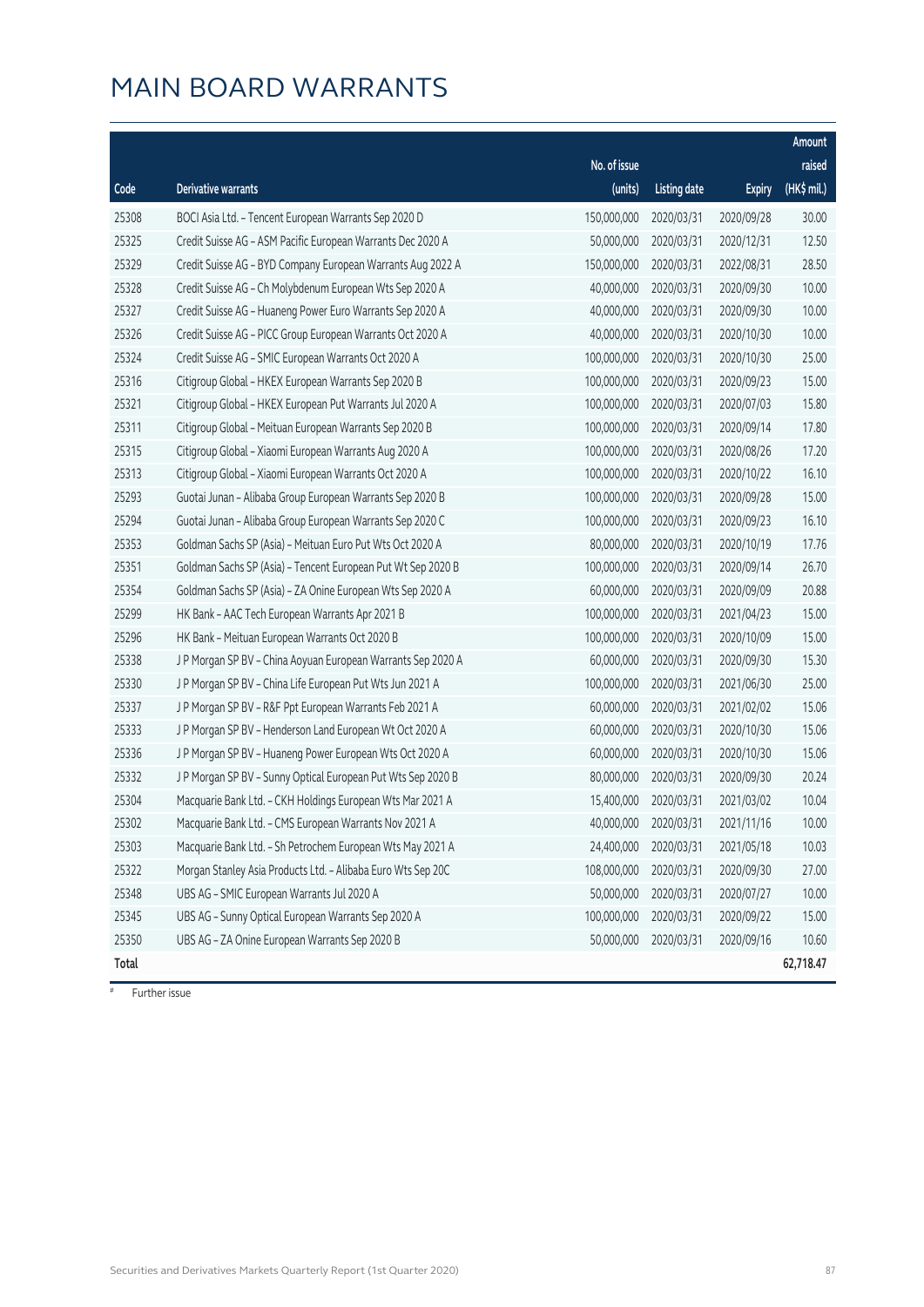# MAIN BOARD WARRANTS

| Code | Derivative warrants | No. of issue (units) | Listing date | Expiry | Amount raised (HK$ mil.) |
|---|---|---|---|---|---|
| 25308 | BOCI Asia Ltd. - Tencent European Warrants Sep 2020 D | 150,000,000 | 2020/03/31 | 2020/09/28 | 30.00 |
| 25325 | Credit Suisse AG - ASM Pacific European Warrants Dec 2020 A | 50,000,000 | 2020/03/31 | 2020/12/31 | 12.50 |
| 25329 | Credit Suisse AG - BYD Company European Warrants Aug 2022 A | 150,000,000 | 2020/03/31 | 2022/08/31 | 28.50 |
| 25328 | Credit Suisse AG - Ch Molybdenum European Wts Sep 2020 A | 40,000,000 | 2020/03/31 | 2020/09/30 | 10.00 |
| 25327 | Credit Suisse AG - Huaneng Power Euro Warrants Sep 2020 A | 40,000,000 | 2020/03/31 | 2020/09/30 | 10.00 |
| 25326 | Credit Suisse AG - PICC Group European Warrants Oct 2020 A | 40,000,000 | 2020/03/31 | 2020/10/30 | 10.00 |
| 25324 | Credit Suisse AG - SMIC European Warrants Oct 2020 A | 100,000,000 | 2020/03/31 | 2020/10/30 | 25.00 |
| 25316 | Citigroup Global - HKEX European Warrants Sep 2020 B | 100,000,000 | 2020/03/31 | 2020/09/23 | 15.00 |
| 25321 | Citigroup Global - HKEX European Put Warrants Jul 2020 A | 100,000,000 | 2020/03/31 | 2020/07/03 | 15.80 |
| 25311 | Citigroup Global - Meituan European Warrants Sep 2020 B | 100,000,000 | 2020/03/31 | 2020/09/14 | 17.80 |
| 25315 | Citigroup Global - Xiaomi European Warrants Aug 2020 A | 100,000,000 | 2020/03/31 | 2020/08/26 | 17.20 |
| 25313 | Citigroup Global - Xiaomi European Warrants Oct 2020 A | 100,000,000 | 2020/03/31 | 2020/10/22 | 16.10 |
| 25293 | Guotai Junan - Alibaba Group European Warrants Sep 2020 B | 100,000,000 | 2020/03/31 | 2020/09/28 | 15.00 |
| 25294 | Guotai Junan - Alibaba Group European Warrants Sep 2020 C | 100,000,000 | 2020/03/31 | 2020/09/23 | 16.10 |
| 25353 | Goldman Sachs SP (Asia) - Meituan Euro Put Wts Oct 2020 A | 80,000,000 | 2020/03/31 | 2020/10/19 | 17.76 |
| 25351 | Goldman Sachs SP (Asia) - Tencent European Put Wt Sep 2020 B | 100,000,000 | 2020/03/31 | 2020/09/14 | 26.70 |
| 25354 | Goldman Sachs SP (Asia) - ZA Onine European Wts Sep 2020 A | 60,000,000 | 2020/03/31 | 2020/09/09 | 20.88 |
| 25299 | HK Bank - AAC Tech European Warrants Apr 2021 B | 100,000,000 | 2020/03/31 | 2021/04/23 | 15.00 |
| 25296 | HK Bank - Meituan European Warrants Oct 2020 B | 100,000,000 | 2020/03/31 | 2020/10/09 | 15.00 |
| 25338 | J P Morgan SP BV - China Aoyuan European Warrants Sep 2020 A | 60,000,000 | 2020/03/31 | 2020/09/30 | 15.30 |
| 25330 | J P Morgan SP BV - China Life European Put Wts Jun 2021 A | 100,000,000 | 2020/03/31 | 2021/06/30 | 25.00 |
| 25337 | J P Morgan SP BV - R&F Ppt European Warrants Feb 2021 A | 60,000,000 | 2020/03/31 | 2021/02/02 | 15.06 |
| 25333 | J P Morgan SP BV - Henderson Land European Wt Oct 2020 A | 60,000,000 | 2020/03/31 | 2020/10/30 | 15.06 |
| 25336 | J P Morgan SP BV - Huaneng Power European Wts Oct 2020 A | 60,000,000 | 2020/03/31 | 2020/10/30 | 15.06 |
| 25332 | J P Morgan SP BV - Sunny Optical European Put Wts Sep 2020 B | 80,000,000 | 2020/03/31 | 2020/09/30 | 20.24 |
| 25304 | Macquarie Bank Ltd. - CKH Holdings European Wts Mar 2021 A | 15,400,000 | 2020/03/31 | 2021/03/02 | 10.04 |
| 25302 | Macquarie Bank Ltd. - CMS European Warrants Nov 2021 A | 40,000,000 | 2020/03/31 | 2021/11/16 | 10.00 |
| 25303 | Macquarie Bank Ltd. - Sh Petrochem European Wts May 2021 A | 24,400,000 | 2020/03/31 | 2021/05/18 | 10.03 |
| 25322 | Morgan Stanley Asia Products Ltd. - Alibaba Euro Wts Sep 20C | 108,000,000 | 2020/03/31 | 2020/09/30 | 27.00 |
| 25348 | UBS AG - SMIC European Warrants Jul 2020 A | 50,000,000 | 2020/03/31 | 2020/07/27 | 10.00 |
| 25345 | UBS AG - Sunny Optical European Warrants Sep 2020 A | 100,000,000 | 2020/03/31 | 2020/09/22 | 15.00 |
| 25350 | UBS AG - ZA Onine European Warrants Sep 2020 B | 50,000,000 | 2020/03/31 | 2020/09/16 | 10.60 |
| **Total** | | | | | **62,718.47** |

# Further issue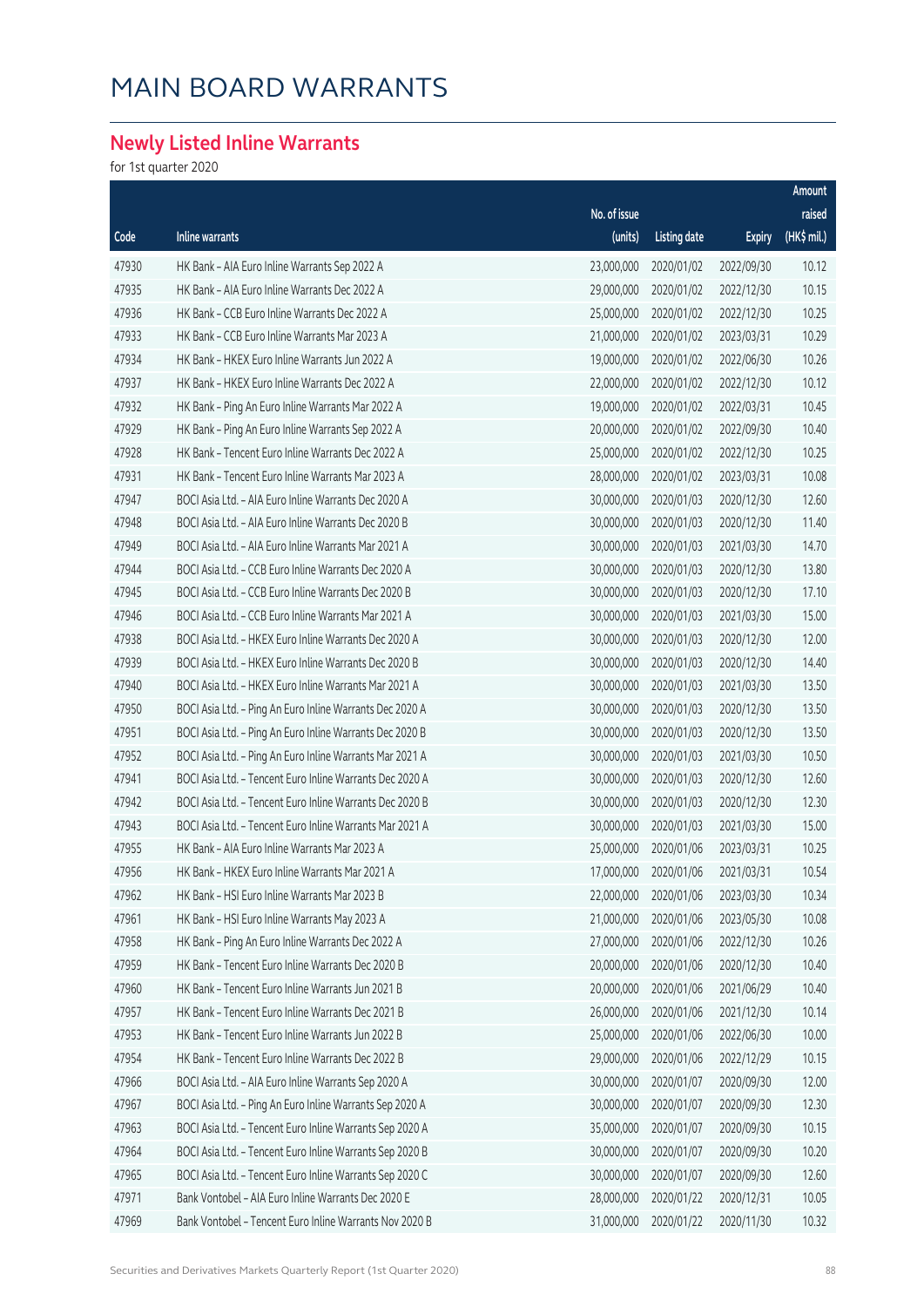# MAIN BOARD WARRANTS

## Newly Listed Inline Warrants

for 1st quarter 2020

| Code | Inline warrants | No. of issue (units) | Listing date | Expiry | Amount raised (HK$ mil.) |
|---|---|---|---|---|---|
| 47930 | HK Bank – AIA Euro Inline Warrants Sep 2022 A | 23,000,000 | 2020/01/02 | 2022/09/30 | 10.12 |
| 47935 | HK Bank – AIA Euro Inline Warrants Dec 2022 A | 29,000,000 | 2020/01/02 | 2022/12/30 | 10.15 |
| 47936 | HK Bank – CCB Euro Inline Warrants Dec 2022 A | 25,000,000 | 2020/01/02 | 2022/12/30 | 10.25 |
| 47933 | HK Bank – CCB Euro Inline Warrants Mar 2023 A | 21,000,000 | 2020/01/02 | 2023/03/31 | 10.29 |
| 47934 | HK Bank – HKEX Euro Inline Warrants Jun 2022 A | 19,000,000 | 2020/01/02 | 2022/06/30 | 10.26 |
| 47937 | HK Bank – HKEX Euro Inline Warrants Dec 2022 A | 22,000,000 | 2020/01/02 | 2022/12/30 | 10.12 |
| 47932 | HK Bank – Ping An Euro Inline Warrants Mar 2022 A | 19,000,000 | 2020/01/02 | 2022/03/31 | 10.45 |
| 47929 | HK Bank – Ping An Euro Inline Warrants Sep 2022 A | 20,000,000 | 2020/01/02 | 2022/09/30 | 10.40 |
| 47928 | HK Bank – Tencent Euro Inline Warrants Dec 2022 A | 25,000,000 | 2020/01/02 | 2022/12/30 | 10.25 |
| 47931 | HK Bank – Tencent Euro Inline Warrants Mar 2023 A | 28,000,000 | 2020/01/02 | 2023/03/31 | 10.08 |
| 47947 | BOCI Asia Ltd. – AIA Euro Inline Warrants Dec 2020 A | 30,000,000 | 2020/01/03 | 2020/12/30 | 12.60 |
| 47948 | BOCI Asia Ltd. – AIA Euro Inline Warrants Dec 2020 B | 30,000,000 | 2020/01/03 | 2020/12/30 | 11.40 |
| 47949 | BOCI Asia Ltd. – AIA Euro Inline Warrants Mar 2021 A | 30,000,000 | 2020/01/03 | 2021/03/30 | 14.70 |
| 47944 | BOCI Asia Ltd. – CCB Euro Inline Warrants Dec 2020 A | 30,000,000 | 2020/01/03 | 2020/12/30 | 13.80 |
| 47945 | BOCI Asia Ltd. – CCB Euro Inline Warrants Dec 2020 B | 30,000,000 | 2020/01/03 | 2020/12/30 | 17.10 |
| 47946 | BOCI Asia Ltd. – CCB Euro Inline Warrants Mar 2021 A | 30,000,000 | 2020/01/03 | 2021/03/30 | 15.00 |
| 47938 | BOCI Asia Ltd. – HKEX Euro Inline Warrants Dec 2020 A | 30,000,000 | 2020/01/03 | 2020/12/30 | 12.00 |
| 47939 | BOCI Asia Ltd. – HKEX Euro Inline Warrants Dec 2020 B | 30,000,000 | 2020/01/03 | 2020/12/30 | 14.40 |
| 47940 | BOCI Asia Ltd. – HKEX Euro Inline Warrants Mar 2021 A | 30,000,000 | 2020/01/03 | 2021/03/30 | 13.50 |
| 47950 | BOCI Asia Ltd. – Ping An Euro Inline Warrants Dec 2020 A | 30,000,000 | 2020/01/03 | 2020/12/30 | 13.50 |
| 47951 | BOCI Asia Ltd. – Ping An Euro Inline Warrants Dec 2020 B | 30,000,000 | 2020/01/03 | 2020/12/30 | 13.50 |
| 47952 | BOCI Asia Ltd. – Ping An Euro Inline Warrants Mar 2021 A | 30,000,000 | 2020/01/03 | 2021/03/30 | 10.50 |
| 47941 | BOCI Asia Ltd. – Tencent Euro Inline Warrants Dec 2020 A | 30,000,000 | 2020/01/03 | 2020/12/30 | 12.60 |
| 47942 | BOCI Asia Ltd. – Tencent Euro Inline Warrants Dec 2020 B | 30,000,000 | 2020/01/03 | 2020/12/30 | 12.30 |
| 47943 | BOCI Asia Ltd. – Tencent Euro Inline Warrants Mar 2021 A | 30,000,000 | 2020/01/03 | 2021/03/30 | 15.00 |
| 47955 | HK Bank – AIA Euro Inline Warrants Mar 2023 A | 25,000,000 | 2020/01/06 | 2023/03/31 | 10.25 |
| 47956 | HK Bank – HKEX Euro Inline Warrants Mar 2021 A | 17,000,000 | 2020/01/06 | 2021/03/31 | 10.54 |
| 47962 | HK Bank – HSI Euro Inline Warrants Mar 2023 B | 22,000,000 | 2020/01/06 | 2023/03/30 | 10.34 |
| 47961 | HK Bank – HSI Euro Inline Warrants May 2023 A | 21,000,000 | 2020/01/06 | 2023/05/30 | 10.08 |
| 47958 | HK Bank – Ping An Euro Inline Warrants Dec 2022 A | 27,000,000 | 2020/01/06 | 2022/12/30 | 10.26 |
| 47959 | HK Bank – Tencent Euro Inline Warrants Dec 2020 B | 20,000,000 | 2020/01/06 | 2020/12/30 | 10.40 |
| 47960 | HK Bank – Tencent Euro Inline Warrants Jun 2021 B | 20,000,000 | 2020/01/06 | 2021/06/29 | 10.40 |
| 47957 | HK Bank – Tencent Euro Inline Warrants Dec 2021 B | 26,000,000 | 2020/01/06 | 2021/12/30 | 10.14 |
| 47953 | HK Bank – Tencent Euro Inline Warrants Jun 2022 B | 25,000,000 | 2020/01/06 | 2022/06/30 | 10.00 |
| 47954 | HK Bank – Tencent Euro Inline Warrants Dec 2022 B | 29,000,000 | 2020/01/06 | 2022/12/29 | 10.15 |
| 47966 | BOCI Asia Ltd. – AIA Euro Inline Warrants Sep 2020 A | 30,000,000 | 2020/01/07 | 2020/09/30 | 12.00 |
| 47967 | BOCI Asia Ltd. – Ping An Euro Inline Warrants Sep 2020 A | 30,000,000 | 2020/01/07 | 2020/09/30 | 12.30 |
| 47963 | BOCI Asia Ltd. – Tencent Euro Inline Warrants Sep 2020 A | 35,000,000 | 2020/01/07 | 2020/09/30 | 10.15 |
| 47964 | BOCI Asia Ltd. – Tencent Euro Inline Warrants Sep 2020 B | 30,000,000 | 2020/01/07 | 2020/09/30 | 10.20 |
| 47965 | BOCI Asia Ltd. – Tencent Euro Inline Warrants Sep 2020 C | 30,000,000 | 2020/01/07 | 2020/09/30 | 12.60 |
| 47971 | Bank Vontobel – AIA Euro Inline Warrants Dec 2020 E | 28,000,000 | 2020/01/22 | 2020/12/31 | 10.05 |
| 47969 | Bank Vontobel – Tencent Euro Inline Warrants Nov 2020 B | 31,000,000 | 2020/01/22 | 2020/11/30 | 10.32 |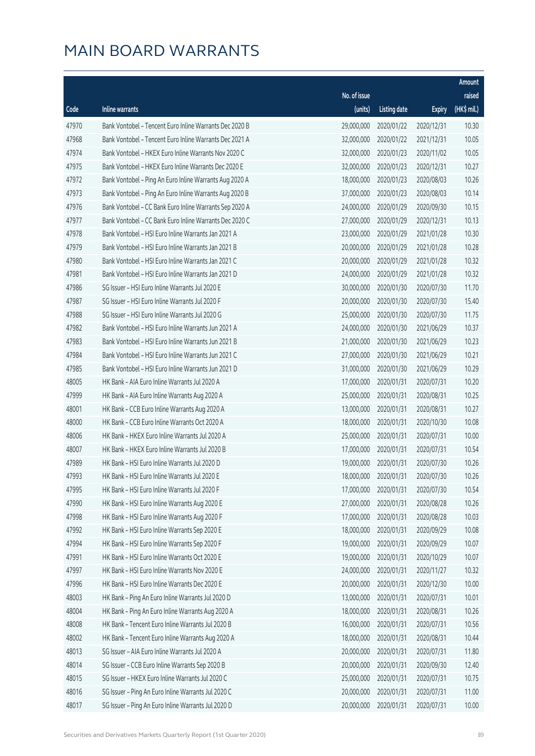# MAIN BOARD WARRANTS

| Code | Inline warrants | No. of issue (units) | Listing date | Expiry | Amount raised (HK$ mil.) |
|---|---|---|---|---|---|
| 47970 | Bank Vontobel – Tencent Euro Inline Warrants Dec 2020 B | 29,000,000 | 2020/01/22 | 2020/12/31 | 10.30 |
| 47968 | Bank Vontobel – Tencent Euro Inline Warrants Dec 2021 A | 32,000,000 | 2020/01/22 | 2021/12/31 | 10.05 |
| 47974 | Bank Vontobel – HKEX Euro Inline Warrants Nov 2020 C | 32,000,000 | 2020/01/23 | 2020/11/02 | 10.05 |
| 47975 | Bank Vontobel – HKEX Euro Inline Warrants Dec 2020 E | 32,000,000 | 2020/01/23 | 2020/12/31 | 10.27 |
| 47972 | Bank Vontobel – Ping An Euro Inline Warrants Aug 2020 A | 18,000,000 | 2020/01/23 | 2020/08/03 | 10.26 |
| 47973 | Bank Vontobel – Ping An Euro Inline Warrants Aug 2020 B | 37,000,000 | 2020/01/23 | 2020/08/03 | 10.14 |
| 47976 | Bank Vontobel – CC Bank Euro Inline Warrants Sep 2020 A | 24,000,000 | 2020/01/29 | 2020/09/30 | 10.15 |
| 47977 | Bank Vontobel – CC Bank Euro Inline Warrants Dec 2020 C | 27,000,000 | 2020/01/29 | 2020/12/31 | 10.13 |
| 47978 | Bank Vontobel – HSI Euro Inline Warrants Jan 2021 A | 23,000,000 | 2020/01/29 | 2021/01/28 | 10.30 |
| 47979 | Bank Vontobel – HSI Euro Inline Warrants Jan 2021 B | 20,000,000 | 2020/01/29 | 2021/01/28 | 10.28 |
| 47980 | Bank Vontobel – HSI Euro Inline Warrants Jan 2021 C | 20,000,000 | 2020/01/29 | 2021/01/28 | 10.32 |
| 47981 | Bank Vontobel – HSI Euro Inline Warrants Jan 2021 D | 24,000,000 | 2020/01/29 | 2021/01/28 | 10.32 |
| 47986 | SG Issuer – HSI Euro Inline Warrants Jul 2020 E | 30,000,000 | 2020/01/30 | 2020/07/30 | 11.70 |
| 47987 | SG Issuer – HSI Euro Inline Warrants Jul 2020 F | 20,000,000 | 2020/01/30 | 2020/07/30 | 15.40 |
| 47988 | SG Issuer – HSI Euro Inline Warrants Jul 2020 G | 25,000,000 | 2020/01/30 | 2020/07/30 | 11.75 |
| 47982 | Bank Vontobel – HSI Euro Inline Warrants Jun 2021 A | 24,000,000 | 2020/01/30 | 2021/06/29 | 10.37 |
| 47983 | Bank Vontobel – HSI Euro Inline Warrants Jun 2021 B | 21,000,000 | 2020/01/30 | 2021/06/29 | 10.23 |
| 47984 | Bank Vontobel – HSI Euro Inline Warrants Jun 2021 C | 27,000,000 | 2020/01/30 | 2021/06/29 | 10.21 |
| 47985 | Bank Vontobel – HSI Euro Inline Warrants Jun 2021 D | 31,000,000 | 2020/01/30 | 2021/06/29 | 10.29 |
| 48005 | HK Bank – AIA Euro Inline Warrants Jul 2020 A | 17,000,000 | 2020/01/31 | 2020/07/31 | 10.20 |
| 47999 | HK Bank – AIA Euro Inline Warrants Aug 2020 A | 25,000,000 | 2020/01/31 | 2020/08/31 | 10.25 |
| 48001 | HK Bank – CCB Euro Inline Warrants Aug 2020 A | 13,000,000 | 2020/01/31 | 2020/08/31 | 10.27 |
| 48000 | HK Bank – CCB Euro Inline Warrants Oct 2020 A | 18,000,000 | 2020/01/31 | 2020/10/30 | 10.08 |
| 48006 | HK Bank – HKEX Euro Inline Warrants Jul 2020 A | 25,000,000 | 2020/01/31 | 2020/07/31 | 10.00 |
| 48007 | HK Bank – HKEX Euro Inline Warrants Jul 2020 B | 17,000,000 | 2020/01/31 | 2020/07/31 | 10.54 |
| 47989 | HK Bank – HSI Euro Inline Warrants Jul 2020 D | 19,000,000 | 2020/01/31 | 2020/07/30 | 10.26 |
| 47993 | HK Bank – HSI Euro Inline Warrants Jul 2020 E | 18,000,000 | 2020/01/31 | 2020/07/30 | 10.26 |
| 47995 | HK Bank – HSI Euro Inline Warrants Jul 2020 F | 17,000,000 | 2020/01/31 | 2020/07/30 | 10.54 |
| 47990 | HK Bank – HSI Euro Inline Warrants Aug 2020 E | 27,000,000 | 2020/01/31 | 2020/08/28 | 10.26 |
| 47998 | HK Bank – HSI Euro Inline Warrants Aug 2020 F | 17,000,000 | 2020/01/31 | 2020/08/28 | 10.03 |
| 47992 | HK Bank – HSI Euro Inline Warrants Sep 2020 E | 18,000,000 | 2020/01/31 | 2020/09/29 | 10.08 |
| 47994 | HK Bank – HSI Euro Inline Warrants Sep 2020 F | 19,000,000 | 2020/01/31 | 2020/09/29 | 10.07 |
| 47991 | HK Bank – HSI Euro Inline Warrants Oct 2020 E | 19,000,000 | 2020/01/31 | 2020/10/29 | 10.07 |
| 47997 | HK Bank – HSI Euro Inline Warrants Nov 2020 E | 24,000,000 | 2020/01/31 | 2020/11/27 | 10.32 |
| 47996 | HK Bank – HSI Euro Inline Warrants Dec 2020 E | 20,000,000 | 2020/01/31 | 2020/12/30 | 10.00 |
| 48003 | HK Bank – Ping An Euro Inline Warrants Jul 2020 D | 13,000,000 | 2020/01/31 | 2020/07/31 | 10.01 |
| 48004 | HK Bank – Ping An Euro Inline Warrants Aug 2020 A | 18,000,000 | 2020/01/31 | 2020/08/31 | 10.26 |
| 48008 | HK Bank – Tencent Euro Inline Warrants Jul 2020 B | 16,000,000 | 2020/01/31 | 2020/07/31 | 10.56 |
| 48002 | HK Bank – Tencent Euro Inline Warrants Aug 2020 A | 18,000,000 | 2020/01/31 | 2020/08/31 | 10.44 |
| 48013 | SG Issuer – AIA Euro Inline Warrants Jul 2020 A | 20,000,000 | 2020/01/31 | 2020/07/31 | 11.80 |
| 48014 | SG Issuer – CCB Euro Inline Warrants Sep 2020 B | 20,000,000 | 2020/01/31 | 2020/09/30 | 12.40 |
| 48015 | SG Issuer – HKEX Euro Inline Warrants Jul 2020 C | 25,000,000 | 2020/01/31 | 2020/07/31 | 10.75 |
| 48016 | SG Issuer – Ping An Euro Inline Warrants Jul 2020 C | 20,000,000 | 2020/01/31 | 2020/07/31 | 11.00 |
| 48017 | SG Issuer – Ping An Euro Inline Warrants Jul 2020 D | 20,000,000 | 2020/01/31 | 2020/07/31 | 10.00 |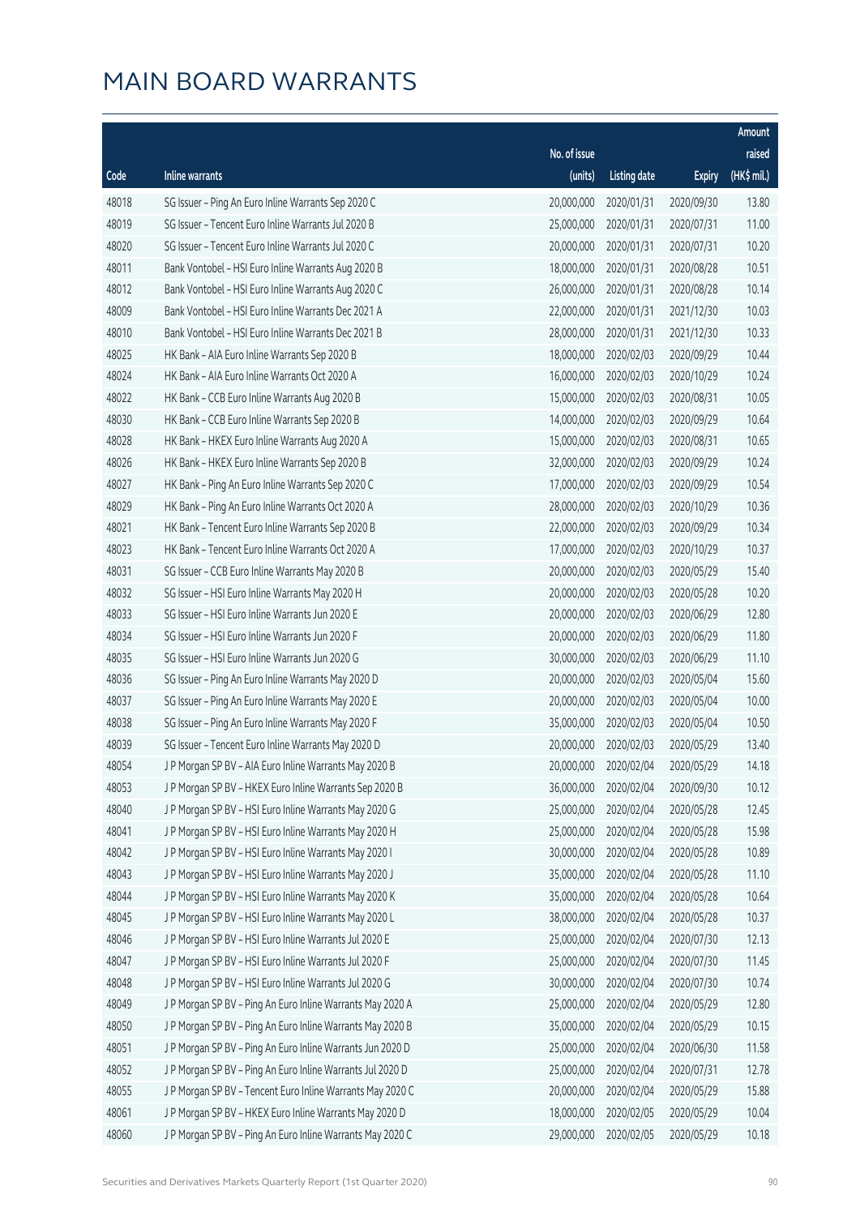# MAIN BOARD WARRANTS

| Code | Inline warrants | No. of issue (units) | Listing date | Expiry | Amount raised (HK$ mil.) |
|---|---|---|---|---|---|
| 48018 | SG Issuer – Ping An Euro Inline Warrants Sep 2020 C | 20,000,000 | 2020/01/31 | 2020/09/30 | 13.80 |
| 48019 | SG Issuer – Tencent Euro Inline Warrants Jul 2020 B | 25,000,000 | 2020/01/31 | 2020/07/31 | 11.00 |
| 48020 | SG Issuer – Tencent Euro Inline Warrants Jul 2020 C | 20,000,000 | 2020/01/31 | 2020/07/31 | 10.20 |
| 48011 | Bank Vontobel – HSI Euro Inline Warrants Aug 2020 B | 18,000,000 | 2020/01/31 | 2020/08/28 | 10.51 |
| 48012 | Bank Vontobel – HSI Euro Inline Warrants Aug 2020 C | 26,000,000 | 2020/01/31 | 2020/08/28 | 10.14 |
| 48009 | Bank Vontobel – HSI Euro Inline Warrants Dec 2021 A | 22,000,000 | 2020/01/31 | 2021/12/30 | 10.03 |
| 48010 | Bank Vontobel – HSI Euro Inline Warrants Dec 2021 B | 28,000,000 | 2020/01/31 | 2021/12/30 | 10.33 |
| 48025 | HK Bank – AIA Euro Inline Warrants Sep 2020 B | 18,000,000 | 2020/02/03 | 2020/09/29 | 10.44 |
| 48024 | HK Bank – AIA Euro Inline Warrants Oct 2020 A | 16,000,000 | 2020/02/03 | 2020/10/29 | 10.24 |
| 48022 | HK Bank – CCB Euro Inline Warrants Aug 2020 B | 15,000,000 | 2020/02/03 | 2020/08/31 | 10.05 |
| 48030 | HK Bank – CCB Euro Inline Warrants Sep 2020 B | 14,000,000 | 2020/02/03 | 2020/09/29 | 10.64 |
| 48028 | HK Bank – HKEX Euro Inline Warrants Aug 2020 A | 15,000,000 | 2020/02/03 | 2020/08/31 | 10.65 |
| 48026 | HK Bank – HKEX Euro Inline Warrants Sep 2020 B | 32,000,000 | 2020/02/03 | 2020/09/29 | 10.24 |
| 48027 | HK Bank – Ping An Euro Inline Warrants Sep 2020 C | 17,000,000 | 2020/02/03 | 2020/09/29 | 10.54 |
| 48029 | HK Bank – Ping An Euro Inline Warrants Oct 2020 A | 28,000,000 | 2020/02/03 | 2020/10/29 | 10.36 |
| 48021 | HK Bank – Tencent Euro Inline Warrants Sep 2020 B | 22,000,000 | 2020/02/03 | 2020/09/29 | 10.34 |
| 48023 | HK Bank – Tencent Euro Inline Warrants Oct 2020 A | 17,000,000 | 2020/02/03 | 2020/10/29 | 10.37 |
| 48031 | SG Issuer – CCB Euro Inline Warrants May 2020 B | 20,000,000 | 2020/02/03 | 2020/05/29 | 15.40 |
| 48032 | SG Issuer – HSI Euro Inline Warrants May 2020 H | 20,000,000 | 2020/02/03 | 2020/05/28 | 10.20 |
| 48033 | SG Issuer – HSI Euro Inline Warrants Jun 2020 E | 20,000,000 | 2020/02/03 | 2020/06/29 | 12.80 |
| 48034 | SG Issuer – HSI Euro Inline Warrants Jun 2020 F | 20,000,000 | 2020/02/03 | 2020/06/29 | 11.80 |
| 48035 | SG Issuer – HSI Euro Inline Warrants Jun 2020 G | 30,000,000 | 2020/02/03 | 2020/06/29 | 11.10 |
| 48036 | SG Issuer – Ping An Euro Inline Warrants May 2020 D | 20,000,000 | 2020/02/03 | 2020/05/04 | 15.60 |
| 48037 | SG Issuer – Ping An Euro Inline Warrants May 2020 E | 20,000,000 | 2020/02/03 | 2020/05/04 | 10.00 |
| 48038 | SG Issuer – Ping An Euro Inline Warrants May 2020 F | 35,000,000 | 2020/02/03 | 2020/05/04 | 10.50 |
| 48039 | SG Issuer – Tencent Euro Inline Warrants May 2020 D | 20,000,000 | 2020/02/03 | 2020/05/29 | 13.40 |
| 48054 | J P Morgan SP BV – AIA Euro Inline Warrants May 2020 B | 20,000,000 | 2020/02/04 | 2020/05/29 | 14.18 |
| 48053 | J P Morgan SP BV – HKEX Euro Inline Warrants Sep 2020 B | 36,000,000 | 2020/02/04 | 2020/09/30 | 10.12 |
| 48040 | J P Morgan SP BV – HSI Euro Inline Warrants May 2020 G | 25,000,000 | 2020/02/04 | 2020/05/28 | 12.45 |
| 48041 | J P Morgan SP BV – HSI Euro Inline Warrants May 2020 H | 25,000,000 | 2020/02/04 | 2020/05/28 | 15.98 |
| 48042 | J P Morgan SP BV – HSI Euro Inline Warrants May 2020 I | 30,000,000 | 2020/02/04 | 2020/05/28 | 10.89 |
| 48043 | J P Morgan SP BV – HSI Euro Inline Warrants May 2020 J | 35,000,000 | 2020/02/04 | 2020/05/28 | 11.10 |
| 48044 | J P Morgan SP BV – HSI Euro Inline Warrants May 2020 K | 35,000,000 | 2020/02/04 | 2020/05/28 | 10.64 |
| 48045 | J P Morgan SP BV – HSI Euro Inline Warrants May 2020 L | 38,000,000 | 2020/02/04 | 2020/05/28 | 10.37 |
| 48046 | J P Morgan SP BV – HSI Euro Inline Warrants Jul 2020 E | 25,000,000 | 2020/02/04 | 2020/07/30 | 12.13 |
| 48047 | J P Morgan SP BV – HSI Euro Inline Warrants Jul 2020 F | 25,000,000 | 2020/02/04 | 2020/07/30 | 11.45 |
| 48048 | J P Morgan SP BV – HSI Euro Inline Warrants Jul 2020 G | 30,000,000 | 2020/02/04 | 2020/07/30 | 10.74 |
| 48049 | J P Morgan SP BV – Ping An Euro Inline Warrants May 2020 A | 25,000,000 | 2020/02/04 | 2020/05/29 | 12.80 |
| 48050 | J P Morgan SP BV – Ping An Euro Inline Warrants May 2020 B | 35,000,000 | 2020/02/04 | 2020/05/29 | 10.15 |
| 48051 | J P Morgan SP BV – Ping An Euro Inline Warrants Jun 2020 D | 25,000,000 | 2020/02/04 | 2020/06/30 | 11.58 |
| 48052 | J P Morgan SP BV – Ping An Euro Inline Warrants Jul 2020 D | 25,000,000 | 2020/02/04 | 2020/07/31 | 12.78 |
| 48055 | J P Morgan SP BV – Tencent Euro Inline Warrants May 2020 C | 20,000,000 | 2020/02/04 | 2020/05/29 | 15.88 |
| 48061 | J P Morgan SP BV – HKEX Euro Inline Warrants May 2020 D | 18,000,000 | 2020/02/05 | 2020/05/29 | 10.04 |
| 48060 | J P Morgan SP BV – Ping An Euro Inline Warrants May 2020 C | 29,000,000 | 2020/02/05 | 2020/05/29 | 10.18 |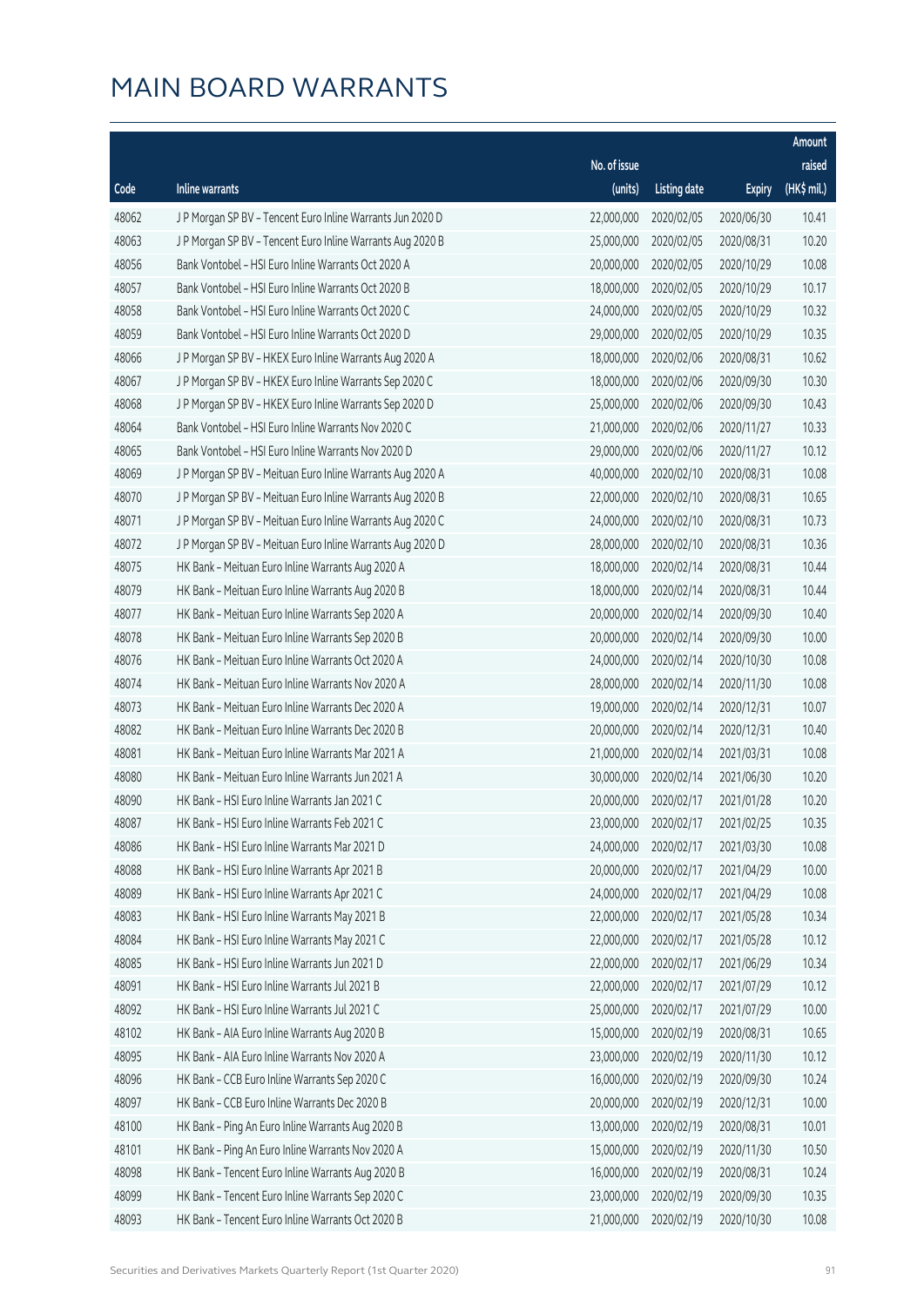# MAIN BOARD WARRANTS

| Code | Inline warrants | No. of issue (units) | Listing date | Expiry | Amount raised (HK$ mil.) |
|---|---|---|---|---|---|
| 48062 | J P Morgan SP BV - Tencent Euro Inline Warrants Jun 2020 D | 22,000,000 | 2020/02/05 | 2020/06/30 | 10.41 |
| 48063 | J P Morgan SP BV - Tencent Euro Inline Warrants Aug 2020 B | 25,000,000 | 2020/02/05 | 2020/08/31 | 10.20 |
| 48056 | Bank Vontobel - HSI Euro Inline Warrants Oct 2020 A | 20,000,000 | 2020/02/05 | 2020/10/29 | 10.08 |
| 48057 | Bank Vontobel - HSI Euro Inline Warrants Oct 2020 B | 18,000,000 | 2020/02/05 | 2020/10/29 | 10.17 |
| 48058 | Bank Vontobel - HSI Euro Inline Warrants Oct 2020 C | 24,000,000 | 2020/02/05 | 2020/10/29 | 10.32 |
| 48059 | Bank Vontobel - HSI Euro Inline Warrants Oct 2020 D | 29,000,000 | 2020/02/05 | 2020/10/29 | 10.35 |
| 48066 | J P Morgan SP BV - HKEX Euro Inline Warrants Aug 2020 A | 18,000,000 | 2020/02/06 | 2020/08/31 | 10.62 |
| 48067 | J P Morgan SP BV - HKEX Euro Inline Warrants Sep 2020 C | 18,000,000 | 2020/02/06 | 2020/09/30 | 10.30 |
| 48068 | J P Morgan SP BV - HKEX Euro Inline Warrants Sep 2020 D | 25,000,000 | 2020/02/06 | 2020/09/30 | 10.43 |
| 48064 | Bank Vontobel - HSI Euro Inline Warrants Nov 2020 C | 21,000,000 | 2020/02/06 | 2020/11/27 | 10.33 |
| 48065 | Bank Vontobel - HSI Euro Inline Warrants Nov 2020 D | 29,000,000 | 2020/02/06 | 2020/11/27 | 10.12 |
| 48069 | J P Morgan SP BV - Meituan Euro Inline Warrants Aug 2020 A | 40,000,000 | 2020/02/10 | 2020/08/31 | 10.08 |
| 48070 | J P Morgan SP BV - Meituan Euro Inline Warrants Aug 2020 B | 22,000,000 | 2020/02/10 | 2020/08/31 | 10.65 |
| 48071 | J P Morgan SP BV - Meituan Euro Inline Warrants Aug 2020 C | 24,000,000 | 2020/02/10 | 2020/08/31 | 10.73 |
| 48072 | J P Morgan SP BV - Meituan Euro Inline Warrants Aug 2020 D | 28,000,000 | 2020/02/10 | 2020/08/31 | 10.36 |
| 48075 | HK Bank - Meituan Euro Inline Warrants Aug 2020 A | 18,000,000 | 2020/02/14 | 2020/08/31 | 10.44 |
| 48079 | HK Bank - Meituan Euro Inline Warrants Aug 2020 B | 18,000,000 | 2020/02/14 | 2020/08/31 | 10.44 |
| 48077 | HK Bank - Meituan Euro Inline Warrants Sep 2020 A | 20,000,000 | 2020/02/14 | 2020/09/30 | 10.40 |
| 48078 | HK Bank - Meituan Euro Inline Warrants Sep 2020 B | 20,000,000 | 2020/02/14 | 2020/09/30 | 10.00 |
| 48076 | HK Bank - Meituan Euro Inline Warrants Oct 2020 A | 24,000,000 | 2020/02/14 | 2020/10/30 | 10.08 |
| 48074 | HK Bank - Meituan Euro Inline Warrants Nov 2020 A | 28,000,000 | 2020/02/14 | 2020/11/30 | 10.08 |
| 48073 | HK Bank - Meituan Euro Inline Warrants Dec 2020 A | 19,000,000 | 2020/02/14 | 2020/12/31 | 10.07 |
| 48082 | HK Bank - Meituan Euro Inline Warrants Dec 2020 B | 20,000,000 | 2020/02/14 | 2020/12/31 | 10.40 |
| 48081 | HK Bank - Meituan Euro Inline Warrants Mar 2021 A | 21,000,000 | 2020/02/14 | 2021/03/31 | 10.08 |
| 48080 | HK Bank - Meituan Euro Inline Warrants Jun 2021 A | 30,000,000 | 2020/02/14 | 2021/06/30 | 10.20 |
| 48090 | HK Bank - HSI Euro Inline Warrants Jan 2021 C | 20,000,000 | 2020/02/17 | 2021/01/28 | 10.20 |
| 48087 | HK Bank - HSI Euro Inline Warrants Feb 2021 C | 23,000,000 | 2020/02/17 | 2021/02/25 | 10.35 |
| 48086 | HK Bank - HSI Euro Inline Warrants Mar 2021 D | 24,000,000 | 2020/02/17 | 2021/03/30 | 10.08 |
| 48088 | HK Bank - HSI Euro Inline Warrants Apr 2021 B | 20,000,000 | 2020/02/17 | 2021/04/29 | 10.00 |
| 48089 | HK Bank - HSI Euro Inline Warrants Apr 2021 C | 24,000,000 | 2020/02/17 | 2021/04/29 | 10.08 |
| 48083 | HK Bank - HSI Euro Inline Warrants May 2021 B | 22,000,000 | 2020/02/17 | 2021/05/28 | 10.34 |
| 48084 | HK Bank - HSI Euro Inline Warrants May 2021 C | 22,000,000 | 2020/02/17 | 2021/05/28 | 10.12 |
| 48085 | HK Bank - HSI Euro Inline Warrants Jun 2021 D | 22,000,000 | 2020/02/17 | 2021/06/29 | 10.34 |
| 48091 | HK Bank - HSI Euro Inline Warrants Jul 2021 B | 22,000,000 | 2020/02/17 | 2021/07/29 | 10.12 |
| 48092 | HK Bank - HSI Euro Inline Warrants Jul 2021 C | 25,000,000 | 2020/02/17 | 2021/07/29 | 10.00 |
| 48102 | HK Bank - AIA Euro Inline Warrants Aug 2020 B | 15,000,000 | 2020/02/19 | 2020/08/31 | 10.65 |
| 48095 | HK Bank - AIA Euro Inline Warrants Nov 2020 A | 23,000,000 | 2020/02/19 | 2020/11/30 | 10.12 |
| 48096 | HK Bank - CCB Euro Inline Warrants Sep 2020 C | 16,000,000 | 2020/02/19 | 2020/09/30 | 10.24 |
| 48097 | HK Bank - CCB Euro Inline Warrants Dec 2020 B | 20,000,000 | 2020/02/19 | 2020/12/31 | 10.00 |
| 48100 | HK Bank - Ping An Euro Inline Warrants Aug 2020 B | 13,000,000 | 2020/02/19 | 2020/08/31 | 10.01 |
| 48101 | HK Bank - Ping An Euro Inline Warrants Nov 2020 A | 15,000,000 | 2020/02/19 | 2020/11/30 | 10.50 |
| 48098 | HK Bank - Tencent Euro Inline Warrants Aug 2020 B | 16,000,000 | 2020/02/19 | 2020/08/31 | 10.24 |
| 48099 | HK Bank - Tencent Euro Inline Warrants Sep 2020 C | 23,000,000 | 2020/02/19 | 2020/09/30 | 10.35 |
| 48093 | HK Bank - Tencent Euro Inline Warrants Oct 2020 B | 21,000,000 | 2020/02/19 | 2020/10/30 | 10.08 |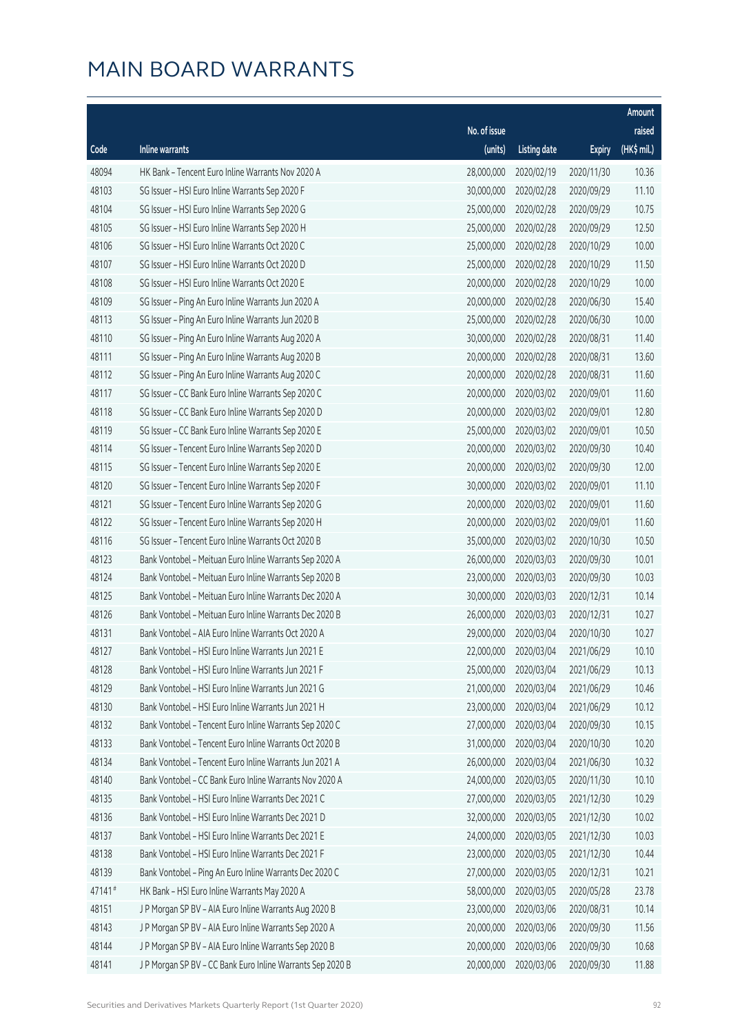# MAIN BOARD WARRANTS

| Code | Inline warrants | No. of issue (units) | Listing date | Expiry | Amount raised (HK$ mil.) |
|---|---|---|---|---|---|
| 48094 | HK Bank – Tencent Euro Inline Warrants Nov 2020 A | 28,000,000 | 2020/02/19 | 2020/11/30 | 10.36 |
| 48103 | SG Issuer – HSI Euro Inline Warrants Sep 2020 F | 30,000,000 | 2020/02/28 | 2020/09/29 | 11.10 |
| 48104 | SG Issuer – HSI Euro Inline Warrants Sep 2020 G | 25,000,000 | 2020/02/28 | 2020/09/29 | 10.75 |
| 48105 | SG Issuer – HSI Euro Inline Warrants Sep 2020 H | 25,000,000 | 2020/02/28 | 2020/09/29 | 12.50 |
| 48106 | SG Issuer – HSI Euro Inline Warrants Oct 2020 C | 25,000,000 | 2020/02/28 | 2020/10/29 | 10.00 |
| 48107 | SG Issuer – HSI Euro Inline Warrants Oct 2020 D | 25,000,000 | 2020/02/28 | 2020/10/29 | 11.50 |
| 48108 | SG Issuer – HSI Euro Inline Warrants Oct 2020 E | 20,000,000 | 2020/02/28 | 2020/10/29 | 10.00 |
| 48109 | SG Issuer – Ping An Euro Inline Warrants Jun 2020 A | 20,000,000 | 2020/02/28 | 2020/06/30 | 15.40 |
| 48113 | SG Issuer – Ping An Euro Inline Warrants Jun 2020 B | 25,000,000 | 2020/02/28 | 2020/06/30 | 10.00 |
| 48110 | SG Issuer – Ping An Euro Inline Warrants Aug 2020 A | 30,000,000 | 2020/02/28 | 2020/08/31 | 11.40 |
| 48111 | SG Issuer – Ping An Euro Inline Warrants Aug 2020 B | 20,000,000 | 2020/02/28 | 2020/08/31 | 13.60 |
| 48112 | SG Issuer – Ping An Euro Inline Warrants Aug 2020 C | 20,000,000 | 2020/02/28 | 2020/08/31 | 11.60 |
| 48117 | SG Issuer – CC Bank Euro Inline Warrants Sep 2020 C | 20,000,000 | 2020/03/02 | 2020/09/01 | 11.60 |
| 48118 | SG Issuer – CC Bank Euro Inline Warrants Sep 2020 D | 20,000,000 | 2020/03/02 | 2020/09/01 | 12.80 |
| 48119 | SG Issuer – CC Bank Euro Inline Warrants Sep 2020 E | 25,000,000 | 2020/03/02 | 2020/09/01 | 10.50 |
| 48114 | SG Issuer – Tencent Euro Inline Warrants Sep 2020 D | 20,000,000 | 2020/03/02 | 2020/09/30 | 10.40 |
| 48115 | SG Issuer – Tencent Euro Inline Warrants Sep 2020 E | 20,000,000 | 2020/03/02 | 2020/09/30 | 12.00 |
| 48120 | SG Issuer – Tencent Euro Inline Warrants Sep 2020 F | 30,000,000 | 2020/03/02 | 2020/09/01 | 11.10 |
| 48121 | SG Issuer – Tencent Euro Inline Warrants Sep 2020 G | 20,000,000 | 2020/03/02 | 2020/09/01 | 11.60 |
| 48122 | SG Issuer – Tencent Euro Inline Warrants Sep 2020 H | 20,000,000 | 2020/03/02 | 2020/09/01 | 11.60 |
| 48116 | SG Issuer – Tencent Euro Inline Warrants Oct 2020 B | 35,000,000 | 2020/03/02 | 2020/10/30 | 10.50 |
| 48123 | Bank Vontobel – Meituan Euro Inline Warrants Sep 2020 A | 26,000,000 | 2020/03/03 | 2020/09/30 | 10.01 |
| 48124 | Bank Vontobel – Meituan Euro Inline Warrants Sep 2020 B | 23,000,000 | 2020/03/03 | 2020/09/30 | 10.03 |
| 48125 | Bank Vontobel – Meituan Euro Inline Warrants Dec 2020 A | 30,000,000 | 2020/03/03 | 2020/12/31 | 10.14 |
| 48126 | Bank Vontobel – Meituan Euro Inline Warrants Dec 2020 B | 26,000,000 | 2020/03/03 | 2020/12/31 | 10.27 |
| 48131 | Bank Vontobel – AIA Euro Inline Warrants Oct 2020 A | 29,000,000 | 2020/03/04 | 2020/10/30 | 10.27 |
| 48127 | Bank Vontobel – HSI Euro Inline Warrants Jun 2021 E | 22,000,000 | 2020/03/04 | 2021/06/29 | 10.10 |
| 48128 | Bank Vontobel – HSI Euro Inline Warrants Jun 2021 F | 25,000,000 | 2020/03/04 | 2021/06/29 | 10.13 |
| 48129 | Bank Vontobel – HSI Euro Inline Warrants Jun 2021 G | 21,000,000 | 2020/03/04 | 2021/06/29 | 10.46 |
| 48130 | Bank Vontobel – HSI Euro Inline Warrants Jun 2021 H | 23,000,000 | 2020/03/04 | 2021/06/29 | 10.12 |
| 48132 | Bank Vontobel – Tencent Euro Inline Warrants Sep 2020 C | 27,000,000 | 2020/03/04 | 2020/09/30 | 10.15 |
| 48133 | Bank Vontobel – Tencent Euro Inline Warrants Oct 2020 B | 31,000,000 | 2020/03/04 | 2020/10/30 | 10.20 |
| 48134 | Bank Vontobel – Tencent Euro Inline Warrants Jun 2021 A | 26,000,000 | 2020/03/04 | 2021/06/30 | 10.32 |
| 48140 | Bank Vontobel – CC Bank Euro Inline Warrants Nov 2020 A | 24,000,000 | 2020/03/05 | 2020/11/30 | 10.10 |
| 48135 | Bank Vontobel – HSI Euro Inline Warrants Dec 2021 C | 27,000,000 | 2020/03/05 | 2021/12/30 | 10.29 |
| 48136 | Bank Vontobel – HSI Euro Inline Warrants Dec 2021 D | 32,000,000 | 2020/03/05 | 2021/12/30 | 10.02 |
| 48137 | Bank Vontobel – HSI Euro Inline Warrants Dec 2021 E | 24,000,000 | 2020/03/05 | 2021/12/30 | 10.03 |
| 48138 | Bank Vontobel – HSI Euro Inline Warrants Dec 2021 F | 23,000,000 | 2020/03/05 | 2021/12/30 | 10.44 |
| 48139 | Bank Vontobel – Ping An Euro Inline Warrants Dec 2020 C | 27,000,000 | 2020/03/05 | 2020/12/31 | 10.21 |
| 47141# | HK Bank – HSI Euro Inline Warrants May 2020 A | 58,000,000 | 2020/03/05 | 2020/05/28 | 23.78 |
| 48151 | J P Morgan SP BV – AIA Euro Inline Warrants Aug 2020 B | 23,000,000 | 2020/03/06 | 2020/08/31 | 10.14 |
| 48143 | J P Morgan SP BV – AIA Euro Inline Warrants Sep 2020 A | 20,000,000 | 2020/03/06 | 2020/09/30 | 11.56 |
| 48144 | J P Morgan SP BV – AIA Euro Inline Warrants Sep 2020 B | 20,000,000 | 2020/03/06 | 2020/09/30 | 10.68 |
| 48141 | J P Morgan SP BV – CC Bank Euro Inline Warrants Sep 2020 B | 20,000,000 | 2020/03/06 | 2020/09/30 | 11.88 |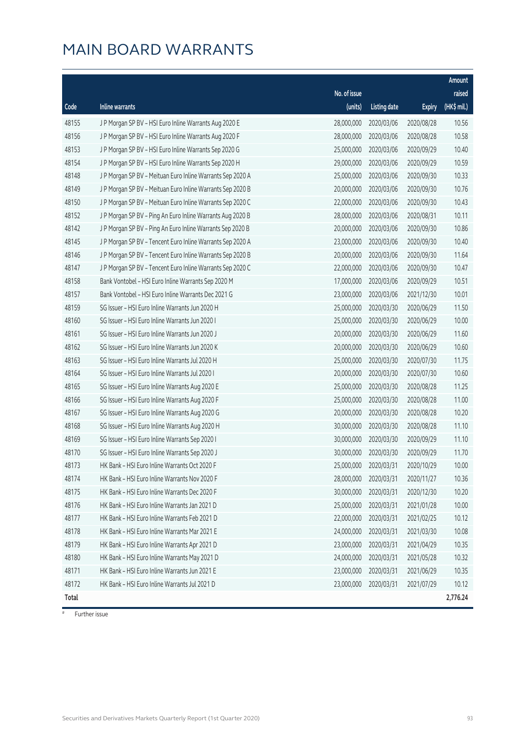# MAIN BOARD WARRANTS

| Code | Inline warrants | No. of issue (units) | Listing date | Expiry | Amount raised (HK$ mil.) |
|---|---|---|---|---|---|
| 48155 | J P Morgan SP BV – HSI Euro Inline Warrants Aug 2020 E | 28,000,000 | 2020/03/06 | 2020/08/28 | 10.56 |
| 48156 | J P Morgan SP BV – HSI Euro Inline Warrants Aug 2020 F | 28,000,000 | 2020/03/06 | 2020/08/28 | 10.58 |
| 48153 | J P Morgan SP BV – HSI Euro Inline Warrants Sep 2020 G | 25,000,000 | 2020/03/06 | 2020/09/29 | 10.40 |
| 48154 | J P Morgan SP BV – HSI Euro Inline Warrants Sep 2020 H | 29,000,000 | 2020/03/06 | 2020/09/29 | 10.59 |
| 48148 | J P Morgan SP BV – Meituan Euro Inline Warrants Sep 2020 A | 25,000,000 | 2020/03/06 | 2020/09/30 | 10.33 |
| 48149 | J P Morgan SP BV – Meituan Euro Inline Warrants Sep 2020 B | 20,000,000 | 2020/03/06 | 2020/09/30 | 10.76 |
| 48150 | J P Morgan SP BV – Meituan Euro Inline Warrants Sep 2020 C | 22,000,000 | 2020/03/06 | 2020/09/30 | 10.43 |
| 48152 | J P Morgan SP BV – Ping An Euro Inline Warrants Aug 2020 B | 28,000,000 | 2020/03/06 | 2020/08/31 | 10.11 |
| 48142 | J P Morgan SP BV – Ping An Euro Inline Warrants Sep 2020 B | 20,000,000 | 2020/03/06 | 2020/09/30 | 10.86 |
| 48145 | J P Morgan SP BV – Tencent Euro Inline Warrants Sep 2020 A | 23,000,000 | 2020/03/06 | 2020/09/30 | 10.40 |
| 48146 | J P Morgan SP BV – Tencent Euro Inline Warrants Sep 2020 B | 20,000,000 | 2020/03/06 | 2020/09/30 | 11.64 |
| 48147 | J P Morgan SP BV – Tencent Euro Inline Warrants Sep 2020 C | 22,000,000 | 2020/03/06 | 2020/09/30 | 10.47 |
| 48158 | Bank Vontobel – HSI Euro Inline Warrants Sep 2020 M | 17,000,000 | 2020/03/06 | 2020/09/29 | 10.51 |
| 48157 | Bank Vontobel – HSI Euro Inline Warrants Dec 2021 G | 23,000,000 | 2020/03/06 | 2021/12/30 | 10.01 |
| 48159 | SG Issuer – HSI Euro Inline Warrants Jun 2020 H | 25,000,000 | 2020/03/30 | 2020/06/29 | 11.50 |
| 48160 | SG Issuer – HSI Euro Inline Warrants Jun 2020 I | 25,000,000 | 2020/03/30 | 2020/06/29 | 10.00 |
| 48161 | SG Issuer – HSI Euro Inline Warrants Jun 2020 J | 20,000,000 | 2020/03/30 | 2020/06/29 | 11.60 |
| 48162 | SG Issuer – HSI Euro Inline Warrants Jun 2020 K | 20,000,000 | 2020/03/30 | 2020/06/29 | 10.60 |
| 48163 | SG Issuer – HSI Euro Inline Warrants Jul 2020 H | 25,000,000 | 2020/03/30 | 2020/07/30 | 11.75 |
| 48164 | SG Issuer – HSI Euro Inline Warrants Jul 2020 I | 20,000,000 | 2020/03/30 | 2020/07/30 | 10.60 |
| 48165 | SG Issuer – HSI Euro Inline Warrants Aug 2020 E | 25,000,000 | 2020/03/30 | 2020/08/28 | 11.25 |
| 48166 | SG Issuer – HSI Euro Inline Warrants Aug 2020 F | 25,000,000 | 2020/03/30 | 2020/08/28 | 11.00 |
| 48167 | SG Issuer – HSI Euro Inline Warrants Aug 2020 G | 20,000,000 | 2020/03/30 | 2020/08/28 | 10.20 |
| 48168 | SG Issuer – HSI Euro Inline Warrants Aug 2020 H | 30,000,000 | 2020/03/30 | 2020/08/28 | 11.10 |
| 48169 | SG Issuer – HSI Euro Inline Warrants Sep 2020 I | 30,000,000 | 2020/03/30 | 2020/09/29 | 11.10 |
| 48170 | SG Issuer – HSI Euro Inline Warrants Sep 2020 J | 30,000,000 | 2020/03/30 | 2020/09/29 | 11.70 |
| 48173 | HK Bank – HSI Euro Inline Warrants Oct 2020 F | 25,000,000 | 2020/03/31 | 2020/10/29 | 10.00 |
| 48174 | HK Bank – HSI Euro Inline Warrants Nov 2020 F | 28,000,000 | 2020/03/31 | 2020/11/27 | 10.36 |
| 48175 | HK Bank – HSI Euro Inline Warrants Dec 2020 F | 30,000,000 | 2020/03/31 | 2020/12/30 | 10.20 |
| 48176 | HK Bank – HSI Euro Inline Warrants Jan 2021 D | 25,000,000 | 2020/03/31 | 2021/01/28 | 10.00 |
| 48177 | HK Bank – HSI Euro Inline Warrants Feb 2021 D | 22,000,000 | 2020/03/31 | 2021/02/25 | 10.12 |
| 48178 | HK Bank – HSI Euro Inline Warrants Mar 2021 E | 24,000,000 | 2020/03/31 | 2021/03/30 | 10.08 |
| 48179 | HK Bank – HSI Euro Inline Warrants Apr 2021 D | 23,000,000 | 2020/03/31 | 2021/04/29 | 10.35 |
| 48180 | HK Bank – HSI Euro Inline Warrants May 2021 D | 24,000,000 | 2020/03/31 | 2021/05/28 | 10.32 |
| 48171 | HK Bank – HSI Euro Inline Warrants Jun 2021 E | 23,000,000 | 2020/03/31 | 2021/06/29 | 10.35 |
| 48172 | HK Bank – HSI Euro Inline Warrants Jul 2021 D | 23,000,000 | 2020/03/31 | 2021/07/29 | 10.12 |
| **Total** | | | | | **2,776.24** |

# Further issue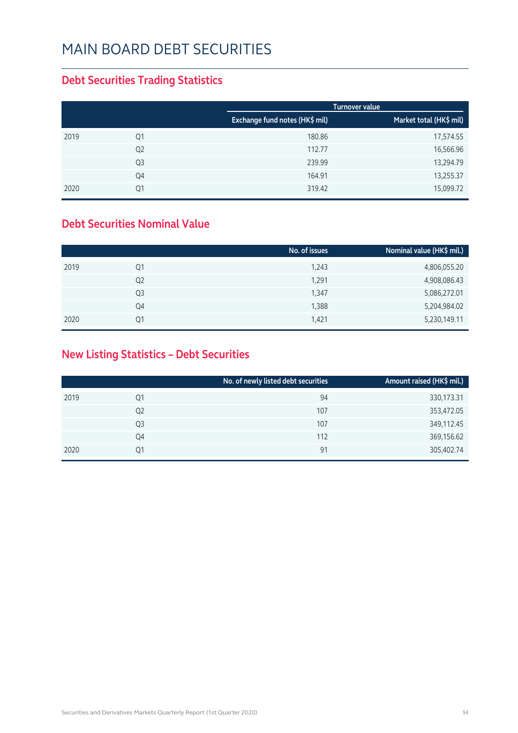# MAIN BOARD DEBT SECURITIES

## Debt Securities Trading Statistics

| | | Turnover value | |
|---|---|---|---|
| | | Exchange fund notes (HK$ mil) | Market total (HK$ mil) |
| 2019 | Q1 | 180.86 | 17,574.55 |
| | Q2 | 112.77 | 16,566.96 |
| | Q3 | 239.99 | 13,294.79 |
| | Q4 | 164.91 | 13,255.37 |
| 2020 | Q1 | 319.42 | 15,099.72 |

## Debt Securities Nominal Value

| | | No. of issues | Nominal value (HK$ mil.) |
|---|---|---|---|
| 2019 | Q1 | 1,243 | 4,806,055.20 |
| | Q2 | 1,291 | 4,908,086.43 |
| | Q3 | 1,347 | 5,086,272.01 |
| | Q4 | 1,388 | 5,204,984.02 |
| 2020 | Q1 | 1,421 | 5,230,149.11 |

## New Listing Statistics – Debt Securities

| | | No. of newly listed debt securities | Amount raised (HK$ mil.) |
|---|---|---|---|
| 2019 | Q1 | 94 | 330,173.31 |
| | Q2 | 107 | 353,472.05 |
| | Q3 | 107 | 349,112.45 |
| | Q4 | 112 | 369,156.62 |
| 2020 | Q1 | 91 | 305,402.74 |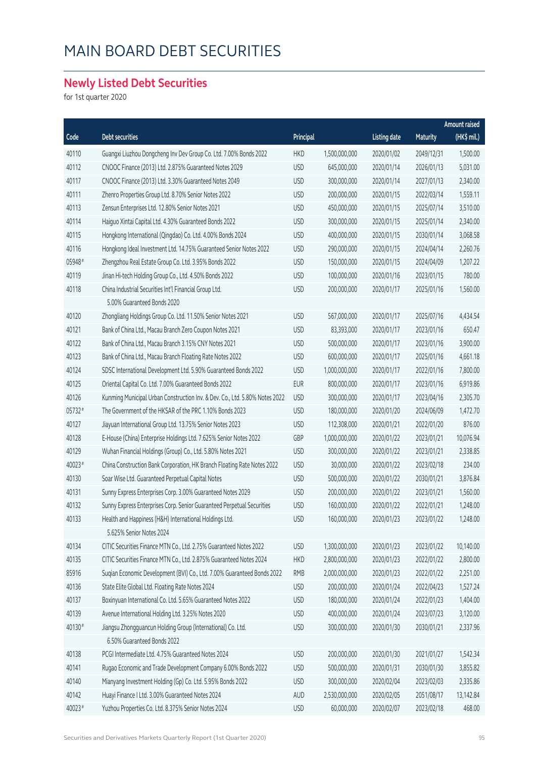# MAIN BOARD DEBT SECURITIES

## Newly Listed Debt Securities

for 1st quarter 2020

| Code | Debt securities | Principal | | Listing date | Maturity | Amount raised (HK$ mil.) |
|---|---|---|---|---|---|---|
| 40110 | Guangxi Liuzhou Dongcheng Inv Dev Group Co. Ltd. 7.00% Bonds 2022 | HKD | 1,500,000,000 | 2020/01/02 | 2049/12/31 | 1,500.00 |
| 40112 | CNOOC Finance (2013) Ltd. 2.875% Guaranteed Notes 2029 | USD | 645,000,000 | 2020/01/14 | 2026/01/13 | 5,031.00 |
| 40117 | CNOOC Finance (2013) Ltd. 3.30% Guaranteed Notes 2049 | USD | 300,000,000 | 2020/01/14 | 2027/01/13 | 2,340.00 |
| 40111 | Zhenro Properties Group Ltd. 8.70% Senior Notes 2022 | USD | 200,000,000 | 2020/01/15 | 2022/03/14 | 1,559.11 |
| 40113 | Zensun Enterprises Ltd. 12.80% Senior Notes 2021 | USD | 450,000,000 | 2020/01/15 | 2025/07/14 | 3,510.00 |
| 40114 | Haiguo Xintai Capital Ltd. 4.30% Guaranteed Bonds 2022 | USD | 300,000,000 | 2020/01/15 | 2025/01/14 | 2,340.00 |
| 40115 | Hongkong International (Qingdao) Co. Ltd. 4.00% Bonds 2024 | USD | 400,000,000 | 2020/01/15 | 2030/01/14 | 3,068.58 |
| 40116 | Hongkong Ideal Investment Ltd. 14.75% Guaranteed Senior Notes 2022 | USD | 290,000,000 | 2020/01/15 | 2024/04/14 | 2,260.76 |
| 05948# | Zhengzhou Real Estate Group Co. Ltd. 3.95% Bonds 2022 | USD | 150,000,000 | 2020/01/15 | 2024/04/09 | 1,207.22 |
| 40119 | Jinan Hi-tech Holding Group Co., Ltd. 4.50% Bonds 2022 | USD | 100,000,000 | 2020/01/16 | 2023/01/15 | 780.00 |
| 40118 | China Industrial Securities Int'l Financial Group Ltd. 5.00% Guaranteed Bonds 2020 | USD | 200,000,000 | 2020/01/17 | 2025/01/16 | 1,560.00 |
| 40120 | Zhongliang Holdings Group Co. Ltd. 11.50% Senior Notes 2021 | USD | 567,000,000 | 2020/01/17 | 2025/07/16 | 4,434.54 |
| 40121 | Bank of China Ltd., Macau Branch Zero Coupon Notes 2021 | USD | 83,393,000 | 2020/01/17 | 2023/01/16 | 650.47 |
| 40122 | Bank of China Ltd., Macau Branch 3.15% CNY Notes 2021 | USD | 500,000,000 | 2020/01/17 | 2023/01/16 | 3,900.00 |
| 40123 | Bank of China Ltd., Macau Branch Floating Rate Notes 2022 | USD | 600,000,000 | 2020/01/17 | 2025/01/16 | 4,661.18 |
| 40124 | SDSC International Development Ltd. 5.90% Guaranteed Bonds 2022 | USD | 1,000,000,000 | 2020/01/17 | 2022/01/16 | 7,800.00 |
| 40125 | Oriental Capital Co. Ltd. 7.00% Guaranteed Bonds 2022 | EUR | 800,000,000 | 2020/01/17 | 2023/01/16 | 6,919.86 |
| 40126 | Kunming Municipal Urban Construction Inv. & Dev. Co., Ltd. 5.80% Notes 2022 | USD | 300,000,000 | 2020/01/17 | 2023/04/16 | 2,305.70 |
| 05732# | The Government of the HKSAR of the PRC 1.10% Bonds 2023 | USD | 180,000,000 | 2020/01/20 | 2024/06/09 | 1,472.70 |
| 40127 | Jiayuan International Group Ltd. 13.75% Senior Notes 2023 | USD | 112,308,000 | 2020/01/21 | 2022/01/20 | 876.00 |
| 40128 | E-House (China) Enterprise Holdings Ltd. 7.625% Senior Notes 2022 | GBP | 1,000,000,000 | 2020/01/22 | 2023/01/21 | 10,076.94 |
| 40129 | Wuhan Financial Holdings (Group) Co., Ltd. 5.80% Notes 2021 | USD | 300,000,000 | 2020/01/22 | 2023/01/21 | 2,338.85 |
| 40023# | China Construction Bank Corporation, HK Branch Floating Rate Notes 2022 | USD | 30,000,000 | 2020/01/22 | 2023/02/18 | 234.00 |
| 40130 | Soar Wise Ltd. Guaranteed Perpetual Capital Notes | USD | 500,000,000 | 2020/01/22 | 2030/01/21 | 3,876.84 |
| 40131 | Sunny Express Enterprises Corp. 3.00% Guaranteed Notes 2029 | USD | 200,000,000 | 2020/01/22 | 2023/01/21 | 1,560.00 |
| 40132 | Sunny Express Enterprises Corp. Senior Guaranteed Perpetual Securities | USD | 160,000,000 | 2020/01/22 | 2022/01/21 | 1,248.00 |
| 40133 | Health and Happiness (H&H) International Holdings Ltd. 5.625% Senior Notes 2024 | USD | 160,000,000 | 2020/01/23 | 2023/01/22 | 1,248.00 |
| 40134 | CITIC Securities Finance MTN Co., Ltd. 2.75% Guaranteed Notes 2022 | USD | 1,300,000,000 | 2020/01/23 | 2023/01/22 | 10,140.00 |
| 40135 | CITIC Securities Finance MTN Co., Ltd. 2.875% Guaranteed Notes 2024 | HKD | 2,800,000,000 | 2020/01/23 | 2022/01/22 | 2,800.00 |
| 85916 | Suqian Economic Development (BVI) Co., Ltd. 7.00% Guaranteed Bonds 2022 | RMB | 2,000,000,000 | 2020/01/23 | 2022/01/22 | 2,251.00 |
| 40136 | State Elite Global Ltd. Floating Rate Notes 2024 | USD | 200,000,000 | 2020/01/24 | 2022/04/23 | 1,527.24 |
| 40137 | Boxinyuan International Co. Ltd. 5.65% Guaranteed Notes 2022 | USD | 180,000,000 | 2020/01/24 | 2022/01/23 | 1,404.00 |
| 40139 | Avenue International Holding Ltd. 3.25% Notes 2020 | USD | 400,000,000 | 2020/01/24 | 2023/07/23 | 3,120.00 |
| 40130# | Jiangsu Zhongguancun Holding Group (International) Co. Ltd. 6.50% Guaranteed Bonds 2022 | USD | 300,000,000 | 2020/01/30 | 2030/01/21 | 2,337.96 |
| 40138 | PCGI Intermediate Ltd. 4.75% Guaranteed Notes 2024 | USD | 200,000,000 | 2020/01/30 | 2021/01/27 | 1,542.34 |
| 40141 | Rugao Economic and Trade Development Company 6.00% Bonds 2022 | USD | 500,000,000 | 2020/01/31 | 2030/01/30 | 3,855.82 |
| 40140 | Mianyang Investment Holding (Gp) Co. Ltd. 5.95% Bonds 2022 | USD | 300,000,000 | 2020/02/04 | 2023/02/03 | 2,335.86 |
| 40142 | Huayi Finance I Ltd. 3.00% Guaranteed Notes 2024 | AUD | 2,530,000,000 | 2020/02/05 | 2051/08/17 | 13,142.84 |
| 40023# | Yuzhou Properties Co. Ltd. 8.375% Senior Notes 2024 | USD | 60,000,000 | 2020/02/07 | 2023/02/18 | 468.00 |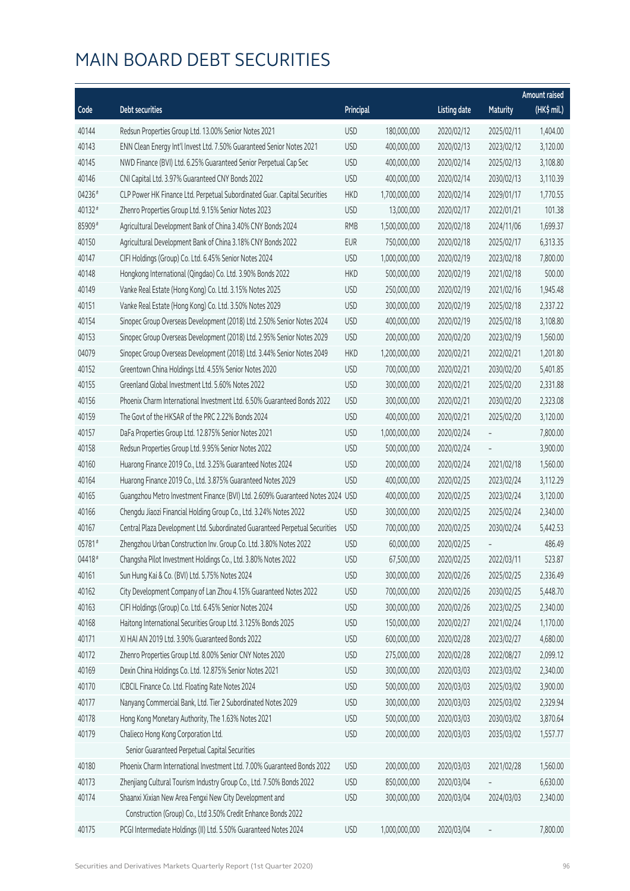# MAIN BOARD DEBT SECURITIES

| Code | Debt securities | Principal | | Listing date | Maturity | Amount raised (HK$ mil.) |
|---|---|---|---|---|---|---|
| 40144 | Redsun Properties Group Ltd. 13.00% Senior Notes 2021 | USD | 180,000,000 | 2020/02/12 | 2025/02/11 | 1,404.00 |
| 40143 | ENN Clean Energy Int'l Invest Ltd. 7.50% Guaranteed Senior Notes 2021 | USD | 400,000,000 | 2020/02/13 | 2023/02/12 | 3,120.00 |
| 40145 | NWD Finance (BVI) Ltd. 6.25% Guaranteed Senior Perpetual Cap Sec | USD | 400,000,000 | 2020/02/14 | 2025/02/13 | 3,108.80 |
| 40146 | CNI Capital Ltd. 3.97% Guaranteed CNY Bonds 2022 | USD | 400,000,000 | 2020/02/14 | 2030/02/13 | 3,110.39 |
| 04236# | CLP Power HK Finance Ltd. Perpetual Subordinated Guar. Capital Securities | HKD | 1,700,000,000 | 2020/02/14 | 2029/01/17 | 1,770.55 |
| 40132# | Zhenro Properties Group Ltd. 9.15% Senior Notes 2023 | USD | 13,000,000 | 2020/02/17 | 2022/01/21 | 101.38 |
| 85909# | Agricultural Development Bank of China 3.40% CNY Bonds 2024 | RMB | 1,500,000,000 | 2020/02/18 | 2024/11/06 | 1,699.37 |
| 40150 | Agricultural Development Bank of China 3.18% CNY Bonds 2022 | EUR | 750,000,000 | 2020/02/18 | 2025/02/17 | 6,313.35 |
| 40147 | CIFI Holdings (Group) Co. Ltd. 6.45% Senior Notes 2024 | USD | 1,000,000,000 | 2020/02/19 | 2023/02/18 | 7,800.00 |
| 40148 | Hongkong International (Qingdao) Co. Ltd. 3.90% Bonds 2022 | HKD | 500,000,000 | 2020/02/19 | 2021/02/18 | 500.00 |
| 40149 | Vanke Real Estate (Hong Kong) Co. Ltd. 3.15% Notes 2025 | USD | 250,000,000 | 2020/02/19 | 2021/02/16 | 1,945.48 |
| 40151 | Vanke Real Estate (Hong Kong) Co. Ltd. 3.50% Notes 2029 | USD | 300,000,000 | 2020/02/19 | 2025/02/18 | 2,337.22 |
| 40154 | Sinopec Group Overseas Development (2018) Ltd. 2.50% Senior Notes 2024 | USD | 400,000,000 | 2020/02/19 | 2025/02/18 | 3,108.80 |
| 40153 | Sinopec Group Overseas Development (2018) Ltd. 2.95% Senior Notes 2029 | USD | 200,000,000 | 2020/02/20 | 2023/02/19 | 1,560.00 |
| 04079 | Sinopec Group Overseas Development (2018) Ltd. 3.44% Senior Notes 2049 | HKD | 1,200,000,000 | 2020/02/21 | 2022/02/21 | 1,201.80 |
| 40152 | Greentown China Holdings Ltd. 4.55% Senior Notes 2020 | USD | 700,000,000 | 2020/02/21 | 2030/02/20 | 5,401.85 |
| 40155 | Greenland Global Investment Ltd. 5.60% Notes 2022 | USD | 300,000,000 | 2020/02/21 | 2025/02/20 | 2,331.88 |
| 40156 | Phoenix Charm International Investment Ltd. 6.50% Guaranteed Bonds 2022 | USD | 300,000,000 | 2020/02/21 | 2030/02/20 | 2,323.08 |
| 40159 | The Govt of the HKSAR of the PRC 2.22% Bonds 2024 | USD | 400,000,000 | 2020/02/21 | 2025/02/20 | 3,120.00 |
| 40157 | DaFa Properties Group Ltd. 12.875% Senior Notes 2021 | USD | 1,000,000,000 | 2020/02/24 | – | 7,800.00 |
| 40158 | Redsun Properties Group Ltd. 9.95% Senior Notes 2022 | USD | 500,000,000 | 2020/02/24 | – | 3,900.00 |
| 40160 | Huarong Finance 2019 Co., Ltd. 3.25% Guaranteed Notes 2024 | USD | 200,000,000 | 2020/02/24 | 2021/02/18 | 1,560.00 |
| 40164 | Huarong Finance 2019 Co., Ltd. 3.875% Guaranteed Notes 2029 | USD | 400,000,000 | 2020/02/25 | 2023/02/24 | 3,112.29 |
| 40165 | Guangzhou Metro Investment Finance (BVI) Ltd. 2.609% Guaranteed Notes 2024 | USD | 400,000,000 | 2020/02/25 | 2023/02/24 | 3,120.00 |
| 40166 | Chengdu Jiaozi Financial Holding Group Co., Ltd. 3.24% Notes 2022 | USD | 300,000,000 | 2020/02/25 | 2025/02/24 | 2,340.00 |
| 40167 | Central Plaza Development Ltd. Subordinated Guaranteed Perpetual Securities | USD | 700,000,000 | 2020/02/25 | 2030/02/24 | 5,442.53 |
| 05781# | Zhengzhou Urban Construction Inv. Group Co. Ltd. 3.80% Notes 2022 | USD | 60,000,000 | 2020/02/25 | – | 486.49 |
| 04418# | Changsha Pilot Investment Holdings Co., Ltd. 3.80% Notes 2022 | USD | 67,500,000 | 2020/02/25 | 2022/03/11 | 523.87 |
| 40161 | Sun Hung Kai & Co. (BVI) Ltd. 5.75% Notes 2024 | USD | 300,000,000 | 2020/02/26 | 2025/02/25 | 2,336.49 |
| 40162 | City Development Company of Lan Zhou 4.15% Guaranteed Notes 2022 | USD | 700,000,000 | 2020/02/26 | 2030/02/25 | 5,448.70 |
| 40163 | CIFI Holdings (Group) Co. Ltd. 6.45% Senior Notes 2024 | USD | 300,000,000 | 2020/02/26 | 2023/02/25 | 2,340.00 |
| 40168 | Haitong International Securities Group Ltd. 3.125% Bonds 2025 | USD | 150,000,000 | 2020/02/27 | 2021/02/24 | 1,170.00 |
| 40171 | XI HAI AN 2019 Ltd. 3.90% Guaranteed Bonds 2022 | USD | 600,000,000 | 2020/02/28 | 2023/02/27 | 4,680.00 |
| 40172 | Zhenro Properties Group Ltd. 8.00% Senior CNY Notes 2020 | USD | 275,000,000 | 2020/02/28 | 2022/08/27 | 2,099.12 |
| 40169 | Dexin China Holdings Co. Ltd. 12.875% Senior Notes 2021 | USD | 300,000,000 | 2020/03/03 | 2023/03/02 | 2,340.00 |
| 40170 | ICBCIL Finance Co. Ltd. Floating Rate Notes 2024 | USD | 500,000,000 | 2020/03/03 | 2025/03/02 | 3,900.00 |
| 40177 | Nanyang Commercial Bank, Ltd. Tier 2 Subordinated Notes 2029 | USD | 300,000,000 | 2020/03/03 | 2025/03/02 | 2,329.94 |
| 40178 | Hong Kong Monetary Authority, The 1.63% Notes 2021 | USD | 500,000,000 | 2020/03/03 | 2030/03/02 | 3,870.64 |
| 40179 | Chalieco Hong Kong Corporation Ltd. Senior Guaranteed Perpetual Capital Securities | USD | 200,000,000 | 2020/03/03 | 2035/03/02 | 1,557.77 |
| 40180 | Phoenix Charm International Investment Ltd. 7.00% Guaranteed Bonds 2022 | USD | 200,000,000 | 2020/03/03 | 2021/02/28 | 1,560.00 |
| 40173 | Zhenjiang Cultural Tourism Industry Group Co., Ltd. 7.50% Bonds 2022 | USD | 850,000,000 | 2020/03/04 | – | 6,630.00 |
| 40174 | Shaanxi Xixian New Area Fengxi New City Development and Construction (Group) Co., Ltd 3.50% Credit Enhance Bonds 2022 | USD | 300,000,000 | 2020/03/04 | 2024/03/03 | 2,340.00 |
| 40175 | PCGI Intermediate Holdings (II) Ltd. 5.50% Guaranteed Notes 2024 | USD | 1,000,000,000 | 2020/03/04 | – | 7,800.00 |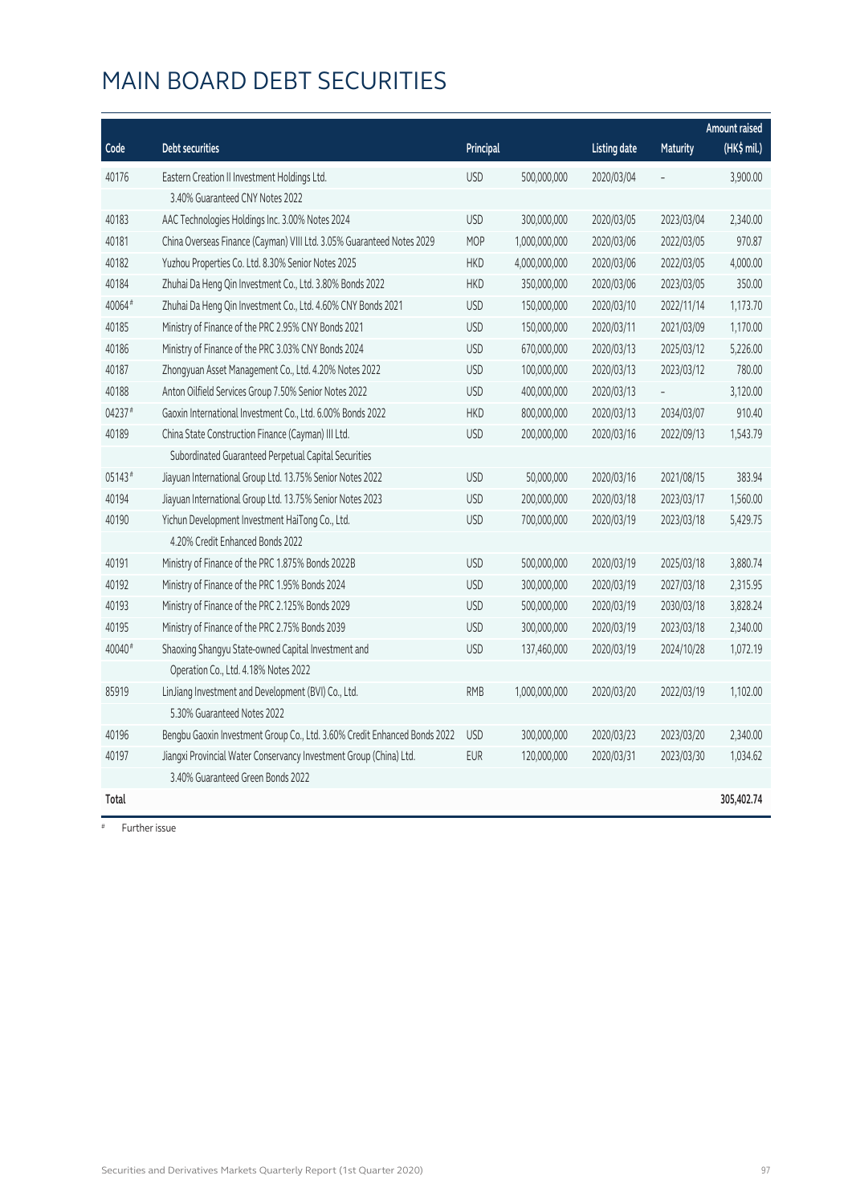# MAIN BOARD DEBT SECURITIES

| Code | Debt securities | Principal | | Listing date | Maturity | Amount raised (HK$ mil.) |
|---|---|---|---|---|---|---|
| 40176 | Eastern Creation II Investment Holdings Ltd. 3.40% Guaranteed CNY Notes 2022 | USD | 500,000,000 | 2020/03/04 | – | 3,900.00 |
| 40183 | AAC Technologies Holdings Inc. 3.00% Notes 2024 | USD | 300,000,000 | 2020/03/05 | 2023/03/04 | 2,340.00 |
| 40181 | China Overseas Finance (Cayman) VIII Ltd. 3.05% Guaranteed Notes 2029 | MOP | 1,000,000,000 | 2020/03/06 | 2022/03/05 | 970.87 |
| 40182 | Yuzhou Properties Co. Ltd. 8.30% Senior Notes 2025 | HKD | 4,000,000,000 | 2020/03/06 | 2022/03/05 | 4,000.00 |
| 40184 | Zhuhai Da Heng Qin Investment Co., Ltd. 3.80% Bonds 2022 | HKD | 350,000,000 | 2020/03/06 | 2023/03/05 | 350.00 |
| 40064# | Zhuhai Da Heng Qin Investment Co., Ltd. 4.60% CNY Bonds 2021 | USD | 150,000,000 | 2020/03/10 | 2022/11/14 | 1,173.70 |
| 40185 | Ministry of Finance of the PRC 2.95% CNY Bonds 2021 | USD | 150,000,000 | 2020/03/11 | 2021/03/09 | 1,170.00 |
| 40186 | Ministry of Finance of the PRC 3.03% CNY Bonds 2024 | USD | 670,000,000 | 2020/03/13 | 2025/03/12 | 5,226.00 |
| 40187 | Zhongyuan Asset Management Co., Ltd. 4.20% Notes 2022 | USD | 100,000,000 | 2020/03/13 | 2023/03/12 | 780.00 |
| 40188 | Anton Oilfield Services Group 7.50% Senior Notes 2022 | USD | 400,000,000 | 2020/03/13 | – | 3,120.00 |
| 04237# | Gaoxin International Investment Co., Ltd. 6.00% Bonds 2022 | HKD | 800,000,000 | 2020/03/13 | 2034/03/07 | 910.40 |
| 40189 | China State Construction Finance (Cayman) III Ltd. Subordinated Guaranteed Perpetual Capital Securities | USD | 200,000,000 | 2020/03/16 | 2022/09/13 | 1,543.79 |
| 05143# | Jiayuan International Group Ltd. 13.75% Senior Notes 2022 | USD | 50,000,000 | 2020/03/16 | 2021/08/15 | 383.94 |
| 40194 | Jiayuan International Group Ltd. 13.75% Senior Notes 2023 | USD | 200,000,000 | 2020/03/18 | 2023/03/17 | 1,560.00 |
| 40190 | Yichun Development Investment HaiTong Co., Ltd. 4.20% Credit Enhanced Bonds 2022 | USD | 700,000,000 | 2020/03/19 | 2023/03/18 | 5,429.75 |
| 40191 | Ministry of Finance of the PRC 1.875% Bonds 2022B | USD | 500,000,000 | 2020/03/19 | 2025/03/18 | 3,880.74 |
| 40192 | Ministry of Finance of the PRC 1.95% Bonds 2024 | USD | 300,000,000 | 2020/03/19 | 2027/03/18 | 2,315.95 |
| 40193 | Ministry of Finance of the PRC 2.125% Bonds 2029 | USD | 500,000,000 | 2020/03/19 | 2030/03/18 | 3,828.24 |
| 40195 | Ministry of Finance of the PRC 2.75% Bonds 2039 | USD | 300,000,000 | 2020/03/19 | 2023/03/18 | 2,340.00 |
| 40040# | Shaoxing Shangyu State-owned Capital Investment and Operation Co., Ltd. 4.18% Notes 2022 | USD | 137,460,000 | 2020/03/19 | 2024/10/28 | 1,072.19 |
| 85919 | LinJiang Investment and Development (BVI) Co., Ltd. 5.30% Guaranteed Notes 2022 | RMB | 1,000,000,000 | 2020/03/20 | 2022/03/19 | 1,102.00 |
| 40196 | Bengbu Gaoxin Investment Group Co., Ltd. 3.60% Credit Enhanced Bonds 2022 | USD | 300,000,000 | 2020/03/23 | 2023/03/20 | 2,340.00 |
| 40197 | Jiangxi Provincial Water Conservancy Investment Group (China) Ltd. 3.40% Guaranteed Green Bonds 2022 | EUR | 120,000,000 | 2020/03/31 | 2023/03/30 | 1,034.62 |
| **Total** | | | | | | **305,402.74** |

# Further issue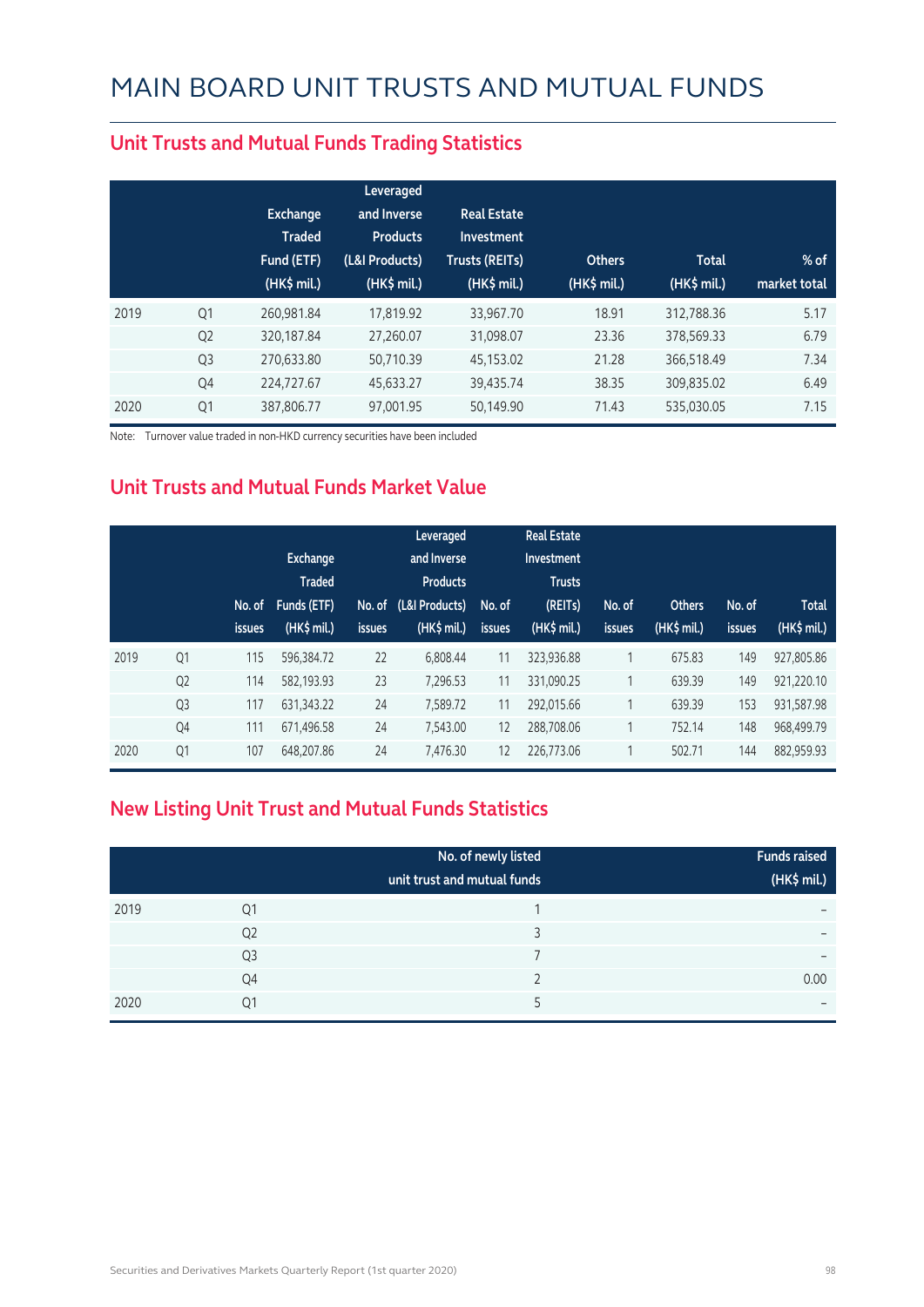# MAIN BOARD UNIT TRUSTS AND MUTUAL FUNDS

## Unit Trusts and Mutual Funds Trading Statistics

| | | Exchange Traded Fund (ETF) (HK$ mil.) | Leveraged and Inverse Products (L&I Products) (HK$ mil.) | Real Estate Investment Trusts (REITs) (HK$ mil.) | Others (HK$ mil.) | Total (HK$ mil.) | % of market total |
|---|---|---|---|---|---|---|---|
| 2019 | Q1 | 260,981.84 | 17,819.92 | 33,967.70 | 18.91 | 312,788.36 | 5.17 |
| | Q2 | 320,187.84 | 27,260.07 | 31,098.07 | 23.36 | 378,569.33 | 6.79 |
| | Q3 | 270,633.80 | 50,710.39 | 45,153.02 | 21.28 | 366,518.49 | 7.34 |
| | Q4 | 224,727.67 | 45,633.27 | 39,435.74 | 38.35 | 309,835.02 | 6.49 |
| 2020 | Q1 | 387,806.77 | 97,001.95 | 50,149.90 | 71.43 | 535,030.05 | 7.15 |

Note: Turnover value traded in non-HKD currency securities have been included

## Unit Trusts and Mutual Funds Market Value

| | | No. of issues | Exchange Traded Funds (ETF) (HK$ mil.) | No. of issues | Leveraged and Inverse Products (L&I Products) (HK$ mil.) | No. of issues | Real Estate Investment Trusts (REITs) (HK$ mil.) | No. of issues | Others (HK$ mil.) | No. of issues | Total (HK$ mil.) |
|---|---|---|---|---|---|---|---|---|---|---|---|
| 2019 | Q1 | 115 | 596,384.72 | 22 | 6,808.44 | 11 | 323,936.88 | 1 | 675.83 | 149 | 927,805.86 |
| | Q2 | 114 | 582,193.93 | 23 | 7,296.53 | 11 | 331,090.25 | 1 | 639.39 | 149 | 921,220.10 |
| | Q3 | 117 | 631,343.22 | 24 | 7,589.72 | 11 | 292,015.66 | 1 | 639.39 | 153 | 931,587.98 |
| | Q4 | 111 | 671,496.58 | 24 | 7,543.00 | 12 | 288,708.06 | 1 | 752.14 | 148 | 968,499.79 |
| 2020 | Q1 | 107 | 648,207.86 | 24 | 7,476.30 | 12 | 226,773.06 | 1 | 502.71 | 144 | 882,959.93 |

## New Listing Unit Trust and Mutual Funds Statistics

| | | No. of newly listed unit trust and mutual funds | Funds raised (HK$ mil.) |
|---|---|---|---|
| 2019 | Q1 | 1 | – |
| | Q2 | 3 | – |
| | Q3 | 7 | – |
| | Q4 | 2 | 0.00 |
| 2020 | Q1 | 5 | – |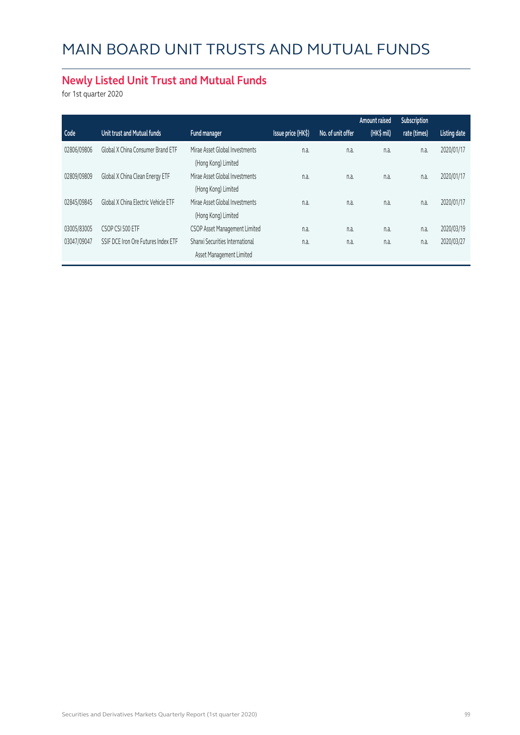# MAIN BOARD UNIT TRUSTS AND MUTUAL FUNDS

## Newly Listed Unit Trust and Mutual Funds

for 1st quarter 2020

| Code | Unit trust and Mutual funds | Fund manager | Issue price (HK$) | No. of unit offer | Amount raised (HK$ mil) | Subscription rate (times) | Listing date |
|---|---|---|---|---|---|---|---|
| 02806/09806 | Global X China Consumer Brand ETF | Mirae Asset Global Investments (Hong Kong) Limited | n.a. | n.a. | n.a. | n.a. | 2020/01/17 |
| 02809/09809 | Global X China Clean Energy ETF | Mirae Asset Global Investments (Hong Kong) Limited | n.a. | n.a. | n.a. | n.a. | 2020/01/17 |
| 02845/09845 | Global X China Electric Vehicle ETF | Mirae Asset Global Investments (Hong Kong) Limited | n.a. | n.a. | n.a. | n.a. | 2020/01/17 |
| 03005/83005 | CSOP CSI 500 ETF | CSOP Asset Management Limited | n.a. | n.a. | n.a. | n.a. | 2020/03/19 |
| 03047/09047 | SSIF DCE Iron Ore Futures Index ETF | Shanxi Securities International Asset Management Limited | n.a. | n.a. | n.a. | n.a. | 2020/03/27 |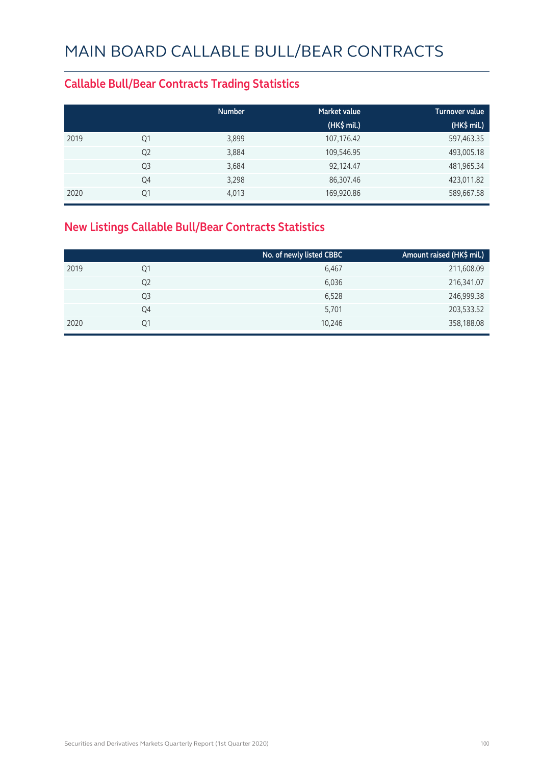# MAIN BOARD CALLABLE BULL/BEAR CONTRACTS

## Callable Bull/Bear Contracts Trading Statistics

| | | Number | Market value (HK$ mil.) | Turnover value (HK$ mil.) |
|---|---|---|---|---|
| 2019 | Q1 | 3,899 | 107,176.42 | 597,463.35 |
| | Q2 | 3,884 | 109,546.95 | 493,005.18 |
| | Q3 | 3,684 | 92,124.47 | 481,965.34 |
| | Q4 | 3,298 | 86,307.46 | 423,011.82 |
| 2020 | Q1 | 4,013 | 169,920.86 | 589,667.58 |

## New Listings Callable Bull/Bear Contracts Statistics

| | | No. of newly listed CBBC | Amount raised (HK$ mil.) |
|---|---|---|---|
| 2019 | Q1 | 6,467 | 211,608.09 |
| | Q2 | 6,036 | 216,341.07 |
| | Q3 | 6,528 | 246,999.38 |
| | Q4 | 5,701 | 203,533.52 |
| 2020 | Q1 | 10,246 | 358,188.08 |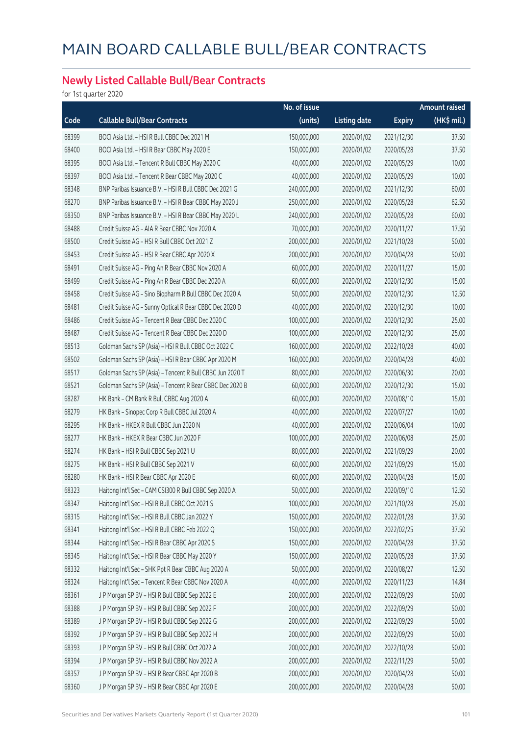# MAIN BOARD CALLABLE BULL/BEAR CONTRACTS

## Newly Listed Callable Bull/Bear Contracts

for 1st quarter 2020

| Code | Callable Bull/Bear Contracts | No. of issue (units) | Listing date | Expiry | Amount raised (HK$ mil.) |
|---|---|---|---|---|---|
| 68399 | BOCI Asia Ltd. - HSI R Bull CBBC Dec 2021 M | 150,000,000 | 2020/01/02 | 2021/12/30 | 37.50 |
| 68400 | BOCI Asia Ltd. - HSI R Bear CBBC May 2020 E | 150,000,000 | 2020/01/02 | 2020/05/28 | 37.50 |
| 68395 | BOCI Asia Ltd. - Tencent R Bull CBBC May 2020 C | 40,000,000 | 2020/01/02 | 2020/05/29 | 10.00 |
| 68397 | BOCI Asia Ltd. - Tencent R Bear CBBC May 2020 C | 40,000,000 | 2020/01/02 | 2020/05/29 | 10.00 |
| 68348 | BNP Paribas Issuance B.V. - HSI R Bull CBBC Dec 2021 G | 240,000,000 | 2020/01/02 | 2021/12/30 | 60.00 |
| 68270 | BNP Paribas Issuance B.V. - HSI R Bear CBBC May 2020 J | 250,000,000 | 2020/01/02 | 2020/05/28 | 62.50 |
| 68350 | BNP Paribas Issuance B.V. - HSI R Bear CBBC May 2020 L | 240,000,000 | 2020/01/02 | 2020/05/28 | 60.00 |
| 68488 | Credit Suisse AG - AIA R Bear CBBC Nov 2020 A | 70,000,000 | 2020/01/02 | 2020/11/27 | 17.50 |
| 68500 | Credit Suisse AG - HSI R Bull CBBC Oct 2021 Z | 200,000,000 | 2020/01/02 | 2021/10/28 | 50.00 |
| 68453 | Credit Suisse AG - HSI R Bear CBBC Apr 2020 X | 200,000,000 | 2020/01/02 | 2020/04/28 | 50.00 |
| 68491 | Credit Suisse AG - Ping An R Bear CBBC Nov 2020 A | 60,000,000 | 2020/01/02 | 2020/11/27 | 15.00 |
| 68499 | Credit Suisse AG - Ping An R Bear CBBC Dec 2020 A | 60,000,000 | 2020/01/02 | 2020/12/30 | 15.00 |
| 68458 | Credit Suisse AG - Sino Biopharm R Bull CBBC Dec 2020 A | 50,000,000 | 2020/01/02 | 2020/12/30 | 12.50 |
| 68481 | Credit Suisse AG - Sunny Optical R Bear CBBC Dec 2020 D | 40,000,000 | 2020/01/02 | 2020/12/30 | 10.00 |
| 68486 | Credit Suisse AG - Tencent R Bear CBBC Dec 2020 C | 100,000,000 | 2020/01/02 | 2020/12/30 | 25.00 |
| 68487 | Credit Suisse AG - Tencent R Bear CBBC Dec 2020 D | 100,000,000 | 2020/01/02 | 2020/12/30 | 25.00 |
| 68513 | Goldman Sachs SP (Asia) - HSI R Bull CBBC Oct 2022 C | 160,000,000 | 2020/01/02 | 2022/10/28 | 40.00 |
| 68502 | Goldman Sachs SP (Asia) - HSI R Bear CBBC Apr 2020 M | 160,000,000 | 2020/01/02 | 2020/04/28 | 40.00 |
| 68517 | Goldman Sachs SP (Asia) - Tencent R Bull CBBC Jun 2020 T | 80,000,000 | 2020/01/02 | 2020/06/30 | 20.00 |
| 68521 | Goldman Sachs SP (Asia) - Tencent R Bear CBBC Dec 2020 B | 60,000,000 | 2020/01/02 | 2020/12/30 | 15.00 |
| 68287 | HK Bank - CM Bank R Bull CBBC Aug 2020 A | 60,000,000 | 2020/01/02 | 2020/08/10 | 15.00 |
| 68279 | HK Bank - Sinopec Corp R Bull CBBC Jul 2020 A | 40,000,000 | 2020/01/02 | 2020/07/27 | 10.00 |
| 68295 | HK Bank - HKEX R Bull CBBC Jun 2020 N | 40,000,000 | 2020/01/02 | 2020/06/04 | 10.00 |
| 68277 | HK Bank - HKEX R Bear CBBC Jun 2020 F | 100,000,000 | 2020/01/02 | 2020/06/08 | 25.00 |
| 68274 | HK Bank - HSI R Bull CBBC Sep 2021 U | 80,000,000 | 2020/01/02 | 2021/09/29 | 20.00 |
| 68275 | HK Bank - HSI R Bull CBBC Sep 2021 V | 60,000,000 | 2020/01/02 | 2021/09/29 | 15.00 |
| 68280 | HK Bank - HSI R Bear CBBC Apr 2020 E | 60,000,000 | 2020/01/02 | 2020/04/28 | 15.00 |
| 68323 | Haitong Int'l Sec - CAM CSI300 R Bull CBBC Sep 2020 A | 50,000,000 | 2020/01/02 | 2020/09/10 | 12.50 |
| 68347 | Haitong Int'l Sec - HSI R Bull CBBC Oct 2021 S | 100,000,000 | 2020/01/02 | 2021/10/28 | 25.00 |
| 68315 | Haitong Int'l Sec - HSI R Bull CBBC Jan 2022 Y | 150,000,000 | 2020/01/02 | 2022/01/28 | 37.50 |
| 68341 | Haitong Int'l Sec - HSI R Bull CBBC Feb 2022 Q | 150,000,000 | 2020/01/02 | 2022/02/25 | 37.50 |
| 68344 | Haitong Int'l Sec - HSI R Bear CBBC Apr 2020 S | 150,000,000 | 2020/01/02 | 2020/04/28 | 37.50 |
| 68345 | Haitong Int'l Sec - HSI R Bear CBBC May 2020 Y | 150,000,000 | 2020/01/02 | 2020/05/28 | 37.50 |
| 68332 | Haitong Int'l Sec - SHK Ppt R Bear CBBC Aug 2020 A | 50,000,000 | 2020/01/02 | 2020/08/27 | 12.50 |
| 68324 | Haitong Int'l Sec - Tencent R Bear CBBC Nov 2020 A | 40,000,000 | 2020/01/02 | 2020/11/23 | 14.84 |
| 68361 | J P Morgan SP BV - HSI R Bull CBBC Sep 2022 E | 200,000,000 | 2020/01/02 | 2022/09/29 | 50.00 |
| 68388 | J P Morgan SP BV - HSI R Bull CBBC Sep 2022 F | 200,000,000 | 2020/01/02 | 2022/09/29 | 50.00 |
| 68389 | J P Morgan SP BV - HSI R Bull CBBC Sep 2022 G | 200,000,000 | 2020/01/02 | 2022/09/29 | 50.00 |
| 68392 | J P Morgan SP BV - HSI R Bull CBBC Sep 2022 H | 200,000,000 | 2020/01/02 | 2022/09/29 | 50.00 |
| 68393 | J P Morgan SP BV - HSI R Bull CBBC Oct 2022 A | 200,000,000 | 2020/01/02 | 2022/10/28 | 50.00 |
| 68394 | J P Morgan SP BV - HSI R Bull CBBC Nov 2022 A | 200,000,000 | 2020/01/02 | 2022/11/29 | 50.00 |
| 68357 | J P Morgan SP BV - HSI R Bear CBBC Apr 2020 B | 200,000,000 | 2020/01/02 | 2020/04/28 | 50.00 |
| 68360 | J P Morgan SP BV - HSI R Bear CBBC Apr 2020 E | 200,000,000 | 2020/01/02 | 2020/04/28 | 50.00 |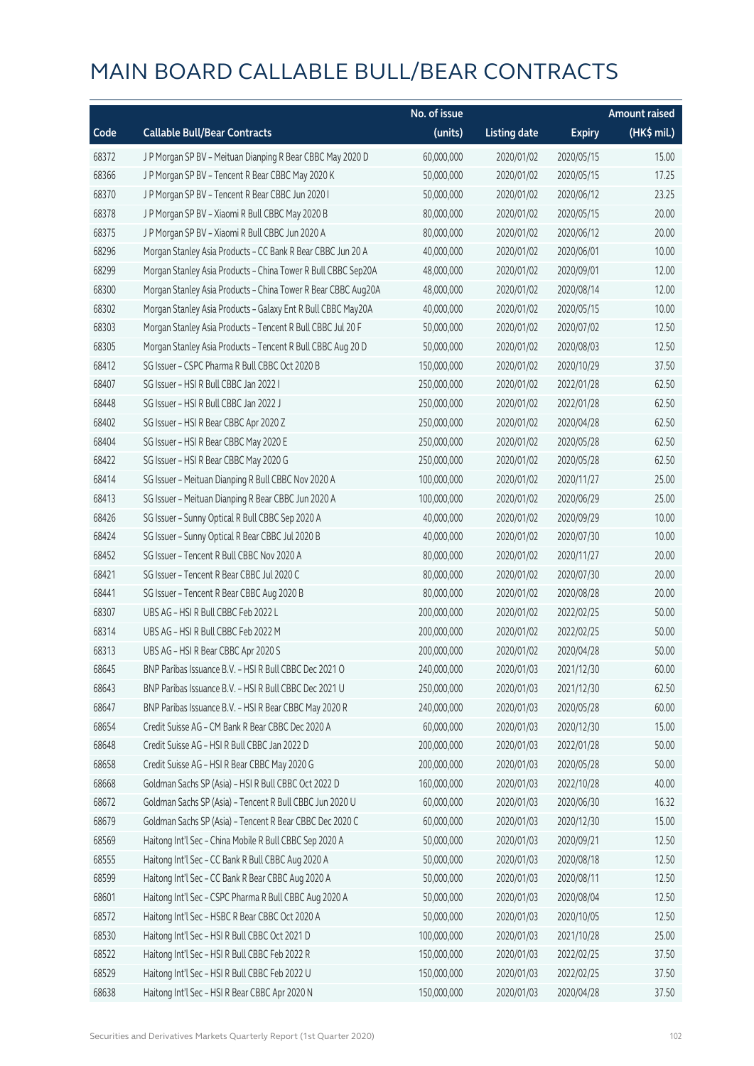# MAIN BOARD CALLABLE BULL/BEAR CONTRACTS

| Code | Callable Bull/Bear Contracts | No. of issue (units) | Listing date | Expiry | Amount raised (HK$ mil.) |
|---|---|---|---|---|---|
| 68372 | J P Morgan SP BV – Meituan Dianping R Bear CBBC May 2020 D | 60,000,000 | 2020/01/02 | 2020/05/15 | 15.00 |
| 68366 | J P Morgan SP BV – Tencent R Bear CBBC May 2020 K | 50,000,000 | 2020/01/02 | 2020/05/15 | 17.25 |
| 68370 | J P Morgan SP BV – Tencent R Bear CBBC Jun 2020 I | 50,000,000 | 2020/01/02 | 2020/06/12 | 23.25 |
| 68378 | J P Morgan SP BV – Xiaomi R Bull CBBC May 2020 B | 80,000,000 | 2020/01/02 | 2020/05/15 | 20.00 |
| 68375 | J P Morgan SP BV – Xiaomi R Bull CBBC Jun 2020 A | 80,000,000 | 2020/01/02 | 2020/06/12 | 20.00 |
| 68296 | Morgan Stanley Asia Products – CC Bank R Bear CBBC Jun 20 A | 40,000,000 | 2020/01/02 | 2020/06/01 | 10.00 |
| 68299 | Morgan Stanley Asia Products – China Tower R Bull CBBC Sep20A | 48,000,000 | 2020/01/02 | 2020/09/01 | 12.00 |
| 68300 | Morgan Stanley Asia Products – China Tower R Bear CBBC Aug20A | 48,000,000 | 2020/01/02 | 2020/08/14 | 12.00 |
| 68302 | Morgan Stanley Asia Products – Galaxy Ent R Bull CBBC May20A | 40,000,000 | 2020/01/02 | 2020/05/15 | 10.00 |
| 68303 | Morgan Stanley Asia Products – Tencent R Bull CBBC Jul 20 F | 50,000,000 | 2020/01/02 | 2020/07/02 | 12.50 |
| 68305 | Morgan Stanley Asia Products – Tencent R Bull CBBC Aug 20 D | 50,000,000 | 2020/01/02 | 2020/08/03 | 12.50 |
| 68412 | SG Issuer – CSPC Pharma R Bull CBBC Oct 2020 B | 150,000,000 | 2020/01/02 | 2020/10/29 | 37.50 |
| 68407 | SG Issuer – HSI R Bull CBBC Jan 2022 I | 250,000,000 | 2020/01/02 | 2022/01/28 | 62.50 |
| 68448 | SG Issuer – HSI R Bull CBBC Jan 2022 J | 250,000,000 | 2020/01/02 | 2022/01/28 | 62.50 |
| 68402 | SG Issuer – HSI R Bear CBBC Apr 2020 Z | 250,000,000 | 2020/01/02 | 2020/04/28 | 62.50 |
| 68404 | SG Issuer – HSI R Bear CBBC May 2020 E | 250,000,000 | 2020/01/02 | 2020/05/28 | 62.50 |
| 68422 | SG Issuer – HSI R Bear CBBC May 2020 G | 250,000,000 | 2020/01/02 | 2020/05/28 | 62.50 |
| 68414 | SG Issuer – Meituan Dianping R Bull CBBC Nov 2020 A | 100,000,000 | 2020/01/02 | 2020/11/27 | 25.00 |
| 68413 | SG Issuer – Meituan Dianping R Bear CBBC Jun 2020 A | 100,000,000 | 2020/01/02 | 2020/06/29 | 25.00 |
| 68426 | SG Issuer – Sunny Optical R Bull CBBC Sep 2020 A | 40,000,000 | 2020/01/02 | 2020/09/29 | 10.00 |
| 68424 | SG Issuer – Sunny Optical R Bear CBBC Jul 2020 B | 40,000,000 | 2020/01/02 | 2020/07/30 | 10.00 |
| 68452 | SG Issuer – Tencent R Bull CBBC Nov 2020 A | 80,000,000 | 2020/01/02 | 2020/11/27 | 20.00 |
| 68421 | SG Issuer – Tencent R Bear CBBC Jul 2020 C | 80,000,000 | 2020/01/02 | 2020/07/30 | 20.00 |
| 68441 | SG Issuer – Tencent R Bear CBBC Aug 2020 B | 80,000,000 | 2020/01/02 | 2020/08/28 | 20.00 |
| 68307 | UBS AG – HSI R Bull CBBC Feb 2022 L | 200,000,000 | 2020/01/02 | 2022/02/25 | 50.00 |
| 68314 | UBS AG – HSI R Bull CBBC Feb 2022 M | 200,000,000 | 2020/01/02 | 2022/02/25 | 50.00 |
| 68313 | UBS AG – HSI R Bear CBBC Apr 2020 S | 200,000,000 | 2020/01/02 | 2020/04/28 | 50.00 |
| 68645 | BNP Paribas Issuance B.V. – HSI R Bull CBBC Dec 2021 O | 240,000,000 | 2020/01/03 | 2021/12/30 | 60.00 |
| 68643 | BNP Paribas Issuance B.V. – HSI R Bull CBBC Dec 2021 U | 250,000,000 | 2020/01/03 | 2021/12/30 | 62.50 |
| 68647 | BNP Paribas Issuance B.V. – HSI R Bear CBBC May 2020 R | 240,000,000 | 2020/01/03 | 2020/05/28 | 60.00 |
| 68654 | Credit Suisse AG – CM Bank R Bear CBBC Dec 2020 A | 60,000,000 | 2020/01/03 | 2020/12/30 | 15.00 |
| 68648 | Credit Suisse AG – HSI R Bull CBBC Jan 2022 D | 200,000,000 | 2020/01/03 | 2022/01/28 | 50.00 |
| 68658 | Credit Suisse AG – HSI R Bear CBBC May 2020 G | 200,000,000 | 2020/01/03 | 2020/05/28 | 50.00 |
| 68668 | Goldman Sachs SP (Asia) – HSI R Bull CBBC Oct 2022 D | 160,000,000 | 2020/01/03 | 2022/10/28 | 40.00 |
| 68672 | Goldman Sachs SP (Asia) – Tencent R Bull CBBC Jun 2020 U | 60,000,000 | 2020/01/03 | 2020/06/30 | 16.32 |
| 68679 | Goldman Sachs SP (Asia) – Tencent R Bear CBBC Dec 2020 C | 60,000,000 | 2020/01/03 | 2020/12/30 | 15.00 |
| 68569 | Haitong Int'l Sec – China Mobile R Bull CBBC Sep 2020 A | 50,000,000 | 2020/01/03 | 2020/09/21 | 12.50 |
| 68555 | Haitong Int'l Sec – CC Bank R Bull CBBC Aug 2020 A | 50,000,000 | 2020/01/03 | 2020/08/18 | 12.50 |
| 68599 | Haitong Int'l Sec – CC Bank R Bear CBBC Aug 2020 A | 50,000,000 | 2020/01/03 | 2020/08/11 | 12.50 |
| 68601 | Haitong Int'l Sec – CSPC Pharma R Bull CBBC Aug 2020 A | 50,000,000 | 2020/01/03 | 2020/08/04 | 12.50 |
| 68572 | Haitong Int'l Sec – HSBC R Bear CBBC Oct 2020 A | 50,000,000 | 2020/01/03 | 2020/10/05 | 12.50 |
| 68530 | Haitong Int'l Sec – HSI R Bull CBBC Oct 2021 D | 100,000,000 | 2020/01/03 | 2021/10/28 | 25.00 |
| 68522 | Haitong Int'l Sec – HSI R Bull CBBC Feb 2022 R | 150,000,000 | 2020/01/03 | 2022/02/25 | 37.50 |
| 68529 | Haitong Int'l Sec – HSI R Bull CBBC Feb 2022 U | 150,000,000 | 2020/01/03 | 2022/02/25 | 37.50 |
| 68638 | Haitong Int'l Sec – HSI R Bear CBBC Apr 2020 N | 150,000,000 | 2020/01/03 | 2020/04/28 | 37.50 |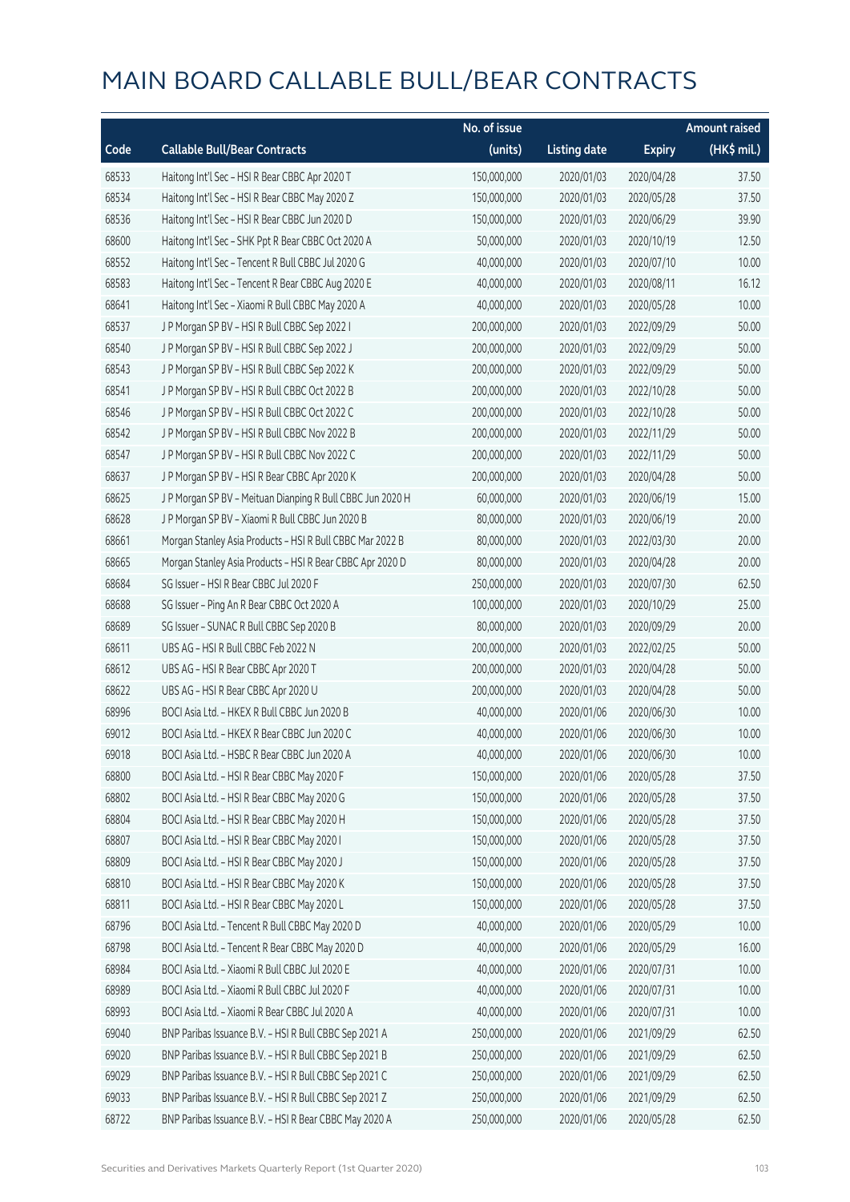# MAIN BOARD CALLABLE BULL/BEAR CONTRACTS

| Code | Callable Bull/Bear Contracts | No. of issue (units) | Listing date | Expiry | Amount raised (HK$ mil.) |
|---|---|---|---|---|---|
| 68533 | Haitong Int'l Sec – HSI R Bear CBBC Apr 2020 T | 150,000,000 | 2020/01/03 | 2020/04/28 | 37.50 |
| 68534 | Haitong Int'l Sec – HSI R Bear CBBC May 2020 Z | 150,000,000 | 2020/01/03 | 2020/05/28 | 37.50 |
| 68536 | Haitong Int'l Sec – HSI R Bear CBBC Jun 2020 D | 150,000,000 | 2020/01/03 | 2020/06/29 | 39.90 |
| 68600 | Haitong Int'l Sec – SHK Ppt R Bear CBBC Oct 2020 A | 50,000,000 | 2020/01/03 | 2020/10/19 | 12.50 |
| 68552 | Haitong Int'l Sec – Tencent R Bull CBBC Jul 2020 G | 40,000,000 | 2020/01/03 | 2020/07/10 | 10.00 |
| 68583 | Haitong Int'l Sec – Tencent R Bear CBBC Aug 2020 E | 40,000,000 | 2020/01/03 | 2020/08/11 | 16.12 |
| 68641 | Haitong Int'l Sec – Xiaomi R Bull CBBC May 2020 A | 40,000,000 | 2020/01/03 | 2020/05/28 | 10.00 |
| 68537 | J P Morgan SP BV – HSI R Bull CBBC Sep 2022 I | 200,000,000 | 2020/01/03 | 2022/09/29 | 50.00 |
| 68540 | J P Morgan SP BV – HSI R Bull CBBC Sep 2022 J | 200,000,000 | 2020/01/03 | 2022/09/29 | 50.00 |
| 68543 | J P Morgan SP BV – HSI R Bull CBBC Sep 2022 K | 200,000,000 | 2020/01/03 | 2022/09/29 | 50.00 |
| 68541 | J P Morgan SP BV – HSI R Bull CBBC Oct 2022 B | 200,000,000 | 2020/01/03 | 2022/10/28 | 50.00 |
| 68546 | J P Morgan SP BV – HSI R Bull CBBC Oct 2022 C | 200,000,000 | 2020/01/03 | 2022/10/28 | 50.00 |
| 68542 | J P Morgan SP BV – HSI R Bull CBBC Nov 2022 B | 200,000,000 | 2020/01/03 | 2022/11/29 | 50.00 |
| 68547 | J P Morgan SP BV – HSI R Bull CBBC Nov 2022 C | 200,000,000 | 2020/01/03 | 2022/11/29 | 50.00 |
| 68637 | J P Morgan SP BV – HSI R Bear CBBC Apr 2020 K | 200,000,000 | 2020/01/03 | 2020/04/28 | 50.00 |
| 68625 | J P Morgan SP BV – Meituan Dianping R Bull CBBC Jun 2020 H | 60,000,000 | 2020/01/03 | 2020/06/19 | 15.00 |
| 68628 | J P Morgan SP BV – Xiaomi R Bull CBBC Jun 2020 B | 80,000,000 | 2020/01/03 | 2020/06/19 | 20.00 |
| 68661 | Morgan Stanley Asia Products – HSI R Bull CBBC Mar 2022 B | 80,000,000 | 2020/01/03 | 2022/03/30 | 20.00 |
| 68665 | Morgan Stanley Asia Products – HSI R Bear CBBC Apr 2020 D | 80,000,000 | 2020/01/03 | 2020/04/28 | 20.00 |
| 68684 | SG Issuer – HSI R Bear CBBC Jul 2020 F | 250,000,000 | 2020/01/03 | 2020/07/30 | 62.50 |
| 68688 | SG Issuer – Ping An R Bear CBBC Oct 2020 A | 100,000,000 | 2020/01/03 | 2020/10/29 | 25.00 |
| 68689 | SG Issuer – SUNAC R Bull CBBC Sep 2020 B | 80,000,000 | 2020/01/03 | 2020/09/29 | 20.00 |
| 68611 | UBS AG – HSI R Bull CBBC Feb 2022 N | 200,000,000 | 2020/01/03 | 2022/02/25 | 50.00 |
| 68612 | UBS AG – HSI R Bear CBBC Apr 2020 T | 200,000,000 | 2020/01/03 | 2020/04/28 | 50.00 |
| 68622 | UBS AG – HSI R Bear CBBC Apr 2020 U | 200,000,000 | 2020/01/03 | 2020/04/28 | 50.00 |
| 68996 | BOCI Asia Ltd. – HKEX R Bull CBBC Jun 2020 B | 40,000,000 | 2020/01/06 | 2020/06/30 | 10.00 |
| 69012 | BOCI Asia Ltd. – HKEX R Bear CBBC Jun 2020 C | 40,000,000 | 2020/01/06 | 2020/06/30 | 10.00 |
| 69018 | BOCI Asia Ltd. – HSBC R Bear CBBC Jun 2020 A | 40,000,000 | 2020/01/06 | 2020/06/30 | 10.00 |
| 68800 | BOCI Asia Ltd. – HSI R Bear CBBC May 2020 F | 150,000,000 | 2020/01/06 | 2020/05/28 | 37.50 |
| 68802 | BOCI Asia Ltd. – HSI R Bear CBBC May 2020 G | 150,000,000 | 2020/01/06 | 2020/05/28 | 37.50 |
| 68804 | BOCI Asia Ltd. – HSI R Bear CBBC May 2020 H | 150,000,000 | 2020/01/06 | 2020/05/28 | 37.50 |
| 68807 | BOCI Asia Ltd. – HSI R Bear CBBC May 2020 I | 150,000,000 | 2020/01/06 | 2020/05/28 | 37.50 |
| 68809 | BOCI Asia Ltd. – HSI R Bear CBBC May 2020 J | 150,000,000 | 2020/01/06 | 2020/05/28 | 37.50 |
| 68810 | BOCI Asia Ltd. – HSI R Bear CBBC May 2020 K | 150,000,000 | 2020/01/06 | 2020/05/28 | 37.50 |
| 68811 | BOCI Asia Ltd. – HSI R Bear CBBC May 2020 L | 150,000,000 | 2020/01/06 | 2020/05/28 | 37.50 |
| 68796 | BOCI Asia Ltd. – Tencent R Bull CBBC May 2020 D | 40,000,000 | 2020/01/06 | 2020/05/29 | 10.00 |
| 68798 | BOCI Asia Ltd. – Tencent R Bear CBBC May 2020 D | 40,000,000 | 2020/01/06 | 2020/05/29 | 16.00 |
| 68984 | BOCI Asia Ltd. – Xiaomi R Bull CBBC Jul 2020 E | 40,000,000 | 2020/01/06 | 2020/07/31 | 10.00 |
| 68989 | BOCI Asia Ltd. – Xiaomi R Bull CBBC Jul 2020 F | 40,000,000 | 2020/01/06 | 2020/07/31 | 10.00 |
| 68993 | BOCI Asia Ltd. – Xiaomi R Bear CBBC Jul 2020 A | 40,000,000 | 2020/01/06 | 2020/07/31 | 10.00 |
| 69040 | BNP Paribas Issuance B.V. – HSI R Bull CBBC Sep 2021 A | 250,000,000 | 2020/01/06 | 2021/09/29 | 62.50 |
| 69020 | BNP Paribas Issuance B.V. – HSI R Bull CBBC Sep 2021 B | 250,000,000 | 2020/01/06 | 2021/09/29 | 62.50 |
| 69029 | BNP Paribas Issuance B.V. – HSI R Bull CBBC Sep 2021 C | 250,000,000 | 2020/01/06 | 2021/09/29 | 62.50 |
| 69033 | BNP Paribas Issuance B.V. – HSI R Bull CBBC Sep 2021 Z | 250,000,000 | 2020/01/06 | 2021/09/29 | 62.50 |
| 68722 | BNP Paribas Issuance B.V. – HSI R Bear CBBC May 2020 A | 250,000,000 | 2020/01/06 | 2020/05/28 | 62.50 |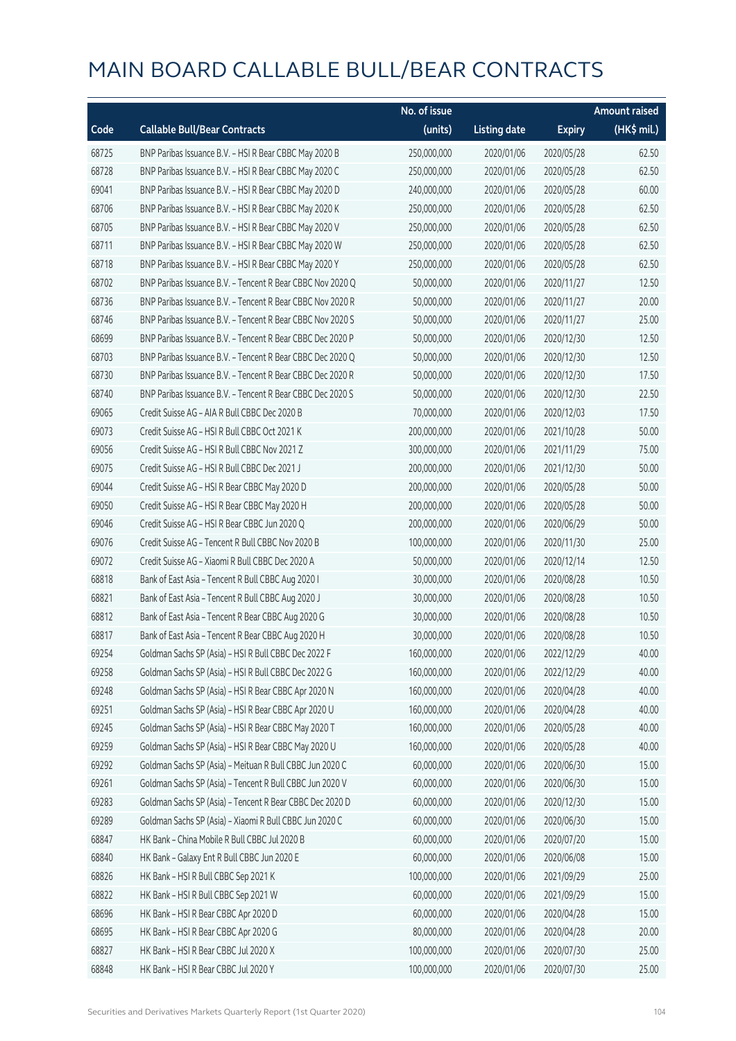# MAIN BOARD CALLABLE BULL/BEAR CONTRACTS

| Code | Callable Bull/Bear Contracts | No. of issue (units) | Listing date | Expiry | Amount raised (HK$ mil.) |
|---|---|---|---|---|---|
| 68725 | BNP Paribas Issuance B.V. – HSI R Bear CBBC May 2020 B | 250,000,000 | 2020/01/06 | 2020/05/28 | 62.50 |
| 68728 | BNP Paribas Issuance B.V. – HSI R Bear CBBC May 2020 C | 250,000,000 | 2020/01/06 | 2020/05/28 | 62.50 |
| 69041 | BNP Paribas Issuance B.V. – HSI R Bear CBBC May 2020 D | 240,000,000 | 2020/01/06 | 2020/05/28 | 60.00 |
| 68706 | BNP Paribas Issuance B.V. – HSI R Bear CBBC May 2020 K | 250,000,000 | 2020/01/06 | 2020/05/28 | 62.50 |
| 68705 | BNP Paribas Issuance B.V. – HSI R Bear CBBC May 2020 V | 250,000,000 | 2020/01/06 | 2020/05/28 | 62.50 |
| 68711 | BNP Paribas Issuance B.V. – HSI R Bear CBBC May 2020 W | 250,000,000 | 2020/01/06 | 2020/05/28 | 62.50 |
| 68718 | BNP Paribas Issuance B.V. – HSI R Bear CBBC May 2020 Y | 250,000,000 | 2020/01/06 | 2020/05/28 | 62.50 |
| 68702 | BNP Paribas Issuance B.V. – Tencent R Bear CBBC Nov 2020 Q | 50,000,000 | 2020/01/06 | 2020/11/27 | 12.50 |
| 68736 | BNP Paribas Issuance B.V. – Tencent R Bear CBBC Nov 2020 R | 50,000,000 | 2020/01/06 | 2020/11/27 | 20.00 |
| 68746 | BNP Paribas Issuance B.V. – Tencent R Bear CBBC Nov 2020 S | 50,000,000 | 2020/01/06 | 2020/11/27 | 25.00 |
| 68699 | BNP Paribas Issuance B.V. – Tencent R Bear CBBC Dec 2020 P | 50,000,000 | 2020/01/06 | 2020/12/30 | 12.50 |
| 68703 | BNP Paribas Issuance B.V. – Tencent R Bear CBBC Dec 2020 Q | 50,000,000 | 2020/01/06 | 2020/12/30 | 12.50 |
| 68730 | BNP Paribas Issuance B.V. – Tencent R Bear CBBC Dec 2020 R | 50,000,000 | 2020/01/06 | 2020/12/30 | 17.50 |
| 68740 | BNP Paribas Issuance B.V. – Tencent R Bear CBBC Dec 2020 S | 50,000,000 | 2020/01/06 | 2020/12/30 | 22.50 |
| 69065 | Credit Suisse AG – AIA R Bull CBBC Dec 2020 B | 70,000,000 | 2020/01/06 | 2020/12/03 | 17.50 |
| 69073 | Credit Suisse AG – HSI R Bull CBBC Oct 2021 K | 200,000,000 | 2020/01/06 | 2021/10/28 | 50.00 |
| 69056 | Credit Suisse AG – HSI R Bull CBBC Nov 2021 Z | 300,000,000 | 2020/01/06 | 2021/11/29 | 75.00 |
| 69075 | Credit Suisse AG – HSI R Bull CBBC Dec 2021 J | 200,000,000 | 2020/01/06 | 2021/12/30 | 50.00 |
| 69044 | Credit Suisse AG – HSI R Bear CBBC May 2020 D | 200,000,000 | 2020/01/06 | 2020/05/28 | 50.00 |
| 69050 | Credit Suisse AG – HSI R Bear CBBC May 2020 H | 200,000,000 | 2020/01/06 | 2020/05/28 | 50.00 |
| 69046 | Credit Suisse AG – HSI R Bear CBBC Jun 2020 Q | 200,000,000 | 2020/01/06 | 2020/06/29 | 50.00 |
| 69076 | Credit Suisse AG – Tencent R Bull CBBC Nov 2020 B | 100,000,000 | 2020/01/06 | 2020/11/30 | 25.00 |
| 69072 | Credit Suisse AG – Xiaomi R Bull CBBC Dec 2020 A | 50,000,000 | 2020/01/06 | 2020/12/14 | 12.50 |
| 68818 | Bank of East Asia – Tencent R Bull CBBC Aug 2020 I | 30,000,000 | 2020/01/06 | 2020/08/28 | 10.50 |
| 68821 | Bank of East Asia – Tencent R Bull CBBC Aug 2020 J | 30,000,000 | 2020/01/06 | 2020/08/28 | 10.50 |
| 68812 | Bank of East Asia – Tencent R Bear CBBC Aug 2020 G | 30,000,000 | 2020/01/06 | 2020/08/28 | 10.50 |
| 68817 | Bank of East Asia – Tencent R Bear CBBC Aug 2020 H | 30,000,000 | 2020/01/06 | 2020/08/28 | 10.50 |
| 69254 | Goldman Sachs SP (Asia) – HSI R Bull CBBC Dec 2022 F | 160,000,000 | 2020/01/06 | 2022/12/29 | 40.00 |
| 69258 | Goldman Sachs SP (Asia) – HSI R Bull CBBC Dec 2022 G | 160,000,000 | 2020/01/06 | 2022/12/29 | 40.00 |
| 69248 | Goldman Sachs SP (Asia) – HSI R Bear CBBC Apr 2020 N | 160,000,000 | 2020/01/06 | 2020/04/28 | 40.00 |
| 69251 | Goldman Sachs SP (Asia) – HSI R Bear CBBC Apr 2020 U | 160,000,000 | 2020/01/06 | 2020/04/28 | 40.00 |
| 69245 | Goldman Sachs SP (Asia) – HSI R Bear CBBC May 2020 T | 160,000,000 | 2020/01/06 | 2020/05/28 | 40.00 |
| 69259 | Goldman Sachs SP (Asia) – HSI R Bear CBBC May 2020 U | 160,000,000 | 2020/01/06 | 2020/05/28 | 40.00 |
| 69292 | Goldman Sachs SP (Asia) – Meituan R Bull CBBC Jun 2020 C | 60,000,000 | 2020/01/06 | 2020/06/30 | 15.00 |
| 69261 | Goldman Sachs SP (Asia) – Tencent R Bull CBBC Jun 2020 V | 60,000,000 | 2020/01/06 | 2020/06/30 | 15.00 |
| 69283 | Goldman Sachs SP (Asia) – Tencent R Bear CBBC Dec 2020 D | 60,000,000 | 2020/01/06 | 2020/12/30 | 15.00 |
| 69289 | Goldman Sachs SP (Asia) – Xiaomi R Bull CBBC Jun 2020 C | 60,000,000 | 2020/01/06 | 2020/06/30 | 15.00 |
| 68847 | HK Bank – China Mobile R Bull CBBC Jul 2020 B | 60,000,000 | 2020/01/06 | 2020/07/20 | 15.00 |
| 68840 | HK Bank – Galaxy Ent R Bull CBBC Jun 2020 E | 60,000,000 | 2020/01/06 | 2020/06/08 | 15.00 |
| 68826 | HK Bank – HSI R Bull CBBC Sep 2021 K | 100,000,000 | 2020/01/06 | 2021/09/29 | 25.00 |
| 68822 | HK Bank – HSI R Bull CBBC Sep 2021 W | 60,000,000 | 2020/01/06 | 2021/09/29 | 15.00 |
| 68696 | HK Bank – HSI R Bear CBBC Apr 2020 D | 60,000,000 | 2020/01/06 | 2020/04/28 | 15.00 |
| 68695 | HK Bank – HSI R Bear CBBC Apr 2020 G | 80,000,000 | 2020/01/06 | 2020/04/28 | 20.00 |
| 68827 | HK Bank – HSI R Bear CBBC Jul 2020 X | 100,000,000 | 2020/01/06 | 2020/07/30 | 25.00 |
| 68848 | HK Bank – HSI R Bear CBBC Jul 2020 Y | 100,000,000 | 2020/01/06 | 2020/07/30 | 25.00 |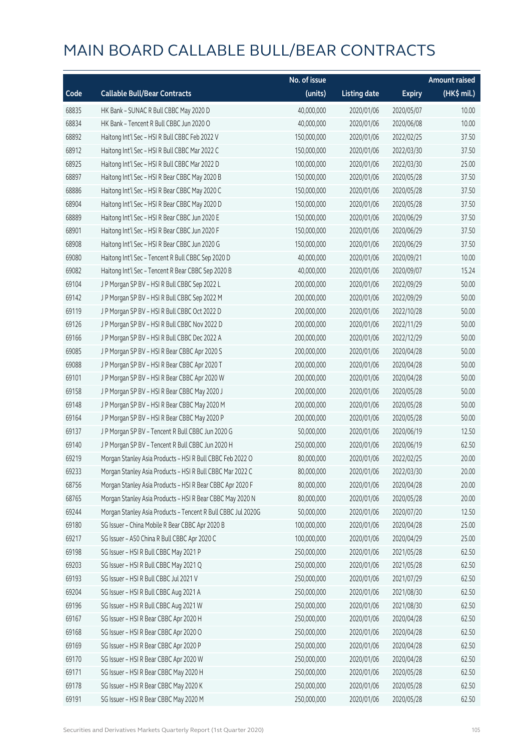# MAIN BOARD CALLABLE BULL/BEAR CONTRACTS

| Code | Callable Bull/Bear Contracts | No. of issue (units) | Listing date | Expiry | Amount raised (HK$ mil.) |
|---|---|---|---|---|---|
| 68835 | HK Bank – SUNAC R Bull CBBC May 2020 D | 40,000,000 | 2020/01/06 | 2020/05/07 | 10.00 |
| 68834 | HK Bank – Tencent R Bull CBBC Jun 2020 O | 40,000,000 | 2020/01/06 | 2020/06/08 | 10.00 |
| 68892 | Haitong Int'l Sec – HSI R Bull CBBC Feb 2022 V | 150,000,000 | 2020/01/06 | 2022/02/25 | 37.50 |
| 68912 | Haitong Int'l Sec – HSI R Bull CBBC Mar 2022 C | 150,000,000 | 2020/01/06 | 2022/03/30 | 37.50 |
| 68925 | Haitong Int'l Sec – HSI R Bull CBBC Mar 2022 D | 100,000,000 | 2020/01/06 | 2022/03/30 | 25.00 |
| 68897 | Haitong Int'l Sec – HSI R Bear CBBC May 2020 B | 150,000,000 | 2020/01/06 | 2020/05/28 | 37.50 |
| 68886 | Haitong Int'l Sec – HSI R Bear CBBC May 2020 C | 150,000,000 | 2020/01/06 | 2020/05/28 | 37.50 |
| 68904 | Haitong Int'l Sec – HSI R Bear CBBC May 2020 D | 150,000,000 | 2020/01/06 | 2020/05/28 | 37.50 |
| 68889 | Haitong Int'l Sec – HSI R Bear CBBC Jun 2020 E | 150,000,000 | 2020/01/06 | 2020/06/29 | 37.50 |
| 68901 | Haitong Int'l Sec – HSI R Bear CBBC Jun 2020 F | 150,000,000 | 2020/01/06 | 2020/06/29 | 37.50 |
| 68908 | Haitong Int'l Sec – HSI R Bear CBBC Jun 2020 G | 150,000,000 | 2020/01/06 | 2020/06/29 | 37.50 |
| 69080 | Haitong Int'l Sec – Tencent R Bull CBBC Sep 2020 D | 40,000,000 | 2020/01/06 | 2020/09/21 | 10.00 |
| 69082 | Haitong Int'l Sec – Tencent R Bear CBBC Sep 2020 B | 40,000,000 | 2020/01/06 | 2020/09/07 | 15.24 |
| 69104 | J P Morgan SP BV – HSI R Bull CBBC Sep 2022 L | 200,000,000 | 2020/01/06 | 2022/09/29 | 50.00 |
| 69142 | J P Morgan SP BV – HSI R Bull CBBC Sep 2022 M | 200,000,000 | 2020/01/06 | 2022/09/29 | 50.00 |
| 69119 | J P Morgan SP BV – HSI R Bull CBBC Oct 2022 D | 200,000,000 | 2020/01/06 | 2022/10/28 | 50.00 |
| 69126 | J P Morgan SP BV – HSI R Bull CBBC Nov 2022 D | 200,000,000 | 2020/01/06 | 2022/11/29 | 50.00 |
| 69166 | J P Morgan SP BV – HSI R Bull CBBC Dec 2022 A | 200,000,000 | 2020/01/06 | 2022/12/29 | 50.00 |
| 69085 | J P Morgan SP BV – HSI R Bear CBBC Apr 2020 S | 200,000,000 | 2020/01/06 | 2020/04/28 | 50.00 |
| 69088 | J P Morgan SP BV – HSI R Bear CBBC Apr 2020 T | 200,000,000 | 2020/01/06 | 2020/04/28 | 50.00 |
| 69101 | J P Morgan SP BV – HSI R Bear CBBC Apr 2020 W | 200,000,000 | 2020/01/06 | 2020/04/28 | 50.00 |
| 69158 | J P Morgan SP BV – HSI R Bear CBBC May 2020 J | 200,000,000 | 2020/01/06 | 2020/05/28 | 50.00 |
| 69148 | J P Morgan SP BV – HSI R Bear CBBC May 2020 M | 200,000,000 | 2020/01/06 | 2020/05/28 | 50.00 |
| 69164 | J P Morgan SP BV – HSI R Bear CBBC May 2020 P | 200,000,000 | 2020/01/06 | 2020/05/28 | 50.00 |
| 69137 | J P Morgan SP BV – Tencent R Bull CBBC Jun 2020 G | 50,000,000 | 2020/01/06 | 2020/06/19 | 12.50 |
| 69140 | J P Morgan SP BV – Tencent R Bull CBBC Jun 2020 H | 250,000,000 | 2020/01/06 | 2020/06/19 | 62.50 |
| 69219 | Morgan Stanley Asia Products – HSI R Bull CBBC Feb 2022 O | 80,000,000 | 2020/01/06 | 2022/02/25 | 20.00 |
| 69233 | Morgan Stanley Asia Products – HSI R Bull CBBC Mar 2022 C | 80,000,000 | 2020/01/06 | 2022/03/30 | 20.00 |
| 68756 | Morgan Stanley Asia Products – HSI R Bear CBBC Apr 2020 F | 80,000,000 | 2020/01/06 | 2020/04/28 | 20.00 |
| 68765 | Morgan Stanley Asia Products – HSI R Bear CBBC May 2020 N | 80,000,000 | 2020/01/06 | 2020/05/28 | 20.00 |
| 69244 | Morgan Stanley Asia Products – Tencent R Bull CBBC Jul 2020G | 50,000,000 | 2020/01/06 | 2020/07/20 | 12.50 |
| 69180 | SG Issuer – China Mobile R Bear CBBC Apr 2020 B | 100,000,000 | 2020/01/06 | 2020/04/28 | 25.00 |
| 69217 | SG Issuer – A50 China R Bull CBBC Apr 2020 C | 100,000,000 | 2020/01/06 | 2020/04/29 | 25.00 |
| 69198 | SG Issuer – HSI R Bull CBBC May 2021 P | 250,000,000 | 2020/01/06 | 2021/05/28 | 62.50 |
| 69203 | SG Issuer – HSI R Bull CBBC May 2021 Q | 250,000,000 | 2020/01/06 | 2021/05/28 | 62.50 |
| 69193 | SG Issuer – HSI R Bull CBBC Jul 2021 V | 250,000,000 | 2020/01/06 | 2021/07/29 | 62.50 |
| 69204 | SG Issuer – HSI R Bull CBBC Aug 2021 A | 250,000,000 | 2020/01/06 | 2021/08/30 | 62.50 |
| 69196 | SG Issuer – HSI R Bull CBBC Aug 2021 W | 250,000,000 | 2020/01/06 | 2021/08/30 | 62.50 |
| 69167 | SG Issuer – HSI R Bear CBBC Apr 2020 H | 250,000,000 | 2020/01/06 | 2020/04/28 | 62.50 |
| 69168 | SG Issuer – HSI R Bear CBBC Apr 2020 O | 250,000,000 | 2020/01/06 | 2020/04/28 | 62.50 |
| 69169 | SG Issuer – HSI R Bear CBBC Apr 2020 P | 250,000,000 | 2020/01/06 | 2020/04/28 | 62.50 |
| 69170 | SG Issuer – HSI R Bear CBBC Apr 2020 W | 250,000,000 | 2020/01/06 | 2020/04/28 | 62.50 |
| 69171 | SG Issuer – HSI R Bear CBBC May 2020 H | 250,000,000 | 2020/01/06 | 2020/05/28 | 62.50 |
| 69178 | SG Issuer – HSI R Bear CBBC May 2020 K | 250,000,000 | 2020/01/06 | 2020/05/28 | 62.50 |
| 69191 | SG Issuer – HSI R Bear CBBC May 2020 M | 250,000,000 | 2020/01/06 | 2020/05/28 | 62.50 |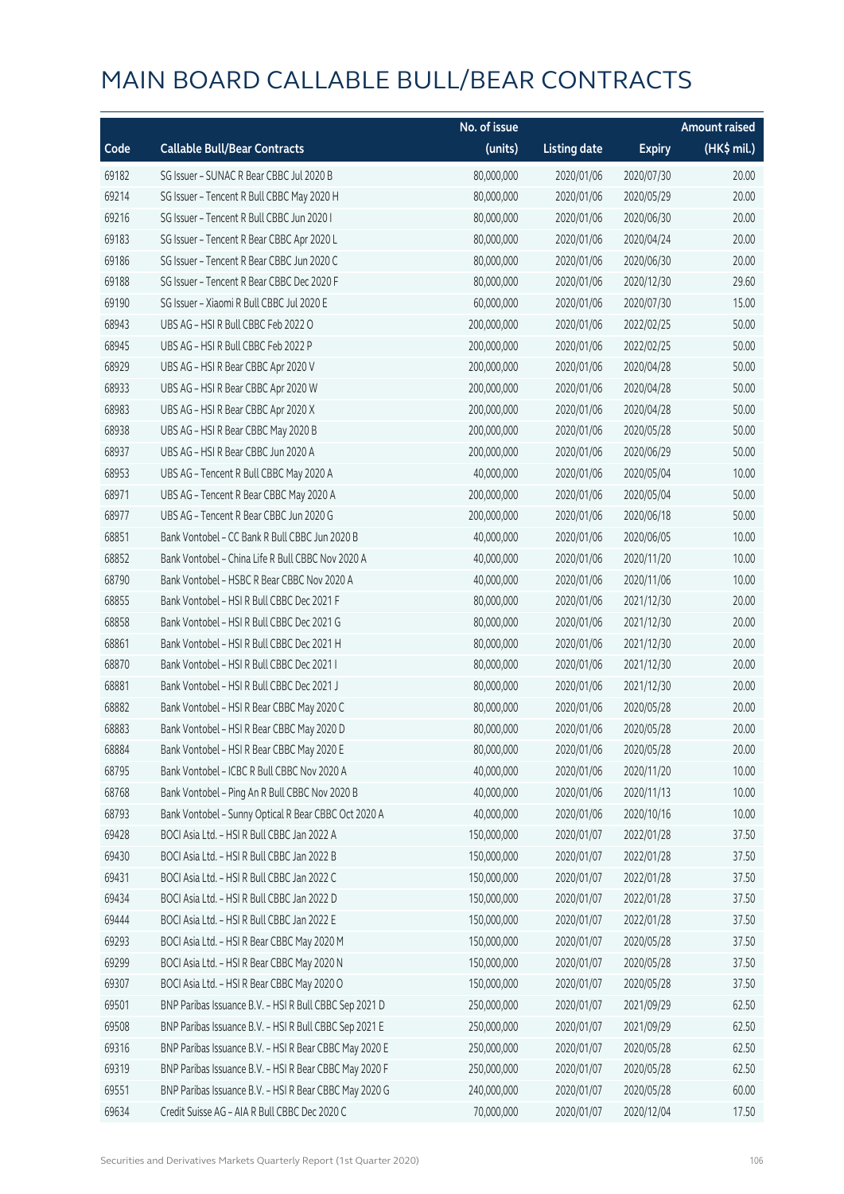# MAIN BOARD CALLABLE BULL/BEAR CONTRACTS

| Code | Callable Bull/Bear Contracts | No. of issue (units) | Listing date | Expiry | Amount raised (HK$ mil.) |
|---|---|---|---|---|---|
| 69182 | SG Issuer – SUNAC R Bear CBBC Jul 2020 B | 80,000,000 | 2020/01/06 | 2020/07/30 | 20.00 |
| 69214 | SG Issuer – Tencent R Bull CBBC May 2020 H | 80,000,000 | 2020/01/06 | 2020/05/29 | 20.00 |
| 69216 | SG Issuer – Tencent R Bull CBBC Jun 2020 I | 80,000,000 | 2020/01/06 | 2020/06/30 | 20.00 |
| 69183 | SG Issuer – Tencent R Bear CBBC Apr 2020 L | 80,000,000 | 2020/01/06 | 2020/04/24 | 20.00 |
| 69186 | SG Issuer – Tencent R Bear CBBC Jun 2020 C | 80,000,000 | 2020/01/06 | 2020/06/30 | 20.00 |
| 69188 | SG Issuer – Tencent R Bear CBBC Dec 2020 F | 80,000,000 | 2020/01/06 | 2020/12/30 | 29.60 |
| 69190 | SG Issuer – Xiaomi R Bull CBBC Jul 2020 E | 60,000,000 | 2020/01/06 | 2020/07/30 | 15.00 |
| 68943 | UBS AG – HSI R Bull CBBC Feb 2022 O | 200,000,000 | 2020/01/06 | 2022/02/25 | 50.00 |
| 68945 | UBS AG – HSI R Bull CBBC Feb 2022 P | 200,000,000 | 2020/01/06 | 2022/02/25 | 50.00 |
| 68929 | UBS AG – HSI R Bear CBBC Apr 2020 V | 200,000,000 | 2020/01/06 | 2020/04/28 | 50.00 |
| 68933 | UBS AG – HSI R Bear CBBC Apr 2020 W | 200,000,000 | 2020/01/06 | 2020/04/28 | 50.00 |
| 68983 | UBS AG – HSI R Bear CBBC Apr 2020 X | 200,000,000 | 2020/01/06 | 2020/04/28 | 50.00 |
| 68938 | UBS AG – HSI R Bear CBBC May 2020 B | 200,000,000 | 2020/01/06 | 2020/05/28 | 50.00 |
| 68937 | UBS AG – HSI R Bear CBBC Jun 2020 A | 200,000,000 | 2020/01/06 | 2020/06/29 | 50.00 |
| 68953 | UBS AG – Tencent R Bull CBBC May 2020 A | 40,000,000 | 2020/01/06 | 2020/05/04 | 10.00 |
| 68971 | UBS AG – Tencent R Bear CBBC May 2020 A | 200,000,000 | 2020/01/06 | 2020/05/04 | 50.00 |
| 68977 | UBS AG – Tencent R Bear CBBC Jun 2020 G | 200,000,000 | 2020/01/06 | 2020/06/18 | 50.00 |
| 68851 | Bank Vontobel – CC Bank R Bull CBBC Jun 2020 B | 40,000,000 | 2020/01/06 | 2020/06/05 | 10.00 |
| 68852 | Bank Vontobel – China Life R Bull CBBC Nov 2020 A | 40,000,000 | 2020/01/06 | 2020/11/20 | 10.00 |
| 68790 | Bank Vontobel – HSBC R Bear CBBC Nov 2020 A | 40,000,000 | 2020/01/06 | 2020/11/06 | 10.00 |
| 68855 | Bank Vontobel – HSI R Bull CBBC Dec 2021 F | 80,000,000 | 2020/01/06 | 2021/12/30 | 20.00 |
| 68858 | Bank Vontobel – HSI R Bull CBBC Dec 2021 G | 80,000,000 | 2020/01/06 | 2021/12/30 | 20.00 |
| 68861 | Bank Vontobel – HSI R Bull CBBC Dec 2021 H | 80,000,000 | 2020/01/06 | 2021/12/30 | 20.00 |
| 68870 | Bank Vontobel – HSI R Bull CBBC Dec 2021 I | 80,000,000 | 2020/01/06 | 2021/12/30 | 20.00 |
| 68881 | Bank Vontobel – HSI R Bull CBBC Dec 2021 J | 80,000,000 | 2020/01/06 | 2021/12/30 | 20.00 |
| 68882 | Bank Vontobel – HSI R Bear CBBC May 2020 C | 80,000,000 | 2020/01/06 | 2020/05/28 | 20.00 |
| 68883 | Bank Vontobel – HSI R Bear CBBC May 2020 D | 80,000,000 | 2020/01/06 | 2020/05/28 | 20.00 |
| 68884 | Bank Vontobel – HSI R Bear CBBC May 2020 E | 80,000,000 | 2020/01/06 | 2020/05/28 | 20.00 |
| 68795 | Bank Vontobel – ICBC R Bull CBBC Nov 2020 A | 40,000,000 | 2020/01/06 | 2020/11/20 | 10.00 |
| 68768 | Bank Vontobel – Ping An R Bull CBBC Nov 2020 B | 40,000,000 | 2020/01/06 | 2020/11/13 | 10.00 |
| 68793 | Bank Vontobel – Sunny Optical R Bear CBBC Oct 2020 A | 40,000,000 | 2020/01/06 | 2020/10/16 | 10.00 |
| 69428 | BOCI Asia Ltd. – HSI R Bull CBBC Jan 2022 A | 150,000,000 | 2020/01/07 | 2022/01/28 | 37.50 |
| 69430 | BOCI Asia Ltd. – HSI R Bull CBBC Jan 2022 B | 150,000,000 | 2020/01/07 | 2022/01/28 | 37.50 |
| 69431 | BOCI Asia Ltd. – HSI R Bull CBBC Jan 2022 C | 150,000,000 | 2020/01/07 | 2022/01/28 | 37.50 |
| 69434 | BOCI Asia Ltd. – HSI R Bull CBBC Jan 2022 D | 150,000,000 | 2020/01/07 | 2022/01/28 | 37.50 |
| 69444 | BOCI Asia Ltd. – HSI R Bull CBBC Jan 2022 E | 150,000,000 | 2020/01/07 | 2022/01/28 | 37.50 |
| 69293 | BOCI Asia Ltd. – HSI R Bear CBBC May 2020 M | 150,000,000 | 2020/01/07 | 2020/05/28 | 37.50 |
| 69299 | BOCI Asia Ltd. – HSI R Bear CBBC May 2020 N | 150,000,000 | 2020/01/07 | 2020/05/28 | 37.50 |
| 69307 | BOCI Asia Ltd. – HSI R Bear CBBC May 2020 O | 150,000,000 | 2020/01/07 | 2020/05/28 | 37.50 |
| 69501 | BNP Paribas Issuance B.V. – HSI R Bull CBBC Sep 2021 D | 250,000,000 | 2020/01/07 | 2021/09/29 | 62.50 |
| 69508 | BNP Paribas Issuance B.V. – HSI R Bull CBBC Sep 2021 E | 250,000,000 | 2020/01/07 | 2021/09/29 | 62.50 |
| 69316 | BNP Paribas Issuance B.V. – HSI R Bear CBBC May 2020 E | 250,000,000 | 2020/01/07 | 2020/05/28 | 62.50 |
| 69319 | BNP Paribas Issuance B.V. – HSI R Bear CBBC May 2020 F | 250,000,000 | 2020/01/07 | 2020/05/28 | 62.50 |
| 69551 | BNP Paribas Issuance B.V. – HSI R Bear CBBC May 2020 G | 240,000,000 | 2020/01/07 | 2020/05/28 | 60.00 |
| 69634 | Credit Suisse AG – AIA R Bull CBBC Dec 2020 C | 70,000,000 | 2020/01/07 | 2020/12/04 | 17.50 |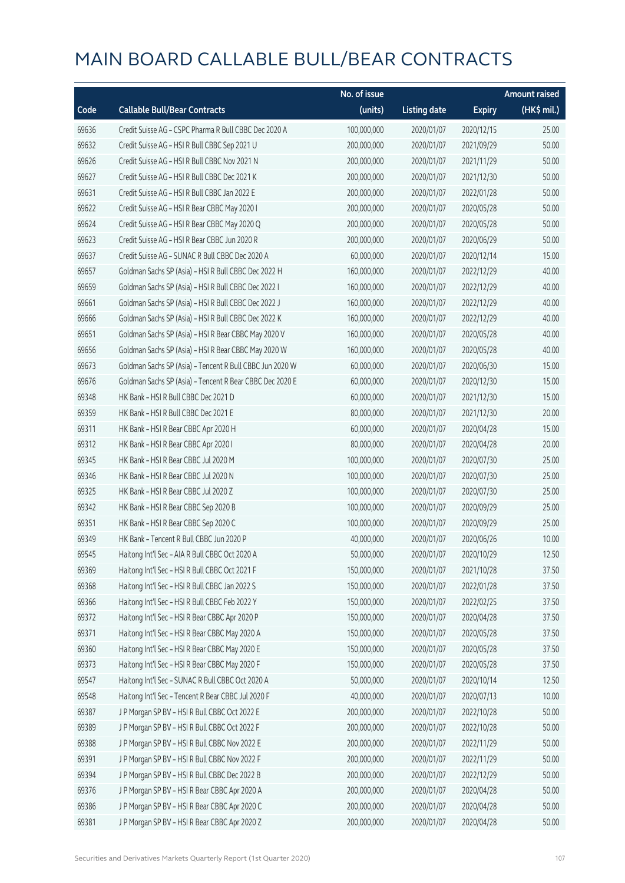# MAIN BOARD CALLABLE BULL/BEAR CONTRACTS

| Code | Callable Bull/Bear Contracts | No. of issue (units) | Listing date | Expiry | Amount raised (HK$ mil.) |
|---|---|---|---|---|---|
| 69636 | Credit Suisse AG - CSPC Pharma R Bull CBBC Dec 2020 A | 100,000,000 | 2020/01/07 | 2020/12/15 | 25.00 |
| 69632 | Credit Suisse AG - HSI R Bull CBBC Sep 2021 U | 200,000,000 | 2020/01/07 | 2021/09/29 | 50.00 |
| 69626 | Credit Suisse AG - HSI R Bull CBBC Nov 2021 N | 200,000,000 | 2020/01/07 | 2021/11/29 | 50.00 |
| 69627 | Credit Suisse AG - HSI R Bull CBBC Dec 2021 K | 200,000,000 | 2020/01/07 | 2021/12/30 | 50.00 |
| 69631 | Credit Suisse AG - HSI R Bull CBBC Jan 2022 E | 200,000,000 | 2020/01/07 | 2022/01/28 | 50.00 |
| 69622 | Credit Suisse AG - HSI R Bear CBBC May 2020 I | 200,000,000 | 2020/01/07 | 2020/05/28 | 50.00 |
| 69624 | Credit Suisse AG - HSI R Bear CBBC May 2020 Q | 200,000,000 | 2020/01/07 | 2020/05/28 | 50.00 |
| 69623 | Credit Suisse AG - HSI R Bear CBBC Jun 2020 R | 200,000,000 | 2020/01/07 | 2020/06/29 | 50.00 |
| 69637 | Credit Suisse AG - SUNAC R Bull CBBC Dec 2020 A | 60,000,000 | 2020/01/07 | 2020/12/14 | 15.00 |
| 69657 | Goldman Sachs SP (Asia) - HSI R Bull CBBC Dec 2022 H | 160,000,000 | 2020/01/07 | 2022/12/29 | 40.00 |
| 69659 | Goldman Sachs SP (Asia) - HSI R Bull CBBC Dec 2022 I | 160,000,000 | 2020/01/07 | 2022/12/29 | 40.00 |
| 69661 | Goldman Sachs SP (Asia) - HSI R Bull CBBC Dec 2022 J | 160,000,000 | 2020/01/07 | 2022/12/29 | 40.00 |
| 69666 | Goldman Sachs SP (Asia) - HSI R Bull CBBC Dec 2022 K | 160,000,000 | 2020/01/07 | 2022/12/29 | 40.00 |
| 69651 | Goldman Sachs SP (Asia) - HSI R Bear CBBC May 2020 V | 160,000,000 | 2020/01/07 | 2020/05/28 | 40.00 |
| 69656 | Goldman Sachs SP (Asia) - HSI R Bear CBBC May 2020 W | 160,000,000 | 2020/01/07 | 2020/05/28 | 40.00 |
| 69673 | Goldman Sachs SP (Asia) - Tencent R Bull CBBC Jun 2020 W | 60,000,000 | 2020/01/07 | 2020/06/30 | 15.00 |
| 69676 | Goldman Sachs SP (Asia) - Tencent R Bear CBBC Dec 2020 E | 60,000,000 | 2020/01/07 | 2020/12/30 | 15.00 |
| 69348 | HK Bank - HSI R Bull CBBC Dec 2021 D | 60,000,000 | 2020/01/07 | 2021/12/30 | 15.00 |
| 69359 | HK Bank - HSI R Bull CBBC Dec 2021 E | 80,000,000 | 2020/01/07 | 2021/12/30 | 20.00 |
| 69311 | HK Bank - HSI R Bear CBBC Apr 2020 H | 60,000,000 | 2020/01/07 | 2020/04/28 | 15.00 |
| 69312 | HK Bank - HSI R Bear CBBC Apr 2020 I | 80,000,000 | 2020/01/07 | 2020/04/28 | 20.00 |
| 69345 | HK Bank - HSI R Bear CBBC Jul 2020 M | 100,000,000 | 2020/01/07 | 2020/07/30 | 25.00 |
| 69346 | HK Bank - HSI R Bear CBBC Jul 2020 N | 100,000,000 | 2020/01/07 | 2020/07/30 | 25.00 |
| 69325 | HK Bank - HSI R Bear CBBC Jul 2020 Z | 100,000,000 | 2020/01/07 | 2020/07/30 | 25.00 |
| 69342 | HK Bank - HSI R Bear CBBC Sep 2020 B | 100,000,000 | 2020/01/07 | 2020/09/29 | 25.00 |
| 69351 | HK Bank - HSI R Bear CBBC Sep 2020 C | 100,000,000 | 2020/01/07 | 2020/09/29 | 25.00 |
| 69349 | HK Bank - Tencent R Bull CBBC Jun 2020 P | 40,000,000 | 2020/01/07 | 2020/06/26 | 10.00 |
| 69545 | Haitong Int'l Sec - AIA R Bull CBBC Oct 2020 A | 50,000,000 | 2020/01/07 | 2020/10/29 | 12.50 |
| 69369 | Haitong Int'l Sec - HSI R Bull CBBC Oct 2021 F | 150,000,000 | 2020/01/07 | 2021/10/28 | 37.50 |
| 69368 | Haitong Int'l Sec - HSI R Bull CBBC Jan 2022 S | 150,000,000 | 2020/01/07 | 2022/01/28 | 37.50 |
| 69366 | Haitong Int'l Sec - HSI R Bull CBBC Feb 2022 Y | 150,000,000 | 2020/01/07 | 2022/02/25 | 37.50 |
| 69372 | Haitong Int'l Sec - HSI R Bear CBBC Apr 2020 P | 150,000,000 | 2020/01/07 | 2020/04/28 | 37.50 |
| 69371 | Haitong Int'l Sec - HSI R Bear CBBC May 2020 A | 150,000,000 | 2020/01/07 | 2020/05/28 | 37.50 |
| 69360 | Haitong Int'l Sec - HSI R Bear CBBC May 2020 E | 150,000,000 | 2020/01/07 | 2020/05/28 | 37.50 |
| 69373 | Haitong Int'l Sec - HSI R Bear CBBC May 2020 F | 150,000,000 | 2020/01/07 | 2020/05/28 | 37.50 |
| 69547 | Haitong Int'l Sec - SUNAC R Bull CBBC Oct 2020 A | 50,000,000 | 2020/01/07 | 2020/10/14 | 12.50 |
| 69548 | Haitong Int'l Sec - Tencent R Bear CBBC Jul 2020 F | 40,000,000 | 2020/01/07 | 2020/07/13 | 10.00 |
| 69387 | J P Morgan SP BV - HSI R Bull CBBC Oct 2022 E | 200,000,000 | 2020/01/07 | 2022/10/28 | 50.00 |
| 69389 | J P Morgan SP BV - HSI R Bull CBBC Oct 2022 F | 200,000,000 | 2020/01/07 | 2022/10/28 | 50.00 |
| 69388 | J P Morgan SP BV - HSI R Bull CBBC Nov 2022 E | 200,000,000 | 2020/01/07 | 2022/11/29 | 50.00 |
| 69391 | J P Morgan SP BV - HSI R Bull CBBC Nov 2022 F | 200,000,000 | 2020/01/07 | 2022/11/29 | 50.00 |
| 69394 | J P Morgan SP BV - HSI R Bull CBBC Dec 2022 B | 200,000,000 | 2020/01/07 | 2022/12/29 | 50.00 |
| 69376 | J P Morgan SP BV - HSI R Bear CBBC Apr 2020 A | 200,000,000 | 2020/01/07 | 2020/04/28 | 50.00 |
| 69386 | J P Morgan SP BV - HSI R Bear CBBC Apr 2020 C | 200,000,000 | 2020/01/07 | 2020/04/28 | 50.00 |
| 69381 | J P Morgan SP BV - HSI R Bear CBBC Apr 2020 Z | 200,000,000 | 2020/01/07 | 2020/04/28 | 50.00 |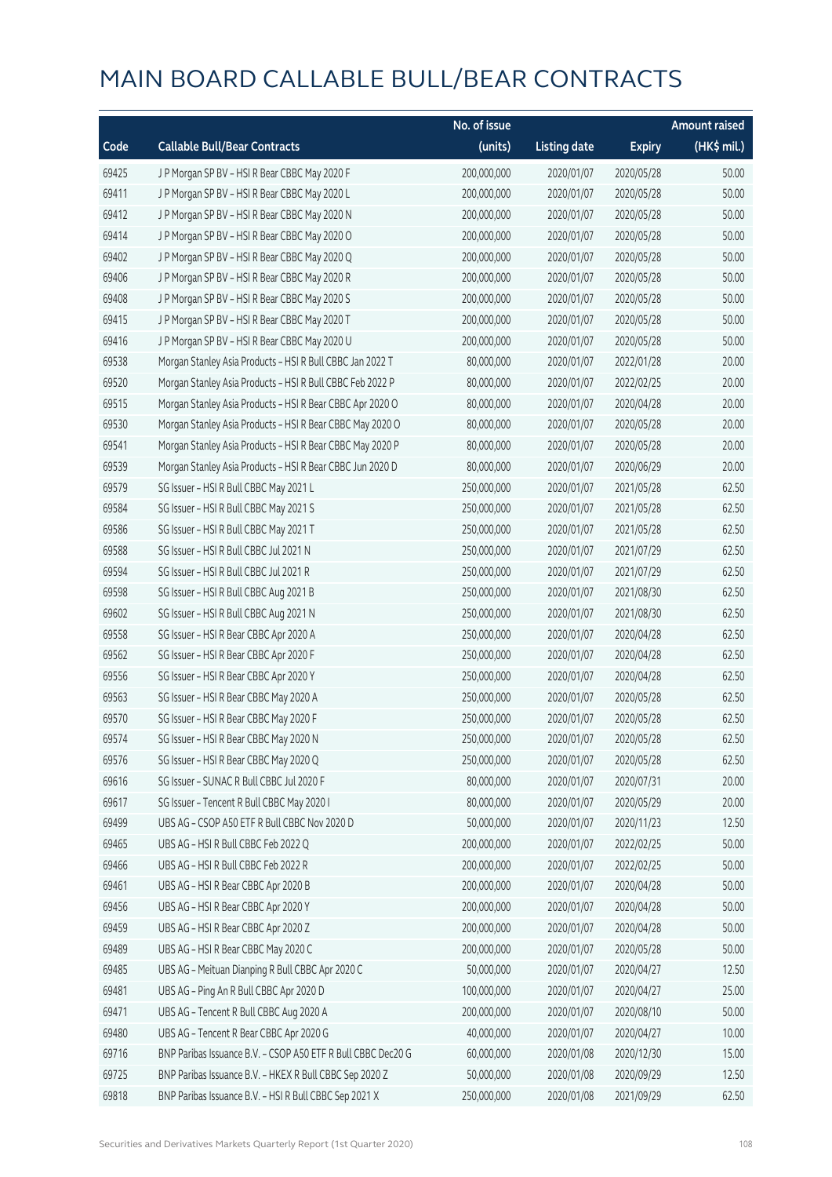# MAIN BOARD CALLABLE BULL/BEAR CONTRACTS

| Code | Callable Bull/Bear Contracts | No. of issue (units) | Listing date | Expiry | Amount raised (HK$ mil.) |
|---|---|---|---|---|---|
| 69425 | J P Morgan SP BV – HSI R Bear CBBC May 2020 F | 200,000,000 | 2020/01/07 | 2020/05/28 | 50.00 |
| 69411 | J P Morgan SP BV – HSI R Bear CBBC May 2020 L | 200,000,000 | 2020/01/07 | 2020/05/28 | 50.00 |
| 69412 | J P Morgan SP BV – HSI R Bear CBBC May 2020 N | 200,000,000 | 2020/01/07 | 2020/05/28 | 50.00 |
| 69414 | J P Morgan SP BV – HSI R Bear CBBC May 2020 O | 200,000,000 | 2020/01/07 | 2020/05/28 | 50.00 |
| 69402 | J P Morgan SP BV – HSI R Bear CBBC May 2020 Q | 200,000,000 | 2020/01/07 | 2020/05/28 | 50.00 |
| 69406 | J P Morgan SP BV – HSI R Bear CBBC May 2020 R | 200,000,000 | 2020/01/07 | 2020/05/28 | 50.00 |
| 69408 | J P Morgan SP BV – HSI R Bear CBBC May 2020 S | 200,000,000 | 2020/01/07 | 2020/05/28 | 50.00 |
| 69415 | J P Morgan SP BV – HSI R Bear CBBC May 2020 T | 200,000,000 | 2020/01/07 | 2020/05/28 | 50.00 |
| 69416 | J P Morgan SP BV – HSI R Bear CBBC May 2020 U | 200,000,000 | 2020/01/07 | 2020/05/28 | 50.00 |
| 69538 | Morgan Stanley Asia Products – HSI R Bull CBBC Jan 2022 T | 80,000,000 | 2020/01/07 | 2022/01/28 | 20.00 |
| 69520 | Morgan Stanley Asia Products – HSI R Bull CBBC Feb 2022 P | 80,000,000 | 2020/01/07 | 2022/02/25 | 20.00 |
| 69515 | Morgan Stanley Asia Products – HSI R Bear CBBC Apr 2020 O | 80,000,000 | 2020/01/07 | 2020/04/28 | 20.00 |
| 69530 | Morgan Stanley Asia Products – HSI R Bear CBBC May 2020 O | 80,000,000 | 2020/01/07 | 2020/05/28 | 20.00 |
| 69541 | Morgan Stanley Asia Products – HSI R Bear CBBC May 2020 P | 80,000,000 | 2020/01/07 | 2020/05/28 | 20.00 |
| 69539 | Morgan Stanley Asia Products – HSI R Bear CBBC Jun 2020 D | 80,000,000 | 2020/01/07 | 2020/06/29 | 20.00 |
| 69579 | SG Issuer – HSI R Bull CBBC May 2021 L | 250,000,000 | 2020/01/07 | 2021/05/28 | 62.50 |
| 69584 | SG Issuer – HSI R Bull CBBC May 2021 S | 250,000,000 | 2020/01/07 | 2021/05/28 | 62.50 |
| 69586 | SG Issuer – HSI R Bull CBBC May 2021 T | 250,000,000 | 2020/01/07 | 2021/05/28 | 62.50 |
| 69588 | SG Issuer – HSI R Bull CBBC Jul 2021 N | 250,000,000 | 2020/01/07 | 2021/07/29 | 62.50 |
| 69594 | SG Issuer – HSI R Bull CBBC Jul 2021 R | 250,000,000 | 2020/01/07 | 2021/07/29 | 62.50 |
| 69598 | SG Issuer – HSI R Bull CBBC Aug 2021 B | 250,000,000 | 2020/01/07 | 2021/08/30 | 62.50 |
| 69602 | SG Issuer – HSI R Bull CBBC Aug 2021 N | 250,000,000 | 2020/01/07 | 2021/08/30 | 62.50 |
| 69558 | SG Issuer – HSI R Bear CBBC Apr 2020 A | 250,000,000 | 2020/01/07 | 2020/04/28 | 62.50 |
| 69562 | SG Issuer – HSI R Bear CBBC Apr 2020 F | 250,000,000 | 2020/01/07 | 2020/04/28 | 62.50 |
| 69556 | SG Issuer – HSI R Bear CBBC Apr 2020 Y | 250,000,000 | 2020/01/07 | 2020/04/28 | 62.50 |
| 69563 | SG Issuer – HSI R Bear CBBC May 2020 A | 250,000,000 | 2020/01/07 | 2020/05/28 | 62.50 |
| 69570 | SG Issuer – HSI R Bear CBBC May 2020 F | 250,000,000 | 2020/01/07 | 2020/05/28 | 62.50 |
| 69574 | SG Issuer – HSI R Bear CBBC May 2020 N | 250,000,000 | 2020/01/07 | 2020/05/28 | 62.50 |
| 69576 | SG Issuer – HSI R Bear CBBC May 2020 Q | 250,000,000 | 2020/01/07 | 2020/05/28 | 62.50 |
| 69616 | SG Issuer – SUNAC R Bull CBBC Jul 2020 F | 80,000,000 | 2020/01/07 | 2020/07/31 | 20.00 |
| 69617 | SG Issuer – Tencent R Bull CBBC May 2020 I | 80,000,000 | 2020/01/07 | 2020/05/29 | 20.00 |
| 69499 | UBS AG – CSOP A50 ETF R Bull CBBC Nov 2020 D | 50,000,000 | 2020/01/07 | 2020/11/23 | 12.50 |
| 69465 | UBS AG – HSI R Bull CBBC Feb 2022 Q | 200,000,000 | 2020/01/07 | 2022/02/25 | 50.00 |
| 69466 | UBS AG – HSI R Bull CBBC Feb 2022 R | 200,000,000 | 2020/01/07 | 2022/02/25 | 50.00 |
| 69461 | UBS AG – HSI R Bear CBBC Apr 2020 B | 200,000,000 | 2020/01/07 | 2020/04/28 | 50.00 |
| 69456 | UBS AG – HSI R Bear CBBC Apr 2020 Y | 200,000,000 | 2020/01/07 | 2020/04/28 | 50.00 |
| 69459 | UBS AG – HSI R Bear CBBC Apr 2020 Z | 200,000,000 | 2020/01/07 | 2020/04/28 | 50.00 |
| 69489 | UBS AG – HSI R Bear CBBC May 2020 C | 200,000,000 | 2020/01/07 | 2020/05/28 | 50.00 |
| 69485 | UBS AG – Meituan Dianping R Bull CBBC Apr 2020 C | 50,000,000 | 2020/01/07 | 2020/04/27 | 12.50 |
| 69481 | UBS AG – Ping An R Bull CBBC Apr 2020 D | 100,000,000 | 2020/01/07 | 2020/04/27 | 25.00 |
| 69471 | UBS AG – Tencent R Bull CBBC Aug 2020 A | 200,000,000 | 2020/01/07 | 2020/08/10 | 50.00 |
| 69480 | UBS AG – Tencent R Bear CBBC Apr 2020 G | 40,000,000 | 2020/01/07 | 2020/04/27 | 10.00 |
| 69716 | BNP Paribas Issuance B.V. – CSOP A50 ETF R Bull CBBC Dec20 G | 60,000,000 | 2020/01/08 | 2020/12/30 | 15.00 |
| 69725 | BNP Paribas Issuance B.V. – HKEX R Bull CBBC Sep 2020 Z | 50,000,000 | 2020/01/08 | 2020/09/29 | 12.50 |
| 69818 | BNP Paribas Issuance B.V. – HSI R Bull CBBC Sep 2021 X | 250,000,000 | 2020/01/08 | 2021/09/29 | 62.50 |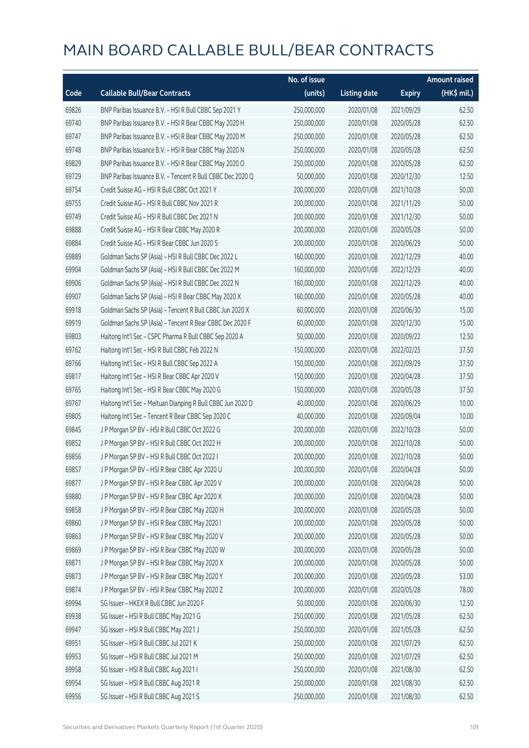# MAIN BOARD CALLABLE BULL/BEAR CONTRACTS

| Code | Callable Bull/Bear Contracts | No. of issue (units) | Listing date | Expiry | Amount raised (HK$ mil.) |
|---|---|---|---|---|---|
| 69826 | BNP Paribas Issuance B.V. – HSI R Bull CBBC Sep 2021 Y | 250,000,000 | 2020/01/08 | 2021/09/29 | 62.50 |
| 69740 | BNP Paribas Issuance B.V. – HSI R Bear CBBC May 2020 H | 250,000,000 | 2020/01/08 | 2020/05/28 | 62.50 |
| 69747 | BNP Paribas Issuance B.V. – HSI R Bear CBBC May 2020 M | 250,000,000 | 2020/01/08 | 2020/05/28 | 62.50 |
| 69748 | BNP Paribas Issuance B.V. – HSI R Bear CBBC May 2020 N | 250,000,000 | 2020/01/08 | 2020/05/28 | 62.50 |
| 69829 | BNP Paribas Issuance B.V. – HSI R Bear CBBC May 2020 O | 250,000,000 | 2020/01/08 | 2020/05/28 | 62.50 |
| 69729 | BNP Paribas Issuance B.V. – Tencent R Bull CBBC Dec 2020 Q | 50,000,000 | 2020/01/08 | 2020/12/30 | 12.50 |
| 69754 | Credit Suisse AG – HSI R Bull CBBC Oct 2021 Y | 200,000,000 | 2020/01/08 | 2021/10/28 | 50.00 |
| 69755 | Credit Suisse AG – HSI R Bull CBBC Nov 2021 R | 200,000,000 | 2020/01/08 | 2021/11/29 | 50.00 |
| 69749 | Credit Suisse AG – HSI R Bull CBBC Dec 2021 N | 200,000,000 | 2020/01/08 | 2021/12/30 | 50.00 |
| 69888 | Credit Suisse AG – HSI R Bear CBBC May 2020 R | 200,000,000 | 2020/01/08 | 2020/05/28 | 50.00 |
| 69884 | Credit Suisse AG – HSI R Bear CBBC Jun 2020 S | 200,000,000 | 2020/01/08 | 2020/06/29 | 50.00 |
| 69889 | Goldman Sachs SP (Asia) – HSI R Bull CBBC Dec 2022 L | 160,000,000 | 2020/01/08 | 2022/12/29 | 40.00 |
| 69904 | Goldman Sachs SP (Asia) – HSI R Bull CBBC Dec 2022 M | 160,000,000 | 2020/01/08 | 2022/12/29 | 40.00 |
| 69906 | Goldman Sachs SP (Asia) – HSI R Bull CBBC Dec 2022 N | 160,000,000 | 2020/01/08 | 2022/12/29 | 40.00 |
| 69907 | Goldman Sachs SP (Asia) – HSI R Bear CBBC May 2020 X | 160,000,000 | 2020/01/08 | 2020/05/28 | 40.00 |
| 69918 | Goldman Sachs SP (Asia) – Tencent R Bull CBBC Jun 2020 X | 60,000,000 | 2020/01/08 | 2020/06/30 | 15.00 |
| 69919 | Goldman Sachs SP (Asia) – Tencent R Bear CBBC Dec 2020 F | 60,000,000 | 2020/01/08 | 2020/12/30 | 15.00 |
| 69803 | Haitong Int'l Sec – CSPC Pharma R Bull CBBC Sep 2020 A | 50,000,000 | 2020/01/08 | 2020/09/22 | 12.50 |
| 69762 | Haitong Int'l Sec – HSI R Bull CBBC Feb 2022 N | 150,000,000 | 2020/01/08 | 2022/02/25 | 37.50 |
| 69766 | Haitong Int'l Sec – HSI R Bull CBBC Sep 2022 A | 150,000,000 | 2020/01/08 | 2022/09/29 | 37.50 |
| 69817 | Haitong Int'l Sec – HSI R Bear CBBC Apr 2020 V | 150,000,000 | 2020/01/08 | 2020/04/28 | 37.50 |
| 69765 | Haitong Int'l Sec – HSI R Bear CBBC May 2020 G | 150,000,000 | 2020/01/08 | 2020/05/28 | 37.50 |
| 69767 | Haitong Int'l Sec – Meituan Dianping R Bull CBBC Jun 2020 D | 40,000,000 | 2020/01/08 | 2020/06/29 | 10.00 |
| 69805 | Haitong Int'l Sec – Tencent R Bear CBBC Sep 2020 C | 40,000,000 | 2020/01/08 | 2020/09/04 | 10.00 |
| 69845 | J P Morgan SP BV – HSI R Bull CBBC Oct 2022 G | 200,000,000 | 2020/01/08 | 2022/10/28 | 50.00 |
| 69852 | J P Morgan SP BV – HSI R Bull CBBC Oct 2022 H | 200,000,000 | 2020/01/08 | 2022/10/28 | 50.00 |
| 69856 | J P Morgan SP BV – HSI R Bull CBBC Oct 2022 I | 200,000,000 | 2020/01/08 | 2022/10/28 | 50.00 |
| 69857 | J P Morgan SP BV – HSI R Bear CBBC Apr 2020 U | 200,000,000 | 2020/01/08 | 2020/04/28 | 50.00 |
| 69877 | J P Morgan SP BV – HSI R Bear CBBC Apr 2020 V | 200,000,000 | 2020/01/08 | 2020/04/28 | 50.00 |
| 69880 | J P Morgan SP BV – HSI R Bear CBBC Apr 2020 X | 200,000,000 | 2020/01/08 | 2020/04/28 | 50.00 |
| 69858 | J P Morgan SP BV – HSI R Bear CBBC May 2020 H | 200,000,000 | 2020/01/08 | 2020/05/28 | 50.00 |
| 69860 | J P Morgan SP BV – HSI R Bear CBBC May 2020 I | 200,000,000 | 2020/01/08 | 2020/05/28 | 50.00 |
| 69863 | J P Morgan SP BV – HSI R Bear CBBC May 2020 V | 200,000,000 | 2020/01/08 | 2020/05/28 | 50.00 |
| 69869 | J P Morgan SP BV – HSI R Bear CBBC May 2020 W | 200,000,000 | 2020/01/08 | 2020/05/28 | 50.00 |
| 69871 | J P Morgan SP BV – HSI R Bear CBBC May 2020 X | 200,000,000 | 2020/01/08 | 2020/05/28 | 50.00 |
| 69873 | J P Morgan SP BV – HSI R Bear CBBC May 2020 Y | 200,000,000 | 2020/01/08 | 2020/05/28 | 53.00 |
| 69874 | J P Morgan SP BV – HSI R Bear CBBC May 2020 Z | 200,000,000 | 2020/01/08 | 2020/05/28 | 78.00 |
| 69994 | SG Issuer – HKEX R Bull CBBC Jun 2020 F | 50,000,000 | 2020/01/08 | 2020/06/30 | 12.50 |
| 69938 | SG Issuer – HSI R Bull CBBC May 2021 G | 250,000,000 | 2020/01/08 | 2021/05/28 | 62.50 |
| 69947 | SG Issuer – HSI R Bull CBBC May 2021 J | 250,000,000 | 2020/01/08 | 2021/05/28 | 62.50 |
| 69951 | SG Issuer – HSI R Bull CBBC Jul 2021 K | 250,000,000 | 2020/01/08 | 2021/07/29 | 62.50 |
| 69953 | SG Issuer – HSI R Bull CBBC Jul 2021 M | 250,000,000 | 2020/01/08 | 2021/07/29 | 62.50 |
| 69958 | SG Issuer – HSI R Bull CBBC Aug 2021 I | 250,000,000 | 2020/01/08 | 2021/08/30 | 62.50 |
| 69954 | SG Issuer – HSI R Bull CBBC Aug 2021 R | 250,000,000 | 2020/01/08 | 2021/08/30 | 62.50 |
| 69956 | SG Issuer – HSI R Bull CBBC Aug 2021 S | 250,000,000 | 2020/01/08 | 2021/08/30 | 62.50 |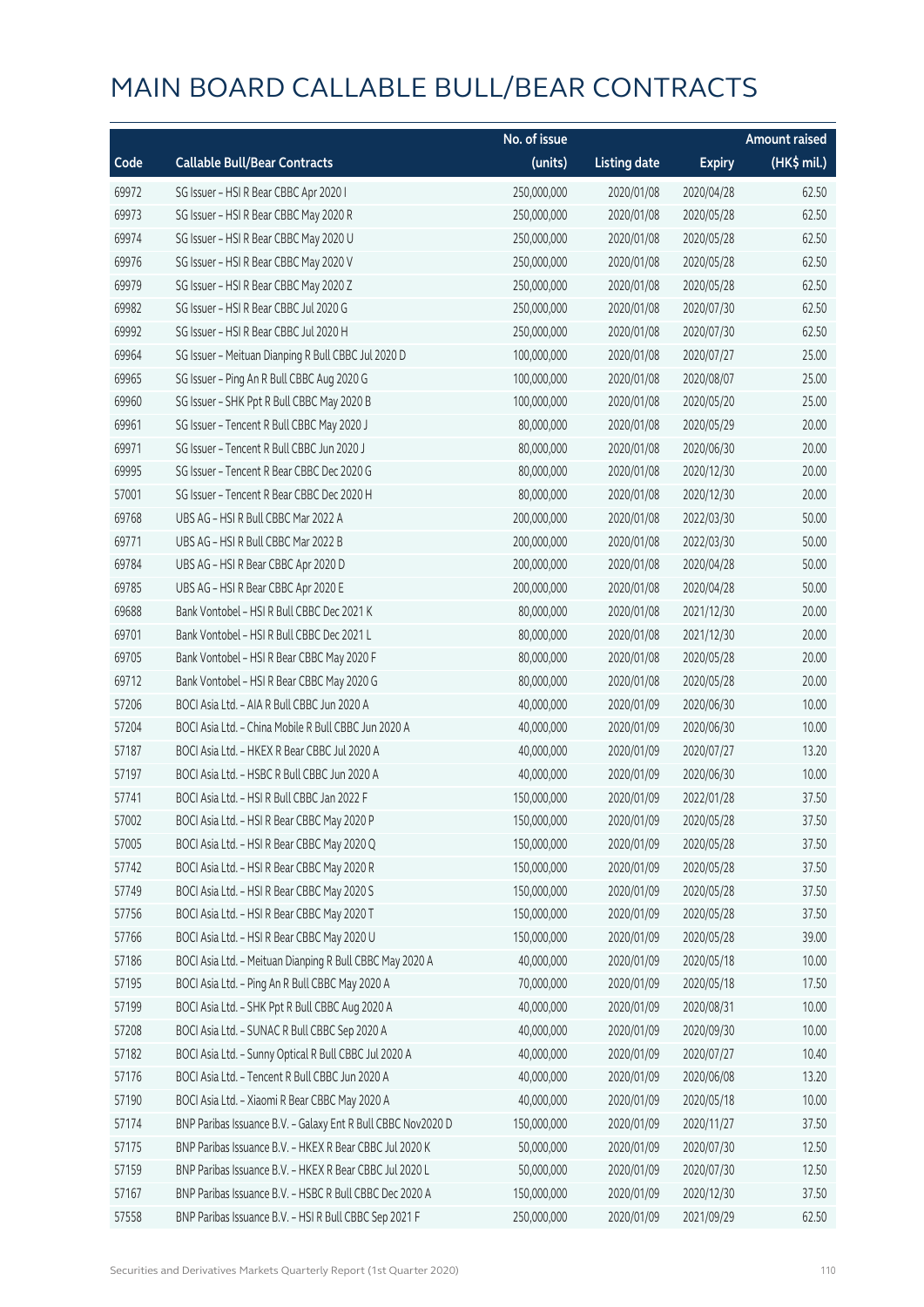# MAIN BOARD CALLABLE BULL/BEAR CONTRACTS

| Code | Callable Bull/Bear Contracts | No. of issue (units) | Listing date | Expiry | Amount raised (HK$ mil.) |
|---|---|---|---|---|---|
| 69972 | SG Issuer – HSI R Bear CBBC Apr 2020 I | 250,000,000 | 2020/01/08 | 2020/04/28 | 62.50 |
| 69973 | SG Issuer – HSI R Bear CBBC May 2020 R | 250,000,000 | 2020/01/08 | 2020/05/28 | 62.50 |
| 69974 | SG Issuer – HSI R Bear CBBC May 2020 U | 250,000,000 | 2020/01/08 | 2020/05/28 | 62.50 |
| 69976 | SG Issuer – HSI R Bear CBBC May 2020 V | 250,000,000 | 2020/01/08 | 2020/05/28 | 62.50 |
| 69979 | SG Issuer – HSI R Bear CBBC May 2020 Z | 250,000,000 | 2020/01/08 | 2020/05/28 | 62.50 |
| 69982 | SG Issuer – HSI R Bear CBBC Jul 2020 G | 250,000,000 | 2020/01/08 | 2020/07/30 | 62.50 |
| 69992 | SG Issuer – HSI R Bear CBBC Jul 2020 H | 250,000,000 | 2020/01/08 | 2020/07/30 | 62.50 |
| 69964 | SG Issuer – Meituan Dianping R Bull CBBC Jul 2020 D | 100,000,000 | 2020/01/08 | 2020/07/27 | 25.00 |
| 69965 | SG Issuer – Ping An R Bull CBBC Aug 2020 G | 100,000,000 | 2020/01/08 | 2020/08/07 | 25.00 |
| 69960 | SG Issuer – SHK Ppt R Bull CBBC May 2020 B | 100,000,000 | 2020/01/08 | 2020/05/20 | 25.00 |
| 69961 | SG Issuer – Tencent R Bull CBBC May 2020 J | 80,000,000 | 2020/01/08 | 2020/05/29 | 20.00 |
| 69971 | SG Issuer – Tencent R Bull CBBC Jun 2020 J | 80,000,000 | 2020/01/08 | 2020/06/30 | 20.00 |
| 69995 | SG Issuer – Tencent R Bear CBBC Dec 2020 G | 80,000,000 | 2020/01/08 | 2020/12/30 | 20.00 |
| 57001 | SG Issuer – Tencent R Bear CBBC Dec 2020 H | 80,000,000 | 2020/01/08 | 2020/12/30 | 20.00 |
| 69768 | UBS AG – HSI R Bull CBBC Mar 2022 A | 200,000,000 | 2020/01/08 | 2022/03/30 | 50.00 |
| 69771 | UBS AG – HSI R Bull CBBC Mar 2022 B | 200,000,000 | 2020/01/08 | 2022/03/30 | 50.00 |
| 69784 | UBS AG – HSI R Bear CBBC Apr 2020 D | 200,000,000 | 2020/01/08 | 2020/04/28 | 50.00 |
| 69785 | UBS AG – HSI R Bear CBBC Apr 2020 E | 200,000,000 | 2020/01/08 | 2020/04/28 | 50.00 |
| 69688 | Bank Vontobel – HSI R Bull CBBC Dec 2021 K | 80,000,000 | 2020/01/08 | 2021/12/30 | 20.00 |
| 69701 | Bank Vontobel – HSI R Bull CBBC Dec 2021 L | 80,000,000 | 2020/01/08 | 2021/12/30 | 20.00 |
| 69705 | Bank Vontobel – HSI R Bear CBBC May 2020 F | 80,000,000 | 2020/01/08 | 2020/05/28 | 20.00 |
| 69712 | Bank Vontobel – HSI R Bear CBBC May 2020 G | 80,000,000 | 2020/01/08 | 2020/05/28 | 20.00 |
| 57206 | BOCI Asia Ltd. – AIA R Bull CBBC Jun 2020 A | 40,000,000 | 2020/01/09 | 2020/06/30 | 10.00 |
| 57204 | BOCI Asia Ltd. – China Mobile R Bull CBBC Jun 2020 A | 40,000,000 | 2020/01/09 | 2020/06/30 | 10.00 |
| 57187 | BOCI Asia Ltd. – HKEX R Bear CBBC Jul 2020 A | 40,000,000 | 2020/01/09 | 2020/07/27 | 13.20 |
| 57197 | BOCI Asia Ltd. – HSBC R Bull CBBC Jun 2020 A | 40,000,000 | 2020/01/09 | 2020/06/30 | 10.00 |
| 57741 | BOCI Asia Ltd. – HSI R Bull CBBC Jan 2022 F | 150,000,000 | 2020/01/09 | 2022/01/28 | 37.50 |
| 57002 | BOCI Asia Ltd. – HSI R Bear CBBC May 2020 P | 150,000,000 | 2020/01/09 | 2020/05/28 | 37.50 |
| 57005 | BOCI Asia Ltd. – HSI R Bear CBBC May 2020 Q | 150,000,000 | 2020/01/09 | 2020/05/28 | 37.50 |
| 57742 | BOCI Asia Ltd. – HSI R Bear CBBC May 2020 R | 150,000,000 | 2020/01/09 | 2020/05/28 | 37.50 |
| 57749 | BOCI Asia Ltd. – HSI R Bear CBBC May 2020 S | 150,000,000 | 2020/01/09 | 2020/05/28 | 37.50 |
| 57756 | BOCI Asia Ltd. – HSI R Bear CBBC May 2020 T | 150,000,000 | 2020/01/09 | 2020/05/28 | 37.50 |
| 57766 | BOCI Asia Ltd. – HSI R Bear CBBC May 2020 U | 150,000,000 | 2020/01/09 | 2020/05/28 | 39.00 |
| 57186 | BOCI Asia Ltd. – Meituan Dianping R Bull CBBC May 2020 A | 40,000,000 | 2020/01/09 | 2020/05/18 | 10.00 |
| 57195 | BOCI Asia Ltd. – Ping An R Bull CBBC May 2020 A | 70,000,000 | 2020/01/09 | 2020/05/18 | 17.50 |
| 57199 | BOCI Asia Ltd. – SHK Ppt R Bull CBBC Aug 2020 A | 40,000,000 | 2020/01/09 | 2020/08/31 | 10.00 |
| 57208 | BOCI Asia Ltd. – SUNAC R Bull CBBC Sep 2020 A | 40,000,000 | 2020/01/09 | 2020/09/30 | 10.00 |
| 57182 | BOCI Asia Ltd. – Sunny Optical R Bull CBBC Jul 2020 A | 40,000,000 | 2020/01/09 | 2020/07/27 | 10.40 |
| 57176 | BOCI Asia Ltd. – Tencent R Bull CBBC Jun 2020 A | 40,000,000 | 2020/01/09 | 2020/06/08 | 13.20 |
| 57190 | BOCI Asia Ltd. – Xiaomi R Bear CBBC May 2020 A | 40,000,000 | 2020/01/09 | 2020/05/18 | 10.00 |
| 57174 | BNP Paribas Issuance B.V. – Galaxy Ent R Bull CBBC Nov2020 D | 150,000,000 | 2020/01/09 | 2020/11/27 | 37.50 |
| 57175 | BNP Paribas Issuance B.V. – HKEX R Bear CBBC Jul 2020 K | 50,000,000 | 2020/01/09 | 2020/07/30 | 12.50 |
| 57159 | BNP Paribas Issuance B.V. – HKEX R Bear CBBC Jul 2020 L | 50,000,000 | 2020/01/09 | 2020/07/30 | 12.50 |
| 57167 | BNP Paribas Issuance B.V. – HSBC R Bull CBBC Dec 2020 A | 150,000,000 | 2020/01/09 | 2020/12/30 | 37.50 |
| 57558 | BNP Paribas Issuance B.V. – HSI R Bull CBBC Sep 2021 F | 250,000,000 | 2020/01/09 | 2021/09/29 | 62.50 |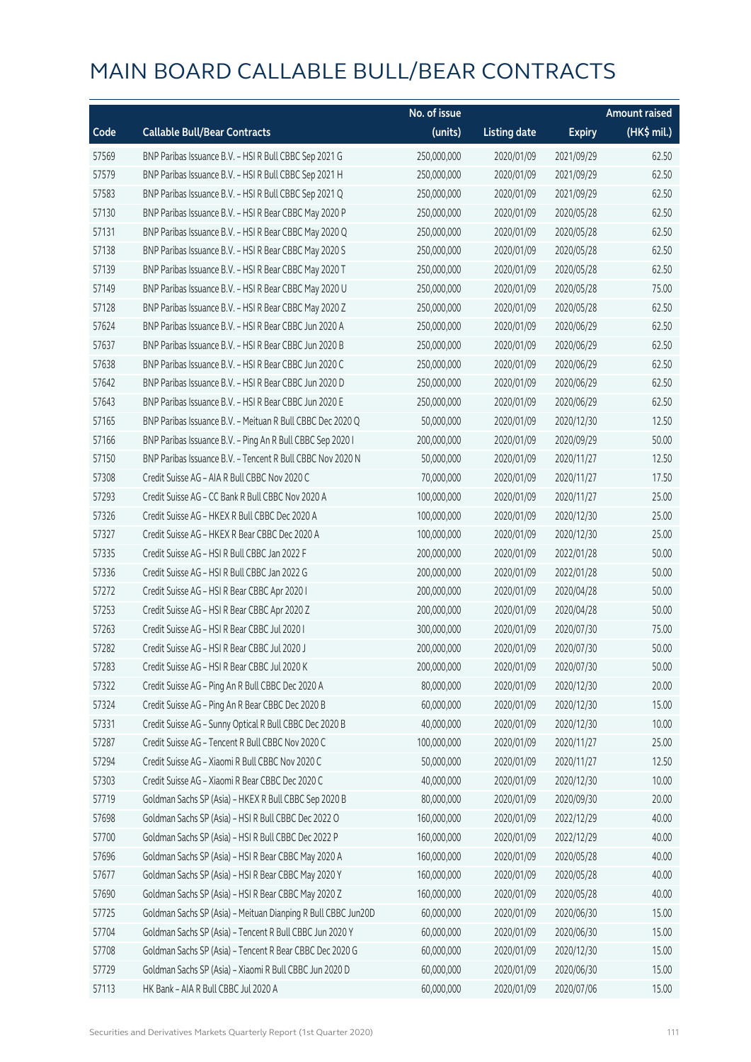# MAIN BOARD CALLABLE BULL/BEAR CONTRACTS

| Code | Callable Bull/Bear Contracts | No. of issue (units) | Listing date | Expiry | Amount raised (HK$ mil.) |
|---|---|---|---|---|---|
| 57569 | BNP Paribas Issuance B.V. – HSI R Bull CBBC Sep 2021 G | 250,000,000 | 2020/01/09 | 2021/09/29 | 62.50 |
| 57579 | BNP Paribas Issuance B.V. – HSI R Bull CBBC Sep 2021 H | 250,000,000 | 2020/01/09 | 2021/09/29 | 62.50 |
| 57583 | BNP Paribas Issuance B.V. – HSI R Bull CBBC Sep 2021 Q | 250,000,000 | 2020/01/09 | 2021/09/29 | 62.50 |
| 57130 | BNP Paribas Issuance B.V. – HSI R Bear CBBC May 2020 P | 250,000,000 | 2020/01/09 | 2020/05/28 | 62.50 |
| 57131 | BNP Paribas Issuance B.V. – HSI R Bear CBBC May 2020 Q | 250,000,000 | 2020/01/09 | 2020/05/28 | 62.50 |
| 57138 | BNP Paribas Issuance B.V. – HSI R Bear CBBC May 2020 S | 250,000,000 | 2020/01/09 | 2020/05/28 | 62.50 |
| 57139 | BNP Paribas Issuance B.V. – HSI R Bear CBBC May 2020 T | 250,000,000 | 2020/01/09 | 2020/05/28 | 62.50 |
| 57149 | BNP Paribas Issuance B.V. – HSI R Bear CBBC May 2020 U | 250,000,000 | 2020/01/09 | 2020/05/28 | 75.00 |
| 57128 | BNP Paribas Issuance B.V. – HSI R Bear CBBC May 2020 Z | 250,000,000 | 2020/01/09 | 2020/05/28 | 62.50 |
| 57624 | BNP Paribas Issuance B.V. – HSI R Bear CBBC Jun 2020 A | 250,000,000 | 2020/01/09 | 2020/06/29 | 62.50 |
| 57637 | BNP Paribas Issuance B.V. – HSI R Bear CBBC Jun 2020 B | 250,000,000 | 2020/01/09 | 2020/06/29 | 62.50 |
| 57638 | BNP Paribas Issuance B.V. – HSI R Bear CBBC Jun 2020 C | 250,000,000 | 2020/01/09 | 2020/06/29 | 62.50 |
| 57642 | BNP Paribas Issuance B.V. – HSI R Bear CBBC Jun 2020 D | 250,000,000 | 2020/01/09 | 2020/06/29 | 62.50 |
| 57643 | BNP Paribas Issuance B.V. – HSI R Bear CBBC Jun 2020 E | 250,000,000 | 2020/01/09 | 2020/06/29 | 62.50 |
| 57165 | BNP Paribas Issuance B.V. – Meituan R Bull CBBC Dec 2020 Q | 50,000,000 | 2020/01/09 | 2020/12/30 | 12.50 |
| 57166 | BNP Paribas Issuance B.V. – Ping An R Bull CBBC Sep 2020 I | 200,000,000 | 2020/01/09 | 2020/09/29 | 50.00 |
| 57150 | BNP Paribas Issuance B.V. – Tencent R Bull CBBC Nov 2020 N | 50,000,000 | 2020/01/09 | 2020/11/27 | 12.50 |
| 57308 | Credit Suisse AG – AIA R Bull CBBC Nov 2020 C | 70,000,000 | 2020/01/09 | 2020/11/27 | 17.50 |
| 57293 | Credit Suisse AG – CC Bank R Bull CBBC Nov 2020 A | 100,000,000 | 2020/01/09 | 2020/11/27 | 25.00 |
| 57326 | Credit Suisse AG – HKEX R Bull CBBC Dec 2020 A | 100,000,000 | 2020/01/09 | 2020/12/30 | 25.00 |
| 57327 | Credit Suisse AG – HKEX R Bear CBBC Dec 2020 A | 100,000,000 | 2020/01/09 | 2020/12/30 | 25.00 |
| 57335 | Credit Suisse AG – HSI R Bull CBBC Jan 2022 F | 200,000,000 | 2020/01/09 | 2022/01/28 | 50.00 |
| 57336 | Credit Suisse AG – HSI R Bull CBBC Jan 2022 G | 200,000,000 | 2020/01/09 | 2022/01/28 | 50.00 |
| 57272 | Credit Suisse AG – HSI R Bear CBBC Apr 2020 I | 200,000,000 | 2020/01/09 | 2020/04/28 | 50.00 |
| 57253 | Credit Suisse AG – HSI R Bear CBBC Apr 2020 Z | 200,000,000 | 2020/01/09 | 2020/04/28 | 50.00 |
| 57263 | Credit Suisse AG – HSI R Bear CBBC Jul 2020 I | 300,000,000 | 2020/01/09 | 2020/07/30 | 75.00 |
| 57282 | Credit Suisse AG – HSI R Bear CBBC Jul 2020 J | 200,000,000 | 2020/01/09 | 2020/07/30 | 50.00 |
| 57283 | Credit Suisse AG – HSI R Bear CBBC Jul 2020 K | 200,000,000 | 2020/01/09 | 2020/07/30 | 50.00 |
| 57322 | Credit Suisse AG – Ping An R Bull CBBC Dec 2020 A | 80,000,000 | 2020/01/09 | 2020/12/30 | 20.00 |
| 57324 | Credit Suisse AG – Ping An R Bear CBBC Dec 2020 B | 60,000,000 | 2020/01/09 | 2020/12/30 | 15.00 |
| 57331 | Credit Suisse AG – Sunny Optical R Bull CBBC Dec 2020 B | 40,000,000 | 2020/01/09 | 2020/12/30 | 10.00 |
| 57287 | Credit Suisse AG – Tencent R Bull CBBC Nov 2020 C | 100,000,000 | 2020/01/09 | 2020/11/27 | 25.00 |
| 57294 | Credit Suisse AG – Xiaomi R Bull CBBC Nov 2020 C | 50,000,000 | 2020/01/09 | 2020/11/27 | 12.50 |
| 57303 | Credit Suisse AG – Xiaomi R Bear CBBC Dec 2020 C | 40,000,000 | 2020/01/09 | 2020/12/30 | 10.00 |
| 57719 | Goldman Sachs SP (Asia) – HKEX R Bull CBBC Sep 2020 B | 80,000,000 | 2020/01/09 | 2020/09/30 | 20.00 |
| 57698 | Goldman Sachs SP (Asia) – HSI R Bull CBBC Dec 2022 O | 160,000,000 | 2020/01/09 | 2022/12/29 | 40.00 |
| 57700 | Goldman Sachs SP (Asia) – HSI R Bull CBBC Dec 2022 P | 160,000,000 | 2020/01/09 | 2022/12/29 | 40.00 |
| 57696 | Goldman Sachs SP (Asia) – HSI R Bear CBBC May 2020 A | 160,000,000 | 2020/01/09 | 2020/05/28 | 40.00 |
| 57677 | Goldman Sachs SP (Asia) – HSI R Bear CBBC May 2020 Y | 160,000,000 | 2020/01/09 | 2020/05/28 | 40.00 |
| 57690 | Goldman Sachs SP (Asia) – HSI R Bear CBBC May 2020 Z | 160,000,000 | 2020/01/09 | 2020/05/28 | 40.00 |
| 57725 | Goldman Sachs SP (Asia) – Meituan Dianping R Bull CBBC Jun20D | 60,000,000 | 2020/01/09 | 2020/06/30 | 15.00 |
| 57704 | Goldman Sachs SP (Asia) – Tencent R Bull CBBC Jun 2020 Y | 60,000,000 | 2020/01/09 | 2020/06/30 | 15.00 |
| 57708 | Goldman Sachs SP (Asia) – Tencent R Bear CBBC Dec 2020 G | 60,000,000 | 2020/01/09 | 2020/12/30 | 15.00 |
| 57729 | Goldman Sachs SP (Asia) – Xiaomi R Bull CBBC Jun 2020 D | 60,000,000 | 2020/01/09 | 2020/06/30 | 15.00 |
| 57113 | HK Bank – AIA R Bull CBBC Jul 2020 A | 60,000,000 | 2020/01/09 | 2020/07/06 | 15.00 |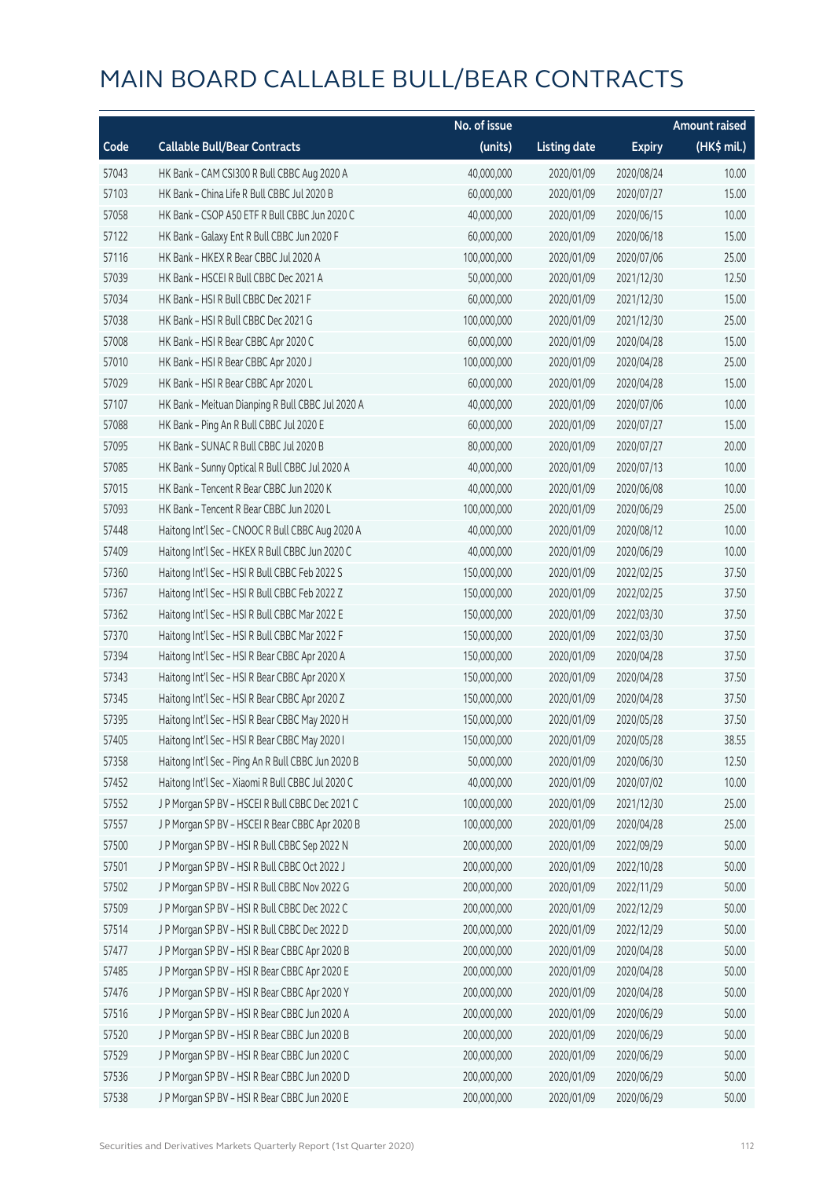# MAIN BOARD CALLABLE BULL/BEAR CONTRACTS

| Code | Callable Bull/Bear Contracts | No. of issue (units) | Listing date | Expiry | Amount raised (HK$ mil.) |
|---|---|---|---|---|---|
| 57043 | HK Bank – CAM CSI300 R Bull CBBC Aug 2020 A | 40,000,000 | 2020/01/09 | 2020/08/24 | 10.00 |
| 57103 | HK Bank – China Life R Bull CBBC Jul 2020 B | 60,000,000 | 2020/01/09 | 2020/07/27 | 15.00 |
| 57058 | HK Bank – CSOP A50 ETF R Bull CBBC Jun 2020 C | 40,000,000 | 2020/01/09 | 2020/06/15 | 10.00 |
| 57122 | HK Bank – Galaxy Ent R Bull CBBC Jun 2020 F | 60,000,000 | 2020/01/09 | 2020/06/18 | 15.00 |
| 57116 | HK Bank – HKEX R Bear CBBC Jul 2020 A | 100,000,000 | 2020/01/09 | 2020/07/06 | 25.00 |
| 57039 | HK Bank – HSCEI R Bull CBBC Dec 2021 A | 50,000,000 | 2020/01/09 | 2021/12/30 | 12.50 |
| 57034 | HK Bank – HSI R Bull CBBC Dec 2021 F | 60,000,000 | 2020/01/09 | 2021/12/30 | 15.00 |
| 57038 | HK Bank – HSI R Bull CBBC Dec 2021 G | 100,000,000 | 2020/01/09 | 2021/12/30 | 25.00 |
| 57008 | HK Bank – HSI R Bear CBBC Apr 2020 C | 60,000,000 | 2020/01/09 | 2020/04/28 | 15.00 |
| 57010 | HK Bank – HSI R Bear CBBC Apr 2020 J | 100,000,000 | 2020/01/09 | 2020/04/28 | 25.00 |
| 57029 | HK Bank – HSI R Bear CBBC Apr 2020 L | 60,000,000 | 2020/01/09 | 2020/04/28 | 15.00 |
| 57107 | HK Bank – Meituan Dianping R Bull CBBC Jul 2020 A | 40,000,000 | 2020/01/09 | 2020/07/06 | 10.00 |
| 57088 | HK Bank – Ping An R Bull CBBC Jul 2020 E | 60,000,000 | 2020/01/09 | 2020/07/27 | 15.00 |
| 57095 | HK Bank – SUNAC R Bull CBBC Jul 2020 B | 80,000,000 | 2020/01/09 | 2020/07/27 | 20.00 |
| 57085 | HK Bank – Sunny Optical R Bull CBBC Jul 2020 A | 40,000,000 | 2020/01/09 | 2020/07/13 | 10.00 |
| 57015 | HK Bank – Tencent R Bear CBBC Jun 2020 K | 40,000,000 | 2020/01/09 | 2020/06/08 | 10.00 |
| 57093 | HK Bank – Tencent R Bear CBBC Jun 2020 L | 100,000,000 | 2020/01/09 | 2020/06/29 | 25.00 |
| 57448 | Haitong Int'l Sec – CNOOC R Bull CBBC Aug 2020 A | 40,000,000 | 2020/01/09 | 2020/08/12 | 10.00 |
| 57409 | Haitong Int'l Sec – HKEX R Bull CBBC Jun 2020 C | 40,000,000 | 2020/01/09 | 2020/06/29 | 10.00 |
| 57360 | Haitong Int'l Sec – HSI R Bull CBBC Feb 2022 S | 150,000,000 | 2020/01/09 | 2022/02/25 | 37.50 |
| 57367 | Haitong Int'l Sec – HSI R Bull CBBC Feb 2022 Z | 150,000,000 | 2020/01/09 | 2022/02/25 | 37.50 |
| 57362 | Haitong Int'l Sec – HSI R Bull CBBC Mar 2022 E | 150,000,000 | 2020/01/09 | 2022/03/30 | 37.50 |
| 57370 | Haitong Int'l Sec – HSI R Bull CBBC Mar 2022 F | 150,000,000 | 2020/01/09 | 2022/03/30 | 37.50 |
| 57394 | Haitong Int'l Sec – HSI R Bear CBBC Apr 2020 A | 150,000,000 | 2020/01/09 | 2020/04/28 | 37.50 |
| 57343 | Haitong Int'l Sec – HSI R Bear CBBC Apr 2020 X | 150,000,000 | 2020/01/09 | 2020/04/28 | 37.50 |
| 57345 | Haitong Int'l Sec – HSI R Bear CBBC Apr 2020 Z | 150,000,000 | 2020/01/09 | 2020/04/28 | 37.50 |
| 57395 | Haitong Int'l Sec – HSI R Bear CBBC May 2020 H | 150,000,000 | 2020/01/09 | 2020/05/28 | 37.50 |
| 57405 | Haitong Int'l Sec – HSI R Bear CBBC May 2020 I | 150,000,000 | 2020/01/09 | 2020/05/28 | 38.55 |
| 57358 | Haitong Int'l Sec – Ping An R Bull CBBC Jun 2020 B | 50,000,000 | 2020/01/09 | 2020/06/30 | 12.50 |
| 57452 | Haitong Int'l Sec – Xiaomi R Bull CBBC Jul 2020 C | 40,000,000 | 2020/01/09 | 2020/07/02 | 10.00 |
| 57552 | J P Morgan SP BV – HSCEI R Bull CBBC Dec 2021 C | 100,000,000 | 2020/01/09 | 2021/12/30 | 25.00 |
| 57557 | J P Morgan SP BV – HSCEI R Bear CBBC Apr 2020 B | 100,000,000 | 2020/01/09 | 2020/04/28 | 25.00 |
| 57500 | J P Morgan SP BV – HSI R Bull CBBC Sep 2022 N | 200,000,000 | 2020/01/09 | 2022/09/29 | 50.00 |
| 57501 | J P Morgan SP BV – HSI R Bull CBBC Oct 2022 J | 200,000,000 | 2020/01/09 | 2022/10/28 | 50.00 |
| 57502 | J P Morgan SP BV – HSI R Bull CBBC Nov 2022 G | 200,000,000 | 2020/01/09 | 2022/11/29 | 50.00 |
| 57509 | J P Morgan SP BV – HSI R Bull CBBC Dec 2022 C | 200,000,000 | 2020/01/09 | 2022/12/29 | 50.00 |
| 57514 | J P Morgan SP BV – HSI R Bull CBBC Dec 2022 D | 200,000,000 | 2020/01/09 | 2022/12/29 | 50.00 |
| 57477 | J P Morgan SP BV – HSI R Bear CBBC Apr 2020 B | 200,000,000 | 2020/01/09 | 2020/04/28 | 50.00 |
| 57485 | J P Morgan SP BV – HSI R Bear CBBC Apr 2020 E | 200,000,000 | 2020/01/09 | 2020/04/28 | 50.00 |
| 57476 | J P Morgan SP BV – HSI R Bear CBBC Apr 2020 Y | 200,000,000 | 2020/01/09 | 2020/04/28 | 50.00 |
| 57516 | J P Morgan SP BV – HSI R Bear CBBC Jun 2020 A | 200,000,000 | 2020/01/09 | 2020/06/29 | 50.00 |
| 57520 | J P Morgan SP BV – HSI R Bear CBBC Jun 2020 B | 200,000,000 | 2020/01/09 | 2020/06/29 | 50.00 |
| 57529 | J P Morgan SP BV – HSI R Bear CBBC Jun 2020 C | 200,000,000 | 2020/01/09 | 2020/06/29 | 50.00 |
| 57536 | J P Morgan SP BV – HSI R Bear CBBC Jun 2020 D | 200,000,000 | 2020/01/09 | 2020/06/29 | 50.00 |
| 57538 | J P Morgan SP BV – HSI R Bear CBBC Jun 2020 E | 200,000,000 | 2020/01/09 | 2020/06/29 | 50.00 |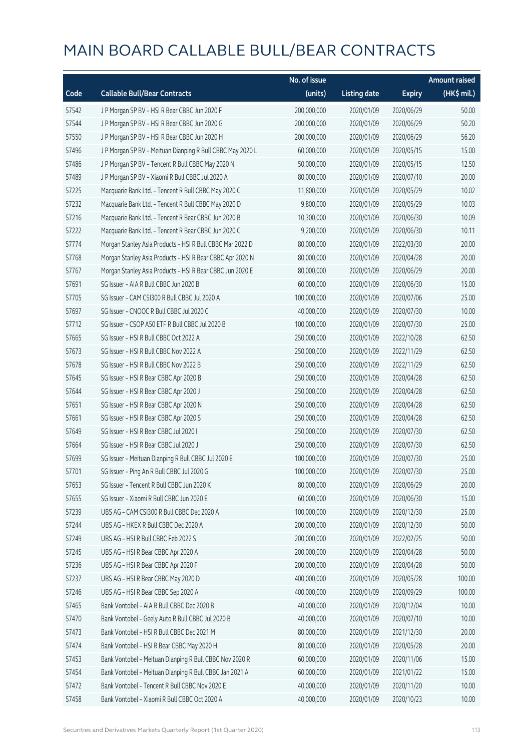# MAIN BOARD CALLABLE BULL/BEAR CONTRACTS

| Code | Callable Bull/Bear Contracts | No. of issue (units) | Listing date | Expiry | Amount raised (HK$ mil.) |
|---|---|---|---|---|---|
| 57542 | J P Morgan SP BV – HSI R Bear CBBC Jun 2020 F | 200,000,000 | 2020/01/09 | 2020/06/29 | 50.00 |
| 57544 | J P Morgan SP BV – HSI R Bear CBBC Jun 2020 G | 200,000,000 | 2020/01/09 | 2020/06/29 | 50.20 |
| 57550 | J P Morgan SP BV – HSI R Bear CBBC Jun 2020 H | 200,000,000 | 2020/01/09 | 2020/06/29 | 56.20 |
| 57496 | J P Morgan SP BV – Meituan Dianping R Bull CBBC May 2020 L | 60,000,000 | 2020/01/09 | 2020/05/15 | 15.00 |
| 57486 | J P Morgan SP BV – Tencent R Bull CBBC May 2020 N | 50,000,000 | 2020/01/09 | 2020/05/15 | 12.50 |
| 57489 | J P Morgan SP BV – Xiaomi R Bull CBBC Jul 2020 A | 80,000,000 | 2020/01/09 | 2020/07/10 | 20.00 |
| 57225 | Macquarie Bank Ltd. – Tencent R Bull CBBC May 2020 C | 11,800,000 | 2020/01/09 | 2020/05/29 | 10.02 |
| 57232 | Macquarie Bank Ltd. – Tencent R Bull CBBC May 2020 D | 9,800,000 | 2020/01/09 | 2020/05/29 | 10.03 |
| 57216 | Macquarie Bank Ltd. – Tencent R Bear CBBC Jun 2020 B | 10,300,000 | 2020/01/09 | 2020/06/30 | 10.09 |
| 57222 | Macquarie Bank Ltd. – Tencent R Bear CBBC Jun 2020 C | 9,200,000 | 2020/01/09 | 2020/06/30 | 10.11 |
| 57774 | Morgan Stanley Asia Products – HSI R Bull CBBC Mar 2022 D | 80,000,000 | 2020/01/09 | 2022/03/30 | 20.00 |
| 57768 | Morgan Stanley Asia Products – HSI R Bear CBBC Apr 2020 N | 80,000,000 | 2020/01/09 | 2020/04/28 | 20.00 |
| 57767 | Morgan Stanley Asia Products – HSI R Bear CBBC Jun 2020 E | 80,000,000 | 2020/01/09 | 2020/06/29 | 20.00 |
| 57691 | SG Issuer – AIA R Bull CBBC Jun 2020 B | 60,000,000 | 2020/01/09 | 2020/06/30 | 15.00 |
| 57705 | SG Issuer – CAM CSI300 R Bull CBBC Jul 2020 A | 100,000,000 | 2020/01/09 | 2020/07/06 | 25.00 |
| 57697 | SG Issuer – CNOOC R Bull CBBC Jul 2020 C | 40,000,000 | 2020/01/09 | 2020/07/30 | 10.00 |
| 57712 | SG Issuer – CSOP A50 ETF R Bull CBBC Jul 2020 B | 100,000,000 | 2020/01/09 | 2020/07/30 | 25.00 |
| 57665 | SG Issuer – HSI R Bull CBBC Oct 2022 A | 250,000,000 | 2020/01/09 | 2022/10/28 | 62.50 |
| 57673 | SG Issuer – HSI R Bull CBBC Nov 2022 A | 250,000,000 | 2020/01/09 | 2022/11/29 | 62.50 |
| 57678 | SG Issuer – HSI R Bull CBBC Nov 2022 B | 250,000,000 | 2020/01/09 | 2022/11/29 | 62.50 |
| 57645 | SG Issuer – HSI R Bear CBBC Apr 2020 B | 250,000,000 | 2020/01/09 | 2020/04/28 | 62.50 |
| 57644 | SG Issuer – HSI R Bear CBBC Apr 2020 J | 250,000,000 | 2020/01/09 | 2020/04/28 | 62.50 |
| 57651 | SG Issuer – HSI R Bear CBBC Apr 2020 N | 250,000,000 | 2020/01/09 | 2020/04/28 | 62.50 |
| 57661 | SG Issuer – HSI R Bear CBBC Apr 2020 S | 250,000,000 | 2020/01/09 | 2020/04/28 | 62.50 |
| 57649 | SG Issuer – HSI R Bear CBBC Jul 2020 I | 250,000,000 | 2020/01/09 | 2020/07/30 | 62.50 |
| 57664 | SG Issuer – HSI R Bear CBBC Jul 2020 J | 250,000,000 | 2020/01/09 | 2020/07/30 | 62.50 |
| 57699 | SG Issuer – Meituan Dianping R Bull CBBC Jul 2020 E | 100,000,000 | 2020/01/09 | 2020/07/30 | 25.00 |
| 57701 | SG Issuer – Ping An R Bull CBBC Jul 2020 G | 100,000,000 | 2020/01/09 | 2020/07/30 | 25.00 |
| 57653 | SG Issuer – Tencent R Bull CBBC Jun 2020 K | 80,000,000 | 2020/01/09 | 2020/06/29 | 20.00 |
| 57655 | SG Issuer – Xiaomi R Bull CBBC Jun 2020 E | 60,000,000 | 2020/01/09 | 2020/06/30 | 15.00 |
| 57239 | UBS AG – CAM CSI300 R Bull CBBC Dec 2020 A | 100,000,000 | 2020/01/09 | 2020/12/30 | 25.00 |
| 57244 | UBS AG – HKEX R Bull CBBC Dec 2020 A | 200,000,000 | 2020/01/09 | 2020/12/30 | 50.00 |
| 57249 | UBS AG – HSI R Bull CBBC Feb 2022 S | 200,000,000 | 2020/01/09 | 2022/02/25 | 50.00 |
| 57245 | UBS AG – HSI R Bear CBBC Apr 2020 A | 200,000,000 | 2020/01/09 | 2020/04/28 | 50.00 |
| 57236 | UBS AG – HSI R Bear CBBC Apr 2020 F | 200,000,000 | 2020/01/09 | 2020/04/28 | 50.00 |
| 57237 | UBS AG – HSI R Bear CBBC May 2020 D | 400,000,000 | 2020/01/09 | 2020/05/28 | 100.00 |
| 57246 | UBS AG – HSI R Bear CBBC Sep 2020 A | 400,000,000 | 2020/01/09 | 2020/09/29 | 100.00 |
| 57465 | Bank Vontobel – AIA R Bull CBBC Dec 2020 B | 40,000,000 | 2020/01/09 | 2020/12/04 | 10.00 |
| 57470 | Bank Vontobel – Geely Auto R Bull CBBC Jul 2020 B | 40,000,000 | 2020/01/09 | 2020/07/10 | 10.00 |
| 57473 | Bank Vontobel – HSI R Bull CBBC Dec 2021 M | 80,000,000 | 2020/01/09 | 2021/12/30 | 20.00 |
| 57474 | Bank Vontobel – HSI R Bear CBBC May 2020 H | 80,000,000 | 2020/01/09 | 2020/05/28 | 20.00 |
| 57453 | Bank Vontobel – Meituan Dianping R Bull CBBC Nov 2020 R | 60,000,000 | 2020/01/09 | 2020/11/06 | 15.00 |
| 57454 | Bank Vontobel – Meituan Dianping R Bull CBBC Jan 2021 A | 60,000,000 | 2020/01/09 | 2021/01/22 | 15.00 |
| 57472 | Bank Vontobel – Tencent R Bull CBBC Nov 2020 E | 40,000,000 | 2020/01/09 | 2020/11/20 | 10.00 |
| 57458 | Bank Vontobel – Xiaomi R Bull CBBC Oct 2020 A | 40,000,000 | 2020/01/09 | 2020/10/23 | 10.00 |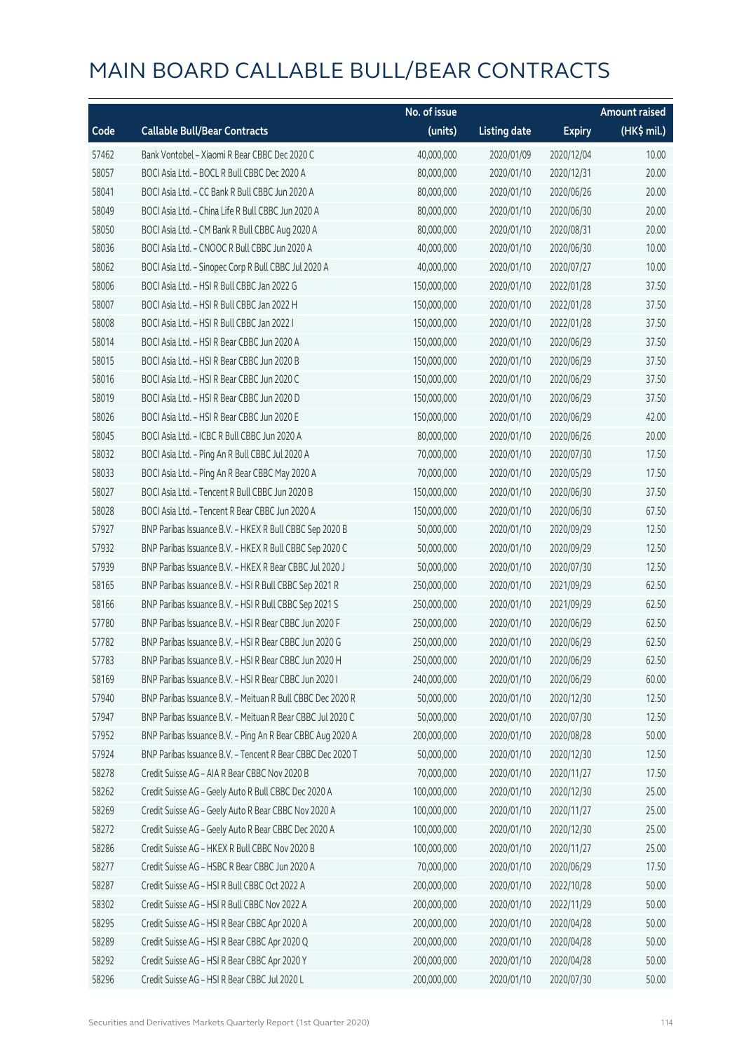# MAIN BOARD CALLABLE BULL/BEAR CONTRACTS

| Code | Callable Bull/Bear Contracts | No. of issue (units) | Listing date | Expiry | Amount raised (HK$ mil.) |
|---|---|---|---|---|---|
| 57462 | Bank Vontobel – Xiaomi R Bear CBBC Dec 2020 C | 40,000,000 | 2020/01/09 | 2020/12/04 | 10.00 |
| 58057 | BOCI Asia Ltd. – BOCL R Bull CBBC Dec 2020 A | 80,000,000 | 2020/01/10 | 2020/12/31 | 20.00 |
| 58041 | BOCI Asia Ltd. – CC Bank R Bull CBBC Jun 2020 A | 80,000,000 | 2020/01/10 | 2020/06/26 | 20.00 |
| 58049 | BOCI Asia Ltd. – China Life R Bull CBBC Jun 2020 A | 80,000,000 | 2020/01/10 | 2020/06/30 | 20.00 |
| 58050 | BOCI Asia Ltd. – CM Bank R Bull CBBC Aug 2020 A | 80,000,000 | 2020/01/10 | 2020/08/31 | 20.00 |
| 58036 | BOCI Asia Ltd. – CNOOC R Bull CBBC Jun 2020 A | 40,000,000 | 2020/01/10 | 2020/06/30 | 10.00 |
| 58062 | BOCI Asia Ltd. – Sinopec Corp R Bull CBBC Jul 2020 A | 40,000,000 | 2020/01/10 | 2020/07/27 | 10.00 |
| 58006 | BOCI Asia Ltd. – HSI R Bull CBBC Jan 2022 G | 150,000,000 | 2020/01/10 | 2022/01/28 | 37.50 |
| 58007 | BOCI Asia Ltd. – HSI R Bull CBBC Jan 2022 H | 150,000,000 | 2020/01/10 | 2022/01/28 | 37.50 |
| 58008 | BOCI Asia Ltd. – HSI R Bull CBBC Jan 2022 I | 150,000,000 | 2020/01/10 | 2022/01/28 | 37.50 |
| 58014 | BOCI Asia Ltd. – HSI R Bear CBBC Jun 2020 A | 150,000,000 | 2020/01/10 | 2020/06/29 | 37.50 |
| 58015 | BOCI Asia Ltd. – HSI R Bear CBBC Jun 2020 B | 150,000,000 | 2020/01/10 | 2020/06/29 | 37.50 |
| 58016 | BOCI Asia Ltd. – HSI R Bear CBBC Jun 2020 C | 150,000,000 | 2020/01/10 | 2020/06/29 | 37.50 |
| 58019 | BOCI Asia Ltd. – HSI R Bear CBBC Jun 2020 D | 150,000,000 | 2020/01/10 | 2020/06/29 | 37.50 |
| 58026 | BOCI Asia Ltd. – HSI R Bear CBBC Jun 2020 E | 150,000,000 | 2020/01/10 | 2020/06/29 | 42.00 |
| 58045 | BOCI Asia Ltd. – ICBC R Bull CBBC Jun 2020 A | 80,000,000 | 2020/01/10 | 2020/06/26 | 20.00 |
| 58032 | BOCI Asia Ltd. – Ping An R Bull CBBC Jul 2020 A | 70,000,000 | 2020/01/10 | 2020/07/30 | 17.50 |
| 58033 | BOCI Asia Ltd. – Ping An R Bear CBBC May 2020 A | 70,000,000 | 2020/01/10 | 2020/05/29 | 17.50 |
| 58027 | BOCI Asia Ltd. – Tencent R Bull CBBC Jun 2020 B | 150,000,000 | 2020/01/10 | 2020/06/30 | 37.50 |
| 58028 | BOCI Asia Ltd. – Tencent R Bear CBBC Jun 2020 A | 150,000,000 | 2020/01/10 | 2020/06/30 | 67.50 |
| 57927 | BNP Paribas Issuance B.V. – HKEX R Bull CBBC Sep 2020 B | 50,000,000 | 2020/01/10 | 2020/09/29 | 12.50 |
| 57932 | BNP Paribas Issuance B.V. – HKEX R Bull CBBC Sep 2020 C | 50,000,000 | 2020/01/10 | 2020/09/29 | 12.50 |
| 57939 | BNP Paribas Issuance B.V. – HKEX R Bear CBBC Jul 2020 J | 50,000,000 | 2020/01/10 | 2020/07/30 | 12.50 |
| 58165 | BNP Paribas Issuance B.V. – HSI R Bull CBBC Sep 2021 R | 250,000,000 | 2020/01/10 | 2021/09/29 | 62.50 |
| 58166 | BNP Paribas Issuance B.V. – HSI R Bull CBBC Sep 2021 S | 250,000,000 | 2020/01/10 | 2021/09/29 | 62.50 |
| 57780 | BNP Paribas Issuance B.V. – HSI R Bear CBBC Jun 2020 F | 250,000,000 | 2020/01/10 | 2020/06/29 | 62.50 |
| 57782 | BNP Paribas Issuance B.V. – HSI R Bear CBBC Jun 2020 G | 250,000,000 | 2020/01/10 | 2020/06/29 | 62.50 |
| 57783 | BNP Paribas Issuance B.V. – HSI R Bear CBBC Jun 2020 H | 250,000,000 | 2020/01/10 | 2020/06/29 | 62.50 |
| 58169 | BNP Paribas Issuance B.V. – HSI R Bear CBBC Jun 2020 I | 240,000,000 | 2020/01/10 | 2020/06/29 | 60.00 |
| 57940 | BNP Paribas Issuance B.V. – Meituan R Bull CBBC Dec 2020 R | 50,000,000 | 2020/01/10 | 2020/12/30 | 12.50 |
| 57947 | BNP Paribas Issuance B.V. – Meituan R Bear CBBC Jul 2020 C | 50,000,000 | 2020/01/10 | 2020/07/30 | 12.50 |
| 57952 | BNP Paribas Issuance B.V. – Ping An R Bear CBBC Aug 2020 A | 200,000,000 | 2020/01/10 | 2020/08/28 | 50.00 |
| 57924 | BNP Paribas Issuance B.V. – Tencent R Bear CBBC Dec 2020 T | 50,000,000 | 2020/01/10 | 2020/12/30 | 12.50 |
| 58278 | Credit Suisse AG – AIA R Bear CBBC Nov 2020 B | 70,000,000 | 2020/01/10 | 2020/11/27 | 17.50 |
| 58262 | Credit Suisse AG – Geely Auto R Bull CBBC Dec 2020 A | 100,000,000 | 2020/01/10 | 2020/12/30 | 25.00 |
| 58269 | Credit Suisse AG – Geely Auto R Bear CBBC Nov 2020 A | 100,000,000 | 2020/01/10 | 2020/11/27 | 25.00 |
| 58272 | Credit Suisse AG – Geely Auto R Bear CBBC Dec 2020 A | 100,000,000 | 2020/01/10 | 2020/12/30 | 25.00 |
| 58286 | Credit Suisse AG – HKEX R Bull CBBC Nov 2020 B | 100,000,000 | 2020/01/10 | 2020/11/27 | 25.00 |
| 58277 | Credit Suisse AG – HSBC R Bear CBBC Jun 2020 A | 70,000,000 | 2020/01/10 | 2020/06/29 | 17.50 |
| 58287 | Credit Suisse AG – HSI R Bull CBBC Oct 2022 A | 200,000,000 | 2020/01/10 | 2022/10/28 | 50.00 |
| 58302 | Credit Suisse AG – HSI R Bull CBBC Nov 2022 A | 200,000,000 | 2020/01/10 | 2022/11/29 | 50.00 |
| 58295 | Credit Suisse AG – HSI R Bear CBBC Apr 2020 A | 200,000,000 | 2020/01/10 | 2020/04/28 | 50.00 |
| 58289 | Credit Suisse AG – HSI R Bear CBBC Apr 2020 Q | 200,000,000 | 2020/01/10 | 2020/04/28 | 50.00 |
| 58292 | Credit Suisse AG – HSI R Bear CBBC Apr 2020 Y | 200,000,000 | 2020/01/10 | 2020/04/28 | 50.00 |
| 58296 | Credit Suisse AG – HSI R Bear CBBC Jul 2020 L | 200,000,000 | 2020/01/10 | 2020/07/30 | 50.00 |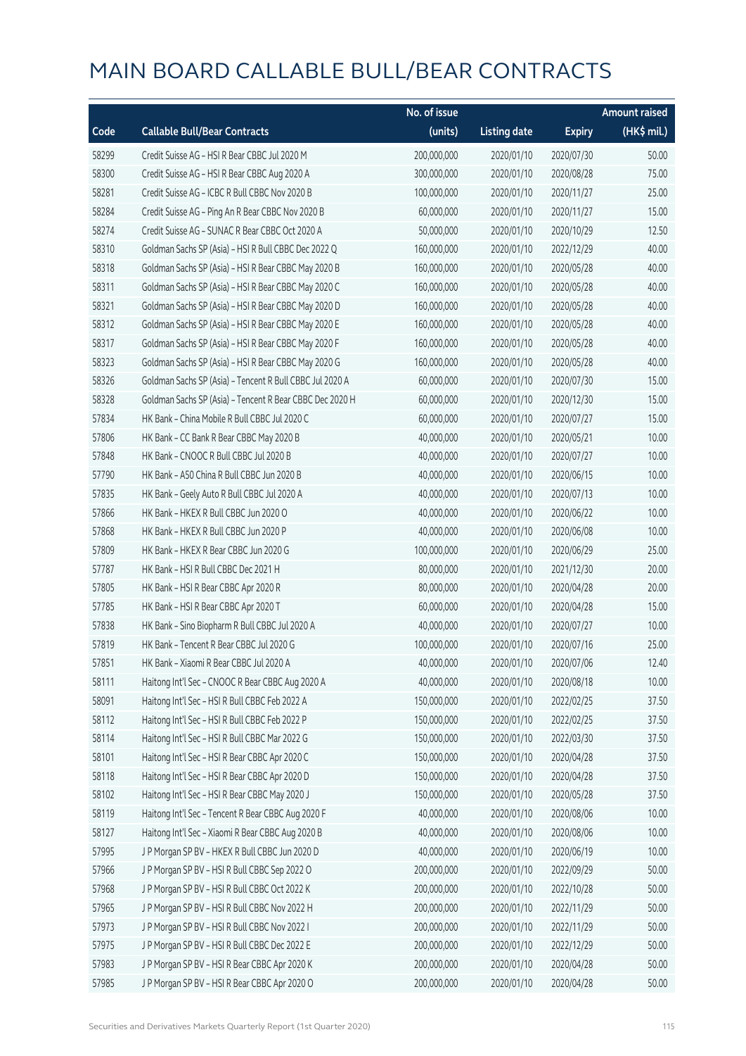# MAIN BOARD CALLABLE BULL/BEAR CONTRACTS

| Code | Callable Bull/Bear Contracts | No. of issue (units) | Listing date | Expiry | Amount raised (HK$ mil.) |
|---|---|---|---|---|---|
| 58299 | Credit Suisse AG – HSI R Bear CBBC Jul 2020 M | 200,000,000 | 2020/01/10 | 2020/07/30 | 50.00 |
| 58300 | Credit Suisse AG – HSI R Bear CBBC Aug 2020 A | 300,000,000 | 2020/01/10 | 2020/08/28 | 75.00 |
| 58281 | Credit Suisse AG – ICBC R Bull CBBC Nov 2020 B | 100,000,000 | 2020/01/10 | 2020/11/27 | 25.00 |
| 58284 | Credit Suisse AG – Ping An R Bear CBBC Nov 2020 B | 60,000,000 | 2020/01/10 | 2020/11/27 | 15.00 |
| 58274 | Credit Suisse AG – SUNAC R Bear CBBC Oct 2020 A | 50,000,000 | 2020/01/10 | 2020/10/29 | 12.50 |
| 58310 | Goldman Sachs SP (Asia) – HSI R Bull CBBC Dec 2022 Q | 160,000,000 | 2020/01/10 | 2022/12/29 | 40.00 |
| 58318 | Goldman Sachs SP (Asia) – HSI R Bear CBBC May 2020 B | 160,000,000 | 2020/01/10 | 2020/05/28 | 40.00 |
| 58311 | Goldman Sachs SP (Asia) – HSI R Bear CBBC May 2020 C | 160,000,000 | 2020/01/10 | 2020/05/28 | 40.00 |
| 58321 | Goldman Sachs SP (Asia) – HSI R Bear CBBC May 2020 D | 160,000,000 | 2020/01/10 | 2020/05/28 | 40.00 |
| 58312 | Goldman Sachs SP (Asia) – HSI R Bear CBBC May 2020 E | 160,000,000 | 2020/01/10 | 2020/05/28 | 40.00 |
| 58317 | Goldman Sachs SP (Asia) – HSI R Bear CBBC May 2020 F | 160,000,000 | 2020/01/10 | 2020/05/28 | 40.00 |
| 58323 | Goldman Sachs SP (Asia) – HSI R Bear CBBC May 2020 G | 160,000,000 | 2020/01/10 | 2020/05/28 | 40.00 |
| 58326 | Goldman Sachs SP (Asia) – Tencent R Bull CBBC Jul 2020 A | 60,000,000 | 2020/01/10 | 2020/07/30 | 15.00 |
| 58328 | Goldman Sachs SP (Asia) – Tencent R Bear CBBC Dec 2020 H | 60,000,000 | 2020/01/10 | 2020/12/30 | 15.00 |
| 57834 | HK Bank – China Mobile R Bull CBBC Jul 2020 C | 60,000,000 | 2020/01/10 | 2020/07/27 | 15.00 |
| 57806 | HK Bank – CC Bank R Bear CBBC May 2020 B | 40,000,000 | 2020/01/10 | 2020/05/21 | 10.00 |
| 57848 | HK Bank – CNOOC R Bull CBBC Jul 2020 B | 40,000,000 | 2020/01/10 | 2020/07/27 | 10.00 |
| 57790 | HK Bank – A50 China R Bull CBBC Jun 2020 B | 40,000,000 | 2020/01/10 | 2020/06/15 | 10.00 |
| 57835 | HK Bank – Geely Auto R Bull CBBC Jul 2020 A | 40,000,000 | 2020/01/10 | 2020/07/13 | 10.00 |
| 57866 | HK Bank – HKEX R Bull CBBC Jun 2020 O | 40,000,000 | 2020/01/10 | 2020/06/22 | 10.00 |
| 57868 | HK Bank – HKEX R Bull CBBC Jun 2020 P | 40,000,000 | 2020/01/10 | 2020/06/08 | 10.00 |
| 57809 | HK Bank – HKEX R Bear CBBC Jun 2020 G | 100,000,000 | 2020/01/10 | 2020/06/29 | 25.00 |
| 57787 | HK Bank – HSI R Bull CBBC Dec 2021 H | 80,000,000 | 2020/01/10 | 2021/12/30 | 20.00 |
| 57805 | HK Bank – HSI R Bear CBBC Apr 2020 R | 80,000,000 | 2020/01/10 | 2020/04/28 | 20.00 |
| 57785 | HK Bank – HSI R Bear CBBC Apr 2020 T | 60,000,000 | 2020/01/10 | 2020/04/28 | 15.00 |
| 57838 | HK Bank – Sino Biopharm R Bull CBBC Jul 2020 A | 40,000,000 | 2020/01/10 | 2020/07/27 | 10.00 |
| 57819 | HK Bank – Tencent R Bear CBBC Jul 2020 G | 100,000,000 | 2020/01/10 | 2020/07/16 | 25.00 |
| 57851 | HK Bank – Xiaomi R Bear CBBC Jul 2020 A | 40,000,000 | 2020/01/10 | 2020/07/06 | 12.40 |
| 58111 | Haitong Int'l Sec – CNOOC R Bear CBBC Aug 2020 A | 40,000,000 | 2020/01/10 | 2020/08/18 | 10.00 |
| 58091 | Haitong Int'l Sec – HSI R Bull CBBC Feb 2022 A | 150,000,000 | 2020/01/10 | 2022/02/25 | 37.50 |
| 58112 | Haitong Int'l Sec – HSI R Bull CBBC Feb 2022 P | 150,000,000 | 2020/01/10 | 2022/02/25 | 37.50 |
| 58114 | Haitong Int'l Sec – HSI R Bull CBBC Mar 2022 G | 150,000,000 | 2020/01/10 | 2022/03/30 | 37.50 |
| 58101 | Haitong Int'l Sec – HSI R Bear CBBC Apr 2020 C | 150,000,000 | 2020/01/10 | 2020/04/28 | 37.50 |
| 58118 | Haitong Int'l Sec – HSI R Bear CBBC Apr 2020 D | 150,000,000 | 2020/01/10 | 2020/04/28 | 37.50 |
| 58102 | Haitong Int'l Sec – HSI R Bear CBBC May 2020 J | 150,000,000 | 2020/01/10 | 2020/05/28 | 37.50 |
| 58119 | Haitong Int'l Sec – Tencent R Bear CBBC Aug 2020 F | 40,000,000 | 2020/01/10 | 2020/08/06 | 10.00 |
| 58127 | Haitong Int'l Sec – Xiaomi R Bear CBBC Aug 2020 B | 40,000,000 | 2020/01/10 | 2020/08/06 | 10.00 |
| 57995 | J P Morgan SP BV – HKEX R Bull CBBC Jun 2020 D | 40,000,000 | 2020/01/10 | 2020/06/19 | 10.00 |
| 57966 | J P Morgan SP BV – HSI R Bull CBBC Sep 2022 O | 200,000,000 | 2020/01/10 | 2022/09/29 | 50.00 |
| 57968 | J P Morgan SP BV – HSI R Bull CBBC Oct 2022 K | 200,000,000 | 2020/01/10 | 2022/10/28 | 50.00 |
| 57965 | J P Morgan SP BV – HSI R Bull CBBC Nov 2022 H | 200,000,000 | 2020/01/10 | 2022/11/29 | 50.00 |
| 57973 | J P Morgan SP BV – HSI R Bull CBBC Nov 2022 I | 200,000,000 | 2020/01/10 | 2022/11/29 | 50.00 |
| 57975 | J P Morgan SP BV – HSI R Bull CBBC Dec 2022 E | 200,000,000 | 2020/01/10 | 2022/12/29 | 50.00 |
| 57983 | J P Morgan SP BV – HSI R Bear CBBC Apr 2020 K | 200,000,000 | 2020/01/10 | 2020/04/28 | 50.00 |
| 57985 | J P Morgan SP BV – HSI R Bear CBBC Apr 2020 O | 200,000,000 | 2020/01/10 | 2020/04/28 | 50.00 |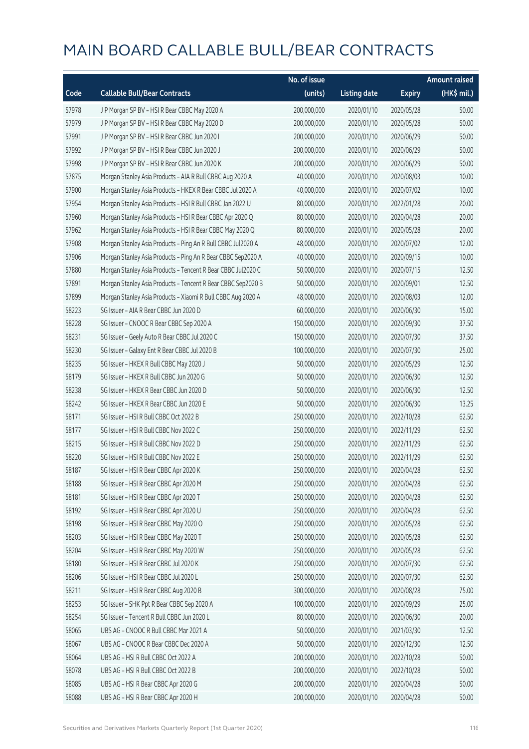# MAIN BOARD CALLABLE BULL/BEAR CONTRACTS

| Code | Callable Bull/Bear Contracts | No. of issue (units) | Listing date | Expiry | Amount raised (HK$ mil.) |
|---|---|---|---|---|---|
| 57978 | J P Morgan SP BV – HSI R Bear CBBC May 2020 A | 200,000,000 | 2020/01/10 | 2020/05/28 | 50.00 |
| 57979 | J P Morgan SP BV – HSI R Bear CBBC May 2020 D | 200,000,000 | 2020/01/10 | 2020/05/28 | 50.00 |
| 57991 | J P Morgan SP BV – HSI R Bear CBBC Jun 2020 I | 200,000,000 | 2020/01/10 | 2020/06/29 | 50.00 |
| 57992 | J P Morgan SP BV – HSI R Bear CBBC Jun 2020 J | 200,000,000 | 2020/01/10 | 2020/06/29 | 50.00 |
| 57998 | J P Morgan SP BV – HSI R Bear CBBC Jun 2020 K | 200,000,000 | 2020/01/10 | 2020/06/29 | 50.00 |
| 57875 | Morgan Stanley Asia Products – AIA R Bull CBBC Aug 2020 A | 40,000,000 | 2020/01/10 | 2020/08/03 | 10.00 |
| 57900 | Morgan Stanley Asia Products – HKEX R Bear CBBC Jul 2020 A | 40,000,000 | 2020/01/10 | 2020/07/02 | 10.00 |
| 57954 | Morgan Stanley Asia Products – HSI R Bull CBBC Jan 2022 U | 80,000,000 | 2020/01/10 | 2022/01/28 | 20.00 |
| 57960 | Morgan Stanley Asia Products – HSI R Bear CBBC Apr 2020 Q | 80,000,000 | 2020/01/10 | 2020/04/28 | 20.00 |
| 57962 | Morgan Stanley Asia Products – HSI R Bear CBBC May 2020 Q | 80,000,000 | 2020/01/10 | 2020/05/28 | 20.00 |
| 57908 | Morgan Stanley Asia Products – Ping An R Bull CBBC Jul2020 A | 48,000,000 | 2020/01/10 | 2020/07/02 | 12.00 |
| 57906 | Morgan Stanley Asia Products – Ping An R Bear CBBC Sep2020 A | 40,000,000 | 2020/01/10 | 2020/09/15 | 10.00 |
| 57880 | Morgan Stanley Asia Products – Tencent R Bear CBBC Jul2020 C | 50,000,000 | 2020/01/10 | 2020/07/15 | 12.50 |
| 57891 | Morgan Stanley Asia Products – Tencent R Bear CBBC Sep2020 B | 50,000,000 | 2020/01/10 | 2020/09/01 | 12.50 |
| 57899 | Morgan Stanley Asia Products – Xiaomi R Bull CBBC Aug 2020 A | 48,000,000 | 2020/01/10 | 2020/08/03 | 12.00 |
| 58223 | SG Issuer – AIA R Bear CBBC Jun 2020 D | 60,000,000 | 2020/01/10 | 2020/06/30 | 15.00 |
| 58228 | SG Issuer – CNOOC R Bear CBBC Sep 2020 A | 150,000,000 | 2020/01/10 | 2020/09/30 | 37.50 |
| 58231 | SG Issuer – Geely Auto R Bear CBBC Jul 2020 C | 150,000,000 | 2020/01/10 | 2020/07/30 | 37.50 |
| 58230 | SG Issuer – Galaxy Ent R Bear CBBC Jul 2020 B | 100,000,000 | 2020/01/10 | 2020/07/30 | 25.00 |
| 58235 | SG Issuer – HKEX R Bull CBBC May 2020 J | 50,000,000 | 2020/01/10 | 2020/05/29 | 12.50 |
| 58179 | SG Issuer – HKEX R Bull CBBC Jun 2020 G | 50,000,000 | 2020/01/10 | 2020/06/30 | 12.50 |
| 58238 | SG Issuer – HKEX R Bear CBBC Jun 2020 D | 50,000,000 | 2020/01/10 | 2020/06/30 | 12.50 |
| 58242 | SG Issuer – HKEX R Bear CBBC Jun 2020 E | 50,000,000 | 2020/01/10 | 2020/06/30 | 13.25 |
| 58171 | SG Issuer – HSI R Bull CBBC Oct 2022 B | 250,000,000 | 2020/01/10 | 2022/10/28 | 62.50 |
| 58177 | SG Issuer – HSI R Bull CBBC Nov 2022 C | 250,000,000 | 2020/01/10 | 2022/11/29 | 62.50 |
| 58215 | SG Issuer – HSI R Bull CBBC Nov 2022 D | 250,000,000 | 2020/01/10 | 2022/11/29 | 62.50 |
| 58220 | SG Issuer – HSI R Bull CBBC Nov 2022 E | 250,000,000 | 2020/01/10 | 2022/11/29 | 62.50 |
| 58187 | SG Issuer – HSI R Bear CBBC Apr 2020 K | 250,000,000 | 2020/01/10 | 2020/04/28 | 62.50 |
| 58188 | SG Issuer – HSI R Bear CBBC Apr 2020 M | 250,000,000 | 2020/01/10 | 2020/04/28 | 62.50 |
| 58181 | SG Issuer – HSI R Bear CBBC Apr 2020 T | 250,000,000 | 2020/01/10 | 2020/04/28 | 62.50 |
| 58192 | SG Issuer – HSI R Bear CBBC Apr 2020 U | 250,000,000 | 2020/01/10 | 2020/04/28 | 62.50 |
| 58198 | SG Issuer – HSI R Bear CBBC May 2020 O | 250,000,000 | 2020/01/10 | 2020/05/28 | 62.50 |
| 58203 | SG Issuer – HSI R Bear CBBC May 2020 T | 250,000,000 | 2020/01/10 | 2020/05/28 | 62.50 |
| 58204 | SG Issuer – HSI R Bear CBBC May 2020 W | 250,000,000 | 2020/01/10 | 2020/05/28 | 62.50 |
| 58180 | SG Issuer – HSI R Bear CBBC Jul 2020 K | 250,000,000 | 2020/01/10 | 2020/07/30 | 62.50 |
| 58206 | SG Issuer – HSI R Bear CBBC Jul 2020 L | 250,000,000 | 2020/01/10 | 2020/07/30 | 62.50 |
| 58211 | SG Issuer – HSI R Bear CBBC Aug 2020 B | 300,000,000 | 2020/01/10 | 2020/08/28 | 75.00 |
| 58253 | SG Issuer – SHK Ppt R Bear CBBC Sep 2020 A | 100,000,000 | 2020/01/10 | 2020/09/29 | 25.00 |
| 58254 | SG Issuer – Tencent R Bull CBBC Jun 2020 L | 80,000,000 | 2020/01/10 | 2020/06/30 | 20.00 |
| 58065 | UBS AG – CNOOC R Bull CBBC Mar 2021 A | 50,000,000 | 2020/01/10 | 2021/03/30 | 12.50 |
| 58067 | UBS AG – CNOOC R Bear CBBC Dec 2020 A | 50,000,000 | 2020/01/10 | 2020/12/30 | 12.50 |
| 58064 | UBS AG – HSI R Bull CBBC Oct 2022 A | 200,000,000 | 2020/01/10 | 2022/10/28 | 50.00 |
| 58078 | UBS AG – HSI R Bull CBBC Oct 2022 B | 200,000,000 | 2020/01/10 | 2022/10/28 | 50.00 |
| 58085 | UBS AG – HSI R Bear CBBC Apr 2020 G | 200,000,000 | 2020/01/10 | 2020/04/28 | 50.00 |
| 58088 | UBS AG – HSI R Bear CBBC Apr 2020 H | 200,000,000 | 2020/01/10 | 2020/04/28 | 50.00 |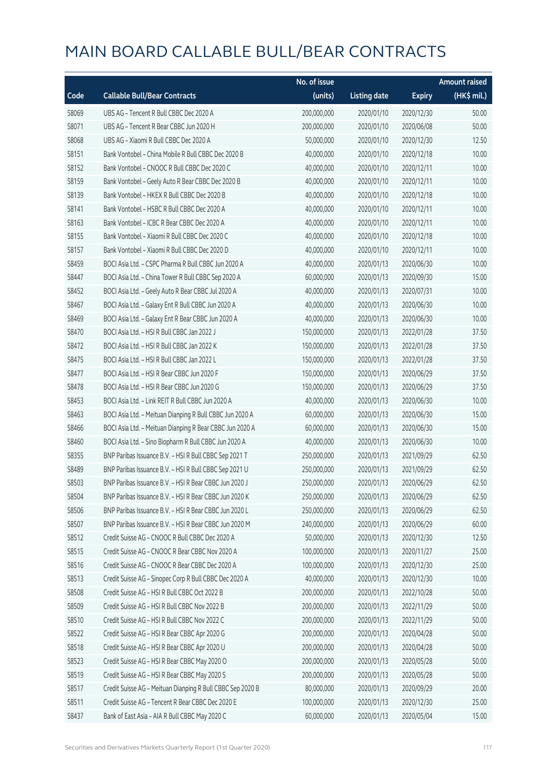# MAIN BOARD CALLABLE BULL/BEAR CONTRACTS

| Code | Callable Bull/Bear Contracts | No. of issue (units) | Listing date | Expiry | Amount raised (HK$ mil.) |
|---|---|---|---|---|---|
| 58069 | UBS AG – Tencent R Bull CBBC Dec 2020 A | 200,000,000 | 2020/01/10 | 2020/12/30 | 50.00 |
| 58071 | UBS AG – Tencent R Bear CBBC Jun 2020 H | 200,000,000 | 2020/01/10 | 2020/06/08 | 50.00 |
| 58068 | UBS AG – Xiaomi R Bull CBBC Dec 2020 A | 50,000,000 | 2020/01/10 | 2020/12/30 | 12.50 |
| 58151 | Bank Vontobel – China Mobile R Bull CBBC Dec 2020 B | 40,000,000 | 2020/01/10 | 2020/12/18 | 10.00 |
| 58152 | Bank Vontobel – CNOOC R Bull CBBC Dec 2020 C | 40,000,000 | 2020/01/10 | 2020/12/11 | 10.00 |
| 58159 | Bank Vontobel – Geely Auto R Bear CBBC Dec 2020 B | 40,000,000 | 2020/01/10 | 2020/12/11 | 10.00 |
| 58139 | Bank Vontobel – HKEX R Bull CBBC Dec 2020 B | 40,000,000 | 2020/01/10 | 2020/12/18 | 10.00 |
| 58141 | Bank Vontobel – HSBC R Bull CBBC Dec 2020 A | 40,000,000 | 2020/01/10 | 2020/12/11 | 10.00 |
| 58163 | Bank Vontobel – ICBC R Bear CBBC Dec 2020 A | 40,000,000 | 2020/01/10 | 2020/12/11 | 10.00 |
| 58155 | Bank Vontobel – Xiaomi R Bull CBBC Dec 2020 C | 40,000,000 | 2020/01/10 | 2020/12/18 | 10.00 |
| 58157 | Bank Vontobel – Xiaomi R Bull CBBC Dec 2020 D | 40,000,000 | 2020/01/10 | 2020/12/11 | 10.00 |
| 58459 | BOCI Asia Ltd. – CSPC Pharma R Bull CBBC Jun 2020 A | 40,000,000 | 2020/01/13 | 2020/06/30 | 10.00 |
| 58447 | BOCI Asia Ltd. – China Tower R Bull CBBC Sep 2020 A | 60,000,000 | 2020/01/13 | 2020/09/30 | 15.00 |
| 58452 | BOCI Asia Ltd. – Geely Auto R Bear CBBC Jul 2020 A | 40,000,000 | 2020/01/13 | 2020/07/31 | 10.00 |
| 58467 | BOCI Asia Ltd. – Galaxy Ent R Bull CBBC Jun 2020 A | 40,000,000 | 2020/01/13 | 2020/06/30 | 10.00 |
| 58469 | BOCI Asia Ltd. – Galaxy Ent R Bear CBBC Jun 2020 A | 40,000,000 | 2020/01/13 | 2020/06/30 | 10.00 |
| 58470 | BOCI Asia Ltd. – HSI R Bull CBBC Jan 2022 J | 150,000,000 | 2020/01/13 | 2022/01/28 | 37.50 |
| 58472 | BOCI Asia Ltd. – HSI R Bull CBBC Jan 2022 K | 150,000,000 | 2020/01/13 | 2022/01/28 | 37.50 |
| 58475 | BOCI Asia Ltd. – HSI R Bull CBBC Jan 2022 L | 150,000,000 | 2020/01/13 | 2022/01/28 | 37.50 |
| 58477 | BOCI Asia Ltd. – HSI R Bear CBBC Jun 2020 F | 150,000,000 | 2020/01/13 | 2020/06/29 | 37.50 |
| 58478 | BOCI Asia Ltd. – HSI R Bear CBBC Jun 2020 G | 150,000,000 | 2020/01/13 | 2020/06/29 | 37.50 |
| 58453 | BOCI Asia Ltd. – Link REIT R Bull CBBC Jun 2020 A | 40,000,000 | 2020/01/13 | 2020/06/30 | 10.00 |
| 58463 | BOCI Asia Ltd. – Meituan Dianping R Bull CBBC Jun 2020 A | 60,000,000 | 2020/01/13 | 2020/06/30 | 15.00 |
| 58466 | BOCI Asia Ltd. – Meituan Dianping R Bear CBBC Jun 2020 A | 60,000,000 | 2020/01/13 | 2020/06/30 | 15.00 |
| 58460 | BOCI Asia Ltd. – Sino Biopharm R Bull CBBC Jun 2020 A | 40,000,000 | 2020/01/13 | 2020/06/30 | 10.00 |
| 58355 | BNP Paribas Issuance B.V. – HSI R Bull CBBC Sep 2021 T | 250,000,000 | 2020/01/13 | 2021/09/29 | 62.50 |
| 58489 | BNP Paribas Issuance B.V. – HSI R Bull CBBC Sep 2021 U | 250,000,000 | 2020/01/13 | 2021/09/29 | 62.50 |
| 58503 | BNP Paribas Issuance B.V. – HSI R Bear CBBC Jun 2020 J | 250,000,000 | 2020/01/13 | 2020/06/29 | 62.50 |
| 58504 | BNP Paribas Issuance B.V. – HSI R Bear CBBC Jun 2020 K | 250,000,000 | 2020/01/13 | 2020/06/29 | 62.50 |
| 58506 | BNP Paribas Issuance B.V. – HSI R Bear CBBC Jun 2020 L | 250,000,000 | 2020/01/13 | 2020/06/29 | 62.50 |
| 58507 | BNP Paribas Issuance B.V. – HSI R Bear CBBC Jun 2020 M | 240,000,000 | 2020/01/13 | 2020/06/29 | 60.00 |
| 58512 | Credit Suisse AG – CNOOC R Bull CBBC Dec 2020 A | 50,000,000 | 2020/01/13 | 2020/12/30 | 12.50 |
| 58515 | Credit Suisse AG – CNOOC R Bear CBBC Nov 2020 A | 100,000,000 | 2020/01/13 | 2020/11/27 | 25.00 |
| 58516 | Credit Suisse AG – CNOOC R Bear CBBC Dec 2020 A | 100,000,000 | 2020/01/13 | 2020/12/30 | 25.00 |
| 58513 | Credit Suisse AG – Sinopec Corp R Bull CBBC Dec 2020 A | 40,000,000 | 2020/01/13 | 2020/12/30 | 10.00 |
| 58508 | Credit Suisse AG – HSI R Bull CBBC Oct 2022 B | 200,000,000 | 2020/01/13 | 2022/10/28 | 50.00 |
| 58509 | Credit Suisse AG – HSI R Bull CBBC Nov 2022 B | 200,000,000 | 2020/01/13 | 2022/11/29 | 50.00 |
| 58510 | Credit Suisse AG – HSI R Bull CBBC Nov 2022 C | 200,000,000 | 2020/01/13 | 2022/11/29 | 50.00 |
| 58522 | Credit Suisse AG – HSI R Bear CBBC Apr 2020 G | 200,000,000 | 2020/01/13 | 2020/04/28 | 50.00 |
| 58518 | Credit Suisse AG – HSI R Bear CBBC Apr 2020 U | 200,000,000 | 2020/01/13 | 2020/04/28 | 50.00 |
| 58523 | Credit Suisse AG – HSI R Bear CBBC May 2020 O | 200,000,000 | 2020/01/13 | 2020/05/28 | 50.00 |
| 58519 | Credit Suisse AG – HSI R Bear CBBC May 2020 S | 200,000,000 | 2020/01/13 | 2020/05/28 | 50.00 |
| 58517 | Credit Suisse AG – Meituan Dianping R Bull CBBC Sep 2020 B | 80,000,000 | 2020/01/13 | 2020/09/29 | 20.00 |
| 58511 | Credit Suisse AG – Tencent R Bear CBBC Dec 2020 E | 100,000,000 | 2020/01/13 | 2020/12/30 | 25.00 |
| 58437 | Bank of East Asia – AIA R Bull CBBC May 2020 C | 60,000,000 | 2020/01/13 | 2020/05/04 | 15.00 |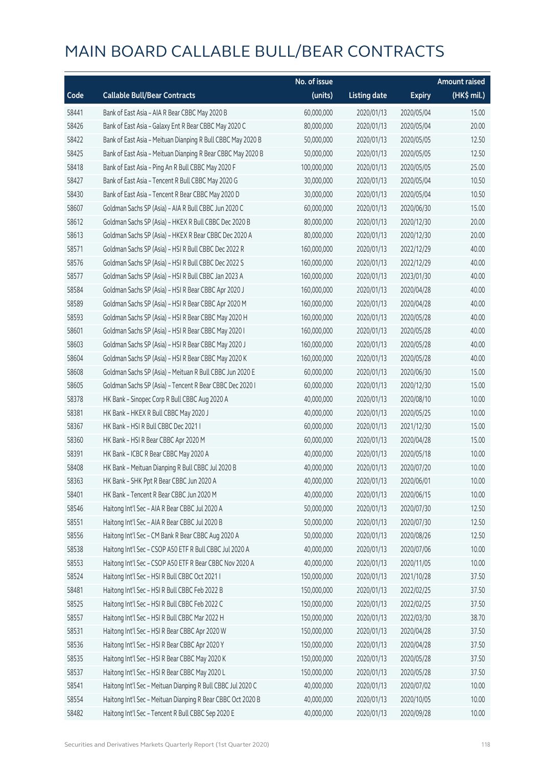# MAIN BOARD CALLABLE BULL/BEAR CONTRACTS

| Code | Callable Bull/Bear Contracts | No. of issue (units) | Listing date | Expiry | Amount raised (HK$ mil.) |
|---|---|---|---|---|---|
| 58441 | Bank of East Asia – AIA R Bear CBBC May 2020 B | 60,000,000 | 2020/01/13 | 2020/05/04 | 15.00 |
| 58426 | Bank of East Asia – Galaxy Ent R Bear CBBC May 2020 C | 80,000,000 | 2020/01/13 | 2020/05/04 | 20.00 |
| 58422 | Bank of East Asia – Meituan Dianping R Bull CBBC May 2020 B | 50,000,000 | 2020/01/13 | 2020/05/05 | 12.50 |
| 58425 | Bank of East Asia – Meituan Dianping R Bear CBBC May 2020 B | 50,000,000 | 2020/01/13 | 2020/05/05 | 12.50 |
| 58418 | Bank of East Asia – Ping An R Bull CBBC May 2020 F | 100,000,000 | 2020/01/13 | 2020/05/05 | 25.00 |
| 58427 | Bank of East Asia – Tencent R Bull CBBC May 2020 G | 30,000,000 | 2020/01/13 | 2020/05/04 | 10.50 |
| 58430 | Bank of East Asia – Tencent R Bear CBBC May 2020 D | 30,000,000 | 2020/01/13 | 2020/05/04 | 10.50 |
| 58607 | Goldman Sachs SP (Asia) – AIA R Bull CBBC Jun 2020 C | 60,000,000 | 2020/01/13 | 2020/06/30 | 15.00 |
| 58612 | Goldman Sachs SP (Asia) – HKEX R Bull CBBC Dec 2020 B | 80,000,000 | 2020/01/13 | 2020/12/30 | 20.00 |
| 58613 | Goldman Sachs SP (Asia) – HKEX R Bear CBBC Dec 2020 A | 80,000,000 | 2020/01/13 | 2020/12/30 | 20.00 |
| 58571 | Goldman Sachs SP (Asia) – HSI R Bull CBBC Dec 2022 R | 160,000,000 | 2020/01/13 | 2022/12/29 | 40.00 |
| 58576 | Goldman Sachs SP (Asia) – HSI R Bull CBBC Dec 2022 S | 160,000,000 | 2020/01/13 | 2022/12/29 | 40.00 |
| 58577 | Goldman Sachs SP (Asia) – HSI R Bull CBBC Jan 2023 A | 160,000,000 | 2020/01/13 | 2023/01/30 | 40.00 |
| 58584 | Goldman Sachs SP (Asia) – HSI R Bear CBBC Apr 2020 J | 160,000,000 | 2020/01/13 | 2020/04/28 | 40.00 |
| 58589 | Goldman Sachs SP (Asia) – HSI R Bear CBBC Apr 2020 M | 160,000,000 | 2020/01/13 | 2020/04/28 | 40.00 |
| 58593 | Goldman Sachs SP (Asia) – HSI R Bear CBBC May 2020 H | 160,000,000 | 2020/01/13 | 2020/05/28 | 40.00 |
| 58601 | Goldman Sachs SP (Asia) – HSI R Bear CBBC May 2020 I | 160,000,000 | 2020/01/13 | 2020/05/28 | 40.00 |
| 58603 | Goldman Sachs SP (Asia) – HSI R Bear CBBC May 2020 J | 160,000,000 | 2020/01/13 | 2020/05/28 | 40.00 |
| 58604 | Goldman Sachs SP (Asia) – HSI R Bear CBBC May 2020 K | 160,000,000 | 2020/01/13 | 2020/05/28 | 40.00 |
| 58608 | Goldman Sachs SP (Asia) – Meituan R Bull CBBC Jun 2020 E | 60,000,000 | 2020/01/13 | 2020/06/30 | 15.00 |
| 58605 | Goldman Sachs SP (Asia) – Tencent R Bear CBBC Dec 2020 I | 60,000,000 | 2020/01/13 | 2020/12/30 | 15.00 |
| 58378 | HK Bank – Sinopec Corp R Bull CBBC Aug 2020 A | 40,000,000 | 2020/01/13 | 2020/08/10 | 10.00 |
| 58381 | HK Bank – HKEX R Bull CBBC May 2020 J | 40,000,000 | 2020/01/13 | 2020/05/25 | 10.00 |
| 58367 | HK Bank – HSI R Bull CBBC Dec 2021 I | 60,000,000 | 2020/01/13 | 2021/12/30 | 15.00 |
| 58360 | HK Bank – HSI R Bear CBBC Apr 2020 M | 60,000,000 | 2020/01/13 | 2020/04/28 | 15.00 |
| 58391 | HK Bank – ICBC R Bear CBBC May 2020 A | 40,000,000 | 2020/01/13 | 2020/05/18 | 10.00 |
| 58408 | HK Bank – Meituan Dianping R Bull CBBC Jul 2020 B | 40,000,000 | 2020/01/13 | 2020/07/20 | 10.00 |
| 58363 | HK Bank – SHK Ppt R Bear CBBC Jun 2020 A | 40,000,000 | 2020/01/13 | 2020/06/01 | 10.00 |
| 58401 | HK Bank – Tencent R Bear CBBC Jun 2020 M | 40,000,000 | 2020/01/13 | 2020/06/15 | 10.00 |
| 58546 | Haitong Int'l Sec – AIA R Bear CBBC Jul 2020 A | 50,000,000 | 2020/01/13 | 2020/07/30 | 12.50 |
| 58551 | Haitong Int'l Sec – AIA R Bear CBBC Jul 2020 B | 50,000,000 | 2020/01/13 | 2020/07/30 | 12.50 |
| 58556 | Haitong Int'l Sec – CM Bank R Bear CBBC Aug 2020 A | 50,000,000 | 2020/01/13 | 2020/08/26 | 12.50 |
| 58538 | Haitong Int'l Sec – CSOP A50 ETF R Bull CBBC Jul 2020 A | 40,000,000 | 2020/01/13 | 2020/07/06 | 10.00 |
| 58553 | Haitong Int'l Sec – CSOP A50 ETF R Bear CBBC Nov 2020 A | 40,000,000 | 2020/01/13 | 2020/11/05 | 10.00 |
| 58524 | Haitong Int'l Sec – HSI R Bull CBBC Oct 2021 I | 150,000,000 | 2020/01/13 | 2021/10/28 | 37.50 |
| 58481 | Haitong Int'l Sec – HSI R Bull CBBC Feb 2022 B | 150,000,000 | 2020/01/13 | 2022/02/25 | 37.50 |
| 58525 | Haitong Int'l Sec – HSI R Bull CBBC Feb 2022 C | 150,000,000 | 2020/01/13 | 2022/02/25 | 37.50 |
| 58557 | Haitong Int'l Sec – HSI R Bull CBBC Mar 2022 H | 150,000,000 | 2020/01/13 | 2022/03/30 | 38.70 |
| 58531 | Haitong Int'l Sec – HSI R Bear CBBC Apr 2020 W | 150,000,000 | 2020/01/13 | 2020/04/28 | 37.50 |
| 58536 | Haitong Int'l Sec – HSI R Bear CBBC Apr 2020 Y | 150,000,000 | 2020/01/13 | 2020/04/28 | 37.50 |
| 58535 | Haitong Int'l Sec – HSI R Bear CBBC May 2020 K | 150,000,000 | 2020/01/13 | 2020/05/28 | 37.50 |
| 58537 | Haitong Int'l Sec – HSI R Bear CBBC May 2020 L | 150,000,000 | 2020/01/13 | 2020/05/28 | 37.50 |
| 58541 | Haitong Int'l Sec – Meituan Dianping R Bull CBBC Jul 2020 C | 40,000,000 | 2020/01/13 | 2020/07/02 | 10.00 |
| 58554 | Haitong Int'l Sec – Meituan Dianping R Bear CBBC Oct 2020 B | 40,000,000 | 2020/01/13 | 2020/10/05 | 10.00 |
| 58482 | Haitong Int'l Sec – Tencent R Bull CBBC Sep 2020 E | 40,000,000 | 2020/01/13 | 2020/09/28 | 10.00 |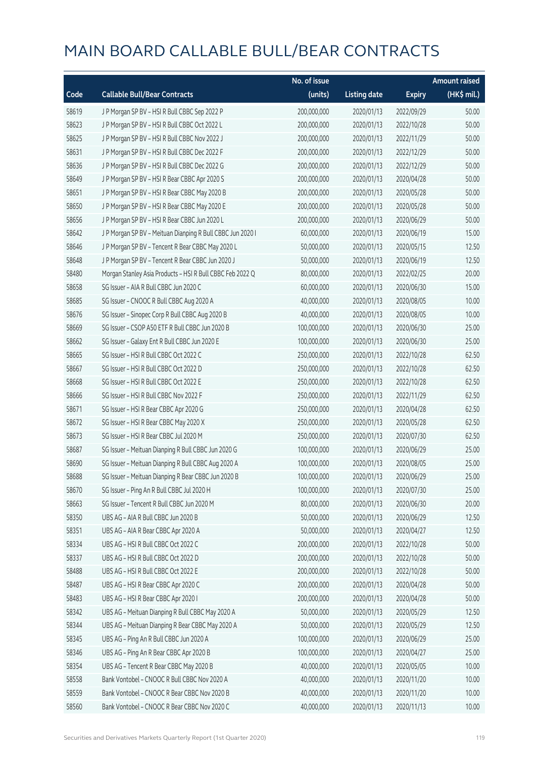# MAIN BOARD CALLABLE BULL/BEAR CONTRACTS

| Code | Callable Bull/Bear Contracts | No. of issue (units) | Listing date | Expiry | Amount raised (HK$ mil.) |
|---|---|---|---|---|---|
| 58619 | J P Morgan SP BV – HSI R Bull CBBC Sep 2022 P | 200,000,000 | 2020/01/13 | 2022/09/29 | 50.00 |
| 58623 | J P Morgan SP BV – HSI R Bull CBBC Oct 2022 L | 200,000,000 | 2020/01/13 | 2022/10/28 | 50.00 |
| 58625 | J P Morgan SP BV – HSI R Bull CBBC Nov 2022 J | 200,000,000 | 2020/01/13 | 2022/11/29 | 50.00 |
| 58631 | J P Morgan SP BV – HSI R Bull CBBC Dec 2022 F | 200,000,000 | 2020/01/13 | 2022/12/29 | 50.00 |
| 58636 | J P Morgan SP BV – HSI R Bull CBBC Dec 2022 G | 200,000,000 | 2020/01/13 | 2022/12/29 | 50.00 |
| 58649 | J P Morgan SP BV – HSI R Bear CBBC Apr 2020 S | 200,000,000 | 2020/01/13 | 2020/04/28 | 50.00 |
| 58651 | J P Morgan SP BV – HSI R Bear CBBC May 2020 B | 200,000,000 | 2020/01/13 | 2020/05/28 | 50.00 |
| 58650 | J P Morgan SP BV – HSI R Bear CBBC May 2020 E | 200,000,000 | 2020/01/13 | 2020/05/28 | 50.00 |
| 58656 | J P Morgan SP BV – HSI R Bear CBBC Jun 2020 L | 200,000,000 | 2020/01/13 | 2020/06/29 | 50.00 |
| 58642 | J P Morgan SP BV – Meituan Dianping R Bull CBBC Jun 2020 I | 60,000,000 | 2020/01/13 | 2020/06/19 | 15.00 |
| 58646 | J P Morgan SP BV – Tencent R Bear CBBC May 2020 L | 50,000,000 | 2020/01/13 | 2020/05/15 | 12.50 |
| 58648 | J P Morgan SP BV – Tencent R Bear CBBC Jun 2020 J | 50,000,000 | 2020/01/13 | 2020/06/19 | 12.50 |
| 58480 | Morgan Stanley Asia Products – HSI R Bull CBBC Feb 2022 Q | 80,000,000 | 2020/01/13 | 2022/02/25 | 20.00 |
| 58658 | SG Issuer – AIA R Bull CBBC Jun 2020 C | 60,000,000 | 2020/01/13 | 2020/06/30 | 15.00 |
| 58685 | SG Issuer – CNOOC R Bull CBBC Aug 2020 A | 40,000,000 | 2020/01/13 | 2020/08/05 | 10.00 |
| 58676 | SG Issuer – Sinopec Corp R Bull CBBC Aug 2020 B | 40,000,000 | 2020/01/13 | 2020/08/05 | 10.00 |
| 58669 | SG Issuer – CSOP A50 ETF R Bull CBBC Jun 2020 B | 100,000,000 | 2020/01/13 | 2020/06/30 | 25.00 |
| 58662 | SG Issuer – Galaxy Ent R Bull CBBC Jun 2020 E | 100,000,000 | 2020/01/13 | 2020/06/30 | 25.00 |
| 58665 | SG Issuer – HSI R Bull CBBC Oct 2022 C | 250,000,000 | 2020/01/13 | 2022/10/28 | 62.50 |
| 58667 | SG Issuer – HSI R Bull CBBC Oct 2022 D | 250,000,000 | 2020/01/13 | 2022/10/28 | 62.50 |
| 58668 | SG Issuer – HSI R Bull CBBC Oct 2022 E | 250,000,000 | 2020/01/13 | 2022/10/28 | 62.50 |
| 58666 | SG Issuer – HSI R Bull CBBC Nov 2022 F | 250,000,000 | 2020/01/13 | 2022/11/29 | 62.50 |
| 58671 | SG Issuer – HSI R Bear CBBC Apr 2020 G | 250,000,000 | 2020/01/13 | 2020/04/28 | 62.50 |
| 58672 | SG Issuer – HSI R Bear CBBC May 2020 X | 250,000,000 | 2020/01/13 | 2020/05/28 | 62.50 |
| 58673 | SG Issuer – HSI R Bear CBBC Jul 2020 M | 250,000,000 | 2020/01/13 | 2020/07/30 | 62.50 |
| 58687 | SG Issuer – Meituan Dianping R Bull CBBC Jun 2020 G | 100,000,000 | 2020/01/13 | 2020/06/29 | 25.00 |
| 58690 | SG Issuer – Meituan Dianping R Bull CBBC Aug 2020 A | 100,000,000 | 2020/01/13 | 2020/08/05 | 25.00 |
| 58688 | SG Issuer – Meituan Dianping R Bear CBBC Jun 2020 B | 100,000,000 | 2020/01/13 | 2020/06/29 | 25.00 |
| 58670 | SG Issuer – Ping An R Bull CBBC Jul 2020 H | 100,000,000 | 2020/01/13 | 2020/07/30 | 25.00 |
| 58663 | SG Issuer – Tencent R Bull CBBC Jun 2020 M | 80,000,000 | 2020/01/13 | 2020/06/30 | 20.00 |
| 58350 | UBS AG – AIA R Bull CBBC Jun 2020 B | 50,000,000 | 2020/01/13 | 2020/06/29 | 12.50 |
| 58351 | UBS AG – AIA R Bear CBBC Apr 2020 A | 50,000,000 | 2020/01/13 | 2020/04/27 | 12.50 |
| 58334 | UBS AG – HSI R Bull CBBC Oct 2022 C | 200,000,000 | 2020/01/13 | 2022/10/28 | 50.00 |
| 58337 | UBS AG – HSI R Bull CBBC Oct 2022 D | 200,000,000 | 2020/01/13 | 2022/10/28 | 50.00 |
| 58488 | UBS AG – HSI R Bull CBBC Oct 2022 E | 200,000,000 | 2020/01/13 | 2022/10/28 | 50.00 |
| 58487 | UBS AG – HSI R Bear CBBC Apr 2020 C | 200,000,000 | 2020/01/13 | 2020/04/28 | 50.00 |
| 58483 | UBS AG – HSI R Bear CBBC Apr 2020 I | 200,000,000 | 2020/01/13 | 2020/04/28 | 50.00 |
| 58342 | UBS AG – Meituan Dianping R Bull CBBC May 2020 A | 50,000,000 | 2020/01/13 | 2020/05/29 | 12.50 |
| 58344 | UBS AG – Meituan Dianping R Bear CBBC May 2020 A | 50,000,000 | 2020/01/13 | 2020/05/29 | 12.50 |
| 58345 | UBS AG – Ping An R Bull CBBC Jun 2020 A | 100,000,000 | 2020/01/13 | 2020/06/29 | 25.00 |
| 58346 | UBS AG – Ping An R Bear CBBC Apr 2020 B | 100,000,000 | 2020/01/13 | 2020/04/27 | 25.00 |
| 58354 | UBS AG – Tencent R Bear CBBC May 2020 B | 40,000,000 | 2020/01/13 | 2020/05/05 | 10.00 |
| 58558 | Bank Vontobel – CNOOC R Bull CBBC Nov 2020 A | 40,000,000 | 2020/01/13 | 2020/11/20 | 10.00 |
| 58559 | Bank Vontobel – CNOOC R Bear CBBC Nov 2020 B | 40,000,000 | 2020/01/13 | 2020/11/20 | 10.00 |
| 58560 | Bank Vontobel – CNOOC R Bear CBBC Nov 2020 C | 40,000,000 | 2020/01/13 | 2020/11/13 | 10.00 |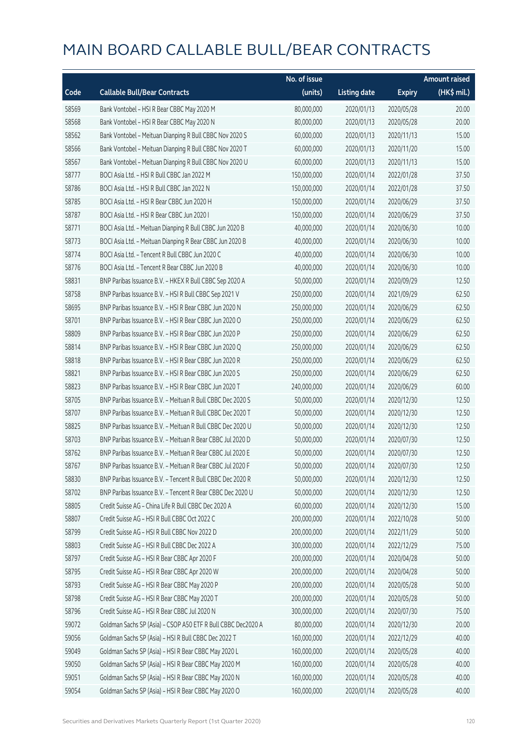# MAIN BOARD CALLABLE BULL/BEAR CONTRACTS

| Code | Callable Bull/Bear Contracts | No. of issue (units) | Listing date | Expiry | Amount raised (HK$ mil.) |
|---|---|---|---|---|---|
| 58569 | Bank Vontobel – HSI R Bear CBBC May 2020 M | 80,000,000 | 2020/01/13 | 2020/05/28 | 20.00 |
| 58568 | Bank Vontobel – HSI R Bear CBBC May 2020 N | 80,000,000 | 2020/01/13 | 2020/05/28 | 20.00 |
| 58562 | Bank Vontobel – Meituan Dianping R Bull CBBC Nov 2020 S | 60,000,000 | 2020/01/13 | 2020/11/13 | 15.00 |
| 58566 | Bank Vontobel – Meituan Dianping R Bull CBBC Nov 2020 T | 60,000,000 | 2020/01/13 | 2020/11/20 | 15.00 |
| 58567 | Bank Vontobel – Meituan Dianping R Bull CBBC Nov 2020 U | 60,000,000 | 2020/01/13 | 2020/11/13 | 15.00 |
| 58777 | BOCI Asia Ltd. – HSI R Bull CBBC Jan 2022 M | 150,000,000 | 2020/01/14 | 2022/01/28 | 37.50 |
| 58786 | BOCI Asia Ltd. – HSI R Bull CBBC Jan 2022 N | 150,000,000 | 2020/01/14 | 2022/01/28 | 37.50 |
| 58785 | BOCI Asia Ltd. – HSI R Bear CBBC Jun 2020 H | 150,000,000 | 2020/01/14 | 2020/06/29 | 37.50 |
| 58787 | BOCI Asia Ltd. – HSI R Bear CBBC Jun 2020 I | 150,000,000 | 2020/01/14 | 2020/06/29 | 37.50 |
| 58771 | BOCI Asia Ltd. – Meituan Dianping R Bull CBBC Jun 2020 B | 40,000,000 | 2020/01/14 | 2020/06/30 | 10.00 |
| 58773 | BOCI Asia Ltd. – Meituan Dianping R Bear CBBC Jun 2020 B | 40,000,000 | 2020/01/14 | 2020/06/30 | 10.00 |
| 58774 | BOCI Asia Ltd. – Tencent R Bull CBBC Jun 2020 C | 40,000,000 | 2020/01/14 | 2020/06/30 | 10.00 |
| 58776 | BOCI Asia Ltd. – Tencent R Bear CBBC Jun 2020 B | 40,000,000 | 2020/01/14 | 2020/06/30 | 10.00 |
| 58831 | BNP Paribas Issuance B.V. – HKEX R Bull CBBC Sep 2020 A | 50,000,000 | 2020/01/14 | 2020/09/29 | 12.50 |
| 58758 | BNP Paribas Issuance B.V. – HSI R Bull CBBC Sep 2021 V | 250,000,000 | 2020/01/14 | 2021/09/29 | 62.50 |
| 58695 | BNP Paribas Issuance B.V. – HSI R Bear CBBC Jun 2020 N | 250,000,000 | 2020/01/14 | 2020/06/29 | 62.50 |
| 58701 | BNP Paribas Issuance B.V. – HSI R Bear CBBC Jun 2020 O | 250,000,000 | 2020/01/14 | 2020/06/29 | 62.50 |
| 58809 | BNP Paribas Issuance B.V. – HSI R Bear CBBC Jun 2020 P | 250,000,000 | 2020/01/14 | 2020/06/29 | 62.50 |
| 58814 | BNP Paribas Issuance B.V. – HSI R Bear CBBC Jun 2020 Q | 250,000,000 | 2020/01/14 | 2020/06/29 | 62.50 |
| 58818 | BNP Paribas Issuance B.V. – HSI R Bear CBBC Jun 2020 R | 250,000,000 | 2020/01/14 | 2020/06/29 | 62.50 |
| 58821 | BNP Paribas Issuance B.V. – HSI R Bear CBBC Jun 2020 S | 250,000,000 | 2020/01/14 | 2020/06/29 | 62.50 |
| 58823 | BNP Paribas Issuance B.V. – HSI R Bear CBBC Jun 2020 T | 240,000,000 | 2020/01/14 | 2020/06/29 | 60.00 |
| 58705 | BNP Paribas Issuance B.V. – Meituan R Bull CBBC Dec 2020 S | 50,000,000 | 2020/01/14 | 2020/12/30 | 12.50 |
| 58707 | BNP Paribas Issuance B.V. – Meituan R Bull CBBC Dec 2020 T | 50,000,000 | 2020/01/14 | 2020/12/30 | 12.50 |
| 58825 | BNP Paribas Issuance B.V. – Meituan R Bull CBBC Dec 2020 U | 50,000,000 | 2020/01/14 | 2020/12/30 | 12.50 |
| 58703 | BNP Paribas Issuance B.V. – Meituan R Bear CBBC Jul 2020 D | 50,000,000 | 2020/01/14 | 2020/07/30 | 12.50 |
| 58762 | BNP Paribas Issuance B.V. – Meituan R Bear CBBC Jul 2020 E | 50,000,000 | 2020/01/14 | 2020/07/30 | 12.50 |
| 58767 | BNP Paribas Issuance B.V. – Meituan R Bear CBBC Jul 2020 F | 50,000,000 | 2020/01/14 | 2020/07/30 | 12.50 |
| 58830 | BNP Paribas Issuance B.V. – Tencent R Bull CBBC Dec 2020 R | 50,000,000 | 2020/01/14 | 2020/12/30 | 12.50 |
| 58702 | BNP Paribas Issuance B.V. – Tencent R Bear CBBC Dec 2020 U | 50,000,000 | 2020/01/14 | 2020/12/30 | 12.50 |
| 58805 | Credit Suisse AG – China Life R Bull CBBC Dec 2020 A | 60,000,000 | 2020/01/14 | 2020/12/30 | 15.00 |
| 58807 | Credit Suisse AG – HSI R Bull CBBC Oct 2022 C | 200,000,000 | 2020/01/14 | 2022/10/28 | 50.00 |
| 58799 | Credit Suisse AG – HSI R Bull CBBC Nov 2022 D | 200,000,000 | 2020/01/14 | 2022/11/29 | 50.00 |
| 58803 | Credit Suisse AG – HSI R Bull CBBC Dec 2022 A | 300,000,000 | 2020/01/14 | 2022/12/29 | 75.00 |
| 58797 | Credit Suisse AG – HSI R Bear CBBC Apr 2020 F | 200,000,000 | 2020/01/14 | 2020/04/28 | 50.00 |
| 58795 | Credit Suisse AG – HSI R Bear CBBC Apr 2020 W | 200,000,000 | 2020/01/14 | 2020/04/28 | 50.00 |
| 58793 | Credit Suisse AG – HSI R Bear CBBC May 2020 P | 200,000,000 | 2020/01/14 | 2020/05/28 | 50.00 |
| 58798 | Credit Suisse AG – HSI R Bear CBBC May 2020 T | 200,000,000 | 2020/01/14 | 2020/05/28 | 50.00 |
| 58796 | Credit Suisse AG – HSI R Bear CBBC Jul 2020 N | 300,000,000 | 2020/01/14 | 2020/07/30 | 75.00 |
| 59072 | Goldman Sachs SP (Asia) – CSOP A50 ETF R Bull CBBC Dec2020 A | 80,000,000 | 2020/01/14 | 2020/12/30 | 20.00 |
| 59056 | Goldman Sachs SP (Asia) – HSI R Bull CBBC Dec 2022 T | 160,000,000 | 2020/01/14 | 2022/12/29 | 40.00 |
| 59049 | Goldman Sachs SP (Asia) – HSI R Bear CBBC May 2020 L | 160,000,000 | 2020/01/14 | 2020/05/28 | 40.00 |
| 59050 | Goldman Sachs SP (Asia) – HSI R Bear CBBC May 2020 M | 160,000,000 | 2020/01/14 | 2020/05/28 | 40.00 |
| 59051 | Goldman Sachs SP (Asia) – HSI R Bear CBBC May 2020 N | 160,000,000 | 2020/01/14 | 2020/05/28 | 40.00 |
| 59054 | Goldman Sachs SP (Asia) – HSI R Bear CBBC May 2020 O | 160,000,000 | 2020/01/14 | 2020/05/28 | 40.00 |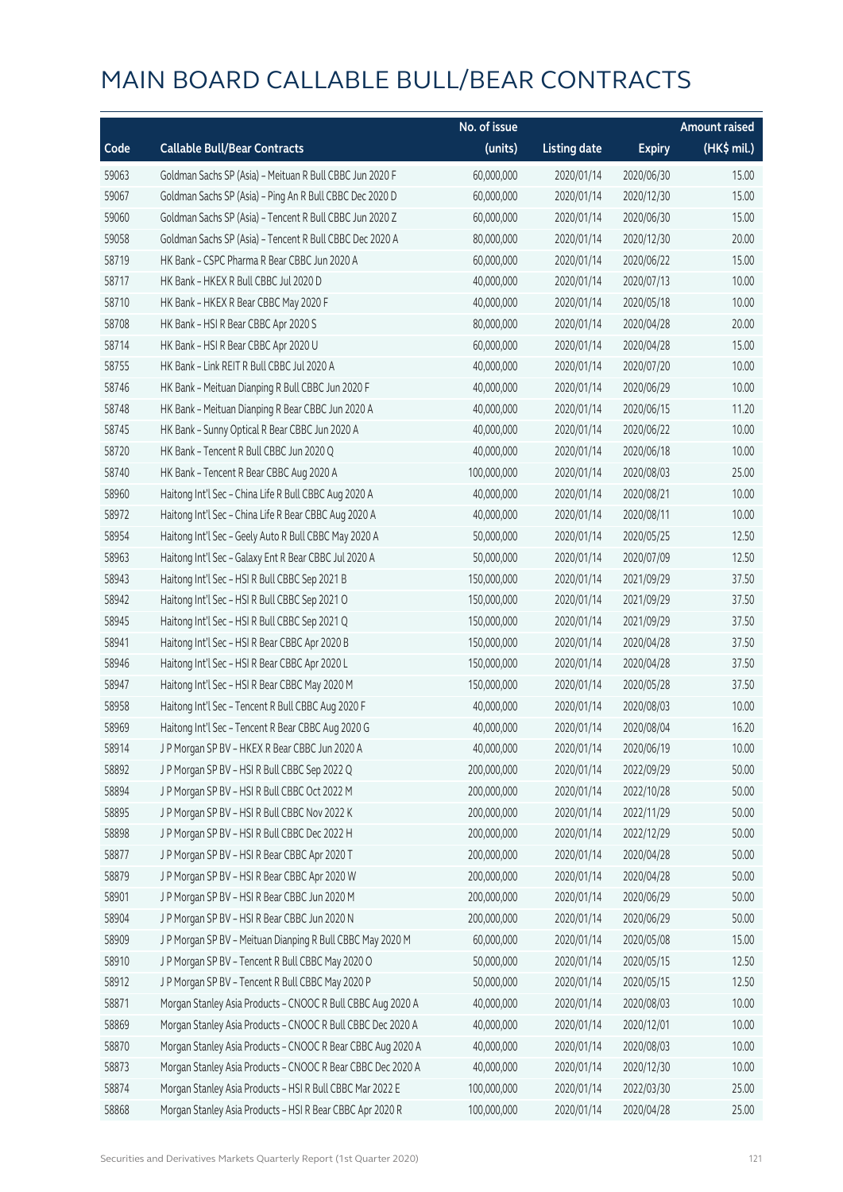# MAIN BOARD CALLABLE BULL/BEAR CONTRACTS

| Code | Callable Bull/Bear Contracts | No. of issue (units) | Listing date | Expiry | Amount raised (HK$ mil.) |
|---|---|---|---|---|---|
| 59063 | Goldman Sachs SP (Asia) – Meituan R Bull CBBC Jun 2020 F | 60,000,000 | 2020/01/14 | 2020/06/30 | 15.00 |
| 59067 | Goldman Sachs SP (Asia) – Ping An R Bull CBBC Dec 2020 D | 60,000,000 | 2020/01/14 | 2020/12/30 | 15.00 |
| 59060 | Goldman Sachs SP (Asia) – Tencent R Bull CBBC Jun 2020 Z | 60,000,000 | 2020/01/14 | 2020/06/30 | 15.00 |
| 59058 | Goldman Sachs SP (Asia) – Tencent R Bull CBBC Dec 2020 A | 80,000,000 | 2020/01/14 | 2020/12/30 | 20.00 |
| 58719 | HK Bank – CSPC Pharma R Bear CBBC Jun 2020 A | 60,000,000 | 2020/01/14 | 2020/06/22 | 15.00 |
| 58717 | HK Bank – HKEX R Bull CBBC Jul 2020 D | 40,000,000 | 2020/01/14 | 2020/07/13 | 10.00 |
| 58710 | HK Bank – HKEX R Bear CBBC May 2020 F | 40,000,000 | 2020/01/14 | 2020/05/18 | 10.00 |
| 58708 | HK Bank – HSI R Bear CBBC Apr 2020 S | 80,000,000 | 2020/01/14 | 2020/04/28 | 20.00 |
| 58714 | HK Bank – HSI R Bear CBBC Apr 2020 U | 60,000,000 | 2020/01/14 | 2020/04/28 | 15.00 |
| 58755 | HK Bank – Link REIT R Bull CBBC Jul 2020 A | 40,000,000 | 2020/01/14 | 2020/07/20 | 10.00 |
| 58746 | HK Bank – Meituan Dianping R Bull CBBC Jun 2020 F | 40,000,000 | 2020/01/14 | 2020/06/29 | 10.00 |
| 58748 | HK Bank – Meituan Dianping R Bear CBBC Jun 2020 A | 40,000,000 | 2020/01/14 | 2020/06/15 | 11.20 |
| 58745 | HK Bank – Sunny Optical R Bear CBBC Jun 2020 A | 40,000,000 | 2020/01/14 | 2020/06/22 | 10.00 |
| 58720 | HK Bank – Tencent R Bull CBBC Jun 2020 Q | 40,000,000 | 2020/01/14 | 2020/06/18 | 10.00 |
| 58740 | HK Bank – Tencent R Bear CBBC Aug 2020 A | 100,000,000 | 2020/01/14 | 2020/08/03 | 25.00 |
| 58960 | Haitong Int'l Sec – China Life R Bull CBBC Aug 2020 A | 40,000,000 | 2020/01/14 | 2020/08/21 | 10.00 |
| 58972 | Haitong Int'l Sec – China Life R Bear CBBC Aug 2020 A | 40,000,000 | 2020/01/14 | 2020/08/11 | 10.00 |
| 58954 | Haitong Int'l Sec – Geely Auto R Bull CBBC May 2020 A | 50,000,000 | 2020/01/14 | 2020/05/25 | 12.50 |
| 58963 | Haitong Int'l Sec – Galaxy Ent R Bear CBBC Jul 2020 A | 50,000,000 | 2020/01/14 | 2020/07/09 | 12.50 |
| 58943 | Haitong Int'l Sec – HSI R Bull CBBC Sep 2021 B | 150,000,000 | 2020/01/14 | 2021/09/29 | 37.50 |
| 58942 | Haitong Int'l Sec – HSI R Bull CBBC Sep 2021 O | 150,000,000 | 2020/01/14 | 2021/09/29 | 37.50 |
| 58945 | Haitong Int'l Sec – HSI R Bull CBBC Sep 2021 Q | 150,000,000 | 2020/01/14 | 2021/09/29 | 37.50 |
| 58941 | Haitong Int'l Sec – HSI R Bear CBBC Apr 2020 B | 150,000,000 | 2020/01/14 | 2020/04/28 | 37.50 |
| 58946 | Haitong Int'l Sec – HSI R Bear CBBC Apr 2020 L | 150,000,000 | 2020/01/14 | 2020/04/28 | 37.50 |
| 58947 | Haitong Int'l Sec – HSI R Bear CBBC May 2020 M | 150,000,000 | 2020/01/14 | 2020/05/28 | 37.50 |
| 58958 | Haitong Int'l Sec – Tencent R Bull CBBC Aug 2020 F | 40,000,000 | 2020/01/14 | 2020/08/03 | 10.00 |
| 58969 | Haitong Int'l Sec – Tencent R Bear CBBC Aug 2020 G | 40,000,000 | 2020/01/14 | 2020/08/04 | 16.20 |
| 58914 | J P Morgan SP BV – HKEX R Bear CBBC Jun 2020 A | 40,000,000 | 2020/01/14 | 2020/06/19 | 10.00 |
| 58892 | J P Morgan SP BV – HSI R Bull CBBC Sep 2022 Q | 200,000,000 | 2020/01/14 | 2022/09/29 | 50.00 |
| 58894 | J P Morgan SP BV – HSI R Bull CBBC Oct 2022 M | 200,000,000 | 2020/01/14 | 2022/10/28 | 50.00 |
| 58895 | J P Morgan SP BV – HSI R Bull CBBC Nov 2022 K | 200,000,000 | 2020/01/14 | 2022/11/29 | 50.00 |
| 58898 | J P Morgan SP BV – HSI R Bull CBBC Dec 2022 H | 200,000,000 | 2020/01/14 | 2022/12/29 | 50.00 |
| 58877 | J P Morgan SP BV – HSI R Bear CBBC Apr 2020 T | 200,000,000 | 2020/01/14 | 2020/04/28 | 50.00 |
| 58879 | J P Morgan SP BV – HSI R Bear CBBC Apr 2020 W | 200,000,000 | 2020/01/14 | 2020/04/28 | 50.00 |
| 58901 | J P Morgan SP BV – HSI R Bear CBBC Jun 2020 M | 200,000,000 | 2020/01/14 | 2020/06/29 | 50.00 |
| 58904 | J P Morgan SP BV – HSI R Bear CBBC Jun 2020 N | 200,000,000 | 2020/01/14 | 2020/06/29 | 50.00 |
| 58909 | J P Morgan SP BV – Meituan Dianping R Bull CBBC May 2020 M | 60,000,000 | 2020/01/14 | 2020/05/08 | 15.00 |
| 58910 | J P Morgan SP BV – Tencent R Bull CBBC May 2020 O | 50,000,000 | 2020/01/14 | 2020/05/15 | 12.50 |
| 58912 | J P Morgan SP BV – Tencent R Bull CBBC May 2020 P | 50,000,000 | 2020/01/14 | 2020/05/15 | 12.50 |
| 58871 | Morgan Stanley Asia Products – CNOOC R Bull CBBC Aug 2020 A | 40,000,000 | 2020/01/14 | 2020/08/03 | 10.00 |
| 58869 | Morgan Stanley Asia Products – CNOOC R Bull CBBC Dec 2020 A | 40,000,000 | 2020/01/14 | 2020/12/01 | 10.00 |
| 58870 | Morgan Stanley Asia Products – CNOOC R Bear CBBC Aug 2020 A | 40,000,000 | 2020/01/14 | 2020/08/03 | 10.00 |
| 58873 | Morgan Stanley Asia Products – CNOOC R Bear CBBC Dec 2020 A | 40,000,000 | 2020/01/14 | 2020/12/30 | 10.00 |
| 58874 | Morgan Stanley Asia Products – HSI R Bull CBBC Mar 2022 E | 100,000,000 | 2020/01/14 | 2022/03/30 | 25.00 |
| 58868 | Morgan Stanley Asia Products – HSI R Bear CBBC Apr 2020 R | 100,000,000 | 2020/01/14 | 2020/04/28 | 25.00 |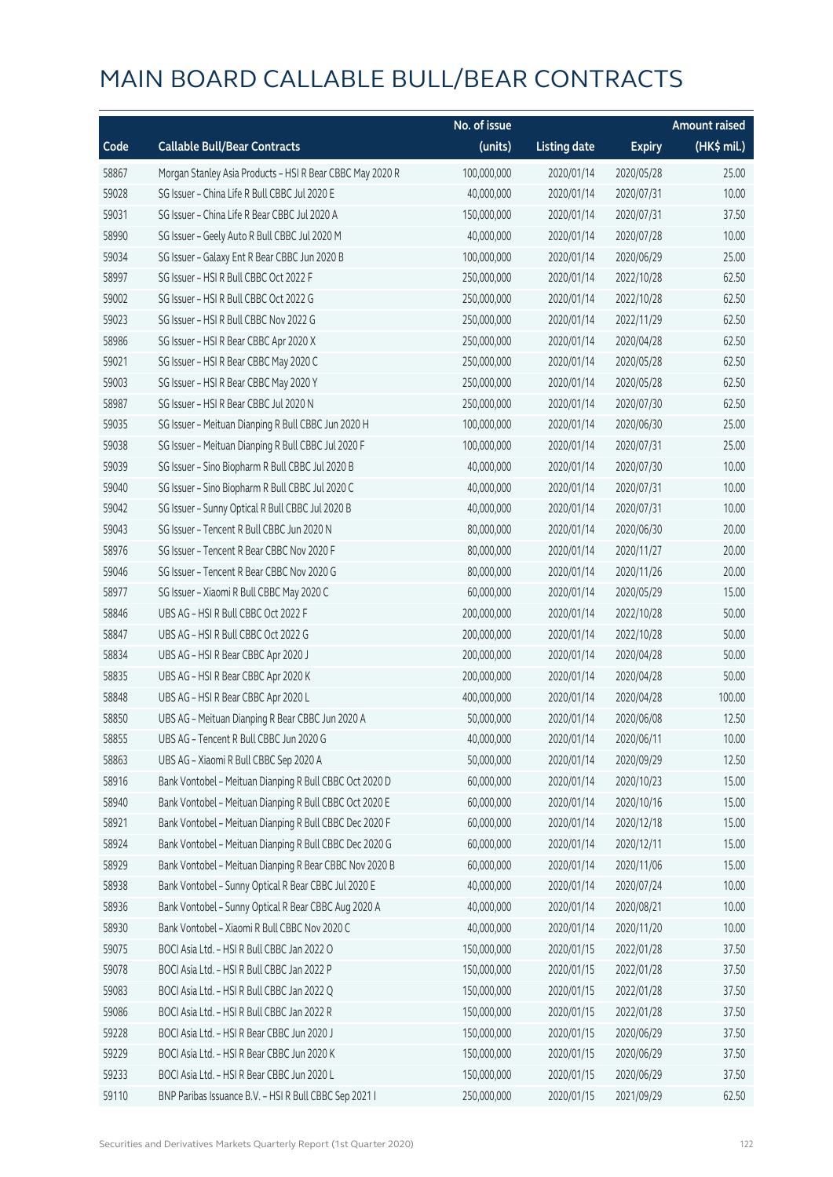# MAIN BOARD CALLABLE BULL/BEAR CONTRACTS

| Code | Callable Bull/Bear Contracts | No. of issue (units) | Listing date | Expiry | Amount raised (HK$ mil.) |
|---|---|---|---|---|---|
| 58867 | Morgan Stanley Asia Products - HSI R Bear CBBC May 2020 R | 100,000,000 | 2020/01/14 | 2020/05/28 | 25.00 |
| 59028 | SG Issuer – China Life R Bull CBBC Jul 2020 E | 40,000,000 | 2020/01/14 | 2020/07/31 | 10.00 |
| 59031 | SG Issuer – China Life R Bear CBBC Jul 2020 A | 150,000,000 | 2020/01/14 | 2020/07/31 | 37.50 |
| 58990 | SG Issuer – Geely Auto R Bull CBBC Jul 2020 M | 40,000,000 | 2020/01/14 | 2020/07/28 | 10.00 |
| 59034 | SG Issuer – Galaxy Ent R Bear CBBC Jun 2020 B | 100,000,000 | 2020/01/14 | 2020/06/29 | 25.00 |
| 58997 | SG Issuer – HSI R Bull CBBC Oct 2022 F | 250,000,000 | 2020/01/14 | 2022/10/28 | 62.50 |
| 59002 | SG Issuer – HSI R Bull CBBC Oct 2022 G | 250,000,000 | 2020/01/14 | 2022/10/28 | 62.50 |
| 59023 | SG Issuer – HSI R Bull CBBC Nov 2022 G | 250,000,000 | 2020/01/14 | 2022/11/29 | 62.50 |
| 58986 | SG Issuer – HSI R Bear CBBC Apr 2020 X | 250,000,000 | 2020/01/14 | 2020/04/28 | 62.50 |
| 59021 | SG Issuer – HSI R Bear CBBC May 2020 C | 250,000,000 | 2020/01/14 | 2020/05/28 | 62.50 |
| 59003 | SG Issuer – HSI R Bear CBBC May 2020 Y | 250,000,000 | 2020/01/14 | 2020/05/28 | 62.50 |
| 58987 | SG Issuer – HSI R Bear CBBC Jul 2020 N | 250,000,000 | 2020/01/14 | 2020/07/30 | 62.50 |
| 59035 | SG Issuer – Meituan Dianping R Bull CBBC Jun 2020 H | 100,000,000 | 2020/01/14 | 2020/06/30 | 25.00 |
| 59038 | SG Issuer – Meituan Dianping R Bull CBBC Jul 2020 F | 100,000,000 | 2020/01/14 | 2020/07/31 | 25.00 |
| 59039 | SG Issuer – Sino Biopharm R Bull CBBC Jul 2020 B | 40,000,000 | 2020/01/14 | 2020/07/30 | 10.00 |
| 59040 | SG Issuer – Sino Biopharm R Bull CBBC Jul 2020 C | 40,000,000 | 2020/01/14 | 2020/07/31 | 10.00 |
| 59042 | SG Issuer – Sunny Optical R Bull CBBC Jul 2020 B | 40,000,000 | 2020/01/14 | 2020/07/31 | 10.00 |
| 59043 | SG Issuer – Tencent R Bull CBBC Jun 2020 N | 80,000,000 | 2020/01/14 | 2020/06/30 | 20.00 |
| 58976 | SG Issuer – Tencent R Bear CBBC Nov 2020 F | 80,000,000 | 2020/01/14 | 2020/11/27 | 20.00 |
| 59046 | SG Issuer – Tencent R Bear CBBC Nov 2020 G | 80,000,000 | 2020/01/14 | 2020/11/26 | 20.00 |
| 58977 | SG Issuer – Xiaomi R Bull CBBC May 2020 C | 60,000,000 | 2020/01/14 | 2020/05/29 | 15.00 |
| 58846 | UBS AG – HSI R Bull CBBC Oct 2022 F | 200,000,000 | 2020/01/14 | 2022/10/28 | 50.00 |
| 58847 | UBS AG – HSI R Bull CBBC Oct 2022 G | 200,000,000 | 2020/01/14 | 2022/10/28 | 50.00 |
| 58834 | UBS AG – HSI R Bear CBBC Apr 2020 J | 200,000,000 | 2020/01/14 | 2020/04/28 | 50.00 |
| 58835 | UBS AG – HSI R Bear CBBC Apr 2020 K | 200,000,000 | 2020/01/14 | 2020/04/28 | 50.00 |
| 58848 | UBS AG – HSI R Bear CBBC Apr 2020 L | 400,000,000 | 2020/01/14 | 2020/04/28 | 100.00 |
| 58850 | UBS AG – Meituan Dianping R Bear CBBC Jun 2020 A | 50,000,000 | 2020/01/14 | 2020/06/08 | 12.50 |
| 58855 | UBS AG – Tencent R Bull CBBC Jun 2020 G | 40,000,000 | 2020/01/14 | 2020/06/11 | 10.00 |
| 58863 | UBS AG – Xiaomi R Bull CBBC Sep 2020 A | 50,000,000 | 2020/01/14 | 2020/09/29 | 12.50 |
| 58916 | Bank Vontobel – Meituan Dianping R Bull CBBC Oct 2020 D | 60,000,000 | 2020/01/14 | 2020/10/23 | 15.00 |
| 58940 | Bank Vontobel – Meituan Dianping R Bull CBBC Oct 2020 E | 60,000,000 | 2020/01/14 | 2020/10/16 | 15.00 |
| 58921 | Bank Vontobel – Meituan Dianping R Bull CBBC Dec 2020 F | 60,000,000 | 2020/01/14 | 2020/12/18 | 15.00 |
| 58924 | Bank Vontobel – Meituan Dianping R Bull CBBC Dec 2020 G | 60,000,000 | 2020/01/14 | 2020/12/11 | 15.00 |
| 58929 | Bank Vontobel – Meituan Dianping R Bear CBBC Nov 2020 B | 60,000,000 | 2020/01/14 | 2020/11/06 | 15.00 |
| 58938 | Bank Vontobel – Sunny Optical R Bear CBBC Jul 2020 E | 40,000,000 | 2020/01/14 | 2020/07/24 | 10.00 |
| 58936 | Bank Vontobel – Sunny Optical R Bear CBBC Aug 2020 A | 40,000,000 | 2020/01/14 | 2020/08/21 | 10.00 |
| 58930 | Bank Vontobel – Xiaomi R Bull CBBC Nov 2020 C | 40,000,000 | 2020/01/14 | 2020/11/20 | 10.00 |
| 59075 | BOCI Asia Ltd. – HSI R Bull CBBC Jan 2022 O | 150,000,000 | 2020/01/15 | 2022/01/28 | 37.50 |
| 59078 | BOCI Asia Ltd. – HSI R Bull CBBC Jan 2022 P | 150,000,000 | 2020/01/15 | 2022/01/28 | 37.50 |
| 59083 | BOCI Asia Ltd. – HSI R Bull CBBC Jan 2022 Q | 150,000,000 | 2020/01/15 | 2022/01/28 | 37.50 |
| 59086 | BOCI Asia Ltd. – HSI R Bull CBBC Jan 2022 R | 150,000,000 | 2020/01/15 | 2022/01/28 | 37.50 |
| 59228 | BOCI Asia Ltd. – HSI R Bear CBBC Jun 2020 J | 150,000,000 | 2020/01/15 | 2020/06/29 | 37.50 |
| 59229 | BOCI Asia Ltd. – HSI R Bear CBBC Jun 2020 K | 150,000,000 | 2020/01/15 | 2020/06/29 | 37.50 |
| 59233 | BOCI Asia Ltd. – HSI R Bear CBBC Jun 2020 L | 150,000,000 | 2020/01/15 | 2020/06/29 | 37.50 |
| 59110 | BNP Paribas Issuance B.V. – HSI R Bull CBBC Sep 2021 I | 250,000,000 | 2020/01/15 | 2021/09/29 | 62.50 |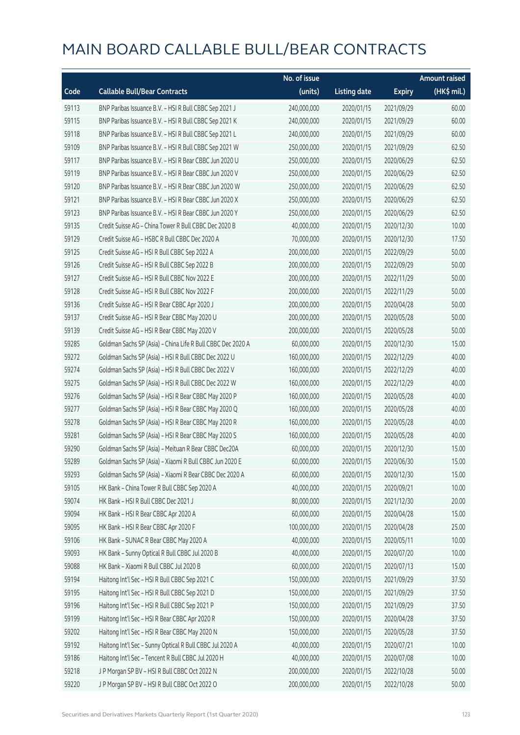# MAIN BOARD CALLABLE BULL/BEAR CONTRACTS

| Code | Callable Bull/Bear Contracts | No. of issue (units) | Listing date | Expiry | Amount raised (HK$ mil.) |
|---|---|---|---|---|---|
| 59113 | BNP Paribas Issuance B.V. – HSI R Bull CBBC Sep 2021 J | 240,000,000 | 2020/01/15 | 2021/09/29 | 60.00 |
| 59115 | BNP Paribas Issuance B.V. – HSI R Bull CBBC Sep 2021 K | 240,000,000 | 2020/01/15 | 2021/09/29 | 60.00 |
| 59118 | BNP Paribas Issuance B.V. – HSI R Bull CBBC Sep 2021 L | 240,000,000 | 2020/01/15 | 2021/09/29 | 60.00 |
| 59109 | BNP Paribas Issuance B.V. – HSI R Bull CBBC Sep 2021 W | 250,000,000 | 2020/01/15 | 2021/09/29 | 62.50 |
| 59117 | BNP Paribas Issuance B.V. – HSI R Bear CBBC Jun 2020 U | 250,000,000 | 2020/01/15 | 2020/06/29 | 62.50 |
| 59119 | BNP Paribas Issuance B.V. – HSI R Bear CBBC Jun 2020 V | 250,000,000 | 2020/01/15 | 2020/06/29 | 62.50 |
| 59120 | BNP Paribas Issuance B.V. – HSI R Bear CBBC Jun 2020 W | 250,000,000 | 2020/01/15 | 2020/06/29 | 62.50 |
| 59121 | BNP Paribas Issuance B.V. – HSI R Bear CBBC Jun 2020 X | 250,000,000 | 2020/01/15 | 2020/06/29 | 62.50 |
| 59123 | BNP Paribas Issuance B.V. – HSI R Bear CBBC Jun 2020 Y | 250,000,000 | 2020/01/15 | 2020/06/29 | 62.50 |
| 59135 | Credit Suisse AG – China Tower R Bull CBBC Dec 2020 B | 40,000,000 | 2020/01/15 | 2020/12/30 | 10.00 |
| 59129 | Credit Suisse AG – HSBC R Bull CBBC Dec 2020 A | 70,000,000 | 2020/01/15 | 2020/12/30 | 17.50 |
| 59125 | Credit Suisse AG – HSI R Bull CBBC Sep 2022 A | 200,000,000 | 2020/01/15 | 2022/09/29 | 50.00 |
| 59126 | Credit Suisse AG – HSI R Bull CBBC Sep 2022 B | 200,000,000 | 2020/01/15 | 2022/09/29 | 50.00 |
| 59127 | Credit Suisse AG – HSI R Bull CBBC Nov 2022 E | 200,000,000 | 2020/01/15 | 2022/11/29 | 50.00 |
| 59128 | Credit Suisse AG – HSI R Bull CBBC Nov 2022 F | 200,000,000 | 2020/01/15 | 2022/11/29 | 50.00 |
| 59136 | Credit Suisse AG – HSI R Bear CBBC Apr 2020 J | 200,000,000 | 2020/01/15 | 2020/04/28 | 50.00 |
| 59137 | Credit Suisse AG – HSI R Bear CBBC May 2020 U | 200,000,000 | 2020/01/15 | 2020/05/28 | 50.00 |
| 59139 | Credit Suisse AG – HSI R Bear CBBC May 2020 V | 200,000,000 | 2020/01/15 | 2020/05/28 | 50.00 |
| 59285 | Goldman Sachs SP (Asia) – China Life R Bull CBBC Dec 2020 A | 60,000,000 | 2020/01/15 | 2020/12/30 | 15.00 |
| 59272 | Goldman Sachs SP (Asia) – HSI R Bull CBBC Dec 2022 U | 160,000,000 | 2020/01/15 | 2022/12/29 | 40.00 |
| 59274 | Goldman Sachs SP (Asia) – HSI R Bull CBBC Dec 2022 V | 160,000,000 | 2020/01/15 | 2022/12/29 | 40.00 |
| 59275 | Goldman Sachs SP (Asia) – HSI R Bull CBBC Dec 2022 W | 160,000,000 | 2020/01/15 | 2022/12/29 | 40.00 |
| 59276 | Goldman Sachs SP (Asia) – HSI R Bear CBBC May 2020 P | 160,000,000 | 2020/01/15 | 2020/05/28 | 40.00 |
| 59277 | Goldman Sachs SP (Asia) – HSI R Bear CBBC May 2020 Q | 160,000,000 | 2020/01/15 | 2020/05/28 | 40.00 |
| 59278 | Goldman Sachs SP (Asia) – HSI R Bear CBBC May 2020 R | 160,000,000 | 2020/01/15 | 2020/05/28 | 40.00 |
| 59281 | Goldman Sachs SP (Asia) – HSI R Bear CBBC May 2020 S | 160,000,000 | 2020/01/15 | 2020/05/28 | 40.00 |
| 59290 | Goldman Sachs SP (Asia) – Meituan R Bear CBBC Dec20A | 60,000,000 | 2020/01/15 | 2020/12/30 | 15.00 |
| 59289 | Goldman Sachs SP (Asia) – Xiaomi R Bull CBBC Jun 2020 E | 60,000,000 | 2020/01/15 | 2020/06/30 | 15.00 |
| 59293 | Goldman Sachs SP (Asia) – Xiaomi R Bear CBBC Dec 2020 A | 60,000,000 | 2020/01/15 | 2020/12/30 | 15.00 |
| 59105 | HK Bank – China Tower R Bull CBBC Sep 2020 A | 40,000,000 | 2020/01/15 | 2020/09/21 | 10.00 |
| 59074 | HK Bank – HSI R Bull CBBC Dec 2021 J | 80,000,000 | 2020/01/15 | 2021/12/30 | 20.00 |
| 59094 | HK Bank – HSI R Bear CBBC Apr 2020 A | 60,000,000 | 2020/01/15 | 2020/04/28 | 15.00 |
| 59095 | HK Bank – HSI R Bear CBBC Apr 2020 F | 100,000,000 | 2020/01/15 | 2020/04/28 | 25.00 |
| 59106 | HK Bank – SUNAC R Bear CBBC May 2020 A | 40,000,000 | 2020/01/15 | 2020/05/11 | 10.00 |
| 59093 | HK Bank – Sunny Optical R Bull CBBC Jul 2020 B | 40,000,000 | 2020/01/15 | 2020/07/20 | 10.00 |
| 59088 | HK Bank – Xiaomi R Bull CBBC Jul 2020 B | 60,000,000 | 2020/01/15 | 2020/07/13 | 15.00 |
| 59194 | Haitong Int'l Sec – HSI R Bull CBBC Sep 2021 C | 150,000,000 | 2020/01/15 | 2021/09/29 | 37.50 |
| 59195 | Haitong Int'l Sec – HSI R Bull CBBC Sep 2021 D | 150,000,000 | 2020/01/15 | 2021/09/29 | 37.50 |
| 59196 | Haitong Int'l Sec – HSI R Bull CBBC Sep 2021 P | 150,000,000 | 2020/01/15 | 2021/09/29 | 37.50 |
| 59199 | Haitong Int'l Sec – HSI R Bear CBBC Apr 2020 R | 150,000,000 | 2020/01/15 | 2020/04/28 | 37.50 |
| 59202 | Haitong Int'l Sec – HSI R Bear CBBC May 2020 N | 150,000,000 | 2020/01/15 | 2020/05/28 | 37.50 |
| 59192 | Haitong Int'l Sec – Sunny Optical R Bull CBBC Jul 2020 A | 40,000,000 | 2020/01/15 | 2020/07/21 | 10.00 |
| 59186 | Haitong Int'l Sec – Tencent R Bull CBBC Jul 2020 H | 40,000,000 | 2020/01/15 | 2020/07/08 | 10.00 |
| 59218 | J P Morgan SP BV – HSI R Bull CBBC Oct 2022 N | 200,000,000 | 2020/01/15 | 2022/10/28 | 50.00 |
| 59220 | J P Morgan SP BV – HSI R Bull CBBC Oct 2022 O | 200,000,000 | 2020/01/15 | 2022/10/28 | 50.00 |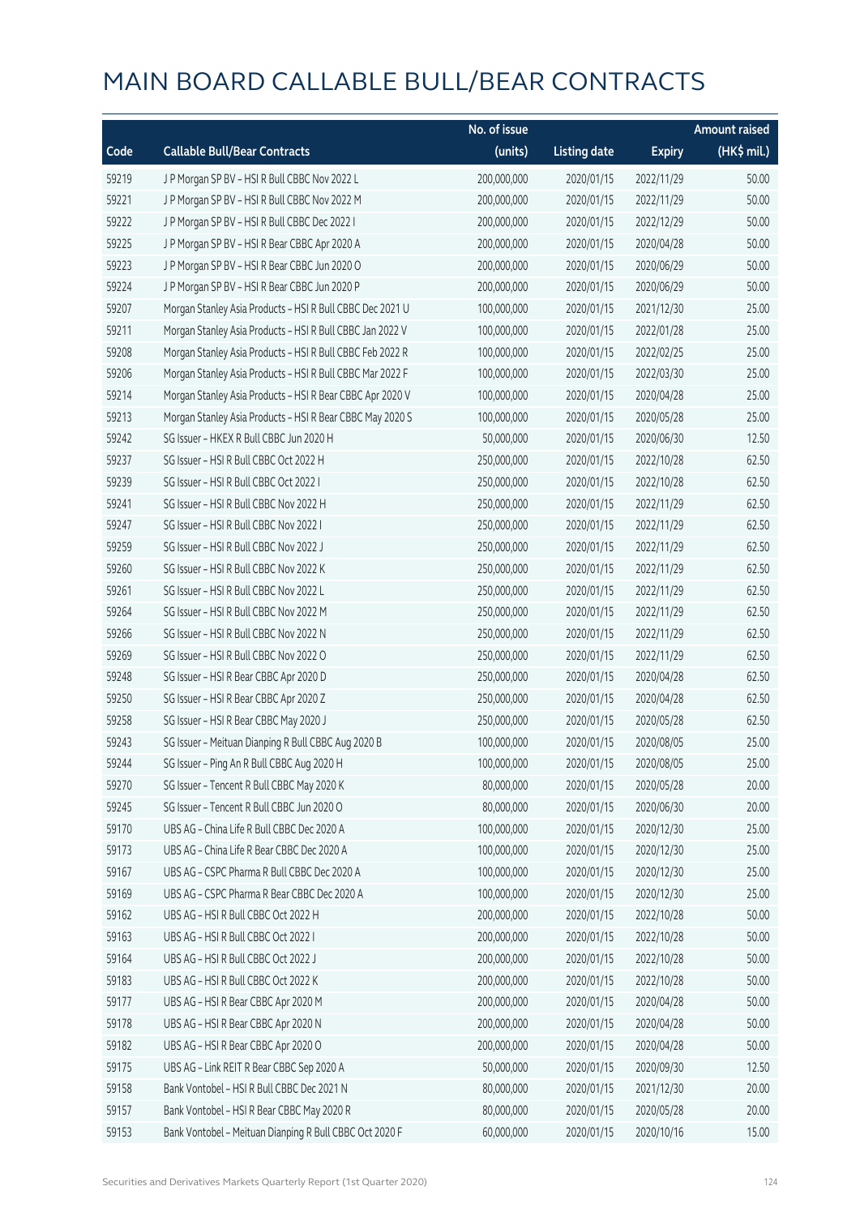# MAIN BOARD CALLABLE BULL/BEAR CONTRACTS

| Code | Callable Bull/Bear Contracts | No. of issue (units) | Listing date | Expiry | Amount raised (HK$ mil.) |
|---|---|---|---|---|---|
| 59219 | J P Morgan SP BV – HSI R Bull CBBC Nov 2022 L | 200,000,000 | 2020/01/15 | 2022/11/29 | 50.00 |
| 59221 | J P Morgan SP BV – HSI R Bull CBBC Nov 2022 M | 200,000,000 | 2020/01/15 | 2022/11/29 | 50.00 |
| 59222 | J P Morgan SP BV – HSI R Bull CBBC Dec 2022 I | 200,000,000 | 2020/01/15 | 2022/12/29 | 50.00 |
| 59225 | J P Morgan SP BV – HSI R Bear CBBC Apr 2020 A | 200,000,000 | 2020/01/15 | 2020/04/28 | 50.00 |
| 59223 | J P Morgan SP BV – HSI R Bear CBBC Jun 2020 O | 200,000,000 | 2020/01/15 | 2020/06/29 | 50.00 |
| 59224 | J P Morgan SP BV – HSI R Bear CBBC Jun 2020 P | 200,000,000 | 2020/01/15 | 2020/06/29 | 50.00 |
| 59207 | Morgan Stanley Asia Products – HSI R Bull CBBC Dec 2021 U | 100,000,000 | 2020/01/15 | 2021/12/30 | 25.00 |
| 59211 | Morgan Stanley Asia Products – HSI R Bull CBBC Jan 2022 V | 100,000,000 | 2020/01/15 | 2022/01/28 | 25.00 |
| 59208 | Morgan Stanley Asia Products – HSI R Bull CBBC Feb 2022 R | 100,000,000 | 2020/01/15 | 2022/02/25 | 25.00 |
| 59206 | Morgan Stanley Asia Products – HSI R Bull CBBC Mar 2022 F | 100,000,000 | 2020/01/15 | 2022/03/30 | 25.00 |
| 59214 | Morgan Stanley Asia Products – HSI R Bear CBBC Apr 2020 V | 100,000,000 | 2020/01/15 | 2020/04/28 | 25.00 |
| 59213 | Morgan Stanley Asia Products – HSI R Bear CBBC May 2020 S | 100,000,000 | 2020/01/15 | 2020/05/28 | 25.00 |
| 59242 | SG Issuer – HKEX R Bull CBBC Jun 2020 H | 50,000,000 | 2020/01/15 | 2020/06/30 | 12.50 |
| 59237 | SG Issuer – HSI R Bull CBBC Oct 2022 H | 250,000,000 | 2020/01/15 | 2022/10/28 | 62.50 |
| 59239 | SG Issuer – HSI R Bull CBBC Oct 2022 I | 250,000,000 | 2020/01/15 | 2022/10/28 | 62.50 |
| 59241 | SG Issuer – HSI R Bull CBBC Nov 2022 H | 250,000,000 | 2020/01/15 | 2022/11/29 | 62.50 |
| 59247 | SG Issuer – HSI R Bull CBBC Nov 2022 I | 250,000,000 | 2020/01/15 | 2022/11/29 | 62.50 |
| 59259 | SG Issuer – HSI R Bull CBBC Nov 2022 J | 250,000,000 | 2020/01/15 | 2022/11/29 | 62.50 |
| 59260 | SG Issuer – HSI R Bull CBBC Nov 2022 K | 250,000,000 | 2020/01/15 | 2022/11/29 | 62.50 |
| 59261 | SG Issuer – HSI R Bull CBBC Nov 2022 L | 250,000,000 | 2020/01/15 | 2022/11/29 | 62.50 |
| 59264 | SG Issuer – HSI R Bull CBBC Nov 2022 M | 250,000,000 | 2020/01/15 | 2022/11/29 | 62.50 |
| 59266 | SG Issuer – HSI R Bull CBBC Nov 2022 N | 250,000,000 | 2020/01/15 | 2022/11/29 | 62.50 |
| 59269 | SG Issuer – HSI R Bull CBBC Nov 2022 O | 250,000,000 | 2020/01/15 | 2022/11/29 | 62.50 |
| 59248 | SG Issuer – HSI R Bear CBBC Apr 2020 D | 250,000,000 | 2020/01/15 | 2020/04/28 | 62.50 |
| 59250 | SG Issuer – HSI R Bear CBBC Apr 2020 Z | 250,000,000 | 2020/01/15 | 2020/04/28 | 62.50 |
| 59258 | SG Issuer – HSI R Bear CBBC May 2020 J | 250,000,000 | 2020/01/15 | 2020/05/28 | 62.50 |
| 59243 | SG Issuer – Meituan Dianping R Bull CBBC Aug 2020 B | 100,000,000 | 2020/01/15 | 2020/08/05 | 25.00 |
| 59244 | SG Issuer – Ping An R Bull CBBC Aug 2020 H | 100,000,000 | 2020/01/15 | 2020/08/05 | 25.00 |
| 59270 | SG Issuer – Tencent R Bull CBBC May 2020 K | 80,000,000 | 2020/01/15 | 2020/05/28 | 20.00 |
| 59245 | SG Issuer – Tencent R Bull CBBC Jun 2020 O | 80,000,000 | 2020/01/15 | 2020/06/30 | 20.00 |
| 59170 | UBS AG – China Life R Bull CBBC Dec 2020 A | 100,000,000 | 2020/01/15 | 2020/12/30 | 25.00 |
| 59173 | UBS AG – China Life R Bear CBBC Dec 2020 A | 100,000,000 | 2020/01/15 | 2020/12/30 | 25.00 |
| 59167 | UBS AG – CSPC Pharma R Bull CBBC Dec 2020 A | 100,000,000 | 2020/01/15 | 2020/12/30 | 25.00 |
| 59169 | UBS AG – CSPC Pharma R Bear CBBC Dec 2020 A | 100,000,000 | 2020/01/15 | 2020/12/30 | 25.00 |
| 59162 | UBS AG – HSI R Bull CBBC Oct 2022 H | 200,000,000 | 2020/01/15 | 2022/10/28 | 50.00 |
| 59163 | UBS AG – HSI R Bull CBBC Oct 2022 I | 200,000,000 | 2020/01/15 | 2022/10/28 | 50.00 |
| 59164 | UBS AG – HSI R Bull CBBC Oct 2022 J | 200,000,000 | 2020/01/15 | 2022/10/28 | 50.00 |
| 59183 | UBS AG – HSI R Bull CBBC Oct 2022 K | 200,000,000 | 2020/01/15 | 2022/10/28 | 50.00 |
| 59177 | UBS AG – HSI R Bear CBBC Apr 2020 M | 200,000,000 | 2020/01/15 | 2020/04/28 | 50.00 |
| 59178 | UBS AG – HSI R Bear CBBC Apr 2020 N | 200,000,000 | 2020/01/15 | 2020/04/28 | 50.00 |
| 59182 | UBS AG – HSI R Bear CBBC Apr 2020 O | 200,000,000 | 2020/01/15 | 2020/04/28 | 50.00 |
| 59175 | UBS AG – Link REIT R Bear CBBC Sep 2020 A | 50,000,000 | 2020/01/15 | 2020/09/30 | 12.50 |
| 59158 | Bank Vontobel – HSI R Bull CBBC Dec 2021 N | 80,000,000 | 2020/01/15 | 2021/12/30 | 20.00 |
| 59157 | Bank Vontobel – HSI R Bear CBBC May 2020 R | 80,000,000 | 2020/01/15 | 2020/05/28 | 20.00 |
| 59153 | Bank Vontobel – Meituan Dianping R Bull CBBC Oct 2020 F | 60,000,000 | 2020/01/15 | 2020/10/16 | 15.00 |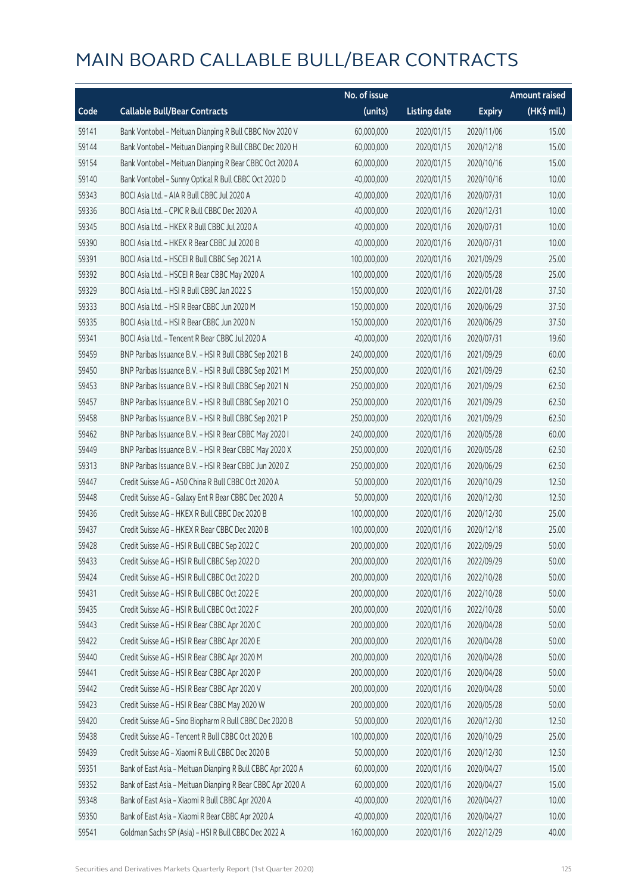# MAIN BOARD CALLABLE BULL/BEAR CONTRACTS

| Code | Callable Bull/Bear Contracts | No. of issue (units) | Listing date | Expiry | Amount raised (HK$ mil.) |
|---|---|---|---|---|---|
| 59141 | Bank Vontobel – Meituan Dianping R Bull CBBC Nov 2020 V | 60,000,000 | 2020/01/15 | 2020/11/06 | 15.00 |
| 59144 | Bank Vontobel – Meituan Dianping R Bull CBBC Dec 2020 H | 60,000,000 | 2020/01/15 | 2020/12/18 | 15.00 |
| 59154 | Bank Vontobel – Meituan Dianping R Bear CBBC Oct 2020 A | 60,000,000 | 2020/01/15 | 2020/10/16 | 15.00 |
| 59140 | Bank Vontobel – Sunny Optical R Bull CBBC Oct 2020 D | 40,000,000 | 2020/01/15 | 2020/10/16 | 10.00 |
| 59343 | BOCI Asia Ltd. – AIA R Bull CBBC Jul 2020 A | 40,000,000 | 2020/01/16 | 2020/07/31 | 10.00 |
| 59336 | BOCI Asia Ltd. – CPIC R Bull CBBC Dec 2020 A | 40,000,000 | 2020/01/16 | 2020/12/31 | 10.00 |
| 59345 | BOCI Asia Ltd. – HKEX R Bull CBBC Jul 2020 A | 40,000,000 | 2020/01/16 | 2020/07/31 | 10.00 |
| 59390 | BOCI Asia Ltd. – HKEX R Bear CBBC Jul 2020 B | 40,000,000 | 2020/01/16 | 2020/07/31 | 10.00 |
| 59391 | BOCI Asia Ltd. – HSCEI R Bull CBBC Sep 2021 A | 100,000,000 | 2020/01/16 | 2021/09/29 | 25.00 |
| 59392 | BOCI Asia Ltd. – HSCEI R Bear CBBC May 2020 A | 100,000,000 | 2020/01/16 | 2020/05/28 | 25.00 |
| 59329 | BOCI Asia Ltd. – HSI R Bull CBBC Jan 2022 S | 150,000,000 | 2020/01/16 | 2022/01/28 | 37.50 |
| 59333 | BOCI Asia Ltd. – HSI R Bear CBBC Jun 2020 M | 150,000,000 | 2020/01/16 | 2020/06/29 | 37.50 |
| 59335 | BOCI Asia Ltd. – HSI R Bear CBBC Jun 2020 N | 150,000,000 | 2020/01/16 | 2020/06/29 | 37.50 |
| 59341 | BOCI Asia Ltd. – Tencent R Bear CBBC Jul 2020 A | 40,000,000 | 2020/01/16 | 2020/07/31 | 19.60 |
| 59459 | BNP Paribas Issuance B.V. – HSI R Bull CBBC Sep 2021 B | 240,000,000 | 2020/01/16 | 2021/09/29 | 60.00 |
| 59450 | BNP Paribas Issuance B.V. – HSI R Bull CBBC Sep 2021 M | 250,000,000 | 2020/01/16 | 2021/09/29 | 62.50 |
| 59453 | BNP Paribas Issuance B.V. – HSI R Bull CBBC Sep 2021 N | 250,000,000 | 2020/01/16 | 2021/09/29 | 62.50 |
| 59457 | BNP Paribas Issuance B.V. – HSI R Bull CBBC Sep 2021 O | 250,000,000 | 2020/01/16 | 2021/09/29 | 62.50 |
| 59458 | BNP Paribas Issuance B.V. – HSI R Bull CBBC Sep 2021 P | 250,000,000 | 2020/01/16 | 2021/09/29 | 62.50 |
| 59462 | BNP Paribas Issuance B.V. – HSI R Bear CBBC May 2020 I | 240,000,000 | 2020/01/16 | 2020/05/28 | 60.00 |
| 59449 | BNP Paribas Issuance B.V. – HSI R Bear CBBC May 2020 X | 250,000,000 | 2020/01/16 | 2020/05/28 | 62.50 |
| 59313 | BNP Paribas Issuance B.V. – HSI R Bear CBBC Jun 2020 Z | 250,000,000 | 2020/01/16 | 2020/06/29 | 62.50 |
| 59447 | Credit Suisse AG – A50 China R Bull CBBC Oct 2020 A | 50,000,000 | 2020/01/16 | 2020/10/29 | 12.50 |
| 59448 | Credit Suisse AG – Galaxy Ent R Bear CBBC Dec 2020 A | 50,000,000 | 2020/01/16 | 2020/12/30 | 12.50 |
| 59436 | Credit Suisse AG – HKEX R Bull CBBC Dec 2020 B | 100,000,000 | 2020/01/16 | 2020/12/30 | 25.00 |
| 59437 | Credit Suisse AG – HKEX R Bear CBBC Dec 2020 B | 100,000,000 | 2020/01/16 | 2020/12/18 | 25.00 |
| 59428 | Credit Suisse AG – HSI R Bull CBBC Sep 2022 C | 200,000,000 | 2020/01/16 | 2022/09/29 | 50.00 |
| 59433 | Credit Suisse AG – HSI R Bull CBBC Sep 2022 D | 200,000,000 | 2020/01/16 | 2022/09/29 | 50.00 |
| 59424 | Credit Suisse AG – HSI R Bull CBBC Oct 2022 D | 200,000,000 | 2020/01/16 | 2022/10/28 | 50.00 |
| 59431 | Credit Suisse AG – HSI R Bull CBBC Oct 2022 E | 200,000,000 | 2020/01/16 | 2022/10/28 | 50.00 |
| 59435 | Credit Suisse AG – HSI R Bull CBBC Oct 2022 F | 200,000,000 | 2020/01/16 | 2022/10/28 | 50.00 |
| 59443 | Credit Suisse AG – HSI R Bear CBBC Apr 2020 C | 200,000,000 | 2020/01/16 | 2020/04/28 | 50.00 |
| 59422 | Credit Suisse AG – HSI R Bear CBBC Apr 2020 E | 200,000,000 | 2020/01/16 | 2020/04/28 | 50.00 |
| 59440 | Credit Suisse AG – HSI R Bear CBBC Apr 2020 M | 200,000,000 | 2020/01/16 | 2020/04/28 | 50.00 |
| 59441 | Credit Suisse AG – HSI R Bear CBBC Apr 2020 P | 200,000,000 | 2020/01/16 | 2020/04/28 | 50.00 |
| 59442 | Credit Suisse AG – HSI R Bear CBBC Apr 2020 V | 200,000,000 | 2020/01/16 | 2020/04/28 | 50.00 |
| 59423 | Credit Suisse AG – HSI R Bear CBBC May 2020 W | 200,000,000 | 2020/01/16 | 2020/05/28 | 50.00 |
| 59420 | Credit Suisse AG – Sino Biopharm R Bull CBBC Dec 2020 B | 50,000,000 | 2020/01/16 | 2020/12/30 | 12.50 |
| 59438 | Credit Suisse AG – Tencent R Bull CBBC Oct 2020 B | 100,000,000 | 2020/01/16 | 2020/10/29 | 25.00 |
| 59439 | Credit Suisse AG – Xiaomi R Bull CBBC Dec 2020 B | 50,000,000 | 2020/01/16 | 2020/12/30 | 12.50 |
| 59351 | Bank of East Asia – Meituan Dianping R Bull CBBC Apr 2020 A | 60,000,000 | 2020/01/16 | 2020/04/27 | 15.00 |
| 59352 | Bank of East Asia – Meituan Dianping R Bear CBBC Apr 2020 A | 60,000,000 | 2020/01/16 | 2020/04/27 | 15.00 |
| 59348 | Bank of East Asia – Xiaomi R Bull CBBC Apr 2020 A | 40,000,000 | 2020/01/16 | 2020/04/27 | 10.00 |
| 59350 | Bank of East Asia – Xiaomi R Bear CBBC Apr 2020 A | 40,000,000 | 2020/01/16 | 2020/04/27 | 10.00 |
| 59541 | Goldman Sachs SP (Asia) – HSI R Bull CBBC Dec 2022 A | 160,000,000 | 2020/01/16 | 2022/12/29 | 40.00 |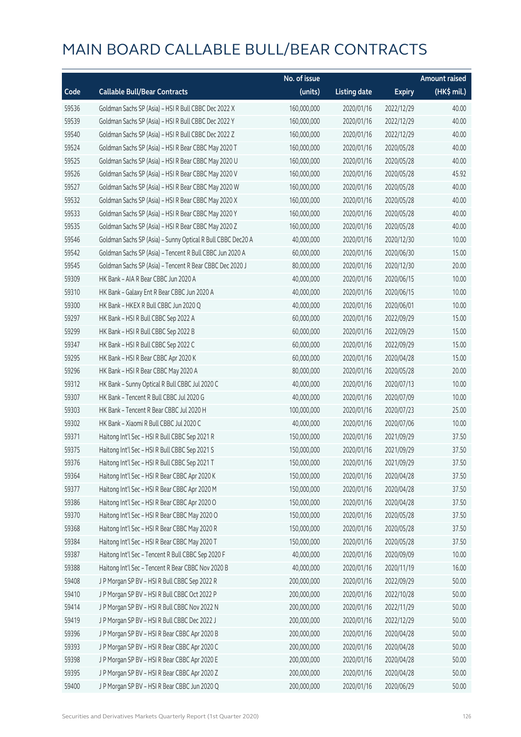# MAIN BOARD CALLABLE BULL/BEAR CONTRACTS

| Code | Callable Bull/Bear Contracts | No. of issue (units) | Listing date | Expiry | Amount raised (HK$ mil.) |
|---|---|---|---|---|---|
| 59536 | Goldman Sachs SP (Asia) - HSI R Bull CBBC Dec 2022 X | 160,000,000 | 2020/01/16 | 2022/12/29 | 40.00 |
| 59539 | Goldman Sachs SP (Asia) - HSI R Bull CBBC Dec 2022 Y | 160,000,000 | 2020/01/16 | 2022/12/29 | 40.00 |
| 59540 | Goldman Sachs SP (Asia) - HSI R Bull CBBC Dec 2022 Z | 160,000,000 | 2020/01/16 | 2022/12/29 | 40.00 |
| 59524 | Goldman Sachs SP (Asia) - HSI R Bear CBBC May 2020 T | 160,000,000 | 2020/01/16 | 2020/05/28 | 40.00 |
| 59525 | Goldman Sachs SP (Asia) - HSI R Bear CBBC May 2020 U | 160,000,000 | 2020/01/16 | 2020/05/28 | 40.00 |
| 59526 | Goldman Sachs SP (Asia) - HSI R Bear CBBC May 2020 V | 160,000,000 | 2020/01/16 | 2020/05/28 | 45.92 |
| 59527 | Goldman Sachs SP (Asia) - HSI R Bear CBBC May 2020 W | 160,000,000 | 2020/01/16 | 2020/05/28 | 40.00 |
| 59532 | Goldman Sachs SP (Asia) - HSI R Bear CBBC May 2020 X | 160,000,000 | 2020/01/16 | 2020/05/28 | 40.00 |
| 59533 | Goldman Sachs SP (Asia) - HSI R Bear CBBC May 2020 Y | 160,000,000 | 2020/01/16 | 2020/05/28 | 40.00 |
| 59535 | Goldman Sachs SP (Asia) - HSI R Bear CBBC May 2020 Z | 160,000,000 | 2020/01/16 | 2020/05/28 | 40.00 |
| 59546 | Goldman Sachs SP (Asia) - Sunny Optical R Bull CBBC Dec20 A | 40,000,000 | 2020/01/16 | 2020/12/30 | 10.00 |
| 59542 | Goldman Sachs SP (Asia) - Tencent R Bull CBBC Jun 2020 A | 60,000,000 | 2020/01/16 | 2020/06/30 | 15.00 |
| 59545 | Goldman Sachs SP (Asia) - Tencent R Bear CBBC Dec 2020 J | 80,000,000 | 2020/01/16 | 2020/12/30 | 20.00 |
| 59309 | HK Bank - AIA R Bear CBBC Jun 2020 A | 40,000,000 | 2020/01/16 | 2020/06/15 | 10.00 |
| 59310 | HK Bank - Galaxy Ent R Bear CBBC Jun 2020 A | 40,000,000 | 2020/01/16 | 2020/06/15 | 10.00 |
| 59300 | HK Bank - HKEX R Bull CBBC Jun 2020 Q | 40,000,000 | 2020/01/16 | 2020/06/01 | 10.00 |
| 59297 | HK Bank - HSI R Bull CBBC Sep 2022 A | 60,000,000 | 2020/01/16 | 2022/09/29 | 15.00 |
| 59299 | HK Bank - HSI R Bull CBBC Sep 2022 B | 60,000,000 | 2020/01/16 | 2022/09/29 | 15.00 |
| 59347 | HK Bank - HSI R Bull CBBC Sep 2022 C | 60,000,000 | 2020/01/16 | 2022/09/29 | 15.00 |
| 59295 | HK Bank - HSI R Bear CBBC Apr 2020 K | 60,000,000 | 2020/01/16 | 2020/04/28 | 15.00 |
| 59296 | HK Bank - HSI R Bear CBBC May 2020 A | 80,000,000 | 2020/01/16 | 2020/05/28 | 20.00 |
| 59312 | HK Bank - Sunny Optical R Bull CBBC Jul 2020 C | 40,000,000 | 2020/01/16 | 2020/07/13 | 10.00 |
| 59307 | HK Bank - Tencent R Bull CBBC Jul 2020 G | 40,000,000 | 2020/01/16 | 2020/07/09 | 10.00 |
| 59303 | HK Bank - Tencent R Bear CBBC Jul 2020 H | 100,000,000 | 2020/01/16 | 2020/07/23 | 25.00 |
| 59302 | HK Bank - Xiaomi R Bull CBBC Jul 2020 C | 40,000,000 | 2020/01/16 | 2020/07/06 | 10.00 |
| 59371 | Haitong Int'l Sec - HSI R Bull CBBC Sep 2021 R | 150,000,000 | 2020/01/16 | 2021/09/29 | 37.50 |
| 59375 | Haitong Int'l Sec - HSI R Bull CBBC Sep 2021 S | 150,000,000 | 2020/01/16 | 2021/09/29 | 37.50 |
| 59376 | Haitong Int'l Sec - HSI R Bull CBBC Sep 2021 T | 150,000,000 | 2020/01/16 | 2021/09/29 | 37.50 |
| 59364 | Haitong Int'l Sec - HSI R Bear CBBC Apr 2020 K | 150,000,000 | 2020/01/16 | 2020/04/28 | 37.50 |
| 59377 | Haitong Int'l Sec - HSI R Bear CBBC Apr 2020 M | 150,000,000 | 2020/01/16 | 2020/04/28 | 37.50 |
| 59386 | Haitong Int'l Sec - HSI R Bear CBBC Apr 2020 O | 150,000,000 | 2020/01/16 | 2020/04/28 | 37.50 |
| 59370 | Haitong Int'l Sec - HSI R Bear CBBC May 2020 O | 150,000,000 | 2020/01/16 | 2020/05/28 | 37.50 |
| 59368 | Haitong Int'l Sec - HSI R Bear CBBC May 2020 R | 150,000,000 | 2020/01/16 | 2020/05/28 | 37.50 |
| 59384 | Haitong Int'l Sec - HSI R Bear CBBC May 2020 T | 150,000,000 | 2020/01/16 | 2020/05/28 | 37.50 |
| 59387 | Haitong Int'l Sec - Tencent R Bull CBBC Sep 2020 F | 40,000,000 | 2020/01/16 | 2020/09/09 | 10.00 |
| 59388 | Haitong Int'l Sec - Tencent R Bear CBBC Nov 2020 B | 40,000,000 | 2020/01/16 | 2020/11/19 | 16.00 |
| 59408 | J P Morgan SP BV - HSI R Bull CBBC Sep 2022 R | 200,000,000 | 2020/01/16 | 2022/09/29 | 50.00 |
| 59410 | J P Morgan SP BV - HSI R Bull CBBC Oct 2022 P | 200,000,000 | 2020/01/16 | 2022/10/28 | 50.00 |
| 59414 | J P Morgan SP BV - HSI R Bull CBBC Nov 2022 N | 200,000,000 | 2020/01/16 | 2022/11/29 | 50.00 |
| 59419 | J P Morgan SP BV - HSI R Bull CBBC Dec 2022 J | 200,000,000 | 2020/01/16 | 2022/12/29 | 50.00 |
| 59396 | J P Morgan SP BV - HSI R Bear CBBC Apr 2020 B | 200,000,000 | 2020/01/16 | 2020/04/28 | 50.00 |
| 59393 | J P Morgan SP BV - HSI R Bear CBBC Apr 2020 C | 200,000,000 | 2020/01/16 | 2020/04/28 | 50.00 |
| 59398 | J P Morgan SP BV - HSI R Bear CBBC Apr 2020 E | 200,000,000 | 2020/01/16 | 2020/04/28 | 50.00 |
| 59395 | J P Morgan SP BV - HSI R Bear CBBC Apr 2020 Z | 200,000,000 | 2020/01/16 | 2020/04/28 | 50.00 |
| 59400 | J P Morgan SP BV - HSI R Bear CBBC Jun 2020 Q | 200,000,000 | 2020/01/16 | 2020/06/29 | 50.00 |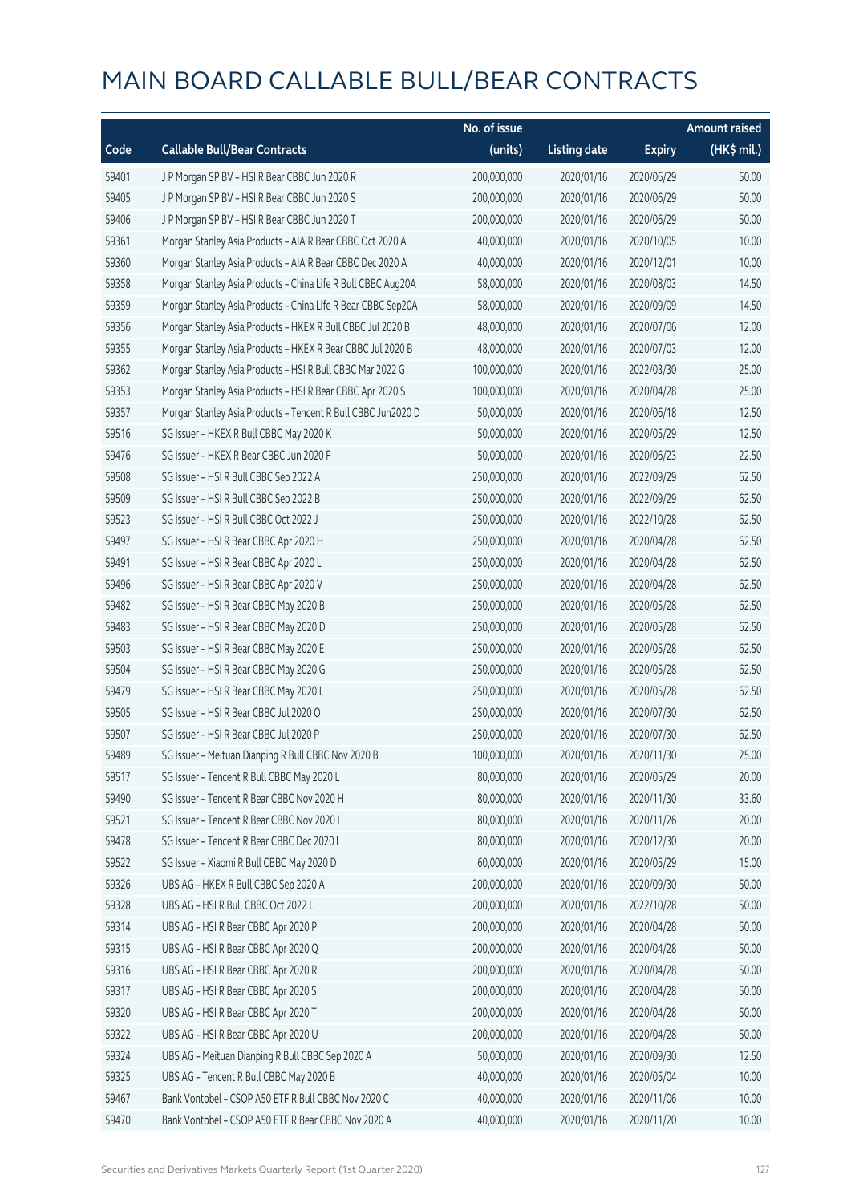# MAIN BOARD CALLABLE BULL/BEAR CONTRACTS

| Code | Callable Bull/Bear Contracts | No. of issue (units) | Listing date | Expiry | Amount raised (HK$ mil.) |
|---|---|---|---|---|---|
| 59401 | J P Morgan SP BV – HSI R Bear CBBC Jun 2020 R | 200,000,000 | 2020/01/16 | 2020/06/29 | 50.00 |
| 59405 | J P Morgan SP BV – HSI R Bear CBBC Jun 2020 S | 200,000,000 | 2020/01/16 | 2020/06/29 | 50.00 |
| 59406 | J P Morgan SP BV – HSI R Bear CBBC Jun 2020 T | 200,000,000 | 2020/01/16 | 2020/06/29 | 50.00 |
| 59361 | Morgan Stanley Asia Products – AIA R Bear CBBC Oct 2020 A | 40,000,000 | 2020/01/16 | 2020/10/05 | 10.00 |
| 59360 | Morgan Stanley Asia Products – AIA R Bear CBBC Dec 2020 A | 40,000,000 | 2020/01/16 | 2020/12/01 | 10.00 |
| 59358 | Morgan Stanley Asia Products – China Life R Bull CBBC Aug20A | 58,000,000 | 2020/01/16 | 2020/08/03 | 14.50 |
| 59359 | Morgan Stanley Asia Products – China Life R Bear CBBC Sep20A | 58,000,000 | 2020/01/16 | 2020/09/09 | 14.50 |
| 59356 | Morgan Stanley Asia Products – HKEX R Bull CBBC Jul 2020 B | 48,000,000 | 2020/01/16 | 2020/07/06 | 12.00 |
| 59355 | Morgan Stanley Asia Products – HKEX R Bear CBBC Jul 2020 B | 48,000,000 | 2020/01/16 | 2020/07/03 | 12.00 |
| 59362 | Morgan Stanley Asia Products – HSI R Bull CBBC Mar 2022 G | 100,000,000 | 2020/01/16 | 2022/03/30 | 25.00 |
| 59353 | Morgan Stanley Asia Products – HSI R Bear CBBC Apr 2020 S | 100,000,000 | 2020/01/16 | 2020/04/28 | 25.00 |
| 59357 | Morgan Stanley Asia Products – Tencent R Bull CBBC Jun2020 D | 50,000,000 | 2020/01/16 | 2020/06/18 | 12.50 |
| 59516 | SG Issuer – HKEX R Bull CBBC May 2020 K | 50,000,000 | 2020/01/16 | 2020/05/29 | 12.50 |
| 59476 | SG Issuer – HKEX R Bear CBBC Jun 2020 F | 50,000,000 | 2020/01/16 | 2020/06/23 | 22.50 |
| 59508 | SG Issuer – HSI R Bull CBBC Sep 2022 A | 250,000,000 | 2020/01/16 | 2022/09/29 | 62.50 |
| 59509 | SG Issuer – HSI R Bull CBBC Sep 2022 B | 250,000,000 | 2020/01/16 | 2022/09/29 | 62.50 |
| 59523 | SG Issuer – HSI R Bull CBBC Oct 2022 J | 250,000,000 | 2020/01/16 | 2022/10/28 | 62.50 |
| 59497 | SG Issuer – HSI R Bear CBBC Apr 2020 H | 250,000,000 | 2020/01/16 | 2020/04/28 | 62.50 |
| 59491 | SG Issuer – HSI R Bear CBBC Apr 2020 L | 250,000,000 | 2020/01/16 | 2020/04/28 | 62.50 |
| 59496 | SG Issuer – HSI R Bear CBBC Apr 2020 V | 250,000,000 | 2020/01/16 | 2020/04/28 | 62.50 |
| 59482 | SG Issuer – HSI R Bear CBBC May 2020 B | 250,000,000 | 2020/01/16 | 2020/05/28 | 62.50 |
| 59483 | SG Issuer – HSI R Bear CBBC May 2020 D | 250,000,000 | 2020/01/16 | 2020/05/28 | 62.50 |
| 59503 | SG Issuer – HSI R Bear CBBC May 2020 E | 250,000,000 | 2020/01/16 | 2020/05/28 | 62.50 |
| 59504 | SG Issuer – HSI R Bear CBBC May 2020 G | 250,000,000 | 2020/01/16 | 2020/05/28 | 62.50 |
| 59479 | SG Issuer – HSI R Bear CBBC May 2020 L | 250,000,000 | 2020/01/16 | 2020/05/28 | 62.50 |
| 59505 | SG Issuer – HSI R Bear CBBC Jul 2020 O | 250,000,000 | 2020/01/16 | 2020/07/30 | 62.50 |
| 59507 | SG Issuer – HSI R Bear CBBC Jul 2020 P | 250,000,000 | 2020/01/16 | 2020/07/30 | 62.50 |
| 59489 | SG Issuer – Meituan Dianping R Bull CBBC Nov 2020 B | 100,000,000 | 2020/01/16 | 2020/11/30 | 25.00 |
| 59517 | SG Issuer – Tencent R Bull CBBC May 2020 L | 80,000,000 | 2020/01/16 | 2020/05/29 | 20.00 |
| 59490 | SG Issuer – Tencent R Bear CBBC Nov 2020 H | 80,000,000 | 2020/01/16 | 2020/11/30 | 33.60 |
| 59521 | SG Issuer – Tencent R Bear CBBC Nov 2020 I | 80,000,000 | 2020/01/16 | 2020/11/26 | 20.00 |
| 59478 | SG Issuer – Tencent R Bear CBBC Dec 2020 I | 80,000,000 | 2020/01/16 | 2020/12/30 | 20.00 |
| 59522 | SG Issuer – Xiaomi R Bull CBBC May 2020 D | 60,000,000 | 2020/01/16 | 2020/05/29 | 15.00 |
| 59326 | UBS AG – HKEX R Bull CBBC Sep 2020 A | 200,000,000 | 2020/01/16 | 2020/09/30 | 50.00 |
| 59328 | UBS AG – HSI R Bull CBBC Oct 2022 L | 200,000,000 | 2020/01/16 | 2022/10/28 | 50.00 |
| 59314 | UBS AG – HSI R Bear CBBC Apr 2020 P | 200,000,000 | 2020/01/16 | 2020/04/28 | 50.00 |
| 59315 | UBS AG – HSI R Bear CBBC Apr 2020 Q | 200,000,000 | 2020/01/16 | 2020/04/28 | 50.00 |
| 59316 | UBS AG – HSI R Bear CBBC Apr 2020 R | 200,000,000 | 2020/01/16 | 2020/04/28 | 50.00 |
| 59317 | UBS AG – HSI R Bear CBBC Apr 2020 S | 200,000,000 | 2020/01/16 | 2020/04/28 | 50.00 |
| 59320 | UBS AG – HSI R Bear CBBC Apr 2020 T | 200,000,000 | 2020/01/16 | 2020/04/28 | 50.00 |
| 59322 | UBS AG – HSI R Bear CBBC Apr 2020 U | 200,000,000 | 2020/01/16 | 2020/04/28 | 50.00 |
| 59324 | UBS AG – Meituan Dianping R Bull CBBC Sep 2020 A | 50,000,000 | 2020/01/16 | 2020/09/30 | 12.50 |
| 59325 | UBS AG – Tencent R Bull CBBC May 2020 B | 40,000,000 | 2020/01/16 | 2020/05/04 | 10.00 |
| 59467 | Bank Vontobel – CSOP A50 ETF R Bull CBBC Nov 2020 C | 40,000,000 | 2020/01/16 | 2020/11/06 | 10.00 |
| 59470 | Bank Vontobel – CSOP A50 ETF R Bear CBBC Nov 2020 A | 40,000,000 | 2020/01/16 | 2020/11/20 | 10.00 |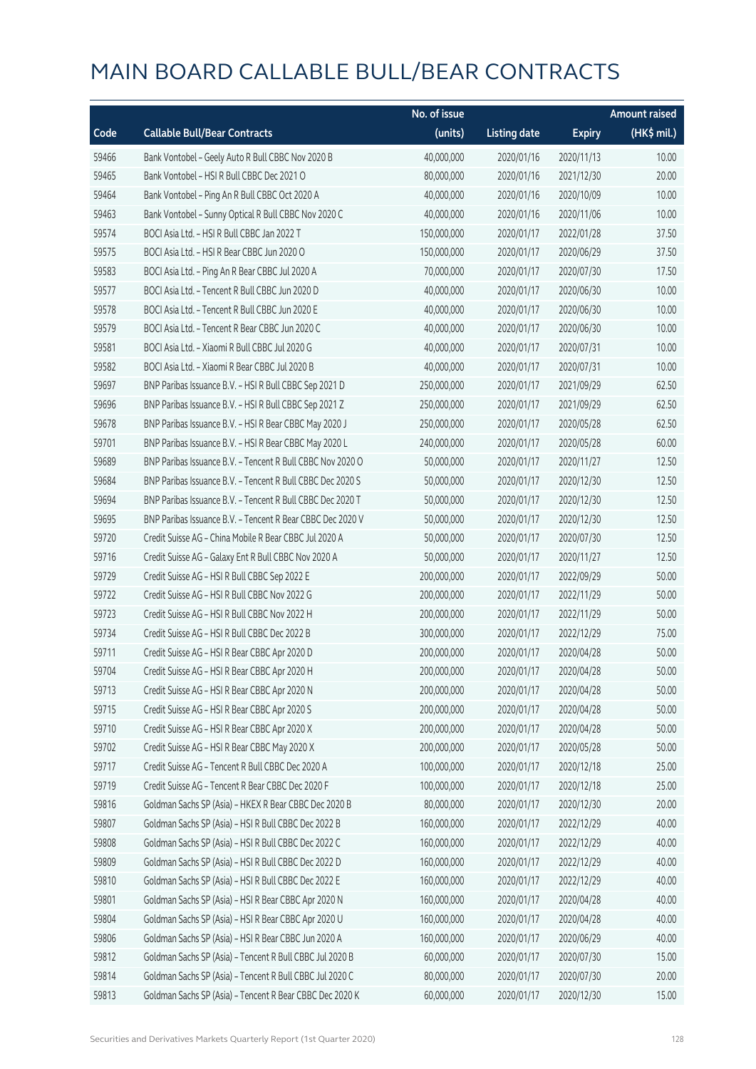# MAIN BOARD CALLABLE BULL/BEAR CONTRACTS

| Code | Callable Bull/Bear Contracts | No. of issue (units) | Listing date | Expiry | Amount raised (HK$ mil.) |
|---|---|---|---|---|---|
| 59466 | Bank Vontobel – Geely Auto R Bull CBBC Nov 2020 B | 40,000,000 | 2020/01/16 | 2020/11/13 | 10.00 |
| 59465 | Bank Vontobel – HSI R Bull CBBC Dec 2021 O | 80,000,000 | 2020/01/16 | 2021/12/30 | 20.00 |
| 59464 | Bank Vontobel – Ping An R Bull CBBC Oct 2020 A | 40,000,000 | 2020/01/16 | 2020/10/09 | 10.00 |
| 59463 | Bank Vontobel – Sunny Optical R Bull CBBC Nov 2020 C | 40,000,000 | 2020/01/16 | 2020/11/06 | 10.00 |
| 59574 | BOCI Asia Ltd. – HSI R Bull CBBC Jan 2022 T | 150,000,000 | 2020/01/17 | 2022/01/28 | 37.50 |
| 59575 | BOCI Asia Ltd. – HSI R Bear CBBC Jun 2020 O | 150,000,000 | 2020/01/17 | 2020/06/29 | 37.50 |
| 59583 | BOCI Asia Ltd. – Ping An R Bear CBBC Jul 2020 A | 70,000,000 | 2020/01/17 | 2020/07/30 | 17.50 |
| 59577 | BOCI Asia Ltd. – Tencent R Bull CBBC Jun 2020 D | 40,000,000 | 2020/01/17 | 2020/06/30 | 10.00 |
| 59578 | BOCI Asia Ltd. – Tencent R Bull CBBC Jun 2020 E | 40,000,000 | 2020/01/17 | 2020/06/30 | 10.00 |
| 59579 | BOCI Asia Ltd. – Tencent R Bear CBBC Jun 2020 C | 40,000,000 | 2020/01/17 | 2020/06/30 | 10.00 |
| 59581 | BOCI Asia Ltd. – Xiaomi R Bull CBBC Jul 2020 G | 40,000,000 | 2020/01/17 | 2020/07/31 | 10.00 |
| 59582 | BOCI Asia Ltd. – Xiaomi R Bear CBBC Jul 2020 B | 40,000,000 | 2020/01/17 | 2020/07/31 | 10.00 |
| 59697 | BNP Paribas Issuance B.V. – HSI R Bull CBBC Sep 2021 D | 250,000,000 | 2020/01/17 | 2021/09/29 | 62.50 |
| 59696 | BNP Paribas Issuance B.V. – HSI R Bull CBBC Sep 2021 Z | 250,000,000 | 2020/01/17 | 2021/09/29 | 62.50 |
| 59678 | BNP Paribas Issuance B.V. – HSI R Bear CBBC May 2020 J | 250,000,000 | 2020/01/17 | 2020/05/28 | 62.50 |
| 59701 | BNP Paribas Issuance B.V. – HSI R Bear CBBC May 2020 L | 240,000,000 | 2020/01/17 | 2020/05/28 | 60.00 |
| 59689 | BNP Paribas Issuance B.V. – Tencent R Bull CBBC Nov 2020 O | 50,000,000 | 2020/01/17 | 2020/11/27 | 12.50 |
| 59684 | BNP Paribas Issuance B.V. – Tencent R Bull CBBC Dec 2020 S | 50,000,000 | 2020/01/17 | 2020/12/30 | 12.50 |
| 59694 | BNP Paribas Issuance B.V. – Tencent R Bull CBBC Dec 2020 T | 50,000,000 | 2020/01/17 | 2020/12/30 | 12.50 |
| 59695 | BNP Paribas Issuance B.V. – Tencent R Bear CBBC Dec 2020 V | 50,000,000 | 2020/01/17 | 2020/12/30 | 12.50 |
| 59720 | Credit Suisse AG – China Mobile R Bear CBBC Jul 2020 A | 50,000,000 | 2020/01/17 | 2020/07/30 | 12.50 |
| 59716 | Credit Suisse AG – Galaxy Ent R Bull CBBC Nov 2020 A | 50,000,000 | 2020/01/17 | 2020/11/27 | 12.50 |
| 59729 | Credit Suisse AG – HSI R Bull CBBC Sep 2022 E | 200,000,000 | 2020/01/17 | 2022/09/29 | 50.00 |
| 59722 | Credit Suisse AG – HSI R Bull CBBC Nov 2022 G | 200,000,000 | 2020/01/17 | 2022/11/29 | 50.00 |
| 59723 | Credit Suisse AG – HSI R Bull CBBC Nov 2022 H | 200,000,000 | 2020/01/17 | 2022/11/29 | 50.00 |
| 59734 | Credit Suisse AG – HSI R Bull CBBC Dec 2022 B | 300,000,000 | 2020/01/17 | 2022/12/29 | 75.00 |
| 59711 | Credit Suisse AG – HSI R Bear CBBC Apr 2020 D | 200,000,000 | 2020/01/17 | 2020/04/28 | 50.00 |
| 59704 | Credit Suisse AG – HSI R Bear CBBC Apr 2020 H | 200,000,000 | 2020/01/17 | 2020/04/28 | 50.00 |
| 59713 | Credit Suisse AG – HSI R Bear CBBC Apr 2020 N | 200,000,000 | 2020/01/17 | 2020/04/28 | 50.00 |
| 59715 | Credit Suisse AG – HSI R Bear CBBC Apr 2020 S | 200,000,000 | 2020/01/17 | 2020/04/28 | 50.00 |
| 59710 | Credit Suisse AG – HSI R Bear CBBC Apr 2020 X | 200,000,000 | 2020/01/17 | 2020/04/28 | 50.00 |
| 59702 | Credit Suisse AG – HSI R Bear CBBC May 2020 X | 200,000,000 | 2020/01/17 | 2020/05/28 | 50.00 |
| 59717 | Credit Suisse AG – Tencent R Bull CBBC Dec 2020 A | 100,000,000 | 2020/01/17 | 2020/12/18 | 25.00 |
| 59719 | Credit Suisse AG – Tencent R Bear CBBC Dec 2020 F | 100,000,000 | 2020/01/17 | 2020/12/18 | 25.00 |
| 59816 | Goldman Sachs SP (Asia) – HKEX R Bear CBBC Dec 2020 B | 80,000,000 | 2020/01/17 | 2020/12/30 | 20.00 |
| 59807 | Goldman Sachs SP (Asia) – HSI R Bull CBBC Dec 2022 B | 160,000,000 | 2020/01/17 | 2022/12/29 | 40.00 |
| 59808 | Goldman Sachs SP (Asia) – HSI R Bull CBBC Dec 2022 C | 160,000,000 | 2020/01/17 | 2022/12/29 | 40.00 |
| 59809 | Goldman Sachs SP (Asia) – HSI R Bull CBBC Dec 2022 D | 160,000,000 | 2020/01/17 | 2022/12/29 | 40.00 |
| 59810 | Goldman Sachs SP (Asia) – HSI R Bull CBBC Dec 2022 E | 160,000,000 | 2020/01/17 | 2022/12/29 | 40.00 |
| 59801 | Goldman Sachs SP (Asia) – HSI R Bear CBBC Apr 2020 N | 160,000,000 | 2020/01/17 | 2020/04/28 | 40.00 |
| 59804 | Goldman Sachs SP (Asia) – HSI R Bear CBBC Apr 2020 U | 160,000,000 | 2020/01/17 | 2020/04/28 | 40.00 |
| 59806 | Goldman Sachs SP (Asia) – HSI R Bear CBBC Jun 2020 A | 160,000,000 | 2020/01/17 | 2020/06/29 | 40.00 |
| 59812 | Goldman Sachs SP (Asia) – Tencent R Bull CBBC Jul 2020 B | 60,000,000 | 2020/01/17 | 2020/07/30 | 15.00 |
| 59814 | Goldman Sachs SP (Asia) – Tencent R Bull CBBC Jul 2020 C | 80,000,000 | 2020/01/17 | 2020/07/30 | 20.00 |
| 59813 | Goldman Sachs SP (Asia) – Tencent R Bear CBBC Dec 2020 K | 60,000,000 | 2020/01/17 | 2020/12/30 | 15.00 |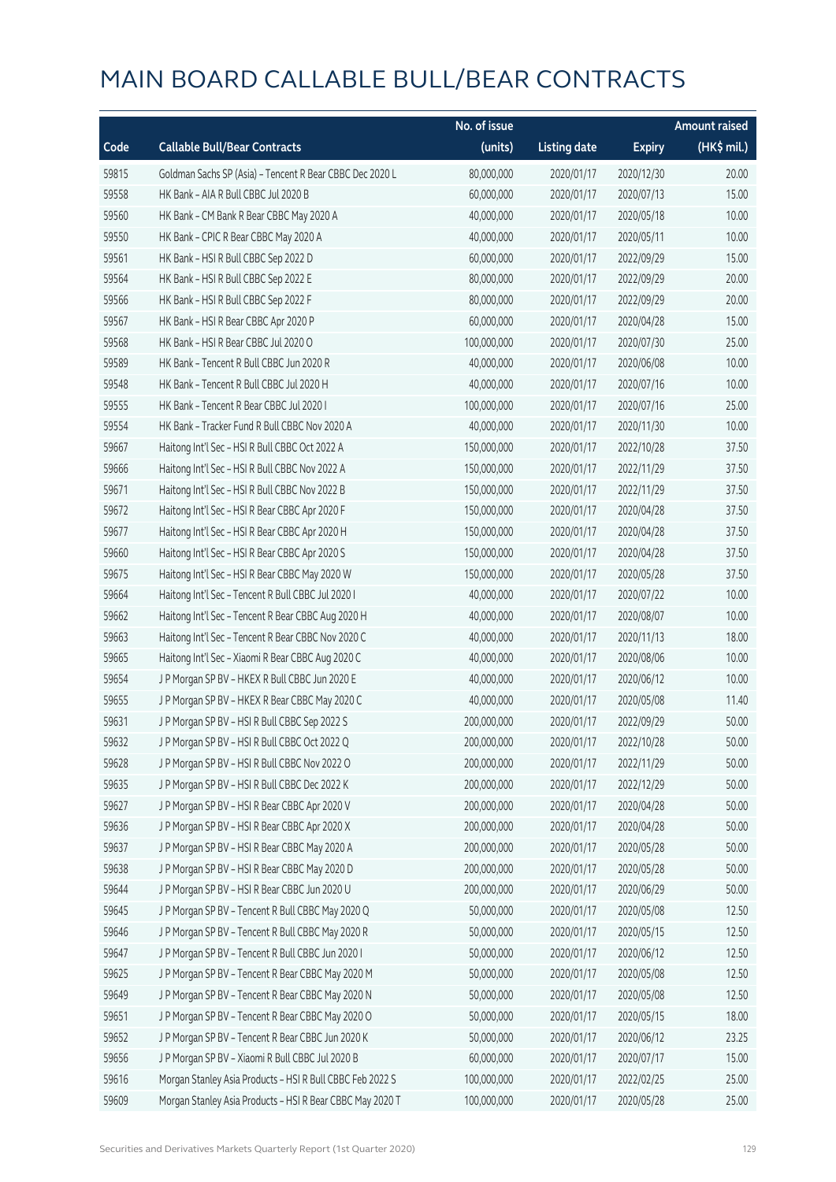# MAIN BOARD CALLABLE BULL/BEAR CONTRACTS

| Code | Callable Bull/Bear Contracts | No. of issue (units) | Listing date | Expiry | Amount raised (HK$ mil.) |
|---|---|---|---|---|---|
| 59815 | Goldman Sachs SP (Asia) – Tencent R Bear CBBC Dec 2020 L | 80,000,000 | 2020/01/17 | 2020/12/30 | 20.00 |
| 59558 | HK Bank – AIA R Bull CBBC Jul 2020 B | 60,000,000 | 2020/01/17 | 2020/07/13 | 15.00 |
| 59560 | HK Bank – CM Bank R Bear CBBC May 2020 A | 40,000,000 | 2020/01/17 | 2020/05/18 | 10.00 |
| 59550 | HK Bank – CPIC R Bear CBBC May 2020 A | 40,000,000 | 2020/01/17 | 2020/05/11 | 10.00 |
| 59561 | HK Bank – HSI R Bull CBBC Sep 2022 D | 60,000,000 | 2020/01/17 | 2022/09/29 | 15.00 |
| 59564 | HK Bank – HSI R Bull CBBC Sep 2022 E | 80,000,000 | 2020/01/17 | 2022/09/29 | 20.00 |
| 59566 | HK Bank – HSI R Bull CBBC Sep 2022 F | 80,000,000 | 2020/01/17 | 2022/09/29 | 20.00 |
| 59567 | HK Bank – HSI R Bear CBBC Apr 2020 P | 60,000,000 | 2020/01/17 | 2020/04/28 | 15.00 |
| 59568 | HK Bank – HSI R Bear CBBC Jul 2020 O | 100,000,000 | 2020/01/17 | 2020/07/30 | 25.00 |
| 59589 | HK Bank – Tencent R Bull CBBC Jun 2020 R | 40,000,000 | 2020/01/17 | 2020/06/08 | 10.00 |
| 59548 | HK Bank – Tencent R Bull CBBC Jul 2020 H | 40,000,000 | 2020/01/17 | 2020/07/16 | 10.00 |
| 59555 | HK Bank – Tencent R Bear CBBC Jul 2020 I | 100,000,000 | 2020/01/17 | 2020/07/16 | 25.00 |
| 59554 | HK Bank – Tracker Fund R Bull CBBC Nov 2020 A | 40,000,000 | 2020/01/17 | 2020/11/30 | 10.00 |
| 59667 | Haitong Int'l Sec – HSI R Bull CBBC Oct 2022 A | 150,000,000 | 2020/01/17 | 2022/10/28 | 37.50 |
| 59666 | Haitong Int'l Sec – HSI R Bull CBBC Nov 2022 A | 150,000,000 | 2020/01/17 | 2022/11/29 | 37.50 |
| 59671 | Haitong Int'l Sec – HSI R Bull CBBC Nov 2022 B | 150,000,000 | 2020/01/17 | 2022/11/29 | 37.50 |
| 59672 | Haitong Int'l Sec – HSI R Bear CBBC Apr 2020 F | 150,000,000 | 2020/01/17 | 2020/04/28 | 37.50 |
| 59677 | Haitong Int'l Sec – HSI R Bear CBBC Apr 2020 H | 150,000,000 | 2020/01/17 | 2020/04/28 | 37.50 |
| 59660 | Haitong Int'l Sec – HSI R Bear CBBC Apr 2020 S | 150,000,000 | 2020/01/17 | 2020/04/28 | 37.50 |
| 59675 | Haitong Int'l Sec – HSI R Bear CBBC May 2020 W | 150,000,000 | 2020/01/17 | 2020/05/28 | 37.50 |
| 59664 | Haitong Int'l Sec – Tencent R Bull CBBC Jul 2020 I | 40,000,000 | 2020/01/17 | 2020/07/22 | 10.00 |
| 59662 | Haitong Int'l Sec – Tencent R Bear CBBC Aug 2020 H | 40,000,000 | 2020/01/17 | 2020/08/07 | 10.00 |
| 59663 | Haitong Int'l Sec – Tencent R Bear CBBC Nov 2020 C | 40,000,000 | 2020/01/17 | 2020/11/13 | 18.00 |
| 59665 | Haitong Int'l Sec – Xiaomi R Bear CBBC Aug 2020 C | 40,000,000 | 2020/01/17 | 2020/08/06 | 10.00 |
| 59654 | J P Morgan SP BV – HKEX R Bull CBBC Jun 2020 E | 40,000,000 | 2020/01/17 | 2020/06/12 | 10.00 |
| 59655 | J P Morgan SP BV – HKEX R Bear CBBC May 2020 C | 40,000,000 | 2020/01/17 | 2020/05/08 | 11.40 |
| 59631 | J P Morgan SP BV – HSI R Bull CBBC Sep 2022 S | 200,000,000 | 2020/01/17 | 2022/09/29 | 50.00 |
| 59632 | J P Morgan SP BV – HSI R Bull CBBC Oct 2022 Q | 200,000,000 | 2020/01/17 | 2022/10/28 | 50.00 |
| 59628 | J P Morgan SP BV – HSI R Bull CBBC Nov 2022 O | 200,000,000 | 2020/01/17 | 2022/11/29 | 50.00 |
| 59635 | J P Morgan SP BV – HSI R Bull CBBC Dec 2022 K | 200,000,000 | 2020/01/17 | 2022/12/29 | 50.00 |
| 59627 | J P Morgan SP BV – HSI R Bear CBBC Apr 2020 V | 200,000,000 | 2020/01/17 | 2020/04/28 | 50.00 |
| 59636 | J P Morgan SP BV – HSI R Bear CBBC Apr 2020 X | 200,000,000 | 2020/01/17 | 2020/04/28 | 50.00 |
| 59637 | J P Morgan SP BV – HSI R Bear CBBC May 2020 A | 200,000,000 | 2020/01/17 | 2020/05/28 | 50.00 |
| 59638 | J P Morgan SP BV – HSI R Bear CBBC May 2020 D | 200,000,000 | 2020/01/17 | 2020/05/28 | 50.00 |
| 59644 | J P Morgan SP BV – HSI R Bear CBBC Jun 2020 U | 200,000,000 | 2020/01/17 | 2020/06/29 | 50.00 |
| 59645 | J P Morgan SP BV – Tencent R Bull CBBC May 2020 Q | 50,000,000 | 2020/01/17 | 2020/05/08 | 12.50 |
| 59646 | J P Morgan SP BV – Tencent R Bull CBBC May 2020 R | 50,000,000 | 2020/01/17 | 2020/05/15 | 12.50 |
| 59647 | J P Morgan SP BV – Tencent R Bull CBBC Jun 2020 I | 50,000,000 | 2020/01/17 | 2020/06/12 | 12.50 |
| 59625 | J P Morgan SP BV – Tencent R Bear CBBC May 2020 M | 50,000,000 | 2020/01/17 | 2020/05/08 | 12.50 |
| 59649 | J P Morgan SP BV – Tencent R Bear CBBC May 2020 N | 50,000,000 | 2020/01/17 | 2020/05/08 | 12.50 |
| 59651 | J P Morgan SP BV – Tencent R Bear CBBC May 2020 O | 50,000,000 | 2020/01/17 | 2020/05/15 | 18.00 |
| 59652 | J P Morgan SP BV – Tencent R Bear CBBC Jun 2020 K | 50,000,000 | 2020/01/17 | 2020/06/12 | 23.25 |
| 59656 | J P Morgan SP BV – Xiaomi R Bull CBBC Jul 2020 B | 60,000,000 | 2020/01/17 | 2020/07/17 | 15.00 |
| 59616 | Morgan Stanley Asia Products – HSI R Bull CBBC Feb 2022 S | 100,000,000 | 2020/01/17 | 2022/02/25 | 25.00 |
| 59609 | Morgan Stanley Asia Products – HSI R Bear CBBC May 2020 T | 100,000,000 | 2020/01/17 | 2020/05/28 | 25.00 |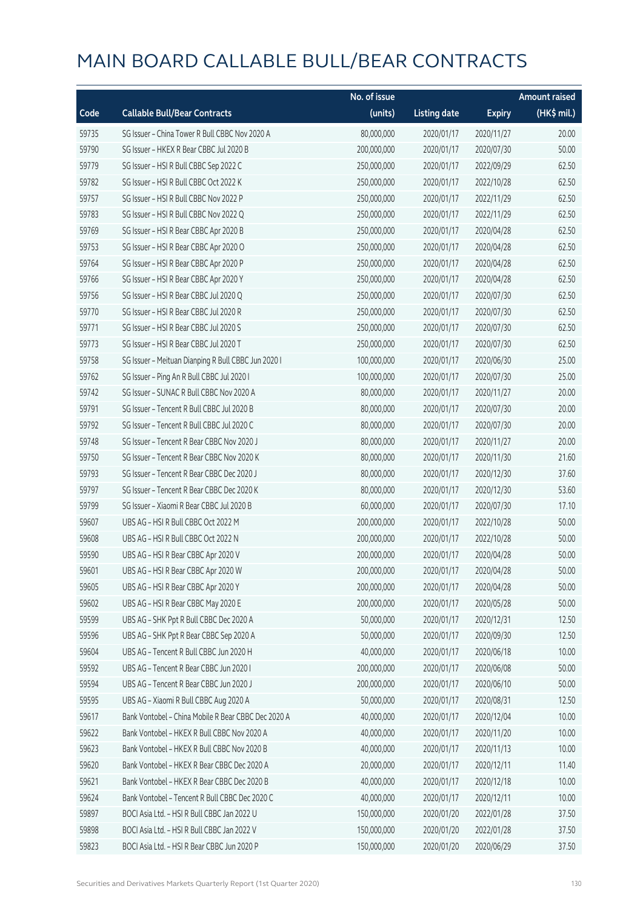# MAIN BOARD CALLABLE BULL/BEAR CONTRACTS

| Code | Callable Bull/Bear Contracts | No. of issue (units) | Listing date | Expiry | Amount raised (HK$ mil.) |
|---|---|---|---|---|---|
| 59735 | SG Issuer – China Tower R Bull CBBC Nov 2020 A | 80,000,000 | 2020/01/17 | 2020/11/27 | 20.00 |
| 59790 | SG Issuer – HKEX R Bear CBBC Jul 2020 B | 200,000,000 | 2020/01/17 | 2020/07/30 | 50.00 |
| 59779 | SG Issuer – HSI R Bull CBBC Sep 2022 C | 250,000,000 | 2020/01/17 | 2022/09/29 | 62.50 |
| 59782 | SG Issuer – HSI R Bull CBBC Oct 2022 K | 250,000,000 | 2020/01/17 | 2022/10/28 | 62.50 |
| 59757 | SG Issuer – HSI R Bull CBBC Nov 2022 P | 250,000,000 | 2020/01/17 | 2022/11/29 | 62.50 |
| 59783 | SG Issuer – HSI R Bull CBBC Nov 2022 Q | 250,000,000 | 2020/01/17 | 2022/11/29 | 62.50 |
| 59769 | SG Issuer – HSI R Bear CBBC Apr 2020 B | 250,000,000 | 2020/01/17 | 2020/04/28 | 62.50 |
| 59753 | SG Issuer – HSI R Bear CBBC Apr 2020 O | 250,000,000 | 2020/01/17 | 2020/04/28 | 62.50 |
| 59764 | SG Issuer – HSI R Bear CBBC Apr 2020 P | 250,000,000 | 2020/01/17 | 2020/04/28 | 62.50 |
| 59766 | SG Issuer – HSI R Bear CBBC Apr 2020 Y | 250,000,000 | 2020/01/17 | 2020/04/28 | 62.50 |
| 59756 | SG Issuer – HSI R Bear CBBC Jul 2020 Q | 250,000,000 | 2020/01/17 | 2020/07/30 | 62.50 |
| 59770 | SG Issuer – HSI R Bear CBBC Jul 2020 R | 250,000,000 | 2020/01/17 | 2020/07/30 | 62.50 |
| 59771 | SG Issuer – HSI R Bear CBBC Jul 2020 S | 250,000,000 | 2020/01/17 | 2020/07/30 | 62.50 |
| 59773 | SG Issuer – HSI R Bear CBBC Jul 2020 T | 250,000,000 | 2020/01/17 | 2020/07/30 | 62.50 |
| 59758 | SG Issuer – Meituan Dianping R Bull CBBC Jun 2020 I | 100,000,000 | 2020/01/17 | 2020/06/30 | 25.00 |
| 59762 | SG Issuer – Ping An R Bull CBBC Jul 2020 I | 100,000,000 | 2020/01/17 | 2020/07/30 | 25.00 |
| 59742 | SG Issuer – SUNAC R Bull CBBC Nov 2020 A | 80,000,000 | 2020/01/17 | 2020/11/27 | 20.00 |
| 59791 | SG Issuer – Tencent R Bull CBBC Jul 2020 B | 80,000,000 | 2020/01/17 | 2020/07/30 | 20.00 |
| 59792 | SG Issuer – Tencent R Bull CBBC Jul 2020 C | 80,000,000 | 2020/01/17 | 2020/07/30 | 20.00 |
| 59748 | SG Issuer – Tencent R Bear CBBC Nov 2020 J | 80,000,000 | 2020/01/17 | 2020/11/27 | 20.00 |
| 59750 | SG Issuer – Tencent R Bear CBBC Nov 2020 K | 80,000,000 | 2020/01/17 | 2020/11/30 | 21.60 |
| 59793 | SG Issuer – Tencent R Bear CBBC Dec 2020 J | 80,000,000 | 2020/01/17 | 2020/12/30 | 37.60 |
| 59797 | SG Issuer – Tencent R Bear CBBC Dec 2020 K | 80,000,000 | 2020/01/17 | 2020/12/30 | 53.60 |
| 59799 | SG Issuer – Xiaomi R Bear CBBC Jul 2020 B | 60,000,000 | 2020/01/17 | 2020/07/30 | 17.10 |
| 59607 | UBS AG – HSI R Bull CBBC Oct 2022 M | 200,000,000 | 2020/01/17 | 2022/10/28 | 50.00 |
| 59608 | UBS AG – HSI R Bull CBBC Oct 2022 N | 200,000,000 | 2020/01/17 | 2022/10/28 | 50.00 |
| 59590 | UBS AG – HSI R Bear CBBC Apr 2020 V | 200,000,000 | 2020/01/17 | 2020/04/28 | 50.00 |
| 59601 | UBS AG – HSI R Bear CBBC Apr 2020 W | 200,000,000 | 2020/01/17 | 2020/04/28 | 50.00 |
| 59605 | UBS AG – HSI R Bear CBBC Apr 2020 Y | 200,000,000 | 2020/01/17 | 2020/04/28 | 50.00 |
| 59602 | UBS AG – HSI R Bear CBBC May 2020 E | 200,000,000 | 2020/01/17 | 2020/05/28 | 50.00 |
| 59599 | UBS AG – SHK Ppt R Bull CBBC Dec 2020 A | 50,000,000 | 2020/01/17 | 2020/12/31 | 12.50 |
| 59596 | UBS AG – SHK Ppt R Bear CBBC Sep 2020 A | 50,000,000 | 2020/01/17 | 2020/09/30 | 12.50 |
| 59604 | UBS AG – Tencent R Bull CBBC Jun 2020 H | 40,000,000 | 2020/01/17 | 2020/06/18 | 10.00 |
| 59592 | UBS AG – Tencent R Bear CBBC Jun 2020 I | 200,000,000 | 2020/01/17 | 2020/06/08 | 50.00 |
| 59594 | UBS AG – Tencent R Bear CBBC Jun 2020 J | 200,000,000 | 2020/01/17 | 2020/06/10 | 50.00 |
| 59595 | UBS AG – Xiaomi R Bull CBBC Aug 2020 A | 50,000,000 | 2020/01/17 | 2020/08/31 | 12.50 |
| 59617 | Bank Vontobel – China Mobile R Bear CBBC Dec 2020 A | 40,000,000 | 2020/01/17 | 2020/12/04 | 10.00 |
| 59622 | Bank Vontobel – HKEX R Bull CBBC Nov 2020 A | 40,000,000 | 2020/01/17 | 2020/11/20 | 10.00 |
| 59623 | Bank Vontobel – HKEX R Bull CBBC Nov 2020 B | 40,000,000 | 2020/01/17 | 2020/11/13 | 10.00 |
| 59620 | Bank Vontobel – HKEX R Bear CBBC Dec 2020 A | 20,000,000 | 2020/01/17 | 2020/12/11 | 11.40 |
| 59621 | Bank Vontobel – HKEX R Bear CBBC Dec 2020 B | 40,000,000 | 2020/01/17 | 2020/12/18 | 10.00 |
| 59624 | Bank Vontobel – Tencent R Bull CBBC Dec 2020 C | 40,000,000 | 2020/01/17 | 2020/12/11 | 10.00 |
| 59897 | BOCI Asia Ltd. – HSI R Bull CBBC Jan 2022 U | 150,000,000 | 2020/01/20 | 2022/01/28 | 37.50 |
| 59898 | BOCI Asia Ltd. – HSI R Bull CBBC Jan 2022 V | 150,000,000 | 2020/01/20 | 2022/01/28 | 37.50 |
| 59823 | BOCI Asia Ltd. – HSI R Bear CBBC Jun 2020 P | 150,000,000 | 2020/01/20 | 2020/06/29 | 37.50 |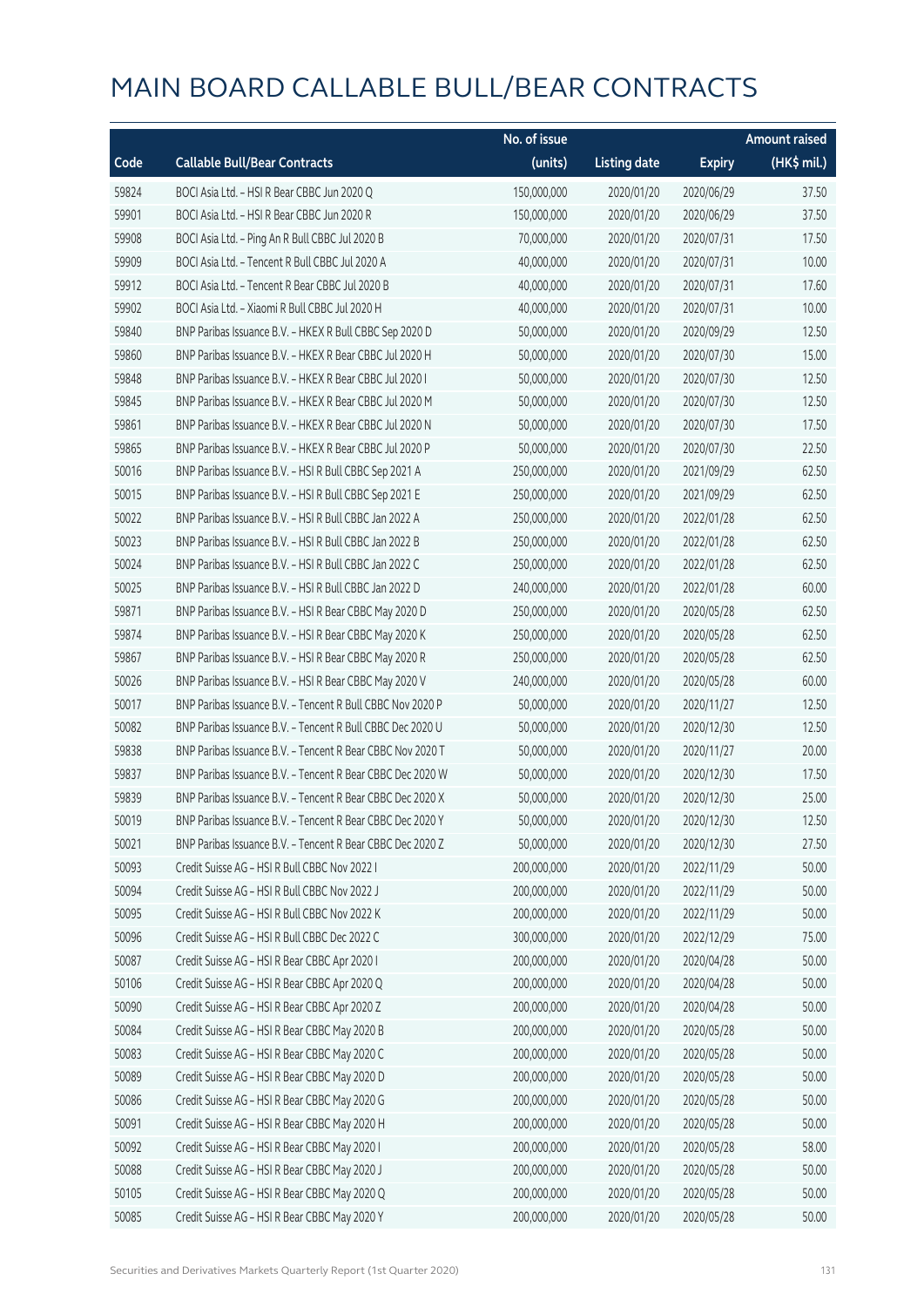# MAIN BOARD CALLABLE BULL/BEAR CONTRACTS

| Code | Callable Bull/Bear Contracts | No. of issue (units) | Listing date | Expiry | Amount raised (HK$ mil.) |
|---|---|---|---|---|---|
| 59824 | BOCI Asia Ltd. – HSI R Bear CBBC Jun 2020 Q | 150,000,000 | 2020/01/20 | 2020/06/29 | 37.50 |
| 59901 | BOCI Asia Ltd. – HSI R Bear CBBC Jun 2020 R | 150,000,000 | 2020/01/20 | 2020/06/29 | 37.50 |
| 59908 | BOCI Asia Ltd. – Ping An R Bull CBBC Jul 2020 B | 70,000,000 | 2020/01/20 | 2020/07/31 | 17.50 |
| 59909 | BOCI Asia Ltd. – Tencent R Bull CBBC Jul 2020 A | 40,000,000 | 2020/01/20 | 2020/07/31 | 10.00 |
| 59912 | BOCI Asia Ltd. – Tencent R Bear CBBC Jul 2020 B | 40,000,000 | 2020/01/20 | 2020/07/31 | 17.60 |
| 59902 | BOCI Asia Ltd. – Xiaomi R Bull CBBC Jul 2020 H | 40,000,000 | 2020/01/20 | 2020/07/31 | 10.00 |
| 59840 | BNP Paribas Issuance B.V. – HKEX R Bull CBBC Sep 2020 D | 50,000,000 | 2020/01/20 | 2020/09/29 | 12.50 |
| 59860 | BNP Paribas Issuance B.V. – HKEX R Bear CBBC Jul 2020 H | 50,000,000 | 2020/01/20 | 2020/07/30 | 15.00 |
| 59848 | BNP Paribas Issuance B.V. – HKEX R Bear CBBC Jul 2020 I | 50,000,000 | 2020/01/20 | 2020/07/30 | 12.50 |
| 59845 | BNP Paribas Issuance B.V. – HKEX R Bear CBBC Jul 2020 M | 50,000,000 | 2020/01/20 | 2020/07/30 | 12.50 |
| 59861 | BNP Paribas Issuance B.V. – HKEX R Bear CBBC Jul 2020 N | 50,000,000 | 2020/01/20 | 2020/07/30 | 17.50 |
| 59865 | BNP Paribas Issuance B.V. – HKEX R Bear CBBC Jul 2020 P | 50,000,000 | 2020/01/20 | 2020/07/30 | 22.50 |
| 50016 | BNP Paribas Issuance B.V. – HSI R Bull CBBC Sep 2021 A | 250,000,000 | 2020/01/20 | 2021/09/29 | 62.50 |
| 50015 | BNP Paribas Issuance B.V. – HSI R Bull CBBC Sep 2021 E | 250,000,000 | 2020/01/20 | 2021/09/29 | 62.50 |
| 50022 | BNP Paribas Issuance B.V. – HSI R Bull CBBC Jan 2022 A | 250,000,000 | 2020/01/20 | 2022/01/28 | 62.50 |
| 50023 | BNP Paribas Issuance B.V. – HSI R Bull CBBC Jan 2022 B | 250,000,000 | 2020/01/20 | 2022/01/28 | 62.50 |
| 50024 | BNP Paribas Issuance B.V. – HSI R Bull CBBC Jan 2022 C | 250,000,000 | 2020/01/20 | 2022/01/28 | 62.50 |
| 50025 | BNP Paribas Issuance B.V. – HSI R Bull CBBC Jan 2022 D | 240,000,000 | 2020/01/20 | 2022/01/28 | 60.00 |
| 59871 | BNP Paribas Issuance B.V. – HSI R Bear CBBC May 2020 D | 250,000,000 | 2020/01/20 | 2020/05/28 | 62.50 |
| 59874 | BNP Paribas Issuance B.V. – HSI R Bear CBBC May 2020 K | 250,000,000 | 2020/01/20 | 2020/05/28 | 62.50 |
| 59867 | BNP Paribas Issuance B.V. – HSI R Bear CBBC May 2020 R | 250,000,000 | 2020/01/20 | 2020/05/28 | 62.50 |
| 50026 | BNP Paribas Issuance B.V. – HSI R Bear CBBC May 2020 V | 240,000,000 | 2020/01/20 | 2020/05/28 | 60.00 |
| 50017 | BNP Paribas Issuance B.V. – Tencent R Bull CBBC Nov 2020 P | 50,000,000 | 2020/01/20 | 2020/11/27 | 12.50 |
| 50082 | BNP Paribas Issuance B.V. – Tencent R Bull CBBC Dec 2020 U | 50,000,000 | 2020/01/20 | 2020/12/30 | 12.50 |
| 59838 | BNP Paribas Issuance B.V. – Tencent R Bear CBBC Nov 2020 T | 50,000,000 | 2020/01/20 | 2020/11/27 | 20.00 |
| 59837 | BNP Paribas Issuance B.V. – Tencent R Bear CBBC Dec 2020 W | 50,000,000 | 2020/01/20 | 2020/12/30 | 17.50 |
| 59839 | BNP Paribas Issuance B.V. – Tencent R Bear CBBC Dec 2020 X | 50,000,000 | 2020/01/20 | 2020/12/30 | 25.00 |
| 50019 | BNP Paribas Issuance B.V. – Tencent R Bear CBBC Dec 2020 Y | 50,000,000 | 2020/01/20 | 2020/12/30 | 12.50 |
| 50021 | BNP Paribas Issuance B.V. – Tencent R Bear CBBC Dec 2020 Z | 50,000,000 | 2020/01/20 | 2020/12/30 | 27.50 |
| 50093 | Credit Suisse AG – HSI R Bull CBBC Nov 2022 I | 200,000,000 | 2020/01/20 | 2022/11/29 | 50.00 |
| 50094 | Credit Suisse AG – HSI R Bull CBBC Nov 2022 J | 200,000,000 | 2020/01/20 | 2022/11/29 | 50.00 |
| 50095 | Credit Suisse AG – HSI R Bull CBBC Nov 2022 K | 200,000,000 | 2020/01/20 | 2022/11/29 | 50.00 |
| 50096 | Credit Suisse AG – HSI R Bull CBBC Dec 2022 C | 300,000,000 | 2020/01/20 | 2022/12/29 | 75.00 |
| 50087 | Credit Suisse AG – HSI R Bear CBBC Apr 2020 I | 200,000,000 | 2020/01/20 | 2020/04/28 | 50.00 |
| 50106 | Credit Suisse AG – HSI R Bear CBBC Apr 2020 Q | 200,000,000 | 2020/01/20 | 2020/04/28 | 50.00 |
| 50090 | Credit Suisse AG – HSI R Bear CBBC Apr 2020 Z | 200,000,000 | 2020/01/20 | 2020/04/28 | 50.00 |
| 50084 | Credit Suisse AG – HSI R Bear CBBC May 2020 B | 200,000,000 | 2020/01/20 | 2020/05/28 | 50.00 |
| 50083 | Credit Suisse AG – HSI R Bear CBBC May 2020 C | 200,000,000 | 2020/01/20 | 2020/05/28 | 50.00 |
| 50089 | Credit Suisse AG – HSI R Bear CBBC May 2020 D | 200,000,000 | 2020/01/20 | 2020/05/28 | 50.00 |
| 50086 | Credit Suisse AG – HSI R Bear CBBC May 2020 G | 200,000,000 | 2020/01/20 | 2020/05/28 | 50.00 |
| 50091 | Credit Suisse AG – HSI R Bear CBBC May 2020 H | 200,000,000 | 2020/01/20 | 2020/05/28 | 50.00 |
| 50092 | Credit Suisse AG – HSI R Bear CBBC May 2020 I | 200,000,000 | 2020/01/20 | 2020/05/28 | 58.00 |
| 50088 | Credit Suisse AG – HSI R Bear CBBC May 2020 J | 200,000,000 | 2020/01/20 | 2020/05/28 | 50.00 |
| 50105 | Credit Suisse AG – HSI R Bear CBBC May 2020 Q | 200,000,000 | 2020/01/20 | 2020/05/28 | 50.00 |
| 50085 | Credit Suisse AG – HSI R Bear CBBC May 2020 Y | 200,000,000 | 2020/01/20 | 2020/05/28 | 50.00 |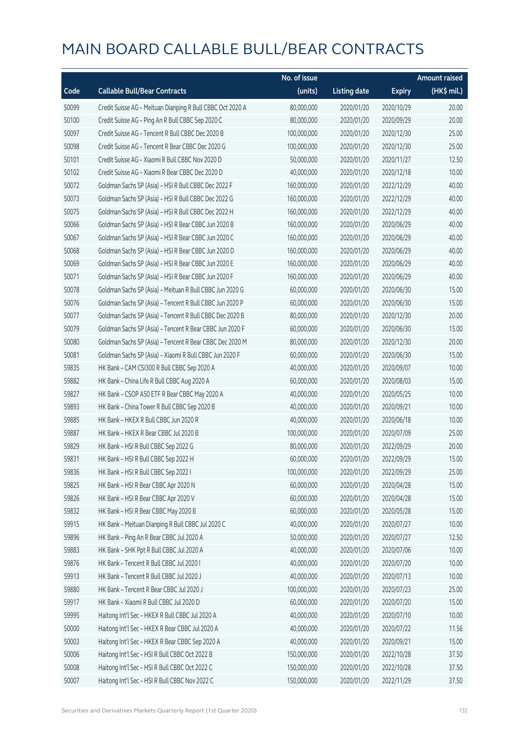# MAIN BOARD CALLABLE BULL/BEAR CONTRACTS

| Code | Callable Bull/Bear Contracts | No. of issue (units) | Listing date | Expiry | Amount raised (HK$ mil.) |
|---|---|---|---|---|---|
| 50099 | Credit Suisse AG – Meituan Dianping R Bull CBBC Oct 2020 A | 80,000,000 | 2020/01/20 | 2020/10/29 | 20.00 |
| 50100 | Credit Suisse AG – Ping An R Bull CBBC Sep 2020 C | 80,000,000 | 2020/01/20 | 2020/09/29 | 20.00 |
| 50097 | Credit Suisse AG – Tencent R Bull CBBC Dec 2020 B | 100,000,000 | 2020/01/20 | 2020/12/30 | 25.00 |
| 50098 | Credit Suisse AG – Tencent R Bear CBBC Dec 2020 G | 100,000,000 | 2020/01/20 | 2020/12/30 | 25.00 |
| 50101 | Credit Suisse AG – Xiaomi R Bull CBBC Nov 2020 D | 50,000,000 | 2020/01/20 | 2020/11/27 | 12.50 |
| 50102 | Credit Suisse AG – Xiaomi R Bear CBBC Dec 2020 D | 40,000,000 | 2020/01/20 | 2020/12/18 | 10.00 |
| 50072 | Goldman Sachs SP (Asia) – HSI R Bull CBBC Dec 2022 F | 160,000,000 | 2020/01/20 | 2022/12/29 | 40.00 |
| 50073 | Goldman Sachs SP (Asia) – HSI R Bull CBBC Dec 2022 G | 160,000,000 | 2020/01/20 | 2022/12/29 | 40.00 |
| 50075 | Goldman Sachs SP (Asia) – HSI R Bull CBBC Dec 2022 H | 160,000,000 | 2020/01/20 | 2022/12/29 | 40.00 |
| 50066 | Goldman Sachs SP (Asia) – HSI R Bear CBBC Jun 2020 B | 160,000,000 | 2020/01/20 | 2020/06/29 | 40.00 |
| 50067 | Goldman Sachs SP (Asia) – HSI R Bear CBBC Jun 2020 C | 160,000,000 | 2020/01/20 | 2020/06/29 | 40.00 |
| 50068 | Goldman Sachs SP (Asia) – HSI R Bear CBBC Jun 2020 D | 160,000,000 | 2020/01/20 | 2020/06/29 | 40.00 |
| 50069 | Goldman Sachs SP (Asia) – HSI R Bear CBBC Jun 2020 E | 160,000,000 | 2020/01/20 | 2020/06/29 | 40.00 |
| 50071 | Goldman Sachs SP (Asia) – HSI R Bear CBBC Jun 2020 F | 160,000,000 | 2020/01/20 | 2020/06/29 | 40.00 |
| 50078 | Goldman Sachs SP (Asia) – Meituan R Bull CBBC Jun 2020 G | 60,000,000 | 2020/01/20 | 2020/06/30 | 15.00 |
| 50076 | Goldman Sachs SP (Asia) – Tencent R Bull CBBC Jun 2020 P | 60,000,000 | 2020/01/20 | 2020/06/30 | 15.00 |
| 50077 | Goldman Sachs SP (Asia) – Tencent R Bull CBBC Dec 2020 B | 80,000,000 | 2020/01/20 | 2020/12/30 | 20.00 |
| 50079 | Goldman Sachs SP (Asia) – Tencent R Bear CBBC Jun 2020 F | 60,000,000 | 2020/01/20 | 2020/06/30 | 15.00 |
| 50080 | Goldman Sachs SP (Asia) – Tencent R Bear CBBC Dec 2020 M | 80,000,000 | 2020/01/20 | 2020/12/30 | 20.00 |
| 50081 | Goldman Sachs SP (Asia) – Xiaomi R Bull CBBC Jun 2020 F | 60,000,000 | 2020/01/20 | 2020/06/30 | 15.00 |
| 59835 | HK Bank – CAM CSI300 R Bull CBBC Sep 2020 A | 40,000,000 | 2020/01/20 | 2020/09/07 | 10.00 |
| 59882 | HK Bank – China Life R Bull CBBC Aug 2020 A | 60,000,000 | 2020/01/20 | 2020/08/03 | 15.00 |
| 59827 | HK Bank – CSOP A50 ETF R Bear CBBC May 2020 A | 40,000,000 | 2020/01/20 | 2020/05/25 | 10.00 |
| 59893 | HK Bank – China Tower R Bull CBBC Sep 2020 B | 40,000,000 | 2020/01/20 | 2020/09/21 | 10.00 |
| 59885 | HK Bank – HKEX R Bull CBBC Jun 2020 R | 40,000,000 | 2020/01/20 | 2020/06/18 | 10.00 |
| 59887 | HK Bank – HKEX R Bear CBBC Jul 2020 B | 100,000,000 | 2020/01/20 | 2020/07/09 | 25.00 |
| 59829 | HK Bank – HSI R Bull CBBC Sep 2022 G | 80,000,000 | 2020/01/20 | 2022/09/29 | 20.00 |
| 59831 | HK Bank – HSI R Bull CBBC Sep 2022 H | 60,000,000 | 2020/01/20 | 2022/09/29 | 15.00 |
| 59836 | HK Bank – HSI R Bull CBBC Sep 2022 I | 100,000,000 | 2020/01/20 | 2022/09/29 | 25.00 |
| 59825 | HK Bank – HSI R Bear CBBC Apr 2020 N | 60,000,000 | 2020/01/20 | 2020/04/28 | 15.00 |
| 59826 | HK Bank – HSI R Bear CBBC Apr 2020 V | 60,000,000 | 2020/01/20 | 2020/04/28 | 15.00 |
| 59832 | HK Bank – HSI R Bear CBBC May 2020 B | 60,000,000 | 2020/01/20 | 2020/05/28 | 15.00 |
| 59915 | HK Bank – Meituan Dianping R Bull CBBC Jul 2020 C | 40,000,000 | 2020/01/20 | 2020/07/27 | 10.00 |
| 59896 | HK Bank – Ping An R Bear CBBC Jul 2020 A | 50,000,000 | 2020/01/20 | 2020/07/27 | 12.50 |
| 59883 | HK Bank – SHK Ppt R Bull CBBC Jul 2020 A | 40,000,000 | 2020/01/20 | 2020/07/06 | 10.00 |
| 59876 | HK Bank – Tencent R Bull CBBC Jul 2020 I | 40,000,000 | 2020/01/20 | 2020/07/20 | 10.00 |
| 59913 | HK Bank – Tencent R Bull CBBC Jul 2020 J | 40,000,000 | 2020/01/20 | 2020/07/13 | 10.00 |
| 59880 | HK Bank – Tencent R Bear CBBC Jul 2020 J | 100,000,000 | 2020/01/20 | 2020/07/23 | 25.00 |
| 59917 | HK Bank – Xiaomi R Bull CBBC Jul 2020 D | 60,000,000 | 2020/01/20 | 2020/07/20 | 15.00 |
| 59995 | Haitong Int'l Sec – HKEX R Bull CBBC Jul 2020 A | 40,000,000 | 2020/01/20 | 2020/07/10 | 10.00 |
| 50000 | Haitong Int'l Sec – HKEX R Bear CBBC Jul 2020 A | 40,000,000 | 2020/01/20 | 2020/07/22 | 11.56 |
| 50003 | Haitong Int'l Sec – HKEX R Bear CBBC Sep 2020 A | 40,000,000 | 2020/01/20 | 2020/09/21 | 15.00 |
| 50006 | Haitong Int'l Sec – HSI R Bull CBBC Oct 2022 B | 150,000,000 | 2020/01/20 | 2022/10/28 | 37.50 |
| 50008 | Haitong Int'l Sec – HSI R Bull CBBC Oct 2022 C | 150,000,000 | 2020/01/20 | 2022/10/28 | 37.50 |
| 50007 | Haitong Int'l Sec – HSI R Bull CBBC Nov 2022 C | 150,000,000 | 2020/01/20 | 2022/11/29 | 37.50 |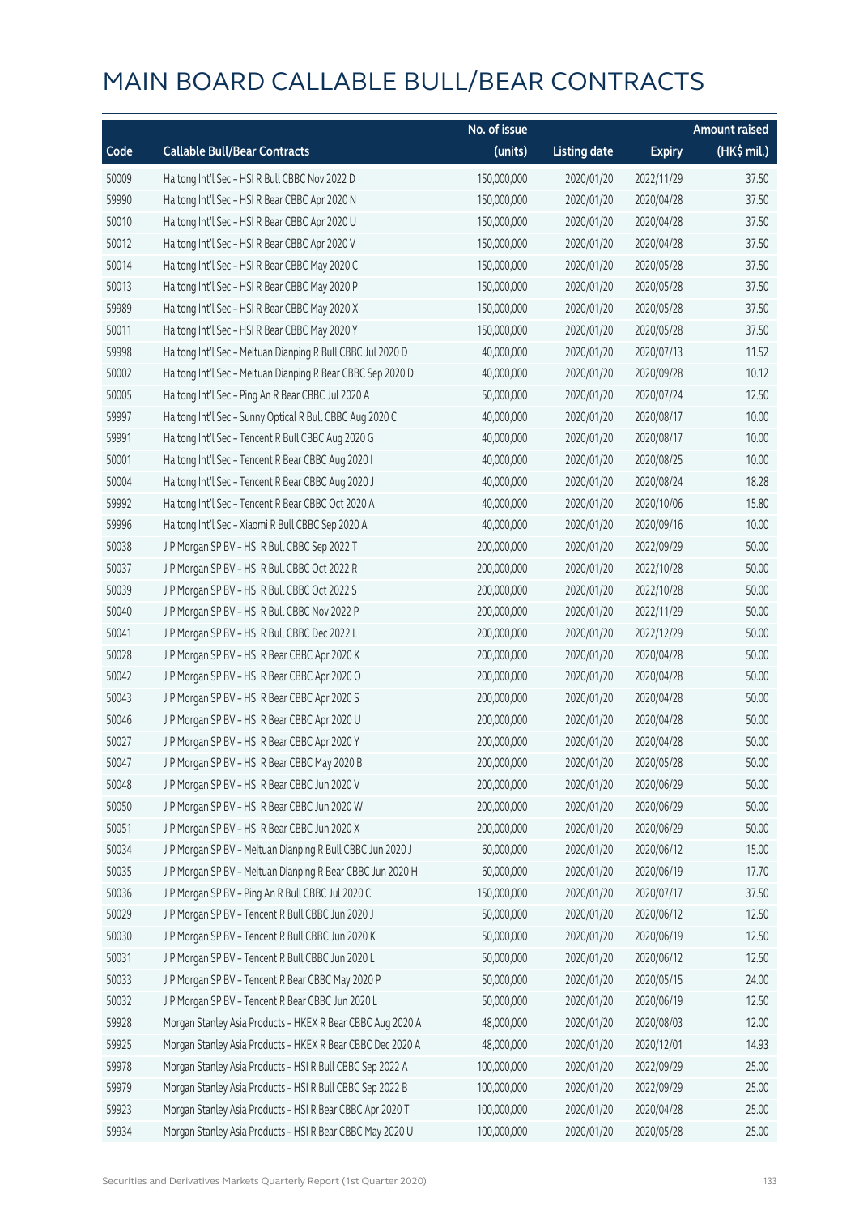# MAIN BOARD CALLABLE BULL/BEAR CONTRACTS

| Code | Callable Bull/Bear Contracts | No. of issue (units) | Listing date | Expiry | Amount raised (HK$ mil.) |
|---|---|---|---|---|---|
| 50009 | Haitong Int'l Sec – HSI R Bull CBBC Nov 2022 D | 150,000,000 | 2020/01/20 | 2022/11/29 | 37.50 |
| 59990 | Haitong Int'l Sec – HSI R Bear CBBC Apr 2020 N | 150,000,000 | 2020/01/20 | 2020/04/28 | 37.50 |
| 50010 | Haitong Int'l Sec – HSI R Bear CBBC Apr 2020 U | 150,000,000 | 2020/01/20 | 2020/04/28 | 37.50 |
| 50012 | Haitong Int'l Sec – HSI R Bear CBBC Apr 2020 V | 150,000,000 | 2020/01/20 | 2020/04/28 | 37.50 |
| 50014 | Haitong Int'l Sec – HSI R Bear CBBC May 2020 C | 150,000,000 | 2020/01/20 | 2020/05/28 | 37.50 |
| 50013 | Haitong Int'l Sec – HSI R Bear CBBC May 2020 P | 150,000,000 | 2020/01/20 | 2020/05/28 | 37.50 |
| 59989 | Haitong Int'l Sec – HSI R Bear CBBC May 2020 X | 150,000,000 | 2020/01/20 | 2020/05/28 | 37.50 |
| 50011 | Haitong Int'l Sec – HSI R Bear CBBC May 2020 Y | 150,000,000 | 2020/01/20 | 2020/05/28 | 37.50 |
| 59998 | Haitong Int'l Sec – Meituan Dianping R Bull CBBC Jul 2020 D | 40,000,000 | 2020/01/20 | 2020/07/13 | 11.52 |
| 50002 | Haitong Int'l Sec – Meituan Dianping R Bear CBBC Sep 2020 D | 40,000,000 | 2020/01/20 | 2020/09/28 | 10.12 |
| 50005 | Haitong Int'l Sec – Ping An R Bear CBBC Jul 2020 A | 50,000,000 | 2020/01/20 | 2020/07/24 | 12.50 |
| 59997 | Haitong Int'l Sec – Sunny Optical R Bull CBBC Aug 2020 C | 40,000,000 | 2020/01/20 | 2020/08/17 | 10.00 |
| 59991 | Haitong Int'l Sec – Tencent R Bull CBBC Aug 2020 G | 40,000,000 | 2020/01/20 | 2020/08/17 | 10.00 |
| 50001 | Haitong Int'l Sec – Tencent R Bear CBBC Aug 2020 I | 40,000,000 | 2020/01/20 | 2020/08/25 | 10.00 |
| 50004 | Haitong Int'l Sec – Tencent R Bear CBBC Aug 2020 J | 40,000,000 | 2020/01/20 | 2020/08/24 | 18.28 |
| 59992 | Haitong Int'l Sec – Tencent R Bear CBBC Oct 2020 A | 40,000,000 | 2020/01/20 | 2020/10/06 | 15.80 |
| 59996 | Haitong Int'l Sec – Xiaomi R Bull CBBC Sep 2020 A | 40,000,000 | 2020/01/20 | 2020/09/16 | 10.00 |
| 50038 | J P Morgan SP BV – HSI R Bull CBBC Sep 2022 T | 200,000,000 | 2020/01/20 | 2022/09/29 | 50.00 |
| 50037 | J P Morgan SP BV – HSI R Bull CBBC Oct 2022 R | 200,000,000 | 2020/01/20 | 2022/10/28 | 50.00 |
| 50039 | J P Morgan SP BV – HSI R Bull CBBC Oct 2022 S | 200,000,000 | 2020/01/20 | 2022/10/28 | 50.00 |
| 50040 | J P Morgan SP BV – HSI R Bull CBBC Nov 2022 P | 200,000,000 | 2020/01/20 | 2022/11/29 | 50.00 |
| 50041 | J P Morgan SP BV – HSI R Bull CBBC Dec 2022 L | 200,000,000 | 2020/01/20 | 2022/12/29 | 50.00 |
| 50028 | J P Morgan SP BV – HSI R Bear CBBC Apr 2020 K | 200,000,000 | 2020/01/20 | 2020/04/28 | 50.00 |
| 50042 | J P Morgan SP BV – HSI R Bear CBBC Apr 2020 O | 200,000,000 | 2020/01/20 | 2020/04/28 | 50.00 |
| 50043 | J P Morgan SP BV – HSI R Bear CBBC Apr 2020 S | 200,000,000 | 2020/01/20 | 2020/04/28 | 50.00 |
| 50046 | J P Morgan SP BV – HSI R Bear CBBC Apr 2020 U | 200,000,000 | 2020/01/20 | 2020/04/28 | 50.00 |
| 50027 | J P Morgan SP BV – HSI R Bear CBBC Apr 2020 Y | 200,000,000 | 2020/01/20 | 2020/04/28 | 50.00 |
| 50047 | J P Morgan SP BV – HSI R Bear CBBC May 2020 B | 200,000,000 | 2020/01/20 | 2020/05/28 | 50.00 |
| 50048 | J P Morgan SP BV – HSI R Bear CBBC Jun 2020 V | 200,000,000 | 2020/01/20 | 2020/06/29 | 50.00 |
| 50050 | J P Morgan SP BV – HSI R Bear CBBC Jun 2020 W | 200,000,000 | 2020/01/20 | 2020/06/29 | 50.00 |
| 50051 | J P Morgan SP BV – HSI R Bear CBBC Jun 2020 X | 200,000,000 | 2020/01/20 | 2020/06/29 | 50.00 |
| 50034 | J P Morgan SP BV – Meituan Dianping R Bull CBBC Jun 2020 J | 60,000,000 | 2020/01/20 | 2020/06/12 | 15.00 |
| 50035 | J P Morgan SP BV – Meituan Dianping R Bear CBBC Jun 2020 H | 60,000,000 | 2020/01/20 | 2020/06/19 | 17.70 |
| 50036 | J P Morgan SP BV – Ping An R Bull CBBC Jul 2020 C | 150,000,000 | 2020/01/20 | 2020/07/17 | 37.50 |
| 50029 | J P Morgan SP BV – Tencent R Bull CBBC Jun 2020 J | 50,000,000 | 2020/01/20 | 2020/06/12 | 12.50 |
| 50030 | J P Morgan SP BV – Tencent R Bull CBBC Jun 2020 K | 50,000,000 | 2020/01/20 | 2020/06/19 | 12.50 |
| 50031 | J P Morgan SP BV – Tencent R Bull CBBC Jun 2020 L | 50,000,000 | 2020/01/20 | 2020/06/12 | 12.50 |
| 50033 | J P Morgan SP BV – Tencent R Bear CBBC May 2020 P | 50,000,000 | 2020/01/20 | 2020/05/15 | 24.00 |
| 50032 | J P Morgan SP BV – Tencent R Bear CBBC Jun 2020 L | 50,000,000 | 2020/01/20 | 2020/06/19 | 12.50 |
| 59928 | Morgan Stanley Asia Products – HKEX R Bear CBBC Aug 2020 A | 48,000,000 | 2020/01/20 | 2020/08/03 | 12.00 |
| 59925 | Morgan Stanley Asia Products – HKEX R Bear CBBC Dec 2020 A | 48,000,000 | 2020/01/20 | 2020/12/01 | 14.93 |
| 59978 | Morgan Stanley Asia Products – HSI R Bull CBBC Sep 2022 A | 100,000,000 | 2020/01/20 | 2022/09/29 | 25.00 |
| 59979 | Morgan Stanley Asia Products – HSI R Bull CBBC Sep 2022 B | 100,000,000 | 2020/01/20 | 2022/09/29 | 25.00 |
| 59923 | Morgan Stanley Asia Products – HSI R Bear CBBC Apr 2020 T | 100,000,000 | 2020/01/20 | 2020/04/28 | 25.00 |
| 59934 | Morgan Stanley Asia Products – HSI R Bear CBBC May 2020 U | 100,000,000 | 2020/01/20 | 2020/05/28 | 25.00 |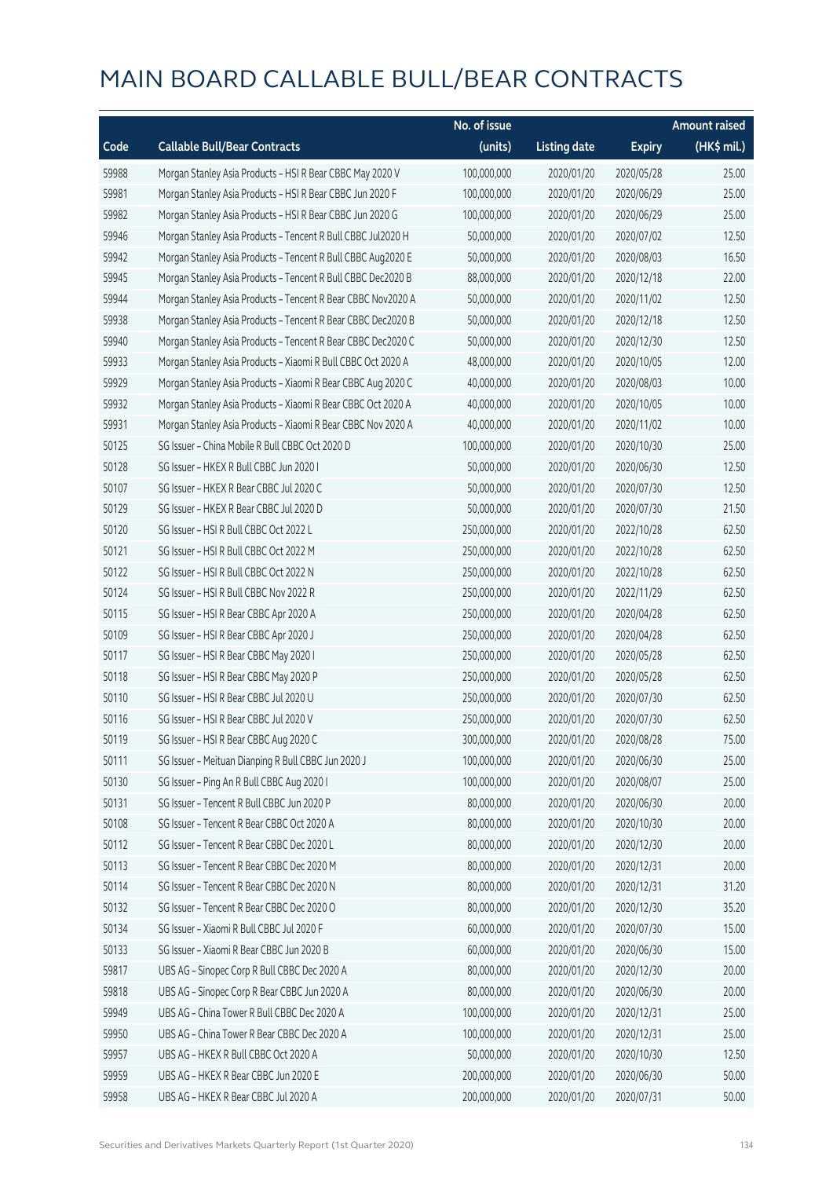# MAIN BOARD CALLABLE BULL/BEAR CONTRACTS

| Code | Callable Bull/Bear Contracts | No. of issue (units) | Listing date | Expiry | Amount raised (HK$ mil.) |
|---|---|---|---|---|---|
| 59988 | Morgan Stanley Asia Products – HSI R Bear CBBC May 2020 V | 100,000,000 | 2020/01/20 | 2020/05/28 | 25.00 |
| 59981 | Morgan Stanley Asia Products – HSI R Bear CBBC Jun 2020 F | 100,000,000 | 2020/01/20 | 2020/06/29 | 25.00 |
| 59982 | Morgan Stanley Asia Products – HSI R Bear CBBC Jun 2020 G | 100,000,000 | 2020/01/20 | 2020/06/29 | 25.00 |
| 59946 | Morgan Stanley Asia Products – Tencent R Bull CBBC Jul2020 H | 50,000,000 | 2020/01/20 | 2020/07/02 | 12.50 |
| 59942 | Morgan Stanley Asia Products – Tencent R Bull CBBC Aug2020 E | 50,000,000 | 2020/01/20 | 2020/08/03 | 16.50 |
| 59945 | Morgan Stanley Asia Products – Tencent R Bull CBBC Dec2020 B | 88,000,000 | 2020/01/20 | 2020/12/18 | 22.00 |
| 59944 | Morgan Stanley Asia Products – Tencent R Bear CBBC Nov2020 A | 50,000,000 | 2020/01/20 | 2020/11/02 | 12.50 |
| 59938 | Morgan Stanley Asia Products – Tencent R Bear CBBC Dec2020 B | 50,000,000 | 2020/01/20 | 2020/12/18 | 12.50 |
| 59940 | Morgan Stanley Asia Products – Tencent R Bear CBBC Dec2020 C | 50,000,000 | 2020/01/20 | 2020/12/30 | 12.50 |
| 59933 | Morgan Stanley Asia Products – Xiaomi R Bull CBBC Oct 2020 A | 48,000,000 | 2020/01/20 | 2020/10/05 | 12.00 |
| 59929 | Morgan Stanley Asia Products – Xiaomi R Bear CBBC Aug 2020 C | 40,000,000 | 2020/01/20 | 2020/08/03 | 10.00 |
| 59932 | Morgan Stanley Asia Products – Xiaomi R Bear CBBC Oct 2020 A | 40,000,000 | 2020/01/20 | 2020/10/05 | 10.00 |
| 59931 | Morgan Stanley Asia Products – Xiaomi R Bear CBBC Nov 2020 A | 40,000,000 | 2020/01/20 | 2020/11/02 | 10.00 |
| 50125 | SG Issuer – China Mobile R Bull CBBC Oct 2020 D | 100,000,000 | 2020/01/20 | 2020/10/30 | 25.00 |
| 50128 | SG Issuer – HKEX R Bull CBBC Jun 2020 I | 50,000,000 | 2020/01/20 | 2020/06/30 | 12.50 |
| 50107 | SG Issuer – HKEX R Bear CBBC Jul 2020 C | 50,000,000 | 2020/01/20 | 2020/07/30 | 12.50 |
| 50129 | SG Issuer – HKEX R Bear CBBC Jul 2020 D | 50,000,000 | 2020/01/20 | 2020/07/30 | 21.50 |
| 50120 | SG Issuer – HSI R Bull CBBC Oct 2022 L | 250,000,000 | 2020/01/20 | 2022/10/28 | 62.50 |
| 50121 | SG Issuer – HSI R Bull CBBC Oct 2022 M | 250,000,000 | 2020/01/20 | 2022/10/28 | 62.50 |
| 50122 | SG Issuer – HSI R Bull CBBC Oct 2022 N | 250,000,000 | 2020/01/20 | 2022/10/28 | 62.50 |
| 50124 | SG Issuer – HSI R Bull CBBC Nov 2022 R | 250,000,000 | 2020/01/20 | 2022/11/29 | 62.50 |
| 50115 | SG Issuer – HSI R Bear CBBC Apr 2020 A | 250,000,000 | 2020/01/20 | 2020/04/28 | 62.50 |
| 50109 | SG Issuer – HSI R Bear CBBC Apr 2020 J | 250,000,000 | 2020/01/20 | 2020/04/28 | 62.50 |
| 50117 | SG Issuer – HSI R Bear CBBC May 2020 I | 250,000,000 | 2020/01/20 | 2020/05/28 | 62.50 |
| 50118 | SG Issuer – HSI R Bear CBBC May 2020 P | 250,000,000 | 2020/01/20 | 2020/05/28 | 62.50 |
| 50110 | SG Issuer – HSI R Bear CBBC Jul 2020 U | 250,000,000 | 2020/01/20 | 2020/07/30 | 62.50 |
| 50116 | SG Issuer – HSI R Bear CBBC Jul 2020 V | 250,000,000 | 2020/01/20 | 2020/07/30 | 62.50 |
| 50119 | SG Issuer – HSI R Bear CBBC Aug 2020 C | 300,000,000 | 2020/01/20 | 2020/08/28 | 75.00 |
| 50111 | SG Issuer – Meituan Dianping R Bull CBBC Jun 2020 J | 100,000,000 | 2020/01/20 | 2020/06/30 | 25.00 |
| 50130 | SG Issuer – Ping An R Bull CBBC Aug 2020 I | 100,000,000 | 2020/01/20 | 2020/08/07 | 25.00 |
| 50131 | SG Issuer – Tencent R Bull CBBC Jun 2020 P | 80,000,000 | 2020/01/20 | 2020/06/30 | 20.00 |
| 50108 | SG Issuer – Tencent R Bear CBBC Oct 2020 A | 80,000,000 | 2020/01/20 | 2020/10/30 | 20.00 |
| 50112 | SG Issuer – Tencent R Bear CBBC Dec 2020 L | 80,000,000 | 2020/01/20 | 2020/12/30 | 20.00 |
| 50113 | SG Issuer – Tencent R Bear CBBC Dec 2020 M | 80,000,000 | 2020/01/20 | 2020/12/31 | 20.00 |
| 50114 | SG Issuer – Tencent R Bear CBBC Dec 2020 N | 80,000,000 | 2020/01/20 | 2020/12/31 | 31.20 |
| 50132 | SG Issuer – Tencent R Bear CBBC Dec 2020 O | 80,000,000 | 2020/01/20 | 2020/12/30 | 35.20 |
| 50134 | SG Issuer – Xiaomi R Bull CBBC Jul 2020 F | 60,000,000 | 2020/01/20 | 2020/07/30 | 15.00 |
| 50133 | SG Issuer – Xiaomi R Bear CBBC Jun 2020 B | 60,000,000 | 2020/01/20 | 2020/06/30 | 15.00 |
| 59817 | UBS AG – Sinopec Corp R Bull CBBC Dec 2020 A | 80,000,000 | 2020/01/20 | 2020/12/30 | 20.00 |
| 59818 | UBS AG – Sinopec Corp R Bear CBBC Jun 2020 A | 80,000,000 | 2020/01/20 | 2020/06/30 | 20.00 |
| 59949 | UBS AG – China Tower R Bull CBBC Dec 2020 A | 100,000,000 | 2020/01/20 | 2020/12/31 | 25.00 |
| 59950 | UBS AG – China Tower R Bear CBBC Dec 2020 A | 100,000,000 | 2020/01/20 | 2020/12/31 | 25.00 |
| 59957 | UBS AG – HKEX R Bull CBBC Oct 2020 A | 50,000,000 | 2020/01/20 | 2020/10/30 | 12.50 |
| 59959 | UBS AG – HKEX R Bear CBBC Jun 2020 E | 200,000,000 | 2020/01/20 | 2020/06/30 | 50.00 |
| 59958 | UBS AG – HKEX R Bear CBBC Jul 2020 A | 200,000,000 | 2020/01/20 | 2020/07/31 | 50.00 |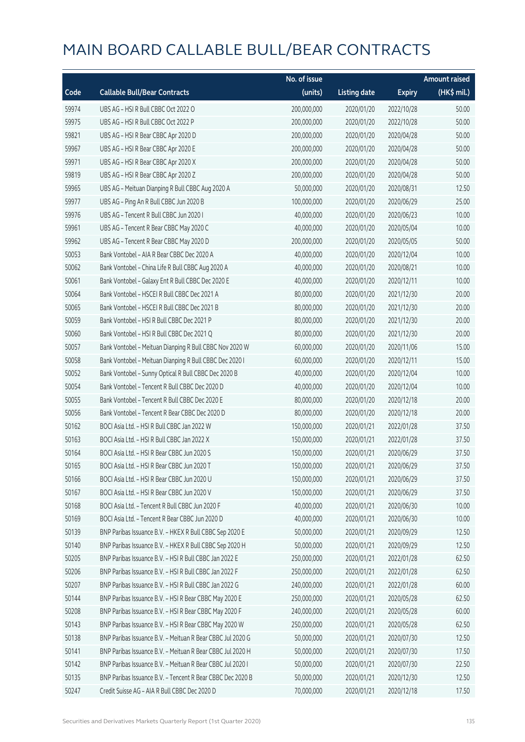# MAIN BOARD CALLABLE BULL/BEAR CONTRACTS

| Code | Callable Bull/Bear Contracts | No. of issue (units) | Listing date | Expiry | Amount raised (HK$ mil.) |
|---|---|---|---|---|---|
| 59974 | UBS AG - HSI R Bull CBBC Oct 2022 O | 200,000,000 | 2020/01/20 | 2022/10/28 | 50.00 |
| 59975 | UBS AG - HSI R Bull CBBC Oct 2022 P | 200,000,000 | 2020/01/20 | 2022/10/28 | 50.00 |
| 59821 | UBS AG - HSI R Bear CBBC Apr 2020 D | 200,000,000 | 2020/01/20 | 2020/04/28 | 50.00 |
| 59967 | UBS AG - HSI R Bear CBBC Apr 2020 E | 200,000,000 | 2020/01/20 | 2020/04/28 | 50.00 |
| 59971 | UBS AG - HSI R Bear CBBC Apr 2020 X | 200,000,000 | 2020/01/20 | 2020/04/28 | 50.00 |
| 59819 | UBS AG - HSI R Bear CBBC Apr 2020 Z | 200,000,000 | 2020/01/20 | 2020/04/28 | 50.00 |
| 59965 | UBS AG - Meituan Dianping R Bull CBBC Aug 2020 A | 50,000,000 | 2020/01/20 | 2020/08/31 | 12.50 |
| 59977 | UBS AG - Ping An R Bull CBBC Jun 2020 B | 100,000,000 | 2020/01/20 | 2020/06/29 | 25.00 |
| 59976 | UBS AG - Tencent R Bull CBBC Jun 2020 I | 40,000,000 | 2020/01/20 | 2020/06/23 | 10.00 |
| 59961 | UBS AG - Tencent R Bear CBBC May 2020 C | 40,000,000 | 2020/01/20 | 2020/05/04 | 10.00 |
| 59962 | UBS AG - Tencent R Bear CBBC May 2020 D | 200,000,000 | 2020/01/20 | 2020/05/05 | 50.00 |
| 50053 | Bank Vontobel - AIA R Bear CBBC Dec 2020 A | 40,000,000 | 2020/01/20 | 2020/12/04 | 10.00 |
| 50062 | Bank Vontobel - China Life R Bull CBBC Aug 2020 A | 40,000,000 | 2020/01/20 | 2020/08/21 | 10.00 |
| 50061 | Bank Vontobel - Galaxy Ent R Bull CBBC Dec 2020 E | 40,000,000 | 2020/01/20 | 2020/12/11 | 10.00 |
| 50064 | Bank Vontobel - HSCEI R Bull CBBC Dec 2021 A | 80,000,000 | 2020/01/20 | 2021/12/30 | 20.00 |
| 50065 | Bank Vontobel - HSCEI R Bull CBBC Dec 2021 B | 80,000,000 | 2020/01/20 | 2021/12/30 | 20.00 |
| 50059 | Bank Vontobel - HSI R Bull CBBC Dec 2021 P | 80,000,000 | 2020/01/20 | 2021/12/30 | 20.00 |
| 50060 | Bank Vontobel - HSI R Bull CBBC Dec 2021 Q | 80,000,000 | 2020/01/20 | 2021/12/30 | 20.00 |
| 50057 | Bank Vontobel - Meituan Dianping R Bull CBBC Nov 2020 W | 60,000,000 | 2020/01/20 | 2020/11/06 | 15.00 |
| 50058 | Bank Vontobel - Meituan Dianping R Bull CBBC Dec 2020 I | 60,000,000 | 2020/01/20 | 2020/12/11 | 15.00 |
| 50052 | Bank Vontobel - Sunny Optical R Bull CBBC Dec 2020 B | 40,000,000 | 2020/01/20 | 2020/12/04 | 10.00 |
| 50054 | Bank Vontobel - Tencent R Bull CBBC Dec 2020 D | 40,000,000 | 2020/01/20 | 2020/12/04 | 10.00 |
| 50055 | Bank Vontobel - Tencent R Bull CBBC Dec 2020 E | 80,000,000 | 2020/01/20 | 2020/12/18 | 20.00 |
| 50056 | Bank Vontobel - Tencent R Bear CBBC Dec 2020 D | 80,000,000 | 2020/01/20 | 2020/12/18 | 20.00 |
| 50162 | BOCI Asia Ltd. - HSI R Bull CBBC Jan 2022 W | 150,000,000 | 2020/01/21 | 2022/01/28 | 37.50 |
| 50163 | BOCI Asia Ltd. - HSI R Bull CBBC Jan 2022 X | 150,000,000 | 2020/01/21 | 2022/01/28 | 37.50 |
| 50164 | BOCI Asia Ltd. - HSI R Bear CBBC Jun 2020 S | 150,000,000 | 2020/01/21 | 2020/06/29 | 37.50 |
| 50165 | BOCI Asia Ltd. - HSI R Bear CBBC Jun 2020 T | 150,000,000 | 2020/01/21 | 2020/06/29 | 37.50 |
| 50166 | BOCI Asia Ltd. - HSI R Bear CBBC Jun 2020 U | 150,000,000 | 2020/01/21 | 2020/06/29 | 37.50 |
| 50167 | BOCI Asia Ltd. - HSI R Bear CBBC Jun 2020 V | 150,000,000 | 2020/01/21 | 2020/06/29 | 37.50 |
| 50168 | BOCI Asia Ltd. - Tencent R Bull CBBC Jun 2020 F | 40,000,000 | 2020/01/21 | 2020/06/30 | 10.00 |
| 50169 | BOCI Asia Ltd. - Tencent R Bear CBBC Jun 2020 D | 40,000,000 | 2020/01/21 | 2020/06/30 | 10.00 |
| 50139 | BNP Paribas Issuance B.V. - HKEX R Bull CBBC Sep 2020 E | 50,000,000 | 2020/01/21 | 2020/09/29 | 12.50 |
| 50140 | BNP Paribas Issuance B.V. - HKEX R Bull CBBC Sep 2020 H | 50,000,000 | 2020/01/21 | 2020/09/29 | 12.50 |
| 50205 | BNP Paribas Issuance B.V. - HSI R Bull CBBC Jan 2022 E | 250,000,000 | 2020/01/21 | 2022/01/28 | 62.50 |
| 50206 | BNP Paribas Issuance B.V. - HSI R Bull CBBC Jan 2022 F | 250,000,000 | 2020/01/21 | 2022/01/28 | 62.50 |
| 50207 | BNP Paribas Issuance B.V. - HSI R Bull CBBC Jan 2022 G | 240,000,000 | 2020/01/21 | 2022/01/28 | 60.00 |
| 50144 | BNP Paribas Issuance B.V. - HSI R Bear CBBC May 2020 E | 250,000,000 | 2020/01/21 | 2020/05/28 | 62.50 |
| 50208 | BNP Paribas Issuance B.V. - HSI R Bear CBBC May 2020 F | 240,000,000 | 2020/01/21 | 2020/05/28 | 60.00 |
| 50143 | BNP Paribas Issuance B.V. - HSI R Bear CBBC May 2020 W | 250,000,000 | 2020/01/21 | 2020/05/28 | 62.50 |
| 50138 | BNP Paribas Issuance B.V. - Meituan R Bear CBBC Jul 2020 G | 50,000,000 | 2020/01/21 | 2020/07/30 | 12.50 |
| 50141 | BNP Paribas Issuance B.V. - Meituan R Bear CBBC Jul 2020 H | 50,000,000 | 2020/01/21 | 2020/07/30 | 17.50 |
| 50142 | BNP Paribas Issuance B.V. - Meituan R Bear CBBC Jul 2020 I | 50,000,000 | 2020/01/21 | 2020/07/30 | 22.50 |
| 50135 | BNP Paribas Issuance B.V. - Tencent R Bear CBBC Dec 2020 B | 50,000,000 | 2020/01/21 | 2020/12/30 | 12.50 |
| 50247 | Credit Suisse AG - AIA R Bull CBBC Dec 2020 D | 70,000,000 | 2020/01/21 | 2020/12/18 | 17.50 |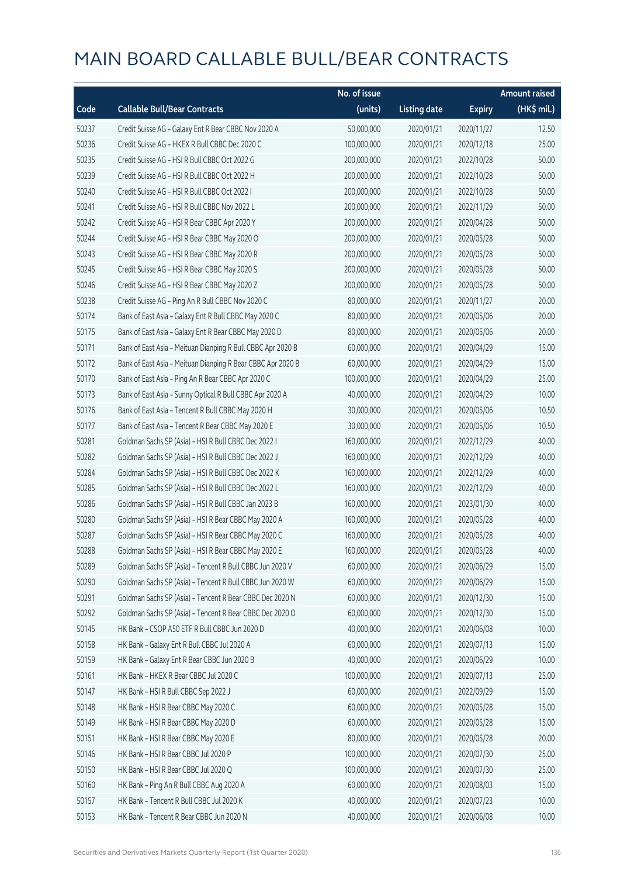# MAIN BOARD CALLABLE BULL/BEAR CONTRACTS

| Code | Callable Bull/Bear Contracts | No. of issue (units) | Listing date | Expiry | Amount raised (HK$ mil.) |
|---|---|---|---|---|---|
| 50237 | Credit Suisse AG – Galaxy Ent R Bear CBBC Nov 2020 A | 50,000,000 | 2020/01/21 | 2020/11/27 | 12.50 |
| 50236 | Credit Suisse AG – HKEX R Bull CBBC Dec 2020 C | 100,000,000 | 2020/01/21 | 2020/12/18 | 25.00 |
| 50235 | Credit Suisse AG – HSI R Bull CBBC Oct 2022 G | 200,000,000 | 2020/01/21 | 2022/10/28 | 50.00 |
| 50239 | Credit Suisse AG – HSI R Bull CBBC Oct 2022 H | 200,000,000 | 2020/01/21 | 2022/10/28 | 50.00 |
| 50240 | Credit Suisse AG – HSI R Bull CBBC Oct 2022 I | 200,000,000 | 2020/01/21 | 2022/10/28 | 50.00 |
| 50241 | Credit Suisse AG – HSI R Bull CBBC Nov 2022 L | 200,000,000 | 2020/01/21 | 2022/11/29 | 50.00 |
| 50242 | Credit Suisse AG – HSI R Bear CBBC Apr 2020 Y | 200,000,000 | 2020/01/21 | 2020/04/28 | 50.00 |
| 50244 | Credit Suisse AG – HSI R Bear CBBC May 2020 O | 200,000,000 | 2020/01/21 | 2020/05/28 | 50.00 |
| 50243 | Credit Suisse AG – HSI R Bear CBBC May 2020 R | 200,000,000 | 2020/01/21 | 2020/05/28 | 50.00 |
| 50245 | Credit Suisse AG – HSI R Bear CBBC May 2020 S | 200,000,000 | 2020/01/21 | 2020/05/28 | 50.00 |
| 50246 | Credit Suisse AG – HSI R Bear CBBC May 2020 Z | 200,000,000 | 2020/01/21 | 2020/05/28 | 50.00 |
| 50238 | Credit Suisse AG – Ping An R Bull CBBC Nov 2020 C | 80,000,000 | 2020/01/21 | 2020/11/27 | 20.00 |
| 50174 | Bank of East Asia – Galaxy Ent R Bull CBBC May 2020 C | 80,000,000 | 2020/01/21 | 2020/05/06 | 20.00 |
| 50175 | Bank of East Asia – Galaxy Ent R Bear CBBC May 2020 D | 80,000,000 | 2020/01/21 | 2020/05/06 | 20.00 |
| 50171 | Bank of East Asia – Meituan Dianping R Bull CBBC Apr 2020 B | 60,000,000 | 2020/01/21 | 2020/04/29 | 15.00 |
| 50172 | Bank of East Asia – Meituan Dianping R Bear CBBC Apr 2020 B | 60,000,000 | 2020/01/21 | 2020/04/29 | 15.00 |
| 50170 | Bank of East Asia – Ping An R Bear CBBC Apr 2020 C | 100,000,000 | 2020/01/21 | 2020/04/29 | 25.00 |
| 50173 | Bank of East Asia – Sunny Optical R Bull CBBC Apr 2020 A | 40,000,000 | 2020/01/21 | 2020/04/29 | 10.00 |
| 50176 | Bank of East Asia – Tencent R Bull CBBC May 2020 H | 30,000,000 | 2020/01/21 | 2020/05/06 | 10.50 |
| 50177 | Bank of East Asia – Tencent R Bear CBBC May 2020 E | 30,000,000 | 2020/01/21 | 2020/05/06 | 10.50 |
| 50281 | Goldman Sachs SP (Asia) – HSI R Bull CBBC Dec 2022 I | 160,000,000 | 2020/01/21 | 2022/12/29 | 40.00 |
| 50282 | Goldman Sachs SP (Asia) – HSI R Bull CBBC Dec 2022 J | 160,000,000 | 2020/01/21 | 2022/12/29 | 40.00 |
| 50284 | Goldman Sachs SP (Asia) – HSI R Bull CBBC Dec 2022 K | 160,000,000 | 2020/01/21 | 2022/12/29 | 40.00 |
| 50285 | Goldman Sachs SP (Asia) – HSI R Bull CBBC Dec 2022 L | 160,000,000 | 2020/01/21 | 2022/12/29 | 40.00 |
| 50286 | Goldman Sachs SP (Asia) – HSI R Bull CBBC Jan 2023 B | 160,000,000 | 2020/01/21 | 2023/01/30 | 40.00 |
| 50280 | Goldman Sachs SP (Asia) – HSI R Bear CBBC May 2020 A | 160,000,000 | 2020/01/21 | 2020/05/28 | 40.00 |
| 50287 | Goldman Sachs SP (Asia) – HSI R Bear CBBC May 2020 C | 160,000,000 | 2020/01/21 | 2020/05/28 | 40.00 |
| 50288 | Goldman Sachs SP (Asia) – HSI R Bear CBBC May 2020 E | 160,000,000 | 2020/01/21 | 2020/05/28 | 40.00 |
| 50289 | Goldman Sachs SP (Asia) – Tencent R Bull CBBC Jun 2020 V | 60,000,000 | 2020/01/21 | 2020/06/29 | 15.00 |
| 50290 | Goldman Sachs SP (Asia) – Tencent R Bull CBBC Jun 2020 W | 60,000,000 | 2020/01/21 | 2020/06/29 | 15.00 |
| 50291 | Goldman Sachs SP (Asia) – Tencent R Bear CBBC Dec 2020 N | 60,000,000 | 2020/01/21 | 2020/12/30 | 15.00 |
| 50292 | Goldman Sachs SP (Asia) – Tencent R Bear CBBC Dec 2020 O | 60,000,000 | 2020/01/21 | 2020/12/30 | 15.00 |
| 50145 | HK Bank – CSOP A50 ETF R Bull CBBC Jun 2020 D | 40,000,000 | 2020/01/21 | 2020/06/08 | 10.00 |
| 50158 | HK Bank – Galaxy Ent R Bull CBBC Jul 2020 A | 60,000,000 | 2020/01/21 | 2020/07/13 | 15.00 |
| 50159 | HK Bank – Galaxy Ent R Bear CBBC Jun 2020 B | 40,000,000 | 2020/01/21 | 2020/06/29 | 10.00 |
| 50161 | HK Bank – HKEX R Bear CBBC Jul 2020 C | 100,000,000 | 2020/01/21 | 2020/07/13 | 25.00 |
| 50147 | HK Bank – HSI R Bull CBBC Sep 2022 J | 60,000,000 | 2020/01/21 | 2022/09/29 | 15.00 |
| 50148 | HK Bank – HSI R Bear CBBC May 2020 C | 60,000,000 | 2020/01/21 | 2020/05/28 | 15.00 |
| 50149 | HK Bank – HSI R Bear CBBC May 2020 D | 60,000,000 | 2020/01/21 | 2020/05/28 | 15.00 |
| 50151 | HK Bank – HSI R Bear CBBC May 2020 E | 80,000,000 | 2020/01/21 | 2020/05/28 | 20.00 |
| 50146 | HK Bank – HSI R Bear CBBC Jul 2020 P | 100,000,000 | 2020/01/21 | 2020/07/30 | 25.00 |
| 50150 | HK Bank – HSI R Bear CBBC Jul 2020 Q | 100,000,000 | 2020/01/21 | 2020/07/30 | 25.00 |
| 50160 | HK Bank – Ping An R Bull CBBC Aug 2020 A | 60,000,000 | 2020/01/21 | 2020/08/03 | 15.00 |
| 50157 | HK Bank – Tencent R Bull CBBC Jul 2020 K | 40,000,000 | 2020/01/21 | 2020/07/23 | 10.00 |
| 50153 | HK Bank – Tencent R Bear CBBC Jun 2020 N | 40,000,000 | 2020/01/21 | 2020/06/08 | 10.00 |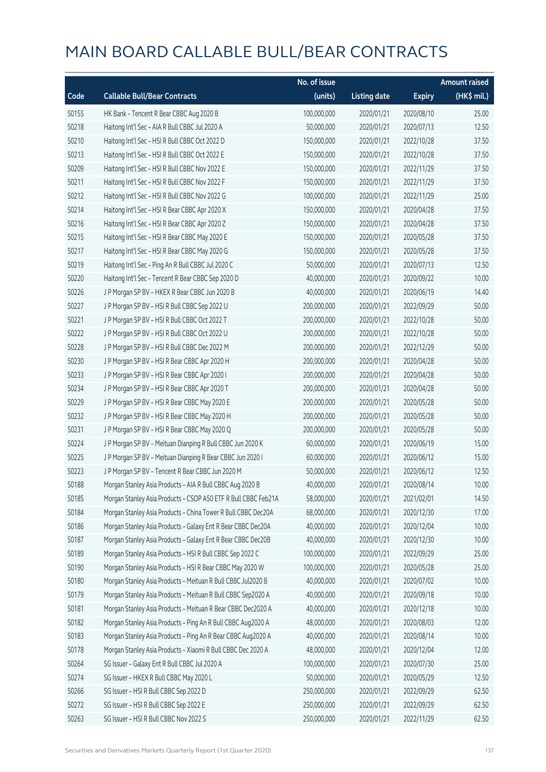# MAIN BOARD CALLABLE BULL/BEAR CONTRACTS

| Code | Callable Bull/Bear Contracts | No. of issue (units) | Listing date | Expiry | Amount raised (HK$ mil.) |
|---|---|---|---|---|---|
| 50155 | HK Bank – Tencent R Bear CBBC Aug 2020 B | 100,000,000 | 2020/01/21 | 2020/08/10 | 25.00 |
| 50218 | Haitong Int'l Sec – AIA R Bull CBBC Jul 2020 A | 50,000,000 | 2020/01/21 | 2020/07/13 | 12.50 |
| 50210 | Haitong Int'l Sec – HSI R Bull CBBC Oct 2022 D | 150,000,000 | 2020/01/21 | 2022/10/28 | 37.50 |
| 50213 | Haitong Int'l Sec – HSI R Bull CBBC Oct 2022 E | 150,000,000 | 2020/01/21 | 2022/10/28 | 37.50 |
| 50209 | Haitong Int'l Sec – HSI R Bull CBBC Nov 2022 E | 150,000,000 | 2020/01/21 | 2022/11/29 | 37.50 |
| 50211 | Haitong Int'l Sec – HSI R Bull CBBC Nov 2022 F | 150,000,000 | 2020/01/21 | 2022/11/29 | 37.50 |
| 50212 | Haitong Int'l Sec – HSI R Bull CBBC Nov 2022 G | 100,000,000 | 2020/01/21 | 2022/11/29 | 25.00 |
| 50214 | Haitong Int'l Sec – HSI R Bear CBBC Apr 2020 X | 150,000,000 | 2020/01/21 | 2020/04/28 | 37.50 |
| 50216 | Haitong Int'l Sec – HSI R Bear CBBC Apr 2020 Z | 150,000,000 | 2020/01/21 | 2020/04/28 | 37.50 |
| 50215 | Haitong Int'l Sec – HSI R Bear CBBC May 2020 E | 150,000,000 | 2020/01/21 | 2020/05/28 | 37.50 |
| 50217 | Haitong Int'l Sec – HSI R Bear CBBC May 2020 G | 150,000,000 | 2020/01/21 | 2020/05/28 | 37.50 |
| 50219 | Haitong Int'l Sec – Ping An R Bull CBBC Jul 2020 C | 50,000,000 | 2020/01/21 | 2020/07/13 | 12.50 |
| 50220 | Haitong Int'l Sec – Tencent R Bear CBBC Sep 2020 D | 40,000,000 | 2020/01/21 | 2020/09/22 | 10.00 |
| 50226 | J P Morgan SP BV – HKEX R Bear CBBC Jun 2020 B | 40,000,000 | 2020/01/21 | 2020/06/19 | 14.40 |
| 50227 | J P Morgan SP BV – HSI R Bull CBBC Sep 2022 U | 200,000,000 | 2020/01/21 | 2022/09/29 | 50.00 |
| 50221 | J P Morgan SP BV – HSI R Bull CBBC Oct 2022 T | 200,000,000 | 2020/01/21 | 2022/10/28 | 50.00 |
| 50222 | J P Morgan SP BV – HSI R Bull CBBC Oct 2022 U | 200,000,000 | 2020/01/21 | 2022/10/28 | 50.00 |
| 50228 | J P Morgan SP BV – HSI R Bull CBBC Dec 2022 M | 200,000,000 | 2020/01/21 | 2022/12/29 | 50.00 |
| 50230 | J P Morgan SP BV – HSI R Bear CBBC Apr 2020 H | 200,000,000 | 2020/01/21 | 2020/04/28 | 50.00 |
| 50233 | J P Morgan SP BV – HSI R Bear CBBC Apr 2020 I | 200,000,000 | 2020/01/21 | 2020/04/28 | 50.00 |
| 50234 | J P Morgan SP BV – HSI R Bear CBBC Apr 2020 T | 200,000,000 | 2020/01/21 | 2020/04/28 | 50.00 |
| 50229 | J P Morgan SP BV – HSI R Bear CBBC May 2020 E | 200,000,000 | 2020/01/21 | 2020/05/28 | 50.00 |
| 50232 | J P Morgan SP BV – HSI R Bear CBBC May 2020 H | 200,000,000 | 2020/01/21 | 2020/05/28 | 50.00 |
| 50231 | J P Morgan SP BV – HSI R Bear CBBC May 2020 Q | 200,000,000 | 2020/01/21 | 2020/05/28 | 50.00 |
| 50224 | J P Morgan SP BV – Meituan Dianping R Bull CBBC Jun 2020 K | 60,000,000 | 2020/01/21 | 2020/06/19 | 15.00 |
| 50225 | J P Morgan SP BV – Meituan Dianping R Bear CBBC Jun 2020 I | 60,000,000 | 2020/01/21 | 2020/06/12 | 15.00 |
| 50223 | J P Morgan SP BV – Tencent R Bear CBBC Jun 2020 M | 50,000,000 | 2020/01/21 | 2020/06/12 | 12.50 |
| 50188 | Morgan Stanley Asia Products – AIA R Bull CBBC Aug 2020 B | 40,000,000 | 2020/01/21 | 2020/08/14 | 10.00 |
| 50185 | Morgan Stanley Asia Products – CSOP A50 ETF R Bull CBBC Feb21A | 58,000,000 | 2020/01/21 | 2021/02/01 | 14.50 |
| 50184 | Morgan Stanley Asia Products – China Tower R Bull CBBC Dec20A | 68,000,000 | 2020/01/21 | 2020/12/30 | 17.00 |
| 50186 | Morgan Stanley Asia Products – Galaxy Ent R Bear CBBC Dec20A | 40,000,000 | 2020/01/21 | 2020/12/04 | 10.00 |
| 50187 | Morgan Stanley Asia Products – Galaxy Ent R Bear CBBC Dec20B | 40,000,000 | 2020/01/21 | 2020/12/30 | 10.00 |
| 50189 | Morgan Stanley Asia Products – HSI R Bull CBBC Sep 2022 C | 100,000,000 | 2020/01/21 | 2022/09/29 | 25.00 |
| 50190 | Morgan Stanley Asia Products – HSI R Bear CBBC May 2020 W | 100,000,000 | 2020/01/21 | 2020/05/28 | 25.00 |
| 50180 | Morgan Stanley Asia Products – Meituan R Bull CBBC Jul2020 B | 40,000,000 | 2020/01/21 | 2020/07/02 | 10.00 |
| 50179 | Morgan Stanley Asia Products – Meituan R Bull CBBC Sep2020 A | 40,000,000 | 2020/01/21 | 2020/09/18 | 10.00 |
| 50181 | Morgan Stanley Asia Products – Meituan R Bear CBBC Dec2020 A | 40,000,000 | 2020/01/21 | 2020/12/18 | 10.00 |
| 50182 | Morgan Stanley Asia Products – Ping An R Bull CBBC Aug2020 A | 48,000,000 | 2020/01/21 | 2020/08/03 | 12.00 |
| 50183 | Morgan Stanley Asia Products – Ping An R Bear CBBC Aug2020 A | 40,000,000 | 2020/01/21 | 2020/08/14 | 10.00 |
| 50178 | Morgan Stanley Asia Products – Xiaomi R Bull CBBC Dec 2020 A | 48,000,000 | 2020/01/21 | 2020/12/04 | 12.00 |
| 50264 | SG Issuer – Galaxy Ent R Bull CBBC Jul 2020 A | 100,000,000 | 2020/01/21 | 2020/07/30 | 25.00 |
| 50274 | SG Issuer – HKEX R Bull CBBC May 2020 L | 50,000,000 | 2020/01/21 | 2020/05/29 | 12.50 |
| 50266 | SG Issuer – HSI R Bull CBBC Sep 2022 D | 250,000,000 | 2020/01/21 | 2022/09/29 | 62.50 |
| 50272 | SG Issuer – HSI R Bull CBBC Sep 2022 E | 250,000,000 | 2020/01/21 | 2022/09/29 | 62.50 |
| 50263 | SG Issuer – HSI R Bull CBBC Nov 2022 S | 250,000,000 | 2020/01/21 | 2022/11/29 | 62.50 |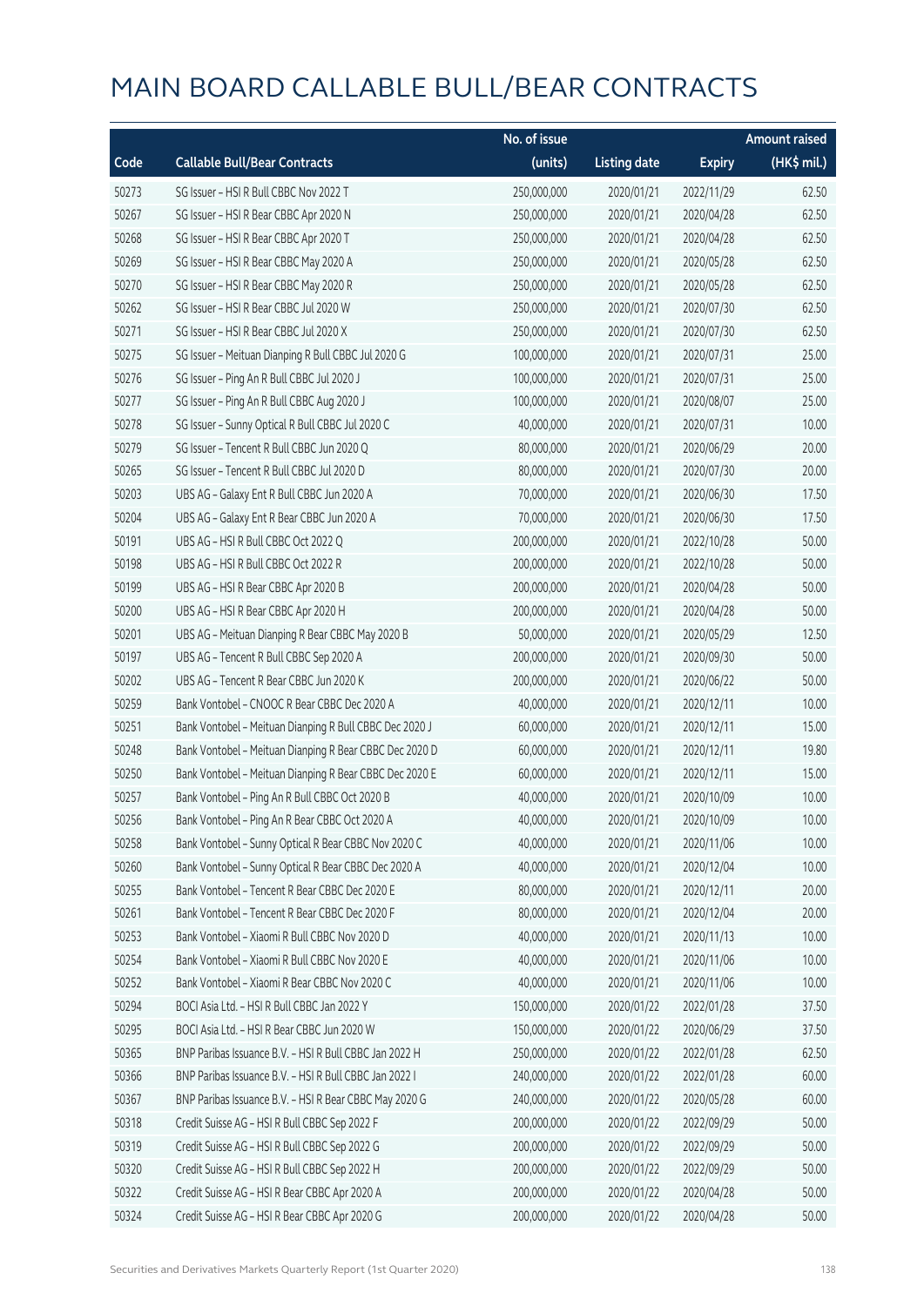# MAIN BOARD CALLABLE BULL/BEAR CONTRACTS

| Code | Callable Bull/Bear Contracts | No. of issue (units) | Listing date | Expiry | Amount raised (HK$ mil.) |
|---|---|---|---|---|---|
| 50273 | SG Issuer – HSI R Bull CBBC Nov 2022 T | 250,000,000 | 2020/01/21 | 2022/11/29 | 62.50 |
| 50267 | SG Issuer – HSI R Bear CBBC Apr 2020 N | 250,000,000 | 2020/01/21 | 2020/04/28 | 62.50 |
| 50268 | SG Issuer – HSI R Bear CBBC Apr 2020 T | 250,000,000 | 2020/01/21 | 2020/04/28 | 62.50 |
| 50269 | SG Issuer – HSI R Bear CBBC May 2020 A | 250,000,000 | 2020/01/21 | 2020/05/28 | 62.50 |
| 50270 | SG Issuer – HSI R Bear CBBC May 2020 R | 250,000,000 | 2020/01/21 | 2020/05/28 | 62.50 |
| 50262 | SG Issuer – HSI R Bear CBBC Jul 2020 W | 250,000,000 | 2020/01/21 | 2020/07/30 | 62.50 |
| 50271 | SG Issuer – HSI R Bear CBBC Jul 2020 X | 250,000,000 | 2020/01/21 | 2020/07/30 | 62.50 |
| 50275 | SG Issuer – Meituan Dianping R Bull CBBC Jul 2020 G | 100,000,000 | 2020/01/21 | 2020/07/31 | 25.00 |
| 50276 | SG Issuer – Ping An R Bull CBBC Jul 2020 J | 100,000,000 | 2020/01/21 | 2020/07/31 | 25.00 |
| 50277 | SG Issuer – Ping An R Bull CBBC Aug 2020 J | 100,000,000 | 2020/01/21 | 2020/08/07 | 25.00 |
| 50278 | SG Issuer – Sunny Optical R Bull CBBC Jul 2020 C | 40,000,000 | 2020/01/21 | 2020/07/31 | 10.00 |
| 50279 | SG Issuer – Tencent R Bull CBBC Jun 2020 Q | 80,000,000 | 2020/01/21 | 2020/06/29 | 20.00 |
| 50265 | SG Issuer – Tencent R Bull CBBC Jul 2020 D | 80,000,000 | 2020/01/21 | 2020/07/30 | 20.00 |
| 50203 | UBS AG – Galaxy Ent R Bull CBBC Jun 2020 A | 70,000,000 | 2020/01/21 | 2020/06/30 | 17.50 |
| 50204 | UBS AG – Galaxy Ent R Bear CBBC Jun 2020 A | 70,000,000 | 2020/01/21 | 2020/06/30 | 17.50 |
| 50191 | UBS AG – HSI R Bull CBBC Oct 2022 Q | 200,000,000 | 2020/01/21 | 2022/10/28 | 50.00 |
| 50198 | UBS AG – HSI R Bull CBBC Oct 2022 R | 200,000,000 | 2020/01/21 | 2022/10/28 | 50.00 |
| 50199 | UBS AG – HSI R Bear CBBC Apr 2020 B | 200,000,000 | 2020/01/21 | 2020/04/28 | 50.00 |
| 50200 | UBS AG – HSI R Bear CBBC Apr 2020 H | 200,000,000 | 2020/01/21 | 2020/04/28 | 50.00 |
| 50201 | UBS AG – Meituan Dianping R Bear CBBC May 2020 B | 50,000,000 | 2020/01/21 | 2020/05/29 | 12.50 |
| 50197 | UBS AG – Tencent R Bull CBBC Sep 2020 A | 200,000,000 | 2020/01/21 | 2020/09/30 | 50.00 |
| 50202 | UBS AG – Tencent R Bear CBBC Jun 2020 K | 200,000,000 | 2020/01/21 | 2020/06/22 | 50.00 |
| 50259 | Bank Vontobel – CNOOC R Bear CBBC Dec 2020 A | 40,000,000 | 2020/01/21 | 2020/12/11 | 10.00 |
| 50251 | Bank Vontobel – Meituan Dianping R Bull CBBC Dec 2020 J | 60,000,000 | 2020/01/21 | 2020/12/11 | 15.00 |
| 50248 | Bank Vontobel – Meituan Dianping R Bear CBBC Dec 2020 D | 60,000,000 | 2020/01/21 | 2020/12/11 | 19.80 |
| 50250 | Bank Vontobel – Meituan Dianping R Bear CBBC Dec 2020 E | 60,000,000 | 2020/01/21 | 2020/12/11 | 15.00 |
| 50257 | Bank Vontobel – Ping An R Bull CBBC Oct 2020 B | 40,000,000 | 2020/01/21 | 2020/10/09 | 10.00 |
| 50256 | Bank Vontobel – Ping An R Bear CBBC Oct 2020 A | 40,000,000 | 2020/01/21 | 2020/10/09 | 10.00 |
| 50258 | Bank Vontobel – Sunny Optical R Bear CBBC Nov 2020 C | 40,000,000 | 2020/01/21 | 2020/11/06 | 10.00 |
| 50260 | Bank Vontobel – Sunny Optical R Bear CBBC Dec 2020 A | 40,000,000 | 2020/01/21 | 2020/12/04 | 10.00 |
| 50255 | Bank Vontobel – Tencent R Bear CBBC Dec 2020 E | 80,000,000 | 2020/01/21 | 2020/12/11 | 20.00 |
| 50261 | Bank Vontobel – Tencent R Bear CBBC Dec 2020 F | 80,000,000 | 2020/01/21 | 2020/12/04 | 20.00 |
| 50253 | Bank Vontobel – Xiaomi R Bull CBBC Nov 2020 D | 40,000,000 | 2020/01/21 | 2020/11/13 | 10.00 |
| 50254 | Bank Vontobel – Xiaomi R Bull CBBC Nov 2020 E | 40,000,000 | 2020/01/21 | 2020/11/06 | 10.00 |
| 50252 | Bank Vontobel – Xiaomi R Bear CBBC Nov 2020 C | 40,000,000 | 2020/01/21 | 2020/11/06 | 10.00 |
| 50294 | BOCI Asia Ltd. – HSI R Bull CBBC Jan 2022 Y | 150,000,000 | 2020/01/22 | 2022/01/28 | 37.50 |
| 50295 | BOCI Asia Ltd. – HSI R Bear CBBC Jun 2020 W | 150,000,000 | 2020/01/22 | 2020/06/29 | 37.50 |
| 50365 | BNP Paribas Issuance B.V. – HSI R Bull CBBC Jan 2022 H | 250,000,000 | 2020/01/22 | 2022/01/28 | 62.50 |
| 50366 | BNP Paribas Issuance B.V. – HSI R Bull CBBC Jan 2022 I | 240,000,000 | 2020/01/22 | 2022/01/28 | 60.00 |
| 50367 | BNP Paribas Issuance B.V. – HSI R Bear CBBC May 2020 G | 240,000,000 | 2020/01/22 | 2020/05/28 | 60.00 |
| 50318 | Credit Suisse AG – HSI R Bull CBBC Sep 2022 F | 200,000,000 | 2020/01/22 | 2022/09/29 | 50.00 |
| 50319 | Credit Suisse AG – HSI R Bull CBBC Sep 2022 G | 200,000,000 | 2020/01/22 | 2022/09/29 | 50.00 |
| 50320 | Credit Suisse AG – HSI R Bull CBBC Sep 2022 H | 200,000,000 | 2020/01/22 | 2022/09/29 | 50.00 |
| 50322 | Credit Suisse AG – HSI R Bear CBBC Apr 2020 A | 200,000,000 | 2020/01/22 | 2020/04/28 | 50.00 |
| 50324 | Credit Suisse AG – HSI R Bear CBBC Apr 2020 G | 200,000,000 | 2020/01/22 | 2020/04/28 | 50.00 |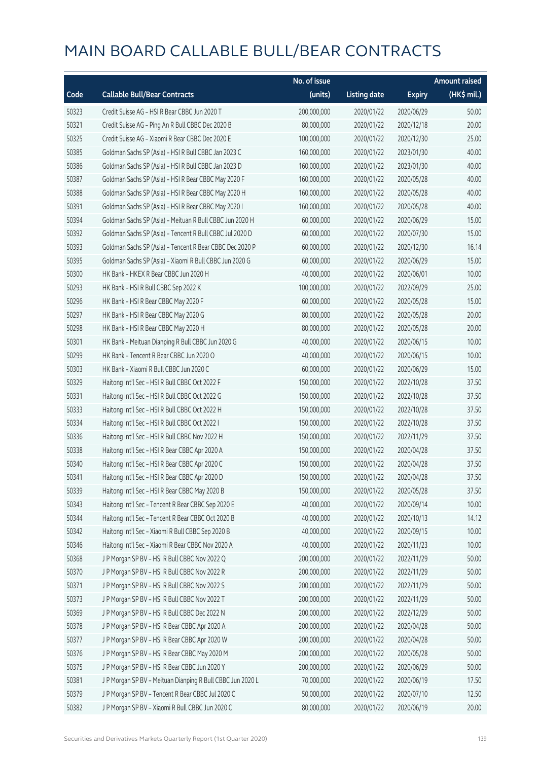# MAIN BOARD CALLABLE BULL/BEAR CONTRACTS

| Code | Callable Bull/Bear Contracts | No. of issue (units) | Listing date | Expiry | Amount raised (HK$ mil.) |
|---|---|---|---|---|---|
| 50323 | Credit Suisse AG - HSI R Bear CBBC Jun 2020 T | 200,000,000 | 2020/01/22 | 2020/06/29 | 50.00 |
| 50321 | Credit Suisse AG - Ping An R Bull CBBC Dec 2020 B | 80,000,000 | 2020/01/22 | 2020/12/18 | 20.00 |
| 50325 | Credit Suisse AG - Xiaomi R Bear CBBC Dec 2020 E | 100,000,000 | 2020/01/22 | 2020/12/30 | 25.00 |
| 50385 | Goldman Sachs SP (Asia) - HSI R Bull CBBC Jan 2023 C | 160,000,000 | 2020/01/22 | 2023/01/30 | 40.00 |
| 50386 | Goldman Sachs SP (Asia) - HSI R Bull CBBC Jan 2023 D | 160,000,000 | 2020/01/22 | 2023/01/30 | 40.00 |
| 50387 | Goldman Sachs SP (Asia) - HSI R Bear CBBC May 2020 F | 160,000,000 | 2020/01/22 | 2020/05/28 | 40.00 |
| 50388 | Goldman Sachs SP (Asia) - HSI R Bear CBBC May 2020 H | 160,000,000 | 2020/01/22 | 2020/05/28 | 40.00 |
| 50391 | Goldman Sachs SP (Asia) - HSI R Bear CBBC May 2020 I | 160,000,000 | 2020/01/22 | 2020/05/28 | 40.00 |
| 50394 | Goldman Sachs SP (Asia) - Meituan R Bull CBBC Jun 2020 H | 60,000,000 | 2020/01/22 | 2020/06/29 | 15.00 |
| 50392 | Goldman Sachs SP (Asia) - Tencent R Bull CBBC Jul 2020 D | 60,000,000 | 2020/01/22 | 2020/07/30 | 15.00 |
| 50393 | Goldman Sachs SP (Asia) - Tencent R Bear CBBC Dec 2020 P | 60,000,000 | 2020/01/22 | 2020/12/30 | 16.14 |
| 50395 | Goldman Sachs SP (Asia) - Xiaomi R Bull CBBC Jun 2020 G | 60,000,000 | 2020/01/22 | 2020/06/29 | 15.00 |
| 50300 | HK Bank - HKEX R Bear CBBC Jun 2020 H | 40,000,000 | 2020/01/22 | 2020/06/01 | 10.00 |
| 50293 | HK Bank - HSI R Bull CBBC Sep 2022 K | 100,000,000 | 2020/01/22 | 2022/09/29 | 25.00 |
| 50296 | HK Bank - HSI R Bear CBBC May 2020 F | 60,000,000 | 2020/01/22 | 2020/05/28 | 15.00 |
| 50297 | HK Bank - HSI R Bear CBBC May 2020 G | 80,000,000 | 2020/01/22 | 2020/05/28 | 20.00 |
| 50298 | HK Bank - HSI R Bear CBBC May 2020 H | 80,000,000 | 2020/01/22 | 2020/05/28 | 20.00 |
| 50301 | HK Bank - Meituan Dianping R Bull CBBC Jun 2020 G | 40,000,000 | 2020/01/22 | 2020/06/15 | 10.00 |
| 50299 | HK Bank - Tencent R Bear CBBC Jun 2020 O | 40,000,000 | 2020/01/22 | 2020/06/15 | 10.00 |
| 50303 | HK Bank - Xiaomi R Bull CBBC Jun 2020 C | 60,000,000 | 2020/01/22 | 2020/06/29 | 15.00 |
| 50329 | Haitong Int'l Sec - HSI R Bull CBBC Oct 2022 F | 150,000,000 | 2020/01/22 | 2022/10/28 | 37.50 |
| 50331 | Haitong Int'l Sec - HSI R Bull CBBC Oct 2022 G | 150,000,000 | 2020/01/22 | 2022/10/28 | 37.50 |
| 50333 | Haitong Int'l Sec - HSI R Bull CBBC Oct 2022 H | 150,000,000 | 2020/01/22 | 2022/10/28 | 37.50 |
| 50334 | Haitong Int'l Sec - HSI R Bull CBBC Oct 2022 I | 150,000,000 | 2020/01/22 | 2022/10/28 | 37.50 |
| 50336 | Haitong Int'l Sec - HSI R Bull CBBC Nov 2022 H | 150,000,000 | 2020/01/22 | 2022/11/29 | 37.50 |
| 50338 | Haitong Int'l Sec - HSI R Bear CBBC Apr 2020 A | 150,000,000 | 2020/01/22 | 2020/04/28 | 37.50 |
| 50340 | Haitong Int'l Sec - HSI R Bear CBBC Apr 2020 C | 150,000,000 | 2020/01/22 | 2020/04/28 | 37.50 |
| 50341 | Haitong Int'l Sec - HSI R Bear CBBC Apr 2020 D | 150,000,000 | 2020/01/22 | 2020/04/28 | 37.50 |
| 50339 | Haitong Int'l Sec - HSI R Bear CBBC May 2020 B | 150,000,000 | 2020/01/22 | 2020/05/28 | 37.50 |
| 50343 | Haitong Int'l Sec - Tencent R Bear CBBC Sep 2020 E | 40,000,000 | 2020/01/22 | 2020/09/14 | 10.00 |
| 50344 | Haitong Int'l Sec - Tencent R Bear CBBC Oct 2020 B | 40,000,000 | 2020/01/22 | 2020/10/13 | 14.12 |
| 50342 | Haitong Int'l Sec - Xiaomi R Bull CBBC Sep 2020 B | 40,000,000 | 2020/01/22 | 2020/09/15 | 10.00 |
| 50346 | Haitong Int'l Sec - Xiaomi R Bear CBBC Nov 2020 A | 40,000,000 | 2020/01/22 | 2020/11/23 | 10.00 |
| 50368 | J P Morgan SP BV - HSI R Bull CBBC Nov 2022 Q | 200,000,000 | 2020/01/22 | 2022/11/29 | 50.00 |
| 50370 | J P Morgan SP BV - HSI R Bull CBBC Nov 2022 R | 200,000,000 | 2020/01/22 | 2022/11/29 | 50.00 |
| 50371 | J P Morgan SP BV - HSI R Bull CBBC Nov 2022 S | 200,000,000 | 2020/01/22 | 2022/11/29 | 50.00 |
| 50373 | J P Morgan SP BV - HSI R Bull CBBC Nov 2022 T | 200,000,000 | 2020/01/22 | 2022/11/29 | 50.00 |
| 50369 | J P Morgan SP BV - HSI R Bull CBBC Dec 2022 N | 200,000,000 | 2020/01/22 | 2022/12/29 | 50.00 |
| 50378 | J P Morgan SP BV - HSI R Bear CBBC Apr 2020 A | 200,000,000 | 2020/01/22 | 2020/04/28 | 50.00 |
| 50377 | J P Morgan SP BV - HSI R Bear CBBC Apr 2020 W | 200,000,000 | 2020/01/22 | 2020/04/28 | 50.00 |
| 50376 | J P Morgan SP BV - HSI R Bear CBBC May 2020 M | 200,000,000 | 2020/01/22 | 2020/05/28 | 50.00 |
| 50375 | J P Morgan SP BV - HSI R Bear CBBC Jun 2020 Y | 200,000,000 | 2020/01/22 | 2020/06/29 | 50.00 |
| 50381 | J P Morgan SP BV - Meituan Dianping R Bull CBBC Jun 2020 L | 70,000,000 | 2020/01/22 | 2020/06/19 | 17.50 |
| 50379 | J P Morgan SP BV - Tencent R Bear CBBC Jul 2020 C | 50,000,000 | 2020/01/22 | 2020/07/10 | 12.50 |
| 50382 | J P Morgan SP BV - Xiaomi R Bull CBBC Jun 2020 C | 80,000,000 | 2020/01/22 | 2020/06/19 | 20.00 |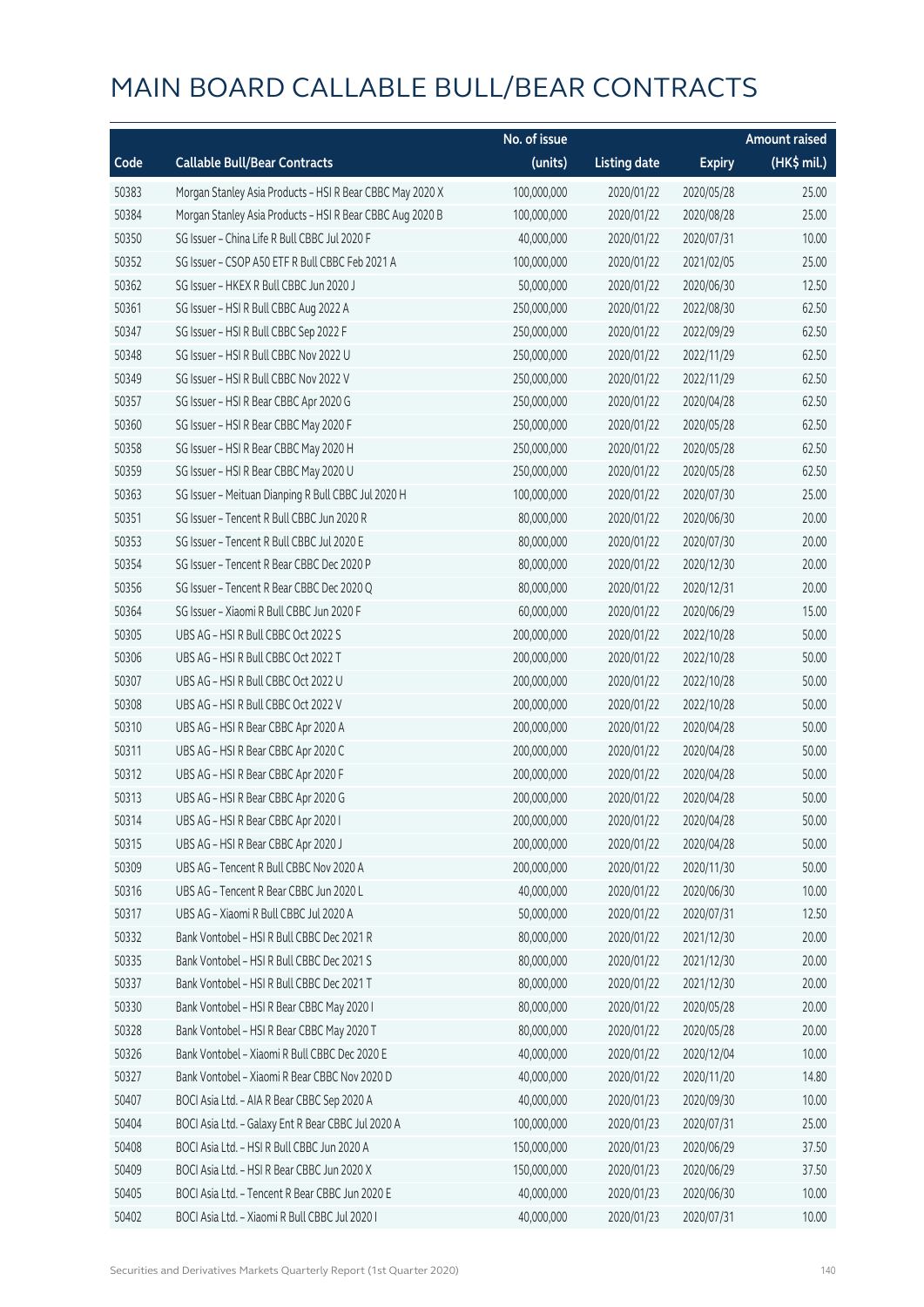# MAIN BOARD CALLABLE BULL/BEAR CONTRACTS

| Code | Callable Bull/Bear Contracts | No. of issue (units) | Listing date | Expiry | Amount raised (HK$ mil.) |
|---|---|---|---|---|---|
| 50383 | Morgan Stanley Asia Products - HSI R Bear CBBC May 2020 X | 100,000,000 | 2020/01/22 | 2020/05/28 | 25.00 |
| 50384 | Morgan Stanley Asia Products - HSI R Bear CBBC Aug 2020 B | 100,000,000 | 2020/01/22 | 2020/08/28 | 25.00 |
| 50350 | SG Issuer - China Life R Bull CBBC Jul 2020 F | 40,000,000 | 2020/01/22 | 2020/07/31 | 10.00 |
| 50352 | SG Issuer - CSOP A50 ETF R Bull CBBC Feb 2021 A | 100,000,000 | 2020/01/22 | 2021/02/05 | 25.00 |
| 50362 | SG Issuer - HKEX R Bull CBBC Jun 2020 J | 50,000,000 | 2020/01/22 | 2020/06/30 | 12.50 |
| 50361 | SG Issuer - HSI R Bull CBBC Aug 2022 A | 250,000,000 | 2020/01/22 | 2022/08/30 | 62.50 |
| 50347 | SG Issuer - HSI R Bull CBBC Sep 2022 F | 250,000,000 | 2020/01/22 | 2022/09/29 | 62.50 |
| 50348 | SG Issuer - HSI R Bull CBBC Nov 2022 U | 250,000,000 | 2020/01/22 | 2022/11/29 | 62.50 |
| 50349 | SG Issuer - HSI R Bull CBBC Nov 2022 V | 250,000,000 | 2020/01/22 | 2022/11/29 | 62.50 |
| 50357 | SG Issuer - HSI R Bear CBBC Apr 2020 G | 250,000,000 | 2020/01/22 | 2020/04/28 | 62.50 |
| 50360 | SG Issuer - HSI R Bear CBBC May 2020 F | 250,000,000 | 2020/01/22 | 2020/05/28 | 62.50 |
| 50358 | SG Issuer - HSI R Bear CBBC May 2020 H | 250,000,000 | 2020/01/22 | 2020/05/28 | 62.50 |
| 50359 | SG Issuer - HSI R Bear CBBC May 2020 U | 250,000,000 | 2020/01/22 | 2020/05/28 | 62.50 |
| 50363 | SG Issuer - Meituan Dianping R Bull CBBC Jul 2020 H | 100,000,000 | 2020/01/22 | 2020/07/30 | 25.00 |
| 50351 | SG Issuer - Tencent R Bull CBBC Jun 2020 R | 80,000,000 | 2020/01/22 | 2020/06/30 | 20.00 |
| 50353 | SG Issuer - Tencent R Bull CBBC Jul 2020 E | 80,000,000 | 2020/01/22 | 2020/07/30 | 20.00 |
| 50354 | SG Issuer - Tencent R Bear CBBC Dec 2020 P | 80,000,000 | 2020/01/22 | 2020/12/30 | 20.00 |
| 50356 | SG Issuer - Tencent R Bear CBBC Dec 2020 Q | 80,000,000 | 2020/01/22 | 2020/12/31 | 20.00 |
| 50364 | SG Issuer - Xiaomi R Bull CBBC Jun 2020 F | 60,000,000 | 2020/01/22 | 2020/06/29 | 15.00 |
| 50305 | UBS AG - HSI R Bull CBBC Oct 2022 S | 200,000,000 | 2020/01/22 | 2022/10/28 | 50.00 |
| 50306 | UBS AG - HSI R Bull CBBC Oct 2022 T | 200,000,000 | 2020/01/22 | 2022/10/28 | 50.00 |
| 50307 | UBS AG - HSI R Bull CBBC Oct 2022 U | 200,000,000 | 2020/01/22 | 2022/10/28 | 50.00 |
| 50308 | UBS AG - HSI R Bull CBBC Oct 2022 V | 200,000,000 | 2020/01/22 | 2022/10/28 | 50.00 |
| 50310 | UBS AG - HSI R Bear CBBC Apr 2020 A | 200,000,000 | 2020/01/22 | 2020/04/28 | 50.00 |
| 50311 | UBS AG - HSI R Bear CBBC Apr 2020 C | 200,000,000 | 2020/01/22 | 2020/04/28 | 50.00 |
| 50312 | UBS AG - HSI R Bear CBBC Apr 2020 F | 200,000,000 | 2020/01/22 | 2020/04/28 | 50.00 |
| 50313 | UBS AG - HSI R Bear CBBC Apr 2020 G | 200,000,000 | 2020/01/22 | 2020/04/28 | 50.00 |
| 50314 | UBS AG - HSI R Bear CBBC Apr 2020 I | 200,000,000 | 2020/01/22 | 2020/04/28 | 50.00 |
| 50315 | UBS AG - HSI R Bear CBBC Apr 2020 J | 200,000,000 | 2020/01/22 | 2020/04/28 | 50.00 |
| 50309 | UBS AG - Tencent R Bull CBBC Nov 2020 A | 200,000,000 | 2020/01/22 | 2020/11/30 | 50.00 |
| 50316 | UBS AG - Tencent R Bear CBBC Jun 2020 L | 40,000,000 | 2020/01/22 | 2020/06/30 | 10.00 |
| 50317 | UBS AG - Xiaomi R Bull CBBC Jul 2020 A | 50,000,000 | 2020/01/22 | 2020/07/31 | 12.50 |
| 50332 | Bank Vontobel - HSI R Bull CBBC Dec 2021 R | 80,000,000 | 2020/01/22 | 2021/12/30 | 20.00 |
| 50335 | Bank Vontobel - HSI R Bull CBBC Dec 2021 S | 80,000,000 | 2020/01/22 | 2021/12/30 | 20.00 |
| 50337 | Bank Vontobel - HSI R Bull CBBC Dec 2021 T | 80,000,000 | 2020/01/22 | 2021/12/30 | 20.00 |
| 50330 | Bank Vontobel - HSI R Bear CBBC May 2020 I | 80,000,000 | 2020/01/22 | 2020/05/28 | 20.00 |
| 50328 | Bank Vontobel - HSI R Bear CBBC May 2020 T | 80,000,000 | 2020/01/22 | 2020/05/28 | 20.00 |
| 50326 | Bank Vontobel - Xiaomi R Bull CBBC Dec 2020 E | 40,000,000 | 2020/01/22 | 2020/12/04 | 10.00 |
| 50327 | Bank Vontobel - Xiaomi R Bear CBBC Nov 2020 D | 40,000,000 | 2020/01/22 | 2020/11/20 | 14.80 |
| 50407 | BOCI Asia Ltd. - AIA R Bear CBBC Sep 2020 A | 40,000,000 | 2020/01/23 | 2020/09/30 | 10.00 |
| 50404 | BOCI Asia Ltd. - Galaxy Ent R Bear CBBC Jul 2020 A | 100,000,000 | 2020/01/23 | 2020/07/31 | 25.00 |
| 50408 | BOCI Asia Ltd. - HSI R Bull CBBC Jun 2020 A | 150,000,000 | 2020/01/23 | 2020/06/29 | 37.50 |
| 50409 | BOCI Asia Ltd. - HSI R Bear CBBC Jun 2020 X | 150,000,000 | 2020/01/23 | 2020/06/29 | 37.50 |
| 50405 | BOCI Asia Ltd. - Tencent R Bear CBBC Jun 2020 E | 40,000,000 | 2020/01/23 | 2020/06/30 | 10.00 |
| 50402 | BOCI Asia Ltd. - Xiaomi R Bull CBBC Jul 2020 I | 40,000,000 | 2020/01/23 | 2020/07/31 | 10.00 |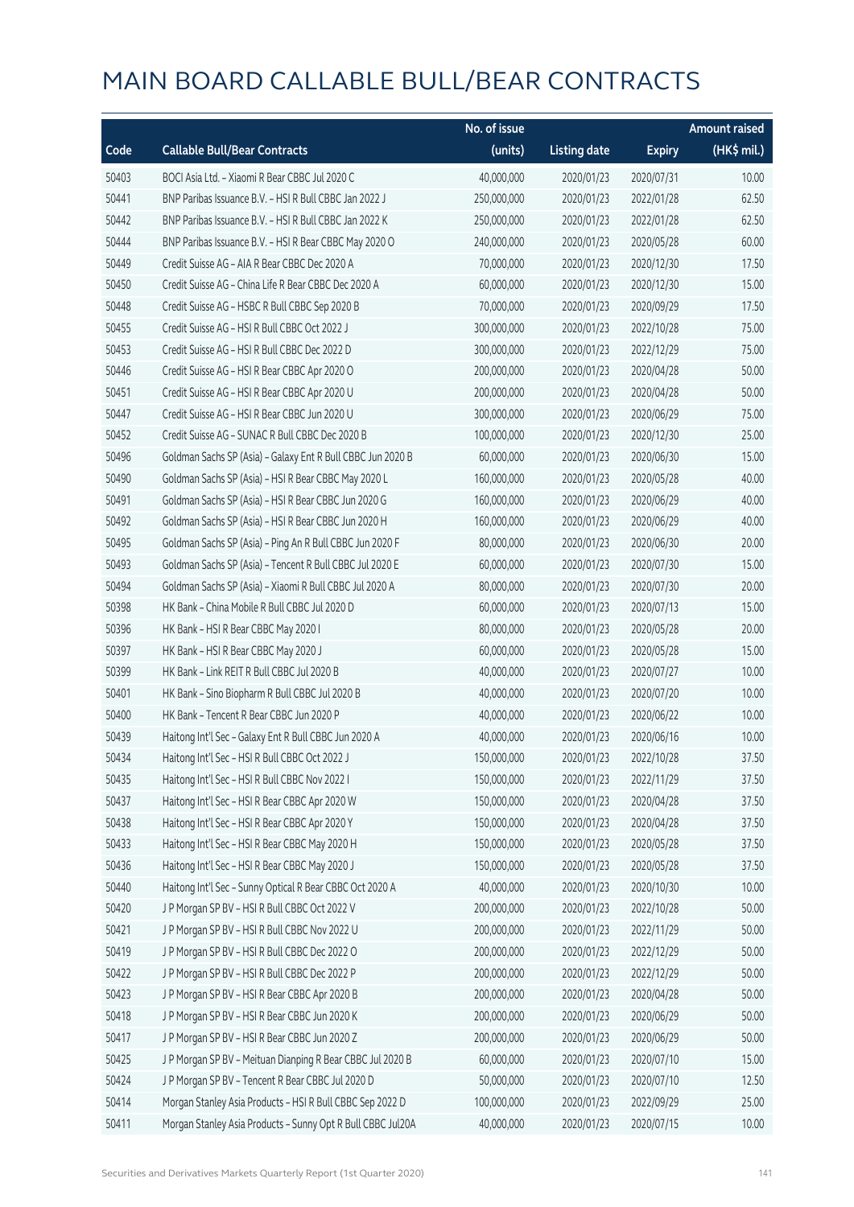# MAIN BOARD CALLABLE BULL/BEAR CONTRACTS

| Code | Callable Bull/Bear Contracts | No. of issue (units) | Listing date | Expiry | Amount raised (HK$ mil.) |
|---|---|---|---|---|---|
| 50403 | BOCI Asia Ltd. – Xiaomi R Bear CBBC Jul 2020 C | 40,000,000 | 2020/01/23 | 2020/07/31 | 10.00 |
| 50441 | BNP Paribas Issuance B.V. – HSI R Bull CBBC Jan 2022 J | 250,000,000 | 2020/01/23 | 2022/01/28 | 62.50 |
| 50442 | BNP Paribas Issuance B.V. – HSI R Bull CBBC Jan 2022 K | 250,000,000 | 2020/01/23 | 2022/01/28 | 62.50 |
| 50444 | BNP Paribas Issuance B.V. – HSI R Bear CBBC May 2020 O | 240,000,000 | 2020/01/23 | 2020/05/28 | 60.00 |
| 50449 | Credit Suisse AG – AIA R Bear CBBC Dec 2020 A | 70,000,000 | 2020/01/23 | 2020/12/30 | 17.50 |
| 50450 | Credit Suisse AG – China Life R Bear CBBC Dec 2020 A | 60,000,000 | 2020/01/23 | 2020/12/30 | 15.00 |
| 50448 | Credit Suisse AG – HSBC R Bull CBBC Sep 2020 B | 70,000,000 | 2020/01/23 | 2020/09/29 | 17.50 |
| 50455 | Credit Suisse AG – HSI R Bull CBBC Oct 2022 J | 300,000,000 | 2020/01/23 | 2022/10/28 | 75.00 |
| 50453 | Credit Suisse AG – HSI R Bull CBBC Dec 2022 D | 300,000,000 | 2020/01/23 | 2022/12/29 | 75.00 |
| 50446 | Credit Suisse AG – HSI R Bear CBBC Apr 2020 O | 200,000,000 | 2020/01/23 | 2020/04/28 | 50.00 |
| 50451 | Credit Suisse AG – HSI R Bear CBBC Apr 2020 U | 200,000,000 | 2020/01/23 | 2020/04/28 | 50.00 |
| 50447 | Credit Suisse AG – HSI R Bear CBBC Jun 2020 U | 300,000,000 | 2020/01/23 | 2020/06/29 | 75.00 |
| 50452 | Credit Suisse AG – SUNAC R Bull CBBC Dec 2020 B | 100,000,000 | 2020/01/23 | 2020/12/30 | 25.00 |
| 50496 | Goldman Sachs SP (Asia) – Galaxy Ent R Bull CBBC Jun 2020 B | 60,000,000 | 2020/01/23 | 2020/06/30 | 15.00 |
| 50490 | Goldman Sachs SP (Asia) – HSI R Bear CBBC May 2020 L | 160,000,000 | 2020/01/23 | 2020/05/28 | 40.00 |
| 50491 | Goldman Sachs SP (Asia) – HSI R Bear CBBC Jun 2020 G | 160,000,000 | 2020/01/23 | 2020/06/29 | 40.00 |
| 50492 | Goldman Sachs SP (Asia) – HSI R Bear CBBC Jun 2020 H | 160,000,000 | 2020/01/23 | 2020/06/29 | 40.00 |
| 50495 | Goldman Sachs SP (Asia) – Ping An R Bull CBBC Jun 2020 F | 80,000,000 | 2020/01/23 | 2020/06/30 | 20.00 |
| 50493 | Goldman Sachs SP (Asia) – Tencent R Bull CBBC Jul 2020 E | 60,000,000 | 2020/01/23 | 2020/07/30 | 15.00 |
| 50494 | Goldman Sachs SP (Asia) – Xiaomi R Bull CBBC Jul 2020 A | 80,000,000 | 2020/01/23 | 2020/07/30 | 20.00 |
| 50398 | HK Bank – China Mobile R Bull CBBC Jul 2020 D | 60,000,000 | 2020/01/23 | 2020/07/13 | 15.00 |
| 50396 | HK Bank – HSI R Bear CBBC May 2020 I | 80,000,000 | 2020/01/23 | 2020/05/28 | 20.00 |
| 50397 | HK Bank – HSI R Bear CBBC May 2020 J | 60,000,000 | 2020/01/23 | 2020/05/28 | 15.00 |
| 50399 | HK Bank – Link REIT R Bull CBBC Jul 2020 B | 40,000,000 | 2020/01/23 | 2020/07/27 | 10.00 |
| 50401 | HK Bank – Sino Biopharm R Bull CBBC Jul 2020 B | 40,000,000 | 2020/01/23 | 2020/07/20 | 10.00 |
| 50400 | HK Bank – Tencent R Bear CBBC Jun 2020 P | 40,000,000 | 2020/01/23 | 2020/06/22 | 10.00 |
| 50439 | Haitong Int'l Sec – Galaxy Ent R Bull CBBC Jun 2020 A | 40,000,000 | 2020/01/23 | 2020/06/16 | 10.00 |
| 50434 | Haitong Int'l Sec – HSI R Bull CBBC Oct 2022 J | 150,000,000 | 2020/01/23 | 2022/10/28 | 37.50 |
| 50435 | Haitong Int'l Sec – HSI R Bull CBBC Nov 2022 I | 150,000,000 | 2020/01/23 | 2022/11/29 | 37.50 |
| 50437 | Haitong Int'l Sec – HSI R Bear CBBC Apr 2020 W | 150,000,000 | 2020/01/23 | 2020/04/28 | 37.50 |
| 50438 | Haitong Int'l Sec – HSI R Bear CBBC Apr 2020 Y | 150,000,000 | 2020/01/23 | 2020/04/28 | 37.50 |
| 50433 | Haitong Int'l Sec – HSI R Bear CBBC May 2020 H | 150,000,000 | 2020/01/23 | 2020/05/28 | 37.50 |
| 50436 | Haitong Int'l Sec – HSI R Bear CBBC May 2020 J | 150,000,000 | 2020/01/23 | 2020/05/28 | 37.50 |
| 50440 | Haitong Int'l Sec – Sunny Optical R Bear CBBC Oct 2020 A | 40,000,000 | 2020/01/23 | 2020/10/30 | 10.00 |
| 50420 | J P Morgan SP BV – HSI R Bull CBBC Oct 2022 V | 200,000,000 | 2020/01/23 | 2022/10/28 | 50.00 |
| 50421 | J P Morgan SP BV – HSI R Bull CBBC Nov 2022 U | 200,000,000 | 2020/01/23 | 2022/11/29 | 50.00 |
| 50419 | J P Morgan SP BV – HSI R Bull CBBC Dec 2022 O | 200,000,000 | 2020/01/23 | 2022/12/29 | 50.00 |
| 50422 | J P Morgan SP BV – HSI R Bull CBBC Dec 2022 P | 200,000,000 | 2020/01/23 | 2022/12/29 | 50.00 |
| 50423 | J P Morgan SP BV – HSI R Bear CBBC Apr 2020 B | 200,000,000 | 2020/01/23 | 2020/04/28 | 50.00 |
| 50418 | J P Morgan SP BV – HSI R Bear CBBC Jun 2020 K | 200,000,000 | 2020/01/23 | 2020/06/29 | 50.00 |
| 50417 | J P Morgan SP BV – HSI R Bear CBBC Jun 2020 Z | 200,000,000 | 2020/01/23 | 2020/06/29 | 50.00 |
| 50425 | J P Morgan SP BV – Meituan Dianping R Bear CBBC Jul 2020 B | 60,000,000 | 2020/01/23 | 2020/07/10 | 15.00 |
| 50424 | J P Morgan SP BV – Tencent R Bear CBBC Jul 2020 D | 50,000,000 | 2020/01/23 | 2020/07/10 | 12.50 |
| 50414 | Morgan Stanley Asia Products – HSI R Bull CBBC Sep 2022 D | 100,000,000 | 2020/01/23 | 2022/09/29 | 25.00 |
| 50411 | Morgan Stanley Asia Products – Sunny Opt R Bull CBBC Jul20A | 40,000,000 | 2020/01/23 | 2020/07/15 | 10.00 |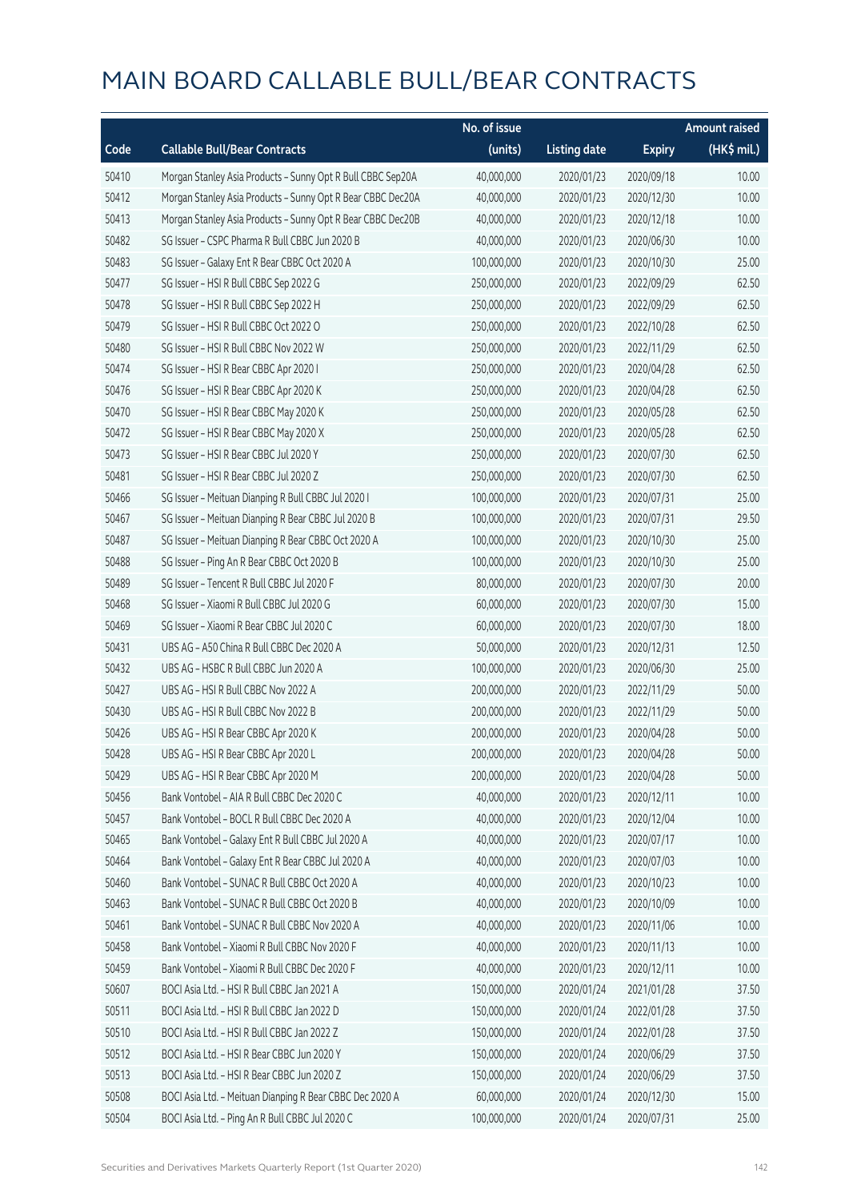# MAIN BOARD CALLABLE BULL/BEAR CONTRACTS

| Code | Callable Bull/Bear Contracts | No. of issue (units) | Listing date | Expiry | Amount raised (HK$ mil.) |
|---|---|---|---|---|---|
| 50410 | Morgan Stanley Asia Products – Sunny Opt R Bull CBBC Sep20A | 40,000,000 | 2020/01/23 | 2020/09/18 | 10.00 |
| 50412 | Morgan Stanley Asia Products – Sunny Opt R Bear CBBC Dec20A | 40,000,000 | 2020/01/23 | 2020/12/30 | 10.00 |
| 50413 | Morgan Stanley Asia Products – Sunny Opt R Bear CBBC Dec20B | 40,000,000 | 2020/01/23 | 2020/12/18 | 10.00 |
| 50482 | SG Issuer – CSPC Pharma R Bull CBBC Jun 2020 B | 40,000,000 | 2020/01/23 | 2020/06/30 | 10.00 |
| 50483 | SG Issuer – Galaxy Ent R Bear CBBC Oct 2020 A | 100,000,000 | 2020/01/23 | 2020/10/30 | 25.00 |
| 50477 | SG Issuer – HSI R Bull CBBC Sep 2022 G | 250,000,000 | 2020/01/23 | 2022/09/29 | 62.50 |
| 50478 | SG Issuer – HSI R Bull CBBC Sep 2022 H | 250,000,000 | 2020/01/23 | 2022/09/29 | 62.50 |
| 50479 | SG Issuer – HSI R Bull CBBC Oct 2022 O | 250,000,000 | 2020/01/23 | 2022/10/28 | 62.50 |
| 50480 | SG Issuer – HSI R Bull CBBC Nov 2022 W | 250,000,000 | 2020/01/23 | 2022/11/29 | 62.50 |
| 50474 | SG Issuer – HSI R Bear CBBC Apr 2020 I | 250,000,000 | 2020/01/23 | 2020/04/28 | 62.50 |
| 50476 | SG Issuer – HSI R Bear CBBC Apr 2020 K | 250,000,000 | 2020/01/23 | 2020/04/28 | 62.50 |
| 50470 | SG Issuer – HSI R Bear CBBC May 2020 K | 250,000,000 | 2020/01/23 | 2020/05/28 | 62.50 |
| 50472 | SG Issuer – HSI R Bear CBBC May 2020 X | 250,000,000 | 2020/01/23 | 2020/05/28 | 62.50 |
| 50473 | SG Issuer – HSI R Bear CBBC Jul 2020 Y | 250,000,000 | 2020/01/23 | 2020/07/30 | 62.50 |
| 50481 | SG Issuer – HSI R Bear CBBC Jul 2020 Z | 250,000,000 | 2020/01/23 | 2020/07/30 | 62.50 |
| 50466 | SG Issuer – Meituan Dianping R Bull CBBC Jul 2020 I | 100,000,000 | 2020/01/23 | 2020/07/31 | 25.00 |
| 50467 | SG Issuer – Meituan Dianping R Bear CBBC Jul 2020 B | 100,000,000 | 2020/01/23 | 2020/07/31 | 29.50 |
| 50487 | SG Issuer – Meituan Dianping R Bear CBBC Oct 2020 A | 100,000,000 | 2020/01/23 | 2020/10/30 | 25.00 |
| 50488 | SG Issuer – Ping An R Bear CBBC Oct 2020 B | 100,000,000 | 2020/01/23 | 2020/10/30 | 25.00 |
| 50489 | SG Issuer – Tencent R Bull CBBC Jul 2020 F | 80,000,000 | 2020/01/23 | 2020/07/30 | 20.00 |
| 50468 | SG Issuer – Xiaomi R Bull CBBC Jul 2020 G | 60,000,000 | 2020/01/23 | 2020/07/30 | 15.00 |
| 50469 | SG Issuer – Xiaomi R Bear CBBC Jul 2020 C | 60,000,000 | 2020/01/23 | 2020/07/30 | 18.00 |
| 50431 | UBS AG – A50 China R Bull CBBC Dec 2020 A | 50,000,000 | 2020/01/23 | 2020/12/31 | 12.50 |
| 50432 | UBS AG – HSBC R Bull CBBC Jun 2020 A | 100,000,000 | 2020/01/23 | 2020/06/30 | 25.00 |
| 50427 | UBS AG – HSI R Bull CBBC Nov 2022 A | 200,000,000 | 2020/01/23 | 2022/11/29 | 50.00 |
| 50430 | UBS AG – HSI R Bull CBBC Nov 2022 B | 200,000,000 | 2020/01/23 | 2022/11/29 | 50.00 |
| 50426 | UBS AG – HSI R Bear CBBC Apr 2020 K | 200,000,000 | 2020/01/23 | 2020/04/28 | 50.00 |
| 50428 | UBS AG – HSI R Bear CBBC Apr 2020 L | 200,000,000 | 2020/01/23 | 2020/04/28 | 50.00 |
| 50429 | UBS AG – HSI R Bear CBBC Apr 2020 M | 200,000,000 | 2020/01/23 | 2020/04/28 | 50.00 |
| 50456 | Bank Vontobel – AIA R Bull CBBC Dec 2020 C | 40,000,000 | 2020/01/23 | 2020/12/11 | 10.00 |
| 50457 | Bank Vontobel – BOCL R Bull CBBC Dec 2020 A | 40,000,000 | 2020/01/23 | 2020/12/04 | 10.00 |
| 50465 | Bank Vontobel – Galaxy Ent R Bull CBBC Jul 2020 A | 40,000,000 | 2020/01/23 | 2020/07/17 | 10.00 |
| 50464 | Bank Vontobel – Galaxy Ent R Bear CBBC Jul 2020 A | 40,000,000 | 2020/01/23 | 2020/07/03 | 10.00 |
| 50460 | Bank Vontobel – SUNAC R Bull CBBC Oct 2020 A | 40,000,000 | 2020/01/23 | 2020/10/23 | 10.00 |
| 50463 | Bank Vontobel – SUNAC R Bull CBBC Oct 2020 B | 40,000,000 | 2020/01/23 | 2020/10/09 | 10.00 |
| 50461 | Bank Vontobel – SUNAC R Bull CBBC Nov 2020 A | 40,000,000 | 2020/01/23 | 2020/11/06 | 10.00 |
| 50458 | Bank Vontobel – Xiaomi R Bull CBBC Nov 2020 F | 40,000,000 | 2020/01/23 | 2020/11/13 | 10.00 |
| 50459 | Bank Vontobel – Xiaomi R Bull CBBC Dec 2020 F | 40,000,000 | 2020/01/23 | 2020/12/11 | 10.00 |
| 50607 | BOCI Asia Ltd. – HSI R Bull CBBC Jan 2021 A | 150,000,000 | 2020/01/24 | 2021/01/28 | 37.50 |
| 50511 | BOCI Asia Ltd. – HSI R Bull CBBC Jan 2022 D | 150,000,000 | 2020/01/24 | 2022/01/28 | 37.50 |
| 50510 | BOCI Asia Ltd. – HSI R Bull CBBC Jan 2022 Z | 150,000,000 | 2020/01/24 | 2022/01/28 | 37.50 |
| 50512 | BOCI Asia Ltd. – HSI R Bear CBBC Jun 2020 Y | 150,000,000 | 2020/01/24 | 2020/06/29 | 37.50 |
| 50513 | BOCI Asia Ltd. – HSI R Bear CBBC Jun 2020 Z | 150,000,000 | 2020/01/24 | 2020/06/29 | 37.50 |
| 50508 | BOCI Asia Ltd. – Meituan Dianping R Bear CBBC Dec 2020 A | 60,000,000 | 2020/01/24 | 2020/12/30 | 15.00 |
| 50504 | BOCI Asia Ltd. – Ping An R Bull CBBC Jul 2020 C | 100,000,000 | 2020/01/24 | 2020/07/31 | 25.00 |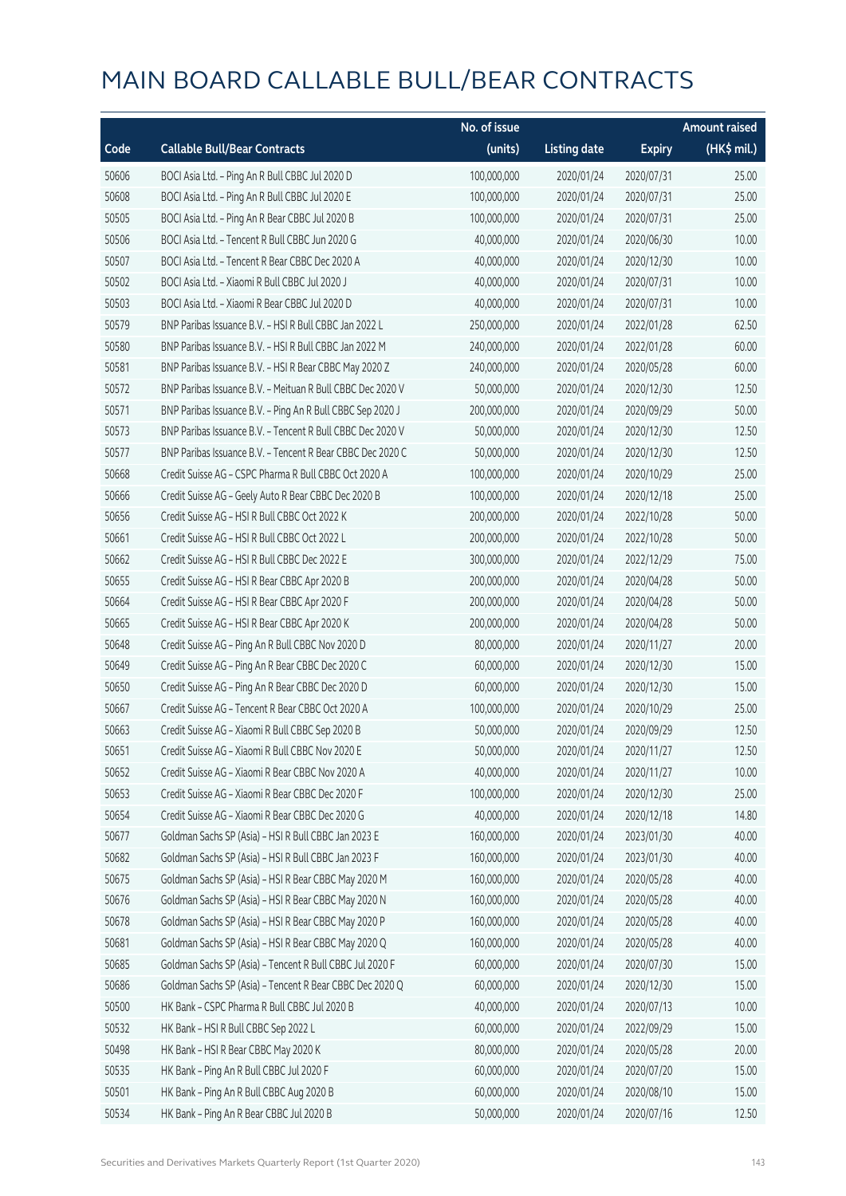# MAIN BOARD CALLABLE BULL/BEAR CONTRACTS

| Code | Callable Bull/Bear Contracts | No. of issue (units) | Listing date | Expiry | Amount raised (HK$ mil.) |
|---|---|---|---|---|---|
| 50606 | BOCI Asia Ltd. - Ping An R Bull CBBC Jul 2020 D | 100,000,000 | 2020/01/24 | 2020/07/31 | 25.00 |
| 50608 | BOCI Asia Ltd. - Ping An R Bull CBBC Jul 2020 E | 100,000,000 | 2020/01/24 | 2020/07/31 | 25.00 |
| 50505 | BOCI Asia Ltd. - Ping An R Bear CBBC Jul 2020 B | 100,000,000 | 2020/01/24 | 2020/07/31 | 25.00 |
| 50506 | BOCI Asia Ltd. - Tencent R Bull CBBC Jun 2020 G | 40,000,000 | 2020/01/24 | 2020/06/30 | 10.00 |
| 50507 | BOCI Asia Ltd. - Tencent R Bear CBBC Dec 2020 A | 40,000,000 | 2020/01/24 | 2020/12/30 | 10.00 |
| 50502 | BOCI Asia Ltd. - Xiaomi R Bull CBBC Jul 2020 J | 40,000,000 | 2020/01/24 | 2020/07/31 | 10.00 |
| 50503 | BOCI Asia Ltd. - Xiaomi R Bear CBBC Jul 2020 D | 40,000,000 | 2020/01/24 | 2020/07/31 | 10.00 |
| 50579 | BNP Paribas Issuance B.V. - HSI R Bull CBBC Jan 2022 L | 250,000,000 | 2020/01/24 | 2022/01/28 | 62.50 |
| 50580 | BNP Paribas Issuance B.V. - HSI R Bull CBBC Jan 2022 M | 240,000,000 | 2020/01/24 | 2022/01/28 | 60.00 |
| 50581 | BNP Paribas Issuance B.V. - HSI R Bear CBBC May 2020 Z | 240,000,000 | 2020/01/24 | 2020/05/28 | 60.00 |
| 50572 | BNP Paribas Issuance B.V. - Meituan R Bull CBBC Dec 2020 V | 50,000,000 | 2020/01/24 | 2020/12/30 | 12.50 |
| 50571 | BNP Paribas Issuance B.V. - Ping An R Bull CBBC Sep 2020 J | 200,000,000 | 2020/01/24 | 2020/09/29 | 50.00 |
| 50573 | BNP Paribas Issuance B.V. - Tencent R Bull CBBC Dec 2020 V | 50,000,000 | 2020/01/24 | 2020/12/30 | 12.50 |
| 50577 | BNP Paribas Issuance B.V. - Tencent R Bear CBBC Dec 2020 C | 50,000,000 | 2020/01/24 | 2020/12/30 | 12.50 |
| 50668 | Credit Suisse AG - CSPC Pharma R Bull CBBC Oct 2020 A | 100,000,000 | 2020/01/24 | 2020/10/29 | 25.00 |
| 50666 | Credit Suisse AG - Geely Auto R Bear CBBC Dec 2020 B | 100,000,000 | 2020/01/24 | 2020/12/18 | 25.00 |
| 50656 | Credit Suisse AG - HSI R Bull CBBC Oct 2022 K | 200,000,000 | 2020/01/24 | 2022/10/28 | 50.00 |
| 50661 | Credit Suisse AG - HSI R Bull CBBC Oct 2022 L | 200,000,000 | 2020/01/24 | 2022/10/28 | 50.00 |
| 50662 | Credit Suisse AG - HSI R Bull CBBC Dec 2022 E | 300,000,000 | 2020/01/24 | 2022/12/29 | 75.00 |
| 50655 | Credit Suisse AG - HSI R Bear CBBC Apr 2020 B | 200,000,000 | 2020/01/24 | 2020/04/28 | 50.00 |
| 50664 | Credit Suisse AG - HSI R Bear CBBC Apr 2020 F | 200,000,000 | 2020/01/24 | 2020/04/28 | 50.00 |
| 50665 | Credit Suisse AG - HSI R Bear CBBC Apr 2020 K | 200,000,000 | 2020/01/24 | 2020/04/28 | 50.00 |
| 50648 | Credit Suisse AG - Ping An R Bull CBBC Nov 2020 D | 80,000,000 | 2020/01/24 | 2020/11/27 | 20.00 |
| 50649 | Credit Suisse AG - Ping An R Bear CBBC Dec 2020 C | 60,000,000 | 2020/01/24 | 2020/12/30 | 15.00 |
| 50650 | Credit Suisse AG - Ping An R Bear CBBC Dec 2020 D | 60,000,000 | 2020/01/24 | 2020/12/30 | 15.00 |
| 50667 | Credit Suisse AG - Tencent R Bear CBBC Oct 2020 A | 100,000,000 | 2020/01/24 | 2020/10/29 | 25.00 |
| 50663 | Credit Suisse AG - Xiaomi R Bull CBBC Sep 2020 B | 50,000,000 | 2020/01/24 | 2020/09/29 | 12.50 |
| 50651 | Credit Suisse AG - Xiaomi R Bull CBBC Nov 2020 E | 50,000,000 | 2020/01/24 | 2020/11/27 | 12.50 |
| 50652 | Credit Suisse AG - Xiaomi R Bear CBBC Nov 2020 A | 40,000,000 | 2020/01/24 | 2020/11/27 | 10.00 |
| 50653 | Credit Suisse AG - Xiaomi R Bear CBBC Dec 2020 F | 100,000,000 | 2020/01/24 | 2020/12/30 | 25.00 |
| 50654 | Credit Suisse AG - Xiaomi R Bear CBBC Dec 2020 G | 40,000,000 | 2020/01/24 | 2020/12/18 | 14.80 |
| 50677 | Goldman Sachs SP (Asia) - HSI R Bull CBBC Jan 2023 E | 160,000,000 | 2020/01/24 | 2023/01/30 | 40.00 |
| 50682 | Goldman Sachs SP (Asia) - HSI R Bull CBBC Jan 2023 F | 160,000,000 | 2020/01/24 | 2023/01/30 | 40.00 |
| 50675 | Goldman Sachs SP (Asia) - HSI R Bear CBBC May 2020 M | 160,000,000 | 2020/01/24 | 2020/05/28 | 40.00 |
| 50676 | Goldman Sachs SP (Asia) - HSI R Bear CBBC May 2020 N | 160,000,000 | 2020/01/24 | 2020/05/28 | 40.00 |
| 50678 | Goldman Sachs SP (Asia) - HSI R Bear CBBC May 2020 P | 160,000,000 | 2020/01/24 | 2020/05/28 | 40.00 |
| 50681 | Goldman Sachs SP (Asia) - HSI R Bear CBBC May 2020 Q | 160,000,000 | 2020/01/24 | 2020/05/28 | 40.00 |
| 50685 | Goldman Sachs SP (Asia) - Tencent R Bull CBBC Jul 2020 F | 60,000,000 | 2020/01/24 | 2020/07/30 | 15.00 |
| 50686 | Goldman Sachs SP (Asia) - Tencent R Bear CBBC Dec 2020 Q | 60,000,000 | 2020/01/24 | 2020/12/30 | 15.00 |
| 50500 | HK Bank - CSPC Pharma R Bull CBBC Jul 2020 B | 40,000,000 | 2020/01/24 | 2020/07/13 | 10.00 |
| 50532 | HK Bank - HSI R Bull CBBC Sep 2022 L | 60,000,000 | 2020/01/24 | 2022/09/29 | 15.00 |
| 50498 | HK Bank - HSI R Bear CBBC May 2020 K | 80,000,000 | 2020/01/24 | 2020/05/28 | 20.00 |
| 50535 | HK Bank - Ping An R Bull CBBC Jul 2020 F | 60,000,000 | 2020/01/24 | 2020/07/20 | 15.00 |
| 50501 | HK Bank - Ping An R Bull CBBC Aug 2020 B | 60,000,000 | 2020/01/24 | 2020/08/10 | 15.00 |
| 50534 | HK Bank - Ping An R Bear CBBC Jul 2020 B | 50,000,000 | 2020/01/24 | 2020/07/16 | 12.50 |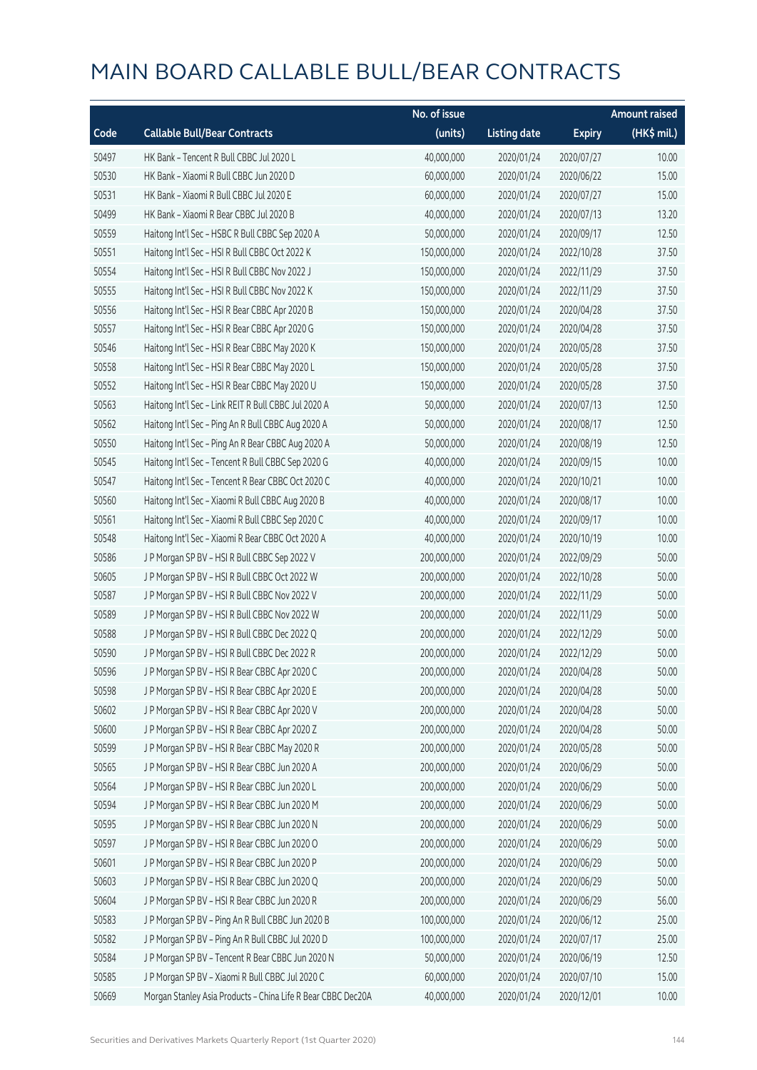# MAIN BOARD CALLABLE BULL/BEAR CONTRACTS

| Code | Callable Bull/Bear Contracts | No. of issue (units) | Listing date | Expiry | Amount raised (HK$ mil.) |
|---|---|---|---|---|---|
| 50497 | HK Bank – Tencent R Bull CBBC Jul 2020 L | 40,000,000 | 2020/01/24 | 2020/07/27 | 10.00 |
| 50530 | HK Bank – Xiaomi R Bull CBBC Jun 2020 D | 60,000,000 | 2020/01/24 | 2020/06/22 | 15.00 |
| 50531 | HK Bank – Xiaomi R Bull CBBC Jul 2020 E | 60,000,000 | 2020/01/24 | 2020/07/27 | 15.00 |
| 50499 | HK Bank – Xiaomi R Bear CBBC Jul 2020 B | 40,000,000 | 2020/01/24 | 2020/07/13 | 13.20 |
| 50559 | Haitong Int'l Sec – HSBC R Bull CBBC Sep 2020 A | 50,000,000 | 2020/01/24 | 2020/09/17 | 12.50 |
| 50551 | Haitong Int'l Sec – HSI R Bull CBBC Oct 2022 K | 150,000,000 | 2020/01/24 | 2022/10/28 | 37.50 |
| 50554 | Haitong Int'l Sec – HSI R Bull CBBC Nov 2022 J | 150,000,000 | 2020/01/24 | 2022/11/29 | 37.50 |
| 50555 | Haitong Int'l Sec – HSI R Bull CBBC Nov 2022 K | 150,000,000 | 2020/01/24 | 2022/11/29 | 37.50 |
| 50556 | Haitong Int'l Sec – HSI R Bear CBBC Apr 2020 B | 150,000,000 | 2020/01/24 | 2020/04/28 | 37.50 |
| 50557 | Haitong Int'l Sec – HSI R Bear CBBC Apr 2020 G | 150,000,000 | 2020/01/24 | 2020/04/28 | 37.50 |
| 50546 | Haitong Int'l Sec – HSI R Bear CBBC May 2020 K | 150,000,000 | 2020/01/24 | 2020/05/28 | 37.50 |
| 50558 | Haitong Int'l Sec – HSI R Bear CBBC May 2020 L | 150,000,000 | 2020/01/24 | 2020/05/28 | 37.50 |
| 50552 | Haitong Int'l Sec – HSI R Bear CBBC May 2020 U | 150,000,000 | 2020/01/24 | 2020/05/28 | 37.50 |
| 50563 | Haitong Int'l Sec – Link REIT R Bull CBBC Jul 2020 A | 50,000,000 | 2020/01/24 | 2020/07/13 | 12.50 |
| 50562 | Haitong Int'l Sec – Ping An R Bull CBBC Aug 2020 A | 50,000,000 | 2020/01/24 | 2020/08/17 | 12.50 |
| 50550 | Haitong Int'l Sec – Ping An R Bear CBBC Aug 2020 A | 50,000,000 | 2020/01/24 | 2020/08/19 | 12.50 |
| 50545 | Haitong Int'l Sec – Tencent R Bull CBBC Sep 2020 G | 40,000,000 | 2020/01/24 | 2020/09/15 | 10.00 |
| 50547 | Haitong Int'l Sec – Tencent R Bear CBBC Oct 2020 C | 40,000,000 | 2020/01/24 | 2020/10/21 | 10.00 |
| 50560 | Haitong Int'l Sec – Xiaomi R Bull CBBC Aug 2020 B | 40,000,000 | 2020/01/24 | 2020/08/17 | 10.00 |
| 50561 | Haitong Int'l Sec – Xiaomi R Bull CBBC Sep 2020 C | 40,000,000 | 2020/01/24 | 2020/09/17 | 10.00 |
| 50548 | Haitong Int'l Sec – Xiaomi R Bear CBBC Oct 2020 A | 40,000,000 | 2020/01/24 | 2020/10/19 | 10.00 |
| 50586 | J P Morgan SP BV – HSI R Bull CBBC Sep 2022 V | 200,000,000 | 2020/01/24 | 2022/09/29 | 50.00 |
| 50605 | J P Morgan SP BV – HSI R Bull CBBC Oct 2022 W | 200,000,000 | 2020/01/24 | 2022/10/28 | 50.00 |
| 50587 | J P Morgan SP BV – HSI R Bull CBBC Nov 2022 V | 200,000,000 | 2020/01/24 | 2022/11/29 | 50.00 |
| 50589 | J P Morgan SP BV – HSI R Bull CBBC Nov 2022 W | 200,000,000 | 2020/01/24 | 2022/11/29 | 50.00 |
| 50588 | J P Morgan SP BV – HSI R Bull CBBC Dec 2022 Q | 200,000,000 | 2020/01/24 | 2022/12/29 | 50.00 |
| 50590 | J P Morgan SP BV – HSI R Bull CBBC Dec 2022 R | 200,000,000 | 2020/01/24 | 2022/12/29 | 50.00 |
| 50596 | J P Morgan SP BV – HSI R Bear CBBC Apr 2020 C | 200,000,000 | 2020/01/24 | 2020/04/28 | 50.00 |
| 50598 | J P Morgan SP BV – HSI R Bear CBBC Apr 2020 E | 200,000,000 | 2020/01/24 | 2020/04/28 | 50.00 |
| 50602 | J P Morgan SP BV – HSI R Bear CBBC Apr 2020 V | 200,000,000 | 2020/01/24 | 2020/04/28 | 50.00 |
| 50600 | J P Morgan SP BV – HSI R Bear CBBC Apr 2020 Z | 200,000,000 | 2020/01/24 | 2020/04/28 | 50.00 |
| 50599 | J P Morgan SP BV – HSI R Bear CBBC May 2020 R | 200,000,000 | 2020/01/24 | 2020/05/28 | 50.00 |
| 50565 | J P Morgan SP BV – HSI R Bear CBBC Jun 2020 A | 200,000,000 | 2020/01/24 | 2020/06/29 | 50.00 |
| 50564 | J P Morgan SP BV – HSI R Bear CBBC Jun 2020 L | 200,000,000 | 2020/01/24 | 2020/06/29 | 50.00 |
| 50594 | J P Morgan SP BV – HSI R Bear CBBC Jun 2020 M | 200,000,000 | 2020/01/24 | 2020/06/29 | 50.00 |
| 50595 | J P Morgan SP BV – HSI R Bear CBBC Jun 2020 N | 200,000,000 | 2020/01/24 | 2020/06/29 | 50.00 |
| 50597 | J P Morgan SP BV – HSI R Bear CBBC Jun 2020 O | 200,000,000 | 2020/01/24 | 2020/06/29 | 50.00 |
| 50601 | J P Morgan SP BV – HSI R Bear CBBC Jun 2020 P | 200,000,000 | 2020/01/24 | 2020/06/29 | 50.00 |
| 50603 | J P Morgan SP BV – HSI R Bear CBBC Jun 2020 Q | 200,000,000 | 2020/01/24 | 2020/06/29 | 50.00 |
| 50604 | J P Morgan SP BV – HSI R Bear CBBC Jun 2020 R | 200,000,000 | 2020/01/24 | 2020/06/29 | 56.00 |
| 50583 | J P Morgan SP BV – Ping An R Bull CBBC Jun 2020 B | 100,000,000 | 2020/01/24 | 2020/06/12 | 25.00 |
| 50582 | J P Morgan SP BV – Ping An R Bull CBBC Jul 2020 D | 100,000,000 | 2020/01/24 | 2020/07/17 | 25.00 |
| 50584 | J P Morgan SP BV – Tencent R Bear CBBC Jun 2020 N | 50,000,000 | 2020/01/24 | 2020/06/19 | 12.50 |
| 50585 | J P Morgan SP BV – Xiaomi R Bull CBBC Jul 2020 C | 60,000,000 | 2020/01/24 | 2020/07/10 | 15.00 |
| 50669 | Morgan Stanley Asia Products – China Life R Bear CBBC Dec20A | 40,000,000 | 2020/01/24 | 2020/12/01 | 10.00 |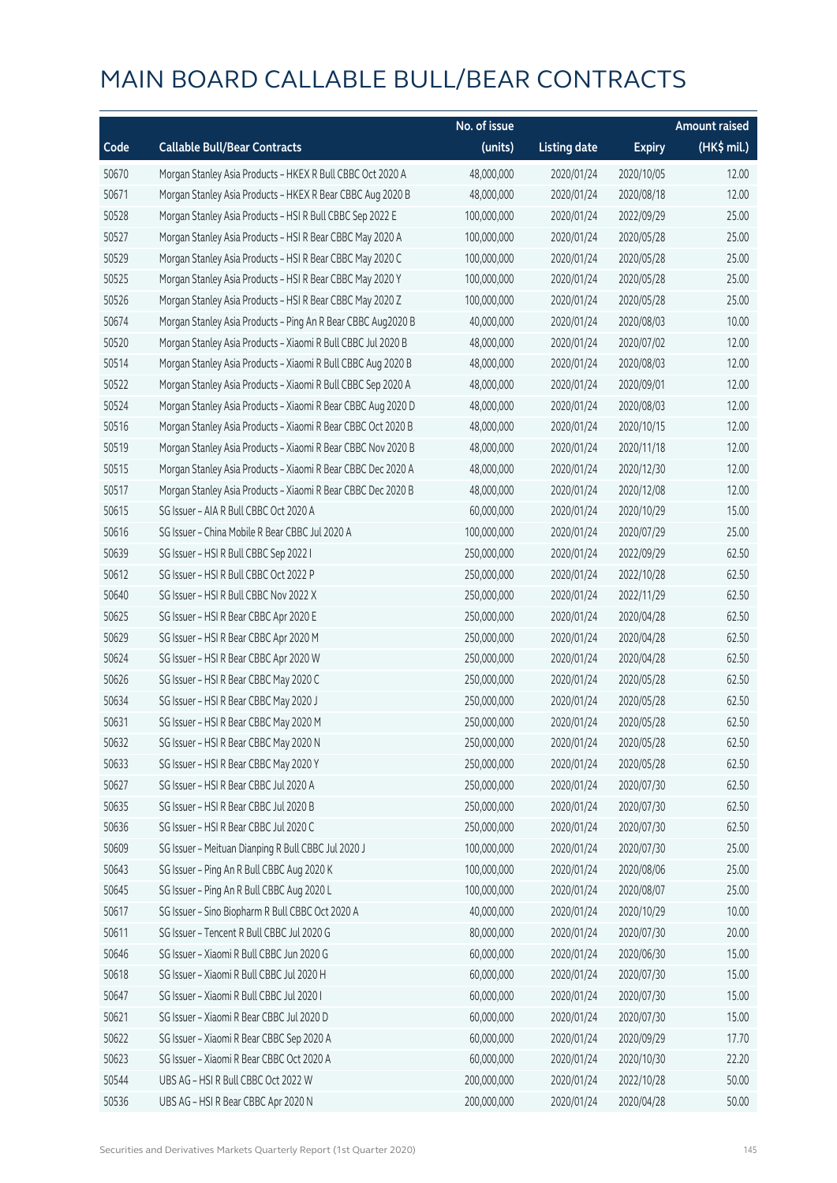# MAIN BOARD CALLABLE BULL/BEAR CONTRACTS

| Code | Callable Bull/Bear Contracts | No. of issue (units) | Listing date | Expiry | Amount raised (HK$ mil.) |
|---|---|---|---|---|---|
| 50670 | Morgan Stanley Asia Products - HKEX R Bull CBBC Oct 2020 A | 48,000,000 | 2020/01/24 | 2020/10/05 | 12.00 |
| 50671 | Morgan Stanley Asia Products - HKEX R Bear CBBC Aug 2020 B | 48,000,000 | 2020/01/24 | 2020/08/18 | 12.00 |
| 50528 | Morgan Stanley Asia Products - HSI R Bull CBBC Sep 2022 E | 100,000,000 | 2020/01/24 | 2022/09/29 | 25.00 |
| 50527 | Morgan Stanley Asia Products - HSI R Bear CBBC May 2020 A | 100,000,000 | 2020/01/24 | 2020/05/28 | 25.00 |
| 50529 | Morgan Stanley Asia Products - HSI R Bear CBBC May 2020 C | 100,000,000 | 2020/01/24 | 2020/05/28 | 25.00 |
| 50525 | Morgan Stanley Asia Products - HSI R Bear CBBC May 2020 Y | 100,000,000 | 2020/01/24 | 2020/05/28 | 25.00 |
| 50526 | Morgan Stanley Asia Products - HSI R Bear CBBC May 2020 Z | 100,000,000 | 2020/01/24 | 2020/05/28 | 25.00 |
| 50674 | Morgan Stanley Asia Products - Ping An R Bear CBBC Aug2020 B | 40,000,000 | 2020/01/24 | 2020/08/03 | 10.00 |
| 50520 | Morgan Stanley Asia Products - Xiaomi R Bull CBBC Jul 2020 B | 48,000,000 | 2020/01/24 | 2020/07/02 | 12.00 |
| 50514 | Morgan Stanley Asia Products - Xiaomi R Bull CBBC Aug 2020 B | 48,000,000 | 2020/01/24 | 2020/08/03 | 12.00 |
| 50522 | Morgan Stanley Asia Products - Xiaomi R Bull CBBC Sep 2020 A | 48,000,000 | 2020/01/24 | 2020/09/01 | 12.00 |
| 50524 | Morgan Stanley Asia Products - Xiaomi R Bear CBBC Aug 2020 D | 48,000,000 | 2020/01/24 | 2020/08/03 | 12.00 |
| 50516 | Morgan Stanley Asia Products - Xiaomi R Bear CBBC Oct 2020 B | 48,000,000 | 2020/01/24 | 2020/10/15 | 12.00 |
| 50519 | Morgan Stanley Asia Products - Xiaomi R Bear CBBC Nov 2020 B | 48,000,000 | 2020/01/24 | 2020/11/18 | 12.00 |
| 50515 | Morgan Stanley Asia Products - Xiaomi R Bear CBBC Dec 2020 A | 48,000,000 | 2020/01/24 | 2020/12/30 | 12.00 |
| 50517 | Morgan Stanley Asia Products - Xiaomi R Bear CBBC Dec 2020 B | 48,000,000 | 2020/01/24 | 2020/12/08 | 12.00 |
| 50615 | SG Issuer - AIA R Bull CBBC Oct 2020 A | 60,000,000 | 2020/01/24 | 2020/10/29 | 15.00 |
| 50616 | SG Issuer - China Mobile R Bear CBBC Jul 2020 A | 100,000,000 | 2020/01/24 | 2020/07/29 | 25.00 |
| 50639 | SG Issuer - HSI R Bull CBBC Sep 2022 I | 250,000,000 | 2020/01/24 | 2022/09/29 | 62.50 |
| 50612 | SG Issuer - HSI R Bull CBBC Oct 2022 P | 250,000,000 | 2020/01/24 | 2022/10/28 | 62.50 |
| 50640 | SG Issuer - HSI R Bull CBBC Nov 2022 X | 250,000,000 | 2020/01/24 | 2022/11/29 | 62.50 |
| 50625 | SG Issuer - HSI R Bear CBBC Apr 2020 E | 250,000,000 | 2020/01/24 | 2020/04/28 | 62.50 |
| 50629 | SG Issuer - HSI R Bear CBBC Apr 2020 M | 250,000,000 | 2020/01/24 | 2020/04/28 | 62.50 |
| 50624 | SG Issuer - HSI R Bear CBBC Apr 2020 W | 250,000,000 | 2020/01/24 | 2020/04/28 | 62.50 |
| 50626 | SG Issuer - HSI R Bear CBBC May 2020 C | 250,000,000 | 2020/01/24 | 2020/05/28 | 62.50 |
| 50634 | SG Issuer - HSI R Bear CBBC May 2020 J | 250,000,000 | 2020/01/24 | 2020/05/28 | 62.50 |
| 50631 | SG Issuer - HSI R Bear CBBC May 2020 M | 250,000,000 | 2020/01/24 | 2020/05/28 | 62.50 |
| 50632 | SG Issuer - HSI R Bear CBBC May 2020 N | 250,000,000 | 2020/01/24 | 2020/05/28 | 62.50 |
| 50633 | SG Issuer - HSI R Bear CBBC May 2020 Y | 250,000,000 | 2020/01/24 | 2020/05/28 | 62.50 |
| 50627 | SG Issuer - HSI R Bear CBBC Jul 2020 A | 250,000,000 | 2020/01/24 | 2020/07/30 | 62.50 |
| 50635 | SG Issuer - HSI R Bear CBBC Jul 2020 B | 250,000,000 | 2020/01/24 | 2020/07/30 | 62.50 |
| 50636 | SG Issuer - HSI R Bear CBBC Jul 2020 C | 250,000,000 | 2020/01/24 | 2020/07/30 | 62.50 |
| 50609 | SG Issuer - Meituan Dianping R Bull CBBC Jul 2020 J | 100,000,000 | 2020/01/24 | 2020/07/30 | 25.00 |
| 50643 | SG Issuer - Ping An R Bull CBBC Aug 2020 K | 100,000,000 | 2020/01/24 | 2020/08/06 | 25.00 |
| 50645 | SG Issuer - Ping An R Bull CBBC Aug 2020 L | 100,000,000 | 2020/01/24 | 2020/08/07 | 25.00 |
| 50617 | SG Issuer - Sino Biopharm R Bull CBBC Oct 2020 A | 40,000,000 | 2020/01/24 | 2020/10/29 | 10.00 |
| 50611 | SG Issuer - Tencent R Bull CBBC Jul 2020 G | 80,000,000 | 2020/01/24 | 2020/07/30 | 20.00 |
| 50646 | SG Issuer - Xiaomi R Bull CBBC Jun 2020 G | 60,000,000 | 2020/01/24 | 2020/06/30 | 15.00 |
| 50618 | SG Issuer - Xiaomi R Bull CBBC Jul 2020 H | 60,000,000 | 2020/01/24 | 2020/07/30 | 15.00 |
| 50647 | SG Issuer - Xiaomi R Bull CBBC Jul 2020 I | 60,000,000 | 2020/01/24 | 2020/07/30 | 15.00 |
| 50621 | SG Issuer - Xiaomi R Bear CBBC Jul 2020 D | 60,000,000 | 2020/01/24 | 2020/07/30 | 15.00 |
| 50622 | SG Issuer - Xiaomi R Bear CBBC Sep 2020 A | 60,000,000 | 2020/01/24 | 2020/09/29 | 17.70 |
| 50623 | SG Issuer - Xiaomi R Bear CBBC Oct 2020 A | 60,000,000 | 2020/01/24 | 2020/10/30 | 22.20 |
| 50544 | UBS AG - HSI R Bull CBBC Oct 2022 W | 200,000,000 | 2020/01/24 | 2022/10/28 | 50.00 |
| 50536 | UBS AG - HSI R Bear CBBC Apr 2020 N | 200,000,000 | 2020/01/24 | 2020/04/28 | 50.00 |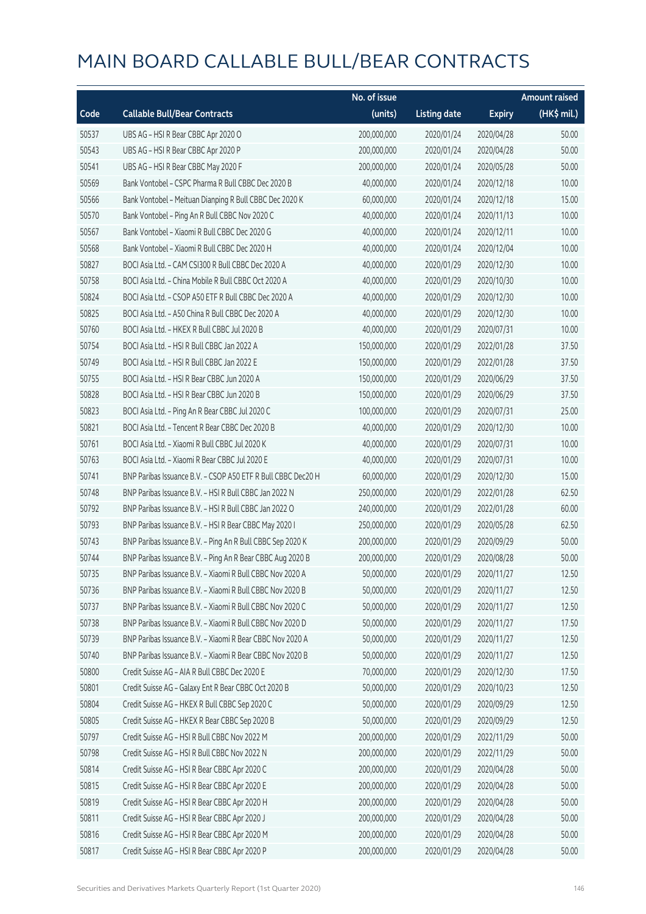# MAIN BOARD CALLABLE BULL/BEAR CONTRACTS

| Code | Callable Bull/Bear Contracts | No. of issue (units) | Listing date | Expiry | Amount raised (HK$ mil.) |
|---|---|---|---|---|---|
| 50537 | UBS AG – HSI R Bear CBBC Apr 2020 O | 200,000,000 | 2020/01/24 | 2020/04/28 | 50.00 |
| 50543 | UBS AG – HSI R Bear CBBC Apr 2020 P | 200,000,000 | 2020/01/24 | 2020/04/28 | 50.00 |
| 50541 | UBS AG – HSI R Bear CBBC May 2020 F | 200,000,000 | 2020/01/24 | 2020/05/28 | 50.00 |
| 50569 | Bank Vontobel – CSPC Pharma R Bull CBBC Dec 2020 B | 40,000,000 | 2020/01/24 | 2020/12/18 | 10.00 |
| 50566 | Bank Vontobel – Meituan Dianping R Bull CBBC Dec 2020 K | 60,000,000 | 2020/01/24 | 2020/12/18 | 15.00 |
| 50570 | Bank Vontobel – Ping An R Bull CBBC Nov 2020 C | 40,000,000 | 2020/01/24 | 2020/11/13 | 10.00 |
| 50567 | Bank Vontobel – Xiaomi R Bull CBBC Dec 2020 G | 40,000,000 | 2020/01/24 | 2020/12/11 | 10.00 |
| 50568 | Bank Vontobel – Xiaomi R Bull CBBC Dec 2020 H | 40,000,000 | 2020/01/24 | 2020/12/04 | 10.00 |
| 50827 | BOCI Asia Ltd. – CAM CSI300 R Bull CBBC Dec 2020 A | 40,000,000 | 2020/01/29 | 2020/12/30 | 10.00 |
| 50758 | BOCI Asia Ltd. – China Mobile R Bull CBBC Oct 2020 A | 40,000,000 | 2020/01/29 | 2020/10/30 | 10.00 |
| 50824 | BOCI Asia Ltd. – CSOP A50 ETF R Bull CBBC Dec 2020 A | 40,000,000 | 2020/01/29 | 2020/12/30 | 10.00 |
| 50825 | BOCI Asia Ltd. – A50 China R Bull CBBC Dec 2020 A | 40,000,000 | 2020/01/29 | 2020/12/30 | 10.00 |
| 50760 | BOCI Asia Ltd. – HKEX R Bull CBBC Jul 2020 B | 40,000,000 | 2020/01/29 | 2020/07/31 | 10.00 |
| 50754 | BOCI Asia Ltd. – HSI R Bull CBBC Jan 2022 A | 150,000,000 | 2020/01/29 | 2022/01/28 | 37.50 |
| 50749 | BOCI Asia Ltd. – HSI R Bull CBBC Jan 2022 E | 150,000,000 | 2020/01/29 | 2022/01/28 | 37.50 |
| 50755 | BOCI Asia Ltd. – HSI R Bear CBBC Jun 2020 A | 150,000,000 | 2020/01/29 | 2020/06/29 | 37.50 |
| 50828 | BOCI Asia Ltd. – HSI R Bear CBBC Jun 2020 B | 150,000,000 | 2020/01/29 | 2020/06/29 | 37.50 |
| 50823 | BOCI Asia Ltd. – Ping An R Bear CBBC Jul 2020 C | 100,000,000 | 2020/01/29 | 2020/07/31 | 25.00 |
| 50821 | BOCI Asia Ltd. – Tencent R Bear CBBC Dec 2020 B | 40,000,000 | 2020/01/29 | 2020/12/30 | 10.00 |
| 50761 | BOCI Asia Ltd. – Xiaomi R Bull CBBC Jul 2020 K | 40,000,000 | 2020/01/29 | 2020/07/31 | 10.00 |
| 50763 | BOCI Asia Ltd. – Xiaomi R Bear CBBC Jul 2020 E | 40,000,000 | 2020/01/29 | 2020/07/31 | 10.00 |
| 50741 | BNP Paribas Issuance B.V. – CSOP A50 ETF R Bull CBBC Dec20 H | 60,000,000 | 2020/01/29 | 2020/12/30 | 15.00 |
| 50748 | BNP Paribas Issuance B.V. – HSI R Bull CBBC Jan 2022 N | 250,000,000 | 2020/01/29 | 2022/01/28 | 62.50 |
| 50792 | BNP Paribas Issuance B.V. – HSI R Bull CBBC Jan 2022 O | 240,000,000 | 2020/01/29 | 2022/01/28 | 60.00 |
| 50793 | BNP Paribas Issuance B.V. – HSI R Bear CBBC May 2020 I | 250,000,000 | 2020/01/29 | 2020/05/28 | 62.50 |
| 50743 | BNP Paribas Issuance B.V. – Ping An R Bull CBBC Sep 2020 K | 200,000,000 | 2020/01/29 | 2020/09/29 | 50.00 |
| 50744 | BNP Paribas Issuance B.V. – Ping An R Bear CBBC Aug 2020 B | 200,000,000 | 2020/01/29 | 2020/08/28 | 50.00 |
| 50735 | BNP Paribas Issuance B.V. – Xiaomi R Bull CBBC Nov 2020 A | 50,000,000 | 2020/01/29 | 2020/11/27 | 12.50 |
| 50736 | BNP Paribas Issuance B.V. – Xiaomi R Bull CBBC Nov 2020 B | 50,000,000 | 2020/01/29 | 2020/11/27 | 12.50 |
| 50737 | BNP Paribas Issuance B.V. – Xiaomi R Bull CBBC Nov 2020 C | 50,000,000 | 2020/01/29 | 2020/11/27 | 12.50 |
| 50738 | BNP Paribas Issuance B.V. – Xiaomi R Bull CBBC Nov 2020 D | 50,000,000 | 2020/01/29 | 2020/11/27 | 17.50 |
| 50739 | BNP Paribas Issuance B.V. – Xiaomi R Bear CBBC Nov 2020 A | 50,000,000 | 2020/01/29 | 2020/11/27 | 12.50 |
| 50740 | BNP Paribas Issuance B.V. – Xiaomi R Bear CBBC Nov 2020 B | 50,000,000 | 2020/01/29 | 2020/11/27 | 12.50 |
| 50800 | Credit Suisse AG – AIA R Bull CBBC Dec 2020 E | 70,000,000 | 2020/01/29 | 2020/12/30 | 17.50 |
| 50801 | Credit Suisse AG – Galaxy Ent R Bear CBBC Oct 2020 B | 50,000,000 | 2020/01/29 | 2020/10/23 | 12.50 |
| 50804 | Credit Suisse AG – HKEX R Bull CBBC Sep 2020 C | 50,000,000 | 2020/01/29 | 2020/09/29 | 12.50 |
| 50805 | Credit Suisse AG – HKEX R Bear CBBC Sep 2020 B | 50,000,000 | 2020/01/29 | 2020/09/29 | 12.50 |
| 50797 | Credit Suisse AG – HSI R Bull CBBC Nov 2022 M | 200,000,000 | 2020/01/29 | 2022/11/29 | 50.00 |
| 50798 | Credit Suisse AG – HSI R Bull CBBC Nov 2022 N | 200,000,000 | 2020/01/29 | 2022/11/29 | 50.00 |
| 50814 | Credit Suisse AG – HSI R Bear CBBC Apr 2020 C | 200,000,000 | 2020/01/29 | 2020/04/28 | 50.00 |
| 50815 | Credit Suisse AG – HSI R Bear CBBC Apr 2020 E | 200,000,000 | 2020/01/29 | 2020/04/28 | 50.00 |
| 50819 | Credit Suisse AG – HSI R Bear CBBC Apr 2020 H | 200,000,000 | 2020/01/29 | 2020/04/28 | 50.00 |
| 50811 | Credit Suisse AG – HSI R Bear CBBC Apr 2020 J | 200,000,000 | 2020/01/29 | 2020/04/28 | 50.00 |
| 50816 | Credit Suisse AG – HSI R Bear CBBC Apr 2020 M | 200,000,000 | 2020/01/29 | 2020/04/28 | 50.00 |
| 50817 | Credit Suisse AG – HSI R Bear CBBC Apr 2020 P | 200,000,000 | 2020/01/29 | 2020/04/28 | 50.00 |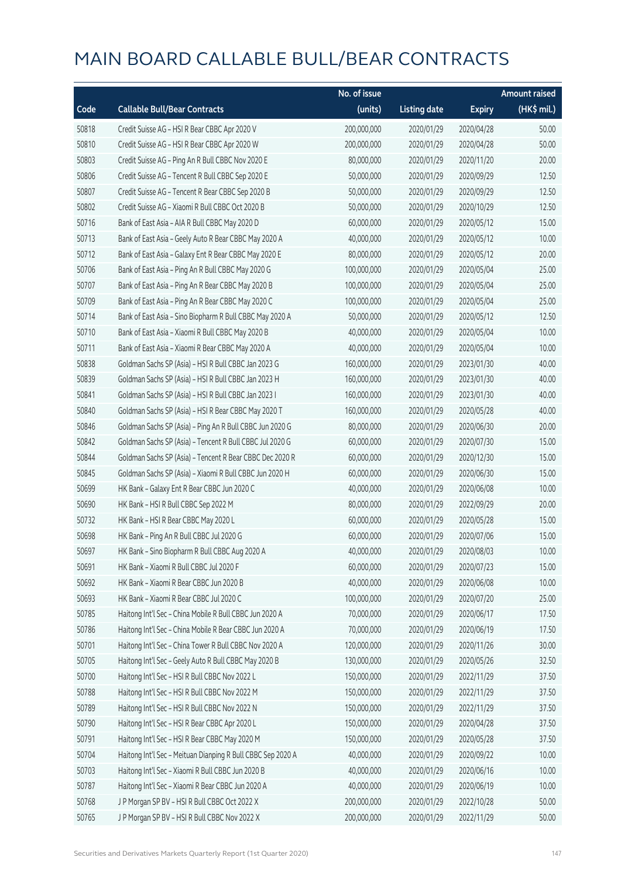# MAIN BOARD CALLABLE BULL/BEAR CONTRACTS

| Code | Callable Bull/Bear Contracts | No. of issue (units) | Listing date | Expiry | Amount raised (HK$ mil.) |
|---|---|---|---|---|---|
| 50818 | Credit Suisse AG – HSI R Bear CBBC Apr 2020 V | 200,000,000 | 2020/01/29 | 2020/04/28 | 50.00 |
| 50810 | Credit Suisse AG – HSI R Bear CBBC Apr 2020 W | 200,000,000 | 2020/01/29 | 2020/04/28 | 50.00 |
| 50803 | Credit Suisse AG – Ping An R Bull CBBC Nov 2020 E | 80,000,000 | 2020/01/29 | 2020/11/20 | 20.00 |
| 50806 | Credit Suisse AG – Tencent R Bull CBBC Sep 2020 E | 50,000,000 | 2020/01/29 | 2020/09/29 | 12.50 |
| 50807 | Credit Suisse AG – Tencent R Bear CBBC Sep 2020 B | 50,000,000 | 2020/01/29 | 2020/09/29 | 12.50 |
| 50802 | Credit Suisse AG – Xiaomi R Bull CBBC Oct 2020 B | 50,000,000 | 2020/01/29 | 2020/10/29 | 12.50 |
| 50716 | Bank of East Asia – AIA R Bull CBBC May 2020 D | 60,000,000 | 2020/01/29 | 2020/05/12 | 15.00 |
| 50713 | Bank of East Asia – Geely Auto R Bear CBBC May 2020 A | 40,000,000 | 2020/01/29 | 2020/05/12 | 10.00 |
| 50712 | Bank of East Asia – Galaxy Ent R Bear CBBC May 2020 E | 80,000,000 | 2020/01/29 | 2020/05/12 | 20.00 |
| 50706 | Bank of East Asia – Ping An R Bull CBBC May 2020 G | 100,000,000 | 2020/01/29 | 2020/05/04 | 25.00 |
| 50707 | Bank of East Asia – Ping An R Bear CBBC May 2020 B | 100,000,000 | 2020/01/29 | 2020/05/04 | 25.00 |
| 50709 | Bank of East Asia – Ping An R Bear CBBC May 2020 C | 100,000,000 | 2020/01/29 | 2020/05/04 | 25.00 |
| 50714 | Bank of East Asia – Sino Biopharm R Bull CBBC May 2020 A | 50,000,000 | 2020/01/29 | 2020/05/12 | 12.50 |
| 50710 | Bank of East Asia – Xiaomi R Bull CBBC May 2020 B | 40,000,000 | 2020/01/29 | 2020/05/04 | 10.00 |
| 50711 | Bank of East Asia – Xiaomi R Bear CBBC May 2020 A | 40,000,000 | 2020/01/29 | 2020/05/04 | 10.00 |
| 50838 | Goldman Sachs SP (Asia) – HSI R Bull CBBC Jan 2023 G | 160,000,000 | 2020/01/29 | 2023/01/30 | 40.00 |
| 50839 | Goldman Sachs SP (Asia) – HSI R Bull CBBC Jan 2023 H | 160,000,000 | 2020/01/29 | 2023/01/30 | 40.00 |
| 50841 | Goldman Sachs SP (Asia) – HSI R Bull CBBC Jan 2023 I | 160,000,000 | 2020/01/29 | 2023/01/30 | 40.00 |
| 50840 | Goldman Sachs SP (Asia) – HSI R Bear CBBC May 2020 T | 160,000,000 | 2020/01/29 | 2020/05/28 | 40.00 |
| 50846 | Goldman Sachs SP (Asia) – Ping An R Bull CBBC Jun 2020 G | 80,000,000 | 2020/01/29 | 2020/06/30 | 20.00 |
| 50842 | Goldman Sachs SP (Asia) – Tencent R Bull CBBC Jul 2020 G | 60,000,000 | 2020/01/29 | 2020/07/30 | 15.00 |
| 50844 | Goldman Sachs SP (Asia) – Tencent R Bear CBBC Dec 2020 R | 60,000,000 | 2020/01/29 | 2020/12/30 | 15.00 |
| 50845 | Goldman Sachs SP (Asia) – Xiaomi R Bull CBBC Jun 2020 H | 60,000,000 | 2020/01/29 | 2020/06/30 | 15.00 |
| 50699 | HK Bank – Galaxy Ent R Bear CBBC Jun 2020 C | 40,000,000 | 2020/01/29 | 2020/06/08 | 10.00 |
| 50690 | HK Bank – HSI R Bull CBBC Sep 2022 M | 80,000,000 | 2020/01/29 | 2022/09/29 | 20.00 |
| 50732 | HK Bank – HSI R Bear CBBC May 2020 L | 60,000,000 | 2020/01/29 | 2020/05/28 | 15.00 |
| 50698 | HK Bank – Ping An R Bull CBBC Jul 2020 G | 60,000,000 | 2020/01/29 | 2020/07/06 | 15.00 |
| 50697 | HK Bank – Sino Biopharm R Bull CBBC Aug 2020 A | 40,000,000 | 2020/01/29 | 2020/08/03 | 10.00 |
| 50691 | HK Bank – Xiaomi R Bull CBBC Jul 2020 F | 60,000,000 | 2020/01/29 | 2020/07/23 | 15.00 |
| 50692 | HK Bank – Xiaomi R Bear CBBC Jun 2020 B | 40,000,000 | 2020/01/29 | 2020/06/08 | 10.00 |
| 50693 | HK Bank – Xiaomi R Bear CBBC Jul 2020 C | 100,000,000 | 2020/01/29 | 2020/07/20 | 25.00 |
| 50785 | Haitong Int'l Sec – China Mobile R Bull CBBC Jun 2020 A | 70,000,000 | 2020/01/29 | 2020/06/17 | 17.50 |
| 50786 | Haitong Int'l Sec – China Mobile R Bear CBBC Jun 2020 A | 70,000,000 | 2020/01/29 | 2020/06/19 | 17.50 |
| 50701 | Haitong Int'l Sec – China Tower R Bull CBBC Nov 2020 A | 120,000,000 | 2020/01/29 | 2020/11/26 | 30.00 |
| 50705 | Haitong Int'l Sec – Geely Auto R Bull CBBC May 2020 B | 130,000,000 | 2020/01/29 | 2020/05/26 | 32.50 |
| 50700 | Haitong Int'l Sec – HSI R Bull CBBC Nov 2022 L | 150,000,000 | 2020/01/29 | 2022/11/29 | 37.50 |
| 50788 | Haitong Int'l Sec – HSI R Bull CBBC Nov 2022 M | 150,000,000 | 2020/01/29 | 2022/11/29 | 37.50 |
| 50789 | Haitong Int'l Sec – HSI R Bull CBBC Nov 2022 N | 150,000,000 | 2020/01/29 | 2022/11/29 | 37.50 |
| 50790 | Haitong Int'l Sec – HSI R Bear CBBC Apr 2020 L | 150,000,000 | 2020/01/29 | 2020/04/28 | 37.50 |
| 50791 | Haitong Int'l Sec – HSI R Bear CBBC May 2020 M | 150,000,000 | 2020/01/29 | 2020/05/28 | 37.50 |
| 50704 | Haitong Int'l Sec – Meituan Dianping R Bull CBBC Sep 2020 A | 40,000,000 | 2020/01/29 | 2020/09/22 | 10.00 |
| 50703 | Haitong Int'l Sec – Xiaomi R Bull CBBC Jun 2020 B | 40,000,000 | 2020/01/29 | 2020/06/16 | 10.00 |
| 50787 | Haitong Int'l Sec – Xiaomi R Bear CBBC Jun 2020 A | 40,000,000 | 2020/01/29 | 2020/06/19 | 10.00 |
| 50768 | J P Morgan SP BV – HSI R Bull CBBC Oct 2022 X | 200,000,000 | 2020/01/29 | 2022/10/28 | 50.00 |
| 50765 | J P Morgan SP BV – HSI R Bull CBBC Nov 2022 X | 200,000,000 | 2020/01/29 | 2022/11/29 | 50.00 |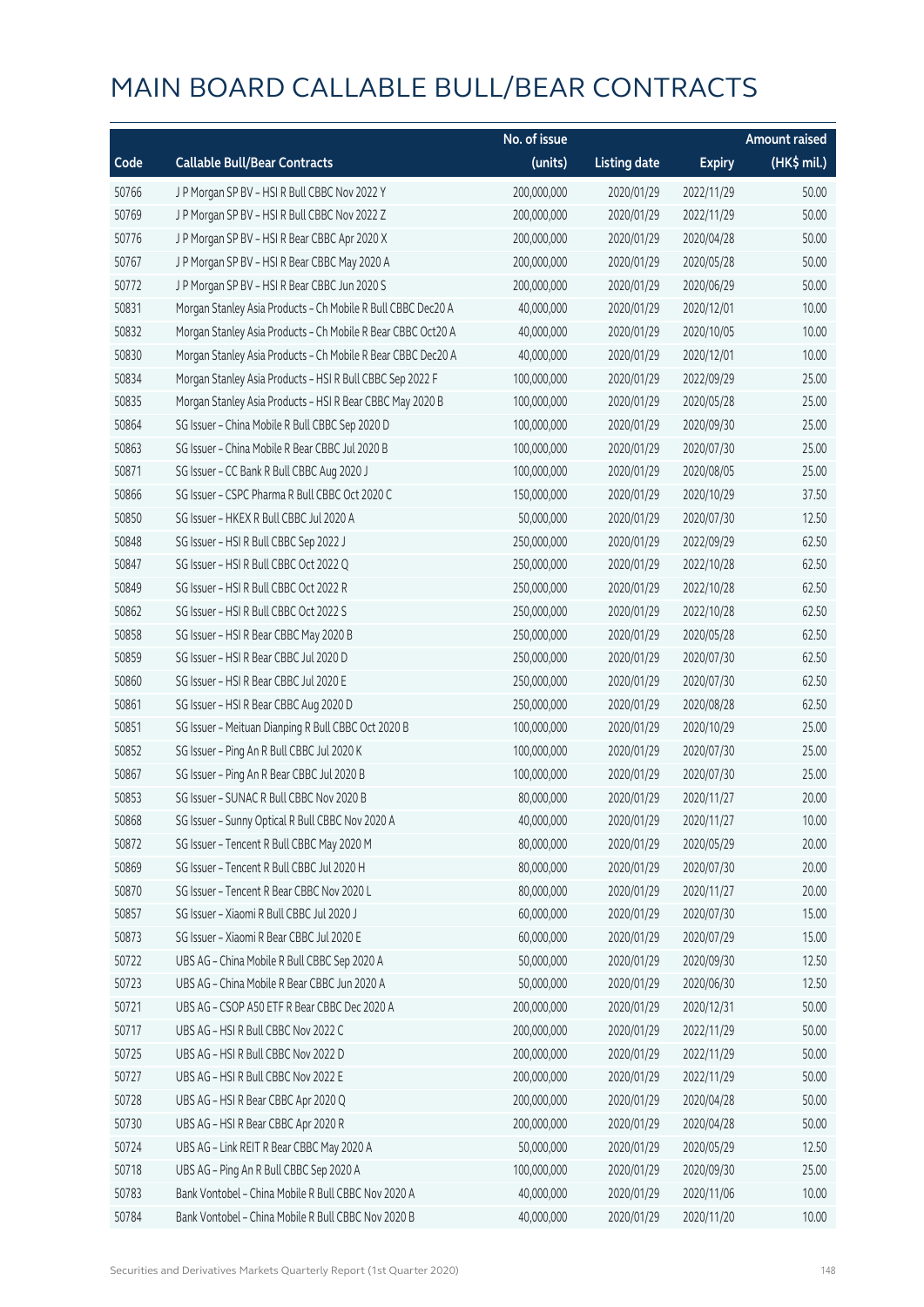# MAIN BOARD CALLABLE BULL/BEAR CONTRACTS

| Code | Callable Bull/Bear Contracts | No. of issue (units) | Listing date | Expiry | Amount raised (HK$ mil.) |
|---|---|---|---|---|---|
| 50766 | J P Morgan SP BV – HSI R Bull CBBC Nov 2022 Y | 200,000,000 | 2020/01/29 | 2022/11/29 | 50.00 |
| 50769 | J P Morgan SP BV – HSI R Bull CBBC Nov 2022 Z | 200,000,000 | 2020/01/29 | 2022/11/29 | 50.00 |
| 50776 | J P Morgan SP BV – HSI R Bear CBBC Apr 2020 X | 200,000,000 | 2020/01/29 | 2020/04/28 | 50.00 |
| 50767 | J P Morgan SP BV – HSI R Bear CBBC May 2020 A | 200,000,000 | 2020/01/29 | 2020/05/28 | 50.00 |
| 50772 | J P Morgan SP BV – HSI R Bear CBBC Jun 2020 S | 200,000,000 | 2020/01/29 | 2020/06/29 | 50.00 |
| 50831 | Morgan Stanley Asia Products – Ch Mobile R Bull CBBC Dec20 A | 40,000,000 | 2020/01/29 | 2020/12/01 | 10.00 |
| 50832 | Morgan Stanley Asia Products – Ch Mobile R Bear CBBC Oct20 A | 40,000,000 | 2020/01/29 | 2020/10/05 | 10.00 |
| 50830 | Morgan Stanley Asia Products – Ch Mobile R Bear CBBC Dec20 A | 40,000,000 | 2020/01/29 | 2020/12/01 | 10.00 |
| 50834 | Morgan Stanley Asia Products – HSI R Bull CBBC Sep 2022 F | 100,000,000 | 2020/01/29 | 2022/09/29 | 25.00 |
| 50835 | Morgan Stanley Asia Products – HSI R Bear CBBC May 2020 B | 100,000,000 | 2020/01/29 | 2020/05/28 | 25.00 |
| 50864 | SG Issuer – China Mobile R Bull CBBC Sep 2020 D | 100,000,000 | 2020/01/29 | 2020/09/30 | 25.00 |
| 50863 | SG Issuer – China Mobile R Bear CBBC Jul 2020 B | 100,000,000 | 2020/01/29 | 2020/07/30 | 25.00 |
| 50871 | SG Issuer – CC Bank R Bull CBBC Aug 2020 J | 100,000,000 | 2020/01/29 | 2020/08/05 | 25.00 |
| 50866 | SG Issuer – CSPC Pharma R Bull CBBC Oct 2020 C | 150,000,000 | 2020/01/29 | 2020/10/29 | 37.50 |
| 50850 | SG Issuer – HKEX R Bull CBBC Jul 2020 A | 50,000,000 | 2020/01/29 | 2020/07/30 | 12.50 |
| 50848 | SG Issuer – HSI R Bull CBBC Sep 2022 J | 250,000,000 | 2020/01/29 | 2022/09/29 | 62.50 |
| 50847 | SG Issuer – HSI R Bull CBBC Oct 2022 Q | 250,000,000 | 2020/01/29 | 2022/10/28 | 62.50 |
| 50849 | SG Issuer – HSI R Bull CBBC Oct 2022 R | 250,000,000 | 2020/01/29 | 2022/10/28 | 62.50 |
| 50862 | SG Issuer – HSI R Bull CBBC Oct 2022 S | 250,000,000 | 2020/01/29 | 2022/10/28 | 62.50 |
| 50858 | SG Issuer – HSI R Bear CBBC May 2020 B | 250,000,000 | 2020/01/29 | 2020/05/28 | 62.50 |
| 50859 | SG Issuer – HSI R Bear CBBC Jul 2020 D | 250,000,000 | 2020/01/29 | 2020/07/30 | 62.50 |
| 50860 | SG Issuer – HSI R Bear CBBC Jul 2020 E | 250,000,000 | 2020/01/29 | 2020/07/30 | 62.50 |
| 50861 | SG Issuer – HSI R Bear CBBC Aug 2020 D | 250,000,000 | 2020/01/29 | 2020/08/28 | 62.50 |
| 50851 | SG Issuer – Meituan Dianping R Bull CBBC Oct 2020 B | 100,000,000 | 2020/01/29 | 2020/10/29 | 25.00 |
| 50852 | SG Issuer – Ping An R Bull CBBC Jul 2020 K | 100,000,000 | 2020/01/29 | 2020/07/30 | 25.00 |
| 50867 | SG Issuer – Ping An R Bear CBBC Jul 2020 B | 100,000,000 | 2020/01/29 | 2020/07/30 | 25.00 |
| 50853 | SG Issuer – SUNAC R Bull CBBC Nov 2020 B | 80,000,000 | 2020/01/29 | 2020/11/27 | 20.00 |
| 50868 | SG Issuer – Sunny Optical R Bull CBBC Nov 2020 A | 40,000,000 | 2020/01/29 | 2020/11/27 | 10.00 |
| 50872 | SG Issuer – Tencent R Bull CBBC May 2020 M | 80,000,000 | 2020/01/29 | 2020/05/29 | 20.00 |
| 50869 | SG Issuer – Tencent R Bull CBBC Jul 2020 H | 80,000,000 | 2020/01/29 | 2020/07/30 | 20.00 |
| 50870 | SG Issuer – Tencent R Bear CBBC Nov 2020 L | 80,000,000 | 2020/01/29 | 2020/11/27 | 20.00 |
| 50857 | SG Issuer – Xiaomi R Bull CBBC Jul 2020 J | 60,000,000 | 2020/01/29 | 2020/07/30 | 15.00 |
| 50873 | SG Issuer – Xiaomi R Bear CBBC Jul 2020 E | 60,000,000 | 2020/01/29 | 2020/07/29 | 15.00 |
| 50722 | UBS AG – China Mobile R Bull CBBC Sep 2020 A | 50,000,000 | 2020/01/29 | 2020/09/30 | 12.50 |
| 50723 | UBS AG – China Mobile R Bear CBBC Jun 2020 A | 50,000,000 | 2020/01/29 | 2020/06/30 | 12.50 |
| 50721 | UBS AG – CSOP A50 ETF R Bear CBBC Dec 2020 A | 200,000,000 | 2020/01/29 | 2020/12/31 | 50.00 |
| 50717 | UBS AG – HSI R Bull CBBC Nov 2022 C | 200,000,000 | 2020/01/29 | 2022/11/29 | 50.00 |
| 50725 | UBS AG – HSI R Bull CBBC Nov 2022 D | 200,000,000 | 2020/01/29 | 2022/11/29 | 50.00 |
| 50727 | UBS AG – HSI R Bull CBBC Nov 2022 E | 200,000,000 | 2020/01/29 | 2022/11/29 | 50.00 |
| 50728 | UBS AG – HSI R Bear CBBC Apr 2020 Q | 200,000,000 | 2020/01/29 | 2020/04/28 | 50.00 |
| 50730 | UBS AG – HSI R Bear CBBC Apr 2020 R | 200,000,000 | 2020/01/29 | 2020/04/28 | 50.00 |
| 50724 | UBS AG – Link REIT R Bear CBBC May 2020 A | 50,000,000 | 2020/01/29 | 2020/05/29 | 12.50 |
| 50718 | UBS AG – Ping An R Bull CBBC Sep 2020 A | 100,000,000 | 2020/01/29 | 2020/09/30 | 25.00 |
| 50783 | Bank Vontobel – China Mobile R Bull CBBC Nov 2020 A | 40,000,000 | 2020/01/29 | 2020/11/06 | 10.00 |
| 50784 | Bank Vontobel – China Mobile R Bull CBBC Nov 2020 B | 40,000,000 | 2020/01/29 | 2020/11/20 | 10.00 |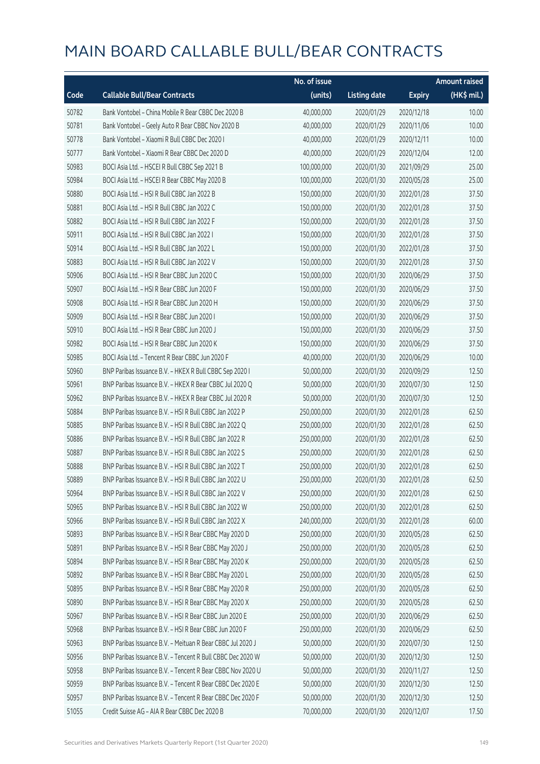# MAIN BOARD CALLABLE BULL/BEAR CONTRACTS

| Code | Callable Bull/Bear Contracts | No. of issue (units) | Listing date | Expiry | Amount raised (HK$ mil.) |
|---|---|---|---|---|---|
| 50782 | Bank Vontobel – China Mobile R Bear CBBC Dec 2020 B | 40,000,000 | 2020/01/29 | 2020/12/18 | 10.00 |
| 50781 | Bank Vontobel – Geely Auto R Bear CBBC Nov 2020 B | 40,000,000 | 2020/01/29 | 2020/11/06 | 10.00 |
| 50778 | Bank Vontobel – Xiaomi R Bull CBBC Dec 2020 I | 40,000,000 | 2020/01/29 | 2020/12/11 | 10.00 |
| 50777 | Bank Vontobel – Xiaomi R Bear CBBC Dec 2020 D | 40,000,000 | 2020/01/29 | 2020/12/04 | 12.00 |
| 50983 | BOCI Asia Ltd. – HSCEI R Bull CBBC Sep 2021 B | 100,000,000 | 2020/01/30 | 2021/09/29 | 25.00 |
| 50984 | BOCI Asia Ltd. – HSCEI R Bear CBBC May 2020 B | 100,000,000 | 2020/01/30 | 2020/05/28 | 25.00 |
| 50880 | BOCI Asia Ltd. – HSI R Bull CBBC Jan 2022 B | 150,000,000 | 2020/01/30 | 2022/01/28 | 37.50 |
| 50881 | BOCI Asia Ltd. – HSI R Bull CBBC Jan 2022 C | 150,000,000 | 2020/01/30 | 2022/01/28 | 37.50 |
| 50882 | BOCI Asia Ltd. – HSI R Bull CBBC Jan 2022 F | 150,000,000 | 2020/01/30 | 2022/01/28 | 37.50 |
| 50911 | BOCI Asia Ltd. – HSI R Bull CBBC Jan 2022 I | 150,000,000 | 2020/01/30 | 2022/01/28 | 37.50 |
| 50914 | BOCI Asia Ltd. – HSI R Bull CBBC Jan 2022 L | 150,000,000 | 2020/01/30 | 2022/01/28 | 37.50 |
| 50883 | BOCI Asia Ltd. – HSI R Bull CBBC Jan 2022 V | 150,000,000 | 2020/01/30 | 2022/01/28 | 37.50 |
| 50906 | BOCI Asia Ltd. – HSI R Bear CBBC Jun 2020 C | 150,000,000 | 2020/01/30 | 2020/06/29 | 37.50 |
| 50907 | BOCI Asia Ltd. – HSI R Bear CBBC Jun 2020 F | 150,000,000 | 2020/01/30 | 2020/06/29 | 37.50 |
| 50908 | BOCI Asia Ltd. – HSI R Bear CBBC Jun 2020 H | 150,000,000 | 2020/01/30 | 2020/06/29 | 37.50 |
| 50909 | BOCI Asia Ltd. – HSI R Bear CBBC Jun 2020 I | 150,000,000 | 2020/01/30 | 2020/06/29 | 37.50 |
| 50910 | BOCI Asia Ltd. – HSI R Bear CBBC Jun 2020 J | 150,000,000 | 2020/01/30 | 2020/06/29 | 37.50 |
| 50982 | BOCI Asia Ltd. – HSI R Bear CBBC Jun 2020 K | 150,000,000 | 2020/01/30 | 2020/06/29 | 37.50 |
| 50985 | BOCI Asia Ltd. – Tencent R Bear CBBC Jun 2020 F | 40,000,000 | 2020/01/30 | 2020/06/29 | 10.00 |
| 50960 | BNP Paribas Issuance B.V. – HKEX R Bull CBBC Sep 2020 I | 50,000,000 | 2020/01/30 | 2020/09/29 | 12.50 |
| 50961 | BNP Paribas Issuance B.V. – HKEX R Bear CBBC Jul 2020 Q | 50,000,000 | 2020/01/30 | 2020/07/30 | 12.50 |
| 50962 | BNP Paribas Issuance B.V. – HKEX R Bear CBBC Jul 2020 R | 50,000,000 | 2020/01/30 | 2020/07/30 | 12.50 |
| 50884 | BNP Paribas Issuance B.V. – HSI R Bull CBBC Jan 2022 P | 250,000,000 | 2020/01/30 | 2022/01/28 | 62.50 |
| 50885 | BNP Paribas Issuance B.V. – HSI R Bull CBBC Jan 2022 Q | 250,000,000 | 2020/01/30 | 2022/01/28 | 62.50 |
| 50886 | BNP Paribas Issuance B.V. – HSI R Bull CBBC Jan 2022 R | 250,000,000 | 2020/01/30 | 2022/01/28 | 62.50 |
| 50887 | BNP Paribas Issuance B.V. – HSI R Bull CBBC Jan 2022 S | 250,000,000 | 2020/01/30 | 2022/01/28 | 62.50 |
| 50888 | BNP Paribas Issuance B.V. – HSI R Bull CBBC Jan 2022 T | 250,000,000 | 2020/01/30 | 2022/01/28 | 62.50 |
| 50889 | BNP Paribas Issuance B.V. – HSI R Bull CBBC Jan 2022 U | 250,000,000 | 2020/01/30 | 2022/01/28 | 62.50 |
| 50964 | BNP Paribas Issuance B.V. – HSI R Bull CBBC Jan 2022 V | 250,000,000 | 2020/01/30 | 2022/01/28 | 62.50 |
| 50965 | BNP Paribas Issuance B.V. – HSI R Bull CBBC Jan 2022 W | 250,000,000 | 2020/01/30 | 2022/01/28 | 62.50 |
| 50966 | BNP Paribas Issuance B.V. – HSI R Bull CBBC Jan 2022 X | 240,000,000 | 2020/01/30 | 2022/01/28 | 60.00 |
| 50893 | BNP Paribas Issuance B.V. – HSI R Bear CBBC May 2020 D | 250,000,000 | 2020/01/30 | 2020/05/28 | 62.50 |
| 50891 | BNP Paribas Issuance B.V. – HSI R Bear CBBC May 2020 J | 250,000,000 | 2020/01/30 | 2020/05/28 | 62.50 |
| 50894 | BNP Paribas Issuance B.V. – HSI R Bear CBBC May 2020 K | 250,000,000 | 2020/01/30 | 2020/05/28 | 62.50 |
| 50892 | BNP Paribas Issuance B.V. – HSI R Bear CBBC May 2020 L | 250,000,000 | 2020/01/30 | 2020/05/28 | 62.50 |
| 50895 | BNP Paribas Issuance B.V. – HSI R Bear CBBC May 2020 R | 250,000,000 | 2020/01/30 | 2020/05/28 | 62.50 |
| 50890 | BNP Paribas Issuance B.V. – HSI R Bear CBBC May 2020 X | 250,000,000 | 2020/01/30 | 2020/05/28 | 62.50 |
| 50967 | BNP Paribas Issuance B.V. – HSI R Bear CBBC Jun 2020 E | 250,000,000 | 2020/01/30 | 2020/06/29 | 62.50 |
| 50968 | BNP Paribas Issuance B.V. – HSI R Bear CBBC Jun 2020 F | 250,000,000 | 2020/01/30 | 2020/06/29 | 62.50 |
| 50963 | BNP Paribas Issuance B.V. – Meituan R Bear CBBC Jul 2020 J | 50,000,000 | 2020/01/30 | 2020/07/30 | 12.50 |
| 50956 | BNP Paribas Issuance B.V. – Tencent R Bull CBBC Dec 2020 W | 50,000,000 | 2020/01/30 | 2020/12/30 | 12.50 |
| 50958 | BNP Paribas Issuance B.V. – Tencent R Bear CBBC Nov 2020 U | 50,000,000 | 2020/01/30 | 2020/11/27 | 12.50 |
| 50959 | BNP Paribas Issuance B.V. – Tencent R Bear CBBC Dec 2020 E | 50,000,000 | 2020/01/30 | 2020/12/30 | 12.50 |
| 50957 | BNP Paribas Issuance B.V. – Tencent R Bear CBBC Dec 2020 F | 50,000,000 | 2020/01/30 | 2020/12/30 | 12.50 |
| 51055 | Credit Suisse AG – AIA R Bear CBBC Dec 2020 B | 70,000,000 | 2020/01/30 | 2020/12/07 | 17.50 |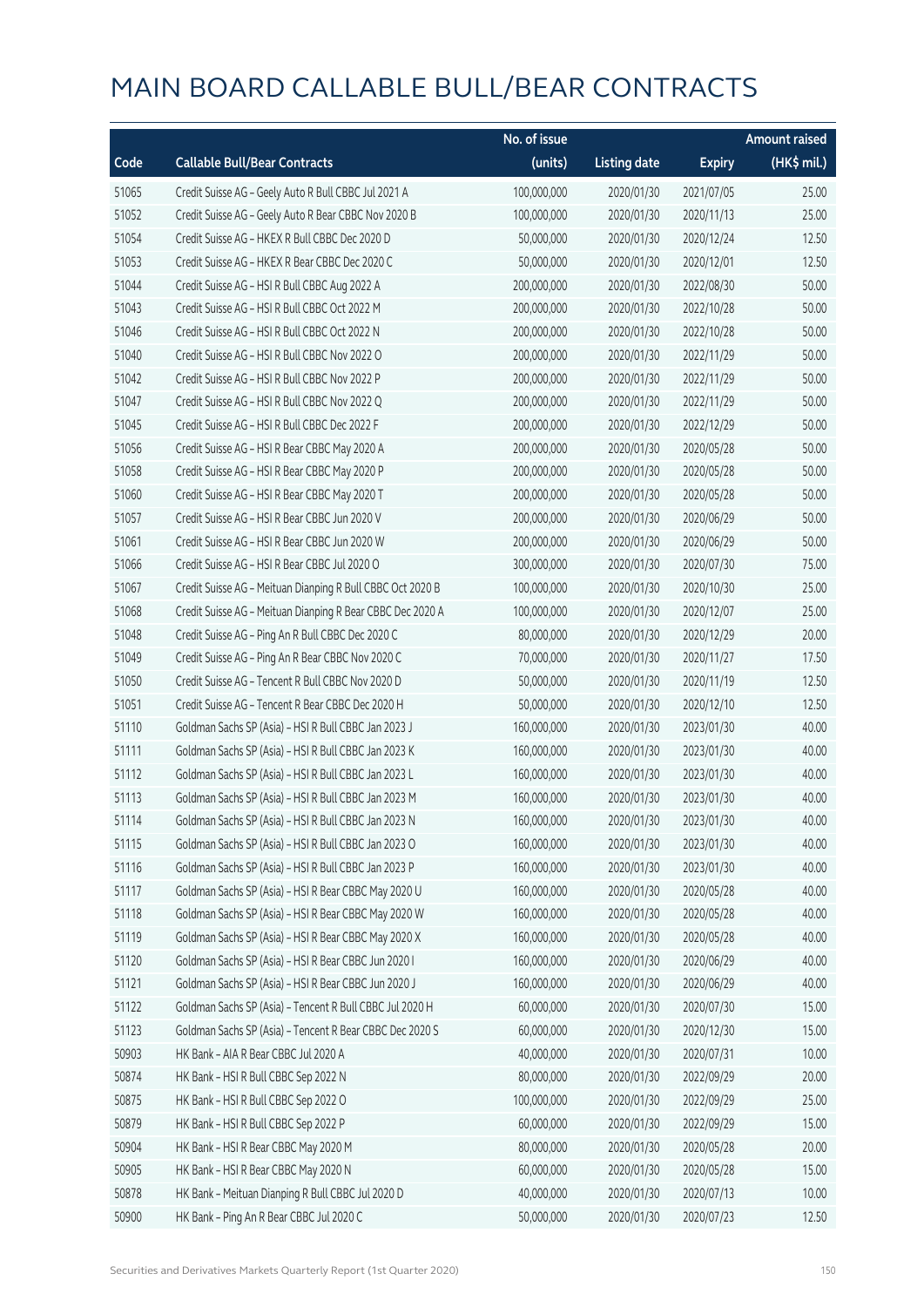# MAIN BOARD CALLABLE BULL/BEAR CONTRACTS

| Code | Callable Bull/Bear Contracts | No. of issue (units) | Listing date | Expiry | Amount raised (HK$ mil.) |
|---|---|---|---|---|---|
| 51065 | Credit Suisse AG - Geely Auto R Bull CBBC Jul 2021 A | 100,000,000 | 2020/01/30 | 2021/07/05 | 25.00 |
| 51052 | Credit Suisse AG - Geely Auto R Bear CBBC Nov 2020 B | 100,000,000 | 2020/01/30 | 2020/11/13 | 25.00 |
| 51054 | Credit Suisse AG - HKEX R Bull CBBC Dec 2020 D | 50,000,000 | 2020/01/30 | 2020/12/24 | 12.50 |
| 51053 | Credit Suisse AG - HKEX R Bear CBBC Dec 2020 C | 50,000,000 | 2020/01/30 | 2020/12/01 | 12.50 |
| 51044 | Credit Suisse AG - HSI R Bull CBBC Aug 2022 A | 200,000,000 | 2020/01/30 | 2022/08/30 | 50.00 |
| 51043 | Credit Suisse AG - HSI R Bull CBBC Oct 2022 M | 200,000,000 | 2020/01/30 | 2022/10/28 | 50.00 |
| 51046 | Credit Suisse AG - HSI R Bull CBBC Oct 2022 N | 200,000,000 | 2020/01/30 | 2022/10/28 | 50.00 |
| 51040 | Credit Suisse AG - HSI R Bull CBBC Nov 2022 O | 200,000,000 | 2020/01/30 | 2022/11/29 | 50.00 |
| 51042 | Credit Suisse AG - HSI R Bull CBBC Nov 2022 P | 200,000,000 | 2020/01/30 | 2022/11/29 | 50.00 |
| 51047 | Credit Suisse AG - HSI R Bull CBBC Nov 2022 Q | 200,000,000 | 2020/01/30 | 2022/11/29 | 50.00 |
| 51045 | Credit Suisse AG - HSI R Bull CBBC Dec 2022 F | 200,000,000 | 2020/01/30 | 2022/12/29 | 50.00 |
| 51056 | Credit Suisse AG - HSI R Bear CBBC May 2020 A | 200,000,000 | 2020/01/30 | 2020/05/28 | 50.00 |
| 51058 | Credit Suisse AG - HSI R Bear CBBC May 2020 P | 200,000,000 | 2020/01/30 | 2020/05/28 | 50.00 |
| 51060 | Credit Suisse AG - HSI R Bear CBBC May 2020 T | 200,000,000 | 2020/01/30 | 2020/05/28 | 50.00 |
| 51057 | Credit Suisse AG - HSI R Bear CBBC Jun 2020 V | 200,000,000 | 2020/01/30 | 2020/06/29 | 50.00 |
| 51061 | Credit Suisse AG - HSI R Bear CBBC Jun 2020 W | 200,000,000 | 2020/01/30 | 2020/06/29 | 50.00 |
| 51066 | Credit Suisse AG - HSI R Bear CBBC Jul 2020 O | 300,000,000 | 2020/01/30 | 2020/07/30 | 75.00 |
| 51067 | Credit Suisse AG - Meituan Dianping R Bull CBBC Oct 2020 B | 100,000,000 | 2020/01/30 | 2020/10/30 | 25.00 |
| 51068 | Credit Suisse AG - Meituan Dianping R Bear CBBC Dec 2020 A | 100,000,000 | 2020/01/30 | 2020/12/07 | 25.00 |
| 51048 | Credit Suisse AG - Ping An R Bull CBBC Dec 2020 C | 80,000,000 | 2020/01/30 | 2020/12/29 | 20.00 |
| 51049 | Credit Suisse AG - Ping An R Bear CBBC Nov 2020 C | 70,000,000 | 2020/01/30 | 2020/11/27 | 17.50 |
| 51050 | Credit Suisse AG - Tencent R Bull CBBC Nov 2020 D | 50,000,000 | 2020/01/30 | 2020/11/19 | 12.50 |
| 51051 | Credit Suisse AG - Tencent R Bear CBBC Dec 2020 H | 50,000,000 | 2020/01/30 | 2020/12/10 | 12.50 |
| 51110 | Goldman Sachs SP (Asia) - HSI R Bull CBBC Jan 2023 J | 160,000,000 | 2020/01/30 | 2023/01/30 | 40.00 |
| 51111 | Goldman Sachs SP (Asia) - HSI R Bull CBBC Jan 2023 K | 160,000,000 | 2020/01/30 | 2023/01/30 | 40.00 |
| 51112 | Goldman Sachs SP (Asia) - HSI R Bull CBBC Jan 2023 L | 160,000,000 | 2020/01/30 | 2023/01/30 | 40.00 |
| 51113 | Goldman Sachs SP (Asia) - HSI R Bull CBBC Jan 2023 M | 160,000,000 | 2020/01/30 | 2023/01/30 | 40.00 |
| 51114 | Goldman Sachs SP (Asia) - HSI R Bull CBBC Jan 2023 N | 160,000,000 | 2020/01/30 | 2023/01/30 | 40.00 |
| 51115 | Goldman Sachs SP (Asia) - HSI R Bull CBBC Jan 2023 O | 160,000,000 | 2020/01/30 | 2023/01/30 | 40.00 |
| 51116 | Goldman Sachs SP (Asia) - HSI R Bull CBBC Jan 2023 P | 160,000,000 | 2020/01/30 | 2023/01/30 | 40.00 |
| 51117 | Goldman Sachs SP (Asia) - HSI R Bear CBBC May 2020 U | 160,000,000 | 2020/01/30 | 2020/05/28 | 40.00 |
| 51118 | Goldman Sachs SP (Asia) - HSI R Bear CBBC May 2020 W | 160,000,000 | 2020/01/30 | 2020/05/28 | 40.00 |
| 51119 | Goldman Sachs SP (Asia) - HSI R Bear CBBC May 2020 X | 160,000,000 | 2020/01/30 | 2020/05/28 | 40.00 |
| 51120 | Goldman Sachs SP (Asia) - HSI R Bear CBBC Jun 2020 I | 160,000,000 | 2020/01/30 | 2020/06/29 | 40.00 |
| 51121 | Goldman Sachs SP (Asia) - HSI R Bear CBBC Jun 2020 J | 160,000,000 | 2020/01/30 | 2020/06/29 | 40.00 |
| 51122 | Goldman Sachs SP (Asia) - Tencent R Bull CBBC Jul 2020 H | 60,000,000 | 2020/01/30 | 2020/07/30 | 15.00 |
| 51123 | Goldman Sachs SP (Asia) - Tencent R Bear CBBC Dec 2020 S | 60,000,000 | 2020/01/30 | 2020/12/30 | 15.00 |
| 50903 | HK Bank - AIA R Bear CBBC Jul 2020 A | 40,000,000 | 2020/01/30 | 2020/07/31 | 10.00 |
| 50874 | HK Bank - HSI R Bull CBBC Sep 2022 N | 80,000,000 | 2020/01/30 | 2022/09/29 | 20.00 |
| 50875 | HK Bank - HSI R Bull CBBC Sep 2022 O | 100,000,000 | 2020/01/30 | 2022/09/29 | 25.00 |
| 50879 | HK Bank - HSI R Bull CBBC Sep 2022 P | 60,000,000 | 2020/01/30 | 2022/09/29 | 15.00 |
| 50904 | HK Bank - HSI R Bear CBBC May 2020 M | 80,000,000 | 2020/01/30 | 2020/05/28 | 20.00 |
| 50905 | HK Bank - HSI R Bear CBBC May 2020 N | 60,000,000 | 2020/01/30 | 2020/05/28 | 15.00 |
| 50878 | HK Bank - Meituan Dianping R Bull CBBC Jul 2020 D | 40,000,000 | 2020/01/30 | 2020/07/13 | 10.00 |
| 50900 | HK Bank - Ping An R Bear CBBC Jul 2020 C | 50,000,000 | 2020/01/30 | 2020/07/23 | 12.50 |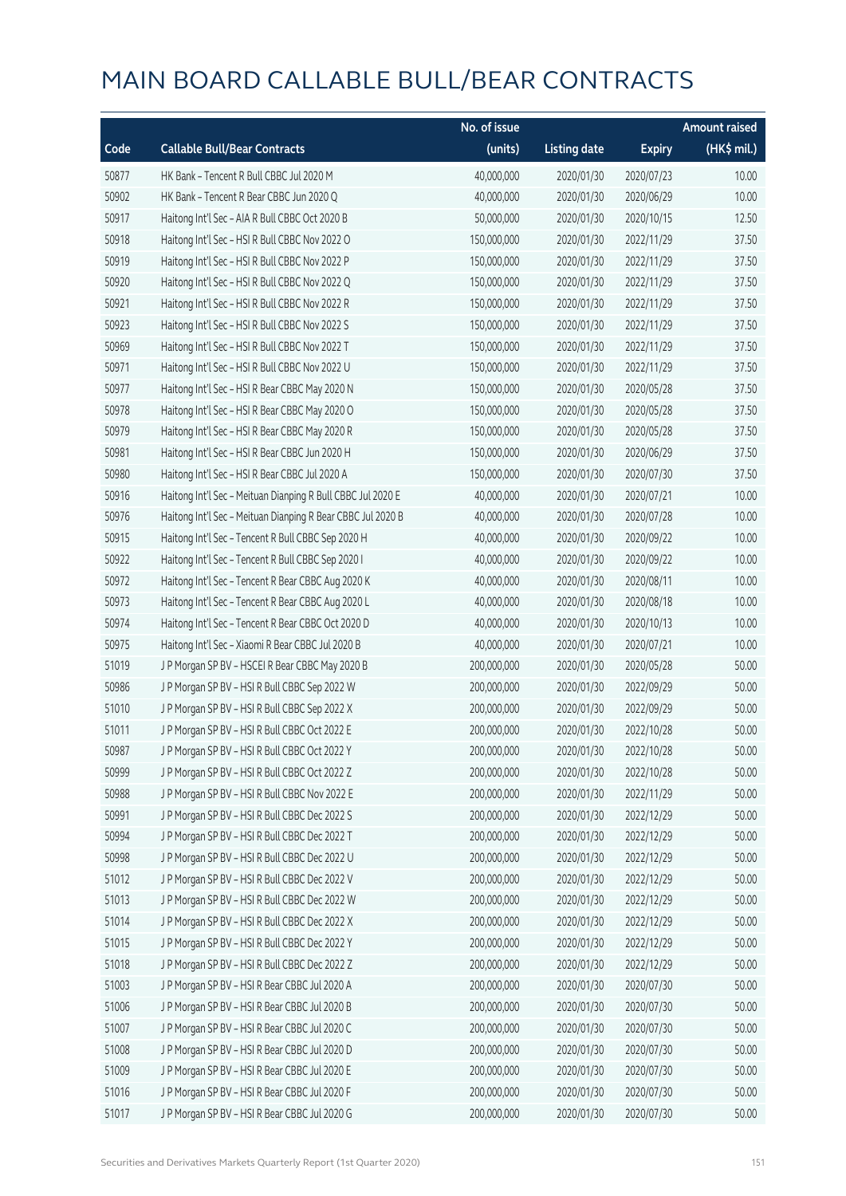# MAIN BOARD CALLABLE BULL/BEAR CONTRACTS

| Code | Callable Bull/Bear Contracts | No. of issue (units) | Listing date | Expiry | Amount raised (HK$ mil.) |
|---|---|---|---|---|---|
| 50877 | HK Bank – Tencent R Bull CBBC Jul 2020 M | 40,000,000 | 2020/01/30 | 2020/07/23 | 10.00 |
| 50902 | HK Bank – Tencent R Bear CBBC Jun 2020 Q | 40,000,000 | 2020/01/30 | 2020/06/29 | 10.00 |
| 50917 | Haitong Int'l Sec – AIA R Bull CBBC Oct 2020 B | 50,000,000 | 2020/01/30 | 2020/10/15 | 12.50 |
| 50918 | Haitong Int'l Sec – HSI R Bull CBBC Nov 2022 O | 150,000,000 | 2020/01/30 | 2022/11/29 | 37.50 |
| 50919 | Haitong Int'l Sec – HSI R Bull CBBC Nov 2022 P | 150,000,000 | 2020/01/30 | 2022/11/29 | 37.50 |
| 50920 | Haitong Int'l Sec – HSI R Bull CBBC Nov 2022 Q | 150,000,000 | 2020/01/30 | 2022/11/29 | 37.50 |
| 50921 | Haitong Int'l Sec – HSI R Bull CBBC Nov 2022 R | 150,000,000 | 2020/01/30 | 2022/11/29 | 37.50 |
| 50923 | Haitong Int'l Sec – HSI R Bull CBBC Nov 2022 S | 150,000,000 | 2020/01/30 | 2022/11/29 | 37.50 |
| 50969 | Haitong Int'l Sec – HSI R Bull CBBC Nov 2022 T | 150,000,000 | 2020/01/30 | 2022/11/29 | 37.50 |
| 50971 | Haitong Int'l Sec – HSI R Bull CBBC Nov 2022 U | 150,000,000 | 2020/01/30 | 2022/11/29 | 37.50 |
| 50977 | Haitong Int'l Sec – HSI R Bear CBBC May 2020 N | 150,000,000 | 2020/01/30 | 2020/05/28 | 37.50 |
| 50978 | Haitong Int'l Sec – HSI R Bear CBBC May 2020 O | 150,000,000 | 2020/01/30 | 2020/05/28 | 37.50 |
| 50979 | Haitong Int'l Sec – HSI R Bear CBBC May 2020 R | 150,000,000 | 2020/01/30 | 2020/05/28 | 37.50 |
| 50981 | Haitong Int'l Sec – HSI R Bear CBBC Jun 2020 H | 150,000,000 | 2020/01/30 | 2020/06/29 | 37.50 |
| 50980 | Haitong Int'l Sec – HSI R Bear CBBC Jul 2020 A | 150,000,000 | 2020/01/30 | 2020/07/30 | 37.50 |
| 50916 | Haitong Int'l Sec – Meituan Dianping R Bull CBBC Jul 2020 E | 40,000,000 | 2020/01/30 | 2020/07/21 | 10.00 |
| 50976 | Haitong Int'l Sec – Meituan Dianping R Bear CBBC Jul 2020 B | 40,000,000 | 2020/01/30 | 2020/07/28 | 10.00 |
| 50915 | Haitong Int'l Sec – Tencent R Bull CBBC Sep 2020 H | 40,000,000 | 2020/01/30 | 2020/09/22 | 10.00 |
| 50922 | Haitong Int'l Sec – Tencent R Bull CBBC Sep 2020 I | 40,000,000 | 2020/01/30 | 2020/09/22 | 10.00 |
| 50972 | Haitong Int'l Sec – Tencent R Bear CBBC Aug 2020 K | 40,000,000 | 2020/01/30 | 2020/08/11 | 10.00 |
| 50973 | Haitong Int'l Sec – Tencent R Bear CBBC Aug 2020 L | 40,000,000 | 2020/01/30 | 2020/08/18 | 10.00 |
| 50974 | Haitong Int'l Sec – Tencent R Bear CBBC Oct 2020 D | 40,000,000 | 2020/01/30 | 2020/10/13 | 10.00 |
| 50975 | Haitong Int'l Sec – Xiaomi R Bear CBBC Jul 2020 B | 40,000,000 | 2020/01/30 | 2020/07/21 | 10.00 |
| 51019 | J P Morgan SP BV – HSCEI R Bear CBBC May 2020 B | 200,000,000 | 2020/01/30 | 2020/05/28 | 50.00 |
| 50986 | J P Morgan SP BV – HSI R Bull CBBC Sep 2022 W | 200,000,000 | 2020/01/30 | 2022/09/29 | 50.00 |
| 51010 | J P Morgan SP BV – HSI R Bull CBBC Sep 2022 X | 200,000,000 | 2020/01/30 | 2022/09/29 | 50.00 |
| 51011 | J P Morgan SP BV – HSI R Bull CBBC Oct 2022 E | 200,000,000 | 2020/01/30 | 2022/10/28 | 50.00 |
| 50987 | J P Morgan SP BV – HSI R Bull CBBC Oct 2022 Y | 200,000,000 | 2020/01/30 | 2022/10/28 | 50.00 |
| 50999 | J P Morgan SP BV – HSI R Bull CBBC Oct 2022 Z | 200,000,000 | 2020/01/30 | 2022/10/28 | 50.00 |
| 50988 | J P Morgan SP BV – HSI R Bull CBBC Nov 2022 E | 200,000,000 | 2020/01/30 | 2022/11/29 | 50.00 |
| 50991 | J P Morgan SP BV – HSI R Bull CBBC Dec 2022 S | 200,000,000 | 2020/01/30 | 2022/12/29 | 50.00 |
| 50994 | J P Morgan SP BV – HSI R Bull CBBC Dec 2022 T | 200,000,000 | 2020/01/30 | 2022/12/29 | 50.00 |
| 50998 | J P Morgan SP BV – HSI R Bull CBBC Dec 2022 U | 200,000,000 | 2020/01/30 | 2022/12/29 | 50.00 |
| 51012 | J P Morgan SP BV – HSI R Bull CBBC Dec 2022 V | 200,000,000 | 2020/01/30 | 2022/12/29 | 50.00 |
| 51013 | J P Morgan SP BV – HSI R Bull CBBC Dec 2022 W | 200,000,000 | 2020/01/30 | 2022/12/29 | 50.00 |
| 51014 | J P Morgan SP BV – HSI R Bull CBBC Dec 2022 X | 200,000,000 | 2020/01/30 | 2022/12/29 | 50.00 |
| 51015 | J P Morgan SP BV – HSI R Bull CBBC Dec 2022 Y | 200,000,000 | 2020/01/30 | 2022/12/29 | 50.00 |
| 51018 | J P Morgan SP BV – HSI R Bull CBBC Dec 2022 Z | 200,000,000 | 2020/01/30 | 2022/12/29 | 50.00 |
| 51003 | J P Morgan SP BV – HSI R Bear CBBC Jul 2020 A | 200,000,000 | 2020/01/30 | 2020/07/30 | 50.00 |
| 51006 | J P Morgan SP BV – HSI R Bear CBBC Jul 2020 B | 200,000,000 | 2020/01/30 | 2020/07/30 | 50.00 |
| 51007 | J P Morgan SP BV – HSI R Bear CBBC Jul 2020 C | 200,000,000 | 2020/01/30 | 2020/07/30 | 50.00 |
| 51008 | J P Morgan SP BV – HSI R Bear CBBC Jul 2020 D | 200,000,000 | 2020/01/30 | 2020/07/30 | 50.00 |
| 51009 | J P Morgan SP BV – HSI R Bear CBBC Jul 2020 E | 200,000,000 | 2020/01/30 | 2020/07/30 | 50.00 |
| 51016 | J P Morgan SP BV – HSI R Bear CBBC Jul 2020 F | 200,000,000 | 2020/01/30 | 2020/07/30 | 50.00 |
| 51017 | J P Morgan SP BV – HSI R Bear CBBC Jul 2020 G | 200,000,000 | 2020/01/30 | 2020/07/30 | 50.00 |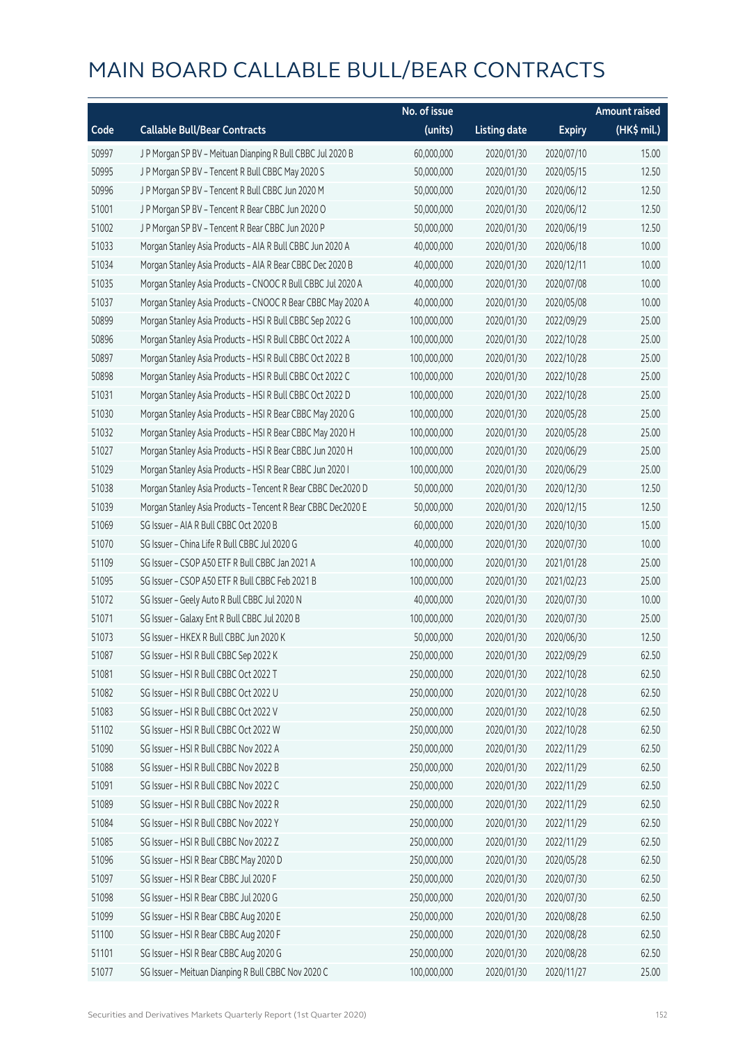# MAIN BOARD CALLABLE BULL/BEAR CONTRACTS

| Code | Callable Bull/Bear Contracts | No. of issue (units) | Listing date | Expiry | Amount raised (HK$ mil.) |
|---|---|---|---|---|---|
| 50997 | J P Morgan SP BV – Meituan Dianping R Bull CBBC Jul 2020 B | 60,000,000 | 2020/01/30 | 2020/07/10 | 15.00 |
| 50995 | J P Morgan SP BV – Tencent R Bull CBBC May 2020 S | 50,000,000 | 2020/01/30 | 2020/05/15 | 12.50 |
| 50996 | J P Morgan SP BV – Tencent R Bull CBBC Jun 2020 M | 50,000,000 | 2020/01/30 | 2020/06/12 | 12.50 |
| 51001 | J P Morgan SP BV – Tencent R Bear CBBC Jun 2020 O | 50,000,000 | 2020/01/30 | 2020/06/12 | 12.50 |
| 51002 | J P Morgan SP BV – Tencent R Bear CBBC Jun 2020 P | 50,000,000 | 2020/01/30 | 2020/06/19 | 12.50 |
| 51033 | Morgan Stanley Asia Products – AIA R Bull CBBC Jun 2020 A | 40,000,000 | 2020/01/30 | 2020/06/18 | 10.00 |
| 51034 | Morgan Stanley Asia Products – AIA R Bear CBBC Dec 2020 B | 40,000,000 | 2020/01/30 | 2020/12/11 | 10.00 |
| 51035 | Morgan Stanley Asia Products – CNOOC R Bull CBBC Jul 2020 A | 40,000,000 | 2020/01/30 | 2020/07/08 | 10.00 |
| 51037 | Morgan Stanley Asia Products – CNOOC R Bear CBBC May 2020 A | 40,000,000 | 2020/01/30 | 2020/05/08 | 10.00 |
| 50899 | Morgan Stanley Asia Products – HSI R Bull CBBC Sep 2022 G | 100,000,000 | 2020/01/30 | 2022/09/29 | 25.00 |
| 50896 | Morgan Stanley Asia Products – HSI R Bull CBBC Oct 2022 A | 100,000,000 | 2020/01/30 | 2022/10/28 | 25.00 |
| 50897 | Morgan Stanley Asia Products – HSI R Bull CBBC Oct 2022 B | 100,000,000 | 2020/01/30 | 2022/10/28 | 25.00 |
| 50898 | Morgan Stanley Asia Products – HSI R Bull CBBC Oct 2022 C | 100,000,000 | 2020/01/30 | 2022/10/28 | 25.00 |
| 51031 | Morgan Stanley Asia Products – HSI R Bull CBBC Oct 2022 D | 100,000,000 | 2020/01/30 | 2022/10/28 | 25.00 |
| 51030 | Morgan Stanley Asia Products – HSI R Bear CBBC May 2020 G | 100,000,000 | 2020/01/30 | 2020/05/28 | 25.00 |
| 51032 | Morgan Stanley Asia Products – HSI R Bear CBBC May 2020 H | 100,000,000 | 2020/01/30 | 2020/05/28 | 25.00 |
| 51027 | Morgan Stanley Asia Products – HSI R Bear CBBC Jun 2020 H | 100,000,000 | 2020/01/30 | 2020/06/29 | 25.00 |
| 51029 | Morgan Stanley Asia Products – HSI R Bear CBBC Jun 2020 I | 100,000,000 | 2020/01/30 | 2020/06/29 | 25.00 |
| 51038 | Morgan Stanley Asia Products – Tencent R Bear CBBC Dec2020 D | 50,000,000 | 2020/01/30 | 2020/12/30 | 12.50 |
| 51039 | Morgan Stanley Asia Products – Tencent R Bear CBBC Dec2020 E | 50,000,000 | 2020/01/30 | 2020/12/15 | 12.50 |
| 51069 | SG Issuer – AIA R Bull CBBC Oct 2020 B | 60,000,000 | 2020/01/30 | 2020/10/30 | 15.00 |
| 51070 | SG Issuer – China Life R Bull CBBC Jul 2020 G | 40,000,000 | 2020/01/30 | 2020/07/30 | 10.00 |
| 51109 | SG Issuer – CSOP A50 ETF R Bull CBBC Jan 2021 A | 100,000,000 | 2020/01/30 | 2021/01/28 | 25.00 |
| 51095 | SG Issuer – CSOP A50 ETF R Bull CBBC Feb 2021 B | 100,000,000 | 2020/01/30 | 2021/02/23 | 25.00 |
| 51072 | SG Issuer – Geely Auto R Bull CBBC Jul 2020 N | 40,000,000 | 2020/01/30 | 2020/07/30 | 10.00 |
| 51071 | SG Issuer – Galaxy Ent R Bull CBBC Jul 2020 B | 100,000,000 | 2020/01/30 | 2020/07/30 | 25.00 |
| 51073 | SG Issuer – HKEX R Bull CBBC Jun 2020 K | 50,000,000 | 2020/01/30 | 2020/06/30 | 12.50 |
| 51087 | SG Issuer – HSI R Bull CBBC Sep 2022 K | 250,000,000 | 2020/01/30 | 2022/09/29 | 62.50 |
| 51081 | SG Issuer – HSI R Bull CBBC Oct 2022 T | 250,000,000 | 2020/01/30 | 2022/10/28 | 62.50 |
| 51082 | SG Issuer – HSI R Bull CBBC Oct 2022 U | 250,000,000 | 2020/01/30 | 2022/10/28 | 62.50 |
| 51083 | SG Issuer – HSI R Bull CBBC Oct 2022 V | 250,000,000 | 2020/01/30 | 2022/10/28 | 62.50 |
| 51102 | SG Issuer – HSI R Bull CBBC Oct 2022 W | 250,000,000 | 2020/01/30 | 2022/10/28 | 62.50 |
| 51090 | SG Issuer – HSI R Bull CBBC Nov 2022 A | 250,000,000 | 2020/01/30 | 2022/11/29 | 62.50 |
| 51088 | SG Issuer – HSI R Bull CBBC Nov 2022 B | 250,000,000 | 2020/01/30 | 2022/11/29 | 62.50 |
| 51091 | SG Issuer – HSI R Bull CBBC Nov 2022 C | 250,000,000 | 2020/01/30 | 2022/11/29 | 62.50 |
| 51089 | SG Issuer – HSI R Bull CBBC Nov 2022 R | 250,000,000 | 2020/01/30 | 2022/11/29 | 62.50 |
| 51084 | SG Issuer – HSI R Bull CBBC Nov 2022 Y | 250,000,000 | 2020/01/30 | 2022/11/29 | 62.50 |
| 51085 | SG Issuer – HSI R Bull CBBC Nov 2022 Z | 250,000,000 | 2020/01/30 | 2022/11/29 | 62.50 |
| 51096 | SG Issuer – HSI R Bear CBBC May 2020 D | 250,000,000 | 2020/01/30 | 2020/05/28 | 62.50 |
| 51097 | SG Issuer – HSI R Bear CBBC Jul 2020 F | 250,000,000 | 2020/01/30 | 2020/07/30 | 62.50 |
| 51098 | SG Issuer – HSI R Bear CBBC Jul 2020 G | 250,000,000 | 2020/01/30 | 2020/07/30 | 62.50 |
| 51099 | SG Issuer – HSI R Bear CBBC Aug 2020 E | 250,000,000 | 2020/01/30 | 2020/08/28 | 62.50 |
| 51100 | SG Issuer – HSI R Bear CBBC Aug 2020 F | 250,000,000 | 2020/01/30 | 2020/08/28 | 62.50 |
| 51101 | SG Issuer – HSI R Bear CBBC Aug 2020 G | 250,000,000 | 2020/01/30 | 2020/08/28 | 62.50 |
| 51077 | SG Issuer – Meituan Dianping R Bull CBBC Nov 2020 C | 100,000,000 | 2020/01/30 | 2020/11/27 | 25.00 |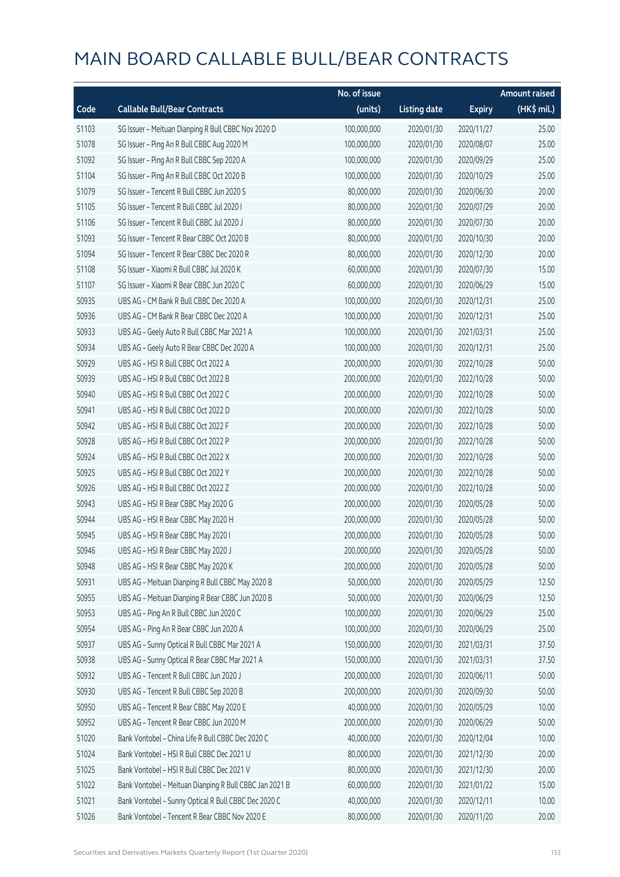# MAIN BOARD CALLABLE BULL/BEAR CONTRACTS

| Code | Callable Bull/Bear Contracts | No. of issue (units) | Listing date | Expiry | Amount raised (HK$ mil.) |
|---|---|---|---|---|---|
| 51103 | SG Issuer – Meituan Dianping R Bull CBBC Nov 2020 D | 100,000,000 | 2020/01/30 | 2020/11/27 | 25.00 |
| 51078 | SG Issuer – Ping An R Bull CBBC Aug 2020 M | 100,000,000 | 2020/01/30 | 2020/08/07 | 25.00 |
| 51092 | SG Issuer – Ping An R Bull CBBC Sep 2020 A | 100,000,000 | 2020/01/30 | 2020/09/29 | 25.00 |
| 51104 | SG Issuer – Ping An R Bull CBBC Oct 2020 B | 100,000,000 | 2020/01/30 | 2020/10/29 | 25.00 |
| 51079 | SG Issuer – Tencent R Bull CBBC Jun 2020 S | 80,000,000 | 2020/01/30 | 2020/06/30 | 20.00 |
| 51105 | SG Issuer – Tencent R Bull CBBC Jul 2020 I | 80,000,000 | 2020/01/30 | 2020/07/29 | 20.00 |
| 51106 | SG Issuer – Tencent R Bull CBBC Jul 2020 J | 80,000,000 | 2020/01/30 | 2020/07/30 | 20.00 |
| 51093 | SG Issuer – Tencent R Bear CBBC Oct 2020 B | 80,000,000 | 2020/01/30 | 2020/10/30 | 20.00 |
| 51094 | SG Issuer – Tencent R Bear CBBC Dec 2020 R | 80,000,000 | 2020/01/30 | 2020/12/30 | 20.00 |
| 51108 | SG Issuer – Xiaomi R Bull CBBC Jul 2020 K | 60,000,000 | 2020/01/30 | 2020/07/30 | 15.00 |
| 51107 | SG Issuer – Xiaomi R Bear CBBC Jun 2020 C | 60,000,000 | 2020/01/30 | 2020/06/29 | 15.00 |
| 50935 | UBS AG – CM Bank R Bull CBBC Dec 2020 A | 100,000,000 | 2020/01/30 | 2020/12/31 | 25.00 |
| 50936 | UBS AG – CM Bank R Bear CBBC Dec 2020 A | 100,000,000 | 2020/01/30 | 2020/12/31 | 25.00 |
| 50933 | UBS AG – Geely Auto R Bull CBBC Mar 2021 A | 100,000,000 | 2020/01/30 | 2021/03/31 | 25.00 |
| 50934 | UBS AG – Geely Auto R Bear CBBC Dec 2020 A | 100,000,000 | 2020/01/30 | 2020/12/31 | 25.00 |
| 50929 | UBS AG – HSI R Bull CBBC Oct 2022 A | 200,000,000 | 2020/01/30 | 2022/10/28 | 50.00 |
| 50939 | UBS AG – HSI R Bull CBBC Oct 2022 B | 200,000,000 | 2020/01/30 | 2022/10/28 | 50.00 |
| 50940 | UBS AG – HSI R Bull CBBC Oct 2022 C | 200,000,000 | 2020/01/30 | 2022/10/28 | 50.00 |
| 50941 | UBS AG – HSI R Bull CBBC Oct 2022 D | 200,000,000 | 2020/01/30 | 2022/10/28 | 50.00 |
| 50942 | UBS AG – HSI R Bull CBBC Oct 2022 F | 200,000,000 | 2020/01/30 | 2022/10/28 | 50.00 |
| 50928 | UBS AG – HSI R Bull CBBC Oct 2022 P | 200,000,000 | 2020/01/30 | 2022/10/28 | 50.00 |
| 50924 | UBS AG – HSI R Bull CBBC Oct 2022 X | 200,000,000 | 2020/01/30 | 2022/10/28 | 50.00 |
| 50925 | UBS AG – HSI R Bull CBBC Oct 2022 Y | 200,000,000 | 2020/01/30 | 2022/10/28 | 50.00 |
| 50926 | UBS AG – HSI R Bull CBBC Oct 2022 Z | 200,000,000 | 2020/01/30 | 2022/10/28 | 50.00 |
| 50943 | UBS AG – HSI R Bear CBBC May 2020 G | 200,000,000 | 2020/01/30 | 2020/05/28 | 50.00 |
| 50944 | UBS AG – HSI R Bear CBBC May 2020 H | 200,000,000 | 2020/01/30 | 2020/05/28 | 50.00 |
| 50945 | UBS AG – HSI R Bear CBBC May 2020 I | 200,000,000 | 2020/01/30 | 2020/05/28 | 50.00 |
| 50946 | UBS AG – HSI R Bear CBBC May 2020 J | 200,000,000 | 2020/01/30 | 2020/05/28 | 50.00 |
| 50948 | UBS AG – HSI R Bear CBBC May 2020 K | 200,000,000 | 2020/01/30 | 2020/05/28 | 50.00 |
| 50931 | UBS AG – Meituan Dianping R Bull CBBC May 2020 B | 50,000,000 | 2020/01/30 | 2020/05/29 | 12.50 |
| 50955 | UBS AG – Meituan Dianping R Bear CBBC Jun 2020 B | 50,000,000 | 2020/01/30 | 2020/06/29 | 12.50 |
| 50953 | UBS AG – Ping An R Bull CBBC Jun 2020 C | 100,000,000 | 2020/01/30 | 2020/06/29 | 25.00 |
| 50954 | UBS AG – Ping An R Bear CBBC Jun 2020 A | 100,000,000 | 2020/01/30 | 2020/06/29 | 25.00 |
| 50937 | UBS AG – Sunny Optical R Bull CBBC Mar 2021 A | 150,000,000 | 2020/01/30 | 2021/03/31 | 37.50 |
| 50938 | UBS AG – Sunny Optical R Bear CBBC Mar 2021 A | 150,000,000 | 2020/01/30 | 2021/03/31 | 37.50 |
| 50932 | UBS AG – Tencent R Bull CBBC Jun 2020 J | 200,000,000 | 2020/01/30 | 2020/06/11 | 50.00 |
| 50930 | UBS AG – Tencent R Bull CBBC Sep 2020 B | 200,000,000 | 2020/01/30 | 2020/09/30 | 50.00 |
| 50950 | UBS AG – Tencent R Bear CBBC May 2020 E | 40,000,000 | 2020/01/30 | 2020/05/29 | 10.00 |
| 50952 | UBS AG – Tencent R Bear CBBC Jun 2020 M | 200,000,000 | 2020/01/30 | 2020/06/29 | 50.00 |
| 51020 | Bank Vontobel – China Life R Bull CBBC Dec 2020 C | 40,000,000 | 2020/01/30 | 2020/12/04 | 10.00 |
| 51024 | Bank Vontobel – HSI R Bull CBBC Dec 2021 U | 80,000,000 | 2020/01/30 | 2021/12/30 | 20.00 |
| 51025 | Bank Vontobel – HSI R Bull CBBC Dec 2021 V | 80,000,000 | 2020/01/30 | 2021/12/30 | 20.00 |
| 51022 | Bank Vontobel – Meituan Dianping R Bull CBBC Jan 2021 B | 60,000,000 | 2020/01/30 | 2021/01/22 | 15.00 |
| 51021 | Bank Vontobel – Sunny Optical R Bull CBBC Dec 2020 C | 40,000,000 | 2020/01/30 | 2020/12/11 | 10.00 |
| 51026 | Bank Vontobel – Tencent R Bear CBBC Nov 2020 E | 80,000,000 | 2020/01/30 | 2020/11/20 | 20.00 |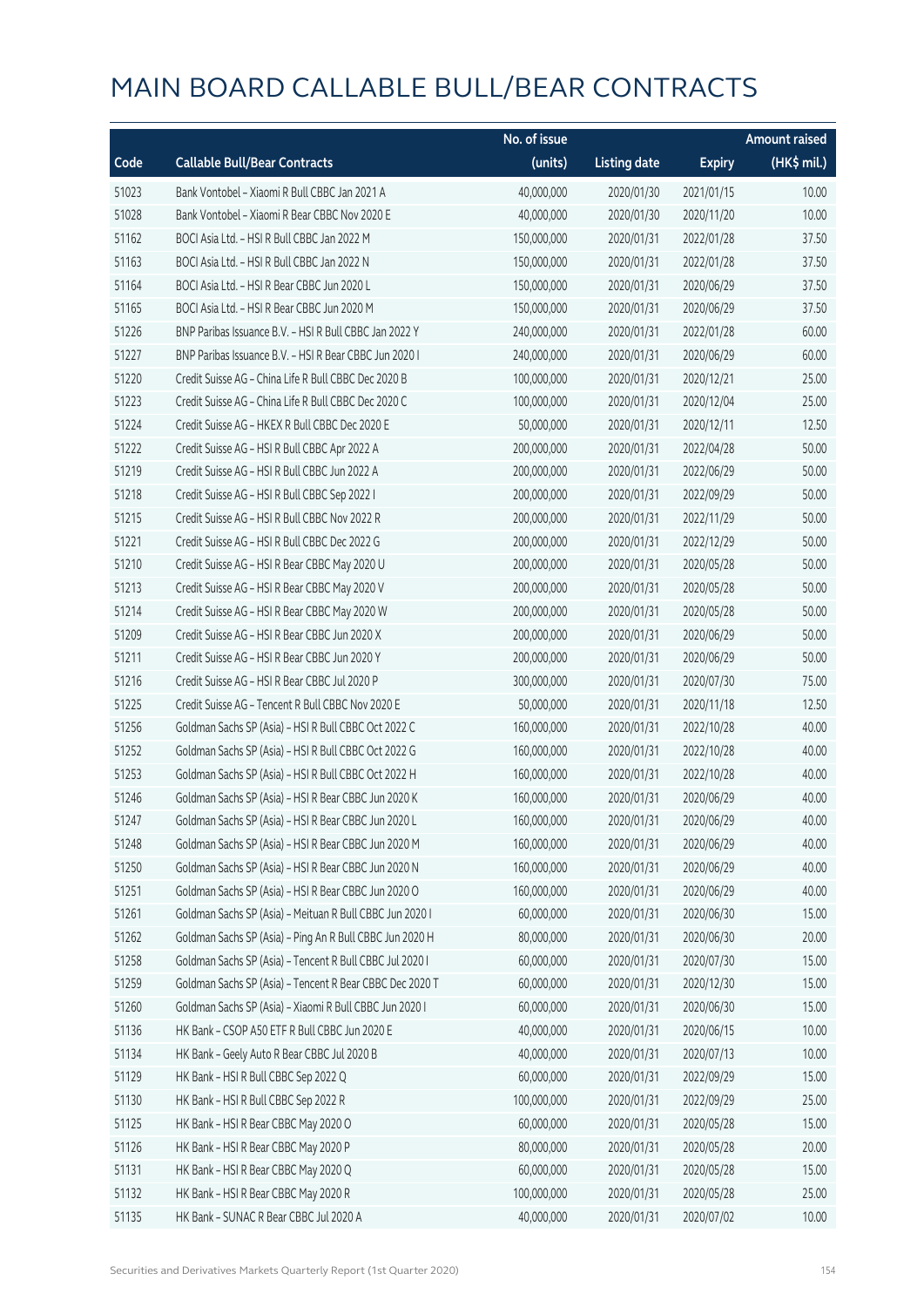# MAIN BOARD CALLABLE BULL/BEAR CONTRACTS

| Code | Callable Bull/Bear Contracts | No. of issue (units) | Listing date | Expiry | Amount raised (HK$ mil.) |
|---|---|---|---|---|---|
| 51023 | Bank Vontobel – Xiaomi R Bull CBBC Jan 2021 A | 40,000,000 | 2020/01/30 | 2021/01/15 | 10.00 |
| 51028 | Bank Vontobel – Xiaomi R Bear CBBC Nov 2020 E | 40,000,000 | 2020/01/30 | 2020/11/20 | 10.00 |
| 51162 | BOCI Asia Ltd. – HSI R Bull CBBC Jan 2022 M | 150,000,000 | 2020/01/31 | 2022/01/28 | 37.50 |
| 51163 | BOCI Asia Ltd. – HSI R Bull CBBC Jan 2022 N | 150,000,000 | 2020/01/31 | 2022/01/28 | 37.50 |
| 51164 | BOCI Asia Ltd. – HSI R Bear CBBC Jun 2020 L | 150,000,000 | 2020/01/31 | 2020/06/29 | 37.50 |
| 51165 | BOCI Asia Ltd. – HSI R Bear CBBC Jun 2020 M | 150,000,000 | 2020/01/31 | 2020/06/29 | 37.50 |
| 51226 | BNP Paribas Issuance B.V. – HSI R Bull CBBC Jan 2022 Y | 240,000,000 | 2020/01/31 | 2022/01/28 | 60.00 |
| 51227 | BNP Paribas Issuance B.V. – HSI R Bear CBBC Jun 2020 I | 240,000,000 | 2020/01/31 | 2020/06/29 | 60.00 |
| 51220 | Credit Suisse AG – China Life R Bull CBBC Dec 2020 B | 100,000,000 | 2020/01/31 | 2020/12/21 | 25.00 |
| 51223 | Credit Suisse AG – China Life R Bull CBBC Dec 2020 C | 100,000,000 | 2020/01/31 | 2020/12/04 | 25.00 |
| 51224 | Credit Suisse AG – HKEX R Bull CBBC Dec 2020 E | 50,000,000 | 2020/01/31 | 2020/12/11 | 12.50 |
| 51222 | Credit Suisse AG – HSI R Bull CBBC Apr 2022 A | 200,000,000 | 2020/01/31 | 2022/04/28 | 50.00 |
| 51219 | Credit Suisse AG – HSI R Bull CBBC Jun 2022 A | 200,000,000 | 2020/01/31 | 2022/06/29 | 50.00 |
| 51218 | Credit Suisse AG – HSI R Bull CBBC Sep 2022 I | 200,000,000 | 2020/01/31 | 2022/09/29 | 50.00 |
| 51215 | Credit Suisse AG – HSI R Bull CBBC Nov 2022 R | 200,000,000 | 2020/01/31 | 2022/11/29 | 50.00 |
| 51221 | Credit Suisse AG – HSI R Bull CBBC Dec 2022 G | 200,000,000 | 2020/01/31 | 2022/12/29 | 50.00 |
| 51210 | Credit Suisse AG – HSI R Bear CBBC May 2020 U | 200,000,000 | 2020/01/31 | 2020/05/28 | 50.00 |
| 51213 | Credit Suisse AG – HSI R Bear CBBC May 2020 V | 200,000,000 | 2020/01/31 | 2020/05/28 | 50.00 |
| 51214 | Credit Suisse AG – HSI R Bear CBBC May 2020 W | 200,000,000 | 2020/01/31 | 2020/05/28 | 50.00 |
| 51209 | Credit Suisse AG – HSI R Bear CBBC Jun 2020 X | 200,000,000 | 2020/01/31 | 2020/06/29 | 50.00 |
| 51211 | Credit Suisse AG – HSI R Bear CBBC Jun 2020 Y | 200,000,000 | 2020/01/31 | 2020/06/29 | 50.00 |
| 51216 | Credit Suisse AG – HSI R Bear CBBC Jul 2020 P | 300,000,000 | 2020/01/31 | 2020/07/30 | 75.00 |
| 51225 | Credit Suisse AG – Tencent R Bull CBBC Nov 2020 E | 50,000,000 | 2020/01/31 | 2020/11/18 | 12.50 |
| 51256 | Goldman Sachs SP (Asia) – HSI R Bull CBBC Oct 2022 C | 160,000,000 | 2020/01/31 | 2022/10/28 | 40.00 |
| 51252 | Goldman Sachs SP (Asia) – HSI R Bull CBBC Oct 2022 G | 160,000,000 | 2020/01/31 | 2022/10/28 | 40.00 |
| 51253 | Goldman Sachs SP (Asia) – HSI R Bull CBBC Oct 2022 H | 160,000,000 | 2020/01/31 | 2022/10/28 | 40.00 |
| 51246 | Goldman Sachs SP (Asia) – HSI R Bear CBBC Jun 2020 K | 160,000,000 | 2020/01/31 | 2020/06/29 | 40.00 |
| 51247 | Goldman Sachs SP (Asia) – HSI R Bear CBBC Jun 2020 L | 160,000,000 | 2020/01/31 | 2020/06/29 | 40.00 |
| 51248 | Goldman Sachs SP (Asia) – HSI R Bear CBBC Jun 2020 M | 160,000,000 | 2020/01/31 | 2020/06/29 | 40.00 |
| 51250 | Goldman Sachs SP (Asia) – HSI R Bear CBBC Jun 2020 N | 160,000,000 | 2020/01/31 | 2020/06/29 | 40.00 |
| 51251 | Goldman Sachs SP (Asia) – HSI R Bear CBBC Jun 2020 O | 160,000,000 | 2020/01/31 | 2020/06/29 | 40.00 |
| 51261 | Goldman Sachs SP (Asia) – Meituan R Bull CBBC Jun 2020 I | 60,000,000 | 2020/01/31 | 2020/06/30 | 15.00 |
| 51262 | Goldman Sachs SP (Asia) – Ping An R Bull CBBC Jun 2020 H | 80,000,000 | 2020/01/31 | 2020/06/30 | 20.00 |
| 51258 | Goldman Sachs SP (Asia) – Tencent R Bull CBBC Jul 2020 I | 60,000,000 | 2020/01/31 | 2020/07/30 | 15.00 |
| 51259 | Goldman Sachs SP (Asia) – Tencent R Bear CBBC Dec 2020 T | 60,000,000 | 2020/01/31 | 2020/12/30 | 15.00 |
| 51260 | Goldman Sachs SP (Asia) – Xiaomi R Bull CBBC Jun 2020 I | 60,000,000 | 2020/01/31 | 2020/06/30 | 15.00 |
| 51136 | HK Bank – CSOP A50 ETF R Bull CBBC Jun 2020 E | 40,000,000 | 2020/01/31 | 2020/06/15 | 10.00 |
| 51134 | HK Bank – Geely Auto R Bear CBBC Jul 2020 B | 40,000,000 | 2020/01/31 | 2020/07/13 | 10.00 |
| 51129 | HK Bank – HSI R Bull CBBC Sep 2022 Q | 60,000,000 | 2020/01/31 | 2022/09/29 | 15.00 |
| 51130 | HK Bank – HSI R Bull CBBC Sep 2022 R | 100,000,000 | 2020/01/31 | 2022/09/29 | 25.00 |
| 51125 | HK Bank – HSI R Bear CBBC May 2020 O | 60,000,000 | 2020/01/31 | 2020/05/28 | 15.00 |
| 51126 | HK Bank – HSI R Bear CBBC May 2020 P | 80,000,000 | 2020/01/31 | 2020/05/28 | 20.00 |
| 51131 | HK Bank – HSI R Bear CBBC May 2020 Q | 60,000,000 | 2020/01/31 | 2020/05/28 | 15.00 |
| 51132 | HK Bank – HSI R Bear CBBC May 2020 R | 100,000,000 | 2020/01/31 | 2020/05/28 | 25.00 |
| 51135 | HK Bank – SUNAC R Bear CBBC Jul 2020 A | 40,000,000 | 2020/01/31 | 2020/07/02 | 10.00 |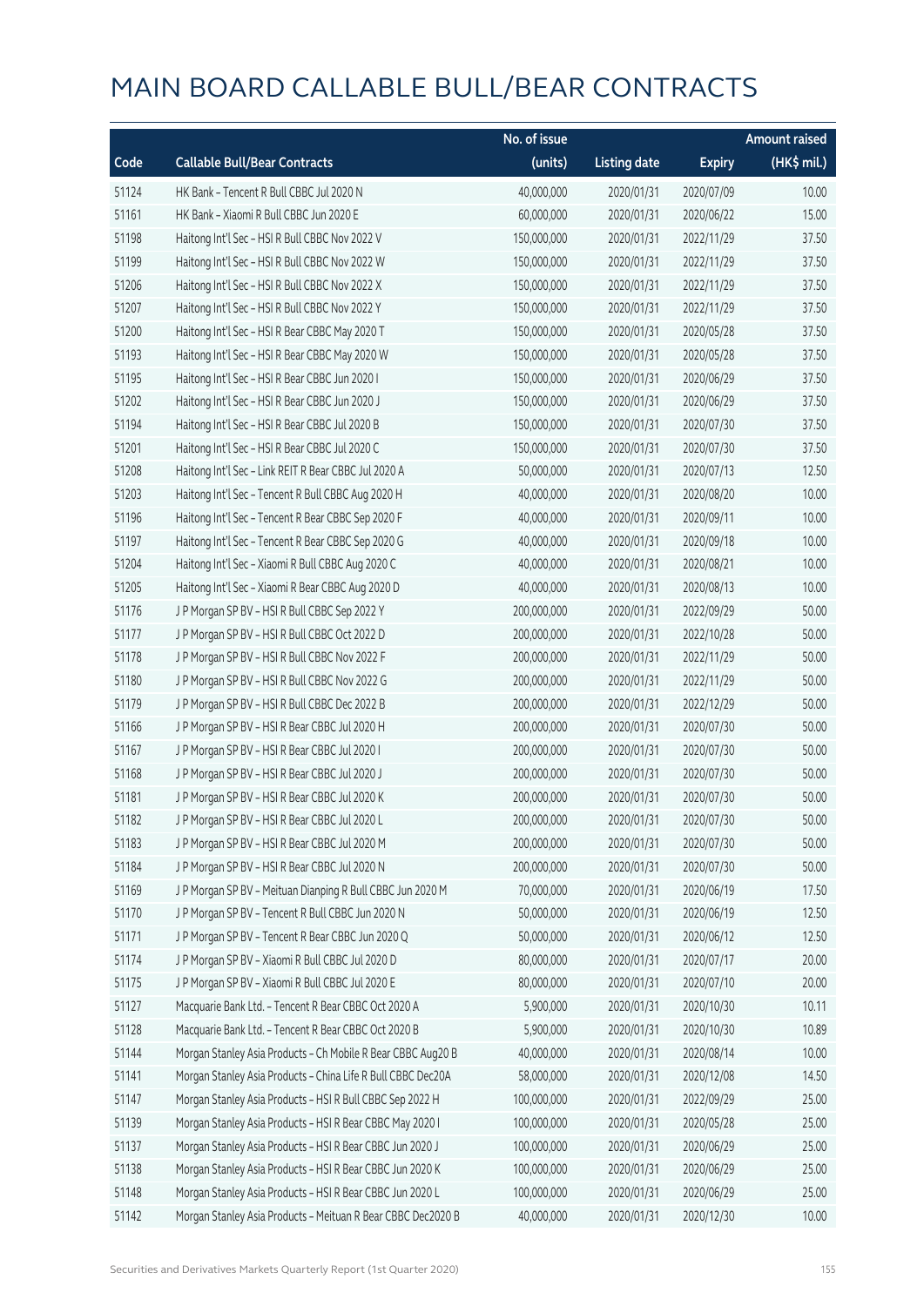# MAIN BOARD CALLABLE BULL/BEAR CONTRACTS

| Code | Callable Bull/Bear Contracts | No. of issue (units) | Listing date | Expiry | Amount raised (HK$ mil.) |
|---|---|---|---|---|---|
| 51124 | HK Bank – Tencent R Bull CBBC Jul 2020 N | 40,000,000 | 2020/01/31 | 2020/07/09 | 10.00 |
| 51161 | HK Bank – Xiaomi R Bull CBBC Jun 2020 E | 60,000,000 | 2020/01/31 | 2020/06/22 | 15.00 |
| 51198 | Haitong Int'l Sec – HSI R Bull CBBC Nov 2022 V | 150,000,000 | 2020/01/31 | 2022/11/29 | 37.50 |
| 51199 | Haitong Int'l Sec – HSI R Bull CBBC Nov 2022 W | 150,000,000 | 2020/01/31 | 2022/11/29 | 37.50 |
| 51206 | Haitong Int'l Sec – HSI R Bull CBBC Nov 2022 X | 150,000,000 | 2020/01/31 | 2022/11/29 | 37.50 |
| 51207 | Haitong Int'l Sec – HSI R Bull CBBC Nov 2022 Y | 150,000,000 | 2020/01/31 | 2022/11/29 | 37.50 |
| 51200 | Haitong Int'l Sec – HSI R Bear CBBC May 2020 T | 150,000,000 | 2020/01/31 | 2020/05/28 | 37.50 |
| 51193 | Haitong Int'l Sec – HSI R Bear CBBC May 2020 W | 150,000,000 | 2020/01/31 | 2020/05/28 | 37.50 |
| 51195 | Haitong Int'l Sec – HSI R Bear CBBC Jun 2020 I | 150,000,000 | 2020/01/31 | 2020/06/29 | 37.50 |
| 51202 | Haitong Int'l Sec – HSI R Bear CBBC Jun 2020 J | 150,000,000 | 2020/01/31 | 2020/06/29 | 37.50 |
| 51194 | Haitong Int'l Sec – HSI R Bear CBBC Jul 2020 B | 150,000,000 | 2020/01/31 | 2020/07/30 | 37.50 |
| 51201 | Haitong Int'l Sec – HSI R Bear CBBC Jul 2020 C | 150,000,000 | 2020/01/31 | 2020/07/30 | 37.50 |
| 51208 | Haitong Int'l Sec – Link REIT R Bear CBBC Jul 2020 A | 50,000,000 | 2020/01/31 | 2020/07/13 | 12.50 |
| 51203 | Haitong Int'l Sec – Tencent R Bull CBBC Aug 2020 H | 40,000,000 | 2020/01/31 | 2020/08/20 | 10.00 |
| 51196 | Haitong Int'l Sec – Tencent R Bear CBBC Sep 2020 F | 40,000,000 | 2020/01/31 | 2020/09/11 | 10.00 |
| 51197 | Haitong Int'l Sec – Tencent R Bear CBBC Sep 2020 G | 40,000,000 | 2020/01/31 | 2020/09/18 | 10.00 |
| 51204 | Haitong Int'l Sec – Xiaomi R Bull CBBC Aug 2020 C | 40,000,000 | 2020/01/31 | 2020/08/21 | 10.00 |
| 51205 | Haitong Int'l Sec – Xiaomi R Bear CBBC Aug 2020 D | 40,000,000 | 2020/01/31 | 2020/08/13 | 10.00 |
| 51176 | J P Morgan SP BV – HSI R Bull CBBC Sep 2022 Y | 200,000,000 | 2020/01/31 | 2022/09/29 | 50.00 |
| 51177 | J P Morgan SP BV – HSI R Bull CBBC Oct 2022 D | 200,000,000 | 2020/01/31 | 2022/10/28 | 50.00 |
| 51178 | J P Morgan SP BV – HSI R Bull CBBC Nov 2022 F | 200,000,000 | 2020/01/31 | 2022/11/29 | 50.00 |
| 51180 | J P Morgan SP BV – HSI R Bull CBBC Nov 2022 G | 200,000,000 | 2020/01/31 | 2022/11/29 | 50.00 |
| 51179 | J P Morgan SP BV – HSI R Bull CBBC Dec 2022 B | 200,000,000 | 2020/01/31 | 2022/12/29 | 50.00 |
| 51166 | J P Morgan SP BV – HSI R Bear CBBC Jul 2020 H | 200,000,000 | 2020/01/31 | 2020/07/30 | 50.00 |
| 51167 | J P Morgan SP BV – HSI R Bear CBBC Jul 2020 I | 200,000,000 | 2020/01/31 | 2020/07/30 | 50.00 |
| 51168 | J P Morgan SP BV – HSI R Bear CBBC Jul 2020 J | 200,000,000 | 2020/01/31 | 2020/07/30 | 50.00 |
| 51181 | J P Morgan SP BV – HSI R Bear CBBC Jul 2020 K | 200,000,000 | 2020/01/31 | 2020/07/30 | 50.00 |
| 51182 | J P Morgan SP BV – HSI R Bear CBBC Jul 2020 L | 200,000,000 | 2020/01/31 | 2020/07/30 | 50.00 |
| 51183 | J P Morgan SP BV – HSI R Bear CBBC Jul 2020 M | 200,000,000 | 2020/01/31 | 2020/07/30 | 50.00 |
| 51184 | J P Morgan SP BV – HSI R Bear CBBC Jul 2020 N | 200,000,000 | 2020/01/31 | 2020/07/30 | 50.00 |
| 51169 | J P Morgan SP BV – Meituan Dianping R Bull CBBC Jun 2020 M | 70,000,000 | 2020/01/31 | 2020/06/19 | 17.50 |
| 51170 | J P Morgan SP BV – Tencent R Bull CBBC Jun 2020 N | 50,000,000 | 2020/01/31 | 2020/06/19 | 12.50 |
| 51171 | J P Morgan SP BV – Tencent R Bear CBBC Jun 2020 Q | 50,000,000 | 2020/01/31 | 2020/06/12 | 12.50 |
| 51174 | J P Morgan SP BV – Xiaomi R Bull CBBC Jul 2020 D | 80,000,000 | 2020/01/31 | 2020/07/17 | 20.00 |
| 51175 | J P Morgan SP BV – Xiaomi R Bull CBBC Jul 2020 E | 80,000,000 | 2020/01/31 | 2020/07/10 | 20.00 |
| 51127 | Macquarie Bank Ltd. – Tencent R Bear CBBC Oct 2020 A | 5,900,000 | 2020/01/31 | 2020/10/30 | 10.11 |
| 51128 | Macquarie Bank Ltd. – Tencent R Bear CBBC Oct 2020 B | 5,900,000 | 2020/01/31 | 2020/10/30 | 10.89 |
| 51144 | Morgan Stanley Asia Products – Ch Mobile R Bear CBBC Aug20 B | 40,000,000 | 2020/01/31 | 2020/08/14 | 10.00 |
| 51141 | Morgan Stanley Asia Products – China Life R Bull CBBC Dec20A | 58,000,000 | 2020/01/31 | 2020/12/08 | 14.50 |
| 51147 | Morgan Stanley Asia Products – HSI R Bull CBBC Sep 2022 H | 100,000,000 | 2020/01/31 | 2022/09/29 | 25.00 |
| 51139 | Morgan Stanley Asia Products – HSI R Bear CBBC May 2020 I | 100,000,000 | 2020/01/31 | 2020/05/28 | 25.00 |
| 51137 | Morgan Stanley Asia Products – HSI R Bear CBBC Jun 2020 J | 100,000,000 | 2020/01/31 | 2020/06/29 | 25.00 |
| 51138 | Morgan Stanley Asia Products – HSI R Bear CBBC Jun 2020 K | 100,000,000 | 2020/01/31 | 2020/06/29 | 25.00 |
| 51148 | Morgan Stanley Asia Products – HSI R Bear CBBC Jun 2020 L | 100,000,000 | 2020/01/31 | 2020/06/29 | 25.00 |
| 51142 | Morgan Stanley Asia Products – Meituan R Bear CBBC Dec2020 B | 40,000,000 | 2020/01/31 | 2020/12/30 | 10.00 |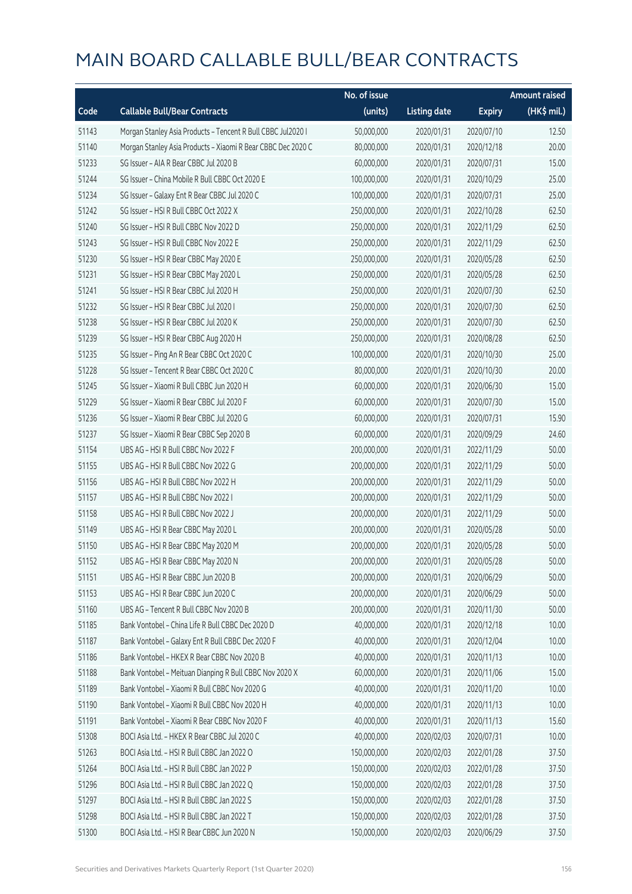# MAIN BOARD CALLABLE BULL/BEAR CONTRACTS

| Code | Callable Bull/Bear Contracts | No. of issue (units) | Listing date | Expiry | Amount raised (HK$ mil.) |
|---|---|---|---|---|---|
| 51143 | Morgan Stanley Asia Products – Tencent R Bull CBBC Jul2020 I | 50,000,000 | 2020/01/31 | 2020/07/10 | 12.50 |
| 51140 | Morgan Stanley Asia Products – Xiaomi R Bear CBBC Dec 2020 C | 80,000,000 | 2020/01/31 | 2020/12/18 | 20.00 |
| 51233 | SG Issuer – AIA R Bear CBBC Jul 2020 B | 60,000,000 | 2020/01/31 | 2020/07/31 | 15.00 |
| 51244 | SG Issuer – China Mobile R Bull CBBC Oct 2020 E | 100,000,000 | 2020/01/31 | 2020/10/29 | 25.00 |
| 51234 | SG Issuer – Galaxy Ent R Bear CBBC Jul 2020 C | 100,000,000 | 2020/01/31 | 2020/07/31 | 25.00 |
| 51242 | SG Issuer – HSI R Bull CBBC Oct 2022 X | 250,000,000 | 2020/01/31 | 2022/10/28 | 62.50 |
| 51240 | SG Issuer – HSI R Bull CBBC Nov 2022 D | 250,000,000 | 2020/01/31 | 2022/11/29 | 62.50 |
| 51243 | SG Issuer – HSI R Bull CBBC Nov 2022 E | 250,000,000 | 2020/01/31 | 2022/11/29 | 62.50 |
| 51230 | SG Issuer – HSI R Bear CBBC May 2020 E | 250,000,000 | 2020/01/31 | 2020/05/28 | 62.50 |
| 51231 | SG Issuer – HSI R Bear CBBC May 2020 L | 250,000,000 | 2020/01/31 | 2020/05/28 | 62.50 |
| 51241 | SG Issuer – HSI R Bear CBBC Jul 2020 H | 250,000,000 | 2020/01/31 | 2020/07/30 | 62.50 |
| 51232 | SG Issuer – HSI R Bear CBBC Jul 2020 I | 250,000,000 | 2020/01/31 | 2020/07/30 | 62.50 |
| 51238 | SG Issuer – HSI R Bear CBBC Jul 2020 K | 250,000,000 | 2020/01/31 | 2020/07/30 | 62.50 |
| 51239 | SG Issuer – HSI R Bear CBBC Aug 2020 H | 250,000,000 | 2020/01/31 | 2020/08/28 | 62.50 |
| 51235 | SG Issuer – Ping An R Bear CBBC Oct 2020 C | 100,000,000 | 2020/01/31 | 2020/10/30 | 25.00 |
| 51228 | SG Issuer – Tencent R Bear CBBC Oct 2020 C | 80,000,000 | 2020/01/31 | 2020/10/30 | 20.00 |
| 51245 | SG Issuer – Xiaomi R Bull CBBC Jun 2020 H | 60,000,000 | 2020/01/31 | 2020/06/30 | 15.00 |
| 51229 | SG Issuer – Xiaomi R Bear CBBC Jul 2020 F | 60,000,000 | 2020/01/31 | 2020/07/30 | 15.00 |
| 51236 | SG Issuer – Xiaomi R Bear CBBC Jul 2020 G | 60,000,000 | 2020/01/31 | 2020/07/31 | 15.90 |
| 51237 | SG Issuer – Xiaomi R Bear CBBC Sep 2020 B | 60,000,000 | 2020/01/31 | 2020/09/29 | 24.60 |
| 51154 | UBS AG – HSI R Bull CBBC Nov 2022 F | 200,000,000 | 2020/01/31 | 2022/11/29 | 50.00 |
| 51155 | UBS AG – HSI R Bull CBBC Nov 2022 G | 200,000,000 | 2020/01/31 | 2022/11/29 | 50.00 |
| 51156 | UBS AG – HSI R Bull CBBC Nov 2022 H | 200,000,000 | 2020/01/31 | 2022/11/29 | 50.00 |
| 51157 | UBS AG – HSI R Bull CBBC Nov 2022 I | 200,000,000 | 2020/01/31 | 2022/11/29 | 50.00 |
| 51158 | UBS AG – HSI R Bull CBBC Nov 2022 J | 200,000,000 | 2020/01/31 | 2022/11/29 | 50.00 |
| 51149 | UBS AG – HSI R Bear CBBC May 2020 L | 200,000,000 | 2020/01/31 | 2020/05/28 | 50.00 |
| 51150 | UBS AG – HSI R Bear CBBC May 2020 M | 200,000,000 | 2020/01/31 | 2020/05/28 | 50.00 |
| 51152 | UBS AG – HSI R Bear CBBC May 2020 N | 200,000,000 | 2020/01/31 | 2020/05/28 | 50.00 |
| 51151 | UBS AG – HSI R Bear CBBC Jun 2020 B | 200,000,000 | 2020/01/31 | 2020/06/29 | 50.00 |
| 51153 | UBS AG – HSI R Bear CBBC Jun 2020 C | 200,000,000 | 2020/01/31 | 2020/06/29 | 50.00 |
| 51160 | UBS AG – Tencent R Bull CBBC Nov 2020 B | 200,000,000 | 2020/01/31 | 2020/11/30 | 50.00 |
| 51185 | Bank Vontobel – China Life R Bull CBBC Dec 2020 D | 40,000,000 | 2020/01/31 | 2020/12/18 | 10.00 |
| 51187 | Bank Vontobel – Galaxy Ent R Bull CBBC Dec 2020 F | 40,000,000 | 2020/01/31 | 2020/12/04 | 10.00 |
| 51186 | Bank Vontobel – HKEX R Bear CBBC Nov 2020 B | 40,000,000 | 2020/01/31 | 2020/11/13 | 10.00 |
| 51188 | Bank Vontobel – Meituan Dianping R Bull CBBC Nov 2020 X | 60,000,000 | 2020/01/31 | 2020/11/06 | 15.00 |
| 51189 | Bank Vontobel – Xiaomi R Bull CBBC Nov 2020 G | 40,000,000 | 2020/01/31 | 2020/11/20 | 10.00 |
| 51190 | Bank Vontobel – Xiaomi R Bull CBBC Nov 2020 H | 40,000,000 | 2020/01/31 | 2020/11/13 | 10.00 |
| 51191 | Bank Vontobel – Xiaomi R Bear CBBC Nov 2020 F | 40,000,000 | 2020/01/31 | 2020/11/13 | 15.60 |
| 51308 | BOCI Asia Ltd. – HKEX R Bear CBBC Jul 2020 C | 40,000,000 | 2020/02/03 | 2020/07/31 | 10.00 |
| 51263 | BOCI Asia Ltd. – HSI R Bull CBBC Jan 2022 O | 150,000,000 | 2020/02/03 | 2022/01/28 | 37.50 |
| 51264 | BOCI Asia Ltd. – HSI R Bull CBBC Jan 2022 P | 150,000,000 | 2020/02/03 | 2022/01/28 | 37.50 |
| 51296 | BOCI Asia Ltd. – HSI R Bull CBBC Jan 2022 Q | 150,000,000 | 2020/02/03 | 2022/01/28 | 37.50 |
| 51297 | BOCI Asia Ltd. – HSI R Bull CBBC Jan 2022 S | 150,000,000 | 2020/02/03 | 2022/01/28 | 37.50 |
| 51298 | BOCI Asia Ltd. – HSI R Bull CBBC Jan 2022 T | 150,000,000 | 2020/02/03 | 2022/01/28 | 37.50 |
| 51300 | BOCI Asia Ltd. – HSI R Bear CBBC Jun 2020 N | 150,000,000 | 2020/02/03 | 2020/06/29 | 37.50 |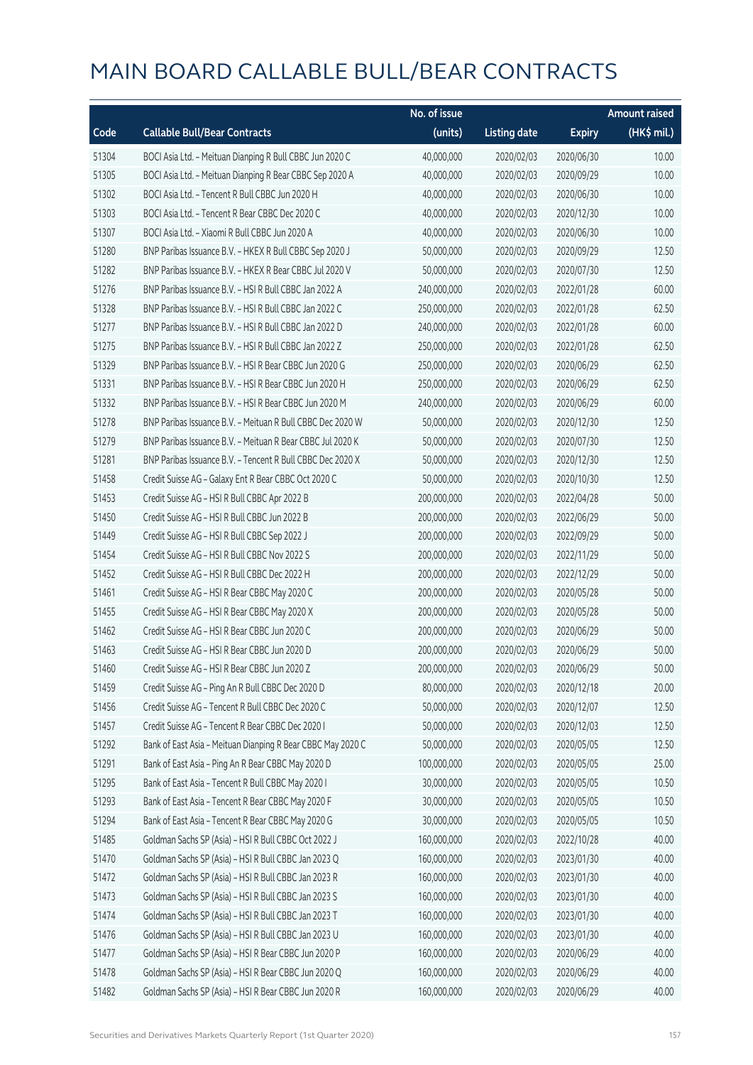# MAIN BOARD CALLABLE BULL/BEAR CONTRACTS

| Code | Callable Bull/Bear Contracts | No. of issue (units) | Listing date | Expiry | Amount raised (HK$ mil.) |
|---|---|---|---|---|---|
| 51304 | BOCI Asia Ltd. – Meituan Dianping R Bull CBBC Jun 2020 C | 40,000,000 | 2020/02/03 | 2020/06/30 | 10.00 |
| 51305 | BOCI Asia Ltd. – Meituan Dianping R Bear CBBC Sep 2020 A | 40,000,000 | 2020/02/03 | 2020/09/29 | 10.00 |
| 51302 | BOCI Asia Ltd. – Tencent R Bull CBBC Jun 2020 H | 40,000,000 | 2020/02/03 | 2020/06/30 | 10.00 |
| 51303 | BOCI Asia Ltd. – Tencent R Bear CBBC Dec 2020 C | 40,000,000 | 2020/02/03 | 2020/12/30 | 10.00 |
| 51307 | BOCI Asia Ltd. – Xiaomi R Bull CBBC Jun 2020 A | 40,000,000 | 2020/02/03 | 2020/06/30 | 10.00 |
| 51280 | BNP Paribas Issuance B.V. – HKEX R Bull CBBC Sep 2020 J | 50,000,000 | 2020/02/03 | 2020/09/29 | 12.50 |
| 51282 | BNP Paribas Issuance B.V. – HKEX R Bear CBBC Jul 2020 V | 50,000,000 | 2020/02/03 | 2020/07/30 | 12.50 |
| 51276 | BNP Paribas Issuance B.V. – HSI R Bull CBBC Jan 2022 A | 240,000,000 | 2020/02/03 | 2022/01/28 | 60.00 |
| 51328 | BNP Paribas Issuance B.V. – HSI R Bull CBBC Jan 2022 C | 250,000,000 | 2020/02/03 | 2022/01/28 | 62.50 |
| 51277 | BNP Paribas Issuance B.V. – HSI R Bull CBBC Jan 2022 D | 240,000,000 | 2020/02/03 | 2022/01/28 | 60.00 |
| 51275 | BNP Paribas Issuance B.V. – HSI R Bull CBBC Jan 2022 Z | 250,000,000 | 2020/02/03 | 2022/01/28 | 62.50 |
| 51329 | BNP Paribas Issuance B.V. – HSI R Bear CBBC Jun 2020 G | 250,000,000 | 2020/02/03 | 2020/06/29 | 62.50 |
| 51331 | BNP Paribas Issuance B.V. – HSI R Bear CBBC Jun 2020 H | 250,000,000 | 2020/02/03 | 2020/06/29 | 62.50 |
| 51332 | BNP Paribas Issuance B.V. – HSI R Bear CBBC Jun 2020 M | 240,000,000 | 2020/02/03 | 2020/06/29 | 60.00 |
| 51278 | BNP Paribas Issuance B.V. – Meituan R Bull CBBC Dec 2020 W | 50,000,000 | 2020/02/03 | 2020/12/30 | 12.50 |
| 51279 | BNP Paribas Issuance B.V. – Meituan R Bear CBBC Jul 2020 K | 50,000,000 | 2020/02/03 | 2020/07/30 | 12.50 |
| 51281 | BNP Paribas Issuance B.V. – Tencent R Bull CBBC Dec 2020 X | 50,000,000 | 2020/02/03 | 2020/12/30 | 12.50 |
| 51458 | Credit Suisse AG – Galaxy Ent R Bear CBBC Oct 2020 C | 50,000,000 | 2020/02/03 | 2020/10/30 | 12.50 |
| 51453 | Credit Suisse AG – HSI R Bull CBBC Apr 2022 B | 200,000,000 | 2020/02/03 | 2022/04/28 | 50.00 |
| 51450 | Credit Suisse AG – HSI R Bull CBBC Jun 2022 B | 200,000,000 | 2020/02/03 | 2022/06/29 | 50.00 |
| 51449 | Credit Suisse AG – HSI R Bull CBBC Sep 2022 J | 200,000,000 | 2020/02/03 | 2022/09/29 | 50.00 |
| 51454 | Credit Suisse AG – HSI R Bull CBBC Nov 2022 S | 200,000,000 | 2020/02/03 | 2022/11/29 | 50.00 |
| 51452 | Credit Suisse AG – HSI R Bull CBBC Dec 2022 H | 200,000,000 | 2020/02/03 | 2022/12/29 | 50.00 |
| 51461 | Credit Suisse AG – HSI R Bear CBBC May 2020 C | 200,000,000 | 2020/02/03 | 2020/05/28 | 50.00 |
| 51455 | Credit Suisse AG – HSI R Bear CBBC May 2020 X | 200,000,000 | 2020/02/03 | 2020/05/28 | 50.00 |
| 51462 | Credit Suisse AG – HSI R Bear CBBC Jun 2020 C | 200,000,000 | 2020/02/03 | 2020/06/29 | 50.00 |
| 51463 | Credit Suisse AG – HSI R Bear CBBC Jun 2020 D | 200,000,000 | 2020/02/03 | 2020/06/29 | 50.00 |
| 51460 | Credit Suisse AG – HSI R Bear CBBC Jun 2020 Z | 200,000,000 | 2020/02/03 | 2020/06/29 | 50.00 |
| 51459 | Credit Suisse AG – Ping An R Bull CBBC Dec 2020 D | 80,000,000 | 2020/02/03 | 2020/12/18 | 20.00 |
| 51456 | Credit Suisse AG – Tencent R Bull CBBC Dec 2020 C | 50,000,000 | 2020/02/03 | 2020/12/07 | 12.50 |
| 51457 | Credit Suisse AG – Tencent R Bear CBBC Dec 2020 I | 50,000,000 | 2020/02/03 | 2020/12/03 | 12.50 |
| 51292 | Bank of East Asia – Meituan Dianping R Bear CBBC May 2020 C | 50,000,000 | 2020/02/03 | 2020/05/05 | 12.50 |
| 51291 | Bank of East Asia – Ping An R Bear CBBC May 2020 D | 100,000,000 | 2020/02/03 | 2020/05/05 | 25.00 |
| 51295 | Bank of East Asia – Tencent R Bull CBBC May 2020 I | 30,000,000 | 2020/02/03 | 2020/05/05 | 10.50 |
| 51293 | Bank of East Asia – Tencent R Bear CBBC May 2020 F | 30,000,000 | 2020/02/03 | 2020/05/05 | 10.50 |
| 51294 | Bank of East Asia – Tencent R Bear CBBC May 2020 G | 30,000,000 | 2020/02/03 | 2020/05/05 | 10.50 |
| 51485 | Goldman Sachs SP (Asia) – HSI R Bull CBBC Oct 2022 J | 160,000,000 | 2020/02/03 | 2022/10/28 | 40.00 |
| 51470 | Goldman Sachs SP (Asia) – HSI R Bull CBBC Jan 2023 Q | 160,000,000 | 2020/02/03 | 2023/01/30 | 40.00 |
| 51472 | Goldman Sachs SP (Asia) – HSI R Bull CBBC Jan 2023 R | 160,000,000 | 2020/02/03 | 2023/01/30 | 40.00 |
| 51473 | Goldman Sachs SP (Asia) – HSI R Bull CBBC Jan 2023 S | 160,000,000 | 2020/02/03 | 2023/01/30 | 40.00 |
| 51474 | Goldman Sachs SP (Asia) – HSI R Bull CBBC Jan 2023 T | 160,000,000 | 2020/02/03 | 2023/01/30 | 40.00 |
| 51476 | Goldman Sachs SP (Asia) – HSI R Bull CBBC Jan 2023 U | 160,000,000 | 2020/02/03 | 2023/01/30 | 40.00 |
| 51477 | Goldman Sachs SP (Asia) – HSI R Bear CBBC Jun 2020 P | 160,000,000 | 2020/02/03 | 2020/06/29 | 40.00 |
| 51478 | Goldman Sachs SP (Asia) – HSI R Bear CBBC Jun 2020 Q | 160,000,000 | 2020/02/03 | 2020/06/29 | 40.00 |
| 51482 | Goldman Sachs SP (Asia) – HSI R Bear CBBC Jun 2020 R | 160,000,000 | 2020/02/03 | 2020/06/29 | 40.00 |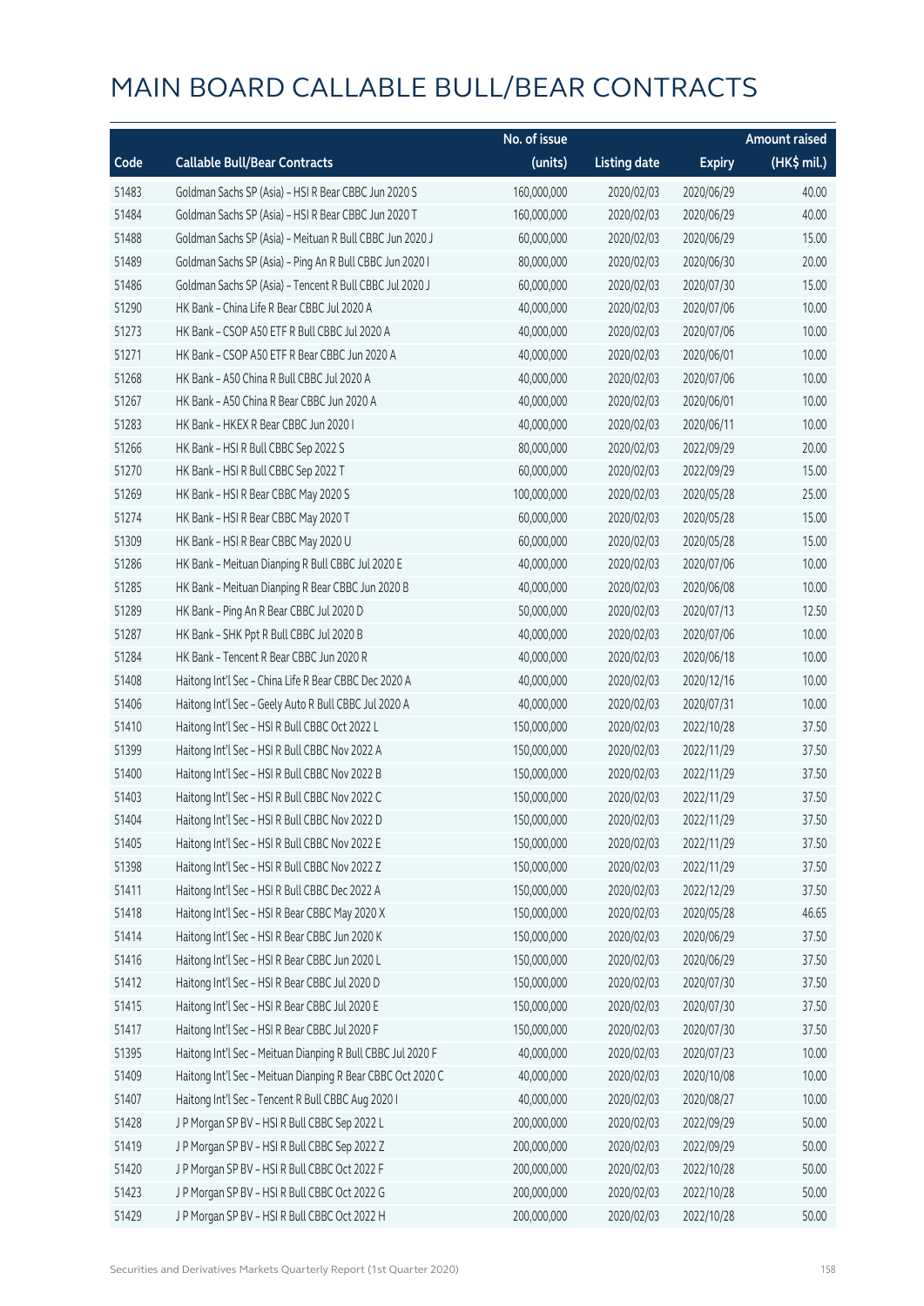# MAIN BOARD CALLABLE BULL/BEAR CONTRACTS

| Code | Callable Bull/Bear Contracts | No. of issue (units) | Listing date | Expiry | Amount raised (HK$ mil.) |
|---|---|---|---|---|---|
| 51483 | Goldman Sachs SP (Asia) – HSI R Bear CBBC Jun 2020 S | 160,000,000 | 2020/02/03 | 2020/06/29 | 40.00 |
| 51484 | Goldman Sachs SP (Asia) – HSI R Bear CBBC Jun 2020 T | 160,000,000 | 2020/02/03 | 2020/06/29 | 40.00 |
| 51488 | Goldman Sachs SP (Asia) – Meituan R Bull CBBC Jun 2020 J | 60,000,000 | 2020/02/03 | 2020/06/29 | 15.00 |
| 51489 | Goldman Sachs SP (Asia) – Ping An R Bull CBBC Jun 2020 I | 80,000,000 | 2020/02/03 | 2020/06/30 | 20.00 |
| 51486 | Goldman Sachs SP (Asia) – Tencent R Bull CBBC Jul 2020 J | 60,000,000 | 2020/02/03 | 2020/07/30 | 15.00 |
| 51290 | HK Bank – China Life R Bear CBBC Jul 2020 A | 40,000,000 | 2020/02/03 | 2020/07/06 | 10.00 |
| 51273 | HK Bank – CSOP A50 ETF R Bull CBBC Jul 2020 A | 40,000,000 | 2020/02/03 | 2020/07/06 | 10.00 |
| 51271 | HK Bank – CSOP A50 ETF R Bear CBBC Jun 2020 A | 40,000,000 | 2020/02/03 | 2020/06/01 | 10.00 |
| 51268 | HK Bank – A50 China R Bull CBBC Jul 2020 A | 40,000,000 | 2020/02/03 | 2020/07/06 | 10.00 |
| 51267 | HK Bank – A50 China R Bear CBBC Jun 2020 A | 40,000,000 | 2020/02/03 | 2020/06/01 | 10.00 |
| 51283 | HK Bank – HKEX R Bear CBBC Jun 2020 I | 40,000,000 | 2020/02/03 | 2020/06/11 | 10.00 |
| 51266 | HK Bank – HSI R Bull CBBC Sep 2022 S | 80,000,000 | 2020/02/03 | 2022/09/29 | 20.00 |
| 51270 | HK Bank – HSI R Bull CBBC Sep 2022 T | 60,000,000 | 2020/02/03 | 2022/09/29 | 15.00 |
| 51269 | HK Bank – HSI R Bear CBBC May 2020 S | 100,000,000 | 2020/02/03 | 2020/05/28 | 25.00 |
| 51274 | HK Bank – HSI R Bear CBBC May 2020 T | 60,000,000 | 2020/02/03 | 2020/05/28 | 15.00 |
| 51309 | HK Bank – HSI R Bear CBBC May 2020 U | 60,000,000 | 2020/02/03 | 2020/05/28 | 15.00 |
| 51286 | HK Bank – Meituan Dianping R Bull CBBC Jul 2020 E | 40,000,000 | 2020/02/03 | 2020/07/06 | 10.00 |
| 51285 | HK Bank – Meituan Dianping R Bear CBBC Jun 2020 B | 40,000,000 | 2020/02/03 | 2020/06/08 | 10.00 |
| 51289 | HK Bank – Ping An R Bear CBBC Jul 2020 D | 50,000,000 | 2020/02/03 | 2020/07/13 | 12.50 |
| 51287 | HK Bank – SHK Ppt R Bull CBBC Jul 2020 B | 40,000,000 | 2020/02/03 | 2020/07/06 | 10.00 |
| 51284 | HK Bank – Tencent R Bear CBBC Jun 2020 R | 40,000,000 | 2020/02/03 | 2020/06/18 | 10.00 |
| 51408 | Haitong Int'l Sec – China Life R Bear CBBC Dec 2020 A | 40,000,000 | 2020/02/03 | 2020/12/16 | 10.00 |
| 51406 | Haitong Int'l Sec – Geely Auto R Bull CBBC Jul 2020 A | 40,000,000 | 2020/02/03 | 2020/07/31 | 10.00 |
| 51410 | Haitong Int'l Sec – HSI R Bull CBBC Oct 2022 L | 150,000,000 | 2020/02/03 | 2022/10/28 | 37.50 |
| 51399 | Haitong Int'l Sec – HSI R Bull CBBC Nov 2022 A | 150,000,000 | 2020/02/03 | 2022/11/29 | 37.50 |
| 51400 | Haitong Int'l Sec – HSI R Bull CBBC Nov 2022 B | 150,000,000 | 2020/02/03 | 2022/11/29 | 37.50 |
| 51403 | Haitong Int'l Sec – HSI R Bull CBBC Nov 2022 C | 150,000,000 | 2020/02/03 | 2022/11/29 | 37.50 |
| 51404 | Haitong Int'l Sec – HSI R Bull CBBC Nov 2022 D | 150,000,000 | 2020/02/03 | 2022/11/29 | 37.50 |
| 51405 | Haitong Int'l Sec – HSI R Bull CBBC Nov 2022 E | 150,000,000 | 2020/02/03 | 2022/11/29 | 37.50 |
| 51398 | Haitong Int'l Sec – HSI R Bull CBBC Nov 2022 Z | 150,000,000 | 2020/02/03 | 2022/11/29 | 37.50 |
| 51411 | Haitong Int'l Sec – HSI R Bull CBBC Dec 2022 A | 150,000,000 | 2020/02/03 | 2022/12/29 | 37.50 |
| 51418 | Haitong Int'l Sec – HSI R Bear CBBC May 2020 X | 150,000,000 | 2020/02/03 | 2020/05/28 | 46.65 |
| 51414 | Haitong Int'l Sec – HSI R Bear CBBC Jun 2020 K | 150,000,000 | 2020/02/03 | 2020/06/29 | 37.50 |
| 51416 | Haitong Int'l Sec – HSI R Bear CBBC Jun 2020 L | 150,000,000 | 2020/02/03 | 2020/06/29 | 37.50 |
| 51412 | Haitong Int'l Sec – HSI R Bear CBBC Jul 2020 D | 150,000,000 | 2020/02/03 | 2020/07/30 | 37.50 |
| 51415 | Haitong Int'l Sec – HSI R Bear CBBC Jul 2020 E | 150,000,000 | 2020/02/03 | 2020/07/30 | 37.50 |
| 51417 | Haitong Int'l Sec – HSI R Bear CBBC Jul 2020 F | 150,000,000 | 2020/02/03 | 2020/07/30 | 37.50 |
| 51395 | Haitong Int'l Sec – Meituan Dianping R Bull CBBC Jul 2020 F | 40,000,000 | 2020/02/03 | 2020/07/23 | 10.00 |
| 51409 | Haitong Int'l Sec – Meituan Dianping R Bear CBBC Oct 2020 C | 40,000,000 | 2020/02/03 | 2020/10/08 | 10.00 |
| 51407 | Haitong Int'l Sec – Tencent R Bull CBBC Aug 2020 I | 40,000,000 | 2020/02/03 | 2020/08/27 | 10.00 |
| 51428 | J P Morgan SP BV – HSI R Bull CBBC Sep 2022 L | 200,000,000 | 2020/02/03 | 2022/09/29 | 50.00 |
| 51419 | J P Morgan SP BV – HSI R Bull CBBC Sep 2022 Z | 200,000,000 | 2020/02/03 | 2022/09/29 | 50.00 |
| 51420 | J P Morgan SP BV – HSI R Bull CBBC Oct 2022 F | 200,000,000 | 2020/02/03 | 2022/10/28 | 50.00 |
| 51423 | J P Morgan SP BV – HSI R Bull CBBC Oct 2022 G | 200,000,000 | 2020/02/03 | 2022/10/28 | 50.00 |
| 51429 | J P Morgan SP BV – HSI R Bull CBBC Oct 2022 H | 200,000,000 | 2020/02/03 | 2022/10/28 | 50.00 |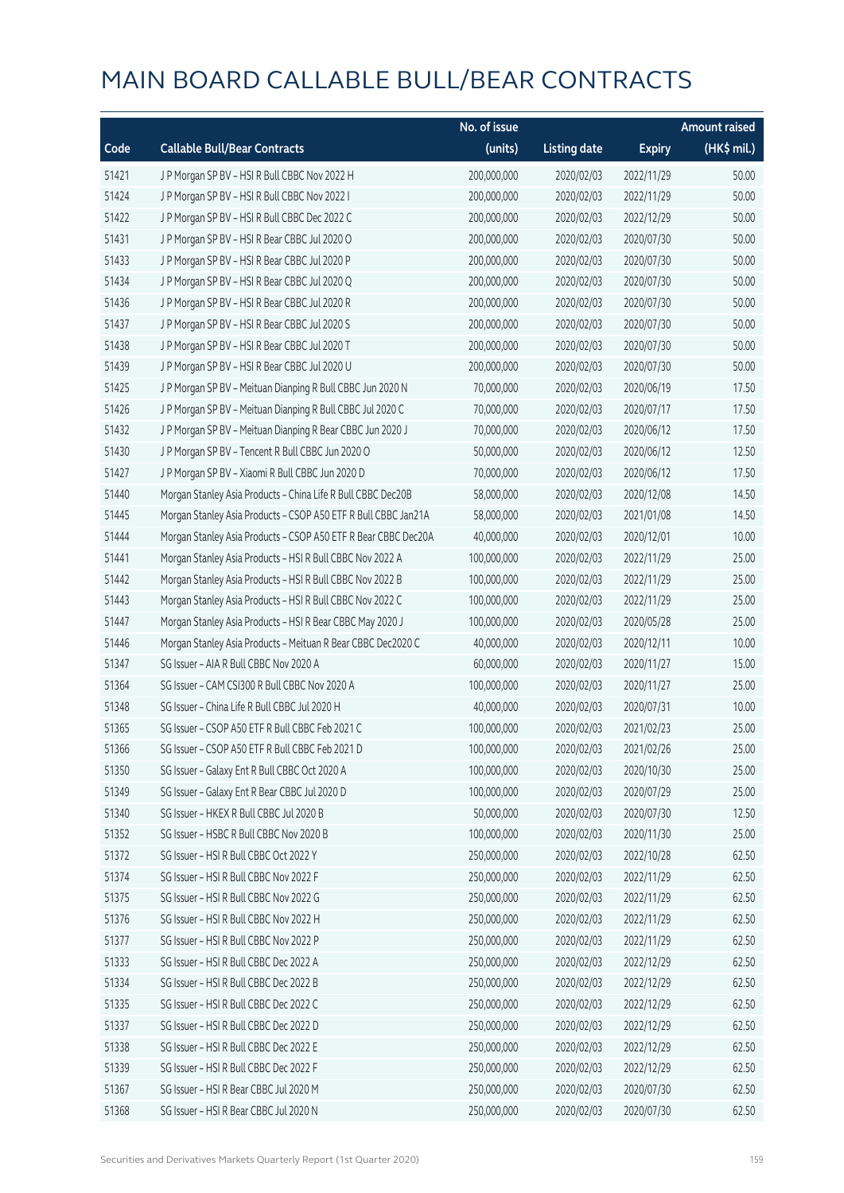# MAIN BOARD CALLABLE BULL/BEAR CONTRACTS

| Code | Callable Bull/Bear Contracts | No. of issue (units) | Listing date | Expiry | Amount raised (HK$ mil.) |
|---|---|---|---|---|---|
| 51421 | J P Morgan SP BV – HSI R Bull CBBC Nov 2022 H | 200,000,000 | 2020/02/03 | 2022/11/29 | 50.00 |
| 51424 | J P Morgan SP BV – HSI R Bull CBBC Nov 2022 I | 200,000,000 | 2020/02/03 | 2022/11/29 | 50.00 |
| 51422 | J P Morgan SP BV – HSI R Bull CBBC Dec 2022 C | 200,000,000 | 2020/02/03 | 2022/12/29 | 50.00 |
| 51431 | J P Morgan SP BV – HSI R Bear CBBC Jul 2020 O | 200,000,000 | 2020/02/03 | 2020/07/30 | 50.00 |
| 51433 | J P Morgan SP BV – HSI R Bear CBBC Jul 2020 P | 200,000,000 | 2020/02/03 | 2020/07/30 | 50.00 |
| 51434 | J P Morgan SP BV – HSI R Bear CBBC Jul 2020 Q | 200,000,000 | 2020/02/03 | 2020/07/30 | 50.00 |
| 51436 | J P Morgan SP BV – HSI R Bear CBBC Jul 2020 R | 200,000,000 | 2020/02/03 | 2020/07/30 | 50.00 |
| 51437 | J P Morgan SP BV – HSI R Bear CBBC Jul 2020 S | 200,000,000 | 2020/02/03 | 2020/07/30 | 50.00 |
| 51438 | J P Morgan SP BV – HSI R Bear CBBC Jul 2020 T | 200,000,000 | 2020/02/03 | 2020/07/30 | 50.00 |
| 51439 | J P Morgan SP BV – HSI R Bear CBBC Jul 2020 U | 200,000,000 | 2020/02/03 | 2020/07/30 | 50.00 |
| 51425 | J P Morgan SP BV – Meituan Dianping R Bull CBBC Jun 2020 N | 70,000,000 | 2020/02/03 | 2020/06/19 | 17.50 |
| 51426 | J P Morgan SP BV – Meituan Dianping R Bull CBBC Jul 2020 C | 70,000,000 | 2020/02/03 | 2020/07/17 | 17.50 |
| 51432 | J P Morgan SP BV – Meituan Dianping R Bear CBBC Jun 2020 J | 70,000,000 | 2020/02/03 | 2020/06/12 | 17.50 |
| 51430 | J P Morgan SP BV – Tencent R Bull CBBC Jun 2020 O | 50,000,000 | 2020/02/03 | 2020/06/12 | 12.50 |
| 51427 | J P Morgan SP BV – Xiaomi R Bull CBBC Jun 2020 D | 70,000,000 | 2020/02/03 | 2020/06/12 | 17.50 |
| 51440 | Morgan Stanley Asia Products – China Life R Bull CBBC Dec20B | 58,000,000 | 2020/02/03 | 2020/12/08 | 14.50 |
| 51445 | Morgan Stanley Asia Products – CSOP A50 ETF R Bull CBBC Jan21A | 58,000,000 | 2020/02/03 | 2021/01/08 | 14.50 |
| 51444 | Morgan Stanley Asia Products – CSOP A50 ETF R Bear CBBC Dec20A | 40,000,000 | 2020/02/03 | 2020/12/01 | 10.00 |
| 51441 | Morgan Stanley Asia Products – HSI R Bull CBBC Nov 2022 A | 100,000,000 | 2020/02/03 | 2022/11/29 | 25.00 |
| 51442 | Morgan Stanley Asia Products – HSI R Bull CBBC Nov 2022 B | 100,000,000 | 2020/02/03 | 2022/11/29 | 25.00 |
| 51443 | Morgan Stanley Asia Products – HSI R Bull CBBC Nov 2022 C | 100,000,000 | 2020/02/03 | 2022/11/29 | 25.00 |
| 51447 | Morgan Stanley Asia Products – HSI R Bear CBBC May 2020 J | 100,000,000 | 2020/02/03 | 2020/05/28 | 25.00 |
| 51446 | Morgan Stanley Asia Products – Meituan R Bear CBBC Dec2020 C | 40,000,000 | 2020/02/03 | 2020/12/11 | 10.00 |
| 51347 | SG Issuer – AIA R Bull CBBC Nov 2020 A | 60,000,000 | 2020/02/03 | 2020/11/27 | 15.00 |
| 51364 | SG Issuer – CAM CSI300 R Bull CBBC Nov 2020 A | 100,000,000 | 2020/02/03 | 2020/11/27 | 25.00 |
| 51348 | SG Issuer – China Life R Bull CBBC Jul 2020 H | 40,000,000 | 2020/02/03 | 2020/07/31 | 10.00 |
| 51365 | SG Issuer – CSOP A50 ETF R Bull CBBC Feb 2021 C | 100,000,000 | 2020/02/03 | 2021/02/23 | 25.00 |
| 51366 | SG Issuer – CSOP A50 ETF R Bull CBBC Feb 2021 D | 100,000,000 | 2020/02/03 | 2021/02/26 | 25.00 |
| 51350 | SG Issuer – Galaxy Ent R Bull CBBC Oct 2020 A | 100,000,000 | 2020/02/03 | 2020/10/30 | 25.00 |
| 51349 | SG Issuer – Galaxy Ent R Bear CBBC Jul 2020 D | 100,000,000 | 2020/02/03 | 2020/07/29 | 25.00 |
| 51340 | SG Issuer – HKEX R Bull CBBC Jul 2020 B | 50,000,000 | 2020/02/03 | 2020/07/30 | 12.50 |
| 51352 | SG Issuer – HSBC R Bull CBBC Nov 2020 B | 100,000,000 | 2020/02/03 | 2020/11/30 | 25.00 |
| 51372 | SG Issuer – HSI R Bull CBBC Oct 2022 Y | 250,000,000 | 2020/02/03 | 2022/10/28 | 62.50 |
| 51374 | SG Issuer – HSI R Bull CBBC Nov 2022 F | 250,000,000 | 2020/02/03 | 2022/11/29 | 62.50 |
| 51375 | SG Issuer – HSI R Bull CBBC Nov 2022 G | 250,000,000 | 2020/02/03 | 2022/11/29 | 62.50 |
| 51376 | SG Issuer – HSI R Bull CBBC Nov 2022 H | 250,000,000 | 2020/02/03 | 2022/11/29 | 62.50 |
| 51377 | SG Issuer – HSI R Bull CBBC Nov 2022 P | 250,000,000 | 2020/02/03 | 2022/11/29 | 62.50 |
| 51333 | SG Issuer – HSI R Bull CBBC Dec 2022 A | 250,000,000 | 2020/02/03 | 2022/12/29 | 62.50 |
| 51334 | SG Issuer – HSI R Bull CBBC Dec 2022 B | 250,000,000 | 2020/02/03 | 2022/12/29 | 62.50 |
| 51335 | SG Issuer – HSI R Bull CBBC Dec 2022 C | 250,000,000 | 2020/02/03 | 2022/12/29 | 62.50 |
| 51337 | SG Issuer – HSI R Bull CBBC Dec 2022 D | 250,000,000 | 2020/02/03 | 2022/12/29 | 62.50 |
| 51338 | SG Issuer – HSI R Bull CBBC Dec 2022 E | 250,000,000 | 2020/02/03 | 2022/12/29 | 62.50 |
| 51339 | SG Issuer – HSI R Bull CBBC Dec 2022 F | 250,000,000 | 2020/02/03 | 2022/12/29 | 62.50 |
| 51367 | SG Issuer – HSI R Bear CBBC Jul 2020 M | 250,000,000 | 2020/02/03 | 2020/07/30 | 62.50 |
| 51368 | SG Issuer – HSI R Bear CBBC Jul 2020 N | 250,000,000 | 2020/02/03 | 2020/07/30 | 62.50 |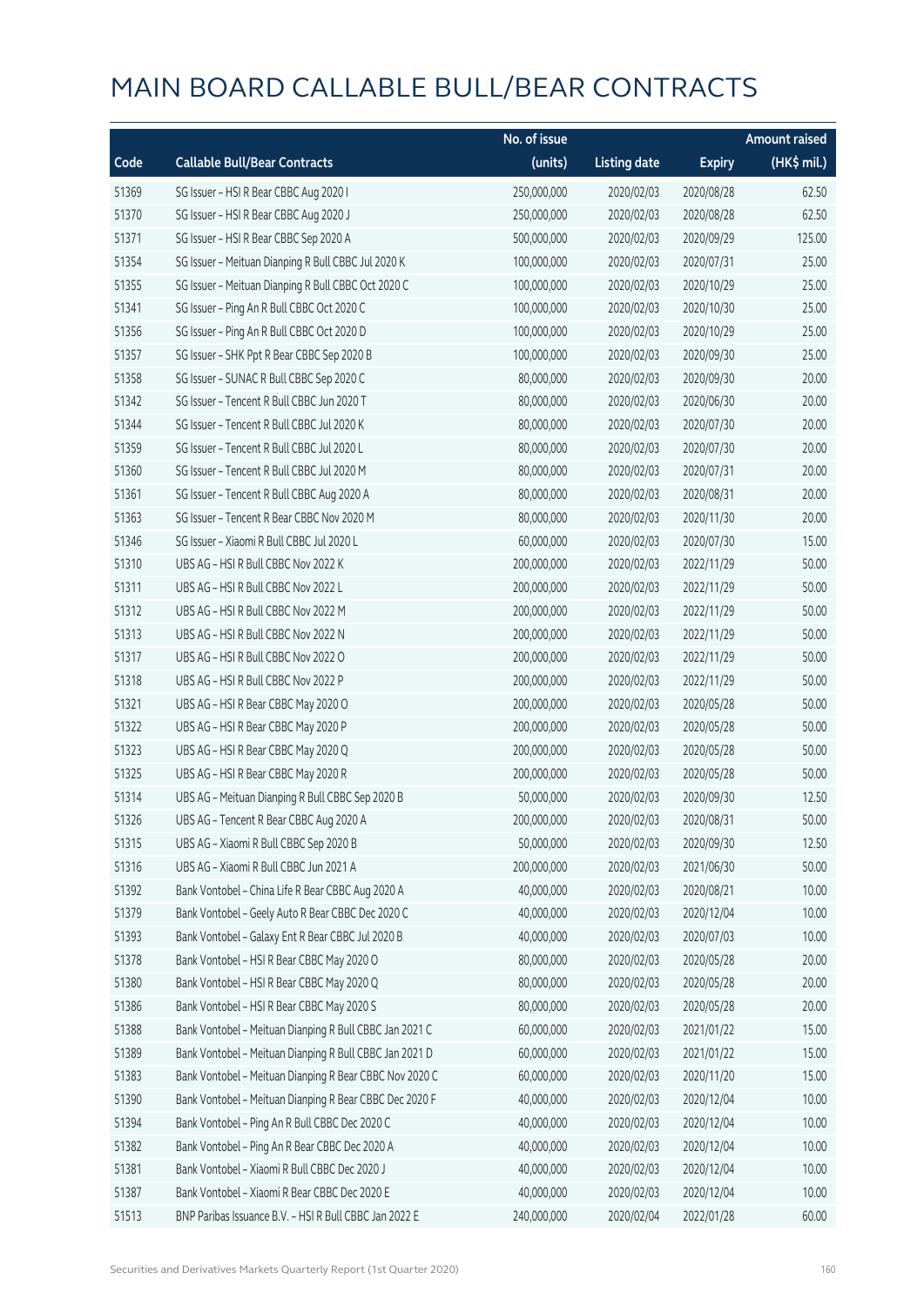# MAIN BOARD CALLABLE BULL/BEAR CONTRACTS

| Code | Callable Bull/Bear Contracts | No. of issue (units) | Listing date | Expiry | Amount raised (HK$ mil.) |
|---|---|---|---|---|---|
| 51369 | SG Issuer – HSI R Bear CBBC Aug 2020 I | 250,000,000 | 2020/02/03 | 2020/08/28 | 62.50 |
| 51370 | SG Issuer – HSI R Bear CBBC Aug 2020 J | 250,000,000 | 2020/02/03 | 2020/08/28 | 62.50 |
| 51371 | SG Issuer – HSI R Bear CBBC Sep 2020 A | 500,000,000 | 2020/02/03 | 2020/09/29 | 125.00 |
| 51354 | SG Issuer – Meituan Dianping R Bull CBBC Jul 2020 K | 100,000,000 | 2020/02/03 | 2020/07/31 | 25.00 |
| 51355 | SG Issuer – Meituan Dianping R Bull CBBC Oct 2020 C | 100,000,000 | 2020/02/03 | 2020/10/29 | 25.00 |
| 51341 | SG Issuer – Ping An R Bull CBBC Oct 2020 C | 100,000,000 | 2020/02/03 | 2020/10/30 | 25.00 |
| 51356 | SG Issuer – Ping An R Bull CBBC Oct 2020 D | 100,000,000 | 2020/02/03 | 2020/10/29 | 25.00 |
| 51357 | SG Issuer – SHK Ppt R Bear CBBC Sep 2020 B | 100,000,000 | 2020/02/03 | 2020/09/30 | 25.00 |
| 51358 | SG Issuer – SUNAC R Bull CBBC Sep 2020 C | 80,000,000 | 2020/02/03 | 2020/09/30 | 20.00 |
| 51342 | SG Issuer – Tencent R Bull CBBC Jun 2020 T | 80,000,000 | 2020/02/03 | 2020/06/30 | 20.00 |
| 51344 | SG Issuer – Tencent R Bull CBBC Jul 2020 K | 80,000,000 | 2020/02/03 | 2020/07/30 | 20.00 |
| 51359 | SG Issuer – Tencent R Bull CBBC Jul 2020 L | 80,000,000 | 2020/02/03 | 2020/07/30 | 20.00 |
| 51360 | SG Issuer – Tencent R Bull CBBC Jul 2020 M | 80,000,000 | 2020/02/03 | 2020/07/31 | 20.00 |
| 51361 | SG Issuer – Tencent R Bull CBBC Aug 2020 A | 80,000,000 | 2020/02/03 | 2020/08/31 | 20.00 |
| 51363 | SG Issuer – Tencent R Bear CBBC Nov 2020 M | 80,000,000 | 2020/02/03 | 2020/11/30 | 20.00 |
| 51346 | SG Issuer – Xiaomi R Bull CBBC Jul 2020 L | 60,000,000 | 2020/02/03 | 2020/07/30 | 15.00 |
| 51310 | UBS AG – HSI R Bull CBBC Nov 2022 K | 200,000,000 | 2020/02/03 | 2022/11/29 | 50.00 |
| 51311 | UBS AG – HSI R Bull CBBC Nov 2022 L | 200,000,000 | 2020/02/03 | 2022/11/29 | 50.00 |
| 51312 | UBS AG – HSI R Bull CBBC Nov 2022 M | 200,000,000 | 2020/02/03 | 2022/11/29 | 50.00 |
| 51313 | UBS AG – HSI R Bull CBBC Nov 2022 N | 200,000,000 | 2020/02/03 | 2022/11/29 | 50.00 |
| 51317 | UBS AG – HSI R Bull CBBC Nov 2022 O | 200,000,000 | 2020/02/03 | 2022/11/29 | 50.00 |
| 51318 | UBS AG – HSI R Bull CBBC Nov 2022 P | 200,000,000 | 2020/02/03 | 2022/11/29 | 50.00 |
| 51321 | UBS AG – HSI R Bear CBBC May 2020 O | 200,000,000 | 2020/02/03 | 2020/05/28 | 50.00 |
| 51322 | UBS AG – HSI R Bear CBBC May 2020 P | 200,000,000 | 2020/02/03 | 2020/05/28 | 50.00 |
| 51323 | UBS AG – HSI R Bear CBBC May 2020 Q | 200,000,000 | 2020/02/03 | 2020/05/28 | 50.00 |
| 51325 | UBS AG – HSI R Bear CBBC May 2020 R | 200,000,000 | 2020/02/03 | 2020/05/28 | 50.00 |
| 51314 | UBS AG – Meituan Dianping R Bull CBBC Sep 2020 B | 50,000,000 | 2020/02/03 | 2020/09/30 | 12.50 |
| 51326 | UBS AG – Tencent R Bear CBBC Aug 2020 A | 200,000,000 | 2020/02/03 | 2020/08/31 | 50.00 |
| 51315 | UBS AG – Xiaomi R Bull CBBC Sep 2020 B | 50,000,000 | 2020/02/03 | 2020/09/30 | 12.50 |
| 51316 | UBS AG – Xiaomi R Bull CBBC Jun 2021 A | 200,000,000 | 2020/02/03 | 2021/06/30 | 50.00 |
| 51392 | Bank Vontobel – China Life R Bear CBBC Aug 2020 A | 40,000,000 | 2020/02/03 | 2020/08/21 | 10.00 |
| 51379 | Bank Vontobel – Geely Auto R Bear CBBC Dec 2020 C | 40,000,000 | 2020/02/03 | 2020/12/04 | 10.00 |
| 51393 | Bank Vontobel – Galaxy Ent R Bear CBBC Jul 2020 B | 40,000,000 | 2020/02/03 | 2020/07/03 | 10.00 |
| 51378 | Bank Vontobel – HSI R Bear CBBC May 2020 O | 80,000,000 | 2020/02/03 | 2020/05/28 | 20.00 |
| 51380 | Bank Vontobel – HSI R Bear CBBC May 2020 Q | 80,000,000 | 2020/02/03 | 2020/05/28 | 20.00 |
| 51386 | Bank Vontobel – HSI R Bear CBBC May 2020 S | 80,000,000 | 2020/02/03 | 2020/05/28 | 20.00 |
| 51388 | Bank Vontobel – Meituan Dianping R Bull CBBC Jan 2021 C | 60,000,000 | 2020/02/03 | 2021/01/22 | 15.00 |
| 51389 | Bank Vontobel – Meituan Dianping R Bull CBBC Jan 2021 D | 60,000,000 | 2020/02/03 | 2021/01/22 | 15.00 |
| 51383 | Bank Vontobel – Meituan Dianping R Bear CBBC Nov 2020 C | 60,000,000 | 2020/02/03 | 2020/11/20 | 15.00 |
| 51390 | Bank Vontobel – Meituan Dianping R Bear CBBC Dec 2020 F | 40,000,000 | 2020/02/03 | 2020/12/04 | 10.00 |
| 51394 | Bank Vontobel – Ping An R Bull CBBC Dec 2020 C | 40,000,000 | 2020/02/03 | 2020/12/04 | 10.00 |
| 51382 | Bank Vontobel – Ping An R Bear CBBC Dec 2020 A | 40,000,000 | 2020/02/03 | 2020/12/04 | 10.00 |
| 51381 | Bank Vontobel – Xiaomi R Bull CBBC Dec 2020 J | 40,000,000 | 2020/02/03 | 2020/12/04 | 10.00 |
| 51387 | Bank Vontobel – Xiaomi R Bear CBBC Dec 2020 E | 40,000,000 | 2020/02/03 | 2020/12/04 | 10.00 |
| 51513 | BNP Paribas Issuance B.V. – HSI R Bull CBBC Jan 2022 E | 240,000,000 | 2020/02/04 | 2022/01/28 | 60.00 |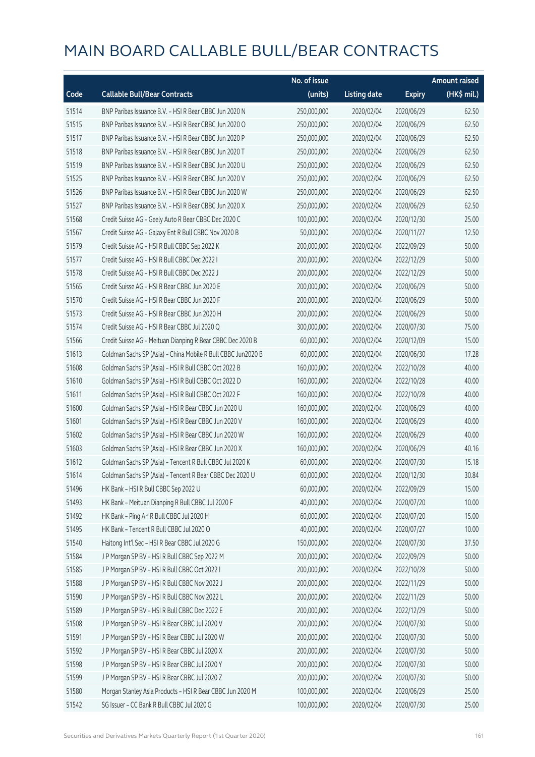# MAIN BOARD CALLABLE BULL/BEAR CONTRACTS

| Code | Callable Bull/Bear Contracts | No. of issue (units) | Listing date | Expiry | Amount raised (HK$ mil.) |
|---|---|---|---|---|---|
| 51514 | BNP Paribas Issuance B.V. – HSI R Bear CBBC Jun 2020 N | 250,000,000 | 2020/02/04 | 2020/06/29 | 62.50 |
| 51515 | BNP Paribas Issuance B.V. – HSI R Bear CBBC Jun 2020 O | 250,000,000 | 2020/02/04 | 2020/06/29 | 62.50 |
| 51517 | BNP Paribas Issuance B.V. – HSI R Bear CBBC Jun 2020 P | 250,000,000 | 2020/02/04 | 2020/06/29 | 62.50 |
| 51518 | BNP Paribas Issuance B.V. – HSI R Bear CBBC Jun 2020 T | 250,000,000 | 2020/02/04 | 2020/06/29 | 62.50 |
| 51519 | BNP Paribas Issuance B.V. – HSI R Bear CBBC Jun 2020 U | 250,000,000 | 2020/02/04 | 2020/06/29 | 62.50 |
| 51525 | BNP Paribas Issuance B.V. – HSI R Bear CBBC Jun 2020 V | 250,000,000 | 2020/02/04 | 2020/06/29 | 62.50 |
| 51526 | BNP Paribas Issuance B.V. – HSI R Bear CBBC Jun 2020 W | 250,000,000 | 2020/02/04 | 2020/06/29 | 62.50 |
| 51527 | BNP Paribas Issuance B.V. – HSI R Bear CBBC Jun 2020 X | 250,000,000 | 2020/02/04 | 2020/06/29 | 62.50 |
| 51568 | Credit Suisse AG – Geely Auto R Bear CBBC Dec 2020 C | 100,000,000 | 2020/02/04 | 2020/12/30 | 25.00 |
| 51567 | Credit Suisse AG – Galaxy Ent R Bull CBBC Nov 2020 B | 50,000,000 | 2020/02/04 | 2020/11/27 | 12.50 |
| 51579 | Credit Suisse AG – HSI R Bull CBBC Sep 2022 K | 200,000,000 | 2020/02/04 | 2022/09/29 | 50.00 |
| 51577 | Credit Suisse AG – HSI R Bull CBBC Dec 2022 I | 200,000,000 | 2020/02/04 | 2022/12/29 | 50.00 |
| 51578 | Credit Suisse AG – HSI R Bull CBBC Dec 2022 J | 200,000,000 | 2020/02/04 | 2022/12/29 | 50.00 |
| 51565 | Credit Suisse AG – HSI R Bear CBBC Jun 2020 E | 200,000,000 | 2020/02/04 | 2020/06/29 | 50.00 |
| 51570 | Credit Suisse AG – HSI R Bear CBBC Jun 2020 F | 200,000,000 | 2020/02/04 | 2020/06/29 | 50.00 |
| 51573 | Credit Suisse AG – HSI R Bear CBBC Jun 2020 H | 200,000,000 | 2020/02/04 | 2020/06/29 | 50.00 |
| 51574 | Credit Suisse AG – HSI R Bear CBBC Jul 2020 Q | 300,000,000 | 2020/02/04 | 2020/07/30 | 75.00 |
| 51566 | Credit Suisse AG – Meituan Dianping R Bear CBBC Dec 2020 B | 60,000,000 | 2020/02/04 | 2020/12/09 | 15.00 |
| 51613 | Goldman Sachs SP (Asia) – China Mobile R Bull CBBC Jun2020 B | 60,000,000 | 2020/02/04 | 2020/06/30 | 17.28 |
| 51608 | Goldman Sachs SP (Asia) – HSI R Bull CBBC Oct 2022 B | 160,000,000 | 2020/02/04 | 2022/10/28 | 40.00 |
| 51610 | Goldman Sachs SP (Asia) – HSI R Bull CBBC Oct 2022 D | 160,000,000 | 2020/02/04 | 2022/10/28 | 40.00 |
| 51611 | Goldman Sachs SP (Asia) – HSI R Bull CBBC Oct 2022 F | 160,000,000 | 2020/02/04 | 2022/10/28 | 40.00 |
| 51600 | Goldman Sachs SP (Asia) – HSI R Bear CBBC Jun 2020 U | 160,000,000 | 2020/02/04 | 2020/06/29 | 40.00 |
| 51601 | Goldman Sachs SP (Asia) – HSI R Bear CBBC Jun 2020 V | 160,000,000 | 2020/02/04 | 2020/06/29 | 40.00 |
| 51602 | Goldman Sachs SP (Asia) – HSI R Bear CBBC Jun 2020 W | 160,000,000 | 2020/02/04 | 2020/06/29 | 40.00 |
| 51603 | Goldman Sachs SP (Asia) – HSI R Bear CBBC Jun 2020 X | 160,000,000 | 2020/02/04 | 2020/06/29 | 40.16 |
| 51612 | Goldman Sachs SP (Asia) – Tencent R Bull CBBC Jul 2020 K | 60,000,000 | 2020/02/04 | 2020/07/30 | 15.18 |
| 51614 | Goldman Sachs SP (Asia) – Tencent R Bear CBBC Dec 2020 U | 60,000,000 | 2020/02/04 | 2020/12/30 | 30.84 |
| 51496 | HK Bank – HSI R Bull CBBC Sep 2022 U | 60,000,000 | 2020/02/04 | 2022/09/29 | 15.00 |
| 51493 | HK Bank – Meituan Dianping R Bull CBBC Jul 2020 F | 40,000,000 | 2020/02/04 | 2020/07/20 | 10.00 |
| 51492 | HK Bank – Ping An R Bull CBBC Jul 2020 H | 60,000,000 | 2020/02/04 | 2020/07/20 | 15.00 |
| 51495 | HK Bank – Tencent R Bull CBBC Jul 2020 O | 40,000,000 | 2020/02/04 | 2020/07/27 | 10.00 |
| 51540 | Haitong Int'l Sec – HSI R Bear CBBC Jul 2020 G | 150,000,000 | 2020/02/04 | 2020/07/30 | 37.50 |
| 51584 | J P Morgan SP BV – HSI R Bull CBBC Sep 2022 M | 200,000,000 | 2020/02/04 | 2022/09/29 | 50.00 |
| 51585 | J P Morgan SP BV – HSI R Bull CBBC Oct 2022 I | 200,000,000 | 2020/02/04 | 2022/10/28 | 50.00 |
| 51588 | J P Morgan SP BV – HSI R Bull CBBC Nov 2022 J | 200,000,000 | 2020/02/04 | 2022/11/29 | 50.00 |
| 51590 | J P Morgan SP BV – HSI R Bull CBBC Nov 2022 L | 200,000,000 | 2020/02/04 | 2022/11/29 | 50.00 |
| 51589 | J P Morgan SP BV – HSI R Bull CBBC Dec 2022 E | 200,000,000 | 2020/02/04 | 2022/12/29 | 50.00 |
| 51508 | J P Morgan SP BV – HSI R Bear CBBC Jul 2020 V | 200,000,000 | 2020/02/04 | 2020/07/30 | 50.00 |
| 51591 | J P Morgan SP BV – HSI R Bear CBBC Jul 2020 W | 200,000,000 | 2020/02/04 | 2020/07/30 | 50.00 |
| 51592 | J P Morgan SP BV – HSI R Bear CBBC Jul 2020 X | 200,000,000 | 2020/02/04 | 2020/07/30 | 50.00 |
| 51598 | J P Morgan SP BV – HSI R Bear CBBC Jul 2020 Y | 200,000,000 | 2020/02/04 | 2020/07/30 | 50.00 |
| 51599 | J P Morgan SP BV – HSI R Bear CBBC Jul 2020 Z | 200,000,000 | 2020/02/04 | 2020/07/30 | 50.00 |
| 51580 | Morgan Stanley Asia Products – HSI R Bear CBBC Jun 2020 M | 100,000,000 | 2020/02/04 | 2020/06/29 | 25.00 |
| 51542 | SG Issuer – CC Bank R Bull CBBC Jul 2020 G | 100,000,000 | 2020/02/04 | 2020/07/30 | 25.00 |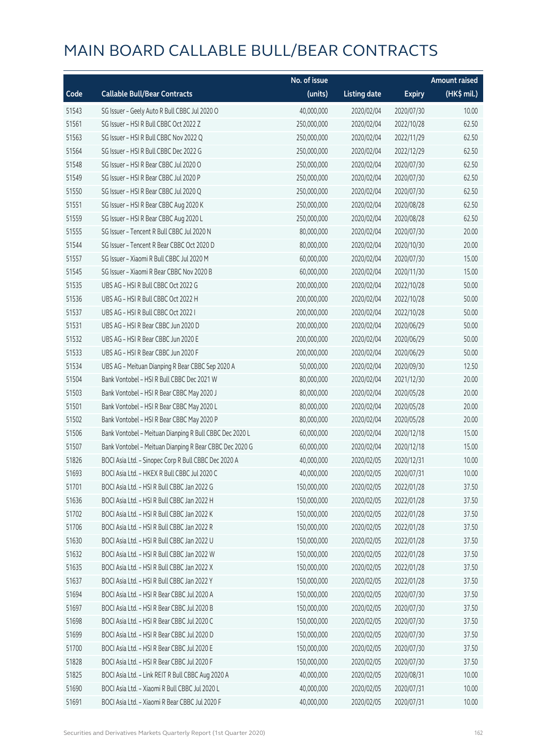# MAIN BOARD CALLABLE BULL/BEAR CONTRACTS

| Code | Callable Bull/Bear Contracts | No. of issue (units) | Listing date | Expiry | Amount raised (HK$ mil.) |
|---|---|---|---|---|---|
| 51543 | SG Issuer – Geely Auto R Bull CBBC Jul 2020 O | 40,000,000 | 2020/02/04 | 2020/07/30 | 10.00 |
| 51561 | SG Issuer – HSI R Bull CBBC Oct 2022 Z | 250,000,000 | 2020/02/04 | 2022/10/28 | 62.50 |
| 51563 | SG Issuer – HSI R Bull CBBC Nov 2022 Q | 250,000,000 | 2020/02/04 | 2022/11/29 | 62.50 |
| 51564 | SG Issuer – HSI R Bull CBBC Dec 2022 G | 250,000,000 | 2020/02/04 | 2022/12/29 | 62.50 |
| 51548 | SG Issuer – HSI R Bear CBBC Jul 2020 O | 250,000,000 | 2020/02/04 | 2020/07/30 | 62.50 |
| 51549 | SG Issuer – HSI R Bear CBBC Jul 2020 P | 250,000,000 | 2020/02/04 | 2020/07/30 | 62.50 |
| 51550 | SG Issuer – HSI R Bear CBBC Jul 2020 Q | 250,000,000 | 2020/02/04 | 2020/07/30 | 62.50 |
| 51551 | SG Issuer – HSI R Bear CBBC Aug 2020 K | 250,000,000 | 2020/02/04 | 2020/08/28 | 62.50 |
| 51559 | SG Issuer – HSI R Bear CBBC Aug 2020 L | 250,000,000 | 2020/02/04 | 2020/08/28 | 62.50 |
| 51555 | SG Issuer – Tencent R Bull CBBC Jul 2020 N | 80,000,000 | 2020/02/04 | 2020/07/30 | 20.00 |
| 51544 | SG Issuer – Tencent R Bear CBBC Oct 2020 D | 80,000,000 | 2020/02/04 | 2020/10/30 | 20.00 |
| 51557 | SG Issuer – Xiaomi R Bull CBBC Jul 2020 M | 60,000,000 | 2020/02/04 | 2020/07/30 | 15.00 |
| 51545 | SG Issuer – Xiaomi R Bear CBBC Nov 2020 B | 60,000,000 | 2020/02/04 | 2020/11/30 | 15.00 |
| 51535 | UBS AG – HSI R Bull CBBC Oct 2022 G | 200,000,000 | 2020/02/04 | 2022/10/28 | 50.00 |
| 51536 | UBS AG – HSI R Bull CBBC Oct 2022 H | 200,000,000 | 2020/02/04 | 2022/10/28 | 50.00 |
| 51537 | UBS AG – HSI R Bull CBBC Oct 2022 I | 200,000,000 | 2020/02/04 | 2022/10/28 | 50.00 |
| 51531 | UBS AG – HSI R Bear CBBC Jun 2020 D | 200,000,000 | 2020/02/04 | 2020/06/29 | 50.00 |
| 51532 | UBS AG – HSI R Bear CBBC Jun 2020 E | 200,000,000 | 2020/02/04 | 2020/06/29 | 50.00 |
| 51533 | UBS AG – HSI R Bear CBBC Jun 2020 F | 200,000,000 | 2020/02/04 | 2020/06/29 | 50.00 |
| 51534 | UBS AG – Meituan Dianping R Bear CBBC Sep 2020 A | 50,000,000 | 2020/02/04 | 2020/09/30 | 12.50 |
| 51504 | Bank Vontobel – HSI R Bull CBBC Dec 2021 W | 80,000,000 | 2020/02/04 | 2021/12/30 | 20.00 |
| 51503 | Bank Vontobel – HSI R Bear CBBC May 2020 J | 80,000,000 | 2020/02/04 | 2020/05/28 | 20.00 |
| 51501 | Bank Vontobel – HSI R Bear CBBC May 2020 L | 80,000,000 | 2020/02/04 | 2020/05/28 | 20.00 |
| 51502 | Bank Vontobel – HSI R Bear CBBC May 2020 P | 80,000,000 | 2020/02/04 | 2020/05/28 | 20.00 |
| 51506 | Bank Vontobel – Meituan Dianping R Bull CBBC Dec 2020 L | 60,000,000 | 2020/02/04 | 2020/12/18 | 15.00 |
| 51507 | Bank Vontobel – Meituan Dianping R Bear CBBC Dec 2020 G | 60,000,000 | 2020/02/04 | 2020/12/18 | 15.00 |
| 51826 | BOCI Asia Ltd. – Sinopec Corp R Bull CBBC Dec 2020 A | 40,000,000 | 2020/02/05 | 2020/12/31 | 10.00 |
| 51693 | BOCI Asia Ltd. – HKEX R Bull CBBC Jul 2020 C | 40,000,000 | 2020/02/05 | 2020/07/31 | 10.00 |
| 51701 | BOCI Asia Ltd. – HSI R Bull CBBC Jan 2022 G | 150,000,000 | 2020/02/05 | 2022/01/28 | 37.50 |
| 51636 | BOCI Asia Ltd. – HSI R Bull CBBC Jan 2022 H | 150,000,000 | 2020/02/05 | 2022/01/28 | 37.50 |
| 51702 | BOCI Asia Ltd. – HSI R Bull CBBC Jan 2022 K | 150,000,000 | 2020/02/05 | 2022/01/28 | 37.50 |
| 51706 | BOCI Asia Ltd. – HSI R Bull CBBC Jan 2022 R | 150,000,000 | 2020/02/05 | 2022/01/28 | 37.50 |
| 51630 | BOCI Asia Ltd. – HSI R Bull CBBC Jan 2022 U | 150,000,000 | 2020/02/05 | 2022/01/28 | 37.50 |
| 51632 | BOCI Asia Ltd. – HSI R Bull CBBC Jan 2022 W | 150,000,000 | 2020/02/05 | 2022/01/28 | 37.50 |
| 51635 | BOCI Asia Ltd. – HSI R Bull CBBC Jan 2022 X | 150,000,000 | 2020/02/05 | 2022/01/28 | 37.50 |
| 51637 | BOCI Asia Ltd. – HSI R Bull CBBC Jan 2022 Y | 150,000,000 | 2020/02/05 | 2022/01/28 | 37.50 |
| 51694 | BOCI Asia Ltd. – HSI R Bear CBBC Jul 2020 A | 150,000,000 | 2020/02/05 | 2020/07/30 | 37.50 |
| 51697 | BOCI Asia Ltd. – HSI R Bear CBBC Jul 2020 B | 150,000,000 | 2020/02/05 | 2020/07/30 | 37.50 |
| 51698 | BOCI Asia Ltd. – HSI R Bear CBBC Jul 2020 C | 150,000,000 | 2020/02/05 | 2020/07/30 | 37.50 |
| 51699 | BOCI Asia Ltd. – HSI R Bear CBBC Jul 2020 D | 150,000,000 | 2020/02/05 | 2020/07/30 | 37.50 |
| 51700 | BOCI Asia Ltd. – HSI R Bear CBBC Jul 2020 E | 150,000,000 | 2020/02/05 | 2020/07/30 | 37.50 |
| 51828 | BOCI Asia Ltd. – HSI R Bear CBBC Jul 2020 F | 150,000,000 | 2020/02/05 | 2020/07/30 | 37.50 |
| 51825 | BOCI Asia Ltd. – Link REIT R Bull CBBC Aug 2020 A | 40,000,000 | 2020/02/05 | 2020/08/31 | 10.00 |
| 51690 | BOCI Asia Ltd. – Xiaomi R Bull CBBC Jul 2020 L | 40,000,000 | 2020/02/05 | 2020/07/31 | 10.00 |
| 51691 | BOCI Asia Ltd. – Xiaomi R Bear CBBC Jul 2020 F | 40,000,000 | 2020/02/05 | 2020/07/31 | 10.00 |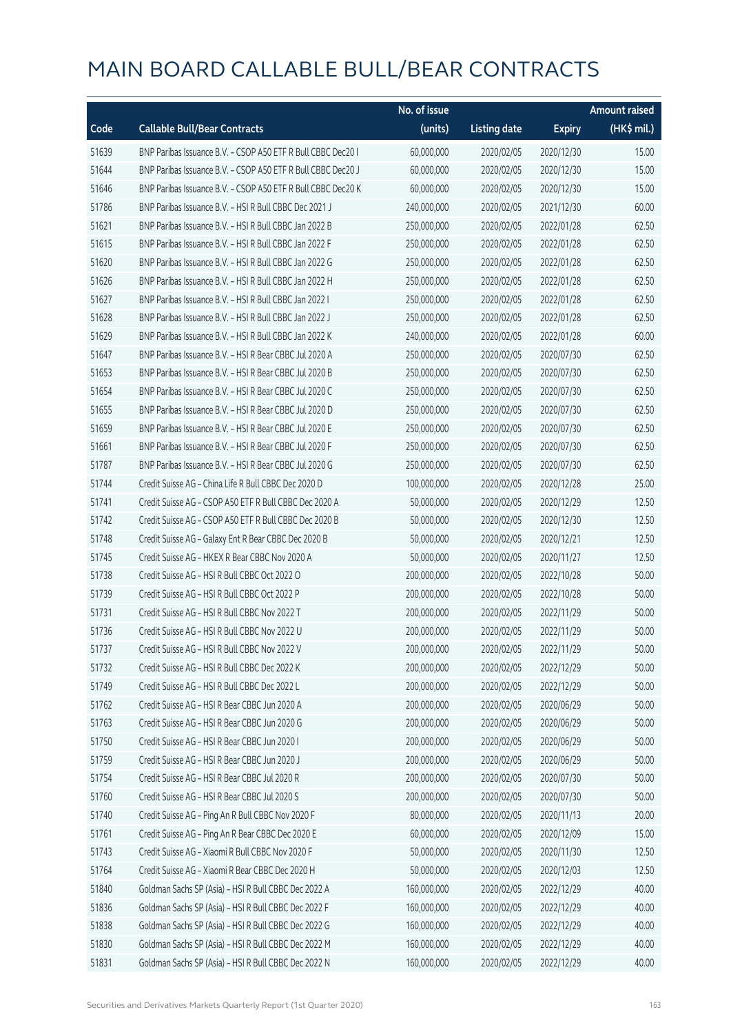# MAIN BOARD CALLABLE BULL/BEAR CONTRACTS

| Code | Callable Bull/Bear Contracts | No. of issue (units) | Listing date | Expiry | Amount raised (HK$ mil.) |
|---|---|---|---|---|---|
| 51639 | BNP Paribas Issuance B.V. – CSOP A50 ETF R Bull CBBC Dec20 I | 60,000,000 | 2020/02/05 | 2020/12/30 | 15.00 |
| 51644 | BNP Paribas Issuance B.V. – CSOP A50 ETF R Bull CBBC Dec20 J | 60,000,000 | 2020/02/05 | 2020/12/30 | 15.00 |
| 51646 | BNP Paribas Issuance B.V. – CSOP A50 ETF R Bull CBBC Dec20 K | 60,000,000 | 2020/02/05 | 2020/12/30 | 15.00 |
| 51786 | BNP Paribas Issuance B.V. – HSI R Bull CBBC Dec 2021 J | 240,000,000 | 2020/02/05 | 2021/12/30 | 60.00 |
| 51621 | BNP Paribas Issuance B.V. – HSI R Bull CBBC Jan 2022 B | 250,000,000 | 2020/02/05 | 2022/01/28 | 62.50 |
| 51615 | BNP Paribas Issuance B.V. – HSI R Bull CBBC Jan 2022 F | 250,000,000 | 2020/02/05 | 2022/01/28 | 62.50 |
| 51620 | BNP Paribas Issuance B.V. – HSI R Bull CBBC Jan 2022 G | 250,000,000 | 2020/02/05 | 2022/01/28 | 62.50 |
| 51626 | BNP Paribas Issuance B.V. – HSI R Bull CBBC Jan 2022 H | 250,000,000 | 2020/02/05 | 2022/01/28 | 62.50 |
| 51627 | BNP Paribas Issuance B.V. – HSI R Bull CBBC Jan 2022 I | 250,000,000 | 2020/02/05 | 2022/01/28 | 62.50 |
| 51628 | BNP Paribas Issuance B.V. – HSI R Bull CBBC Jan 2022 J | 250,000,000 | 2020/02/05 | 2022/01/28 | 62.50 |
| 51629 | BNP Paribas Issuance B.V. – HSI R Bull CBBC Jan 2022 K | 240,000,000 | 2020/02/05 | 2022/01/28 | 60.00 |
| 51647 | BNP Paribas Issuance B.V. – HSI R Bear CBBC Jul 2020 A | 250,000,000 | 2020/02/05 | 2020/07/30 | 62.50 |
| 51653 | BNP Paribas Issuance B.V. – HSI R Bear CBBC Jul 2020 B | 250,000,000 | 2020/02/05 | 2020/07/30 | 62.50 |
| 51654 | BNP Paribas Issuance B.V. – HSI R Bear CBBC Jul 2020 C | 250,000,000 | 2020/02/05 | 2020/07/30 | 62.50 |
| 51655 | BNP Paribas Issuance B.V. – HSI R Bear CBBC Jul 2020 D | 250,000,000 | 2020/02/05 | 2020/07/30 | 62.50 |
| 51659 | BNP Paribas Issuance B.V. – HSI R Bear CBBC Jul 2020 E | 250,000,000 | 2020/02/05 | 2020/07/30 | 62.50 |
| 51661 | BNP Paribas Issuance B.V. – HSI R Bear CBBC Jul 2020 F | 250,000,000 | 2020/02/05 | 2020/07/30 | 62.50 |
| 51787 | BNP Paribas Issuance B.V. – HSI R Bear CBBC Jul 2020 G | 250,000,000 | 2020/02/05 | 2020/07/30 | 62.50 |
| 51744 | Credit Suisse AG – China Life R Bull CBBC Dec 2020 D | 100,000,000 | 2020/02/05 | 2020/12/28 | 25.00 |
| 51741 | Credit Suisse AG – CSOP A50 ETF R Bull CBBC Dec 2020 A | 50,000,000 | 2020/02/05 | 2020/12/29 | 12.50 |
| 51742 | Credit Suisse AG – CSOP A50 ETF R Bull CBBC Dec 2020 B | 50,000,000 | 2020/02/05 | 2020/12/30 | 12.50 |
| 51748 | Credit Suisse AG – Galaxy Ent R Bear CBBC Dec 2020 B | 50,000,000 | 2020/02/05 | 2020/12/21 | 12.50 |
| 51745 | Credit Suisse AG – HKEX R Bear CBBC Nov 2020 A | 50,000,000 | 2020/02/05 | 2020/11/27 | 12.50 |
| 51738 | Credit Suisse AG – HSI R Bull CBBC Oct 2022 O | 200,000,000 | 2020/02/05 | 2022/10/28 | 50.00 |
| 51739 | Credit Suisse AG – HSI R Bull CBBC Oct 2022 P | 200,000,000 | 2020/02/05 | 2022/10/28 | 50.00 |
| 51731 | Credit Suisse AG – HSI R Bull CBBC Nov 2022 T | 200,000,000 | 2020/02/05 | 2022/11/29 | 50.00 |
| 51736 | Credit Suisse AG – HSI R Bull CBBC Nov 2022 U | 200,000,000 | 2020/02/05 | 2022/11/29 | 50.00 |
| 51737 | Credit Suisse AG – HSI R Bull CBBC Nov 2022 V | 200,000,000 | 2020/02/05 | 2022/11/29 | 50.00 |
| 51732 | Credit Suisse AG – HSI R Bull CBBC Dec 2022 K | 200,000,000 | 2020/02/05 | 2022/12/29 | 50.00 |
| 51749 | Credit Suisse AG – HSI R Bull CBBC Dec 2022 L | 200,000,000 | 2020/02/05 | 2022/12/29 | 50.00 |
| 51762 | Credit Suisse AG – HSI R Bear CBBC Jun 2020 A | 200,000,000 | 2020/02/05 | 2020/06/29 | 50.00 |
| 51763 | Credit Suisse AG – HSI R Bear CBBC Jun 2020 G | 200,000,000 | 2020/02/05 | 2020/06/29 | 50.00 |
| 51750 | Credit Suisse AG – HSI R Bear CBBC Jun 2020 I | 200,000,000 | 2020/02/05 | 2020/06/29 | 50.00 |
| 51759 | Credit Suisse AG – HSI R Bear CBBC Jun 2020 J | 200,000,000 | 2020/02/05 | 2020/06/29 | 50.00 |
| 51754 | Credit Suisse AG – HSI R Bear CBBC Jul 2020 R | 200,000,000 | 2020/02/05 | 2020/07/30 | 50.00 |
| 51760 | Credit Suisse AG – HSI R Bear CBBC Jul 2020 S | 200,000,000 | 2020/02/05 | 2020/07/30 | 50.00 |
| 51740 | Credit Suisse AG – Ping An R Bull CBBC Nov 2020 F | 80,000,000 | 2020/02/05 | 2020/11/13 | 20.00 |
| 51761 | Credit Suisse AG – Ping An R Bear CBBC Dec 2020 E | 60,000,000 | 2020/02/05 | 2020/12/09 | 15.00 |
| 51743 | Credit Suisse AG – Xiaomi R Bull CBBC Nov 2020 F | 50,000,000 | 2020/02/05 | 2020/11/30 | 12.50 |
| 51764 | Credit Suisse AG – Xiaomi R Bear CBBC Dec 2020 H | 50,000,000 | 2020/02/05 | 2020/12/03 | 12.50 |
| 51840 | Goldman Sachs SP (Asia) – HSI R Bull CBBC Dec 2022 A | 160,000,000 | 2020/02/05 | 2022/12/29 | 40.00 |
| 51836 | Goldman Sachs SP (Asia) – HSI R Bull CBBC Dec 2022 F | 160,000,000 | 2020/02/05 | 2022/12/29 | 40.00 |
| 51838 | Goldman Sachs SP (Asia) – HSI R Bull CBBC Dec 2022 G | 160,000,000 | 2020/02/05 | 2022/12/29 | 40.00 |
| 51830 | Goldman Sachs SP (Asia) – HSI R Bull CBBC Dec 2022 M | 160,000,000 | 2020/02/05 | 2022/12/29 | 40.00 |
| 51831 | Goldman Sachs SP (Asia) – HSI R Bull CBBC Dec 2022 N | 160,000,000 | 2020/02/05 | 2022/12/29 | 40.00 |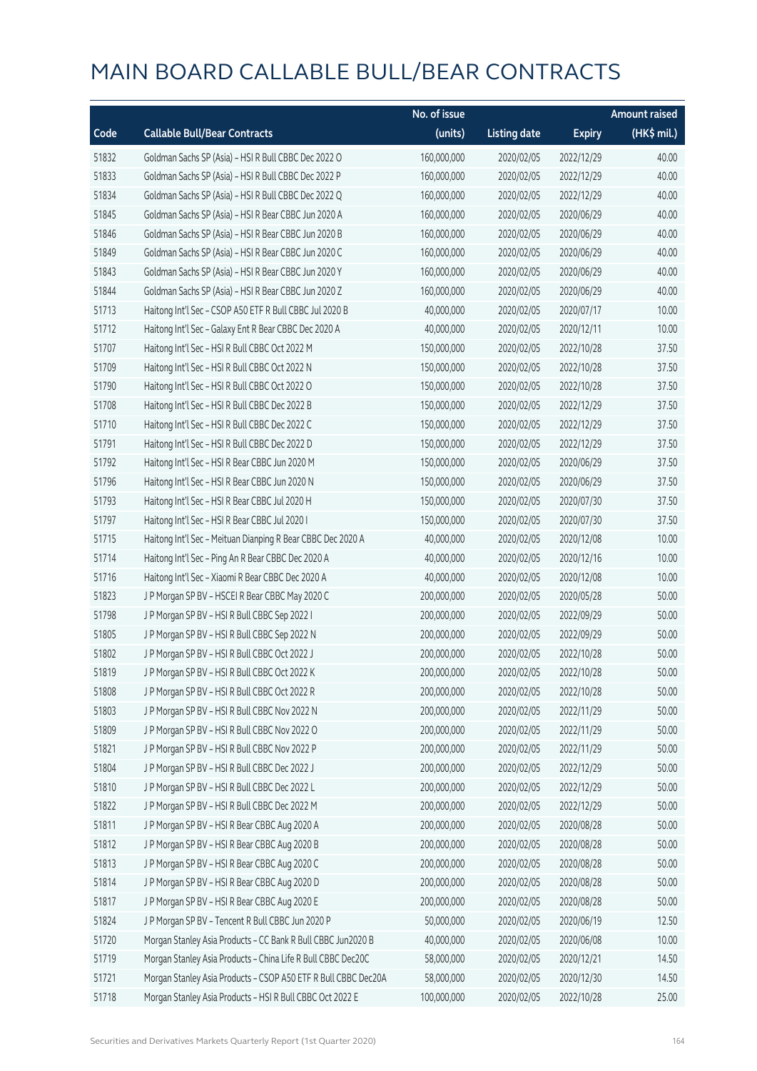# MAIN BOARD CALLABLE BULL/BEAR CONTRACTS

| Code | Callable Bull/Bear Contracts | No. of issue (units) | Listing date | Expiry | Amount raised (HK$ mil.) |
|---|---|---|---|---|---|
| 51832 | Goldman Sachs SP (Asia) – HSI R Bull CBBC Dec 2022 O | 160,000,000 | 2020/02/05 | 2022/12/29 | 40.00 |
| 51833 | Goldman Sachs SP (Asia) – HSI R Bull CBBC Dec 2022 P | 160,000,000 | 2020/02/05 | 2022/12/29 | 40.00 |
| 51834 | Goldman Sachs SP (Asia) – HSI R Bull CBBC Dec 2022 Q | 160,000,000 | 2020/02/05 | 2022/12/29 | 40.00 |
| 51845 | Goldman Sachs SP (Asia) – HSI R Bear CBBC Jun 2020 A | 160,000,000 | 2020/02/05 | 2020/06/29 | 40.00 |
| 51846 | Goldman Sachs SP (Asia) – HSI R Bear CBBC Jun 2020 B | 160,000,000 | 2020/02/05 | 2020/06/29 | 40.00 |
| 51849 | Goldman Sachs SP (Asia) – HSI R Bear CBBC Jun 2020 C | 160,000,000 | 2020/02/05 | 2020/06/29 | 40.00 |
| 51843 | Goldman Sachs SP (Asia) – HSI R Bear CBBC Jun 2020 Y | 160,000,000 | 2020/02/05 | 2020/06/29 | 40.00 |
| 51844 | Goldman Sachs SP (Asia) – HSI R Bear CBBC Jun 2020 Z | 160,000,000 | 2020/02/05 | 2020/06/29 | 40.00 |
| 51713 | Haitong Int'l Sec – CSOP A50 ETF R Bull CBBC Jul 2020 B | 40,000,000 | 2020/02/05 | 2020/07/17 | 10.00 |
| 51712 | Haitong Int'l Sec – Galaxy Ent R Bear CBBC Dec 2020 A | 40,000,000 | 2020/02/05 | 2020/12/11 | 10.00 |
| 51707 | Haitong Int'l Sec – HSI R Bull CBBC Oct 2022 M | 150,000,000 | 2020/02/05 | 2022/10/28 | 37.50 |
| 51709 | Haitong Int'l Sec – HSI R Bull CBBC Oct 2022 N | 150,000,000 | 2020/02/05 | 2022/10/28 | 37.50 |
| 51790 | Haitong Int'l Sec – HSI R Bull CBBC Oct 2022 O | 150,000,000 | 2020/02/05 | 2022/10/28 | 37.50 |
| 51708 | Haitong Int'l Sec – HSI R Bull CBBC Dec 2022 B | 150,000,000 | 2020/02/05 | 2022/12/29 | 37.50 |
| 51710 | Haitong Int'l Sec – HSI R Bull CBBC Dec 2022 C | 150,000,000 | 2020/02/05 | 2022/12/29 | 37.50 |
| 51791 | Haitong Int'l Sec – HSI R Bull CBBC Dec 2022 D | 150,000,000 | 2020/02/05 | 2022/12/29 | 37.50 |
| 51792 | Haitong Int'l Sec – HSI R Bear CBBC Jun 2020 M | 150,000,000 | 2020/02/05 | 2020/06/29 | 37.50 |
| 51796 | Haitong Int'l Sec – HSI R Bear CBBC Jun 2020 N | 150,000,000 | 2020/02/05 | 2020/06/29 | 37.50 |
| 51793 | Haitong Int'l Sec – HSI R Bear CBBC Jul 2020 H | 150,000,000 | 2020/02/05 | 2020/07/30 | 37.50 |
| 51797 | Haitong Int'l Sec – HSI R Bear CBBC Jul 2020 I | 150,000,000 | 2020/02/05 | 2020/07/30 | 37.50 |
| 51715 | Haitong Int'l Sec – Meituan Dianping R Bear CBBC Dec 2020 A | 40,000,000 | 2020/02/05 | 2020/12/08 | 10.00 |
| 51714 | Haitong Int'l Sec – Ping An R Bear CBBC Dec 2020 A | 40,000,000 | 2020/02/05 | 2020/12/16 | 10.00 |
| 51716 | Haitong Int'l Sec – Xiaomi R Bear CBBC Dec 2020 A | 40,000,000 | 2020/02/05 | 2020/12/08 | 10.00 |
| 51823 | J P Morgan SP BV – HSCEI R Bear CBBC May 2020 C | 200,000,000 | 2020/02/05 | 2020/05/28 | 50.00 |
| 51798 | J P Morgan SP BV – HSI R Bull CBBC Sep 2022 I | 200,000,000 | 2020/02/05 | 2022/09/29 | 50.00 |
| 51805 | J P Morgan SP BV – HSI R Bull CBBC Sep 2022 N | 200,000,000 | 2020/02/05 | 2022/09/29 | 50.00 |
| 51802 | J P Morgan SP BV – HSI R Bull CBBC Oct 2022 J | 200,000,000 | 2020/02/05 | 2022/10/28 | 50.00 |
| 51819 | J P Morgan SP BV – HSI R Bull CBBC Oct 2022 K | 200,000,000 | 2020/02/05 | 2022/10/28 | 50.00 |
| 51808 | J P Morgan SP BV – HSI R Bull CBBC Oct 2022 R | 200,000,000 | 2020/02/05 | 2022/10/28 | 50.00 |
| 51803 | J P Morgan SP BV – HSI R Bull CBBC Nov 2022 N | 200,000,000 | 2020/02/05 | 2022/11/29 | 50.00 |
| 51809 | J P Morgan SP BV – HSI R Bull CBBC Nov 2022 O | 200,000,000 | 2020/02/05 | 2022/11/29 | 50.00 |
| 51821 | J P Morgan SP BV – HSI R Bull CBBC Nov 2022 P | 200,000,000 | 2020/02/05 | 2022/11/29 | 50.00 |
| 51804 | J P Morgan SP BV – HSI R Bull CBBC Dec 2022 J | 200,000,000 | 2020/02/05 | 2022/12/29 | 50.00 |
| 51810 | J P Morgan SP BV – HSI R Bull CBBC Dec 2022 L | 200,000,000 | 2020/02/05 | 2022/12/29 | 50.00 |
| 51822 | J P Morgan SP BV – HSI R Bull CBBC Dec 2022 M | 200,000,000 | 2020/02/05 | 2022/12/29 | 50.00 |
| 51811 | J P Morgan SP BV – HSI R Bear CBBC Aug 2020 A | 200,000,000 | 2020/02/05 | 2020/08/28 | 50.00 |
| 51812 | J P Morgan SP BV – HSI R Bear CBBC Aug 2020 B | 200,000,000 | 2020/02/05 | 2020/08/28 | 50.00 |
| 51813 | J P Morgan SP BV – HSI R Bear CBBC Aug 2020 C | 200,000,000 | 2020/02/05 | 2020/08/28 | 50.00 |
| 51814 | J P Morgan SP BV – HSI R Bear CBBC Aug 2020 D | 200,000,000 | 2020/02/05 | 2020/08/28 | 50.00 |
| 51817 | J P Morgan SP BV – HSI R Bear CBBC Aug 2020 E | 200,000,000 | 2020/02/05 | 2020/08/28 | 50.00 |
| 51824 | J P Morgan SP BV – Tencent R Bull CBBC Jun 2020 P | 50,000,000 | 2020/02/05 | 2020/06/19 | 12.50 |
| 51720 | Morgan Stanley Asia Products – CC Bank R Bull CBBC Jun2020 B | 40,000,000 | 2020/02/05 | 2020/06/08 | 10.00 |
| 51719 | Morgan Stanley Asia Products – China Life R Bull CBBC Dec20C | 58,000,000 | 2020/02/05 | 2020/12/21 | 14.50 |
| 51721 | Morgan Stanley Asia Products – CSOP A50 ETF R Bull CBBC Dec20A | 58,000,000 | 2020/02/05 | 2020/12/30 | 14.50 |
| 51718 | Morgan Stanley Asia Products – HSI R Bull CBBC Oct 2022 E | 100,000,000 | 2020/02/05 | 2022/10/28 | 25.00 |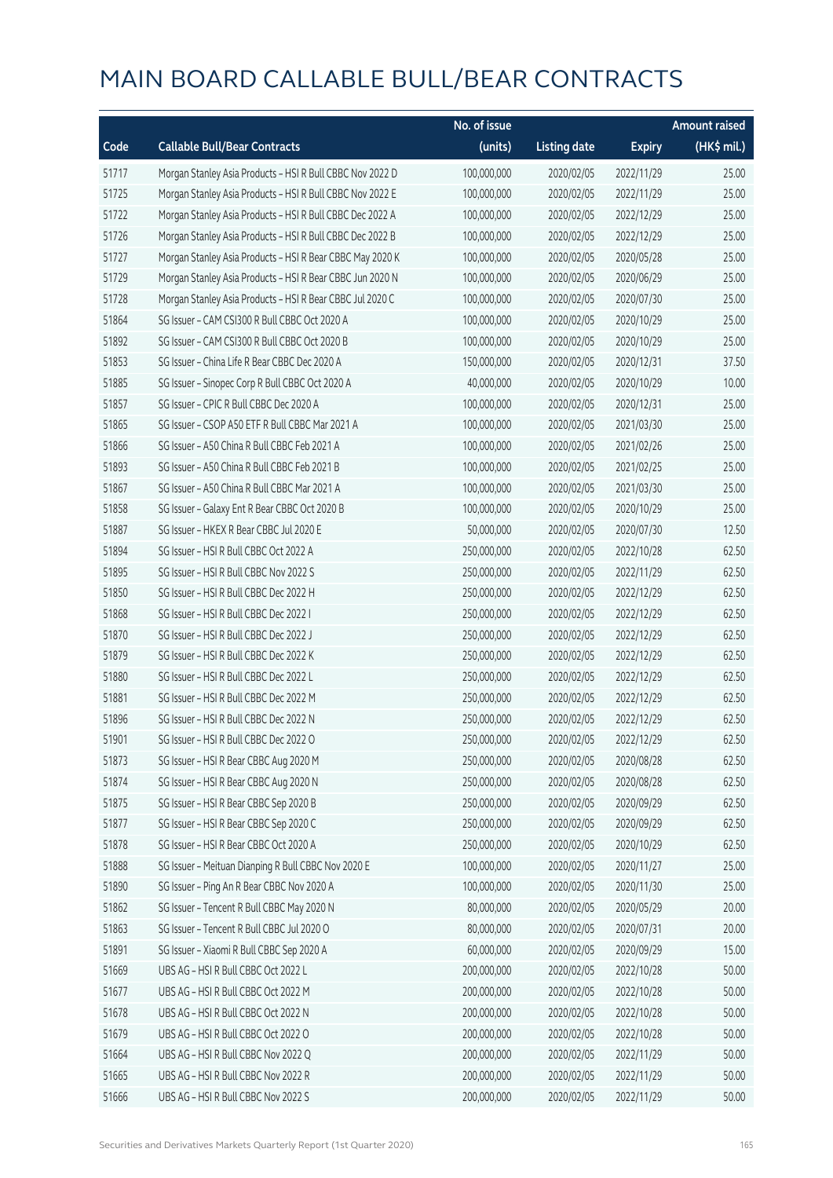# MAIN BOARD CALLABLE BULL/BEAR CONTRACTS

| Code | Callable Bull/Bear Contracts | No. of issue (units) | Listing date | Expiry | Amount raised (HK$ mil.) |
|---|---|---|---|---|---|
| 51717 | Morgan Stanley Asia Products – HSI R Bull CBBC Nov 2022 D | 100,000,000 | 2020/02/05 | 2022/11/29 | 25.00 |
| 51725 | Morgan Stanley Asia Products – HSI R Bull CBBC Nov 2022 E | 100,000,000 | 2020/02/05 | 2022/11/29 | 25.00 |
| 51722 | Morgan Stanley Asia Products – HSI R Bull CBBC Dec 2022 A | 100,000,000 | 2020/02/05 | 2022/12/29 | 25.00 |
| 51726 | Morgan Stanley Asia Products – HSI R Bull CBBC Dec 2022 B | 100,000,000 | 2020/02/05 | 2022/12/29 | 25.00 |
| 51727 | Morgan Stanley Asia Products – HSI R Bear CBBC May 2020 K | 100,000,000 | 2020/02/05 | 2020/05/28 | 25.00 |
| 51729 | Morgan Stanley Asia Products – HSI R Bear CBBC Jun 2020 N | 100,000,000 | 2020/02/05 | 2020/06/29 | 25.00 |
| 51728 | Morgan Stanley Asia Products – HSI R Bear CBBC Jul 2020 C | 100,000,000 | 2020/02/05 | 2020/07/30 | 25.00 |
| 51864 | SG Issuer – CAM CSI300 R Bull CBBC Oct 2020 A | 100,000,000 | 2020/02/05 | 2020/10/29 | 25.00 |
| 51892 | SG Issuer – CAM CSI300 R Bull CBBC Oct 2020 B | 100,000,000 | 2020/02/05 | 2020/10/29 | 25.00 |
| 51853 | SG Issuer – China Life R Bear CBBC Dec 2020 A | 150,000,000 | 2020/02/05 | 2020/12/31 | 37.50 |
| 51885 | SG Issuer – Sinopec Corp R Bull CBBC Oct 2020 A | 40,000,000 | 2020/02/05 | 2020/10/29 | 10.00 |
| 51857 | SG Issuer – CPIC R Bull CBBC Dec 2020 A | 100,000,000 | 2020/02/05 | 2020/12/31 | 25.00 |
| 51865 | SG Issuer – CSOP A50 ETF R Bull CBBC Mar 2021 A | 100,000,000 | 2020/02/05 | 2021/03/30 | 25.00 |
| 51866 | SG Issuer – A50 China R Bull CBBC Feb 2021 A | 100,000,000 | 2020/02/05 | 2021/02/26 | 25.00 |
| 51893 | SG Issuer – A50 China R Bull CBBC Feb 2021 B | 100,000,000 | 2020/02/05 | 2021/02/25 | 25.00 |
| 51867 | SG Issuer – A50 China R Bull CBBC Mar 2021 A | 100,000,000 | 2020/02/05 | 2021/03/30 | 25.00 |
| 51858 | SG Issuer – Galaxy Ent R Bear CBBC Oct 2020 B | 100,000,000 | 2020/02/05 | 2020/10/29 | 25.00 |
| 51887 | SG Issuer – HKEX R Bear CBBC Jul 2020 E | 50,000,000 | 2020/02/05 | 2020/07/30 | 12.50 |
| 51894 | SG Issuer – HSI R Bull CBBC Oct 2022 A | 250,000,000 | 2020/02/05 | 2022/10/28 | 62.50 |
| 51895 | SG Issuer – HSI R Bull CBBC Nov 2022 S | 250,000,000 | 2020/02/05 | 2022/11/29 | 62.50 |
| 51850 | SG Issuer – HSI R Bull CBBC Dec 2022 H | 250,000,000 | 2020/02/05 | 2022/12/29 | 62.50 |
| 51868 | SG Issuer – HSI R Bull CBBC Dec 2022 I | 250,000,000 | 2020/02/05 | 2022/12/29 | 62.50 |
| 51870 | SG Issuer – HSI R Bull CBBC Dec 2022 J | 250,000,000 | 2020/02/05 | 2022/12/29 | 62.50 |
| 51879 | SG Issuer – HSI R Bull CBBC Dec 2022 K | 250,000,000 | 2020/02/05 | 2022/12/29 | 62.50 |
| 51880 | SG Issuer – HSI R Bull CBBC Dec 2022 L | 250,000,000 | 2020/02/05 | 2022/12/29 | 62.50 |
| 51881 | SG Issuer – HSI R Bull CBBC Dec 2022 M | 250,000,000 | 2020/02/05 | 2022/12/29 | 62.50 |
| 51896 | SG Issuer – HSI R Bull CBBC Dec 2022 N | 250,000,000 | 2020/02/05 | 2022/12/29 | 62.50 |
| 51901 | SG Issuer – HSI R Bull CBBC Dec 2022 O | 250,000,000 | 2020/02/05 | 2022/12/29 | 62.50 |
| 51873 | SG Issuer – HSI R Bear CBBC Aug 2020 M | 250,000,000 | 2020/02/05 | 2020/08/28 | 62.50 |
| 51874 | SG Issuer – HSI R Bear CBBC Aug 2020 N | 250,000,000 | 2020/02/05 | 2020/08/28 | 62.50 |
| 51875 | SG Issuer – HSI R Bear CBBC Sep 2020 B | 250,000,000 | 2020/02/05 | 2020/09/29 | 62.50 |
| 51877 | SG Issuer – HSI R Bear CBBC Sep 2020 C | 250,000,000 | 2020/02/05 | 2020/09/29 | 62.50 |
| 51878 | SG Issuer – HSI R Bear CBBC Oct 2020 A | 250,000,000 | 2020/02/05 | 2020/10/29 | 62.50 |
| 51888 | SG Issuer – Meituan Dianping R Bull CBBC Nov 2020 E | 100,000,000 | 2020/02/05 | 2020/11/27 | 25.00 |
| 51890 | SG Issuer – Ping An R Bear CBBC Nov 2020 A | 100,000,000 | 2020/02/05 | 2020/11/30 | 25.00 |
| 51862 | SG Issuer – Tencent R Bull CBBC May 2020 N | 80,000,000 | 2020/02/05 | 2020/05/29 | 20.00 |
| 51863 | SG Issuer – Tencent R Bull CBBC Jul 2020 O | 80,000,000 | 2020/02/05 | 2020/07/31 | 20.00 |
| 51891 | SG Issuer – Xiaomi R Bull CBBC Sep 2020 A | 60,000,000 | 2020/02/05 | 2020/09/29 | 15.00 |
| 51669 | UBS AG – HSI R Bull CBBC Oct 2022 L | 200,000,000 | 2020/02/05 | 2022/10/28 | 50.00 |
| 51677 | UBS AG – HSI R Bull CBBC Oct 2022 M | 200,000,000 | 2020/02/05 | 2022/10/28 | 50.00 |
| 51678 | UBS AG – HSI R Bull CBBC Oct 2022 N | 200,000,000 | 2020/02/05 | 2022/10/28 | 50.00 |
| 51679 | UBS AG – HSI R Bull CBBC Oct 2022 O | 200,000,000 | 2020/02/05 | 2022/10/28 | 50.00 |
| 51664 | UBS AG – HSI R Bull CBBC Nov 2022 Q | 200,000,000 | 2020/02/05 | 2022/11/29 | 50.00 |
| 51665 | UBS AG – HSI R Bull CBBC Nov 2022 R | 200,000,000 | 2020/02/05 | 2022/11/29 | 50.00 |
| 51666 | UBS AG – HSI R Bull CBBC Nov 2022 S | 200,000,000 | 2020/02/05 | 2022/11/29 | 50.00 |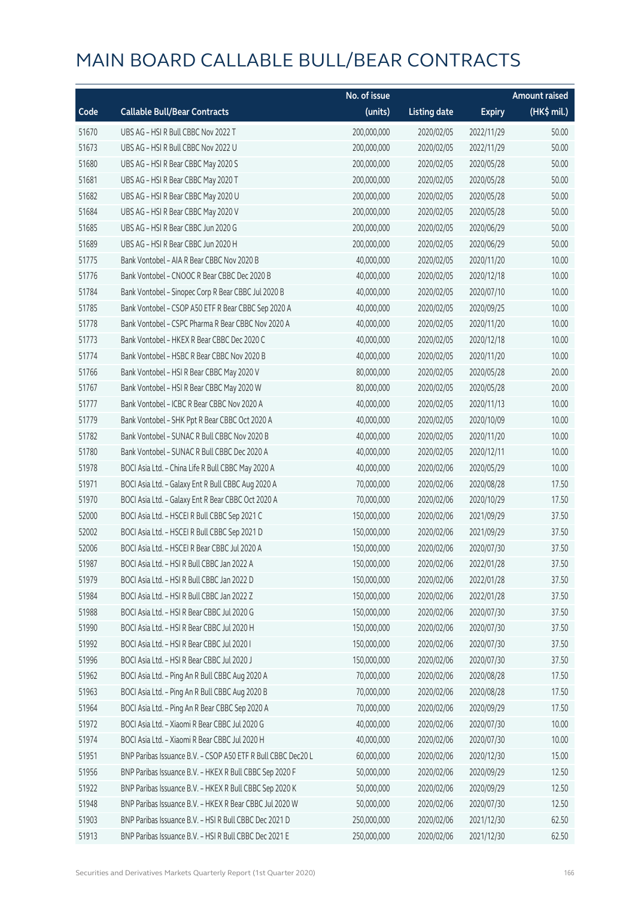# MAIN BOARD CALLABLE BULL/BEAR CONTRACTS

| Code | Callable Bull/Bear Contracts | No. of issue (units) | Listing date | Expiry | Amount raised (HK$ mil.) |
|---|---|---|---|---|---|
| 51670 | UBS AG – HSI R Bull CBBC Nov 2022 T | 200,000,000 | 2020/02/05 | 2022/11/29 | 50.00 |
| 51673 | UBS AG – HSI R Bull CBBC Nov 2022 U | 200,000,000 | 2020/02/05 | 2022/11/29 | 50.00 |
| 51680 | UBS AG – HSI R Bear CBBC May 2020 S | 200,000,000 | 2020/02/05 | 2020/05/28 | 50.00 |
| 51681 | UBS AG – HSI R Bear CBBC May 2020 T | 200,000,000 | 2020/02/05 | 2020/05/28 | 50.00 |
| 51682 | UBS AG – HSI R Bear CBBC May 2020 U | 200,000,000 | 2020/02/05 | 2020/05/28 | 50.00 |
| 51684 | UBS AG – HSI R Bear CBBC May 2020 V | 200,000,000 | 2020/02/05 | 2020/05/28 | 50.00 |
| 51685 | UBS AG – HSI R Bear CBBC Jun 2020 G | 200,000,000 | 2020/02/05 | 2020/06/29 | 50.00 |
| 51689 | UBS AG – HSI R Bear CBBC Jun 2020 H | 200,000,000 | 2020/02/05 | 2020/06/29 | 50.00 |
| 51775 | Bank Vontobel – AIA R Bear CBBC Nov 2020 B | 40,000,000 | 2020/02/05 | 2020/11/20 | 10.00 |
| 51776 | Bank Vontobel – CNOOC R Bear CBBC Dec 2020 B | 40,000,000 | 2020/02/05 | 2020/12/18 | 10.00 |
| 51784 | Bank Vontobel – Sinopec Corp R Bear CBBC Jul 2020 B | 40,000,000 | 2020/02/05 | 2020/07/10 | 10.00 |
| 51785 | Bank Vontobel – CSOP A50 ETF R Bear CBBC Sep 2020 A | 40,000,000 | 2020/02/05 | 2020/09/25 | 10.00 |
| 51778 | Bank Vontobel – CSPC Pharma R Bear CBBC Nov 2020 A | 40,000,000 | 2020/02/05 | 2020/11/20 | 10.00 |
| 51773 | Bank Vontobel – HKEX R Bear CBBC Dec 2020 C | 40,000,000 | 2020/02/05 | 2020/12/18 | 10.00 |
| 51774 | Bank Vontobel – HSBC R Bear CBBC Nov 2020 B | 40,000,000 | 2020/02/05 | 2020/11/20 | 10.00 |
| 51766 | Bank Vontobel – HSI R Bear CBBC May 2020 V | 80,000,000 | 2020/02/05 | 2020/05/28 | 20.00 |
| 51767 | Bank Vontobel – HSI R Bear CBBC May 2020 W | 80,000,000 | 2020/02/05 | 2020/05/28 | 20.00 |
| 51777 | Bank Vontobel – ICBC R Bear CBBC Nov 2020 A | 40,000,000 | 2020/02/05 | 2020/11/13 | 10.00 |
| 51779 | Bank Vontobel – SHK Ppt R Bear CBBC Oct 2020 A | 40,000,000 | 2020/02/05 | 2020/10/09 | 10.00 |
| 51782 | Bank Vontobel – SUNAC R Bull CBBC Nov 2020 B | 40,000,000 | 2020/02/05 | 2020/11/20 | 10.00 |
| 51780 | Bank Vontobel – SUNAC R Bull CBBC Dec 2020 A | 40,000,000 | 2020/02/05 | 2020/12/11 | 10.00 |
| 51978 | BOCI Asia Ltd. – China Life R Bull CBBC May 2020 A | 40,000,000 | 2020/02/06 | 2020/05/29 | 10.00 |
| 51971 | BOCI Asia Ltd. – Galaxy Ent R Bull CBBC Aug 2020 A | 70,000,000 | 2020/02/06 | 2020/08/28 | 17.50 |
| 51970 | BOCI Asia Ltd. – Galaxy Ent R Bear CBBC Oct 2020 A | 70,000,000 | 2020/02/06 | 2020/10/29 | 17.50 |
| 52000 | BOCI Asia Ltd. – HSCEI R Bull CBBC Sep 2021 C | 150,000,000 | 2020/02/06 | 2021/09/29 | 37.50 |
| 52002 | BOCI Asia Ltd. – HSCEI R Bull CBBC Sep 2021 D | 150,000,000 | 2020/02/06 | 2021/09/29 | 37.50 |
| 52006 | BOCI Asia Ltd. – HSCEI R Bear CBBC Jul 2020 A | 150,000,000 | 2020/02/06 | 2020/07/30 | 37.50 |
| 51987 | BOCI Asia Ltd. – HSI R Bull CBBC Jan 2022 A | 150,000,000 | 2020/02/06 | 2022/01/28 | 37.50 |
| 51979 | BOCI Asia Ltd. – HSI R Bull CBBC Jan 2022 D | 150,000,000 | 2020/02/06 | 2022/01/28 | 37.50 |
| 51984 | BOCI Asia Ltd. – HSI R Bull CBBC Jan 2022 Z | 150,000,000 | 2020/02/06 | 2022/01/28 | 37.50 |
| 51988 | BOCI Asia Ltd. – HSI R Bear CBBC Jul 2020 G | 150,000,000 | 2020/02/06 | 2020/07/30 | 37.50 |
| 51990 | BOCI Asia Ltd. – HSI R Bear CBBC Jul 2020 H | 150,000,000 | 2020/02/06 | 2020/07/30 | 37.50 |
| 51992 | BOCI Asia Ltd. – HSI R Bear CBBC Jul 2020 I | 150,000,000 | 2020/02/06 | 2020/07/30 | 37.50 |
| 51996 | BOCI Asia Ltd. – HSI R Bear CBBC Jul 2020 J | 150,000,000 | 2020/02/06 | 2020/07/30 | 37.50 |
| 51962 | BOCI Asia Ltd. – Ping An R Bull CBBC Aug 2020 A | 70,000,000 | 2020/02/06 | 2020/08/28 | 17.50 |
| 51963 | BOCI Asia Ltd. – Ping An R Bull CBBC Aug 2020 B | 70,000,000 | 2020/02/06 | 2020/08/28 | 17.50 |
| 51964 | BOCI Asia Ltd. – Ping An R Bear CBBC Sep 2020 A | 70,000,000 | 2020/02/06 | 2020/09/29 | 17.50 |
| 51972 | BOCI Asia Ltd. – Xiaomi R Bear CBBC Jul 2020 G | 40,000,000 | 2020/02/06 | 2020/07/30 | 10.00 |
| 51974 | BOCI Asia Ltd. – Xiaomi R Bear CBBC Jul 2020 H | 40,000,000 | 2020/02/06 | 2020/07/30 | 10.00 |
| 51951 | BNP Paribas Issuance B.V. – CSOP A50 ETF R Bull CBBC Dec20 L | 60,000,000 | 2020/02/06 | 2020/12/30 | 15.00 |
| 51956 | BNP Paribas Issuance B.V. – HKEX R Bull CBBC Sep 2020 F | 50,000,000 | 2020/02/06 | 2020/09/29 | 12.50 |
| 51922 | BNP Paribas Issuance B.V. – HKEX R Bull CBBC Sep 2020 K | 50,000,000 | 2020/02/06 | 2020/09/29 | 12.50 |
| 51948 | BNP Paribas Issuance B.V. – HKEX R Bear CBBC Jul 2020 W | 50,000,000 | 2020/02/06 | 2020/07/30 | 12.50 |
| 51903 | BNP Paribas Issuance B.V. – HSI R Bull CBBC Dec 2021 D | 250,000,000 | 2020/02/06 | 2021/12/30 | 62.50 |
| 51913 | BNP Paribas Issuance B.V. – HSI R Bull CBBC Dec 2021 E | 250,000,000 | 2020/02/06 | 2021/12/30 | 62.50 |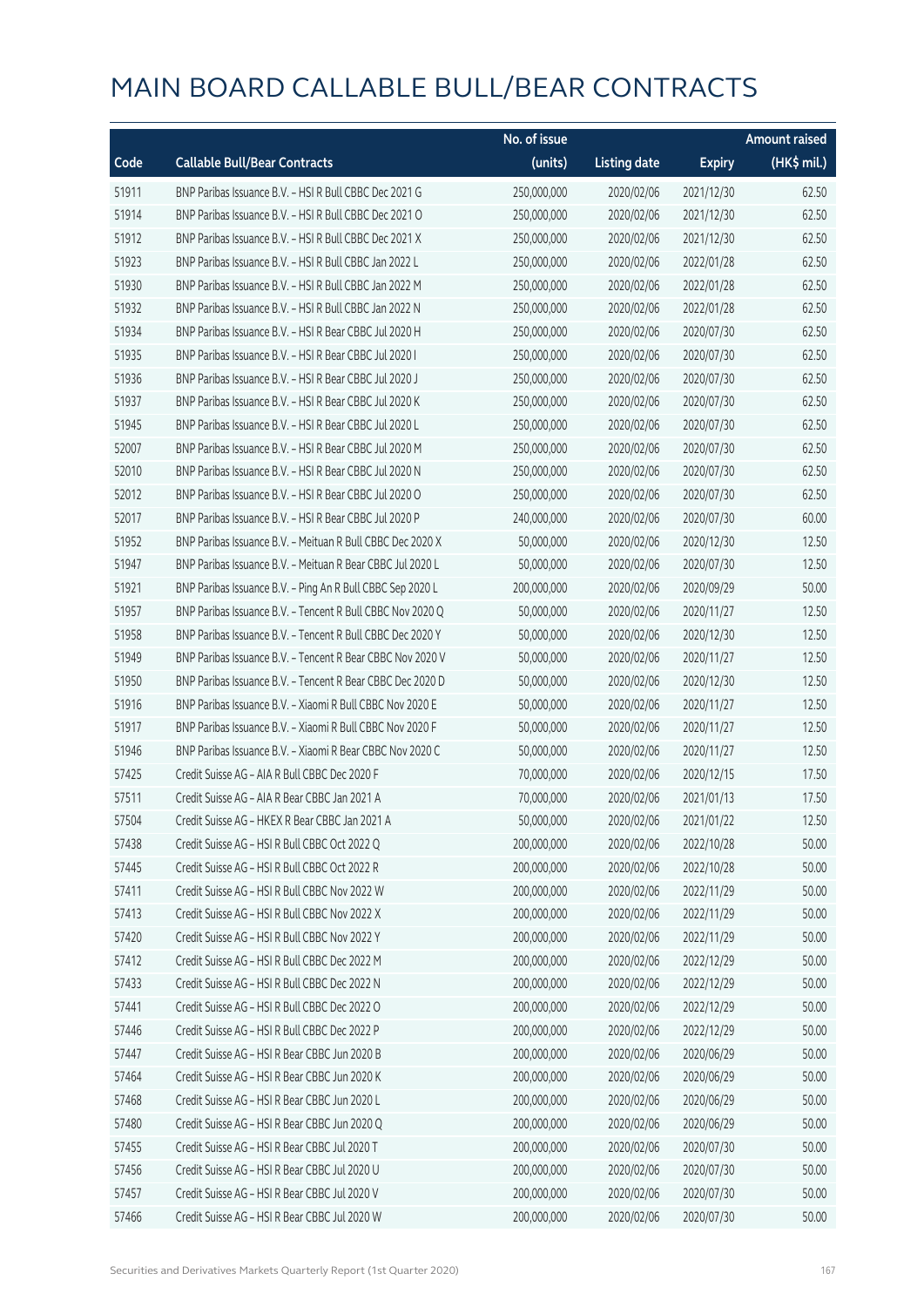# MAIN BOARD CALLABLE BULL/BEAR CONTRACTS

| Code | Callable Bull/Bear Contracts | No. of issue (units) | Listing date | Expiry | Amount raised (HK$ mil.) |
|---|---|---|---|---|---|
| 51911 | BNP Paribas Issuance B.V. – HSI R Bull CBBC Dec 2021 G | 250,000,000 | 2020/02/06 | 2021/12/30 | 62.50 |
| 51914 | BNP Paribas Issuance B.V. – HSI R Bull CBBC Dec 2021 O | 250,000,000 | 2020/02/06 | 2021/12/30 | 62.50 |
| 51912 | BNP Paribas Issuance B.V. – HSI R Bull CBBC Dec 2021 X | 250,000,000 | 2020/02/06 | 2021/12/30 | 62.50 |
| 51923 | BNP Paribas Issuance B.V. – HSI R Bull CBBC Jan 2022 L | 250,000,000 | 2020/02/06 | 2022/01/28 | 62.50 |
| 51930 | BNP Paribas Issuance B.V. – HSI R Bull CBBC Jan 2022 M | 250,000,000 | 2020/02/06 | 2022/01/28 | 62.50 |
| 51932 | BNP Paribas Issuance B.V. – HSI R Bull CBBC Jan 2022 N | 250,000,000 | 2020/02/06 | 2022/01/28 | 62.50 |
| 51934 | BNP Paribas Issuance B.V. – HSI R Bear CBBC Jul 2020 H | 250,000,000 | 2020/02/06 | 2020/07/30 | 62.50 |
| 51935 | BNP Paribas Issuance B.V. – HSI R Bear CBBC Jul 2020 I | 250,000,000 | 2020/02/06 | 2020/07/30 | 62.50 |
| 51936 | BNP Paribas Issuance B.V. – HSI R Bear CBBC Jul 2020 J | 250,000,000 | 2020/02/06 | 2020/07/30 | 62.50 |
| 51937 | BNP Paribas Issuance B.V. – HSI R Bear CBBC Jul 2020 K | 250,000,000 | 2020/02/06 | 2020/07/30 | 62.50 |
| 51945 | BNP Paribas Issuance B.V. – HSI R Bear CBBC Jul 2020 L | 250,000,000 | 2020/02/06 | 2020/07/30 | 62.50 |
| 52007 | BNP Paribas Issuance B.V. – HSI R Bear CBBC Jul 2020 M | 250,000,000 | 2020/02/06 | 2020/07/30 | 62.50 |
| 52010 | BNP Paribas Issuance B.V. – HSI R Bear CBBC Jul 2020 N | 250,000,000 | 2020/02/06 | 2020/07/30 | 62.50 |
| 52012 | BNP Paribas Issuance B.V. – HSI R Bear CBBC Jul 2020 O | 250,000,000 | 2020/02/06 | 2020/07/30 | 62.50 |
| 52017 | BNP Paribas Issuance B.V. – HSI R Bear CBBC Jul 2020 P | 240,000,000 | 2020/02/06 | 2020/07/30 | 60.00 |
| 51952 | BNP Paribas Issuance B.V. – Meituan R Bull CBBC Dec 2020 X | 50,000,000 | 2020/02/06 | 2020/12/30 | 12.50 |
| 51947 | BNP Paribas Issuance B.V. – Meituan R Bear CBBC Jul 2020 L | 50,000,000 | 2020/02/06 | 2020/07/30 | 12.50 |
| 51921 | BNP Paribas Issuance B.V. – Ping An R Bull CBBC Sep 2020 L | 200,000,000 | 2020/02/06 | 2020/09/29 | 50.00 |
| 51957 | BNP Paribas Issuance B.V. – Tencent R Bull CBBC Nov 2020 Q | 50,000,000 | 2020/02/06 | 2020/11/27 | 12.50 |
| 51958 | BNP Paribas Issuance B.V. – Tencent R Bull CBBC Dec 2020 Y | 50,000,000 | 2020/02/06 | 2020/12/30 | 12.50 |
| 51949 | BNP Paribas Issuance B.V. – Tencent R Bear CBBC Nov 2020 V | 50,000,000 | 2020/02/06 | 2020/11/27 | 12.50 |
| 51950 | BNP Paribas Issuance B.V. – Tencent R Bear CBBC Dec 2020 D | 50,000,000 | 2020/02/06 | 2020/12/30 | 12.50 |
| 51916 | BNP Paribas Issuance B.V. – Xiaomi R Bull CBBC Nov 2020 E | 50,000,000 | 2020/02/06 | 2020/11/27 | 12.50 |
| 51917 | BNP Paribas Issuance B.V. – Xiaomi R Bull CBBC Nov 2020 F | 50,000,000 | 2020/02/06 | 2020/11/27 | 12.50 |
| 51946 | BNP Paribas Issuance B.V. – Xiaomi R Bear CBBC Nov 2020 C | 50,000,000 | 2020/02/06 | 2020/11/27 | 12.50 |
| 57425 | Credit Suisse AG – AIA R Bull CBBC Dec 2020 F | 70,000,000 | 2020/02/06 | 2020/12/15 | 17.50 |
| 57511 | Credit Suisse AG – AIA R Bear CBBC Jan 2021 A | 70,000,000 | 2020/02/06 | 2021/01/13 | 17.50 |
| 57504 | Credit Suisse AG – HKEX R Bear CBBC Jan 2021 A | 50,000,000 | 2020/02/06 | 2021/01/22 | 12.50 |
| 57438 | Credit Suisse AG – HSI R Bull CBBC Oct 2022 Q | 200,000,000 | 2020/02/06 | 2022/10/28 | 50.00 |
| 57445 | Credit Suisse AG – HSI R Bull CBBC Oct 2022 R | 200,000,000 | 2020/02/06 | 2022/10/28 | 50.00 |
| 57411 | Credit Suisse AG – HSI R Bull CBBC Nov 2022 W | 200,000,000 | 2020/02/06 | 2022/11/29 | 50.00 |
| 57413 | Credit Suisse AG – HSI R Bull CBBC Nov 2022 X | 200,000,000 | 2020/02/06 | 2022/11/29 | 50.00 |
| 57420 | Credit Suisse AG – HSI R Bull CBBC Nov 2022 Y | 200,000,000 | 2020/02/06 | 2022/11/29 | 50.00 |
| 57412 | Credit Suisse AG – HSI R Bull CBBC Dec 2022 M | 200,000,000 | 2020/02/06 | 2022/12/29 | 50.00 |
| 57433 | Credit Suisse AG – HSI R Bull CBBC Dec 2022 N | 200,000,000 | 2020/02/06 | 2022/12/29 | 50.00 |
| 57441 | Credit Suisse AG – HSI R Bull CBBC Dec 2022 O | 200,000,000 | 2020/02/06 | 2022/12/29 | 50.00 |
| 57446 | Credit Suisse AG – HSI R Bull CBBC Dec 2022 P | 200,000,000 | 2020/02/06 | 2022/12/29 | 50.00 |
| 57447 | Credit Suisse AG – HSI R Bear CBBC Jun 2020 B | 200,000,000 | 2020/02/06 | 2020/06/29 | 50.00 |
| 57464 | Credit Suisse AG – HSI R Bear CBBC Jun 2020 K | 200,000,000 | 2020/02/06 | 2020/06/29 | 50.00 |
| 57468 | Credit Suisse AG – HSI R Bear CBBC Jun 2020 L | 200,000,000 | 2020/02/06 | 2020/06/29 | 50.00 |
| 57480 | Credit Suisse AG – HSI R Bear CBBC Jun 2020 Q | 200,000,000 | 2020/02/06 | 2020/06/29 | 50.00 |
| 57455 | Credit Suisse AG – HSI R Bear CBBC Jul 2020 T | 200,000,000 | 2020/02/06 | 2020/07/30 | 50.00 |
| 57456 | Credit Suisse AG – HSI R Bear CBBC Jul 2020 U | 200,000,000 | 2020/02/06 | 2020/07/30 | 50.00 |
| 57457 | Credit Suisse AG – HSI R Bear CBBC Jul 2020 V | 200,000,000 | 2020/02/06 | 2020/07/30 | 50.00 |
| 57466 | Credit Suisse AG – HSI R Bear CBBC Jul 2020 W | 200,000,000 | 2020/02/06 | 2020/07/30 | 50.00 |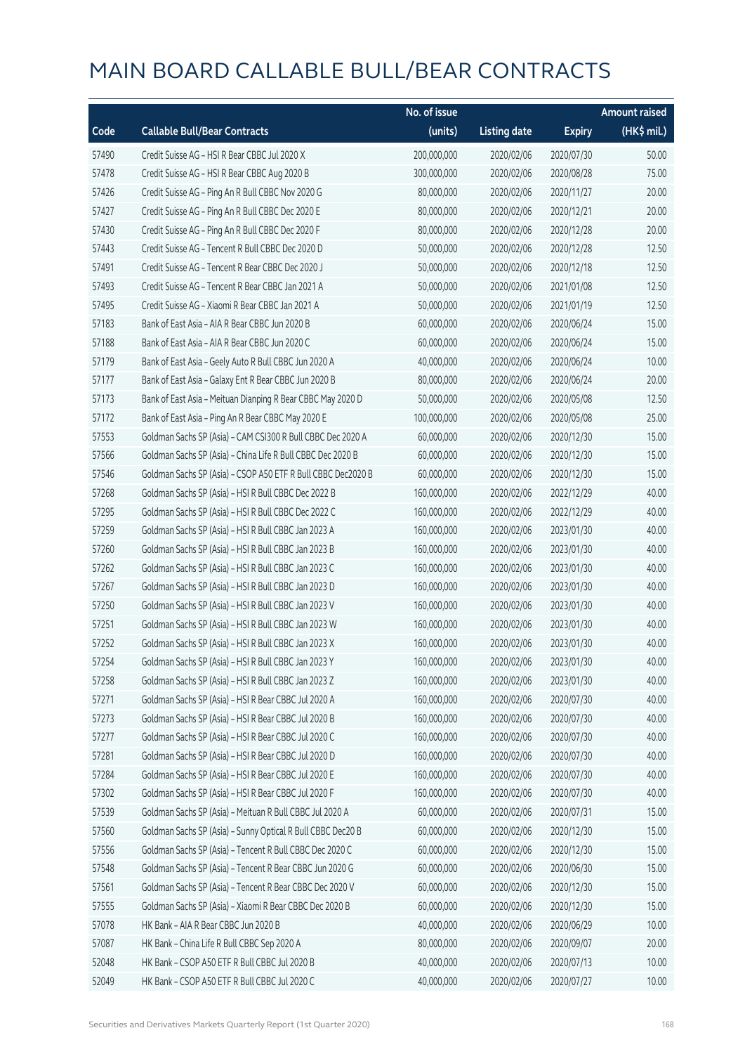# MAIN BOARD CALLABLE BULL/BEAR CONTRACTS

| Code | Callable Bull/Bear Contracts | No. of issue (units) | Listing date | Expiry | Amount raised (HK$ mil.) |
|---|---|---|---|---|---|
| 57490 | Credit Suisse AG – HSI R Bear CBBC Jul 2020 X | 200,000,000 | 2020/02/06 | 2020/07/30 | 50.00 |
| 57478 | Credit Suisse AG – HSI R Bear CBBC Aug 2020 B | 300,000,000 | 2020/02/06 | 2020/08/28 | 75.00 |
| 57426 | Credit Suisse AG – Ping An R Bull CBBC Nov 2020 G | 80,000,000 | 2020/02/06 | 2020/11/27 | 20.00 |
| 57427 | Credit Suisse AG – Ping An R Bull CBBC Dec 2020 E | 80,000,000 | 2020/02/06 | 2020/12/21 | 20.00 |
| 57430 | Credit Suisse AG – Ping An R Bull CBBC Dec 2020 F | 80,000,000 | 2020/02/06 | 2020/12/28 | 20.00 |
| 57443 | Credit Suisse AG – Tencent R Bull CBBC Dec 2020 D | 50,000,000 | 2020/02/06 | 2020/12/28 | 12.50 |
| 57491 | Credit Suisse AG – Tencent R Bear CBBC Dec 2020 J | 50,000,000 | 2020/02/06 | 2020/12/18 | 12.50 |
| 57493 | Credit Suisse AG – Tencent R Bear CBBC Jan 2021 A | 50,000,000 | 2020/02/06 | 2021/01/08 | 12.50 |
| 57495 | Credit Suisse AG – Xiaomi R Bear CBBC Jan 2021 A | 50,000,000 | 2020/02/06 | 2021/01/19 | 12.50 |
| 57183 | Bank of East Asia – AIA R Bear CBBC Jun 2020 B | 60,000,000 | 2020/02/06 | 2020/06/24 | 15.00 |
| 57188 | Bank of East Asia – AIA R Bear CBBC Jun 2020 C | 60,000,000 | 2020/02/06 | 2020/06/24 | 15.00 |
| 57179 | Bank of East Asia – Geely Auto R Bull CBBC Jun 2020 A | 40,000,000 | 2020/02/06 | 2020/06/24 | 10.00 |
| 57177 | Bank of East Asia – Galaxy Ent R Bear CBBC Jun 2020 B | 80,000,000 | 2020/02/06 | 2020/06/24 | 20.00 |
| 57173 | Bank of East Asia – Meituan Dianping R Bear CBBC May 2020 D | 50,000,000 | 2020/02/06 | 2020/05/08 | 12.50 |
| 57172 | Bank of East Asia – Ping An R Bear CBBC May 2020 E | 100,000,000 | 2020/02/06 | 2020/05/08 | 25.00 |
| 57553 | Goldman Sachs SP (Asia) – CAM CSI300 R Bull CBBC Dec 2020 A | 60,000,000 | 2020/02/06 | 2020/12/30 | 15.00 |
| 57566 | Goldman Sachs SP (Asia) – China Life R Bull CBBC Dec 2020 B | 60,000,000 | 2020/02/06 | 2020/12/30 | 15.00 |
| 57546 | Goldman Sachs SP (Asia) – CSOP A50 ETF R Bull CBBC Dec2020 B | 60,000,000 | 2020/02/06 | 2020/12/30 | 15.00 |
| 57268 | Goldman Sachs SP (Asia) – HSI R Bull CBBC Dec 2022 B | 160,000,000 | 2020/02/06 | 2022/12/29 | 40.00 |
| 57295 | Goldman Sachs SP (Asia) – HSI R Bull CBBC Dec 2022 C | 160,000,000 | 2020/02/06 | 2022/12/29 | 40.00 |
| 57259 | Goldman Sachs SP (Asia) – HSI R Bull CBBC Jan 2023 A | 160,000,000 | 2020/02/06 | 2023/01/30 | 40.00 |
| 57260 | Goldman Sachs SP (Asia) – HSI R Bull CBBC Jan 2023 B | 160,000,000 | 2020/02/06 | 2023/01/30 | 40.00 |
| 57262 | Goldman Sachs SP (Asia) – HSI R Bull CBBC Jan 2023 C | 160,000,000 | 2020/02/06 | 2023/01/30 | 40.00 |
| 57267 | Goldman Sachs SP (Asia) – HSI R Bull CBBC Jan 2023 D | 160,000,000 | 2020/02/06 | 2023/01/30 | 40.00 |
| 57250 | Goldman Sachs SP (Asia) – HSI R Bull CBBC Jan 2023 V | 160,000,000 | 2020/02/06 | 2023/01/30 | 40.00 |
| 57251 | Goldman Sachs SP (Asia) – HSI R Bull CBBC Jan 2023 W | 160,000,000 | 2020/02/06 | 2023/01/30 | 40.00 |
| 57252 | Goldman Sachs SP (Asia) – HSI R Bull CBBC Jan 2023 X | 160,000,000 | 2020/02/06 | 2023/01/30 | 40.00 |
| 57254 | Goldman Sachs SP (Asia) – HSI R Bull CBBC Jan 2023 Y | 160,000,000 | 2020/02/06 | 2023/01/30 | 40.00 |
| 57258 | Goldman Sachs SP (Asia) – HSI R Bull CBBC Jan 2023 Z | 160,000,000 | 2020/02/06 | 2023/01/30 | 40.00 |
| 57271 | Goldman Sachs SP (Asia) – HSI R Bear CBBC Jul 2020 A | 160,000,000 | 2020/02/06 | 2020/07/30 | 40.00 |
| 57273 | Goldman Sachs SP (Asia) – HSI R Bear CBBC Jul 2020 B | 160,000,000 | 2020/02/06 | 2020/07/30 | 40.00 |
| 57277 | Goldman Sachs SP (Asia) – HSI R Bear CBBC Jul 2020 C | 160,000,000 | 2020/02/06 | 2020/07/30 | 40.00 |
| 57281 | Goldman Sachs SP (Asia) – HSI R Bear CBBC Jul 2020 D | 160,000,000 | 2020/02/06 | 2020/07/30 | 40.00 |
| 57284 | Goldman Sachs SP (Asia) – HSI R Bear CBBC Jul 2020 E | 160,000,000 | 2020/02/06 | 2020/07/30 | 40.00 |
| 57302 | Goldman Sachs SP (Asia) – HSI R Bear CBBC Jul 2020 F | 160,000,000 | 2020/02/06 | 2020/07/30 | 40.00 |
| 57539 | Goldman Sachs SP (Asia) – Meituan R Bull CBBC Jul 2020 A | 60,000,000 | 2020/02/06 | 2020/07/31 | 15.00 |
| 57560 | Goldman Sachs SP (Asia) – Sunny Optical R Bull CBBC Dec20 B | 60,000,000 | 2020/02/06 | 2020/12/30 | 15.00 |
| 57556 | Goldman Sachs SP (Asia) – Tencent R Bull CBBC Dec 2020 C | 60,000,000 | 2020/02/06 | 2020/12/30 | 15.00 |
| 57548 | Goldman Sachs SP (Asia) – Tencent R Bear CBBC Jun 2020 G | 60,000,000 | 2020/02/06 | 2020/06/30 | 15.00 |
| 57561 | Goldman Sachs SP (Asia) – Tencent R Bear CBBC Dec 2020 V | 60,000,000 | 2020/02/06 | 2020/12/30 | 15.00 |
| 57555 | Goldman Sachs SP (Asia) – Xiaomi R Bear CBBC Dec 2020 B | 60,000,000 | 2020/02/06 | 2020/12/30 | 15.00 |
| 57078 | HK Bank – AIA R Bear CBBC Jun 2020 B | 40,000,000 | 2020/02/06 | 2020/06/29 | 10.00 |
| 57087 | HK Bank – China Life R Bull CBBC Sep 2020 A | 80,000,000 | 2020/02/06 | 2020/09/07 | 20.00 |
| 52048 | HK Bank – CSOP A50 ETF R Bull CBBC Jul 2020 B | 40,000,000 | 2020/02/06 | 2020/07/13 | 10.00 |
| 52049 | HK Bank – CSOP A50 ETF R Bull CBBC Jul 2020 C | 40,000,000 | 2020/02/06 | 2020/07/27 | 10.00 |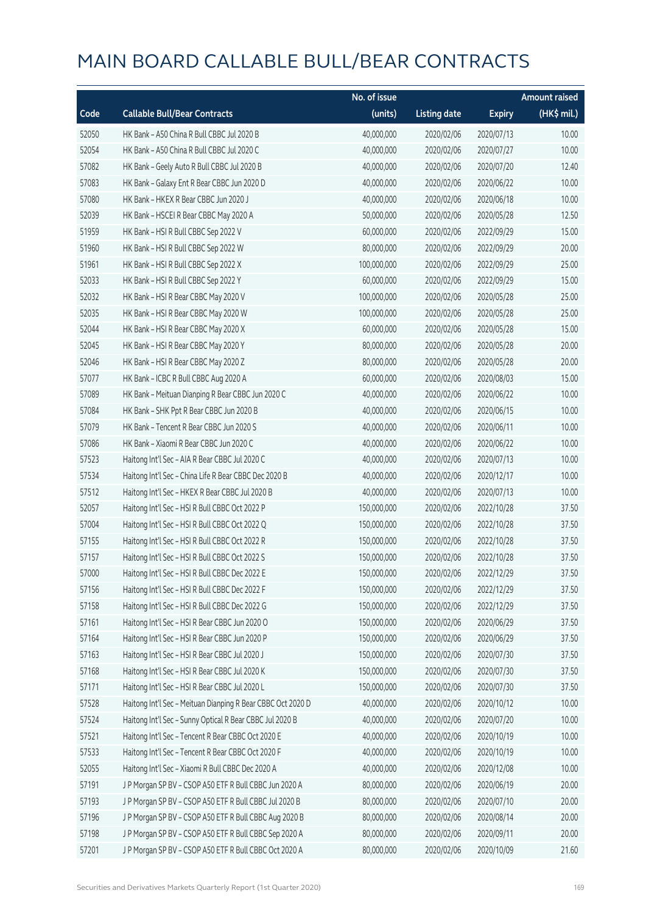# MAIN BOARD CALLABLE BULL/BEAR CONTRACTS

| Code | Callable Bull/Bear Contracts | No. of issue (units) | Listing date | Expiry | Amount raised (HK$ mil.) |
|---|---|---|---|---|---|
| 52050 | HK Bank – A50 China R Bull CBBC Jul 2020 B | 40,000,000 | 2020/02/06 | 2020/07/13 | 10.00 |
| 52054 | HK Bank – A50 China R Bull CBBC Jul 2020 C | 40,000,000 | 2020/02/06 | 2020/07/27 | 10.00 |
| 57082 | HK Bank – Geely Auto R Bull CBBC Jul 2020 B | 40,000,000 | 2020/02/06 | 2020/07/20 | 12.40 |
| 57083 | HK Bank – Galaxy Ent R Bear CBBC Jun 2020 D | 40,000,000 | 2020/02/06 | 2020/06/22 | 10.00 |
| 57080 | HK Bank – HKEX R Bear CBBC Jun 2020 J | 40,000,000 | 2020/02/06 | 2020/06/18 | 10.00 |
| 52039 | HK Bank – HSCEI R Bear CBBC May 2020 A | 50,000,000 | 2020/02/06 | 2020/05/28 | 12.50 |
| 51959 | HK Bank – HSI R Bull CBBC Sep 2022 V | 60,000,000 | 2020/02/06 | 2022/09/29 | 15.00 |
| 51960 | HK Bank – HSI R Bull CBBC Sep 2022 W | 80,000,000 | 2020/02/06 | 2022/09/29 | 20.00 |
| 51961 | HK Bank – HSI R Bull CBBC Sep 2022 X | 100,000,000 | 2020/02/06 | 2022/09/29 | 25.00 |
| 52033 | HK Bank – HSI R Bull CBBC Sep 2022 Y | 60,000,000 | 2020/02/06 | 2022/09/29 | 15.00 |
| 52032 | HK Bank – HSI R Bear CBBC May 2020 V | 100,000,000 | 2020/02/06 | 2020/05/28 | 25.00 |
| 52035 | HK Bank – HSI R Bear CBBC May 2020 W | 100,000,000 | 2020/02/06 | 2020/05/28 | 25.00 |
| 52044 | HK Bank – HSI R Bear CBBC May 2020 X | 60,000,000 | 2020/02/06 | 2020/05/28 | 15.00 |
| 52045 | HK Bank – HSI R Bear CBBC May 2020 Y | 80,000,000 | 2020/02/06 | 2020/05/28 | 20.00 |
| 52046 | HK Bank – HSI R Bear CBBC May 2020 Z | 80,000,000 | 2020/02/06 | 2020/05/28 | 20.00 |
| 57077 | HK Bank – ICBC R Bull CBBC Aug 2020 A | 60,000,000 | 2020/02/06 | 2020/08/03 | 15.00 |
| 57089 | HK Bank – Meituan Dianping R Bear CBBC Jun 2020 C | 40,000,000 | 2020/02/06 | 2020/06/22 | 10.00 |
| 57084 | HK Bank – SHK Ppt R Bear CBBC Jun 2020 B | 40,000,000 | 2020/02/06 | 2020/06/15 | 10.00 |
| 57079 | HK Bank – Tencent R Bear CBBC Jun 2020 S | 40,000,000 | 2020/02/06 | 2020/06/11 | 10.00 |
| 57086 | HK Bank – Xiaomi R Bear CBBC Jun 2020 C | 40,000,000 | 2020/02/06 | 2020/06/22 | 10.00 |
| 57523 | Haitong Int'l Sec – AIA R Bear CBBC Jul 2020 C | 40,000,000 | 2020/02/06 | 2020/07/13 | 10.00 |
| 57534 | Haitong Int'l Sec – China Life R Bear CBBC Dec 2020 B | 40,000,000 | 2020/02/06 | 2020/12/17 | 10.00 |
| 57512 | Haitong Int'l Sec – HKEX R Bear CBBC Jul 2020 B | 40,000,000 | 2020/02/06 | 2020/07/13 | 10.00 |
| 52057 | Haitong Int'l Sec – HSI R Bull CBBC Oct 2022 P | 150,000,000 | 2020/02/06 | 2022/10/28 | 37.50 |
| 57004 | Haitong Int'l Sec – HSI R Bull CBBC Oct 2022 Q | 150,000,000 | 2020/02/06 | 2022/10/28 | 37.50 |
| 57155 | Haitong Int'l Sec – HSI R Bull CBBC Oct 2022 R | 150,000,000 | 2020/02/06 | 2022/10/28 | 37.50 |
| 57157 | Haitong Int'l Sec – HSI R Bull CBBC Oct 2022 S | 150,000,000 | 2020/02/06 | 2022/10/28 | 37.50 |
| 57000 | Haitong Int'l Sec – HSI R Bull CBBC Dec 2022 E | 150,000,000 | 2020/02/06 | 2022/12/29 | 37.50 |
| 57156 | Haitong Int'l Sec – HSI R Bull CBBC Dec 2022 F | 150,000,000 | 2020/02/06 | 2022/12/29 | 37.50 |
| 57158 | Haitong Int'l Sec – HSI R Bull CBBC Dec 2022 G | 150,000,000 | 2020/02/06 | 2022/12/29 | 37.50 |
| 57161 | Haitong Int'l Sec – HSI R Bear CBBC Jun 2020 O | 150,000,000 | 2020/02/06 | 2020/06/29 | 37.50 |
| 57164 | Haitong Int'l Sec – HSI R Bear CBBC Jun 2020 P | 150,000,000 | 2020/02/06 | 2020/06/29 | 37.50 |
| 57163 | Haitong Int'l Sec – HSI R Bear CBBC Jul 2020 J | 150,000,000 | 2020/02/06 | 2020/07/30 | 37.50 |
| 57168 | Haitong Int'l Sec – HSI R Bear CBBC Jul 2020 K | 150,000,000 | 2020/02/06 | 2020/07/30 | 37.50 |
| 57171 | Haitong Int'l Sec – HSI R Bear CBBC Jul 2020 L | 150,000,000 | 2020/02/06 | 2020/07/30 | 37.50 |
| 57528 | Haitong Int'l Sec – Meituan Dianping R Bear CBBC Oct 2020 D | 40,000,000 | 2020/02/06 | 2020/10/12 | 10.00 |
| 57524 | Haitong Int'l Sec – Sunny Optical R Bear CBBC Jul 2020 B | 40,000,000 | 2020/02/06 | 2020/07/20 | 10.00 |
| 57521 | Haitong Int'l Sec – Tencent R Bear CBBC Oct 2020 E | 40,000,000 | 2020/02/06 | 2020/10/19 | 10.00 |
| 57533 | Haitong Int'l Sec – Tencent R Bear CBBC Oct 2020 F | 40,000,000 | 2020/02/06 | 2020/10/19 | 10.00 |
| 52055 | Haitong Int'l Sec – Xiaomi R Bull CBBC Dec 2020 A | 40,000,000 | 2020/02/06 | 2020/12/08 | 10.00 |
| 57191 | J P Morgan SP BV – CSOP A50 ETF R Bull CBBC Jun 2020 A | 80,000,000 | 2020/02/06 | 2020/06/19 | 20.00 |
| 57193 | J P Morgan SP BV – CSOP A50 ETF R Bull CBBC Jul 2020 B | 80,000,000 | 2020/02/06 | 2020/07/10 | 20.00 |
| 57196 | J P Morgan SP BV – CSOP A50 ETF R Bull CBBC Aug 2020 B | 80,000,000 | 2020/02/06 | 2020/08/14 | 20.00 |
| 57198 | J P Morgan SP BV – CSOP A50 ETF R Bull CBBC Sep 2020 A | 80,000,000 | 2020/02/06 | 2020/09/11 | 20.00 |
| 57201 | J P Morgan SP BV – CSOP A50 ETF R Bull CBBC Oct 2020 A | 80,000,000 | 2020/02/06 | 2020/10/09 | 21.60 |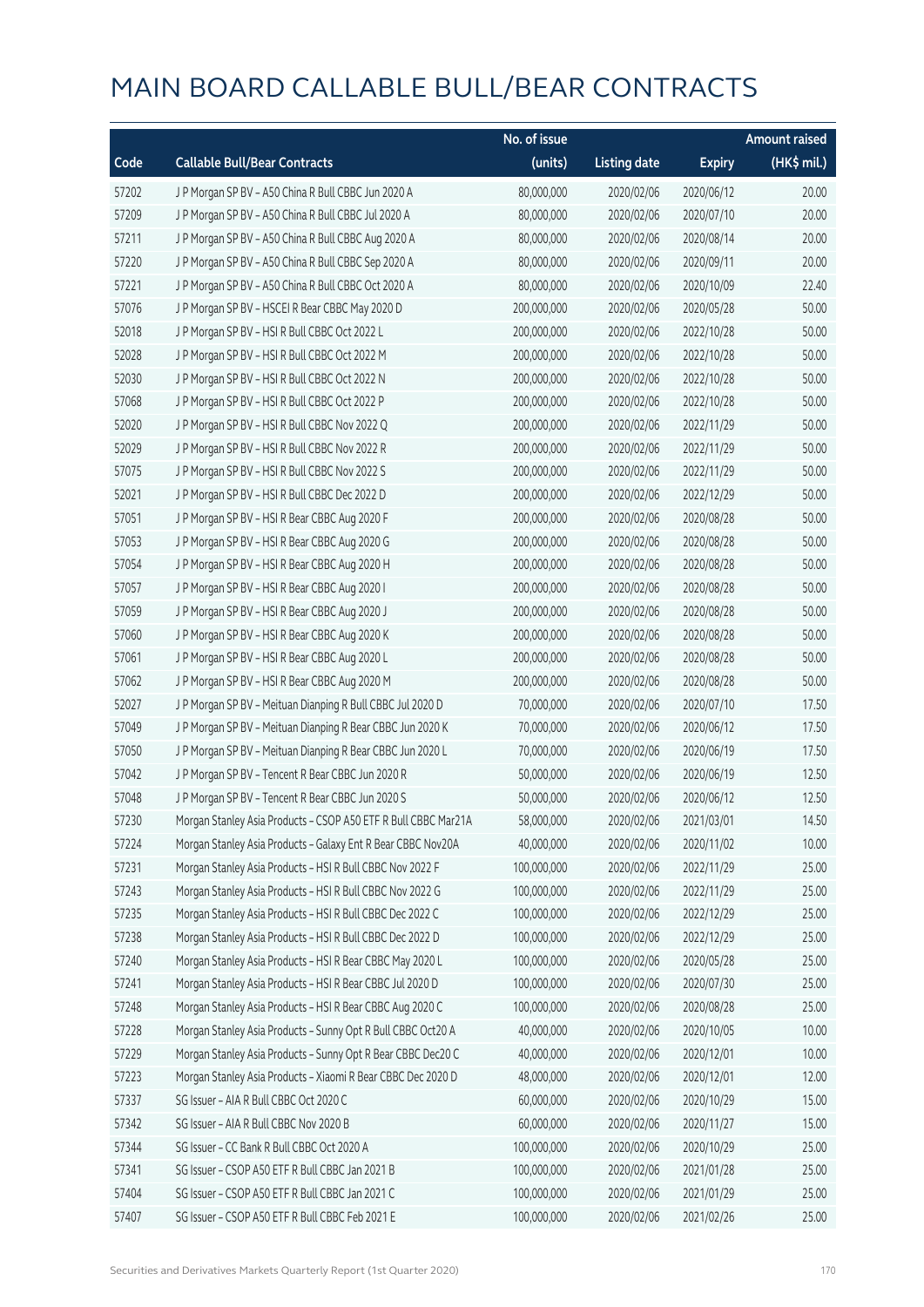# MAIN BOARD CALLABLE BULL/BEAR CONTRACTS

| Code | Callable Bull/Bear Contracts | No. of issue (units) | Listing date | Expiry | Amount raised (HK$ mil.) |
|---|---|---|---|---|---|
| 57202 | J P Morgan SP BV – A50 China R Bull CBBC Jun 2020 A | 80,000,000 | 2020/02/06 | 2020/06/12 | 20.00 |
| 57209 | J P Morgan SP BV – A50 China R Bull CBBC Jul 2020 A | 80,000,000 | 2020/02/06 | 2020/07/10 | 20.00 |
| 57211 | J P Morgan SP BV – A50 China R Bull CBBC Aug 2020 A | 80,000,000 | 2020/02/06 | 2020/08/14 | 20.00 |
| 57220 | J P Morgan SP BV – A50 China R Bull CBBC Sep 2020 A | 80,000,000 | 2020/02/06 | 2020/09/11 | 20.00 |
| 57221 | J P Morgan SP BV – A50 China R Bull CBBC Oct 2020 A | 80,000,000 | 2020/02/06 | 2020/10/09 | 22.40 |
| 57076 | J P Morgan SP BV – HSCEI R Bear CBBC May 2020 D | 200,000,000 | 2020/02/06 | 2020/05/28 | 50.00 |
| 52018 | J P Morgan SP BV – HSI R Bull CBBC Oct 2022 L | 200,000,000 | 2020/02/06 | 2022/10/28 | 50.00 |
| 52028 | J P Morgan SP BV – HSI R Bull CBBC Oct 2022 M | 200,000,000 | 2020/02/06 | 2022/10/28 | 50.00 |
| 52030 | J P Morgan SP BV – HSI R Bull CBBC Oct 2022 N | 200,000,000 | 2020/02/06 | 2022/10/28 | 50.00 |
| 57068 | J P Morgan SP BV – HSI R Bull CBBC Oct 2022 P | 200,000,000 | 2020/02/06 | 2022/10/28 | 50.00 |
| 52020 | J P Morgan SP BV – HSI R Bull CBBC Nov 2022 Q | 200,000,000 | 2020/02/06 | 2022/11/29 | 50.00 |
| 52029 | J P Morgan SP BV – HSI R Bull CBBC Nov 2022 R | 200,000,000 | 2020/02/06 | 2022/11/29 | 50.00 |
| 57075 | J P Morgan SP BV – HSI R Bull CBBC Nov 2022 S | 200,000,000 | 2020/02/06 | 2022/11/29 | 50.00 |
| 52021 | J P Morgan SP BV – HSI R Bull CBBC Dec 2022 D | 200,000,000 | 2020/02/06 | 2022/12/29 | 50.00 |
| 57051 | J P Morgan SP BV – HSI R Bear CBBC Aug 2020 F | 200,000,000 | 2020/02/06 | 2020/08/28 | 50.00 |
| 57053 | J P Morgan SP BV – HSI R Bear CBBC Aug 2020 G | 200,000,000 | 2020/02/06 | 2020/08/28 | 50.00 |
| 57054 | J P Morgan SP BV – HSI R Bear CBBC Aug 2020 H | 200,000,000 | 2020/02/06 | 2020/08/28 | 50.00 |
| 57057 | J P Morgan SP BV – HSI R Bear CBBC Aug 2020 I | 200,000,000 | 2020/02/06 | 2020/08/28 | 50.00 |
| 57059 | J P Morgan SP BV – HSI R Bear CBBC Aug 2020 J | 200,000,000 | 2020/02/06 | 2020/08/28 | 50.00 |
| 57060 | J P Morgan SP BV – HSI R Bear CBBC Aug 2020 K | 200,000,000 | 2020/02/06 | 2020/08/28 | 50.00 |
| 57061 | J P Morgan SP BV – HSI R Bear CBBC Aug 2020 L | 200,000,000 | 2020/02/06 | 2020/08/28 | 50.00 |
| 57062 | J P Morgan SP BV – HSI R Bear CBBC Aug 2020 M | 200,000,000 | 2020/02/06 | 2020/08/28 | 50.00 |
| 52027 | J P Morgan SP BV – Meituan Dianping R Bull CBBC Jul 2020 D | 70,000,000 | 2020/02/06 | 2020/07/10 | 17.50 |
| 57049 | J P Morgan SP BV – Meituan Dianping R Bear CBBC Jun 2020 K | 70,000,000 | 2020/02/06 | 2020/06/12 | 17.50 |
| 57050 | J P Morgan SP BV – Meituan Dianping R Bear CBBC Jun 2020 L | 70,000,000 | 2020/02/06 | 2020/06/19 | 17.50 |
| 57042 | J P Morgan SP BV – Tencent R Bear CBBC Jun 2020 R | 50,000,000 | 2020/02/06 | 2020/06/19 | 12.50 |
| 57048 | J P Morgan SP BV – Tencent R Bear CBBC Jun 2020 S | 50,000,000 | 2020/02/06 | 2020/06/12 | 12.50 |
| 57230 | Morgan Stanley Asia Products – CSOP A50 ETF R Bull CBBC Mar21A | 58,000,000 | 2020/02/06 | 2021/03/01 | 14.50 |
| 57224 | Morgan Stanley Asia Products – Galaxy Ent R Bear CBBC Nov20A | 40,000,000 | 2020/02/06 | 2020/11/02 | 10.00 |
| 57231 | Morgan Stanley Asia Products – HSI R Bull CBBC Nov 2022 F | 100,000,000 | 2020/02/06 | 2022/11/29 | 25.00 |
| 57243 | Morgan Stanley Asia Products – HSI R Bull CBBC Nov 2022 G | 100,000,000 | 2020/02/06 | 2022/11/29 | 25.00 |
| 57235 | Morgan Stanley Asia Products – HSI R Bull CBBC Dec 2022 C | 100,000,000 | 2020/02/06 | 2022/12/29 | 25.00 |
| 57238 | Morgan Stanley Asia Products – HSI R Bull CBBC Dec 2022 D | 100,000,000 | 2020/02/06 | 2022/12/29 | 25.00 |
| 57240 | Morgan Stanley Asia Products – HSI R Bear CBBC May 2020 L | 100,000,000 | 2020/02/06 | 2020/05/28 | 25.00 |
| 57241 | Morgan Stanley Asia Products – HSI R Bear CBBC Jul 2020 D | 100,000,000 | 2020/02/06 | 2020/07/30 | 25.00 |
| 57248 | Morgan Stanley Asia Products – HSI R Bear CBBC Aug 2020 C | 100,000,000 | 2020/02/06 | 2020/08/28 | 25.00 |
| 57228 | Morgan Stanley Asia Products – Sunny Opt R Bull CBBC Oct20 A | 40,000,000 | 2020/02/06 | 2020/10/05 | 10.00 |
| 57229 | Morgan Stanley Asia Products – Sunny Opt R Bear CBBC Dec20 C | 40,000,000 | 2020/02/06 | 2020/12/01 | 10.00 |
| 57223 | Morgan Stanley Asia Products – Xiaomi R Bear CBBC Dec 2020 D | 48,000,000 | 2020/02/06 | 2020/12/01 | 12.00 |
| 57337 | SG Issuer – AIA R Bull CBBC Oct 2020 C | 60,000,000 | 2020/02/06 | 2020/10/29 | 15.00 |
| 57342 | SG Issuer – AIA R Bull CBBC Nov 2020 B | 60,000,000 | 2020/02/06 | 2020/11/27 | 15.00 |
| 57344 | SG Issuer – CC Bank R Bull CBBC Oct 2020 A | 100,000,000 | 2020/02/06 | 2020/10/29 | 25.00 |
| 57341 | SG Issuer – CSOP A50 ETF R Bull CBBC Jan 2021 B | 100,000,000 | 2020/02/06 | 2021/01/28 | 25.00 |
| 57404 | SG Issuer – CSOP A50 ETF R Bull CBBC Jan 2021 C | 100,000,000 | 2020/02/06 | 2021/01/29 | 25.00 |
| 57407 | SG Issuer – CSOP A50 ETF R Bull CBBC Feb 2021 E | 100,000,000 | 2020/02/06 | 2021/02/26 | 25.00 |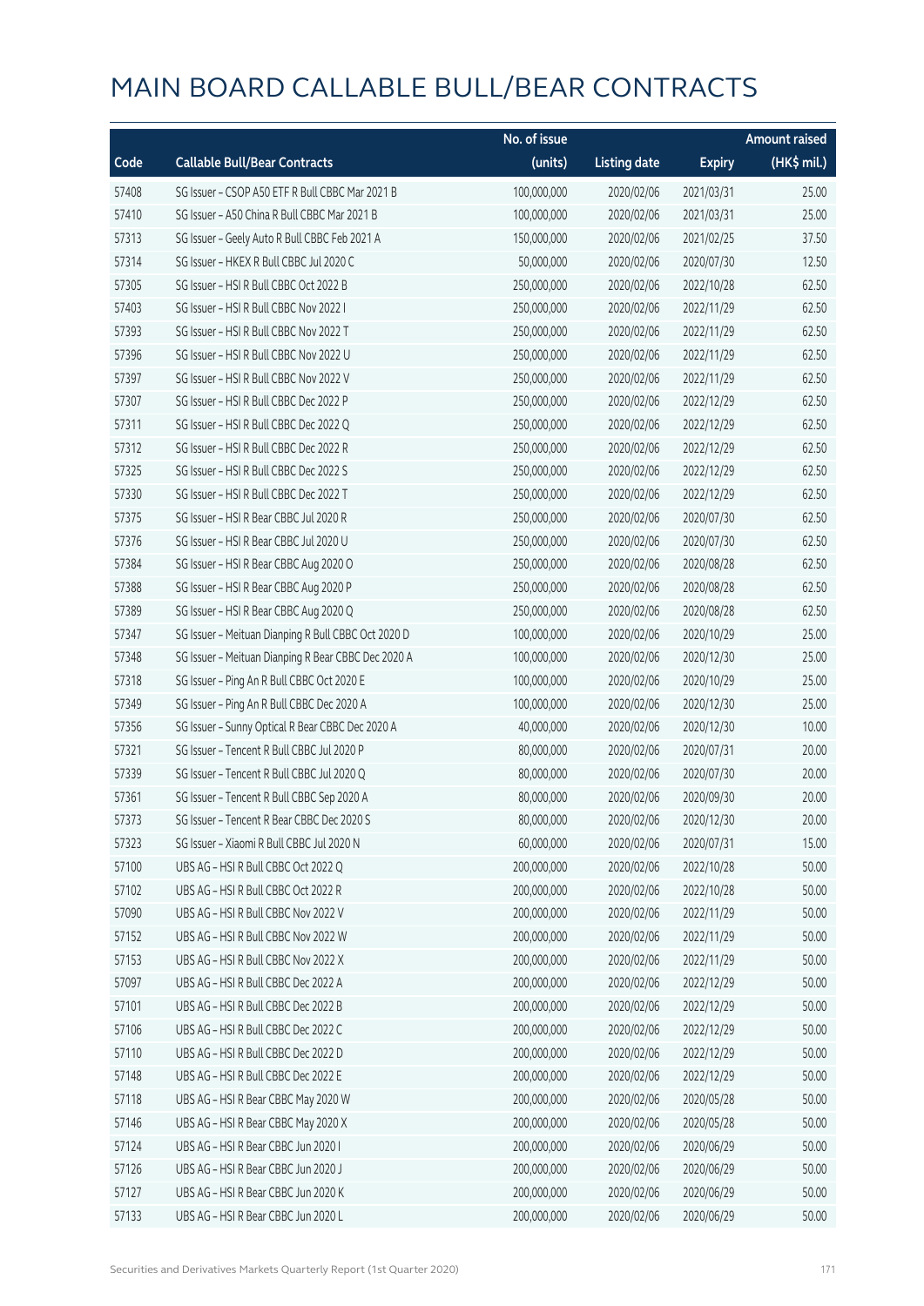# MAIN BOARD CALLABLE BULL/BEAR CONTRACTS

| Code | Callable Bull/Bear Contracts | No. of issue (units) | Listing date | Expiry | Amount raised (HK$ mil.) |
|---|---|---|---|---|---|
| 57408 | SG Issuer – CSOP A50 ETF R Bull CBBC Mar 2021 B | 100,000,000 | 2020/02/06 | 2021/03/31 | 25.00 |
| 57410 | SG Issuer – A50 China R Bull CBBC Mar 2021 B | 100,000,000 | 2020/02/06 | 2021/03/31 | 25.00 |
| 57313 | SG Issuer – Geely Auto R Bull CBBC Feb 2021 A | 150,000,000 | 2020/02/06 | 2021/02/25 | 37.50 |
| 57314 | SG Issuer – HKEX R Bull CBBC Jul 2020 C | 50,000,000 | 2020/02/06 | 2020/07/30 | 12.50 |
| 57305 | SG Issuer – HSI R Bull CBBC Oct 2022 B | 250,000,000 | 2020/02/06 | 2022/10/28 | 62.50 |
| 57403 | SG Issuer – HSI R Bull CBBC Nov 2022 I | 250,000,000 | 2020/02/06 | 2022/11/29 | 62.50 |
| 57393 | SG Issuer – HSI R Bull CBBC Nov 2022 T | 250,000,000 | 2020/02/06 | 2022/11/29 | 62.50 |
| 57396 | SG Issuer – HSI R Bull CBBC Nov 2022 U | 250,000,000 | 2020/02/06 | 2022/11/29 | 62.50 |
| 57397 | SG Issuer – HSI R Bull CBBC Nov 2022 V | 250,000,000 | 2020/02/06 | 2022/11/29 | 62.50 |
| 57307 | SG Issuer – HSI R Bull CBBC Dec 2022 P | 250,000,000 | 2020/02/06 | 2022/12/29 | 62.50 |
| 57311 | SG Issuer – HSI R Bull CBBC Dec 2022 Q | 250,000,000 | 2020/02/06 | 2022/12/29 | 62.50 |
| 57312 | SG Issuer – HSI R Bull CBBC Dec 2022 R | 250,000,000 | 2020/02/06 | 2022/12/29 | 62.50 |
| 57325 | SG Issuer – HSI R Bull CBBC Dec 2022 S | 250,000,000 | 2020/02/06 | 2022/12/29 | 62.50 |
| 57330 | SG Issuer – HSI R Bull CBBC Dec 2022 T | 250,000,000 | 2020/02/06 | 2022/12/29 | 62.50 |
| 57375 | SG Issuer – HSI R Bear CBBC Jul 2020 R | 250,000,000 | 2020/02/06 | 2020/07/30 | 62.50 |
| 57376 | SG Issuer – HSI R Bear CBBC Jul 2020 U | 250,000,000 | 2020/02/06 | 2020/07/30 | 62.50 |
| 57384 | SG Issuer – HSI R Bear CBBC Aug 2020 O | 250,000,000 | 2020/02/06 | 2020/08/28 | 62.50 |
| 57388 | SG Issuer – HSI R Bear CBBC Aug 2020 P | 250,000,000 | 2020/02/06 | 2020/08/28 | 62.50 |
| 57389 | SG Issuer – HSI R Bear CBBC Aug 2020 Q | 250,000,000 | 2020/02/06 | 2020/08/28 | 62.50 |
| 57347 | SG Issuer – Meituan Dianping R Bull CBBC Oct 2020 D | 100,000,000 | 2020/02/06 | 2020/10/29 | 25.00 |
| 57348 | SG Issuer – Meituan Dianping R Bear CBBC Dec 2020 A | 100,000,000 | 2020/02/06 | 2020/12/30 | 25.00 |
| 57318 | SG Issuer – Ping An R Bull CBBC Oct 2020 E | 100,000,000 | 2020/02/06 | 2020/10/29 | 25.00 |
| 57349 | SG Issuer – Ping An R Bull CBBC Dec 2020 A | 100,000,000 | 2020/02/06 | 2020/12/30 | 25.00 |
| 57356 | SG Issuer – Sunny Optical R Bear CBBC Dec 2020 A | 40,000,000 | 2020/02/06 | 2020/12/30 | 10.00 |
| 57321 | SG Issuer – Tencent R Bull CBBC Jul 2020 P | 80,000,000 | 2020/02/06 | 2020/07/31 | 20.00 |
| 57339 | SG Issuer – Tencent R Bull CBBC Jul 2020 Q | 80,000,000 | 2020/02/06 | 2020/07/30 | 20.00 |
| 57361 | SG Issuer – Tencent R Bull CBBC Sep 2020 A | 80,000,000 | 2020/02/06 | 2020/09/30 | 20.00 |
| 57373 | SG Issuer – Tencent R Bear CBBC Dec 2020 S | 80,000,000 | 2020/02/06 | 2020/12/30 | 20.00 |
| 57323 | SG Issuer – Xiaomi R Bull CBBC Jul 2020 N | 60,000,000 | 2020/02/06 | 2020/07/31 | 15.00 |
| 57100 | UBS AG – HSI R Bull CBBC Oct 2022 Q | 200,000,000 | 2020/02/06 | 2022/10/28 | 50.00 |
| 57102 | UBS AG – HSI R Bull CBBC Oct 2022 R | 200,000,000 | 2020/02/06 | 2022/10/28 | 50.00 |
| 57090 | UBS AG – HSI R Bull CBBC Nov 2022 V | 200,000,000 | 2020/02/06 | 2022/11/29 | 50.00 |
| 57152 | UBS AG – HSI R Bull CBBC Nov 2022 W | 200,000,000 | 2020/02/06 | 2022/11/29 | 50.00 |
| 57153 | UBS AG – HSI R Bull CBBC Nov 2022 X | 200,000,000 | 2020/02/06 | 2022/11/29 | 50.00 |
| 57097 | UBS AG – HSI R Bull CBBC Dec 2022 A | 200,000,000 | 2020/02/06 | 2022/12/29 | 50.00 |
| 57101 | UBS AG – HSI R Bull CBBC Dec 2022 B | 200,000,000 | 2020/02/06 | 2022/12/29 | 50.00 |
| 57106 | UBS AG – HSI R Bull CBBC Dec 2022 C | 200,000,000 | 2020/02/06 | 2022/12/29 | 50.00 |
| 57110 | UBS AG – HSI R Bull CBBC Dec 2022 D | 200,000,000 | 2020/02/06 | 2022/12/29 | 50.00 |
| 57148 | UBS AG – HSI R Bull CBBC Dec 2022 E | 200,000,000 | 2020/02/06 | 2022/12/29 | 50.00 |
| 57118 | UBS AG – HSI R Bear CBBC May 2020 W | 200,000,000 | 2020/02/06 | 2020/05/28 | 50.00 |
| 57146 | UBS AG – HSI R Bear CBBC May 2020 X | 200,000,000 | 2020/02/06 | 2020/05/28 | 50.00 |
| 57124 | UBS AG – HSI R Bear CBBC Jun 2020 I | 200,000,000 | 2020/02/06 | 2020/06/29 | 50.00 |
| 57126 | UBS AG – HSI R Bear CBBC Jun 2020 J | 200,000,000 | 2020/02/06 | 2020/06/29 | 50.00 |
| 57127 | UBS AG – HSI R Bear CBBC Jun 2020 K | 200,000,000 | 2020/02/06 | 2020/06/29 | 50.00 |
| 57133 | UBS AG – HSI R Bear CBBC Jun 2020 L | 200,000,000 | 2020/02/06 | 2020/06/29 | 50.00 |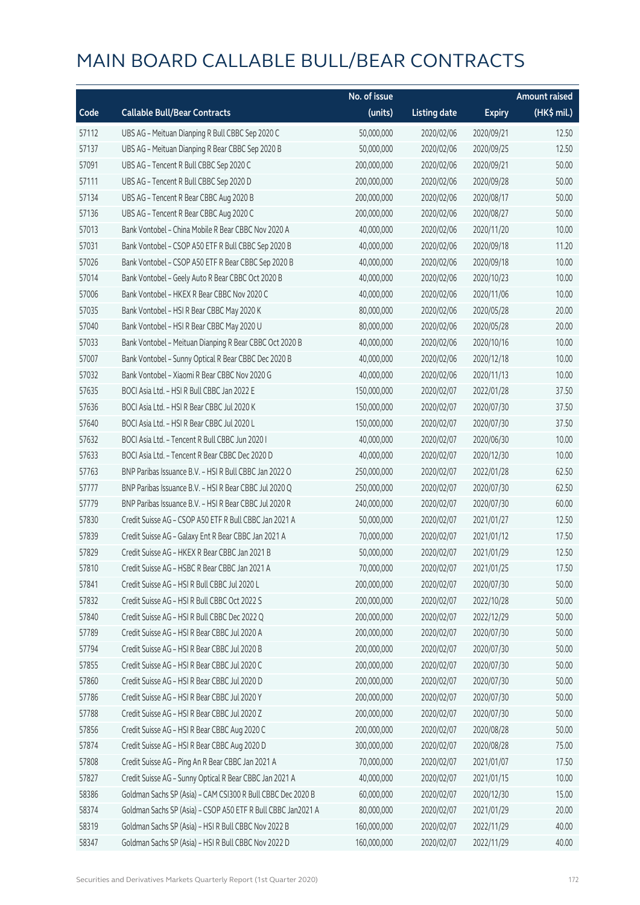# MAIN BOARD CALLABLE BULL/BEAR CONTRACTS

| Code | Callable Bull/Bear Contracts | No. of issue (units) | Listing date | Expiry | Amount raised (HK$ mil.) |
|---|---|---|---|---|---|
| 57112 | UBS AG – Meituan Dianping R Bull CBBC Sep 2020 C | 50,000,000 | 2020/02/06 | 2020/09/21 | 12.50 |
| 57137 | UBS AG – Meituan Dianping R Bear CBBC Sep 2020 B | 50,000,000 | 2020/02/06 | 2020/09/25 | 12.50 |
| 57091 | UBS AG – Tencent R Bull CBBC Sep 2020 C | 200,000,000 | 2020/02/06 | 2020/09/21 | 50.00 |
| 57111 | UBS AG – Tencent R Bull CBBC Sep 2020 D | 200,000,000 | 2020/02/06 | 2020/09/28 | 50.00 |
| 57134 | UBS AG – Tencent R Bear CBBC Aug 2020 B | 200,000,000 | 2020/02/06 | 2020/08/17 | 50.00 |
| 57136 | UBS AG – Tencent R Bear CBBC Aug 2020 C | 200,000,000 | 2020/02/06 | 2020/08/27 | 50.00 |
| 57013 | Bank Vontobel – China Mobile R Bear CBBC Nov 2020 A | 40,000,000 | 2020/02/06 | 2020/11/20 | 10.00 |
| 57031 | Bank Vontobel – CSOP A50 ETF R Bull CBBC Sep 2020 B | 40,000,000 | 2020/02/06 | 2020/09/18 | 11.20 |
| 57026 | Bank Vontobel – CSOP A50 ETF R Bear CBBC Sep 2020 B | 40,000,000 | 2020/02/06 | 2020/09/18 | 10.00 |
| 57014 | Bank Vontobel – Geely Auto R Bear CBBC Oct 2020 B | 40,000,000 | 2020/02/06 | 2020/10/23 | 10.00 |
| 57006 | Bank Vontobel – HKEX R Bear CBBC Nov 2020 C | 40,000,000 | 2020/02/06 | 2020/11/06 | 10.00 |
| 57035 | Bank Vontobel – HSI R Bear CBBC May 2020 K | 80,000,000 | 2020/02/06 | 2020/05/28 | 20.00 |
| 57040 | Bank Vontobel – HSI R Bear CBBC May 2020 U | 80,000,000 | 2020/02/06 | 2020/05/28 | 20.00 |
| 57033 | Bank Vontobel – Meituan Dianping R Bear CBBC Oct 2020 B | 40,000,000 | 2020/02/06 | 2020/10/16 | 10.00 |
| 57007 | Bank Vontobel – Sunny Optical R Bear CBBC Dec 2020 B | 40,000,000 | 2020/02/06 | 2020/12/18 | 10.00 |
| 57032 | Bank Vontobel – Xiaomi R Bear CBBC Nov 2020 G | 40,000,000 | 2020/02/06 | 2020/11/13 | 10.00 |
| 57635 | BOCI Asia Ltd. – HSI R Bull CBBC Jan 2022 E | 150,000,000 | 2020/02/07 | 2022/01/28 | 37.50 |
| 57636 | BOCI Asia Ltd. – HSI R Bear CBBC Jul 2020 K | 150,000,000 | 2020/02/07 | 2020/07/30 | 37.50 |
| 57640 | BOCI Asia Ltd. – HSI R Bear CBBC Jul 2020 L | 150,000,000 | 2020/02/07 | 2020/07/30 | 37.50 |
| 57632 | BOCI Asia Ltd. – Tencent R Bull CBBC Jun 2020 I | 40,000,000 | 2020/02/07 | 2020/06/30 | 10.00 |
| 57633 | BOCI Asia Ltd. – Tencent R Bear CBBC Dec 2020 D | 40,000,000 | 2020/02/07 | 2020/12/30 | 10.00 |
| 57763 | BNP Paribas Issuance B.V. – HSI R Bull CBBC Jan 2022 O | 250,000,000 | 2020/02/07 | 2022/01/28 | 62.50 |
| 57777 | BNP Paribas Issuance B.V. – HSI R Bear CBBC Jul 2020 Q | 250,000,000 | 2020/02/07 | 2020/07/30 | 62.50 |
| 57779 | BNP Paribas Issuance B.V. – HSI R Bear CBBC Jul 2020 R | 240,000,000 | 2020/02/07 | 2020/07/30 | 60.00 |
| 57830 | Credit Suisse AG – CSOP A50 ETF R Bull CBBC Jan 2021 A | 50,000,000 | 2020/02/07 | 2021/01/27 | 12.50 |
| 57839 | Credit Suisse AG – Galaxy Ent R Bear CBBC Jan 2021 A | 70,000,000 | 2020/02/07 | 2021/01/12 | 17.50 |
| 57829 | Credit Suisse AG – HKEX R Bear CBBC Jan 2021 B | 50,000,000 | 2020/02/07 | 2021/01/29 | 12.50 |
| 57810 | Credit Suisse AG – HSBC R Bear CBBC Jan 2021 A | 70,000,000 | 2020/02/07 | 2021/01/25 | 17.50 |
| 57841 | Credit Suisse AG – HSI R Bull CBBC Jul 2020 L | 200,000,000 | 2020/02/07 | 2020/07/30 | 50.00 |
| 57832 | Credit Suisse AG – HSI R Bull CBBC Oct 2022 S | 200,000,000 | 2020/02/07 | 2022/10/28 | 50.00 |
| 57840 | Credit Suisse AG – HSI R Bull CBBC Dec 2022 Q | 200,000,000 | 2020/02/07 | 2022/12/29 | 50.00 |
| 57789 | Credit Suisse AG – HSI R Bear CBBC Jul 2020 A | 200,000,000 | 2020/02/07 | 2020/07/30 | 50.00 |
| 57794 | Credit Suisse AG – HSI R Bear CBBC Jul 2020 B | 200,000,000 | 2020/02/07 | 2020/07/30 | 50.00 |
| 57855 | Credit Suisse AG – HSI R Bear CBBC Jul 2020 C | 200,000,000 | 2020/02/07 | 2020/07/30 | 50.00 |
| 57860 | Credit Suisse AG – HSI R Bear CBBC Jul 2020 D | 200,000,000 | 2020/02/07 | 2020/07/30 | 50.00 |
| 57786 | Credit Suisse AG – HSI R Bear CBBC Jul 2020 Y | 200,000,000 | 2020/02/07 | 2020/07/30 | 50.00 |
| 57788 | Credit Suisse AG – HSI R Bear CBBC Jul 2020 Z | 200,000,000 | 2020/02/07 | 2020/07/30 | 50.00 |
| 57856 | Credit Suisse AG – HSI R Bear CBBC Aug 2020 C | 200,000,000 | 2020/02/07 | 2020/08/28 | 50.00 |
| 57874 | Credit Suisse AG – HSI R Bear CBBC Aug 2020 D | 300,000,000 | 2020/02/07 | 2020/08/28 | 75.00 |
| 57808 | Credit Suisse AG – Ping An R Bear CBBC Jan 2021 A | 70,000,000 | 2020/02/07 | 2021/01/07 | 17.50 |
| 57827 | Credit Suisse AG – Sunny Optical R Bear CBBC Jan 2021 A | 40,000,000 | 2020/02/07 | 2021/01/15 | 10.00 |
| 58386 | Goldman Sachs SP (Asia) – CAM CSI300 R Bull CBBC Dec 2020 B | 60,000,000 | 2020/02/07 | 2020/12/30 | 15.00 |
| 58374 | Goldman Sachs SP (Asia) – CSOP A50 ETF R Bull CBBC Jan2021 A | 80,000,000 | 2020/02/07 | 2021/01/29 | 20.00 |
| 58319 | Goldman Sachs SP (Asia) – HSI R Bull CBBC Nov 2022 B | 160,000,000 | 2020/02/07 | 2022/11/29 | 40.00 |
| 58347 | Goldman Sachs SP (Asia) – HSI R Bull CBBC Nov 2022 D | 160,000,000 | 2020/02/07 | 2022/11/29 | 40.00 |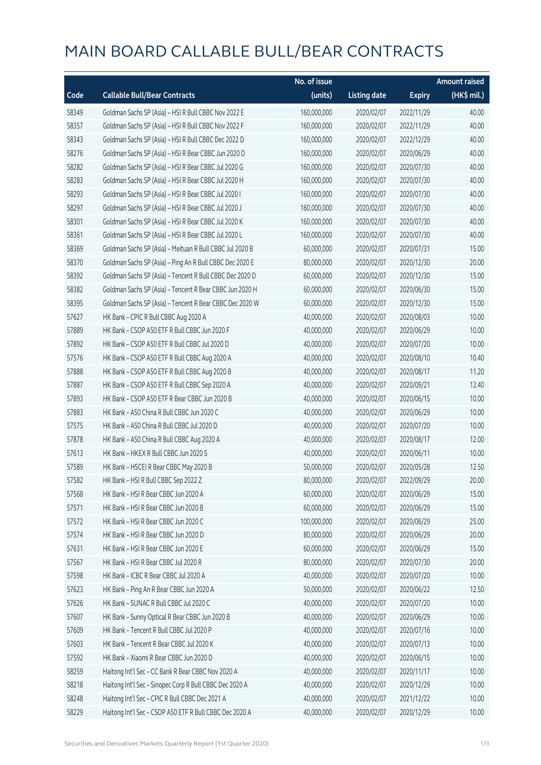# MAIN BOARD CALLABLE BULL/BEAR CONTRACTS

| Code | Callable Bull/Bear Contracts | No. of issue (units) | Listing date | Expiry | Amount raised (HK$ mil.) |
|---|---|---|---|---|---|
| 58349 | Goldman Sachs SP (Asia) – HSI R Bull CBBC Nov 2022 E | 160,000,000 | 2020/02/07 | 2022/11/29 | 40.00 |
| 58357 | Goldman Sachs SP (Asia) – HSI R Bull CBBC Nov 2022 F | 160,000,000 | 2020/02/07 | 2022/11/29 | 40.00 |
| 58343 | Goldman Sachs SP (Asia) – HSI R Bull CBBC Dec 2022 D | 160,000,000 | 2020/02/07 | 2022/12/29 | 40.00 |
| 58276 | Goldman Sachs SP (Asia) – HSI R Bear CBBC Jun 2020 D | 160,000,000 | 2020/02/07 | 2020/06/29 | 40.00 |
| 58282 | Goldman Sachs SP (Asia) – HSI R Bear CBBC Jul 2020 G | 160,000,000 | 2020/02/07 | 2020/07/30 | 40.00 |
| 58283 | Goldman Sachs SP (Asia) – HSI R Bear CBBC Jul 2020 H | 160,000,000 | 2020/02/07 | 2020/07/30 | 40.00 |
| 58293 | Goldman Sachs SP (Asia) – HSI R Bear CBBC Jul 2020 I | 160,000,000 | 2020/02/07 | 2020/07/30 | 40.00 |
| 58297 | Goldman Sachs SP (Asia) – HSI R Bear CBBC Jul 2020 J | 160,000,000 | 2020/02/07 | 2020/07/30 | 40.00 |
| 58301 | Goldman Sachs SP (Asia) – HSI R Bear CBBC Jul 2020 K | 160,000,000 | 2020/02/07 | 2020/07/30 | 40.00 |
| 58361 | Goldman Sachs SP (Asia) – HSI R Bear CBBC Jul 2020 L | 160,000,000 | 2020/02/07 | 2020/07/30 | 40.00 |
| 58369 | Goldman Sachs SP (Asia) – Meituan R Bull CBBC Jul 2020 B | 60,000,000 | 2020/02/07 | 2020/07/31 | 15.00 |
| 58370 | Goldman Sachs SP (Asia) – Ping An R Bull CBBC Dec 2020 E | 80,000,000 | 2020/02/07 | 2020/12/30 | 20.00 |
| 58392 | Goldman Sachs SP (Asia) – Tencent R Bull CBBC Dec 2020 D | 60,000,000 | 2020/02/07 | 2020/12/30 | 15.00 |
| 58382 | Goldman Sachs SP (Asia) – Tencent R Bear CBBC Jun 2020 H | 60,000,000 | 2020/02/07 | 2020/06/30 | 15.00 |
| 58395 | Goldman Sachs SP (Asia) – Tencent R Bear CBBC Dec 2020 W | 60,000,000 | 2020/02/07 | 2020/12/30 | 15.00 |
| 57627 | HK Bank – CPIC R Bull CBBC Aug 2020 A | 40,000,000 | 2020/02/07 | 2020/08/03 | 10.00 |
| 57889 | HK Bank – CSOP A50 ETF R Bull CBBC Jun 2020 F | 40,000,000 | 2020/02/07 | 2020/06/29 | 10.00 |
| 57892 | HK Bank – CSOP A50 ETF R Bull CBBC Jul 2020 D | 40,000,000 | 2020/02/07 | 2020/07/20 | 10.00 |
| 57576 | HK Bank – CSOP A50 ETF R Bull CBBC Aug 2020 A | 40,000,000 | 2020/02/07 | 2020/08/10 | 10.40 |
| 57888 | HK Bank – CSOP A50 ETF R Bull CBBC Aug 2020 B | 40,000,000 | 2020/02/07 | 2020/08/17 | 11.20 |
| 57887 | HK Bank – CSOP A50 ETF R Bull CBBC Sep 2020 A | 40,000,000 | 2020/02/07 | 2020/09/21 | 12.40 |
| 57893 | HK Bank – CSOP A50 ETF R Bear CBBC Jun 2020 B | 40,000,000 | 2020/02/07 | 2020/06/15 | 10.00 |
| 57883 | HK Bank – A50 China R Bull CBBC Jun 2020 C | 40,000,000 | 2020/02/07 | 2020/06/29 | 10.00 |
| 57575 | HK Bank – A50 China R Bull CBBC Jul 2020 D | 40,000,000 | 2020/02/07 | 2020/07/20 | 10.00 |
| 57878 | HK Bank – A50 China R Bull CBBC Aug 2020 A | 40,000,000 | 2020/02/07 | 2020/08/17 | 12.00 |
| 57613 | HK Bank – HKEX R Bull CBBC Jun 2020 S | 40,000,000 | 2020/02/07 | 2020/06/11 | 10.00 |
| 57589 | HK Bank – HSCEI R Bear CBBC May 2020 B | 50,000,000 | 2020/02/07 | 2020/05/28 | 12.50 |
| 57582 | HK Bank – HSI R Bull CBBC Sep 2022 Z | 80,000,000 | 2020/02/07 | 2022/09/29 | 20.00 |
| 57568 | HK Bank – HSI R Bear CBBC Jun 2020 A | 60,000,000 | 2020/02/07 | 2020/06/29 | 15.00 |
| 57571 | HK Bank – HSI R Bear CBBC Jun 2020 B | 60,000,000 | 2020/02/07 | 2020/06/29 | 15.00 |
| 57572 | HK Bank – HSI R Bear CBBC Jun 2020 C | 100,000,000 | 2020/02/07 | 2020/06/29 | 25.00 |
| 57574 | HK Bank – HSI R Bear CBBC Jun 2020 D | 80,000,000 | 2020/02/07 | 2020/06/29 | 20.00 |
| 57631 | HK Bank – HSI R Bear CBBC Jun 2020 E | 60,000,000 | 2020/02/07 | 2020/06/29 | 15.00 |
| 57567 | HK Bank – HSI R Bear CBBC Jul 2020 R | 80,000,000 | 2020/02/07 | 2020/07/30 | 20.00 |
| 57598 | HK Bank – ICBC R Bear CBBC Jul 2020 A | 40,000,000 | 2020/02/07 | 2020/07/20 | 10.00 |
| 57623 | HK Bank – Ping An R Bear CBBC Jun 2020 A | 50,000,000 | 2020/02/07 | 2020/06/22 | 12.50 |
| 57626 | HK Bank – SUNAC R Bull CBBC Jul 2020 C | 40,000,000 | 2020/02/07 | 2020/07/20 | 10.00 |
| 57607 | HK Bank – Sunny Optical R Bear CBBC Jun 2020 B | 40,000,000 | 2020/02/07 | 2020/06/29 | 10.00 |
| 57609 | HK Bank – Tencent R Bull CBBC Jul 2020 P | 40,000,000 | 2020/02/07 | 2020/07/16 | 10.00 |
| 57603 | HK Bank – Tencent R Bear CBBC Jul 2020 K | 40,000,000 | 2020/02/07 | 2020/07/13 | 10.00 |
| 57592 | HK Bank – Xiaomi R Bear CBBC Jun 2020 D | 40,000,000 | 2020/02/07 | 2020/06/15 | 10.00 |
| 58259 | Haitong Int'l Sec – CC Bank R Bear CBBC Nov 2020 A | 40,000,000 | 2020/02/07 | 2020/11/17 | 10.00 |
| 58218 | Haitong Int'l Sec – Sinopec Corp R Bull CBBC Dec 2020 A | 40,000,000 | 2020/02/07 | 2020/12/29 | 10.00 |
| 58248 | Haitong Int'l Sec – CPIC R Bull CBBC Dec 2021 A | 40,000,000 | 2020/02/07 | 2021/12/22 | 10.00 |
| 58229 | Haitong Int'l Sec – CSOP A50 ETF R Bull CBBC Dec 2020 A | 40,000,000 | 2020/02/07 | 2020/12/29 | 10.00 |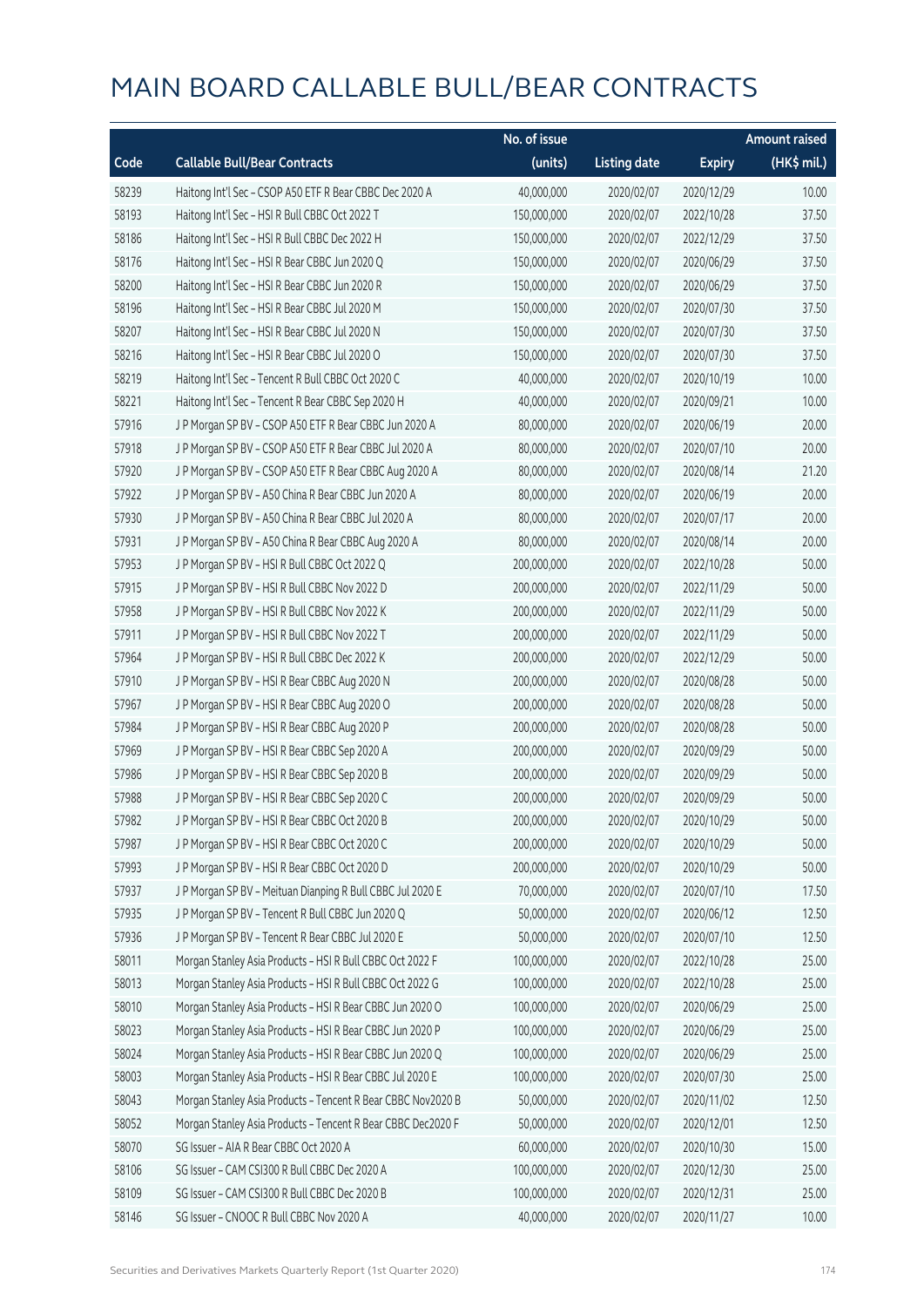# MAIN BOARD CALLABLE BULL/BEAR CONTRACTS

| Code | Callable Bull/Bear Contracts | No. of issue (units) | Listing date | Expiry | Amount raised (HK$ mil.) |
|---|---|---|---|---|---|
| 58239 | Haitong Int'l Sec – CSOP A50 ETF R Bear CBBC Dec 2020 A | 40,000,000 | 2020/02/07 | 2020/12/29 | 10.00 |
| 58193 | Haitong Int'l Sec – HSI R Bull CBBC Oct 2022 T | 150,000,000 | 2020/02/07 | 2022/10/28 | 37.50 |
| 58186 | Haitong Int'l Sec – HSI R Bull CBBC Dec 2022 H | 150,000,000 | 2020/02/07 | 2022/12/29 | 37.50 |
| 58176 | Haitong Int'l Sec – HSI R Bear CBBC Jun 2020 Q | 150,000,000 | 2020/02/07 | 2020/06/29 | 37.50 |
| 58200 | Haitong Int'l Sec – HSI R Bear CBBC Jun 2020 R | 150,000,000 | 2020/02/07 | 2020/06/29 | 37.50 |
| 58196 | Haitong Int'l Sec – HSI R Bear CBBC Jul 2020 M | 150,000,000 | 2020/02/07 | 2020/07/30 | 37.50 |
| 58207 | Haitong Int'l Sec – HSI R Bear CBBC Jul 2020 N | 150,000,000 | 2020/02/07 | 2020/07/30 | 37.50 |
| 58216 | Haitong Int'l Sec – HSI R Bear CBBC Jul 2020 O | 150,000,000 | 2020/02/07 | 2020/07/30 | 37.50 |
| 58219 | Haitong Int'l Sec – Tencent R Bull CBBC Oct 2020 C | 40,000,000 | 2020/02/07 | 2020/10/19 | 10.00 |
| 58221 | Haitong Int'l Sec – Tencent R Bear CBBC Sep 2020 H | 40,000,000 | 2020/02/07 | 2020/09/21 | 10.00 |
| 57916 | J P Morgan SP BV – CSOP A50 ETF R Bear CBBC Jun 2020 A | 80,000,000 | 2020/02/07 | 2020/06/19 | 20.00 |
| 57918 | J P Morgan SP BV – CSOP A50 ETF R Bear CBBC Jul 2020 A | 80,000,000 | 2020/02/07 | 2020/07/10 | 20.00 |
| 57920 | J P Morgan SP BV – CSOP A50 ETF R Bear CBBC Aug 2020 A | 80,000,000 | 2020/02/07 | 2020/08/14 | 21.20 |
| 57922 | J P Morgan SP BV – A50 China R Bear CBBC Jun 2020 A | 80,000,000 | 2020/02/07 | 2020/06/19 | 20.00 |
| 57930 | J P Morgan SP BV – A50 China R Bear CBBC Jul 2020 A | 80,000,000 | 2020/02/07 | 2020/07/17 | 20.00 |
| 57931 | J P Morgan SP BV – A50 China R Bear CBBC Aug 2020 A | 80,000,000 | 2020/02/07 | 2020/08/14 | 20.00 |
| 57953 | J P Morgan SP BV – HSI R Bull CBBC Oct 2022 Q | 200,000,000 | 2020/02/07 | 2022/10/28 | 50.00 |
| 57915 | J P Morgan SP BV – HSI R Bull CBBC Nov 2022 D | 200,000,000 | 2020/02/07 | 2022/11/29 | 50.00 |
| 57958 | J P Morgan SP BV – HSI R Bull CBBC Nov 2022 K | 200,000,000 | 2020/02/07 | 2022/11/29 | 50.00 |
| 57911 | J P Morgan SP BV – HSI R Bull CBBC Nov 2022 T | 200,000,000 | 2020/02/07 | 2022/11/29 | 50.00 |
| 57964 | J P Morgan SP BV – HSI R Bull CBBC Dec 2022 K | 200,000,000 | 2020/02/07 | 2022/12/29 | 50.00 |
| 57910 | J P Morgan SP BV – HSI R Bear CBBC Aug 2020 N | 200,000,000 | 2020/02/07 | 2020/08/28 | 50.00 |
| 57967 | J P Morgan SP BV – HSI R Bear CBBC Aug 2020 O | 200,000,000 | 2020/02/07 | 2020/08/28 | 50.00 |
| 57984 | J P Morgan SP BV – HSI R Bear CBBC Aug 2020 P | 200,000,000 | 2020/02/07 | 2020/08/28 | 50.00 |
| 57969 | J P Morgan SP BV – HSI R Bear CBBC Sep 2020 A | 200,000,000 | 2020/02/07 | 2020/09/29 | 50.00 |
| 57986 | J P Morgan SP BV – HSI R Bear CBBC Sep 2020 B | 200,000,000 | 2020/02/07 | 2020/09/29 | 50.00 |
| 57988 | J P Morgan SP BV – HSI R Bear CBBC Sep 2020 C | 200,000,000 | 2020/02/07 | 2020/09/29 | 50.00 |
| 57982 | J P Morgan SP BV – HSI R Bear CBBC Oct 2020 B | 200,000,000 | 2020/02/07 | 2020/10/29 | 50.00 |
| 57987 | J P Morgan SP BV – HSI R Bear CBBC Oct 2020 C | 200,000,000 | 2020/02/07 | 2020/10/29 | 50.00 |
| 57993 | J P Morgan SP BV – HSI R Bear CBBC Oct 2020 D | 200,000,000 | 2020/02/07 | 2020/10/29 | 50.00 |
| 57937 | J P Morgan SP BV – Meituan Dianping R Bull CBBC Jul 2020 E | 70,000,000 | 2020/02/07 | 2020/07/10 | 17.50 |
| 57935 | J P Morgan SP BV – Tencent R Bull CBBC Jun 2020 Q | 50,000,000 | 2020/02/07 | 2020/06/12 | 12.50 |
| 57936 | J P Morgan SP BV – Tencent R Bear CBBC Jul 2020 E | 50,000,000 | 2020/02/07 | 2020/07/10 | 12.50 |
| 58011 | Morgan Stanley Asia Products – HSI R Bull CBBC Oct 2022 F | 100,000,000 | 2020/02/07 | 2022/10/28 | 25.00 |
| 58013 | Morgan Stanley Asia Products – HSI R Bull CBBC Oct 2022 G | 100,000,000 | 2020/02/07 | 2022/10/28 | 25.00 |
| 58010 | Morgan Stanley Asia Products – HSI R Bear CBBC Jun 2020 O | 100,000,000 | 2020/02/07 | 2020/06/29 | 25.00 |
| 58023 | Morgan Stanley Asia Products – HSI R Bear CBBC Jun 2020 P | 100,000,000 | 2020/02/07 | 2020/06/29 | 25.00 |
| 58024 | Morgan Stanley Asia Products – HSI R Bear CBBC Jun 2020 Q | 100,000,000 | 2020/02/07 | 2020/06/29 | 25.00 |
| 58003 | Morgan Stanley Asia Products – HSI R Bear CBBC Jul 2020 E | 100,000,000 | 2020/02/07 | 2020/07/30 | 25.00 |
| 58043 | Morgan Stanley Asia Products – Tencent R Bear CBBC Nov2020 B | 50,000,000 | 2020/02/07 | 2020/11/02 | 12.50 |
| 58052 | Morgan Stanley Asia Products – Tencent R Bear CBBC Dec2020 F | 50,000,000 | 2020/02/07 | 2020/12/01 | 12.50 |
| 58070 | SG Issuer – AIA R Bear CBBC Oct 2020 A | 60,000,000 | 2020/02/07 | 2020/10/30 | 15.00 |
| 58106 | SG Issuer – CAM CSI300 R Bull CBBC Dec 2020 A | 100,000,000 | 2020/02/07 | 2020/12/30 | 25.00 |
| 58109 | SG Issuer – CAM CSI300 R Bull CBBC Dec 2020 B | 100,000,000 | 2020/02/07 | 2020/12/31 | 25.00 |
| 58146 | SG Issuer – CNOOC R Bull CBBC Nov 2020 A | 40,000,000 | 2020/02/07 | 2020/11/27 | 10.00 |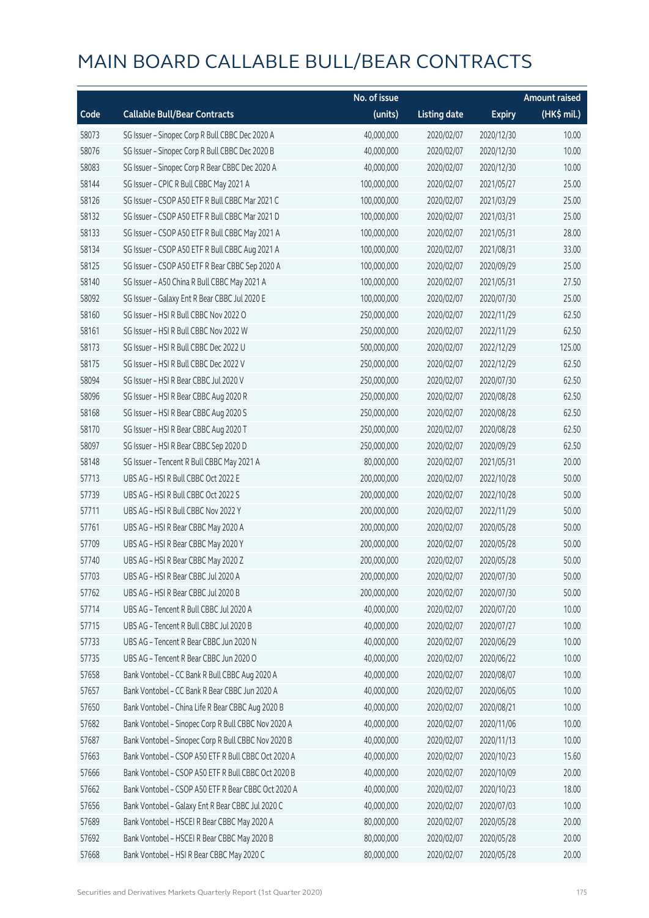# MAIN BOARD CALLABLE BULL/BEAR CONTRACTS

| Code | Callable Bull/Bear Contracts | No. of issue (units) | Listing date | Expiry | Amount raised (HK$ mil.) |
|---|---|---|---|---|---|
| 58073 | SG Issuer – Sinopec Corp R Bull CBBC Dec 2020 A | 40,000,000 | 2020/02/07 | 2020/12/30 | 10.00 |
| 58076 | SG Issuer – Sinopec Corp R Bull CBBC Dec 2020 B | 40,000,000 | 2020/02/07 | 2020/12/30 | 10.00 |
| 58083 | SG Issuer – Sinopec Corp R Bear CBBC Dec 2020 A | 40,000,000 | 2020/02/07 | 2020/12/30 | 10.00 |
| 58144 | SG Issuer – CPIC R Bull CBBC May 2021 A | 100,000,000 | 2020/02/07 | 2021/05/27 | 25.00 |
| 58126 | SG Issuer – CSOP A50 ETF R Bull CBBC Mar 2021 C | 100,000,000 | 2020/02/07 | 2021/03/29 | 25.00 |
| 58132 | SG Issuer – CSOP A50 ETF R Bull CBBC Mar 2021 D | 100,000,000 | 2020/02/07 | 2021/03/31 | 25.00 |
| 58133 | SG Issuer – CSOP A50 ETF R Bull CBBC May 2021 A | 100,000,000 | 2020/02/07 | 2021/05/31 | 28.00 |
| 58134 | SG Issuer – CSOP A50 ETF R Bull CBBC Aug 2021 A | 100,000,000 | 2020/02/07 | 2021/08/31 | 33.00 |
| 58125 | SG Issuer – CSOP A50 ETF R Bear CBBC Sep 2020 A | 100,000,000 | 2020/02/07 | 2020/09/29 | 25.00 |
| 58140 | SG Issuer – A50 China R Bull CBBC May 2021 A | 100,000,000 | 2020/02/07 | 2021/05/31 | 27.50 |
| 58092 | SG Issuer – Galaxy Ent R Bear CBBC Jul 2020 E | 100,000,000 | 2020/02/07 | 2020/07/30 | 25.00 |
| 58160 | SG Issuer – HSI R Bull CBBC Nov 2022 O | 250,000,000 | 2020/02/07 | 2022/11/29 | 62.50 |
| 58161 | SG Issuer – HSI R Bull CBBC Nov 2022 W | 250,000,000 | 2020/02/07 | 2022/11/29 | 62.50 |
| 58173 | SG Issuer – HSI R Bull CBBC Dec 2022 U | 500,000,000 | 2020/02/07 | 2022/12/29 | 125.00 |
| 58175 | SG Issuer – HSI R Bull CBBC Dec 2022 V | 250,000,000 | 2020/02/07 | 2022/12/29 | 62.50 |
| 58094 | SG Issuer – HSI R Bear CBBC Jul 2020 V | 250,000,000 | 2020/02/07 | 2020/07/30 | 62.50 |
| 58096 | SG Issuer – HSI R Bear CBBC Aug 2020 R | 250,000,000 | 2020/02/07 | 2020/08/28 | 62.50 |
| 58168 | SG Issuer – HSI R Bear CBBC Aug 2020 S | 250,000,000 | 2020/02/07 | 2020/08/28 | 62.50 |
| 58170 | SG Issuer – HSI R Bear CBBC Aug 2020 T | 250,000,000 | 2020/02/07 | 2020/08/28 | 62.50 |
| 58097 | SG Issuer – HSI R Bear CBBC Sep 2020 D | 250,000,000 | 2020/02/07 | 2020/09/29 | 62.50 |
| 58148 | SG Issuer – Tencent R Bull CBBC May 2021 A | 80,000,000 | 2020/02/07 | 2021/05/31 | 20.00 |
| 57713 | UBS AG – HSI R Bull CBBC Oct 2022 E | 200,000,000 | 2020/02/07 | 2022/10/28 | 50.00 |
| 57739 | UBS AG – HSI R Bull CBBC Oct 2022 S | 200,000,000 | 2020/02/07 | 2022/10/28 | 50.00 |
| 57711 | UBS AG – HSI R Bull CBBC Nov 2022 Y | 200,000,000 | 2020/02/07 | 2022/11/29 | 50.00 |
| 57761 | UBS AG – HSI R Bear CBBC May 2020 A | 200,000,000 | 2020/02/07 | 2020/05/28 | 50.00 |
| 57709 | UBS AG – HSI R Bear CBBC May 2020 Y | 200,000,000 | 2020/02/07 | 2020/05/28 | 50.00 |
| 57740 | UBS AG – HSI R Bear CBBC May 2020 Z | 200,000,000 | 2020/02/07 | 2020/05/28 | 50.00 |
| 57703 | UBS AG – HSI R Bear CBBC Jul 2020 A | 200,000,000 | 2020/02/07 | 2020/07/30 | 50.00 |
| 57762 | UBS AG – HSI R Bear CBBC Jul 2020 B | 200,000,000 | 2020/02/07 | 2020/07/30 | 50.00 |
| 57714 | UBS AG – Tencent R Bull CBBC Jul 2020 A | 40,000,000 | 2020/02/07 | 2020/07/20 | 10.00 |
| 57715 | UBS AG – Tencent R Bull CBBC Jul 2020 B | 40,000,000 | 2020/02/07 | 2020/07/27 | 10.00 |
| 57733 | UBS AG – Tencent R Bear CBBC Jun 2020 N | 40,000,000 | 2020/02/07 | 2020/06/29 | 10.00 |
| 57735 | UBS AG – Tencent R Bear CBBC Jun 2020 O | 40,000,000 | 2020/02/07 | 2020/06/22 | 10.00 |
| 57658 | Bank Vontobel – CC Bank R Bull CBBC Aug 2020 A | 40,000,000 | 2020/02/07 | 2020/08/07 | 10.00 |
| 57657 | Bank Vontobel – CC Bank R Bear CBBC Jun 2020 A | 40,000,000 | 2020/02/07 | 2020/06/05 | 10.00 |
| 57650 | Bank Vontobel – China Life R Bear CBBC Aug 2020 B | 40,000,000 | 2020/02/07 | 2020/08/21 | 10.00 |
| 57682 | Bank Vontobel – Sinopec Corp R Bull CBBC Nov 2020 A | 40,000,000 | 2020/02/07 | 2020/11/06 | 10.00 |
| 57687 | Bank Vontobel – Sinopec Corp R Bull CBBC Nov 2020 B | 40,000,000 | 2020/02/07 | 2020/11/13 | 10.00 |
| 57663 | Bank Vontobel – CSOP A50 ETF R Bull CBBC Oct 2020 A | 40,000,000 | 2020/02/07 | 2020/10/23 | 15.60 |
| 57666 | Bank Vontobel – CSOP A50 ETF R Bull CBBC Oct 2020 B | 40,000,000 | 2020/02/07 | 2020/10/09 | 20.00 |
| 57662 | Bank Vontobel – CSOP A50 ETF R Bear CBBC Oct 2020 A | 40,000,000 | 2020/02/07 | 2020/10/23 | 18.00 |
| 57656 | Bank Vontobel – Galaxy Ent R Bear CBBC Jul 2020 C | 40,000,000 | 2020/02/07 | 2020/07/03 | 10.00 |
| 57689 | Bank Vontobel – HSCEI R Bear CBBC May 2020 A | 80,000,000 | 2020/02/07 | 2020/05/28 | 20.00 |
| 57692 | Bank Vontobel – HSCEI R Bear CBBC May 2020 B | 80,000,000 | 2020/02/07 | 2020/05/28 | 20.00 |
| 57668 | Bank Vontobel – HSI R Bear CBBC May 2020 C | 80,000,000 | 2020/02/07 | 2020/05/28 | 20.00 |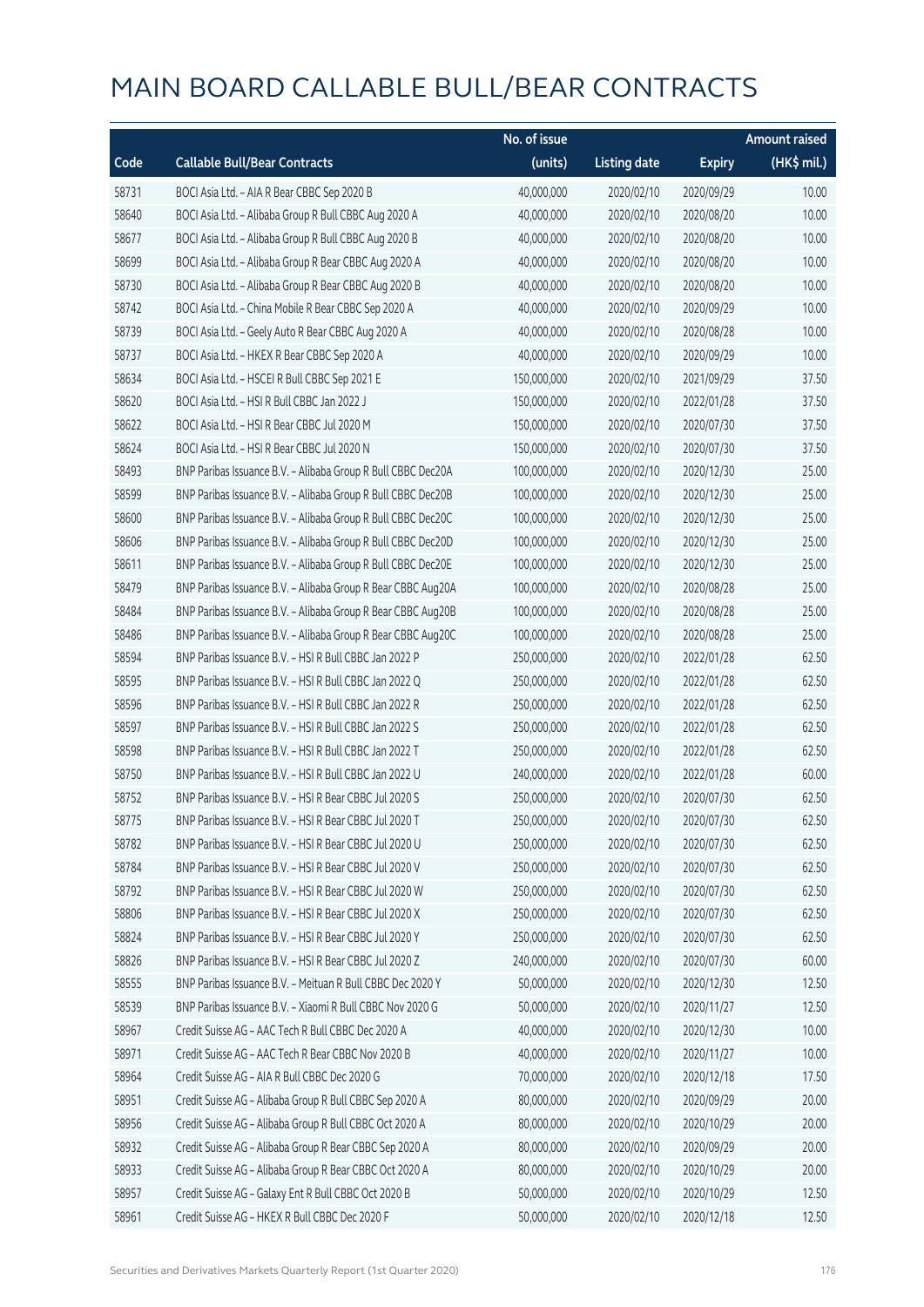# MAIN BOARD CALLABLE BULL/BEAR CONTRACTS

| Code | Callable Bull/Bear Contracts | No. of issue (units) | Listing date | Expiry | Amount raised (HK$ mil.) |
|---|---|---|---|---|---|
| 58731 | BOCI Asia Ltd. – AIA R Bear CBBC Sep 2020 B | 40,000,000 | 2020/02/10 | 2020/09/29 | 10.00 |
| 58640 | BOCI Asia Ltd. – Alibaba Group R Bull CBBC Aug 2020 A | 40,000,000 | 2020/02/10 | 2020/08/20 | 10.00 |
| 58677 | BOCI Asia Ltd. – Alibaba Group R Bull CBBC Aug 2020 B | 40,000,000 | 2020/02/10 | 2020/08/20 | 10.00 |
| 58699 | BOCI Asia Ltd. – Alibaba Group R Bear CBBC Aug 2020 A | 40,000,000 | 2020/02/10 | 2020/08/20 | 10.00 |
| 58730 | BOCI Asia Ltd. – Alibaba Group R Bear CBBC Aug 2020 B | 40,000,000 | 2020/02/10 | 2020/08/20 | 10.00 |
| 58742 | BOCI Asia Ltd. – China Mobile R Bear CBBC Sep 2020 A | 40,000,000 | 2020/02/10 | 2020/09/29 | 10.00 |
| 58739 | BOCI Asia Ltd. – Geely Auto R Bear CBBC Aug 2020 A | 40,000,000 | 2020/02/10 | 2020/08/28 | 10.00 |
| 58737 | BOCI Asia Ltd. – HKEX R Bear CBBC Sep 2020 A | 40,000,000 | 2020/02/10 | 2020/09/29 | 10.00 |
| 58634 | BOCI Asia Ltd. – HSCEI R Bull CBBC Sep 2021 E | 150,000,000 | 2020/02/10 | 2021/09/29 | 37.50 |
| 58620 | BOCI Asia Ltd. – HSI R Bull CBBC Jan 2022 J | 150,000,000 | 2020/02/10 | 2022/01/28 | 37.50 |
| 58622 | BOCI Asia Ltd. – HSI R Bear CBBC Jul 2020 M | 150,000,000 | 2020/02/10 | 2020/07/30 | 37.50 |
| 58624 | BOCI Asia Ltd. – HSI R Bear CBBC Jul 2020 N | 150,000,000 | 2020/02/10 | 2020/07/30 | 37.50 |
| 58493 | BNP Paribas Issuance B.V. – Alibaba Group R Bull CBBC Dec20A | 100,000,000 | 2020/02/10 | 2020/12/30 | 25.00 |
| 58599 | BNP Paribas Issuance B.V. – Alibaba Group R Bull CBBC Dec20B | 100,000,000 | 2020/02/10 | 2020/12/30 | 25.00 |
| 58600 | BNP Paribas Issuance B.V. – Alibaba Group R Bull CBBC Dec20C | 100,000,000 | 2020/02/10 | 2020/12/30 | 25.00 |
| 58606 | BNP Paribas Issuance B.V. – Alibaba Group R Bull CBBC Dec20D | 100,000,000 | 2020/02/10 | 2020/12/30 | 25.00 |
| 58611 | BNP Paribas Issuance B.V. – Alibaba Group R Bull CBBC Dec20E | 100,000,000 | 2020/02/10 | 2020/12/30 | 25.00 |
| 58479 | BNP Paribas Issuance B.V. – Alibaba Group R Bear CBBC Aug20A | 100,000,000 | 2020/02/10 | 2020/08/28 | 25.00 |
| 58484 | BNP Paribas Issuance B.V. – Alibaba Group R Bear CBBC Aug20B | 100,000,000 | 2020/02/10 | 2020/08/28 | 25.00 |
| 58486 | BNP Paribas Issuance B.V. – Alibaba Group R Bear CBBC Aug20C | 100,000,000 | 2020/02/10 | 2020/08/28 | 25.00 |
| 58594 | BNP Paribas Issuance B.V. – HSI R Bull CBBC Jan 2022 P | 250,000,000 | 2020/02/10 | 2022/01/28 | 62.50 |
| 58595 | BNP Paribas Issuance B.V. – HSI R Bull CBBC Jan 2022 Q | 250,000,000 | 2020/02/10 | 2022/01/28 | 62.50 |
| 58596 | BNP Paribas Issuance B.V. – HSI R Bull CBBC Jan 2022 R | 250,000,000 | 2020/02/10 | 2022/01/28 | 62.50 |
| 58597 | BNP Paribas Issuance B.V. – HSI R Bull CBBC Jan 2022 S | 250,000,000 | 2020/02/10 | 2022/01/28 | 62.50 |
| 58598 | BNP Paribas Issuance B.V. – HSI R Bull CBBC Jan 2022 T | 250,000,000 | 2020/02/10 | 2022/01/28 | 62.50 |
| 58750 | BNP Paribas Issuance B.V. – HSI R Bull CBBC Jan 2022 U | 240,000,000 | 2020/02/10 | 2022/01/28 | 60.00 |
| 58752 | BNP Paribas Issuance B.V. – HSI R Bear CBBC Jul 2020 S | 250,000,000 | 2020/02/10 | 2020/07/30 | 62.50 |
| 58775 | BNP Paribas Issuance B.V. – HSI R Bear CBBC Jul 2020 T | 250,000,000 | 2020/02/10 | 2020/07/30 | 62.50 |
| 58782 | BNP Paribas Issuance B.V. – HSI R Bear CBBC Jul 2020 U | 250,000,000 | 2020/02/10 | 2020/07/30 | 62.50 |
| 58784 | BNP Paribas Issuance B.V. – HSI R Bear CBBC Jul 2020 V | 250,000,000 | 2020/02/10 | 2020/07/30 | 62.50 |
| 58792 | BNP Paribas Issuance B.V. – HSI R Bear CBBC Jul 2020 W | 250,000,000 | 2020/02/10 | 2020/07/30 | 62.50 |
| 58806 | BNP Paribas Issuance B.V. – HSI R Bear CBBC Jul 2020 X | 250,000,000 | 2020/02/10 | 2020/07/30 | 62.50 |
| 58824 | BNP Paribas Issuance B.V. – HSI R Bear CBBC Jul 2020 Y | 250,000,000 | 2020/02/10 | 2020/07/30 | 62.50 |
| 58826 | BNP Paribas Issuance B.V. – HSI R Bear CBBC Jul 2020 Z | 240,000,000 | 2020/02/10 | 2020/07/30 | 60.00 |
| 58555 | BNP Paribas Issuance B.V. – Meituan R Bull CBBC Dec 2020 Y | 50,000,000 | 2020/02/10 | 2020/12/30 | 12.50 |
| 58539 | BNP Paribas Issuance B.V. – Xiaomi R Bull CBBC Nov 2020 G | 50,000,000 | 2020/02/10 | 2020/11/27 | 12.50 |
| 58967 | Credit Suisse AG – AAC Tech R Bull CBBC Dec 2020 A | 40,000,000 | 2020/02/10 | 2020/12/30 | 10.00 |
| 58971 | Credit Suisse AG – AAC Tech R Bear CBBC Nov 2020 B | 40,000,000 | 2020/02/10 | 2020/11/27 | 10.00 |
| 58964 | Credit Suisse AG – AIA R Bull CBBC Dec 2020 G | 70,000,000 | 2020/02/10 | 2020/12/18 | 17.50 |
| 58951 | Credit Suisse AG – Alibaba Group R Bull CBBC Sep 2020 A | 80,000,000 | 2020/02/10 | 2020/09/29 | 20.00 |
| 58956 | Credit Suisse AG – Alibaba Group R Bull CBBC Oct 2020 A | 80,000,000 | 2020/02/10 | 2020/10/29 | 20.00 |
| 58932 | Credit Suisse AG – Alibaba Group R Bear CBBC Sep 2020 A | 80,000,000 | 2020/02/10 | 2020/09/29 | 20.00 |
| 58933 | Credit Suisse AG – Alibaba Group R Bear CBBC Oct 2020 A | 80,000,000 | 2020/02/10 | 2020/10/29 | 20.00 |
| 58957 | Credit Suisse AG – Galaxy Ent R Bull CBBC Oct 2020 B | 50,000,000 | 2020/02/10 | 2020/10/29 | 12.50 |
| 58961 | Credit Suisse AG – HKEX R Bull CBBC Dec 2020 F | 50,000,000 | 2020/02/10 | 2020/12/18 | 12.50 |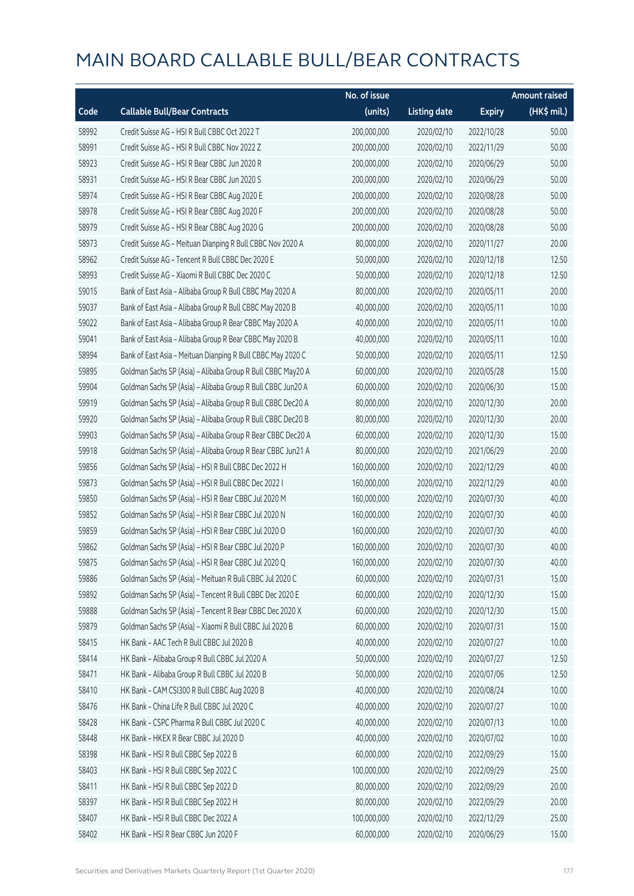# MAIN BOARD CALLABLE BULL/BEAR CONTRACTS

| Code | Callable Bull/Bear Contracts | No. of issue (units) | Listing date | Expiry | Amount raised (HK$ mil.) |
|---|---|---|---|---|---|
| 58992 | Credit Suisse AG – HSI R Bull CBBC Oct 2022 T | 200,000,000 | 2020/02/10 | 2022/10/28 | 50.00 |
| 58991 | Credit Suisse AG – HSI R Bull CBBC Nov 2022 Z | 200,000,000 | 2020/02/10 | 2022/11/29 | 50.00 |
| 58923 | Credit Suisse AG – HSI R Bear CBBC Jun 2020 R | 200,000,000 | 2020/02/10 | 2020/06/29 | 50.00 |
| 58931 | Credit Suisse AG – HSI R Bear CBBC Jun 2020 S | 200,000,000 | 2020/02/10 | 2020/06/29 | 50.00 |
| 58974 | Credit Suisse AG – HSI R Bear CBBC Aug 2020 E | 200,000,000 | 2020/02/10 | 2020/08/28 | 50.00 |
| 58978 | Credit Suisse AG – HSI R Bear CBBC Aug 2020 F | 200,000,000 | 2020/02/10 | 2020/08/28 | 50.00 |
| 58979 | Credit Suisse AG – HSI R Bear CBBC Aug 2020 G | 200,000,000 | 2020/02/10 | 2020/08/28 | 50.00 |
| 58973 | Credit Suisse AG – Meituan Dianping R Bull CBBC Nov 2020 A | 80,000,000 | 2020/02/10 | 2020/11/27 | 20.00 |
| 58962 | Credit Suisse AG – Tencent R Bull CBBC Dec 2020 E | 50,000,000 | 2020/02/10 | 2020/12/18 | 12.50 |
| 58993 | Credit Suisse AG – Xiaomi R Bull CBBC Dec 2020 C | 50,000,000 | 2020/02/10 | 2020/12/18 | 12.50 |
| 59015 | Bank of East Asia – Alibaba Group R Bull CBBC May 2020 A | 80,000,000 | 2020/02/10 | 2020/05/11 | 20.00 |
| 59037 | Bank of East Asia – Alibaba Group R Bull CBBC May 2020 B | 40,000,000 | 2020/02/10 | 2020/05/11 | 10.00 |
| 59022 | Bank of East Asia – Alibaba Group R Bear CBBC May 2020 A | 40,000,000 | 2020/02/10 | 2020/05/11 | 10.00 |
| 59041 | Bank of East Asia – Alibaba Group R Bear CBBC May 2020 B | 40,000,000 | 2020/02/10 | 2020/05/11 | 10.00 |
| 58994 | Bank of East Asia – Meituan Dianping R Bull CBBC May 2020 C | 50,000,000 | 2020/02/10 | 2020/05/11 | 12.50 |
| 59895 | Goldman Sachs SP (Asia) – Alibaba Group R Bull CBBC May20 A | 60,000,000 | 2020/02/10 | 2020/05/28 | 15.00 |
| 59904 | Goldman Sachs SP (Asia) – Alibaba Group R Bull CBBC Jun20 A | 60,000,000 | 2020/02/10 | 2020/06/30 | 15.00 |
| 59919 | Goldman Sachs SP (Asia) – Alibaba Group R Bull CBBC Dec20 A | 80,000,000 | 2020/02/10 | 2020/12/30 | 20.00 |
| 59920 | Goldman Sachs SP (Asia) – Alibaba Group R Bull CBBC Dec20 B | 80,000,000 | 2020/02/10 | 2020/12/30 | 20.00 |
| 59903 | Goldman Sachs SP (Asia) – Alibaba Group R Bear CBBC Dec20 A | 60,000,000 | 2020/02/10 | 2020/12/30 | 15.00 |
| 59918 | Goldman Sachs SP (Asia) – Alibaba Group R Bear CBBC Jun21 A | 80,000,000 | 2020/02/10 | 2021/06/29 | 20.00 |
| 59856 | Goldman Sachs SP (Asia) – HSI R Bull CBBC Dec 2022 H | 160,000,000 | 2020/02/10 | 2022/12/29 | 40.00 |
| 59873 | Goldman Sachs SP (Asia) – HSI R Bull CBBC Dec 2022 I | 160,000,000 | 2020/02/10 | 2022/12/29 | 40.00 |
| 59850 | Goldman Sachs SP (Asia) – HSI R Bear CBBC Jul 2020 M | 160,000,000 | 2020/02/10 | 2020/07/30 | 40.00 |
| 59852 | Goldman Sachs SP (Asia) – HSI R Bear CBBC Jul 2020 N | 160,000,000 | 2020/02/10 | 2020/07/30 | 40.00 |
| 59859 | Goldman Sachs SP (Asia) – HSI R Bear CBBC Jul 2020 O | 160,000,000 | 2020/02/10 | 2020/07/30 | 40.00 |
| 59862 | Goldman Sachs SP (Asia) – HSI R Bear CBBC Jul 2020 P | 160,000,000 | 2020/02/10 | 2020/07/30 | 40.00 |
| 59875 | Goldman Sachs SP (Asia) – HSI R Bear CBBC Jul 2020 Q | 160,000,000 | 2020/02/10 | 2020/07/30 | 40.00 |
| 59886 | Goldman Sachs SP (Asia) – Meituan R Bull CBBC Jul 2020 C | 60,000,000 | 2020/02/10 | 2020/07/31 | 15.00 |
| 59892 | Goldman Sachs SP (Asia) – Tencent R Bull CBBC Dec 2020 E | 60,000,000 | 2020/02/10 | 2020/12/30 | 15.00 |
| 59888 | Goldman Sachs SP (Asia) – Tencent R Bear CBBC Dec 2020 X | 60,000,000 | 2020/02/10 | 2020/12/30 | 15.00 |
| 59879 | Goldman Sachs SP (Asia) – Xiaomi R Bull CBBC Jul 2020 B | 60,000,000 | 2020/02/10 | 2020/07/31 | 15.00 |
| 58415 | HK Bank – AAC Tech R Bull CBBC Jul 2020 B | 40,000,000 | 2020/02/10 | 2020/07/27 | 10.00 |
| 58414 | HK Bank – Alibaba Group R Bull CBBC Jul 2020 A | 50,000,000 | 2020/02/10 | 2020/07/27 | 12.50 |
| 58471 | HK Bank – Alibaba Group R Bull CBBC Jul 2020 B | 50,000,000 | 2020/02/10 | 2020/07/06 | 12.50 |
| 58410 | HK Bank – CAM CSI300 R Bull CBBC Aug 2020 B | 40,000,000 | 2020/02/10 | 2020/08/24 | 10.00 |
| 58476 | HK Bank – China Life R Bull CBBC Jul 2020 C | 40,000,000 | 2020/02/10 | 2020/07/27 | 10.00 |
| 58428 | HK Bank – CSPC Pharma R Bull CBBC Jul 2020 C | 40,000,000 | 2020/02/10 | 2020/07/13 | 10.00 |
| 58448 | HK Bank – HKEX R Bear CBBC Jul 2020 D | 40,000,000 | 2020/02/10 | 2020/07/02 | 10.00 |
| 58398 | HK Bank – HSI R Bull CBBC Sep 2022 B | 60,000,000 | 2020/02/10 | 2022/09/29 | 15.00 |
| 58403 | HK Bank – HSI R Bull CBBC Sep 2022 C | 100,000,000 | 2020/02/10 | 2022/09/29 | 25.00 |
| 58411 | HK Bank – HSI R Bull CBBC Sep 2022 D | 80,000,000 | 2020/02/10 | 2022/09/29 | 20.00 |
| 58397 | HK Bank – HSI R Bull CBBC Sep 2022 H | 80,000,000 | 2020/02/10 | 2022/09/29 | 20.00 |
| 58407 | HK Bank – HSI R Bull CBBC Dec 2022 A | 100,000,000 | 2020/02/10 | 2022/12/29 | 25.00 |
| 58402 | HK Bank – HSI R Bear CBBC Jun 2020 F | 60,000,000 | 2020/02/10 | 2020/06/29 | 15.00 |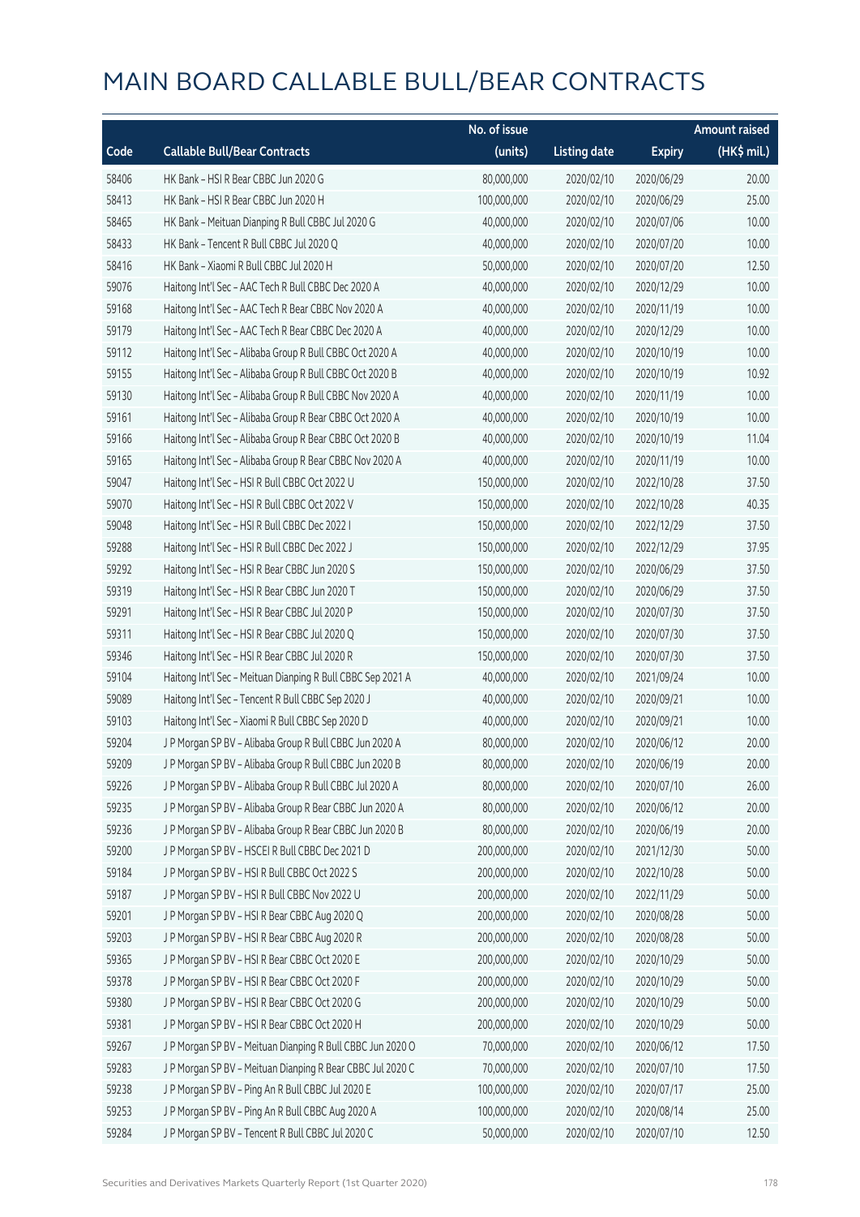# MAIN BOARD CALLABLE BULL/BEAR CONTRACTS

| Code | Callable Bull/Bear Contracts | No. of issue (units) | Listing date | Expiry | Amount raised (HK$ mil.) |
|---|---|---|---|---|---|
| 58406 | HK Bank – HSI R Bear CBBC Jun 2020 G | 80,000,000 | 2020/02/10 | 2020/06/29 | 20.00 |
| 58413 | HK Bank – HSI R Bear CBBC Jun 2020 H | 100,000,000 | 2020/02/10 | 2020/06/29 | 25.00 |
| 58465 | HK Bank – Meituan Dianping R Bull CBBC Jul 2020 G | 40,000,000 | 2020/02/10 | 2020/07/06 | 10.00 |
| 58433 | HK Bank – Tencent R Bull CBBC Jul 2020 Q | 40,000,000 | 2020/02/10 | 2020/07/20 | 10.00 |
| 58416 | HK Bank – Xiaomi R Bull CBBC Jul 2020 H | 50,000,000 | 2020/02/10 | 2020/07/20 | 12.50 |
| 59076 | Haitong Int'l Sec – AAC Tech R Bull CBBC Dec 2020 A | 40,000,000 | 2020/02/10 | 2020/12/29 | 10.00 |
| 59168 | Haitong Int'l Sec – AAC Tech R Bear CBBC Nov 2020 A | 40,000,000 | 2020/02/10 | 2020/11/19 | 10.00 |
| 59179 | Haitong Int'l Sec – AAC Tech R Bear CBBC Dec 2020 A | 40,000,000 | 2020/02/10 | 2020/12/29 | 10.00 |
| 59112 | Haitong Int'l Sec – Alibaba Group R Bull CBBC Oct 2020 A | 40,000,000 | 2020/02/10 | 2020/10/19 | 10.00 |
| 59155 | Haitong Int'l Sec – Alibaba Group R Bull CBBC Oct 2020 B | 40,000,000 | 2020/02/10 | 2020/10/19 | 10.92 |
| 59130 | Haitong Int'l Sec – Alibaba Group R Bull CBBC Nov 2020 A | 40,000,000 | 2020/02/10 | 2020/11/19 | 10.00 |
| 59161 | Haitong Int'l Sec – Alibaba Group R Bear CBBC Oct 2020 A | 40,000,000 | 2020/02/10 | 2020/10/19 | 10.00 |
| 59166 | Haitong Int'l Sec – Alibaba Group R Bear CBBC Oct 2020 B | 40,000,000 | 2020/02/10 | 2020/10/19 | 11.04 |
| 59165 | Haitong Int'l Sec – Alibaba Group R Bear CBBC Nov 2020 A | 40,000,000 | 2020/02/10 | 2020/11/19 | 10.00 |
| 59047 | Haitong Int'l Sec – HSI R Bull CBBC Oct 2022 U | 150,000,000 | 2020/02/10 | 2022/10/28 | 37.50 |
| 59070 | Haitong Int'l Sec – HSI R Bull CBBC Oct 2022 V | 150,000,000 | 2020/02/10 | 2022/10/28 | 40.35 |
| 59048 | Haitong Int'l Sec – HSI R Bull CBBC Dec 2022 I | 150,000,000 | 2020/02/10 | 2022/12/29 | 37.50 |
| 59288 | Haitong Int'l Sec – HSI R Bull CBBC Dec 2022 J | 150,000,000 | 2020/02/10 | 2022/12/29 | 37.95 |
| 59292 | Haitong Int'l Sec – HSI R Bear CBBC Jun 2020 S | 150,000,000 | 2020/02/10 | 2020/06/29 | 37.50 |
| 59319 | Haitong Int'l Sec – HSI R Bear CBBC Jun 2020 T | 150,000,000 | 2020/02/10 | 2020/06/29 | 37.50 |
| 59291 | Haitong Int'l Sec – HSI R Bear CBBC Jul 2020 P | 150,000,000 | 2020/02/10 | 2020/07/30 | 37.50 |
| 59311 | Haitong Int'l Sec – HSI R Bear CBBC Jul 2020 Q | 150,000,000 | 2020/02/10 | 2020/07/30 | 37.50 |
| 59346 | Haitong Int'l Sec – HSI R Bear CBBC Jul 2020 R | 150,000,000 | 2020/02/10 | 2020/07/30 | 37.50 |
| 59104 | Haitong Int'l Sec – Meituan Dianping R Bull CBBC Sep 2021 A | 40,000,000 | 2020/02/10 | 2021/09/24 | 10.00 |
| 59089 | Haitong Int'l Sec – Tencent R Bull CBBC Sep 2020 J | 40,000,000 | 2020/02/10 | 2020/09/21 | 10.00 |
| 59103 | Haitong Int'l Sec – Xiaomi R Bull CBBC Sep 2020 D | 40,000,000 | 2020/02/10 | 2020/09/21 | 10.00 |
| 59204 | J P Morgan SP BV – Alibaba Group R Bull CBBC Jun 2020 A | 80,000,000 | 2020/02/10 | 2020/06/12 | 20.00 |
| 59209 | J P Morgan SP BV – Alibaba Group R Bull CBBC Jun 2020 B | 80,000,000 | 2020/02/10 | 2020/06/19 | 20.00 |
| 59226 | J P Morgan SP BV – Alibaba Group R Bull CBBC Jul 2020 A | 80,000,000 | 2020/02/10 | 2020/07/10 | 26.00 |
| 59235 | J P Morgan SP BV – Alibaba Group R Bear CBBC Jun 2020 A | 80,000,000 | 2020/02/10 | 2020/06/12 | 20.00 |
| 59236 | J P Morgan SP BV – Alibaba Group R Bear CBBC Jun 2020 B | 80,000,000 | 2020/02/10 | 2020/06/19 | 20.00 |
| 59200 | J P Morgan SP BV – HSCEI R Bull CBBC Dec 2021 D | 200,000,000 | 2020/02/10 | 2021/12/30 | 50.00 |
| 59184 | J P Morgan SP BV – HSI R Bull CBBC Oct 2022 S | 200,000,000 | 2020/02/10 | 2022/10/28 | 50.00 |
| 59187 | J P Morgan SP BV – HSI R Bull CBBC Nov 2022 U | 200,000,000 | 2020/02/10 | 2022/11/29 | 50.00 |
| 59201 | J P Morgan SP BV – HSI R Bear CBBC Aug 2020 Q | 200,000,000 | 2020/02/10 | 2020/08/28 | 50.00 |
| 59203 | J P Morgan SP BV – HSI R Bear CBBC Aug 2020 R | 200,000,000 | 2020/02/10 | 2020/08/28 | 50.00 |
| 59365 | J P Morgan SP BV – HSI R Bear CBBC Oct 2020 E | 200,000,000 | 2020/02/10 | 2020/10/29 | 50.00 |
| 59378 | J P Morgan SP BV – HSI R Bear CBBC Oct 2020 F | 200,000,000 | 2020/02/10 | 2020/10/29 | 50.00 |
| 59380 | J P Morgan SP BV – HSI R Bear CBBC Oct 2020 G | 200,000,000 | 2020/02/10 | 2020/10/29 | 50.00 |
| 59381 | J P Morgan SP BV – HSI R Bear CBBC Oct 2020 H | 200,000,000 | 2020/02/10 | 2020/10/29 | 50.00 |
| 59267 | J P Morgan SP BV – Meituan Dianping R Bull CBBC Jun 2020 O | 70,000,000 | 2020/02/10 | 2020/06/12 | 17.50 |
| 59283 | J P Morgan SP BV – Meituan Dianping R Bear CBBC Jul 2020 C | 70,000,000 | 2020/02/10 | 2020/07/10 | 17.50 |
| 59238 | J P Morgan SP BV – Ping An R Bull CBBC Jul 2020 E | 100,000,000 | 2020/02/10 | 2020/07/17 | 25.00 |
| 59253 | J P Morgan SP BV – Ping An R Bull CBBC Aug 2020 A | 100,000,000 | 2020/02/10 | 2020/08/14 | 25.00 |
| 59284 | J P Morgan SP BV – Tencent R Bull CBBC Jul 2020 C | 50,000,000 | 2020/02/10 | 2020/07/10 | 12.50 |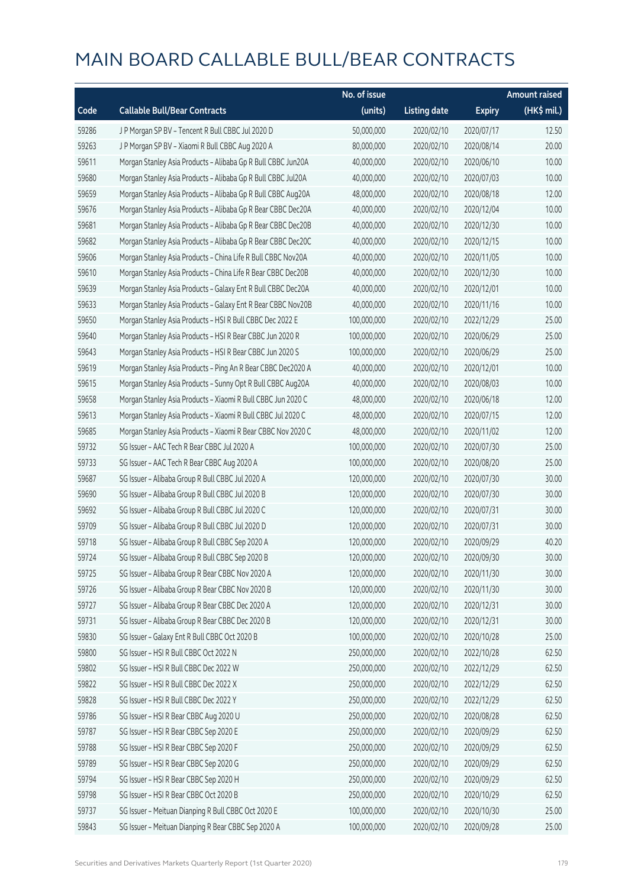# MAIN BOARD CALLABLE BULL/BEAR CONTRACTS

| Code | Callable Bull/Bear Contracts | No. of issue (units) | Listing date | Expiry | Amount raised (HK$ mil.) |
|---|---|---|---|---|---|
| 59286 | J P Morgan SP BV – Tencent R Bull CBBC Jul 2020 D | 50,000,000 | 2020/02/10 | 2020/07/17 | 12.50 |
| 59263 | J P Morgan SP BV – Xiaomi R Bull CBBC Aug 2020 A | 80,000,000 | 2020/02/10 | 2020/08/14 | 20.00 |
| 59611 | Morgan Stanley Asia Products – Alibaba Gp R Bull CBBC Jun20A | 40,000,000 | 2020/02/10 | 2020/06/10 | 10.00 |
| 59680 | Morgan Stanley Asia Products – Alibaba Gp R Bull CBBC Jul20A | 40,000,000 | 2020/02/10 | 2020/07/03 | 10.00 |
| 59659 | Morgan Stanley Asia Products – Alibaba Gp R Bull CBBC Aug20A | 48,000,000 | 2020/02/10 | 2020/08/18 | 12.00 |
| 59676 | Morgan Stanley Asia Products – Alibaba Gp R Bear CBBC Dec20A | 40,000,000 | 2020/02/10 | 2020/12/04 | 10.00 |
| 59681 | Morgan Stanley Asia Products – Alibaba Gp R Bear CBBC Dec20B | 40,000,000 | 2020/02/10 | 2020/12/30 | 10.00 |
| 59682 | Morgan Stanley Asia Products – Alibaba Gp R Bear CBBC Dec20C | 40,000,000 | 2020/02/10 | 2020/12/15 | 10.00 |
| 59606 | Morgan Stanley Asia Products – China Life R Bull CBBC Nov20A | 40,000,000 | 2020/02/10 | 2020/11/05 | 10.00 |
| 59610 | Morgan Stanley Asia Products – China Life R Bear CBBC Dec20B | 40,000,000 | 2020/02/10 | 2020/12/30 | 10.00 |
| 59639 | Morgan Stanley Asia Products – Galaxy Ent R Bull CBBC Dec20A | 40,000,000 | 2020/02/10 | 2020/12/01 | 10.00 |
| 59633 | Morgan Stanley Asia Products – Galaxy Ent R Bear CBBC Nov20B | 40,000,000 | 2020/02/10 | 2020/11/16 | 10.00 |
| 59650 | Morgan Stanley Asia Products – HSI R Bull CBBC Dec 2022 E | 100,000,000 | 2020/02/10 | 2022/12/29 | 25.00 |
| 59640 | Morgan Stanley Asia Products – HSI R Bear CBBC Jun 2020 R | 100,000,000 | 2020/02/10 | 2020/06/29 | 25.00 |
| 59643 | Morgan Stanley Asia Products – HSI R Bear CBBC Jun 2020 S | 100,000,000 | 2020/02/10 | 2020/06/29 | 25.00 |
| 59619 | Morgan Stanley Asia Products – Ping An R Bear CBBC Dec2020 A | 40,000,000 | 2020/02/10 | 2020/12/01 | 10.00 |
| 59615 | Morgan Stanley Asia Products – Sunny Opt R Bull CBBC Aug20A | 40,000,000 | 2020/02/10 | 2020/08/03 | 10.00 |
| 59658 | Morgan Stanley Asia Products – Xiaomi R Bull CBBC Jun 2020 C | 48,000,000 | 2020/02/10 | 2020/06/18 | 12.00 |
| 59613 | Morgan Stanley Asia Products – Xiaomi R Bull CBBC Jul 2020 C | 48,000,000 | 2020/02/10 | 2020/07/15 | 12.00 |
| 59685 | Morgan Stanley Asia Products – Xiaomi R Bear CBBC Nov 2020 C | 48,000,000 | 2020/02/10 | 2020/11/02 | 12.00 |
| 59732 | SG Issuer – AAC Tech R Bear CBBC Jul 2020 A | 100,000,000 | 2020/02/10 | 2020/07/30 | 25.00 |
| 59733 | SG Issuer – AAC Tech R Bear CBBC Aug 2020 A | 100,000,000 | 2020/02/10 | 2020/08/20 | 25.00 |
| 59687 | SG Issuer – Alibaba Group R Bull CBBC Jul 2020 A | 120,000,000 | 2020/02/10 | 2020/07/30 | 30.00 |
| 59690 | SG Issuer – Alibaba Group R Bull CBBC Jul 2020 B | 120,000,000 | 2020/02/10 | 2020/07/30 | 30.00 |
| 59692 | SG Issuer – Alibaba Group R Bull CBBC Jul 2020 C | 120,000,000 | 2020/02/10 | 2020/07/31 | 30.00 |
| 59709 | SG Issuer – Alibaba Group R Bull CBBC Jul 2020 D | 120,000,000 | 2020/02/10 | 2020/07/31 | 30.00 |
| 59718 | SG Issuer – Alibaba Group R Bull CBBC Sep 2020 A | 120,000,000 | 2020/02/10 | 2020/09/29 | 40.20 |
| 59724 | SG Issuer – Alibaba Group R Bull CBBC Sep 2020 B | 120,000,000 | 2020/02/10 | 2020/09/30 | 30.00 |
| 59725 | SG Issuer – Alibaba Group R Bear CBBC Nov 2020 A | 120,000,000 | 2020/02/10 | 2020/11/30 | 30.00 |
| 59726 | SG Issuer – Alibaba Group R Bear CBBC Nov 2020 B | 120,000,000 | 2020/02/10 | 2020/11/30 | 30.00 |
| 59727 | SG Issuer – Alibaba Group R Bear CBBC Dec 2020 A | 120,000,000 | 2020/02/10 | 2020/12/31 | 30.00 |
| 59731 | SG Issuer – Alibaba Group R Bear CBBC Dec 2020 B | 120,000,000 | 2020/02/10 | 2020/12/31 | 30.00 |
| 59830 | SG Issuer – Galaxy Ent R Bull CBBC Oct 2020 B | 100,000,000 | 2020/02/10 | 2020/10/28 | 25.00 |
| 59800 | SG Issuer – HSI R Bull CBBC Oct 2022 N | 250,000,000 | 2020/02/10 | 2022/10/28 | 62.50 |
| 59802 | SG Issuer – HSI R Bull CBBC Dec 2022 W | 250,000,000 | 2020/02/10 | 2022/12/29 | 62.50 |
| 59822 | SG Issuer – HSI R Bull CBBC Dec 2022 X | 250,000,000 | 2020/02/10 | 2022/12/29 | 62.50 |
| 59828 | SG Issuer – HSI R Bull CBBC Dec 2022 Y | 250,000,000 | 2020/02/10 | 2022/12/29 | 62.50 |
| 59786 | SG Issuer – HSI R Bear CBBC Aug 2020 U | 250,000,000 | 2020/02/10 | 2020/08/28 | 62.50 |
| 59787 | SG Issuer – HSI R Bear CBBC Sep 2020 E | 250,000,000 | 2020/02/10 | 2020/09/29 | 62.50 |
| 59788 | SG Issuer – HSI R Bear CBBC Sep 2020 F | 250,000,000 | 2020/02/10 | 2020/09/29 | 62.50 |
| 59789 | SG Issuer – HSI R Bear CBBC Sep 2020 G | 250,000,000 | 2020/02/10 | 2020/09/29 | 62.50 |
| 59794 | SG Issuer – HSI R Bear CBBC Sep 2020 H | 250,000,000 | 2020/02/10 | 2020/09/29 | 62.50 |
| 59798 | SG Issuer – HSI R Bear CBBC Oct 2020 B | 250,000,000 | 2020/02/10 | 2020/10/29 | 62.50 |
| 59737 | SG Issuer – Meituan Dianping R Bull CBBC Oct 2020 E | 100,000,000 | 2020/02/10 | 2020/10/30 | 25.00 |
| 59843 | SG Issuer – Meituan Dianping R Bear CBBC Sep 2020 A | 100,000,000 | 2020/02/10 | 2020/09/28 | 25.00 |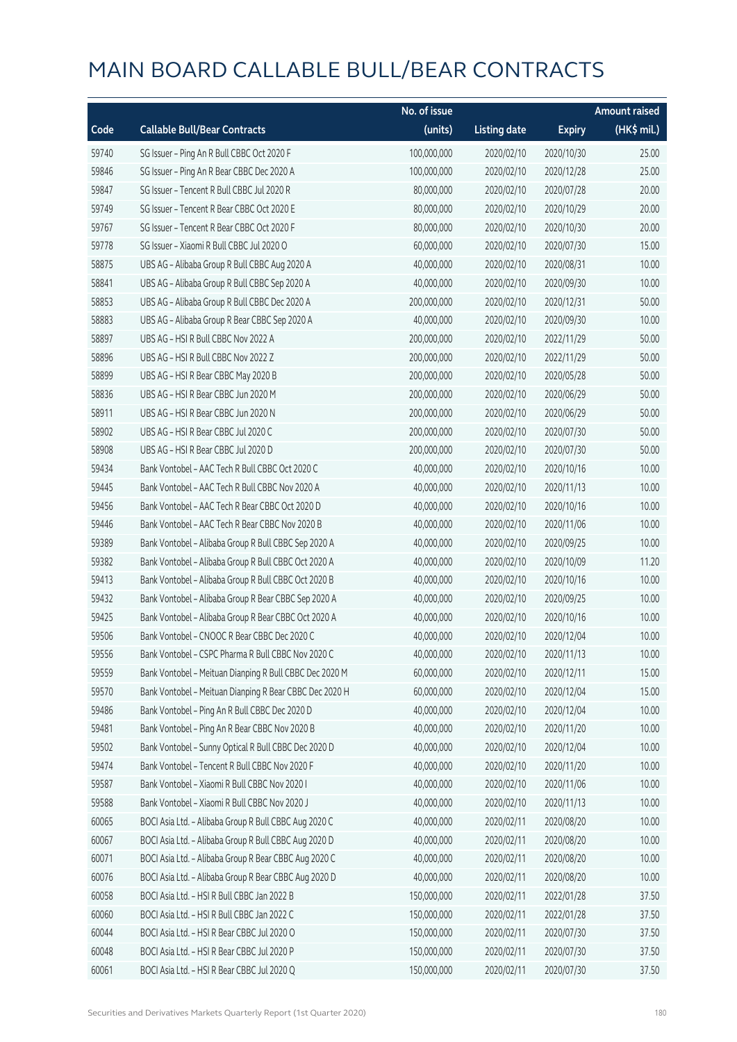# MAIN BOARD CALLABLE BULL/BEAR CONTRACTS

| Code | Callable Bull/Bear Contracts | No. of issue (units) | Listing date | Expiry | Amount raised (HK$ mil.) |
|---|---|---|---|---|---|
| 59740 | SG Issuer – Ping An R Bull CBBC Oct 2020 F | 100,000,000 | 2020/02/10 | 2020/10/30 | 25.00 |
| 59846 | SG Issuer – Ping An R Bear CBBC Dec 2020 A | 100,000,000 | 2020/02/10 | 2020/12/28 | 25.00 |
| 59847 | SG Issuer – Tencent R Bull CBBC Jul 2020 R | 80,000,000 | 2020/02/10 | 2020/07/28 | 20.00 |
| 59749 | SG Issuer – Tencent R Bear CBBC Oct 2020 E | 80,000,000 | 2020/02/10 | 2020/10/29 | 20.00 |
| 59767 | SG Issuer – Tencent R Bear CBBC Oct 2020 F | 80,000,000 | 2020/02/10 | 2020/10/30 | 20.00 |
| 59778 | SG Issuer – Xiaomi R Bull CBBC Jul 2020 O | 60,000,000 | 2020/02/10 | 2020/07/30 | 15.00 |
| 58875 | UBS AG – Alibaba Group R Bull CBBC Aug 2020 A | 40,000,000 | 2020/02/10 | 2020/08/31 | 10.00 |
| 58841 | UBS AG – Alibaba Group R Bull CBBC Sep 2020 A | 40,000,000 | 2020/02/10 | 2020/09/30 | 10.00 |
| 58853 | UBS AG – Alibaba Group R Bull CBBC Dec 2020 A | 200,000,000 | 2020/02/10 | 2020/12/31 | 50.00 |
| 58883 | UBS AG – Alibaba Group R Bear CBBC Sep 2020 A | 40,000,000 | 2020/02/10 | 2020/09/30 | 10.00 |
| 58897 | UBS AG – HSI R Bull CBBC Nov 2022 A | 200,000,000 | 2020/02/10 | 2022/11/29 | 50.00 |
| 58896 | UBS AG – HSI R Bull CBBC Nov 2022 Z | 200,000,000 | 2020/02/10 | 2022/11/29 | 50.00 |
| 58899 | UBS AG – HSI R Bear CBBC May 2020 B | 200,000,000 | 2020/02/10 | 2020/05/28 | 50.00 |
| 58836 | UBS AG – HSI R Bear CBBC Jun 2020 M | 200,000,000 | 2020/02/10 | 2020/06/29 | 50.00 |
| 58911 | UBS AG – HSI R Bear CBBC Jun 2020 N | 200,000,000 | 2020/02/10 | 2020/06/29 | 50.00 |
| 58902 | UBS AG – HSI R Bear CBBC Jul 2020 C | 200,000,000 | 2020/02/10 | 2020/07/30 | 50.00 |
| 58908 | UBS AG – HSI R Bear CBBC Jul 2020 D | 200,000,000 | 2020/02/10 | 2020/07/30 | 50.00 |
| 59434 | Bank Vontobel – AAC Tech R Bull CBBC Oct 2020 C | 40,000,000 | 2020/02/10 | 2020/10/16 | 10.00 |
| 59445 | Bank Vontobel – AAC Tech R Bull CBBC Nov 2020 A | 40,000,000 | 2020/02/10 | 2020/11/13 | 10.00 |
| 59456 | Bank Vontobel – AAC Tech R Bear CBBC Oct 2020 D | 40,000,000 | 2020/02/10 | 2020/10/16 | 10.00 |
| 59446 | Bank Vontobel – AAC Tech R Bear CBBC Nov 2020 B | 40,000,000 | 2020/02/10 | 2020/11/06 | 10.00 |
| 59389 | Bank Vontobel – Alibaba Group R Bull CBBC Sep 2020 A | 40,000,000 | 2020/02/10 | 2020/09/25 | 10.00 |
| 59382 | Bank Vontobel – Alibaba Group R Bull CBBC Oct 2020 A | 40,000,000 | 2020/02/10 | 2020/10/09 | 11.20 |
| 59413 | Bank Vontobel – Alibaba Group R Bull CBBC Oct 2020 B | 40,000,000 | 2020/02/10 | 2020/10/16 | 10.00 |
| 59432 | Bank Vontobel – Alibaba Group R Bear CBBC Sep 2020 A | 40,000,000 | 2020/02/10 | 2020/09/25 | 10.00 |
| 59425 | Bank Vontobel – Alibaba Group R Bear CBBC Oct 2020 A | 40,000,000 | 2020/02/10 | 2020/10/16 | 10.00 |
| 59506 | Bank Vontobel – CNOOC R Bear CBBC Dec 2020 C | 40,000,000 | 2020/02/10 | 2020/12/04 | 10.00 |
| 59556 | Bank Vontobel – CSPC Pharma R Bull CBBC Nov 2020 C | 40,000,000 | 2020/02/10 | 2020/11/13 | 10.00 |
| 59559 | Bank Vontobel – Meituan Dianping R Bull CBBC Dec 2020 M | 60,000,000 | 2020/02/10 | 2020/12/11 | 15.00 |
| 59570 | Bank Vontobel – Meituan Dianping R Bear CBBC Dec 2020 H | 60,000,000 | 2020/02/10 | 2020/12/04 | 15.00 |
| 59486 | Bank Vontobel – Ping An R Bull CBBC Dec 2020 D | 40,000,000 | 2020/02/10 | 2020/12/04 | 10.00 |
| 59481 | Bank Vontobel – Ping An R Bear CBBC Nov 2020 B | 40,000,000 | 2020/02/10 | 2020/11/20 | 10.00 |
| 59502 | Bank Vontobel – Sunny Optical R Bull CBBC Dec 2020 D | 40,000,000 | 2020/02/10 | 2020/12/04 | 10.00 |
| 59474 | Bank Vontobel – Tencent R Bull CBBC Nov 2020 F | 40,000,000 | 2020/02/10 | 2020/11/20 | 10.00 |
| 59587 | Bank Vontobel – Xiaomi R Bull CBBC Nov 2020 I | 40,000,000 | 2020/02/10 | 2020/11/06 | 10.00 |
| 59588 | Bank Vontobel – Xiaomi R Bull CBBC Nov 2020 J | 40,000,000 | 2020/02/10 | 2020/11/13 | 10.00 |
| 60065 | BOCI Asia Ltd. – Alibaba Group R Bull CBBC Aug 2020 C | 40,000,000 | 2020/02/11 | 2020/08/20 | 10.00 |
| 60067 | BOCI Asia Ltd. – Alibaba Group R Bull CBBC Aug 2020 D | 40,000,000 | 2020/02/11 | 2020/08/20 | 10.00 |
| 60071 | BOCI Asia Ltd. – Alibaba Group R Bear CBBC Aug 2020 C | 40,000,000 | 2020/02/11 | 2020/08/20 | 10.00 |
| 60076 | BOCI Asia Ltd. – Alibaba Group R Bear CBBC Aug 2020 D | 40,000,000 | 2020/02/11 | 2020/08/20 | 10.00 |
| 60058 | BOCI Asia Ltd. – HSI R Bull CBBC Jan 2022 B | 150,000,000 | 2020/02/11 | 2022/01/28 | 37.50 |
| 60060 | BOCI Asia Ltd. – HSI R Bull CBBC Jan 2022 C | 150,000,000 | 2020/02/11 | 2022/01/28 | 37.50 |
| 60044 | BOCI Asia Ltd. – HSI R Bear CBBC Jul 2020 O | 150,000,000 | 2020/02/11 | 2020/07/30 | 37.50 |
| 60048 | BOCI Asia Ltd. – HSI R Bear CBBC Jul 2020 P | 150,000,000 | 2020/02/11 | 2020/07/30 | 37.50 |
| 60061 | BOCI Asia Ltd. – HSI R Bear CBBC Jul 2020 Q | 150,000,000 | 2020/02/11 | 2020/07/30 | 37.50 |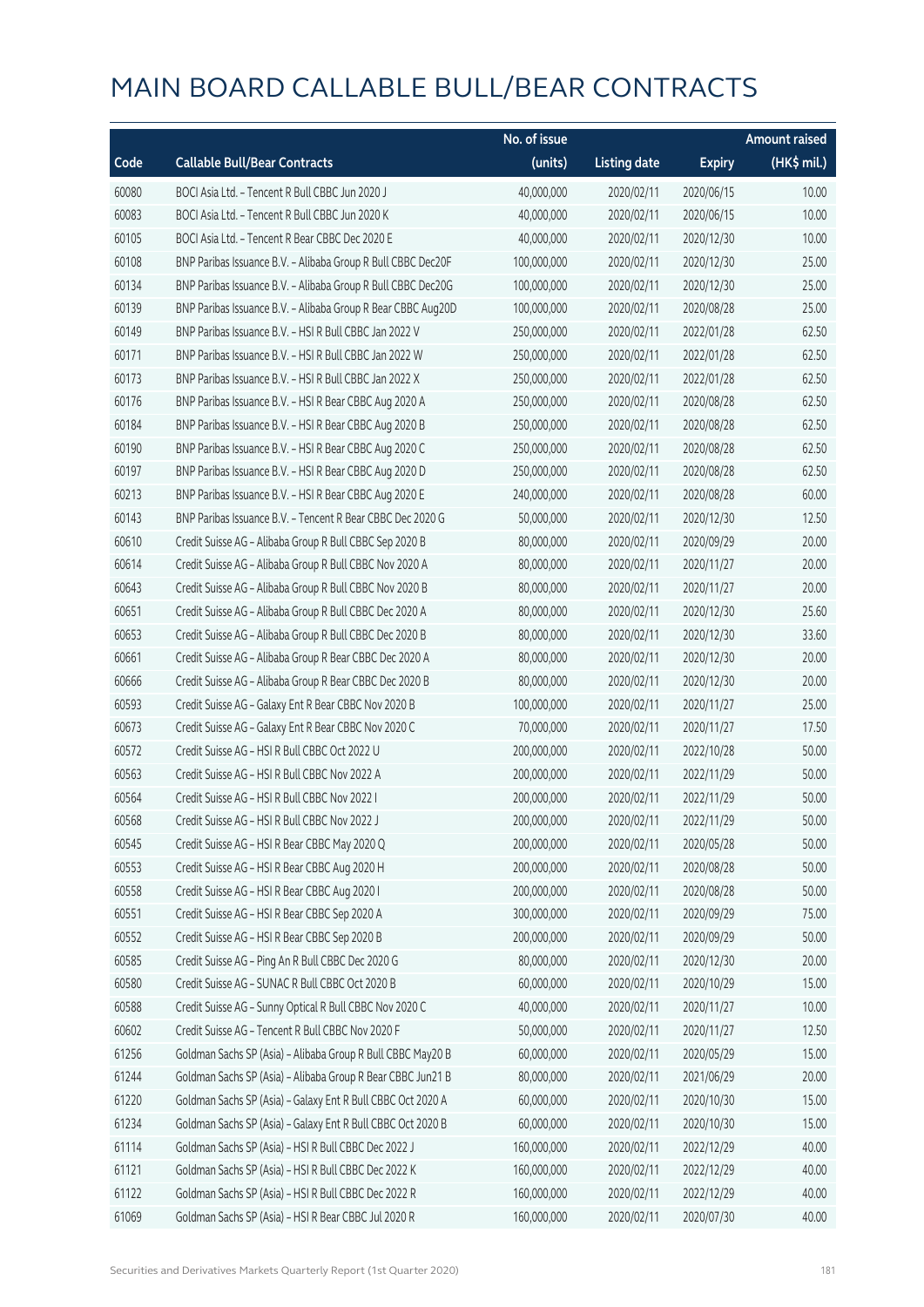# MAIN BOARD CALLABLE BULL/BEAR CONTRACTS

| Code | Callable Bull/Bear Contracts | No. of issue (units) | Listing date | Expiry | Amount raised (HK$ mil.) |
|---|---|---|---|---|---|
| 60080 | BOCI Asia Ltd. – Tencent R Bull CBBC Jun 2020 J | 40,000,000 | 2020/02/11 | 2020/06/15 | 10.00 |
| 60083 | BOCI Asia Ltd. – Tencent R Bull CBBC Jun 2020 K | 40,000,000 | 2020/02/11 | 2020/06/15 | 10.00 |
| 60105 | BOCI Asia Ltd. – Tencent R Bear CBBC Dec 2020 E | 40,000,000 | 2020/02/11 | 2020/12/30 | 10.00 |
| 60108 | BNP Paribas Issuance B.V. – Alibaba Group R Bull CBBC Dec20F | 100,000,000 | 2020/02/11 | 2020/12/30 | 25.00 |
| 60134 | BNP Paribas Issuance B.V. – Alibaba Group R Bull CBBC Dec20G | 100,000,000 | 2020/02/11 | 2020/12/30 | 25.00 |
| 60139 | BNP Paribas Issuance B.V. – Alibaba Group R Bear CBBC Aug20D | 100,000,000 | 2020/02/11 | 2020/08/28 | 25.00 |
| 60149 | BNP Paribas Issuance B.V. – HSI R Bull CBBC Jan 2022 V | 250,000,000 | 2020/02/11 | 2022/01/28 | 62.50 |
| 60171 | BNP Paribas Issuance B.V. – HSI R Bull CBBC Jan 2022 W | 250,000,000 | 2020/02/11 | 2022/01/28 | 62.50 |
| 60173 | BNP Paribas Issuance B.V. – HSI R Bull CBBC Jan 2022 X | 250,000,000 | 2020/02/11 | 2022/01/28 | 62.50 |
| 60176 | BNP Paribas Issuance B.V. – HSI R Bear CBBC Aug 2020 A | 250,000,000 | 2020/02/11 | 2020/08/28 | 62.50 |
| 60184 | BNP Paribas Issuance B.V. – HSI R Bear CBBC Aug 2020 B | 250,000,000 | 2020/02/11 | 2020/08/28 | 62.50 |
| 60190 | BNP Paribas Issuance B.V. – HSI R Bear CBBC Aug 2020 C | 250,000,000 | 2020/02/11 | 2020/08/28 | 62.50 |
| 60197 | BNP Paribas Issuance B.V. – HSI R Bear CBBC Aug 2020 D | 250,000,000 | 2020/02/11 | 2020/08/28 | 62.50 |
| 60213 | BNP Paribas Issuance B.V. – HSI R Bear CBBC Aug 2020 E | 240,000,000 | 2020/02/11 | 2020/08/28 | 60.00 |
| 60143 | BNP Paribas Issuance B.V. – Tencent R Bear CBBC Dec 2020 G | 50,000,000 | 2020/02/11 | 2020/12/30 | 12.50 |
| 60610 | Credit Suisse AG – Alibaba Group R Bull CBBC Sep 2020 B | 80,000,000 | 2020/02/11 | 2020/09/29 | 20.00 |
| 60614 | Credit Suisse AG – Alibaba Group R Bull CBBC Nov 2020 A | 80,000,000 | 2020/02/11 | 2020/11/27 | 20.00 |
| 60643 | Credit Suisse AG – Alibaba Group R Bull CBBC Nov 2020 B | 80,000,000 | 2020/02/11 | 2020/11/27 | 20.00 |
| 60651 | Credit Suisse AG – Alibaba Group R Bull CBBC Dec 2020 A | 80,000,000 | 2020/02/11 | 2020/12/30 | 25.60 |
| 60653 | Credit Suisse AG – Alibaba Group R Bull CBBC Dec 2020 B | 80,000,000 | 2020/02/11 | 2020/12/30 | 33.60 |
| 60661 | Credit Suisse AG – Alibaba Group R Bear CBBC Dec 2020 A | 80,000,000 | 2020/02/11 | 2020/12/30 | 20.00 |
| 60666 | Credit Suisse AG – Alibaba Group R Bear CBBC Dec 2020 B | 80,000,000 | 2020/02/11 | 2020/12/30 | 20.00 |
| 60593 | Credit Suisse AG – Galaxy Ent R Bear CBBC Nov 2020 B | 100,000,000 | 2020/02/11 | 2020/11/27 | 25.00 |
| 60673 | Credit Suisse AG – Galaxy Ent R Bear CBBC Nov 2020 C | 70,000,000 | 2020/02/11 | 2020/11/27 | 17.50 |
| 60572 | Credit Suisse AG – HSI R Bull CBBC Oct 2022 U | 200,000,000 | 2020/02/11 | 2022/10/28 | 50.00 |
| 60563 | Credit Suisse AG – HSI R Bull CBBC Nov 2022 A | 200,000,000 | 2020/02/11 | 2022/11/29 | 50.00 |
| 60564 | Credit Suisse AG – HSI R Bull CBBC Nov 2022 I | 200,000,000 | 2020/02/11 | 2022/11/29 | 50.00 |
| 60568 | Credit Suisse AG – HSI R Bull CBBC Nov 2022 J | 200,000,000 | 2020/02/11 | 2022/11/29 | 50.00 |
| 60545 | Credit Suisse AG – HSI R Bear CBBC May 2020 Q | 200,000,000 | 2020/02/11 | 2020/05/28 | 50.00 |
| 60553 | Credit Suisse AG – HSI R Bear CBBC Aug 2020 H | 200,000,000 | 2020/02/11 | 2020/08/28 | 50.00 |
| 60558 | Credit Suisse AG – HSI R Bear CBBC Aug 2020 I | 200,000,000 | 2020/02/11 | 2020/08/28 | 50.00 |
| 60551 | Credit Suisse AG – HSI R Bear CBBC Sep 2020 A | 300,000,000 | 2020/02/11 | 2020/09/29 | 75.00 |
| 60552 | Credit Suisse AG – HSI R Bear CBBC Sep 2020 B | 200,000,000 | 2020/02/11 | 2020/09/29 | 50.00 |
| 60585 | Credit Suisse AG – Ping An R Bull CBBC Dec 2020 G | 80,000,000 | 2020/02/11 | 2020/12/30 | 20.00 |
| 60580 | Credit Suisse AG – SUNAC R Bull CBBC Oct 2020 B | 60,000,000 | 2020/02/11 | 2020/10/29 | 15.00 |
| 60588 | Credit Suisse AG – Sunny Optical R Bull CBBC Nov 2020 C | 40,000,000 | 2020/02/11 | 2020/11/27 | 10.00 |
| 60602 | Credit Suisse AG – Tencent R Bull CBBC Nov 2020 F | 50,000,000 | 2020/02/11 | 2020/11/27 | 12.50 |
| 61256 | Goldman Sachs SP (Asia) – Alibaba Group R Bull CBBC May20 B | 60,000,000 | 2020/02/11 | 2020/05/29 | 15.00 |
| 61244 | Goldman Sachs SP (Asia) – Alibaba Group R Bear CBBC Jun21 B | 80,000,000 | 2020/02/11 | 2021/06/29 | 20.00 |
| 61220 | Goldman Sachs SP (Asia) – Galaxy Ent R Bull CBBC Oct 2020 A | 60,000,000 | 2020/02/11 | 2020/10/30 | 15.00 |
| 61234 | Goldman Sachs SP (Asia) – Galaxy Ent R Bull CBBC Oct 2020 B | 60,000,000 | 2020/02/11 | 2020/10/30 | 15.00 |
| 61114 | Goldman Sachs SP (Asia) – HSI R Bull CBBC Dec 2022 J | 160,000,000 | 2020/02/11 | 2022/12/29 | 40.00 |
| 61121 | Goldman Sachs SP (Asia) – HSI R Bull CBBC Dec 2022 K | 160,000,000 | 2020/02/11 | 2022/12/29 | 40.00 |
| 61122 | Goldman Sachs SP (Asia) – HSI R Bull CBBC Dec 2022 R | 160,000,000 | 2020/02/11 | 2022/12/29 | 40.00 |
| 61069 | Goldman Sachs SP (Asia) – HSI R Bear CBBC Jul 2020 R | 160,000,000 | 2020/02/11 | 2020/07/30 | 40.00 |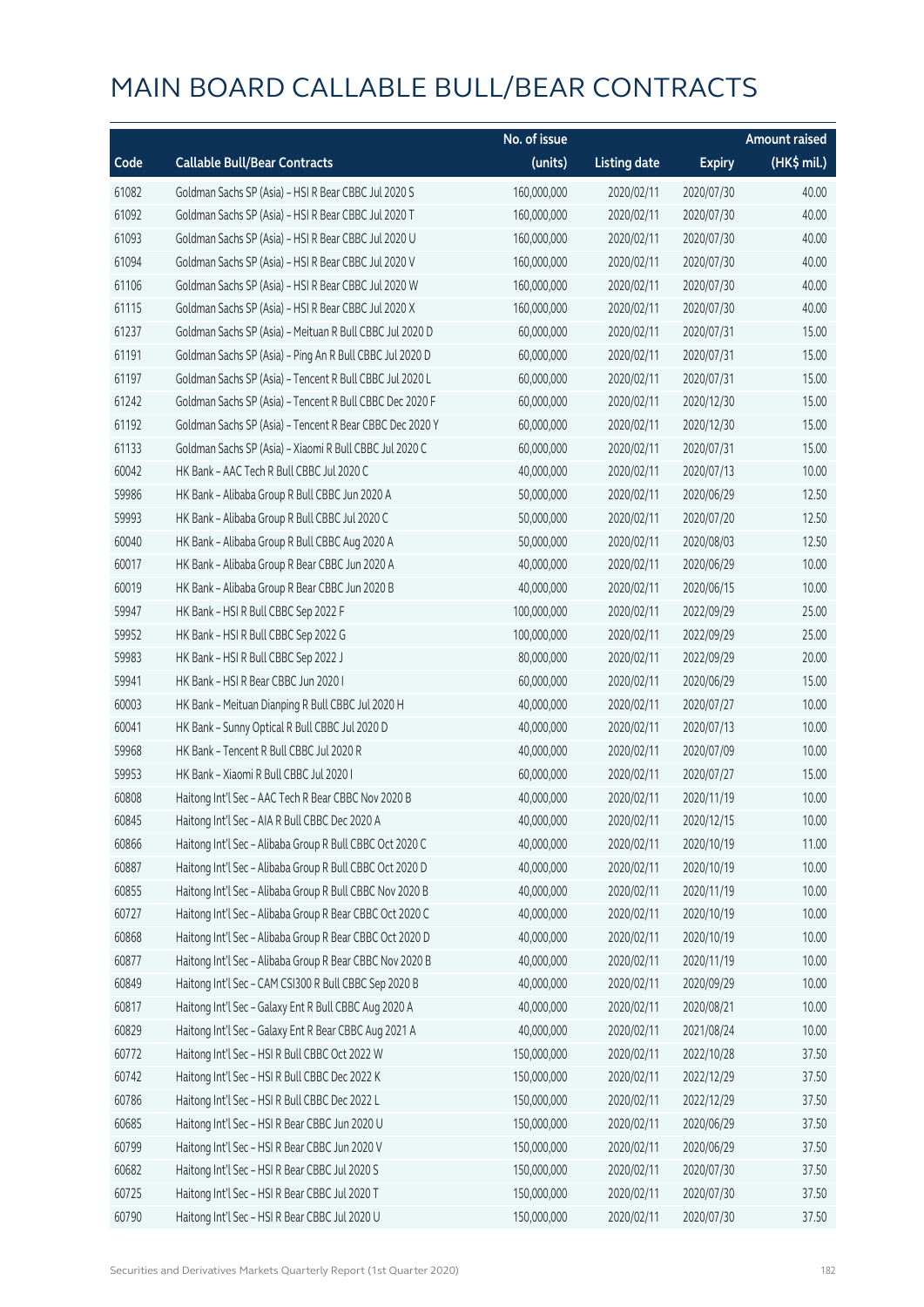# MAIN BOARD CALLABLE BULL/BEAR CONTRACTS

| Code | Callable Bull/Bear Contracts | No. of issue (units) | Listing date | Expiry | Amount raised (HK$ mil.) |
|---|---|---|---|---|---|
| 61082 | Goldman Sachs SP (Asia) – HSI R Bear CBBC Jul 2020 S | 160,000,000 | 2020/02/11 | 2020/07/30 | 40.00 |
| 61092 | Goldman Sachs SP (Asia) – HSI R Bear CBBC Jul 2020 T | 160,000,000 | 2020/02/11 | 2020/07/30 | 40.00 |
| 61093 | Goldman Sachs SP (Asia) – HSI R Bear CBBC Jul 2020 U | 160,000,000 | 2020/02/11 | 2020/07/30 | 40.00 |
| 61094 | Goldman Sachs SP (Asia) – HSI R Bear CBBC Jul 2020 V | 160,000,000 | 2020/02/11 | 2020/07/30 | 40.00 |
| 61106 | Goldman Sachs SP (Asia) – HSI R Bear CBBC Jul 2020 W | 160,000,000 | 2020/02/11 | 2020/07/30 | 40.00 |
| 61115 | Goldman Sachs SP (Asia) – HSI R Bear CBBC Jul 2020 X | 160,000,000 | 2020/02/11 | 2020/07/30 | 40.00 |
| 61237 | Goldman Sachs SP (Asia) – Meituan R Bull CBBC Jul 2020 D | 60,000,000 | 2020/02/11 | 2020/07/31 | 15.00 |
| 61191 | Goldman Sachs SP (Asia) – Ping An R Bull CBBC Jul 2020 D | 60,000,000 | 2020/02/11 | 2020/07/31 | 15.00 |
| 61197 | Goldman Sachs SP (Asia) – Tencent R Bull CBBC Jul 2020 L | 60,000,000 | 2020/02/11 | 2020/07/31 | 15.00 |
| 61242 | Goldman Sachs SP (Asia) – Tencent R Bull CBBC Dec 2020 F | 60,000,000 | 2020/02/11 | 2020/12/30 | 15.00 |
| 61192 | Goldman Sachs SP (Asia) – Tencent R Bear CBBC Dec 2020 Y | 60,000,000 | 2020/02/11 | 2020/12/30 | 15.00 |
| 61133 | Goldman Sachs SP (Asia) – Xiaomi R Bull CBBC Jul 2020 C | 60,000,000 | 2020/02/11 | 2020/07/31 | 15.00 |
| 60042 | HK Bank – AAC Tech R Bull CBBC Jul 2020 C | 40,000,000 | 2020/02/11 | 2020/07/13 | 10.00 |
| 59986 | HK Bank – Alibaba Group R Bull CBBC Jun 2020 A | 50,000,000 | 2020/02/11 | 2020/06/29 | 12.50 |
| 59993 | HK Bank – Alibaba Group R Bull CBBC Jul 2020 C | 50,000,000 | 2020/02/11 | 2020/07/20 | 12.50 |
| 60040 | HK Bank – Alibaba Group R Bull CBBC Aug 2020 A | 50,000,000 | 2020/02/11 | 2020/08/03 | 12.50 |
| 60017 | HK Bank – Alibaba Group R Bear CBBC Jun 2020 A | 40,000,000 | 2020/02/11 | 2020/06/29 | 10.00 |
| 60019 | HK Bank – Alibaba Group R Bear CBBC Jun 2020 B | 40,000,000 | 2020/02/11 | 2020/06/15 | 10.00 |
| 59947 | HK Bank – HSI R Bull CBBC Sep 2022 F | 100,000,000 | 2020/02/11 | 2022/09/29 | 25.00 |
| 59952 | HK Bank – HSI R Bull CBBC Sep 2022 G | 100,000,000 | 2020/02/11 | 2022/09/29 | 25.00 |
| 59983 | HK Bank – HSI R Bull CBBC Sep 2022 J | 80,000,000 | 2020/02/11 | 2022/09/29 | 20.00 |
| 59941 | HK Bank – HSI R Bear CBBC Jun 2020 I | 60,000,000 | 2020/02/11 | 2020/06/29 | 15.00 |
| 60003 | HK Bank – Meituan Dianping R Bull CBBC Jul 2020 H | 40,000,000 | 2020/02/11 | 2020/07/27 | 10.00 |
| 60041 | HK Bank – Sunny Optical R Bull CBBC Jul 2020 D | 40,000,000 | 2020/02/11 | 2020/07/13 | 10.00 |
| 59968 | HK Bank – Tencent R Bull CBBC Jul 2020 R | 40,000,000 | 2020/02/11 | 2020/07/09 | 10.00 |
| 59953 | HK Bank – Xiaomi R Bull CBBC Jul 2020 I | 60,000,000 | 2020/02/11 | 2020/07/27 | 15.00 |
| 60808 | Haitong Int'l Sec – AAC Tech R Bear CBBC Nov 2020 B | 40,000,000 | 2020/02/11 | 2020/11/19 | 10.00 |
| 60845 | Haitong Int'l Sec – AIA R Bull CBBC Dec 2020 A | 40,000,000 | 2020/02/11 | 2020/12/15 | 10.00 |
| 60866 | Haitong Int'l Sec – Alibaba Group R Bull CBBC Oct 2020 C | 40,000,000 | 2020/02/11 | 2020/10/19 | 11.00 |
| 60887 | Haitong Int'l Sec – Alibaba Group R Bull CBBC Oct 2020 D | 40,000,000 | 2020/02/11 | 2020/10/19 | 10.00 |
| 60855 | Haitong Int'l Sec – Alibaba Group R Bull CBBC Nov 2020 B | 40,000,000 | 2020/02/11 | 2020/11/19 | 10.00 |
| 60727 | Haitong Int'l Sec – Alibaba Group R Bear CBBC Oct 2020 C | 40,000,000 | 2020/02/11 | 2020/10/19 | 10.00 |
| 60868 | Haitong Int'l Sec – Alibaba Group R Bear CBBC Oct 2020 D | 40,000,000 | 2020/02/11 | 2020/10/19 | 10.00 |
| 60877 | Haitong Int'l Sec – Alibaba Group R Bear CBBC Nov 2020 B | 40,000,000 | 2020/02/11 | 2020/11/19 | 10.00 |
| 60849 | Haitong Int'l Sec – CAM CSI300 R Bull CBBC Sep 2020 B | 40,000,000 | 2020/02/11 | 2020/09/29 | 10.00 |
| 60817 | Haitong Int'l Sec – Galaxy Ent R Bull CBBC Aug 2020 A | 40,000,000 | 2020/02/11 | 2020/08/21 | 10.00 |
| 60829 | Haitong Int'l Sec – Galaxy Ent R Bear CBBC Aug 2021 A | 40,000,000 | 2020/02/11 | 2021/08/24 | 10.00 |
| 60772 | Haitong Int'l Sec – HSI R Bull CBBC Oct 2022 W | 150,000,000 | 2020/02/11 | 2022/10/28 | 37.50 |
| 60742 | Haitong Int'l Sec – HSI R Bull CBBC Dec 2022 K | 150,000,000 | 2020/02/11 | 2022/12/29 | 37.50 |
| 60786 | Haitong Int'l Sec – HSI R Bull CBBC Dec 2022 L | 150,000,000 | 2020/02/11 | 2022/12/29 | 37.50 |
| 60685 | Haitong Int'l Sec – HSI R Bear CBBC Jun 2020 U | 150,000,000 | 2020/02/11 | 2020/06/29 | 37.50 |
| 60799 | Haitong Int'l Sec – HSI R Bear CBBC Jun 2020 V | 150,000,000 | 2020/02/11 | 2020/06/29 | 37.50 |
| 60682 | Haitong Int'l Sec – HSI R Bear CBBC Jul 2020 S | 150,000,000 | 2020/02/11 | 2020/07/30 | 37.50 |
| 60725 | Haitong Int'l Sec – HSI R Bear CBBC Jul 2020 T | 150,000,000 | 2020/02/11 | 2020/07/30 | 37.50 |
| 60790 | Haitong Int'l Sec – HSI R Bear CBBC Jul 2020 U | 150,000,000 | 2020/02/11 | 2020/07/30 | 37.50 |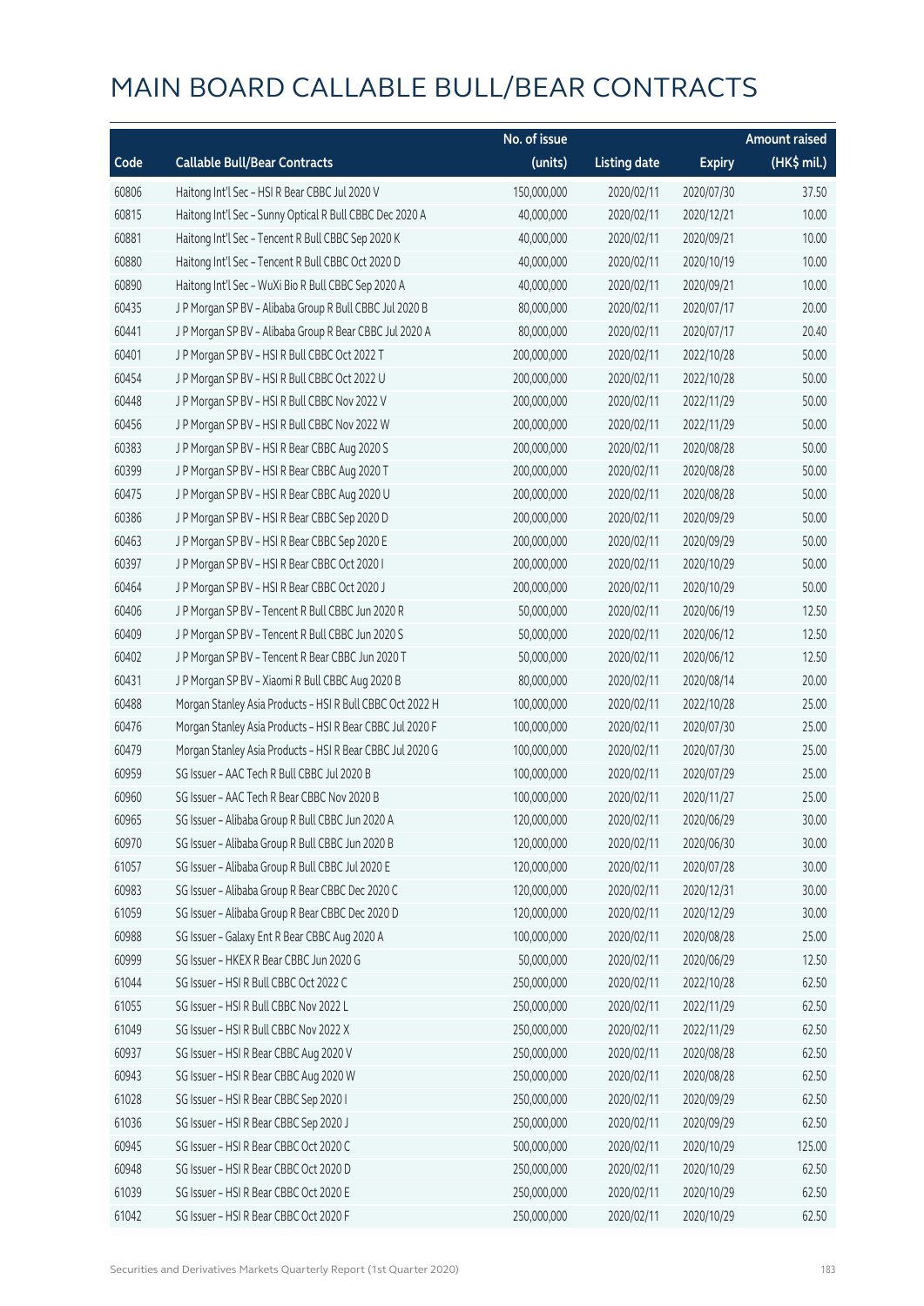# MAIN BOARD CALLABLE BULL/BEAR CONTRACTS

| Code | Callable Bull/Bear Contracts | No. of issue (units) | Listing date | Expiry | Amount raised (HK$ mil.) |
|---|---|---|---|---|---|
| 60806 | Haitong Int'l Sec – HSI R Bear CBBC Jul 2020 V | 150,000,000 | 2020/02/11 | 2020/07/30 | 37.50 |
| 60815 | Haitong Int'l Sec – Sunny Optical R Bull CBBC Dec 2020 A | 40,000,000 | 2020/02/11 | 2020/12/21 | 10.00 |
| 60881 | Haitong Int'l Sec – Tencent R Bull CBBC Sep 2020 K | 40,000,000 | 2020/02/11 | 2020/09/21 | 10.00 |
| 60880 | Haitong Int'l Sec – Tencent R Bull CBBC Oct 2020 D | 40,000,000 | 2020/02/11 | 2020/10/19 | 10.00 |
| 60890 | Haitong Int'l Sec – WuXi Bio R Bull CBBC Sep 2020 A | 40,000,000 | 2020/02/11 | 2020/09/21 | 10.00 |
| 60435 | J P Morgan SP BV – Alibaba Group R Bull CBBC Jul 2020 B | 80,000,000 | 2020/02/11 | 2020/07/17 | 20.00 |
| 60441 | J P Morgan SP BV – Alibaba Group R Bear CBBC Jul 2020 A | 80,000,000 | 2020/02/11 | 2020/07/17 | 20.40 |
| 60401 | J P Morgan SP BV – HSI R Bull CBBC Oct 2022 T | 200,000,000 | 2020/02/11 | 2022/10/28 | 50.00 |
| 60454 | J P Morgan SP BV – HSI R Bull CBBC Oct 2022 U | 200,000,000 | 2020/02/11 | 2022/10/28 | 50.00 |
| 60448 | J P Morgan SP BV – HSI R Bull CBBC Nov 2022 V | 200,000,000 | 2020/02/11 | 2022/11/29 | 50.00 |
| 60456 | J P Morgan SP BV – HSI R Bull CBBC Nov 2022 W | 200,000,000 | 2020/02/11 | 2022/11/29 | 50.00 |
| 60383 | J P Morgan SP BV – HSI R Bear CBBC Aug 2020 S | 200,000,000 | 2020/02/11 | 2020/08/28 | 50.00 |
| 60399 | J P Morgan SP BV – HSI R Bear CBBC Aug 2020 T | 200,000,000 | 2020/02/11 | 2020/08/28 | 50.00 |
| 60475 | J P Morgan SP BV – HSI R Bear CBBC Aug 2020 U | 200,000,000 | 2020/02/11 | 2020/08/28 | 50.00 |
| 60386 | J P Morgan SP BV – HSI R Bear CBBC Sep 2020 D | 200,000,000 | 2020/02/11 | 2020/09/29 | 50.00 |
| 60463 | J P Morgan SP BV – HSI R Bear CBBC Sep 2020 E | 200,000,000 | 2020/02/11 | 2020/09/29 | 50.00 |
| 60397 | J P Morgan SP BV – HSI R Bear CBBC Oct 2020 I | 200,000,000 | 2020/02/11 | 2020/10/29 | 50.00 |
| 60464 | J P Morgan SP BV – HSI R Bear CBBC Oct 2020 J | 200,000,000 | 2020/02/11 | 2020/10/29 | 50.00 |
| 60406 | J P Morgan SP BV – Tencent R Bull CBBC Jun 2020 R | 50,000,000 | 2020/02/11 | 2020/06/19 | 12.50 |
| 60409 | J P Morgan SP BV – Tencent R Bull CBBC Jun 2020 S | 50,000,000 | 2020/02/11 | 2020/06/12 | 12.50 |
| 60402 | J P Morgan SP BV – Tencent R Bear CBBC Jun 2020 T | 50,000,000 | 2020/02/11 | 2020/06/12 | 12.50 |
| 60431 | J P Morgan SP BV – Xiaomi R Bull CBBC Aug 2020 B | 80,000,000 | 2020/02/11 | 2020/08/14 | 20.00 |
| 60488 | Morgan Stanley Asia Products – HSI R Bull CBBC Oct 2022 H | 100,000,000 | 2020/02/11 | 2022/10/28 | 25.00 |
| 60476 | Morgan Stanley Asia Products – HSI R Bear CBBC Jul 2020 F | 100,000,000 | 2020/02/11 | 2020/07/30 | 25.00 |
| 60479 | Morgan Stanley Asia Products – HSI R Bear CBBC Jul 2020 G | 100,000,000 | 2020/02/11 | 2020/07/30 | 25.00 |
| 60959 | SG Issuer – AAC Tech R Bull CBBC Jul 2020 B | 100,000,000 | 2020/02/11 | 2020/07/29 | 25.00 |
| 60960 | SG Issuer – AAC Tech R Bear CBBC Nov 2020 B | 100,000,000 | 2020/02/11 | 2020/11/27 | 25.00 |
| 60965 | SG Issuer – Alibaba Group R Bull CBBC Jun 2020 A | 120,000,000 | 2020/02/11 | 2020/06/29 | 30.00 |
| 60970 | SG Issuer – Alibaba Group R Bull CBBC Jun 2020 B | 120,000,000 | 2020/02/11 | 2020/06/30 | 30.00 |
| 61057 | SG Issuer – Alibaba Group R Bull CBBC Jul 2020 E | 120,000,000 | 2020/02/11 | 2020/07/28 | 30.00 |
| 60983 | SG Issuer – Alibaba Group R Bear CBBC Dec 2020 C | 120,000,000 | 2020/02/11 | 2020/12/31 | 30.00 |
| 61059 | SG Issuer – Alibaba Group R Bear CBBC Dec 2020 D | 120,000,000 | 2020/02/11 | 2020/12/29 | 30.00 |
| 60988 | SG Issuer – Galaxy Ent R Bear CBBC Aug 2020 A | 100,000,000 | 2020/02/11 | 2020/08/28 | 25.00 |
| 60999 | SG Issuer – HKEX R Bear CBBC Jun 2020 G | 50,000,000 | 2020/02/11 | 2020/06/29 | 12.50 |
| 61044 | SG Issuer – HSI R Bull CBBC Oct 2022 C | 250,000,000 | 2020/02/11 | 2022/10/28 | 62.50 |
| 61055 | SG Issuer – HSI R Bull CBBC Nov 2022 L | 250,000,000 | 2020/02/11 | 2022/11/29 | 62.50 |
| 61049 | SG Issuer – HSI R Bull CBBC Nov 2022 X | 250,000,000 | 2020/02/11 | 2022/11/29 | 62.50 |
| 60937 | SG Issuer – HSI R Bear CBBC Aug 2020 V | 250,000,000 | 2020/02/11 | 2020/08/28 | 62.50 |
| 60943 | SG Issuer – HSI R Bear CBBC Aug 2020 W | 250,000,000 | 2020/02/11 | 2020/08/28 | 62.50 |
| 61028 | SG Issuer – HSI R Bear CBBC Sep 2020 I | 250,000,000 | 2020/02/11 | 2020/09/29 | 62.50 |
| 61036 | SG Issuer – HSI R Bear CBBC Sep 2020 J | 250,000,000 | 2020/02/11 | 2020/09/29 | 62.50 |
| 60945 | SG Issuer – HSI R Bear CBBC Oct 2020 C | 500,000,000 | 2020/02/11 | 2020/10/29 | 125.00 |
| 60948 | SG Issuer – HSI R Bear CBBC Oct 2020 D | 250,000,000 | 2020/02/11 | 2020/10/29 | 62.50 |
| 61039 | SG Issuer – HSI R Bear CBBC Oct 2020 E | 250,000,000 | 2020/02/11 | 2020/10/29 | 62.50 |
| 61042 | SG Issuer – HSI R Bear CBBC Oct 2020 F | 250,000,000 | 2020/02/11 | 2020/10/29 | 62.50 |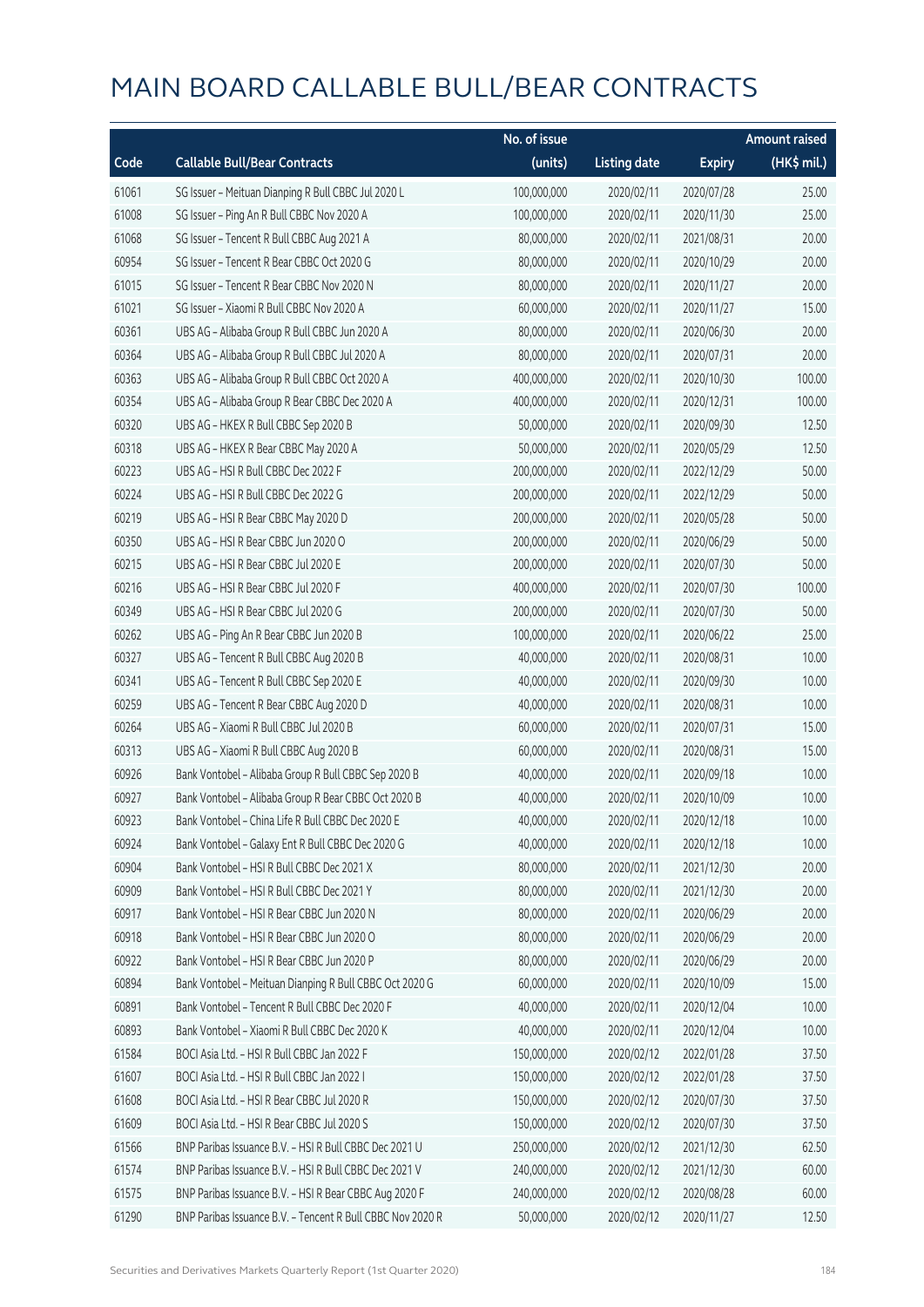# MAIN BOARD CALLABLE BULL/BEAR CONTRACTS

| Code | Callable Bull/Bear Contracts | No. of issue (units) | Listing date | Expiry | Amount raised (HK$ mil.) |
|---|---|---|---|---|---|
| 61061 | SG Issuer – Meituan Dianping R Bull CBBC Jul 2020 L | 100,000,000 | 2020/02/11 | 2020/07/28 | 25.00 |
| 61008 | SG Issuer – Ping An R Bull CBBC Nov 2020 A | 100,000,000 | 2020/02/11 | 2020/11/30 | 25.00 |
| 61068 | SG Issuer – Tencent R Bull CBBC Aug 2021 A | 80,000,000 | 2020/02/11 | 2021/08/31 | 20.00 |
| 60954 | SG Issuer – Tencent R Bear CBBC Oct 2020 G | 80,000,000 | 2020/02/11 | 2020/10/29 | 20.00 |
| 61015 | SG Issuer – Tencent R Bear CBBC Nov 2020 N | 80,000,000 | 2020/02/11 | 2020/11/27 | 20.00 |
| 61021 | SG Issuer – Xiaomi R Bull CBBC Nov 2020 A | 60,000,000 | 2020/02/11 | 2020/11/27 | 15.00 |
| 60361 | UBS AG – Alibaba Group R Bull CBBC Jun 2020 A | 80,000,000 | 2020/02/11 | 2020/06/30 | 20.00 |
| 60364 | UBS AG – Alibaba Group R Bull CBBC Jul 2020 A | 80,000,000 | 2020/02/11 | 2020/07/31 | 20.00 |
| 60363 | UBS AG – Alibaba Group R Bull CBBC Oct 2020 A | 400,000,000 | 2020/02/11 | 2020/10/30 | 100.00 |
| 60354 | UBS AG – Alibaba Group R Bear CBBC Dec 2020 A | 400,000,000 | 2020/02/11 | 2020/12/31 | 100.00 |
| 60320 | UBS AG – HKEX R Bull CBBC Sep 2020 B | 50,000,000 | 2020/02/11 | 2020/09/30 | 12.50 |
| 60318 | UBS AG – HKEX R Bear CBBC May 2020 A | 50,000,000 | 2020/02/11 | 2020/05/29 | 12.50 |
| 60223 | UBS AG – HSI R Bull CBBC Dec 2022 F | 200,000,000 | 2020/02/11 | 2022/12/29 | 50.00 |
| 60224 | UBS AG – HSI R Bull CBBC Dec 2022 G | 200,000,000 | 2020/02/11 | 2022/12/29 | 50.00 |
| 60219 | UBS AG – HSI R Bear CBBC May 2020 D | 200,000,000 | 2020/02/11 | 2020/05/28 | 50.00 |
| 60350 | UBS AG – HSI R Bear CBBC Jun 2020 O | 200,000,000 | 2020/02/11 | 2020/06/29 | 50.00 |
| 60215 | UBS AG – HSI R Bear CBBC Jul 2020 E | 200,000,000 | 2020/02/11 | 2020/07/30 | 50.00 |
| 60216 | UBS AG – HSI R Bear CBBC Jul 2020 F | 400,000,000 | 2020/02/11 | 2020/07/30 | 100.00 |
| 60349 | UBS AG – HSI R Bear CBBC Jul 2020 G | 200,000,000 | 2020/02/11 | 2020/07/30 | 50.00 |
| 60262 | UBS AG – Ping An R Bear CBBC Jun 2020 B | 100,000,000 | 2020/02/11 | 2020/06/22 | 25.00 |
| 60327 | UBS AG – Tencent R Bull CBBC Aug 2020 B | 40,000,000 | 2020/02/11 | 2020/08/31 | 10.00 |
| 60341 | UBS AG – Tencent R Bull CBBC Sep 2020 E | 40,000,000 | 2020/02/11 | 2020/09/30 | 10.00 |
| 60259 | UBS AG – Tencent R Bear CBBC Aug 2020 D | 40,000,000 | 2020/02/11 | 2020/08/31 | 10.00 |
| 60264 | UBS AG – Xiaomi R Bull CBBC Jul 2020 B | 60,000,000 | 2020/02/11 | 2020/07/31 | 15.00 |
| 60313 | UBS AG – Xiaomi R Bull CBBC Aug 2020 B | 60,000,000 | 2020/02/11 | 2020/08/31 | 15.00 |
| 60926 | Bank Vontobel – Alibaba Group R Bull CBBC Sep 2020 B | 40,000,000 | 2020/02/11 | 2020/09/18 | 10.00 |
| 60927 | Bank Vontobel – Alibaba Group R Bear CBBC Oct 2020 B | 40,000,000 | 2020/02/11 | 2020/10/09 | 10.00 |
| 60923 | Bank Vontobel – China Life R Bull CBBC Dec 2020 E | 40,000,000 | 2020/02/11 | 2020/12/18 | 10.00 |
| 60924 | Bank Vontobel – Galaxy Ent R Bull CBBC Dec 2020 G | 40,000,000 | 2020/02/11 | 2020/12/18 | 10.00 |
| 60904 | Bank Vontobel – HSI R Bull CBBC Dec 2021 X | 80,000,000 | 2020/02/11 | 2021/12/30 | 20.00 |
| 60909 | Bank Vontobel – HSI R Bull CBBC Dec 2021 Y | 80,000,000 | 2020/02/11 | 2021/12/30 | 20.00 |
| 60917 | Bank Vontobel – HSI R Bear CBBC Jun 2020 N | 80,000,000 | 2020/02/11 | 2020/06/29 | 20.00 |
| 60918 | Bank Vontobel – HSI R Bear CBBC Jun 2020 O | 80,000,000 | 2020/02/11 | 2020/06/29 | 20.00 |
| 60922 | Bank Vontobel – HSI R Bear CBBC Jun 2020 P | 80,000,000 | 2020/02/11 | 2020/06/29 | 20.00 |
| 60894 | Bank Vontobel – Meituan Dianping R Bull CBBC Oct 2020 G | 60,000,000 | 2020/02/11 | 2020/10/09 | 15.00 |
| 60891 | Bank Vontobel – Tencent R Bull CBBC Dec 2020 F | 40,000,000 | 2020/02/11 | 2020/12/04 | 10.00 |
| 60893 | Bank Vontobel – Xiaomi R Bull CBBC Dec 2020 K | 40,000,000 | 2020/02/11 | 2020/12/04 | 10.00 |
| 61584 | BOCI Asia Ltd. – HSI R Bull CBBC Jan 2022 F | 150,000,000 | 2020/02/12 | 2022/01/28 | 37.50 |
| 61607 | BOCI Asia Ltd. – HSI R Bull CBBC Jan 2022 I | 150,000,000 | 2020/02/12 | 2022/01/28 | 37.50 |
| 61608 | BOCI Asia Ltd. – HSI R Bear CBBC Jul 2020 R | 150,000,000 | 2020/02/12 | 2020/07/30 | 37.50 |
| 61609 | BOCI Asia Ltd. – HSI R Bear CBBC Jul 2020 S | 150,000,000 | 2020/02/12 | 2020/07/30 | 37.50 |
| 61566 | BNP Paribas Issuance B.V. – HSI R Bull CBBC Dec 2021 U | 250,000,000 | 2020/02/12 | 2021/12/30 | 62.50 |
| 61574 | BNP Paribas Issuance B.V. – HSI R Bull CBBC Dec 2021 V | 240,000,000 | 2020/02/12 | 2021/12/30 | 60.00 |
| 61575 | BNP Paribas Issuance B.V. – HSI R Bear CBBC Aug 2020 F | 240,000,000 | 2020/02/12 | 2020/08/28 | 60.00 |
| 61290 | BNP Paribas Issuance B.V. – Tencent R Bull CBBC Nov 2020 R | 50,000,000 | 2020/02/12 | 2020/11/27 | 12.50 |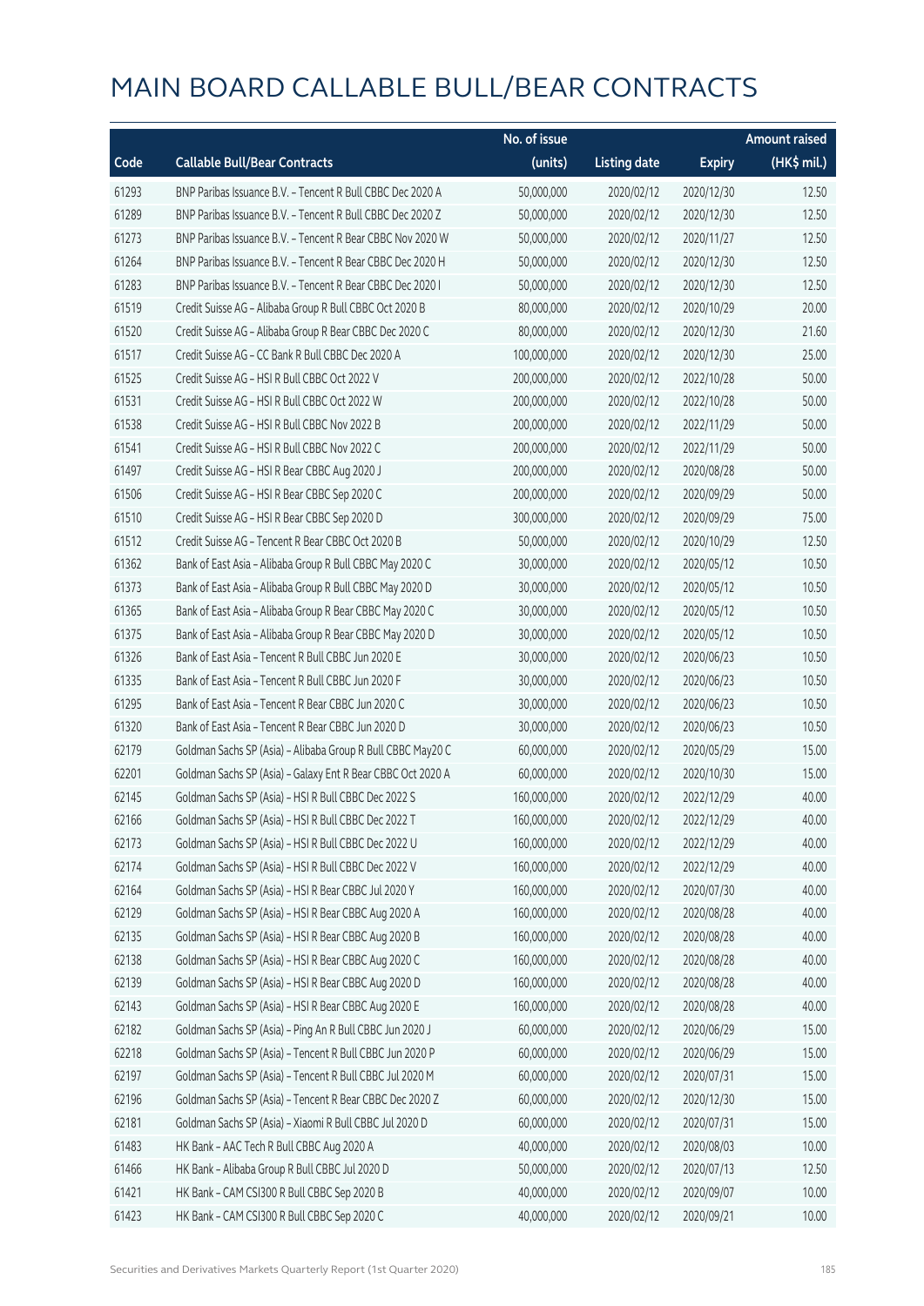# MAIN BOARD CALLABLE BULL/BEAR CONTRACTS

| Code | Callable Bull/Bear Contracts | No. of issue (units) | Listing date | Expiry | Amount raised (HK$ mil.) |
|---|---|---|---|---|---|
| 61293 | BNP Paribas Issuance B.V. – Tencent R Bull CBBC Dec 2020 A | 50,000,000 | 2020/02/12 | 2020/12/30 | 12.50 |
| 61289 | BNP Paribas Issuance B.V. – Tencent R Bull CBBC Dec 2020 Z | 50,000,000 | 2020/02/12 | 2020/12/30 | 12.50 |
| 61273 | BNP Paribas Issuance B.V. – Tencent R Bear CBBC Nov 2020 W | 50,000,000 | 2020/02/12 | 2020/11/27 | 12.50 |
| 61264 | BNP Paribas Issuance B.V. – Tencent R Bear CBBC Dec 2020 H | 50,000,000 | 2020/02/12 | 2020/12/30 | 12.50 |
| 61283 | BNP Paribas Issuance B.V. – Tencent R Bear CBBC Dec 2020 I | 50,000,000 | 2020/02/12 | 2020/12/30 | 12.50 |
| 61519 | Credit Suisse AG – Alibaba Group R Bull CBBC Oct 2020 B | 80,000,000 | 2020/02/12 | 2020/10/29 | 20.00 |
| 61520 | Credit Suisse AG – Alibaba Group R Bear CBBC Dec 2020 C | 80,000,000 | 2020/02/12 | 2020/12/30 | 21.60 |
| 61517 | Credit Suisse AG – CC Bank R Bull CBBC Dec 2020 A | 100,000,000 | 2020/02/12 | 2020/12/30 | 25.00 |
| 61525 | Credit Suisse AG – HSI R Bull CBBC Oct 2022 V | 200,000,000 | 2020/02/12 | 2022/10/28 | 50.00 |
| 61531 | Credit Suisse AG – HSI R Bull CBBC Oct 2022 W | 200,000,000 | 2020/02/12 | 2022/10/28 | 50.00 |
| 61538 | Credit Suisse AG – HSI R Bull CBBC Nov 2022 B | 200,000,000 | 2020/02/12 | 2022/11/29 | 50.00 |
| 61541 | Credit Suisse AG – HSI R Bull CBBC Nov 2022 C | 200,000,000 | 2020/02/12 | 2022/11/29 | 50.00 |
| 61497 | Credit Suisse AG – HSI R Bear CBBC Aug 2020 J | 200,000,000 | 2020/02/12 | 2020/08/28 | 50.00 |
| 61506 | Credit Suisse AG – HSI R Bear CBBC Sep 2020 C | 200,000,000 | 2020/02/12 | 2020/09/29 | 50.00 |
| 61510 | Credit Suisse AG – HSI R Bear CBBC Sep 2020 D | 300,000,000 | 2020/02/12 | 2020/09/29 | 75.00 |
| 61512 | Credit Suisse AG – Tencent R Bear CBBC Oct 2020 B | 50,000,000 | 2020/02/12 | 2020/10/29 | 12.50 |
| 61362 | Bank of East Asia – Alibaba Group R Bull CBBC May 2020 C | 30,000,000 | 2020/02/12 | 2020/05/12 | 10.50 |
| 61373 | Bank of East Asia – Alibaba Group R Bull CBBC May 2020 D | 30,000,000 | 2020/02/12 | 2020/05/12 | 10.50 |
| 61365 | Bank of East Asia – Alibaba Group R Bear CBBC May 2020 C | 30,000,000 | 2020/02/12 | 2020/05/12 | 10.50 |
| 61375 | Bank of East Asia – Alibaba Group R Bear CBBC May 2020 D | 30,000,000 | 2020/02/12 | 2020/05/12 | 10.50 |
| 61326 | Bank of East Asia – Tencent R Bull CBBC Jun 2020 E | 30,000,000 | 2020/02/12 | 2020/06/23 | 10.50 |
| 61335 | Bank of East Asia – Tencent R Bull CBBC Jun 2020 F | 30,000,000 | 2020/02/12 | 2020/06/23 | 10.50 |
| 61295 | Bank of East Asia – Tencent R Bear CBBC Jun 2020 C | 30,000,000 | 2020/02/12 | 2020/06/23 | 10.50 |
| 61320 | Bank of East Asia – Tencent R Bear CBBC Jun 2020 D | 30,000,000 | 2020/02/12 | 2020/06/23 | 10.50 |
| 62179 | Goldman Sachs SP (Asia) – Alibaba Group R Bull CBBC May20 C | 60,000,000 | 2020/02/12 | 2020/05/29 | 15.00 |
| 62201 | Goldman Sachs SP (Asia) – Galaxy Ent R Bear CBBC Oct 2020 A | 60,000,000 | 2020/02/12 | 2020/10/30 | 15.00 |
| 62145 | Goldman Sachs SP (Asia) – HSI R Bull CBBC Dec 2022 S | 160,000,000 | 2020/02/12 | 2022/12/29 | 40.00 |
| 62166 | Goldman Sachs SP (Asia) – HSI R Bull CBBC Dec 2022 T | 160,000,000 | 2020/02/12 | 2022/12/29 | 40.00 |
| 62173 | Goldman Sachs SP (Asia) – HSI R Bull CBBC Dec 2022 U | 160,000,000 | 2020/02/12 | 2022/12/29 | 40.00 |
| 62174 | Goldman Sachs SP (Asia) – HSI R Bull CBBC Dec 2022 V | 160,000,000 | 2020/02/12 | 2022/12/29 | 40.00 |
| 62164 | Goldman Sachs SP (Asia) – HSI R Bear CBBC Jul 2020 Y | 160,000,000 | 2020/02/12 | 2020/07/30 | 40.00 |
| 62129 | Goldman Sachs SP (Asia) – HSI R Bear CBBC Aug 2020 A | 160,000,000 | 2020/02/12 | 2020/08/28 | 40.00 |
| 62135 | Goldman Sachs SP (Asia) – HSI R Bear CBBC Aug 2020 B | 160,000,000 | 2020/02/12 | 2020/08/28 | 40.00 |
| 62138 | Goldman Sachs SP (Asia) – HSI R Bear CBBC Aug 2020 C | 160,000,000 | 2020/02/12 | 2020/08/28 | 40.00 |
| 62139 | Goldman Sachs SP (Asia) – HSI R Bear CBBC Aug 2020 D | 160,000,000 | 2020/02/12 | 2020/08/28 | 40.00 |
| 62143 | Goldman Sachs SP (Asia) – HSI R Bear CBBC Aug 2020 E | 160,000,000 | 2020/02/12 | 2020/08/28 | 40.00 |
| 62182 | Goldman Sachs SP (Asia) – Ping An R Bull CBBC Jun 2020 J | 60,000,000 | 2020/02/12 | 2020/06/29 | 15.00 |
| 62218 | Goldman Sachs SP (Asia) – Tencent R Bull CBBC Jun 2020 P | 60,000,000 | 2020/02/12 | 2020/06/29 | 15.00 |
| 62197 | Goldman Sachs SP (Asia) – Tencent R Bull CBBC Jul 2020 M | 60,000,000 | 2020/02/12 | 2020/07/31 | 15.00 |
| 62196 | Goldman Sachs SP (Asia) – Tencent R Bear CBBC Dec 2020 Z | 60,000,000 | 2020/02/12 | 2020/12/30 | 15.00 |
| 62181 | Goldman Sachs SP (Asia) – Xiaomi R Bull CBBC Jul 2020 D | 60,000,000 | 2020/02/12 | 2020/07/31 | 15.00 |
| 61483 | HK Bank – AAC Tech R Bull CBBC Aug 2020 A | 40,000,000 | 2020/02/12 | 2020/08/03 | 10.00 |
| 61466 | HK Bank – Alibaba Group R Bull CBBC Jul 2020 D | 50,000,000 | 2020/02/12 | 2020/07/13 | 12.50 |
| 61421 | HK Bank – CAM CSI300 R Bull CBBC Sep 2020 B | 40,000,000 | 2020/02/12 | 2020/09/07 | 10.00 |
| 61423 | HK Bank – CAM CSI300 R Bull CBBC Sep 2020 C | 40,000,000 | 2020/02/12 | 2020/09/21 | 10.00 |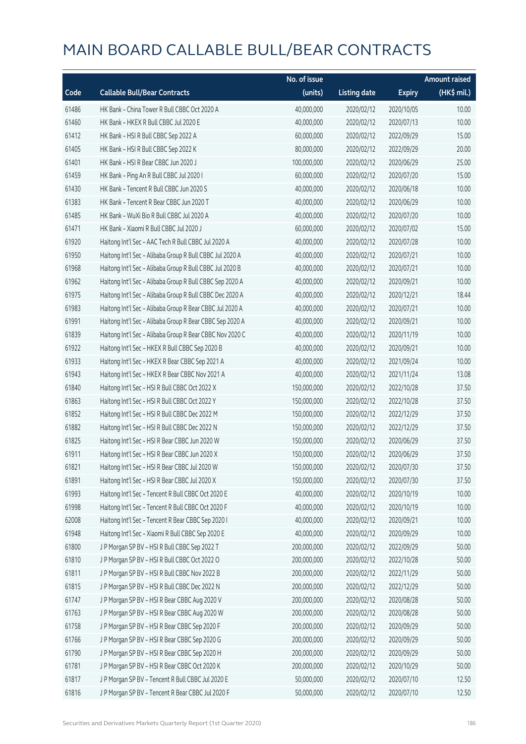# MAIN BOARD CALLABLE BULL/BEAR CONTRACTS

| Code | Callable Bull/Bear Contracts | No. of issue (units) | Listing date | Expiry | Amount raised (HK$ mil.) |
|---|---|---|---|---|---|
| 61486 | HK Bank – China Tower R Bull CBBC Oct 2020 A | 40,000,000 | 2020/02/12 | 2020/10/05 | 10.00 |
| 61460 | HK Bank – HKEX R Bull CBBC Jul 2020 E | 40,000,000 | 2020/02/12 | 2020/07/13 | 10.00 |
| 61412 | HK Bank – HSI R Bull CBBC Sep 2022 A | 60,000,000 | 2020/02/12 | 2022/09/29 | 15.00 |
| 61405 | HK Bank – HSI R Bull CBBC Sep 2022 K | 80,000,000 | 2020/02/12 | 2022/09/29 | 20.00 |
| 61401 | HK Bank – HSI R Bear CBBC Jun 2020 J | 100,000,000 | 2020/02/12 | 2020/06/29 | 25.00 |
| 61459 | HK Bank – Ping An R Bull CBBC Jul 2020 I | 60,000,000 | 2020/02/12 | 2020/07/20 | 15.00 |
| 61430 | HK Bank – Tencent R Bull CBBC Jun 2020 S | 40,000,000 | 2020/02/12 | 2020/06/18 | 10.00 |
| 61383 | HK Bank – Tencent R Bear CBBC Jun 2020 T | 40,000,000 | 2020/02/12 | 2020/06/29 | 10.00 |
| 61485 | HK Bank – WuXi Bio R Bull CBBC Jul 2020 A | 40,000,000 | 2020/02/12 | 2020/07/20 | 10.00 |
| 61471 | HK Bank – Xiaomi R Bull CBBC Jul 2020 J | 60,000,000 | 2020/02/12 | 2020/07/02 | 15.00 |
| 61920 | Haitong Int'l Sec – AAC Tech R Bull CBBC Jul 2020 A | 40,000,000 | 2020/02/12 | 2020/07/28 | 10.00 |
| 61950 | Haitong Int'l Sec – Alibaba Group R Bull CBBC Jul 2020 A | 40,000,000 | 2020/02/12 | 2020/07/21 | 10.00 |
| 61968 | Haitong Int'l Sec – Alibaba Group R Bull CBBC Jul 2020 B | 40,000,000 | 2020/02/12 | 2020/07/21 | 10.00 |
| 61962 | Haitong Int'l Sec – Alibaba Group R Bull CBBC Sep 2020 A | 40,000,000 | 2020/02/12 | 2020/09/21 | 10.00 |
| 61975 | Haitong Int'l Sec – Alibaba Group R Bull CBBC Dec 2020 A | 40,000,000 | 2020/02/12 | 2020/12/21 | 18.44 |
| 61983 | Haitong Int'l Sec – Alibaba Group R Bear CBBC Jul 2020 A | 40,000,000 | 2020/02/12 | 2020/07/21 | 10.00 |
| 61991 | Haitong Int'l Sec – Alibaba Group R Bear CBBC Sep 2020 A | 40,000,000 | 2020/02/12 | 2020/09/21 | 10.00 |
| 61839 | Haitong Int'l Sec – Alibaba Group R Bear CBBC Nov 2020 C | 40,000,000 | 2020/02/12 | 2020/11/19 | 10.00 |
| 61922 | Haitong Int'l Sec – HKEX R Bull CBBC Sep 2020 B | 40,000,000 | 2020/02/12 | 2020/09/21 | 10.00 |
| 61933 | Haitong Int'l Sec – HKEX R Bear CBBC Sep 2021 A | 40,000,000 | 2020/02/12 | 2021/09/24 | 10.00 |
| 61943 | Haitong Int'l Sec – HKEX R Bear CBBC Nov 2021 A | 40,000,000 | 2020/02/12 | 2021/11/24 | 13.08 |
| 61840 | Haitong Int'l Sec – HSI R Bull CBBC Oct 2022 X | 150,000,000 | 2020/02/12 | 2022/10/28 | 37.50 |
| 61863 | Haitong Int'l Sec – HSI R Bull CBBC Oct 2022 Y | 150,000,000 | 2020/02/12 | 2022/10/28 | 37.50 |
| 61852 | Haitong Int'l Sec – HSI R Bull CBBC Dec 2022 M | 150,000,000 | 2020/02/12 | 2022/12/29 | 37.50 |
| 61882 | Haitong Int'l Sec – HSI R Bull CBBC Dec 2022 N | 150,000,000 | 2020/02/12 | 2022/12/29 | 37.50 |
| 61825 | Haitong Int'l Sec – HSI R Bear CBBC Jun 2020 W | 150,000,000 | 2020/02/12 | 2020/06/29 | 37.50 |
| 61911 | Haitong Int'l Sec – HSI R Bear CBBC Jun 2020 X | 150,000,000 | 2020/02/12 | 2020/06/29 | 37.50 |
| 61821 | Haitong Int'l Sec – HSI R Bear CBBC Jul 2020 W | 150,000,000 | 2020/02/12 | 2020/07/30 | 37.50 |
| 61891 | Haitong Int'l Sec – HSI R Bear CBBC Jul 2020 X | 150,000,000 | 2020/02/12 | 2020/07/30 | 37.50 |
| 61993 | Haitong Int'l Sec – Tencent R Bull CBBC Oct 2020 E | 40,000,000 | 2020/02/12 | 2020/10/19 | 10.00 |
| 61998 | Haitong Int'l Sec – Tencent R Bull CBBC Oct 2020 F | 40,000,000 | 2020/02/12 | 2020/10/19 | 10.00 |
| 62008 | Haitong Int'l Sec – Tencent R Bear CBBC Sep 2020 I | 40,000,000 | 2020/02/12 | 2020/09/21 | 10.00 |
| 61948 | Haitong Int'l Sec – Xiaomi R Bull CBBC Sep 2020 E | 40,000,000 | 2020/02/12 | 2020/09/29 | 10.00 |
| 61800 | J P Morgan SP BV – HSI R Bull CBBC Sep 2022 T | 200,000,000 | 2020/02/12 | 2022/09/29 | 50.00 |
| 61810 | J P Morgan SP BV – HSI R Bull CBBC Oct 2022 O | 200,000,000 | 2020/02/12 | 2022/10/28 | 50.00 |
| 61811 | J P Morgan SP BV – HSI R Bull CBBC Nov 2022 B | 200,000,000 | 2020/02/12 | 2022/11/29 | 50.00 |
| 61815 | J P Morgan SP BV – HSI R Bull CBBC Dec 2022 N | 200,000,000 | 2020/02/12 | 2022/12/29 | 50.00 |
| 61747 | J P Morgan SP BV – HSI R Bear CBBC Aug 2020 V | 200,000,000 | 2020/02/12 | 2020/08/28 | 50.00 |
| 61763 | J P Morgan SP BV – HSI R Bear CBBC Aug 2020 W | 200,000,000 | 2020/02/12 | 2020/08/28 | 50.00 |
| 61758 | J P Morgan SP BV – HSI R Bear CBBC Sep 2020 F | 200,000,000 | 2020/02/12 | 2020/09/29 | 50.00 |
| 61766 | J P Morgan SP BV – HSI R Bear CBBC Sep 2020 G | 200,000,000 | 2020/02/12 | 2020/09/29 | 50.00 |
| 61790 | J P Morgan SP BV – HSI R Bear CBBC Sep 2020 H | 200,000,000 | 2020/02/12 | 2020/09/29 | 50.00 |
| 61781 | J P Morgan SP BV – HSI R Bear CBBC Oct 2020 K | 200,000,000 | 2020/02/12 | 2020/10/29 | 50.00 |
| 61817 | J P Morgan SP BV – Tencent R Bull CBBC Jul 2020 E | 50,000,000 | 2020/02/12 | 2020/07/10 | 12.50 |
| 61816 | J P Morgan SP BV – Tencent R Bear CBBC Jul 2020 F | 50,000,000 | 2020/02/12 | 2020/07/10 | 12.50 |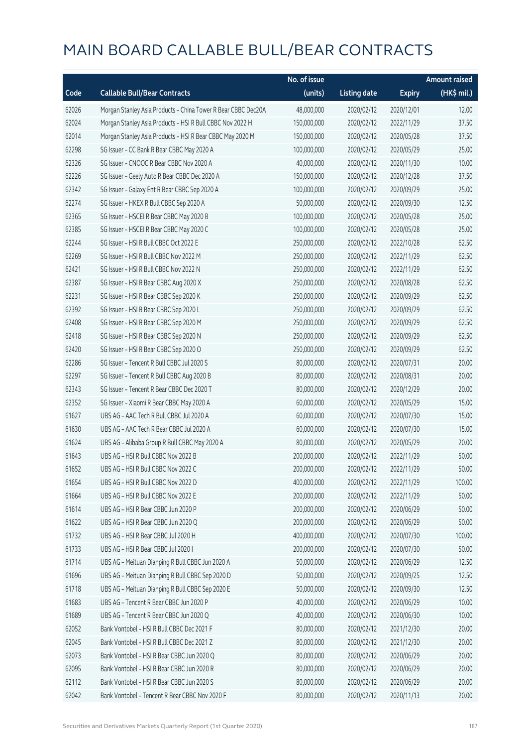# MAIN BOARD CALLABLE BULL/BEAR CONTRACTS

| Code | Callable Bull/Bear Contracts | No. of issue (units) | Listing date | Expiry | Amount raised (HK$ mil.) |
|---|---|---|---|---|---|
| 62026 | Morgan Stanley Asia Products – China Tower R Bear CBBC Dec20A | 48,000,000 | 2020/02/12 | 2020/12/01 | 12.00 |
| 62024 | Morgan Stanley Asia Products – HSI R Bull CBBC Nov 2022 H | 150,000,000 | 2020/02/12 | 2022/11/29 | 37.50 |
| 62014 | Morgan Stanley Asia Products – HSI R Bear CBBC May 2020 M | 150,000,000 | 2020/02/12 | 2020/05/28 | 37.50 |
| 62298 | SG Issuer – CC Bank R Bear CBBC May 2020 A | 100,000,000 | 2020/02/12 | 2020/05/29 | 25.00 |
| 62326 | SG Issuer – CNOOC R Bear CBBC Nov 2020 A | 40,000,000 | 2020/02/12 | 2020/11/30 | 10.00 |
| 62226 | SG Issuer – Geely Auto R Bear CBBC Dec 2020 A | 150,000,000 | 2020/02/12 | 2020/12/28 | 37.50 |
| 62342 | SG Issuer – Galaxy Ent R Bear CBBC Sep 2020 A | 100,000,000 | 2020/02/12 | 2020/09/29 | 25.00 |
| 62274 | SG Issuer – HKEX R Bull CBBC Sep 2020 A | 50,000,000 | 2020/02/12 | 2020/09/30 | 12.50 |
| 62365 | SG Issuer – HSCEI R Bear CBBC May 2020 B | 100,000,000 | 2020/02/12 | 2020/05/28 | 25.00 |
| 62385 | SG Issuer – HSCEI R Bear CBBC May 2020 C | 100,000,000 | 2020/02/12 | 2020/05/28 | 25.00 |
| 62244 | SG Issuer – HSI R Bull CBBC Oct 2022 E | 250,000,000 | 2020/02/12 | 2022/10/28 | 62.50 |
| 62269 | SG Issuer – HSI R Bull CBBC Nov 2022 M | 250,000,000 | 2020/02/12 | 2022/11/29 | 62.50 |
| 62421 | SG Issuer – HSI R Bull CBBC Nov 2022 N | 250,000,000 | 2020/02/12 | 2022/11/29 | 62.50 |
| 62387 | SG Issuer – HSI R Bear CBBC Aug 2020 X | 250,000,000 | 2020/02/12 | 2020/08/28 | 62.50 |
| 62231 | SG Issuer – HSI R Bear CBBC Sep 2020 K | 250,000,000 | 2020/02/12 | 2020/09/29 | 62.50 |
| 62392 | SG Issuer – HSI R Bear CBBC Sep 2020 L | 250,000,000 | 2020/02/12 | 2020/09/29 | 62.50 |
| 62408 | SG Issuer – HSI R Bear CBBC Sep 2020 M | 250,000,000 | 2020/02/12 | 2020/09/29 | 62.50 |
| 62418 | SG Issuer – HSI R Bear CBBC Sep 2020 N | 250,000,000 | 2020/02/12 | 2020/09/29 | 62.50 |
| 62420 | SG Issuer – HSI R Bear CBBC Sep 2020 O | 250,000,000 | 2020/02/12 | 2020/09/29 | 62.50 |
| 62286 | SG Issuer – Tencent R Bull CBBC Jul 2020 S | 80,000,000 | 2020/02/12 | 2020/07/31 | 20.00 |
| 62297 | SG Issuer – Tencent R Bull CBBC Aug 2020 B | 80,000,000 | 2020/02/12 | 2020/08/31 | 20.00 |
| 62343 | SG Issuer – Tencent R Bear CBBC Dec 2020 T | 80,000,000 | 2020/02/12 | 2020/12/29 | 20.00 |
| 62352 | SG Issuer – Xiaomi R Bear CBBC May 2020 A | 60,000,000 | 2020/02/12 | 2020/05/29 | 15.00 |
| 61627 | UBS AG – AAC Tech R Bull CBBC Jul 2020 A | 60,000,000 | 2020/02/12 | 2020/07/30 | 15.00 |
| 61630 | UBS AG – AAC Tech R Bear CBBC Jul 2020 A | 60,000,000 | 2020/02/12 | 2020/07/30 | 15.00 |
| 61624 | UBS AG – Alibaba Group R Bull CBBC May 2020 A | 80,000,000 | 2020/02/12 | 2020/05/29 | 20.00 |
| 61643 | UBS AG – HSI R Bull CBBC Nov 2022 B | 200,000,000 | 2020/02/12 | 2022/11/29 | 50.00 |
| 61652 | UBS AG – HSI R Bull CBBC Nov 2022 C | 200,000,000 | 2020/02/12 | 2022/11/29 | 50.00 |
| 61654 | UBS AG – HSI R Bull CBBC Nov 2022 D | 400,000,000 | 2020/02/12 | 2022/11/29 | 100.00 |
| 61664 | UBS AG – HSI R Bull CBBC Nov 2022 E | 200,000,000 | 2020/02/12 | 2022/11/29 | 50.00 |
| 61614 | UBS AG – HSI R Bear CBBC Jun 2020 P | 200,000,000 | 2020/02/12 | 2020/06/29 | 50.00 |
| 61622 | UBS AG – HSI R Bear CBBC Jun 2020 Q | 200,000,000 | 2020/02/12 | 2020/06/29 | 50.00 |
| 61732 | UBS AG – HSI R Bear CBBC Jul 2020 H | 400,000,000 | 2020/02/12 | 2020/07/30 | 100.00 |
| 61733 | UBS AG – HSI R Bear CBBC Jul 2020 I | 200,000,000 | 2020/02/12 | 2020/07/30 | 50.00 |
| 61714 | UBS AG – Meituan Dianping R Bull CBBC Jun 2020 A | 50,000,000 | 2020/02/12 | 2020/06/29 | 12.50 |
| 61696 | UBS AG – Meituan Dianping R Bull CBBC Sep 2020 D | 50,000,000 | 2020/02/12 | 2020/09/25 | 12.50 |
| 61718 | UBS AG – Meituan Dianping R Bull CBBC Sep 2020 E | 50,000,000 | 2020/02/12 | 2020/09/30 | 12.50 |
| 61683 | UBS AG – Tencent R Bear CBBC Jun 2020 P | 40,000,000 | 2020/02/12 | 2020/06/29 | 10.00 |
| 61689 | UBS AG – Tencent R Bear CBBC Jun 2020 Q | 40,000,000 | 2020/02/12 | 2020/06/30 | 10.00 |
| 62052 | Bank Vontobel – HSI R Bull CBBC Dec 2021 F | 80,000,000 | 2020/02/12 | 2021/12/30 | 20.00 |
| 62045 | Bank Vontobel – HSI R Bull CBBC Dec 2021 Z | 80,000,000 | 2020/02/12 | 2021/12/30 | 20.00 |
| 62073 | Bank Vontobel – HSI R Bear CBBC Jun 2020 Q | 80,000,000 | 2020/02/12 | 2020/06/29 | 20.00 |
| 62095 | Bank Vontobel – HSI R Bear CBBC Jun 2020 R | 80,000,000 | 2020/02/12 | 2020/06/29 | 20.00 |
| 62112 | Bank Vontobel – HSI R Bear CBBC Jun 2020 S | 80,000,000 | 2020/02/12 | 2020/06/29 | 20.00 |
| 62042 | Bank Vontobel – Tencent R Bear CBBC Nov 2020 F | 80,000,000 | 2020/02/12 | 2020/11/13 | 20.00 |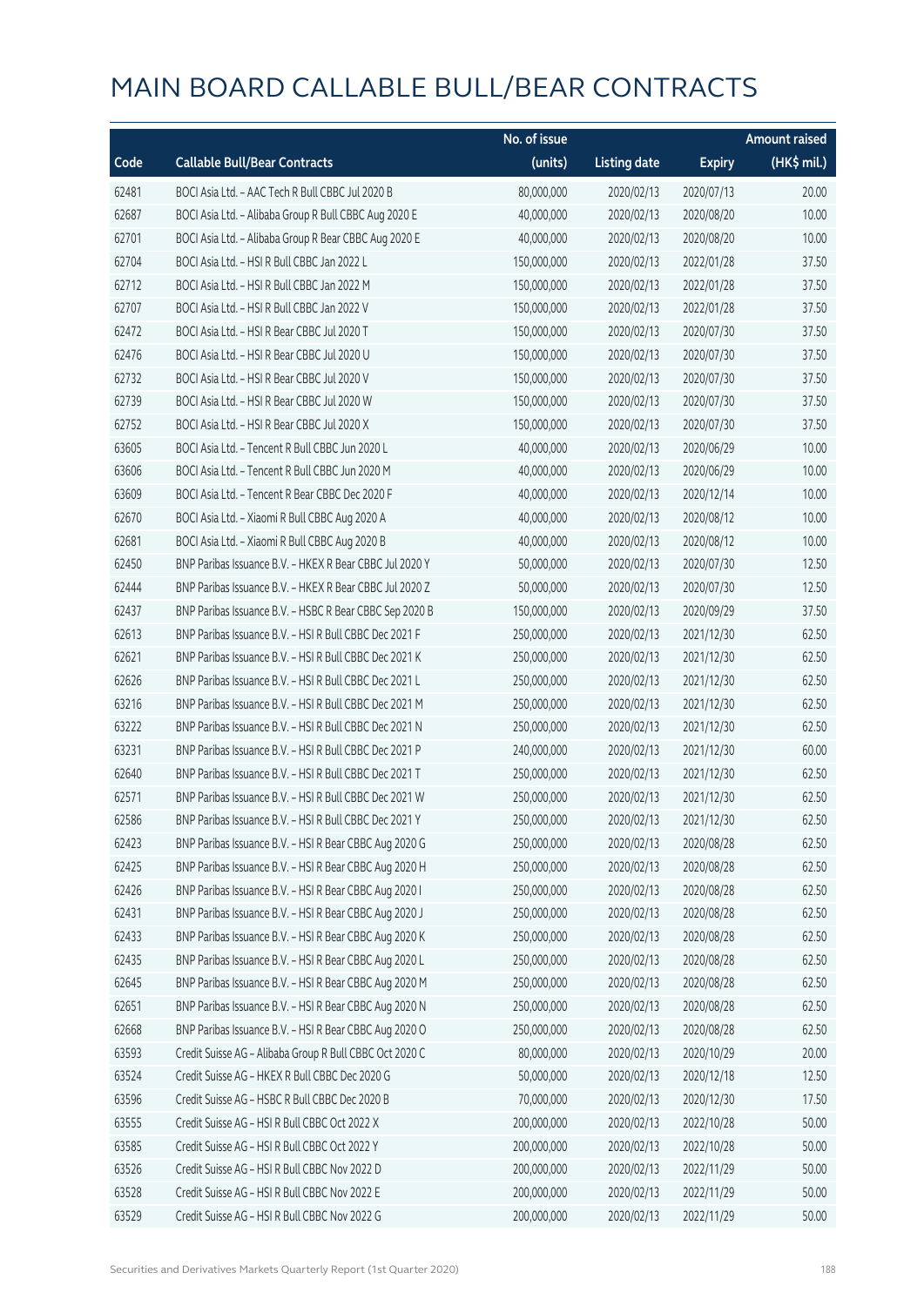# MAIN BOARD CALLABLE BULL/BEAR CONTRACTS

| Code | Callable Bull/Bear Contracts | No. of issue (units) | Listing date | Expiry | Amount raised (HK$ mil.) |
|---|---|---|---|---|---|
| 62481 | BOCI Asia Ltd. – AAC Tech R Bull CBBC Jul 2020 B | 80,000,000 | 2020/02/13 | 2020/07/13 | 20.00 |
| 62687 | BOCI Asia Ltd. – Alibaba Group R Bull CBBC Aug 2020 E | 40,000,000 | 2020/02/13 | 2020/08/20 | 10.00 |
| 62701 | BOCI Asia Ltd. – Alibaba Group R Bear CBBC Aug 2020 E | 40,000,000 | 2020/02/13 | 2020/08/20 | 10.00 |
| 62704 | BOCI Asia Ltd. – HSI R Bull CBBC Jan 2022 L | 150,000,000 | 2020/02/13 | 2022/01/28 | 37.50 |
| 62712 | BOCI Asia Ltd. – HSI R Bull CBBC Jan 2022 M | 150,000,000 | 2020/02/13 | 2022/01/28 | 37.50 |
| 62707 | BOCI Asia Ltd. – HSI R Bull CBBC Jan 2022 V | 150,000,000 | 2020/02/13 | 2022/01/28 | 37.50 |
| 62472 | BOCI Asia Ltd. – HSI R Bear CBBC Jul 2020 T | 150,000,000 | 2020/02/13 | 2020/07/30 | 37.50 |
| 62476 | BOCI Asia Ltd. – HSI R Bear CBBC Jul 2020 U | 150,000,000 | 2020/02/13 | 2020/07/30 | 37.50 |
| 62732 | BOCI Asia Ltd. – HSI R Bear CBBC Jul 2020 V | 150,000,000 | 2020/02/13 | 2020/07/30 | 37.50 |
| 62739 | BOCI Asia Ltd. – HSI R Bear CBBC Jul 2020 W | 150,000,000 | 2020/02/13 | 2020/07/30 | 37.50 |
| 62752 | BOCI Asia Ltd. – HSI R Bear CBBC Jul 2020 X | 150,000,000 | 2020/02/13 | 2020/07/30 | 37.50 |
| 63605 | BOCI Asia Ltd. – Tencent R Bull CBBC Jun 2020 L | 40,000,000 | 2020/02/13 | 2020/06/29 | 10.00 |
| 63606 | BOCI Asia Ltd. – Tencent R Bull CBBC Jun 2020 M | 40,000,000 | 2020/02/13 | 2020/06/29 | 10.00 |
| 63609 | BOCI Asia Ltd. – Tencent R Bear CBBC Dec 2020 F | 40,000,000 | 2020/02/13 | 2020/12/14 | 10.00 |
| 62670 | BOCI Asia Ltd. – Xiaomi R Bull CBBC Aug 2020 A | 40,000,000 | 2020/02/13 | 2020/08/12 | 10.00 |
| 62681 | BOCI Asia Ltd. – Xiaomi R Bull CBBC Aug 2020 B | 40,000,000 | 2020/02/13 | 2020/08/12 | 10.00 |
| 62450 | BNP Paribas Issuance B.V. – HKEX R Bear CBBC Jul 2020 Y | 50,000,000 | 2020/02/13 | 2020/07/30 | 12.50 |
| 62444 | BNP Paribas Issuance B.V. – HKEX R Bear CBBC Jul 2020 Z | 50,000,000 | 2020/02/13 | 2020/07/30 | 12.50 |
| 62437 | BNP Paribas Issuance B.V. – HSBC R Bear CBBC Sep 2020 B | 150,000,000 | 2020/02/13 | 2020/09/29 | 37.50 |
| 62613 | BNP Paribas Issuance B.V. – HSI R Bull CBBC Dec 2021 F | 250,000,000 | 2020/02/13 | 2021/12/30 | 62.50 |
| 62621 | BNP Paribas Issuance B.V. – HSI R Bull CBBC Dec 2021 K | 250,000,000 | 2020/02/13 | 2021/12/30 | 62.50 |
| 62626 | BNP Paribas Issuance B.V. – HSI R Bull CBBC Dec 2021 L | 250,000,000 | 2020/02/13 | 2021/12/30 | 62.50 |
| 63216 | BNP Paribas Issuance B.V. – HSI R Bull CBBC Dec 2021 M | 250,000,000 | 2020/02/13 | 2021/12/30 | 62.50 |
| 63222 | BNP Paribas Issuance B.V. – HSI R Bull CBBC Dec 2021 N | 250,000,000 | 2020/02/13 | 2021/12/30 | 62.50 |
| 63231 | BNP Paribas Issuance B.V. – HSI R Bull CBBC Dec 2021 P | 240,000,000 | 2020/02/13 | 2021/12/30 | 60.00 |
| 62640 | BNP Paribas Issuance B.V. – HSI R Bull CBBC Dec 2021 T | 250,000,000 | 2020/02/13 | 2021/12/30 | 62.50 |
| 62571 | BNP Paribas Issuance B.V. – HSI R Bull CBBC Dec 2021 W | 250,000,000 | 2020/02/13 | 2021/12/30 | 62.50 |
| 62586 | BNP Paribas Issuance B.V. – HSI R Bull CBBC Dec 2021 Y | 250,000,000 | 2020/02/13 | 2021/12/30 | 62.50 |
| 62423 | BNP Paribas Issuance B.V. – HSI R Bear CBBC Aug 2020 G | 250,000,000 | 2020/02/13 | 2020/08/28 | 62.50 |
| 62425 | BNP Paribas Issuance B.V. – HSI R Bear CBBC Aug 2020 H | 250,000,000 | 2020/02/13 | 2020/08/28 | 62.50 |
| 62426 | BNP Paribas Issuance B.V. – HSI R Bear CBBC Aug 2020 I | 250,000,000 | 2020/02/13 | 2020/08/28 | 62.50 |
| 62431 | BNP Paribas Issuance B.V. – HSI R Bear CBBC Aug 2020 J | 250,000,000 | 2020/02/13 | 2020/08/28 | 62.50 |
| 62433 | BNP Paribas Issuance B.V. – HSI R Bear CBBC Aug 2020 K | 250,000,000 | 2020/02/13 | 2020/08/28 | 62.50 |
| 62435 | BNP Paribas Issuance B.V. – HSI R Bear CBBC Aug 2020 L | 250,000,000 | 2020/02/13 | 2020/08/28 | 62.50 |
| 62645 | BNP Paribas Issuance B.V. – HSI R Bear CBBC Aug 2020 M | 250,000,000 | 2020/02/13 | 2020/08/28 | 62.50 |
| 62651 | BNP Paribas Issuance B.V. – HSI R Bear CBBC Aug 2020 N | 250,000,000 | 2020/02/13 | 2020/08/28 | 62.50 |
| 62668 | BNP Paribas Issuance B.V. – HSI R Bear CBBC Aug 2020 O | 250,000,000 | 2020/02/13 | 2020/08/28 | 62.50 |
| 63593 | Credit Suisse AG – Alibaba Group R Bull CBBC Oct 2020 C | 80,000,000 | 2020/02/13 | 2020/10/29 | 20.00 |
| 63524 | Credit Suisse AG – HKEX R Bull CBBC Dec 2020 G | 50,000,000 | 2020/02/13 | 2020/12/18 | 12.50 |
| 63596 | Credit Suisse AG – HSBC R Bull CBBC Dec 2020 B | 70,000,000 | 2020/02/13 | 2020/12/30 | 17.50 |
| 63555 | Credit Suisse AG – HSI R Bull CBBC Oct 2022 X | 200,000,000 | 2020/02/13 | 2022/10/28 | 50.00 |
| 63585 | Credit Suisse AG – HSI R Bull CBBC Oct 2022 Y | 200,000,000 | 2020/02/13 | 2022/10/28 | 50.00 |
| 63526 | Credit Suisse AG – HSI R Bull CBBC Nov 2022 D | 200,000,000 | 2020/02/13 | 2022/11/29 | 50.00 |
| 63528 | Credit Suisse AG – HSI R Bull CBBC Nov 2022 E | 200,000,000 | 2020/02/13 | 2022/11/29 | 50.00 |
| 63529 | Credit Suisse AG – HSI R Bull CBBC Nov 2022 G | 200,000,000 | 2020/02/13 | 2022/11/29 | 50.00 |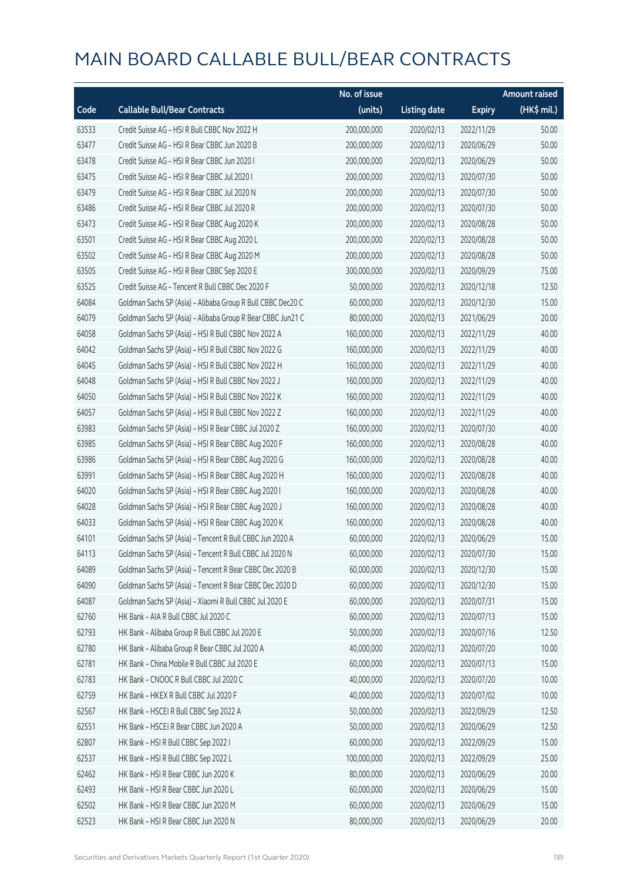# MAIN BOARD CALLABLE BULL/BEAR CONTRACTS

| Code | Callable Bull/Bear Contracts | No. of issue (units) | Listing date | Expiry | Amount raised (HK$ mil.) |
|---|---|---|---|---|---|
| 63533 | Credit Suisse AG – HSI R Bull CBBC Nov 2022 H | 200,000,000 | 2020/02/13 | 2022/11/29 | 50.00 |
| 63477 | Credit Suisse AG – HSI R Bear CBBC Jun 2020 B | 200,000,000 | 2020/02/13 | 2020/06/29 | 50.00 |
| 63478 | Credit Suisse AG – HSI R Bear CBBC Jun 2020 I | 200,000,000 | 2020/02/13 | 2020/06/29 | 50.00 |
| 63475 | Credit Suisse AG – HSI R Bear CBBC Jul 2020 I | 200,000,000 | 2020/02/13 | 2020/07/30 | 50.00 |
| 63479 | Credit Suisse AG – HSI R Bear CBBC Jul 2020 N | 200,000,000 | 2020/02/13 | 2020/07/30 | 50.00 |
| 63486 | Credit Suisse AG – HSI R Bear CBBC Jul 2020 R | 200,000,000 | 2020/02/13 | 2020/07/30 | 50.00 |
| 63473 | Credit Suisse AG – HSI R Bear CBBC Aug 2020 K | 200,000,000 | 2020/02/13 | 2020/08/28 | 50.00 |
| 63501 | Credit Suisse AG – HSI R Bear CBBC Aug 2020 L | 200,000,000 | 2020/02/13 | 2020/08/28 | 50.00 |
| 63502 | Credit Suisse AG – HSI R Bear CBBC Aug 2020 M | 200,000,000 | 2020/02/13 | 2020/08/28 | 50.00 |
| 63505 | Credit Suisse AG – HSI R Bear CBBC Sep 2020 E | 300,000,000 | 2020/02/13 | 2020/09/29 | 75.00 |
| 63525 | Credit Suisse AG – Tencent R Bull CBBC Dec 2020 F | 50,000,000 | 2020/02/13 | 2020/12/18 | 12.50 |
| 64084 | Goldman Sachs SP (Asia) – Alibaba Group R Bull CBBC Dec20 C | 60,000,000 | 2020/02/13 | 2020/12/30 | 15.00 |
| 64079 | Goldman Sachs SP (Asia) – Alibaba Group R Bear CBBC Jun21 C | 80,000,000 | 2020/02/13 | 2021/06/29 | 20.00 |
| 64058 | Goldman Sachs SP (Asia) – HSI R Bull CBBC Nov 2022 A | 160,000,000 | 2020/02/13 | 2022/11/29 | 40.00 |
| 64042 | Goldman Sachs SP (Asia) – HSI R Bull CBBC Nov 2022 G | 160,000,000 | 2020/02/13 | 2022/11/29 | 40.00 |
| 64045 | Goldman Sachs SP (Asia) – HSI R Bull CBBC Nov 2022 H | 160,000,000 | 2020/02/13 | 2022/11/29 | 40.00 |
| 64048 | Goldman Sachs SP (Asia) – HSI R Bull CBBC Nov 2022 J | 160,000,000 | 2020/02/13 | 2022/11/29 | 40.00 |
| 64050 | Goldman Sachs SP (Asia) – HSI R Bull CBBC Nov 2022 K | 160,000,000 | 2020/02/13 | 2022/11/29 | 40.00 |
| 64057 | Goldman Sachs SP (Asia) – HSI R Bull CBBC Nov 2022 Z | 160,000,000 | 2020/02/13 | 2022/11/29 | 40.00 |
| 63983 | Goldman Sachs SP (Asia) – HSI R Bear CBBC Jul 2020 Z | 160,000,000 | 2020/02/13 | 2020/07/30 | 40.00 |
| 63985 | Goldman Sachs SP (Asia) – HSI R Bear CBBC Aug 2020 F | 160,000,000 | 2020/02/13 | 2020/08/28 | 40.00 |
| 63986 | Goldman Sachs SP (Asia) – HSI R Bear CBBC Aug 2020 G | 160,000,000 | 2020/02/13 | 2020/08/28 | 40.00 |
| 63991 | Goldman Sachs SP (Asia) – HSI R Bear CBBC Aug 2020 H | 160,000,000 | 2020/02/13 | 2020/08/28 | 40.00 |
| 64020 | Goldman Sachs SP (Asia) – HSI R Bear CBBC Aug 2020 I | 160,000,000 | 2020/02/13 | 2020/08/28 | 40.00 |
| 64028 | Goldman Sachs SP (Asia) – HSI R Bear CBBC Aug 2020 J | 160,000,000 | 2020/02/13 | 2020/08/28 | 40.00 |
| 64033 | Goldman Sachs SP (Asia) – HSI R Bear CBBC Aug 2020 K | 160,000,000 | 2020/02/13 | 2020/08/28 | 40.00 |
| 64101 | Goldman Sachs SP (Asia) – Tencent R Bull CBBC Jun 2020 A | 60,000,000 | 2020/02/13 | 2020/06/29 | 15.00 |
| 64113 | Goldman Sachs SP (Asia) – Tencent R Bull CBBC Jul 2020 N | 60,000,000 | 2020/02/13 | 2020/07/30 | 15.00 |
| 64089 | Goldman Sachs SP (Asia) – Tencent R Bear CBBC Dec 2020 B | 60,000,000 | 2020/02/13 | 2020/12/30 | 15.00 |
| 64090 | Goldman Sachs SP (Asia) – Tencent R Bear CBBC Dec 2020 D | 60,000,000 | 2020/02/13 | 2020/12/30 | 15.00 |
| 64087 | Goldman Sachs SP (Asia) – Xiaomi R Bull CBBC Jul 2020 E | 60,000,000 | 2020/02/13 | 2020/07/31 | 15.00 |
| 62760 | HK Bank – AIA R Bull CBBC Jul 2020 C | 60,000,000 | 2020/02/13 | 2020/07/13 | 15.00 |
| 62793 | HK Bank – Alibaba Group R Bull CBBC Jul 2020 E | 50,000,000 | 2020/02/13 | 2020/07/16 | 12.50 |
| 62780 | HK Bank – Alibaba Group R Bear CBBC Jul 2020 A | 40,000,000 | 2020/02/13 | 2020/07/20 | 10.00 |
| 62781 | HK Bank – China Mobile R Bull CBBC Jul 2020 E | 60,000,000 | 2020/02/13 | 2020/07/13 | 15.00 |
| 62783 | HK Bank – CNOOC R Bull CBBC Jul 2020 C | 40,000,000 | 2020/02/13 | 2020/07/20 | 10.00 |
| 62759 | HK Bank – HKEX R Bull CBBC Jul 2020 F | 40,000,000 | 2020/02/13 | 2020/07/02 | 10.00 |
| 62567 | HK Bank – HSCEI R Bull CBBC Sep 2022 A | 50,000,000 | 2020/02/13 | 2022/09/29 | 12.50 |
| 62551 | HK Bank – HSCEI R Bear CBBC Jun 2020 A | 50,000,000 | 2020/02/13 | 2020/06/29 | 12.50 |
| 62807 | HK Bank – HSI R Bull CBBC Sep 2022 I | 60,000,000 | 2020/02/13 | 2022/09/29 | 15.00 |
| 62537 | HK Bank – HSI R Bull CBBC Sep 2022 L | 100,000,000 | 2020/02/13 | 2022/09/29 | 25.00 |
| 62462 | HK Bank – HSI R Bear CBBC Jun 2020 K | 80,000,000 | 2020/02/13 | 2020/06/29 | 20.00 |
| 62493 | HK Bank – HSI R Bear CBBC Jun 2020 L | 60,000,000 | 2020/02/13 | 2020/06/29 | 15.00 |
| 62502 | HK Bank – HSI R Bear CBBC Jun 2020 M | 60,000,000 | 2020/02/13 | 2020/06/29 | 15.00 |
| 62523 | HK Bank – HSI R Bear CBBC Jun 2020 N | 80,000,000 | 2020/02/13 | 2020/06/29 | 20.00 |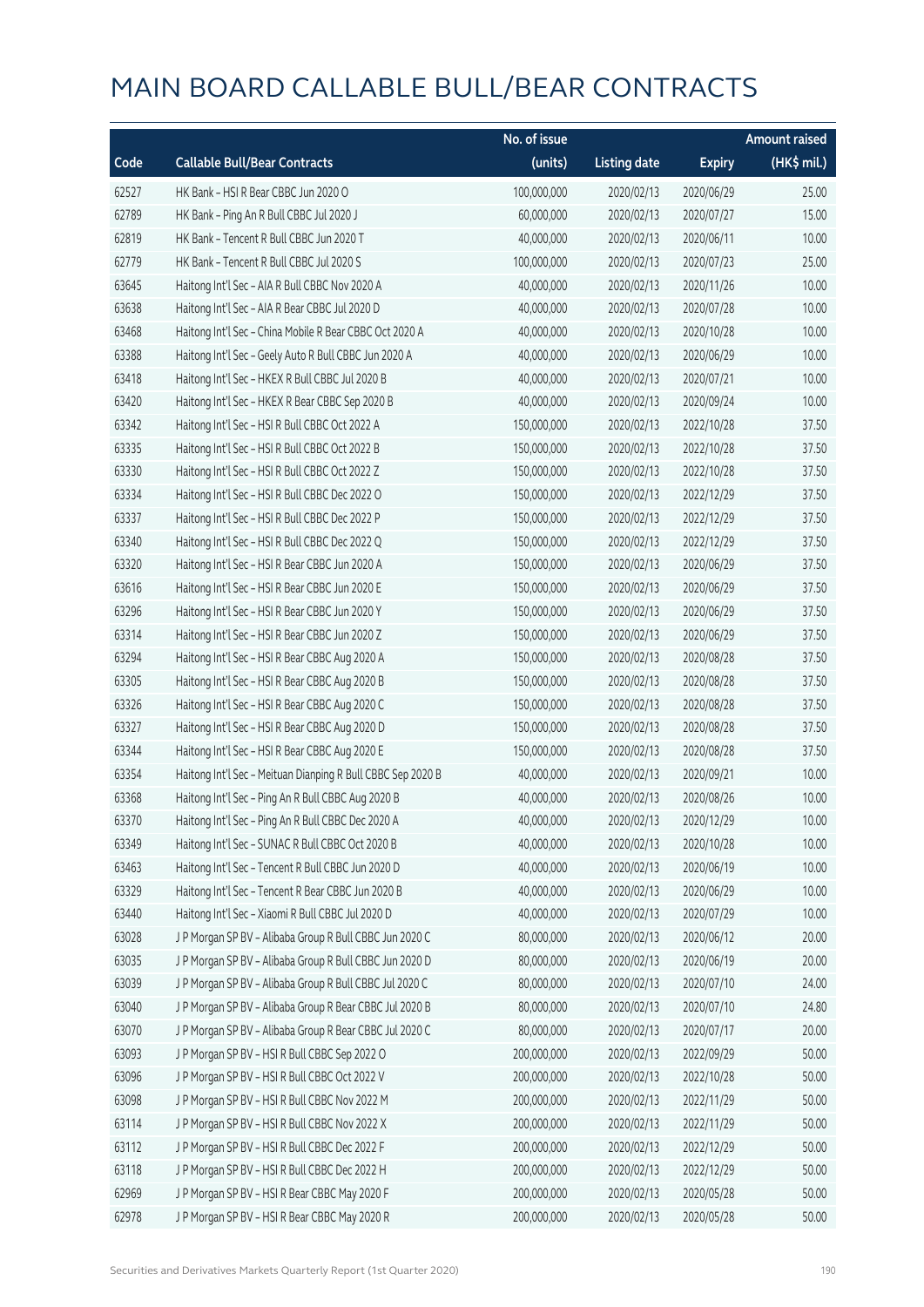# MAIN BOARD CALLABLE BULL/BEAR CONTRACTS

| Code | Callable Bull/Bear Contracts | No. of issue (units) | Listing date | Expiry | Amount raised (HK$ mil.) |
|---|---|---|---|---|---|
| 62527 | HK Bank – HSI R Bear CBBC Jun 2020 O | 100,000,000 | 2020/02/13 | 2020/06/29 | 25.00 |
| 62789 | HK Bank – Ping An R Bull CBBC Jul 2020 J | 60,000,000 | 2020/02/13 | 2020/07/27 | 15.00 |
| 62819 | HK Bank – Tencent R Bull CBBC Jun 2020 T | 40,000,000 | 2020/02/13 | 2020/06/11 | 10.00 |
| 62779 | HK Bank – Tencent R Bull CBBC Jul 2020 S | 100,000,000 | 2020/02/13 | 2020/07/23 | 25.00 |
| 63645 | Haitong Int'l Sec – AIA R Bull CBBC Nov 2020 A | 40,000,000 | 2020/02/13 | 2020/11/26 | 10.00 |
| 63638 | Haitong Int'l Sec – AIA R Bear CBBC Jul 2020 D | 40,000,000 | 2020/02/13 | 2020/07/28 | 10.00 |
| 63468 | Haitong Int'l Sec – China Mobile R Bear CBBC Oct 2020 A | 40,000,000 | 2020/02/13 | 2020/10/28 | 10.00 |
| 63388 | Haitong Int'l Sec – Geely Auto R Bull CBBC Jun 2020 A | 40,000,000 | 2020/02/13 | 2020/06/29 | 10.00 |
| 63418 | Haitong Int'l Sec – HKEX R Bull CBBC Jul 2020 B | 40,000,000 | 2020/02/13 | 2020/07/21 | 10.00 |
| 63420 | Haitong Int'l Sec – HKEX R Bear CBBC Sep 2020 B | 40,000,000 | 2020/02/13 | 2020/09/24 | 10.00 |
| 63342 | Haitong Int'l Sec – HSI R Bull CBBC Oct 2022 A | 150,000,000 | 2020/02/13 | 2022/10/28 | 37.50 |
| 63335 | Haitong Int'l Sec – HSI R Bull CBBC Oct 2022 B | 150,000,000 | 2020/02/13 | 2022/10/28 | 37.50 |
| 63330 | Haitong Int'l Sec – HSI R Bull CBBC Oct 2022 Z | 150,000,000 | 2020/02/13 | 2022/10/28 | 37.50 |
| 63334 | Haitong Int'l Sec – HSI R Bull CBBC Dec 2022 O | 150,000,000 | 2020/02/13 | 2022/12/29 | 37.50 |
| 63337 | Haitong Int'l Sec – HSI R Bull CBBC Dec 2022 P | 150,000,000 | 2020/02/13 | 2022/12/29 | 37.50 |
| 63340 | Haitong Int'l Sec – HSI R Bull CBBC Dec 2022 Q | 150,000,000 | 2020/02/13 | 2022/12/29 | 37.50 |
| 63320 | Haitong Int'l Sec – HSI R Bear CBBC Jun 2020 A | 150,000,000 | 2020/02/13 | 2020/06/29 | 37.50 |
| 63616 | Haitong Int'l Sec – HSI R Bear CBBC Jun 2020 E | 150,000,000 | 2020/02/13 | 2020/06/29 | 37.50 |
| 63296 | Haitong Int'l Sec – HSI R Bear CBBC Jun 2020 Y | 150,000,000 | 2020/02/13 | 2020/06/29 | 37.50 |
| 63314 | Haitong Int'l Sec – HSI R Bear CBBC Jun 2020 Z | 150,000,000 | 2020/02/13 | 2020/06/29 | 37.50 |
| 63294 | Haitong Int'l Sec – HSI R Bear CBBC Aug 2020 A | 150,000,000 | 2020/02/13 | 2020/08/28 | 37.50 |
| 63305 | Haitong Int'l Sec – HSI R Bear CBBC Aug 2020 B | 150,000,000 | 2020/02/13 | 2020/08/28 | 37.50 |
| 63326 | Haitong Int'l Sec – HSI R Bear CBBC Aug 2020 C | 150,000,000 | 2020/02/13 | 2020/08/28 | 37.50 |
| 63327 | Haitong Int'l Sec – HSI R Bear CBBC Aug 2020 D | 150,000,000 | 2020/02/13 | 2020/08/28 | 37.50 |
| 63344 | Haitong Int'l Sec – HSI R Bear CBBC Aug 2020 E | 150,000,000 | 2020/02/13 | 2020/08/28 | 37.50 |
| 63354 | Haitong Int'l Sec – Meituan Dianping R Bull CBBC Sep 2020 B | 40,000,000 | 2020/02/13 | 2020/09/21 | 10.00 |
| 63368 | Haitong Int'l Sec – Ping An R Bull CBBC Aug 2020 B | 40,000,000 | 2020/02/13 | 2020/08/26 | 10.00 |
| 63370 | Haitong Int'l Sec – Ping An R Bull CBBC Dec 2020 A | 40,000,000 | 2020/02/13 | 2020/12/29 | 10.00 |
| 63349 | Haitong Int'l Sec – SUNAC R Bull CBBC Oct 2020 B | 40,000,000 | 2020/02/13 | 2020/10/28 | 10.00 |
| 63463 | Haitong Int'l Sec – Tencent R Bull CBBC Jun 2020 D | 40,000,000 | 2020/02/13 | 2020/06/19 | 10.00 |
| 63329 | Haitong Int'l Sec – Tencent R Bear CBBC Jun 2020 B | 40,000,000 | 2020/02/13 | 2020/06/29 | 10.00 |
| 63440 | Haitong Int'l Sec – Xiaomi R Bull CBBC Jul 2020 D | 40,000,000 | 2020/02/13 | 2020/07/29 | 10.00 |
| 63028 | J P Morgan SP BV – Alibaba Group R Bull CBBC Jun 2020 C | 80,000,000 | 2020/02/13 | 2020/06/12 | 20.00 |
| 63035 | J P Morgan SP BV – Alibaba Group R Bull CBBC Jun 2020 D | 80,000,000 | 2020/02/13 | 2020/06/19 | 20.00 |
| 63039 | J P Morgan SP BV – Alibaba Group R Bull CBBC Jul 2020 C | 80,000,000 | 2020/02/13 | 2020/07/10 | 24.00 |
| 63040 | J P Morgan SP BV – Alibaba Group R Bear CBBC Jul 2020 B | 80,000,000 | 2020/02/13 | 2020/07/10 | 24.80 |
| 63070 | J P Morgan SP BV – Alibaba Group R Bear CBBC Jul 2020 C | 80,000,000 | 2020/02/13 | 2020/07/17 | 20.00 |
| 63093 | J P Morgan SP BV – HSI R Bull CBBC Sep 2022 O | 200,000,000 | 2020/02/13 | 2022/09/29 | 50.00 |
| 63096 | J P Morgan SP BV – HSI R Bull CBBC Oct 2022 V | 200,000,000 | 2020/02/13 | 2022/10/28 | 50.00 |
| 63098 | J P Morgan SP BV – HSI R Bull CBBC Nov 2022 M | 200,000,000 | 2020/02/13 | 2022/11/29 | 50.00 |
| 63114 | J P Morgan SP BV – HSI R Bull CBBC Nov 2022 X | 200,000,000 | 2020/02/13 | 2022/11/29 | 50.00 |
| 63112 | J P Morgan SP BV – HSI R Bull CBBC Dec 2022 F | 200,000,000 | 2020/02/13 | 2022/12/29 | 50.00 |
| 63118 | J P Morgan SP BV – HSI R Bull CBBC Dec 2022 H | 200,000,000 | 2020/02/13 | 2022/12/29 | 50.00 |
| 62969 | J P Morgan SP BV – HSI R Bear CBBC May 2020 F | 200,000,000 | 2020/02/13 | 2020/05/28 | 50.00 |
| 62978 | J P Morgan SP BV – HSI R Bear CBBC May 2020 R | 200,000,000 | 2020/02/13 | 2020/05/28 | 50.00 |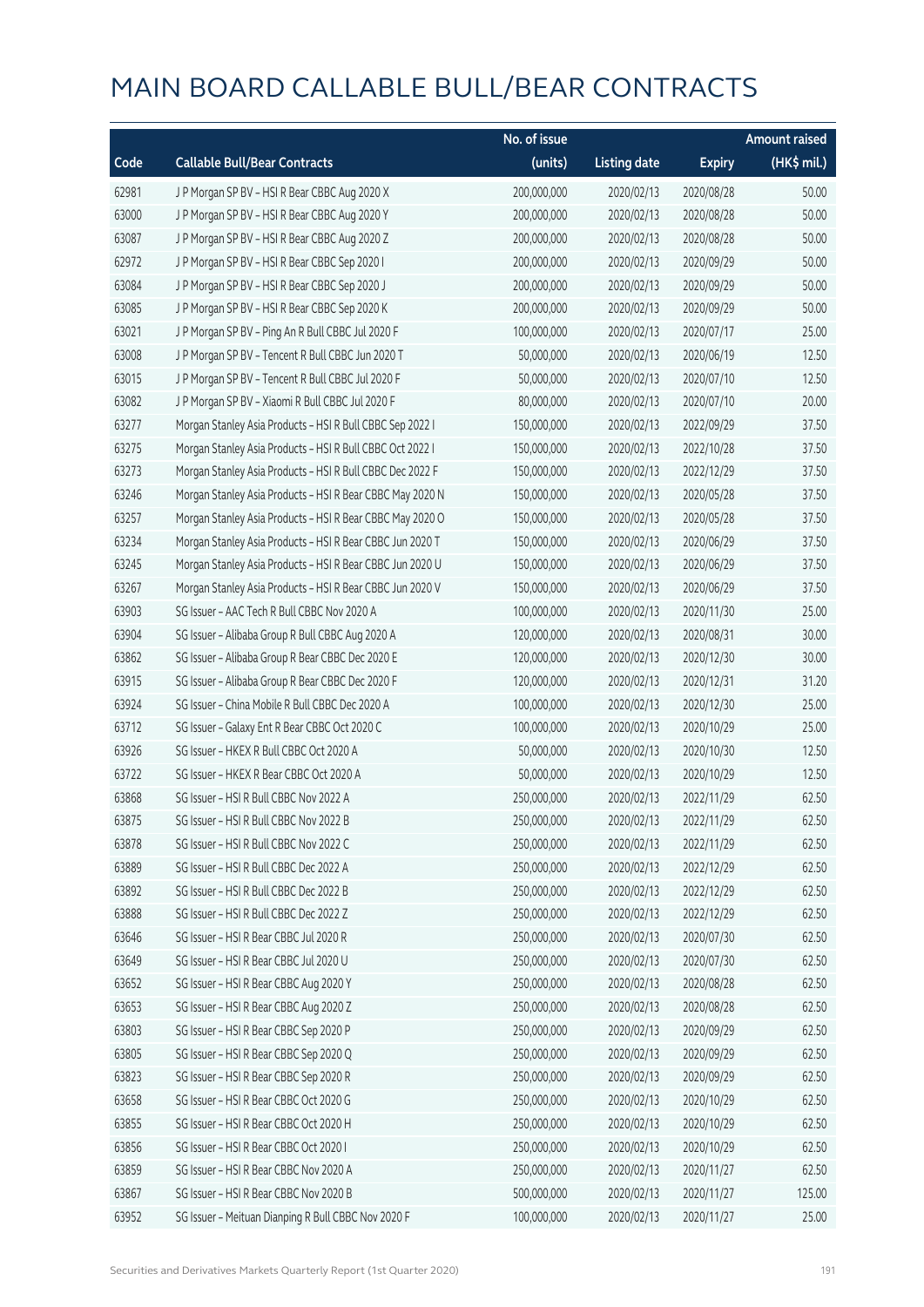# MAIN BOARD CALLABLE BULL/BEAR CONTRACTS

| Code | Callable Bull/Bear Contracts | No. of issue (units) | Listing date | Expiry | Amount raised (HK$ mil.) |
|---|---|---|---|---|---|
| 62981 | J P Morgan SP BV – HSI R Bear CBBC Aug 2020 X | 200,000,000 | 2020/02/13 | 2020/08/28 | 50.00 |
| 63000 | J P Morgan SP BV – HSI R Bear CBBC Aug 2020 Y | 200,000,000 | 2020/02/13 | 2020/08/28 | 50.00 |
| 63087 | J P Morgan SP BV – HSI R Bear CBBC Aug 2020 Z | 200,000,000 | 2020/02/13 | 2020/08/28 | 50.00 |
| 62972 | J P Morgan SP BV – HSI R Bear CBBC Sep 2020 I | 200,000,000 | 2020/02/13 | 2020/09/29 | 50.00 |
| 63084 | J P Morgan SP BV – HSI R Bear CBBC Sep 2020 J | 200,000,000 | 2020/02/13 | 2020/09/29 | 50.00 |
| 63085 | J P Morgan SP BV – HSI R Bear CBBC Sep 2020 K | 200,000,000 | 2020/02/13 | 2020/09/29 | 50.00 |
| 63021 | J P Morgan SP BV – Ping An R Bull CBBC Jul 2020 F | 100,000,000 | 2020/02/13 | 2020/07/17 | 25.00 |
| 63008 | J P Morgan SP BV – Tencent R Bull CBBC Jun 2020 T | 50,000,000 | 2020/02/13 | 2020/06/19 | 12.50 |
| 63015 | J P Morgan SP BV – Tencent R Bull CBBC Jul 2020 F | 50,000,000 | 2020/02/13 | 2020/07/10 | 12.50 |
| 63082 | J P Morgan SP BV – Xiaomi R Bull CBBC Jul 2020 F | 80,000,000 | 2020/02/13 | 2020/07/10 | 20.00 |
| 63277 | Morgan Stanley Asia Products – HSI R Bull CBBC Sep 2022 I | 150,000,000 | 2020/02/13 | 2022/09/29 | 37.50 |
| 63275 | Morgan Stanley Asia Products – HSI R Bull CBBC Oct 2022 I | 150,000,000 | 2020/02/13 | 2022/10/28 | 37.50 |
| 63273 | Morgan Stanley Asia Products – HSI R Bull CBBC Dec 2022 F | 150,000,000 | 2020/02/13 | 2022/12/29 | 37.50 |
| 63246 | Morgan Stanley Asia Products – HSI R Bear CBBC May 2020 N | 150,000,000 | 2020/02/13 | 2020/05/28 | 37.50 |
| 63257 | Morgan Stanley Asia Products – HSI R Bear CBBC May 2020 O | 150,000,000 | 2020/02/13 | 2020/05/28 | 37.50 |
| 63234 | Morgan Stanley Asia Products – HSI R Bear CBBC Jun 2020 T | 150,000,000 | 2020/02/13 | 2020/06/29 | 37.50 |
| 63245 | Morgan Stanley Asia Products – HSI R Bear CBBC Jun 2020 U | 150,000,000 | 2020/02/13 | 2020/06/29 | 37.50 |
| 63267 | Morgan Stanley Asia Products – HSI R Bear CBBC Jun 2020 V | 150,000,000 | 2020/02/13 | 2020/06/29 | 37.50 |
| 63903 | SG Issuer – AAC Tech R Bull CBBC Nov 2020 A | 100,000,000 | 2020/02/13 | 2020/11/30 | 25.00 |
| 63904 | SG Issuer – Alibaba Group R Bull CBBC Aug 2020 A | 120,000,000 | 2020/02/13 | 2020/08/31 | 30.00 |
| 63862 | SG Issuer – Alibaba Group R Bear CBBC Dec 2020 E | 120,000,000 | 2020/02/13 | 2020/12/30 | 30.00 |
| 63915 | SG Issuer – Alibaba Group R Bear CBBC Dec 2020 F | 120,000,000 | 2020/02/13 | 2020/12/31 | 31.20 |
| 63924 | SG Issuer – China Mobile R Bull CBBC Dec 2020 A | 100,000,000 | 2020/02/13 | 2020/12/30 | 25.00 |
| 63712 | SG Issuer – Galaxy Ent R Bear CBBC Oct 2020 C | 100,000,000 | 2020/02/13 | 2020/10/29 | 25.00 |
| 63926 | SG Issuer – HKEX R Bull CBBC Oct 2020 A | 50,000,000 | 2020/02/13 | 2020/10/30 | 12.50 |
| 63722 | SG Issuer – HKEX R Bear CBBC Oct 2020 A | 50,000,000 | 2020/02/13 | 2020/10/29 | 12.50 |
| 63868 | SG Issuer – HSI R Bull CBBC Nov 2022 A | 250,000,000 | 2020/02/13 | 2022/11/29 | 62.50 |
| 63875 | SG Issuer – HSI R Bull CBBC Nov 2022 B | 250,000,000 | 2020/02/13 | 2022/11/29 | 62.50 |
| 63878 | SG Issuer – HSI R Bull CBBC Nov 2022 C | 250,000,000 | 2020/02/13 | 2022/11/29 | 62.50 |
| 63889 | SG Issuer – HSI R Bull CBBC Dec 2022 A | 250,000,000 | 2020/02/13 | 2022/12/29 | 62.50 |
| 63892 | SG Issuer – HSI R Bull CBBC Dec 2022 B | 250,000,000 | 2020/02/13 | 2022/12/29 | 62.50 |
| 63888 | SG Issuer – HSI R Bull CBBC Dec 2022 Z | 250,000,000 | 2020/02/13 | 2022/12/29 | 62.50 |
| 63646 | SG Issuer – HSI R Bear CBBC Jul 2020 R | 250,000,000 | 2020/02/13 | 2020/07/30 | 62.50 |
| 63649 | SG Issuer – HSI R Bear CBBC Jul 2020 U | 250,000,000 | 2020/02/13 | 2020/07/30 | 62.50 |
| 63652 | SG Issuer – HSI R Bear CBBC Aug 2020 Y | 250,000,000 | 2020/02/13 | 2020/08/28 | 62.50 |
| 63653 | SG Issuer – HSI R Bear CBBC Aug 2020 Z | 250,000,000 | 2020/02/13 | 2020/08/28 | 62.50 |
| 63803 | SG Issuer – HSI R Bear CBBC Sep 2020 P | 250,000,000 | 2020/02/13 | 2020/09/29 | 62.50 |
| 63805 | SG Issuer – HSI R Bear CBBC Sep 2020 Q | 250,000,000 | 2020/02/13 | 2020/09/29 | 62.50 |
| 63823 | SG Issuer – HSI R Bear CBBC Sep 2020 R | 250,000,000 | 2020/02/13 | 2020/09/29 | 62.50 |
| 63658 | SG Issuer – HSI R Bear CBBC Oct 2020 G | 250,000,000 | 2020/02/13 | 2020/10/29 | 62.50 |
| 63855 | SG Issuer – HSI R Bear CBBC Oct 2020 H | 250,000,000 | 2020/02/13 | 2020/10/29 | 62.50 |
| 63856 | SG Issuer – HSI R Bear CBBC Oct 2020 I | 250,000,000 | 2020/02/13 | 2020/10/29 | 62.50 |
| 63859 | SG Issuer – HSI R Bear CBBC Nov 2020 A | 250,000,000 | 2020/02/13 | 2020/11/27 | 62.50 |
| 63867 | SG Issuer – HSI R Bear CBBC Nov 2020 B | 500,000,000 | 2020/02/13 | 2020/11/27 | 125.00 |
| 63952 | SG Issuer – Meituan Dianping R Bull CBBC Nov 2020 F | 100,000,000 | 2020/02/13 | 2020/11/27 | 25.00 |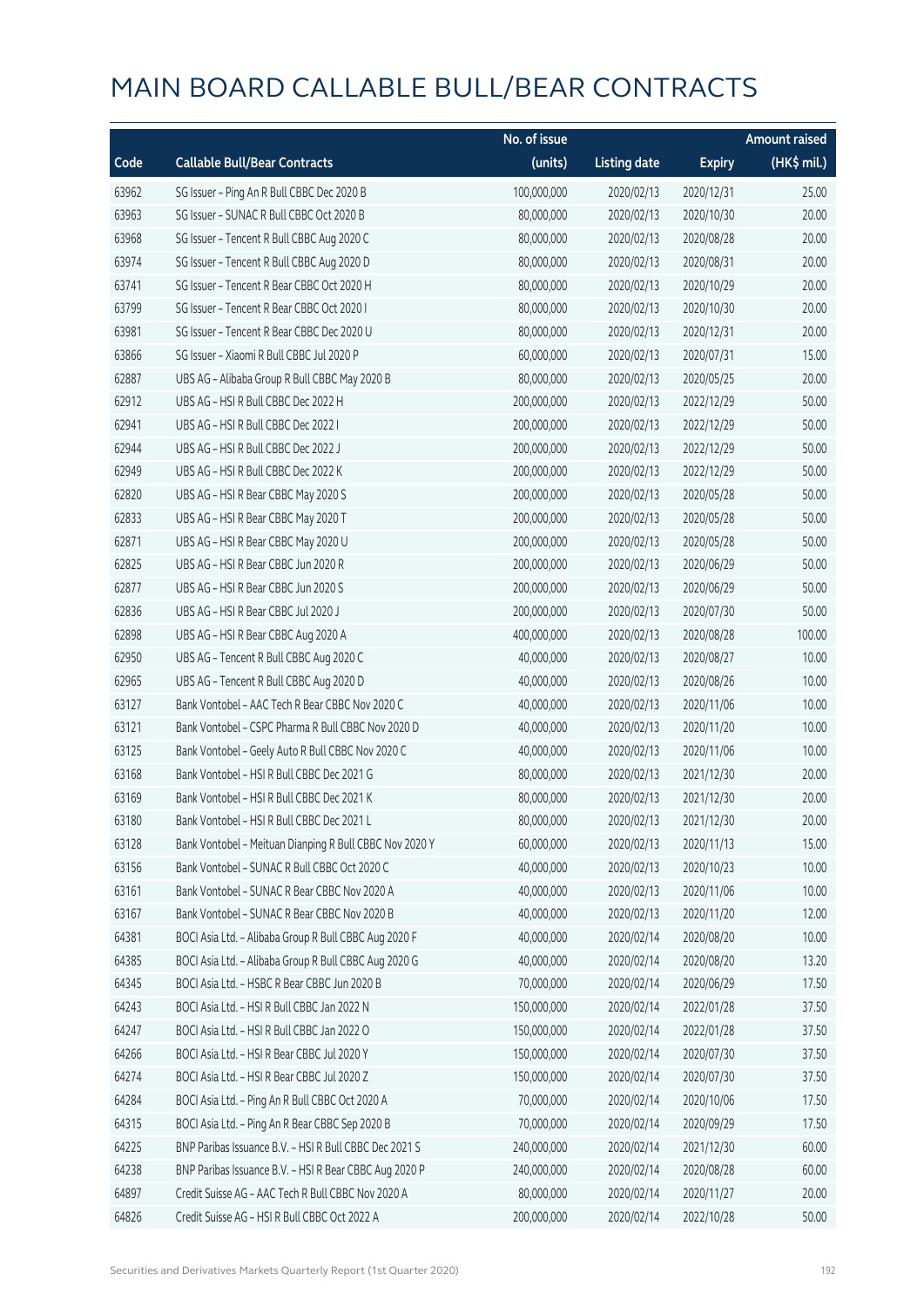# MAIN BOARD CALLABLE BULL/BEAR CONTRACTS

| Code | Callable Bull/Bear Contracts | No. of issue (units) | Listing date | Expiry | Amount raised (HK$ mil.) |
|---|---|---|---|---|---|
| 63962 | SG Issuer – Ping An R Bull CBBC Dec 2020 B | 100,000,000 | 2020/02/13 | 2020/12/31 | 25.00 |
| 63963 | SG Issuer – SUNAC R Bull CBBC Oct 2020 B | 80,000,000 | 2020/02/13 | 2020/10/30 | 20.00 |
| 63968 | SG Issuer – Tencent R Bull CBBC Aug 2020 C | 80,000,000 | 2020/02/13 | 2020/08/28 | 20.00 |
| 63974 | SG Issuer – Tencent R Bull CBBC Aug 2020 D | 80,000,000 | 2020/02/13 | 2020/08/31 | 20.00 |
| 63741 | SG Issuer – Tencent R Bear CBBC Oct 2020 H | 80,000,000 | 2020/02/13 | 2020/10/29 | 20.00 |
| 63799 | SG Issuer – Tencent R Bear CBBC Oct 2020 I | 80,000,000 | 2020/02/13 | 2020/10/30 | 20.00 |
| 63981 | SG Issuer – Tencent R Bear CBBC Dec 2020 U | 80,000,000 | 2020/02/13 | 2020/12/31 | 20.00 |
| 63866 | SG Issuer – Xiaomi R Bull CBBC Jul 2020 P | 60,000,000 | 2020/02/13 | 2020/07/31 | 15.00 |
| 62887 | UBS AG – Alibaba Group R Bull CBBC May 2020 B | 80,000,000 | 2020/02/13 | 2020/05/25 | 20.00 |
| 62912 | UBS AG – HSI R Bull CBBC Dec 2022 H | 200,000,000 | 2020/02/13 | 2022/12/29 | 50.00 |
| 62941 | UBS AG – HSI R Bull CBBC Dec 2022 I | 200,000,000 | 2020/02/13 | 2022/12/29 | 50.00 |
| 62944 | UBS AG – HSI R Bull CBBC Dec 2022 J | 200,000,000 | 2020/02/13 | 2022/12/29 | 50.00 |
| 62949 | UBS AG – HSI R Bull CBBC Dec 2022 K | 200,000,000 | 2020/02/13 | 2022/12/29 | 50.00 |
| 62820 | UBS AG – HSI R Bear CBBC May 2020 S | 200,000,000 | 2020/02/13 | 2020/05/28 | 50.00 |
| 62833 | UBS AG – HSI R Bear CBBC May 2020 T | 200,000,000 | 2020/02/13 | 2020/05/28 | 50.00 |
| 62871 | UBS AG – HSI R Bear CBBC May 2020 U | 200,000,000 | 2020/02/13 | 2020/05/28 | 50.00 |
| 62825 | UBS AG – HSI R Bear CBBC Jun 2020 R | 200,000,000 | 2020/02/13 | 2020/06/29 | 50.00 |
| 62877 | UBS AG – HSI R Bear CBBC Jun 2020 S | 200,000,000 | 2020/02/13 | 2020/06/29 | 50.00 |
| 62836 | UBS AG – HSI R Bear CBBC Jul 2020 J | 200,000,000 | 2020/02/13 | 2020/07/30 | 50.00 |
| 62898 | UBS AG – HSI R Bear CBBC Aug 2020 A | 400,000,000 | 2020/02/13 | 2020/08/28 | 100.00 |
| 62950 | UBS AG – Tencent R Bull CBBC Aug 2020 C | 40,000,000 | 2020/02/13 | 2020/08/27 | 10.00 |
| 62965 | UBS AG – Tencent R Bull CBBC Aug 2020 D | 40,000,000 | 2020/02/13 | 2020/08/26 | 10.00 |
| 63127 | Bank Vontobel – AAC Tech R Bear CBBC Nov 2020 C | 40,000,000 | 2020/02/13 | 2020/11/06 | 10.00 |
| 63121 | Bank Vontobel – CSPC Pharma R Bull CBBC Nov 2020 D | 40,000,000 | 2020/02/13 | 2020/11/20 | 10.00 |
| 63125 | Bank Vontobel – Geely Auto R Bull CBBC Nov 2020 C | 40,000,000 | 2020/02/13 | 2020/11/06 | 10.00 |
| 63168 | Bank Vontobel – HSI R Bull CBBC Dec 2021 G | 80,000,000 | 2020/02/13 | 2021/12/30 | 20.00 |
| 63169 | Bank Vontobel – HSI R Bull CBBC Dec 2021 K | 80,000,000 | 2020/02/13 | 2021/12/30 | 20.00 |
| 63180 | Bank Vontobel – HSI R Bull CBBC Dec 2021 L | 80,000,000 | 2020/02/13 | 2021/12/30 | 20.00 |
| 63128 | Bank Vontobel – Meituan Dianping R Bull CBBC Nov 2020 Y | 60,000,000 | 2020/02/13 | 2020/11/13 | 15.00 |
| 63156 | Bank Vontobel – SUNAC R Bull CBBC Oct 2020 C | 40,000,000 | 2020/02/13 | 2020/10/23 | 10.00 |
| 63161 | Bank Vontobel – SUNAC R Bear CBBC Nov 2020 A | 40,000,000 | 2020/02/13 | 2020/11/06 | 10.00 |
| 63167 | Bank Vontobel – SUNAC R Bear CBBC Nov 2020 B | 40,000,000 | 2020/02/13 | 2020/11/20 | 12.00 |
| 64381 | BOCI Asia Ltd. – Alibaba Group R Bull CBBC Aug 2020 F | 40,000,000 | 2020/02/14 | 2020/08/20 | 10.00 |
| 64385 | BOCI Asia Ltd. – Alibaba Group R Bull CBBC Aug 2020 G | 40,000,000 | 2020/02/14 | 2020/08/20 | 13.20 |
| 64345 | BOCI Asia Ltd. – HSBC R Bear CBBC Jun 2020 B | 70,000,000 | 2020/02/14 | 2020/06/29 | 17.50 |
| 64243 | BOCI Asia Ltd. – HSI R Bull CBBC Jan 2022 N | 150,000,000 | 2020/02/14 | 2022/01/28 | 37.50 |
| 64247 | BOCI Asia Ltd. – HSI R Bull CBBC Jan 2022 O | 150,000,000 | 2020/02/14 | 2022/01/28 | 37.50 |
| 64266 | BOCI Asia Ltd. – HSI R Bear CBBC Jul 2020 Y | 150,000,000 | 2020/02/14 | 2020/07/30 | 37.50 |
| 64274 | BOCI Asia Ltd. – HSI R Bear CBBC Jul 2020 Z | 150,000,000 | 2020/02/14 | 2020/07/30 | 37.50 |
| 64284 | BOCI Asia Ltd. – Ping An R Bull CBBC Oct 2020 A | 70,000,000 | 2020/02/14 | 2020/10/06 | 17.50 |
| 64315 | BOCI Asia Ltd. – Ping An R Bear CBBC Sep 2020 B | 70,000,000 | 2020/02/14 | 2020/09/29 | 17.50 |
| 64225 | BNP Paribas Issuance B.V. – HSI R Bull CBBC Dec 2021 S | 240,000,000 | 2020/02/14 | 2021/12/30 | 60.00 |
| 64238 | BNP Paribas Issuance B.V. – HSI R Bear CBBC Aug 2020 P | 240,000,000 | 2020/02/14 | 2020/08/28 | 60.00 |
| 64897 | Credit Suisse AG – AAC Tech R Bull CBBC Nov 2020 A | 80,000,000 | 2020/02/14 | 2020/11/27 | 20.00 |
| 64826 | Credit Suisse AG – HSI R Bull CBBC Oct 2022 A | 200,000,000 | 2020/02/14 | 2022/10/28 | 50.00 |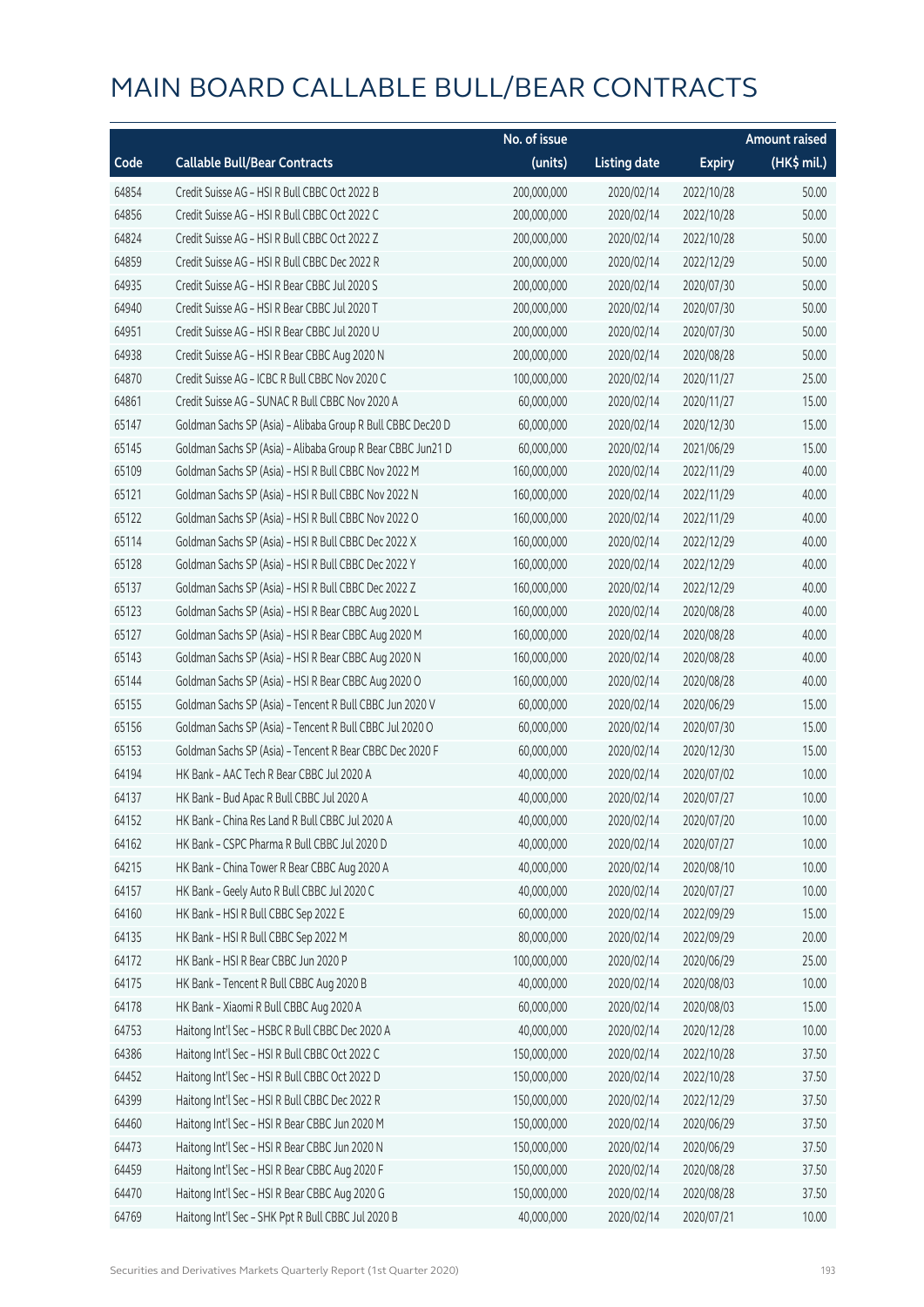# MAIN BOARD CALLABLE BULL/BEAR CONTRACTS

| Code | Callable Bull/Bear Contracts | No. of issue (units) | Listing date | Expiry | Amount raised (HK$ mil.) |
|---|---|---|---|---|---|
| 64854 | Credit Suisse AG – HSI R Bull CBBC Oct 2022 B | 200,000,000 | 2020/02/14 | 2022/10/28 | 50.00 |
| 64856 | Credit Suisse AG – HSI R Bull CBBC Oct 2022 C | 200,000,000 | 2020/02/14 | 2022/10/28 | 50.00 |
| 64824 | Credit Suisse AG – HSI R Bull CBBC Oct 2022 Z | 200,000,000 | 2020/02/14 | 2022/10/28 | 50.00 |
| 64859 | Credit Suisse AG – HSI R Bull CBBC Dec 2022 R | 200,000,000 | 2020/02/14 | 2022/12/29 | 50.00 |
| 64935 | Credit Suisse AG – HSI R Bear CBBC Jul 2020 S | 200,000,000 | 2020/02/14 | 2020/07/30 | 50.00 |
| 64940 | Credit Suisse AG – HSI R Bear CBBC Jul 2020 T | 200,000,000 | 2020/02/14 | 2020/07/30 | 50.00 |
| 64951 | Credit Suisse AG – HSI R Bear CBBC Jul 2020 U | 200,000,000 | 2020/02/14 | 2020/07/30 | 50.00 |
| 64938 | Credit Suisse AG – HSI R Bear CBBC Aug 2020 N | 200,000,000 | 2020/02/14 | 2020/08/28 | 50.00 |
| 64870 | Credit Suisse AG – ICBC R Bull CBBC Nov 2020 C | 100,000,000 | 2020/02/14 | 2020/11/27 | 25.00 |
| 64861 | Credit Suisse AG – SUNAC R Bull CBBC Nov 2020 A | 60,000,000 | 2020/02/14 | 2020/11/27 | 15.00 |
| 65147 | Goldman Sachs SP (Asia) – Alibaba Group R Bull CBBC Dec20 D | 60,000,000 | 2020/02/14 | 2020/12/30 | 15.00 |
| 65145 | Goldman Sachs SP (Asia) – Alibaba Group R Bear CBBC Jun21 D | 60,000,000 | 2020/02/14 | 2021/06/29 | 15.00 |
| 65109 | Goldman Sachs SP (Asia) – HSI R Bull CBBC Nov 2022 M | 160,000,000 | 2020/02/14 | 2022/11/29 | 40.00 |
| 65121 | Goldman Sachs SP (Asia) – HSI R Bull CBBC Nov 2022 N | 160,000,000 | 2020/02/14 | 2022/11/29 | 40.00 |
| 65122 | Goldman Sachs SP (Asia) – HSI R Bull CBBC Nov 2022 O | 160,000,000 | 2020/02/14 | 2022/11/29 | 40.00 |
| 65114 | Goldman Sachs SP (Asia) – HSI R Bull CBBC Dec 2022 X | 160,000,000 | 2020/02/14 | 2022/12/29 | 40.00 |
| 65128 | Goldman Sachs SP (Asia) – HSI R Bull CBBC Dec 2022 Y | 160,000,000 | 2020/02/14 | 2022/12/29 | 40.00 |
| 65137 | Goldman Sachs SP (Asia) – HSI R Bull CBBC Dec 2022 Z | 160,000,000 | 2020/02/14 | 2022/12/29 | 40.00 |
| 65123 | Goldman Sachs SP (Asia) – HSI R Bear CBBC Aug 2020 L | 160,000,000 | 2020/02/14 | 2020/08/28 | 40.00 |
| 65127 | Goldman Sachs SP (Asia) – HSI R Bear CBBC Aug 2020 M | 160,000,000 | 2020/02/14 | 2020/08/28 | 40.00 |
| 65143 | Goldman Sachs SP (Asia) – HSI R Bear CBBC Aug 2020 N | 160,000,000 | 2020/02/14 | 2020/08/28 | 40.00 |
| 65144 | Goldman Sachs SP (Asia) – HSI R Bear CBBC Aug 2020 O | 160,000,000 | 2020/02/14 | 2020/08/28 | 40.00 |
| 65155 | Goldman Sachs SP (Asia) – Tencent R Bull CBBC Jun 2020 V | 60,000,000 | 2020/02/14 | 2020/06/29 | 15.00 |
| 65156 | Goldman Sachs SP (Asia) – Tencent R Bull CBBC Jul 2020 O | 60,000,000 | 2020/02/14 | 2020/07/30 | 15.00 |
| 65153 | Goldman Sachs SP (Asia) – Tencent R Bear CBBC Dec 2020 F | 60,000,000 | 2020/02/14 | 2020/12/30 | 15.00 |
| 64194 | HK Bank – AAC Tech R Bear CBBC Jul 2020 A | 40,000,000 | 2020/02/14 | 2020/07/02 | 10.00 |
| 64137 | HK Bank – Bud Apac R Bull CBBC Jul 2020 A | 40,000,000 | 2020/02/14 | 2020/07/27 | 10.00 |
| 64152 | HK Bank – China Res Land R Bull CBBC Jul 2020 A | 40,000,000 | 2020/02/14 | 2020/07/20 | 10.00 |
| 64162 | HK Bank – CSPC Pharma R Bull CBBC Jul 2020 D | 40,000,000 | 2020/02/14 | 2020/07/27 | 10.00 |
| 64215 | HK Bank – China Tower R Bear CBBC Aug 2020 A | 40,000,000 | 2020/02/14 | 2020/08/10 | 10.00 |
| 64157 | HK Bank – Geely Auto R Bull CBBC Jul 2020 C | 40,000,000 | 2020/02/14 | 2020/07/27 | 10.00 |
| 64160 | HK Bank – HSI R Bull CBBC Sep 2022 E | 60,000,000 | 2020/02/14 | 2022/09/29 | 15.00 |
| 64135 | HK Bank – HSI R Bull CBBC Sep 2022 M | 80,000,000 | 2020/02/14 | 2022/09/29 | 20.00 |
| 64172 | HK Bank – HSI R Bear CBBC Jun 2020 P | 100,000,000 | 2020/02/14 | 2020/06/29 | 25.00 |
| 64175 | HK Bank – Tencent R Bull CBBC Aug 2020 B | 40,000,000 | 2020/02/14 | 2020/08/03 | 10.00 |
| 64178 | HK Bank – Xiaomi R Bull CBBC Aug 2020 A | 60,000,000 | 2020/02/14 | 2020/08/03 | 15.00 |
| 64753 | Haitong Int'l Sec – HSBC R Bull CBBC Dec 2020 A | 40,000,000 | 2020/02/14 | 2020/12/28 | 10.00 |
| 64386 | Haitong Int'l Sec – HSI R Bull CBBC Oct 2022 C | 150,000,000 | 2020/02/14 | 2022/10/28 | 37.50 |
| 64452 | Haitong Int'l Sec – HSI R Bull CBBC Oct 2022 D | 150,000,000 | 2020/02/14 | 2022/10/28 | 37.50 |
| 64399 | Haitong Int'l Sec – HSI R Bull CBBC Dec 2022 R | 150,000,000 | 2020/02/14 | 2022/12/29 | 37.50 |
| 64460 | Haitong Int'l Sec – HSI R Bear CBBC Jun 2020 M | 150,000,000 | 2020/02/14 | 2020/06/29 | 37.50 |
| 64473 | Haitong Int'l Sec – HSI R Bear CBBC Jun 2020 N | 150,000,000 | 2020/02/14 | 2020/06/29 | 37.50 |
| 64459 | Haitong Int'l Sec – HSI R Bear CBBC Aug 2020 F | 150,000,000 | 2020/02/14 | 2020/08/28 | 37.50 |
| 64470 | Haitong Int'l Sec – HSI R Bear CBBC Aug 2020 G | 150,000,000 | 2020/02/14 | 2020/08/28 | 37.50 |
| 64769 | Haitong Int'l Sec – SHK Ppt R Bull CBBC Jul 2020 B | 40,000,000 | 2020/02/14 | 2020/07/21 | 10.00 |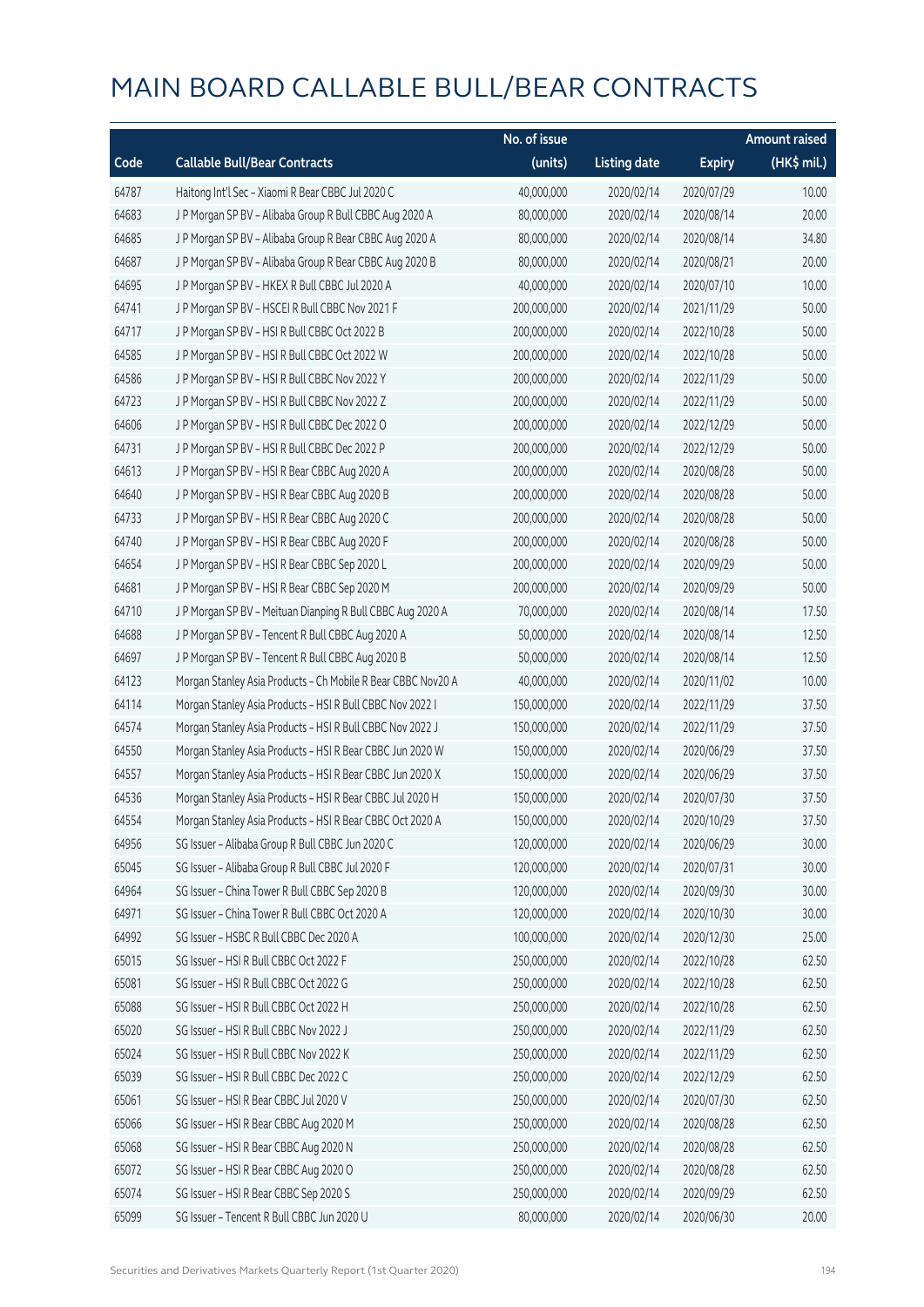# MAIN BOARD CALLABLE BULL/BEAR CONTRACTS

| Code | Callable Bull/Bear Contracts | No. of issue (units) | Listing date | Expiry | Amount raised (HK$ mil.) |
|---|---|---|---|---|---|
| 64787 | Haitong Int'l Sec - Xiaomi R Bear CBBC Jul 2020 C | 40,000,000 | 2020/02/14 | 2020/07/29 | 10.00 |
| 64683 | J P Morgan SP BV - Alibaba Group R Bull CBBC Aug 2020 A | 80,000,000 | 2020/02/14 | 2020/08/14 | 20.00 |
| 64685 | J P Morgan SP BV - Alibaba Group R Bear CBBC Aug 2020 A | 80,000,000 | 2020/02/14 | 2020/08/14 | 34.80 |
| 64687 | J P Morgan SP BV - Alibaba Group R Bear CBBC Aug 2020 B | 80,000,000 | 2020/02/14 | 2020/08/21 | 20.00 |
| 64695 | J P Morgan SP BV - HKEX R Bull CBBC Jul 2020 A | 40,000,000 | 2020/02/14 | 2020/07/10 | 10.00 |
| 64741 | J P Morgan SP BV - HSCEI R Bull CBBC Nov 2021 F | 200,000,000 | 2020/02/14 | 2021/11/29 | 50.00 |
| 64717 | J P Morgan SP BV - HSI R Bull CBBC Oct 2022 B | 200,000,000 | 2020/02/14 | 2022/10/28 | 50.00 |
| 64585 | J P Morgan SP BV - HSI R Bull CBBC Oct 2022 W | 200,000,000 | 2020/02/14 | 2022/10/28 | 50.00 |
| 64586 | J P Morgan SP BV - HSI R Bull CBBC Nov 2022 Y | 200,000,000 | 2020/02/14 | 2022/11/29 | 50.00 |
| 64723 | J P Morgan SP BV - HSI R Bull CBBC Nov 2022 Z | 200,000,000 | 2020/02/14 | 2022/11/29 | 50.00 |
| 64606 | J P Morgan SP BV - HSI R Bull CBBC Dec 2022 O | 200,000,000 | 2020/02/14 | 2022/12/29 | 50.00 |
| 64731 | J P Morgan SP BV - HSI R Bull CBBC Dec 2022 P | 200,000,000 | 2020/02/14 | 2022/12/29 | 50.00 |
| 64613 | J P Morgan SP BV - HSI R Bear CBBC Aug 2020 A | 200,000,000 | 2020/02/14 | 2020/08/28 | 50.00 |
| 64640 | J P Morgan SP BV - HSI R Bear CBBC Aug 2020 B | 200,000,000 | 2020/02/14 | 2020/08/28 | 50.00 |
| 64733 | J P Morgan SP BV - HSI R Bear CBBC Aug 2020 C | 200,000,000 | 2020/02/14 | 2020/08/28 | 50.00 |
| 64740 | J P Morgan SP BV - HSI R Bear CBBC Aug 2020 F | 200,000,000 | 2020/02/14 | 2020/08/28 | 50.00 |
| 64654 | J P Morgan SP BV - HSI R Bear CBBC Sep 2020 L | 200,000,000 | 2020/02/14 | 2020/09/29 | 50.00 |
| 64681 | J P Morgan SP BV - HSI R Bear CBBC Sep 2020 M | 200,000,000 | 2020/02/14 | 2020/09/29 | 50.00 |
| 64710 | J P Morgan SP BV - Meituan Dianping R Bull CBBC Aug 2020 A | 70,000,000 | 2020/02/14 | 2020/08/14 | 17.50 |
| 64688 | J P Morgan SP BV - Tencent R Bull CBBC Aug 2020 A | 50,000,000 | 2020/02/14 | 2020/08/14 | 12.50 |
| 64697 | J P Morgan SP BV - Tencent R Bull CBBC Aug 2020 B | 50,000,000 | 2020/02/14 | 2020/08/14 | 12.50 |
| 64123 | Morgan Stanley Asia Products - Ch Mobile R Bear CBBC Nov20 A | 40,000,000 | 2020/02/14 | 2020/11/02 | 10.00 |
| 64114 | Morgan Stanley Asia Products - HSI R Bull CBBC Nov 2022 I | 150,000,000 | 2020/02/14 | 2022/11/29 | 37.50 |
| 64574 | Morgan Stanley Asia Products - HSI R Bull CBBC Nov 2022 J | 150,000,000 | 2020/02/14 | 2022/11/29 | 37.50 |
| 64550 | Morgan Stanley Asia Products - HSI R Bear CBBC Jun 2020 W | 150,000,000 | 2020/02/14 | 2020/06/29 | 37.50 |
| 64557 | Morgan Stanley Asia Products - HSI R Bear CBBC Jun 2020 X | 150,000,000 | 2020/02/14 | 2020/06/29 | 37.50 |
| 64536 | Morgan Stanley Asia Products - HSI R Bear CBBC Jul 2020 H | 150,000,000 | 2020/02/14 | 2020/07/30 | 37.50 |
| 64554 | Morgan Stanley Asia Products - HSI R Bear CBBC Oct 2020 A | 150,000,000 | 2020/02/14 | 2020/10/29 | 37.50 |
| 64956 | SG Issuer - Alibaba Group R Bull CBBC Jun 2020 C | 120,000,000 | 2020/02/14 | 2020/06/29 | 30.00 |
| 65045 | SG Issuer - Alibaba Group R Bull CBBC Jul 2020 F | 120,000,000 | 2020/02/14 | 2020/07/31 | 30.00 |
| 64964 | SG Issuer - China Tower R Bull CBBC Sep 2020 B | 120,000,000 | 2020/02/14 | 2020/09/30 | 30.00 |
| 64971 | SG Issuer - China Tower R Bull CBBC Oct 2020 A | 120,000,000 | 2020/02/14 | 2020/10/30 | 30.00 |
| 64992 | SG Issuer - HSBC R Bull CBBC Dec 2020 A | 100,000,000 | 2020/02/14 | 2020/12/30 | 25.00 |
| 65015 | SG Issuer - HSI R Bull CBBC Oct 2022 F | 250,000,000 | 2020/02/14 | 2022/10/28 | 62.50 |
| 65081 | SG Issuer - HSI R Bull CBBC Oct 2022 G | 250,000,000 | 2020/02/14 | 2022/10/28 | 62.50 |
| 65088 | SG Issuer - HSI R Bull CBBC Oct 2022 H | 250,000,000 | 2020/02/14 | 2022/10/28 | 62.50 |
| 65020 | SG Issuer - HSI R Bull CBBC Nov 2022 J | 250,000,000 | 2020/02/14 | 2022/11/29 | 62.50 |
| 65024 | SG Issuer - HSI R Bull CBBC Nov 2022 K | 250,000,000 | 2020/02/14 | 2022/11/29 | 62.50 |
| 65039 | SG Issuer - HSI R Bull CBBC Dec 2022 C | 250,000,000 | 2020/02/14 | 2022/12/29 | 62.50 |
| 65061 | SG Issuer - HSI R Bear CBBC Jul 2020 V | 250,000,000 | 2020/02/14 | 2020/07/30 | 62.50 |
| 65066 | SG Issuer - HSI R Bear CBBC Aug 2020 M | 250,000,000 | 2020/02/14 | 2020/08/28 | 62.50 |
| 65068 | SG Issuer - HSI R Bear CBBC Aug 2020 N | 250,000,000 | 2020/02/14 | 2020/08/28 | 62.50 |
| 65072 | SG Issuer - HSI R Bear CBBC Aug 2020 O | 250,000,000 | 2020/02/14 | 2020/08/28 | 62.50 |
| 65074 | SG Issuer - HSI R Bear CBBC Sep 2020 S | 250,000,000 | 2020/02/14 | 2020/09/29 | 62.50 |
| 65099 | SG Issuer - Tencent R Bull CBBC Jun 2020 U | 80,000,000 | 2020/02/14 | 2020/06/30 | 20.00 |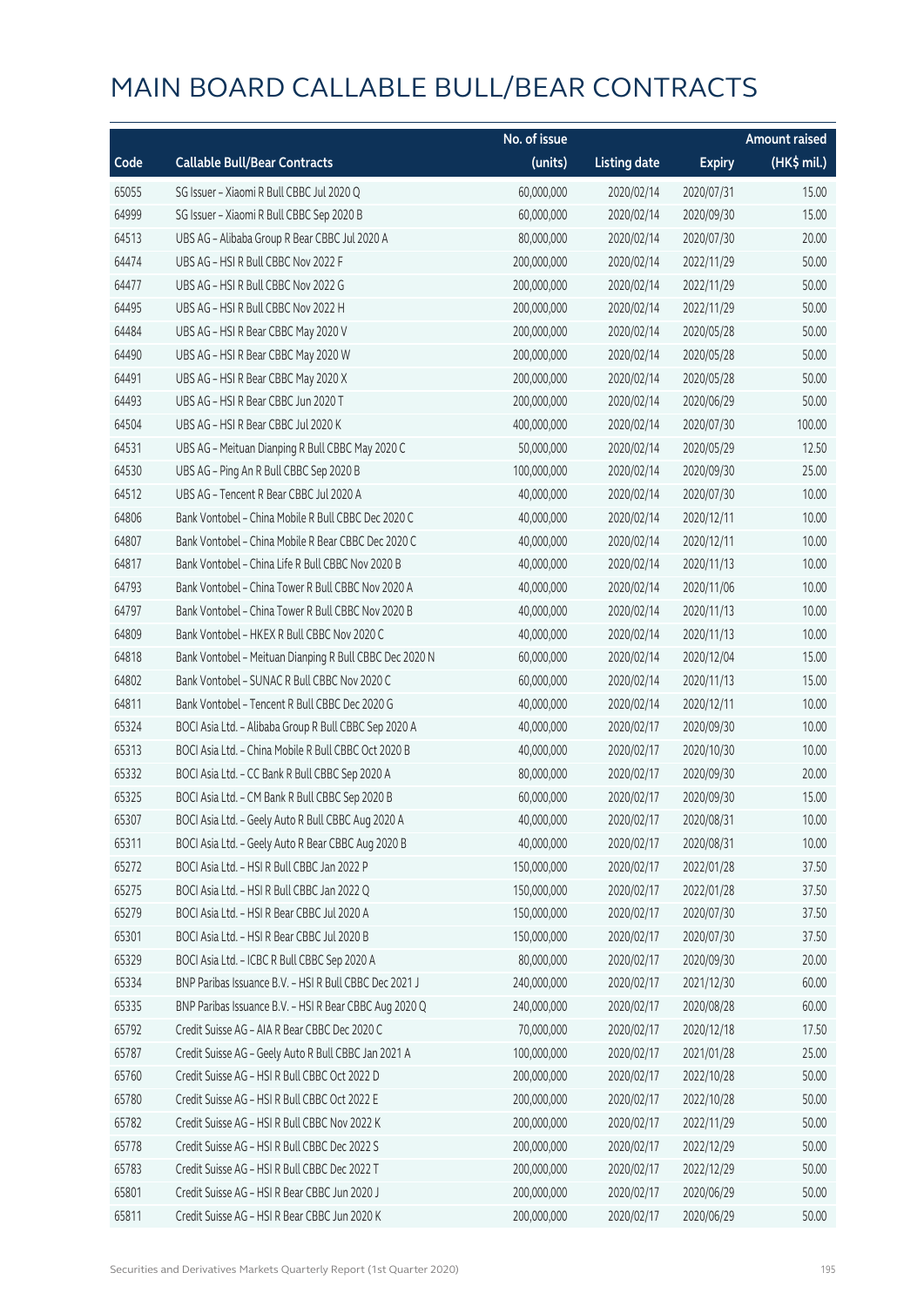# MAIN BOARD CALLABLE BULL/BEAR CONTRACTS

| Code | Callable Bull/Bear Contracts | No. of issue (units) | Listing date | Expiry | Amount raised (HK$ mil.) |
|---|---|---|---|---|---|
| 65055 | SG Issuer – Xiaomi R Bull CBBC Jul 2020 Q | 60,000,000 | 2020/02/14 | 2020/07/31 | 15.00 |
| 64999 | SG Issuer – Xiaomi R Bull CBBC Sep 2020 B | 60,000,000 | 2020/02/14 | 2020/09/30 | 15.00 |
| 64513 | UBS AG – Alibaba Group R Bear CBBC Jul 2020 A | 80,000,000 | 2020/02/14 | 2020/07/30 | 20.00 |
| 64474 | UBS AG – HSI R Bull CBBC Nov 2022 F | 200,000,000 | 2020/02/14 | 2022/11/29 | 50.00 |
| 64477 | UBS AG – HSI R Bull CBBC Nov 2022 G | 200,000,000 | 2020/02/14 | 2022/11/29 | 50.00 |
| 64495 | UBS AG – HSI R Bull CBBC Nov 2022 H | 200,000,000 | 2020/02/14 | 2022/11/29 | 50.00 |
| 64484 | UBS AG – HSI R Bear CBBC May 2020 V | 200,000,000 | 2020/02/14 | 2020/05/28 | 50.00 |
| 64490 | UBS AG – HSI R Bear CBBC May 2020 W | 200,000,000 | 2020/02/14 | 2020/05/28 | 50.00 |
| 64491 | UBS AG – HSI R Bear CBBC May 2020 X | 200,000,000 | 2020/02/14 | 2020/05/28 | 50.00 |
| 64493 | UBS AG – HSI R Bear CBBC Jun 2020 T | 200,000,000 | 2020/02/14 | 2020/06/29 | 50.00 |
| 64504 | UBS AG – HSI R Bear CBBC Jul 2020 K | 400,000,000 | 2020/02/14 | 2020/07/30 | 100.00 |
| 64531 | UBS AG – Meituan Dianping R Bull CBBC May 2020 C | 50,000,000 | 2020/02/14 | 2020/05/29 | 12.50 |
| 64530 | UBS AG – Ping An R Bull CBBC Sep 2020 B | 100,000,000 | 2020/02/14 | 2020/09/30 | 25.00 |
| 64512 | UBS AG – Tencent R Bear CBBC Jul 2020 A | 40,000,000 | 2020/02/14 | 2020/07/30 | 10.00 |
| 64806 | Bank Vontobel – China Mobile R Bull CBBC Dec 2020 C | 40,000,000 | 2020/02/14 | 2020/12/11 | 10.00 |
| 64807 | Bank Vontobel – China Mobile R Bear CBBC Dec 2020 C | 40,000,000 | 2020/02/14 | 2020/12/11 | 10.00 |
| 64817 | Bank Vontobel – China Life R Bull CBBC Nov 2020 B | 40,000,000 | 2020/02/14 | 2020/11/13 | 10.00 |
| 64793 | Bank Vontobel – China Tower R Bull CBBC Nov 2020 A | 40,000,000 | 2020/02/14 | 2020/11/06 | 10.00 |
| 64797 | Bank Vontobel – China Tower R Bull CBBC Nov 2020 B | 40,000,000 | 2020/02/14 | 2020/11/13 | 10.00 |
| 64809 | Bank Vontobel – HKEX R Bull CBBC Nov 2020 C | 40,000,000 | 2020/02/14 | 2020/11/13 | 10.00 |
| 64818 | Bank Vontobel – Meituan Dianping R Bull CBBC Dec 2020 N | 60,000,000 | 2020/02/14 | 2020/12/04 | 15.00 |
| 64802 | Bank Vontobel – SUNAC R Bull CBBC Nov 2020 C | 60,000,000 | 2020/02/14 | 2020/11/13 | 15.00 |
| 64811 | Bank Vontobel – Tencent R Bull CBBC Dec 2020 G | 40,000,000 | 2020/02/14 | 2020/12/11 | 10.00 |
| 65324 | BOCI Asia Ltd. – Alibaba Group R Bull CBBC Sep 2020 A | 40,000,000 | 2020/02/17 | 2020/09/30 | 10.00 |
| 65313 | BOCI Asia Ltd. – China Mobile R Bull CBBC Oct 2020 B | 40,000,000 | 2020/02/17 | 2020/10/30 | 10.00 |
| 65332 | BOCI Asia Ltd. – CC Bank R Bull CBBC Sep 2020 A | 80,000,000 | 2020/02/17 | 2020/09/30 | 20.00 |
| 65325 | BOCI Asia Ltd. – CM Bank R Bull CBBC Sep 2020 B | 60,000,000 | 2020/02/17 | 2020/09/30 | 15.00 |
| 65307 | BOCI Asia Ltd. – Geely Auto R Bull CBBC Aug 2020 A | 40,000,000 | 2020/02/17 | 2020/08/31 | 10.00 |
| 65311 | BOCI Asia Ltd. – Geely Auto R Bear CBBC Aug 2020 B | 40,000,000 | 2020/02/17 | 2020/08/31 | 10.00 |
| 65272 | BOCI Asia Ltd. – HSI R Bull CBBC Jan 2022 P | 150,000,000 | 2020/02/17 | 2022/01/28 | 37.50 |
| 65275 | BOCI Asia Ltd. – HSI R Bull CBBC Jan 2022 Q | 150,000,000 | 2020/02/17 | 2022/01/28 | 37.50 |
| 65279 | BOCI Asia Ltd. – HSI R Bear CBBC Jul 2020 A | 150,000,000 | 2020/02/17 | 2020/07/30 | 37.50 |
| 65301 | BOCI Asia Ltd. – HSI R Bear CBBC Jul 2020 B | 150,000,000 | 2020/02/17 | 2020/07/30 | 37.50 |
| 65329 | BOCI Asia Ltd. – ICBC R Bull CBBC Sep 2020 A | 80,000,000 | 2020/02/17 | 2020/09/30 | 20.00 |
| 65334 | BNP Paribas Issuance B.V. – HSI R Bull CBBC Dec 2021 J | 240,000,000 | 2020/02/17 | 2021/12/30 | 60.00 |
| 65335 | BNP Paribas Issuance B.V. – HSI R Bear CBBC Aug 2020 Q | 240,000,000 | 2020/02/17 | 2020/08/28 | 60.00 |
| 65792 | Credit Suisse AG – AIA R Bear CBBC Dec 2020 C | 70,000,000 | 2020/02/17 | 2020/12/18 | 17.50 |
| 65787 | Credit Suisse AG – Geely Auto R Bull CBBC Jan 2021 A | 100,000,000 | 2020/02/17 | 2021/01/28 | 25.00 |
| 65760 | Credit Suisse AG – HSI R Bull CBBC Oct 2022 D | 200,000,000 | 2020/02/17 | 2022/10/28 | 50.00 |
| 65780 | Credit Suisse AG – HSI R Bull CBBC Oct 2022 E | 200,000,000 | 2020/02/17 | 2022/10/28 | 50.00 |
| 65782 | Credit Suisse AG – HSI R Bull CBBC Nov 2022 K | 200,000,000 | 2020/02/17 | 2022/11/29 | 50.00 |
| 65778 | Credit Suisse AG – HSI R Bull CBBC Dec 2022 S | 200,000,000 | 2020/02/17 | 2022/12/29 | 50.00 |
| 65783 | Credit Suisse AG – HSI R Bull CBBC Dec 2022 T | 200,000,000 | 2020/02/17 | 2022/12/29 | 50.00 |
| 65801 | Credit Suisse AG – HSI R Bear CBBC Jun 2020 J | 200,000,000 | 2020/02/17 | 2020/06/29 | 50.00 |
| 65811 | Credit Suisse AG – HSI R Bear CBBC Jun 2020 K | 200,000,000 | 2020/02/17 | 2020/06/29 | 50.00 |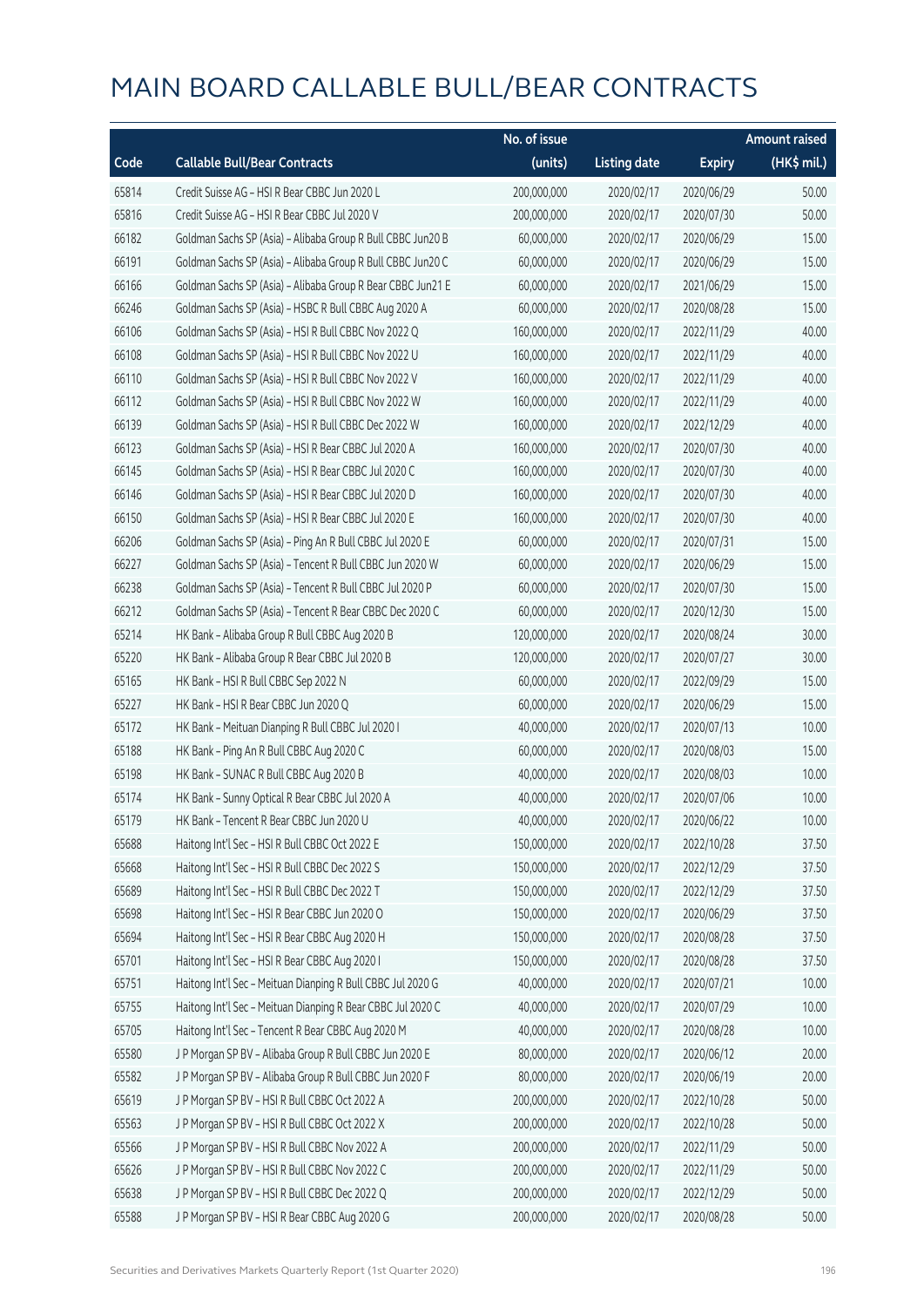# MAIN BOARD CALLABLE BULL/BEAR CONTRACTS

| Code | Callable Bull/Bear Contracts | No. of issue (units) | Listing date | Expiry | Amount raised (HK$ mil.) |
|---|---|---|---|---|---|
| 65814 | Credit Suisse AG – HSI R Bear CBBC Jun 2020 L | 200,000,000 | 2020/02/17 | 2020/06/29 | 50.00 |
| 65816 | Credit Suisse AG – HSI R Bear CBBC Jul 2020 V | 200,000,000 | 2020/02/17 | 2020/07/30 | 50.00 |
| 66182 | Goldman Sachs SP (Asia) – Alibaba Group R Bull CBBC Jun20 B | 60,000,000 | 2020/02/17 | 2020/06/29 | 15.00 |
| 66191 | Goldman Sachs SP (Asia) – Alibaba Group R Bull CBBC Jun20 C | 60,000,000 | 2020/02/17 | 2020/06/29 | 15.00 |
| 66166 | Goldman Sachs SP (Asia) – Alibaba Group R Bear CBBC Jun21 E | 60,000,000 | 2020/02/17 | 2021/06/29 | 15.00 |
| 66246 | Goldman Sachs SP (Asia) – HSBC R Bull CBBC Aug 2020 A | 60,000,000 | 2020/02/17 | 2020/08/28 | 15.00 |
| 66106 | Goldman Sachs SP (Asia) – HSI R Bull CBBC Nov 2022 Q | 160,000,000 | 2020/02/17 | 2022/11/29 | 40.00 |
| 66108 | Goldman Sachs SP (Asia) – HSI R Bull CBBC Nov 2022 U | 160,000,000 | 2020/02/17 | 2022/11/29 | 40.00 |
| 66110 | Goldman Sachs SP (Asia) – HSI R Bull CBBC Nov 2022 V | 160,000,000 | 2020/02/17 | 2022/11/29 | 40.00 |
| 66112 | Goldman Sachs SP (Asia) – HSI R Bull CBBC Nov 2022 W | 160,000,000 | 2020/02/17 | 2022/11/29 | 40.00 |
| 66139 | Goldman Sachs SP (Asia) – HSI R Bull CBBC Dec 2022 W | 160,000,000 | 2020/02/17 | 2022/12/29 | 40.00 |
| 66123 | Goldman Sachs SP (Asia) – HSI R Bear CBBC Jul 2020 A | 160,000,000 | 2020/02/17 | 2020/07/30 | 40.00 |
| 66145 | Goldman Sachs SP (Asia) – HSI R Bear CBBC Jul 2020 C | 160,000,000 | 2020/02/17 | 2020/07/30 | 40.00 |
| 66146 | Goldman Sachs SP (Asia) – HSI R Bear CBBC Jul 2020 D | 160,000,000 | 2020/02/17 | 2020/07/30 | 40.00 |
| 66150 | Goldman Sachs SP (Asia) – HSI R Bear CBBC Jul 2020 E | 160,000,000 | 2020/02/17 | 2020/07/30 | 40.00 |
| 66206 | Goldman Sachs SP (Asia) – Ping An R Bull CBBC Jul 2020 E | 60,000,000 | 2020/02/17 | 2020/07/31 | 15.00 |
| 66227 | Goldman Sachs SP (Asia) – Tencent R Bull CBBC Jun 2020 W | 60,000,000 | 2020/02/17 | 2020/06/29 | 15.00 |
| 66238 | Goldman Sachs SP (Asia) – Tencent R Bull CBBC Jul 2020 P | 60,000,000 | 2020/02/17 | 2020/07/30 | 15.00 |
| 66212 | Goldman Sachs SP (Asia) – Tencent R Bear CBBC Dec 2020 C | 60,000,000 | 2020/02/17 | 2020/12/30 | 15.00 |
| 65214 | HK Bank – Alibaba Group R Bull CBBC Aug 2020 B | 120,000,000 | 2020/02/17 | 2020/08/24 | 30.00 |
| 65220 | HK Bank – Alibaba Group R Bear CBBC Jul 2020 B | 120,000,000 | 2020/02/17 | 2020/07/27 | 30.00 |
| 65165 | HK Bank – HSI R Bull CBBC Sep 2022 N | 60,000,000 | 2020/02/17 | 2022/09/29 | 15.00 |
| 65227 | HK Bank – HSI R Bear CBBC Jun 2020 Q | 60,000,000 | 2020/02/17 | 2020/06/29 | 15.00 |
| 65172 | HK Bank – Meituan Dianping R Bull CBBC Jul 2020 I | 40,000,000 | 2020/02/17 | 2020/07/13 | 10.00 |
| 65188 | HK Bank – Ping An R Bull CBBC Aug 2020 C | 60,000,000 | 2020/02/17 | 2020/08/03 | 15.00 |
| 65198 | HK Bank – SUNAC R Bull CBBC Aug 2020 B | 40,000,000 | 2020/02/17 | 2020/08/03 | 10.00 |
| 65174 | HK Bank – Sunny Optical R Bear CBBC Jul 2020 A | 40,000,000 | 2020/02/17 | 2020/07/06 | 10.00 |
| 65179 | HK Bank – Tencent R Bear CBBC Jun 2020 U | 40,000,000 | 2020/02/17 | 2020/06/22 | 10.00 |
| 65688 | Haitong Int'l Sec – HSI R Bull CBBC Oct 2022 E | 150,000,000 | 2020/02/17 | 2022/10/28 | 37.50 |
| 65668 | Haitong Int'l Sec – HSI R Bull CBBC Dec 2022 S | 150,000,000 | 2020/02/17 | 2022/12/29 | 37.50 |
| 65689 | Haitong Int'l Sec – HSI R Bull CBBC Dec 2022 T | 150,000,000 | 2020/02/17 | 2022/12/29 | 37.50 |
| 65698 | Haitong Int'l Sec – HSI R Bear CBBC Jun 2020 O | 150,000,000 | 2020/02/17 | 2020/06/29 | 37.50 |
| 65694 | Haitong Int'l Sec – HSI R Bear CBBC Aug 2020 H | 150,000,000 | 2020/02/17 | 2020/08/28 | 37.50 |
| 65701 | Haitong Int'l Sec – HSI R Bear CBBC Aug 2020 I | 150,000,000 | 2020/02/17 | 2020/08/28 | 37.50 |
| 65751 | Haitong Int'l Sec – Meituan Dianping R Bull CBBC Jul 2020 G | 40,000,000 | 2020/02/17 | 2020/07/21 | 10.00 |
| 65755 | Haitong Int'l Sec – Meituan Dianping R Bear CBBC Jul 2020 C | 40,000,000 | 2020/02/17 | 2020/07/29 | 10.00 |
| 65705 | Haitong Int'l Sec – Tencent R Bear CBBC Aug 2020 M | 40,000,000 | 2020/02/17 | 2020/08/28 | 10.00 |
| 65580 | J P Morgan SP BV – Alibaba Group R Bull CBBC Jun 2020 E | 80,000,000 | 2020/02/17 | 2020/06/12 | 20.00 |
| 65582 | J P Morgan SP BV – Alibaba Group R Bull CBBC Jun 2020 F | 80,000,000 | 2020/02/17 | 2020/06/19 | 20.00 |
| 65619 | J P Morgan SP BV – HSI R Bull CBBC Oct 2022 A | 200,000,000 | 2020/02/17 | 2022/10/28 | 50.00 |
| 65563 | J P Morgan SP BV – HSI R Bull CBBC Oct 2022 X | 200,000,000 | 2020/02/17 | 2022/10/28 | 50.00 |
| 65566 | J P Morgan SP BV – HSI R Bull CBBC Nov 2022 A | 200,000,000 | 2020/02/17 | 2022/11/29 | 50.00 |
| 65626 | J P Morgan SP BV – HSI R Bull CBBC Nov 2022 C | 200,000,000 | 2020/02/17 | 2022/11/29 | 50.00 |
| 65638 | J P Morgan SP BV – HSI R Bull CBBC Dec 2022 Q | 200,000,000 | 2020/02/17 | 2022/12/29 | 50.00 |
| 65588 | J P Morgan SP BV – HSI R Bear CBBC Aug 2020 G | 200,000,000 | 2020/02/17 | 2020/08/28 | 50.00 |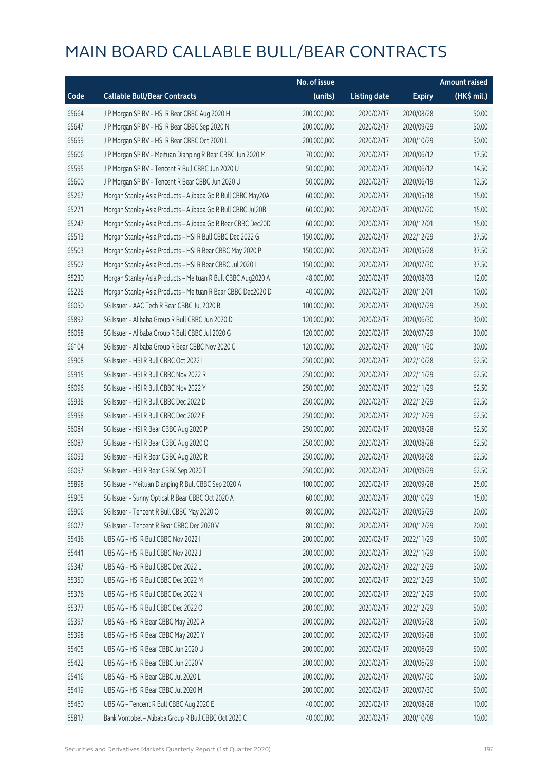# MAIN BOARD CALLABLE BULL/BEAR CONTRACTS

| Code | Callable Bull/Bear Contracts | No. of issue (units) | Listing date | Expiry | Amount raised (HK$ mil.) |
|---|---|---|---|---|---|
| 65664 | J P Morgan SP BV – HSI R Bear CBBC Aug 2020 H | 200,000,000 | 2020/02/17 | 2020/08/28 | 50.00 |
| 65647 | J P Morgan SP BV – HSI R Bear CBBC Sep 2020 N | 200,000,000 | 2020/02/17 | 2020/09/29 | 50.00 |
| 65659 | J P Morgan SP BV – HSI R Bear CBBC Oct 2020 L | 200,000,000 | 2020/02/17 | 2020/10/29 | 50.00 |
| 65606 | J P Morgan SP BV – Meituan Dianping R Bear CBBC Jun 2020 M | 70,000,000 | 2020/02/17 | 2020/06/12 | 17.50 |
| 65595 | J P Morgan SP BV – Tencent R Bull CBBC Jun 2020 U | 50,000,000 | 2020/02/17 | 2020/06/12 | 14.50 |
| 65600 | J P Morgan SP BV – Tencent R Bear CBBC Jun 2020 U | 50,000,000 | 2020/02/17 | 2020/06/19 | 12.50 |
| 65267 | Morgan Stanley Asia Products – Alibaba Gp R Bull CBBC May20A | 60,000,000 | 2020/02/17 | 2020/05/18 | 15.00 |
| 65271 | Morgan Stanley Asia Products – Alibaba Gp R Bull CBBC Jul20B | 60,000,000 | 2020/02/17 | 2020/07/20 | 15.00 |
| 65247 | Morgan Stanley Asia Products – Alibaba Gp R Bear CBBC Dec20D | 60,000,000 | 2020/02/17 | 2020/12/01 | 15.00 |
| 65513 | Morgan Stanley Asia Products – HSI R Bull CBBC Dec 2022 G | 150,000,000 | 2020/02/17 | 2022/12/29 | 37.50 |
| 65503 | Morgan Stanley Asia Products – HSI R Bear CBBC May 2020 P | 150,000,000 | 2020/02/17 | 2020/05/28 | 37.50 |
| 65502 | Morgan Stanley Asia Products – HSI R Bear CBBC Jul 2020 I | 150,000,000 | 2020/02/17 | 2020/07/30 | 37.50 |
| 65230 | Morgan Stanley Asia Products – Meituan R Bull CBBC Aug2020 A | 48,000,000 | 2020/02/17 | 2020/08/03 | 12.00 |
| 65228 | Morgan Stanley Asia Products – Meituan R Bear CBBC Dec2020 D | 40,000,000 | 2020/02/17 | 2020/12/01 | 10.00 |
| 66050 | SG Issuer – AAC Tech R Bear CBBC Jul 2020 B | 100,000,000 | 2020/02/17 | 2020/07/29 | 25.00 |
| 65892 | SG Issuer – Alibaba Group R Bull CBBC Jun 2020 D | 120,000,000 | 2020/02/17 | 2020/06/30 | 30.00 |
| 66058 | SG Issuer – Alibaba Group R Bull CBBC Jul 2020 G | 120,000,000 | 2020/02/17 | 2020/07/29 | 30.00 |
| 66104 | SG Issuer – Alibaba Group R Bear CBBC Nov 2020 C | 120,000,000 | 2020/02/17 | 2020/11/30 | 30.00 |
| 65908 | SG Issuer – HSI R Bull CBBC Oct 2022 I | 250,000,000 | 2020/02/17 | 2022/10/28 | 62.50 |
| 65915 | SG Issuer – HSI R Bull CBBC Nov 2022 R | 250,000,000 | 2020/02/17 | 2022/11/29 | 62.50 |
| 66096 | SG Issuer – HSI R Bull CBBC Nov 2022 Y | 250,000,000 | 2020/02/17 | 2022/11/29 | 62.50 |
| 65938 | SG Issuer – HSI R Bull CBBC Dec 2022 D | 250,000,000 | 2020/02/17 | 2022/12/29 | 62.50 |
| 65958 | SG Issuer – HSI R Bull CBBC Dec 2022 E | 250,000,000 | 2020/02/17 | 2022/12/29 | 62.50 |
| 66084 | SG Issuer – HSI R Bear CBBC Aug 2020 P | 250,000,000 | 2020/02/17 | 2020/08/28 | 62.50 |
| 66087 | SG Issuer – HSI R Bear CBBC Aug 2020 Q | 250,000,000 | 2020/02/17 | 2020/08/28 | 62.50 |
| 66093 | SG Issuer – HSI R Bear CBBC Aug 2020 R | 250,000,000 | 2020/02/17 | 2020/08/28 | 62.50 |
| 66097 | SG Issuer – HSI R Bear CBBC Sep 2020 T | 250,000,000 | 2020/02/17 | 2020/09/29 | 62.50 |
| 65898 | SG Issuer – Meituan Dianping R Bull CBBC Sep 2020 A | 100,000,000 | 2020/02/17 | 2020/09/28 | 25.00 |
| 65905 | SG Issuer – Sunny Optical R Bear CBBC Oct 2020 A | 60,000,000 | 2020/02/17 | 2020/10/29 | 15.00 |
| 65906 | SG Issuer – Tencent R Bull CBBC May 2020 O | 80,000,000 | 2020/02/17 | 2020/05/29 | 20.00 |
| 66077 | SG Issuer – Tencent R Bear CBBC Dec 2020 V | 80,000,000 | 2020/02/17 | 2020/12/29 | 20.00 |
| 65436 | UBS AG – HSI R Bull CBBC Nov 2022 I | 200,000,000 | 2020/02/17 | 2022/11/29 | 50.00 |
| 65441 | UBS AG – HSI R Bull CBBC Nov 2022 J | 200,000,000 | 2020/02/17 | 2022/11/29 | 50.00 |
| 65347 | UBS AG – HSI R Bull CBBC Dec 2022 L | 200,000,000 | 2020/02/17 | 2022/12/29 | 50.00 |
| 65350 | UBS AG – HSI R Bull CBBC Dec 2022 M | 200,000,000 | 2020/02/17 | 2022/12/29 | 50.00 |
| 65376 | UBS AG – HSI R Bull CBBC Dec 2022 N | 200,000,000 | 2020/02/17 | 2022/12/29 | 50.00 |
| 65377 | UBS AG – HSI R Bull CBBC Dec 2022 O | 200,000,000 | 2020/02/17 | 2022/12/29 | 50.00 |
| 65397 | UBS AG – HSI R Bear CBBC May 2020 A | 200,000,000 | 2020/02/17 | 2020/05/28 | 50.00 |
| 65398 | UBS AG – HSI R Bear CBBC May 2020 Y | 200,000,000 | 2020/02/17 | 2020/05/28 | 50.00 |
| 65405 | UBS AG – HSI R Bear CBBC Jun 2020 U | 200,000,000 | 2020/02/17 | 2020/06/29 | 50.00 |
| 65422 | UBS AG – HSI R Bear CBBC Jun 2020 V | 200,000,000 | 2020/02/17 | 2020/06/29 | 50.00 |
| 65416 | UBS AG – HSI R Bear CBBC Jul 2020 L | 200,000,000 | 2020/02/17 | 2020/07/30 | 50.00 |
| 65419 | UBS AG – HSI R Bear CBBC Jul 2020 M | 200,000,000 | 2020/02/17 | 2020/07/30 | 50.00 |
| 65460 | UBS AG – Tencent R Bull CBBC Aug 2020 E | 40,000,000 | 2020/02/17 | 2020/08/28 | 10.00 |
| 65817 | Bank Vontobel – Alibaba Group R Bull CBBC Oct 2020 C | 40,000,000 | 2020/02/17 | 2020/10/09 | 10.00 |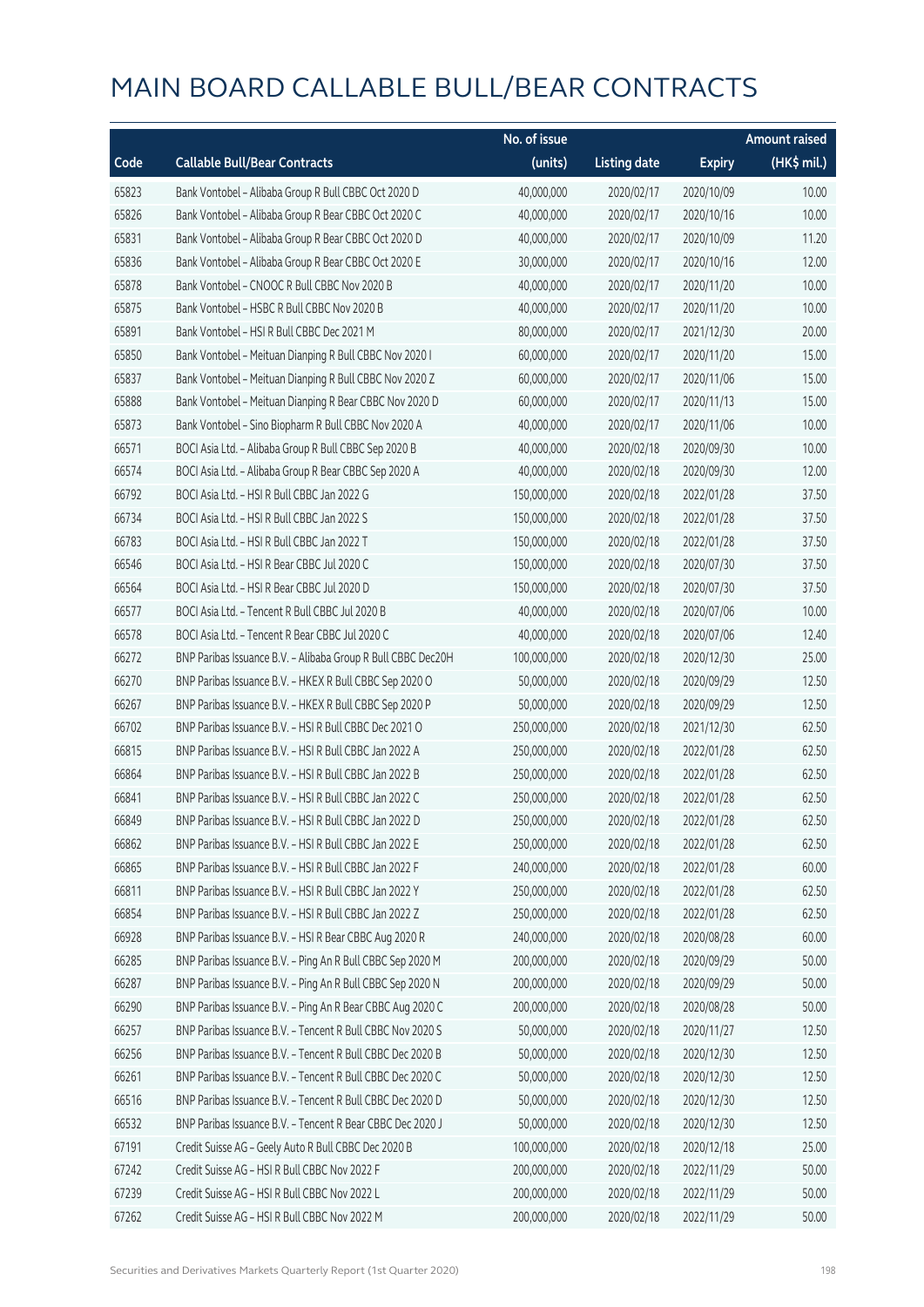# MAIN BOARD CALLABLE BULL/BEAR CONTRACTS

| Code | Callable Bull/Bear Contracts | No. of issue (units) | Listing date | Expiry | Amount raised (HK$ mil.) |
|---|---|---|---|---|---|
| 65823 | Bank Vontobel – Alibaba Group R Bull CBBC Oct 2020 D | 40,000,000 | 2020/02/17 | 2020/10/09 | 10.00 |
| 65826 | Bank Vontobel – Alibaba Group R Bear CBBC Oct 2020 C | 40,000,000 | 2020/02/17 | 2020/10/16 | 10.00 |
| 65831 | Bank Vontobel – Alibaba Group R Bear CBBC Oct 2020 D | 40,000,000 | 2020/02/17 | 2020/10/09 | 11.20 |
| 65836 | Bank Vontobel – Alibaba Group R Bear CBBC Oct 2020 E | 30,000,000 | 2020/02/17 | 2020/10/16 | 12.00 |
| 65878 | Bank Vontobel – CNOOC R Bull CBBC Nov 2020 B | 40,000,000 | 2020/02/17 | 2020/11/20 | 10.00 |
| 65875 | Bank Vontobel – HSBC R Bull CBBC Nov 2020 B | 40,000,000 | 2020/02/17 | 2020/11/20 | 10.00 |
| 65891 | Bank Vontobel – HSI R Bull CBBC Dec 2021 M | 80,000,000 | 2020/02/17 | 2021/12/30 | 20.00 |
| 65850 | Bank Vontobel – Meituan Dianping R Bull CBBC Nov 2020 I | 60,000,000 | 2020/02/17 | 2020/11/20 | 15.00 |
| 65837 | Bank Vontobel – Meituan Dianping R Bull CBBC Nov 2020 Z | 60,000,000 | 2020/02/17 | 2020/11/06 | 15.00 |
| 65888 | Bank Vontobel – Meituan Dianping R Bear CBBC Nov 2020 D | 60,000,000 | 2020/02/17 | 2020/11/13 | 15.00 |
| 65873 | Bank Vontobel – Sino Biopharm R Bull CBBC Nov 2020 A | 40,000,000 | 2020/02/17 | 2020/11/06 | 10.00 |
| 66571 | BOCI Asia Ltd. – Alibaba Group R Bull CBBC Sep 2020 B | 40,000,000 | 2020/02/18 | 2020/09/30 | 10.00 |
| 66574 | BOCI Asia Ltd. – Alibaba Group R Bear CBBC Sep 2020 A | 40,000,000 | 2020/02/18 | 2020/09/30 | 12.00 |
| 66792 | BOCI Asia Ltd. – HSI R Bull CBBC Jan 2022 G | 150,000,000 | 2020/02/18 | 2022/01/28 | 37.50 |
| 66734 | BOCI Asia Ltd. – HSI R Bull CBBC Jan 2022 S | 150,000,000 | 2020/02/18 | 2022/01/28 | 37.50 |
| 66783 | BOCI Asia Ltd. – HSI R Bull CBBC Jan 2022 T | 150,000,000 | 2020/02/18 | 2022/01/28 | 37.50 |
| 66546 | BOCI Asia Ltd. – HSI R Bear CBBC Jul 2020 C | 150,000,000 | 2020/02/18 | 2020/07/30 | 37.50 |
| 66564 | BOCI Asia Ltd. – HSI R Bear CBBC Jul 2020 D | 150,000,000 | 2020/02/18 | 2020/07/30 | 37.50 |
| 66577 | BOCI Asia Ltd. – Tencent R Bull CBBC Jul 2020 B | 40,000,000 | 2020/02/18 | 2020/07/06 | 10.00 |
| 66578 | BOCI Asia Ltd. – Tencent R Bear CBBC Jul 2020 C | 40,000,000 | 2020/02/18 | 2020/07/06 | 12.40 |
| 66272 | BNP Paribas Issuance B.V. – Alibaba Group R Bull CBBC Dec20H | 100,000,000 | 2020/02/18 | 2020/12/30 | 25.00 |
| 66270 | BNP Paribas Issuance B.V. – HKEX R Bull CBBC Sep 2020 O | 50,000,000 | 2020/02/18 | 2020/09/29 | 12.50 |
| 66267 | BNP Paribas Issuance B.V. – HKEX R Bull CBBC Sep 2020 P | 50,000,000 | 2020/02/18 | 2020/09/29 | 12.50 |
| 66702 | BNP Paribas Issuance B.V. – HSI R Bull CBBC Dec 2021 O | 250,000,000 | 2020/02/18 | 2021/12/30 | 62.50 |
| 66815 | BNP Paribas Issuance B.V. – HSI R Bull CBBC Jan 2022 A | 250,000,000 | 2020/02/18 | 2022/01/28 | 62.50 |
| 66864 | BNP Paribas Issuance B.V. – HSI R Bull CBBC Jan 2022 B | 250,000,000 | 2020/02/18 | 2022/01/28 | 62.50 |
| 66841 | BNP Paribas Issuance B.V. – HSI R Bull CBBC Jan 2022 C | 250,000,000 | 2020/02/18 | 2022/01/28 | 62.50 |
| 66849 | BNP Paribas Issuance B.V. – HSI R Bull CBBC Jan 2022 D | 250,000,000 | 2020/02/18 | 2022/01/28 | 62.50 |
| 66862 | BNP Paribas Issuance B.V. – HSI R Bull CBBC Jan 2022 E | 250,000,000 | 2020/02/18 | 2022/01/28 | 62.50 |
| 66865 | BNP Paribas Issuance B.V. – HSI R Bull CBBC Jan 2022 F | 240,000,000 | 2020/02/18 | 2022/01/28 | 60.00 |
| 66811 | BNP Paribas Issuance B.V. – HSI R Bull CBBC Jan 2022 Y | 250,000,000 | 2020/02/18 | 2022/01/28 | 62.50 |
| 66854 | BNP Paribas Issuance B.V. – HSI R Bull CBBC Jan 2022 Z | 250,000,000 | 2020/02/18 | 2022/01/28 | 62.50 |
| 66928 | BNP Paribas Issuance B.V. – HSI R Bear CBBC Aug 2020 R | 240,000,000 | 2020/02/18 | 2020/08/28 | 60.00 |
| 66285 | BNP Paribas Issuance B.V. – Ping An R Bull CBBC Sep 2020 M | 200,000,000 | 2020/02/18 | 2020/09/29 | 50.00 |
| 66287 | BNP Paribas Issuance B.V. – Ping An R Bull CBBC Sep 2020 N | 200,000,000 | 2020/02/18 | 2020/09/29 | 50.00 |
| 66290 | BNP Paribas Issuance B.V. – Ping An R Bear CBBC Aug 2020 C | 200,000,000 | 2020/02/18 | 2020/08/28 | 50.00 |
| 66257 | BNP Paribas Issuance B.V. – Tencent R Bull CBBC Nov 2020 S | 50,000,000 | 2020/02/18 | 2020/11/27 | 12.50 |
| 66256 | BNP Paribas Issuance B.V. – Tencent R Bull CBBC Dec 2020 B | 50,000,000 | 2020/02/18 | 2020/12/30 | 12.50 |
| 66261 | BNP Paribas Issuance B.V. – Tencent R Bull CBBC Dec 2020 C | 50,000,000 | 2020/02/18 | 2020/12/30 | 12.50 |
| 66516 | BNP Paribas Issuance B.V. – Tencent R Bull CBBC Dec 2020 D | 50,000,000 | 2020/02/18 | 2020/12/30 | 12.50 |
| 66532 | BNP Paribas Issuance B.V. – Tencent R Bear CBBC Dec 2020 J | 50,000,000 | 2020/02/18 | 2020/12/30 | 12.50 |
| 67191 | Credit Suisse AG – Geely Auto R Bull CBBC Dec 2020 B | 100,000,000 | 2020/02/18 | 2020/12/18 | 25.00 |
| 67242 | Credit Suisse AG – HSI R Bull CBBC Nov 2022 F | 200,000,000 | 2020/02/18 | 2022/11/29 | 50.00 |
| 67239 | Credit Suisse AG – HSI R Bull CBBC Nov 2022 L | 200,000,000 | 2020/02/18 | 2022/11/29 | 50.00 |
| 67262 | Credit Suisse AG – HSI R Bull CBBC Nov 2022 M | 200,000,000 | 2020/02/18 | 2022/11/29 | 50.00 |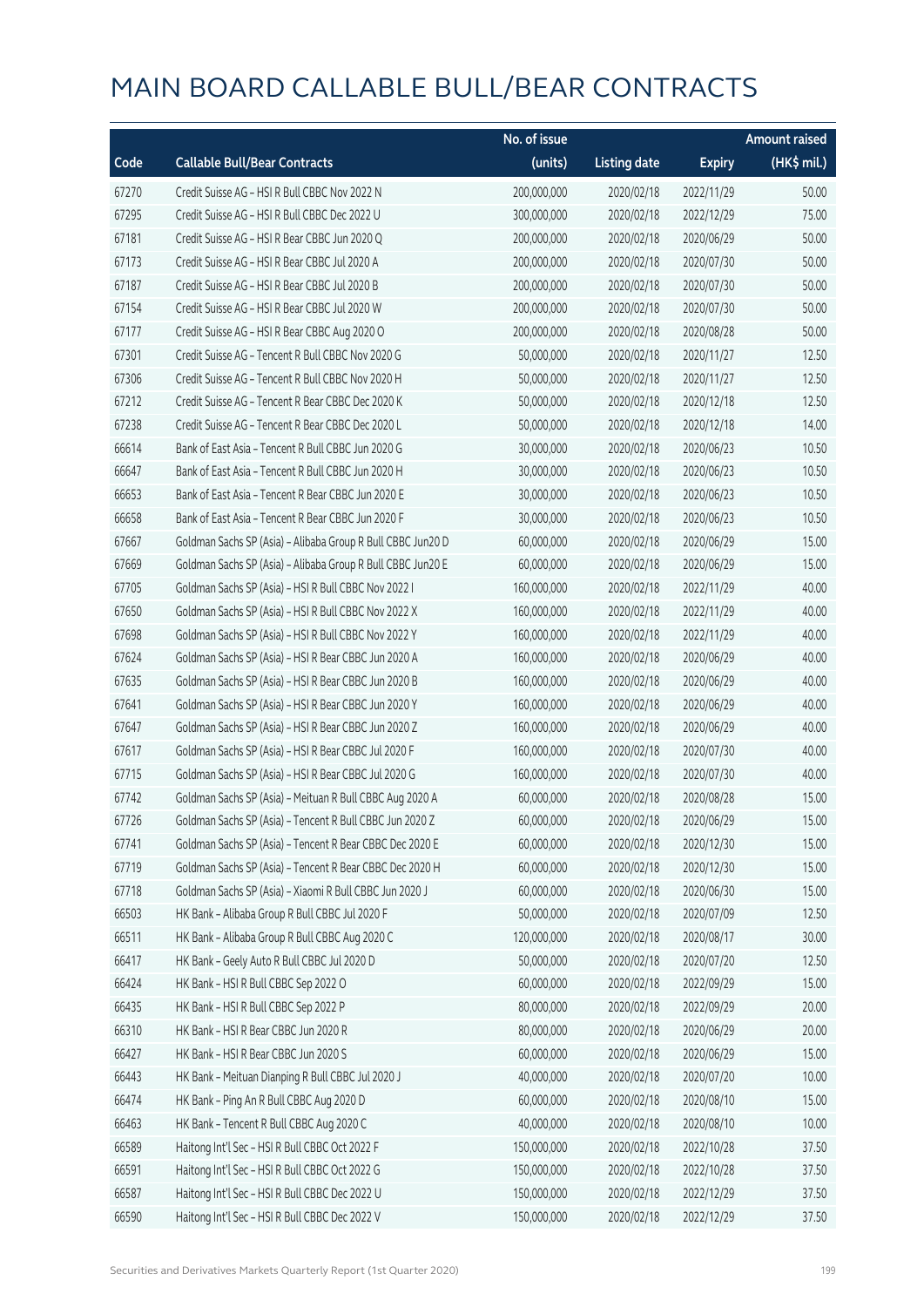# MAIN BOARD CALLABLE BULL/BEAR CONTRACTS

| Code | Callable Bull/Bear Contracts | No. of issue (units) | Listing date | Expiry | Amount raised (HK$ mil.) |
|---|---|---|---|---|---|
| 67270 | Credit Suisse AG – HSI R Bull CBBC Nov 2022 N | 200,000,000 | 2020/02/18 | 2022/11/29 | 50.00 |
| 67295 | Credit Suisse AG – HSI R Bull CBBC Dec 2022 U | 300,000,000 | 2020/02/18 | 2022/12/29 | 75.00 |
| 67181 | Credit Suisse AG – HSI R Bear CBBC Jun 2020 Q | 200,000,000 | 2020/02/18 | 2020/06/29 | 50.00 |
| 67173 | Credit Suisse AG – HSI R Bear CBBC Jul 2020 A | 200,000,000 | 2020/02/18 | 2020/07/30 | 50.00 |
| 67187 | Credit Suisse AG – HSI R Bear CBBC Jul 2020 B | 200,000,000 | 2020/02/18 | 2020/07/30 | 50.00 |
| 67154 | Credit Suisse AG – HSI R Bear CBBC Jul 2020 W | 200,000,000 | 2020/02/18 | 2020/07/30 | 50.00 |
| 67177 | Credit Suisse AG – HSI R Bear CBBC Aug 2020 O | 200,000,000 | 2020/02/18 | 2020/08/28 | 50.00 |
| 67301 | Credit Suisse AG – Tencent R Bull CBBC Nov 2020 G | 50,000,000 | 2020/02/18 | 2020/11/27 | 12.50 |
| 67306 | Credit Suisse AG – Tencent R Bull CBBC Nov 2020 H | 50,000,000 | 2020/02/18 | 2020/11/27 | 12.50 |
| 67212 | Credit Suisse AG – Tencent R Bear CBBC Dec 2020 K | 50,000,000 | 2020/02/18 | 2020/12/18 | 12.50 |
| 67238 | Credit Suisse AG – Tencent R Bear CBBC Dec 2020 L | 50,000,000 | 2020/02/18 | 2020/12/18 | 14.00 |
| 66614 | Bank of East Asia – Tencent R Bull CBBC Jun 2020 G | 30,000,000 | 2020/02/18 | 2020/06/23 | 10.50 |
| 66647 | Bank of East Asia – Tencent R Bull CBBC Jun 2020 H | 30,000,000 | 2020/02/18 | 2020/06/23 | 10.50 |
| 66653 | Bank of East Asia – Tencent R Bear CBBC Jun 2020 E | 30,000,000 | 2020/02/18 | 2020/06/23 | 10.50 |
| 66658 | Bank of East Asia – Tencent R Bear CBBC Jun 2020 F | 30,000,000 | 2020/02/18 | 2020/06/23 | 10.50 |
| 67667 | Goldman Sachs SP (Asia) – Alibaba Group R Bull CBBC Jun20 D | 60,000,000 | 2020/02/18 | 2020/06/29 | 15.00 |
| 67669 | Goldman Sachs SP (Asia) – Alibaba Group R Bull CBBC Jun20 E | 60,000,000 | 2020/02/18 | 2020/06/29 | 15.00 |
| 67705 | Goldman Sachs SP (Asia) – HSI R Bull CBBC Nov 2022 I | 160,000,000 | 2020/02/18 | 2022/11/29 | 40.00 |
| 67650 | Goldman Sachs SP (Asia) – HSI R Bull CBBC Nov 2022 X | 160,000,000 | 2020/02/18 | 2022/11/29 | 40.00 |
| 67698 | Goldman Sachs SP (Asia) – HSI R Bull CBBC Nov 2022 Y | 160,000,000 | 2020/02/18 | 2022/11/29 | 40.00 |
| 67624 | Goldman Sachs SP (Asia) – HSI R Bear CBBC Jun 2020 A | 160,000,000 | 2020/02/18 | 2020/06/29 | 40.00 |
| 67635 | Goldman Sachs SP (Asia) – HSI R Bear CBBC Jun 2020 B | 160,000,000 | 2020/02/18 | 2020/06/29 | 40.00 |
| 67641 | Goldman Sachs SP (Asia) – HSI R Bear CBBC Jun 2020 Y | 160,000,000 | 2020/02/18 | 2020/06/29 | 40.00 |
| 67647 | Goldman Sachs SP (Asia) – HSI R Bear CBBC Jun 2020 Z | 160,000,000 | 2020/02/18 | 2020/06/29 | 40.00 |
| 67617 | Goldman Sachs SP (Asia) – HSI R Bear CBBC Jul 2020 F | 160,000,000 | 2020/02/18 | 2020/07/30 | 40.00 |
| 67715 | Goldman Sachs SP (Asia) – HSI R Bear CBBC Jul 2020 G | 160,000,000 | 2020/02/18 | 2020/07/30 | 40.00 |
| 67742 | Goldman Sachs SP (Asia) – Meituan R Bull CBBC Aug 2020 A | 60,000,000 | 2020/02/18 | 2020/08/28 | 15.00 |
| 67726 | Goldman Sachs SP (Asia) – Tencent R Bull CBBC Jun 2020 Z | 60,000,000 | 2020/02/18 | 2020/06/29 | 15.00 |
| 67741 | Goldman Sachs SP (Asia) – Tencent R Bear CBBC Dec 2020 E | 60,000,000 | 2020/02/18 | 2020/12/30 | 15.00 |
| 67719 | Goldman Sachs SP (Asia) – Tencent R Bear CBBC Dec 2020 H | 60,000,000 | 2020/02/18 | 2020/12/30 | 15.00 |
| 67718 | Goldman Sachs SP (Asia) – Xiaomi R Bull CBBC Jun 2020 J | 60,000,000 | 2020/02/18 | 2020/06/30 | 15.00 |
| 66503 | HK Bank – Alibaba Group R Bull CBBC Jul 2020 F | 50,000,000 | 2020/02/18 | 2020/07/09 | 12.50 |
| 66511 | HK Bank – Alibaba Group R Bull CBBC Aug 2020 C | 120,000,000 | 2020/02/18 | 2020/08/17 | 30.00 |
| 66417 | HK Bank – Geely Auto R Bull CBBC Jul 2020 D | 50,000,000 | 2020/02/18 | 2020/07/20 | 12.50 |
| 66424 | HK Bank – HSI R Bull CBBC Sep 2022 O | 60,000,000 | 2020/02/18 | 2022/09/29 | 15.00 |
| 66435 | HK Bank – HSI R Bull CBBC Sep 2022 P | 80,000,000 | 2020/02/18 | 2022/09/29 | 20.00 |
| 66310 | HK Bank – HSI R Bear CBBC Jun 2020 R | 80,000,000 | 2020/02/18 | 2020/06/29 | 20.00 |
| 66427 | HK Bank – HSI R Bear CBBC Jun 2020 S | 60,000,000 | 2020/02/18 | 2020/06/29 | 15.00 |
| 66443 | HK Bank – Meituan Dianping R Bull CBBC Jul 2020 J | 40,000,000 | 2020/02/18 | 2020/07/20 | 10.00 |
| 66474 | HK Bank – Ping An R Bull CBBC Aug 2020 D | 60,000,000 | 2020/02/18 | 2020/08/10 | 15.00 |
| 66463 | HK Bank – Tencent R Bull CBBC Aug 2020 C | 40,000,000 | 2020/02/18 | 2020/08/10 | 10.00 |
| 66589 | Haitong Int'l Sec – HSI R Bull CBBC Oct 2022 F | 150,000,000 | 2020/02/18 | 2022/10/28 | 37.50 |
| 66591 | Haitong Int'l Sec – HSI R Bull CBBC Oct 2022 G | 150,000,000 | 2020/02/18 | 2022/10/28 | 37.50 |
| 66587 | Haitong Int'l Sec – HSI R Bull CBBC Dec 2022 U | 150,000,000 | 2020/02/18 | 2022/12/29 | 37.50 |
| 66590 | Haitong Int'l Sec – HSI R Bull CBBC Dec 2022 V | 150,000,000 | 2020/02/18 | 2022/12/29 | 37.50 |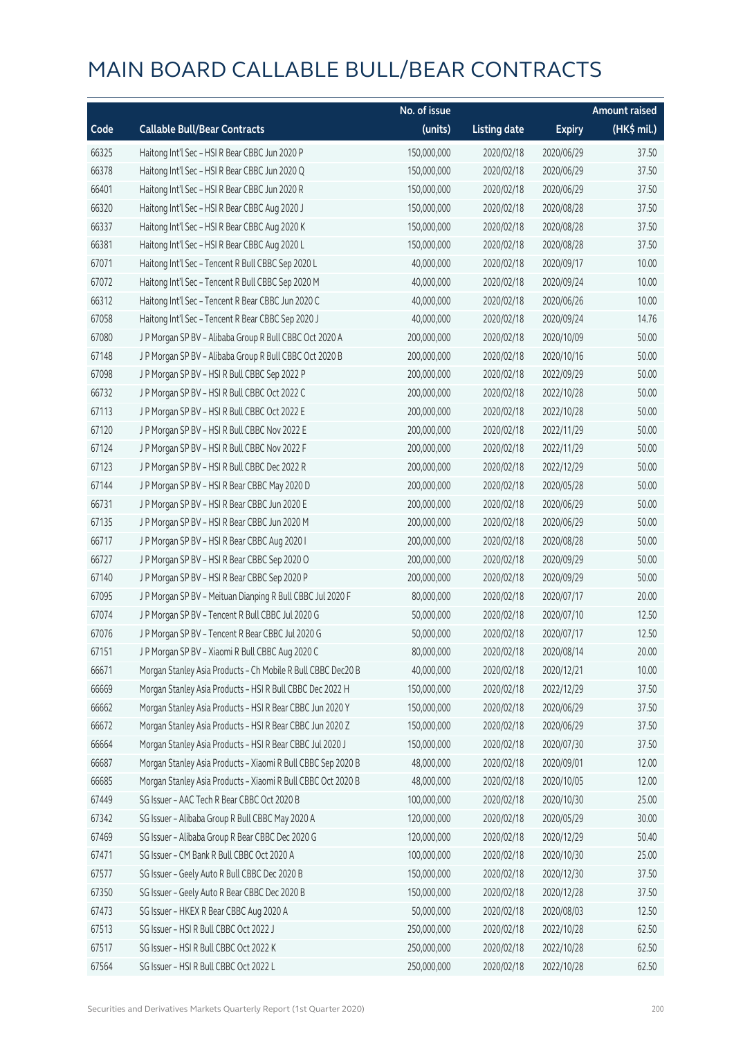# MAIN BOARD CALLABLE BULL/BEAR CONTRACTS

| Code | Callable Bull/Bear Contracts | No. of issue (units) | Listing date | Expiry | Amount raised (HK$ mil.) |
|---|---|---|---|---|---|
| 66325 | Haitong Int'l Sec – HSI R Bear CBBC Jun 2020 P | 150,000,000 | 2020/02/18 | 2020/06/29 | 37.50 |
| 66378 | Haitong Int'l Sec – HSI R Bear CBBC Jun 2020 Q | 150,000,000 | 2020/02/18 | 2020/06/29 | 37.50 |
| 66401 | Haitong Int'l Sec – HSI R Bear CBBC Jun 2020 R | 150,000,000 | 2020/02/18 | 2020/06/29 | 37.50 |
| 66320 | Haitong Int'l Sec – HSI R Bear CBBC Aug 2020 J | 150,000,000 | 2020/02/18 | 2020/08/28 | 37.50 |
| 66337 | Haitong Int'l Sec – HSI R Bear CBBC Aug 2020 K | 150,000,000 | 2020/02/18 | 2020/08/28 | 37.50 |
| 66381 | Haitong Int'l Sec – HSI R Bear CBBC Aug 2020 L | 150,000,000 | 2020/02/18 | 2020/08/28 | 37.50 |
| 67071 | Haitong Int'l Sec – Tencent R Bull CBBC Sep 2020 L | 40,000,000 | 2020/02/18 | 2020/09/17 | 10.00 |
| 67072 | Haitong Int'l Sec – Tencent R Bull CBBC Sep 2020 M | 40,000,000 | 2020/02/18 | 2020/09/24 | 10.00 |
| 66312 | Haitong Int'l Sec – Tencent R Bear CBBC Jun 2020 C | 40,000,000 | 2020/02/18 | 2020/06/26 | 10.00 |
| 67058 | Haitong Int'l Sec – Tencent R Bear CBBC Sep 2020 J | 40,000,000 | 2020/02/18 | 2020/09/24 | 14.76 |
| 67080 | J P Morgan SP BV – Alibaba Group R Bull CBBC Oct 2020 A | 200,000,000 | 2020/02/18 | 2020/10/09 | 50.00 |
| 67148 | J P Morgan SP BV – Alibaba Group R Bull CBBC Oct 2020 B | 200,000,000 | 2020/02/18 | 2020/10/16 | 50.00 |
| 67098 | J P Morgan SP BV – HSI R Bull CBBC Sep 2022 P | 200,000,000 | 2020/02/18 | 2022/09/29 | 50.00 |
| 66732 | J P Morgan SP BV – HSI R Bull CBBC Oct 2022 C | 200,000,000 | 2020/02/18 | 2022/10/28 | 50.00 |
| 67113 | J P Morgan SP BV – HSI R Bull CBBC Oct 2022 E | 200,000,000 | 2020/02/18 | 2022/10/28 | 50.00 |
| 67120 | J P Morgan SP BV – HSI R Bull CBBC Nov 2022 E | 200,000,000 | 2020/02/18 | 2022/11/29 | 50.00 |
| 67124 | J P Morgan SP BV – HSI R Bull CBBC Nov 2022 F | 200,000,000 | 2020/02/18 | 2022/11/29 | 50.00 |
| 67123 | J P Morgan SP BV – HSI R Bull CBBC Dec 2022 R | 200,000,000 | 2020/02/18 | 2022/12/29 | 50.00 |
| 67144 | J P Morgan SP BV – HSI R Bear CBBC May 2020 D | 200,000,000 | 2020/02/18 | 2020/05/28 | 50.00 |
| 66731 | J P Morgan SP BV – HSI R Bear CBBC Jun 2020 E | 200,000,000 | 2020/02/18 | 2020/06/29 | 50.00 |
| 67135 | J P Morgan SP BV – HSI R Bear CBBC Jun 2020 M | 200,000,000 | 2020/02/18 | 2020/06/29 | 50.00 |
| 66717 | J P Morgan SP BV – HSI R Bear CBBC Aug 2020 I | 200,000,000 | 2020/02/18 | 2020/08/28 | 50.00 |
| 66727 | J P Morgan SP BV – HSI R Bear CBBC Sep 2020 O | 200,000,000 | 2020/02/18 | 2020/09/29 | 50.00 |
| 67140 | J P Morgan SP BV – HSI R Bear CBBC Sep 2020 P | 200,000,000 | 2020/02/18 | 2020/09/29 | 50.00 |
| 67095 | J P Morgan SP BV – Meituan Dianping R Bull CBBC Jul 2020 F | 80,000,000 | 2020/02/18 | 2020/07/17 | 20.00 |
| 67074 | J P Morgan SP BV – Tencent R Bull CBBC Jul 2020 G | 50,000,000 | 2020/02/18 | 2020/07/10 | 12.50 |
| 67076 | J P Morgan SP BV – Tencent R Bear CBBC Jul 2020 G | 50,000,000 | 2020/02/18 | 2020/07/17 | 12.50 |
| 67151 | J P Morgan SP BV – Xiaomi R Bull CBBC Aug 2020 C | 80,000,000 | 2020/02/18 | 2020/08/14 | 20.00 |
| 66671 | Morgan Stanley Asia Products – Ch Mobile R Bull CBBC Dec20 B | 40,000,000 | 2020/02/18 | 2020/12/21 | 10.00 |
| 66669 | Morgan Stanley Asia Products – HSI R Bull CBBC Dec 2022 H | 150,000,000 | 2020/02/18 | 2022/12/29 | 37.50 |
| 66662 | Morgan Stanley Asia Products – HSI R Bear CBBC Jun 2020 Y | 150,000,000 | 2020/02/18 | 2020/06/29 | 37.50 |
| 66672 | Morgan Stanley Asia Products – HSI R Bear CBBC Jun 2020 Z | 150,000,000 | 2020/02/18 | 2020/06/29 | 37.50 |
| 66664 | Morgan Stanley Asia Products – HSI R Bear CBBC Jul 2020 J | 150,000,000 | 2020/02/18 | 2020/07/30 | 37.50 |
| 66687 | Morgan Stanley Asia Products – Xiaomi R Bull CBBC Sep 2020 B | 48,000,000 | 2020/02/18 | 2020/09/01 | 12.00 |
| 66685 | Morgan Stanley Asia Products – Xiaomi R Bull CBBC Oct 2020 B | 48,000,000 | 2020/02/18 | 2020/10/05 | 12.00 |
| 67449 | SG Issuer – AAC Tech R Bear CBBC Oct 2020 B | 100,000,000 | 2020/02/18 | 2020/10/30 | 25.00 |
| 67342 | SG Issuer – Alibaba Group R Bull CBBC May 2020 A | 120,000,000 | 2020/02/18 | 2020/05/29 | 30.00 |
| 67469 | SG Issuer – Alibaba Group R Bear CBBC Dec 2020 G | 120,000,000 | 2020/02/18 | 2020/12/29 | 50.40 |
| 67471 | SG Issuer – CM Bank R Bull CBBC Oct 2020 A | 100,000,000 | 2020/02/18 | 2020/10/30 | 25.00 |
| 67577 | SG Issuer – Geely Auto R Bull CBBC Dec 2020 B | 150,000,000 | 2020/02/18 | 2020/12/30 | 37.50 |
| 67350 | SG Issuer – Geely Auto R Bear CBBC Dec 2020 B | 150,000,000 | 2020/02/18 | 2020/12/28 | 37.50 |
| 67473 | SG Issuer – HKEX R Bear CBBC Aug 2020 A | 50,000,000 | 2020/02/18 | 2020/08/03 | 12.50 |
| 67513 | SG Issuer – HSI R Bull CBBC Oct 2022 J | 250,000,000 | 2020/02/18 | 2022/10/28 | 62.50 |
| 67517 | SG Issuer – HSI R Bull CBBC Oct 2022 K | 250,000,000 | 2020/02/18 | 2022/10/28 | 62.50 |
| 67564 | SG Issuer – HSI R Bull CBBC Oct 2022 L | 250,000,000 | 2020/02/18 | 2022/10/28 | 62.50 |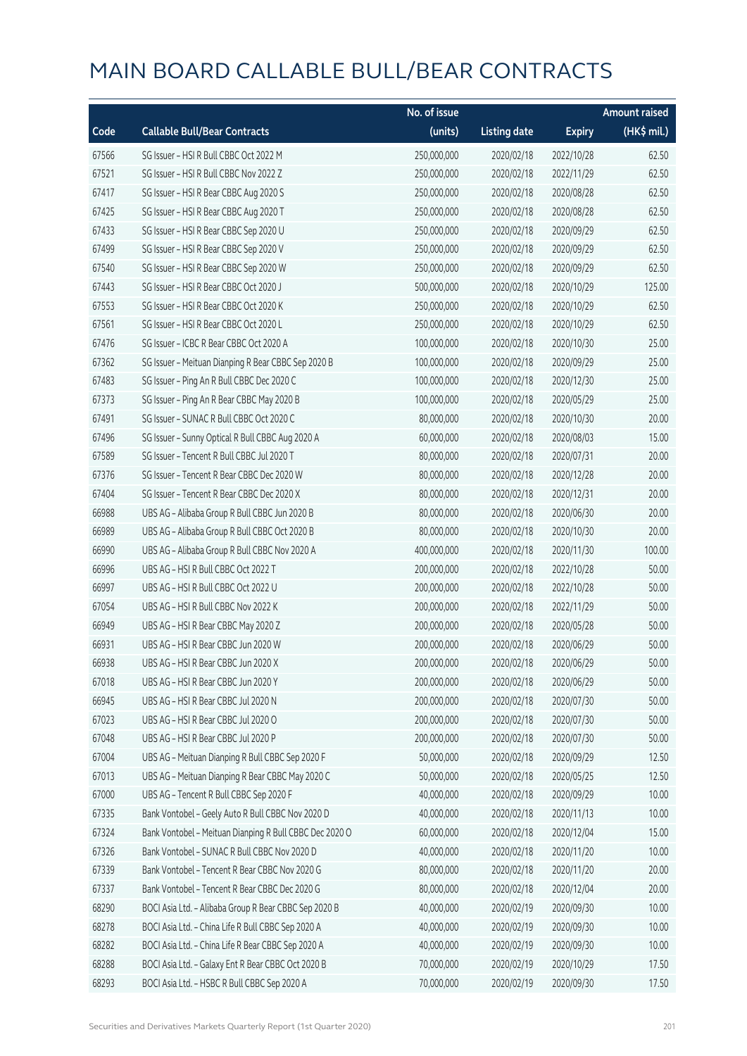# MAIN BOARD CALLABLE BULL/BEAR CONTRACTS

| Code | Callable Bull/Bear Contracts | No. of issue (units) | Listing date | Expiry | Amount raised (HK$ mil.) |
|---|---|---|---|---|---|
| 67566 | SG Issuer – HSI R Bull CBBC Oct 2022 M | 250,000,000 | 2020/02/18 | 2022/10/28 | 62.50 |
| 67521 | SG Issuer – HSI R Bull CBBC Nov 2022 Z | 250,000,000 | 2020/02/18 | 2022/11/29 | 62.50 |
| 67417 | SG Issuer – HSI R Bear CBBC Aug 2020 S | 250,000,000 | 2020/02/18 | 2020/08/28 | 62.50 |
| 67425 | SG Issuer – HSI R Bear CBBC Aug 2020 T | 250,000,000 | 2020/02/18 | 2020/08/28 | 62.50 |
| 67433 | SG Issuer – HSI R Bear CBBC Sep 2020 U | 250,000,000 | 2020/02/18 | 2020/09/29 | 62.50 |
| 67499 | SG Issuer – HSI R Bear CBBC Sep 2020 V | 250,000,000 | 2020/02/18 | 2020/09/29 | 62.50 |
| 67540 | SG Issuer – HSI R Bear CBBC Sep 2020 W | 250,000,000 | 2020/02/18 | 2020/09/29 | 62.50 |
| 67443 | SG Issuer – HSI R Bear CBBC Oct 2020 J | 500,000,000 | 2020/02/18 | 2020/10/29 | 125.00 |
| 67553 | SG Issuer – HSI R Bear CBBC Oct 2020 K | 250,000,000 | 2020/02/18 | 2020/10/29 | 62.50 |
| 67561 | SG Issuer – HSI R Bear CBBC Oct 2020 L | 250,000,000 | 2020/02/18 | 2020/10/29 | 62.50 |
| 67476 | SG Issuer – ICBC R Bear CBBC Oct 2020 A | 100,000,000 | 2020/02/18 | 2020/10/30 | 25.00 |
| 67362 | SG Issuer – Meituan Dianping R Bear CBBC Sep 2020 B | 100,000,000 | 2020/02/18 | 2020/09/29 | 25.00 |
| 67483 | SG Issuer – Ping An R Bull CBBC Dec 2020 C | 100,000,000 | 2020/02/18 | 2020/12/30 | 25.00 |
| 67373 | SG Issuer – Ping An R Bear CBBC May 2020 B | 100,000,000 | 2020/02/18 | 2020/05/29 | 25.00 |
| 67491 | SG Issuer – SUNAC R Bull CBBC Oct 2020 C | 80,000,000 | 2020/02/18 | 2020/10/30 | 20.00 |
| 67496 | SG Issuer – Sunny Optical R Bull CBBC Aug 2020 A | 60,000,000 | 2020/02/18 | 2020/08/03 | 15.00 |
| 67589 | SG Issuer – Tencent R Bull CBBC Jul 2020 T | 80,000,000 | 2020/02/18 | 2020/07/31 | 20.00 |
| 67376 | SG Issuer – Tencent R Bear CBBC Dec 2020 W | 80,000,000 | 2020/02/18 | 2020/12/28 | 20.00 |
| 67404 | SG Issuer – Tencent R Bear CBBC Dec 2020 X | 80,000,000 | 2020/02/18 | 2020/12/31 | 20.00 |
| 66988 | UBS AG – Alibaba Group R Bull CBBC Jun 2020 B | 80,000,000 | 2020/02/18 | 2020/06/30 | 20.00 |
| 66989 | UBS AG – Alibaba Group R Bull CBBC Oct 2020 B | 80,000,000 | 2020/02/18 | 2020/10/30 | 20.00 |
| 66990 | UBS AG – Alibaba Group R Bull CBBC Nov 2020 A | 400,000,000 | 2020/02/18 | 2020/11/30 | 100.00 |
| 66996 | UBS AG – HSI R Bull CBBC Oct 2022 T | 200,000,000 | 2020/02/18 | 2022/10/28 | 50.00 |
| 66997 | UBS AG – HSI R Bull CBBC Oct 2022 U | 200,000,000 | 2020/02/18 | 2022/10/28 | 50.00 |
| 67054 | UBS AG – HSI R Bull CBBC Nov 2022 K | 200,000,000 | 2020/02/18 | 2022/11/29 | 50.00 |
| 66949 | UBS AG – HSI R Bear CBBC May 2020 Z | 200,000,000 | 2020/02/18 | 2020/05/28 | 50.00 |
| 66931 | UBS AG – HSI R Bear CBBC Jun 2020 W | 200,000,000 | 2020/02/18 | 2020/06/29 | 50.00 |
| 66938 | UBS AG – HSI R Bear CBBC Jun 2020 X | 200,000,000 | 2020/02/18 | 2020/06/29 | 50.00 |
| 67018 | UBS AG – HSI R Bear CBBC Jun 2020 Y | 200,000,000 | 2020/02/18 | 2020/06/29 | 50.00 |
| 66945 | UBS AG – HSI R Bear CBBC Jul 2020 N | 200,000,000 | 2020/02/18 | 2020/07/30 | 50.00 |
| 67023 | UBS AG – HSI R Bear CBBC Jul 2020 O | 200,000,000 | 2020/02/18 | 2020/07/30 | 50.00 |
| 67048 | UBS AG – HSI R Bear CBBC Jul 2020 P | 200,000,000 | 2020/02/18 | 2020/07/30 | 50.00 |
| 67004 | UBS AG – Meituan Dianping R Bull CBBC Sep 2020 F | 50,000,000 | 2020/02/18 | 2020/09/29 | 12.50 |
| 67013 | UBS AG – Meituan Dianping R Bear CBBC May 2020 C | 50,000,000 | 2020/02/18 | 2020/05/25 | 12.50 |
| 67000 | UBS AG – Tencent R Bull CBBC Sep 2020 F | 40,000,000 | 2020/02/18 | 2020/09/29 | 10.00 |
| 67335 | Bank Vontobel – Geely Auto R Bull CBBC Nov 2020 D | 40,000,000 | 2020/02/18 | 2020/11/13 | 10.00 |
| 67324 | Bank Vontobel – Meituan Dianping R Bull CBBC Dec 2020 O | 60,000,000 | 2020/02/18 | 2020/12/04 | 15.00 |
| 67326 | Bank Vontobel – SUNAC R Bull CBBC Nov 2020 D | 40,000,000 | 2020/02/18 | 2020/11/20 | 10.00 |
| 67339 | Bank Vontobel – Tencent R Bear CBBC Nov 2020 G | 80,000,000 | 2020/02/18 | 2020/11/20 | 20.00 |
| 67337 | Bank Vontobel – Tencent R Bear CBBC Dec 2020 G | 80,000,000 | 2020/02/18 | 2020/12/04 | 20.00 |
| 68290 | BOCI Asia Ltd. – Alibaba Group R Bear CBBC Sep 2020 B | 40,000,000 | 2020/02/19 | 2020/09/30 | 10.00 |
| 68278 | BOCI Asia Ltd. – China Life R Bull CBBC Sep 2020 A | 40,000,000 | 2020/02/19 | 2020/09/30 | 10.00 |
| 68282 | BOCI Asia Ltd. – China Life R Bear CBBC Sep 2020 A | 40,000,000 | 2020/02/19 | 2020/09/30 | 10.00 |
| 68288 | BOCI Asia Ltd. – Galaxy Ent R Bear CBBC Oct 2020 B | 70,000,000 | 2020/02/19 | 2020/10/29 | 17.50 |
| 68293 | BOCI Asia Ltd. – HSBC R Bull CBBC Sep 2020 A | 70,000,000 | 2020/02/19 | 2020/09/30 | 17.50 |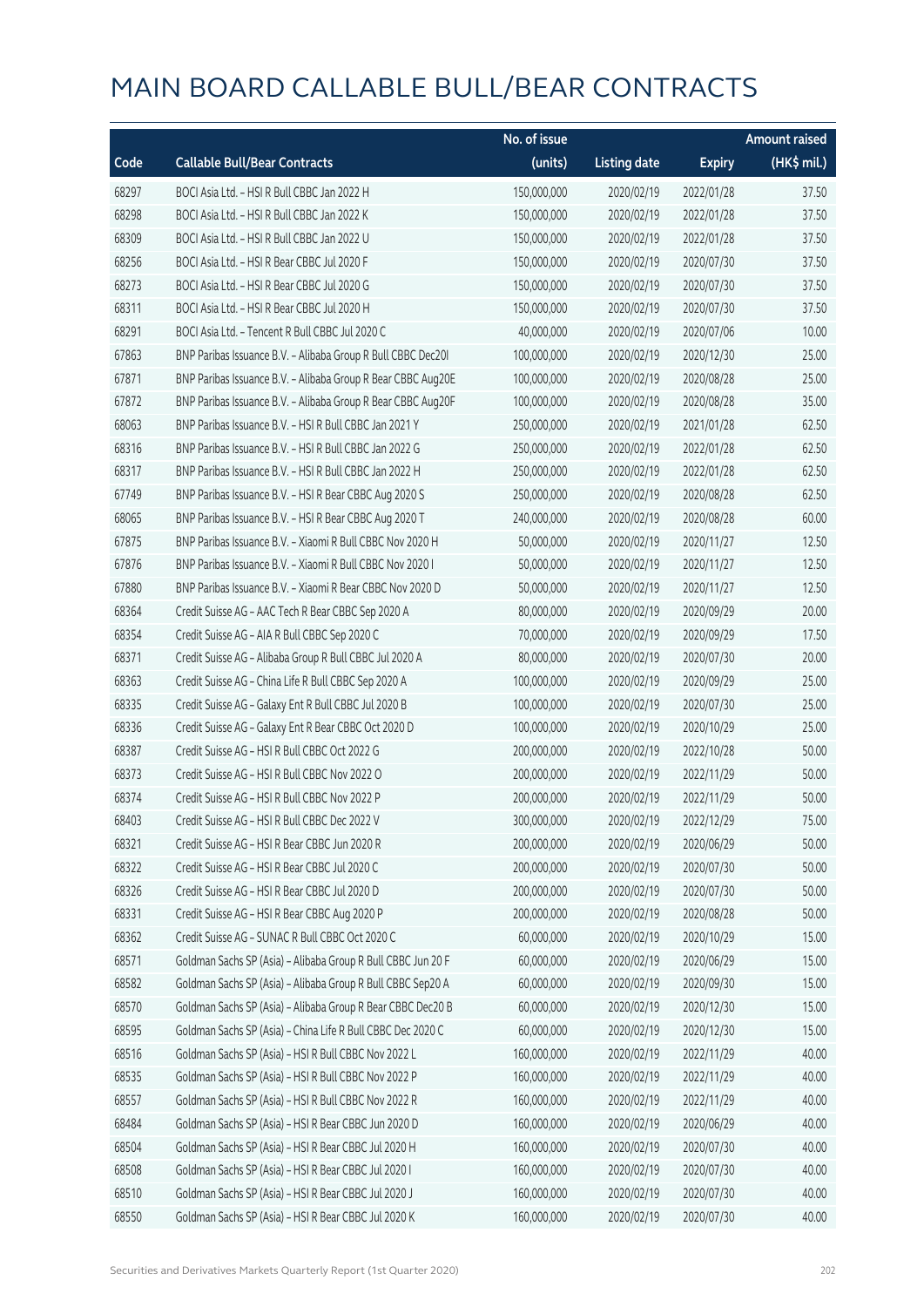# MAIN BOARD CALLABLE BULL/BEAR CONTRACTS

| Code | Callable Bull/Bear Contracts | No. of issue (units) | Listing date | Expiry | Amount raised (HK$ mil.) |
|---|---|---|---|---|---|
| 68297 | BOCI Asia Ltd. – HSI R Bull CBBC Jan 2022 H | 150,000,000 | 2020/02/19 | 2022/01/28 | 37.50 |
| 68298 | BOCI Asia Ltd. – HSI R Bull CBBC Jan 2022 K | 150,000,000 | 2020/02/19 | 2022/01/28 | 37.50 |
| 68309 | BOCI Asia Ltd. – HSI R Bull CBBC Jan 2022 U | 150,000,000 | 2020/02/19 | 2022/01/28 | 37.50 |
| 68256 | BOCI Asia Ltd. – HSI R Bear CBBC Jul 2020 F | 150,000,000 | 2020/02/19 | 2020/07/30 | 37.50 |
| 68273 | BOCI Asia Ltd. – HSI R Bear CBBC Jul 2020 G | 150,000,000 | 2020/02/19 | 2020/07/30 | 37.50 |
| 68311 | BOCI Asia Ltd. – HSI R Bear CBBC Jul 2020 H | 150,000,000 | 2020/02/19 | 2020/07/30 | 37.50 |
| 68291 | BOCI Asia Ltd. – Tencent R Bull CBBC Jul 2020 C | 40,000,000 | 2020/02/19 | 2020/07/06 | 10.00 |
| 67863 | BNP Paribas Issuance B.V. – Alibaba Group R Bull CBBC Dec20I | 100,000,000 | 2020/02/19 | 2020/12/30 | 25.00 |
| 67871 | BNP Paribas Issuance B.V. – Alibaba Group R Bear CBBC Aug20E | 100,000,000 | 2020/02/19 | 2020/08/28 | 25.00 |
| 67872 | BNP Paribas Issuance B.V. – Alibaba Group R Bear CBBC Aug20F | 100,000,000 | 2020/02/19 | 2020/08/28 | 35.00 |
| 68063 | BNP Paribas Issuance B.V. – HSI R Bull CBBC Jan 2021 Y | 250,000,000 | 2020/02/19 | 2021/01/28 | 62.50 |
| 68316 | BNP Paribas Issuance B.V. – HSI R Bull CBBC Jan 2022 G | 250,000,000 | 2020/02/19 | 2022/01/28 | 62.50 |
| 68317 | BNP Paribas Issuance B.V. – HSI R Bull CBBC Jan 2022 H | 250,000,000 | 2020/02/19 | 2022/01/28 | 62.50 |
| 67749 | BNP Paribas Issuance B.V. – HSI R Bear CBBC Aug 2020 S | 250,000,000 | 2020/02/19 | 2020/08/28 | 62.50 |
| 68065 | BNP Paribas Issuance B.V. – HSI R Bear CBBC Aug 2020 T | 240,000,000 | 2020/02/19 | 2020/08/28 | 60.00 |
| 67875 | BNP Paribas Issuance B.V. – Xiaomi R Bull CBBC Nov 2020 H | 50,000,000 | 2020/02/19 | 2020/11/27 | 12.50 |
| 67876 | BNP Paribas Issuance B.V. – Xiaomi R Bull CBBC Nov 2020 I | 50,000,000 | 2020/02/19 | 2020/11/27 | 12.50 |
| 67880 | BNP Paribas Issuance B.V. – Xiaomi R Bear CBBC Nov 2020 D | 50,000,000 | 2020/02/19 | 2020/11/27 | 12.50 |
| 68364 | Credit Suisse AG – AAC Tech R Bear CBBC Sep 2020 A | 80,000,000 | 2020/02/19 | 2020/09/29 | 20.00 |
| 68354 | Credit Suisse AG – AIA R Bull CBBC Sep 2020 C | 70,000,000 | 2020/02/19 | 2020/09/29 | 17.50 |
| 68371 | Credit Suisse AG – Alibaba Group R Bull CBBC Jul 2020 A | 80,000,000 | 2020/02/19 | 2020/07/30 | 20.00 |
| 68363 | Credit Suisse AG – China Life R Bull CBBC Sep 2020 A | 100,000,000 | 2020/02/19 | 2020/09/29 | 25.00 |
| 68335 | Credit Suisse AG – Galaxy Ent R Bull CBBC Jul 2020 B | 100,000,000 | 2020/02/19 | 2020/07/30 | 25.00 |
| 68336 | Credit Suisse AG – Galaxy Ent R Bear CBBC Oct 2020 D | 100,000,000 | 2020/02/19 | 2020/10/29 | 25.00 |
| 68387 | Credit Suisse AG – HSI R Bull CBBC Oct 2022 G | 200,000,000 | 2020/02/19 | 2022/10/28 | 50.00 |
| 68373 | Credit Suisse AG – HSI R Bull CBBC Nov 2022 O | 200,000,000 | 2020/02/19 | 2022/11/29 | 50.00 |
| 68374 | Credit Suisse AG – HSI R Bull CBBC Nov 2022 P | 200,000,000 | 2020/02/19 | 2022/11/29 | 50.00 |
| 68403 | Credit Suisse AG – HSI R Bull CBBC Dec 2022 V | 300,000,000 | 2020/02/19 | 2022/12/29 | 75.00 |
| 68321 | Credit Suisse AG – HSI R Bear CBBC Jun 2020 R | 200,000,000 | 2020/02/19 | 2020/06/29 | 50.00 |
| 68322 | Credit Suisse AG – HSI R Bear CBBC Jul 2020 C | 200,000,000 | 2020/02/19 | 2020/07/30 | 50.00 |
| 68326 | Credit Suisse AG – HSI R Bear CBBC Jul 2020 D | 200,000,000 | 2020/02/19 | 2020/07/30 | 50.00 |
| 68331 | Credit Suisse AG – HSI R Bear CBBC Aug 2020 P | 200,000,000 | 2020/02/19 | 2020/08/28 | 50.00 |
| 68362 | Credit Suisse AG – SUNAC R Bull CBBC Oct 2020 C | 60,000,000 | 2020/02/19 | 2020/10/29 | 15.00 |
| 68571 | Goldman Sachs SP (Asia) – Alibaba Group R Bull CBBC Jun 20 F | 60,000,000 | 2020/02/19 | 2020/06/29 | 15.00 |
| 68582 | Goldman Sachs SP (Asia) – Alibaba Group R Bull CBBC Sep20 A | 60,000,000 | 2020/02/19 | 2020/09/30 | 15.00 |
| 68570 | Goldman Sachs SP (Asia) – Alibaba Group R Bear CBBC Dec20 B | 60,000,000 | 2020/02/19 | 2020/12/30 | 15.00 |
| 68595 | Goldman Sachs SP (Asia) – China Life R Bull CBBC Dec 2020 C | 60,000,000 | 2020/02/19 | 2020/12/30 | 15.00 |
| 68516 | Goldman Sachs SP (Asia) – HSI R Bull CBBC Nov 2022 L | 160,000,000 | 2020/02/19 | 2022/11/29 | 40.00 |
| 68535 | Goldman Sachs SP (Asia) – HSI R Bull CBBC Nov 2022 P | 160,000,000 | 2020/02/19 | 2022/11/29 | 40.00 |
| 68557 | Goldman Sachs SP (Asia) – HSI R Bull CBBC Nov 2022 R | 160,000,000 | 2020/02/19 | 2022/11/29 | 40.00 |
| 68484 | Goldman Sachs SP (Asia) – HSI R Bear CBBC Jun 2020 D | 160,000,000 | 2020/02/19 | 2020/06/29 | 40.00 |
| 68504 | Goldman Sachs SP (Asia) – HSI R Bear CBBC Jul 2020 H | 160,000,000 | 2020/02/19 | 2020/07/30 | 40.00 |
| 68508 | Goldman Sachs SP (Asia) – HSI R Bear CBBC Jul 2020 I | 160,000,000 | 2020/02/19 | 2020/07/30 | 40.00 |
| 68510 | Goldman Sachs SP (Asia) – HSI R Bear CBBC Jul 2020 J | 160,000,000 | 2020/02/19 | 2020/07/30 | 40.00 |
| 68550 | Goldman Sachs SP (Asia) – HSI R Bear CBBC Jul 2020 K | 160,000,000 | 2020/02/19 | 2020/07/30 | 40.00 |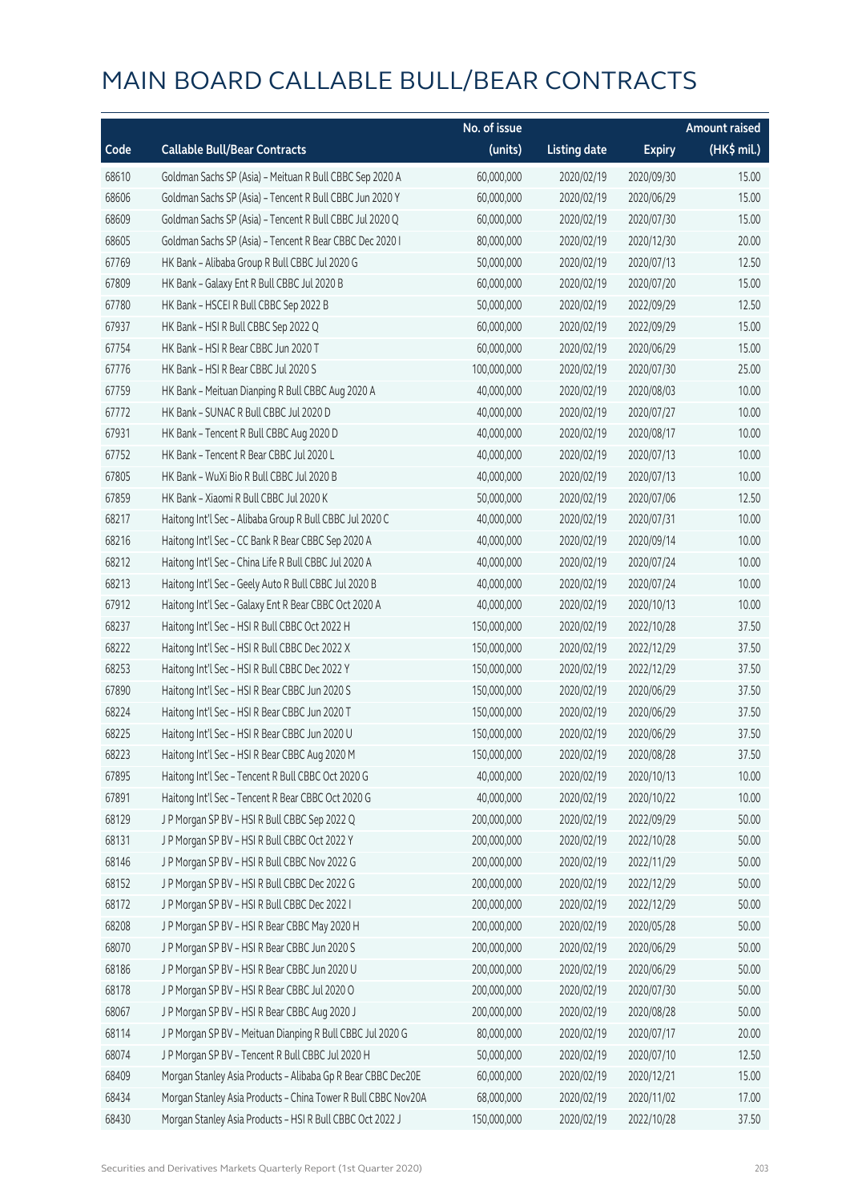# MAIN BOARD CALLABLE BULL/BEAR CONTRACTS

| Code | Callable Bull/Bear Contracts | No. of issue (units) | Listing date | Expiry | Amount raised (HK$ mil.) |
|---|---|---|---|---|---|
| 68610 | Goldman Sachs SP (Asia) – Meituan R Bull CBBC Sep 2020 A | 60,000,000 | 2020/02/19 | 2020/09/30 | 15.00 |
| 68606 | Goldman Sachs SP (Asia) – Tencent R Bull CBBC Jun 2020 Y | 60,000,000 | 2020/02/19 | 2020/06/29 | 15.00 |
| 68609 | Goldman Sachs SP (Asia) – Tencent R Bull CBBC Jul 2020 Q | 60,000,000 | 2020/02/19 | 2020/07/30 | 15.00 |
| 68605 | Goldman Sachs SP (Asia) – Tencent R Bear CBBC Dec 2020 I | 80,000,000 | 2020/02/19 | 2020/12/30 | 20.00 |
| 67769 | HK Bank – Alibaba Group R Bull CBBC Jul 2020 G | 50,000,000 | 2020/02/19 | 2020/07/13 | 12.50 |
| 67809 | HK Bank – Galaxy Ent R Bull CBBC Jul 2020 B | 60,000,000 | 2020/02/19 | 2020/07/20 | 15.00 |
| 67780 | HK Bank – HSCEI R Bull CBBC Sep 2022 B | 50,000,000 | 2020/02/19 | 2022/09/29 | 12.50 |
| 67937 | HK Bank – HSI R Bull CBBC Sep 2022 Q | 60,000,000 | 2020/02/19 | 2022/09/29 | 15.00 |
| 67754 | HK Bank – HSI R Bear CBBC Jun 2020 T | 60,000,000 | 2020/02/19 | 2020/06/29 | 15.00 |
| 67776 | HK Bank – HSI R Bear CBBC Jul 2020 S | 100,000,000 | 2020/02/19 | 2020/07/30 | 25.00 |
| 67759 | HK Bank – Meituan Dianping R Bull CBBC Aug 2020 A | 40,000,000 | 2020/02/19 | 2020/08/03 | 10.00 |
| 67772 | HK Bank – SUNAC R Bull CBBC Jul 2020 D | 40,000,000 | 2020/02/19 | 2020/07/27 | 10.00 |
| 67931 | HK Bank – Tencent R Bull CBBC Aug 2020 D | 40,000,000 | 2020/02/19 | 2020/08/17 | 10.00 |
| 67752 | HK Bank – Tencent R Bear CBBC Jul 2020 L | 40,000,000 | 2020/02/19 | 2020/07/13 | 10.00 |
| 67805 | HK Bank – WuXi Bio R Bull CBBC Jul 2020 B | 40,000,000 | 2020/02/19 | 2020/07/13 | 10.00 |
| 67859 | HK Bank – Xiaomi R Bull CBBC Jul 2020 K | 50,000,000 | 2020/02/19 | 2020/07/06 | 12.50 |
| 68217 | Haitong Int'l Sec – Alibaba Group R Bull CBBC Jul 2020 C | 40,000,000 | 2020/02/19 | 2020/07/31 | 10.00 |
| 68216 | Haitong Int'l Sec – CC Bank R Bear CBBC Sep 2020 A | 40,000,000 | 2020/02/19 | 2020/09/14 | 10.00 |
| 68212 | Haitong Int'l Sec – China Life R Bull CBBC Jul 2020 A | 40,000,000 | 2020/02/19 | 2020/07/24 | 10.00 |
| 68213 | Haitong Int'l Sec – Geely Auto R Bull CBBC Jul 2020 B | 40,000,000 | 2020/02/19 | 2020/07/24 | 10.00 |
| 67912 | Haitong Int'l Sec – Galaxy Ent R Bear CBBC Oct 2020 A | 40,000,000 | 2020/02/19 | 2020/10/13 | 10.00 |
| 68237 | Haitong Int'l Sec – HSI R Bull CBBC Oct 2022 H | 150,000,000 | 2020/02/19 | 2022/10/28 | 37.50 |
| 68222 | Haitong Int'l Sec – HSI R Bull CBBC Dec 2022 X | 150,000,000 | 2020/02/19 | 2022/12/29 | 37.50 |
| 68253 | Haitong Int'l Sec – HSI R Bull CBBC Dec 2022 Y | 150,000,000 | 2020/02/19 | 2022/12/29 | 37.50 |
| 67890 | Haitong Int'l Sec – HSI R Bear CBBC Jun 2020 S | 150,000,000 | 2020/02/19 | 2020/06/29 | 37.50 |
| 68224 | Haitong Int'l Sec – HSI R Bear CBBC Jun 2020 T | 150,000,000 | 2020/02/19 | 2020/06/29 | 37.50 |
| 68225 | Haitong Int'l Sec – HSI R Bear CBBC Jun 2020 U | 150,000,000 | 2020/02/19 | 2020/06/29 | 37.50 |
| 68223 | Haitong Int'l Sec – HSI R Bear CBBC Aug 2020 M | 150,000,000 | 2020/02/19 | 2020/08/28 | 37.50 |
| 67895 | Haitong Int'l Sec – Tencent R Bull CBBC Oct 2020 G | 40,000,000 | 2020/02/19 | 2020/10/13 | 10.00 |
| 67891 | Haitong Int'l Sec – Tencent R Bear CBBC Oct 2020 G | 40,000,000 | 2020/02/19 | 2020/10/22 | 10.00 |
| 68129 | J P Morgan SP BV – HSI R Bull CBBC Sep 2022 Q | 200,000,000 | 2020/02/19 | 2022/09/29 | 50.00 |
| 68131 | J P Morgan SP BV – HSI R Bull CBBC Oct 2022 Y | 200,000,000 | 2020/02/19 | 2022/10/28 | 50.00 |
| 68146 | J P Morgan SP BV – HSI R Bull CBBC Nov 2022 G | 200,000,000 | 2020/02/19 | 2022/11/29 | 50.00 |
| 68152 | J P Morgan SP BV – HSI R Bull CBBC Dec 2022 G | 200,000,000 | 2020/02/19 | 2022/12/29 | 50.00 |
| 68172 | J P Morgan SP BV – HSI R Bull CBBC Dec 2022 I | 200,000,000 | 2020/02/19 | 2022/12/29 | 50.00 |
| 68208 | J P Morgan SP BV – HSI R Bear CBBC May 2020 H | 200,000,000 | 2020/02/19 | 2020/05/28 | 50.00 |
| 68070 | J P Morgan SP BV – HSI R Bear CBBC Jun 2020 S | 200,000,000 | 2020/02/19 | 2020/06/29 | 50.00 |
| 68186 | J P Morgan SP BV – HSI R Bear CBBC Jun 2020 U | 200,000,000 | 2020/02/19 | 2020/06/29 | 50.00 |
| 68178 | J P Morgan SP BV – HSI R Bear CBBC Jul 2020 O | 200,000,000 | 2020/02/19 | 2020/07/30 | 50.00 |
| 68067 | J P Morgan SP BV – HSI R Bear CBBC Aug 2020 J | 200,000,000 | 2020/02/19 | 2020/08/28 | 50.00 |
| 68114 | J P Morgan SP BV – Meituan Dianping R Bull CBBC Jul 2020 G | 80,000,000 | 2020/02/19 | 2020/07/17 | 20.00 |
| 68074 | J P Morgan SP BV – Tencent R Bull CBBC Jul 2020 H | 50,000,000 | 2020/02/19 | 2020/07/10 | 12.50 |
| 68409 | Morgan Stanley Asia Products – Alibaba Gp R Bear CBBC Dec20E | 60,000,000 | 2020/02/19 | 2020/12/21 | 15.00 |
| 68434 | Morgan Stanley Asia Products – China Tower R Bull CBBC Nov20A | 68,000,000 | 2020/02/19 | 2020/11/02 | 17.00 |
| 68430 | Morgan Stanley Asia Products – HSI R Bull CBBC Oct 2022 J | 150,000,000 | 2020/02/19 | 2022/10/28 | 37.50 |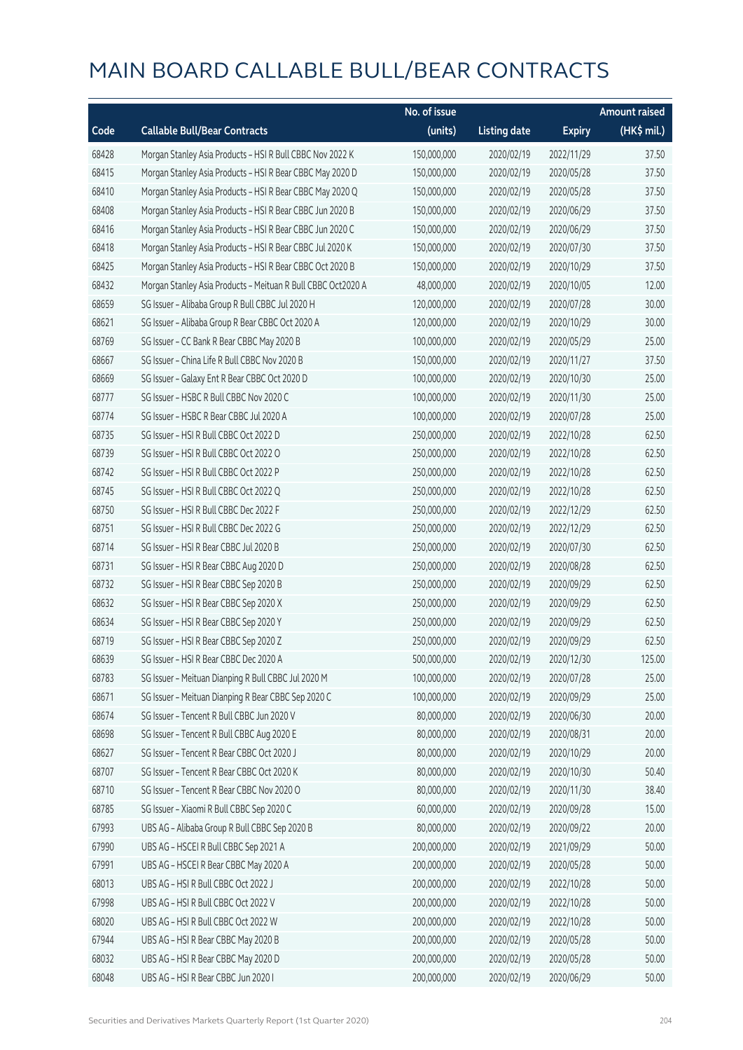# MAIN BOARD CALLABLE BULL/BEAR CONTRACTS

| Code | Callable Bull/Bear Contracts | No. of issue (units) | Listing date | Expiry | Amount raised (HK$ mil.) |
|---|---|---|---|---|---|
| 68428 | Morgan Stanley Asia Products – HSI R Bull CBBC Nov 2022 K | 150,000,000 | 2020/02/19 | 2022/11/29 | 37.50 |
| 68415 | Morgan Stanley Asia Products – HSI R Bear CBBC May 2020 D | 150,000,000 | 2020/02/19 | 2020/05/28 | 37.50 |
| 68410 | Morgan Stanley Asia Products – HSI R Bear CBBC May 2020 Q | 150,000,000 | 2020/02/19 | 2020/05/28 | 37.50 |
| 68408 | Morgan Stanley Asia Products – HSI R Bear CBBC Jun 2020 B | 150,000,000 | 2020/02/19 | 2020/06/29 | 37.50 |
| 68416 | Morgan Stanley Asia Products – HSI R Bear CBBC Jun 2020 C | 150,000,000 | 2020/02/19 | 2020/06/29 | 37.50 |
| 68418 | Morgan Stanley Asia Products – HSI R Bear CBBC Jul 2020 K | 150,000,000 | 2020/02/19 | 2020/07/30 | 37.50 |
| 68425 | Morgan Stanley Asia Products – HSI R Bear CBBC Oct 2020 B | 150,000,000 | 2020/02/19 | 2020/10/29 | 37.50 |
| 68432 | Morgan Stanley Asia Products – Meituan R Bull CBBC Oct2020 A | 48,000,000 | 2020/02/19 | 2020/10/05 | 12.00 |
| 68659 | SG Issuer – Alibaba Group R Bull CBBC Jul 2020 H | 120,000,000 | 2020/02/19 | 2020/07/28 | 30.00 |
| 68621 | SG Issuer – Alibaba Group R Bear CBBC Oct 2020 A | 120,000,000 | 2020/02/19 | 2020/10/29 | 30.00 |
| 68769 | SG Issuer – CC Bank R Bear CBBC May 2020 B | 100,000,000 | 2020/02/19 | 2020/05/29 | 25.00 |
| 68667 | SG Issuer – China Life R Bull CBBC Nov 2020 B | 150,000,000 | 2020/02/19 | 2020/11/27 | 37.50 |
| 68669 | SG Issuer – Galaxy Ent R Bear CBBC Oct 2020 D | 100,000,000 | 2020/02/19 | 2020/10/30 | 25.00 |
| 68777 | SG Issuer – HSBC R Bull CBBC Nov 2020 C | 100,000,000 | 2020/02/19 | 2020/11/30 | 25.00 |
| 68774 | SG Issuer – HSBC R Bear CBBC Jul 2020 A | 100,000,000 | 2020/02/19 | 2020/07/28 | 25.00 |
| 68735 | SG Issuer – HSI R Bull CBBC Oct 2022 D | 250,000,000 | 2020/02/19 | 2022/10/28 | 62.50 |
| 68739 | SG Issuer – HSI R Bull CBBC Oct 2022 O | 250,000,000 | 2020/02/19 | 2022/10/28 | 62.50 |
| 68742 | SG Issuer – HSI R Bull CBBC Oct 2022 P | 250,000,000 | 2020/02/19 | 2022/10/28 | 62.50 |
| 68745 | SG Issuer – HSI R Bull CBBC Oct 2022 Q | 250,000,000 | 2020/02/19 | 2022/10/28 | 62.50 |
| 68750 | SG Issuer – HSI R Bull CBBC Dec 2022 F | 250,000,000 | 2020/02/19 | 2022/12/29 | 62.50 |
| 68751 | SG Issuer – HSI R Bull CBBC Dec 2022 G | 250,000,000 | 2020/02/19 | 2022/12/29 | 62.50 |
| 68714 | SG Issuer – HSI R Bear CBBC Jul 2020 B | 250,000,000 | 2020/02/19 | 2020/07/30 | 62.50 |
| 68731 | SG Issuer – HSI R Bear CBBC Aug 2020 D | 250,000,000 | 2020/02/19 | 2020/08/28 | 62.50 |
| 68732 | SG Issuer – HSI R Bear CBBC Sep 2020 B | 250,000,000 | 2020/02/19 | 2020/09/29 | 62.50 |
| 68632 | SG Issuer – HSI R Bear CBBC Sep 2020 X | 250,000,000 | 2020/02/19 | 2020/09/29 | 62.50 |
| 68634 | SG Issuer – HSI R Bear CBBC Sep 2020 Y | 250,000,000 | 2020/02/19 | 2020/09/29 | 62.50 |
| 68719 | SG Issuer – HSI R Bear CBBC Sep 2020 Z | 250,000,000 | 2020/02/19 | 2020/09/29 | 62.50 |
| 68639 | SG Issuer – HSI R Bear CBBC Dec 2020 A | 500,000,000 | 2020/02/19 | 2020/12/30 | 125.00 |
| 68783 | SG Issuer – Meituan Dianping R Bull CBBC Jul 2020 M | 100,000,000 | 2020/02/19 | 2020/07/28 | 25.00 |
| 68671 | SG Issuer – Meituan Dianping R Bear CBBC Sep 2020 C | 100,000,000 | 2020/02/19 | 2020/09/29 | 25.00 |
| 68674 | SG Issuer – Tencent R Bull CBBC Jun 2020 V | 80,000,000 | 2020/02/19 | 2020/06/30 | 20.00 |
| 68698 | SG Issuer – Tencent R Bull CBBC Aug 2020 E | 80,000,000 | 2020/02/19 | 2020/08/31 | 20.00 |
| 68627 | SG Issuer – Tencent R Bear CBBC Oct 2020 J | 80,000,000 | 2020/02/19 | 2020/10/29 | 20.00 |
| 68707 | SG Issuer – Tencent R Bear CBBC Oct 2020 K | 80,000,000 | 2020/02/19 | 2020/10/30 | 50.40 |
| 68710 | SG Issuer – Tencent R Bear CBBC Nov 2020 O | 80,000,000 | 2020/02/19 | 2020/11/30 | 38.40 |
| 68785 | SG Issuer – Xiaomi R Bull CBBC Sep 2020 C | 60,000,000 | 2020/02/19 | 2020/09/28 | 15.00 |
| 67993 | UBS AG – Alibaba Group R Bull CBBC Sep 2020 B | 80,000,000 | 2020/02/19 | 2020/09/22 | 20.00 |
| 67990 | UBS AG – HSCEI R Bull CBBC Sep 2021 A | 200,000,000 | 2020/02/19 | 2021/09/29 | 50.00 |
| 67991 | UBS AG – HSCEI R Bear CBBC May 2020 A | 200,000,000 | 2020/02/19 | 2020/05/28 | 50.00 |
| 68013 | UBS AG – HSI R Bull CBBC Oct 2022 J | 200,000,000 | 2020/02/19 | 2022/10/28 | 50.00 |
| 67998 | UBS AG – HSI R Bull CBBC Oct 2022 V | 200,000,000 | 2020/02/19 | 2022/10/28 | 50.00 |
| 68020 | UBS AG – HSI R Bull CBBC Oct 2022 W | 200,000,000 | 2020/02/19 | 2022/10/28 | 50.00 |
| 67944 | UBS AG – HSI R Bear CBBC May 2020 B | 200,000,000 | 2020/02/19 | 2020/05/28 | 50.00 |
| 68032 | UBS AG – HSI R Bear CBBC May 2020 D | 200,000,000 | 2020/02/19 | 2020/05/28 | 50.00 |
| 68048 | UBS AG – HSI R Bear CBBC Jun 2020 I | 200,000,000 | 2020/02/19 | 2020/06/29 | 50.00 |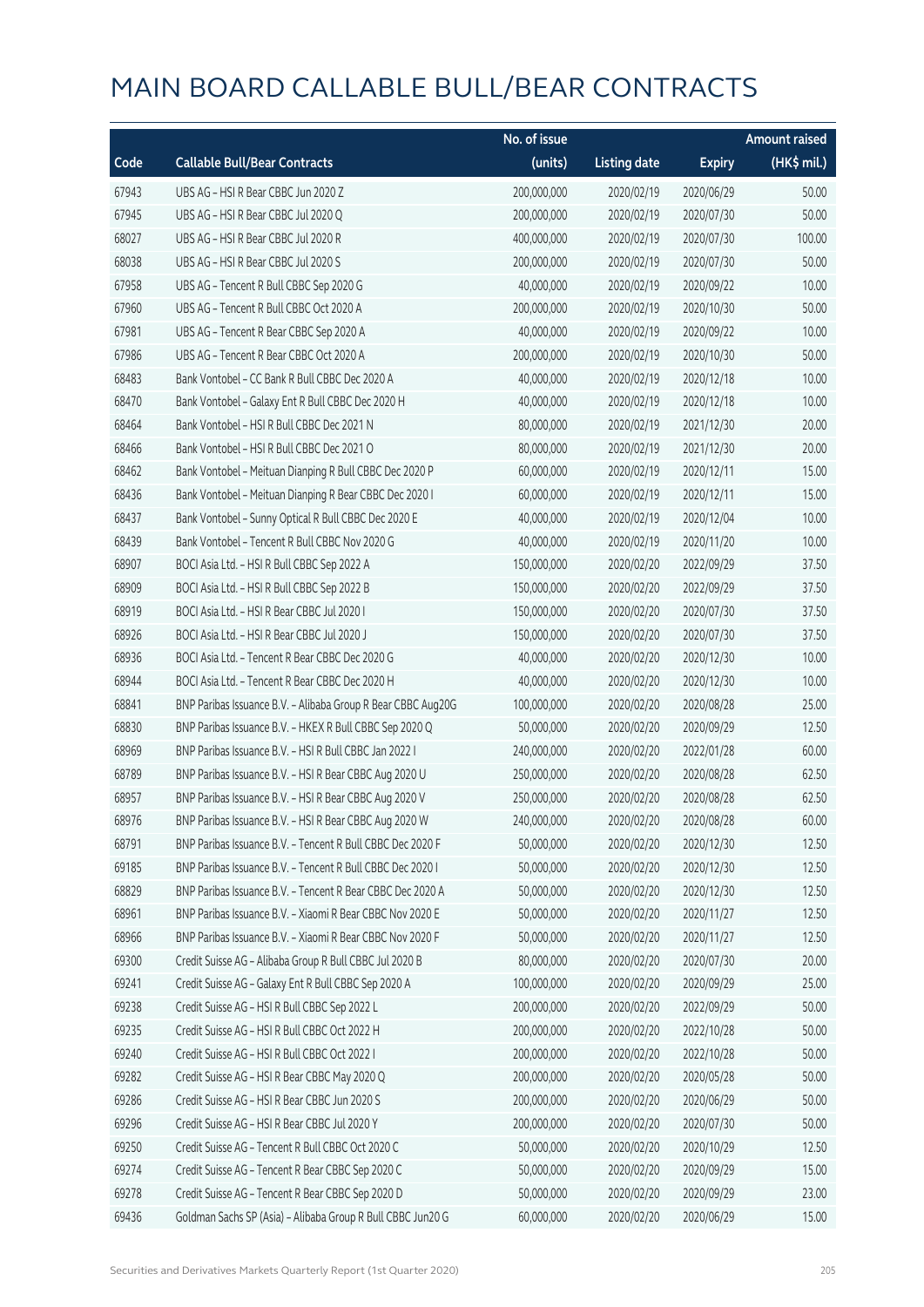# MAIN BOARD CALLABLE BULL/BEAR CONTRACTS

| Code | Callable Bull/Bear Contracts | No. of issue (units) | Listing date | Expiry | Amount raised (HK$ mil.) |
|---|---|---|---|---|---|
| 67943 | UBS AG - HSI R Bear CBBC Jun 2020 Z | 200,000,000 | 2020/02/19 | 2020/06/29 | 50.00 |
| 67945 | UBS AG - HSI R Bear CBBC Jul 2020 Q | 200,000,000 | 2020/02/19 | 2020/07/30 | 50.00 |
| 68027 | UBS AG - HSI R Bear CBBC Jul 2020 R | 400,000,000 | 2020/02/19 | 2020/07/30 | 100.00 |
| 68038 | UBS AG - HSI R Bear CBBC Jul 2020 S | 200,000,000 | 2020/02/19 | 2020/07/30 | 50.00 |
| 67958 | UBS AG - Tencent R Bull CBBC Sep 2020 G | 40,000,000 | 2020/02/19 | 2020/09/22 | 10.00 |
| 67960 | UBS AG - Tencent R Bull CBBC Oct 2020 A | 200,000,000 | 2020/02/19 | 2020/10/30 | 50.00 |
| 67981 | UBS AG - Tencent R Bear CBBC Sep 2020 A | 40,000,000 | 2020/02/19 | 2020/09/22 | 10.00 |
| 67986 | UBS AG - Tencent R Bear CBBC Oct 2020 A | 200,000,000 | 2020/02/19 | 2020/10/30 | 50.00 |
| 68483 | Bank Vontobel - CC Bank R Bull CBBC Dec 2020 A | 40,000,000 | 2020/02/19 | 2020/12/18 | 10.00 |
| 68470 | Bank Vontobel - Galaxy Ent R Bull CBBC Dec 2020 H | 40,000,000 | 2020/02/19 | 2020/12/18 | 10.00 |
| 68464 | Bank Vontobel - HSI R Bull CBBC Dec 2021 N | 80,000,000 | 2020/02/19 | 2021/12/30 | 20.00 |
| 68466 | Bank Vontobel - HSI R Bull CBBC Dec 2021 O | 80,000,000 | 2020/02/19 | 2021/12/30 | 20.00 |
| 68462 | Bank Vontobel - Meituan Dianping R Bull CBBC Dec 2020 P | 60,000,000 | 2020/02/19 | 2020/12/11 | 15.00 |
| 68436 | Bank Vontobel - Meituan Dianping R Bear CBBC Dec 2020 I | 60,000,000 | 2020/02/19 | 2020/12/11 | 15.00 |
| 68437 | Bank Vontobel - Sunny Optical R Bull CBBC Dec 2020 E | 40,000,000 | 2020/02/19 | 2020/12/04 | 10.00 |
| 68439 | Bank Vontobel - Tencent R Bull CBBC Nov 2020 G | 40,000,000 | 2020/02/19 | 2020/11/20 | 10.00 |
| 68907 | BOCI Asia Ltd. - HSI R Bull CBBC Sep 2022 A | 150,000,000 | 2020/02/20 | 2022/09/29 | 37.50 |
| 68909 | BOCI Asia Ltd. - HSI R Bull CBBC Sep 2022 B | 150,000,000 | 2020/02/20 | 2022/09/29 | 37.50 |
| 68919 | BOCI Asia Ltd. - HSI R Bear CBBC Jul 2020 I | 150,000,000 | 2020/02/20 | 2020/07/30 | 37.50 |
| 68926 | BOCI Asia Ltd. - HSI R Bear CBBC Jul 2020 J | 150,000,000 | 2020/02/20 | 2020/07/30 | 37.50 |
| 68936 | BOCI Asia Ltd. - Tencent R Bear CBBC Dec 2020 G | 40,000,000 | 2020/02/20 | 2020/12/30 | 10.00 |
| 68944 | BOCI Asia Ltd. - Tencent R Bear CBBC Dec 2020 H | 40,000,000 | 2020/02/20 | 2020/12/30 | 10.00 |
| 68841 | BNP Paribas Issuance B.V. - Alibaba Group R Bear CBBC Aug20G | 100,000,000 | 2020/02/20 | 2020/08/28 | 25.00 |
| 68830 | BNP Paribas Issuance B.V. - HKEX R Bull CBBC Sep 2020 Q | 50,000,000 | 2020/02/20 | 2020/09/29 | 12.50 |
| 68969 | BNP Paribas Issuance B.V. - HSI R Bull CBBC Jan 2022 I | 240,000,000 | 2020/02/20 | 2022/01/28 | 60.00 |
| 68789 | BNP Paribas Issuance B.V. - HSI R Bear CBBC Aug 2020 U | 250,000,000 | 2020/02/20 | 2020/08/28 | 62.50 |
| 68957 | BNP Paribas Issuance B.V. - HSI R Bear CBBC Aug 2020 V | 250,000,000 | 2020/02/20 | 2020/08/28 | 62.50 |
| 68976 | BNP Paribas Issuance B.V. - HSI R Bear CBBC Aug 2020 W | 240,000,000 | 2020/02/20 | 2020/08/28 | 60.00 |
| 68791 | BNP Paribas Issuance B.V. - Tencent R Bull CBBC Dec 2020 F | 50,000,000 | 2020/02/20 | 2020/12/30 | 12.50 |
| 69185 | BNP Paribas Issuance B.V. - Tencent R Bull CBBC Dec 2020 I | 50,000,000 | 2020/02/20 | 2020/12/30 | 12.50 |
| 68829 | BNP Paribas Issuance B.V. - Tencent R Bear CBBC Dec 2020 A | 50,000,000 | 2020/02/20 | 2020/12/30 | 12.50 |
| 68961 | BNP Paribas Issuance B.V. - Xiaomi R Bear CBBC Nov 2020 E | 50,000,000 | 2020/02/20 | 2020/11/27 | 12.50 |
| 68966 | BNP Paribas Issuance B.V. - Xiaomi R Bear CBBC Nov 2020 F | 50,000,000 | 2020/02/20 | 2020/11/27 | 12.50 |
| 69300 | Credit Suisse AG - Alibaba Group R Bull CBBC Jul 2020 B | 80,000,000 | 2020/02/20 | 2020/07/30 | 20.00 |
| 69241 | Credit Suisse AG - Galaxy Ent R Bull CBBC Sep 2020 A | 100,000,000 | 2020/02/20 | 2020/09/29 | 25.00 |
| 69238 | Credit Suisse AG - HSI R Bull CBBC Sep 2022 L | 200,000,000 | 2020/02/20 | 2022/09/29 | 50.00 |
| 69235 | Credit Suisse AG - HSI R Bull CBBC Oct 2022 H | 200,000,000 | 2020/02/20 | 2022/10/28 | 50.00 |
| 69240 | Credit Suisse AG - HSI R Bull CBBC Oct 2022 I | 200,000,000 | 2020/02/20 | 2022/10/28 | 50.00 |
| 69282 | Credit Suisse AG - HSI R Bear CBBC May 2020 Q | 200,000,000 | 2020/02/20 | 2020/05/28 | 50.00 |
| 69286 | Credit Suisse AG - HSI R Bear CBBC Jun 2020 S | 200,000,000 | 2020/02/20 | 2020/06/29 | 50.00 |
| 69296 | Credit Suisse AG - HSI R Bear CBBC Jul 2020 Y | 200,000,000 | 2020/02/20 | 2020/07/30 | 50.00 |
| 69250 | Credit Suisse AG - Tencent R Bull CBBC Oct 2020 C | 50,000,000 | 2020/02/20 | 2020/10/29 | 12.50 |
| 69274 | Credit Suisse AG - Tencent R Bear CBBC Sep 2020 C | 50,000,000 | 2020/02/20 | 2020/09/29 | 15.00 |
| 69278 | Credit Suisse AG - Tencent R Bear CBBC Sep 2020 D | 50,000,000 | 2020/02/20 | 2020/09/29 | 23.00 |
| 69436 | Goldman Sachs SP (Asia) - Alibaba Group R Bull CBBC Jun20 G | 60,000,000 | 2020/02/20 | 2020/06/29 | 15.00 |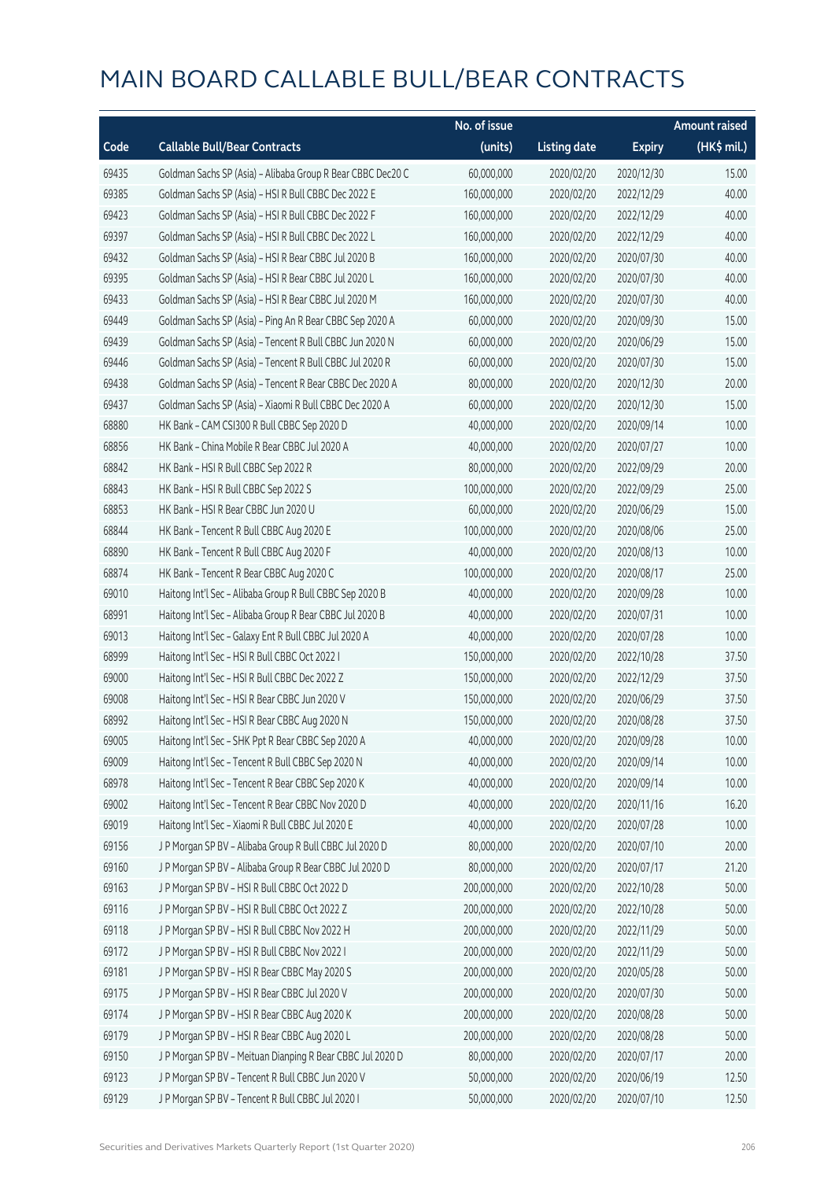# MAIN BOARD CALLABLE BULL/BEAR CONTRACTS

| Code | Callable Bull/Bear Contracts | No. of issue (units) | Listing date | Expiry | Amount raised (HK$ mil.) |
|---|---|---|---|---|---|
| 69435 | Goldman Sachs SP (Asia) – Alibaba Group R Bear CBBC Dec20 C | 60,000,000 | 2020/02/20 | 2020/12/30 | 15.00 |
| 69385 | Goldman Sachs SP (Asia) – HSI R Bull CBBC Dec 2022 E | 160,000,000 | 2020/02/20 | 2022/12/29 | 40.00 |
| 69423 | Goldman Sachs SP (Asia) – HSI R Bull CBBC Dec 2022 F | 160,000,000 | 2020/02/20 | 2022/12/29 | 40.00 |
| 69397 | Goldman Sachs SP (Asia) – HSI R Bull CBBC Dec 2022 L | 160,000,000 | 2020/02/20 | 2022/12/29 | 40.00 |
| 69432 | Goldman Sachs SP (Asia) – HSI R Bear CBBC Jul 2020 B | 160,000,000 | 2020/02/20 | 2020/07/30 | 40.00 |
| 69395 | Goldman Sachs SP (Asia) – HSI R Bear CBBC Jul 2020 L | 160,000,000 | 2020/02/20 | 2020/07/30 | 40.00 |
| 69433 | Goldman Sachs SP (Asia) – HSI R Bear CBBC Jul 2020 M | 160,000,000 | 2020/02/20 | 2020/07/30 | 40.00 |
| 69449 | Goldman Sachs SP (Asia) – Ping An R Bear CBBC Sep 2020 A | 60,000,000 | 2020/02/20 | 2020/09/30 | 15.00 |
| 69439 | Goldman Sachs SP (Asia) – Tencent R Bull CBBC Jun 2020 N | 60,000,000 | 2020/02/20 | 2020/06/29 | 15.00 |
| 69446 | Goldman Sachs SP (Asia) – Tencent R Bull CBBC Jul 2020 R | 60,000,000 | 2020/02/20 | 2020/07/30 | 15.00 |
| 69438 | Goldman Sachs SP (Asia) – Tencent R Bear CBBC Dec 2020 A | 80,000,000 | 2020/02/20 | 2020/12/30 | 20.00 |
| 69437 | Goldman Sachs SP (Asia) – Xiaomi R Bull CBBC Dec 2020 A | 60,000,000 | 2020/02/20 | 2020/12/30 | 15.00 |
| 68880 | HK Bank – CAM CSI300 R Bull CBBC Sep 2020 D | 40,000,000 | 2020/02/20 | 2020/09/14 | 10.00 |
| 68856 | HK Bank – China Mobile R Bear CBBC Jul 2020 A | 40,000,000 | 2020/02/20 | 2020/07/27 | 10.00 |
| 68842 | HK Bank – HSI R Bull CBBC Sep 2022 R | 80,000,000 | 2020/02/20 | 2022/09/29 | 20.00 |
| 68843 | HK Bank – HSI R Bull CBBC Sep 2022 S | 100,000,000 | 2020/02/20 | 2022/09/29 | 25.00 |
| 68853 | HK Bank – HSI R Bear CBBC Jun 2020 U | 60,000,000 | 2020/02/20 | 2020/06/29 | 15.00 |
| 68844 | HK Bank – Tencent R Bull CBBC Aug 2020 E | 100,000,000 | 2020/02/20 | 2020/08/06 | 25.00 |
| 68890 | HK Bank – Tencent R Bull CBBC Aug 2020 F | 40,000,000 | 2020/02/20 | 2020/08/13 | 10.00 |
| 68874 | HK Bank – Tencent R Bear CBBC Aug 2020 C | 100,000,000 | 2020/02/20 | 2020/08/17 | 25.00 |
| 69010 | Haitong Int'l Sec – Alibaba Group R Bull CBBC Sep 2020 B | 40,000,000 | 2020/02/20 | 2020/09/28 | 10.00 |
| 68991 | Haitong Int'l Sec – Alibaba Group R Bear CBBC Jul 2020 B | 40,000,000 | 2020/02/20 | 2020/07/31 | 10.00 |
| 69013 | Haitong Int'l Sec – Galaxy Ent R Bull CBBC Jul 2020 A | 40,000,000 | 2020/02/20 | 2020/07/28 | 10.00 |
| 68999 | Haitong Int'l Sec – HSI R Bull CBBC Oct 2022 I | 150,000,000 | 2020/02/20 | 2022/10/28 | 37.50 |
| 69000 | Haitong Int'l Sec – HSI R Bull CBBC Dec 2022 Z | 150,000,000 | 2020/02/20 | 2022/12/29 | 37.50 |
| 69008 | Haitong Int'l Sec – HSI R Bear CBBC Jun 2020 V | 150,000,000 | 2020/02/20 | 2020/06/29 | 37.50 |
| 68992 | Haitong Int'l Sec – HSI R Bear CBBC Aug 2020 N | 150,000,000 | 2020/02/20 | 2020/08/28 | 37.50 |
| 69005 | Haitong Int'l Sec – SHK Ppt R Bear CBBC Sep 2020 A | 40,000,000 | 2020/02/20 | 2020/09/28 | 10.00 |
| 69009 | Haitong Int'l Sec – Tencent R Bull CBBC Sep 2020 N | 40,000,000 | 2020/02/20 | 2020/09/14 | 10.00 |
| 68978 | Haitong Int'l Sec – Tencent R Bear CBBC Sep 2020 K | 40,000,000 | 2020/02/20 | 2020/09/14 | 10.00 |
| 69002 | Haitong Int'l Sec – Tencent R Bear CBBC Nov 2020 D | 40,000,000 | 2020/02/20 | 2020/11/16 | 16.20 |
| 69019 | Haitong Int'l Sec – Xiaomi R Bull CBBC Jul 2020 E | 40,000,000 | 2020/02/20 | 2020/07/28 | 10.00 |
| 69156 | J P Morgan SP BV – Alibaba Group R Bull CBBC Jul 2020 D | 80,000,000 | 2020/02/20 | 2020/07/10 | 20.00 |
| 69160 | J P Morgan SP BV – Alibaba Group R Bear CBBC Jul 2020 D | 80,000,000 | 2020/02/20 | 2020/07/17 | 21.20 |
| 69163 | J P Morgan SP BV – HSI R Bull CBBC Oct 2022 D | 200,000,000 | 2020/02/20 | 2022/10/28 | 50.00 |
| 69116 | J P Morgan SP BV – HSI R Bull CBBC Oct 2022 Z | 200,000,000 | 2020/02/20 | 2022/10/28 | 50.00 |
| 69118 | J P Morgan SP BV – HSI R Bull CBBC Nov 2022 H | 200,000,000 | 2020/02/20 | 2022/11/29 | 50.00 |
| 69172 | J P Morgan SP BV – HSI R Bull CBBC Nov 2022 I | 200,000,000 | 2020/02/20 | 2022/11/29 | 50.00 |
| 69181 | J P Morgan SP BV – HSI R Bear CBBC May 2020 S | 200,000,000 | 2020/02/20 | 2020/05/28 | 50.00 |
| 69175 | J P Morgan SP BV – HSI R Bear CBBC Jul 2020 V | 200,000,000 | 2020/02/20 | 2020/07/30 | 50.00 |
| 69174 | J P Morgan SP BV – HSI R Bear CBBC Aug 2020 K | 200,000,000 | 2020/02/20 | 2020/08/28 | 50.00 |
| 69179 | J P Morgan SP BV – HSI R Bear CBBC Aug 2020 L | 200,000,000 | 2020/02/20 | 2020/08/28 | 50.00 |
| 69150 | J P Morgan SP BV – Meituan Dianping R Bear CBBC Jul 2020 D | 80,000,000 | 2020/02/20 | 2020/07/17 | 20.00 |
| 69123 | J P Morgan SP BV – Tencent R Bull CBBC Jun 2020 V | 50,000,000 | 2020/02/20 | 2020/06/19 | 12.50 |
| 69129 | J P Morgan SP BV – Tencent R Bull CBBC Jul 2020 I | 50,000,000 | 2020/02/20 | 2020/07/10 | 12.50 |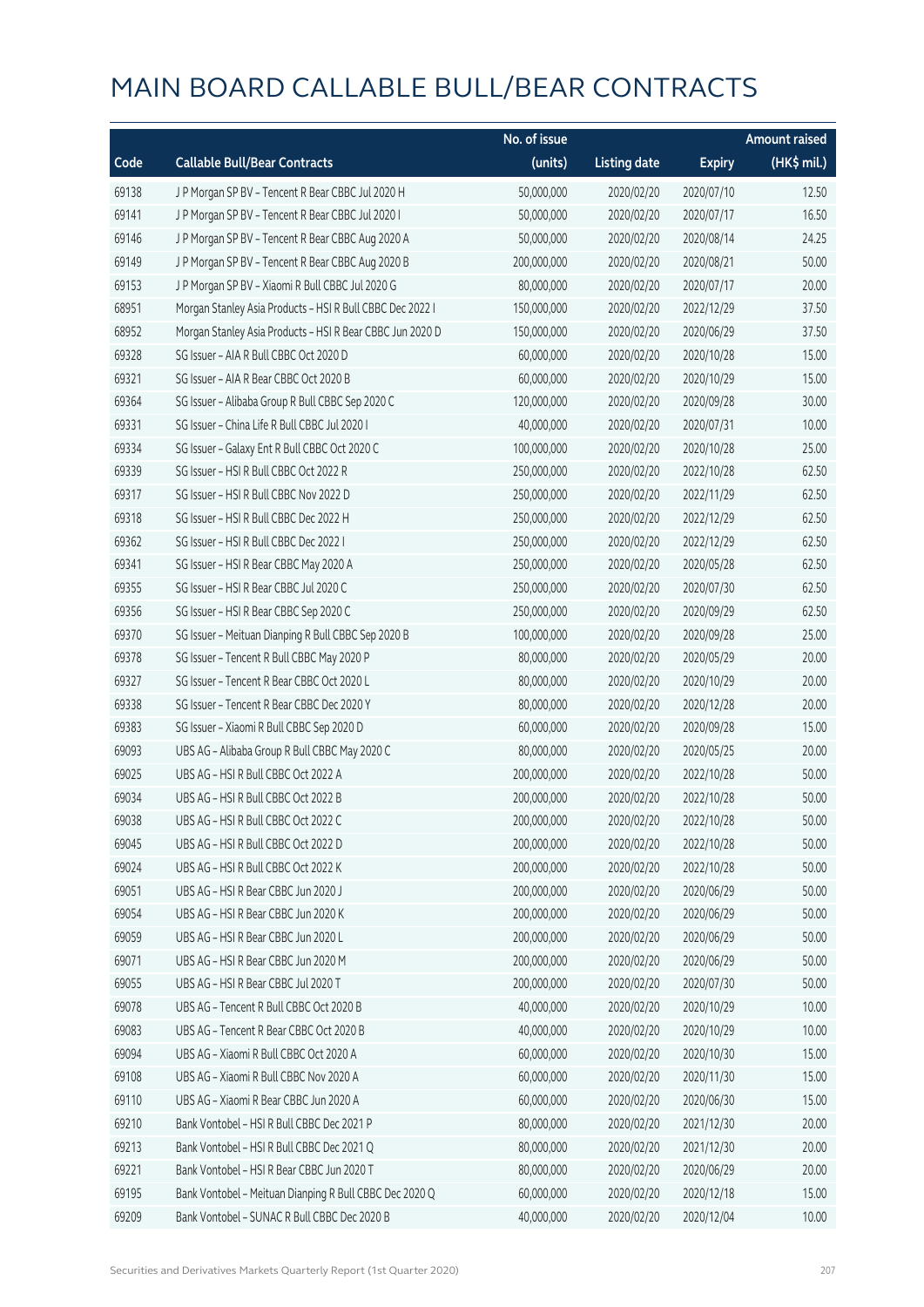# MAIN BOARD CALLABLE BULL/BEAR CONTRACTS

| Code | Callable Bull/Bear Contracts | No. of issue (units) | Listing date | Expiry | Amount raised (HK$ mil.) |
|---|---|---|---|---|---|
| 69138 | J P Morgan SP BV – Tencent R Bear CBBC Jul 2020 H | 50,000,000 | 2020/02/20 | 2020/07/10 | 12.50 |
| 69141 | J P Morgan SP BV – Tencent R Bear CBBC Jul 2020 I | 50,000,000 | 2020/02/20 | 2020/07/17 | 16.50 |
| 69146 | J P Morgan SP BV – Tencent R Bear CBBC Aug 2020 A | 50,000,000 | 2020/02/20 | 2020/08/14 | 24.25 |
| 69149 | J P Morgan SP BV – Tencent R Bear CBBC Aug 2020 B | 200,000,000 | 2020/02/20 | 2020/08/21 | 50.00 |
| 69153 | J P Morgan SP BV – Xiaomi R Bull CBBC Jul 2020 G | 80,000,000 | 2020/02/20 | 2020/07/17 | 20.00 |
| 68951 | Morgan Stanley Asia Products – HSI R Bull CBBC Dec 2022 I | 150,000,000 | 2020/02/20 | 2022/12/29 | 37.50 |
| 68952 | Morgan Stanley Asia Products – HSI R Bear CBBC Jun 2020 D | 150,000,000 | 2020/02/20 | 2020/06/29 | 37.50 |
| 69328 | SG Issuer – AIA R Bull CBBC Oct 2020 D | 60,000,000 | 2020/02/20 | 2020/10/28 | 15.00 |
| 69321 | SG Issuer – AIA R Bear CBBC Oct 2020 B | 60,000,000 | 2020/02/20 | 2020/10/29 | 15.00 |
| 69364 | SG Issuer – Alibaba Group R Bull CBBC Sep 2020 C | 120,000,000 | 2020/02/20 | 2020/09/28 | 30.00 |
| 69331 | SG Issuer – China Life R Bull CBBC Jul 2020 I | 40,000,000 | 2020/02/20 | 2020/07/31 | 10.00 |
| 69334 | SG Issuer – Galaxy Ent R Bull CBBC Oct 2020 C | 100,000,000 | 2020/02/20 | 2020/10/28 | 25.00 |
| 69339 | SG Issuer – HSI R Bull CBBC Oct 2022 R | 250,000,000 | 2020/02/20 | 2022/10/28 | 62.50 |
| 69317 | SG Issuer – HSI R Bull CBBC Nov 2022 D | 250,000,000 | 2020/02/20 | 2022/11/29 | 62.50 |
| 69318 | SG Issuer – HSI R Bull CBBC Dec 2022 H | 250,000,000 | 2020/02/20 | 2022/12/29 | 62.50 |
| 69362 | SG Issuer – HSI R Bull CBBC Dec 2022 I | 250,000,000 | 2020/02/20 | 2022/12/29 | 62.50 |
| 69341 | SG Issuer – HSI R Bear CBBC May 2020 A | 250,000,000 | 2020/02/20 | 2020/05/28 | 62.50 |
| 69355 | SG Issuer – HSI R Bear CBBC Jul 2020 C | 250,000,000 | 2020/02/20 | 2020/07/30 | 62.50 |
| 69356 | SG Issuer – HSI R Bear CBBC Sep 2020 C | 250,000,000 | 2020/02/20 | 2020/09/29 | 62.50 |
| 69370 | SG Issuer – Meituan Dianping R Bull CBBC Sep 2020 B | 100,000,000 | 2020/02/20 | 2020/09/28 | 25.00 |
| 69378 | SG Issuer – Tencent R Bull CBBC May 2020 P | 80,000,000 | 2020/02/20 | 2020/05/29 | 20.00 |
| 69327 | SG Issuer – Tencent R Bear CBBC Oct 2020 L | 80,000,000 | 2020/02/20 | 2020/10/29 | 20.00 |
| 69338 | SG Issuer – Tencent R Bear CBBC Dec 2020 Y | 80,000,000 | 2020/02/20 | 2020/12/28 | 20.00 |
| 69383 | SG Issuer – Xiaomi R Bull CBBC Sep 2020 D | 60,000,000 | 2020/02/20 | 2020/09/28 | 15.00 |
| 69093 | UBS AG – Alibaba Group R Bull CBBC May 2020 C | 80,000,000 | 2020/02/20 | 2020/05/25 | 20.00 |
| 69025 | UBS AG – HSI R Bull CBBC Oct 2022 A | 200,000,000 | 2020/02/20 | 2022/10/28 | 50.00 |
| 69034 | UBS AG – HSI R Bull CBBC Oct 2022 B | 200,000,000 | 2020/02/20 | 2022/10/28 | 50.00 |
| 69038 | UBS AG – HSI R Bull CBBC Oct 2022 C | 200,000,000 | 2020/02/20 | 2022/10/28 | 50.00 |
| 69045 | UBS AG – HSI R Bull CBBC Oct 2022 D | 200,000,000 | 2020/02/20 | 2022/10/28 | 50.00 |
| 69024 | UBS AG – HSI R Bull CBBC Oct 2022 K | 200,000,000 | 2020/02/20 | 2022/10/28 | 50.00 |
| 69051 | UBS AG – HSI R Bear CBBC Jun 2020 J | 200,000,000 | 2020/02/20 | 2020/06/29 | 50.00 |
| 69054 | UBS AG – HSI R Bear CBBC Jun 2020 K | 200,000,000 | 2020/02/20 | 2020/06/29 | 50.00 |
| 69059 | UBS AG – HSI R Bear CBBC Jun 2020 L | 200,000,000 | 2020/02/20 | 2020/06/29 | 50.00 |
| 69071 | UBS AG – HSI R Bear CBBC Jun 2020 M | 200,000,000 | 2020/02/20 | 2020/06/29 | 50.00 |
| 69055 | UBS AG – HSI R Bear CBBC Jul 2020 T | 200,000,000 | 2020/02/20 | 2020/07/30 | 50.00 |
| 69078 | UBS AG – Tencent R Bull CBBC Oct 2020 B | 40,000,000 | 2020/02/20 | 2020/10/29 | 10.00 |
| 69083 | UBS AG – Tencent R Bear CBBC Oct 2020 B | 40,000,000 | 2020/02/20 | 2020/10/29 | 10.00 |
| 69094 | UBS AG – Xiaomi R Bull CBBC Oct 2020 A | 60,000,000 | 2020/02/20 | 2020/10/30 | 15.00 |
| 69108 | UBS AG – Xiaomi R Bull CBBC Nov 2020 A | 60,000,000 | 2020/02/20 | 2020/11/30 | 15.00 |
| 69110 | UBS AG – Xiaomi R Bear CBBC Jun 2020 A | 60,000,000 | 2020/02/20 | 2020/06/30 | 15.00 |
| 69210 | Bank Vontobel – HSI R Bull CBBC Dec 2021 P | 80,000,000 | 2020/02/20 | 2021/12/30 | 20.00 |
| 69213 | Bank Vontobel – HSI R Bull CBBC Dec 2021 Q | 80,000,000 | 2020/02/20 | 2021/12/30 | 20.00 |
| 69221 | Bank Vontobel – HSI R Bear CBBC Jun 2020 T | 80,000,000 | 2020/02/20 | 2020/06/29 | 20.00 |
| 69195 | Bank Vontobel – Meituan Dianping R Bull CBBC Dec 2020 Q | 60,000,000 | 2020/02/20 | 2020/12/18 | 15.00 |
| 69209 | Bank Vontobel – SUNAC R Bull CBBC Dec 2020 B | 40,000,000 | 2020/02/20 | 2020/12/04 | 10.00 |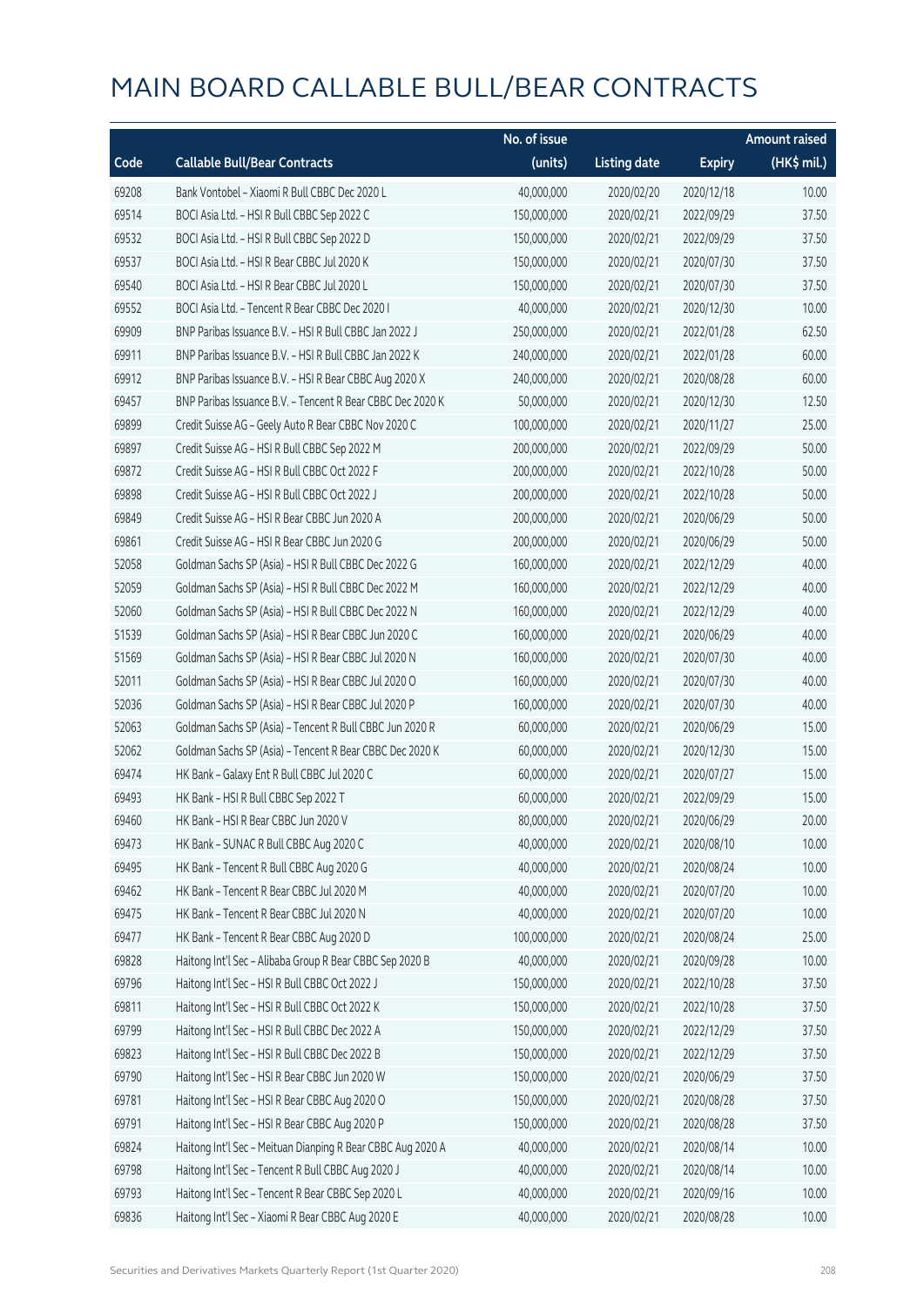# MAIN BOARD CALLABLE BULL/BEAR CONTRACTS

| Code | Callable Bull/Bear Contracts | No. of issue (units) | Listing date | Expiry | Amount raised (HK$ mil.) |
|---|---|---|---|---|---|
| 69208 | Bank Vontobel – Xiaomi R Bull CBBC Dec 2020 L | 40,000,000 | 2020/02/20 | 2020/12/18 | 10.00 |
| 69514 | BOCI Asia Ltd. – HSI R Bull CBBC Sep 2022 C | 150,000,000 | 2020/02/21 | 2022/09/29 | 37.50 |
| 69532 | BOCI Asia Ltd. – HSI R Bull CBBC Sep 2022 D | 150,000,000 | 2020/02/21 | 2022/09/29 | 37.50 |
| 69537 | BOCI Asia Ltd. – HSI R Bear CBBC Jul 2020 K | 150,000,000 | 2020/02/21 | 2020/07/30 | 37.50 |
| 69540 | BOCI Asia Ltd. – HSI R Bear CBBC Jul 2020 L | 150,000,000 | 2020/02/21 | 2020/07/30 | 37.50 |
| 69552 | BOCI Asia Ltd. – Tencent R Bear CBBC Dec 2020 I | 40,000,000 | 2020/02/21 | 2020/12/30 | 10.00 |
| 69909 | BNP Paribas Issuance B.V. – HSI R Bull CBBC Jan 2022 J | 250,000,000 | 2020/02/21 | 2022/01/28 | 62.50 |
| 69911 | BNP Paribas Issuance B.V. – HSI R Bull CBBC Jan 2022 K | 240,000,000 | 2020/02/21 | 2022/01/28 | 60.00 |
| 69912 | BNP Paribas Issuance B.V. – HSI R Bear CBBC Aug 2020 X | 240,000,000 | 2020/02/21 | 2020/08/28 | 60.00 |
| 69457 | BNP Paribas Issuance B.V. – Tencent R Bear CBBC Dec 2020 K | 50,000,000 | 2020/02/21 | 2020/12/30 | 12.50 |
| 69899 | Credit Suisse AG – Geely Auto R Bear CBBC Nov 2020 C | 100,000,000 | 2020/02/21 | 2020/11/27 | 25.00 |
| 69897 | Credit Suisse AG – HSI R Bull CBBC Sep 2022 M | 200,000,000 | 2020/02/21 | 2022/09/29 | 50.00 |
| 69872 | Credit Suisse AG – HSI R Bull CBBC Oct 2022 F | 200,000,000 | 2020/02/21 | 2022/10/28 | 50.00 |
| 69898 | Credit Suisse AG – HSI R Bull CBBC Oct 2022 J | 200,000,000 | 2020/02/21 | 2022/10/28 | 50.00 |
| 69849 | Credit Suisse AG – HSI R Bear CBBC Jun 2020 A | 200,000,000 | 2020/02/21 | 2020/06/29 | 50.00 |
| 69861 | Credit Suisse AG – HSI R Bear CBBC Jun 2020 G | 200,000,000 | 2020/02/21 | 2020/06/29 | 50.00 |
| 52058 | Goldman Sachs SP (Asia) – HSI R Bull CBBC Dec 2022 G | 160,000,000 | 2020/02/21 | 2022/12/29 | 40.00 |
| 52059 | Goldman Sachs SP (Asia) – HSI R Bull CBBC Dec 2022 M | 160,000,000 | 2020/02/21 | 2022/12/29 | 40.00 |
| 52060 | Goldman Sachs SP (Asia) – HSI R Bull CBBC Dec 2022 N | 160,000,000 | 2020/02/21 | 2022/12/29 | 40.00 |
| 51539 | Goldman Sachs SP (Asia) – HSI R Bear CBBC Jun 2020 C | 160,000,000 | 2020/02/21 | 2020/06/29 | 40.00 |
| 51569 | Goldman Sachs SP (Asia) – HSI R Bear CBBC Jul 2020 N | 160,000,000 | 2020/02/21 | 2020/07/30 | 40.00 |
| 52011 | Goldman Sachs SP (Asia) – HSI R Bear CBBC Jul 2020 O | 160,000,000 | 2020/02/21 | 2020/07/30 | 40.00 |
| 52036 | Goldman Sachs SP (Asia) – HSI R Bear CBBC Jul 2020 P | 160,000,000 | 2020/02/21 | 2020/07/30 | 40.00 |
| 52063 | Goldman Sachs SP (Asia) – Tencent R Bull CBBC Jun 2020 R | 60,000,000 | 2020/02/21 | 2020/06/29 | 15.00 |
| 52062 | Goldman Sachs SP (Asia) – Tencent R Bear CBBC Dec 2020 K | 60,000,000 | 2020/02/21 | 2020/12/30 | 15.00 |
| 69474 | HK Bank – Galaxy Ent R Bull CBBC Jul 2020 C | 60,000,000 | 2020/02/21 | 2020/07/27 | 15.00 |
| 69493 | HK Bank – HSI R Bull CBBC Sep 2022 T | 60,000,000 | 2020/02/21 | 2022/09/29 | 15.00 |
| 69460 | HK Bank – HSI R Bear CBBC Jun 2020 V | 80,000,000 | 2020/02/21 | 2020/06/29 | 20.00 |
| 69473 | HK Bank – SUNAC R Bull CBBC Aug 2020 C | 40,000,000 | 2020/02/21 | 2020/08/10 | 10.00 |
| 69495 | HK Bank – Tencent R Bull CBBC Aug 2020 G | 40,000,000 | 2020/02/21 | 2020/08/24 | 10.00 |
| 69462 | HK Bank – Tencent R Bear CBBC Jul 2020 M | 40,000,000 | 2020/02/21 | 2020/07/20 | 10.00 |
| 69475 | HK Bank – Tencent R Bear CBBC Jul 2020 N | 40,000,000 | 2020/02/21 | 2020/07/20 | 10.00 |
| 69477 | HK Bank – Tencent R Bear CBBC Aug 2020 D | 100,000,000 | 2020/02/21 | 2020/08/24 | 25.00 |
| 69828 | Haitong Int'l Sec – Alibaba Group R Bear CBBC Sep 2020 B | 40,000,000 | 2020/02/21 | 2020/09/28 | 10.00 |
| 69796 | Haitong Int'l Sec – HSI R Bull CBBC Oct 2022 J | 150,000,000 | 2020/02/21 | 2022/10/28 | 37.50 |
| 69811 | Haitong Int'l Sec – HSI R Bull CBBC Oct 2022 K | 150,000,000 | 2020/02/21 | 2022/10/28 | 37.50 |
| 69799 | Haitong Int'l Sec – HSI R Bull CBBC Dec 2022 A | 150,000,000 | 2020/02/21 | 2022/12/29 | 37.50 |
| 69823 | Haitong Int'l Sec – HSI R Bull CBBC Dec 2022 B | 150,000,000 | 2020/02/21 | 2022/12/29 | 37.50 |
| 69790 | Haitong Int'l Sec – HSI R Bear CBBC Jun 2020 W | 150,000,000 | 2020/02/21 | 2020/06/29 | 37.50 |
| 69781 | Haitong Int'l Sec – HSI R Bear CBBC Aug 2020 O | 150,000,000 | 2020/02/21 | 2020/08/28 | 37.50 |
| 69791 | Haitong Int'l Sec – HSI R Bear CBBC Aug 2020 P | 150,000,000 | 2020/02/21 | 2020/08/28 | 37.50 |
| 69824 | Haitong Int'l Sec – Meituan Dianping R Bear CBBC Aug 2020 A | 40,000,000 | 2020/02/21 | 2020/08/14 | 10.00 |
| 69798 | Haitong Int'l Sec – Tencent R Bull CBBC Aug 2020 J | 40,000,000 | 2020/02/21 | 2020/08/14 | 10.00 |
| 69793 | Haitong Int'l Sec – Tencent R Bear CBBC Sep 2020 L | 40,000,000 | 2020/02/21 | 2020/09/16 | 10.00 |
| 69836 | Haitong Int'l Sec – Xiaomi R Bear CBBC Aug 2020 E | 40,000,000 | 2020/02/21 | 2020/08/28 | 10.00 |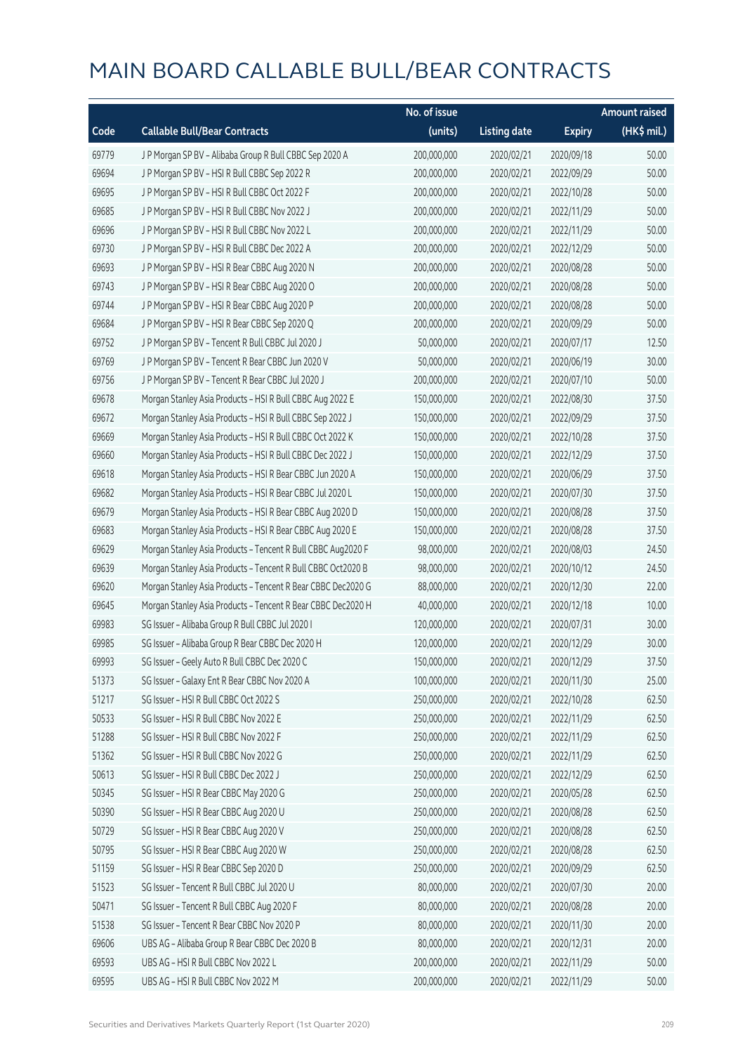# MAIN BOARD CALLABLE BULL/BEAR CONTRACTS

| Code | Callable Bull/Bear Contracts | No. of issue (units) | Listing date | Expiry | Amount raised (HK$ mil.) |
|---|---|---|---|---|---|
| 69779 | J P Morgan SP BV – Alibaba Group R Bull CBBC Sep 2020 A | 200,000,000 | 2020/02/21 | 2020/09/18 | 50.00 |
| 69694 | J P Morgan SP BV – HSI R Bull CBBC Sep 2022 R | 200,000,000 | 2020/02/21 | 2022/09/29 | 50.00 |
| 69695 | J P Morgan SP BV – HSI R Bull CBBC Oct 2022 F | 200,000,000 | 2020/02/21 | 2022/10/28 | 50.00 |
| 69685 | J P Morgan SP BV – HSI R Bull CBBC Nov 2022 J | 200,000,000 | 2020/02/21 | 2022/11/29 | 50.00 |
| 69696 | J P Morgan SP BV – HSI R Bull CBBC Nov 2022 L | 200,000,000 | 2020/02/21 | 2022/11/29 | 50.00 |
| 69730 | J P Morgan SP BV – HSI R Bull CBBC Dec 2022 A | 200,000,000 | 2020/02/21 | 2022/12/29 | 50.00 |
| 69693 | J P Morgan SP BV – HSI R Bear CBBC Aug 2020 N | 200,000,000 | 2020/02/21 | 2020/08/28 | 50.00 |
| 69743 | J P Morgan SP BV – HSI R Bear CBBC Aug 2020 O | 200,000,000 | 2020/02/21 | 2020/08/28 | 50.00 |
| 69744 | J P Morgan SP BV – HSI R Bear CBBC Aug 2020 P | 200,000,000 | 2020/02/21 | 2020/08/28 | 50.00 |
| 69684 | J P Morgan SP BV – HSI R Bear CBBC Sep 2020 Q | 200,000,000 | 2020/02/21 | 2020/09/29 | 50.00 |
| 69752 | J P Morgan SP BV – Tencent R Bull CBBC Jul 2020 J | 50,000,000 | 2020/02/21 | 2020/07/17 | 12.50 |
| 69769 | J P Morgan SP BV – Tencent R Bear CBBC Jun 2020 V | 50,000,000 | 2020/02/21 | 2020/06/19 | 30.00 |
| 69756 | J P Morgan SP BV – Tencent R Bear CBBC Jul 2020 J | 200,000,000 | 2020/02/21 | 2020/07/10 | 50.00 |
| 69678 | Morgan Stanley Asia Products – HSI R Bull CBBC Aug 2022 E | 150,000,000 | 2020/02/21 | 2022/08/30 | 37.50 |
| 69672 | Morgan Stanley Asia Products – HSI R Bull CBBC Sep 2022 J | 150,000,000 | 2020/02/21 | 2022/09/29 | 37.50 |
| 69669 | Morgan Stanley Asia Products – HSI R Bull CBBC Oct 2022 K | 150,000,000 | 2020/02/21 | 2022/10/28 | 37.50 |
| 69660 | Morgan Stanley Asia Products – HSI R Bull CBBC Dec 2022 J | 150,000,000 | 2020/02/21 | 2022/12/29 | 37.50 |
| 69618 | Morgan Stanley Asia Products – HSI R Bear CBBC Jun 2020 A | 150,000,000 | 2020/02/21 | 2020/06/29 | 37.50 |
| 69682 | Morgan Stanley Asia Products – HSI R Bear CBBC Jul 2020 L | 150,000,000 | 2020/02/21 | 2020/07/30 | 37.50 |
| 69679 | Morgan Stanley Asia Products – HSI R Bear CBBC Aug 2020 D | 150,000,000 | 2020/02/21 | 2020/08/28 | 37.50 |
| 69683 | Morgan Stanley Asia Products – HSI R Bear CBBC Aug 2020 E | 150,000,000 | 2020/02/21 | 2020/08/28 | 37.50 |
| 69629 | Morgan Stanley Asia Products – Tencent R Bull CBBC Aug2020 F | 98,000,000 | 2020/02/21 | 2020/08/03 | 24.50 |
| 69639 | Morgan Stanley Asia Products – Tencent R Bull CBBC Oct2020 B | 98,000,000 | 2020/02/21 | 2020/10/12 | 24.50 |
| 69620 | Morgan Stanley Asia Products – Tencent R Bear CBBC Dec2020 G | 88,000,000 | 2020/02/21 | 2020/12/30 | 22.00 |
| 69645 | Morgan Stanley Asia Products – Tencent R Bear CBBC Dec2020 H | 40,000,000 | 2020/02/21 | 2020/12/18 | 10.00 |
| 69983 | SG Issuer – Alibaba Group R Bull CBBC Jul 2020 I | 120,000,000 | 2020/02/21 | 2020/07/31 | 30.00 |
| 69985 | SG Issuer – Alibaba Group R Bear CBBC Dec 2020 H | 120,000,000 | 2020/02/21 | 2020/12/29 | 30.00 |
| 69993 | SG Issuer – Geely Auto R Bull CBBC Dec 2020 C | 150,000,000 | 2020/02/21 | 2020/12/29 | 37.50 |
| 51373 | SG Issuer – Galaxy Ent R Bear CBBC Nov 2020 A | 100,000,000 | 2020/02/21 | 2020/11/30 | 25.00 |
| 51217 | SG Issuer – HSI R Bull CBBC Oct 2022 S | 250,000,000 | 2020/02/21 | 2022/10/28 | 62.50 |
| 50533 | SG Issuer – HSI R Bull CBBC Nov 2022 E | 250,000,000 | 2020/02/21 | 2022/11/29 | 62.50 |
| 51288 | SG Issuer – HSI R Bull CBBC Nov 2022 F | 250,000,000 | 2020/02/21 | 2022/11/29 | 62.50 |
| 51362 | SG Issuer – HSI R Bull CBBC Nov 2022 G | 250,000,000 | 2020/02/21 | 2022/11/29 | 62.50 |
| 50613 | SG Issuer – HSI R Bull CBBC Dec 2022 J | 250,000,000 | 2020/02/21 | 2022/12/29 | 62.50 |
| 50345 | SG Issuer – HSI R Bear CBBC May 2020 G | 250,000,000 | 2020/02/21 | 2020/05/28 | 62.50 |
| 50390 | SG Issuer – HSI R Bear CBBC Aug 2020 U | 250,000,000 | 2020/02/21 | 2020/08/28 | 62.50 |
| 50729 | SG Issuer – HSI R Bear CBBC Aug 2020 V | 250,000,000 | 2020/02/21 | 2020/08/28 | 62.50 |
| 50795 | SG Issuer – HSI R Bear CBBC Aug 2020 W | 250,000,000 | 2020/02/21 | 2020/08/28 | 62.50 |
| 51159 | SG Issuer – HSI R Bear CBBC Sep 2020 D | 250,000,000 | 2020/02/21 | 2020/09/29 | 62.50 |
| 51523 | SG Issuer – Tencent R Bull CBBC Jul 2020 U | 80,000,000 | 2020/02/21 | 2020/07/30 | 20.00 |
| 50471 | SG Issuer – Tencent R Bull CBBC Aug 2020 F | 80,000,000 | 2020/02/21 | 2020/08/28 | 20.00 |
| 51538 | SG Issuer – Tencent R Bear CBBC Nov 2020 P | 80,000,000 | 2020/02/21 | 2020/11/30 | 20.00 |
| 69606 | UBS AG – Alibaba Group R Bear CBBC Dec 2020 B | 80,000,000 | 2020/02/21 | 2020/12/31 | 20.00 |
| 69593 | UBS AG – HSI R Bull CBBC Nov 2022 L | 200,000,000 | 2020/02/21 | 2022/11/29 | 50.00 |
| 69595 | UBS AG – HSI R Bull CBBC Nov 2022 M | 200,000,000 | 2020/02/21 | 2022/11/29 | 50.00 |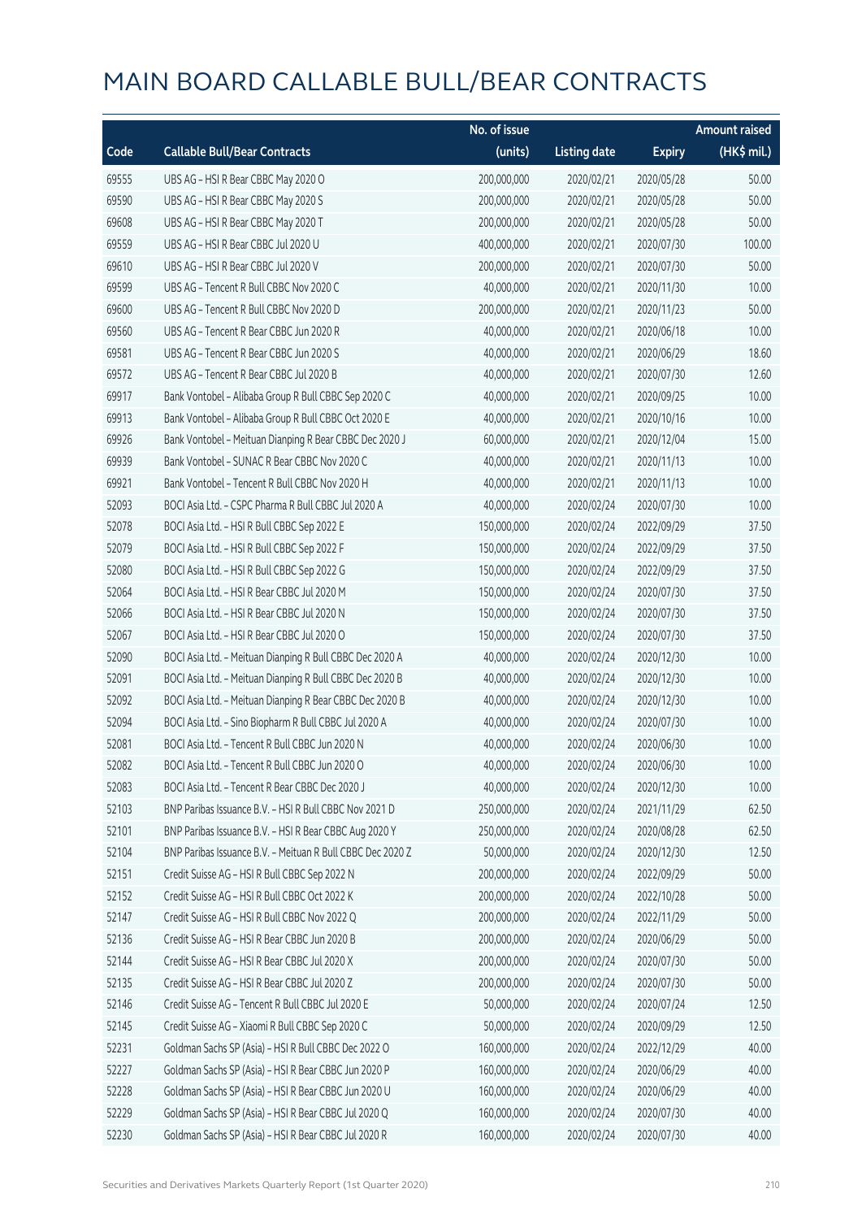# MAIN BOARD CALLABLE BULL/BEAR CONTRACTS

| Code | Callable Bull/Bear Contracts | No. of issue (units) | Listing date | Expiry | Amount raised (HK$ mil.) |
|---|---|---|---|---|---|
| 69555 | UBS AG – HSI R Bear CBBC May 2020 O | 200,000,000 | 2020/02/21 | 2020/05/28 | 50.00 |
| 69590 | UBS AG – HSI R Bear CBBC May 2020 S | 200,000,000 | 2020/02/21 | 2020/05/28 | 50.00 |
| 69608 | UBS AG – HSI R Bear CBBC May 2020 T | 200,000,000 | 2020/02/21 | 2020/05/28 | 50.00 |
| 69559 | UBS AG – HSI R Bear CBBC Jul 2020 U | 400,000,000 | 2020/02/21 | 2020/07/30 | 100.00 |
| 69610 | UBS AG – HSI R Bear CBBC Jul 2020 V | 200,000,000 | 2020/02/21 | 2020/07/30 | 50.00 |
| 69599 | UBS AG – Tencent R Bull CBBC Nov 2020 C | 40,000,000 | 2020/02/21 | 2020/11/30 | 10.00 |
| 69600 | UBS AG – Tencent R Bull CBBC Nov 2020 D | 200,000,000 | 2020/02/21 | 2020/11/23 | 50.00 |
| 69560 | UBS AG – Tencent R Bear CBBC Jun 2020 R | 40,000,000 | 2020/02/21 | 2020/06/18 | 10.00 |
| 69581 | UBS AG – Tencent R Bear CBBC Jun 2020 S | 40,000,000 | 2020/02/21 | 2020/06/29 | 18.60 |
| 69572 | UBS AG – Tencent R Bear CBBC Jul 2020 B | 40,000,000 | 2020/02/21 | 2020/07/30 | 12.60 |
| 69917 | Bank Vontobel – Alibaba Group R Bull CBBC Sep 2020 C | 40,000,000 | 2020/02/21 | 2020/09/25 | 10.00 |
| 69913 | Bank Vontobel – Alibaba Group R Bull CBBC Oct 2020 E | 40,000,000 | 2020/02/21 | 2020/10/16 | 10.00 |
| 69926 | Bank Vontobel – Meituan Dianping R Bear CBBC Dec 2020 J | 60,000,000 | 2020/02/21 | 2020/12/04 | 15.00 |
| 69939 | Bank Vontobel – SUNAC R Bear CBBC Nov 2020 C | 40,000,000 | 2020/02/21 | 2020/11/13 | 10.00 |
| 69921 | Bank Vontobel – Tencent R Bull CBBC Nov 2020 H | 40,000,000 | 2020/02/21 | 2020/11/13 | 10.00 |
| 52093 | BOCI Asia Ltd. – CSPC Pharma R Bull CBBC Jul 2020 A | 40,000,000 | 2020/02/24 | 2020/07/30 | 10.00 |
| 52078 | BOCI Asia Ltd. – HSI R Bull CBBC Sep 2022 E | 150,000,000 | 2020/02/24 | 2022/09/29 | 37.50 |
| 52079 | BOCI Asia Ltd. – HSI R Bull CBBC Sep 2022 F | 150,000,000 | 2020/02/24 | 2022/09/29 | 37.50 |
| 52080 | BOCI Asia Ltd. – HSI R Bull CBBC Sep 2022 G | 150,000,000 | 2020/02/24 | 2022/09/29 | 37.50 |
| 52064 | BOCI Asia Ltd. – HSI R Bear CBBC Jul 2020 M | 150,000,000 | 2020/02/24 | 2020/07/30 | 37.50 |
| 52066 | BOCI Asia Ltd. – HSI R Bear CBBC Jul 2020 N | 150,000,000 | 2020/02/24 | 2020/07/30 | 37.50 |
| 52067 | BOCI Asia Ltd. – HSI R Bear CBBC Jul 2020 O | 150,000,000 | 2020/02/24 | 2020/07/30 | 37.50 |
| 52090 | BOCI Asia Ltd. – Meituan Dianping R Bull CBBC Dec 2020 A | 40,000,000 | 2020/02/24 | 2020/12/30 | 10.00 |
| 52091 | BOCI Asia Ltd. – Meituan Dianping R Bull CBBC Dec 2020 B | 40,000,000 | 2020/02/24 | 2020/12/30 | 10.00 |
| 52092 | BOCI Asia Ltd. – Meituan Dianping R Bear CBBC Dec 2020 B | 40,000,000 | 2020/02/24 | 2020/12/30 | 10.00 |
| 52094 | BOCI Asia Ltd. – Sino Biopharm R Bull CBBC Jul 2020 A | 40,000,000 | 2020/02/24 | 2020/07/30 | 10.00 |
| 52081 | BOCI Asia Ltd. – Tencent R Bull CBBC Jun 2020 N | 40,000,000 | 2020/02/24 | 2020/06/30 | 10.00 |
| 52082 | BOCI Asia Ltd. – Tencent R Bull CBBC Jun 2020 O | 40,000,000 | 2020/02/24 | 2020/06/30 | 10.00 |
| 52083 | BOCI Asia Ltd. – Tencent R Bear CBBC Dec 2020 J | 40,000,000 | 2020/02/24 | 2020/12/30 | 10.00 |
| 52103 | BNP Paribas Issuance B.V. – HSI R Bull CBBC Nov 2021 D | 250,000,000 | 2020/02/24 | 2021/11/29 | 62.50 |
| 52101 | BNP Paribas Issuance B.V. – HSI R Bear CBBC Aug 2020 Y | 250,000,000 | 2020/02/24 | 2020/08/28 | 62.50 |
| 52104 | BNP Paribas Issuance B.V. – Meituan R Bull CBBC Dec 2020 Z | 50,000,000 | 2020/02/24 | 2020/12/30 | 12.50 |
| 52151 | Credit Suisse AG – HSI R Bull CBBC Sep 2022 N | 200,000,000 | 2020/02/24 | 2022/09/29 | 50.00 |
| 52152 | Credit Suisse AG – HSI R Bull CBBC Oct 2022 K | 200,000,000 | 2020/02/24 | 2022/10/28 | 50.00 |
| 52147 | Credit Suisse AG – HSI R Bull CBBC Nov 2022 Q | 200,000,000 | 2020/02/24 | 2022/11/29 | 50.00 |
| 52136 | Credit Suisse AG – HSI R Bear CBBC Jun 2020 B | 200,000,000 | 2020/02/24 | 2020/06/29 | 50.00 |
| 52144 | Credit Suisse AG – HSI R Bear CBBC Jul 2020 X | 200,000,000 | 2020/02/24 | 2020/07/30 | 50.00 |
| 52135 | Credit Suisse AG – HSI R Bear CBBC Jul 2020 Z | 200,000,000 | 2020/02/24 | 2020/07/30 | 50.00 |
| 52146 | Credit Suisse AG – Tencent R Bull CBBC Jul 2020 E | 50,000,000 | 2020/02/24 | 2020/07/24 | 12.50 |
| 52145 | Credit Suisse AG – Xiaomi R Bull CBBC Sep 2020 C | 50,000,000 | 2020/02/24 | 2020/09/29 | 12.50 |
| 52231 | Goldman Sachs SP (Asia) – HSI R Bull CBBC Dec 2022 O | 160,000,000 | 2020/02/24 | 2022/12/29 | 40.00 |
| 52227 | Goldman Sachs SP (Asia) – HSI R Bear CBBC Jun 2020 P | 160,000,000 | 2020/02/24 | 2020/06/29 | 40.00 |
| 52228 | Goldman Sachs SP (Asia) – HSI R Bear CBBC Jun 2020 U | 160,000,000 | 2020/02/24 | 2020/06/29 | 40.00 |
| 52229 | Goldman Sachs SP (Asia) – HSI R Bear CBBC Jul 2020 Q | 160,000,000 | 2020/02/24 | 2020/07/30 | 40.00 |
| 52230 | Goldman Sachs SP (Asia) – HSI R Bear CBBC Jul 2020 R | 160,000,000 | 2020/02/24 | 2020/07/30 | 40.00 |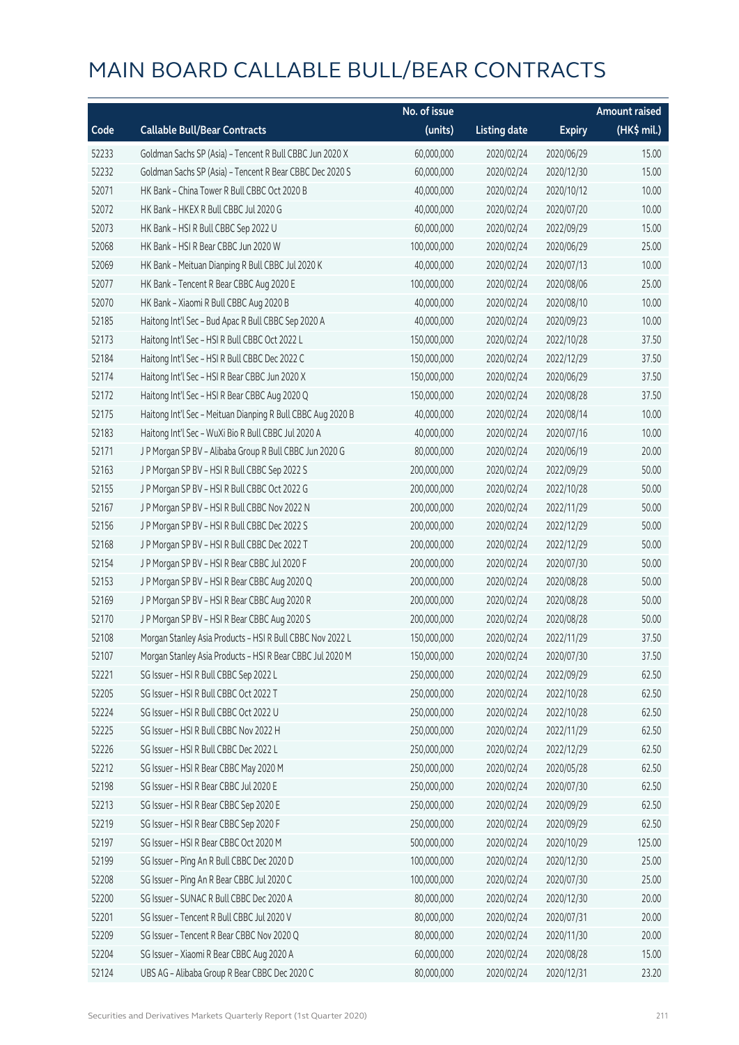# MAIN BOARD CALLABLE BULL/BEAR CONTRACTS

| Code | Callable Bull/Bear Contracts | No. of issue (units) | Listing date | Expiry | Amount raised (HK$ mil.) |
|---|---|---|---|---|---|
| 52233 | Goldman Sachs SP (Asia) - Tencent R Bull CBBC Jun 2020 X | 60,000,000 | 2020/02/24 | 2020/06/29 | 15.00 |
| 52232 | Goldman Sachs SP (Asia) - Tencent R Bear CBBC Dec 2020 S | 60,000,000 | 2020/02/24 | 2020/12/30 | 15.00 |
| 52071 | HK Bank - China Tower R Bull CBBC Oct 2020 B | 40,000,000 | 2020/02/24 | 2020/10/12 | 10.00 |
| 52072 | HK Bank - HKEX R Bull CBBC Jul 2020 G | 40,000,000 | 2020/02/24 | 2020/07/20 | 10.00 |
| 52073 | HK Bank - HSI R Bull CBBC Sep 2022 U | 60,000,000 | 2020/02/24 | 2022/09/29 | 15.00 |
| 52068 | HK Bank - HSI R Bear CBBC Jun 2020 W | 100,000,000 | 2020/02/24 | 2020/06/29 | 25.00 |
| 52069 | HK Bank - Meituan Dianping R Bull CBBC Jul 2020 K | 40,000,000 | 2020/02/24 | 2020/07/13 | 10.00 |
| 52077 | HK Bank - Tencent R Bear CBBC Aug 2020 E | 100,000,000 | 2020/02/24 | 2020/08/06 | 25.00 |
| 52070 | HK Bank - Xiaomi R Bull CBBC Aug 2020 B | 40,000,000 | 2020/02/24 | 2020/08/10 | 10.00 |
| 52185 | Haitong Int'l Sec - Bud Apac R Bull CBBC Sep 2020 A | 40,000,000 | 2020/02/24 | 2020/09/23 | 10.00 |
| 52173 | Haitong Int'l Sec - HSI R Bull CBBC Oct 2022 L | 150,000,000 | 2020/02/24 | 2022/10/28 | 37.50 |
| 52184 | Haitong Int'l Sec - HSI R Bull CBBC Dec 2022 C | 150,000,000 | 2020/02/24 | 2022/12/29 | 37.50 |
| 52174 | Haitong Int'l Sec - HSI R Bear CBBC Jun 2020 X | 150,000,000 | 2020/02/24 | 2020/06/29 | 37.50 |
| 52172 | Haitong Int'l Sec - HSI R Bear CBBC Aug 2020 Q | 150,000,000 | 2020/02/24 | 2020/08/28 | 37.50 |
| 52175 | Haitong Int'l Sec - Meituan Dianping R Bull CBBC Aug 2020 B | 40,000,000 | 2020/02/24 | 2020/08/14 | 10.00 |
| 52183 | Haitong Int'l Sec - WuXi Bio R Bull CBBC Jul 2020 A | 40,000,000 | 2020/02/24 | 2020/07/16 | 10.00 |
| 52171 | J P Morgan SP BV - Alibaba Group R Bull CBBC Jun 2020 G | 80,000,000 | 2020/02/24 | 2020/06/19 | 20.00 |
| 52163 | J P Morgan SP BV - HSI R Bull CBBC Sep 2022 S | 200,000,000 | 2020/02/24 | 2022/09/29 | 50.00 |
| 52155 | J P Morgan SP BV - HSI R Bull CBBC Oct 2022 G | 200,000,000 | 2020/02/24 | 2022/10/28 | 50.00 |
| 52167 | J P Morgan SP BV - HSI R Bull CBBC Nov 2022 N | 200,000,000 | 2020/02/24 | 2022/11/29 | 50.00 |
| 52156 | J P Morgan SP BV - HSI R Bull CBBC Dec 2022 S | 200,000,000 | 2020/02/24 | 2022/12/29 | 50.00 |
| 52168 | J P Morgan SP BV - HSI R Bull CBBC Dec 2022 T | 200,000,000 | 2020/02/24 | 2022/12/29 | 50.00 |
| 52154 | J P Morgan SP BV - HSI R Bear CBBC Jul 2020 F | 200,000,000 | 2020/02/24 | 2020/07/30 | 50.00 |
| 52153 | J P Morgan SP BV - HSI R Bear CBBC Aug 2020 Q | 200,000,000 | 2020/02/24 | 2020/08/28 | 50.00 |
| 52169 | J P Morgan SP BV - HSI R Bear CBBC Aug 2020 R | 200,000,000 | 2020/02/24 | 2020/08/28 | 50.00 |
| 52170 | J P Morgan SP BV - HSI R Bear CBBC Aug 2020 S | 200,000,000 | 2020/02/24 | 2020/08/28 | 50.00 |
| 52108 | Morgan Stanley Asia Products - HSI R Bull CBBC Nov 2022 L | 150,000,000 | 2020/02/24 | 2022/11/29 | 37.50 |
| 52107 | Morgan Stanley Asia Products - HSI R Bear CBBC Jul 2020 M | 150,000,000 | 2020/02/24 | 2020/07/30 | 37.50 |
| 52221 | SG Issuer - HSI R Bull CBBC Sep 2022 L | 250,000,000 | 2020/02/24 | 2022/09/29 | 62.50 |
| 52205 | SG Issuer - HSI R Bull CBBC Oct 2022 T | 250,000,000 | 2020/02/24 | 2022/10/28 | 62.50 |
| 52224 | SG Issuer - HSI R Bull CBBC Oct 2022 U | 250,000,000 | 2020/02/24 | 2022/10/28 | 62.50 |
| 52225 | SG Issuer - HSI R Bull CBBC Nov 2022 H | 250,000,000 | 2020/02/24 | 2022/11/29 | 62.50 |
| 52226 | SG Issuer - HSI R Bull CBBC Dec 2022 L | 250,000,000 | 2020/02/24 | 2022/12/29 | 62.50 |
| 52212 | SG Issuer - HSI R Bear CBBC May 2020 M | 250,000,000 | 2020/02/24 | 2020/05/28 | 62.50 |
| 52198 | SG Issuer - HSI R Bear CBBC Jul 2020 E | 250,000,000 | 2020/02/24 | 2020/07/30 | 62.50 |
| 52213 | SG Issuer - HSI R Bear CBBC Sep 2020 E | 250,000,000 | 2020/02/24 | 2020/09/29 | 62.50 |
| 52219 | SG Issuer - HSI R Bear CBBC Sep 2020 F | 250,000,000 | 2020/02/24 | 2020/09/29 | 62.50 |
| 52197 | SG Issuer - HSI R Bear CBBC Oct 2020 M | 500,000,000 | 2020/02/24 | 2020/10/29 | 125.00 |
| 52199 | SG Issuer - Ping An R Bull CBBC Dec 2020 D | 100,000,000 | 2020/02/24 | 2020/12/30 | 25.00 |
| 52208 | SG Issuer - Ping An R Bear CBBC Jul 2020 C | 100,000,000 | 2020/02/24 | 2020/07/30 | 25.00 |
| 52200 | SG Issuer - SUNAC R Bull CBBC Dec 2020 A | 80,000,000 | 2020/02/24 | 2020/12/30 | 20.00 |
| 52201 | SG Issuer - Tencent R Bull CBBC Jul 2020 V | 80,000,000 | 2020/02/24 | 2020/07/31 | 20.00 |
| 52209 | SG Issuer - Tencent R Bear CBBC Nov 2020 Q | 80,000,000 | 2020/02/24 | 2020/11/30 | 20.00 |
| 52204 | SG Issuer - Xiaomi R Bear CBBC Aug 2020 A | 60,000,000 | 2020/02/24 | 2020/08/28 | 15.00 |
| 52124 | UBS AG - Alibaba Group R Bear CBBC Dec 2020 C | 80,000,000 | 2020/02/24 | 2020/12/31 | 23.20 |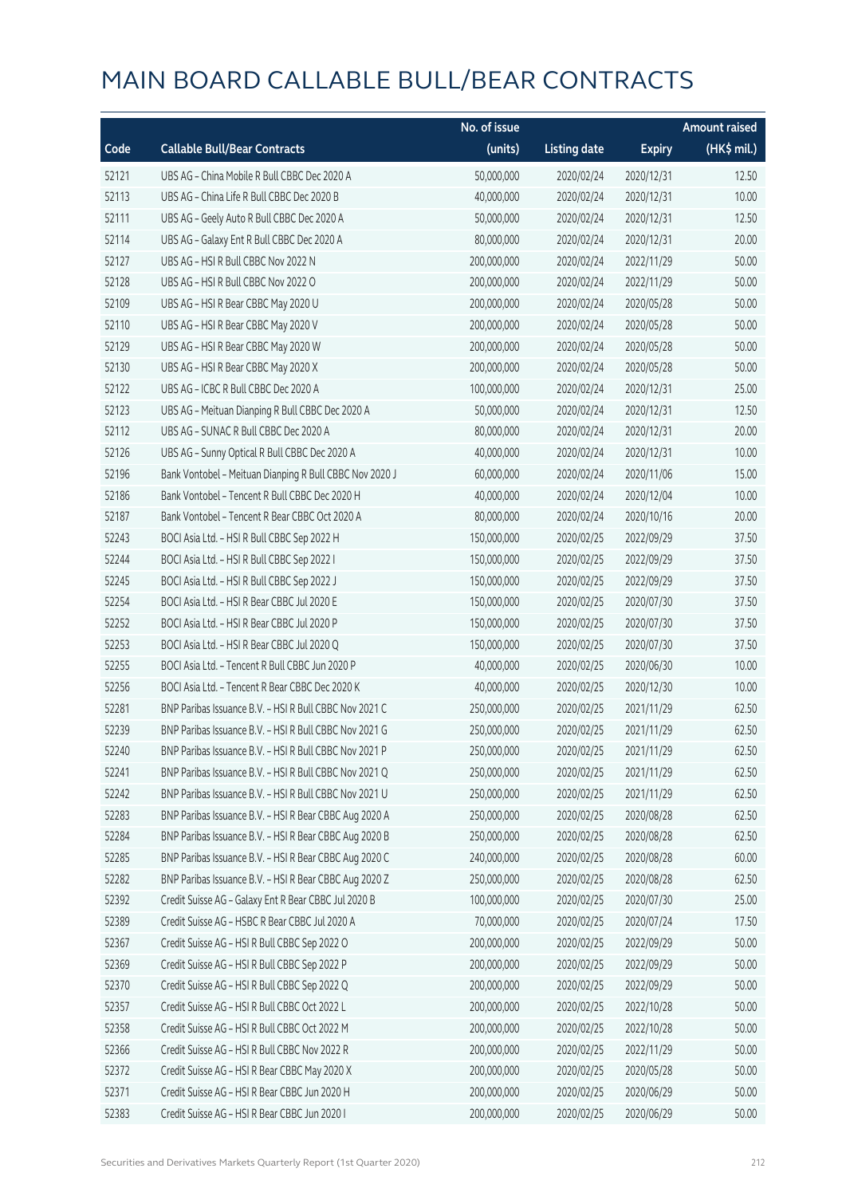# MAIN BOARD CALLABLE BULL/BEAR CONTRACTS

| Code | Callable Bull/Bear Contracts | No. of issue (units) | Listing date | Expiry | Amount raised (HK$ mil.) |
|---|---|---|---|---|---|
| 52121 | UBS AG - China Mobile R Bull CBBC Dec 2020 A | 50,000,000 | 2020/02/24 | 2020/12/31 | 12.50 |
| 52113 | UBS AG - China Life R Bull CBBC Dec 2020 B | 40,000,000 | 2020/02/24 | 2020/12/31 | 10.00 |
| 52111 | UBS AG - Geely Auto R Bull CBBC Dec 2020 A | 50,000,000 | 2020/02/24 | 2020/12/31 | 12.50 |
| 52114 | UBS AG - Galaxy Ent R Bull CBBC Dec 2020 A | 80,000,000 | 2020/02/24 | 2020/12/31 | 20.00 |
| 52127 | UBS AG - HSI R Bull CBBC Nov 2022 N | 200,000,000 | 2020/02/24 | 2022/11/29 | 50.00 |
| 52128 | UBS AG - HSI R Bull CBBC Nov 2022 O | 200,000,000 | 2020/02/24 | 2022/11/29 | 50.00 |
| 52109 | UBS AG - HSI R Bear CBBC May 2020 U | 200,000,000 | 2020/02/24 | 2020/05/28 | 50.00 |
| 52110 | UBS AG - HSI R Bear CBBC May 2020 V | 200,000,000 | 2020/02/24 | 2020/05/28 | 50.00 |
| 52129 | UBS AG - HSI R Bear CBBC May 2020 W | 200,000,000 | 2020/02/24 | 2020/05/28 | 50.00 |
| 52130 | UBS AG - HSI R Bear CBBC May 2020 X | 200,000,000 | 2020/02/24 | 2020/05/28 | 50.00 |
| 52122 | UBS AG - ICBC R Bull CBBC Dec 2020 A | 100,000,000 | 2020/02/24 | 2020/12/31 | 25.00 |
| 52123 | UBS AG - Meituan Dianping R Bull CBBC Dec 2020 A | 50,000,000 | 2020/02/24 | 2020/12/31 | 12.50 |
| 52112 | UBS AG - SUNAC R Bull CBBC Dec 2020 A | 80,000,000 | 2020/02/24 | 2020/12/31 | 20.00 |
| 52126 | UBS AG - Sunny Optical R Bull CBBC Dec 2020 A | 40,000,000 | 2020/02/24 | 2020/12/31 | 10.00 |
| 52196 | Bank Vontobel - Meituan Dianping R Bull CBBC Nov 2020 J | 60,000,000 | 2020/02/24 | 2020/11/06 | 15.00 |
| 52186 | Bank Vontobel - Tencent R Bull CBBC Dec 2020 H | 40,000,000 | 2020/02/24 | 2020/12/04 | 10.00 |
| 52187 | Bank Vontobel - Tencent R Bear CBBC Oct 2020 A | 80,000,000 | 2020/02/24 | 2020/10/16 | 20.00 |
| 52243 | BOCI Asia Ltd. - HSI R Bull CBBC Sep 2022 H | 150,000,000 | 2020/02/25 | 2022/09/29 | 37.50 |
| 52244 | BOCI Asia Ltd. - HSI R Bull CBBC Sep 2022 I | 150,000,000 | 2020/02/25 | 2022/09/29 | 37.50 |
| 52245 | BOCI Asia Ltd. - HSI R Bull CBBC Sep 2022 J | 150,000,000 | 2020/02/25 | 2022/09/29 | 37.50 |
| 52254 | BOCI Asia Ltd. - HSI R Bear CBBC Jul 2020 E | 150,000,000 | 2020/02/25 | 2020/07/30 | 37.50 |
| 52252 | BOCI Asia Ltd. - HSI R Bear CBBC Jul 2020 P | 150,000,000 | 2020/02/25 | 2020/07/30 | 37.50 |
| 52253 | BOCI Asia Ltd. - HSI R Bear CBBC Jul 2020 Q | 150,000,000 | 2020/02/25 | 2020/07/30 | 37.50 |
| 52255 | BOCI Asia Ltd. - Tencent R Bull CBBC Jun 2020 P | 40,000,000 | 2020/02/25 | 2020/06/30 | 10.00 |
| 52256 | BOCI Asia Ltd. - Tencent R Bear CBBC Dec 2020 K | 40,000,000 | 2020/02/25 | 2020/12/30 | 10.00 |
| 52281 | BNP Paribas Issuance B.V. - HSI R Bull CBBC Nov 2021 C | 250,000,000 | 2020/02/25 | 2021/11/29 | 62.50 |
| 52239 | BNP Paribas Issuance B.V. - HSI R Bull CBBC Nov 2021 G | 250,000,000 | 2020/02/25 | 2021/11/29 | 62.50 |
| 52240 | BNP Paribas Issuance B.V. - HSI R Bull CBBC Nov 2021 P | 250,000,000 | 2020/02/25 | 2021/11/29 | 62.50 |
| 52241 | BNP Paribas Issuance B.V. - HSI R Bull CBBC Nov 2021 Q | 250,000,000 | 2020/02/25 | 2021/11/29 | 62.50 |
| 52242 | BNP Paribas Issuance B.V. - HSI R Bull CBBC Nov 2021 U | 250,000,000 | 2020/02/25 | 2021/11/29 | 62.50 |
| 52283 | BNP Paribas Issuance B.V. - HSI R Bear CBBC Aug 2020 A | 250,000,000 | 2020/02/25 | 2020/08/28 | 62.50 |
| 52284 | BNP Paribas Issuance B.V. - HSI R Bear CBBC Aug 2020 B | 250,000,000 | 2020/02/25 | 2020/08/28 | 62.50 |
| 52285 | BNP Paribas Issuance B.V. - HSI R Bear CBBC Aug 2020 C | 240,000,000 | 2020/02/25 | 2020/08/28 | 60.00 |
| 52282 | BNP Paribas Issuance B.V. - HSI R Bear CBBC Aug 2020 Z | 250,000,000 | 2020/02/25 | 2020/08/28 | 62.50 |
| 52392 | Credit Suisse AG - Galaxy Ent R Bear CBBC Jul 2020 B | 100,000,000 | 2020/02/25 | 2020/07/30 | 25.00 |
| 52389 | Credit Suisse AG - HSBC R Bear CBBC Jul 2020 A | 70,000,000 | 2020/02/25 | 2020/07/24 | 17.50 |
| 52367 | Credit Suisse AG - HSI R Bull CBBC Sep 2022 O | 200,000,000 | 2020/02/25 | 2022/09/29 | 50.00 |
| 52369 | Credit Suisse AG - HSI R Bull CBBC Sep 2022 P | 200,000,000 | 2020/02/25 | 2022/09/29 | 50.00 |
| 52370 | Credit Suisse AG - HSI R Bull CBBC Sep 2022 Q | 200,000,000 | 2020/02/25 | 2022/09/29 | 50.00 |
| 52357 | Credit Suisse AG - HSI R Bull CBBC Oct 2022 L | 200,000,000 | 2020/02/25 | 2022/10/28 | 50.00 |
| 52358 | Credit Suisse AG - HSI R Bull CBBC Oct 2022 M | 200,000,000 | 2020/02/25 | 2022/10/28 | 50.00 |
| 52366 | Credit Suisse AG - HSI R Bull CBBC Nov 2022 R | 200,000,000 | 2020/02/25 | 2022/11/29 | 50.00 |
| 52372 | Credit Suisse AG - HSI R Bear CBBC May 2020 X | 200,000,000 | 2020/02/25 | 2020/05/28 | 50.00 |
| 52371 | Credit Suisse AG - HSI R Bear CBBC Jun 2020 H | 200,000,000 | 2020/02/25 | 2020/06/29 | 50.00 |
| 52383 | Credit Suisse AG - HSI R Bear CBBC Jun 2020 I | 200,000,000 | 2020/02/25 | 2020/06/29 | 50.00 |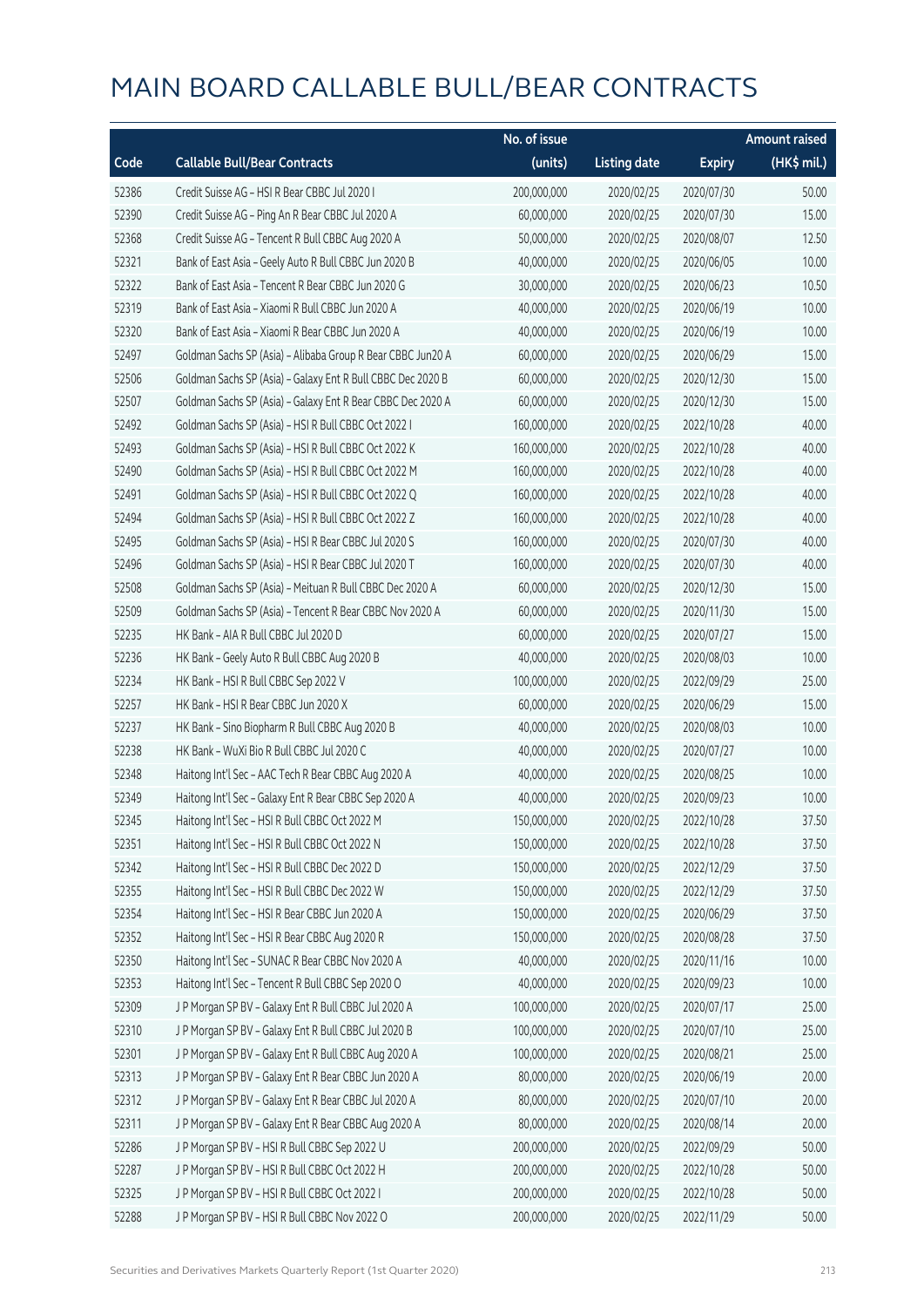# MAIN BOARD CALLABLE BULL/BEAR CONTRACTS

| Code | Callable Bull/Bear Contracts | No. of issue (units) | Listing date | Expiry | Amount raised (HK$ mil.) |
|---|---|---|---|---|---|
| 52386 | Credit Suisse AG - HSI R Bear CBBC Jul 2020 I | 200,000,000 | 2020/02/25 | 2020/07/30 | 50.00 |
| 52390 | Credit Suisse AG - Ping An R Bear CBBC Jul 2020 A | 60,000,000 | 2020/02/25 | 2020/07/30 | 15.00 |
| 52368 | Credit Suisse AG - Tencent R Bull CBBC Aug 2020 A | 50,000,000 | 2020/02/25 | 2020/08/07 | 12.50 |
| 52321 | Bank of East Asia - Geely Auto R Bull CBBC Jun 2020 B | 40,000,000 | 2020/02/25 | 2020/06/05 | 10.00 |
| 52322 | Bank of East Asia - Tencent R Bear CBBC Jun 2020 G | 30,000,000 | 2020/02/25 | 2020/06/23 | 10.50 |
| 52319 | Bank of East Asia - Xiaomi R Bull CBBC Jun 2020 A | 40,000,000 | 2020/02/25 | 2020/06/19 | 10.00 |
| 52320 | Bank of East Asia - Xiaomi R Bear CBBC Jun 2020 A | 40,000,000 | 2020/02/25 | 2020/06/19 | 10.00 |
| 52497 | Goldman Sachs SP (Asia) - Alibaba Group R Bear CBBC Jun20 A | 60,000,000 | 2020/02/25 | 2020/06/29 | 15.00 |
| 52506 | Goldman Sachs SP (Asia) - Galaxy Ent R Bull CBBC Dec 2020 B | 60,000,000 | 2020/02/25 | 2020/12/30 | 15.00 |
| 52507 | Goldman Sachs SP (Asia) - Galaxy Ent R Bear CBBC Dec 2020 A | 60,000,000 | 2020/02/25 | 2020/12/30 | 15.00 |
| 52492 | Goldman Sachs SP (Asia) - HSI R Bull CBBC Oct 2022 I | 160,000,000 | 2020/02/25 | 2022/10/28 | 40.00 |
| 52493 | Goldman Sachs SP (Asia) - HSI R Bull CBBC Oct 2022 K | 160,000,000 | 2020/02/25 | 2022/10/28 | 40.00 |
| 52490 | Goldman Sachs SP (Asia) - HSI R Bull CBBC Oct 2022 M | 160,000,000 | 2020/02/25 | 2022/10/28 | 40.00 |
| 52491 | Goldman Sachs SP (Asia) - HSI R Bull CBBC Oct 2022 Q | 160,000,000 | 2020/02/25 | 2022/10/28 | 40.00 |
| 52494 | Goldman Sachs SP (Asia) - HSI R Bull CBBC Oct 2022 Z | 160,000,000 | 2020/02/25 | 2022/10/28 | 40.00 |
| 52495 | Goldman Sachs SP (Asia) - HSI R Bear CBBC Jul 2020 S | 160,000,000 | 2020/02/25 | 2020/07/30 | 40.00 |
| 52496 | Goldman Sachs SP (Asia) - HSI R Bear CBBC Jul 2020 T | 160,000,000 | 2020/02/25 | 2020/07/30 | 40.00 |
| 52508 | Goldman Sachs SP (Asia) - Meituan R Bull CBBC Dec 2020 A | 60,000,000 | 2020/02/25 | 2020/12/30 | 15.00 |
| 52509 | Goldman Sachs SP (Asia) - Tencent R Bear CBBC Nov 2020 A | 60,000,000 | 2020/02/25 | 2020/11/30 | 15.00 |
| 52235 | HK Bank - AIA R Bull CBBC Jul 2020 D | 60,000,000 | 2020/02/25 | 2020/07/27 | 15.00 |
| 52236 | HK Bank - Geely Auto R Bull CBBC Aug 2020 B | 40,000,000 | 2020/02/25 | 2020/08/03 | 10.00 |
| 52234 | HK Bank - HSI R Bull CBBC Sep 2022 V | 100,000,000 | 2020/02/25 | 2022/09/29 | 25.00 |
| 52257 | HK Bank - HSI R Bear CBBC Jun 2020 X | 60,000,000 | 2020/02/25 | 2020/06/29 | 15.00 |
| 52237 | HK Bank - Sino Biopharm R Bull CBBC Aug 2020 B | 40,000,000 | 2020/02/25 | 2020/08/03 | 10.00 |
| 52238 | HK Bank - WuXi Bio R Bull CBBC Jul 2020 C | 40,000,000 | 2020/02/25 | 2020/07/27 | 10.00 |
| 52348 | Haitong Int'l Sec - AAC Tech R Bear CBBC Aug 2020 A | 40,000,000 | 2020/02/25 | 2020/08/25 | 10.00 |
| 52349 | Haitong Int'l Sec - Galaxy Ent R Bear CBBC Sep 2020 A | 40,000,000 | 2020/02/25 | 2020/09/23 | 10.00 |
| 52345 | Haitong Int'l Sec - HSI R Bull CBBC Oct 2022 M | 150,000,000 | 2020/02/25 | 2022/10/28 | 37.50 |
| 52351 | Haitong Int'l Sec - HSI R Bull CBBC Oct 2022 N | 150,000,000 | 2020/02/25 | 2022/10/28 | 37.50 |
| 52342 | Haitong Int'l Sec - HSI R Bull CBBC Dec 2022 D | 150,000,000 | 2020/02/25 | 2022/12/29 | 37.50 |
| 52355 | Haitong Int'l Sec - HSI R Bull CBBC Dec 2022 W | 150,000,000 | 2020/02/25 | 2022/12/29 | 37.50 |
| 52354 | Haitong Int'l Sec - HSI R Bear CBBC Jun 2020 A | 150,000,000 | 2020/02/25 | 2020/06/29 | 37.50 |
| 52352 | Haitong Int'l Sec - HSI R Bear CBBC Aug 2020 R | 150,000,000 | 2020/02/25 | 2020/08/28 | 37.50 |
| 52350 | Haitong Int'l Sec - SUNAC R Bear CBBC Nov 2020 A | 40,000,000 | 2020/02/25 | 2020/11/16 | 10.00 |
| 52353 | Haitong Int'l Sec - Tencent R Bull CBBC Sep 2020 O | 40,000,000 | 2020/02/25 | 2020/09/23 | 10.00 |
| 52309 | J P Morgan SP BV - Galaxy Ent R Bull CBBC Jul 2020 A | 100,000,000 | 2020/02/25 | 2020/07/17 | 25.00 |
| 52310 | J P Morgan SP BV - Galaxy Ent R Bull CBBC Jul 2020 B | 100,000,000 | 2020/02/25 | 2020/07/10 | 25.00 |
| 52301 | J P Morgan SP BV - Galaxy Ent R Bull CBBC Aug 2020 A | 100,000,000 | 2020/02/25 | 2020/08/21 | 25.00 |
| 52313 | J P Morgan SP BV - Galaxy Ent R Bear CBBC Jun 2020 A | 80,000,000 | 2020/02/25 | 2020/06/19 | 20.00 |
| 52312 | J P Morgan SP BV - Galaxy Ent R Bear CBBC Jul 2020 A | 80,000,000 | 2020/02/25 | 2020/07/10 | 20.00 |
| 52311 | J P Morgan SP BV - Galaxy Ent R Bear CBBC Aug 2020 A | 80,000,000 | 2020/02/25 | 2020/08/14 | 20.00 |
| 52286 | J P Morgan SP BV - HSI R Bull CBBC Sep 2022 U | 200,000,000 | 2020/02/25 | 2022/09/29 | 50.00 |
| 52287 | J P Morgan SP BV - HSI R Bull CBBC Oct 2022 H | 200,000,000 | 2020/02/25 | 2022/10/28 | 50.00 |
| 52325 | J P Morgan SP BV - HSI R Bull CBBC Oct 2022 I | 200,000,000 | 2020/02/25 | 2022/10/28 | 50.00 |
| 52288 | J P Morgan SP BV - HSI R Bull CBBC Nov 2022 O | 200,000,000 | 2020/02/25 | 2022/11/29 | 50.00 |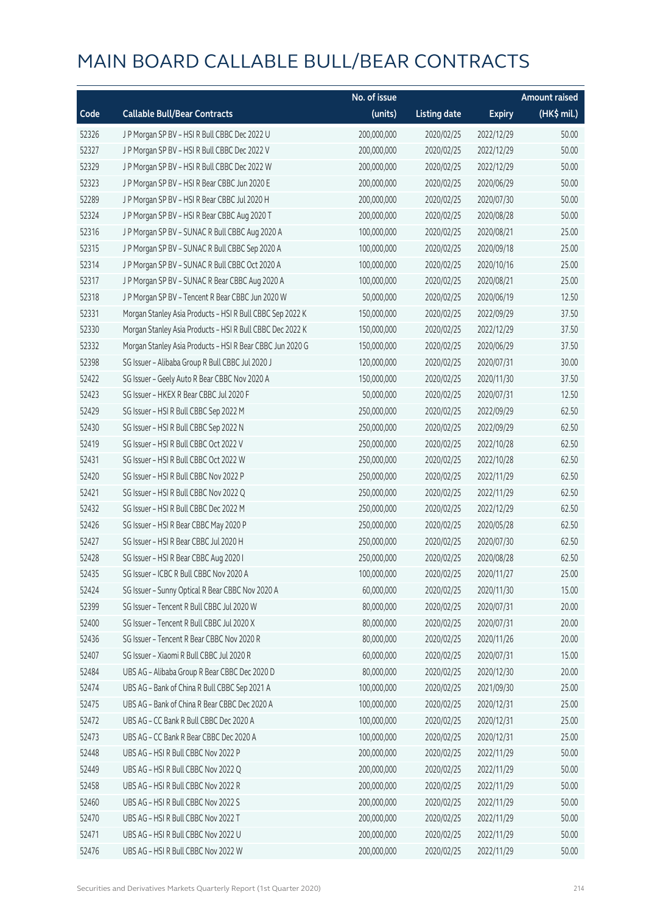# MAIN BOARD CALLABLE BULL/BEAR CONTRACTS

| Code | Callable Bull/Bear Contracts | No. of issue (units) | Listing date | Expiry | Amount raised (HK$ mil.) |
|---|---|---|---|---|---|
| 52326 | J P Morgan SP BV – HSI R Bull CBBC Dec 2022 U | 200,000,000 | 2020/02/25 | 2022/12/29 | 50.00 |
| 52327 | J P Morgan SP BV – HSI R Bull CBBC Dec 2022 V | 200,000,000 | 2020/02/25 | 2022/12/29 | 50.00 |
| 52329 | J P Morgan SP BV – HSI R Bull CBBC Dec 2022 W | 200,000,000 | 2020/02/25 | 2022/12/29 | 50.00 |
| 52323 | J P Morgan SP BV – HSI R Bear CBBC Jun 2020 E | 200,000,000 | 2020/02/25 | 2020/06/29 | 50.00 |
| 52289 | J P Morgan SP BV – HSI R Bear CBBC Jul 2020 H | 200,000,000 | 2020/02/25 | 2020/07/30 | 50.00 |
| 52324 | J P Morgan SP BV – HSI R Bear CBBC Aug 2020 T | 200,000,000 | 2020/02/25 | 2020/08/28 | 50.00 |
| 52316 | J P Morgan SP BV – SUNAC R Bull CBBC Aug 2020 A | 100,000,000 | 2020/02/25 | 2020/08/21 | 25.00 |
| 52315 | J P Morgan SP BV – SUNAC R Bull CBBC Sep 2020 A | 100,000,000 | 2020/02/25 | 2020/09/18 | 25.00 |
| 52314 | J P Morgan SP BV – SUNAC R Bull CBBC Oct 2020 A | 100,000,000 | 2020/02/25 | 2020/10/16 | 25.00 |
| 52317 | J P Morgan SP BV – SUNAC R Bear CBBC Aug 2020 A | 100,000,000 | 2020/02/25 | 2020/08/21 | 25.00 |
| 52318 | J P Morgan SP BV – Tencent R Bear CBBC Jun 2020 W | 50,000,000 | 2020/02/25 | 2020/06/19 | 12.50 |
| 52331 | Morgan Stanley Asia Products – HSI R Bull CBBC Sep 2022 K | 150,000,000 | 2020/02/25 | 2022/09/29 | 37.50 |
| 52330 | Morgan Stanley Asia Products – HSI R Bull CBBC Dec 2022 K | 150,000,000 | 2020/02/25 | 2022/12/29 | 37.50 |
| 52332 | Morgan Stanley Asia Products – HSI R Bear CBBC Jun 2020 G | 150,000,000 | 2020/02/25 | 2020/06/29 | 37.50 |
| 52398 | SG Issuer – Alibaba Group R Bull CBBC Jul 2020 J | 120,000,000 | 2020/02/25 | 2020/07/31 | 30.00 |
| 52422 | SG Issuer – Geely Auto R Bear CBBC Nov 2020 A | 150,000,000 | 2020/02/25 | 2020/11/30 | 37.50 |
| 52423 | SG Issuer – HKEX R Bear CBBC Jul 2020 F | 50,000,000 | 2020/02/25 | 2020/07/31 | 12.50 |
| 52429 | SG Issuer – HSI R Bull CBBC Sep 2022 M | 250,000,000 | 2020/02/25 | 2022/09/29 | 62.50 |
| 52430 | SG Issuer – HSI R Bull CBBC Sep 2022 N | 250,000,000 | 2020/02/25 | 2022/09/29 | 62.50 |
| 52419 | SG Issuer – HSI R Bull CBBC Oct 2022 V | 250,000,000 | 2020/02/25 | 2022/10/28 | 62.50 |
| 52431 | SG Issuer – HSI R Bull CBBC Oct 2022 W | 250,000,000 | 2020/02/25 | 2022/10/28 | 62.50 |
| 52420 | SG Issuer – HSI R Bull CBBC Nov 2022 P | 250,000,000 | 2020/02/25 | 2022/11/29 | 62.50 |
| 52421 | SG Issuer – HSI R Bull CBBC Nov 2022 Q | 250,000,000 | 2020/02/25 | 2022/11/29 | 62.50 |
| 52432 | SG Issuer – HSI R Bull CBBC Dec 2022 M | 250,000,000 | 2020/02/25 | 2022/12/29 | 62.50 |
| 52426 | SG Issuer – HSI R Bear CBBC May 2020 P | 250,000,000 | 2020/02/25 | 2020/05/28 | 62.50 |
| 52427 | SG Issuer – HSI R Bear CBBC Jul 2020 H | 250,000,000 | 2020/02/25 | 2020/07/30 | 62.50 |
| 52428 | SG Issuer – HSI R Bear CBBC Aug 2020 I | 250,000,000 | 2020/02/25 | 2020/08/28 | 62.50 |
| 52435 | SG Issuer – ICBC R Bull CBBC Nov 2020 A | 100,000,000 | 2020/02/25 | 2020/11/27 | 25.00 |
| 52424 | SG Issuer – Sunny Optical R Bear CBBC Nov 2020 A | 60,000,000 | 2020/02/25 | 2020/11/30 | 15.00 |
| 52399 | SG Issuer – Tencent R Bull CBBC Jul 2020 W | 80,000,000 | 2020/02/25 | 2020/07/31 | 20.00 |
| 52400 | SG Issuer – Tencent R Bull CBBC Jul 2020 X | 80,000,000 | 2020/02/25 | 2020/07/31 | 20.00 |
| 52436 | SG Issuer – Tencent R Bear CBBC Nov 2020 R | 80,000,000 | 2020/02/25 | 2020/11/26 | 20.00 |
| 52407 | SG Issuer – Xiaomi R Bull CBBC Jul 2020 R | 60,000,000 | 2020/02/25 | 2020/07/31 | 15.00 |
| 52484 | UBS AG – Alibaba Group R Bear CBBC Dec 2020 D | 80,000,000 | 2020/02/25 | 2020/12/30 | 20.00 |
| 52474 | UBS AG – Bank of China R Bull CBBC Sep 2021 A | 100,000,000 | 2020/02/25 | 2021/09/30 | 25.00 |
| 52475 | UBS AG – Bank of China R Bear CBBC Dec 2020 A | 100,000,000 | 2020/02/25 | 2020/12/31 | 25.00 |
| 52472 | UBS AG – CC Bank R Bull CBBC Dec 2020 A | 100,000,000 | 2020/02/25 | 2020/12/31 | 25.00 |
| 52473 | UBS AG – CC Bank R Bear CBBC Dec 2020 A | 100,000,000 | 2020/02/25 | 2020/12/31 | 25.00 |
| 52448 | UBS AG – HSI R Bull CBBC Nov 2022 P | 200,000,000 | 2020/02/25 | 2022/11/29 | 50.00 |
| 52449 | UBS AG – HSI R Bull CBBC Nov 2022 Q | 200,000,000 | 2020/02/25 | 2022/11/29 | 50.00 |
| 52458 | UBS AG – HSI R Bull CBBC Nov 2022 R | 200,000,000 | 2020/02/25 | 2022/11/29 | 50.00 |
| 52460 | UBS AG – HSI R Bull CBBC Nov 2022 S | 200,000,000 | 2020/02/25 | 2022/11/29 | 50.00 |
| 52470 | UBS AG – HSI R Bull CBBC Nov 2022 T | 200,000,000 | 2020/02/25 | 2022/11/29 | 50.00 |
| 52471 | UBS AG – HSI R Bull CBBC Nov 2022 U | 200,000,000 | 2020/02/25 | 2022/11/29 | 50.00 |
| 52476 | UBS AG – HSI R Bull CBBC Nov 2022 W | 200,000,000 | 2020/02/25 | 2022/11/29 | 50.00 |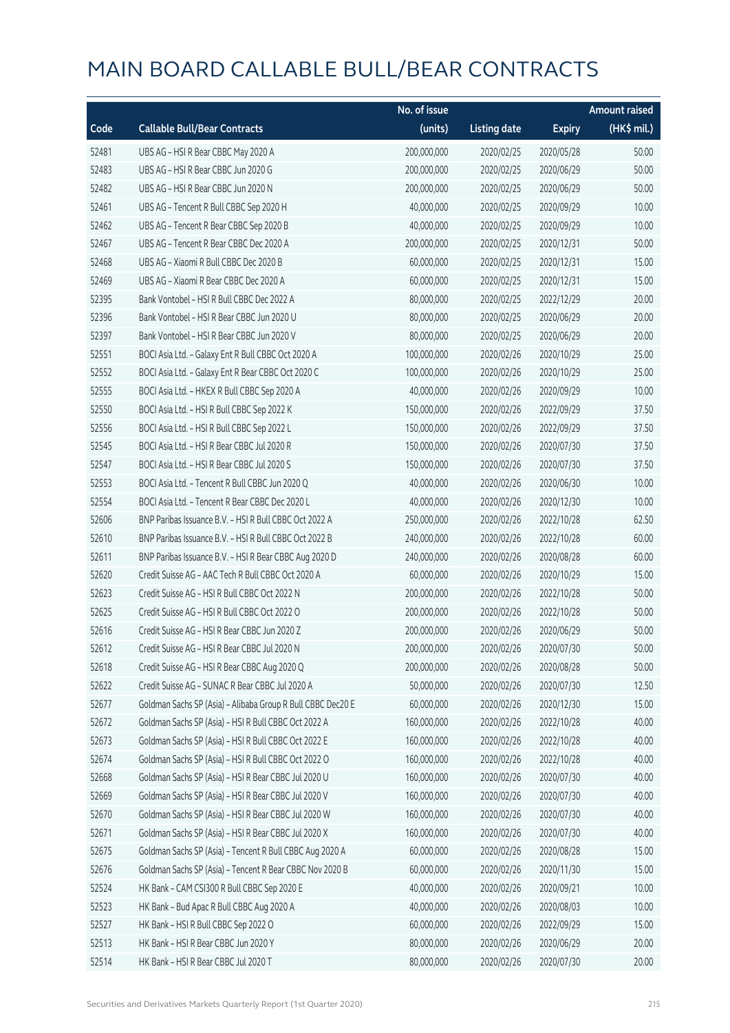# MAIN BOARD CALLABLE BULL/BEAR CONTRACTS

| Code | Callable Bull/Bear Contracts | No. of issue (units) | Listing date | Expiry | Amount raised (HK$ mil.) |
|---|---|---|---|---|---|
| 52481 | UBS AG – HSI R Bear CBBC May 2020 A | 200,000,000 | 2020/02/25 | 2020/05/28 | 50.00 |
| 52483 | UBS AG – HSI R Bear CBBC Jun 2020 G | 200,000,000 | 2020/02/25 | 2020/06/29 | 50.00 |
| 52482 | UBS AG – HSI R Bear CBBC Jun 2020 N | 200,000,000 | 2020/02/25 | 2020/06/29 | 50.00 |
| 52461 | UBS AG – Tencent R Bull CBBC Sep 2020 H | 40,000,000 | 2020/02/25 | 2020/09/29 | 10.00 |
| 52462 | UBS AG – Tencent R Bear CBBC Sep 2020 B | 40,000,000 | 2020/02/25 | 2020/09/29 | 10.00 |
| 52467 | UBS AG – Tencent R Bear CBBC Dec 2020 A | 200,000,000 | 2020/02/25 | 2020/12/31 | 50.00 |
| 52468 | UBS AG – Xiaomi R Bull CBBC Dec 2020 B | 60,000,000 | 2020/02/25 | 2020/12/31 | 15.00 |
| 52469 | UBS AG – Xiaomi R Bear CBBC Dec 2020 A | 60,000,000 | 2020/02/25 | 2020/12/31 | 15.00 |
| 52395 | Bank Vontobel – HSI R Bull CBBC Dec 2022 A | 80,000,000 | 2020/02/25 | 2022/12/29 | 20.00 |
| 52396 | Bank Vontobel – HSI R Bear CBBC Jun 2020 U | 80,000,000 | 2020/02/25 | 2020/06/29 | 20.00 |
| 52397 | Bank Vontobel – HSI R Bear CBBC Jun 2020 V | 80,000,000 | 2020/02/25 | 2020/06/29 | 20.00 |
| 52551 | BOCI Asia Ltd. – Galaxy Ent R Bull CBBC Oct 2020 A | 100,000,000 | 2020/02/26 | 2020/10/29 | 25.00 |
| 52552 | BOCI Asia Ltd. – Galaxy Ent R Bear CBBC Oct 2020 C | 100,000,000 | 2020/02/26 | 2020/10/29 | 25.00 |
| 52555 | BOCI Asia Ltd. – HKEX R Bull CBBC Sep 2020 A | 40,000,000 | 2020/02/26 | 2020/09/29 | 10.00 |
| 52550 | BOCI Asia Ltd. – HSI R Bull CBBC Sep 2022 K | 150,000,000 | 2020/02/26 | 2022/09/29 | 37.50 |
| 52556 | BOCI Asia Ltd. – HSI R Bull CBBC Sep 2022 L | 150,000,000 | 2020/02/26 | 2022/09/29 | 37.50 |
| 52545 | BOCI Asia Ltd. – HSI R Bear CBBC Jul 2020 R | 150,000,000 | 2020/02/26 | 2020/07/30 | 37.50 |
| 52547 | BOCI Asia Ltd. – HSI R Bear CBBC Jul 2020 S | 150,000,000 | 2020/02/26 | 2020/07/30 | 37.50 |
| 52553 | BOCI Asia Ltd. – Tencent R Bull CBBC Jun 2020 Q | 40,000,000 | 2020/02/26 | 2020/06/30 | 10.00 |
| 52554 | BOCI Asia Ltd. – Tencent R Bear CBBC Dec 2020 L | 40,000,000 | 2020/02/26 | 2020/12/30 | 10.00 |
| 52606 | BNP Paribas Issuance B.V. – HSI R Bull CBBC Oct 2022 A | 250,000,000 | 2020/02/26 | 2022/10/28 | 62.50 |
| 52610 | BNP Paribas Issuance B.V. – HSI R Bull CBBC Oct 2022 B | 240,000,000 | 2020/02/26 | 2022/10/28 | 60.00 |
| 52611 | BNP Paribas Issuance B.V. – HSI R Bear CBBC Aug 2020 D | 240,000,000 | 2020/02/26 | 2020/08/28 | 60.00 |
| 52620 | Credit Suisse AG – AAC Tech R Bull CBBC Oct 2020 A | 60,000,000 | 2020/02/26 | 2020/10/29 | 15.00 |
| 52623 | Credit Suisse AG – HSI R Bull CBBC Oct 2022 N | 200,000,000 | 2020/02/26 | 2022/10/28 | 50.00 |
| 52625 | Credit Suisse AG – HSI R Bull CBBC Oct 2022 O | 200,000,000 | 2020/02/26 | 2022/10/28 | 50.00 |
| 52616 | Credit Suisse AG – HSI R Bear CBBC Jun 2020 Z | 200,000,000 | 2020/02/26 | 2020/06/29 | 50.00 |
| 52612 | Credit Suisse AG – HSI R Bear CBBC Jul 2020 N | 200,000,000 | 2020/02/26 | 2020/07/30 | 50.00 |
| 52618 | Credit Suisse AG – HSI R Bear CBBC Aug 2020 Q | 200,000,000 | 2020/02/26 | 2020/08/28 | 50.00 |
| 52622 | Credit Suisse AG – SUNAC R Bear CBBC Jul 2020 A | 50,000,000 | 2020/02/26 | 2020/07/30 | 12.50 |
| 52677 | Goldman Sachs SP (Asia) – Alibaba Group R Bull CBBC Dec20 E | 60,000,000 | 2020/02/26 | 2020/12/30 | 15.00 |
| 52672 | Goldman Sachs SP (Asia) – HSI R Bull CBBC Oct 2022 A | 160,000,000 | 2020/02/26 | 2022/10/28 | 40.00 |
| 52673 | Goldman Sachs SP (Asia) – HSI R Bull CBBC Oct 2022 E | 160,000,000 | 2020/02/26 | 2022/10/28 | 40.00 |
| 52674 | Goldman Sachs SP (Asia) – HSI R Bull CBBC Oct 2022 O | 160,000,000 | 2020/02/26 | 2022/10/28 | 40.00 |
| 52668 | Goldman Sachs SP (Asia) – HSI R Bear CBBC Jul 2020 U | 160,000,000 | 2020/02/26 | 2020/07/30 | 40.00 |
| 52669 | Goldman Sachs SP (Asia) – HSI R Bear CBBC Jul 2020 V | 160,000,000 | 2020/02/26 | 2020/07/30 | 40.00 |
| 52670 | Goldman Sachs SP (Asia) – HSI R Bear CBBC Jul 2020 W | 160,000,000 | 2020/02/26 | 2020/07/30 | 40.00 |
| 52671 | Goldman Sachs SP (Asia) – HSI R Bear CBBC Jul 2020 X | 160,000,000 | 2020/02/26 | 2020/07/30 | 40.00 |
| 52675 | Goldman Sachs SP (Asia) – Tencent R Bull CBBC Aug 2020 A | 60,000,000 | 2020/02/26 | 2020/08/28 | 15.00 |
| 52676 | Goldman Sachs SP (Asia) – Tencent R Bear CBBC Nov 2020 B | 60,000,000 | 2020/02/26 | 2020/11/30 | 15.00 |
| 52524 | HK Bank – CAM CSI300 R Bull CBBC Sep 2020 E | 40,000,000 | 2020/02/26 | 2020/09/21 | 10.00 |
| 52523 | HK Bank – Bud Apac R Bull CBBC Aug 2020 A | 40,000,000 | 2020/02/26 | 2020/08/03 | 10.00 |
| 52527 | HK Bank – HSI R Bull CBBC Sep 2022 O | 60,000,000 | 2020/02/26 | 2022/09/29 | 15.00 |
| 52513 | HK Bank – HSI R Bear CBBC Jun 2020 Y | 80,000,000 | 2020/02/26 | 2020/06/29 | 20.00 |
| 52514 | HK Bank – HSI R Bear CBBC Jul 2020 T | 80,000,000 | 2020/02/26 | 2020/07/30 | 20.00 |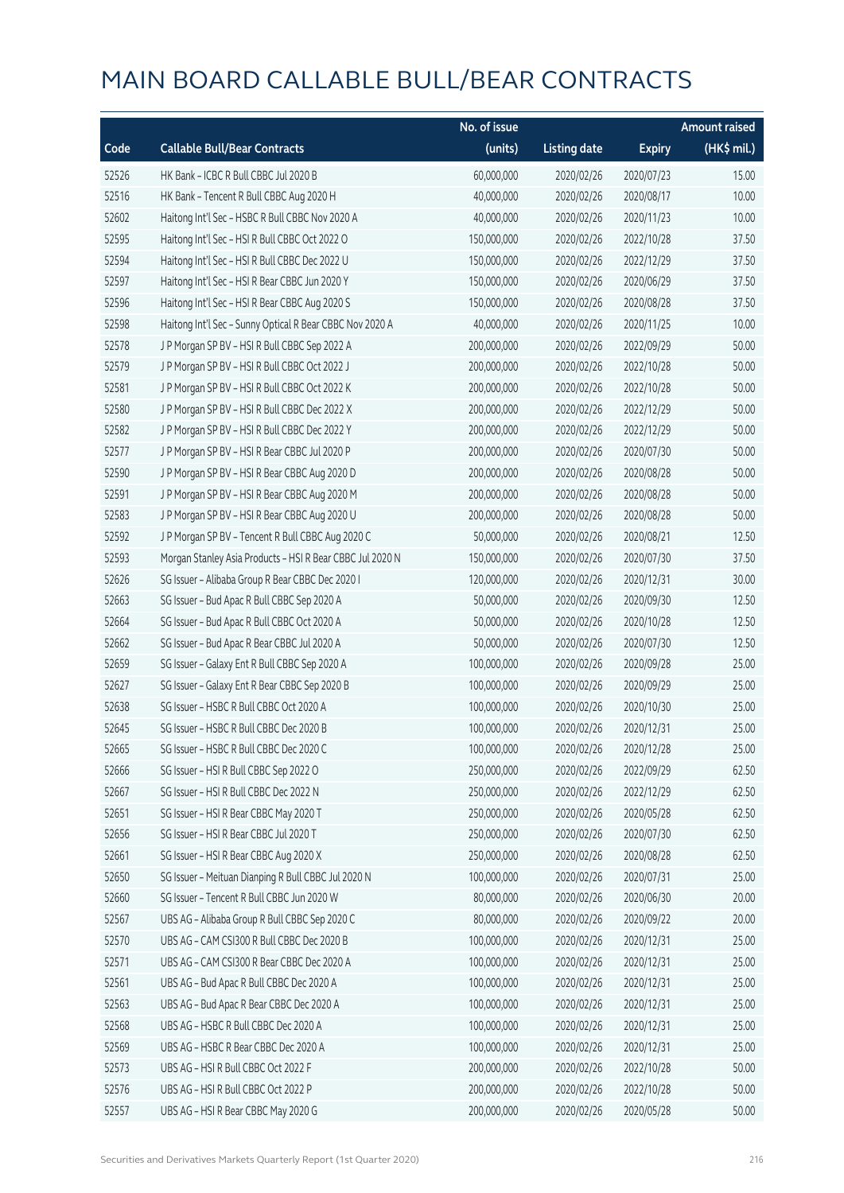# MAIN BOARD CALLABLE BULL/BEAR CONTRACTS

| Code | Callable Bull/Bear Contracts | No. of issue (units) | Listing date | Expiry | Amount raised (HK$ mil.) |
|---|---|---|---|---|---|
| 52526 | HK Bank – ICBC R Bull CBBC Jul 2020 B | 60,000,000 | 2020/02/26 | 2020/07/23 | 15.00 |
| 52516 | HK Bank – Tencent R Bull CBBC Aug 2020 H | 40,000,000 | 2020/02/26 | 2020/08/17 | 10.00 |
| 52602 | Haitong Int'l Sec – HSBC R Bull CBBC Nov 2020 A | 40,000,000 | 2020/02/26 | 2020/11/23 | 10.00 |
| 52595 | Haitong Int'l Sec – HSI R Bull CBBC Oct 2022 O | 150,000,000 | 2020/02/26 | 2022/10/28 | 37.50 |
| 52594 | Haitong Int'l Sec – HSI R Bull CBBC Dec 2022 U | 150,000,000 | 2020/02/26 | 2022/12/29 | 37.50 |
| 52597 | Haitong Int'l Sec – HSI R Bear CBBC Jun 2020 Y | 150,000,000 | 2020/02/26 | 2020/06/29 | 37.50 |
| 52596 | Haitong Int'l Sec – HSI R Bear CBBC Aug 2020 S | 150,000,000 | 2020/02/26 | 2020/08/28 | 37.50 |
| 52598 | Haitong Int'l Sec – Sunny Optical R Bear CBBC Nov 2020 A | 40,000,000 | 2020/02/26 | 2020/11/25 | 10.00 |
| 52578 | J P Morgan SP BV – HSI R Bull CBBC Sep 2022 A | 200,000,000 | 2020/02/26 | 2022/09/29 | 50.00 |
| 52579 | J P Morgan SP BV – HSI R Bull CBBC Oct 2022 J | 200,000,000 | 2020/02/26 | 2022/10/28 | 50.00 |
| 52581 | J P Morgan SP BV – HSI R Bull CBBC Oct 2022 K | 200,000,000 | 2020/02/26 | 2022/10/28 | 50.00 |
| 52580 | J P Morgan SP BV – HSI R Bull CBBC Dec 2022 X | 200,000,000 | 2020/02/26 | 2022/12/29 | 50.00 |
| 52582 | J P Morgan SP BV – HSI R Bull CBBC Dec 2022 Y | 200,000,000 | 2020/02/26 | 2022/12/29 | 50.00 |
| 52577 | J P Morgan SP BV – HSI R Bear CBBC Jul 2020 P | 200,000,000 | 2020/02/26 | 2020/07/30 | 50.00 |
| 52590 | J P Morgan SP BV – HSI R Bear CBBC Aug 2020 D | 200,000,000 | 2020/02/26 | 2020/08/28 | 50.00 |
| 52591 | J P Morgan SP BV – HSI R Bear CBBC Aug 2020 M | 200,000,000 | 2020/02/26 | 2020/08/28 | 50.00 |
| 52583 | J P Morgan SP BV – HSI R Bear CBBC Aug 2020 U | 200,000,000 | 2020/02/26 | 2020/08/28 | 50.00 |
| 52592 | J P Morgan SP BV – Tencent R Bull CBBC Aug 2020 C | 50,000,000 | 2020/02/26 | 2020/08/21 | 12.50 |
| 52593 | Morgan Stanley Asia Products – HSI R Bear CBBC Jul 2020 N | 150,000,000 | 2020/02/26 | 2020/07/30 | 37.50 |
| 52626 | SG Issuer – Alibaba Group R Bear CBBC Dec 2020 I | 120,000,000 | 2020/02/26 | 2020/12/31 | 30.00 |
| 52663 | SG Issuer – Bud Apac R Bull CBBC Sep 2020 A | 50,000,000 | 2020/02/26 | 2020/09/30 | 12.50 |
| 52664 | SG Issuer – Bud Apac R Bull CBBC Oct 2020 A | 50,000,000 | 2020/02/26 | 2020/10/28 | 12.50 |
| 52662 | SG Issuer – Bud Apac R Bear CBBC Jul 2020 A | 50,000,000 | 2020/02/26 | 2020/07/30 | 12.50 |
| 52659 | SG Issuer – Galaxy Ent R Bull CBBC Sep 2020 A | 100,000,000 | 2020/02/26 | 2020/09/28 | 25.00 |
| 52627 | SG Issuer – Galaxy Ent R Bear CBBC Sep 2020 B | 100,000,000 | 2020/02/26 | 2020/09/29 | 25.00 |
| 52638 | SG Issuer – HSBC R Bull CBBC Oct 2020 A | 100,000,000 | 2020/02/26 | 2020/10/30 | 25.00 |
| 52645 | SG Issuer – HSBC R Bull CBBC Dec 2020 B | 100,000,000 | 2020/02/26 | 2020/12/31 | 25.00 |
| 52665 | SG Issuer – HSBC R Bull CBBC Dec 2020 C | 100,000,000 | 2020/02/26 | 2020/12/28 | 25.00 |
| 52666 | SG Issuer – HSI R Bull CBBC Sep 2022 O | 250,000,000 | 2020/02/26 | 2022/09/29 | 62.50 |
| 52667 | SG Issuer – HSI R Bull CBBC Dec 2022 N | 250,000,000 | 2020/02/26 | 2022/12/29 | 62.50 |
| 52651 | SG Issuer – HSI R Bear CBBC May 2020 T | 250,000,000 | 2020/02/26 | 2020/05/28 | 62.50 |
| 52656 | SG Issuer – HSI R Bear CBBC Jul 2020 T | 250,000,000 | 2020/02/26 | 2020/07/30 | 62.50 |
| 52661 | SG Issuer – HSI R Bear CBBC Aug 2020 X | 250,000,000 | 2020/02/26 | 2020/08/28 | 62.50 |
| 52650 | SG Issuer – Meituan Dianping R Bull CBBC Jul 2020 N | 100,000,000 | 2020/02/26 | 2020/07/31 | 25.00 |
| 52660 | SG Issuer – Tencent R Bull CBBC Jun 2020 W | 80,000,000 | 2020/02/26 | 2020/06/30 | 20.00 |
| 52567 | UBS AG – Alibaba Group R Bull CBBC Sep 2020 C | 80,000,000 | 2020/02/26 | 2020/09/22 | 20.00 |
| 52570 | UBS AG – CAM CSI300 R Bull CBBC Dec 2020 B | 100,000,000 | 2020/02/26 | 2020/12/31 | 25.00 |
| 52571 | UBS AG – CAM CSI300 R Bear CBBC Dec 2020 A | 100,000,000 | 2020/02/26 | 2020/12/31 | 25.00 |
| 52561 | UBS AG – Bud Apac R Bull CBBC Dec 2020 A | 100,000,000 | 2020/02/26 | 2020/12/31 | 25.00 |
| 52563 | UBS AG – Bud Apac R Bear CBBC Dec 2020 A | 100,000,000 | 2020/02/26 | 2020/12/31 | 25.00 |
| 52568 | UBS AG – HSBC R Bull CBBC Dec 2020 A | 100,000,000 | 2020/02/26 | 2020/12/31 | 25.00 |
| 52569 | UBS AG – HSBC R Bear CBBC Dec 2020 A | 100,000,000 | 2020/02/26 | 2020/12/31 | 25.00 |
| 52573 | UBS AG – HSI R Bull CBBC Oct 2022 F | 200,000,000 | 2020/02/26 | 2022/10/28 | 50.00 |
| 52576 | UBS AG – HSI R Bull CBBC Oct 2022 P | 200,000,000 | 2020/02/26 | 2022/10/28 | 50.00 |
| 52557 | UBS AG – HSI R Bear CBBC May 2020 G | 200,000,000 | 2020/02/26 | 2020/05/28 | 50.00 |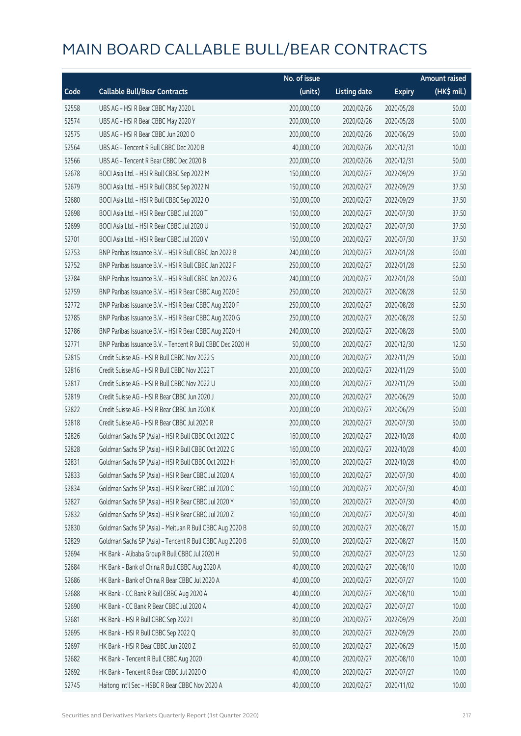# MAIN BOARD CALLABLE BULL/BEAR CONTRACTS

| Code | Callable Bull/Bear Contracts | No. of issue (units) | Listing date | Expiry | Amount raised (HK$ mil.) |
|---|---|---|---|---|---|
| 52558 | UBS AG – HSI R Bear CBBC May 2020 L | 200,000,000 | 2020/02/26 | 2020/05/28 | 50.00 |
| 52574 | UBS AG – HSI R Bear CBBC May 2020 Y | 200,000,000 | 2020/02/26 | 2020/05/28 | 50.00 |
| 52575 | UBS AG – HSI R Bear CBBC Jun 2020 O | 200,000,000 | 2020/02/26 | 2020/06/29 | 50.00 |
| 52564 | UBS AG – Tencent R Bull CBBC Dec 2020 B | 40,000,000 | 2020/02/26 | 2020/12/31 | 10.00 |
| 52566 | UBS AG – Tencent R Bear CBBC Dec 2020 B | 200,000,000 | 2020/02/26 | 2020/12/31 | 50.00 |
| 52678 | BOCI Asia Ltd. – HSI R Bull CBBC Sep 2022 M | 150,000,000 | 2020/02/27 | 2022/09/29 | 37.50 |
| 52679 | BOCI Asia Ltd. – HSI R Bull CBBC Sep 2022 N | 150,000,000 | 2020/02/27 | 2022/09/29 | 37.50 |
| 52680 | BOCI Asia Ltd. – HSI R Bull CBBC Sep 2022 O | 150,000,000 | 2020/02/27 | 2022/09/29 | 37.50 |
| 52698 | BOCI Asia Ltd. – HSI R Bear CBBC Jul 2020 T | 150,000,000 | 2020/02/27 | 2020/07/30 | 37.50 |
| 52699 | BOCI Asia Ltd. – HSI R Bear CBBC Jul 2020 U | 150,000,000 | 2020/02/27 | 2020/07/30 | 37.50 |
| 52701 | BOCI Asia Ltd. – HSI R Bear CBBC Jul 2020 V | 150,000,000 | 2020/02/27 | 2020/07/30 | 37.50 |
| 52753 | BNP Paribas Issuance B.V. – HSI R Bull CBBC Jan 2022 B | 240,000,000 | 2020/02/27 | 2022/01/28 | 60.00 |
| 52752 | BNP Paribas Issuance B.V. – HSI R Bull CBBC Jan 2022 F | 250,000,000 | 2020/02/27 | 2022/01/28 | 62.50 |
| 52784 | BNP Paribas Issuance B.V. – HSI R Bull CBBC Jan 2022 G | 240,000,000 | 2020/02/27 | 2022/01/28 | 60.00 |
| 52759 | BNP Paribas Issuance B.V. – HSI R Bear CBBC Aug 2020 E | 250,000,000 | 2020/02/27 | 2020/08/28 | 62.50 |
| 52772 | BNP Paribas Issuance B.V. – HSI R Bear CBBC Aug 2020 F | 250,000,000 | 2020/02/27 | 2020/08/28 | 62.50 |
| 52785 | BNP Paribas Issuance B.V. – HSI R Bear CBBC Aug 2020 G | 250,000,000 | 2020/02/27 | 2020/08/28 | 62.50 |
| 52786 | BNP Paribas Issuance B.V. – HSI R Bear CBBC Aug 2020 H | 240,000,000 | 2020/02/27 | 2020/08/28 | 60.00 |
| 52771 | BNP Paribas Issuance B.V. – Tencent R Bull CBBC Dec 2020 H | 50,000,000 | 2020/02/27 | 2020/12/30 | 12.50 |
| 52815 | Credit Suisse AG – HSI R Bull CBBC Nov 2022 S | 200,000,000 | 2020/02/27 | 2022/11/29 | 50.00 |
| 52816 | Credit Suisse AG – HSI R Bull CBBC Nov 2022 T | 200,000,000 | 2020/02/27 | 2022/11/29 | 50.00 |
| 52817 | Credit Suisse AG – HSI R Bull CBBC Nov 2022 U | 200,000,000 | 2020/02/27 | 2022/11/29 | 50.00 |
| 52819 | Credit Suisse AG – HSI R Bear CBBC Jun 2020 J | 200,000,000 | 2020/02/27 | 2020/06/29 | 50.00 |
| 52822 | Credit Suisse AG – HSI R Bear CBBC Jun 2020 K | 200,000,000 | 2020/02/27 | 2020/06/29 | 50.00 |
| 52818 | Credit Suisse AG – HSI R Bear CBBC Jul 2020 R | 200,000,000 | 2020/02/27 | 2020/07/30 | 50.00 |
| 52826 | Goldman Sachs SP (Asia) – HSI R Bull CBBC Oct 2022 C | 160,000,000 | 2020/02/27 | 2022/10/28 | 40.00 |
| 52828 | Goldman Sachs SP (Asia) – HSI R Bull CBBC Oct 2022 G | 160,000,000 | 2020/02/27 | 2022/10/28 | 40.00 |
| 52831 | Goldman Sachs SP (Asia) – HSI R Bull CBBC Oct 2022 H | 160,000,000 | 2020/02/27 | 2022/10/28 | 40.00 |
| 52833 | Goldman Sachs SP (Asia) – HSI R Bear CBBC Jul 2020 A | 160,000,000 | 2020/02/27 | 2020/07/30 | 40.00 |
| 52834 | Goldman Sachs SP (Asia) – HSI R Bear CBBC Jul 2020 C | 160,000,000 | 2020/02/27 | 2020/07/30 | 40.00 |
| 52827 | Goldman Sachs SP (Asia) – HSI R Bear CBBC Jul 2020 Y | 160,000,000 | 2020/02/27 | 2020/07/30 | 40.00 |
| 52832 | Goldman Sachs SP (Asia) – HSI R Bear CBBC Jul 2020 Z | 160,000,000 | 2020/02/27 | 2020/07/30 | 40.00 |
| 52830 | Goldman Sachs SP (Asia) – Meituan R Bull CBBC Aug 2020 B | 60,000,000 | 2020/02/27 | 2020/08/27 | 15.00 |
| 52829 | Goldman Sachs SP (Asia) – Tencent R Bull CBBC Aug 2020 B | 60,000,000 | 2020/02/27 | 2020/08/27 | 15.00 |
| 52694 | HK Bank – Alibaba Group R Bull CBBC Jul 2020 H | 50,000,000 | 2020/02/27 | 2020/07/23 | 12.50 |
| 52684 | HK Bank – Bank of China R Bull CBBC Aug 2020 A | 40,000,000 | 2020/02/27 | 2020/08/10 | 10.00 |
| 52686 | HK Bank – Bank of China R Bear CBBC Jul 2020 A | 40,000,000 | 2020/02/27 | 2020/07/27 | 10.00 |
| 52688 | HK Bank – CC Bank R Bull CBBC Aug 2020 A | 40,000,000 | 2020/02/27 | 2020/08/10 | 10.00 |
| 52690 | HK Bank – CC Bank R Bear CBBC Jul 2020 A | 40,000,000 | 2020/02/27 | 2020/07/27 | 10.00 |
| 52681 | HK Bank – HSI R Bull CBBC Sep 2022 I | 80,000,000 | 2020/02/27 | 2022/09/29 | 20.00 |
| 52695 | HK Bank – HSI R Bull CBBC Sep 2022 Q | 80,000,000 | 2020/02/27 | 2022/09/29 | 20.00 |
| 52697 | HK Bank – HSI R Bear CBBC Jun 2020 Z | 60,000,000 | 2020/02/27 | 2020/06/29 | 15.00 |
| 52682 | HK Bank – Tencent R Bull CBBC Aug 2020 I | 40,000,000 | 2020/02/27 | 2020/08/10 | 10.00 |
| 52692 | HK Bank – Tencent R Bear CBBC Jul 2020 O | 40,000,000 | 2020/02/27 | 2020/07/27 | 10.00 |
| 52745 | Haitong Int'l Sec – HSBC R Bear CBBC Nov 2020 A | 40,000,000 | 2020/02/27 | 2020/11/02 | 10.00 |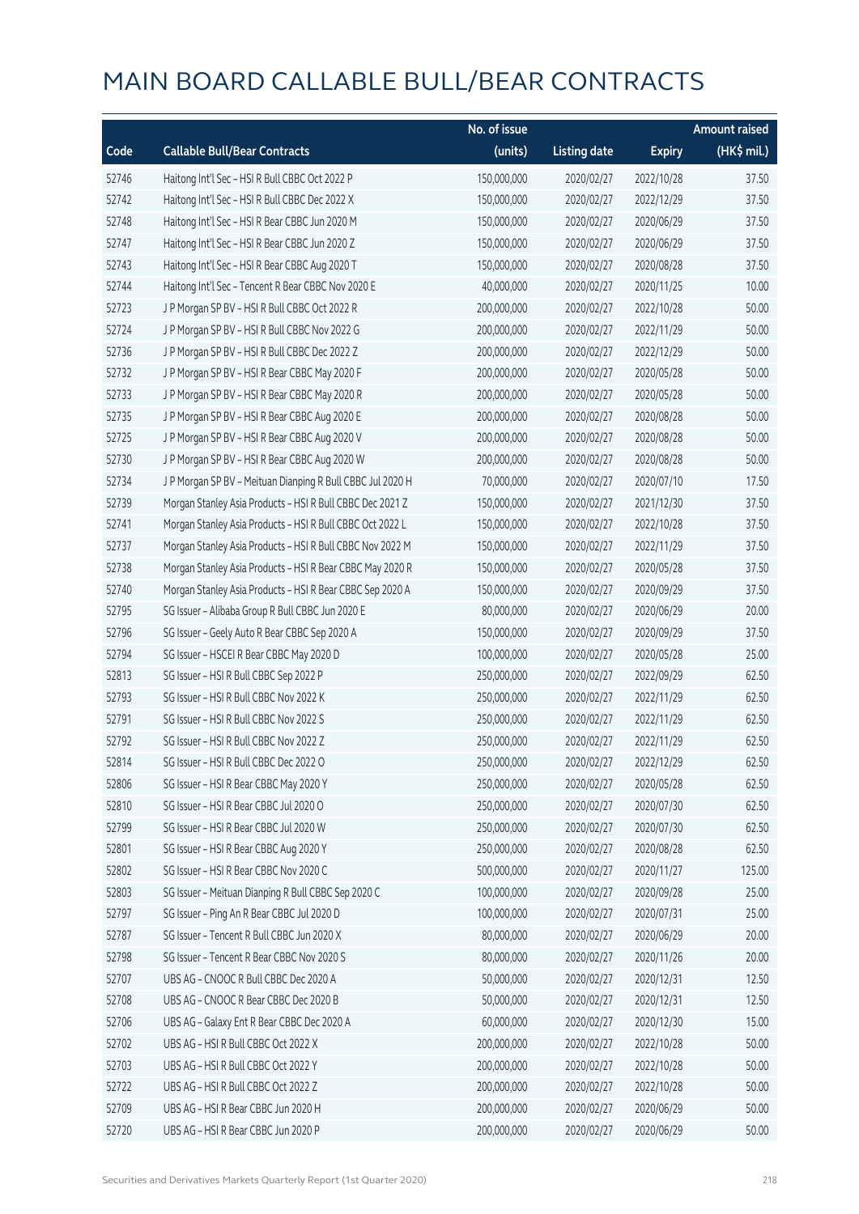# MAIN BOARD CALLABLE BULL/BEAR CONTRACTS

| Code | Callable Bull/Bear Contracts | No. of issue (units) | Listing date | Expiry | Amount raised (HK$ mil.) |
|---|---|---|---|---|---|
| 52746 | Haitong Int'l Sec – HSI R Bull CBBC Oct 2022 P | 150,000,000 | 2020/02/27 | 2022/10/28 | 37.50 |
| 52742 | Haitong Int'l Sec – HSI R Bull CBBC Dec 2022 X | 150,000,000 | 2020/02/27 | 2022/12/29 | 37.50 |
| 52748 | Haitong Int'l Sec – HSI R Bear CBBC Jun 2020 M | 150,000,000 | 2020/02/27 | 2020/06/29 | 37.50 |
| 52747 | Haitong Int'l Sec – HSI R Bear CBBC Jun 2020 Z | 150,000,000 | 2020/02/27 | 2020/06/29 | 37.50 |
| 52743 | Haitong Int'l Sec – HSI R Bear CBBC Aug 2020 T | 150,000,000 | 2020/02/27 | 2020/08/28 | 37.50 |
| 52744 | Haitong Int'l Sec – Tencent R Bear CBBC Nov 2020 E | 40,000,000 | 2020/02/27 | 2020/11/25 | 10.00 |
| 52723 | J P Morgan SP BV – HSI R Bull CBBC Oct 2022 R | 200,000,000 | 2020/02/27 | 2022/10/28 | 50.00 |
| 52724 | J P Morgan SP BV – HSI R Bull CBBC Nov 2022 G | 200,000,000 | 2020/02/27 | 2022/11/29 | 50.00 |
| 52736 | J P Morgan SP BV – HSI R Bull CBBC Dec 2022 Z | 200,000,000 | 2020/02/27 | 2022/12/29 | 50.00 |
| 52732 | J P Morgan SP BV – HSI R Bear CBBC May 2020 F | 200,000,000 | 2020/02/27 | 2020/05/28 | 50.00 |
| 52733 | J P Morgan SP BV – HSI R Bear CBBC May 2020 R | 200,000,000 | 2020/02/27 | 2020/05/28 | 50.00 |
| 52735 | J P Morgan SP BV – HSI R Bear CBBC Aug 2020 E | 200,000,000 | 2020/02/27 | 2020/08/28 | 50.00 |
| 52725 | J P Morgan SP BV – HSI R Bear CBBC Aug 2020 V | 200,000,000 | 2020/02/27 | 2020/08/28 | 50.00 |
| 52730 | J P Morgan SP BV – HSI R Bear CBBC Aug 2020 W | 200,000,000 | 2020/02/27 | 2020/08/28 | 50.00 |
| 52734 | J P Morgan SP BV – Meituan Dianping R Bull CBBC Jul 2020 H | 70,000,000 | 2020/02/27 | 2020/07/10 | 17.50 |
| 52739 | Morgan Stanley Asia Products – HSI R Bull CBBC Dec 2021 Z | 150,000,000 | 2020/02/27 | 2021/12/30 | 37.50 |
| 52741 | Morgan Stanley Asia Products – HSI R Bull CBBC Oct 2022 L | 150,000,000 | 2020/02/27 | 2022/10/28 | 37.50 |
| 52737 | Morgan Stanley Asia Products – HSI R Bull CBBC Nov 2022 M | 150,000,000 | 2020/02/27 | 2022/11/29 | 37.50 |
| 52738 | Morgan Stanley Asia Products – HSI R Bear CBBC May 2020 R | 150,000,000 | 2020/02/27 | 2020/05/28 | 37.50 |
| 52740 | Morgan Stanley Asia Products – HSI R Bear CBBC Sep 2020 A | 150,000,000 | 2020/02/27 | 2020/09/29 | 37.50 |
| 52795 | SG Issuer – Alibaba Group R Bull CBBC Jun 2020 E | 80,000,000 | 2020/02/27 | 2020/06/29 | 20.00 |
| 52796 | SG Issuer – Geely Auto R Bear CBBC Sep 2020 A | 150,000,000 | 2020/02/27 | 2020/09/29 | 37.50 |
| 52794 | SG Issuer – HSCEI R Bear CBBC May 2020 D | 100,000,000 | 2020/02/27 | 2020/05/28 | 25.00 |
| 52813 | SG Issuer – HSI R Bull CBBC Sep 2022 P | 250,000,000 | 2020/02/27 | 2022/09/29 | 62.50 |
| 52793 | SG Issuer – HSI R Bull CBBC Nov 2022 K | 250,000,000 | 2020/02/27 | 2022/11/29 | 62.50 |
| 52791 | SG Issuer – HSI R Bull CBBC Nov 2022 S | 250,000,000 | 2020/02/27 | 2022/11/29 | 62.50 |
| 52792 | SG Issuer – HSI R Bull CBBC Nov 2022 Z | 250,000,000 | 2020/02/27 | 2022/11/29 | 62.50 |
| 52814 | SG Issuer – HSI R Bull CBBC Dec 2022 O | 250,000,000 | 2020/02/27 | 2022/12/29 | 62.50 |
| 52806 | SG Issuer – HSI R Bear CBBC May 2020 Y | 250,000,000 | 2020/02/27 | 2020/05/28 | 62.50 |
| 52810 | SG Issuer – HSI R Bear CBBC Jul 2020 O | 250,000,000 | 2020/02/27 | 2020/07/30 | 62.50 |
| 52799 | SG Issuer – HSI R Bear CBBC Jul 2020 W | 250,000,000 | 2020/02/27 | 2020/07/30 | 62.50 |
| 52801 | SG Issuer – HSI R Bear CBBC Aug 2020 Y | 250,000,000 | 2020/02/27 | 2020/08/28 | 62.50 |
| 52802 | SG Issuer – HSI R Bear CBBC Nov 2020 C | 500,000,000 | 2020/02/27 | 2020/11/27 | 125.00 |
| 52803 | SG Issuer – Meituan Dianping R Bull CBBC Sep 2020 C | 100,000,000 | 2020/02/27 | 2020/09/28 | 25.00 |
| 52797 | SG Issuer – Ping An R Bear CBBC Jul 2020 D | 100,000,000 | 2020/02/27 | 2020/07/31 | 25.00 |
| 52787 | SG Issuer – Tencent R Bull CBBC Jun 2020 X | 80,000,000 | 2020/02/27 | 2020/06/29 | 20.00 |
| 52798 | SG Issuer – Tencent R Bear CBBC Nov 2020 S | 80,000,000 | 2020/02/27 | 2020/11/26 | 20.00 |
| 52707 | UBS AG – CNOOC R Bull CBBC Dec 2020 A | 50,000,000 | 2020/02/27 | 2020/12/31 | 12.50 |
| 52708 | UBS AG – CNOOC R Bear CBBC Dec 2020 B | 50,000,000 | 2020/02/27 | 2020/12/31 | 12.50 |
| 52706 | UBS AG – Galaxy Ent R Bear CBBC Dec 2020 A | 60,000,000 | 2020/02/27 | 2020/12/30 | 15.00 |
| 52702 | UBS AG – HSI R Bull CBBC Oct 2022 X | 200,000,000 | 2020/02/27 | 2022/10/28 | 50.00 |
| 52703 | UBS AG – HSI R Bull CBBC Oct 2022 Y | 200,000,000 | 2020/02/27 | 2022/10/28 | 50.00 |
| 52722 | UBS AG – HSI R Bull CBBC Oct 2022 Z | 200,000,000 | 2020/02/27 | 2022/10/28 | 50.00 |
| 52709 | UBS AG – HSI R Bear CBBC Jun 2020 H | 200,000,000 | 2020/02/27 | 2020/06/29 | 50.00 |
| 52720 | UBS AG – HSI R Bear CBBC Jun 2020 P | 200,000,000 | 2020/02/27 | 2020/06/29 | 50.00 |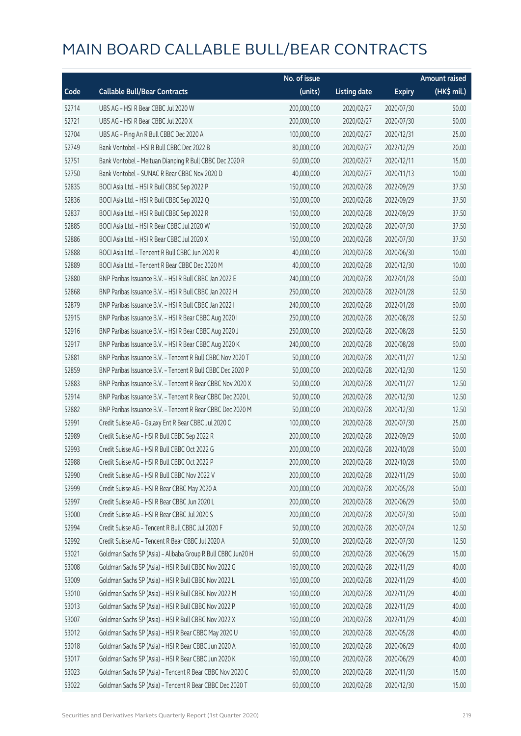# MAIN BOARD CALLABLE BULL/BEAR CONTRACTS

| Code | Callable Bull/Bear Contracts | No. of issue (units) | Listing date | Expiry | Amount raised (HK$ mil.) |
|---|---|---|---|---|---|
| 52714 | UBS AG – HSI R Bear CBBC Jul 2020 W | 200,000,000 | 2020/02/27 | 2020/07/30 | 50.00 |
| 52721 | UBS AG – HSI R Bear CBBC Jul 2020 X | 200,000,000 | 2020/02/27 | 2020/07/30 | 50.00 |
| 52704 | UBS AG – Ping An R Bull CBBC Dec 2020 A | 100,000,000 | 2020/02/27 | 2020/12/31 | 25.00 |
| 52749 | Bank Vontobel – HSI R Bull CBBC Dec 2022 B | 80,000,000 | 2020/02/27 | 2022/12/29 | 20.00 |
| 52751 | Bank Vontobel – Meituan Dianping R Bull CBBC Dec 2020 R | 60,000,000 | 2020/02/27 | 2020/12/11 | 15.00 |
| 52750 | Bank Vontobel – SUNAC R Bear CBBC Nov 2020 D | 40,000,000 | 2020/02/27 | 2020/11/13 | 10.00 |
| 52835 | BOCI Asia Ltd. – HSI R Bull CBBC Sep 2022 P | 150,000,000 | 2020/02/28 | 2022/09/29 | 37.50 |
| 52836 | BOCI Asia Ltd. – HSI R Bull CBBC Sep 2022 Q | 150,000,000 | 2020/02/28 | 2022/09/29 | 37.50 |
| 52837 | BOCI Asia Ltd. – HSI R Bull CBBC Sep 2022 R | 150,000,000 | 2020/02/28 | 2022/09/29 | 37.50 |
| 52885 | BOCI Asia Ltd. – HSI R Bear CBBC Jul 2020 W | 150,000,000 | 2020/02/28 | 2020/07/30 | 37.50 |
| 52886 | BOCI Asia Ltd. – HSI R Bear CBBC Jul 2020 X | 150,000,000 | 2020/02/28 | 2020/07/30 | 37.50 |
| 52888 | BOCI Asia Ltd. – Tencent R Bull CBBC Jun 2020 R | 40,000,000 | 2020/02/28 | 2020/06/30 | 10.00 |
| 52889 | BOCI Asia Ltd. – Tencent R Bear CBBC Dec 2020 M | 40,000,000 | 2020/02/28 | 2020/12/30 | 10.00 |
| 52880 | BNP Paribas Issuance B.V. – HSI R Bull CBBC Jan 2022 E | 240,000,000 | 2020/02/28 | 2022/01/28 | 60.00 |
| 52868 | BNP Paribas Issuance B.V. – HSI R Bull CBBC Jan 2022 H | 250,000,000 | 2020/02/28 | 2022/01/28 | 62.50 |
| 52879 | BNP Paribas Issuance B.V. – HSI R Bull CBBC Jan 2022 I | 240,000,000 | 2020/02/28 | 2022/01/28 | 60.00 |
| 52915 | BNP Paribas Issuance B.V. – HSI R Bear CBBC Aug 2020 I | 250,000,000 | 2020/02/28 | 2020/08/28 | 62.50 |
| 52916 | BNP Paribas Issuance B.V. – HSI R Bear CBBC Aug 2020 J | 250,000,000 | 2020/02/28 | 2020/08/28 | 62.50 |
| 52917 | BNP Paribas Issuance B.V. – HSI R Bear CBBC Aug 2020 K | 240,000,000 | 2020/02/28 | 2020/08/28 | 60.00 |
| 52881 | BNP Paribas Issuance B.V. – Tencent R Bull CBBC Nov 2020 T | 50,000,000 | 2020/02/28 | 2020/11/27 | 12.50 |
| 52859 | BNP Paribas Issuance B.V. – Tencent R Bull CBBC Dec 2020 P | 50,000,000 | 2020/02/28 | 2020/12/30 | 12.50 |
| 52883 | BNP Paribas Issuance B.V. – Tencent R Bear CBBC Nov 2020 X | 50,000,000 | 2020/02/28 | 2020/11/27 | 12.50 |
| 52914 | BNP Paribas Issuance B.V. – Tencent R Bear CBBC Dec 2020 L | 50,000,000 | 2020/02/28 | 2020/12/30 | 12.50 |
| 52882 | BNP Paribas Issuance B.V. – Tencent R Bear CBBC Dec 2020 M | 50,000,000 | 2020/02/28 | 2020/12/30 | 12.50 |
| 52991 | Credit Suisse AG – Galaxy Ent R Bear CBBC Jul 2020 C | 100,000,000 | 2020/02/28 | 2020/07/30 | 25.00 |
| 52989 | Credit Suisse AG – HSI R Bull CBBC Sep 2022 R | 200,000,000 | 2020/02/28 | 2022/09/29 | 50.00 |
| 52993 | Credit Suisse AG – HSI R Bull CBBC Oct 2022 G | 200,000,000 | 2020/02/28 | 2022/10/28 | 50.00 |
| 52988 | Credit Suisse AG – HSI R Bull CBBC Oct 2022 P | 200,000,000 | 2020/02/28 | 2022/10/28 | 50.00 |
| 52990 | Credit Suisse AG – HSI R Bull CBBC Nov 2022 V | 200,000,000 | 2020/02/28 | 2022/11/29 | 50.00 |
| 52999 | Credit Suisse AG – HSI R Bear CBBC May 2020 A | 200,000,000 | 2020/02/28 | 2020/05/28 | 50.00 |
| 52997 | Credit Suisse AG – HSI R Bear CBBC Jun 2020 L | 200,000,000 | 2020/02/28 | 2020/06/29 | 50.00 |
| 53000 | Credit Suisse AG – HSI R Bear CBBC Jul 2020 S | 200,000,000 | 2020/02/28 | 2020/07/30 | 50.00 |
| 52994 | Credit Suisse AG – Tencent R Bull CBBC Jul 2020 F | 50,000,000 | 2020/02/28 | 2020/07/24 | 12.50 |
| 52992 | Credit Suisse AG – Tencent R Bear CBBC Jul 2020 A | 50,000,000 | 2020/02/28 | 2020/07/30 | 12.50 |
| 53021 | Goldman Sachs SP (Asia) – Alibaba Group R Bull CBBC Jun20 H | 60,000,000 | 2020/02/28 | 2020/06/29 | 15.00 |
| 53008 | Goldman Sachs SP (Asia) – HSI R Bull CBBC Nov 2022 G | 160,000,000 | 2020/02/28 | 2022/11/29 | 40.00 |
| 53009 | Goldman Sachs SP (Asia) – HSI R Bull CBBC Nov 2022 L | 160,000,000 | 2020/02/28 | 2022/11/29 | 40.00 |
| 53010 | Goldman Sachs SP (Asia) – HSI R Bull CBBC Nov 2022 M | 160,000,000 | 2020/02/28 | 2022/11/29 | 40.00 |
| 53013 | Goldman Sachs SP (Asia) – HSI R Bull CBBC Nov 2022 P | 160,000,000 | 2020/02/28 | 2022/11/29 | 40.00 |
| 53007 | Goldman Sachs SP (Asia) – HSI R Bull CBBC Nov 2022 X | 160,000,000 | 2020/02/28 | 2022/11/29 | 40.00 |
| 53012 | Goldman Sachs SP (Asia) – HSI R Bear CBBC May 2020 U | 160,000,000 | 2020/02/28 | 2020/05/28 | 40.00 |
| 53018 | Goldman Sachs SP (Asia) – HSI R Bear CBBC Jun 2020 A | 160,000,000 | 2020/02/28 | 2020/06/29 | 40.00 |
| 53017 | Goldman Sachs SP (Asia) – HSI R Bear CBBC Jun 2020 K | 160,000,000 | 2020/02/28 | 2020/06/29 | 40.00 |
| 53023 | Goldman Sachs SP (Asia) – Tencent R Bear CBBC Nov 2020 C | 60,000,000 | 2020/02/28 | 2020/11/30 | 15.00 |
| 53022 | Goldman Sachs SP (Asia) – Tencent R Bear CBBC Dec 2020 T | 60,000,000 | 2020/02/28 | 2020/12/30 | 15.00 |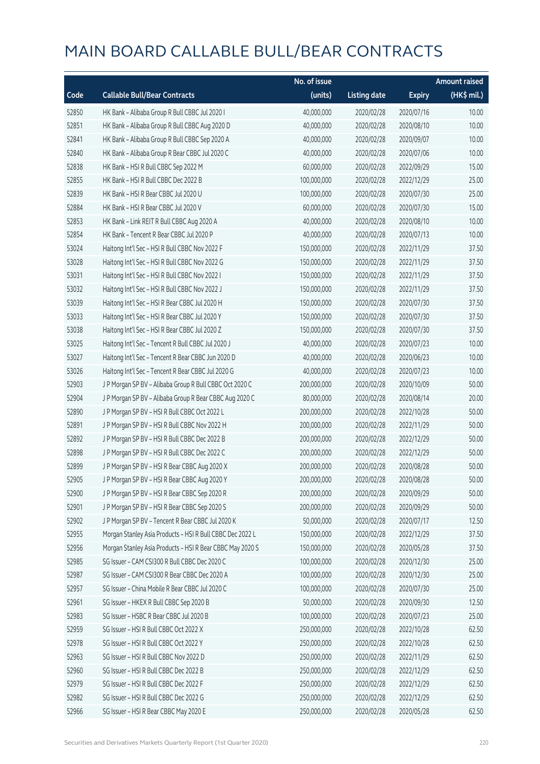# MAIN BOARD CALLABLE BULL/BEAR CONTRACTS

| Code | Callable Bull/Bear Contracts | No. of issue (units) | Listing date | Expiry | Amount raised (HK$ mil.) |
|---|---|---|---|---|---|
| 52850 | HK Bank – Alibaba Group R Bull CBBC Jul 2020 I | 40,000,000 | 2020/02/28 | 2020/07/16 | 10.00 |
| 52851 | HK Bank – Alibaba Group R Bull CBBC Aug 2020 D | 40,000,000 | 2020/02/28 | 2020/08/10 | 10.00 |
| 52841 | HK Bank – Alibaba Group R Bull CBBC Sep 2020 A | 40,000,000 | 2020/02/28 | 2020/09/07 | 10.00 |
| 52840 | HK Bank – Alibaba Group R Bear CBBC Jul 2020 C | 40,000,000 | 2020/02/28 | 2020/07/06 | 10.00 |
| 52838 | HK Bank – HSI R Bull CBBC Sep 2022 M | 60,000,000 | 2020/02/28 | 2022/09/29 | 15.00 |
| 52855 | HK Bank – HSI R Bull CBBC Dec 2022 B | 100,000,000 | 2020/02/28 | 2022/12/29 | 25.00 |
| 52839 | HK Bank – HSI R Bear CBBC Jul 2020 U | 100,000,000 | 2020/02/28 | 2020/07/30 | 25.00 |
| 52884 | HK Bank – HSI R Bear CBBC Jul 2020 V | 60,000,000 | 2020/02/28 | 2020/07/30 | 15.00 |
| 52853 | HK Bank – Link REIT R Bull CBBC Aug 2020 A | 40,000,000 | 2020/02/28 | 2020/08/10 | 10.00 |
| 52854 | HK Bank – Tencent R Bear CBBC Jul 2020 P | 40,000,000 | 2020/02/28 | 2020/07/13 | 10.00 |
| 53024 | Haitong Int'l Sec – HSI R Bull CBBC Nov 2022 F | 150,000,000 | 2020/02/28 | 2022/11/29 | 37.50 |
| 53028 | Haitong Int'l Sec – HSI R Bull CBBC Nov 2022 G | 150,000,000 | 2020/02/28 | 2022/11/29 | 37.50 |
| 53031 | Haitong Int'l Sec – HSI R Bull CBBC Nov 2022 I | 150,000,000 | 2020/02/28 | 2022/11/29 | 37.50 |
| 53032 | Haitong Int'l Sec – HSI R Bull CBBC Nov 2022 J | 150,000,000 | 2020/02/28 | 2022/11/29 | 37.50 |
| 53039 | Haitong Int'l Sec – HSI R Bear CBBC Jul 2020 H | 150,000,000 | 2020/02/28 | 2020/07/30 | 37.50 |
| 53033 | Haitong Int'l Sec – HSI R Bear CBBC Jul 2020 Y | 150,000,000 | 2020/02/28 | 2020/07/30 | 37.50 |
| 53038 | Haitong Int'l Sec – HSI R Bear CBBC Jul 2020 Z | 150,000,000 | 2020/02/28 | 2020/07/30 | 37.50 |
| 53025 | Haitong Int'l Sec – Tencent R Bull CBBC Jul 2020 J | 40,000,000 | 2020/02/28 | 2020/07/23 | 10.00 |
| 53027 | Haitong Int'l Sec – Tencent R Bear CBBC Jun 2020 D | 40,000,000 | 2020/02/28 | 2020/06/23 | 10.00 |
| 53026 | Haitong Int'l Sec – Tencent R Bear CBBC Jul 2020 G | 40,000,000 | 2020/02/28 | 2020/07/23 | 10.00 |
| 52903 | J P Morgan SP BV – Alibaba Group R Bull CBBC Oct 2020 C | 200,000,000 | 2020/02/28 | 2020/10/09 | 50.00 |
| 52904 | J P Morgan SP BV – Alibaba Group R Bear CBBC Aug 2020 C | 80,000,000 | 2020/02/28 | 2020/08/14 | 20.00 |
| 52890 | J P Morgan SP BV – HSI R Bull CBBC Oct 2022 L | 200,000,000 | 2020/02/28 | 2022/10/28 | 50.00 |
| 52891 | J P Morgan SP BV – HSI R Bull CBBC Nov 2022 H | 200,000,000 | 2020/02/28 | 2022/11/29 | 50.00 |
| 52892 | J P Morgan SP BV – HSI R Bull CBBC Dec 2022 B | 200,000,000 | 2020/02/28 | 2022/12/29 | 50.00 |
| 52898 | J P Morgan SP BV – HSI R Bull CBBC Dec 2022 C | 200,000,000 | 2020/02/28 | 2022/12/29 | 50.00 |
| 52899 | J P Morgan SP BV – HSI R Bear CBBC Aug 2020 X | 200,000,000 | 2020/02/28 | 2020/08/28 | 50.00 |
| 52905 | J P Morgan SP BV – HSI R Bear CBBC Aug 2020 Y | 200,000,000 | 2020/02/28 | 2020/08/28 | 50.00 |
| 52900 | J P Morgan SP BV – HSI R Bear CBBC Sep 2020 R | 200,000,000 | 2020/02/28 | 2020/09/29 | 50.00 |
| 52901 | J P Morgan SP BV – HSI R Bear CBBC Sep 2020 S | 200,000,000 | 2020/02/28 | 2020/09/29 | 50.00 |
| 52902 | J P Morgan SP BV – Tencent R Bear CBBC Jul 2020 K | 50,000,000 | 2020/02/28 | 2020/07/17 | 12.50 |
| 52955 | Morgan Stanley Asia Products – HSI R Bull CBBC Dec 2022 L | 150,000,000 | 2020/02/28 | 2022/12/29 | 37.50 |
| 52956 | Morgan Stanley Asia Products – HSI R Bear CBBC May 2020 S | 150,000,000 | 2020/02/28 | 2020/05/28 | 37.50 |
| 52985 | SG Issuer – CAM CSI300 R Bull CBBC Dec 2020 C | 100,000,000 | 2020/02/28 | 2020/12/30 | 25.00 |
| 52987 | SG Issuer – CAM CSI300 R Bear CBBC Dec 2020 A | 100,000,000 | 2020/02/28 | 2020/12/30 | 25.00 |
| 52957 | SG Issuer – China Mobile R Bear CBBC Jul 2020 C | 100,000,000 | 2020/02/28 | 2020/07/30 | 25.00 |
| 52961 | SG Issuer – HKEX R Bull CBBC Sep 2020 B | 50,000,000 | 2020/02/28 | 2020/09/30 | 12.50 |
| 52983 | SG Issuer – HSBC R Bear CBBC Jul 2020 B | 100,000,000 | 2020/02/28 | 2020/07/23 | 25.00 |
| 52959 | SG Issuer – HSI R Bull CBBC Oct 2022 X | 250,000,000 | 2020/02/28 | 2022/10/28 | 62.50 |
| 52978 | SG Issuer – HSI R Bull CBBC Oct 2022 Y | 250,000,000 | 2020/02/28 | 2022/10/28 | 62.50 |
| 52963 | SG Issuer – HSI R Bull CBBC Nov 2022 D | 250,000,000 | 2020/02/28 | 2022/11/29 | 62.50 |
| 52960 | SG Issuer – HSI R Bull CBBC Dec 2022 B | 250,000,000 | 2020/02/28 | 2022/12/29 | 62.50 |
| 52979 | SG Issuer – HSI R Bull CBBC Dec 2022 F | 250,000,000 | 2020/02/28 | 2022/12/29 | 62.50 |
| 52982 | SG Issuer – HSI R Bull CBBC Dec 2022 G | 250,000,000 | 2020/02/28 | 2022/12/29 | 62.50 |
| 52966 | SG Issuer – HSI R Bear CBBC May 2020 E | 250,000,000 | 2020/02/28 | 2020/05/28 | 62.50 |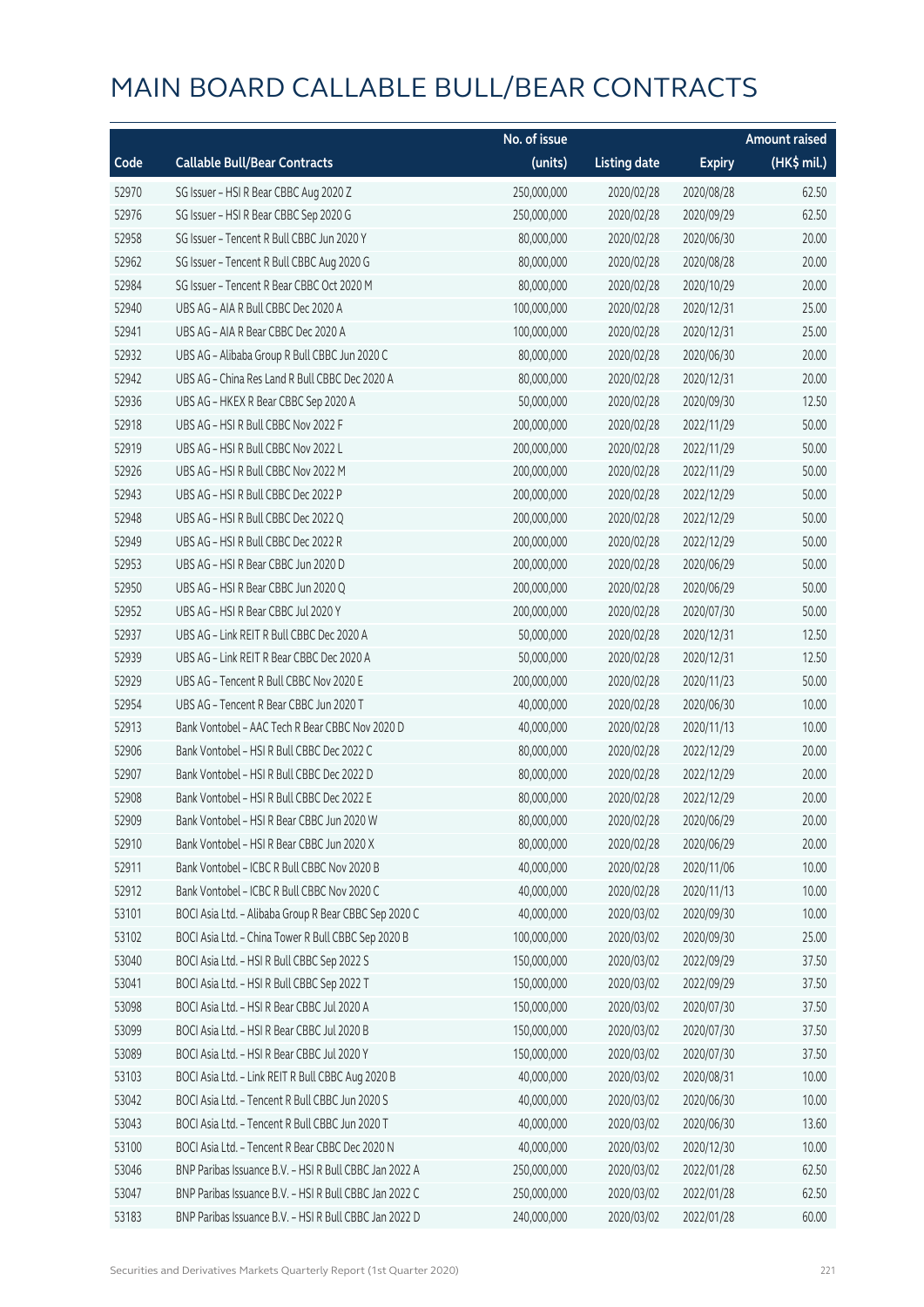# MAIN BOARD CALLABLE BULL/BEAR CONTRACTS

| Code | Callable Bull/Bear Contracts | No. of issue (units) | Listing date | Expiry | Amount raised (HK$ mil.) |
|---|---|---|---|---|---|
| 52970 | SG Issuer – HSI R Bear CBBC Aug 2020 Z | 250,000,000 | 2020/02/28 | 2020/08/28 | 62.50 |
| 52976 | SG Issuer – HSI R Bear CBBC Sep 2020 G | 250,000,000 | 2020/02/28 | 2020/09/29 | 62.50 |
| 52958 | SG Issuer – Tencent R Bull CBBC Jun 2020 Y | 80,000,000 | 2020/02/28 | 2020/06/30 | 20.00 |
| 52962 | SG Issuer – Tencent R Bull CBBC Aug 2020 G | 80,000,000 | 2020/02/28 | 2020/08/28 | 20.00 |
| 52984 | SG Issuer – Tencent R Bear CBBC Oct 2020 M | 80,000,000 | 2020/02/28 | 2020/10/29 | 20.00 |
| 52940 | UBS AG – AIA R Bull CBBC Dec 2020 A | 100,000,000 | 2020/02/28 | 2020/12/31 | 25.00 |
| 52941 | UBS AG – AIA R Bear CBBC Dec 2020 A | 100,000,000 | 2020/02/28 | 2020/12/31 | 25.00 |
| 52932 | UBS AG – Alibaba Group R Bull CBBC Jun 2020 C | 80,000,000 | 2020/02/28 | 2020/06/30 | 20.00 |
| 52942 | UBS AG – China Res Land R Bull CBBC Dec 2020 A | 80,000,000 | 2020/02/28 | 2020/12/31 | 20.00 |
| 52936 | UBS AG – HKEX R Bear CBBC Sep 2020 A | 50,000,000 | 2020/02/28 | 2020/09/30 | 12.50 |
| 52918 | UBS AG – HSI R Bull CBBC Nov 2022 F | 200,000,000 | 2020/02/28 | 2022/11/29 | 50.00 |
| 52919 | UBS AG – HSI R Bull CBBC Nov 2022 L | 200,000,000 | 2020/02/28 | 2022/11/29 | 50.00 |
| 52926 | UBS AG – HSI R Bull CBBC Nov 2022 M | 200,000,000 | 2020/02/28 | 2022/11/29 | 50.00 |
| 52943 | UBS AG – HSI R Bull CBBC Dec 2022 P | 200,000,000 | 2020/02/28 | 2022/12/29 | 50.00 |
| 52948 | UBS AG – HSI R Bull CBBC Dec 2022 Q | 200,000,000 | 2020/02/28 | 2022/12/29 | 50.00 |
| 52949 | UBS AG – HSI R Bull CBBC Dec 2022 R | 200,000,000 | 2020/02/28 | 2022/12/29 | 50.00 |
| 52953 | UBS AG – HSI R Bear CBBC Jun 2020 D | 200,000,000 | 2020/02/28 | 2020/06/29 | 50.00 |
| 52950 | UBS AG – HSI R Bear CBBC Jun 2020 Q | 200,000,000 | 2020/02/28 | 2020/06/29 | 50.00 |
| 52952 | UBS AG – HSI R Bear CBBC Jul 2020 Y | 200,000,000 | 2020/02/28 | 2020/07/30 | 50.00 |
| 52937 | UBS AG – Link REIT R Bull CBBC Dec 2020 A | 50,000,000 | 2020/02/28 | 2020/12/31 | 12.50 |
| 52939 | UBS AG – Link REIT R Bear CBBC Dec 2020 A | 50,000,000 | 2020/02/28 | 2020/12/31 | 12.50 |
| 52929 | UBS AG – Tencent R Bull CBBC Nov 2020 E | 200,000,000 | 2020/02/28 | 2020/11/23 | 50.00 |
| 52954 | UBS AG – Tencent R Bear CBBC Jun 2020 T | 40,000,000 | 2020/02/28 | 2020/06/30 | 10.00 |
| 52913 | Bank Vontobel – AAC Tech R Bear CBBC Nov 2020 D | 40,000,000 | 2020/02/28 | 2020/11/13 | 10.00 |
| 52906 | Bank Vontobel – HSI R Bull CBBC Dec 2022 C | 80,000,000 | 2020/02/28 | 2022/12/29 | 20.00 |
| 52907 | Bank Vontobel – HSI R Bull CBBC Dec 2022 D | 80,000,000 | 2020/02/28 | 2022/12/29 | 20.00 |
| 52908 | Bank Vontobel – HSI R Bull CBBC Dec 2022 E | 80,000,000 | 2020/02/28 | 2022/12/29 | 20.00 |
| 52909 | Bank Vontobel – HSI R Bear CBBC Jun 2020 W | 80,000,000 | 2020/02/28 | 2020/06/29 | 20.00 |
| 52910 | Bank Vontobel – HSI R Bear CBBC Jun 2020 X | 80,000,000 | 2020/02/28 | 2020/06/29 | 20.00 |
| 52911 | Bank Vontobel – ICBC R Bull CBBC Nov 2020 B | 40,000,000 | 2020/02/28 | 2020/11/06 | 10.00 |
| 52912 | Bank Vontobel – ICBC R Bull CBBC Nov 2020 C | 40,000,000 | 2020/02/28 | 2020/11/13 | 10.00 |
| 53101 | BOCI Asia Ltd. – Alibaba Group R Bear CBBC Sep 2020 C | 40,000,000 | 2020/03/02 | 2020/09/30 | 10.00 |
| 53102 | BOCI Asia Ltd. – China Tower R Bull CBBC Sep 2020 B | 100,000,000 | 2020/03/02 | 2020/09/30 | 25.00 |
| 53040 | BOCI Asia Ltd. – HSI R Bull CBBC Sep 2022 S | 150,000,000 | 2020/03/02 | 2022/09/29 | 37.50 |
| 53041 | BOCI Asia Ltd. – HSI R Bull CBBC Sep 2022 T | 150,000,000 | 2020/03/02 | 2022/09/29 | 37.50 |
| 53098 | BOCI Asia Ltd. – HSI R Bear CBBC Jul 2020 A | 150,000,000 | 2020/03/02 | 2020/07/30 | 37.50 |
| 53099 | BOCI Asia Ltd. – HSI R Bear CBBC Jul 2020 B | 150,000,000 | 2020/03/02 | 2020/07/30 | 37.50 |
| 53089 | BOCI Asia Ltd. – HSI R Bear CBBC Jul 2020 Y | 150,000,000 | 2020/03/02 | 2020/07/30 | 37.50 |
| 53103 | BOCI Asia Ltd. – Link REIT R Bull CBBC Aug 2020 B | 40,000,000 | 2020/03/02 | 2020/08/31 | 10.00 |
| 53042 | BOCI Asia Ltd. – Tencent R Bull CBBC Jun 2020 S | 40,000,000 | 2020/03/02 | 2020/06/30 | 10.00 |
| 53043 | BOCI Asia Ltd. – Tencent R Bull CBBC Jun 2020 T | 40,000,000 | 2020/03/02 | 2020/06/30 | 13.60 |
| 53100 | BOCI Asia Ltd. – Tencent R Bear CBBC Dec 2020 N | 40,000,000 | 2020/03/02 | 2020/12/30 | 10.00 |
| 53046 | BNP Paribas Issuance B.V. – HSI R Bull CBBC Jan 2022 A | 250,000,000 | 2020/03/02 | 2022/01/28 | 62.50 |
| 53047 | BNP Paribas Issuance B.V. – HSI R Bull CBBC Jan 2022 C | 250,000,000 | 2020/03/02 | 2022/01/28 | 62.50 |
| 53183 | BNP Paribas Issuance B.V. – HSI R Bull CBBC Jan 2022 D | 240,000,000 | 2020/03/02 | 2022/01/28 | 60.00 |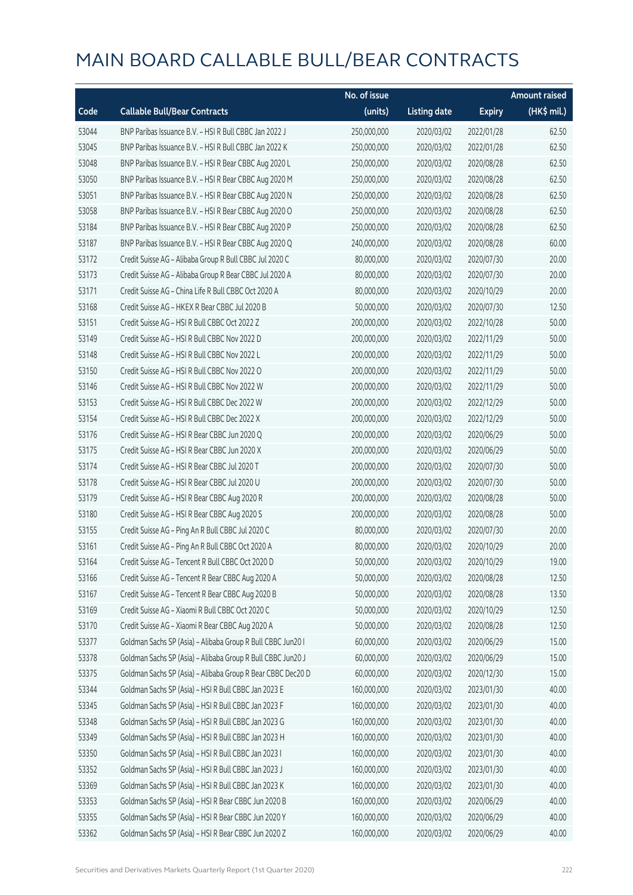# MAIN BOARD CALLABLE BULL/BEAR CONTRACTS

| Code | Callable Bull/Bear Contracts | No. of issue (units) | Listing date | Expiry | Amount raised (HK$ mil.) |
|---|---|---|---|---|---|
| 53044 | BNP Paribas Issuance B.V. – HSI R Bull CBBC Jan 2022 J | 250,000,000 | 2020/03/02 | 2022/01/28 | 62.50 |
| 53045 | BNP Paribas Issuance B.V. – HSI R Bull CBBC Jan 2022 K | 250,000,000 | 2020/03/02 | 2022/01/28 | 62.50 |
| 53048 | BNP Paribas Issuance B.V. – HSI R Bear CBBC Aug 2020 L | 250,000,000 | 2020/03/02 | 2020/08/28 | 62.50 |
| 53050 | BNP Paribas Issuance B.V. – HSI R Bear CBBC Aug 2020 M | 250,000,000 | 2020/03/02 | 2020/08/28 | 62.50 |
| 53051 | BNP Paribas Issuance B.V. – HSI R Bear CBBC Aug 2020 N | 250,000,000 | 2020/03/02 | 2020/08/28 | 62.50 |
| 53058 | BNP Paribas Issuance B.V. – HSI R Bear CBBC Aug 2020 O | 250,000,000 | 2020/03/02 | 2020/08/28 | 62.50 |
| 53184 | BNP Paribas Issuance B.V. – HSI R Bear CBBC Aug 2020 P | 250,000,000 | 2020/03/02 | 2020/08/28 | 62.50 |
| 53187 | BNP Paribas Issuance B.V. – HSI R Bear CBBC Aug 2020 Q | 240,000,000 | 2020/03/02 | 2020/08/28 | 60.00 |
| 53172 | Credit Suisse AG – Alibaba Group R Bull CBBC Jul 2020 C | 80,000,000 | 2020/03/02 | 2020/07/30 | 20.00 |
| 53173 | Credit Suisse AG – Alibaba Group R Bear CBBC Jul 2020 A | 80,000,000 | 2020/03/02 | 2020/07/30 | 20.00 |
| 53171 | Credit Suisse AG – China Life R Bull CBBC Oct 2020 A | 80,000,000 | 2020/03/02 | 2020/10/29 | 20.00 |
| 53168 | Credit Suisse AG – HKEX R Bear CBBC Jul 2020 B | 50,000,000 | 2020/03/02 | 2020/07/30 | 12.50 |
| 53151 | Credit Suisse AG – HSI R Bull CBBC Oct 2022 Z | 200,000,000 | 2020/03/02 | 2022/10/28 | 50.00 |
| 53149 | Credit Suisse AG – HSI R Bull CBBC Nov 2022 D | 200,000,000 | 2020/03/02 | 2022/11/29 | 50.00 |
| 53148 | Credit Suisse AG – HSI R Bull CBBC Nov 2022 L | 200,000,000 | 2020/03/02 | 2022/11/29 | 50.00 |
| 53150 | Credit Suisse AG – HSI R Bull CBBC Nov 2022 O | 200,000,000 | 2020/03/02 | 2022/11/29 | 50.00 |
| 53146 | Credit Suisse AG – HSI R Bull CBBC Nov 2022 W | 200,000,000 | 2020/03/02 | 2022/11/29 | 50.00 |
| 53153 | Credit Suisse AG – HSI R Bull CBBC Dec 2022 W | 200,000,000 | 2020/03/02 | 2022/12/29 | 50.00 |
| 53154 | Credit Suisse AG – HSI R Bull CBBC Dec 2022 X | 200,000,000 | 2020/03/02 | 2022/12/29 | 50.00 |
| 53176 | Credit Suisse AG – HSI R Bear CBBC Jun 2020 Q | 200,000,000 | 2020/03/02 | 2020/06/29 | 50.00 |
| 53175 | Credit Suisse AG – HSI R Bear CBBC Jun 2020 X | 200,000,000 | 2020/03/02 | 2020/06/29 | 50.00 |
| 53174 | Credit Suisse AG – HSI R Bear CBBC Jul 2020 T | 200,000,000 | 2020/03/02 | 2020/07/30 | 50.00 |
| 53178 | Credit Suisse AG – HSI R Bear CBBC Jul 2020 U | 200,000,000 | 2020/03/02 | 2020/07/30 | 50.00 |
| 53179 | Credit Suisse AG – HSI R Bear CBBC Aug 2020 R | 200,000,000 | 2020/03/02 | 2020/08/28 | 50.00 |
| 53180 | Credit Suisse AG – HSI R Bear CBBC Aug 2020 S | 200,000,000 | 2020/03/02 | 2020/08/28 | 50.00 |
| 53155 | Credit Suisse AG – Ping An R Bull CBBC Jul 2020 C | 80,000,000 | 2020/03/02 | 2020/07/30 | 20.00 |
| 53161 | Credit Suisse AG – Ping An R Bull CBBC Oct 2020 A | 80,000,000 | 2020/03/02 | 2020/10/29 | 20.00 |
| 53164 | Credit Suisse AG – Tencent R Bull CBBC Oct 2020 D | 50,000,000 | 2020/03/02 | 2020/10/29 | 19.00 |
| 53166 | Credit Suisse AG – Tencent R Bear CBBC Aug 2020 A | 50,000,000 | 2020/03/02 | 2020/08/28 | 12.50 |
| 53167 | Credit Suisse AG – Tencent R Bear CBBC Aug 2020 B | 50,000,000 | 2020/03/02 | 2020/08/28 | 13.50 |
| 53169 | Credit Suisse AG – Xiaomi R Bull CBBC Oct 2020 C | 50,000,000 | 2020/03/02 | 2020/10/29 | 12.50 |
| 53170 | Credit Suisse AG – Xiaomi R Bear CBBC Aug 2020 A | 50,000,000 | 2020/03/02 | 2020/08/28 | 12.50 |
| 53377 | Goldman Sachs SP (Asia) – Alibaba Group R Bull CBBC Jun20 I | 60,000,000 | 2020/03/02 | 2020/06/29 | 15.00 |
| 53378 | Goldman Sachs SP (Asia) – Alibaba Group R Bull CBBC Jun20 J | 60,000,000 | 2020/03/02 | 2020/06/29 | 15.00 |
| 53375 | Goldman Sachs SP (Asia) – Alibaba Group R Bear CBBC Dec20 D | 60,000,000 | 2020/03/02 | 2020/12/30 | 15.00 |
| 53344 | Goldman Sachs SP (Asia) – HSI R Bull CBBC Jan 2023 E | 160,000,000 | 2020/03/02 | 2023/01/30 | 40.00 |
| 53345 | Goldman Sachs SP (Asia) – HSI R Bull CBBC Jan 2023 F | 160,000,000 | 2020/03/02 | 2023/01/30 | 40.00 |
| 53348 | Goldman Sachs SP (Asia) – HSI R Bull CBBC Jan 2023 G | 160,000,000 | 2020/03/02 | 2023/01/30 | 40.00 |
| 53349 | Goldman Sachs SP (Asia) – HSI R Bull CBBC Jan 2023 H | 160,000,000 | 2020/03/02 | 2023/01/30 | 40.00 |
| 53350 | Goldman Sachs SP (Asia) – HSI R Bull CBBC Jan 2023 I | 160,000,000 | 2020/03/02 | 2023/01/30 | 40.00 |
| 53352 | Goldman Sachs SP (Asia) – HSI R Bull CBBC Jan 2023 J | 160,000,000 | 2020/03/02 | 2023/01/30 | 40.00 |
| 53369 | Goldman Sachs SP (Asia) – HSI R Bull CBBC Jan 2023 K | 160,000,000 | 2020/03/02 | 2023/01/30 | 40.00 |
| 53353 | Goldman Sachs SP (Asia) – HSI R Bear CBBC Jun 2020 B | 160,000,000 | 2020/03/02 | 2020/06/29 | 40.00 |
| 53355 | Goldman Sachs SP (Asia) – HSI R Bear CBBC Jun 2020 Y | 160,000,000 | 2020/03/02 | 2020/06/29 | 40.00 |
| 53362 | Goldman Sachs SP (Asia) – HSI R Bear CBBC Jun 2020 Z | 160,000,000 | 2020/03/02 | 2020/06/29 | 40.00 |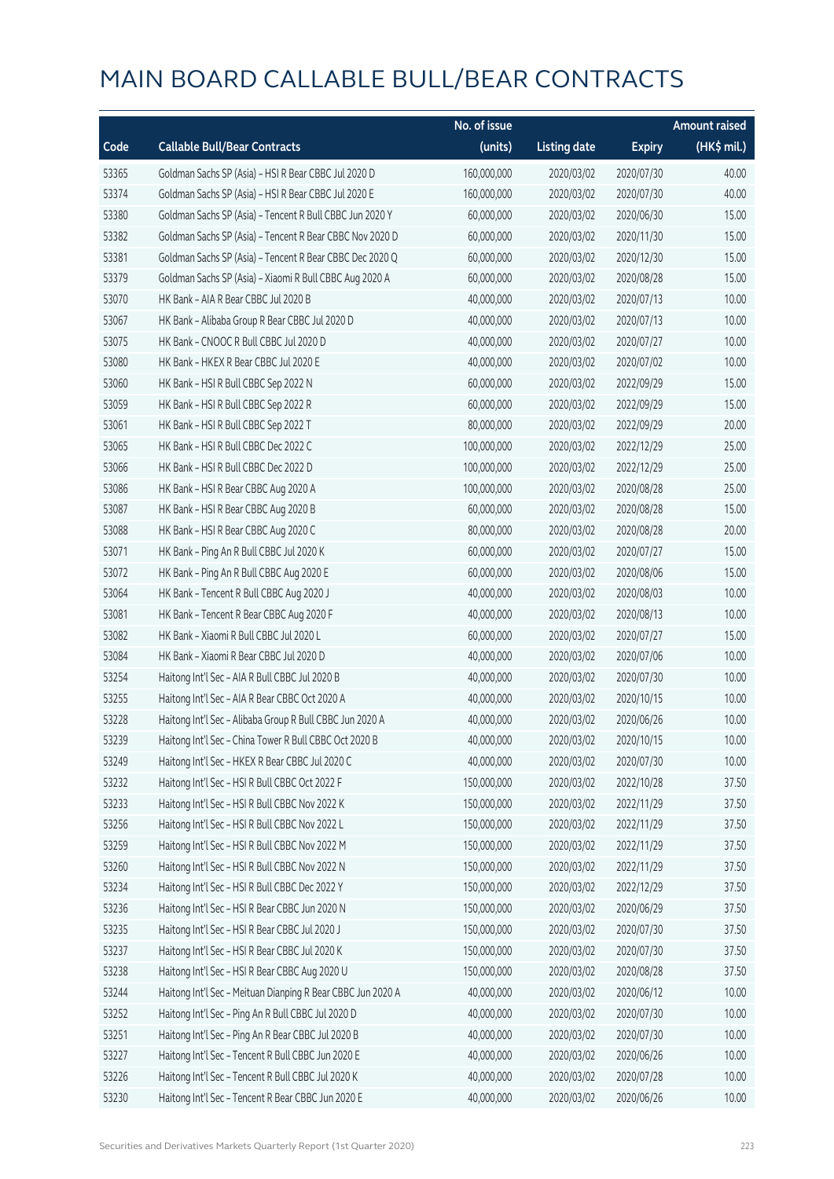# MAIN BOARD CALLABLE BULL/BEAR CONTRACTS

| Code | Callable Bull/Bear Contracts | No. of issue (units) | Listing date | Expiry | Amount raised (HK$ mil.) |
|---|---|---|---|---|---|
| 53365 | Goldman Sachs SP (Asia) – HSI R Bear CBBC Jul 2020 D | 160,000,000 | 2020/03/02 | 2020/07/30 | 40.00 |
| 53374 | Goldman Sachs SP (Asia) – HSI R Bear CBBC Jul 2020 E | 160,000,000 | 2020/03/02 | 2020/07/30 | 40.00 |
| 53380 | Goldman Sachs SP (Asia) – Tencent R Bull CBBC Jun 2020 Y | 60,000,000 | 2020/03/02 | 2020/06/30 | 15.00 |
| 53382 | Goldman Sachs SP (Asia) – Tencent R Bear CBBC Nov 2020 D | 60,000,000 | 2020/03/02 | 2020/11/30 | 15.00 |
| 53381 | Goldman Sachs SP (Asia) – Tencent R Bear CBBC Dec 2020 Q | 60,000,000 | 2020/03/02 | 2020/12/30 | 15.00 |
| 53379 | Goldman Sachs SP (Asia) – Xiaomi R Bull CBBC Aug 2020 A | 60,000,000 | 2020/03/02 | 2020/08/28 | 15.00 |
| 53070 | HK Bank – AIA R Bear CBBC Jul 2020 B | 40,000,000 | 2020/03/02 | 2020/07/13 | 10.00 |
| 53067 | HK Bank – Alibaba Group R Bear CBBC Jul 2020 D | 40,000,000 | 2020/03/02 | 2020/07/13 | 10.00 |
| 53075 | HK Bank – CNOOC R Bull CBBC Jul 2020 D | 40,000,000 | 2020/03/02 | 2020/07/27 | 10.00 |
| 53080 | HK Bank – HKEX R Bear CBBC Jul 2020 E | 40,000,000 | 2020/03/02 | 2020/07/02 | 10.00 |
| 53060 | HK Bank – HSI R Bull CBBC Sep 2022 N | 60,000,000 | 2020/03/02 | 2022/09/29 | 15.00 |
| 53059 | HK Bank – HSI R Bull CBBC Sep 2022 R | 60,000,000 | 2020/03/02 | 2022/09/29 | 15.00 |
| 53061 | HK Bank – HSI R Bull CBBC Sep 2022 T | 80,000,000 | 2020/03/02 | 2022/09/29 | 20.00 |
| 53065 | HK Bank – HSI R Bull CBBC Dec 2022 C | 100,000,000 | 2020/03/02 | 2022/12/29 | 25.00 |
| 53066 | HK Bank – HSI R Bull CBBC Dec 2022 D | 100,000,000 | 2020/03/02 | 2022/12/29 | 25.00 |
| 53086 | HK Bank – HSI R Bear CBBC Aug 2020 A | 100,000,000 | 2020/03/02 | 2020/08/28 | 25.00 |
| 53087 | HK Bank – HSI R Bear CBBC Aug 2020 B | 60,000,000 | 2020/03/02 | 2020/08/28 | 15.00 |
| 53088 | HK Bank – HSI R Bear CBBC Aug 2020 C | 80,000,000 | 2020/03/02 | 2020/08/28 | 20.00 |
| 53071 | HK Bank – Ping An R Bull CBBC Jul 2020 K | 60,000,000 | 2020/03/02 | 2020/07/27 | 15.00 |
| 53072 | HK Bank – Ping An R Bull CBBC Aug 2020 E | 60,000,000 | 2020/03/02 | 2020/08/06 | 15.00 |
| 53064 | HK Bank – Tencent R Bull CBBC Aug 2020 J | 40,000,000 | 2020/03/02 | 2020/08/03 | 10.00 |
| 53081 | HK Bank – Tencent R Bear CBBC Aug 2020 F | 40,000,000 | 2020/03/02 | 2020/08/13 | 10.00 |
| 53082 | HK Bank – Xiaomi R Bull CBBC Jul 2020 L | 60,000,000 | 2020/03/02 | 2020/07/27 | 15.00 |
| 53084 | HK Bank – Xiaomi R Bear CBBC Jul 2020 D | 40,000,000 | 2020/03/02 | 2020/07/06 | 10.00 |
| 53254 | Haitong Int'l Sec – AIA R Bull CBBC Jul 2020 B | 40,000,000 | 2020/03/02 | 2020/07/30 | 10.00 |
| 53255 | Haitong Int'l Sec – AIA R Bear CBBC Oct 2020 A | 40,000,000 | 2020/03/02 | 2020/10/15 | 10.00 |
| 53228 | Haitong Int'l Sec – Alibaba Group R Bull CBBC Jun 2020 A | 40,000,000 | 2020/03/02 | 2020/06/26 | 10.00 |
| 53239 | Haitong Int'l Sec – China Tower R Bull CBBC Oct 2020 B | 40,000,000 | 2020/03/02 | 2020/10/15 | 10.00 |
| 53249 | Haitong Int'l Sec – HKEX R Bear CBBC Jul 2020 C | 40,000,000 | 2020/03/02 | 2020/07/30 | 10.00 |
| 53232 | Haitong Int'l Sec – HSI R Bull CBBC Oct 2022 F | 150,000,000 | 2020/03/02 | 2022/10/28 | 37.50 |
| 53233 | Haitong Int'l Sec – HSI R Bull CBBC Nov 2022 K | 150,000,000 | 2020/03/02 | 2022/11/29 | 37.50 |
| 53256 | Haitong Int'l Sec – HSI R Bull CBBC Nov 2022 L | 150,000,000 | 2020/03/02 | 2022/11/29 | 37.50 |
| 53259 | Haitong Int'l Sec – HSI R Bull CBBC Nov 2022 M | 150,000,000 | 2020/03/02 | 2022/11/29 | 37.50 |
| 53260 | Haitong Int'l Sec – HSI R Bull CBBC Nov 2022 N | 150,000,000 | 2020/03/02 | 2022/11/29 | 37.50 |
| 53234 | Haitong Int'l Sec – HSI R Bull CBBC Dec 2022 Y | 150,000,000 | 2020/03/02 | 2022/12/29 | 37.50 |
| 53236 | Haitong Int'l Sec – HSI R Bear CBBC Jun 2020 N | 150,000,000 | 2020/03/02 | 2020/06/29 | 37.50 |
| 53235 | Haitong Int'l Sec – HSI R Bear CBBC Jul 2020 J | 150,000,000 | 2020/03/02 | 2020/07/30 | 37.50 |
| 53237 | Haitong Int'l Sec – HSI R Bear CBBC Jul 2020 K | 150,000,000 | 2020/03/02 | 2020/07/30 | 37.50 |
| 53238 | Haitong Int'l Sec – HSI R Bear CBBC Aug 2020 U | 150,000,000 | 2020/03/02 | 2020/08/28 | 37.50 |
| 53244 | Haitong Int'l Sec – Meituan Dianping R Bear CBBC Jun 2020 A | 40,000,000 | 2020/03/02 | 2020/06/12 | 10.00 |
| 53252 | Haitong Int'l Sec – Ping An R Bull CBBC Jul 2020 D | 40,000,000 | 2020/03/02 | 2020/07/30 | 10.00 |
| 53251 | Haitong Int'l Sec – Ping An R Bear CBBC Jul 2020 B | 40,000,000 | 2020/03/02 | 2020/07/30 | 10.00 |
| 53227 | Haitong Int'l Sec – Tencent R Bull CBBC Jun 2020 E | 40,000,000 | 2020/03/02 | 2020/06/26 | 10.00 |
| 53226 | Haitong Int'l Sec – Tencent R Bull CBBC Jul 2020 K | 40,000,000 | 2020/03/02 | 2020/07/28 | 10.00 |
| 53230 | Haitong Int'l Sec – Tencent R Bear CBBC Jun 2020 E | 40,000,000 | 2020/03/02 | 2020/06/26 | 10.00 |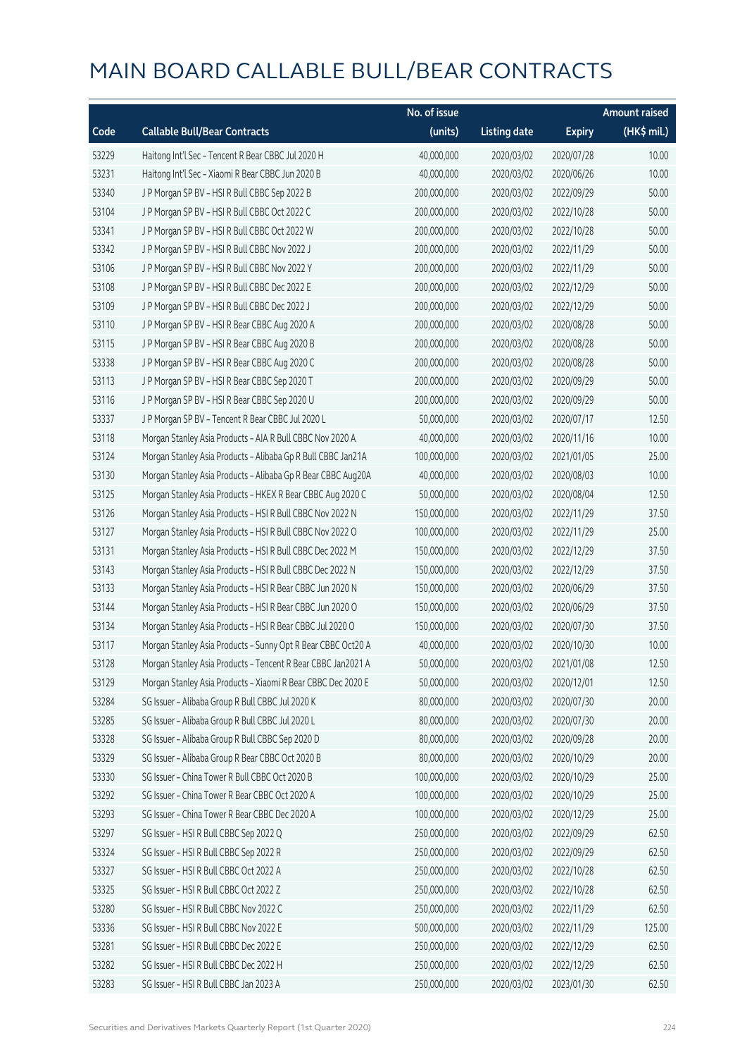# MAIN BOARD CALLABLE BULL/BEAR CONTRACTS

| Code | Callable Bull/Bear Contracts | No. of issue (units) | Listing date | Expiry | Amount raised (HK$ mil.) |
|---|---|---|---|---|---|
| 53229 | Haitong Int'l Sec – Tencent R Bear CBBC Jul 2020 H | 40,000,000 | 2020/03/02 | 2020/07/28 | 10.00 |
| 53231 | Haitong Int'l Sec – Xiaomi R Bear CBBC Jun 2020 B | 40,000,000 | 2020/03/02 | 2020/06/26 | 10.00 |
| 53340 | J P Morgan SP BV – HSI R Bull CBBC Sep 2022 B | 200,000,000 | 2020/03/02 | 2022/09/29 | 50.00 |
| 53104 | J P Morgan SP BV – HSI R Bull CBBC Oct 2022 C | 200,000,000 | 2020/03/02 | 2022/10/28 | 50.00 |
| 53341 | J P Morgan SP BV – HSI R Bull CBBC Oct 2022 W | 200,000,000 | 2020/03/02 | 2022/10/28 | 50.00 |
| 53342 | J P Morgan SP BV – HSI R Bull CBBC Nov 2022 J | 200,000,000 | 2020/03/02 | 2022/11/29 | 50.00 |
| 53106 | J P Morgan SP BV – HSI R Bull CBBC Nov 2022 Y | 200,000,000 | 2020/03/02 | 2022/11/29 | 50.00 |
| 53108 | J P Morgan SP BV – HSI R Bull CBBC Dec 2022 E | 200,000,000 | 2020/03/02 | 2022/12/29 | 50.00 |
| 53109 | J P Morgan SP BV – HSI R Bull CBBC Dec 2022 J | 200,000,000 | 2020/03/02 | 2022/12/29 | 50.00 |
| 53110 | J P Morgan SP BV – HSI R Bear CBBC Aug 2020 A | 200,000,000 | 2020/03/02 | 2020/08/28 | 50.00 |
| 53115 | J P Morgan SP BV – HSI R Bear CBBC Aug 2020 B | 200,000,000 | 2020/03/02 | 2020/08/28 | 50.00 |
| 53338 | J P Morgan SP BV – HSI R Bear CBBC Aug 2020 C | 200,000,000 | 2020/03/02 | 2020/08/28 | 50.00 |
| 53113 | J P Morgan SP BV – HSI R Bear CBBC Sep 2020 T | 200,000,000 | 2020/03/02 | 2020/09/29 | 50.00 |
| 53116 | J P Morgan SP BV – HSI R Bear CBBC Sep 2020 U | 200,000,000 | 2020/03/02 | 2020/09/29 | 50.00 |
| 53337 | J P Morgan SP BV – Tencent R Bear CBBC Jul 2020 L | 50,000,000 | 2020/03/02 | 2020/07/17 | 12.50 |
| 53118 | Morgan Stanley Asia Products – AIA R Bull CBBC Nov 2020 A | 40,000,000 | 2020/03/02 | 2020/11/16 | 10.00 |
| 53124 | Morgan Stanley Asia Products – Alibaba Gp R Bull CBBC Jan21A | 100,000,000 | 2020/03/02 | 2021/01/05 | 25.00 |
| 53130 | Morgan Stanley Asia Products – Alibaba Gp R Bear CBBC Aug20A | 40,000,000 | 2020/03/02 | 2020/08/03 | 10.00 |
| 53125 | Morgan Stanley Asia Products – HKEX R Bear CBBC Aug 2020 C | 50,000,000 | 2020/03/02 | 2020/08/04 | 12.50 |
| 53126 | Morgan Stanley Asia Products – HSI R Bull CBBC Nov 2022 N | 150,000,000 | 2020/03/02 | 2022/11/29 | 37.50 |
| 53127 | Morgan Stanley Asia Products – HSI R Bull CBBC Nov 2022 O | 100,000,000 | 2020/03/02 | 2022/11/29 | 25.00 |
| 53131 | Morgan Stanley Asia Products – HSI R Bull CBBC Dec 2022 M | 150,000,000 | 2020/03/02 | 2022/12/29 | 37.50 |
| 53143 | Morgan Stanley Asia Products – HSI R Bull CBBC Dec 2022 N | 150,000,000 | 2020/03/02 | 2022/12/29 | 37.50 |
| 53133 | Morgan Stanley Asia Products – HSI R Bear CBBC Jun 2020 N | 150,000,000 | 2020/03/02 | 2020/06/29 | 37.50 |
| 53144 | Morgan Stanley Asia Products – HSI R Bear CBBC Jun 2020 O | 150,000,000 | 2020/03/02 | 2020/06/29 | 37.50 |
| 53134 | Morgan Stanley Asia Products – HSI R Bear CBBC Jul 2020 O | 150,000,000 | 2020/03/02 | 2020/07/30 | 37.50 |
| 53117 | Morgan Stanley Asia Products – Sunny Opt R Bear CBBC Oct20 A | 40,000,000 | 2020/03/02 | 2020/10/30 | 10.00 |
| 53128 | Morgan Stanley Asia Products – Tencent R Bear CBBC Jan2021 A | 50,000,000 | 2020/03/02 | 2021/01/08 | 12.50 |
| 53129 | Morgan Stanley Asia Products – Xiaomi R Bear CBBC Dec 2020 E | 50,000,000 | 2020/03/02 | 2020/12/01 | 12.50 |
| 53284 | SG Issuer – Alibaba Group R Bull CBBC Jul 2020 K | 80,000,000 | 2020/03/02 | 2020/07/30 | 20.00 |
| 53285 | SG Issuer – Alibaba Group R Bull CBBC Jul 2020 L | 80,000,000 | 2020/03/02 | 2020/07/30 | 20.00 |
| 53328 | SG Issuer – Alibaba Group R Bull CBBC Sep 2020 D | 80,000,000 | 2020/03/02 | 2020/09/28 | 20.00 |
| 53329 | SG Issuer – Alibaba Group R Bear CBBC Oct 2020 B | 80,000,000 | 2020/03/02 | 2020/10/29 | 20.00 |
| 53330 | SG Issuer – China Tower R Bull CBBC Oct 2020 B | 100,000,000 | 2020/03/02 | 2020/10/29 | 25.00 |
| 53292 | SG Issuer – China Tower R Bear CBBC Oct 2020 A | 100,000,000 | 2020/03/02 | 2020/10/29 | 25.00 |
| 53293 | SG Issuer – China Tower R Bear CBBC Dec 2020 A | 100,000,000 | 2020/03/02 | 2020/12/29 | 25.00 |
| 53297 | SG Issuer – HSI R Bull CBBC Sep 2022 Q | 250,000,000 | 2020/03/02 | 2022/09/29 | 62.50 |
| 53324 | SG Issuer – HSI R Bull CBBC Sep 2022 R | 250,000,000 | 2020/03/02 | 2022/09/29 | 62.50 |
| 53327 | SG Issuer – HSI R Bull CBBC Oct 2022 A | 250,000,000 | 2020/03/02 | 2022/10/28 | 62.50 |
| 53325 | SG Issuer – HSI R Bull CBBC Oct 2022 Z | 250,000,000 | 2020/03/02 | 2022/10/28 | 62.50 |
| 53280 | SG Issuer – HSI R Bull CBBC Nov 2022 C | 250,000,000 | 2020/03/02 | 2022/11/29 | 62.50 |
| 53336 | SG Issuer – HSI R Bull CBBC Nov 2022 E | 500,000,000 | 2020/03/02 | 2022/11/29 | 125.00 |
| 53281 | SG Issuer – HSI R Bull CBBC Dec 2022 E | 250,000,000 | 2020/03/02 | 2022/12/29 | 62.50 |
| 53282 | SG Issuer – HSI R Bull CBBC Dec 2022 H | 250,000,000 | 2020/03/02 | 2022/12/29 | 62.50 |
| 53283 | SG Issuer – HSI R Bull CBBC Jan 2023 A | 250,000,000 | 2020/03/02 | 2023/01/30 | 62.50 |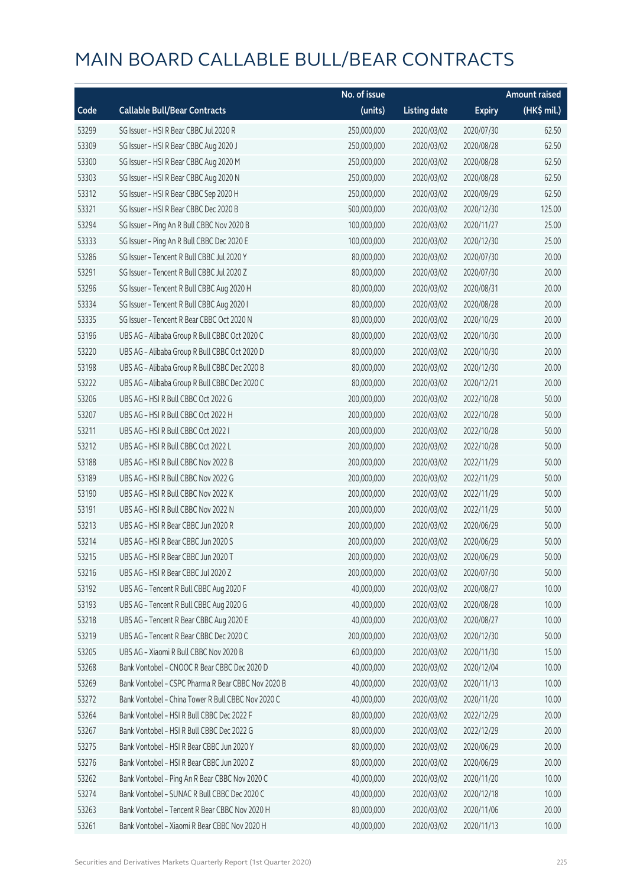# MAIN BOARD CALLABLE BULL/BEAR CONTRACTS

| Code | Callable Bull/Bear Contracts | No. of issue (units) | Listing date | Expiry | Amount raised (HK$ mil.) |
|---|---|---|---|---|---|
| 53299 | SG Issuer – HSI R Bear CBBC Jul 2020 R | 250,000,000 | 2020/03/02 | 2020/07/30 | 62.50 |
| 53309 | SG Issuer – HSI R Bear CBBC Aug 2020 J | 250,000,000 | 2020/03/02 | 2020/08/28 | 62.50 |
| 53300 | SG Issuer – HSI R Bear CBBC Aug 2020 M | 250,000,000 | 2020/03/02 | 2020/08/28 | 62.50 |
| 53303 | SG Issuer – HSI R Bear CBBC Aug 2020 N | 250,000,000 | 2020/03/02 | 2020/08/28 | 62.50 |
| 53312 | SG Issuer – HSI R Bear CBBC Sep 2020 H | 250,000,000 | 2020/03/02 | 2020/09/29 | 62.50 |
| 53321 | SG Issuer – HSI R Bear CBBC Dec 2020 B | 500,000,000 | 2020/03/02 | 2020/12/30 | 125.00 |
| 53294 | SG Issuer – Ping An R Bull CBBC Nov 2020 B | 100,000,000 | 2020/03/02 | 2020/11/27 | 25.00 |
| 53333 | SG Issuer – Ping An R Bull CBBC Dec 2020 E | 100,000,000 | 2020/03/02 | 2020/12/30 | 25.00 |
| 53286 | SG Issuer – Tencent R Bull CBBC Jul 2020 Y | 80,000,000 | 2020/03/02 | 2020/07/30 | 20.00 |
| 53291 | SG Issuer – Tencent R Bull CBBC Jul 2020 Z | 80,000,000 | 2020/03/02 | 2020/07/30 | 20.00 |
| 53296 | SG Issuer – Tencent R Bull CBBC Aug 2020 H | 80,000,000 | 2020/03/02 | 2020/08/31 | 20.00 |
| 53334 | SG Issuer – Tencent R Bull CBBC Aug 2020 I | 80,000,000 | 2020/03/02 | 2020/08/28 | 20.00 |
| 53335 | SG Issuer – Tencent R Bear CBBC Oct 2020 N | 80,000,000 | 2020/03/02 | 2020/10/29 | 20.00 |
| 53196 | UBS AG – Alibaba Group R Bull CBBC Oct 2020 C | 80,000,000 | 2020/03/02 | 2020/10/30 | 20.00 |
| 53220 | UBS AG – Alibaba Group R Bull CBBC Oct 2020 D | 80,000,000 | 2020/03/02 | 2020/10/30 | 20.00 |
| 53198 | UBS AG – Alibaba Group R Bull CBBC Dec 2020 B | 80,000,000 | 2020/03/02 | 2020/12/30 | 20.00 |
| 53222 | UBS AG – Alibaba Group R Bull CBBC Dec 2020 C | 80,000,000 | 2020/03/02 | 2020/12/21 | 20.00 |
| 53206 | UBS AG – HSI R Bull CBBC Oct 2022 G | 200,000,000 | 2020/03/02 | 2022/10/28 | 50.00 |
| 53207 | UBS AG – HSI R Bull CBBC Oct 2022 H | 200,000,000 | 2020/03/02 | 2022/10/28 | 50.00 |
| 53211 | UBS AG – HSI R Bull CBBC Oct 2022 I | 200,000,000 | 2020/03/02 | 2022/10/28 | 50.00 |
| 53212 | UBS AG – HSI R Bull CBBC Oct 2022 L | 200,000,000 | 2020/03/02 | 2022/10/28 | 50.00 |
| 53188 | UBS AG – HSI R Bull CBBC Nov 2022 B | 200,000,000 | 2020/03/02 | 2022/11/29 | 50.00 |
| 53189 | UBS AG – HSI R Bull CBBC Nov 2022 G | 200,000,000 | 2020/03/02 | 2022/11/29 | 50.00 |
| 53190 | UBS AG – HSI R Bull CBBC Nov 2022 K | 200,000,000 | 2020/03/02 | 2022/11/29 | 50.00 |
| 53191 | UBS AG – HSI R Bull CBBC Nov 2022 N | 200,000,000 | 2020/03/02 | 2022/11/29 | 50.00 |
| 53213 | UBS AG – HSI R Bear CBBC Jun 2020 R | 200,000,000 | 2020/03/02 | 2020/06/29 | 50.00 |
| 53214 | UBS AG – HSI R Bear CBBC Jun 2020 S | 200,000,000 | 2020/03/02 | 2020/06/29 | 50.00 |
| 53215 | UBS AG – HSI R Bear CBBC Jun 2020 T | 200,000,000 | 2020/03/02 | 2020/06/29 | 50.00 |
| 53216 | UBS AG – HSI R Bear CBBC Jul 2020 Z | 200,000,000 | 2020/03/02 | 2020/07/30 | 50.00 |
| 53192 | UBS AG – Tencent R Bull CBBC Aug 2020 F | 40,000,000 | 2020/03/02 | 2020/08/27 | 10.00 |
| 53193 | UBS AG – Tencent R Bull CBBC Aug 2020 G | 40,000,000 | 2020/03/02 | 2020/08/28 | 10.00 |
| 53218 | UBS AG – Tencent R Bear CBBC Aug 2020 E | 40,000,000 | 2020/03/02 | 2020/08/27 | 10.00 |
| 53219 | UBS AG – Tencent R Bear CBBC Dec 2020 C | 200,000,000 | 2020/03/02 | 2020/12/30 | 50.00 |
| 53205 | UBS AG – Xiaomi R Bull CBBC Nov 2020 B | 60,000,000 | 2020/03/02 | 2020/11/30 | 15.00 |
| 53268 | Bank Vontobel – CNOOC R Bear CBBC Dec 2020 D | 40,000,000 | 2020/03/02 | 2020/12/04 | 10.00 |
| 53269 | Bank Vontobel – CSPC Pharma R Bear CBBC Nov 2020 B | 40,000,000 | 2020/03/02 | 2020/11/13 | 10.00 |
| 53272 | Bank Vontobel – China Tower R Bull CBBC Nov 2020 C | 40,000,000 | 2020/03/02 | 2020/11/20 | 10.00 |
| 53264 | Bank Vontobel – HSI R Bull CBBC Dec 2022 F | 80,000,000 | 2020/03/02 | 2022/12/29 | 20.00 |
| 53267 | Bank Vontobel – HSI R Bull CBBC Dec 2022 G | 80,000,000 | 2020/03/02 | 2022/12/29 | 20.00 |
| 53275 | Bank Vontobel – HSI R Bear CBBC Jun 2020 Y | 80,000,000 | 2020/03/02 | 2020/06/29 | 20.00 |
| 53276 | Bank Vontobel – HSI R Bear CBBC Jun 2020 Z | 80,000,000 | 2020/03/02 | 2020/06/29 | 20.00 |
| 53262 | Bank Vontobel – Ping An R Bear CBBC Nov 2020 C | 40,000,000 | 2020/03/02 | 2020/11/20 | 10.00 |
| 53274 | Bank Vontobel – SUNAC R Bull CBBC Dec 2020 C | 40,000,000 | 2020/03/02 | 2020/12/18 | 10.00 |
| 53263 | Bank Vontobel – Tencent R Bear CBBC Nov 2020 H | 80,000,000 | 2020/03/02 | 2020/11/06 | 20.00 |
| 53261 | Bank Vontobel – Xiaomi R Bear CBBC Nov 2020 H | 40,000,000 | 2020/03/02 | 2020/11/13 | 10.00 |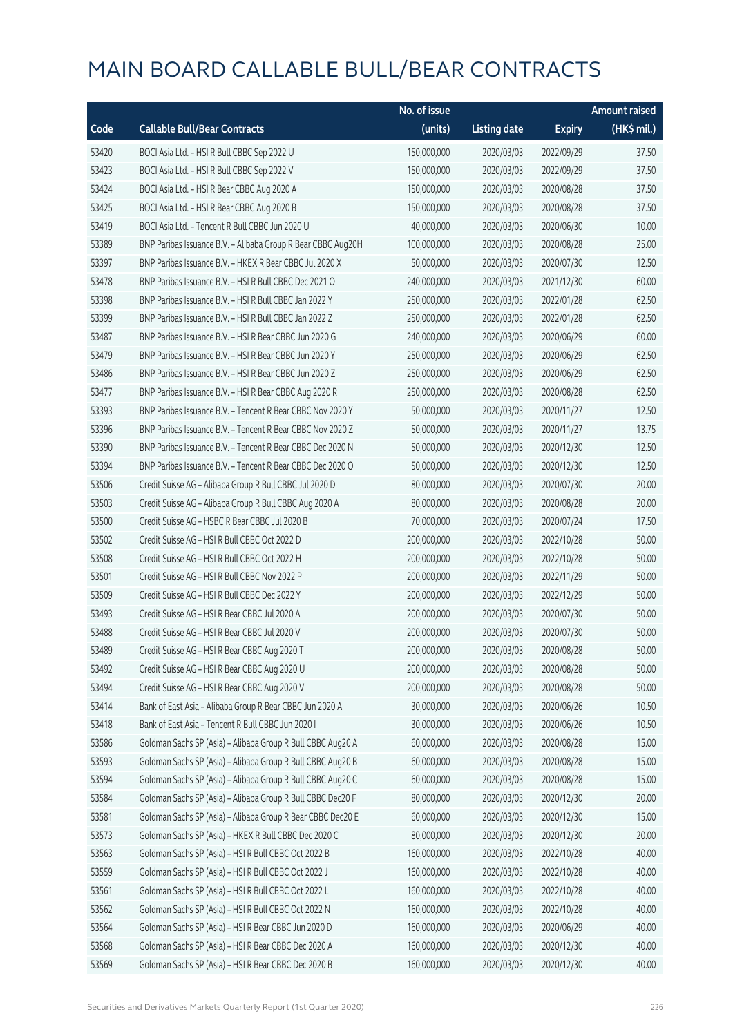# MAIN BOARD CALLABLE BULL/BEAR CONTRACTS

| Code | Callable Bull/Bear Contracts | No. of issue (units) | Listing date | Expiry | Amount raised (HK$ mil.) |
|---|---|---|---|---|---|
| 53420 | BOCI Asia Ltd. – HSI R Bull CBBC Sep 2022 U | 150,000,000 | 2020/03/03 | 2022/09/29 | 37.50 |
| 53423 | BOCI Asia Ltd. – HSI R Bull CBBC Sep 2022 V | 150,000,000 | 2020/03/03 | 2022/09/29 | 37.50 |
| 53424 | BOCI Asia Ltd. – HSI R Bear CBBC Aug 2020 A | 150,000,000 | 2020/03/03 | 2020/08/28 | 37.50 |
| 53425 | BOCI Asia Ltd. – HSI R Bear CBBC Aug 2020 B | 150,000,000 | 2020/03/03 | 2020/08/28 | 37.50 |
| 53419 | BOCI Asia Ltd. – Tencent R Bull CBBC Jun 2020 U | 40,000,000 | 2020/03/03 | 2020/06/30 | 10.00 |
| 53389 | BNP Paribas Issuance B.V. – Alibaba Group R Bear CBBC Aug20H | 100,000,000 | 2020/03/03 | 2020/08/28 | 25.00 |
| 53397 | BNP Paribas Issuance B.V. – HKEX R Bear CBBC Jul 2020 X | 50,000,000 | 2020/03/03 | 2020/07/30 | 12.50 |
| 53478 | BNP Paribas Issuance B.V. – HSI R Bull CBBC Dec 2021 O | 240,000,000 | 2020/03/03 | 2021/12/30 | 60.00 |
| 53398 | BNP Paribas Issuance B.V. – HSI R Bull CBBC Jan 2022 Y | 250,000,000 | 2020/03/03 | 2022/01/28 | 62.50 |
| 53399 | BNP Paribas Issuance B.V. – HSI R Bull CBBC Jan 2022 Z | 250,000,000 | 2020/03/03 | 2022/01/28 | 62.50 |
| 53487 | BNP Paribas Issuance B.V. – HSI R Bear CBBC Jun 2020 G | 240,000,000 | 2020/03/03 | 2020/06/29 | 60.00 |
| 53479 | BNP Paribas Issuance B.V. – HSI R Bear CBBC Jun 2020 Y | 250,000,000 | 2020/03/03 | 2020/06/29 | 62.50 |
| 53486 | BNP Paribas Issuance B.V. – HSI R Bear CBBC Jun 2020 Z | 250,000,000 | 2020/03/03 | 2020/06/29 | 62.50 |
| 53477 | BNP Paribas Issuance B.V. – HSI R Bear CBBC Aug 2020 R | 250,000,000 | 2020/03/03 | 2020/08/28 | 62.50 |
| 53393 | BNP Paribas Issuance B.V. – Tencent R Bear CBBC Nov 2020 Y | 50,000,000 | 2020/03/03 | 2020/11/27 | 12.50 |
| 53396 | BNP Paribas Issuance B.V. – Tencent R Bear CBBC Nov 2020 Z | 50,000,000 | 2020/03/03 | 2020/11/27 | 13.75 |
| 53390 | BNP Paribas Issuance B.V. – Tencent R Bear CBBC Dec 2020 N | 50,000,000 | 2020/03/03 | 2020/12/30 | 12.50 |
| 53394 | BNP Paribas Issuance B.V. – Tencent R Bear CBBC Dec 2020 O | 50,000,000 | 2020/03/03 | 2020/12/30 | 12.50 |
| 53506 | Credit Suisse AG – Alibaba Group R Bull CBBC Jul 2020 D | 80,000,000 | 2020/03/03 | 2020/07/30 | 20.00 |
| 53503 | Credit Suisse AG – Alibaba Group R Bull CBBC Aug 2020 A | 80,000,000 | 2020/03/03 | 2020/08/28 | 20.00 |
| 53500 | Credit Suisse AG – HSBC R Bear CBBC Jul 2020 B | 70,000,000 | 2020/03/03 | 2020/07/24 | 17.50 |
| 53502 | Credit Suisse AG – HSI R Bull CBBC Oct 2022 D | 200,000,000 | 2020/03/03 | 2022/10/28 | 50.00 |
| 53508 | Credit Suisse AG – HSI R Bull CBBC Oct 2022 H | 200,000,000 | 2020/03/03 | 2022/10/28 | 50.00 |
| 53501 | Credit Suisse AG – HSI R Bull CBBC Nov 2022 P | 200,000,000 | 2020/03/03 | 2022/11/29 | 50.00 |
| 53509 | Credit Suisse AG – HSI R Bull CBBC Dec 2022 Y | 200,000,000 | 2020/03/03 | 2022/12/29 | 50.00 |
| 53493 | Credit Suisse AG – HSI R Bear CBBC Jul 2020 A | 200,000,000 | 2020/03/03 | 2020/07/30 | 50.00 |
| 53488 | Credit Suisse AG – HSI R Bear CBBC Jul 2020 V | 200,000,000 | 2020/03/03 | 2020/07/30 | 50.00 |
| 53489 | Credit Suisse AG – HSI R Bear CBBC Aug 2020 T | 200,000,000 | 2020/03/03 | 2020/08/28 | 50.00 |
| 53492 | Credit Suisse AG – HSI R Bear CBBC Aug 2020 U | 200,000,000 | 2020/03/03 | 2020/08/28 | 50.00 |
| 53494 | Credit Suisse AG – HSI R Bear CBBC Aug 2020 V | 200,000,000 | 2020/03/03 | 2020/08/28 | 50.00 |
| 53414 | Bank of East Asia – Alibaba Group R Bear CBBC Jun 2020 A | 30,000,000 | 2020/03/03 | 2020/06/26 | 10.50 |
| 53418 | Bank of East Asia – Tencent R Bull CBBC Jun 2020 I | 30,000,000 | 2020/03/03 | 2020/06/26 | 10.50 |
| 53586 | Goldman Sachs SP (Asia) – Alibaba Group R Bull CBBC Aug20 A | 60,000,000 | 2020/03/03 | 2020/08/28 | 15.00 |
| 53593 | Goldman Sachs SP (Asia) – Alibaba Group R Bull CBBC Aug20 B | 60,000,000 | 2020/03/03 | 2020/08/28 | 15.00 |
| 53594 | Goldman Sachs SP (Asia) – Alibaba Group R Bull CBBC Aug20 C | 60,000,000 | 2020/03/03 | 2020/08/28 | 15.00 |
| 53584 | Goldman Sachs SP (Asia) – Alibaba Group R Bull CBBC Dec20 F | 80,000,000 | 2020/03/03 | 2020/12/30 | 20.00 |
| 53581 | Goldman Sachs SP (Asia) – Alibaba Group R Bear CBBC Dec20 E | 60,000,000 | 2020/03/03 | 2020/12/30 | 15.00 |
| 53573 | Goldman Sachs SP (Asia) – HKEX R Bull CBBC Dec 2020 C | 80,000,000 | 2020/03/03 | 2020/12/30 | 20.00 |
| 53563 | Goldman Sachs SP (Asia) – HSI R Bull CBBC Oct 2022 B | 160,000,000 | 2020/03/03 | 2022/10/28 | 40.00 |
| 53559 | Goldman Sachs SP (Asia) – HSI R Bull CBBC Oct 2022 J | 160,000,000 | 2020/03/03 | 2022/10/28 | 40.00 |
| 53561 | Goldman Sachs SP (Asia) – HSI R Bull CBBC Oct 2022 L | 160,000,000 | 2020/03/03 | 2022/10/28 | 40.00 |
| 53562 | Goldman Sachs SP (Asia) – HSI R Bull CBBC Oct 2022 N | 160,000,000 | 2020/03/03 | 2022/10/28 | 40.00 |
| 53564 | Goldman Sachs SP (Asia) – HSI R Bear CBBC Jun 2020 D | 160,000,000 | 2020/03/03 | 2020/06/29 | 40.00 |
| 53568 | Goldman Sachs SP (Asia) – HSI R Bear CBBC Dec 2020 A | 160,000,000 | 2020/03/03 | 2020/12/30 | 40.00 |
| 53569 | Goldman Sachs SP (Asia) – HSI R Bear CBBC Dec 2020 B | 160,000,000 | 2020/03/03 | 2020/12/30 | 40.00 |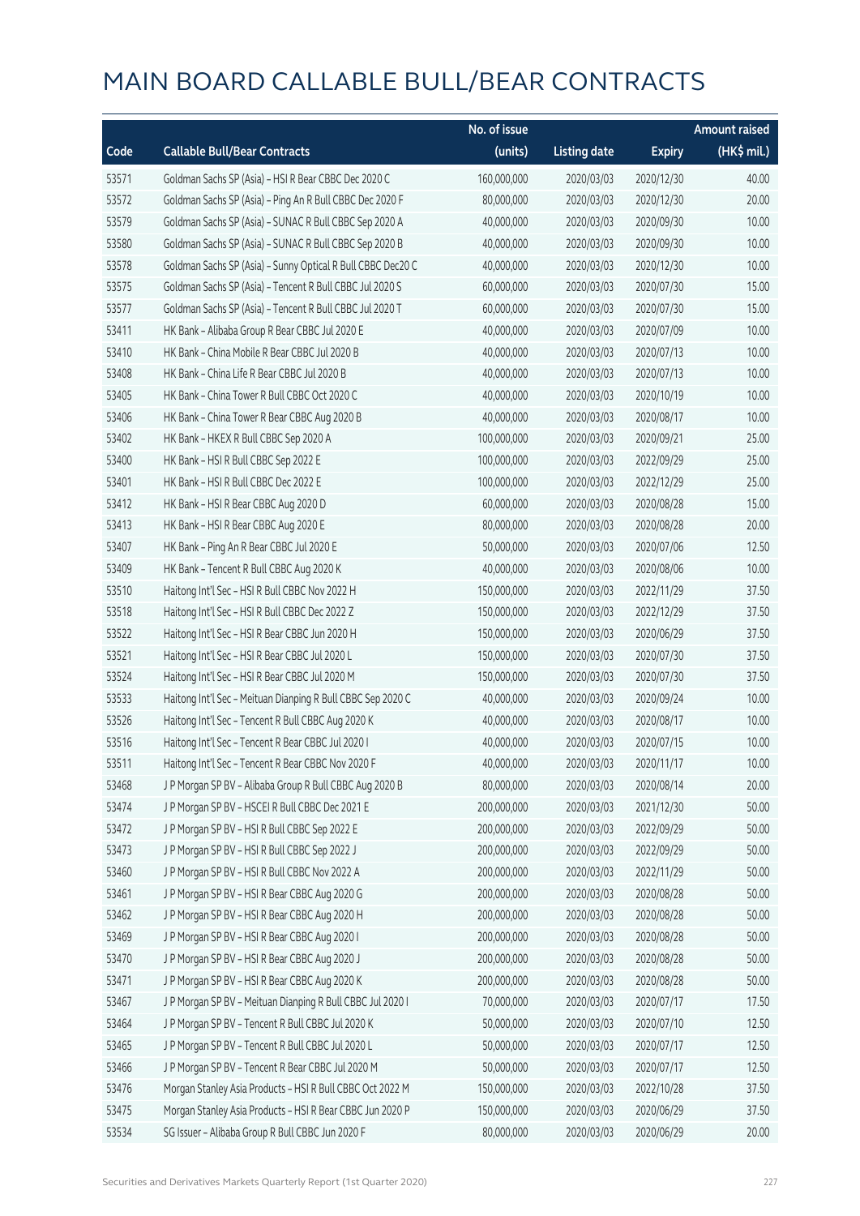# MAIN BOARD CALLABLE BULL/BEAR CONTRACTS

| Code | Callable Bull/Bear Contracts | No. of issue (units) | Listing date | Expiry | Amount raised (HK$ mil.) |
|---|---|---|---|---|---|
| 53571 | Goldman Sachs SP (Asia) – HSI R Bear CBBC Dec 2020 C | 160,000,000 | 2020/03/03 | 2020/12/30 | 40.00 |
| 53572 | Goldman Sachs SP (Asia) – Ping An R Bull CBBC Dec 2020 F | 80,000,000 | 2020/03/03 | 2020/12/30 | 20.00 |
| 53579 | Goldman Sachs SP (Asia) – SUNAC R Bull CBBC Sep 2020 A | 40,000,000 | 2020/03/03 | 2020/09/30 | 10.00 |
| 53580 | Goldman Sachs SP (Asia) – SUNAC R Bull CBBC Sep 2020 B | 40,000,000 | 2020/03/03 | 2020/09/30 | 10.00 |
| 53578 | Goldman Sachs SP (Asia) – Sunny Optical R Bull CBBC Dec20 C | 40,000,000 | 2020/03/03 | 2020/12/30 | 10.00 |
| 53575 | Goldman Sachs SP (Asia) – Tencent R Bull CBBC Jul 2020 S | 60,000,000 | 2020/03/03 | 2020/07/30 | 15.00 |
| 53577 | Goldman Sachs SP (Asia) – Tencent R Bull CBBC Jul 2020 T | 60,000,000 | 2020/03/03 | 2020/07/30 | 15.00 |
| 53411 | HK Bank – Alibaba Group R Bear CBBC Jul 2020 E | 40,000,000 | 2020/03/03 | 2020/07/09 | 10.00 |
| 53410 | HK Bank – China Mobile R Bear CBBC Jul 2020 B | 40,000,000 | 2020/03/03 | 2020/07/13 | 10.00 |
| 53408 | HK Bank – China Life R Bear CBBC Jul 2020 B | 40,000,000 | 2020/03/03 | 2020/07/13 | 10.00 |
| 53405 | HK Bank – China Tower R Bull CBBC Oct 2020 C | 40,000,000 | 2020/03/03 | 2020/10/19 | 10.00 |
| 53406 | HK Bank – China Tower R Bear CBBC Aug 2020 B | 40,000,000 | 2020/03/03 | 2020/08/17 | 10.00 |
| 53402 | HK Bank – HKEX R Bull CBBC Sep 2020 A | 100,000,000 | 2020/03/03 | 2020/09/21 | 25.00 |
| 53400 | HK Bank – HSI R Bull CBBC Sep 2022 E | 100,000,000 | 2020/03/03 | 2022/09/29 | 25.00 |
| 53401 | HK Bank – HSI R Bull CBBC Dec 2022 E | 100,000,000 | 2020/03/03 | 2022/12/29 | 25.00 |
| 53412 | HK Bank – HSI R Bear CBBC Aug 2020 D | 60,000,000 | 2020/03/03 | 2020/08/28 | 15.00 |
| 53413 | HK Bank – HSI R Bear CBBC Aug 2020 E | 80,000,000 | 2020/03/03 | 2020/08/28 | 20.00 |
| 53407 | HK Bank – Ping An R Bear CBBC Jul 2020 E | 50,000,000 | 2020/03/03 | 2020/07/06 | 12.50 |
| 53409 | HK Bank – Tencent R Bull CBBC Aug 2020 K | 40,000,000 | 2020/03/03 | 2020/08/06 | 10.00 |
| 53510 | Haitong Int'l Sec – HSI R Bull CBBC Nov 2022 H | 150,000,000 | 2020/03/03 | 2022/11/29 | 37.50 |
| 53518 | Haitong Int'l Sec – HSI R Bull CBBC Dec 2022 Z | 150,000,000 | 2020/03/03 | 2022/12/29 | 37.50 |
| 53522 | Haitong Int'l Sec – HSI R Bear CBBC Jun 2020 H | 150,000,000 | 2020/03/03 | 2020/06/29 | 37.50 |
| 53521 | Haitong Int'l Sec – HSI R Bear CBBC Jul 2020 L | 150,000,000 | 2020/03/03 | 2020/07/30 | 37.50 |
| 53524 | Haitong Int'l Sec – HSI R Bear CBBC Jul 2020 M | 150,000,000 | 2020/03/03 | 2020/07/30 | 37.50 |
| 53533 | Haitong Int'l Sec – Meituan Dianping R Bull CBBC Sep 2020 C | 40,000,000 | 2020/03/03 | 2020/09/24 | 10.00 |
| 53526 | Haitong Int'l Sec – Tencent R Bull CBBC Aug 2020 K | 40,000,000 | 2020/03/03 | 2020/08/17 | 10.00 |
| 53516 | Haitong Int'l Sec – Tencent R Bear CBBC Jul 2020 I | 40,000,000 | 2020/03/03 | 2020/07/15 | 10.00 |
| 53511 | Haitong Int'l Sec – Tencent R Bear CBBC Nov 2020 F | 40,000,000 | 2020/03/03 | 2020/11/17 | 10.00 |
| 53468 | J P Morgan SP BV – Alibaba Group R Bull CBBC Aug 2020 B | 80,000,000 | 2020/03/03 | 2020/08/14 | 20.00 |
| 53474 | J P Morgan SP BV – HSCEI R Bull CBBC Dec 2021 E | 200,000,000 | 2020/03/03 | 2021/12/30 | 50.00 |
| 53472 | J P Morgan SP BV – HSI R Bull CBBC Sep 2022 E | 200,000,000 | 2020/03/03 | 2022/09/29 | 50.00 |
| 53473 | J P Morgan SP BV – HSI R Bull CBBC Sep 2022 J | 200,000,000 | 2020/03/03 | 2022/09/29 | 50.00 |
| 53460 | J P Morgan SP BV – HSI R Bull CBBC Nov 2022 A | 200,000,000 | 2020/03/03 | 2022/11/29 | 50.00 |
| 53461 | J P Morgan SP BV – HSI R Bear CBBC Aug 2020 G | 200,000,000 | 2020/03/03 | 2020/08/28 | 50.00 |
| 53462 | J P Morgan SP BV – HSI R Bear CBBC Aug 2020 H | 200,000,000 | 2020/03/03 | 2020/08/28 | 50.00 |
| 53469 | J P Morgan SP BV – HSI R Bear CBBC Aug 2020 I | 200,000,000 | 2020/03/03 | 2020/08/28 | 50.00 |
| 53470 | J P Morgan SP BV – HSI R Bear CBBC Aug 2020 J | 200,000,000 | 2020/03/03 | 2020/08/28 | 50.00 |
| 53471 | J P Morgan SP BV – HSI R Bear CBBC Aug 2020 K | 200,000,000 | 2020/03/03 | 2020/08/28 | 50.00 |
| 53467 | J P Morgan SP BV – Meituan Dianping R Bull CBBC Jul 2020 I | 70,000,000 | 2020/03/03 | 2020/07/17 | 17.50 |
| 53464 | J P Morgan SP BV – Tencent R Bull CBBC Jul 2020 K | 50,000,000 | 2020/03/03 | 2020/07/10 | 12.50 |
| 53465 | J P Morgan SP BV – Tencent R Bull CBBC Jul 2020 L | 50,000,000 | 2020/03/03 | 2020/07/17 | 12.50 |
| 53466 | J P Morgan SP BV – Tencent R Bear CBBC Jul 2020 M | 50,000,000 | 2020/03/03 | 2020/07/17 | 12.50 |
| 53476 | Morgan Stanley Asia Products – HSI R Bull CBBC Oct 2022 M | 150,000,000 | 2020/03/03 | 2022/10/28 | 37.50 |
| 53475 | Morgan Stanley Asia Products – HSI R Bear CBBC Jun 2020 P | 150,000,000 | 2020/03/03 | 2020/06/29 | 37.50 |
| 53534 | SG Issuer – Alibaba Group R Bull CBBC Jun 2020 F | 80,000,000 | 2020/03/03 | 2020/06/29 | 20.00 |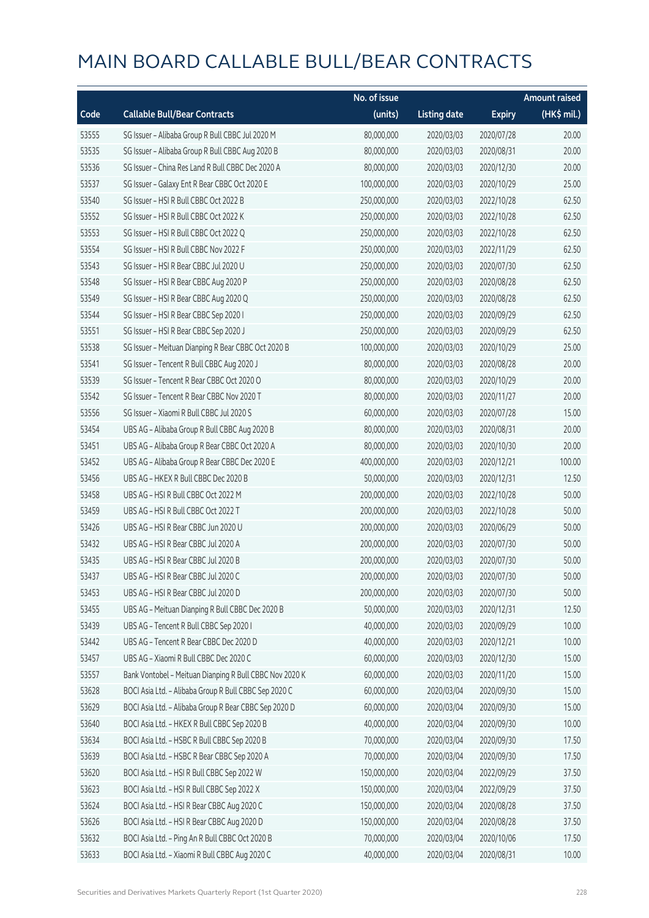# MAIN BOARD CALLABLE BULL/BEAR CONTRACTS

| Code | Callable Bull/Bear Contracts | No. of issue (units) | Listing date | Expiry | Amount raised (HK$ mil.) |
|---|---|---|---|---|---|
| 53555 | SG Issuer – Alibaba Group R Bull CBBC Jul 2020 M | 80,000,000 | 2020/03/03 | 2020/07/28 | 20.00 |
| 53535 | SG Issuer – Alibaba Group R Bull CBBC Aug 2020 B | 80,000,000 | 2020/03/03 | 2020/08/31 | 20.00 |
| 53536 | SG Issuer – China Res Land R Bull CBBC Dec 2020 A | 80,000,000 | 2020/03/03 | 2020/12/30 | 20.00 |
| 53537 | SG Issuer – Galaxy Ent R Bear CBBC Oct 2020 E | 100,000,000 | 2020/03/03 | 2020/10/29 | 25.00 |
| 53540 | SG Issuer – HSI R Bull CBBC Oct 2022 B | 250,000,000 | 2020/03/03 | 2022/10/28 | 62.50 |
| 53552 | SG Issuer – HSI R Bull CBBC Oct 2022 K | 250,000,000 | 2020/03/03 | 2022/10/28 | 62.50 |
| 53553 | SG Issuer – HSI R Bull CBBC Oct 2022 Q | 250,000,000 | 2020/03/03 | 2022/10/28 | 62.50 |
| 53554 | SG Issuer – HSI R Bull CBBC Nov 2022 F | 250,000,000 | 2020/03/03 | 2022/11/29 | 62.50 |
| 53543 | SG Issuer – HSI R Bear CBBC Jul 2020 U | 250,000,000 | 2020/03/03 | 2020/07/30 | 62.50 |
| 53548 | SG Issuer – HSI R Bear CBBC Aug 2020 P | 250,000,000 | 2020/03/03 | 2020/08/28 | 62.50 |
| 53549 | SG Issuer – HSI R Bear CBBC Aug 2020 Q | 250,000,000 | 2020/03/03 | 2020/08/28 | 62.50 |
| 53544 | SG Issuer – HSI R Bear CBBC Sep 2020 I | 250,000,000 | 2020/03/03 | 2020/09/29 | 62.50 |
| 53551 | SG Issuer – HSI R Bear CBBC Sep 2020 J | 250,000,000 | 2020/03/03 | 2020/09/29 | 62.50 |
| 53538 | SG Issuer – Meituan Dianping R Bear CBBC Oct 2020 B | 100,000,000 | 2020/03/03 | 2020/10/29 | 25.00 |
| 53541 | SG Issuer – Tencent R Bull CBBC Aug 2020 J | 80,000,000 | 2020/03/03 | 2020/08/28 | 20.00 |
| 53539 | SG Issuer – Tencent R Bear CBBC Oct 2020 O | 80,000,000 | 2020/03/03 | 2020/10/29 | 20.00 |
| 53542 | SG Issuer – Tencent R Bear CBBC Nov 2020 T | 80,000,000 | 2020/03/03 | 2020/11/27 | 20.00 |
| 53556 | SG Issuer – Xiaomi R Bull CBBC Jul 2020 S | 60,000,000 | 2020/03/03 | 2020/07/28 | 15.00 |
| 53454 | UBS AG – Alibaba Group R Bull CBBC Aug 2020 B | 80,000,000 | 2020/03/03 | 2020/08/31 | 20.00 |
| 53451 | UBS AG – Alibaba Group R Bear CBBC Oct 2020 A | 80,000,000 | 2020/03/03 | 2020/10/30 | 20.00 |
| 53452 | UBS AG – Alibaba Group R Bear CBBC Dec 2020 E | 400,000,000 | 2020/03/03 | 2020/12/21 | 100.00 |
| 53456 | UBS AG – HKEX R Bull CBBC Dec 2020 B | 50,000,000 | 2020/03/03 | 2020/12/31 | 12.50 |
| 53458 | UBS AG – HSI R Bull CBBC Oct 2022 M | 200,000,000 | 2020/03/03 | 2022/10/28 | 50.00 |
| 53459 | UBS AG – HSI R Bull CBBC Oct 2022 T | 200,000,000 | 2020/03/03 | 2022/10/28 | 50.00 |
| 53426 | UBS AG – HSI R Bear CBBC Jun 2020 U | 200,000,000 | 2020/03/03 | 2020/06/29 | 50.00 |
| 53432 | UBS AG – HSI R Bear CBBC Jul 2020 A | 200,000,000 | 2020/03/03 | 2020/07/30 | 50.00 |
| 53435 | UBS AG – HSI R Bear CBBC Jul 2020 B | 200,000,000 | 2020/03/03 | 2020/07/30 | 50.00 |
| 53437 | UBS AG – HSI R Bear CBBC Jul 2020 C | 200,000,000 | 2020/03/03 | 2020/07/30 | 50.00 |
| 53453 | UBS AG – HSI R Bear CBBC Jul 2020 D | 200,000,000 | 2020/03/03 | 2020/07/30 | 50.00 |
| 53455 | UBS AG – Meituan Dianping R Bull CBBC Dec 2020 B | 50,000,000 | 2020/03/03 | 2020/12/31 | 12.50 |
| 53439 | UBS AG – Tencent R Bull CBBC Sep 2020 I | 40,000,000 | 2020/03/03 | 2020/09/29 | 10.00 |
| 53442 | UBS AG – Tencent R Bear CBBC Dec 2020 D | 40,000,000 | 2020/03/03 | 2020/12/21 | 10.00 |
| 53457 | UBS AG – Xiaomi R Bull CBBC Dec 2020 C | 60,000,000 | 2020/03/03 | 2020/12/30 | 15.00 |
| 53557 | Bank Vontobel – Meituan Dianping R Bull CBBC Nov 2020 K | 60,000,000 | 2020/03/03 | 2020/11/20 | 15.00 |
| 53628 | BOCI Asia Ltd. – Alibaba Group R Bull CBBC Sep 2020 C | 60,000,000 | 2020/03/04 | 2020/09/30 | 15.00 |
| 53629 | BOCI Asia Ltd. – Alibaba Group R Bear CBBC Sep 2020 D | 60,000,000 | 2020/03/04 | 2020/09/30 | 15.00 |
| 53640 | BOCI Asia Ltd. – HKEX R Bull CBBC Sep 2020 B | 40,000,000 | 2020/03/04 | 2020/09/30 | 10.00 |
| 53634 | BOCI Asia Ltd. – HSBC R Bull CBBC Sep 2020 B | 70,000,000 | 2020/03/04 | 2020/09/30 | 17.50 |
| 53639 | BOCI Asia Ltd. – HSBC R Bear CBBC Sep 2020 A | 70,000,000 | 2020/03/04 | 2020/09/30 | 17.50 |
| 53620 | BOCI Asia Ltd. – HSI R Bull CBBC Sep 2022 W | 150,000,000 | 2020/03/04 | 2022/09/29 | 37.50 |
| 53623 | BOCI Asia Ltd. – HSI R Bull CBBC Sep 2022 X | 150,000,000 | 2020/03/04 | 2022/09/29 | 37.50 |
| 53624 | BOCI Asia Ltd. – HSI R Bear CBBC Aug 2020 C | 150,000,000 | 2020/03/04 | 2020/08/28 | 37.50 |
| 53626 | BOCI Asia Ltd. – HSI R Bear CBBC Aug 2020 D | 150,000,000 | 2020/03/04 | 2020/08/28 | 37.50 |
| 53632 | BOCI Asia Ltd. – Ping An R Bull CBBC Oct 2020 B | 70,000,000 | 2020/03/04 | 2020/10/06 | 17.50 |
| 53633 | BOCI Asia Ltd. – Xiaomi R Bull CBBC Aug 2020 C | 40,000,000 | 2020/03/04 | 2020/08/31 | 10.00 |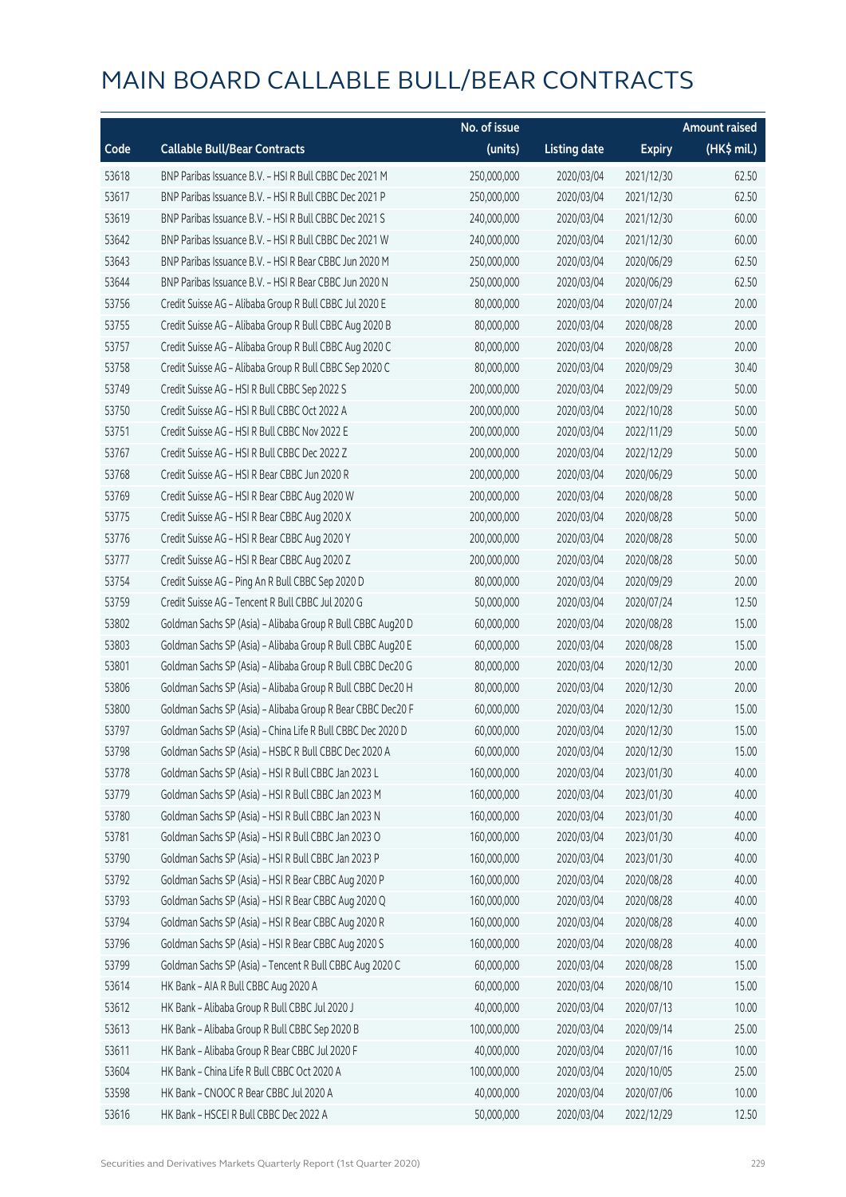# MAIN BOARD CALLABLE BULL/BEAR CONTRACTS

| Code | Callable Bull/Bear Contracts | No. of issue (units) | Listing date | Expiry | Amount raised (HK$ mil.) |
|---|---|---|---|---|---|
| 53618 | BNP Paribas Issuance B.V. – HSI R Bull CBBC Dec 2021 M | 250,000,000 | 2020/03/04 | 2021/12/30 | 62.50 |
| 53617 | BNP Paribas Issuance B.V. – HSI R Bull CBBC Dec 2021 P | 250,000,000 | 2020/03/04 | 2021/12/30 | 62.50 |
| 53619 | BNP Paribas Issuance B.V. – HSI R Bull CBBC Dec 2021 S | 240,000,000 | 2020/03/04 | 2021/12/30 | 60.00 |
| 53642 | BNP Paribas Issuance B.V. – HSI R Bull CBBC Dec 2021 W | 240,000,000 | 2020/03/04 | 2021/12/30 | 60.00 |
| 53643 | BNP Paribas Issuance B.V. – HSI R Bear CBBC Jun 2020 M | 250,000,000 | 2020/03/04 | 2020/06/29 | 62.50 |
| 53644 | BNP Paribas Issuance B.V. – HSI R Bear CBBC Jun 2020 N | 250,000,000 | 2020/03/04 | 2020/06/29 | 62.50 |
| 53756 | Credit Suisse AG – Alibaba Group R Bull CBBC Jul 2020 E | 80,000,000 | 2020/03/04 | 2020/07/24 | 20.00 |
| 53755 | Credit Suisse AG – Alibaba Group R Bull CBBC Aug 2020 B | 80,000,000 | 2020/03/04 | 2020/08/28 | 20.00 |
| 53757 | Credit Suisse AG – Alibaba Group R Bull CBBC Aug 2020 C | 80,000,000 | 2020/03/04 | 2020/08/28 | 20.00 |
| 53758 | Credit Suisse AG – Alibaba Group R Bull CBBC Sep 2020 C | 80,000,000 | 2020/03/04 | 2020/09/29 | 30.40 |
| 53749 | Credit Suisse AG – HSI R Bull CBBC Sep 2022 S | 200,000,000 | 2020/03/04 | 2022/09/29 | 50.00 |
| 53750 | Credit Suisse AG – HSI R Bull CBBC Oct 2022 A | 200,000,000 | 2020/03/04 | 2022/10/28 | 50.00 |
| 53751 | Credit Suisse AG – HSI R Bull CBBC Nov 2022 E | 200,000,000 | 2020/03/04 | 2022/11/29 | 50.00 |
| 53767 | Credit Suisse AG – HSI R Bull CBBC Dec 2022 Z | 200,000,000 | 2020/03/04 | 2022/12/29 | 50.00 |
| 53768 | Credit Suisse AG – HSI R Bear CBBC Jun 2020 R | 200,000,000 | 2020/03/04 | 2020/06/29 | 50.00 |
| 53769 | Credit Suisse AG – HSI R Bear CBBC Aug 2020 W | 200,000,000 | 2020/03/04 | 2020/08/28 | 50.00 |
| 53775 | Credit Suisse AG – HSI R Bear CBBC Aug 2020 X | 200,000,000 | 2020/03/04 | 2020/08/28 | 50.00 |
| 53776 | Credit Suisse AG – HSI R Bear CBBC Aug 2020 Y | 200,000,000 | 2020/03/04 | 2020/08/28 | 50.00 |
| 53777 | Credit Suisse AG – HSI R Bear CBBC Aug 2020 Z | 200,000,000 | 2020/03/04 | 2020/08/28 | 50.00 |
| 53754 | Credit Suisse AG – Ping An R Bull CBBC Sep 2020 D | 80,000,000 | 2020/03/04 | 2020/09/29 | 20.00 |
| 53759 | Credit Suisse AG – Tencent R Bull CBBC Jul 2020 G | 50,000,000 | 2020/03/04 | 2020/07/24 | 12.50 |
| 53802 | Goldman Sachs SP (Asia) – Alibaba Group R Bull CBBC Aug20 D | 60,000,000 | 2020/03/04 | 2020/08/28 | 15.00 |
| 53803 | Goldman Sachs SP (Asia) – Alibaba Group R Bull CBBC Aug20 E | 60,000,000 | 2020/03/04 | 2020/08/28 | 15.00 |
| 53801 | Goldman Sachs SP (Asia) – Alibaba Group R Bull CBBC Dec20 G | 80,000,000 | 2020/03/04 | 2020/12/30 | 20.00 |
| 53806 | Goldman Sachs SP (Asia) – Alibaba Group R Bull CBBC Dec20 H | 80,000,000 | 2020/03/04 | 2020/12/30 | 20.00 |
| 53800 | Goldman Sachs SP (Asia) – Alibaba Group R Bear CBBC Dec20 F | 60,000,000 | 2020/03/04 | 2020/12/30 | 15.00 |
| 53797 | Goldman Sachs SP (Asia) – China Life R Bull CBBC Dec 2020 D | 60,000,000 | 2020/03/04 | 2020/12/30 | 15.00 |
| 53798 | Goldman Sachs SP (Asia) – HSBC R Bull CBBC Dec 2020 A | 60,000,000 | 2020/03/04 | 2020/12/30 | 15.00 |
| 53778 | Goldman Sachs SP (Asia) – HSI R Bull CBBC Jan 2023 L | 160,000,000 | 2020/03/04 | 2023/01/30 | 40.00 |
| 53779 | Goldman Sachs SP (Asia) – HSI R Bull CBBC Jan 2023 M | 160,000,000 | 2020/03/04 | 2023/01/30 | 40.00 |
| 53780 | Goldman Sachs SP (Asia) – HSI R Bull CBBC Jan 2023 N | 160,000,000 | 2020/03/04 | 2023/01/30 | 40.00 |
| 53781 | Goldman Sachs SP (Asia) – HSI R Bull CBBC Jan 2023 O | 160,000,000 | 2020/03/04 | 2023/01/30 | 40.00 |
| 53790 | Goldman Sachs SP (Asia) – HSI R Bull CBBC Jan 2023 P | 160,000,000 | 2020/03/04 | 2023/01/30 | 40.00 |
| 53792 | Goldman Sachs SP (Asia) – HSI R Bear CBBC Aug 2020 P | 160,000,000 | 2020/03/04 | 2020/08/28 | 40.00 |
| 53793 | Goldman Sachs SP (Asia) – HSI R Bear CBBC Aug 2020 Q | 160,000,000 | 2020/03/04 | 2020/08/28 | 40.00 |
| 53794 | Goldman Sachs SP (Asia) – HSI R Bear CBBC Aug 2020 R | 160,000,000 | 2020/03/04 | 2020/08/28 | 40.00 |
| 53796 | Goldman Sachs SP (Asia) – HSI R Bear CBBC Aug 2020 S | 160,000,000 | 2020/03/04 | 2020/08/28 | 40.00 |
| 53799 | Goldman Sachs SP (Asia) – Tencent R Bull CBBC Aug 2020 C | 60,000,000 | 2020/03/04 | 2020/08/28 | 15.00 |
| 53614 | HK Bank – AIA R Bull CBBC Aug 2020 A | 60,000,000 | 2020/03/04 | 2020/08/10 | 15.00 |
| 53612 | HK Bank – Alibaba Group R Bull CBBC Jul 2020 J | 40,000,000 | 2020/03/04 | 2020/07/13 | 10.00 |
| 53613 | HK Bank – Alibaba Group R Bull CBBC Sep 2020 B | 100,000,000 | 2020/03/04 | 2020/09/14 | 25.00 |
| 53611 | HK Bank – Alibaba Group R Bear CBBC Jul 2020 F | 40,000,000 | 2020/03/04 | 2020/07/16 | 10.00 |
| 53604 | HK Bank – China Life R Bull CBBC Oct 2020 A | 100,000,000 | 2020/03/04 | 2020/10/05 | 25.00 |
| 53598 | HK Bank – CNOOC R Bear CBBC Jul 2020 A | 40,000,000 | 2020/03/04 | 2020/07/06 | 10.00 |
| 53616 | HK Bank – HSCEI R Bull CBBC Dec 2022 A | 50,000,000 | 2020/03/04 | 2022/12/29 | 12.50 |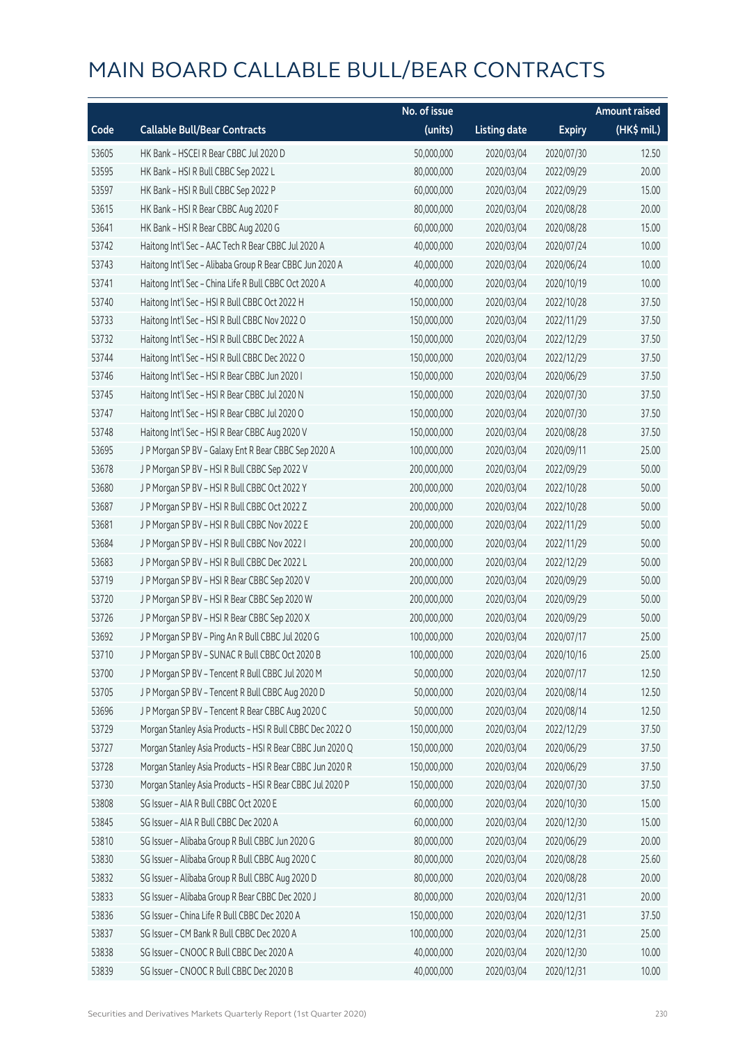# MAIN BOARD CALLABLE BULL/BEAR CONTRACTS

| Code | Callable Bull/Bear Contracts | No. of issue (units) | Listing date | Expiry | Amount raised (HK$ mil.) |
|---|---|---|---|---|---|
| 53605 | HK Bank – HSCEI R Bear CBBC Jul 2020 D | 50,000,000 | 2020/03/04 | 2020/07/30 | 12.50 |
| 53595 | HK Bank – HSI R Bull CBBC Sep 2022 L | 80,000,000 | 2020/03/04 | 2022/09/29 | 20.00 |
| 53597 | HK Bank – HSI R Bull CBBC Sep 2022 P | 60,000,000 | 2020/03/04 | 2022/09/29 | 15.00 |
| 53615 | HK Bank – HSI R Bear CBBC Aug 2020 F | 80,000,000 | 2020/03/04 | 2020/08/28 | 20.00 |
| 53641 | HK Bank – HSI R Bear CBBC Aug 2020 G | 60,000,000 | 2020/03/04 | 2020/08/28 | 15.00 |
| 53742 | Haitong Int'l Sec – AAC Tech R Bear CBBC Jul 2020 A | 40,000,000 | 2020/03/04 | 2020/07/24 | 10.00 |
| 53743 | Haitong Int'l Sec – Alibaba Group R Bear CBBC Jun 2020 A | 40,000,000 | 2020/03/04 | 2020/06/24 | 10.00 |
| 53741 | Haitong Int'l Sec – China Life R Bull CBBC Oct 2020 A | 40,000,000 | 2020/03/04 | 2020/10/19 | 10.00 |
| 53740 | Haitong Int'l Sec – HSI R Bull CBBC Oct 2022 H | 150,000,000 | 2020/03/04 | 2022/10/28 | 37.50 |
| 53733 | Haitong Int'l Sec – HSI R Bull CBBC Nov 2022 O | 150,000,000 | 2020/03/04 | 2022/11/29 | 37.50 |
| 53732 | Haitong Int'l Sec – HSI R Bull CBBC Dec 2022 A | 150,000,000 | 2020/03/04 | 2022/12/29 | 37.50 |
| 53744 | Haitong Int'l Sec – HSI R Bull CBBC Dec 2022 O | 150,000,000 | 2020/03/04 | 2022/12/29 | 37.50 |
| 53746 | Haitong Int'l Sec – HSI R Bear CBBC Jun 2020 I | 150,000,000 | 2020/03/04 | 2020/06/29 | 37.50 |
| 53745 | Haitong Int'l Sec – HSI R Bear CBBC Jul 2020 N | 150,000,000 | 2020/03/04 | 2020/07/30 | 37.50 |
| 53747 | Haitong Int'l Sec – HSI R Bear CBBC Jul 2020 O | 150,000,000 | 2020/03/04 | 2020/07/30 | 37.50 |
| 53748 | Haitong Int'l Sec – HSI R Bear CBBC Aug 2020 V | 150,000,000 | 2020/03/04 | 2020/08/28 | 37.50 |
| 53695 | J P Morgan SP BV – Galaxy Ent R Bear CBBC Sep 2020 A | 100,000,000 | 2020/03/04 | 2020/09/11 | 25.00 |
| 53678 | J P Morgan SP BV – HSI R Bull CBBC Sep 2022 V | 200,000,000 | 2020/03/04 | 2022/09/29 | 50.00 |
| 53680 | J P Morgan SP BV – HSI R Bull CBBC Oct 2022 Y | 200,000,000 | 2020/03/04 | 2022/10/28 | 50.00 |
| 53687 | J P Morgan SP BV – HSI R Bull CBBC Oct 2022 Z | 200,000,000 | 2020/03/04 | 2022/10/28 | 50.00 |
| 53681 | J P Morgan SP BV – HSI R Bull CBBC Nov 2022 E | 200,000,000 | 2020/03/04 | 2022/11/29 | 50.00 |
| 53684 | J P Morgan SP BV – HSI R Bull CBBC Nov 2022 I | 200,000,000 | 2020/03/04 | 2022/11/29 | 50.00 |
| 53683 | J P Morgan SP BV – HSI R Bull CBBC Dec 2022 L | 200,000,000 | 2020/03/04 | 2022/12/29 | 50.00 |
| 53719 | J P Morgan SP BV – HSI R Bear CBBC Sep 2020 V | 200,000,000 | 2020/03/04 | 2020/09/29 | 50.00 |
| 53720 | J P Morgan SP BV – HSI R Bear CBBC Sep 2020 W | 200,000,000 | 2020/03/04 | 2020/09/29 | 50.00 |
| 53726 | J P Morgan SP BV – HSI R Bear CBBC Sep 2020 X | 200,000,000 | 2020/03/04 | 2020/09/29 | 50.00 |
| 53692 | J P Morgan SP BV – Ping An R Bull CBBC Jul 2020 G | 100,000,000 | 2020/03/04 | 2020/07/17 | 25.00 |
| 53710 | J P Morgan SP BV – SUNAC R Bull CBBC Oct 2020 B | 100,000,000 | 2020/03/04 | 2020/10/16 | 25.00 |
| 53700 | J P Morgan SP BV – Tencent R Bull CBBC Jul 2020 M | 50,000,000 | 2020/03/04 | 2020/07/17 | 12.50 |
| 53705 | J P Morgan SP BV – Tencent R Bull CBBC Aug 2020 D | 50,000,000 | 2020/03/04 | 2020/08/14 | 12.50 |
| 53696 | J P Morgan SP BV – Tencent R Bear CBBC Aug 2020 C | 50,000,000 | 2020/03/04 | 2020/08/14 | 12.50 |
| 53729 | Morgan Stanley Asia Products – HSI R Bull CBBC Dec 2022 O | 150,000,000 | 2020/03/04 | 2022/12/29 | 37.50 |
| 53727 | Morgan Stanley Asia Products – HSI R Bear CBBC Jun 2020 Q | 150,000,000 | 2020/03/04 | 2020/06/29 | 37.50 |
| 53728 | Morgan Stanley Asia Products – HSI R Bear CBBC Jun 2020 R | 150,000,000 | 2020/03/04 | 2020/06/29 | 37.50 |
| 53730 | Morgan Stanley Asia Products – HSI R Bear CBBC Jul 2020 P | 150,000,000 | 2020/03/04 | 2020/07/30 | 37.50 |
| 53808 | SG Issuer – AIA R Bull CBBC Oct 2020 E | 60,000,000 | 2020/03/04 | 2020/10/30 | 15.00 |
| 53845 | SG Issuer – AIA R Bull CBBC Dec 2020 A | 60,000,000 | 2020/03/04 | 2020/12/30 | 15.00 |
| 53810 | SG Issuer – Alibaba Group R Bull CBBC Jun 2020 G | 80,000,000 | 2020/03/04 | 2020/06/29 | 20.00 |
| 53830 | SG Issuer – Alibaba Group R Bull CBBC Aug 2020 C | 80,000,000 | 2020/03/04 | 2020/08/28 | 25.60 |
| 53832 | SG Issuer – Alibaba Group R Bull CBBC Aug 2020 D | 80,000,000 | 2020/03/04 | 2020/08/28 | 20.00 |
| 53833 | SG Issuer – Alibaba Group R Bear CBBC Dec 2020 J | 80,000,000 | 2020/03/04 | 2020/12/31 | 20.00 |
| 53836 | SG Issuer – China Life R Bull CBBC Dec 2020 A | 150,000,000 | 2020/03/04 | 2020/12/31 | 37.50 |
| 53837 | SG Issuer – CM Bank R Bull CBBC Dec 2020 A | 100,000,000 | 2020/03/04 | 2020/12/31 | 25.00 |
| 53838 | SG Issuer – CNOOC R Bull CBBC Dec 2020 A | 40,000,000 | 2020/03/04 | 2020/12/30 | 10.00 |
| 53839 | SG Issuer – CNOOC R Bull CBBC Dec 2020 B | 40,000,000 | 2020/03/04 | 2020/12/31 | 10.00 |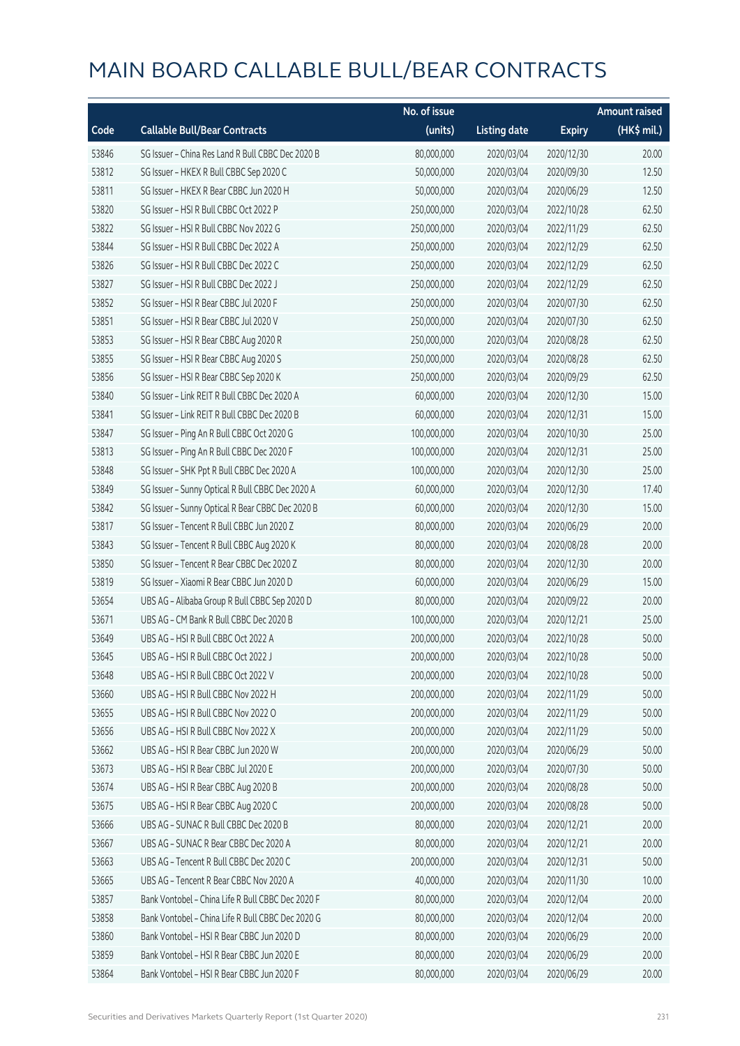# MAIN BOARD CALLABLE BULL/BEAR CONTRACTS

| Code | Callable Bull/Bear Contracts | No. of issue (units) | Listing date | Expiry | Amount raised (HK$ mil.) |
|---|---|---|---|---|---|
| 53846 | SG Issuer – China Res Land R Bull CBBC Dec 2020 B | 80,000,000 | 2020/03/04 | 2020/12/30 | 20.00 |
| 53812 | SG Issuer – HKEX R Bull CBBC Sep 2020 C | 50,000,000 | 2020/03/04 | 2020/09/30 | 12.50 |
| 53811 | SG Issuer – HKEX R Bear CBBC Jun 2020 H | 50,000,000 | 2020/03/04 | 2020/06/29 | 12.50 |
| 53820 | SG Issuer – HSI R Bull CBBC Oct 2022 P | 250,000,000 | 2020/03/04 | 2022/10/28 | 62.50 |
| 53822 | SG Issuer – HSI R Bull CBBC Nov 2022 G | 250,000,000 | 2020/03/04 | 2022/11/29 | 62.50 |
| 53844 | SG Issuer – HSI R Bull CBBC Dec 2022 A | 250,000,000 | 2020/03/04 | 2022/12/29 | 62.50 |
| 53826 | SG Issuer – HSI R Bull CBBC Dec 2022 C | 250,000,000 | 2020/03/04 | 2022/12/29 | 62.50 |
| 53827 | SG Issuer – HSI R Bull CBBC Dec 2022 J | 250,000,000 | 2020/03/04 | 2022/12/29 | 62.50 |
| 53852 | SG Issuer – HSI R Bear CBBC Jul 2020 F | 250,000,000 | 2020/03/04 | 2020/07/30 | 62.50 |
| 53851 | SG Issuer – HSI R Bear CBBC Jul 2020 V | 250,000,000 | 2020/03/04 | 2020/07/30 | 62.50 |
| 53853 | SG Issuer – HSI R Bear CBBC Aug 2020 R | 250,000,000 | 2020/03/04 | 2020/08/28 | 62.50 |
| 53855 | SG Issuer – HSI R Bear CBBC Aug 2020 S | 250,000,000 | 2020/03/04 | 2020/08/28 | 62.50 |
| 53856 | SG Issuer – HSI R Bear CBBC Sep 2020 K | 250,000,000 | 2020/03/04 | 2020/09/29 | 62.50 |
| 53840 | SG Issuer – Link REIT R Bull CBBC Dec 2020 A | 60,000,000 | 2020/03/04 | 2020/12/30 | 15.00 |
| 53841 | SG Issuer – Link REIT R Bull CBBC Dec 2020 B | 60,000,000 | 2020/03/04 | 2020/12/31 | 15.00 |
| 53847 | SG Issuer – Ping An R Bull CBBC Oct 2020 G | 100,000,000 | 2020/03/04 | 2020/10/30 | 25.00 |
| 53813 | SG Issuer – Ping An R Bull CBBC Dec 2020 F | 100,000,000 | 2020/03/04 | 2020/12/31 | 25.00 |
| 53848 | SG Issuer – SHK Ppt R Bull CBBC Dec 2020 A | 100,000,000 | 2020/03/04 | 2020/12/30 | 25.00 |
| 53849 | SG Issuer – Sunny Optical R Bull CBBC Dec 2020 A | 60,000,000 | 2020/03/04 | 2020/12/30 | 17.40 |
| 53842 | SG Issuer – Sunny Optical R Bear CBBC Dec 2020 B | 60,000,000 | 2020/03/04 | 2020/12/30 | 15.00 |
| 53817 | SG Issuer – Tencent R Bull CBBC Jun 2020 Z | 80,000,000 | 2020/03/04 | 2020/06/29 | 20.00 |
| 53843 | SG Issuer – Tencent R Bull CBBC Aug 2020 K | 80,000,000 | 2020/03/04 | 2020/08/28 | 20.00 |
| 53850 | SG Issuer – Tencent R Bear CBBC Dec 2020 Z | 80,000,000 | 2020/03/04 | 2020/12/30 | 20.00 |
| 53819 | SG Issuer – Xiaomi R Bear CBBC Jun 2020 D | 60,000,000 | 2020/03/04 | 2020/06/29 | 15.00 |
| 53654 | UBS AG – Alibaba Group R Bull CBBC Sep 2020 D | 80,000,000 | 2020/03/04 | 2020/09/22 | 20.00 |
| 53671 | UBS AG – CM Bank R Bull CBBC Dec 2020 B | 100,000,000 | 2020/03/04 | 2020/12/21 | 25.00 |
| 53649 | UBS AG – HSI R Bull CBBC Oct 2022 A | 200,000,000 | 2020/03/04 | 2022/10/28 | 50.00 |
| 53645 | UBS AG – HSI R Bull CBBC Oct 2022 J | 200,000,000 | 2020/03/04 | 2022/10/28 | 50.00 |
| 53648 | UBS AG – HSI R Bull CBBC Oct 2022 V | 200,000,000 | 2020/03/04 | 2022/10/28 | 50.00 |
| 53660 | UBS AG – HSI R Bull CBBC Nov 2022 H | 200,000,000 | 2020/03/04 | 2022/11/29 | 50.00 |
| 53655 | UBS AG – HSI R Bull CBBC Nov 2022 O | 200,000,000 | 2020/03/04 | 2022/11/29 | 50.00 |
| 53656 | UBS AG – HSI R Bull CBBC Nov 2022 X | 200,000,000 | 2020/03/04 | 2022/11/29 | 50.00 |
| 53662 | UBS AG – HSI R Bear CBBC Jun 2020 W | 200,000,000 | 2020/03/04 | 2020/06/29 | 50.00 |
| 53673 | UBS AG – HSI R Bear CBBC Jul 2020 E | 200,000,000 | 2020/03/04 | 2020/07/30 | 50.00 |
| 53674 | UBS AG – HSI R Bear CBBC Aug 2020 B | 200,000,000 | 2020/03/04 | 2020/08/28 | 50.00 |
| 53675 | UBS AG – HSI R Bear CBBC Aug 2020 C | 200,000,000 | 2020/03/04 | 2020/08/28 | 50.00 |
| 53666 | UBS AG – SUNAC R Bull CBBC Dec 2020 B | 80,000,000 | 2020/03/04 | 2020/12/21 | 20.00 |
| 53667 | UBS AG – SUNAC R Bear CBBC Dec 2020 A | 80,000,000 | 2020/03/04 | 2020/12/21 | 20.00 |
| 53663 | UBS AG – Tencent R Bull CBBC Dec 2020 C | 200,000,000 | 2020/03/04 | 2020/12/31 | 50.00 |
| 53665 | UBS AG – Tencent R Bear CBBC Nov 2020 A | 40,000,000 | 2020/03/04 | 2020/11/30 | 10.00 |
| 53857 | Bank Vontobel – China Life R Bull CBBC Dec 2020 F | 80,000,000 | 2020/03/04 | 2020/12/04 | 20.00 |
| 53858 | Bank Vontobel – China Life R Bull CBBC Dec 2020 G | 80,000,000 | 2020/03/04 | 2020/12/04 | 20.00 |
| 53860 | Bank Vontobel – HSI R Bear CBBC Jun 2020 D | 80,000,000 | 2020/03/04 | 2020/06/29 | 20.00 |
| 53859 | Bank Vontobel – HSI R Bear CBBC Jun 2020 E | 80,000,000 | 2020/03/04 | 2020/06/29 | 20.00 |
| 53864 | Bank Vontobel – HSI R Bear CBBC Jun 2020 F | 80,000,000 | 2020/03/04 | 2020/06/29 | 20.00 |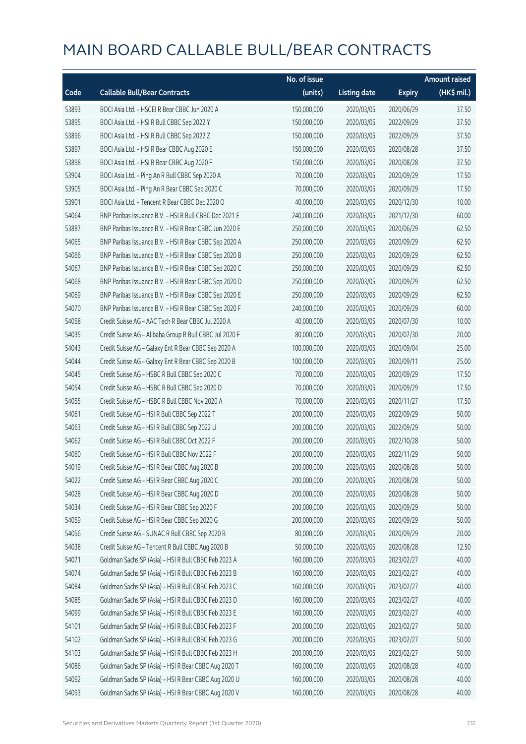# MAIN BOARD CALLABLE BULL/BEAR CONTRACTS

| Code | Callable Bull/Bear Contracts | No. of issue (units) | Listing date | Expiry | Amount raised (HK$ mil.) |
|---|---|---|---|---|---|
| 53893 | BOCI Asia Ltd. – HSCEI R Bear CBBC Jun 2020 A | 150,000,000 | 2020/03/05 | 2020/06/29 | 37.50 |
| 53895 | BOCI Asia Ltd. – HSI R Bull CBBC Sep 2022 Y | 150,000,000 | 2020/03/05 | 2022/09/29 | 37.50 |
| 53896 | BOCI Asia Ltd. – HSI R Bull CBBC Sep 2022 Z | 150,000,000 | 2020/03/05 | 2022/09/29 | 37.50 |
| 53897 | BOCI Asia Ltd. – HSI R Bear CBBC Aug 2020 E | 150,000,000 | 2020/03/05 | 2020/08/28 | 37.50 |
| 53898 | BOCI Asia Ltd. – HSI R Bear CBBC Aug 2020 F | 150,000,000 | 2020/03/05 | 2020/08/28 | 37.50 |
| 53904 | BOCI Asia Ltd. – Ping An R Bull CBBC Sep 2020 A | 70,000,000 | 2020/03/05 | 2020/09/29 | 17.50 |
| 53905 | BOCI Asia Ltd. – Ping An R Bear CBBC Sep 2020 C | 70,000,000 | 2020/03/05 | 2020/09/29 | 17.50 |
| 53901 | BOCI Asia Ltd. – Tencent R Bear CBBC Dec 2020 O | 40,000,000 | 2020/03/05 | 2020/12/30 | 10.00 |
| 54064 | BNP Paribas Issuance B.V. – HSI R Bull CBBC Dec 2021 E | 240,000,000 | 2020/03/05 | 2021/12/30 | 60.00 |
| 53887 | BNP Paribas Issuance B.V. – HSI R Bear CBBC Jun 2020 E | 250,000,000 | 2020/03/05 | 2020/06/29 | 62.50 |
| 54065 | BNP Paribas Issuance B.V. – HSI R Bear CBBC Sep 2020 A | 250,000,000 | 2020/03/05 | 2020/09/29 | 62.50 |
| 54066 | BNP Paribas Issuance B.V. – HSI R Bear CBBC Sep 2020 B | 250,000,000 | 2020/03/05 | 2020/09/29 | 62.50 |
| 54067 | BNP Paribas Issuance B.V. – HSI R Bear CBBC Sep 2020 C | 250,000,000 | 2020/03/05 | 2020/09/29 | 62.50 |
| 54068 | BNP Paribas Issuance B.V. – HSI R Bear CBBC Sep 2020 D | 250,000,000 | 2020/03/05 | 2020/09/29 | 62.50 |
| 54069 | BNP Paribas Issuance B.V. – HSI R Bear CBBC Sep 2020 E | 250,000,000 | 2020/03/05 | 2020/09/29 | 62.50 |
| 54070 | BNP Paribas Issuance B.V. – HSI R Bear CBBC Sep 2020 F | 240,000,000 | 2020/03/05 | 2020/09/29 | 60.00 |
| 54058 | Credit Suisse AG – AAC Tech R Bear CBBC Jul 2020 A | 40,000,000 | 2020/03/05 | 2020/07/30 | 10.00 |
| 54035 | Credit Suisse AG – Alibaba Group R Bull CBBC Jul 2020 F | 80,000,000 | 2020/03/05 | 2020/07/30 | 20.00 |
| 54043 | Credit Suisse AG – Galaxy Ent R Bear CBBC Sep 2020 A | 100,000,000 | 2020/03/05 | 2020/09/04 | 25.00 |
| 54044 | Credit Suisse AG – Galaxy Ent R Bear CBBC Sep 2020 B | 100,000,000 | 2020/03/05 | 2020/09/11 | 25.00 |
| 54045 | Credit Suisse AG – HSBC R Bull CBBC Sep 2020 C | 70,000,000 | 2020/03/05 | 2020/09/29 | 17.50 |
| 54054 | Credit Suisse AG – HSBC R Bull CBBC Sep 2020 D | 70,000,000 | 2020/03/05 | 2020/09/29 | 17.50 |
| 54055 | Credit Suisse AG – HSBC R Bull CBBC Nov 2020 A | 70,000,000 | 2020/03/05 | 2020/11/27 | 17.50 |
| 54061 | Credit Suisse AG – HSI R Bull CBBC Sep 2022 T | 200,000,000 | 2020/03/05 | 2022/09/29 | 50.00 |
| 54063 | Credit Suisse AG – HSI R Bull CBBC Sep 2022 U | 200,000,000 | 2020/03/05 | 2022/09/29 | 50.00 |
| 54062 | Credit Suisse AG – HSI R Bull CBBC Oct 2022 F | 200,000,000 | 2020/03/05 | 2022/10/28 | 50.00 |
| 54060 | Credit Suisse AG – HSI R Bull CBBC Nov 2022 F | 200,000,000 | 2020/03/05 | 2022/11/29 | 50.00 |
| 54019 | Credit Suisse AG – HSI R Bear CBBC Aug 2020 B | 200,000,000 | 2020/03/05 | 2020/08/28 | 50.00 |
| 54022 | Credit Suisse AG – HSI R Bear CBBC Aug 2020 C | 200,000,000 | 2020/03/05 | 2020/08/28 | 50.00 |
| 54028 | Credit Suisse AG – HSI R Bear CBBC Aug 2020 D | 200,000,000 | 2020/03/05 | 2020/08/28 | 50.00 |
| 54034 | Credit Suisse AG – HSI R Bear CBBC Sep 2020 F | 200,000,000 | 2020/03/05 | 2020/09/29 | 50.00 |
| 54059 | Credit Suisse AG – HSI R Bear CBBC Sep 2020 G | 200,000,000 | 2020/03/05 | 2020/09/29 | 50.00 |
| 54056 | Credit Suisse AG – SUNAC R Bull CBBC Sep 2020 B | 80,000,000 | 2020/03/05 | 2020/09/29 | 20.00 |
| 54038 | Credit Suisse AG – Tencent R Bull CBBC Aug 2020 B | 50,000,000 | 2020/03/05 | 2020/08/28 | 12.50 |
| 54071 | Goldman Sachs SP (Asia) – HSI R Bull CBBC Feb 2023 A | 160,000,000 | 2020/03/05 | 2023/02/27 | 40.00 |
| 54074 | Goldman Sachs SP (Asia) – HSI R Bull CBBC Feb 2023 B | 160,000,000 | 2020/03/05 | 2023/02/27 | 40.00 |
| 54084 | Goldman Sachs SP (Asia) – HSI R Bull CBBC Feb 2023 C | 160,000,000 | 2020/03/05 | 2023/02/27 | 40.00 |
| 54085 | Goldman Sachs SP (Asia) – HSI R Bull CBBC Feb 2023 D | 160,000,000 | 2020/03/05 | 2023/02/27 | 40.00 |
| 54099 | Goldman Sachs SP (Asia) – HSI R Bull CBBC Feb 2023 E | 160,000,000 | 2020/03/05 | 2023/02/27 | 40.00 |
| 54101 | Goldman Sachs SP (Asia) – HSI R Bull CBBC Feb 2023 F | 200,000,000 | 2020/03/05 | 2023/02/27 | 50.00 |
| 54102 | Goldman Sachs SP (Asia) – HSI R Bull CBBC Feb 2023 G | 200,000,000 | 2020/03/05 | 2023/02/27 | 50.00 |
| 54103 | Goldman Sachs SP (Asia) – HSI R Bull CBBC Feb 2023 H | 200,000,000 | 2020/03/05 | 2023/02/27 | 50.00 |
| 54086 | Goldman Sachs SP (Asia) – HSI R Bear CBBC Aug 2020 T | 160,000,000 | 2020/03/05 | 2020/08/28 | 40.00 |
| 54092 | Goldman Sachs SP (Asia) – HSI R Bear CBBC Aug 2020 U | 160,000,000 | 2020/03/05 | 2020/08/28 | 40.00 |
| 54093 | Goldman Sachs SP (Asia) – HSI R Bear CBBC Aug 2020 V | 160,000,000 | 2020/03/05 | 2020/08/28 | 40.00 |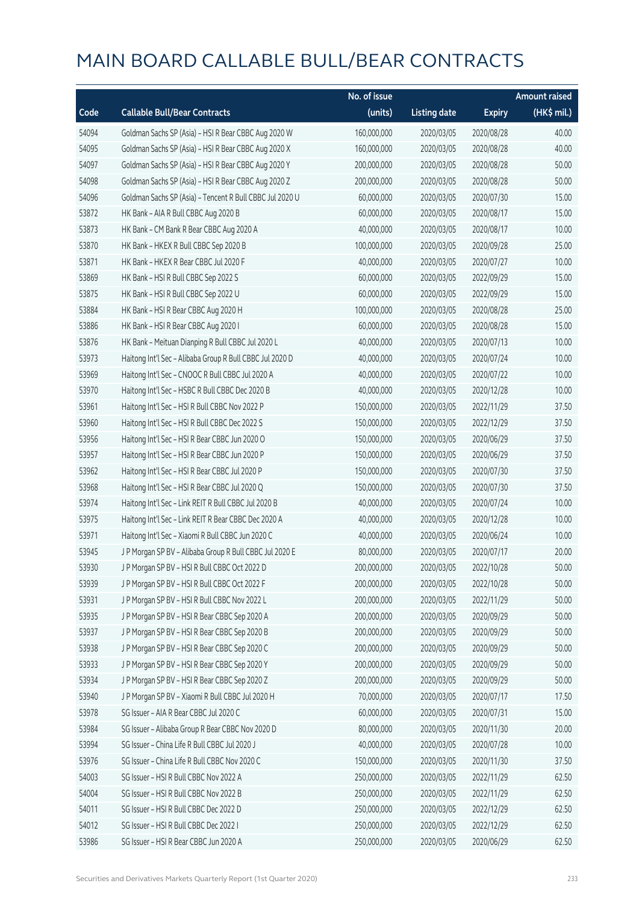# MAIN BOARD CALLABLE BULL/BEAR CONTRACTS

| Code | Callable Bull/Bear Contracts | No. of issue (units) | Listing date | Expiry | Amount raised (HK$ mil.) |
|---|---|---|---|---|---|
| 54094 | Goldman Sachs SP (Asia) – HSI R Bear CBBC Aug 2020 W | 160,000,000 | 2020/03/05 | 2020/08/28 | 40.00 |
| 54095 | Goldman Sachs SP (Asia) – HSI R Bear CBBC Aug 2020 X | 160,000,000 | 2020/03/05 | 2020/08/28 | 40.00 |
| 54097 | Goldman Sachs SP (Asia) – HSI R Bear CBBC Aug 2020 Y | 200,000,000 | 2020/03/05 | 2020/08/28 | 50.00 |
| 54098 | Goldman Sachs SP (Asia) – HSI R Bear CBBC Aug 2020 Z | 200,000,000 | 2020/03/05 | 2020/08/28 | 50.00 |
| 54096 | Goldman Sachs SP (Asia) – Tencent R Bull CBBC Jul 2020 U | 60,000,000 | 2020/03/05 | 2020/07/30 | 15.00 |
| 53872 | HK Bank – AIA R Bull CBBC Aug 2020 B | 60,000,000 | 2020/03/05 | 2020/08/17 | 15.00 |
| 53873 | HK Bank – CM Bank R Bear CBBC Aug 2020 A | 40,000,000 | 2020/03/05 | 2020/08/17 | 10.00 |
| 53870 | HK Bank – HKEX R Bull CBBC Sep 2020 B | 100,000,000 | 2020/03/05 | 2020/09/28 | 25.00 |
| 53871 | HK Bank – HKEX R Bear CBBC Jul 2020 F | 40,000,000 | 2020/03/05 | 2020/07/27 | 10.00 |
| 53869 | HK Bank – HSI R Bull CBBC Sep 2022 S | 60,000,000 | 2020/03/05 | 2022/09/29 | 15.00 |
| 53875 | HK Bank – HSI R Bull CBBC Sep 2022 U | 60,000,000 | 2020/03/05 | 2022/09/29 | 15.00 |
| 53884 | HK Bank – HSI R Bear CBBC Aug 2020 H | 100,000,000 | 2020/03/05 | 2020/08/28 | 25.00 |
| 53886 | HK Bank – HSI R Bear CBBC Aug 2020 I | 60,000,000 | 2020/03/05 | 2020/08/28 | 15.00 |
| 53876 | HK Bank – Meituan Dianping R Bull CBBC Jul 2020 L | 40,000,000 | 2020/03/05 | 2020/07/13 | 10.00 |
| 53973 | Haitong Int'l Sec – Alibaba Group R Bull CBBC Jul 2020 D | 40,000,000 | 2020/03/05 | 2020/07/24 | 10.00 |
| 53969 | Haitong Int'l Sec – CNOOC R Bull CBBC Jul 2020 A | 40,000,000 | 2020/03/05 | 2020/07/22 | 10.00 |
| 53970 | Haitong Int'l Sec – HSBC R Bull CBBC Dec 2020 B | 40,000,000 | 2020/03/05 | 2020/12/28 | 10.00 |
| 53961 | Haitong Int'l Sec – HSI R Bull CBBC Nov 2022 P | 150,000,000 | 2020/03/05 | 2022/11/29 | 37.50 |
| 53960 | Haitong Int'l Sec – HSI R Bull CBBC Dec 2022 S | 150,000,000 | 2020/03/05 | 2022/12/29 | 37.50 |
| 53956 | Haitong Int'l Sec – HSI R Bear CBBC Jun 2020 O | 150,000,000 | 2020/03/05 | 2020/06/29 | 37.50 |
| 53957 | Haitong Int'l Sec – HSI R Bear CBBC Jun 2020 P | 150,000,000 | 2020/03/05 | 2020/06/29 | 37.50 |
| 53962 | Haitong Int'l Sec – HSI R Bear CBBC Jul 2020 P | 150,000,000 | 2020/03/05 | 2020/07/30 | 37.50 |
| 53968 | Haitong Int'l Sec – HSI R Bear CBBC Jul 2020 Q | 150,000,000 | 2020/03/05 | 2020/07/30 | 37.50 |
| 53974 | Haitong Int'l Sec – Link REIT R Bull CBBC Jul 2020 B | 40,000,000 | 2020/03/05 | 2020/07/24 | 10.00 |
| 53975 | Haitong Int'l Sec – Link REIT R Bear CBBC Dec 2020 A | 40,000,000 | 2020/03/05 | 2020/12/28 | 10.00 |
| 53971 | Haitong Int'l Sec – Xiaomi R Bull CBBC Jun 2020 C | 40,000,000 | 2020/03/05 | 2020/06/24 | 10.00 |
| 53945 | J P Morgan SP BV – Alibaba Group R Bull CBBC Jul 2020 E | 80,000,000 | 2020/03/05 | 2020/07/17 | 20.00 |
| 53930 | J P Morgan SP BV – HSI R Bull CBBC Oct 2022 D | 200,000,000 | 2020/03/05 | 2022/10/28 | 50.00 |
| 53939 | J P Morgan SP BV – HSI R Bull CBBC Oct 2022 F | 200,000,000 | 2020/03/05 | 2022/10/28 | 50.00 |
| 53931 | J P Morgan SP BV – HSI R Bull CBBC Nov 2022 L | 200,000,000 | 2020/03/05 | 2022/11/29 | 50.00 |
| 53935 | J P Morgan SP BV – HSI R Bear CBBC Sep 2020 A | 200,000,000 | 2020/03/05 | 2020/09/29 | 50.00 |
| 53937 | J P Morgan SP BV – HSI R Bear CBBC Sep 2020 B | 200,000,000 | 2020/03/05 | 2020/09/29 | 50.00 |
| 53938 | J P Morgan SP BV – HSI R Bear CBBC Sep 2020 C | 200,000,000 | 2020/03/05 | 2020/09/29 | 50.00 |
| 53933 | J P Morgan SP BV – HSI R Bear CBBC Sep 2020 Y | 200,000,000 | 2020/03/05 | 2020/09/29 | 50.00 |
| 53934 | J P Morgan SP BV – HSI R Bear CBBC Sep 2020 Z | 200,000,000 | 2020/03/05 | 2020/09/29 | 50.00 |
| 53940 | J P Morgan SP BV – Xiaomi R Bull CBBC Jul 2020 H | 70,000,000 | 2020/03/05 | 2020/07/17 | 17.50 |
| 53978 | SG Issuer – AIA R Bear CBBC Jul 2020 C | 60,000,000 | 2020/03/05 | 2020/07/31 | 15.00 |
| 53984 | SG Issuer – Alibaba Group R Bear CBBC Nov 2020 D | 80,000,000 | 2020/03/05 | 2020/11/30 | 20.00 |
| 53994 | SG Issuer – China Life R Bull CBBC Jul 2020 J | 40,000,000 | 2020/03/05 | 2020/07/28 | 10.00 |
| 53976 | SG Issuer – China Life R Bull CBBC Nov 2020 C | 150,000,000 | 2020/03/05 | 2020/11/30 | 37.50 |
| 54003 | SG Issuer – HSI R Bull CBBC Nov 2022 A | 250,000,000 | 2020/03/05 | 2022/11/29 | 62.50 |
| 54004 | SG Issuer – HSI R Bull CBBC Nov 2022 B | 250,000,000 | 2020/03/05 | 2022/11/29 | 62.50 |
| 54011 | SG Issuer – HSI R Bull CBBC Dec 2022 D | 250,000,000 | 2020/03/05 | 2022/12/29 | 62.50 |
| 54012 | SG Issuer – HSI R Bull CBBC Dec 2022 I | 250,000,000 | 2020/03/05 | 2022/12/29 | 62.50 |
| 53986 | SG Issuer – HSI R Bear CBBC Jun 2020 A | 250,000,000 | 2020/03/05 | 2020/06/29 | 62.50 |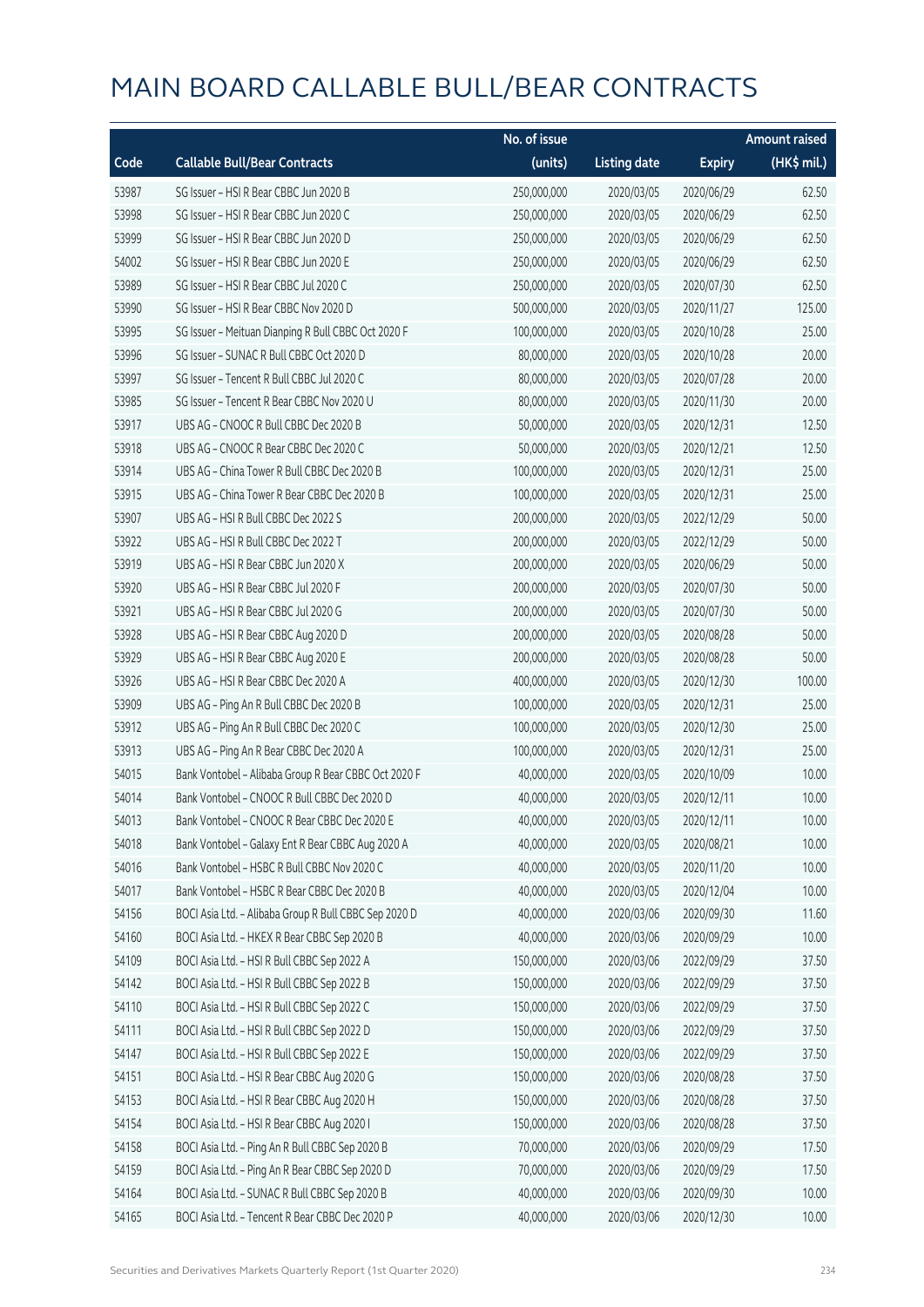# MAIN BOARD CALLABLE BULL/BEAR CONTRACTS

| Code | Callable Bull/Bear Contracts | No. of issue (units) | Listing date | Expiry | Amount raised (HK$ mil.) |
|---|---|---|---|---|---|
| 53987 | SG Issuer – HSI R Bear CBBC Jun 2020 B | 250,000,000 | 2020/03/05 | 2020/06/29 | 62.50 |
| 53998 | SG Issuer – HSI R Bear CBBC Jun 2020 C | 250,000,000 | 2020/03/05 | 2020/06/29 | 62.50 |
| 53999 | SG Issuer – HSI R Bear CBBC Jun 2020 D | 250,000,000 | 2020/03/05 | 2020/06/29 | 62.50 |
| 54002 | SG Issuer – HSI R Bear CBBC Jun 2020 E | 250,000,000 | 2020/03/05 | 2020/06/29 | 62.50 |
| 53989 | SG Issuer – HSI R Bear CBBC Jul 2020 C | 250,000,000 | 2020/03/05 | 2020/07/30 | 62.50 |
| 53990 | SG Issuer – HSI R Bear CBBC Nov 2020 D | 500,000,000 | 2020/03/05 | 2020/11/27 | 125.00 |
| 53995 | SG Issuer – Meituan Dianping R Bull CBBC Oct 2020 F | 100,000,000 | 2020/03/05 | 2020/10/28 | 25.00 |
| 53996 | SG Issuer – SUNAC R Bull CBBC Oct 2020 D | 80,000,000 | 2020/03/05 | 2020/10/28 | 20.00 |
| 53997 | SG Issuer – Tencent R Bull CBBC Jul 2020 C | 80,000,000 | 2020/03/05 | 2020/07/28 | 20.00 |
| 53985 | SG Issuer – Tencent R Bear CBBC Nov 2020 U | 80,000,000 | 2020/03/05 | 2020/11/30 | 20.00 |
| 53917 | UBS AG – CNOOC R Bull CBBC Dec 2020 B | 50,000,000 | 2020/03/05 | 2020/12/31 | 12.50 |
| 53918 | UBS AG – CNOOC R Bear CBBC Dec 2020 C | 50,000,000 | 2020/03/05 | 2020/12/21 | 12.50 |
| 53914 | UBS AG – China Tower R Bull CBBC Dec 2020 B | 100,000,000 | 2020/03/05 | 2020/12/31 | 25.00 |
| 53915 | UBS AG – China Tower R Bear CBBC Dec 2020 B | 100,000,000 | 2020/03/05 | 2020/12/31 | 25.00 |
| 53907 | UBS AG – HSI R Bull CBBC Dec 2022 S | 200,000,000 | 2020/03/05 | 2022/12/29 | 50.00 |
| 53922 | UBS AG – HSI R Bull CBBC Dec 2022 T | 200,000,000 | 2020/03/05 | 2022/12/29 | 50.00 |
| 53919 | UBS AG – HSI R Bear CBBC Jun 2020 X | 200,000,000 | 2020/03/05 | 2020/06/29 | 50.00 |
| 53920 | UBS AG – HSI R Bear CBBC Jul 2020 F | 200,000,000 | 2020/03/05 | 2020/07/30 | 50.00 |
| 53921 | UBS AG – HSI R Bear CBBC Jul 2020 G | 200,000,000 | 2020/03/05 | 2020/07/30 | 50.00 |
| 53928 | UBS AG – HSI R Bear CBBC Aug 2020 D | 200,000,000 | 2020/03/05 | 2020/08/28 | 50.00 |
| 53929 | UBS AG – HSI R Bear CBBC Aug 2020 E | 200,000,000 | 2020/03/05 | 2020/08/28 | 50.00 |
| 53926 | UBS AG – HSI R Bear CBBC Dec 2020 A | 400,000,000 | 2020/03/05 | 2020/12/30 | 100.00 |
| 53909 | UBS AG – Ping An R Bull CBBC Dec 2020 B | 100,000,000 | 2020/03/05 | 2020/12/31 | 25.00 |
| 53912 | UBS AG – Ping An R Bull CBBC Dec 2020 C | 100,000,000 | 2020/03/05 | 2020/12/30 | 25.00 |
| 53913 | UBS AG – Ping An R Bear CBBC Dec 2020 A | 100,000,000 | 2020/03/05 | 2020/12/31 | 25.00 |
| 54015 | Bank Vontobel – Alibaba Group R Bear CBBC Oct 2020 F | 40,000,000 | 2020/03/05 | 2020/10/09 | 10.00 |
| 54014 | Bank Vontobel – CNOOC R Bull CBBC Dec 2020 D | 40,000,000 | 2020/03/05 | 2020/12/11 | 10.00 |
| 54013 | Bank Vontobel – CNOOC R Bear CBBC Dec 2020 E | 40,000,000 | 2020/03/05 | 2020/12/11 | 10.00 |
| 54018 | Bank Vontobel – Galaxy Ent R Bear CBBC Aug 2020 A | 40,000,000 | 2020/03/05 | 2020/08/21 | 10.00 |
| 54016 | Bank Vontobel – HSBC R Bull CBBC Nov 2020 C | 40,000,000 | 2020/03/05 | 2020/11/20 | 10.00 |
| 54017 | Bank Vontobel – HSBC R Bear CBBC Dec 2020 B | 40,000,000 | 2020/03/05 | 2020/12/04 | 10.00 |
| 54156 | BOCI Asia Ltd. – Alibaba Group R Bull CBBC Sep 2020 D | 40,000,000 | 2020/03/06 | 2020/09/30 | 11.60 |
| 54160 | BOCI Asia Ltd. – HKEX R Bear CBBC Sep 2020 B | 40,000,000 | 2020/03/06 | 2020/09/29 | 10.00 |
| 54109 | BOCI Asia Ltd. – HSI R Bull CBBC Sep 2022 A | 150,000,000 | 2020/03/06 | 2022/09/29 | 37.50 |
| 54142 | BOCI Asia Ltd. – HSI R Bull CBBC Sep 2022 B | 150,000,000 | 2020/03/06 | 2022/09/29 | 37.50 |
| 54110 | BOCI Asia Ltd. – HSI R Bull CBBC Sep 2022 C | 150,000,000 | 2020/03/06 | 2022/09/29 | 37.50 |
| 54111 | BOCI Asia Ltd. – HSI R Bull CBBC Sep 2022 D | 150,000,000 | 2020/03/06 | 2022/09/29 | 37.50 |
| 54147 | BOCI Asia Ltd. – HSI R Bull CBBC Sep 2022 E | 150,000,000 | 2020/03/06 | 2022/09/29 | 37.50 |
| 54151 | BOCI Asia Ltd. – HSI R Bear CBBC Aug 2020 G | 150,000,000 | 2020/03/06 | 2020/08/28 | 37.50 |
| 54153 | BOCI Asia Ltd. – HSI R Bear CBBC Aug 2020 H | 150,000,000 | 2020/03/06 | 2020/08/28 | 37.50 |
| 54154 | BOCI Asia Ltd. – HSI R Bear CBBC Aug 2020 I | 150,000,000 | 2020/03/06 | 2020/08/28 | 37.50 |
| 54158 | BOCI Asia Ltd. – Ping An R Bull CBBC Sep 2020 B | 70,000,000 | 2020/03/06 | 2020/09/29 | 17.50 |
| 54159 | BOCI Asia Ltd. – Ping An R Bear CBBC Sep 2020 D | 70,000,000 | 2020/03/06 | 2020/09/29 | 17.50 |
| 54164 | BOCI Asia Ltd. – SUNAC R Bull CBBC Sep 2020 B | 40,000,000 | 2020/03/06 | 2020/09/30 | 10.00 |
| 54165 | BOCI Asia Ltd. – Tencent R Bear CBBC Dec 2020 P | 40,000,000 | 2020/03/06 | 2020/12/30 | 10.00 |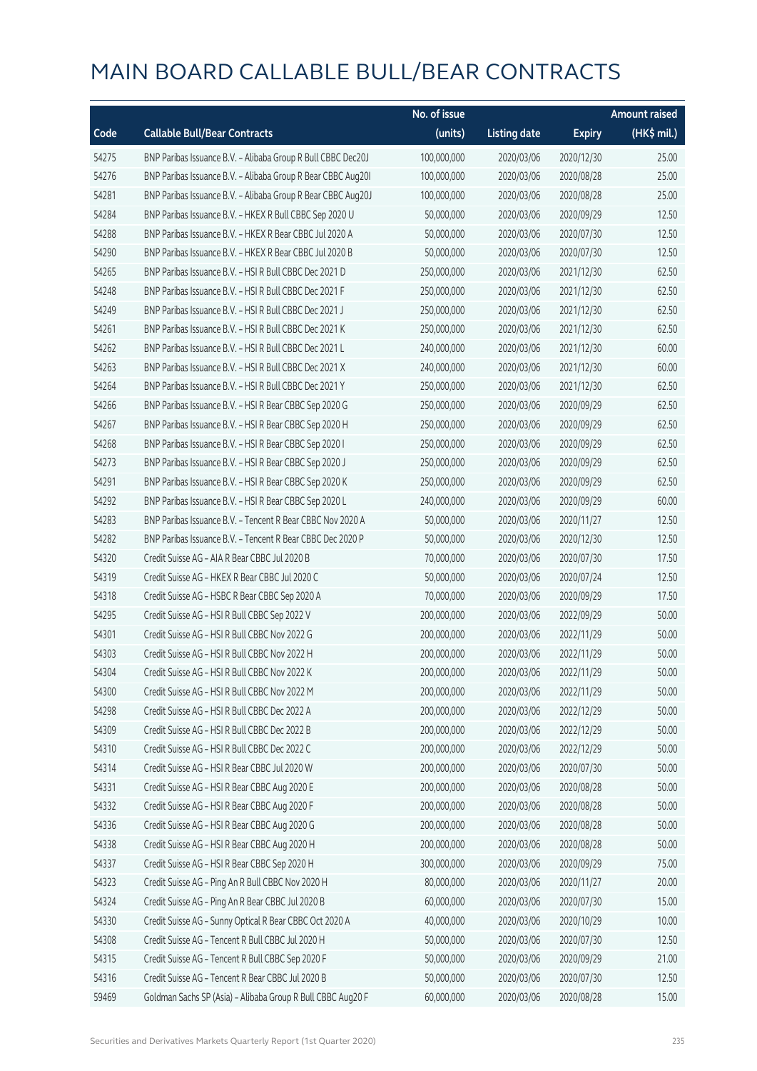# MAIN BOARD CALLABLE BULL/BEAR CONTRACTS

| Code | Callable Bull/Bear Contracts | No. of issue (units) | Listing date | Expiry | Amount raised (HK$ mil.) |
|---|---|---|---|---|---|
| 54275 | BNP Paribas Issuance B.V. – Alibaba Group R Bull CBBC Dec20J | 100,000,000 | 2020/03/06 | 2020/12/30 | 25.00 |
| 54276 | BNP Paribas Issuance B.V. – Alibaba Group R Bear CBBC Aug20I | 100,000,000 | 2020/03/06 | 2020/08/28 | 25.00 |
| 54281 | BNP Paribas Issuance B.V. – Alibaba Group R Bear CBBC Aug20J | 100,000,000 | 2020/03/06 | 2020/08/28 | 25.00 |
| 54284 | BNP Paribas Issuance B.V. – HKEX R Bull CBBC Sep 2020 U | 50,000,000 | 2020/03/06 | 2020/09/29 | 12.50 |
| 54288 | BNP Paribas Issuance B.V. – HKEX R Bear CBBC Jul 2020 A | 50,000,000 | 2020/03/06 | 2020/07/30 | 12.50 |
| 54290 | BNP Paribas Issuance B.V. – HKEX R Bear CBBC Jul 2020 B | 50,000,000 | 2020/03/06 | 2020/07/30 | 12.50 |
| 54265 | BNP Paribas Issuance B.V. – HSI R Bull CBBC Dec 2021 D | 250,000,000 | 2020/03/06 | 2021/12/30 | 62.50 |
| 54248 | BNP Paribas Issuance B.V. – HSI R Bull CBBC Dec 2021 F | 250,000,000 | 2020/03/06 | 2021/12/30 | 62.50 |
| 54249 | BNP Paribas Issuance B.V. – HSI R Bull CBBC Dec 2021 J | 250,000,000 | 2020/03/06 | 2021/12/30 | 62.50 |
| 54261 | BNP Paribas Issuance B.V. – HSI R Bull CBBC Dec 2021 K | 250,000,000 | 2020/03/06 | 2021/12/30 | 62.50 |
| 54262 | BNP Paribas Issuance B.V. – HSI R Bull CBBC Dec 2021 L | 240,000,000 | 2020/03/06 | 2021/12/30 | 60.00 |
| 54263 | BNP Paribas Issuance B.V. – HSI R Bull CBBC Dec 2021 X | 240,000,000 | 2020/03/06 | 2021/12/30 | 60.00 |
| 54264 | BNP Paribas Issuance B.V. – HSI R Bull CBBC Dec 2021 Y | 250,000,000 | 2020/03/06 | 2021/12/30 | 62.50 |
| 54266 | BNP Paribas Issuance B.V. – HSI R Bear CBBC Sep 2020 G | 250,000,000 | 2020/03/06 | 2020/09/29 | 62.50 |
| 54267 | BNP Paribas Issuance B.V. – HSI R Bear CBBC Sep 2020 H | 250,000,000 | 2020/03/06 | 2020/09/29 | 62.50 |
| 54268 | BNP Paribas Issuance B.V. – HSI R Bear CBBC Sep 2020 I | 250,000,000 | 2020/03/06 | 2020/09/29 | 62.50 |
| 54273 | BNP Paribas Issuance B.V. – HSI R Bear CBBC Sep 2020 J | 250,000,000 | 2020/03/06 | 2020/09/29 | 62.50 |
| 54291 | BNP Paribas Issuance B.V. – HSI R Bear CBBC Sep 2020 K | 250,000,000 | 2020/03/06 | 2020/09/29 | 62.50 |
| 54292 | BNP Paribas Issuance B.V. – HSI R Bear CBBC Sep 2020 L | 240,000,000 | 2020/03/06 | 2020/09/29 | 60.00 |
| 54283 | BNP Paribas Issuance B.V. – Tencent R Bear CBBC Nov 2020 A | 50,000,000 | 2020/03/06 | 2020/11/27 | 12.50 |
| 54282 | BNP Paribas Issuance B.V. – Tencent R Bear CBBC Dec 2020 P | 50,000,000 | 2020/03/06 | 2020/12/30 | 12.50 |
| 54320 | Credit Suisse AG – AIA R Bear CBBC Jul 2020 B | 70,000,000 | 2020/03/06 | 2020/07/30 | 17.50 |
| 54319 | Credit Suisse AG – HKEX R Bear CBBC Jul 2020 C | 50,000,000 | 2020/03/06 | 2020/07/24 | 12.50 |
| 54318 | Credit Suisse AG – HSBC R Bear CBBC Sep 2020 A | 70,000,000 | 2020/03/06 | 2020/09/29 | 17.50 |
| 54295 | Credit Suisse AG – HSI R Bull CBBC Sep 2022 V | 200,000,000 | 2020/03/06 | 2022/09/29 | 50.00 |
| 54301 | Credit Suisse AG – HSI R Bull CBBC Nov 2022 G | 200,000,000 | 2020/03/06 | 2022/11/29 | 50.00 |
| 54303 | Credit Suisse AG – HSI R Bull CBBC Nov 2022 H | 200,000,000 | 2020/03/06 | 2022/11/29 | 50.00 |
| 54304 | Credit Suisse AG – HSI R Bull CBBC Nov 2022 K | 200,000,000 | 2020/03/06 | 2022/11/29 | 50.00 |
| 54300 | Credit Suisse AG – HSI R Bull CBBC Nov 2022 M | 200,000,000 | 2020/03/06 | 2022/11/29 | 50.00 |
| 54298 | Credit Suisse AG – HSI R Bull CBBC Dec 2022 A | 200,000,000 | 2020/03/06 | 2022/12/29 | 50.00 |
| 54309 | Credit Suisse AG – HSI R Bull CBBC Dec 2022 B | 200,000,000 | 2020/03/06 | 2022/12/29 | 50.00 |
| 54310 | Credit Suisse AG – HSI R Bull CBBC Dec 2022 C | 200,000,000 | 2020/03/06 | 2022/12/29 | 50.00 |
| 54314 | Credit Suisse AG – HSI R Bear CBBC Jul 2020 W | 200,000,000 | 2020/03/06 | 2020/07/30 | 50.00 |
| 54331 | Credit Suisse AG – HSI R Bear CBBC Aug 2020 E | 200,000,000 | 2020/03/06 | 2020/08/28 | 50.00 |
| 54332 | Credit Suisse AG – HSI R Bear CBBC Aug 2020 F | 200,000,000 | 2020/03/06 | 2020/08/28 | 50.00 |
| 54336 | Credit Suisse AG – HSI R Bear CBBC Aug 2020 G | 200,000,000 | 2020/03/06 | 2020/08/28 | 50.00 |
| 54338 | Credit Suisse AG – HSI R Bear CBBC Aug 2020 H | 200,000,000 | 2020/03/06 | 2020/08/28 | 50.00 |
| 54337 | Credit Suisse AG – HSI R Bear CBBC Sep 2020 H | 300,000,000 | 2020/03/06 | 2020/09/29 | 75.00 |
| 54323 | Credit Suisse AG – Ping An R Bull CBBC Nov 2020 H | 80,000,000 | 2020/03/06 | 2020/11/27 | 20.00 |
| 54324 | Credit Suisse AG – Ping An R Bear CBBC Jul 2020 B | 60,000,000 | 2020/03/06 | 2020/07/30 | 15.00 |
| 54330 | Credit Suisse AG – Sunny Optical R Bear CBBC Oct 2020 A | 40,000,000 | 2020/03/06 | 2020/10/29 | 10.00 |
| 54308 | Credit Suisse AG – Tencent R Bull CBBC Jul 2020 H | 50,000,000 | 2020/03/06 | 2020/07/30 | 12.50 |
| 54315 | Credit Suisse AG – Tencent R Bull CBBC Sep 2020 F | 50,000,000 | 2020/03/06 | 2020/09/29 | 21.00 |
| 54316 | Credit Suisse AG – Tencent R Bear CBBC Jul 2020 B | 50,000,000 | 2020/03/06 | 2020/07/30 | 12.50 |
| 59469 | Goldman Sachs SP (Asia) – Alibaba Group R Bull CBBC Aug20 F | 60,000,000 | 2020/03/06 | 2020/08/28 | 15.00 |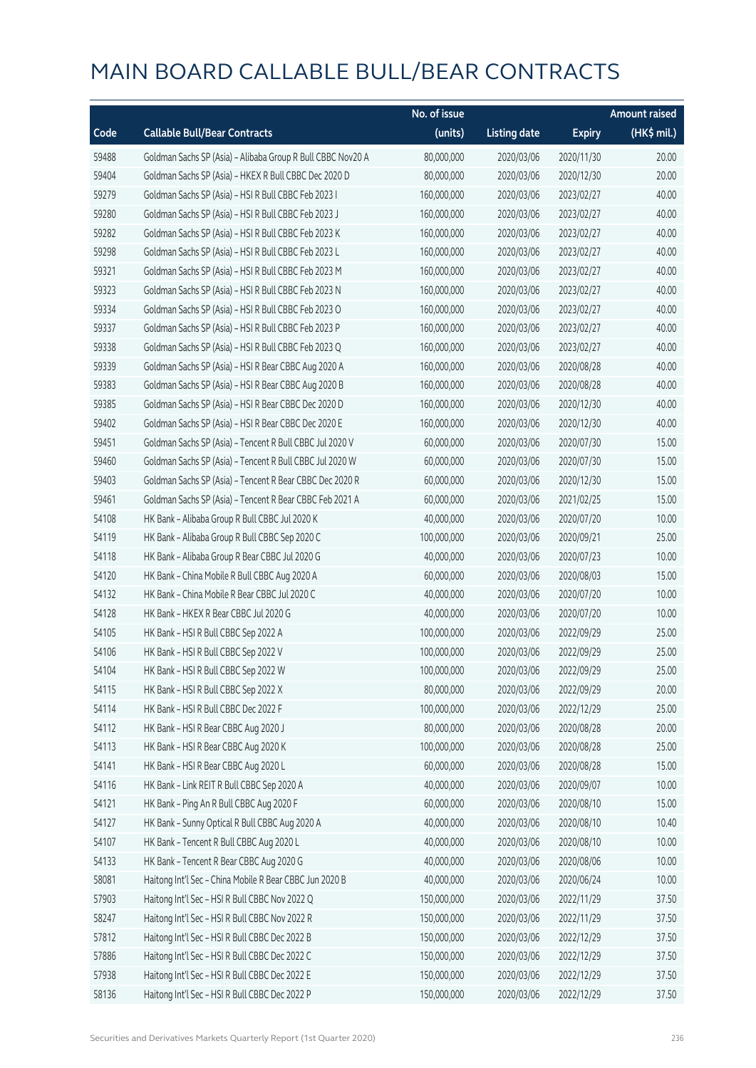# MAIN BOARD CALLABLE BULL/BEAR CONTRACTS

| Code | Callable Bull/Bear Contracts | No. of issue (units) | Listing date | Expiry | Amount raised (HK$ mil.) |
|---|---|---|---|---|---|
| 59488 | Goldman Sachs SP (Asia) – Alibaba Group R Bull CBBC Nov20 A | 80,000,000 | 2020/03/06 | 2020/11/30 | 20.00 |
| 59404 | Goldman Sachs SP (Asia) – HKEX R Bull CBBC Dec 2020 D | 80,000,000 | 2020/03/06 | 2020/12/30 | 20.00 |
| 59279 | Goldman Sachs SP (Asia) – HSI R Bull CBBC Feb 2023 I | 160,000,000 | 2020/03/06 | 2023/02/27 | 40.00 |
| 59280 | Goldman Sachs SP (Asia) – HSI R Bull CBBC Feb 2023 J | 160,000,000 | 2020/03/06 | 2023/02/27 | 40.00 |
| 59282 | Goldman Sachs SP (Asia) – HSI R Bull CBBC Feb 2023 K | 160,000,000 | 2020/03/06 | 2023/02/27 | 40.00 |
| 59298 | Goldman Sachs SP (Asia) – HSI R Bull CBBC Feb 2023 L | 160,000,000 | 2020/03/06 | 2023/02/27 | 40.00 |
| 59321 | Goldman Sachs SP (Asia) – HSI R Bull CBBC Feb 2023 M | 160,000,000 | 2020/03/06 | 2023/02/27 | 40.00 |
| 59323 | Goldman Sachs SP (Asia) – HSI R Bull CBBC Feb 2023 N | 160,000,000 | 2020/03/06 | 2023/02/27 | 40.00 |
| 59334 | Goldman Sachs SP (Asia) – HSI R Bull CBBC Feb 2023 O | 160,000,000 | 2020/03/06 | 2023/02/27 | 40.00 |
| 59337 | Goldman Sachs SP (Asia) – HSI R Bull CBBC Feb 2023 P | 160,000,000 | 2020/03/06 | 2023/02/27 | 40.00 |
| 59338 | Goldman Sachs SP (Asia) – HSI R Bull CBBC Feb 2023 Q | 160,000,000 | 2020/03/06 | 2023/02/27 | 40.00 |
| 59339 | Goldman Sachs SP (Asia) – HSI R Bear CBBC Aug 2020 A | 160,000,000 | 2020/03/06 | 2020/08/28 | 40.00 |
| 59383 | Goldman Sachs SP (Asia) – HSI R Bear CBBC Aug 2020 B | 160,000,000 | 2020/03/06 | 2020/08/28 | 40.00 |
| 59385 | Goldman Sachs SP (Asia) – HSI R Bear CBBC Dec 2020 D | 160,000,000 | 2020/03/06 | 2020/12/30 | 40.00 |
| 59402 | Goldman Sachs SP (Asia) – HSI R Bear CBBC Dec 2020 E | 160,000,000 | 2020/03/06 | 2020/12/30 | 40.00 |
| 59451 | Goldman Sachs SP (Asia) – Tencent R Bull CBBC Jul 2020 V | 60,000,000 | 2020/03/06 | 2020/07/30 | 15.00 |
| 59460 | Goldman Sachs SP (Asia) – Tencent R Bull CBBC Jul 2020 W | 60,000,000 | 2020/03/06 | 2020/07/30 | 15.00 |
| 59403 | Goldman Sachs SP (Asia) – Tencent R Bear CBBC Dec 2020 R | 60,000,000 | 2020/03/06 | 2020/12/30 | 15.00 |
| 59461 | Goldman Sachs SP (Asia) – Tencent R Bear CBBC Feb 2021 A | 60,000,000 | 2020/03/06 | 2021/02/25 | 15.00 |
| 54108 | HK Bank – Alibaba Group R Bull CBBC Jul 2020 K | 40,000,000 | 2020/03/06 | 2020/07/20 | 10.00 |
| 54119 | HK Bank – Alibaba Group R Bull CBBC Sep 2020 C | 100,000,000 | 2020/03/06 | 2020/09/21 | 25.00 |
| 54118 | HK Bank – Alibaba Group R Bear CBBC Jul 2020 G | 40,000,000 | 2020/03/06 | 2020/07/23 | 10.00 |
| 54120 | HK Bank – China Mobile R Bull CBBC Aug 2020 A | 60,000,000 | 2020/03/06 | 2020/08/03 | 15.00 |
| 54132 | HK Bank – China Mobile R Bear CBBC Jul 2020 C | 40,000,000 | 2020/03/06 | 2020/07/20 | 10.00 |
| 54128 | HK Bank – HKEX R Bear CBBC Jul 2020 G | 40,000,000 | 2020/03/06 | 2020/07/20 | 10.00 |
| 54105 | HK Bank – HSI R Bull CBBC Sep 2022 A | 100,000,000 | 2020/03/06 | 2022/09/29 | 25.00 |
| 54106 | HK Bank – HSI R Bull CBBC Sep 2022 V | 100,000,000 | 2020/03/06 | 2022/09/29 | 25.00 |
| 54104 | HK Bank – HSI R Bull CBBC Sep 2022 W | 100,000,000 | 2020/03/06 | 2022/09/29 | 25.00 |
| 54115 | HK Bank – HSI R Bull CBBC Sep 2022 X | 80,000,000 | 2020/03/06 | 2022/09/29 | 20.00 |
| 54114 | HK Bank – HSI R Bull CBBC Dec 2022 F | 100,000,000 | 2020/03/06 | 2022/12/29 | 25.00 |
| 54112 | HK Bank – HSI R Bear CBBC Aug 2020 J | 80,000,000 | 2020/03/06 | 2020/08/28 | 20.00 |
| 54113 | HK Bank – HSI R Bear CBBC Aug 2020 K | 100,000,000 | 2020/03/06 | 2020/08/28 | 25.00 |
| 54141 | HK Bank – HSI R Bear CBBC Aug 2020 L | 60,000,000 | 2020/03/06 | 2020/08/28 | 15.00 |
| 54116 | HK Bank – Link REIT R Bull CBBC Sep 2020 A | 40,000,000 | 2020/03/06 | 2020/09/07 | 10.00 |
| 54121 | HK Bank – Ping An R Bull CBBC Aug 2020 F | 60,000,000 | 2020/03/06 | 2020/08/10 | 15.00 |
| 54127 | HK Bank – Sunny Optical R Bull CBBC Aug 2020 A | 40,000,000 | 2020/03/06 | 2020/08/10 | 10.40 |
| 54107 | HK Bank – Tencent R Bull CBBC Aug 2020 L | 40,000,000 | 2020/03/06 | 2020/08/10 | 10.00 |
| 54133 | HK Bank – Tencent R Bear CBBC Aug 2020 G | 40,000,000 | 2020/03/06 | 2020/08/06 | 10.00 |
| 58081 | Haitong Int'l Sec – China Mobile R Bear CBBC Jun 2020 B | 40,000,000 | 2020/03/06 | 2020/06/24 | 10.00 |
| 57903 | Haitong Int'l Sec – HSI R Bull CBBC Nov 2022 Q | 150,000,000 | 2020/03/06 | 2022/11/29 | 37.50 |
| 58247 | Haitong Int'l Sec – HSI R Bull CBBC Nov 2022 R | 150,000,000 | 2020/03/06 | 2022/11/29 | 37.50 |
| 57812 | Haitong Int'l Sec – HSI R Bull CBBC Dec 2022 B | 150,000,000 | 2020/03/06 | 2022/12/29 | 37.50 |
| 57886 | Haitong Int'l Sec – HSI R Bull CBBC Dec 2022 C | 150,000,000 | 2020/03/06 | 2022/12/29 | 37.50 |
| 57938 | Haitong Int'l Sec – HSI R Bull CBBC Dec 2022 E | 150,000,000 | 2020/03/06 | 2022/12/29 | 37.50 |
| 58136 | Haitong Int'l Sec – HSI R Bull CBBC Dec 2022 P | 150,000,000 | 2020/03/06 | 2022/12/29 | 37.50 |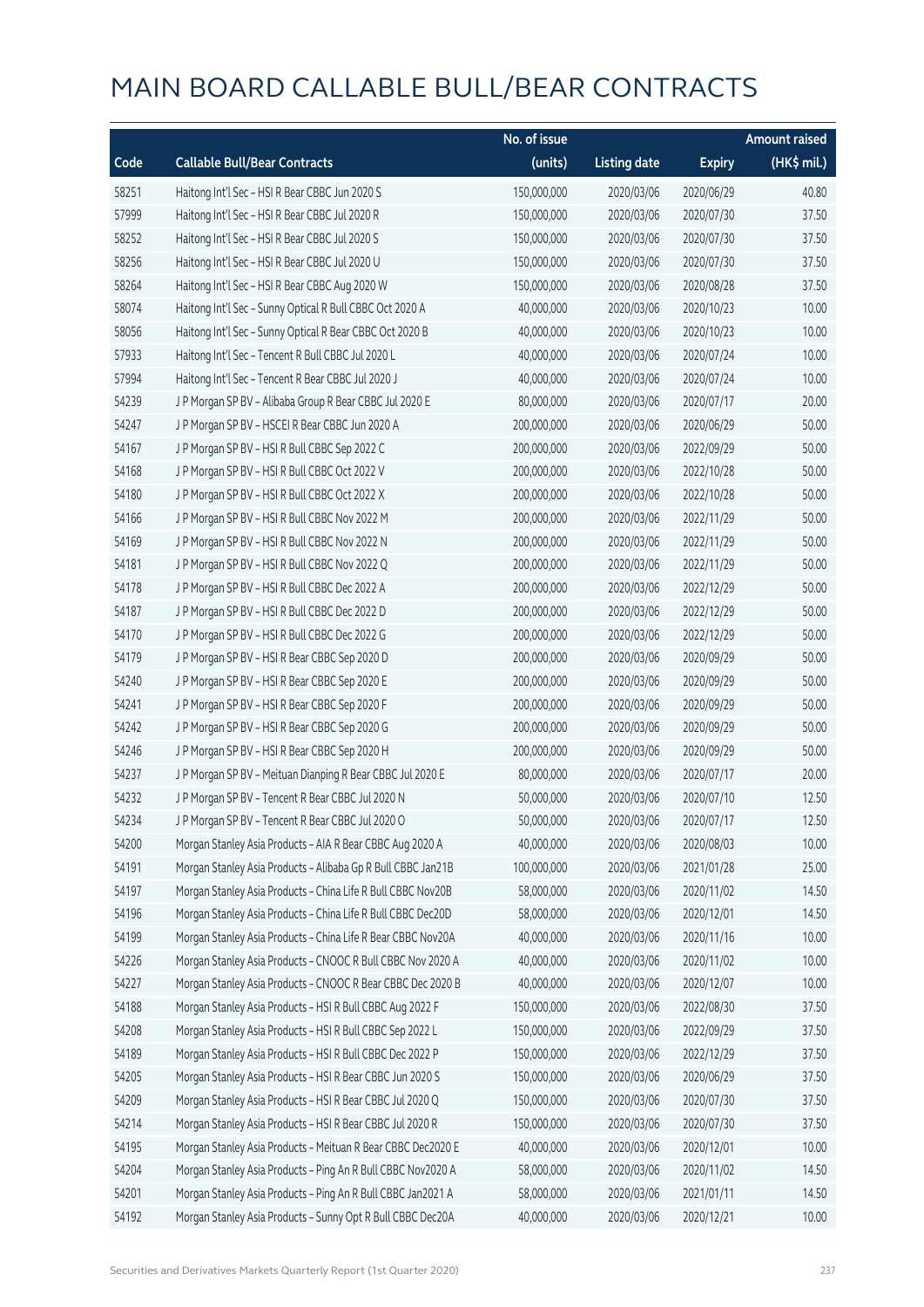# MAIN BOARD CALLABLE BULL/BEAR CONTRACTS

| Code | Callable Bull/Bear Contracts | No. of issue (units) | Listing date | Expiry | Amount raised (HK$ mil.) |
|---|---|---|---|---|---|
| 58251 | Haitong Int'l Sec – HSI R Bear CBBC Jun 2020 S | 150,000,000 | 2020/03/06 | 2020/06/29 | 40.80 |
| 57999 | Haitong Int'l Sec – HSI R Bear CBBC Jul 2020 R | 150,000,000 | 2020/03/06 | 2020/07/30 | 37.50 |
| 58252 | Haitong Int'l Sec – HSI R Bear CBBC Jul 2020 S | 150,000,000 | 2020/03/06 | 2020/07/30 | 37.50 |
| 58256 | Haitong Int'l Sec – HSI R Bear CBBC Jul 2020 U | 150,000,000 | 2020/03/06 | 2020/07/30 | 37.50 |
| 58264 | Haitong Int'l Sec – HSI R Bear CBBC Aug 2020 W | 150,000,000 | 2020/03/06 | 2020/08/28 | 37.50 |
| 58074 | Haitong Int'l Sec – Sunny Optical R Bull CBBC Oct 2020 A | 40,000,000 | 2020/03/06 | 2020/10/23 | 10.00 |
| 58056 | Haitong Int'l Sec – Sunny Optical R Bear CBBC Oct 2020 B | 40,000,000 | 2020/03/06 | 2020/10/23 | 10.00 |
| 57933 | Haitong Int'l Sec – Tencent R Bull CBBC Jul 2020 L | 40,000,000 | 2020/03/06 | 2020/07/24 | 10.00 |
| 57994 | Haitong Int'l Sec – Tencent R Bear CBBC Jul 2020 J | 40,000,000 | 2020/03/06 | 2020/07/24 | 10.00 |
| 54239 | J P Morgan SP BV – Alibaba Group R Bear CBBC Jul 2020 E | 80,000,000 | 2020/03/06 | 2020/07/17 | 20.00 |
| 54247 | J P Morgan SP BV – HSCEI R Bear CBBC Jun 2020 A | 200,000,000 | 2020/03/06 | 2020/06/29 | 50.00 |
| 54167 | J P Morgan SP BV – HSI R Bull CBBC Sep 2022 C | 200,000,000 | 2020/03/06 | 2022/09/29 | 50.00 |
| 54168 | J P Morgan SP BV – HSI R Bull CBBC Oct 2022 V | 200,000,000 | 2020/03/06 | 2022/10/28 | 50.00 |
| 54180 | J P Morgan SP BV – HSI R Bull CBBC Oct 2022 X | 200,000,000 | 2020/03/06 | 2022/10/28 | 50.00 |
| 54166 | J P Morgan SP BV – HSI R Bull CBBC Nov 2022 M | 200,000,000 | 2020/03/06 | 2022/11/29 | 50.00 |
| 54169 | J P Morgan SP BV – HSI R Bull CBBC Nov 2022 N | 200,000,000 | 2020/03/06 | 2022/11/29 | 50.00 |
| 54181 | J P Morgan SP BV – HSI R Bull CBBC Nov 2022 Q | 200,000,000 | 2020/03/06 | 2022/11/29 | 50.00 |
| 54178 | J P Morgan SP BV – HSI R Bull CBBC Dec 2022 A | 200,000,000 | 2020/03/06 | 2022/12/29 | 50.00 |
| 54187 | J P Morgan SP BV – HSI R Bull CBBC Dec 2022 D | 200,000,000 | 2020/03/06 | 2022/12/29 | 50.00 |
| 54170 | J P Morgan SP BV – HSI R Bull CBBC Dec 2022 G | 200,000,000 | 2020/03/06 | 2022/12/29 | 50.00 |
| 54179 | J P Morgan SP BV – HSI R Bear CBBC Sep 2020 D | 200,000,000 | 2020/03/06 | 2020/09/29 | 50.00 |
| 54240 | J P Morgan SP BV – HSI R Bear CBBC Sep 2020 E | 200,000,000 | 2020/03/06 | 2020/09/29 | 50.00 |
| 54241 | J P Morgan SP BV – HSI R Bear CBBC Sep 2020 F | 200,000,000 | 2020/03/06 | 2020/09/29 | 50.00 |
| 54242 | J P Morgan SP BV – HSI R Bear CBBC Sep 2020 G | 200,000,000 | 2020/03/06 | 2020/09/29 | 50.00 |
| 54246 | J P Morgan SP BV – HSI R Bear CBBC Sep 2020 H | 200,000,000 | 2020/03/06 | 2020/09/29 | 50.00 |
| 54237 | J P Morgan SP BV – Meituan Dianping R Bear CBBC Jul 2020 E | 80,000,000 | 2020/03/06 | 2020/07/17 | 20.00 |
| 54232 | J P Morgan SP BV – Tencent R Bear CBBC Jul 2020 N | 50,000,000 | 2020/03/06 | 2020/07/10 | 12.50 |
| 54234 | J P Morgan SP BV – Tencent R Bear CBBC Jul 2020 O | 50,000,000 | 2020/03/06 | 2020/07/17 | 12.50 |
| 54200 | Morgan Stanley Asia Products – AIA R Bear CBBC Aug 2020 A | 40,000,000 | 2020/03/06 | 2020/08/03 | 10.00 |
| 54191 | Morgan Stanley Asia Products – Alibaba Gp R Bull CBBC Jan21B | 100,000,000 | 2020/03/06 | 2021/01/28 | 25.00 |
| 54197 | Morgan Stanley Asia Products – China Life R Bull CBBC Nov20B | 58,000,000 | 2020/03/06 | 2020/11/02 | 14.50 |
| 54196 | Morgan Stanley Asia Products – China Life R Bull CBBC Dec20D | 58,000,000 | 2020/03/06 | 2020/12/01 | 14.50 |
| 54199 | Morgan Stanley Asia Products – China Life R Bear CBBC Nov20A | 40,000,000 | 2020/03/06 | 2020/11/16 | 10.00 |
| 54226 | Morgan Stanley Asia Products – CNOOC R Bull CBBC Nov 2020 A | 40,000,000 | 2020/03/06 | 2020/11/02 | 10.00 |
| 54227 | Morgan Stanley Asia Products – CNOOC R Bear CBBC Dec 2020 B | 40,000,000 | 2020/03/06 | 2020/12/07 | 10.00 |
| 54188 | Morgan Stanley Asia Products – HSI R Bull CBBC Aug 2022 F | 150,000,000 | 2020/03/06 | 2022/08/30 | 37.50 |
| 54208 | Morgan Stanley Asia Products – HSI R Bull CBBC Sep 2022 L | 150,000,000 | 2020/03/06 | 2022/09/29 | 37.50 |
| 54189 | Morgan Stanley Asia Products – HSI R Bull CBBC Dec 2022 P | 150,000,000 | 2020/03/06 | 2022/12/29 | 37.50 |
| 54205 | Morgan Stanley Asia Products – HSI R Bear CBBC Jun 2020 S | 150,000,000 | 2020/03/06 | 2020/06/29 | 37.50 |
| 54209 | Morgan Stanley Asia Products – HSI R Bear CBBC Jul 2020 Q | 150,000,000 | 2020/03/06 | 2020/07/30 | 37.50 |
| 54214 | Morgan Stanley Asia Products – HSI R Bear CBBC Jul 2020 R | 150,000,000 | 2020/03/06 | 2020/07/30 | 37.50 |
| 54195 | Morgan Stanley Asia Products – Meituan R Bear CBBC Dec2020 E | 40,000,000 | 2020/03/06 | 2020/12/01 | 10.00 |
| 54204 | Morgan Stanley Asia Products – Ping An R Bull CBBC Nov2020 A | 58,000,000 | 2020/03/06 | 2020/11/02 | 14.50 |
| 54201 | Morgan Stanley Asia Products – Ping An R Bull CBBC Jan2021 A | 58,000,000 | 2020/03/06 | 2021/01/11 | 14.50 |
| 54192 | Morgan Stanley Asia Products – Sunny Opt R Bull CBBC Dec20A | 40,000,000 | 2020/03/06 | 2020/12/21 | 10.00 |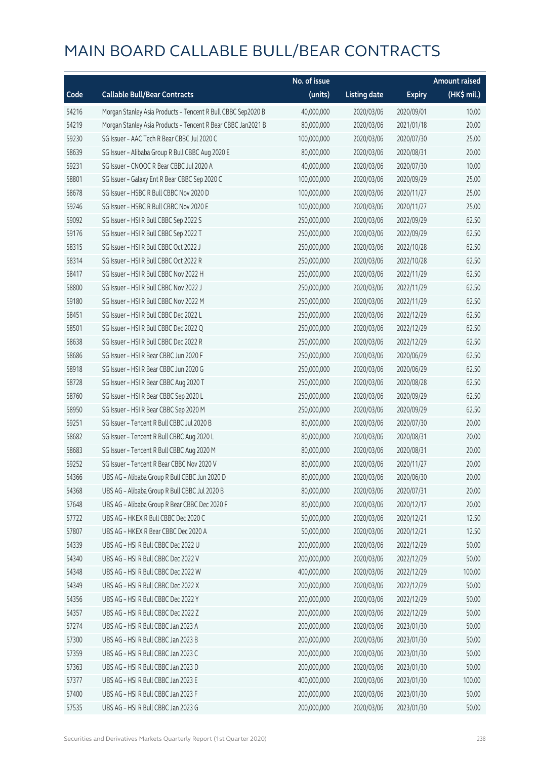# MAIN BOARD CALLABLE BULL/BEAR CONTRACTS

| Code | Callable Bull/Bear Contracts | No. of issue (units) | Listing date | Expiry | Amount raised (HK$ mil.) |
|---|---|---|---|---|---|
| 54216 | Morgan Stanley Asia Products – Tencent R Bull CBBC Sep2020 B | 40,000,000 | 2020/03/06 | 2020/09/01 | 10.00 |
| 54219 | Morgan Stanley Asia Products – Tencent R Bear CBBC Jan2021 B | 80,000,000 | 2020/03/06 | 2021/01/18 | 20.00 |
| 59230 | SG Issuer – AAC Tech R Bear CBBC Jul 2020 C | 100,000,000 | 2020/03/06 | 2020/07/30 | 25.00 |
| 58639 | SG Issuer – Alibaba Group R Bull CBBC Aug 2020 E | 80,000,000 | 2020/03/06 | 2020/08/31 | 20.00 |
| 59231 | SG Issuer – CNOOC R Bear CBBC Jul 2020 A | 40,000,000 | 2020/03/06 | 2020/07/30 | 10.00 |
| 58801 | SG Issuer – Galaxy Ent R Bear CBBC Sep 2020 C | 100,000,000 | 2020/03/06 | 2020/09/29 | 25.00 |
| 58678 | SG Issuer – HSBC R Bull CBBC Nov 2020 D | 100,000,000 | 2020/03/06 | 2020/11/27 | 25.00 |
| 59246 | SG Issuer – HSBC R Bull CBBC Nov 2020 E | 100,000,000 | 2020/03/06 | 2020/11/27 | 25.00 |
| 59092 | SG Issuer – HSI R Bull CBBC Sep 2022 S | 250,000,000 | 2020/03/06 | 2022/09/29 | 62.50 |
| 59176 | SG Issuer – HSI R Bull CBBC Sep 2022 T | 250,000,000 | 2020/03/06 | 2022/09/29 | 62.50 |
| 58315 | SG Issuer – HSI R Bull CBBC Oct 2022 J | 250,000,000 | 2020/03/06 | 2022/10/28 | 62.50 |
| 58314 | SG Issuer – HSI R Bull CBBC Oct 2022 R | 250,000,000 | 2020/03/06 | 2022/10/28 | 62.50 |
| 58417 | SG Issuer – HSI R Bull CBBC Nov 2022 H | 250,000,000 | 2020/03/06 | 2022/11/29 | 62.50 |
| 58800 | SG Issuer – HSI R Bull CBBC Nov 2022 J | 250,000,000 | 2020/03/06 | 2022/11/29 | 62.50 |
| 59180 | SG Issuer – HSI R Bull CBBC Nov 2022 M | 250,000,000 | 2020/03/06 | 2022/11/29 | 62.50 |
| 58451 | SG Issuer – HSI R Bull CBBC Dec 2022 L | 250,000,000 | 2020/03/06 | 2022/12/29 | 62.50 |
| 58501 | SG Issuer – HSI R Bull CBBC Dec 2022 Q | 250,000,000 | 2020/03/06 | 2022/12/29 | 62.50 |
| 58638 | SG Issuer – HSI R Bull CBBC Dec 2022 R | 250,000,000 | 2020/03/06 | 2022/12/29 | 62.50 |
| 58686 | SG Issuer – HSI R Bear CBBC Jun 2020 F | 250,000,000 | 2020/03/06 | 2020/06/29 | 62.50 |
| 58918 | SG Issuer – HSI R Bear CBBC Jun 2020 G | 250,000,000 | 2020/03/06 | 2020/06/29 | 62.50 |
| 58728 | SG Issuer – HSI R Bear CBBC Aug 2020 T | 250,000,000 | 2020/03/06 | 2020/08/28 | 62.50 |
| 58760 | SG Issuer – HSI R Bear CBBC Sep 2020 L | 250,000,000 | 2020/03/06 | 2020/09/29 | 62.50 |
| 58950 | SG Issuer – HSI R Bear CBBC Sep 2020 M | 250,000,000 | 2020/03/06 | 2020/09/29 | 62.50 |
| 59251 | SG Issuer – Tencent R Bull CBBC Jul 2020 B | 80,000,000 | 2020/03/06 | 2020/07/30 | 20.00 |
| 58682 | SG Issuer – Tencent R Bull CBBC Aug 2020 L | 80,000,000 | 2020/03/06 | 2020/08/31 | 20.00 |
| 58683 | SG Issuer – Tencent R Bull CBBC Aug 2020 M | 80,000,000 | 2020/03/06 | 2020/08/31 | 20.00 |
| 59252 | SG Issuer – Tencent R Bear CBBC Nov 2020 V | 80,000,000 | 2020/03/06 | 2020/11/27 | 20.00 |
| 54366 | UBS AG – Alibaba Group R Bull CBBC Jun 2020 D | 80,000,000 | 2020/03/06 | 2020/06/30 | 20.00 |
| 54368 | UBS AG – Alibaba Group R Bull CBBC Jul 2020 B | 80,000,000 | 2020/03/06 | 2020/07/31 | 20.00 |
| 57648 | UBS AG – Alibaba Group R Bear CBBC Dec 2020 F | 80,000,000 | 2020/03/06 | 2020/12/17 | 20.00 |
| 57722 | UBS AG – HKEX R Bull CBBC Dec 2020 C | 50,000,000 | 2020/03/06 | 2020/12/21 | 12.50 |
| 57807 | UBS AG – HKEX R Bear CBBC Dec 2020 A | 50,000,000 | 2020/03/06 | 2020/12/21 | 12.50 |
| 54339 | UBS AG – HSI R Bull CBBC Dec 2022 U | 200,000,000 | 2020/03/06 | 2022/12/29 | 50.00 |
| 54340 | UBS AG – HSI R Bull CBBC Dec 2022 V | 200,000,000 | 2020/03/06 | 2022/12/29 | 50.00 |
| 54348 | UBS AG – HSI R Bull CBBC Dec 2022 W | 400,000,000 | 2020/03/06 | 2022/12/29 | 100.00 |
| 54349 | UBS AG – HSI R Bull CBBC Dec 2022 X | 200,000,000 | 2020/03/06 | 2022/12/29 | 50.00 |
| 54356 | UBS AG – HSI R Bull CBBC Dec 2022 Y | 200,000,000 | 2020/03/06 | 2022/12/29 | 50.00 |
| 54357 | UBS AG – HSI R Bull CBBC Dec 2022 Z | 200,000,000 | 2020/03/06 | 2022/12/29 | 50.00 |
| 57274 | UBS AG – HSI R Bull CBBC Jan 2023 A | 200,000,000 | 2020/03/06 | 2023/01/30 | 50.00 |
| 57300 | UBS AG – HSI R Bull CBBC Jan 2023 B | 200,000,000 | 2020/03/06 | 2023/01/30 | 50.00 |
| 57359 | UBS AG – HSI R Bull CBBC Jan 2023 C | 200,000,000 | 2020/03/06 | 2023/01/30 | 50.00 |
| 57363 | UBS AG – HSI R Bull CBBC Jan 2023 D | 200,000,000 | 2020/03/06 | 2023/01/30 | 50.00 |
| 57377 | UBS AG – HSI R Bull CBBC Jan 2023 E | 400,000,000 | 2020/03/06 | 2023/01/30 | 100.00 |
| 57400 | UBS AG – HSI R Bull CBBC Jan 2023 F | 200,000,000 | 2020/03/06 | 2023/01/30 | 50.00 |
| 57535 | UBS AG – HSI R Bull CBBC Jan 2023 G | 200,000,000 | 2020/03/06 | 2023/01/30 | 50.00 |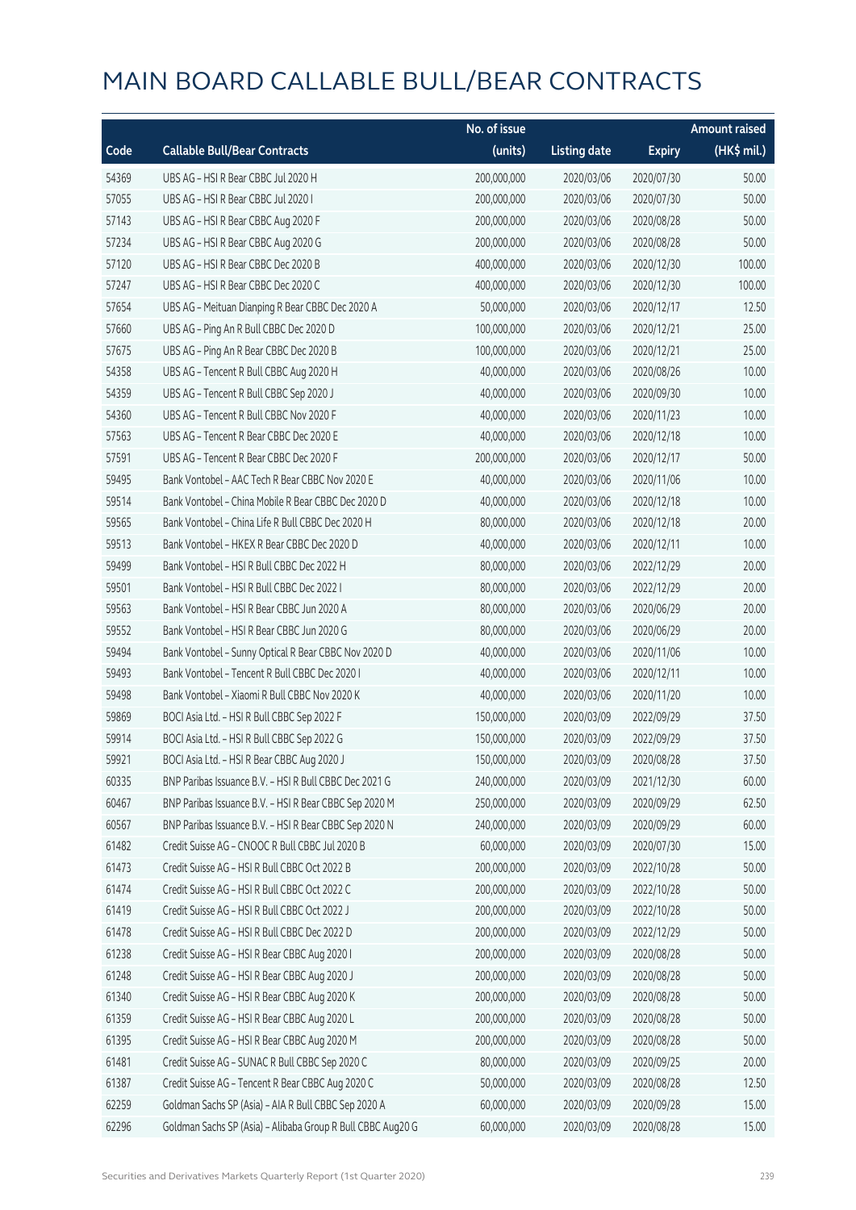# MAIN BOARD CALLABLE BULL/BEAR CONTRACTS

| Code | Callable Bull/Bear Contracts | No. of issue (units) | Listing date | Expiry | Amount raised (HK$ mil.) |
|---|---|---|---|---|---|
| 54369 | UBS AG - HSI R Bear CBBC Jul 2020 H | 200,000,000 | 2020/03/06 | 2020/07/30 | 50.00 |
| 57055 | UBS AG - HSI R Bear CBBC Jul 2020 I | 200,000,000 | 2020/03/06 | 2020/07/30 | 50.00 |
| 57143 | UBS AG - HSI R Bear CBBC Aug 2020 F | 200,000,000 | 2020/03/06 | 2020/08/28 | 50.00 |
| 57234 | UBS AG - HSI R Bear CBBC Aug 2020 G | 200,000,000 | 2020/03/06 | 2020/08/28 | 50.00 |
| 57120 | UBS AG - HSI R Bear CBBC Dec 2020 B | 400,000,000 | 2020/03/06 | 2020/12/30 | 100.00 |
| 57247 | UBS AG - HSI R Bear CBBC Dec 2020 C | 400,000,000 | 2020/03/06 | 2020/12/30 | 100.00 |
| 57654 | UBS AG - Meituan Dianping R Bear CBBC Dec 2020 A | 50,000,000 | 2020/03/06 | 2020/12/17 | 12.50 |
| 57660 | UBS AG - Ping An R Bull CBBC Dec 2020 D | 100,000,000 | 2020/03/06 | 2020/12/21 | 25.00 |
| 57675 | UBS AG - Ping An R Bear CBBC Dec 2020 B | 100,000,000 | 2020/03/06 | 2020/12/21 | 25.00 |
| 54358 | UBS AG - Tencent R Bull CBBC Aug 2020 H | 40,000,000 | 2020/03/06 | 2020/08/26 | 10.00 |
| 54359 | UBS AG - Tencent R Bull CBBC Sep 2020 J | 40,000,000 | 2020/03/06 | 2020/09/30 | 10.00 |
| 54360 | UBS AG - Tencent R Bull CBBC Nov 2020 F | 40,000,000 | 2020/03/06 | 2020/11/23 | 10.00 |
| 57563 | UBS AG - Tencent R Bear CBBC Dec 2020 E | 40,000,000 | 2020/03/06 | 2020/12/18 | 10.00 |
| 57591 | UBS AG - Tencent R Bear CBBC Dec 2020 F | 200,000,000 | 2020/03/06 | 2020/12/17 | 50.00 |
| 59495 | Bank Vontobel - AAC Tech R Bear CBBC Nov 2020 E | 40,000,000 | 2020/03/06 | 2020/11/06 | 10.00 |
| 59514 | Bank Vontobel - China Mobile R Bear CBBC Dec 2020 D | 40,000,000 | 2020/03/06 | 2020/12/18 | 10.00 |
| 59565 | Bank Vontobel - China Life R Bull CBBC Dec 2020 H | 80,000,000 | 2020/03/06 | 2020/12/18 | 20.00 |
| 59513 | Bank Vontobel - HKEX R Bear CBBC Dec 2020 D | 40,000,000 | 2020/03/06 | 2020/12/11 | 10.00 |
| 59499 | Bank Vontobel - HSI R Bull CBBC Dec 2022 H | 80,000,000 | 2020/03/06 | 2022/12/29 | 20.00 |
| 59501 | Bank Vontobel - HSI R Bull CBBC Dec 2022 I | 80,000,000 | 2020/03/06 | 2022/12/29 | 20.00 |
| 59563 | Bank Vontobel - HSI R Bear CBBC Jun 2020 A | 80,000,000 | 2020/03/06 | 2020/06/29 | 20.00 |
| 59552 | Bank Vontobel - HSI R Bear CBBC Jun 2020 G | 80,000,000 | 2020/03/06 | 2020/06/29 | 20.00 |
| 59494 | Bank Vontobel - Sunny Optical R Bear CBBC Nov 2020 D | 40,000,000 | 2020/03/06 | 2020/11/06 | 10.00 |
| 59493 | Bank Vontobel - Tencent R Bull CBBC Dec 2020 I | 40,000,000 | 2020/03/06 | 2020/12/11 | 10.00 |
| 59498 | Bank Vontobel - Xiaomi R Bull CBBC Nov 2020 K | 40,000,000 | 2020/03/06 | 2020/11/20 | 10.00 |
| 59869 | BOCI Asia Ltd. - HSI R Bull CBBC Sep 2022 F | 150,000,000 | 2020/03/09 | 2022/09/29 | 37.50 |
| 59914 | BOCI Asia Ltd. - HSI R Bull CBBC Sep 2022 G | 150,000,000 | 2020/03/09 | 2022/09/29 | 37.50 |
| 59921 | BOCI Asia Ltd. - HSI R Bear CBBC Aug 2020 J | 150,000,000 | 2020/03/09 | 2020/08/28 | 37.50 |
| 60335 | BNP Paribas Issuance B.V. - HSI R Bull CBBC Dec 2021 G | 240,000,000 | 2020/03/09 | 2021/12/30 | 60.00 |
| 60467 | BNP Paribas Issuance B.V. - HSI R Bear CBBC Sep 2020 M | 250,000,000 | 2020/03/09 | 2020/09/29 | 62.50 |
| 60567 | BNP Paribas Issuance B.V. - HSI R Bear CBBC Sep 2020 N | 240,000,000 | 2020/03/09 | 2020/09/29 | 60.00 |
| 61482 | Credit Suisse AG - CNOOC R Bull CBBC Jul 2020 B | 60,000,000 | 2020/03/09 | 2020/07/30 | 15.00 |
| 61473 | Credit Suisse AG - HSI R Bull CBBC Oct 2022 B | 200,000,000 | 2020/03/09 | 2022/10/28 | 50.00 |
| 61474 | Credit Suisse AG - HSI R Bull CBBC Oct 2022 C | 200,000,000 | 2020/03/09 | 2022/10/28 | 50.00 |
| 61419 | Credit Suisse AG - HSI R Bull CBBC Oct 2022 J | 200,000,000 | 2020/03/09 | 2022/10/28 | 50.00 |
| 61478 | Credit Suisse AG - HSI R Bull CBBC Dec 2022 D | 200,000,000 | 2020/03/09 | 2022/12/29 | 50.00 |
| 61238 | Credit Suisse AG - HSI R Bear CBBC Aug 2020 I | 200,000,000 | 2020/03/09 | 2020/08/28 | 50.00 |
| 61248 | Credit Suisse AG - HSI R Bear CBBC Aug 2020 J | 200,000,000 | 2020/03/09 | 2020/08/28 | 50.00 |
| 61340 | Credit Suisse AG - HSI R Bear CBBC Aug 2020 K | 200,000,000 | 2020/03/09 | 2020/08/28 | 50.00 |
| 61359 | Credit Suisse AG - HSI R Bear CBBC Aug 2020 L | 200,000,000 | 2020/03/09 | 2020/08/28 | 50.00 |
| 61395 | Credit Suisse AG - HSI R Bear CBBC Aug 2020 M | 200,000,000 | 2020/03/09 | 2020/08/28 | 50.00 |
| 61481 | Credit Suisse AG - SUNAC R Bull CBBC Sep 2020 C | 80,000,000 | 2020/03/09 | 2020/09/25 | 20.00 |
| 61387 | Credit Suisse AG - Tencent R Bear CBBC Aug 2020 C | 50,000,000 | 2020/03/09 | 2020/08/28 | 12.50 |
| 62259 | Goldman Sachs SP (Asia) - AIA R Bull CBBC Sep 2020 A | 60,000,000 | 2020/03/09 | 2020/09/28 | 15.00 |
| 62296 | Goldman Sachs SP (Asia) - Alibaba Group R Bull CBBC Aug20 G | 60,000,000 | 2020/03/09 | 2020/08/28 | 15.00 |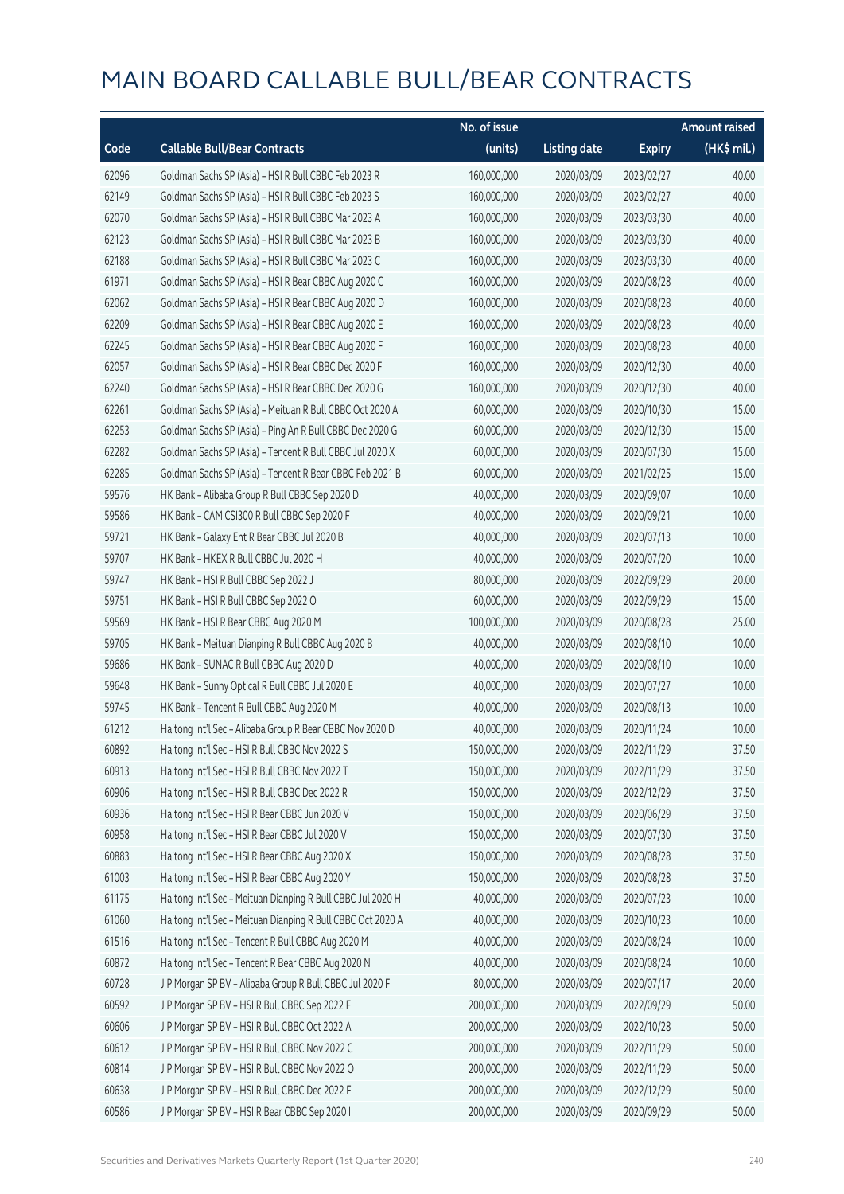# MAIN BOARD CALLABLE BULL/BEAR CONTRACTS

| Code | Callable Bull/Bear Contracts | No. of issue (units) | Listing date | Expiry | Amount raised (HK$ mil.) |
|---|---|---|---|---|---|
| 62096 | Goldman Sachs SP (Asia) – HSI R Bull CBBC Feb 2023 R | 160,000,000 | 2020/03/09 | 2023/02/27 | 40.00 |
| 62149 | Goldman Sachs SP (Asia) – HSI R Bull CBBC Feb 2023 S | 160,000,000 | 2020/03/09 | 2023/02/27 | 40.00 |
| 62070 | Goldman Sachs SP (Asia) – HSI R Bull CBBC Mar 2023 A | 160,000,000 | 2020/03/09 | 2023/03/30 | 40.00 |
| 62123 | Goldman Sachs SP (Asia) – HSI R Bull CBBC Mar 2023 B | 160,000,000 | 2020/03/09 | 2023/03/30 | 40.00 |
| 62188 | Goldman Sachs SP (Asia) – HSI R Bull CBBC Mar 2023 C | 160,000,000 | 2020/03/09 | 2023/03/30 | 40.00 |
| 61971 | Goldman Sachs SP (Asia) – HSI R Bear CBBC Aug 2020 C | 160,000,000 | 2020/03/09 | 2020/08/28 | 40.00 |
| 62062 | Goldman Sachs SP (Asia) – HSI R Bear CBBC Aug 2020 D | 160,000,000 | 2020/03/09 | 2020/08/28 | 40.00 |
| 62209 | Goldman Sachs SP (Asia) – HSI R Bear CBBC Aug 2020 E | 160,000,000 | 2020/03/09 | 2020/08/28 | 40.00 |
| 62245 | Goldman Sachs SP (Asia) – HSI R Bear CBBC Aug 2020 F | 160,000,000 | 2020/03/09 | 2020/08/28 | 40.00 |
| 62057 | Goldman Sachs SP (Asia) – HSI R Bear CBBC Dec 2020 F | 160,000,000 | 2020/03/09 | 2020/12/30 | 40.00 |
| 62240 | Goldman Sachs SP (Asia) – HSI R Bear CBBC Dec 2020 G | 160,000,000 | 2020/03/09 | 2020/12/30 | 40.00 |
| 62261 | Goldman Sachs SP (Asia) – Meituan R Bull CBBC Oct 2020 A | 60,000,000 | 2020/03/09 | 2020/10/30 | 15.00 |
| 62253 | Goldman Sachs SP (Asia) – Ping An R Bull CBBC Dec 2020 G | 60,000,000 | 2020/03/09 | 2020/12/30 | 15.00 |
| 62282 | Goldman Sachs SP (Asia) – Tencent R Bull CBBC Jul 2020 X | 60,000,000 | 2020/03/09 | 2020/07/30 | 15.00 |
| 62285 | Goldman Sachs SP (Asia) – Tencent R Bear CBBC Feb 2021 B | 60,000,000 | 2020/03/09 | 2021/02/25 | 15.00 |
| 59576 | HK Bank – Alibaba Group R Bull CBBC Sep 2020 D | 40,000,000 | 2020/03/09 | 2020/09/07 | 10.00 |
| 59586 | HK Bank – CAM CSI300 R Bull CBBC Sep 2020 F | 40,000,000 | 2020/03/09 | 2020/09/21 | 10.00 |
| 59721 | HK Bank – Galaxy Ent R Bear CBBC Jul 2020 B | 40,000,000 | 2020/03/09 | 2020/07/13 | 10.00 |
| 59707 | HK Bank – HKEX R Bull CBBC Jul 2020 H | 40,000,000 | 2020/03/09 | 2020/07/20 | 10.00 |
| 59747 | HK Bank – HSI R Bull CBBC Sep 2022 J | 80,000,000 | 2020/03/09 | 2022/09/29 | 20.00 |
| 59751 | HK Bank – HSI R Bull CBBC Sep 2022 O | 60,000,000 | 2020/03/09 | 2022/09/29 | 15.00 |
| 59569 | HK Bank – HSI R Bear CBBC Aug 2020 M | 100,000,000 | 2020/03/09 | 2020/08/28 | 25.00 |
| 59705 | HK Bank – Meituan Dianping R Bull CBBC Aug 2020 B | 40,000,000 | 2020/03/09 | 2020/08/10 | 10.00 |
| 59686 | HK Bank – SUNAC R Bull CBBC Aug 2020 D | 40,000,000 | 2020/03/09 | 2020/08/10 | 10.00 |
| 59648 | HK Bank – Sunny Optical R Bull CBBC Jul 2020 E | 40,000,000 | 2020/03/09 | 2020/07/27 | 10.00 |
| 59745 | HK Bank – Tencent R Bull CBBC Aug 2020 M | 40,000,000 | 2020/03/09 | 2020/08/13 | 10.00 |
| 61212 | Haitong Int'l Sec – Alibaba Group R Bear CBBC Nov 2020 D | 40,000,000 | 2020/03/09 | 2020/11/24 | 10.00 |
| 60892 | Haitong Int'l Sec – HSI R Bull CBBC Nov 2022 S | 150,000,000 | 2020/03/09 | 2022/11/29 | 37.50 |
| 60913 | Haitong Int'l Sec – HSI R Bull CBBC Nov 2022 T | 150,000,000 | 2020/03/09 | 2022/11/29 | 37.50 |
| 60906 | Haitong Int'l Sec – HSI R Bull CBBC Dec 2022 R | 150,000,000 | 2020/03/09 | 2022/12/29 | 37.50 |
| 60936 | Haitong Int'l Sec – HSI R Bear CBBC Jun 2020 V | 150,000,000 | 2020/03/09 | 2020/06/29 | 37.50 |
| 60958 | Haitong Int'l Sec – HSI R Bear CBBC Jul 2020 V | 150,000,000 | 2020/03/09 | 2020/07/30 | 37.50 |
| 60883 | Haitong Int'l Sec – HSI R Bear CBBC Aug 2020 X | 150,000,000 | 2020/03/09 | 2020/08/28 | 37.50 |
| 61003 | Haitong Int'l Sec – HSI R Bear CBBC Aug 2020 Y | 150,000,000 | 2020/03/09 | 2020/08/28 | 37.50 |
| 61175 | Haitong Int'l Sec – Meituan Dianping R Bull CBBC Jul 2020 H | 40,000,000 | 2020/03/09 | 2020/07/23 | 10.00 |
| 61060 | Haitong Int'l Sec – Meituan Dianping R Bull CBBC Oct 2020 A | 40,000,000 | 2020/03/09 | 2020/10/23 | 10.00 |
| 61516 | Haitong Int'l Sec – Tencent R Bull CBBC Aug 2020 M | 40,000,000 | 2020/03/09 | 2020/08/24 | 10.00 |
| 60872 | Haitong Int'l Sec – Tencent R Bear CBBC Aug 2020 N | 40,000,000 | 2020/03/09 | 2020/08/24 | 10.00 |
| 60728 | J P Morgan SP BV – Alibaba Group R Bull CBBC Jul 2020 F | 80,000,000 | 2020/03/09 | 2020/07/17 | 20.00 |
| 60592 | J P Morgan SP BV – HSI R Bull CBBC Sep 2022 F | 200,000,000 | 2020/03/09 | 2022/09/29 | 50.00 |
| 60606 | J P Morgan SP BV – HSI R Bull CBBC Oct 2022 A | 200,000,000 | 2020/03/09 | 2022/10/28 | 50.00 |
| 60612 | J P Morgan SP BV – HSI R Bull CBBC Nov 2022 C | 200,000,000 | 2020/03/09 | 2022/11/29 | 50.00 |
| 60814 | J P Morgan SP BV – HSI R Bull CBBC Nov 2022 O | 200,000,000 | 2020/03/09 | 2022/11/29 | 50.00 |
| 60638 | J P Morgan SP BV – HSI R Bull CBBC Dec 2022 F | 200,000,000 | 2020/03/09 | 2022/12/29 | 50.00 |
| 60586 | J P Morgan SP BV – HSI R Bear CBBC Sep 2020 I | 200,000,000 | 2020/03/09 | 2020/09/29 | 50.00 |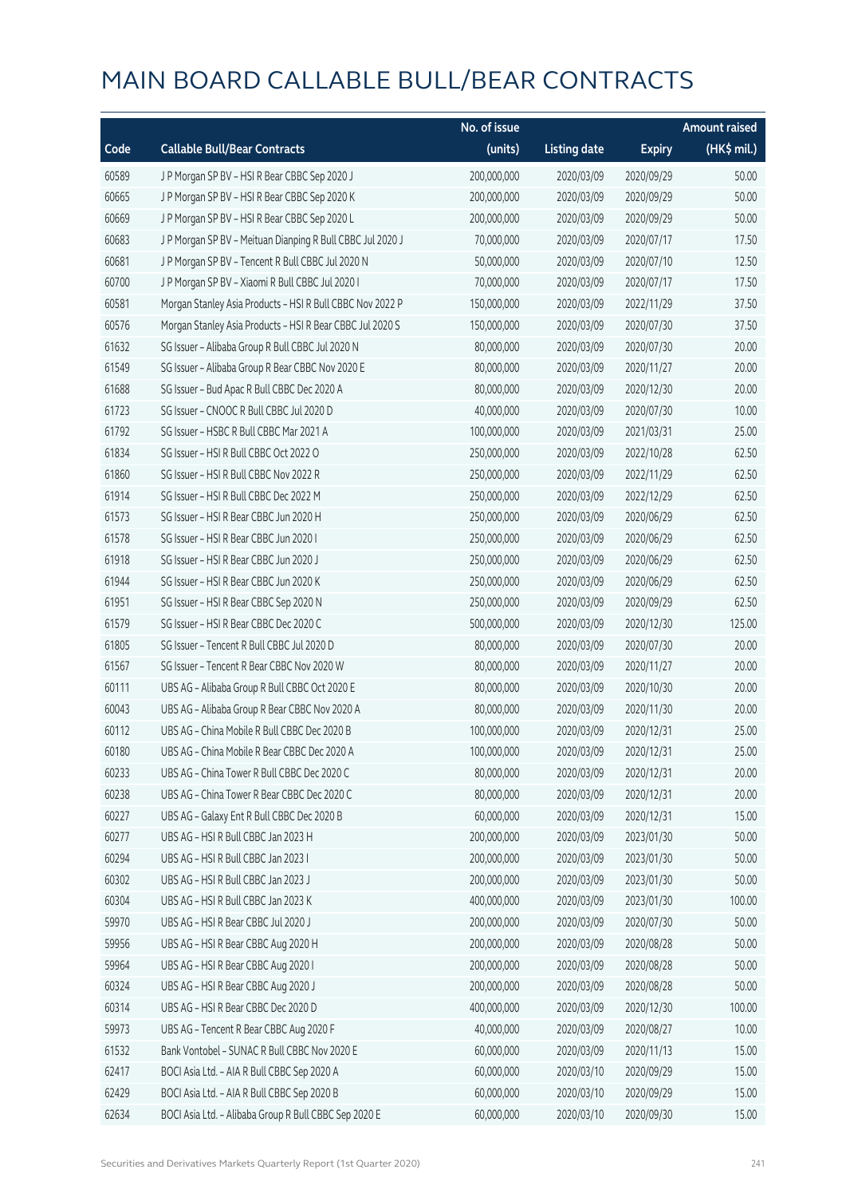# MAIN BOARD CALLABLE BULL/BEAR CONTRACTS

| Code | Callable Bull/Bear Contracts | No. of issue (units) | Listing date | Expiry | Amount raised (HK$ mil.) |
|---|---|---|---|---|---|
| 60589 | J P Morgan SP BV – HSI R Bear CBBC Sep 2020 J | 200,000,000 | 2020/03/09 | 2020/09/29 | 50.00 |
| 60665 | J P Morgan SP BV – HSI R Bear CBBC Sep 2020 K | 200,000,000 | 2020/03/09 | 2020/09/29 | 50.00 |
| 60669 | J P Morgan SP BV – HSI R Bear CBBC Sep 2020 L | 200,000,000 | 2020/03/09 | 2020/09/29 | 50.00 |
| 60683 | J P Morgan SP BV – Meituan Dianping R Bull CBBC Jul 2020 J | 70,000,000 | 2020/03/09 | 2020/07/17 | 17.50 |
| 60681 | J P Morgan SP BV – Tencent R Bull CBBC Jul 2020 N | 50,000,000 | 2020/03/09 | 2020/07/10 | 12.50 |
| 60700 | J P Morgan SP BV – Xiaomi R Bull CBBC Jul 2020 I | 70,000,000 | 2020/03/09 | 2020/07/17 | 17.50 |
| 60581 | Morgan Stanley Asia Products – HSI R Bull CBBC Nov 2022 P | 150,000,000 | 2020/03/09 | 2022/11/29 | 37.50 |
| 60576 | Morgan Stanley Asia Products – HSI R Bear CBBC Jul 2020 S | 150,000,000 | 2020/03/09 | 2020/07/30 | 37.50 |
| 61632 | SG Issuer – Alibaba Group R Bull CBBC Jul 2020 N | 80,000,000 | 2020/03/09 | 2020/07/30 | 20.00 |
| 61549 | SG Issuer – Alibaba Group R Bear CBBC Nov 2020 E | 80,000,000 | 2020/03/09 | 2020/11/27 | 20.00 |
| 61688 | SG Issuer – Bud Apac R Bull CBBC Dec 2020 A | 80,000,000 | 2020/03/09 | 2020/12/30 | 20.00 |
| 61723 | SG Issuer – CNOOC R Bull CBBC Jul 2020 D | 40,000,000 | 2020/03/09 | 2020/07/30 | 10.00 |
| 61792 | SG Issuer – HSBC R Bull CBBC Mar 2021 A | 100,000,000 | 2020/03/09 | 2021/03/31 | 25.00 |
| 61834 | SG Issuer – HSI R Bull CBBC Oct 2022 O | 250,000,000 | 2020/03/09 | 2022/10/28 | 62.50 |
| 61860 | SG Issuer – HSI R Bull CBBC Nov 2022 R | 250,000,000 | 2020/03/09 | 2022/11/29 | 62.50 |
| 61914 | SG Issuer – HSI R Bull CBBC Dec 2022 M | 250,000,000 | 2020/03/09 | 2022/12/29 | 62.50 |
| 61573 | SG Issuer – HSI R Bear CBBC Jun 2020 H | 250,000,000 | 2020/03/09 | 2020/06/29 | 62.50 |
| 61578 | SG Issuer – HSI R Bear CBBC Jun 2020 I | 250,000,000 | 2020/03/09 | 2020/06/29 | 62.50 |
| 61918 | SG Issuer – HSI R Bear CBBC Jun 2020 J | 250,000,000 | 2020/03/09 | 2020/06/29 | 62.50 |
| 61944 | SG Issuer – HSI R Bear CBBC Jun 2020 K | 250,000,000 | 2020/03/09 | 2020/06/29 | 62.50 |
| 61951 | SG Issuer – HSI R Bear CBBC Sep 2020 N | 250,000,000 | 2020/03/09 | 2020/09/29 | 62.50 |
| 61579 | SG Issuer – HSI R Bear CBBC Dec 2020 C | 500,000,000 | 2020/03/09 | 2020/12/30 | 125.00 |
| 61805 | SG Issuer – Tencent R Bull CBBC Jul 2020 D | 80,000,000 | 2020/03/09 | 2020/07/30 | 20.00 |
| 61567 | SG Issuer – Tencent R Bear CBBC Nov 2020 W | 80,000,000 | 2020/03/09 | 2020/11/27 | 20.00 |
| 60111 | UBS AG – Alibaba Group R Bull CBBC Oct 2020 E | 80,000,000 | 2020/03/09 | 2020/10/30 | 20.00 |
| 60043 | UBS AG – Alibaba Group R Bear CBBC Nov 2020 A | 80,000,000 | 2020/03/09 | 2020/11/30 | 20.00 |
| 60112 | UBS AG – China Mobile R Bull CBBC Dec 2020 B | 100,000,000 | 2020/03/09 | 2020/12/31 | 25.00 |
| 60180 | UBS AG – China Mobile R Bear CBBC Dec 2020 A | 100,000,000 | 2020/03/09 | 2020/12/31 | 25.00 |
| 60233 | UBS AG – China Tower R Bull CBBC Dec 2020 C | 80,000,000 | 2020/03/09 | 2020/12/31 | 20.00 |
| 60238 | UBS AG – China Tower R Bear CBBC Dec 2020 C | 80,000,000 | 2020/03/09 | 2020/12/31 | 20.00 |
| 60227 | UBS AG – Galaxy Ent R Bull CBBC Dec 2020 B | 60,000,000 | 2020/03/09 | 2020/12/31 | 15.00 |
| 60277 | UBS AG – HSI R Bull CBBC Jan 2023 H | 200,000,000 | 2020/03/09 | 2023/01/30 | 50.00 |
| 60294 | UBS AG – HSI R Bull CBBC Jan 2023 I | 200,000,000 | 2020/03/09 | 2023/01/30 | 50.00 |
| 60302 | UBS AG – HSI R Bull CBBC Jan 2023 J | 200,000,000 | 2020/03/09 | 2023/01/30 | 50.00 |
| 60304 | UBS AG – HSI R Bull CBBC Jan 2023 K | 400,000,000 | 2020/03/09 | 2023/01/30 | 100.00 |
| 59970 | UBS AG – HSI R Bear CBBC Jul 2020 J | 200,000,000 | 2020/03/09 | 2020/07/30 | 50.00 |
| 59956 | UBS AG – HSI R Bear CBBC Aug 2020 H | 200,000,000 | 2020/03/09 | 2020/08/28 | 50.00 |
| 59964 | UBS AG – HSI R Bear CBBC Aug 2020 I | 200,000,000 | 2020/03/09 | 2020/08/28 | 50.00 |
| 60324 | UBS AG – HSI R Bear CBBC Aug 2020 J | 200,000,000 | 2020/03/09 | 2020/08/28 | 50.00 |
| 60314 | UBS AG – HSI R Bear CBBC Dec 2020 D | 400,000,000 | 2020/03/09 | 2020/12/30 | 100.00 |
| 59973 | UBS AG – Tencent R Bear CBBC Aug 2020 F | 40,000,000 | 2020/03/09 | 2020/08/27 | 10.00 |
| 61532 | Bank Vontobel – SUNAC R Bull CBBC Nov 2020 E | 60,000,000 | 2020/03/09 | 2020/11/13 | 15.00 |
| 62417 | BOCI Asia Ltd. – AIA R Bull CBBC Sep 2020 A | 60,000,000 | 2020/03/10 | 2020/09/29 | 15.00 |
| 62429 | BOCI Asia Ltd. – AIA R Bull CBBC Sep 2020 B | 60,000,000 | 2020/03/10 | 2020/09/29 | 15.00 |
| 62634 | BOCI Asia Ltd. – Alibaba Group R Bull CBBC Sep 2020 E | 60,000,000 | 2020/03/10 | 2020/09/30 | 15.00 |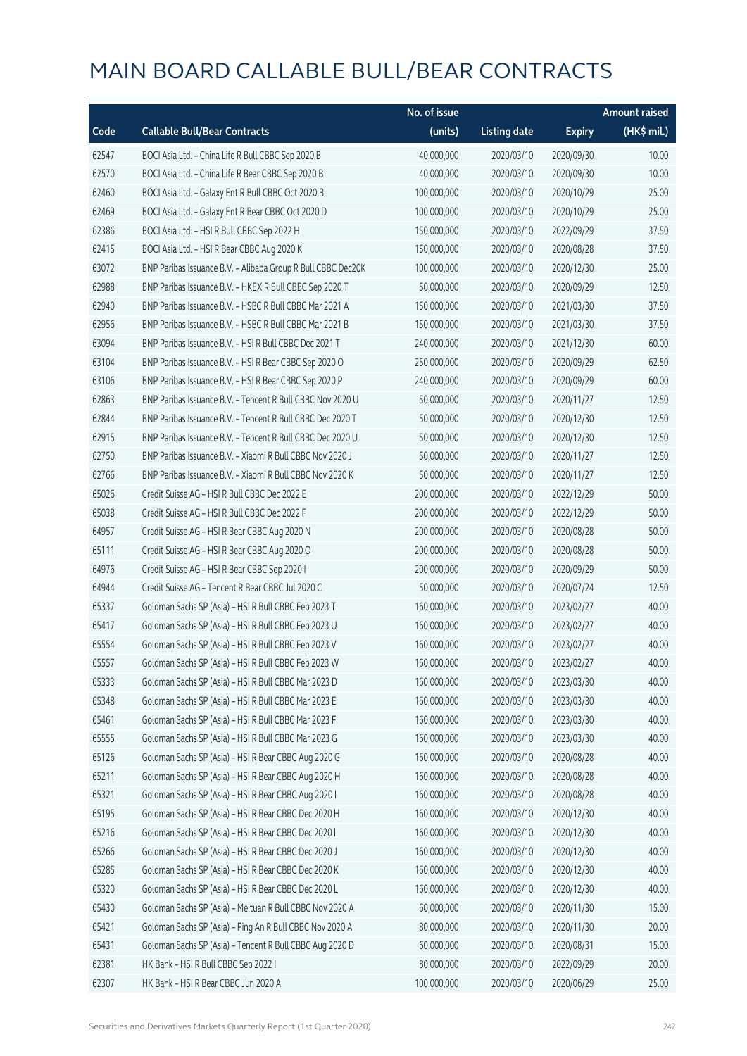# MAIN BOARD CALLABLE BULL/BEAR CONTRACTS

| Code | Callable Bull/Bear Contracts | No. of issue (units) | Listing date | Expiry | Amount raised (HK$ mil.) |
|---|---|---|---|---|---|
| 62547 | BOCI Asia Ltd. - China Life R Bull CBBC Sep 2020 B | 40,000,000 | 2020/03/10 | 2020/09/30 | 10.00 |
| 62570 | BOCI Asia Ltd. - China Life R Bear CBBC Sep 2020 B | 40,000,000 | 2020/03/10 | 2020/09/30 | 10.00 |
| 62460 | BOCI Asia Ltd. - Galaxy Ent R Bull CBBC Oct 2020 B | 100,000,000 | 2020/03/10 | 2020/10/29 | 25.00 |
| 62469 | BOCI Asia Ltd. - Galaxy Ent R Bear CBBC Oct 2020 D | 100,000,000 | 2020/03/10 | 2020/10/29 | 25.00 |
| 62386 | BOCI Asia Ltd. - HSI R Bull CBBC Sep 2022 H | 150,000,000 | 2020/03/10 | 2022/09/29 | 37.50 |
| 62415 | BOCI Asia Ltd. - HSI R Bear CBBC Aug 2020 K | 150,000,000 | 2020/03/10 | 2020/08/28 | 37.50 |
| 63072 | BNP Paribas Issuance B.V. - Alibaba Group R Bull CBBC Dec20K | 100,000,000 | 2020/03/10 | 2020/12/30 | 25.00 |
| 62988 | BNP Paribas Issuance B.V. - HKEX R Bull CBBC Sep 2020 T | 50,000,000 | 2020/03/10 | 2020/09/29 | 12.50 |
| 62940 | BNP Paribas Issuance B.V. - HSBC R Bull CBBC Mar 2021 A | 150,000,000 | 2020/03/10 | 2021/03/30 | 37.50 |
| 62956 | BNP Paribas Issuance B.V. - HSBC R Bull CBBC Mar 2021 B | 150,000,000 | 2020/03/10 | 2021/03/30 | 37.50 |
| 63094 | BNP Paribas Issuance B.V. - HSI R Bull CBBC Dec 2021 T | 240,000,000 | 2020/03/10 | 2021/12/30 | 60.00 |
| 63104 | BNP Paribas Issuance B.V. - HSI R Bear CBBC Sep 2020 O | 250,000,000 | 2020/03/10 | 2020/09/29 | 62.50 |
| 63106 | BNP Paribas Issuance B.V. - HSI R Bear CBBC Sep 2020 P | 240,000,000 | 2020/03/10 | 2020/09/29 | 60.00 |
| 62863 | BNP Paribas Issuance B.V. - Tencent R Bull CBBC Nov 2020 U | 50,000,000 | 2020/03/10 | 2020/11/27 | 12.50 |
| 62844 | BNP Paribas Issuance B.V. - Tencent R Bull CBBC Dec 2020 T | 50,000,000 | 2020/03/10 | 2020/12/30 | 12.50 |
| 62915 | BNP Paribas Issuance B.V. - Tencent R Bull CBBC Dec 2020 U | 50,000,000 | 2020/03/10 | 2020/12/30 | 12.50 |
| 62750 | BNP Paribas Issuance B.V. - Xiaomi R Bull CBBC Nov 2020 J | 50,000,000 | 2020/03/10 | 2020/11/27 | 12.50 |
| 62766 | BNP Paribas Issuance B.V. - Xiaomi R Bull CBBC Nov 2020 K | 50,000,000 | 2020/03/10 | 2020/11/27 | 12.50 |
| 65026 | Credit Suisse AG - HSI R Bull CBBC Dec 2022 E | 200,000,000 | 2020/03/10 | 2022/12/29 | 50.00 |
| 65038 | Credit Suisse AG - HSI R Bull CBBC Dec 2022 F | 200,000,000 | 2020/03/10 | 2022/12/29 | 50.00 |
| 64957 | Credit Suisse AG - HSI R Bear CBBC Aug 2020 N | 200,000,000 | 2020/03/10 | 2020/08/28 | 50.00 |
| 65111 | Credit Suisse AG - HSI R Bear CBBC Aug 2020 O | 200,000,000 | 2020/03/10 | 2020/08/28 | 50.00 |
| 64976 | Credit Suisse AG - HSI R Bear CBBC Sep 2020 I | 200,000,000 | 2020/03/10 | 2020/09/29 | 50.00 |
| 64944 | Credit Suisse AG - Tencent R Bear CBBC Jul 2020 C | 50,000,000 | 2020/03/10 | 2020/07/24 | 12.50 |
| 65337 | Goldman Sachs SP (Asia) - HSI R Bull CBBC Feb 2023 T | 160,000,000 | 2020/03/10 | 2023/02/27 | 40.00 |
| 65417 | Goldman Sachs SP (Asia) - HSI R Bull CBBC Feb 2023 U | 160,000,000 | 2020/03/10 | 2023/02/27 | 40.00 |
| 65554 | Goldman Sachs SP (Asia) - HSI R Bull CBBC Feb 2023 V | 160,000,000 | 2020/03/10 | 2023/02/27 | 40.00 |
| 65557 | Goldman Sachs SP (Asia) - HSI R Bull CBBC Feb 2023 W | 160,000,000 | 2020/03/10 | 2023/02/27 | 40.00 |
| 65333 | Goldman Sachs SP (Asia) - HSI R Bull CBBC Mar 2023 D | 160,000,000 | 2020/03/10 | 2023/03/30 | 40.00 |
| 65348 | Goldman Sachs SP (Asia) - HSI R Bull CBBC Mar 2023 E | 160,000,000 | 2020/03/10 | 2023/03/30 | 40.00 |
| 65461 | Goldman Sachs SP (Asia) - HSI R Bull CBBC Mar 2023 F | 160,000,000 | 2020/03/10 | 2023/03/30 | 40.00 |
| 65555 | Goldman Sachs SP (Asia) - HSI R Bull CBBC Mar 2023 G | 160,000,000 | 2020/03/10 | 2023/03/30 | 40.00 |
| 65126 | Goldman Sachs SP (Asia) - HSI R Bear CBBC Aug 2020 G | 160,000,000 | 2020/03/10 | 2020/08/28 | 40.00 |
| 65211 | Goldman Sachs SP (Asia) - HSI R Bear CBBC Aug 2020 H | 160,000,000 | 2020/03/10 | 2020/08/28 | 40.00 |
| 65321 | Goldman Sachs SP (Asia) - HSI R Bear CBBC Aug 2020 I | 160,000,000 | 2020/03/10 | 2020/08/28 | 40.00 |
| 65195 | Goldman Sachs SP (Asia) - HSI R Bear CBBC Dec 2020 H | 160,000,000 | 2020/03/10 | 2020/12/30 | 40.00 |
| 65216 | Goldman Sachs SP (Asia) - HSI R Bear CBBC Dec 2020 I | 160,000,000 | 2020/03/10 | 2020/12/30 | 40.00 |
| 65266 | Goldman Sachs SP (Asia) - HSI R Bear CBBC Dec 2020 J | 160,000,000 | 2020/03/10 | 2020/12/30 | 40.00 |
| 65285 | Goldman Sachs SP (Asia) - HSI R Bear CBBC Dec 2020 K | 160,000,000 | 2020/03/10 | 2020/12/30 | 40.00 |
| 65320 | Goldman Sachs SP (Asia) - HSI R Bear CBBC Dec 2020 L | 160,000,000 | 2020/03/10 | 2020/12/30 | 40.00 |
| 65430 | Goldman Sachs SP (Asia) - Meituan R Bull CBBC Nov 2020 A | 60,000,000 | 2020/03/10 | 2020/11/30 | 15.00 |
| 65421 | Goldman Sachs SP (Asia) - Ping An R Bull CBBC Nov 2020 A | 80,000,000 | 2020/03/10 | 2020/11/30 | 20.00 |
| 65431 | Goldman Sachs SP (Asia) - Tencent R Bull CBBC Aug 2020 D | 60,000,000 | 2020/03/10 | 2020/08/31 | 15.00 |
| 62381 | HK Bank - HSI R Bull CBBC Sep 2022 I | 80,000,000 | 2020/03/10 | 2022/09/29 | 20.00 |
| 62307 | HK Bank - HSI R Bear CBBC Jun 2020 A | 100,000,000 | 2020/03/10 | 2020/06/29 | 25.00 |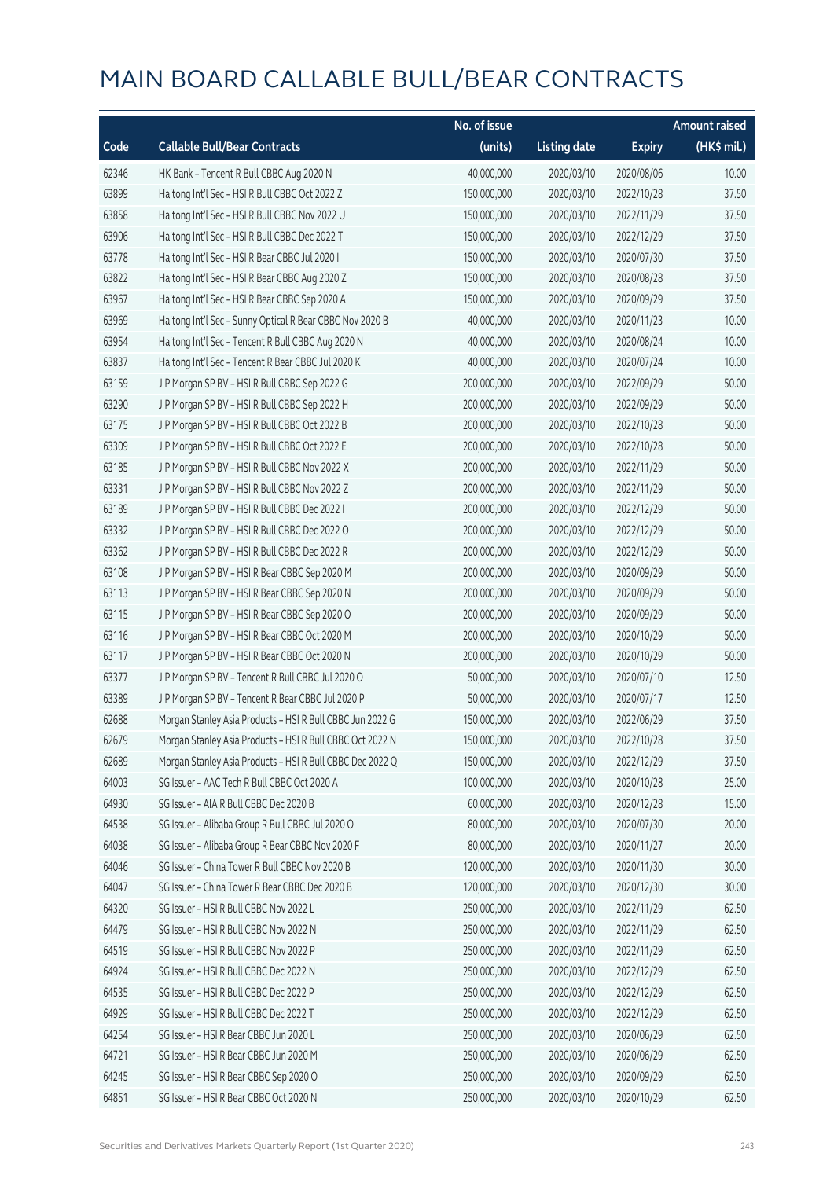# MAIN BOARD CALLABLE BULL/BEAR CONTRACTS

| Code | Callable Bull/Bear Contracts | No. of issue (units) | Listing date | Expiry | Amount raised (HK$ mil.) |
|---|---|---|---|---|---|
| 62346 | HK Bank – Tencent R Bull CBBC Aug 2020 N | 40,000,000 | 2020/03/10 | 2020/08/06 | 10.00 |
| 63899 | Haitong Int'l Sec – HSI R Bull CBBC Oct 2022 Z | 150,000,000 | 2020/03/10 | 2022/10/28 | 37.50 |
| 63858 | Haitong Int'l Sec – HSI R Bull CBBC Nov 2022 U | 150,000,000 | 2020/03/10 | 2022/11/29 | 37.50 |
| 63906 | Haitong Int'l Sec – HSI R Bull CBBC Dec 2022 T | 150,000,000 | 2020/03/10 | 2022/12/29 | 37.50 |
| 63778 | Haitong Int'l Sec – HSI R Bear CBBC Jul 2020 I | 150,000,000 | 2020/03/10 | 2020/07/30 | 37.50 |
| 63822 | Haitong Int'l Sec – HSI R Bear CBBC Aug 2020 Z | 150,000,000 | 2020/03/10 | 2020/08/28 | 37.50 |
| 63967 | Haitong Int'l Sec – HSI R Bear CBBC Sep 2020 A | 150,000,000 | 2020/03/10 | 2020/09/29 | 37.50 |
| 63969 | Haitong Int'l Sec – Sunny Optical R Bear CBBC Nov 2020 B | 40,000,000 | 2020/03/10 | 2020/11/23 | 10.00 |
| 63954 | Haitong Int'l Sec – Tencent R Bull CBBC Aug 2020 N | 40,000,000 | 2020/03/10 | 2020/08/24 | 10.00 |
| 63837 | Haitong Int'l Sec – Tencent R Bear CBBC Jul 2020 K | 40,000,000 | 2020/03/10 | 2020/07/24 | 10.00 |
| 63159 | J P Morgan SP BV – HSI R Bull CBBC Sep 2022 G | 200,000,000 | 2020/03/10 | 2022/09/29 | 50.00 |
| 63290 | J P Morgan SP BV – HSI R Bull CBBC Sep 2022 H | 200,000,000 | 2020/03/10 | 2022/09/29 | 50.00 |
| 63175 | J P Morgan SP BV – HSI R Bull CBBC Oct 2022 B | 200,000,000 | 2020/03/10 | 2022/10/28 | 50.00 |
| 63309 | J P Morgan SP BV – HSI R Bull CBBC Oct 2022 E | 200,000,000 | 2020/03/10 | 2022/10/28 | 50.00 |
| 63185 | J P Morgan SP BV – HSI R Bull CBBC Nov 2022 X | 200,000,000 | 2020/03/10 | 2022/11/29 | 50.00 |
| 63331 | J P Morgan SP BV – HSI R Bull CBBC Nov 2022 Z | 200,000,000 | 2020/03/10 | 2022/11/29 | 50.00 |
| 63189 | J P Morgan SP BV – HSI R Bull CBBC Dec 2022 I | 200,000,000 | 2020/03/10 | 2022/12/29 | 50.00 |
| 63332 | J P Morgan SP BV – HSI R Bull CBBC Dec 2022 O | 200,000,000 | 2020/03/10 | 2022/12/29 | 50.00 |
| 63362 | J P Morgan SP BV – HSI R Bull CBBC Dec 2022 R | 200,000,000 | 2020/03/10 | 2022/12/29 | 50.00 |
| 63108 | J P Morgan SP BV – HSI R Bear CBBC Sep 2020 M | 200,000,000 | 2020/03/10 | 2020/09/29 | 50.00 |
| 63113 | J P Morgan SP BV – HSI R Bear CBBC Sep 2020 N | 200,000,000 | 2020/03/10 | 2020/09/29 | 50.00 |
| 63115 | J P Morgan SP BV – HSI R Bear CBBC Sep 2020 O | 200,000,000 | 2020/03/10 | 2020/09/29 | 50.00 |
| 63116 | J P Morgan SP BV – HSI R Bear CBBC Oct 2020 M | 200,000,000 | 2020/03/10 | 2020/10/29 | 50.00 |
| 63117 | J P Morgan SP BV – HSI R Bear CBBC Oct 2020 N | 200,000,000 | 2020/03/10 | 2020/10/29 | 50.00 |
| 63377 | J P Morgan SP BV – Tencent R Bull CBBC Jul 2020 O | 50,000,000 | 2020/03/10 | 2020/07/10 | 12.50 |
| 63389 | J P Morgan SP BV – Tencent R Bear CBBC Jul 2020 P | 50,000,000 | 2020/03/10 | 2020/07/17 | 12.50 |
| 62688 | Morgan Stanley Asia Products – HSI R Bull CBBC Jun 2022 G | 150,000,000 | 2020/03/10 | 2022/06/29 | 37.50 |
| 62679 | Morgan Stanley Asia Products – HSI R Bull CBBC Oct 2022 N | 150,000,000 | 2020/03/10 | 2022/10/28 | 37.50 |
| 62689 | Morgan Stanley Asia Products – HSI R Bull CBBC Dec 2022 Q | 150,000,000 | 2020/03/10 | 2022/12/29 | 37.50 |
| 64003 | SG Issuer – AAC Tech R Bull CBBC Oct 2020 A | 100,000,000 | 2020/03/10 | 2020/10/28 | 25.00 |
| 64930 | SG Issuer – AIA R Bull CBBC Dec 2020 B | 60,000,000 | 2020/03/10 | 2020/12/28 | 15.00 |
| 64538 | SG Issuer – Alibaba Group R Bull CBBC Jul 2020 O | 80,000,000 | 2020/03/10 | 2020/07/30 | 20.00 |
| 64038 | SG Issuer – Alibaba Group R Bear CBBC Nov 2020 F | 80,000,000 | 2020/03/10 | 2020/11/27 | 20.00 |
| 64046 | SG Issuer – China Tower R Bull CBBC Nov 2020 B | 120,000,000 | 2020/03/10 | 2020/11/30 | 30.00 |
| 64047 | SG Issuer – China Tower R Bear CBBC Dec 2020 B | 120,000,000 | 2020/03/10 | 2020/12/30 | 30.00 |
| 64320 | SG Issuer – HSI R Bull CBBC Nov 2022 L | 250,000,000 | 2020/03/10 | 2022/11/29 | 62.50 |
| 64479 | SG Issuer – HSI R Bull CBBC Nov 2022 N | 250,000,000 | 2020/03/10 | 2022/11/29 | 62.50 |
| 64519 | SG Issuer – HSI R Bull CBBC Nov 2022 P | 250,000,000 | 2020/03/10 | 2022/11/29 | 62.50 |
| 64924 | SG Issuer – HSI R Bull CBBC Dec 2022 N | 250,000,000 | 2020/03/10 | 2022/12/29 | 62.50 |
| 64535 | SG Issuer – HSI R Bull CBBC Dec 2022 P | 250,000,000 | 2020/03/10 | 2022/12/29 | 62.50 |
| 64929 | SG Issuer – HSI R Bull CBBC Dec 2022 T | 250,000,000 | 2020/03/10 | 2022/12/29 | 62.50 |
| 64254 | SG Issuer – HSI R Bear CBBC Jun 2020 L | 250,000,000 | 2020/03/10 | 2020/06/29 | 62.50 |
| 64721 | SG Issuer – HSI R Bear CBBC Jun 2020 M | 250,000,000 | 2020/03/10 | 2020/06/29 | 62.50 |
| 64245 | SG Issuer – HSI R Bear CBBC Sep 2020 O | 250,000,000 | 2020/03/10 | 2020/09/29 | 62.50 |
| 64851 | SG Issuer – HSI R Bear CBBC Oct 2020 N | 250,000,000 | 2020/03/10 | 2020/10/29 | 62.50 |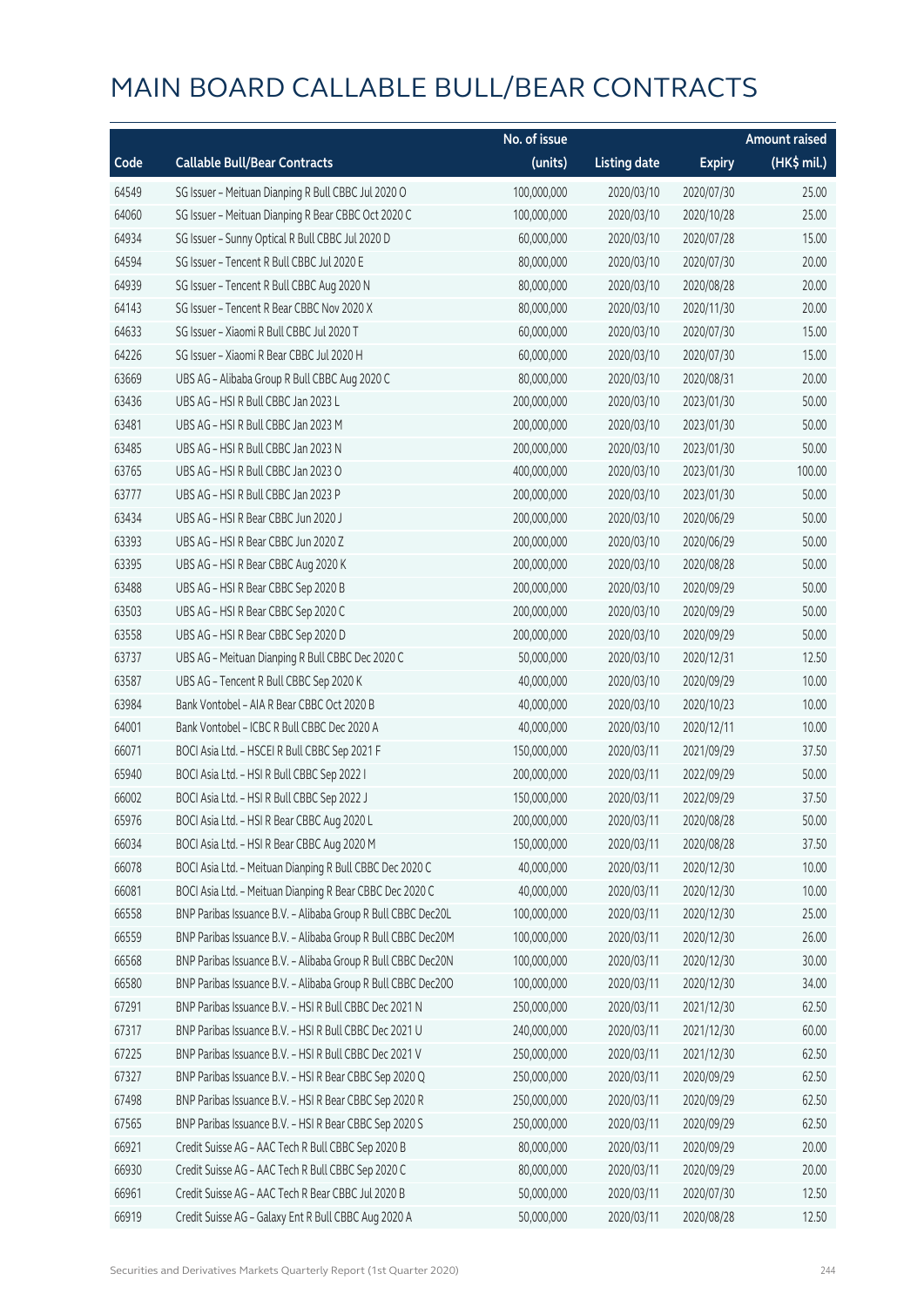# MAIN BOARD CALLABLE BULL/BEAR CONTRACTS

| Code | Callable Bull/Bear Contracts | No. of issue (units) | Listing date | Expiry | Amount raised (HK$ mil.) |
|---|---|---|---|---|---|
| 64549 | SG Issuer – Meituan Dianping R Bull CBBC Jul 2020 O | 100,000,000 | 2020/03/10 | 2020/07/30 | 25.00 |
| 64060 | SG Issuer – Meituan Dianping R Bear CBBC Oct 2020 C | 100,000,000 | 2020/03/10 | 2020/10/28 | 25.00 |
| 64934 | SG Issuer – Sunny Optical R Bull CBBC Jul 2020 D | 60,000,000 | 2020/03/10 | 2020/07/28 | 15.00 |
| 64594 | SG Issuer – Tencent R Bull CBBC Jul 2020 E | 80,000,000 | 2020/03/10 | 2020/07/30 | 20.00 |
| 64939 | SG Issuer – Tencent R Bull CBBC Aug 2020 N | 80,000,000 | 2020/03/10 | 2020/08/28 | 20.00 |
| 64143 | SG Issuer – Tencent R Bear CBBC Nov 2020 X | 80,000,000 | 2020/03/10 | 2020/11/30 | 20.00 |
| 64633 | SG Issuer – Xiaomi R Bull CBBC Jul 2020 T | 60,000,000 | 2020/03/10 | 2020/07/30 | 15.00 |
| 64226 | SG Issuer – Xiaomi R Bear CBBC Jul 2020 H | 60,000,000 | 2020/03/10 | 2020/07/30 | 15.00 |
| 63669 | UBS AG – Alibaba Group R Bull CBBC Aug 2020 C | 80,000,000 | 2020/03/10 | 2020/08/31 | 20.00 |
| 63436 | UBS AG – HSI R Bull CBBC Jan 2023 L | 200,000,000 | 2020/03/10 | 2023/01/30 | 50.00 |
| 63481 | UBS AG – HSI R Bull CBBC Jan 2023 M | 200,000,000 | 2020/03/10 | 2023/01/30 | 50.00 |
| 63485 | UBS AG – HSI R Bull CBBC Jan 2023 N | 200,000,000 | 2020/03/10 | 2023/01/30 | 50.00 |
| 63765 | UBS AG – HSI R Bull CBBC Jan 2023 O | 400,000,000 | 2020/03/10 | 2023/01/30 | 100.00 |
| 63777 | UBS AG – HSI R Bull CBBC Jan 2023 P | 200,000,000 | 2020/03/10 | 2023/01/30 | 50.00 |
| 63434 | UBS AG – HSI R Bear CBBC Jun 2020 J | 200,000,000 | 2020/03/10 | 2020/06/29 | 50.00 |
| 63393 | UBS AG – HSI R Bear CBBC Jun 2020 Z | 200,000,000 | 2020/03/10 | 2020/06/29 | 50.00 |
| 63395 | UBS AG – HSI R Bear CBBC Aug 2020 K | 200,000,000 | 2020/03/10 | 2020/08/28 | 50.00 |
| 63488 | UBS AG – HSI R Bear CBBC Sep 2020 B | 200,000,000 | 2020/03/10 | 2020/09/29 | 50.00 |
| 63503 | UBS AG – HSI R Bear CBBC Sep 2020 C | 200,000,000 | 2020/03/10 | 2020/09/29 | 50.00 |
| 63558 | UBS AG – HSI R Bear CBBC Sep 2020 D | 200,000,000 | 2020/03/10 | 2020/09/29 | 50.00 |
| 63737 | UBS AG – Meituan Dianping R Bull CBBC Dec 2020 C | 50,000,000 | 2020/03/10 | 2020/12/31 | 12.50 |
| 63587 | UBS AG – Tencent R Bull CBBC Sep 2020 K | 40,000,000 | 2020/03/10 | 2020/09/29 | 10.00 |
| 63984 | Bank Vontobel – AIA R Bear CBBC Oct 2020 B | 40,000,000 | 2020/03/10 | 2020/10/23 | 10.00 |
| 64001 | Bank Vontobel – ICBC R Bull CBBC Dec 2020 A | 40,000,000 | 2020/03/10 | 2020/12/11 | 10.00 |
| 66071 | BOCI Asia Ltd. – HSCEI R Bull CBBC Sep 2021 F | 150,000,000 | 2020/03/11 | 2021/09/29 | 37.50 |
| 65940 | BOCI Asia Ltd. – HSI R Bull CBBC Sep 2022 I | 200,000,000 | 2020/03/11 | 2022/09/29 | 50.00 |
| 66002 | BOCI Asia Ltd. – HSI R Bull CBBC Sep 2022 J | 150,000,000 | 2020/03/11 | 2022/09/29 | 37.50 |
| 65976 | BOCI Asia Ltd. – HSI R Bear CBBC Aug 2020 L | 200,000,000 | 2020/03/11 | 2020/08/28 | 50.00 |
| 66034 | BOCI Asia Ltd. – HSI R Bear CBBC Aug 2020 M | 150,000,000 | 2020/03/11 | 2020/08/28 | 37.50 |
| 66078 | BOCI Asia Ltd. – Meituan Dianping R Bull CBBC Dec 2020 C | 40,000,000 | 2020/03/11 | 2020/12/30 | 10.00 |
| 66081 | BOCI Asia Ltd. – Meituan Dianping R Bear CBBC Dec 2020 C | 40,000,000 | 2020/03/11 | 2020/12/30 | 10.00 |
| 66558 | BNP Paribas Issuance B.V. – Alibaba Group R Bull CBBC Dec20L | 100,000,000 | 2020/03/11 | 2020/12/30 | 25.00 |
| 66559 | BNP Paribas Issuance B.V. – Alibaba Group R Bull CBBC Dec20M | 100,000,000 | 2020/03/11 | 2020/12/30 | 26.00 |
| 66568 | BNP Paribas Issuance B.V. – Alibaba Group R Bull CBBC Dec20N | 100,000,000 | 2020/03/11 | 2020/12/30 | 30.00 |
| 66580 | BNP Paribas Issuance B.V. – Alibaba Group R Bull CBBC Dec20O | 100,000,000 | 2020/03/11 | 2020/12/30 | 34.00 |
| 67291 | BNP Paribas Issuance B.V. – HSI R Bull CBBC Dec 2021 N | 250,000,000 | 2020/03/11 | 2021/12/30 | 62.50 |
| 67317 | BNP Paribas Issuance B.V. – HSI R Bull CBBC Dec 2021 U | 240,000,000 | 2020/03/11 | 2021/12/30 | 60.00 |
| 67225 | BNP Paribas Issuance B.V. – HSI R Bull CBBC Dec 2021 V | 250,000,000 | 2020/03/11 | 2021/12/30 | 62.50 |
| 67327 | BNP Paribas Issuance B.V. – HSI R Bear CBBC Sep 2020 Q | 250,000,000 | 2020/03/11 | 2020/09/29 | 62.50 |
| 67498 | BNP Paribas Issuance B.V. – HSI R Bear CBBC Sep 2020 R | 250,000,000 | 2020/03/11 | 2020/09/29 | 62.50 |
| 67565 | BNP Paribas Issuance B.V. – HSI R Bear CBBC Sep 2020 S | 250,000,000 | 2020/03/11 | 2020/09/29 | 62.50 |
| 66921 | Credit Suisse AG – AAC Tech R Bull CBBC Sep 2020 B | 80,000,000 | 2020/03/11 | 2020/09/29 | 20.00 |
| 66930 | Credit Suisse AG – AAC Tech R Bull CBBC Sep 2020 C | 80,000,000 | 2020/03/11 | 2020/09/29 | 20.00 |
| 66961 | Credit Suisse AG – AAC Tech R Bear CBBC Jul 2020 B | 50,000,000 | 2020/03/11 | 2020/07/30 | 12.50 |
| 66919 | Credit Suisse AG – Galaxy Ent R Bull CBBC Aug 2020 A | 50,000,000 | 2020/03/11 | 2020/08/28 | 12.50 |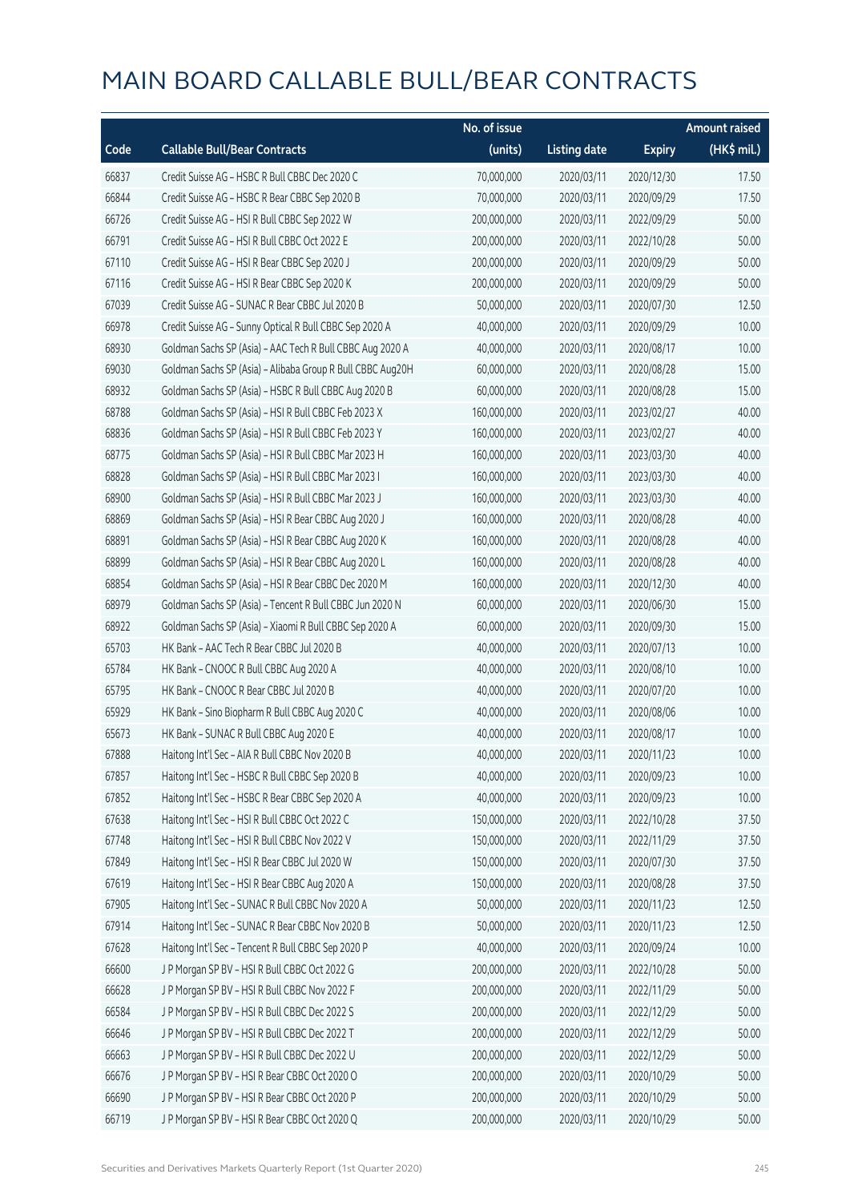# MAIN BOARD CALLABLE BULL/BEAR CONTRACTS

| Code | Callable Bull/Bear Contracts | No. of issue (units) | Listing date | Expiry | Amount raised (HK$ mil.) |
|---|---|---|---|---|---|
| 66837 | Credit Suisse AG – HSBC R Bull CBBC Dec 2020 C | 70,000,000 | 2020/03/11 | 2020/12/30 | 17.50 |
| 66844 | Credit Suisse AG – HSBC R Bear CBBC Sep 2020 B | 70,000,000 | 2020/03/11 | 2020/09/29 | 17.50 |
| 66726 | Credit Suisse AG – HSI R Bull CBBC Sep 2022 W | 200,000,000 | 2020/03/11 | 2022/09/29 | 50.00 |
| 66791 | Credit Suisse AG – HSI R Bull CBBC Oct 2022 E | 200,000,000 | 2020/03/11 | 2022/10/28 | 50.00 |
| 67110 | Credit Suisse AG – HSI R Bear CBBC Sep 2020 J | 200,000,000 | 2020/03/11 | 2020/09/29 | 50.00 |
| 67116 | Credit Suisse AG – HSI R Bear CBBC Sep 2020 K | 200,000,000 | 2020/03/11 | 2020/09/29 | 50.00 |
| 67039 | Credit Suisse AG – SUNAC R Bear CBBC Jul 2020 B | 50,000,000 | 2020/03/11 | 2020/07/30 | 12.50 |
| 66978 | Credit Suisse AG – Sunny Optical R Bull CBBC Sep 2020 A | 40,000,000 | 2020/03/11 | 2020/09/29 | 10.00 |
| 68930 | Goldman Sachs SP (Asia) – AAC Tech R Bull CBBC Aug 2020 A | 40,000,000 | 2020/03/11 | 2020/08/17 | 10.00 |
| 69030 | Goldman Sachs SP (Asia) – Alibaba Group R Bull CBBC Aug20H | 60,000,000 | 2020/03/11 | 2020/08/28 | 15.00 |
| 68932 | Goldman Sachs SP (Asia) – HSBC R Bull CBBC Aug 2020 B | 60,000,000 | 2020/03/11 | 2020/08/28 | 15.00 |
| 68788 | Goldman Sachs SP (Asia) – HSI R Bull CBBC Feb 2023 X | 160,000,000 | 2020/03/11 | 2023/02/27 | 40.00 |
| 68836 | Goldman Sachs SP (Asia) – HSI R Bull CBBC Feb 2023 Y | 160,000,000 | 2020/03/11 | 2023/02/27 | 40.00 |
| 68775 | Goldman Sachs SP (Asia) – HSI R Bull CBBC Mar 2023 H | 160,000,000 | 2020/03/11 | 2023/03/30 | 40.00 |
| 68828 | Goldman Sachs SP (Asia) – HSI R Bull CBBC Mar 2023 I | 160,000,000 | 2020/03/11 | 2023/03/30 | 40.00 |
| 68900 | Goldman Sachs SP (Asia) – HSI R Bull CBBC Mar 2023 J | 160,000,000 | 2020/03/11 | 2023/03/30 | 40.00 |
| 68869 | Goldman Sachs SP (Asia) – HSI R Bear CBBC Aug 2020 J | 160,000,000 | 2020/03/11 | 2020/08/28 | 40.00 |
| 68891 | Goldman Sachs SP (Asia) – HSI R Bear CBBC Aug 2020 K | 160,000,000 | 2020/03/11 | 2020/08/28 | 40.00 |
| 68899 | Goldman Sachs SP (Asia) – HSI R Bear CBBC Aug 2020 L | 160,000,000 | 2020/03/11 | 2020/08/28 | 40.00 |
| 68854 | Goldman Sachs SP (Asia) – HSI R Bear CBBC Dec 2020 M | 160,000,000 | 2020/03/11 | 2020/12/30 | 40.00 |
| 68979 | Goldman Sachs SP (Asia) – Tencent R Bull CBBC Jun 2020 N | 60,000,000 | 2020/03/11 | 2020/06/30 | 15.00 |
| 68922 | Goldman Sachs SP (Asia) – Xiaomi R Bull CBBC Sep 2020 A | 60,000,000 | 2020/03/11 | 2020/09/30 | 15.00 |
| 65703 | HK Bank – AAC Tech R Bear CBBC Jul 2020 B | 40,000,000 | 2020/03/11 | 2020/07/13 | 10.00 |
| 65784 | HK Bank – CNOOC R Bull CBBC Aug 2020 A | 40,000,000 | 2020/03/11 | 2020/08/10 | 10.00 |
| 65795 | HK Bank – CNOOC R Bear CBBC Jul 2020 B | 40,000,000 | 2020/03/11 | 2020/07/20 | 10.00 |
| 65929 | HK Bank – Sino Biopharm R Bull CBBC Aug 2020 C | 40,000,000 | 2020/03/11 | 2020/08/06 | 10.00 |
| 65673 | HK Bank – SUNAC R Bull CBBC Aug 2020 E | 40,000,000 | 2020/03/11 | 2020/08/17 | 10.00 |
| 67888 | Haitong Int'l Sec – AIA R Bull CBBC Nov 2020 B | 40,000,000 | 2020/03/11 | 2020/11/23 | 10.00 |
| 67857 | Haitong Int'l Sec – HSBC R Bull CBBC Sep 2020 B | 40,000,000 | 2020/03/11 | 2020/09/23 | 10.00 |
| 67852 | Haitong Int'l Sec – HSBC R Bear CBBC Sep 2020 A | 40,000,000 | 2020/03/11 | 2020/09/23 | 10.00 |
| 67638 | Haitong Int'l Sec – HSI R Bull CBBC Oct 2022 C | 150,000,000 | 2020/03/11 | 2022/10/28 | 37.50 |
| 67748 | Haitong Int'l Sec – HSI R Bull CBBC Nov 2022 V | 150,000,000 | 2020/03/11 | 2022/11/29 | 37.50 |
| 67849 | Haitong Int'l Sec – HSI R Bear CBBC Jul 2020 W | 150,000,000 | 2020/03/11 | 2020/07/30 | 37.50 |
| 67619 | Haitong Int'l Sec – HSI R Bear CBBC Aug 2020 A | 150,000,000 | 2020/03/11 | 2020/08/28 | 37.50 |
| 67905 | Haitong Int'l Sec – SUNAC R Bull CBBC Nov 2020 A | 50,000,000 | 2020/03/11 | 2020/11/23 | 12.50 |
| 67914 | Haitong Int'l Sec – SUNAC R Bear CBBC Nov 2020 B | 50,000,000 | 2020/03/11 | 2020/11/23 | 12.50 |
| 67628 | Haitong Int'l Sec – Tencent R Bull CBBC Sep 2020 P | 40,000,000 | 2020/03/11 | 2020/09/24 | 10.00 |
| 66600 | J P Morgan SP BV – HSI R Bull CBBC Oct 2022 G | 200,000,000 | 2020/03/11 | 2022/10/28 | 50.00 |
| 66628 | J P Morgan SP BV – HSI R Bull CBBC Nov 2022 F | 200,000,000 | 2020/03/11 | 2022/11/29 | 50.00 |
| 66584 | J P Morgan SP BV – HSI R Bull CBBC Dec 2022 S | 200,000,000 | 2020/03/11 | 2022/12/29 | 50.00 |
| 66646 | J P Morgan SP BV – HSI R Bull CBBC Dec 2022 T | 200,000,000 | 2020/03/11 | 2022/12/29 | 50.00 |
| 66663 | J P Morgan SP BV – HSI R Bull CBBC Dec 2022 U | 200,000,000 | 2020/03/11 | 2022/12/29 | 50.00 |
| 66676 | J P Morgan SP BV – HSI R Bear CBBC Oct 2020 O | 200,000,000 | 2020/03/11 | 2020/10/29 | 50.00 |
| 66690 | J P Morgan SP BV – HSI R Bear CBBC Oct 2020 P | 200,000,000 | 2020/03/11 | 2020/10/29 | 50.00 |
| 66719 | J P Morgan SP BV – HSI R Bear CBBC Oct 2020 Q | 200,000,000 | 2020/03/11 | 2020/10/29 | 50.00 |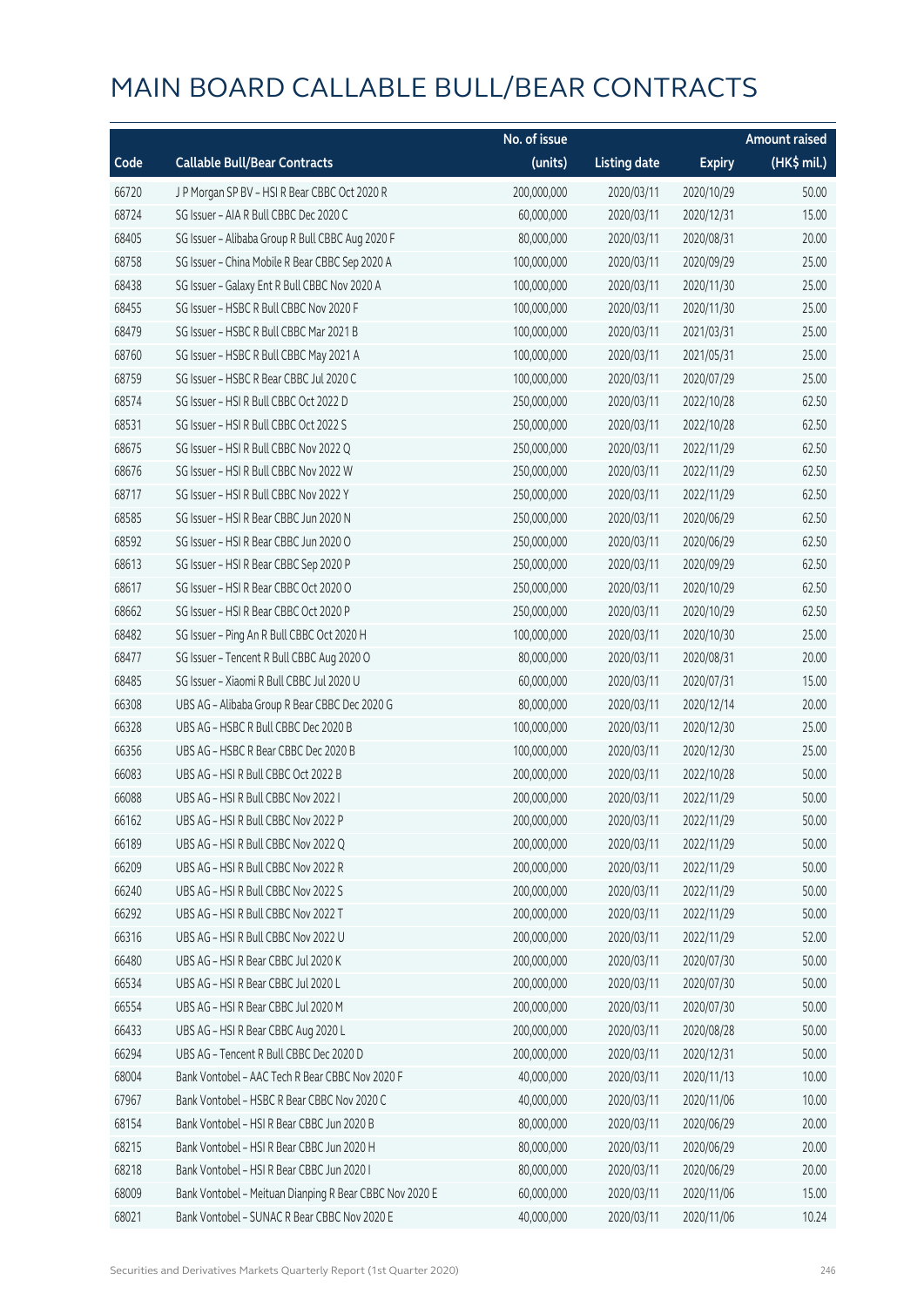# MAIN BOARD CALLABLE BULL/BEAR CONTRACTS

| Code | Callable Bull/Bear Contracts | No. of issue (units) | Listing date | Expiry | Amount raised (HK$ mil.) |
|---|---|---|---|---|---|
| 66720 | J P Morgan SP BV – HSI R Bear CBBC Oct 2020 R | 200,000,000 | 2020/03/11 | 2020/10/29 | 50.00 |
| 68724 | SG Issuer – AIA R Bull CBBC Dec 2020 C | 60,000,000 | 2020/03/11 | 2020/12/31 | 15.00 |
| 68405 | SG Issuer – Alibaba Group R Bull CBBC Aug 2020 F | 80,000,000 | 2020/03/11 | 2020/08/31 | 20.00 |
| 68758 | SG Issuer – China Mobile R Bear CBBC Sep 2020 A | 100,000,000 | 2020/03/11 | 2020/09/29 | 25.00 |
| 68438 | SG Issuer – Galaxy Ent R Bull CBBC Nov 2020 A | 100,000,000 | 2020/03/11 | 2020/11/30 | 25.00 |
| 68455 | SG Issuer – HSBC R Bull CBBC Nov 2020 F | 100,000,000 | 2020/03/11 | 2020/11/30 | 25.00 |
| 68479 | SG Issuer – HSBC R Bull CBBC Mar 2021 B | 100,000,000 | 2020/03/11 | 2021/03/31 | 25.00 |
| 68760 | SG Issuer – HSBC R Bull CBBC May 2021 A | 100,000,000 | 2020/03/11 | 2021/05/31 | 25.00 |
| 68759 | SG Issuer – HSBC R Bear CBBC Jul 2020 C | 100,000,000 | 2020/03/11 | 2020/07/29 | 25.00 |
| 68574 | SG Issuer – HSI R Bull CBBC Oct 2022 D | 250,000,000 | 2020/03/11 | 2022/10/28 | 62.50 |
| 68531 | SG Issuer – HSI R Bull CBBC Oct 2022 S | 250,000,000 | 2020/03/11 | 2022/10/28 | 62.50 |
| 68675 | SG Issuer – HSI R Bull CBBC Nov 2022 Q | 250,000,000 | 2020/03/11 | 2022/11/29 | 62.50 |
| 68676 | SG Issuer – HSI R Bull CBBC Nov 2022 W | 250,000,000 | 2020/03/11 | 2022/11/29 | 62.50 |
| 68717 | SG Issuer – HSI R Bull CBBC Nov 2022 Y | 250,000,000 | 2020/03/11 | 2022/11/29 | 62.50 |
| 68585 | SG Issuer – HSI R Bear CBBC Jun 2020 N | 250,000,000 | 2020/03/11 | 2020/06/29 | 62.50 |
| 68592 | SG Issuer – HSI R Bear CBBC Jun 2020 O | 250,000,000 | 2020/03/11 | 2020/06/29 | 62.50 |
| 68613 | SG Issuer – HSI R Bear CBBC Sep 2020 P | 250,000,000 | 2020/03/11 | 2020/09/29 | 62.50 |
| 68617 | SG Issuer – HSI R Bear CBBC Oct 2020 O | 250,000,000 | 2020/03/11 | 2020/10/29 | 62.50 |
| 68662 | SG Issuer – HSI R Bear CBBC Oct 2020 P | 250,000,000 | 2020/03/11 | 2020/10/29 | 62.50 |
| 68482 | SG Issuer – Ping An R Bull CBBC Oct 2020 H | 100,000,000 | 2020/03/11 | 2020/10/30 | 25.00 |
| 68477 | SG Issuer – Tencent R Bull CBBC Aug 2020 O | 80,000,000 | 2020/03/11 | 2020/08/31 | 20.00 |
| 68485 | SG Issuer – Xiaomi R Bull CBBC Jul 2020 U | 60,000,000 | 2020/03/11 | 2020/07/31 | 15.00 |
| 66308 | UBS AG – Alibaba Group R Bear CBBC Dec 2020 G | 80,000,000 | 2020/03/11 | 2020/12/14 | 20.00 |
| 66328 | UBS AG – HSBC R Bull CBBC Dec 2020 B | 100,000,000 | 2020/03/11 | 2020/12/30 | 25.00 |
| 66356 | UBS AG – HSBC R Bear CBBC Dec 2020 B | 100,000,000 | 2020/03/11 | 2020/12/30 | 25.00 |
| 66083 | UBS AG – HSI R Bull CBBC Oct 2022 B | 200,000,000 | 2020/03/11 | 2022/10/28 | 50.00 |
| 66088 | UBS AG – HSI R Bull CBBC Nov 2022 I | 200,000,000 | 2020/03/11 | 2022/11/29 | 50.00 |
| 66162 | UBS AG – HSI R Bull CBBC Nov 2022 P | 200,000,000 | 2020/03/11 | 2022/11/29 | 50.00 |
| 66189 | UBS AG – HSI R Bull CBBC Nov 2022 Q | 200,000,000 | 2020/03/11 | 2022/11/29 | 50.00 |
| 66209 | UBS AG – HSI R Bull CBBC Nov 2022 R | 200,000,000 | 2020/03/11 | 2022/11/29 | 50.00 |
| 66240 | UBS AG – HSI R Bull CBBC Nov 2022 S | 200,000,000 | 2020/03/11 | 2022/11/29 | 50.00 |
| 66292 | UBS AG – HSI R Bull CBBC Nov 2022 T | 200,000,000 | 2020/03/11 | 2022/11/29 | 50.00 |
| 66316 | UBS AG – HSI R Bull CBBC Nov 2022 U | 200,000,000 | 2020/03/11 | 2022/11/29 | 52.00 |
| 66480 | UBS AG – HSI R Bear CBBC Jul 2020 K | 200,000,000 | 2020/03/11 | 2020/07/30 | 50.00 |
| 66534 | UBS AG – HSI R Bear CBBC Jul 2020 L | 200,000,000 | 2020/03/11 | 2020/07/30 | 50.00 |
| 66554 | UBS AG – HSI R Bear CBBC Jul 2020 M | 200,000,000 | 2020/03/11 | 2020/07/30 | 50.00 |
| 66433 | UBS AG – HSI R Bear CBBC Aug 2020 L | 200,000,000 | 2020/03/11 | 2020/08/28 | 50.00 |
| 66294 | UBS AG – Tencent R Bull CBBC Dec 2020 D | 200,000,000 | 2020/03/11 | 2020/12/31 | 50.00 |
| 68004 | Bank Vontobel – AAC Tech R Bear CBBC Nov 2020 F | 40,000,000 | 2020/03/11 | 2020/11/13 | 10.00 |
| 67967 | Bank Vontobel – HSBC R Bear CBBC Nov 2020 C | 40,000,000 | 2020/03/11 | 2020/11/06 | 10.00 |
| 68154 | Bank Vontobel – HSI R Bear CBBC Jun 2020 B | 80,000,000 | 2020/03/11 | 2020/06/29 | 20.00 |
| 68215 | Bank Vontobel – HSI R Bear CBBC Jun 2020 H | 80,000,000 | 2020/03/11 | 2020/06/29 | 20.00 |
| 68218 | Bank Vontobel – HSI R Bear CBBC Jun 2020 I | 80,000,000 | 2020/03/11 | 2020/06/29 | 20.00 |
| 68009 | Bank Vontobel – Meituan Dianping R Bear CBBC Nov 2020 E | 60,000,000 | 2020/03/11 | 2020/11/06 | 15.00 |
| 68021 | Bank Vontobel – SUNAC R Bear CBBC Nov 2020 E | 40,000,000 | 2020/03/11 | 2020/11/06 | 10.24 |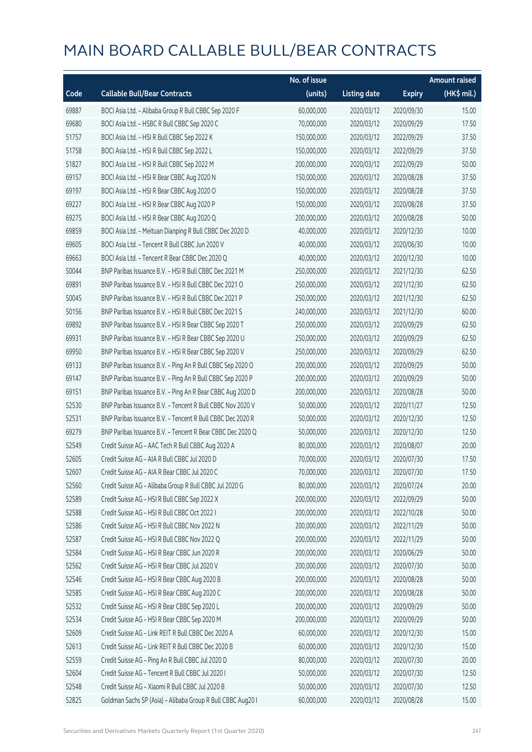# MAIN BOARD CALLABLE BULL/BEAR CONTRACTS

| Code | Callable Bull/Bear Contracts | No. of issue (units) | Listing date | Expiry | Amount raised (HK$ mil.) |
|---|---|---|---|---|---|
| 69887 | BOCI Asia Ltd. – Alibaba Group R Bull CBBC Sep 2020 F | 60,000,000 | 2020/03/12 | 2020/09/30 | 15.00 |
| 69680 | BOCI Asia Ltd. – HSBC R Bull CBBC Sep 2020 C | 70,000,000 | 2020/03/12 | 2020/09/29 | 17.50 |
| 51757 | BOCI Asia Ltd. – HSI R Bull CBBC Sep 2022 K | 150,000,000 | 2020/03/12 | 2022/09/29 | 37.50 |
| 51758 | BOCI Asia Ltd. – HSI R Bull CBBC Sep 2022 L | 150,000,000 | 2020/03/12 | 2022/09/29 | 37.50 |
| 51827 | BOCI Asia Ltd. – HSI R Bull CBBC Sep 2022 M | 200,000,000 | 2020/03/12 | 2022/09/29 | 50.00 |
| 69157 | BOCI Asia Ltd. – HSI R Bear CBBC Aug 2020 N | 150,000,000 | 2020/03/12 | 2020/08/28 | 37.50 |
| 69197 | BOCI Asia Ltd. – HSI R Bear CBBC Aug 2020 O | 150,000,000 | 2020/03/12 | 2020/08/28 | 37.50 |
| 69227 | BOCI Asia Ltd. – HSI R Bear CBBC Aug 2020 P | 150,000,000 | 2020/03/12 | 2020/08/28 | 37.50 |
| 69275 | BOCI Asia Ltd. – HSI R Bear CBBC Aug 2020 Q | 200,000,000 | 2020/03/12 | 2020/08/28 | 50.00 |
| 69859 | BOCI Asia Ltd. – Meituan Dianping R Bull CBBC Dec 2020 D | 40,000,000 | 2020/03/12 | 2020/12/30 | 10.00 |
| 69605 | BOCI Asia Ltd. – Tencent R Bull CBBC Jun 2020 V | 40,000,000 | 2020/03/12 | 2020/06/30 | 10.00 |
| 69663 | BOCI Asia Ltd. – Tencent R Bear CBBC Dec 2020 Q | 40,000,000 | 2020/03/12 | 2020/12/30 | 10.00 |
| 50044 | BNP Paribas Issuance B.V. – HSI R Bull CBBC Dec 2021 M | 250,000,000 | 2020/03/12 | 2021/12/30 | 62.50 |
| 69891 | BNP Paribas Issuance B.V. – HSI R Bull CBBC Dec 2021 O | 250,000,000 | 2020/03/12 | 2021/12/30 | 62.50 |
| 50045 | BNP Paribas Issuance B.V. – HSI R Bull CBBC Dec 2021 P | 250,000,000 | 2020/03/12 | 2021/12/30 | 62.50 |
| 50156 | BNP Paribas Issuance B.V. – HSI R Bull CBBC Dec 2021 S | 240,000,000 | 2020/03/12 | 2021/12/30 | 60.00 |
| 69892 | BNP Paribas Issuance B.V. – HSI R Bear CBBC Sep 2020 T | 250,000,000 | 2020/03/12 | 2020/09/29 | 62.50 |
| 69931 | BNP Paribas Issuance B.V. – HSI R Bear CBBC Sep 2020 U | 250,000,000 | 2020/03/12 | 2020/09/29 | 62.50 |
| 69950 | BNP Paribas Issuance B.V. – HSI R Bear CBBC Sep 2020 V | 250,000,000 | 2020/03/12 | 2020/09/29 | 62.50 |
| 69133 | BNP Paribas Issuance B.V. – Ping An R Bull CBBC Sep 2020 O | 200,000,000 | 2020/03/12 | 2020/09/29 | 50.00 |
| 69147 | BNP Paribas Issuance B.V. – Ping An R Bull CBBC Sep 2020 P | 200,000,000 | 2020/03/12 | 2020/09/29 | 50.00 |
| 69151 | BNP Paribas Issuance B.V. – Ping An R Bear CBBC Aug 2020 D | 200,000,000 | 2020/03/12 | 2020/08/28 | 50.00 |
| 52530 | BNP Paribas Issuance B.V. – Tencent R Bull CBBC Nov 2020 V | 50,000,000 | 2020/03/12 | 2020/11/27 | 12.50 |
| 52531 | BNP Paribas Issuance B.V. – Tencent R Bull CBBC Dec 2020 R | 50,000,000 | 2020/03/12 | 2020/12/30 | 12.50 |
| 69279 | BNP Paribas Issuance B.V. – Tencent R Bear CBBC Dec 2020 Q | 50,000,000 | 2020/03/12 | 2020/12/30 | 12.50 |
| 52549 | Credit Suisse AG – AAC Tech R Bull CBBC Aug 2020 A | 80,000,000 | 2020/03/12 | 2020/08/07 | 20.00 |
| 52605 | Credit Suisse AG – AIA R Bull CBBC Jul 2020 D | 70,000,000 | 2020/03/12 | 2020/07/30 | 17.50 |
| 52607 | Credit Suisse AG – AIA R Bear CBBC Jul 2020 C | 70,000,000 | 2020/03/12 | 2020/07/30 | 17.50 |
| 52560 | Credit Suisse AG – Alibaba Group R Bull CBBC Jul 2020 G | 80,000,000 | 2020/03/12 | 2020/07/24 | 20.00 |
| 52589 | Credit Suisse AG – HSI R Bull CBBC Sep 2022 X | 200,000,000 | 2020/03/12 | 2022/09/29 | 50.00 |
| 52588 | Credit Suisse AG – HSI R Bull CBBC Oct 2022 I | 200,000,000 | 2020/03/12 | 2022/10/28 | 50.00 |
| 52586 | Credit Suisse AG – HSI R Bull CBBC Nov 2022 N | 200,000,000 | 2020/03/12 | 2022/11/29 | 50.00 |
| 52587 | Credit Suisse AG – HSI R Bull CBBC Nov 2022 Q | 200,000,000 | 2020/03/12 | 2022/11/29 | 50.00 |
| 52584 | Credit Suisse AG – HSI R Bear CBBC Jun 2020 R | 200,000,000 | 2020/03/12 | 2020/06/29 | 50.00 |
| 52562 | Credit Suisse AG – HSI R Bear CBBC Jul 2020 V | 200,000,000 | 2020/03/12 | 2020/07/30 | 50.00 |
| 52546 | Credit Suisse AG – HSI R Bear CBBC Aug 2020 B | 200,000,000 | 2020/03/12 | 2020/08/28 | 50.00 |
| 52585 | Credit Suisse AG – HSI R Bear CBBC Aug 2020 C | 200,000,000 | 2020/03/12 | 2020/08/28 | 50.00 |
| 52532 | Credit Suisse AG – HSI R Bear CBBC Sep 2020 L | 200,000,000 | 2020/03/12 | 2020/09/29 | 50.00 |
| 52534 | Credit Suisse AG – HSI R Bear CBBC Sep 2020 M | 200,000,000 | 2020/03/12 | 2020/09/29 | 50.00 |
| 52609 | Credit Suisse AG – Link REIT R Bull CBBC Dec 2020 A | 60,000,000 | 2020/03/12 | 2020/12/30 | 15.00 |
| 52613 | Credit Suisse AG – Link REIT R Bull CBBC Dec 2020 B | 60,000,000 | 2020/03/12 | 2020/12/30 | 15.00 |
| 52559 | Credit Suisse AG – Ping An R Bull CBBC Jul 2020 D | 80,000,000 | 2020/03/12 | 2020/07/30 | 20.00 |
| 52604 | Credit Suisse AG – Tencent R Bull CBBC Jul 2020 I | 50,000,000 | 2020/03/12 | 2020/07/30 | 12.50 |
| 52548 | Credit Suisse AG – Xiaomi R Bull CBBC Jul 2020 B | 50,000,000 | 2020/03/12 | 2020/07/30 | 12.50 |
| 52825 | Goldman Sachs SP (Asia) – Alibaba Group R Bull CBBC Aug20 I | 60,000,000 | 2020/03/12 | 2020/08/28 | 15.00 |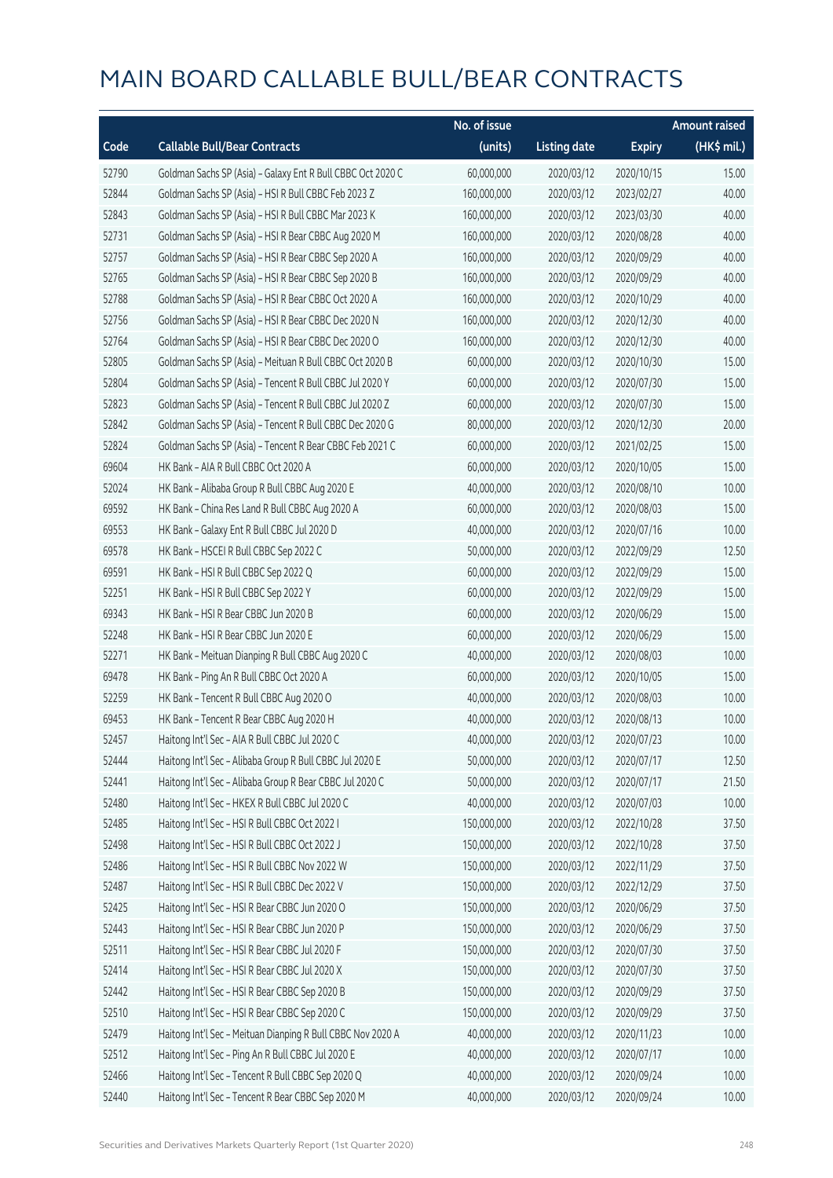# MAIN BOARD CALLABLE BULL/BEAR CONTRACTS

| Code | Callable Bull/Bear Contracts | No. of issue (units) | Listing date | Expiry | Amount raised (HK$ mil.) |
|---|---|---|---|---|---|
| 52790 | Goldman Sachs SP (Asia) – Galaxy Ent R Bull CBBC Oct 2020 C | 60,000,000 | 2020/03/12 | 2020/10/15 | 15.00 |
| 52844 | Goldman Sachs SP (Asia) – HSI R Bull CBBC Feb 2023 Z | 160,000,000 | 2020/03/12 | 2023/02/27 | 40.00 |
| 52843 | Goldman Sachs SP (Asia) – HSI R Bull CBBC Mar 2023 K | 160,000,000 | 2020/03/12 | 2023/03/30 | 40.00 |
| 52731 | Goldman Sachs SP (Asia) – HSI R Bear CBBC Aug 2020 M | 160,000,000 | 2020/03/12 | 2020/08/28 | 40.00 |
| 52757 | Goldman Sachs SP (Asia) – HSI R Bear CBBC Sep 2020 A | 160,000,000 | 2020/03/12 | 2020/09/29 | 40.00 |
| 52765 | Goldman Sachs SP (Asia) – HSI R Bear CBBC Sep 2020 B | 160,000,000 | 2020/03/12 | 2020/09/29 | 40.00 |
| 52788 | Goldman Sachs SP (Asia) – HSI R Bear CBBC Oct 2020 A | 160,000,000 | 2020/03/12 | 2020/10/29 | 40.00 |
| 52756 | Goldman Sachs SP (Asia) – HSI R Bear CBBC Dec 2020 N | 160,000,000 | 2020/03/12 | 2020/12/30 | 40.00 |
| 52764 | Goldman Sachs SP (Asia) – HSI R Bear CBBC Dec 2020 O | 160,000,000 | 2020/03/12 | 2020/12/30 | 40.00 |
| 52805 | Goldman Sachs SP (Asia) – Meituan R Bull CBBC Oct 2020 B | 60,000,000 | 2020/03/12 | 2020/10/30 | 15.00 |
| 52804 | Goldman Sachs SP (Asia) – Tencent R Bull CBBC Jul 2020 Y | 60,000,000 | 2020/03/12 | 2020/07/30 | 15.00 |
| 52823 | Goldman Sachs SP (Asia) – Tencent R Bull CBBC Jul 2020 Z | 60,000,000 | 2020/03/12 | 2020/07/30 | 15.00 |
| 52842 | Goldman Sachs SP (Asia) – Tencent R Bull CBBC Dec 2020 G | 80,000,000 | 2020/03/12 | 2020/12/30 | 20.00 |
| 52824 | Goldman Sachs SP (Asia) – Tencent R Bear CBBC Feb 2021 C | 60,000,000 | 2020/03/12 | 2021/02/25 | 15.00 |
| 69604 | HK Bank – AIA R Bull CBBC Oct 2020 A | 60,000,000 | 2020/03/12 | 2020/10/05 | 15.00 |
| 52024 | HK Bank – Alibaba Group R Bull CBBC Aug 2020 E | 40,000,000 | 2020/03/12 | 2020/08/10 | 10.00 |
| 69592 | HK Bank – China Res Land R Bull CBBC Aug 2020 A | 60,000,000 | 2020/03/12 | 2020/08/03 | 15.00 |
| 69553 | HK Bank – Galaxy Ent R Bull CBBC Jul 2020 D | 40,000,000 | 2020/03/12 | 2020/07/16 | 10.00 |
| 69578 | HK Bank – HSCEI R Bull CBBC Sep 2022 C | 50,000,000 | 2020/03/12 | 2022/09/29 | 12.50 |
| 69591 | HK Bank – HSI R Bull CBBC Sep 2022 Q | 60,000,000 | 2020/03/12 | 2022/09/29 | 15.00 |
| 52251 | HK Bank – HSI R Bull CBBC Sep 2022 Y | 60,000,000 | 2020/03/12 | 2022/09/29 | 15.00 |
| 69343 | HK Bank – HSI R Bear CBBC Jun 2020 B | 60,000,000 | 2020/03/12 | 2020/06/29 | 15.00 |
| 52248 | HK Bank – HSI R Bear CBBC Jun 2020 E | 60,000,000 | 2020/03/12 | 2020/06/29 | 15.00 |
| 52271 | HK Bank – Meituan Dianping R Bull CBBC Aug 2020 C | 40,000,000 | 2020/03/12 | 2020/08/03 | 10.00 |
| 69478 | HK Bank – Ping An R Bull CBBC Oct 2020 A | 60,000,000 | 2020/03/12 | 2020/10/05 | 15.00 |
| 52259 | HK Bank – Tencent R Bull CBBC Aug 2020 O | 40,000,000 | 2020/03/12 | 2020/08/03 | 10.00 |
| 69453 | HK Bank – Tencent R Bear CBBC Aug 2020 H | 40,000,000 | 2020/03/12 | 2020/08/13 | 10.00 |
| 52457 | Haitong Int'l Sec – AIA R Bull CBBC Jul 2020 C | 40,000,000 | 2020/03/12 | 2020/07/23 | 10.00 |
| 52444 | Haitong Int'l Sec – Alibaba Group R Bull CBBC Jul 2020 E | 50,000,000 | 2020/03/12 | 2020/07/17 | 12.50 |
| 52441 | Haitong Int'l Sec – Alibaba Group R Bear CBBC Jul 2020 C | 50,000,000 | 2020/03/12 | 2020/07/17 | 21.50 |
| 52480 | Haitong Int'l Sec – HKEX R Bull CBBC Jul 2020 C | 40,000,000 | 2020/03/12 | 2020/07/03 | 10.00 |
| 52485 | Haitong Int'l Sec – HSI R Bull CBBC Oct 2022 I | 150,000,000 | 2020/03/12 | 2022/10/28 | 37.50 |
| 52498 | Haitong Int'l Sec – HSI R Bull CBBC Oct 2022 J | 150,000,000 | 2020/03/12 | 2022/10/28 | 37.50 |
| 52486 | Haitong Int'l Sec – HSI R Bull CBBC Nov 2022 W | 150,000,000 | 2020/03/12 | 2022/11/29 | 37.50 |
| 52487 | Haitong Int'l Sec – HSI R Bull CBBC Dec 2022 V | 150,000,000 | 2020/03/12 | 2022/12/29 | 37.50 |
| 52425 | Haitong Int'l Sec – HSI R Bear CBBC Jun 2020 O | 150,000,000 | 2020/03/12 | 2020/06/29 | 37.50 |
| 52443 | Haitong Int'l Sec – HSI R Bear CBBC Jun 2020 P | 150,000,000 | 2020/03/12 | 2020/06/29 | 37.50 |
| 52511 | Haitong Int'l Sec – HSI R Bear CBBC Jul 2020 F | 150,000,000 | 2020/03/12 | 2020/07/30 | 37.50 |
| 52414 | Haitong Int'l Sec – HSI R Bear CBBC Jul 2020 X | 150,000,000 | 2020/03/12 | 2020/07/30 | 37.50 |
| 52442 | Haitong Int'l Sec – HSI R Bear CBBC Sep 2020 B | 150,000,000 | 2020/03/12 | 2020/09/29 | 37.50 |
| 52510 | Haitong Int'l Sec – HSI R Bear CBBC Sep 2020 C | 150,000,000 | 2020/03/12 | 2020/09/29 | 37.50 |
| 52479 | Haitong Int'l Sec – Meituan Dianping R Bull CBBC Nov 2020 A | 40,000,000 | 2020/03/12 | 2020/11/23 | 10.00 |
| 52512 | Haitong Int'l Sec – Ping An R Bull CBBC Jul 2020 E | 40,000,000 | 2020/03/12 | 2020/07/17 | 10.00 |
| 52466 | Haitong Int'l Sec – Tencent R Bull CBBC Sep 2020 Q | 40,000,000 | 2020/03/12 | 2020/09/24 | 10.00 |
| 52440 | Haitong Int'l Sec – Tencent R Bear CBBC Sep 2020 M | 40,000,000 | 2020/03/12 | 2020/09/24 | 10.00 |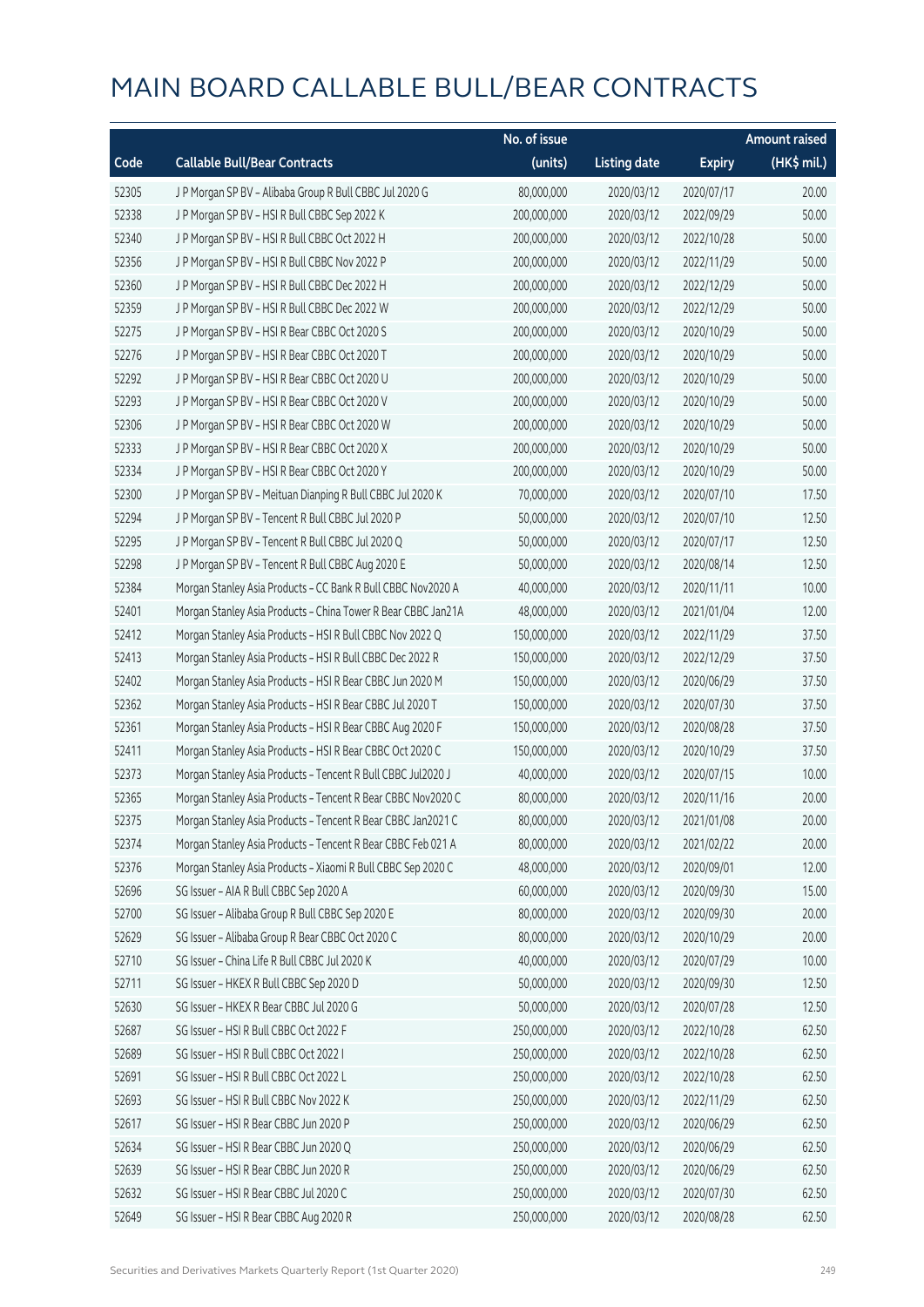# MAIN BOARD CALLABLE BULL/BEAR CONTRACTS

| Code | Callable Bull/Bear Contracts | No. of issue (units) | Listing date | Expiry | Amount raised (HK$ mil.) |
|---|---|---|---|---|---|
| 52305 | J P Morgan SP BV – Alibaba Group R Bull CBBC Jul 2020 G | 80,000,000 | 2020/03/12 | 2020/07/17 | 20.00 |
| 52338 | J P Morgan SP BV – HSI R Bull CBBC Sep 2022 K | 200,000,000 | 2020/03/12 | 2022/09/29 | 50.00 |
| 52340 | J P Morgan SP BV – HSI R Bull CBBC Oct 2022 H | 200,000,000 | 2020/03/12 | 2022/10/28 | 50.00 |
| 52356 | J P Morgan SP BV – HSI R Bull CBBC Nov 2022 P | 200,000,000 | 2020/03/12 | 2022/11/29 | 50.00 |
| 52360 | J P Morgan SP BV – HSI R Bull CBBC Dec 2022 H | 200,000,000 | 2020/03/12 | 2022/12/29 | 50.00 |
| 52359 | J P Morgan SP BV – HSI R Bull CBBC Dec 2022 W | 200,000,000 | 2020/03/12 | 2022/12/29 | 50.00 |
| 52275 | J P Morgan SP BV – HSI R Bear CBBC Oct 2020 S | 200,000,000 | 2020/03/12 | 2020/10/29 | 50.00 |
| 52276 | J P Morgan SP BV – HSI R Bear CBBC Oct 2020 T | 200,000,000 | 2020/03/12 | 2020/10/29 | 50.00 |
| 52292 | J P Morgan SP BV – HSI R Bear CBBC Oct 2020 U | 200,000,000 | 2020/03/12 | 2020/10/29 | 50.00 |
| 52293 | J P Morgan SP BV – HSI R Bear CBBC Oct 2020 V | 200,000,000 | 2020/03/12 | 2020/10/29 | 50.00 |
| 52306 | J P Morgan SP BV – HSI R Bear CBBC Oct 2020 W | 200,000,000 | 2020/03/12 | 2020/10/29 | 50.00 |
| 52333 | J P Morgan SP BV – HSI R Bear CBBC Oct 2020 X | 200,000,000 | 2020/03/12 | 2020/10/29 | 50.00 |
| 52334 | J P Morgan SP BV – HSI R Bear CBBC Oct 2020 Y | 200,000,000 | 2020/03/12 | 2020/10/29 | 50.00 |
| 52300 | J P Morgan SP BV – Meituan Dianping R Bull CBBC Jul 2020 K | 70,000,000 | 2020/03/12 | 2020/07/10 | 17.50 |
| 52294 | J P Morgan SP BV – Tencent R Bull CBBC Jul 2020 P | 50,000,000 | 2020/03/12 | 2020/07/10 | 12.50 |
| 52295 | J P Morgan SP BV – Tencent R Bull CBBC Jul 2020 Q | 50,000,000 | 2020/03/12 | 2020/07/17 | 12.50 |
| 52298 | J P Morgan SP BV – Tencent R Bull CBBC Aug 2020 E | 50,000,000 | 2020/03/12 | 2020/08/14 | 12.50 |
| 52384 | Morgan Stanley Asia Products – CC Bank R Bull CBBC Nov2020 A | 40,000,000 | 2020/03/12 | 2020/11/11 | 10.00 |
| 52401 | Morgan Stanley Asia Products – China Tower R Bear CBBC Jan21A | 48,000,000 | 2020/03/12 | 2021/01/04 | 12.00 |
| 52412 | Morgan Stanley Asia Products – HSI R Bull CBBC Nov 2022 Q | 150,000,000 | 2020/03/12 | 2022/11/29 | 37.50 |
| 52413 | Morgan Stanley Asia Products – HSI R Bull CBBC Dec 2022 R | 150,000,000 | 2020/03/12 | 2022/12/29 | 37.50 |
| 52402 | Morgan Stanley Asia Products – HSI R Bear CBBC Jun 2020 M | 150,000,000 | 2020/03/12 | 2020/06/29 | 37.50 |
| 52362 | Morgan Stanley Asia Products – HSI R Bear CBBC Jul 2020 T | 150,000,000 | 2020/03/12 | 2020/07/30 | 37.50 |
| 52361 | Morgan Stanley Asia Products – HSI R Bear CBBC Aug 2020 F | 150,000,000 | 2020/03/12 | 2020/08/28 | 37.50 |
| 52411 | Morgan Stanley Asia Products – HSI R Bear CBBC Oct 2020 C | 150,000,000 | 2020/03/12 | 2020/10/29 | 37.50 |
| 52373 | Morgan Stanley Asia Products – Tencent R Bull CBBC Jul2020 J | 40,000,000 | 2020/03/12 | 2020/07/15 | 10.00 |
| 52365 | Morgan Stanley Asia Products – Tencent R Bear CBBC Nov2020 C | 80,000,000 | 2020/03/12 | 2020/11/16 | 20.00 |
| 52375 | Morgan Stanley Asia Products – Tencent R Bear CBBC Jan2021 C | 80,000,000 | 2020/03/12 | 2021/01/08 | 20.00 |
| 52374 | Morgan Stanley Asia Products – Tencent R Bear CBBC Feb 021 A | 80,000,000 | 2020/03/12 | 2021/02/22 | 20.00 |
| 52376 | Morgan Stanley Asia Products – Xiaomi R Bull CBBC Sep 2020 C | 48,000,000 | 2020/03/12 | 2020/09/01 | 12.00 |
| 52696 | SG Issuer – AIA R Bull CBBC Sep 2020 A | 60,000,000 | 2020/03/12 | 2020/09/30 | 15.00 |
| 52700 | SG Issuer – Alibaba Group R Bull CBBC Sep 2020 E | 80,000,000 | 2020/03/12 | 2020/09/30 | 20.00 |
| 52629 | SG Issuer – Alibaba Group R Bear CBBC Oct 2020 C | 80,000,000 | 2020/03/12 | 2020/10/29 | 20.00 |
| 52710 | SG Issuer – China Life R Bull CBBC Jul 2020 K | 40,000,000 | 2020/03/12 | 2020/07/29 | 10.00 |
| 52711 | SG Issuer – HKEX R Bull CBBC Sep 2020 D | 50,000,000 | 2020/03/12 | 2020/09/30 | 12.50 |
| 52630 | SG Issuer – HKEX R Bear CBBC Jul 2020 G | 50,000,000 | 2020/03/12 | 2020/07/28 | 12.50 |
| 52687 | SG Issuer – HSI R Bull CBBC Oct 2022 F | 250,000,000 | 2020/03/12 | 2022/10/28 | 62.50 |
| 52689 | SG Issuer – HSI R Bull CBBC Oct 2022 I | 250,000,000 | 2020/03/12 | 2022/10/28 | 62.50 |
| 52691 | SG Issuer – HSI R Bull CBBC Oct 2022 L | 250,000,000 | 2020/03/12 | 2022/10/28 | 62.50 |
| 52693 | SG Issuer – HSI R Bull CBBC Nov 2022 K | 250,000,000 | 2020/03/12 | 2022/11/29 | 62.50 |
| 52617 | SG Issuer – HSI R Bear CBBC Jun 2020 P | 250,000,000 | 2020/03/12 | 2020/06/29 | 62.50 |
| 52634 | SG Issuer – HSI R Bear CBBC Jun 2020 Q | 250,000,000 | 2020/03/12 | 2020/06/29 | 62.50 |
| 52639 | SG Issuer – HSI R Bear CBBC Jun 2020 R | 250,000,000 | 2020/03/12 | 2020/06/29 | 62.50 |
| 52632 | SG Issuer – HSI R Bear CBBC Jul 2020 C | 250,000,000 | 2020/03/12 | 2020/07/30 | 62.50 |
| 52649 | SG Issuer – HSI R Bear CBBC Aug 2020 R | 250,000,000 | 2020/03/12 | 2020/08/28 | 62.50 |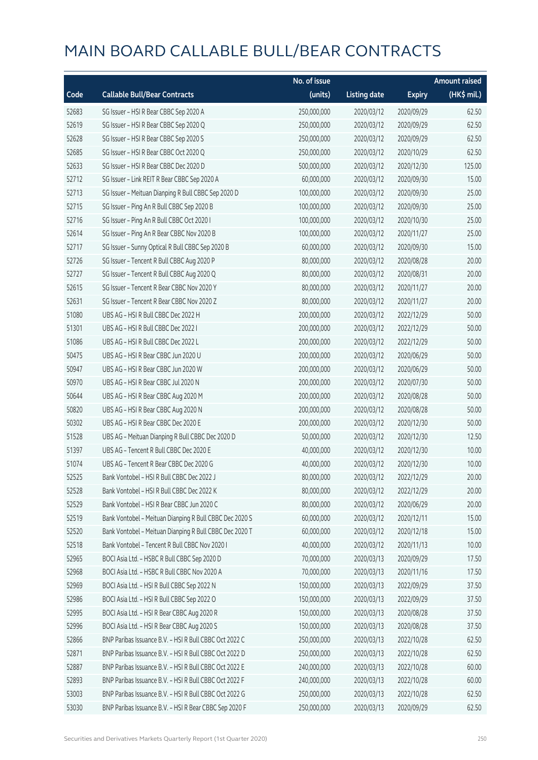# MAIN BOARD CALLABLE BULL/BEAR CONTRACTS

| Code | Callable Bull/Bear Contracts | No. of issue (units) | Listing date | Expiry | Amount raised (HK$ mil.) |
|---|---|---|---|---|---|
| 52683 | SG Issuer – HSI R Bear CBBC Sep 2020 A | 250,000,000 | 2020/03/12 | 2020/09/29 | 62.50 |
| 52619 | SG Issuer – HSI R Bear CBBC Sep 2020 Q | 250,000,000 | 2020/03/12 | 2020/09/29 | 62.50 |
| 52628 | SG Issuer – HSI R Bear CBBC Sep 2020 S | 250,000,000 | 2020/03/12 | 2020/09/29 | 62.50 |
| 52685 | SG Issuer – HSI R Bear CBBC Oct 2020 Q | 250,000,000 | 2020/03/12 | 2020/10/29 | 62.50 |
| 52633 | SG Issuer – HSI R Bear CBBC Dec 2020 D | 500,000,000 | 2020/03/12 | 2020/12/30 | 125.00 |
| 52712 | SG Issuer – Link REIT R Bear CBBC Sep 2020 A | 60,000,000 | 2020/03/12 | 2020/09/30 | 15.00 |
| 52713 | SG Issuer – Meituan Dianping R Bull CBBC Sep 2020 D | 100,000,000 | 2020/03/12 | 2020/09/30 | 25.00 |
| 52715 | SG Issuer – Ping An R Bull CBBC Sep 2020 B | 100,000,000 | 2020/03/12 | 2020/09/30 | 25.00 |
| 52716 | SG Issuer – Ping An R Bull CBBC Oct 2020 I | 100,000,000 | 2020/03/12 | 2020/10/30 | 25.00 |
| 52614 | SG Issuer – Ping An R Bear CBBC Nov 2020 B | 100,000,000 | 2020/03/12 | 2020/11/27 | 25.00 |
| 52717 | SG Issuer – Sunny Optical R Bull CBBC Sep 2020 B | 60,000,000 | 2020/03/12 | 2020/09/30 | 15.00 |
| 52726 | SG Issuer – Tencent R Bull CBBC Aug 2020 P | 80,000,000 | 2020/03/12 | 2020/08/28 | 20.00 |
| 52727 | SG Issuer – Tencent R Bull CBBC Aug 2020 Q | 80,000,000 | 2020/03/12 | 2020/08/31 | 20.00 |
| 52615 | SG Issuer – Tencent R Bear CBBC Nov 2020 Y | 80,000,000 | 2020/03/12 | 2020/11/27 | 20.00 |
| 52631 | SG Issuer – Tencent R Bear CBBC Nov 2020 Z | 80,000,000 | 2020/03/12 | 2020/11/27 | 20.00 |
| 51080 | UBS AG – HSI R Bull CBBC Dec 2022 H | 200,000,000 | 2020/03/12 | 2022/12/29 | 50.00 |
| 51301 | UBS AG – HSI R Bull CBBC Dec 2022 I | 200,000,000 | 2020/03/12 | 2022/12/29 | 50.00 |
| 51086 | UBS AG – HSI R Bull CBBC Dec 2022 L | 200,000,000 | 2020/03/12 | 2022/12/29 | 50.00 |
| 50475 | UBS AG – HSI R Bear CBBC Jun 2020 U | 200,000,000 | 2020/03/12 | 2020/06/29 | 50.00 |
| 50947 | UBS AG – HSI R Bear CBBC Jun 2020 W | 200,000,000 | 2020/03/12 | 2020/06/29 | 50.00 |
| 50970 | UBS AG – HSI R Bear CBBC Jul 2020 N | 200,000,000 | 2020/03/12 | 2020/07/30 | 50.00 |
| 50644 | UBS AG – HSI R Bear CBBC Aug 2020 M | 200,000,000 | 2020/03/12 | 2020/08/28 | 50.00 |
| 50820 | UBS AG – HSI R Bear CBBC Aug 2020 N | 200,000,000 | 2020/03/12 | 2020/08/28 | 50.00 |
| 50302 | UBS AG – HSI R Bear CBBC Dec 2020 E | 200,000,000 | 2020/03/12 | 2020/12/30 | 50.00 |
| 51528 | UBS AG – Meituan Dianping R Bull CBBC Dec 2020 D | 50,000,000 | 2020/03/12 | 2020/12/30 | 12.50 |
| 51397 | UBS AG – Tencent R Bull CBBC Dec 2020 E | 40,000,000 | 2020/03/12 | 2020/12/30 | 10.00 |
| 51074 | UBS AG – Tencent R Bear CBBC Dec 2020 G | 40,000,000 | 2020/03/12 | 2020/12/30 | 10.00 |
| 52525 | Bank Vontobel – HSI R Bull CBBC Dec 2022 J | 80,000,000 | 2020/03/12 | 2022/12/29 | 20.00 |
| 52528 | Bank Vontobel – HSI R Bull CBBC Dec 2022 K | 80,000,000 | 2020/03/12 | 2022/12/29 | 20.00 |
| 52529 | Bank Vontobel – HSI R Bear CBBC Jun 2020 C | 80,000,000 | 2020/03/12 | 2020/06/29 | 20.00 |
| 52519 | Bank Vontobel – Meituan Dianping R Bull CBBC Dec 2020 S | 60,000,000 | 2020/03/12 | 2020/12/11 | 15.00 |
| 52520 | Bank Vontobel – Meituan Dianping R Bull CBBC Dec 2020 T | 60,000,000 | 2020/03/12 | 2020/12/18 | 15.00 |
| 52518 | Bank Vontobel – Tencent R Bull CBBC Nov 2020 I | 40,000,000 | 2020/03/12 | 2020/11/13 | 10.00 |
| 52965 | BOCI Asia Ltd. – HSBC R Bull CBBC Sep 2020 D | 70,000,000 | 2020/03/13 | 2020/09/29 | 17.50 |
| 52968 | BOCI Asia Ltd. – HSBC R Bull CBBC Nov 2020 A | 70,000,000 | 2020/03/13 | 2020/11/16 | 17.50 |
| 52969 | BOCI Asia Ltd. – HSI R Bull CBBC Sep 2022 N | 150,000,000 | 2020/03/13 | 2022/09/29 | 37.50 |
| 52986 | BOCI Asia Ltd. – HSI R Bull CBBC Sep 2022 O | 150,000,000 | 2020/03/13 | 2022/09/29 | 37.50 |
| 52995 | BOCI Asia Ltd. – HSI R Bear CBBC Aug 2020 R | 150,000,000 | 2020/03/13 | 2020/08/28 | 37.50 |
| 52996 | BOCI Asia Ltd. – HSI R Bear CBBC Aug 2020 S | 150,000,000 | 2020/03/13 | 2020/08/28 | 37.50 |
| 52866 | BNP Paribas Issuance B.V. – HSI R Bull CBBC Oct 2022 C | 250,000,000 | 2020/03/13 | 2022/10/28 | 62.50 |
| 52871 | BNP Paribas Issuance B.V. – HSI R Bull CBBC Oct 2022 D | 250,000,000 | 2020/03/13 | 2022/10/28 | 62.50 |
| 52887 | BNP Paribas Issuance B.V. – HSI R Bull CBBC Oct 2022 E | 240,000,000 | 2020/03/13 | 2022/10/28 | 60.00 |
| 52893 | BNP Paribas Issuance B.V. – HSI R Bull CBBC Oct 2022 F | 240,000,000 | 2020/03/13 | 2022/10/28 | 60.00 |
| 53003 | BNP Paribas Issuance B.V. – HSI R Bull CBBC Oct 2022 G | 250,000,000 | 2020/03/13 | 2022/10/28 | 62.50 |
| 53030 | BNP Paribas Issuance B.V. – HSI R Bear CBBC Sep 2020 F | 250,000,000 | 2020/03/13 | 2020/09/29 | 62.50 |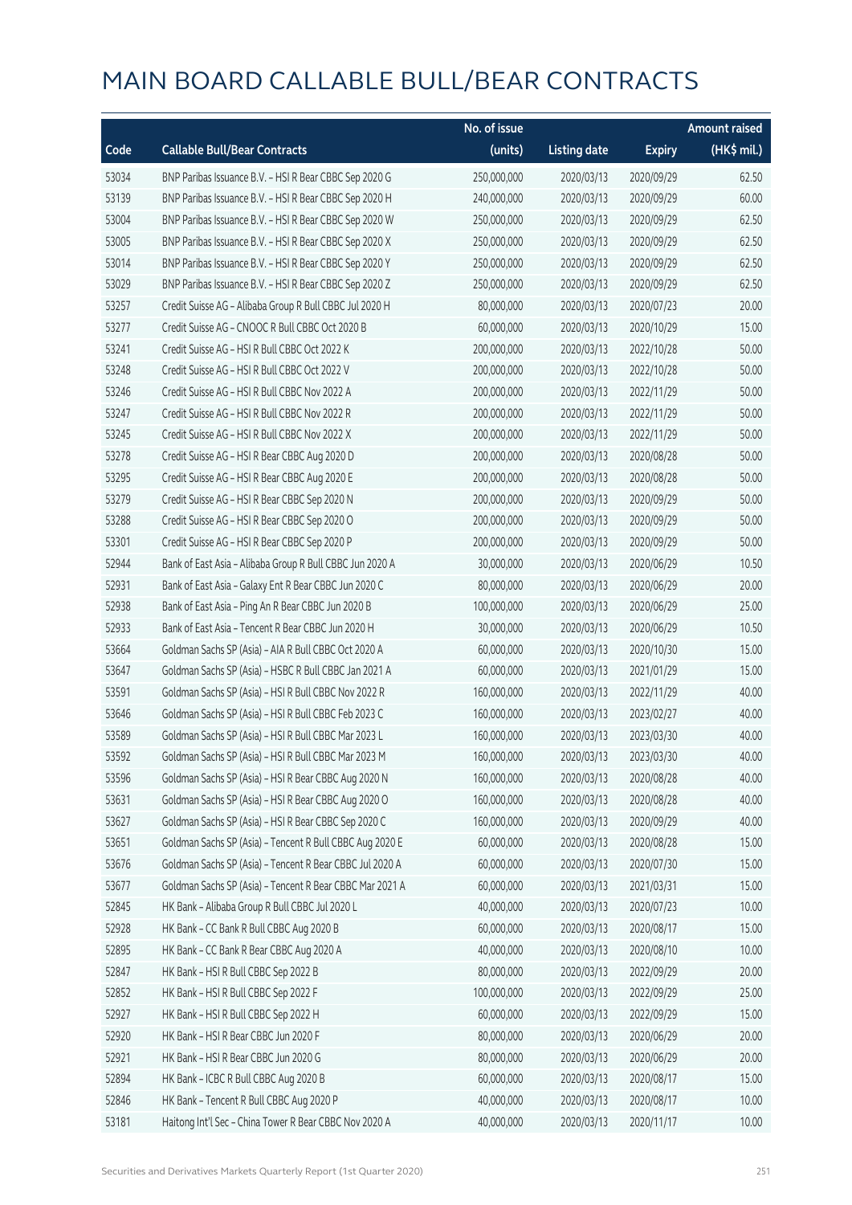# MAIN BOARD CALLABLE BULL/BEAR CONTRACTS

| Code | Callable Bull/Bear Contracts | No. of issue (units) | Listing date | Expiry | Amount raised (HK$ mil.) |
|---|---|---|---|---|---|
| 53034 | BNP Paribas Issuance B.V. – HSI R Bear CBBC Sep 2020 G | 250,000,000 | 2020/03/13 | 2020/09/29 | 62.50 |
| 53139 | BNP Paribas Issuance B.V. – HSI R Bear CBBC Sep 2020 H | 240,000,000 | 2020/03/13 | 2020/09/29 | 60.00 |
| 53004 | BNP Paribas Issuance B.V. – HSI R Bear CBBC Sep 2020 W | 250,000,000 | 2020/03/13 | 2020/09/29 | 62.50 |
| 53005 | BNP Paribas Issuance B.V. – HSI R Bear CBBC Sep 2020 X | 250,000,000 | 2020/03/13 | 2020/09/29 | 62.50 |
| 53014 | BNP Paribas Issuance B.V. – HSI R Bear CBBC Sep 2020 Y | 250,000,000 | 2020/03/13 | 2020/09/29 | 62.50 |
| 53029 | BNP Paribas Issuance B.V. – HSI R Bear CBBC Sep 2020 Z | 250,000,000 | 2020/03/13 | 2020/09/29 | 62.50 |
| 53257 | Credit Suisse AG – Alibaba Group R Bull CBBC Jul 2020 H | 80,000,000 | 2020/03/13 | 2020/07/23 | 20.00 |
| 53277 | Credit Suisse AG – CNOOC R Bull CBBC Oct 2020 B | 60,000,000 | 2020/03/13 | 2020/10/29 | 15.00 |
| 53241 | Credit Suisse AG – HSI R Bull CBBC Oct 2022 K | 200,000,000 | 2020/03/13 | 2022/10/28 | 50.00 |
| 53248 | Credit Suisse AG – HSI R Bull CBBC Oct 2022 V | 200,000,000 | 2020/03/13 | 2022/10/28 | 50.00 |
| 53246 | Credit Suisse AG – HSI R Bull CBBC Nov 2022 A | 200,000,000 | 2020/03/13 | 2022/11/29 | 50.00 |
| 53247 | Credit Suisse AG – HSI R Bull CBBC Nov 2022 R | 200,000,000 | 2020/03/13 | 2022/11/29 | 50.00 |
| 53245 | Credit Suisse AG – HSI R Bull CBBC Nov 2022 X | 200,000,000 | 2020/03/13 | 2022/11/29 | 50.00 |
| 53278 | Credit Suisse AG – HSI R Bear CBBC Aug 2020 D | 200,000,000 | 2020/03/13 | 2020/08/28 | 50.00 |
| 53295 | Credit Suisse AG – HSI R Bear CBBC Aug 2020 E | 200,000,000 | 2020/03/13 | 2020/08/28 | 50.00 |
| 53279 | Credit Suisse AG – HSI R Bear CBBC Sep 2020 N | 200,000,000 | 2020/03/13 | 2020/09/29 | 50.00 |
| 53288 | Credit Suisse AG – HSI R Bear CBBC Sep 2020 O | 200,000,000 | 2020/03/13 | 2020/09/29 | 50.00 |
| 53301 | Credit Suisse AG – HSI R Bear CBBC Sep 2020 P | 200,000,000 | 2020/03/13 | 2020/09/29 | 50.00 |
| 52944 | Bank of East Asia – Alibaba Group R Bull CBBC Jun 2020 A | 30,000,000 | 2020/03/13 | 2020/06/29 | 10.50 |
| 52931 | Bank of East Asia – Galaxy Ent R Bear CBBC Jun 2020 C | 80,000,000 | 2020/03/13 | 2020/06/29 | 20.00 |
| 52938 | Bank of East Asia – Ping An R Bear CBBC Jun 2020 B | 100,000,000 | 2020/03/13 | 2020/06/29 | 25.00 |
| 52933 | Bank of East Asia – Tencent R Bear CBBC Jun 2020 H | 30,000,000 | 2020/03/13 | 2020/06/29 | 10.50 |
| 53664 | Goldman Sachs SP (Asia) – AIA R Bull CBBC Oct 2020 A | 60,000,000 | 2020/03/13 | 2020/10/30 | 15.00 |
| 53647 | Goldman Sachs SP (Asia) – HSBC R Bull CBBC Jan 2021 A | 60,000,000 | 2020/03/13 | 2021/01/29 | 15.00 |
| 53591 | Goldman Sachs SP (Asia) – HSI R Bull CBBC Nov 2022 R | 160,000,000 | 2020/03/13 | 2022/11/29 | 40.00 |
| 53646 | Goldman Sachs SP (Asia) – HSI R Bull CBBC Feb 2023 C | 160,000,000 | 2020/03/13 | 2023/02/27 | 40.00 |
| 53589 | Goldman Sachs SP (Asia) – HSI R Bull CBBC Mar 2023 L | 160,000,000 | 2020/03/13 | 2023/03/30 | 40.00 |
| 53592 | Goldman Sachs SP (Asia) – HSI R Bull CBBC Mar 2023 M | 160,000,000 | 2020/03/13 | 2023/03/30 | 40.00 |
| 53596 | Goldman Sachs SP (Asia) – HSI R Bear CBBC Aug 2020 N | 160,000,000 | 2020/03/13 | 2020/08/28 | 40.00 |
| 53631 | Goldman Sachs SP (Asia) – HSI R Bear CBBC Aug 2020 O | 160,000,000 | 2020/03/13 | 2020/08/28 | 40.00 |
| 53627 | Goldman Sachs SP (Asia) – HSI R Bear CBBC Sep 2020 C | 160,000,000 | 2020/03/13 | 2020/09/29 | 40.00 |
| 53651 | Goldman Sachs SP (Asia) – Tencent R Bull CBBC Aug 2020 E | 60,000,000 | 2020/03/13 | 2020/08/28 | 15.00 |
| 53676 | Goldman Sachs SP (Asia) – Tencent R Bear CBBC Jul 2020 A | 60,000,000 | 2020/03/13 | 2020/07/30 | 15.00 |
| 53677 | Goldman Sachs SP (Asia) – Tencent R Bear CBBC Mar 2021 A | 60,000,000 | 2020/03/13 | 2021/03/31 | 15.00 |
| 52845 | HK Bank – Alibaba Group R Bull CBBC Jul 2020 L | 40,000,000 | 2020/03/13 | 2020/07/23 | 10.00 |
| 52928 | HK Bank – CC Bank R Bull CBBC Aug 2020 B | 60,000,000 | 2020/03/13 | 2020/08/17 | 15.00 |
| 52895 | HK Bank – CC Bank R Bear CBBC Aug 2020 A | 40,000,000 | 2020/03/13 | 2020/08/10 | 10.00 |
| 52847 | HK Bank – HSI R Bull CBBC Sep 2022 B | 80,000,000 | 2020/03/13 | 2022/09/29 | 20.00 |
| 52852 | HK Bank – HSI R Bull CBBC Sep 2022 F | 100,000,000 | 2020/03/13 | 2022/09/29 | 25.00 |
| 52927 | HK Bank – HSI R Bull CBBC Sep 2022 H | 60,000,000 | 2020/03/13 | 2022/09/29 | 15.00 |
| 52920 | HK Bank – HSI R Bear CBBC Jun 2020 F | 80,000,000 | 2020/03/13 | 2020/06/29 | 20.00 |
| 52921 | HK Bank – HSI R Bear CBBC Jun 2020 G | 80,000,000 | 2020/03/13 | 2020/06/29 | 20.00 |
| 52894 | HK Bank – ICBC R Bull CBBC Aug 2020 B | 60,000,000 | 2020/03/13 | 2020/08/17 | 15.00 |
| 52846 | HK Bank – Tencent R Bull CBBC Aug 2020 P | 40,000,000 | 2020/03/13 | 2020/08/17 | 10.00 |
| 53181 | Haitong Int'l Sec – China Tower R Bear CBBC Nov 2020 A | 40,000,000 | 2020/03/13 | 2020/11/17 | 10.00 |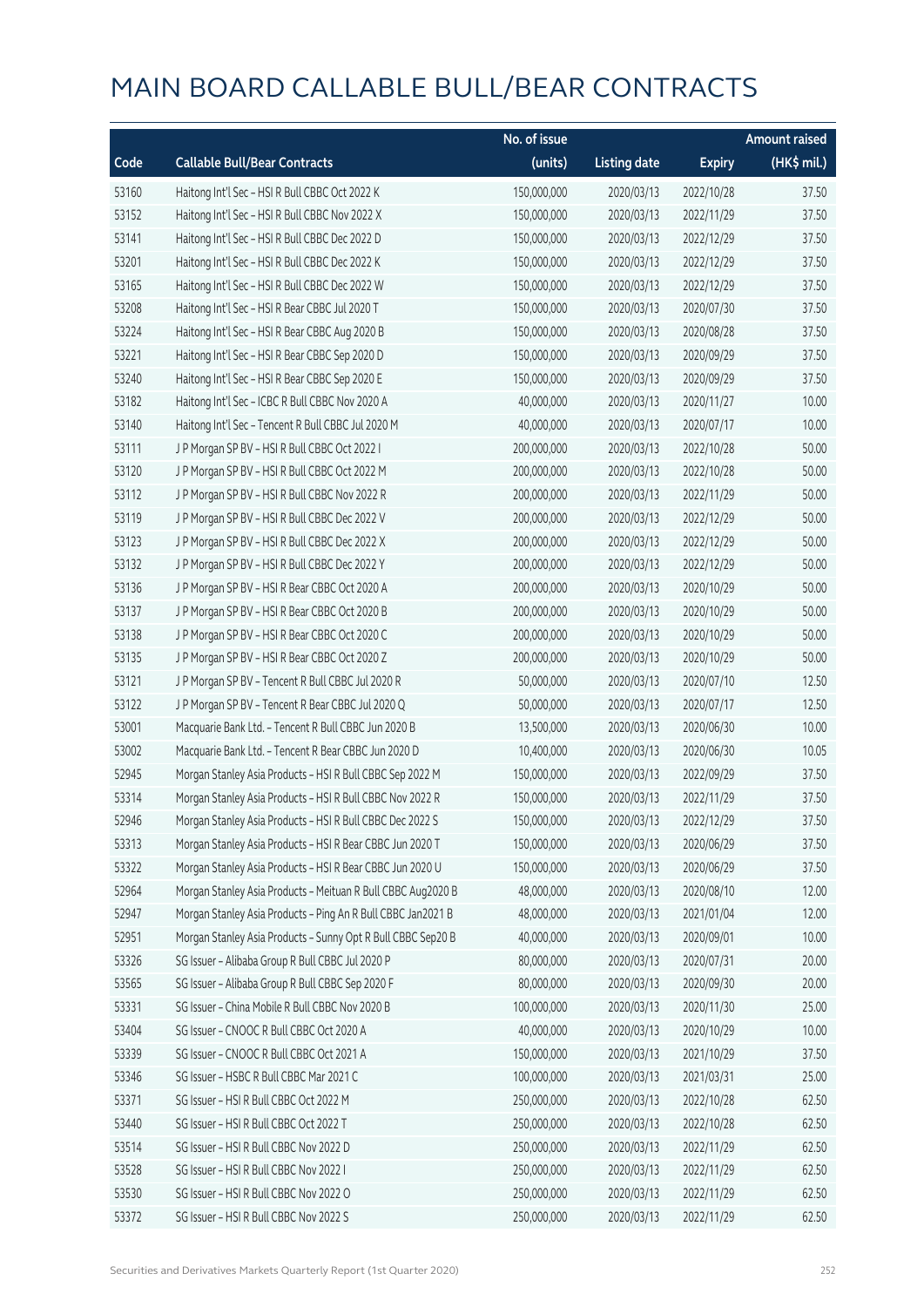# MAIN BOARD CALLABLE BULL/BEAR CONTRACTS

| Code | Callable Bull/Bear Contracts | No. of issue (units) | Listing date | Expiry | Amount raised (HK$ mil.) |
|---|---|---|---|---|---|
| 53160 | Haitong Int'l Sec – HSI R Bull CBBC Oct 2022 K | 150,000,000 | 2020/03/13 | 2022/10/28 | 37.50 |
| 53152 | Haitong Int'l Sec – HSI R Bull CBBC Nov 2022 X | 150,000,000 | 2020/03/13 | 2022/11/29 | 37.50 |
| 53141 | Haitong Int'l Sec – HSI R Bull CBBC Dec 2022 D | 150,000,000 | 2020/03/13 | 2022/12/29 | 37.50 |
| 53201 | Haitong Int'l Sec – HSI R Bull CBBC Dec 2022 K | 150,000,000 | 2020/03/13 | 2022/12/29 | 37.50 |
| 53165 | Haitong Int'l Sec – HSI R Bull CBBC Dec 2022 W | 150,000,000 | 2020/03/13 | 2022/12/29 | 37.50 |
| 53208 | Haitong Int'l Sec – HSI R Bear CBBC Jul 2020 T | 150,000,000 | 2020/03/13 | 2020/07/30 | 37.50 |
| 53224 | Haitong Int'l Sec – HSI R Bear CBBC Aug 2020 B | 150,000,000 | 2020/03/13 | 2020/08/28 | 37.50 |
| 53221 | Haitong Int'l Sec – HSI R Bear CBBC Sep 2020 D | 150,000,000 | 2020/03/13 | 2020/09/29 | 37.50 |
| 53240 | Haitong Int'l Sec – HSI R Bear CBBC Sep 2020 E | 150,000,000 | 2020/03/13 | 2020/09/29 | 37.50 |
| 53182 | Haitong Int'l Sec – ICBC R Bull CBBC Nov 2020 A | 40,000,000 | 2020/03/13 | 2020/11/27 | 10.00 |
| 53140 | Haitong Int'l Sec – Tencent R Bull CBBC Jul 2020 M | 40,000,000 | 2020/03/13 | 2020/07/17 | 10.00 |
| 53111 | J P Morgan SP BV – HSI R Bull CBBC Oct 2022 I | 200,000,000 | 2020/03/13 | 2022/10/28 | 50.00 |
| 53120 | J P Morgan SP BV – HSI R Bull CBBC Oct 2022 M | 200,000,000 | 2020/03/13 | 2022/10/28 | 50.00 |
| 53112 | J P Morgan SP BV – HSI R Bull CBBC Nov 2022 R | 200,000,000 | 2020/03/13 | 2022/11/29 | 50.00 |
| 53119 | J P Morgan SP BV – HSI R Bull CBBC Dec 2022 V | 200,000,000 | 2020/03/13 | 2022/12/29 | 50.00 |
| 53123 | J P Morgan SP BV – HSI R Bull CBBC Dec 2022 X | 200,000,000 | 2020/03/13 | 2022/12/29 | 50.00 |
| 53132 | J P Morgan SP BV – HSI R Bull CBBC Dec 2022 Y | 200,000,000 | 2020/03/13 | 2022/12/29 | 50.00 |
| 53136 | J P Morgan SP BV – HSI R Bear CBBC Oct 2020 A | 200,000,000 | 2020/03/13 | 2020/10/29 | 50.00 |
| 53137 | J P Morgan SP BV – HSI R Bear CBBC Oct 2020 B | 200,000,000 | 2020/03/13 | 2020/10/29 | 50.00 |
| 53138 | J P Morgan SP BV – HSI R Bear CBBC Oct 2020 C | 200,000,000 | 2020/03/13 | 2020/10/29 | 50.00 |
| 53135 | J P Morgan SP BV – HSI R Bear CBBC Oct 2020 Z | 200,000,000 | 2020/03/13 | 2020/10/29 | 50.00 |
| 53121 | J P Morgan SP BV – Tencent R Bull CBBC Jul 2020 R | 50,000,000 | 2020/03/13 | 2020/07/10 | 12.50 |
| 53122 | J P Morgan SP BV – Tencent R Bear CBBC Jul 2020 Q | 50,000,000 | 2020/03/13 | 2020/07/17 | 12.50 |
| 53001 | Macquarie Bank Ltd. – Tencent R Bull CBBC Jun 2020 B | 13,500,000 | 2020/03/13 | 2020/06/30 | 10.00 |
| 53002 | Macquarie Bank Ltd. – Tencent R Bear CBBC Jun 2020 D | 10,400,000 | 2020/03/13 | 2020/06/30 | 10.05 |
| 52945 | Morgan Stanley Asia Products – HSI R Bull CBBC Sep 2022 M | 150,000,000 | 2020/03/13 | 2022/09/29 | 37.50 |
| 53314 | Morgan Stanley Asia Products – HSI R Bull CBBC Nov 2022 R | 150,000,000 | 2020/03/13 | 2022/11/29 | 37.50 |
| 52946 | Morgan Stanley Asia Products – HSI R Bull CBBC Dec 2022 S | 150,000,000 | 2020/03/13 | 2022/12/29 | 37.50 |
| 53313 | Morgan Stanley Asia Products – HSI R Bear CBBC Jun 2020 T | 150,000,000 | 2020/03/13 | 2020/06/29 | 37.50 |
| 53322 | Morgan Stanley Asia Products – HSI R Bear CBBC Jun 2020 U | 150,000,000 | 2020/03/13 | 2020/06/29 | 37.50 |
| 52964 | Morgan Stanley Asia Products – Meituan R Bull CBBC Aug2020 B | 48,000,000 | 2020/03/13 | 2020/08/10 | 12.00 |
| 52947 | Morgan Stanley Asia Products – Ping An R Bull CBBC Jan2021 B | 48,000,000 | 2020/03/13 | 2021/01/04 | 12.00 |
| 52951 | Morgan Stanley Asia Products – Sunny Opt R Bull CBBC Sep20 B | 40,000,000 | 2020/03/13 | 2020/09/01 | 10.00 |
| 53326 | SG Issuer – Alibaba Group R Bull CBBC Jul 2020 P | 80,000,000 | 2020/03/13 | 2020/07/31 | 20.00 |
| 53565 | SG Issuer – Alibaba Group R Bull CBBC Sep 2020 F | 80,000,000 | 2020/03/13 | 2020/09/30 | 20.00 |
| 53331 | SG Issuer – China Mobile R Bull CBBC Nov 2020 B | 100,000,000 | 2020/03/13 | 2020/11/30 | 25.00 |
| 53404 | SG Issuer – CNOOC R Bull CBBC Oct 2020 A | 40,000,000 | 2020/03/13 | 2020/10/29 | 10.00 |
| 53339 | SG Issuer – CNOOC R Bull CBBC Oct 2021 A | 150,000,000 | 2020/03/13 | 2021/10/29 | 37.50 |
| 53346 | SG Issuer – HSBC R Bull CBBC Mar 2021 C | 100,000,000 | 2020/03/13 | 2021/03/31 | 25.00 |
| 53371 | SG Issuer – HSI R Bull CBBC Oct 2022 M | 250,000,000 | 2020/03/13 | 2022/10/28 | 62.50 |
| 53440 | SG Issuer – HSI R Bull CBBC Oct 2022 T | 250,000,000 | 2020/03/13 | 2022/10/28 | 62.50 |
| 53514 | SG Issuer – HSI R Bull CBBC Nov 2022 D | 250,000,000 | 2020/03/13 | 2022/11/29 | 62.50 |
| 53528 | SG Issuer – HSI R Bull CBBC Nov 2022 I | 250,000,000 | 2020/03/13 | 2022/11/29 | 62.50 |
| 53530 | SG Issuer – HSI R Bull CBBC Nov 2022 O | 250,000,000 | 2020/03/13 | 2022/11/29 | 62.50 |
| 53372 | SG Issuer – HSI R Bull CBBC Nov 2022 S | 250,000,000 | 2020/03/13 | 2022/11/29 | 62.50 |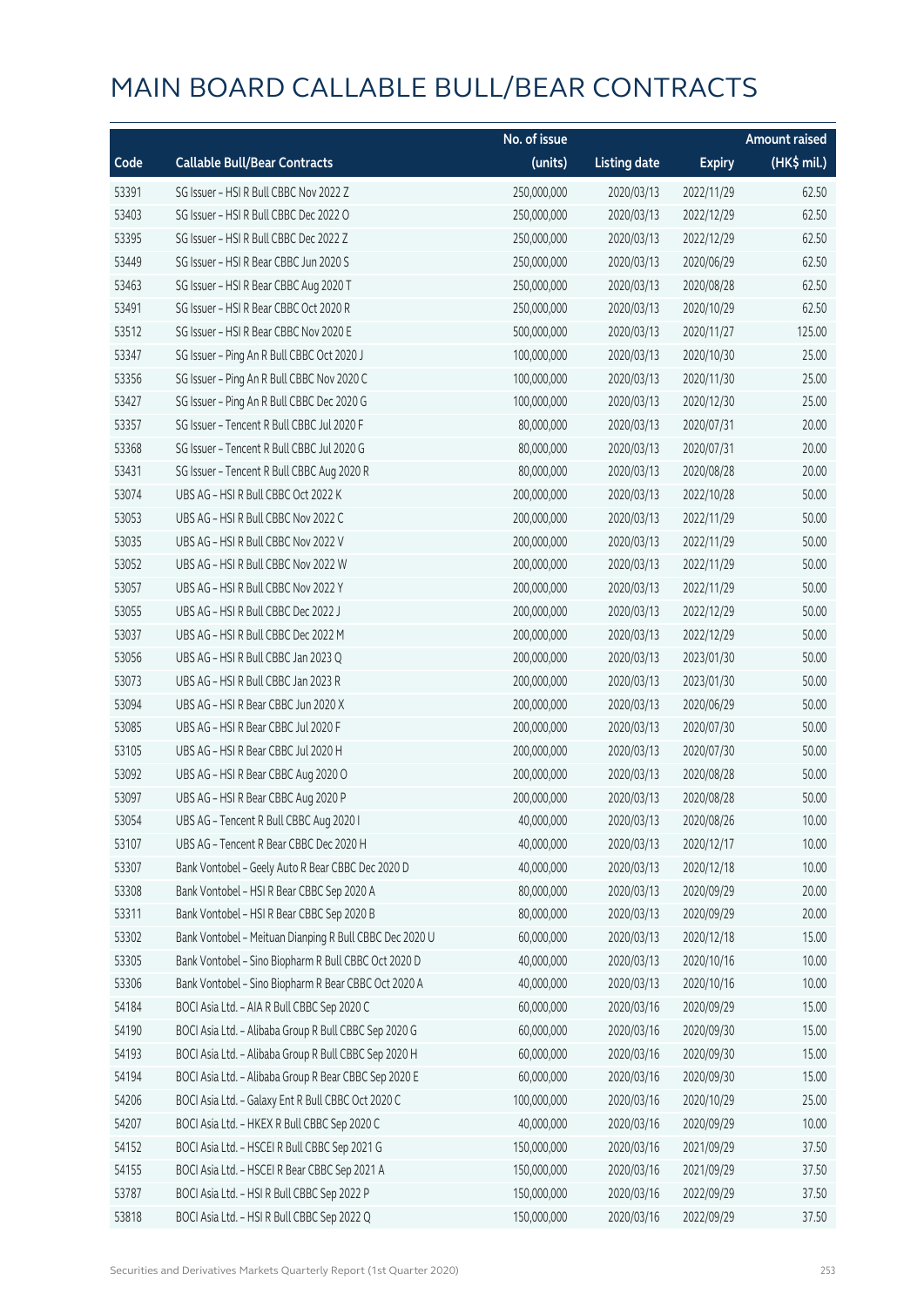# MAIN BOARD CALLABLE BULL/BEAR CONTRACTS

| Code | Callable Bull/Bear Contracts | No. of issue (units) | Listing date | Expiry | Amount raised (HK$ mil.) |
|---|---|---|---|---|---|
| 53391 | SG Issuer – HSI R Bull CBBC Nov 2022 Z | 250,000,000 | 2020/03/13 | 2022/11/29 | 62.50 |
| 53403 | SG Issuer – HSI R Bull CBBC Dec 2022 O | 250,000,000 | 2020/03/13 | 2022/12/29 | 62.50 |
| 53395 | SG Issuer – HSI R Bull CBBC Dec 2022 Z | 250,000,000 | 2020/03/13 | 2022/12/29 | 62.50 |
| 53449 | SG Issuer – HSI R Bear CBBC Jun 2020 S | 250,000,000 | 2020/03/13 | 2020/06/29 | 62.50 |
| 53463 | SG Issuer – HSI R Bear CBBC Aug 2020 T | 250,000,000 | 2020/03/13 | 2020/08/28 | 62.50 |
| 53491 | SG Issuer – HSI R Bear CBBC Oct 2020 R | 250,000,000 | 2020/03/13 | 2020/10/29 | 62.50 |
| 53512 | SG Issuer – HSI R Bear CBBC Nov 2020 E | 500,000,000 | 2020/03/13 | 2020/11/27 | 125.00 |
| 53347 | SG Issuer – Ping An R Bull CBBC Oct 2020 J | 100,000,000 | 2020/03/13 | 2020/10/30 | 25.00 |
| 53356 | SG Issuer – Ping An R Bull CBBC Nov 2020 C | 100,000,000 | 2020/03/13 | 2020/11/30 | 25.00 |
| 53427 | SG Issuer – Ping An R Bull CBBC Dec 2020 G | 100,000,000 | 2020/03/13 | 2020/12/30 | 25.00 |
| 53357 | SG Issuer – Tencent R Bull CBBC Jul 2020 F | 80,000,000 | 2020/03/13 | 2020/07/31 | 20.00 |
| 53368 | SG Issuer – Tencent R Bull CBBC Jul 2020 G | 80,000,000 | 2020/03/13 | 2020/07/31 | 20.00 |
| 53431 | SG Issuer – Tencent R Bull CBBC Aug 2020 R | 80,000,000 | 2020/03/13 | 2020/08/28 | 20.00 |
| 53074 | UBS AG – HSI R Bull CBBC Oct 2022 K | 200,000,000 | 2020/03/13 | 2022/10/28 | 50.00 |
| 53053 | UBS AG – HSI R Bull CBBC Nov 2022 C | 200,000,000 | 2020/03/13 | 2022/11/29 | 50.00 |
| 53035 | UBS AG – HSI R Bull CBBC Nov 2022 V | 200,000,000 | 2020/03/13 | 2022/11/29 | 50.00 |
| 53052 | UBS AG – HSI R Bull CBBC Nov 2022 W | 200,000,000 | 2020/03/13 | 2022/11/29 | 50.00 |
| 53057 | UBS AG – HSI R Bull CBBC Nov 2022 Y | 200,000,000 | 2020/03/13 | 2022/11/29 | 50.00 |
| 53055 | UBS AG – HSI R Bull CBBC Dec 2022 J | 200,000,000 | 2020/03/13 | 2022/12/29 | 50.00 |
| 53037 | UBS AG – HSI R Bull CBBC Dec 2022 M | 200,000,000 | 2020/03/13 | 2022/12/29 | 50.00 |
| 53056 | UBS AG – HSI R Bull CBBC Jan 2023 Q | 200,000,000 | 2020/03/13 | 2023/01/30 | 50.00 |
| 53073 | UBS AG – HSI R Bull CBBC Jan 2023 R | 200,000,000 | 2020/03/13 | 2023/01/30 | 50.00 |
| 53094 | UBS AG – HSI R Bear CBBC Jun 2020 X | 200,000,000 | 2020/03/13 | 2020/06/29 | 50.00 |
| 53085 | UBS AG – HSI R Bear CBBC Jul 2020 F | 200,000,000 | 2020/03/13 | 2020/07/30 | 50.00 |
| 53105 | UBS AG – HSI R Bear CBBC Jul 2020 H | 200,000,000 | 2020/03/13 | 2020/07/30 | 50.00 |
| 53092 | UBS AG – HSI R Bear CBBC Aug 2020 O | 200,000,000 | 2020/03/13 | 2020/08/28 | 50.00 |
| 53097 | UBS AG – HSI R Bear CBBC Aug 2020 P | 200,000,000 | 2020/03/13 | 2020/08/28 | 50.00 |
| 53054 | UBS AG – Tencent R Bull CBBC Aug 2020 I | 40,000,000 | 2020/03/13 | 2020/08/26 | 10.00 |
| 53107 | UBS AG – Tencent R Bear CBBC Dec 2020 H | 40,000,000 | 2020/03/13 | 2020/12/17 | 10.00 |
| 53307 | Bank Vontobel – Geely Auto R Bear CBBC Dec 2020 D | 40,000,000 | 2020/03/13 | 2020/12/18 | 10.00 |
| 53308 | Bank Vontobel – HSI R Bear CBBC Sep 2020 A | 80,000,000 | 2020/03/13 | 2020/09/29 | 20.00 |
| 53311 | Bank Vontobel – HSI R Bear CBBC Sep 2020 B | 80,000,000 | 2020/03/13 | 2020/09/29 | 20.00 |
| 53302 | Bank Vontobel – Meituan Dianping R Bull CBBC Dec 2020 U | 60,000,000 | 2020/03/13 | 2020/12/18 | 15.00 |
| 53305 | Bank Vontobel – Sino Biopharm R Bull CBBC Oct 2020 D | 40,000,000 | 2020/03/13 | 2020/10/16 | 10.00 |
| 53306 | Bank Vontobel – Sino Biopharm R Bear CBBC Oct 2020 A | 40,000,000 | 2020/03/13 | 2020/10/16 | 10.00 |
| 54184 | BOCI Asia Ltd. – AIA R Bull CBBC Sep 2020 C | 60,000,000 | 2020/03/16 | 2020/09/29 | 15.00 |
| 54190 | BOCI Asia Ltd. – Alibaba Group R Bull CBBC Sep 2020 G | 60,000,000 | 2020/03/16 | 2020/09/30 | 15.00 |
| 54193 | BOCI Asia Ltd. – Alibaba Group R Bull CBBC Sep 2020 H | 60,000,000 | 2020/03/16 | 2020/09/30 | 15.00 |
| 54194 | BOCI Asia Ltd. – Alibaba Group R Bear CBBC Sep 2020 E | 60,000,000 | 2020/03/16 | 2020/09/30 | 15.00 |
| 54206 | BOCI Asia Ltd. – Galaxy Ent R Bull CBBC Oct 2020 C | 100,000,000 | 2020/03/16 | 2020/10/29 | 25.00 |
| 54207 | BOCI Asia Ltd. – HKEX R Bull CBBC Sep 2020 C | 40,000,000 | 2020/03/16 | 2020/09/29 | 10.00 |
| 54152 | BOCI Asia Ltd. – HSCEI R Bull CBBC Sep 2021 G | 150,000,000 | 2020/03/16 | 2021/09/29 | 37.50 |
| 54155 | BOCI Asia Ltd. – HSCEI R Bear CBBC Sep 2021 A | 150,000,000 | 2020/03/16 | 2021/09/29 | 37.50 |
| 53787 | BOCI Asia Ltd. – HSI R Bull CBBC Sep 2022 P | 150,000,000 | 2020/03/16 | 2022/09/29 | 37.50 |
| 53818 | BOCI Asia Ltd. – HSI R Bull CBBC Sep 2022 Q | 150,000,000 | 2020/03/16 | 2022/09/29 | 37.50 |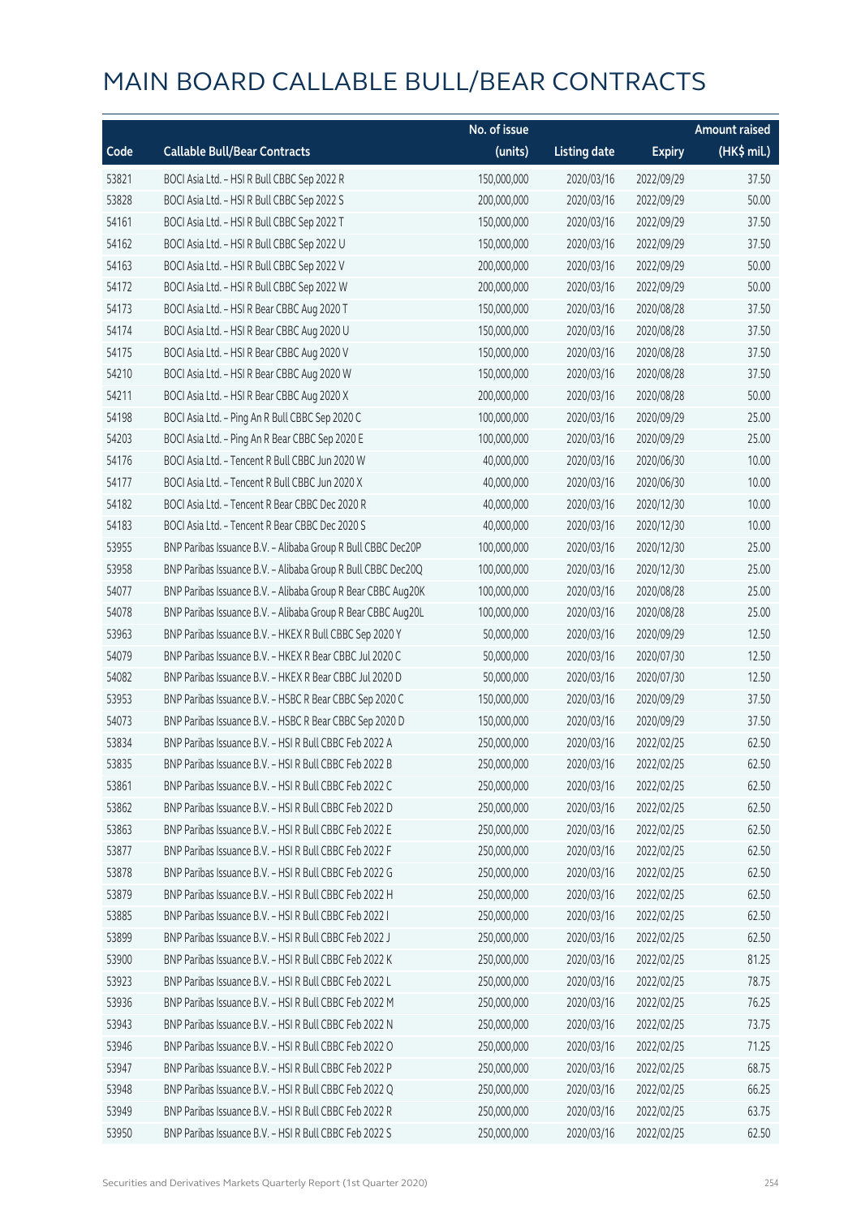# MAIN BOARD CALLABLE BULL/BEAR CONTRACTS

| Code | Callable Bull/Bear Contracts | No. of issue (units) | Listing date | Expiry | Amount raised (HK$ mil.) |
|---|---|---|---|---|---|
| 53821 | BOCI Asia Ltd. – HSI R Bull CBBC Sep 2022 R | 150,000,000 | 2020/03/16 | 2022/09/29 | 37.50 |
| 53828 | BOCI Asia Ltd. – HSI R Bull CBBC Sep 2022 S | 200,000,000 | 2020/03/16 | 2022/09/29 | 50.00 |
| 54161 | BOCI Asia Ltd. – HSI R Bull CBBC Sep 2022 T | 150,000,000 | 2020/03/16 | 2022/09/29 | 37.50 |
| 54162 | BOCI Asia Ltd. – HSI R Bull CBBC Sep 2022 U | 150,000,000 | 2020/03/16 | 2022/09/29 | 37.50 |
| 54163 | BOCI Asia Ltd. – HSI R Bull CBBC Sep 2022 V | 200,000,000 | 2020/03/16 | 2022/09/29 | 50.00 |
| 54172 | BOCI Asia Ltd. – HSI R Bull CBBC Sep 2022 W | 200,000,000 | 2020/03/16 | 2022/09/29 | 50.00 |
| 54173 | BOCI Asia Ltd. – HSI R Bear CBBC Aug 2020 T | 150,000,000 | 2020/03/16 | 2020/08/28 | 37.50 |
| 54174 | BOCI Asia Ltd. – HSI R Bear CBBC Aug 2020 U | 150,000,000 | 2020/03/16 | 2020/08/28 | 37.50 |
| 54175 | BOCI Asia Ltd. – HSI R Bear CBBC Aug 2020 V | 150,000,000 | 2020/03/16 | 2020/08/28 | 37.50 |
| 54210 | BOCI Asia Ltd. – HSI R Bear CBBC Aug 2020 W | 150,000,000 | 2020/03/16 | 2020/08/28 | 37.50 |
| 54211 | BOCI Asia Ltd. – HSI R Bear CBBC Aug 2020 X | 200,000,000 | 2020/03/16 | 2020/08/28 | 50.00 |
| 54198 | BOCI Asia Ltd. – Ping An R Bull CBBC Sep 2020 C | 100,000,000 | 2020/03/16 | 2020/09/29 | 25.00 |
| 54203 | BOCI Asia Ltd. – Ping An R Bear CBBC Sep 2020 E | 100,000,000 | 2020/03/16 | 2020/09/29 | 25.00 |
| 54176 | BOCI Asia Ltd. – Tencent R Bull CBBC Jun 2020 W | 40,000,000 | 2020/03/16 | 2020/06/30 | 10.00 |
| 54177 | BOCI Asia Ltd. – Tencent R Bull CBBC Jun 2020 X | 40,000,000 | 2020/03/16 | 2020/06/30 | 10.00 |
| 54182 | BOCI Asia Ltd. – Tencent R Bear CBBC Dec 2020 R | 40,000,000 | 2020/03/16 | 2020/12/30 | 10.00 |
| 54183 | BOCI Asia Ltd. – Tencent R Bear CBBC Dec 2020 S | 40,000,000 | 2020/03/16 | 2020/12/30 | 10.00 |
| 53955 | BNP Paribas Issuance B.V. – Alibaba Group R Bull CBBC Dec20P | 100,000,000 | 2020/03/16 | 2020/12/30 | 25.00 |
| 53958 | BNP Paribas Issuance B.V. – Alibaba Group R Bull CBBC Dec20Q | 100,000,000 | 2020/03/16 | 2020/12/30 | 25.00 |
| 54077 | BNP Paribas Issuance B.V. – Alibaba Group R Bear CBBC Aug20K | 100,000,000 | 2020/03/16 | 2020/08/28 | 25.00 |
| 54078 | BNP Paribas Issuance B.V. – Alibaba Group R Bear CBBC Aug20L | 100,000,000 | 2020/03/16 | 2020/08/28 | 25.00 |
| 53963 | BNP Paribas Issuance B.V. – HKEX R Bull CBBC Sep 2020 Y | 50,000,000 | 2020/03/16 | 2020/09/29 | 12.50 |
| 54079 | BNP Paribas Issuance B.V. – HKEX R Bear CBBC Jul 2020 C | 50,000,000 | 2020/03/16 | 2020/07/30 | 12.50 |
| 54082 | BNP Paribas Issuance B.V. – HKEX R Bear CBBC Jul 2020 D | 50,000,000 | 2020/03/16 | 2020/07/30 | 12.50 |
| 53953 | BNP Paribas Issuance B.V. – HSBC R Bear CBBC Sep 2020 C | 150,000,000 | 2020/03/16 | 2020/09/29 | 37.50 |
| 54073 | BNP Paribas Issuance B.V. – HSBC R Bear CBBC Sep 2020 D | 150,000,000 | 2020/03/16 | 2020/09/29 | 37.50 |
| 53834 | BNP Paribas Issuance B.V. – HSI R Bull CBBC Feb 2022 A | 250,000,000 | 2020/03/16 | 2022/02/25 | 62.50 |
| 53835 | BNP Paribas Issuance B.V. – HSI R Bull CBBC Feb 2022 B | 250,000,000 | 2020/03/16 | 2022/02/25 | 62.50 |
| 53861 | BNP Paribas Issuance B.V. – HSI R Bull CBBC Feb 2022 C | 250,000,000 | 2020/03/16 | 2022/02/25 | 62.50 |
| 53862 | BNP Paribas Issuance B.V. – HSI R Bull CBBC Feb 2022 D | 250,000,000 | 2020/03/16 | 2022/02/25 | 62.50 |
| 53863 | BNP Paribas Issuance B.V. – HSI R Bull CBBC Feb 2022 E | 250,000,000 | 2020/03/16 | 2022/02/25 | 62.50 |
| 53877 | BNP Paribas Issuance B.V. – HSI R Bull CBBC Feb 2022 F | 250,000,000 | 2020/03/16 | 2022/02/25 | 62.50 |
| 53878 | BNP Paribas Issuance B.V. – HSI R Bull CBBC Feb 2022 G | 250,000,000 | 2020/03/16 | 2022/02/25 | 62.50 |
| 53879 | BNP Paribas Issuance B.V. – HSI R Bull CBBC Feb 2022 H | 250,000,000 | 2020/03/16 | 2022/02/25 | 62.50 |
| 53885 | BNP Paribas Issuance B.V. – HSI R Bull CBBC Feb 2022 I | 250,000,000 | 2020/03/16 | 2022/02/25 | 62.50 |
| 53899 | BNP Paribas Issuance B.V. – HSI R Bull CBBC Feb 2022 J | 250,000,000 | 2020/03/16 | 2022/02/25 | 62.50 |
| 53900 | BNP Paribas Issuance B.V. – HSI R Bull CBBC Feb 2022 K | 250,000,000 | 2020/03/16 | 2022/02/25 | 81.25 |
| 53923 | BNP Paribas Issuance B.V. – HSI R Bull CBBC Feb 2022 L | 250,000,000 | 2020/03/16 | 2022/02/25 | 78.75 |
| 53936 | BNP Paribas Issuance B.V. – HSI R Bull CBBC Feb 2022 M | 250,000,000 | 2020/03/16 | 2022/02/25 | 76.25 |
| 53943 | BNP Paribas Issuance B.V. – HSI R Bull CBBC Feb 2022 N | 250,000,000 | 2020/03/16 | 2022/02/25 | 73.75 |
| 53946 | BNP Paribas Issuance B.V. – HSI R Bull CBBC Feb 2022 O | 250,000,000 | 2020/03/16 | 2022/02/25 | 71.25 |
| 53947 | BNP Paribas Issuance B.V. – HSI R Bull CBBC Feb 2022 P | 250,000,000 | 2020/03/16 | 2022/02/25 | 68.75 |
| 53948 | BNP Paribas Issuance B.V. – HSI R Bull CBBC Feb 2022 Q | 250,000,000 | 2020/03/16 | 2022/02/25 | 66.25 |
| 53949 | BNP Paribas Issuance B.V. – HSI R Bull CBBC Feb 2022 R | 250,000,000 | 2020/03/16 | 2022/02/25 | 63.75 |
| 53950 | BNP Paribas Issuance B.V. – HSI R Bull CBBC Feb 2022 S | 250,000,000 | 2020/03/16 | 2022/02/25 | 62.50 |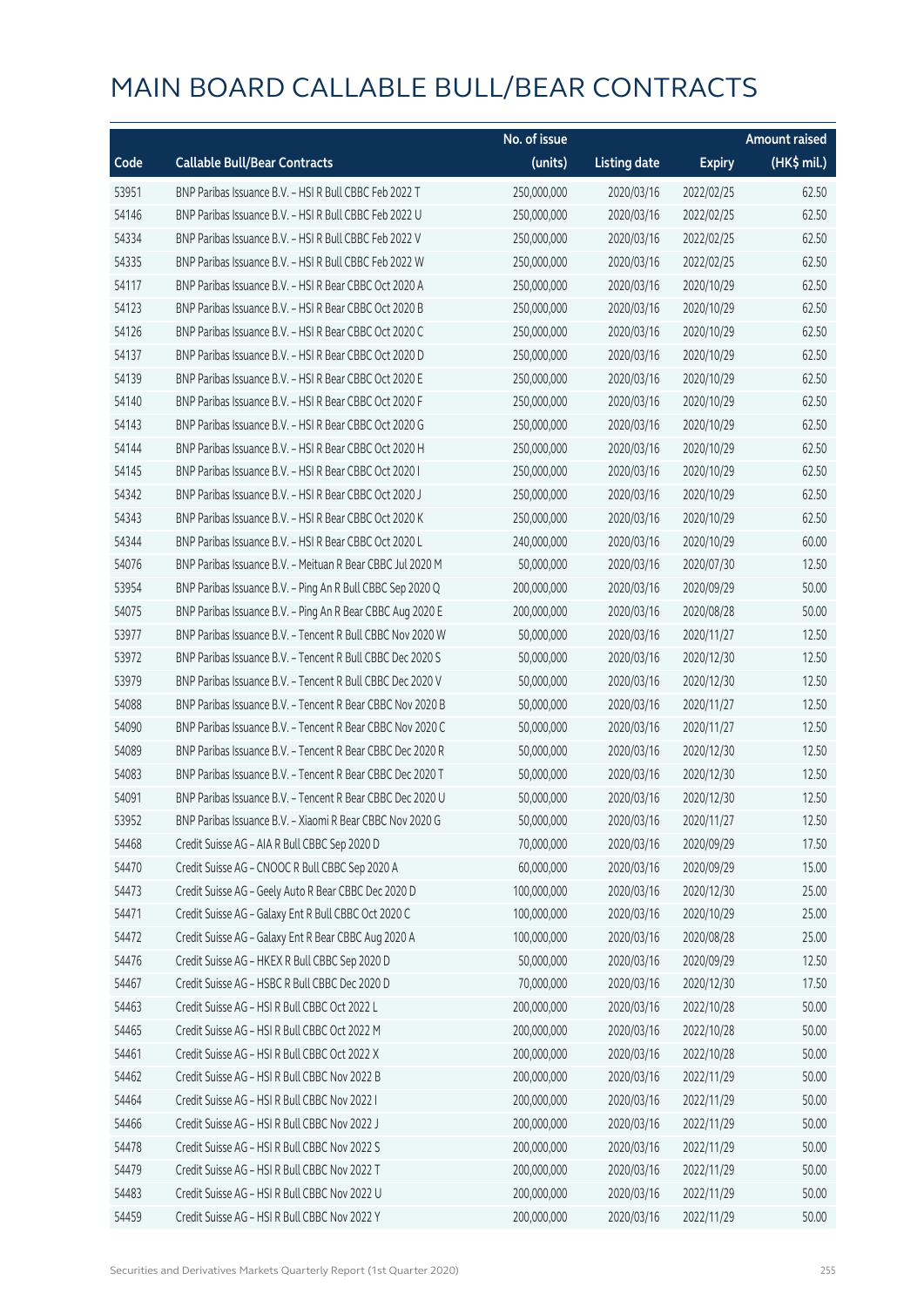# MAIN BOARD CALLABLE BULL/BEAR CONTRACTS

| Code | Callable Bull/Bear Contracts | No. of issue (units) | Listing date | Expiry | Amount raised (HK$ mil.) |
|---|---|---|---|---|---|
| 53951 | BNP Paribas Issuance B.V. – HSI R Bull CBBC Feb 2022 T | 250,000,000 | 2020/03/16 | 2022/02/25 | 62.50 |
| 54146 | BNP Paribas Issuance B.V. – HSI R Bull CBBC Feb 2022 U | 250,000,000 | 2020/03/16 | 2022/02/25 | 62.50 |
| 54334 | BNP Paribas Issuance B.V. – HSI R Bull CBBC Feb 2022 V | 250,000,000 | 2020/03/16 | 2022/02/25 | 62.50 |
| 54335 | BNP Paribas Issuance B.V. – HSI R Bull CBBC Feb 2022 W | 250,000,000 | 2020/03/16 | 2022/02/25 | 62.50 |
| 54117 | BNP Paribas Issuance B.V. – HSI R Bear CBBC Oct 2020 A | 250,000,000 | 2020/03/16 | 2020/10/29 | 62.50 |
| 54123 | BNP Paribas Issuance B.V. – HSI R Bear CBBC Oct 2020 B | 250,000,000 | 2020/03/16 | 2020/10/29 | 62.50 |
| 54126 | BNP Paribas Issuance B.V. – HSI R Bear CBBC Oct 2020 C | 250,000,000 | 2020/03/16 | 2020/10/29 | 62.50 |
| 54137 | BNP Paribas Issuance B.V. – HSI R Bear CBBC Oct 2020 D | 250,000,000 | 2020/03/16 | 2020/10/29 | 62.50 |
| 54139 | BNP Paribas Issuance B.V. – HSI R Bear CBBC Oct 2020 E | 250,000,000 | 2020/03/16 | 2020/10/29 | 62.50 |
| 54140 | BNP Paribas Issuance B.V. – HSI R Bear CBBC Oct 2020 F | 250,000,000 | 2020/03/16 | 2020/10/29 | 62.50 |
| 54143 | BNP Paribas Issuance B.V. – HSI R Bear CBBC Oct 2020 G | 250,000,000 | 2020/03/16 | 2020/10/29 | 62.50 |
| 54144 | BNP Paribas Issuance B.V. – HSI R Bear CBBC Oct 2020 H | 250,000,000 | 2020/03/16 | 2020/10/29 | 62.50 |
| 54145 | BNP Paribas Issuance B.V. – HSI R Bear CBBC Oct 2020 I | 250,000,000 | 2020/03/16 | 2020/10/29 | 62.50 |
| 54342 | BNP Paribas Issuance B.V. – HSI R Bear CBBC Oct 2020 J | 250,000,000 | 2020/03/16 | 2020/10/29 | 62.50 |
| 54343 | BNP Paribas Issuance B.V. – HSI R Bear CBBC Oct 2020 K | 250,000,000 | 2020/03/16 | 2020/10/29 | 62.50 |
| 54344 | BNP Paribas Issuance B.V. – HSI R Bear CBBC Oct 2020 L | 240,000,000 | 2020/03/16 | 2020/10/29 | 60.00 |
| 54076 | BNP Paribas Issuance B.V. – Meituan R Bear CBBC Jul 2020 M | 50,000,000 | 2020/03/16 | 2020/07/30 | 12.50 |
| 53954 | BNP Paribas Issuance B.V. – Ping An R Bull CBBC Sep 2020 Q | 200,000,000 | 2020/03/16 | 2020/09/29 | 50.00 |
| 54075 | BNP Paribas Issuance B.V. – Ping An R Bear CBBC Aug 2020 E | 200,000,000 | 2020/03/16 | 2020/08/28 | 50.00 |
| 53977 | BNP Paribas Issuance B.V. – Tencent R Bull CBBC Nov 2020 W | 50,000,000 | 2020/03/16 | 2020/11/27 | 12.50 |
| 53972 | BNP Paribas Issuance B.V. – Tencent R Bull CBBC Dec 2020 S | 50,000,000 | 2020/03/16 | 2020/12/30 | 12.50 |
| 53979 | BNP Paribas Issuance B.V. – Tencent R Bull CBBC Dec 2020 V | 50,000,000 | 2020/03/16 | 2020/12/30 | 12.50 |
| 54088 | BNP Paribas Issuance B.V. – Tencent R Bear CBBC Nov 2020 B | 50,000,000 | 2020/03/16 | 2020/11/27 | 12.50 |
| 54090 | BNP Paribas Issuance B.V. – Tencent R Bear CBBC Nov 2020 C | 50,000,000 | 2020/03/16 | 2020/11/27 | 12.50 |
| 54089 | BNP Paribas Issuance B.V. – Tencent R Bear CBBC Dec 2020 R | 50,000,000 | 2020/03/16 | 2020/12/30 | 12.50 |
| 54083 | BNP Paribas Issuance B.V. – Tencent R Bear CBBC Dec 2020 T | 50,000,000 | 2020/03/16 | 2020/12/30 | 12.50 |
| 54091 | BNP Paribas Issuance B.V. – Tencent R Bear CBBC Dec 2020 U | 50,000,000 | 2020/03/16 | 2020/12/30 | 12.50 |
| 53952 | BNP Paribas Issuance B.V. – Xiaomi R Bear CBBC Nov 2020 G | 50,000,000 | 2020/03/16 | 2020/11/27 | 12.50 |
| 54468 | Credit Suisse AG – AIA R Bull CBBC Sep 2020 D | 70,000,000 | 2020/03/16 | 2020/09/29 | 17.50 |
| 54470 | Credit Suisse AG – CNOOC R Bull CBBC Sep 2020 A | 60,000,000 | 2020/03/16 | 2020/09/29 | 15.00 |
| 54473 | Credit Suisse AG – Geely Auto R Bear CBBC Dec 2020 D | 100,000,000 | 2020/03/16 | 2020/12/30 | 25.00 |
| 54471 | Credit Suisse AG – Galaxy Ent R Bull CBBC Oct 2020 C | 100,000,000 | 2020/03/16 | 2020/10/29 | 25.00 |
| 54472 | Credit Suisse AG – Galaxy Ent R Bear CBBC Aug 2020 A | 100,000,000 | 2020/03/16 | 2020/08/28 | 25.00 |
| 54476 | Credit Suisse AG – HKEX R Bull CBBC Sep 2020 D | 50,000,000 | 2020/03/16 | 2020/09/29 | 12.50 |
| 54467 | Credit Suisse AG – HSBC R Bull CBBC Dec 2020 D | 70,000,000 | 2020/03/16 | 2020/12/30 | 17.50 |
| 54463 | Credit Suisse AG – HSI R Bull CBBC Oct 2022 L | 200,000,000 | 2020/03/16 | 2022/10/28 | 50.00 |
| 54465 | Credit Suisse AG – HSI R Bull CBBC Oct 2022 M | 200,000,000 | 2020/03/16 | 2022/10/28 | 50.00 |
| 54461 | Credit Suisse AG – HSI R Bull CBBC Oct 2022 X | 200,000,000 | 2020/03/16 | 2022/10/28 | 50.00 |
| 54462 | Credit Suisse AG – HSI R Bull CBBC Nov 2022 B | 200,000,000 | 2020/03/16 | 2022/11/29 | 50.00 |
| 54464 | Credit Suisse AG – HSI R Bull CBBC Nov 2022 I | 200,000,000 | 2020/03/16 | 2022/11/29 | 50.00 |
| 54466 | Credit Suisse AG – HSI R Bull CBBC Nov 2022 J | 200,000,000 | 2020/03/16 | 2022/11/29 | 50.00 |
| 54478 | Credit Suisse AG – HSI R Bull CBBC Nov 2022 S | 200,000,000 | 2020/03/16 | 2022/11/29 | 50.00 |
| 54479 | Credit Suisse AG – HSI R Bull CBBC Nov 2022 T | 200,000,000 | 2020/03/16 | 2022/11/29 | 50.00 |
| 54483 | Credit Suisse AG – HSI R Bull CBBC Nov 2022 U | 200,000,000 | 2020/03/16 | 2022/11/29 | 50.00 |
| 54459 | Credit Suisse AG – HSI R Bull CBBC Nov 2022 Y | 200,000,000 | 2020/03/16 | 2022/11/29 | 50.00 |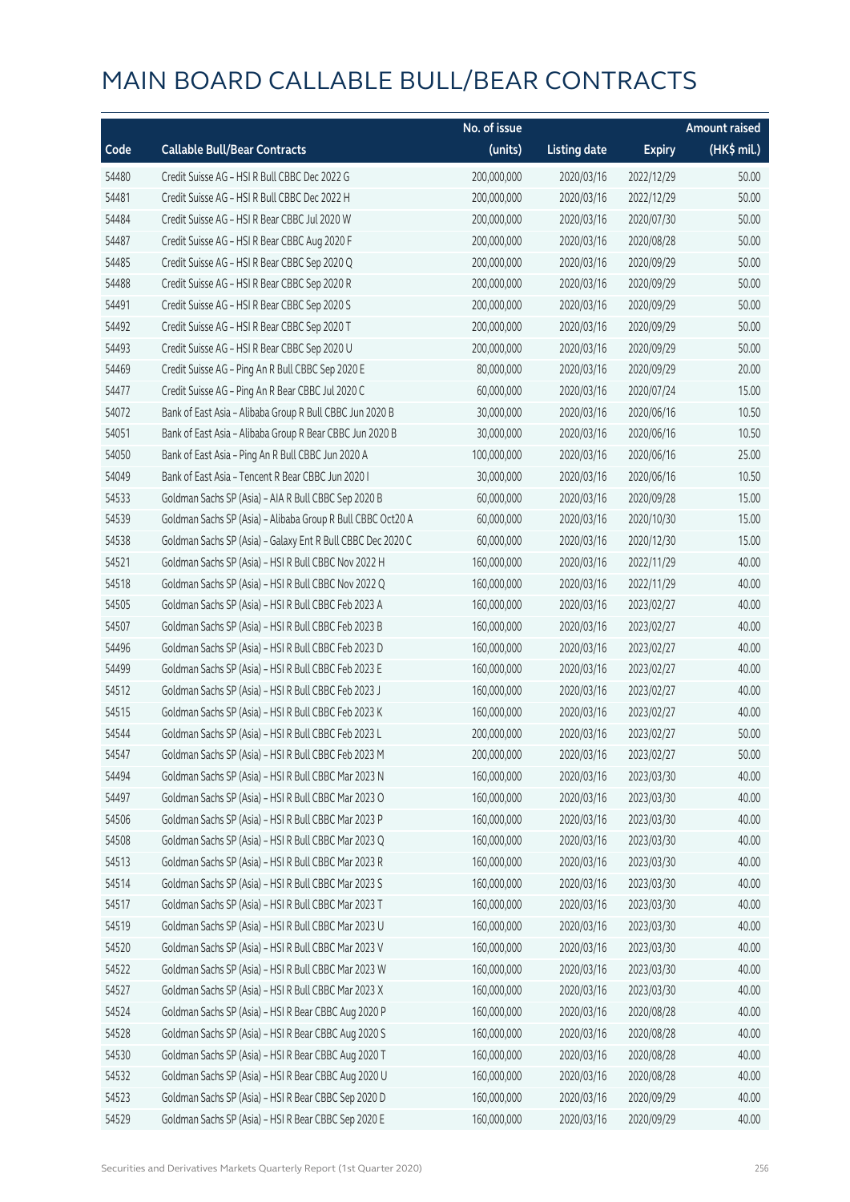# MAIN BOARD CALLABLE BULL/BEAR CONTRACTS

| Code | Callable Bull/Bear Contracts | No. of issue (units) | Listing date | Expiry | Amount raised (HK$ mil.) |
|---|---|---|---|---|---|
| 54480 | Credit Suisse AG – HSI R Bull CBBC Dec 2022 G | 200,000,000 | 2020/03/16 | 2022/12/29 | 50.00 |
| 54481 | Credit Suisse AG – HSI R Bull CBBC Dec 2022 H | 200,000,000 | 2020/03/16 | 2022/12/29 | 50.00 |
| 54484 | Credit Suisse AG – HSI R Bear CBBC Jul 2020 W | 200,000,000 | 2020/03/16 | 2020/07/30 | 50.00 |
| 54487 | Credit Suisse AG – HSI R Bear CBBC Aug 2020 F | 200,000,000 | 2020/03/16 | 2020/08/28 | 50.00 |
| 54485 | Credit Suisse AG – HSI R Bear CBBC Sep 2020 Q | 200,000,000 | 2020/03/16 | 2020/09/29 | 50.00 |
| 54488 | Credit Suisse AG – HSI R Bear CBBC Sep 2020 R | 200,000,000 | 2020/03/16 | 2020/09/29 | 50.00 |
| 54491 | Credit Suisse AG – HSI R Bear CBBC Sep 2020 S | 200,000,000 | 2020/03/16 | 2020/09/29 | 50.00 |
| 54492 | Credit Suisse AG – HSI R Bear CBBC Sep 2020 T | 200,000,000 | 2020/03/16 | 2020/09/29 | 50.00 |
| 54493 | Credit Suisse AG – HSI R Bear CBBC Sep 2020 U | 200,000,000 | 2020/03/16 | 2020/09/29 | 50.00 |
| 54469 | Credit Suisse AG – Ping An R Bull CBBC Sep 2020 E | 80,000,000 | 2020/03/16 | 2020/09/29 | 20.00 |
| 54477 | Credit Suisse AG – Ping An R Bear CBBC Jul 2020 C | 60,000,000 | 2020/03/16 | 2020/07/24 | 15.00 |
| 54072 | Bank of East Asia – Alibaba Group R Bull CBBC Jun 2020 B | 30,000,000 | 2020/03/16 | 2020/06/16 | 10.50 |
| 54051 | Bank of East Asia – Alibaba Group R Bear CBBC Jun 2020 B | 30,000,000 | 2020/03/16 | 2020/06/16 | 10.50 |
| 54050 | Bank of East Asia – Ping An R Bull CBBC Jun 2020 A | 100,000,000 | 2020/03/16 | 2020/06/16 | 25.00 |
| 54049 | Bank of East Asia – Tencent R Bear CBBC Jun 2020 I | 30,000,000 | 2020/03/16 | 2020/06/16 | 10.50 |
| 54533 | Goldman Sachs SP (Asia) – AIA R Bull CBBC Sep 2020 B | 60,000,000 | 2020/03/16 | 2020/09/28 | 15.00 |
| 54539 | Goldman Sachs SP (Asia) – Alibaba Group R Bull CBBC Oct20 A | 60,000,000 | 2020/03/16 | 2020/10/30 | 15.00 |
| 54538 | Goldman Sachs SP (Asia) – Galaxy Ent R Bull CBBC Dec 2020 C | 60,000,000 | 2020/03/16 | 2020/12/30 | 15.00 |
| 54521 | Goldman Sachs SP (Asia) – HSI R Bull CBBC Nov 2022 H | 160,000,000 | 2020/03/16 | 2022/11/29 | 40.00 |
| 54518 | Goldman Sachs SP (Asia) – HSI R Bull CBBC Nov 2022 Q | 160,000,000 | 2020/03/16 | 2022/11/29 | 40.00 |
| 54505 | Goldman Sachs SP (Asia) – HSI R Bull CBBC Feb 2023 A | 160,000,000 | 2020/03/16 | 2023/02/27 | 40.00 |
| 54507 | Goldman Sachs SP (Asia) – HSI R Bull CBBC Feb 2023 B | 160,000,000 | 2020/03/16 | 2023/02/27 | 40.00 |
| 54496 | Goldman Sachs SP (Asia) – HSI R Bull CBBC Feb 2023 D | 160,000,000 | 2020/03/16 | 2023/02/27 | 40.00 |
| 54499 | Goldman Sachs SP (Asia) – HSI R Bull CBBC Feb 2023 E | 160,000,000 | 2020/03/16 | 2023/02/27 | 40.00 |
| 54512 | Goldman Sachs SP (Asia) – HSI R Bull CBBC Feb 2023 J | 160,000,000 | 2020/03/16 | 2023/02/27 | 40.00 |
| 54515 | Goldman Sachs SP (Asia) – HSI R Bull CBBC Feb 2023 K | 160,000,000 | 2020/03/16 | 2023/02/27 | 40.00 |
| 54544 | Goldman Sachs SP (Asia) – HSI R Bull CBBC Feb 2023 L | 200,000,000 | 2020/03/16 | 2023/02/27 | 50.00 |
| 54547 | Goldman Sachs SP (Asia) – HSI R Bull CBBC Feb 2023 M | 200,000,000 | 2020/03/16 | 2023/02/27 | 50.00 |
| 54494 | Goldman Sachs SP (Asia) – HSI R Bull CBBC Mar 2023 N | 160,000,000 | 2020/03/16 | 2023/03/30 | 40.00 |
| 54497 | Goldman Sachs SP (Asia) – HSI R Bull CBBC Mar 2023 O | 160,000,000 | 2020/03/16 | 2023/03/30 | 40.00 |
| 54506 | Goldman Sachs SP (Asia) – HSI R Bull CBBC Mar 2023 P | 160,000,000 | 2020/03/16 | 2023/03/30 | 40.00 |
| 54508 | Goldman Sachs SP (Asia) – HSI R Bull CBBC Mar 2023 Q | 160,000,000 | 2020/03/16 | 2023/03/30 | 40.00 |
| 54513 | Goldman Sachs SP (Asia) – HSI R Bull CBBC Mar 2023 R | 160,000,000 | 2020/03/16 | 2023/03/30 | 40.00 |
| 54514 | Goldman Sachs SP (Asia) – HSI R Bull CBBC Mar 2023 S | 160,000,000 | 2020/03/16 | 2023/03/30 | 40.00 |
| 54517 | Goldman Sachs SP (Asia) – HSI R Bull CBBC Mar 2023 T | 160,000,000 | 2020/03/16 | 2023/03/30 | 40.00 |
| 54519 | Goldman Sachs SP (Asia) – HSI R Bull CBBC Mar 2023 U | 160,000,000 | 2020/03/16 | 2023/03/30 | 40.00 |
| 54520 | Goldman Sachs SP (Asia) – HSI R Bull CBBC Mar 2023 V | 160,000,000 | 2020/03/16 | 2023/03/30 | 40.00 |
| 54522 | Goldman Sachs SP (Asia) – HSI R Bull CBBC Mar 2023 W | 160,000,000 | 2020/03/16 | 2023/03/30 | 40.00 |
| 54527 | Goldman Sachs SP (Asia) – HSI R Bull CBBC Mar 2023 X | 160,000,000 | 2020/03/16 | 2023/03/30 | 40.00 |
| 54524 | Goldman Sachs SP (Asia) – HSI R Bear CBBC Aug 2020 P | 160,000,000 | 2020/03/16 | 2020/08/28 | 40.00 |
| 54528 | Goldman Sachs SP (Asia) – HSI R Bear CBBC Aug 2020 S | 160,000,000 | 2020/03/16 | 2020/08/28 | 40.00 |
| 54530 | Goldman Sachs SP (Asia) – HSI R Bear CBBC Aug 2020 T | 160,000,000 | 2020/03/16 | 2020/08/28 | 40.00 |
| 54532 | Goldman Sachs SP (Asia) – HSI R Bear CBBC Aug 2020 U | 160,000,000 | 2020/03/16 | 2020/08/28 | 40.00 |
| 54523 | Goldman Sachs SP (Asia) – HSI R Bear CBBC Sep 2020 D | 160,000,000 | 2020/03/16 | 2020/09/29 | 40.00 |
| 54529 | Goldman Sachs SP (Asia) – HSI R Bear CBBC Sep 2020 E | 160,000,000 | 2020/03/16 | 2020/09/29 | 40.00 |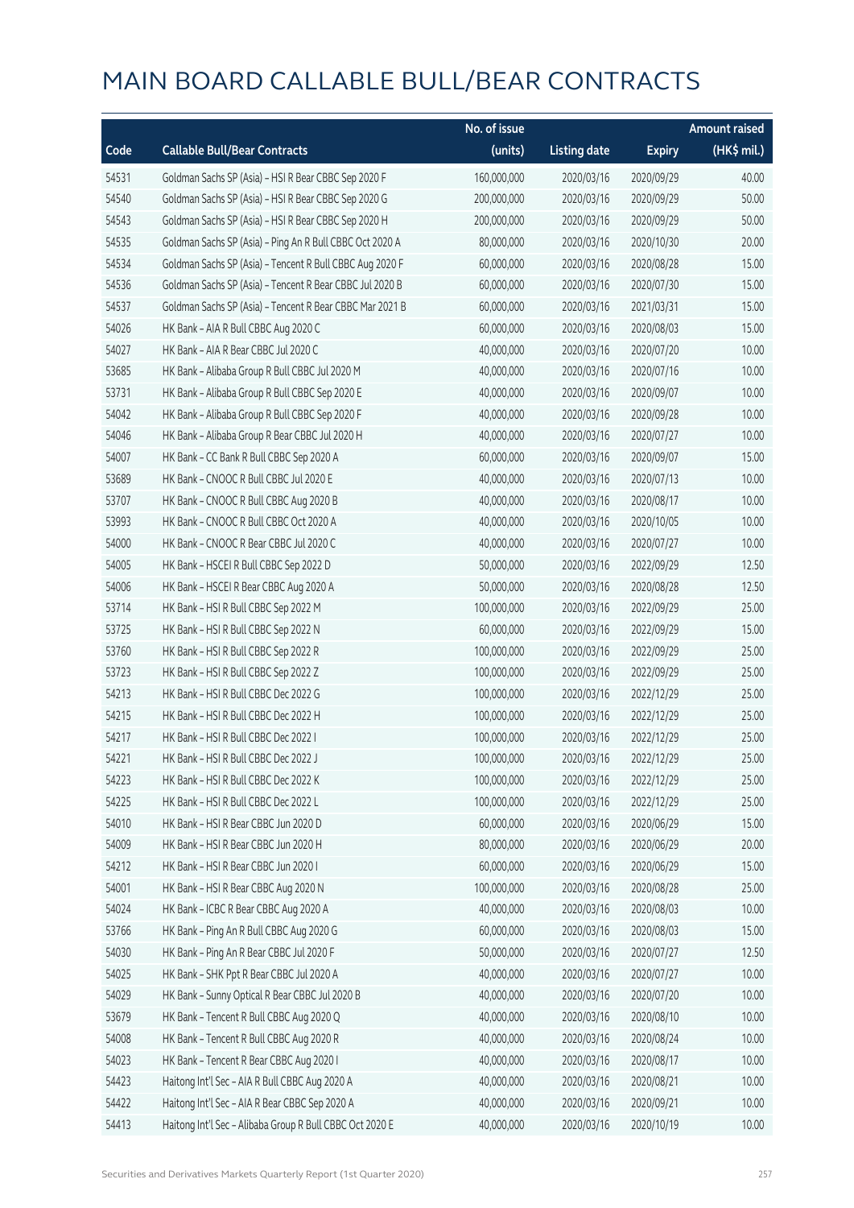# MAIN BOARD CALLABLE BULL/BEAR CONTRACTS

| Code | Callable Bull/Bear Contracts | No. of issue (units) | Listing date | Expiry | Amount raised (HK$ mil.) |
|---|---|---|---|---|---|
| 54531 | Goldman Sachs SP (Asia) – HSI R Bear CBBC Sep 2020 F | 160,000,000 | 2020/03/16 | 2020/09/29 | 40.00 |
| 54540 | Goldman Sachs SP (Asia) – HSI R Bear CBBC Sep 2020 G | 200,000,000 | 2020/03/16 | 2020/09/29 | 50.00 |
| 54543 | Goldman Sachs SP (Asia) – HSI R Bear CBBC Sep 2020 H | 200,000,000 | 2020/03/16 | 2020/09/29 | 50.00 |
| 54535 | Goldman Sachs SP (Asia) – Ping An R Bull CBBC Oct 2020 A | 80,000,000 | 2020/03/16 | 2020/10/30 | 20.00 |
| 54534 | Goldman Sachs SP (Asia) – Tencent R Bull CBBC Aug 2020 F | 60,000,000 | 2020/03/16 | 2020/08/28 | 15.00 |
| 54536 | Goldman Sachs SP (Asia) – Tencent R Bear CBBC Jul 2020 B | 60,000,000 | 2020/03/16 | 2020/07/30 | 15.00 |
| 54537 | Goldman Sachs SP (Asia) – Tencent R Bear CBBC Mar 2021 B | 60,000,000 | 2020/03/16 | 2021/03/31 | 15.00 |
| 54026 | HK Bank – AIA R Bull CBBC Aug 2020 C | 60,000,000 | 2020/03/16 | 2020/08/03 | 15.00 |
| 54027 | HK Bank – AIA R Bear CBBC Jul 2020 C | 40,000,000 | 2020/03/16 | 2020/07/20 | 10.00 |
| 53685 | HK Bank – Alibaba Group R Bull CBBC Jul 2020 M | 40,000,000 | 2020/03/16 | 2020/07/16 | 10.00 |
| 53731 | HK Bank – Alibaba Group R Bull CBBC Sep 2020 E | 40,000,000 | 2020/03/16 | 2020/09/07 | 10.00 |
| 54042 | HK Bank – Alibaba Group R Bull CBBC Sep 2020 F | 40,000,000 | 2020/03/16 | 2020/09/28 | 10.00 |
| 54046 | HK Bank – Alibaba Group R Bear CBBC Jul 2020 H | 40,000,000 | 2020/03/16 | 2020/07/27 | 10.00 |
| 54007 | HK Bank – CC Bank R Bull CBBC Sep 2020 A | 60,000,000 | 2020/03/16 | 2020/09/07 | 15.00 |
| 53689 | HK Bank – CNOOC R Bull CBBC Jul 2020 E | 40,000,000 | 2020/03/16 | 2020/07/13 | 10.00 |
| 53707 | HK Bank – CNOOC R Bull CBBC Aug 2020 B | 40,000,000 | 2020/03/16 | 2020/08/17 | 10.00 |
| 53993 | HK Bank – CNOOC R Bull CBBC Oct 2020 A | 40,000,000 | 2020/03/16 | 2020/10/05 | 10.00 |
| 54000 | HK Bank – CNOOC R Bear CBBC Jul 2020 C | 40,000,000 | 2020/03/16 | 2020/07/27 | 10.00 |
| 54005 | HK Bank – HSCEI R Bull CBBC Sep 2022 D | 50,000,000 | 2020/03/16 | 2022/09/29 | 12.50 |
| 54006 | HK Bank – HSCEI R Bear CBBC Aug 2020 A | 50,000,000 | 2020/03/16 | 2020/08/28 | 12.50 |
| 53714 | HK Bank – HSI R Bull CBBC Sep 2022 M | 100,000,000 | 2020/03/16 | 2022/09/29 | 25.00 |
| 53725 | HK Bank – HSI R Bull CBBC Sep 2022 N | 60,000,000 | 2020/03/16 | 2022/09/29 | 15.00 |
| 53760 | HK Bank – HSI R Bull CBBC Sep 2022 R | 100,000,000 | 2020/03/16 | 2022/09/29 | 25.00 |
| 53723 | HK Bank – HSI R Bull CBBC Sep 2022 Z | 100,000,000 | 2020/03/16 | 2022/09/29 | 25.00 |
| 54213 | HK Bank – HSI R Bull CBBC Dec 2022 G | 100,000,000 | 2020/03/16 | 2022/12/29 | 25.00 |
| 54215 | HK Bank – HSI R Bull CBBC Dec 2022 H | 100,000,000 | 2020/03/16 | 2022/12/29 | 25.00 |
| 54217 | HK Bank – HSI R Bull CBBC Dec 2022 I | 100,000,000 | 2020/03/16 | 2022/12/29 | 25.00 |
| 54221 | HK Bank – HSI R Bull CBBC Dec 2022 J | 100,000,000 | 2020/03/16 | 2022/12/29 | 25.00 |
| 54223 | HK Bank – HSI R Bull CBBC Dec 2022 K | 100,000,000 | 2020/03/16 | 2022/12/29 | 25.00 |
| 54225 | HK Bank – HSI R Bull CBBC Dec 2022 L | 100,000,000 | 2020/03/16 | 2022/12/29 | 25.00 |
| 54010 | HK Bank – HSI R Bear CBBC Jun 2020 D | 60,000,000 | 2020/03/16 | 2020/06/29 | 15.00 |
| 54009 | HK Bank – HSI R Bear CBBC Jun 2020 H | 80,000,000 | 2020/03/16 | 2020/06/29 | 20.00 |
| 54212 | HK Bank – HSI R Bear CBBC Jun 2020 I | 60,000,000 | 2020/03/16 | 2020/06/29 | 15.00 |
| 54001 | HK Bank – HSI R Bear CBBC Aug 2020 N | 100,000,000 | 2020/03/16 | 2020/08/28 | 25.00 |
| 54024 | HK Bank – ICBC R Bear CBBC Aug 2020 A | 40,000,000 | 2020/03/16 | 2020/08/03 | 10.00 |
| 53766 | HK Bank – Ping An R Bull CBBC Aug 2020 G | 60,000,000 | 2020/03/16 | 2020/08/03 | 15.00 |
| 54030 | HK Bank – Ping An R Bear CBBC Jul 2020 F | 50,000,000 | 2020/03/16 | 2020/07/27 | 12.50 |
| 54025 | HK Bank – SHK Ppt R Bear CBBC Jul 2020 A | 40,000,000 | 2020/03/16 | 2020/07/27 | 10.00 |
| 54029 | HK Bank – Sunny Optical R Bear CBBC Jul 2020 B | 40,000,000 | 2020/03/16 | 2020/07/20 | 10.00 |
| 53679 | HK Bank – Tencent R Bull CBBC Aug 2020 Q | 40,000,000 | 2020/03/16 | 2020/08/10 | 10.00 |
| 54008 | HK Bank – Tencent R Bull CBBC Aug 2020 R | 40,000,000 | 2020/03/16 | 2020/08/24 | 10.00 |
| 54023 | HK Bank – Tencent R Bear CBBC Aug 2020 I | 40,000,000 | 2020/03/16 | 2020/08/17 | 10.00 |
| 54423 | Haitong Int'l Sec – AIA R Bull CBBC Aug 2020 A | 40,000,000 | 2020/03/16 | 2020/08/21 | 10.00 |
| 54422 | Haitong Int'l Sec – AIA R Bear CBBC Sep 2020 A | 40,000,000 | 2020/03/16 | 2020/09/21 | 10.00 |
| 54413 | Haitong Int'l Sec – Alibaba Group R Bull CBBC Oct 2020 E | 40,000,000 | 2020/03/16 | 2020/10/19 | 10.00 |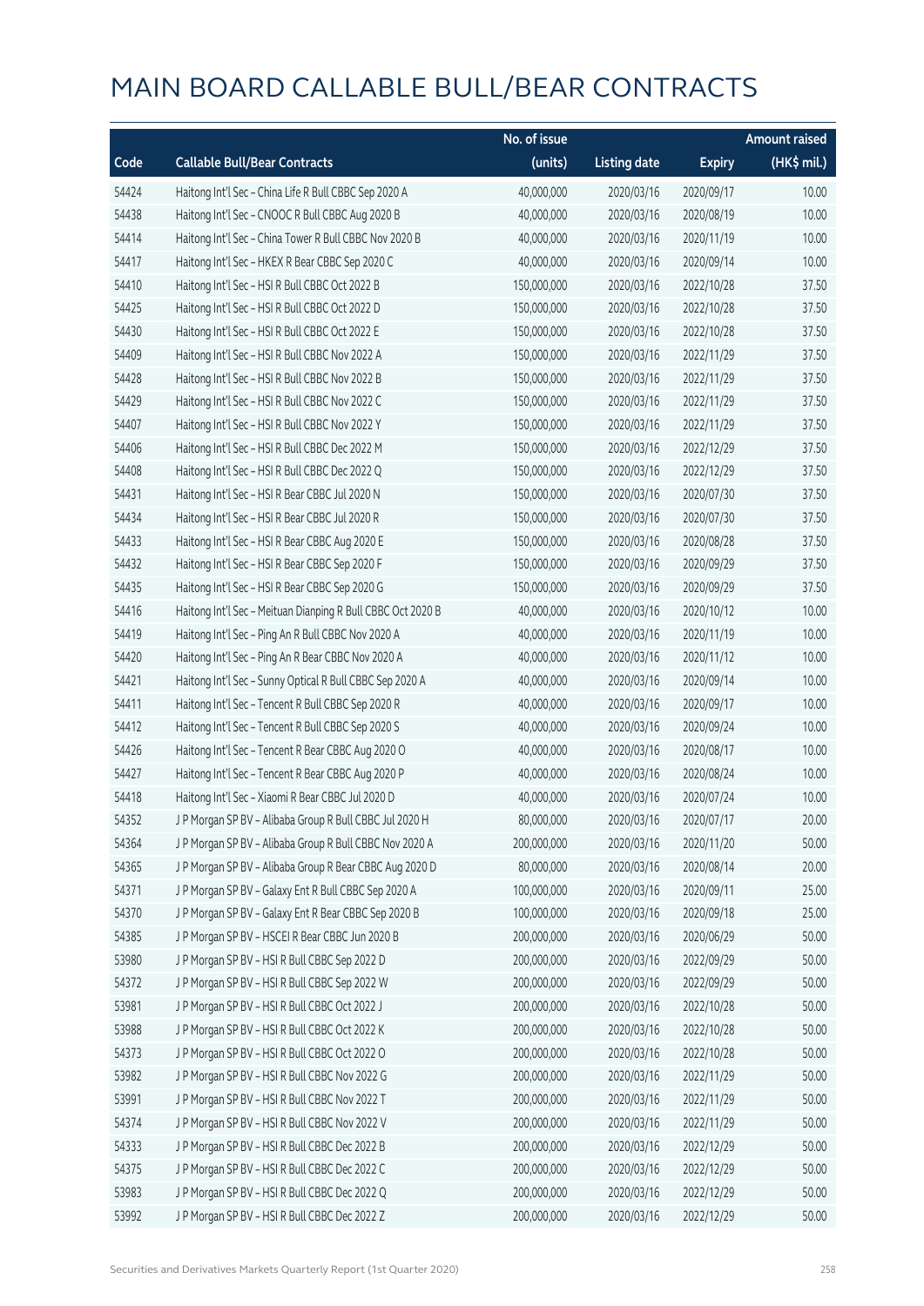# MAIN BOARD CALLABLE BULL/BEAR CONTRACTS

| Code | Callable Bull/Bear Contracts | No. of issue (units) | Listing date | Expiry | Amount raised (HK$ mil.) |
|---|---|---|---|---|---|
| 54424 | Haitong Int'l Sec – China Life R Bull CBBC Sep 2020 A | 40,000,000 | 2020/03/16 | 2020/09/17 | 10.00 |
| 54438 | Haitong Int'l Sec – CNOOC R Bull CBBC Aug 2020 B | 40,000,000 | 2020/03/16 | 2020/08/19 | 10.00 |
| 54414 | Haitong Int'l Sec – China Tower R Bull CBBC Nov 2020 B | 40,000,000 | 2020/03/16 | 2020/11/19 | 10.00 |
| 54417 | Haitong Int'l Sec – HKEX R Bear CBBC Sep 2020 C | 40,000,000 | 2020/03/16 | 2020/09/14 | 10.00 |
| 54410 | Haitong Int'l Sec – HSI R Bull CBBC Oct 2022 B | 150,000,000 | 2020/03/16 | 2022/10/28 | 37.50 |
| 54425 | Haitong Int'l Sec – HSI R Bull CBBC Oct 2022 D | 150,000,000 | 2020/03/16 | 2022/10/28 | 37.50 |
| 54430 | Haitong Int'l Sec – HSI R Bull CBBC Oct 2022 E | 150,000,000 | 2020/03/16 | 2022/10/28 | 37.50 |
| 54409 | Haitong Int'l Sec – HSI R Bull CBBC Nov 2022 A | 150,000,000 | 2020/03/16 | 2022/11/29 | 37.50 |
| 54428 | Haitong Int'l Sec – HSI R Bull CBBC Nov 2022 B | 150,000,000 | 2020/03/16 | 2022/11/29 | 37.50 |
| 54429 | Haitong Int'l Sec – HSI R Bull CBBC Nov 2022 C | 150,000,000 | 2020/03/16 | 2022/11/29 | 37.50 |
| 54407 | Haitong Int'l Sec – HSI R Bull CBBC Nov 2022 Y | 150,000,000 | 2020/03/16 | 2022/11/29 | 37.50 |
| 54406 | Haitong Int'l Sec – HSI R Bull CBBC Dec 2022 M | 150,000,000 | 2020/03/16 | 2022/12/29 | 37.50 |
| 54408 | Haitong Int'l Sec – HSI R Bull CBBC Dec 2022 Q | 150,000,000 | 2020/03/16 | 2022/12/29 | 37.50 |
| 54431 | Haitong Int'l Sec – HSI R Bear CBBC Jul 2020 N | 150,000,000 | 2020/03/16 | 2020/07/30 | 37.50 |
| 54434 | Haitong Int'l Sec – HSI R Bear CBBC Jul 2020 R | 150,000,000 | 2020/03/16 | 2020/07/30 | 37.50 |
| 54433 | Haitong Int'l Sec – HSI R Bear CBBC Aug 2020 E | 150,000,000 | 2020/03/16 | 2020/08/28 | 37.50 |
| 54432 | Haitong Int'l Sec – HSI R Bear CBBC Sep 2020 F | 150,000,000 | 2020/03/16 | 2020/09/29 | 37.50 |
| 54435 | Haitong Int'l Sec – HSI R Bear CBBC Sep 2020 G | 150,000,000 | 2020/03/16 | 2020/09/29 | 37.50 |
| 54416 | Haitong Int'l Sec – Meituan Dianping R Bull CBBC Oct 2020 B | 40,000,000 | 2020/03/16 | 2020/10/12 | 10.00 |
| 54419 | Haitong Int'l Sec – Ping An R Bull CBBC Nov 2020 A | 40,000,000 | 2020/03/16 | 2020/11/19 | 10.00 |
| 54420 | Haitong Int'l Sec – Ping An R Bear CBBC Nov 2020 A | 40,000,000 | 2020/03/16 | 2020/11/12 | 10.00 |
| 54421 | Haitong Int'l Sec – Sunny Optical R Bull CBBC Sep 2020 A | 40,000,000 | 2020/03/16 | 2020/09/14 | 10.00 |
| 54411 | Haitong Int'l Sec – Tencent R Bull CBBC Sep 2020 R | 40,000,000 | 2020/03/16 | 2020/09/17 | 10.00 |
| 54412 | Haitong Int'l Sec – Tencent R Bull CBBC Sep 2020 S | 40,000,000 | 2020/03/16 | 2020/09/24 | 10.00 |
| 54426 | Haitong Int'l Sec – Tencent R Bear CBBC Aug 2020 O | 40,000,000 | 2020/03/16 | 2020/08/17 | 10.00 |
| 54427 | Haitong Int'l Sec – Tencent R Bear CBBC Aug 2020 P | 40,000,000 | 2020/03/16 | 2020/08/24 | 10.00 |
| 54418 | Haitong Int'l Sec – Xiaomi R Bear CBBC Jul 2020 D | 40,000,000 | 2020/03/16 | 2020/07/24 | 10.00 |
| 54352 | J P Morgan SP BV – Alibaba Group R Bull CBBC Jul 2020 H | 80,000,000 | 2020/03/16 | 2020/07/17 | 20.00 |
| 54364 | J P Morgan SP BV – Alibaba Group R Bull CBBC Nov 2020 A | 200,000,000 | 2020/03/16 | 2020/11/20 | 50.00 |
| 54365 | J P Morgan SP BV – Alibaba Group R Bear CBBC Aug 2020 D | 80,000,000 | 2020/03/16 | 2020/08/14 | 20.00 |
| 54371 | J P Morgan SP BV – Galaxy Ent R Bull CBBC Sep 2020 A | 100,000,000 | 2020/03/16 | 2020/09/11 | 25.00 |
| 54370 | J P Morgan SP BV – Galaxy Ent R Bear CBBC Sep 2020 B | 100,000,000 | 2020/03/16 | 2020/09/18 | 25.00 |
| 54385 | J P Morgan SP BV – HSCEI R Bear CBBC Jun 2020 B | 200,000,000 | 2020/03/16 | 2020/06/29 | 50.00 |
| 53980 | J P Morgan SP BV – HSI R Bull CBBC Sep 2022 D | 200,000,000 | 2020/03/16 | 2022/09/29 | 50.00 |
| 54372 | J P Morgan SP BV – HSI R Bull CBBC Sep 2022 W | 200,000,000 | 2020/03/16 | 2022/09/29 | 50.00 |
| 53981 | J P Morgan SP BV – HSI R Bull CBBC Oct 2022 J | 200,000,000 | 2020/03/16 | 2022/10/28 | 50.00 |
| 53988 | J P Morgan SP BV – HSI R Bull CBBC Oct 2022 K | 200,000,000 | 2020/03/16 | 2022/10/28 | 50.00 |
| 54373 | J P Morgan SP BV – HSI R Bull CBBC Oct 2022 O | 200,000,000 | 2020/03/16 | 2022/10/28 | 50.00 |
| 53982 | J P Morgan SP BV – HSI R Bull CBBC Nov 2022 G | 200,000,000 | 2020/03/16 | 2022/11/29 | 50.00 |
| 53991 | J P Morgan SP BV – HSI R Bull CBBC Nov 2022 T | 200,000,000 | 2020/03/16 | 2022/11/29 | 50.00 |
| 54374 | J P Morgan SP BV – HSI R Bull CBBC Nov 2022 V | 200,000,000 | 2020/03/16 | 2022/11/29 | 50.00 |
| 54333 | J P Morgan SP BV – HSI R Bull CBBC Dec 2022 B | 200,000,000 | 2020/03/16 | 2022/12/29 | 50.00 |
| 54375 | J P Morgan SP BV – HSI R Bull CBBC Dec 2022 C | 200,000,000 | 2020/03/16 | 2022/12/29 | 50.00 |
| 53983 | J P Morgan SP BV – HSI R Bull CBBC Dec 2022 Q | 200,000,000 | 2020/03/16 | 2022/12/29 | 50.00 |
| 53992 | J P Morgan SP BV – HSI R Bull CBBC Dec 2022 Z | 200,000,000 | 2020/03/16 | 2022/12/29 | 50.00 |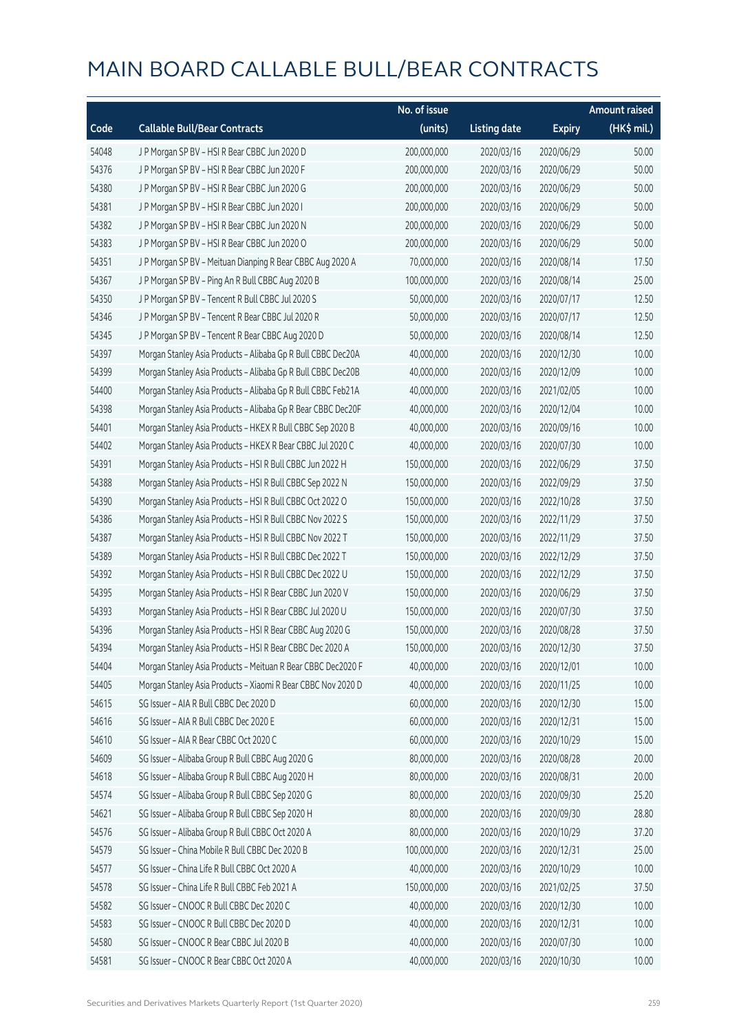# MAIN BOARD CALLABLE BULL/BEAR CONTRACTS

| Code | Callable Bull/Bear Contracts | No. of issue (units) | Listing date | Expiry | Amount raised (HK$ mil.) |
|---|---|---|---|---|---|
| 54048 | J P Morgan SP BV – HSI R Bear CBBC Jun 2020 D | 200,000,000 | 2020/03/16 | 2020/06/29 | 50.00 |
| 54376 | J P Morgan SP BV – HSI R Bear CBBC Jun 2020 F | 200,000,000 | 2020/03/16 | 2020/06/29 | 50.00 |
| 54380 | J P Morgan SP BV – HSI R Bear CBBC Jun 2020 G | 200,000,000 | 2020/03/16 | 2020/06/29 | 50.00 |
| 54381 | J P Morgan SP BV – HSI R Bear CBBC Jun 2020 I | 200,000,000 | 2020/03/16 | 2020/06/29 | 50.00 |
| 54382 | J P Morgan SP BV – HSI R Bear CBBC Jun 2020 N | 200,000,000 | 2020/03/16 | 2020/06/29 | 50.00 |
| 54383 | J P Morgan SP BV – HSI R Bear CBBC Jun 2020 O | 200,000,000 | 2020/03/16 | 2020/06/29 | 50.00 |
| 54351 | J P Morgan SP BV – Meituan Dianping R Bear CBBC Aug 2020 A | 70,000,000 | 2020/03/16 | 2020/08/14 | 17.50 |
| 54367 | J P Morgan SP BV – Ping An R Bull CBBC Aug 2020 B | 100,000,000 | 2020/03/16 | 2020/08/14 | 25.00 |
| 54350 | J P Morgan SP BV – Tencent R Bull CBBC Jul 2020 S | 50,000,000 | 2020/03/16 | 2020/07/17 | 12.50 |
| 54346 | J P Morgan SP BV – Tencent R Bear CBBC Jul 2020 R | 50,000,000 | 2020/03/16 | 2020/07/17 | 12.50 |
| 54345 | J P Morgan SP BV – Tencent R Bear CBBC Aug 2020 D | 50,000,000 | 2020/03/16 | 2020/08/14 | 12.50 |
| 54397 | Morgan Stanley Asia Products – Alibaba Gp R Bull CBBC Dec20A | 40,000,000 | 2020/03/16 | 2020/12/30 | 10.00 |
| 54399 | Morgan Stanley Asia Products – Alibaba Gp R Bull CBBC Dec20B | 40,000,000 | 2020/03/16 | 2020/12/09 | 10.00 |
| 54400 | Morgan Stanley Asia Products – Alibaba Gp R Bull CBBC Feb21A | 40,000,000 | 2020/03/16 | 2021/02/05 | 10.00 |
| 54398 | Morgan Stanley Asia Products – Alibaba Gp R Bear CBBC Dec20F | 40,000,000 | 2020/03/16 | 2020/12/04 | 10.00 |
| 54401 | Morgan Stanley Asia Products – HKEX R Bull CBBC Sep 2020 B | 40,000,000 | 2020/03/16 | 2020/09/16 | 10.00 |
| 54402 | Morgan Stanley Asia Products – HKEX R Bear CBBC Jul 2020 C | 40,000,000 | 2020/03/16 | 2020/07/30 | 10.00 |
| 54391 | Morgan Stanley Asia Products – HSI R Bull CBBC Jun 2022 H | 150,000,000 | 2020/03/16 | 2022/06/29 | 37.50 |
| 54388 | Morgan Stanley Asia Products – HSI R Bull CBBC Sep 2022 N | 150,000,000 | 2020/03/16 | 2022/09/29 | 37.50 |
| 54390 | Morgan Stanley Asia Products – HSI R Bull CBBC Oct 2022 O | 150,000,000 | 2020/03/16 | 2022/10/28 | 37.50 |
| 54386 | Morgan Stanley Asia Products – HSI R Bull CBBC Nov 2022 S | 150,000,000 | 2020/03/16 | 2022/11/29 | 37.50 |
| 54387 | Morgan Stanley Asia Products – HSI R Bull CBBC Nov 2022 T | 150,000,000 | 2020/03/16 | 2022/11/29 | 37.50 |
| 54389 | Morgan Stanley Asia Products – HSI R Bull CBBC Dec 2022 T | 150,000,000 | 2020/03/16 | 2022/12/29 | 37.50 |
| 54392 | Morgan Stanley Asia Products – HSI R Bull CBBC Dec 2022 U | 150,000,000 | 2020/03/16 | 2022/12/29 | 37.50 |
| 54395 | Morgan Stanley Asia Products – HSI R Bear CBBC Jun 2020 V | 150,000,000 | 2020/03/16 | 2020/06/29 | 37.50 |
| 54393 | Morgan Stanley Asia Products – HSI R Bear CBBC Jul 2020 U | 150,000,000 | 2020/03/16 | 2020/07/30 | 37.50 |
| 54396 | Morgan Stanley Asia Products – HSI R Bear CBBC Aug 2020 G | 150,000,000 | 2020/03/16 | 2020/08/28 | 37.50 |
| 54394 | Morgan Stanley Asia Products – HSI R Bear CBBC Dec 2020 A | 150,000,000 | 2020/03/16 | 2020/12/30 | 37.50 |
| 54404 | Morgan Stanley Asia Products – Meituan R Bear CBBC Dec2020 F | 40,000,000 | 2020/03/16 | 2020/12/01 | 10.00 |
| 54405 | Morgan Stanley Asia Products – Xiaomi R Bear CBBC Nov 2020 D | 40,000,000 | 2020/03/16 | 2020/11/25 | 10.00 |
| 54615 | SG Issuer – AIA R Bull CBBC Dec 2020 D | 60,000,000 | 2020/03/16 | 2020/12/30 | 15.00 |
| 54616 | SG Issuer – AIA R Bull CBBC Dec 2020 E | 60,000,000 | 2020/03/16 | 2020/12/31 | 15.00 |
| 54610 | SG Issuer – AIA R Bear CBBC Oct 2020 C | 60,000,000 | 2020/03/16 | 2020/10/29 | 15.00 |
| 54609 | SG Issuer – Alibaba Group R Bull CBBC Aug 2020 G | 80,000,000 | 2020/03/16 | 2020/08/28 | 20.00 |
| 54618 | SG Issuer – Alibaba Group R Bull CBBC Aug 2020 H | 80,000,000 | 2020/03/16 | 2020/08/31 | 20.00 |
| 54574 | SG Issuer – Alibaba Group R Bull CBBC Sep 2020 G | 80,000,000 | 2020/03/16 | 2020/09/30 | 25.20 |
| 54621 | SG Issuer – Alibaba Group R Bull CBBC Sep 2020 H | 80,000,000 | 2020/03/16 | 2020/09/30 | 28.80 |
| 54576 | SG Issuer – Alibaba Group R Bull CBBC Oct 2020 A | 80,000,000 | 2020/03/16 | 2020/10/29 | 37.20 |
| 54579 | SG Issuer – China Mobile R Bull CBBC Dec 2020 B | 100,000,000 | 2020/03/16 | 2020/12/31 | 25.00 |
| 54577 | SG Issuer – China Life R Bull CBBC Oct 2020 A | 40,000,000 | 2020/03/16 | 2020/10/29 | 10.00 |
| 54578 | SG Issuer – China Life R Bull CBBC Feb 2021 A | 150,000,000 | 2020/03/16 | 2021/02/25 | 37.50 |
| 54582 | SG Issuer – CNOOC R Bull CBBC Dec 2020 C | 40,000,000 | 2020/03/16 | 2020/12/30 | 10.00 |
| 54583 | SG Issuer – CNOOC R Bull CBBC Dec 2020 D | 40,000,000 | 2020/03/16 | 2020/12/31 | 10.00 |
| 54580 | SG Issuer – CNOOC R Bear CBBC Jul 2020 B | 40,000,000 | 2020/03/16 | 2020/07/30 | 10.00 |
| 54581 | SG Issuer – CNOOC R Bear CBBC Oct 2020 A | 40,000,000 | 2020/03/16 | 2020/10/30 | 10.00 |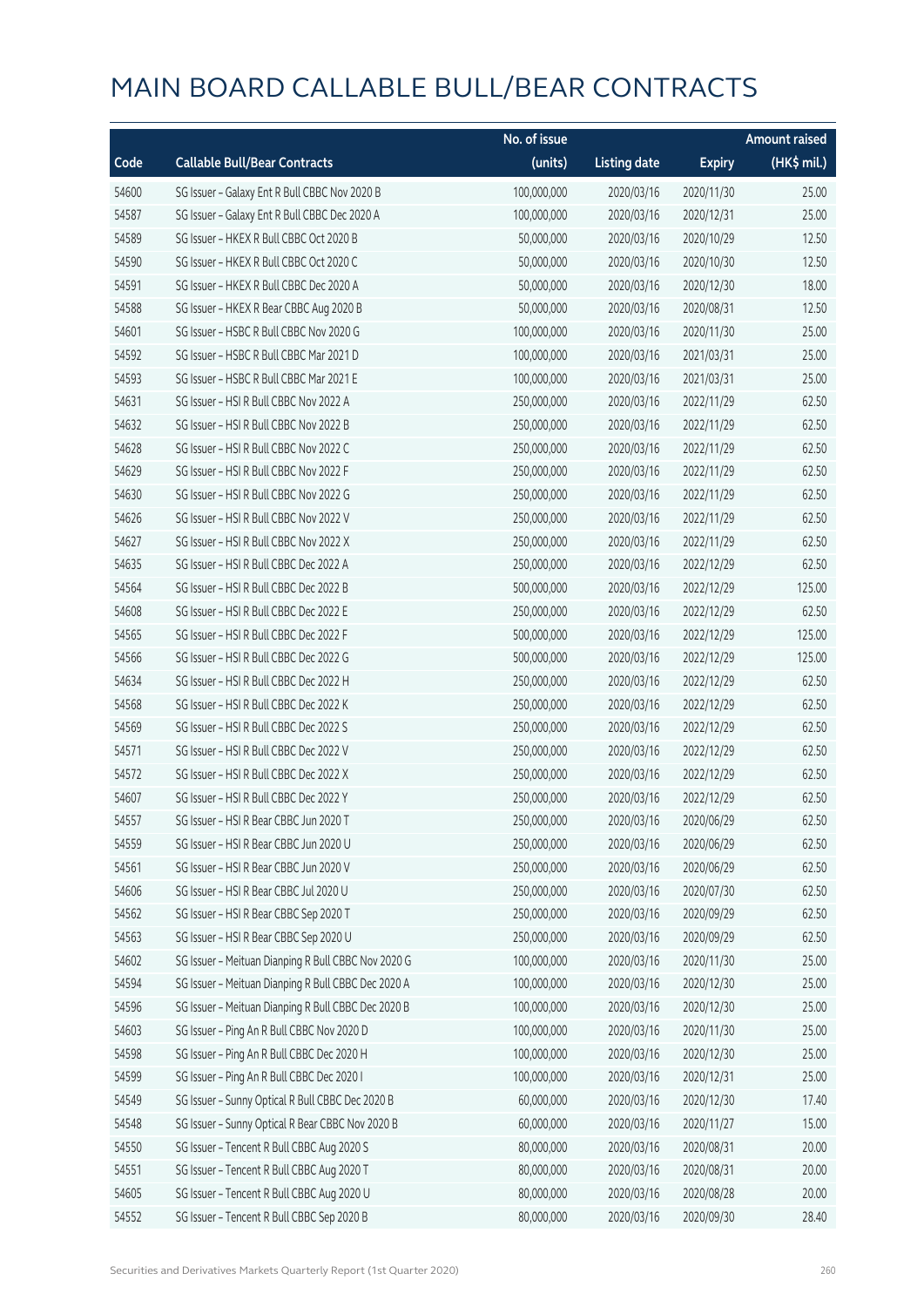# MAIN BOARD CALLABLE BULL/BEAR CONTRACTS

| Code | Callable Bull/Bear Contracts | No. of issue (units) | Listing date | Expiry | Amount raised (HK$ mil.) |
|---|---|---|---|---|---|
| 54600 | SG Issuer – Galaxy Ent R Bull CBBC Nov 2020 B | 100,000,000 | 2020/03/16 | 2020/11/30 | 25.00 |
| 54587 | SG Issuer – Galaxy Ent R Bull CBBC Dec 2020 A | 100,000,000 | 2020/03/16 | 2020/12/31 | 25.00 |
| 54589 | SG Issuer – HKEX R Bull CBBC Oct 2020 B | 50,000,000 | 2020/03/16 | 2020/10/29 | 12.50 |
| 54590 | SG Issuer – HKEX R Bull CBBC Oct 2020 C | 50,000,000 | 2020/03/16 | 2020/10/30 | 12.50 |
| 54591 | SG Issuer – HKEX R Bull CBBC Dec 2020 A | 50,000,000 | 2020/03/16 | 2020/12/30 | 18.00 |
| 54588 | SG Issuer – HKEX R Bear CBBC Aug 2020 B | 50,000,000 | 2020/03/16 | 2020/08/31 | 12.50 |
| 54601 | SG Issuer – HSBC R Bull CBBC Nov 2020 G | 100,000,000 | 2020/03/16 | 2020/11/30 | 25.00 |
| 54592 | SG Issuer – HSBC R Bull CBBC Mar 2021 D | 100,000,000 | 2020/03/16 | 2021/03/31 | 25.00 |
| 54593 | SG Issuer – HSBC R Bull CBBC Mar 2021 E | 100,000,000 | 2020/03/16 | 2021/03/31 | 25.00 |
| 54631 | SG Issuer – HSI R Bull CBBC Nov 2022 A | 250,000,000 | 2020/03/16 | 2022/11/29 | 62.50 |
| 54632 | SG Issuer – HSI R Bull CBBC Nov 2022 B | 250,000,000 | 2020/03/16 | 2022/11/29 | 62.50 |
| 54628 | SG Issuer – HSI R Bull CBBC Nov 2022 C | 250,000,000 | 2020/03/16 | 2022/11/29 | 62.50 |
| 54629 | SG Issuer – HSI R Bull CBBC Nov 2022 F | 250,000,000 | 2020/03/16 | 2022/11/29 | 62.50 |
| 54630 | SG Issuer – HSI R Bull CBBC Nov 2022 G | 250,000,000 | 2020/03/16 | 2022/11/29 | 62.50 |
| 54626 | SG Issuer – HSI R Bull CBBC Nov 2022 V | 250,000,000 | 2020/03/16 | 2022/11/29 | 62.50 |
| 54627 | SG Issuer – HSI R Bull CBBC Nov 2022 X | 250,000,000 | 2020/03/16 | 2022/11/29 | 62.50 |
| 54635 | SG Issuer – HSI R Bull CBBC Dec 2022 A | 250,000,000 | 2020/03/16 | 2022/12/29 | 62.50 |
| 54564 | SG Issuer – HSI R Bull CBBC Dec 2022 B | 500,000,000 | 2020/03/16 | 2022/12/29 | 125.00 |
| 54608 | SG Issuer – HSI R Bull CBBC Dec 2022 E | 250,000,000 | 2020/03/16 | 2022/12/29 | 62.50 |
| 54565 | SG Issuer – HSI R Bull CBBC Dec 2022 F | 500,000,000 | 2020/03/16 | 2022/12/29 | 125.00 |
| 54566 | SG Issuer – HSI R Bull CBBC Dec 2022 G | 500,000,000 | 2020/03/16 | 2022/12/29 | 125.00 |
| 54634 | SG Issuer – HSI R Bull CBBC Dec 2022 H | 250,000,000 | 2020/03/16 | 2022/12/29 | 62.50 |
| 54568 | SG Issuer – HSI R Bull CBBC Dec 2022 K | 250,000,000 | 2020/03/16 | 2022/12/29 | 62.50 |
| 54569 | SG Issuer – HSI R Bull CBBC Dec 2022 S | 250,000,000 | 2020/03/16 | 2022/12/29 | 62.50 |
| 54571 | SG Issuer – HSI R Bull CBBC Dec 2022 V | 250,000,000 | 2020/03/16 | 2022/12/29 | 62.50 |
| 54572 | SG Issuer – HSI R Bull CBBC Dec 2022 X | 250,000,000 | 2020/03/16 | 2022/12/29 | 62.50 |
| 54607 | SG Issuer – HSI R Bull CBBC Dec 2022 Y | 250,000,000 | 2020/03/16 | 2022/12/29 | 62.50 |
| 54557 | SG Issuer – HSI R Bear CBBC Jun 2020 T | 250,000,000 | 2020/03/16 | 2020/06/29 | 62.50 |
| 54559 | SG Issuer – HSI R Bear CBBC Jun 2020 U | 250,000,000 | 2020/03/16 | 2020/06/29 | 62.50 |
| 54561 | SG Issuer – HSI R Bear CBBC Jun 2020 V | 250,000,000 | 2020/03/16 | 2020/06/29 | 62.50 |
| 54606 | SG Issuer – HSI R Bear CBBC Jul 2020 U | 250,000,000 | 2020/03/16 | 2020/07/30 | 62.50 |
| 54562 | SG Issuer – HSI R Bear CBBC Sep 2020 T | 250,000,000 | 2020/03/16 | 2020/09/29 | 62.50 |
| 54563 | SG Issuer – HSI R Bear CBBC Sep 2020 U | 250,000,000 | 2020/03/16 | 2020/09/29 | 62.50 |
| 54602 | SG Issuer – Meituan Dianping R Bull CBBC Nov 2020 G | 100,000,000 | 2020/03/16 | 2020/11/30 | 25.00 |
| 54594 | SG Issuer – Meituan Dianping R Bull CBBC Dec 2020 A | 100,000,000 | 2020/03/16 | 2020/12/30 | 25.00 |
| 54596 | SG Issuer – Meituan Dianping R Bull CBBC Dec 2020 B | 100,000,000 | 2020/03/16 | 2020/12/30 | 25.00 |
| 54603 | SG Issuer – Ping An R Bull CBBC Nov 2020 D | 100,000,000 | 2020/03/16 | 2020/11/30 | 25.00 |
| 54598 | SG Issuer – Ping An R Bull CBBC Dec 2020 H | 100,000,000 | 2020/03/16 | 2020/12/30 | 25.00 |
| 54599 | SG Issuer – Ping An R Bull CBBC Dec 2020 I | 100,000,000 | 2020/03/16 | 2020/12/31 | 25.00 |
| 54549 | SG Issuer – Sunny Optical R Bull CBBC Dec 2020 B | 60,000,000 | 2020/03/16 | 2020/12/30 | 17.40 |
| 54548 | SG Issuer – Sunny Optical R Bear CBBC Nov 2020 B | 60,000,000 | 2020/03/16 | 2020/11/27 | 15.00 |
| 54550 | SG Issuer – Tencent R Bull CBBC Aug 2020 S | 80,000,000 | 2020/03/16 | 2020/08/31 | 20.00 |
| 54551 | SG Issuer – Tencent R Bull CBBC Aug 2020 T | 80,000,000 | 2020/03/16 | 2020/08/31 | 20.00 |
| 54605 | SG Issuer – Tencent R Bull CBBC Aug 2020 U | 80,000,000 | 2020/03/16 | 2020/08/28 | 20.00 |
| 54552 | SG Issuer – Tencent R Bull CBBC Sep 2020 B | 80,000,000 | 2020/03/16 | 2020/09/30 | 28.40 |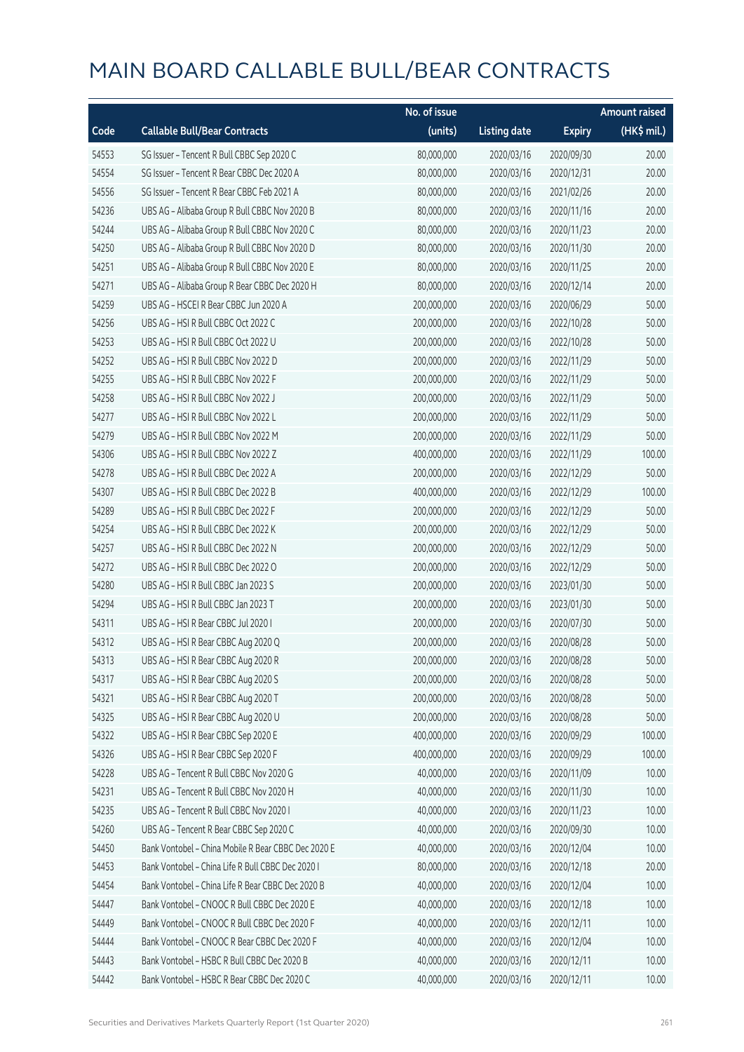# MAIN BOARD CALLABLE BULL/BEAR CONTRACTS

| Code | Callable Bull/Bear Contracts | No. of issue (units) | Listing date | Expiry | Amount raised (HK$ mil.) |
|---|---|---|---|---|---|
| 54553 | SG Issuer – Tencent R Bull CBBC Sep 2020 C | 80,000,000 | 2020/03/16 | 2020/09/30 | 20.00 |
| 54554 | SG Issuer – Tencent R Bear CBBC Dec 2020 A | 80,000,000 | 2020/03/16 | 2020/12/31 | 20.00 |
| 54556 | SG Issuer – Tencent R Bear CBBC Feb 2021 A | 80,000,000 | 2020/03/16 | 2021/02/26 | 20.00 |
| 54236 | UBS AG – Alibaba Group R Bull CBBC Nov 2020 B | 80,000,000 | 2020/03/16 | 2020/11/16 | 20.00 |
| 54244 | UBS AG – Alibaba Group R Bull CBBC Nov 2020 C | 80,000,000 | 2020/03/16 | 2020/11/23 | 20.00 |
| 54250 | UBS AG – Alibaba Group R Bull CBBC Nov 2020 D | 80,000,000 | 2020/03/16 | 2020/11/30 | 20.00 |
| 54251 | UBS AG – Alibaba Group R Bull CBBC Nov 2020 E | 80,000,000 | 2020/03/16 | 2020/11/25 | 20.00 |
| 54271 | UBS AG – Alibaba Group R Bear CBBC Dec 2020 H | 80,000,000 | 2020/03/16 | 2020/12/14 | 20.00 |
| 54259 | UBS AG – HSCEI R Bear CBBC Jun 2020 A | 200,000,000 | 2020/03/16 | 2020/06/29 | 50.00 |
| 54256 | UBS AG – HSI R Bull CBBC Oct 2022 C | 200,000,000 | 2020/03/16 | 2022/10/28 | 50.00 |
| 54253 | UBS AG – HSI R Bull CBBC Oct 2022 U | 200,000,000 | 2020/03/16 | 2022/10/28 | 50.00 |
| 54252 | UBS AG – HSI R Bull CBBC Nov 2022 D | 200,000,000 | 2020/03/16 | 2022/11/29 | 50.00 |
| 54255 | UBS AG – HSI R Bull CBBC Nov 2022 F | 200,000,000 | 2020/03/16 | 2022/11/29 | 50.00 |
| 54258 | UBS AG – HSI R Bull CBBC Nov 2022 J | 200,000,000 | 2020/03/16 | 2022/11/29 | 50.00 |
| 54277 | UBS AG – HSI R Bull CBBC Nov 2022 L | 200,000,000 | 2020/03/16 | 2022/11/29 | 50.00 |
| 54279 | UBS AG – HSI R Bull CBBC Nov 2022 M | 200,000,000 | 2020/03/16 | 2022/11/29 | 50.00 |
| 54306 | UBS AG – HSI R Bull CBBC Nov 2022 Z | 400,000,000 | 2020/03/16 | 2022/11/29 | 100.00 |
| 54278 | UBS AG – HSI R Bull CBBC Dec 2022 A | 200,000,000 | 2020/03/16 | 2022/12/29 | 50.00 |
| 54307 | UBS AG – HSI R Bull CBBC Dec 2022 B | 400,000,000 | 2020/03/16 | 2022/12/29 | 100.00 |
| 54289 | UBS AG – HSI R Bull CBBC Dec 2022 F | 200,000,000 | 2020/03/16 | 2022/12/29 | 50.00 |
| 54254 | UBS AG – HSI R Bull CBBC Dec 2022 K | 200,000,000 | 2020/03/16 | 2022/12/29 | 50.00 |
| 54257 | UBS AG – HSI R Bull CBBC Dec 2022 N | 200,000,000 | 2020/03/16 | 2022/12/29 | 50.00 |
| 54272 | UBS AG – HSI R Bull CBBC Dec 2022 O | 200,000,000 | 2020/03/16 | 2022/12/29 | 50.00 |
| 54280 | UBS AG – HSI R Bull CBBC Jan 2023 S | 200,000,000 | 2020/03/16 | 2023/01/30 | 50.00 |
| 54294 | UBS AG – HSI R Bull CBBC Jan 2023 T | 200,000,000 | 2020/03/16 | 2023/01/30 | 50.00 |
| 54311 | UBS AG – HSI R Bear CBBC Jul 2020 I | 200,000,000 | 2020/03/16 | 2020/07/30 | 50.00 |
| 54312 | UBS AG – HSI R Bear CBBC Aug 2020 Q | 200,000,000 | 2020/03/16 | 2020/08/28 | 50.00 |
| 54313 | UBS AG – HSI R Bear CBBC Aug 2020 R | 200,000,000 | 2020/03/16 | 2020/08/28 | 50.00 |
| 54317 | UBS AG – HSI R Bear CBBC Aug 2020 S | 200,000,000 | 2020/03/16 | 2020/08/28 | 50.00 |
| 54321 | UBS AG – HSI R Bear CBBC Aug 2020 T | 200,000,000 | 2020/03/16 | 2020/08/28 | 50.00 |
| 54325 | UBS AG – HSI R Bear CBBC Aug 2020 U | 200,000,000 | 2020/03/16 | 2020/08/28 | 50.00 |
| 54322 | UBS AG – HSI R Bear CBBC Sep 2020 E | 400,000,000 | 2020/03/16 | 2020/09/29 | 100.00 |
| 54326 | UBS AG – HSI R Bear CBBC Sep 2020 F | 400,000,000 | 2020/03/16 | 2020/09/29 | 100.00 |
| 54228 | UBS AG – Tencent R Bull CBBC Nov 2020 G | 40,000,000 | 2020/03/16 | 2020/11/09 | 10.00 |
| 54231 | UBS AG – Tencent R Bull CBBC Nov 2020 H | 40,000,000 | 2020/03/16 | 2020/11/30 | 10.00 |
| 54235 | UBS AG – Tencent R Bull CBBC Nov 2020 I | 40,000,000 | 2020/03/16 | 2020/11/23 | 10.00 |
| 54260 | UBS AG – Tencent R Bear CBBC Sep 2020 C | 40,000,000 | 2020/03/16 | 2020/09/30 | 10.00 |
| 54450 | Bank Vontobel – China Mobile R Bear CBBC Dec 2020 E | 40,000,000 | 2020/03/16 | 2020/12/04 | 10.00 |
| 54453 | Bank Vontobel – China Life R Bull CBBC Dec 2020 I | 80,000,000 | 2020/03/16 | 2020/12/18 | 20.00 |
| 54454 | Bank Vontobel – China Life R Bear CBBC Dec 2020 B | 40,000,000 | 2020/03/16 | 2020/12/04 | 10.00 |
| 54447 | Bank Vontobel – CNOOC R Bull CBBC Dec 2020 E | 40,000,000 | 2020/03/16 | 2020/12/18 | 10.00 |
| 54449 | Bank Vontobel – CNOOC R Bull CBBC Dec 2020 F | 40,000,000 | 2020/03/16 | 2020/12/11 | 10.00 |
| 54444 | Bank Vontobel – CNOOC R Bear CBBC Dec 2020 F | 40,000,000 | 2020/03/16 | 2020/12/04 | 10.00 |
| 54443 | Bank Vontobel – HSBC R Bull CBBC Dec 2020 B | 40,000,000 | 2020/03/16 | 2020/12/11 | 10.00 |
| 54442 | Bank Vontobel – HSBC R Bear CBBC Dec 2020 C | 40,000,000 | 2020/03/16 | 2020/12/11 | 10.00 |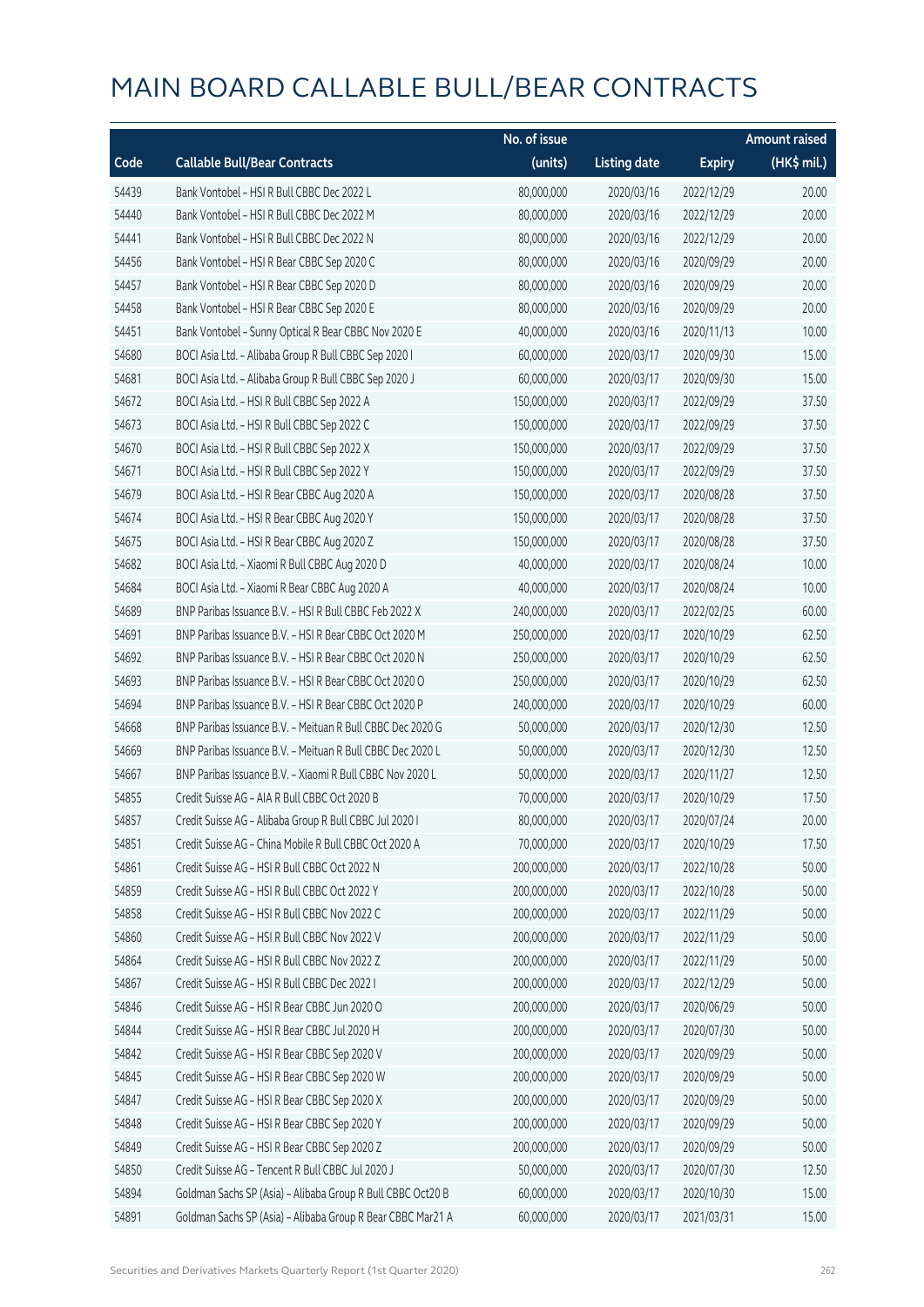# MAIN BOARD CALLABLE BULL/BEAR CONTRACTS

| Code | Callable Bull/Bear Contracts | No. of issue (units) | Listing date | Expiry | Amount raised (HK$ mil.) |
|---|---|---|---|---|---|
| 54439 | Bank Vontobel – HSI R Bull CBBC Dec 2022 L | 80,000,000 | 2020/03/16 | 2022/12/29 | 20.00 |
| 54440 | Bank Vontobel – HSI R Bull CBBC Dec 2022 M | 80,000,000 | 2020/03/16 | 2022/12/29 | 20.00 |
| 54441 | Bank Vontobel – HSI R Bull CBBC Dec 2022 N | 80,000,000 | 2020/03/16 | 2022/12/29 | 20.00 |
| 54456 | Bank Vontobel – HSI R Bear CBBC Sep 2020 C | 80,000,000 | 2020/03/16 | 2020/09/29 | 20.00 |
| 54457 | Bank Vontobel – HSI R Bear CBBC Sep 2020 D | 80,000,000 | 2020/03/16 | 2020/09/29 | 20.00 |
| 54458 | Bank Vontobel – HSI R Bear CBBC Sep 2020 E | 80,000,000 | 2020/03/16 | 2020/09/29 | 20.00 |
| 54451 | Bank Vontobel – Sunny Optical R Bear CBBC Nov 2020 E | 40,000,000 | 2020/03/16 | 2020/11/13 | 10.00 |
| 54680 | BOCI Asia Ltd. – Alibaba Group R Bull CBBC Sep 2020 I | 60,000,000 | 2020/03/17 | 2020/09/30 | 15.00 |
| 54681 | BOCI Asia Ltd. – Alibaba Group R Bull CBBC Sep 2020 J | 60,000,000 | 2020/03/17 | 2020/09/30 | 15.00 |
| 54672 | BOCI Asia Ltd. – HSI R Bull CBBC Sep 2022 A | 150,000,000 | 2020/03/17 | 2022/09/29 | 37.50 |
| 54673 | BOCI Asia Ltd. – HSI R Bull CBBC Sep 2022 C | 150,000,000 | 2020/03/17 | 2022/09/29 | 37.50 |
| 54670 | BOCI Asia Ltd. – HSI R Bull CBBC Sep 2022 X | 150,000,000 | 2020/03/17 | 2022/09/29 | 37.50 |
| 54671 | BOCI Asia Ltd. – HSI R Bull CBBC Sep 2022 Y | 150,000,000 | 2020/03/17 | 2022/09/29 | 37.50 |
| 54679 | BOCI Asia Ltd. – HSI R Bear CBBC Aug 2020 A | 150,000,000 | 2020/03/17 | 2020/08/28 | 37.50 |
| 54674 | BOCI Asia Ltd. – HSI R Bear CBBC Aug 2020 Y | 150,000,000 | 2020/03/17 | 2020/08/28 | 37.50 |
| 54675 | BOCI Asia Ltd. – HSI R Bear CBBC Aug 2020 Z | 150,000,000 | 2020/03/17 | 2020/08/28 | 37.50 |
| 54682 | BOCI Asia Ltd. – Xiaomi R Bull CBBC Aug 2020 D | 40,000,000 | 2020/03/17 | 2020/08/24 | 10.00 |
| 54684 | BOCI Asia Ltd. – Xiaomi R Bear CBBC Aug 2020 A | 40,000,000 | 2020/03/17 | 2020/08/24 | 10.00 |
| 54689 | BNP Paribas Issuance B.V. – HSI R Bull CBBC Feb 2022 X | 240,000,000 | 2020/03/17 | 2022/02/25 | 60.00 |
| 54691 | BNP Paribas Issuance B.V. – HSI R Bear CBBC Oct 2020 M | 250,000,000 | 2020/03/17 | 2020/10/29 | 62.50 |
| 54692 | BNP Paribas Issuance B.V. – HSI R Bear CBBC Oct 2020 N | 250,000,000 | 2020/03/17 | 2020/10/29 | 62.50 |
| 54693 | BNP Paribas Issuance B.V. – HSI R Bear CBBC Oct 2020 O | 250,000,000 | 2020/03/17 | 2020/10/29 | 62.50 |
| 54694 | BNP Paribas Issuance B.V. – HSI R Bear CBBC Oct 2020 P | 240,000,000 | 2020/03/17 | 2020/10/29 | 60.00 |
| 54668 | BNP Paribas Issuance B.V. – Meituan R Bull CBBC Dec 2020 G | 50,000,000 | 2020/03/17 | 2020/12/30 | 12.50 |
| 54669 | BNP Paribas Issuance B.V. – Meituan R Bull CBBC Dec 2020 L | 50,000,000 | 2020/03/17 | 2020/12/30 | 12.50 |
| 54667 | BNP Paribas Issuance B.V. – Xiaomi R Bull CBBC Nov 2020 L | 50,000,000 | 2020/03/17 | 2020/11/27 | 12.50 |
| 54855 | Credit Suisse AG – AIA R Bull CBBC Oct 2020 B | 70,000,000 | 2020/03/17 | 2020/10/29 | 17.50 |
| 54857 | Credit Suisse AG – Alibaba Group R Bull CBBC Jul 2020 I | 80,000,000 | 2020/03/17 | 2020/07/24 | 20.00 |
| 54851 | Credit Suisse AG – China Mobile R Bull CBBC Oct 2020 A | 70,000,000 | 2020/03/17 | 2020/10/29 | 17.50 |
| 54861 | Credit Suisse AG – HSI R Bull CBBC Oct 2022 N | 200,000,000 | 2020/03/17 | 2022/10/28 | 50.00 |
| 54859 | Credit Suisse AG – HSI R Bull CBBC Oct 2022 Y | 200,000,000 | 2020/03/17 | 2022/10/28 | 50.00 |
| 54858 | Credit Suisse AG – HSI R Bull CBBC Nov 2022 C | 200,000,000 | 2020/03/17 | 2022/11/29 | 50.00 |
| 54860 | Credit Suisse AG – HSI R Bull CBBC Nov 2022 V | 200,000,000 | 2020/03/17 | 2022/11/29 | 50.00 |
| 54864 | Credit Suisse AG – HSI R Bull CBBC Nov 2022 Z | 200,000,000 | 2020/03/17 | 2022/11/29 | 50.00 |
| 54867 | Credit Suisse AG – HSI R Bull CBBC Dec 2022 I | 200,000,000 | 2020/03/17 | 2022/12/29 | 50.00 |
| 54846 | Credit Suisse AG – HSI R Bear CBBC Jun 2020 O | 200,000,000 | 2020/03/17 | 2020/06/29 | 50.00 |
| 54844 | Credit Suisse AG – HSI R Bear CBBC Jul 2020 H | 200,000,000 | 2020/03/17 | 2020/07/30 | 50.00 |
| 54842 | Credit Suisse AG – HSI R Bear CBBC Sep 2020 V | 200,000,000 | 2020/03/17 | 2020/09/29 | 50.00 |
| 54845 | Credit Suisse AG – HSI R Bear CBBC Sep 2020 W | 200,000,000 | 2020/03/17 | 2020/09/29 | 50.00 |
| 54847 | Credit Suisse AG – HSI R Bear CBBC Sep 2020 X | 200,000,000 | 2020/03/17 | 2020/09/29 | 50.00 |
| 54848 | Credit Suisse AG – HSI R Bear CBBC Sep 2020 Y | 200,000,000 | 2020/03/17 | 2020/09/29 | 50.00 |
| 54849 | Credit Suisse AG – HSI R Bear CBBC Sep 2020 Z | 200,000,000 | 2020/03/17 | 2020/09/29 | 50.00 |
| 54850 | Credit Suisse AG – Tencent R Bull CBBC Jul 2020 J | 50,000,000 | 2020/03/17 | 2020/07/30 | 12.50 |
| 54894 | Goldman Sachs SP (Asia) – Alibaba Group R Bull CBBC Oct20 B | 60,000,000 | 2020/03/17 | 2020/10/30 | 15.00 |
| 54891 | Goldman Sachs SP (Asia) – Alibaba Group R Bear CBBC Mar21 A | 60,000,000 | 2020/03/17 | 2021/03/31 | 15.00 |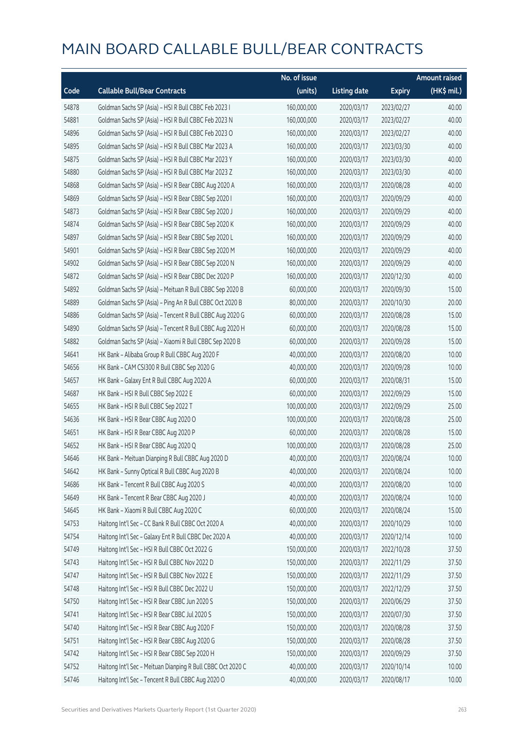# MAIN BOARD CALLABLE BULL/BEAR CONTRACTS

| Code | Callable Bull/Bear Contracts | No. of issue (units) | Listing date | Expiry | Amount raised (HK$ mil.) |
|---|---|---|---|---|---|
| 54878 | Goldman Sachs SP (Asia) – HSI R Bull CBBC Feb 2023 I | 160,000,000 | 2020/03/17 | 2023/02/27 | 40.00 |
| 54881 | Goldman Sachs SP (Asia) – HSI R Bull CBBC Feb 2023 N | 160,000,000 | 2020/03/17 | 2023/02/27 | 40.00 |
| 54896 | Goldman Sachs SP (Asia) – HSI R Bull CBBC Feb 2023 O | 160,000,000 | 2020/03/17 | 2023/02/27 | 40.00 |
| 54895 | Goldman Sachs SP (Asia) – HSI R Bull CBBC Mar 2023 A | 160,000,000 | 2020/03/17 | 2023/03/30 | 40.00 |
| 54875 | Goldman Sachs SP (Asia) – HSI R Bull CBBC Mar 2023 Y | 160,000,000 | 2020/03/17 | 2023/03/30 | 40.00 |
| 54880 | Goldman Sachs SP (Asia) – HSI R Bull CBBC Mar 2023 Z | 160,000,000 | 2020/03/17 | 2023/03/30 | 40.00 |
| 54868 | Goldman Sachs SP (Asia) – HSI R Bear CBBC Aug 2020 A | 160,000,000 | 2020/03/17 | 2020/08/28 | 40.00 |
| 54869 | Goldman Sachs SP (Asia) – HSI R Bear CBBC Sep 2020 I | 160,000,000 | 2020/03/17 | 2020/09/29 | 40.00 |
| 54873 | Goldman Sachs SP (Asia) – HSI R Bear CBBC Sep 2020 J | 160,000,000 | 2020/03/17 | 2020/09/29 | 40.00 |
| 54874 | Goldman Sachs SP (Asia) – HSI R Bear CBBC Sep 2020 K | 160,000,000 | 2020/03/17 | 2020/09/29 | 40.00 |
| 54897 | Goldman Sachs SP (Asia) – HSI R Bear CBBC Sep 2020 L | 160,000,000 | 2020/03/17 | 2020/09/29 | 40.00 |
| 54901 | Goldman Sachs SP (Asia) – HSI R Bear CBBC Sep 2020 M | 160,000,000 | 2020/03/17 | 2020/09/29 | 40.00 |
| 54902 | Goldman Sachs SP (Asia) – HSI R Bear CBBC Sep 2020 N | 160,000,000 | 2020/03/17 | 2020/09/29 | 40.00 |
| 54872 | Goldman Sachs SP (Asia) – HSI R Bear CBBC Dec 2020 P | 160,000,000 | 2020/03/17 | 2020/12/30 | 40.00 |
| 54892 | Goldman Sachs SP (Asia) – Meituan R Bull CBBC Sep 2020 B | 60,000,000 | 2020/03/17 | 2020/09/30 | 15.00 |
| 54889 | Goldman Sachs SP (Asia) – Ping An R Bull CBBC Oct 2020 B | 80,000,000 | 2020/03/17 | 2020/10/30 | 20.00 |
| 54886 | Goldman Sachs SP (Asia) – Tencent R Bull CBBC Aug 2020 G | 60,000,000 | 2020/03/17 | 2020/08/28 | 15.00 |
| 54890 | Goldman Sachs SP (Asia) – Tencent R Bull CBBC Aug 2020 H | 60,000,000 | 2020/03/17 | 2020/08/28 | 15.00 |
| 54882 | Goldman Sachs SP (Asia) – Xiaomi R Bull CBBC Sep 2020 B | 60,000,000 | 2020/03/17 | 2020/09/28 | 15.00 |
| 54641 | HK Bank – Alibaba Group R Bull CBBC Aug 2020 F | 40,000,000 | 2020/03/17 | 2020/08/20 | 10.00 |
| 54656 | HK Bank – CAM CSI300 R Bull CBBC Sep 2020 G | 40,000,000 | 2020/03/17 | 2020/09/28 | 10.00 |
| 54657 | HK Bank – Galaxy Ent R Bull CBBC Aug 2020 A | 60,000,000 | 2020/03/17 | 2020/08/31 | 15.00 |
| 54687 | HK Bank – HSI R Bull CBBC Sep 2022 E | 60,000,000 | 2020/03/17 | 2022/09/29 | 15.00 |
| 54655 | HK Bank – HSI R Bull CBBC Sep 2022 T | 100,000,000 | 2020/03/17 | 2022/09/29 | 25.00 |
| 54636 | HK Bank – HSI R Bear CBBC Aug 2020 O | 100,000,000 | 2020/03/17 | 2020/08/28 | 25.00 |
| 54651 | HK Bank – HSI R Bear CBBC Aug 2020 P | 60,000,000 | 2020/03/17 | 2020/08/28 | 15.00 |
| 54652 | HK Bank – HSI R Bear CBBC Aug 2020 Q | 100,000,000 | 2020/03/17 | 2020/08/28 | 25.00 |
| 54646 | HK Bank – Meituan Dianping R Bull CBBC Aug 2020 D | 40,000,000 | 2020/03/17 | 2020/08/24 | 10.00 |
| 54642 | HK Bank – Sunny Optical R Bull CBBC Aug 2020 B | 40,000,000 | 2020/03/17 | 2020/08/24 | 10.00 |
| 54686 | HK Bank – Tencent R Bull CBBC Aug 2020 S | 40,000,000 | 2020/03/17 | 2020/08/20 | 10.00 |
| 54649 | HK Bank – Tencent R Bear CBBC Aug 2020 J | 40,000,000 | 2020/03/17 | 2020/08/24 | 10.00 |
| 54645 | HK Bank – Xiaomi R Bull CBBC Aug 2020 C | 60,000,000 | 2020/03/17 | 2020/08/24 | 15.00 |
| 54753 | Haitong Int'l Sec – CC Bank R Bull CBBC Oct 2020 A | 40,000,000 | 2020/03/17 | 2020/10/29 | 10.00 |
| 54754 | Haitong Int'l Sec – Galaxy Ent R Bull CBBC Dec 2020 A | 40,000,000 | 2020/03/17 | 2020/12/14 | 10.00 |
| 54749 | Haitong Int'l Sec – HSI R Bull CBBC Oct 2022 G | 150,000,000 | 2020/03/17 | 2022/10/28 | 37.50 |
| 54743 | Haitong Int'l Sec – HSI R Bull CBBC Nov 2022 D | 150,000,000 | 2020/03/17 | 2022/11/29 | 37.50 |
| 54747 | Haitong Int'l Sec – HSI R Bull CBBC Nov 2022 E | 150,000,000 | 2020/03/17 | 2022/11/29 | 37.50 |
| 54748 | Haitong Int'l Sec – HSI R Bull CBBC Dec 2022 U | 150,000,000 | 2020/03/17 | 2022/12/29 | 37.50 |
| 54750 | Haitong Int'l Sec – HSI R Bear CBBC Jun 2020 S | 150,000,000 | 2020/03/17 | 2020/06/29 | 37.50 |
| 54741 | Haitong Int'l Sec – HSI R Bear CBBC Jul 2020 S | 150,000,000 | 2020/03/17 | 2020/07/30 | 37.50 |
| 54740 | Haitong Int'l Sec – HSI R Bear CBBC Aug 2020 F | 150,000,000 | 2020/03/17 | 2020/08/28 | 37.50 |
| 54751 | Haitong Int'l Sec – HSI R Bear CBBC Aug 2020 G | 150,000,000 | 2020/03/17 | 2020/08/28 | 37.50 |
| 54742 | Haitong Int'l Sec – HSI R Bear CBBC Sep 2020 H | 150,000,000 | 2020/03/17 | 2020/09/29 | 37.50 |
| 54752 | Haitong Int'l Sec – Meituan Dianping R Bull CBBC Oct 2020 C | 40,000,000 | 2020/03/17 | 2020/10/14 | 10.00 |
| 54746 | Haitong Int'l Sec – Tencent R Bull CBBC Aug 2020 O | 40,000,000 | 2020/03/17 | 2020/08/17 | 10.00 |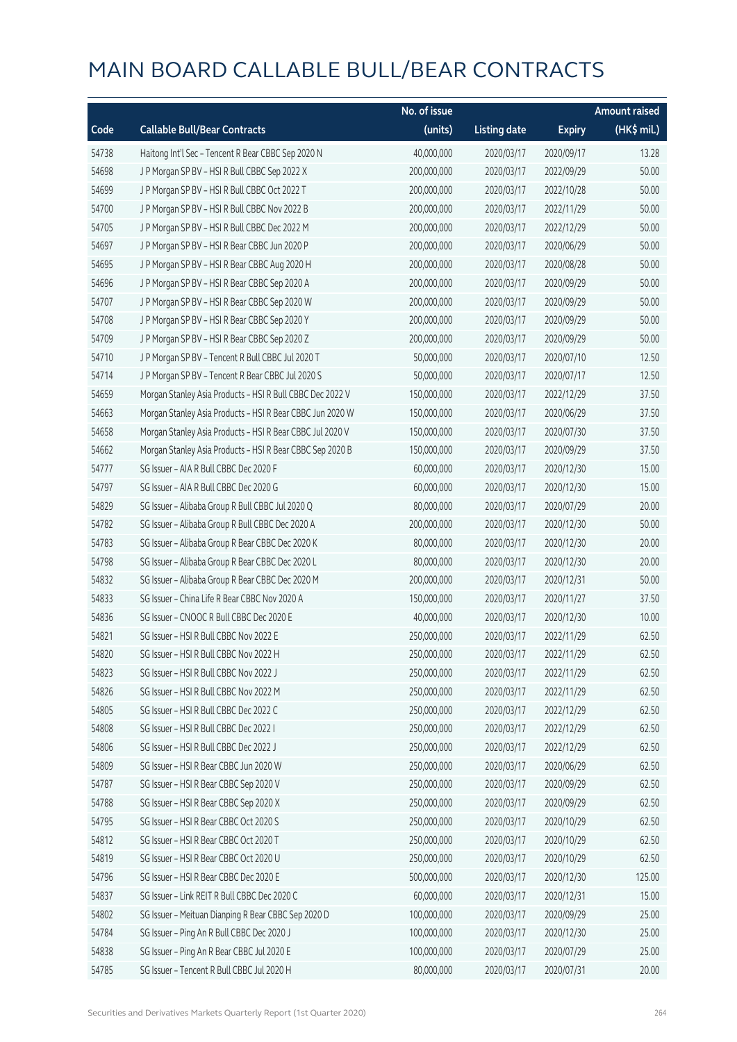# MAIN BOARD CALLABLE BULL/BEAR CONTRACTS

| Code | Callable Bull/Bear Contracts | No. of issue (units) | Listing date | Expiry | Amount raised (HK$ mil.) |
|---|---|---|---|---|---|
| 54738 | Haitong Int'l Sec – Tencent R Bear CBBC Sep 2020 N | 40,000,000 | 2020/03/17 | 2020/09/17 | 13.28 |
| 54698 | J P Morgan SP BV – HSI R Bull CBBC Sep 2022 X | 200,000,000 | 2020/03/17 | 2022/09/29 | 50.00 |
| 54699 | J P Morgan SP BV – HSI R Bull CBBC Oct 2022 T | 200,000,000 | 2020/03/17 | 2022/10/28 | 50.00 |
| 54700 | J P Morgan SP BV – HSI R Bull CBBC Nov 2022 B | 200,000,000 | 2020/03/17 | 2022/11/29 | 50.00 |
| 54705 | J P Morgan SP BV – HSI R Bull CBBC Dec 2022 M | 200,000,000 | 2020/03/17 | 2022/12/29 | 50.00 |
| 54697 | J P Morgan SP BV – HSI R Bear CBBC Jun 2020 P | 200,000,000 | 2020/03/17 | 2020/06/29 | 50.00 |
| 54695 | J P Morgan SP BV – HSI R Bear CBBC Aug 2020 H | 200,000,000 | 2020/03/17 | 2020/08/28 | 50.00 |
| 54696 | J P Morgan SP BV – HSI R Bear CBBC Sep 2020 A | 200,000,000 | 2020/03/17 | 2020/09/29 | 50.00 |
| 54707 | J P Morgan SP BV – HSI R Bear CBBC Sep 2020 W | 200,000,000 | 2020/03/17 | 2020/09/29 | 50.00 |
| 54708 | J P Morgan SP BV – HSI R Bear CBBC Sep 2020 Y | 200,000,000 | 2020/03/17 | 2020/09/29 | 50.00 |
| 54709 | J P Morgan SP BV – HSI R Bear CBBC Sep 2020 Z | 200,000,000 | 2020/03/17 | 2020/09/29 | 50.00 |
| 54710 | J P Morgan SP BV – Tencent R Bull CBBC Jul 2020 T | 50,000,000 | 2020/03/17 | 2020/07/10 | 12.50 |
| 54714 | J P Morgan SP BV – Tencent R Bear CBBC Jul 2020 S | 50,000,000 | 2020/03/17 | 2020/07/17 | 12.50 |
| 54659 | Morgan Stanley Asia Products – HSI R Bull CBBC Dec 2022 V | 150,000,000 | 2020/03/17 | 2022/12/29 | 37.50 |
| 54663 | Morgan Stanley Asia Products – HSI R Bear CBBC Jun 2020 W | 150,000,000 | 2020/03/17 | 2020/06/29 | 37.50 |
| 54658 | Morgan Stanley Asia Products – HSI R Bear CBBC Jul 2020 V | 150,000,000 | 2020/03/17 | 2020/07/30 | 37.50 |
| 54662 | Morgan Stanley Asia Products – HSI R Bear CBBC Sep 2020 B | 150,000,000 | 2020/03/17 | 2020/09/29 | 37.50 |
| 54777 | SG Issuer – AIA R Bull CBBC Dec 2020 F | 60,000,000 | 2020/03/17 | 2020/12/30 | 15.00 |
| 54797 | SG Issuer – AIA R Bull CBBC Dec 2020 G | 60,000,000 | 2020/03/17 | 2020/12/30 | 15.00 |
| 54829 | SG Issuer – Alibaba Group R Bull CBBC Jul 2020 Q | 80,000,000 | 2020/03/17 | 2020/07/29 | 20.00 |
| 54782 | SG Issuer – Alibaba Group R Bull CBBC Dec 2020 A | 200,000,000 | 2020/03/17 | 2020/12/30 | 50.00 |
| 54783 | SG Issuer – Alibaba Group R Bear CBBC Dec 2020 K | 80,000,000 | 2020/03/17 | 2020/12/30 | 20.00 |
| 54798 | SG Issuer – Alibaba Group R Bear CBBC Dec 2020 L | 80,000,000 | 2020/03/17 | 2020/12/30 | 20.00 |
| 54832 | SG Issuer – Alibaba Group R Bear CBBC Dec 2020 M | 200,000,000 | 2020/03/17 | 2020/12/31 | 50.00 |
| 54833 | SG Issuer – China Life R Bear CBBC Nov 2020 A | 150,000,000 | 2020/03/17 | 2020/11/27 | 37.50 |
| 54836 | SG Issuer – CNOOC R Bull CBBC Dec 2020 E | 40,000,000 | 2020/03/17 | 2020/12/30 | 10.00 |
| 54821 | SG Issuer – HSI R Bull CBBC Nov 2022 E | 250,000,000 | 2020/03/17 | 2022/11/29 | 62.50 |
| 54820 | SG Issuer – HSI R Bull CBBC Nov 2022 H | 250,000,000 | 2020/03/17 | 2022/11/29 | 62.50 |
| 54823 | SG Issuer – HSI R Bull CBBC Nov 2022 J | 250,000,000 | 2020/03/17 | 2022/11/29 | 62.50 |
| 54826 | SG Issuer – HSI R Bull CBBC Nov 2022 M | 250,000,000 | 2020/03/17 | 2022/11/29 | 62.50 |
| 54805 | SG Issuer – HSI R Bull CBBC Dec 2022 C | 250,000,000 | 2020/03/17 | 2022/12/29 | 62.50 |
| 54808 | SG Issuer – HSI R Bull CBBC Dec 2022 I | 250,000,000 | 2020/03/17 | 2022/12/29 | 62.50 |
| 54806 | SG Issuer – HSI R Bull CBBC Dec 2022 J | 250,000,000 | 2020/03/17 | 2022/12/29 | 62.50 |
| 54809 | SG Issuer – HSI R Bear CBBC Jun 2020 W | 250,000,000 | 2020/03/17 | 2020/06/29 | 62.50 |
| 54787 | SG Issuer – HSI R Bear CBBC Sep 2020 V | 250,000,000 | 2020/03/17 | 2020/09/29 | 62.50 |
| 54788 | SG Issuer – HSI R Bear CBBC Sep 2020 X | 250,000,000 | 2020/03/17 | 2020/09/29 | 62.50 |
| 54795 | SG Issuer – HSI R Bear CBBC Oct 2020 S | 250,000,000 | 2020/03/17 | 2020/10/29 | 62.50 |
| 54812 | SG Issuer – HSI R Bear CBBC Oct 2020 T | 250,000,000 | 2020/03/17 | 2020/10/29 | 62.50 |
| 54819 | SG Issuer – HSI R Bear CBBC Oct 2020 U | 250,000,000 | 2020/03/17 | 2020/10/29 | 62.50 |
| 54796 | SG Issuer – HSI R Bear CBBC Dec 2020 E | 500,000,000 | 2020/03/17 | 2020/12/30 | 125.00 |
| 54837 | SG Issuer – Link REIT R Bull CBBC Dec 2020 C | 60,000,000 | 2020/03/17 | 2020/12/31 | 15.00 |
| 54802 | SG Issuer – Meituan Dianping R Bear CBBC Sep 2020 D | 100,000,000 | 2020/03/17 | 2020/09/29 | 25.00 |
| 54784 | SG Issuer – Ping An R Bull CBBC Dec 2020 J | 100,000,000 | 2020/03/17 | 2020/12/30 | 25.00 |
| 54838 | SG Issuer – Ping An R Bear CBBC Jul 2020 E | 100,000,000 | 2020/03/17 | 2020/07/29 | 25.00 |
| 54785 | SG Issuer – Tencent R Bull CBBC Jul 2020 H | 80,000,000 | 2020/03/17 | 2020/07/31 | 20.00 |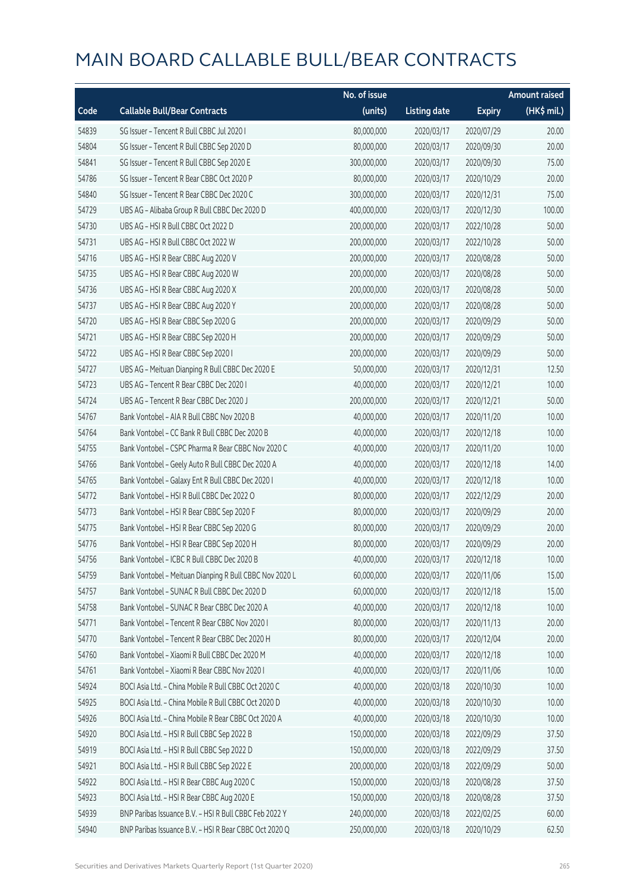# MAIN BOARD CALLABLE BULL/BEAR CONTRACTS

| Code | Callable Bull/Bear Contracts | No. of issue (units) | Listing date | Expiry | Amount raised (HK$ mil.) |
|---|---|---|---|---|---|
| 54839 | SG Issuer – Tencent R Bull CBBC Jul 2020 I | 80,000,000 | 2020/03/17 | 2020/07/29 | 20.00 |
| 54804 | SG Issuer – Tencent R Bull CBBC Sep 2020 D | 80,000,000 | 2020/03/17 | 2020/09/30 | 20.00 |
| 54841 | SG Issuer – Tencent R Bull CBBC Sep 2020 E | 300,000,000 | 2020/03/17 | 2020/09/30 | 75.00 |
| 54786 | SG Issuer – Tencent R Bear CBBC Oct 2020 P | 80,000,000 | 2020/03/17 | 2020/10/29 | 20.00 |
| 54840 | SG Issuer – Tencent R Bear CBBC Dec 2020 C | 300,000,000 | 2020/03/17 | 2020/12/31 | 75.00 |
| 54729 | UBS AG – Alibaba Group R Bull CBBC Dec 2020 D | 400,000,000 | 2020/03/17 | 2020/12/30 | 100.00 |
| 54730 | UBS AG – HSI R Bull CBBC Oct 2022 D | 200,000,000 | 2020/03/17 | 2022/10/28 | 50.00 |
| 54731 | UBS AG – HSI R Bull CBBC Oct 2022 W | 200,000,000 | 2020/03/17 | 2022/10/28 | 50.00 |
| 54716 | UBS AG – HSI R Bear CBBC Aug 2020 V | 200,000,000 | 2020/03/17 | 2020/08/28 | 50.00 |
| 54735 | UBS AG – HSI R Bear CBBC Aug 2020 W | 200,000,000 | 2020/03/17 | 2020/08/28 | 50.00 |
| 54736 | UBS AG – HSI R Bear CBBC Aug 2020 X | 200,000,000 | 2020/03/17 | 2020/08/28 | 50.00 |
| 54737 | UBS AG – HSI R Bear CBBC Aug 2020 Y | 200,000,000 | 2020/03/17 | 2020/08/28 | 50.00 |
| 54720 | UBS AG – HSI R Bear CBBC Sep 2020 G | 200,000,000 | 2020/03/17 | 2020/09/29 | 50.00 |
| 54721 | UBS AG – HSI R Bear CBBC Sep 2020 H | 200,000,000 | 2020/03/17 | 2020/09/29 | 50.00 |
| 54722 | UBS AG – HSI R Bear CBBC Sep 2020 I | 200,000,000 | 2020/03/17 | 2020/09/29 | 50.00 |
| 54727 | UBS AG – Meituan Dianping R Bull CBBC Dec 2020 E | 50,000,000 | 2020/03/17 | 2020/12/31 | 12.50 |
| 54723 | UBS AG – Tencent R Bear CBBC Dec 2020 I | 40,000,000 | 2020/03/17 | 2020/12/21 | 10.00 |
| 54724 | UBS AG – Tencent R Bear CBBC Dec 2020 J | 200,000,000 | 2020/03/17 | 2020/12/21 | 50.00 |
| 54767 | Bank Vontobel – AIA R Bull CBBC Nov 2020 B | 40,000,000 | 2020/03/17 | 2020/11/20 | 10.00 |
| 54764 | Bank Vontobel – CC Bank R Bull CBBC Dec 2020 B | 40,000,000 | 2020/03/17 | 2020/12/18 | 10.00 |
| 54755 | Bank Vontobel – CSPC Pharma R Bear CBBC Nov 2020 C | 40,000,000 | 2020/03/17 | 2020/11/20 | 10.00 |
| 54766 | Bank Vontobel – Geely Auto R Bull CBBC Dec 2020 A | 40,000,000 | 2020/03/17 | 2020/12/18 | 14.00 |
| 54765 | Bank Vontobel – Galaxy Ent R Bull CBBC Dec 2020 I | 40,000,000 | 2020/03/17 | 2020/12/18 | 10.00 |
| 54772 | Bank Vontobel – HSI R Bull CBBC Dec 2022 O | 80,000,000 | 2020/03/17 | 2022/12/29 | 20.00 |
| 54773 | Bank Vontobel – HSI R Bear CBBC Sep 2020 F | 80,000,000 | 2020/03/17 | 2020/09/29 | 20.00 |
| 54775 | Bank Vontobel – HSI R Bear CBBC Sep 2020 G | 80,000,000 | 2020/03/17 | 2020/09/29 | 20.00 |
| 54776 | Bank Vontobel – HSI R Bear CBBC Sep 2020 H | 80,000,000 | 2020/03/17 | 2020/09/29 | 20.00 |
| 54756 | Bank Vontobel – ICBC R Bull CBBC Dec 2020 B | 40,000,000 | 2020/03/17 | 2020/12/18 | 10.00 |
| 54759 | Bank Vontobel – Meituan Dianping R Bull CBBC Nov 2020 L | 60,000,000 | 2020/03/17 | 2020/11/06 | 15.00 |
| 54757 | Bank Vontobel – SUNAC R Bull CBBC Dec 2020 D | 60,000,000 | 2020/03/17 | 2020/12/18 | 15.00 |
| 54758 | Bank Vontobel – SUNAC R Bear CBBC Dec 2020 A | 40,000,000 | 2020/03/17 | 2020/12/18 | 10.00 |
| 54771 | Bank Vontobel – Tencent R Bear CBBC Nov 2020 I | 80,000,000 | 2020/03/17 | 2020/11/13 | 20.00 |
| 54770 | Bank Vontobel – Tencent R Bear CBBC Dec 2020 H | 80,000,000 | 2020/03/17 | 2020/12/04 | 20.00 |
| 54760 | Bank Vontobel – Xiaomi R Bull CBBC Dec 2020 M | 40,000,000 | 2020/03/17 | 2020/12/18 | 10.00 |
| 54761 | Bank Vontobel – Xiaomi R Bear CBBC Nov 2020 I | 40,000,000 | 2020/03/17 | 2020/11/06 | 10.00 |
| 54924 | BOCI Asia Ltd. – China Mobile R Bull CBBC Oct 2020 C | 40,000,000 | 2020/03/18 | 2020/10/30 | 10.00 |
| 54925 | BOCI Asia Ltd. – China Mobile R Bull CBBC Oct 2020 D | 40,000,000 | 2020/03/18 | 2020/10/30 | 10.00 |
| 54926 | BOCI Asia Ltd. – China Mobile R Bear CBBC Oct 2020 A | 40,000,000 | 2020/03/18 | 2020/10/30 | 10.00 |
| 54920 | BOCI Asia Ltd. – HSI R Bull CBBC Sep 2022 B | 150,000,000 | 2020/03/18 | 2022/09/29 | 37.50 |
| 54919 | BOCI Asia Ltd. – HSI R Bull CBBC Sep 2022 D | 150,000,000 | 2020/03/18 | 2022/09/29 | 37.50 |
| 54921 | BOCI Asia Ltd. – HSI R Bull CBBC Sep 2022 E | 200,000,000 | 2020/03/18 | 2022/09/29 | 50.00 |
| 54922 | BOCI Asia Ltd. – HSI R Bear CBBC Aug 2020 C | 150,000,000 | 2020/03/18 | 2020/08/28 | 37.50 |
| 54923 | BOCI Asia Ltd. – HSI R Bear CBBC Aug 2020 E | 150,000,000 | 2020/03/18 | 2020/08/28 | 37.50 |
| 54939 | BNP Paribas Issuance B.V. – HSI R Bull CBBC Feb 2022 Y | 240,000,000 | 2020/03/18 | 2022/02/25 | 60.00 |
| 54940 | BNP Paribas Issuance B.V. – HSI R Bear CBBC Oct 2020 Q | 250,000,000 | 2020/03/18 | 2020/10/29 | 62.50 |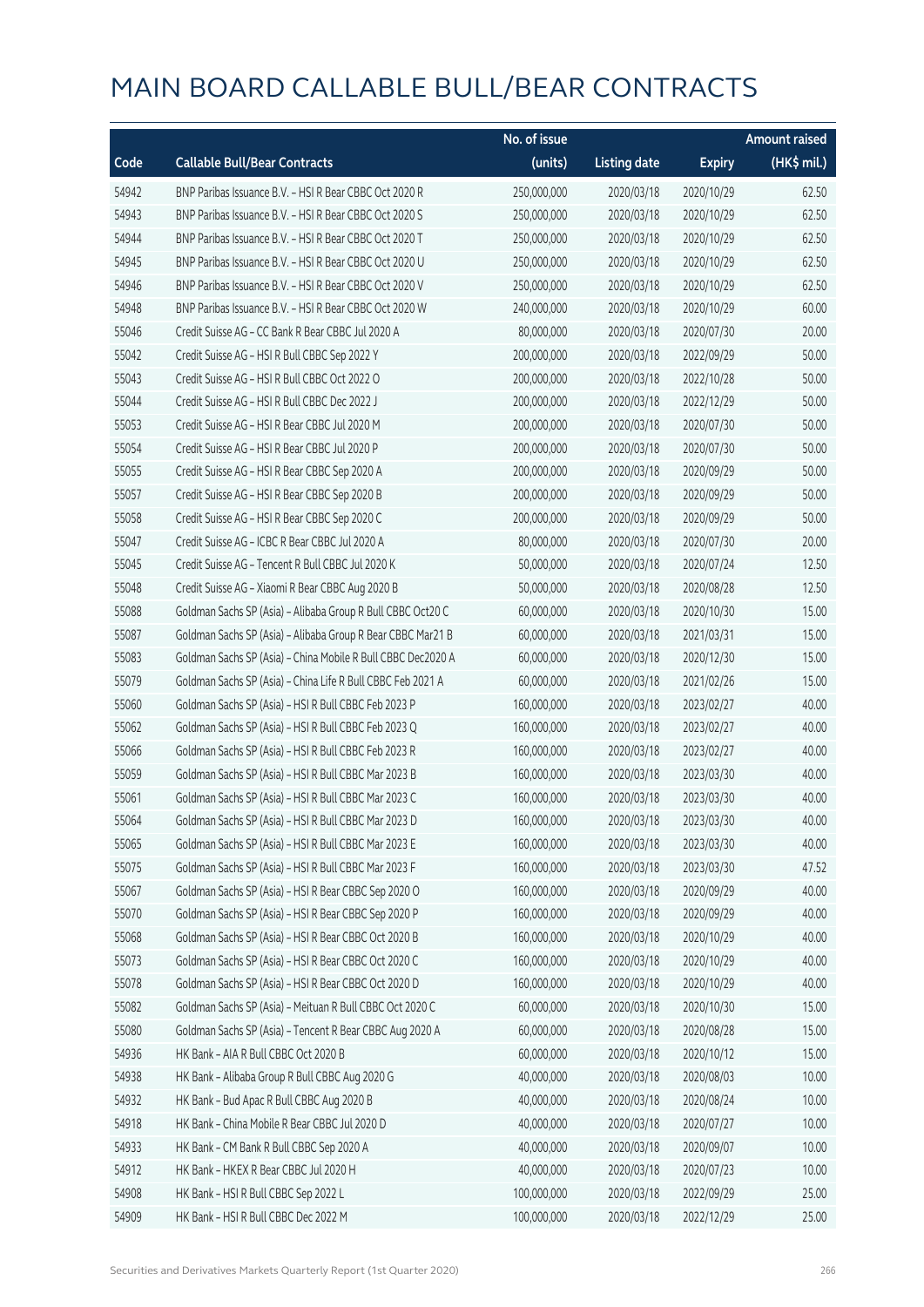# MAIN BOARD CALLABLE BULL/BEAR CONTRACTS

| Code | Callable Bull/Bear Contracts | No. of issue (units) | Listing date | Expiry | Amount raised (HK$ mil.) |
|---|---|---|---|---|---|
| 54942 | BNP Paribas Issuance B.V. – HSI R Bear CBBC Oct 2020 R | 250,000,000 | 2020/03/18 | 2020/10/29 | 62.50 |
| 54943 | BNP Paribas Issuance B.V. – HSI R Bear CBBC Oct 2020 S | 250,000,000 | 2020/03/18 | 2020/10/29 | 62.50 |
| 54944 | BNP Paribas Issuance B.V. – HSI R Bear CBBC Oct 2020 T | 250,000,000 | 2020/03/18 | 2020/10/29 | 62.50 |
| 54945 | BNP Paribas Issuance B.V. – HSI R Bear CBBC Oct 2020 U | 250,000,000 | 2020/03/18 | 2020/10/29 | 62.50 |
| 54946 | BNP Paribas Issuance B.V. – HSI R Bear CBBC Oct 2020 V | 250,000,000 | 2020/03/18 | 2020/10/29 | 62.50 |
| 54948 | BNP Paribas Issuance B.V. – HSI R Bear CBBC Oct 2020 W | 240,000,000 | 2020/03/18 | 2020/10/29 | 60.00 |
| 55046 | Credit Suisse AG – CC Bank R Bear CBBC Jul 2020 A | 80,000,000 | 2020/03/18 | 2020/07/30 | 20.00 |
| 55042 | Credit Suisse AG – HSI R Bull CBBC Sep 2022 Y | 200,000,000 | 2020/03/18 | 2022/09/29 | 50.00 |
| 55043 | Credit Suisse AG – HSI R Bull CBBC Oct 2022 O | 200,000,000 | 2020/03/18 | 2022/10/28 | 50.00 |
| 55044 | Credit Suisse AG – HSI R Bull CBBC Dec 2022 J | 200,000,000 | 2020/03/18 | 2022/12/29 | 50.00 |
| 55053 | Credit Suisse AG – HSI R Bear CBBC Jul 2020 M | 200,000,000 | 2020/03/18 | 2020/07/30 | 50.00 |
| 55054 | Credit Suisse AG – HSI R Bear CBBC Jul 2020 P | 200,000,000 | 2020/03/18 | 2020/07/30 | 50.00 |
| 55055 | Credit Suisse AG – HSI R Bear CBBC Sep 2020 A | 200,000,000 | 2020/03/18 | 2020/09/29 | 50.00 |
| 55057 | Credit Suisse AG – HSI R Bear CBBC Sep 2020 B | 200,000,000 | 2020/03/18 | 2020/09/29 | 50.00 |
| 55058 | Credit Suisse AG – HSI R Bear CBBC Sep 2020 C | 200,000,000 | 2020/03/18 | 2020/09/29 | 50.00 |
| 55047 | Credit Suisse AG – ICBC R Bear CBBC Jul 2020 A | 80,000,000 | 2020/03/18 | 2020/07/30 | 20.00 |
| 55045 | Credit Suisse AG – Tencent R Bull CBBC Jul 2020 K | 50,000,000 | 2020/03/18 | 2020/07/24 | 12.50 |
| 55048 | Credit Suisse AG – Xiaomi R Bear CBBC Aug 2020 B | 50,000,000 | 2020/03/18 | 2020/08/28 | 12.50 |
| 55088 | Goldman Sachs SP (Asia) – Alibaba Group R Bull CBBC Oct20 C | 60,000,000 | 2020/03/18 | 2020/10/30 | 15.00 |
| 55087 | Goldman Sachs SP (Asia) – Alibaba Group R Bear CBBC Mar21 B | 60,000,000 | 2020/03/18 | 2021/03/31 | 15.00 |
| 55083 | Goldman Sachs SP (Asia) – China Mobile R Bull CBBC Dec2020 A | 60,000,000 | 2020/03/18 | 2020/12/30 | 15.00 |
| 55079 | Goldman Sachs SP (Asia) – China Life R Bull CBBC Feb 2021 A | 60,000,000 | 2020/03/18 | 2021/02/26 | 15.00 |
| 55060 | Goldman Sachs SP (Asia) – HSI R Bull CBBC Feb 2023 P | 160,000,000 | 2020/03/18 | 2023/02/27 | 40.00 |
| 55062 | Goldman Sachs SP (Asia) – HSI R Bull CBBC Feb 2023 Q | 160,000,000 | 2020/03/18 | 2023/02/27 | 40.00 |
| 55066 | Goldman Sachs SP (Asia) – HSI R Bull CBBC Feb 2023 R | 160,000,000 | 2020/03/18 | 2023/02/27 | 40.00 |
| 55059 | Goldman Sachs SP (Asia) – HSI R Bull CBBC Mar 2023 B | 160,000,000 | 2020/03/18 | 2023/03/30 | 40.00 |
| 55061 | Goldman Sachs SP (Asia) – HSI R Bull CBBC Mar 2023 C | 160,000,000 | 2020/03/18 | 2023/03/30 | 40.00 |
| 55064 | Goldman Sachs SP (Asia) – HSI R Bull CBBC Mar 2023 D | 160,000,000 | 2020/03/18 | 2023/03/30 | 40.00 |
| 55065 | Goldman Sachs SP (Asia) – HSI R Bull CBBC Mar 2023 E | 160,000,000 | 2020/03/18 | 2023/03/30 | 40.00 |
| 55075 | Goldman Sachs SP (Asia) – HSI R Bull CBBC Mar 2023 F | 160,000,000 | 2020/03/18 | 2023/03/30 | 47.52 |
| 55067 | Goldman Sachs SP (Asia) – HSI R Bear CBBC Sep 2020 O | 160,000,000 | 2020/03/18 | 2020/09/29 | 40.00 |
| 55070 | Goldman Sachs SP (Asia) – HSI R Bear CBBC Sep 2020 P | 160,000,000 | 2020/03/18 | 2020/09/29 | 40.00 |
| 55068 | Goldman Sachs SP (Asia) – HSI R Bear CBBC Oct 2020 B | 160,000,000 | 2020/03/18 | 2020/10/29 | 40.00 |
| 55073 | Goldman Sachs SP (Asia) – HSI R Bear CBBC Oct 2020 C | 160,000,000 | 2020/03/18 | 2020/10/29 | 40.00 |
| 55078 | Goldman Sachs SP (Asia) – HSI R Bear CBBC Oct 2020 D | 160,000,000 | 2020/03/18 | 2020/10/29 | 40.00 |
| 55082 | Goldman Sachs SP (Asia) – Meituan R Bull CBBC Oct 2020 C | 60,000,000 | 2020/03/18 | 2020/10/30 | 15.00 |
| 55080 | Goldman Sachs SP (Asia) – Tencent R Bear CBBC Aug 2020 A | 60,000,000 | 2020/03/18 | 2020/08/28 | 15.00 |
| 54936 | HK Bank – AIA R Bull CBBC Oct 2020 B | 60,000,000 | 2020/03/18 | 2020/10/12 | 15.00 |
| 54938 | HK Bank – Alibaba Group R Bull CBBC Aug 2020 G | 40,000,000 | 2020/03/18 | 2020/08/03 | 10.00 |
| 54932 | HK Bank – Bud Apac R Bull CBBC Aug 2020 B | 40,000,000 | 2020/03/18 | 2020/08/24 | 10.00 |
| 54918 | HK Bank – China Mobile R Bear CBBC Jul 2020 D | 40,000,000 | 2020/03/18 | 2020/07/27 | 10.00 |
| 54933 | HK Bank – CM Bank R Bull CBBC Sep 2020 A | 40,000,000 | 2020/03/18 | 2020/09/07 | 10.00 |
| 54912 | HK Bank – HKEX R Bear CBBC Jul 2020 H | 40,000,000 | 2020/03/18 | 2020/07/23 | 10.00 |
| 54908 | HK Bank – HSI R Bull CBBC Sep 2022 L | 100,000,000 | 2020/03/18 | 2022/09/29 | 25.00 |
| 54909 | HK Bank – HSI R Bull CBBC Dec 2022 M | 100,000,000 | 2020/03/18 | 2022/12/29 | 25.00 |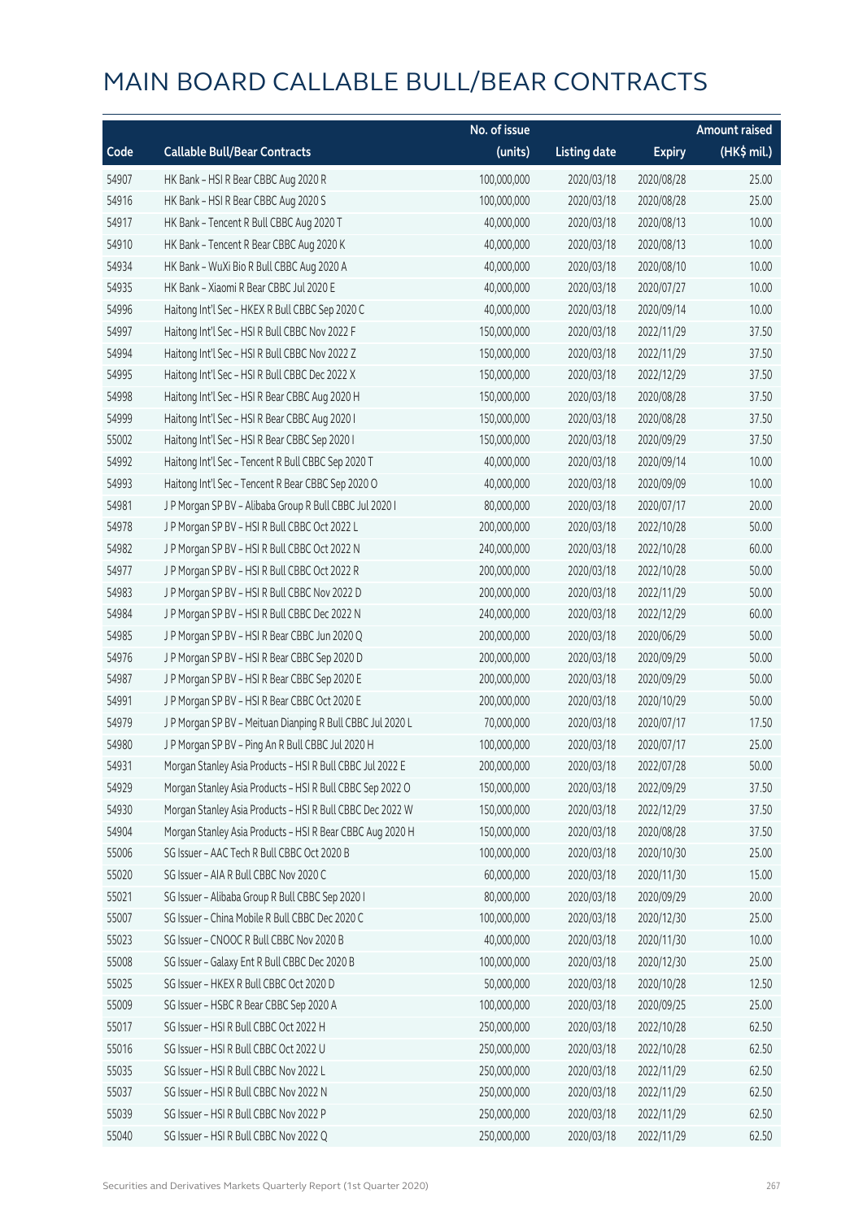# MAIN BOARD CALLABLE BULL/BEAR CONTRACTS

| Code | Callable Bull/Bear Contracts | No. of issue (units) | Listing date | Expiry | Amount raised (HK$ mil.) |
|---|---|---|---|---|---|
| 54907 | HK Bank – HSI R Bear CBBC Aug 2020 R | 100,000,000 | 2020/03/18 | 2020/08/28 | 25.00 |
| 54916 | HK Bank – HSI R Bear CBBC Aug 2020 S | 100,000,000 | 2020/03/18 | 2020/08/28 | 25.00 |
| 54917 | HK Bank – Tencent R Bull CBBC Aug 2020 T | 40,000,000 | 2020/03/18 | 2020/08/13 | 10.00 |
| 54910 | HK Bank – Tencent R Bear CBBC Aug 2020 K | 40,000,000 | 2020/03/18 | 2020/08/13 | 10.00 |
| 54934 | HK Bank – WuXi Bio R Bull CBBC Aug 2020 A | 40,000,000 | 2020/03/18 | 2020/08/10 | 10.00 |
| 54935 | HK Bank – Xiaomi R Bear CBBC Jul 2020 E | 40,000,000 | 2020/03/18 | 2020/07/27 | 10.00 |
| 54996 | Haitong Int'l Sec – HKEX R Bull CBBC Sep 2020 C | 40,000,000 | 2020/03/18 | 2020/09/14 | 10.00 |
| 54997 | Haitong Int'l Sec – HSI R Bull CBBC Nov 2022 F | 150,000,000 | 2020/03/18 | 2022/11/29 | 37.50 |
| 54994 | Haitong Int'l Sec – HSI R Bull CBBC Nov 2022 Z | 150,000,000 | 2020/03/18 | 2022/11/29 | 37.50 |
| 54995 | Haitong Int'l Sec – HSI R Bull CBBC Dec 2022 X | 150,000,000 | 2020/03/18 | 2022/12/29 | 37.50 |
| 54998 | Haitong Int'l Sec – HSI R Bear CBBC Aug 2020 H | 150,000,000 | 2020/03/18 | 2020/08/28 | 37.50 |
| 54999 | Haitong Int'l Sec – HSI R Bear CBBC Aug 2020 I | 150,000,000 | 2020/03/18 | 2020/08/28 | 37.50 |
| 55002 | Haitong Int'l Sec – HSI R Bear CBBC Sep 2020 I | 150,000,000 | 2020/03/18 | 2020/09/29 | 37.50 |
| 54992 | Haitong Int'l Sec – Tencent R Bull CBBC Sep 2020 T | 40,000,000 | 2020/03/18 | 2020/09/14 | 10.00 |
| 54993 | Haitong Int'l Sec – Tencent R Bear CBBC Sep 2020 O | 40,000,000 | 2020/03/18 | 2020/09/09 | 10.00 |
| 54981 | J P Morgan SP BV – Alibaba Group R Bull CBBC Jul 2020 I | 80,000,000 | 2020/03/18 | 2020/07/17 | 20.00 |
| 54978 | J P Morgan SP BV – HSI R Bull CBBC Oct 2022 L | 200,000,000 | 2020/03/18 | 2022/10/28 | 50.00 |
| 54982 | J P Morgan SP BV – HSI R Bull CBBC Oct 2022 N | 240,000,000 | 2020/03/18 | 2022/10/28 | 60.00 |
| 54977 | J P Morgan SP BV – HSI R Bull CBBC Oct 2022 R | 200,000,000 | 2020/03/18 | 2022/10/28 | 50.00 |
| 54983 | J P Morgan SP BV – HSI R Bull CBBC Nov 2022 D | 200,000,000 | 2020/03/18 | 2022/11/29 | 50.00 |
| 54984 | J P Morgan SP BV – HSI R Bull CBBC Dec 2022 N | 240,000,000 | 2020/03/18 | 2022/12/29 | 60.00 |
| 54985 | J P Morgan SP BV – HSI R Bear CBBC Jun 2020 Q | 200,000,000 | 2020/03/18 | 2020/06/29 | 50.00 |
| 54976 | J P Morgan SP BV – HSI R Bear CBBC Sep 2020 D | 200,000,000 | 2020/03/18 | 2020/09/29 | 50.00 |
| 54987 | J P Morgan SP BV – HSI R Bear CBBC Sep 2020 E | 200,000,000 | 2020/03/18 | 2020/09/29 | 50.00 |
| 54991 | J P Morgan SP BV – HSI R Bear CBBC Oct 2020 E | 200,000,000 | 2020/03/18 | 2020/10/29 | 50.00 |
| 54979 | J P Morgan SP BV – Meituan Dianping R Bull CBBC Jul 2020 L | 70,000,000 | 2020/03/18 | 2020/07/17 | 17.50 |
| 54980 | J P Morgan SP BV – Ping An R Bull CBBC Jul 2020 H | 100,000,000 | 2020/03/18 | 2020/07/17 | 25.00 |
| 54931 | Morgan Stanley Asia Products – HSI R Bull CBBC Jul 2022 E | 200,000,000 | 2020/03/18 | 2022/07/28 | 50.00 |
| 54929 | Morgan Stanley Asia Products – HSI R Bull CBBC Sep 2022 O | 150,000,000 | 2020/03/18 | 2022/09/29 | 37.50 |
| 54930 | Morgan Stanley Asia Products – HSI R Bull CBBC Dec 2022 W | 150,000,000 | 2020/03/18 | 2022/12/29 | 37.50 |
| 54904 | Morgan Stanley Asia Products – HSI R Bear CBBC Aug 2020 H | 150,000,000 | 2020/03/18 | 2020/08/28 | 37.50 |
| 55006 | SG Issuer – AAC Tech R Bull CBBC Oct 2020 B | 100,000,000 | 2020/03/18 | 2020/10/30 | 25.00 |
| 55020 | SG Issuer – AIA R Bull CBBC Nov 2020 C | 60,000,000 | 2020/03/18 | 2020/11/30 | 15.00 |
| 55021 | SG Issuer – Alibaba Group R Bull CBBC Sep 2020 I | 80,000,000 | 2020/03/18 | 2020/09/29 | 20.00 |
| 55007 | SG Issuer – China Mobile R Bull CBBC Dec 2020 C | 100,000,000 | 2020/03/18 | 2020/12/30 | 25.00 |
| 55023 | SG Issuer – CNOOC R Bull CBBC Nov 2020 B | 40,000,000 | 2020/03/18 | 2020/11/30 | 10.00 |
| 55008 | SG Issuer – Galaxy Ent R Bull CBBC Dec 2020 B | 100,000,000 | 2020/03/18 | 2020/12/30 | 25.00 |
| 55025 | SG Issuer – HKEX R Bull CBBC Oct 2020 D | 50,000,000 | 2020/03/18 | 2020/10/28 | 12.50 |
| 55009 | SG Issuer – HSBC R Bear CBBC Sep 2020 A | 100,000,000 | 2020/03/18 | 2020/09/25 | 25.00 |
| 55017 | SG Issuer – HSI R Bull CBBC Oct 2022 H | 250,000,000 | 2020/03/18 | 2022/10/28 | 62.50 |
| 55016 | SG Issuer – HSI R Bull CBBC Oct 2022 U | 250,000,000 | 2020/03/18 | 2022/10/28 | 62.50 |
| 55035 | SG Issuer – HSI R Bull CBBC Nov 2022 L | 250,000,000 | 2020/03/18 | 2022/11/29 | 62.50 |
| 55037 | SG Issuer – HSI R Bull CBBC Nov 2022 N | 250,000,000 | 2020/03/18 | 2022/11/29 | 62.50 |
| 55039 | SG Issuer – HSI R Bull CBBC Nov 2022 P | 250,000,000 | 2020/03/18 | 2022/11/29 | 62.50 |
| 55040 | SG Issuer – HSI R Bull CBBC Nov 2022 Q | 250,000,000 | 2020/03/18 | 2022/11/29 | 62.50 |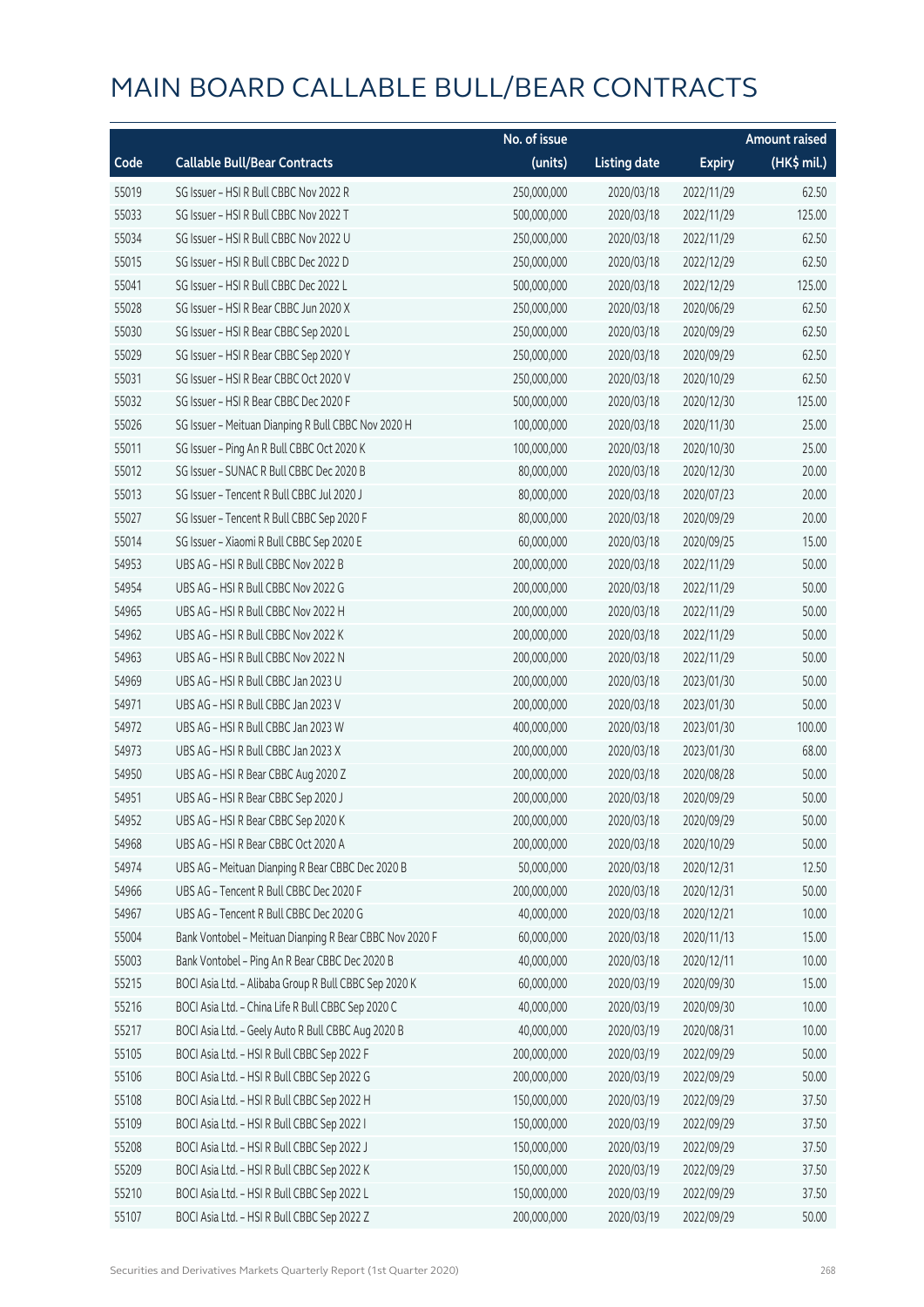# MAIN BOARD CALLABLE BULL/BEAR CONTRACTS

| Code | Callable Bull/Bear Contracts | No. of issue (units) | Listing date | Expiry | Amount raised (HK$ mil.) |
|---|---|---|---|---|---|
| 55019 | SG Issuer – HSI R Bull CBBC Nov 2022 R | 250,000,000 | 2020/03/18 | 2022/11/29 | 62.50 |
| 55033 | SG Issuer – HSI R Bull CBBC Nov 2022 T | 500,000,000 | 2020/03/18 | 2022/11/29 | 125.00 |
| 55034 | SG Issuer – HSI R Bull CBBC Nov 2022 U | 250,000,000 | 2020/03/18 | 2022/11/29 | 62.50 |
| 55015 | SG Issuer – HSI R Bull CBBC Dec 2022 D | 250,000,000 | 2020/03/18 | 2022/12/29 | 62.50 |
| 55041 | SG Issuer – HSI R Bull CBBC Dec 2022 L | 500,000,000 | 2020/03/18 | 2022/12/29 | 125.00 |
| 55028 | SG Issuer – HSI R Bear CBBC Jun 2020 X | 250,000,000 | 2020/03/18 | 2020/06/29 | 62.50 |
| 55030 | SG Issuer – HSI R Bear CBBC Sep 2020 L | 250,000,000 | 2020/03/18 | 2020/09/29 | 62.50 |
| 55029 | SG Issuer – HSI R Bear CBBC Sep 2020 Y | 250,000,000 | 2020/03/18 | 2020/09/29 | 62.50 |
| 55031 | SG Issuer – HSI R Bear CBBC Oct 2020 V | 250,000,000 | 2020/03/18 | 2020/10/29 | 62.50 |
| 55032 | SG Issuer – HSI R Bear CBBC Dec 2020 F | 500,000,000 | 2020/03/18 | 2020/12/30 | 125.00 |
| 55026 | SG Issuer – Meituan Dianping R Bull CBBC Nov 2020 H | 100,000,000 | 2020/03/18 | 2020/11/30 | 25.00 |
| 55011 | SG Issuer – Ping An R Bull CBBC Oct 2020 K | 100,000,000 | 2020/03/18 | 2020/10/30 | 25.00 |
| 55012 | SG Issuer – SUNAC R Bull CBBC Dec 2020 B | 80,000,000 | 2020/03/18 | 2020/12/30 | 20.00 |
| 55013 | SG Issuer – Tencent R Bull CBBC Jul 2020 J | 80,000,000 | 2020/03/18 | 2020/07/23 | 20.00 |
| 55027 | SG Issuer – Tencent R Bull CBBC Sep 2020 F | 80,000,000 | 2020/03/18 | 2020/09/29 | 20.00 |
| 55014 | SG Issuer – Xiaomi R Bull CBBC Sep 2020 E | 60,000,000 | 2020/03/18 | 2020/09/25 | 15.00 |
| 54953 | UBS AG – HSI R Bull CBBC Nov 2022 B | 200,000,000 | 2020/03/18 | 2022/11/29 | 50.00 |
| 54954 | UBS AG – HSI R Bull CBBC Nov 2022 G | 200,000,000 | 2020/03/18 | 2022/11/29 | 50.00 |
| 54965 | UBS AG – HSI R Bull CBBC Nov 2022 H | 200,000,000 | 2020/03/18 | 2022/11/29 | 50.00 |
| 54962 | UBS AG – HSI R Bull CBBC Nov 2022 K | 200,000,000 | 2020/03/18 | 2022/11/29 | 50.00 |
| 54963 | UBS AG – HSI R Bull CBBC Nov 2022 N | 200,000,000 | 2020/03/18 | 2022/11/29 | 50.00 |
| 54969 | UBS AG – HSI R Bull CBBC Jan 2023 U | 200,000,000 | 2020/03/18 | 2023/01/30 | 50.00 |
| 54971 | UBS AG – HSI R Bull CBBC Jan 2023 V | 200,000,000 | 2020/03/18 | 2023/01/30 | 50.00 |
| 54972 | UBS AG – HSI R Bull CBBC Jan 2023 W | 400,000,000 | 2020/03/18 | 2023/01/30 | 100.00 |
| 54973 | UBS AG – HSI R Bull CBBC Jan 2023 X | 200,000,000 | 2020/03/18 | 2023/01/30 | 68.00 |
| 54950 | UBS AG – HSI R Bear CBBC Aug 2020 Z | 200,000,000 | 2020/03/18 | 2020/08/28 | 50.00 |
| 54951 | UBS AG – HSI R Bear CBBC Sep 2020 J | 200,000,000 | 2020/03/18 | 2020/09/29 | 50.00 |
| 54952 | UBS AG – HSI R Bear CBBC Sep 2020 K | 200,000,000 | 2020/03/18 | 2020/09/29 | 50.00 |
| 54968 | UBS AG – HSI R Bear CBBC Oct 2020 A | 200,000,000 | 2020/03/18 | 2020/10/29 | 50.00 |
| 54974 | UBS AG – Meituan Dianping R Bear CBBC Dec 2020 B | 50,000,000 | 2020/03/18 | 2020/12/31 | 12.50 |
| 54966 | UBS AG – Tencent R Bull CBBC Dec 2020 F | 200,000,000 | 2020/03/18 | 2020/12/31 | 50.00 |
| 54967 | UBS AG – Tencent R Bull CBBC Dec 2020 G | 40,000,000 | 2020/03/18 | 2020/12/21 | 10.00 |
| 55004 | Bank Vontobel – Meituan Dianping R Bear CBBC Nov 2020 F | 60,000,000 | 2020/03/18 | 2020/11/13 | 15.00 |
| 55003 | Bank Vontobel – Ping An R Bear CBBC Dec 2020 B | 40,000,000 | 2020/03/18 | 2020/12/11 | 10.00 |
| 55215 | BOCI Asia Ltd. – Alibaba Group R Bull CBBC Sep 2020 K | 60,000,000 | 2020/03/19 | 2020/09/30 | 15.00 |
| 55216 | BOCI Asia Ltd. – China Life R Bull CBBC Sep 2020 C | 40,000,000 | 2020/03/19 | 2020/09/30 | 10.00 |
| 55217 | BOCI Asia Ltd. – Geely Auto R Bull CBBC Aug 2020 B | 40,000,000 | 2020/03/19 | 2020/08/31 | 10.00 |
| 55105 | BOCI Asia Ltd. – HSI R Bull CBBC Sep 2022 F | 200,000,000 | 2020/03/19 | 2022/09/29 | 50.00 |
| 55106 | BOCI Asia Ltd. – HSI R Bull CBBC Sep 2022 G | 200,000,000 | 2020/03/19 | 2022/09/29 | 50.00 |
| 55108 | BOCI Asia Ltd. – HSI R Bull CBBC Sep 2022 H | 150,000,000 | 2020/03/19 | 2022/09/29 | 37.50 |
| 55109 | BOCI Asia Ltd. – HSI R Bull CBBC Sep 2022 I | 150,000,000 | 2020/03/19 | 2022/09/29 | 37.50 |
| 55208 | BOCI Asia Ltd. – HSI R Bull CBBC Sep 2022 J | 150,000,000 | 2020/03/19 | 2022/09/29 | 37.50 |
| 55209 | BOCI Asia Ltd. – HSI R Bull CBBC Sep 2022 K | 150,000,000 | 2020/03/19 | 2022/09/29 | 37.50 |
| 55210 | BOCI Asia Ltd. – HSI R Bull CBBC Sep 2022 L | 150,000,000 | 2020/03/19 | 2022/09/29 | 37.50 |
| 55107 | BOCI Asia Ltd. – HSI R Bull CBBC Sep 2022 Z | 200,000,000 | 2020/03/19 | 2022/09/29 | 50.00 |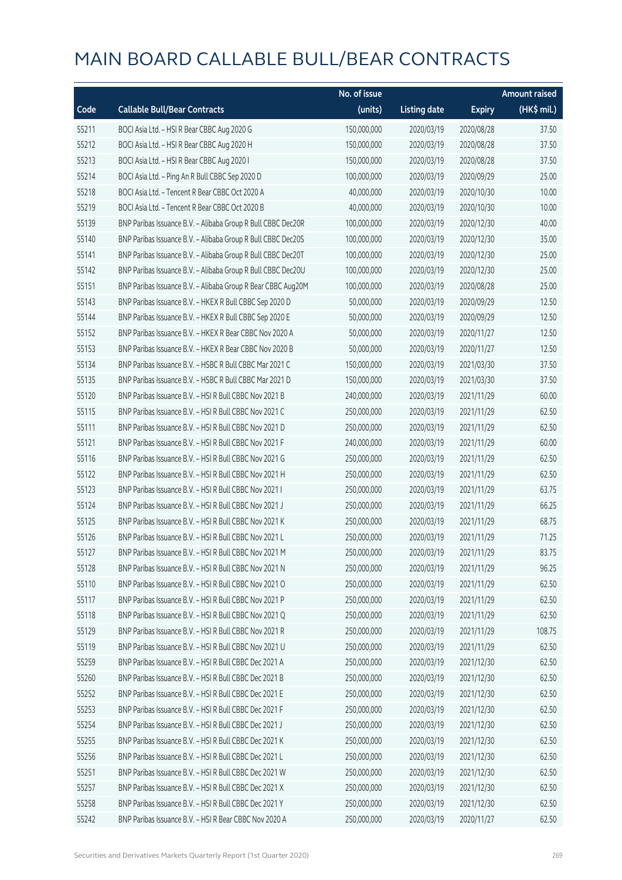# MAIN BOARD CALLABLE BULL/BEAR CONTRACTS

| Code | Callable Bull/Bear Contracts | No. of issue (units) | Listing date | Expiry | Amount raised (HK$ mil.) |
|---|---|---|---|---|---|
| 55211 | BOCI Asia Ltd. – HSI R Bear CBBC Aug 2020 G | 150,000,000 | 2020/03/19 | 2020/08/28 | 37.50 |
| 55212 | BOCI Asia Ltd. – HSI R Bear CBBC Aug 2020 H | 150,000,000 | 2020/03/19 | 2020/08/28 | 37.50 |
| 55213 | BOCI Asia Ltd. – HSI R Bear CBBC Aug 2020 I | 150,000,000 | 2020/03/19 | 2020/08/28 | 37.50 |
| 55214 | BOCI Asia Ltd. – Ping An R Bull CBBC Sep 2020 D | 100,000,000 | 2020/03/19 | 2020/09/29 | 25.00 |
| 55218 | BOCI Asia Ltd. – Tencent R Bear CBBC Oct 2020 A | 40,000,000 | 2020/03/19 | 2020/10/30 | 10.00 |
| 55219 | BOCI Asia Ltd. – Tencent R Bear CBBC Oct 2020 B | 40,000,000 | 2020/03/19 | 2020/10/30 | 10.00 |
| 55139 | BNP Paribas Issuance B.V. – Alibaba Group R Bull CBBC Dec20R | 100,000,000 | 2020/03/19 | 2020/12/30 | 40.00 |
| 55140 | BNP Paribas Issuance B.V. – Alibaba Group R Bull CBBC Dec20S | 100,000,000 | 2020/03/19 | 2020/12/30 | 35.00 |
| 55141 | BNP Paribas Issuance B.V. – Alibaba Group R Bull CBBC Dec20T | 100,000,000 | 2020/03/19 | 2020/12/30 | 25.00 |
| 55142 | BNP Paribas Issuance B.V. – Alibaba Group R Bull CBBC Dec20U | 100,000,000 | 2020/03/19 | 2020/12/30 | 25.00 |
| 55151 | BNP Paribas Issuance B.V. – Alibaba Group R Bear CBBC Aug20M | 100,000,000 | 2020/03/19 | 2020/08/28 | 25.00 |
| 55143 | BNP Paribas Issuance B.V. – HKEX R Bull CBBC Sep 2020 D | 50,000,000 | 2020/03/19 | 2020/09/29 | 12.50 |
| 55144 | BNP Paribas Issuance B.V. – HKEX R Bull CBBC Sep 2020 E | 50,000,000 | 2020/03/19 | 2020/09/29 | 12.50 |
| 55152 | BNP Paribas Issuance B.V. – HKEX R Bear CBBC Nov 2020 A | 50,000,000 | 2020/03/19 | 2020/11/27 | 12.50 |
| 55153 | BNP Paribas Issuance B.V. – HKEX R Bear CBBC Nov 2020 B | 50,000,000 | 2020/03/19 | 2020/11/27 | 12.50 |
| 55134 | BNP Paribas Issuance B.V. – HSBC R Bull CBBC Mar 2021 C | 150,000,000 | 2020/03/19 | 2021/03/30 | 37.50 |
| 55135 | BNP Paribas Issuance B.V. – HSBC R Bull CBBC Mar 2021 D | 150,000,000 | 2020/03/19 | 2021/03/30 | 37.50 |
| 55120 | BNP Paribas Issuance B.V. – HSI R Bull CBBC Nov 2021 B | 240,000,000 | 2020/03/19 | 2021/11/29 | 60.00 |
| 55115 | BNP Paribas Issuance B.V. – HSI R Bull CBBC Nov 2021 C | 250,000,000 | 2020/03/19 | 2021/11/29 | 62.50 |
| 55111 | BNP Paribas Issuance B.V. – HSI R Bull CBBC Nov 2021 D | 250,000,000 | 2020/03/19 | 2021/11/29 | 62.50 |
| 55121 | BNP Paribas Issuance B.V. – HSI R Bull CBBC Nov 2021 F | 240,000,000 | 2020/03/19 | 2021/11/29 | 60.00 |
| 55116 | BNP Paribas Issuance B.V. – HSI R Bull CBBC Nov 2021 G | 250,000,000 | 2020/03/19 | 2021/11/29 | 62.50 |
| 55122 | BNP Paribas Issuance B.V. – HSI R Bull CBBC Nov 2021 H | 250,000,000 | 2020/03/19 | 2021/11/29 | 62.50 |
| 55123 | BNP Paribas Issuance B.V. – HSI R Bull CBBC Nov 2021 I | 250,000,000 | 2020/03/19 | 2021/11/29 | 63.75 |
| 55124 | BNP Paribas Issuance B.V. – HSI R Bull CBBC Nov 2021 J | 250,000,000 | 2020/03/19 | 2021/11/29 | 66.25 |
| 55125 | BNP Paribas Issuance B.V. – HSI R Bull CBBC Nov 2021 K | 250,000,000 | 2020/03/19 | 2021/11/29 | 68.75 |
| 55126 | BNP Paribas Issuance B.V. – HSI R Bull CBBC Nov 2021 L | 250,000,000 | 2020/03/19 | 2021/11/29 | 71.25 |
| 55127 | BNP Paribas Issuance B.V. – HSI R Bull CBBC Nov 2021 M | 250,000,000 | 2020/03/19 | 2021/11/29 | 83.75 |
| 55128 | BNP Paribas Issuance B.V. – HSI R Bull CBBC Nov 2021 N | 250,000,000 | 2020/03/19 | 2021/11/29 | 96.25 |
| 55110 | BNP Paribas Issuance B.V. – HSI R Bull CBBC Nov 2021 O | 250,000,000 | 2020/03/19 | 2021/11/29 | 62.50 |
| 55117 | BNP Paribas Issuance B.V. – HSI R Bull CBBC Nov 2021 P | 250,000,000 | 2020/03/19 | 2021/11/29 | 62.50 |
| 55118 | BNP Paribas Issuance B.V. – HSI R Bull CBBC Nov 2021 Q | 250,000,000 | 2020/03/19 | 2021/11/29 | 62.50 |
| 55129 | BNP Paribas Issuance B.V. – HSI R Bull CBBC Nov 2021 R | 250,000,000 | 2020/03/19 | 2021/11/29 | 108.75 |
| 55119 | BNP Paribas Issuance B.V. – HSI R Bull CBBC Nov 2021 U | 250,000,000 | 2020/03/19 | 2021/11/29 | 62.50 |
| 55259 | BNP Paribas Issuance B.V. – HSI R Bull CBBC Dec 2021 A | 250,000,000 | 2020/03/19 | 2021/12/30 | 62.50 |
| 55260 | BNP Paribas Issuance B.V. – HSI R Bull CBBC Dec 2021 B | 250,000,000 | 2020/03/19 | 2021/12/30 | 62.50 |
| 55252 | BNP Paribas Issuance B.V. – HSI R Bull CBBC Dec 2021 E | 250,000,000 | 2020/03/19 | 2021/12/30 | 62.50 |
| 55253 | BNP Paribas Issuance B.V. – HSI R Bull CBBC Dec 2021 F | 250,000,000 | 2020/03/19 | 2021/12/30 | 62.50 |
| 55254 | BNP Paribas Issuance B.V. – HSI R Bull CBBC Dec 2021 J | 250,000,000 | 2020/03/19 | 2021/12/30 | 62.50 |
| 55255 | BNP Paribas Issuance B.V. – HSI R Bull CBBC Dec 2021 K | 250,000,000 | 2020/03/19 | 2021/12/30 | 62.50 |
| 55256 | BNP Paribas Issuance B.V. – HSI R Bull CBBC Dec 2021 L | 250,000,000 | 2020/03/19 | 2021/12/30 | 62.50 |
| 55251 | BNP Paribas Issuance B.V. – HSI R Bull CBBC Dec 2021 W | 250,000,000 | 2020/03/19 | 2021/12/30 | 62.50 |
| 55257 | BNP Paribas Issuance B.V. – HSI R Bull CBBC Dec 2021 X | 250,000,000 | 2020/03/19 | 2021/12/30 | 62.50 |
| 55258 | BNP Paribas Issuance B.V. – HSI R Bull CBBC Dec 2021 Y | 250,000,000 | 2020/03/19 | 2021/12/30 | 62.50 |
| 55242 | BNP Paribas Issuance B.V. – HSI R Bear CBBC Nov 2020 A | 250,000,000 | 2020/03/19 | 2020/11/27 | 62.50 |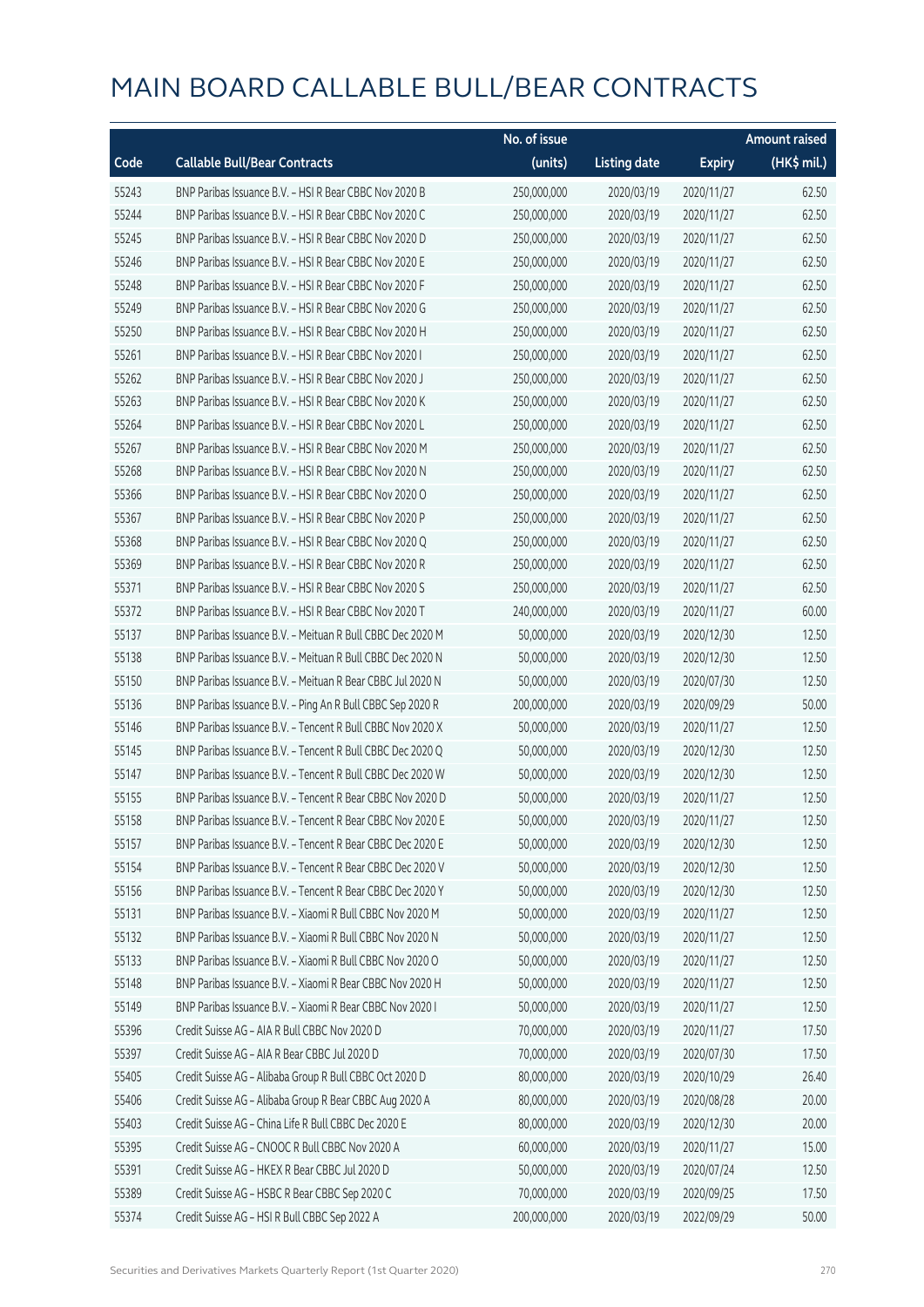# MAIN BOARD CALLABLE BULL/BEAR CONTRACTS

| Code | Callable Bull/Bear Contracts | No. of issue (units) | Listing date | Expiry | Amount raised (HK$ mil.) |
|---|---|---|---|---|---|
| 55243 | BNP Paribas Issuance B.V. – HSI R Bear CBBC Nov 2020 B | 250,000,000 | 2020/03/19 | 2020/11/27 | 62.50 |
| 55244 | BNP Paribas Issuance B.V. – HSI R Bear CBBC Nov 2020 C | 250,000,000 | 2020/03/19 | 2020/11/27 | 62.50 |
| 55245 | BNP Paribas Issuance B.V. – HSI R Bear CBBC Nov 2020 D | 250,000,000 | 2020/03/19 | 2020/11/27 | 62.50 |
| 55246 | BNP Paribas Issuance B.V. – HSI R Bear CBBC Nov 2020 E | 250,000,000 | 2020/03/19 | 2020/11/27 | 62.50 |
| 55248 | BNP Paribas Issuance B.V. – HSI R Bear CBBC Nov 2020 F | 250,000,000 | 2020/03/19 | 2020/11/27 | 62.50 |
| 55249 | BNP Paribas Issuance B.V. – HSI R Bear CBBC Nov 2020 G | 250,000,000 | 2020/03/19 | 2020/11/27 | 62.50 |
| 55250 | BNP Paribas Issuance B.V. – HSI R Bear CBBC Nov 2020 H | 250,000,000 | 2020/03/19 | 2020/11/27 | 62.50 |
| 55261 | BNP Paribas Issuance B.V. – HSI R Bear CBBC Nov 2020 I | 250,000,000 | 2020/03/19 | 2020/11/27 | 62.50 |
| 55262 | BNP Paribas Issuance B.V. – HSI R Bear CBBC Nov 2020 J | 250,000,000 | 2020/03/19 | 2020/11/27 | 62.50 |
| 55263 | BNP Paribas Issuance B.V. – HSI R Bear CBBC Nov 2020 K | 250,000,000 | 2020/03/19 | 2020/11/27 | 62.50 |
| 55264 | BNP Paribas Issuance B.V. – HSI R Bear CBBC Nov 2020 L | 250,000,000 | 2020/03/19 | 2020/11/27 | 62.50 |
| 55267 | BNP Paribas Issuance B.V. – HSI R Bear CBBC Nov 2020 M | 250,000,000 | 2020/03/19 | 2020/11/27 | 62.50 |
| 55268 | BNP Paribas Issuance B.V. – HSI R Bear CBBC Nov 2020 N | 250,000,000 | 2020/03/19 | 2020/11/27 | 62.50 |
| 55366 | BNP Paribas Issuance B.V. – HSI R Bear CBBC Nov 2020 O | 250,000,000 | 2020/03/19 | 2020/11/27 | 62.50 |
| 55367 | BNP Paribas Issuance B.V. – HSI R Bear CBBC Nov 2020 P | 250,000,000 | 2020/03/19 | 2020/11/27 | 62.50 |
| 55368 | BNP Paribas Issuance B.V. – HSI R Bear CBBC Nov 2020 Q | 250,000,000 | 2020/03/19 | 2020/11/27 | 62.50 |
| 55369 | BNP Paribas Issuance B.V. – HSI R Bear CBBC Nov 2020 R | 250,000,000 | 2020/03/19 | 2020/11/27 | 62.50 |
| 55371 | BNP Paribas Issuance B.V. – HSI R Bear CBBC Nov 2020 S | 250,000,000 | 2020/03/19 | 2020/11/27 | 62.50 |
| 55372 | BNP Paribas Issuance B.V. – HSI R Bear CBBC Nov 2020 T | 240,000,000 | 2020/03/19 | 2020/11/27 | 60.00 |
| 55137 | BNP Paribas Issuance B.V. – Meituan R Bull CBBC Dec 2020 M | 50,000,000 | 2020/03/19 | 2020/12/30 | 12.50 |
| 55138 | BNP Paribas Issuance B.V. – Meituan R Bull CBBC Dec 2020 N | 50,000,000 | 2020/03/19 | 2020/12/30 | 12.50 |
| 55150 | BNP Paribas Issuance B.V. – Meituan R Bear CBBC Jul 2020 N | 50,000,000 | 2020/03/19 | 2020/07/30 | 12.50 |
| 55136 | BNP Paribas Issuance B.V. – Ping An R Bull CBBC Sep 2020 R | 200,000,000 | 2020/03/19 | 2020/09/29 | 50.00 |
| 55146 | BNP Paribas Issuance B.V. – Tencent R Bull CBBC Nov 2020 X | 50,000,000 | 2020/03/19 | 2020/11/27 | 12.50 |
| 55145 | BNP Paribas Issuance B.V. – Tencent R Bull CBBC Dec 2020 Q | 50,000,000 | 2020/03/19 | 2020/12/30 | 12.50 |
| 55147 | BNP Paribas Issuance B.V. – Tencent R Bull CBBC Dec 2020 W | 50,000,000 | 2020/03/19 | 2020/12/30 | 12.50 |
| 55155 | BNP Paribas Issuance B.V. – Tencent R Bear CBBC Nov 2020 D | 50,000,000 | 2020/03/19 | 2020/11/27 | 12.50 |
| 55158 | BNP Paribas Issuance B.V. – Tencent R Bear CBBC Nov 2020 E | 50,000,000 | 2020/03/19 | 2020/11/27 | 12.50 |
| 55157 | BNP Paribas Issuance B.V. – Tencent R Bear CBBC Dec 2020 E | 50,000,000 | 2020/03/19 | 2020/12/30 | 12.50 |
| 55154 | BNP Paribas Issuance B.V. – Tencent R Bear CBBC Dec 2020 V | 50,000,000 | 2020/03/19 | 2020/12/30 | 12.50 |
| 55156 | BNP Paribas Issuance B.V. – Tencent R Bear CBBC Dec 2020 Y | 50,000,000 | 2020/03/19 | 2020/12/30 | 12.50 |
| 55131 | BNP Paribas Issuance B.V. – Xiaomi R Bull CBBC Nov 2020 M | 50,000,000 | 2020/03/19 | 2020/11/27 | 12.50 |
| 55132 | BNP Paribas Issuance B.V. – Xiaomi R Bull CBBC Nov 2020 N | 50,000,000 | 2020/03/19 | 2020/11/27 | 12.50 |
| 55133 | BNP Paribas Issuance B.V. – Xiaomi R Bull CBBC Nov 2020 O | 50,000,000 | 2020/03/19 | 2020/11/27 | 12.50 |
| 55148 | BNP Paribas Issuance B.V. – Xiaomi R Bear CBBC Nov 2020 H | 50,000,000 | 2020/03/19 | 2020/11/27 | 12.50 |
| 55149 | BNP Paribas Issuance B.V. – Xiaomi R Bear CBBC Nov 2020 I | 50,000,000 | 2020/03/19 | 2020/11/27 | 12.50 |
| 55396 | Credit Suisse AG – AIA R Bull CBBC Nov 2020 D | 70,000,000 | 2020/03/19 | 2020/11/27 | 17.50 |
| 55397 | Credit Suisse AG – AIA R Bear CBBC Jul 2020 D | 70,000,000 | 2020/03/19 | 2020/07/30 | 17.50 |
| 55405 | Credit Suisse AG – Alibaba Group R Bull CBBC Oct 2020 D | 80,000,000 | 2020/03/19 | 2020/10/29 | 26.40 |
| 55406 | Credit Suisse AG – Alibaba Group R Bear CBBC Aug 2020 A | 80,000,000 | 2020/03/19 | 2020/08/28 | 20.00 |
| 55403 | Credit Suisse AG – China Life R Bull CBBC Dec 2020 E | 80,000,000 | 2020/03/19 | 2020/12/30 | 20.00 |
| 55395 | Credit Suisse AG – CNOOC R Bull CBBC Nov 2020 A | 60,000,000 | 2020/03/19 | 2020/11/27 | 15.00 |
| 55391 | Credit Suisse AG – HKEX R Bear CBBC Jul 2020 D | 50,000,000 | 2020/03/19 | 2020/07/24 | 12.50 |
| 55389 | Credit Suisse AG – HSBC R Bear CBBC Sep 2020 C | 70,000,000 | 2020/03/19 | 2020/09/25 | 17.50 |
| 55374 | Credit Suisse AG – HSI R Bull CBBC Sep 2022 A | 200,000,000 | 2020/03/19 | 2022/09/29 | 50.00 |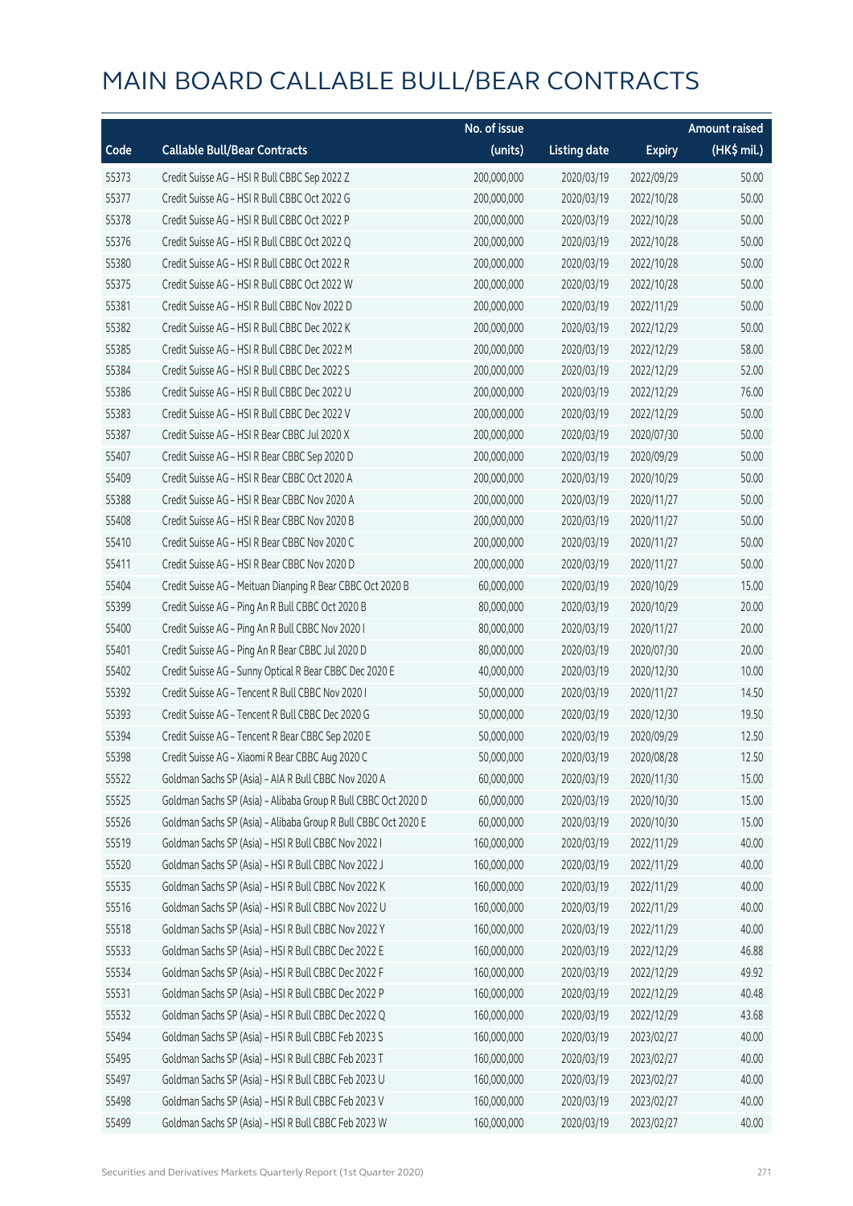# MAIN BOARD CALLABLE BULL/BEAR CONTRACTS

| Code | Callable Bull/Bear Contracts | No. of issue (units) | Listing date | Expiry | Amount raised (HK$ mil.) |
|---|---|---|---|---|---|
| 55373 | Credit Suisse AG – HSI R Bull CBBC Sep 2022 Z | 200,000,000 | 2020/03/19 | 2022/09/29 | 50.00 |
| 55377 | Credit Suisse AG – HSI R Bull CBBC Oct 2022 G | 200,000,000 | 2020/03/19 | 2022/10/28 | 50.00 |
| 55378 | Credit Suisse AG – HSI R Bull CBBC Oct 2022 P | 200,000,000 | 2020/03/19 | 2022/10/28 | 50.00 |
| 55376 | Credit Suisse AG – HSI R Bull CBBC Oct 2022 Q | 200,000,000 | 2020/03/19 | 2022/10/28 | 50.00 |
| 55380 | Credit Suisse AG – HSI R Bull CBBC Oct 2022 R | 200,000,000 | 2020/03/19 | 2022/10/28 | 50.00 |
| 55375 | Credit Suisse AG – HSI R Bull CBBC Oct 2022 W | 200,000,000 | 2020/03/19 | 2022/10/28 | 50.00 |
| 55381 | Credit Suisse AG – HSI R Bull CBBC Nov 2022 D | 200,000,000 | 2020/03/19 | 2022/11/29 | 50.00 |
| 55382 | Credit Suisse AG – HSI R Bull CBBC Dec 2022 K | 200,000,000 | 2020/03/19 | 2022/12/29 | 50.00 |
| 55385 | Credit Suisse AG – HSI R Bull CBBC Dec 2022 M | 200,000,000 | 2020/03/19 | 2022/12/29 | 58.00 |
| 55384 | Credit Suisse AG – HSI R Bull CBBC Dec 2022 S | 200,000,000 | 2020/03/19 | 2022/12/29 | 52.00 |
| 55386 | Credit Suisse AG – HSI R Bull CBBC Dec 2022 U | 200,000,000 | 2020/03/19 | 2022/12/29 | 76.00 |
| 55383 | Credit Suisse AG – HSI R Bull CBBC Dec 2022 V | 200,000,000 | 2020/03/19 | 2022/12/29 | 50.00 |
| 55387 | Credit Suisse AG – HSI R Bear CBBC Jul 2020 X | 200,000,000 | 2020/03/19 | 2020/07/30 | 50.00 |
| 55407 | Credit Suisse AG – HSI R Bear CBBC Sep 2020 D | 200,000,000 | 2020/03/19 | 2020/09/29 | 50.00 |
| 55409 | Credit Suisse AG – HSI R Bear CBBC Oct 2020 A | 200,000,000 | 2020/03/19 | 2020/10/29 | 50.00 |
| 55388 | Credit Suisse AG – HSI R Bear CBBC Nov 2020 A | 200,000,000 | 2020/03/19 | 2020/11/27 | 50.00 |
| 55408 | Credit Suisse AG – HSI R Bear CBBC Nov 2020 B | 200,000,000 | 2020/03/19 | 2020/11/27 | 50.00 |
| 55410 | Credit Suisse AG – HSI R Bear CBBC Nov 2020 C | 200,000,000 | 2020/03/19 | 2020/11/27 | 50.00 |
| 55411 | Credit Suisse AG – HSI R Bear CBBC Nov 2020 D | 200,000,000 | 2020/03/19 | 2020/11/27 | 50.00 |
| 55404 | Credit Suisse AG – Meituan Dianping R Bear CBBC Oct 2020 B | 60,000,000 | 2020/03/19 | 2020/10/29 | 15.00 |
| 55399 | Credit Suisse AG – Ping An R Bull CBBC Oct 2020 B | 80,000,000 | 2020/03/19 | 2020/10/29 | 20.00 |
| 55400 | Credit Suisse AG – Ping An R Bull CBBC Nov 2020 I | 80,000,000 | 2020/03/19 | 2020/11/27 | 20.00 |
| 55401 | Credit Suisse AG – Ping An R Bear CBBC Jul 2020 D | 80,000,000 | 2020/03/19 | 2020/07/30 | 20.00 |
| 55402 | Credit Suisse AG – Sunny Optical R Bear CBBC Dec 2020 E | 40,000,000 | 2020/03/19 | 2020/12/30 | 10.00 |
| 55392 | Credit Suisse AG – Tencent R Bull CBBC Nov 2020 I | 50,000,000 | 2020/03/19 | 2020/11/27 | 14.50 |
| 55393 | Credit Suisse AG – Tencent R Bull CBBC Dec 2020 G | 50,000,000 | 2020/03/19 | 2020/12/30 | 19.50 |
| 55394 | Credit Suisse AG – Tencent R Bear CBBC Sep 2020 E | 50,000,000 | 2020/03/19 | 2020/09/29 | 12.50 |
| 55398 | Credit Suisse AG – Xiaomi R Bear CBBC Aug 2020 C | 50,000,000 | 2020/03/19 | 2020/08/28 | 12.50 |
| 55522 | Goldman Sachs SP (Asia) – AIA R Bull CBBC Nov 2020 A | 60,000,000 | 2020/03/19 | 2020/11/30 | 15.00 |
| 55525 | Goldman Sachs SP (Asia) – Alibaba Group R Bull CBBC Oct 2020 D | 60,000,000 | 2020/03/19 | 2020/10/30 | 15.00 |
| 55526 | Goldman Sachs SP (Asia) – Alibaba Group R Bull CBBC Oct 2020 E | 60,000,000 | 2020/03/19 | 2020/10/30 | 15.00 |
| 55519 | Goldman Sachs SP (Asia) – HSI R Bull CBBC Nov 2022 I | 160,000,000 | 2020/03/19 | 2022/11/29 | 40.00 |
| 55520 | Goldman Sachs SP (Asia) – HSI R Bull CBBC Nov 2022 J | 160,000,000 | 2020/03/19 | 2022/11/29 | 40.00 |
| 55535 | Goldman Sachs SP (Asia) – HSI R Bull CBBC Nov 2022 K | 160,000,000 | 2020/03/19 | 2022/11/29 | 40.00 |
| 55516 | Goldman Sachs SP (Asia) – HSI R Bull CBBC Nov 2022 U | 160,000,000 | 2020/03/19 | 2022/11/29 | 40.00 |
| 55518 | Goldman Sachs SP (Asia) – HSI R Bull CBBC Nov 2022 Y | 160,000,000 | 2020/03/19 | 2022/11/29 | 40.00 |
| 55533 | Goldman Sachs SP (Asia) – HSI R Bull CBBC Dec 2022 E | 160,000,000 | 2020/03/19 | 2022/12/29 | 46.88 |
| 55534 | Goldman Sachs SP (Asia) – HSI R Bull CBBC Dec 2022 F | 160,000,000 | 2020/03/19 | 2022/12/29 | 49.92 |
| 55531 | Goldman Sachs SP (Asia) – HSI R Bull CBBC Dec 2022 P | 160,000,000 | 2020/03/19 | 2022/12/29 | 40.48 |
| 55532 | Goldman Sachs SP (Asia) – HSI R Bull CBBC Dec 2022 Q | 160,000,000 | 2020/03/19 | 2022/12/29 | 43.68 |
| 55494 | Goldman Sachs SP (Asia) – HSI R Bull CBBC Feb 2023 S | 160,000,000 | 2020/03/19 | 2023/02/27 | 40.00 |
| 55495 | Goldman Sachs SP (Asia) – HSI R Bull CBBC Feb 2023 T | 160,000,000 | 2020/03/19 | 2023/02/27 | 40.00 |
| 55497 | Goldman Sachs SP (Asia) – HSI R Bull CBBC Feb 2023 U | 160,000,000 | 2020/03/19 | 2023/02/27 | 40.00 |
| 55498 | Goldman Sachs SP (Asia) – HSI R Bull CBBC Feb 2023 V | 160,000,000 | 2020/03/19 | 2023/02/27 | 40.00 |
| 55499 | Goldman Sachs SP (Asia) – HSI R Bull CBBC Feb 2023 W | 160,000,000 | 2020/03/19 | 2023/02/27 | 40.00 |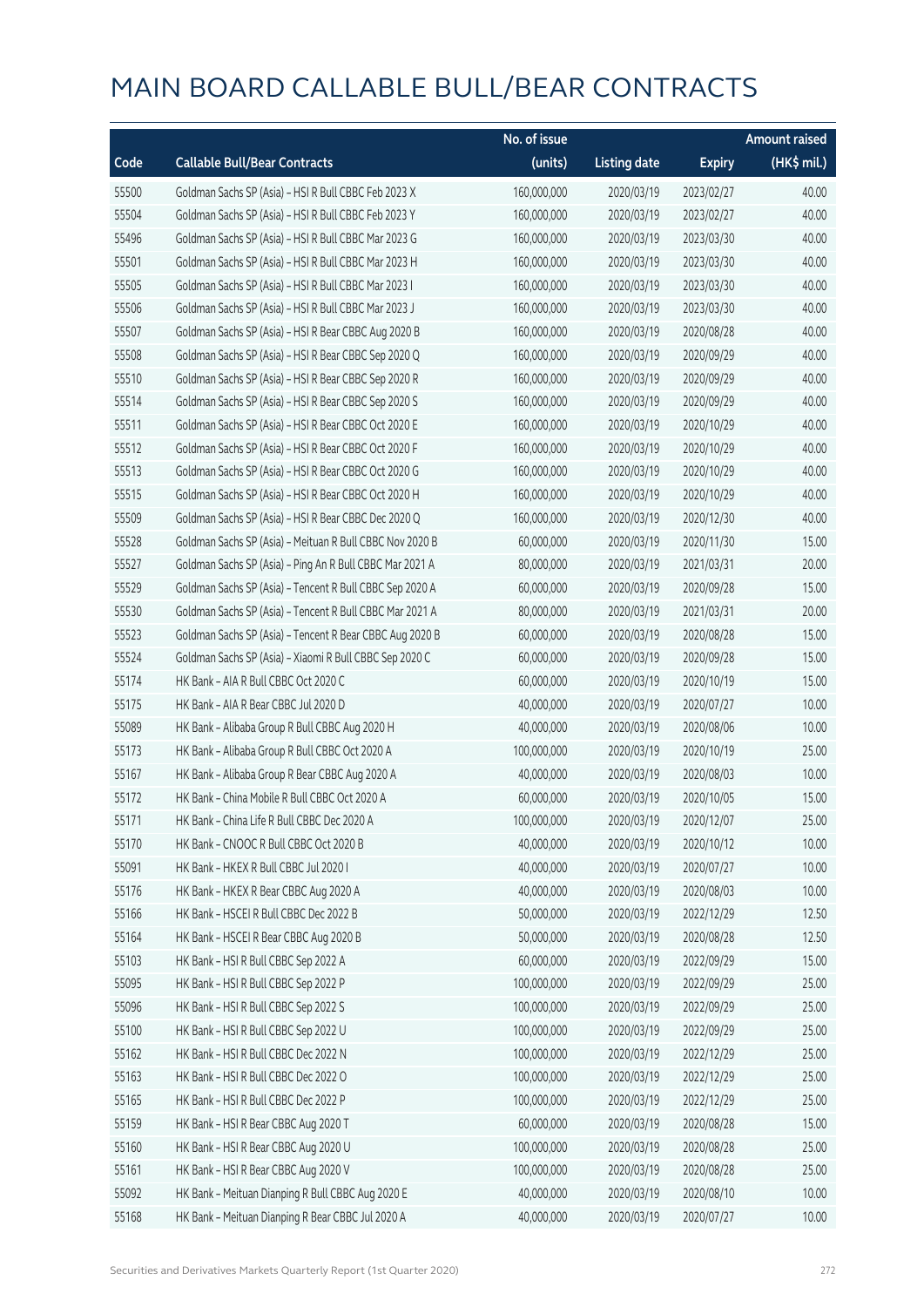# MAIN BOARD CALLABLE BULL/BEAR CONTRACTS

| Code | Callable Bull/Bear Contracts | No. of issue (units) | Listing date | Expiry | Amount raised (HK$ mil.) |
|---|---|---|---|---|---|
| 55500 | Goldman Sachs SP (Asia) - HSI R Bull CBBC Feb 2023 X | 160,000,000 | 2020/03/19 | 2023/02/27 | 40.00 |
| 55504 | Goldman Sachs SP (Asia) - HSI R Bull CBBC Feb 2023 Y | 160,000,000 | 2020/03/19 | 2023/02/27 | 40.00 |
| 55496 | Goldman Sachs SP (Asia) - HSI R Bull CBBC Mar 2023 G | 160,000,000 | 2020/03/19 | 2023/03/30 | 40.00 |
| 55501 | Goldman Sachs SP (Asia) - HSI R Bull CBBC Mar 2023 H | 160,000,000 | 2020/03/19 | 2023/03/30 | 40.00 |
| 55505 | Goldman Sachs SP (Asia) - HSI R Bull CBBC Mar 2023 I | 160,000,000 | 2020/03/19 | 2023/03/30 | 40.00 |
| 55506 | Goldman Sachs SP (Asia) - HSI R Bull CBBC Mar 2023 J | 160,000,000 | 2020/03/19 | 2023/03/30 | 40.00 |
| 55507 | Goldman Sachs SP (Asia) - HSI R Bear CBBC Aug 2020 B | 160,000,000 | 2020/03/19 | 2020/08/28 | 40.00 |
| 55508 | Goldman Sachs SP (Asia) - HSI R Bear CBBC Sep 2020 Q | 160,000,000 | 2020/03/19 | 2020/09/29 | 40.00 |
| 55510 | Goldman Sachs SP (Asia) - HSI R Bear CBBC Sep 2020 R | 160,000,000 | 2020/03/19 | 2020/09/29 | 40.00 |
| 55514 | Goldman Sachs SP (Asia) - HSI R Bear CBBC Sep 2020 S | 160,000,000 | 2020/03/19 | 2020/09/29 | 40.00 |
| 55511 | Goldman Sachs SP (Asia) - HSI R Bear CBBC Oct 2020 E | 160,000,000 | 2020/03/19 | 2020/10/29 | 40.00 |
| 55512 | Goldman Sachs SP (Asia) - HSI R Bear CBBC Oct 2020 F | 160,000,000 | 2020/03/19 | 2020/10/29 | 40.00 |
| 55513 | Goldman Sachs SP (Asia) - HSI R Bear CBBC Oct 2020 G | 160,000,000 | 2020/03/19 | 2020/10/29 | 40.00 |
| 55515 | Goldman Sachs SP (Asia) - HSI R Bear CBBC Oct 2020 H | 160,000,000 | 2020/03/19 | 2020/10/29 | 40.00 |
| 55509 | Goldman Sachs SP (Asia) - HSI R Bear CBBC Dec 2020 Q | 160,000,000 | 2020/03/19 | 2020/12/30 | 40.00 |
| 55528 | Goldman Sachs SP (Asia) - Meituan R Bull CBBC Nov 2020 B | 60,000,000 | 2020/03/19 | 2020/11/30 | 15.00 |
| 55527 | Goldman Sachs SP (Asia) - Ping An R Bull CBBC Mar 2021 A | 80,000,000 | 2020/03/19 | 2021/03/31 | 20.00 |
| 55529 | Goldman Sachs SP (Asia) - Tencent R Bull CBBC Sep 2020 A | 60,000,000 | 2020/03/19 | 2020/09/28 | 15.00 |
| 55530 | Goldman Sachs SP (Asia) - Tencent R Bull CBBC Mar 2021 A | 80,000,000 | 2020/03/19 | 2021/03/31 | 20.00 |
| 55523 | Goldman Sachs SP (Asia) - Tencent R Bear CBBC Aug 2020 B | 60,000,000 | 2020/03/19 | 2020/08/28 | 15.00 |
| 55524 | Goldman Sachs SP (Asia) - Xiaomi R Bull CBBC Sep 2020 C | 60,000,000 | 2020/03/19 | 2020/09/28 | 15.00 |
| 55174 | HK Bank - AIA R Bull CBBC Oct 2020 C | 60,000,000 | 2020/03/19 | 2020/10/19 | 15.00 |
| 55175 | HK Bank - AIA R Bear CBBC Jul 2020 D | 40,000,000 | 2020/03/19 | 2020/07/27 | 10.00 |
| 55089 | HK Bank - Alibaba Group R Bull CBBC Aug 2020 H | 40,000,000 | 2020/03/19 | 2020/08/06 | 10.00 |
| 55173 | HK Bank - Alibaba Group R Bull CBBC Oct 2020 A | 100,000,000 | 2020/03/19 | 2020/10/19 | 25.00 |
| 55167 | HK Bank - Alibaba Group R Bear CBBC Aug 2020 A | 40,000,000 | 2020/03/19 | 2020/08/03 | 10.00 |
| 55172 | HK Bank - China Mobile R Bull CBBC Oct 2020 A | 60,000,000 | 2020/03/19 | 2020/10/05 | 15.00 |
| 55171 | HK Bank - China Life R Bull CBBC Dec 2020 A | 100,000,000 | 2020/03/19 | 2020/12/07 | 25.00 |
| 55170 | HK Bank - CNOOC R Bull CBBC Oct 2020 B | 40,000,000 | 2020/03/19 | 2020/10/12 | 10.00 |
| 55091 | HK Bank - HKEX R Bull CBBC Jul 2020 I | 40,000,000 | 2020/03/19 | 2020/07/27 | 10.00 |
| 55176 | HK Bank - HKEX R Bear CBBC Aug 2020 A | 40,000,000 | 2020/03/19 | 2020/08/03 | 10.00 |
| 55166 | HK Bank - HSCEI R Bull CBBC Dec 2022 B | 50,000,000 | 2020/03/19 | 2022/12/29 | 12.50 |
| 55164 | HK Bank - HSCEI R Bear CBBC Aug 2020 B | 50,000,000 | 2020/03/19 | 2020/08/28 | 12.50 |
| 55103 | HK Bank - HSI R Bull CBBC Sep 2022 A | 60,000,000 | 2020/03/19 | 2022/09/29 | 15.00 |
| 55095 | HK Bank - HSI R Bull CBBC Sep 2022 P | 100,000,000 | 2020/03/19 | 2022/09/29 | 25.00 |
| 55096 | HK Bank - HSI R Bull CBBC Sep 2022 S | 100,000,000 | 2020/03/19 | 2022/09/29 | 25.00 |
| 55100 | HK Bank - HSI R Bull CBBC Sep 2022 U | 100,000,000 | 2020/03/19 | 2022/09/29 | 25.00 |
| 55162 | HK Bank - HSI R Bull CBBC Dec 2022 N | 100,000,000 | 2020/03/19 | 2022/12/29 | 25.00 |
| 55163 | HK Bank - HSI R Bull CBBC Dec 2022 O | 100,000,000 | 2020/03/19 | 2022/12/29 | 25.00 |
| 55165 | HK Bank - HSI R Bull CBBC Dec 2022 P | 100,000,000 | 2020/03/19 | 2022/12/29 | 25.00 |
| 55159 | HK Bank - HSI R Bear CBBC Aug 2020 T | 60,000,000 | 2020/03/19 | 2020/08/28 | 15.00 |
| 55160 | HK Bank - HSI R Bear CBBC Aug 2020 U | 100,000,000 | 2020/03/19 | 2020/08/28 | 25.00 |
| 55161 | HK Bank - HSI R Bear CBBC Aug 2020 V | 100,000,000 | 2020/03/19 | 2020/08/28 | 25.00 |
| 55092 | HK Bank - Meituan Dianping R Bull CBBC Aug 2020 E | 40,000,000 | 2020/03/19 | 2020/08/10 | 10.00 |
| 55168 | HK Bank - Meituan Dianping R Bear CBBC Jul 2020 A | 40,000,000 | 2020/03/19 | 2020/07/27 | 10.00 |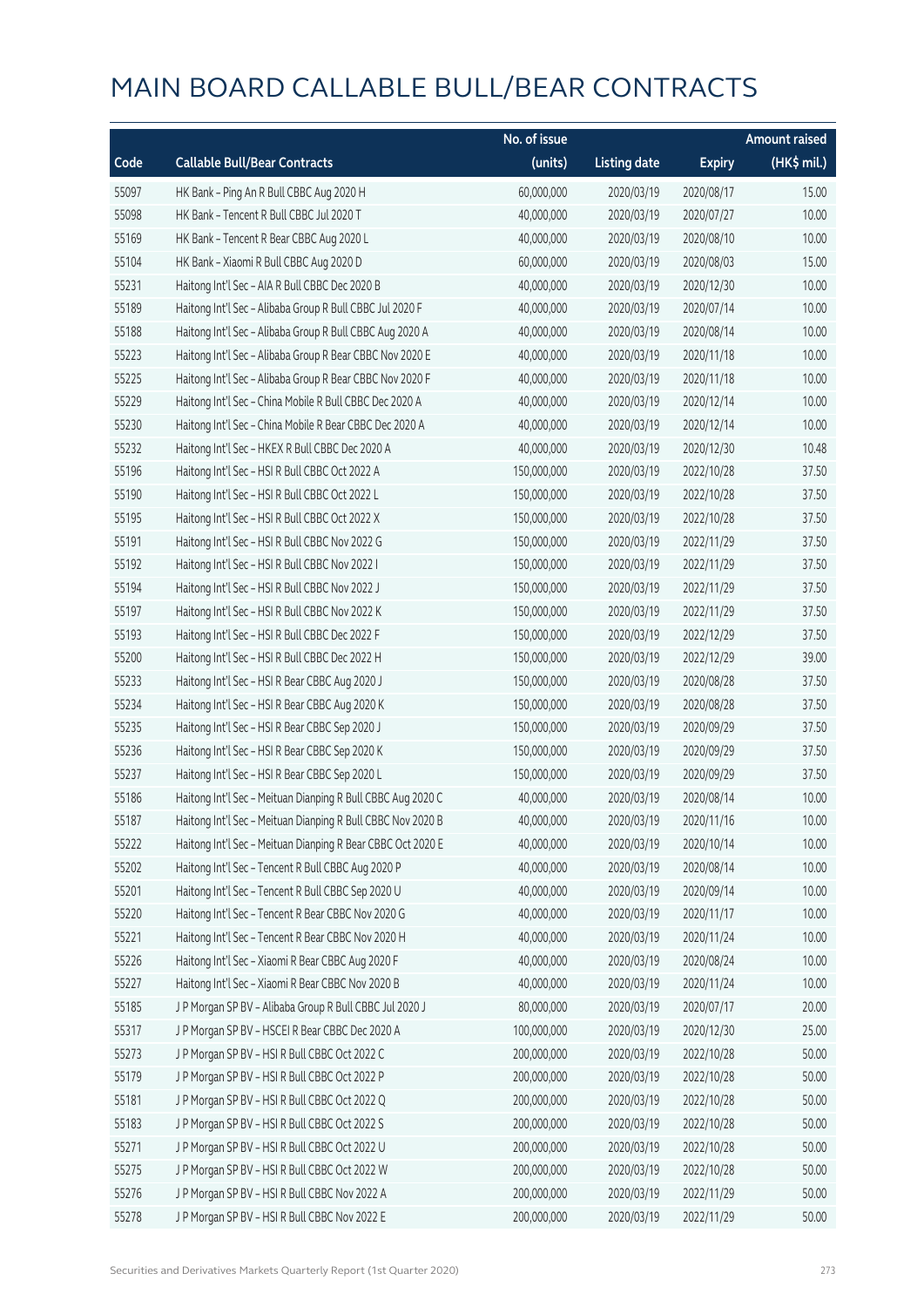# MAIN BOARD CALLABLE BULL/BEAR CONTRACTS

| Code | Callable Bull/Bear Contracts | No. of issue (units) | Listing date | Expiry | Amount raised (HK$ mil.) |
|---|---|---|---|---|---|
| 55097 | HK Bank – Ping An R Bull CBBC Aug 2020 H | 60,000,000 | 2020/03/19 | 2020/08/17 | 15.00 |
| 55098 | HK Bank – Tencent R Bull CBBC Jul 2020 T | 40,000,000 | 2020/03/19 | 2020/07/27 | 10.00 |
| 55169 | HK Bank – Tencent R Bear CBBC Aug 2020 L | 40,000,000 | 2020/03/19 | 2020/08/10 | 10.00 |
| 55104 | HK Bank – Xiaomi R Bull CBBC Aug 2020 D | 60,000,000 | 2020/03/19 | 2020/08/03 | 15.00 |
| 55231 | Haitong Int'l Sec – AIA R Bull CBBC Dec 2020 B | 40,000,000 | 2020/03/19 | 2020/12/30 | 10.00 |
| 55189 | Haitong Int'l Sec – Alibaba Group R Bull CBBC Jul 2020 F | 40,000,000 | 2020/03/19 | 2020/07/14 | 10.00 |
| 55188 | Haitong Int'l Sec – Alibaba Group R Bull CBBC Aug 2020 A | 40,000,000 | 2020/03/19 | 2020/08/14 | 10.00 |
| 55223 | Haitong Int'l Sec – Alibaba Group R Bear CBBC Nov 2020 E | 40,000,000 | 2020/03/19 | 2020/11/18 | 10.00 |
| 55225 | Haitong Int'l Sec – Alibaba Group R Bear CBBC Nov 2020 F | 40,000,000 | 2020/03/19 | 2020/11/18 | 10.00 |
| 55229 | Haitong Int'l Sec – China Mobile R Bull CBBC Dec 2020 A | 40,000,000 | 2020/03/19 | 2020/12/14 | 10.00 |
| 55230 | Haitong Int'l Sec – China Mobile R Bear CBBC Dec 2020 A | 40,000,000 | 2020/03/19 | 2020/12/14 | 10.00 |
| 55232 | Haitong Int'l Sec – HKEX R Bull CBBC Dec 2020 A | 40,000,000 | 2020/03/19 | 2020/12/30 | 10.48 |
| 55196 | Haitong Int'l Sec – HSI R Bull CBBC Oct 2022 A | 150,000,000 | 2020/03/19 | 2022/10/28 | 37.50 |
| 55190 | Haitong Int'l Sec – HSI R Bull CBBC Oct 2022 L | 150,000,000 | 2020/03/19 | 2022/10/28 | 37.50 |
| 55195 | Haitong Int'l Sec – HSI R Bull CBBC Oct 2022 X | 150,000,000 | 2020/03/19 | 2022/10/28 | 37.50 |
| 55191 | Haitong Int'l Sec – HSI R Bull CBBC Nov 2022 G | 150,000,000 | 2020/03/19 | 2022/11/29 | 37.50 |
| 55192 | Haitong Int'l Sec – HSI R Bull CBBC Nov 2022 I | 150,000,000 | 2020/03/19 | 2022/11/29 | 37.50 |
| 55194 | Haitong Int'l Sec – HSI R Bull CBBC Nov 2022 J | 150,000,000 | 2020/03/19 | 2022/11/29 | 37.50 |
| 55197 | Haitong Int'l Sec – HSI R Bull CBBC Nov 2022 K | 150,000,000 | 2020/03/19 | 2022/11/29 | 37.50 |
| 55193 | Haitong Int'l Sec – HSI R Bull CBBC Dec 2022 F | 150,000,000 | 2020/03/19 | 2022/12/29 | 37.50 |
| 55200 | Haitong Int'l Sec – HSI R Bull CBBC Dec 2022 H | 150,000,000 | 2020/03/19 | 2022/12/29 | 39.00 |
| 55233 | Haitong Int'l Sec – HSI R Bear CBBC Aug 2020 J | 150,000,000 | 2020/03/19 | 2020/08/28 | 37.50 |
| 55234 | Haitong Int'l Sec – HSI R Bear CBBC Aug 2020 K | 150,000,000 | 2020/03/19 | 2020/08/28 | 37.50 |
| 55235 | Haitong Int'l Sec – HSI R Bear CBBC Sep 2020 J | 150,000,000 | 2020/03/19 | 2020/09/29 | 37.50 |
| 55236 | Haitong Int'l Sec – HSI R Bear CBBC Sep 2020 K | 150,000,000 | 2020/03/19 | 2020/09/29 | 37.50 |
| 55237 | Haitong Int'l Sec – HSI R Bear CBBC Sep 2020 L | 150,000,000 | 2020/03/19 | 2020/09/29 | 37.50 |
| 55186 | Haitong Int'l Sec – Meituan Dianping R Bull CBBC Aug 2020 C | 40,000,000 | 2020/03/19 | 2020/08/14 | 10.00 |
| 55187 | Haitong Int'l Sec – Meituan Dianping R Bull CBBC Nov 2020 B | 40,000,000 | 2020/03/19 | 2020/11/16 | 10.00 |
| 55222 | Haitong Int'l Sec – Meituan Dianping R Bear CBBC Oct 2020 E | 40,000,000 | 2020/03/19 | 2020/10/14 | 10.00 |
| 55202 | Haitong Int'l Sec – Tencent R Bull CBBC Aug 2020 P | 40,000,000 | 2020/03/19 | 2020/08/14 | 10.00 |
| 55201 | Haitong Int'l Sec – Tencent R Bull CBBC Sep 2020 U | 40,000,000 | 2020/03/19 | 2020/09/14 | 10.00 |
| 55220 | Haitong Int'l Sec – Tencent R Bear CBBC Nov 2020 G | 40,000,000 | 2020/03/19 | 2020/11/17 | 10.00 |
| 55221 | Haitong Int'l Sec – Tencent R Bear CBBC Nov 2020 H | 40,000,000 | 2020/03/19 | 2020/11/24 | 10.00 |
| 55226 | Haitong Int'l Sec – Xiaomi R Bear CBBC Aug 2020 F | 40,000,000 | 2020/03/19 | 2020/08/24 | 10.00 |
| 55227 | Haitong Int'l Sec – Xiaomi R Bear CBBC Nov 2020 B | 40,000,000 | 2020/03/19 | 2020/11/24 | 10.00 |
| 55185 | J P Morgan SP BV – Alibaba Group R Bull CBBC Jul 2020 J | 80,000,000 | 2020/03/19 | 2020/07/17 | 20.00 |
| 55317 | J P Morgan SP BV – HSCEI R Bear CBBC Dec 2020 A | 100,000,000 | 2020/03/19 | 2020/12/30 | 25.00 |
| 55273 | J P Morgan SP BV – HSI R Bull CBBC Oct 2022 C | 200,000,000 | 2020/03/19 | 2022/10/28 | 50.00 |
| 55179 | J P Morgan SP BV – HSI R Bull CBBC Oct 2022 P | 200,000,000 | 2020/03/19 | 2022/10/28 | 50.00 |
| 55181 | J P Morgan SP BV – HSI R Bull CBBC Oct 2022 Q | 200,000,000 | 2020/03/19 | 2022/10/28 | 50.00 |
| 55183 | J P Morgan SP BV – HSI R Bull CBBC Oct 2022 S | 200,000,000 | 2020/03/19 | 2022/10/28 | 50.00 |
| 55271 | J P Morgan SP BV – HSI R Bull CBBC Oct 2022 U | 200,000,000 | 2020/03/19 | 2022/10/28 | 50.00 |
| 55275 | J P Morgan SP BV – HSI R Bull CBBC Oct 2022 W | 200,000,000 | 2020/03/19 | 2022/10/28 | 50.00 |
| 55276 | J P Morgan SP BV – HSI R Bull CBBC Nov 2022 A | 200,000,000 | 2020/03/19 | 2022/11/29 | 50.00 |
| 55278 | J P Morgan SP BV – HSI R Bull CBBC Nov 2022 E | 200,000,000 | 2020/03/19 | 2022/11/29 | 50.00 |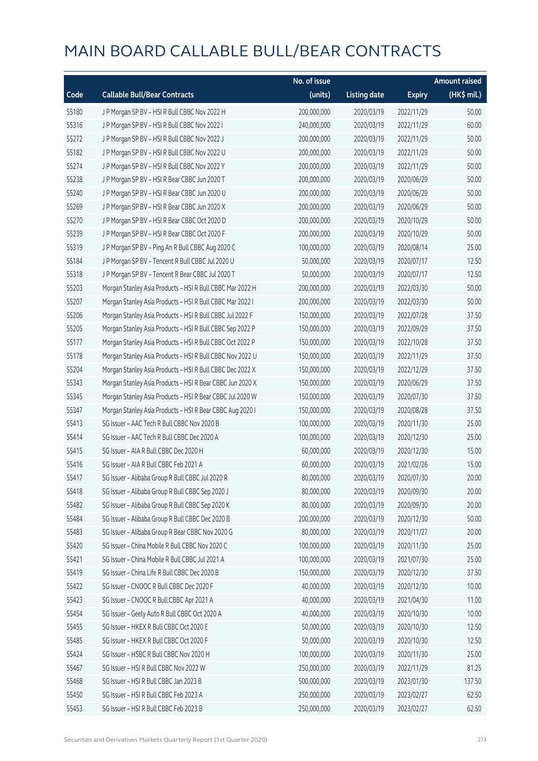# MAIN BOARD CALLABLE BULL/BEAR CONTRACTS

| Code | Callable Bull/Bear Contracts | No. of issue (units) | Listing date | Expiry | Amount raised (HK$ mil.) |
|---|---|---|---|---|---|
| 55180 | J P Morgan SP BV – HSI R Bull CBBC Nov 2022 H | 200,000,000 | 2020/03/19 | 2022/11/29 | 50.00 |
| 55316 | J P Morgan SP BV – HSI R Bull CBBC Nov 2022 I | 240,000,000 | 2020/03/19 | 2022/11/29 | 60.00 |
| 55272 | J P Morgan SP BV – HSI R Bull CBBC Nov 2022 J | 200,000,000 | 2020/03/19 | 2022/11/29 | 50.00 |
| 55182 | J P Morgan SP BV – HSI R Bull CBBC Nov 2022 U | 200,000,000 | 2020/03/19 | 2022/11/29 | 50.00 |
| 55274 | J P Morgan SP BV – HSI R Bull CBBC Nov 2022 Y | 200,000,000 | 2020/03/19 | 2022/11/29 | 50.00 |
| 55238 | J P Morgan SP BV – HSI R Bear CBBC Jun 2020 T | 200,000,000 | 2020/03/19 | 2020/06/29 | 50.00 |
| 55240 | J P Morgan SP BV – HSI R Bear CBBC Jun 2020 U | 200,000,000 | 2020/03/19 | 2020/06/29 | 50.00 |
| 55269 | J P Morgan SP BV – HSI R Bear CBBC Jun 2020 X | 200,000,000 | 2020/03/19 | 2020/06/29 | 50.00 |
| 55270 | J P Morgan SP BV – HSI R Bear CBBC Oct 2020 D | 200,000,000 | 2020/03/19 | 2020/10/29 | 50.00 |
| 55239 | J P Morgan SP BV – HSI R Bear CBBC Oct 2020 F | 200,000,000 | 2020/03/19 | 2020/10/29 | 50.00 |
| 55319 | J P Morgan SP BV – Ping An R Bull CBBC Aug 2020 C | 100,000,000 | 2020/03/19 | 2020/08/14 | 25.00 |
| 55184 | J P Morgan SP BV – Tencent R Bull CBBC Jul 2020 U | 50,000,000 | 2020/03/19 | 2020/07/17 | 12.50 |
| 55318 | J P Morgan SP BV – Tencent R Bear CBBC Jul 2020 T | 50,000,000 | 2020/03/19 | 2020/07/17 | 12.50 |
| 55203 | Morgan Stanley Asia Products – HSI R Bull CBBC Mar 2022 H | 200,000,000 | 2020/03/19 | 2022/03/30 | 50.00 |
| 55207 | Morgan Stanley Asia Products – HSI R Bull CBBC Mar 2022 I | 200,000,000 | 2020/03/19 | 2022/03/30 | 50.00 |
| 55206 | Morgan Stanley Asia Products – HSI R Bull CBBC Jul 2022 F | 150,000,000 | 2020/03/19 | 2022/07/28 | 37.50 |
| 55205 | Morgan Stanley Asia Products – HSI R Bull CBBC Sep 2022 P | 150,000,000 | 2020/03/19 | 2022/09/29 | 37.50 |
| 55177 | Morgan Stanley Asia Products – HSI R Bull CBBC Oct 2022 P | 150,000,000 | 2020/03/19 | 2022/10/28 | 37.50 |
| 55178 | Morgan Stanley Asia Products – HSI R Bull CBBC Nov 2022 U | 150,000,000 | 2020/03/19 | 2022/11/29 | 37.50 |
| 55204 | Morgan Stanley Asia Products – HSI R Bull CBBC Dec 2022 X | 150,000,000 | 2020/03/19 | 2022/12/29 | 37.50 |
| 55343 | Morgan Stanley Asia Products – HSI R Bear CBBC Jun 2020 X | 150,000,000 | 2020/03/19 | 2020/06/29 | 37.50 |
| 55345 | Morgan Stanley Asia Products – HSI R Bear CBBC Jul 2020 W | 150,000,000 | 2020/03/19 | 2020/07/30 | 37.50 |
| 55347 | Morgan Stanley Asia Products – HSI R Bear CBBC Aug 2020 I | 150,000,000 | 2020/03/19 | 2020/08/28 | 37.50 |
| 55413 | SG Issuer – AAC Tech R Bull CBBC Nov 2020 B | 100,000,000 | 2020/03/19 | 2020/11/30 | 25.00 |
| 55414 | SG Issuer – AAC Tech R Bull CBBC Dec 2020 A | 100,000,000 | 2020/03/19 | 2020/12/30 | 25.00 |
| 55415 | SG Issuer – AIA R Bull CBBC Dec 2020 H | 60,000,000 | 2020/03/19 | 2020/12/30 | 15.00 |
| 55416 | SG Issuer – AIA R Bull CBBC Feb 2021 A | 60,000,000 | 2020/03/19 | 2021/02/26 | 15.00 |
| 55417 | SG Issuer – Alibaba Group R Bull CBBC Jul 2020 R | 80,000,000 | 2020/03/19 | 2020/07/30 | 20.00 |
| 55418 | SG Issuer – Alibaba Group R Bull CBBC Sep 2020 J | 80,000,000 | 2020/03/19 | 2020/09/30 | 20.00 |
| 55482 | SG Issuer – Alibaba Group R Bull CBBC Sep 2020 K | 80,000,000 | 2020/03/19 | 2020/09/30 | 20.00 |
| 55484 | SG Issuer – Alibaba Group R Bull CBBC Dec 2020 B | 200,000,000 | 2020/03/19 | 2020/12/30 | 50.00 |
| 55483 | SG Issuer – Alibaba Group R Bear CBBC Nov 2020 G | 80,000,000 | 2020/03/19 | 2020/11/27 | 20.00 |
| 55420 | SG Issuer – China Mobile R Bull CBBC Nov 2020 C | 100,000,000 | 2020/03/19 | 2020/11/30 | 25.00 |
| 55421 | SG Issuer – China Mobile R Bull CBBC Jul 2021 A | 100,000,000 | 2020/03/19 | 2021/07/30 | 25.00 |
| 55419 | SG Issuer – China Life R Bull CBBC Dec 2020 B | 150,000,000 | 2020/03/19 | 2020/12/30 | 37.50 |
| 55422 | SG Issuer – CNOOC R Bull CBBC Dec 2020 F | 40,000,000 | 2020/03/19 | 2020/12/30 | 10.00 |
| 55423 | SG Issuer – CNOOC R Bull CBBC Apr 2021 A | 40,000,000 | 2020/03/19 | 2021/04/30 | 11.00 |
| 55454 | SG Issuer – Geely Auto R Bull CBBC Oct 2020 A | 40,000,000 | 2020/03/19 | 2020/10/30 | 10.00 |
| 55455 | SG Issuer – HKEX R Bull CBBC Oct 2020 E | 50,000,000 | 2020/03/19 | 2020/10/30 | 12.50 |
| 55485 | SG Issuer – HKEX R Bull CBBC Oct 2020 F | 50,000,000 | 2020/03/19 | 2020/10/30 | 12.50 |
| 55424 | SG Issuer – HSBC R Bull CBBC Nov 2020 H | 100,000,000 | 2020/03/19 | 2020/11/30 | 25.00 |
| 55467 | SG Issuer – HSI R Bull CBBC Nov 2022 W | 250,000,000 | 2020/03/19 | 2022/11/29 | 81.25 |
| 55468 | SG Issuer – HSI R Bull CBBC Jan 2023 B | 500,000,000 | 2020/03/19 | 2023/01/30 | 137.50 |
| 55450 | SG Issuer – HSI R Bull CBBC Feb 2023 A | 250,000,000 | 2020/03/19 | 2023/02/27 | 62.50 |
| 55453 | SG Issuer – HSI R Bull CBBC Feb 2023 B | 250,000,000 | 2020/03/19 | 2023/02/27 | 62.50 |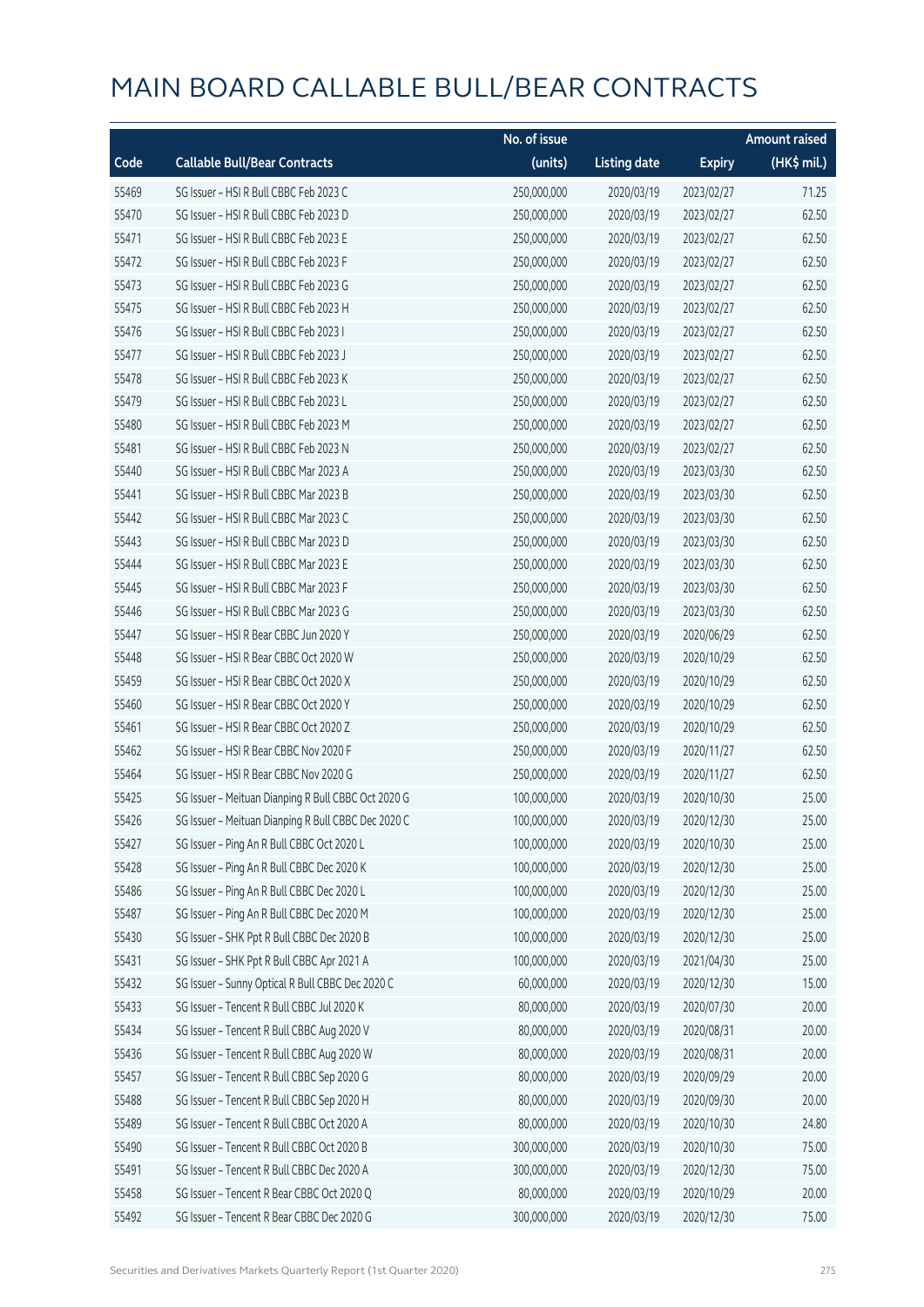# MAIN BOARD CALLABLE BULL/BEAR CONTRACTS

| Code | Callable Bull/Bear Contracts | No. of issue (units) | Listing date | Expiry | Amount raised (HK$ mil.) |
|---|---|---|---|---|---|
| 55469 | SG Issuer – HSI R Bull CBBC Feb 2023 C | 250,000,000 | 2020/03/19 | 2023/02/27 | 71.25 |
| 55470 | SG Issuer – HSI R Bull CBBC Feb 2023 D | 250,000,000 | 2020/03/19 | 2023/02/27 | 62.50 |
| 55471 | SG Issuer – HSI R Bull CBBC Feb 2023 E | 250,000,000 | 2020/03/19 | 2023/02/27 | 62.50 |
| 55472 | SG Issuer – HSI R Bull CBBC Feb 2023 F | 250,000,000 | 2020/03/19 | 2023/02/27 | 62.50 |
| 55473 | SG Issuer – HSI R Bull CBBC Feb 2023 G | 250,000,000 | 2020/03/19 | 2023/02/27 | 62.50 |
| 55475 | SG Issuer – HSI R Bull CBBC Feb 2023 H | 250,000,000 | 2020/03/19 | 2023/02/27 | 62.50 |
| 55476 | SG Issuer – HSI R Bull CBBC Feb 2023 I | 250,000,000 | 2020/03/19 | 2023/02/27 | 62.50 |
| 55477 | SG Issuer – HSI R Bull CBBC Feb 2023 J | 250,000,000 | 2020/03/19 | 2023/02/27 | 62.50 |
| 55478 | SG Issuer – HSI R Bull CBBC Feb 2023 K | 250,000,000 | 2020/03/19 | 2023/02/27 | 62.50 |
| 55479 | SG Issuer – HSI R Bull CBBC Feb 2023 L | 250,000,000 | 2020/03/19 | 2023/02/27 | 62.50 |
| 55480 | SG Issuer – HSI R Bull CBBC Feb 2023 M | 250,000,000 | 2020/03/19 | 2023/02/27 | 62.50 |
| 55481 | SG Issuer – HSI R Bull CBBC Feb 2023 N | 250,000,000 | 2020/03/19 | 2023/02/27 | 62.50 |
| 55440 | SG Issuer – HSI R Bull CBBC Mar 2023 A | 250,000,000 | 2020/03/19 | 2023/03/30 | 62.50 |
| 55441 | SG Issuer – HSI R Bull CBBC Mar 2023 B | 250,000,000 | 2020/03/19 | 2023/03/30 | 62.50 |
| 55442 | SG Issuer – HSI R Bull CBBC Mar 2023 C | 250,000,000 | 2020/03/19 | 2023/03/30 | 62.50 |
| 55443 | SG Issuer – HSI R Bull CBBC Mar 2023 D | 250,000,000 | 2020/03/19 | 2023/03/30 | 62.50 |
| 55444 | SG Issuer – HSI R Bull CBBC Mar 2023 E | 250,000,000 | 2020/03/19 | 2023/03/30 | 62.50 |
| 55445 | SG Issuer – HSI R Bull CBBC Mar 2023 F | 250,000,000 | 2020/03/19 | 2023/03/30 | 62.50 |
| 55446 | SG Issuer – HSI R Bull CBBC Mar 2023 G | 250,000,000 | 2020/03/19 | 2023/03/30 | 62.50 |
| 55447 | SG Issuer – HSI R Bear CBBC Jun 2020 Y | 250,000,000 | 2020/03/19 | 2020/06/29 | 62.50 |
| 55448 | SG Issuer – HSI R Bear CBBC Oct 2020 W | 250,000,000 | 2020/03/19 | 2020/10/29 | 62.50 |
| 55459 | SG Issuer – HSI R Bear CBBC Oct 2020 X | 250,000,000 | 2020/03/19 | 2020/10/29 | 62.50 |
| 55460 | SG Issuer – HSI R Bear CBBC Oct 2020 Y | 250,000,000 | 2020/03/19 | 2020/10/29 | 62.50 |
| 55461 | SG Issuer – HSI R Bear CBBC Oct 2020 Z | 250,000,000 | 2020/03/19 | 2020/10/29 | 62.50 |
| 55462 | SG Issuer – HSI R Bear CBBC Nov 2020 F | 250,000,000 | 2020/03/19 | 2020/11/27 | 62.50 |
| 55464 | SG Issuer – HSI R Bear CBBC Nov 2020 G | 250,000,000 | 2020/03/19 | 2020/11/27 | 62.50 |
| 55425 | SG Issuer – Meituan Dianping R Bull CBBC Oct 2020 G | 100,000,000 | 2020/03/19 | 2020/10/30 | 25.00 |
| 55426 | SG Issuer – Meituan Dianping R Bull CBBC Dec 2020 C | 100,000,000 | 2020/03/19 | 2020/12/30 | 25.00 |
| 55427 | SG Issuer – Ping An R Bull CBBC Oct 2020 L | 100,000,000 | 2020/03/19 | 2020/10/30 | 25.00 |
| 55428 | SG Issuer – Ping An R Bull CBBC Dec 2020 K | 100,000,000 | 2020/03/19 | 2020/12/30 | 25.00 |
| 55486 | SG Issuer – Ping An R Bull CBBC Dec 2020 L | 100,000,000 | 2020/03/19 | 2020/12/30 | 25.00 |
| 55487 | SG Issuer – Ping An R Bull CBBC Dec 2020 M | 100,000,000 | 2020/03/19 | 2020/12/30 | 25.00 |
| 55430 | SG Issuer – SHK Ppt R Bull CBBC Dec 2020 B | 100,000,000 | 2020/03/19 | 2020/12/30 | 25.00 |
| 55431 | SG Issuer – SHK Ppt R Bull CBBC Apr 2021 A | 100,000,000 | 2020/03/19 | 2021/04/30 | 25.00 |
| 55432 | SG Issuer – Sunny Optical R Bull CBBC Dec 2020 C | 60,000,000 | 2020/03/19 | 2020/12/30 | 15.00 |
| 55433 | SG Issuer – Tencent R Bull CBBC Jul 2020 K | 80,000,000 | 2020/03/19 | 2020/07/30 | 20.00 |
| 55434 | SG Issuer – Tencent R Bull CBBC Aug 2020 V | 80,000,000 | 2020/03/19 | 2020/08/31 | 20.00 |
| 55436 | SG Issuer – Tencent R Bull CBBC Aug 2020 W | 80,000,000 | 2020/03/19 | 2020/08/31 | 20.00 |
| 55457 | SG Issuer – Tencent R Bull CBBC Sep 2020 G | 80,000,000 | 2020/03/19 | 2020/09/29 | 20.00 |
| 55488 | SG Issuer – Tencent R Bull CBBC Sep 2020 H | 80,000,000 | 2020/03/19 | 2020/09/30 | 20.00 |
| 55489 | SG Issuer – Tencent R Bull CBBC Oct 2020 A | 80,000,000 | 2020/03/19 | 2020/10/30 | 24.80 |
| 55490 | SG Issuer – Tencent R Bull CBBC Oct 2020 B | 300,000,000 | 2020/03/19 | 2020/10/30 | 75.00 |
| 55491 | SG Issuer – Tencent R Bull CBBC Dec 2020 A | 300,000,000 | 2020/03/19 | 2020/12/30 | 75.00 |
| 55458 | SG Issuer – Tencent R Bear CBBC Oct 2020 Q | 80,000,000 | 2020/03/19 | 2020/10/29 | 20.00 |
| 55492 | SG Issuer – Tencent R Bear CBBC Dec 2020 G | 300,000,000 | 2020/03/19 | 2020/12/30 | 75.00 |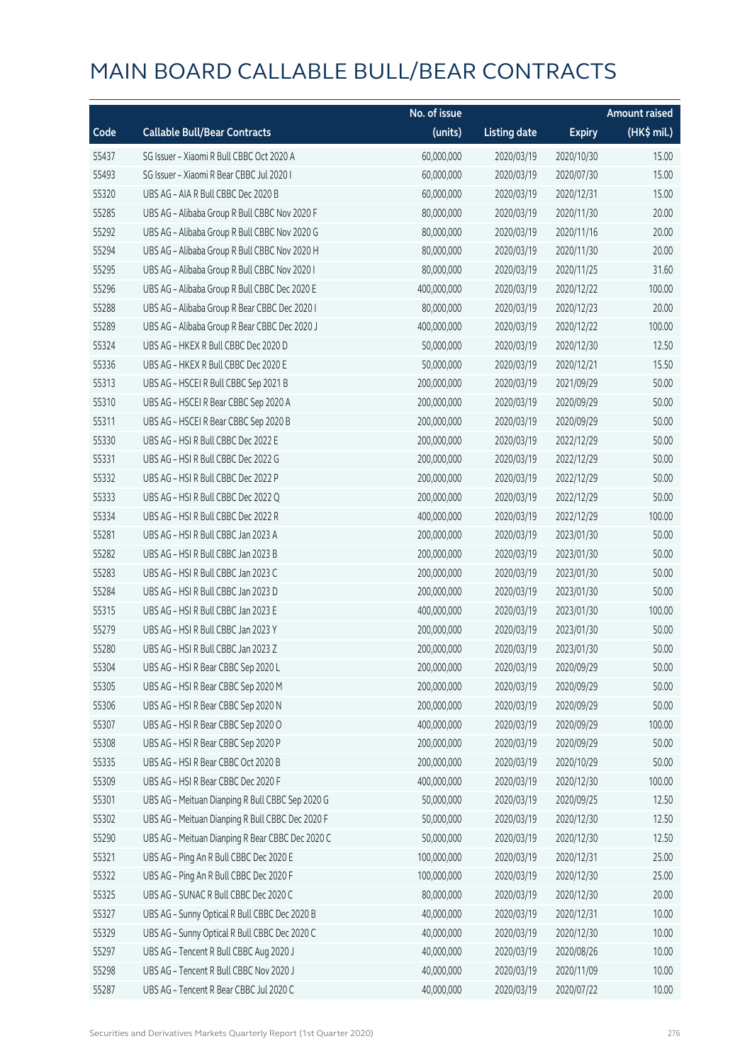# MAIN BOARD CALLABLE BULL/BEAR CONTRACTS

| Code | Callable Bull/Bear Contracts | No. of issue (units) | Listing date | Expiry | Amount raised (HK$ mil.) |
|---|---|---|---|---|---|
| 55437 | SG Issuer – Xiaomi R Bull CBBC Oct 2020 A | 60,000,000 | 2020/03/19 | 2020/10/30 | 15.00 |
| 55493 | SG Issuer – Xiaomi R Bear CBBC Jul 2020 I | 60,000,000 | 2020/03/19 | 2020/07/30 | 15.00 |
| 55320 | UBS AG – AIA R Bull CBBC Dec 2020 B | 60,000,000 | 2020/03/19 | 2020/12/31 | 15.00 |
| 55285 | UBS AG – Alibaba Group R Bull CBBC Nov 2020 F | 80,000,000 | 2020/03/19 | 2020/11/30 | 20.00 |
| 55292 | UBS AG – Alibaba Group R Bull CBBC Nov 2020 G | 80,000,000 | 2020/03/19 | 2020/11/16 | 20.00 |
| 55294 | UBS AG – Alibaba Group R Bull CBBC Nov 2020 H | 80,000,000 | 2020/03/19 | 2020/11/30 | 20.00 |
| 55295 | UBS AG – Alibaba Group R Bull CBBC Nov 2020 I | 80,000,000 | 2020/03/19 | 2020/11/25 | 31.60 |
| 55296 | UBS AG – Alibaba Group R Bull CBBC Dec 2020 E | 400,000,000 | 2020/03/19 | 2020/12/22 | 100.00 |
| 55288 | UBS AG – Alibaba Group R Bear CBBC Dec 2020 I | 80,000,000 | 2020/03/19 | 2020/12/23 | 20.00 |
| 55289 | UBS AG – Alibaba Group R Bear CBBC Dec 2020 J | 400,000,000 | 2020/03/19 | 2020/12/22 | 100.00 |
| 55324 | UBS AG – HKEX R Bull CBBC Dec 2020 D | 50,000,000 | 2020/03/19 | 2020/12/30 | 12.50 |
| 55336 | UBS AG – HKEX R Bull CBBC Dec 2020 E | 50,000,000 | 2020/03/19 | 2020/12/21 | 15.50 |
| 55313 | UBS AG – HSCEI R Bull CBBC Sep 2021 B | 200,000,000 | 2020/03/19 | 2021/09/29 | 50.00 |
| 55310 | UBS AG – HSCEI R Bear CBBC Sep 2020 A | 200,000,000 | 2020/03/19 | 2020/09/29 | 50.00 |
| 55311 | UBS AG – HSCEI R Bear CBBC Sep 2020 B | 200,000,000 | 2020/03/19 | 2020/09/29 | 50.00 |
| 55330 | UBS AG – HSI R Bull CBBC Dec 2022 E | 200,000,000 | 2020/03/19 | 2022/12/29 | 50.00 |
| 55331 | UBS AG – HSI R Bull CBBC Dec 2022 G | 200,000,000 | 2020/03/19 | 2022/12/29 | 50.00 |
| 55332 | UBS AG – HSI R Bull CBBC Dec 2022 P | 200,000,000 | 2020/03/19 | 2022/12/29 | 50.00 |
| 55333 | UBS AG – HSI R Bull CBBC Dec 2022 Q | 200,000,000 | 2020/03/19 | 2022/12/29 | 50.00 |
| 55334 | UBS AG – HSI R Bull CBBC Dec 2022 R | 400,000,000 | 2020/03/19 | 2022/12/29 | 100.00 |
| 55281 | UBS AG – HSI R Bull CBBC Jan 2023 A | 200,000,000 | 2020/03/19 | 2023/01/30 | 50.00 |
| 55282 | UBS AG – HSI R Bull CBBC Jan 2023 B | 200,000,000 | 2020/03/19 | 2023/01/30 | 50.00 |
| 55283 | UBS AG – HSI R Bull CBBC Jan 2023 C | 200,000,000 | 2020/03/19 | 2023/01/30 | 50.00 |
| 55284 | UBS AG – HSI R Bull CBBC Jan 2023 D | 200,000,000 | 2020/03/19 | 2023/01/30 | 50.00 |
| 55315 | UBS AG – HSI R Bull CBBC Jan 2023 E | 400,000,000 | 2020/03/19 | 2023/01/30 | 100.00 |
| 55279 | UBS AG – HSI R Bull CBBC Jan 2023 Y | 200,000,000 | 2020/03/19 | 2023/01/30 | 50.00 |
| 55280 | UBS AG – HSI R Bull CBBC Jan 2023 Z | 200,000,000 | 2020/03/19 | 2023/01/30 | 50.00 |
| 55304 | UBS AG – HSI R Bear CBBC Sep 2020 L | 200,000,000 | 2020/03/19 | 2020/09/29 | 50.00 |
| 55305 | UBS AG – HSI R Bear CBBC Sep 2020 M | 200,000,000 | 2020/03/19 | 2020/09/29 | 50.00 |
| 55306 | UBS AG – HSI R Bear CBBC Sep 2020 N | 200,000,000 | 2020/03/19 | 2020/09/29 | 50.00 |
| 55307 | UBS AG – HSI R Bear CBBC Sep 2020 O | 400,000,000 | 2020/03/19 | 2020/09/29 | 100.00 |
| 55308 | UBS AG – HSI R Bear CBBC Sep 2020 P | 200,000,000 | 2020/03/19 | 2020/09/29 | 50.00 |
| 55335 | UBS AG – HSI R Bear CBBC Oct 2020 B | 200,000,000 | 2020/03/19 | 2020/10/29 | 50.00 |
| 55309 | UBS AG – HSI R Bear CBBC Dec 2020 F | 400,000,000 | 2020/03/19 | 2020/12/30 | 100.00 |
| 55301 | UBS AG – Meituan Dianping R Bull CBBC Sep 2020 G | 50,000,000 | 2020/03/19 | 2020/09/25 | 12.50 |
| 55302 | UBS AG – Meituan Dianping R Bull CBBC Dec 2020 F | 50,000,000 | 2020/03/19 | 2020/12/30 | 12.50 |
| 55290 | UBS AG – Meituan Dianping R Bear CBBC Dec 2020 C | 50,000,000 | 2020/03/19 | 2020/12/30 | 12.50 |
| 55321 | UBS AG – Ping An R Bull CBBC Dec 2020 E | 100,000,000 | 2020/03/19 | 2020/12/31 | 25.00 |
| 55322 | UBS AG – Ping An R Bull CBBC Dec 2020 F | 100,000,000 | 2020/03/19 | 2020/12/30 | 25.00 |
| 55325 | UBS AG – SUNAC R Bull CBBC Dec 2020 C | 80,000,000 | 2020/03/19 | 2020/12/30 | 20.00 |
| 55327 | UBS AG – Sunny Optical R Bull CBBC Dec 2020 B | 40,000,000 | 2020/03/19 | 2020/12/31 | 10.00 |
| 55329 | UBS AG – Sunny Optical R Bull CBBC Dec 2020 C | 40,000,000 | 2020/03/19 | 2020/12/30 | 10.00 |
| 55297 | UBS AG – Tencent R Bull CBBC Aug 2020 J | 40,000,000 | 2020/03/19 | 2020/08/26 | 10.00 |
| 55298 | UBS AG – Tencent R Bull CBBC Nov 2020 J | 40,000,000 | 2020/03/19 | 2020/11/09 | 10.00 |
| 55287 | UBS AG – Tencent R Bear CBBC Jul 2020 C | 40,000,000 | 2020/03/19 | 2020/07/22 | 10.00 |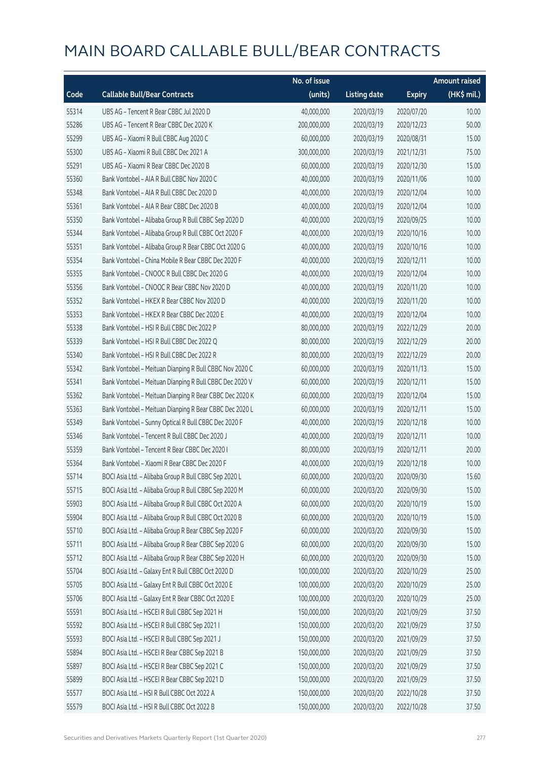# MAIN BOARD CALLABLE BULL/BEAR CONTRACTS

| Code | Callable Bull/Bear Contracts | No. of issue (units) | Listing date | Expiry | Amount raised (HK$ mil.) |
|---|---|---|---|---|---|
| 55314 | UBS AG – Tencent R Bear CBBC Jul 2020 D | 40,000,000 | 2020/03/19 | 2020/07/20 | 10.00 |
| 55286 | UBS AG – Tencent R Bear CBBC Dec 2020 K | 200,000,000 | 2020/03/19 | 2020/12/23 | 50.00 |
| 55299 | UBS AG – Xiaomi R Bull CBBC Aug 2020 C | 60,000,000 | 2020/03/19 | 2020/08/31 | 15.00 |
| 55300 | UBS AG – Xiaomi R Bull CBBC Dec 2021 A | 300,000,000 | 2020/03/19 | 2021/12/31 | 75.00 |
| 55291 | UBS AG – Xiaomi R Bear CBBC Dec 2020 B | 60,000,000 | 2020/03/19 | 2020/12/30 | 15.00 |
| 55360 | Bank Vontobel – AIA R Bull CBBC Nov 2020 C | 40,000,000 | 2020/03/19 | 2020/11/06 | 10.00 |
| 55348 | Bank Vontobel – AIA R Bull CBBC Dec 2020 D | 40,000,000 | 2020/03/19 | 2020/12/04 | 10.00 |
| 55361 | Bank Vontobel – AIA R Bear CBBC Dec 2020 B | 40,000,000 | 2020/03/19 | 2020/12/04 | 10.00 |
| 55350 | Bank Vontobel – Alibaba Group R Bull CBBC Sep 2020 D | 40,000,000 | 2020/03/19 | 2020/09/25 | 10.00 |
| 55344 | Bank Vontobel – Alibaba Group R Bull CBBC Oct 2020 F | 40,000,000 | 2020/03/19 | 2020/10/16 | 10.00 |
| 55351 | Bank Vontobel – Alibaba Group R Bear CBBC Oct 2020 G | 40,000,000 | 2020/03/19 | 2020/10/16 | 10.00 |
| 55354 | Bank Vontobel – China Mobile R Bear CBBC Dec 2020 F | 40,000,000 | 2020/03/19 | 2020/12/11 | 10.00 |
| 55355 | Bank Vontobel – CNOOC R Bull CBBC Dec 2020 G | 40,000,000 | 2020/03/19 | 2020/12/04 | 10.00 |
| 55356 | Bank Vontobel – CNOOC R Bear CBBC Nov 2020 D | 40,000,000 | 2020/03/19 | 2020/11/20 | 10.00 |
| 55352 | Bank Vontobel – HKEX R Bear CBBC Nov 2020 D | 40,000,000 | 2020/03/19 | 2020/11/20 | 10.00 |
| 55353 | Bank Vontobel – HKEX R Bear CBBC Dec 2020 E | 40,000,000 | 2020/03/19 | 2020/12/04 | 10.00 |
| 55338 | Bank Vontobel – HSI R Bull CBBC Dec 2022 P | 80,000,000 | 2020/03/19 | 2022/12/29 | 20.00 |
| 55339 | Bank Vontobel – HSI R Bull CBBC Dec 2022 Q | 80,000,000 | 2020/03/19 | 2022/12/29 | 20.00 |
| 55340 | Bank Vontobel – HSI R Bull CBBC Dec 2022 R | 80,000,000 | 2020/03/19 | 2022/12/29 | 20.00 |
| 55342 | Bank Vontobel – Meituan Dianping R Bull CBBC Nov 2020 C | 60,000,000 | 2020/03/19 | 2020/11/13 | 15.00 |
| 55341 | Bank Vontobel – Meituan Dianping R Bull CBBC Dec 2020 V | 60,000,000 | 2020/03/19 | 2020/12/11 | 15.00 |
| 55362 | Bank Vontobel – Meituan Dianping R Bear CBBC Dec 2020 K | 60,000,000 | 2020/03/19 | 2020/12/04 | 15.00 |
| 55363 | Bank Vontobel – Meituan Dianping R Bear CBBC Dec 2020 L | 60,000,000 | 2020/03/19 | 2020/12/11 | 15.00 |
| 55349 | Bank Vontobel – Sunny Optical R Bull CBBC Dec 2020 F | 40,000,000 | 2020/03/19 | 2020/12/18 | 10.00 |
| 55346 | Bank Vontobel – Tencent R Bull CBBC Dec 2020 J | 40,000,000 | 2020/03/19 | 2020/12/11 | 10.00 |
| 55359 | Bank Vontobel – Tencent R Bear CBBC Dec 2020 I | 80,000,000 | 2020/03/19 | 2020/12/11 | 20.00 |
| 55364 | Bank Vontobel – Xiaomi R Bear CBBC Dec 2020 F | 40,000,000 | 2020/03/19 | 2020/12/18 | 10.00 |
| 55714 | BOCI Asia Ltd. – Alibaba Group R Bull CBBC Sep 2020 L | 60,000,000 | 2020/03/20 | 2020/09/30 | 15.60 |
| 55715 | BOCI Asia Ltd. – Alibaba Group R Bull CBBC Sep 2020 M | 60,000,000 | 2020/03/20 | 2020/09/30 | 15.00 |
| 55903 | BOCI Asia Ltd. – Alibaba Group R Bull CBBC Oct 2020 A | 60,000,000 | 2020/03/20 | 2020/10/19 | 15.00 |
| 55904 | BOCI Asia Ltd. – Alibaba Group R Bull CBBC Oct 2020 B | 60,000,000 | 2020/03/20 | 2020/10/19 | 15.00 |
| 55710 | BOCI Asia Ltd. – Alibaba Group R Bear CBBC Sep 2020 F | 60,000,000 | 2020/03/20 | 2020/09/30 | 15.00 |
| 55711 | BOCI Asia Ltd. – Alibaba Group R Bear CBBC Sep 2020 G | 60,000,000 | 2020/03/20 | 2020/09/30 | 15.00 |
| 55712 | BOCI Asia Ltd. – Alibaba Group R Bear CBBC Sep 2020 H | 60,000,000 | 2020/03/20 | 2020/09/30 | 15.00 |
| 55704 | BOCI Asia Ltd. – Galaxy Ent R Bull CBBC Oct 2020 D | 100,000,000 | 2020/03/20 | 2020/10/29 | 25.00 |
| 55705 | BOCI Asia Ltd. – Galaxy Ent R Bull CBBC Oct 2020 E | 100,000,000 | 2020/03/20 | 2020/10/29 | 25.00 |
| 55706 | BOCI Asia Ltd. – Galaxy Ent R Bear CBBC Oct 2020 E | 100,000,000 | 2020/03/20 | 2020/10/29 | 25.00 |
| 55591 | BOCI Asia Ltd. – HSCEI R Bull CBBC Sep 2021 H | 150,000,000 | 2020/03/20 | 2021/09/29 | 37.50 |
| 55592 | BOCI Asia Ltd. – HSCEI R Bull CBBC Sep 2021 I | 150,000,000 | 2020/03/20 | 2021/09/29 | 37.50 |
| 55593 | BOCI Asia Ltd. – HSCEI R Bull CBBC Sep 2021 J | 150,000,000 | 2020/03/20 | 2021/09/29 | 37.50 |
| 55894 | BOCI Asia Ltd. – HSCEI R Bear CBBC Sep 2021 B | 150,000,000 | 2020/03/20 | 2021/09/29 | 37.50 |
| 55897 | BOCI Asia Ltd. – HSCEI R Bear CBBC Sep 2021 C | 150,000,000 | 2020/03/20 | 2021/09/29 | 37.50 |
| 55899 | BOCI Asia Ltd. – HSCEI R Bear CBBC Sep 2021 D | 150,000,000 | 2020/03/20 | 2021/09/29 | 37.50 |
| 55577 | BOCI Asia Ltd. – HSI R Bull CBBC Oct 2022 A | 150,000,000 | 2020/03/20 | 2022/10/28 | 37.50 |
| 55579 | BOCI Asia Ltd. – HSI R Bull CBBC Oct 2022 B | 150,000,000 | 2020/03/20 | 2022/10/28 | 37.50 |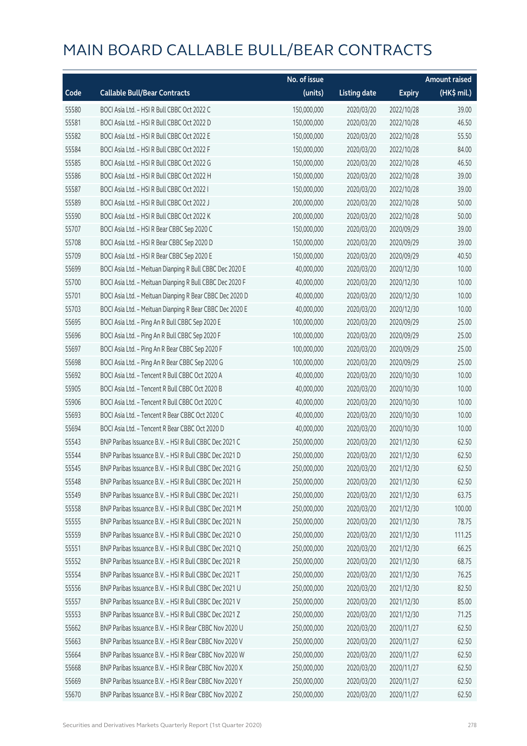# MAIN BOARD CALLABLE BULL/BEAR CONTRACTS

| Code | Callable Bull/Bear Contracts | No. of issue (units) | Listing date | Expiry | Amount raised (HK$ mil.) |
|---|---|---|---|---|---|
| 55580 | BOCI Asia Ltd. – HSI R Bull CBBC Oct 2022 C | 150,000,000 | 2020/03/20 | 2022/10/28 | 39.00 |
| 55581 | BOCI Asia Ltd. – HSI R Bull CBBC Oct 2022 D | 150,000,000 | 2020/03/20 | 2022/10/28 | 46.50 |
| 55582 | BOCI Asia Ltd. – HSI R Bull CBBC Oct 2022 E | 150,000,000 | 2020/03/20 | 2022/10/28 | 55.50 |
| 55584 | BOCI Asia Ltd. – HSI R Bull CBBC Oct 2022 F | 150,000,000 | 2020/03/20 | 2022/10/28 | 84.00 |
| 55585 | BOCI Asia Ltd. – HSI R Bull CBBC Oct 2022 G | 150,000,000 | 2020/03/20 | 2022/10/28 | 46.50 |
| 55586 | BOCI Asia Ltd. – HSI R Bull CBBC Oct 2022 H | 150,000,000 | 2020/03/20 | 2022/10/28 | 39.00 |
| 55587 | BOCI Asia Ltd. – HSI R Bull CBBC Oct 2022 I | 150,000,000 | 2020/03/20 | 2022/10/28 | 39.00 |
| 55589 | BOCI Asia Ltd. – HSI R Bull CBBC Oct 2022 J | 200,000,000 | 2020/03/20 | 2022/10/28 | 50.00 |
| 55590 | BOCI Asia Ltd. – HSI R Bull CBBC Oct 2022 K | 200,000,000 | 2020/03/20 | 2022/10/28 | 50.00 |
| 55707 | BOCI Asia Ltd. – HSI R Bear CBBC Sep 2020 C | 150,000,000 | 2020/03/20 | 2020/09/29 | 39.00 |
| 55708 | BOCI Asia Ltd. – HSI R Bear CBBC Sep 2020 D | 150,000,000 | 2020/03/20 | 2020/09/29 | 39.00 |
| 55709 | BOCI Asia Ltd. – HSI R Bear CBBC Sep 2020 E | 150,000,000 | 2020/03/20 | 2020/09/29 | 40.50 |
| 55699 | BOCI Asia Ltd. – Meituan Dianping R Bull CBBC Dec 2020 E | 40,000,000 | 2020/03/20 | 2020/12/30 | 10.00 |
| 55700 | BOCI Asia Ltd. – Meituan Dianping R Bull CBBC Dec 2020 F | 40,000,000 | 2020/03/20 | 2020/12/30 | 10.00 |
| 55701 | BOCI Asia Ltd. – Meituan Dianping R Bear CBBC Dec 2020 D | 40,000,000 | 2020/03/20 | 2020/12/30 | 10.00 |
| 55703 | BOCI Asia Ltd. – Meituan Dianping R Bear CBBC Dec 2020 E | 40,000,000 | 2020/03/20 | 2020/12/30 | 10.00 |
| 55695 | BOCI Asia Ltd. – Ping An R Bull CBBC Sep 2020 E | 100,000,000 | 2020/03/20 | 2020/09/29 | 25.00 |
| 55696 | BOCI Asia Ltd. – Ping An R Bull CBBC Sep 2020 F | 100,000,000 | 2020/03/20 | 2020/09/29 | 25.00 |
| 55697 | BOCI Asia Ltd. – Ping An R Bear CBBC Sep 2020 F | 100,000,000 | 2020/03/20 | 2020/09/29 | 25.00 |
| 55698 | BOCI Asia Ltd. – Ping An R Bear CBBC Sep 2020 G | 100,000,000 | 2020/03/20 | 2020/09/29 | 25.00 |
| 55692 | BOCI Asia Ltd. – Tencent R Bull CBBC Oct 2020 A | 40,000,000 | 2020/03/20 | 2020/10/30 | 10.00 |
| 55905 | BOCI Asia Ltd. – Tencent R Bull CBBC Oct 2020 B | 40,000,000 | 2020/03/20 | 2020/10/30 | 10.00 |
| 55906 | BOCI Asia Ltd. – Tencent R Bull CBBC Oct 2020 C | 40,000,000 | 2020/03/20 | 2020/10/30 | 10.00 |
| 55693 | BOCI Asia Ltd. – Tencent R Bear CBBC Oct 2020 C | 40,000,000 | 2020/03/20 | 2020/10/30 | 10.00 |
| 55694 | BOCI Asia Ltd. – Tencent R Bear CBBC Oct 2020 D | 40,000,000 | 2020/03/20 | 2020/10/30 | 10.00 |
| 55543 | BNP Paribas Issuance B.V. – HSI R Bull CBBC Dec 2021 C | 250,000,000 | 2020/03/20 | 2021/12/30 | 62.50 |
| 55544 | BNP Paribas Issuance B.V. – HSI R Bull CBBC Dec 2021 D | 250,000,000 | 2020/03/20 | 2021/12/30 | 62.50 |
| 55545 | BNP Paribas Issuance B.V. – HSI R Bull CBBC Dec 2021 G | 250,000,000 | 2020/03/20 | 2021/12/30 | 62.50 |
| 55548 | BNP Paribas Issuance B.V. – HSI R Bull CBBC Dec 2021 H | 250,000,000 | 2020/03/20 | 2021/12/30 | 62.50 |
| 55549 | BNP Paribas Issuance B.V. – HSI R Bull CBBC Dec 2021 I | 250,000,000 | 2020/03/20 | 2021/12/30 | 63.75 |
| 55558 | BNP Paribas Issuance B.V. – HSI R Bull CBBC Dec 2021 M | 250,000,000 | 2020/03/20 | 2021/12/30 | 100.00 |
| 55555 | BNP Paribas Issuance B.V. – HSI R Bull CBBC Dec 2021 N | 250,000,000 | 2020/03/20 | 2021/12/30 | 78.75 |
| 55559 | BNP Paribas Issuance B.V. – HSI R Bull CBBC Dec 2021 O | 250,000,000 | 2020/03/20 | 2021/12/30 | 111.25 |
| 55551 | BNP Paribas Issuance B.V. – HSI R Bull CBBC Dec 2021 Q | 250,000,000 | 2020/03/20 | 2021/12/30 | 66.25 |
| 55552 | BNP Paribas Issuance B.V. – HSI R Bull CBBC Dec 2021 R | 250,000,000 | 2020/03/20 | 2021/12/30 | 68.75 |
| 55554 | BNP Paribas Issuance B.V. – HSI R Bull CBBC Dec 2021 T | 250,000,000 | 2020/03/20 | 2021/12/30 | 76.25 |
| 55556 | BNP Paribas Issuance B.V. – HSI R Bull CBBC Dec 2021 U | 250,000,000 | 2020/03/20 | 2021/12/30 | 82.50 |
| 55557 | BNP Paribas Issuance B.V. – HSI R Bull CBBC Dec 2021 V | 250,000,000 | 2020/03/20 | 2021/12/30 | 85.00 |
| 55553 | BNP Paribas Issuance B.V. – HSI R Bull CBBC Dec 2021 Z | 250,000,000 | 2020/03/20 | 2021/12/30 | 71.25 |
| 55662 | BNP Paribas Issuance B.V. – HSI R Bear CBBC Nov 2020 U | 250,000,000 | 2020/03/20 | 2020/11/27 | 62.50 |
| 55663 | BNP Paribas Issuance B.V. – HSI R Bear CBBC Nov 2020 V | 250,000,000 | 2020/03/20 | 2020/11/27 | 62.50 |
| 55664 | BNP Paribas Issuance B.V. – HSI R Bear CBBC Nov 2020 W | 250,000,000 | 2020/03/20 | 2020/11/27 | 62.50 |
| 55668 | BNP Paribas Issuance B.V. – HSI R Bear CBBC Nov 2020 X | 250,000,000 | 2020/03/20 | 2020/11/27 | 62.50 |
| 55669 | BNP Paribas Issuance B.V. – HSI R Bear CBBC Nov 2020 Y | 250,000,000 | 2020/03/20 | 2020/11/27 | 62.50 |
| 55670 | BNP Paribas Issuance B.V. – HSI R Bear CBBC Nov 2020 Z | 250,000,000 | 2020/03/20 | 2020/11/27 | 62.50 |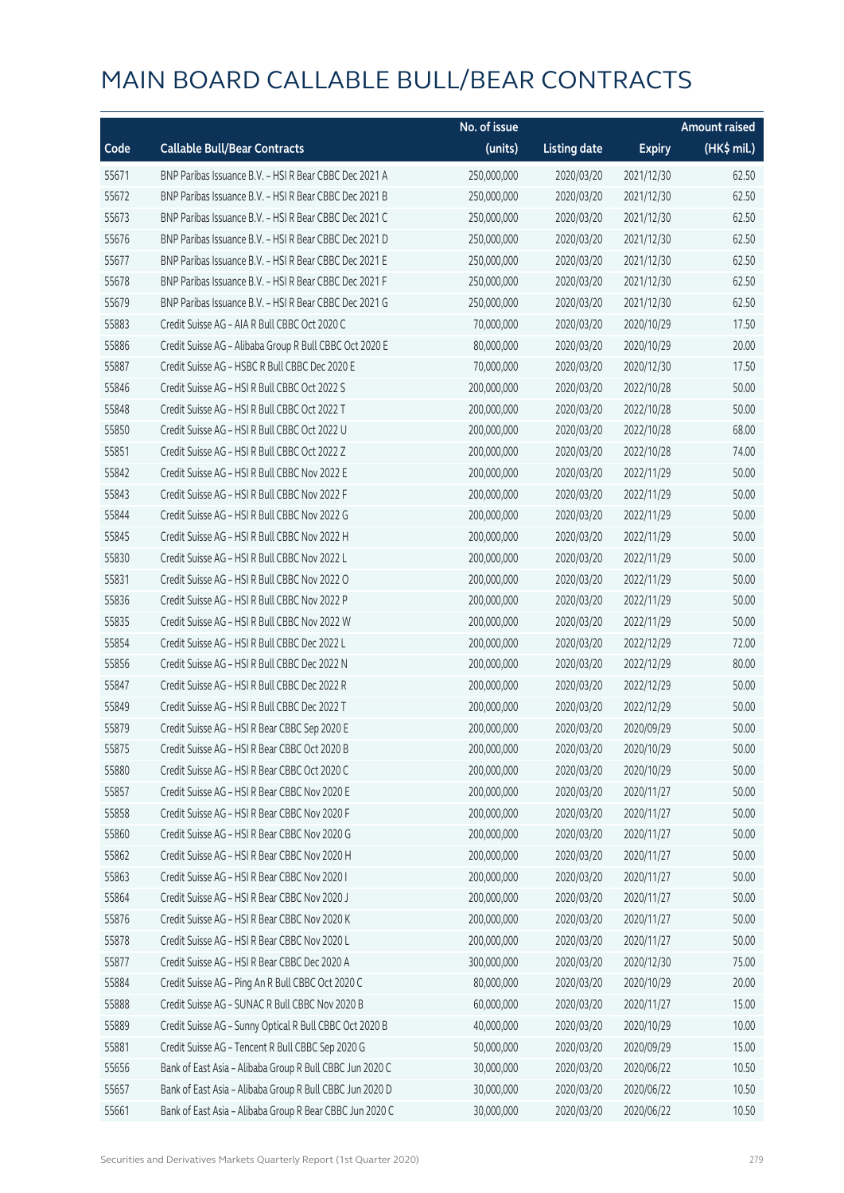# MAIN BOARD CALLABLE BULL/BEAR CONTRACTS

| Code | Callable Bull/Bear Contracts | No. of issue (units) | Listing date | Expiry | Amount raised (HK$ mil.) |
|---|---|---|---|---|---|
| 55671 | BNP Paribas Issuance B.V. – HSI R Bear CBBC Dec 2021 A | 250,000,000 | 2020/03/20 | 2021/12/30 | 62.50 |
| 55672 | BNP Paribas Issuance B.V. – HSI R Bear CBBC Dec 2021 B | 250,000,000 | 2020/03/20 | 2021/12/30 | 62.50 |
| 55673 | BNP Paribas Issuance B.V. – HSI R Bear CBBC Dec 2021 C | 250,000,000 | 2020/03/20 | 2021/12/30 | 62.50 |
| 55676 | BNP Paribas Issuance B.V. – HSI R Bear CBBC Dec 2021 D | 250,000,000 | 2020/03/20 | 2021/12/30 | 62.50 |
| 55677 | BNP Paribas Issuance B.V. – HSI R Bear CBBC Dec 2021 E | 250,000,000 | 2020/03/20 | 2021/12/30 | 62.50 |
| 55678 | BNP Paribas Issuance B.V. – HSI R Bear CBBC Dec 2021 F | 250,000,000 | 2020/03/20 | 2021/12/30 | 62.50 |
| 55679 | BNP Paribas Issuance B.V. – HSI R Bear CBBC Dec 2021 G | 250,000,000 | 2020/03/20 | 2021/12/30 | 62.50 |
| 55883 | Credit Suisse AG – AIA R Bull CBBC Oct 2020 C | 70,000,000 | 2020/03/20 | 2020/10/29 | 17.50 |
| 55886 | Credit Suisse AG – Alibaba Group R Bull CBBC Oct 2020 E | 80,000,000 | 2020/03/20 | 2020/10/29 | 20.00 |
| 55887 | Credit Suisse AG – HSBC R Bull CBBC Dec 2020 E | 70,000,000 | 2020/03/20 | 2020/12/30 | 17.50 |
| 55846 | Credit Suisse AG – HSI R Bull CBBC Oct 2022 S | 200,000,000 | 2020/03/20 | 2022/10/28 | 50.00 |
| 55848 | Credit Suisse AG – HSI R Bull CBBC Oct 2022 T | 200,000,000 | 2020/03/20 | 2022/10/28 | 50.00 |
| 55850 | Credit Suisse AG – HSI R Bull CBBC Oct 2022 U | 200,000,000 | 2020/03/20 | 2022/10/28 | 68.00 |
| 55851 | Credit Suisse AG – HSI R Bull CBBC Oct 2022 Z | 200,000,000 | 2020/03/20 | 2022/10/28 | 74.00 |
| 55842 | Credit Suisse AG – HSI R Bull CBBC Nov 2022 E | 200,000,000 | 2020/03/20 | 2022/11/29 | 50.00 |
| 55843 | Credit Suisse AG – HSI R Bull CBBC Nov 2022 F | 200,000,000 | 2020/03/20 | 2022/11/29 | 50.00 |
| 55844 | Credit Suisse AG – HSI R Bull CBBC Nov 2022 G | 200,000,000 | 2020/03/20 | 2022/11/29 | 50.00 |
| 55845 | Credit Suisse AG – HSI R Bull CBBC Nov 2022 H | 200,000,000 | 2020/03/20 | 2022/11/29 | 50.00 |
| 55830 | Credit Suisse AG – HSI R Bull CBBC Nov 2022 L | 200,000,000 | 2020/03/20 | 2022/11/29 | 50.00 |
| 55831 | Credit Suisse AG – HSI R Bull CBBC Nov 2022 O | 200,000,000 | 2020/03/20 | 2022/11/29 | 50.00 |
| 55836 | Credit Suisse AG – HSI R Bull CBBC Nov 2022 P | 200,000,000 | 2020/03/20 | 2022/11/29 | 50.00 |
| 55835 | Credit Suisse AG – HSI R Bull CBBC Nov 2022 W | 200,000,000 | 2020/03/20 | 2022/11/29 | 50.00 |
| 55854 | Credit Suisse AG – HSI R Bull CBBC Dec 2022 L | 200,000,000 | 2020/03/20 | 2022/12/29 | 72.00 |
| 55856 | Credit Suisse AG – HSI R Bull CBBC Dec 2022 N | 200,000,000 | 2020/03/20 | 2022/12/29 | 80.00 |
| 55847 | Credit Suisse AG – HSI R Bull CBBC Dec 2022 R | 200,000,000 | 2020/03/20 | 2022/12/29 | 50.00 |
| 55849 | Credit Suisse AG – HSI R Bull CBBC Dec 2022 T | 200,000,000 | 2020/03/20 | 2022/12/29 | 50.00 |
| 55879 | Credit Suisse AG – HSI R Bear CBBC Sep 2020 E | 200,000,000 | 2020/03/20 | 2020/09/29 | 50.00 |
| 55875 | Credit Suisse AG – HSI R Bear CBBC Oct 2020 B | 200,000,000 | 2020/03/20 | 2020/10/29 | 50.00 |
| 55880 | Credit Suisse AG – HSI R Bear CBBC Oct 2020 C | 200,000,000 | 2020/03/20 | 2020/10/29 | 50.00 |
| 55857 | Credit Suisse AG – HSI R Bear CBBC Nov 2020 E | 200,000,000 | 2020/03/20 | 2020/11/27 | 50.00 |
| 55858 | Credit Suisse AG – HSI R Bear CBBC Nov 2020 F | 200,000,000 | 2020/03/20 | 2020/11/27 | 50.00 |
| 55860 | Credit Suisse AG – HSI R Bear CBBC Nov 2020 G | 200,000,000 | 2020/03/20 | 2020/11/27 | 50.00 |
| 55862 | Credit Suisse AG – HSI R Bear CBBC Nov 2020 H | 200,000,000 | 2020/03/20 | 2020/11/27 | 50.00 |
| 55863 | Credit Suisse AG – HSI R Bear CBBC Nov 2020 I | 200,000,000 | 2020/03/20 | 2020/11/27 | 50.00 |
| 55864 | Credit Suisse AG – HSI R Bear CBBC Nov 2020 J | 200,000,000 | 2020/03/20 | 2020/11/27 | 50.00 |
| 55876 | Credit Suisse AG – HSI R Bear CBBC Nov 2020 K | 200,000,000 | 2020/03/20 | 2020/11/27 | 50.00 |
| 55878 | Credit Suisse AG – HSI R Bear CBBC Nov 2020 L | 200,000,000 | 2020/03/20 | 2020/11/27 | 50.00 |
| 55877 | Credit Suisse AG – HSI R Bear CBBC Dec 2020 A | 300,000,000 | 2020/03/20 | 2020/12/30 | 75.00 |
| 55884 | Credit Suisse AG – Ping An R Bull CBBC Oct 2020 C | 80,000,000 | 2020/03/20 | 2020/10/29 | 20.00 |
| 55888 | Credit Suisse AG – SUNAC R Bull CBBC Nov 2020 B | 60,000,000 | 2020/03/20 | 2020/11/27 | 15.00 |
| 55889 | Credit Suisse AG – Sunny Optical R Bull CBBC Oct 2020 B | 40,000,000 | 2020/03/20 | 2020/10/29 | 10.00 |
| 55881 | Credit Suisse AG – Tencent R Bull CBBC Sep 2020 G | 50,000,000 | 2020/03/20 | 2020/09/29 | 15.00 |
| 55656 | Bank of East Asia – Alibaba Group R Bull CBBC Jun 2020 C | 30,000,000 | 2020/03/20 | 2020/06/22 | 10.50 |
| 55657 | Bank of East Asia – Alibaba Group R Bull CBBC Jun 2020 D | 30,000,000 | 2020/03/20 | 2020/06/22 | 10.50 |
| 55661 | Bank of East Asia – Alibaba Group R Bear CBBC Jun 2020 C | 30,000,000 | 2020/03/20 | 2020/06/22 | 10.50 |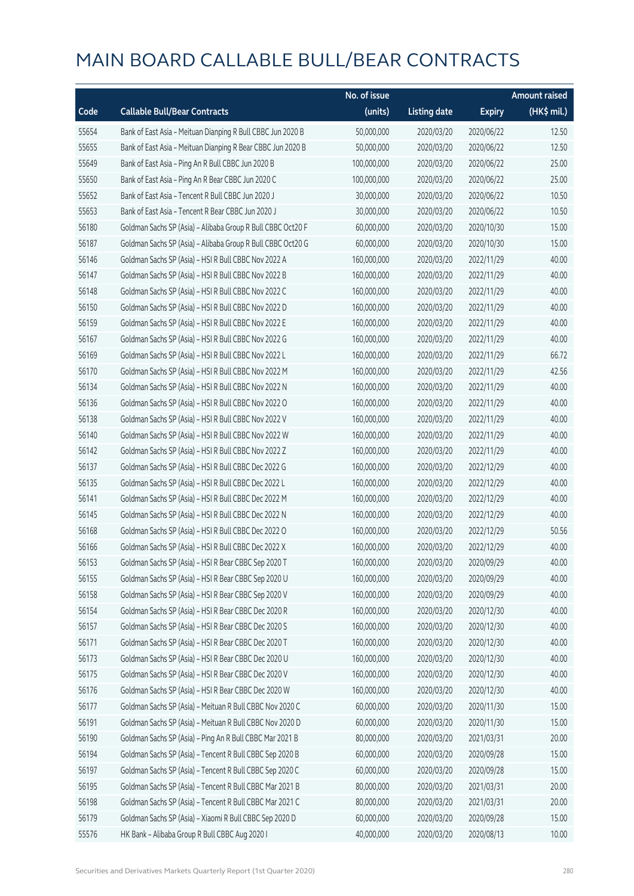# MAIN BOARD CALLABLE BULL/BEAR CONTRACTS

| Code | Callable Bull/Bear Contracts | No. of issue (units) | Listing date | Expiry | Amount raised (HK$ mil.) |
|---|---|---|---|---|---|
| 55654 | Bank of East Asia – Meituan Dianping R Bull CBBC Jun 2020 B | 50,000,000 | 2020/03/20 | 2020/06/22 | 12.50 |
| 55655 | Bank of East Asia – Meituan Dianping R Bear CBBC Jun 2020 B | 50,000,000 | 2020/03/20 | 2020/06/22 | 12.50 |
| 55649 | Bank of East Asia – Ping An R Bull CBBC Jun 2020 B | 100,000,000 | 2020/03/20 | 2020/06/22 | 25.00 |
| 55650 | Bank of East Asia – Ping An R Bear CBBC Jun 2020 C | 100,000,000 | 2020/03/20 | 2020/06/22 | 25.00 |
| 55652 | Bank of East Asia – Tencent R Bull CBBC Jun 2020 J | 30,000,000 | 2020/03/20 | 2020/06/22 | 10.50 |
| 55653 | Bank of East Asia – Tencent R Bear CBBC Jun 2020 J | 30,000,000 | 2020/03/20 | 2020/06/22 | 10.50 |
| 56180 | Goldman Sachs SP (Asia) – Alibaba Group R Bull CBBC Oct20 F | 60,000,000 | 2020/03/20 | 2020/10/30 | 15.00 |
| 56187 | Goldman Sachs SP (Asia) – Alibaba Group R Bull CBBC Oct20 G | 60,000,000 | 2020/03/20 | 2020/10/30 | 15.00 |
| 56146 | Goldman Sachs SP (Asia) – HSI R Bull CBBC Nov 2022 A | 160,000,000 | 2020/03/20 | 2022/11/29 | 40.00 |
| 56147 | Goldman Sachs SP (Asia) – HSI R Bull CBBC Nov 2022 B | 160,000,000 | 2020/03/20 | 2022/11/29 | 40.00 |
| 56148 | Goldman Sachs SP (Asia) – HSI R Bull CBBC Nov 2022 C | 160,000,000 | 2020/03/20 | 2022/11/29 | 40.00 |
| 56150 | Goldman Sachs SP (Asia) – HSI R Bull CBBC Nov 2022 D | 160,000,000 | 2020/03/20 | 2022/11/29 | 40.00 |
| 56159 | Goldman Sachs SP (Asia) – HSI R Bull CBBC Nov 2022 E | 160,000,000 | 2020/03/20 | 2022/11/29 | 40.00 |
| 56167 | Goldman Sachs SP (Asia) – HSI R Bull CBBC Nov 2022 G | 160,000,000 | 2020/03/20 | 2022/11/29 | 40.00 |
| 56169 | Goldman Sachs SP (Asia) – HSI R Bull CBBC Nov 2022 L | 160,000,000 | 2020/03/20 | 2022/11/29 | 66.72 |
| 56170 | Goldman Sachs SP (Asia) – HSI R Bull CBBC Nov 2022 M | 160,000,000 | 2020/03/20 | 2022/11/29 | 42.56 |
| 56134 | Goldman Sachs SP (Asia) – HSI R Bull CBBC Nov 2022 N | 160,000,000 | 2020/03/20 | 2022/11/29 | 40.00 |
| 56136 | Goldman Sachs SP (Asia) – HSI R Bull CBBC Nov 2022 O | 160,000,000 | 2020/03/20 | 2022/11/29 | 40.00 |
| 56138 | Goldman Sachs SP (Asia) – HSI R Bull CBBC Nov 2022 V | 160,000,000 | 2020/03/20 | 2022/11/29 | 40.00 |
| 56140 | Goldman Sachs SP (Asia) – HSI R Bull CBBC Nov 2022 W | 160,000,000 | 2020/03/20 | 2022/11/29 | 40.00 |
| 56142 | Goldman Sachs SP (Asia) – HSI R Bull CBBC Nov 2022 Z | 160,000,000 | 2020/03/20 | 2022/11/29 | 40.00 |
| 56137 | Goldman Sachs SP (Asia) – HSI R Bull CBBC Dec 2022 G | 160,000,000 | 2020/03/20 | 2022/12/29 | 40.00 |
| 56135 | Goldman Sachs SP (Asia) – HSI R Bull CBBC Dec 2022 L | 160,000,000 | 2020/03/20 | 2022/12/29 | 40.00 |
| 56141 | Goldman Sachs SP (Asia) – HSI R Bull CBBC Dec 2022 M | 160,000,000 | 2020/03/20 | 2022/12/29 | 40.00 |
| 56145 | Goldman Sachs SP (Asia) – HSI R Bull CBBC Dec 2022 N | 160,000,000 | 2020/03/20 | 2022/12/29 | 40.00 |
| 56168 | Goldman Sachs SP (Asia) – HSI R Bull CBBC Dec 2022 O | 160,000,000 | 2020/03/20 | 2022/12/29 | 50.56 |
| 56166 | Goldman Sachs SP (Asia) – HSI R Bull CBBC Dec 2022 X | 160,000,000 | 2020/03/20 | 2022/12/29 | 40.00 |
| 56153 | Goldman Sachs SP (Asia) – HSI R Bear CBBC Sep 2020 T | 160,000,000 | 2020/03/20 | 2020/09/29 | 40.00 |
| 56155 | Goldman Sachs SP (Asia) – HSI R Bear CBBC Sep 2020 U | 160,000,000 | 2020/03/20 | 2020/09/29 | 40.00 |
| 56158 | Goldman Sachs SP (Asia) – HSI R Bear CBBC Sep 2020 V | 160,000,000 | 2020/03/20 | 2020/09/29 | 40.00 |
| 56154 | Goldman Sachs SP (Asia) – HSI R Bear CBBC Dec 2020 R | 160,000,000 | 2020/03/20 | 2020/12/30 | 40.00 |
| 56157 | Goldman Sachs SP (Asia) – HSI R Bear CBBC Dec 2020 S | 160,000,000 | 2020/03/20 | 2020/12/30 | 40.00 |
| 56171 | Goldman Sachs SP (Asia) – HSI R Bear CBBC Dec 2020 T | 160,000,000 | 2020/03/20 | 2020/12/30 | 40.00 |
| 56173 | Goldman Sachs SP (Asia) – HSI R Bear CBBC Dec 2020 U | 160,000,000 | 2020/03/20 | 2020/12/30 | 40.00 |
| 56175 | Goldman Sachs SP (Asia) – HSI R Bear CBBC Dec 2020 V | 160,000,000 | 2020/03/20 | 2020/12/30 | 40.00 |
| 56176 | Goldman Sachs SP (Asia) – HSI R Bear CBBC Dec 2020 W | 160,000,000 | 2020/03/20 | 2020/12/30 | 40.00 |
| 56177 | Goldman Sachs SP (Asia) – Meituan R Bull CBBC Nov 2020 C | 60,000,000 | 2020/03/20 | 2020/11/30 | 15.00 |
| 56191 | Goldman Sachs SP (Asia) – Meituan R Bull CBBC Nov 2020 D | 60,000,000 | 2020/03/20 | 2020/11/30 | 15.00 |
| 56190 | Goldman Sachs SP (Asia) – Ping An R Bull CBBC Mar 2021 B | 80,000,000 | 2020/03/20 | 2021/03/31 | 20.00 |
| 56194 | Goldman Sachs SP (Asia) – Tencent R Bull CBBC Sep 2020 B | 60,000,000 | 2020/03/20 | 2020/09/28 | 15.00 |
| 56197 | Goldman Sachs SP (Asia) – Tencent R Bull CBBC Sep 2020 C | 60,000,000 | 2020/03/20 | 2020/09/28 | 15.00 |
| 56195 | Goldman Sachs SP (Asia) – Tencent R Bull CBBC Mar 2021 B | 80,000,000 | 2020/03/20 | 2021/03/31 | 20.00 |
| 56198 | Goldman Sachs SP (Asia) – Tencent R Bull CBBC Mar 2021 C | 80,000,000 | 2020/03/20 | 2021/03/31 | 20.00 |
| 56179 | Goldman Sachs SP (Asia) – Xiaomi R Bull CBBC Sep 2020 D | 60,000,000 | 2020/03/20 | 2020/09/28 | 15.00 |
| 55576 | HK Bank – Alibaba Group R Bull CBBC Aug 2020 I | 40,000,000 | 2020/03/20 | 2020/08/13 | 10.00 |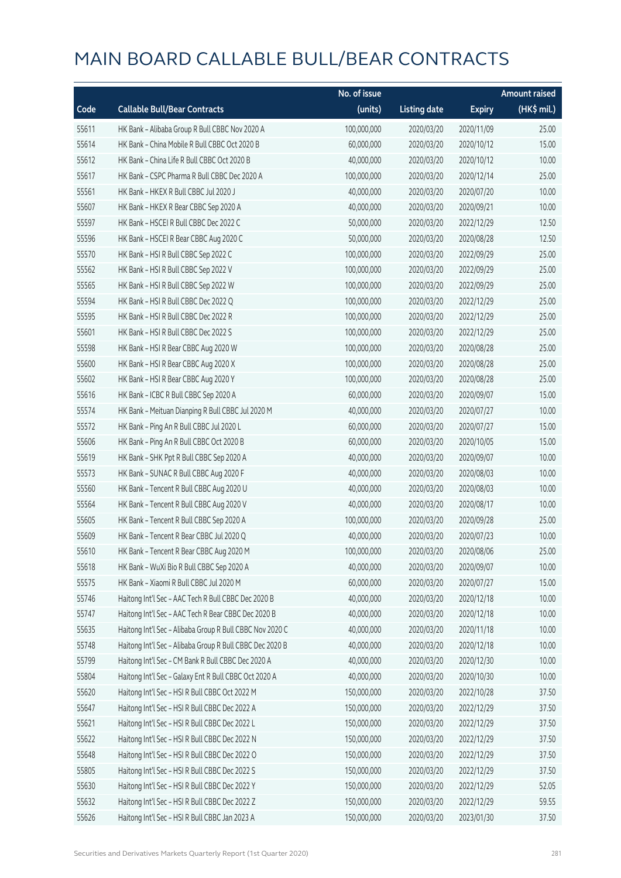# MAIN BOARD CALLABLE BULL/BEAR CONTRACTS

| Code | Callable Bull/Bear Contracts | No. of issue (units) | Listing date | Expiry | Amount raised (HK$ mil.) |
|---|---|---|---|---|---|
| 55611 | HK Bank – Alibaba Group R Bull CBBC Nov 2020 A | 100,000,000 | 2020/03/20 | 2020/11/09 | 25.00 |
| 55614 | HK Bank – China Mobile R Bull CBBC Oct 2020 B | 60,000,000 | 2020/03/20 | 2020/10/12 | 15.00 |
| 55612 | HK Bank – China Life R Bull CBBC Oct 2020 B | 40,000,000 | 2020/03/20 | 2020/10/12 | 10.00 |
| 55617 | HK Bank – CSPC Pharma R Bull CBBC Dec 2020 A | 100,000,000 | 2020/03/20 | 2020/12/14 | 25.00 |
| 55561 | HK Bank – HKEX R Bull CBBC Jul 2020 J | 40,000,000 | 2020/03/20 | 2020/07/20 | 10.00 |
| 55607 | HK Bank – HKEX R Bear CBBC Sep 2020 A | 40,000,000 | 2020/03/20 | 2020/09/21 | 10.00 |
| 55597 | HK Bank – HSCEI R Bull CBBC Dec 2022 C | 50,000,000 | 2020/03/20 | 2022/12/29 | 12.50 |
| 55596 | HK Bank – HSCEI R Bear CBBC Aug 2020 C | 50,000,000 | 2020/03/20 | 2020/08/28 | 12.50 |
| 55570 | HK Bank – HSI R Bull CBBC Sep 2022 C | 100,000,000 | 2020/03/20 | 2022/09/29 | 25.00 |
| 55562 | HK Bank – HSI R Bull CBBC Sep 2022 V | 100,000,000 | 2020/03/20 | 2022/09/29 | 25.00 |
| 55565 | HK Bank – HSI R Bull CBBC Sep 2022 W | 100,000,000 | 2020/03/20 | 2022/09/29 | 25.00 |
| 55594 | HK Bank – HSI R Bull CBBC Dec 2022 Q | 100,000,000 | 2020/03/20 | 2022/12/29 | 25.00 |
| 55595 | HK Bank – HSI R Bull CBBC Dec 2022 R | 100,000,000 | 2020/03/20 | 2022/12/29 | 25.00 |
| 55601 | HK Bank – HSI R Bull CBBC Dec 2022 S | 100,000,000 | 2020/03/20 | 2022/12/29 | 25.00 |
| 55598 | HK Bank – HSI R Bear CBBC Aug 2020 W | 100,000,000 | 2020/03/20 | 2020/08/28 | 25.00 |
| 55600 | HK Bank – HSI R Bear CBBC Aug 2020 X | 100,000,000 | 2020/03/20 | 2020/08/28 | 25.00 |
| 55602 | HK Bank – HSI R Bear CBBC Aug 2020 Y | 100,000,000 | 2020/03/20 | 2020/08/28 | 25.00 |
| 55616 | HK Bank – ICBC R Bull CBBC Sep 2020 A | 60,000,000 | 2020/03/20 | 2020/09/07 | 15.00 |
| 55574 | HK Bank – Meituan Dianping R Bull CBBC Jul 2020 M | 40,000,000 | 2020/03/20 | 2020/07/27 | 10.00 |
| 55572 | HK Bank – Ping An R Bull CBBC Jul 2020 L | 60,000,000 | 2020/03/20 | 2020/07/27 | 15.00 |
| 55606 | HK Bank – Ping An R Bull CBBC Oct 2020 B | 60,000,000 | 2020/03/20 | 2020/10/05 | 15.00 |
| 55619 | HK Bank – SHK Ppt R Bull CBBC Sep 2020 A | 40,000,000 | 2020/03/20 | 2020/09/07 | 10.00 |
| 55573 | HK Bank – SUNAC R Bull CBBC Aug 2020 F | 40,000,000 | 2020/03/20 | 2020/08/03 | 10.00 |
| 55560 | HK Bank – Tencent R Bull CBBC Aug 2020 U | 40,000,000 | 2020/03/20 | 2020/08/03 | 10.00 |
| 55564 | HK Bank – Tencent R Bull CBBC Aug 2020 V | 40,000,000 | 2020/03/20 | 2020/08/17 | 10.00 |
| 55605 | HK Bank – Tencent R Bull CBBC Sep 2020 A | 100,000,000 | 2020/03/20 | 2020/09/28 | 25.00 |
| 55609 | HK Bank – Tencent R Bear CBBC Jul 2020 Q | 40,000,000 | 2020/03/20 | 2020/07/23 | 10.00 |
| 55610 | HK Bank – Tencent R Bear CBBC Aug 2020 M | 100,000,000 | 2020/03/20 | 2020/08/06 | 25.00 |
| 55618 | HK Bank – WuXi Bio R Bull CBBC Sep 2020 A | 40,000,000 | 2020/03/20 | 2020/09/07 | 10.00 |
| 55575 | HK Bank – Xiaomi R Bull CBBC Jul 2020 M | 60,000,000 | 2020/03/20 | 2020/07/27 | 15.00 |
| 55746 | Haitong Int'l Sec – AAC Tech R Bull CBBC Dec 2020 B | 40,000,000 | 2020/03/20 | 2020/12/18 | 10.00 |
| 55747 | Haitong Int'l Sec – AAC Tech R Bear CBBC Dec 2020 B | 40,000,000 | 2020/03/20 | 2020/12/18 | 10.00 |
| 55635 | Haitong Int'l Sec – Alibaba Group R Bull CBBC Nov 2020 C | 40,000,000 | 2020/03/20 | 2020/11/18 | 10.00 |
| 55748 | Haitong Int'l Sec – Alibaba Group R Bull CBBC Dec 2020 B | 40,000,000 | 2020/03/20 | 2020/12/18 | 10.00 |
| 55799 | Haitong Int'l Sec – CM Bank R Bull CBBC Dec 2020 A | 40,000,000 | 2020/03/20 | 2020/12/30 | 10.00 |
| 55804 | Haitong Int'l Sec – Galaxy Ent R Bull CBBC Oct 2020 A | 40,000,000 | 2020/03/20 | 2020/10/30 | 10.00 |
| 55620 | Haitong Int'l Sec – HSI R Bull CBBC Oct 2022 M | 150,000,000 | 2020/03/20 | 2022/10/28 | 37.50 |
| 55647 | Haitong Int'l Sec – HSI R Bull CBBC Dec 2022 A | 150,000,000 | 2020/03/20 | 2022/12/29 | 37.50 |
| 55621 | Haitong Int'l Sec – HSI R Bull CBBC Dec 2022 L | 150,000,000 | 2020/03/20 | 2022/12/29 | 37.50 |
| 55622 | Haitong Int'l Sec – HSI R Bull CBBC Dec 2022 N | 150,000,000 | 2020/03/20 | 2022/12/29 | 37.50 |
| 55648 | Haitong Int'l Sec – HSI R Bull CBBC Dec 2022 O | 150,000,000 | 2020/03/20 | 2022/12/29 | 37.50 |
| 55805 | Haitong Int'l Sec – HSI R Bull CBBC Dec 2022 S | 150,000,000 | 2020/03/20 | 2022/12/29 | 37.50 |
| 55630 | Haitong Int'l Sec – HSI R Bull CBBC Dec 2022 Y | 150,000,000 | 2020/03/20 | 2022/12/29 | 52.05 |
| 55632 | Haitong Int'l Sec – HSI R Bull CBBC Dec 2022 Z | 150,000,000 | 2020/03/20 | 2022/12/29 | 59.55 |
| 55626 | Haitong Int'l Sec – HSI R Bull CBBC Jan 2023 A | 150,000,000 | 2020/03/20 | 2023/01/30 | 37.50 |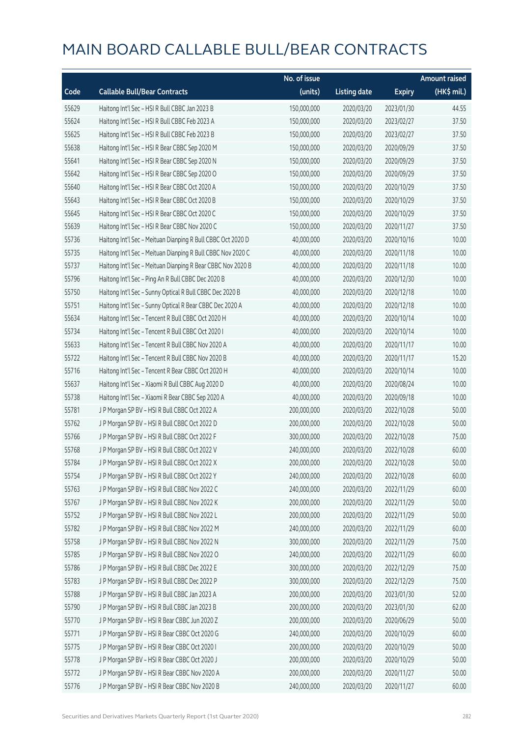# MAIN BOARD CALLABLE BULL/BEAR CONTRACTS

| Code | Callable Bull/Bear Contracts | No. of issue (units) | Listing date | Expiry | Amount raised (HK$ mil.) |
|---|---|---|---|---|---|
| 55629 | Haitong Int'l Sec – HSI R Bull CBBC Jan 2023 B | 150,000,000 | 2020/03/20 | 2023/01/30 | 44.55 |
| 55624 | Haitong Int'l Sec – HSI R Bull CBBC Feb 2023 A | 150,000,000 | 2020/03/20 | 2023/02/27 | 37.50 |
| 55625 | Haitong Int'l Sec – HSI R Bull CBBC Feb 2023 B | 150,000,000 | 2020/03/20 | 2023/02/27 | 37.50 |
| 55638 | Haitong Int'l Sec – HSI R Bear CBBC Sep 2020 M | 150,000,000 | 2020/03/20 | 2020/09/29 | 37.50 |
| 55641 | Haitong Int'l Sec – HSI R Bear CBBC Sep 2020 N | 150,000,000 | 2020/03/20 | 2020/09/29 | 37.50 |
| 55642 | Haitong Int'l Sec – HSI R Bear CBBC Sep 2020 O | 150,000,000 | 2020/03/20 | 2020/09/29 | 37.50 |
| 55640 | Haitong Int'l Sec – HSI R Bear CBBC Oct 2020 A | 150,000,000 | 2020/03/20 | 2020/10/29 | 37.50 |
| 55643 | Haitong Int'l Sec – HSI R Bear CBBC Oct 2020 B | 150,000,000 | 2020/03/20 | 2020/10/29 | 37.50 |
| 55645 | Haitong Int'l Sec – HSI R Bear CBBC Oct 2020 C | 150,000,000 | 2020/03/20 | 2020/10/29 | 37.50 |
| 55639 | Haitong Int'l Sec – HSI R Bear CBBC Nov 2020 C | 150,000,000 | 2020/03/20 | 2020/11/27 | 37.50 |
| 55736 | Haitong Int'l Sec – Meituan Dianping R Bull CBBC Oct 2020 D | 40,000,000 | 2020/03/20 | 2020/10/16 | 10.00 |
| 55735 | Haitong Int'l Sec – Meituan Dianping R Bull CBBC Nov 2020 C | 40,000,000 | 2020/03/20 | 2020/11/18 | 10.00 |
| 55737 | Haitong Int'l Sec – Meituan Dianping R Bear CBBC Nov 2020 B | 40,000,000 | 2020/03/20 | 2020/11/18 | 10.00 |
| 55796 | Haitong Int'l Sec – Ping An R Bull CBBC Dec 2020 B | 40,000,000 | 2020/03/20 | 2020/12/30 | 10.00 |
| 55750 | Haitong Int'l Sec – Sunny Optical R Bull CBBC Dec 2020 B | 40,000,000 | 2020/03/20 | 2020/12/18 | 10.00 |
| 55751 | Haitong Int'l Sec – Sunny Optical R Bear CBBC Dec 2020 A | 40,000,000 | 2020/03/20 | 2020/12/18 | 10.00 |
| 55634 | Haitong Int'l Sec – Tencent R Bull CBBC Oct 2020 H | 40,000,000 | 2020/03/20 | 2020/10/14 | 10.00 |
| 55734 | Haitong Int'l Sec – Tencent R Bull CBBC Oct 2020 I | 40,000,000 | 2020/03/20 | 2020/10/14 | 10.00 |
| 55633 | Haitong Int'l Sec – Tencent R Bull CBBC Nov 2020 A | 40,000,000 | 2020/03/20 | 2020/11/17 | 10.00 |
| 55722 | Haitong Int'l Sec – Tencent R Bull CBBC Nov 2020 B | 40,000,000 | 2020/03/20 | 2020/11/17 | 15.20 |
| 55716 | Haitong Int'l Sec – Tencent R Bear CBBC Oct 2020 H | 40,000,000 | 2020/03/20 | 2020/10/14 | 10.00 |
| 55637 | Haitong Int'l Sec – Xiaomi R Bull CBBC Aug 2020 D | 40,000,000 | 2020/03/20 | 2020/08/24 | 10.00 |
| 55738 | Haitong Int'l Sec – Xiaomi R Bear CBBC Sep 2020 A | 40,000,000 | 2020/03/20 | 2020/09/18 | 10.00 |
| 55781 | J P Morgan SP BV – HSI R Bull CBBC Oct 2022 A | 200,000,000 | 2020/03/20 | 2022/10/28 | 50.00 |
| 55762 | J P Morgan SP BV – HSI R Bull CBBC Oct 2022 D | 200,000,000 | 2020/03/20 | 2022/10/28 | 50.00 |
| 55766 | J P Morgan SP BV – HSI R Bull CBBC Oct 2022 F | 300,000,000 | 2020/03/20 | 2022/10/28 | 75.00 |
| 55768 | J P Morgan SP BV – HSI R Bull CBBC Oct 2022 V | 240,000,000 | 2020/03/20 | 2022/10/28 | 60.00 |
| 55784 | J P Morgan SP BV – HSI R Bull CBBC Oct 2022 X | 200,000,000 | 2020/03/20 | 2022/10/28 | 50.00 |
| 55754 | J P Morgan SP BV – HSI R Bull CBBC Oct 2022 Y | 240,000,000 | 2020/03/20 | 2022/10/28 | 60.00 |
| 55763 | J P Morgan SP BV – HSI R Bull CBBC Nov 2022 C | 240,000,000 | 2020/03/20 | 2022/11/29 | 60.00 |
| 55767 | J P Morgan SP BV – HSI R Bull CBBC Nov 2022 K | 200,000,000 | 2020/03/20 | 2022/11/29 | 50.00 |
| 55752 | J P Morgan SP BV – HSI R Bull CBBC Nov 2022 L | 200,000,000 | 2020/03/20 | 2022/11/29 | 50.00 |
| 55782 | J P Morgan SP BV – HSI R Bull CBBC Nov 2022 M | 240,000,000 | 2020/03/20 | 2022/11/29 | 60.00 |
| 55758 | J P Morgan SP BV – HSI R Bull CBBC Nov 2022 N | 300,000,000 | 2020/03/20 | 2022/11/29 | 75.00 |
| 55785 | J P Morgan SP BV – HSI R Bull CBBC Nov 2022 O | 240,000,000 | 2020/03/20 | 2022/11/29 | 60.00 |
| 55786 | J P Morgan SP BV – HSI R Bull CBBC Dec 2022 E | 300,000,000 | 2020/03/20 | 2022/12/29 | 75.00 |
| 55783 | J P Morgan SP BV – HSI R Bull CBBC Dec 2022 P | 300,000,000 | 2020/03/20 | 2022/12/29 | 75.00 |
| 55788 | J P Morgan SP BV – HSI R Bull CBBC Jan 2023 A | 200,000,000 | 2020/03/20 | 2023/01/30 | 52.00 |
| 55790 | J P Morgan SP BV – HSI R Bull CBBC Jan 2023 B | 200,000,000 | 2020/03/20 | 2023/01/30 | 62.00 |
| 55770 | J P Morgan SP BV – HSI R Bear CBBC Jun 2020 Z | 200,000,000 | 2020/03/20 | 2020/06/29 | 50.00 |
| 55771 | J P Morgan SP BV – HSI R Bear CBBC Oct 2020 G | 240,000,000 | 2020/03/20 | 2020/10/29 | 60.00 |
| 55775 | J P Morgan SP BV – HSI R Bear CBBC Oct 2020 I | 200,000,000 | 2020/03/20 | 2020/10/29 | 50.00 |
| 55778 | J P Morgan SP BV – HSI R Bear CBBC Oct 2020 J | 200,000,000 | 2020/03/20 | 2020/10/29 | 50.00 |
| 55772 | J P Morgan SP BV – HSI R Bear CBBC Nov 2020 A | 200,000,000 | 2020/03/20 | 2020/11/27 | 50.00 |
| 55776 | J P Morgan SP BV – HSI R Bear CBBC Nov 2020 B | 240,000,000 | 2020/03/20 | 2020/11/27 | 60.00 |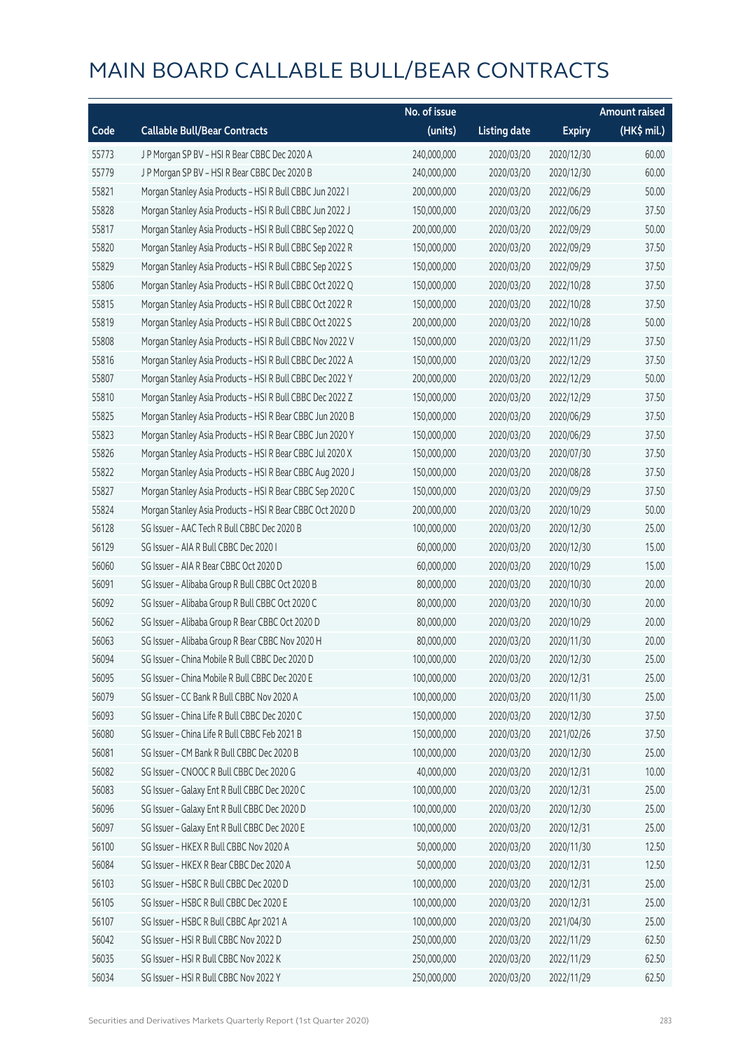# MAIN BOARD CALLABLE BULL/BEAR CONTRACTS

| Code | Callable Bull/Bear Contracts | No. of issue (units) | Listing date | Expiry | Amount raised (HK$ mil.) |
|---|---|---|---|---|---|
| 55773 | J P Morgan SP BV – HSI R Bear CBBC Dec 2020 A | 240,000,000 | 2020/03/20 | 2020/12/30 | 60.00 |
| 55779 | J P Morgan SP BV – HSI R Bear CBBC Dec 2020 B | 240,000,000 | 2020/03/20 | 2020/12/30 | 60.00 |
| 55821 | Morgan Stanley Asia Products – HSI R Bull CBBC Jun 2022 I | 200,000,000 | 2020/03/20 | 2022/06/29 | 50.00 |
| 55828 | Morgan Stanley Asia Products – HSI R Bull CBBC Jun 2022 J | 150,000,000 | 2020/03/20 | 2022/06/29 | 37.50 |
| 55817 | Morgan Stanley Asia Products – HSI R Bull CBBC Sep 2022 Q | 200,000,000 | 2020/03/20 | 2022/09/29 | 50.00 |
| 55820 | Morgan Stanley Asia Products – HSI R Bull CBBC Sep 2022 R | 150,000,000 | 2020/03/20 | 2022/09/29 | 37.50 |
| 55829 | Morgan Stanley Asia Products – HSI R Bull CBBC Sep 2022 S | 150,000,000 | 2020/03/20 | 2022/09/29 | 37.50 |
| 55806 | Morgan Stanley Asia Products – HSI R Bull CBBC Oct 2022 Q | 150,000,000 | 2020/03/20 | 2022/10/28 | 37.50 |
| 55815 | Morgan Stanley Asia Products – HSI R Bull CBBC Oct 2022 R | 150,000,000 | 2020/03/20 | 2022/10/28 | 37.50 |
| 55819 | Morgan Stanley Asia Products – HSI R Bull CBBC Oct 2022 S | 200,000,000 | 2020/03/20 | 2022/10/28 | 50.00 |
| 55808 | Morgan Stanley Asia Products – HSI R Bull CBBC Nov 2022 V | 150,000,000 | 2020/03/20 | 2022/11/29 | 37.50 |
| 55816 | Morgan Stanley Asia Products – HSI R Bull CBBC Dec 2022 A | 150,000,000 | 2020/03/20 | 2022/12/29 | 37.50 |
| 55807 | Morgan Stanley Asia Products – HSI R Bull CBBC Dec 2022 Y | 200,000,000 | 2020/03/20 | 2022/12/29 | 50.00 |
| 55810 | Morgan Stanley Asia Products – HSI R Bull CBBC Dec 2022 Z | 150,000,000 | 2020/03/20 | 2022/12/29 | 37.50 |
| 55825 | Morgan Stanley Asia Products – HSI R Bear CBBC Jun 2020 B | 150,000,000 | 2020/03/20 | 2020/06/29 | 37.50 |
| 55823 | Morgan Stanley Asia Products – HSI R Bear CBBC Jun 2020 Y | 150,000,000 | 2020/03/20 | 2020/06/29 | 37.50 |
| 55826 | Morgan Stanley Asia Products – HSI R Bear CBBC Jul 2020 X | 150,000,000 | 2020/03/20 | 2020/07/30 | 37.50 |
| 55822 | Morgan Stanley Asia Products – HSI R Bear CBBC Aug 2020 J | 150,000,000 | 2020/03/20 | 2020/08/28 | 37.50 |
| 55827 | Morgan Stanley Asia Products – HSI R Bear CBBC Sep 2020 C | 150,000,000 | 2020/03/20 | 2020/09/29 | 37.50 |
| 55824 | Morgan Stanley Asia Products – HSI R Bear CBBC Oct 2020 D | 200,000,000 | 2020/03/20 | 2020/10/29 | 50.00 |
| 56128 | SG Issuer – AAC Tech R Bull CBBC Dec 2020 B | 100,000,000 | 2020/03/20 | 2020/12/30 | 25.00 |
| 56129 | SG Issuer – AIA R Bull CBBC Dec 2020 I | 60,000,000 | 2020/03/20 | 2020/12/30 | 15.00 |
| 56060 | SG Issuer – AIA R Bear CBBC Oct 2020 D | 60,000,000 | 2020/03/20 | 2020/10/29 | 15.00 |
| 56091 | SG Issuer – Alibaba Group R Bull CBBC Oct 2020 B | 80,000,000 | 2020/03/20 | 2020/10/30 | 20.00 |
| 56092 | SG Issuer – Alibaba Group R Bull CBBC Oct 2020 C | 80,000,000 | 2020/03/20 | 2020/10/30 | 20.00 |
| 56062 | SG Issuer – Alibaba Group R Bear CBBC Oct 2020 D | 80,000,000 | 2020/03/20 | 2020/10/29 | 20.00 |
| 56063 | SG Issuer – Alibaba Group R Bear CBBC Nov 2020 H | 80,000,000 | 2020/03/20 | 2020/11/30 | 20.00 |
| 56094 | SG Issuer – China Mobile R Bull CBBC Dec 2020 D | 100,000,000 | 2020/03/20 | 2020/12/30 | 25.00 |
| 56095 | SG Issuer – China Mobile R Bull CBBC Dec 2020 E | 100,000,000 | 2020/03/20 | 2020/12/31 | 25.00 |
| 56079 | SG Issuer – CC Bank R Bull CBBC Nov 2020 A | 100,000,000 | 2020/03/20 | 2020/11/30 | 25.00 |
| 56093 | SG Issuer – China Life R Bull CBBC Dec 2020 C | 150,000,000 | 2020/03/20 | 2020/12/30 | 37.50 |
| 56080 | SG Issuer – China Life R Bull CBBC Feb 2021 B | 150,000,000 | 2020/03/20 | 2021/02/26 | 37.50 |
| 56081 | SG Issuer – CM Bank R Bull CBBC Dec 2020 B | 100,000,000 | 2020/03/20 | 2020/12/30 | 25.00 |
| 56082 | SG Issuer – CNOOC R Bull CBBC Dec 2020 G | 40,000,000 | 2020/03/20 | 2020/12/31 | 10.00 |
| 56083 | SG Issuer – Galaxy Ent R Bull CBBC Dec 2020 C | 100,000,000 | 2020/03/20 | 2020/12/31 | 25.00 |
| 56096 | SG Issuer – Galaxy Ent R Bull CBBC Dec 2020 D | 100,000,000 | 2020/03/20 | 2020/12/30 | 25.00 |
| 56097 | SG Issuer – Galaxy Ent R Bull CBBC Dec 2020 E | 100,000,000 | 2020/03/20 | 2020/12/31 | 25.00 |
| 56100 | SG Issuer – HKEX R Bull CBBC Nov 2020 A | 50,000,000 | 2020/03/20 | 2020/11/30 | 12.50 |
| 56084 | SG Issuer – HKEX R Bear CBBC Dec 2020 A | 50,000,000 | 2020/03/20 | 2020/12/31 | 12.50 |
| 56103 | SG Issuer – HSBC R Bull CBBC Dec 2020 D | 100,000,000 | 2020/03/20 | 2020/12/31 | 25.00 |
| 56105 | SG Issuer – HSBC R Bull CBBC Dec 2020 E | 100,000,000 | 2020/03/20 | 2020/12/31 | 25.00 |
| 56107 | SG Issuer – HSBC R Bull CBBC Apr 2021 A | 100,000,000 | 2020/03/20 | 2021/04/30 | 25.00 |
| 56042 | SG Issuer – HSI R Bull CBBC Nov 2022 D | 250,000,000 | 2020/03/20 | 2022/11/29 | 62.50 |
| 56035 | SG Issuer – HSI R Bull CBBC Nov 2022 K | 250,000,000 | 2020/03/20 | 2022/11/29 | 62.50 |
| 56034 | SG Issuer – HSI R Bull CBBC Nov 2022 Y | 250,000,000 | 2020/03/20 | 2022/11/29 | 62.50 |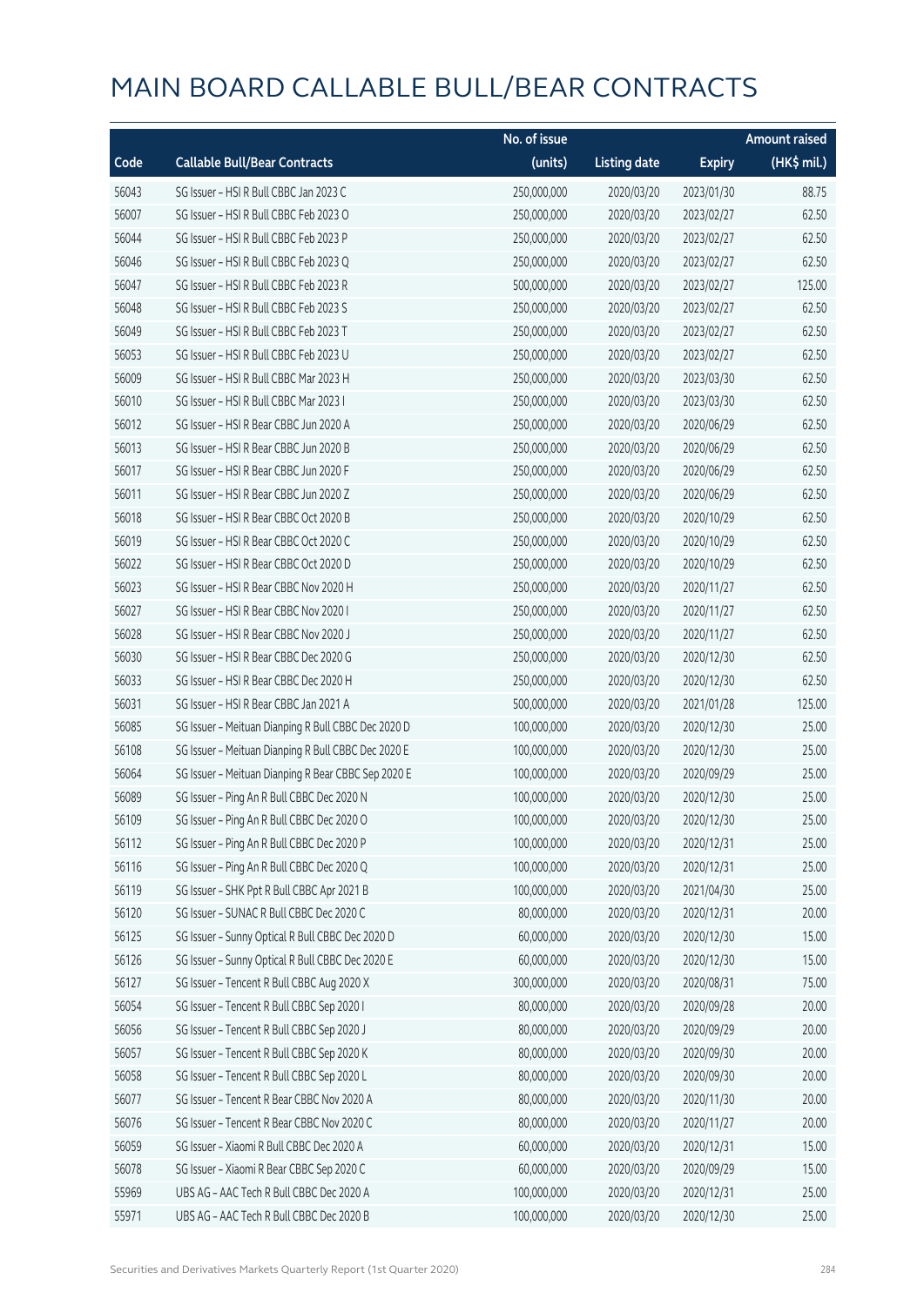# MAIN BOARD CALLABLE BULL/BEAR CONTRACTS

| Code | Callable Bull/Bear Contracts | No. of issue (units) | Listing date | Expiry | Amount raised (HK$ mil.) |
|---|---|---|---|---|---|
| 56043 | SG Issuer – HSI R Bull CBBC Jan 2023 C | 250,000,000 | 2020/03/20 | 2023/01/30 | 88.75 |
| 56007 | SG Issuer – HSI R Bull CBBC Feb 2023 O | 250,000,000 | 2020/03/20 | 2023/02/27 | 62.50 |
| 56044 | SG Issuer – HSI R Bull CBBC Feb 2023 P | 250,000,000 | 2020/03/20 | 2023/02/27 | 62.50 |
| 56046 | SG Issuer – HSI R Bull CBBC Feb 2023 Q | 250,000,000 | 2020/03/20 | 2023/02/27 | 62.50 |
| 56047 | SG Issuer – HSI R Bull CBBC Feb 2023 R | 500,000,000 | 2020/03/20 | 2023/02/27 | 125.00 |
| 56048 | SG Issuer – HSI R Bull CBBC Feb 2023 S | 250,000,000 | 2020/03/20 | 2023/02/27 | 62.50 |
| 56049 | SG Issuer – HSI R Bull CBBC Feb 2023 T | 250,000,000 | 2020/03/20 | 2023/02/27 | 62.50 |
| 56053 | SG Issuer – HSI R Bull CBBC Feb 2023 U | 250,000,000 | 2020/03/20 | 2023/02/27 | 62.50 |
| 56009 | SG Issuer – HSI R Bull CBBC Mar 2023 H | 250,000,000 | 2020/03/20 | 2023/03/30 | 62.50 |
| 56010 | SG Issuer – HSI R Bull CBBC Mar 2023 I | 250,000,000 | 2020/03/20 | 2023/03/30 | 62.50 |
| 56012 | SG Issuer – HSI R Bear CBBC Jun 2020 A | 250,000,000 | 2020/03/20 | 2020/06/29 | 62.50 |
| 56013 | SG Issuer – HSI R Bear CBBC Jun 2020 B | 250,000,000 | 2020/03/20 | 2020/06/29 | 62.50 |
| 56017 | SG Issuer – HSI R Bear CBBC Jun 2020 F | 250,000,000 | 2020/03/20 | 2020/06/29 | 62.50 |
| 56011 | SG Issuer – HSI R Bear CBBC Jun 2020 Z | 250,000,000 | 2020/03/20 | 2020/06/29 | 62.50 |
| 56018 | SG Issuer – HSI R Bear CBBC Oct 2020 B | 250,000,000 | 2020/03/20 | 2020/10/29 | 62.50 |
| 56019 | SG Issuer – HSI R Bear CBBC Oct 2020 C | 250,000,000 | 2020/03/20 | 2020/10/29 | 62.50 |
| 56022 | SG Issuer – HSI R Bear CBBC Oct 2020 D | 250,000,000 | 2020/03/20 | 2020/10/29 | 62.50 |
| 56023 | SG Issuer – HSI R Bear CBBC Nov 2020 H | 250,000,000 | 2020/03/20 | 2020/11/27 | 62.50 |
| 56027 | SG Issuer – HSI R Bear CBBC Nov 2020 I | 250,000,000 | 2020/03/20 | 2020/11/27 | 62.50 |
| 56028 | SG Issuer – HSI R Bear CBBC Nov 2020 J | 250,000,000 | 2020/03/20 | 2020/11/27 | 62.50 |
| 56030 | SG Issuer – HSI R Bear CBBC Dec 2020 G | 250,000,000 | 2020/03/20 | 2020/12/30 | 62.50 |
| 56033 | SG Issuer – HSI R Bear CBBC Dec 2020 H | 250,000,000 | 2020/03/20 | 2020/12/30 | 62.50 |
| 56031 | SG Issuer – HSI R Bear CBBC Jan 2021 A | 500,000,000 | 2020/03/20 | 2021/01/28 | 125.00 |
| 56085 | SG Issuer – Meituan Dianping R Bull CBBC Dec 2020 D | 100,000,000 | 2020/03/20 | 2020/12/30 | 25.00 |
| 56108 | SG Issuer – Meituan Dianping R Bull CBBC Dec 2020 E | 100,000,000 | 2020/03/20 | 2020/12/30 | 25.00 |
| 56064 | SG Issuer – Meituan Dianping R Bear CBBC Sep 2020 E | 100,000,000 | 2020/03/20 | 2020/09/29 | 25.00 |
| 56089 | SG Issuer – Ping An R Bull CBBC Dec 2020 N | 100,000,000 | 2020/03/20 | 2020/12/30 | 25.00 |
| 56109 | SG Issuer – Ping An R Bull CBBC Dec 2020 O | 100,000,000 | 2020/03/20 | 2020/12/30 | 25.00 |
| 56112 | SG Issuer – Ping An R Bull CBBC Dec 2020 P | 100,000,000 | 2020/03/20 | 2020/12/31 | 25.00 |
| 56116 | SG Issuer – Ping An R Bull CBBC Dec 2020 Q | 100,000,000 | 2020/03/20 | 2020/12/31 | 25.00 |
| 56119 | SG Issuer – SHK Ppt R Bull CBBC Apr 2021 B | 100,000,000 | 2020/03/20 | 2021/04/30 | 25.00 |
| 56120 | SG Issuer – SUNAC R Bull CBBC Dec 2020 C | 80,000,000 | 2020/03/20 | 2020/12/31 | 20.00 |
| 56125 | SG Issuer – Sunny Optical R Bull CBBC Dec 2020 D | 60,000,000 | 2020/03/20 | 2020/12/30 | 15.00 |
| 56126 | SG Issuer – Sunny Optical R Bull CBBC Dec 2020 E | 60,000,000 | 2020/03/20 | 2020/12/30 | 15.00 |
| 56127 | SG Issuer – Tencent R Bull CBBC Aug 2020 X | 300,000,000 | 2020/03/20 | 2020/08/31 | 75.00 |
| 56054 | SG Issuer – Tencent R Bull CBBC Sep 2020 I | 80,000,000 | 2020/03/20 | 2020/09/28 | 20.00 |
| 56056 | SG Issuer – Tencent R Bull CBBC Sep 2020 J | 80,000,000 | 2020/03/20 | 2020/09/29 | 20.00 |
| 56057 | SG Issuer – Tencent R Bull CBBC Sep 2020 K | 80,000,000 | 2020/03/20 | 2020/09/30 | 20.00 |
| 56058 | SG Issuer – Tencent R Bull CBBC Sep 2020 L | 80,000,000 | 2020/03/20 | 2020/09/30 | 20.00 |
| 56077 | SG Issuer – Tencent R Bear CBBC Nov 2020 A | 80,000,000 | 2020/03/20 | 2020/11/30 | 20.00 |
| 56076 | SG Issuer – Tencent R Bear CBBC Nov 2020 C | 80,000,000 | 2020/03/20 | 2020/11/27 | 20.00 |
| 56059 | SG Issuer – Xiaomi R Bull CBBC Dec 2020 A | 60,000,000 | 2020/03/20 | 2020/12/31 | 15.00 |
| 56078 | SG Issuer – Xiaomi R Bear CBBC Sep 2020 C | 60,000,000 | 2020/03/20 | 2020/09/29 | 15.00 |
| 55969 | UBS AG – AAC Tech R Bull CBBC Dec 2020 A | 100,000,000 | 2020/03/20 | 2020/12/31 | 25.00 |
| 55971 | UBS AG – AAC Tech R Bull CBBC Dec 2020 B | 100,000,000 | 2020/03/20 | 2020/12/30 | 25.00 |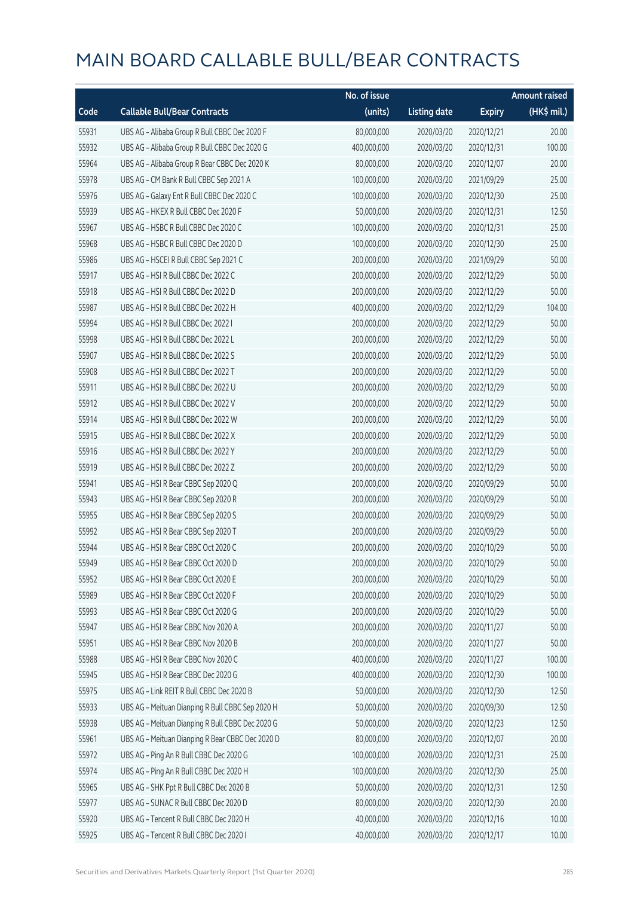# MAIN BOARD CALLABLE BULL/BEAR CONTRACTS

| Code | Callable Bull/Bear Contracts | No. of issue (units) | Listing date | Expiry | Amount raised (HK$ mil.) |
|---|---|---|---|---|---|
| 55931 | UBS AG – Alibaba Group R Bull CBBC Dec 2020 F | 80,000,000 | 2020/03/20 | 2020/12/21 | 20.00 |
| 55932 | UBS AG – Alibaba Group R Bull CBBC Dec 2020 G | 400,000,000 | 2020/03/20 | 2020/12/31 | 100.00 |
| 55964 | UBS AG – Alibaba Group R Bear CBBC Dec 2020 K | 80,000,000 | 2020/03/20 | 2020/12/07 | 20.00 |
| 55978 | UBS AG – CM Bank R Bull CBBC Sep 2021 A | 100,000,000 | 2020/03/20 | 2021/09/29 | 25.00 |
| 55976 | UBS AG – Galaxy Ent R Bull CBBC Dec 2020 C | 100,000,000 | 2020/03/20 | 2020/12/30 | 25.00 |
| 55939 | UBS AG – HKEX R Bull CBBC Dec 2020 F | 50,000,000 | 2020/03/20 | 2020/12/31 | 12.50 |
| 55967 | UBS AG – HSBC R Bull CBBC Dec 2020 C | 100,000,000 | 2020/03/20 | 2020/12/31 | 25.00 |
| 55968 | UBS AG – HSBC R Bull CBBC Dec 2020 D | 100,000,000 | 2020/03/20 | 2020/12/30 | 25.00 |
| 55986 | UBS AG – HSCEI R Bull CBBC Sep 2021 C | 200,000,000 | 2020/03/20 | 2021/09/29 | 50.00 |
| 55917 | UBS AG – HSI R Bull CBBC Dec 2022 C | 200,000,000 | 2020/03/20 | 2022/12/29 | 50.00 |
| 55918 | UBS AG – HSI R Bull CBBC Dec 2022 D | 200,000,000 | 2020/03/20 | 2022/12/29 | 50.00 |
| 55987 | UBS AG – HSI R Bull CBBC Dec 2022 H | 400,000,000 | 2020/03/20 | 2022/12/29 | 104.00 |
| 55994 | UBS AG – HSI R Bull CBBC Dec 2022 I | 200,000,000 | 2020/03/20 | 2022/12/29 | 50.00 |
| 55998 | UBS AG – HSI R Bull CBBC Dec 2022 L | 200,000,000 | 2020/03/20 | 2022/12/29 | 50.00 |
| 55907 | UBS AG – HSI R Bull CBBC Dec 2022 S | 200,000,000 | 2020/03/20 | 2022/12/29 | 50.00 |
| 55908 | UBS AG – HSI R Bull CBBC Dec 2022 T | 200,000,000 | 2020/03/20 | 2022/12/29 | 50.00 |
| 55911 | UBS AG – HSI R Bull CBBC Dec 2022 U | 200,000,000 | 2020/03/20 | 2022/12/29 | 50.00 |
| 55912 | UBS AG – HSI R Bull CBBC Dec 2022 V | 200,000,000 | 2020/03/20 | 2022/12/29 | 50.00 |
| 55914 | UBS AG – HSI R Bull CBBC Dec 2022 W | 200,000,000 | 2020/03/20 | 2022/12/29 | 50.00 |
| 55915 | UBS AG – HSI R Bull CBBC Dec 2022 X | 200,000,000 | 2020/03/20 | 2022/12/29 | 50.00 |
| 55916 | UBS AG – HSI R Bull CBBC Dec 2022 Y | 200,000,000 | 2020/03/20 | 2022/12/29 | 50.00 |
| 55919 | UBS AG – HSI R Bull CBBC Dec 2022 Z | 200,000,000 | 2020/03/20 | 2022/12/29 | 50.00 |
| 55941 | UBS AG – HSI R Bear CBBC Sep 2020 Q | 200,000,000 | 2020/03/20 | 2020/09/29 | 50.00 |
| 55943 | UBS AG – HSI R Bear CBBC Sep 2020 R | 200,000,000 | 2020/03/20 | 2020/09/29 | 50.00 |
| 55955 | UBS AG – HSI R Bear CBBC Sep 2020 S | 200,000,000 | 2020/03/20 | 2020/09/29 | 50.00 |
| 55992 | UBS AG – HSI R Bear CBBC Sep 2020 T | 200,000,000 | 2020/03/20 | 2020/09/29 | 50.00 |
| 55944 | UBS AG – HSI R Bear CBBC Oct 2020 C | 200,000,000 | 2020/03/20 | 2020/10/29 | 50.00 |
| 55949 | UBS AG – HSI R Bear CBBC Oct 2020 D | 200,000,000 | 2020/03/20 | 2020/10/29 | 50.00 |
| 55952 | UBS AG – HSI R Bear CBBC Oct 2020 E | 200,000,000 | 2020/03/20 | 2020/10/29 | 50.00 |
| 55989 | UBS AG – HSI R Bear CBBC Oct 2020 F | 200,000,000 | 2020/03/20 | 2020/10/29 | 50.00 |
| 55993 | UBS AG – HSI R Bear CBBC Oct 2020 G | 200,000,000 | 2020/03/20 | 2020/10/29 | 50.00 |
| 55947 | UBS AG – HSI R Bear CBBC Nov 2020 A | 200,000,000 | 2020/03/20 | 2020/11/27 | 50.00 |
| 55951 | UBS AG – HSI R Bear CBBC Nov 2020 B | 200,000,000 | 2020/03/20 | 2020/11/27 | 50.00 |
| 55988 | UBS AG – HSI R Bear CBBC Nov 2020 C | 400,000,000 | 2020/03/20 | 2020/11/27 | 100.00 |
| 55945 | UBS AG – HSI R Bear CBBC Dec 2020 G | 400,000,000 | 2020/03/20 | 2020/12/30 | 100.00 |
| 55975 | UBS AG – Link REIT R Bull CBBC Dec 2020 B | 50,000,000 | 2020/03/20 | 2020/12/30 | 12.50 |
| 55933 | UBS AG – Meituan Dianping R Bull CBBC Sep 2020 H | 50,000,000 | 2020/03/20 | 2020/09/30 | 12.50 |
| 55938 | UBS AG – Meituan Dianping R Bull CBBC Dec 2020 G | 50,000,000 | 2020/03/20 | 2020/12/23 | 12.50 |
| 55961 | UBS AG – Meituan Dianping R Bear CBBC Dec 2020 D | 80,000,000 | 2020/03/20 | 2020/12/07 | 20.00 |
| 55972 | UBS AG – Ping An R Bull CBBC Dec 2020 G | 100,000,000 | 2020/03/20 | 2020/12/31 | 25.00 |
| 55974 | UBS AG – Ping An R Bull CBBC Dec 2020 H | 100,000,000 | 2020/03/20 | 2020/12/30 | 25.00 |
| 55965 | UBS AG – SHK Ppt R Bull CBBC Dec 2020 B | 50,000,000 | 2020/03/20 | 2020/12/31 | 12.50 |
| 55977 | UBS AG – SUNAC R Bull CBBC Dec 2020 D | 80,000,000 | 2020/03/20 | 2020/12/30 | 20.00 |
| 55920 | UBS AG – Tencent R Bull CBBC Dec 2020 H | 40,000,000 | 2020/03/20 | 2020/12/16 | 10.00 |
| 55925 | UBS AG – Tencent R Bull CBBC Dec 2020 I | 40,000,000 | 2020/03/20 | 2020/12/17 | 10.00 |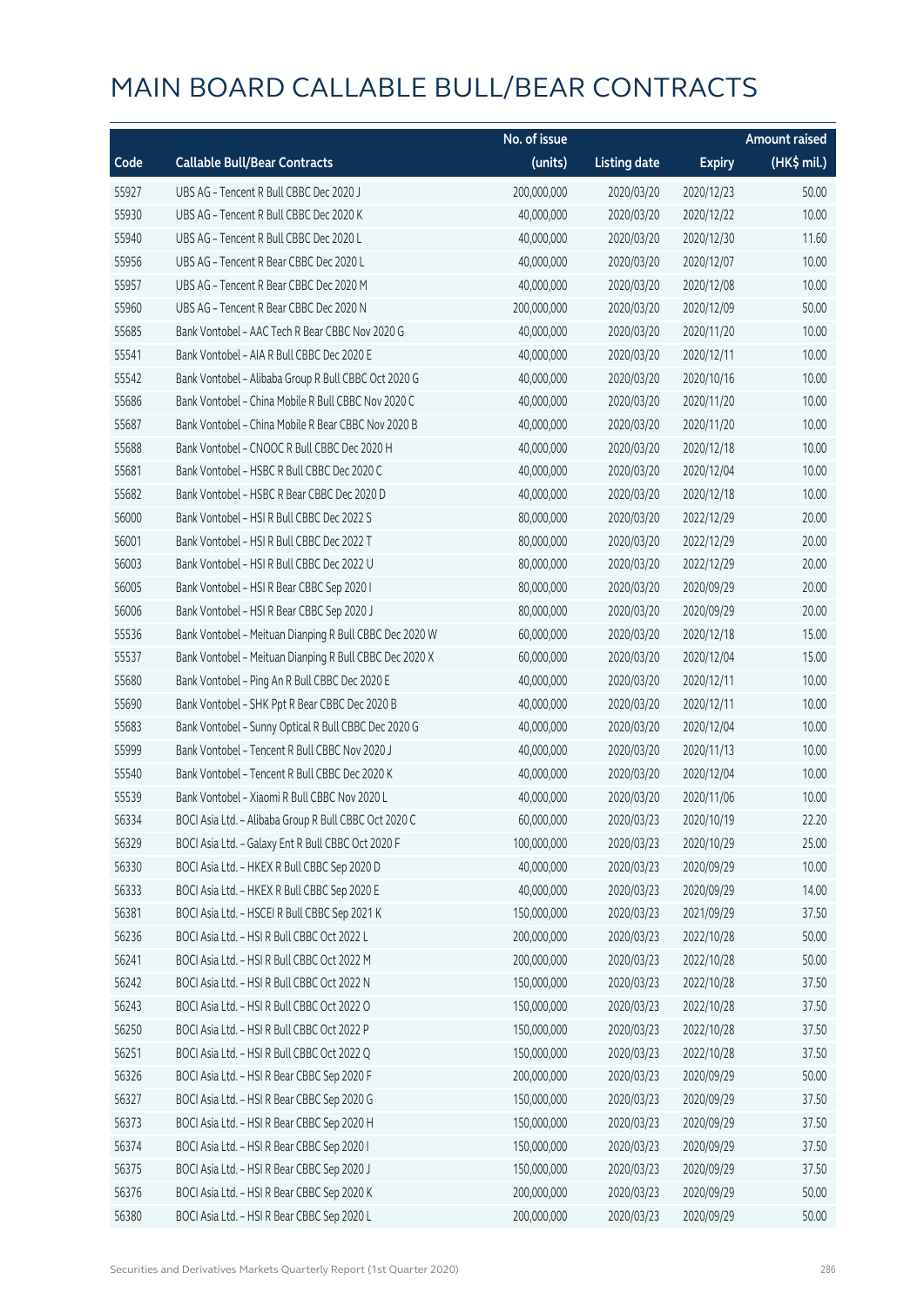# MAIN BOARD CALLABLE BULL/BEAR CONTRACTS

| Code | Callable Bull/Bear Contracts | No. of issue (units) | Listing date | Expiry | Amount raised (HK$ mil.) |
|---|---|---|---|---|---|
| 55927 | UBS AG – Tencent R Bull CBBC Dec 2020 J | 200,000,000 | 2020/03/20 | 2020/12/23 | 50.00 |
| 55930 | UBS AG – Tencent R Bull CBBC Dec 2020 K | 40,000,000 | 2020/03/20 | 2020/12/22 | 10.00 |
| 55940 | UBS AG – Tencent R Bull CBBC Dec 2020 L | 40,000,000 | 2020/03/20 | 2020/12/30 | 11.60 |
| 55956 | UBS AG – Tencent R Bear CBBC Dec 2020 L | 40,000,000 | 2020/03/20 | 2020/12/07 | 10.00 |
| 55957 | UBS AG – Tencent R Bear CBBC Dec 2020 M | 40,000,000 | 2020/03/20 | 2020/12/08 | 10.00 |
| 55960 | UBS AG – Tencent R Bear CBBC Dec 2020 N | 200,000,000 | 2020/03/20 | 2020/12/09 | 50.00 |
| 55685 | Bank Vontobel – AAC Tech R Bear CBBC Nov 2020 G | 40,000,000 | 2020/03/20 | 2020/11/20 | 10.00 |
| 55541 | Bank Vontobel – AIA R Bull CBBC Dec 2020 E | 40,000,000 | 2020/03/20 | 2020/12/11 | 10.00 |
| 55542 | Bank Vontobel – Alibaba Group R Bull CBBC Oct 2020 G | 40,000,000 | 2020/03/20 | 2020/10/16 | 10.00 |
| 55686 | Bank Vontobel – China Mobile R Bull CBBC Nov 2020 C | 40,000,000 | 2020/03/20 | 2020/11/20 | 10.00 |
| 55687 | Bank Vontobel – China Mobile R Bear CBBC Nov 2020 B | 40,000,000 | 2020/03/20 | 2020/11/20 | 10.00 |
| 55688 | Bank Vontobel – CNOOC R Bull CBBC Dec 2020 H | 40,000,000 | 2020/03/20 | 2020/12/18 | 10.00 |
| 55681 | Bank Vontobel – HSBC R Bull CBBC Dec 2020 C | 40,000,000 | 2020/03/20 | 2020/12/04 | 10.00 |
| 55682 | Bank Vontobel – HSBC R Bear CBBC Dec 2020 D | 40,000,000 | 2020/03/20 | 2020/12/18 | 10.00 |
| 56000 | Bank Vontobel – HSI R Bull CBBC Dec 2022 S | 80,000,000 | 2020/03/20 | 2022/12/29 | 20.00 |
| 56001 | Bank Vontobel – HSI R Bull CBBC Dec 2022 T | 80,000,000 | 2020/03/20 | 2022/12/29 | 20.00 |
| 56003 | Bank Vontobel – HSI R Bull CBBC Dec 2022 U | 80,000,000 | 2020/03/20 | 2022/12/29 | 20.00 |
| 56005 | Bank Vontobel – HSI R Bear CBBC Sep 2020 I | 80,000,000 | 2020/03/20 | 2020/09/29 | 20.00 |
| 56006 | Bank Vontobel – HSI R Bear CBBC Sep 2020 J | 80,000,000 | 2020/03/20 | 2020/09/29 | 20.00 |
| 55536 | Bank Vontobel – Meituan Dianping R Bull CBBC Dec 2020 W | 60,000,000 | 2020/03/20 | 2020/12/18 | 15.00 |
| 55537 | Bank Vontobel – Meituan Dianping R Bull CBBC Dec 2020 X | 60,000,000 | 2020/03/20 | 2020/12/04 | 15.00 |
| 55680 | Bank Vontobel – Ping An R Bull CBBC Dec 2020 E | 40,000,000 | 2020/03/20 | 2020/12/11 | 10.00 |
| 55690 | Bank Vontobel – SHK Ppt R Bear CBBC Dec 2020 B | 40,000,000 | 2020/03/20 | 2020/12/11 | 10.00 |
| 55683 | Bank Vontobel – Sunny Optical R Bull CBBC Dec 2020 G | 40,000,000 | 2020/03/20 | 2020/12/04 | 10.00 |
| 55999 | Bank Vontobel – Tencent R Bull CBBC Nov 2020 J | 40,000,000 | 2020/03/20 | 2020/11/13 | 10.00 |
| 55540 | Bank Vontobel – Tencent R Bull CBBC Dec 2020 K | 40,000,000 | 2020/03/20 | 2020/12/04 | 10.00 |
| 55539 | Bank Vontobel – Xiaomi R Bull CBBC Nov 2020 L | 40,000,000 | 2020/03/20 | 2020/11/06 | 10.00 |
| 56334 | BOCI Asia Ltd. – Alibaba Group R Bull CBBC Oct 2020 C | 60,000,000 | 2020/03/23 | 2020/10/19 | 22.20 |
| 56329 | BOCI Asia Ltd. – Galaxy Ent R Bull CBBC Oct 2020 F | 100,000,000 | 2020/03/23 | 2020/10/29 | 25.00 |
| 56330 | BOCI Asia Ltd. – HKEX R Bull CBBC Sep 2020 D | 40,000,000 | 2020/03/23 | 2020/09/29 | 10.00 |
| 56333 | BOCI Asia Ltd. – HKEX R Bull CBBC Sep 2020 E | 40,000,000 | 2020/03/23 | 2020/09/29 | 14.00 |
| 56381 | BOCI Asia Ltd. – HSCEI R Bull CBBC Sep 2021 K | 150,000,000 | 2020/03/23 | 2021/09/29 | 37.50 |
| 56236 | BOCI Asia Ltd. – HSI R Bull CBBC Oct 2022 L | 200,000,000 | 2020/03/23 | 2022/10/28 | 50.00 |
| 56241 | BOCI Asia Ltd. – HSI R Bull CBBC Oct 2022 M | 200,000,000 | 2020/03/23 | 2022/10/28 | 50.00 |
| 56242 | BOCI Asia Ltd. – HSI R Bull CBBC Oct 2022 N | 150,000,000 | 2020/03/23 | 2022/10/28 | 37.50 |
| 56243 | BOCI Asia Ltd. – HSI R Bull CBBC Oct 2022 O | 150,000,000 | 2020/03/23 | 2022/10/28 | 37.50 |
| 56250 | BOCI Asia Ltd. – HSI R Bull CBBC Oct 2022 P | 150,000,000 | 2020/03/23 | 2022/10/28 | 37.50 |
| 56251 | BOCI Asia Ltd. – HSI R Bull CBBC Oct 2022 Q | 150,000,000 | 2020/03/23 | 2022/10/28 | 37.50 |
| 56326 | BOCI Asia Ltd. – HSI R Bear CBBC Sep 2020 F | 200,000,000 | 2020/03/23 | 2020/09/29 | 50.00 |
| 56327 | BOCI Asia Ltd. – HSI R Bear CBBC Sep 2020 G | 150,000,000 | 2020/03/23 | 2020/09/29 | 37.50 |
| 56373 | BOCI Asia Ltd. – HSI R Bear CBBC Sep 2020 H | 150,000,000 | 2020/03/23 | 2020/09/29 | 37.50 |
| 56374 | BOCI Asia Ltd. – HSI R Bear CBBC Sep 2020 I | 150,000,000 | 2020/03/23 | 2020/09/29 | 37.50 |
| 56375 | BOCI Asia Ltd. – HSI R Bear CBBC Sep 2020 J | 150,000,000 | 2020/03/23 | 2020/09/29 | 37.50 |
| 56376 | BOCI Asia Ltd. – HSI R Bear CBBC Sep 2020 K | 200,000,000 | 2020/03/23 | 2020/09/29 | 50.00 |
| 56380 | BOCI Asia Ltd. – HSI R Bear CBBC Sep 2020 L | 200,000,000 | 2020/03/23 | 2020/09/29 | 50.00 |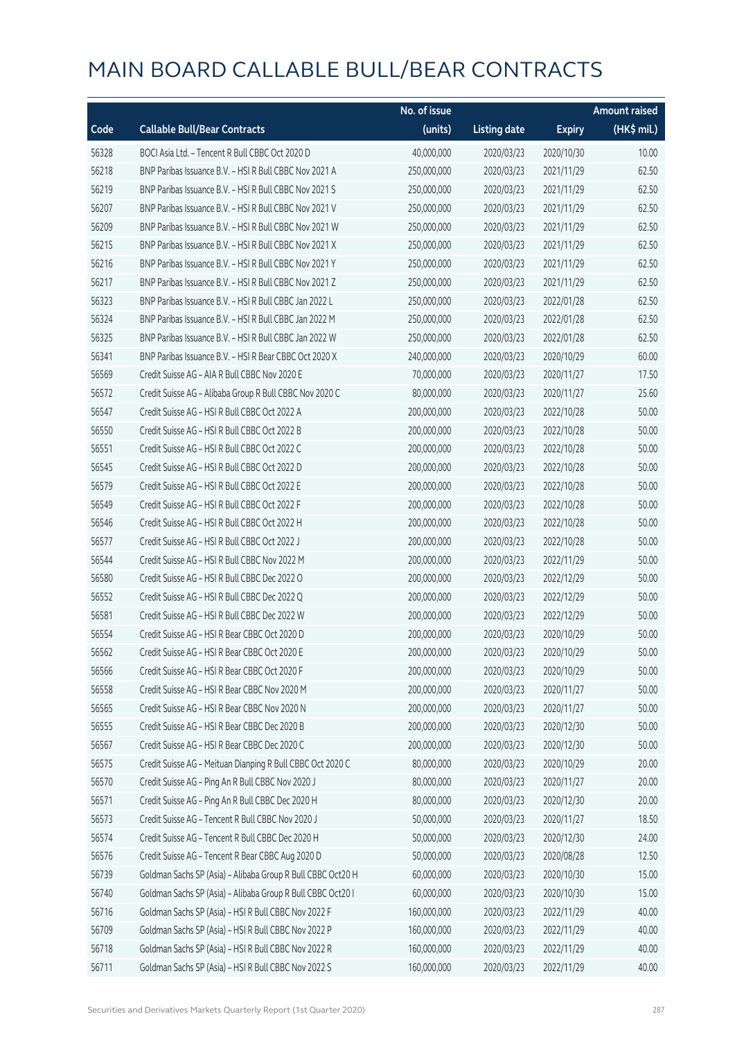# MAIN BOARD CALLABLE BULL/BEAR CONTRACTS

| Code | Callable Bull/Bear Contracts | No. of issue (units) | Listing date | Expiry | Amount raised (HK$ mil.) |
|---|---|---|---|---|---|
| 56328 | BOCI Asia Ltd. - Tencent R Bull CBBC Oct 2020 D | 40,000,000 | 2020/03/23 | 2020/10/30 | 10.00 |
| 56218 | BNP Paribas Issuance B.V. - HSI R Bull CBBC Nov 2021 A | 250,000,000 | 2020/03/23 | 2021/11/29 | 62.50 |
| 56219 | BNP Paribas Issuance B.V. - HSI R Bull CBBC Nov 2021 S | 250,000,000 | 2020/03/23 | 2021/11/29 | 62.50 |
| 56207 | BNP Paribas Issuance B.V. - HSI R Bull CBBC Nov 2021 V | 250,000,000 | 2020/03/23 | 2021/11/29 | 62.50 |
| 56209 | BNP Paribas Issuance B.V. - HSI R Bull CBBC Nov 2021 W | 250,000,000 | 2020/03/23 | 2021/11/29 | 62.50 |
| 56215 | BNP Paribas Issuance B.V. - HSI R Bull CBBC Nov 2021 X | 250,000,000 | 2020/03/23 | 2021/11/29 | 62.50 |
| 56216 | BNP Paribas Issuance B.V. - HSI R Bull CBBC Nov 2021 Y | 250,000,000 | 2020/03/23 | 2021/11/29 | 62.50 |
| 56217 | BNP Paribas Issuance B.V. - HSI R Bull CBBC Nov 2021 Z | 250,000,000 | 2020/03/23 | 2021/11/29 | 62.50 |
| 56323 | BNP Paribas Issuance B.V. - HSI R Bull CBBC Jan 2022 L | 250,000,000 | 2020/03/23 | 2022/01/28 | 62.50 |
| 56324 | BNP Paribas Issuance B.V. - HSI R Bull CBBC Jan 2022 M | 250,000,000 | 2020/03/23 | 2022/01/28 | 62.50 |
| 56325 | BNP Paribas Issuance B.V. - HSI R Bull CBBC Jan 2022 W | 250,000,000 | 2020/03/23 | 2022/01/28 | 62.50 |
| 56341 | BNP Paribas Issuance B.V. - HSI R Bear CBBC Oct 2020 X | 240,000,000 | 2020/03/23 | 2020/10/29 | 60.00 |
| 56569 | Credit Suisse AG - AIA R Bull CBBC Nov 2020 E | 70,000,000 | 2020/03/23 | 2020/11/27 | 17.50 |
| 56572 | Credit Suisse AG - Alibaba Group R Bull CBBC Nov 2020 C | 80,000,000 | 2020/03/23 | 2020/11/27 | 25.60 |
| 56547 | Credit Suisse AG - HSI R Bull CBBC Oct 2022 A | 200,000,000 | 2020/03/23 | 2022/10/28 | 50.00 |
| 56550 | Credit Suisse AG - HSI R Bull CBBC Oct 2022 B | 200,000,000 | 2020/03/23 | 2022/10/28 | 50.00 |
| 56551 | Credit Suisse AG - HSI R Bull CBBC Oct 2022 C | 200,000,000 | 2020/03/23 | 2022/10/28 | 50.00 |
| 56545 | Credit Suisse AG - HSI R Bull CBBC Oct 2022 D | 200,000,000 | 2020/03/23 | 2022/10/28 | 50.00 |
| 56579 | Credit Suisse AG - HSI R Bull CBBC Oct 2022 E | 200,000,000 | 2020/03/23 | 2022/10/28 | 50.00 |
| 56549 | Credit Suisse AG - HSI R Bull CBBC Oct 2022 F | 200,000,000 | 2020/03/23 | 2022/10/28 | 50.00 |
| 56546 | Credit Suisse AG - HSI R Bull CBBC Oct 2022 H | 200,000,000 | 2020/03/23 | 2022/10/28 | 50.00 |
| 56577 | Credit Suisse AG - HSI R Bull CBBC Oct 2022 J | 200,000,000 | 2020/03/23 | 2022/10/28 | 50.00 |
| 56544 | Credit Suisse AG - HSI R Bull CBBC Nov 2022 M | 200,000,000 | 2020/03/23 | 2022/11/29 | 50.00 |
| 56580 | Credit Suisse AG - HSI R Bull CBBC Dec 2022 O | 200,000,000 | 2020/03/23 | 2022/12/29 | 50.00 |
| 56552 | Credit Suisse AG - HSI R Bull CBBC Dec 2022 Q | 200,000,000 | 2020/03/23 | 2022/12/29 | 50.00 |
| 56581 | Credit Suisse AG - HSI R Bull CBBC Dec 2022 W | 200,000,000 | 2020/03/23 | 2022/12/29 | 50.00 |
| 56554 | Credit Suisse AG - HSI R Bear CBBC Oct 2020 D | 200,000,000 | 2020/03/23 | 2020/10/29 | 50.00 |
| 56562 | Credit Suisse AG - HSI R Bear CBBC Oct 2020 E | 200,000,000 | 2020/03/23 | 2020/10/29 | 50.00 |
| 56566 | Credit Suisse AG - HSI R Bear CBBC Oct 2020 F | 200,000,000 | 2020/03/23 | 2020/10/29 | 50.00 |
| 56558 | Credit Suisse AG - HSI R Bear CBBC Nov 2020 M | 200,000,000 | 2020/03/23 | 2020/11/27 | 50.00 |
| 56565 | Credit Suisse AG - HSI R Bear CBBC Nov 2020 N | 200,000,000 | 2020/03/23 | 2020/11/27 | 50.00 |
| 56555 | Credit Suisse AG - HSI R Bear CBBC Dec 2020 B | 200,000,000 | 2020/03/23 | 2020/12/30 | 50.00 |
| 56567 | Credit Suisse AG - HSI R Bear CBBC Dec 2020 C | 200,000,000 | 2020/03/23 | 2020/12/30 | 50.00 |
| 56575 | Credit Suisse AG - Meituan Dianping R Bull CBBC Oct 2020 C | 80,000,000 | 2020/03/23 | 2020/10/29 | 20.00 |
| 56570 | Credit Suisse AG - Ping An R Bull CBBC Nov 2020 J | 80,000,000 | 2020/03/23 | 2020/11/27 | 20.00 |
| 56571 | Credit Suisse AG - Ping An R Bull CBBC Dec 2020 H | 80,000,000 | 2020/03/23 | 2020/12/30 | 20.00 |
| 56573 | Credit Suisse AG - Tencent R Bull CBBC Nov 2020 J | 50,000,000 | 2020/03/23 | 2020/11/27 | 18.50 |
| 56574 | Credit Suisse AG - Tencent R Bull CBBC Dec 2020 H | 50,000,000 | 2020/03/23 | 2020/12/30 | 24.00 |
| 56576 | Credit Suisse AG - Tencent R Bear CBBC Aug 2020 D | 50,000,000 | 2020/03/23 | 2020/08/28 | 12.50 |
| 56739 | Goldman Sachs SP (Asia) - Alibaba Group R Bull CBBC Oct20 H | 60,000,000 | 2020/03/23 | 2020/10/30 | 15.00 |
| 56740 | Goldman Sachs SP (Asia) - Alibaba Group R Bull CBBC Oct20 I | 60,000,000 | 2020/03/23 | 2020/10/30 | 15.00 |
| 56716 | Goldman Sachs SP (Asia) - HSI R Bull CBBC Nov 2022 F | 160,000,000 | 2020/03/23 | 2022/11/29 | 40.00 |
| 56709 | Goldman Sachs SP (Asia) - HSI R Bull CBBC Nov 2022 P | 160,000,000 | 2020/03/23 | 2022/11/29 | 40.00 |
| 56718 | Goldman Sachs SP (Asia) - HSI R Bull CBBC Nov 2022 R | 160,000,000 | 2020/03/23 | 2022/11/29 | 40.00 |
| 56711 | Goldman Sachs SP (Asia) - HSI R Bull CBBC Nov 2022 S | 160,000,000 | 2020/03/23 | 2022/11/29 | 40.00 |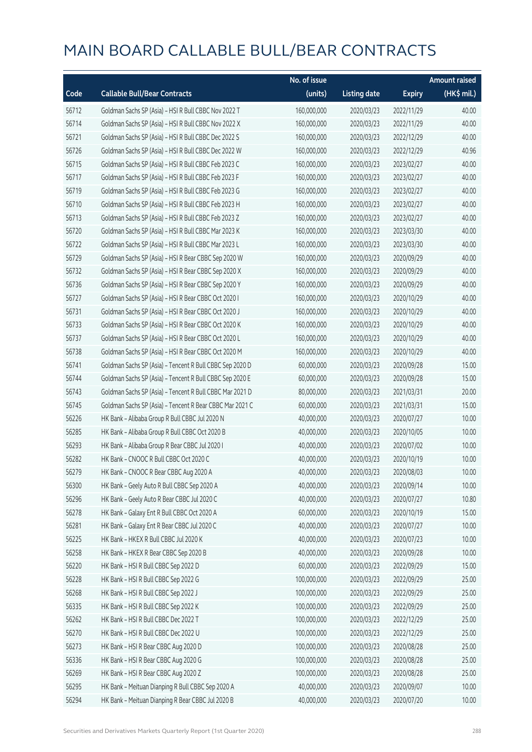# MAIN BOARD CALLABLE BULL/BEAR CONTRACTS

| Code | Callable Bull/Bear Contracts | No. of issue (units) | Listing date | Expiry | Amount raised (HK$ mil.) |
|---|---|---|---|---|---|
| 56712 | Goldman Sachs SP (Asia) – HSI R Bull CBBC Nov 2022 T | 160,000,000 | 2020/03/23 | 2022/11/29 | 40.00 |
| 56714 | Goldman Sachs SP (Asia) – HSI R Bull CBBC Nov 2022 X | 160,000,000 | 2020/03/23 | 2022/11/29 | 40.00 |
| 56721 | Goldman Sachs SP (Asia) – HSI R Bull CBBC Dec 2022 S | 160,000,000 | 2020/03/23 | 2022/12/29 | 40.00 |
| 56726 | Goldman Sachs SP (Asia) – HSI R Bull CBBC Dec 2022 W | 160,000,000 | 2020/03/23 | 2022/12/29 | 40.96 |
| 56715 | Goldman Sachs SP (Asia) – HSI R Bull CBBC Feb 2023 C | 160,000,000 | 2020/03/23 | 2023/02/27 | 40.00 |
| 56717 | Goldman Sachs SP (Asia) – HSI R Bull CBBC Feb 2023 F | 160,000,000 | 2020/03/23 | 2023/02/27 | 40.00 |
| 56719 | Goldman Sachs SP (Asia) – HSI R Bull CBBC Feb 2023 G | 160,000,000 | 2020/03/23 | 2023/02/27 | 40.00 |
| 56710 | Goldman Sachs SP (Asia) – HSI R Bull CBBC Feb 2023 H | 160,000,000 | 2020/03/23 | 2023/02/27 | 40.00 |
| 56713 | Goldman Sachs SP (Asia) – HSI R Bull CBBC Feb 2023 Z | 160,000,000 | 2020/03/23 | 2023/02/27 | 40.00 |
| 56720 | Goldman Sachs SP (Asia) – HSI R Bull CBBC Mar 2023 K | 160,000,000 | 2020/03/23 | 2023/03/30 | 40.00 |
| 56722 | Goldman Sachs SP (Asia) – HSI R Bull CBBC Mar 2023 L | 160,000,000 | 2020/03/23 | 2023/03/30 | 40.00 |
| 56729 | Goldman Sachs SP (Asia) – HSI R Bear CBBC Sep 2020 W | 160,000,000 | 2020/03/23 | 2020/09/29 | 40.00 |
| 56732 | Goldman Sachs SP (Asia) – HSI R Bear CBBC Sep 2020 X | 160,000,000 | 2020/03/23 | 2020/09/29 | 40.00 |
| 56736 | Goldman Sachs SP (Asia) – HSI R Bear CBBC Sep 2020 Y | 160,000,000 | 2020/03/23 | 2020/09/29 | 40.00 |
| 56727 | Goldman Sachs SP (Asia) – HSI R Bear CBBC Oct 2020 I | 160,000,000 | 2020/03/23 | 2020/10/29 | 40.00 |
| 56731 | Goldman Sachs SP (Asia) – HSI R Bear CBBC Oct 2020 J | 160,000,000 | 2020/03/23 | 2020/10/29 | 40.00 |
| 56733 | Goldman Sachs SP (Asia) – HSI R Bear CBBC Oct 2020 K | 160,000,000 | 2020/03/23 | 2020/10/29 | 40.00 |
| 56737 | Goldman Sachs SP (Asia) – HSI R Bear CBBC Oct 2020 L | 160,000,000 | 2020/03/23 | 2020/10/29 | 40.00 |
| 56738 | Goldman Sachs SP (Asia) – HSI R Bear CBBC Oct 2020 M | 160,000,000 | 2020/03/23 | 2020/10/29 | 40.00 |
| 56741 | Goldman Sachs SP (Asia) – Tencent R Bull CBBC Sep 2020 D | 60,000,000 | 2020/03/23 | 2020/09/28 | 15.00 |
| 56744 | Goldman Sachs SP (Asia) – Tencent R Bull CBBC Sep 2020 E | 60,000,000 | 2020/03/23 | 2020/09/28 | 15.00 |
| 56743 | Goldman Sachs SP (Asia) – Tencent R Bull CBBC Mar 2021 D | 80,000,000 | 2020/03/23 | 2021/03/31 | 20.00 |
| 56745 | Goldman Sachs SP (Asia) – Tencent R Bear CBBC Mar 2021 C | 60,000,000 | 2020/03/23 | 2021/03/31 | 15.00 |
| 56226 | HK Bank – Alibaba Group R Bull CBBC Jul 2020 N | 40,000,000 | 2020/03/23 | 2020/07/27 | 10.00 |
| 56285 | HK Bank – Alibaba Group R Bull CBBC Oct 2020 B | 40,000,000 | 2020/03/23 | 2020/10/05 | 10.00 |
| 56293 | HK Bank – Alibaba Group R Bear CBBC Jul 2020 I | 40,000,000 | 2020/03/23 | 2020/07/02 | 10.00 |
| 56282 | HK Bank – CNOOC R Bull CBBC Oct 2020 C | 40,000,000 | 2020/03/23 | 2020/10/19 | 10.00 |
| 56279 | HK Bank – CNOOC R Bear CBBC Aug 2020 A | 40,000,000 | 2020/03/23 | 2020/08/03 | 10.00 |
| 56300 | HK Bank – Geely Auto R Bull CBBC Sep 2020 A | 40,000,000 | 2020/03/23 | 2020/09/14 | 10.00 |
| 56296 | HK Bank – Geely Auto R Bear CBBC Jul 2020 C | 40,000,000 | 2020/03/23 | 2020/07/27 | 10.80 |
| 56278 | HK Bank – Galaxy Ent R Bull CBBC Oct 2020 A | 60,000,000 | 2020/03/23 | 2020/10/19 | 15.00 |
| 56281 | HK Bank – Galaxy Ent R Bear CBBC Jul 2020 C | 40,000,000 | 2020/03/23 | 2020/07/27 | 10.00 |
| 56225 | HK Bank – HKEX R Bull CBBC Jul 2020 K | 40,000,000 | 2020/03/23 | 2020/07/23 | 10.00 |
| 56258 | HK Bank – HKEX R Bear CBBC Sep 2020 B | 40,000,000 | 2020/03/23 | 2020/09/28 | 10.00 |
| 56220 | HK Bank – HSI R Bull CBBC Sep 2022 D | 60,000,000 | 2020/03/23 | 2022/09/29 | 15.00 |
| 56228 | HK Bank – HSI R Bull CBBC Sep 2022 G | 100,000,000 | 2020/03/23 | 2022/09/29 | 25.00 |
| 56268 | HK Bank – HSI R Bull CBBC Sep 2022 J | 100,000,000 | 2020/03/23 | 2022/09/29 | 25.00 |
| 56335 | HK Bank – HSI R Bull CBBC Sep 2022 K | 100,000,000 | 2020/03/23 | 2022/09/29 | 25.00 |
| 56262 | HK Bank – HSI R Bull CBBC Dec 2022 T | 100,000,000 | 2020/03/23 | 2022/12/29 | 25.00 |
| 56270 | HK Bank – HSI R Bull CBBC Dec 2022 U | 100,000,000 | 2020/03/23 | 2022/12/29 | 25.00 |
| 56273 | HK Bank – HSI R Bear CBBC Aug 2020 D | 100,000,000 | 2020/03/23 | 2020/08/28 | 25.00 |
| 56336 | HK Bank – HSI R Bear CBBC Aug 2020 G | 100,000,000 | 2020/03/23 | 2020/08/28 | 25.00 |
| 56269 | HK Bank – HSI R Bear CBBC Aug 2020 Z | 100,000,000 | 2020/03/23 | 2020/08/28 | 25.00 |
| 56295 | HK Bank – Meituan Dianping R Bull CBBC Sep 2020 A | 40,000,000 | 2020/03/23 | 2020/09/07 | 10.00 |
| 56294 | HK Bank – Meituan Dianping R Bear CBBC Jul 2020 B | 40,000,000 | 2020/03/23 | 2020/07/20 | 10.00 |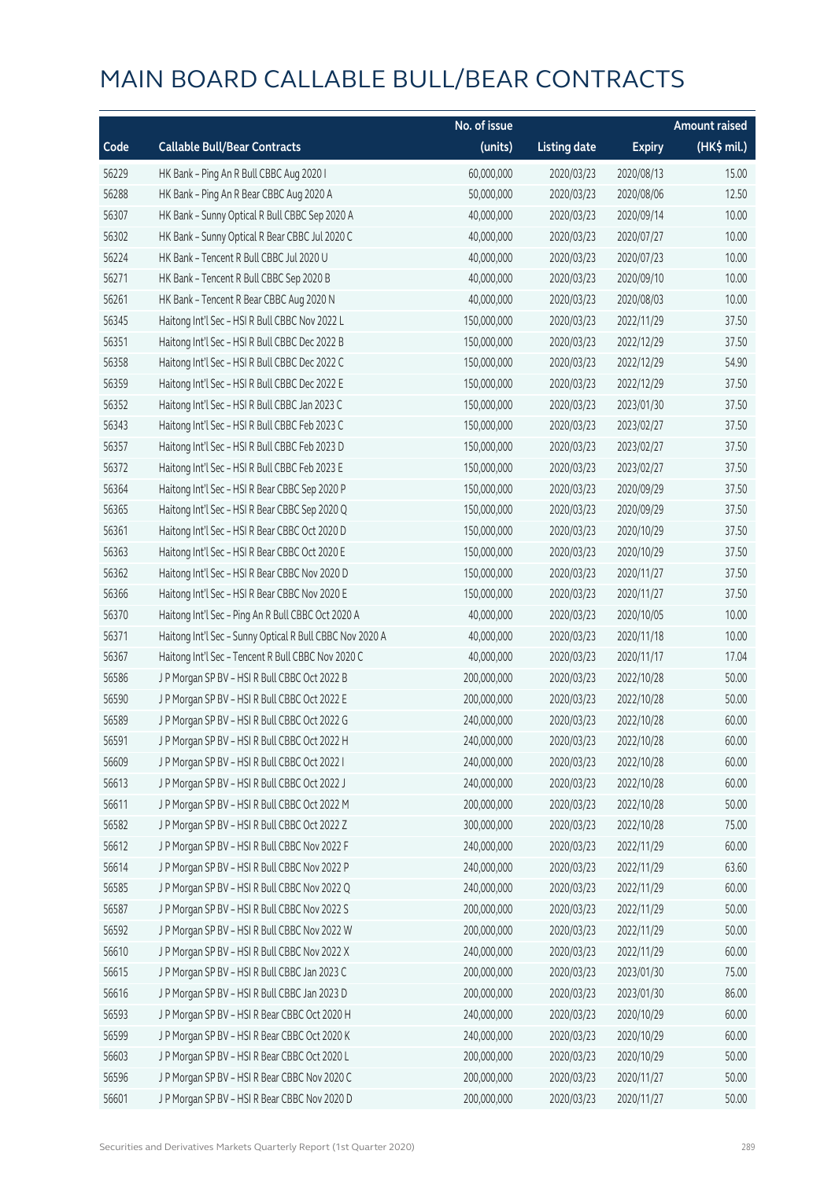# MAIN BOARD CALLABLE BULL/BEAR CONTRACTS

| Code | Callable Bull/Bear Contracts | No. of issue (units) | Listing date | Expiry | Amount raised (HK$ mil.) |
|---|---|---|---|---|---|
| 56229 | HK Bank – Ping An R Bull CBBC Aug 2020 I | 60,000,000 | 2020/03/23 | 2020/08/13 | 15.00 |
| 56288 | HK Bank – Ping An R Bear CBBC Aug 2020 A | 50,000,000 | 2020/03/23 | 2020/08/06 | 12.50 |
| 56307 | HK Bank – Sunny Optical R Bull CBBC Sep 2020 A | 40,000,000 | 2020/03/23 | 2020/09/14 | 10.00 |
| 56302 | HK Bank – Sunny Optical R Bear CBBC Jul 2020 C | 40,000,000 | 2020/03/23 | 2020/07/27 | 10.00 |
| 56224 | HK Bank – Tencent R Bull CBBC Jul 2020 U | 40,000,000 | 2020/03/23 | 2020/07/23 | 10.00 |
| 56271 | HK Bank – Tencent R Bull CBBC Sep 2020 B | 40,000,000 | 2020/03/23 | 2020/09/10 | 10.00 |
| 56261 | HK Bank – Tencent R Bear CBBC Aug 2020 N | 40,000,000 | 2020/03/23 | 2020/08/03 | 10.00 |
| 56345 | Haitong Int'l Sec – HSI R Bull CBBC Nov 2022 L | 150,000,000 | 2020/03/23 | 2022/11/29 | 37.50 |
| 56351 | Haitong Int'l Sec – HSI R Bull CBBC Dec 2022 B | 150,000,000 | 2020/03/23 | 2022/12/29 | 37.50 |
| 56358 | Haitong Int'l Sec – HSI R Bull CBBC Dec 2022 C | 150,000,000 | 2020/03/23 | 2022/12/29 | 54.90 |
| 56359 | Haitong Int'l Sec – HSI R Bull CBBC Dec 2022 E | 150,000,000 | 2020/03/23 | 2022/12/29 | 37.50 |
| 56352 | Haitong Int'l Sec – HSI R Bull CBBC Jan 2023 C | 150,000,000 | 2020/03/23 | 2023/01/30 | 37.50 |
| 56343 | Haitong Int'l Sec – HSI R Bull CBBC Feb 2023 C | 150,000,000 | 2020/03/23 | 2023/02/27 | 37.50 |
| 56357 | Haitong Int'l Sec – HSI R Bull CBBC Feb 2023 D | 150,000,000 | 2020/03/23 | 2023/02/27 | 37.50 |
| 56372 | Haitong Int'l Sec – HSI R Bull CBBC Feb 2023 E | 150,000,000 | 2020/03/23 | 2023/02/27 | 37.50 |
| 56364 | Haitong Int'l Sec – HSI R Bear CBBC Sep 2020 P | 150,000,000 | 2020/03/23 | 2020/09/29 | 37.50 |
| 56365 | Haitong Int'l Sec – HSI R Bear CBBC Sep 2020 Q | 150,000,000 | 2020/03/23 | 2020/09/29 | 37.50 |
| 56361 | Haitong Int'l Sec – HSI R Bear CBBC Oct 2020 D | 150,000,000 | 2020/03/23 | 2020/10/29 | 37.50 |
| 56363 | Haitong Int'l Sec – HSI R Bear CBBC Oct 2020 E | 150,000,000 | 2020/03/23 | 2020/10/29 | 37.50 |
| 56362 | Haitong Int'l Sec – HSI R Bear CBBC Nov 2020 D | 150,000,000 | 2020/03/23 | 2020/11/27 | 37.50 |
| 56366 | Haitong Int'l Sec – HSI R Bear CBBC Nov 2020 E | 150,000,000 | 2020/03/23 | 2020/11/27 | 37.50 |
| 56370 | Haitong Int'l Sec – Ping An R Bull CBBC Oct 2020 A | 40,000,000 | 2020/03/23 | 2020/10/05 | 10.00 |
| 56371 | Haitong Int'l Sec – Sunny Optical R Bull CBBC Nov 2020 A | 40,000,000 | 2020/03/23 | 2020/11/18 | 10.00 |
| 56367 | Haitong Int'l Sec – Tencent R Bull CBBC Nov 2020 C | 40,000,000 | 2020/03/23 | 2020/11/17 | 17.04 |
| 56586 | J P Morgan SP BV – HSI R Bull CBBC Oct 2022 B | 200,000,000 | 2020/03/23 | 2022/10/28 | 50.00 |
| 56590 | J P Morgan SP BV – HSI R Bull CBBC Oct 2022 E | 200,000,000 | 2020/03/23 | 2022/10/28 | 50.00 |
| 56589 | J P Morgan SP BV – HSI R Bull CBBC Oct 2022 G | 240,000,000 | 2020/03/23 | 2022/10/28 | 60.00 |
| 56591 | J P Morgan SP BV – HSI R Bull CBBC Oct 2022 H | 240,000,000 | 2020/03/23 | 2022/10/28 | 60.00 |
| 56609 | J P Morgan SP BV – HSI R Bull CBBC Oct 2022 I | 240,000,000 | 2020/03/23 | 2022/10/28 | 60.00 |
| 56613 | J P Morgan SP BV – HSI R Bull CBBC Oct 2022 J | 240,000,000 | 2020/03/23 | 2022/10/28 | 60.00 |
| 56611 | J P Morgan SP BV – HSI R Bull CBBC Oct 2022 M | 200,000,000 | 2020/03/23 | 2022/10/28 | 50.00 |
| 56582 | J P Morgan SP BV – HSI R Bull CBBC Oct 2022 Z | 300,000,000 | 2020/03/23 | 2022/10/28 | 75.00 |
| 56612 | J P Morgan SP BV – HSI R Bull CBBC Nov 2022 F | 240,000,000 | 2020/03/23 | 2022/11/29 | 60.00 |
| 56614 | J P Morgan SP BV – HSI R Bull CBBC Nov 2022 P | 240,000,000 | 2020/03/23 | 2022/11/29 | 63.60 |
| 56585 | J P Morgan SP BV – HSI R Bull CBBC Nov 2022 Q | 240,000,000 | 2020/03/23 | 2022/11/29 | 60.00 |
| 56587 | J P Morgan SP BV – HSI R Bull CBBC Nov 2022 S | 200,000,000 | 2020/03/23 | 2022/11/29 | 50.00 |
| 56592 | J P Morgan SP BV – HSI R Bull CBBC Nov 2022 W | 200,000,000 | 2020/03/23 | 2022/11/29 | 50.00 |
| 56610 | J P Morgan SP BV – HSI R Bull CBBC Nov 2022 X | 240,000,000 | 2020/03/23 | 2022/11/29 | 60.00 |
| 56615 | J P Morgan SP BV – HSI R Bull CBBC Jan 2023 C | 200,000,000 | 2020/03/23 | 2023/01/30 | 75.00 |
| 56616 | J P Morgan SP BV – HSI R Bull CBBC Jan 2023 D | 200,000,000 | 2020/03/23 | 2023/01/30 | 86.00 |
| 56593 | J P Morgan SP BV – HSI R Bear CBBC Oct 2020 H | 240,000,000 | 2020/03/23 | 2020/10/29 | 60.00 |
| 56599 | J P Morgan SP BV – HSI R Bear CBBC Oct 2020 K | 240,000,000 | 2020/03/23 | 2020/10/29 | 60.00 |
| 56603 | J P Morgan SP BV – HSI R Bear CBBC Oct 2020 L | 200,000,000 | 2020/03/23 | 2020/10/29 | 50.00 |
| 56596 | J P Morgan SP BV – HSI R Bear CBBC Nov 2020 C | 200,000,000 | 2020/03/23 | 2020/11/27 | 50.00 |
| 56601 | J P Morgan SP BV – HSI R Bear CBBC Nov 2020 D | 200,000,000 | 2020/03/23 | 2020/11/27 | 50.00 |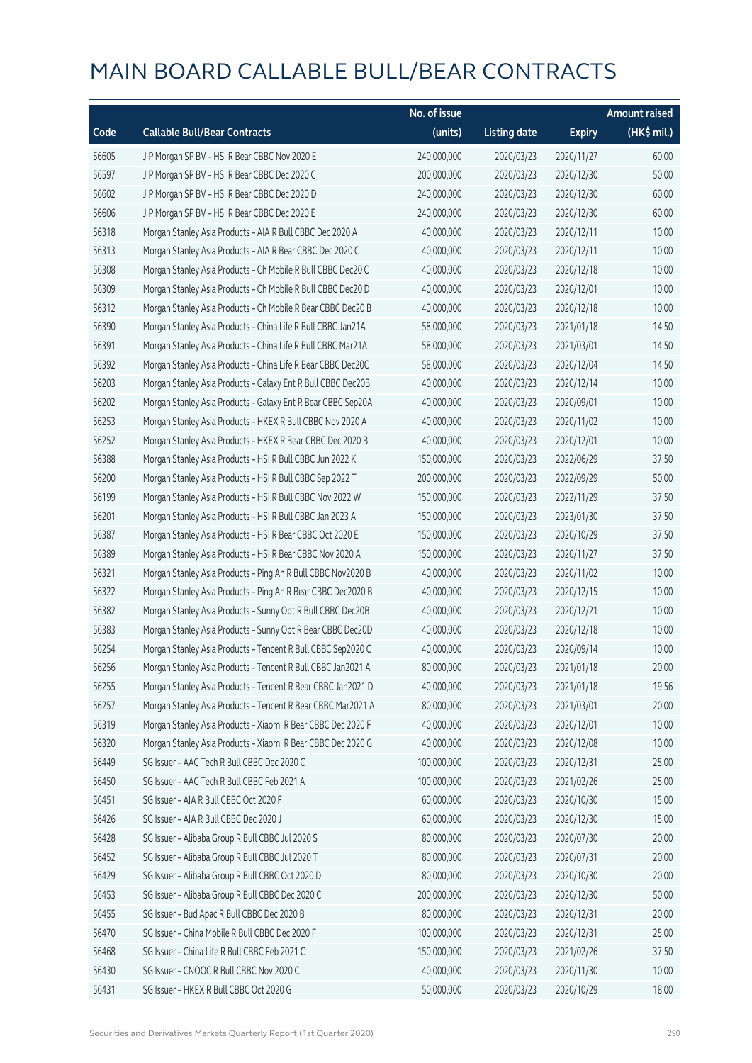# MAIN BOARD CALLABLE BULL/BEAR CONTRACTS

| Code | Callable Bull/Bear Contracts | No. of issue (units) | Listing date | Expiry | Amount raised (HK$ mil.) |
|---|---|---|---|---|---|
| 56605 | J P Morgan SP BV – HSI R Bear CBBC Nov 2020 E | 240,000,000 | 2020/03/23 | 2020/11/27 | 60.00 |
| 56597 | J P Morgan SP BV – HSI R Bear CBBC Dec 2020 C | 200,000,000 | 2020/03/23 | 2020/12/30 | 50.00 |
| 56602 | J P Morgan SP BV – HSI R Bear CBBC Dec 2020 D | 240,000,000 | 2020/03/23 | 2020/12/30 | 60.00 |
| 56606 | J P Morgan SP BV – HSI R Bear CBBC Dec 2020 E | 240,000,000 | 2020/03/23 | 2020/12/30 | 60.00 |
| 56318 | Morgan Stanley Asia Products – AIA R Bull CBBC Dec 2020 A | 40,000,000 | 2020/03/23 | 2020/12/11 | 10.00 |
| 56313 | Morgan Stanley Asia Products – AIA R Bear CBBC Dec 2020 C | 40,000,000 | 2020/03/23 | 2020/12/11 | 10.00 |
| 56308 | Morgan Stanley Asia Products – Ch Mobile R Bull CBBC Dec20 C | 40,000,000 | 2020/03/23 | 2020/12/18 | 10.00 |
| 56309 | Morgan Stanley Asia Products – Ch Mobile R Bull CBBC Dec20 D | 40,000,000 | 2020/03/23 | 2020/12/01 | 10.00 |
| 56312 | Morgan Stanley Asia Products – Ch Mobile R Bear CBBC Dec20 B | 40,000,000 | 2020/03/23 | 2020/12/18 | 10.00 |
| 56390 | Morgan Stanley Asia Products – China Life R Bull CBBC Jan21A | 58,000,000 | 2020/03/23 | 2021/01/18 | 14.50 |
| 56391 | Morgan Stanley Asia Products – China Life R Bull CBBC Mar21A | 58,000,000 | 2020/03/23 | 2021/03/01 | 14.50 |
| 56392 | Morgan Stanley Asia Products – China Life R Bear CBBC Dec20C | 58,000,000 | 2020/03/23 | 2020/12/04 | 14.50 |
| 56203 | Morgan Stanley Asia Products – Galaxy Ent R Bull CBBC Dec20B | 40,000,000 | 2020/03/23 | 2020/12/14 | 10.00 |
| 56202 | Morgan Stanley Asia Products – Galaxy Ent R Bear CBBC Sep20A | 40,000,000 | 2020/03/23 | 2020/09/01 | 10.00 |
| 56253 | Morgan Stanley Asia Products – HKEX R Bull CBBC Nov 2020 A | 40,000,000 | 2020/03/23 | 2020/11/02 | 10.00 |
| 56252 | Morgan Stanley Asia Products – HKEX R Bear CBBC Dec 2020 B | 40,000,000 | 2020/03/23 | 2020/12/01 | 10.00 |
| 56388 | Morgan Stanley Asia Products – HSI R Bull CBBC Jun 2022 K | 150,000,000 | 2020/03/23 | 2022/06/29 | 37.50 |
| 56200 | Morgan Stanley Asia Products – HSI R Bull CBBC Sep 2022 T | 200,000,000 | 2020/03/23 | 2022/09/29 | 50.00 |
| 56199 | Morgan Stanley Asia Products – HSI R Bull CBBC Nov 2022 W | 150,000,000 | 2020/03/23 | 2022/11/29 | 37.50 |
| 56201 | Morgan Stanley Asia Products – HSI R Bull CBBC Jan 2023 A | 150,000,000 | 2020/03/23 | 2023/01/30 | 37.50 |
| 56387 | Morgan Stanley Asia Products – HSI R Bear CBBC Oct 2020 E | 150,000,000 | 2020/03/23 | 2020/10/29 | 37.50 |
| 56389 | Morgan Stanley Asia Products – HSI R Bear CBBC Nov 2020 A | 150,000,000 | 2020/03/23 | 2020/11/27 | 37.50 |
| 56321 | Morgan Stanley Asia Products – Ping An R Bull CBBC Nov2020 B | 40,000,000 | 2020/03/23 | 2020/11/02 | 10.00 |
| 56322 | Morgan Stanley Asia Products – Ping An R Bear CBBC Dec2020 B | 40,000,000 | 2020/03/23 | 2020/12/15 | 10.00 |
| 56382 | Morgan Stanley Asia Products – Sunny Opt R Bull CBBC Dec20B | 40,000,000 | 2020/03/23 | 2020/12/21 | 10.00 |
| 56383 | Morgan Stanley Asia Products – Sunny Opt R Bear CBBC Dec20D | 40,000,000 | 2020/03/23 | 2020/12/18 | 10.00 |
| 56254 | Morgan Stanley Asia Products – Tencent R Bull CBBC Sep2020 C | 40,000,000 | 2020/03/23 | 2020/09/14 | 10.00 |
| 56256 | Morgan Stanley Asia Products – Tencent R Bull CBBC Jan2021 A | 80,000,000 | 2020/03/23 | 2021/01/18 | 20.00 |
| 56255 | Morgan Stanley Asia Products – Tencent R Bear CBBC Jan2021 D | 40,000,000 | 2020/03/23 | 2021/01/18 | 19.56 |
| 56257 | Morgan Stanley Asia Products – Tencent R Bear CBBC Mar2021 A | 80,000,000 | 2020/03/23 | 2021/03/01 | 20.00 |
| 56319 | Morgan Stanley Asia Products – Xiaomi R Bear CBBC Dec 2020 F | 40,000,000 | 2020/03/23 | 2020/12/01 | 10.00 |
| 56320 | Morgan Stanley Asia Products – Xiaomi R Bear CBBC Dec 2020 G | 40,000,000 | 2020/03/23 | 2020/12/08 | 10.00 |
| 56449 | SG Issuer – AAC Tech R Bull CBBC Dec 2020 C | 100,000,000 | 2020/03/23 | 2020/12/31 | 25.00 |
| 56450 | SG Issuer – AAC Tech R Bull CBBC Feb 2021 A | 100,000,000 | 2020/03/23 | 2021/02/26 | 25.00 |
| 56451 | SG Issuer – AIA R Bull CBBC Oct 2020 F | 60,000,000 | 2020/03/23 | 2020/10/30 | 15.00 |
| 56426 | SG Issuer – AIA R Bull CBBC Dec 2020 J | 60,000,000 | 2020/03/23 | 2020/12/30 | 15.00 |
| 56428 | SG Issuer – Alibaba Group R Bull CBBC Jul 2020 S | 80,000,000 | 2020/03/23 | 2020/07/30 | 20.00 |
| 56452 | SG Issuer – Alibaba Group R Bull CBBC Jul 2020 T | 80,000,000 | 2020/03/23 | 2020/07/31 | 20.00 |
| 56429 | SG Issuer – Alibaba Group R Bull CBBC Oct 2020 D | 80,000,000 | 2020/03/23 | 2020/10/30 | 20.00 |
| 56453 | SG Issuer – Alibaba Group R Bull CBBC Dec 2020 C | 200,000,000 | 2020/03/23 | 2020/12/30 | 50.00 |
| 56455 | SG Issuer – Bud Apac R Bull CBBC Dec 2020 B | 80,000,000 | 2020/03/23 | 2020/12/31 | 20.00 |
| 56470 | SG Issuer – China Mobile R Bull CBBC Dec 2020 F | 100,000,000 | 2020/03/23 | 2020/12/31 | 25.00 |
| 56468 | SG Issuer – China Life R Bull CBBC Feb 2021 C | 150,000,000 | 2020/03/23 | 2021/02/26 | 37.50 |
| 56430 | SG Issuer – CNOOC R Bull CBBC Nov 2020 C | 40,000,000 | 2020/03/23 | 2020/11/30 | 10.00 |
| 56431 | SG Issuer – HKEX R Bull CBBC Oct 2020 G | 50,000,000 | 2020/03/23 | 2020/10/29 | 18.00 |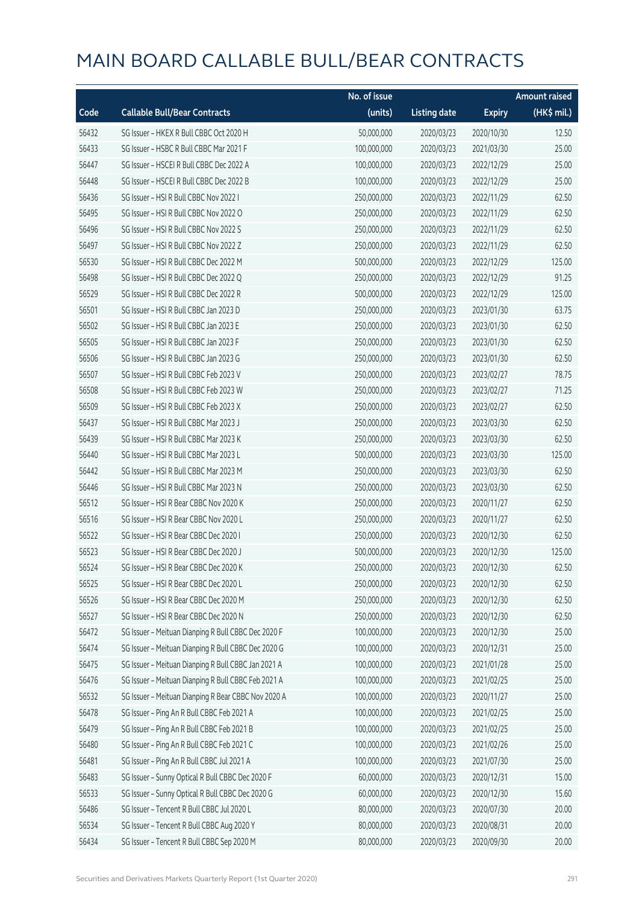# MAIN BOARD CALLABLE BULL/BEAR CONTRACTS

| Code | Callable Bull/Bear Contracts | No. of issue (units) | Listing date | Expiry | Amount raised (HK$ mil.) |
|---|---|---|---|---|---|
| 56432 | SG Issuer – HKEX R Bull CBBC Oct 2020 H | 50,000,000 | 2020/03/23 | 2020/10/30 | 12.50 |
| 56433 | SG Issuer – HSBC R Bull CBBC Mar 2021 F | 100,000,000 | 2020/03/23 | 2021/03/30 | 25.00 |
| 56447 | SG Issuer – HSCEI R Bull CBBC Dec 2022 A | 100,000,000 | 2020/03/23 | 2022/12/29 | 25.00 |
| 56448 | SG Issuer – HSCEI R Bull CBBC Dec 2022 B | 100,000,000 | 2020/03/23 | 2022/12/29 | 25.00 |
| 56436 | SG Issuer – HSI R Bull CBBC Nov 2022 I | 250,000,000 | 2020/03/23 | 2022/11/29 | 62.50 |
| 56495 | SG Issuer – HSI R Bull CBBC Nov 2022 O | 250,000,000 | 2020/03/23 | 2022/11/29 | 62.50 |
| 56496 | SG Issuer – HSI R Bull CBBC Nov 2022 S | 250,000,000 | 2020/03/23 | 2022/11/29 | 62.50 |
| 56497 | SG Issuer – HSI R Bull CBBC Nov 2022 Z | 250,000,000 | 2020/03/23 | 2022/11/29 | 62.50 |
| 56530 | SG Issuer – HSI R Bull CBBC Dec 2022 M | 500,000,000 | 2020/03/23 | 2022/12/29 | 125.00 |
| 56498 | SG Issuer – HSI R Bull CBBC Dec 2022 Q | 250,000,000 | 2020/03/23 | 2022/12/29 | 91.25 |
| 56529 | SG Issuer – HSI R Bull CBBC Dec 2022 R | 500,000,000 | 2020/03/23 | 2022/12/29 | 125.00 |
| 56501 | SG Issuer – HSI R Bull CBBC Jan 2023 D | 250,000,000 | 2020/03/23 | 2023/01/30 | 63.75 |
| 56502 | SG Issuer – HSI R Bull CBBC Jan 2023 E | 250,000,000 | 2020/03/23 | 2023/01/30 | 62.50 |
| 56505 | SG Issuer – HSI R Bull CBBC Jan 2023 F | 250,000,000 | 2020/03/23 | 2023/01/30 | 62.50 |
| 56506 | SG Issuer – HSI R Bull CBBC Jan 2023 G | 250,000,000 | 2020/03/23 | 2023/01/30 | 62.50 |
| 56507 | SG Issuer – HSI R Bull CBBC Feb 2023 V | 250,000,000 | 2020/03/23 | 2023/02/27 | 78.75 |
| 56508 | SG Issuer – HSI R Bull CBBC Feb 2023 W | 250,000,000 | 2020/03/23 | 2023/02/27 | 71.25 |
| 56509 | SG Issuer – HSI R Bull CBBC Feb 2023 X | 250,000,000 | 2020/03/23 | 2023/02/27 | 62.50 |
| 56437 | SG Issuer – HSI R Bull CBBC Mar 2023 J | 250,000,000 | 2020/03/23 | 2023/03/30 | 62.50 |
| 56439 | SG Issuer – HSI R Bull CBBC Mar 2023 K | 250,000,000 | 2020/03/23 | 2023/03/30 | 62.50 |
| 56440 | SG Issuer – HSI R Bull CBBC Mar 2023 L | 500,000,000 | 2020/03/23 | 2023/03/30 | 125.00 |
| 56442 | SG Issuer – HSI R Bull CBBC Mar 2023 M | 250,000,000 | 2020/03/23 | 2023/03/30 | 62.50 |
| 56446 | SG Issuer – HSI R Bull CBBC Mar 2023 N | 250,000,000 | 2020/03/23 | 2023/03/30 | 62.50 |
| 56512 | SG Issuer – HSI R Bear CBBC Nov 2020 K | 250,000,000 | 2020/03/23 | 2020/11/27 | 62.50 |
| 56516 | SG Issuer – HSI R Bear CBBC Nov 2020 L | 250,000,000 | 2020/03/23 | 2020/11/27 | 62.50 |
| 56522 | SG Issuer – HSI R Bear CBBC Dec 2020 I | 250,000,000 | 2020/03/23 | 2020/12/30 | 62.50 |
| 56523 | SG Issuer – HSI R Bear CBBC Dec 2020 J | 500,000,000 | 2020/03/23 | 2020/12/30 | 125.00 |
| 56524 | SG Issuer – HSI R Bear CBBC Dec 2020 K | 250,000,000 | 2020/03/23 | 2020/12/30 | 62.50 |
| 56525 | SG Issuer – HSI R Bear CBBC Dec 2020 L | 250,000,000 | 2020/03/23 | 2020/12/30 | 62.50 |
| 56526 | SG Issuer – HSI R Bear CBBC Dec 2020 M | 250,000,000 | 2020/03/23 | 2020/12/30 | 62.50 |
| 56527 | SG Issuer – HSI R Bear CBBC Dec 2020 N | 250,000,000 | 2020/03/23 | 2020/12/30 | 62.50 |
| 56472 | SG Issuer – Meituan Dianping R Bull CBBC Dec 2020 F | 100,000,000 | 2020/03/23 | 2020/12/30 | 25.00 |
| 56474 | SG Issuer – Meituan Dianping R Bull CBBC Dec 2020 G | 100,000,000 | 2020/03/23 | 2020/12/31 | 25.00 |
| 56475 | SG Issuer – Meituan Dianping R Bull CBBC Jan 2021 A | 100,000,000 | 2020/03/23 | 2021/01/28 | 25.00 |
| 56476 | SG Issuer – Meituan Dianping R Bull CBBC Feb 2021 A | 100,000,000 | 2020/03/23 | 2021/02/25 | 25.00 |
| 56532 | SG Issuer – Meituan Dianping R Bear CBBC Nov 2020 A | 100,000,000 | 2020/03/23 | 2020/11/27 | 25.00 |
| 56478 | SG Issuer – Ping An R Bull CBBC Feb 2021 A | 100,000,000 | 2020/03/23 | 2021/02/25 | 25.00 |
| 56479 | SG Issuer – Ping An R Bull CBBC Feb 2021 B | 100,000,000 | 2020/03/23 | 2021/02/25 | 25.00 |
| 56480 | SG Issuer – Ping An R Bull CBBC Feb 2021 C | 100,000,000 | 2020/03/23 | 2021/02/26 | 25.00 |
| 56481 | SG Issuer – Ping An R Bull CBBC Jul 2021 A | 100,000,000 | 2020/03/23 | 2021/07/30 | 25.00 |
| 56483 | SG Issuer – Sunny Optical R Bull CBBC Dec 2020 F | 60,000,000 | 2020/03/23 | 2020/12/31 | 15.00 |
| 56533 | SG Issuer – Sunny Optical R Bull CBBC Dec 2020 G | 60,000,000 | 2020/03/23 | 2020/12/30 | 15.60 |
| 56486 | SG Issuer – Tencent R Bull CBBC Jul 2020 L | 80,000,000 | 2020/03/23 | 2020/07/30 | 20.00 |
| 56534 | SG Issuer – Tencent R Bull CBBC Aug 2020 Y | 80,000,000 | 2020/03/23 | 2020/08/31 | 20.00 |
| 56434 | SG Issuer – Tencent R Bull CBBC Sep 2020 M | 80,000,000 | 2020/03/23 | 2020/09/30 | 20.00 |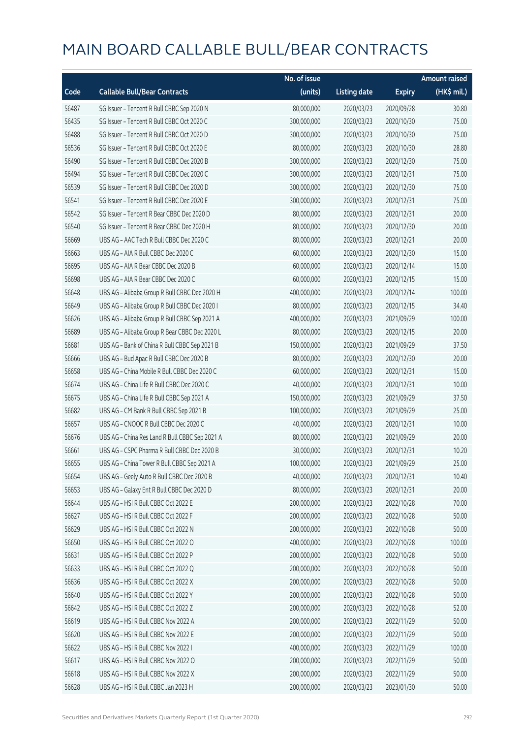# MAIN BOARD CALLABLE BULL/BEAR CONTRACTS

| Code | Callable Bull/Bear Contracts | No. of issue (units) | Listing date | Expiry | Amount raised (HK$ mil.) |
|---|---|---|---|---|---|
| 56487 | SG Issuer – Tencent R Bull CBBC Sep 2020 N | 80,000,000 | 2020/03/23 | 2020/09/28 | 30.80 |
| 56435 | SG Issuer – Tencent R Bull CBBC Oct 2020 C | 300,000,000 | 2020/03/23 | 2020/10/30 | 75.00 |
| 56488 | SG Issuer – Tencent R Bull CBBC Oct 2020 D | 300,000,000 | 2020/03/23 | 2020/10/30 | 75.00 |
| 56536 | SG Issuer – Tencent R Bull CBBC Oct 2020 E | 80,000,000 | 2020/03/23 | 2020/10/30 | 28.80 |
| 56490 | SG Issuer – Tencent R Bull CBBC Dec 2020 B | 300,000,000 | 2020/03/23 | 2020/12/30 | 75.00 |
| 56494 | SG Issuer – Tencent R Bull CBBC Dec 2020 C | 300,000,000 | 2020/03/23 | 2020/12/31 | 75.00 |
| 56539 | SG Issuer – Tencent R Bull CBBC Dec 2020 D | 300,000,000 | 2020/03/23 | 2020/12/30 | 75.00 |
| 56541 | SG Issuer – Tencent R Bull CBBC Dec 2020 E | 300,000,000 | 2020/03/23 | 2020/12/31 | 75.00 |
| 56542 | SG Issuer – Tencent R Bear CBBC Dec 2020 D | 80,000,000 | 2020/03/23 | 2020/12/31 | 20.00 |
| 56540 | SG Issuer – Tencent R Bear CBBC Dec 2020 H | 80,000,000 | 2020/03/23 | 2020/12/30 | 20.00 |
| 56669 | UBS AG – AAC Tech R Bull CBBC Dec 2020 C | 80,000,000 | 2020/03/23 | 2020/12/21 | 20.00 |
| 56663 | UBS AG – AIA R Bull CBBC Dec 2020 C | 60,000,000 | 2020/03/23 | 2020/12/30 | 15.00 |
| 56695 | UBS AG – AIA R Bear CBBC Dec 2020 B | 60,000,000 | 2020/03/23 | 2020/12/14 | 15.00 |
| 56698 | UBS AG – AIA R Bear CBBC Dec 2020 C | 60,000,000 | 2020/03/23 | 2020/12/15 | 15.00 |
| 56648 | UBS AG – Alibaba Group R Bull CBBC Dec 2020 H | 400,000,000 | 2020/03/23 | 2020/12/14 | 100.00 |
| 56649 | UBS AG – Alibaba Group R Bull CBBC Dec 2020 I | 80,000,000 | 2020/03/23 | 2020/12/15 | 34.40 |
| 56626 | UBS AG – Alibaba Group R Bull CBBC Sep 2021 A | 400,000,000 | 2020/03/23 | 2021/09/29 | 100.00 |
| 56689 | UBS AG – Alibaba Group R Bear CBBC Dec 2020 L | 80,000,000 | 2020/03/23 | 2020/12/15 | 20.00 |
| 56681 | UBS AG – Bank of China R Bull CBBC Sep 2021 B | 150,000,000 | 2020/03/23 | 2021/09/29 | 37.50 |
| 56666 | UBS AG – Bud Apac R Bull CBBC Dec 2020 B | 80,000,000 | 2020/03/23 | 2020/12/30 | 20.00 |
| 56658 | UBS AG – China Mobile R Bull CBBC Dec 2020 C | 60,000,000 | 2020/03/23 | 2020/12/31 | 15.00 |
| 56674 | UBS AG – China Life R Bull CBBC Dec 2020 C | 40,000,000 | 2020/03/23 | 2020/12/31 | 10.00 |
| 56675 | UBS AG – China Life R Bull CBBC Sep 2021 A | 150,000,000 | 2020/03/23 | 2021/09/29 | 37.50 |
| 56682 | UBS AG – CM Bank R Bull CBBC Sep 2021 B | 100,000,000 | 2020/03/23 | 2021/09/29 | 25.00 |
| 56657 | UBS AG – CNOOC R Bull CBBC Dec 2020 C | 40,000,000 | 2020/03/23 | 2020/12/31 | 10.00 |
| 56676 | UBS AG – China Res Land R Bull CBBC Sep 2021 A | 80,000,000 | 2020/03/23 | 2021/09/29 | 20.00 |
| 56661 | UBS AG – CSPC Pharma R Bull CBBC Dec 2020 B | 30,000,000 | 2020/03/23 | 2020/12/31 | 10.20 |
| 56655 | UBS AG – China Tower R Bull CBBC Sep 2021 A | 100,000,000 | 2020/03/23 | 2021/09/29 | 25.00 |
| 56654 | UBS AG – Geely Auto R Bull CBBC Dec 2020 B | 40,000,000 | 2020/03/23 | 2020/12/31 | 10.40 |
| 56653 | UBS AG – Galaxy Ent R Bull CBBC Dec 2020 D | 80,000,000 | 2020/03/23 | 2020/12/31 | 20.00 |
| 56644 | UBS AG – HSI R Bull CBBC Oct 2022 E | 200,000,000 | 2020/03/23 | 2022/10/28 | 70.00 |
| 56627 | UBS AG – HSI R Bull CBBC Oct 2022 F | 200,000,000 | 2020/03/23 | 2022/10/28 | 50.00 |
| 56629 | UBS AG – HSI R Bull CBBC Oct 2022 N | 200,000,000 | 2020/03/23 | 2022/10/28 | 50.00 |
| 56650 | UBS AG – HSI R Bull CBBC Oct 2022 O | 400,000,000 | 2020/03/23 | 2022/10/28 | 100.00 |
| 56631 | UBS AG – HSI R Bull CBBC Oct 2022 P | 200,000,000 | 2020/03/23 | 2022/10/28 | 50.00 |
| 56633 | UBS AG – HSI R Bull CBBC Oct 2022 Q | 200,000,000 | 2020/03/23 | 2022/10/28 | 50.00 |
| 56636 | UBS AG – HSI R Bull CBBC Oct 2022 X | 200,000,000 | 2020/03/23 | 2022/10/28 | 50.00 |
| 56640 | UBS AG – HSI R Bull CBBC Oct 2022 Y | 200,000,000 | 2020/03/23 | 2022/10/28 | 50.00 |
| 56642 | UBS AG – HSI R Bull CBBC Oct 2022 Z | 200,000,000 | 2020/03/23 | 2022/10/28 | 52.00 |
| 56619 | UBS AG – HSI R Bull CBBC Nov 2022 A | 200,000,000 | 2020/03/23 | 2022/11/29 | 50.00 |
| 56620 | UBS AG – HSI R Bull CBBC Nov 2022 E | 200,000,000 | 2020/03/23 | 2022/11/29 | 50.00 |
| 56622 | UBS AG – HSI R Bull CBBC Nov 2022 I | 400,000,000 | 2020/03/23 | 2022/11/29 | 100.00 |
| 56617 | UBS AG – HSI R Bull CBBC Nov 2022 O | 200,000,000 | 2020/03/23 | 2022/11/29 | 50.00 |
| 56618 | UBS AG – HSI R Bull CBBC Nov 2022 X | 200,000,000 | 2020/03/23 | 2022/11/29 | 50.00 |
| 56628 | UBS AG – HSI R Bull CBBC Jan 2023 H | 200,000,000 | 2020/03/23 | 2023/01/30 | 50.00 |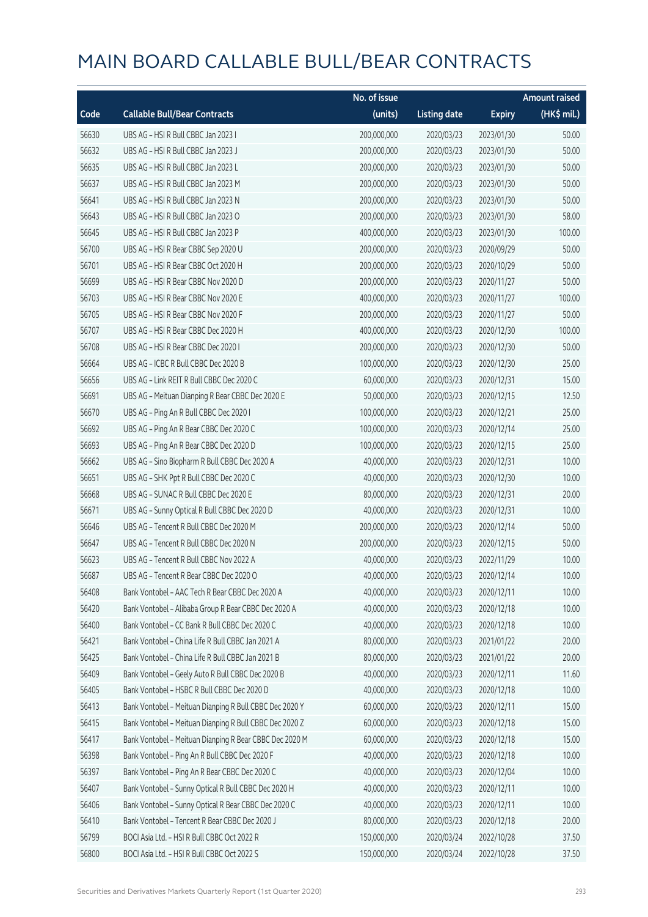# MAIN BOARD CALLABLE BULL/BEAR CONTRACTS

| Code | Callable Bull/Bear Contracts | No. of issue (units) | Listing date | Expiry | Amount raised (HK$ mil.) |
|---|---|---|---|---|---|
| 56630 | UBS AG - HSI R Bull CBBC Jan 2023 I | 200,000,000 | 2020/03/23 | 2023/01/30 | 50.00 |
| 56632 | UBS AG - HSI R Bull CBBC Jan 2023 J | 200,000,000 | 2020/03/23 | 2023/01/30 | 50.00 |
| 56635 | UBS AG - HSI R Bull CBBC Jan 2023 L | 200,000,000 | 2020/03/23 | 2023/01/30 | 50.00 |
| 56637 | UBS AG - HSI R Bull CBBC Jan 2023 M | 200,000,000 | 2020/03/23 | 2023/01/30 | 50.00 |
| 56641 | UBS AG - HSI R Bull CBBC Jan 2023 N | 200,000,000 | 2020/03/23 | 2023/01/30 | 50.00 |
| 56643 | UBS AG - HSI R Bull CBBC Jan 2023 O | 200,000,000 | 2020/03/23 | 2023/01/30 | 58.00 |
| 56645 | UBS AG - HSI R Bull CBBC Jan 2023 P | 400,000,000 | 2020/03/23 | 2023/01/30 | 100.00 |
| 56700 | UBS AG - HSI R Bear CBBC Sep 2020 U | 200,000,000 | 2020/03/23 | 2020/09/29 | 50.00 |
| 56701 | UBS AG - HSI R Bear CBBC Oct 2020 H | 200,000,000 | 2020/03/23 | 2020/10/29 | 50.00 |
| 56699 | UBS AG - HSI R Bear CBBC Nov 2020 D | 200,000,000 | 2020/03/23 | 2020/11/27 | 50.00 |
| 56703 | UBS AG - HSI R Bear CBBC Nov 2020 E | 400,000,000 | 2020/03/23 | 2020/11/27 | 100.00 |
| 56705 | UBS AG - HSI R Bear CBBC Nov 2020 F | 200,000,000 | 2020/03/23 | 2020/11/27 | 50.00 |
| 56707 | UBS AG - HSI R Bear CBBC Dec 2020 H | 400,000,000 | 2020/03/23 | 2020/12/30 | 100.00 |
| 56708 | UBS AG - HSI R Bear CBBC Dec 2020 I | 200,000,000 | 2020/03/23 | 2020/12/30 | 50.00 |
| 56664 | UBS AG - ICBC R Bull CBBC Dec 2020 B | 100,000,000 | 2020/03/23 | 2020/12/30 | 25.00 |
| 56656 | UBS AG - Link REIT R Bull CBBC Dec 2020 C | 60,000,000 | 2020/03/23 | 2020/12/31 | 15.00 |
| 56691 | UBS AG - Meituan Dianping R Bear CBBC Dec 2020 E | 50,000,000 | 2020/03/23 | 2020/12/15 | 12.50 |
| 56670 | UBS AG - Ping An R Bull CBBC Dec 2020 I | 100,000,000 | 2020/03/23 | 2020/12/21 | 25.00 |
| 56692 | UBS AG - Ping An R Bear CBBC Dec 2020 C | 100,000,000 | 2020/03/23 | 2020/12/14 | 25.00 |
| 56693 | UBS AG - Ping An R Bear CBBC Dec 2020 D | 100,000,000 | 2020/03/23 | 2020/12/15 | 25.00 |
| 56662 | UBS AG - Sino Biopharm R Bull CBBC Dec 2020 A | 40,000,000 | 2020/03/23 | 2020/12/31 | 10.00 |
| 56651 | UBS AG - SHK Ppt R Bull CBBC Dec 2020 C | 40,000,000 | 2020/03/23 | 2020/12/30 | 10.00 |
| 56668 | UBS AG - SUNAC R Bull CBBC Dec 2020 E | 80,000,000 | 2020/03/23 | 2020/12/31 | 20.00 |
| 56671 | UBS AG - Sunny Optical R Bull CBBC Dec 2020 D | 40,000,000 | 2020/03/23 | 2020/12/31 | 10.00 |
| 56646 | UBS AG - Tencent R Bull CBBC Dec 2020 M | 200,000,000 | 2020/03/23 | 2020/12/14 | 50.00 |
| 56647 | UBS AG - Tencent R Bull CBBC Dec 2020 N | 200,000,000 | 2020/03/23 | 2020/12/15 | 50.00 |
| 56623 | UBS AG - Tencent R Bull CBBC Nov 2022 A | 40,000,000 | 2020/03/23 | 2022/11/29 | 10.00 |
| 56687 | UBS AG - Tencent R Bear CBBC Dec 2020 O | 40,000,000 | 2020/03/23 | 2020/12/14 | 10.00 |
| 56408 | Bank Vontobel - AAC Tech R Bear CBBC Dec 2020 A | 40,000,000 | 2020/03/23 | 2020/12/11 | 10.00 |
| 56420 | Bank Vontobel - Alibaba Group R Bear CBBC Dec 2020 A | 40,000,000 | 2020/03/23 | 2020/12/18 | 10.00 |
| 56400 | Bank Vontobel - CC Bank R Bull CBBC Dec 2020 C | 40,000,000 | 2020/03/23 | 2020/12/18 | 10.00 |
| 56421 | Bank Vontobel - China Life R Bull CBBC Jan 2021 A | 80,000,000 | 2020/03/23 | 2021/01/22 | 20.00 |
| 56425 | Bank Vontobel - China Life R Bull CBBC Jan 2021 B | 80,000,000 | 2020/03/23 | 2021/01/22 | 20.00 |
| 56409 | Bank Vontobel - Geely Auto R Bull CBBC Dec 2020 B | 40,000,000 | 2020/03/23 | 2020/12/11 | 11.60 |
| 56405 | Bank Vontobel - HSBC R Bull CBBC Dec 2020 D | 40,000,000 | 2020/03/23 | 2020/12/18 | 10.00 |
| 56413 | Bank Vontobel - Meituan Dianping R Bull CBBC Dec 2020 Y | 60,000,000 | 2020/03/23 | 2020/12/11 | 15.00 |
| 56415 | Bank Vontobel - Meituan Dianping R Bull CBBC Dec 2020 Z | 60,000,000 | 2020/03/23 | 2020/12/18 | 15.00 |
| 56417 | Bank Vontobel - Meituan Dianping R Bear CBBC Dec 2020 M | 60,000,000 | 2020/03/23 | 2020/12/18 | 15.00 |
| 56398 | Bank Vontobel - Ping An R Bull CBBC Dec 2020 F | 40,000,000 | 2020/03/23 | 2020/12/18 | 10.00 |
| 56397 | Bank Vontobel - Ping An R Bear CBBC Dec 2020 C | 40,000,000 | 2020/03/23 | 2020/12/04 | 10.00 |
| 56407 | Bank Vontobel - Sunny Optical R Bull CBBC Dec 2020 H | 40,000,000 | 2020/03/23 | 2020/12/11 | 10.00 |
| 56406 | Bank Vontobel - Sunny Optical R Bear CBBC Dec 2020 C | 40,000,000 | 2020/03/23 | 2020/12/11 | 10.00 |
| 56410 | Bank Vontobel - Tencent R Bear CBBC Dec 2020 J | 80,000,000 | 2020/03/23 | 2020/12/18 | 20.00 |
| 56799 | BOCI Asia Ltd. - HSI R Bull CBBC Oct 2022 R | 150,000,000 | 2020/03/24 | 2022/10/28 | 37.50 |
| 56800 | BOCI Asia Ltd. - HSI R Bull CBBC Oct 2022 S | 150,000,000 | 2020/03/24 | 2022/10/28 | 37.50 |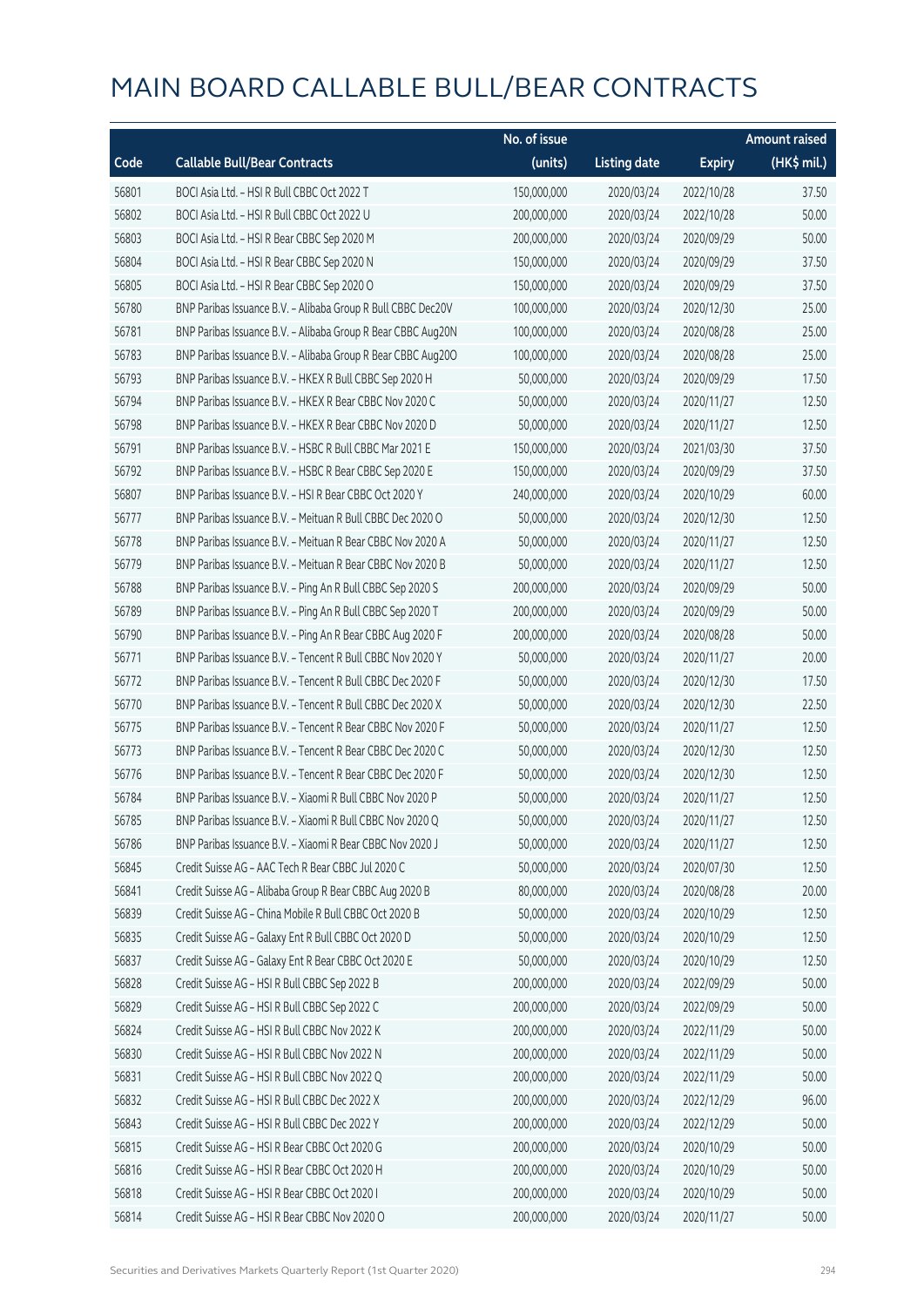# MAIN BOARD CALLABLE BULL/BEAR CONTRACTS

| Code | Callable Bull/Bear Contracts | No. of issue (units) | Listing date | Expiry | Amount raised (HK$ mil.) |
|---|---|---|---|---|---|
| 56801 | BOCI Asia Ltd. – HSI R Bull CBBC Oct 2022 T | 150,000,000 | 2020/03/24 | 2022/10/28 | 37.50 |
| 56802 | BOCI Asia Ltd. – HSI R Bull CBBC Oct 2022 U | 200,000,000 | 2020/03/24 | 2022/10/28 | 50.00 |
| 56803 | BOCI Asia Ltd. – HSI R Bear CBBC Sep 2020 M | 200,000,000 | 2020/03/24 | 2020/09/29 | 50.00 |
| 56804 | BOCI Asia Ltd. – HSI R Bear CBBC Sep 2020 N | 150,000,000 | 2020/03/24 | 2020/09/29 | 37.50 |
| 56805 | BOCI Asia Ltd. – HSI R Bear CBBC Sep 2020 O | 150,000,000 | 2020/03/24 | 2020/09/29 | 37.50 |
| 56780 | BNP Paribas Issuance B.V. – Alibaba Group R Bull CBBC Dec20V | 100,000,000 | 2020/03/24 | 2020/12/30 | 25.00 |
| 56781 | BNP Paribas Issuance B.V. – Alibaba Group R Bear CBBC Aug20N | 100,000,000 | 2020/03/24 | 2020/08/28 | 25.00 |
| 56783 | BNP Paribas Issuance B.V. – Alibaba Group R Bear CBBC Aug20O | 100,000,000 | 2020/03/24 | 2020/08/28 | 25.00 |
| 56793 | BNP Paribas Issuance B.V. – HKEX R Bull CBBC Sep 2020 H | 50,000,000 | 2020/03/24 | 2020/09/29 | 17.50 |
| 56794 | BNP Paribas Issuance B.V. – HKEX R Bear CBBC Nov 2020 C | 50,000,000 | 2020/03/24 | 2020/11/27 | 12.50 |
| 56798 | BNP Paribas Issuance B.V. – HKEX R Bear CBBC Nov 2020 D | 50,000,000 | 2020/03/24 | 2020/11/27 | 12.50 |
| 56791 | BNP Paribas Issuance B.V. – HSBC R Bull CBBC Mar 2021 E | 150,000,000 | 2020/03/24 | 2021/03/30 | 37.50 |
| 56792 | BNP Paribas Issuance B.V. – HSBC R Bear CBBC Sep 2020 E | 150,000,000 | 2020/03/24 | 2020/09/29 | 37.50 |
| 56807 | BNP Paribas Issuance B.V. – HSI R Bear CBBC Oct 2020 Y | 240,000,000 | 2020/03/24 | 2020/10/29 | 60.00 |
| 56777 | BNP Paribas Issuance B.V. – Meituan R Bull CBBC Dec 2020 O | 50,000,000 | 2020/03/24 | 2020/12/30 | 12.50 |
| 56778 | BNP Paribas Issuance B.V. – Meituan R Bear CBBC Nov 2020 A | 50,000,000 | 2020/03/24 | 2020/11/27 | 12.50 |
| 56779 | BNP Paribas Issuance B.V. – Meituan R Bear CBBC Nov 2020 B | 50,000,000 | 2020/03/24 | 2020/11/27 | 12.50 |
| 56788 | BNP Paribas Issuance B.V. – Ping An R Bull CBBC Sep 2020 S | 200,000,000 | 2020/03/24 | 2020/09/29 | 50.00 |
| 56789 | BNP Paribas Issuance B.V. – Ping An R Bull CBBC Sep 2020 T | 200,000,000 | 2020/03/24 | 2020/09/29 | 50.00 |
| 56790 | BNP Paribas Issuance B.V. – Ping An R Bear CBBC Aug 2020 F | 200,000,000 | 2020/03/24 | 2020/08/28 | 50.00 |
| 56771 | BNP Paribas Issuance B.V. – Tencent R Bull CBBC Nov 2020 Y | 50,000,000 | 2020/03/24 | 2020/11/27 | 20.00 |
| 56772 | BNP Paribas Issuance B.V. – Tencent R Bull CBBC Dec 2020 F | 50,000,000 | 2020/03/24 | 2020/12/30 | 17.50 |
| 56770 | BNP Paribas Issuance B.V. – Tencent R Bull CBBC Dec 2020 X | 50,000,000 | 2020/03/24 | 2020/12/30 | 22.50 |
| 56775 | BNP Paribas Issuance B.V. – Tencent R Bear CBBC Nov 2020 F | 50,000,000 | 2020/03/24 | 2020/11/27 | 12.50 |
| 56773 | BNP Paribas Issuance B.V. – Tencent R Bear CBBC Dec 2020 C | 50,000,000 | 2020/03/24 | 2020/12/30 | 12.50 |
| 56776 | BNP Paribas Issuance B.V. – Tencent R Bear CBBC Dec 2020 F | 50,000,000 | 2020/03/24 | 2020/12/30 | 12.50 |
| 56784 | BNP Paribas Issuance B.V. – Xiaomi R Bull CBBC Nov 2020 P | 50,000,000 | 2020/03/24 | 2020/11/27 | 12.50 |
| 56785 | BNP Paribas Issuance B.V. – Xiaomi R Bull CBBC Nov 2020 Q | 50,000,000 | 2020/03/24 | 2020/11/27 | 12.50 |
| 56786 | BNP Paribas Issuance B.V. – Xiaomi R Bear CBBC Nov 2020 J | 50,000,000 | 2020/03/24 | 2020/11/27 | 12.50 |
| 56845 | Credit Suisse AG – AAC Tech R Bear CBBC Jul 2020 C | 50,000,000 | 2020/03/24 | 2020/07/30 | 12.50 |
| 56841 | Credit Suisse AG – Alibaba Group R Bear CBBC Aug 2020 B | 80,000,000 | 2020/03/24 | 2020/08/28 | 20.00 |
| 56839 | Credit Suisse AG – China Mobile R Bull CBBC Oct 2020 B | 50,000,000 | 2020/03/24 | 2020/10/29 | 12.50 |
| 56835 | Credit Suisse AG – Galaxy Ent R Bull CBBC Oct 2020 D | 50,000,000 | 2020/03/24 | 2020/10/29 | 12.50 |
| 56837 | Credit Suisse AG – Galaxy Ent R Bear CBBC Oct 2020 E | 50,000,000 | 2020/03/24 | 2020/10/29 | 12.50 |
| 56828 | Credit Suisse AG – HSI R Bull CBBC Sep 2022 B | 200,000,000 | 2020/03/24 | 2022/09/29 | 50.00 |
| 56829 | Credit Suisse AG – HSI R Bull CBBC Sep 2022 C | 200,000,000 | 2020/03/24 | 2022/09/29 | 50.00 |
| 56824 | Credit Suisse AG – HSI R Bull CBBC Nov 2022 K | 200,000,000 | 2020/03/24 | 2022/11/29 | 50.00 |
| 56830 | Credit Suisse AG – HSI R Bull CBBC Nov 2022 N | 200,000,000 | 2020/03/24 | 2022/11/29 | 50.00 |
| 56831 | Credit Suisse AG – HSI R Bull CBBC Nov 2022 Q | 200,000,000 | 2020/03/24 | 2022/11/29 | 50.00 |
| 56832 | Credit Suisse AG – HSI R Bull CBBC Dec 2022 X | 200,000,000 | 2020/03/24 | 2022/12/29 | 96.00 |
| 56843 | Credit Suisse AG – HSI R Bull CBBC Dec 2022 Y | 200,000,000 | 2020/03/24 | 2022/12/29 | 50.00 |
| 56815 | Credit Suisse AG – HSI R Bear CBBC Oct 2020 G | 200,000,000 | 2020/03/24 | 2020/10/29 | 50.00 |
| 56816 | Credit Suisse AG – HSI R Bear CBBC Oct 2020 H | 200,000,000 | 2020/03/24 | 2020/10/29 | 50.00 |
| 56818 | Credit Suisse AG – HSI R Bear CBBC Oct 2020 I | 200,000,000 | 2020/03/24 | 2020/10/29 | 50.00 |
| 56814 | Credit Suisse AG – HSI R Bear CBBC Nov 2020 O | 200,000,000 | 2020/03/24 | 2020/11/27 | 50.00 |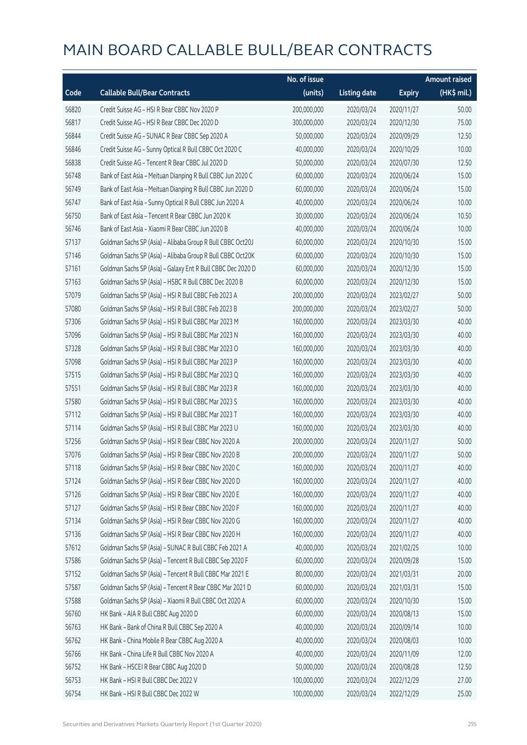# MAIN BOARD CALLABLE BULL/BEAR CONTRACTS

| Code | Callable Bull/Bear Contracts | No. of issue (units) | Listing date | Expiry | Amount raised (HK$ mil.) |
|---|---|---|---|---|---|
| 56820 | Credit Suisse AG – HSI R Bear CBBC Nov 2020 P | 200,000,000 | 2020/03/24 | 2020/11/27 | 50.00 |
| 56817 | Credit Suisse AG – HSI R Bear CBBC Dec 2020 D | 300,000,000 | 2020/03/24 | 2020/12/30 | 75.00 |
| 56844 | Credit Suisse AG – SUNAC R Bear CBBC Sep 2020 A | 50,000,000 | 2020/03/24 | 2020/09/29 | 12.50 |
| 56846 | Credit Suisse AG – Sunny Optical R Bull CBBC Oct 2020 C | 40,000,000 | 2020/03/24 | 2020/10/29 | 10.00 |
| 56838 | Credit Suisse AG – Tencent R Bear CBBC Jul 2020 D | 50,000,000 | 2020/03/24 | 2020/07/30 | 12.50 |
| 56748 | Bank of East Asia – Meituan Dianping R Bull CBBC Jun 2020 C | 60,000,000 | 2020/03/24 | 2020/06/24 | 15.00 |
| 56749 | Bank of East Asia – Meituan Dianping R Bull CBBC Jun 2020 D | 60,000,000 | 2020/03/24 | 2020/06/24 | 15.00 |
| 56747 | Bank of East Asia – Sunny Optical R Bull CBBC Jun 2020 A | 40,000,000 | 2020/03/24 | 2020/06/24 | 10.00 |
| 56750 | Bank of East Asia – Tencent R Bear CBBC Jun 2020 K | 30,000,000 | 2020/03/24 | 2020/06/24 | 10.50 |
| 56746 | Bank of East Asia – Xiaomi R Bear CBBC Jun 2020 B | 40,000,000 | 2020/03/24 | 2020/06/24 | 10.00 |
| 57137 | Goldman Sachs SP (Asia) – Alibaba Group R Bull CBBC Oct20J | 60,000,000 | 2020/03/24 | 2020/10/30 | 15.00 |
| 57146 | Goldman Sachs SP (Asia) – Alibaba Group R Bull CBBC Oct20K | 60,000,000 | 2020/03/24 | 2020/10/30 | 15.00 |
| 57161 | Goldman Sachs SP (Asia) – Galaxy Ent R Bull CBBC Dec 2020 D | 60,000,000 | 2020/03/24 | 2020/12/30 | 15.00 |
| 57163 | Goldman Sachs SP (Asia) – HSBC R Bull CBBC Dec 2020 B | 60,000,000 | 2020/03/24 | 2020/12/30 | 15.00 |
| 57079 | Goldman Sachs SP (Asia) – HSI R Bull CBBC Feb 2023 A | 200,000,000 | 2020/03/24 | 2023/02/27 | 50.00 |
| 57080 | Goldman Sachs SP (Asia) – HSI R Bull CBBC Feb 2023 B | 200,000,000 | 2020/03/24 | 2023/02/27 | 50.00 |
| 57306 | Goldman Sachs SP (Asia) – HSI R Bull CBBC Mar 2023 M | 160,000,000 | 2020/03/24 | 2023/03/30 | 40.00 |
| 57096 | Goldman Sachs SP (Asia) – HSI R Bull CBBC Mar 2023 N | 160,000,000 | 2020/03/24 | 2023/03/30 | 40.00 |
| 57328 | Goldman Sachs SP (Asia) – HSI R Bull CBBC Mar 2023 O | 160,000,000 | 2020/03/24 | 2023/03/30 | 40.00 |
| 57098 | Goldman Sachs SP (Asia) – HSI R Bull CBBC Mar 2023 P | 160,000,000 | 2020/03/24 | 2023/03/30 | 40.00 |
| 57515 | Goldman Sachs SP (Asia) – HSI R Bull CBBC Mar 2023 Q | 160,000,000 | 2020/03/24 | 2023/03/30 | 40.00 |
| 57551 | Goldman Sachs SP (Asia) – HSI R Bull CBBC Mar 2023 R | 160,000,000 | 2020/03/24 | 2023/03/30 | 40.00 |
| 57580 | Goldman Sachs SP (Asia) – HSI R Bull CBBC Mar 2023 S | 160,000,000 | 2020/03/24 | 2023/03/30 | 40.00 |
| 57112 | Goldman Sachs SP (Asia) – HSI R Bull CBBC Mar 2023 T | 160,000,000 | 2020/03/24 | 2023/03/30 | 40.00 |
| 57114 | Goldman Sachs SP (Asia) – HSI R Bull CBBC Mar 2023 U | 160,000,000 | 2020/03/24 | 2023/03/30 | 40.00 |
| 57256 | Goldman Sachs SP (Asia) – HSI R Bear CBBC Nov 2020 A | 200,000,000 | 2020/03/24 | 2020/11/27 | 50.00 |
| 57076 | Goldman Sachs SP (Asia) – HSI R Bear CBBC Nov 2020 B | 200,000,000 | 2020/03/24 | 2020/11/27 | 50.00 |
| 57118 | Goldman Sachs SP (Asia) – HSI R Bear CBBC Nov 2020 C | 160,000,000 | 2020/03/24 | 2020/11/27 | 40.00 |
| 57124 | Goldman Sachs SP (Asia) – HSI R Bear CBBC Nov 2020 D | 160,000,000 | 2020/03/24 | 2020/11/27 | 40.00 |
| 57126 | Goldman Sachs SP (Asia) – HSI R Bear CBBC Nov 2020 E | 160,000,000 | 2020/03/24 | 2020/11/27 | 40.00 |
| 57127 | Goldman Sachs SP (Asia) – HSI R Bear CBBC Nov 2020 F | 160,000,000 | 2020/03/24 | 2020/11/27 | 40.00 |
| 57134 | Goldman Sachs SP (Asia) – HSI R Bear CBBC Nov 2020 G | 160,000,000 | 2020/03/24 | 2020/11/27 | 40.00 |
| 57136 | Goldman Sachs SP (Asia) – HSI R Bear CBBC Nov 2020 H | 160,000,000 | 2020/03/24 | 2020/11/27 | 40.00 |
| 57612 | Goldman Sachs SP (Asia) – SUNAC R Bull CBBC Feb 2021 A | 40,000,000 | 2020/03/24 | 2021/02/25 | 10.00 |
| 57586 | Goldman Sachs SP (Asia) – Tencent R Bull CBBC Sep 2020 F | 60,000,000 | 2020/03/24 | 2020/09/28 | 15.00 |
| 57152 | Goldman Sachs SP (Asia) – Tencent R Bull CBBC Mar 2021 E | 80,000,000 | 2020/03/24 | 2021/03/31 | 20.00 |
| 57587 | Goldman Sachs SP (Asia) – Tencent R Bear CBBC Mar 2021 D | 60,000,000 | 2020/03/24 | 2021/03/31 | 15.00 |
| 57588 | Goldman Sachs SP (Asia) – Xiaomi R Bull CBBC Oct 2020 A | 60,000,000 | 2020/03/24 | 2020/10/30 | 15.00 |
| 56760 | HK Bank – AIA R Bull CBBC Aug 2020 D | 60,000,000 | 2020/03/24 | 2020/08/13 | 15.00 |
| 56763 | HK Bank – Bank of China R Bull CBBC Sep 2020 A | 40,000,000 | 2020/03/24 | 2020/09/14 | 10.00 |
| 56762 | HK Bank – China Mobile R Bear CBBC Aug 2020 A | 40,000,000 | 2020/03/24 | 2020/08/03 | 10.00 |
| 56766 | HK Bank – China Life R Bull CBBC Nov 2020 A | 40,000,000 | 2020/03/24 | 2020/11/09 | 12.00 |
| 56752 | HK Bank – HSCEI R Bear CBBC Aug 2020 D | 50,000,000 | 2020/03/24 | 2020/08/28 | 12.50 |
| 56753 | HK Bank – HSI R Bull CBBC Dec 2022 V | 100,000,000 | 2020/03/24 | 2022/12/29 | 27.00 |
| 56754 | HK Bank – HSI R Bull CBBC Dec 2022 W | 100,000,000 | 2020/03/24 | 2022/12/29 | 25.00 |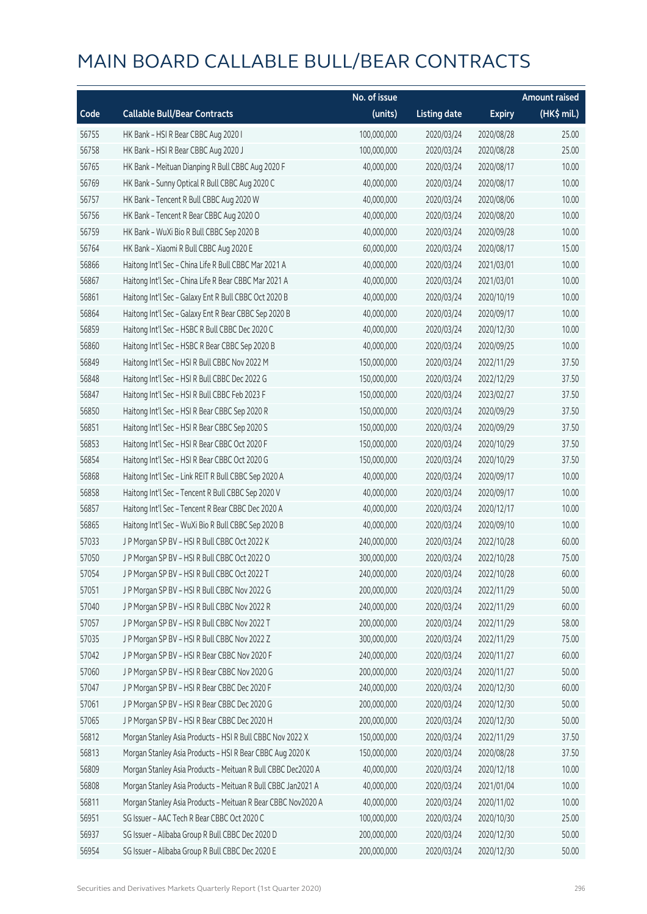# MAIN BOARD CALLABLE BULL/BEAR CONTRACTS

| Code | Callable Bull/Bear Contracts | No. of issue (units) | Listing date | Expiry | Amount raised (HK$ mil.) |
|---|---|---|---|---|---|
| 56755 | HK Bank – HSI R Bear CBBC Aug 2020 I | 100,000,000 | 2020/03/24 | 2020/08/28 | 25.00 |
| 56758 | HK Bank – HSI R Bear CBBC Aug 2020 J | 100,000,000 | 2020/03/24 | 2020/08/28 | 25.00 |
| 56765 | HK Bank – Meituan Dianping R Bull CBBC Aug 2020 F | 40,000,000 | 2020/03/24 | 2020/08/17 | 10.00 |
| 56769 | HK Bank – Sunny Optical R Bull CBBC Aug 2020 C | 40,000,000 | 2020/03/24 | 2020/08/17 | 10.00 |
| 56757 | HK Bank – Tencent R Bull CBBC Aug 2020 W | 40,000,000 | 2020/03/24 | 2020/08/06 | 10.00 |
| 56756 | HK Bank – Tencent R Bear CBBC Aug 2020 O | 40,000,000 | 2020/03/24 | 2020/08/20 | 10.00 |
| 56759 | HK Bank – WuXi Bio R Bull CBBC Sep 2020 B | 40,000,000 | 2020/03/24 | 2020/09/28 | 10.00 |
| 56764 | HK Bank – Xiaomi R Bull CBBC Aug 2020 E | 60,000,000 | 2020/03/24 | 2020/08/17 | 15.00 |
| 56866 | Haitong Int'l Sec – China Life R Bull CBBC Mar 2021 A | 40,000,000 | 2020/03/24 | 2021/03/01 | 10.00 |
| 56867 | Haitong Int'l Sec – China Life R Bear CBBC Mar 2021 A | 40,000,000 | 2020/03/24 | 2021/03/01 | 10.00 |
| 56861 | Haitong Int'l Sec – Galaxy Ent R Bull CBBC Oct 2020 B | 40,000,000 | 2020/03/24 | 2020/10/19 | 10.00 |
| 56864 | Haitong Int'l Sec – Galaxy Ent R Bear CBBC Sep 2020 B | 40,000,000 | 2020/03/24 | 2020/09/17 | 10.00 |
| 56859 | Haitong Int'l Sec – HSBC R Bull CBBC Dec 2020 C | 40,000,000 | 2020/03/24 | 2020/12/30 | 10.00 |
| 56860 | Haitong Int'l Sec – HSBC R Bear CBBC Sep 2020 B | 40,000,000 | 2020/03/24 | 2020/09/25 | 10.00 |
| 56849 | Haitong Int'l Sec – HSI R Bull CBBC Nov 2022 M | 150,000,000 | 2020/03/24 | 2022/11/29 | 37.50 |
| 56848 | Haitong Int'l Sec – HSI R Bull CBBC Dec 2022 G | 150,000,000 | 2020/03/24 | 2022/12/29 | 37.50 |
| 56847 | Haitong Int'l Sec – HSI R Bull CBBC Feb 2023 F | 150,000,000 | 2020/03/24 | 2023/02/27 | 37.50 |
| 56850 | Haitong Int'l Sec – HSI R Bear CBBC Sep 2020 R | 150,000,000 | 2020/03/24 | 2020/09/29 | 37.50 |
| 56851 | Haitong Int'l Sec – HSI R Bear CBBC Sep 2020 S | 150,000,000 | 2020/03/24 | 2020/09/29 | 37.50 |
| 56853 | Haitong Int'l Sec – HSI R Bear CBBC Oct 2020 F | 150,000,000 | 2020/03/24 | 2020/10/29 | 37.50 |
| 56854 | Haitong Int'l Sec – HSI R Bear CBBC Oct 2020 G | 150,000,000 | 2020/03/24 | 2020/10/29 | 37.50 |
| 56868 | Haitong Int'l Sec – Link REIT R Bull CBBC Sep 2020 A | 40,000,000 | 2020/03/24 | 2020/09/17 | 10.00 |
| 56858 | Haitong Int'l Sec – Tencent R Bull CBBC Sep 2020 V | 40,000,000 | 2020/03/24 | 2020/09/17 | 10.00 |
| 56857 | Haitong Int'l Sec – Tencent R Bear CBBC Dec 2020 A | 40,000,000 | 2020/03/24 | 2020/12/17 | 10.00 |
| 56865 | Haitong Int'l Sec – WuXi Bio R Bull CBBC Sep 2020 B | 40,000,000 | 2020/03/24 | 2020/09/10 | 10.00 |
| 57033 | J P Morgan SP BV – HSI R Bull CBBC Oct 2022 K | 240,000,000 | 2020/03/24 | 2022/10/28 | 60.00 |
| 57050 | J P Morgan SP BV – HSI R Bull CBBC Oct 2022 O | 300,000,000 | 2020/03/24 | 2022/10/28 | 75.00 |
| 57054 | J P Morgan SP BV – HSI R Bull CBBC Oct 2022 T | 240,000,000 | 2020/03/24 | 2022/10/28 | 60.00 |
| 57051 | J P Morgan SP BV – HSI R Bull CBBC Nov 2022 G | 200,000,000 | 2020/03/24 | 2022/11/29 | 50.00 |
| 57040 | J P Morgan SP BV – HSI R Bull CBBC Nov 2022 R | 240,000,000 | 2020/03/24 | 2022/11/29 | 60.00 |
| 57057 | J P Morgan SP BV – HSI R Bull CBBC Nov 2022 T | 200,000,000 | 2020/03/24 | 2022/11/29 | 58.00 |
| 57035 | J P Morgan SP BV – HSI R Bull CBBC Nov 2022 Z | 300,000,000 | 2020/03/24 | 2022/11/29 | 75.00 |
| 57042 | J P Morgan SP BV – HSI R Bear CBBC Nov 2020 F | 240,000,000 | 2020/03/24 | 2020/11/27 | 60.00 |
| 57060 | J P Morgan SP BV – HSI R Bear CBBC Nov 2020 G | 200,000,000 | 2020/03/24 | 2020/11/27 | 50.00 |
| 57047 | J P Morgan SP BV – HSI R Bear CBBC Dec 2020 F | 240,000,000 | 2020/03/24 | 2020/12/30 | 60.00 |
| 57061 | J P Morgan SP BV – HSI R Bear CBBC Dec 2020 G | 200,000,000 | 2020/03/24 | 2020/12/30 | 50.00 |
| 57065 | J P Morgan SP BV – HSI R Bear CBBC Dec 2020 H | 200,000,000 | 2020/03/24 | 2020/12/30 | 50.00 |
| 56812 | Morgan Stanley Asia Products – HSI R Bull CBBC Nov 2022 X | 150,000,000 | 2020/03/24 | 2022/11/29 | 37.50 |
| 56813 | Morgan Stanley Asia Products – HSI R Bear CBBC Aug 2020 K | 150,000,000 | 2020/03/24 | 2020/08/28 | 37.50 |
| 56809 | Morgan Stanley Asia Products – Meituan R Bull CBBC Dec2020 A | 40,000,000 | 2020/03/24 | 2020/12/18 | 10.00 |
| 56808 | Morgan Stanley Asia Products – Meituan R Bull CBBC Jan2021 A | 40,000,000 | 2020/03/24 | 2021/01/04 | 10.00 |
| 56811 | Morgan Stanley Asia Products – Meituan R Bear CBBC Nov2020 A | 40,000,000 | 2020/03/24 | 2020/11/02 | 10.00 |
| 56951 | SG Issuer – AAC Tech R Bear CBBC Oct 2020 C | 100,000,000 | 2020/03/24 | 2020/10/30 | 25.00 |
| 56937 | SG Issuer – Alibaba Group R Bull CBBC Dec 2020 D | 200,000,000 | 2020/03/24 | 2020/12/30 | 50.00 |
| 56954 | SG Issuer – Alibaba Group R Bull CBBC Dec 2020 E | 200,000,000 | 2020/03/24 | 2020/12/30 | 50.00 |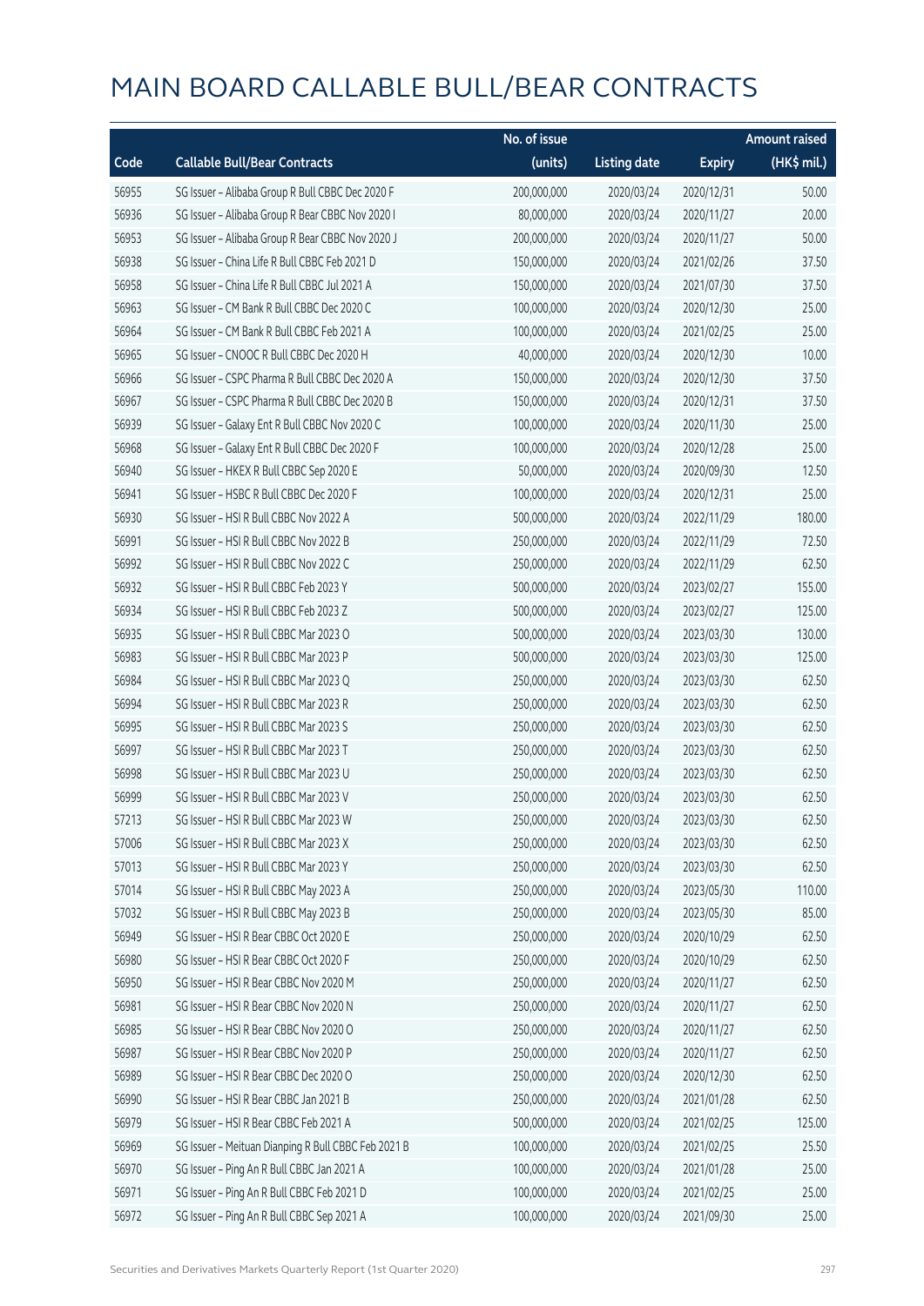# MAIN BOARD CALLABLE BULL/BEAR CONTRACTS

| Code | Callable Bull/Bear Contracts | No. of issue (units) | Listing date | Expiry | Amount raised (HK$ mil.) |
|---|---|---|---|---|---|
| 56955 | SG Issuer – Alibaba Group R Bull CBBC Dec 2020 F | 200,000,000 | 2020/03/24 | 2020/12/31 | 50.00 |
| 56936 | SG Issuer – Alibaba Group R Bear CBBC Nov 2020 I | 80,000,000 | 2020/03/24 | 2020/11/27 | 20.00 |
| 56953 | SG Issuer – Alibaba Group R Bear CBBC Nov 2020 J | 200,000,000 | 2020/03/24 | 2020/11/27 | 50.00 |
| 56938 | SG Issuer – China Life R Bull CBBC Feb 2021 D | 150,000,000 | 2020/03/24 | 2021/02/26 | 37.50 |
| 56958 | SG Issuer – China Life R Bull CBBC Jul 2021 A | 150,000,000 | 2020/03/24 | 2021/07/30 | 37.50 |
| 56963 | SG Issuer – CM Bank R Bull CBBC Dec 2020 C | 100,000,000 | 2020/03/24 | 2020/12/30 | 25.00 |
| 56964 | SG Issuer – CM Bank R Bull CBBC Feb 2021 A | 100,000,000 | 2020/03/24 | 2021/02/25 | 25.00 |
| 56965 | SG Issuer – CNOOC R Bull CBBC Dec 2020 H | 40,000,000 | 2020/03/24 | 2020/12/30 | 10.00 |
| 56966 | SG Issuer – CSPC Pharma R Bull CBBC Dec 2020 A | 150,000,000 | 2020/03/24 | 2020/12/30 | 37.50 |
| 56967 | SG Issuer – CSPC Pharma R Bull CBBC Dec 2020 B | 150,000,000 | 2020/03/24 | 2020/12/31 | 37.50 |
| 56939 | SG Issuer – Galaxy Ent R Bull CBBC Nov 2020 C | 100,000,000 | 2020/03/24 | 2020/11/30 | 25.00 |
| 56968 | SG Issuer – Galaxy Ent R Bull CBBC Dec 2020 F | 100,000,000 | 2020/03/24 | 2020/12/28 | 25.00 |
| 56940 | SG Issuer – HKEX R Bull CBBC Sep 2020 E | 50,000,000 | 2020/03/24 | 2020/09/30 | 12.50 |
| 56941 | SG Issuer – HSBC R Bull CBBC Dec 2020 F | 100,000,000 | 2020/03/24 | 2020/12/31 | 25.00 |
| 56930 | SG Issuer – HSI R Bull CBBC Nov 2022 A | 500,000,000 | 2020/03/24 | 2022/11/29 | 180.00 |
| 56991 | SG Issuer – HSI R Bull CBBC Nov 2022 B | 250,000,000 | 2020/03/24 | 2022/11/29 | 72.50 |
| 56992 | SG Issuer – HSI R Bull CBBC Nov 2022 C | 250,000,000 | 2020/03/24 | 2022/11/29 | 62.50 |
| 56932 | SG Issuer – HSI R Bull CBBC Feb 2023 Y | 500,000,000 | 2020/03/24 | 2023/02/27 | 155.00 |
| 56934 | SG Issuer – HSI R Bull CBBC Feb 2023 Z | 500,000,000 | 2020/03/24 | 2023/02/27 | 125.00 |
| 56935 | SG Issuer – HSI R Bull CBBC Mar 2023 O | 500,000,000 | 2020/03/24 | 2023/03/30 | 130.00 |
| 56983 | SG Issuer – HSI R Bull CBBC Mar 2023 P | 500,000,000 | 2020/03/24 | 2023/03/30 | 125.00 |
| 56984 | SG Issuer – HSI R Bull CBBC Mar 2023 Q | 250,000,000 | 2020/03/24 | 2023/03/30 | 62.50 |
| 56994 | SG Issuer – HSI R Bull CBBC Mar 2023 R | 250,000,000 | 2020/03/24 | 2023/03/30 | 62.50 |
| 56995 | SG Issuer – HSI R Bull CBBC Mar 2023 S | 250,000,000 | 2020/03/24 | 2023/03/30 | 62.50 |
| 56997 | SG Issuer – HSI R Bull CBBC Mar 2023 T | 250,000,000 | 2020/03/24 | 2023/03/30 | 62.50 |
| 56998 | SG Issuer – HSI R Bull CBBC Mar 2023 U | 250,000,000 | 2020/03/24 | 2023/03/30 | 62.50 |
| 56999 | SG Issuer – HSI R Bull CBBC Mar 2023 V | 250,000,000 | 2020/03/24 | 2023/03/30 | 62.50 |
| 57213 | SG Issuer – HSI R Bull CBBC Mar 2023 W | 250,000,000 | 2020/03/24 | 2023/03/30 | 62.50 |
| 57006 | SG Issuer – HSI R Bull CBBC Mar 2023 X | 250,000,000 | 2020/03/24 | 2023/03/30 | 62.50 |
| 57013 | SG Issuer – HSI R Bull CBBC Mar 2023 Y | 250,000,000 | 2020/03/24 | 2023/03/30 | 62.50 |
| 57014 | SG Issuer – HSI R Bull CBBC May 2023 A | 250,000,000 | 2020/03/24 | 2023/05/30 | 110.00 |
| 57032 | SG Issuer – HSI R Bull CBBC May 2023 B | 250,000,000 | 2020/03/24 | 2023/05/30 | 85.00 |
| 56949 | SG Issuer – HSI R Bear CBBC Oct 2020 E | 250,000,000 | 2020/03/24 | 2020/10/29 | 62.50 |
| 56980 | SG Issuer – HSI R Bear CBBC Oct 2020 F | 250,000,000 | 2020/03/24 | 2020/10/29 | 62.50 |
| 56950 | SG Issuer – HSI R Bear CBBC Nov 2020 M | 250,000,000 | 2020/03/24 | 2020/11/27 | 62.50 |
| 56981 | SG Issuer – HSI R Bear CBBC Nov 2020 N | 250,000,000 | 2020/03/24 | 2020/11/27 | 62.50 |
| 56985 | SG Issuer – HSI R Bear CBBC Nov 2020 O | 250,000,000 | 2020/03/24 | 2020/11/27 | 62.50 |
| 56987 | SG Issuer – HSI R Bear CBBC Nov 2020 P | 250,000,000 | 2020/03/24 | 2020/11/27 | 62.50 |
| 56989 | SG Issuer – HSI R Bear CBBC Dec 2020 O | 250,000,000 | 2020/03/24 | 2020/12/30 | 62.50 |
| 56990 | SG Issuer – HSI R Bear CBBC Jan 2021 B | 250,000,000 | 2020/03/24 | 2021/01/28 | 62.50 |
| 56979 | SG Issuer – HSI R Bear CBBC Feb 2021 A | 500,000,000 | 2020/03/24 | 2021/02/25 | 125.00 |
| 56969 | SG Issuer – Meituan Dianping R Bull CBBC Feb 2021 B | 100,000,000 | 2020/03/24 | 2021/02/25 | 25.50 |
| 56970 | SG Issuer – Ping An R Bull CBBC Jan 2021 A | 100,000,000 | 2020/03/24 | 2021/01/28 | 25.00 |
| 56971 | SG Issuer – Ping An R Bull CBBC Feb 2021 D | 100,000,000 | 2020/03/24 | 2021/02/25 | 25.00 |
| 56972 | SG Issuer – Ping An R Bull CBBC Sep 2021 A | 100,000,000 | 2020/03/24 | 2021/09/30 | 25.00 |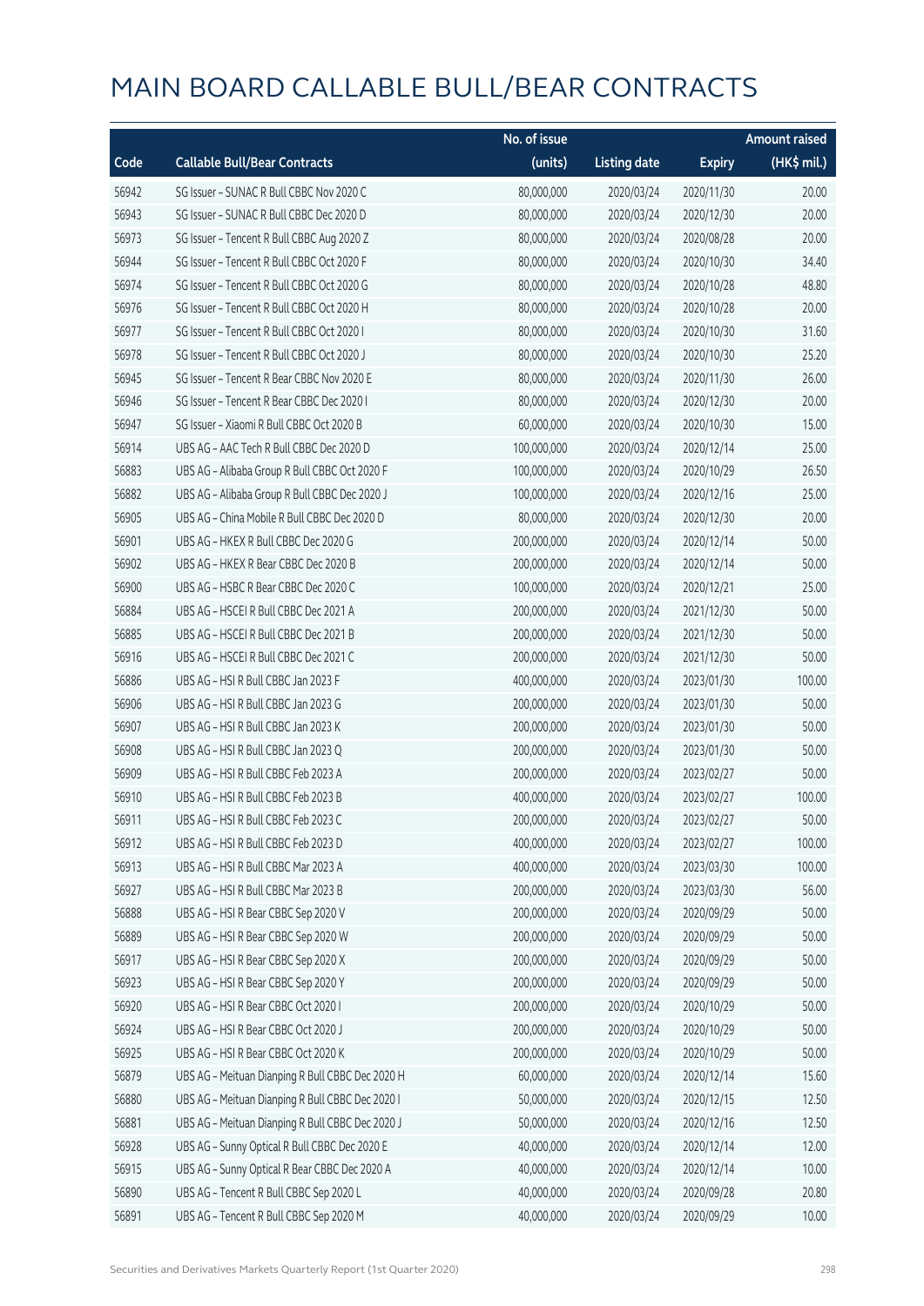# MAIN BOARD CALLABLE BULL/BEAR CONTRACTS

| Code | Callable Bull/Bear Contracts | No. of issue (units) | Listing date | Expiry | Amount raised (HK$ mil.) |
|---|---|---|---|---|---|
| 56942 | SG Issuer – SUNAC R Bull CBBC Nov 2020 C | 80,000,000 | 2020/03/24 | 2020/11/30 | 20.00 |
| 56943 | SG Issuer – SUNAC R Bull CBBC Dec 2020 D | 80,000,000 | 2020/03/24 | 2020/12/30 | 20.00 |
| 56973 | SG Issuer – Tencent R Bull CBBC Aug 2020 Z | 80,000,000 | 2020/03/24 | 2020/08/28 | 20.00 |
| 56944 | SG Issuer – Tencent R Bull CBBC Oct 2020 F | 80,000,000 | 2020/03/24 | 2020/10/30 | 34.40 |
| 56974 | SG Issuer – Tencent R Bull CBBC Oct 2020 G | 80,000,000 | 2020/03/24 | 2020/10/28 | 48.80 |
| 56976 | SG Issuer – Tencent R Bull CBBC Oct 2020 H | 80,000,000 | 2020/03/24 | 2020/10/28 | 20.00 |
| 56977 | SG Issuer – Tencent R Bull CBBC Oct 2020 I | 80,000,000 | 2020/03/24 | 2020/10/30 | 31.60 |
| 56978 | SG Issuer – Tencent R Bull CBBC Oct 2020 J | 80,000,000 | 2020/03/24 | 2020/10/30 | 25.20 |
| 56945 | SG Issuer – Tencent R Bear CBBC Nov 2020 E | 80,000,000 | 2020/03/24 | 2020/11/30 | 26.00 |
| 56946 | SG Issuer – Tencent R Bear CBBC Dec 2020 I | 80,000,000 | 2020/03/24 | 2020/12/30 | 20.00 |
| 56947 | SG Issuer – Xiaomi R Bull CBBC Oct 2020 B | 60,000,000 | 2020/03/24 | 2020/10/30 | 15.00 |
| 56914 | UBS AG – AAC Tech R Bull CBBC Dec 2020 D | 100,000,000 | 2020/03/24 | 2020/12/14 | 25.00 |
| 56883 | UBS AG – Alibaba Group R Bull CBBC Oct 2020 F | 100,000,000 | 2020/03/24 | 2020/10/29 | 26.50 |
| 56882 | UBS AG – Alibaba Group R Bull CBBC Dec 2020 J | 100,000,000 | 2020/03/24 | 2020/12/16 | 25.00 |
| 56905 | UBS AG – China Mobile R Bull CBBC Dec 2020 D | 80,000,000 | 2020/03/24 | 2020/12/30 | 20.00 |
| 56901 | UBS AG – HKEX R Bull CBBC Dec 2020 G | 200,000,000 | 2020/03/24 | 2020/12/14 | 50.00 |
| 56902 | UBS AG – HKEX R Bear CBBC Dec 2020 B | 200,000,000 | 2020/03/24 | 2020/12/14 | 50.00 |
| 56900 | UBS AG – HSBC R Bear CBBC Dec 2020 C | 100,000,000 | 2020/03/24 | 2020/12/21 | 25.00 |
| 56884 | UBS AG – HSCEI R Bull CBBC Dec 2021 A | 200,000,000 | 2020/03/24 | 2021/12/30 | 50.00 |
| 56885 | UBS AG – HSCEI R Bull CBBC Dec 2021 B | 200,000,000 | 2020/03/24 | 2021/12/30 | 50.00 |
| 56916 | UBS AG – HSCEI R Bull CBBC Dec 2021 C | 200,000,000 | 2020/03/24 | 2021/12/30 | 50.00 |
| 56886 | UBS AG – HSI R Bull CBBC Jan 2023 F | 400,000,000 | 2020/03/24 | 2023/01/30 | 100.00 |
| 56906 | UBS AG – HSI R Bull CBBC Jan 2023 G | 200,000,000 | 2020/03/24 | 2023/01/30 | 50.00 |
| 56907 | UBS AG – HSI R Bull CBBC Jan 2023 K | 200,000,000 | 2020/03/24 | 2023/01/30 | 50.00 |
| 56908 | UBS AG – HSI R Bull CBBC Jan 2023 Q | 200,000,000 | 2020/03/24 | 2023/01/30 | 50.00 |
| 56909 | UBS AG – HSI R Bull CBBC Feb 2023 A | 200,000,000 | 2020/03/24 | 2023/02/27 | 50.00 |
| 56910 | UBS AG – HSI R Bull CBBC Feb 2023 B | 400,000,000 | 2020/03/24 | 2023/02/27 | 100.00 |
| 56911 | UBS AG – HSI R Bull CBBC Feb 2023 C | 200,000,000 | 2020/03/24 | 2023/02/27 | 50.00 |
| 56912 | UBS AG – HSI R Bull CBBC Feb 2023 D | 400,000,000 | 2020/03/24 | 2023/02/27 | 100.00 |
| 56913 | UBS AG – HSI R Bull CBBC Mar 2023 A | 400,000,000 | 2020/03/24 | 2023/03/30 | 100.00 |
| 56927 | UBS AG – HSI R Bull CBBC Mar 2023 B | 200,000,000 | 2020/03/24 | 2023/03/30 | 56.00 |
| 56888 | UBS AG – HSI R Bear CBBC Sep 2020 V | 200,000,000 | 2020/03/24 | 2020/09/29 | 50.00 |
| 56889 | UBS AG – HSI R Bear CBBC Sep 2020 W | 200,000,000 | 2020/03/24 | 2020/09/29 | 50.00 |
| 56917 | UBS AG – HSI R Bear CBBC Sep 2020 X | 200,000,000 | 2020/03/24 | 2020/09/29 | 50.00 |
| 56923 | UBS AG – HSI R Bear CBBC Sep 2020 Y | 200,000,000 | 2020/03/24 | 2020/09/29 | 50.00 |
| 56920 | UBS AG – HSI R Bear CBBC Oct 2020 I | 200,000,000 | 2020/03/24 | 2020/10/29 | 50.00 |
| 56924 | UBS AG – HSI R Bear CBBC Oct 2020 J | 200,000,000 | 2020/03/24 | 2020/10/29 | 50.00 |
| 56925 | UBS AG – HSI R Bear CBBC Oct 2020 K | 200,000,000 | 2020/03/24 | 2020/10/29 | 50.00 |
| 56879 | UBS AG – Meituan Dianping R Bull CBBC Dec 2020 H | 60,000,000 | 2020/03/24 | 2020/12/14 | 15.60 |
| 56880 | UBS AG – Meituan Dianping R Bull CBBC Dec 2020 I | 50,000,000 | 2020/03/24 | 2020/12/15 | 12.50 |
| 56881 | UBS AG – Meituan Dianping R Bull CBBC Dec 2020 J | 50,000,000 | 2020/03/24 | 2020/12/16 | 12.50 |
| 56928 | UBS AG – Sunny Optical R Bull CBBC Dec 2020 E | 40,000,000 | 2020/03/24 | 2020/12/14 | 12.00 |
| 56915 | UBS AG – Sunny Optical R Bear CBBC Dec 2020 A | 40,000,000 | 2020/03/24 | 2020/12/14 | 10.00 |
| 56890 | UBS AG – Tencent R Bull CBBC Sep 2020 L | 40,000,000 | 2020/03/24 | 2020/09/28 | 20.80 |
| 56891 | UBS AG – Tencent R Bull CBBC Sep 2020 M | 40,000,000 | 2020/03/24 | 2020/09/29 | 10.00 |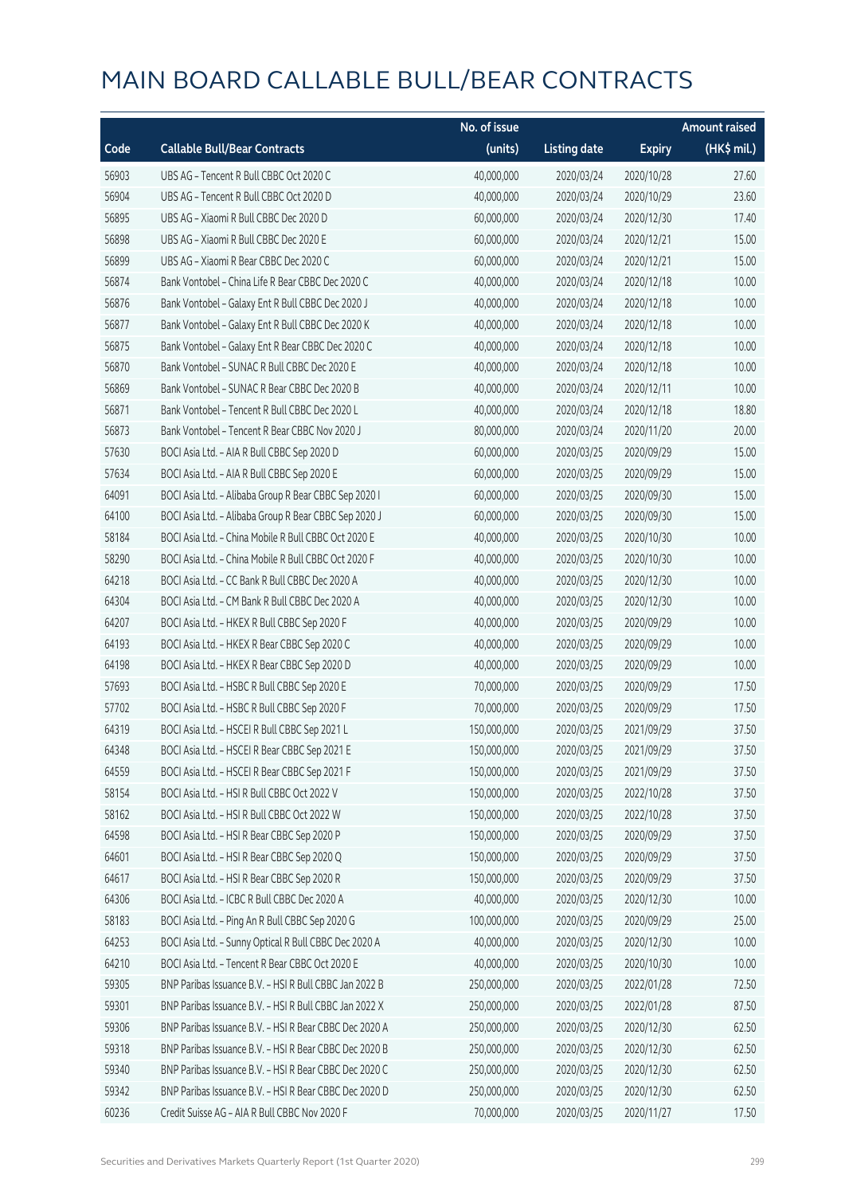# MAIN BOARD CALLABLE BULL/BEAR CONTRACTS

| Code | Callable Bull/Bear Contracts | No. of issue (units) | Listing date | Expiry | Amount raised (HK$ mil.) |
|---|---|---|---|---|---|
| 56903 | UBS AG – Tencent R Bull CBBC Oct 2020 C | 40,000,000 | 2020/03/24 | 2020/10/28 | 27.60 |
| 56904 | UBS AG – Tencent R Bull CBBC Oct 2020 D | 40,000,000 | 2020/03/24 | 2020/10/29 | 23.60 |
| 56895 | UBS AG – Xiaomi R Bull CBBC Dec 2020 D | 60,000,000 | 2020/03/24 | 2020/12/30 | 17.40 |
| 56898 | UBS AG – Xiaomi R Bull CBBC Dec 2020 E | 60,000,000 | 2020/03/24 | 2020/12/21 | 15.00 |
| 56899 | UBS AG – Xiaomi R Bear CBBC Dec 2020 C | 60,000,000 | 2020/03/24 | 2020/12/21 | 15.00 |
| 56874 | Bank Vontobel – China Life R Bear CBBC Dec 2020 C | 40,000,000 | 2020/03/24 | 2020/12/18 | 10.00 |
| 56876 | Bank Vontobel – Galaxy Ent R Bull CBBC Dec 2020 J | 40,000,000 | 2020/03/24 | 2020/12/18 | 10.00 |
| 56877 | Bank Vontobel – Galaxy Ent R Bull CBBC Dec 2020 K | 40,000,000 | 2020/03/24 | 2020/12/18 | 10.00 |
| 56875 | Bank Vontobel – Galaxy Ent R Bear CBBC Dec 2020 C | 40,000,000 | 2020/03/24 | 2020/12/18 | 10.00 |
| 56870 | Bank Vontobel – SUNAC R Bull CBBC Dec 2020 E | 40,000,000 | 2020/03/24 | 2020/12/18 | 10.00 |
| 56869 | Bank Vontobel – SUNAC R Bear CBBC Dec 2020 B | 40,000,000 | 2020/03/24 | 2020/12/11 | 10.00 |
| 56871 | Bank Vontobel – Tencent R Bull CBBC Dec 2020 L | 40,000,000 | 2020/03/24 | 2020/12/18 | 18.80 |
| 56873 | Bank Vontobel – Tencent R Bear CBBC Nov 2020 J | 80,000,000 | 2020/03/24 | 2020/11/20 | 20.00 |
| 57630 | BOCI Asia Ltd. – AIA R Bull CBBC Sep 2020 D | 60,000,000 | 2020/03/25 | 2020/09/29 | 15.00 |
| 57634 | BOCI Asia Ltd. – AIA R Bull CBBC Sep 2020 E | 60,000,000 | 2020/03/25 | 2020/09/29 | 15.00 |
| 64091 | BOCI Asia Ltd. – Alibaba Group R Bear CBBC Sep 2020 I | 60,000,000 | 2020/03/25 | 2020/09/30 | 15.00 |
| 64100 | BOCI Asia Ltd. – Alibaba Group R Bear CBBC Sep 2020 J | 60,000,000 | 2020/03/25 | 2020/09/30 | 15.00 |
| 58184 | BOCI Asia Ltd. – China Mobile R Bull CBBC Oct 2020 E | 40,000,000 | 2020/03/25 | 2020/10/30 | 10.00 |
| 58290 | BOCI Asia Ltd. – China Mobile R Bull CBBC Oct 2020 F | 40,000,000 | 2020/03/25 | 2020/10/30 | 10.00 |
| 64218 | BOCI Asia Ltd. – CC Bank R Bull CBBC Dec 2020 A | 40,000,000 | 2020/03/25 | 2020/12/30 | 10.00 |
| 64304 | BOCI Asia Ltd. – CM Bank R Bull CBBC Dec 2020 A | 40,000,000 | 2020/03/25 | 2020/12/30 | 10.00 |
| 64207 | BOCI Asia Ltd. – HKEX R Bull CBBC Sep 2020 F | 40,000,000 | 2020/03/25 | 2020/09/29 | 10.00 |
| 64193 | BOCI Asia Ltd. – HKEX R Bear CBBC Sep 2020 C | 40,000,000 | 2020/03/25 | 2020/09/29 | 10.00 |
| 64198 | BOCI Asia Ltd. – HKEX R Bear CBBC Sep 2020 D | 40,000,000 | 2020/03/25 | 2020/09/29 | 10.00 |
| 57693 | BOCI Asia Ltd. – HSBC R Bull CBBC Sep 2020 E | 70,000,000 | 2020/03/25 | 2020/09/29 | 17.50 |
| 57702 | BOCI Asia Ltd. – HSBC R Bull CBBC Sep 2020 F | 70,000,000 | 2020/03/25 | 2020/09/29 | 17.50 |
| 64319 | BOCI Asia Ltd. – HSCEI R Bull CBBC Sep 2021 L | 150,000,000 | 2020/03/25 | 2021/09/29 | 37.50 |
| 64348 | BOCI Asia Ltd. – HSCEI R Bear CBBC Sep 2021 E | 150,000,000 | 2020/03/25 | 2021/09/29 | 37.50 |
| 64559 | BOCI Asia Ltd. – HSCEI R Bear CBBC Sep 2021 F | 150,000,000 | 2020/03/25 | 2021/09/29 | 37.50 |
| 58154 | BOCI Asia Ltd. – HSI R Bull CBBC Oct 2022 V | 150,000,000 | 2020/03/25 | 2022/10/28 | 37.50 |
| 58162 | BOCI Asia Ltd. – HSI R Bull CBBC Oct 2022 W | 150,000,000 | 2020/03/25 | 2022/10/28 | 37.50 |
| 64598 | BOCI Asia Ltd. – HSI R Bear CBBC Sep 2020 P | 150,000,000 | 2020/03/25 | 2020/09/29 | 37.50 |
| 64601 | BOCI Asia Ltd. – HSI R Bear CBBC Sep 2020 Q | 150,000,000 | 2020/03/25 | 2020/09/29 | 37.50 |
| 64617 | BOCI Asia Ltd. – HSI R Bear CBBC Sep 2020 R | 150,000,000 | 2020/03/25 | 2020/09/29 | 37.50 |
| 64306 | BOCI Asia Ltd. – ICBC R Bull CBBC Dec 2020 A | 40,000,000 | 2020/03/25 | 2020/12/30 | 10.00 |
| 58183 | BOCI Asia Ltd. – Ping An R Bull CBBC Sep 2020 G | 100,000,000 | 2020/03/25 | 2020/09/29 | 25.00 |
| 64253 | BOCI Asia Ltd. – Sunny Optical R Bull CBBC Dec 2020 A | 40,000,000 | 2020/03/25 | 2020/12/30 | 10.00 |
| 64210 | BOCI Asia Ltd. – Tencent R Bear CBBC Oct 2020 E | 40,000,000 | 2020/03/25 | 2020/10/30 | 10.00 |
| 59305 | BNP Paribas Issuance B.V. – HSI R Bull CBBC Jan 2022 B | 250,000,000 | 2020/03/25 | 2022/01/28 | 72.50 |
| 59301 | BNP Paribas Issuance B.V. – HSI R Bull CBBC Jan 2022 X | 250,000,000 | 2020/03/25 | 2022/01/28 | 87.50 |
| 59306 | BNP Paribas Issuance B.V. – HSI R Bear CBBC Dec 2020 A | 250,000,000 | 2020/03/25 | 2020/12/30 | 62.50 |
| 59318 | BNP Paribas Issuance B.V. – HSI R Bear CBBC Dec 2020 B | 250,000,000 | 2020/03/25 | 2020/12/30 | 62.50 |
| 59340 | BNP Paribas Issuance B.V. – HSI R Bear CBBC Dec 2020 C | 250,000,000 | 2020/03/25 | 2020/12/30 | 62.50 |
| 59342 | BNP Paribas Issuance B.V. – HSI R Bear CBBC Dec 2020 D | 250,000,000 | 2020/03/25 | 2020/12/30 | 62.50 |
| 60236 | Credit Suisse AG – AIA R Bull CBBC Nov 2020 F | 70,000,000 | 2020/03/25 | 2020/11/27 | 17.50 |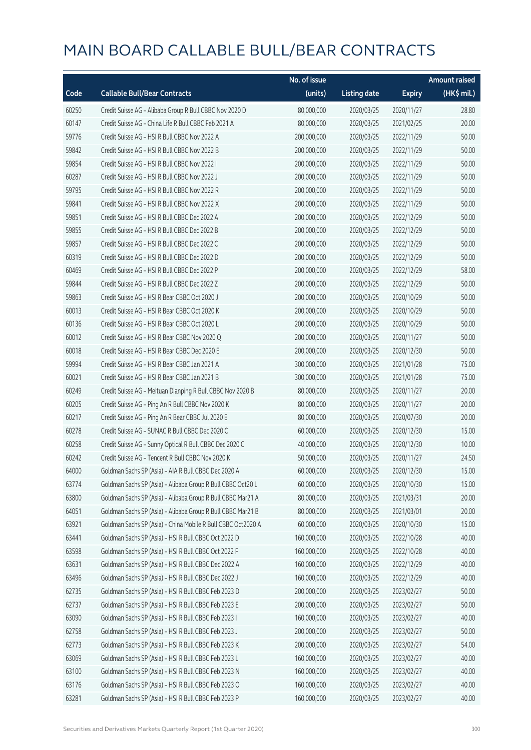# MAIN BOARD CALLABLE BULL/BEAR CONTRACTS

| Code | Callable Bull/Bear Contracts | No. of issue (units) | Listing date | Expiry | Amount raised (HK$ mil.) |
|---|---|---|---|---|---|
| 60250 | Credit Suisse AG – Alibaba Group R Bull CBBC Nov 2020 D | 80,000,000 | 2020/03/25 | 2020/11/27 | 28.80 |
| 60147 | Credit Suisse AG – China Life R Bull CBBC Feb 2021 A | 80,000,000 | 2020/03/25 | 2021/02/25 | 20.00 |
| 59776 | Credit Suisse AG – HSI R Bull CBBC Nov 2022 A | 200,000,000 | 2020/03/25 | 2022/11/29 | 50.00 |
| 59842 | Credit Suisse AG – HSI R Bull CBBC Nov 2022 B | 200,000,000 | 2020/03/25 | 2022/11/29 | 50.00 |
| 59854 | Credit Suisse AG – HSI R Bull CBBC Nov 2022 I | 200,000,000 | 2020/03/25 | 2022/11/29 | 50.00 |
| 60287 | Credit Suisse AG – HSI R Bull CBBC Nov 2022 J | 200,000,000 | 2020/03/25 | 2022/11/29 | 50.00 |
| 59795 | Credit Suisse AG – HSI R Bull CBBC Nov 2022 R | 200,000,000 | 2020/03/25 | 2022/11/29 | 50.00 |
| 59841 | Credit Suisse AG – HSI R Bull CBBC Nov 2022 X | 200,000,000 | 2020/03/25 | 2022/11/29 | 50.00 |
| 59851 | Credit Suisse AG – HSI R Bull CBBC Dec 2022 A | 200,000,000 | 2020/03/25 | 2022/12/29 | 50.00 |
| 59855 | Credit Suisse AG – HSI R Bull CBBC Dec 2022 B | 200,000,000 | 2020/03/25 | 2022/12/29 | 50.00 |
| 59857 | Credit Suisse AG – HSI R Bull CBBC Dec 2022 C | 200,000,000 | 2020/03/25 | 2022/12/29 | 50.00 |
| 60319 | Credit Suisse AG – HSI R Bull CBBC Dec 2022 D | 200,000,000 | 2020/03/25 | 2022/12/29 | 50.00 |
| 60469 | Credit Suisse AG – HSI R Bull CBBC Dec 2022 P | 200,000,000 | 2020/03/25 | 2022/12/29 | 58.00 |
| 59844 | Credit Suisse AG – HSI R Bull CBBC Dec 2022 Z | 200,000,000 | 2020/03/25 | 2022/12/29 | 50.00 |
| 59863 | Credit Suisse AG – HSI R Bear CBBC Oct 2020 J | 200,000,000 | 2020/03/25 | 2020/10/29 | 50.00 |
| 60013 | Credit Suisse AG – HSI R Bear CBBC Oct 2020 K | 200,000,000 | 2020/03/25 | 2020/10/29 | 50.00 |
| 60136 | Credit Suisse AG – HSI R Bear CBBC Oct 2020 L | 200,000,000 | 2020/03/25 | 2020/10/29 | 50.00 |
| 60012 | Credit Suisse AG – HSI R Bear CBBC Nov 2020 Q | 200,000,000 | 2020/03/25 | 2020/11/27 | 50.00 |
| 60018 | Credit Suisse AG – HSI R Bear CBBC Dec 2020 E | 200,000,000 | 2020/03/25 | 2020/12/30 | 50.00 |
| 59994 | Credit Suisse AG – HSI R Bear CBBC Jan 2021 A | 300,000,000 | 2020/03/25 | 2021/01/28 | 75.00 |
| 60021 | Credit Suisse AG – HSI R Bear CBBC Jan 2021 B | 300,000,000 | 2020/03/25 | 2021/01/28 | 75.00 |
| 60249 | Credit Suisse AG – Meituan Dianping R Bull CBBC Nov 2020 B | 80,000,000 | 2020/03/25 | 2020/11/27 | 20.00 |
| 60205 | Credit Suisse AG – Ping An R Bull CBBC Nov 2020 K | 80,000,000 | 2020/03/25 | 2020/11/27 | 20.00 |
| 60217 | Credit Suisse AG – Ping An R Bear CBBC Jul 2020 E | 80,000,000 | 2020/03/25 | 2020/07/30 | 20.00 |
| 60278 | Credit Suisse AG – SUNAC R Bull CBBC Dec 2020 C | 60,000,000 | 2020/03/25 | 2020/12/30 | 15.00 |
| 60258 | Credit Suisse AG – Sunny Optical R Bull CBBC Dec 2020 C | 40,000,000 | 2020/03/25 | 2020/12/30 | 10.00 |
| 60242 | Credit Suisse AG – Tencent R Bull CBBC Nov 2020 K | 50,000,000 | 2020/03/25 | 2020/11/27 | 24.50 |
| 64000 | Goldman Sachs SP (Asia) – AIA R Bull CBBC Dec 2020 A | 60,000,000 | 2020/03/25 | 2020/12/30 | 15.00 |
| 63774 | Goldman Sachs SP (Asia) – Alibaba Group R Bull CBBC Oct20 L | 60,000,000 | 2020/03/25 | 2020/10/30 | 15.00 |
| 63800 | Goldman Sachs SP (Asia) – Alibaba Group R Bull CBBC Mar21 A | 80,000,000 | 2020/03/25 | 2021/03/31 | 20.00 |
| 64051 | Goldman Sachs SP (Asia) – Alibaba Group R Bull CBBC Mar21 B | 80,000,000 | 2020/03/25 | 2021/03/01 | 20.00 |
| 63921 | Goldman Sachs SP (Asia) – China Mobile R Bull CBBC Oct2020 A | 60,000,000 | 2020/03/25 | 2020/10/30 | 15.00 |
| 63441 | Goldman Sachs SP (Asia) – HSI R Bull CBBC Oct 2022 D | 160,000,000 | 2020/03/25 | 2022/10/28 | 40.00 |
| 63598 | Goldman Sachs SP (Asia) – HSI R Bull CBBC Oct 2022 F | 160,000,000 | 2020/03/25 | 2022/10/28 | 40.00 |
| 63631 | Goldman Sachs SP (Asia) – HSI R Bull CBBC Dec 2022 A | 160,000,000 | 2020/03/25 | 2022/12/29 | 40.00 |
| 63496 | Goldman Sachs SP (Asia) – HSI R Bull CBBC Dec 2022 J | 160,000,000 | 2020/03/25 | 2022/12/29 | 40.00 |
| 62735 | Goldman Sachs SP (Asia) – HSI R Bull CBBC Feb 2023 D | 200,000,000 | 2020/03/25 | 2023/02/27 | 50.00 |
| 62737 | Goldman Sachs SP (Asia) – HSI R Bull CBBC Feb 2023 E | 200,000,000 | 2020/03/25 | 2023/02/27 | 50.00 |
| 63090 | Goldman Sachs SP (Asia) – HSI R Bull CBBC Feb 2023 I | 160,000,000 | 2020/03/25 | 2023/02/27 | 40.00 |
| 62758 | Goldman Sachs SP (Asia) – HSI R Bull CBBC Feb 2023 J | 200,000,000 | 2020/03/25 | 2023/02/27 | 50.00 |
| 62773 | Goldman Sachs SP (Asia) – HSI R Bull CBBC Feb 2023 K | 200,000,000 | 2020/03/25 | 2023/02/27 | 54.00 |
| 63069 | Goldman Sachs SP (Asia) – HSI R Bull CBBC Feb 2023 L | 160,000,000 | 2020/03/25 | 2023/02/27 | 40.00 |
| 63100 | Goldman Sachs SP (Asia) – HSI R Bull CBBC Feb 2023 N | 160,000,000 | 2020/03/25 | 2023/02/27 | 40.00 |
| 63176 | Goldman Sachs SP (Asia) – HSI R Bull CBBC Feb 2023 O | 160,000,000 | 2020/03/25 | 2023/02/27 | 40.00 |
| 63281 | Goldman Sachs SP (Asia) – HSI R Bull CBBC Feb 2023 P | 160,000,000 | 2020/03/25 | 2023/02/27 | 40.00 |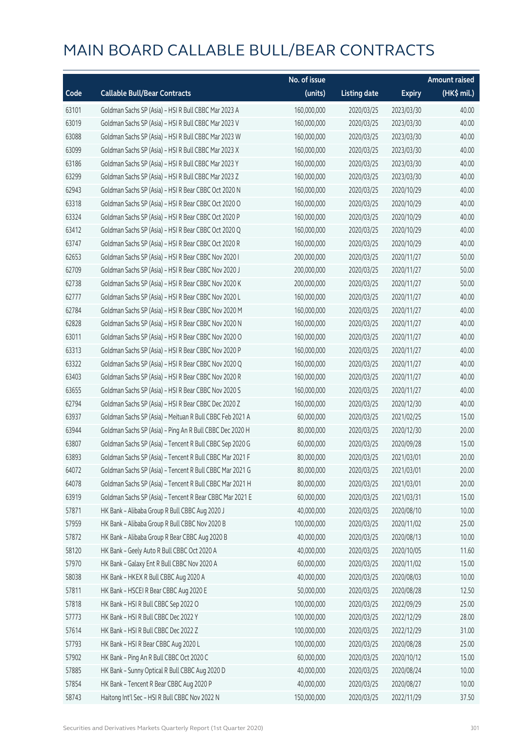# MAIN BOARD CALLABLE BULL/BEAR CONTRACTS

| Code | Callable Bull/Bear Contracts | No. of issue (units) | Listing date | Expiry | Amount raised (HK$ mil.) |
|---|---|---|---|---|---|
| 63101 | Goldman Sachs SP (Asia) – HSI R Bull CBBC Mar 2023 A | 160,000,000 | 2020/03/25 | 2023/03/30 | 40.00 |
| 63019 | Goldman Sachs SP (Asia) – HSI R Bull CBBC Mar 2023 V | 160,000,000 | 2020/03/25 | 2023/03/30 | 40.00 |
| 63088 | Goldman Sachs SP (Asia) – HSI R Bull CBBC Mar 2023 W | 160,000,000 | 2020/03/25 | 2023/03/30 | 40.00 |
| 63099 | Goldman Sachs SP (Asia) – HSI R Bull CBBC Mar 2023 X | 160,000,000 | 2020/03/25 | 2023/03/30 | 40.00 |
| 63186 | Goldman Sachs SP (Asia) – HSI R Bull CBBC Mar 2023 Y | 160,000,000 | 2020/03/25 | 2023/03/30 | 40.00 |
| 63299 | Goldman Sachs SP (Asia) – HSI R Bull CBBC Mar 2023 Z | 160,000,000 | 2020/03/25 | 2023/03/30 | 40.00 |
| 62943 | Goldman Sachs SP (Asia) – HSI R Bear CBBC Oct 2020 N | 160,000,000 | 2020/03/25 | 2020/10/29 | 40.00 |
| 63318 | Goldman Sachs SP (Asia) – HSI R Bear CBBC Oct 2020 O | 160,000,000 | 2020/03/25 | 2020/10/29 | 40.00 |
| 63324 | Goldman Sachs SP (Asia) – HSI R Bear CBBC Oct 2020 P | 160,000,000 | 2020/03/25 | 2020/10/29 | 40.00 |
| 63412 | Goldman Sachs SP (Asia) – HSI R Bear CBBC Oct 2020 Q | 160,000,000 | 2020/03/25 | 2020/10/29 | 40.00 |
| 63747 | Goldman Sachs SP (Asia) – HSI R Bear CBBC Oct 2020 R | 160,000,000 | 2020/03/25 | 2020/10/29 | 40.00 |
| 62653 | Goldman Sachs SP (Asia) – HSI R Bear CBBC Nov 2020 I | 200,000,000 | 2020/03/25 | 2020/11/27 | 50.00 |
| 62709 | Goldman Sachs SP (Asia) – HSI R Bear CBBC Nov 2020 J | 200,000,000 | 2020/03/25 | 2020/11/27 | 50.00 |
| 62738 | Goldman Sachs SP (Asia) – HSI R Bear CBBC Nov 2020 K | 200,000,000 | 2020/03/25 | 2020/11/27 | 50.00 |
| 62777 | Goldman Sachs SP (Asia) – HSI R Bear CBBC Nov 2020 L | 160,000,000 | 2020/03/25 | 2020/11/27 | 40.00 |
| 62784 | Goldman Sachs SP (Asia) – HSI R Bear CBBC Nov 2020 M | 160,000,000 | 2020/03/25 | 2020/11/27 | 40.00 |
| 62828 | Goldman Sachs SP (Asia) – HSI R Bear CBBC Nov 2020 N | 160,000,000 | 2020/03/25 | 2020/11/27 | 40.00 |
| 63011 | Goldman Sachs SP (Asia) – HSI R Bear CBBC Nov 2020 O | 160,000,000 | 2020/03/25 | 2020/11/27 | 40.00 |
| 63313 | Goldman Sachs SP (Asia) – HSI R Bear CBBC Nov 2020 P | 160,000,000 | 2020/03/25 | 2020/11/27 | 40.00 |
| 63322 | Goldman Sachs SP (Asia) – HSI R Bear CBBC Nov 2020 Q | 160,000,000 | 2020/03/25 | 2020/11/27 | 40.00 |
| 63403 | Goldman Sachs SP (Asia) – HSI R Bear CBBC Nov 2020 R | 160,000,000 | 2020/03/25 | 2020/11/27 | 40.00 |
| 63655 | Goldman Sachs SP (Asia) – HSI R Bear CBBC Nov 2020 S | 160,000,000 | 2020/03/25 | 2020/11/27 | 40.00 |
| 62794 | Goldman Sachs SP (Asia) – HSI R Bear CBBC Dec 2020 Z | 160,000,000 | 2020/03/25 | 2020/12/30 | 40.00 |
| 63937 | Goldman Sachs SP (Asia) – Meituan R Bull CBBC Feb 2021 A | 60,000,000 | 2020/03/25 | 2021/02/25 | 15.00 |
| 63944 | Goldman Sachs SP (Asia) – Ping An R Bull CBBC Dec 2020 H | 80,000,000 | 2020/03/25 | 2020/12/30 | 20.00 |
| 63807 | Goldman Sachs SP (Asia) – Tencent R Bull CBBC Sep 2020 G | 60,000,000 | 2020/03/25 | 2020/09/28 | 15.00 |
| 63893 | Goldman Sachs SP (Asia) – Tencent R Bull CBBC Mar 2021 F | 80,000,000 | 2020/03/25 | 2021/03/01 | 20.00 |
| 64072 | Goldman Sachs SP (Asia) – Tencent R Bull CBBC Mar 2021 G | 80,000,000 | 2020/03/25 | 2021/03/01 | 20.00 |
| 64078 | Goldman Sachs SP (Asia) – Tencent R Bull CBBC Mar 2021 H | 80,000,000 | 2020/03/25 | 2021/03/01 | 20.00 |
| 63919 | Goldman Sachs SP (Asia) – Tencent R Bear CBBC Mar 2021 E | 60,000,000 | 2020/03/25 | 2021/03/31 | 15.00 |
| 57871 | HK Bank – Alibaba Group R Bull CBBC Aug 2020 J | 40,000,000 | 2020/03/25 | 2020/08/10 | 10.00 |
| 57959 | HK Bank – Alibaba Group R Bull CBBC Nov 2020 B | 100,000,000 | 2020/03/25 | 2020/11/02 | 25.00 |
| 57872 | HK Bank – Alibaba Group R Bear CBBC Aug 2020 B | 40,000,000 | 2020/03/25 | 2020/08/13 | 10.00 |
| 58120 | HK Bank – Geely Auto R Bull CBBC Oct 2020 A | 40,000,000 | 2020/03/25 | 2020/10/05 | 11.60 |
| 57970 | HK Bank – Galaxy Ent R Bull CBBC Nov 2020 A | 60,000,000 | 2020/03/25 | 2020/11/02 | 15.00 |
| 58038 | HK Bank – HKEX R Bull CBBC Aug 2020 A | 40,000,000 | 2020/03/25 | 2020/08/03 | 10.00 |
| 57811 | HK Bank – HSCEI R Bear CBBC Aug 2020 E | 50,000,000 | 2020/03/25 | 2020/08/28 | 12.50 |
| 57818 | HK Bank – HSI R Bull CBBC Sep 2022 O | 100,000,000 | 2020/03/25 | 2022/09/29 | 25.00 |
| 57773 | HK Bank – HSI R Bull CBBC Dec 2022 Y | 100,000,000 | 2020/03/25 | 2022/12/29 | 28.00 |
| 57614 | HK Bank – HSI R Bull CBBC Dec 2022 Z | 100,000,000 | 2020/03/25 | 2022/12/29 | 31.00 |
| 57793 | HK Bank – HSI R Bear CBBC Aug 2020 L | 100,000,000 | 2020/03/25 | 2020/08/28 | 25.00 |
| 57902 | HK Bank – Ping An R Bull CBBC Oct 2020 C | 60,000,000 | 2020/03/25 | 2020/10/12 | 15.00 |
| 57885 | HK Bank – Sunny Optical R Bull CBBC Aug 2020 D | 40,000,000 | 2020/03/25 | 2020/08/24 | 10.00 |
| 57854 | HK Bank – Tencent R Bear CBBC Aug 2020 P | 40,000,000 | 2020/03/25 | 2020/08/27 | 10.00 |
| 58743 | Haitong Int'l Sec – HSI R Bull CBBC Nov 2022 N | 150,000,000 | 2020/03/25 | 2022/11/29 | 37.50 |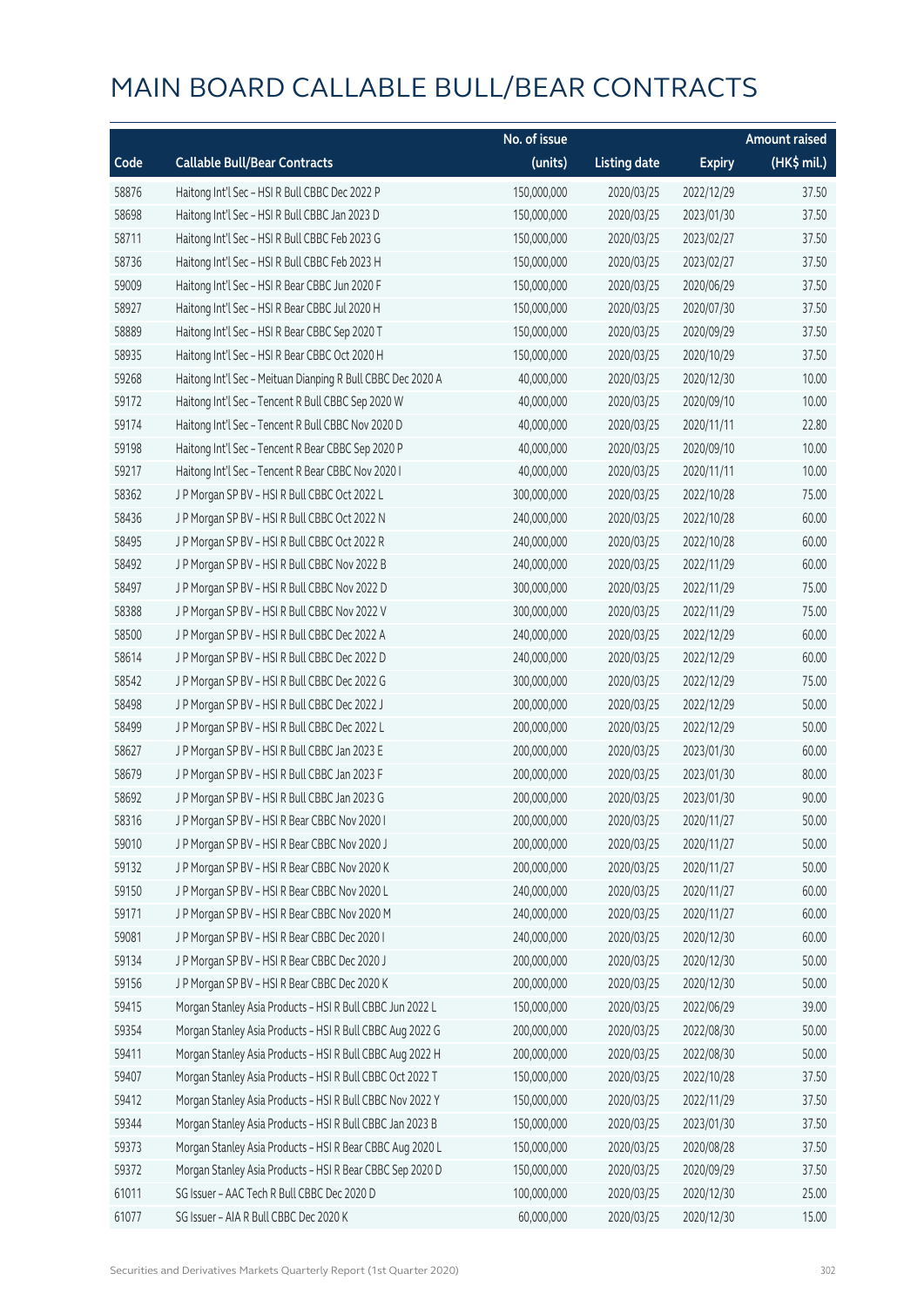# MAIN BOARD CALLABLE BULL/BEAR CONTRACTS

| Code | Callable Bull/Bear Contracts | No. of issue (units) | Listing date | Expiry | Amount raised (HK$ mil.) |
|---|---|---|---|---|---|
| 58876 | Haitong Int'l Sec – HSI R Bull CBBC Dec 2022 P | 150,000,000 | 2020/03/25 | 2022/12/29 | 37.50 |
| 58698 | Haitong Int'l Sec – HSI R Bull CBBC Jan 2023 D | 150,000,000 | 2020/03/25 | 2023/01/30 | 37.50 |
| 58711 | Haitong Int'l Sec – HSI R Bull CBBC Feb 2023 G | 150,000,000 | 2020/03/25 | 2023/02/27 | 37.50 |
| 58736 | Haitong Int'l Sec – HSI R Bull CBBC Feb 2023 H | 150,000,000 | 2020/03/25 | 2023/02/27 | 37.50 |
| 59009 | Haitong Int'l Sec – HSI R Bear CBBC Jun 2020 F | 150,000,000 | 2020/03/25 | 2020/06/29 | 37.50 |
| 58927 | Haitong Int'l Sec – HSI R Bear CBBC Jul 2020 H | 150,000,000 | 2020/03/25 | 2020/07/30 | 37.50 |
| 58889 | Haitong Int'l Sec – HSI R Bear CBBC Sep 2020 T | 150,000,000 | 2020/03/25 | 2020/09/29 | 37.50 |
| 58935 | Haitong Int'l Sec – HSI R Bear CBBC Oct 2020 H | 150,000,000 | 2020/03/25 | 2020/10/29 | 37.50 |
| 59268 | Haitong Int'l Sec – Meituan Dianping R Bull CBBC Dec 2020 A | 40,000,000 | 2020/03/25 | 2020/12/30 | 10.00 |
| 59172 | Haitong Int'l Sec – Tencent R Bull CBBC Sep 2020 W | 40,000,000 | 2020/03/25 | 2020/09/10 | 10.00 |
| 59174 | Haitong Int'l Sec – Tencent R Bull CBBC Nov 2020 D | 40,000,000 | 2020/03/25 | 2020/11/11 | 22.80 |
| 59198 | Haitong Int'l Sec – Tencent R Bear CBBC Sep 2020 P | 40,000,000 | 2020/03/25 | 2020/09/10 | 10.00 |
| 59217 | Haitong Int'l Sec – Tencent R Bear CBBC Nov 2020 I | 40,000,000 | 2020/03/25 | 2020/11/11 | 10.00 |
| 58362 | J P Morgan SP BV – HSI R Bull CBBC Oct 2022 L | 300,000,000 | 2020/03/25 | 2022/10/28 | 75.00 |
| 58436 | J P Morgan SP BV – HSI R Bull CBBC Oct 2022 N | 240,000,000 | 2020/03/25 | 2022/10/28 | 60.00 |
| 58495 | J P Morgan SP BV – HSI R Bull CBBC Oct 2022 R | 240,000,000 | 2020/03/25 | 2022/10/28 | 60.00 |
| 58492 | J P Morgan SP BV – HSI R Bull CBBC Nov 2022 B | 240,000,000 | 2020/03/25 | 2022/11/29 | 60.00 |
| 58497 | J P Morgan SP BV – HSI R Bull CBBC Nov 2022 D | 300,000,000 | 2020/03/25 | 2022/11/29 | 75.00 |
| 58388 | J P Morgan SP BV – HSI R Bull CBBC Nov 2022 V | 300,000,000 | 2020/03/25 | 2022/11/29 | 75.00 |
| 58500 | J P Morgan SP BV – HSI R Bull CBBC Dec 2022 A | 240,000,000 | 2020/03/25 | 2022/12/29 | 60.00 |
| 58614 | J P Morgan SP BV – HSI R Bull CBBC Dec 2022 D | 240,000,000 | 2020/03/25 | 2022/12/29 | 60.00 |
| 58542 | J P Morgan SP BV – HSI R Bull CBBC Dec 2022 G | 300,000,000 | 2020/03/25 | 2022/12/29 | 75.00 |
| 58498 | J P Morgan SP BV – HSI R Bull CBBC Dec 2022 J | 200,000,000 | 2020/03/25 | 2022/12/29 | 50.00 |
| 58499 | J P Morgan SP BV – HSI R Bull CBBC Dec 2022 L | 200,000,000 | 2020/03/25 | 2022/12/29 | 50.00 |
| 58627 | J P Morgan SP BV – HSI R Bull CBBC Jan 2023 E | 200,000,000 | 2020/03/25 | 2023/01/30 | 60.00 |
| 58679 | J P Morgan SP BV – HSI R Bull CBBC Jan 2023 F | 200,000,000 | 2020/03/25 | 2023/01/30 | 80.00 |
| 58692 | J P Morgan SP BV – HSI R Bull CBBC Jan 2023 G | 200,000,000 | 2020/03/25 | 2023/01/30 | 90.00 |
| 58316 | J P Morgan SP BV – HSI R Bear CBBC Nov 2020 I | 200,000,000 | 2020/03/25 | 2020/11/27 | 50.00 |
| 59010 | J P Morgan SP BV – HSI R Bear CBBC Nov 2020 J | 200,000,000 | 2020/03/25 | 2020/11/27 | 50.00 |
| 59132 | J P Morgan SP BV – HSI R Bear CBBC Nov 2020 K | 200,000,000 | 2020/03/25 | 2020/11/27 | 50.00 |
| 59150 | J P Morgan SP BV – HSI R Bear CBBC Nov 2020 L | 240,000,000 | 2020/03/25 | 2020/11/27 | 60.00 |
| 59171 | J P Morgan SP BV – HSI R Bear CBBC Nov 2020 M | 240,000,000 | 2020/03/25 | 2020/11/27 | 60.00 |
| 59081 | J P Morgan SP BV – HSI R Bear CBBC Dec 2020 I | 240,000,000 | 2020/03/25 | 2020/12/30 | 60.00 |
| 59134 | J P Morgan SP BV – HSI R Bear CBBC Dec 2020 J | 200,000,000 | 2020/03/25 | 2020/12/30 | 50.00 |
| 59156 | J P Morgan SP BV – HSI R Bear CBBC Dec 2020 K | 200,000,000 | 2020/03/25 | 2020/12/30 | 50.00 |
| 59415 | Morgan Stanley Asia Products – HSI R Bull CBBC Jun 2022 L | 150,000,000 | 2020/03/25 | 2022/06/29 | 39.00 |
| 59354 | Morgan Stanley Asia Products – HSI R Bull CBBC Aug 2022 G | 200,000,000 | 2020/03/25 | 2022/08/30 | 50.00 |
| 59411 | Morgan Stanley Asia Products – HSI R Bull CBBC Aug 2022 H | 200,000,000 | 2020/03/25 | 2022/08/30 | 50.00 |
| 59407 | Morgan Stanley Asia Products – HSI R Bull CBBC Oct 2022 T | 150,000,000 | 2020/03/25 | 2022/10/28 | 37.50 |
| 59412 | Morgan Stanley Asia Products – HSI R Bull CBBC Nov 2022 Y | 150,000,000 | 2020/03/25 | 2022/11/29 | 37.50 |
| 59344 | Morgan Stanley Asia Products – HSI R Bull CBBC Jan 2023 B | 150,000,000 | 2020/03/25 | 2023/01/30 | 37.50 |
| 59373 | Morgan Stanley Asia Products – HSI R Bear CBBC Aug 2020 L | 150,000,000 | 2020/03/25 | 2020/08/28 | 37.50 |
| 59372 | Morgan Stanley Asia Products – HSI R Bear CBBC Sep 2020 D | 150,000,000 | 2020/03/25 | 2020/09/29 | 37.50 |
| 61011 | SG Issuer – AAC Tech R Bull CBBC Dec 2020 D | 100,000,000 | 2020/03/25 | 2020/12/30 | 25.00 |
| 61077 | SG Issuer – AIA R Bull CBBC Dec 2020 K | 60,000,000 | 2020/03/25 | 2020/12/30 | 15.00 |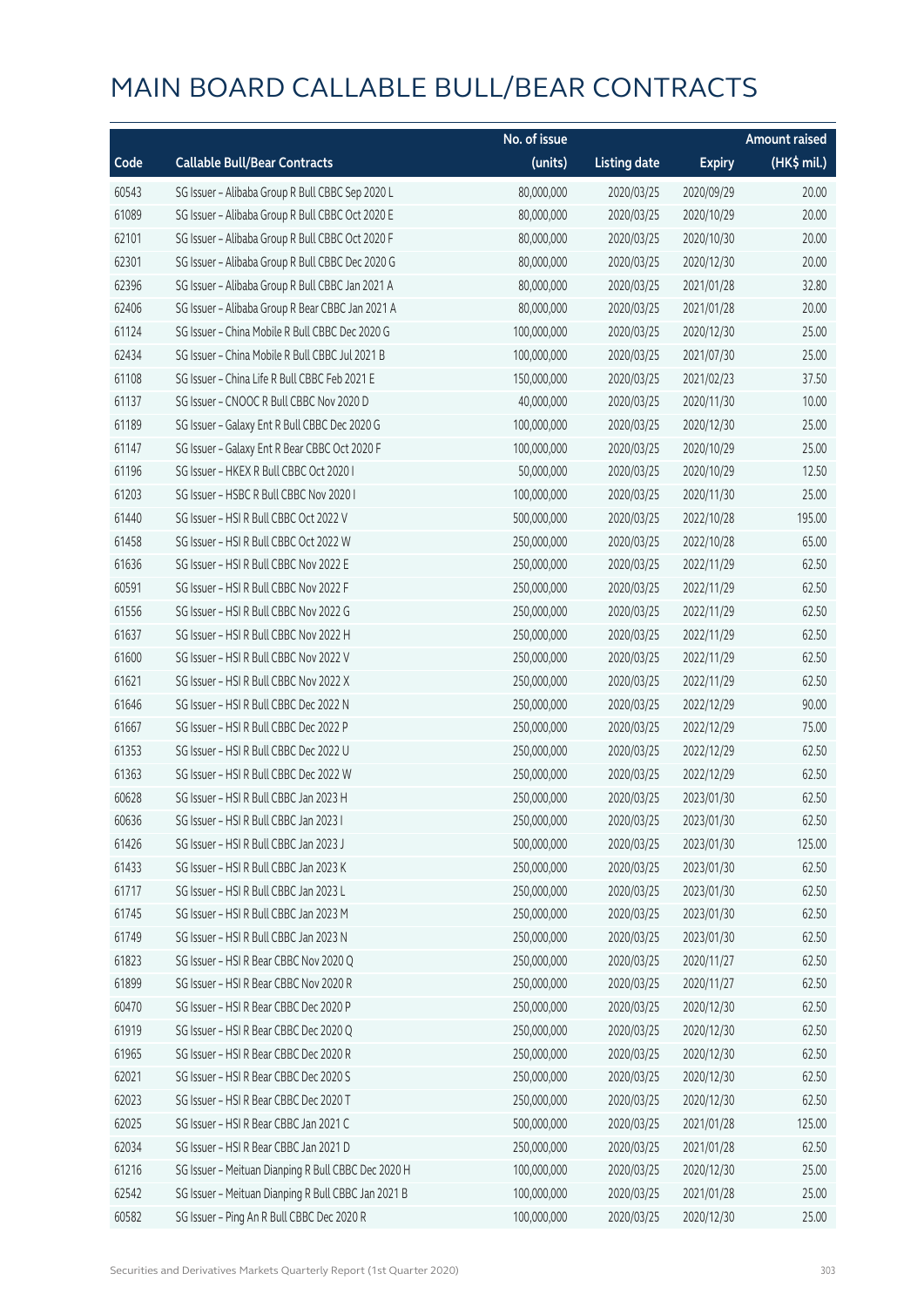# MAIN BOARD CALLABLE BULL/BEAR CONTRACTS

| Code | Callable Bull/Bear Contracts | No. of issue (units) | Listing date | Expiry | Amount raised (HK$ mil.) |
|---|---|---|---|---|---|
| 60543 | SG Issuer – Alibaba Group R Bull CBBC Sep 2020 L | 80,000,000 | 2020/03/25 | 2020/09/29 | 20.00 |
| 61089 | SG Issuer – Alibaba Group R Bull CBBC Oct 2020 E | 80,000,000 | 2020/03/25 | 2020/10/29 | 20.00 |
| 62101 | SG Issuer – Alibaba Group R Bull CBBC Oct 2020 F | 80,000,000 | 2020/03/25 | 2020/10/30 | 20.00 |
| 62301 | SG Issuer – Alibaba Group R Bull CBBC Dec 2020 G | 80,000,000 | 2020/03/25 | 2020/12/30 | 20.00 |
| 62396 | SG Issuer – Alibaba Group R Bull CBBC Jan 2021 A | 80,000,000 | 2020/03/25 | 2021/01/28 | 32.80 |
| 62406 | SG Issuer – Alibaba Group R Bear CBBC Jan 2021 A | 80,000,000 | 2020/03/25 | 2021/01/28 | 20.00 |
| 61124 | SG Issuer – China Mobile R Bull CBBC Dec 2020 G | 100,000,000 | 2020/03/25 | 2020/12/30 | 25.00 |
| 62434 | SG Issuer – China Mobile R Bull CBBC Jul 2021 B | 100,000,000 | 2020/03/25 | 2021/07/30 | 25.00 |
| 61108 | SG Issuer – China Life R Bull CBBC Feb 2021 E | 150,000,000 | 2020/03/25 | 2021/02/23 | 37.50 |
| 61137 | SG Issuer – CNOOC R Bull CBBC Nov 2020 D | 40,000,000 | 2020/03/25 | 2020/11/30 | 10.00 |
| 61189 | SG Issuer – Galaxy Ent R Bull CBBC Dec 2020 G | 100,000,000 | 2020/03/25 | 2020/12/30 | 25.00 |
| 61147 | SG Issuer – Galaxy Ent R Bear CBBC Oct 2020 F | 100,000,000 | 2020/03/25 | 2020/10/29 | 25.00 |
| 61196 | SG Issuer – HKEX R Bull CBBC Oct 2020 I | 50,000,000 | 2020/03/25 | 2020/10/29 | 12.50 |
| 61203 | SG Issuer – HSBC R Bull CBBC Nov 2020 I | 100,000,000 | 2020/03/25 | 2020/11/30 | 25.00 |
| 61440 | SG Issuer – HSI R Bull CBBC Oct 2022 V | 500,000,000 | 2020/03/25 | 2022/10/28 | 195.00 |
| 61458 | SG Issuer – HSI R Bull CBBC Oct 2022 W | 250,000,000 | 2020/03/25 | 2022/10/28 | 65.00 |
| 61636 | SG Issuer – HSI R Bull CBBC Nov 2022 E | 250,000,000 | 2020/03/25 | 2022/11/29 | 62.50 |
| 60591 | SG Issuer – HSI R Bull CBBC Nov 2022 F | 250,000,000 | 2020/03/25 | 2022/11/29 | 62.50 |
| 61556 | SG Issuer – HSI R Bull CBBC Nov 2022 G | 250,000,000 | 2020/03/25 | 2022/11/29 | 62.50 |
| 61637 | SG Issuer – HSI R Bull CBBC Nov 2022 H | 250,000,000 | 2020/03/25 | 2022/11/29 | 62.50 |
| 61600 | SG Issuer – HSI R Bull CBBC Nov 2022 V | 250,000,000 | 2020/03/25 | 2022/11/29 | 62.50 |
| 61621 | SG Issuer – HSI R Bull CBBC Nov 2022 X | 250,000,000 | 2020/03/25 | 2022/11/29 | 62.50 |
| 61646 | SG Issuer – HSI R Bull CBBC Dec 2022 N | 250,000,000 | 2020/03/25 | 2022/12/29 | 90.00 |
| 61667 | SG Issuer – HSI R Bull CBBC Dec 2022 P | 250,000,000 | 2020/03/25 | 2022/12/29 | 75.00 |
| 61353 | SG Issuer – HSI R Bull CBBC Dec 2022 U | 250,000,000 | 2020/03/25 | 2022/12/29 | 62.50 |
| 61363 | SG Issuer – HSI R Bull CBBC Dec 2022 W | 250,000,000 | 2020/03/25 | 2022/12/29 | 62.50 |
| 60628 | SG Issuer – HSI R Bull CBBC Jan 2023 H | 250,000,000 | 2020/03/25 | 2023/01/30 | 62.50 |
| 60636 | SG Issuer – HSI R Bull CBBC Jan 2023 I | 250,000,000 | 2020/03/25 | 2023/01/30 | 62.50 |
| 61426 | SG Issuer – HSI R Bull CBBC Jan 2023 J | 500,000,000 | 2020/03/25 | 2023/01/30 | 125.00 |
| 61433 | SG Issuer – HSI R Bull CBBC Jan 2023 K | 250,000,000 | 2020/03/25 | 2023/01/30 | 62.50 |
| 61717 | SG Issuer – HSI R Bull CBBC Jan 2023 L | 250,000,000 | 2020/03/25 | 2023/01/30 | 62.50 |
| 61745 | SG Issuer – HSI R Bull CBBC Jan 2023 M | 250,000,000 | 2020/03/25 | 2023/01/30 | 62.50 |
| 61749 | SG Issuer – HSI R Bull CBBC Jan 2023 N | 250,000,000 | 2020/03/25 | 2023/01/30 | 62.50 |
| 61823 | SG Issuer – HSI R Bear CBBC Nov 2020 Q | 250,000,000 | 2020/03/25 | 2020/11/27 | 62.50 |
| 61899 | SG Issuer – HSI R Bear CBBC Nov 2020 R | 250,000,000 | 2020/03/25 | 2020/11/27 | 62.50 |
| 60470 | SG Issuer – HSI R Bear CBBC Dec 2020 P | 250,000,000 | 2020/03/25 | 2020/12/30 | 62.50 |
| 61919 | SG Issuer – HSI R Bear CBBC Dec 2020 Q | 250,000,000 | 2020/03/25 | 2020/12/30 | 62.50 |
| 61965 | SG Issuer – HSI R Bear CBBC Dec 2020 R | 250,000,000 | 2020/03/25 | 2020/12/30 | 62.50 |
| 62021 | SG Issuer – HSI R Bear CBBC Dec 2020 S | 250,000,000 | 2020/03/25 | 2020/12/30 | 62.50 |
| 62023 | SG Issuer – HSI R Bear CBBC Dec 2020 T | 250,000,000 | 2020/03/25 | 2020/12/30 | 62.50 |
| 62025 | SG Issuer – HSI R Bear CBBC Jan 2021 C | 500,000,000 | 2020/03/25 | 2021/01/28 | 125.00 |
| 62034 | SG Issuer – HSI R Bear CBBC Jan 2021 D | 250,000,000 | 2020/03/25 | 2021/01/28 | 62.50 |
| 61216 | SG Issuer – Meituan Dianping R Bull CBBC Dec 2020 H | 100,000,000 | 2020/03/25 | 2020/12/30 | 25.00 |
| 62542 | SG Issuer – Meituan Dianping R Bull CBBC Jan 2021 B | 100,000,000 | 2020/03/25 | 2021/01/28 | 25.00 |
| 60582 | SG Issuer – Ping An R Bull CBBC Dec 2020 R | 100,000,000 | 2020/03/25 | 2020/12/30 | 25.00 |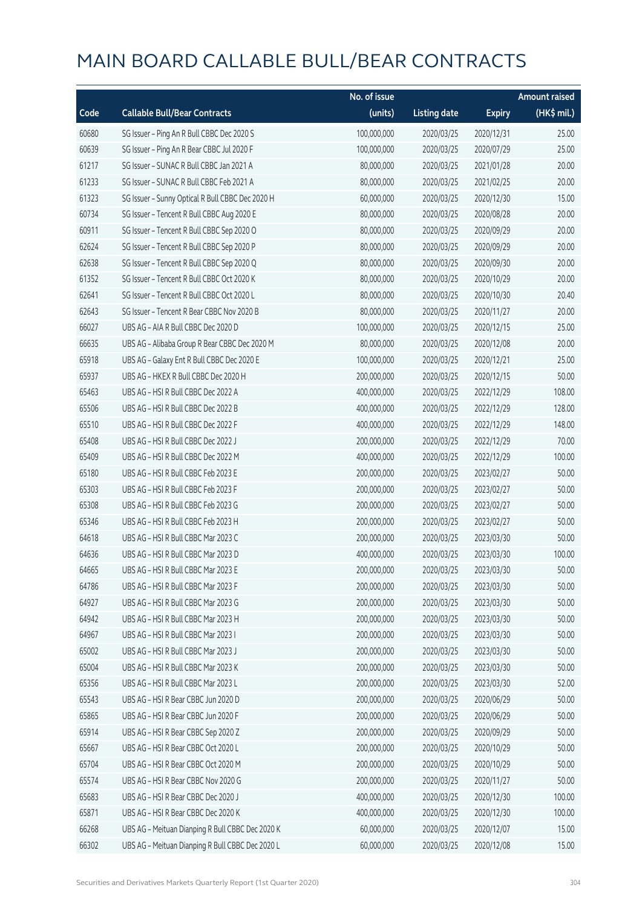# MAIN BOARD CALLABLE BULL/BEAR CONTRACTS

| Code | Callable Bull/Bear Contracts | No. of issue (units) | Listing date | Expiry | Amount raised (HK$ mil.) |
|---|---|---|---|---|---|
| 60680 | SG Issuer – Ping An R Bull CBBC Dec 2020 S | 100,000,000 | 2020/03/25 | 2020/12/31 | 25.00 |
| 60639 | SG Issuer – Ping An R Bear CBBC Jul 2020 F | 100,000,000 | 2020/03/25 | 2020/07/29 | 25.00 |
| 61217 | SG Issuer – SUNAC R Bull CBBC Jan 2021 A | 80,000,000 | 2020/03/25 | 2021/01/28 | 20.00 |
| 61233 | SG Issuer – SUNAC R Bull CBBC Feb 2021 A | 80,000,000 | 2020/03/25 | 2021/02/25 | 20.00 |
| 61323 | SG Issuer – Sunny Optical R Bull CBBC Dec 2020 H | 60,000,000 | 2020/03/25 | 2020/12/30 | 15.00 |
| 60734 | SG Issuer – Tencent R Bull CBBC Aug 2020 E | 80,000,000 | 2020/03/25 | 2020/08/28 | 20.00 |
| 60911 | SG Issuer – Tencent R Bull CBBC Sep 2020 O | 80,000,000 | 2020/03/25 | 2020/09/29 | 20.00 |
| 62624 | SG Issuer – Tencent R Bull CBBC Sep 2020 P | 80,000,000 | 2020/03/25 | 2020/09/29 | 20.00 |
| 62638 | SG Issuer – Tencent R Bull CBBC Sep 2020 Q | 80,000,000 | 2020/03/25 | 2020/09/30 | 20.00 |
| 61352 | SG Issuer – Tencent R Bull CBBC Oct 2020 K | 80,000,000 | 2020/03/25 | 2020/10/29 | 20.00 |
| 62641 | SG Issuer – Tencent R Bull CBBC Oct 2020 L | 80,000,000 | 2020/03/25 | 2020/10/30 | 20.40 |
| 62643 | SG Issuer – Tencent R Bear CBBC Nov 2020 B | 80,000,000 | 2020/03/25 | 2020/11/27 | 20.00 |
| 66027 | UBS AG – AIA R Bull CBBC Dec 2020 D | 100,000,000 | 2020/03/25 | 2020/12/15 | 25.00 |
| 66635 | UBS AG – Alibaba Group R Bear CBBC Dec 2020 M | 80,000,000 | 2020/03/25 | 2020/12/08 | 20.00 |
| 65918 | UBS AG – Galaxy Ent R Bull CBBC Dec 2020 E | 100,000,000 | 2020/03/25 | 2020/12/21 | 25.00 |
| 65937 | UBS AG – HKEX R Bull CBBC Dec 2020 H | 200,000,000 | 2020/03/25 | 2020/12/15 | 50.00 |
| 65463 | UBS AG – HSI R Bull CBBC Dec 2022 A | 400,000,000 | 2020/03/25 | 2022/12/29 | 108.00 |
| 65506 | UBS AG – HSI R Bull CBBC Dec 2022 B | 400,000,000 | 2020/03/25 | 2022/12/29 | 128.00 |
| 65510 | UBS AG – HSI R Bull CBBC Dec 2022 F | 400,000,000 | 2020/03/25 | 2022/12/29 | 148.00 |
| 65408 | UBS AG – HSI R Bull CBBC Dec 2022 J | 200,000,000 | 2020/03/25 | 2022/12/29 | 70.00 |
| 65409 | UBS AG – HSI R Bull CBBC Dec 2022 M | 400,000,000 | 2020/03/25 | 2022/12/29 | 100.00 |
| 65180 | UBS AG – HSI R Bull CBBC Feb 2023 E | 200,000,000 | 2020/03/25 | 2023/02/27 | 50.00 |
| 65303 | UBS AG – HSI R Bull CBBC Feb 2023 F | 200,000,000 | 2020/03/25 | 2023/02/27 | 50.00 |
| 65308 | UBS AG – HSI R Bull CBBC Feb 2023 G | 200,000,000 | 2020/03/25 | 2023/02/27 | 50.00 |
| 65346 | UBS AG – HSI R Bull CBBC Feb 2023 H | 200,000,000 | 2020/03/25 | 2023/02/27 | 50.00 |
| 64618 | UBS AG – HSI R Bull CBBC Mar 2023 C | 200,000,000 | 2020/03/25 | 2023/03/30 | 50.00 |
| 64636 | UBS AG – HSI R Bull CBBC Mar 2023 D | 400,000,000 | 2020/03/25 | 2023/03/30 | 100.00 |
| 64665 | UBS AG – HSI R Bull CBBC Mar 2023 E | 200,000,000 | 2020/03/25 | 2023/03/30 | 50.00 |
| 64786 | UBS AG – HSI R Bull CBBC Mar 2023 F | 200,000,000 | 2020/03/25 | 2023/03/30 | 50.00 |
| 64927 | UBS AG – HSI R Bull CBBC Mar 2023 G | 200,000,000 | 2020/03/25 | 2023/03/30 | 50.00 |
| 64942 | UBS AG – HSI R Bull CBBC Mar 2023 H | 200,000,000 | 2020/03/25 | 2023/03/30 | 50.00 |
| 64967 | UBS AG – HSI R Bull CBBC Mar 2023 I | 200,000,000 | 2020/03/25 | 2023/03/30 | 50.00 |
| 65002 | UBS AG – HSI R Bull CBBC Mar 2023 J | 200,000,000 | 2020/03/25 | 2023/03/30 | 50.00 |
| 65004 | UBS AG – HSI R Bull CBBC Mar 2023 K | 200,000,000 | 2020/03/25 | 2023/03/30 | 50.00 |
| 65356 | UBS AG – HSI R Bull CBBC Mar 2023 L | 200,000,000 | 2020/03/25 | 2023/03/30 | 52.00 |
| 65543 | UBS AG – HSI R Bear CBBC Jun 2020 D | 200,000,000 | 2020/03/25 | 2020/06/29 | 50.00 |
| 65865 | UBS AG – HSI R Bear CBBC Jun 2020 F | 200,000,000 | 2020/03/25 | 2020/06/29 | 50.00 |
| 65914 | UBS AG – HSI R Bear CBBC Sep 2020 Z | 200,000,000 | 2020/03/25 | 2020/09/29 | 50.00 |
| 65667 | UBS AG – HSI R Bear CBBC Oct 2020 L | 200,000,000 | 2020/03/25 | 2020/10/29 | 50.00 |
| 65704 | UBS AG – HSI R Bear CBBC Oct 2020 M | 200,000,000 | 2020/03/25 | 2020/10/29 | 50.00 |
| 65574 | UBS AG – HSI R Bear CBBC Nov 2020 G | 200,000,000 | 2020/03/25 | 2020/11/27 | 50.00 |
| 65683 | UBS AG – HSI R Bear CBBC Dec 2020 J | 400,000,000 | 2020/03/25 | 2020/12/30 | 100.00 |
| 65871 | UBS AG – HSI R Bear CBBC Dec 2020 K | 400,000,000 | 2020/03/25 | 2020/12/30 | 100.00 |
| 66268 | UBS AG – Meituan Dianping R Bull CBBC Dec 2020 K | 60,000,000 | 2020/03/25 | 2020/12/07 | 15.00 |
| 66302 | UBS AG – Meituan Dianping R Bull CBBC Dec 2020 L | 60,000,000 | 2020/03/25 | 2020/12/08 | 15.00 |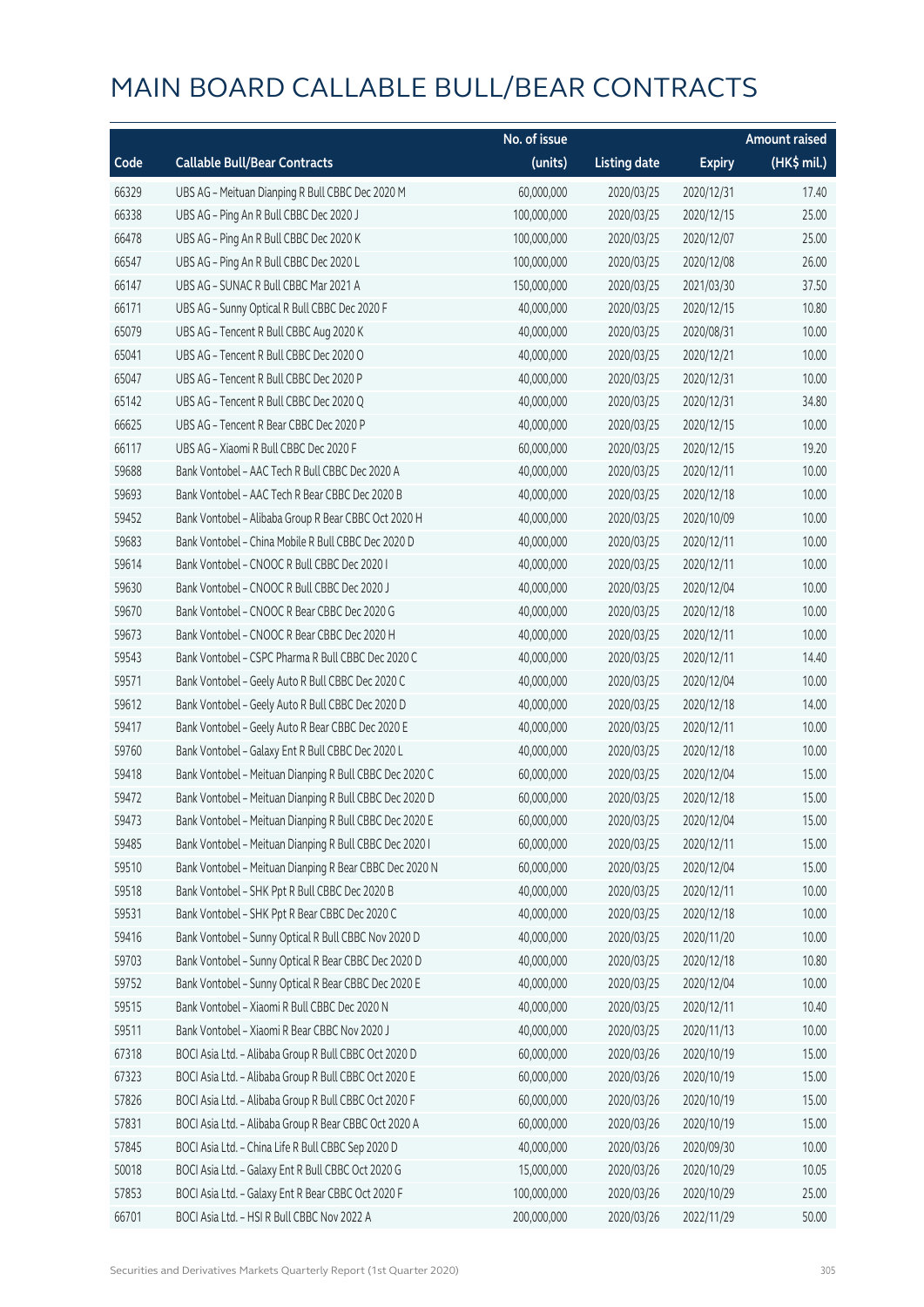# MAIN BOARD CALLABLE BULL/BEAR CONTRACTS

| Code | Callable Bull/Bear Contracts | No. of issue (units) | Listing date | Expiry | Amount raised (HK$ mil.) |
|---|---|---|---|---|---|
| 66329 | UBS AG - Meituan Dianping R Bull CBBC Dec 2020 M | 60,000,000 | 2020/03/25 | 2020/12/31 | 17.40 |
| 66338 | UBS AG - Ping An R Bull CBBC Dec 2020 J | 100,000,000 | 2020/03/25 | 2020/12/15 | 25.00 |
| 66478 | UBS AG - Ping An R Bull CBBC Dec 2020 K | 100,000,000 | 2020/03/25 | 2020/12/07 | 25.00 |
| 66547 | UBS AG - Ping An R Bull CBBC Dec 2020 L | 100,000,000 | 2020/03/25 | 2020/12/08 | 26.00 |
| 66147 | UBS AG - SUNAC R Bull CBBC Mar 2021 A | 150,000,000 | 2020/03/25 | 2021/03/30 | 37.50 |
| 66171 | UBS AG - Sunny Optical R Bull CBBC Dec 2020 F | 40,000,000 | 2020/03/25 | 2020/12/15 | 10.80 |
| 65079 | UBS AG - Tencent R Bull CBBC Aug 2020 K | 40,000,000 | 2020/03/25 | 2020/08/31 | 10.00 |
| 65041 | UBS AG - Tencent R Bull CBBC Dec 2020 O | 40,000,000 | 2020/03/25 | 2020/12/21 | 10.00 |
| 65047 | UBS AG - Tencent R Bull CBBC Dec 2020 P | 40,000,000 | 2020/03/25 | 2020/12/31 | 10.00 |
| 65142 | UBS AG - Tencent R Bull CBBC Dec 2020 Q | 40,000,000 | 2020/03/25 | 2020/12/31 | 34.80 |
| 66625 | UBS AG - Tencent R Bear CBBC Dec 2020 P | 40,000,000 | 2020/03/25 | 2020/12/15 | 10.00 |
| 66117 | UBS AG - Xiaomi R Bull CBBC Dec 2020 F | 60,000,000 | 2020/03/25 | 2020/12/15 | 19.20 |
| 59688 | Bank Vontobel - AAC Tech R Bull CBBC Dec 2020 A | 40,000,000 | 2020/03/25 | 2020/12/11 | 10.00 |
| 59693 | Bank Vontobel - AAC Tech R Bear CBBC Dec 2020 B | 40,000,000 | 2020/03/25 | 2020/12/18 | 10.00 |
| 59452 | Bank Vontobel - Alibaba Group R Bear CBBC Oct 2020 H | 40,000,000 | 2020/03/25 | 2020/10/09 | 10.00 |
| 59683 | Bank Vontobel - China Mobile R Bull CBBC Dec 2020 D | 40,000,000 | 2020/03/25 | 2020/12/11 | 10.00 |
| 59614 | Bank Vontobel - CNOOC R Bull CBBC Dec 2020 I | 40,000,000 | 2020/03/25 | 2020/12/11 | 10.00 |
| 59630 | Bank Vontobel - CNOOC R Bull CBBC Dec 2020 J | 40,000,000 | 2020/03/25 | 2020/12/04 | 10.00 |
| 59670 | Bank Vontobel - CNOOC R Bear CBBC Dec 2020 G | 40,000,000 | 2020/03/25 | 2020/12/18 | 10.00 |
| 59673 | Bank Vontobel - CNOOC R Bear CBBC Dec 2020 H | 40,000,000 | 2020/03/25 | 2020/12/11 | 10.00 |
| 59543 | Bank Vontobel - CSPC Pharma R Bull CBBC Dec 2020 C | 40,000,000 | 2020/03/25 | 2020/12/11 | 14.40 |
| 59571 | Bank Vontobel - Geely Auto R Bull CBBC Dec 2020 C | 40,000,000 | 2020/03/25 | 2020/12/04 | 10.00 |
| 59612 | Bank Vontobel - Geely Auto R Bull CBBC Dec 2020 D | 40,000,000 | 2020/03/25 | 2020/12/18 | 14.00 |
| 59417 | Bank Vontobel - Geely Auto R Bear CBBC Dec 2020 E | 40,000,000 | 2020/03/25 | 2020/12/11 | 10.00 |
| 59760 | Bank Vontobel - Galaxy Ent R Bull CBBC Dec 2020 L | 40,000,000 | 2020/03/25 | 2020/12/18 | 10.00 |
| 59418 | Bank Vontobel - Meituan Dianping R Bull CBBC Dec 2020 C | 60,000,000 | 2020/03/25 | 2020/12/04 | 15.00 |
| 59472 | Bank Vontobel - Meituan Dianping R Bull CBBC Dec 2020 D | 60,000,000 | 2020/03/25 | 2020/12/18 | 15.00 |
| 59473 | Bank Vontobel - Meituan Dianping R Bull CBBC Dec 2020 E | 60,000,000 | 2020/03/25 | 2020/12/04 | 15.00 |
| 59485 | Bank Vontobel - Meituan Dianping R Bull CBBC Dec 2020 I | 60,000,000 | 2020/03/25 | 2020/12/11 | 15.00 |
| 59510 | Bank Vontobel - Meituan Dianping R Bear CBBC Dec 2020 N | 60,000,000 | 2020/03/25 | 2020/12/04 | 15.00 |
| 59518 | Bank Vontobel - SHK Ppt R Bull CBBC Dec 2020 B | 40,000,000 | 2020/03/25 | 2020/12/11 | 10.00 |
| 59531 | Bank Vontobel - SHK Ppt R Bear CBBC Dec 2020 C | 40,000,000 | 2020/03/25 | 2020/12/18 | 10.00 |
| 59416 | Bank Vontobel - Sunny Optical R Bull CBBC Nov 2020 D | 40,000,000 | 2020/03/25 | 2020/11/20 | 10.00 |
| 59703 | Bank Vontobel - Sunny Optical R Bear CBBC Dec 2020 D | 40,000,000 | 2020/03/25 | 2020/12/18 | 10.80 |
| 59752 | Bank Vontobel - Sunny Optical R Bear CBBC Dec 2020 E | 40,000,000 | 2020/03/25 | 2020/12/04 | 10.00 |
| 59515 | Bank Vontobel - Xiaomi R Bull CBBC Dec 2020 N | 40,000,000 | 2020/03/25 | 2020/12/11 | 10.40 |
| 59511 | Bank Vontobel - Xiaomi R Bear CBBC Nov 2020 J | 40,000,000 | 2020/03/25 | 2020/11/13 | 10.00 |
| 67318 | BOCI Asia Ltd. - Alibaba Group R Bull CBBC Oct 2020 D | 60,000,000 | 2020/03/26 | 2020/10/19 | 15.00 |
| 67323 | BOCI Asia Ltd. - Alibaba Group R Bull CBBC Oct 2020 E | 60,000,000 | 2020/03/26 | 2020/10/19 | 15.00 |
| 57826 | BOCI Asia Ltd. - Alibaba Group R Bull CBBC Oct 2020 F | 60,000,000 | 2020/03/26 | 2020/10/19 | 15.00 |
| 57831 | BOCI Asia Ltd. - Alibaba Group R Bear CBBC Oct 2020 A | 60,000,000 | 2020/03/26 | 2020/10/19 | 15.00 |
| 57845 | BOCI Asia Ltd. - China Life R Bull CBBC Sep 2020 D | 40,000,000 | 2020/03/26 | 2020/09/30 | 10.00 |
| 50018 | BOCI Asia Ltd. - Galaxy Ent R Bull CBBC Oct 2020 G | 15,000,000 | 2020/03/26 | 2020/10/29 | 10.05 |
| 57853 | BOCI Asia Ltd. - Galaxy Ent R Bear CBBC Oct 2020 F | 100,000,000 | 2020/03/26 | 2020/10/29 | 25.00 |
| 66701 | BOCI Asia Ltd. - HSI R Bull CBBC Nov 2022 A | 200,000,000 | 2020/03/26 | 2022/11/29 | 50.00 |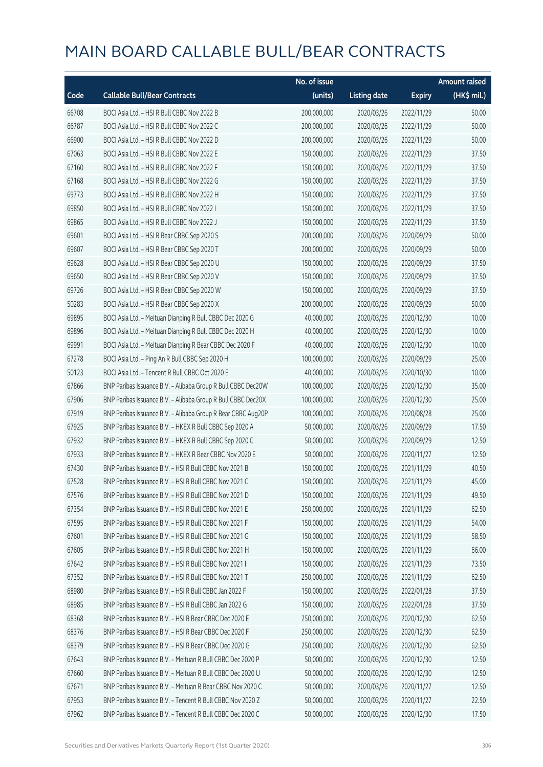# MAIN BOARD CALLABLE BULL/BEAR CONTRACTS

| Code | Callable Bull/Bear Contracts | No. of issue (units) | Listing date | Expiry | Amount raised (HK$ mil.) |
|---|---|---|---|---|---|
| 66708 | BOCI Asia Ltd. – HSI R Bull CBBC Nov 2022 B | 200,000,000 | 2020/03/26 | 2022/11/29 | 50.00 |
| 66787 | BOCI Asia Ltd. – HSI R Bull CBBC Nov 2022 C | 200,000,000 | 2020/03/26 | 2022/11/29 | 50.00 |
| 66900 | BOCI Asia Ltd. – HSI R Bull CBBC Nov 2022 D | 200,000,000 | 2020/03/26 | 2022/11/29 | 50.00 |
| 67063 | BOCI Asia Ltd. – HSI R Bull CBBC Nov 2022 E | 150,000,000 | 2020/03/26 | 2022/11/29 | 37.50 |
| 67160 | BOCI Asia Ltd. – HSI R Bull CBBC Nov 2022 F | 150,000,000 | 2020/03/26 | 2022/11/29 | 37.50 |
| 67168 | BOCI Asia Ltd. – HSI R Bull CBBC Nov 2022 G | 150,000,000 | 2020/03/26 | 2022/11/29 | 37.50 |
| 69773 | BOCI Asia Ltd. – HSI R Bull CBBC Nov 2022 H | 150,000,000 | 2020/03/26 | 2022/11/29 | 37.50 |
| 69850 | BOCI Asia Ltd. – HSI R Bull CBBC Nov 2022 I | 150,000,000 | 2020/03/26 | 2022/11/29 | 37.50 |
| 69865 | BOCI Asia Ltd. – HSI R Bull CBBC Nov 2022 J | 150,000,000 | 2020/03/26 | 2022/11/29 | 37.50 |
| 69601 | BOCI Asia Ltd. – HSI R Bear CBBC Sep 2020 S | 200,000,000 | 2020/03/26 | 2020/09/29 | 50.00 |
| 69607 | BOCI Asia Ltd. – HSI R Bear CBBC Sep 2020 T | 200,000,000 | 2020/03/26 | 2020/09/29 | 50.00 |
| 69628 | BOCI Asia Ltd. – HSI R Bear CBBC Sep 2020 U | 150,000,000 | 2020/03/26 | 2020/09/29 | 37.50 |
| 69650 | BOCI Asia Ltd. – HSI R Bear CBBC Sep 2020 V | 150,000,000 | 2020/03/26 | 2020/09/29 | 37.50 |
| 69726 | BOCI Asia Ltd. – HSI R Bear CBBC Sep 2020 W | 150,000,000 | 2020/03/26 | 2020/09/29 | 37.50 |
| 50283 | BOCI Asia Ltd. – HSI R Bear CBBC Sep 2020 X | 200,000,000 | 2020/03/26 | 2020/09/29 | 50.00 |
| 69895 | BOCI Asia Ltd. – Meituan Dianping R Bull CBBC Dec 2020 G | 40,000,000 | 2020/03/26 | 2020/12/30 | 10.00 |
| 69896 | BOCI Asia Ltd. – Meituan Dianping R Bull CBBC Dec 2020 H | 40,000,000 | 2020/03/26 | 2020/12/30 | 10.00 |
| 69991 | BOCI Asia Ltd. – Meituan Dianping R Bear CBBC Dec 2020 F | 40,000,000 | 2020/03/26 | 2020/12/30 | 10.00 |
| 67278 | BOCI Asia Ltd. – Ping An R Bull CBBC Sep 2020 H | 100,000,000 | 2020/03/26 | 2020/09/29 | 25.00 |
| 50123 | BOCI Asia Ltd. – Tencent R Bull CBBC Oct 2020 E | 40,000,000 | 2020/03/26 | 2020/10/30 | 10.00 |
| 67866 | BNP Paribas Issuance B.V. – Alibaba Group R Bull CBBC Dec20W | 100,000,000 | 2020/03/26 | 2020/12/30 | 35.00 |
| 67906 | BNP Paribas Issuance B.V. – Alibaba Group R Bull CBBC Dec20X | 100,000,000 | 2020/03/26 | 2020/12/30 | 25.00 |
| 67919 | BNP Paribas Issuance B.V. – Alibaba Group R Bear CBBC Aug20P | 100,000,000 | 2020/03/26 | 2020/08/28 | 25.00 |
| 67925 | BNP Paribas Issuance B.V. – HKEX R Bull CBBC Sep 2020 A | 50,000,000 | 2020/03/26 | 2020/09/29 | 17.50 |
| 67932 | BNP Paribas Issuance B.V. – HKEX R Bull CBBC Sep 2020 C | 50,000,000 | 2020/03/26 | 2020/09/29 | 12.50 |
| 67933 | BNP Paribas Issuance B.V. – HKEX R Bear CBBC Nov 2020 E | 50,000,000 | 2020/03/26 | 2020/11/27 | 12.50 |
| 67430 | BNP Paribas Issuance B.V. – HSI R Bull CBBC Nov 2021 B | 150,000,000 | 2020/03/26 | 2021/11/29 | 40.50 |
| 67528 | BNP Paribas Issuance B.V. – HSI R Bull CBBC Nov 2021 C | 150,000,000 | 2020/03/26 | 2021/11/29 | 45.00 |
| 67576 | BNP Paribas Issuance B.V. – HSI R Bull CBBC Nov 2021 D | 150,000,000 | 2020/03/26 | 2021/11/29 | 49.50 |
| 67354 | BNP Paribas Issuance B.V. – HSI R Bull CBBC Nov 2021 E | 250,000,000 | 2020/03/26 | 2021/11/29 | 62.50 |
| 67595 | BNP Paribas Issuance B.V. – HSI R Bull CBBC Nov 2021 F | 150,000,000 | 2020/03/26 | 2021/11/29 | 54.00 |
| 67601 | BNP Paribas Issuance B.V. – HSI R Bull CBBC Nov 2021 G | 150,000,000 | 2020/03/26 | 2021/11/29 | 58.50 |
| 67605 | BNP Paribas Issuance B.V. – HSI R Bull CBBC Nov 2021 H | 150,000,000 | 2020/03/26 | 2021/11/29 | 66.00 |
| 67642 | BNP Paribas Issuance B.V. – HSI R Bull CBBC Nov 2021 I | 150,000,000 | 2020/03/26 | 2021/11/29 | 73.50 |
| 67352 | BNP Paribas Issuance B.V. – HSI R Bull CBBC Nov 2021 T | 250,000,000 | 2020/03/26 | 2021/11/29 | 62.50 |
| 68980 | BNP Paribas Issuance B.V. – HSI R Bull CBBC Jan 2022 F | 150,000,000 | 2020/03/26 | 2022/01/28 | 37.50 |
| 68985 | BNP Paribas Issuance B.V. – HSI R Bull CBBC Jan 2022 G | 150,000,000 | 2020/03/26 | 2022/01/28 | 37.50 |
| 68368 | BNP Paribas Issuance B.V. – HSI R Bear CBBC Dec 2020 E | 250,000,000 | 2020/03/26 | 2020/12/30 | 62.50 |
| 68376 | BNP Paribas Issuance B.V. – HSI R Bear CBBC Dec 2020 F | 250,000,000 | 2020/03/26 | 2020/12/30 | 62.50 |
| 68379 | BNP Paribas Issuance B.V. – HSI R Bear CBBC Dec 2020 G | 250,000,000 | 2020/03/26 | 2020/12/30 | 62.50 |
| 67643 | BNP Paribas Issuance B.V. – Meituan R Bull CBBC Dec 2020 P | 50,000,000 | 2020/03/26 | 2020/12/30 | 12.50 |
| 67660 | BNP Paribas Issuance B.V. – Meituan R Bull CBBC Dec 2020 U | 50,000,000 | 2020/03/26 | 2020/12/30 | 12.50 |
| 67671 | BNP Paribas Issuance B.V. – Meituan R Bear CBBC Nov 2020 C | 50,000,000 | 2020/03/26 | 2020/11/27 | 12.50 |
| 67953 | BNP Paribas Issuance B.V. – Tencent R Bull CBBC Nov 2020 Z | 50,000,000 | 2020/03/26 | 2020/11/27 | 22.50 |
| 67962 | BNP Paribas Issuance B.V. – Tencent R Bull CBBC Dec 2020 C | 50,000,000 | 2020/03/26 | 2020/12/30 | 17.50 |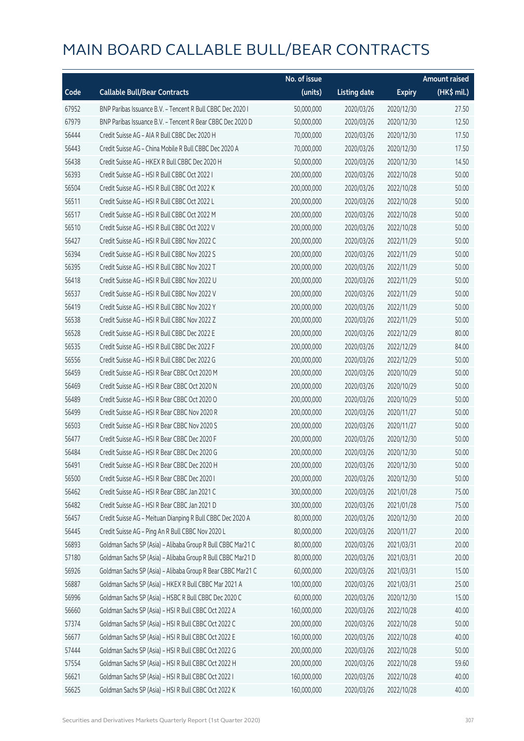# MAIN BOARD CALLABLE BULL/BEAR CONTRACTS

| Code | Callable Bull/Bear Contracts | No. of issue (units) | Listing date | Expiry | Amount raised (HK$ mil.) |
|---|---|---|---|---|---|
| 67952 | BNP Paribas Issuance B.V. – Tencent R Bull CBBC Dec 2020 I | 50,000,000 | 2020/03/26 | 2020/12/30 | 27.50 |
| 67979 | BNP Paribas Issuance B.V. – Tencent R Bear CBBC Dec 2020 D | 50,000,000 | 2020/03/26 | 2020/12/30 | 12.50 |
| 56444 | Credit Suisse AG – AIA R Bull CBBC Dec 2020 H | 70,000,000 | 2020/03/26 | 2020/12/30 | 17.50 |
| 56443 | Credit Suisse AG – China Mobile R Bull CBBC Dec 2020 A | 70,000,000 | 2020/03/26 | 2020/12/30 | 17.50 |
| 56438 | Credit Suisse AG – HKEX R Bull CBBC Dec 2020 H | 50,000,000 | 2020/03/26 | 2020/12/30 | 14.50 |
| 56393 | Credit Suisse AG – HSI R Bull CBBC Oct 2022 I | 200,000,000 | 2020/03/26 | 2022/10/28 | 50.00 |
| 56504 | Credit Suisse AG – HSI R Bull CBBC Oct 2022 K | 200,000,000 | 2020/03/26 | 2022/10/28 | 50.00 |
| 56511 | Credit Suisse AG – HSI R Bull CBBC Oct 2022 L | 200,000,000 | 2020/03/26 | 2022/10/28 | 50.00 |
| 56517 | Credit Suisse AG – HSI R Bull CBBC Oct 2022 M | 200,000,000 | 2020/03/26 | 2022/10/28 | 50.00 |
| 56510 | Credit Suisse AG – HSI R Bull CBBC Oct 2022 V | 200,000,000 | 2020/03/26 | 2022/10/28 | 50.00 |
| 56427 | Credit Suisse AG – HSI R Bull CBBC Nov 2022 C | 200,000,000 | 2020/03/26 | 2022/11/29 | 50.00 |
| 56394 | Credit Suisse AG – HSI R Bull CBBC Nov 2022 S | 200,000,000 | 2020/03/26 | 2022/11/29 | 50.00 |
| 56395 | Credit Suisse AG – HSI R Bull CBBC Nov 2022 T | 200,000,000 | 2020/03/26 | 2022/11/29 | 50.00 |
| 56418 | Credit Suisse AG – HSI R Bull CBBC Nov 2022 U | 200,000,000 | 2020/03/26 | 2022/11/29 | 50.00 |
| 56537 | Credit Suisse AG – HSI R Bull CBBC Nov 2022 V | 200,000,000 | 2020/03/26 | 2022/11/29 | 50.00 |
| 56419 | Credit Suisse AG – HSI R Bull CBBC Nov 2022 Y | 200,000,000 | 2020/03/26 | 2022/11/29 | 50.00 |
| 56538 | Credit Suisse AG – HSI R Bull CBBC Nov 2022 Z | 200,000,000 | 2020/03/26 | 2022/11/29 | 50.00 |
| 56528 | Credit Suisse AG – HSI R Bull CBBC Dec 2022 E | 200,000,000 | 2020/03/26 | 2022/12/29 | 80.00 |
| 56535 | Credit Suisse AG – HSI R Bull CBBC Dec 2022 F | 200,000,000 | 2020/03/26 | 2022/12/29 | 84.00 |
| 56556 | Credit Suisse AG – HSI R Bull CBBC Dec 2022 G | 200,000,000 | 2020/03/26 | 2022/12/29 | 50.00 |
| 56459 | Credit Suisse AG – HSI R Bear CBBC Oct 2020 M | 200,000,000 | 2020/03/26 | 2020/10/29 | 50.00 |
| 56469 | Credit Suisse AG – HSI R Bear CBBC Oct 2020 N | 200,000,000 | 2020/03/26 | 2020/10/29 | 50.00 |
| 56489 | Credit Suisse AG – HSI R Bear CBBC Oct 2020 O | 200,000,000 | 2020/03/26 | 2020/10/29 | 50.00 |
| 56499 | Credit Suisse AG – HSI R Bear CBBC Nov 2020 R | 200,000,000 | 2020/03/26 | 2020/11/27 | 50.00 |
| 56503 | Credit Suisse AG – HSI R Bear CBBC Nov 2020 S | 200,000,000 | 2020/03/26 | 2020/11/27 | 50.00 |
| 56477 | Credit Suisse AG – HSI R Bear CBBC Dec 2020 F | 200,000,000 | 2020/03/26 | 2020/12/30 | 50.00 |
| 56484 | Credit Suisse AG – HSI R Bear CBBC Dec 2020 G | 200,000,000 | 2020/03/26 | 2020/12/30 | 50.00 |
| 56491 | Credit Suisse AG – HSI R Bear CBBC Dec 2020 H | 200,000,000 | 2020/03/26 | 2020/12/30 | 50.00 |
| 56500 | Credit Suisse AG – HSI R Bear CBBC Dec 2020 I | 200,000,000 | 2020/03/26 | 2020/12/30 | 50.00 |
| 56462 | Credit Suisse AG – HSI R Bear CBBC Jan 2021 C | 300,000,000 | 2020/03/26 | 2021/01/28 | 75.00 |
| 56482 | Credit Suisse AG – HSI R Bear CBBC Jan 2021 D | 300,000,000 | 2020/03/26 | 2021/01/28 | 75.00 |
| 56457 | Credit Suisse AG – Meituan Dianping R Bull CBBC Dec 2020 A | 80,000,000 | 2020/03/26 | 2020/12/30 | 20.00 |
| 56445 | Credit Suisse AG – Ping An R Bull CBBC Nov 2020 L | 80,000,000 | 2020/03/26 | 2020/11/27 | 20.00 |
| 56893 | Goldman Sachs SP (Asia) – Alibaba Group R Bull CBBC Mar21 C | 80,000,000 | 2020/03/26 | 2021/03/31 | 20.00 |
| 57180 | Goldman Sachs SP (Asia) – Alibaba Group R Bull CBBC Mar21 D | 80,000,000 | 2020/03/26 | 2021/03/31 | 20.00 |
| 56926 | Goldman Sachs SP (Asia) – Alibaba Group R Bear CBBC Mar21 C | 60,000,000 | 2020/03/26 | 2021/03/31 | 15.00 |
| 56887 | Goldman Sachs SP (Asia) – HKEX R Bull CBBC Mar 2021 A | 100,000,000 | 2020/03/26 | 2021/03/31 | 25.00 |
| 56996 | Goldman Sachs SP (Asia) – HSBC R Bull CBBC Dec 2020 C | 60,000,000 | 2020/03/26 | 2020/12/30 | 15.00 |
| 56660 | Goldman Sachs SP (Asia) – HSI R Bull CBBC Oct 2022 A | 160,000,000 | 2020/03/26 | 2022/10/28 | 40.00 |
| 57374 | Goldman Sachs SP (Asia) – HSI R Bull CBBC Oct 2022 C | 200,000,000 | 2020/03/26 | 2022/10/28 | 50.00 |
| 56677 | Goldman Sachs SP (Asia) – HSI R Bull CBBC Oct 2022 E | 160,000,000 | 2020/03/26 | 2022/10/28 | 40.00 |
| 57444 | Goldman Sachs SP (Asia) – HSI R Bull CBBC Oct 2022 G | 200,000,000 | 2020/03/26 | 2022/10/28 | 50.00 |
| 57554 | Goldman Sachs SP (Asia) – HSI R Bull CBBC Oct 2022 H | 200,000,000 | 2020/03/26 | 2022/10/28 | 59.60 |
| 56621 | Goldman Sachs SP (Asia) – HSI R Bull CBBC Oct 2022 I | 160,000,000 | 2020/03/26 | 2022/10/28 | 40.00 |
| 56625 | Goldman Sachs SP (Asia) – HSI R Bull CBBC Oct 2022 K | 160,000,000 | 2020/03/26 | 2022/10/28 | 40.00 |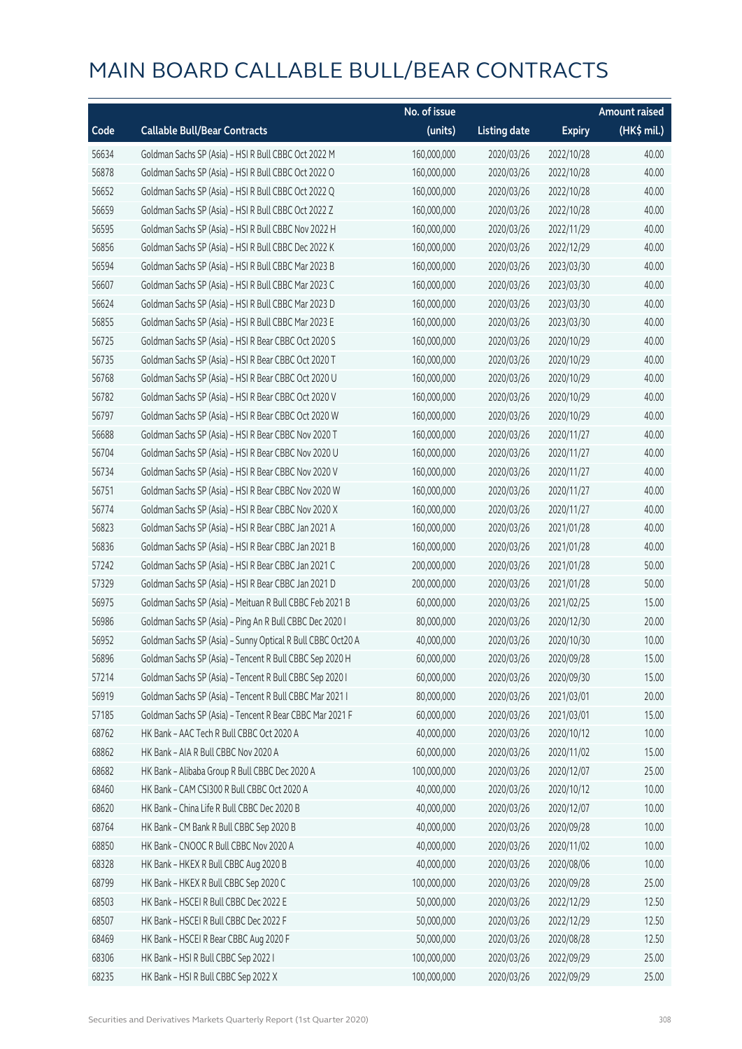# MAIN BOARD CALLABLE BULL/BEAR CONTRACTS

| Code | Callable Bull/Bear Contracts | No. of issue (units) | Listing date | Expiry | Amount raised (HK$ mil.) |
|---|---|---|---|---|---|
| 56634 | Goldman Sachs SP (Asia) – HSI R Bull CBBC Oct 2022 M | 160,000,000 | 2020/03/26 | 2022/10/28 | 40.00 |
| 56878 | Goldman Sachs SP (Asia) – HSI R Bull CBBC Oct 2022 O | 160,000,000 | 2020/03/26 | 2022/10/28 | 40.00 |
| 56652 | Goldman Sachs SP (Asia) – HSI R Bull CBBC Oct 2022 Q | 160,000,000 | 2020/03/26 | 2022/10/28 | 40.00 |
| 56659 | Goldman Sachs SP (Asia) – HSI R Bull CBBC Oct 2022 Z | 160,000,000 | 2020/03/26 | 2022/10/28 | 40.00 |
| 56595 | Goldman Sachs SP (Asia) – HSI R Bull CBBC Nov 2022 H | 160,000,000 | 2020/03/26 | 2022/11/29 | 40.00 |
| 56856 | Goldman Sachs SP (Asia) – HSI R Bull CBBC Dec 2022 K | 160,000,000 | 2020/03/26 | 2022/12/29 | 40.00 |
| 56594 | Goldman Sachs SP (Asia) – HSI R Bull CBBC Mar 2023 B | 160,000,000 | 2020/03/26 | 2023/03/30 | 40.00 |
| 56607 | Goldman Sachs SP (Asia) – HSI R Bull CBBC Mar 2023 C | 160,000,000 | 2020/03/26 | 2023/03/30 | 40.00 |
| 56624 | Goldman Sachs SP (Asia) – HSI R Bull CBBC Mar 2023 D | 160,000,000 | 2020/03/26 | 2023/03/30 | 40.00 |
| 56855 | Goldman Sachs SP (Asia) – HSI R Bull CBBC Mar 2023 E | 160,000,000 | 2020/03/26 | 2023/03/30 | 40.00 |
| 56725 | Goldman Sachs SP (Asia) – HSI R Bear CBBC Oct 2020 S | 160,000,000 | 2020/03/26 | 2020/10/29 | 40.00 |
| 56735 | Goldman Sachs SP (Asia) – HSI R Bear CBBC Oct 2020 T | 160,000,000 | 2020/03/26 | 2020/10/29 | 40.00 |
| 56768 | Goldman Sachs SP (Asia) – HSI R Bear CBBC Oct 2020 U | 160,000,000 | 2020/03/26 | 2020/10/29 | 40.00 |
| 56782 | Goldman Sachs SP (Asia) – HSI R Bear CBBC Oct 2020 V | 160,000,000 | 2020/03/26 | 2020/10/29 | 40.00 |
| 56797 | Goldman Sachs SP (Asia) – HSI R Bear CBBC Oct 2020 W | 160,000,000 | 2020/03/26 | 2020/10/29 | 40.00 |
| 56688 | Goldman Sachs SP (Asia) – HSI R Bear CBBC Nov 2020 T | 160,000,000 | 2020/03/26 | 2020/11/27 | 40.00 |
| 56704 | Goldman Sachs SP (Asia) – HSI R Bear CBBC Nov 2020 U | 160,000,000 | 2020/03/26 | 2020/11/27 | 40.00 |
| 56734 | Goldman Sachs SP (Asia) – HSI R Bear CBBC Nov 2020 V | 160,000,000 | 2020/03/26 | 2020/11/27 | 40.00 |
| 56751 | Goldman Sachs SP (Asia) – HSI R Bear CBBC Nov 2020 W | 160,000,000 | 2020/03/26 | 2020/11/27 | 40.00 |
| 56774 | Goldman Sachs SP (Asia) – HSI R Bear CBBC Nov 2020 X | 160,000,000 | 2020/03/26 | 2020/11/27 | 40.00 |
| 56823 | Goldman Sachs SP (Asia) – HSI R Bear CBBC Jan 2021 A | 160,000,000 | 2020/03/26 | 2021/01/28 | 40.00 |
| 56836 | Goldman Sachs SP (Asia) – HSI R Bear CBBC Jan 2021 B | 160,000,000 | 2020/03/26 | 2021/01/28 | 40.00 |
| 57242 | Goldman Sachs SP (Asia) – HSI R Bear CBBC Jan 2021 C | 200,000,000 | 2020/03/26 | 2021/01/28 | 50.00 |
| 57329 | Goldman Sachs SP (Asia) – HSI R Bear CBBC Jan 2021 D | 200,000,000 | 2020/03/26 | 2021/01/28 | 50.00 |
| 56975 | Goldman Sachs SP (Asia) – Meituan R Bull CBBC Feb 2021 B | 60,000,000 | 2020/03/26 | 2021/02/25 | 15.00 |
| 56986 | Goldman Sachs SP (Asia) – Ping An R Bull CBBC Dec 2020 I | 80,000,000 | 2020/03/26 | 2020/12/30 | 20.00 |
| 56952 | Goldman Sachs SP (Asia) – Sunny Optical R Bull CBBC Oct20 A | 40,000,000 | 2020/03/26 | 2020/10/30 | 10.00 |
| 56896 | Goldman Sachs SP (Asia) – Tencent R Bull CBBC Sep 2020 H | 60,000,000 | 2020/03/26 | 2020/09/28 | 15.00 |
| 57214 | Goldman Sachs SP (Asia) – Tencent R Bull CBBC Sep 2020 I | 60,000,000 | 2020/03/26 | 2020/09/30 | 15.00 |
| 56919 | Goldman Sachs SP (Asia) – Tencent R Bull CBBC Mar 2021 I | 80,000,000 | 2020/03/26 | 2021/03/01 | 20.00 |
| 57185 | Goldman Sachs SP (Asia) – Tencent R Bear CBBC Mar 2021 F | 60,000,000 | 2020/03/26 | 2021/03/01 | 15.00 |
| 68762 | HK Bank – AAC Tech R Bull CBBC Oct 2020 A | 40,000,000 | 2020/03/26 | 2020/10/12 | 10.00 |
| 68862 | HK Bank – AIA R Bull CBBC Nov 2020 A | 60,000,000 | 2020/03/26 | 2020/11/02 | 15.00 |
| 68682 | HK Bank – Alibaba Group R Bull CBBC Dec 2020 A | 100,000,000 | 2020/03/26 | 2020/12/07 | 25.00 |
| 68460 | HK Bank – CAM CSI300 R Bull CBBC Oct 2020 A | 40,000,000 | 2020/03/26 | 2020/10/12 | 10.00 |
| 68620 | HK Bank – China Life R Bull CBBC Dec 2020 B | 40,000,000 | 2020/03/26 | 2020/12/07 | 10.00 |
| 68764 | HK Bank – CM Bank R Bull CBBC Sep 2020 B | 40,000,000 | 2020/03/26 | 2020/09/28 | 10.00 |
| 68850 | HK Bank – CNOOC R Bull CBBC Nov 2020 A | 40,000,000 | 2020/03/26 | 2020/11/02 | 10.00 |
| 68328 | HK Bank – HKEX R Bull CBBC Aug 2020 B | 40,000,000 | 2020/03/26 | 2020/08/06 | 10.00 |
| 68799 | HK Bank – HKEX R Bull CBBC Sep 2020 C | 100,000,000 | 2020/03/26 | 2020/09/28 | 25.00 |
| 68503 | HK Bank – HSCEI R Bull CBBC Dec 2022 E | 50,000,000 | 2020/03/26 | 2022/12/29 | 12.50 |
| 68507 | HK Bank – HSCEI R Bull CBBC Dec 2022 F | 50,000,000 | 2020/03/26 | 2022/12/29 | 12.50 |
| 68469 | HK Bank – HSCEI R Bear CBBC Aug 2020 F | 50,000,000 | 2020/03/26 | 2020/08/28 | 12.50 |
| 68306 | HK Bank – HSI R Bull CBBC Sep 2022 I | 100,000,000 | 2020/03/26 | 2022/09/29 | 25.00 |
| 68235 | HK Bank – HSI R Bull CBBC Sep 2022 X | 100,000,000 | 2020/03/26 | 2022/09/29 | 25.00 |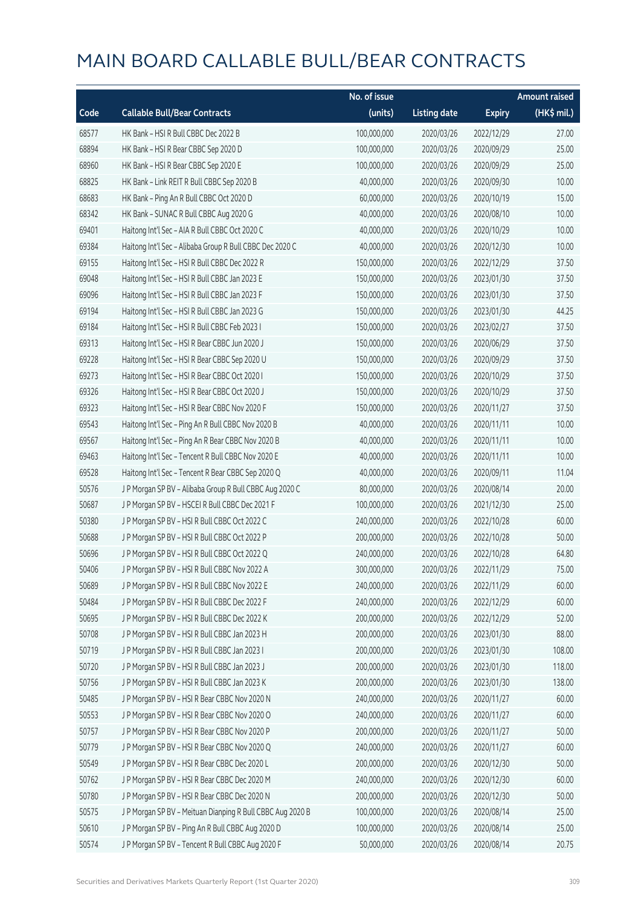# MAIN BOARD CALLABLE BULL/BEAR CONTRACTS

| Code | Callable Bull/Bear Contracts | No. of issue (units) | Listing date | Expiry | Amount raised (HK$ mil.) |
|---|---|---|---|---|---|
| 68577 | HK Bank – HSI R Bull CBBC Dec 2022 B | 100,000,000 | 2020/03/26 | 2022/12/29 | 27.00 |
| 68894 | HK Bank – HSI R Bear CBBC Sep 2020 D | 100,000,000 | 2020/03/26 | 2020/09/29 | 25.00 |
| 68960 | HK Bank – HSI R Bear CBBC Sep 2020 E | 100,000,000 | 2020/03/26 | 2020/09/29 | 25.00 |
| 68825 | HK Bank – Link REIT R Bull CBBC Sep 2020 B | 40,000,000 | 2020/03/26 | 2020/09/30 | 10.00 |
| 68683 | HK Bank – Ping An R Bull CBBC Oct 2020 D | 60,000,000 | 2020/03/26 | 2020/10/19 | 15.00 |
| 68342 | HK Bank – SUNAC R Bull CBBC Aug 2020 G | 40,000,000 | 2020/03/26 | 2020/08/10 | 10.00 |
| 69401 | Haitong Int'l Sec – AIA R Bull CBBC Oct 2020 C | 40,000,000 | 2020/03/26 | 2020/10/29 | 10.00 |
| 69384 | Haitong Int'l Sec – Alibaba Group R Bull CBBC Dec 2020 C | 40,000,000 | 2020/03/26 | 2020/12/30 | 10.00 |
| 69155 | Haitong Int'l Sec – HSI R Bull CBBC Dec 2022 R | 150,000,000 | 2020/03/26 | 2022/12/29 | 37.50 |
| 69048 | Haitong Int'l Sec – HSI R Bull CBBC Jan 2023 E | 150,000,000 | 2020/03/26 | 2023/01/30 | 37.50 |
| 69096 | Haitong Int'l Sec – HSI R Bull CBBC Jan 2023 F | 150,000,000 | 2020/03/26 | 2023/01/30 | 37.50 |
| 69194 | Haitong Int'l Sec – HSI R Bull CBBC Jan 2023 G | 150,000,000 | 2020/03/26 | 2023/01/30 | 44.25 |
| 69184 | Haitong Int'l Sec – HSI R Bull CBBC Feb 2023 I | 150,000,000 | 2020/03/26 | 2023/02/27 | 37.50 |
| 69313 | Haitong Int'l Sec – HSI R Bear CBBC Jun 2020 J | 150,000,000 | 2020/03/26 | 2020/06/29 | 37.50 |
| 69228 | Haitong Int'l Sec – HSI R Bear CBBC Sep 2020 U | 150,000,000 | 2020/03/26 | 2020/09/29 | 37.50 |
| 69273 | Haitong Int'l Sec – HSI R Bear CBBC Oct 2020 I | 150,000,000 | 2020/03/26 | 2020/10/29 | 37.50 |
| 69326 | Haitong Int'l Sec – HSI R Bear CBBC Oct 2020 J | 150,000,000 | 2020/03/26 | 2020/10/29 | 37.50 |
| 69323 | Haitong Int'l Sec – HSI R Bear CBBC Nov 2020 F | 150,000,000 | 2020/03/26 | 2020/11/27 | 37.50 |
| 69543 | Haitong Int'l Sec – Ping An R Bull CBBC Nov 2020 B | 40,000,000 | 2020/03/26 | 2020/11/11 | 10.00 |
| 69567 | Haitong Int'l Sec – Ping An R Bear CBBC Nov 2020 B | 40,000,000 | 2020/03/26 | 2020/11/11 | 10.00 |
| 69463 | Haitong Int'l Sec – Tencent R Bull CBBC Nov 2020 E | 40,000,000 | 2020/03/26 | 2020/11/11 | 10.00 |
| 69528 | Haitong Int'l Sec – Tencent R Bear CBBC Sep 2020 Q | 40,000,000 | 2020/03/26 | 2020/09/11 | 11.04 |
| 50576 | J P Morgan SP BV – Alibaba Group R Bull CBBC Aug 2020 C | 80,000,000 | 2020/03/26 | 2020/08/14 | 20.00 |
| 50687 | J P Morgan SP BV – HSCEI R Bull CBBC Dec 2021 F | 100,000,000 | 2020/03/26 | 2021/12/30 | 25.00 |
| 50380 | J P Morgan SP BV – HSI R Bull CBBC Oct 2022 C | 240,000,000 | 2020/03/26 | 2022/10/28 | 60.00 |
| 50688 | J P Morgan SP BV – HSI R Bull CBBC Oct 2022 P | 200,000,000 | 2020/03/26 | 2022/10/28 | 50.00 |
| 50696 | J P Morgan SP BV – HSI R Bull CBBC Oct 2022 Q | 240,000,000 | 2020/03/26 | 2022/10/28 | 64.80 |
| 50406 | J P Morgan SP BV – HSI R Bull CBBC Nov 2022 A | 300,000,000 | 2020/03/26 | 2022/11/29 | 75.00 |
| 50689 | J P Morgan SP BV – HSI R Bull CBBC Nov 2022 E | 240,000,000 | 2020/03/26 | 2022/11/29 | 60.00 |
| 50484 | J P Morgan SP BV – HSI R Bull CBBC Dec 2022 F | 240,000,000 | 2020/03/26 | 2022/12/29 | 60.00 |
| 50695 | J P Morgan SP BV – HSI R Bull CBBC Dec 2022 K | 200,000,000 | 2020/03/26 | 2022/12/29 | 52.00 |
| 50708 | J P Morgan SP BV – HSI R Bull CBBC Jan 2023 H | 200,000,000 | 2020/03/26 | 2023/01/30 | 88.00 |
| 50719 | J P Morgan SP BV – HSI R Bull CBBC Jan 2023 I | 200,000,000 | 2020/03/26 | 2023/01/30 | 108.00 |
| 50720 | J P Morgan SP BV – HSI R Bull CBBC Jan 2023 J | 200,000,000 | 2020/03/26 | 2023/01/30 | 118.00 |
| 50756 | J P Morgan SP BV – HSI R Bull CBBC Jan 2023 K | 200,000,000 | 2020/03/26 | 2023/01/30 | 138.00 |
| 50485 | J P Morgan SP BV – HSI R Bear CBBC Nov 2020 N | 240,000,000 | 2020/03/26 | 2020/11/27 | 60.00 |
| 50553 | J P Morgan SP BV – HSI R Bear CBBC Nov 2020 O | 240,000,000 | 2020/03/26 | 2020/11/27 | 60.00 |
| 50757 | J P Morgan SP BV – HSI R Bear CBBC Nov 2020 P | 200,000,000 | 2020/03/26 | 2020/11/27 | 50.00 |
| 50779 | J P Morgan SP BV – HSI R Bear CBBC Nov 2020 Q | 240,000,000 | 2020/03/26 | 2020/11/27 | 60.00 |
| 50549 | J P Morgan SP BV – HSI R Bear CBBC Dec 2020 L | 200,000,000 | 2020/03/26 | 2020/12/30 | 50.00 |
| 50762 | J P Morgan SP BV – HSI R Bear CBBC Dec 2020 M | 240,000,000 | 2020/03/26 | 2020/12/30 | 60.00 |
| 50780 | J P Morgan SP BV – HSI R Bear CBBC Dec 2020 N | 200,000,000 | 2020/03/26 | 2020/12/30 | 50.00 |
| 50575 | J P Morgan SP BV – Meituan Dianping R Bull CBBC Aug 2020 B | 100,000,000 | 2020/03/26 | 2020/08/14 | 25.00 |
| 50610 | J P Morgan SP BV – Ping An R Bull CBBC Aug 2020 D | 100,000,000 | 2020/03/26 | 2020/08/14 | 25.00 |
| 50574 | J P Morgan SP BV – Tencent R Bull CBBC Aug 2020 F | 50,000,000 | 2020/03/26 | 2020/08/14 | 20.75 |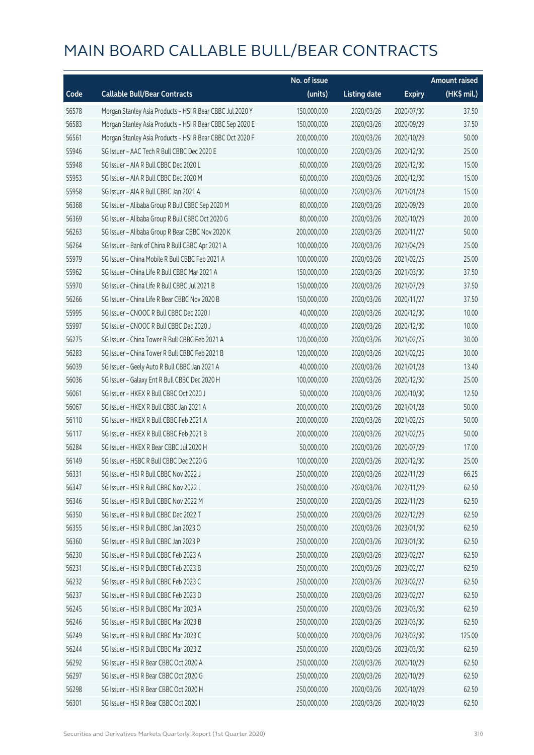# MAIN BOARD CALLABLE BULL/BEAR CONTRACTS

| Code | Callable Bull/Bear Contracts | No. of issue (units) | Listing date | Expiry | Amount raised (HK$ mil.) |
|---|---|---|---|---|---|
| 56578 | Morgan Stanley Asia Products – HSI R Bear CBBC Jul 2020 Y | 150,000,000 | 2020/03/26 | 2020/07/30 | 37.50 |
| 56583 | Morgan Stanley Asia Products – HSI R Bear CBBC Sep 2020 E | 150,000,000 | 2020/03/26 | 2020/09/29 | 37.50 |
| 56561 | Morgan Stanley Asia Products – HSI R Bear CBBC Oct 2020 F | 200,000,000 | 2020/03/26 | 2020/10/29 | 50.00 |
| 55946 | SG Issuer – AAC Tech R Bull CBBC Dec 2020 E | 100,000,000 | 2020/03/26 | 2020/12/30 | 25.00 |
| 55948 | SG Issuer – AIA R Bull CBBC Dec 2020 L | 60,000,000 | 2020/03/26 | 2020/12/30 | 15.00 |
| 55953 | SG Issuer – AIA R Bull CBBC Dec 2020 M | 60,000,000 | 2020/03/26 | 2020/12/30 | 15.00 |
| 55958 | SG Issuer – AIA R Bull CBBC Jan 2021 A | 60,000,000 | 2020/03/26 | 2021/01/28 | 15.00 |
| 56368 | SG Issuer – Alibaba Group R Bull CBBC Sep 2020 M | 80,000,000 | 2020/03/26 | 2020/09/29 | 20.00 |
| 56369 | SG Issuer – Alibaba Group R Bull CBBC Oct 2020 G | 80,000,000 | 2020/03/26 | 2020/10/29 | 20.00 |
| 56263 | SG Issuer – Alibaba Group R Bear CBBC Nov 2020 K | 200,000,000 | 2020/03/26 | 2020/11/27 | 50.00 |
| 56264 | SG Issuer – Bank of China R Bull CBBC Apr 2021 A | 100,000,000 | 2020/03/26 | 2021/04/29 | 25.00 |
| 55979 | SG Issuer – China Mobile R Bull CBBC Feb 2021 A | 100,000,000 | 2020/03/26 | 2021/02/25 | 25.00 |
| 55962 | SG Issuer – China Life R Bull CBBC Mar 2021 A | 150,000,000 | 2020/03/26 | 2021/03/30 | 37.50 |
| 55970 | SG Issuer – China Life R Bull CBBC Jul 2021 B | 150,000,000 | 2020/03/26 | 2021/07/29 | 37.50 |
| 56266 | SG Issuer – China Life R Bear CBBC Nov 2020 B | 150,000,000 | 2020/03/26 | 2020/11/27 | 37.50 |
| 55995 | SG Issuer – CNOOC R Bull CBBC Dec 2020 I | 40,000,000 | 2020/03/26 | 2020/12/30 | 10.00 |
| 55997 | SG Issuer – CNOOC R Bull CBBC Dec 2020 J | 40,000,000 | 2020/03/26 | 2020/12/30 | 10.00 |
| 56275 | SG Issuer – China Tower R Bull CBBC Feb 2021 A | 120,000,000 | 2020/03/26 | 2021/02/25 | 30.00 |
| 56283 | SG Issuer – China Tower R Bull CBBC Feb 2021 B | 120,000,000 | 2020/03/26 | 2021/02/25 | 30.00 |
| 56039 | SG Issuer – Geely Auto R Bull CBBC Jan 2021 A | 40,000,000 | 2020/03/26 | 2021/01/28 | 13.40 |
| 56036 | SG Issuer – Galaxy Ent R Bull CBBC Dec 2020 H | 100,000,000 | 2020/03/26 | 2020/12/30 | 25.00 |
| 56061 | SG Issuer – HKEX R Bull CBBC Oct 2020 J | 50,000,000 | 2020/03/26 | 2020/10/30 | 12.50 |
| 56067 | SG Issuer – HKEX R Bull CBBC Jan 2021 A | 200,000,000 | 2020/03/26 | 2021/01/28 | 50.00 |
| 56110 | SG Issuer – HKEX R Bull CBBC Feb 2021 A | 200,000,000 | 2020/03/26 | 2021/02/25 | 50.00 |
| 56117 | SG Issuer – HKEX R Bull CBBC Feb 2021 B | 200,000,000 | 2020/03/26 | 2021/02/25 | 50.00 |
| 56284 | SG Issuer – HKEX R Bear CBBC Jul 2020 H | 50,000,000 | 2020/03/26 | 2020/07/29 | 17.00 |
| 56149 | SG Issuer – HSBC R Bull CBBC Dec 2020 G | 100,000,000 | 2020/03/26 | 2020/12/30 | 25.00 |
| 56331 | SG Issuer – HSI R Bull CBBC Nov 2022 J | 250,000,000 | 2020/03/26 | 2022/11/29 | 66.25 |
| 56347 | SG Issuer – HSI R Bull CBBC Nov 2022 L | 250,000,000 | 2020/03/26 | 2022/11/29 | 62.50 |
| 56346 | SG Issuer – HSI R Bull CBBC Nov 2022 M | 250,000,000 | 2020/03/26 | 2022/11/29 | 62.50 |
| 56350 | SG Issuer – HSI R Bull CBBC Dec 2022 T | 250,000,000 | 2020/03/26 | 2022/12/29 | 62.50 |
| 56355 | SG Issuer – HSI R Bull CBBC Jan 2023 O | 250,000,000 | 2020/03/26 | 2023/01/30 | 62.50 |
| 56360 | SG Issuer – HSI R Bull CBBC Jan 2023 P | 250,000,000 | 2020/03/26 | 2023/01/30 | 62.50 |
| 56230 | SG Issuer – HSI R Bull CBBC Feb 2023 A | 250,000,000 | 2020/03/26 | 2023/02/27 | 62.50 |
| 56231 | SG Issuer – HSI R Bull CBBC Feb 2023 B | 250,000,000 | 2020/03/26 | 2023/02/27 | 62.50 |
| 56232 | SG Issuer – HSI R Bull CBBC Feb 2023 C | 250,000,000 | 2020/03/26 | 2023/02/27 | 62.50 |
| 56237 | SG Issuer – HSI R Bull CBBC Feb 2023 D | 250,000,000 | 2020/03/26 | 2023/02/27 | 62.50 |
| 56245 | SG Issuer – HSI R Bull CBBC Mar 2023 A | 250,000,000 | 2020/03/26 | 2023/03/30 | 62.50 |
| 56246 | SG Issuer – HSI R Bull CBBC Mar 2023 B | 250,000,000 | 2020/03/26 | 2023/03/30 | 62.50 |
| 56249 | SG Issuer – HSI R Bull CBBC Mar 2023 C | 500,000,000 | 2020/03/26 | 2023/03/30 | 125.00 |
| 56244 | SG Issuer – HSI R Bull CBBC Mar 2023 Z | 250,000,000 | 2020/03/26 | 2023/03/30 | 62.50 |
| 56292 | SG Issuer – HSI R Bear CBBC Oct 2020 A | 250,000,000 | 2020/03/26 | 2020/10/29 | 62.50 |
| 56297 | SG Issuer – HSI R Bear CBBC Oct 2020 G | 250,000,000 | 2020/03/26 | 2020/10/29 | 62.50 |
| 56298 | SG Issuer – HSI R Bear CBBC Oct 2020 H | 250,000,000 | 2020/03/26 | 2020/10/29 | 62.50 |
| 56301 | SG Issuer – HSI R Bear CBBC Oct 2020 I | 250,000,000 | 2020/03/26 | 2020/10/29 | 62.50 |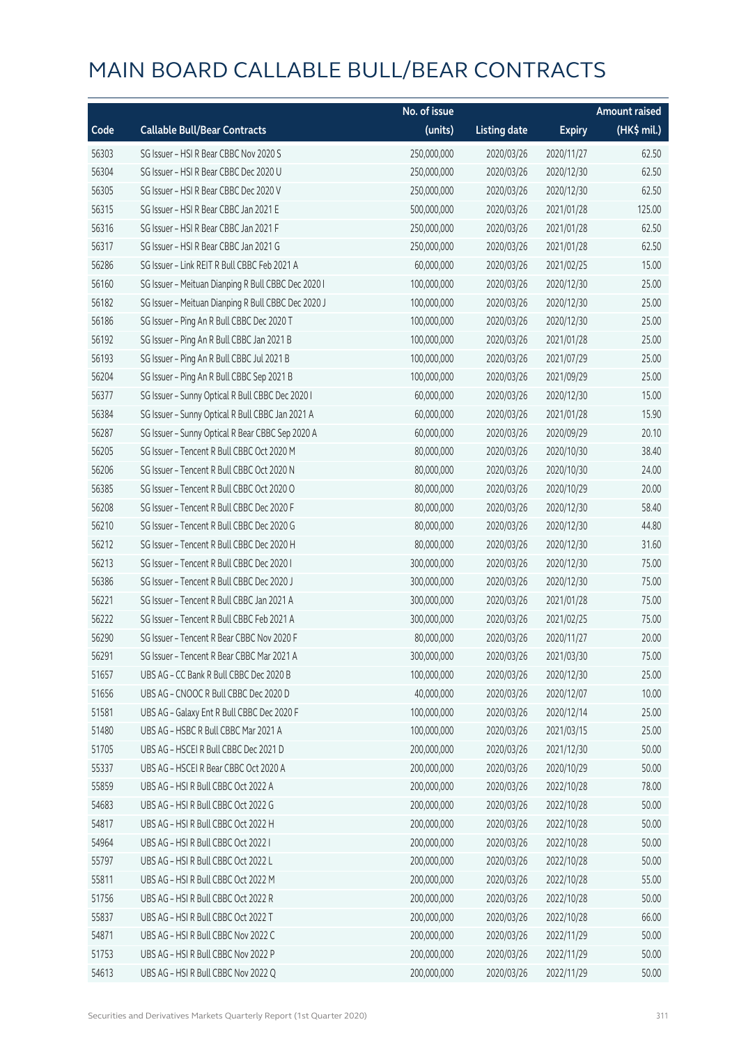# MAIN BOARD CALLABLE BULL/BEAR CONTRACTS

| Code | Callable Bull/Bear Contracts | No. of issue (units) | Listing date | Expiry | Amount raised (HK$ mil.) |
|---|---|---|---|---|---|
| 56303 | SG Issuer – HSI R Bear CBBC Nov 2020 S | 250,000,000 | 2020/03/26 | 2020/11/27 | 62.50 |
| 56304 | SG Issuer – HSI R Bear CBBC Dec 2020 U | 250,000,000 | 2020/03/26 | 2020/12/30 | 62.50 |
| 56305 | SG Issuer – HSI R Bear CBBC Dec 2020 V | 250,000,000 | 2020/03/26 | 2020/12/30 | 62.50 |
| 56315 | SG Issuer – HSI R Bear CBBC Jan 2021 E | 500,000,000 | 2020/03/26 | 2021/01/28 | 125.00 |
| 56316 | SG Issuer – HSI R Bear CBBC Jan 2021 F | 250,000,000 | 2020/03/26 | 2021/01/28 | 62.50 |
| 56317 | SG Issuer – HSI R Bear CBBC Jan 2021 G | 250,000,000 | 2020/03/26 | 2021/01/28 | 62.50 |
| 56286 | SG Issuer – Link REIT R Bull CBBC Feb 2021 A | 60,000,000 | 2020/03/26 | 2021/02/25 | 15.00 |
| 56160 | SG Issuer – Meituan Dianping R Bull CBBC Dec 2020 I | 100,000,000 | 2020/03/26 | 2020/12/30 | 25.00 |
| 56182 | SG Issuer – Meituan Dianping R Bull CBBC Dec 2020 J | 100,000,000 | 2020/03/26 | 2020/12/30 | 25.00 |
| 56186 | SG Issuer – Ping An R Bull CBBC Dec 2020 T | 100,000,000 | 2020/03/26 | 2020/12/30 | 25.00 |
| 56192 | SG Issuer – Ping An R Bull CBBC Jan 2021 B | 100,000,000 | 2020/03/26 | 2021/01/28 | 25.00 |
| 56193 | SG Issuer – Ping An R Bull CBBC Jul 2021 B | 100,000,000 | 2020/03/26 | 2021/07/29 | 25.00 |
| 56204 | SG Issuer – Ping An R Bull CBBC Sep 2021 B | 100,000,000 | 2020/03/26 | 2021/09/29 | 25.00 |
| 56377 | SG Issuer – Sunny Optical R Bull CBBC Dec 2020 I | 60,000,000 | 2020/03/26 | 2020/12/30 | 15.00 |
| 56384 | SG Issuer – Sunny Optical R Bull CBBC Jan 2021 A | 60,000,000 | 2020/03/26 | 2021/01/28 | 15.90 |
| 56287 | SG Issuer – Sunny Optical R Bear CBBC Sep 2020 A | 60,000,000 | 2020/03/26 | 2020/09/29 | 20.10 |
| 56205 | SG Issuer – Tencent R Bull CBBC Oct 2020 M | 80,000,000 | 2020/03/26 | 2020/10/30 | 38.40 |
| 56206 | SG Issuer – Tencent R Bull CBBC Oct 2020 N | 80,000,000 | 2020/03/26 | 2020/10/30 | 24.00 |
| 56385 | SG Issuer – Tencent R Bull CBBC Oct 2020 O | 80,000,000 | 2020/03/26 | 2020/10/29 | 20.00 |
| 56208 | SG Issuer – Tencent R Bull CBBC Dec 2020 F | 80,000,000 | 2020/03/26 | 2020/12/30 | 58.40 |
| 56210 | SG Issuer – Tencent R Bull CBBC Dec 2020 G | 80,000,000 | 2020/03/26 | 2020/12/30 | 44.80 |
| 56212 | SG Issuer – Tencent R Bull CBBC Dec 2020 H | 80,000,000 | 2020/03/26 | 2020/12/30 | 31.60 |
| 56213 | SG Issuer – Tencent R Bull CBBC Dec 2020 I | 300,000,000 | 2020/03/26 | 2020/12/30 | 75.00 |
| 56386 | SG Issuer – Tencent R Bull CBBC Dec 2020 J | 300,000,000 | 2020/03/26 | 2020/12/30 | 75.00 |
| 56221 | SG Issuer – Tencent R Bull CBBC Jan 2021 A | 300,000,000 | 2020/03/26 | 2021/01/28 | 75.00 |
| 56222 | SG Issuer – Tencent R Bull CBBC Feb 2021 A | 300,000,000 | 2020/03/26 | 2021/02/25 | 75.00 |
| 56290 | SG Issuer – Tencent R Bear CBBC Nov 2020 F | 80,000,000 | 2020/03/26 | 2020/11/27 | 20.00 |
| 56291 | SG Issuer – Tencent R Bear CBBC Mar 2021 A | 300,000,000 | 2020/03/26 | 2021/03/30 | 75.00 |
| 51657 | UBS AG – CC Bank R Bull CBBC Dec 2020 B | 100,000,000 | 2020/03/26 | 2020/12/30 | 25.00 |
| 51656 | UBS AG – CNOOC R Bull CBBC Dec 2020 D | 40,000,000 | 2020/03/26 | 2020/12/07 | 10.00 |
| 51581 | UBS AG – Galaxy Ent R Bull CBBC Dec 2020 F | 100,000,000 | 2020/03/26 | 2020/12/14 | 25.00 |
| 51480 | UBS AG – HSBC R Bull CBBC Mar 2021 A | 100,000,000 | 2020/03/26 | 2021/03/15 | 25.00 |
| 51705 | UBS AG – HSCEI R Bull CBBC Dec 2021 D | 200,000,000 | 2020/03/26 | 2021/12/30 | 50.00 |
| 55337 | UBS AG – HSCEI R Bear CBBC Oct 2020 A | 200,000,000 | 2020/03/26 | 2020/10/29 | 50.00 |
| 55859 | UBS AG – HSI R Bull CBBC Oct 2022 A | 200,000,000 | 2020/03/26 | 2022/10/28 | 78.00 |
| 54683 | UBS AG – HSI R Bull CBBC Oct 2022 G | 200,000,000 | 2020/03/26 | 2022/10/28 | 50.00 |
| 54817 | UBS AG – HSI R Bull CBBC Oct 2022 H | 200,000,000 | 2020/03/26 | 2022/10/28 | 50.00 |
| 54964 | UBS AG – HSI R Bull CBBC Oct 2022 I | 200,000,000 | 2020/03/26 | 2022/10/28 | 50.00 |
| 55797 | UBS AG – HSI R Bull CBBC Oct 2022 L | 200,000,000 | 2020/03/26 | 2022/10/28 | 50.00 |
| 55811 | UBS AG – HSI R Bull CBBC Oct 2022 M | 200,000,000 | 2020/03/26 | 2022/10/28 | 55.00 |
| 51756 | UBS AG – HSI R Bull CBBC Oct 2022 R | 200,000,000 | 2020/03/26 | 2022/10/28 | 50.00 |
| 55837 | UBS AG – HSI R Bull CBBC Oct 2022 T | 200,000,000 | 2020/03/26 | 2022/10/28 | 66.00 |
| 54871 | UBS AG – HSI R Bull CBBC Nov 2022 C | 200,000,000 | 2020/03/26 | 2022/11/29 | 50.00 |
| 51753 | UBS AG – HSI R Bull CBBC Nov 2022 P | 200,000,000 | 2020/03/26 | 2022/11/29 | 50.00 |
| 54613 | UBS AG – HSI R Bull CBBC Nov 2022 Q | 200,000,000 | 2020/03/26 | 2022/11/29 | 50.00 |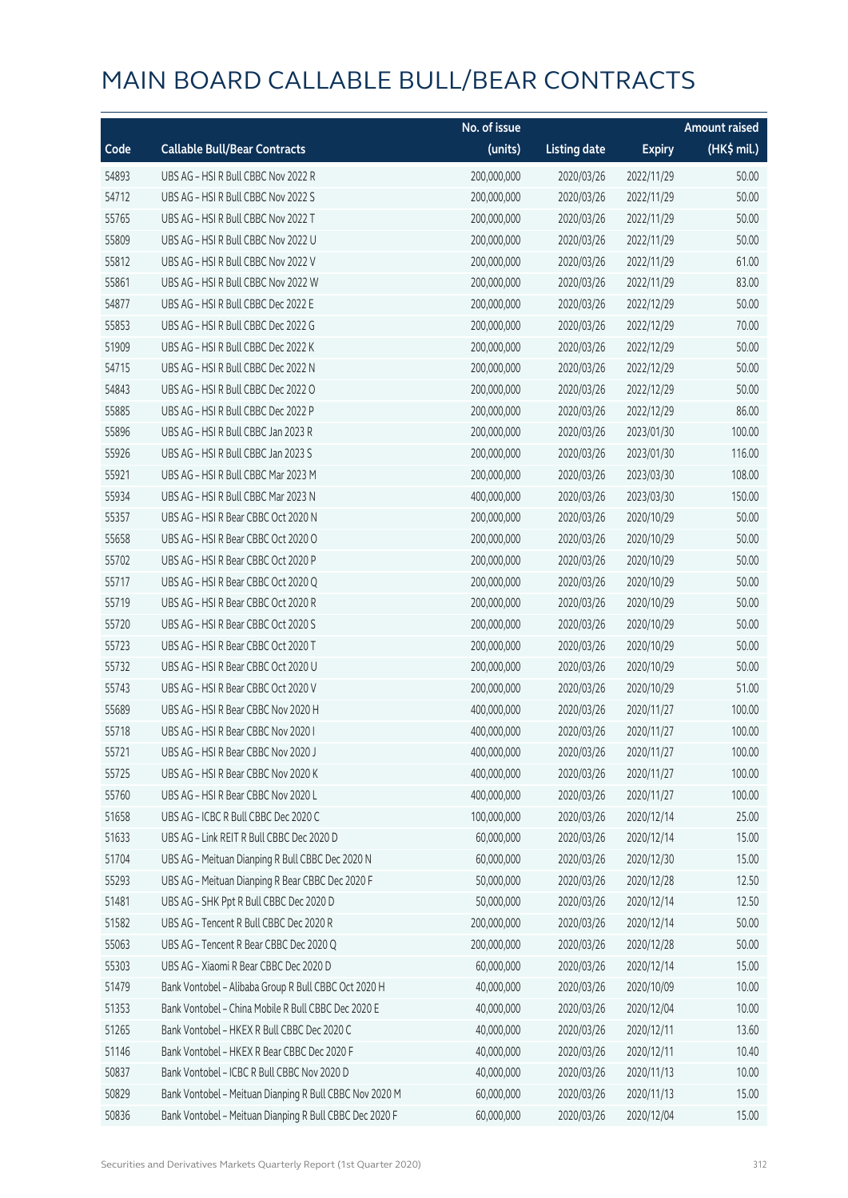# MAIN BOARD CALLABLE BULL/BEAR CONTRACTS

| Code | Callable Bull/Bear Contracts | No. of issue (units) | Listing date | Expiry | Amount raised (HK$ mil.) |
|---|---|---|---|---|---|
| 54893 | UBS AG – HSI R Bull CBBC Nov 2022 R | 200,000,000 | 2020/03/26 | 2022/11/29 | 50.00 |
| 54712 | UBS AG – HSI R Bull CBBC Nov 2022 S | 200,000,000 | 2020/03/26 | 2022/11/29 | 50.00 |
| 55765 | UBS AG – HSI R Bull CBBC Nov 2022 T | 200,000,000 | 2020/03/26 | 2022/11/29 | 50.00 |
| 55809 | UBS AG – HSI R Bull CBBC Nov 2022 U | 200,000,000 | 2020/03/26 | 2022/11/29 | 50.00 |
| 55812 | UBS AG – HSI R Bull CBBC Nov 2022 V | 200,000,000 | 2020/03/26 | 2022/11/29 | 61.00 |
| 55861 | UBS AG – HSI R Bull CBBC Nov 2022 W | 200,000,000 | 2020/03/26 | 2022/11/29 | 83.00 |
| 54877 | UBS AG – HSI R Bull CBBC Dec 2022 E | 200,000,000 | 2020/03/26 | 2022/12/29 | 50.00 |
| 55853 | UBS AG – HSI R Bull CBBC Dec 2022 G | 200,000,000 | 2020/03/26 | 2022/12/29 | 70.00 |
| 51909 | UBS AG – HSI R Bull CBBC Dec 2022 K | 200,000,000 | 2020/03/26 | 2022/12/29 | 50.00 |
| 54715 | UBS AG – HSI R Bull CBBC Dec 2022 N | 200,000,000 | 2020/03/26 | 2022/12/29 | 50.00 |
| 54843 | UBS AG – HSI R Bull CBBC Dec 2022 O | 200,000,000 | 2020/03/26 | 2022/12/29 | 50.00 |
| 55885 | UBS AG – HSI R Bull CBBC Dec 2022 P | 200,000,000 | 2020/03/26 | 2022/12/29 | 86.00 |
| 55896 | UBS AG – HSI R Bull CBBC Jan 2023 R | 200,000,000 | 2020/03/26 | 2023/01/30 | 100.00 |
| 55926 | UBS AG – HSI R Bull CBBC Jan 2023 S | 200,000,000 | 2020/03/26 | 2023/01/30 | 116.00 |
| 55921 | UBS AG – HSI R Bull CBBC Mar 2023 M | 200,000,000 | 2020/03/26 | 2023/03/30 | 108.00 |
| 55934 | UBS AG – HSI R Bull CBBC Mar 2023 N | 400,000,000 | 2020/03/26 | 2023/03/30 | 150.00 |
| 55357 | UBS AG – HSI R Bear CBBC Oct 2020 N | 200,000,000 | 2020/03/26 | 2020/10/29 | 50.00 |
| 55658 | UBS AG – HSI R Bear CBBC Oct 2020 O | 200,000,000 | 2020/03/26 | 2020/10/29 | 50.00 |
| 55702 | UBS AG – HSI R Bear CBBC Oct 2020 P | 200,000,000 | 2020/03/26 | 2020/10/29 | 50.00 |
| 55717 | UBS AG – HSI R Bear CBBC Oct 2020 Q | 200,000,000 | 2020/03/26 | 2020/10/29 | 50.00 |
| 55719 | UBS AG – HSI R Bear CBBC Oct 2020 R | 200,000,000 | 2020/03/26 | 2020/10/29 | 50.00 |
| 55720 | UBS AG – HSI R Bear CBBC Oct 2020 S | 200,000,000 | 2020/03/26 | 2020/10/29 | 50.00 |
| 55723 | UBS AG – HSI R Bear CBBC Oct 2020 T | 200,000,000 | 2020/03/26 | 2020/10/29 | 50.00 |
| 55732 | UBS AG – HSI R Bear CBBC Oct 2020 U | 200,000,000 | 2020/03/26 | 2020/10/29 | 50.00 |
| 55743 | UBS AG – HSI R Bear CBBC Oct 2020 V | 200,000,000 | 2020/03/26 | 2020/10/29 | 51.00 |
| 55689 | UBS AG – HSI R Bear CBBC Nov 2020 H | 400,000,000 | 2020/03/26 | 2020/11/27 | 100.00 |
| 55718 | UBS AG – HSI R Bear CBBC Nov 2020 I | 400,000,000 | 2020/03/26 | 2020/11/27 | 100.00 |
| 55721 | UBS AG – HSI R Bear CBBC Nov 2020 J | 400,000,000 | 2020/03/26 | 2020/11/27 | 100.00 |
| 55725 | UBS AG – HSI R Bear CBBC Nov 2020 K | 400,000,000 | 2020/03/26 | 2020/11/27 | 100.00 |
| 55760 | UBS AG – HSI R Bear CBBC Nov 2020 L | 400,000,000 | 2020/03/26 | 2020/11/27 | 100.00 |
| 51658 | UBS AG – ICBC R Bull CBBC Dec 2020 C | 100,000,000 | 2020/03/26 | 2020/12/14 | 25.00 |
| 51633 | UBS AG – Link REIT R Bull CBBC Dec 2020 D | 60,000,000 | 2020/03/26 | 2020/12/14 | 15.00 |
| 51704 | UBS AG – Meituan Dianping R Bull CBBC Dec 2020 N | 60,000,000 | 2020/03/26 | 2020/12/30 | 15.00 |
| 55293 | UBS AG – Meituan Dianping R Bear CBBC Dec 2020 F | 50,000,000 | 2020/03/26 | 2020/12/28 | 12.50 |
| 51481 | UBS AG – SHK Ppt R Bull CBBC Dec 2020 D | 50,000,000 | 2020/03/26 | 2020/12/14 | 12.50 |
| 51582 | UBS AG – Tencent R Bull CBBC Dec 2020 R | 200,000,000 | 2020/03/26 | 2020/12/14 | 50.00 |
| 55063 | UBS AG – Tencent R Bear CBBC Dec 2020 Q | 200,000,000 | 2020/03/26 | 2020/12/28 | 50.00 |
| 55303 | UBS AG – Xiaomi R Bear CBBC Dec 2020 D | 60,000,000 | 2020/03/26 | 2020/12/14 | 15.00 |
| 51479 | Bank Vontobel – Alibaba Group R Bull CBBC Oct 2020 H | 40,000,000 | 2020/03/26 | 2020/10/09 | 10.00 |
| 51353 | Bank Vontobel – China Mobile R Bull CBBC Dec 2020 E | 40,000,000 | 2020/03/26 | 2020/12/04 | 10.00 |
| 51265 | Bank Vontobel – HKEX R Bull CBBC Dec 2020 C | 40,000,000 | 2020/03/26 | 2020/12/11 | 13.60 |
| 51146 | Bank Vontobel – HKEX R Bear CBBC Dec 2020 F | 40,000,000 | 2020/03/26 | 2020/12/11 | 10.40 |
| 50837 | Bank Vontobel – ICBC R Bull CBBC Nov 2020 D | 40,000,000 | 2020/03/26 | 2020/11/13 | 10.00 |
| 50829 | Bank Vontobel – Meituan Dianping R Bull CBBC Nov 2020 M | 60,000,000 | 2020/03/26 | 2020/11/13 | 15.00 |
| 50836 | Bank Vontobel – Meituan Dianping R Bull CBBC Dec 2020 F | 60,000,000 | 2020/03/26 | 2020/12/04 | 15.00 |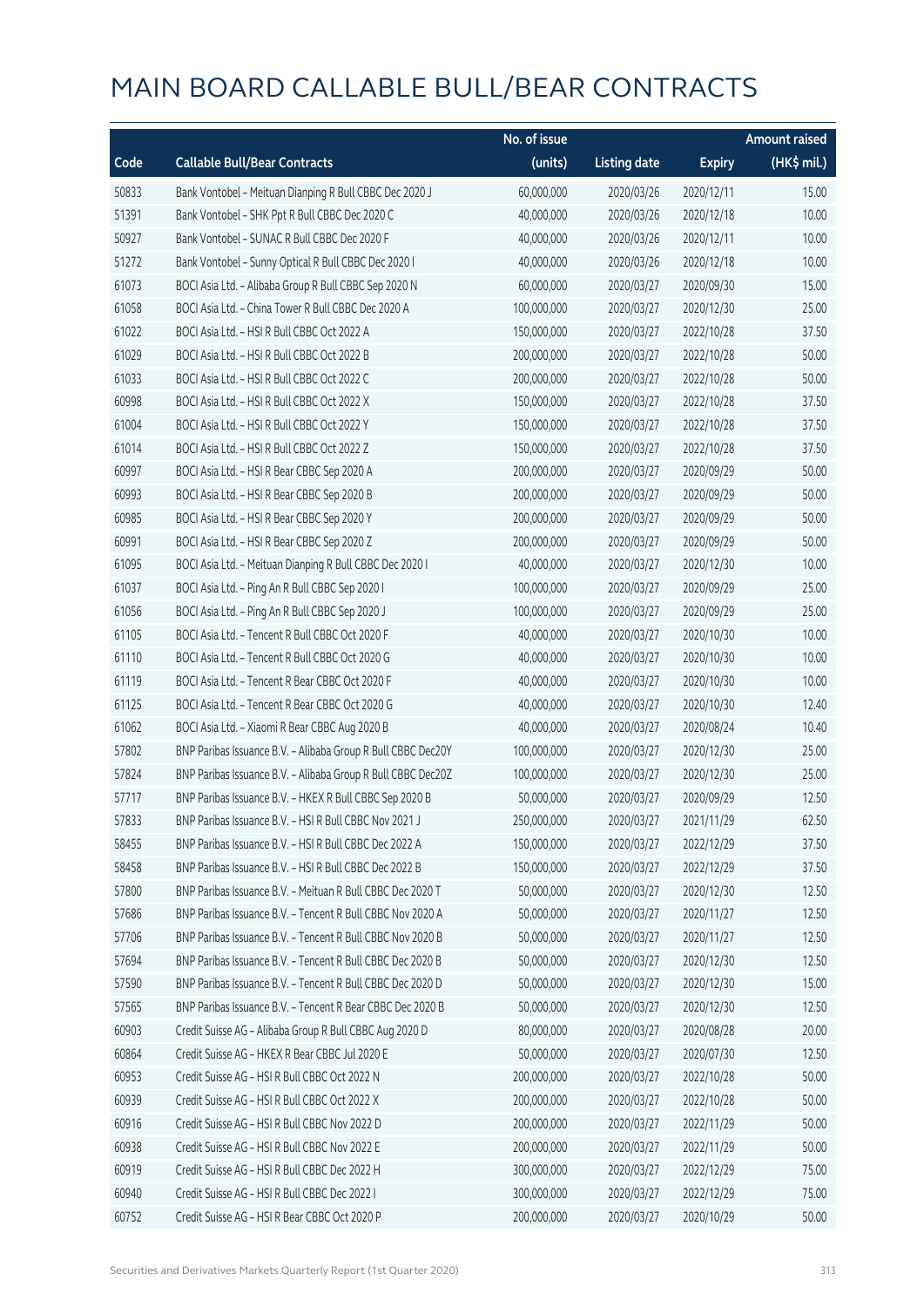# MAIN BOARD CALLABLE BULL/BEAR CONTRACTS

| Code | Callable Bull/Bear Contracts | No. of issue (units) | Listing date | Expiry | Amount raised (HK$ mil.) |
|---|---|---|---|---|---|
| 50833 | Bank Vontobel – Meituan Dianping R Bull CBBC Dec 2020 J | 60,000,000 | 2020/03/26 | 2020/12/11 | 15.00 |
| 51391 | Bank Vontobel – SHK Ppt R Bull CBBC Dec 2020 C | 40,000,000 | 2020/03/26 | 2020/12/18 | 10.00 |
| 50927 | Bank Vontobel – SUNAC R Bull CBBC Dec 2020 F | 40,000,000 | 2020/03/26 | 2020/12/11 | 10.00 |
| 51272 | Bank Vontobel – Sunny Optical R Bull CBBC Dec 2020 I | 40,000,000 | 2020/03/26 | 2020/12/18 | 10.00 |
| 61073 | BOCI Asia Ltd. – Alibaba Group R Bull CBBC Sep 2020 N | 60,000,000 | 2020/03/27 | 2020/09/30 | 15.00 |
| 61058 | BOCI Asia Ltd. – China Tower R Bull CBBC Dec 2020 A | 100,000,000 | 2020/03/27 | 2020/12/30 | 25.00 |
| 61022 | BOCI Asia Ltd. – HSI R Bull CBBC Oct 2022 A | 150,000,000 | 2020/03/27 | 2022/10/28 | 37.50 |
| 61029 | BOCI Asia Ltd. – HSI R Bull CBBC Oct 2022 B | 200,000,000 | 2020/03/27 | 2022/10/28 | 50.00 |
| 61033 | BOCI Asia Ltd. – HSI R Bull CBBC Oct 2022 C | 200,000,000 | 2020/03/27 | 2022/10/28 | 50.00 |
| 60998 | BOCI Asia Ltd. – HSI R Bull CBBC Oct 2022 X | 150,000,000 | 2020/03/27 | 2022/10/28 | 37.50 |
| 61004 | BOCI Asia Ltd. – HSI R Bull CBBC Oct 2022 Y | 150,000,000 | 2020/03/27 | 2022/10/28 | 37.50 |
| 61014 | BOCI Asia Ltd. – HSI R Bull CBBC Oct 2022 Z | 150,000,000 | 2020/03/27 | 2022/10/28 | 37.50 |
| 60997 | BOCI Asia Ltd. – HSI R Bear CBBC Sep 2020 A | 200,000,000 | 2020/03/27 | 2020/09/29 | 50.00 |
| 60993 | BOCI Asia Ltd. – HSI R Bear CBBC Sep 2020 B | 200,000,000 | 2020/03/27 | 2020/09/29 | 50.00 |
| 60985 | BOCI Asia Ltd. – HSI R Bear CBBC Sep 2020 Y | 200,000,000 | 2020/03/27 | 2020/09/29 | 50.00 |
| 60991 | BOCI Asia Ltd. – HSI R Bear CBBC Sep 2020 Z | 200,000,000 | 2020/03/27 | 2020/09/29 | 50.00 |
| 61095 | BOCI Asia Ltd. – Meituan Dianping R Bull CBBC Dec 2020 I | 40,000,000 | 2020/03/27 | 2020/12/30 | 10.00 |
| 61037 | BOCI Asia Ltd. – Ping An R Bull CBBC Sep 2020 I | 100,000,000 | 2020/03/27 | 2020/09/29 | 25.00 |
| 61056 | BOCI Asia Ltd. – Ping An R Bull CBBC Sep 2020 J | 100,000,000 | 2020/03/27 | 2020/09/29 | 25.00 |
| 61105 | BOCI Asia Ltd. – Tencent R Bull CBBC Oct 2020 F | 40,000,000 | 2020/03/27 | 2020/10/30 | 10.00 |
| 61110 | BOCI Asia Ltd. – Tencent R Bull CBBC Oct 2020 G | 40,000,000 | 2020/03/27 | 2020/10/30 | 10.00 |
| 61119 | BOCI Asia Ltd. – Tencent R Bear CBBC Oct 2020 F | 40,000,000 | 2020/03/27 | 2020/10/30 | 10.00 |
| 61125 | BOCI Asia Ltd. – Tencent R Bear CBBC Oct 2020 G | 40,000,000 | 2020/03/27 | 2020/10/30 | 12.40 |
| 61062 | BOCI Asia Ltd. – Xiaomi R Bear CBBC Aug 2020 B | 40,000,000 | 2020/03/27 | 2020/08/24 | 10.40 |
| 57802 | BNP Paribas Issuance B.V. – Alibaba Group R Bull CBBC Dec20Y | 100,000,000 | 2020/03/27 | 2020/12/30 | 25.00 |
| 57824 | BNP Paribas Issuance B.V. – Alibaba Group R Bull CBBC Dec20Z | 100,000,000 | 2020/03/27 | 2020/12/30 | 25.00 |
| 57717 | BNP Paribas Issuance B.V. – HKEX R Bull CBBC Sep 2020 B | 50,000,000 | 2020/03/27 | 2020/09/29 | 12.50 |
| 57833 | BNP Paribas Issuance B.V. – HSI R Bull CBBC Nov 2021 J | 250,000,000 | 2020/03/27 | 2021/11/29 | 62.50 |
| 58455 | BNP Paribas Issuance B.V. – HSI R Bull CBBC Dec 2022 A | 150,000,000 | 2020/03/27 | 2022/12/29 | 37.50 |
| 58458 | BNP Paribas Issuance B.V. – HSI R Bull CBBC Dec 2022 B | 150,000,000 | 2020/03/27 | 2022/12/29 | 37.50 |
| 57800 | BNP Paribas Issuance B.V. – Meituan R Bull CBBC Dec 2020 T | 50,000,000 | 2020/03/27 | 2020/12/30 | 12.50 |
| 57686 | BNP Paribas Issuance B.V. – Tencent R Bull CBBC Nov 2020 A | 50,000,000 | 2020/03/27 | 2020/11/27 | 12.50 |
| 57706 | BNP Paribas Issuance B.V. – Tencent R Bull CBBC Nov 2020 B | 50,000,000 | 2020/03/27 | 2020/11/27 | 12.50 |
| 57694 | BNP Paribas Issuance B.V. – Tencent R Bull CBBC Dec 2020 B | 50,000,000 | 2020/03/27 | 2020/12/30 | 12.50 |
| 57590 | BNP Paribas Issuance B.V. – Tencent R Bull CBBC Dec 2020 D | 50,000,000 | 2020/03/27 | 2020/12/30 | 15.00 |
| 57565 | BNP Paribas Issuance B.V. – Tencent R Bear CBBC Dec 2020 B | 50,000,000 | 2020/03/27 | 2020/12/30 | 12.50 |
| 60903 | Credit Suisse AG – Alibaba Group R Bull CBBC Aug 2020 D | 80,000,000 | 2020/03/27 | 2020/08/28 | 20.00 |
| 60864 | Credit Suisse AG – HKEX R Bear CBBC Jul 2020 E | 50,000,000 | 2020/03/27 | 2020/07/30 | 12.50 |
| 60953 | Credit Suisse AG – HSI R Bull CBBC Oct 2022 N | 200,000,000 | 2020/03/27 | 2022/10/28 | 50.00 |
| 60939 | Credit Suisse AG – HSI R Bull CBBC Oct 2022 X | 200,000,000 | 2020/03/27 | 2022/10/28 | 50.00 |
| 60916 | Credit Suisse AG – HSI R Bull CBBC Nov 2022 D | 200,000,000 | 2020/03/27 | 2022/11/29 | 50.00 |
| 60938 | Credit Suisse AG – HSI R Bull CBBC Nov 2022 E | 200,000,000 | 2020/03/27 | 2022/11/29 | 50.00 |
| 60919 | Credit Suisse AG – HSI R Bull CBBC Dec 2022 H | 300,000,000 | 2020/03/27 | 2022/12/29 | 75.00 |
| 60940 | Credit Suisse AG – HSI R Bull CBBC Dec 2022 I | 300,000,000 | 2020/03/27 | 2022/12/29 | 75.00 |
| 60752 | Credit Suisse AG – HSI R Bear CBBC Oct 2020 P | 200,000,000 | 2020/03/27 | 2020/10/29 | 50.00 |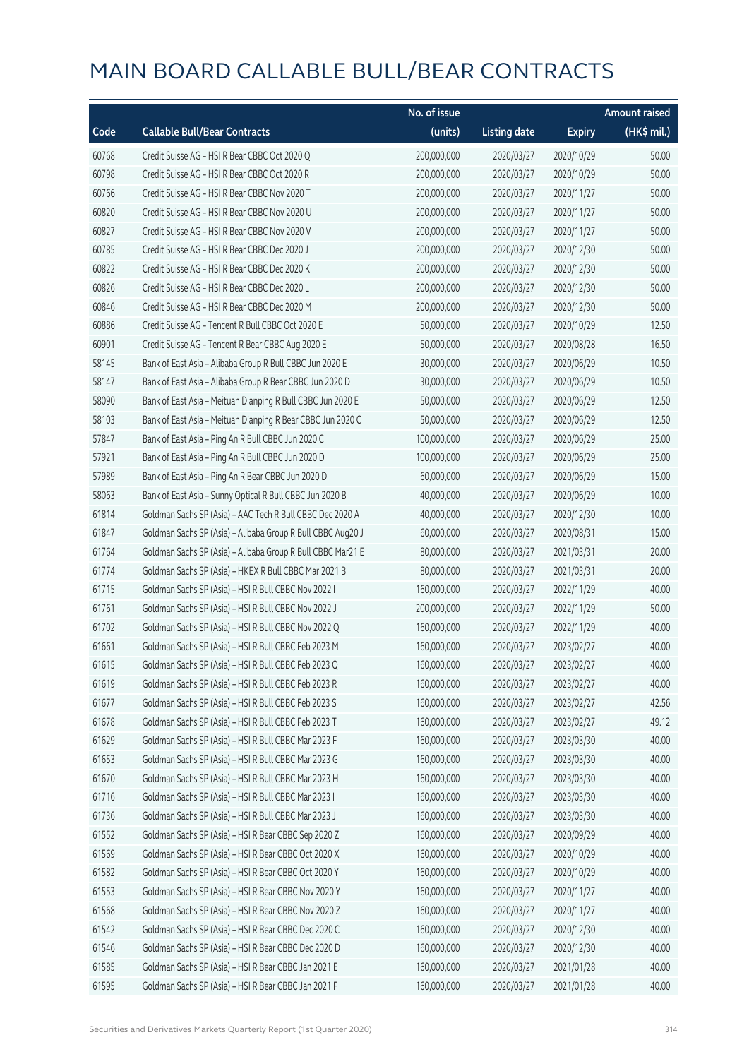# MAIN BOARD CALLABLE BULL/BEAR CONTRACTS

| Code | Callable Bull/Bear Contracts | No. of issue (units) | Listing date | Expiry | Amount raised (HK$ mil.) |
|---|---|---|---|---|---|
| 60768 | Credit Suisse AG – HSI R Bear CBBC Oct 2020 Q | 200,000,000 | 2020/03/27 | 2020/10/29 | 50.00 |
| 60798 | Credit Suisse AG – HSI R Bear CBBC Oct 2020 R | 200,000,000 | 2020/03/27 | 2020/10/29 | 50.00 |
| 60766 | Credit Suisse AG – HSI R Bear CBBC Nov 2020 T | 200,000,000 | 2020/03/27 | 2020/11/27 | 50.00 |
| 60820 | Credit Suisse AG – HSI R Bear CBBC Nov 2020 U | 200,000,000 | 2020/03/27 | 2020/11/27 | 50.00 |
| 60827 | Credit Suisse AG – HSI R Bear CBBC Nov 2020 V | 200,000,000 | 2020/03/27 | 2020/11/27 | 50.00 |
| 60785 | Credit Suisse AG – HSI R Bear CBBC Dec 2020 J | 200,000,000 | 2020/03/27 | 2020/12/30 | 50.00 |
| 60822 | Credit Suisse AG – HSI R Bear CBBC Dec 2020 K | 200,000,000 | 2020/03/27 | 2020/12/30 | 50.00 |
| 60826 | Credit Suisse AG – HSI R Bear CBBC Dec 2020 L | 200,000,000 | 2020/03/27 | 2020/12/30 | 50.00 |
| 60846 | Credit Suisse AG – HSI R Bear CBBC Dec 2020 M | 200,000,000 | 2020/03/27 | 2020/12/30 | 50.00 |
| 60886 | Credit Suisse AG – Tencent R Bull CBBC Oct 2020 E | 50,000,000 | 2020/03/27 | 2020/10/29 | 12.50 |
| 60901 | Credit Suisse AG – Tencent R Bear CBBC Aug 2020 E | 50,000,000 | 2020/03/27 | 2020/08/28 | 16.50 |
| 58145 | Bank of East Asia – Alibaba Group R Bull CBBC Jun 2020 E | 30,000,000 | 2020/03/27 | 2020/06/29 | 10.50 |
| 58147 | Bank of East Asia – Alibaba Group R Bear CBBC Jun 2020 D | 30,000,000 | 2020/03/27 | 2020/06/29 | 10.50 |
| 58090 | Bank of East Asia – Meituan Dianping R Bull CBBC Jun 2020 E | 50,000,000 | 2020/03/27 | 2020/06/29 | 12.50 |
| 58103 | Bank of East Asia – Meituan Dianping R Bear CBBC Jun 2020 C | 50,000,000 | 2020/03/27 | 2020/06/29 | 12.50 |
| 57847 | Bank of East Asia – Ping An R Bull CBBC Jun 2020 C | 100,000,000 | 2020/03/27 | 2020/06/29 | 25.00 |
| 57921 | Bank of East Asia – Ping An R Bull CBBC Jun 2020 D | 100,000,000 | 2020/03/27 | 2020/06/29 | 25.00 |
| 57989 | Bank of East Asia – Ping An R Bear CBBC Jun 2020 D | 60,000,000 | 2020/03/27 | 2020/06/29 | 15.00 |
| 58063 | Bank of East Asia – Sunny Optical R Bull CBBC Jun 2020 B | 40,000,000 | 2020/03/27 | 2020/06/29 | 10.00 |
| 61814 | Goldman Sachs SP (Asia) – AAC Tech R Bull CBBC Dec 2020 A | 40,000,000 | 2020/03/27 | 2020/12/30 | 10.00 |
| 61847 | Goldman Sachs SP (Asia) – Alibaba Group R Bull CBBC Aug20 J | 60,000,000 | 2020/03/27 | 2020/08/31 | 15.00 |
| 61764 | Goldman Sachs SP (Asia) – Alibaba Group R Bull CBBC Mar21 E | 80,000,000 | 2020/03/27 | 2021/03/31 | 20.00 |
| 61774 | Goldman Sachs SP (Asia) – HKEX R Bull CBBC Mar 2021 B | 80,000,000 | 2020/03/27 | 2021/03/31 | 20.00 |
| 61715 | Goldman Sachs SP (Asia) – HSI R Bull CBBC Nov 2022 I | 160,000,000 | 2020/03/27 | 2022/11/29 | 40.00 |
| 61761 | Goldman Sachs SP (Asia) – HSI R Bull CBBC Nov 2022 J | 200,000,000 | 2020/03/27 | 2022/11/29 | 50.00 |
| 61702 | Goldman Sachs SP (Asia) – HSI R Bull CBBC Nov 2022 Q | 160,000,000 | 2020/03/27 | 2022/11/29 | 40.00 |
| 61661 | Goldman Sachs SP (Asia) – HSI R Bull CBBC Feb 2023 M | 160,000,000 | 2020/03/27 | 2023/02/27 | 40.00 |
| 61615 | Goldman Sachs SP (Asia) – HSI R Bull CBBC Feb 2023 Q | 160,000,000 | 2020/03/27 | 2023/02/27 | 40.00 |
| 61619 | Goldman Sachs SP (Asia) – HSI R Bull CBBC Feb 2023 R | 160,000,000 | 2020/03/27 | 2023/02/27 | 40.00 |
| 61677 | Goldman Sachs SP (Asia) – HSI R Bull CBBC Feb 2023 S | 160,000,000 | 2020/03/27 | 2023/02/27 | 42.56 |
| 61678 | Goldman Sachs SP (Asia) – HSI R Bull CBBC Feb 2023 T | 160,000,000 | 2020/03/27 | 2023/02/27 | 49.12 |
| 61629 | Goldman Sachs SP (Asia) – HSI R Bull CBBC Mar 2023 F | 160,000,000 | 2020/03/27 | 2023/03/30 | 40.00 |
| 61653 | Goldman Sachs SP (Asia) – HSI R Bull CBBC Mar 2023 G | 160,000,000 | 2020/03/27 | 2023/03/30 | 40.00 |
| 61670 | Goldman Sachs SP (Asia) – HSI R Bull CBBC Mar 2023 H | 160,000,000 | 2020/03/27 | 2023/03/30 | 40.00 |
| 61716 | Goldman Sachs SP (Asia) – HSI R Bull CBBC Mar 2023 I | 160,000,000 | 2020/03/27 | 2023/03/30 | 40.00 |
| 61736 | Goldman Sachs SP (Asia) – HSI R Bull CBBC Mar 2023 J | 160,000,000 | 2020/03/27 | 2023/03/30 | 40.00 |
| 61552 | Goldman Sachs SP (Asia) – HSI R Bear CBBC Sep 2020 Z | 160,000,000 | 2020/03/27 | 2020/09/29 | 40.00 |
| 61569 | Goldman Sachs SP (Asia) – HSI R Bear CBBC Oct 2020 X | 160,000,000 | 2020/03/27 | 2020/10/29 | 40.00 |
| 61582 | Goldman Sachs SP (Asia) – HSI R Bear CBBC Oct 2020 Y | 160,000,000 | 2020/03/27 | 2020/10/29 | 40.00 |
| 61553 | Goldman Sachs SP (Asia) – HSI R Bear CBBC Nov 2020 Y | 160,000,000 | 2020/03/27 | 2020/11/27 | 40.00 |
| 61568 | Goldman Sachs SP (Asia) – HSI R Bear CBBC Nov 2020 Z | 160,000,000 | 2020/03/27 | 2020/11/27 | 40.00 |
| 61542 | Goldman Sachs SP (Asia) – HSI R Bear CBBC Dec 2020 C | 160,000,000 | 2020/03/27 | 2020/12/30 | 40.00 |
| 61546 | Goldman Sachs SP (Asia) – HSI R Bear CBBC Dec 2020 D | 160,000,000 | 2020/03/27 | 2020/12/30 | 40.00 |
| 61585 | Goldman Sachs SP (Asia) – HSI R Bear CBBC Jan 2021 E | 160,000,000 | 2020/03/27 | 2021/01/28 | 40.00 |
| 61595 | Goldman Sachs SP (Asia) – HSI R Bear CBBC Jan 2021 F | 160,000,000 | 2020/03/27 | 2021/01/28 | 40.00 |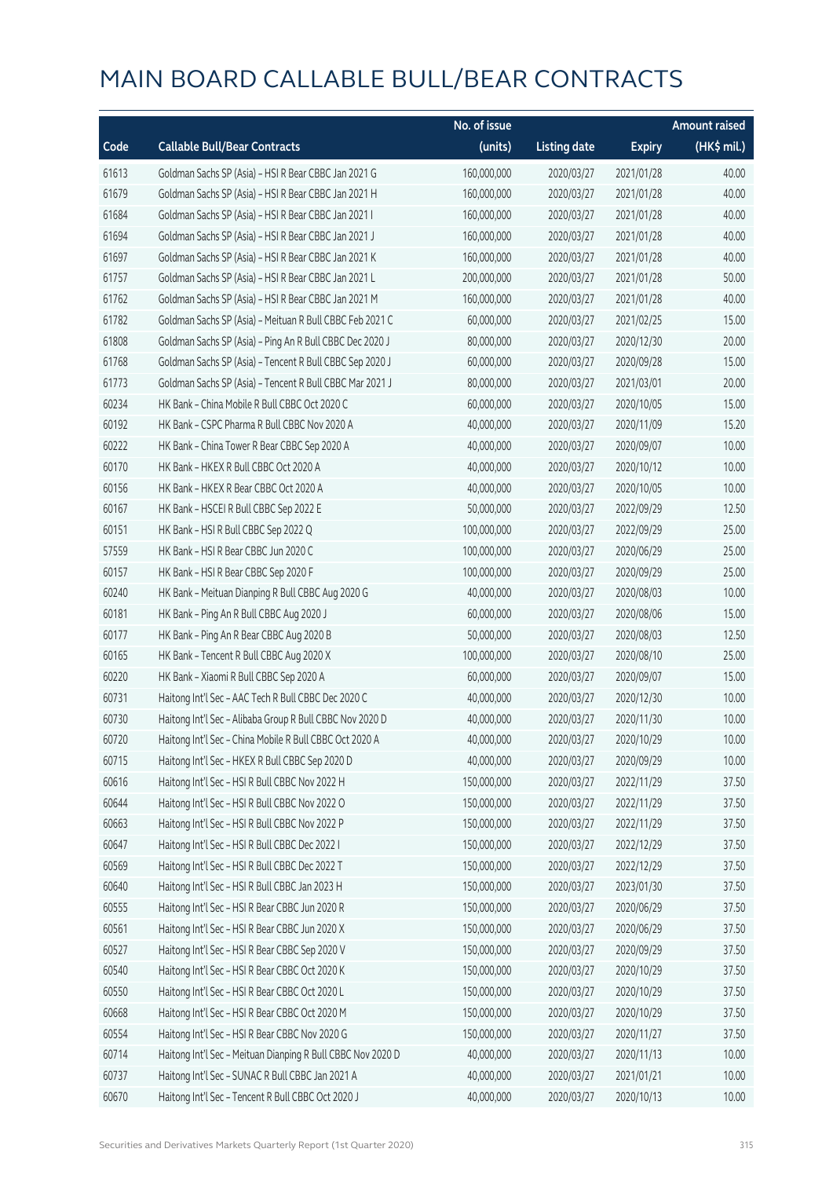# MAIN BOARD CALLABLE BULL/BEAR CONTRACTS

| Code | Callable Bull/Bear Contracts | No. of issue (units) | Listing date | Expiry | Amount raised (HK$ mil.) |
|---|---|---|---|---|---|
| 61613 | Goldman Sachs SP (Asia) – HSI R Bear CBBC Jan 2021 G | 160,000,000 | 2020/03/27 | 2021/01/28 | 40.00 |
| 61679 | Goldman Sachs SP (Asia) – HSI R Bear CBBC Jan 2021 H | 160,000,000 | 2020/03/27 | 2021/01/28 | 40.00 |
| 61684 | Goldman Sachs SP (Asia) – HSI R Bear CBBC Jan 2021 I | 160,000,000 | 2020/03/27 | 2021/01/28 | 40.00 |
| 61694 | Goldman Sachs SP (Asia) – HSI R Bear CBBC Jan 2021 J | 160,000,000 | 2020/03/27 | 2021/01/28 | 40.00 |
| 61697 | Goldman Sachs SP (Asia) – HSI R Bear CBBC Jan 2021 K | 160,000,000 | 2020/03/27 | 2021/01/28 | 40.00 |
| 61757 | Goldman Sachs SP (Asia) – HSI R Bear CBBC Jan 2021 L | 200,000,000 | 2020/03/27 | 2021/01/28 | 50.00 |
| 61762 | Goldman Sachs SP (Asia) – HSI R Bear CBBC Jan 2021 M | 160,000,000 | 2020/03/27 | 2021/01/28 | 40.00 |
| 61782 | Goldman Sachs SP (Asia) – Meituan R Bull CBBC Feb 2021 C | 60,000,000 | 2020/03/27 | 2021/02/25 | 15.00 |
| 61808 | Goldman Sachs SP (Asia) – Ping An R Bull CBBC Dec 2020 J | 80,000,000 | 2020/03/27 | 2020/12/30 | 20.00 |
| 61768 | Goldman Sachs SP (Asia) – Tencent R Bull CBBC Sep 2020 J | 60,000,000 | 2020/03/27 | 2020/09/28 | 15.00 |
| 61773 | Goldman Sachs SP (Asia) – Tencent R Bull CBBC Mar 2021 J | 80,000,000 | 2020/03/27 | 2021/03/01 | 20.00 |
| 60234 | HK Bank – China Mobile R Bull CBBC Oct 2020 C | 60,000,000 | 2020/03/27 | 2020/10/05 | 15.00 |
| 60192 | HK Bank – CSPC Pharma R Bull CBBC Nov 2020 A | 40,000,000 | 2020/03/27 | 2020/11/09 | 15.20 |
| 60222 | HK Bank – China Tower R Bear CBBC Sep 2020 A | 40,000,000 | 2020/03/27 | 2020/09/07 | 10.00 |
| 60170 | HK Bank – HKEX R Bull CBBC Oct 2020 A | 40,000,000 | 2020/03/27 | 2020/10/12 | 10.00 |
| 60156 | HK Bank – HKEX R Bear CBBC Oct 2020 A | 40,000,000 | 2020/03/27 | 2020/10/05 | 10.00 |
| 60167 | HK Bank – HSCEI R Bull CBBC Sep 2022 E | 50,000,000 | 2020/03/27 | 2022/09/29 | 12.50 |
| 60151 | HK Bank – HSI R Bull CBBC Sep 2022 Q | 100,000,000 | 2020/03/27 | 2022/09/29 | 25.00 |
| 57559 | HK Bank – HSI R Bear CBBC Jun 2020 C | 100,000,000 | 2020/03/27 | 2020/06/29 | 25.00 |
| 60157 | HK Bank – HSI R Bear CBBC Sep 2020 F | 100,000,000 | 2020/03/27 | 2020/09/29 | 25.00 |
| 60240 | HK Bank – Meituan Dianping R Bull CBBC Aug 2020 G | 40,000,000 | 2020/03/27 | 2020/08/03 | 10.00 |
| 60181 | HK Bank – Ping An R Bull CBBC Aug 2020 J | 60,000,000 | 2020/03/27 | 2020/08/06 | 15.00 |
| 60177 | HK Bank – Ping An R Bear CBBC Aug 2020 B | 50,000,000 | 2020/03/27 | 2020/08/03 | 12.50 |
| 60165 | HK Bank – Tencent R Bull CBBC Aug 2020 X | 100,000,000 | 2020/03/27 | 2020/08/10 | 25.00 |
| 60220 | HK Bank – Xiaomi R Bull CBBC Sep 2020 A | 60,000,000 | 2020/03/27 | 2020/09/07 | 15.00 |
| 60731 | Haitong Int'l Sec – AAC Tech R Bull CBBC Dec 2020 C | 40,000,000 | 2020/03/27 | 2020/12/30 | 10.00 |
| 60730 | Haitong Int'l Sec – Alibaba Group R Bull CBBC Nov 2020 D | 40,000,000 | 2020/03/27 | 2020/11/30 | 10.00 |
| 60720 | Haitong Int'l Sec – China Mobile R Bull CBBC Oct 2020 A | 40,000,000 | 2020/03/27 | 2020/10/29 | 10.00 |
| 60715 | Haitong Int'l Sec – HKEX R Bull CBBC Sep 2020 D | 40,000,000 | 2020/03/27 | 2020/09/29 | 10.00 |
| 60616 | Haitong Int'l Sec – HSI R Bull CBBC Nov 2022 H | 150,000,000 | 2020/03/27 | 2022/11/29 | 37.50 |
| 60644 | Haitong Int'l Sec – HSI R Bull CBBC Nov 2022 O | 150,000,000 | 2020/03/27 | 2022/11/29 | 37.50 |
| 60663 | Haitong Int'l Sec – HSI R Bull CBBC Nov 2022 P | 150,000,000 | 2020/03/27 | 2022/11/29 | 37.50 |
| 60647 | Haitong Int'l Sec – HSI R Bull CBBC Dec 2022 I | 150,000,000 | 2020/03/27 | 2022/12/29 | 37.50 |
| 60569 | Haitong Int'l Sec – HSI R Bull CBBC Dec 2022 T | 150,000,000 | 2020/03/27 | 2022/12/29 | 37.50 |
| 60640 | Haitong Int'l Sec – HSI R Bull CBBC Jan 2023 H | 150,000,000 | 2020/03/27 | 2023/01/30 | 37.50 |
| 60555 | Haitong Int'l Sec – HSI R Bear CBBC Jun 2020 R | 150,000,000 | 2020/03/27 | 2020/06/29 | 37.50 |
| 60561 | Haitong Int'l Sec – HSI R Bear CBBC Jun 2020 X | 150,000,000 | 2020/03/27 | 2020/06/29 | 37.50 |
| 60527 | Haitong Int'l Sec – HSI R Bear CBBC Sep 2020 V | 150,000,000 | 2020/03/27 | 2020/09/29 | 37.50 |
| 60540 | Haitong Int'l Sec – HSI R Bear CBBC Oct 2020 K | 150,000,000 | 2020/03/27 | 2020/10/29 | 37.50 |
| 60550 | Haitong Int'l Sec – HSI R Bear CBBC Oct 2020 L | 150,000,000 | 2020/03/27 | 2020/10/29 | 37.50 |
| 60668 | Haitong Int'l Sec – HSI R Bear CBBC Oct 2020 M | 150,000,000 | 2020/03/27 | 2020/10/29 | 37.50 |
| 60554 | Haitong Int'l Sec – HSI R Bear CBBC Nov 2020 G | 150,000,000 | 2020/03/27 | 2020/11/27 | 37.50 |
| 60714 | Haitong Int'l Sec – Meituan Dianping R Bull CBBC Nov 2020 D | 40,000,000 | 2020/03/27 | 2020/11/13 | 10.00 |
| 60737 | Haitong Int'l Sec – SUNAC R Bull CBBC Jan 2021 A | 40,000,000 | 2020/03/27 | 2021/01/21 | 10.00 |
| 60670 | Haitong Int'l Sec – Tencent R Bull CBBC Oct 2020 J | 40,000,000 | 2020/03/27 | 2020/10/13 | 10.00 |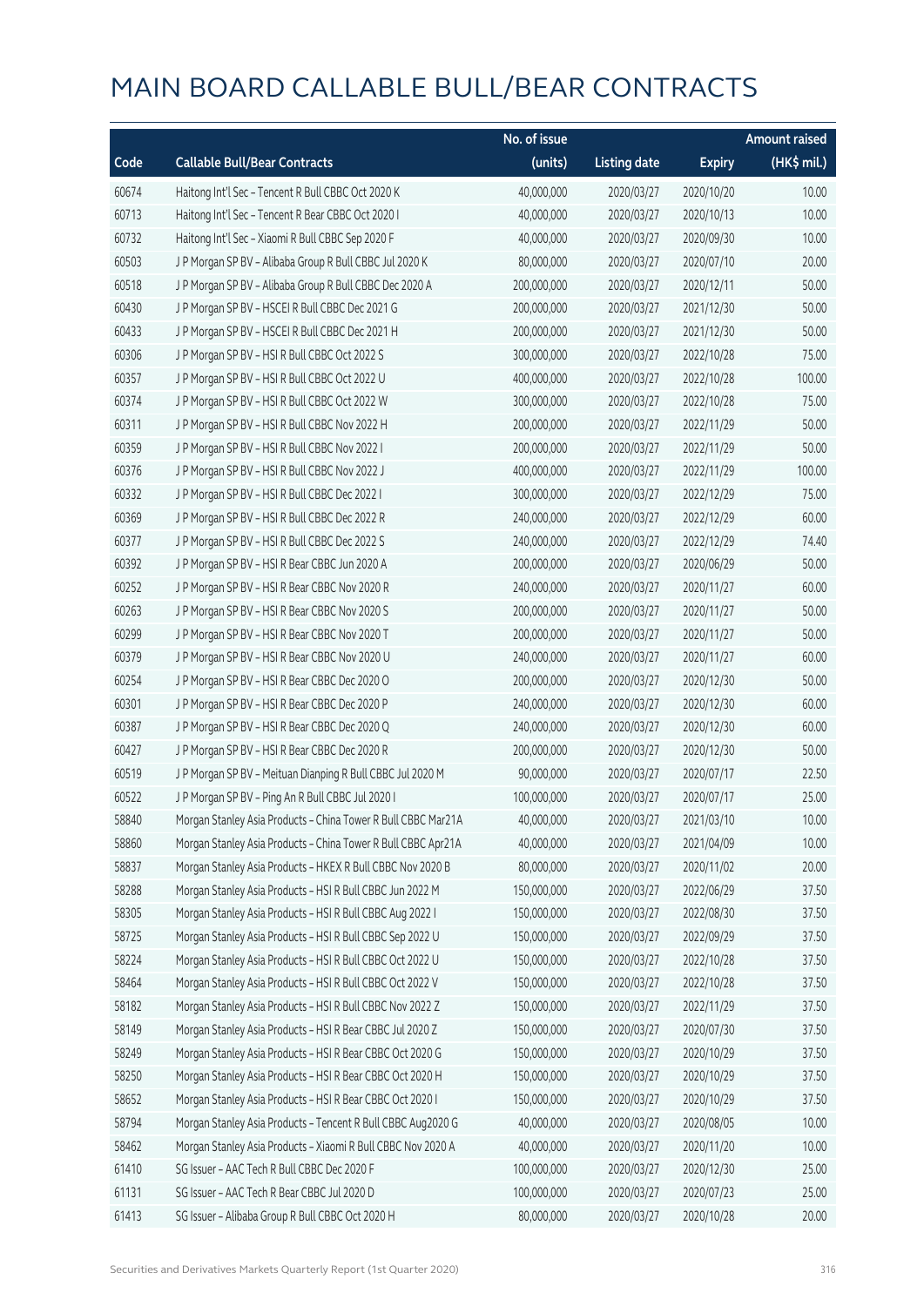# MAIN BOARD CALLABLE BULL/BEAR CONTRACTS

| Code | Callable Bull/Bear Contracts | No. of issue (units) | Listing date | Expiry | Amount raised (HK$ mil.) |
|---|---|---|---|---|---|
| 60674 | Haitong Int'l Sec – Tencent R Bull CBBC Oct 2020 K | 40,000,000 | 2020/03/27 | 2020/10/20 | 10.00 |
| 60713 | Haitong Int'l Sec – Tencent R Bear CBBC Oct 2020 I | 40,000,000 | 2020/03/27 | 2020/10/13 | 10.00 |
| 60732 | Haitong Int'l Sec – Xiaomi R Bull CBBC Sep 2020 F | 40,000,000 | 2020/03/27 | 2020/09/30 | 10.00 |
| 60503 | J P Morgan SP BV – Alibaba Group R Bull CBBC Jul 2020 K | 80,000,000 | 2020/03/27 | 2020/07/10 | 20.00 |
| 60518 | J P Morgan SP BV – Alibaba Group R Bull CBBC Dec 2020 A | 200,000,000 | 2020/03/27 | 2020/12/11 | 50.00 |
| 60430 | J P Morgan SP BV – HSCEI R Bull CBBC Dec 2021 G | 200,000,000 | 2020/03/27 | 2021/12/30 | 50.00 |
| 60433 | J P Morgan SP BV – HSCEI R Bull CBBC Dec 2021 H | 200,000,000 | 2020/03/27 | 2021/12/30 | 50.00 |
| 60306 | J P Morgan SP BV – HSI R Bull CBBC Oct 2022 S | 300,000,000 | 2020/03/27 | 2022/10/28 | 75.00 |
| 60357 | J P Morgan SP BV – HSI R Bull CBBC Oct 2022 U | 400,000,000 | 2020/03/27 | 2022/10/28 | 100.00 |
| 60374 | J P Morgan SP BV – HSI R Bull CBBC Oct 2022 W | 300,000,000 | 2020/03/27 | 2022/10/28 | 75.00 |
| 60311 | J P Morgan SP BV – HSI R Bull CBBC Nov 2022 H | 200,000,000 | 2020/03/27 | 2022/11/29 | 50.00 |
| 60359 | J P Morgan SP BV – HSI R Bull CBBC Nov 2022 I | 200,000,000 | 2020/03/27 | 2022/11/29 | 50.00 |
| 60376 | J P Morgan SP BV – HSI R Bull CBBC Nov 2022 J | 400,000,000 | 2020/03/27 | 2022/11/29 | 100.00 |
| 60332 | J P Morgan SP BV – HSI R Bull CBBC Dec 2022 I | 300,000,000 | 2020/03/27 | 2022/12/29 | 75.00 |
| 60369 | J P Morgan SP BV – HSI R Bull CBBC Dec 2022 R | 240,000,000 | 2020/03/27 | 2022/12/29 | 60.00 |
| 60377 | J P Morgan SP BV – HSI R Bull CBBC Dec 2022 S | 240,000,000 | 2020/03/27 | 2022/12/29 | 74.40 |
| 60392 | J P Morgan SP BV – HSI R Bear CBBC Jun 2020 A | 200,000,000 | 2020/03/27 | 2020/06/29 | 50.00 |
| 60252 | J P Morgan SP BV – HSI R Bear CBBC Nov 2020 R | 240,000,000 | 2020/03/27 | 2020/11/27 | 60.00 |
| 60263 | J P Morgan SP BV – HSI R Bear CBBC Nov 2020 S | 200,000,000 | 2020/03/27 | 2020/11/27 | 50.00 |
| 60299 | J P Morgan SP BV – HSI R Bear CBBC Nov 2020 T | 200,000,000 | 2020/03/27 | 2020/11/27 | 50.00 |
| 60379 | J P Morgan SP BV – HSI R Bear CBBC Nov 2020 U | 240,000,000 | 2020/03/27 | 2020/11/27 | 60.00 |
| 60254 | J P Morgan SP BV – HSI R Bear CBBC Dec 2020 O | 200,000,000 | 2020/03/27 | 2020/12/30 | 50.00 |
| 60301 | J P Morgan SP BV – HSI R Bear CBBC Dec 2020 P | 240,000,000 | 2020/03/27 | 2020/12/30 | 60.00 |
| 60387 | J P Morgan SP BV – HSI R Bear CBBC Dec 2020 Q | 240,000,000 | 2020/03/27 | 2020/12/30 | 60.00 |
| 60427 | J P Morgan SP BV – HSI R Bear CBBC Dec 2020 R | 200,000,000 | 2020/03/27 | 2020/12/30 | 50.00 |
| 60519 | J P Morgan SP BV – Meituan Dianping R Bull CBBC Jul 2020 M | 90,000,000 | 2020/03/27 | 2020/07/17 | 22.50 |
| 60522 | J P Morgan SP BV – Ping An R Bull CBBC Jul 2020 I | 100,000,000 | 2020/03/27 | 2020/07/17 | 25.00 |
| 58840 | Morgan Stanley Asia Products – China Tower R Bull CBBC Mar21A | 40,000,000 | 2020/03/27 | 2021/03/10 | 10.00 |
| 58860 | Morgan Stanley Asia Products – China Tower R Bull CBBC Apr21A | 40,000,000 | 2020/03/27 | 2021/04/09 | 10.00 |
| 58837 | Morgan Stanley Asia Products – HKEX R Bull CBBC Nov 2020 B | 80,000,000 | 2020/03/27 | 2020/11/02 | 20.00 |
| 58288 | Morgan Stanley Asia Products – HSI R Bull CBBC Jun 2022 M | 150,000,000 | 2020/03/27 | 2022/06/29 | 37.50 |
| 58305 | Morgan Stanley Asia Products – HSI R Bull CBBC Aug 2022 I | 150,000,000 | 2020/03/27 | 2022/08/30 | 37.50 |
| 58725 | Morgan Stanley Asia Products – HSI R Bull CBBC Sep 2022 U | 150,000,000 | 2020/03/27 | 2022/09/29 | 37.50 |
| 58224 | Morgan Stanley Asia Products – HSI R Bull CBBC Oct 2022 U | 150,000,000 | 2020/03/27 | 2022/10/28 | 37.50 |
| 58464 | Morgan Stanley Asia Products – HSI R Bull CBBC Oct 2022 V | 150,000,000 | 2020/03/27 | 2022/10/28 | 37.50 |
| 58182 | Morgan Stanley Asia Products – HSI R Bull CBBC Nov 2022 Z | 150,000,000 | 2020/03/27 | 2022/11/29 | 37.50 |
| 58149 | Morgan Stanley Asia Products – HSI R Bear CBBC Jul 2020 Z | 150,000,000 | 2020/03/27 | 2020/07/30 | 37.50 |
| 58249 | Morgan Stanley Asia Products – HSI R Bear CBBC Oct 2020 G | 150,000,000 | 2020/03/27 | 2020/10/29 | 37.50 |
| 58250 | Morgan Stanley Asia Products – HSI R Bear CBBC Oct 2020 H | 150,000,000 | 2020/03/27 | 2020/10/29 | 37.50 |
| 58652 | Morgan Stanley Asia Products – HSI R Bear CBBC Oct 2020 I | 150,000,000 | 2020/03/27 | 2020/10/29 | 37.50 |
| 58794 | Morgan Stanley Asia Products – Tencent R Bull CBBC Aug2020 G | 40,000,000 | 2020/03/27 | 2020/08/05 | 10.00 |
| 58462 | Morgan Stanley Asia Products – Xiaomi R Bull CBBC Nov 2020 A | 40,000,000 | 2020/03/27 | 2020/11/20 | 10.00 |
| 61410 | SG Issuer – AAC Tech R Bull CBBC Dec 2020 F | 100,000,000 | 2020/03/27 | 2020/12/30 | 25.00 |
| 61131 | SG Issuer – AAC Tech R Bear CBBC Jul 2020 D | 100,000,000 | 2020/03/27 | 2020/07/23 | 25.00 |
| 61413 | SG Issuer – Alibaba Group R Bull CBBC Oct 2020 H | 80,000,000 | 2020/03/27 | 2020/10/28 | 20.00 |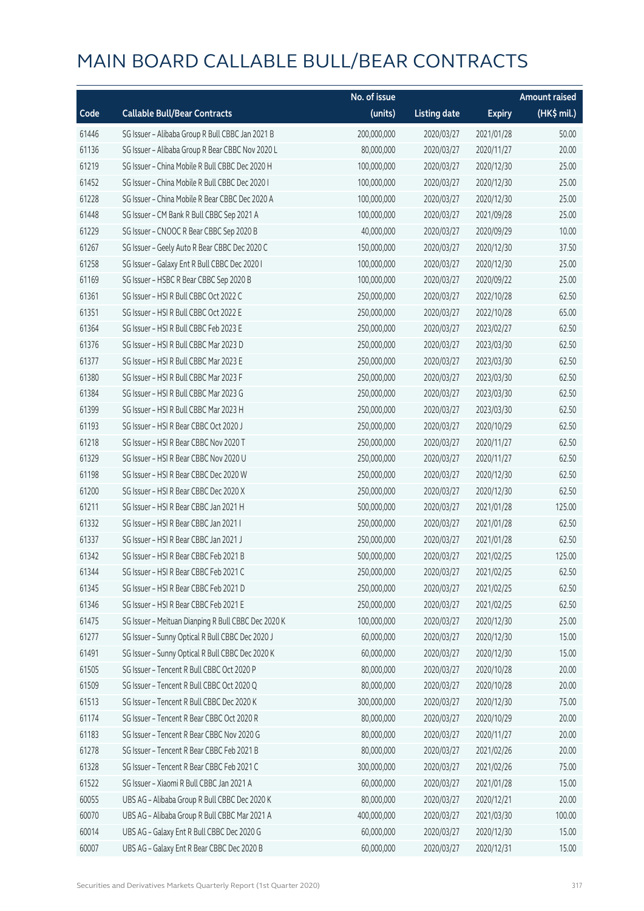# MAIN BOARD CALLABLE BULL/BEAR CONTRACTS

| Code | Callable Bull/Bear Contracts | No. of issue (units) | Listing date | Expiry | Amount raised (HK$ mil.) |
|---|---|---|---|---|---|
| 61446 | SG Issuer – Alibaba Group R Bull CBBC Jan 2021 B | 200,000,000 | 2020/03/27 | 2021/01/28 | 50.00 |
| 61136 | SG Issuer – Alibaba Group R Bear CBBC Nov 2020 L | 80,000,000 | 2020/03/27 | 2020/11/27 | 20.00 |
| 61219 | SG Issuer – China Mobile R Bull CBBC Dec 2020 H | 100,000,000 | 2020/03/27 | 2020/12/30 | 25.00 |
| 61452 | SG Issuer – China Mobile R Bull CBBC Dec 2020 I | 100,000,000 | 2020/03/27 | 2020/12/30 | 25.00 |
| 61228 | SG Issuer – China Mobile R Bear CBBC Dec 2020 A | 100,000,000 | 2020/03/27 | 2020/12/30 | 25.00 |
| 61448 | SG Issuer – CM Bank R Bull CBBC Sep 2021 A | 100,000,000 | 2020/03/27 | 2021/09/28 | 25.00 |
| 61229 | SG Issuer – CNOOC R Bear CBBC Sep 2020 B | 40,000,000 | 2020/03/27 | 2020/09/29 | 10.00 |
| 61267 | SG Issuer – Geely Auto R Bear CBBC Dec 2020 C | 150,000,000 | 2020/03/27 | 2020/12/30 | 37.50 |
| 61258 | SG Issuer – Galaxy Ent R Bull CBBC Dec 2020 I | 100,000,000 | 2020/03/27 | 2020/12/30 | 25.00 |
| 61169 | SG Issuer – HSBC R Bear CBBC Sep 2020 B | 100,000,000 | 2020/03/27 | 2020/09/22 | 25.00 |
| 61361 | SG Issuer – HSI R Bull CBBC Oct 2022 C | 250,000,000 | 2020/03/27 | 2022/10/28 | 62.50 |
| 61351 | SG Issuer – HSI R Bull CBBC Oct 2022 E | 250,000,000 | 2020/03/27 | 2022/10/28 | 65.00 |
| 61364 | SG Issuer – HSI R Bull CBBC Feb 2023 E | 250,000,000 | 2020/03/27 | 2023/02/27 | 62.50 |
| 61376 | SG Issuer – HSI R Bull CBBC Mar 2023 D | 250,000,000 | 2020/03/27 | 2023/03/30 | 62.50 |
| 61377 | SG Issuer – HSI R Bull CBBC Mar 2023 E | 250,000,000 | 2020/03/27 | 2023/03/30 | 62.50 |
| 61380 | SG Issuer – HSI R Bull CBBC Mar 2023 F | 250,000,000 | 2020/03/27 | 2023/03/30 | 62.50 |
| 61384 | SG Issuer – HSI R Bull CBBC Mar 2023 G | 250,000,000 | 2020/03/27 | 2023/03/30 | 62.50 |
| 61399 | SG Issuer – HSI R Bull CBBC Mar 2023 H | 250,000,000 | 2020/03/27 | 2023/03/30 | 62.50 |
| 61193 | SG Issuer – HSI R Bear CBBC Oct 2020 J | 250,000,000 | 2020/03/27 | 2020/10/29 | 62.50 |
| 61218 | SG Issuer – HSI R Bear CBBC Nov 2020 T | 250,000,000 | 2020/03/27 | 2020/11/27 | 62.50 |
| 61329 | SG Issuer – HSI R Bear CBBC Nov 2020 U | 250,000,000 | 2020/03/27 | 2020/11/27 | 62.50 |
| 61198 | SG Issuer – HSI R Bear CBBC Dec 2020 W | 250,000,000 | 2020/03/27 | 2020/12/30 | 62.50 |
| 61200 | SG Issuer – HSI R Bear CBBC Dec 2020 X | 250,000,000 | 2020/03/27 | 2020/12/30 | 62.50 |
| 61211 | SG Issuer – HSI R Bear CBBC Jan 2021 H | 500,000,000 | 2020/03/27 | 2021/01/28 | 125.00 |
| 61332 | SG Issuer – HSI R Bear CBBC Jan 2021 I | 250,000,000 | 2020/03/27 | 2021/01/28 | 62.50 |
| 61337 | SG Issuer – HSI R Bear CBBC Jan 2021 J | 250,000,000 | 2020/03/27 | 2021/01/28 | 62.50 |
| 61342 | SG Issuer – HSI R Bear CBBC Feb 2021 B | 500,000,000 | 2020/03/27 | 2021/02/25 | 125.00 |
| 61344 | SG Issuer – HSI R Bear CBBC Feb 2021 C | 250,000,000 | 2020/03/27 | 2021/02/25 | 62.50 |
| 61345 | SG Issuer – HSI R Bear CBBC Feb 2021 D | 250,000,000 | 2020/03/27 | 2021/02/25 | 62.50 |
| 61346 | SG Issuer – HSI R Bear CBBC Feb 2021 E | 250,000,000 | 2020/03/27 | 2021/02/25 | 62.50 |
| 61475 | SG Issuer – Meituan Dianping R Bull CBBC Dec 2020 K | 100,000,000 | 2020/03/27 | 2020/12/30 | 25.00 |
| 61277 | SG Issuer – Sunny Optical R Bull CBBC Dec 2020 J | 60,000,000 | 2020/03/27 | 2020/12/30 | 15.00 |
| 61491 | SG Issuer – Sunny Optical R Bull CBBC Dec 2020 K | 60,000,000 | 2020/03/27 | 2020/12/30 | 15.00 |
| 61505 | SG Issuer – Tencent R Bull CBBC Oct 2020 P | 80,000,000 | 2020/03/27 | 2020/10/28 | 20.00 |
| 61509 | SG Issuer – Tencent R Bull CBBC Oct 2020 Q | 80,000,000 | 2020/03/27 | 2020/10/28 | 20.00 |
| 61513 | SG Issuer – Tencent R Bull CBBC Dec 2020 K | 300,000,000 | 2020/03/27 | 2020/12/30 | 75.00 |
| 61174 | SG Issuer – Tencent R Bear CBBC Oct 2020 R | 80,000,000 | 2020/03/27 | 2020/10/29 | 20.00 |
| 61183 | SG Issuer – Tencent R Bear CBBC Nov 2020 G | 80,000,000 | 2020/03/27 | 2020/11/27 | 20.00 |
| 61278 | SG Issuer – Tencent R Bear CBBC Feb 2021 B | 80,000,000 | 2020/03/27 | 2021/02/26 | 20.00 |
| 61328 | SG Issuer – Tencent R Bear CBBC Feb 2021 C | 300,000,000 | 2020/03/27 | 2021/02/26 | 75.00 |
| 61522 | SG Issuer – Xiaomi R Bull CBBC Jan 2021 A | 60,000,000 | 2020/03/27 | 2021/01/28 | 15.00 |
| 60055 | UBS AG – Alibaba Group R Bull CBBC Dec 2020 K | 80,000,000 | 2020/03/27 | 2020/12/21 | 20.00 |
| 60070 | UBS AG – Alibaba Group R Bull CBBC Mar 2021 A | 400,000,000 | 2020/03/27 | 2021/03/30 | 100.00 |
| 60014 | UBS AG – Galaxy Ent R Bull CBBC Dec 2020 G | 60,000,000 | 2020/03/27 | 2020/12/30 | 15.00 |
| 60007 | UBS AG – Galaxy Ent R Bear CBBC Dec 2020 B | 60,000,000 | 2020/03/27 | 2020/12/31 | 15.00 |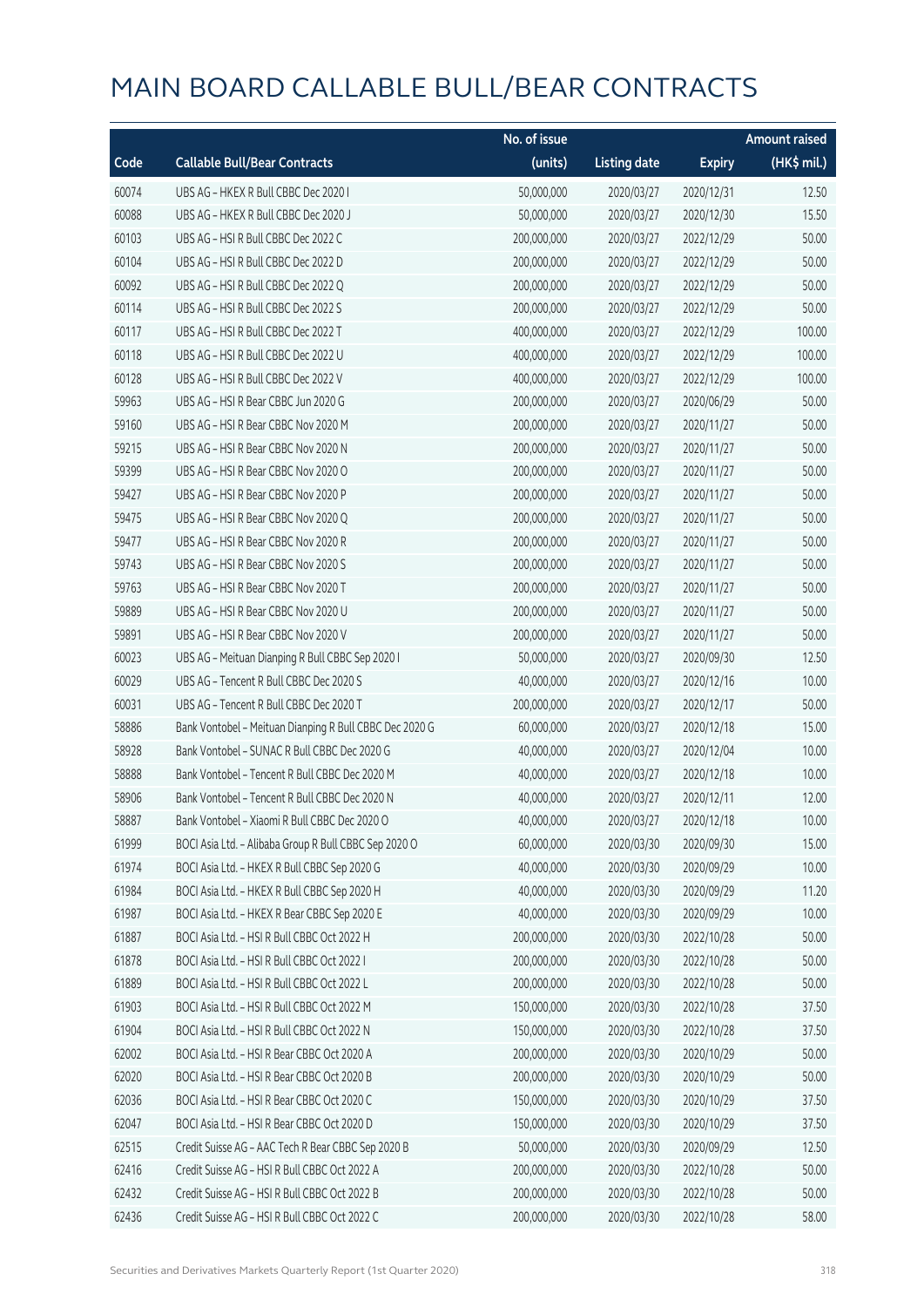# MAIN BOARD CALLABLE BULL/BEAR CONTRACTS

| Code | Callable Bull/Bear Contracts | No. of issue (units) | Listing date | Expiry | Amount raised (HK$ mil.) |
|---|---|---|---|---|---|
| 60074 | UBS AG – HKEX R Bull CBBC Dec 2020 I | 50,000,000 | 2020/03/27 | 2020/12/31 | 12.50 |
| 60088 | UBS AG – HKEX R Bull CBBC Dec 2020 J | 50,000,000 | 2020/03/27 | 2020/12/30 | 15.50 |
| 60103 | UBS AG – HSI R Bull CBBC Dec 2022 C | 200,000,000 | 2020/03/27 | 2022/12/29 | 50.00 |
| 60104 | UBS AG – HSI R Bull CBBC Dec 2022 D | 200,000,000 | 2020/03/27 | 2022/12/29 | 50.00 |
| 60092 | UBS AG – HSI R Bull CBBC Dec 2022 Q | 200,000,000 | 2020/03/27 | 2022/12/29 | 50.00 |
| 60114 | UBS AG – HSI R Bull CBBC Dec 2022 S | 200,000,000 | 2020/03/27 | 2022/12/29 | 50.00 |
| 60117 | UBS AG – HSI R Bull CBBC Dec 2022 T | 400,000,000 | 2020/03/27 | 2022/12/29 | 100.00 |
| 60118 | UBS AG – HSI R Bull CBBC Dec 2022 U | 400,000,000 | 2020/03/27 | 2022/12/29 | 100.00 |
| 60128 | UBS AG – HSI R Bull CBBC Dec 2022 V | 400,000,000 | 2020/03/27 | 2022/12/29 | 100.00 |
| 59963 | UBS AG – HSI R Bear CBBC Jun 2020 G | 200,000,000 | 2020/03/27 | 2020/06/29 | 50.00 |
| 59160 | UBS AG – HSI R Bear CBBC Nov 2020 M | 200,000,000 | 2020/03/27 | 2020/11/27 | 50.00 |
| 59215 | UBS AG – HSI R Bear CBBC Nov 2020 N | 200,000,000 | 2020/03/27 | 2020/11/27 | 50.00 |
| 59399 | UBS AG – HSI R Bear CBBC Nov 2020 O | 200,000,000 | 2020/03/27 | 2020/11/27 | 50.00 |
| 59427 | UBS AG – HSI R Bear CBBC Nov 2020 P | 200,000,000 | 2020/03/27 | 2020/11/27 | 50.00 |
| 59475 | UBS AG – HSI R Bear CBBC Nov 2020 Q | 200,000,000 | 2020/03/27 | 2020/11/27 | 50.00 |
| 59477 | UBS AG – HSI R Bear CBBC Nov 2020 R | 200,000,000 | 2020/03/27 | 2020/11/27 | 50.00 |
| 59743 | UBS AG – HSI R Bear CBBC Nov 2020 S | 200,000,000 | 2020/03/27 | 2020/11/27 | 50.00 |
| 59763 | UBS AG – HSI R Bear CBBC Nov 2020 T | 200,000,000 | 2020/03/27 | 2020/11/27 | 50.00 |
| 59889 | UBS AG – HSI R Bear CBBC Nov 2020 U | 200,000,000 | 2020/03/27 | 2020/11/27 | 50.00 |
| 59891 | UBS AG – HSI R Bear CBBC Nov 2020 V | 200,000,000 | 2020/03/27 | 2020/11/27 | 50.00 |
| 60023 | UBS AG – Meituan Dianping R Bull CBBC Sep 2020 I | 50,000,000 | 2020/03/27 | 2020/09/30 | 12.50 |
| 60029 | UBS AG – Tencent R Bull CBBC Dec 2020 S | 40,000,000 | 2020/03/27 | 2020/12/16 | 10.00 |
| 60031 | UBS AG – Tencent R Bull CBBC Dec 2020 T | 200,000,000 | 2020/03/27 | 2020/12/17 | 50.00 |
| 58886 | Bank Vontobel – Meituan Dianping R Bull CBBC Dec 2020 G | 60,000,000 | 2020/03/27 | 2020/12/18 | 15.00 |
| 58928 | Bank Vontobel – SUNAC R Bull CBBC Dec 2020 G | 40,000,000 | 2020/03/27 | 2020/12/04 | 10.00 |
| 58888 | Bank Vontobel – Tencent R Bull CBBC Dec 2020 M | 40,000,000 | 2020/03/27 | 2020/12/18 | 10.00 |
| 58906 | Bank Vontobel – Tencent R Bull CBBC Dec 2020 N | 40,000,000 | 2020/03/27 | 2020/12/11 | 12.00 |
| 58887 | Bank Vontobel – Xiaomi R Bull CBBC Dec 2020 O | 40,000,000 | 2020/03/27 | 2020/12/18 | 10.00 |
| 61999 | BOCI Asia Ltd. – Alibaba Group R Bull CBBC Sep 2020 O | 60,000,000 | 2020/03/30 | 2020/09/30 | 15.00 |
| 61974 | BOCI Asia Ltd. – HKEX R Bull CBBC Sep 2020 G | 40,000,000 | 2020/03/30 | 2020/09/29 | 10.00 |
| 61984 | BOCI Asia Ltd. – HKEX R Bull CBBC Sep 2020 H | 40,000,000 | 2020/03/30 | 2020/09/29 | 11.20 |
| 61987 | BOCI Asia Ltd. – HKEX R Bear CBBC Sep 2020 E | 40,000,000 | 2020/03/30 | 2020/09/29 | 10.00 |
| 61887 | BOCI Asia Ltd. – HSI R Bull CBBC Oct 2022 H | 200,000,000 | 2020/03/30 | 2022/10/28 | 50.00 |
| 61878 | BOCI Asia Ltd. – HSI R Bull CBBC Oct 2022 I | 200,000,000 | 2020/03/30 | 2022/10/28 | 50.00 |
| 61889 | BOCI Asia Ltd. – HSI R Bull CBBC Oct 2022 L | 200,000,000 | 2020/03/30 | 2022/10/28 | 50.00 |
| 61903 | BOCI Asia Ltd. – HSI R Bull CBBC Oct 2022 M | 150,000,000 | 2020/03/30 | 2022/10/28 | 37.50 |
| 61904 | BOCI Asia Ltd. – HSI R Bull CBBC Oct 2022 N | 150,000,000 | 2020/03/30 | 2022/10/28 | 37.50 |
| 62002 | BOCI Asia Ltd. – HSI R Bear CBBC Oct 2020 A | 200,000,000 | 2020/03/30 | 2020/10/29 | 50.00 |
| 62020 | BOCI Asia Ltd. – HSI R Bear CBBC Oct 2020 B | 200,000,000 | 2020/03/30 | 2020/10/29 | 50.00 |
| 62036 | BOCI Asia Ltd. – HSI R Bear CBBC Oct 2020 C | 150,000,000 | 2020/03/30 | 2020/10/29 | 37.50 |
| 62047 | BOCI Asia Ltd. – HSI R Bear CBBC Oct 2020 D | 150,000,000 | 2020/03/30 | 2020/10/29 | 37.50 |
| 62515 | Credit Suisse AG – AAC Tech R Bear CBBC Sep 2020 B | 50,000,000 | 2020/03/30 | 2020/09/29 | 12.50 |
| 62416 | Credit Suisse AG – HSI R Bull CBBC Oct 2022 A | 200,000,000 | 2020/03/30 | 2022/10/28 | 50.00 |
| 62432 | Credit Suisse AG – HSI R Bull CBBC Oct 2022 B | 200,000,000 | 2020/03/30 | 2022/10/28 | 50.00 |
| 62436 | Credit Suisse AG – HSI R Bull CBBC Oct 2022 C | 200,000,000 | 2020/03/30 | 2022/10/28 | 58.00 |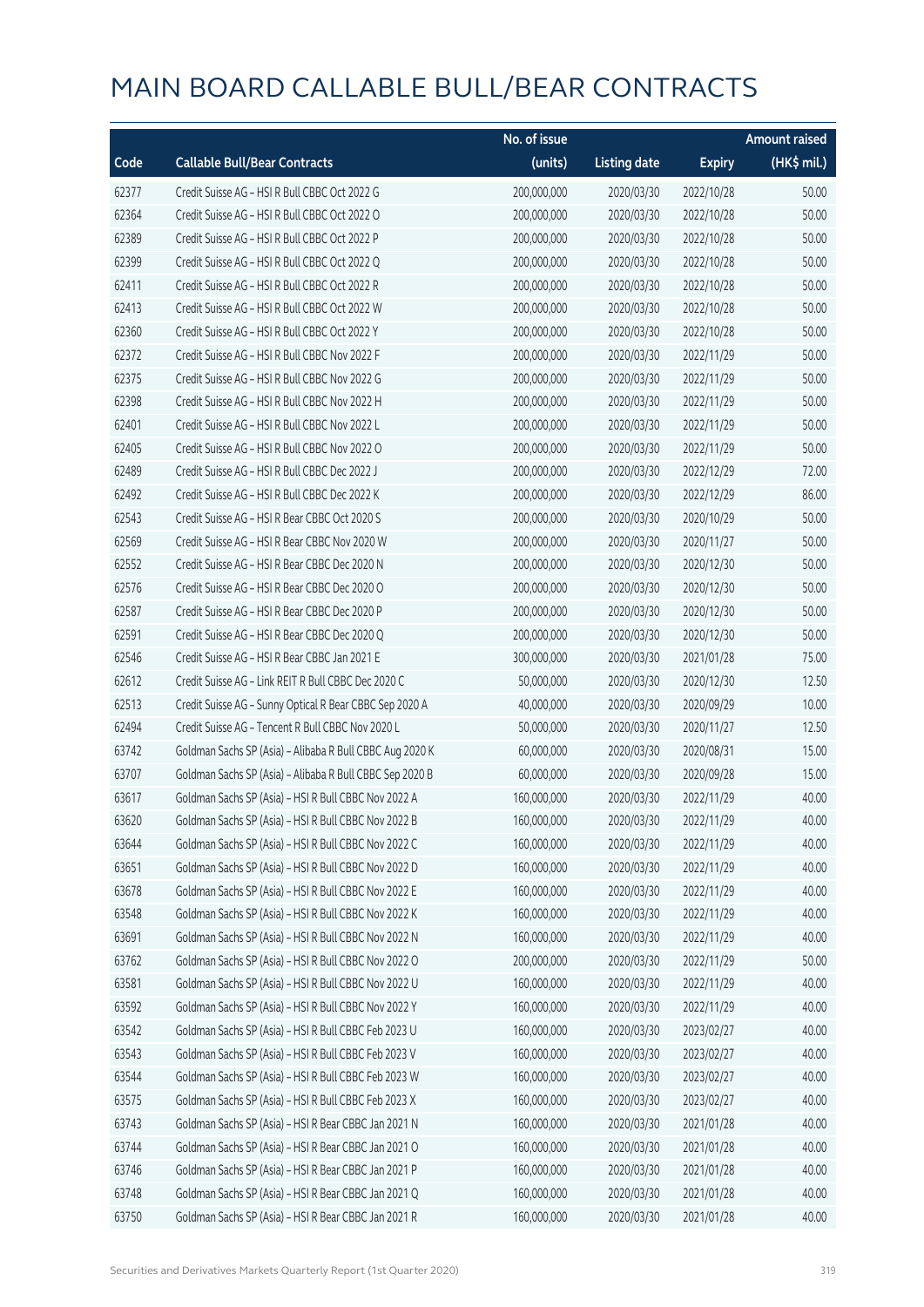# MAIN BOARD CALLABLE BULL/BEAR CONTRACTS

| Code | Callable Bull/Bear Contracts | No. of issue (units) | Listing date | Expiry | Amount raised (HK$ mil.) |
|---|---|---|---|---|---|
| 62377 | Credit Suisse AG – HSI R Bull CBBC Oct 2022 G | 200,000,000 | 2020/03/30 | 2022/10/28 | 50.00 |
| 62364 | Credit Suisse AG – HSI R Bull CBBC Oct 2022 O | 200,000,000 | 2020/03/30 | 2022/10/28 | 50.00 |
| 62389 | Credit Suisse AG – HSI R Bull CBBC Oct 2022 P | 200,000,000 | 2020/03/30 | 2022/10/28 | 50.00 |
| 62399 | Credit Suisse AG – HSI R Bull CBBC Oct 2022 Q | 200,000,000 | 2020/03/30 | 2022/10/28 | 50.00 |
| 62411 | Credit Suisse AG – HSI R Bull CBBC Oct 2022 R | 200,000,000 | 2020/03/30 | 2022/10/28 | 50.00 |
| 62413 | Credit Suisse AG – HSI R Bull CBBC Oct 2022 W | 200,000,000 | 2020/03/30 | 2022/10/28 | 50.00 |
| 62360 | Credit Suisse AG – HSI R Bull CBBC Oct 2022 Y | 200,000,000 | 2020/03/30 | 2022/10/28 | 50.00 |
| 62372 | Credit Suisse AG – HSI R Bull CBBC Nov 2022 F | 200,000,000 | 2020/03/30 | 2022/11/29 | 50.00 |
| 62375 | Credit Suisse AG – HSI R Bull CBBC Nov 2022 G | 200,000,000 | 2020/03/30 | 2022/11/29 | 50.00 |
| 62398 | Credit Suisse AG – HSI R Bull CBBC Nov 2022 H | 200,000,000 | 2020/03/30 | 2022/11/29 | 50.00 |
| 62401 | Credit Suisse AG – HSI R Bull CBBC Nov 2022 L | 200,000,000 | 2020/03/30 | 2022/11/29 | 50.00 |
| 62405 | Credit Suisse AG – HSI R Bull CBBC Nov 2022 O | 200,000,000 | 2020/03/30 | 2022/11/29 | 50.00 |
| 62489 | Credit Suisse AG – HSI R Bull CBBC Dec 2022 J | 200,000,000 | 2020/03/30 | 2022/12/29 | 72.00 |
| 62492 | Credit Suisse AG – HSI R Bull CBBC Dec 2022 K | 200,000,000 | 2020/03/30 | 2022/12/29 | 86.00 |
| 62543 | Credit Suisse AG – HSI R Bear CBBC Oct 2020 S | 200,000,000 | 2020/03/30 | 2020/10/29 | 50.00 |
| 62569 | Credit Suisse AG – HSI R Bear CBBC Nov 2020 W | 200,000,000 | 2020/03/30 | 2020/11/27 | 50.00 |
| 62552 | Credit Suisse AG – HSI R Bear CBBC Dec 2020 N | 200,000,000 | 2020/03/30 | 2020/12/30 | 50.00 |
| 62576 | Credit Suisse AG – HSI R Bear CBBC Dec 2020 O | 200,000,000 | 2020/03/30 | 2020/12/30 | 50.00 |
| 62587 | Credit Suisse AG – HSI R Bear CBBC Dec 2020 P | 200,000,000 | 2020/03/30 | 2020/12/30 | 50.00 |
| 62591 | Credit Suisse AG – HSI R Bear CBBC Dec 2020 Q | 200,000,000 | 2020/03/30 | 2020/12/30 | 50.00 |
| 62546 | Credit Suisse AG – HSI R Bear CBBC Jan 2021 E | 300,000,000 | 2020/03/30 | 2021/01/28 | 75.00 |
| 62612 | Credit Suisse AG – Link REIT R Bull CBBC Dec 2020 C | 50,000,000 | 2020/03/30 | 2020/12/30 | 12.50 |
| 62513 | Credit Suisse AG – Sunny Optical R Bear CBBC Sep 2020 A | 40,000,000 | 2020/03/30 | 2020/09/29 | 10.00 |
| 62494 | Credit Suisse AG – Tencent R Bull CBBC Nov 2020 L | 50,000,000 | 2020/03/30 | 2020/11/27 | 12.50 |
| 63742 | Goldman Sachs SP (Asia) – Alibaba R Bull CBBC Aug 2020 K | 60,000,000 | 2020/03/30 | 2020/08/31 | 15.00 |
| 63707 | Goldman Sachs SP (Asia) – Alibaba R Bull CBBC Sep 2020 B | 60,000,000 | 2020/03/30 | 2020/09/28 | 15.00 |
| 63617 | Goldman Sachs SP (Asia) – HSI R Bull CBBC Nov 2022 A | 160,000,000 | 2020/03/30 | 2022/11/29 | 40.00 |
| 63620 | Goldman Sachs SP (Asia) – HSI R Bull CBBC Nov 2022 B | 160,000,000 | 2020/03/30 | 2022/11/29 | 40.00 |
| 63644 | Goldman Sachs SP (Asia) – HSI R Bull CBBC Nov 2022 C | 160,000,000 | 2020/03/30 | 2022/11/29 | 40.00 |
| 63651 | Goldman Sachs SP (Asia) – HSI R Bull CBBC Nov 2022 D | 160,000,000 | 2020/03/30 | 2022/11/29 | 40.00 |
| 63678 | Goldman Sachs SP (Asia) – HSI R Bull CBBC Nov 2022 E | 160,000,000 | 2020/03/30 | 2022/11/29 | 40.00 |
| 63548 | Goldman Sachs SP (Asia) – HSI R Bull CBBC Nov 2022 K | 160,000,000 | 2020/03/30 | 2022/11/29 | 40.00 |
| 63691 | Goldman Sachs SP (Asia) – HSI R Bull CBBC Nov 2022 N | 160,000,000 | 2020/03/30 | 2022/11/29 | 40.00 |
| 63762 | Goldman Sachs SP (Asia) – HSI R Bull CBBC Nov 2022 O | 200,000,000 | 2020/03/30 | 2022/11/29 | 50.00 |
| 63581 | Goldman Sachs SP (Asia) – HSI R Bull CBBC Nov 2022 U | 160,000,000 | 2020/03/30 | 2022/11/29 | 40.00 |
| 63592 | Goldman Sachs SP (Asia) – HSI R Bull CBBC Nov 2022 Y | 160,000,000 | 2020/03/30 | 2022/11/29 | 40.00 |
| 63542 | Goldman Sachs SP (Asia) – HSI R Bull CBBC Feb 2023 U | 160,000,000 | 2020/03/30 | 2023/02/27 | 40.00 |
| 63543 | Goldman Sachs SP (Asia) – HSI R Bull CBBC Feb 2023 V | 160,000,000 | 2020/03/30 | 2023/02/27 | 40.00 |
| 63544 | Goldman Sachs SP (Asia) – HSI R Bull CBBC Feb 2023 W | 160,000,000 | 2020/03/30 | 2023/02/27 | 40.00 |
| 63575 | Goldman Sachs SP (Asia) – HSI R Bull CBBC Feb 2023 X | 160,000,000 | 2020/03/30 | 2023/02/27 | 40.00 |
| 63743 | Goldman Sachs SP (Asia) – HSI R Bear CBBC Jan 2021 N | 160,000,000 | 2020/03/30 | 2021/01/28 | 40.00 |
| 63744 | Goldman Sachs SP (Asia) – HSI R Bear CBBC Jan 2021 O | 160,000,000 | 2020/03/30 | 2021/01/28 | 40.00 |
| 63746 | Goldman Sachs SP (Asia) – HSI R Bear CBBC Jan 2021 P | 160,000,000 | 2020/03/30 | 2021/01/28 | 40.00 |
| 63748 | Goldman Sachs SP (Asia) – HSI R Bear CBBC Jan 2021 Q | 160,000,000 | 2020/03/30 | 2021/01/28 | 40.00 |
| 63750 | Goldman Sachs SP (Asia) – HSI R Bear CBBC Jan 2021 R | 160,000,000 | 2020/03/30 | 2021/01/28 | 40.00 |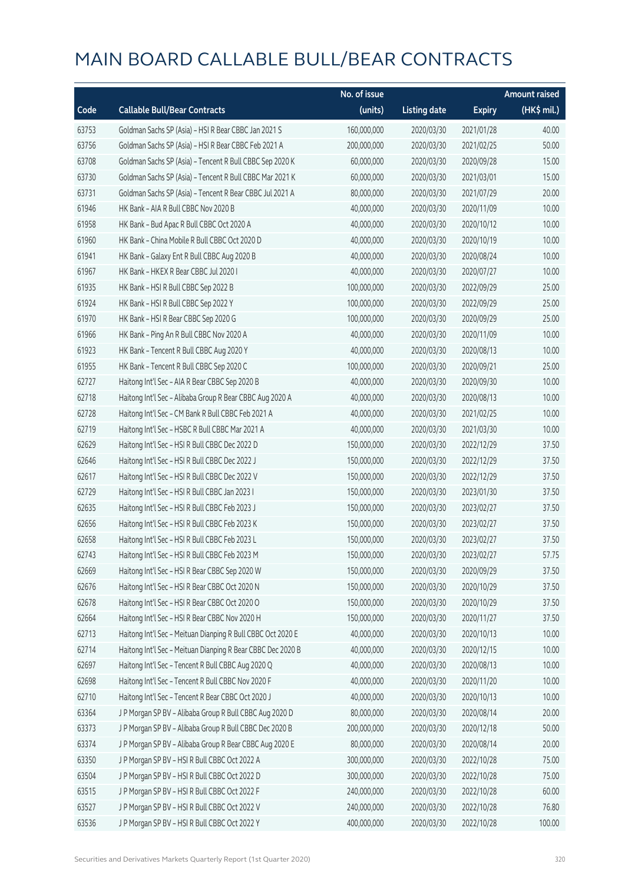# MAIN BOARD CALLABLE BULL/BEAR CONTRACTS

| Code | Callable Bull/Bear Contracts | No. of issue (units) | Listing date | Expiry | Amount raised (HK$ mil.) |
|---|---|---|---|---|---|
| 63753 | Goldman Sachs SP (Asia) – HSI R Bear CBBC Jan 2021 S | 160,000,000 | 2020/03/30 | 2021/01/28 | 40.00 |
| 63756 | Goldman Sachs SP (Asia) – HSI R Bear CBBC Feb 2021 A | 200,000,000 | 2020/03/30 | 2021/02/25 | 50.00 |
| 63708 | Goldman Sachs SP (Asia) – Tencent R Bull CBBC Sep 2020 K | 60,000,000 | 2020/03/30 | 2020/09/28 | 15.00 |
| 63730 | Goldman Sachs SP (Asia) – Tencent R Bull CBBC Mar 2021 K | 60,000,000 | 2020/03/30 | 2021/03/01 | 15.00 |
| 63731 | Goldman Sachs SP (Asia) – Tencent R Bear CBBC Jul 2021 A | 80,000,000 | 2020/03/30 | 2021/07/29 | 20.00 |
| 61946 | HK Bank – AIA R Bull CBBC Nov 2020 B | 40,000,000 | 2020/03/30 | 2020/11/09 | 10.00 |
| 61958 | HK Bank – Bud Apac R Bull CBBC Oct 2020 A | 40,000,000 | 2020/03/30 | 2020/10/12 | 10.00 |
| 61960 | HK Bank – China Mobile R Bull CBBC Oct 2020 D | 40,000,000 | 2020/03/30 | 2020/10/19 | 10.00 |
| 61941 | HK Bank – Galaxy Ent R Bull CBBC Aug 2020 B | 40,000,000 | 2020/03/30 | 2020/08/24 | 10.00 |
| 61967 | HK Bank – HKEX R Bear CBBC Jul 2020 I | 40,000,000 | 2020/03/30 | 2020/07/27 | 10.00 |
| 61935 | HK Bank – HSI R Bull CBBC Sep 2022 B | 100,000,000 | 2020/03/30 | 2022/09/29 | 25.00 |
| 61924 | HK Bank – HSI R Bull CBBC Sep 2022 Y | 100,000,000 | 2020/03/30 | 2022/09/29 | 25.00 |
| 61970 | HK Bank – HSI R Bear CBBC Sep 2020 G | 100,000,000 | 2020/03/30 | 2020/09/29 | 25.00 |
| 61966 | HK Bank – Ping An R Bull CBBC Nov 2020 A | 40,000,000 | 2020/03/30 | 2020/11/09 | 10.00 |
| 61923 | HK Bank – Tencent R Bull CBBC Aug 2020 Y | 40,000,000 | 2020/03/30 | 2020/08/13 | 10.00 |
| 61955 | HK Bank – Tencent R Bull CBBC Sep 2020 C | 100,000,000 | 2020/03/30 | 2020/09/21 | 25.00 |
| 62727 | Haitong Int'l Sec – AIA R Bear CBBC Sep 2020 B | 40,000,000 | 2020/03/30 | 2020/09/30 | 10.00 |
| 62718 | Haitong Int'l Sec – Alibaba Group R Bear CBBC Aug 2020 A | 40,000,000 | 2020/03/30 | 2020/08/13 | 10.00 |
| 62728 | Haitong Int'l Sec – CM Bank R Bull CBBC Feb 2021 A | 40,000,000 | 2020/03/30 | 2021/02/25 | 10.00 |
| 62719 | Haitong Int'l Sec – HSBC R Bull CBBC Mar 2021 A | 40,000,000 | 2020/03/30 | 2021/03/30 | 10.00 |
| 62629 | Haitong Int'l Sec – HSI R Bull CBBC Dec 2022 D | 150,000,000 | 2020/03/30 | 2022/12/29 | 37.50 |
| 62646 | Haitong Int'l Sec – HSI R Bull CBBC Dec 2022 J | 150,000,000 | 2020/03/30 | 2022/12/29 | 37.50 |
| 62617 | Haitong Int'l Sec – HSI R Bull CBBC Dec 2022 V | 150,000,000 | 2020/03/30 | 2022/12/29 | 37.50 |
| 62729 | Haitong Int'l Sec – HSI R Bull CBBC Jan 2023 I | 150,000,000 | 2020/03/30 | 2023/01/30 | 37.50 |
| 62635 | Haitong Int'l Sec – HSI R Bull CBBC Feb 2023 J | 150,000,000 | 2020/03/30 | 2023/02/27 | 37.50 |
| 62656 | Haitong Int'l Sec – HSI R Bull CBBC Feb 2023 K | 150,000,000 | 2020/03/30 | 2023/02/27 | 37.50 |
| 62658 | Haitong Int'l Sec – HSI R Bull CBBC Feb 2023 L | 150,000,000 | 2020/03/30 | 2023/02/27 | 37.50 |
| 62743 | Haitong Int'l Sec – HSI R Bull CBBC Feb 2023 M | 150,000,000 | 2020/03/30 | 2023/02/27 | 57.75 |
| 62669 | Haitong Int'l Sec – HSI R Bear CBBC Sep 2020 W | 150,000,000 | 2020/03/30 | 2020/09/29 | 37.50 |
| 62676 | Haitong Int'l Sec – HSI R Bear CBBC Oct 2020 N | 150,000,000 | 2020/03/30 | 2020/10/29 | 37.50 |
| 62678 | Haitong Int'l Sec – HSI R Bear CBBC Oct 2020 O | 150,000,000 | 2020/03/30 | 2020/10/29 | 37.50 |
| 62664 | Haitong Int'l Sec – HSI R Bear CBBC Nov 2020 H | 150,000,000 | 2020/03/30 | 2020/11/27 | 37.50 |
| 62713 | Haitong Int'l Sec – Meituan Dianping R Bull CBBC Oct 2020 E | 40,000,000 | 2020/03/30 | 2020/10/13 | 10.00 |
| 62714 | Haitong Int'l Sec – Meituan Dianping R Bear CBBC Dec 2020 B | 40,000,000 | 2020/03/30 | 2020/12/15 | 10.00 |
| 62697 | Haitong Int'l Sec – Tencent R Bull CBBC Aug 2020 Q | 40,000,000 | 2020/03/30 | 2020/08/13 | 10.00 |
| 62698 | Haitong Int'l Sec – Tencent R Bull CBBC Nov 2020 F | 40,000,000 | 2020/03/30 | 2020/11/20 | 10.00 |
| 62710 | Haitong Int'l Sec – Tencent R Bear CBBC Oct 2020 J | 40,000,000 | 2020/03/30 | 2020/10/13 | 10.00 |
| 63364 | J P Morgan SP BV – Alibaba Group R Bull CBBC Aug 2020 D | 80,000,000 | 2020/03/30 | 2020/08/14 | 20.00 |
| 63373 | J P Morgan SP BV – Alibaba Group R Bull CBBC Dec 2020 B | 200,000,000 | 2020/03/30 | 2020/12/18 | 50.00 |
| 63374 | J P Morgan SP BV – Alibaba Group R Bear CBBC Aug 2020 E | 80,000,000 | 2020/03/30 | 2020/08/14 | 20.00 |
| 63350 | J P Morgan SP BV – HSI R Bull CBBC Oct 2022 A | 300,000,000 | 2020/03/30 | 2022/10/28 | 75.00 |
| 63504 | J P Morgan SP BV – HSI R Bull CBBC Oct 2022 D | 300,000,000 | 2020/03/30 | 2022/10/28 | 75.00 |
| 63515 | J P Morgan SP BV – HSI R Bull CBBC Oct 2022 F | 240,000,000 | 2020/03/30 | 2022/10/28 | 60.00 |
| 63527 | J P Morgan SP BV – HSI R Bull CBBC Oct 2022 V | 240,000,000 | 2020/03/30 | 2022/10/28 | 76.80 |
| 63536 | J P Morgan SP BV – HSI R Bull CBBC Oct 2022 Y | 400,000,000 | 2020/03/30 | 2022/10/28 | 100.00 |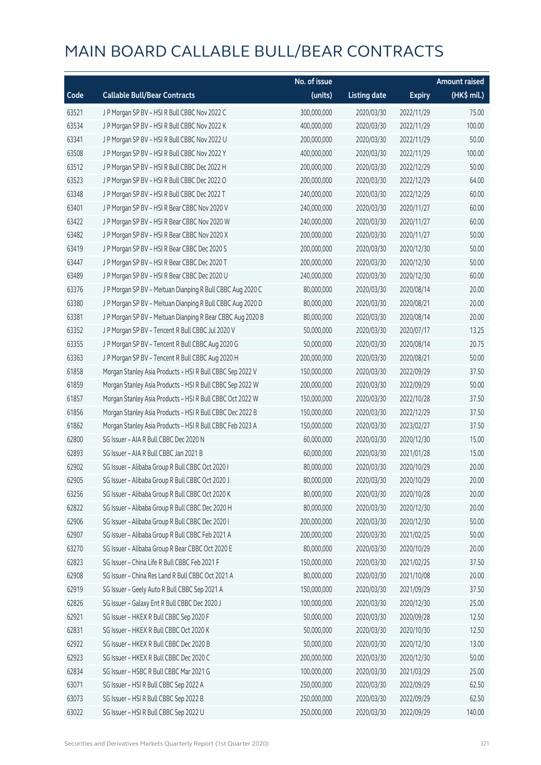# MAIN BOARD CALLABLE BULL/BEAR CONTRACTS

| Code | Callable Bull/Bear Contracts | No. of issue (units) | Listing date | Expiry | Amount raised (HK$ mil.) |
|---|---|---|---|---|---|
| 63521 | J P Morgan SP BV – HSI R Bull CBBC Nov 2022 C | 300,000,000 | 2020/03/30 | 2022/11/29 | 75.00 |
| 63534 | J P Morgan SP BV – HSI R Bull CBBC Nov 2022 K | 400,000,000 | 2020/03/30 | 2022/11/29 | 100.00 |
| 63341 | J P Morgan SP BV – HSI R Bull CBBC Nov 2022 U | 200,000,000 | 2020/03/30 | 2022/11/29 | 50.00 |
| 63508 | J P Morgan SP BV – HSI R Bull CBBC Nov 2022 Y | 400,000,000 | 2020/03/30 | 2022/11/29 | 100.00 |
| 63512 | J P Morgan SP BV – HSI R Bull CBBC Dec 2022 H | 200,000,000 | 2020/03/30 | 2022/12/29 | 50.00 |
| 63523 | J P Morgan SP BV – HSI R Bull CBBC Dec 2022 O | 200,000,000 | 2020/03/30 | 2022/12/29 | 64.00 |
| 63348 | J P Morgan SP BV – HSI R Bull CBBC Dec 2022 T | 240,000,000 | 2020/03/30 | 2022/12/29 | 60.00 |
| 63401 | J P Morgan SP BV – HSI R Bear CBBC Nov 2020 V | 240,000,000 | 2020/03/30 | 2020/11/27 | 60.00 |
| 63422 | J P Morgan SP BV – HSI R Bear CBBC Nov 2020 W | 240,000,000 | 2020/03/30 | 2020/11/27 | 60.00 |
| 63482 | J P Morgan SP BV – HSI R Bear CBBC Nov 2020 X | 200,000,000 | 2020/03/30 | 2020/11/27 | 50.00 |
| 63419 | J P Morgan SP BV – HSI R Bear CBBC Dec 2020 S | 200,000,000 | 2020/03/30 | 2020/12/30 | 50.00 |
| 63447 | J P Morgan SP BV – HSI R Bear CBBC Dec 2020 T | 200,000,000 | 2020/03/30 | 2020/12/30 | 50.00 |
| 63489 | J P Morgan SP BV – HSI R Bear CBBC Dec 2020 U | 240,000,000 | 2020/03/30 | 2020/12/30 | 60.00 |
| 63376 | J P Morgan SP BV – Meituan Dianping R Bull CBBC Aug 2020 C | 80,000,000 | 2020/03/30 | 2020/08/14 | 20.00 |
| 63380 | J P Morgan SP BV – Meituan Dianping R Bull CBBC Aug 2020 D | 80,000,000 | 2020/03/30 | 2020/08/21 | 20.00 |
| 63381 | J P Morgan SP BV – Meituan Dianping R Bear CBBC Aug 2020 B | 80,000,000 | 2020/03/30 | 2020/08/14 | 20.00 |
| 63352 | J P Morgan SP BV – Tencent R Bull CBBC Jul 2020 V | 50,000,000 | 2020/03/30 | 2020/07/17 | 13.25 |
| 63355 | J P Morgan SP BV – Tencent R Bull CBBC Aug 2020 G | 50,000,000 | 2020/03/30 | 2020/08/14 | 20.75 |
| 63363 | J P Morgan SP BV – Tencent R Bull CBBC Aug 2020 H | 200,000,000 | 2020/03/30 | 2020/08/21 | 50.00 |
| 61858 | Morgan Stanley Asia Products – HSI R Bull CBBC Sep 2022 V | 150,000,000 | 2020/03/30 | 2022/09/29 | 37.50 |
| 61859 | Morgan Stanley Asia Products – HSI R Bull CBBC Sep 2022 W | 200,000,000 | 2020/03/30 | 2022/09/29 | 50.00 |
| 61857 | Morgan Stanley Asia Products – HSI R Bull CBBC Oct 2022 W | 150,000,000 | 2020/03/30 | 2022/10/28 | 37.50 |
| 61856 | Morgan Stanley Asia Products – HSI R Bull CBBC Dec 2022 B | 150,000,000 | 2020/03/30 | 2022/12/29 | 37.50 |
| 61862 | Morgan Stanley Asia Products – HSI R Bull CBBC Feb 2023 A | 150,000,000 | 2020/03/30 | 2023/02/27 | 37.50 |
| 62800 | SG Issuer – AIA R Bull CBBC Dec 2020 N | 60,000,000 | 2020/03/30 | 2020/12/30 | 15.00 |
| 62893 | SG Issuer – AIA R Bull CBBC Jan 2021 B | 60,000,000 | 2020/03/30 | 2021/01/28 | 15.00 |
| 62902 | SG Issuer – Alibaba Group R Bull CBBC Oct 2020 I | 80,000,000 | 2020/03/30 | 2020/10/29 | 20.00 |
| 62905 | SG Issuer – Alibaba Group R Bull CBBC Oct 2020 J | 80,000,000 | 2020/03/30 | 2020/10/29 | 20.00 |
| 63256 | SG Issuer – Alibaba Group R Bull CBBC Oct 2020 K | 80,000,000 | 2020/03/30 | 2020/10/28 | 20.00 |
| 62822 | SG Issuer – Alibaba Group R Bull CBBC Dec 2020 H | 80,000,000 | 2020/03/30 | 2020/12/30 | 20.00 |
| 62906 | SG Issuer – Alibaba Group R Bull CBBC Dec 2020 I | 200,000,000 | 2020/03/30 | 2020/12/30 | 50.00 |
| 62907 | SG Issuer – Alibaba Group R Bull CBBC Feb 2021 A | 200,000,000 | 2020/03/30 | 2021/02/25 | 50.00 |
| 63270 | SG Issuer – Alibaba Group R Bear CBBC Oct 2020 E | 80,000,000 | 2020/03/30 | 2020/10/29 | 20.00 |
| 62823 | SG Issuer – China Life R Bull CBBC Feb 2021 F | 150,000,000 | 2020/03/30 | 2021/02/25 | 37.50 |
| 62908 | SG Issuer – China Res Land R Bull CBBC Oct 2021 A | 80,000,000 | 2020/03/30 | 2021/10/08 | 20.00 |
| 62919 | SG Issuer – Geely Auto R Bull CBBC Sep 2021 A | 150,000,000 | 2020/03/30 | 2021/09/29 | 37.50 |
| 62826 | SG Issuer – Galaxy Ent R Bull CBBC Dec 2020 J | 100,000,000 | 2020/03/30 | 2020/12/30 | 25.00 |
| 62921 | SG Issuer – HKEX R Bull CBBC Sep 2020 F | 50,000,000 | 2020/03/30 | 2020/09/28 | 12.50 |
| 62831 | SG Issuer – HKEX R Bull CBBC Oct 2020 K | 50,000,000 | 2020/03/30 | 2020/10/30 | 12.50 |
| 62922 | SG Issuer – HKEX R Bull CBBC Dec 2020 B | 50,000,000 | 2020/03/30 | 2020/12/30 | 13.00 |
| 62923 | SG Issuer – HKEX R Bull CBBC Dec 2020 C | 200,000,000 | 2020/03/30 | 2020/12/30 | 50.00 |
| 62834 | SG Issuer – HSBC R Bull CBBC Mar 2021 G | 100,000,000 | 2020/03/30 | 2021/03/29 | 25.00 |
| 63071 | SG Issuer – HSI R Bull CBBC Sep 2022 A | 250,000,000 | 2020/03/30 | 2022/09/29 | 62.50 |
| 63073 | SG Issuer – HSI R Bull CBBC Sep 2022 B | 250,000,000 | 2020/03/30 | 2022/09/29 | 62.50 |
| 63022 | SG Issuer – HSI R Bull CBBC Sep 2022 U | 250,000,000 | 2020/03/30 | 2022/09/29 | 140.00 |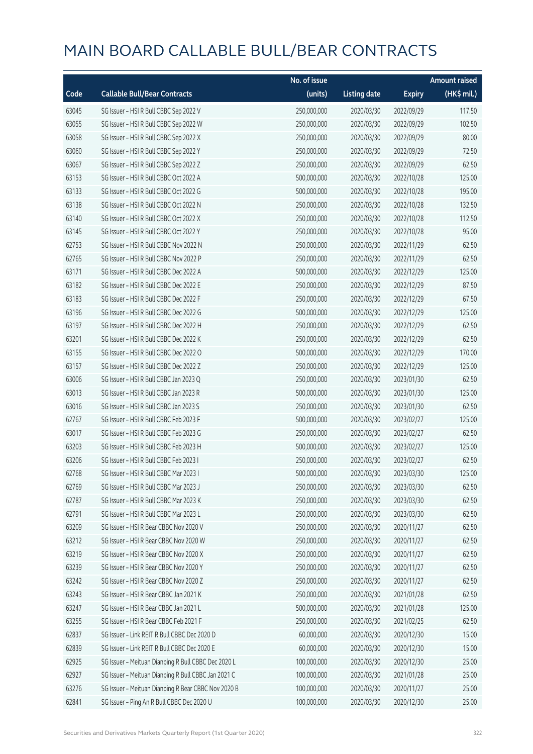# MAIN BOARD CALLABLE BULL/BEAR CONTRACTS

| Code | Callable Bull/Bear Contracts | No. of issue (units) | Listing date | Expiry | Amount raised (HK$ mil.) |
|---|---|---|---|---|---|
| 63045 | SG Issuer – HSI R Bull CBBC Sep 2022 V | 250,000,000 | 2020/03/30 | 2022/09/29 | 117.50 |
| 63055 | SG Issuer – HSI R Bull CBBC Sep 2022 W | 250,000,000 | 2020/03/30 | 2022/09/29 | 102.50 |
| 63058 | SG Issuer – HSI R Bull CBBC Sep 2022 X | 250,000,000 | 2020/03/30 | 2022/09/29 | 80.00 |
| 63060 | SG Issuer – HSI R Bull CBBC Sep 2022 Y | 250,000,000 | 2020/03/30 | 2022/09/29 | 72.50 |
| 63067 | SG Issuer – HSI R Bull CBBC Sep 2022 Z | 250,000,000 | 2020/03/30 | 2022/09/29 | 62.50 |
| 63153 | SG Issuer – HSI R Bull CBBC Oct 2022 A | 500,000,000 | 2020/03/30 | 2022/10/28 | 125.00 |
| 63133 | SG Issuer – HSI R Bull CBBC Oct 2022 G | 500,000,000 | 2020/03/30 | 2022/10/28 | 195.00 |
| 63138 | SG Issuer – HSI R Bull CBBC Oct 2022 N | 250,000,000 | 2020/03/30 | 2022/10/28 | 132.50 |
| 63140 | SG Issuer – HSI R Bull CBBC Oct 2022 X | 250,000,000 | 2020/03/30 | 2022/10/28 | 112.50 |
| 63145 | SG Issuer – HSI R Bull CBBC Oct 2022 Y | 250,000,000 | 2020/03/30 | 2022/10/28 | 95.00 |
| 62753 | SG Issuer – HSI R Bull CBBC Nov 2022 N | 250,000,000 | 2020/03/30 | 2022/11/29 | 62.50 |
| 62765 | SG Issuer – HSI R Bull CBBC Nov 2022 P | 250,000,000 | 2020/03/30 | 2022/11/29 | 62.50 |
| 63171 | SG Issuer – HSI R Bull CBBC Dec 2022 A | 500,000,000 | 2020/03/30 | 2022/12/29 | 125.00 |
| 63182 | SG Issuer – HSI R Bull CBBC Dec 2022 E | 250,000,000 | 2020/03/30 | 2022/12/29 | 87.50 |
| 63183 | SG Issuer – HSI R Bull CBBC Dec 2022 F | 250,000,000 | 2020/03/30 | 2022/12/29 | 67.50 |
| 63196 | SG Issuer – HSI R Bull CBBC Dec 2022 G | 500,000,000 | 2020/03/30 | 2022/12/29 | 125.00 |
| 63197 | SG Issuer – HSI R Bull CBBC Dec 2022 H | 250,000,000 | 2020/03/30 | 2022/12/29 | 62.50 |
| 63201 | SG Issuer – HSI R Bull CBBC Dec 2022 K | 250,000,000 | 2020/03/30 | 2022/12/29 | 62.50 |
| 63155 | SG Issuer – HSI R Bull CBBC Dec 2022 O | 500,000,000 | 2020/03/30 | 2022/12/29 | 170.00 |
| 63157 | SG Issuer – HSI R Bull CBBC Dec 2022 Z | 250,000,000 | 2020/03/30 | 2022/12/29 | 125.00 |
| 63006 | SG Issuer – HSI R Bull CBBC Jan 2023 Q | 250,000,000 | 2020/03/30 | 2023/01/30 | 62.50 |
| 63013 | SG Issuer – HSI R Bull CBBC Jan 2023 R | 500,000,000 | 2020/03/30 | 2023/01/30 | 125.00 |
| 63016 | SG Issuer – HSI R Bull CBBC Jan 2023 S | 250,000,000 | 2020/03/30 | 2023/01/30 | 62.50 |
| 62767 | SG Issuer – HSI R Bull CBBC Feb 2023 F | 500,000,000 | 2020/03/30 | 2023/02/27 | 125.00 |
| 63017 | SG Issuer – HSI R Bull CBBC Feb 2023 G | 250,000,000 | 2020/03/30 | 2023/02/27 | 62.50 |
| 63203 | SG Issuer – HSI R Bull CBBC Feb 2023 H | 500,000,000 | 2020/03/30 | 2023/02/27 | 125.00 |
| 63206 | SG Issuer – HSI R Bull CBBC Feb 2023 I | 250,000,000 | 2020/03/30 | 2023/02/27 | 62.50 |
| 62768 | SG Issuer – HSI R Bull CBBC Mar 2023 I | 500,000,000 | 2020/03/30 | 2023/03/30 | 125.00 |
| 62769 | SG Issuer – HSI R Bull CBBC Mar 2023 J | 250,000,000 | 2020/03/30 | 2023/03/30 | 62.50 |
| 62787 | SG Issuer – HSI R Bull CBBC Mar 2023 K | 250,000,000 | 2020/03/30 | 2023/03/30 | 62.50 |
| 62791 | SG Issuer – HSI R Bull CBBC Mar 2023 L | 250,000,000 | 2020/03/30 | 2023/03/30 | 62.50 |
| 63209 | SG Issuer – HSI R Bear CBBC Nov 2020 V | 250,000,000 | 2020/03/30 | 2020/11/27 | 62.50 |
| 63212 | SG Issuer – HSI R Bear CBBC Nov 2020 W | 250,000,000 | 2020/03/30 | 2020/11/27 | 62.50 |
| 63219 | SG Issuer – HSI R Bear CBBC Nov 2020 X | 250,000,000 | 2020/03/30 | 2020/11/27 | 62.50 |
| 63239 | SG Issuer – HSI R Bear CBBC Nov 2020 Y | 250,000,000 | 2020/03/30 | 2020/11/27 | 62.50 |
| 63242 | SG Issuer – HSI R Bear CBBC Nov 2020 Z | 250,000,000 | 2020/03/30 | 2020/11/27 | 62.50 |
| 63243 | SG Issuer – HSI R Bear CBBC Jan 2021 K | 250,000,000 | 2020/03/30 | 2021/01/28 | 62.50 |
| 63247 | SG Issuer – HSI R Bear CBBC Jan 2021 L | 500,000,000 | 2020/03/30 | 2021/01/28 | 125.00 |
| 63255 | SG Issuer – HSI R Bear CBBC Feb 2021 F | 250,000,000 | 2020/03/30 | 2021/02/25 | 62.50 |
| 62837 | SG Issuer – Link REIT R Bull CBBC Dec 2020 D | 60,000,000 | 2020/03/30 | 2020/12/30 | 15.00 |
| 62839 | SG Issuer – Link REIT R Bull CBBC Dec 2020 E | 60,000,000 | 2020/03/30 | 2020/12/30 | 15.00 |
| 62925 | SG Issuer – Meituan Dianping R Bull CBBC Dec 2020 L | 100,000,000 | 2020/03/30 | 2020/12/30 | 25.00 |
| 62927 | SG Issuer – Meituan Dianping R Bull CBBC Jan 2021 C | 100,000,000 | 2020/03/30 | 2021/01/28 | 25.00 |
| 63276 | SG Issuer – Meituan Dianping R Bear CBBC Nov 2020 B | 100,000,000 | 2020/03/30 | 2020/11/27 | 25.00 |
| 62841 | SG Issuer – Ping An R Bull CBBC Dec 2020 U | 100,000,000 | 2020/03/30 | 2020/12/30 | 25.00 |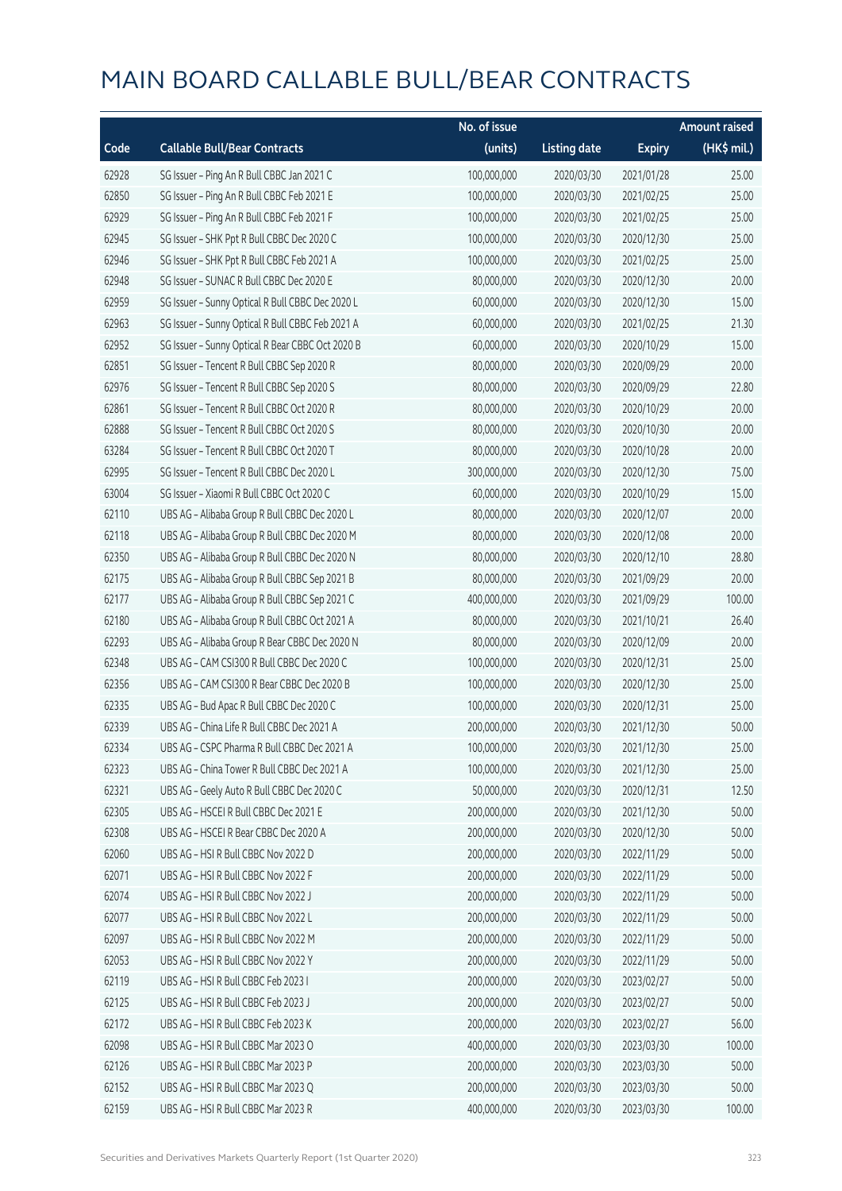# MAIN BOARD CALLABLE BULL/BEAR CONTRACTS

| Code | Callable Bull/Bear Contracts | No. of issue (units) | Listing date | Expiry | Amount raised (HK$ mil.) |
|---|---|---|---|---|---|
| 62928 | SG Issuer – Ping An R Bull CBBC Jan 2021 C | 100,000,000 | 2020/03/30 | 2021/01/28 | 25.00 |
| 62850 | SG Issuer – Ping An R Bull CBBC Feb 2021 E | 100,000,000 | 2020/03/30 | 2021/02/25 | 25.00 |
| 62929 | SG Issuer – Ping An R Bull CBBC Feb 2021 F | 100,000,000 | 2020/03/30 | 2021/02/25 | 25.00 |
| 62945 | SG Issuer – SHK Ppt R Bull CBBC Dec 2020 C | 100,000,000 | 2020/03/30 | 2020/12/30 | 25.00 |
| 62946 | SG Issuer – SHK Ppt R Bull CBBC Feb 2021 A | 100,000,000 | 2020/03/30 | 2021/02/25 | 25.00 |
| 62948 | SG Issuer – SUNAC R Bull CBBC Dec 2020 E | 80,000,000 | 2020/03/30 | 2020/12/30 | 20.00 |
| 62959 | SG Issuer – Sunny Optical R Bull CBBC Dec 2020 L | 60,000,000 | 2020/03/30 | 2020/12/30 | 15.00 |
| 62963 | SG Issuer – Sunny Optical R Bull CBBC Feb 2021 A | 60,000,000 | 2020/03/30 | 2021/02/25 | 21.30 |
| 62952 | SG Issuer – Sunny Optical R Bear CBBC Oct 2020 B | 60,000,000 | 2020/03/30 | 2020/10/29 | 15.00 |
| 62851 | SG Issuer – Tencent R Bull CBBC Sep 2020 R | 80,000,000 | 2020/03/30 | 2020/09/29 | 20.00 |
| 62976 | SG Issuer – Tencent R Bull CBBC Sep 2020 S | 80,000,000 | 2020/03/30 | 2020/09/29 | 22.80 |
| 62861 | SG Issuer – Tencent R Bull CBBC Oct 2020 R | 80,000,000 | 2020/03/30 | 2020/10/29 | 20.00 |
| 62888 | SG Issuer – Tencent R Bull CBBC Oct 2020 S | 80,000,000 | 2020/03/30 | 2020/10/30 | 20.00 |
| 63284 | SG Issuer – Tencent R Bull CBBC Oct 2020 T | 80,000,000 | 2020/03/30 | 2020/10/28 | 20.00 |
| 62995 | SG Issuer – Tencent R Bull CBBC Dec 2020 L | 300,000,000 | 2020/03/30 | 2020/12/30 | 75.00 |
| 63004 | SG Issuer – Xiaomi R Bull CBBC Oct 2020 C | 60,000,000 | 2020/03/30 | 2020/10/29 | 15.00 |
| 62110 | UBS AG – Alibaba Group R Bull CBBC Dec 2020 L | 80,000,000 | 2020/03/30 | 2020/12/07 | 20.00 |
| 62118 | UBS AG – Alibaba Group R Bull CBBC Dec 2020 M | 80,000,000 | 2020/03/30 | 2020/12/08 | 20.00 |
| 62350 | UBS AG – Alibaba Group R Bull CBBC Dec 2020 N | 80,000,000 | 2020/03/30 | 2020/12/10 | 28.80 |
| 62175 | UBS AG – Alibaba Group R Bull CBBC Sep 2021 B | 80,000,000 | 2020/03/30 | 2021/09/29 | 20.00 |
| 62177 | UBS AG – Alibaba Group R Bull CBBC Sep 2021 C | 400,000,000 | 2020/03/30 | 2021/09/29 | 100.00 |
| 62180 | UBS AG – Alibaba Group R Bull CBBC Oct 2021 A | 80,000,000 | 2020/03/30 | 2021/10/21 | 26.40 |
| 62293 | UBS AG – Alibaba Group R Bear CBBC Dec 2020 N | 80,000,000 | 2020/03/30 | 2020/12/09 | 20.00 |
| 62348 | UBS AG – CAM CSI300 R Bull CBBC Dec 2020 C | 100,000,000 | 2020/03/30 | 2020/12/31 | 25.00 |
| 62356 | UBS AG – CAM CSI300 R Bear CBBC Dec 2020 B | 100,000,000 | 2020/03/30 | 2020/12/30 | 25.00 |
| 62335 | UBS AG – Bud Apac R Bull CBBC Dec 2020 C | 100,000,000 | 2020/03/30 | 2020/12/31 | 25.00 |
| 62339 | UBS AG – China Life R Bull CBBC Dec 2021 A | 200,000,000 | 2020/03/30 | 2021/12/30 | 50.00 |
| 62334 | UBS AG – CSPC Pharma R Bull CBBC Dec 2021 A | 100,000,000 | 2020/03/30 | 2021/12/30 | 25.00 |
| 62323 | UBS AG – China Tower R Bull CBBC Dec 2021 A | 100,000,000 | 2020/03/30 | 2021/12/30 | 25.00 |
| 62321 | UBS AG – Geely Auto R Bull CBBC Dec 2020 C | 50,000,000 | 2020/03/30 | 2020/12/31 | 12.50 |
| 62305 | UBS AG – HSCEI R Bull CBBC Dec 2021 E | 200,000,000 | 2020/03/30 | 2021/12/30 | 50.00 |
| 62308 | UBS AG – HSCEI R Bear CBBC Dec 2020 A | 200,000,000 | 2020/03/30 | 2020/12/30 | 50.00 |
| 62060 | UBS AG – HSI R Bull CBBC Nov 2022 D | 200,000,000 | 2020/03/30 | 2022/11/29 | 50.00 |
| 62071 | UBS AG – HSI R Bull CBBC Nov 2022 F | 200,000,000 | 2020/03/30 | 2022/11/29 | 50.00 |
| 62074 | UBS AG – HSI R Bull CBBC Nov 2022 J | 200,000,000 | 2020/03/30 | 2022/11/29 | 50.00 |
| 62077 | UBS AG – HSI R Bull CBBC Nov 2022 L | 200,000,000 | 2020/03/30 | 2022/11/29 | 50.00 |
| 62097 | UBS AG – HSI R Bull CBBC Nov 2022 M | 200,000,000 | 2020/03/30 | 2022/11/29 | 50.00 |
| 62053 | UBS AG – HSI R Bull CBBC Nov 2022 Y | 200,000,000 | 2020/03/30 | 2022/11/29 | 50.00 |
| 62119 | UBS AG – HSI R Bull CBBC Feb 2023 I | 200,000,000 | 2020/03/30 | 2023/02/27 | 50.00 |
| 62125 | UBS AG – HSI R Bull CBBC Feb 2023 J | 200,000,000 | 2020/03/30 | 2023/02/27 | 50.00 |
| 62172 | UBS AG – HSI R Bull CBBC Feb 2023 K | 200,000,000 | 2020/03/30 | 2023/02/27 | 56.00 |
| 62098 | UBS AG – HSI R Bull CBBC Mar 2023 O | 400,000,000 | 2020/03/30 | 2023/03/30 | 100.00 |
| 62126 | UBS AG – HSI R Bull CBBC Mar 2023 P | 200,000,000 | 2020/03/30 | 2023/03/30 | 50.00 |
| 62152 | UBS AG – HSI R Bull CBBC Mar 2023 Q | 200,000,000 | 2020/03/30 | 2023/03/30 | 50.00 |
| 62159 | UBS AG – HSI R Bull CBBC Mar 2023 R | 400,000,000 | 2020/03/30 | 2023/03/30 | 100.00 |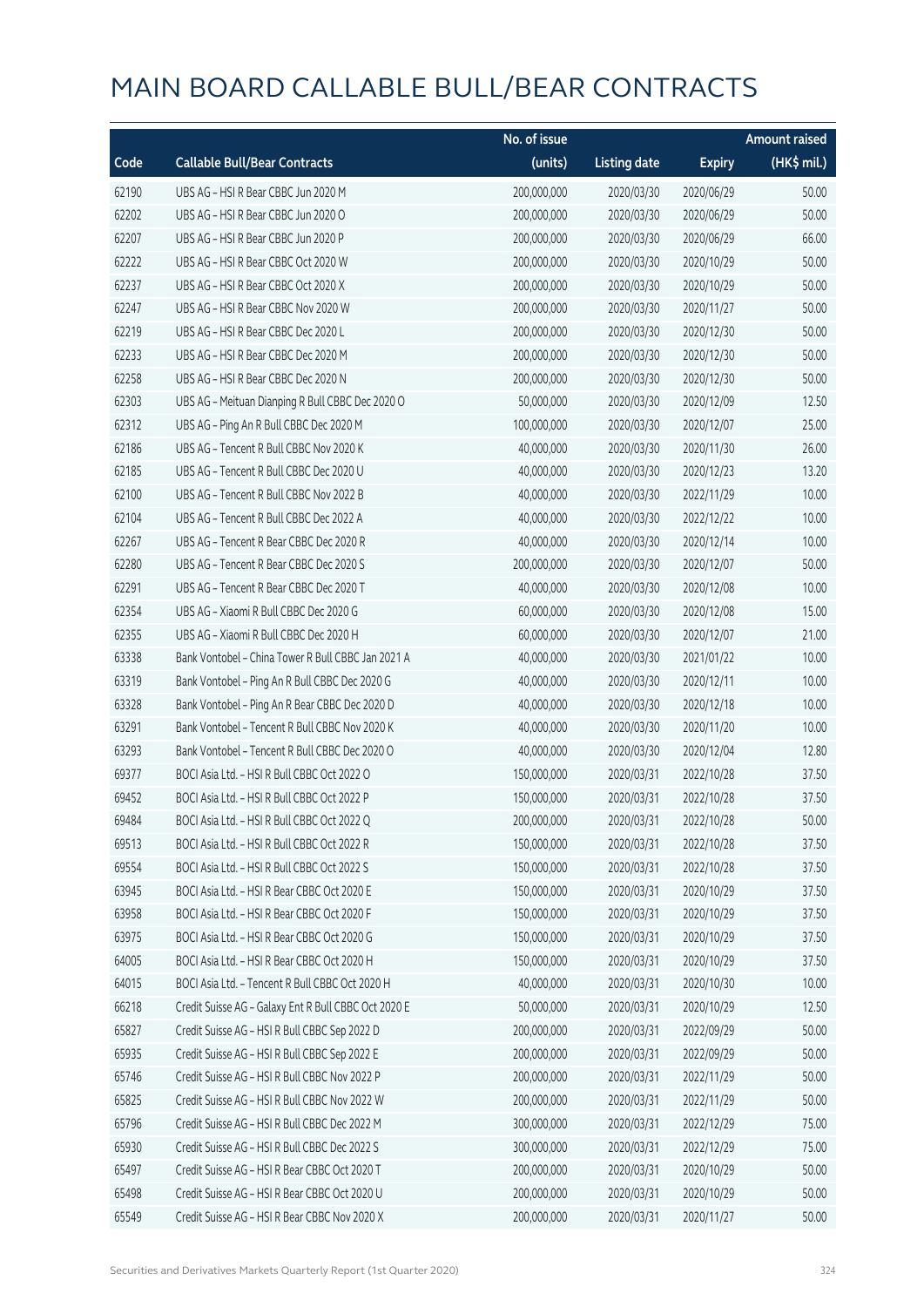# MAIN BOARD CALLABLE BULL/BEAR CONTRACTS

| Code | Callable Bull/Bear Contracts | No. of issue (units) | Listing date | Expiry | Amount raised (HK$ mil.) |
|---|---|---|---|---|---|
| 62190 | UBS AG – HSI R Bear CBBC Jun 2020 M | 200,000,000 | 2020/03/30 | 2020/06/29 | 50.00 |
| 62202 | UBS AG – HSI R Bear CBBC Jun 2020 O | 200,000,000 | 2020/03/30 | 2020/06/29 | 50.00 |
| 62207 | UBS AG – HSI R Bear CBBC Jun 2020 P | 200,000,000 | 2020/03/30 | 2020/06/29 | 66.00 |
| 62222 | UBS AG – HSI R Bear CBBC Oct 2020 W | 200,000,000 | 2020/03/30 | 2020/10/29 | 50.00 |
| 62237 | UBS AG – HSI R Bear CBBC Oct 2020 X | 200,000,000 | 2020/03/30 | 2020/10/29 | 50.00 |
| 62247 | UBS AG – HSI R Bear CBBC Nov 2020 W | 200,000,000 | 2020/03/30 | 2020/11/27 | 50.00 |
| 62219 | UBS AG – HSI R Bear CBBC Dec 2020 L | 200,000,000 | 2020/03/30 | 2020/12/30 | 50.00 |
| 62233 | UBS AG – HSI R Bear CBBC Dec 2020 M | 200,000,000 | 2020/03/30 | 2020/12/30 | 50.00 |
| 62258 | UBS AG – HSI R Bear CBBC Dec 2020 N | 200,000,000 | 2020/03/30 | 2020/12/30 | 50.00 |
| 62303 | UBS AG – Meituan Dianping R Bull CBBC Dec 2020 O | 50,000,000 | 2020/03/30 | 2020/12/09 | 12.50 |
| 62312 | UBS AG – Ping An R Bull CBBC Dec 2020 M | 100,000,000 | 2020/03/30 | 2020/12/07 | 25.00 |
| 62186 | UBS AG – Tencent R Bull CBBC Nov 2020 K | 40,000,000 | 2020/03/30 | 2020/11/30 | 26.00 |
| 62185 | UBS AG – Tencent R Bull CBBC Dec 2020 U | 40,000,000 | 2020/03/30 | 2020/12/23 | 13.20 |
| 62100 | UBS AG – Tencent R Bull CBBC Nov 2022 B | 40,000,000 | 2020/03/30 | 2022/11/29 | 10.00 |
| 62104 | UBS AG – Tencent R Bull CBBC Dec 2022 A | 40,000,000 | 2020/03/30 | 2022/12/22 | 10.00 |
| 62267 | UBS AG – Tencent R Bear CBBC Dec 2020 R | 40,000,000 | 2020/03/30 | 2020/12/14 | 10.00 |
| 62280 | UBS AG – Tencent R Bear CBBC Dec 2020 S | 200,000,000 | 2020/03/30 | 2020/12/07 | 50.00 |
| 62291 | UBS AG – Tencent R Bear CBBC Dec 2020 T | 40,000,000 | 2020/03/30 | 2020/12/08 | 10.00 |
| 62354 | UBS AG – Xiaomi R Bull CBBC Dec 2020 G | 60,000,000 | 2020/03/30 | 2020/12/08 | 15.00 |
| 62355 | UBS AG – Xiaomi R Bull CBBC Dec 2020 H | 60,000,000 | 2020/03/30 | 2020/12/07 | 21.00 |
| 63338 | Bank Vontobel – China Tower R Bull CBBC Jan 2021 A | 40,000,000 | 2020/03/30 | 2021/01/22 | 10.00 |
| 63319 | Bank Vontobel – Ping An R Bull CBBC Dec 2020 G | 40,000,000 | 2020/03/30 | 2020/12/11 | 10.00 |
| 63328 | Bank Vontobel – Ping An R Bear CBBC Dec 2020 D | 40,000,000 | 2020/03/30 | 2020/12/18 | 10.00 |
| 63291 | Bank Vontobel – Tencent R Bull CBBC Nov 2020 K | 40,000,000 | 2020/03/30 | 2020/11/20 | 10.00 |
| 63293 | Bank Vontobel – Tencent R Bull CBBC Dec 2020 O | 40,000,000 | 2020/03/30 | 2020/12/04 | 12.80 |
| 69377 | BOCI Asia Ltd. – HSI R Bull CBBC Oct 2022 O | 150,000,000 | 2020/03/31 | 2022/10/28 | 37.50 |
| 69452 | BOCI Asia Ltd. – HSI R Bull CBBC Oct 2022 P | 150,000,000 | 2020/03/31 | 2022/10/28 | 37.50 |
| 69484 | BOCI Asia Ltd. – HSI R Bull CBBC Oct 2022 Q | 200,000,000 | 2020/03/31 | 2022/10/28 | 50.00 |
| 69513 | BOCI Asia Ltd. – HSI R Bull CBBC Oct 2022 R | 150,000,000 | 2020/03/31 | 2022/10/28 | 37.50 |
| 69554 | BOCI Asia Ltd. – HSI R Bull CBBC Oct 2022 S | 150,000,000 | 2020/03/31 | 2022/10/28 | 37.50 |
| 63945 | BOCI Asia Ltd. – HSI R Bear CBBC Oct 2020 E | 150,000,000 | 2020/03/31 | 2020/10/29 | 37.50 |
| 63958 | BOCI Asia Ltd. – HSI R Bear CBBC Oct 2020 F | 150,000,000 | 2020/03/31 | 2020/10/29 | 37.50 |
| 63975 | BOCI Asia Ltd. – HSI R Bear CBBC Oct 2020 G | 150,000,000 | 2020/03/31 | 2020/10/29 | 37.50 |
| 64005 | BOCI Asia Ltd. – HSI R Bear CBBC Oct 2020 H | 150,000,000 | 2020/03/31 | 2020/10/29 | 37.50 |
| 64015 | BOCI Asia Ltd. – Tencent R Bull CBBC Oct 2020 H | 40,000,000 | 2020/03/31 | 2020/10/30 | 10.00 |
| 66218 | Credit Suisse AG – Galaxy Ent R Bull CBBC Oct 2020 E | 50,000,000 | 2020/03/31 | 2020/10/29 | 12.50 |
| 65827 | Credit Suisse AG – HSI R Bull CBBC Sep 2022 D | 200,000,000 | 2020/03/31 | 2022/09/29 | 50.00 |
| 65935 | Credit Suisse AG – HSI R Bull CBBC Sep 2022 E | 200,000,000 | 2020/03/31 | 2022/09/29 | 50.00 |
| 65746 | Credit Suisse AG – HSI R Bull CBBC Nov 2022 P | 200,000,000 | 2020/03/31 | 2022/11/29 | 50.00 |
| 65825 | Credit Suisse AG – HSI R Bull CBBC Nov 2022 W | 200,000,000 | 2020/03/31 | 2022/11/29 | 50.00 |
| 65796 | Credit Suisse AG – HSI R Bull CBBC Dec 2022 M | 300,000,000 | 2020/03/31 | 2022/12/29 | 75.00 |
| 65930 | Credit Suisse AG – HSI R Bull CBBC Dec 2022 S | 300,000,000 | 2020/03/31 | 2022/12/29 | 75.00 |
| 65497 | Credit Suisse AG – HSI R Bear CBBC Oct 2020 T | 200,000,000 | 2020/03/31 | 2020/10/29 | 50.00 |
| 65498 | Credit Suisse AG – HSI R Bear CBBC Oct 2020 U | 200,000,000 | 2020/03/31 | 2020/10/29 | 50.00 |
| 65549 | Credit Suisse AG – HSI R Bear CBBC Nov 2020 X | 200,000,000 | 2020/03/31 | 2020/11/27 | 50.00 |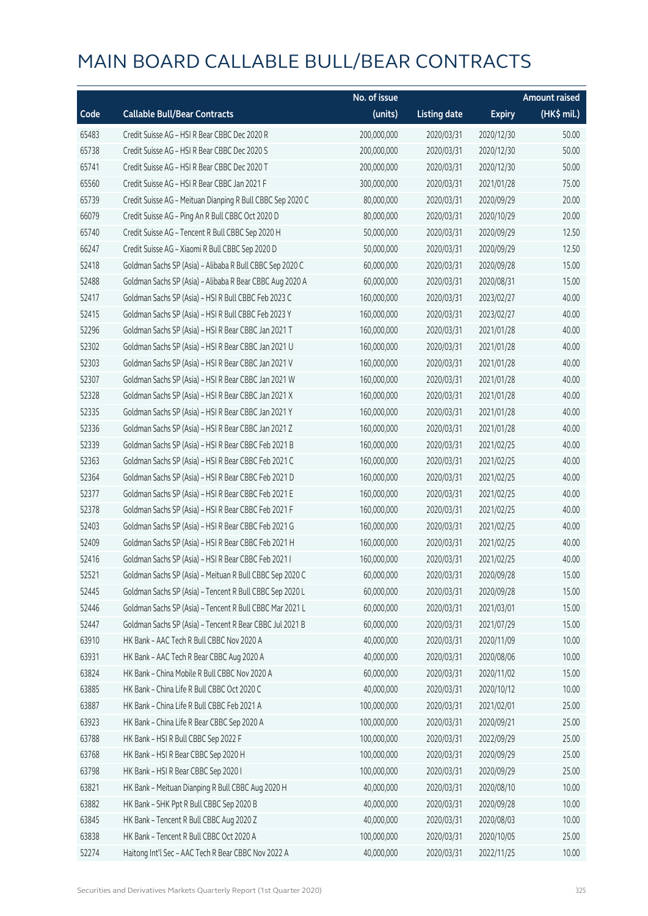# MAIN BOARD CALLABLE BULL/BEAR CONTRACTS

| Code | Callable Bull/Bear Contracts | No. of issue (units) | Listing date | Expiry | Amount raised (HK$ mil.) |
|---|---|---|---|---|---|
| 65483 | Credit Suisse AG – HSI R Bear CBBC Dec 2020 R | 200,000,000 | 2020/03/31 | 2020/12/30 | 50.00 |
| 65738 | Credit Suisse AG – HSI R Bear CBBC Dec 2020 S | 200,000,000 | 2020/03/31 | 2020/12/30 | 50.00 |
| 65741 | Credit Suisse AG – HSI R Bear CBBC Dec 2020 T | 200,000,000 | 2020/03/31 | 2020/12/30 | 50.00 |
| 65560 | Credit Suisse AG – HSI R Bear CBBC Jan 2021 F | 300,000,000 | 2020/03/31 | 2021/01/28 | 75.00 |
| 65739 | Credit Suisse AG – Meituan Dianping R Bull CBBC Sep 2020 C | 80,000,000 | 2020/03/31 | 2020/09/29 | 20.00 |
| 66079 | Credit Suisse AG – Ping An R Bull CBBC Oct 2020 D | 80,000,000 | 2020/03/31 | 2020/10/29 | 20.00 |
| 65740 | Credit Suisse AG – Tencent R Bull CBBC Sep 2020 H | 50,000,000 | 2020/03/31 | 2020/09/29 | 12.50 |
| 66247 | Credit Suisse AG – Xiaomi R Bull CBBC Sep 2020 D | 50,000,000 | 2020/03/31 | 2020/09/29 | 12.50 |
| 52418 | Goldman Sachs SP (Asia) – Alibaba R Bull CBBC Sep 2020 C | 60,000,000 | 2020/03/31 | 2020/09/28 | 15.00 |
| 52488 | Goldman Sachs SP (Asia) – Alibaba R Bear CBBC Aug 2020 A | 60,000,000 | 2020/03/31 | 2020/08/31 | 15.00 |
| 52417 | Goldman Sachs SP (Asia) – HSI R Bull CBBC Feb 2023 C | 160,000,000 | 2020/03/31 | 2023/02/27 | 40.00 |
| 52415 | Goldman Sachs SP (Asia) – HSI R Bull CBBC Feb 2023 Y | 160,000,000 | 2020/03/31 | 2023/02/27 | 40.00 |
| 52296 | Goldman Sachs SP (Asia) – HSI R Bear CBBC Jan 2021 T | 160,000,000 | 2020/03/31 | 2021/01/28 | 40.00 |
| 52302 | Goldman Sachs SP (Asia) – HSI R Bear CBBC Jan 2021 U | 160,000,000 | 2020/03/31 | 2021/01/28 | 40.00 |
| 52303 | Goldman Sachs SP (Asia) – HSI R Bear CBBC Jan 2021 V | 160,000,000 | 2020/03/31 | 2021/01/28 | 40.00 |
| 52307 | Goldman Sachs SP (Asia) – HSI R Bear CBBC Jan 2021 W | 160,000,000 | 2020/03/31 | 2021/01/28 | 40.00 |
| 52328 | Goldman Sachs SP (Asia) – HSI R Bear CBBC Jan 2021 X | 160,000,000 | 2020/03/31 | 2021/01/28 | 40.00 |
| 52335 | Goldman Sachs SP (Asia) – HSI R Bear CBBC Jan 2021 Y | 160,000,000 | 2020/03/31 | 2021/01/28 | 40.00 |
| 52336 | Goldman Sachs SP (Asia) – HSI R Bear CBBC Jan 2021 Z | 160,000,000 | 2020/03/31 | 2021/01/28 | 40.00 |
| 52339 | Goldman Sachs SP (Asia) – HSI R Bear CBBC Feb 2021 B | 160,000,000 | 2020/03/31 | 2021/02/25 | 40.00 |
| 52363 | Goldman Sachs SP (Asia) – HSI R Bear CBBC Feb 2021 C | 160,000,000 | 2020/03/31 | 2021/02/25 | 40.00 |
| 52364 | Goldman Sachs SP (Asia) – HSI R Bear CBBC Feb 2021 D | 160,000,000 | 2020/03/31 | 2021/02/25 | 40.00 |
| 52377 | Goldman Sachs SP (Asia) – HSI R Bear CBBC Feb 2021 E | 160,000,000 | 2020/03/31 | 2021/02/25 | 40.00 |
| 52378 | Goldman Sachs SP (Asia) – HSI R Bear CBBC Feb 2021 F | 160,000,000 | 2020/03/31 | 2021/02/25 | 40.00 |
| 52403 | Goldman Sachs SP (Asia) – HSI R Bear CBBC Feb 2021 G | 160,000,000 | 2020/03/31 | 2021/02/25 | 40.00 |
| 52409 | Goldman Sachs SP (Asia) – HSI R Bear CBBC Feb 2021 H | 160,000,000 | 2020/03/31 | 2021/02/25 | 40.00 |
| 52416 | Goldman Sachs SP (Asia) – HSI R Bear CBBC Feb 2021 I | 160,000,000 | 2020/03/31 | 2021/02/25 | 40.00 |
| 52521 | Goldman Sachs SP (Asia) – Meituan R Bull CBBC Sep 2020 C | 60,000,000 | 2020/03/31 | 2020/09/28 | 15.00 |
| 52445 | Goldman Sachs SP (Asia) – Tencent R Bull CBBC Sep 2020 L | 60,000,000 | 2020/03/31 | 2020/09/28 | 15.00 |
| 52446 | Goldman Sachs SP (Asia) – Tencent R Bull CBBC Mar 2021 L | 60,000,000 | 2020/03/31 | 2021/03/01 | 15.00 |
| 52447 | Goldman Sachs SP (Asia) – Tencent R Bear CBBC Jul 2021 B | 60,000,000 | 2020/03/31 | 2021/07/29 | 15.00 |
| 63910 | HK Bank – AAC Tech R Bull CBBC Nov 2020 A | 40,000,000 | 2020/03/31 | 2020/11/09 | 10.00 |
| 63931 | HK Bank – AAC Tech R Bear CBBC Aug 2020 A | 40,000,000 | 2020/03/31 | 2020/08/06 | 10.00 |
| 63824 | HK Bank – China Mobile R Bull CBBC Nov 2020 A | 60,000,000 | 2020/03/31 | 2020/11/02 | 15.00 |
| 63885 | HK Bank – China Life R Bull CBBC Oct 2020 C | 40,000,000 | 2020/03/31 | 2020/10/12 | 10.00 |
| 63887 | HK Bank – China Life R Bull CBBC Feb 2021 A | 100,000,000 | 2020/03/31 | 2021/02/01 | 25.00 |
| 63923 | HK Bank – China Life R Bear CBBC Sep 2020 A | 100,000,000 | 2020/03/31 | 2020/09/21 | 25.00 |
| 63788 | HK Bank – HSI R Bull CBBC Sep 2022 F | 100,000,000 | 2020/03/31 | 2022/09/29 | 25.00 |
| 63768 | HK Bank – HSI R Bear CBBC Sep 2020 H | 100,000,000 | 2020/03/31 | 2020/09/29 | 25.00 |
| 63798 | HK Bank – HSI R Bear CBBC Sep 2020 I | 100,000,000 | 2020/03/31 | 2020/09/29 | 25.00 |
| 63821 | HK Bank – Meituan Dianping R Bull CBBC Aug 2020 H | 40,000,000 | 2020/03/31 | 2020/08/10 | 10.00 |
| 63882 | HK Bank – SHK Ppt R Bull CBBC Sep 2020 B | 40,000,000 | 2020/03/31 | 2020/09/28 | 10.00 |
| 63845 | HK Bank – Tencent R Bull CBBC Aug 2020 Z | 40,000,000 | 2020/03/31 | 2020/08/03 | 10.00 |
| 63838 | HK Bank – Tencent R Bull CBBC Oct 2020 A | 100,000,000 | 2020/03/31 | 2020/10/05 | 25.00 |
| 52274 | Haitong Int'l Sec – AAC Tech R Bear CBBC Nov 2022 A | 40,000,000 | 2020/03/31 | 2022/11/25 | 10.00 |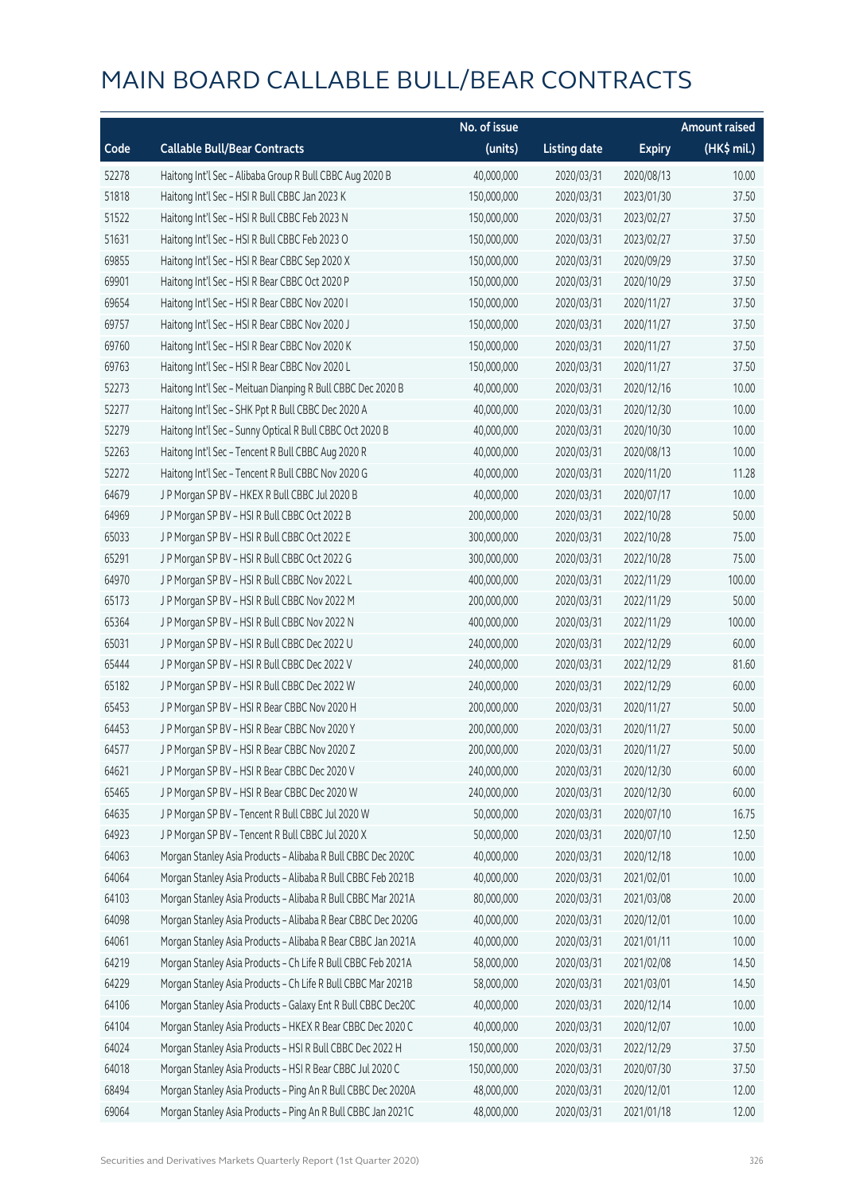# MAIN BOARD CALLABLE BULL/BEAR CONTRACTS

| Code | Callable Bull/Bear Contracts | No. of issue (units) | Listing date | Expiry | Amount raised (HK$ mil.) |
|---|---|---|---|---|---|
| 52278 | Haitong Int'l Sec – Alibaba Group R Bull CBBC Aug 2020 B | 40,000,000 | 2020/03/31 | 2020/08/13 | 10.00 |
| 51818 | Haitong Int'l Sec – HSI R Bull CBBC Jan 2023 K | 150,000,000 | 2020/03/31 | 2023/01/30 | 37.50 |
| 51522 | Haitong Int'l Sec – HSI R Bull CBBC Feb 2023 N | 150,000,000 | 2020/03/31 | 2023/02/27 | 37.50 |
| 51631 | Haitong Int'l Sec – HSI R Bull CBBC Feb 2023 O | 150,000,000 | 2020/03/31 | 2023/02/27 | 37.50 |
| 69855 | Haitong Int'l Sec – HSI R Bear CBBC Sep 2020 X | 150,000,000 | 2020/03/31 | 2020/09/29 | 37.50 |
| 69901 | Haitong Int'l Sec – HSI R Bear CBBC Oct 2020 P | 150,000,000 | 2020/03/31 | 2020/10/29 | 37.50 |
| 69654 | Haitong Int'l Sec – HSI R Bear CBBC Nov 2020 I | 150,000,000 | 2020/03/31 | 2020/11/27 | 37.50 |
| 69757 | Haitong Int'l Sec – HSI R Bear CBBC Nov 2020 J | 150,000,000 | 2020/03/31 | 2020/11/27 | 37.50 |
| 69760 | Haitong Int'l Sec – HSI R Bear CBBC Nov 2020 K | 150,000,000 | 2020/03/31 | 2020/11/27 | 37.50 |
| 69763 | Haitong Int'l Sec – HSI R Bear CBBC Nov 2020 L | 150,000,000 | 2020/03/31 | 2020/11/27 | 37.50 |
| 52273 | Haitong Int'l Sec – Meituan Dianping R Bull CBBC Dec 2020 B | 40,000,000 | 2020/03/31 | 2020/12/16 | 10.00 |
| 52277 | Haitong Int'l Sec – SHK Ppt R Bull CBBC Dec 2020 A | 40,000,000 | 2020/03/31 | 2020/12/30 | 10.00 |
| 52279 | Haitong Int'l Sec – Sunny Optical R Bull CBBC Oct 2020 B | 40,000,000 | 2020/03/31 | 2020/10/30 | 10.00 |
| 52263 | Haitong Int'l Sec – Tencent R Bull CBBC Aug 2020 R | 40,000,000 | 2020/03/31 | 2020/08/13 | 10.00 |
| 52272 | Haitong Int'l Sec – Tencent R Bull CBBC Nov 2020 G | 40,000,000 | 2020/03/31 | 2020/11/20 | 11.28 |
| 64679 | J P Morgan SP BV – HKEX R Bull CBBC Jul 2020 B | 40,000,000 | 2020/03/31 | 2020/07/17 | 10.00 |
| 64969 | J P Morgan SP BV – HSI R Bull CBBC Oct 2022 B | 200,000,000 | 2020/03/31 | 2022/10/28 | 50.00 |
| 65033 | J P Morgan SP BV – HSI R Bull CBBC Oct 2022 E | 300,000,000 | 2020/03/31 | 2022/10/28 | 75.00 |
| 65291 | J P Morgan SP BV – HSI R Bull CBBC Oct 2022 G | 300,000,000 | 2020/03/31 | 2022/10/28 | 75.00 |
| 64970 | J P Morgan SP BV – HSI R Bull CBBC Nov 2022 L | 400,000,000 | 2020/03/31 | 2022/11/29 | 100.00 |
| 65173 | J P Morgan SP BV – HSI R Bull CBBC Nov 2022 M | 200,000,000 | 2020/03/31 | 2022/11/29 | 50.00 |
| 65364 | J P Morgan SP BV – HSI R Bull CBBC Nov 2022 N | 400,000,000 | 2020/03/31 | 2022/11/29 | 100.00 |
| 65031 | J P Morgan SP BV – HSI R Bull CBBC Dec 2022 U | 240,000,000 | 2020/03/31 | 2022/12/29 | 60.00 |
| 65444 | J P Morgan SP BV – HSI R Bull CBBC Dec 2022 V | 240,000,000 | 2020/03/31 | 2022/12/29 | 81.60 |
| 65182 | J P Morgan SP BV – HSI R Bull CBBC Dec 2022 W | 240,000,000 | 2020/03/31 | 2022/12/29 | 60.00 |
| 65453 | J P Morgan SP BV – HSI R Bear CBBC Nov 2020 H | 200,000,000 | 2020/03/31 | 2020/11/27 | 50.00 |
| 64453 | J P Morgan SP BV – HSI R Bear CBBC Nov 2020 Y | 200,000,000 | 2020/03/31 | 2020/11/27 | 50.00 |
| 64577 | J P Morgan SP BV – HSI R Bear CBBC Nov 2020 Z | 200,000,000 | 2020/03/31 | 2020/11/27 | 50.00 |
| 64621 | J P Morgan SP BV – HSI R Bear CBBC Dec 2020 V | 240,000,000 | 2020/03/31 | 2020/12/30 | 60.00 |
| 65465 | J P Morgan SP BV – HSI R Bear CBBC Dec 2020 W | 240,000,000 | 2020/03/31 | 2020/12/30 | 60.00 |
| 64635 | J P Morgan SP BV – Tencent R Bull CBBC Jul 2020 W | 50,000,000 | 2020/03/31 | 2020/07/10 | 16.75 |
| 64923 | J P Morgan SP BV – Tencent R Bull CBBC Jul 2020 X | 50,000,000 | 2020/03/31 | 2020/07/10 | 12.50 |
| 64063 | Morgan Stanley Asia Products – Alibaba R Bull CBBC Dec 2020C | 40,000,000 | 2020/03/31 | 2020/12/18 | 10.00 |
| 64064 | Morgan Stanley Asia Products – Alibaba R Bull CBBC Feb 2021B | 40,000,000 | 2020/03/31 | 2021/02/01 | 10.00 |
| 64103 | Morgan Stanley Asia Products – Alibaba R Bull CBBC Mar 2021A | 80,000,000 | 2020/03/31 | 2021/03/08 | 20.00 |
| 64098 | Morgan Stanley Asia Products – Alibaba R Bear CBBC Dec 2020G | 40,000,000 | 2020/03/31 | 2020/12/01 | 10.00 |
| 64061 | Morgan Stanley Asia Products – Alibaba R Bear CBBC Jan 2021A | 40,000,000 | 2020/03/31 | 2021/01/11 | 10.00 |
| 64219 | Morgan Stanley Asia Products – Ch Life R Bull CBBC Feb 2021A | 58,000,000 | 2020/03/31 | 2021/02/08 | 14.50 |
| 64229 | Morgan Stanley Asia Products – Ch Life R Bull CBBC Mar 2021B | 58,000,000 | 2020/03/31 | 2021/03/01 | 14.50 |
| 64106 | Morgan Stanley Asia Products – Galaxy Ent R Bull CBBC Dec20C | 40,000,000 | 2020/03/31 | 2020/12/14 | 10.00 |
| 64104 | Morgan Stanley Asia Products – HKEX R Bear CBBC Dec 2020 C | 40,000,000 | 2020/03/31 | 2020/12/07 | 10.00 |
| 64024 | Morgan Stanley Asia Products – HSI R Bull CBBC Dec 2022 H | 150,000,000 | 2020/03/31 | 2022/12/29 | 37.50 |
| 64018 | Morgan Stanley Asia Products – HSI R Bear CBBC Jul 2020 C | 150,000,000 | 2020/03/31 | 2020/07/30 | 37.50 |
| 68494 | Morgan Stanley Asia Products – Ping An R Bull CBBC Dec 2020A | 48,000,000 | 2020/03/31 | 2020/12/01 | 12.00 |
| 69064 | Morgan Stanley Asia Products – Ping An R Bull CBBC Jan 2021C | 48,000,000 | 2020/03/31 | 2021/01/18 | 12.00 |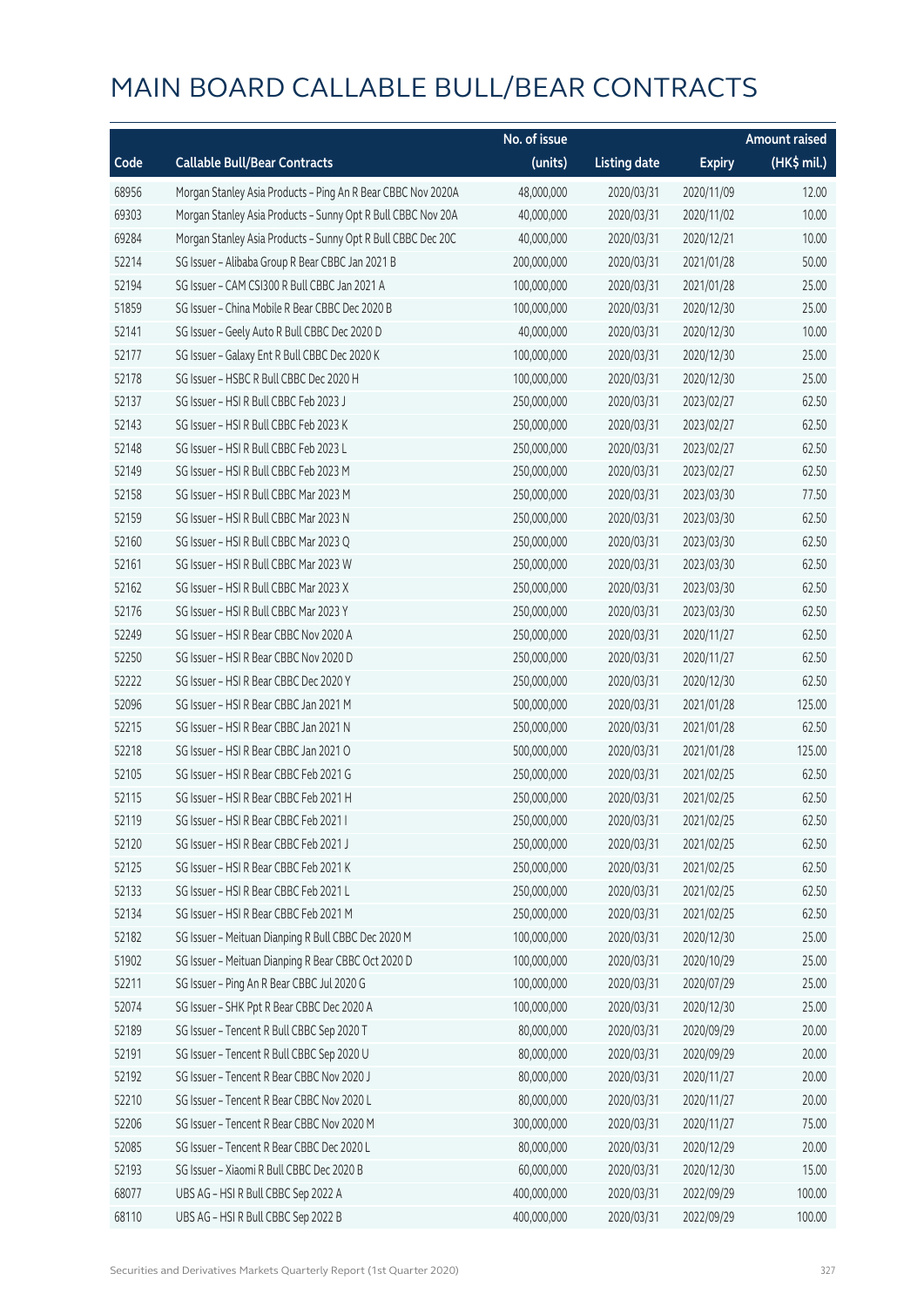# MAIN BOARD CALLABLE BULL/BEAR CONTRACTS

| Code | Callable Bull/Bear Contracts | No. of issue (units) | Listing date | Expiry | Amount raised (HK$ mil.) |
|---|---|---|---|---|---|
| 68956 | Morgan Stanley Asia Products - Ping An R Bear CBBC Nov 2020A | 48,000,000 | 2020/03/31 | 2020/11/09 | 12.00 |
| 69303 | Morgan Stanley Asia Products - Sunny Opt R Bull CBBC Nov 20A | 40,000,000 | 2020/03/31 | 2020/11/02 | 10.00 |
| 69284 | Morgan Stanley Asia Products - Sunny Opt R Bull CBBC Dec 20C | 40,000,000 | 2020/03/31 | 2020/12/21 | 10.00 |
| 52214 | SG Issuer - Alibaba Group R Bear CBBC Jan 2021 B | 200,000,000 | 2020/03/31 | 2021/01/28 | 50.00 |
| 52194 | SG Issuer - CAM CSI300 R Bull CBBC Jan 2021 A | 100,000,000 | 2020/03/31 | 2021/01/28 | 25.00 |
| 51859 | SG Issuer - China Mobile R Bear CBBC Dec 2020 B | 100,000,000 | 2020/03/31 | 2020/12/30 | 25.00 |
| 52141 | SG Issuer - Geely Auto R Bull CBBC Dec 2020 D | 40,000,000 | 2020/03/31 | 2020/12/30 | 10.00 |
| 52177 | SG Issuer - Galaxy Ent R Bull CBBC Dec 2020 K | 100,000,000 | 2020/03/31 | 2020/12/30 | 25.00 |
| 52178 | SG Issuer - HSBC R Bull CBBC Dec 2020 H | 100,000,000 | 2020/03/31 | 2020/12/30 | 25.00 |
| 52137 | SG Issuer - HSI R Bull CBBC Feb 2023 J | 250,000,000 | 2020/03/31 | 2023/02/27 | 62.50 |
| 52143 | SG Issuer - HSI R Bull CBBC Feb 2023 K | 250,000,000 | 2020/03/31 | 2023/02/27 | 62.50 |
| 52148 | SG Issuer - HSI R Bull CBBC Feb 2023 L | 250,000,000 | 2020/03/31 | 2023/02/27 | 62.50 |
| 52149 | SG Issuer - HSI R Bull CBBC Feb 2023 M | 250,000,000 | 2020/03/31 | 2023/02/27 | 62.50 |
| 52158 | SG Issuer - HSI R Bull CBBC Mar 2023 M | 250,000,000 | 2020/03/31 | 2023/03/30 | 77.50 |
| 52159 | SG Issuer - HSI R Bull CBBC Mar 2023 N | 250,000,000 | 2020/03/31 | 2023/03/30 | 62.50 |
| 52160 | SG Issuer - HSI R Bull CBBC Mar 2023 Q | 250,000,000 | 2020/03/31 | 2023/03/30 | 62.50 |
| 52161 | SG Issuer - HSI R Bull CBBC Mar 2023 W | 250,000,000 | 2020/03/31 | 2023/03/30 | 62.50 |
| 52162 | SG Issuer - HSI R Bull CBBC Mar 2023 X | 250,000,000 | 2020/03/31 | 2023/03/30 | 62.50 |
| 52176 | SG Issuer - HSI R Bull CBBC Mar 2023 Y | 250,000,000 | 2020/03/31 | 2023/03/30 | 62.50 |
| 52249 | SG Issuer - HSI R Bear CBBC Nov 2020 A | 250,000,000 | 2020/03/31 | 2020/11/27 | 62.50 |
| 52250 | SG Issuer - HSI R Bear CBBC Nov 2020 D | 250,000,000 | 2020/03/31 | 2020/11/27 | 62.50 |
| 52222 | SG Issuer - HSI R Bear CBBC Dec 2020 Y | 250,000,000 | 2020/03/31 | 2020/12/30 | 62.50 |
| 52096 | SG Issuer - HSI R Bear CBBC Jan 2021 M | 500,000,000 | 2020/03/31 | 2021/01/28 | 125.00 |
| 52215 | SG Issuer - HSI R Bear CBBC Jan 2021 N | 250,000,000 | 2020/03/31 | 2021/01/28 | 62.50 |
| 52218 | SG Issuer - HSI R Bear CBBC Jan 2021 O | 500,000,000 | 2020/03/31 | 2021/01/28 | 125.00 |
| 52105 | SG Issuer - HSI R Bear CBBC Feb 2021 G | 250,000,000 | 2020/03/31 | 2021/02/25 | 62.50 |
| 52115 | SG Issuer - HSI R Bear CBBC Feb 2021 H | 250,000,000 | 2020/03/31 | 2021/02/25 | 62.50 |
| 52119 | SG Issuer - HSI R Bear CBBC Feb 2021 I | 250,000,000 | 2020/03/31 | 2021/02/25 | 62.50 |
| 52120 | SG Issuer - HSI R Bear CBBC Feb 2021 J | 250,000,000 | 2020/03/31 | 2021/02/25 | 62.50 |
| 52125 | SG Issuer - HSI R Bear CBBC Feb 2021 K | 250,000,000 | 2020/03/31 | 2021/02/25 | 62.50 |
| 52133 | SG Issuer - HSI R Bear CBBC Feb 2021 L | 250,000,000 | 2020/03/31 | 2021/02/25 | 62.50 |
| 52134 | SG Issuer - HSI R Bear CBBC Feb 2021 M | 250,000,000 | 2020/03/31 | 2021/02/25 | 62.50 |
| 52182 | SG Issuer - Meituan Dianping R Bull CBBC Dec 2020 M | 100,000,000 | 2020/03/31 | 2020/12/30 | 25.00 |
| 51902 | SG Issuer - Meituan Dianping R Bear CBBC Oct 2020 D | 100,000,000 | 2020/03/31 | 2020/10/29 | 25.00 |
| 52211 | SG Issuer - Ping An R Bear CBBC Jul 2020 G | 100,000,000 | 2020/03/31 | 2020/07/29 | 25.00 |
| 52074 | SG Issuer - SHK Ppt R Bear CBBC Dec 2020 A | 100,000,000 | 2020/03/31 | 2020/12/30 | 25.00 |
| 52189 | SG Issuer - Tencent R Bull CBBC Sep 2020 T | 80,000,000 | 2020/03/31 | 2020/09/29 | 20.00 |
| 52191 | SG Issuer - Tencent R Bull CBBC Sep 2020 U | 80,000,000 | 2020/03/31 | 2020/09/29 | 20.00 |
| 52192 | SG Issuer - Tencent R Bear CBBC Nov 2020 J | 80,000,000 | 2020/03/31 | 2020/11/27 | 20.00 |
| 52210 | SG Issuer - Tencent R Bear CBBC Nov 2020 L | 80,000,000 | 2020/03/31 | 2020/11/27 | 20.00 |
| 52206 | SG Issuer - Tencent R Bear CBBC Nov 2020 M | 300,000,000 | 2020/03/31 | 2020/11/27 | 75.00 |
| 52085 | SG Issuer - Tencent R Bear CBBC Dec 2020 L | 80,000,000 | 2020/03/31 | 2020/12/29 | 20.00 |
| 52193 | SG Issuer - Xiaomi R Bull CBBC Dec 2020 B | 60,000,000 | 2020/03/31 | 2020/12/30 | 15.00 |
| 68077 | UBS AG - HSI R Bull CBBC Sep 2022 A | 400,000,000 | 2020/03/31 | 2022/09/29 | 100.00 |
| 68110 | UBS AG - HSI R Bull CBBC Sep 2022 B | 400,000,000 | 2020/03/31 | 2022/09/29 | 100.00 |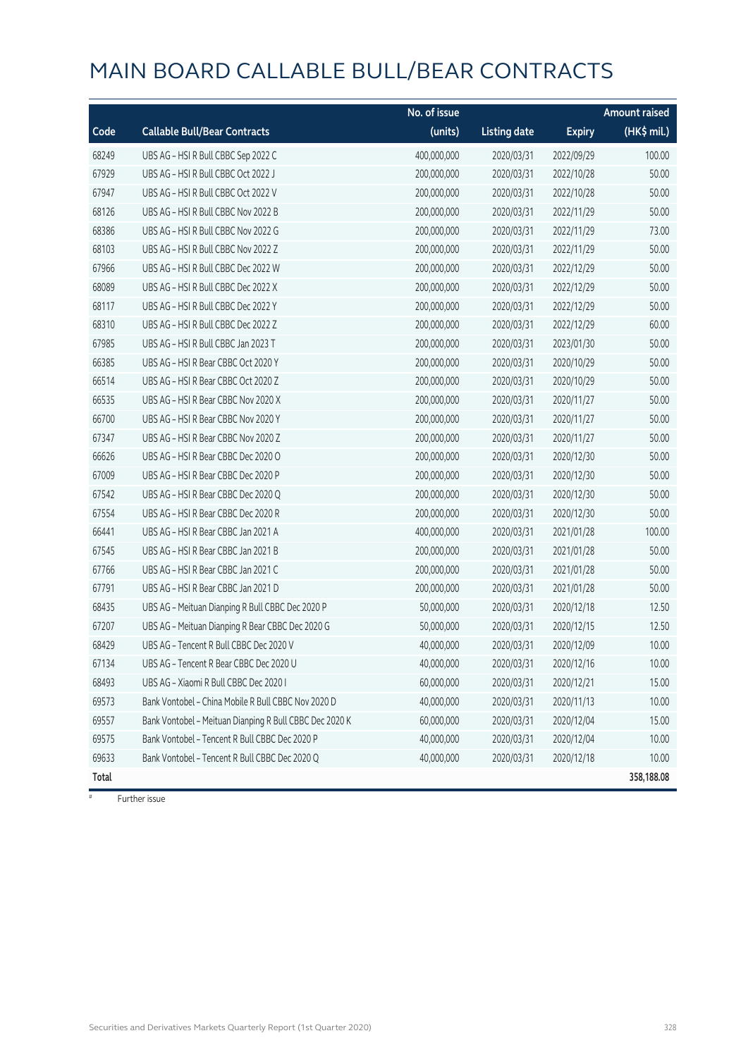# MAIN BOARD CALLABLE BULL/BEAR CONTRACTS

| Code | Callable Bull/Bear Contracts | No. of issue (units) | Listing date | Expiry | Amount raised (HK$ mil.) |
|---|---|---|---|---|---|
| 68249 | UBS AG – HSI R Bull CBBC Sep 2022 C | 400,000,000 | 2020/03/31 | 2022/09/29 | 100.00 |
| 67929 | UBS AG – HSI R Bull CBBC Oct 2022 J | 200,000,000 | 2020/03/31 | 2022/10/28 | 50.00 |
| 67947 | UBS AG – HSI R Bull CBBC Oct 2022 V | 200,000,000 | 2020/03/31 | 2022/10/28 | 50.00 |
| 68126 | UBS AG – HSI R Bull CBBC Nov 2022 B | 200,000,000 | 2020/03/31 | 2022/11/29 | 50.00 |
| 68386 | UBS AG – HSI R Bull CBBC Nov 2022 G | 200,000,000 | 2020/03/31 | 2022/11/29 | 73.00 |
| 68103 | UBS AG – HSI R Bull CBBC Nov 2022 Z | 200,000,000 | 2020/03/31 | 2022/11/29 | 50.00 |
| 67966 | UBS AG – HSI R Bull CBBC Dec 2022 W | 200,000,000 | 2020/03/31 | 2022/12/29 | 50.00 |
| 68089 | UBS AG – HSI R Bull CBBC Dec 2022 X | 200,000,000 | 2020/03/31 | 2022/12/29 | 50.00 |
| 68117 | UBS AG – HSI R Bull CBBC Dec 2022 Y | 200,000,000 | 2020/03/31 | 2022/12/29 | 50.00 |
| 68310 | UBS AG – HSI R Bull CBBC Dec 2022 Z | 200,000,000 | 2020/03/31 | 2022/12/29 | 60.00 |
| 67985 | UBS AG – HSI R Bull CBBC Jan 2023 T | 200,000,000 | 2020/03/31 | 2023/01/30 | 50.00 |
| 66385 | UBS AG – HSI R Bear CBBC Oct 2020 Y | 200,000,000 | 2020/03/31 | 2020/10/29 | 50.00 |
| 66514 | UBS AG – HSI R Bear CBBC Oct 2020 Z | 200,000,000 | 2020/03/31 | 2020/10/29 | 50.00 |
| 66535 | UBS AG – HSI R Bear CBBC Nov 2020 X | 200,000,000 | 2020/03/31 | 2020/11/27 | 50.00 |
| 66700 | UBS AG – HSI R Bear CBBC Nov 2020 Y | 200,000,000 | 2020/03/31 | 2020/11/27 | 50.00 |
| 67347 | UBS AG – HSI R Bear CBBC Nov 2020 Z | 200,000,000 | 2020/03/31 | 2020/11/27 | 50.00 |
| 66626 | UBS AG – HSI R Bear CBBC Dec 2020 O | 200,000,000 | 2020/03/31 | 2020/12/30 | 50.00 |
| 67009 | UBS AG – HSI R Bear CBBC Dec 2020 P | 200,000,000 | 2020/03/31 | 2020/12/30 | 50.00 |
| 67542 | UBS AG – HSI R Bear CBBC Dec 2020 Q | 200,000,000 | 2020/03/31 | 2020/12/30 | 50.00 |
| 67554 | UBS AG – HSI R Bear CBBC Dec 2020 R | 200,000,000 | 2020/03/31 | 2020/12/30 | 50.00 |
| 66441 | UBS AG – HSI R Bear CBBC Jan 2021 A | 400,000,000 | 2020/03/31 | 2021/01/28 | 100.00 |
| 67545 | UBS AG – HSI R Bear CBBC Jan 2021 B | 200,000,000 | 2020/03/31 | 2021/01/28 | 50.00 |
| 67766 | UBS AG – HSI R Bear CBBC Jan 2021 C | 200,000,000 | 2020/03/31 | 2021/01/28 | 50.00 |
| 67791 | UBS AG – HSI R Bear CBBC Jan 2021 D | 200,000,000 | 2020/03/31 | 2021/01/28 | 50.00 |
| 68435 | UBS AG – Meituan Dianping R Bull CBBC Dec 2020 P | 50,000,000 | 2020/03/31 | 2020/12/18 | 12.50 |
| 67207 | UBS AG – Meituan Dianping R Bear CBBC Dec 2020 G | 50,000,000 | 2020/03/31 | 2020/12/15 | 12.50 |
| 68429 | UBS AG – Tencent R Bull CBBC Dec 2020 V | 40,000,000 | 2020/03/31 | 2020/12/09 | 10.00 |
| 67134 | UBS AG – Tencent R Bear CBBC Dec 2020 U | 40,000,000 | 2020/03/31 | 2020/12/16 | 10.00 |
| 68493 | UBS AG – Xiaomi R Bull CBBC Dec 2020 I | 60,000,000 | 2020/03/31 | 2020/12/21 | 15.00 |
| 69573 | Bank Vontobel – China Mobile R Bull CBBC Nov 2020 D | 40,000,000 | 2020/03/31 | 2020/11/13 | 10.00 |
| 69557 | Bank Vontobel – Meituan Dianping R Bull CBBC Dec 2020 K | 60,000,000 | 2020/03/31 | 2020/12/04 | 15.00 |
| 69575 | Bank Vontobel – Tencent R Bull CBBC Dec 2020 P | 40,000,000 | 2020/03/31 | 2020/12/04 | 10.00 |
| 69633 | Bank Vontobel – Tencent R Bull CBBC Dec 2020 Q | 40,000,000 | 2020/03/31 | 2020/12/18 | 10.00 |
| **Total** | | | | | **358,188.08** |

# Further issue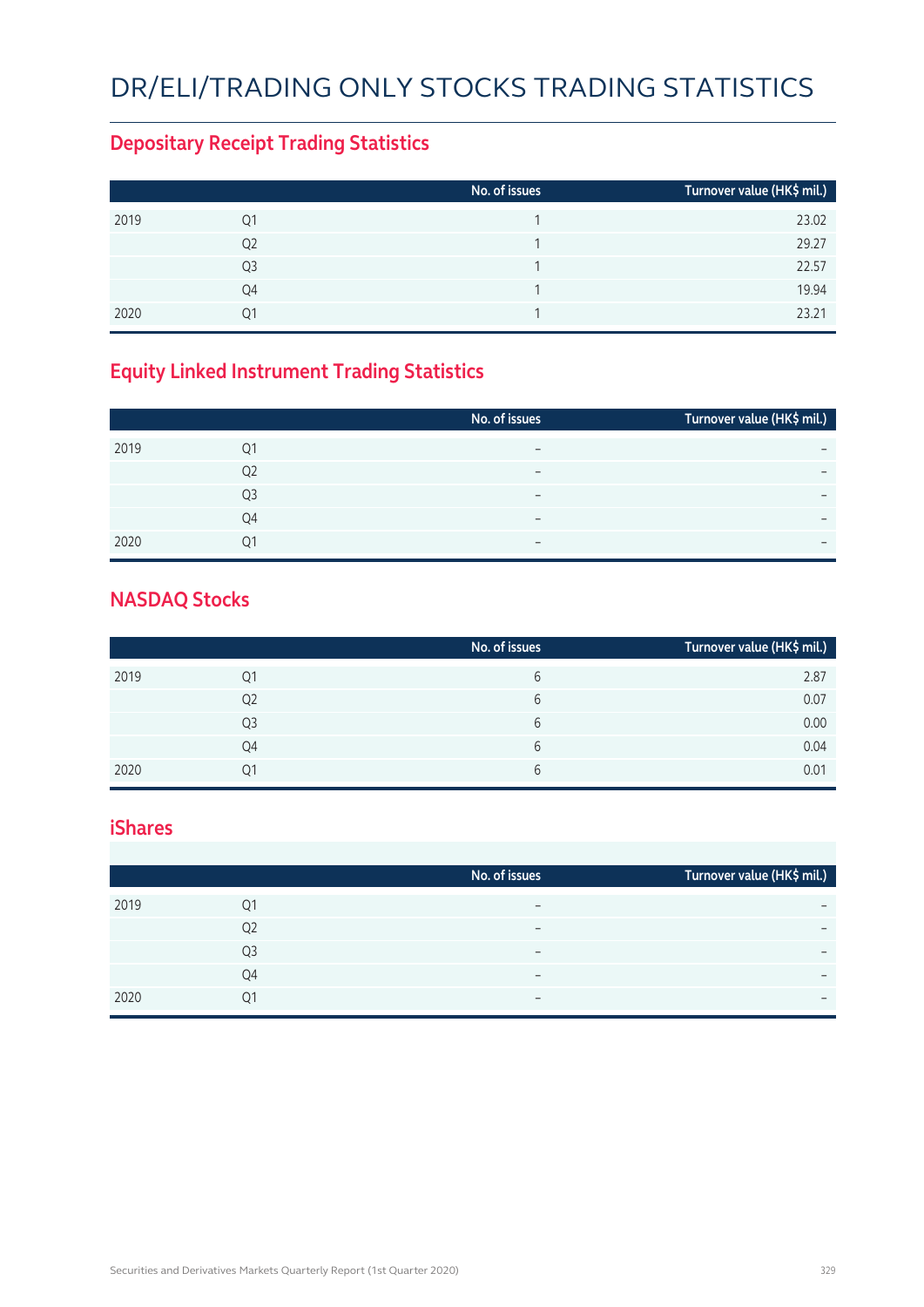# DR/ELI/TRADING ONLY STOCKS TRADING STATISTICS

## Depositary Receipt Trading Statistics

| | | No. of issues | Turnover value (HK$ mil.) |
|---|---|---|---|
| 2019 | Q1 | 1 | 23.02 |
| | Q2 | 1 | 29.27 |
| | Q3 | 1 | 22.57 |
| | Q4 | 1 | 19.94 |
| 2020 | Q1 | 1 | 23.21 |

## Equity Linked Instrument Trading Statistics

| | | No. of issues | Turnover value (HK$ mil.) |
|---|---|---|---|
| 2019 | Q1 | – | – |
| | Q2 | – | – |
| | Q3 | – | – |
| | Q4 | – | – |
| 2020 | Q1 | – | – |

## NASDAQ Stocks

| | | No. of issues | Turnover value (HK$ mil.) |
|---|---|---|---|
| 2019 | Q1 | 6 | 2.87 |
| | Q2 | 6 | 0.07 |
| | Q3 | 6 | 0.00 |
| | Q4 | 6 | 0.04 |
| 2020 | Q1 | 6 | 0.01 |

## iShares

| | | No. of issues | Turnover value (HK$ mil.) |
|---|---|---|---|
| 2019 | Q1 | – | – |
| | Q2 | – | – |
| | Q3 | – | – |
| | Q4 | – | – |
| 2020 | Q1 | – | – |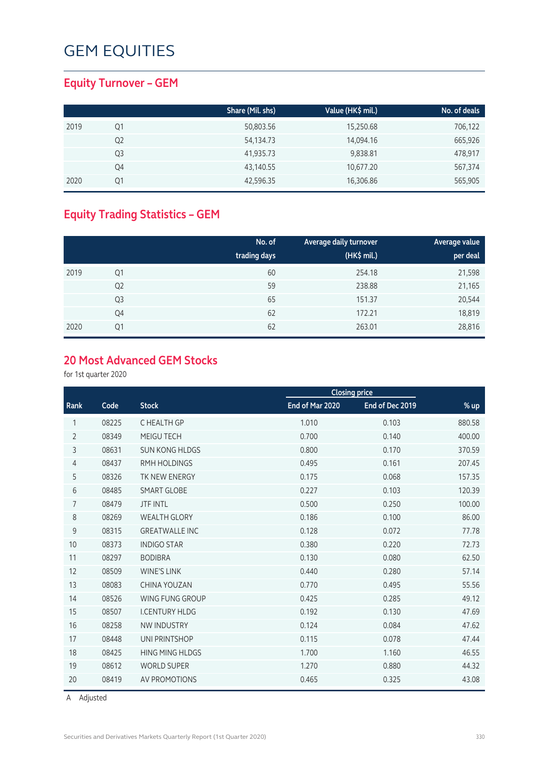# GEM EQUITIES

## Equity Turnover – GEM

| | | Share (Mil. shs) | Value (HK$ mil.) | No. of deals |
|---|---|---|---|---|
| 2019 | Q1 | 50,803.56 | 15,250.68 | 706,122 |
| | Q2 | 54,134.73 | 14,094.16 | 665,926 |
| | Q3 | 41,935.73 | 9,838.81 | 478,917 |
| | Q4 | 43,140.55 | 10,677.20 | 567,374 |
| 2020 | Q1 | 42,596.35 | 16,306.86 | 565,905 |

## Equity Trading Statistics – GEM

| | | No. of trading days | Average daily turnover (HK$ mil.) | Average value per deal |
|---|---|---|---|---|
| 2019 | Q1 | 60 | 254.18 | 21,598 |
| | Q2 | 59 | 238.88 | 21,165 |
| | Q3 | 65 | 151.37 | 20,544 |
| | Q4 | 62 | 172.21 | 18,819 |
| 2020 | Q1 | 62 | 263.01 | 28,816 |

## 20 Most Advanced GEM Stocks

for 1st quarter 2020

| | | | Closing price | | |
|---|---|---|---|---|---|
| Rank | Code | Stock | End of Mar 2020 | End of Dec 2019 | % up |
| 1 | 08225 | C HEALTH GP | 1.010 | 0.103 | 880.58 |
| 2 | 08349 | MEIGU TECH | 0.700 | 0.140 | 400.00 |
| 3 | 08631 | SUN KONG HLDGS | 0.800 | 0.170 | 370.59 |
| 4 | 08437 | RMH HOLDINGS | 0.495 | 0.161 | 207.45 |
| 5 | 08326 | TK NEW ENERGY | 0.175 | 0.068 | 157.35 |
| 6 | 08485 | SMART GLOBE | 0.227 | 0.103 | 120.39 |
| 7 | 08479 | JTF INTL | 0.500 | 0.250 | 100.00 |
| 8 | 08269 | WEALTH GLORY | 0.186 | 0.100 | 86.00 |
| 9 | 08315 | GREATWALLE INC | 0.128 | 0.072 | 77.78 |
| 10 | 08373 | INDIGO STAR | 0.380 | 0.220 | 72.73 |
| 11 | 08297 | BODIBRA | 0.130 | 0.080 | 62.50 |
| 12 | 08509 | WINE'S LINK | 0.440 | 0.280 | 57.14 |
| 13 | 08083 | CHINA YOUZAN | 0.770 | 0.495 | 55.56 |
| 14 | 08526 | WING FUNG GROUP | 0.425 | 0.285 | 49.12 |
| 15 | 08507 | I.CENTURY HLDG | 0.192 | 0.130 | 47.69 |
| 16 | 08258 | NW INDUSTRY | 0.124 | 0.084 | 47.62 |
| 17 | 08448 | UNI PRINTSHOP | 0.115 | 0.078 | 47.44 |
| 18 | 08425 | HING MING HLDGS | 1.700 | 1.160 | 46.55 |
| 19 | 08612 | WORLD SUPER | 1.270 | 0.880 | 44.32 |
| 20 | 08419 | AV PROMOTIONS | 0.465 | 0.325 | 43.08 |

A Adjusted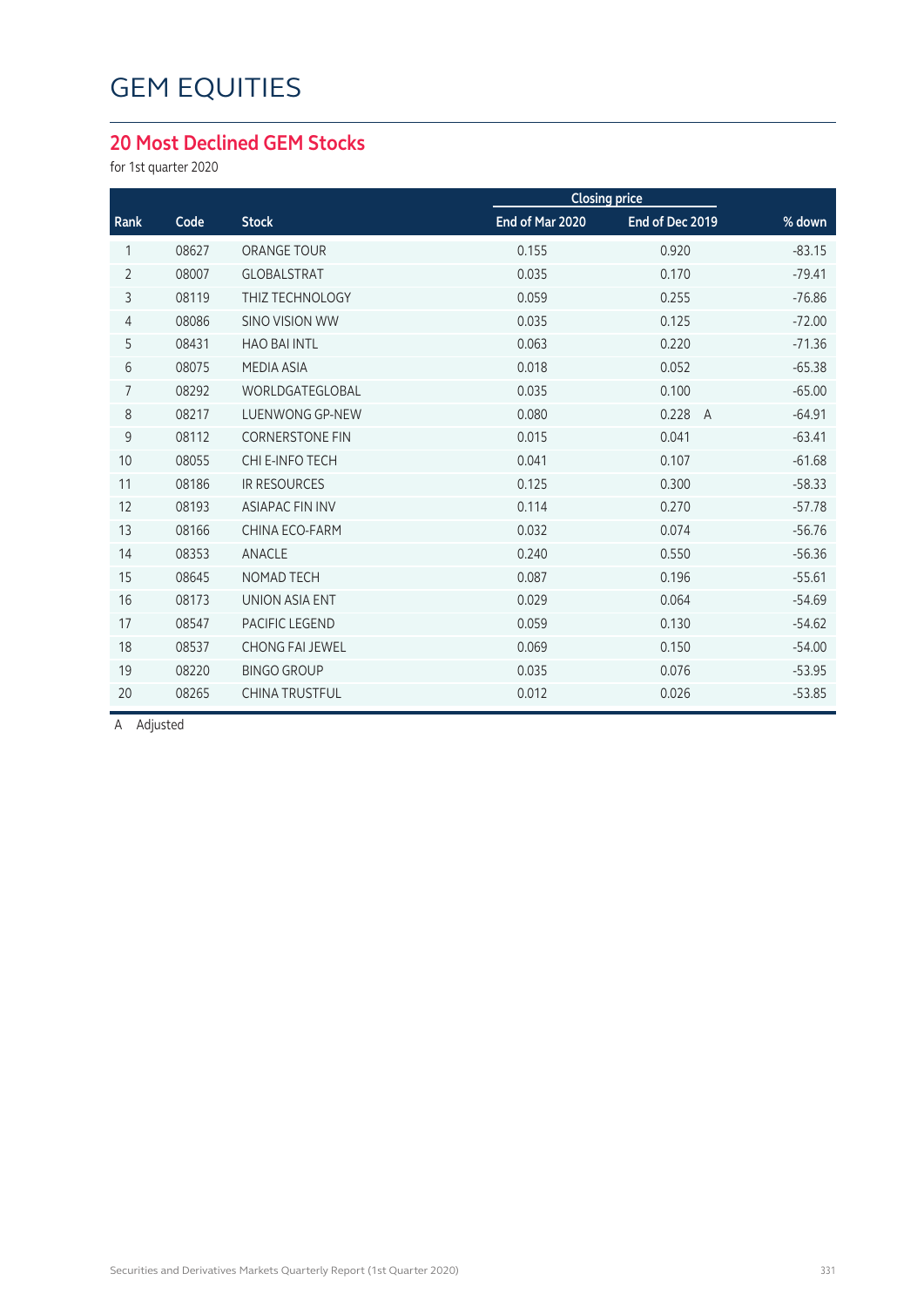# GEM EQUITIES

## 20 Most Declined GEM Stocks

for 1st quarter 2020

| Rank | Code | Stock | Closing price | | % down |
|---|---|---|---|---|---|
| | | | End of Mar 2020 | End of Dec 2019 | |
| 1 | 08627 | ORANGE TOUR | 0.155 | 0.920 | -83.15 |
| 2 | 08007 | GLOBALSTRAT | 0.035 | 0.170 | -79.41 |
| 3 | 08119 | THIZ TECHNOLOGY | 0.059 | 0.255 | -76.86 |
| 4 | 08086 | SINO VISION WW | 0.035 | 0.125 | -72.00 |
| 5 | 08431 | HAO BAI INTL | 0.063 | 0.220 | -71.36 |
| 6 | 08075 | MEDIA ASIA | 0.018 | 0.052 | -65.38 |
| 7 | 08292 | WORLDGATEGLOBAL | 0.035 | 0.100 | -65.00 |
| 8 | 08217 | LUENWONG GP-NEW | 0.080 | 0.228 A | -64.91 |
| 9 | 08112 | CORNERSTONE FIN | 0.015 | 0.041 | -63.41 |
| 10 | 08055 | CHI E-INFO TECH | 0.041 | 0.107 | -61.68 |
| 11 | 08186 | IR RESOURCES | 0.125 | 0.300 | -58.33 |
| 12 | 08193 | ASIAPAC FIN INV | 0.114 | 0.270 | -57.78 |
| 13 | 08166 | CHINA ECO-FARM | 0.032 | 0.074 | -56.76 |
| 14 | 08353 | ANACLE | 0.240 | 0.550 | -56.36 |
| 15 | 08645 | NOMAD TECH | 0.087 | 0.196 | -55.61 |
| 16 | 08173 | UNION ASIA ENT | 0.029 | 0.064 | -54.69 |
| 17 | 08547 | PACIFIC LEGEND | 0.059 | 0.130 | -54.62 |
| 18 | 08537 | CHONG FAI JEWEL | 0.069 | 0.150 | -54.00 |
| 19 | 08220 | BINGO GROUP | 0.035 | 0.076 | -53.95 |
| 20 | 08265 | CHINA TRUSTFUL | 0.012 | 0.026 | -53.85 |

A Adjusted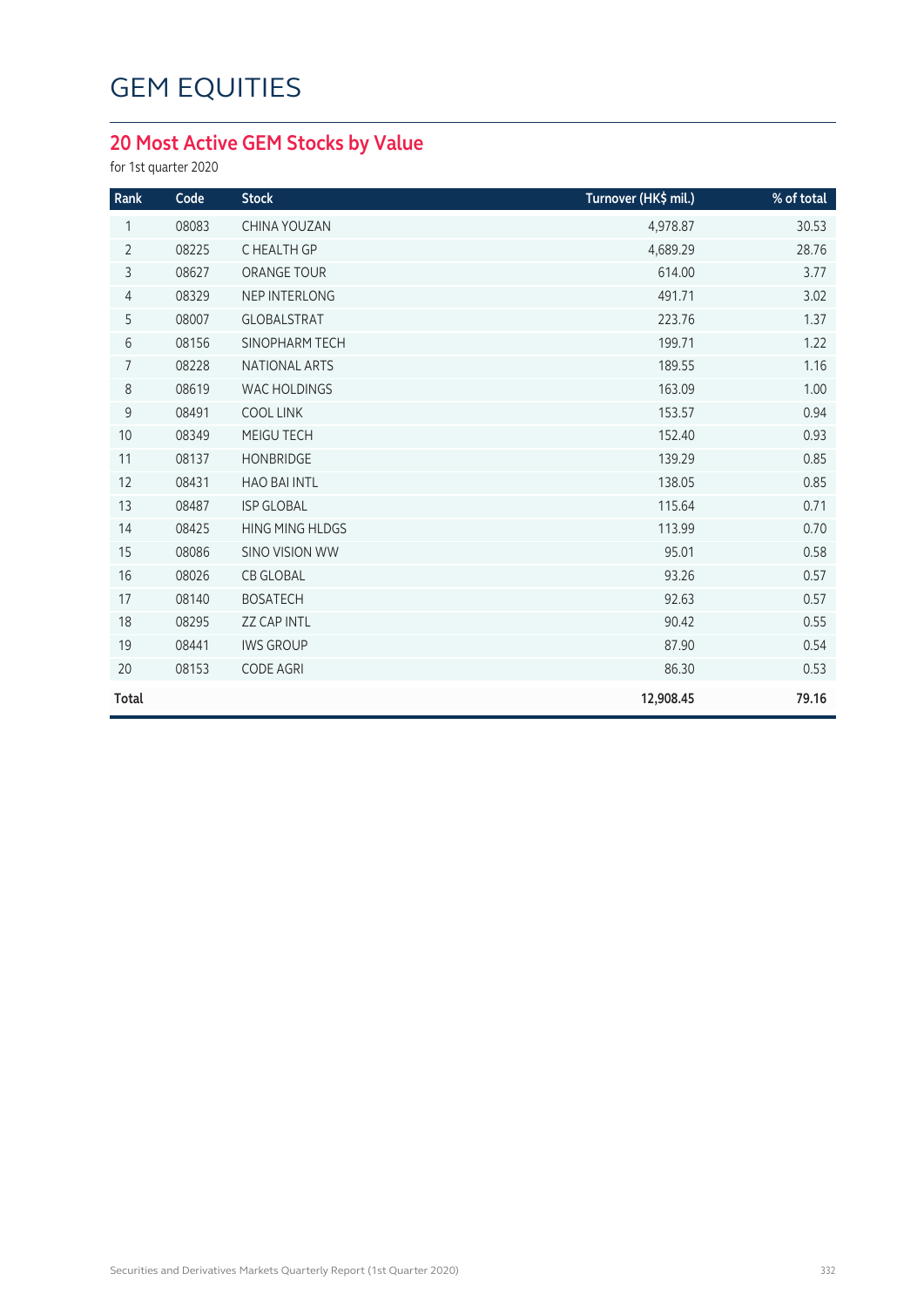# GEM EQUITIES

## 20 Most Active GEM Stocks by Value

for 1st quarter 2020

| Rank | Code | Stock | Turnover (HK$ mil.) | % of total |
|---|---|---|---|---|
| 1 | 08083 | CHINA YOUZAN | 4,978.87 | 30.53 |
| 2 | 08225 | C HEALTH GP | 4,689.29 | 28.76 |
| 3 | 08627 | ORANGE TOUR | 614.00 | 3.77 |
| 4 | 08329 | NEP INTERLONG | 491.71 | 3.02 |
| 5 | 08007 | GLOBALSTRAT | 223.76 | 1.37 |
| 6 | 08156 | SINOPHARM TECH | 199.71 | 1.22 |
| 7 | 08228 | NATIONAL ARTS | 189.55 | 1.16 |
| 8 | 08619 | WAC HOLDINGS | 163.09 | 1.00 |
| 9 | 08491 | COOL LINK | 153.57 | 0.94 |
| 10 | 08349 | MEIGU TECH | 152.40 | 0.93 |
| 11 | 08137 | HONBRIDGE | 139.29 | 0.85 |
| 12 | 08431 | HAO BAI INTL | 138.05 | 0.85 |
| 13 | 08487 | ISP GLOBAL | 115.64 | 0.71 |
| 14 | 08425 | HING MING HLDGS | 113.99 | 0.70 |
| 15 | 08086 | SINO VISION WW | 95.01 | 0.58 |
| 16 | 08026 | CB GLOBAL | 93.26 | 0.57 |
| 17 | 08140 | BOSATECH | 92.63 | 0.57 |
| 18 | 08295 | ZZ CAP INTL | 90.42 | 0.55 |
| 19 | 08441 | IWS GROUP | 87.90 | 0.54 |
| 20 | 08153 | CODE AGRI | 86.30 | 0.53 |
| **Total** | | | **12,908.45** | **79.16** |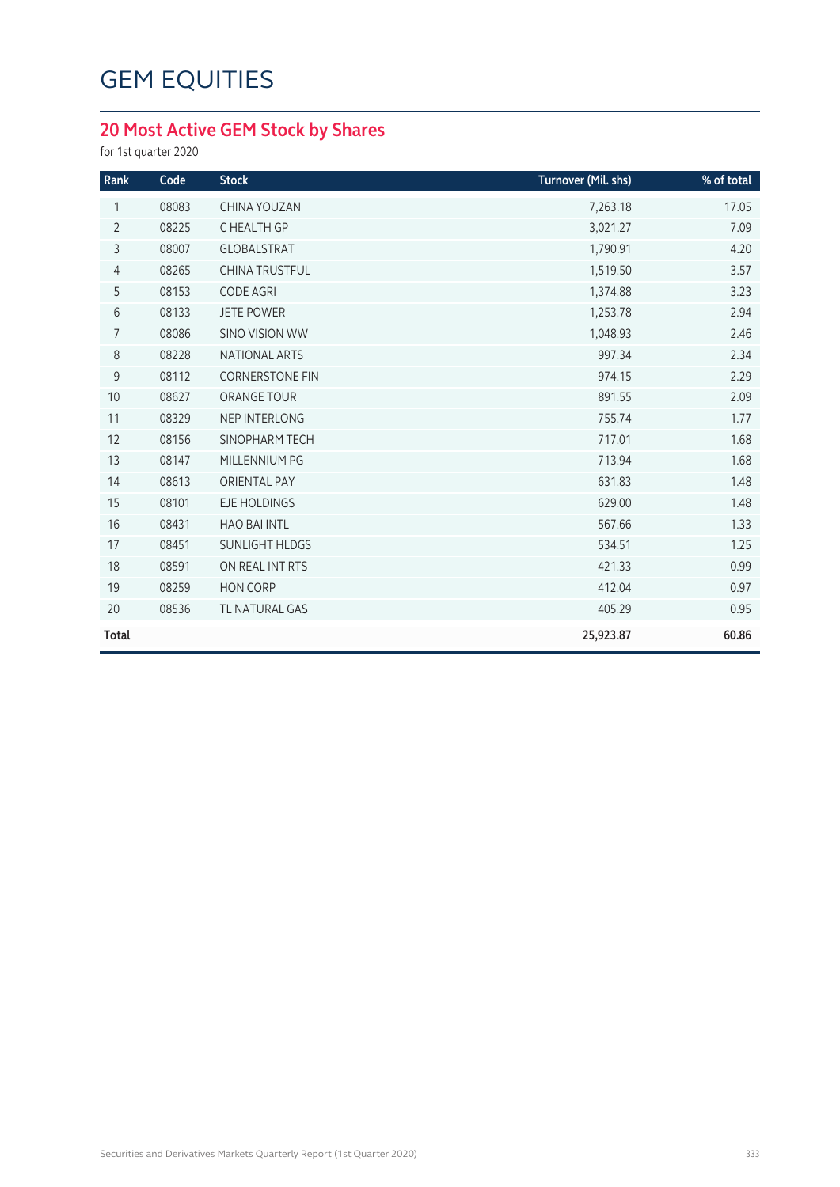# GEM EQUITIES

## 20 Most Active GEM Stock by Shares

for 1st quarter 2020

| Rank | Code | Stock | Turnover (Mil. shs) | % of total |
|---|---|---|---|---|
| 1 | 08083 | CHINA YOUZAN | 7,263.18 | 17.05 |
| 2 | 08225 | C HEALTH GP | 3,021.27 | 7.09 |
| 3 | 08007 | GLOBALSTRAT | 1,790.91 | 4.20 |
| 4 | 08265 | CHINA TRUSTFUL | 1,519.50 | 3.57 |
| 5 | 08153 | CODE AGRI | 1,374.88 | 3.23 |
| 6 | 08133 | JETE POWER | 1,253.78 | 2.94 |
| 7 | 08086 | SINO VISION WW | 1,048.93 | 2.46 |
| 8 | 08228 | NATIONAL ARTS | 997.34 | 2.34 |
| 9 | 08112 | CORNERSTONE FIN | 974.15 | 2.29 |
| 10 | 08627 | ORANGE TOUR | 891.55 | 2.09 |
| 11 | 08329 | NEP INTERLONG | 755.74 | 1.77 |
| 12 | 08156 | SINOPHARM TECH | 717.01 | 1.68 |
| 13 | 08147 | MILLENNIUM PG | 713.94 | 1.68 |
| 14 | 08613 | ORIENTAL PAY | 631.83 | 1.48 |
| 15 | 08101 | EJE HOLDINGS | 629.00 | 1.48 |
| 16 | 08431 | HAO BAI INTL | 567.66 | 1.33 |
| 17 | 08451 | SUNLIGHT HLDGS | 534.51 | 1.25 |
| 18 | 08591 | ON REAL INT RTS | 421.33 | 0.99 |
| 19 | 08259 | HON CORP | 412.04 | 0.97 |
| 20 | 08536 | TL NATURAL GAS | 405.29 | 0.95 |
| **Total** | | | **25,923.87** | **60.86** |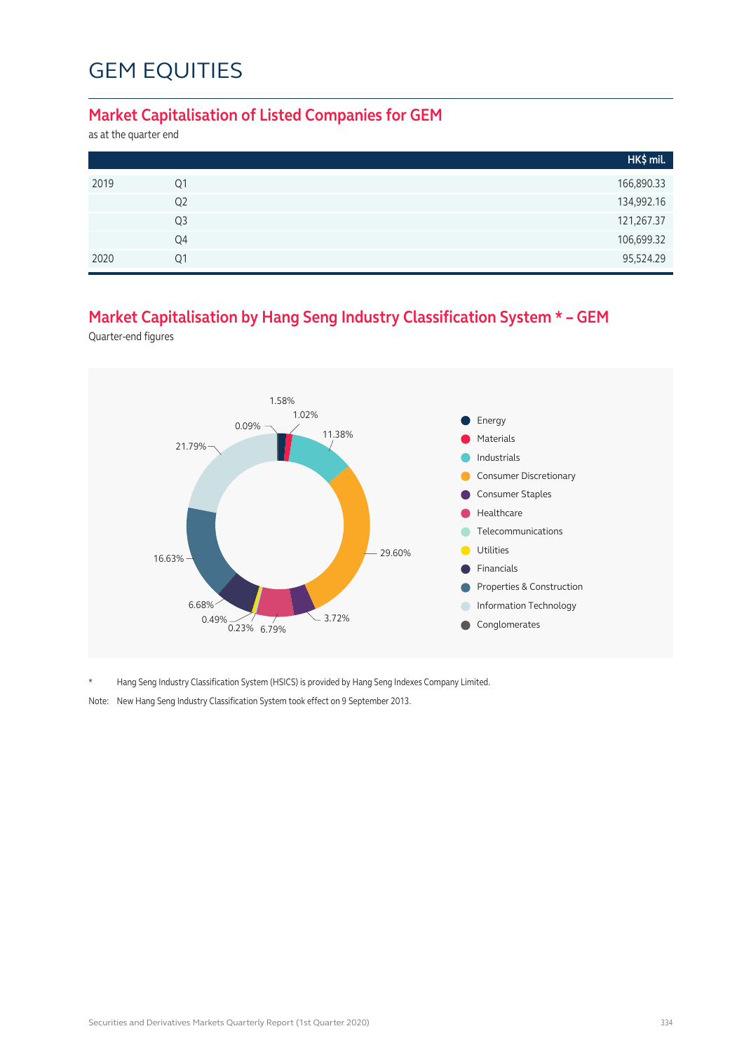# GEM EQUITIES

## Market Capitalisation of Listed Companies for GEM

as at the quarter end

| | | HK$ mil. |
|---|---|---|
| 2019 | Q1 | 166,890.33 |
| | Q2 | 134,992.16 |
| | Q3 | 121,267.37 |
| | Q4 | 106,699.32 |
| 2020 | Q1 | 95,524.29 |

## Market Capitalisation by Hang Seng Industry Classification System * – GEM

Quarter-end figures

| Industry | % |
|---|---|
| Energy | 1.58% |
| Materials | 1.02% |
| Industrials | 11.38% |
| Consumer Discretionary | 29.60% |
| Consumer Staples | 3.72% |
| Healthcare | 6.79% |
| Telecommunications | 0.23% |
| Utilities | 0.49% |
| Financials | 6.68% |
| Properties & Construction | 16.63% |
| Information Technology | 21.79% |
| Conglomerates | 0.09% |

\* Hang Seng Industry Classification System (HSICS) is provided by Hang Seng Indexes Company Limited.

Note: New Hang Seng Industry Classification System took effect on 9 September 2013.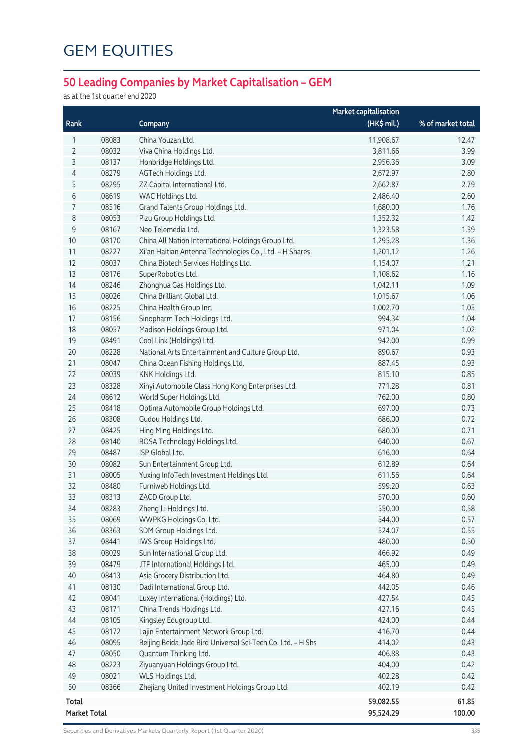# GEM EQUITIES

## 50 Leading Companies by Market Capitalisation – GEM

as at the 1st quarter end 2020

| Rank | | Company | Market capitalisation (HK$ mil.) | % of market total |
|---|---|---|---|---|
| 1 | 08083 | China Youzan Ltd. | 11,908.67 | 12.47 |
| 2 | 08032 | Viva China Holdings Ltd. | 3,811.66 | 3.99 |
| 3 | 08137 | Honbridge Holdings Ltd. | 2,956.36 | 3.09 |
| 4 | 08279 | AGTech Holdings Ltd. | 2,672.97 | 2.80 |
| 5 | 08295 | ZZ Capital International Ltd. | 2,662.87 | 2.79 |
| 6 | 08619 | WAC Holdings Ltd. | 2,486.40 | 2.60 |
| 7 | 08516 | Grand Talents Group Holdings Ltd. | 1,680.00 | 1.76 |
| 8 | 08053 | Pizu Group Holdings Ltd. | 1,352.32 | 1.42 |
| 9 | 08167 | Neo Telemedia Ltd. | 1,323.58 | 1.39 |
| 10 | 08170 | China All Nation International Holdings Group Ltd. | 1,295.28 | 1.36 |
| 11 | 08227 | Xi'an Haitian Antenna Technologies Co., Ltd. – H Shares | 1,201.12 | 1.26 |
| 12 | 08037 | China Biotech Services Holdings Ltd. | 1,154.07 | 1.21 |
| 13 | 08176 | SuperRobotics Ltd. | 1,108.62 | 1.16 |
| 14 | 08246 | Zhonghua Gas Holdings Ltd. | 1,042.11 | 1.09 |
| 15 | 08026 | China Brilliant Global Ltd. | 1,015.67 | 1.06 |
| 16 | 08225 | China Health Group Inc. | 1,002.70 | 1.05 |
| 17 | 08156 | Sinopharm Tech Holdings Ltd. | 994.34 | 1.04 |
| 18 | 08057 | Madison Holdings Group Ltd. | 971.04 | 1.02 |
| 19 | 08491 | Cool Link (Holdings) Ltd. | 942.00 | 0.99 |
| 20 | 08228 | National Arts Entertainment and Culture Group Ltd. | 890.67 | 0.93 |
| 21 | 08047 | China Ocean Fishing Holdings Ltd. | 887.45 | 0.93 |
| 22 | 08039 | KNK Holdings Ltd. | 815.10 | 0.85 |
| 23 | 08328 | Xinyi Automobile Glass Hong Kong Enterprises Ltd. | 771.28 | 0.81 |
| 24 | 08612 | World Super Holdings Ltd. | 762.00 | 0.80 |
| 25 | 08418 | Optima Automobile Group Holdings Ltd. | 697.00 | 0.73 |
| 26 | 08308 | Gudou Holdings Ltd. | 686.00 | 0.72 |
| 27 | 08425 | Hing Ming Holdings Ltd. | 680.00 | 0.71 |
| 28 | 08140 | BOSA Technology Holdings Ltd. | 640.00 | 0.67 |
| 29 | 08487 | ISP Global Ltd. | 616.00 | 0.64 |
| 30 | 08082 | Sun Entertainment Group Ltd. | 612.89 | 0.64 |
| 31 | 08005 | Yuxing InfoTech Investment Holdings Ltd. | 611.56 | 0.64 |
| 32 | 08480 | Furniweb Holdings Ltd. | 599.20 | 0.63 |
| 33 | 08313 | ZACD Group Ltd. | 570.00 | 0.60 |
| 34 | 08283 | Zheng Li Holdings Ltd. | 550.00 | 0.58 |
| 35 | 08069 | WWPKG Holdings Co. Ltd. | 544.00 | 0.57 |
| 36 | 08363 | SDM Group Holdings Ltd. | 524.07 | 0.55 |
| 37 | 08441 | IWS Group Holdings Ltd. | 480.00 | 0.50 |
| 38 | 08029 | Sun International Group Ltd. | 466.92 | 0.49 |
| 39 | 08479 | JTF International Holdings Ltd. | 465.00 | 0.49 |
| 40 | 08413 | Asia Grocery Distribution Ltd. | 464.80 | 0.49 |
| 41 | 08130 | Dadi International Group Ltd. | 442.05 | 0.46 |
| 42 | 08041 | Luxey International (Holdings) Ltd. | 427.54 | 0.45 |
| 43 | 08171 | China Trends Holdings Ltd. | 427.16 | 0.45 |
| 44 | 08105 | Kingsley Edugroup Ltd. | 424.00 | 0.44 |
| 45 | 08172 | Lajin Entertainment Network Group Ltd. | 416.70 | 0.44 |
| 46 | 08095 | Beijing Beida Jade Bird Universal Sci-Tech Co. Ltd. – H Shs | 414.02 | 0.43 |
| 47 | 08050 | Quantum Thinking Ltd. | 406.88 | 0.43 |
| 48 | 08223 | Ziyuanyuan Holdings Group Ltd. | 404.00 | 0.42 |
| 49 | 08021 | WLS Holdings Ltd. | 402.28 | 0.42 |
| 50 | 08366 | Zhejiang United Investment Holdings Group Ltd. | 402.19 | 0.42 |
| **Total** | | | **59,082.55** | **61.85** |
| **Market Total** | | | **95,524.29** | **100.00** |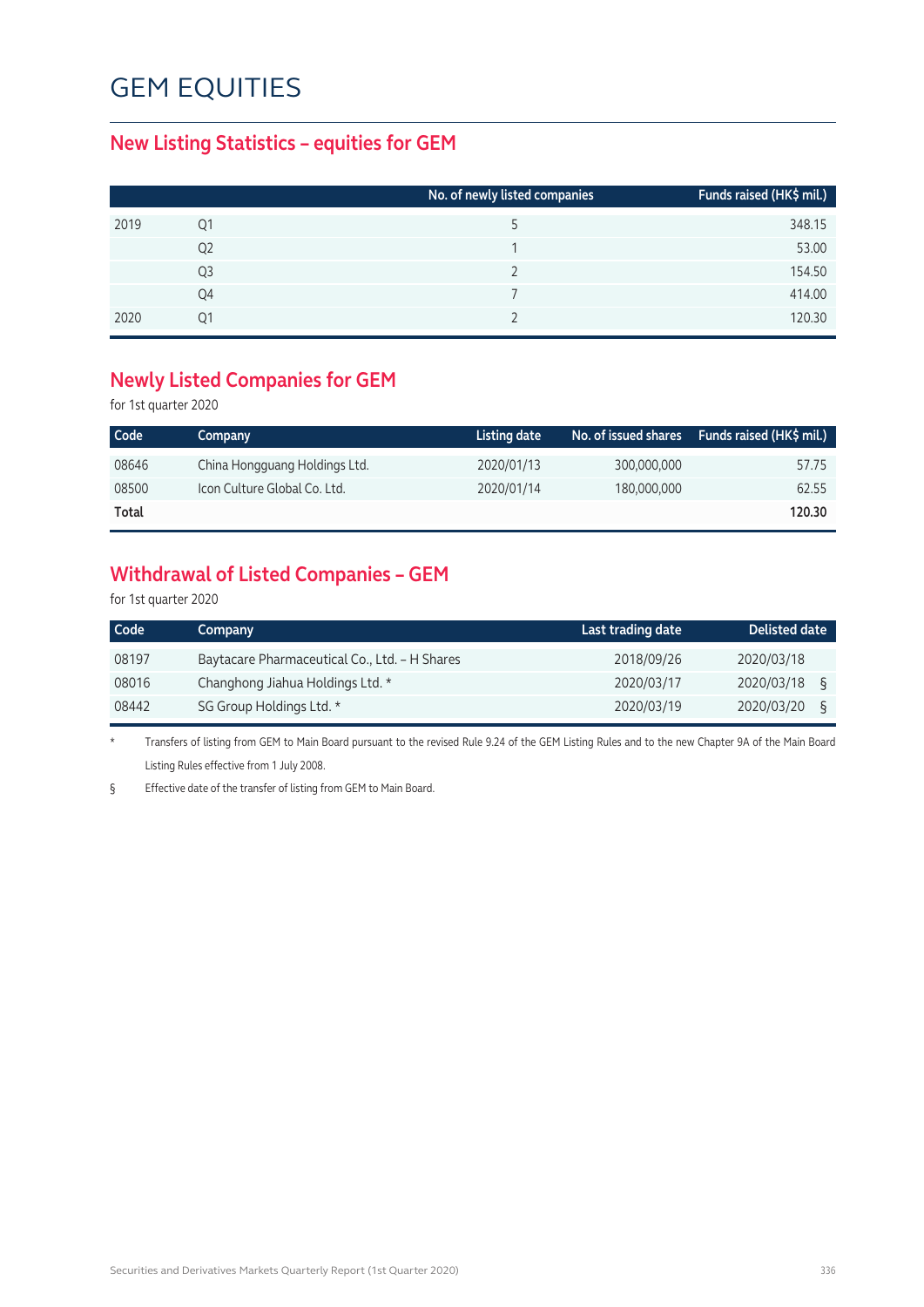# GEM EQUITIES

## New Listing Statistics – equities for GEM

| | | No. of newly listed companies | Funds raised (HK$ mil.) |
|---|---|---|---|
| 2019 | Q1 | 5 | 348.15 |
| | Q2 | 1 | 53.00 |
| | Q3 | 2 | 154.50 |
| | Q4 | 7 | 414.00 |
| 2020 | Q1 | 2 | 120.30 |

## Newly Listed Companies for GEM

for 1st quarter 2020

| Code | Company | Listing date | No. of issued shares | Funds raised (HK$ mil.) |
|---|---|---|---|---|
| 08646 | China Hongguang Holdings Ltd. | 2020/01/13 | 300,000,000 | 57.75 |
| 08500 | Icon Culture Global Co. Ltd. | 2020/01/14 | 180,000,000 | 62.55 |
| **Total** | | | | **120.30** |

## Withdrawal of Listed Companies – GEM

for 1st quarter 2020

| Code | Company | Last trading date | Delisted date |
|---|---|---|---|
| 08197 | Baytacare Pharmaceutical Co., Ltd. – H Shares | 2018/09/26 | 2020/03/18 |
| 08016 | Changhong Jiahua Holdings Ltd. * | 2020/03/17 | 2020/03/18 § |
| 08442 | SG Group Holdings Ltd. * | 2020/03/19 | 2020/03/20 § |

\* Transfers of listing from GEM to Main Board pursuant to the revised Rule 9.24 of the GEM Listing Rules and to the new Chapter 9A of the Main Board Listing Rules effective from 1 July 2008.

§ Effective date of the transfer of listing from GEM to Main Board.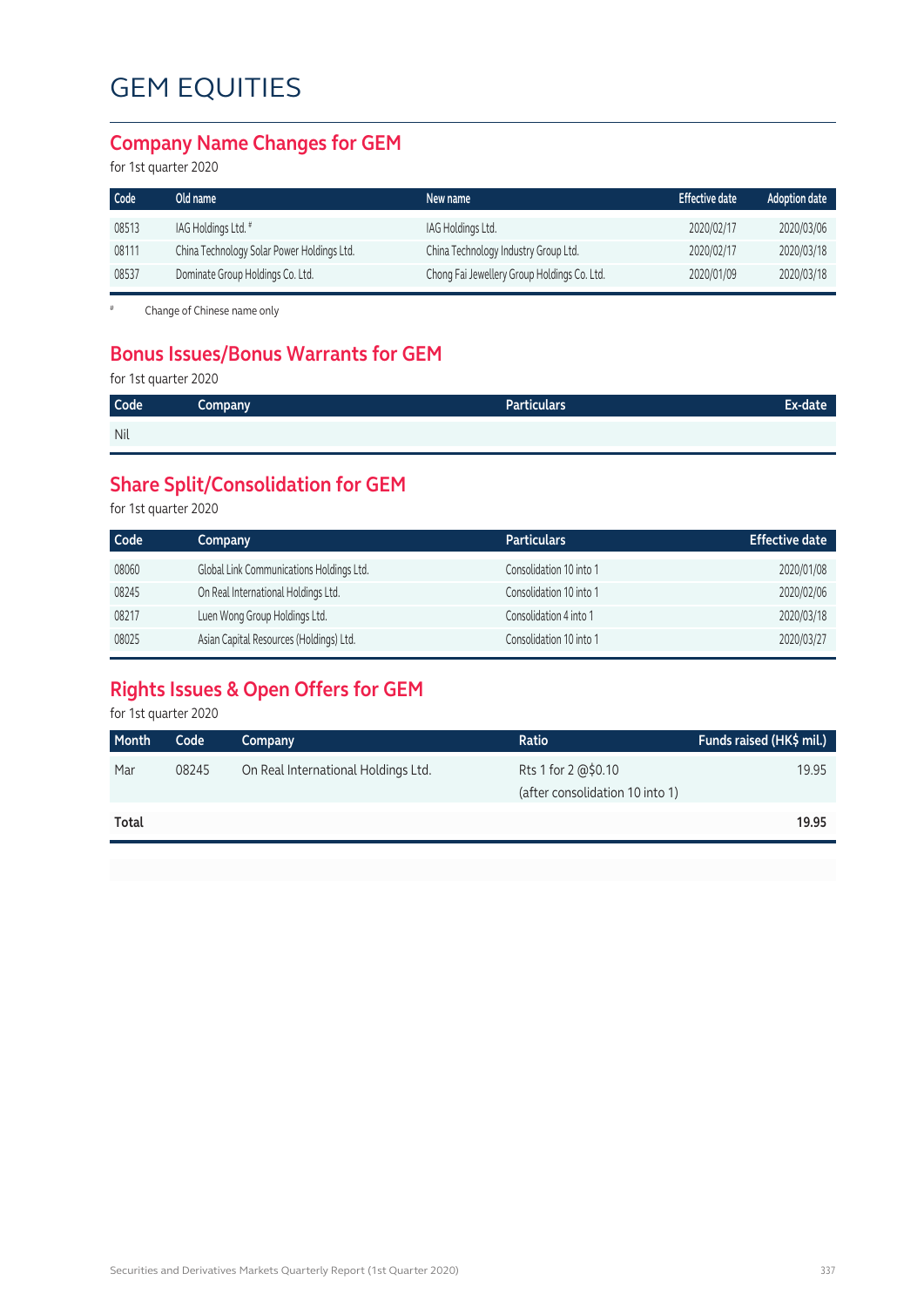# GEM EQUITIES

## Company Name Changes for GEM

for 1st quarter 2020

| Code | Old name | New name | Effective date | Adoption date |
|---|---|---|---|---|
| 08513 | IAG Holdings Ltd. # | IAG Holdings Ltd. | 2020/02/17 | 2020/03/06 |
| 08111 | China Technology Solar Power Holdings Ltd. | China Technology Industry Group Ltd. | 2020/02/17 | 2020/03/18 |
| 08537 | Dominate Group Holdings Co. Ltd. | Chong Fai Jewellery Group Holdings Co. Ltd. | 2020/01/09 | 2020/03/18 |

# Change of Chinese name only

## Bonus Issues/Bonus Warrants for GEM

for 1st quarter 2020

| Code | Company | Particulars | Ex-date |
|---|---|---|---|
| Nil | | | |

## Share Split/Consolidation for GEM

for 1st quarter 2020

| Code | Company | Particulars | Effective date |
|---|---|---|---|
| 08060 | Global Link Communications Holdings Ltd. | Consolidation 10 into 1 | 2020/01/08 |
| 08245 | On Real International Holdings Ltd. | Consolidation 10 into 1 | 2020/02/06 |
| 08217 | Luen Wong Group Holdings Ltd. | Consolidation 4 into 1 | 2020/03/18 |
| 08025 | Asian Capital Resources (Holdings) Ltd. | Consolidation 10 into 1 | 2020/03/27 |

## Rights Issues & Open Offers for GEM

for 1st quarter 2020

| Month | Code | Company | Ratio | Funds raised (HK$ mil.) |
|---|---|---|---|---|
| Mar | 08245 | On Real International Holdings Ltd. | Rts 1 for 2 @$0.10 (after consolidation 10 into 1) | 19.95 |
| **Total** | | | | **19.95** |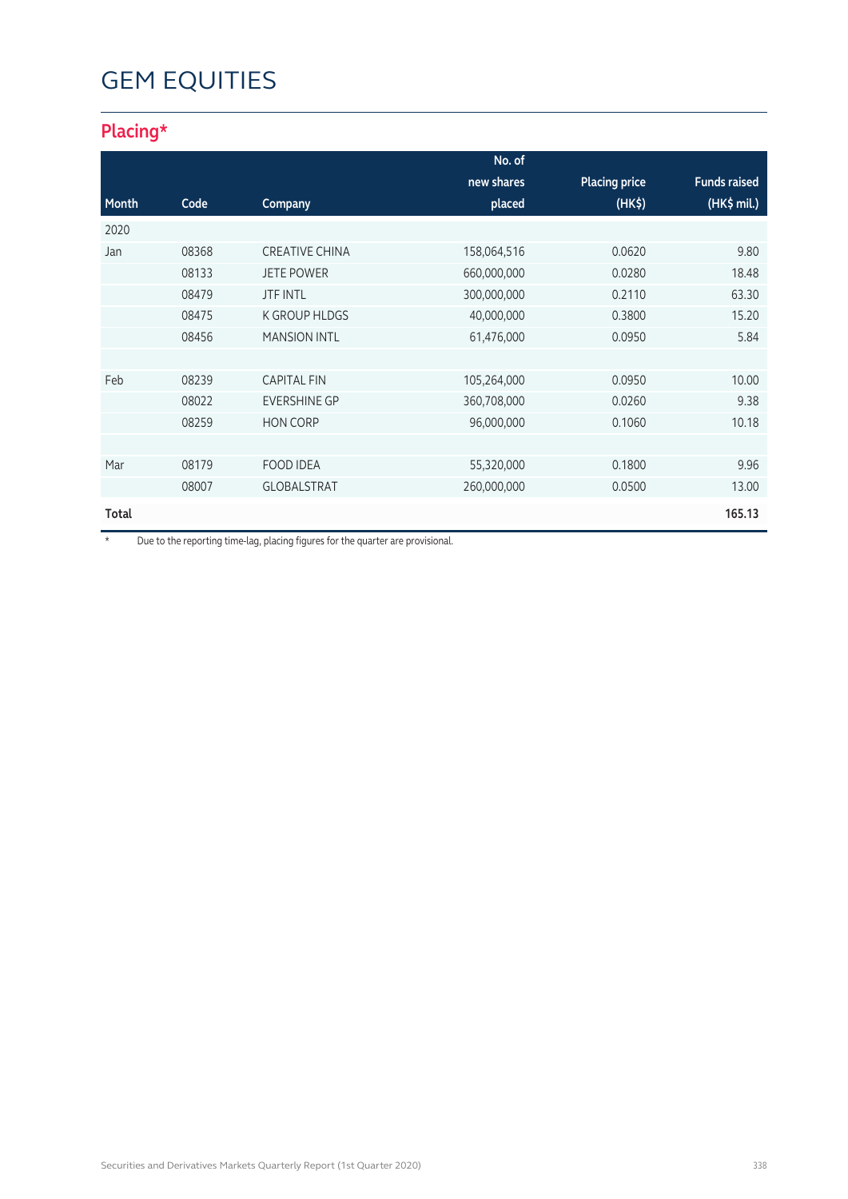# GEM EQUITIES

## Placing*

| Month | Code | Company | No. of new shares placed | Placing price (HK$) | Funds raised (HK$ mil.) |
|---|---|---|---|---|---|
| 2020 | | | | | |
| Jan | 08368 | CREATIVE CHINA | 158,064,516 | 0.0620 | 9.80 |
| | 08133 | JETE POWER | 660,000,000 | 0.0280 | 18.48 |
| | 08479 | JTF INTL | 300,000,000 | 0.2110 | 63.30 |
| | 08475 | K GROUP HLDGS | 40,000,000 | 0.3800 | 15.20 |
| | 08456 | MANSION INTL | 61,476,000 | 0.0950 | 5.84 |
| | | | | | |
| Feb | 08239 | CAPITAL FIN | 105,264,000 | 0.0950 | 10.00 |
| | 08022 | EVERSHINE GP | 360,708,000 | 0.0260 | 9.38 |
| | 08259 | HON CORP | 96,000,000 | 0.1060 | 10.18 |
| | | | | | |
| Mar | 08179 | FOOD IDEA | 55,320,000 | 0.1800 | 9.96 |
| | 08007 | GLOBALSTRAT | 260,000,000 | 0.0500 | 13.00 |
| **Total** | | | | | **165.13** |

\* Due to the reporting time-lag, placing figures for the quarter are provisional.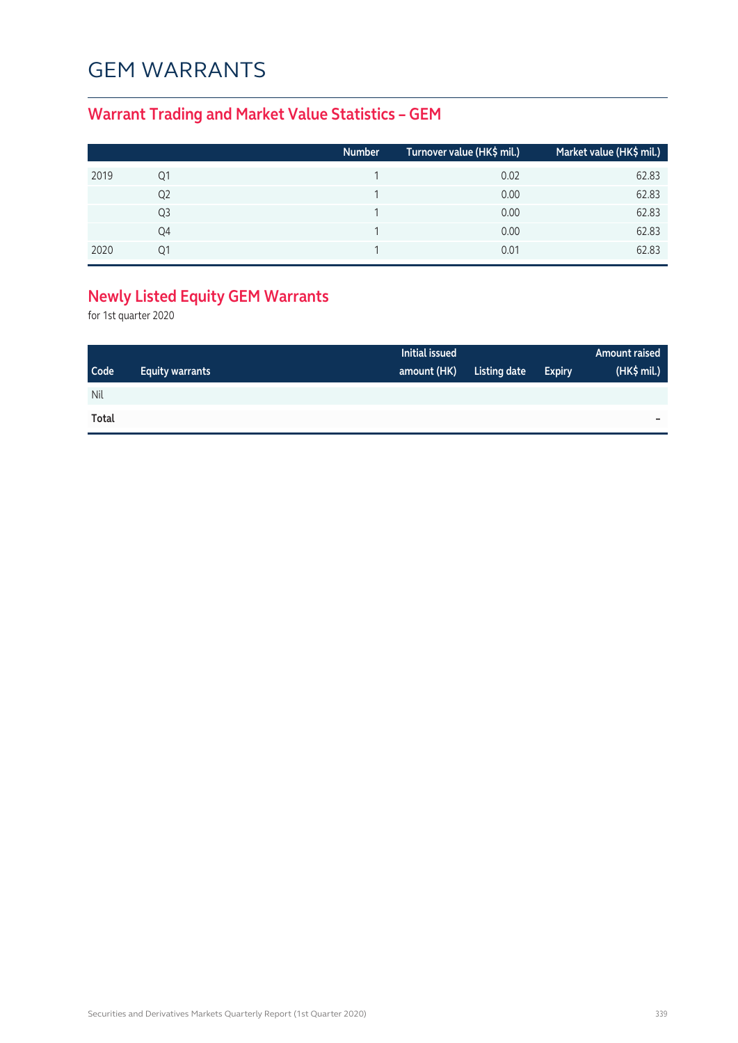# GEM WARRANTS

## Warrant Trading and Market Value Statistics – GEM

| | | Number | Turnover value (HK$ mil.) | Market value (HK$ mil.) |
|---|---|---|---|---|
| 2019 | Q1 | 1 | 0.02 | 62.83 |
| | Q2 | 1 | 0.00 | 62.83 |
| | Q3 | 1 | 0.00 | 62.83 |
| | Q4 | 1 | 0.00 | 62.83 |
| 2020 | Q1 | 1 | 0.01 | 62.83 |

## Newly Listed Equity GEM Warrants

for 1st quarter 2020

| Code | Equity warrants | Initial issued amount (HK) | Listing date | Expiry | Amount raised (HK$ mil.) |
|---|---|---|---|---|---|
| Nil | | | | | |
| **Total** | | | | | – |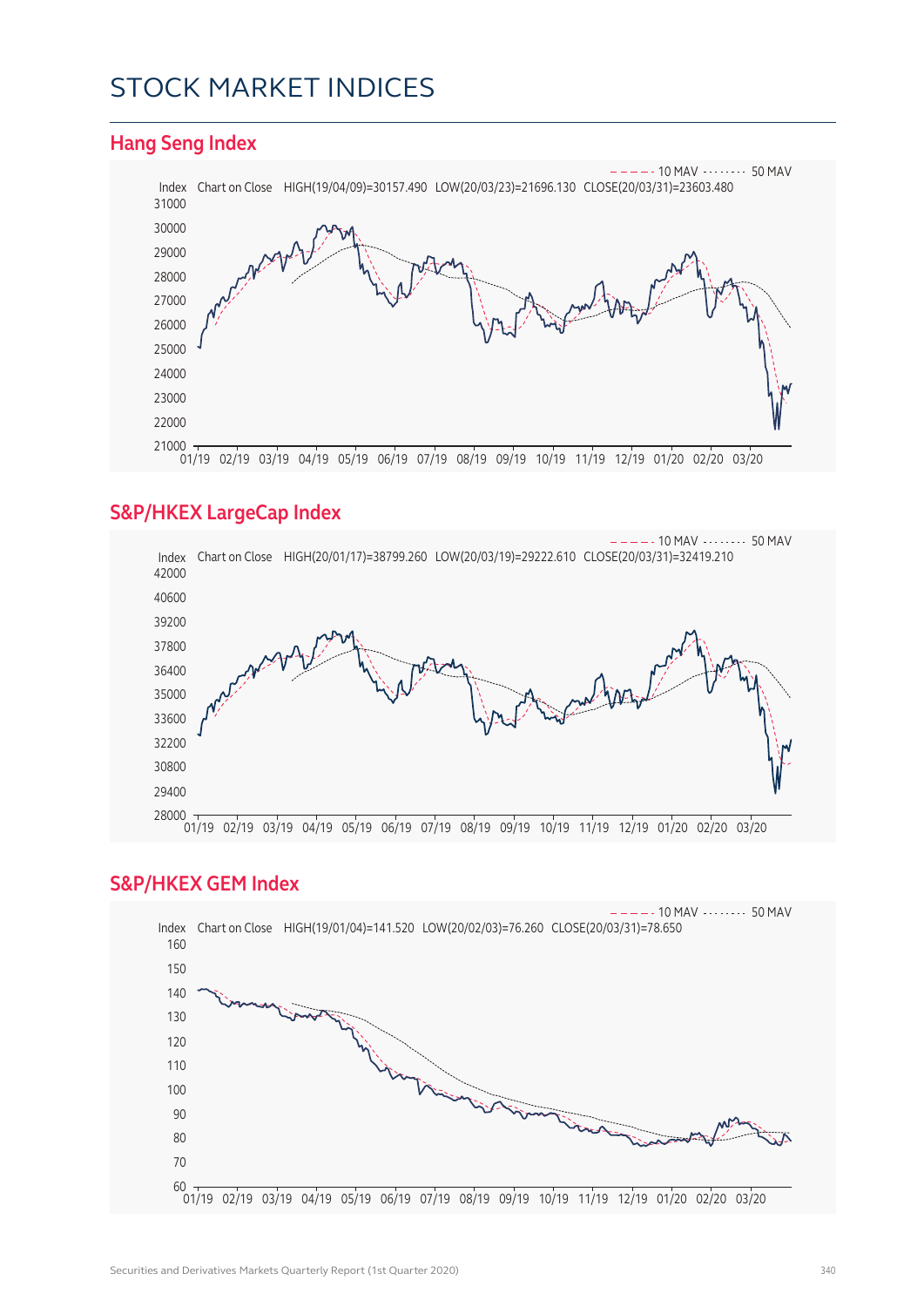# STOCK MARKET INDICES

## Hang Seng Index

Index Chart on Close HIGH(19/04/09)=30157.490 LOW(20/03/23)=21696.130 CLOSE(20/03/31)=23603.480

- - - - 10 MAV ········ 50 MAV

## S&P/HKEX LargeCap Index

Index Chart on Close HIGH(20/01/17)=38799.260 LOW(20/03/19)=29222.610 CLOSE(20/03/31)=32419.210

- - - - 10 MAV ········ 50 MAV

## S&P/HKEX GEM Index

Index Chart on Close HIGH(19/01/04)=141.520 LOW(20/02/03)=76.260 CLOSE(20/03/31)=78.650

- - - - 10 MAV ········ 50 MAV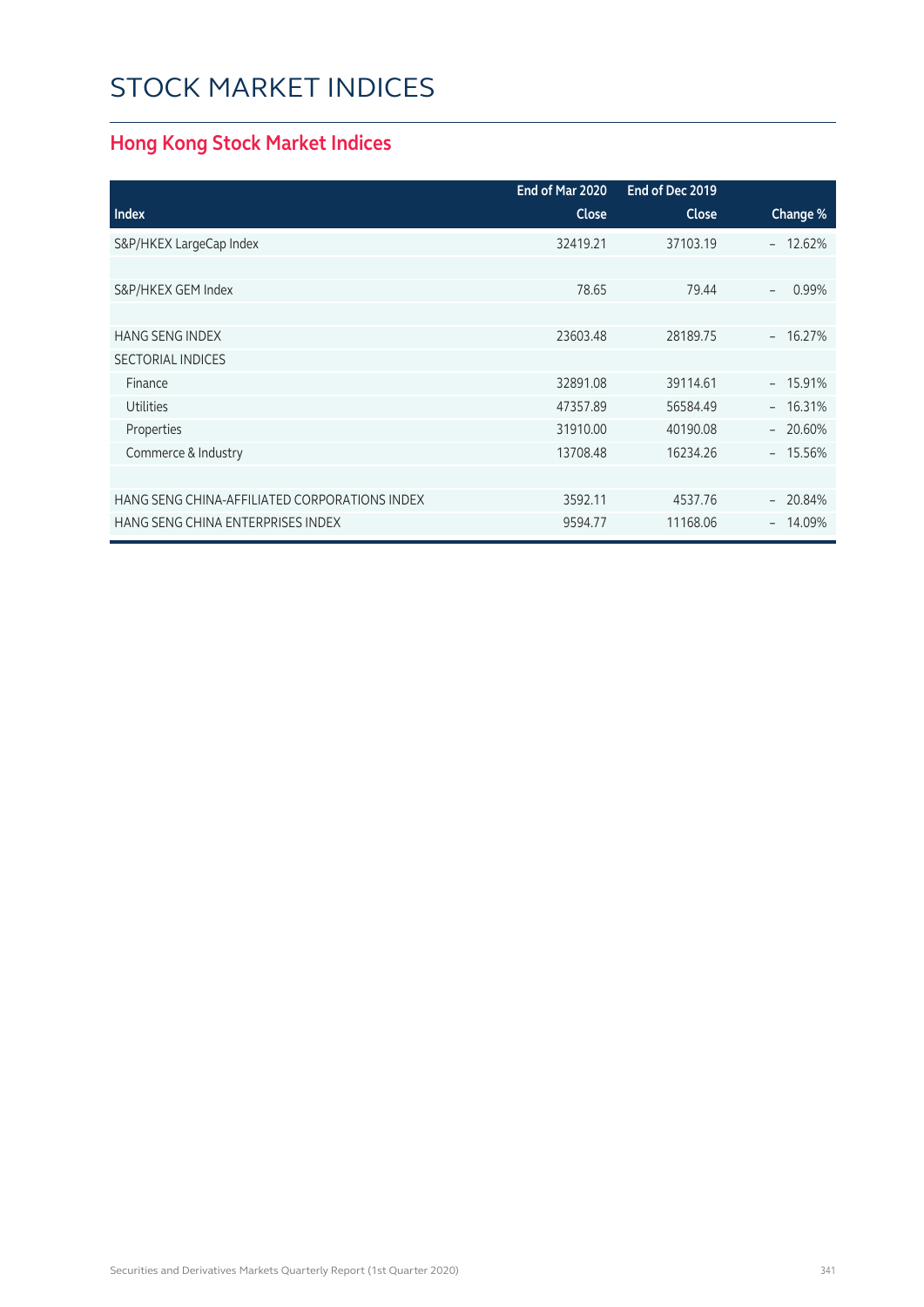# STOCK MARKET INDICES

## Hong Kong Stock Market Indices

| Index | End of Mar 2020 Close | End of Dec 2019 Close | Change % |
|---|---|---|---|
| S&P/HKEX LargeCap Index | 32419.21 | 37103.19 | – 12.62% |
| | | | |
| S&P/HKEX GEM Index | 78.65 | 79.44 | – 0.99% |
| | | | |
| HANG SENG INDEX | 23603.48 | 28189.75 | – 16.27% |
| SECTORIAL INDICES | | | |
| Finance | 32891.08 | 39114.61 | – 15.91% |
| Utilities | 47357.89 | 56584.49 | – 16.31% |
| Properties | 31910.00 | 40190.08 | – 20.60% |
| Commerce & Industry | 13708.48 | 16234.26 | – 15.56% |
| | | | |
| HANG SENG CHINA-AFFILIATED CORPORATIONS INDEX | 3592.11 | 4537.76 | – 20.84% |
| HANG SENG CHINA ENTERPRISES INDEX | 9594.77 | 11168.06 | – 14.09% |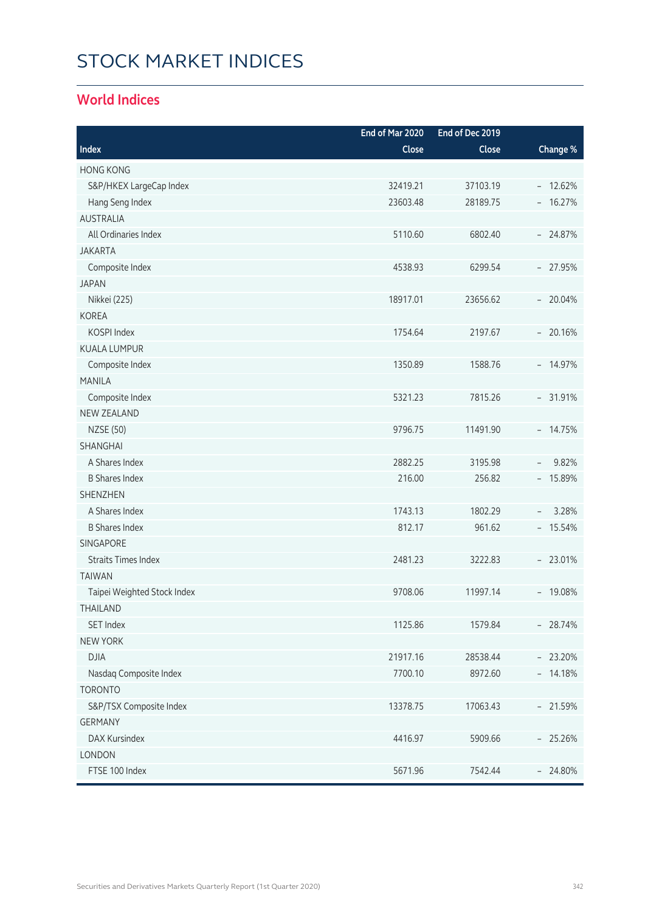# STOCK MARKET INDICES

## World Indices

| Index | End of Mar 2020 Close | End of Dec 2019 Close | Change % |
|---|---|---|---|
| HONG KONG | | | |
| S&P/HKEX LargeCap Index | 32419.21 | 37103.19 | - 12.62% |
| Hang Seng Index | 23603.48 | 28189.75 | - 16.27% |
| AUSTRALIA | | | |
| All Ordinaries Index | 5110.60 | 6802.40 | - 24.87% |
| JAKARTA | | | |
| Composite Index | 4538.93 | 6299.54 | - 27.95% |
| JAPAN | | | |
| Nikkei (225) | 18917.01 | 23656.62 | - 20.04% |
| KOREA | | | |
| KOSPI Index | 1754.64 | 2197.67 | - 20.16% |
| KUALA LUMPUR | | | |
| Composite Index | 1350.89 | 1588.76 | - 14.97% |
| MANILA | | | |
| Composite Index | 5321.23 | 7815.26 | - 31.91% |
| NEW ZEALAND | | | |
| NZSE (50) | 9796.75 | 11491.90 | - 14.75% |
| SHANGHAI | | | |
| A Shares Index | 2882.25 | 3195.98 | - 9.82% |
| B Shares Index | 216.00 | 256.82 | - 15.89% |
| SHENZHEN | | | |
| A Shares Index | 1743.13 | 1802.29 | - 3.28% |
| B Shares Index | 812.17 | 961.62 | - 15.54% |
| SINGAPORE | | | |
| Straits Times Index | 2481.23 | 3222.83 | - 23.01% |
| TAIWAN | | | |
| Taipei Weighted Stock Index | 9708.06 | 11997.14 | - 19.08% |
| THAILAND | | | |
| SET Index | 1125.86 | 1579.84 | - 28.74% |
| NEW YORK | | | |
| DJIA | 21917.16 | 28538.44 | - 23.20% |
| Nasdaq Composite Index | 7700.10 | 8972.60 | - 14.18% |
| TORONTO | | | |
| S&P/TSX Composite Index | 13378.75 | 17063.43 | - 21.59% |
| GERMANY | | | |
| DAX Kursindex | 4416.97 | 5909.66 | - 25.26% |
| LONDON | | | |
| FTSE 100 Index | 5671.96 | 7542.44 | - 24.80% |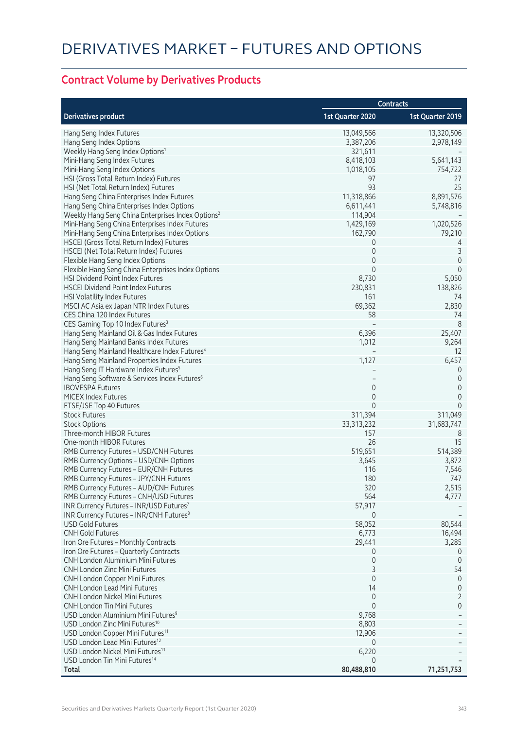# DERIVATIVES MARKET – FUTURES AND OPTIONS

## Contract Volume by Derivatives Products

| Derivatives product | Contracts | |
|---|---|---|
| | 1st Quarter 2020 | 1st Quarter 2019 |
| Hang Seng Index Futures | 13,049,566 | 13,320,506 |
| Hang Seng Index Options | 3,387,206 | 2,978,149 |
| Weekly Hang Seng Index Options[1] | 321,611 | – |
| Mini-Hang Seng Index Futures | 8,418,103 | 5,641,143 |
| Mini-Hang Seng Index Options | 1,018,105 | 754,722 |
| HSI (Gross Total Return Index) Futures | 97 | 27 |
| HSI (Net Total Return Index) Futures | 93 | 25 |
| Hang Seng China Enterprises Index Futures | 11,318,866 | 8,891,576 |
| Hang Seng China Enterprises Index Options | 6,611,441 | 5,748,816 |
| Weekly Hang Seng China Enterprises Index Options[2] | 114,904 | – |
| Mini-Hang Seng China Enterprises Index Futures | 1,429,169 | 1,020,526 |
| Mini-Hang Seng China Enterprises Index Options | 162,790 | 79,210 |
| HSCEI (Gross Total Return Index) Futures | 0 | 4 |
| HSCEI (Net Total Return Index) Futures | 0 | 3 |
| Flexible Hang Seng Index Options | 0 | 0 |
| Flexible Hang Seng China Enterprises Index Options | 0 | 0 |
| HSI Dividend Point Index Futures | 8,730 | 5,050 |
| HSCEI Dividend Point Index Futures | 230,831 | 138,826 |
| HSI Volatility Index Futures | 161 | 74 |
| MSCI AC Asia ex Japan NTR Index Futures | 69,362 | 2,830 |
| CES China 120 Index Futures | 58 | 74 |
| CES Gaming Top 10 Index Futures[3] | – | 8 |
| Hang Seng Mainland Oil & Gas Index Futures | 6,396 | 25,407 |
| Hang Seng Mainland Banks Index Futures | 1,012 | 9,264 |
| Hang Seng Mainland Healthcare Index Futures[4] | – | 12 |
| Hang Seng Mainland Properties Index Futures | 1,127 | 6,457 |
| Hang Seng IT Hardware Index Futures[5] | – | 0 |
| Hang Seng Software & Services Index Futures[6] | – | 0 |
| IBOVESPA Futures | 0 | 0 |
| MICEX Index Futures | 0 | 0 |
| FTSE/JSE Top 40 Futures | 0 | 0 |
| Stock Futures | 311,394 | 311,049 |
| Stock Options | 33,313,232 | 31,683,747 |
| Three-month HIBOR Futures | 157 | 8 |
| One-month HIBOR Futures | 26 | 15 |
| RMB Currency Futures – USD/CNH Futures | 519,651 | 514,389 |
| RMB Currency Options – USD/CNH Options | 3,645 | 3,872 |
| RMB Currency Futures – EUR/CNH Futures | 116 | 7,546 |
| RMB Currency Futures – JPY/CNH Futures | 180 | 747 |
| RMB Currency Futures – AUD/CNH Futures | 320 | 2,515 |
| RMB Currency Futures – CNH/USD Futures | 564 | 4,777 |
| INR Currency Futures – INR/USD Futures[7] | 57,917 | – |
| INR Currency Futures – INR/CNH Futures[8] | 0 | – |
| USD Gold Futures | 58,052 | 80,544 |
| CNH Gold Futures | 6,773 | 16,494 |
| Iron Ore Futures – Monthly Contracts | 29,441 | 3,285 |
| Iron Ore Futures – Quarterly Contracts | 0 | 0 |
| CNH London Aluminium Mini Futures | 0 | 0 |
| CNH London Zinc Mini Futures | 3 | 54 |
| CNH London Copper Mini Futures | 0 | 0 |
| CNH London Lead Mini Futures | 14 | 0 |
| CNH London Nickel Mini Futures | 0 | 2 |
| CNH London Tin Mini Futures | 0 | 0 |
| USD London Aluminium Mini Futures[9] | 9,768 | – |
| USD London Zinc Mini Futures[10] | 8,803 | – |
| USD London Copper Mini Futures[11] | 12,906 | – |
| USD London Lead Mini Futures[12] | 0 | – |
| USD London Nickel Mini Futures[13] | 6,220 | – |
| USD London Tin Mini Futures[14] | 0 | – |
| **Total** | **80,488,810** | **71,251,753** |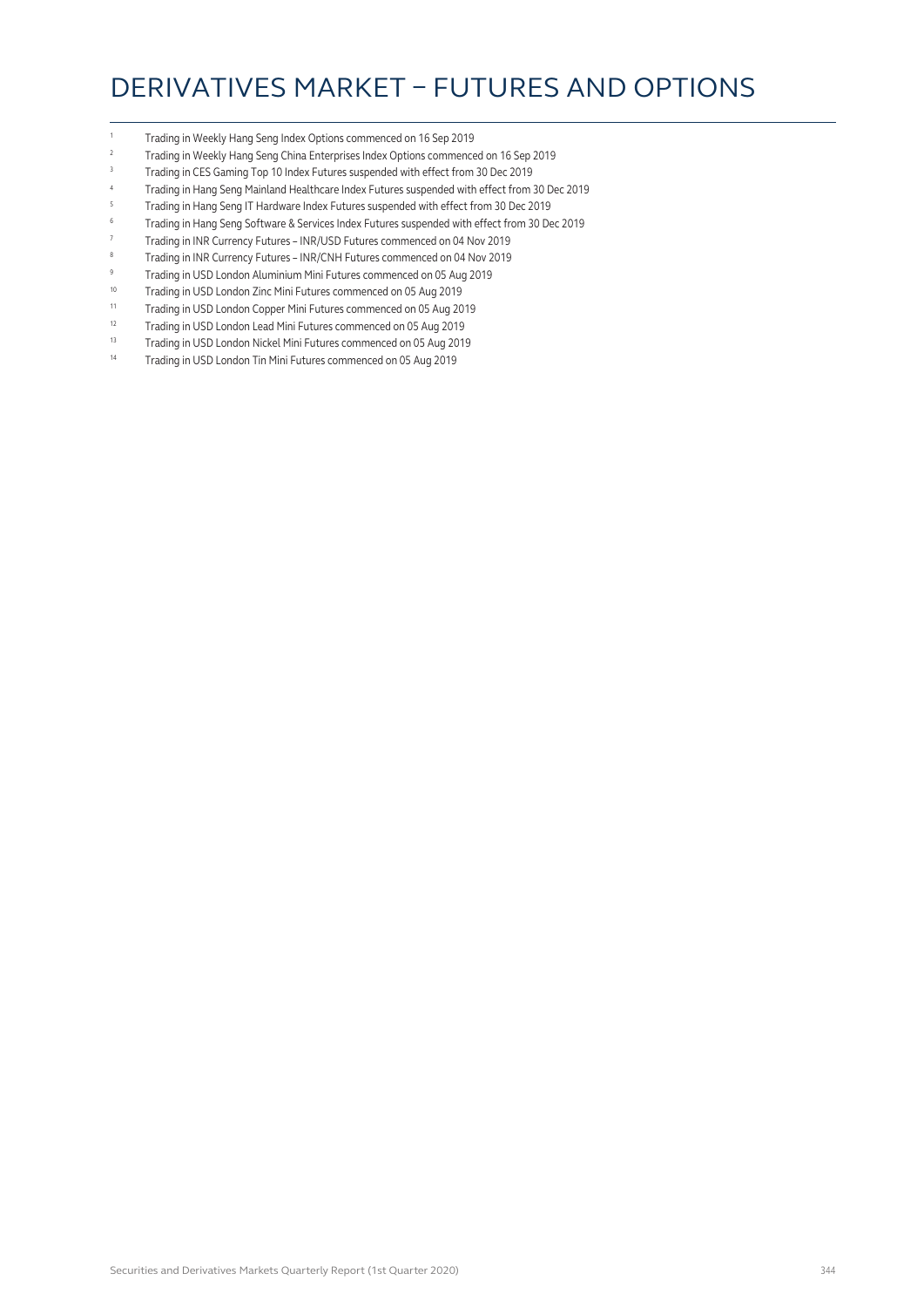# DERIVATIVES MARKET – FUTURES AND OPTIONS

[1] Trading in Weekly Hang Seng Index Options commenced on 16 Sep 2019

[2] Trading in Weekly Hang Seng China Enterprises Index Options commenced on 16 Sep 2019

[3] Trading in CES Gaming Top 10 Index Futures suspended with effect from 30 Dec 2019

[4] Trading in Hang Seng Mainland Healthcare Index Futures suspended with effect from 30 Dec 2019

[5] Trading in Hang Seng IT Hardware Index Futures suspended with effect from 30 Dec 2019

[6] Trading in Hang Seng Software & Services Index Futures suspended with effect from 30 Dec 2019

[7] Trading in INR Currency Futures – INR/USD Futures commenced on 04 Nov 2019

[8] Trading in INR Currency Futures – INR/CNH Futures commenced on 04 Nov 2019

[9] Trading in USD London Aluminium Mini Futures commenced on 05 Aug 2019

[10] Trading in USD London Zinc Mini Futures commenced on 05 Aug 2019

[11] Trading in USD London Copper Mini Futures commenced on 05 Aug 2019

[12] Trading in USD London Lead Mini Futures commenced on 05 Aug 2019

[13] Trading in USD London Nickel Mini Futures commenced on 05 Aug 2019

[14] Trading in USD London Tin Mini Futures commenced on 05 Aug 2019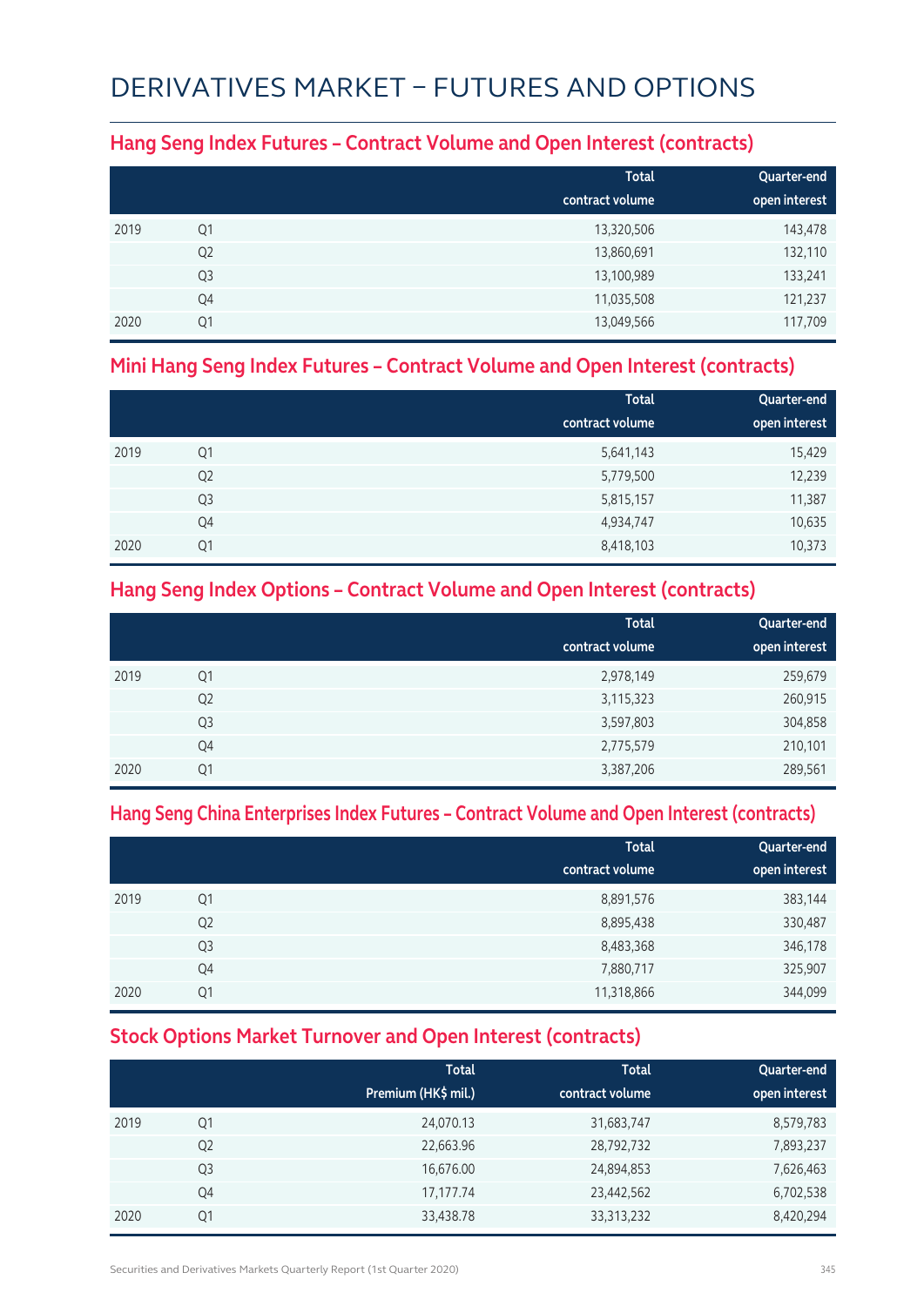# DERIVATIVES MARKET – FUTURES AND OPTIONS

## Hang Seng Index Futures – Contract Volume and Open Interest (contracts)

| | | Total contract volume | Quarter-end open interest |
|---|---|---|---|
| 2019 | Q1 | 13,320,506 | 143,478 |
| | Q2 | 13,860,691 | 132,110 |
| | Q3 | 13,100,989 | 133,241 |
| | Q4 | 11,035,508 | 121,237 |
| 2020 | Q1 | 13,049,566 | 117,709 |

## Mini Hang Seng Index Futures – Contract Volume and Open Interest (contracts)

| | | Total contract volume | Quarter-end open interest |
|---|---|---|---|
| 2019 | Q1 | 5,641,143 | 15,429 |
| | Q2 | 5,779,500 | 12,239 |
| | Q3 | 5,815,157 | 11,387 |
| | Q4 | 4,934,747 | 10,635 |
| 2020 | Q1 | 8,418,103 | 10,373 |

## Hang Seng Index Options – Contract Volume and Open Interest (contracts)

| | | Total contract volume | Quarter-end open interest |
|---|---|---|---|
| 2019 | Q1 | 2,978,149 | 259,679 |
| | Q2 | 3,115,323 | 260,915 |
| | Q3 | 3,597,803 | 304,858 |
| | Q4 | 2,775,579 | 210,101 |
| 2020 | Q1 | 3,387,206 | 289,561 |

## Hang Seng China Enterprises Index Futures – Contract Volume and Open Interest (contracts)

| | | Total contract volume | Quarter-end open interest |
|---|---|---|---|
| 2019 | Q1 | 8,891,576 | 383,144 |
| | Q2 | 8,895,438 | 330,487 |
| | Q3 | 8,483,368 | 346,178 |
| | Q4 | 7,880,717 | 325,907 |
| 2020 | Q1 | 11,318,866 | 344,099 |

## Stock Options Market Turnover and Open Interest (contracts)

| | | Total Premium (HK$ mil.) | Total contract volume | Quarter-end open interest |
|---|---|---|---|---|
| 2019 | Q1 | 24,070.13 | 31,683,747 | 8,579,783 |
| | Q2 | 22,663.96 | 28,792,732 | 7,893,237 |
| | Q3 | 16,676.00 | 24,894,853 | 7,626,463 |
| | Q4 | 17,177.74 | 23,442,562 | 6,702,538 |
| 2020 | Q1 | 33,438.78 | 33,313,232 | 8,420,294 |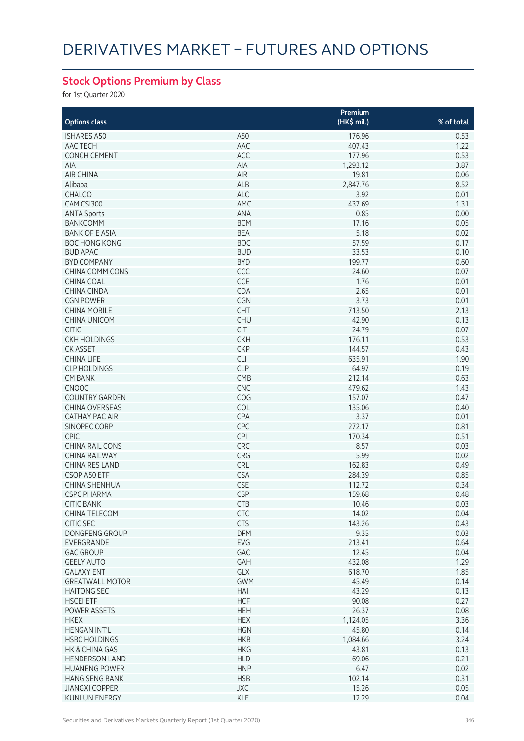# DERIVATIVES MARKET – FUTURES AND OPTIONS

## Stock Options Premium by Class

for 1st Quarter 2020

| Options class | | Premium (HK$ mil.) | % of total |
|---|---|---|---|
| ISHARES A50 | A50 | 176.96 | 0.53 |
| AAC TECH | AAC | 407.43 | 1.22 |
| CONCH CEMENT | ACC | 177.96 | 0.53 |
| AIA | AIA | 1,293.12 | 3.87 |
| AIR CHINA | AIR | 19.81 | 0.06 |
| Alibaba | ALB | 2,847.76 | 8.52 |
| CHALCO | ALC | 3.92 | 0.01 |
| CAM CSI300 | AMC | 437.69 | 1.31 |
| ANTA Sports | ANA | 0.85 | 0.00 |
| BANKCOMM | BCM | 17.16 | 0.05 |
| BANK OF E ASIA | BEA | 5.18 | 0.02 |
| BOC HONG KONG | BOC | 57.59 | 0.17 |
| BUD APAC | BUD | 33.53 | 0.10 |
| BYD COMPANY | BYD | 199.77 | 0.60 |
| CHINA COMM CONS | CCC | 24.60 | 0.07 |
| CHINA COAL | CCE | 1.76 | 0.01 |
| CHINA CINDA | CDA | 2.65 | 0.01 |
| CGN POWER | CGN | 3.73 | 0.01 |
| CHINA MOBILE | CHT | 713.50 | 2.13 |
| CHINA UNICOM | CHU | 42.90 | 0.13 |
| CITIC | CIT | 24.79 | 0.07 |
| CKH HOLDINGS | CKH | 176.11 | 0.53 |
| CK ASSET | CKP | 144.57 | 0.43 |
| CHINA LIFE | CLI | 635.91 | 1.90 |
| CLP HOLDINGS | CLP | 64.97 | 0.19 |
| CM BANK | CMB | 212.14 | 0.63 |
| CNOOC | CNC | 479.62 | 1.43 |
| COUNTRY GARDEN | COG | 157.07 | 0.47 |
| CHINA OVERSEAS | COL | 135.06 | 0.40 |
| CATHAY PAC AIR | CPA | 3.37 | 0.01 |
| SINOPEC CORP | CPC | 272.17 | 0.81 |
| CPIC | CPI | 170.34 | 0.51 |
| CHINA RAIL CONS | CRC | 8.57 | 0.03 |
| CHINA RAILWAY | CRG | 5.99 | 0.02 |
| CHINA RES LAND | CRL | 162.83 | 0.49 |
| CSOP A50 ETF | CSA | 284.39 | 0.85 |
| CHINA SHENHUA | CSE | 112.72 | 0.34 |
| CSPC PHARMA | CSP | 159.68 | 0.48 |
| CITIC BANK | CTB | 10.46 | 0.03 |
| CHINA TELECOM | CTC | 14.02 | 0.04 |
| CITIC SEC | CTS | 143.26 | 0.43 |
| DONGFENG GROUP | DFM | 9.35 | 0.03 |
| EVERGRANDE | EVG | 213.41 | 0.64 |
| GAC GROUP | GAC | 12.45 | 0.04 |
| GEELY AUTO | GAH | 432.08 | 1.29 |
| GALAXY ENT | GLX | 618.70 | 1.85 |
| GREATWALL MOTOR | GWM | 45.49 | 0.14 |
| HAITONG SEC | HAI | 43.29 | 0.13 |
| HSCEI ETF | HCF | 90.08 | 0.27 |
| POWER ASSETS | HEH | 26.37 | 0.08 |
| HKEX | HEX | 1,124.05 | 3.36 |
| HENGAN INT'L | HGN | 45.80 | 0.14 |
| HSBC HOLDINGS | HKB | 1,084.66 | 3.24 |
| HK & CHINA GAS | HKG | 43.81 | 0.13 |
| HENDERSON LAND | HLD | 69.06 | 0.21 |
| HUANENG POWER | HNP | 6.47 | 0.02 |
| HANG SENG BANK | HSB | 102.14 | 0.31 |
| JIANGXI COPPER | JXC | 15.26 | 0.05 |
| KUNLUN ENERGY | KLE | 12.29 | 0.04 |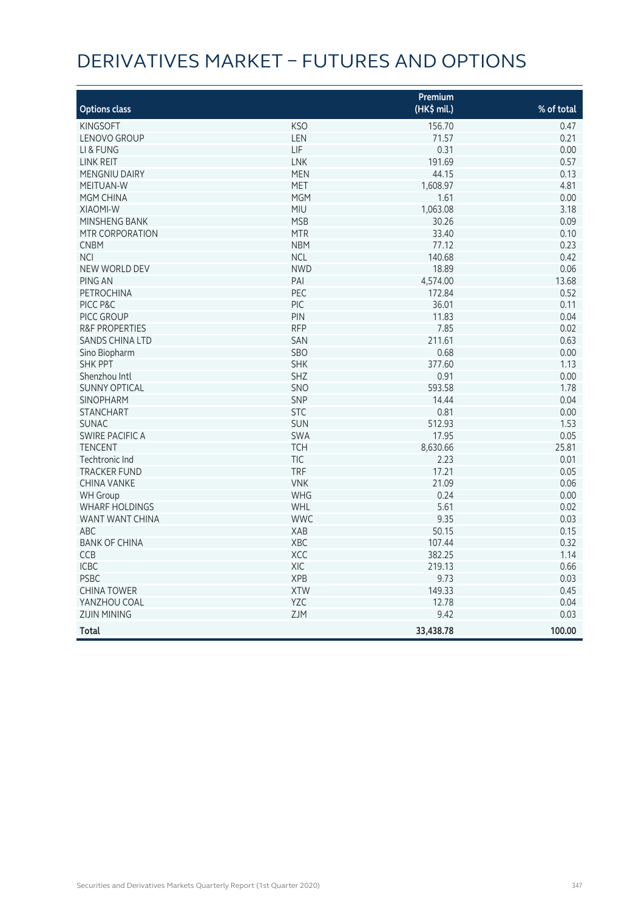# DERIVATIVES MARKET – FUTURES AND OPTIONS

| Options class | | Premium (HK$ mil.) | % of total |
|---|---|---|---|
| KINGSOFT | KSO | 156.70 | 0.47 |
| LENOVO GROUP | LEN | 71.57 | 0.21 |
| LI & FUNG | LIF | 0.31 | 0.00 |
| LINK REIT | LNK | 191.69 | 0.57 |
| MENGNIU DAIRY | MEN | 44.15 | 0.13 |
| MEITUAN-W | MET | 1,608.97 | 4.81 |
| MGM CHINA | MGM | 1.61 | 0.00 |
| XIAOMI-W | MIU | 1,063.08 | 3.18 |
| MINSHENG BANK | MSB | 30.26 | 0.09 |
| MTR CORPORATION | MTR | 33.40 | 0.10 |
| CNBM | NBM | 77.12 | 0.23 |
| NCI | NCL | 140.68 | 0.42 |
| NEW WORLD DEV | NWD | 18.89 | 0.06 |
| PING AN | PAI | 4,574.00 | 13.68 |
| PETROCHINA | PEC | 172.84 | 0.52 |
| PICC P&C | PIC | 36.01 | 0.11 |
| PICC GROUP | PIN | 11.83 | 0.04 |
| R&F PROPERTIES | RFP | 7.85 | 0.02 |
| SANDS CHINA LTD | SAN | 211.61 | 0.63 |
| Sino Biopharm | SBO | 0.68 | 0.00 |
| SHK PPT | SHK | 377.60 | 1.13 |
| Shenzhou Intl | SHZ | 0.91 | 0.00 |
| SUNNY OPTICAL | SNO | 593.58 | 1.78 |
| SINOPHARM | SNP | 14.44 | 0.04 |
| STANCHART | STC | 0.81 | 0.00 |
| SUNAC | SUN | 512.93 | 1.53 |
| SWIRE PACIFIC A | SWA | 17.95 | 0.05 |
| TENCENT | TCH | 8,630.66 | 25.81 |
| Techtronic Ind | TIC | 2.23 | 0.01 |
| TRACKER FUND | TRF | 17.21 | 0.05 |
| CHINA VANKE | VNK | 21.09 | 0.06 |
| WH Group | WHG | 0.24 | 0.00 |
| WHARF HOLDINGS | WHL | 5.61 | 0.02 |
| WANT WANT CHINA | WWC | 9.35 | 0.03 |
| ABC | XAB | 50.15 | 0.15 |
| BANK OF CHINA | XBC | 107.44 | 0.32 |
| CCB | XCC | 382.25 | 1.14 |
| ICBC | XIC | 219.13 | 0.66 |
| PSBC | XPB | 9.73 | 0.03 |
| CHINA TOWER | XTW | 149.33 | 0.45 |
| YANZHOU COAL | YZC | 12.78 | 0.04 |
| ZIJIN MINING | ZJM | 9.42 | 0.03 |
| **Total** | | **33,438.78** | **100.00** |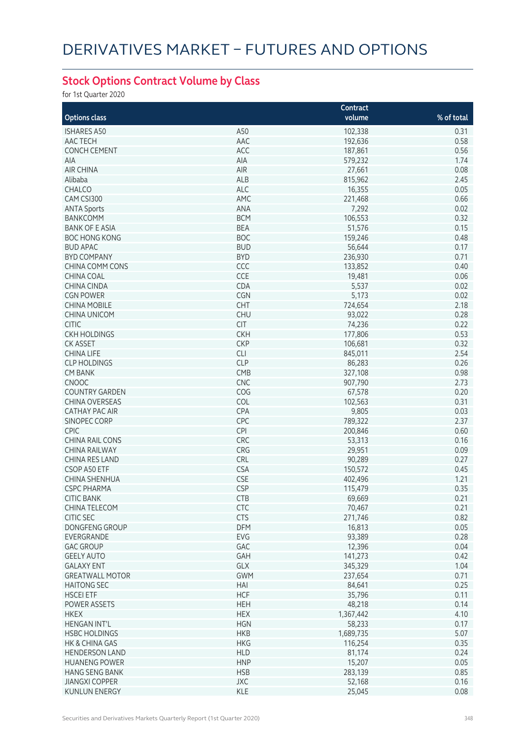# DERIVATIVES MARKET – FUTURES AND OPTIONS

## Stock Options Contract Volume by Class

for 1st Quarter 2020

| Options class | | Contract volume | % of total |
|---|---|---|---|
| ISHARES A50 | A50 | 102,338 | 0.31 |
| AAC TECH | AAC | 192,636 | 0.58 |
| CONCH CEMENT | ACC | 187,861 | 0.56 |
| AIA | AIA | 579,232 | 1.74 |
| AIR CHINA | AIR | 27,661 | 0.08 |
| Alibaba | ALB | 815,962 | 2.45 |
| CHALCO | ALC | 16,355 | 0.05 |
| CAM CSI300 | AMC | 221,468 | 0.66 |
| ANTA Sports | ANA | 7,292 | 0.02 |
| BANKCOMM | BCM | 106,553 | 0.32 |
| BANK OF E ASIA | BEA | 51,576 | 0.15 |
| BOC HONG KONG | BOC | 159,246 | 0.48 |
| BUD APAC | BUD | 56,644 | 0.17 |
| BYD COMPANY | BYD | 236,930 | 0.71 |
| CHINA COMM CONS | CCC | 133,852 | 0.40 |
| CHINA COAL | CCE | 19,481 | 0.06 |
| CHINA CINDA | CDA | 5,537 | 0.02 |
| CGN POWER | CGN | 5,173 | 0.02 |
| CHINA MOBILE | CHT | 724,654 | 2.18 |
| CHINA UNICOM | CHU | 93,022 | 0.28 |
| CITIC | CIT | 74,236 | 0.22 |
| CKH HOLDINGS | CKH | 177,806 | 0.53 |
| CK ASSET | CKP | 106,681 | 0.32 |
| CHINA LIFE | CLI | 845,011 | 2.54 |
| CLP HOLDINGS | CLP | 86,283 | 0.26 |
| CM BANK | CMB | 327,108 | 0.98 |
| CNOOC | CNC | 907,790 | 2.73 |
| COUNTRY GARDEN | COG | 67,578 | 0.20 |
| CHINA OVERSEAS | COL | 102,563 | 0.31 |
| CATHAY PAC AIR | CPA | 9,805 | 0.03 |
| SINOPEC CORP | CPC | 789,322 | 2.37 |
| CPIC | CPI | 200,846 | 0.60 |
| CHINA RAIL CONS | CRC | 53,313 | 0.16 |
| CHINA RAILWAY | CRG | 29,951 | 0.09 |
| CHINA RES LAND | CRL | 90,289 | 0.27 |
| CSOP A50 ETF | CSA | 150,572 | 0.45 |
| CHINA SHENHUA | CSE | 402,496 | 1.21 |
| CSPC PHARMA | CSP | 115,479 | 0.35 |
| CITIC BANK | CTB | 69,669 | 0.21 |
| CHINA TELECOM | CTC | 70,467 | 0.21 |
| CITIC SEC | CTS | 271,746 | 0.82 |
| DONGFENG GROUP | DFM | 16,813 | 0.05 |
| EVERGRANDE | EVG | 93,389 | 0.28 |
| GAC GROUP | GAC | 12,396 | 0.04 |
| GEELY AUTO | GAH | 141,273 | 0.42 |
| GALAXY ENT | GLX | 345,329 | 1.04 |
| GREATWALL MOTOR | GWM | 237,654 | 0.71 |
| HAITONG SEC | HAI | 84,641 | 0.25 |
| HSCEI ETF | HCF | 35,796 | 0.11 |
| POWER ASSETS | HEH | 48,218 | 0.14 |
| HKEX | HEX | 1,367,442 | 4.10 |
| HENGAN INT'L | HGN | 58,233 | 0.17 |
| HSBC HOLDINGS | HKB | 1,689,735 | 5.07 |
| HK & CHINA GAS | HKG | 116,254 | 0.35 |
| HENDERSON LAND | HLD | 81,174 | 0.24 |
| HUANENG POWER | HNP | 15,207 | 0.05 |
| HANG SENG BANK | HSB | 283,139 | 0.85 |
| JIANGXI COPPER | JXC | 52,168 | 0.16 |
| KUNLUN ENERGY | KLE | 25,045 | 0.08 |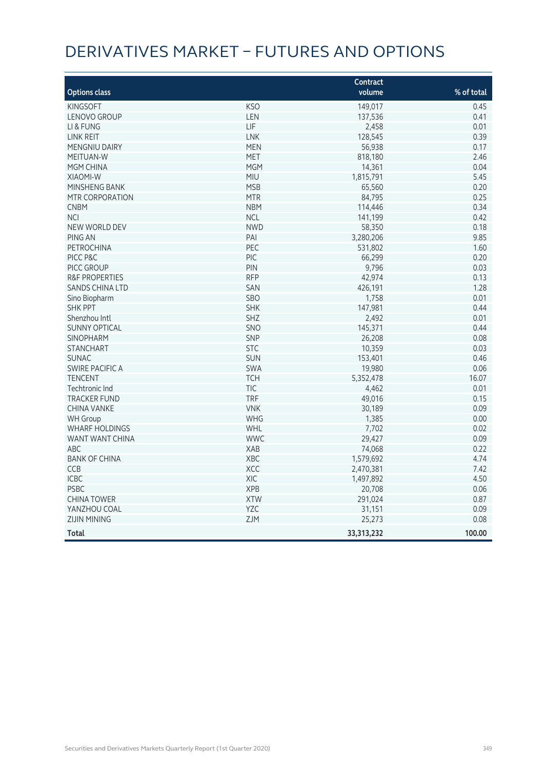# DERIVATIVES MARKET – FUTURES AND OPTIONS

| Options class | | Contract volume | % of total |
|---|---|---|---|
| KINGSOFT | KSO | 149,017 | 0.45 |
| LENOVO GROUP | LEN | 137,536 | 0.41 |
| LI & FUNG | LIF | 2,458 | 0.01 |
| LINK REIT | LNK | 128,545 | 0.39 |
| MENGNIU DAIRY | MEN | 56,938 | 0.17 |
| MEITUAN-W | MET | 818,180 | 2.46 |
| MGM CHINA | MGM | 14,361 | 0.04 |
| XIAOMI-W | MIU | 1,815,791 | 5.45 |
| MINSHENG BANK | MSB | 65,560 | 0.20 |
| MTR CORPORATION | MTR | 84,795 | 0.25 |
| CNBM | NBM | 114,446 | 0.34 |
| NCI | NCL | 141,199 | 0.42 |
| NEW WORLD DEV | NWD | 58,350 | 0.18 |
| PING AN | PAI | 3,280,206 | 9.85 |
| PETROCHINA | PEC | 531,802 | 1.60 |
| PICC P&C | PIC | 66,299 | 0.20 |
| PICC GROUP | PIN | 9,796 | 0.03 |
| R&F PROPERTIES | RFP | 42,974 | 0.13 |
| SANDS CHINA LTD | SAN | 426,191 | 1.28 |
| Sino Biopharm | SBO | 1,758 | 0.01 |
| SHK PPT | SHK | 147,981 | 0.44 |
| Shenzhou Intl | SHZ | 2,492 | 0.01 |
| SUNNY OPTICAL | SNO | 145,371 | 0.44 |
| SINOPHARM | SNP | 26,208 | 0.08 |
| STANCHART | STC | 10,359 | 0.03 |
| SUNAC | SUN | 153,401 | 0.46 |
| SWIRE PACIFIC A | SWA | 19,980 | 0.06 |
| TENCENT | TCH | 5,352,478 | 16.07 |
| Techtronic Ind | TIC | 4,462 | 0.01 |
| TRACKER FUND | TRF | 49,016 | 0.15 |
| CHINA VANKE | VNK | 30,189 | 0.09 |
| WH Group | WHG | 1,385 | 0.00 |
| WHARF HOLDINGS | WHL | 7,702 | 0.02 |
| WANT WANT CHINA | WWC | 29,427 | 0.09 |
| ABC | XAB | 74,068 | 0.22 |
| BANK OF CHINA | XBC | 1,579,692 | 4.74 |
| CCB | XCC | 2,470,381 | 7.42 |
| ICBC | XIC | 1,497,892 | 4.50 |
| PSBC | XPB | 20,708 | 0.06 |
| CHINA TOWER | XTW | 291,024 | 0.87 |
| YANZHOU COAL | YZC | 31,151 | 0.09 |
| ZIJIN MINING | ZJM | 25,273 | 0.08 |
| **Total** | | **33,313,232** | **100.00** |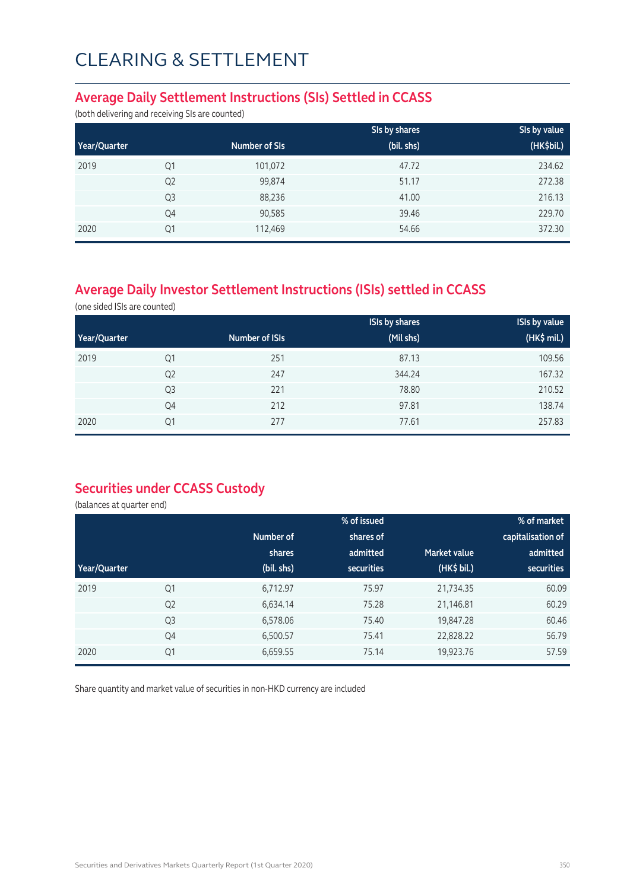# CLEARING & SETTLEMENT

## Average Daily Settlement Instructions (SIs) Settled in CCASS

(both delivering and receiving SIs are counted)

| Year/Quarter | | Number of SIs | SIs by shares (bil. shs) | SIs by value (HK$bil.) |
|---|---|---|---|---|
| 2019 | Q1 | 101,072 | 47.72 | 234.62 |
| | Q2 | 99,874 | 51.17 | 272.38 |
| | Q3 | 88,236 | 41.00 | 216.13 |
| | Q4 | 90,585 | 39.46 | 229.70 |
| 2020 | Q1 | 112,469 | 54.66 | 372.30 |

## Average Daily Investor Settlement Instructions (ISIs) settled in CCASS

(one sided ISIs are counted)

| Year/Quarter | | Number of ISIs | ISIs by shares (Mil shs) | ISIs by value (HK$ mil.) |
|---|---|---|---|---|
| 2019 | Q1 | 251 | 87.13 | 109.56 |
| | Q2 | 247 | 344.24 | 167.32 |
| | Q3 | 221 | 78.80 | 210.52 |
| | Q4 | 212 | 97.81 | 138.74 |
| 2020 | Q1 | 277 | 77.61 | 257.83 |

## Securities under CCASS Custody

(balances at quarter end)

| Year/Quarter | | Number of shares (bil. shs) | % of issued shares of admitted securities | Market value (HK$ bil.) | % of market capitalisation of admitted securities |
|---|---|---|---|---|---|
| 2019 | Q1 | 6,712.97 | 75.97 | 21,734.35 | 60.09 |
| | Q2 | 6,634.14 | 75.28 | 21,146.81 | 60.29 |
| | Q3 | 6,578.06 | 75.40 | 19,847.28 | 60.46 |
| | Q4 | 6,500.57 | 75.41 | 22,828.22 | 56.79 |
| 2020 | Q1 | 6,659.55 | 75.14 | 19,923.76 | 57.59 |

Share quantity and market value of securities in non-HKD currency are included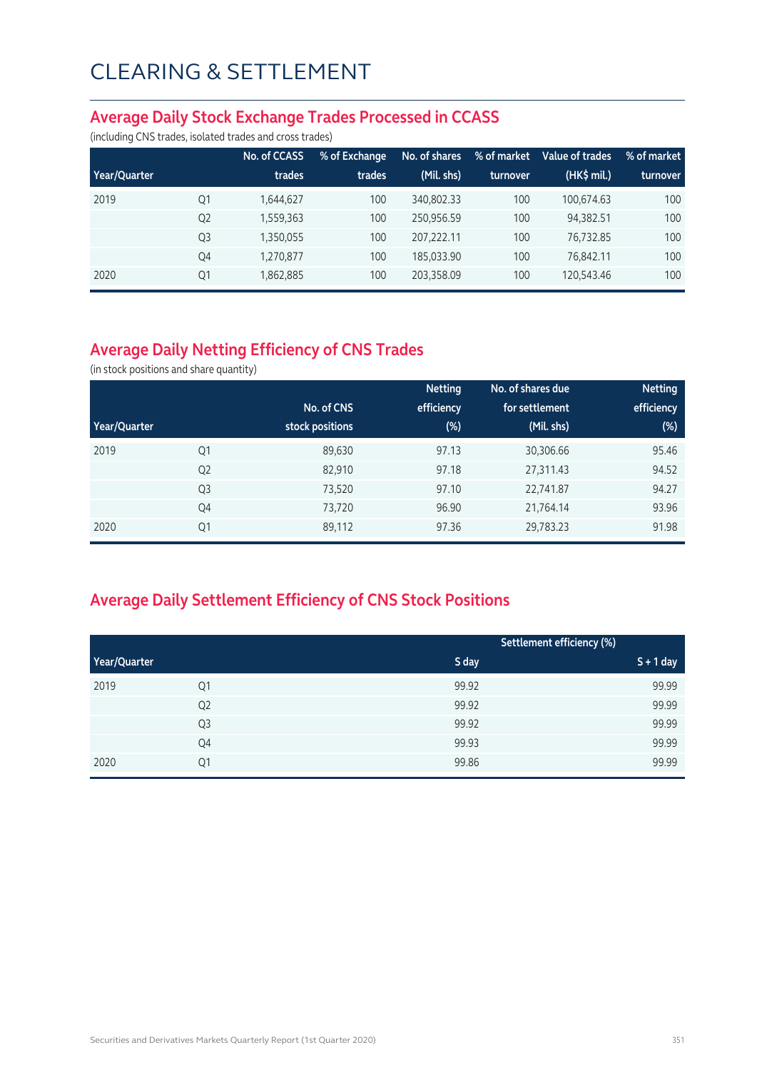# CLEARING & SETTLEMENT

## Average Daily Stock Exchange Trades Processed in CCASS

(including CNS trades, isolated trades and cross trades)

| Year/Quarter | | No. of CCASS trades | % of Exchange trades | No. of shares (Mil. shs) | % of market turnover | Value of trades (HK$ mil.) | % of market turnover |
|---|---|---|---|---|---|---|---|
| 2019 | Q1 | 1,644,627 | 100 | 340,802.33 | 100 | 100,674.63 | 100 |
| | Q2 | 1,559,363 | 100 | 250,956.59 | 100 | 94,382.51 | 100 |
| | Q3 | 1,350,055 | 100 | 207,222.11 | 100 | 76,732.85 | 100 |
| | Q4 | 1,270,877 | 100 | 185,033.90 | 100 | 76,842.11 | 100 |
| 2020 | Q1 | 1,862,885 | 100 | 203,358.09 | 100 | 120,543.46 | 100 |

## Average Daily Netting Efficiency of CNS Trades

(in stock positions and share quantity)

| Year/Quarter | | No. of CNS stock positions | Netting efficiency (%) | No. of shares due for settlement (Mil. shs) | Netting efficiency (%) |
|---|---|---|---|---|---|
| 2019 | Q1 | 89,630 | 97.13 | 30,306.66 | 95.46 |
| | Q2 | 82,910 | 97.18 | 27,311.43 | 94.52 |
| | Q3 | 73,520 | 97.10 | 22,741.87 | 94.27 |
| | Q4 | 73,720 | 96.90 | 21,764.14 | 93.96 |
| 2020 | Q1 | 89,112 | 97.36 | 29,783.23 | 91.98 |

## Average Daily Settlement Efficiency of CNS Stock Positions

| | | Settlement efficiency (%) | |
|---|---|---|---|
| Year/Quarter | | S day | S + 1 day |
| 2019 | Q1 | 99.92 | 99.99 |
| | Q2 | 99.92 | 99.99 |
| | Q3 | 99.92 | 99.99 |
| | Q4 | 99.93 | 99.99 |
| 2020 | Q1 | 99.86 | 99.99 |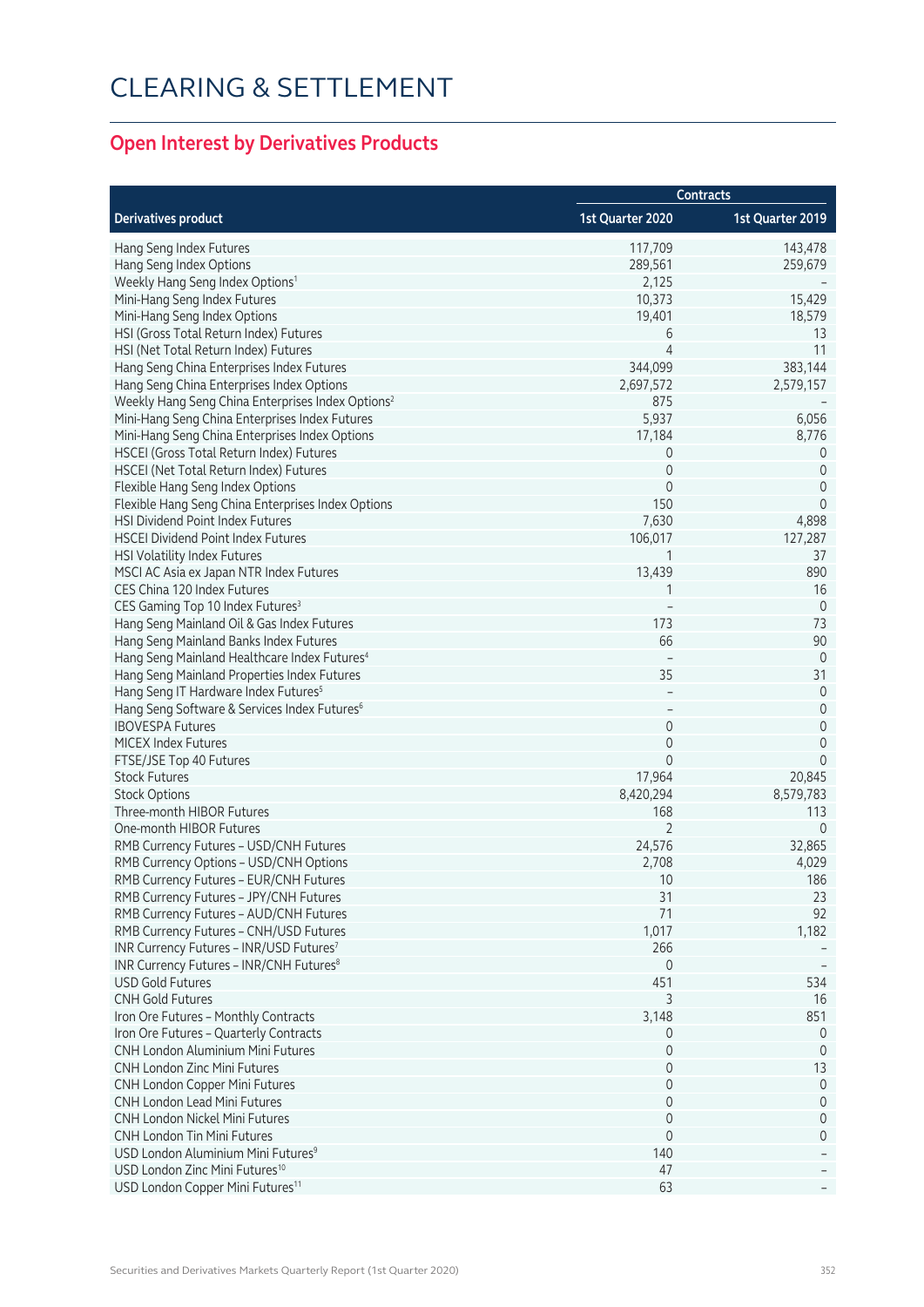# CLEARING & SETTLEMENT

## Open Interest by Derivatives Products

| Derivatives product | Contracts | |
|---|---|---|
| | 1st Quarter 2020 | 1st Quarter 2019 |
| Hang Seng Index Futures | 117,709 | 143,478 |
| Hang Seng Index Options | 289,561 | 259,679 |
| Weekly Hang Seng Index Options[1] | 2,125 | – |
| Mini-Hang Seng Index Futures | 10,373 | 15,429 |
| Mini-Hang Seng Index Options | 19,401 | 18,579 |
| HSI (Gross Total Return Index) Futures | 6 | 13 |
| HSI (Net Total Return Index) Futures | 4 | 11 |
| Hang Seng China Enterprises Index Futures | 344,099 | 383,144 |
| Hang Seng China Enterprises Index Options | 2,697,572 | 2,579,157 |
| Weekly Hang Seng China Enterprises Index Options[2] | 875 | – |
| Mini-Hang Seng China Enterprises Index Futures | 5,937 | 6,056 |
| Mini-Hang Seng China Enterprises Index Options | 17,184 | 8,776 |
| HSCEI (Gross Total Return Index) Futures | 0 | 0 |
| HSCEI (Net Total Return Index) Futures | 0 | 0 |
| Flexible Hang Seng Index Options | 0 | 0 |
| Flexible Hang Seng China Enterprises Index Options | 150 | 0 |
| HSI Dividend Point Index Futures | 7,630 | 4,898 |
| HSCEI Dividend Point Index Futures | 106,017 | 127,287 |
| HSI Volatility Index Futures | 1 | 37 |
| MSCI AC Asia ex Japan NTR Index Futures | 13,439 | 890 |
| CES China 120 Index Futures | 1 | 16 |
| CES Gaming Top 10 Index Futures[3] | – | 0 |
| Hang Seng Mainland Oil & Gas Index Futures | 173 | 73 |
| Hang Seng Mainland Banks Index Futures | 66 | 90 |
| Hang Seng Mainland Healthcare Index Futures[4] | – | 0 |
| Hang Seng Mainland Properties Index Futures | 35 | 31 |
| Hang Seng IT Hardware Index Futures[5] | – | 0 |
| Hang Seng Software & Services Index Futures[6] | – | 0 |
| IBOVESPA Futures | 0 | 0 |
| MICEX Index Futures | 0 | 0 |
| FTSE/JSE Top 40 Futures | 0 | 0 |
| Stock Futures | 17,964 | 20,845 |
| Stock Options | 8,420,294 | 8,579,783 |
| Three-month HIBOR Futures | 168 | 113 |
| One-month HIBOR Futures | 2 | 0 |
| RMB Currency Futures – USD/CNH Futures | 24,576 | 32,865 |
| RMB Currency Options – USD/CNH Options | 2,708 | 4,029 |
| RMB Currency Futures – EUR/CNH Futures | 10 | 186 |
| RMB Currency Futures – JPY/CNH Futures | 31 | 23 |
| RMB Currency Futures – AUD/CNH Futures | 71 | 92 |
| RMB Currency Futures – CNH/USD Futures | 1,017 | 1,182 |
| INR Currency Futures – INR/USD Futures[7] | 266 | – |
| INR Currency Futures – INR/CNH Futures[8] | 0 | – |
| USD Gold Futures | 451 | 534 |
| CNH Gold Futures | 3 | 16 |
| Iron Ore Futures – Monthly Contracts | 3,148 | 851 |
| Iron Ore Futures – Quarterly Contracts | 0 | 0 |
| CNH London Aluminium Mini Futures | 0 | 0 |
| CNH London Zinc Mini Futures | 0 | 13 |
| CNH London Copper Mini Futures | 0 | 0 |
| CNH London Lead Mini Futures | 0 | 0 |
| CNH London Nickel Mini Futures | 0 | 0 |
| CNH London Tin Mini Futures | 0 | 0 |
| USD London Aluminium Mini Futures[9] | 140 | – |
| USD London Zinc Mini Futures[10] | 47 | – |
| USD London Copper Mini Futures[11] | 63 | – |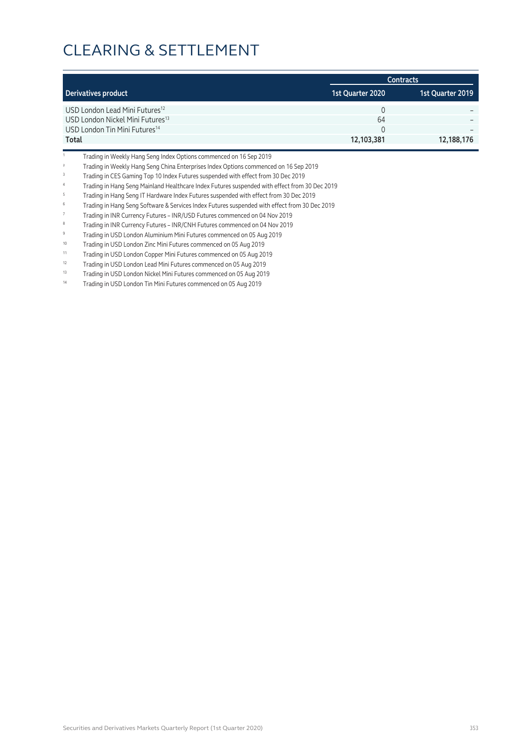# CLEARING & SETTLEMENT

| Derivatives product | Contracts | |
|---|---|---|
| | 1st Quarter 2020 | 1st Quarter 2019 |
| USD London Lead Mini Futures[12] | 0 | – |
| USD London Nickel Mini Futures[13] | 64 | – |
| USD London Tin Mini Futures[14] | 0 | – |
| **Total** | **12,103,381** | **12,188,176** |

[1] Trading in Weekly Hang Seng Index Options commenced on 16 Sep 2019

[2] Trading in Weekly Hang Seng China Enterprises Index Options commenced on 16 Sep 2019

[3] Trading in CES Gaming Top 10 Index Futures suspended with effect from 30 Dec 2019

[4] Trading in Hang Seng Mainland Healthcare Index Futures suspended with effect from 30 Dec 2019

[5] Trading in Hang Seng IT Hardware Index Futures suspended with effect from 30 Dec 2019

[6] Trading in Hang Seng Software & Services Index Futures suspended with effect from 30 Dec 2019

[7] Trading in INR Currency Futures – INR/USD Futures commenced on 04 Nov 2019

[8] Trading in INR Currency Futures – INR/CNH Futures commenced on 04 Nov 2019

[9] Trading in USD London Aluminium Mini Futures commenced on 05 Aug 2019

[10] Trading in USD London Zinc Mini Futures commenced on 05 Aug 2019

[11] Trading in USD London Copper Mini Futures commenced on 05 Aug 2019

[12] Trading in USD London Lead Mini Futures commenced on 05 Aug 2019

[13] Trading in USD London Nickel Mini Futures commenced on 05 Aug 2019

[14] Trading in USD London Tin Mini Futures commenced on 05 Aug 2019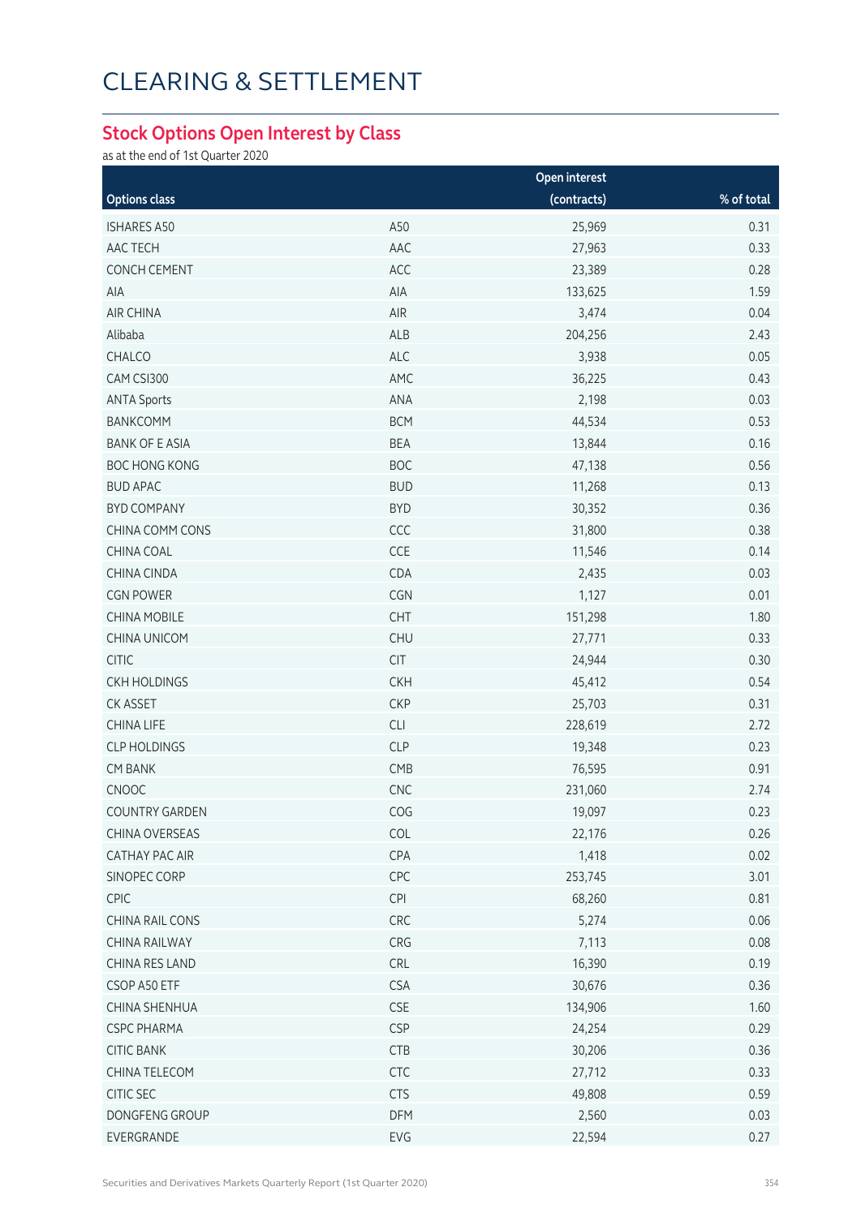# CLEARING & SETTLEMENT

## Stock Options Open Interest by Class

as at the end of 1st Quarter 2020

| Options class | | Open interest (contracts) | % of total |
|---|---|---|---|
| ISHARES A50 | A50 | 25,969 | 0.31 |
| AAC TECH | AAC | 27,963 | 0.33 |
| CONCH CEMENT | ACC | 23,389 | 0.28 |
| AIA | AIA | 133,625 | 1.59 |
| AIR CHINA | AIR | 3,474 | 0.04 |
| Alibaba | ALB | 204,256 | 2.43 |
| CHALCO | ALC | 3,938 | 0.05 |
| CAM CSI300 | AMC | 36,225 | 0.43 |
| ANTA Sports | ANA | 2,198 | 0.03 |
| BANKCOMM | BCM | 44,534 | 0.53 |
| BANK OF E ASIA | BEA | 13,844 | 0.16 |
| BOC HONG KONG | BOC | 47,138 | 0.56 |
| BUD APAC | BUD | 11,268 | 0.13 |
| BYD COMPANY | BYD | 30,352 | 0.36 |
| CHINA COMM CONS | CCC | 31,800 | 0.38 |
| CHINA COAL | CCE | 11,546 | 0.14 |
| CHINA CINDA | CDA | 2,435 | 0.03 |
| CGN POWER | CGN | 1,127 | 0.01 |
| CHINA MOBILE | CHT | 151,298 | 1.80 |
| CHINA UNICOM | CHU | 27,771 | 0.33 |
| CITIC | CIT | 24,944 | 0.30 |
| CKH HOLDINGS | CKH | 45,412 | 0.54 |
| CK ASSET | CKP | 25,703 | 0.31 |
| CHINA LIFE | CLI | 228,619 | 2.72 |
| CLP HOLDINGS | CLP | 19,348 | 0.23 |
| CM BANK | CMB | 76,595 | 0.91 |
| CNOOC | CNC | 231,060 | 2.74 |
| COUNTRY GARDEN | COG | 19,097 | 0.23 |
| CHINA OVERSEAS | COL | 22,176 | 0.26 |
| CATHAY PAC AIR | CPA | 1,418 | 0.02 |
| SINOPEC CORP | CPC | 253,745 | 3.01 |
| CPIC | CPI | 68,260 | 0.81 |
| CHINA RAIL CONS | CRC | 5,274 | 0.06 |
| CHINA RAILWAY | CRG | 7,113 | 0.08 |
| CHINA RES LAND | CRL | 16,390 | 0.19 |
| CSOP A50 ETF | CSA | 30,676 | 0.36 |
| CHINA SHENHUA | CSE | 134,906 | 1.60 |
| CSPC PHARMA | CSP | 24,254 | 0.29 |
| CITIC BANK | CTB | 30,206 | 0.36 |
| CHINA TELECOM | CTC | 27,712 | 0.33 |
| CITIC SEC | CTS | 49,808 | 0.59 |
| DONGFENG GROUP | DFM | 2,560 | 0.03 |
| EVERGRANDE | EVG | 22,594 | 0.27 |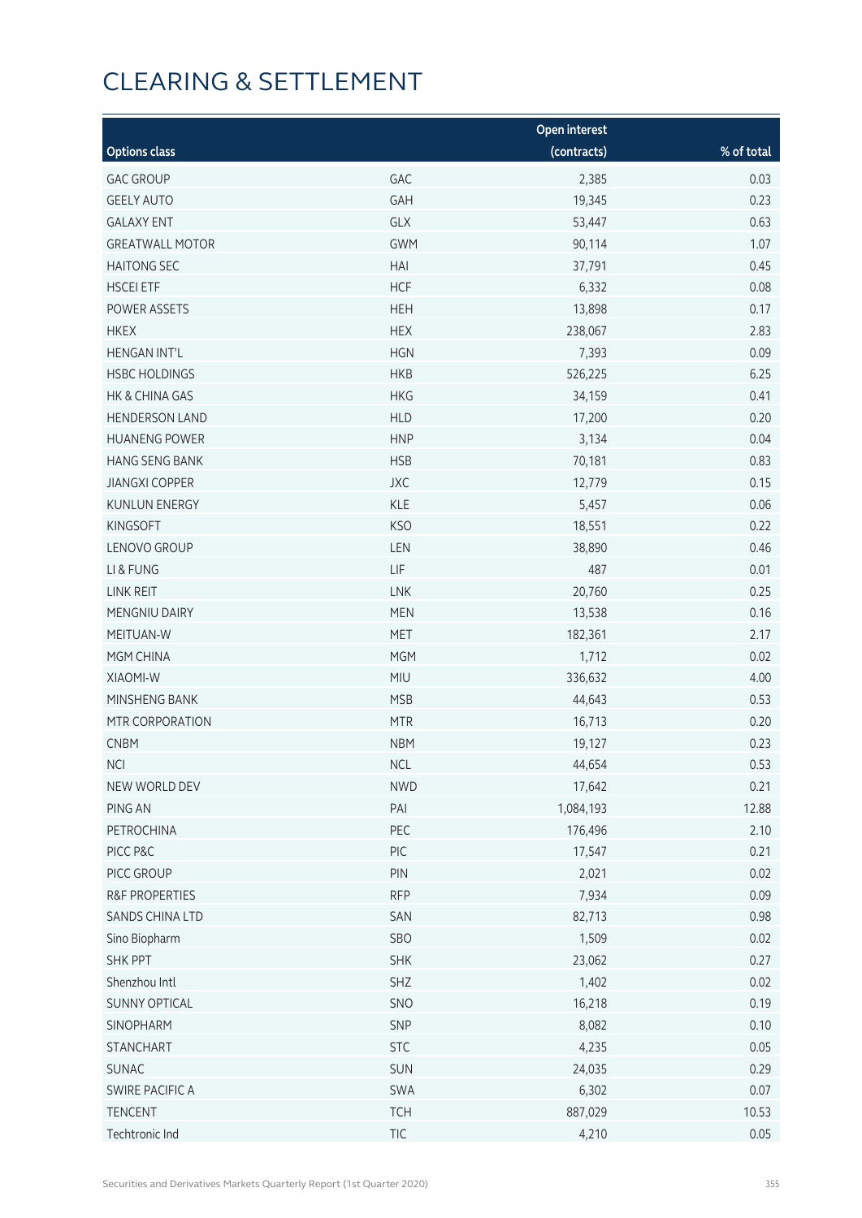# CLEARING & SETTLEMENT

| Options class | | Open interest (contracts) | % of total |
|---|---|---|---|
| GAC GROUP | GAC | 2,385 | 0.03 |
| GEELY AUTO | GAH | 19,345 | 0.23 |
| GALAXY ENT | GLX | 53,447 | 0.63 |
| GREATWALL MOTOR | GWM | 90,114 | 1.07 |
| HAITONG SEC | HAI | 37,791 | 0.45 |
| HSCEI ETF | HCF | 6,332 | 0.08 |
| POWER ASSETS | HEH | 13,898 | 0.17 |
| HKEX | HEX | 238,067 | 2.83 |
| HENGAN INT'L | HGN | 7,393 | 0.09 |
| HSBC HOLDINGS | HKB | 526,225 | 6.25 |
| HK & CHINA GAS | HKG | 34,159 | 0.41 |
| HENDERSON LAND | HLD | 17,200 | 0.20 |
| HUANENG POWER | HNP | 3,134 | 0.04 |
| HANG SENG BANK | HSB | 70,181 | 0.83 |
| JIANGXI COPPER | JXC | 12,779 | 0.15 |
| KUNLUN ENERGY | KLE | 5,457 | 0.06 |
| KINGSOFT | KSO | 18,551 | 0.22 |
| LENOVO GROUP | LEN | 38,890 | 0.46 |
| LI & FUNG | LIF | 487 | 0.01 |
| LINK REIT | LNK | 20,760 | 0.25 |
| MENGNIU DAIRY | MEN | 13,538 | 0.16 |
| MEITUAN-W | MET | 182,361 | 2.17 |
| MGM CHINA | MGM | 1,712 | 0.02 |
| XIAOMI-W | MIU | 336,632 | 4.00 |
| MINSHENG BANK | MSB | 44,643 | 0.53 |
| MTR CORPORATION | MTR | 16,713 | 0.20 |
| CNBM | NBM | 19,127 | 0.23 |
| NCI | NCL | 44,654 | 0.53 |
| NEW WORLD DEV | NWD | 17,642 | 0.21 |
| PING AN | PAI | 1,084,193 | 12.88 |
| PETROCHINA | PEC | 176,496 | 2.10 |
| PICC P&C | PIC | 17,547 | 0.21 |
| PICC GROUP | PIN | 2,021 | 0.02 |
| R&F PROPERTIES | RFP | 7,934 | 0.09 |
| SANDS CHINA LTD | SAN | 82,713 | 0.98 |
| Sino Biopharm | SBO | 1,509 | 0.02 |
| SHK PPT | SHK | 23,062 | 0.27 |
| Shenzhou Intl | SHZ | 1,402 | 0.02 |
| SUNNY OPTICAL | SNO | 16,218 | 0.19 |
| SINOPHARM | SNP | 8,082 | 0.10 |
| STANCHART | STC | 4,235 | 0.05 |
| SUNAC | SUN | 24,035 | 0.29 |
| SWIRE PACIFIC A | SWA | 6,302 | 0.07 |
| TENCENT | TCH | 887,029 | 10.53 |
| Techtronic Ind | TIC | 4,210 | 0.05 |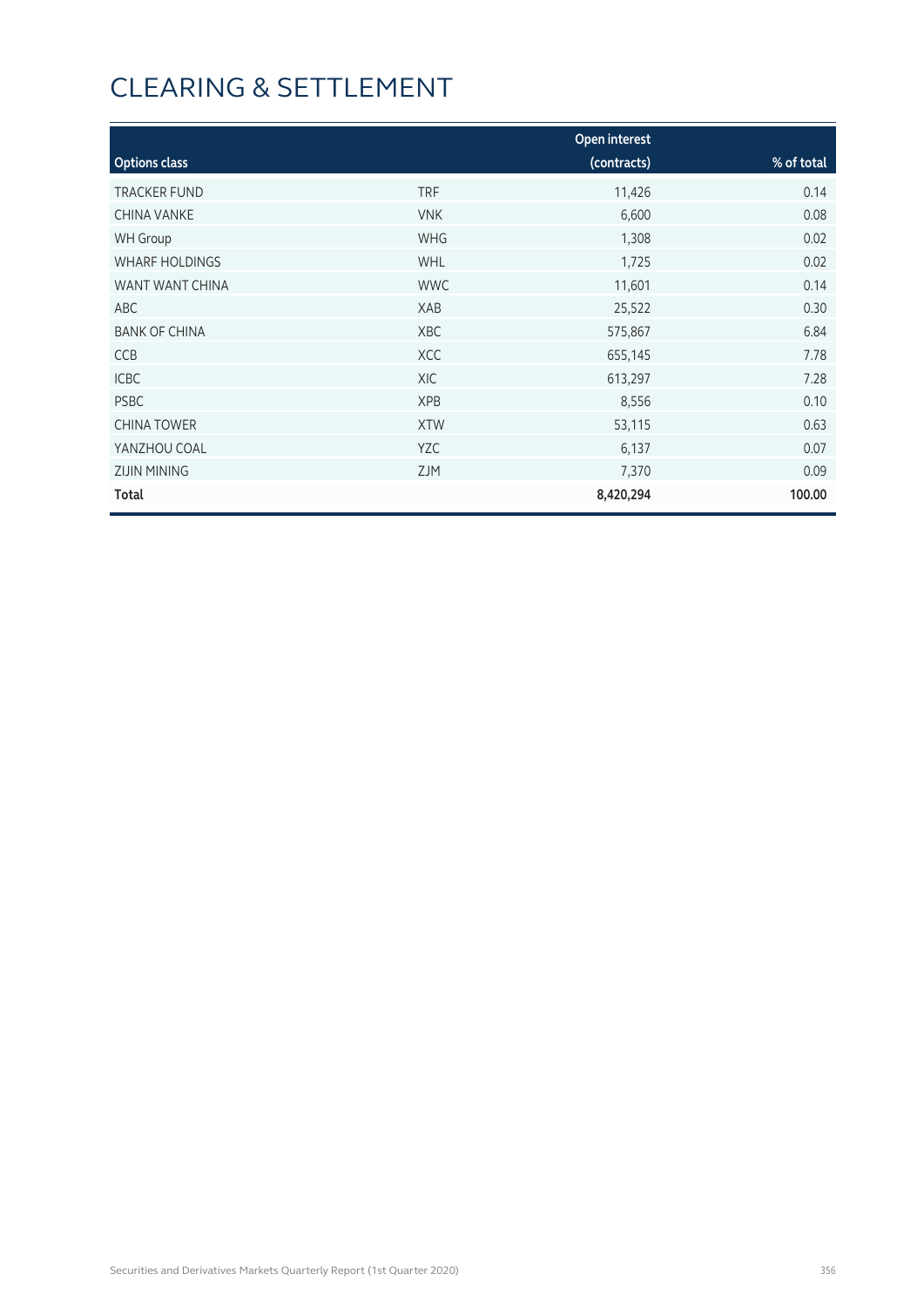# CLEARING & SETTLEMENT

| Options class | | Open interest (contracts) | % of total |
|---|---|---|---|
| TRACKER FUND | TRF | 11,426 | 0.14 |
| CHINA VANKE | VNK | 6,600 | 0.08 |
| WH Group | WHG | 1,308 | 0.02 |
| WHARF HOLDINGS | WHL | 1,725 | 0.02 |
| WANT WANT CHINA | WWC | 11,601 | 0.14 |
| ABC | XAB | 25,522 | 0.30 |
| BANK OF CHINA | XBC | 575,867 | 6.84 |
| CCB | XCC | 655,145 | 7.78 |
| ICBC | XIC | 613,297 | 7.28 |
| PSBC | XPB | 8,556 | 0.10 |
| CHINA TOWER | XTW | 53,115 | 0.63 |
| YANZHOU COAL | YZC | 6,137 | 0.07 |
| ZIJIN MINING | ZJM | 7,370 | 0.09 |
| **Total** | | **8,420,294** | **100.00** |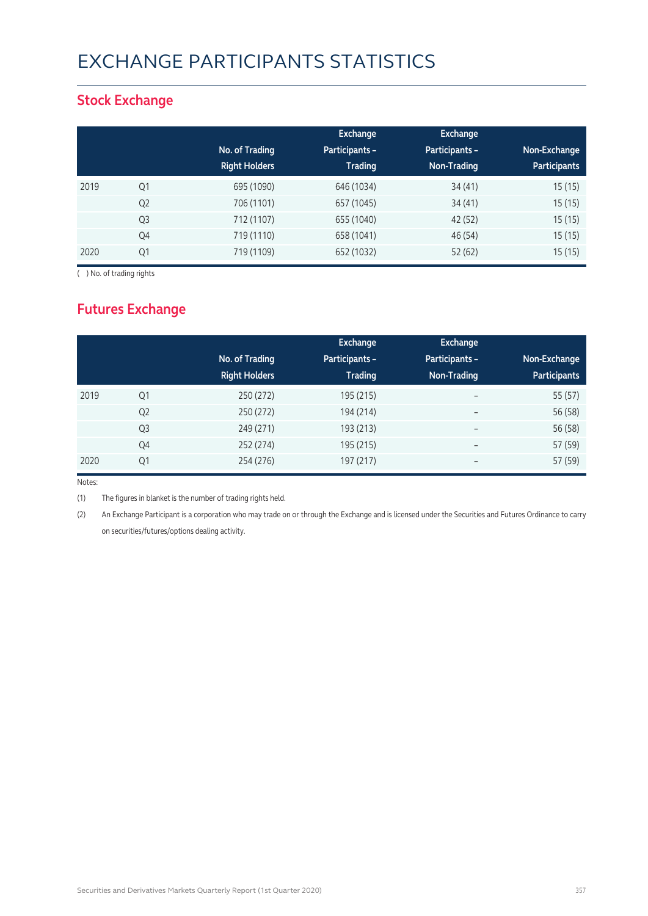# EXCHANGE PARTICIPANTS STATISTICS

## Stock Exchange

| | | No. of Trading Right Holders | Exchange Participants – Trading | Exchange Participants – Non-Trading | Non-Exchange Participants |
|---|---|---|---|---|---|
| 2019 | Q1 | 695 (1090) | 646 (1034) | 34 (41) | 15 (15) |
| | Q2 | 706 (1101) | 657 (1045) | 34 (41) | 15 (15) |
| | Q3 | 712 (1107) | 655 (1040) | 42 (52) | 15 (15) |
| | Q4 | 719 (1110) | 658 (1041) | 46 (54) | 15 (15) |
| 2020 | Q1 | 719 (1109) | 652 (1032) | 52 (62) | 15 (15) |

( ) No. of trading rights

## Futures Exchange

| | | No. of Trading Right Holders | Exchange Participants – Trading | Exchange Participants – Non-Trading | Non-Exchange Participants |
|---|---|---|---|---|---|
| 2019 | Q1 | 250 (272) | 195 (215) | – | 55 (57) |
| | Q2 | 250 (272) | 194 (214) | – | 56 (58) |
| | Q3 | 249 (271) | 193 (213) | – | 56 (58) |
| | Q4 | 252 (274) | 195 (215) | – | 57 (59) |
| 2020 | Q1 | 254 (276) | 197 (217) | – | 57 (59) |

Notes:

(1) The figures in blanket is the number of trading rights held.

(2) An Exchange Participant is a corporation who may trade on or through the Exchange and is licensed under the Securities and Futures Ordinance to carry on securities/futures/options dealing activity.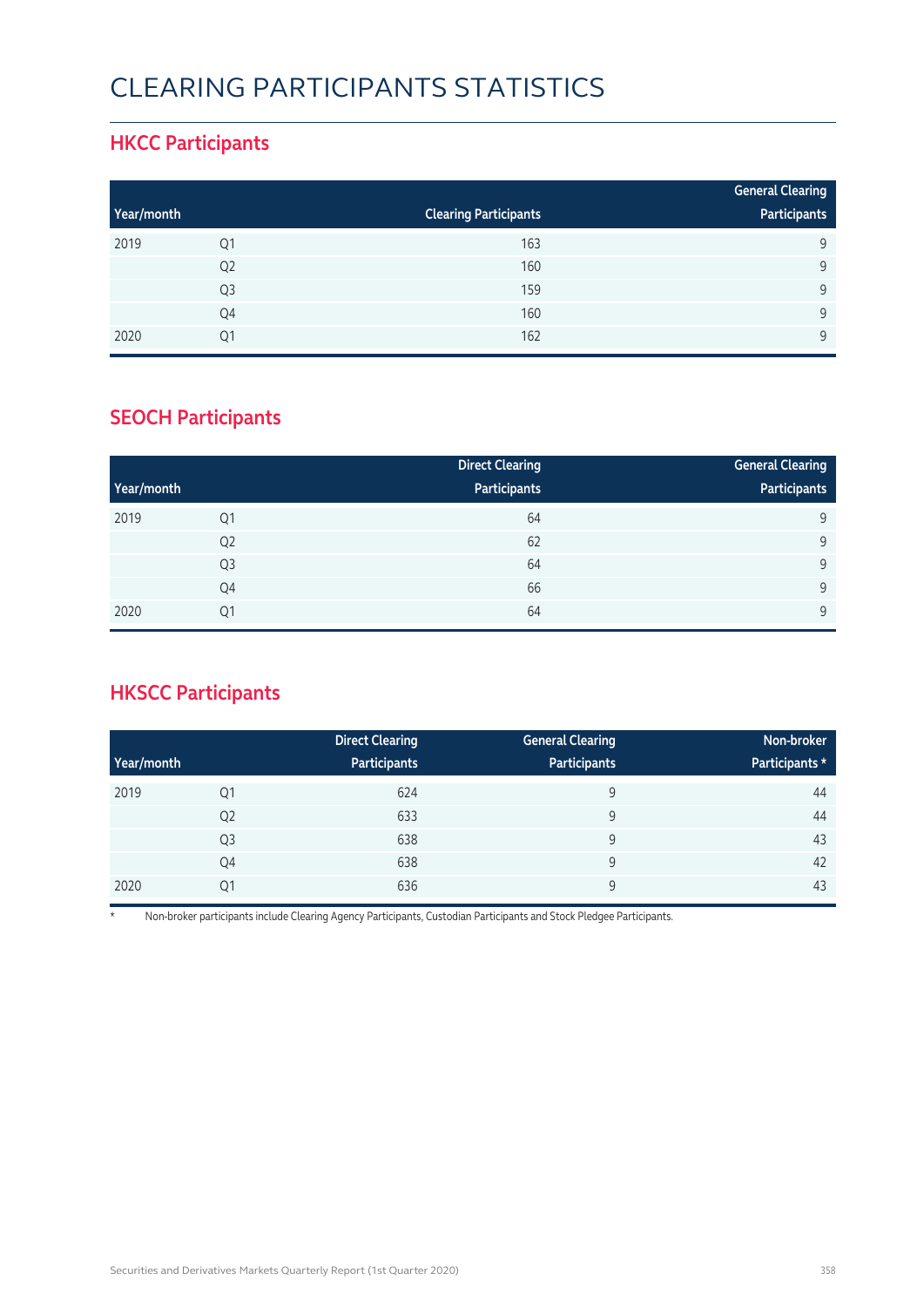# CLEARING PARTICIPANTS STATISTICS

## HKCC Participants

| Year/month | | Clearing Participants | General Clearing Participants |
|---|---|---|---|
| 2019 | Q1 | 163 | 9 |
| | Q2 | 160 | 9 |
| | Q3 | 159 | 9 |
| | Q4 | 160 | 9 |
| 2020 | Q1 | 162 | 9 |

## SEOCH Participants

| Year/month | | Direct Clearing Participants | General Clearing Participants |
|---|---|---|---|
| 2019 | Q1 | 64 | 9 |
| | Q2 | 62 | 9 |
| | Q3 | 64 | 9 |
| | Q4 | 66 | 9 |
| 2020 | Q1 | 64 | 9 |

## HKSCC Participants

| Year/month | | Direct Clearing Participants | General Clearing Participants | Non-broker Participants * |
|---|---|---|---|---|
| 2019 | Q1 | 624 | 9 | 44 |
| | Q2 | 633 | 9 | 44 |
| | Q3 | 638 | 9 | 43 |
| | Q4 | 638 | 9 | 42 |
| 2020 | Q1 | 636 | 9 | 43 |

\* Non-broker participants include Clearing Agency Participants, Custodian Participants and Stock Pledgee Participants.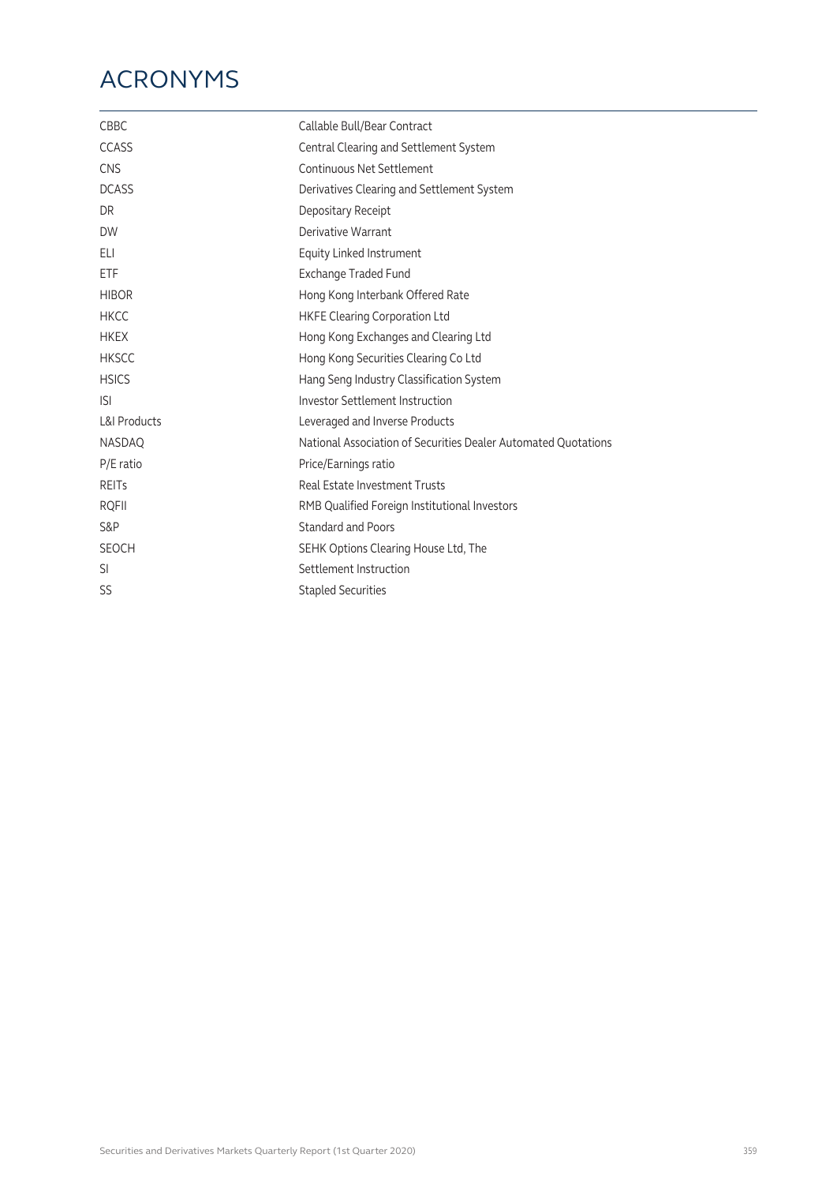# ACRONYMS

| | |
|---|---|
| CBBC | Callable Bull/Bear Contract |
| CCASS | Central Clearing and Settlement System |
| CNS | Continuous Net Settlement |
| DCASS | Derivatives Clearing and Settlement System |
| DR | Depositary Receipt |
| DW | Derivative Warrant |
| ELI | Equity Linked Instrument |
| ETF | Exchange Traded Fund |
| HIBOR | Hong Kong Interbank Offered Rate |
| HKCC | HKFE Clearing Corporation Ltd |
| HKEX | Hong Kong Exchanges and Clearing Ltd |
| HKSCC | Hong Kong Securities Clearing Co Ltd |
| HSICS | Hang Seng Industry Classification System |
| ISI | Investor Settlement Instruction |
| L&I Products | Leveraged and Inverse Products |
| NASDAQ | National Association of Securities Dealer Automated Quotations |
| P/E ratio | Price/Earnings ratio |
| REITs | Real Estate Investment Trusts |
| RQFII | RMB Qualified Foreign Institutional Investors |
| S&P | Standard and Poors |
| SEOCH | SEHK Options Clearing House Ltd, The |
| SI | Settlement Instruction |
| SS | Stapled Securities |